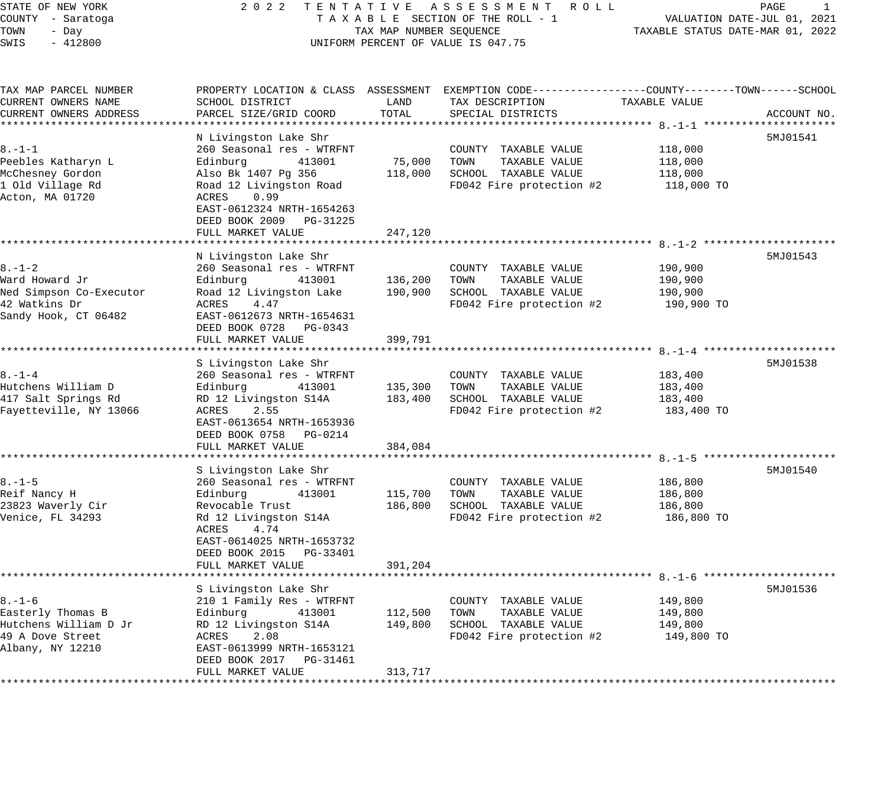STATE OF NEW YORK — 2022 TENTATIVE ASSESSMENT ROLL
COUNTY - Saratoga — TAXABLE SECTION OF THE ROLL - 1 — VALUATION DATE-JUL 01, 2021
TOWN - Day — TAX MAP NUMBER SEQUENCE — TAXABLE STATUS DATE-MAR 01, 2022
SWIS - 412800 — UNIFORM PERCENT OF VALUE IS 047.75

| TAX MAP PARCEL NUMBER / CURRENT OWNERS NAME / CURRENT OWNERS ADDRESS | PROPERTY LOCATION & CLASS / SCHOOL DISTRICT / PARCEL SIZE/GRID COORD | ASSESSMENT LAND | ASSESSMENT TOTAL | EXEMPTION CODE / TAX DESCRIPTION / SPECIAL DISTRICTS | TAXABLE VALUE (COUNTY--TOWN--SCHOOL) | ACCOUNT NO. |
|---|---|---|---|---|---|---|
| 8.-1-1 | N Livingston Lake Shr | | | | | 5MJ01541 |
| 8.-1-1 | 260 Seasonal res - WTRFNT | | | COUNTY TAXABLE VALUE | 118,000 | |
| Peebles Katharyn L | Edinburg 413001 | 75,000 | | TOWN TAXABLE VALUE | 118,000 | |
| McChesney Gordon | Also Bk 1407 Pg 356 | | 118,000 | SCHOOL TAXABLE VALUE | 118,000 | |
| 1 Old Village Rd | Road 12 Livingston Road | | | FD042 Fire protection #2 | 118,000 TO | |
| Acton, MA 01720 | ACRES 0.99 | | | | | |
| | EAST-0612324 NRTH-1654263 | | | | | |
| | DEED BOOK 2009 PG-31225 | | | | | |
| | FULL MARKET VALUE | | 247,120 | | | |
| 8.-1-2 | N Livingston Lake Shr | | | | | 5MJ01543 |
| 8.-1-2 | 260 Seasonal res - WTRFNT | | | COUNTY TAXABLE VALUE | 190,900 | |
| Ward Howard Jr | Edinburg 413001 | 136,200 | | TOWN TAXABLE VALUE | 190,900 | |
| Ned Simpson Co-Executor | Road 12 Livingston Lake | | 190,900 | SCHOOL TAXABLE VALUE | 190,900 | |
| 42 Watkins Dr | ACRES 4.47 | | | FD042 Fire protection #2 | 190,900 TO | |
| Sandy Hook, CT 06482 | EAST-0612673 NRTH-1654631 | | | | | |
| | DEED BOOK 0728 PG-0343 | | | | | |
| | FULL MARKET VALUE | | 399,791 | | | |
| 8.-1-4 | S Livingston Lake Shr | | | | | 5MJ01538 |
| 8.-1-4 | 260 Seasonal res - WTRFNT | | | COUNTY TAXABLE VALUE | 183,400 | |
| Hutchens William D | Edinburg 413001 | 135,300 | | TOWN TAXABLE VALUE | 183,400 | |
| 417 Salt Springs Rd | RD 12 Livingston S14A | | 183,400 | SCHOOL TAXABLE VALUE | 183,400 | |
| Fayetteville, NY 13066 | ACRES 2.55 | | | FD042 Fire protection #2 | 183,400 TO | |
| | EAST-0613654 NRTH-1653936 | | | | | |
| | DEED BOOK 0758 PG-0214 | | | | | |
| | FULL MARKET VALUE | | 384,084 | | | |
| 8.-1-5 | S Livingston Lake Shr | | | | | 5MJ01540 |
| 8.-1-5 | 260 Seasonal res - WTRFNT | | | COUNTY TAXABLE VALUE | 186,800 | |
| Reif Nancy H | Edinburg 413001 | 115,700 | | TOWN TAXABLE VALUE | 186,800 | |
| 23823 Waverly Cir | Revocable Trust | | 186,800 | SCHOOL TAXABLE VALUE | 186,800 | |
| Venice, FL 34293 | Rd 12 Livingston S14A | | | FD042 Fire protection #2 | 186,800 TO | |
| | ACRES 4.74 | | | | | |
| | EAST-0614025 NRTH-1653732 | | | | | |
| | DEED BOOK 2015 PG-33401 | | | | | |
| | FULL MARKET VALUE | | 391,204 | | | |
| 8.-1-6 | S Livingston Lake Shr | | | | | 5MJ01536 |
| 8.-1-6 | 210 1 Family Res - WTRFNT | | | COUNTY TAXABLE VALUE | 149,800 | |
| Easterly Thomas B | Edinburg 413001 | 112,500 | | TOWN TAXABLE VALUE | 149,800 | |
| Hutchens William D Jr | RD 12 Livingston S14A | | 149,800 | SCHOOL TAXABLE VALUE | 149,800 | |
| 49 A Dove Street | ACRES 2.08 | | | FD042 Fire protection #2 | 149,800 TO | |
| Albany, NY 12210 | EAST-0613999 NRTH-1653121 | | | | | |
| | DEED BOOK 2017 PG-31461 | | | | | |
| | FULL MARKET VALUE | | 313,717 | | | |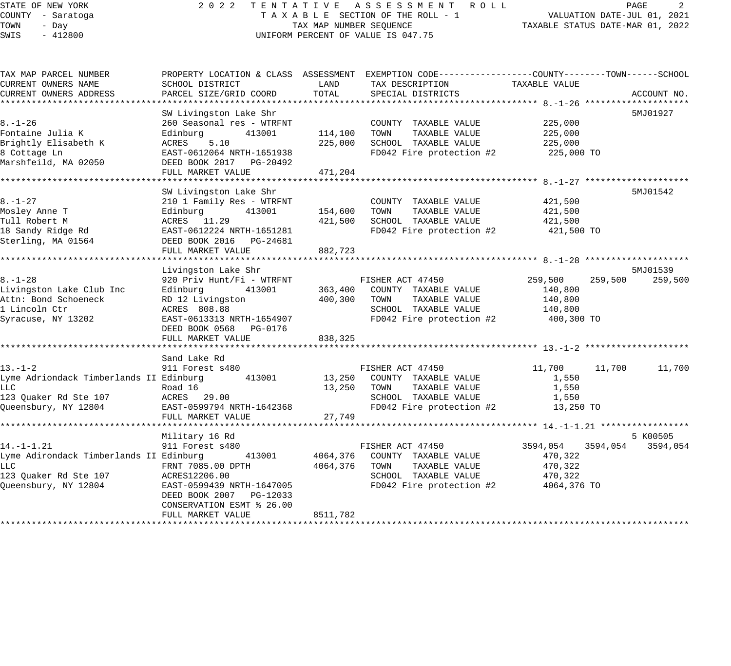STATE OF NEW YORK — 2022 TENTATIVE ASSESSMENT ROLL

COUNTY - Saratoga — TAXABLE SECTION OF THE ROLL - 1 — VALUATION DATE-JUL 01, 2021

TOWN - Day — TAX MAP NUMBER SEQUENCE — TAXABLE STATUS DATE-MAR 01, 2022

SWIS - 412800 — UNIFORM PERCENT OF VALUE IS 047.75

| TAX MAP PARCEL NUMBER / CURRENT OWNERS NAME / CURRENT OWNERS ADDRESS | PROPERTY LOCATION & CLASS / SCHOOL DISTRICT / PARCEL SIZE/GRID COORD | LAND / ASSESSMENT TOTAL | EXEMPTION CODE / TAX DESCRIPTION / SPECIAL DISTRICTS | COUNTY TAXABLE VALUE | TOWN | SCHOOL | ACCOUNT NO. |
|---|---|---|---|---|---|---|---|
| **8.-1-26** | SW Livingston Lake Shr | | | | | | 5MJ01927 |
| 8.-1-26 | 260 Seasonal res - WTRFNT | | COUNTY TAXABLE VALUE | 225,000 | | | |
| Fontaine Julia K | Edinburg 413001 | 114,100 | TOWN TAXABLE VALUE | 225,000 | | | |
| Brightly Elisabeth K | ACRES 5.10 | 225,000 | SCHOOL TAXABLE VALUE | 225,000 | | | |
| 8 Cottage Ln | EAST-0612064 NRTH-1651938 | | FD042 Fire protection #2 | 225,000 TO | | | |
| Marshfeild, MA 02050 | DEED BOOK 2017 PG-20492 | | | | | | |
| | FULL MARKET VALUE | 471,204 | | | | | |
| **8.-1-27** | SW Livingston Lake Shr | | | | | | 5MJ01542 |
| 8.-1-27 | 210 1 Family Res - WTRFNT | | COUNTY TAXABLE VALUE | 421,500 | | | |
| Mosley Anne T | Edinburg 413001 | 154,600 | TOWN TAXABLE VALUE | 421,500 | | | |
| Tull Robert M | ACRES 11.29 | 421,500 | SCHOOL TAXABLE VALUE | 421,500 | | | |
| 18 Sandy Ridge Rd | EAST-0612224 NRTH-1651281 | | FD042 Fire protection #2 | 421,500 TO | | | |
| Sterling, MA 01564 | DEED BOOK 2016 PG-24681 | | | | | | |
| | FULL MARKET VALUE | 882,723 | | | | | |
| **8.-1-28** | Livingston Lake Shr | | | | | | 5MJ01539 |
| 8.-1-28 | 920 Priv Hunt/Fi - WTRFNT | | FISHER ACT 47450 | 259,500 | 259,500 | 259,500 | |
| Livingston Lake Club Inc | Edinburg 413001 | 363,400 | COUNTY TAXABLE VALUE | 140,800 | | | |
| Attn: Bond Schoeneck | RD 12 Livingston | 400,300 | TOWN TAXABLE VALUE | 140,800 | | | |
| 1 Lincoln Ctr | ACRES 808.88 | | SCHOOL TAXABLE VALUE | 140,800 | | | |
| Syracuse, NY 13202 | EAST-0613313 NRTH-1654907 | | FD042 Fire protection #2 | 400,300 TO | | | |
| | DEED BOOK 0568 PG-0176 | | | | | | |
| | FULL MARKET VALUE | 838,325 | | | | | |
| **13.-1-2** | Sand Lake Rd | | | | | | |
| 13.-1-2 | 911 Forest s480 | | FISHER ACT 47450 | 11,700 | 11,700 | 11,700 | |
| Lyme Adriondack Timberlands II LLC | Edinburg 413001 | 13,250 | COUNTY TAXABLE VALUE | 1,550 | | | |
| | Road 16 | 13,250 | TOWN TAXABLE VALUE | 1,550 | | | |
| 123 Quaker Rd Ste 107 | ACRES 29.00 | | SCHOOL TAXABLE VALUE | 1,550 | | | |
| Queensbury, NY 12804 | EAST-0599794 NRTH-1642368 | | FD042 Fire protection #2 | 13,250 TO | | | |
| | FULL MARKET VALUE | 27,749 | | | | | |
| **14.-1-1.21** | Military 16 Rd | | | | | | 5 K00505 |
| 14.-1-1.21 | 911 Forest s480 | | FISHER ACT 47450 | 3594,054 | 3594,054 | 3594,054 | |
| Lyme Adriondack Timberlands II LLC | Edinburg 413001 | 4064,376 | COUNTY TAXABLE VALUE | 470,322 | | | |
| | FRNT 7085.00 DPTH | 4064,376 | TOWN TAXABLE VALUE | 470,322 | | | |
| 123 Quaker Rd Ste 107 | ACRES12206.00 | | SCHOOL TAXABLE VALUE | 470,322 | | | |
| Queensbury, NY 12804 | EAST-0599439 NRTH-1647005 | | FD042 Fire protection #2 | 4064,376 TO | | | |
| | DEED BOOK 2007 PG-12033 | | | | | | |
| | CONSERVATION ESMT % 26.00 | | | | | | |
| | FULL MARKET VALUE | 8511,782 | | | | | |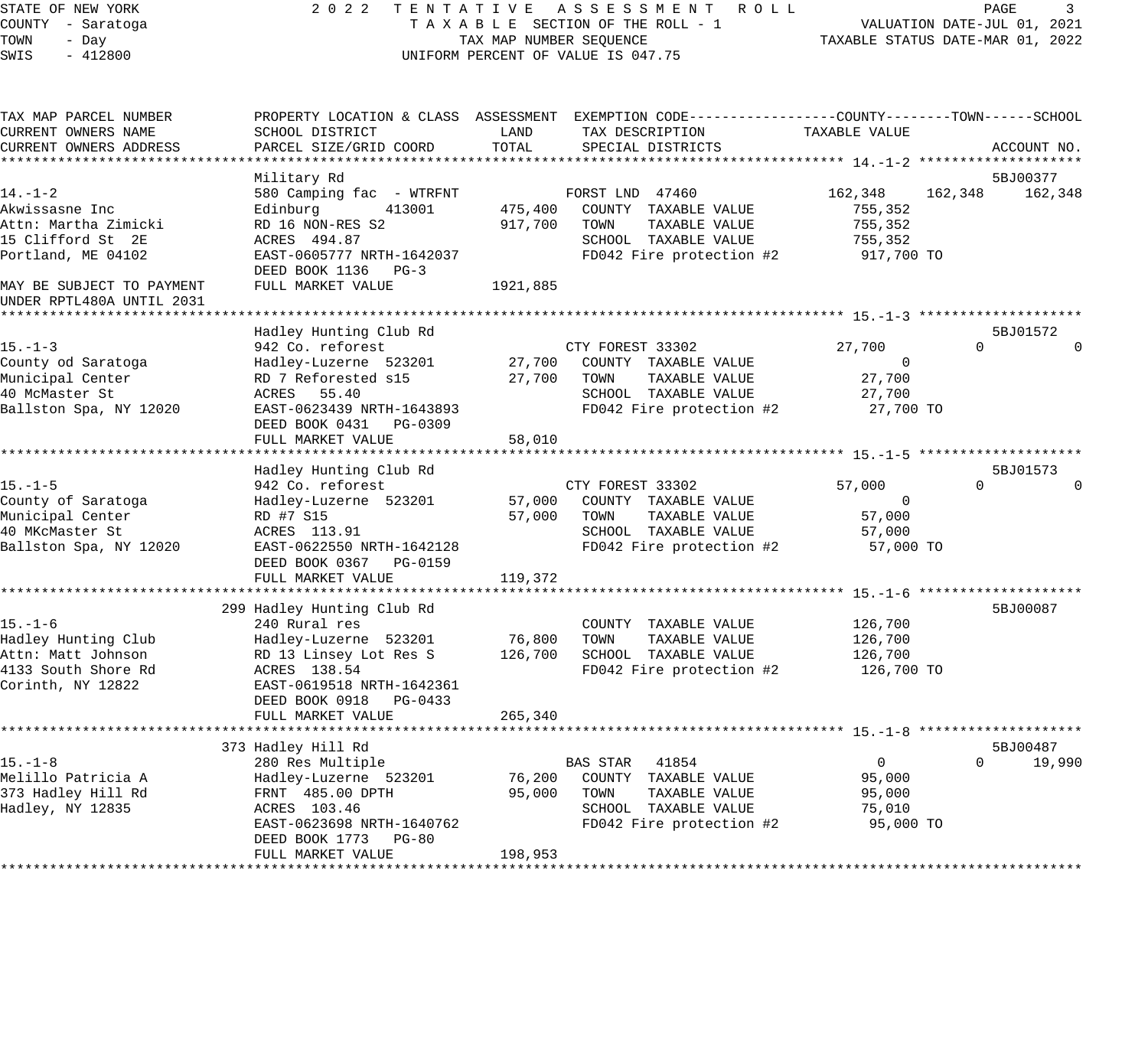STATE OF NEW YORK — 2022 TENTATIVE ASSESSMENT ROLL
COUNTY - Saratoga — TAXABLE SECTION OF THE ROLL - 1 — VALUATION DATE-JUL 01, 2021
TOWN - Day — TAX MAP NUMBER SEQUENCE — TAXABLE STATUS DATE-MAR 01, 2022
SWIS - 412800 — UNIFORM PERCENT OF VALUE IS 047.75

| TAX MAP PARCEL NUMBER / CURRENT OWNERS NAME / CURRENT OWNERS ADDRESS | PROPERTY LOCATION & CLASS / SCHOOL DISTRICT / PARCEL SIZE/GRID COORD | ASSESSMENT LAND / TOTAL | EXEMPTION CODE / TAX DESCRIPTION / SPECIAL DISTRICTS | COUNTY TAXABLE VALUE | TOWN | SCHOOL / ACCOUNT NO. |
|---|---|---|---|---|---|---|
| **14.-1-2** | Military Rd | | | | | 5BJ00377 |
| 14.-1-2 | 580 Camping fac - WTRFNT | | FORST LND 47460 | 162,348 | 162,348 | 162,348 |
| Akwissasne Inc | Edinburg 413001 | 475,400 | COUNTY TAXABLE VALUE | 755,352 | | |
| Attn: Martha Zimicki | RD 16 NON-RES S2 | 917,700 | TOWN TAXABLE VALUE | 755,352 | | |
| 15 Clifford St 2E | ACRES 494.87 | | SCHOOL TAXABLE VALUE | 755,352 | | |
| Portland, ME 04102 | EAST-0605777 NRTH-1642037 | | FD042 Fire protection #2 | 917,700 TO | | |
| | DEED BOOK 1136 PG-3 | | | | | |
| MAY BE SUBJECT TO PAYMENT UNDER RPTL480A UNTIL 2031 | FULL MARKET VALUE | 1921,885 | | | | |
| **15.-1-3** | Hadley Hunting Club Rd | | | | | 5BJ01572 |
| 15.-1-3 | 942 Co. reforest | | CTY FOREST 33302 | 27,700 | 0 | 0 |
| County od Saratoga | Hadley-Luzerne 523201 | 27,700 | COUNTY TAXABLE VALUE | 0 | | |
| Municipal Center | RD 7 Reforested s15 | 27,700 | TOWN TAXABLE VALUE | 27,700 | | |
| 40 McMaster St | ACRES 55.40 | | SCHOOL TAXABLE VALUE | 27,700 | | |
| Ballston Spa, NY 12020 | EAST-0623439 NRTH-1643893 | | FD042 Fire protection #2 | 27,700 TO | | |
| | DEED BOOK 0431 PG-0309 | | | | | |
| | FULL MARKET VALUE | 58,010 | | | | |
| **15.-1-5** | Hadley Hunting Club Rd | | | | | 5BJ01573 |
| 15.-1-5 | 942 Co. reforest | | CTY FOREST 33302 | 57,000 | 0 | 0 |
| County of Saratoga | Hadley-Luzerne 523201 | 57,000 | COUNTY TAXABLE VALUE | 0 | | |
| Municipal Center | RD #7 S15 | 57,000 | TOWN TAXABLE VALUE | 57,000 | | |
| 40 MKcMaster St | ACRES 113.91 | | SCHOOL TAXABLE VALUE | 57,000 | | |
| Ballston Spa, NY 12020 | EAST-0622550 NRTH-1642128 | | FD042 Fire protection #2 | 57,000 TO | | |
| | DEED BOOK 0367 PG-0159 | | | | | |
| | FULL MARKET VALUE | 119,372 | | | | |
| **15.-1-6** | 299 Hadley Hunting Club Rd | | | | | 5BJ00087 |
| 15.-1-6 | 240 Rural res | | COUNTY TAXABLE VALUE | 126,700 | | |
| Hadley Hunting Club | Hadley-Luzerne 523201 | 76,800 | TOWN TAXABLE VALUE | 126,700 | | |
| Attn: Matt Johnson | RD 13 Linsey Lot Res S | 126,700 | SCHOOL TAXABLE VALUE | 126,700 | | |
| 4133 South Shore Rd | ACRES 138.54 | | FD042 Fire protection #2 | 126,700 TO | | |
| Corinth, NY 12822 | EAST-0619518 NRTH-1642361 | | | | | |
| | DEED BOOK 0918 PG-0433 | | | | | |
| | FULL MARKET VALUE | 265,340 | | | | |
| **15.-1-8** | 373 Hadley Hill Rd | | | | | 5BJ00487 |
| 15.-1-8 | 280 Res Multiple | | BAS STAR 41854 | 0 | 0 | 19,990 |
| Melillo Patricia A | Hadley-Luzerne 523201 | 76,200 | COUNTY TAXABLE VALUE | 95,000 | | |
| 373 Hadley Hill Rd | FRNT 485.00 DPTH | 95,000 | TOWN TAXABLE VALUE | 95,000 | | |
| Hadley, NY 12835 | ACRES 103.46 | | SCHOOL TAXABLE VALUE | 75,010 | | |
| | EAST-0623698 NRTH-1640762 | | FD042 Fire protection #2 | 95,000 TO | | |
| | DEED BOOK 1773 PG-80 | | | | | |
| | FULL MARKET VALUE | 198,953 | | | | |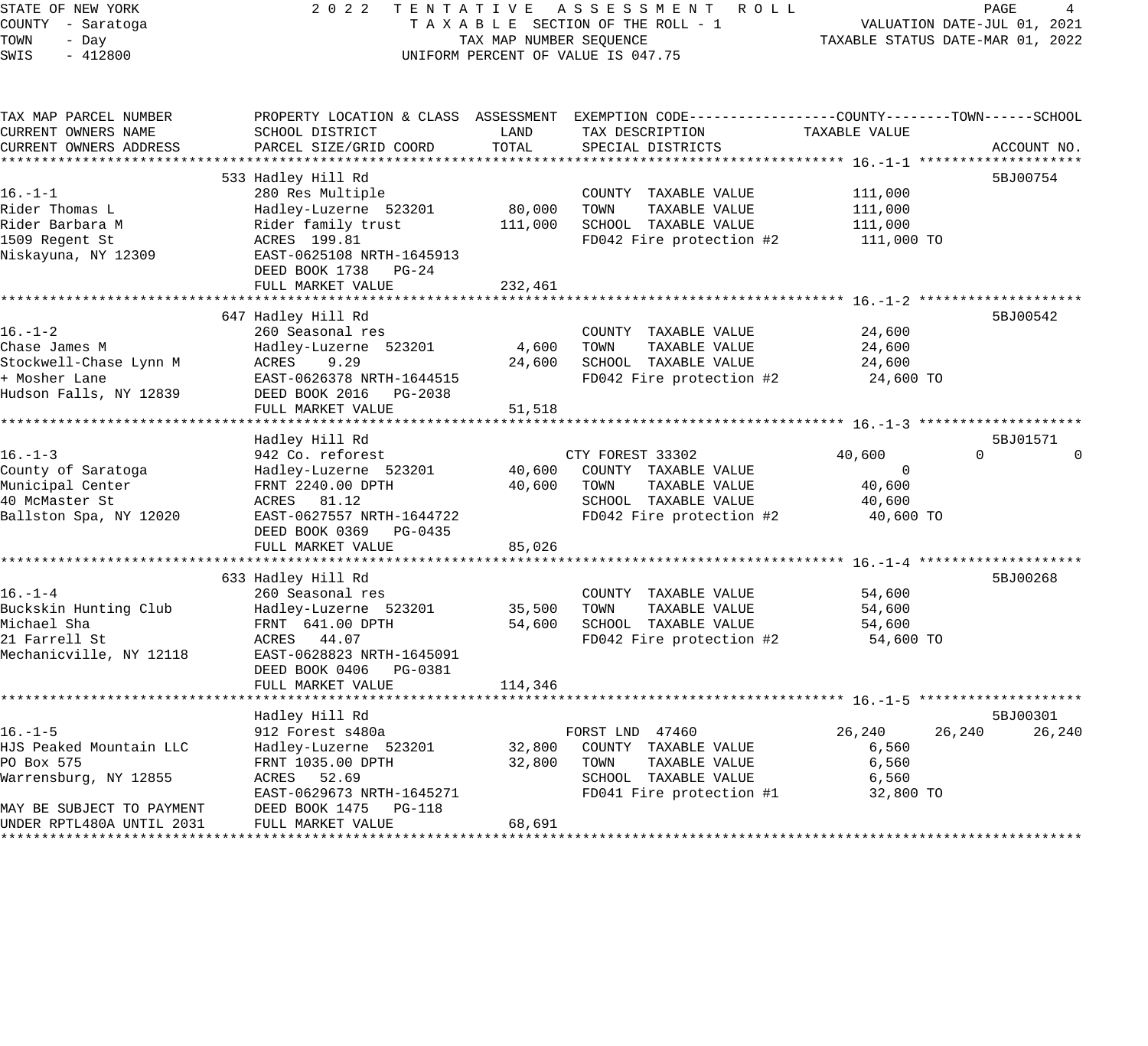STATE OF NEW YORK — 2022 TENTATIVE ASSESSMENT ROLL
COUNTY - Saratoga — TAXABLE SECTION OF THE ROLL - 1 — VALUATION DATE-JUL 01, 2021
TOWN - Day — TAX MAP NUMBER SEQUENCE — TAXABLE STATUS DATE-MAR 01, 2022
SWIS - 412800 — UNIFORM PERCENT OF VALUE IS 047.75

| TAX MAP PARCEL NUMBER / CURRENT OWNERS NAME / CURRENT OWNERS ADDRESS | PROPERTY LOCATION & CLASS / SCHOOL DISTRICT / PARCEL SIZE/GRID COORD | ASSESSMENT LAND | ASSESSMENT TOTAL | EXEMPTION CODE / TAX DESCRIPTION / SPECIAL DISTRICTS | COUNTY TAXABLE VALUE | TOWN | SCHOOL | ACCOUNT NO. |
|---|---|---|---|---|---|---|---|---|
| **16.-1-1** | 533 Hadley Hill Rd | | | | | | | 5BJ00754 |
| 16.-1-1 | 280 Res Multiple | | | COUNTY TAXABLE VALUE | 111,000 | | | |
| Rider Thomas L | Hadley-Luzerne 523201 | 80,000 | | TOWN TAXABLE VALUE | 111,000 | | | |
| Rider Barbara M | Rider family trust | | 111,000 | SCHOOL TAXABLE VALUE | 111,000 | | | |
| 1509 Regent St | ACRES 199.81 | | | FD042 Fire protection #2 | 111,000 TO | | | |
| Niskayuna, NY 12309 | EAST-0625108 NRTH-1645913 | | | | | | | |
| | DEED BOOK 1738 PG-24 | | | | | | | |
| | FULL MARKET VALUE | | 232,461 | | | | | |
| **16.-1-2** | 647 Hadley Hill Rd | | | | | | | 5BJ00542 |
| 16.-1-2 | 260 Seasonal res | | | COUNTY TAXABLE VALUE | 24,600 | | | |
| Chase James M | Hadley-Luzerne 523201 | 4,600 | | TOWN TAXABLE VALUE | 24,600 | | | |
| Stockwell-Chase Lynn M | ACRES 9.29 | | 24,600 | SCHOOL TAXABLE VALUE | 24,600 | | | |
| + Mosher Lane | EAST-0626378 NRTH-1644515 | | | FD042 Fire protection #2 | 24,600 TO | | | |
| Hudson Falls, NY 12839 | DEED BOOK 2016 PG-2038 | | | | | | | |
| | FULL MARKET VALUE | | 51,518 | | | | | |
| **16.-1-3** | Hadley Hill Rd | | | | | | | 5BJ01571 |
| 16.-1-3 | 942 Co. reforest | | | CTY FOREST 33302 | 40,600 | 0 | 0 | |
| County of Saratoga | Hadley-Luzerne 523201 | 40,600 | | COUNTY TAXABLE VALUE | 0 | | | |
| Municipal Center | FRNT 2240.00 DPTH | | 40,600 | TOWN TAXABLE VALUE | 40,600 | | | |
| 40 McMaster St | ACRES 81.12 | | | SCHOOL TAXABLE VALUE | 40,600 | | | |
| Ballston Spa, NY 12020 | EAST-0627557 NRTH-1644722 | | | FD042 Fire protection #2 | 40,600 TO | | | |
| | DEED BOOK 0369 PG-0435 | | | | | | | |
| | FULL MARKET VALUE | | 85,026 | | | | | |
| **16.-1-4** | 633 Hadley Hill Rd | | | | | | | 5BJ00268 |
| 16.-1-4 | 260 Seasonal res | | | COUNTY TAXABLE VALUE | 54,600 | | | |
| Buckskin Hunting Club | Hadley-Luzerne 523201 | 35,500 | | TOWN TAXABLE VALUE | 54,600 | | | |
| Michael Sha | FRNT 641.00 DPTH | | 54,600 | SCHOOL TAXABLE VALUE | 54,600 | | | |
| 21 Farrell St | ACRES 44.07 | | | FD042 Fire protection #2 | 54,600 TO | | | |
| Mechanicville, NY 12118 | EAST-0628823 NRTH-1645091 | | | | | | | |
| | DEED BOOK 0406 PG-0381 | | | | | | | |
| | FULL MARKET VALUE | | 114,346 | | | | | |
| **16.-1-5** | Hadley Hill Rd | | | | | | | 5BJ00301 |
| 16.-1-5 | 912 Forest s480a | | | FORST LND 47460 | 26,240 | 26,240 | 26,240 | |
| HJS Peaked Mountain LLC | Hadley-Luzerne 523201 | 32,800 | | COUNTY TAXABLE VALUE | 6,560 | | | |
| PO Box 575 | FRNT 1035.00 DPTH | | 32,800 | TOWN TAXABLE VALUE | 6,560 | | | |
| Warrensburg, NY 12855 | ACRES 52.69 | | | SCHOOL TAXABLE VALUE | 6,560 | | | |
| | EAST-0629673 NRTH-1645271 | | | FD041 Fire protection #1 | 32,800 TO | | | |
| MAY BE SUBJECT TO PAYMENT | DEED BOOK 1475 PG-118 | | | | | | | |
| UNDER RPTL480A UNTIL 2031 | FULL MARKET VALUE | | 68,691 | | | | | |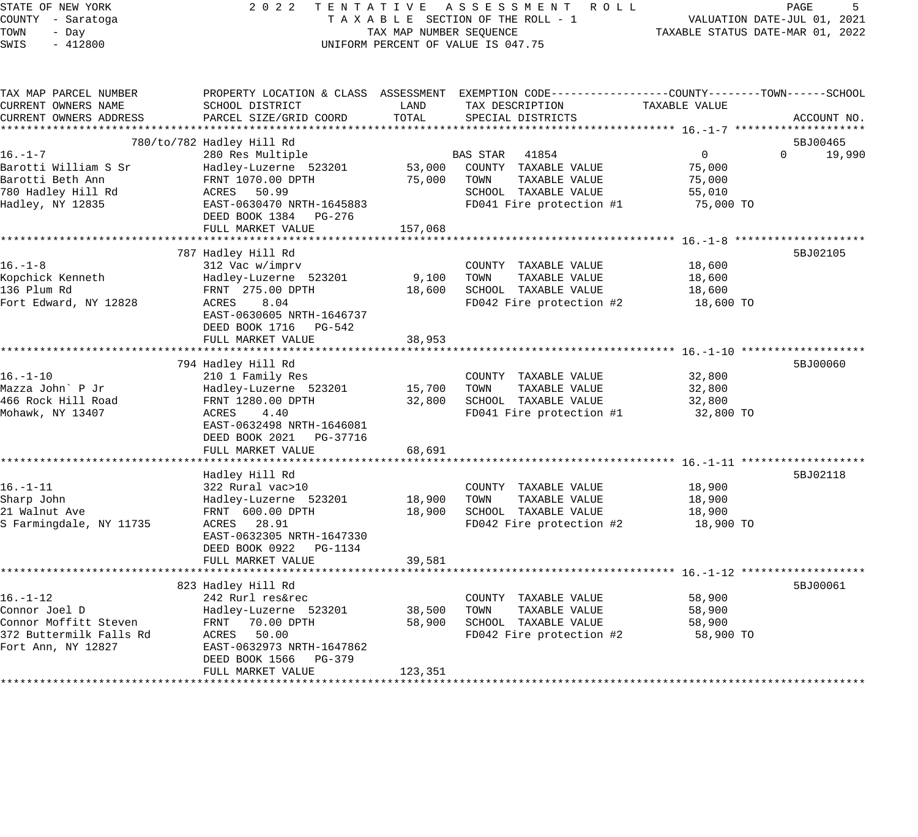STATE OF NEW YORK — COUNTY - Saratoga — TOWN - Day — SWIS - 412800

2022 TENTATIVE ASSESSMENT ROLL
TAXABLE SECTION OF THE ROLL - 1
TAX MAP NUMBER SEQUENCE
UNIFORM PERCENT OF VALUE IS 047.75

VALUATION DATE-JUL 01, 2021
TAXABLE STATUS DATE-MAR 01, 2022

| TAX MAP PARCEL NUMBER / CURRENT OWNERS NAME / CURRENT OWNERS ADDRESS | PROPERTY LOCATION & CLASS / SCHOOL DISTRICT / PARCEL SIZE/GRID COORD | ASSESSMENT LAND | TOTAL | EXEMPTION CODE / TAX DESCRIPTION / SPECIAL DISTRICTS | COUNTY TAXABLE VALUE | TOWN | SCHOOL | ACCOUNT NO. |
|---|---|---|---|---|---|---|---|---|
| **16.-1-7** | 780/to/782 Hadley Hill Rd | | | | | | | 5BJ00465 |
| 16.-1-7 | 280 Res Multiple | | | BAS STAR 41854 | 0 | 0 | 19,990 | |
| Barotti William S Sr | Hadley-Luzerne 523201 | 53,000 | | COUNTY TAXABLE VALUE | 75,000 | | | |
| Barotti Beth Ann | FRNT 1070.00 DPTH | | 75,000 | TOWN TAXABLE VALUE | 75,000 | | | |
| 780 Hadley Hill Rd | ACRES 50.99 | | | SCHOOL TAXABLE VALUE | 55,010 | | | |
| Hadley, NY 12835 | EAST-0630470 NRTH-1645883 | | | FD041 Fire protection #1 | 75,000 TO | | | |
| | DEED BOOK 1384 PG-276 | | | | | | | |
| | FULL MARKET VALUE | | 157,068 | | | | | |
| **16.-1-8** | 787 Hadley Hill Rd | | | | | | | 5BJ02105 |
| 16.-1-8 | 312 Vac w/imprv | | | COUNTY TAXABLE VALUE | 18,600 | | | |
| Kopchick Kenneth | Hadley-Luzerne 523201 | 9,100 | | TOWN TAXABLE VALUE | 18,600 | | | |
| 136 Plum Rd | FRNT 275.00 DPTH | | 18,600 | SCHOOL TAXABLE VALUE | 18,600 | | | |
| Fort Edward, NY 12828 | ACRES 8.04 | | | FD042 Fire protection #2 | 18,600 TO | | | |
| | EAST-0630605 NRTH-1646737 | | | | | | | |
| | DEED BOOK 1716 PG-542 | | | | | | | |
| | FULL MARKET VALUE | | 38,953 | | | | | |
| **16.-1-10** | 794 Hadley Hill Rd | | | | | | | 5BJ00060 |
| 16.-1-10 | 210 1 Family Res | | | COUNTY TAXABLE VALUE | 32,800 | | | |
| Mazza John` P Jr | Hadley-Luzerne 523201 | 15,700 | | TOWN TAXABLE VALUE | 32,800 | | | |
| 466 Rock Hill Road | FRNT 1280.00 DPTH | | 32,800 | SCHOOL TAXABLE VALUE | 32,800 | | | |
| Mohawk, NY 13407 | ACRES 4.40 | | | FD041 Fire protection #1 | 32,800 TO | | | |
| | EAST-0632498 NRTH-1646081 | | | | | | | |
| | DEED BOOK 2021 PG-37716 | | | | | | | |
| | FULL MARKET VALUE | | 68,691 | | | | | |
| **16.-1-11** | Hadley Hill Rd | | | | | | | 5BJ02118 |
| 16.-1-11 | 322 Rural vac>10 | | | COUNTY TAXABLE VALUE | 18,900 | | | |
| Sharp John | Hadley-Luzerne 523201 | 18,900 | | TOWN TAXABLE VALUE | 18,900 | | | |
| 21 Walnut Ave | FRNT 600.00 DPTH | | 18,900 | SCHOOL TAXABLE VALUE | 18,900 | | | |
| S Farmingdale, NY 11735 | ACRES 28.91 | | | FD042 Fire protection #2 | 18,900 TO | | | |
| | EAST-0632305 NRTH-1647330 | | | | | | | |
| | DEED BOOK 0922 PG-1134 | | | | | | | |
| | FULL MARKET VALUE | | 39,581 | | | | | |
| **16.-1-12** | 823 Hadley Hill Rd | | | | | | | 5BJ00061 |
| 16.-1-12 | 242 Rurl res&rec | | | COUNTY TAXABLE VALUE | 58,900 | | | |
| Connor Joel D | Hadley-Luzerne 523201 | 38,500 | | TOWN TAXABLE VALUE | 58,900 | | | |
| Connor Moffitt Steven | FRNT 70.00 DPTH | | 58,900 | SCHOOL TAXABLE VALUE | 58,900 | | | |
| 372 Buttermilk Falls Rd | ACRES 50.00 | | | FD042 Fire protection #2 | 58,900 TO | | | |
| Fort Ann, NY 12827 | EAST-0632973 NRTH-1647862 | | | | | | | |
| | DEED BOOK 1566 PG-379 | | | | | | | |
| | FULL MARKET VALUE | | 123,351 | | | | | |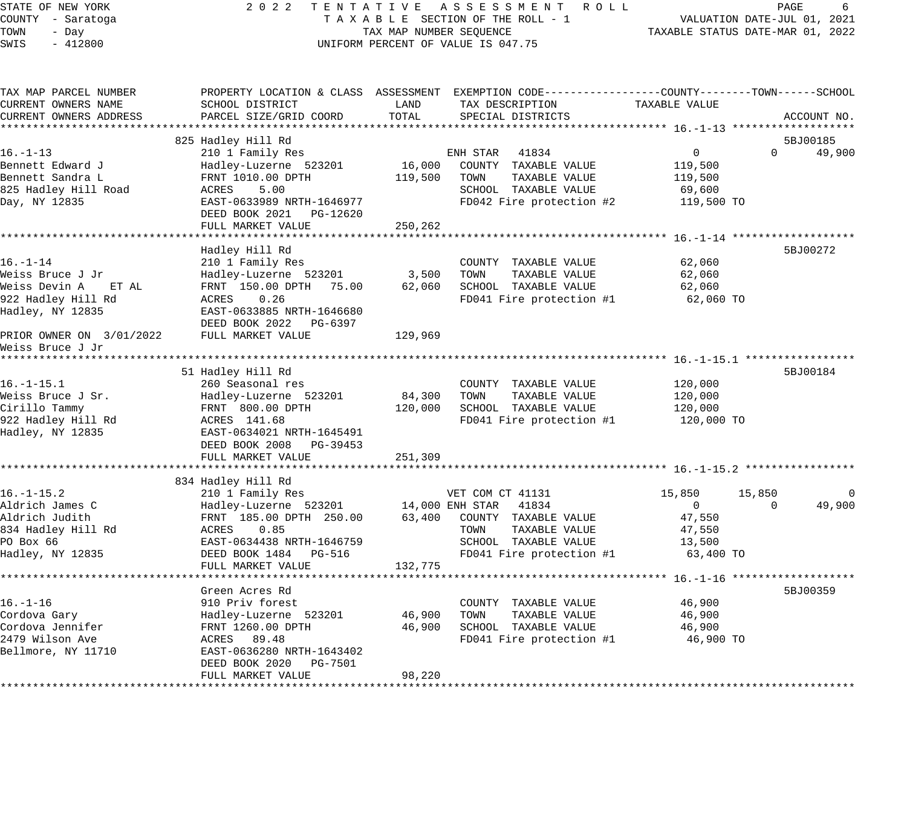STATE OF NEW YORK — 2022 TENTATIVE ASSESSMENT ROLL
COUNTY - Saratoga — TAXABLE SECTION OF THE ROLL - 1 — VALUATION DATE-JUL 01, 2021
TOWN - Day — TAX MAP NUMBER SEQUENCE — TAXABLE STATUS DATE-MAR 01, 2022
SWIS - 412800 — UNIFORM PERCENT OF VALUE IS 047.75

| TAX MAP PARCEL NUMBER / CURRENT OWNERS NAME / CURRENT OWNERS ADDRESS | PROPERTY LOCATION & CLASS / SCHOOL DISTRICT / PARCEL SIZE/GRID COORD | ASSESSMENT LAND | TOTAL | EXEMPTION CODE / TAX DESCRIPTION / SPECIAL DISTRICTS | COUNTY TAXABLE VALUE | TOWN | SCHOOL | ACCOUNT NO. |
|---|---|---|---|---|---|---|---|---|
| **16.-1-13** | 825 Hadley Hill Rd | | | | | | | 5BJ00185 |
| 16.-1-13 | 210 1 Family Res | | | ENH STAR 41834 | 0 | 0 | 49,900 | |
| Bennett Edward J | Hadley-Luzerne 523201 | 16,000 | | COUNTY TAXABLE VALUE | 119,500 | | | |
| Bennett Sandra L | FRNT 1010.00 DPTH | | 119,500 | TOWN TAXABLE VALUE | 119,500 | | | |
| 825 Hadley Hill Road | ACRES 5.00 | | | SCHOOL TAXABLE VALUE | 69,600 | | | |
| Day, NY 12835 | EAST-0633989 NRTH-1646977 | | | FD042 Fire protection #2 | 119,500 TO | | | |
| | DEED BOOK 2021 PG-12620 | | | | | | | |
| | FULL MARKET VALUE | | 250,262 | | | | | |
| **16.-1-14** | Hadley Hill Rd | | | | | | | 5BJ00272 |
| 16.-1-14 | 210 1 Family Res | | | COUNTY TAXABLE VALUE | 62,060 | | | |
| Weiss Bruce J Jr | Hadley-Luzerne 523201 | 3,500 | | TOWN TAXABLE VALUE | 62,060 | | | |
| Weiss Devin A ET AL | FRNT 150.00 DPTH 75.00 | | 62,060 | SCHOOL TAXABLE VALUE | 62,060 | | | |
| 922 Hadley Hill Rd | ACRES 0.26 | | | FD041 Fire protection #1 | 62,060 TO | | | |
| Hadley, NY 12835 | EAST-0633885 NRTH-1646680 | | | | | | | |
| | DEED BOOK 2022 PG-6397 | | | | | | | |
| PRIOR OWNER ON 3/01/2022 | FULL MARKET VALUE | | 129,969 | | | | | |
| Weiss Bruce J Jr | | | | | | | | |
| **16.-1-15.1** | 51 Hadley Hill Rd | | | | | | | 5BJ00184 |
| 16.-1-15.1 | 260 Seasonal res | | | COUNTY TAXABLE VALUE | 120,000 | | | |
| Weiss Bruce J Sr. | Hadley-Luzerne 523201 | 84,300 | | TOWN TAXABLE VALUE | 120,000 | | | |
| Cirillo Tammy | FRNT 800.00 DPTH | | 120,000 | SCHOOL TAXABLE VALUE | 120,000 | | | |
| 922 Hadley Hill Rd | ACRES 141.68 | | | FD041 Fire protection #1 | 120,000 TO | | | |
| Hadley, NY 12835 | EAST-0634021 NRTH-1645491 | | | | | | | |
| | DEED BOOK 2008 PG-39453 | | | | | | | |
| | FULL MARKET VALUE | | 251,309 | | | | | |
| **16.-1-15.2** | 834 Hadley Hill Rd | | | | | | | |
| 16.-1-15.2 | 210 1 Family Res | | | VET COM CT 41131 | 15,850 | 15,850 | 0 | |
| Aldrich James C | Hadley-Luzerne 523201 | 14,000 | | ENH STAR 41834 | 0 | 0 | 49,900 | |
| Aldrich Judith | FRNT 185.00 DPTH 250.00 | | 63,400 | COUNTY TAXABLE VALUE | 47,550 | | | |
| 834 Hadley Hill Rd | ACRES 0.85 | | | TOWN TAXABLE VALUE | 47,550 | | | |
| PO Box 66 | EAST-0634438 NRTH-1646759 | | | SCHOOL TAXABLE VALUE | 13,500 | | | |
| Hadley, NY 12835 | DEED BOOK 1484 PG-516 | | | FD041 Fire protection #1 | 63,400 TO | | | |
| | FULL MARKET VALUE | | 132,775 | | | | | |
| **16.-1-16** | Green Acres Rd | | | | | | | 5BJ00359 |
| 16.-1-16 | 910 Priv forest | | | COUNTY TAXABLE VALUE | 46,900 | | | |
| Cordova Gary | Hadley-Luzerne 523201 | 46,900 | | TOWN TAXABLE VALUE | 46,900 | | | |
| Cordova Jennifer | FRNT 1260.00 DPTH | | 46,900 | SCHOOL TAXABLE VALUE | 46,900 | | | |
| 2479 Wilson Ave | ACRES 89.48 | | | FD041 Fire protection #1 | 46,900 TO | | | |
| Bellmore, NY 11710 | EAST-0636280 NRTH-1643402 | | | | | | | |
| | DEED BOOK 2020 PG-7501 | | | | | | | |
| | FULL MARKET VALUE | | 98,220 | | | | | |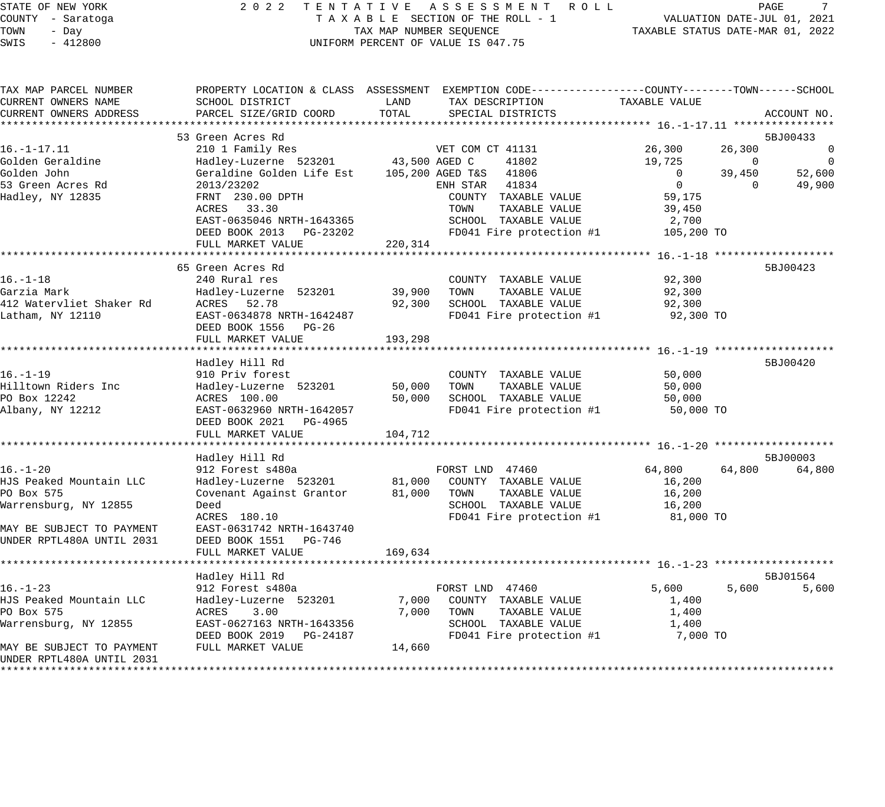STATE OF NEW YORK
COUNTY - Saratoga
TOWN - Day
SWIS - 412800

2022 TENTATIVE ASSESSMENT ROLL
TAXABLE SECTION OF THE ROLL - 1
TAX MAP NUMBER SEQUENCE
UNIFORM PERCENT OF VALUE IS 047.75

VALUATION DATE-JUL 01, 2021
TAXABLE STATUS DATE-MAR 01, 2022

| TAX MAP PARCEL NUMBER / CURRENT OWNERS NAME / CURRENT OWNERS ADDRESS | PROPERTY LOCATION & CLASS / SCHOOL DISTRICT / PARCEL SIZE/GRID COORD | ASSESSMENT LAND | TOTAL | EXEMPTION CODE / TAX DESCRIPTION / SPECIAL DISTRICTS | COUNTY TAXABLE VALUE | TOWN | SCHOOL | ACCOUNT NO. |
|---|---|---|---|---|---|---|---|---|
| **16.-1-17.11** | 53 Green Acres Rd | | | | | | | 5BJ00433 |
| 16.-1-17.11 | 210 1 Family Res | | | VET COM CT 41131 | 26,300 | 26,300 | 0 | |
| Golden Geraldine | Hadley-Luzerne 523201 | 43,500 | | AGED C 41802 | 19,725 | 0 | 0 | |
| Golden John | Geraldine Golden Life Est | | 105,200 | AGED T&S 41806 | 0 | 39,450 | 52,600 | |
| 53 Green Acres Rd | 2013/23202 | | | ENH STAR 41834 | 0 | 0 | 49,900 | |
| Hadley, NY 12835 | FRNT 230.00 DPTH | | | COUNTY TAXABLE VALUE | 59,175 | | | |
| | ACRES 33.30 | | | TOWN TAXABLE VALUE | 39,450 | | | |
| | EAST-0635046 NRTH-1643365 | | | SCHOOL TAXABLE VALUE | 2,700 | | | |
| | DEED BOOK 2013 PG-23202 | | | FD041 Fire protection #1 | 105,200 TO | | | |
| | FULL MARKET VALUE | | 220,314 | | | | | |
| **16.-1-18** | 65 Green Acres Rd | | | | | | | 5BJ00423 |
| 16.-1-18 | 240 Rural res | | | COUNTY TAXABLE VALUE | 92,300 | | | |
| Garzia Mark | Hadley-Luzerne 523201 | 39,900 | | TOWN TAXABLE VALUE | 92,300 | | | |
| 412 Watervliet Shaker Rd | ACRES 52.78 | | 92,300 | SCHOOL TAXABLE VALUE | 92,300 | | | |
| Latham, NY 12110 | EAST-0634878 NRTH-1642487 | | | FD041 Fire protection #1 | 92,300 TO | | | |
| | DEED BOOK 1556 PG-26 | | | | | | | |
| | FULL MARKET VALUE | | 193,298 | | | | | |
| **16.-1-19** | Hadley Hill Rd | | | | | | | 5BJ00420 |
| 16.-1-19 | 910 Priv forest | | | COUNTY TAXABLE VALUE | 50,000 | | | |
| Hilltown Riders Inc | Hadley-Luzerne 523201 | 50,000 | | TOWN TAXABLE VALUE | 50,000 | | | |
| PO Box 12242 | ACRES 100.00 | | 50,000 | SCHOOL TAXABLE VALUE | 50,000 | | | |
| Albany, NY 12212 | EAST-0632960 NRTH-1642057 | | | FD041 Fire protection #1 | 50,000 TO | | | |
| | DEED BOOK 2021 PG-4965 | | | | | | | |
| | FULL MARKET VALUE | | 104,712 | | | | | |
| **16.-1-20** | Hadley Hill Rd | | | | | | | 5BJ00003 |
| 16.-1-20 | 912 Forest s480a | | | FORST LND 47460 | 64,800 | 64,800 | 64,800 | |
| HJS Peaked Mountain LLC | Hadley-Luzerne 523201 | 81,000 | | COUNTY TAXABLE VALUE | 16,200 | | | |
| PO Box 575 | Covenant Against Grantor | | 81,000 | TOWN TAXABLE VALUE | 16,200 | | | |
| Warrensburg, NY 12855 | Deed | | | SCHOOL TAXABLE VALUE | 16,200 | | | |
| | ACRES 180.10 | | | FD041 Fire protection #1 | 81,000 TO | | | |
| MAY BE SUBJECT TO PAYMENT | EAST-0631742 NRTH-1643740 | | | | | | | |
| UNDER RPTL480A UNTIL 2031 | DEED BOOK 1551 PG-746 | | | | | | | |
| | FULL MARKET VALUE | | 169,634 | | | | | |
| **16.-1-23** | Hadley Hill Rd | | | | | | | 5BJ01564 |
| 16.-1-23 | 912 Forest s480a | | | FORST LND 47460 | 5,600 | 5,600 | 5,600 | |
| HJS Peaked Mountain LLC | Hadley-Luzerne 523201 | 7,000 | | COUNTY TAXABLE VALUE | 1,400 | | | |
| PO Box 575 | ACRES 3.00 | | 7,000 | TOWN TAXABLE VALUE | 1,400 | | | |
| Warrensburg, NY 12855 | EAST-0627163 NRTH-1643356 | | | SCHOOL TAXABLE VALUE | 1,400 | | | |
| | DEED BOOK 2019 PG-24187 | | | FD041 Fire protection #1 | 7,000 TO | | | |
| MAY BE SUBJECT TO PAYMENT | FULL MARKET VALUE | | 14,660 | | | | | |
| UNDER RPTL480A UNTIL 2031 | | | | | | | | |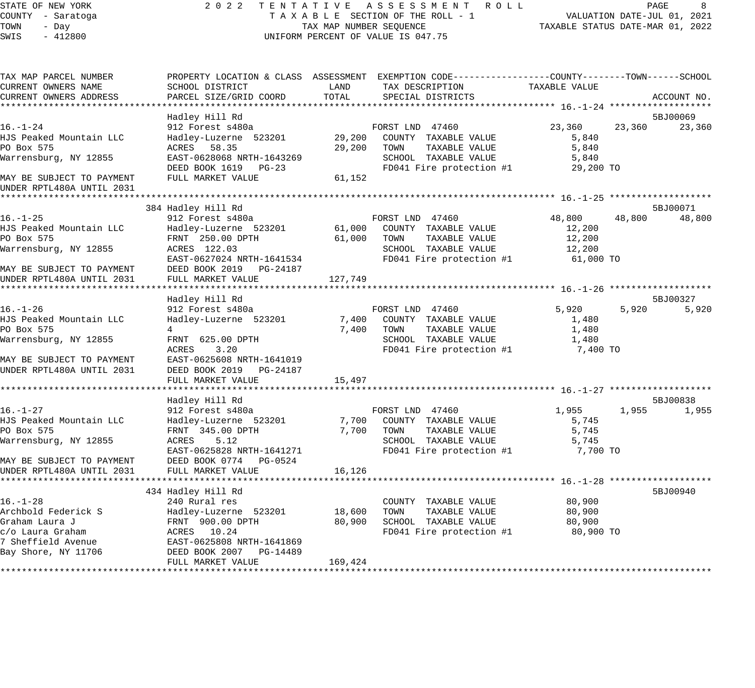STATE OF NEW YORK — 2022 TENTATIVE ASSESSMENT ROLL
COUNTY - Saratoga — TAXABLE SECTION OF THE ROLL - 1 — VALUATION DATE-JUL 01, 2021
TOWN - Day — TAX MAP NUMBER SEQUENCE — TAXABLE STATUS DATE-MAR 01, 2022
SWIS - 412800 — UNIFORM PERCENT OF VALUE IS 047.75

| TAX MAP PARCEL NUMBER / CURRENT OWNERS NAME / CURRENT OWNERS ADDRESS | PROPERTY LOCATION & CLASS / SCHOOL DISTRICT / PARCEL SIZE/GRID COORD | ASSESSMENT LAND | ASSESSMENT TOTAL | EXEMPTION CODE / TAX DESCRIPTION / SPECIAL DISTRICTS | COUNTY TAXABLE VALUE | TOWN | SCHOOL | ACCOUNT NO. |
|---|---|---|---|---|---|---|---|---|
| **16.-1-24** | Hadley Hill Rd | | | | | | | 5BJ00069 |
| HJS Peaked Mountain LLC | 912 Forest s480a | | | FORST LND 47460 | 23,360 | 23,360 | 23,360 | |
| PO Box 575 | Hadley-Luzerne 523201 | 29,200 | | COUNTY TAXABLE VALUE | 5,840 | | | |
| Warrensburg, NY 12855 | ACRES 58.35 | | 29,200 | TOWN TAXABLE VALUE | 5,840 | | | |
| | EAST-0628068 NRTH-1643269 | | | SCHOOL TAXABLE VALUE | 5,840 | | | |
| | DEED BOOK 1619 PG-23 | | | FD041 Fire protection #1 | 29,200 TO | | | |
| MAY BE SUBJECT TO PAYMENT UNDER RPTL480A UNTIL 2031 | FULL MARKET VALUE | | 61,152 | | | | | |
| **16.-1-25** | 384 Hadley Hill Rd | | | | | | | 5BJ00071 |
| HJS Peaked Mountain LLC | 912 Forest s480a | | | FORST LND 47460 | 48,800 | 48,800 | 48,800 | |
| PO Box 575 | Hadley-Luzerne 523201 | 61,000 | | COUNTY TAXABLE VALUE | 12,200 | | | |
| Warrensburg, NY 12855 | FRNT 250.00 DPTH | | 61,000 | TOWN TAXABLE VALUE | 12,200 | | | |
| | ACRES 122.03 | | | SCHOOL TAXABLE VALUE | 12,200 | | | |
| | EAST-0627024 NRTH-1641534 | | | FD041 Fire protection #1 | 61,000 TO | | | |
| MAY BE SUBJECT TO PAYMENT | DEED BOOK 2019 PG-24187 | | | | | | | |
| UNDER RPTL480A UNTIL 2031 | FULL MARKET VALUE | | 127,749 | | | | | |
| **16.-1-26** | Hadley Hill Rd | | | | | | | 5BJ00327 |
| HJS Peaked Mountain LLC | 912 Forest s480a | | | FORST LND 47460 | 5,920 | 5,920 | 5,920 | |
| PO Box 575 | Hadley-Luzerne 523201 | 7,400 | | COUNTY TAXABLE VALUE | 1,480 | | | |
| Warrensburg, NY 12855 | 4 | | 7,400 | TOWN TAXABLE VALUE | 1,480 | | | |
| | FRNT 625.00 DPTH | | | SCHOOL TAXABLE VALUE | 1,480 | | | |
| | ACRES 3.20 | | | FD041 Fire protection #1 | 7,400 TO | | | |
| MAY BE SUBJECT TO PAYMENT | EAST-0625608 NRTH-1641019 | | | | | | | |
| UNDER RPTL480A UNTIL 2031 | DEED BOOK 2019 PG-24187 | | | | | | | |
| | FULL MARKET VALUE | | 15,497 | | | | | |
| **16.-1-27** | Hadley Hill Rd | | | | | | | 5BJ00838 |
| HJS Peaked Mountain LLC | 912 Forest s480a | | | FORST LND 47460 | 1,955 | 1,955 | 1,955 | |
| PO Box 575 | Hadley-Luzerne 523201 | 7,700 | | COUNTY TAXABLE VALUE | 5,745 | | | |
| Warrensburg, NY 12855 | FRNT 345.00 DPTH | | 7,700 | TOWN TAXABLE VALUE | 5,745 | | | |
| | ACRES 5.12 | | | SCHOOL TAXABLE VALUE | 5,745 | | | |
| | EAST-0625828 NRTH-1641271 | | | FD041 Fire protection #1 | 7,700 TO | | | |
| MAY BE SUBJECT TO PAYMENT | DEED BOOK 0774 PG-0524 | | | | | | | |
| UNDER RPTL480A UNTIL 2031 | FULL MARKET VALUE | | 16,126 | | | | | |
| **16.-1-28** | 434 Hadley Hill Rd | | | | | | | 5BJ00940 |
| Archbold Federick S | 240 Rural res | | | COUNTY TAXABLE VALUE | 80,900 | | | |
| Graham Laura J | Hadley-Luzerne 523201 | 18,600 | | TOWN TAXABLE VALUE | 80,900 | | | |
| c/o Laura Graham | FRNT 900.00 DPTH | | 80,900 | SCHOOL TAXABLE VALUE | 80,900 | | | |
| 7 Sheffield Avenue | ACRES 10.24 | | | FD041 Fire protection #1 | 80,900 TO | | | |
| Bay Shore, NY 11706 | EAST-0625808 NRTH-1641869 | | | | | | | |
| | DEED BOOK 2007 PG-14489 | | | | | | | |
| | FULL MARKET VALUE | | 169,424 | | | | | |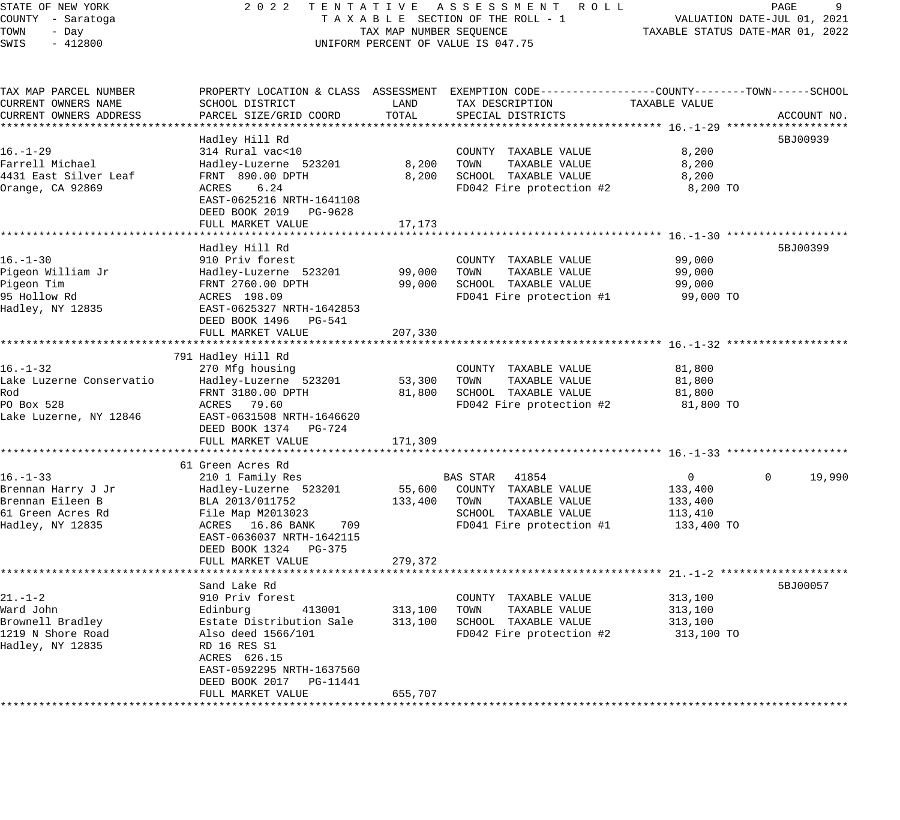STATE OF NEW YORK — 2022 TENTATIVE ASSESSMENT ROLL
COUNTY - Saratoga — TAXABLE SECTION OF THE ROLL - 1 — VALUATION DATE-JUL 01, 2021
TOWN - Day — TAX MAP NUMBER SEQUENCE — TAXABLE STATUS DATE-MAR 01, 2022
SWIS - 412800 — UNIFORM PERCENT OF VALUE IS 047.75

| TAX MAP PARCEL NUMBER / CURRENT OWNERS NAME / CURRENT OWNERS ADDRESS | PROPERTY LOCATION & CLASS / SCHOOL DISTRICT / PARCEL SIZE/GRID COORD | ASSESSMENT LAND | ASSESSMENT TOTAL | EXEMPTION CODE / TAX DESCRIPTION / SPECIAL DISTRICTS | COUNTY TAXABLE VALUE | TOWN | SCHOOL | ACCOUNT NO. |
|---|---|---|---|---|---|---|---|---|
| **16.-1-29** | Hadley Hill Rd | | | | | | | 5BJ00939 |
| 16.-1-29 | 314 Rural vac<10 | | | COUNTY TAXABLE VALUE | 8,200 | | | |
| Farrell Michael | Hadley-Luzerne 523201 | 8,200 | | TOWN TAXABLE VALUE | 8,200 | | | |
| 4431 East Silver Leaf | FRNT 890.00 DPTH | | 8,200 | SCHOOL TAXABLE VALUE | 8,200 | | | |
| Orange, CA 92869 | ACRES 6.24 | | | FD042 Fire protection #2 | 8,200 TO | | | |
| | EAST-0625216 NRTH-1641108 | | | | | | | |
| | DEED BOOK 2019 PG-9628 | | | | | | | |
| | FULL MARKET VALUE | | 17,173 | | | | | |
| **16.-1-30** | Hadley Hill Rd | | | | | | | 5BJ00399 |
| 16.-1-30 | 910 Priv forest | | | COUNTY TAXABLE VALUE | 99,000 | | | |
| Pigeon William Jr | Hadley-Luzerne 523201 | 99,000 | | TOWN TAXABLE VALUE | 99,000 | | | |
| Pigeon Tim | FRNT 2760.00 DPTH | | 99,000 | SCHOOL TAXABLE VALUE | 99,000 | | | |
| 95 Hollow Rd | ACRES 198.09 | | | FD041 Fire protection #1 | 99,000 TO | | | |
| Hadley, NY 12835 | EAST-0625327 NRTH-1642853 | | | | | | | |
| | DEED BOOK 1496 PG-541 | | | | | | | |
| | FULL MARKET VALUE | | 207,330 | | | | | |
| **16.-1-32** | 791 Hadley Hill Rd | | | | | | | |
| 16.-1-32 | 270 Mfg housing | | | COUNTY TAXABLE VALUE | 81,800 | | | |
| Lake Luzerne Conservatio | Hadley-Luzerne 523201 | 53,300 | | TOWN TAXABLE VALUE | 81,800 | | | |
| Rod | FRNT 3180.00 DPTH | | 81,800 | SCHOOL TAXABLE VALUE | 81,800 | | | |
| PO Box 528 | ACRES 79.60 | | | FD042 Fire protection #2 | 81,800 TO | | | |
| Lake Luzerne, NY 12846 | EAST-0631508 NRTH-1646620 | | | | | | | |
| | DEED BOOK 1374 PG-724 | | | | | | | |
| | FULL MARKET VALUE | | 171,309 | | | | | |
| **16.-1-33** | 61 Green Acres Rd | | | | | | | |
| 16.-1-33 | 210 1 Family Res | | | BAS STAR 41854 | 0 | 0 | 19,990 | |
| Brennan Harry J Jr | Hadley-Luzerne 523201 | 55,600 | | COUNTY TAXABLE VALUE | 133,400 | | | |
| Brennan Eileen B | BLA 2013/011752 | | 133,400 | TOWN TAXABLE VALUE | 133,400 | | | |
| 61 Green Acres Rd | File Map M2013023 | | | SCHOOL TAXABLE VALUE | 113,410 | | | |
| Hadley, NY 12835 | ACRES 16.86 BANK 709 | | | FD041 Fire protection #1 | 133,400 TO | | | |
| | EAST-0636037 NRTH-1642115 | | | | | | | |
| | DEED BOOK 1324 PG-375 | | | | | | | |
| | FULL MARKET VALUE | | 279,372 | | | | | |
| **21.-1-2** | Sand Lake Rd | | | | | | | 5BJ00057 |
| 21.-1-2 | 910 Priv forest | | | COUNTY TAXABLE VALUE | 313,100 | | | |
| Ward John | Edinburg 413001 | 313,100 | | TOWN TAXABLE VALUE | 313,100 | | | |
| Brownell Bradley | Estate Distribution Sale | | 313,100 | SCHOOL TAXABLE VALUE | 313,100 | | | |
| 1219 N Shore Road | Also deed 1566/101 | | | FD042 Fire protection #2 | 313,100 TO | | | |
| Hadley, NY 12835 | RD 16 RES S1 | | | | | | | |
| | ACRES 626.15 | | | | | | | |
| | EAST-0592295 NRTH-1637560 | | | | | | | |
| | DEED BOOK 2017 PG-11441 | | | | | | | |
| | FULL MARKET VALUE | | 655,707 | | | | | |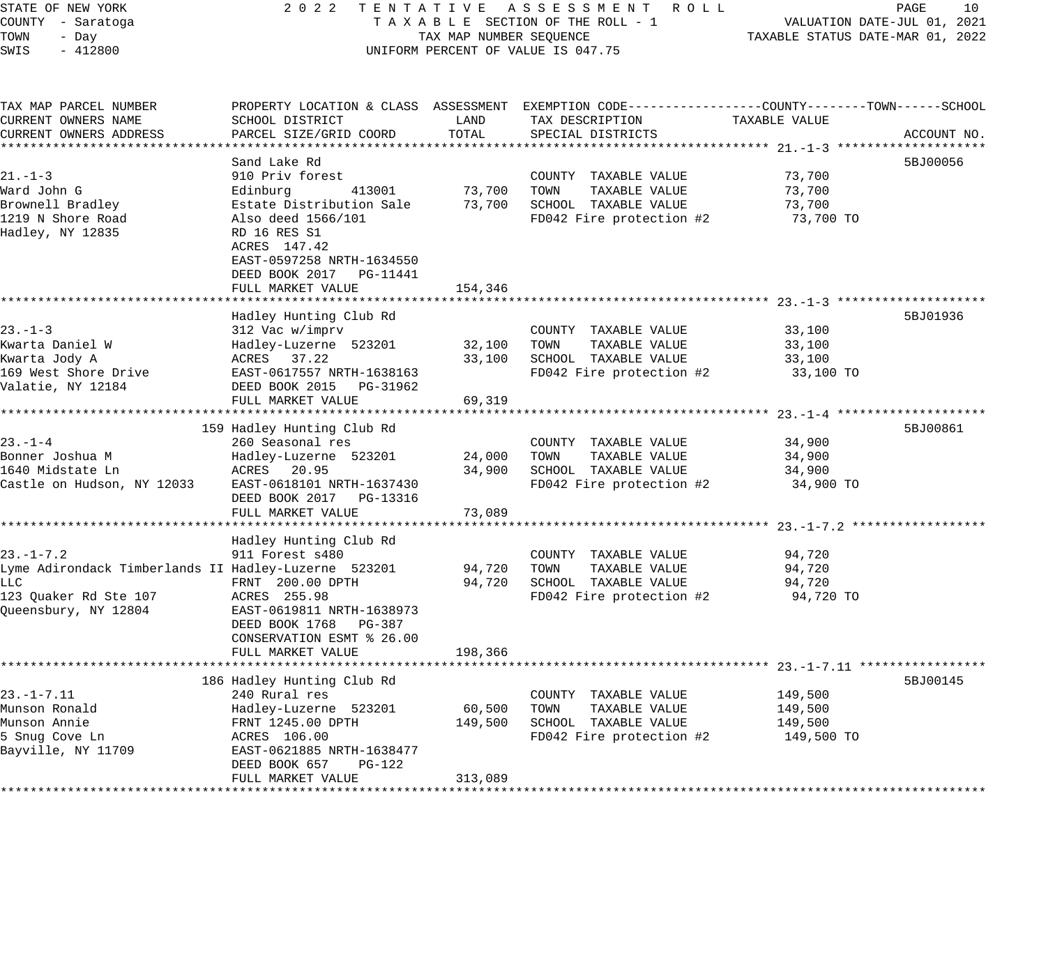STATE OF NEW YORK — 2022 TENTATIVE ASSESSMENT ROLL
COUNTY - Saratoga — TAXABLE SECTION OF THE ROLL - 1 — VALUATION DATE-JUL 01, 2021
TOWN - Day — TAX MAP NUMBER SEQUENCE — TAXABLE STATUS DATE-MAR 01, 2022
SWIS - 412800 — UNIFORM PERCENT OF VALUE IS 047.75

| TAX MAP PARCEL NUMBER / CURRENT OWNERS NAME / CURRENT OWNERS ADDRESS | PROPERTY LOCATION & CLASS / SCHOOL DISTRICT / PARCEL SIZE/GRID COORD | ASSESSMENT LAND | TOTAL | EXEMPTION CODE / TAX DESCRIPTION / SPECIAL DISTRICTS | TAXABLE VALUE (COUNTY / TOWN / SCHOOL) | ACCOUNT NO. |
|---|---|---|---|---|---|---|
| **21.-1-3** | Sand Lake Rd | | | | | 5BJ00056 |
| 21.-1-3 | 910 Priv forest | | | COUNTY TAXABLE VALUE | 73,700 | |
| Ward John G | Edinburg 413001 | 73,700 | | TOWN TAXABLE VALUE | 73,700 | |
| Brownell Bradley | Estate Distribution Sale | | 73,700 | SCHOOL TAXABLE VALUE | 73,700 | |
| 1219 N Shore Road | Also deed 1566/101 | | | FD042 Fire protection #2 | 73,700 TO | |
| Hadley, NY 12835 | RD 16 RES S1 | | | | | |
| | ACRES 147.42 | | | | | |
| | EAST-0597258 NRTH-1634550 | | | | | |
| | DEED BOOK 2017 PG-11441 | | | | | |
| | FULL MARKET VALUE | | 154,346 | | | |
| **23.-1-3** | Hadley Hunting Club Rd | | | | | 5BJ01936 |
| 23.-1-3 | 312 Vac w/imprv | | | COUNTY TAXABLE VALUE | 33,100 | |
| Kwarta Daniel W | Hadley-Luzerne 523201 | 32,100 | | TOWN TAXABLE VALUE | 33,100 | |
| Kwarta Jody A | ACRES 37.22 | | 33,100 | SCHOOL TAXABLE VALUE | 33,100 | |
| 169 West Shore Drive | EAST-0617557 NRTH-1638163 | | | FD042 Fire protection #2 | 33,100 TO | |
| Valatie, NY 12184 | DEED BOOK 2015 PG-31962 | | | | | |
| | FULL MARKET VALUE | | 69,319 | | | |
| **23.-1-4** | 159 Hadley Hunting Club Rd | | | | | 5BJ00861 |
| 23.-1-4 | 260 Seasonal res | | | COUNTY TAXABLE VALUE | 34,900 | |
| Bonner Joshua M | Hadley-Luzerne 523201 | 24,000 | | TOWN TAXABLE VALUE | 34,900 | |
| 1640 Midstate Ln | ACRES 20.95 | | 34,900 | SCHOOL TAXABLE VALUE | 34,900 | |
| Castle on Hudson, NY 12033 | EAST-0618101 NRTH-1637430 | | | FD042 Fire protection #2 | 34,900 TO | |
| | DEED BOOK 2017 PG-13316 | | | | | |
| | FULL MARKET VALUE | | 73,089 | | | |
| **23.-1-7.2** | Hadley Hunting Club Rd | | | | | |
| 23.-1-7.2 | 911 Forest s480 | | | COUNTY TAXABLE VALUE | 94,720 | |
| Lyme Adirondack Timberlands II | Hadley-Luzerne 523201 | 94,720 | | TOWN TAXABLE VALUE | 94,720 | |
| LLC | FRNT 200.00 DPTH | | 94,720 | SCHOOL TAXABLE VALUE | 94,720 | |
| 123 Quaker Rd Ste 107 | ACRES 255.98 | | | FD042 Fire protection #2 | 94,720 TO | |
| Queensbury, NY 12804 | EAST-0619811 NRTH-1638973 | | | | | |
| | DEED BOOK 1768 PG-387 | | | | | |
| | CONSERVATION ESMT % 26.00 | | | | | |
| | FULL MARKET VALUE | | 198,366 | | | |
| **23.-1-7.11** | 186 Hadley Hunting Club Rd | | | | | 5BJ00145 |
| 23.-1-7.11 | 240 Rural res | | | COUNTY TAXABLE VALUE | 149,500 | |
| Munson Ronald | Hadley-Luzerne 523201 | 60,500 | | TOWN TAXABLE VALUE | 149,500 | |
| Munson Annie | FRNT 1245.00 DPTH | | 149,500 | SCHOOL TAXABLE VALUE | 149,500 | |
| 5 Snug Cove Ln | ACRES 106.00 | | | FD042 Fire protection #2 | 149,500 TO | |
| Bayville, NY 11709 | EAST-0621885 NRTH-1638477 | | | | | |
| | DEED BOOK 657 PG-122 | | | | | |
| | FULL MARKET VALUE | | 313,089 | | | |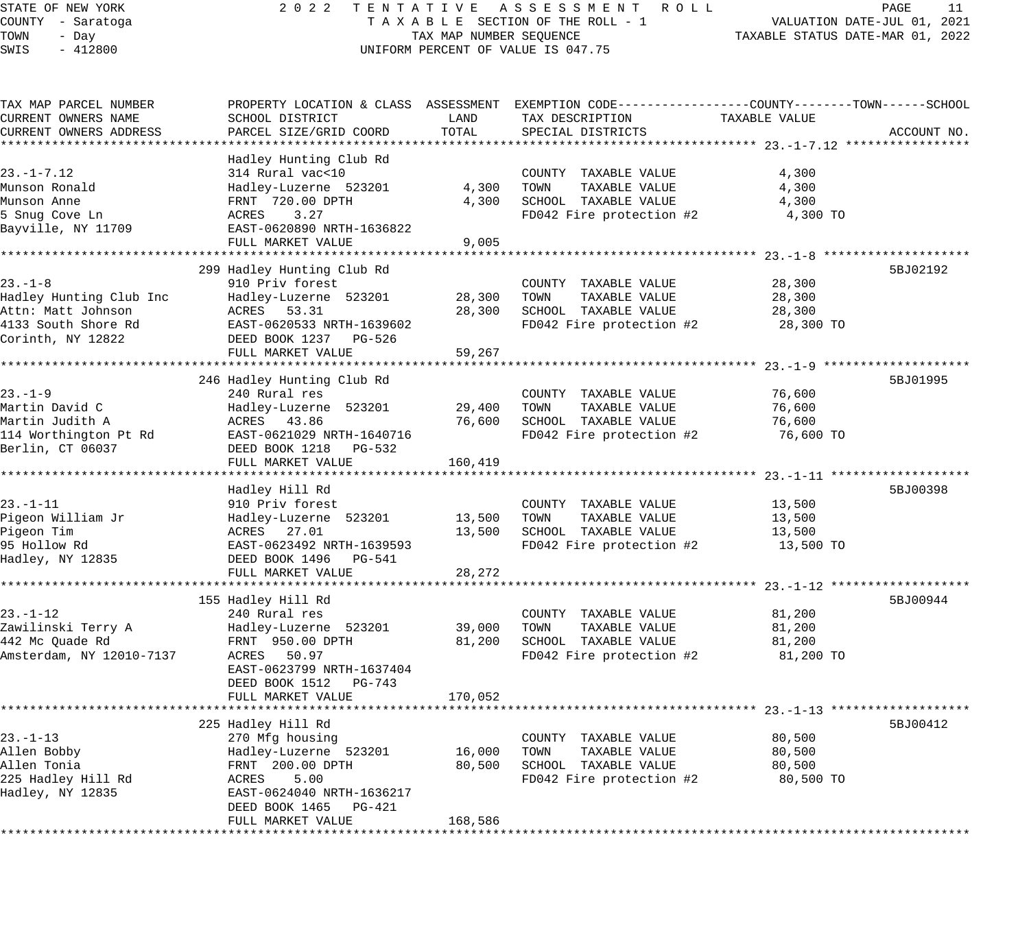STATE OF NEW YORK — 2022 TENTATIVE ASSESSMENT ROLL
COUNTY - Saratoga — TAXABLE SECTION OF THE ROLL - 1 — VALUATION DATE-JUL 01, 2021
TOWN - Day — TAX MAP NUMBER SEQUENCE — TAXABLE STATUS DATE-MAR 01, 2022
SWIS - 412800 — UNIFORM PERCENT OF VALUE IS 047.75

| TAX MAP PARCEL NUMBER / CURRENT OWNERS NAME / CURRENT OWNERS ADDRESS | PROPERTY LOCATION & CLASS / SCHOOL DISTRICT / PARCEL SIZE/GRID COORD | ASSESSMENT LAND | ASSESSMENT TOTAL | EXEMPTION CODE / TAX DESCRIPTION / SPECIAL DISTRICTS | TAXABLE VALUE (COUNTY--TOWN--SCHOOL) | ACCOUNT NO. |
|---|---|---|---|---|---|---|
| **23.-1-7.12** | Hadley Hunting Club Rd | | | | | |
| 23.-1-7.12 | 314 Rural vac<10 | | | COUNTY TAXABLE VALUE | 4,300 | |
| Munson Ronald | Hadley-Luzerne 523201 | 4,300 | | TOWN TAXABLE VALUE | 4,300 | |
| Munson Anne | FRNT 720.00 DPTH | | 4,300 | SCHOOL TAXABLE VALUE | 4,300 | |
| 5 Snug Cove Ln | ACRES 3.27 | | | FD042 Fire protection #2 | 4,300 TO | |
| Bayville, NY 11709 | EAST-0620890 NRTH-1636822 | | | | | |
| | FULL MARKET VALUE | | 9,005 | | | |
| **23.-1-8** | 299 Hadley Hunting Club Rd | | | | | 5BJ02192 |
| 23.-1-8 | 910 Priv forest | | | COUNTY TAXABLE VALUE | 28,300 | |
| Hadley Hunting Club Inc | Hadley-Luzerne 523201 | 28,300 | | TOWN TAXABLE VALUE | 28,300 | |
| Attn: Matt Johnson | ACRES 53.31 | | 28,300 | SCHOOL TAXABLE VALUE | 28,300 | |
| 4133 South Shore Rd | EAST-0620533 NRTH-1639602 | | | FD042 Fire protection #2 | 28,300 TO | |
| Corinth, NY 12822 | DEED BOOK 1237 PG-526 | | | | | |
| | FULL MARKET VALUE | | 59,267 | | | |
| **23.-1-9** | 246 Hadley Hunting Club Rd | | | | | 5BJ01995 |
| 23.-1-9 | 240 Rural res | | | COUNTY TAXABLE VALUE | 76,600 | |
| Martin David C | Hadley-Luzerne 523201 | 29,400 | | TOWN TAXABLE VALUE | 76,600 | |
| Martin Judith A | ACRES 43.86 | | 76,600 | SCHOOL TAXABLE VALUE | 76,600 | |
| 114 Worthington Pt Rd | EAST-0621029 NRTH-1640716 | | | FD042 Fire protection #2 | 76,600 TO | |
| Berlin, CT 06037 | DEED BOOK 1218 PG-532 | | | | | |
| | FULL MARKET VALUE | | 160,419 | | | |
| **23.-1-11** | Hadley Hill Rd | | | | | 5BJ00398 |
| 23.-1-11 | 910 Priv forest | | | COUNTY TAXABLE VALUE | 13,500 | |
| Pigeon William Jr | Hadley-Luzerne 523201 | 13,500 | | TOWN TAXABLE VALUE | 13,500 | |
| Pigeon Tim | ACRES 27.01 | | 13,500 | SCHOOL TAXABLE VALUE | 13,500 | |
| 95 Hollow Rd | EAST-0623492 NRTH-1639593 | | | FD042 Fire protection #2 | 13,500 TO | |
| Hadley, NY 12835 | DEED BOOK 1496 PG-541 | | | | | |
| | FULL MARKET VALUE | | 28,272 | | | |
| **23.-1-12** | 155 Hadley Hill Rd | | | | | 5BJ00944 |
| 23.-1-12 | 240 Rural res | | | COUNTY TAXABLE VALUE | 81,200 | |
| Zawilinski Terry A | Hadley-Luzerne 523201 | 39,000 | | TOWN TAXABLE VALUE | 81,200 | |
| 442 Mc Quade Rd | FRNT 950.00 DPTH | | 81,200 | SCHOOL TAXABLE VALUE | 81,200 | |
| Amsterdam, NY 12010-7137 | ACRES 50.97 | | | FD042 Fire protection #2 | 81,200 TO | |
| | EAST-0623799 NRTH-1637404 | | | | | |
| | DEED BOOK 1512 PG-743 | | | | | |
| | FULL MARKET VALUE | | 170,052 | | | |
| **23.-1-13** | 225 Hadley Hill Rd | | | | | 5BJ00412 |
| 23.-1-13 | 270 Mfg housing | | | COUNTY TAXABLE VALUE | 80,500 | |
| Allen Bobby | Hadley-Luzerne 523201 | 16,000 | | TOWN TAXABLE VALUE | 80,500 | |
| Allen Tonia | FRNT 200.00 DPTH | | 80,500 | SCHOOL TAXABLE VALUE | 80,500 | |
| 225 Hadley Hill Rd | ACRES 5.00 | | | FD042 Fire protection #2 | 80,500 TO | |
| Hadley, NY 12835 | EAST-0624040 NRTH-1636217 | | | | | |
| | DEED BOOK 1465 PG-421 | | | | | |
| | FULL MARKET VALUE | | 168,586 | | | |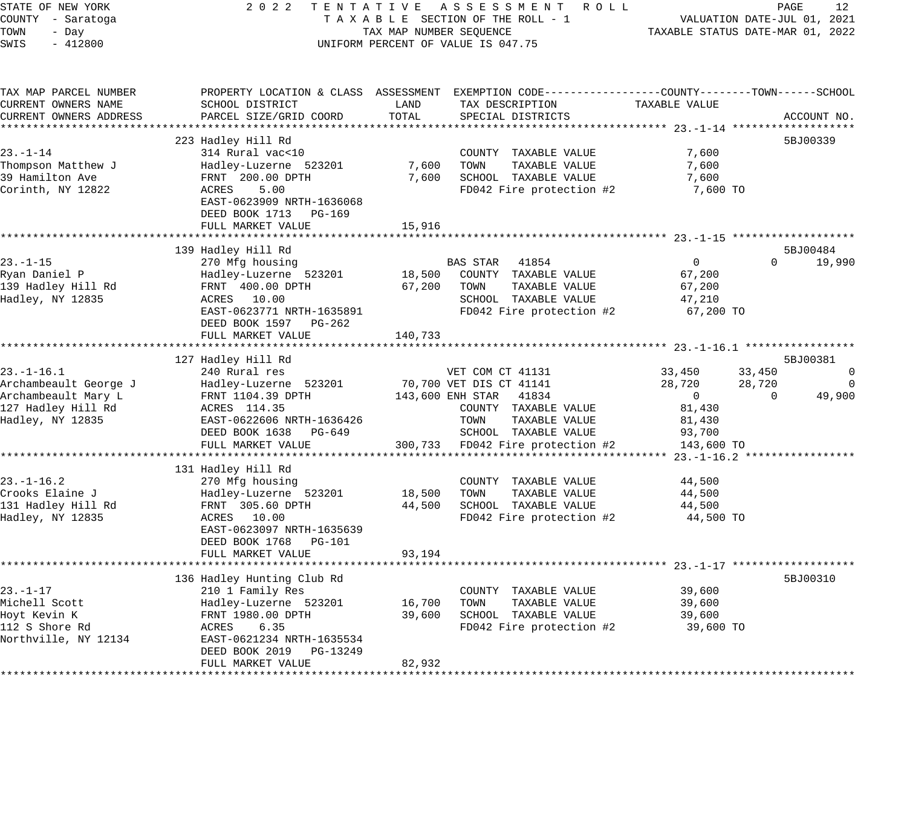STATE OF NEW YORK
COUNTY - Saratoga
TOWN - Day
SWIS - 412800

2022 TENTATIVE ASSESSMENT ROLL
TAXABLE SECTION OF THE ROLL - 1
TAX MAP NUMBER SEQUENCE
UNIFORM PERCENT OF VALUE IS 047.75

VALUATION DATE-JUL 01, 2021
TAXABLE STATUS DATE-MAR 01, 2022

| TAX MAP PARCEL NUMBER / CURRENT OWNERS NAME / CURRENT OWNERS ADDRESS | PROPERTY LOCATION & CLASS / SCHOOL DISTRICT / PARCEL SIZE/GRID COORD | ASSESSMENT LAND | ASSESSMENT TOTAL | EXEMPTION CODE / TAX DESCRIPTION / SPECIAL DISTRICTS | COUNTY TAXABLE VALUE | TOWN | SCHOOL | ACCOUNT NO. |
|---|---|---|---|---|---|---|---|---|
| **23.-1-14** | 223 Hadley Hill Rd | | | | | | | 5BJ00339 |
| Thompson Matthew J | 314 Rural vac<10 | | | COUNTY TAXABLE VALUE | 7,600 | | | |
| 39 Hamilton Ave | Hadley-Luzerne 523201 | 7,600 | | TOWN TAXABLE VALUE | 7,600 | | | |
| Corinth, NY 12822 | FRNT 200.00 DPTH | | 7,600 | SCHOOL TAXABLE VALUE | 7,600 | | | |
| | ACRES 5.00 | | | FD042 Fire protection #2 | 7,600 TO | | | |
| | EAST-0623909 NRTH-1636068 | | | | | | | |
| | DEED BOOK 1713 PG-169 | | | | | | | |
| | FULL MARKET VALUE | | 15,916 | | | | | |
| **23.-1-15** | 139 Hadley Hill Rd | | | | | | | 5BJ00484 |
| Ryan Daniel P | 270 Mfg housing | | | BAS STAR 41854 | 0 | 0 | 19,990 | |
| 139 Hadley Hill Rd | Hadley-Luzerne 523201 | 18,500 | | COUNTY TAXABLE VALUE | 67,200 | | | |
| Hadley, NY 12835 | FRNT 400.00 DPTH | | 67,200 | TOWN TAXABLE VALUE | 67,200 | | | |
| | ACRES 10.00 | | | SCHOOL TAXABLE VALUE | 47,210 | | | |
| | EAST-0623771 NRTH-1635891 | | | FD042 Fire protection #2 | 67,200 TO | | | |
| | DEED BOOK 1597 PG-262 | | | | | | | |
| | FULL MARKET VALUE | | 140,733 | | | | | |
| **23.-1-16.1** | 127 Hadley Hill Rd | | | | | | | 5BJ00381 |
| Archambeault George J | 240 Rural res | | | VET COM CT 41131 | 33,450 | 33,450 | 0 | |
| Archambeault Mary L | Hadley-Luzerne 523201 | 70,700 | | VET DIS CT 41141 | 28,720 | 28,720 | 0 | |
| 127 Hadley Hill Rd | FRNT 1104.39 DPTH | | 143,600 | ENH STAR 41834 | 0 | 0 | 49,900 | |
| Hadley, NY 12835 | ACRES 114.35 | | | COUNTY TAXABLE VALUE | 81,430 | | | |
| | EAST-0622606 NRTH-1636426 | | | TOWN TAXABLE VALUE | 81,430 | | | |
| | DEED BOOK 1638 PG-649 | | | SCHOOL TAXABLE VALUE | 93,700 | | | |
| | FULL MARKET VALUE | | 300,733 | FD042 Fire protection #2 | 143,600 TO | | | |
| **23.-1-16.2** | 131 Hadley Hill Rd | | | | | | | |
| Crooks Elaine J | 270 Mfg housing | | | COUNTY TAXABLE VALUE | 44,500 | | | |
| 131 Hadley Hill Rd | Hadley-Luzerne 523201 | 18,500 | | TOWN TAXABLE VALUE | 44,500 | | | |
| Hadley, NY 12835 | FRNT 305.60 DPTH | | 44,500 | SCHOOL TAXABLE VALUE | 44,500 | | | |
| | ACRES 10.00 | | | FD042 Fire protection #2 | 44,500 TO | | | |
| | EAST-0623097 NRTH-1635639 | | | | | | | |
| | DEED BOOK 1768 PG-101 | | | | | | | |
| | FULL MARKET VALUE | | 93,194 | | | | | |
| **23.-1-17** | 136 Hadley Hunting Club Rd | | | | | | | 5BJ00310 |
| Michell Scott | 210 1 Family Res | | | COUNTY TAXABLE VALUE | 39,600 | | | |
| Hoyt Kevin K | Hadley-Luzerne 523201 | 16,700 | | TOWN TAXABLE VALUE | 39,600 | | | |
| 112 S Shore Rd | FRNT 1980.00 DPTH | | 39,600 | SCHOOL TAXABLE VALUE | 39,600 | | | |
| Northville, NY 12134 | ACRES 6.35 | | | FD042 Fire protection #2 | 39,600 TO | | | |
| | EAST-0621234 NRTH-1635534 | | | | | | | |
| | DEED BOOK 2019 PG-13249 | | | | | | | |
| | FULL MARKET VALUE | | 82,932 | | | | | |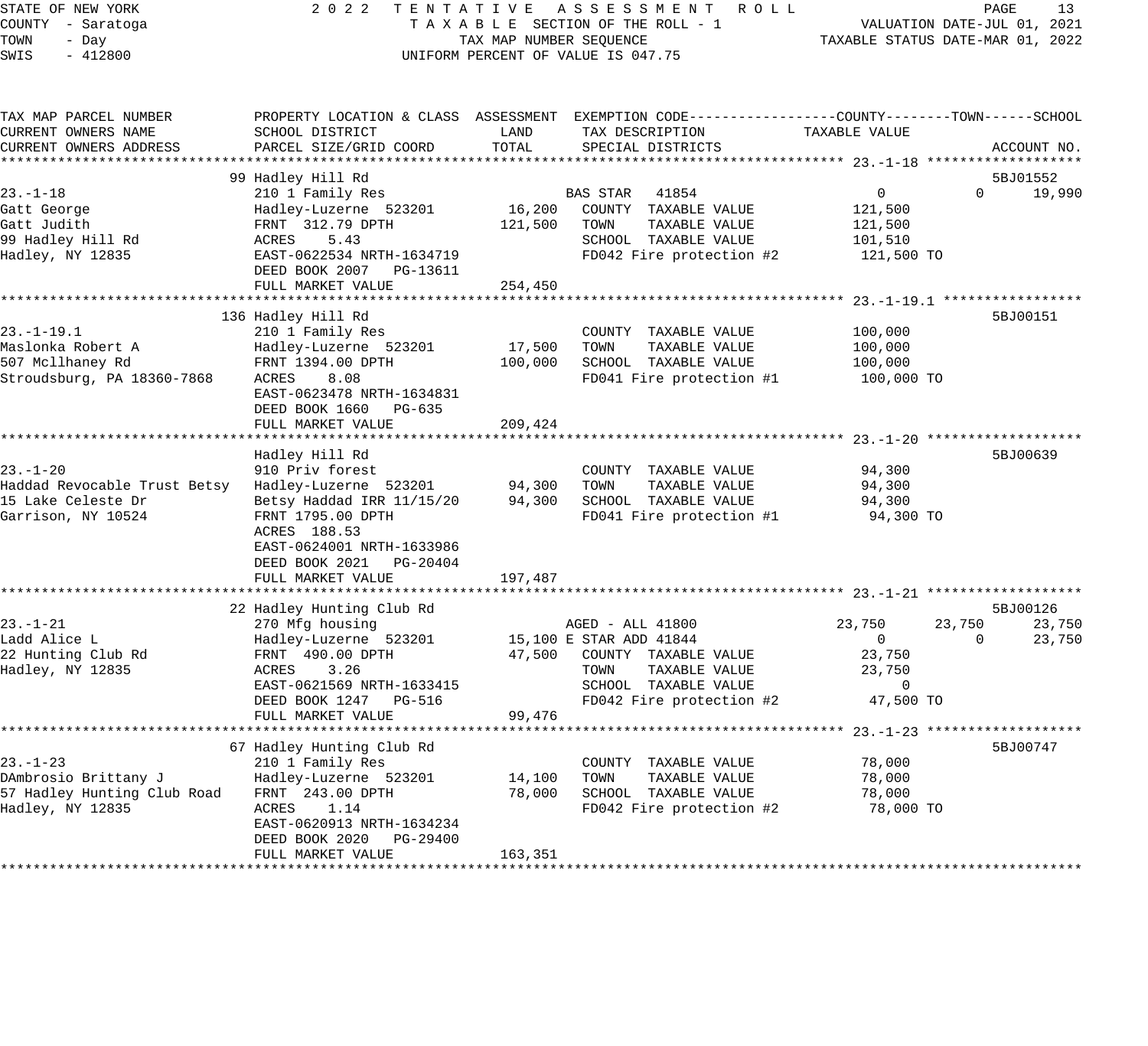STATE OF NEW YORK — COUNTY - Saratoga — TOWN - Day — SWIS - 412800

**2022 TENTATIVE ASSESSMENT ROLL**
TAXABLE SECTION OF THE ROLL - 1
TAX MAP NUMBER SEQUENCE
UNIFORM PERCENT OF VALUE IS 047.75

VALUATION DATE-JUL 01, 2021
TAXABLE STATUS DATE-MAR 01, 2022

```
TAX MAP PARCEL NUMBER          PROPERTY LOCATION & CLASS  ASSESSMENT  EXEMPTION CODE------------------COUNTY--------TOWN------SCHOOL
CURRENT OWNERS NAME            SCHOOL DISTRICT              LAND      TAX DESCRIPTION             TAXABLE VALUE
CURRENT OWNERS ADDRESS         PARCEL SIZE/GRID COORD       TOTAL     SPECIAL DISTRICTS                                    ACCOUNT NO.
******************************************************************************************************* 23.-1-18 *******************
                               99 Hadley Hill Rd                                                                           5BJ01552
23.-1-18                       210 1 Family Res                      BAS STAR   41854              0               0        19,990
Gatt George                    Hadley-Luzerne  523201       16,200   COUNTY  TAXABLE VALUE         121,500
Gatt Judith                    FRNT  312.79 DPTH           121,500   TOWN    TAXABLE VALUE         121,500
99 Hadley Hill Rd              ACRES    5.43                         SCHOOL  TAXABLE VALUE         101,510
Hadley, NY 12835               EAST-0622534 NRTH-1634719             FD042 Fire protection #2       121,500 TO
                               DEED BOOK 2007   PG-13611
                               FULL MARKET VALUE           254,450
******************************************************************************************************* 23.-1-19.1 *****************
                               136 Hadley Hill Rd                                                                          5BJ00151
23.-1-19.1                     210 1 Family Res                      COUNTY  TAXABLE VALUE         100,000
Maslonka Robert A              Hadley-Luzerne  523201       17,500   TOWN    TAXABLE VALUE         100,000
507 Mcllhaney Rd               FRNT 1394.00 DPTH           100,000   SCHOOL  TAXABLE VALUE         100,000
Stroudsburg, PA 18360-7868     ACRES    8.08                         FD041 Fire protection #1       100,000 TO
                               EAST-0623478 NRTH-1634831
                               DEED BOOK 1660   PG-635
                               FULL MARKET VALUE           209,424
******************************************************************************************************* 23.-1-20 *******************
                               Hadley Hill Rd                                                                              5BJ00639
23.-1-20                       910 Priv forest                       COUNTY  TAXABLE VALUE          94,300
Haddad Revocable Trust Betsy   Hadley-Luzerne  523201       94,300   TOWN    TAXABLE VALUE          94,300
15 Lake Celeste Dr             Betsy Haddad IRR 11/15/20    94,300   SCHOOL  TAXABLE VALUE          94,300
Garrison, NY 10524             FRNT 1795.00 DPTH                     FD041 Fire protection #1        94,300 TO
                               ACRES  188.53
                               EAST-0624001 NRTH-1633986
                               DEED BOOK 2021   PG-20404
                               FULL MARKET VALUE           197,487
******************************************************************************************************* 23.-1-21 *******************
                               22 Hadley Hunting Club Rd                                                                   5BJ00126
23.-1-21                       270 Mfg housing                       AGED - ALL 41800           23,750          23,750      23,750
Ladd Alice L                   Hadley-Luzerne  523201       15,100 E STAR ADD 41844                 0               0       23,750
22 Hunting Club Rd             FRNT  490.00 DPTH            47,500   COUNTY  TAXABLE VALUE          23,750
Hadley, NY 12835               ACRES    3.26                         TOWN    TAXABLE VALUE          23,750
                               EAST-0621569 NRTH-1633415             SCHOOL  TAXABLE VALUE               0
                               DEED BOOK 1247   PG-516               FD042 Fire protection #2        47,500 TO
                               FULL MARKET VALUE            99,476
******************************************************************************************************* 23.-1-23 *******************
                               67 Hadley Hunting Club Rd                                                                   5BJ00747
23.-1-23                       210 1 Family Res                      COUNTY  TAXABLE VALUE          78,000
DAmbrosio Brittany J           Hadley-Luzerne  523201       14,100   TOWN    TAXABLE VALUE          78,000
57 Hadley Hunting Club Road    FRNT  243.00 DPTH            78,000   SCHOOL  TAXABLE VALUE          78,000
Hadley, NY 12835               ACRES    1.14                         FD042 Fire protection #2        78,000 TO
                               EAST-0620913 NRTH-1634234
                               DEED BOOK 2020   PG-29400
                               FULL MARKET VALUE           163,351
************************************************************************************************************************************
```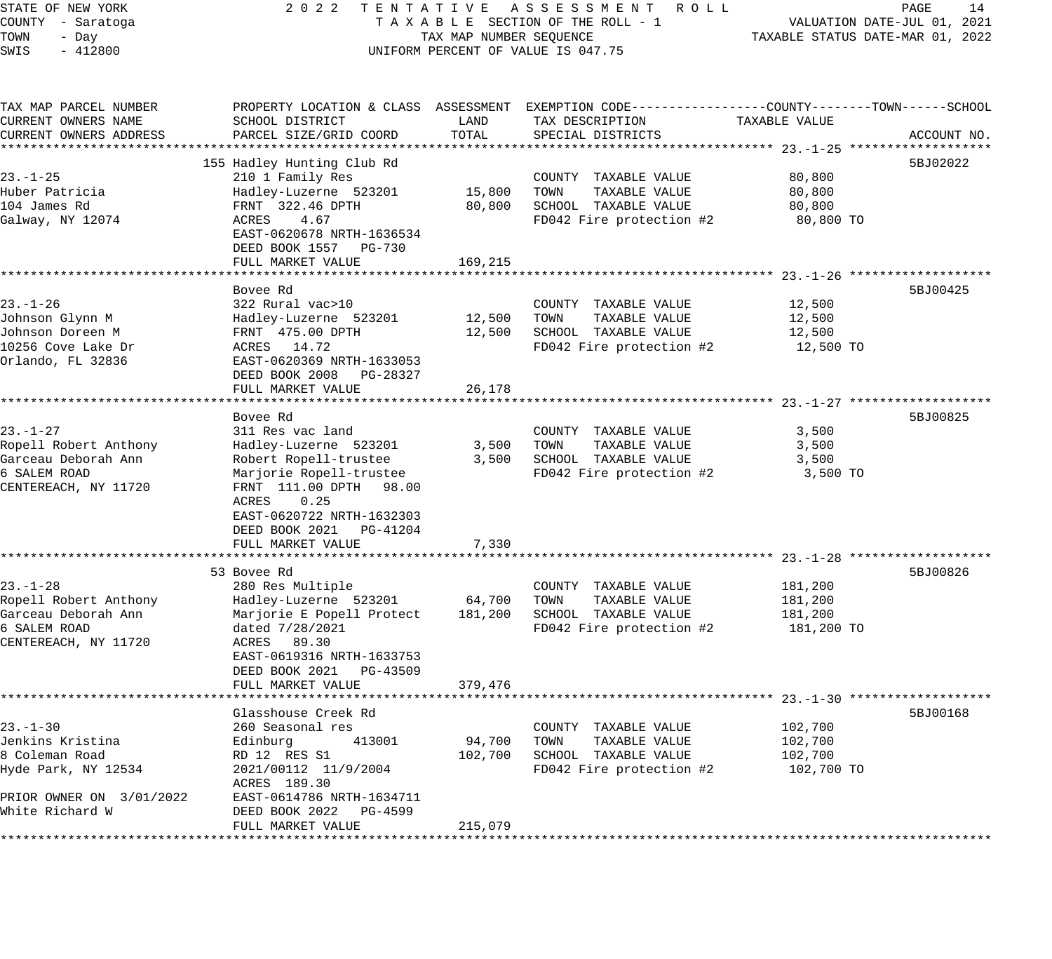STATE OF NEW YORK
COUNTY - Saratoga
TOWN - Day
SWIS - 412800

2022 TENTATIVE ASSESSMENT ROLL
TAXABLE SECTION OF THE ROLL - 1
TAX MAP NUMBER SEQUENCE
UNIFORM PERCENT OF VALUE IS 047.75

VALUATION DATE-JUL 01, 2021
TAXABLE STATUS DATE-MAR 01, 2022

| TAX MAP PARCEL NUMBER / CURRENT OWNERS NAME / CURRENT OWNERS ADDRESS | PROPERTY LOCATION & CLASS / SCHOOL DISTRICT / PARCEL SIZE/GRID COORD | ASSESSMENT LAND / TOTAL | EXEMPTION CODE / TAX DESCRIPTION / SPECIAL DISTRICTS | TAXABLE VALUE (COUNTY / TOWN / SCHOOL) | ACCOUNT NO. |
|---|---|---|---|---|---|
| **23.-1-25** | 155 Hadley Hunting Club Rd | | | | 5BJ02022 |
| | 210 1 Family Res | | COUNTY TAXABLE VALUE | 80,800 | |
| Huber Patricia | Hadley-Luzerne 523201 | 15,800 | TOWN TAXABLE VALUE | 80,800 | |
| 104 James Rd | FRNT 322.46 DPTH | 80,800 | SCHOOL TAXABLE VALUE | 80,800 | |
| Galway, NY 12074 | ACRES 4.67 | | FD042 Fire protection #2 | 80,800 TO | |
| | EAST-0620678 NRTH-1636534 | | | | |
| | DEED BOOK 1557 PG-730 | | | | |
| | FULL MARKET VALUE | 169,215 | | | |
| **23.-1-26** | Bovee Rd | | | | 5BJ00425 |
| | 322 Rural vac>10 | | COUNTY TAXABLE VALUE | 12,500 | |
| Johnson Glynn M | Hadley-Luzerne 523201 | 12,500 | TOWN TAXABLE VALUE | 12,500 | |
| Johnson Doreen M | FRNT 475.00 DPTH | 12,500 | SCHOOL TAXABLE VALUE | 12,500 | |
| 10256 Cove Lake Dr | ACRES 14.72 | | FD042 Fire protection #2 | 12,500 TO | |
| Orlando, FL 32836 | EAST-0620369 NRTH-1633053 | | | | |
| | DEED BOOK 2008 PG-28327 | | | | |
| | FULL MARKET VALUE | 26,178 | | | |
| **23.-1-27** | Bovee Rd | | | | 5BJ00825 |
| | 311 Res vac land | | COUNTY TAXABLE VALUE | 3,500 | |
| Ropell Robert Anthony | Hadley-Luzerne 523201 | 3,500 | TOWN TAXABLE VALUE | 3,500 | |
| Garceau Deborah Ann | Robert Ropell-trustee | 3,500 | SCHOOL TAXABLE VALUE | 3,500 | |
| 6 SALEM ROAD | Marjorie Ropell-trustee | | FD042 Fire protection #2 | 3,500 TO | |
| CENTEREACH, NY 11720 | FRNT 111.00 DPTH 98.00 | | | | |
| | ACRES 0.25 | | | | |
| | EAST-0620722 NRTH-1632303 | | | | |
| | DEED BOOK 2021 PG-41204 | | | | |
| | FULL MARKET VALUE | 7,330 | | | |
| **23.-1-28** | 53 Bovee Rd | | | | 5BJ00826 |
| | 280 Res Multiple | | COUNTY TAXABLE VALUE | 181,200 | |
| Ropell Robert Anthony | Hadley-Luzerne 523201 | 64,700 | TOWN TAXABLE VALUE | 181,200 | |
| Garceau Deborah Ann | Marjorie E Popell Protect | 181,200 | SCHOOL TAXABLE VALUE | 181,200 | |
| 6 SALEM ROAD | dated 7/28/2021 | | FD042 Fire protection #2 | 181,200 TO | |
| CENTEREACH, NY 11720 | ACRES 89.30 | | | | |
| | EAST-0619316 NRTH-1633753 | | | | |
| | DEED BOOK 2021 PG-43509 | | | | |
| | FULL MARKET VALUE | 379,476 | | | |
| **23.-1-30** | Glasshouse Creek Rd | | | | 5BJ00168 |
| | 260 Seasonal res | | COUNTY TAXABLE VALUE | 102,700 | |
| Jenkins Kristina | Edinburg 413001 | 94,700 | TOWN TAXABLE VALUE | 102,700 | |
| 8 Coleman Road | RD 12 RES S1 | 102,700 | SCHOOL TAXABLE VALUE | 102,700 | |
| Hyde Park, NY 12534 | 2021/00112 11/9/2004 | | FD042 Fire protection #2 | 102,700 TO | |
| | ACRES 189.30 | | | | |
| PRIOR OWNER ON 3/01/2022 | EAST-0614786 NRTH-1634711 | | | | |
| White Richard W | DEED BOOK 2022 PG-4599 | | | | |
| | FULL MARKET VALUE | 215,079 | | | |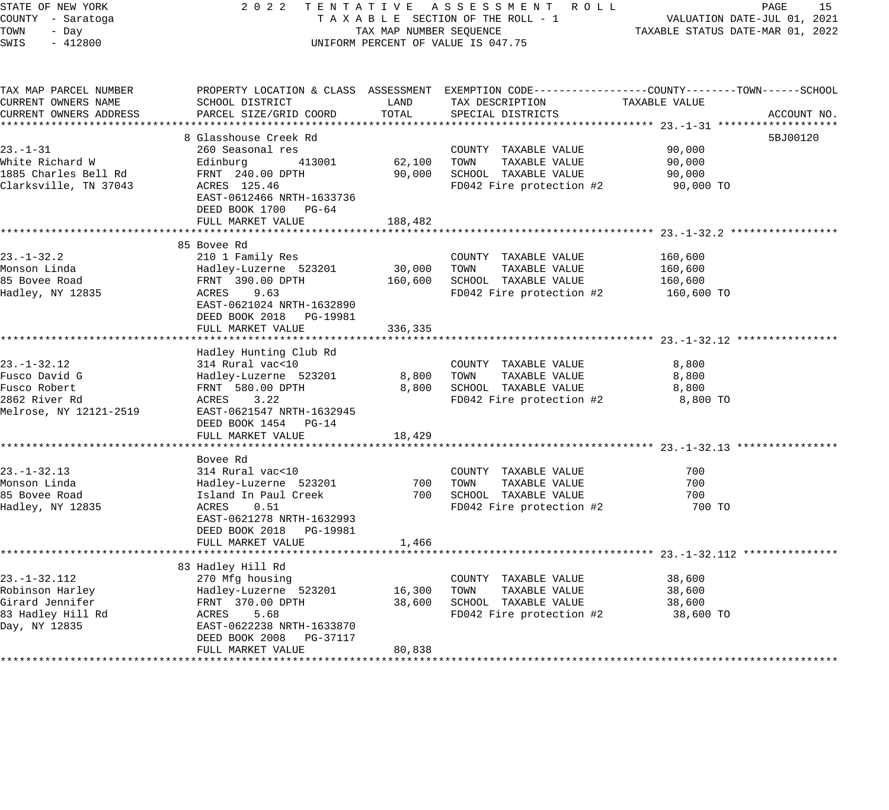STATE OF NEW YORK
COUNTY - Saratoga
TOWN - Day
SWIS - 412800

2022 TENTATIVE ASSESSMENT ROLL
TAXABLE SECTION OF THE ROLL - 1
TAX MAP NUMBER SEQUENCE
UNIFORM PERCENT OF VALUE IS 047.75

VALUATION DATE-JUL 01, 2021
TAXABLE STATUS DATE-MAR 01, 2022

| TAX MAP PARCEL NUMBER / CURRENT OWNERS NAME / CURRENT OWNERS ADDRESS | PROPERTY LOCATION & CLASS / SCHOOL DISTRICT / PARCEL SIZE/GRID COORD | ASSESSMENT LAND | ASSESSMENT TOTAL | EXEMPTION CODE / TAX DESCRIPTION / SPECIAL DISTRICTS | TAXABLE VALUE (COUNTY / TOWN / SCHOOL) | ACCOUNT NO. |
|---|---|---|---|---|---|---|
| **23.-1-31** | 8 Glasshouse Creek Rd | | | | | 5BJ00120 |
| 23.-1-31 | 260 Seasonal res | | | COUNTY TAXABLE VALUE | 90,000 | |
| White Richard W | Edinburg 413001 | 62,100 | | TOWN TAXABLE VALUE | 90,000 | |
| 1885 Charles Bell Rd | FRNT 240.00 DPTH | | 90,000 | SCHOOL TAXABLE VALUE | 90,000 | |
| Clarksville, TN 37043 | ACRES 125.46 | | | FD042 Fire protection #2 | 90,000 TO | |
| | EAST-0612466 NRTH-1633736 | | | | | |
| | DEED BOOK 1700 PG-64 | | | | | |
| | FULL MARKET VALUE | | 188,482 | | | |
| **23.-1-32.2** | 85 Bovee Rd | | | | | |
| 23.-1-32.2 | 210 1 Family Res | | | COUNTY TAXABLE VALUE | 160,600 | |
| Monson Linda | Hadley-Luzerne 523201 | 30,000 | | TOWN TAXABLE VALUE | 160,600 | |
| 85 Bovee Road | FRNT 390.00 DPTH | | 160,600 | SCHOOL TAXABLE VALUE | 160,600 | |
| Hadley, NY 12835 | ACRES 9.63 | | | FD042 Fire protection #2 | 160,600 TO | |
| | EAST-0621024 NRTH-1632890 | | | | | |
| | DEED BOOK 2018 PG-19981 | | | | | |
| | FULL MARKET VALUE | | 336,335 | | | |
| **23.-1-32.12** | Hadley Hunting Club Rd | | | | | |
| 23.-1-32.12 | 314 Rural vac<10 | | | COUNTY TAXABLE VALUE | 8,800 | |
| Fusco David G | Hadley-Luzerne 523201 | 8,800 | | TOWN TAXABLE VALUE | 8,800 | |
| Fusco Robert | FRNT 580.00 DPTH | | 8,800 | SCHOOL TAXABLE VALUE | 8,800 | |
| 2862 River Rd | ACRES 3.22 | | | FD042 Fire protection #2 | 8,800 TO | |
| Melrose, NY 12121-2519 | EAST-0621547 NRTH-1632945 | | | | | |
| | DEED BOOK 1454 PG-14 | | | | | |
| | FULL MARKET VALUE | | 18,429 | | | |
| **23.-1-32.13** | Bovee Rd | | | | | |
| 23.-1-32.13 | 314 Rural vac<10 | | | COUNTY TAXABLE VALUE | 700 | |
| Monson Linda | Hadley-Luzerne 523201 | 700 | | TOWN TAXABLE VALUE | 700 | |
| 85 Bovee Road | Island In Paul Creek | | 700 | SCHOOL TAXABLE VALUE | 700 | |
| Hadley, NY 12835 | ACRES 0.51 | | | FD042 Fire protection #2 | 700 TO | |
| | EAST-0621278 NRTH-1632993 | | | | | |
| | DEED BOOK 2018 PG-19981 | | | | | |
| | FULL MARKET VALUE | | 1,466 | | | |
| **23.-1-32.112** | 83 Hadley Hill Rd | | | | | |
| 23.-1-32.112 | 270 Mfg housing | | | COUNTY TAXABLE VALUE | 38,600 | |
| Robinson Harley | Hadley-Luzerne 523201 | 16,300 | | TOWN TAXABLE VALUE | 38,600 | |
| Girard Jennifer | FRNT 370.00 DPTH | | 38,600 | SCHOOL TAXABLE VALUE | 38,600 | |
| 83 Hadley Hill Rd | ACRES 5.68 | | | FD042 Fire protection #2 | 38,600 TO | |
| Day, NY 12835 | EAST-0622238 NRTH-1633870 | | | | | |
| | DEED BOOK 2008 PG-37117 | | | | | |
| | FULL MARKET VALUE | | 80,838 | | | |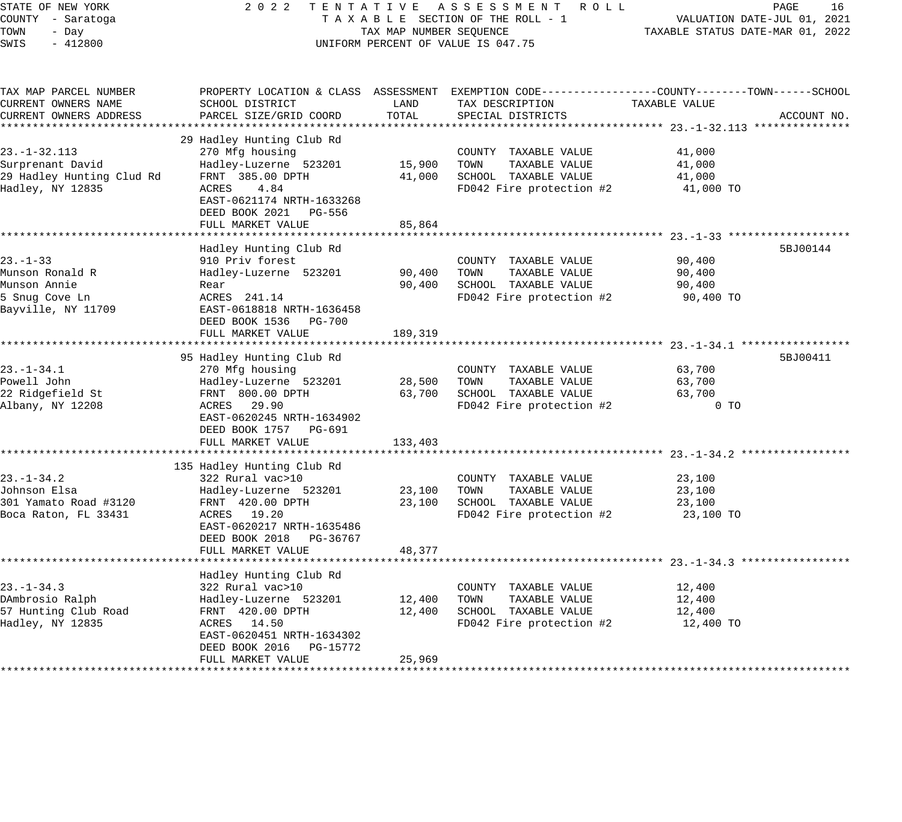STATE OF NEW YORK
COUNTY - Saratoga
TOWN - Day
SWIS - 412800

2022 TENTATIVE ASSESSMENT ROLL
TAXABLE SECTION OF THE ROLL - 1
TAX MAP NUMBER SEQUENCE
UNIFORM PERCENT OF VALUE IS 047.75

VALUATION DATE-JUL 01, 2021
TAXABLE STATUS DATE-MAR 01, 2022

| TAX MAP PARCEL NUMBER / CURRENT OWNERS NAME / CURRENT OWNERS ADDRESS | PROPERTY LOCATION & CLASS / SCHOOL DISTRICT / PARCEL SIZE/GRID COORD | ASSESSMENT LAND | TOTAL | EXEMPTION CODE / TAX DESCRIPTION / SPECIAL DISTRICTS | TAXABLE VALUE | ACCOUNT NO. |
|---|---|---|---|---|---|---|
| **23.-1-32.113** | 29 Hadley Hunting Club Rd | | | | | |
| 23.-1-32.113 | 270 Mfg housing | | | COUNTY TAXABLE VALUE | 41,000 | |
| Surprenant David | Hadley-Luzerne 523201 | 15,900 | | TOWN TAXABLE VALUE | 41,000 | |
| 29 Hadley Hunting Clud Rd | FRNT 385.00 DPTH | | 41,000 | SCHOOL TAXABLE VALUE | 41,000 | |
| Hadley, NY 12835 | ACRES 4.84 | | | FD042 Fire protection #2 | 41,000 TO | |
| | EAST-0621174 NRTH-1633268 | | | | | |
| | DEED BOOK 2021 PG-556 | | | | | |
| | FULL MARKET VALUE | | 85,864 | | | |
| **23.-1-33** | Hadley Hunting Club Rd | | | | | 5BJ00144 |
| 23.-1-33 | 910 Priv forest | | | COUNTY TAXABLE VALUE | 90,400 | |
| Munson Ronald R | Hadley-Luzerne 523201 | 90,400 | | TOWN TAXABLE VALUE | 90,400 | |
| Munson Annie | Rear | | 90,400 | SCHOOL TAXABLE VALUE | 90,400 | |
| 5 Snug Cove Ln | ACRES 241.14 | | | FD042 Fire protection #2 | 90,400 TO | |
| Bayville, NY 11709 | EAST-0618818 NRTH-1636458 | | | | | |
| | DEED BOOK 1536 PG-700 | | | | | |
| | FULL MARKET VALUE | | 189,319 | | | |
| **23.-1-34.1** | 95 Hadley Hunting Club Rd | | | | | 5BJ00411 |
| 23.-1-34.1 | 270 Mfg housing | | | COUNTY TAXABLE VALUE | 63,700 | |
| Powell John | Hadley-Luzerne 523201 | 28,500 | | TOWN TAXABLE VALUE | 63,700 | |
| 22 Ridgefield St | FRNT 800.00 DPTH | | 63,700 | SCHOOL TAXABLE VALUE | 63,700 | |
| Albany, NY 12208 | ACRES 29.90 | | | FD042 Fire protection #2 | 0 TO | |
| | EAST-0620245 NRTH-1634902 | | | | | |
| | DEED BOOK 1757 PG-691 | | | | | |
| | FULL MARKET VALUE | | 133,403 | | | |
| **23.-1-34.2** | 135 Hadley Hunting Club Rd | | | | | |
| 23.-1-34.2 | 322 Rural vac>10 | | | COUNTY TAXABLE VALUE | 23,100 | |
| Johnson Elsa | Hadley-Luzerne 523201 | 23,100 | | TOWN TAXABLE VALUE | 23,100 | |
| 301 Yamato Road #3120 | FRNT 420.00 DPTH | | 23,100 | SCHOOL TAXABLE VALUE | 23,100 | |
| Boca Raton, FL 33431 | ACRES 19.20 | | | FD042 Fire protection #2 | 23,100 TO | |
| | EAST-0620217 NRTH-1635486 | | | | | |
| | DEED BOOK 2018 PG-36767 | | | | | |
| | FULL MARKET VALUE | | 48,377 | | | |
| **23.-1-34.3** | Hadley Hunting Club Rd | | | | | |
| 23.-1-34.3 | 322 Rural vac>10 | | | COUNTY TAXABLE VALUE | 12,400 | |
| DAmbrosio Ralph | Hadley-Luzerne 523201 | 12,400 | | TOWN TAXABLE VALUE | 12,400 | |
| 57 Hunting Club Road | FRNT 420.00 DPTH | | 12,400 | SCHOOL TAXABLE VALUE | 12,400 | |
| Hadley, NY 12835 | ACRES 14.50 | | | FD042 Fire protection #2 | 12,400 TO | |
| | EAST-0620451 NRTH-1634302 | | | | | |
| | DEED BOOK 2016 PG-15772 | | | | | |
| | FULL MARKET VALUE | | 25,969 | | | |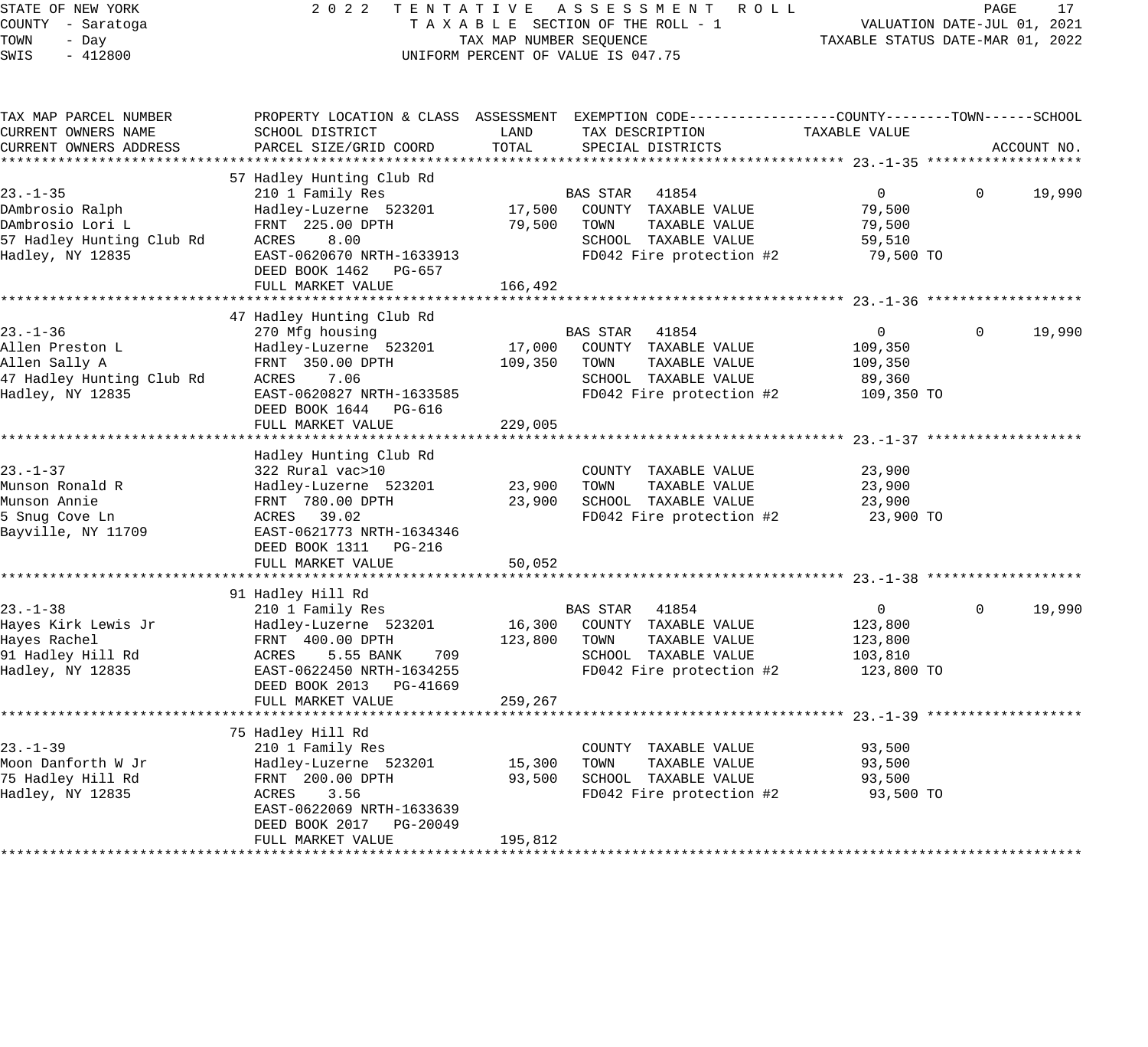STATE OF NEW YORK
COUNTY - Saratoga
TOWN - Day
SWIS - 412800

2022 TENTATIVE ASSESSMENT ROLL
TAXABLE SECTION OF THE ROLL - 1
TAX MAP NUMBER SEQUENCE
UNIFORM PERCENT OF VALUE IS 047.75

VALUATION DATE-JUL 01, 2021
TAXABLE STATUS DATE-MAR 01, 2022

| TAX MAP PARCEL NUMBER / CURRENT OWNERS NAME / CURRENT OWNERS ADDRESS | PROPERTY LOCATION & CLASS / SCHOOL DISTRICT / PARCEL SIZE/GRID COORD | ASSESSMENT LAND | ASSESSMENT TOTAL | EXEMPTION CODE / TAX DESCRIPTION / SPECIAL DISTRICTS | COUNTY TAXABLE VALUE | TOWN | SCHOOL / ACCOUNT NO. |
|---|---|---|---|---|---|---|---|
| **23.-1-35** | 57 Hadley Hunting Club Rd | | | | | | |
| 23.-1-35 | 210 1 Family Res | | | BAS STAR 41854 | 0 | 0 | 19,990 |
| DAmbrosio Ralph | Hadley-Luzerne 523201 | 17,500 | | COUNTY TAXABLE VALUE | 79,500 | | |
| DAmbrosio Lori L | FRNT 225.00 DPTH | | 79,500 | TOWN TAXABLE VALUE | 79,500 | | |
| 57 Hadley Hunting Club Rd | ACRES 8.00 | | | SCHOOL TAXABLE VALUE | 59,510 | | |
| Hadley, NY 12835 | EAST-0620670 NRTH-1633913 | | | FD042 Fire protection #2 | 79,500 TO | | |
| | DEED BOOK 1462 PG-657 | | | | | | |
| | FULL MARKET VALUE | | 166,492 | | | | |
| **23.-1-36** | 47 Hadley Hunting Club Rd | | | | | | |
| 23.-1-36 | 270 Mfg housing | | | BAS STAR 41854 | 0 | 0 | 19,990 |
| Allen Preston L | Hadley-Luzerne 523201 | 17,000 | | COUNTY TAXABLE VALUE | 109,350 | | |
| Allen Sally A | FRNT 350.00 DPTH | | 109,350 | TOWN TAXABLE VALUE | 109,350 | | |
| 47 Hadley Hunting Club Rd | ACRES 7.06 | | | SCHOOL TAXABLE VALUE | 89,360 | | |
| Hadley, NY 12835 | EAST-0620827 NRTH-1633585 | | | FD042 Fire protection #2 | 109,350 TO | | |
| | DEED BOOK 1644 PG-616 | | | | | | |
| | FULL MARKET VALUE | | 229,005 | | | | |
| **23.-1-37** | Hadley Hunting Club Rd | | | | | | |
| 23.-1-37 | 322 Rural vac>10 | | | COUNTY TAXABLE VALUE | 23,900 | | |
| Munson Ronald R | Hadley-Luzerne 523201 | 23,900 | | TOWN TAXABLE VALUE | 23,900 | | |
| Munson Annie | FRNT 780.00 DPTH | | 23,900 | SCHOOL TAXABLE VALUE | 23,900 | | |
| 5 Snug Cove Ln | ACRES 39.02 | | | FD042 Fire protection #2 | 23,900 TO | | |
| Bayville, NY 11709 | EAST-0621773 NRTH-1634346 | | | | | | |
| | DEED BOOK 1311 PG-216 | | | | | | |
| | FULL MARKET VALUE | | 50,052 | | | | |
| **23.-1-38** | 91 Hadley Hill Rd | | | | | | |
| 23.-1-38 | 210 1 Family Res | | | BAS STAR 41854 | 0 | 0 | 19,990 |
| Hayes Kirk Lewis Jr | Hadley-Luzerne 523201 | 16,300 | | COUNTY TAXABLE VALUE | 123,800 | | |
| Hayes Rachel | FRNT 400.00 DPTH | | 123,800 | TOWN TAXABLE VALUE | 123,800 | | |
| 91 Hadley Hill Rd | ACRES 5.55 BANK 709 | | | SCHOOL TAXABLE VALUE | 103,810 | | |
| Hadley, NY 12835 | EAST-0622450 NRTH-1634255 | | | FD042 Fire protection #2 | 123,800 TO | | |
| | DEED BOOK 2013 PG-41669 | | | | | | |
| | FULL MARKET VALUE | | 259,267 | | | | |
| **23.-1-39** | 75 Hadley Hill Rd | | | | | | |
| 23.-1-39 | 210 1 Family Res | | | COUNTY TAXABLE VALUE | 93,500 | | |
| Moon Danforth W Jr | Hadley-Luzerne 523201 | 15,300 | | TOWN TAXABLE VALUE | 93,500 | | |
| 75 Hadley Hill Rd | FRNT 200.00 DPTH | | 93,500 | SCHOOL TAXABLE VALUE | 93,500 | | |
| Hadley, NY 12835 | ACRES 3.56 | | | FD042 Fire protection #2 | 93,500 TO | | |
| | EAST-0622069 NRTH-1633639 | | | | | | |
| | DEED BOOK 2017 PG-20049 | | | | | | |
| | FULL MARKET VALUE | | 195,812 | | | | |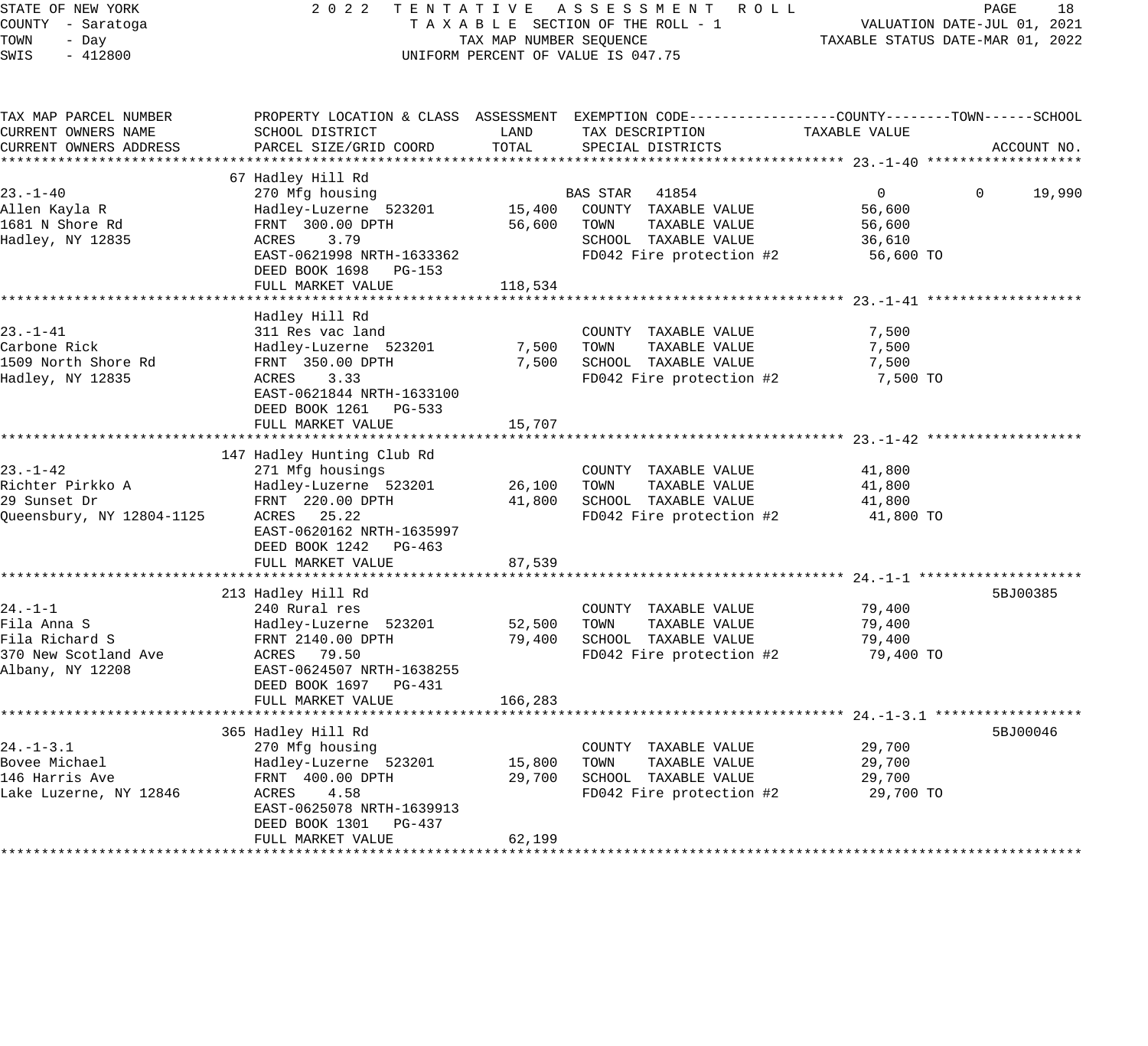STATE OF NEW YORK — 2022 TENTATIVE ASSESSMENT ROLL
COUNTY - Saratoga — TAXABLE SECTION OF THE ROLL - 1 — VALUATION DATE-JUL 01, 2021
TOWN - Day — TAX MAP NUMBER SEQUENCE — TAXABLE STATUS DATE-MAR 01, 2022
SWIS - 412800 — UNIFORM PERCENT OF VALUE IS 047.75

| TAX MAP PARCEL NUMBER / CURRENT OWNERS NAME / CURRENT OWNERS ADDRESS | PROPERTY LOCATION & CLASS / SCHOOL DISTRICT / PARCEL SIZE/GRID COORD | ASSESSMENT LAND | ASSESSMENT TOTAL | EXEMPTION CODE / TAX DESCRIPTION / SPECIAL DISTRICTS | COUNTY | TOWN | SCHOOL | ACCOUNT NO. |
|---|---|---|---|---|---|---|---|---|
| **23.-1-40** | 67 Hadley Hill Rd | | | | | | | |
| 23.-1-40 | 270 Mfg housing | | | BAS STAR 41854 | 0 | 0 | 19,990 | |
| Allen Kayla R | Hadley-Luzerne 523201 | 15,400 | | COUNTY TAXABLE VALUE | 56,600 | | | |
| 1681 N Shore Rd | FRNT 300.00 DPTH | | 56,600 | TOWN TAXABLE VALUE | | 56,600 | | |
| Hadley, NY 12835 | ACRES 3.79 | | | SCHOOL TAXABLE VALUE | | | 36,610 | |
| | EAST-0621998 NRTH-1633362 | | | FD042 Fire protection #2 | 56,600 TO | | | |
| | DEED BOOK 1698 PG-153 | | | | | | | |
| | FULL MARKET VALUE | | 118,534 | | | | | |
| **23.-1-41** | Hadley Hill Rd | | | | | | | |
| 23.-1-41 | 311 Res vac land | | | COUNTY TAXABLE VALUE | 7,500 | | | |
| Carbone Rick | Hadley-Luzerne 523201 | 7,500 | | TOWN TAXABLE VALUE | | 7,500 | | |
| 1509 North Shore Rd | FRNT 350.00 DPTH | | 7,500 | SCHOOL TAXABLE VALUE | | | 7,500 | |
| Hadley, NY 12835 | ACRES 3.33 | | | FD042 Fire protection #2 | 7,500 TO | | | |
| | EAST-0621844 NRTH-1633100 | | | | | | | |
| | DEED BOOK 1261 PG-533 | | | | | | | |
| | FULL MARKET VALUE | | 15,707 | | | | | |
| **23.-1-42** | 147 Hadley Hunting Club Rd | | | | | | | |
| 23.-1-42 | 271 Mfg housings | | | COUNTY TAXABLE VALUE | 41,800 | | | |
| Richter Pirkko A | Hadley-Luzerne 523201 | 26,100 | | TOWN TAXABLE VALUE | | 41,800 | | |
| 29 Sunset Dr | FRNT 220.00 DPTH | | 41,800 | SCHOOL TAXABLE VALUE | | | 41,800 | |
| Queensbury, NY 12804-1125 | ACRES 25.22 | | | FD042 Fire protection #2 | 41,800 TO | | | |
| | EAST-0620162 NRTH-1635997 | | | | | | | |
| | DEED BOOK 1242 PG-463 | | | | | | | |
| | FULL MARKET VALUE | | 87,539 | | | | | |
| **24.-1-1** | 213 Hadley Hill Rd | | | | | | | 5BJ00385 |
| 24.-1-1 | 240 Rural res | | | COUNTY TAXABLE VALUE | 79,400 | | | |
| Fila Anna S | Hadley-Luzerne 523201 | 52,500 | | TOWN TAXABLE VALUE | | 79,400 | | |
| Fila Richard S | FRNT 2140.00 DPTH | | 79,400 | SCHOOL TAXABLE VALUE | | | 79,400 | |
| 370 New Scotland Ave | ACRES 79.50 | | | FD042 Fire protection #2 | 79,400 TO | | | |
| Albany, NY 12208 | EAST-0624507 NRTH-1638255 | | | | | | | |
| | DEED BOOK 1697 PG-431 | | | | | | | |
| | FULL MARKET VALUE | | 166,283 | | | | | |
| **24.-1-3.1** | 365 Hadley Hill Rd | | | | | | | 5BJ00046 |
| 24.-1-3.1 | 270 Mfg housing | | | COUNTY TAXABLE VALUE | 29,700 | | | |
| Bovee Michael | Hadley-Luzerne 523201 | 15,800 | | TOWN TAXABLE VALUE | | 29,700 | | |
| 146 Harris Ave | FRNT 400.00 DPTH | | 29,700 | SCHOOL TAXABLE VALUE | | | 29,700 | |
| Lake Luzerne, NY 12846 | ACRES 4.58 | | | FD042 Fire protection #2 | 29,700 TO | | | |
| | EAST-0625078 NRTH-1639913 | | | | | | | |
| | DEED BOOK 1301 PG-437 | | | | | | | |
| | FULL MARKET VALUE | | 62,199 | | | | | |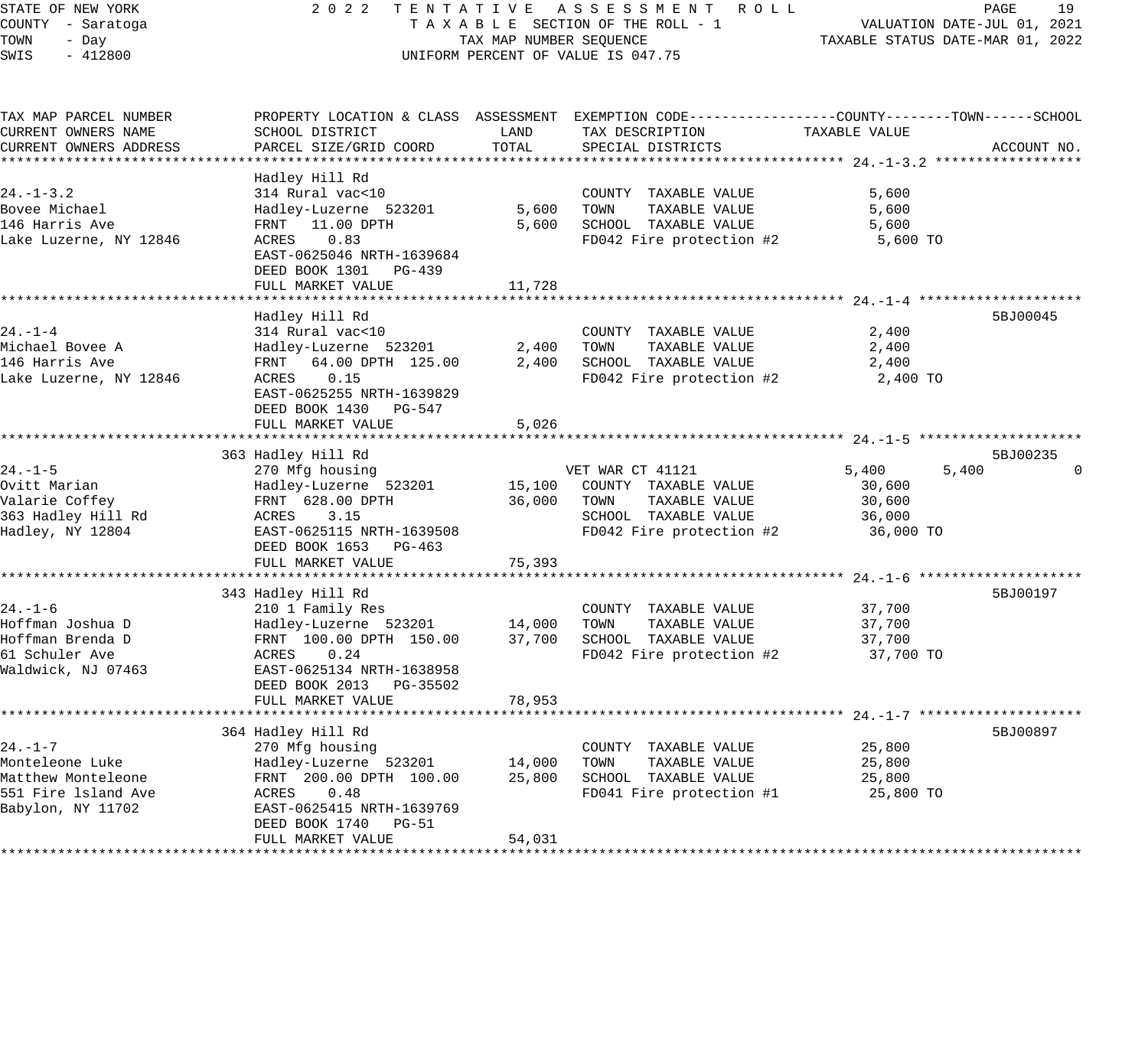STATE OF NEW YORK 2022 TENTATIVE ASSESSMENT ROLL
COUNTY - Saratoga TAXABLE SECTION OF THE ROLL - 1 VALUATION DATE-JUL 01, 2021
TOWN - Day TAX MAP NUMBER SEQUENCE TAXABLE STATUS DATE-MAR 01, 2022
SWIS - 412800 UNIFORM PERCENT OF VALUE IS 047.75

| TAX MAP PARCEL NUMBER / CURRENT OWNERS NAME / CURRENT OWNERS ADDRESS | PROPERTY LOCATION & CLASS / SCHOOL DISTRICT / PARCEL SIZE/GRID COORD | ASSESSMENT LAND | TOTAL | EXEMPTION CODE / TAX DESCRIPTION / SPECIAL DISTRICTS | COUNTY TAXABLE VALUE | TOWN | SCHOOL | ACCOUNT NO. |
|---|---|---|---|---|---|---|---|---|
| **24.-1-3.2** | Hadley Hill Rd | | | | | | | |
| 24.-1-3.2 | 314 Rural vac<10 | | | COUNTY TAXABLE VALUE | 5,600 | | | |
| Bovee Michael | Hadley-Luzerne 523201 | 5,600 | | TOWN TAXABLE VALUE | 5,600 | | | |
| 146 Harris Ave | FRNT 11.00 DPTH | | 5,600 | SCHOOL TAXABLE VALUE | 5,600 | | | |
| Lake Luzerne, NY 12846 | ACRES 0.83 | | | FD042 Fire protection #2 | 5,600 TO | | | |
| | EAST-0625046 NRTH-1639684 | | | | | | | |
| | DEED BOOK 1301 PG-439 | | | | | | | |
| | FULL MARKET VALUE | | 11,728 | | | | | |
| **24.-1-4** | Hadley Hill Rd | | | | | | | 5BJ00045 |
| 24.-1-4 | 314 Rural vac<10 | | | COUNTY TAXABLE VALUE | 2,400 | | | |
| Michael Bovee A | Hadley-Luzerne 523201 | 2,400 | | TOWN TAXABLE VALUE | 2,400 | | | |
| 146 Harris Ave | FRNT 64.00 DPTH 125.00 | | 2,400 | SCHOOL TAXABLE VALUE | 2,400 | | | |
| Lake Luzerne, NY 12846 | ACRES 0.15 | | | FD042 Fire protection #2 | 2,400 TO | | | |
| | EAST-0625255 NRTH-1639829 | | | | | | | |
| | DEED BOOK 1430 PG-547 | | | | | | | |
| | FULL MARKET VALUE | | 5,026 | | | | | |
| **24.-1-5** | 363 Hadley Hill Rd | | | | | | | 5BJ00235 |
| 24.-1-5 | 270 Mfg housing | | | VET WAR CT 41121 | 5,400 | 5,400 | 0 | |
| Ovitt Marian | Hadley-Luzerne 523201 | 15,100 | | COUNTY TAXABLE VALUE | 30,600 | | | |
| Valarie Coffey | FRNT 628.00 DPTH | | 36,000 | TOWN TAXABLE VALUE | 30,600 | | | |
| 363 Hadley Hill Rd | ACRES 3.15 | | | SCHOOL TAXABLE VALUE | 36,000 | | | |
| Hadley, NY 12804 | EAST-0625115 NRTH-1639508 | | | FD042 Fire protection #2 | 36,000 TO | | | |
| | DEED BOOK 1653 PG-463 | | | | | | | |
| | FULL MARKET VALUE | | 75,393 | | | | | |
| **24.-1-6** | 343 Hadley Hill Rd | | | | | | | 5BJ00197 |
| 24.-1-6 | 210 1 Family Res | | | COUNTY TAXABLE VALUE | 37,700 | | | |
| Hoffman Joshua D | Hadley-Luzerne 523201 | 14,000 | | TOWN TAXABLE VALUE | 37,700 | | | |
| Hoffman Brenda D | FRNT 100.00 DPTH 150.00 | | 37,700 | SCHOOL TAXABLE VALUE | 37,700 | | | |
| 61 Schuler Ave | ACRES 0.24 | | | FD042 Fire protection #2 | 37,700 TO | | | |
| Waldwick, NJ 07463 | EAST-0625134 NRTH-1638958 | | | | | | | |
| | DEED BOOK 2013 PG-35502 | | | | | | | |
| | FULL MARKET VALUE | | 78,953 | | | | | |
| **24.-1-7** | 364 Hadley Hill Rd | | | | | | | 5BJ00897 |
| 24.-1-7 | 270 Mfg housing | | | COUNTY TAXABLE VALUE | 25,800 | | | |
| Monteleone Luke | Hadley-Luzerne 523201 | 14,000 | | TOWN TAXABLE VALUE | 25,800 | | | |
| Matthew Monteleone | FRNT 200.00 DPTH 100.00 | | 25,800 | SCHOOL TAXABLE VALUE | 25,800 | | | |
| 551 Fire lsland Ave | ACRES 0.48 | | | FD041 Fire protection #1 | 25,800 TO | | | |
| Babylon, NY 11702 | EAST-0625415 NRTH-1639769 | | | | | | | |
| | DEED BOOK 1740 PG-51 | | | | | | | |
| | FULL MARKET VALUE | | 54,031 | | | | | |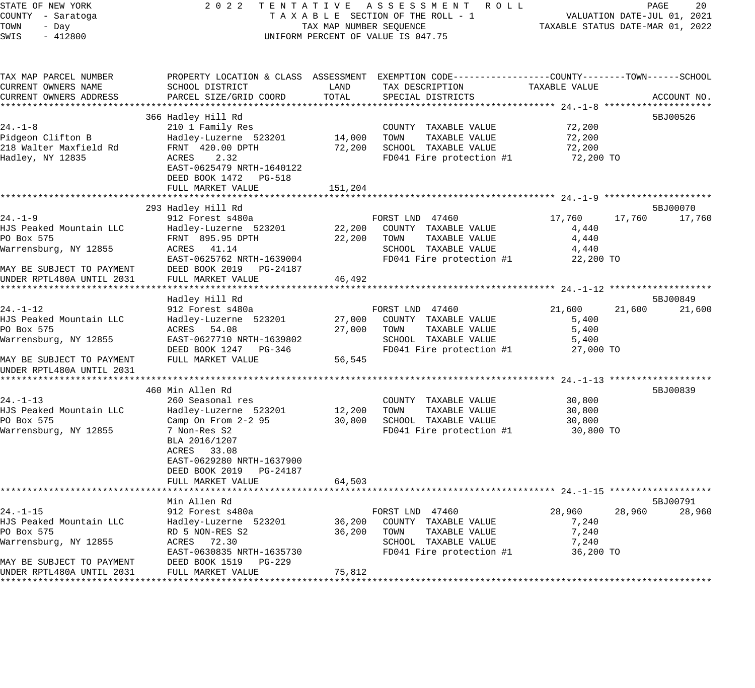STATE OF NEW YORK
COUNTY - Saratoga
TOWN - Day
SWIS - 412800

2022 TENTATIVE ASSESSMENT ROLL
TAXABLE SECTION OF THE ROLL - 1
TAX MAP NUMBER SEQUENCE
UNIFORM PERCENT OF VALUE IS 047.75

VALUATION DATE-JUL 01, 2021
TAXABLE STATUS DATE-MAR 01, 2022

| TAX MAP PARCEL NUMBER / CURRENT OWNERS NAME / CURRENT OWNERS ADDRESS | PROPERTY LOCATION & CLASS / SCHOOL DISTRICT / PARCEL SIZE/GRID COORD | ASSESSMENT LAND | ASSESSMENT TOTAL | EXEMPTION CODE / TAX DESCRIPTION / SPECIAL DISTRICTS | COUNTY TAXABLE VALUE | TOWN | SCHOOL | ACCOUNT NO. |
|---|---|---|---|---|---|---|---|---|
| **24.-1-8** | 366 Hadley Hill Rd | | | | | | | 5BJ00526 |
| 24.-1-8 | 210 1 Family Res | | | COUNTY TAXABLE VALUE | 72,200 | | | |
| Pidgeon Clifton B | Hadley-Luzerne 523201 | 14,000 | | TOWN TAXABLE VALUE | 72,200 | | | |
| 218 Walter Maxfield Rd | FRNT 420.00 DPTH | | 72,200 | SCHOOL TAXABLE VALUE | 72,200 | | | |
| Hadley, NY 12835 | ACRES 2.32 | | | FD041 Fire protection #1 | 72,200 TO | | | |
| | EAST-0625479 NRTH-1640122 | | | | | | | |
| | DEED BOOK 1472 PG-518 | | | | | | | |
| | FULL MARKET VALUE | | 151,204 | | | | | |
| **24.-1-9** | 293 Hadley Hill Rd | | | | | | | 5BJ00070 |
| 24.-1-9 | 912 Forest s480a | | | FORST LND 47460 | 17,760 | 17,760 | 17,760 | |
| HJS Peaked Mountain LLC | Hadley-Luzerne 523201 | 22,200 | | COUNTY TAXABLE VALUE | 4,440 | | | |
| PO Box 575 | FRNT 895.95 DPTH | | 22,200 | TOWN TAXABLE VALUE | 4,440 | | | |
| Warrensburg, NY 12855 | ACRES 41.14 | | | SCHOOL TAXABLE VALUE | 4,440 | | | |
| | EAST-0625762 NRTH-1639004 | | | FD041 Fire protection #1 | 22,200 TO | | | |
| MAY BE SUBJECT TO PAYMENT | DEED BOOK 2019 PG-24187 | | | | | | | |
| UNDER RPTL480A UNTIL 2031 | FULL MARKET VALUE | | 46,492 | | | | | |
| **24.-1-12** | Hadley Hill Rd | | | | | | | 5BJ00849 |
| 24.-1-12 | 912 Forest s480a | | | FORST LND 47460 | 21,600 | 21,600 | 21,600 | |
| HJS Peaked Mountain LLC | Hadley-Luzerne 523201 | 27,000 | | COUNTY TAXABLE VALUE | 5,400 | | | |
| PO Box 575 | ACRES 54.08 | | 27,000 | TOWN TAXABLE VALUE | 5,400 | | | |
| Warrensburg, NY 12855 | EAST-0627710 NRTH-1639802 | | | SCHOOL TAXABLE VALUE | 5,400 | | | |
| | DEED BOOK 1247 PG-346 | | | FD041 Fire protection #1 | 27,000 TO | | | |
| MAY BE SUBJECT TO PAYMENT | FULL MARKET VALUE | | 56,545 | | | | | |
| UNDER RPTL480A UNTIL 2031 | | | | | | | | |
| **24.-1-13** | 460 Min Allen Rd | | | | | | | 5BJ00839 |
| 24.-1-13 | 260 Seasonal res | | | COUNTY TAXABLE VALUE | 30,800 | | | |
| HJS Peaked Mountain LLC | Hadley-Luzerne 523201 | 12,200 | | TOWN TAXABLE VALUE | 30,800 | | | |
| PO Box 575 | Camp On From 2-2 95 | | 30,800 | SCHOOL TAXABLE VALUE | 30,800 | | | |
| Warrensburg, NY 12855 | 7 Non-Res S2 | | | FD041 Fire protection #1 | 30,800 TO | | | |
| | BLA 2016/1207 | | | | | | | |
| | ACRES 33.08 | | | | | | | |
| | EAST-0629280 NRTH-1637900 | | | | | | | |
| | DEED BOOK 2019 PG-24187 | | | | | | | |
| | FULL MARKET VALUE | | 64,503 | | | | | |
| **24.-1-15** | Min Allen Rd | | | | | | | 5BJ00791 |
| 24.-1-15 | 912 Forest s480a | | | FORST LND 47460 | 28,960 | 28,960 | 28,960 | |
| HJS Peaked Mountain LLC | Hadley-Luzerne 523201 | 36,200 | | COUNTY TAXABLE VALUE | 7,240 | | | |
| PO Box 575 | RD 5 NON-RES S2 | | 36,200 | TOWN TAXABLE VALUE | 7,240 | | | |
| Warrensburg, NY 12855 | ACRES 72.30 | | | SCHOOL TAXABLE VALUE | 7,240 | | | |
| | EAST-0630835 NRTH-1635730 | | | FD041 Fire protection #1 | 36,200 TO | | | |
| MAY BE SUBJECT TO PAYMENT | DEED BOOK 1519 PG-229 | | | | | | | |
| UNDER RPTL480A UNTIL 2031 | FULL MARKET VALUE | | 75,812 | | | | | |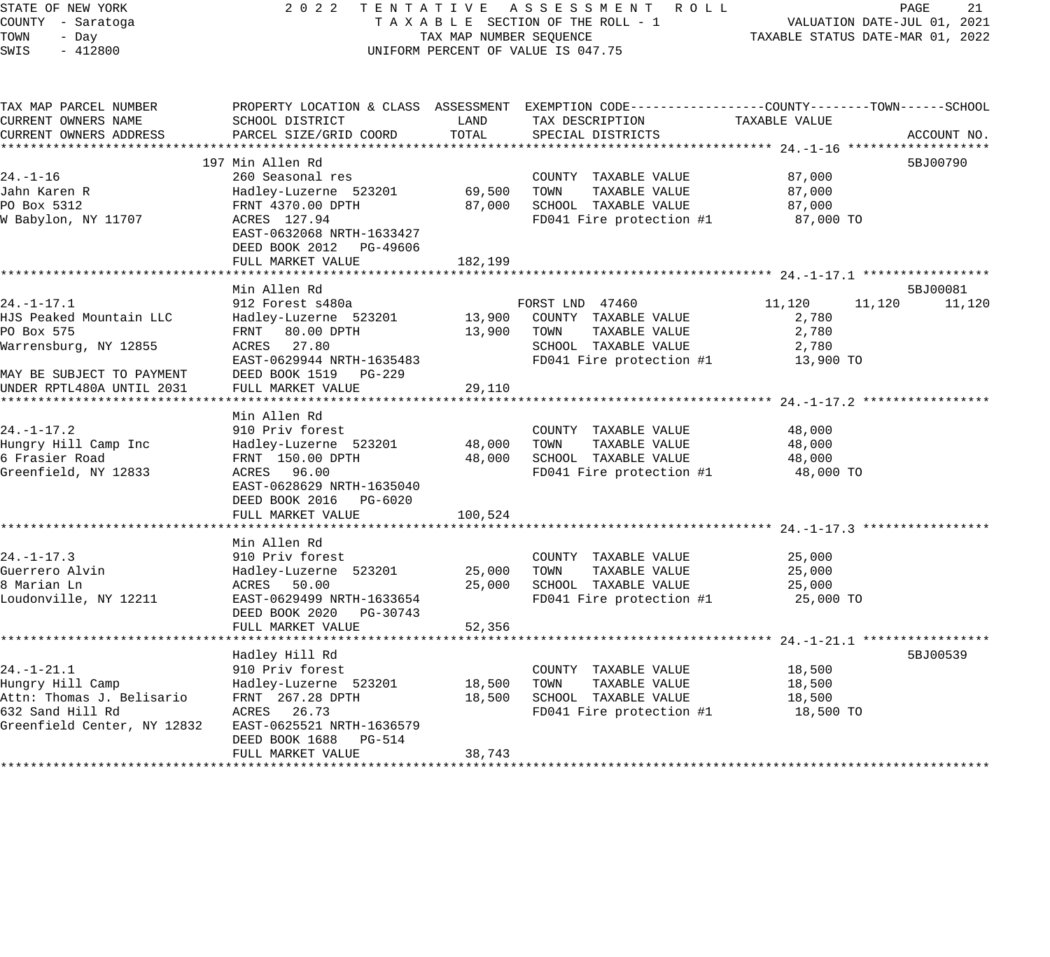STATE OF NEW YORK | 2022 TENTATIVE ASSESSMENT ROLL
COUNTY - Saratoga | TAXABLE SECTION OF THE ROLL - 1 | VALUATION DATE-JUL 01, 2021
TOWN - Day | TAX MAP NUMBER SEQUENCE | TAXABLE STATUS DATE-MAR 01, 2022
SWIS - 412800 | UNIFORM PERCENT OF VALUE IS 047.75

| TAX MAP PARCEL NUMBER / CURRENT OWNERS NAME / CURRENT OWNERS ADDRESS | PROPERTY LOCATION & CLASS / SCHOOL DISTRICT / PARCEL SIZE/GRID COORD | ASSESSMENT LAND | ASSESSMENT TOTAL | EXEMPTION CODE / TAX DESCRIPTION / SPECIAL DISTRICTS | COUNTY TAXABLE VALUE | TOWN | SCHOOL | ACCOUNT NO. |
|---|---|---|---|---|---|---|---|---|
| **24.-1-16** | 197 Min Allen Rd | | | | | | | 5BJ00790 |
| 24.-1-16 | 260 Seasonal res | | | COUNTY TAXABLE VALUE | 87,000 | | | |
| Jahn Karen R | Hadley-Luzerne 523201 | 69,500 | | TOWN TAXABLE VALUE | 87,000 | | | |
| PO Box 5312 | FRNT 4370.00 DPTH | | 87,000 | SCHOOL TAXABLE VALUE | 87,000 | | | |
| W Babylon, NY 11707 | ACRES 127.94 | | | FD041 Fire protection #1 | 87,000 TO | | | |
| | EAST-0632068 NRTH-1633427 | | | | | | | |
| | DEED BOOK 2012 PG-49606 | | | | | | | |
| | FULL MARKET VALUE | | 182,199 | | | | | |
| **24.-1-17.1** | Min Allen Rd | | | | | | | 5BJ00081 |
| 24.-1-17.1 | 912 Forest s480a | | | FORST LND 47460 | 11,120 | 11,120 | 11,120 | |
| HJS Peaked Mountain LLC | Hadley-Luzerne 523201 | 13,900 | | COUNTY TAXABLE VALUE | 2,780 | | | |
| PO Box 575 | FRNT 80.00 DPTH | | 13,900 | TOWN TAXABLE VALUE | 2,780 | | | |
| Warrensburg, NY 12855 | ACRES 27.80 | | | SCHOOL TAXABLE VALUE | 2,780 | | | |
| | EAST-0629944 NRTH-1635483 | | | FD041 Fire protection #1 | 13,900 TO | | | |
| MAY BE SUBJECT TO PAYMENT | DEED BOOK 1519 PG-229 | | | | | | | |
| UNDER RPTL480A UNTIL 2031 | FULL MARKET VALUE | | 29,110 | | | | | |
| **24.-1-17.2** | Min Allen Rd | | | | | | | |
| 24.-1-17.2 | 910 Priv forest | | | COUNTY TAXABLE VALUE | 48,000 | | | |
| Hungry Hill Camp Inc | Hadley-Luzerne 523201 | 48,000 | | TOWN TAXABLE VALUE | 48,000 | | | |
| 6 Frasier Road | FRNT 150.00 DPTH | | 48,000 | SCHOOL TAXABLE VALUE | 48,000 | | | |
| Greenfield, NY 12833 | ACRES 96.00 | | | FD041 Fire protection #1 | 48,000 TO | | | |
| | EAST-0628629 NRTH-1635040 | | | | | | | |
| | DEED BOOK 2016 PG-6020 | | | | | | | |
| | FULL MARKET VALUE | | 100,524 | | | | | |
| **24.-1-17.3** | Min Allen Rd | | | | | | | |
| 24.-1-17.3 | 910 Priv forest | | | COUNTY TAXABLE VALUE | 25,000 | | | |
| Guerrero Alvin | Hadley-Luzerne 523201 | 25,000 | | TOWN TAXABLE VALUE | 25,000 | | | |
| 8 Marian Ln | ACRES 50.00 | | 25,000 | SCHOOL TAXABLE VALUE | 25,000 | | | |
| Loudonville, NY 12211 | EAST-0629499 NRTH-1633654 | | | FD041 Fire protection #1 | 25,000 TO | | | |
| | DEED BOOK 2020 PG-30743 | | | | | | | |
| | FULL MARKET VALUE | | 52,356 | | | | | |
| **24.-1-21.1** | Hadley Hill Rd | | | | | | | 5BJ00539 |
| 24.-1-21.1 | 910 Priv forest | | | COUNTY TAXABLE VALUE | 18,500 | | | |
| Hungry Hill Camp | Hadley-Luzerne 523201 | 18,500 | | TOWN TAXABLE VALUE | 18,500 | | | |
| Attn: Thomas J. Belisario | FRNT 267.28 DPTH | | 18,500 | SCHOOL TAXABLE VALUE | 18,500 | | | |
| 632 Sand Hill Rd | ACRES 26.73 | | | FD041 Fire protection #1 | 18,500 TO | | | |
| Greenfield Center, NY 12832 | EAST-0625521 NRTH-1636579 | | | | | | | |
| | DEED BOOK 1688 PG-514 | | | | | | | |
| | FULL MARKET VALUE | | 38,743 | | | | | |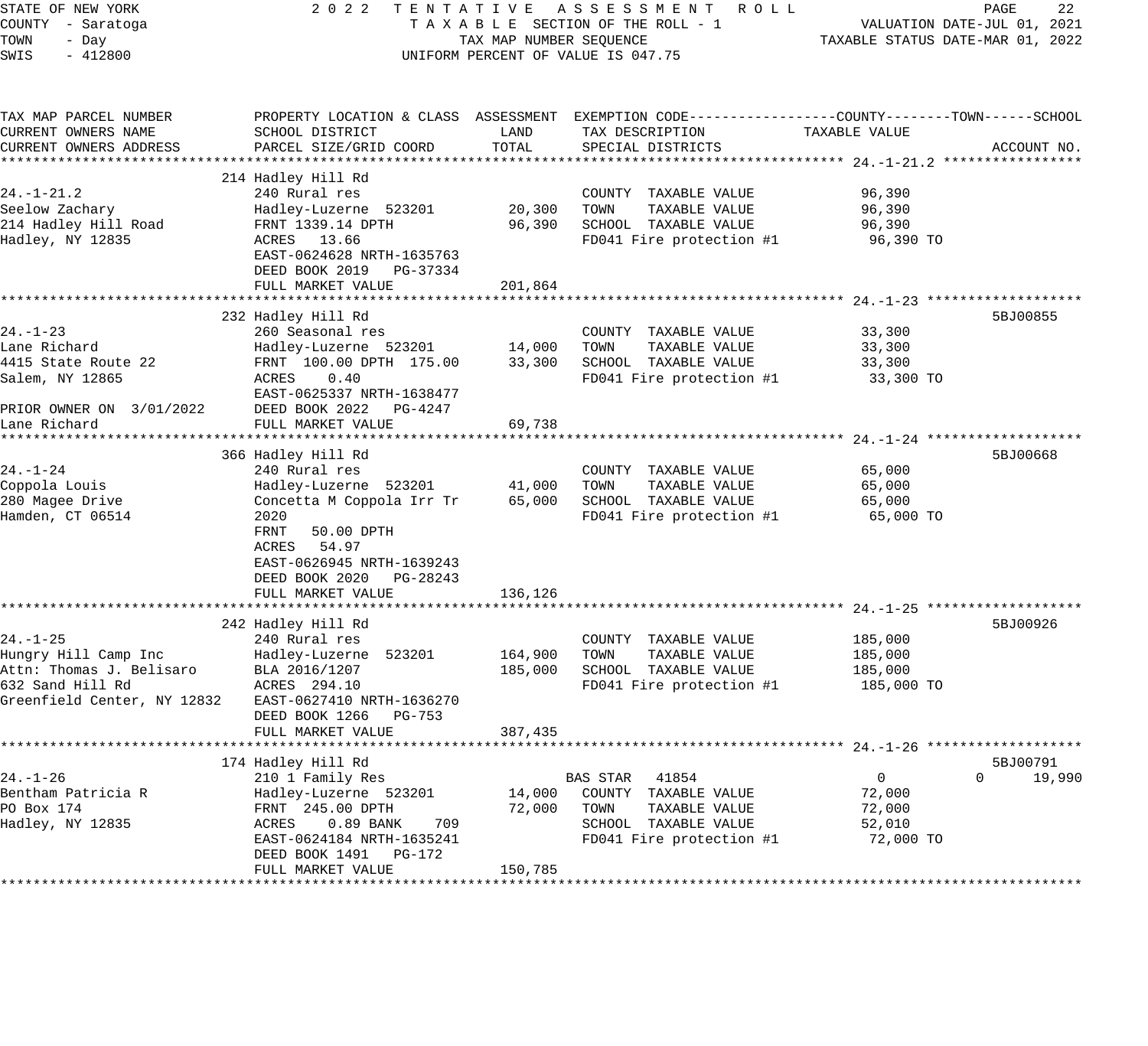STATE OF NEW YORK
COUNTY - Saratoga
TOWN - Day
SWIS - 412800

2022 TENTATIVE ASSESSMENT ROLL
TAXABLE SECTION OF THE ROLL - 1
TAX MAP NUMBER SEQUENCE
UNIFORM PERCENT OF VALUE IS 047.75

VALUATION DATE-JUL 01, 2021
TAXABLE STATUS DATE-MAR 01, 2022

| TAX MAP PARCEL NUMBER / CURRENT OWNERS NAME / CURRENT OWNERS ADDRESS | PROPERTY LOCATION & CLASS / SCHOOL DISTRICT / PARCEL SIZE/GRID COORD | ASSESSMENT LAND | ASSESSMENT TOTAL | EXEMPTION CODE / TAX DESCRIPTION / SPECIAL DISTRICTS | COUNTY TAXABLE VALUE | TOWN | SCHOOL | ACCOUNT NO. |
|---|---|---|---|---|---|---|---|---|
| **24.-1-21.2** | 214 Hadley Hill Rd | | | | | | | |
| 24.-1-21.2 | 240 Rural res | | | COUNTY TAXABLE VALUE | 96,390 | | | |
| Seelow Zachary | Hadley-Luzerne 523201 | 20,300 | | TOWN TAXABLE VALUE | 96,390 | | | |
| 214 Hadley Hill Road | FRNT 1339.14 DPTH | | 96,390 | SCHOOL TAXABLE VALUE | 96,390 | | | |
| Hadley, NY 12835 | ACRES 13.66 | | | FD041 Fire protection #1 | 96,390 TO | | | |
| | EAST-0624628 NRTH-1635763 | | | | | | | |
| | DEED BOOK 2019 PG-37334 | | | | | | | |
| | FULL MARKET VALUE | | 201,864 | | | | | |
| **24.-1-23** | 232 Hadley Hill Rd | | | | | | | 5BJ00855 |
| 24.-1-23 | 260 Seasonal res | | | COUNTY TAXABLE VALUE | 33,300 | | | |
| Lane Richard | Hadley-Luzerne 523201 | 14,000 | | TOWN TAXABLE VALUE | 33,300 | | | |
| 4415 State Route 22 | FRNT 100.00 DPTH 175.00 | | 33,300 | SCHOOL TAXABLE VALUE | 33,300 | | | |
| Salem, NY 12865 | ACRES 0.40 | | | FD041 Fire protection #1 | 33,300 TO | | | |
| | EAST-0625337 NRTH-1638477 | | | | | | | |
| PRIOR OWNER ON 3/01/2022 | DEED BOOK 2022 PG-4247 | | | | | | | |
| Lane Richard | FULL MARKET VALUE | | 69,738 | | | | | |
| **24.-1-24** | 366 Hadley Hill Rd | | | | | | | 5BJ00668 |
| 24.-1-24 | 240 Rural res | | | COUNTY TAXABLE VALUE | 65,000 | | | |
| Coppola Louis | Hadley-Luzerne 523201 | 41,000 | | TOWN TAXABLE VALUE | 65,000 | | | |
| 280 Magee Drive | Concetta M Coppola Irr Tr | | 65,000 | SCHOOL TAXABLE VALUE | 65,000 | | | |
| Hamden, CT 06514 | 2020 | | | FD041 Fire protection #1 | 65,000 TO | | | |
| | FRNT 50.00 DPTH | | | | | | | |
| | ACRES 54.97 | | | | | | | |
| | EAST-0626945 NRTH-1639243 | | | | | | | |
| | DEED BOOK 2020 PG-28243 | | | | | | | |
| | FULL MARKET VALUE | | 136,126 | | | | | |
| **24.-1-25** | 242 Hadley Hill Rd | | | | | | | 5BJ00926 |
| 24.-1-25 | 240 Rural res | | | COUNTY TAXABLE VALUE | 185,000 | | | |
| Hungry Hill Camp Inc | Hadley-Luzerne 523201 | 164,900 | | TOWN TAXABLE VALUE | 185,000 | | | |
| Attn: Thomas J. Belisaro | BLA 2016/1207 | | 185,000 | SCHOOL TAXABLE VALUE | 185,000 | | | |
| 632 Sand Hill Rd | ACRES 294.10 | | | FD041 Fire protection #1 | 185,000 TO | | | |
| Greenfield Center, NY 12832 | EAST-0627410 NRTH-1636270 | | | | | | | |
| | DEED BOOK 1266 PG-753 | | | | | | | |
| | FULL MARKET VALUE | | 387,435 | | | | | |
| **24.-1-26** | 174 Hadley Hill Rd | | | | | | | 5BJ00791 |
| 24.-1-26 | 210 1 Family Res | | | BAS STAR 41854 | 0 | 0 | 19,990 | |
| Bentham Patricia R | Hadley-Luzerne 523201 | 14,000 | | COUNTY TAXABLE VALUE | 72,000 | | | |
| PO Box 174 | FRNT 245.00 DPTH | | 72,000 | TOWN TAXABLE VALUE | 72,000 | | | |
| Hadley, NY 12835 | ACRES 0.89 BANK 709 | | | SCHOOL TAXABLE VALUE | 52,010 | | | |
| | EAST-0624184 NRTH-1635241 | | | FD041 Fire protection #1 | 72,000 TO | | | |
| | DEED BOOK 1491 PG-172 | | | | | | | |
| | FULL MARKET VALUE | | 150,785 | | | | | |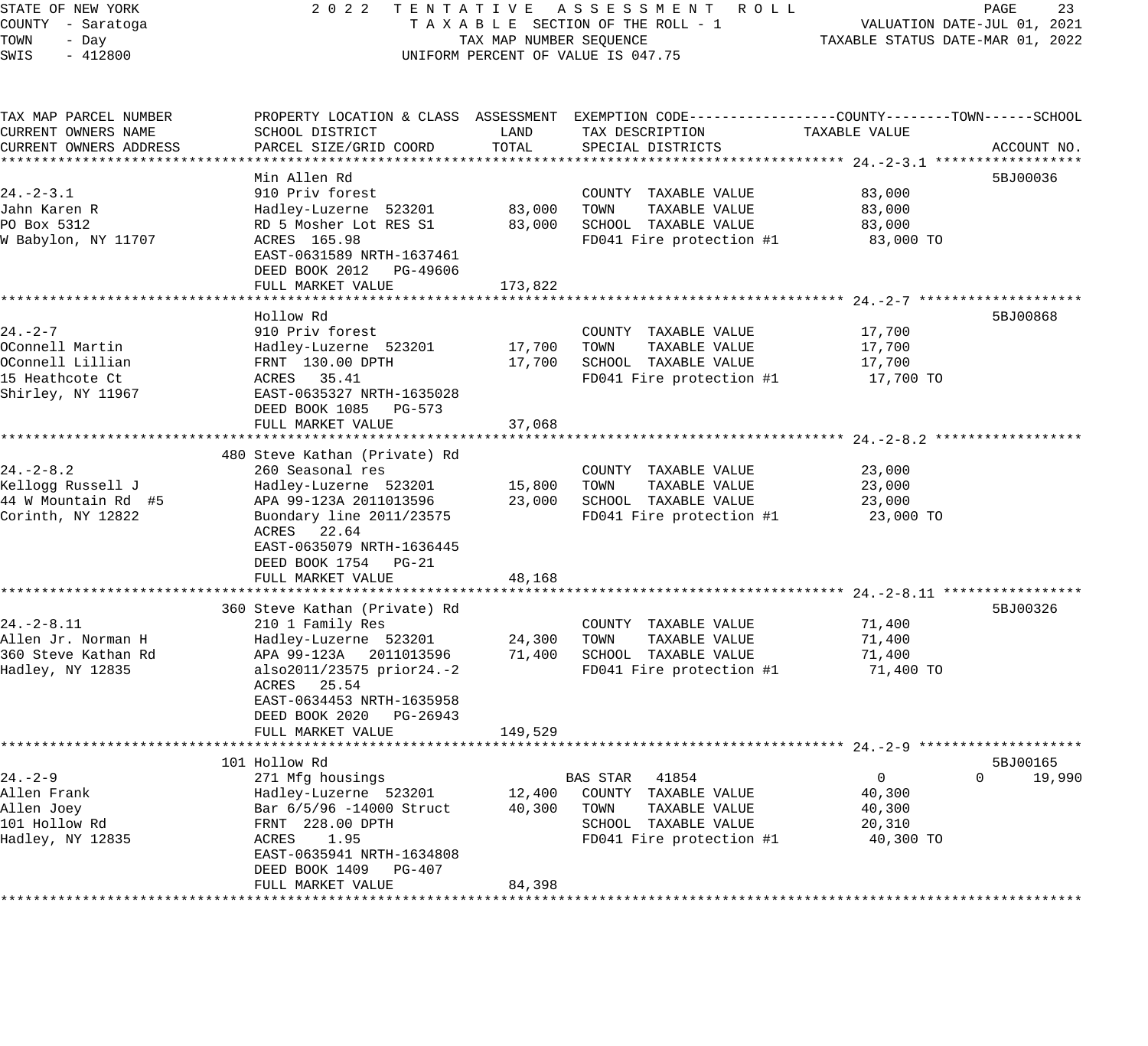STATE OF NEW YORK
COUNTY - Saratoga
TOWN - Day
SWIS - 412800

2022 TENTATIVE ASSESSMENT ROLL
TAXABLE SECTION OF THE ROLL - 1
TAX MAP NUMBER SEQUENCE
UNIFORM PERCENT OF VALUE IS 047.75

VALUATION DATE-JUL 01, 2021
TAXABLE STATUS DATE-MAR 01, 2022

| TAX MAP PARCEL NUMBER / CURRENT OWNERS NAME / CURRENT OWNERS ADDRESS | PROPERTY LOCATION & CLASS / SCHOOL DISTRICT / PARCEL SIZE/GRID COORD | ASSESSMENT LAND | ASSESSMENT TOTAL | EXEMPTION CODE / TAX DESCRIPTION / SPECIAL DISTRICTS | COUNTY / TAXABLE VALUE | TOWN | SCHOOL | ACCOUNT NO. |
|---|---|---|---|---|---|---|---|---|
| **24.-2-3.1** | Min Allen Rd | | | | | | | 5BJ00036 |
| 24.-2-3.1 | 910 Priv forest | | | COUNTY TAXABLE VALUE | 83,000 | | | |
| Jahn Karen R | Hadley-Luzerne 523201 | 83,000 | | TOWN TAXABLE VALUE | 83,000 | | | |
| PO Box 5312 | RD 5 Mosher Lot RES S1 | | 83,000 | SCHOOL TAXABLE VALUE | 83,000 | | | |
| W Babylon, NY 11707 | ACRES 165.98 | | | FD041 Fire protection #1 | 83,000 TO | | | |
| | EAST-0631589 NRTH-1637461 | | | | | | | |
| | DEED BOOK 2012 PG-49606 | | | | | | | |
| | FULL MARKET VALUE | | 173,822 | | | | | |
| **24.-2-7** | Hollow Rd | | | | | | | 5BJ00868 |
| 24.-2-7 | 910 Priv forest | | | COUNTY TAXABLE VALUE | 17,700 | | | |
| OConnell Martin | Hadley-Luzerne 523201 | 17,700 | | TOWN TAXABLE VALUE | 17,700 | | | |
| OConnell Lillian | FRNT 130.00 DPTH | | 17,700 | SCHOOL TAXABLE VALUE | 17,700 | | | |
| 15 Heathcote Ct | ACRES 35.41 | | | FD041 Fire protection #1 | 17,700 TO | | | |
| Shirley, NY 11967 | EAST-0635327 NRTH-1635028 | | | | | | | |
| | DEED BOOK 1085 PG-573 | | | | | | | |
| | FULL MARKET VALUE | | 37,068 | | | | | |
| **24.-2-8.2** | 480 Steve Kathan (Private) Rd | | | | | | | |
| 24.-2-8.2 | 260 Seasonal res | | | COUNTY TAXABLE VALUE | 23,000 | | | |
| Kellogg Russell J | Hadley-Luzerne 523201 | 15,800 | | TOWN TAXABLE VALUE | 23,000 | | | |
| 44 W Mountain Rd #5 | APA 99-123A 2011013596 | | 23,000 | SCHOOL TAXABLE VALUE | 23,000 | | | |
| Corinth, NY 12822 | Buondary line 2011/23575 | | | FD041 Fire protection #1 | 23,000 TO | | | |
| | ACRES 22.64 | | | | | | | |
| | EAST-0635079 NRTH-1636445 | | | | | | | |
| | DEED BOOK 1754 PG-21 | | | | | | | |
| | FULL MARKET VALUE | | 48,168 | | | | | |
| **24.-2-8.11** | 360 Steve Kathan (Private) Rd | | | | | | | 5BJ00326 |
| 24.-2-8.11 | 210 1 Family Res | | | COUNTY TAXABLE VALUE | 71,400 | | | |
| Allen Jr. Norman H | Hadley-Luzerne 523201 | 24,300 | | TOWN TAXABLE VALUE | 71,400 | | | |
| 360 Steve Kathan Rd | APA 99-123A 2011013596 | | 71,400 | SCHOOL TAXABLE VALUE | 71,400 | | | |
| Hadley, NY 12835 | also2011/23575 prior24.-2 | | | FD041 Fire protection #1 | 71,400 TO | | | |
| | ACRES 25.54 | | | | | | | |
| | EAST-0634453 NRTH-1635958 | | | | | | | |
| | DEED BOOK 2020 PG-26943 | | | | | | | |
| | FULL MARKET VALUE | | 149,529 | | | | | |
| **24.-2-9** | 101 Hollow Rd | | | | | | | 5BJ00165 |
| 24.-2-9 | 271 Mfg housings | | | BAS STAR 41854 | 0 | 0 | 19,990 | |
| Allen Frank | Hadley-Luzerne 523201 | 12,400 | | COUNTY TAXABLE VALUE | 40,300 | | | |
| Allen Joey | Bar 6/5/96 -14000 Struct | | 40,300 | TOWN TAXABLE VALUE | 40,300 | | | |
| 101 Hollow Rd | FRNT 228.00 DPTH | | | SCHOOL TAXABLE VALUE | 20,310 | | | |
| Hadley, NY 12835 | ACRES 1.95 | | | FD041 Fire protection #1 | 40,300 TO | | | |
| | EAST-0635941 NRTH-1634808 | | | | | | | |
| | DEED BOOK 1409 PG-407 | | | | | | | |
| | FULL MARKET VALUE | | 84,398 | | | | | |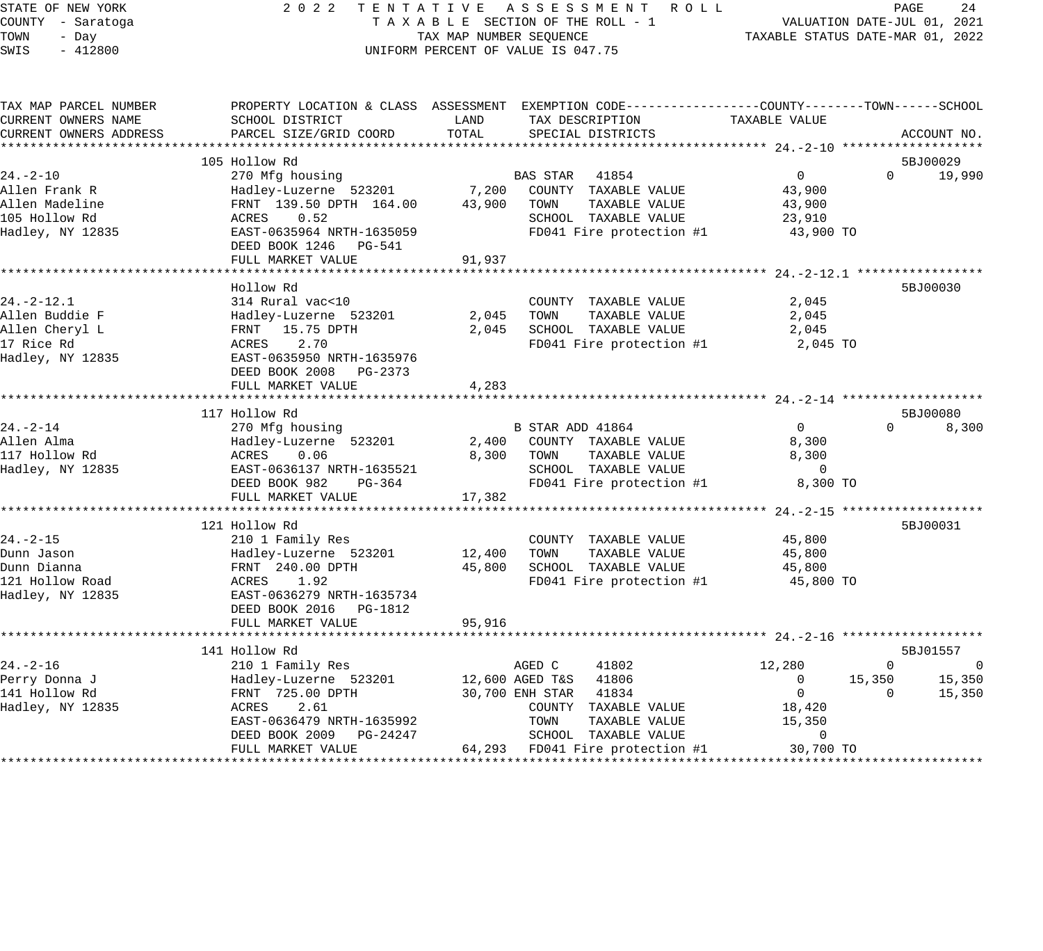STATE OF NEW YORK — 2022 TENTATIVE ASSESSMENT ROLL — PAGE 24
COUNTY - Saratoga — TAXABLE SECTION OF THE ROLL - 1 — VALUATION DATE-JUL 01, 2021
TOWN - Day — TAX MAP NUMBER SEQUENCE — TAXABLE STATUS DATE-MAR 01, 2022
SWIS - 412800 — UNIFORM PERCENT OF VALUE IS 047.75

```
TAX MAP PARCEL NUMBER          PROPERTY LOCATION & CLASS  ASSESSMENT  EXEMPTION CODE-----------------COUNTY--------TOWN------SCHOOL
CURRENT OWNERS NAME            SCHOOL DISTRICT               LAND      TAX DESCRIPTION             TAXABLE VALUE
CURRENT OWNERS ADDRESS         PARCEL SIZE/GRID COORD        TOTAL     SPECIAL DISTRICTS                                    ACCOUNT NO.
*********************************************************************************************** 24.-2-10 *******************
                               105 Hollow Rd                                                                                5BJ00029
24.-2-10                       270 Mfg housing                         BAS STAR   41854                0          0     19,990
Allen Frank R                  Hadley-Luzerne  523201        7,200     COUNTY  TAXABLE VALUE          43,900
Allen Madeline                 FRNT  139.50 DPTH  164.00    43,900     TOWN    TAXABLE VALUE          43,900
105 Hollow Rd                  ACRES    0.52                           SCHOOL  TAXABLE VALUE          23,910
Hadley, NY 12835               EAST-0635964 NRTH-1635059               FD041 Fire protection #1        43,900 TO
                               DEED BOOK 1246   PG-541
                               FULL MARKET VALUE            91,937
*********************************************************************************************** 24.-2-12.1 *****************
                               Hollow Rd                                                                                    5BJ00030
24.-2-12.1                     314 Rural vac<10                        COUNTY  TAXABLE VALUE           2,045
Allen Buddie F                 Hadley-Luzerne  523201        2,045     TOWN    TAXABLE VALUE           2,045
Allen Cheryl L                 FRNT   15.75 DPTH             2,045     SCHOOL  TAXABLE VALUE           2,045
17 Rice Rd                     ACRES    2.70                           FD041 Fire protection #1         2,045 TO
Hadley, NY 12835               EAST-0635950 NRTH-1635976
                               DEED BOOK 2008   PG-2373
                               FULL MARKET VALUE             4,283
*********************************************************************************************** 24.-2-14 *******************
                               117 Hollow Rd                                                                                5BJ00080
24.-2-14                       270 Mfg housing                         B STAR ADD 41864                0          0      8,300
Allen Alma                     Hadley-Luzerne  523201        2,400     COUNTY  TAXABLE VALUE           8,300
117 Hollow Rd                  ACRES    0.06                 8,300     TOWN    TAXABLE VALUE           8,300
Hadley, NY 12835               EAST-0636137 NRTH-1635521               SCHOOL  TAXABLE VALUE               0
                               DEED BOOK 982    PG-364                 FD041 Fire protection #1         8,300 TO
                               FULL MARKET VALUE            17,382
*********************************************************************************************** 24.-2-15 *******************
                               121 Hollow Rd                                                                                5BJ00031
24.-2-15                       210 1 Family Res                        COUNTY  TAXABLE VALUE          45,800
Dunn Jason                     Hadley-Luzerne  523201       12,400     TOWN    TAXABLE VALUE          45,800
Dunn Dianna                    FRNT  240.00 DPTH            45,800     SCHOOL  TAXABLE VALUE          45,800
121 Hollow Road                ACRES    1.92                           FD041 Fire protection #1        45,800 TO
Hadley, NY 12835               EAST-0636279 NRTH-1635734
                               DEED BOOK 2016   PG-1812
                               FULL MARKET VALUE            95,916
*********************************************************************************************** 24.-2-16 *******************
                               141 Hollow Rd                                                                                5BJ01557
24.-2-16                       210 1 Family Res                        AGED C     41802           12,280          0          0
Perry Donna J                  Hadley-Luzerne  523201       12,600     AGED T&S   41806                0     15,350     15,350
141 Hollow Rd                  FRNT  725.00 DPTH            30,700     ENH STAR   41834                0          0     15,350
Hadley, NY 12835               ACRES    2.61                           COUNTY  TAXABLE VALUE          18,420
                               EAST-0636479 NRTH-1635992               TOWN    TAXABLE VALUE          15,350
                               DEED BOOK 2009   PG-24247               SCHOOL  TAXABLE VALUE               0
                               FULL MARKET VALUE            64,293     FD041 Fire protection #1        30,700 TO
************************************************************************************************************************************
```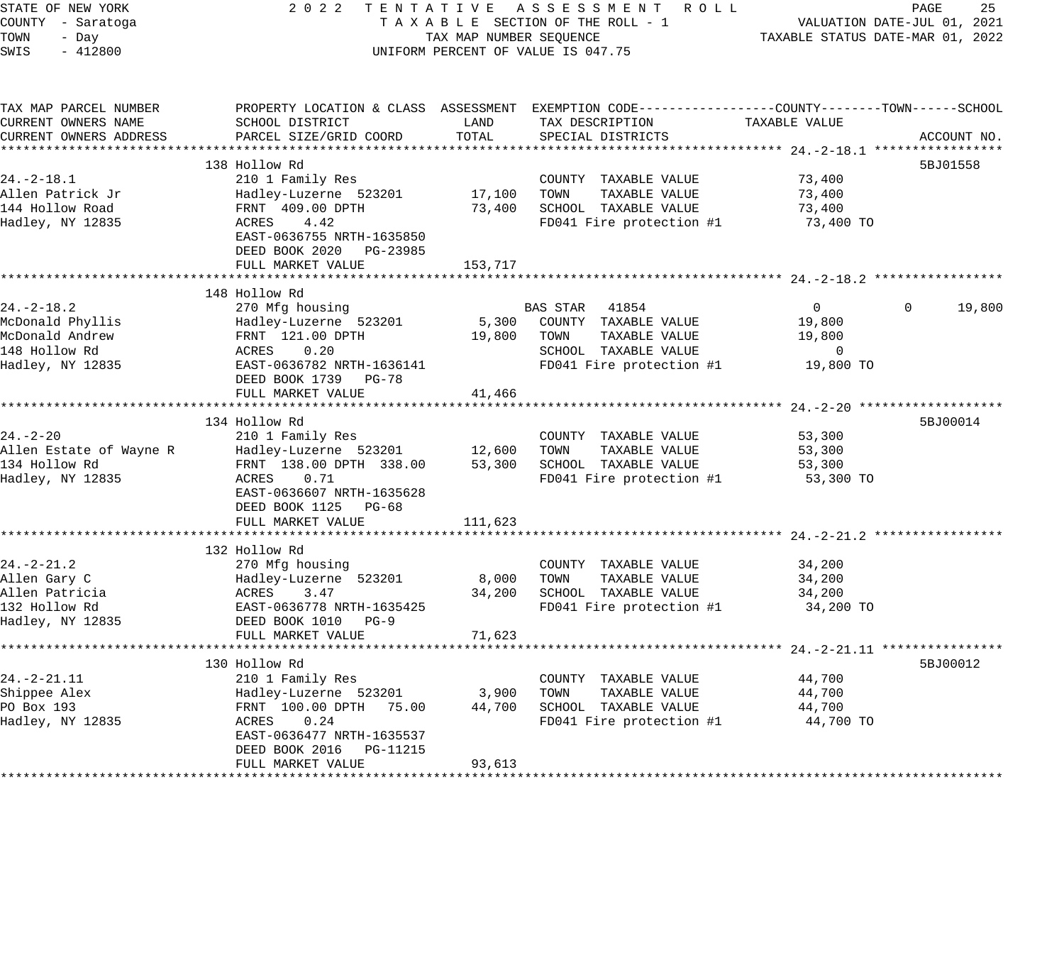STATE OF NEW YORK
COUNTY - Saratoga
TOWN - Day
SWIS - 412800

2 0 2 2 T E N T A T I V E A S S E S S M E N T R O L L
T A X A B L E SECTION OF THE ROLL - 1
TAX MAP NUMBER SEQUENCE
UNIFORM PERCENT OF VALUE IS 047.75

VALUATION DATE-JUL 01, 2021
TAXABLE STATUS DATE-MAR 01, 2022

| TAX MAP PARCEL NUMBER / CURRENT OWNERS NAME / CURRENT OWNERS ADDRESS | PROPERTY LOCATION & CLASS / SCHOOL DISTRICT / PARCEL SIZE/GRID COORD | ASSESSMENT LAND | ASSESSMENT TOTAL | EXEMPTION CODE / TAX DESCRIPTION / SPECIAL DISTRICTS | COUNTY TAXABLE VALUE | TOWN | SCHOOL | ACCOUNT NO. |
|---|---|---|---|---|---|---|---|---|
| **24.-2-18.1** | 138 Hollow Rd | | | | | | | 5BJ01558 |
| 24.-2-18.1 | 210 1 Family Res | | | COUNTY TAXABLE VALUE | 73,400 | | | |
| Allen Patrick Jr | Hadley-Luzerne 523201 | 17,100 | | TOWN TAXABLE VALUE | 73,400 | | | |
| 144 Hollow Road | FRNT 409.00 DPTH | | 73,400 | SCHOOL TAXABLE VALUE | 73,400 | | | |
| Hadley, NY 12835 | ACRES 4.42 | | | FD041 Fire protection #1 | 73,400 TO | | | |
| | EAST-0636755 NRTH-1635850 | | | | | | | |
| | DEED BOOK 2020 PG-23985 | | | | | | | |
| | FULL MARKET VALUE | | 153,717 | | | | | |
| **24.-2-18.2** | 148 Hollow Rd | | | | | | | |
| 24.-2-18.2 | 270 Mfg housing | | | BAS STAR 41854 | 0 | 0 | 19,800 | |
| McDonald Phyllis | Hadley-Luzerne 523201 | 5,300 | | COUNTY TAXABLE VALUE | 19,800 | | | |
| McDonald Andrew | FRNT 121.00 DPTH | | 19,800 | TOWN TAXABLE VALUE | 19,800 | | | |
| 148 Hollow Rd | ACRES 0.20 | | | SCHOOL TAXABLE VALUE | 0 | | | |
| Hadley, NY 12835 | EAST-0636782 NRTH-1636141 | | | FD041 Fire protection #1 | 19,800 TO | | | |
| | DEED BOOK 1739 PG-78 | | | | | | | |
| | FULL MARKET VALUE | | 41,466 | | | | | |
| **24.-2-20** | 134 Hollow Rd | | | | | | | 5BJ00014 |
| 24.-2-20 | 210 1 Family Res | | | COUNTY TAXABLE VALUE | 53,300 | | | |
| Allen Estate of Wayne R | Hadley-Luzerne 523201 | 12,600 | | TOWN TAXABLE VALUE | 53,300 | | | |
| 134 Hollow Rd | FRNT 138.00 DPTH 338.00 | | 53,300 | SCHOOL TAXABLE VALUE | 53,300 | | | |
| Hadley, NY 12835 | ACRES 0.71 | | | FD041 Fire protection #1 | 53,300 TO | | | |
| | EAST-0636607 NRTH-1635628 | | | | | | | |
| | DEED BOOK 1125 PG-68 | | | | | | | |
| | FULL MARKET VALUE | | 111,623 | | | | | |
| **24.-2-21.2** | 132 Hollow Rd | | | | | | | |
| 24.-2-21.2 | 270 Mfg housing | | | COUNTY TAXABLE VALUE | 34,200 | | | |
| Allen Gary C | Hadley-Luzerne 523201 | 8,000 | | TOWN TAXABLE VALUE | 34,200 | | | |
| Allen Patricia | ACRES 3.47 | | 34,200 | SCHOOL TAXABLE VALUE | 34,200 | | | |
| 132 Hollow Rd | EAST-0636778 NRTH-1635425 | | | FD041 Fire protection #1 | 34,200 TO | | | |
| Hadley, NY 12835 | DEED BOOK 1010 PG-9 | | | | | | | |
| | FULL MARKET VALUE | | 71,623 | | | | | |
| **24.-2-21.11** | 130 Hollow Rd | | | | | | | 5BJ00012 |
| 24.-2-21.11 | 210 1 Family Res | | | COUNTY TAXABLE VALUE | 44,700 | | | |
| Shippee Alex | Hadley-Luzerne 523201 | 3,900 | | TOWN TAXABLE VALUE | 44,700 | | | |
| PO Box 193 | FRNT 100.00 DPTH 75.00 | | 44,700 | SCHOOL TAXABLE VALUE | 44,700 | | | |
| Hadley, NY 12835 | ACRES 0.24 | | | FD041 Fire protection #1 | 44,700 TO | | | |
| | EAST-0636477 NRTH-1635537 | | | | | | | |
| | DEED BOOK 2016 PG-11215 | | | | | | | |
| | FULL MARKET VALUE | | 93,613 | | | | | |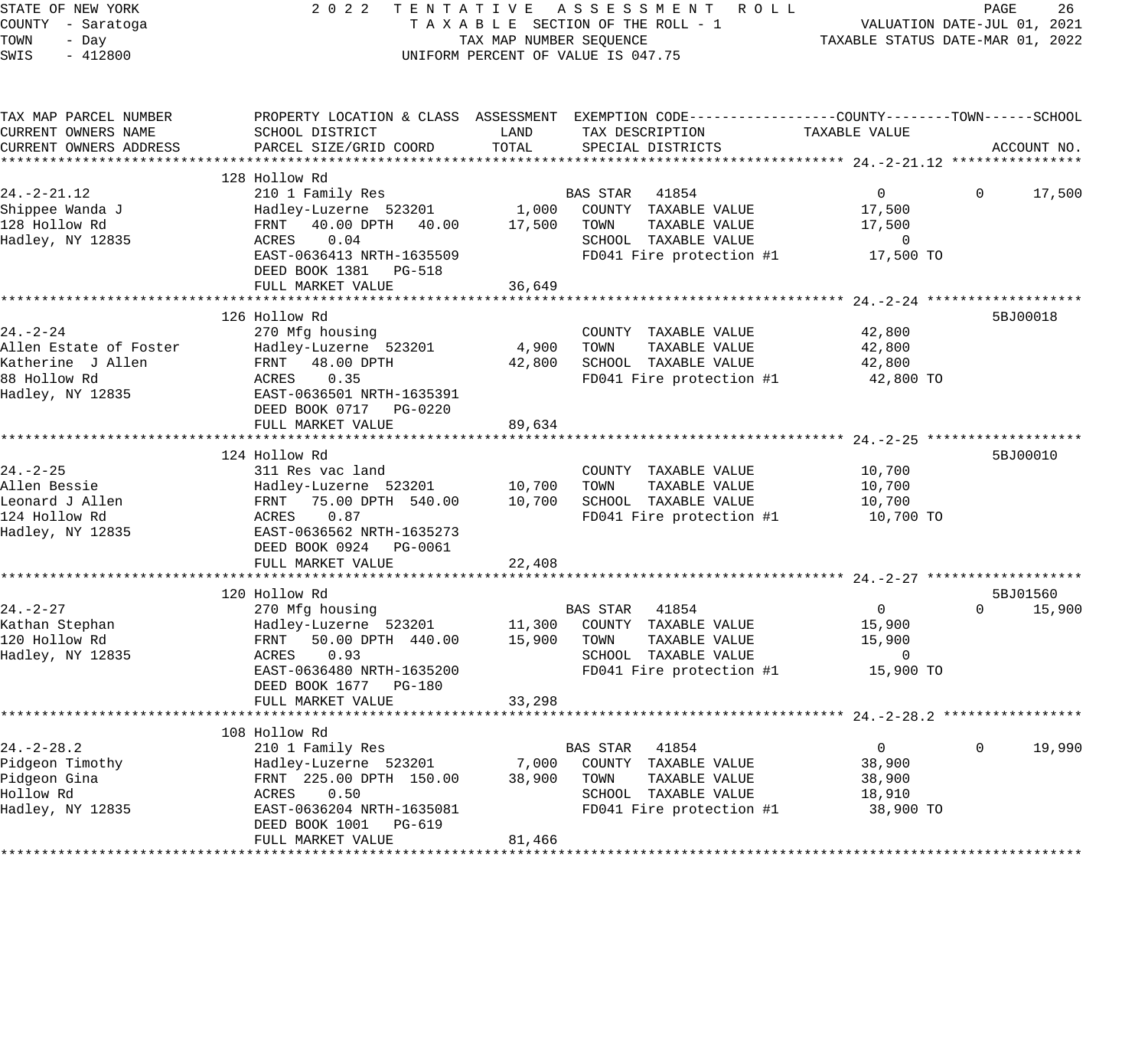STATE OF NEW YORK
COUNTY - Saratoga
TOWN - Day
SWIS - 412800

2 0 2 2 TENTATIVE ASSESSMENT ROLL
TAXABLE SECTION OF THE ROLL - 1
TAX MAP NUMBER SEQUENCE
UNIFORM PERCENT OF VALUE IS 047.75

VALUATION DATE-JUL 01, 2021
TAXABLE STATUS DATE-MAR 01, 2022

| TAX MAP PARCEL NUMBER / CURRENT OWNERS NAME / CURRENT OWNERS ADDRESS | PROPERTY LOCATION & CLASS / SCHOOL DISTRICT / PARCEL SIZE/GRID COORD | ASSESSMENT LAND | ASSESSMENT TOTAL | EXEMPTION CODE / TAX DESCRIPTION / SPECIAL DISTRICTS | COUNTY TAXABLE VALUE | TOWN | SCHOOL | ACCOUNT NO. |
|---|---|---|---|---|---|---|---|---|
| **24.-2-21.12** | 128 Hollow Rd | | | | | | | |
| 24.-2-21.12 | 210 1 Family Res | | | BAS STAR 41854 | 0 | 0 | 17,500 | |
| Shippee Wanda J | Hadley-Luzerne 523201 | 1,000 | | COUNTY TAXABLE VALUE | 17,500 | | | |
| 128 Hollow Rd | FRNT 40.00 DPTH 40.00 | | 17,500 | TOWN TAXABLE VALUE | 17,500 | | | |
| Hadley, NY 12835 | ACRES 0.04 | | | SCHOOL TAXABLE VALUE | 0 | | | |
| | EAST-0636413 NRTH-1635509 | | | FD041 Fire protection #1 | 17,500 TO | | | |
| | DEED BOOK 1381 PG-518 | | | | | | | |
| | FULL MARKET VALUE | | 36,649 | | | | | |
| **24.-2-24** | 126 Hollow Rd | | | | | | | 5BJ00018 |
| 24.-2-24 | 270 Mfg housing | | | COUNTY TAXABLE VALUE | 42,800 | | | |
| Allen Estate of Foster | Hadley-Luzerne 523201 | 4,900 | | TOWN TAXABLE VALUE | 42,800 | | | |
| Katherine J Allen | FRNT 48.00 DPTH | | 42,800 | SCHOOL TAXABLE VALUE | 42,800 | | | |
| 88 Hollow Rd | ACRES 0.35 | | | FD041 Fire protection #1 | 42,800 TO | | | |
| Hadley, NY 12835 | EAST-0636501 NRTH-1635391 | | | | | | | |
| | DEED BOOK 0717 PG-0220 | | | | | | | |
| | FULL MARKET VALUE | | 89,634 | | | | | |
| **24.-2-25** | 124 Hollow Rd | | | | | | | 5BJ00010 |
| 24.-2-25 | 311 Res vac land | | | COUNTY TAXABLE VALUE | 10,700 | | | |
| Allen Bessie | Hadley-Luzerne 523201 | 10,700 | | TOWN TAXABLE VALUE | 10,700 | | | |
| Leonard J Allen | FRNT 75.00 DPTH 540.00 | | 10,700 | SCHOOL TAXABLE VALUE | 10,700 | | | |
| 124 Hollow Rd | ACRES 0.87 | | | FD041 Fire protection #1 | 10,700 TO | | | |
| Hadley, NY 12835 | EAST-0636562 NRTH-1635273 | | | | | | | |
| | DEED BOOK 0924 PG-0061 | | | | | | | |
| | FULL MARKET VALUE | | 22,408 | | | | | |
| **24.-2-27** | 120 Hollow Rd | | | | | | | 5BJ01560 |
| 24.-2-27 | 270 Mfg housing | | | BAS STAR 41854 | 0 | 0 | 15,900 | |
| Kathan Stephan | Hadley-Luzerne 523201 | 11,300 | | COUNTY TAXABLE VALUE | 15,900 | | | |
| 120 Hollow Rd | FRNT 50.00 DPTH 440.00 | | 15,900 | TOWN TAXABLE VALUE | 15,900 | | | |
| Hadley, NY 12835 | ACRES 0.93 | | | SCHOOL TAXABLE VALUE | 0 | | | |
| | EAST-0636480 NRTH-1635200 | | | FD041 Fire protection #1 | 15,900 TO | | | |
| | DEED BOOK 1677 PG-180 | | | | | | | |
| | FULL MARKET VALUE | | 33,298 | | | | | |
| **24.-2-28.2** | 108 Hollow Rd | | | | | | | |
| 24.-2-28.2 | 210 1 Family Res | | | BAS STAR 41854 | 0 | 0 | 19,990 | |
| Pidgeon Timothy | Hadley-Luzerne 523201 | 7,000 | | COUNTY TAXABLE VALUE | 38,900 | | | |
| Pidgeon Gina | FRNT 225.00 DPTH 150.00 | | 38,900 | TOWN TAXABLE VALUE | 38,900 | | | |
| Hollow Rd | ACRES 0.50 | | | SCHOOL TAXABLE VALUE | 18,910 | | | |
| Hadley, NY 12835 | EAST-0636204 NRTH-1635081 | | | FD041 Fire protection #1 | 38,900 TO | | | |
| | DEED BOOK 1001 PG-619 | | | | | | | |
| | FULL MARKET VALUE | | 81,466 | | | | | |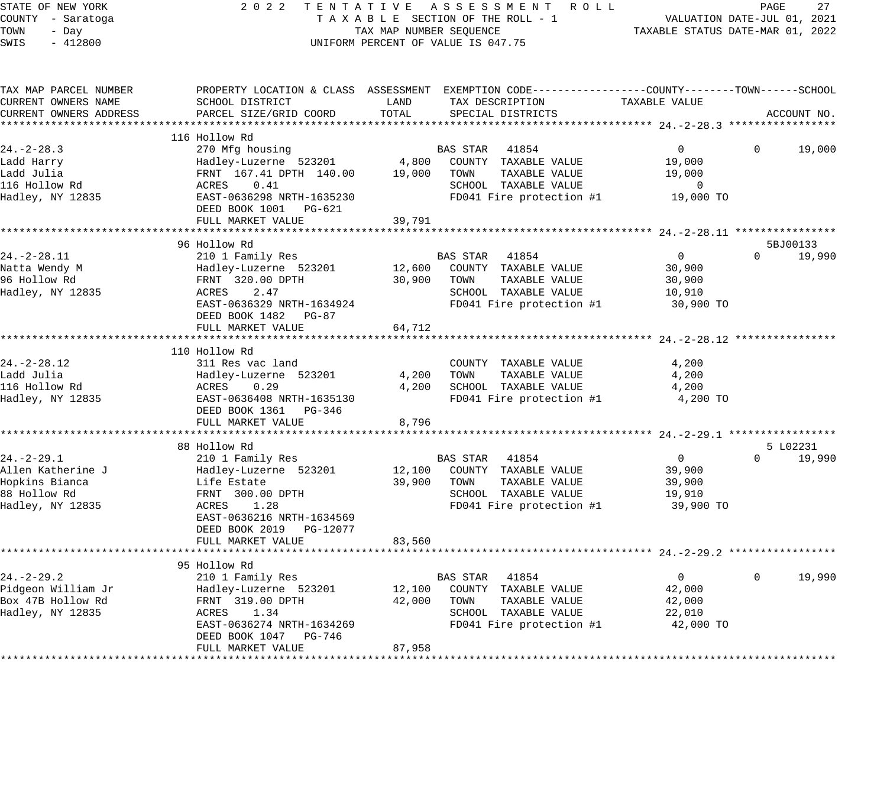STATE OF NEW YORK
COUNTY - Saratoga
TOWN - Day
SWIS - 412800

2022 TENTATIVE ASSESSMENT ROLL
TAXABLE SECTION OF THE ROLL - 1
TAX MAP NUMBER SEQUENCE
UNIFORM PERCENT OF VALUE IS 047.75

VALUATION DATE-JUL 01, 2021
TAXABLE STATUS DATE-MAR 01, 2022

| TAX MAP PARCEL NUMBER / CURRENT OWNERS NAME / CURRENT OWNERS ADDRESS | PROPERTY LOCATION & CLASS / SCHOOL DISTRICT / PARCEL SIZE/GRID COORD | LAND | ASSESSMENT TOTAL | EXEMPTION CODE / TAX DESCRIPTION / SPECIAL DISTRICTS | COUNTY TAXABLE VALUE | TOWN | SCHOOL | ACCOUNT NO. |
|---|---|---|---|---|---|---|---|---|
| **24.-2-28.3** | 116 Hollow Rd | | | | | | | |
| 24.-2-28.3 | 270 Mfg housing | | | BAS STAR 41854 | 0 | 0 | 19,000 | |
| Ladd Harry | Hadley-Luzerne 523201 | 4,800 | | COUNTY TAXABLE VALUE | 19,000 | | | |
| Ladd Julia | FRNT 167.41 DPTH 140.00 | | 19,000 | TOWN TAXABLE VALUE | 19,000 | | | |
| 116 Hollow Rd | ACRES 0.41 | | | SCHOOL TAXABLE VALUE | 0 | | | |
| Hadley, NY 12835 | EAST-0636298 NRTH-1635230 | | | FD041 Fire protection #1 | 19,000 TO | | | |
| | DEED BOOK 1001 PG-621 | | | | | | | |
| | FULL MARKET VALUE | | 39,791 | | | | | |
| **24.-2-28.11** | 96 Hollow Rd | | | | | | | 5BJ00133 |
| 24.-2-28.11 | 210 1 Family Res | | | BAS STAR 41854 | 0 | 0 | 19,990 | |
| Natta Wendy M | Hadley-Luzerne 523201 | 12,600 | | COUNTY TAXABLE VALUE | 30,900 | | | |
| 96 Hollow Rd | FRNT 320.00 DPTH | | 30,900 | TOWN TAXABLE VALUE | 30,900 | | | |
| Hadley, NY 12835 | ACRES 2.47 | | | SCHOOL TAXABLE VALUE | 10,910 | | | |
| | EAST-0636329 NRTH-1634924 | | | FD041 Fire protection #1 | 30,900 TO | | | |
| | DEED BOOK 1482 PG-87 | | | | | | | |
| | FULL MARKET VALUE | | 64,712 | | | | | |
| **24.-2-28.12** | 110 Hollow Rd | | | | | | | |
| 24.-2-28.12 | 311 Res vac land | | | COUNTY TAXABLE VALUE | 4,200 | | | |
| Ladd Julia | Hadley-Luzerne 523201 | 4,200 | | TOWN TAXABLE VALUE | 4,200 | | | |
| 116 Hollow Rd | ACRES 0.29 | | 4,200 | SCHOOL TAXABLE VALUE | 4,200 | | | |
| Hadley, NY 12835 | EAST-0636408 NRTH-1635130 | | | FD041 Fire protection #1 | 4,200 TO | | | |
| | DEED BOOK 1361 PG-346 | | | | | | | |
| | FULL MARKET VALUE | | 8,796 | | | | | |
| **24.-2-29.1** | 88 Hollow Rd | | | | | | | 5 L02231 |
| 24.-2-29.1 | 210 1 Family Res | | | BAS STAR 41854 | 0 | 0 | 19,990 | |
| Allen Katherine J | Hadley-Luzerne 523201 | 12,100 | | COUNTY TAXABLE VALUE | 39,900 | | | |
| Hopkins Bianca | Life Estate | | 39,900 | TOWN TAXABLE VALUE | 39,900 | | | |
| 88 Hollow Rd | FRNT 300.00 DPTH | | | SCHOOL TAXABLE VALUE | 19,910 | | | |
| Hadley, NY 12835 | ACRES 1.28 | | | FD041 Fire protection #1 | 39,900 TO | | | |
| | EAST-0636216 NRTH-1634569 | | | | | | | |
| | DEED BOOK 2019 PG-12077 | | | | | | | |
| | FULL MARKET VALUE | | 83,560 | | | | | |
| **24.-2-29.2** | 95 Hollow Rd | | | | | | | |
| 24.-2-29.2 | 210 1 Family Res | | | BAS STAR 41854 | 0 | 0 | 19,990 | |
| Pidgeon William Jr | Hadley-Luzerne 523201 | 12,100 | | COUNTY TAXABLE VALUE | 42,000 | | | |
| Box 47B Hollow Rd | FRNT 319.00 DPTH | | 42,000 | TOWN TAXABLE VALUE | 42,000 | | | |
| Hadley, NY 12835 | ACRES 1.34 | | | SCHOOL TAXABLE VALUE | 22,010 | | | |
| | EAST-0636274 NRTH-1634269 | | | FD041 Fire protection #1 | 42,000 TO | | | |
| | DEED BOOK 1047 PG-746 | | | | | | | |
| | FULL MARKET VALUE | | 87,958 | | | | | |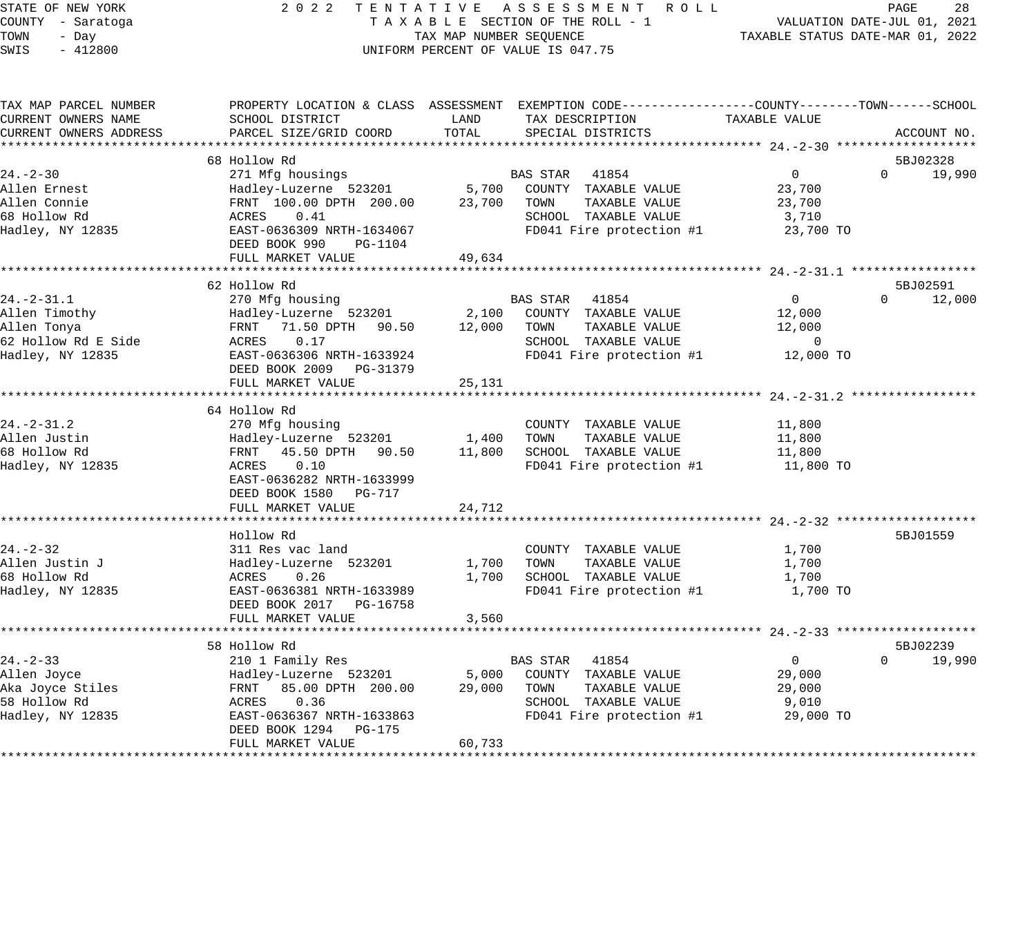STATE OF NEW YORK — 2022 TENTATIVE ASSESSMENT ROLL
COUNTY - Saratoga — TAXABLE SECTION OF THE ROLL - 1 — VALUATION DATE-JUL 01, 2021
TOWN - Day — TAX MAP NUMBER SEQUENCE — TAXABLE STATUS DATE-MAR 01, 2022
SWIS - 412800 — UNIFORM PERCENT OF VALUE IS 047.75

| TAX MAP PARCEL NUMBER / CURRENT OWNERS NAME / CURRENT OWNERS ADDRESS | PROPERTY LOCATION & CLASS / SCHOOL DISTRICT / PARCEL SIZE/GRID COORD | ASSESSMENT LAND | ASSESSMENT TOTAL | EXEMPTION CODE / TAX DESCRIPTION / SPECIAL DISTRICTS | COUNTY TAXABLE VALUE | TOWN | SCHOOL | ACCOUNT NO. |
|---|---|---|---|---|---|---|---|---|
| **24.-2-30** | 68 Hollow Rd | | | | | | | 5BJ02328 |
| 24.-2-30 | 271 Mfg housings | | | BAS STAR 41854 | 0 | 0 | 19,990 | |
| Allen Ernest | Hadley-Luzerne 523201 | 5,700 | | COUNTY TAXABLE VALUE | 23,700 | | | |
| Allen Connie | FRNT 100.00 DPTH 200.00 | | 23,700 | TOWN TAXABLE VALUE | 23,700 | | | |
| 68 Hollow Rd | ACRES 0.41 | | | SCHOOL TAXABLE VALUE | 3,710 | | | |
| Hadley, NY 12835 | EAST-0636309 NRTH-1634067 | | | FD041 Fire protection #1 | 23,700 TO | | | |
| | DEED BOOK 990 PG-1104 | | | | | | | |
| | FULL MARKET VALUE | | 49,634 | | | | | |
| **24.-2-31.1** | 62 Hollow Rd | | | | | | | 5BJ02591 |
| 24.-2-31.1 | 270 Mfg housing | | | BAS STAR 41854 | 0 | 0 | 12,000 | |
| Allen Timothy | Hadley-Luzerne 523201 | 2,100 | | COUNTY TAXABLE VALUE | 12,000 | | | |
| Allen Tonya | FRNT 71.50 DPTH 90.50 | | 12,000 | TOWN TAXABLE VALUE | 12,000 | | | |
| 62 Hollow Rd E Side | ACRES 0.17 | | | SCHOOL TAXABLE VALUE | 0 | | | |
| Hadley, NY 12835 | EAST-0636306 NRTH-1633924 | | | FD041 Fire protection #1 | 12,000 TO | | | |
| | DEED BOOK 2009 PG-31379 | | | | | | | |
| | FULL MARKET VALUE | | 25,131 | | | | | |
| **24.-2-31.2** | 64 Hollow Rd | | | | | | | |
| 24.-2-31.2 | 270 Mfg housing | | | COUNTY TAXABLE VALUE | 11,800 | | | |
| Allen Justin | Hadley-Luzerne 523201 | 1,400 | | TOWN TAXABLE VALUE | 11,800 | | | |
| 68 Hollow Rd | FRNT 45.50 DPTH 90.50 | | 11,800 | SCHOOL TAXABLE VALUE | 11,800 | | | |
| Hadley, NY 12835 | ACRES 0.10 | | | FD041 Fire protection #1 | 11,800 TO | | | |
| | EAST-0636282 NRTH-1633999 | | | | | | | |
| | DEED BOOK 1580 PG-717 | | | | | | | |
| | FULL MARKET VALUE | | 24,712 | | | | | |
| **24.-2-32** | Hollow Rd | | | | | | | 5BJ01559 |
| 24.-2-32 | 311 Res vac land | | | COUNTY TAXABLE VALUE | 1,700 | | | |
| Allen Justin J | Hadley-Luzerne 523201 | 1,700 | | TOWN TAXABLE VALUE | 1,700 | | | |
| 68 Hollow Rd | ACRES 0.26 | | 1,700 | SCHOOL TAXABLE VALUE | 1,700 | | | |
| Hadley, NY 12835 | EAST-0636381 NRTH-1633989 | | | FD041 Fire protection #1 | 1,700 TO | | | |
| | DEED BOOK 2017 PG-16758 | | | | | | | |
| | FULL MARKET VALUE | | 3,560 | | | | | |
| **24.-2-33** | 58 Hollow Rd | | | | | | | 5BJ02239 |
| 24.-2-33 | 210 1 Family Res | | | BAS STAR 41854 | 0 | 0 | 19,990 | |
| Allen Joyce | Hadley-Luzerne 523201 | 5,000 | | COUNTY TAXABLE VALUE | 29,000 | | | |
| Aka Joyce Stiles | FRNT 85.00 DPTH 200.00 | | 29,000 | TOWN TAXABLE VALUE | 29,000 | | | |
| 58 Hollow Rd | ACRES 0.36 | | | SCHOOL TAXABLE VALUE | 9,010 | | | |
| Hadley, NY 12835 | EAST-0636367 NRTH-1633863 | | | FD041 Fire protection #1 | 29,000 TO | | | |
| | DEED BOOK 1294 PG-175 | | | | | | | |
| | FULL MARKET VALUE | | 60,733 | | | | | |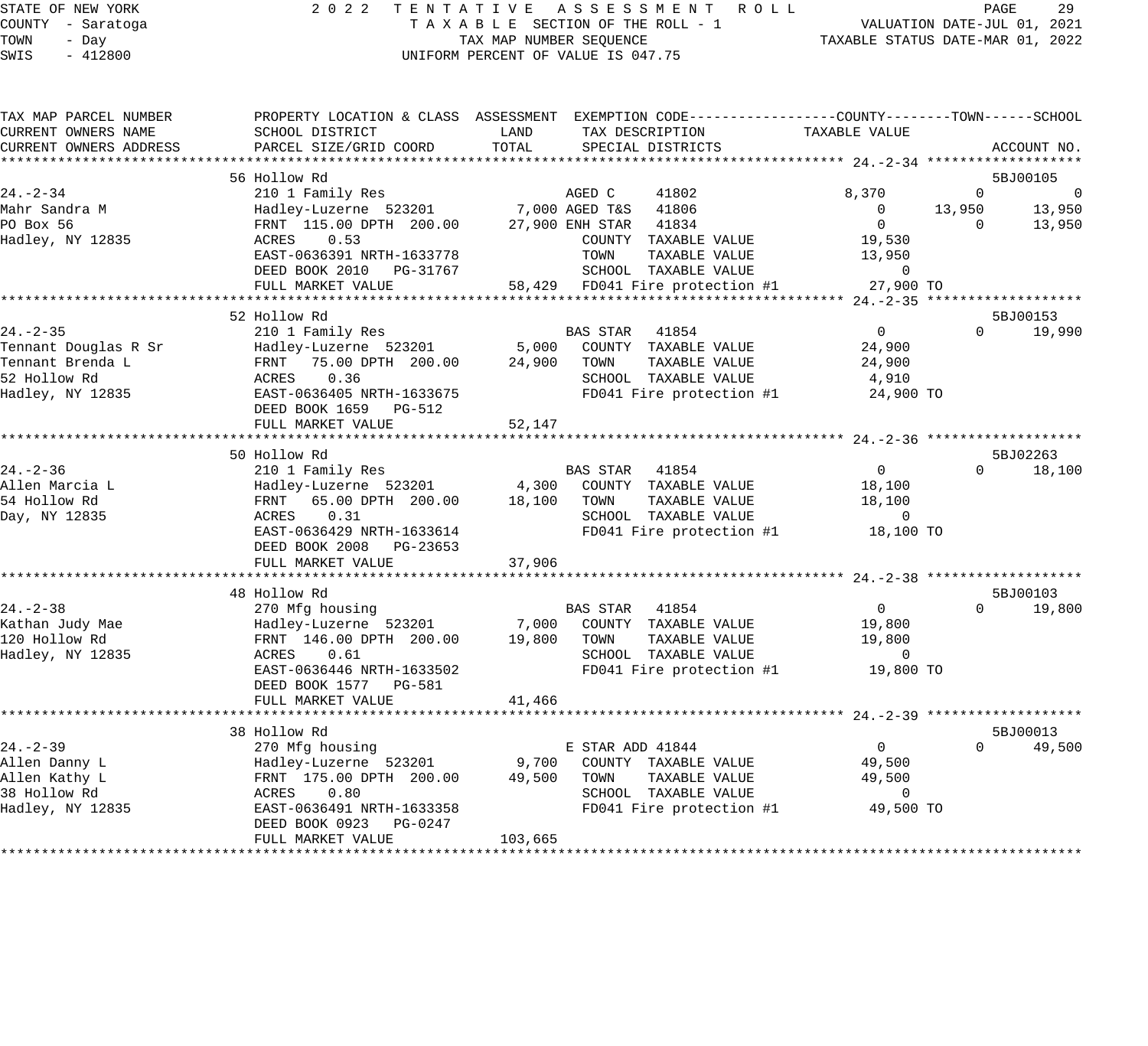STATE OF NEW YORK | 2022 TENTATIVE ASSESSMENT ROLL
COUNTY - Saratoga | TAXABLE SECTION OF THE ROLL - 1 | VALUATION DATE-JUL 01, 2021
TOWN - Day | TAX MAP NUMBER SEQUENCE | TAXABLE STATUS DATE-MAR 01, 2022
SWIS - 412800 | UNIFORM PERCENT OF VALUE IS 047.75

| TAX MAP PARCEL NUMBER / CURRENT OWNERS NAME / CURRENT OWNERS ADDRESS | PROPERTY LOCATION & CLASS / SCHOOL DISTRICT / PARCEL SIZE/GRID COORD | ASSESSMENT LAND | TOTAL | EXEMPTION CODE / TAX DESCRIPTION / SPECIAL DISTRICTS | COUNTY TAXABLE VALUE | TOWN | SCHOOL | ACCOUNT NO. |
|---|---|---|---|---|---|---|---|---|
| **24.-2-34** | 56 Hollow Rd | | | | | | | 5BJ00105 |
| 24.-2-34 | 210 1 Family Res | | | AGED C 41802 | 8,370 | 0 | 0 | |
| Mahr Sandra M | Hadley-Luzerne 523201 | 7,000 | | AGED T&S 41806 | 0 | 13,950 | 13,950 | |
| PO Box 56 | FRNT 115.00 DPTH 200.00 | | 27,900 | ENH STAR 41834 | 0 | 0 | 13,950 | |
| Hadley, NY 12835 | ACRES 0.53 | | | COUNTY TAXABLE VALUE | 19,530 | | | |
| | EAST-0636391 NRTH-1633778 | | | TOWN TAXABLE VALUE | 13,950 | | | |
| | DEED BOOK 2010 PG-31767 | | | SCHOOL TAXABLE VALUE | 0 | | | |
| | FULL MARKET VALUE | | 58,429 | FD041 Fire protection #1 | 27,900 TO | | | |
| **24.-2-35** | 52 Hollow Rd | | | | | | | 5BJ00153 |
| 24.-2-35 | 210 1 Family Res | | | BAS STAR 41854 | 0 | 0 | 19,990 | |
| Tennant Douglas R Sr | Hadley-Luzerne 523201 | 5,000 | | COUNTY TAXABLE VALUE | 24,900 | | | |
| Tennant Brenda L | FRNT 75.00 DPTH 200.00 | | 24,900 | TOWN TAXABLE VALUE | 24,900 | | | |
| 52 Hollow Rd | ACRES 0.36 | | | SCHOOL TAXABLE VALUE | 4,910 | | | |
| Hadley, NY 12835 | EAST-0636405 NRTH-1633675 | | | FD041 Fire protection #1 | 24,900 TO | | | |
| | DEED BOOK 1659 PG-512 | | | | | | | |
| | FULL MARKET VALUE | | 52,147 | | | | | |
| **24.-2-36** | 50 Hollow Rd | | | | | | | 5BJ02263 |
| 24.-2-36 | 210 1 Family Res | | | BAS STAR 41854 | 0 | 0 | 18,100 | |
| Allen Marcia L | Hadley-Luzerne 523201 | 4,300 | | COUNTY TAXABLE VALUE | 18,100 | | | |
| 54 Hollow Rd | FRNT 65.00 DPTH 200.00 | | 18,100 | TOWN TAXABLE VALUE | 18,100 | | | |
| Day, NY 12835 | ACRES 0.31 | | | SCHOOL TAXABLE VALUE | 0 | | | |
| | EAST-0636429 NRTH-1633614 | | | FD041 Fire protection #1 | 18,100 TO | | | |
| | DEED BOOK 2008 PG-23653 | | | | | | | |
| | FULL MARKET VALUE | | 37,906 | | | | | |
| **24.-2-38** | 48 Hollow Rd | | | | | | | 5BJ00103 |
| 24.-2-38 | 270 Mfg housing | | | BAS STAR 41854 | 0 | 0 | 19,800 | |
| Kathan Judy Mae | Hadley-Luzerne 523201 | 7,000 | | COUNTY TAXABLE VALUE | 19,800 | | | |
| 120 Hollow Rd | FRNT 146.00 DPTH 200.00 | | 19,800 | TOWN TAXABLE VALUE | 19,800 | | | |
| Hadley, NY 12835 | ACRES 0.61 | | | SCHOOL TAXABLE VALUE | 0 | | | |
| | EAST-0636446 NRTH-1633502 | | | FD041 Fire protection #1 | 19,800 TO | | | |
| | DEED BOOK 1577 PG-581 | | | | | | | |
| | FULL MARKET VALUE | | 41,466 | | | | | |
| **24.-2-39** | 38 Hollow Rd | | | | | | | 5BJ00013 |
| 24.-2-39 | 270 Mfg housing | | | E STAR ADD 41844 | 0 | 0 | 49,500 | |
| Allen Danny L | Hadley-Luzerne 523201 | 9,700 | | COUNTY TAXABLE VALUE | 49,500 | | | |
| Allen Kathy L | FRNT 175.00 DPTH 200.00 | | 49,500 | TOWN TAXABLE VALUE | 49,500 | | | |
| 38 Hollow Rd | ACRES 0.80 | | | SCHOOL TAXABLE VALUE | 0 | | | |
| Hadley, NY 12835 | EAST-0636491 NRTH-1633358 | | | FD041 Fire protection #1 | 49,500 TO | | | |
| | DEED BOOK 0923 PG-0247 | | | | | | | |
| | FULL MARKET VALUE | | 103,665 | | | | | |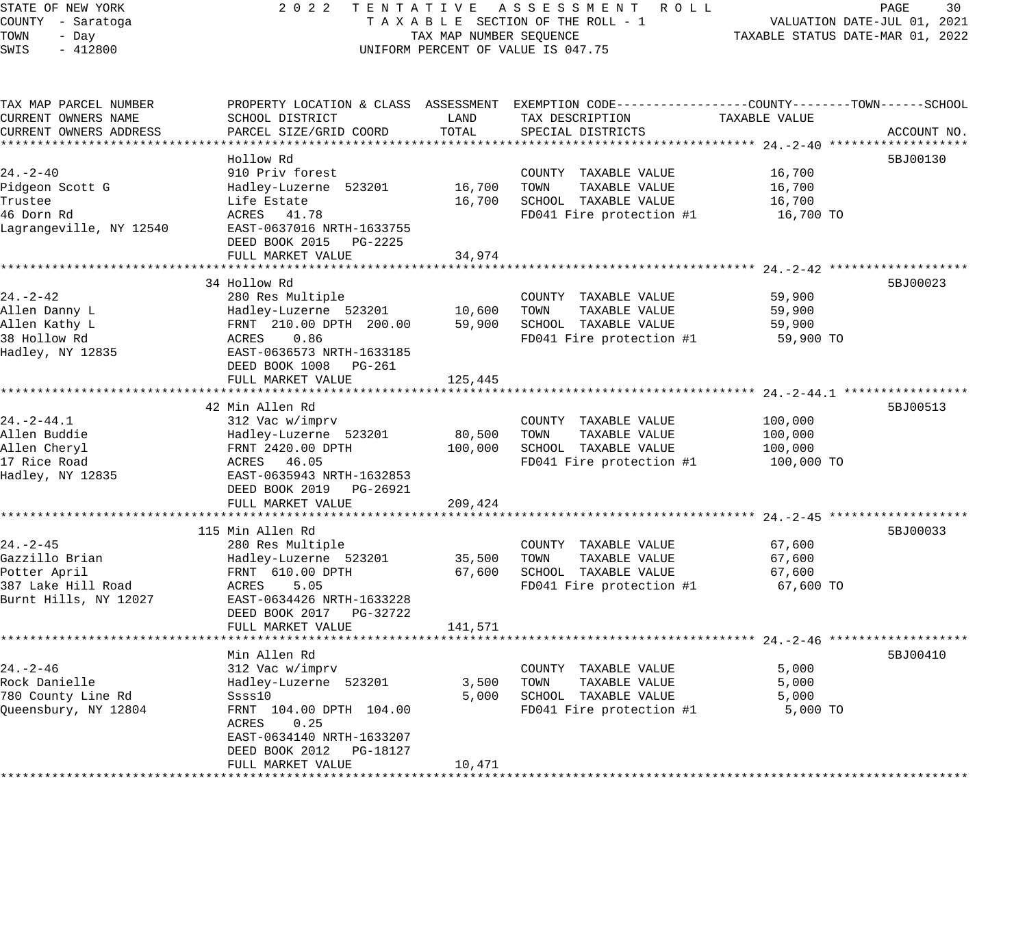STATE OF NEW YORK
COUNTY - Saratoga
TOWN - Day
SWIS - 412800

2 0 2 2 TENTATIVE ASSESSMENT ROLL
TAXABLE SECTION OF THE ROLL - 1
TAX MAP NUMBER SEQUENCE
UNIFORM PERCENT OF VALUE IS 047.75

VALUATION DATE-JUL 01, 2021
TAXABLE STATUS DATE-MAR 01, 2022

| TAX MAP PARCEL NUMBER / CURRENT OWNERS NAME / CURRENT OWNERS ADDRESS | PROPERTY LOCATION & CLASS / SCHOOL DISTRICT / PARCEL SIZE/GRID COORD | ASSESSMENT LAND / TOTAL | EXEMPTION CODE / TAX DESCRIPTION / SPECIAL DISTRICTS | TAXABLE VALUE (COUNTY--TOWN--SCHOOL) | ACCOUNT NO. |
|---|---|---|---|---|---|
| **24.-2-40** | Hollow Rd | | | | 5BJ00130 |
| 24.-2-40 | 910 Priv forest | | COUNTY TAXABLE VALUE | 16,700 | |
| Pidgeon Scott G | Hadley-Luzerne 523201 | 16,700 | TOWN TAXABLE VALUE | 16,700 | |
| Trustee | Life Estate | 16,700 | SCHOOL TAXABLE VALUE | 16,700 | |
| 46 Dorn Rd | ACRES 41.78 | | FD041 Fire protection #1 | 16,700 TO | |
| Lagrangeville, NY 12540 | EAST-0637016 NRTH-1633755 | | | | |
| | DEED BOOK 2015 PG-2225 | | | | |
| | FULL MARKET VALUE | 34,974 | | | |
| **24.-2-42** | 34 Hollow Rd | | | | 5BJ00023 |
| 24.-2-42 | 280 Res Multiple | | COUNTY TAXABLE VALUE | 59,900 | |
| Allen Danny L | Hadley-Luzerne 523201 | 10,600 | TOWN TAXABLE VALUE | 59,900 | |
| Allen Kathy L | FRNT 210.00 DPTH 200.00 | 59,900 | SCHOOL TAXABLE VALUE | 59,900 | |
| 38 Hollow Rd | ACRES 0.86 | | FD041 Fire protection #1 | 59,900 TO | |
| Hadley, NY 12835 | EAST-0636573 NRTH-1633185 | | | | |
| | DEED BOOK 1008 PG-261 | | | | |
| | FULL MARKET VALUE | 125,445 | | | |
| **24.-2-44.1** | 42 Min Allen Rd | | | | 5BJ00513 |
| 24.-2-44.1 | 312 Vac w/imprv | | COUNTY TAXABLE VALUE | 100,000 | |
| Allen Buddie | Hadley-Luzerne 523201 | 80,500 | TOWN TAXABLE VALUE | 100,000 | |
| Allen Cheryl | FRNT 2420.00 DPTH | 100,000 | SCHOOL TAXABLE VALUE | 100,000 | |
| 17 Rice Road | ACRES 46.05 | | FD041 Fire protection #1 | 100,000 TO | |
| Hadley, NY 12835 | EAST-0635943 NRTH-1632853 | | | | |
| | DEED BOOK 2019 PG-26921 | | | | |
| | FULL MARKET VALUE | 209,424 | | | |
| **24.-2-45** | 115 Min Allen Rd | | | | 5BJ00033 |
| 24.-2-45 | 280 Res Multiple | | COUNTY TAXABLE VALUE | 67,600 | |
| Gazzillo Brian | Hadley-Luzerne 523201 | 35,500 | TOWN TAXABLE VALUE | 67,600 | |
| Potter April | FRNT 610.00 DPTH | 67,600 | SCHOOL TAXABLE VALUE | 67,600 | |
| 387 Lake Hill Road | ACRES 5.05 | | FD041 Fire protection #1 | 67,600 TO | |
| Burnt Hills, NY 12027 | EAST-0634426 NRTH-1633228 | | | | |
| | DEED BOOK 2017 PG-32722 | | | | |
| | FULL MARKET VALUE | 141,571 | | | |
| **24.-2-46** | Min Allen Rd | | | | 5BJ00410 |
| 24.-2-46 | 312 Vac w/imprv | | COUNTY TAXABLE VALUE | 5,000 | |
| Rock Danielle | Hadley-Luzerne 523201 | 3,500 | TOWN TAXABLE VALUE | 5,000 | |
| 780 County Line Rd | Ssss10 | 5,000 | SCHOOL TAXABLE VALUE | 5,000 | |
| Queensbury, NY 12804 | FRNT 104.00 DPTH 104.00 | | FD041 Fire protection #1 | 5,000 TO | |
| | ACRES 0.25 | | | | |
| | EAST-0634140 NRTH-1633207 | | | | |
| | DEED BOOK 2012 PG-18127 | | | | |
| | FULL MARKET VALUE | 10,471 | | | |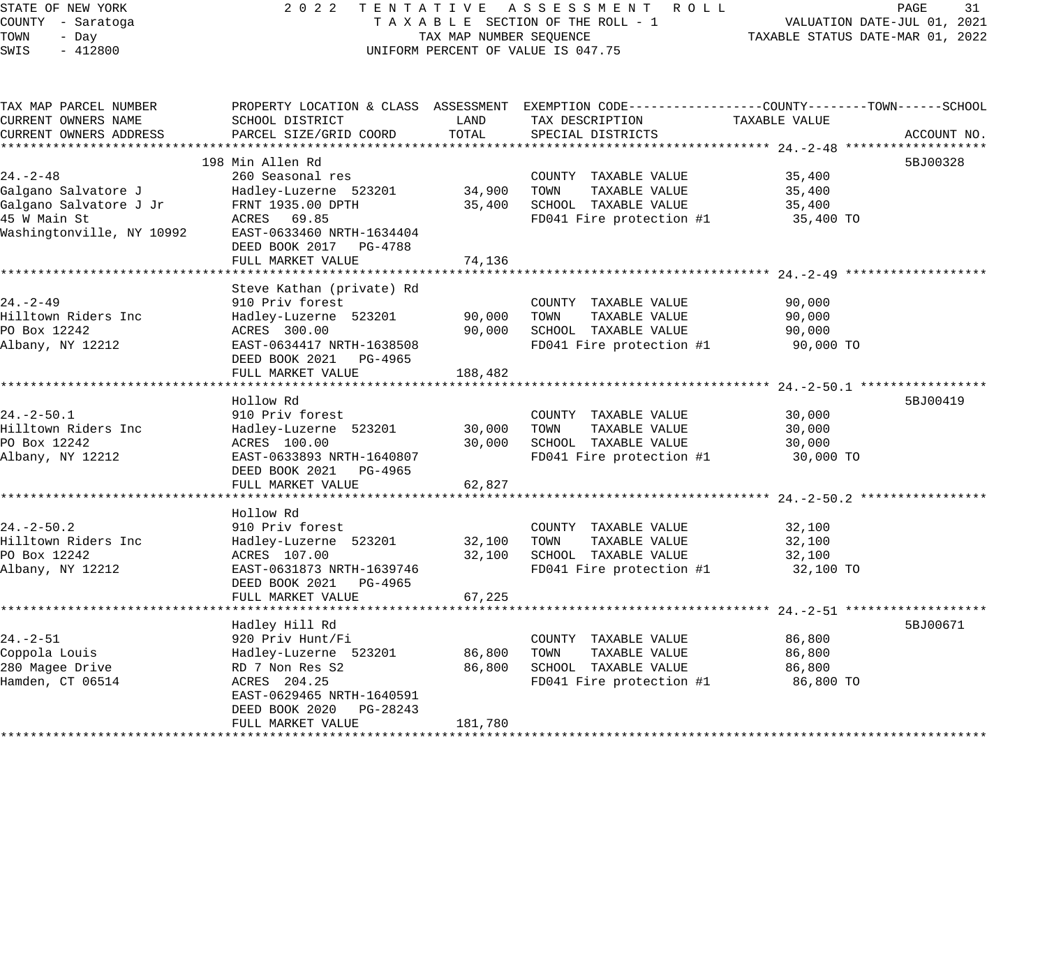STATE OF NEW YORK
COUNTY - Saratoga
TOWN - Day
SWIS - 412800

2022 TENTATIVE ASSESSMENT ROLL
TAXABLE SECTION OF THE ROLL - 1
TAX MAP NUMBER SEQUENCE
UNIFORM PERCENT OF VALUE IS 047.75

VALUATION DATE-JUL 01, 2021
TAXABLE STATUS DATE-MAR 01, 2022

| TAX MAP PARCEL NUMBER / CURRENT OWNERS NAME / CURRENT OWNERS ADDRESS | PROPERTY LOCATION & CLASS / SCHOOL DISTRICT / PARCEL SIZE/GRID COORD | ASSESSMENT LAND | ASSESSMENT TOTAL | EXEMPTION CODE / TAX DESCRIPTION / SPECIAL DISTRICTS | TAXABLE VALUE (COUNTY/TOWN/SCHOOL) | ACCOUNT NO. |
|---|---|---|---|---|---|---|
| **24.-2-48** | 198 Min Allen Rd | | | | | 5BJ00328 |
| 24.-2-48 | 260 Seasonal res | | | COUNTY TAXABLE VALUE | 35,400 | |
| Galgano Salvatore J | Hadley-Luzerne 523201 | 34,900 | | TOWN TAXABLE VALUE | 35,400 | |
| Galgano Salvatore J Jr | FRNT 1935.00 DPTH | | 35,400 | SCHOOL TAXABLE VALUE | 35,400 | |
| 45 W Main St | ACRES 69.85 | | | FD041 Fire protection #1 | 35,400 TO | |
| Washingtonville, NY 10992 | EAST-0633460 NRTH-1634404 | | | | | |
| | DEED BOOK 2017 PG-4788 | | | | | |
| | FULL MARKET VALUE | | 74,136 | | | |
| **24.-2-49** | Steve Kathan (private) Rd | | | | | |
| 24.-2-49 | 910 Priv forest | | | COUNTY TAXABLE VALUE | 90,000 | |
| Hilltown Riders Inc | Hadley-Luzerne 523201 | 90,000 | | TOWN TAXABLE VALUE | 90,000 | |
| PO Box 12242 | ACRES 300.00 | | 90,000 | SCHOOL TAXABLE VALUE | 90,000 | |
| Albany, NY 12212 | EAST-0634417 NRTH-1638508 | | | FD041 Fire protection #1 | 90,000 TO | |
| | DEED BOOK 2021 PG-4965 | | | | | |
| | FULL MARKET VALUE | | 188,482 | | | |
| **24.-2-50.1** | Hollow Rd | | | | | 5BJ00419 |
| 24.-2-50.1 | 910 Priv forest | | | COUNTY TAXABLE VALUE | 30,000 | |
| Hilltown Riders Inc | Hadley-Luzerne 523201 | 30,000 | | TOWN TAXABLE VALUE | 30,000 | |
| PO Box 12242 | ACRES 100.00 | | 30,000 | SCHOOL TAXABLE VALUE | 30,000 | |
| Albany, NY 12212 | EAST-0633893 NRTH-1640807 | | | FD041 Fire protection #1 | 30,000 TO | |
| | DEED BOOK 2021 PG-4965 | | | | | |
| | FULL MARKET VALUE | | 62,827 | | | |
| **24.-2-50.2** | Hollow Rd | | | | | |
| 24.-2-50.2 | 910 Priv forest | | | COUNTY TAXABLE VALUE | 32,100 | |
| Hilltown Riders Inc | Hadley-Luzerne 523201 | 32,100 | | TOWN TAXABLE VALUE | 32,100 | |
| PO Box 12242 | ACRES 107.00 | | 32,100 | SCHOOL TAXABLE VALUE | 32,100 | |
| Albany, NY 12212 | EAST-0631873 NRTH-1639746 | | | FD041 Fire protection #1 | 32,100 TO | |
| | DEED BOOK 2021 PG-4965 | | | | | |
| | FULL MARKET VALUE | | 67,225 | | | |
| **24.-2-51** | Hadley Hill Rd | | | | | 5BJ00671 |
| 24.-2-51 | 920 Priv Hunt/Fi | | | COUNTY TAXABLE VALUE | 86,800 | |
| Coppola Louis | Hadley-Luzerne 523201 | 86,800 | | TOWN TAXABLE VALUE | 86,800 | |
| 280 Magee Drive | RD 7 Non Res S2 | | 86,800 | SCHOOL TAXABLE VALUE | 86,800 | |
| Hamden, CT 06514 | ACRES 204.25 | | | FD041 Fire protection #1 | 86,800 TO | |
| | EAST-0629465 NRTH-1640591 | | | | | |
| | DEED BOOK 2020 PG-28243 | | | | | |
| | FULL MARKET VALUE | | 181,780 | | | |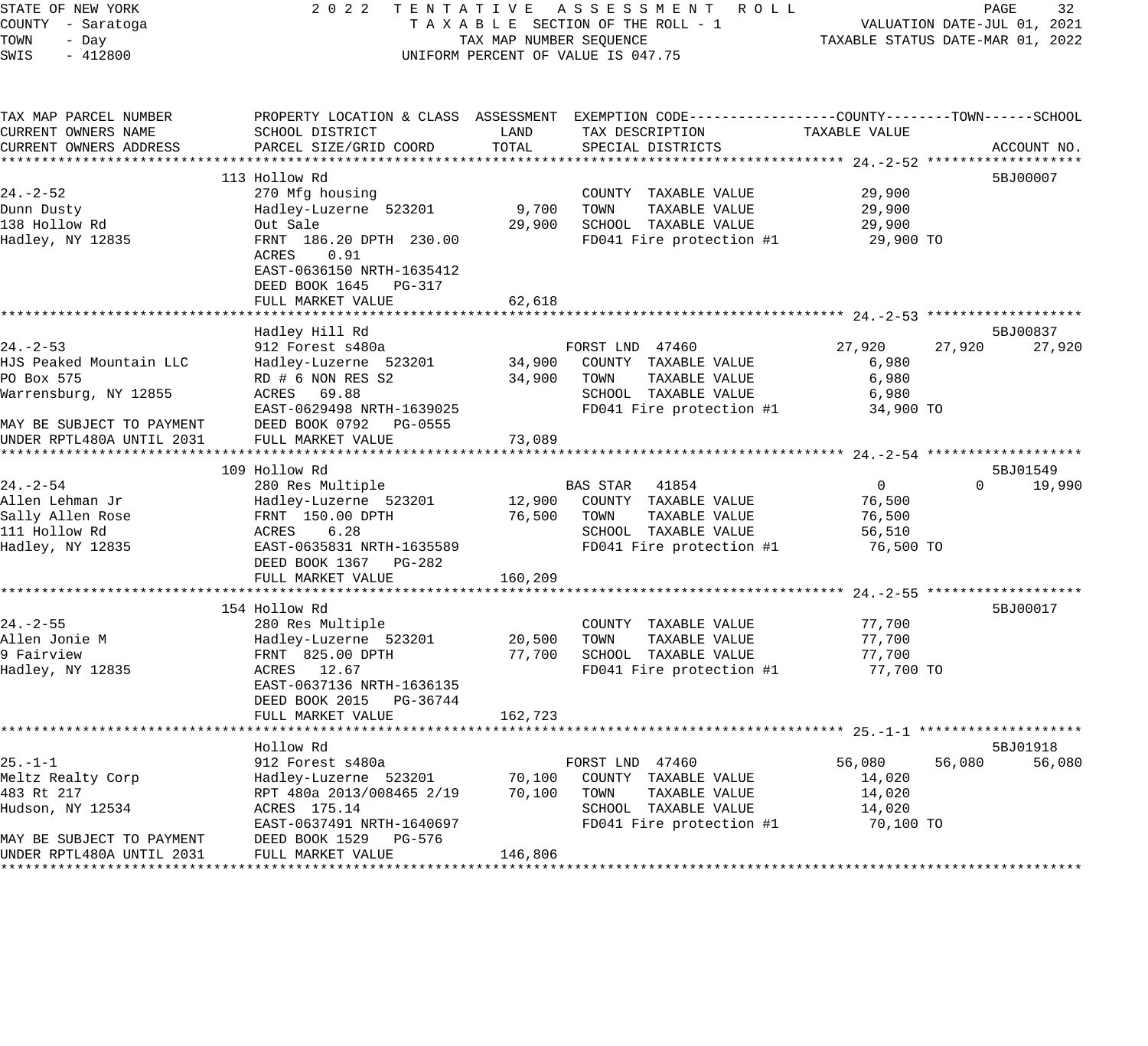STATE OF NEW YORK
COUNTY - Saratoga
TOWN - Day
SWIS - 412800

2022 TENTATIVE ASSESSMENT ROLL
TAXABLE SECTION OF THE ROLL - 1
TAX MAP NUMBER SEQUENCE
UNIFORM PERCENT OF VALUE IS 047.75

VALUATION DATE-JUL 01, 2021
TAXABLE STATUS DATE-MAR 01, 2022

| TAX MAP PARCEL NUMBER / CURRENT OWNERS NAME / CURRENT OWNERS ADDRESS | PROPERTY LOCATION & CLASS / SCHOOL DISTRICT / PARCEL SIZE/GRID COORD | ASSESSMENT LAND | ASSESSMENT TOTAL | EXEMPTION CODE / TAX DESCRIPTION / SPECIAL DISTRICTS | COUNTY TAXABLE VALUE | TOWN | SCHOOL | ACCOUNT NO. |
|---|---|---|---|---|---|---|---|---|
| **24.-2-52** | 113 Hollow Rd | | | | | | | 5BJ00007 |
| Dunn Dusty | 270 Mfg housing | | | COUNTY TAXABLE VALUE | 29,900 | | | |
| 138 Hollow Rd | Hadley-Luzerne 523201 | 9,700 | 29,900 | TOWN TAXABLE VALUE | 29,900 | | | |
| Hadley, NY 12835 | Out Sale | | | SCHOOL TAXABLE VALUE | 29,900 | | | |
| | FRNT 186.20 DPTH 230.00 | | | FD041 Fire protection #1 | 29,900 TO | | | |
| | ACRES 0.91 | | | | | | | |
| | EAST-0636150 NRTH-1635412 | | | | | | | |
| | DEED BOOK 1645 PG-317 | | | | | | | |
| | FULL MARKET VALUE | | 62,618 | | | | | |
| **24.-2-53** | Hadley Hill Rd | | | | | | | 5BJ00837 |
| HJS Peaked Mountain LLC | 912 Forest s480a | | | FORST LND 47460 | 27,920 | 27,920 | 27,920 | |
| PO Box 575 | Hadley-Luzerne 523201 | 34,900 | 34,900 | COUNTY TAXABLE VALUE | 6,980 | | | |
| Warrensburg, NY 12855 | RD # 6 NON RES S2 | | | TOWN TAXABLE VALUE | 6,980 | | | |
| | ACRES 69.88 | | | SCHOOL TAXABLE VALUE | 6,980 | | | |
| | EAST-0629498 NRTH-1639025 | | | FD041 Fire protection #1 | 34,900 TO | | | |
| MAY BE SUBJECT TO PAYMENT | DEED BOOK 0792 PG-0555 | | | | | | | |
| UNDER RPTL480A UNTIL 2031 | FULL MARKET VALUE | | 73,089 | | | | | |
| **24.-2-54** | 109 Hollow Rd | | | | | | | 5BJ01549 |
| Allen Lehman Jr | 280 Res Multiple | | | BAS STAR 41854 | 0 | 0 | 19,990 | |
| Sally Allen Rose | Hadley-Luzerne 523201 | 12,900 | 76,500 | COUNTY TAXABLE VALUE | 76,500 | | | |
| 111 Hollow Rd | FRNT 150.00 DPTH | | | TOWN TAXABLE VALUE | 76,500 | | | |
| Hadley, NY 12835 | ACRES 6.28 | | | SCHOOL TAXABLE VALUE | 56,510 | | | |
| | EAST-0635831 NRTH-1635589 | | | FD041 Fire protection #1 | 76,500 TO | | | |
| | DEED BOOK 1367 PG-282 | | | | | | | |
| | FULL MARKET VALUE | | 160,209 | | | | | |
| **24.-2-55** | 154 Hollow Rd | | | | | | | 5BJ00017 |
| Allen Jonie M | 280 Res Multiple | | | COUNTY TAXABLE VALUE | 77,700 | | | |
| 9 Fairview | Hadley-Luzerne 523201 | 20,500 | 77,700 | TOWN TAXABLE VALUE | 77,700 | | | |
| Hadley, NY 12835 | FRNT 825.00 DPTH | | | SCHOOL TAXABLE VALUE | 77,700 | | | |
| | ACRES 12.67 | | | FD041 Fire protection #1 | 77,700 TO | | | |
| | EAST-0637136 NRTH-1636135 | | | | | | | |
| | DEED BOOK 2015 PG-36744 | | | | | | | |
| | FULL MARKET VALUE | | 162,723 | | | | | |
| **25.-1-1** | Hollow Rd | | | | | | | 5BJ01918 |
| Meltz Realty Corp | 912 Forest s480a | | | FORST LND 47460 | 56,080 | 56,080 | 56,080 | |
| 483 Rt 217 | Hadley-Luzerne 523201 | 70,100 | 70,100 | COUNTY TAXABLE VALUE | 14,020 | | | |
| Hudson, NY 12534 | RPT 480a 2013/008465 2/19 | | | TOWN TAXABLE VALUE | 14,020 | | | |
| | ACRES 175.14 | | | SCHOOL TAXABLE VALUE | 14,020 | | | |
| | EAST-0637491 NRTH-1640697 | | | FD041 Fire protection #1 | 70,100 TO | | | |
| MAY BE SUBJECT TO PAYMENT | DEED BOOK 1529 PG-576 | | | | | | | |
| UNDER RPTL480A UNTIL 2031 | FULL MARKET VALUE | | 146,806 | | | | | |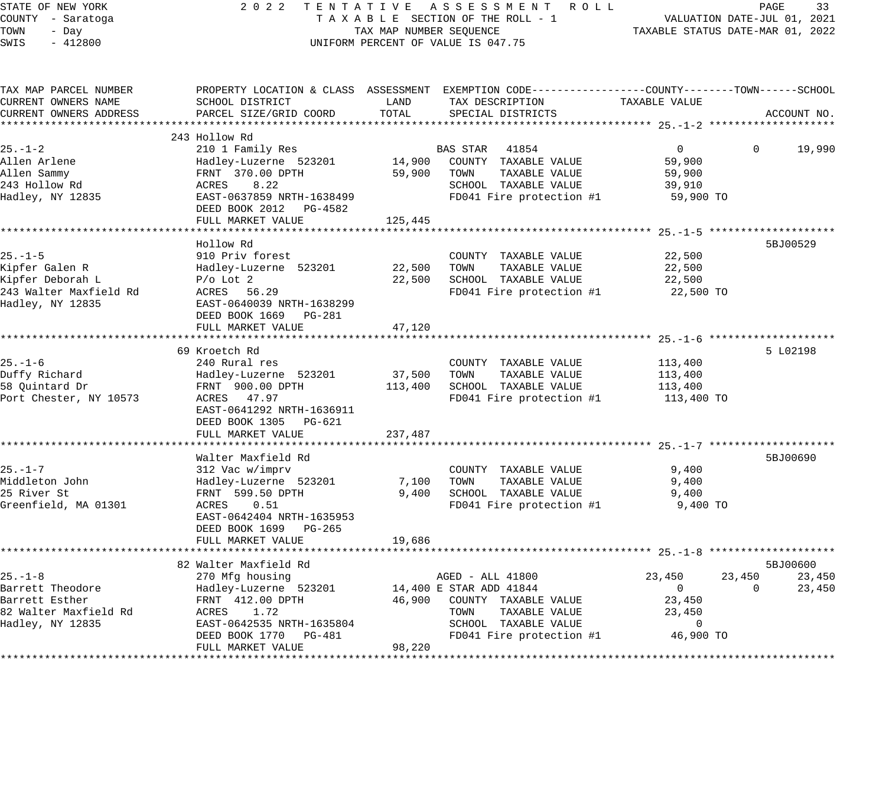STATE OF NEW YORK | 2022 TENTATIVE ASSESSMENT ROLL
COUNTY - Saratoga | TAXABLE SECTION OF THE ROLL - 1 | VALUATION DATE-JUL 01, 2021
TOWN - Day | TAX MAP NUMBER SEQUENCE | TAXABLE STATUS DATE-MAR 01, 2022
SWIS - 412800 | UNIFORM PERCENT OF VALUE IS 047.75

```
TAX MAP PARCEL NUMBER          PROPERTY LOCATION & CLASS  ASSESSMENT  EXEMPTION CODE------------------COUNTY--------TOWN------SCHOOL
CURRENT OWNERS NAME            SCHOOL DISTRICT               LAND      TAX DESCRIPTION            TAXABLE VALUE
CURRENT OWNERS ADDRESS         PARCEL SIZE/GRID COORD       TOTAL      SPECIAL DISTRICTS                                    ACCOUNT NO.
******************************************************************************************************* 25.-1-2 ********************
                              243 Hollow Rd
25.-1-2                        210 1 Family Res                 BAS STAR   41854              0             0       19,990
Allen Arlene                   Hadley-Luzerne  523201      14,900   COUNTY  TAXABLE VALUE          59,900
Allen Sammy                    FRNT  370.00 DPTH           59,900   TOWN    TAXABLE VALUE          59,900
243 Hollow Rd                  ACRES    8.22                        SCHOOL  TAXABLE VALUE          39,910
Hadley, NY 12835               EAST-0637859 NRTH-1638499            FD041 Fire protection #1        59,900 TO
                               DEED BOOK 2012   PG-4582
                               FULL MARKET VALUE          125,445
******************************************************************************************************* 25.-1-5 ********************
                               Hollow Rd                                                                             5BJ00529
25.-1-5                        910 Priv forest                      COUNTY  TAXABLE VALUE          22,500
Kipfer Galen R                 Hadley-Luzerne  523201      22,500   TOWN    TAXABLE VALUE          22,500
Kipfer Deborah L               P/o Lot 2                   22,500   SCHOOL  TAXABLE VALUE          22,500
243 Walter Maxfield Rd         ACRES   56.29                        FD041 Fire protection #1        22,500 TO
Hadley, NY 12835               EAST-0640039 NRTH-1638299
                               DEED BOOK 1669   PG-281
                               FULL MARKET VALUE           47,120
******************************************************************************************************* 25.-1-6 ********************
                              69 Kroetch Rd                                                                          5 L02198
25.-1-6                        240 Rural res                        COUNTY  TAXABLE VALUE         113,400
Duffy Richard                  Hadley-Luzerne  523201      37,500   TOWN    TAXABLE VALUE         113,400
58 Quintard Dr                 FRNT  900.00 DPTH          113,400   SCHOOL  TAXABLE VALUE         113,400
Port Chester, NY 10573         ACRES   47.97                        FD041 Fire protection #1       113,400 TO
                               EAST-0641292 NRTH-1636911
                               DEED BOOK 1305   PG-621
                               FULL MARKET VALUE          237,487
******************************************************************************************************* 25.-1-7 ********************
                               Walter Maxfield Rd                                                                    5BJ00690
25.-1-7                        312 Vac w/imprv                      COUNTY  TAXABLE VALUE           9,400
Middleton John                 Hadley-Luzerne  523201       7,100   TOWN    TAXABLE VALUE           9,400
25 River St                    FRNT  599.50 DPTH            9,400   SCHOOL  TAXABLE VALUE           9,400
Greenfield, MA 01301           ACRES    0.51                        FD041 Fire protection #1         9,400 TO
                               EAST-0642404 NRTH-1635953
                               DEED BOOK 1699   PG-265
                               FULL MARKET VALUE           19,686
******************************************************************************************************* 25.-1-8 ********************
                              82 Walter Maxfield Rd                                                                  5BJ00600
25.-1-8                        270 Mfg housing                  AGED - ALL 41800          23,450        23,450       23,450
Barrett Theodore               Hadley-Luzerne  523201      14,400 E STAR ADD 41844             0             0       23,450
Barrett Esther                 FRNT  412.00 DPTH           46,900   COUNTY  TAXABLE VALUE          23,450
82 Walter Maxfield Rd          ACRES    1.72                        TOWN    TAXABLE VALUE          23,450
Hadley, NY 12835               EAST-0642535 NRTH-1635804            SCHOOL  TAXABLE VALUE               0
                               DEED BOOK 1770   PG-481              FD041 Fire protection #1        46,900 TO
                               FULL MARKET VALUE           98,220
************************************************************************************************************************************
```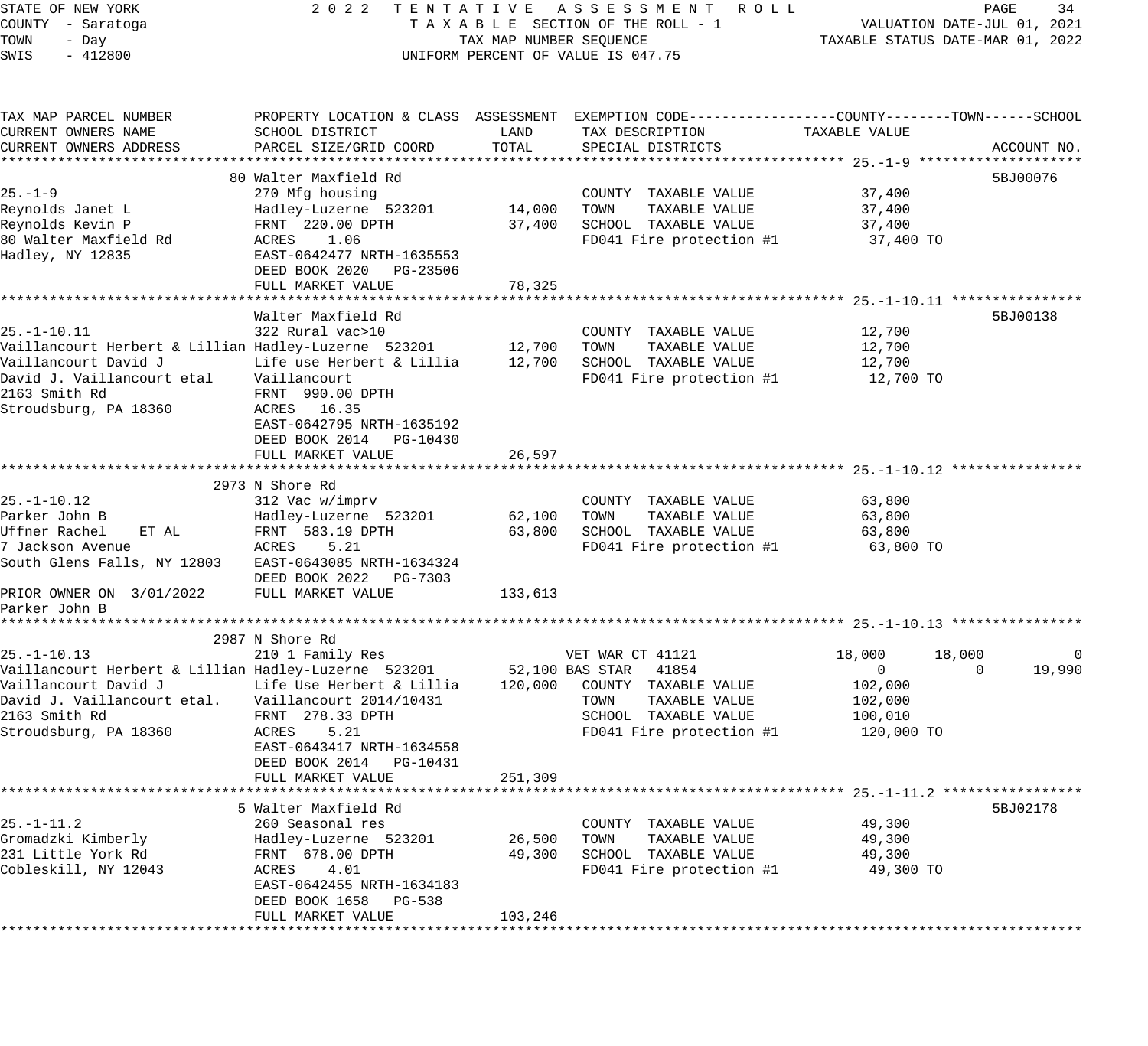STATE OF NEW YORK — 2022 TENTATIVE ASSESSMENT ROLL
COUNTY - Saratoga — TAXABLE SECTION OF THE ROLL - 1 — VALUATION DATE-JUL 01, 2021
TOWN - Day — TAX MAP NUMBER SEQUENCE — TAXABLE STATUS DATE-MAR 01, 2022
SWIS - 412800 — UNIFORM PERCENT OF VALUE IS 047.75

| TAX MAP PARCEL NUMBER / CURRENT OWNERS NAME / CURRENT OWNERS ADDRESS | PROPERTY LOCATION & CLASS / SCHOOL DISTRICT / PARCEL SIZE/GRID COORD | ASSESSMENT LAND | ASSESSMENT TOTAL | EXEMPTION CODE / TAX DESCRIPTION / SPECIAL DISTRICTS | COUNTY TAXABLE VALUE | TOWN | SCHOOL | ACCOUNT NO. |
|---|---|---|---|---|---|---|---|---|
| **25.-1-9** | 80 Walter Maxfield Rd | | | | | | | 5BJ00076 |
| 25.-1-9 | 270 Mfg housing | | | COUNTY TAXABLE VALUE | 37,400 | | | |
| Reynolds Janet L | Hadley-Luzerne 523201 | 14,000 | | TOWN TAXABLE VALUE | 37,400 | | | |
| Reynolds Kevin P | FRNT 220.00 DPTH | | 37,400 | SCHOOL TAXABLE VALUE | 37,400 | | | |
| 80 Walter Maxfield Rd | ACRES 1.06 | | | FD041 Fire protection #1 | 37,400 TO | | | |
| Hadley, NY 12835 | EAST-0642477 NRTH-1635553 | | | | | | | |
| | DEED BOOK 2020 PG-23506 | | | | | | | |
| | FULL MARKET VALUE | | 78,325 | | | | | |
| **25.-1-10.11** | Walter Maxfield Rd | | | | | | | 5BJ00138 |
| 25.-1-10.11 | 322 Rural vac>10 | | | COUNTY TAXABLE VALUE | 12,700 | | | |
| Vaillancourt Herbert & Lillian | Hadley-Luzerne 523201 | 12,700 | | TOWN TAXABLE VALUE | 12,700 | | | |
| Vaillancourt David J | Life use Herbert & Lillia | | 12,700 | SCHOOL TAXABLE VALUE | 12,700 | | | |
| David J. Vaillancourt etal | Vaillancourt | | | FD041 Fire protection #1 | 12,700 TO | | | |
| 2163 Smith Rd | FRNT 990.00 DPTH | | | | | | | |
| Stroudsburg, PA 18360 | ACRES 16.35 | | | | | | | |
| | EAST-0642795 NRTH-1635192 | | | | | | | |
| | DEED BOOK 2014 PG-10430 | | | | | | | |
| | FULL MARKET VALUE | | 26,597 | | | | | |
| **25.-1-10.12** | 2973 N Shore Rd | | | | | | | |
| 25.-1-10.12 | 312 Vac w/imprv | | | COUNTY TAXABLE VALUE | 63,800 | | | |
| Parker John B | Hadley-Luzerne 523201 | 62,100 | | TOWN TAXABLE VALUE | 63,800 | | | |
| Uffner Rachel ET AL | FRNT 583.19 DPTH | | 63,800 | SCHOOL TAXABLE VALUE | 63,800 | | | |
| 7 Jackson Avenue | ACRES 5.21 | | | FD041 Fire protection #1 | 63,800 TO | | | |
| South Glens Falls, NY 12803 | EAST-0643085 NRTH-1634324 | | | | | | | |
| | DEED BOOK 2022 PG-7303 | | | | | | | |
| PRIOR OWNER ON 3/01/2022 | FULL MARKET VALUE | | 133,613 | | | | | |
| Parker John B | | | | | | | | |
| **25.-1-10.13** | 2987 N Shore Rd | | | | | | | |
| 25.-1-10.13 | 210 1 Family Res | | | VET WAR CT 41121 | 18,000 | 18,000 | 0 | |
| Vaillancourt Herbert & Lillian | Hadley-Luzerne 523201 | 52,100 | | BAS STAR 41854 | 0 | 0 | 19,990 | |
| Vaillancourt David J | Life Use Herbert & Lillia | | 120,000 | COUNTY TAXABLE VALUE | 102,000 | | | |
| David J. Vaillancourt etal. | Vaillancourt 2014/10431 | | | TOWN TAXABLE VALUE | 102,000 | | | |
| 2163 Smith Rd | FRNT 278.33 DPTH | | | SCHOOL TAXABLE VALUE | 100,010 | | | |
| Stroudsburg, PA 18360 | ACRES 5.21 | | | FD041 Fire protection #1 | 120,000 TO | | | |
| | EAST-0643417 NRTH-1634558 | | | | | | | |
| | DEED BOOK 2014 PG-10431 | | | | | | | |
| | FULL MARKET VALUE | | 251,309 | | | | | |
| **25.-1-11.2** | 5 Walter Maxfield Rd | | | | | | | 5BJ02178 |
| 25.-1-11.2 | 260 Seasonal res | | | COUNTY TAXABLE VALUE | 49,300 | | | |
| Gromadzki Kimberly | Hadley-Luzerne 523201 | 26,500 | | TOWN TAXABLE VALUE | 49,300 | | | |
| 231 Little York Rd | FRNT 678.00 DPTH | | 49,300 | SCHOOL TAXABLE VALUE | 49,300 | | | |
| Cobleskill, NY 12043 | ACRES 4.01 | | | FD041 Fire protection #1 | 49,300 TO | | | |
| | EAST-0642455 NRTH-1634183 | | | | | | | |
| | DEED BOOK 1658 PG-538 | | | | | | | |
| | FULL MARKET VALUE | | 103,246 | | | | | |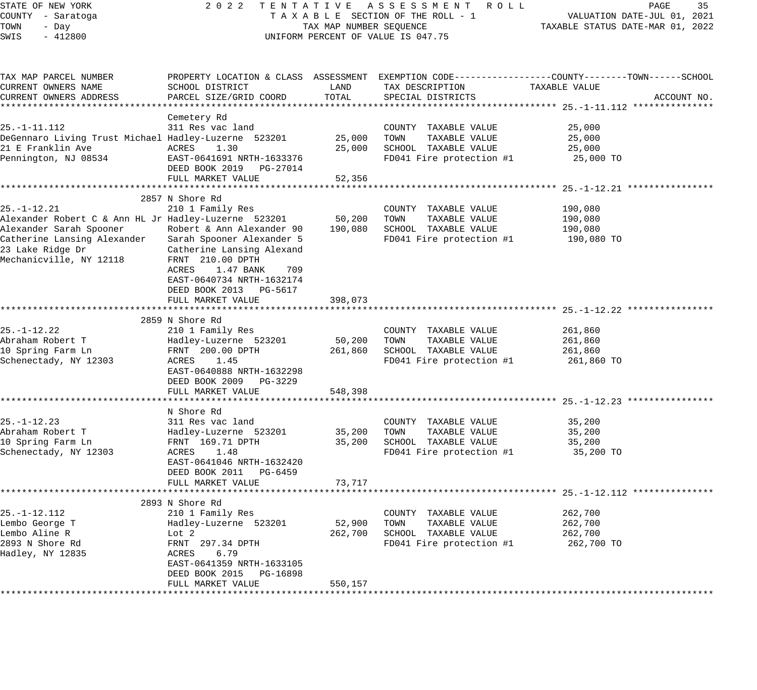STATE OF NEW YORK
COUNTY - Saratoga
TOWN - Day
SWIS - 412800

2 0 2 2 T E N T A T I V E A S S E S S M E N T R O L L
T A X A B L E SECTION OF THE ROLL - 1
TAX MAP NUMBER SEQUENCE
UNIFORM PERCENT OF VALUE IS 047.75

VALUATION DATE-JUL 01, 2021
TAXABLE STATUS DATE-MAR 01, 2022

| TAX MAP PARCEL NUMBER / CURRENT OWNERS NAME / CURRENT OWNERS ADDRESS | PROPERTY LOCATION & CLASS / SCHOOL DISTRICT / PARCEL SIZE/GRID COORD | ASSESSMENT LAND | ASSESSMENT TOTAL | EXEMPTION CODE / TAX DESCRIPTION / SPECIAL DISTRICTS | TAXABLE VALUE (COUNTY--------TOWN------SCHOOL) | ACCOUNT NO. |
|---|---|---|---|---|---|---|
| **25.-1-11.112** | Cemetery Rd | | | | | |
| 25.-1-11.112 | 311 Res vac land | | | COUNTY TAXABLE VALUE | 25,000 | |
| DeGennaro Living Trust Michael | Hadley-Luzerne 523201 | 25,000 | | TOWN TAXABLE VALUE | 25,000 | |
| 21 E Franklin Ave | ACRES 1.30 | | 25,000 | SCHOOL TAXABLE VALUE | 25,000 | |
| Pennington, NJ 08534 | EAST-0641691 NRTH-1633376 | | | FD041 Fire protection #1 | 25,000 TO | |
| | DEED BOOK 2019 PG-27014 | | | | | |
| | FULL MARKET VALUE | | 52,356 | | | |
| **25.-1-12.21** | 2857 N Shore Rd | | | | | |
| 25.-1-12.21 | 210 1 Family Res | | | COUNTY TAXABLE VALUE | 190,080 | |
| Alexander Robert C & Ann HL Jr | Hadley-Luzerne 523201 | 50,200 | | TOWN TAXABLE VALUE | 190,080 | |
| Alexander Sarah Spooner | Robert & Ann Alexander 90 | | 190,080 | SCHOOL TAXABLE VALUE | 190,080 | |
| Catherine Lansing Alexander | Sarah Spooner Alexander 5 | | | FD041 Fire protection #1 | 190,080 TO | |
| 23 Lake Ridge Dr | Catherine Lansing Alexand | | | | | |
| Mechanicville, NY 12118 | FRNT 210.00 DPTH | | | | | |
| | ACRES 1.47 BANK 709 | | | | | |
| | EAST-0640734 NRTH-1632174 | | | | | |
| | DEED BOOK 2013 PG-5617 | | | | | |
| | FULL MARKET VALUE | | 398,073 | | | |
| **25.-1-12.22** | 2859 N Shore Rd | | | | | |
| 25.-1-12.22 | 210 1 Family Res | | | COUNTY TAXABLE VALUE | 261,860 | |
| Abraham Robert T | Hadley-Luzerne 523201 | 50,200 | | TOWN TAXABLE VALUE | 261,860 | |
| 10 Spring Farm Ln | FRNT 200.00 DPTH | | 261,860 | SCHOOL TAXABLE VALUE | 261,860 | |
| Schenectady, NY 12303 | ACRES 1.45 | | | FD041 Fire protection #1 | 261,860 TO | |
| | EAST-0640888 NRTH-1632298 | | | | | |
| | DEED BOOK 2009 PG-3229 | | | | | |
| | FULL MARKET VALUE | | 548,398 | | | |
| **25.-1-12.23** | N Shore Rd | | | | | |
| 25.-1-12.23 | 311 Res vac land | | | COUNTY TAXABLE VALUE | 35,200 | |
| Abraham Robert T | Hadley-Luzerne 523201 | 35,200 | | TOWN TAXABLE VALUE | 35,200 | |
| 10 Spring Farm Ln | FRNT 169.71 DPTH | | 35,200 | SCHOOL TAXABLE VALUE | 35,200 | |
| Schenectady, NY 12303 | ACRES 1.48 | | | FD041 Fire protection #1 | 35,200 TO | |
| | EAST-0641046 NRTH-1632420 | | | | | |
| | DEED BOOK 2011 PG-6459 | | | | | |
| | FULL MARKET VALUE | | 73,717 | | | |
| **25.-1-12.112** | 2893 N Shore Rd | | | | | |
| 25.-1-12.112 | 210 1 Family Res | | | COUNTY TAXABLE VALUE | 262,700 | |
| Lembo George T | Hadley-Luzerne 523201 | 52,900 | | TOWN TAXABLE VALUE | 262,700 | |
| Lembo Aline R | Lot 2 | | 262,700 | SCHOOL TAXABLE VALUE | 262,700 | |
| 2893 N Shore Rd | FRNT 297.34 DPTH | | | FD041 Fire protection #1 | 262,700 TO | |
| Hadley, NY 12835 | ACRES 6.79 | | | | | |
| | EAST-0641359 NRTH-1633105 | | | | | |
| | DEED BOOK 2015 PG-16898 | | | | | |
| | FULL MARKET VALUE | | 550,157 | | | |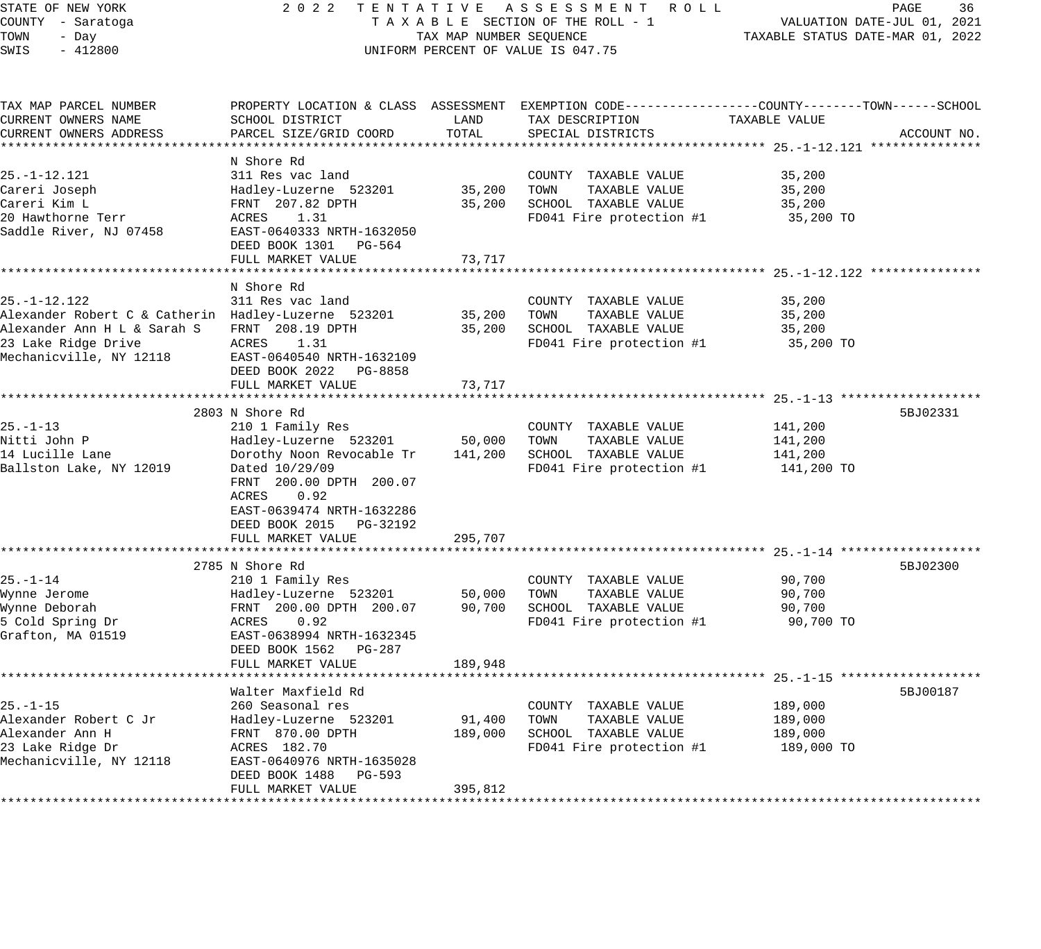STATE OF NEW YORK
COUNTY - Saratoga
TOWN - Day
SWIS - 412800

2022 TENTATIVE ASSESSMENT ROLL
TAXABLE SECTION OF THE ROLL - 1
TAX MAP NUMBER SEQUENCE
UNIFORM PERCENT OF VALUE IS 047.75

VALUATION DATE-JUL 01, 2021
TAXABLE STATUS DATE-MAR 01, 2022

| TAX MAP PARCEL NUMBER / CURRENT OWNERS NAME / CURRENT OWNERS ADDRESS | PROPERTY LOCATION & CLASS / SCHOOL DISTRICT / PARCEL SIZE/GRID COORD | ASSESSMENT LAND | TOTAL | EXEMPTION CODE / TAX DESCRIPTION / SPECIAL DISTRICTS | TAXABLE VALUE (COUNTY--TOWN--SCHOOL) | ACCOUNT NO. |
|---|---|---|---|---|---|---|
| 25.-1-12.121 | N Shore Rd | | | | | |
| 25.-1-12.121 | 311 Res vac land | | | COUNTY TAXABLE VALUE | 35,200 | |
| Careri Joseph | Hadley-Luzerne 523201 | 35,200 | | TOWN TAXABLE VALUE | 35,200 | |
| Careri Kim L | FRNT 207.82 DPTH | | 35,200 | SCHOOL TAXABLE VALUE | 35,200 | |
| 20 Hawthorne Terr | ACRES 1.31 | | | FD041 Fire protection #1 | 35,200 TO | |
| Saddle River, NJ 07458 | EAST-0640333 NRTH-1632050 | | | | | |
| | DEED BOOK 1301 PG-564 | | | | | |
| | FULL MARKET VALUE | | 73,717 | | | |
| 25.-1-12.122 | N Shore Rd | | | | | |
| 25.-1-12.122 | 311 Res vac land | | | COUNTY TAXABLE VALUE | 35,200 | |
| Alexander Robert C & Catherin | Hadley-Luzerne 523201 | 35,200 | | TOWN TAXABLE VALUE | 35,200 | |
| Alexander Ann H L & Sarah S | FRNT 208.19 DPTH | | 35,200 | SCHOOL TAXABLE VALUE | 35,200 | |
| 23 Lake Ridge Drive | ACRES 1.31 | | | FD041 Fire protection #1 | 35,200 TO | |
| Mechanicville, NY 12118 | EAST-0640540 NRTH-1632109 | | | | | |
| | DEED BOOK 2022 PG-8858 | | | | | |
| | FULL MARKET VALUE | | 73,717 | | | |
| 25.-1-13 | 2803 N Shore Rd | | | | | 5BJ02331 |
| 25.-1-13 | 210 1 Family Res | | | COUNTY TAXABLE VALUE | 141,200 | |
| Nitti John P | Hadley-Luzerne 523201 | 50,000 | | TOWN TAXABLE VALUE | 141,200 | |
| 14 Lucille Lane | Dorothy Noon Revocable Tr | | 141,200 | SCHOOL TAXABLE VALUE | 141,200 | |
| Ballston Lake, NY 12019 | Dated 10/29/09 | | | FD041 Fire protection #1 | 141,200 TO | |
| | FRNT 200.00 DPTH 200.07 | | | | | |
| | ACRES 0.92 | | | | | |
| | EAST-0639474 NRTH-1632286 | | | | | |
| | DEED BOOK 2015 PG-32192 | | | | | |
| | FULL MARKET VALUE | | 295,707 | | | |
| 25.-1-14 | 2785 N Shore Rd | | | | | 5BJ02300 |
| 25.-1-14 | 210 1 Family Res | | | COUNTY TAXABLE VALUE | 90,700 | |
| Wynne Jerome | Hadley-Luzerne 523201 | 50,000 | | TOWN TAXABLE VALUE | 90,700 | |
| Wynne Deborah | FRNT 200.00 DPTH 200.07 | | 90,700 | SCHOOL TAXABLE VALUE | 90,700 | |
| 5 Cold Spring Dr | ACRES 0.92 | | | FD041 Fire protection #1 | 90,700 TO | |
| Grafton, MA 01519 | EAST-0638994 NRTH-1632345 | | | | | |
| | DEED BOOK 1562 PG-287 | | | | | |
| | FULL MARKET VALUE | | 189,948 | | | |
| 25.-1-15 | Walter Maxfield Rd | | | | | 5BJ00187 |
| 25.-1-15 | 260 Seasonal res | | | COUNTY TAXABLE VALUE | 189,000 | |
| Alexander Robert C Jr | Hadley-Luzerne 523201 | 91,400 | | TOWN TAXABLE VALUE | 189,000 | |
| Alexander Ann H | FRNT 870.00 DPTH | | 189,000 | SCHOOL TAXABLE VALUE | 189,000 | |
| 23 Lake Ridge Dr | ACRES 182.70 | | | FD041 Fire protection #1 | 189,000 TO | |
| Mechanicville, NY 12118 | EAST-0640976 NRTH-1635028 | | | | | |
| | DEED BOOK 1488 PG-593 | | | | | |
| | FULL MARKET VALUE | | 395,812 | | | |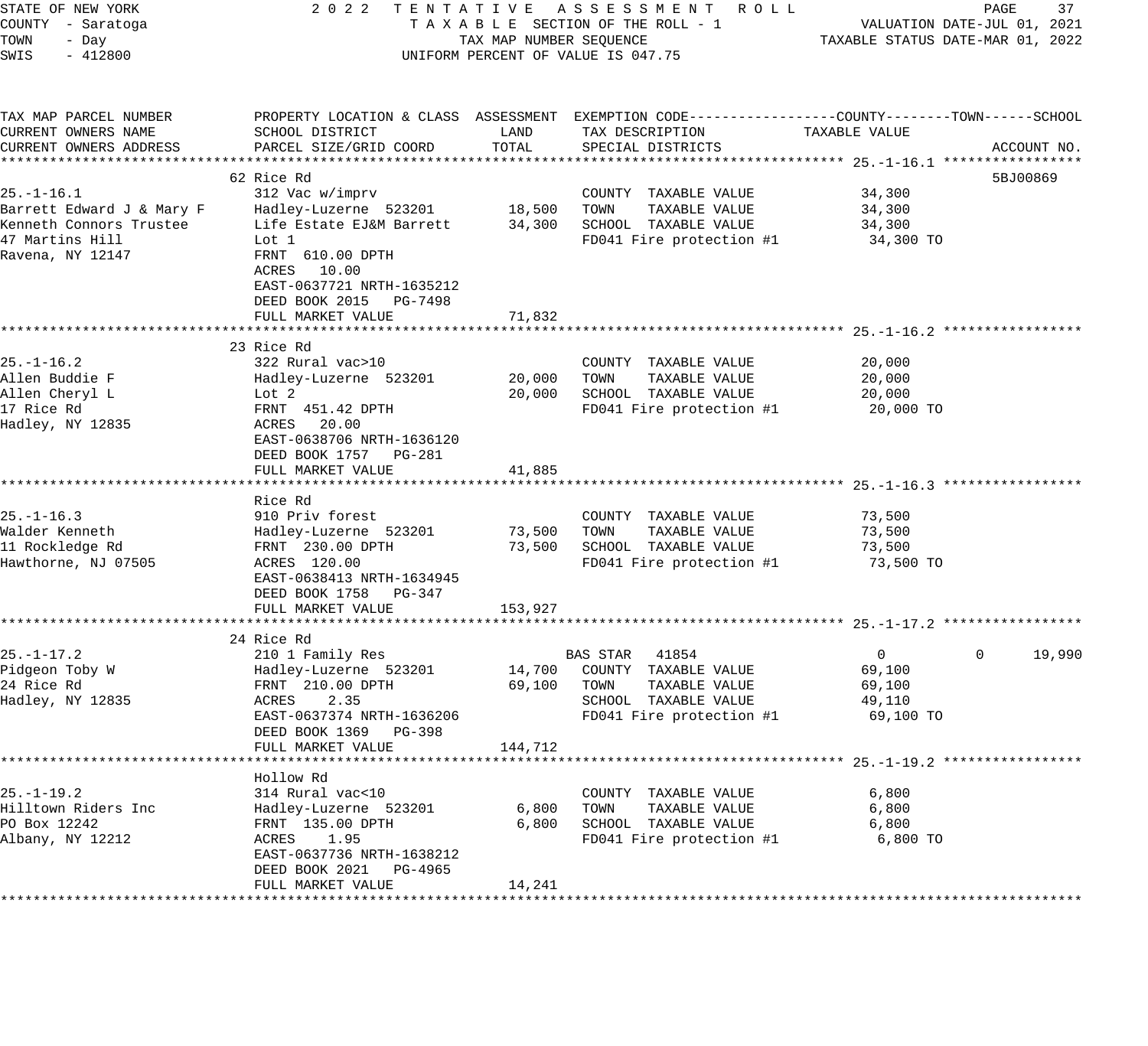STATE OF NEW YORK — 2022 TENTATIVE ASSESSMENT ROLL
COUNTY - Saratoga — TAXABLE SECTION OF THE ROLL - 1 — VALUATION DATE-JUL 01, 2021
TOWN - Day — TAX MAP NUMBER SEQUENCE — TAXABLE STATUS DATE-MAR 01, 2022
SWIS - 412800 — UNIFORM PERCENT OF VALUE IS 047.75

| TAX MAP PARCEL NUMBER / CURRENT OWNERS NAME / CURRENT OWNERS ADDRESS | PROPERTY LOCATION & CLASS / SCHOOL DISTRICT / PARCEL SIZE/GRID COORD | ASSESSMENT LAND | ASSESSMENT TOTAL | EXEMPTION CODE / TAX DESCRIPTION / SPECIAL DISTRICTS | COUNTY TAXABLE VALUE | TOWN | SCHOOL / ACCOUNT NO. |
|---|---|---|---|---|---|---|---|
| **25.-1-16.1** | 62 Rice Rd | | | | | | 5BJ00869 |
| 25.-1-16.1 | 312 Vac w/imprv | | | COUNTY TAXABLE VALUE | 34,300 | | |
| Barrett Edward J & Mary F | Hadley-Luzerne 523201 | 18,500 | | TOWN TAXABLE VALUE | 34,300 | | |
| Kenneth Connors Trustee | Life Estate EJ&M Barrett | | 34,300 | SCHOOL TAXABLE VALUE | 34,300 | | |
| 47 Martins Hill | Lot 1 | | | FD041 Fire protection #1 | 34,300 TO | | |
| Ravena, NY 12147 | FRNT 610.00 DPTH | | | | | | |
| | ACRES 10.00 | | | | | | |
| | EAST-0637721 NRTH-1635212 | | | | | | |
| | DEED BOOK 2015 PG-7498 | | | | | | |
| | FULL MARKET VALUE | | 71,832 | | | | |
| **25.-1-16.2** | 23 Rice Rd | | | | | | |
| 25.-1-16.2 | 322 Rural vac>10 | | | COUNTY TAXABLE VALUE | 20,000 | | |
| Allen Buddie F | Hadley-Luzerne 523201 | 20,000 | | TOWN TAXABLE VALUE | 20,000 | | |
| Allen Cheryl L | Lot 2 | | 20,000 | SCHOOL TAXABLE VALUE | 20,000 | | |
| 17 Rice Rd | FRNT 451.42 DPTH | | | FD041 Fire protection #1 | 20,000 TO | | |
| Hadley, NY 12835 | ACRES 20.00 | | | | | | |
| | EAST-0638706 NRTH-1636120 | | | | | | |
| | DEED BOOK 1757 PG-281 | | | | | | |
| | FULL MARKET VALUE | | 41,885 | | | | |
| **25.-1-16.3** | Rice Rd | | | | | | |
| 25.-1-16.3 | 910 Priv forest | | | COUNTY TAXABLE VALUE | 73,500 | | |
| Walder Kenneth | Hadley-Luzerne 523201 | 73,500 | | TOWN TAXABLE VALUE | 73,500 | | |
| 11 Rockledge Rd | FRNT 230.00 DPTH | | 73,500 | SCHOOL TAXABLE VALUE | 73,500 | | |
| Hawthorne, NJ 07505 | ACRES 120.00 | | | FD041 Fire protection #1 | 73,500 TO | | |
| | EAST-0638413 NRTH-1634945 | | | | | | |
| | DEED BOOK 1758 PG-347 | | | | | | |
| | FULL MARKET VALUE | | 153,927 | | | | |
| **25.-1-17.2** | 24 Rice Rd | | | | | | |
| 25.-1-17.2 | 210 1 Family Res | | | BAS STAR 41854 | 0 | 0 | 19,990 |
| Pidgeon Toby W | Hadley-Luzerne 523201 | 14,700 | | COUNTY TAXABLE VALUE | 69,100 | | |
| 24 Rice Rd | FRNT 210.00 DPTH | | 69,100 | TOWN TAXABLE VALUE | 69,100 | | |
| Hadley, NY 12835 | ACRES 2.35 | | | SCHOOL TAXABLE VALUE | 49,110 | | |
| | EAST-0637374 NRTH-1636206 | | | FD041 Fire protection #1 | 69,100 TO | | |
| | DEED BOOK 1369 PG-398 | | | | | | |
| | FULL MARKET VALUE | | 144,712 | | | | |
| **25.-1-19.2** | Hollow Rd | | | | | | |
| 25.-1-19.2 | 314 Rural vac<10 | | | COUNTY TAXABLE VALUE | 6,800 | | |
| Hilltown Riders Inc | Hadley-Luzerne 523201 | 6,800 | | TOWN TAXABLE VALUE | 6,800 | | |
| PO Box 12242 | FRNT 135.00 DPTH | | 6,800 | SCHOOL TAXABLE VALUE | 6,800 | | |
| Albany, NY 12212 | ACRES 1.95 | | | FD041 Fire protection #1 | 6,800 TO | | |
| | EAST-0637736 NRTH-1638212 | | | | | | |
| | DEED BOOK 2021 PG-4965 | | | | | | |
| | FULL MARKET VALUE | | 14,241 | | | | |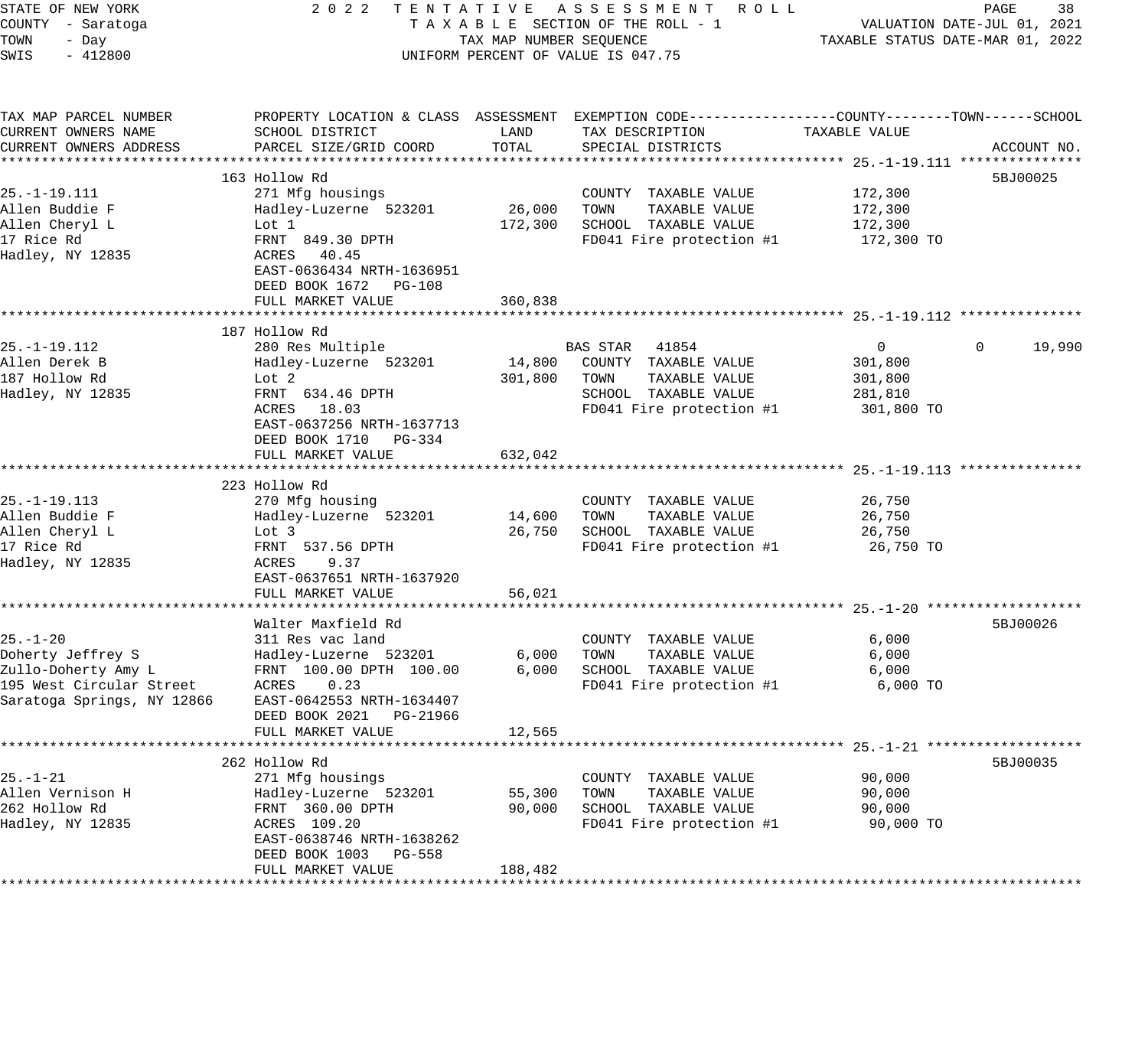STATE OF NEW YORK
COUNTY - Saratoga
TOWN - Day
SWIS - 412800

2022 TENTATIVE ASSESSMENT ROLL
TAXABLE SECTION OF THE ROLL - 1
TAX MAP NUMBER SEQUENCE
UNIFORM PERCENT OF VALUE IS 047.75

VALUATION DATE-JUL 01, 2021
TAXABLE STATUS DATE-MAR 01, 2022

| TAX MAP PARCEL NUMBER / CURRENT OWNERS NAME / CURRENT OWNERS ADDRESS | PROPERTY LOCATION & CLASS / SCHOOL DISTRICT / PARCEL SIZE/GRID COORD | ASSESSMENT LAND / TOTAL | EXEMPTION CODE / TAX DESCRIPTION / SPECIAL DISTRICTS | COUNTY TAXABLE VALUE | TOWN | SCHOOL | ACCOUNT NO. |
|---|---|---|---|---|---|---|---|
| **25.-1-19.111** | 163 Hollow Rd | | | | | | 5BJ00025 |
| 25.-1-19.111 | 271 Mfg housings | | COUNTY TAXABLE VALUE | 172,300 | | | |
| Allen Buddie F | Hadley-Luzerne 523201 | 26,000 | TOWN TAXABLE VALUE | 172,300 | | | |
| Allen Cheryl L | Lot 1 | 172,300 | SCHOOL TAXABLE VALUE | 172,300 | | | |
| 17 Rice Rd | FRNT 849.30 DPTH | | FD041 Fire protection #1 | 172,300 TO | | | |
| Hadley, NY 12835 | ACRES 40.45 | | | | | | |
| | EAST-0636434 NRTH-1636951 | | | | | | |
| | DEED BOOK 1672 PG-108 | | | | | | |
| | FULL MARKET VALUE | 360,838 | | | | | |
| **25.-1-19.112** | 187 Hollow Rd | | | | | | |
| 25.-1-19.112 | 280 Res Multiple | | BAS STAR 41854 | 0 | 0 | 19,990 | |
| Allen Derek B | Hadley-Luzerne 523201 | 14,800 | COUNTY TAXABLE VALUE | 301,800 | | | |
| 187 Hollow Rd | Lot 2 | 301,800 | TOWN TAXABLE VALUE | 301,800 | | | |
| Hadley, NY 12835 | FRNT 634.46 DPTH | | SCHOOL TAXABLE VALUE | 281,810 | | | |
| | ACRES 18.03 | | FD041 Fire protection #1 | 301,800 TO | | | |
| | EAST-0637256 NRTH-1637713 | | | | | | |
| | DEED BOOK 1710 PG-334 | | | | | | |
| | FULL MARKET VALUE | 632,042 | | | | | |
| **25.-1-19.113** | 223 Hollow Rd | | | | | | |
| 25.-1-19.113 | 270 Mfg housing | | COUNTY TAXABLE VALUE | 26,750 | | | |
| Allen Buddie F | Hadley-Luzerne 523201 | 14,600 | TOWN TAXABLE VALUE | 26,750 | | | |
| Allen Cheryl L | Lot 3 | 26,750 | SCHOOL TAXABLE VALUE | 26,750 | | | |
| 17 Rice Rd | FRNT 537.56 DPTH | | FD041 Fire protection #1 | 26,750 TO | | | |
| Hadley, NY 12835 | ACRES 9.37 | | | | | | |
| | EAST-0637651 NRTH-1637920 | | | | | | |
| | FULL MARKET VALUE | 56,021 | | | | | |
| **25.-1-20** | Walter Maxfield Rd | | | | | | 5BJ00026 |
| 25.-1-20 | 311 Res vac land | | COUNTY TAXABLE VALUE | 6,000 | | | |
| Doherty Jeffrey S | Hadley-Luzerne 523201 | 6,000 | TOWN TAXABLE VALUE | 6,000 | | | |
| Zullo-Doherty Amy L | FRNT 100.00 DPTH 100.00 | 6,000 | SCHOOL TAXABLE VALUE | 6,000 | | | |
| 195 West Circular Street | ACRES 0.23 | | FD041 Fire protection #1 | 6,000 TO | | | |
| Saratoga Springs, NY 12866 | EAST-0642553 NRTH-1634407 | | | | | | |
| | DEED BOOK 2021 PG-21966 | | | | | | |
| | FULL MARKET VALUE | 12,565 | | | | | |
| **25.-1-21** | 262 Hollow Rd | | | | | | 5BJ00035 |
| 25.-1-21 | 271 Mfg housings | | COUNTY TAXABLE VALUE | 90,000 | | | |
| Allen Vernison H | Hadley-Luzerne 523201 | 55,300 | TOWN TAXABLE VALUE | 90,000 | | | |
| 262 Hollow Rd | FRNT 360.00 DPTH | 90,000 | SCHOOL TAXABLE VALUE | 90,000 | | | |
| Hadley, NY 12835 | ACRES 109.20 | | FD041 Fire protection #1 | 90,000 TO | | | |
| | EAST-0638746 NRTH-1638262 | | | | | | |
| | DEED BOOK 1003 PG-558 | | | | | | |
| | FULL MARKET VALUE | 188,482 | | | | | |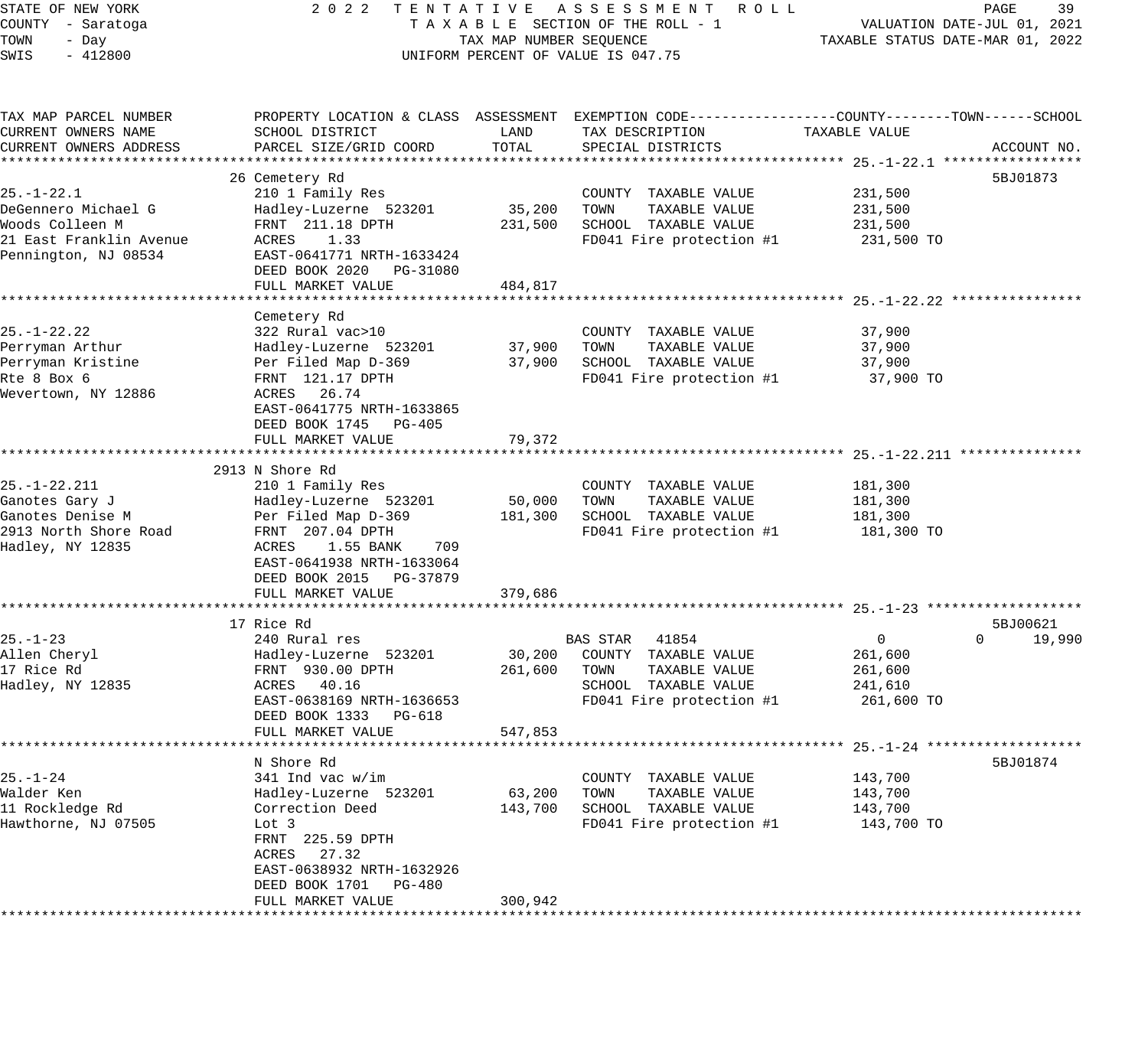STATE OF NEW YORK
COUNTY - Saratoga
TOWN - Day
SWIS - 412800

2022 TENTATIVE ASSESSMENT ROLL
TAXABLE SECTION OF THE ROLL - 1
TAX MAP NUMBER SEQUENCE
UNIFORM PERCENT OF VALUE IS 047.75

VALUATION DATE-JUL 01, 2021
TAXABLE STATUS DATE-MAR 01, 2022

| TAX MAP PARCEL NUMBER / CURRENT OWNERS NAME / CURRENT OWNERS ADDRESS | PROPERTY LOCATION & CLASS / SCHOOL DISTRICT / PARCEL SIZE/GRID COORD | ASSESSMENT LAND | ASSESSMENT TOTAL | EXEMPTION CODE / TAX DESCRIPTION / SPECIAL DISTRICTS | COUNTY TAXABLE VALUE | TOWN | SCHOOL | ACCOUNT NO. |
|---|---|---|---|---|---|---|---|---|
| **25.-1-22.1** | 26 Cemetery Rd | | | | | | | 5BJ01873 |
| 25.-1-22.1 | 210 1 Family Res | | | COUNTY TAXABLE VALUE | 231,500 | | | |
| DeGennero Michael G | Hadley-Luzerne 523201 | 35,200 | | TOWN TAXABLE VALUE | 231,500 | | | |
| Woods Colleen M | FRNT 211.18 DPTH | | 231,500 | SCHOOL TAXABLE VALUE | 231,500 | | | |
| 21 East Franklin Avenue | ACRES 1.33 | | | FD041 Fire protection #1 | 231,500 TO | | | |
| Pennington, NJ 08534 | EAST-0641771 NRTH-1633424 | | | | | | | |
| | DEED BOOK 2020 PG-31080 | | | | | | | |
| | FULL MARKET VALUE | | 484,817 | | | | | |
| **25.-1-22.22** | Cemetery Rd | | | | | | | |
| 25.-1-22.22 | 322 Rural vac>10 | | | COUNTY TAXABLE VALUE | 37,900 | | | |
| Perryman Arthur | Hadley-Luzerne 523201 | 37,900 | | TOWN TAXABLE VALUE | 37,900 | | | |
| Perryman Kristine | Per Filed Map D-369 | | 37,900 | SCHOOL TAXABLE VALUE | 37,900 | | | |
| Rte 8 Box 6 | FRNT 121.17 DPTH | | | FD041 Fire protection #1 | 37,900 TO | | | |
| Wevertown, NY 12886 | ACRES 26.74 | | | | | | | |
| | EAST-0641775 NRTH-1633865 | | | | | | | |
| | DEED BOOK 1745 PG-405 | | | | | | | |
| | FULL MARKET VALUE | | 79,372 | | | | | |
| **25.-1-22.211** | 2913 N Shore Rd | | | | | | | |
| 25.-1-22.211 | 210 1 Family Res | | | COUNTY TAXABLE VALUE | 181,300 | | | |
| Ganotes Gary J | Hadley-Luzerne 523201 | 50,000 | | TOWN TAXABLE VALUE | 181,300 | | | |
| Ganotes Denise M | Per Filed Map D-369 | | 181,300 | SCHOOL TAXABLE VALUE | 181,300 | | | |
| 2913 North Shore Road | FRNT 207.04 DPTH | | | FD041 Fire protection #1 | 181,300 TO | | | |
| Hadley, NY 12835 | ACRES 1.55 BANK 709 | | | | | | | |
| | EAST-0641938 NRTH-1633064 | | | | | | | |
| | DEED BOOK 2015 PG-37879 | | | | | | | |
| | FULL MARKET VALUE | | 379,686 | | | | | |
| **25.-1-23** | 17 Rice Rd | | | | | | | 5BJ00621 |
| 25.-1-23 | 240 Rural res | | | BAS STAR 41854 | 0 | 0 | 19,990 | |
| Allen Cheryl | Hadley-Luzerne 523201 | 30,200 | | COUNTY TAXABLE VALUE | 261,600 | | | |
| 17 Rice Rd | FRNT 930.00 DPTH | | 261,600 | TOWN TAXABLE VALUE | 261,600 | | | |
| Hadley, NY 12835 | ACRES 40.16 | | | SCHOOL TAXABLE VALUE | 241,610 | | | |
| | EAST-0638169 NRTH-1636653 | | | FD041 Fire protection #1 | 261,600 TO | | | |
| | DEED BOOK 1333 PG-618 | | | | | | | |
| | FULL MARKET VALUE | | 547,853 | | | | | |
| **25.-1-24** | N Shore Rd | | | | | | | 5BJ01874 |
| 25.-1-24 | 341 Ind vac w/im | | | COUNTY TAXABLE VALUE | 143,700 | | | |
| Walder Ken | Hadley-Luzerne 523201 | 63,200 | | TOWN TAXABLE VALUE | 143,700 | | | |
| 11 Rockledge Rd | Correction Deed | | 143,700 | SCHOOL TAXABLE VALUE | 143,700 | | | |
| Hawthorne, NJ 07505 | Lot 3 | | | FD041 Fire protection #1 | 143,700 TO | | | |
| | FRNT 225.59 DPTH | | | | | | | |
| | ACRES 27.32 | | | | | | | |
| | EAST-0638932 NRTH-1632926 | | | | | | | |
| | DEED BOOK 1701 PG-480 | | | | | | | |
| | FULL MARKET VALUE | | 300,942 | | | | | |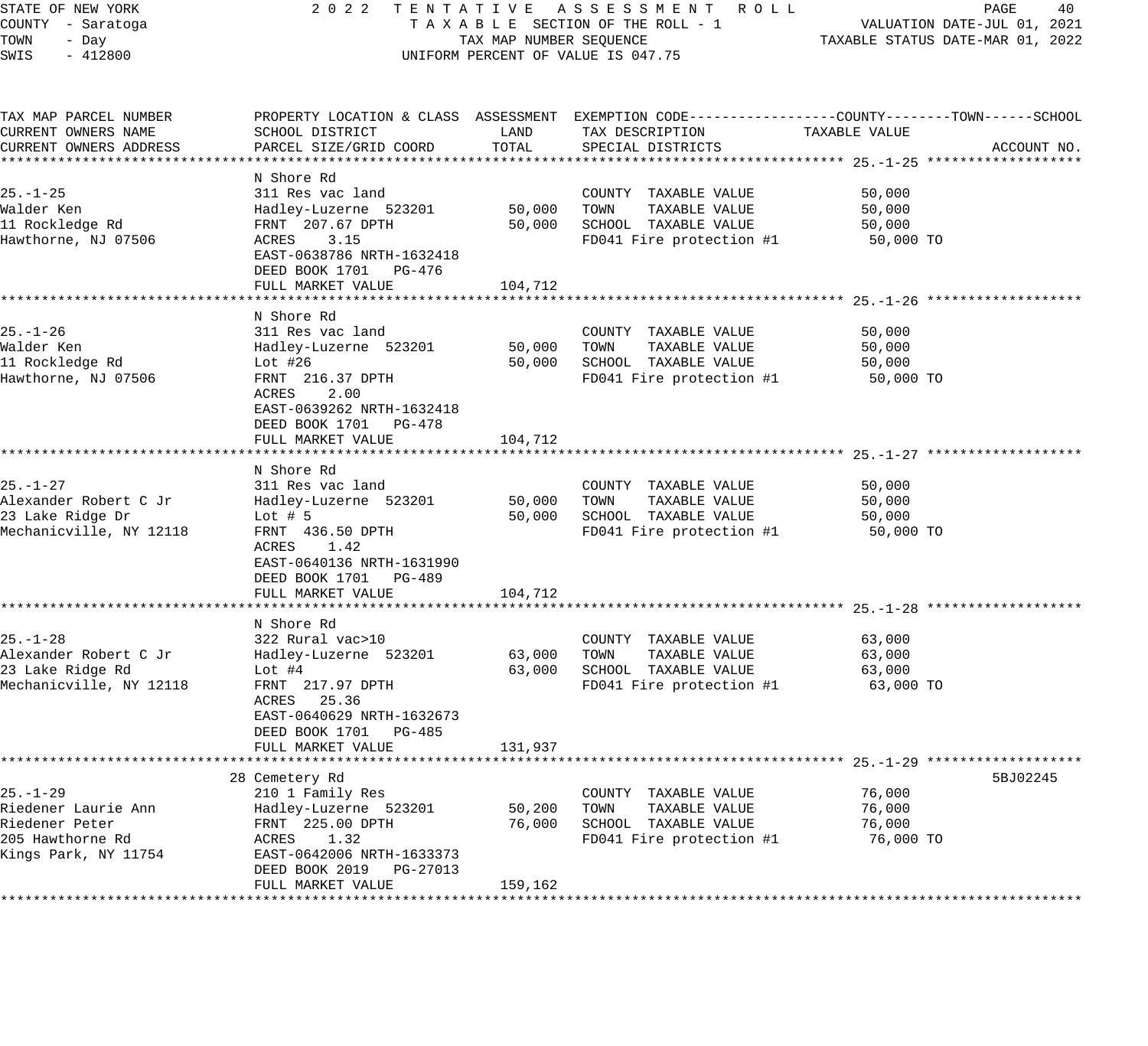STATE OF NEW YORK — 2022 TENTATIVE ASSESSMENT ROLL
COUNTY - Saratoga — TAXABLE SECTION OF THE ROLL - 1 — VALUATION DATE-JUL 01, 2021
TOWN - Day — TAX MAP NUMBER SEQUENCE — TAXABLE STATUS DATE-MAR 01, 2022
SWIS - 412800 — UNIFORM PERCENT OF VALUE IS 047.75

| TAX MAP PARCEL NUMBER / CURRENT OWNERS NAME / CURRENT OWNERS ADDRESS | PROPERTY LOCATION & CLASS / SCHOOL DISTRICT / PARCEL SIZE/GRID COORD | ASSESSMENT LAND | TOTAL | EXEMPTION CODE / TAX DESCRIPTION / SPECIAL DISTRICTS | TAXABLE VALUE (COUNTY / TOWN / SCHOOL) | ACCOUNT NO. |
|---|---|---|---|---|---|---|
| 25.-1-25 | N Shore Rd | | | | | |
| 25.-1-25 | 311 Res vac land | | | COUNTY TAXABLE VALUE | 50,000 | |
| Walder Ken | Hadley-Luzerne 523201 | 50,000 | | TOWN TAXABLE VALUE | 50,000 | |
| 11 Rockledge Rd | FRNT 207.67 DPTH | | 50,000 | SCHOOL TAXABLE VALUE | 50,000 | |
| Hawthorne, NJ 07506 | ACRES 3.15 | | | FD041 Fire protection #1 | 50,000 TO | |
| | EAST-0638786 NRTH-1632418 | | | | | |
| | DEED BOOK 1701 PG-476 | | | | | |
| | FULL MARKET VALUE | | 104,712 | | | |
| 25.-1-26 | N Shore Rd | | | | | |
| 25.-1-26 | 311 Res vac land | | | COUNTY TAXABLE VALUE | 50,000 | |
| Walder Ken | Hadley-Luzerne 523201 | 50,000 | | TOWN TAXABLE VALUE | 50,000 | |
| 11 Rockledge Rd | Lot #26 | | 50,000 | SCHOOL TAXABLE VALUE | 50,000 | |
| Hawthorne, NJ 07506 | FRNT 216.37 DPTH | | | FD041 Fire protection #1 | 50,000 TO | |
| | ACRES 2.00 | | | | | |
| | EAST-0639262 NRTH-1632418 | | | | | |
| | DEED BOOK 1701 PG-478 | | | | | |
| | FULL MARKET VALUE | | 104,712 | | | |
| 25.-1-27 | N Shore Rd | | | | | |
| 25.-1-27 | 311 Res vac land | | | COUNTY TAXABLE VALUE | 50,000 | |
| Alexander Robert C Jr | Hadley-Luzerne 523201 | 50,000 | | TOWN TAXABLE VALUE | 50,000 | |
| 23 Lake Ridge Dr | Lot # 5 | | 50,000 | SCHOOL TAXABLE VALUE | 50,000 | |
| Mechanicville, NY 12118 | FRNT 436.50 DPTH | | | FD041 Fire protection #1 | 50,000 TO | |
| | ACRES 1.42 | | | | | |
| | EAST-0640136 NRTH-1631990 | | | | | |
| | DEED BOOK 1701 PG-489 | | | | | |
| | FULL MARKET VALUE | | 104,712 | | | |
| 25.-1-28 | N Shore Rd | | | | | |
| 25.-1-28 | 322 Rural vac>10 | | | COUNTY TAXABLE VALUE | 63,000 | |
| Alexander Robert C Jr | Hadley-Luzerne 523201 | 63,000 | | TOWN TAXABLE VALUE | 63,000 | |
| 23 Lake Ridge Rd | Lot #4 | | 63,000 | SCHOOL TAXABLE VALUE | 63,000 | |
| Mechanicville, NY 12118 | FRNT 217.97 DPTH | | | FD041 Fire protection #1 | 63,000 TO | |
| | ACRES 25.36 | | | | | |
| | EAST-0640629 NRTH-1632673 | | | | | |
| | DEED BOOK 1701 PG-485 | | | | | |
| | FULL MARKET VALUE | | 131,937 | | | |
| 25.-1-29 | 28 Cemetery Rd | | | | | 5BJ02245 |
| 25.-1-29 | 210 1 Family Res | | | COUNTY TAXABLE VALUE | 76,000 | |
| Riedener Laurie Ann | Hadley-Luzerne 523201 | 50,200 | | TOWN TAXABLE VALUE | 76,000 | |
| Riedener Peter | FRNT 225.00 DPTH | | 76,000 | SCHOOL TAXABLE VALUE | 76,000 | |
| 205 Hawthorne Rd | ACRES 1.32 | | | FD041 Fire protection #1 | 76,000 TO | |
| Kings Park, NY 11754 | EAST-0642006 NRTH-1633373 | | | | | |
| | DEED BOOK 2019 PG-27013 | | | | | |
| | FULL MARKET VALUE | | 159,162 | | | |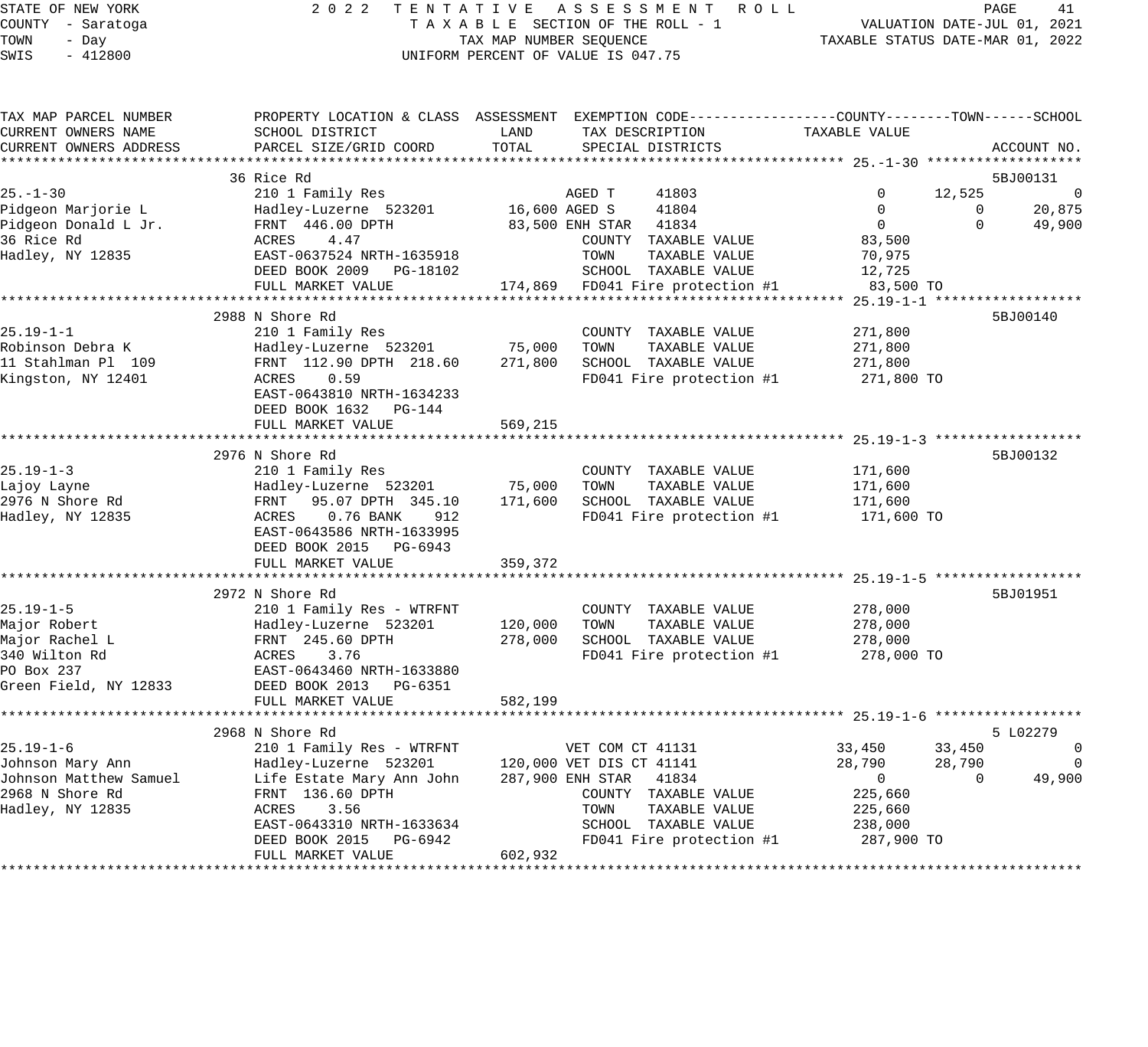STATE OF NEW YORK — 2022 TENTATIVE ASSESSMENT ROLL
COUNTY - Saratoga — TAXABLE SECTION OF THE ROLL - 1 — VALUATION DATE-JUL 01, 2021
TOWN - Day — TAX MAP NUMBER SEQUENCE — TAXABLE STATUS DATE-MAR 01, 2022
SWIS - 412800 — UNIFORM PERCENT OF VALUE IS 047.75

| TAX MAP PARCEL NUMBER / CURRENT OWNERS NAME / CURRENT OWNERS ADDRESS | PROPERTY LOCATION & CLASS / SCHOOL DISTRICT / PARCEL SIZE/GRID COORD | ASSESSMENT LAND | ASSESSMENT TOTAL | EXEMPTION CODE / TAX DESCRIPTION / SPECIAL DISTRICTS | COUNTY | TOWN | SCHOOL | ACCOUNT NO. |
|---|---|---|---|---|---|---|---|---|
| **25.-1-30** | 36 Rice Rd | | | | | | | 5BJ00131 |
| 25.-1-30 | 210 1 Family Res | | | AGED T 41803 | 0 | 12,525 | 0 | |
| Pidgeon Marjorie L | Hadley-Luzerne 523201 | 16,600 | | AGED S 41804 | 0 | 0 | 20,875 | |
| Pidgeon Donald L Jr. | FRNT 446.00 DPTH | | 83,500 | ENH STAR 41834 | 0 | 0 | 49,900 | |
| 36 Rice Rd | ACRES 4.47 | | | COUNTY TAXABLE VALUE | 83,500 | | | |
| Hadley, NY 12835 | EAST-0637524 NRTH-1635918 | | | TOWN TAXABLE VALUE | | 70,975 | | |
| | DEED BOOK 2009 PG-18102 | | | SCHOOL TAXABLE VALUE | | | 12,725 | |
| | FULL MARKET VALUE | | 174,869 | FD041 Fire protection #1 | 83,500 TO | | | |
| **25.19-1-1** | 2988 N Shore Rd | | | | | | | 5BJ00140 |
| 25.19-1-1 | 210 1 Family Res | | | COUNTY TAXABLE VALUE | 271,800 | | | |
| Robinson Debra K | Hadley-Luzerne 523201 | 75,000 | | TOWN TAXABLE VALUE | | 271,800 | | |
| 11 Stahlman Pl 109 | FRNT 112.90 DPTH 218.60 | | 271,800 | SCHOOL TAXABLE VALUE | | | 271,800 | |
| Kingston, NY 12401 | ACRES 0.59 | | | FD041 Fire protection #1 | 271,800 TO | | | |
| | EAST-0643810 NRTH-1634233 | | | | | | | |
| | DEED BOOK 1632 PG-144 | | | | | | | |
| | FULL MARKET VALUE | | 569,215 | | | | | |
| **25.19-1-3** | 2976 N Shore Rd | | | | | | | 5BJ00132 |
| 25.19-1-3 | 210 1 Family Res | | | COUNTY TAXABLE VALUE | 171,600 | | | |
| Lajoy Layne | Hadley-Luzerne 523201 | 75,000 | | TOWN TAXABLE VALUE | | 171,600 | | |
| 2976 N Shore Rd | FRNT 95.07 DPTH 345.10 | | 171,600 | SCHOOL TAXABLE VALUE | | | 171,600 | |
| Hadley, NY 12835 | ACRES 0.76 BANK 912 | | | FD041 Fire protection #1 | 171,600 TO | | | |
| | EAST-0643586 NRTH-1633995 | | | | | | | |
| | DEED BOOK 2015 PG-6943 | | | | | | | |
| | FULL MARKET VALUE | | 359,372 | | | | | |
| **25.19-1-5** | 2972 N Shore Rd | | | | | | | 5BJ01951 |
| 25.19-1-5 | 210 1 Family Res - WTRFNT | | | COUNTY TAXABLE VALUE | 278,000 | | | |
| Major Robert | Hadley-Luzerne 523201 | 120,000 | | TOWN TAXABLE VALUE | | 278,000 | | |
| Major Rachel L | FRNT 245.60 DPTH | | 278,000 | SCHOOL TAXABLE VALUE | | | 278,000 | |
| 340 Wilton Rd | ACRES 3.76 | | | FD041 Fire protection #1 | 278,000 TO | | | |
| PO Box 237 | EAST-0643460 NRTH-1633880 | | | | | | | |
| Green Field, NY 12833 | DEED BOOK 2013 PG-6351 | | | | | | | |
| | FULL MARKET VALUE | | 582,199 | | | | | |
| **25.19-1-6** | 2968 N Shore Rd | | | | | | | 5 L02279 |
| 25.19-1-6 | 210 1 Family Res - WTRFNT | | | VET COM CT 41131 | 33,450 | 33,450 | 0 | |
| Johnson Mary Ann | Hadley-Luzerne 523201 | 120,000 | | VET DIS CT 41141 | 28,790 | 28,790 | 0 | |
| Johnson Matthew Samuel | Life Estate Mary Ann John | | 287,900 | ENH STAR 41834 | 0 | 0 | 49,900 | |
| 2968 N Shore Rd | FRNT 136.60 DPTH | | | COUNTY TAXABLE VALUE | 225,660 | | | |
| Hadley, NY 12835 | ACRES 3.56 | | | TOWN TAXABLE VALUE | | 225,660 | | |
| | EAST-0643310 NRTH-1633634 | | | SCHOOL TAXABLE VALUE | | | 238,000 | |
| | DEED BOOK 2015 PG-6942 | | | FD041 Fire protection #1 | 287,900 TO | | | |
| | FULL MARKET VALUE | | 602,932 | | | | | |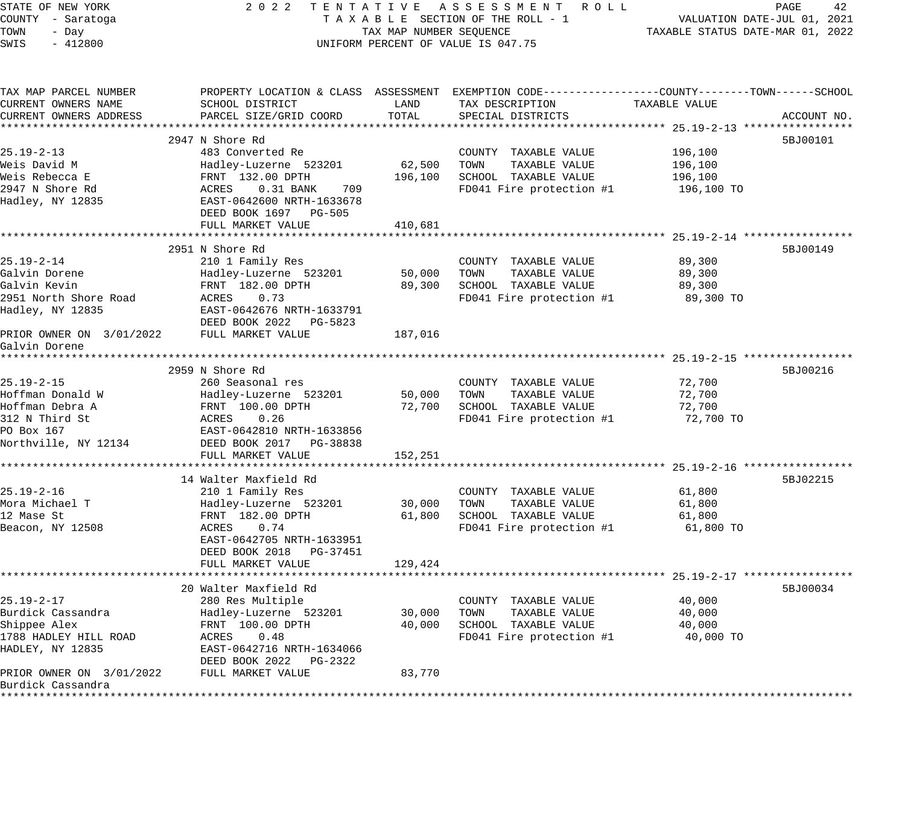STATE OF NEW YORK — 2022 TENTATIVE ASSESSMENT ROLL
COUNTY - Saratoga — TAXABLE SECTION OF THE ROLL - 1 — VALUATION DATE-JUL 01, 2021
TOWN - Day — TAX MAP NUMBER SEQUENCE — TAXABLE STATUS DATE-MAR 01, 2022
SWIS - 412800 — UNIFORM PERCENT OF VALUE IS 047.75

| TAX MAP PARCEL NUMBER / CURRENT OWNERS NAME / CURRENT OWNERS ADDRESS | PROPERTY LOCATION & CLASS / SCHOOL DISTRICT / PARCEL SIZE/GRID COORD | ASSESSMENT LAND / TOTAL | EXEMPTION CODE / TAX DESCRIPTION / SPECIAL DISTRICTS | TAXABLE VALUE (COUNTY--TOWN--SCHOOL) | ACCOUNT NO. |
|---|---|---|---|---|---|
| **25.19-2-13** | 2947 N Shore Rd | | | | 5BJ00101 |
| 25.19-2-13 | 483 Converted Re | | COUNTY TAXABLE VALUE | 196,100 | |
| Weis David M | Hadley-Luzerne 523201 | 62,500 | TOWN TAXABLE VALUE | 196,100 | |
| Weis Rebecca E | FRNT 132.00 DPTH | 196,100 | SCHOOL TAXABLE VALUE | 196,100 | |
| 2947 N Shore Rd | ACRES 0.31 BANK 709 | | FD041 Fire protection #1 | 196,100 TO | |
| Hadley, NY 12835 | EAST-0642600 NRTH-1633678 | | | | |
| | DEED BOOK 1697 PG-505 | | | | |
| | FULL MARKET VALUE | 410,681 | | | |
| **25.19-2-14** | 2951 N Shore Rd | | | | 5BJ00149 |
| 25.19-2-14 | 210 1 Family Res | | COUNTY TAXABLE VALUE | 89,300 | |
| Galvin Dorene | Hadley-Luzerne 523201 | 50,000 | TOWN TAXABLE VALUE | 89,300 | |
| Galvin Kevin | FRNT 182.00 DPTH | 89,300 | SCHOOL TAXABLE VALUE | 89,300 | |
| 2951 North Shore Road | ACRES 0.73 | | FD041 Fire protection #1 | 89,300 TO | |
| Hadley, NY 12835 | EAST-0642676 NRTH-1633791 | | | | |
| | DEED BOOK 2022 PG-5823 | | | | |
| PRIOR OWNER ON 3/01/2022 | FULL MARKET VALUE | 187,016 | | | |
| Galvin Dorene | | | | | |
| **25.19-2-15** | 2959 N Shore Rd | | | | 5BJ00216 |
| 25.19-2-15 | 260 Seasonal res | | COUNTY TAXABLE VALUE | 72,700 | |
| Hoffman Donald W | Hadley-Luzerne 523201 | 50,000 | TOWN TAXABLE VALUE | 72,700 | |
| Hoffman Debra A | FRNT 100.00 DPTH | 72,700 | SCHOOL TAXABLE VALUE | 72,700 | |
| 312 N Third St | ACRES 0.26 | | FD041 Fire protection #1 | 72,700 TO | |
| PO Box 167 | EAST-0642810 NRTH-1633856 | | | | |
| Northville, NY 12134 | DEED BOOK 2017 PG-38838 | | | | |
| | FULL MARKET VALUE | 152,251 | | | |
| **25.19-2-16** | 14 Walter Maxfield Rd | | | | 5BJ02215 |
| 25.19-2-16 | 210 1 Family Res | | COUNTY TAXABLE VALUE | 61,800 | |
| Mora Michael T | Hadley-Luzerne 523201 | 30,000 | TOWN TAXABLE VALUE | 61,800 | |
| 12 Mase St | FRNT 182.00 DPTH | 61,800 | SCHOOL TAXABLE VALUE | 61,800 | |
| Beacon, NY 12508 | ACRES 0.74 | | FD041 Fire protection #1 | 61,800 TO | |
| | EAST-0642705 NRTH-1633951 | | | | |
| | DEED BOOK 2018 PG-37451 | | | | |
| | FULL MARKET VALUE | 129,424 | | | |
| **25.19-2-17** | 20 Walter Maxfield Rd | | | | 5BJ00034 |
| 25.19-2-17 | 280 Res Multiple | | COUNTY TAXABLE VALUE | 40,000 | |
| Burdick Cassandra | Hadley-Luzerne 523201 | 30,000 | TOWN TAXABLE VALUE | 40,000 | |
| Shippee Alex | FRNT 100.00 DPTH | 40,000 | SCHOOL TAXABLE VALUE | 40,000 | |
| 1788 HADLEY HILL ROAD | ACRES 0.48 | | FD041 Fire protection #1 | 40,000 TO | |
| HADLEY, NY 12835 | EAST-0642716 NRTH-1634066 | | | | |
| | DEED BOOK 2022 PG-2322 | | | | |
| PRIOR OWNER ON 3/01/2022 | FULL MARKET VALUE | 83,770 | | | |
| Burdick Cassandra | | | | | |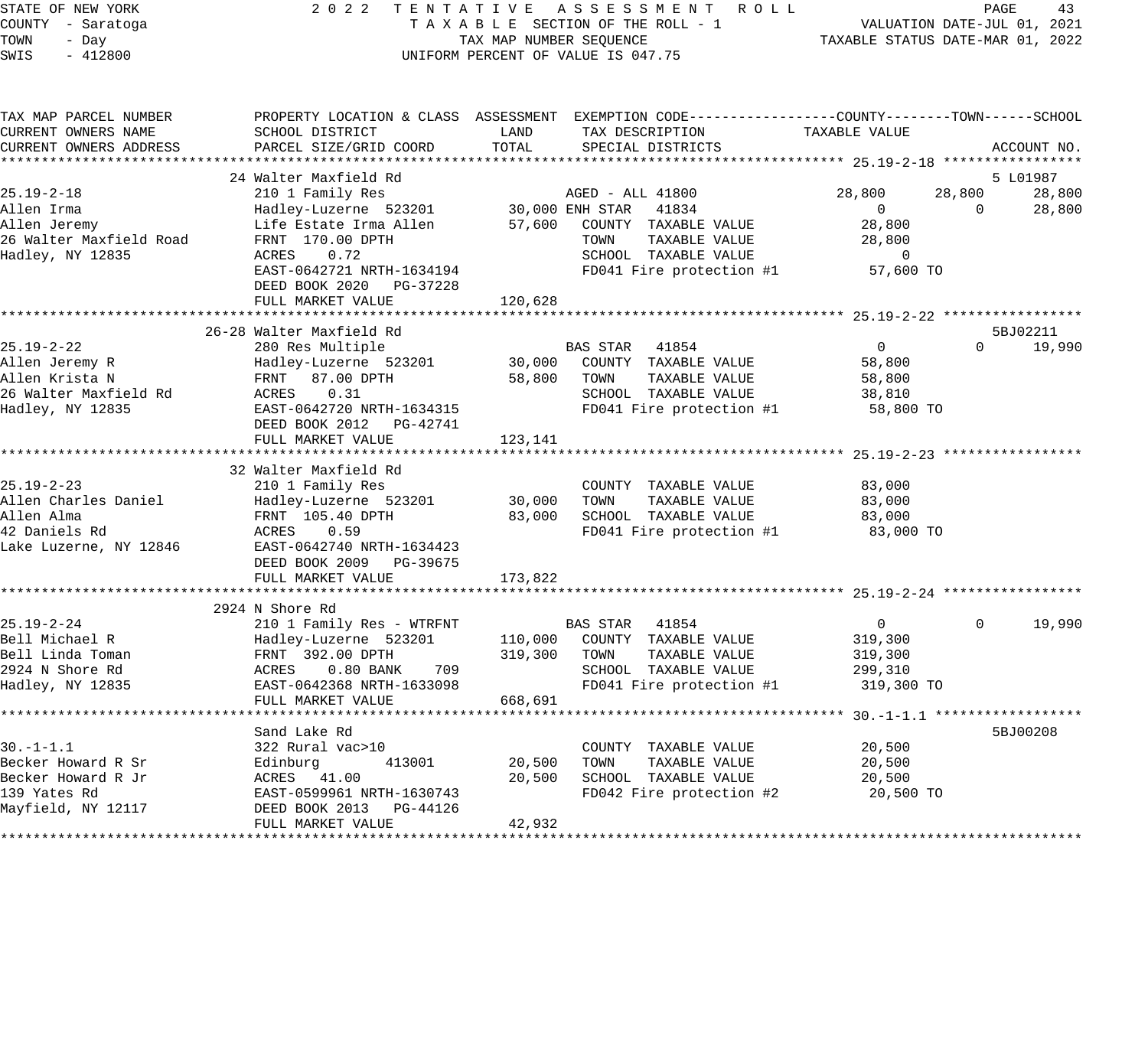STATE OF NEW YORK
COUNTY - Saratoga
TOWN - Day
SWIS - 412800

# 2022 TENTATIVE ASSESSMENT ROLL

TAXABLE SECTION OF THE ROLL - 1
TAX MAP NUMBER SEQUENCE
UNIFORM PERCENT OF VALUE IS 047.75

VALUATION DATE-JUL 01, 2021
TAXABLE STATUS DATE-MAR 01, 2022

```
TAX MAP PARCEL NUMBER          PROPERTY LOCATION & CLASS  ASSESSMENT  EXEMPTION CODE------------------COUNTY--------TOWN------SCHOOL
CURRENT OWNERS NAME            SCHOOL DISTRICT               LAND      TAX DESCRIPTION            TAXABLE VALUE
CURRENT OWNERS ADDRESS         PARCEL SIZE/GRID COORD       TOTAL      SPECIAL DISTRICTS                                    ACCOUNT NO.
******************************************************************************************************* 25.19-2-18 *****************
                               24 Walter Maxfield Rd                                                                   5 L01987
25.19-2-18                     210 1 Family Res                     AGED - ALL 41800          28,800      28,800      28,800
Allen Irma                     Hadley-Luzerne 523201       30,000 ENH STAR  41834                  0           0      28,800
Allen Jeremy                   Life Estate Irma Allen      57,600   COUNTY  TAXABLE VALUE         28,800
26 Walter Maxfield Road        FRNT 170.00 DPTH                     TOWN    TAXABLE VALUE         28,800
Hadley, NY 12835               ACRES    0.72                        SCHOOL  TAXABLE VALUE              0
                               EAST-0642721 NRTH-1634194            FD041 Fire protection #1       57,600 TO
                               DEED BOOK 2020   PG-37228
                               FULL MARKET VALUE          120,628
******************************************************************************************************* 25.19-2-22 *****************
                               26-28 Walter Maxfield Rd                                                                5BJ02211
25.19-2-22                     280 Res Multiple                     BAS STAR  41854                0           0      19,990
Allen Jeremy R                 Hadley-Luzerne 523201       30,000   COUNTY  TAXABLE VALUE         58,800
Allen Krista N                 FRNT  87.00 DPTH            58,800   TOWN    TAXABLE VALUE         58,800
26 Walter Maxfield Rd          ACRES    0.31                        SCHOOL  TAXABLE VALUE         38,810
Hadley, NY 12835               EAST-0642720 NRTH-1634315            FD041 Fire protection #1       58,800 TO
                               DEED BOOK 2012   PG-42741
                               FULL MARKET VALUE          123,141
******************************************************************************************************* 25.19-2-23 *****************
                               32 Walter Maxfield Rd
25.19-2-23                     210 1 Family Res                     COUNTY  TAXABLE VALUE         83,000
Allen Charles Daniel           Hadley-Luzerne 523201       30,000   TOWN    TAXABLE VALUE         83,000
Allen Alma                     FRNT 105.40 DPTH            83,000   SCHOOL  TAXABLE VALUE         83,000
42 Daniels Rd                  ACRES    0.59                        FD041 Fire protection #1       83,000 TO
Lake Luzerne, NY 12846         EAST-0642740 NRTH-1634423
                               DEED BOOK 2009   PG-39675
                               FULL MARKET VALUE          173,822
******************************************************************************************************* 25.19-2-24 *****************
                               2924 N Shore Rd
25.19-2-24                     210 1 Family Res - WTRFNT            BAS STAR  41854                0           0      19,990
Bell Michael R                 Hadley-Luzerne 523201      110,000   COUNTY  TAXABLE VALUE        319,300
Bell Linda Toman               FRNT 392.00 DPTH           319,300   TOWN    TAXABLE VALUE        319,300
2924 N Shore Rd                ACRES    0.80 BANK     709           SCHOOL  TAXABLE VALUE        299,310
Hadley, NY 12835               EAST-0642368 NRTH-1633098            FD041 Fire protection #1      319,300 TO
                               FULL MARKET VALUE          668,691
******************************************************************************************************* 30.-1-1.1 ******************
                               Sand Lake Rd                                                                            5BJ00208
30.-1-1.1                      322 Rural vac>10                     COUNTY  TAXABLE VALUE         20,500
Becker Howard R Sr             Edinburg          413001    20,500   TOWN    TAXABLE VALUE         20,500
Becker Howard R Jr             ACRES   41.00               20,500   SCHOOL  TAXABLE VALUE         20,500
139 Yates Rd                   EAST-0599961 NRTH-1630743            FD042 Fire protection #2       20,500 TO
Mayfield, NY 12117             DEED BOOK 2013   PG-44126
                               FULL MARKET VALUE           42,932
************************************************************************************************************************************
```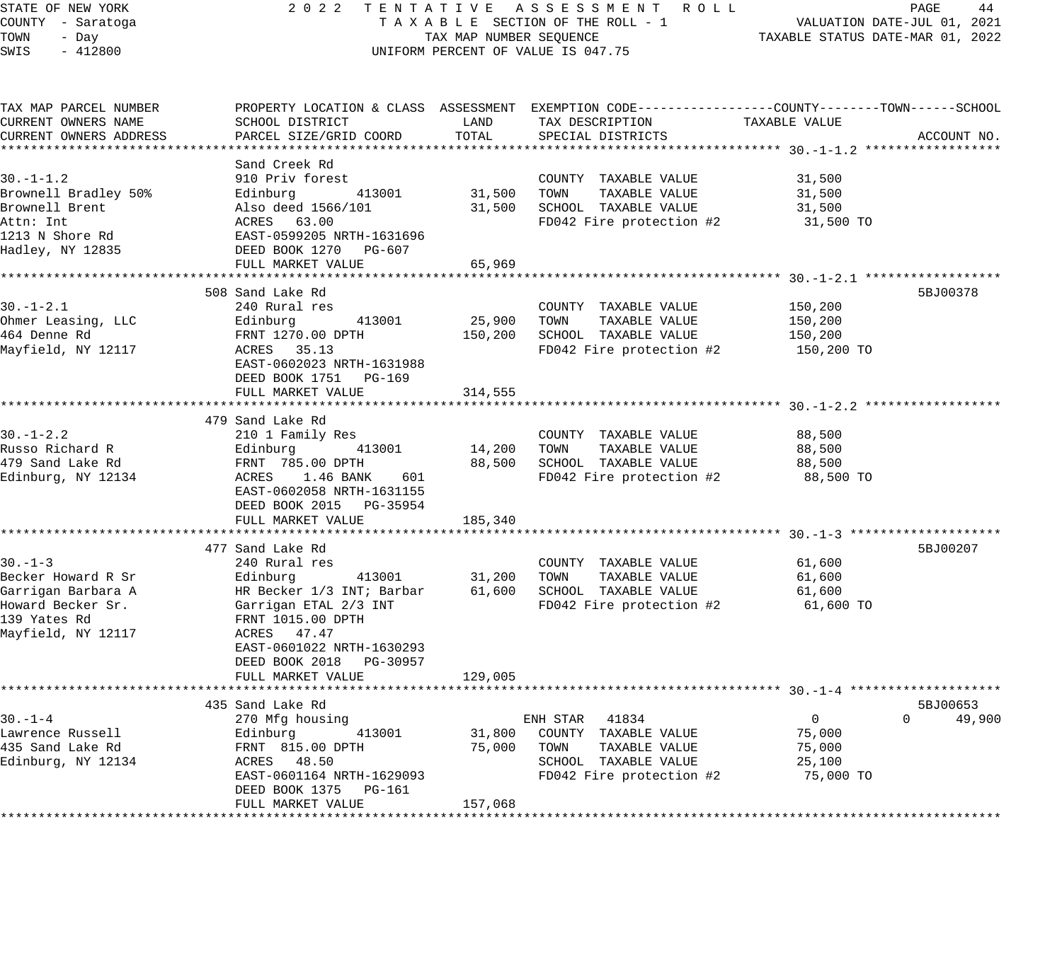STATE OF NEW YORK — 2022 TENTATIVE ASSESSMENT ROLL
COUNTY - Saratoga — TAXABLE SECTION OF THE ROLL - 1 — VALUATION DATE-JUL 01, 2021
TOWN - Day — TAX MAP NUMBER SEQUENCE — TAXABLE STATUS DATE-MAR 01, 2022
SWIS - 412800 — UNIFORM PERCENT OF VALUE IS 047.75

| TAX MAP PARCEL NUMBER / CURRENT OWNERS NAME / CURRENT OWNERS ADDRESS | PROPERTY LOCATION & CLASS / SCHOOL DISTRICT / PARCEL SIZE/GRID COORD | ASSESSMENT LAND | ASSESSMENT TOTAL | EXEMPTION CODE / TAX DESCRIPTION / SPECIAL DISTRICTS | COUNTY TAXABLE VALUE | TOWN | SCHOOL | ACCOUNT NO. |
|---|---|---|---|---|---|---|---|---|
| **30.-1-1.2** | Sand Creek Rd | | | | | | | |
| 30.-1-1.2 | 910 Priv forest | | | COUNTY TAXABLE VALUE | 31,500 | | | |
| Brownell Bradley 50% | Edinburg 413001 | 31,500 | | TOWN TAXABLE VALUE | 31,500 | | | |
| Brownell Brent | Also deed 1566/101 | | 31,500 | SCHOOL TAXABLE VALUE | 31,500 | | | |
| Attn: Int | ACRES 63.00 | | | FD042 Fire protection #2 | 31,500 TO | | | |
| 1213 N Shore Rd | EAST-0599205 NRTH-1631696 | | | | | | | |
| Hadley, NY 12835 | DEED BOOK 1270 PG-607 | | | | | | | |
| | FULL MARKET VALUE | | 65,969 | | | | | |
| **30.-1-2.1** | 508 Sand Lake Rd | | | | | | | 5BJ00378 |
| 30.-1-2.1 | 240 Rural res | | | COUNTY TAXABLE VALUE | 150,200 | | | |
| Ohmer Leasing, LLC | Edinburg 413001 | 25,900 | | TOWN TAXABLE VALUE | 150,200 | | | |
| 464 Denne Rd | FRNT 1270.00 DPTH | | 150,200 | SCHOOL TAXABLE VALUE | 150,200 | | | |
| Mayfield, NY 12117 | ACRES 35.13 | | | FD042 Fire protection #2 | 150,200 TO | | | |
| | EAST-0602023 NRTH-1631988 | | | | | | | |
| | DEED BOOK 1751 PG-169 | | | | | | | |
| | FULL MARKET VALUE | | 314,555 | | | | | |
| **30.-1-2.2** | 479 Sand Lake Rd | | | | | | | |
| 30.-1-2.2 | 210 1 Family Res | | | COUNTY TAXABLE VALUE | 88,500 | | | |
| Russo Richard R | Edinburg 413001 | 14,200 | | TOWN TAXABLE VALUE | 88,500 | | | |
| 479 Sand Lake Rd | FRNT 785.00 DPTH | | 88,500 | SCHOOL TAXABLE VALUE | 88,500 | | | |
| Edinburg, NY 12134 | ACRES 1.46 BANK 601 | | | FD042 Fire protection #2 | 88,500 TO | | | |
| | EAST-0602058 NRTH-1631155 | | | | | | | |
| | DEED BOOK 2015 PG-35954 | | | | | | | |
| | FULL MARKET VALUE | | 185,340 | | | | | |
| **30.-1-3** | 477 Sand Lake Rd | | | | | | | 5BJ00207 |
| 30.-1-3 | 240 Rural res | | | COUNTY TAXABLE VALUE | 61,600 | | | |
| Becker Howard R Sr | Edinburg 413001 | 31,200 | | TOWN TAXABLE VALUE | 61,600 | | | |
| Garrigan Barbara A | HR Becker 1/3 INT; Barbar | | 61,600 | SCHOOL TAXABLE VALUE | 61,600 | | | |
| Howard Becker Sr. | Garrigan ETAL 2/3 INT | | | FD042 Fire protection #2 | 61,600 TO | | | |
| 139 Yates Rd | FRNT 1015.00 DPTH | | | | | | | |
| Mayfield, NY 12117 | ACRES 47.47 | | | | | | | |
| | EAST-0601022 NRTH-1630293 | | | | | | | |
| | DEED BOOK 2018 PG-30957 | | | | | | | |
| | FULL MARKET VALUE | | 129,005 | | | | | |
| **30.-1-4** | 435 Sand Lake Rd | | | | | | | 5BJ00653 |
| 30.-1-4 | 270 Mfg housing | | | ENH STAR 41834 | 0 | 0 | 49,900 | |
| Lawrence Russell | Edinburg 413001 | 31,800 | | COUNTY TAXABLE VALUE | 75,000 | | | |
| 435 Sand Lake Rd | FRNT 815.00 DPTH | | 75,000 | TOWN TAXABLE VALUE | 75,000 | | | |
| Edinburg, NY 12134 | ACRES 48.50 | | | SCHOOL TAXABLE VALUE | 25,100 | | | |
| | EAST-0601164 NRTH-1629093 | | | FD042 Fire protection #2 | 75,000 TO | | | |
| | DEED BOOK 1375 PG-161 | | | | | | | |
| | FULL MARKET VALUE | | 157,068 | | | | | |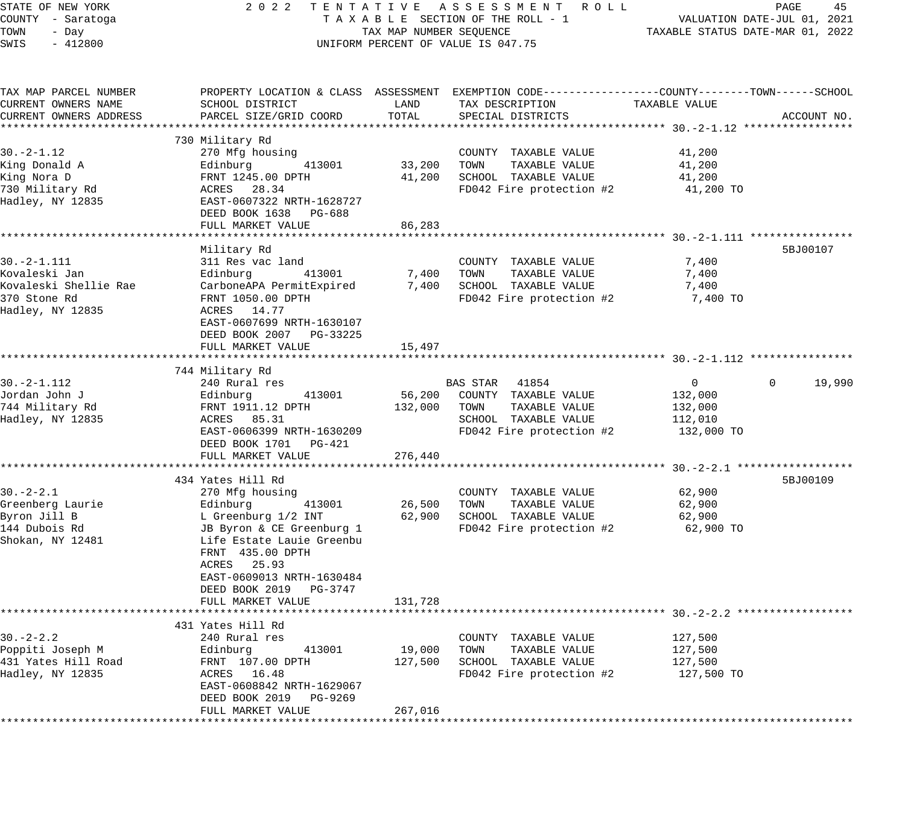STATE OF NEW YORK
COUNTY - Saratoga
TOWN - Day
SWIS - 412800

2022 TENTATIVE ASSESSMENT ROLL
TAXABLE SECTION OF THE ROLL - 1
TAX MAP NUMBER SEQUENCE
UNIFORM PERCENT OF VALUE IS 047.75

VALUATION DATE-JUL 01, 2021
TAXABLE STATUS DATE-MAR 01, 2022

| TAX MAP PARCEL NUMBER / CURRENT OWNERS NAME / CURRENT OWNERS ADDRESS | PROPERTY LOCATION & CLASS / SCHOOL DISTRICT / PARCEL SIZE/GRID COORD | ASSESSMENT LAND | ASSESSMENT TOTAL | EXEMPTION CODE / TAX DESCRIPTION / SPECIAL DISTRICTS | COUNTY TAXABLE VALUE | TOWN | SCHOOL | ACCOUNT NO. |
|---|---|---|---|---|---|---|---|---|
| **30.-2-1.12** | 730 Military Rd | | | | | | | |
| 30.-2-1.12 | 270 Mfg housing | | | COUNTY TAXABLE VALUE | 41,200 | | | |
| King Donald A | Edinburg 413001 | 33,200 | | TOWN TAXABLE VALUE | 41,200 | | | |
| King Nora D | FRNT 1245.00 DPTH | | 41,200 | SCHOOL TAXABLE VALUE | 41,200 | | | |
| 730 Military Rd | ACRES 28.34 | | | FD042 Fire protection #2 | 41,200 TO | | | |
| Hadley, NY 12835 | EAST-0607322 NRTH-1628727 | | | | | | | |
| | DEED BOOK 1638 PG-688 | | | | | | | |
| | FULL MARKET VALUE | | 86,283 | | | | | |
| **30.-2-1.111** | Military Rd | | | | | | | 5BJ00107 |
| 30.-2-1.111 | 311 Res vac land | | | COUNTY TAXABLE VALUE | 7,400 | | | |
| Kovaleski Jan | Edinburg 413001 | 7,400 | | TOWN TAXABLE VALUE | 7,400 | | | |
| Kovaleski Shellie Rae | CarboneAPA PermitExpired | | 7,400 | SCHOOL TAXABLE VALUE | 7,400 | | | |
| 370 Stone Rd | FRNT 1050.00 DPTH | | | FD042 Fire protection #2 | 7,400 TO | | | |
| Hadley, NY 12835 | ACRES 14.77 | | | | | | | |
| | EAST-0607699 NRTH-1630107 | | | | | | | |
| | DEED BOOK 2007 PG-33225 | | | | | | | |
| | FULL MARKET VALUE | | 15,497 | | | | | |
| **30.-2-1.112** | 744 Military Rd | | | | | | | |
| 30.-2-1.112 | 240 Rural res | | | BAS STAR 41854 | 0 | 0 | 19,990 | |
| Jordan John J | Edinburg 413001 | 56,200 | | COUNTY TAXABLE VALUE | 132,000 | | | |
| 744 Military Rd | FRNT 1911.12 DPTH | | 132,000 | TOWN TAXABLE VALUE | 132,000 | | | |
| Hadley, NY 12835 | ACRES 85.31 | | | SCHOOL TAXABLE VALUE | 112,010 | | | |
| | EAST-0606399 NRTH-1630209 | | | FD042 Fire protection #2 | 132,000 TO | | | |
| | DEED BOOK 1701 PG-421 | | | | | | | |
| | FULL MARKET VALUE | | 276,440 | | | | | |
| **30.-2-2.1** | 434 Yates Hill Rd | | | | | | | 5BJ00109 |
| 30.-2-2.1 | 270 Mfg housing | | | COUNTY TAXABLE VALUE | 62,900 | | | |
| Greenberg Laurie | Edinburg 413001 | 26,500 | | TOWN TAXABLE VALUE | 62,900 | | | |
| Byron Jill B | L Greenburg 1/2 INT | | 62,900 | SCHOOL TAXABLE VALUE | 62,900 | | | |
| 144 Dubois Rd | JB Byron & CE Greenburg 1 | | | FD042 Fire protection #2 | 62,900 TO | | | |
| Shokan, NY 12481 | Life Estate Lauie Greenbu | | | | | | | |
| | FRNT 435.00 DPTH | | | | | | | |
| | ACRES 25.93 | | | | | | | |
| | EAST-0609013 NRTH-1630484 | | | | | | | |
| | DEED BOOK 2019 PG-3747 | | | | | | | |
| | FULL MARKET VALUE | | 131,728 | | | | | |
| **30.-2-2.2** | 431 Yates Hill Rd | | | | | | | |
| 30.-2-2.2 | 240 Rural res | | | COUNTY TAXABLE VALUE | 127,500 | | | |
| Poppiti Joseph M | Edinburg 413001 | 19,000 | | TOWN TAXABLE VALUE | 127,500 | | | |
| 431 Yates Hill Road | FRNT 107.00 DPTH | | 127,500 | SCHOOL TAXABLE VALUE | 127,500 | | | |
| Hadley, NY 12835 | ACRES 16.48 | | | FD042 Fire protection #2 | 127,500 TO | | | |
| | EAST-0608842 NRTH-1629067 | | | | | | | |
| | DEED BOOK 2019 PG-9269 | | | | | | | |
| | FULL MARKET VALUE | | 267,016 | | | | | |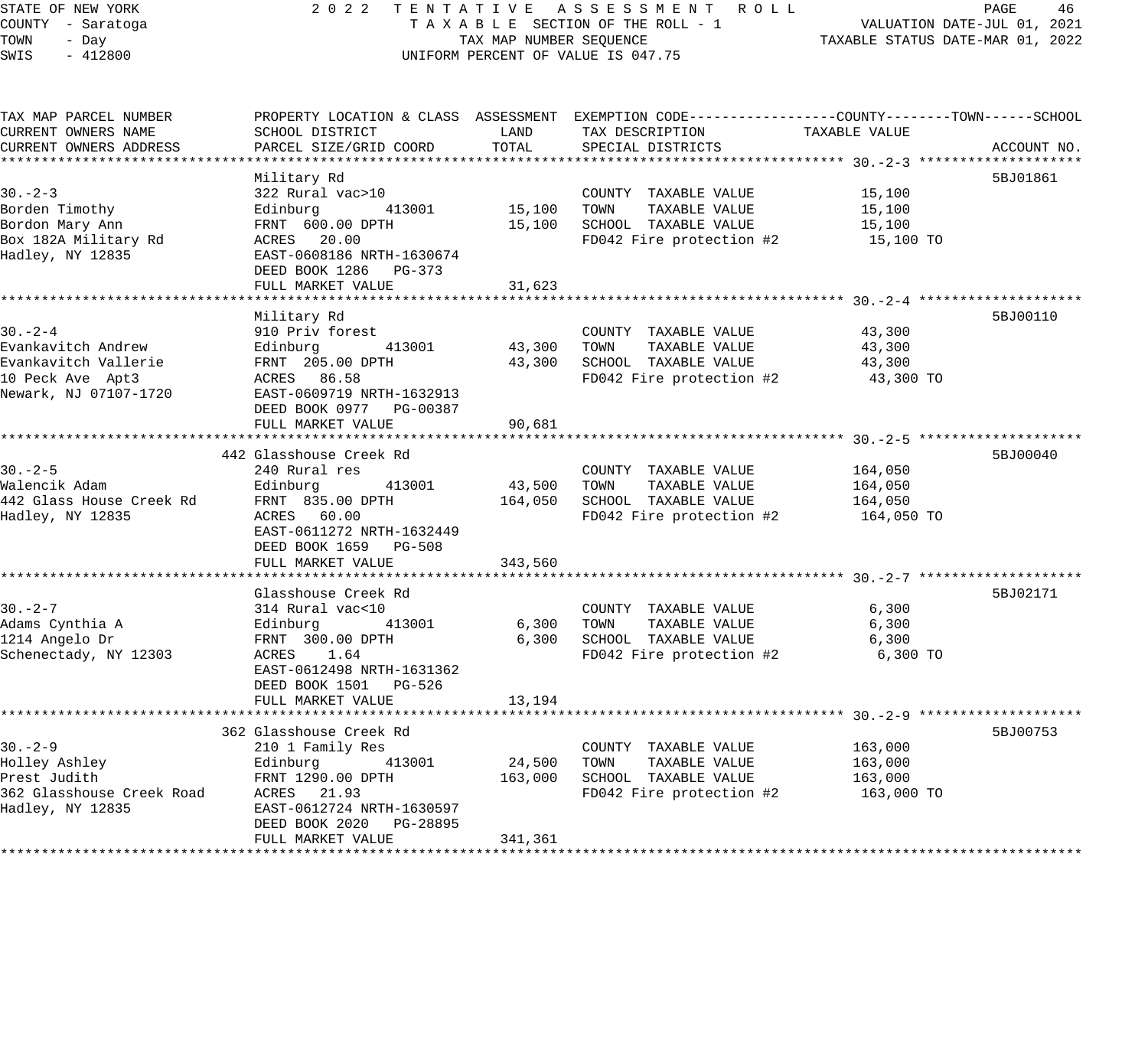STATE OF NEW YORK
COUNTY - Saratoga
TOWN - Day
SWIS - 412800

2022 TENTATIVE ASSESSMENT ROLL
TAXABLE SECTION OF THE ROLL - 1
TAX MAP NUMBER SEQUENCE
UNIFORM PERCENT OF VALUE IS 047.75

VALUATION DATE-JUL 01, 2021
TAXABLE STATUS DATE-MAR 01, 2022

| TAX MAP PARCEL NUMBER / CURRENT OWNERS NAME / CURRENT OWNERS ADDRESS | PROPERTY LOCATION & CLASS / SCHOOL DISTRICT / PARCEL SIZE/GRID COORD | ASSESSMENT LAND | ASSESSMENT TOTAL | EXEMPTION CODE / TAX DESCRIPTION / SPECIAL DISTRICTS | TAXABLE VALUE (COUNTY / TOWN / SCHOOL) | ACCOUNT NO. |
|---|---|---|---|---|---|---|
| 30.-2-3 | Military Rd | | | | | 5BJ01861 |
| Borden Timothy | 322 Rural vac>10 | | | COUNTY TAXABLE VALUE | 15,100 | |
| Bordon Mary Ann | Edinburg 413001 | 15,100 | | TOWN TAXABLE VALUE | 15,100 | |
| Box 182A Military Rd | FRNT 600.00 DPTH | | 15,100 | SCHOOL TAXABLE VALUE | 15,100 | |
| Hadley, NY 12835 | ACRES 20.00 | | | FD042 Fire protection #2 | 15,100 TO | |
| | EAST-0608186 NRTH-1630674 | | | | | |
| | DEED BOOK 1286 PG-373 | | | | | |
| | FULL MARKET VALUE | | 31,623 | | | |
| 30.-2-4 | Military Rd | | | | | 5BJ00110 |
| Evankavitch Andrew | 910 Priv forest | | | COUNTY TAXABLE VALUE | 43,300 | |
| Evankavitch Vallerie | Edinburg 413001 | 43,300 | | TOWN TAXABLE VALUE | 43,300 | |
| 10 Peck Ave Apt3 | FRNT 205.00 DPTH | | 43,300 | SCHOOL TAXABLE VALUE | 43,300 | |
| Newark, NJ 07107-1720 | ACRES 86.58 | | | FD042 Fire protection #2 | 43,300 TO | |
| | EAST-0609719 NRTH-1632913 | | | | | |
| | DEED BOOK 0977 PG-00387 | | | | | |
| | FULL MARKET VALUE | | 90,681 | | | |
| 30.-2-5 | 442 Glasshouse Creek Rd | | | | | 5BJ00040 |
| Walencik Adam | 240 Rural res | | | COUNTY TAXABLE VALUE | 164,050 | |
| 442 Glass House Creek Rd | Edinburg 413001 | 43,500 | | TOWN TAXABLE VALUE | 164,050 | |
| Hadley, NY 12835 | FRNT 835.00 DPTH | | 164,050 | SCHOOL TAXABLE VALUE | 164,050 | |
| | ACRES 60.00 | | | FD042 Fire protection #2 | 164,050 TO | |
| | EAST-0611272 NRTH-1632449 | | | | | |
| | DEED BOOK 1659 PG-508 | | | | | |
| | FULL MARKET VALUE | | 343,560 | | | |
| 30.-2-7 | Glasshouse Creek Rd | | | | | 5BJ02171 |
| Adams Cynthia A | 314 Rural vac<10 | | | COUNTY TAXABLE VALUE | 6,300 | |
| 1214 Angelo Dr | Edinburg 413001 | 6,300 | | TOWN TAXABLE VALUE | 6,300 | |
| Schenectady, NY 12303 | FRNT 300.00 DPTH | | 6,300 | SCHOOL TAXABLE VALUE | 6,300 | |
| | ACRES 1.64 | | | FD042 Fire protection #2 | 6,300 TO | |
| | EAST-0612498 NRTH-1631362 | | | | | |
| | DEED BOOK 1501 PG-526 | | | | | |
| | FULL MARKET VALUE | | 13,194 | | | |
| 30.-2-9 | 362 Glasshouse Creek Rd | | | | | 5BJ00753 |
| Holley Ashley | 210 1 Family Res | | | COUNTY TAXABLE VALUE | 163,000 | |
| Prest Judith | Edinburg 413001 | 24,500 | | TOWN TAXABLE VALUE | 163,000 | |
| 362 Glasshouse Creek Road | FRNT 1290.00 DPTH | | 163,000 | SCHOOL TAXABLE VALUE | 163,000 | |
| Hadley, NY 12835 | ACRES 21.93 | | | FD042 Fire protection #2 | 163,000 TO | |
| | EAST-0612724 NRTH-1630597 | | | | | |
| | DEED BOOK 2020 PG-28895 | | | | | |
| | FULL MARKET VALUE | | 341,361 | | | |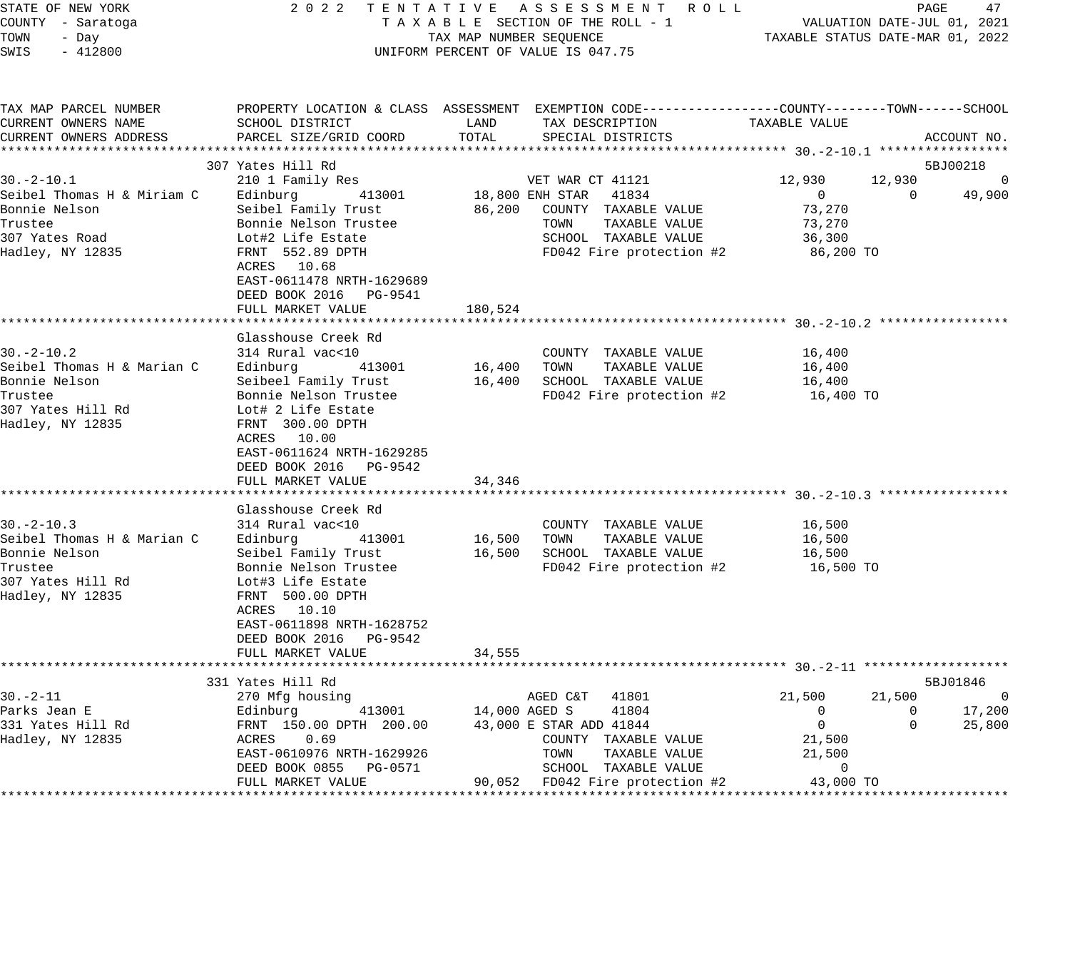STATE OF NEW YORK — COUNTY - Saratoga — TOWN - Day — SWIS - 412800

2022 TENTATIVE ASSESSMENT ROLL
TAXABLE SECTION OF THE ROLL - 1
TAX MAP NUMBER SEQUENCE
UNIFORM PERCENT OF VALUE IS 047.75

VALUATION DATE-JUL 01, 2021
TAXABLE STATUS DATE-MAR 01, 2022

```
TAX MAP PARCEL NUMBER          PROPERTY LOCATION & CLASS  ASSESSMENT  EXEMPTION CODE------------------COUNTY--------TOWN------SCHOOL
CURRENT OWNERS NAME            SCHOOL DISTRICT               LAND      TAX DESCRIPTION             TAXABLE VALUE
CURRENT OWNERS ADDRESS         PARCEL SIZE/GRID COORD       TOTAL      SPECIAL DISTRICTS                                      ACCOUNT NO.
******************************************************************************************************* 30.-2-10.1 *****************
                               307 Yates Hill Rd                                                                          5BJ00218
30.-2-10.1                     210 1 Family Res                        VET WAR CT 41121            12,930      12,930            0
Seibel Thomas H & Miriam C     Edinburg        413001        18,800 ENH STAR  41834                     0           0       49,900
Bonnie Nelson                  Seibel Family Trust           86,200    COUNTY  TAXABLE VALUE        73,270
Trustee                        Bonnie Nelson Trustee                   TOWN    TAXABLE VALUE        73,270
307 Yates Road                 Lot#2 Life Estate                       SCHOOL  TAXABLE VALUE        36,300
Hadley, NY 12835               FRNT  552.89 DPTH                       FD042 Fire protection #2      86,200 TO
                               ACRES   10.68
                               EAST-0611478 NRTH-1629689
                               DEED BOOK 2016   PG-9541
                               FULL MARKET VALUE            180,524
******************************************************************************************************* 30.-2-10.2 *****************
                               Glasshouse Creek Rd
30.-2-10.2                     314 Rural vac<10                        COUNTY  TAXABLE VALUE        16,400
Seibel Thomas H & Marian C     Edinburg        413001        16,400    TOWN    TAXABLE VALUE        16,400
Bonnie Nelson                  Seibeel Family Trust          16,400    SCHOOL  TAXABLE VALUE        16,400
Trustee                        Bonnie Nelson Trustee                   FD042 Fire protection #2      16,400 TO
307 Yates Hill Rd              Lot# 2 Life Estate
Hadley, NY 12835               FRNT  300.00 DPTH
                               ACRES   10.00
                               EAST-0611624 NRTH-1629285
                               DEED BOOK 2016   PG-9542
                               FULL MARKET VALUE             34,346
******************************************************************************************************* 30.-2-10.3 *****************
                               Glasshouse Creek Rd
30.-2-10.3                     314 Rural vac<10                        COUNTY  TAXABLE VALUE        16,500
Seibel Thomas H & Marian C     Edinburg        413001        16,500    TOWN    TAXABLE VALUE        16,500
Bonnie Nelson                  Seibel Family Trust           16,500    SCHOOL  TAXABLE VALUE        16,500
Trustee                        Bonnie Nelson Trustee                   FD042 Fire protection #2      16,500 TO
307 Yates Hill Rd              Lot#3 Life Estate
Hadley, NY 12835               FRNT  500.00 DPTH
                               ACRES   10.10
                               EAST-0611898 NRTH-1628752
                               DEED BOOK 2016   PG-9542
                               FULL MARKET VALUE             34,555
******************************************************************************************************* 30.-2-11 *******************
                               331 Yates Hill Rd                                                                          5BJ01846
30.-2-11                       270 Mfg housing                         AGED C&T   41801            21,500      21,500            0
Parks Jean E                   Edinburg        413001        14,000 AGED S     41804                    0           0       17,200
331 Yates Hill Rd              FRNT  150.00 DPTH  200.00     43,000 E STAR ADD 41844                    0           0       25,800
Hadley, NY 12835               ACRES    0.69                           COUNTY  TAXABLE VALUE        21,500
                               EAST-0610976 NRTH-1629926               TOWN    TAXABLE VALUE        21,500
                               DEED BOOK 0855   PG-0571                SCHOOL  TAXABLE VALUE             0
                               FULL MARKET VALUE             90,052    FD042 Fire protection #2      43,000 TO
************************************************************************************************************************************
```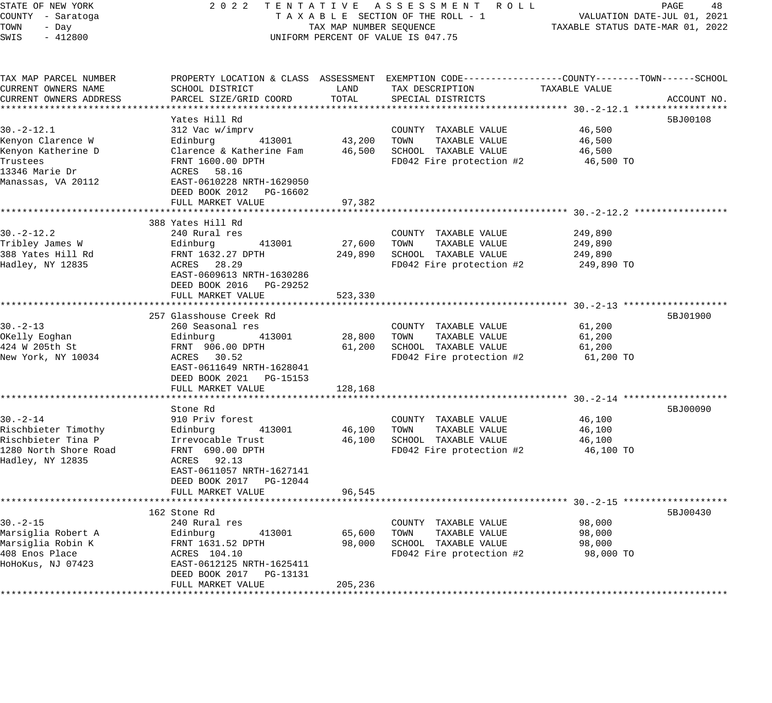STATE OF NEW YORK
COUNTY - Saratoga
TOWN - Day
SWIS - 412800

2022 TENTATIVE ASSESSMENT ROLL
TAXABLE SECTION OF THE ROLL - 1
TAX MAP NUMBER SEQUENCE
UNIFORM PERCENT OF VALUE IS 047.75

VALUATION DATE-JUL 01, 2021
TAXABLE STATUS DATE-MAR 01, 2022

| TAX MAP PARCEL NUMBER / CURRENT OWNERS NAME / CURRENT OWNERS ADDRESS | PROPERTY LOCATION & CLASS / SCHOOL DISTRICT / PARCEL SIZE/GRID COORD | ASSESSMENT LAND | TOTAL | EXEMPTION CODE / TAX DESCRIPTION / SPECIAL DISTRICTS | TAXABLE VALUE (COUNTY/TOWN/SCHOOL) | ACCOUNT NO. |
|---|---|---|---|---|---|---|
| **30.-2-12.1** | Yates Hill Rd | | | | | 5BJ00108 |
| 30.-2-12.1 | 312 Vac w/imprv | | | COUNTY TAXABLE VALUE | 46,500 | |
| Kenyon Clarence W | Edinburg 413001 | 43,200 | | TOWN TAXABLE VALUE | 46,500 | |
| Kenyon Katherine D | Clarence & Katherine Fam | | 46,500 | SCHOOL TAXABLE VALUE | 46,500 | |
| Trustees | FRNT 1600.00 DPTH | | | FD042 Fire protection #2 | 46,500 TO | |
| 13346 Marie Dr | ACRES 58.16 | | | | | |
| Manassas, VA 20112 | EAST-0610228 NRTH-1629050 | | | | | |
| | DEED BOOK 2012 PG-16602 | | | | | |
| | FULL MARKET VALUE | | 97,382 | | | |
| **30.-2-12.2** | 388 Yates Hill Rd | | | | | |
| 30.-2-12.2 | 240 Rural res | | | COUNTY TAXABLE VALUE | 249,890 | |
| Tribley James W | Edinburg 413001 | 27,600 | | TOWN TAXABLE VALUE | 249,890 | |
| 388 Yates Hill Rd | FRNT 1632.27 DPTH | | 249,890 | SCHOOL TAXABLE VALUE | 249,890 | |
| Hadley, NY 12835 | ACRES 28.29 | | | FD042 Fire protection #2 | 249,890 TO | |
| | EAST-0609613 NRTH-1630286 | | | | | |
| | DEED BOOK 2016 PG-29252 | | | | | |
| | FULL MARKET VALUE | | 523,330 | | | |
| **30.-2-13** | 257 Glasshouse Creek Rd | | | | | 5BJ01900 |
| 30.-2-13 | 260 Seasonal res | | | COUNTY TAXABLE VALUE | 61,200 | |
| OKelly Eoghan | Edinburg 413001 | 28,800 | | TOWN TAXABLE VALUE | 61,200 | |
| 424 W 205th St | FRNT 906.00 DPTH | | 61,200 | SCHOOL TAXABLE VALUE | 61,200 | |
| New York, NY 10034 | ACRES 30.52 | | | FD042 Fire protection #2 | 61,200 TO | |
| | EAST-0611649 NRTH-1628041 | | | | | |
| | DEED BOOK 2021 PG-15153 | | | | | |
| | FULL MARKET VALUE | | 128,168 | | | |
| **30.-2-14** | Stone Rd | | | | | 5BJ00090 |
| 30.-2-14 | 910 Priv forest | | | COUNTY TAXABLE VALUE | 46,100 | |
| Rischbieter Timothy | Edinburg 413001 | 46,100 | | TOWN TAXABLE VALUE | 46,100 | |
| Rischbieter Tina P | Irrevocable Trust | | 46,100 | SCHOOL TAXABLE VALUE | 46,100 | |
| 1280 North Shore Road | FRNT 690.00 DPTH | | | FD042 Fire protection #2 | 46,100 TO | |
| Hadley, NY 12835 | ACRES 92.13 | | | | | |
| | EAST-0611057 NRTH-1627141 | | | | | |
| | DEED BOOK 2017 PG-12044 | | | | | |
| | FULL MARKET VALUE | | 96,545 | | | |
| **30.-2-15** | 162 Stone Rd | | | | | 5BJ00430 |
| 30.-2-15 | 240 Rural res | | | COUNTY TAXABLE VALUE | 98,000 | |
| Marsiglia Robert A | Edinburg 413001 | 65,600 | | TOWN TAXABLE VALUE | 98,000 | |
| Marsiglia Robin K | FRNT 1631.52 DPTH | | 98,000 | SCHOOL TAXABLE VALUE | 98,000 | |
| 408 Enos Place | ACRES 104.10 | | | FD042 Fire protection #2 | 98,000 TO | |
| HoHoKus, NJ 07423 | EAST-0612125 NRTH-1625411 | | | | | |
| | DEED BOOK 2017 PG-13131 | | | | | |
| | FULL MARKET VALUE | | 205,236 | | | |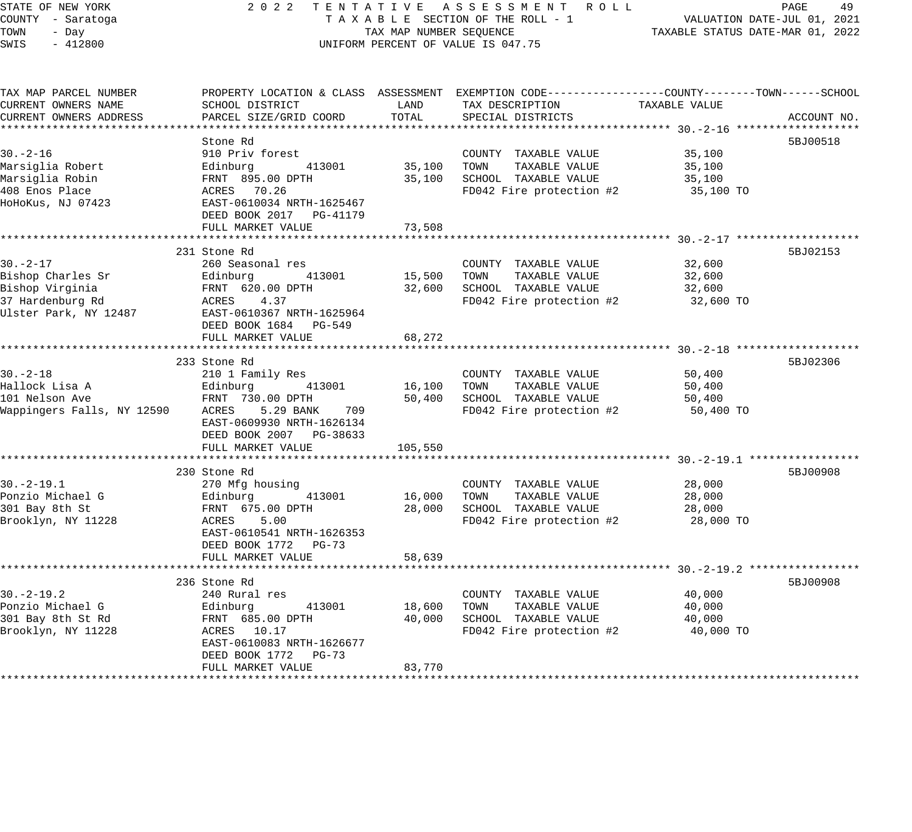STATE OF NEW YORK
COUNTY - Saratoga
TOWN - Day
SWIS - 412800

2022 TENTATIVE ASSESSMENT ROLL
TAXABLE SECTION OF THE ROLL - 1
TAX MAP NUMBER SEQUENCE
UNIFORM PERCENT OF VALUE IS 047.75

VALUATION DATE-JUL 01, 2021
TAXABLE STATUS DATE-MAR 01, 2022

| TAX MAP PARCEL NUMBER / CURRENT OWNERS NAME / CURRENT OWNERS ADDRESS | PROPERTY LOCATION & CLASS / SCHOOL DISTRICT / PARCEL SIZE/GRID COORD | ASSESSMENT LAND | ASSESSMENT TOTAL | EXEMPTION CODE / TAX DESCRIPTION / SPECIAL DISTRICTS | TAXABLE VALUE (COUNTY / TOWN / SCHOOL) | ACCOUNT NO. |
|---|---|---|---|---|---|---|
| **30.-2-16** | Stone Rd | | | | | 5BJ00518 |
| 30.-2-16 | 910 Priv forest | | | COUNTY TAXABLE VALUE | 35,100 | |
| Marsiglia Robert | Edinburg 413001 | 35,100 | | TOWN TAXABLE VALUE | 35,100 | |
| Marsiglia Robin | FRNT 895.00 DPTH | | 35,100 | SCHOOL TAXABLE VALUE | 35,100 | |
| 408 Enos Place | ACRES 70.26 | | | FD042 Fire protection #2 | 35,100 TO | |
| HoHoKus, NJ 07423 | EAST-0610034 NRTH-1625467 | | | | | |
| | DEED BOOK 2017 PG-41179 | | | | | |
| | FULL MARKET VALUE | | 73,508 | | | |
| **30.-2-17** | 231 Stone Rd | | | | | 5BJ02153 |
| 30.-2-17 | 260 Seasonal res | | | COUNTY TAXABLE VALUE | 32,600 | |
| Bishop Charles Sr | Edinburg 413001 | 15,500 | | TOWN TAXABLE VALUE | 32,600 | |
| Bishop Virginia | FRNT 620.00 DPTH | | 32,600 | SCHOOL TAXABLE VALUE | 32,600 | |
| 37 Hardenburg Rd | ACRES 4.37 | | | FD042 Fire protection #2 | 32,600 TO | |
| Ulster Park, NY 12487 | EAST-0610367 NRTH-1625964 | | | | | |
| | DEED BOOK 1684 PG-549 | | | | | |
| | FULL MARKET VALUE | | 68,272 | | | |
| **30.-2-18** | 233 Stone Rd | | | | | 5BJ02306 |
| 30.-2-18 | 210 1 Family Res | | | COUNTY TAXABLE VALUE | 50,400 | |
| Hallock Lisa A | Edinburg 413001 | 16,100 | | TOWN TAXABLE VALUE | 50,400 | |
| 101 Nelson Ave | FRNT 730.00 DPTH | | 50,400 | SCHOOL TAXABLE VALUE | 50,400 | |
| Wappingers Falls, NY 12590 | ACRES 5.29 BANK 709 | | | FD042 Fire protection #2 | 50,400 TO | |
| | EAST-0609930 NRTH-1626134 | | | | | |
| | DEED BOOK 2007 PG-38633 | | | | | |
| | FULL MARKET VALUE | | 105,550 | | | |
| **30.-2-19.1** | 230 Stone Rd | | | | | 5BJ00908 |
| 30.-2-19.1 | 270 Mfg housing | | | COUNTY TAXABLE VALUE | 28,000 | |
| Ponzio Michael G | Edinburg 413001 | 16,000 | | TOWN TAXABLE VALUE | 28,000 | |
| 301 Bay 8th St | FRNT 675.00 DPTH | | 28,000 | SCHOOL TAXABLE VALUE | 28,000 | |
| Brooklyn, NY 11228 | ACRES 5.00 | | | FD042 Fire protection #2 | 28,000 TO | |
| | EAST-0610541 NRTH-1626353 | | | | | |
| | DEED BOOK 1772 PG-73 | | | | | |
| | FULL MARKET VALUE | | 58,639 | | | |
| **30.-2-19.2** | 236 Stone Rd | | | | | 5BJ00908 |
| 30.-2-19.2 | 240 Rural res | | | COUNTY TAXABLE VALUE | 40,000 | |
| Ponzio Michael G | Edinburg 413001 | 18,600 | | TOWN TAXABLE VALUE | 40,000 | |
| 301 Bay 8th St Rd | FRNT 685.00 DPTH | | 40,000 | SCHOOL TAXABLE VALUE | 40,000 | |
| Brooklyn, NY 11228 | ACRES 10.17 | | | FD042 Fire protection #2 | 40,000 TO | |
| | EAST-0610083 NRTH-1626677 | | | | | |
| | DEED BOOK 1772 PG-73 | | | | | |
| | FULL MARKET VALUE | | 83,770 | | | |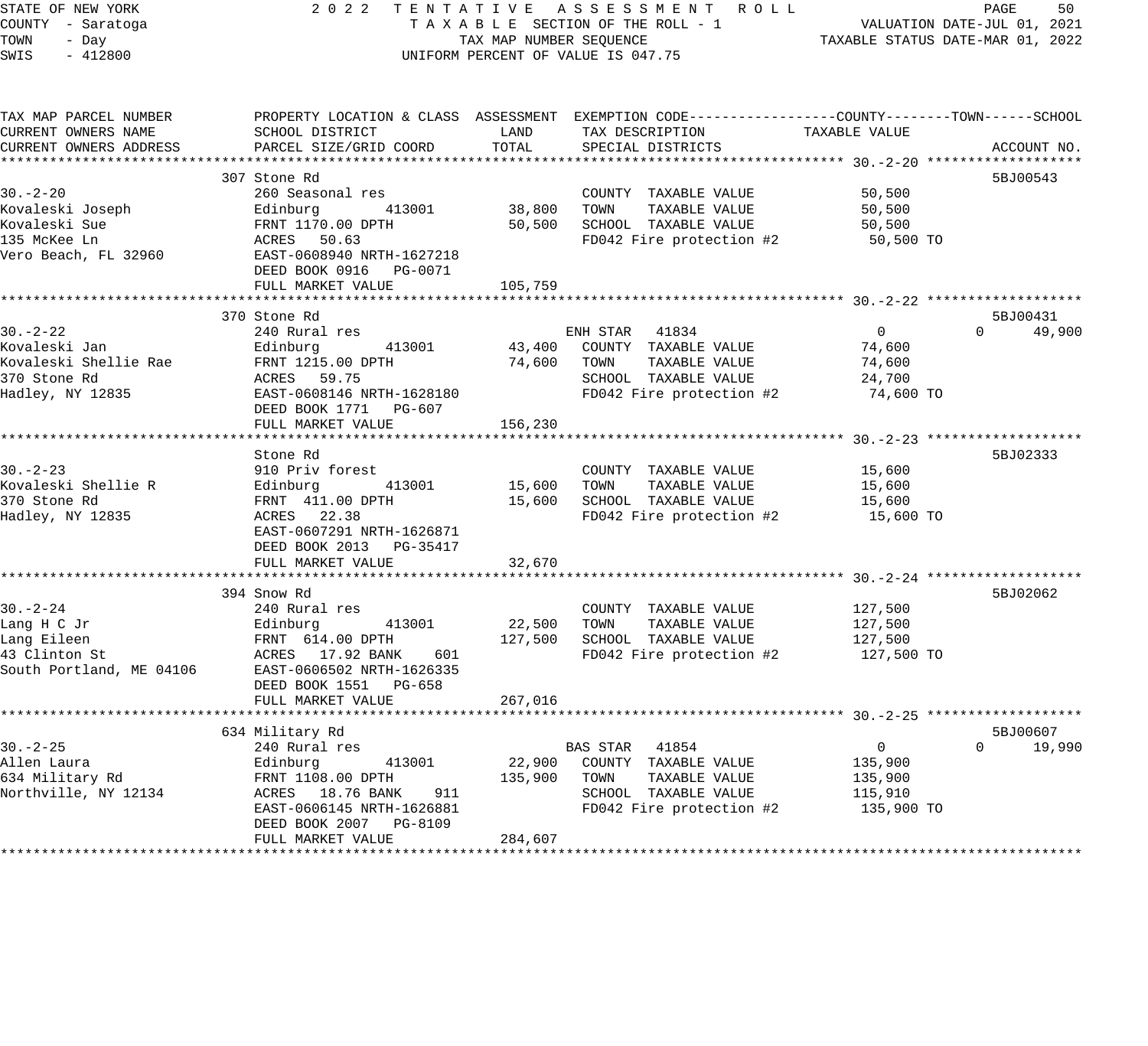STATE OF NEW YORK — 2022 TENTATIVE ASSESSMENT ROLL
COUNTY - Saratoga — TAXABLE SECTION OF THE ROLL - 1 — VALUATION DATE-JUL 01, 2021
TOWN - Day — TAX MAP NUMBER SEQUENCE — TAXABLE STATUS DATE-MAR 01, 2022
SWIS - 412800 — UNIFORM PERCENT OF VALUE IS 047.75

| TAX MAP PARCEL NUMBER / CURRENT OWNERS NAME / CURRENT OWNERS ADDRESS | PROPERTY LOCATION & CLASS / SCHOOL DISTRICT / PARCEL SIZE/GRID COORD | ASSESSMENT LAND | ASSESSMENT TOTAL | EXEMPTION CODE / TAX DESCRIPTION / SPECIAL DISTRICTS | COUNTY TAXABLE VALUE | TOWN | SCHOOL | ACCOUNT NO. |
|---|---|---|---|---|---|---|---|---|
| **30.-2-20** | 307 Stone Rd | | | | | | | 5BJ00543 |
| 30.-2-20 | 260 Seasonal res | | | COUNTY TAXABLE VALUE | 50,500 | | | |
| Kovaleski Joseph | Edinburg 413001 | 38,800 | | TOWN TAXABLE VALUE | 50,500 | | | |
| Kovaleski Sue | FRNT 1170.00 DPTH | | 50,500 | SCHOOL TAXABLE VALUE | 50,500 | | | |
| 135 McKee Ln | ACRES 50.63 | | | FD042 Fire protection #2 | 50,500 TO | | | |
| Vero Beach, FL 32960 | EAST-0608940 NRTH-1627218 | | | | | | | |
| | DEED BOOK 0916 PG-0071 | | | | | | | |
| | FULL MARKET VALUE | | 105,759 | | | | | |
| **30.-2-22** | 370 Stone Rd | | | | | | | 5BJ00431 |
| 30.-2-22 | 240 Rural res | | | ENH STAR 41834 | 0 | 0 | 49,900 | |
| Kovaleski Jan | Edinburg 413001 | 43,400 | | COUNTY TAXABLE VALUE | 74,600 | | | |
| Kovaleski Shellie Rae | FRNT 1215.00 DPTH | | 74,600 | TOWN TAXABLE VALUE | 74,600 | | | |
| 370 Stone Rd | ACRES 59.75 | | | SCHOOL TAXABLE VALUE | 24,700 | | | |
| Hadley, NY 12835 | EAST-0608146 NRTH-1628180 | | | FD042 Fire protection #2 | 74,600 TO | | | |
| | DEED BOOK 1771 PG-607 | | | | | | | |
| | FULL MARKET VALUE | | 156,230 | | | | | |
| **30.-2-23** | Stone Rd | | | | | | | 5BJ02333 |
| 30.-2-23 | 910 Priv forest | | | COUNTY TAXABLE VALUE | 15,600 | | | |
| Kovaleski Shellie R | Edinburg 413001 | 15,600 | | TOWN TAXABLE VALUE | 15,600 | | | |
| 370 Stone Rd | FRNT 411.00 DPTH | | 15,600 | SCHOOL TAXABLE VALUE | 15,600 | | | |
| Hadley, NY 12835 | ACRES 22.38 | | | FD042 Fire protection #2 | 15,600 TO | | | |
| | EAST-0607291 NRTH-1626871 | | | | | | | |
| | DEED BOOK 2013 PG-35417 | | | | | | | |
| | FULL MARKET VALUE | | 32,670 | | | | | |
| **30.-2-24** | 394 Snow Rd | | | | | | | 5BJ02062 |
| 30.-2-24 | 240 Rural res | | | COUNTY TAXABLE VALUE | 127,500 | | | |
| Lang H C Jr | Edinburg 413001 | 22,500 | | TOWN TAXABLE VALUE | 127,500 | | | |
| Lang Eileen | FRNT 614.00 DPTH | | 127,500 | SCHOOL TAXABLE VALUE | 127,500 | | | |
| 43 Clinton St | ACRES 17.92 BANK 601 | | | FD042 Fire protection #2 | 127,500 TO | | | |
| South Portland, ME 04106 | EAST-0606502 NRTH-1626335 | | | | | | | |
| | DEED BOOK 1551 PG-658 | | | | | | | |
| | FULL MARKET VALUE | | 267,016 | | | | | |
| **30.-2-25** | 634 Military Rd | | | | | | | 5BJ00607 |
| 30.-2-25 | 240 Rural res | | | BAS STAR 41854 | 0 | 0 | 19,990 | |
| Allen Laura | Edinburg 413001 | 22,900 | | COUNTY TAXABLE VALUE | 135,900 | | | |
| 634 Military Rd | FRNT 1108.00 DPTH | | 135,900 | TOWN TAXABLE VALUE | 135,900 | | | |
| Northville, NY 12134 | ACRES 18.76 BANK 911 | | | SCHOOL TAXABLE VALUE | 115,910 | | | |
| | EAST-0606145 NRTH-1626881 | | | FD042 Fire protection #2 | 135,900 TO | | | |
| | DEED BOOK 2007 PG-8109 | | | | | | | |
| | FULL MARKET VALUE | | 284,607 | | | | | |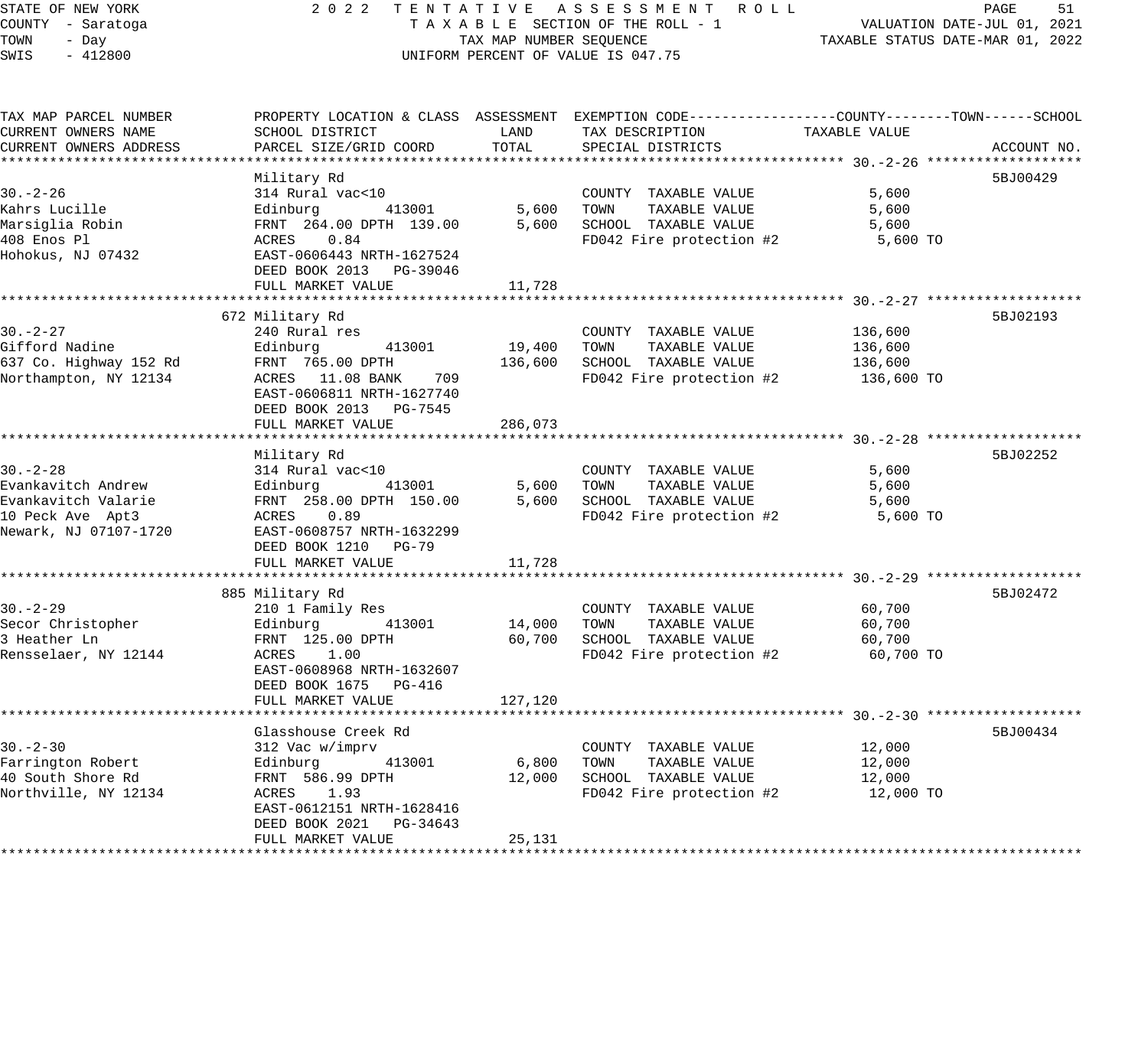STATE OF NEW YORK
COUNTY - Saratoga
TOWN - Day
SWIS - 412800

# 2022 TENTATIVE ASSESSMENT ROLL
TAXABLE SECTION OF THE ROLL - 1
TAX MAP NUMBER SEQUENCE
UNIFORM PERCENT OF VALUE IS 047.75

VALUATION DATE-JUL 01, 2021
TAXABLE STATUS DATE-MAR 01, 2022

| TAX MAP PARCEL NUMBER / CURRENT OWNERS NAME / CURRENT OWNERS ADDRESS | PROPERTY LOCATION & CLASS / SCHOOL DISTRICT / PARCEL SIZE/GRID COORD | ASSESSMENT LAND | TOTAL | EXEMPTION CODE / TAX DESCRIPTION / SPECIAL DISTRICTS | TAXABLE VALUE (COUNTY / TOWN / SCHOOL) | ACCOUNT NO. |
|---|---|---|---|---|---|---|
| **30.-2-26** | Military Rd | | | | | 5BJ00429 |
| 30.-2-26 | 314 Rural vac<10 | | | COUNTY TAXABLE VALUE | 5,600 | |
| Kahrs Lucille | Edinburg 413001 | 5,600 | | TOWN TAXABLE VALUE | 5,600 | |
| Marsiglia Robin | FRNT 264.00 DPTH 139.00 | | 5,600 | SCHOOL TAXABLE VALUE | 5,600 | |
| 408 Enos Pl | ACRES 0.84 | | | FD042 Fire protection #2 | 5,600 TO | |
| Hohokus, NJ 07432 | EAST-0606443 NRTH-1627524 | | | | | |
| | DEED BOOK 2013 PG-39046 | | | | | |
| | FULL MARKET VALUE | | 11,728 | | | |
| **30.-2-27** | 672 Military Rd | | | | | 5BJ02193 |
| 30.-2-27 | 240 Rural res | | | COUNTY TAXABLE VALUE | 136,600 | |
| Gifford Nadine | Edinburg 413001 | 19,400 | | TOWN TAXABLE VALUE | 136,600 | |
| 637 Co. Highway 152 Rd | FRNT 765.00 DPTH | | 136,600 | SCHOOL TAXABLE VALUE | 136,600 | |
| Northampton, NY 12134 | ACRES 11.08 BANK 709 | | | FD042 Fire protection #2 | 136,600 TO | |
| | EAST-0606811 NRTH-1627740 | | | | | |
| | DEED BOOK 2013 PG-7545 | | | | | |
| | FULL MARKET VALUE | | 286,073 | | | |
| **30.-2-28** | Military Rd | | | | | 5BJ02252 |
| 30.-2-28 | 314 Rural vac<10 | | | COUNTY TAXABLE VALUE | 5,600 | |
| Evankavitch Andrew | Edinburg 413001 | 5,600 | | TOWN TAXABLE VALUE | 5,600 | |
| Evankavitch Valarie | FRNT 258.00 DPTH 150.00 | | 5,600 | SCHOOL TAXABLE VALUE | 5,600 | |
| 10 Peck Ave Apt3 | ACRES 0.89 | | | FD042 Fire protection #2 | 5,600 TO | |
| Newark, NJ 07107-1720 | EAST-0608757 NRTH-1632299 | | | | | |
| | DEED BOOK 1210 PG-79 | | | | | |
| | FULL MARKET VALUE | | 11,728 | | | |
| **30.-2-29** | 885 Military Rd | | | | | 5BJ02472 |
| 30.-2-29 | 210 1 Family Res | | | COUNTY TAXABLE VALUE | 60,700 | |
| Secor Christopher | Edinburg 413001 | 14,000 | | TOWN TAXABLE VALUE | 60,700 | |
| 3 Heather Ln | FRNT 125.00 DPTH | | 60,700 | SCHOOL TAXABLE VALUE | 60,700 | |
| Rensselaer, NY 12144 | ACRES 1.00 | | | FD042 Fire protection #2 | 60,700 TO | |
| | EAST-0608968 NRTH-1632607 | | | | | |
| | DEED BOOK 1675 PG-416 | | | | | |
| | FULL MARKET VALUE | | 127,120 | | | |
| **30.-2-30** | Glasshouse Creek Rd | | | | | 5BJ00434 |
| 30.-2-30 | 312 Vac w/imprv | | | COUNTY TAXABLE VALUE | 12,000 | |
| Farrington Robert | Edinburg 413001 | 6,800 | | TOWN TAXABLE VALUE | 12,000 | |
| 40 South Shore Rd | FRNT 586.99 DPTH | | 12,000 | SCHOOL TAXABLE VALUE | 12,000 | |
| Northville, NY 12134 | ACRES 1.93 | | | FD042 Fire protection #2 | 12,000 TO | |
| | EAST-0612151 NRTH-1628416 | | | | | |
| | DEED BOOK 2021 PG-34643 | | | | | |
| | FULL MARKET VALUE | | 25,131 | | | |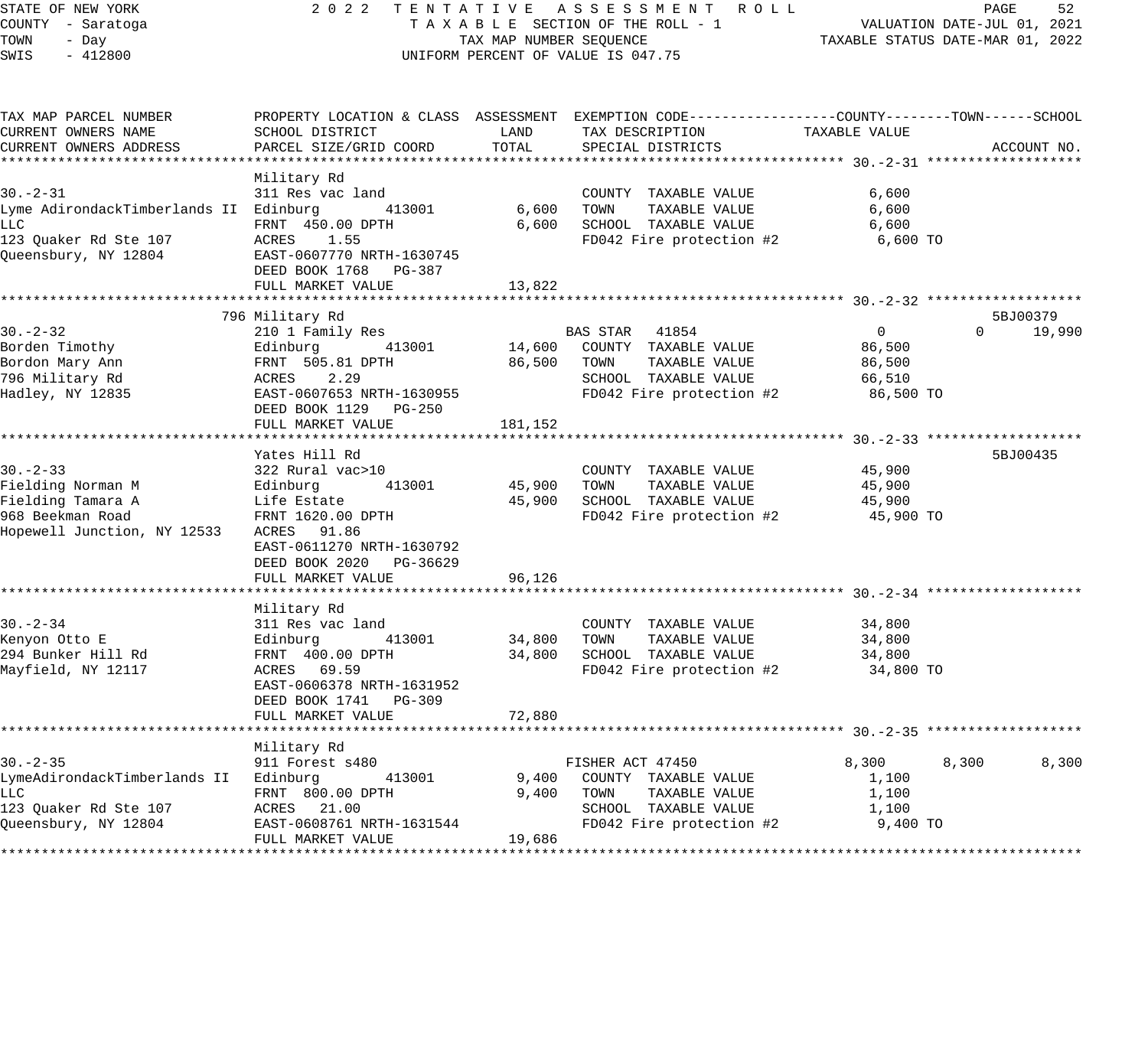STATE OF NEW YORK
COUNTY - Saratoga
TOWN - Day
SWIS - 412800

2022 TENTATIVE ASSESSMENT ROLL
TAXABLE SECTION OF THE ROLL - 1
TAX MAP NUMBER SEQUENCE
UNIFORM PERCENT OF VALUE IS 047.75

VALUATION DATE-JUL 01, 2021
TAXABLE STATUS DATE-MAR 01, 2022

| TAX MAP PARCEL NUMBER / CURRENT OWNERS NAME / CURRENT OWNERS ADDRESS | PROPERTY LOCATION & CLASS / SCHOOL DISTRICT / PARCEL SIZE/GRID COORD | ASSESSMENT LAND | ASSESSMENT TOTAL | EXEMPTION CODE / TAX DESCRIPTION / SPECIAL DISTRICTS | COUNTY TAXABLE VALUE | TOWN | SCHOOL | ACCOUNT NO. |
|---|---|---|---|---|---|---|---|---|
| **30.-2-31** | Military Rd | | | | | | | |
| 30.-2-31 | 311 Res vac land | | | COUNTY TAXABLE VALUE | 6,600 | | | |
| Lyme AdirondackTimberlands II | Edinburg 413001 | 6,600 | | TOWN TAXABLE VALUE | 6,600 | | | |
| LLC | FRNT 450.00 DPTH | | 6,600 | SCHOOL TAXABLE VALUE | 6,600 | | | |
| 123 Quaker Rd Ste 107 | ACRES 1.55 | | | FD042 Fire protection #2 | 6,600 TO | | | |
| Queensbury, NY 12804 | EAST-0607770 NRTH-1630745 | | | | | | | |
| | DEED BOOK 1768 PG-387 | | | | | | | |
| | FULL MARKET VALUE | | 13,822 | | | | | |
| **30.-2-32** | 796 Military Rd | | | | | | | 5BJ00379 |
| 30.-2-32 | 210 1 Family Res | | | BAS STAR 41854 | 0 | 0 | 19,990 | |
| Borden Timothy | Edinburg 413001 | 14,600 | | COUNTY TAXABLE VALUE | 86,500 | | | |
| Bordon Mary Ann | FRNT 505.81 DPTH | | 86,500 | TOWN TAXABLE VALUE | 86,500 | | | |
| 796 Military Rd | ACRES 2.29 | | | SCHOOL TAXABLE VALUE | 66,510 | | | |
| Hadley, NY 12835 | EAST-0607653 NRTH-1630955 | | | FD042 Fire protection #2 | 86,500 TO | | | |
| | DEED BOOK 1129 PG-250 | | | | | | | |
| | FULL MARKET VALUE | | 181,152 | | | | | |
| **30.-2-33** | Yates Hill Rd | | | | | | | 5BJ00435 |
| 30.-2-33 | 322 Rural vac>10 | | | COUNTY TAXABLE VALUE | 45,900 | | | |
| Fielding Norman M | Edinburg 413001 | 45,900 | | TOWN TAXABLE VALUE | 45,900 | | | |
| Fielding Tamara A | Life Estate | | 45,900 | SCHOOL TAXABLE VALUE | 45,900 | | | |
| 968 Beekman Road | FRNT 1620.00 DPTH | | | FD042 Fire protection #2 | 45,900 TO | | | |
| Hopewell Junction, NY 12533 | ACRES 91.86 | | | | | | | |
| | EAST-0611270 NRTH-1630792 | | | | | | | |
| | DEED BOOK 2020 PG-36629 | | | | | | | |
| | FULL MARKET VALUE | | 96,126 | | | | | |
| **30.-2-34** | Military Rd | | | | | | | |
| 30.-2-34 | 311 Res vac land | | | COUNTY TAXABLE VALUE | 34,800 | | | |
| Kenyon Otto E | Edinburg 413001 | 34,800 | | TOWN TAXABLE VALUE | 34,800 | | | |
| 294 Bunker Hill Rd | FRNT 400.00 DPTH | | 34,800 | SCHOOL TAXABLE VALUE | 34,800 | | | |
| Mayfield, NY 12117 | ACRES 69.59 | | | FD042 Fire protection #2 | 34,800 TO | | | |
| | EAST-0606378 NRTH-1631952 | | | | | | | |
| | DEED BOOK 1741 PG-309 | | | | | | | |
| | FULL MARKET VALUE | | 72,880 | | | | | |
| **30.-2-35** | Military Rd | | | | | | | |
| 30.-2-35 | 911 Forest s480 | | | FISHER ACT 47450 | 8,300 | 8,300 | 8,300 | |
| LymeAdirondackTimberlands II | Edinburg 413001 | 9,400 | | COUNTY TAXABLE VALUE | 1,100 | | | |
| LLC | FRNT 800.00 DPTH | | 9,400 | TOWN TAXABLE VALUE | 1,100 | | | |
| 123 Quaker Rd Ste 107 | ACRES 21.00 | | | SCHOOL TAXABLE VALUE | 1,100 | | | |
| Queensbury, NY 12804 | EAST-0608761 NRTH-1631544 | | | FD042 Fire protection #2 | 9,400 TO | | | |
| | FULL MARKET VALUE | | 19,686 | | | | | |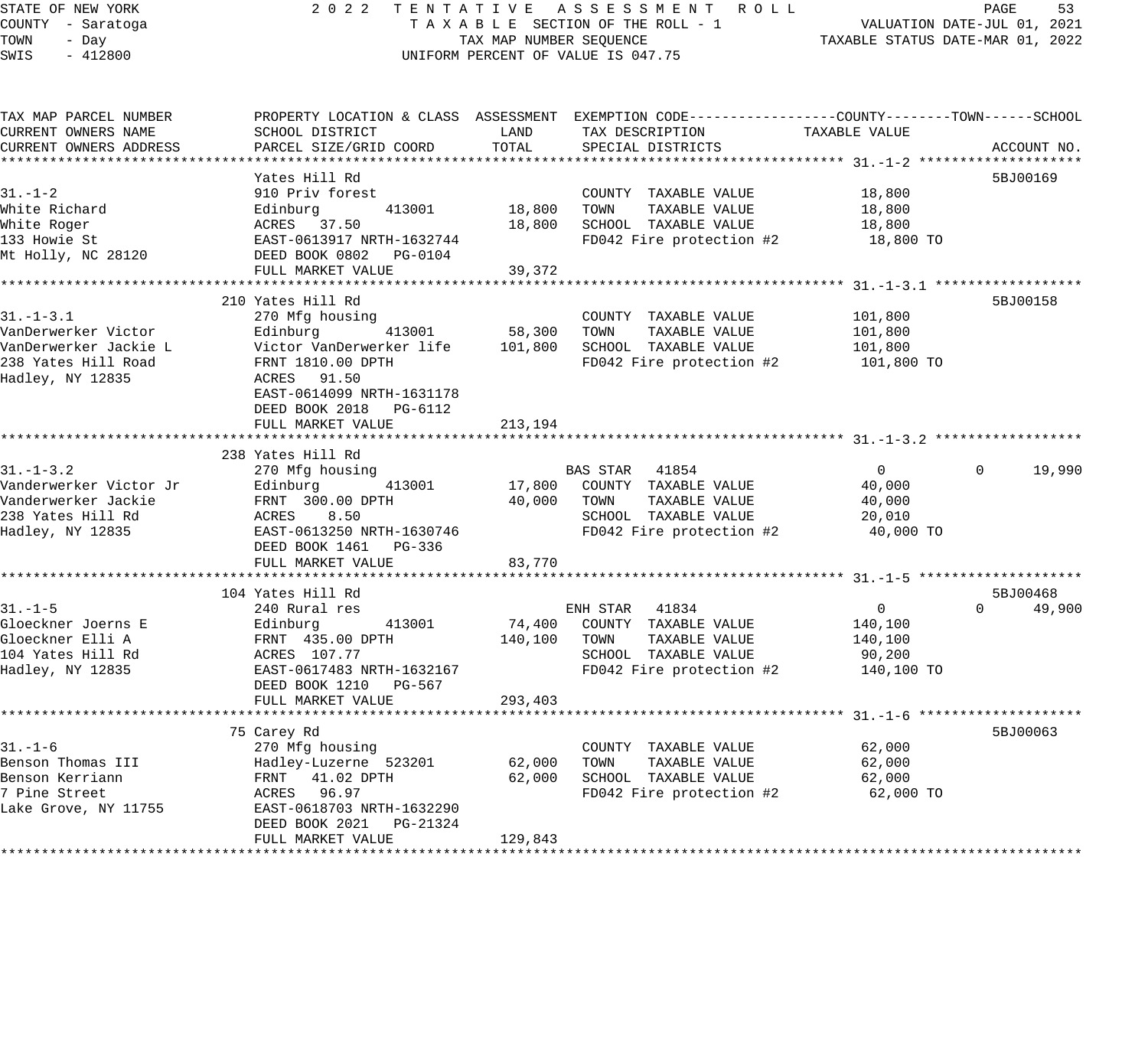STATE OF NEW YORK — 2022 TENTATIVE ASSESSMENT ROLL — PAGE 53
COUNTY - Saratoga — TAXABLE SECTION OF THE ROLL - 1 — VALUATION DATE-JUL 01, 2021
TOWN - Day — TAX MAP NUMBER SEQUENCE — TAXABLE STATUS DATE-MAR 01, 2022
SWIS - 412800 — UNIFORM PERCENT OF VALUE IS 047.75

| TAX MAP PARCEL NUMBER / CURRENT OWNERS NAME / CURRENT OWNERS ADDRESS | PROPERTY LOCATION & CLASS / SCHOOL DISTRICT / PARCEL SIZE/GRID COORD | ASSESSMENT LAND | ASSESSMENT TOTAL | EXEMPTION CODE / TAX DESCRIPTION / SPECIAL DISTRICTS | COUNTY / TAXABLE VALUE | TOWN | SCHOOL | ACCOUNT NO. |
|---|---|---|---|---|---|---|---|---|
| **31.-1-2** | Yates Hill Rd | | | | | | | 5BJ00169 |
| White Richard | 910 Priv forest | | | COUNTY TAXABLE VALUE | 18,800 | | | |
| White Roger | Edinburg 413001 | 18,800 | | TOWN TAXABLE VALUE | 18,800 | | | |
| 133 Howie St | ACRES 37.50 | | 18,800 | SCHOOL TAXABLE VALUE | 18,800 | | | |
| Mt Holly, NC 28120 | EAST-0613917 NRTH-1632744 | | | FD042 Fire protection #2 | 18,800 TO | | | |
| | DEED BOOK 0802 PG-0104 | | | | | | | |
| | FULL MARKET VALUE | | 39,372 | | | | | |
| **31.-1-3.1** | 210 Yates Hill Rd | | | | | | | 5BJ00158 |
| VanDerwerker Victor | 270 Mfg housing | | | COUNTY TAXABLE VALUE | 101,800 | | | |
| VanDerwerker Jackie L | Edinburg 413001 | 58,300 | | TOWN TAXABLE VALUE | 101,800 | | | |
| 238 Yates Hill Road | Victor VanDerwerker life | | 101,800 | SCHOOL TAXABLE VALUE | 101,800 | | | |
| Hadley, NY 12835 | FRNT 1810.00 DPTH | | | FD042 Fire protection #2 | 101,800 TO | | | |
| | ACRES 91.50 | | | | | | | |
| | EAST-0614099 NRTH-1631178 | | | | | | | |
| | DEED BOOK 2018 PG-6112 | | | | | | | |
| | FULL MARKET VALUE | | 213,194 | | | | | |
| **31.-1-3.2** | 238 Yates Hill Rd | | | | | | | |
| Vanderwerker Victor Jr | 270 Mfg housing | | | BAS STAR 41854 | 0 | 0 | 19,990 | |
| Vanderwerker Jackie | Edinburg 413001 | 17,800 | | COUNTY TAXABLE VALUE | 40,000 | | | |
| 238 Yates Hill Rd | FRNT 300.00 DPTH | | 40,000 | TOWN TAXABLE VALUE | 40,000 | | | |
| Hadley, NY 12835 | ACRES 8.50 | | | SCHOOL TAXABLE VALUE | 20,010 | | | |
| | EAST-0613250 NRTH-1630746 | | | FD042 Fire protection #2 | 40,000 TO | | | |
| | DEED BOOK 1461 PG-336 | | | | | | | |
| | FULL MARKET VALUE | | 83,770 | | | | | |
| **31.-1-5** | 104 Yates Hill Rd | | | | | | | 5BJ00468 |
| Gloeckner Joerns E | 240 Rural res | | | ENH STAR 41834 | 0 | 0 | 49,900 | |
| Gloeckner Elli A | Edinburg 413001 | 74,400 | | COUNTY TAXABLE VALUE | 140,100 | | | |
| 104 Yates Hill Rd | FRNT 435.00 DPTH | | 140,100 | TOWN TAXABLE VALUE | 140,100 | | | |
| Hadley, NY 12835 | ACRES 107.77 | | | SCHOOL TAXABLE VALUE | 90,200 | | | |
| | EAST-0617483 NRTH-1632167 | | | FD042 Fire protection #2 | 140,100 TO | | | |
| | DEED BOOK 1210 PG-567 | | | | | | | |
| | FULL MARKET VALUE | | 293,403 | | | | | |
| **31.-1-6** | 75 Carey Rd | | | | | | | 5BJ00063 |
| Benson Thomas III | 270 Mfg housing | | | COUNTY TAXABLE VALUE | 62,000 | | | |
| Benson Kerriann | Hadley-Luzerne 523201 | 62,000 | | TOWN TAXABLE VALUE | 62,000 | | | |
| 7 Pine Street | FRNT 41.02 DPTH | | 62,000 | SCHOOL TAXABLE VALUE | 62,000 | | | |
| Lake Grove, NY 11755 | ACRES 96.97 | | | FD042 Fire protection #2 | 62,000 TO | | | |
| | EAST-0618703 NRTH-1632290 | | | | | | | |
| | DEED BOOK 2021 PG-21324 | | | | | | | |
| | FULL MARKET VALUE | | 129,843 | | | | | |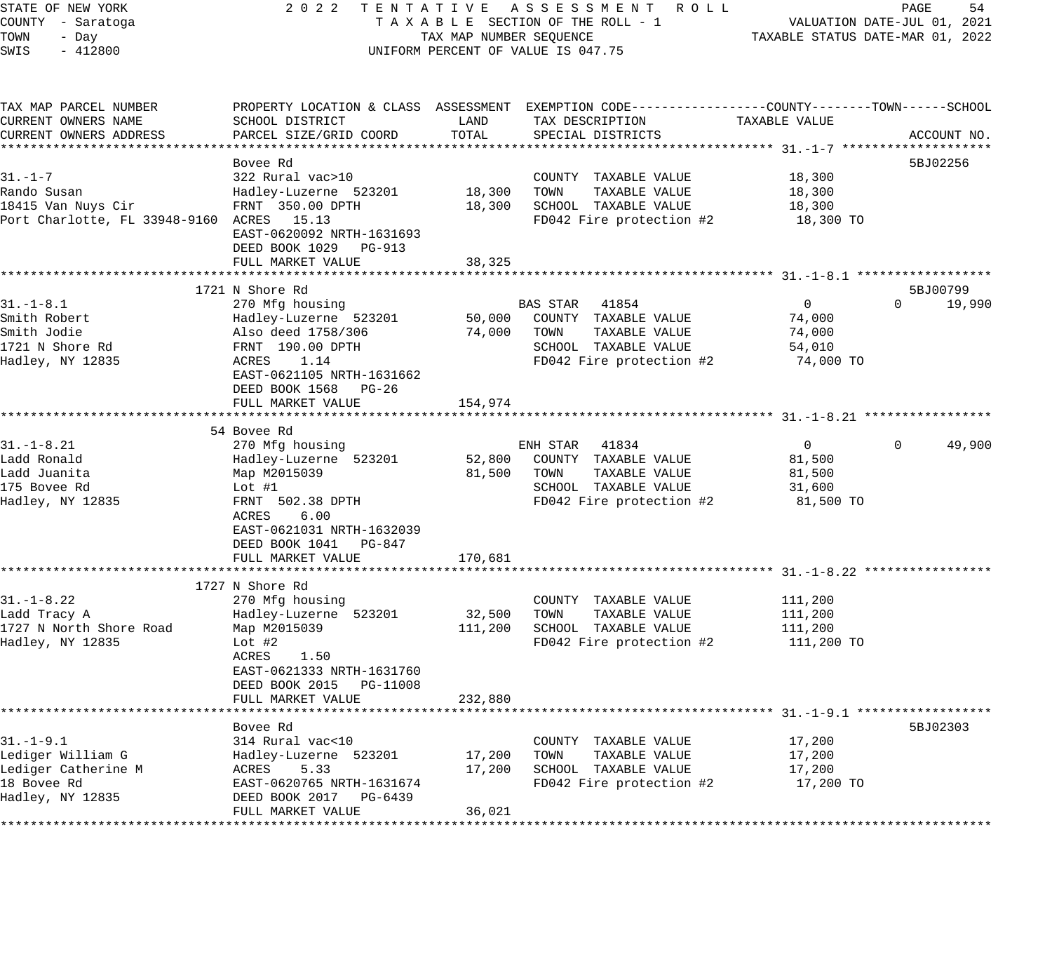STATE OF NEW YORK 2022 TENTATIVE ASSESSMENT ROLL
COUNTY - Saratoga TAXABLE SECTION OF THE ROLL - 1 VALUATION DATE-JUL 01, 2021
TOWN - Day TAX MAP NUMBER SEQUENCE TAXABLE STATUS DATE-MAR 01, 2022
SWIS - 412800 UNIFORM PERCENT OF VALUE IS 047.75

| TAX MAP PARCEL NUMBER / CURRENT OWNERS NAME / CURRENT OWNERS ADDRESS | PROPERTY LOCATION & CLASS / SCHOOL DISTRICT / PARCEL SIZE/GRID COORD | ASSESSMENT LAND | ASSESSMENT TOTAL | EXEMPTION CODE / TAX DESCRIPTION / SPECIAL DISTRICTS | COUNTY TAXABLE VALUE | TOWN | SCHOOL | ACCOUNT NO. |
|---|---|---|---|---|---|---|---|---|
| **31.-1-7** | Bovee Rd | | | | | | | 5BJ02256 |
| 31.-1-7 | 322 Rural vac>10 | | | COUNTY TAXABLE VALUE | 18,300 | | | |
| Rando Susan | Hadley-Luzerne 523201 | 18,300 | | TOWN TAXABLE VALUE | 18,300 | | | |
| 18415 Van Nuys Cir | FRNT 350.00 DPTH | | 18,300 | SCHOOL TAXABLE VALUE | 18,300 | | | |
| Port Charlotte, FL 33948-9160 | ACRES 15.13 | | | FD042 Fire protection #2 | 18,300 TO | | | |
| | EAST-0620092 NRTH-1631693 | | | | | | | |
| | DEED BOOK 1029 PG-913 | | | | | | | |
| | FULL MARKET VALUE | | 38,325 | | | | | |
| **31.-1-8.1** | 1721 N Shore Rd | | | | | | | 5BJ00799 |
| 31.-1-8.1 | 270 Mfg housing | | | BAS STAR 41854 | 0 | 0 | 19,990 | |
| Smith Robert | Hadley-Luzerne 523201 | 50,000 | | COUNTY TAXABLE VALUE | 74,000 | | | |
| Smith Jodie | Also deed 1758/306 | | 74,000 | TOWN TAXABLE VALUE | 74,000 | | | |
| 1721 N Shore Rd | FRNT 190.00 DPTH | | | SCHOOL TAXABLE VALUE | 54,010 | | | |
| Hadley, NY 12835 | ACRES 1.14 | | | FD042 Fire protection #2 | 74,000 TO | | | |
| | EAST-0621105 NRTH-1631662 | | | | | | | |
| | DEED BOOK 1568 PG-26 | | | | | | | |
| | FULL MARKET VALUE | | 154,974 | | | | | |
| **31.-1-8.21** | 54 Bovee Rd | | | | | | | |
| 31.-1-8.21 | 270 Mfg housing | | | ENH STAR 41834 | 0 | 0 | 49,900 | |
| Ladd Ronald | Hadley-Luzerne 523201 | 52,800 | | COUNTY TAXABLE VALUE | 81,500 | | | |
| Ladd Juanita | Map M2015039 | | 81,500 | TOWN TAXABLE VALUE | 81,500 | | | |
| 175 Bovee Rd | Lot #1 | | | SCHOOL TAXABLE VALUE | 31,600 | | | |
| Hadley, NY 12835 | FRNT 502.38 DPTH | | | FD042 Fire protection #2 | 81,500 TO | | | |
| | ACRES 6.00 | | | | | | | |
| | EAST-0621031 NRTH-1632039 | | | | | | | |
| | DEED BOOK 1041 PG-847 | | | | | | | |
| | FULL MARKET VALUE | | 170,681 | | | | | |
| **31.-1-8.22** | 1727 N Shore Rd | | | | | | | |
| 31.-1-8.22 | 270 Mfg housing | | | COUNTY TAXABLE VALUE | 111,200 | | | |
| Ladd Tracy A | Hadley-Luzerne 523201 | 32,500 | | TOWN TAXABLE VALUE | 111,200 | | | |
| 1727 N North Shore Road | Map M2015039 | | 111,200 | SCHOOL TAXABLE VALUE | 111,200 | | | |
| Hadley, NY 12835 | Lot #2 | | | FD042 Fire protection #2 | 111,200 TO | | | |
| | ACRES 1.50 | | | | | | | |
| | EAST-0621333 NRTH-1631760 | | | | | | | |
| | DEED BOOK 2015 PG-11008 | | | | | | | |
| | FULL MARKET VALUE | | 232,880 | | | | | |
| **31.-1-9.1** | Bovee Rd | | | | | | | 5BJ02303 |
| 31.-1-9.1 | 314 Rural vac<10 | | | COUNTY TAXABLE VALUE | 17,200 | | | |
| Lediger William G | Hadley-Luzerne 523201 | 17,200 | | TOWN TAXABLE VALUE | 17,200 | | | |
| Lediger Catherine M | ACRES 5.33 | | 17,200 | SCHOOL TAXABLE VALUE | 17,200 | | | |
| 18 Bovee Rd | EAST-0620765 NRTH-1631674 | | | FD042 Fire protection #2 | 17,200 TO | | | |
| Hadley, NY 12835 | DEED BOOK 2017 PG-6439 | | | | | | | |
| | FULL MARKET VALUE | | 36,021 | | | | | |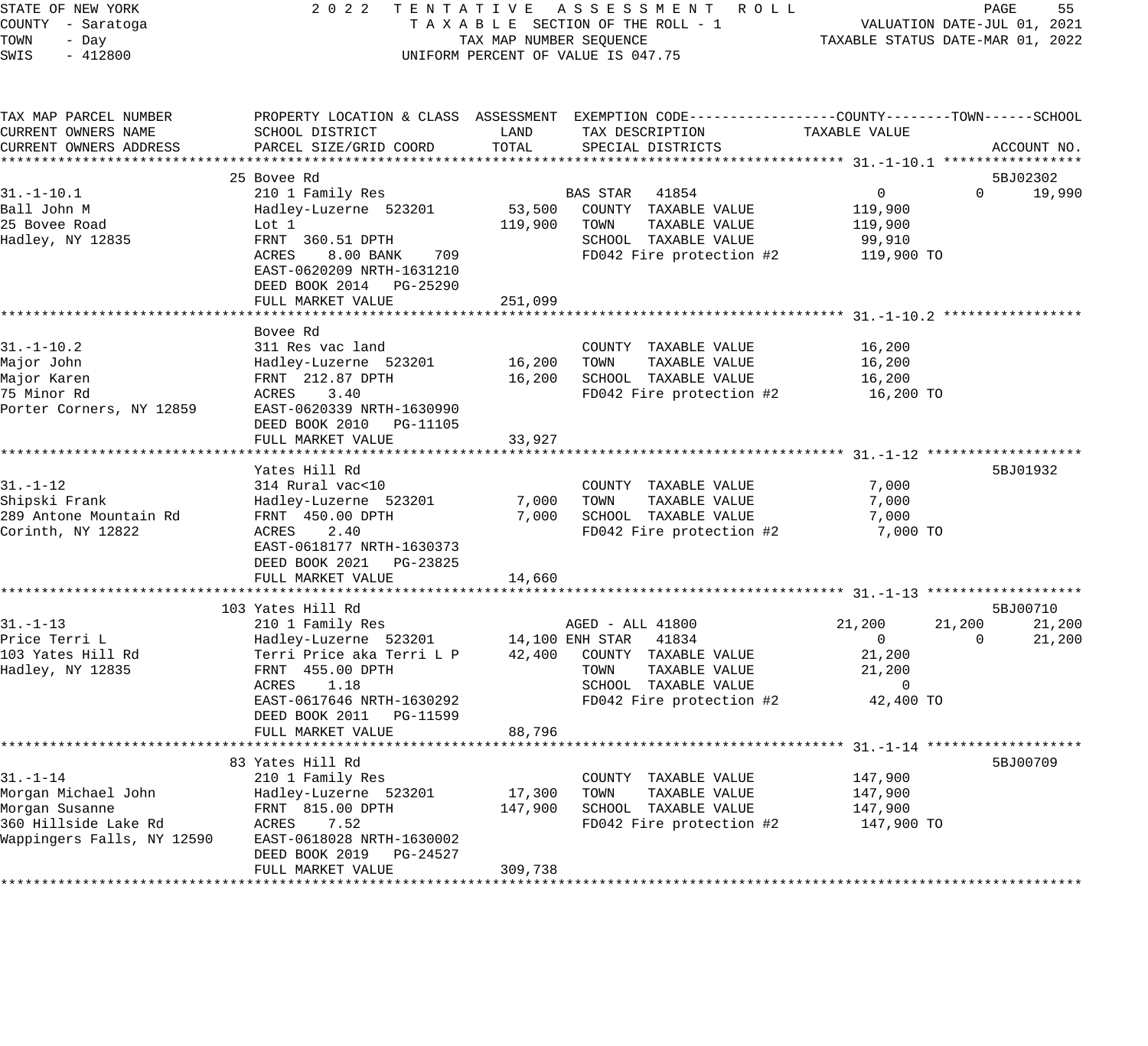STATE OF NEW YORK — 2022 TENTATIVE ASSESSMENT ROLL
COUNTY - Saratoga — TAXABLE SECTION OF THE ROLL - 1 — VALUATION DATE-JUL 01, 2021
TOWN - Day — TAX MAP NUMBER SEQUENCE — TAXABLE STATUS DATE-MAR 01, 2022
SWIS - 412800 — UNIFORM PERCENT OF VALUE IS 047.75

| TAX MAP PARCEL NUMBER / CURRENT OWNERS NAME / CURRENT OWNERS ADDRESS | PROPERTY LOCATION & CLASS / SCHOOL DISTRICT / PARCEL SIZE/GRID COORD | ASSESSMENT LAND | ASSESSMENT TOTAL | EXEMPTION CODE / TAX DESCRIPTION / SPECIAL DISTRICTS | COUNTY TAXABLE VALUE | TOWN | SCHOOL | ACCOUNT NO. |
|---|---|---|---|---|---|---|---|---|
| **31.-1-10.1** | 25 Bovee Rd | | | | | | | 5BJ02302 |
| 31.-1-10.1 | 210 1 Family Res | | | BAS STAR 41854 | 0 | 0 | 19,990 | |
| Ball John M | Hadley-Luzerne 523201 | 53,500 | | COUNTY TAXABLE VALUE | 119,900 | | | |
| 25 Bovee Road | Lot 1 | | 119,900 | TOWN TAXABLE VALUE | 119,900 | | | |
| Hadley, NY 12835 | FRNT 360.51 DPTH | | | SCHOOL TAXABLE VALUE | 99,910 | | | |
| | ACRES 8.00 BANK 709 | | | FD042 Fire protection #2 | 119,900 TO | | | |
| | EAST-0620209 NRTH-1631210 | | | | | | | |
| | DEED BOOK 2014 PG-25290 | | | | | | | |
| | FULL MARKET VALUE | | 251,099 | | | | | |
| **31.-1-10.2** | Bovee Rd | | | | | | | |
| 31.-1-10.2 | 311 Res vac land | | | COUNTY TAXABLE VALUE | 16,200 | | | |
| Major John | Hadley-Luzerne 523201 | 16,200 | | TOWN TAXABLE VALUE | 16,200 | | | |
| Major Karen | FRNT 212.87 DPTH | | 16,200 | SCHOOL TAXABLE VALUE | 16,200 | | | |
| 75 Minor Rd | ACRES 3.40 | | | FD042 Fire protection #2 | 16,200 TO | | | |
| Porter Corners, NY 12859 | EAST-0620339 NRTH-1630990 | | | | | | | |
| | DEED BOOK 2010 PG-11105 | | | | | | | |
| | FULL MARKET VALUE | | 33,927 | | | | | |
| **31.-1-12** | Yates Hill Rd | | | | | | | 5BJ01932 |
| 31.-1-12 | 314 Rural vac<10 | | | COUNTY TAXABLE VALUE | 7,000 | | | |
| Shipski Frank | Hadley-Luzerne 523201 | 7,000 | | TOWN TAXABLE VALUE | 7,000 | | | |
| 289 Antone Mountain Rd | FRNT 450.00 DPTH | | 7,000 | SCHOOL TAXABLE VALUE | 7,000 | | | |
| Corinth, NY 12822 | ACRES 2.40 | | | FD042 Fire protection #2 | 7,000 TO | | | |
| | EAST-0618177 NRTH-1630373 | | | | | | | |
| | DEED BOOK 2021 PG-23825 | | | | | | | |
| | FULL MARKET VALUE | | 14,660 | | | | | |
| **31.-1-13** | 103 Yates Hill Rd | | | | | | | 5BJ00710 |
| 31.-1-13 | 210 1 Family Res | | | AGED - ALL 41800 | 21,200 | 21,200 | 21,200 | |
| Price Terri L | Hadley-Luzerne 523201 | 14,100 | | ENH STAR 41834 | 0 | 0 | 21,200 | |
| 103 Yates Hill Rd | Terri Price aka Terri L P | | 42,400 | COUNTY TAXABLE VALUE | 21,200 | | | |
| Hadley, NY 12835 | FRNT 455.00 DPTH | | | TOWN TAXABLE VALUE | 21,200 | | | |
| | ACRES 1.18 | | | SCHOOL TAXABLE VALUE | 0 | | | |
| | EAST-0617646 NRTH-1630292 | | | FD042 Fire protection #2 | 42,400 TO | | | |
| | DEED BOOK 2011 PG-11599 | | | | | | | |
| | FULL MARKET VALUE | | 88,796 | | | | | |
| **31.-1-14** | 83 Yates Hill Rd | | | | | | | 5BJ00709 |
| 31.-1-14 | 210 1 Family Res | | | COUNTY TAXABLE VALUE | 147,900 | | | |
| Morgan Michael John | Hadley-Luzerne 523201 | 17,300 | | TOWN TAXABLE VALUE | 147,900 | | | |
| Morgan Susanne | FRNT 815.00 DPTH | | 147,900 | SCHOOL TAXABLE VALUE | 147,900 | | | |
| 360 Hillside Lake Rd | ACRES 7.52 | | | FD042 Fire protection #2 | 147,900 TO | | | |
| Wappingers Falls, NY 12590 | EAST-0618028 NRTH-1630002 | | | | | | | |
| | DEED BOOK 2019 PG-24527 | | | | | | | |
| | FULL MARKET VALUE | | 309,738 | | | | | |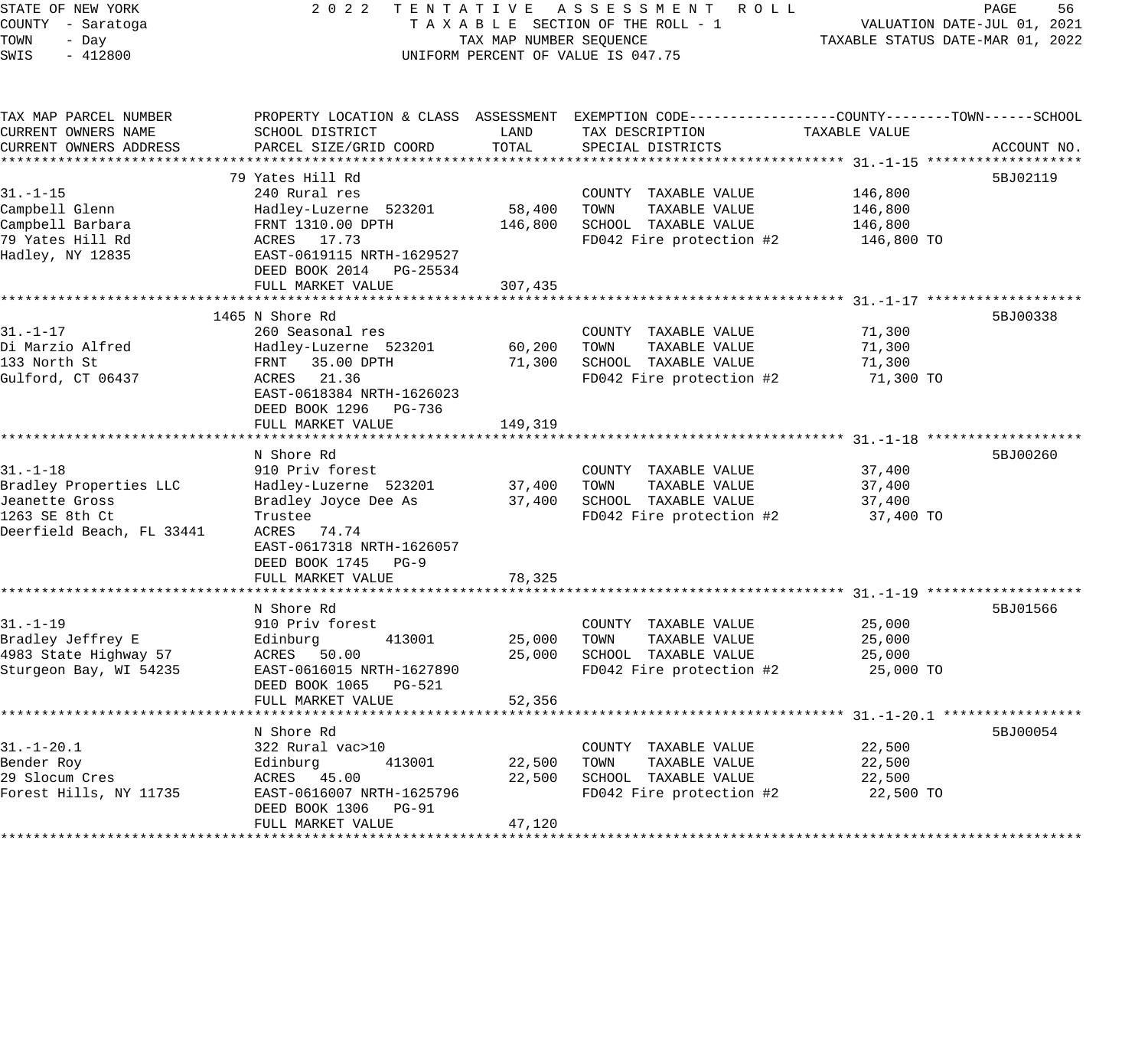STATE OF NEW YORK
COUNTY - Saratoga
TOWN - Day
SWIS - 412800

2022 TENTATIVE ASSESSMENT ROLL
TAXABLE SECTION OF THE ROLL - 1
TAX MAP NUMBER SEQUENCE
UNIFORM PERCENT OF VALUE IS 047.75

VALUATION DATE-JUL 01, 2021
TAXABLE STATUS DATE-MAR 01, 2022

| TAX MAP PARCEL NUMBER / CURRENT OWNERS NAME / CURRENT OWNERS ADDRESS | PROPERTY LOCATION & CLASS / SCHOOL DISTRICT / PARCEL SIZE/GRID COORD | ASSESSMENT LAND | ASSESSMENT TOTAL | EXEMPTION CODE / TAX DESCRIPTION / SPECIAL DISTRICTS | TAXABLE VALUE (COUNTY / TOWN / SCHOOL) | ACCOUNT NO. |
|---|---|---|---|---|---|---|
| 31.-1-15 | 79 Yates Hill Rd | | | | | 5BJ02119 |
| | 240 Rural res | | | COUNTY TAXABLE VALUE | 146,800 | |
| Campbell Glenn | Hadley-Luzerne 523201 | 58,400 | | TOWN TAXABLE VALUE | 146,800 | |
| Campbell Barbara | FRNT 1310.00 DPTH | | 146,800 | SCHOOL TAXABLE VALUE | 146,800 | |
| 79 Yates Hill Rd | ACRES 17.73 | | | FD042 Fire protection #2 | 146,800 TO | |
| Hadley, NY 12835 | EAST-0619115 NRTH-1629527 | | | | | |
| | DEED BOOK 2014 PG-25534 | | | | | |
| | FULL MARKET VALUE | | 307,435 | | | |
| 31.-1-17 | 1465 N Shore Rd | | | | | 5BJ00338 |
| | 260 Seasonal res | | | COUNTY TAXABLE VALUE | 71,300 | |
| Di Marzio Alfred | Hadley-Luzerne 523201 | 60,200 | | TOWN TAXABLE VALUE | 71,300 | |
| 133 North St | FRNT 35.00 DPTH | | 71,300 | SCHOOL TAXABLE VALUE | 71,300 | |
| Gulford, CT 06437 | ACRES 21.36 | | | FD042 Fire protection #2 | 71,300 TO | |
| | EAST-0618384 NRTH-1626023 | | | | | |
| | DEED BOOK 1296 PG-736 | | | | | |
| | FULL MARKET VALUE | | 149,319 | | | |
| 31.-1-18 | N Shore Rd | | | | | 5BJ00260 |
| | 910 Priv forest | | | COUNTY TAXABLE VALUE | 37,400 | |
| Bradley Properties LLC | Hadley-Luzerne 523201 | 37,400 | | TOWN TAXABLE VALUE | 37,400 | |
| Jeanette Gross | Bradley Joyce Dee As | | 37,400 | SCHOOL TAXABLE VALUE | 37,400 | |
| 1263 SE 8th Ct | Trustee | | | FD042 Fire protection #2 | 37,400 TO | |
| Deerfield Beach, FL 33441 | ACRES 74.74 | | | | | |
| | EAST-0617318 NRTH-1626057 | | | | | |
| | DEED BOOK 1745 PG-9 | | | | | |
| | FULL MARKET VALUE | | 78,325 | | | |
| 31.-1-19 | N Shore Rd | | | | | 5BJ01566 |
| | 910 Priv forest | | | COUNTY TAXABLE VALUE | 25,000 | |
| Bradley Jeffrey E | Edinburg 413001 | 25,000 | | TOWN TAXABLE VALUE | 25,000 | |
| 4983 State Highway 57 | ACRES 50.00 | | 25,000 | SCHOOL TAXABLE VALUE | 25,000 | |
| Sturgeon Bay, WI 54235 | EAST-0616015 NRTH-1627890 | | | FD042 Fire protection #2 | 25,000 TO | |
| | DEED BOOK 1065 PG-521 | | | | | |
| | FULL MARKET VALUE | | 52,356 | | | |
| 31.-1-20.1 | N Shore Rd | | | | | 5BJ00054 |
| | 322 Rural vac>10 | | | COUNTY TAXABLE VALUE | 22,500 | |
| Bender Roy | Edinburg 413001 | 22,500 | | TOWN TAXABLE VALUE | 22,500 | |
| 29 Slocum Cres | ACRES 45.00 | | 22,500 | SCHOOL TAXABLE VALUE | 22,500 | |
| Forest Hills, NY 11735 | EAST-0616007 NRTH-1625796 | | | FD042 Fire protection #2 | 22,500 TO | |
| | DEED BOOK 1306 PG-91 | | | | | |
| | FULL MARKET VALUE | | 47,120 | | | |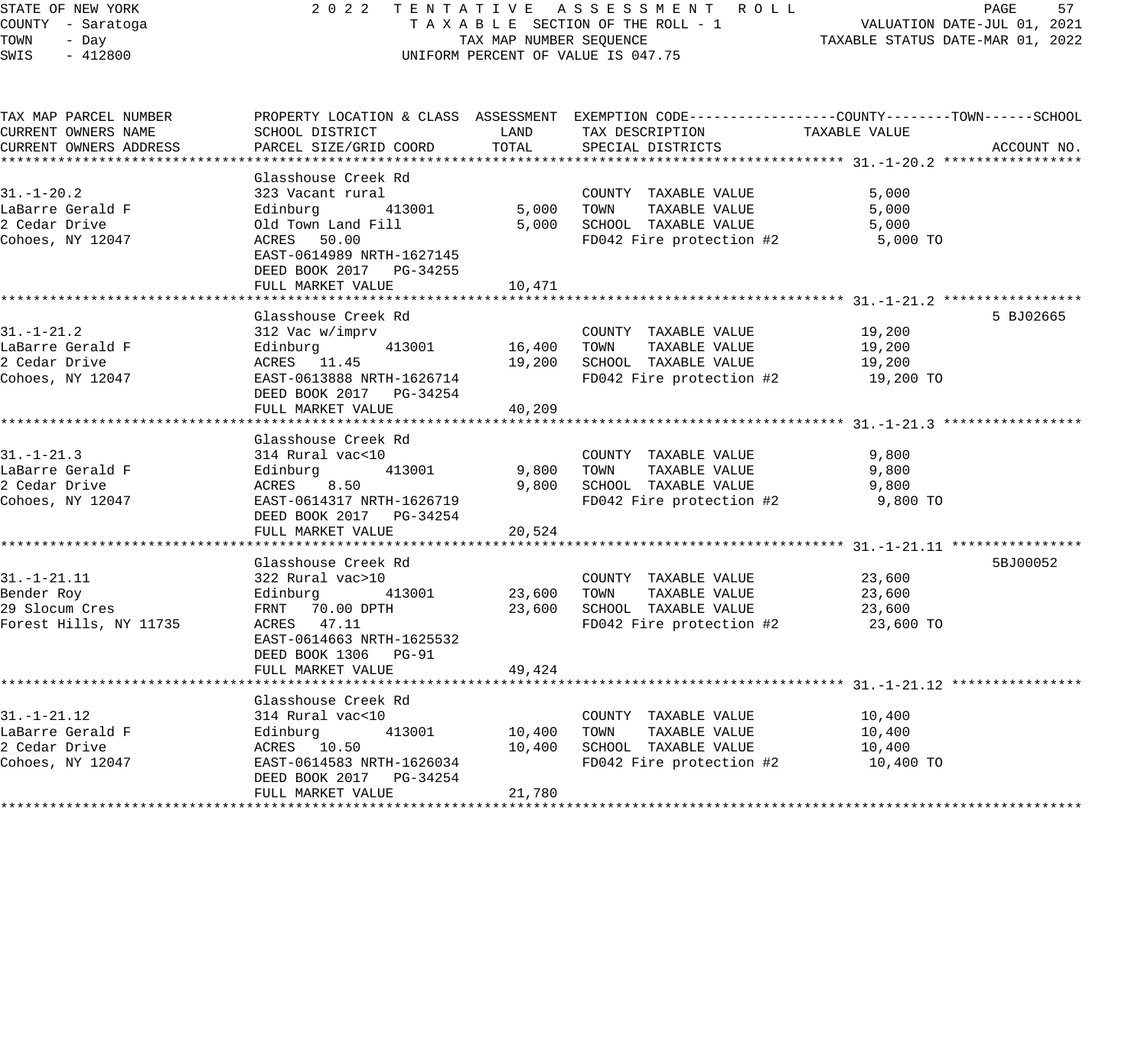STATE OF NEW YORK | 2022 TENTATIVE ASSESSMENT ROLL
COUNTY - Saratoga | TAXABLE SECTION OF THE ROLL - 1 | VALUATION DATE-JUL 01, 2021
TOWN - Day | TAX MAP NUMBER SEQUENCE | TAXABLE STATUS DATE-MAR 01, 2022
SWIS - 412800 | UNIFORM PERCENT OF VALUE IS 047.75

| TAX MAP PARCEL NUMBER / CURRENT OWNERS NAME / CURRENT OWNERS ADDRESS | PROPERTY LOCATION & CLASS / SCHOOL DISTRICT / PARCEL SIZE/GRID COORD | ASSESSMENT LAND | ASSESSMENT TOTAL | EXEMPTION CODE / TAX DESCRIPTION / SPECIAL DISTRICTS | TAXABLE VALUE (COUNTY / TOWN / SCHOOL) | ACCOUNT NO. |
|---|---|---|---|---|---|---|
| **31.-1-20.2** | Glasshouse Creek Rd | | | | | |
| 31.-1-20.2 | 323 Vacant rural | | | COUNTY TAXABLE VALUE | 5,000 | |
| LaBarre Gerald F | Edinburg 413001 | 5,000 | | TOWN TAXABLE VALUE | 5,000 | |
| 2 Cedar Drive | Old Town Land Fill | | 5,000 | SCHOOL TAXABLE VALUE | 5,000 | |
| Cohoes, NY 12047 | ACRES 50.00 | | | FD042 Fire protection #2 | 5,000 TO | |
| | EAST-0614989 NRTH-1627145 | | | | | |
| | DEED BOOK 2017 PG-34255 | | | | | |
| | FULL MARKET VALUE | | 10,471 | | | |
| **31.-1-21.2** | Glasshouse Creek Rd | | | | | 5 BJ02665 |
| 31.-1-21.2 | 312 Vac w/imprv | | | COUNTY TAXABLE VALUE | 19,200 | |
| LaBarre Gerald F | Edinburg 413001 | 16,400 | | TOWN TAXABLE VALUE | 19,200 | |
| 2 Cedar Drive | ACRES 11.45 | | 19,200 | SCHOOL TAXABLE VALUE | 19,200 | |
| Cohoes, NY 12047 | EAST-0613888 NRTH-1626714 | | | FD042 Fire protection #2 | 19,200 TO | |
| | DEED BOOK 2017 PG-34254 | | | | | |
| | FULL MARKET VALUE | | 40,209 | | | |
| **31.-1-21.3** | Glasshouse Creek Rd | | | | | |
| 31.-1-21.3 | 314 Rural vac<10 | | | COUNTY TAXABLE VALUE | 9,800 | |
| LaBarre Gerald F | Edinburg 413001 | 9,800 | | TOWN TAXABLE VALUE | 9,800 | |
| 2 Cedar Drive | ACRES 8.50 | | 9,800 | SCHOOL TAXABLE VALUE | 9,800 | |
| Cohoes, NY 12047 | EAST-0614317 NRTH-1626719 | | | FD042 Fire protection #2 | 9,800 TO | |
| | DEED BOOK 2017 PG-34254 | | | | | |
| | FULL MARKET VALUE | | 20,524 | | | |
| **31.-1-21.11** | Glasshouse Creek Rd | | | | | 5BJ00052 |
| 31.-1-21.11 | 322 Rural vac>10 | | | COUNTY TAXABLE VALUE | 23,600 | |
| Bender Roy | Edinburg 413001 | 23,600 | | TOWN TAXABLE VALUE | 23,600 | |
| 29 Slocum Cres | FRNT 70.00 DPTH | | 23,600 | SCHOOL TAXABLE VALUE | 23,600 | |
| Forest Hills, NY 11735 | ACRES 47.11 | | | FD042 Fire protection #2 | 23,600 TO | |
| | EAST-0614663 NRTH-1625532 | | | | | |
| | DEED BOOK 1306 PG-91 | | | | | |
| | FULL MARKET VALUE | | 49,424 | | | |
| **31.-1-21.12** | Glasshouse Creek Rd | | | | | |
| 31.-1-21.12 | 314 Rural vac<10 | | | COUNTY TAXABLE VALUE | 10,400 | |
| LaBarre Gerald F | Edinburg 413001 | 10,400 | | TOWN TAXABLE VALUE | 10,400 | |
| 2 Cedar Drive | ACRES 10.50 | | 10,400 | SCHOOL TAXABLE VALUE | 10,400 | |
| Cohoes, NY 12047 | EAST-0614583 NRTH-1626034 | | | FD042 Fire protection #2 | 10,400 TO | |
| | DEED BOOK 2017 PG-34254 | | | | | |
| | FULL MARKET VALUE | | 21,780 | | | |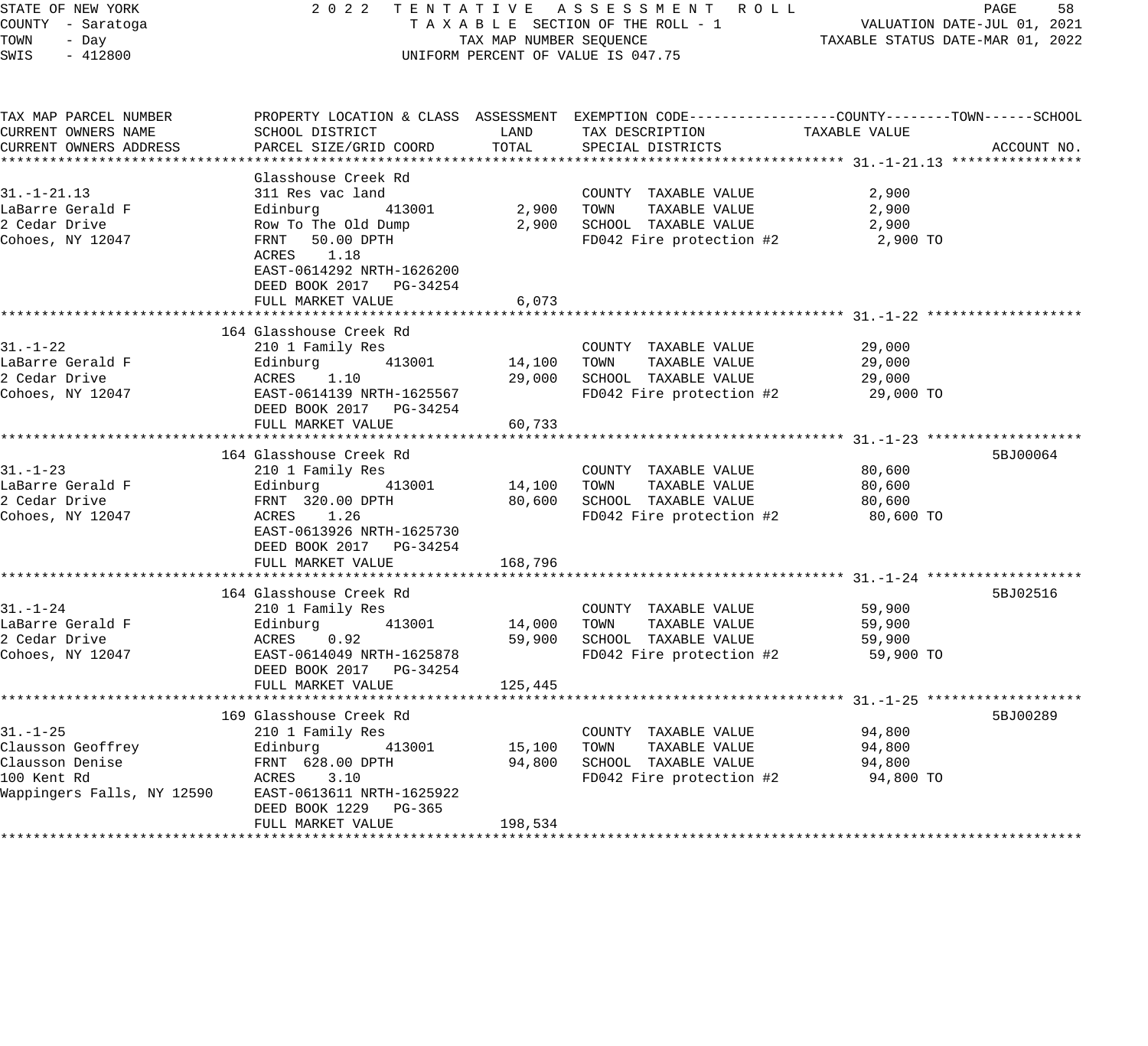STATE OF NEW YORK
COUNTY - Saratoga
TOWN - Day
SWIS - 412800

2022 TENTATIVE ASSESSMENT ROLL
TAXABLE SECTION OF THE ROLL - 1
TAX MAP NUMBER SEQUENCE
UNIFORM PERCENT OF VALUE IS 047.75

VALUATION DATE-JUL 01, 2021
TAXABLE STATUS DATE-MAR 01, 2022

| TAX MAP PARCEL NUMBER / CURRENT OWNERS NAME / CURRENT OWNERS ADDRESS | PROPERTY LOCATION & CLASS / SCHOOL DISTRICT / PARCEL SIZE/GRID COORD | ASSESSMENT LAND | ASSESSMENT TOTAL | EXEMPTION CODE / TAX DESCRIPTION / SPECIAL DISTRICTS | TAXABLE VALUE (COUNTY / TOWN / SCHOOL) | ACCOUNT NO. |
|---|---|---|---|---|---|---|
| **31.-1-21.13** | Glasshouse Creek Rd | | | | | |
| 31.-1-21.13 | 311 Res vac land | | | COUNTY TAXABLE VALUE | 2,900 | |
| LaBarre Gerald F | Edinburg 413001 | 2,900 | | TOWN TAXABLE VALUE | 2,900 | |
| 2 Cedar Drive | Row To The Old Dump | | 2,900 | SCHOOL TAXABLE VALUE | 2,900 | |
| Cohoes, NY 12047 | FRNT 50.00 DPTH | | | FD042 Fire protection #2 | 2,900 TO | |
| | ACRES 1.18 | | | | | |
| | EAST-0614292 NRTH-1626200 | | | | | |
| | DEED BOOK 2017 PG-34254 | | | | | |
| | FULL MARKET VALUE | | 6,073 | | | |
| **31.-1-22** | 164 Glasshouse Creek Rd | | | | | |
| 31.-1-22 | 210 1 Family Res | | | COUNTY TAXABLE VALUE | 29,000 | |
| LaBarre Gerald F | Edinburg 413001 | 14,100 | | TOWN TAXABLE VALUE | 29,000 | |
| 2 Cedar Drive | ACRES 1.10 | | 29,000 | SCHOOL TAXABLE VALUE | 29,000 | |
| Cohoes, NY 12047 | EAST-0614139 NRTH-1625567 | | | FD042 Fire protection #2 | 29,000 TO | |
| | DEED BOOK 2017 PG-34254 | | | | | |
| | FULL MARKET VALUE | | 60,733 | | | |
| **31.-1-23** | 164 Glasshouse Creek Rd | | | | | 5BJ00064 |
| 31.-1-23 | 210 1 Family Res | | | COUNTY TAXABLE VALUE | 80,600 | |
| LaBarre Gerald F | Edinburg 413001 | 14,100 | | TOWN TAXABLE VALUE | 80,600 | |
| 2 Cedar Drive | FRNT 320.00 DPTH | | 80,600 | SCHOOL TAXABLE VALUE | 80,600 | |
| Cohoes, NY 12047 | ACRES 1.26 | | | FD042 Fire protection #2 | 80,600 TO | |
| | EAST-0613926 NRTH-1625730 | | | | | |
| | DEED BOOK 2017 PG-34254 | | | | | |
| | FULL MARKET VALUE | | 168,796 | | | |
| **31.-1-24** | 164 Glasshouse Creek Rd | | | | | 5BJ02516 |
| 31.-1-24 | 210 1 Family Res | | | COUNTY TAXABLE VALUE | 59,900 | |
| LaBarre Gerald F | Edinburg 413001 | 14,000 | | TOWN TAXABLE VALUE | 59,900 | |
| 2 Cedar Drive | ACRES 0.92 | | 59,900 | SCHOOL TAXABLE VALUE | 59,900 | |
| Cohoes, NY 12047 | EAST-0614049 NRTH-1625878 | | | FD042 Fire protection #2 | 59,900 TO | |
| | DEED BOOK 2017 PG-34254 | | | | | |
| | FULL MARKET VALUE | | 125,445 | | | |
| **31.-1-25** | 169 Glasshouse Creek Rd | | | | | 5BJ00289 |
| 31.-1-25 | 210 1 Family Res | | | COUNTY TAXABLE VALUE | 94,800 | |
| Clausson Geoffrey | Edinburg 413001 | 15,100 | | TOWN TAXABLE VALUE | 94,800 | |
| Clausson Denise | FRNT 628.00 DPTH | | 94,800 | SCHOOL TAXABLE VALUE | 94,800 | |
| 100 Kent Rd | ACRES 3.10 | | | FD042 Fire protection #2 | 94,800 TO | |
| Wappingers Falls, NY 12590 | EAST-0613611 NRTH-1625922 | | | | | |
| | DEED BOOK 1229 PG-365 | | | | | |
| | FULL MARKET VALUE | | 198,534 | | | |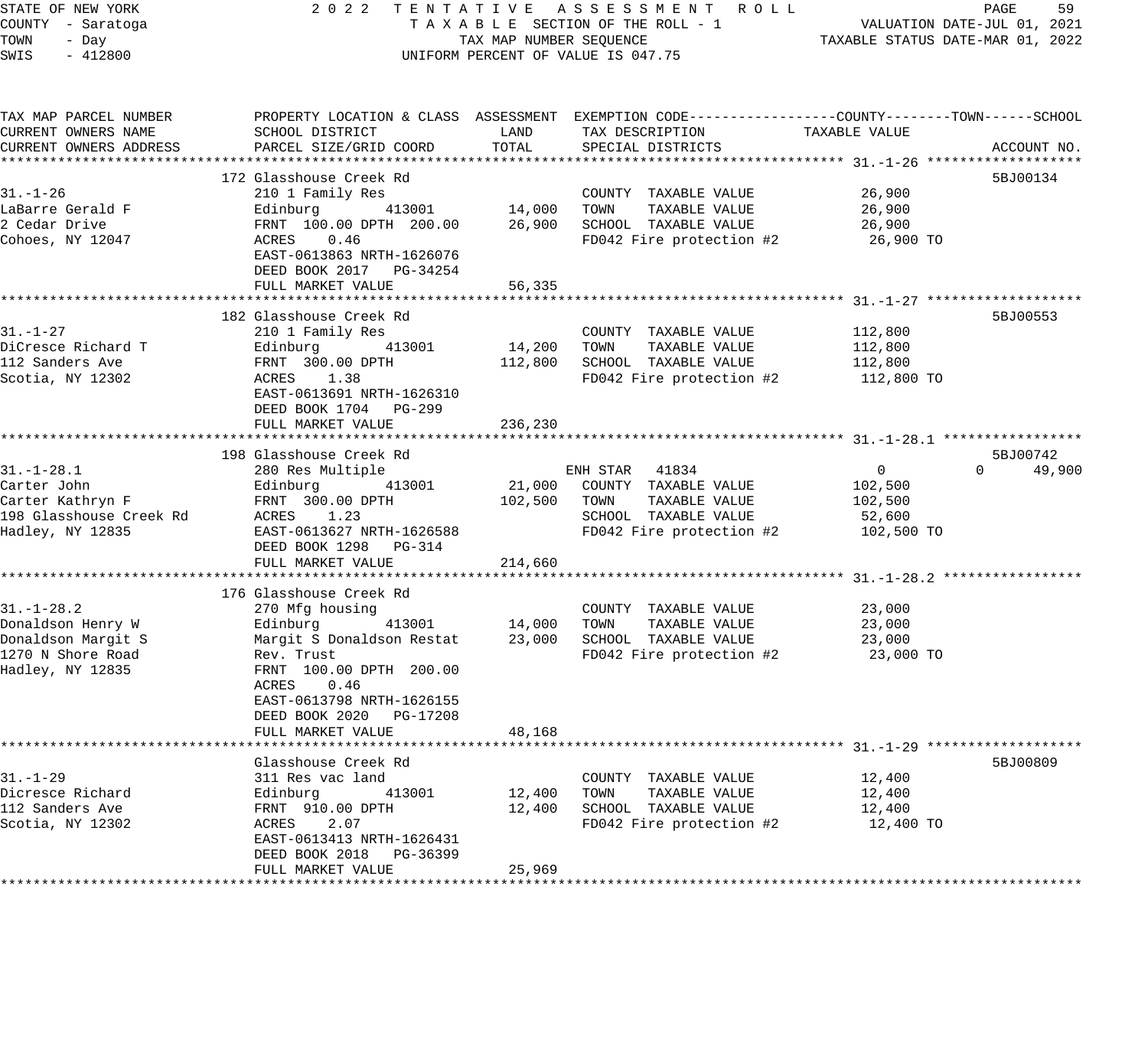STATE OF NEW YORK — 2022 TENTATIVE ASSESSMENT ROLL
COUNTY - Saratoga — TAXABLE SECTION OF THE ROLL - 1 — VALUATION DATE-JUL 01, 2021
TOWN - Day — TAX MAP NUMBER SEQUENCE — TAXABLE STATUS DATE-MAR 01, 2022
SWIS - 412800 — UNIFORM PERCENT OF VALUE IS 047.75

| TAX MAP PARCEL NUMBER / CURRENT OWNERS NAME / CURRENT OWNERS ADDRESS | PROPERTY LOCATION & CLASS / SCHOOL DISTRICT / PARCEL SIZE/GRID COORD | ASSESSMENT LAND | TOTAL | EXEMPTION CODE / TAX DESCRIPTION / SPECIAL DISTRICTS | COUNTY / TAXABLE VALUE | TOWN | SCHOOL | ACCOUNT NO. |
|---|---|---|---|---|---|---|---|---|
| 31.-1-26 | 172 Glasshouse Creek Rd | | | | | | | 5BJ00134 |
| | 210 1 Family Res | | | COUNTY TAXABLE VALUE | 26,900 | | | |
| LaBarre Gerald F | Edinburg 413001 | 14,000 | | TOWN TAXABLE VALUE | 26,900 | | | |
| 2 Cedar Drive | FRNT 100.00 DPTH 200.00 | | 26,900 | SCHOOL TAXABLE VALUE | 26,900 | | | |
| Cohoes, NY 12047 | ACRES 0.46 | | | FD042 Fire protection #2 | 26,900 TO | | | |
| | EAST-0613863 NRTH-1626076 | | | | | | | |
| | DEED BOOK 2017 PG-34254 | | | | | | | |
| | FULL MARKET VALUE | | 56,335 | | | | | |
| 31.-1-27 | 182 Glasshouse Creek Rd | | | | | | | 5BJ00553 |
| | 210 1 Family Res | | | COUNTY TAXABLE VALUE | 112,800 | | | |
| DiCresce Richard T | Edinburg 413001 | 14,200 | | TOWN TAXABLE VALUE | 112,800 | | | |
| 112 Sanders Ave | FRNT 300.00 DPTH | | 112,800 | SCHOOL TAXABLE VALUE | 112,800 | | | |
| Scotia, NY 12302 | ACRES 1.38 | | | FD042 Fire protection #2 | 112,800 TO | | | |
| | EAST-0613691 NRTH-1626310 | | | | | | | |
| | DEED BOOK 1704 PG-299 | | | | | | | |
| | FULL MARKET VALUE | | 236,230 | | | | | |
| 31.-1-28.1 | 198 Glasshouse Creek Rd | | | | | | | 5BJ00742 |
| | 280 Res Multiple | | | ENH STAR 41834 | 0 | 0 | 49,900 | |
| Carter John | Edinburg 413001 | 21,000 | | COUNTY TAXABLE VALUE | 102,500 | | | |
| Carter Kathryn F | FRNT 300.00 DPTH | | 102,500 | TOWN TAXABLE VALUE | 102,500 | | | |
| 198 Glasshouse Creek Rd | ACRES 1.23 | | | SCHOOL TAXABLE VALUE | 52,600 | | | |
| Hadley, NY 12835 | EAST-0613627 NRTH-1626588 | | | FD042 Fire protection #2 | 102,500 TO | | | |
| | DEED BOOK 1298 PG-314 | | | | | | | |
| | FULL MARKET VALUE | | 214,660 | | | | | |
| 31.-1-28.2 | 176 Glasshouse Creek Rd | | | | | | | |
| | 270 Mfg housing | | | COUNTY TAXABLE VALUE | 23,000 | | | |
| Donaldson Henry W | Edinburg 413001 | 14,000 | | TOWN TAXABLE VALUE | 23,000 | | | |
| Donaldson Margit S | Margit S Donaldson Restat | | 23,000 | SCHOOL TAXABLE VALUE | 23,000 | | | |
| 1270 N Shore Road | Rev. Trust | | | FD042 Fire protection #2 | 23,000 TO | | | |
| Hadley, NY 12835 | FRNT 100.00 DPTH 200.00 | | | | | | | |
| | ACRES 0.46 | | | | | | | |
| | EAST-0613798 NRTH-1626155 | | | | | | | |
| | DEED BOOK 2020 PG-17208 | | | | | | | |
| | FULL MARKET VALUE | | 48,168 | | | | | |
| 31.-1-29 | Glasshouse Creek Rd | | | | | | | 5BJ00809 |
| | 311 Res vac land | | | COUNTY TAXABLE VALUE | 12,400 | | | |
| Dicresce Richard | Edinburg 413001 | 12,400 | | TOWN TAXABLE VALUE | 12,400 | | | |
| 112 Sanders Ave | FRNT 910.00 DPTH | | 12,400 | SCHOOL TAXABLE VALUE | 12,400 | | | |
| Scotia, NY 12302 | ACRES 2.07 | | | FD042 Fire protection #2 | 12,400 TO | | | |
| | EAST-0613413 NRTH-1626431 | | | | | | | |
| | DEED BOOK 2018 PG-36399 | | | | | | | |
| | FULL MARKET VALUE | | 25,969 | | | | | |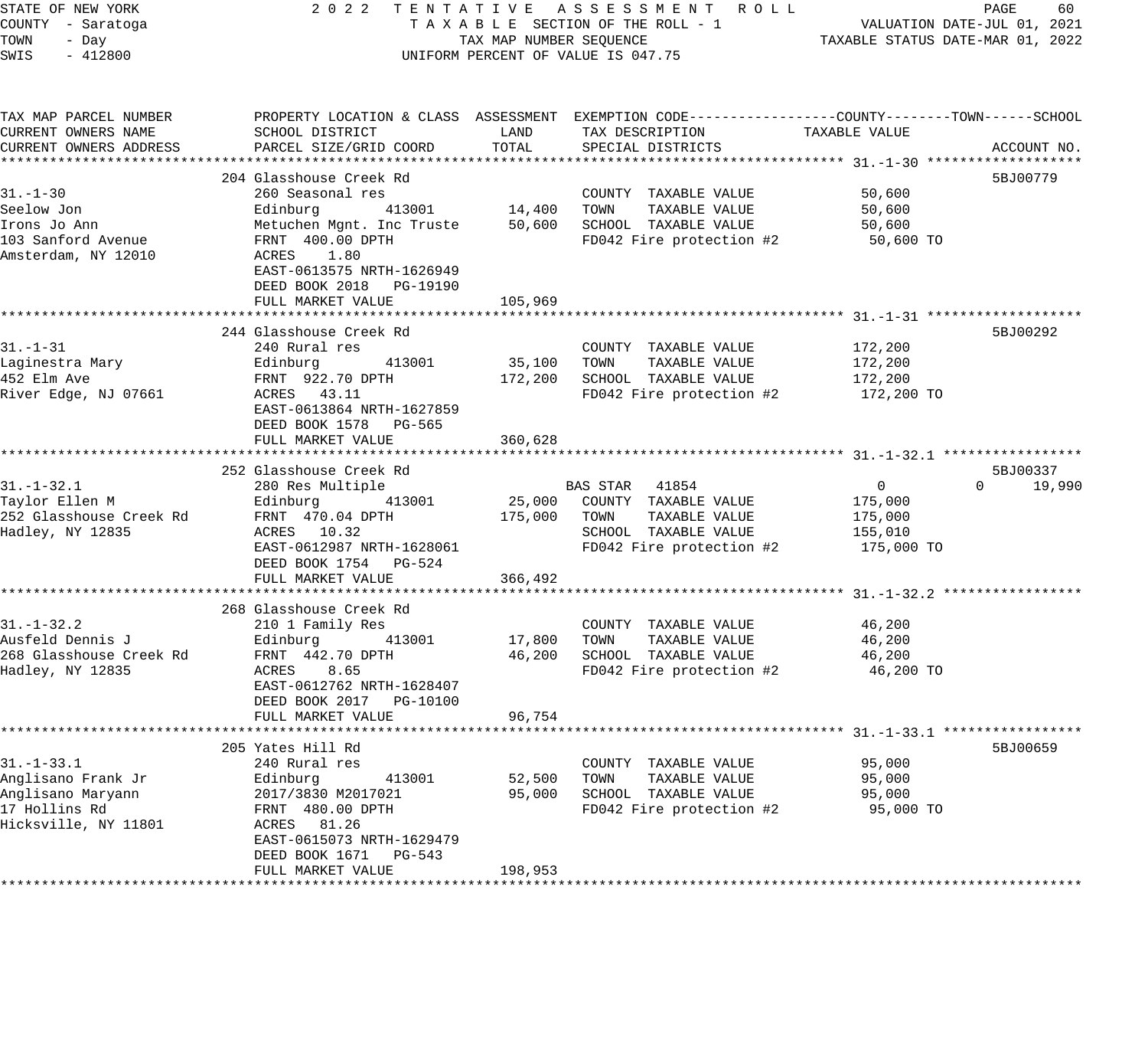STATE OF NEW YORK
COUNTY - Saratoga
TOWN - Day
SWIS - 412800

2022 TENTATIVE ASSESSMENT ROLL
TAXABLE SECTION OF THE ROLL - 1
TAX MAP NUMBER SEQUENCE
UNIFORM PERCENT OF VALUE IS 047.75

VALUATION DATE-JUL 01, 2021
TAXABLE STATUS DATE-MAR 01, 2022

| TAX MAP PARCEL NUMBER / CURRENT OWNERS NAME / CURRENT OWNERS ADDRESS | PROPERTY LOCATION & CLASS / SCHOOL DISTRICT / PARCEL SIZE/GRID COORD | ASSESSMENT LAND | ASSESSMENT TOTAL | EXEMPTION CODE / TAX DESCRIPTION / SPECIAL DISTRICTS | COUNTY TAXABLE VALUE | TOWN | SCHOOL | ACCOUNT NO. |
|---|---|---|---|---|---|---|---|---|
| **31.-1-30** | 204 Glasshouse Creek Rd | | | | | | | 5BJ00779 |
| 31.-1-30 | 260 Seasonal res | | | COUNTY TAXABLE VALUE | 50,600 | | | |
| Seelow Jon | Edinburg 413001 | 14,400 | | TOWN TAXABLE VALUE | 50,600 | | | |
| Irons Jo Ann | Metuchen Mgnt. Inc Truste | | 50,600 | SCHOOL TAXABLE VALUE | 50,600 | | | |
| 103 Sanford Avenue | FRNT 400.00 DPTH | | | FD042 Fire protection #2 | 50,600 TO | | | |
| Amsterdam, NY 12010 | ACRES 1.80 | | | | | | | |
| | EAST-0613575 NRTH-1626949 | | | | | | | |
| | DEED BOOK 2018 PG-19190 | | | | | | | |
| | FULL MARKET VALUE | | 105,969 | | | | | |
| **31.-1-31** | 244 Glasshouse Creek Rd | | | | | | | 5BJ00292 |
| 31.-1-31 | 240 Rural res | | | COUNTY TAXABLE VALUE | 172,200 | | | |
| Laginestra Mary | Edinburg 413001 | 35,100 | | TOWN TAXABLE VALUE | 172,200 | | | |
| 452 Elm Ave | FRNT 922.70 DPTH | | 172,200 | SCHOOL TAXABLE VALUE | 172,200 | | | |
| River Edge, NJ 07661 | ACRES 43.11 | | | FD042 Fire protection #2 | 172,200 TO | | | |
| | EAST-0613864 NRTH-1627859 | | | | | | | |
| | DEED BOOK 1578 PG-565 | | | | | | | |
| | FULL MARKET VALUE | | 360,628 | | | | | |
| **31.-1-32.1** | 252 Glasshouse Creek Rd | | | | | | | 5BJ00337 |
| 31.-1-32.1 | 280 Res Multiple | | | BAS STAR 41854 | 0 | 0 | 19,990 | |
| Taylor Ellen M | Edinburg 413001 | 25,000 | | COUNTY TAXABLE VALUE | 175,000 | | | |
| 252 Glasshouse Creek Rd | FRNT 470.04 DPTH | | 175,000 | TOWN TAXABLE VALUE | 175,000 | | | |
| Hadley, NY 12835 | ACRES 10.32 | | | SCHOOL TAXABLE VALUE | 155,010 | | | |
| | EAST-0612987 NRTH-1628061 | | | FD042 Fire protection #2 | 175,000 TO | | | |
| | DEED BOOK 1754 PG-524 | | | | | | | |
| | FULL MARKET VALUE | | 366,492 | | | | | |
| **31.-1-32.2** | 268 Glasshouse Creek Rd | | | | | | | |
| 31.-1-32.2 | 210 1 Family Res | | | COUNTY TAXABLE VALUE | 46,200 | | | |
| Ausfeld Dennis J | Edinburg 413001 | 17,800 | | TOWN TAXABLE VALUE | 46,200 | | | |
| 268 Glasshouse Creek Rd | FRNT 442.70 DPTH | | 46,200 | SCHOOL TAXABLE VALUE | 46,200 | | | |
| Hadley, NY 12835 | ACRES 8.65 | | | FD042 Fire protection #2 | 46,200 TO | | | |
| | EAST-0612762 NRTH-1628407 | | | | | | | |
| | DEED BOOK 2017 PG-10100 | | | | | | | |
| | FULL MARKET VALUE | | 96,754 | | | | | |
| **31.-1-33.1** | 205 Yates Hill Rd | | | | | | | 5BJ00659 |
| 31.-1-33.1 | 240 Rural res | | | COUNTY TAXABLE VALUE | 95,000 | | | |
| Anglisano Frank Jr | Edinburg 413001 | 52,500 | | TOWN TAXABLE VALUE | 95,000 | | | |
| Anglisano Maryann | 2017/3830 M2017021 | | 95,000 | SCHOOL TAXABLE VALUE | 95,000 | | | |
| 17 Hollins Rd | FRNT 480.00 DPTH | | | FD042 Fire protection #2 | 95,000 TO | | | |
| Hicksville, NY 11801 | ACRES 81.26 | | | | | | | |
| | EAST-0615073 NRTH-1629479 | | | | | | | |
| | DEED BOOK 1671 PG-543 | | | | | | | |
| | FULL MARKET VALUE | | 198,953 | | | | | |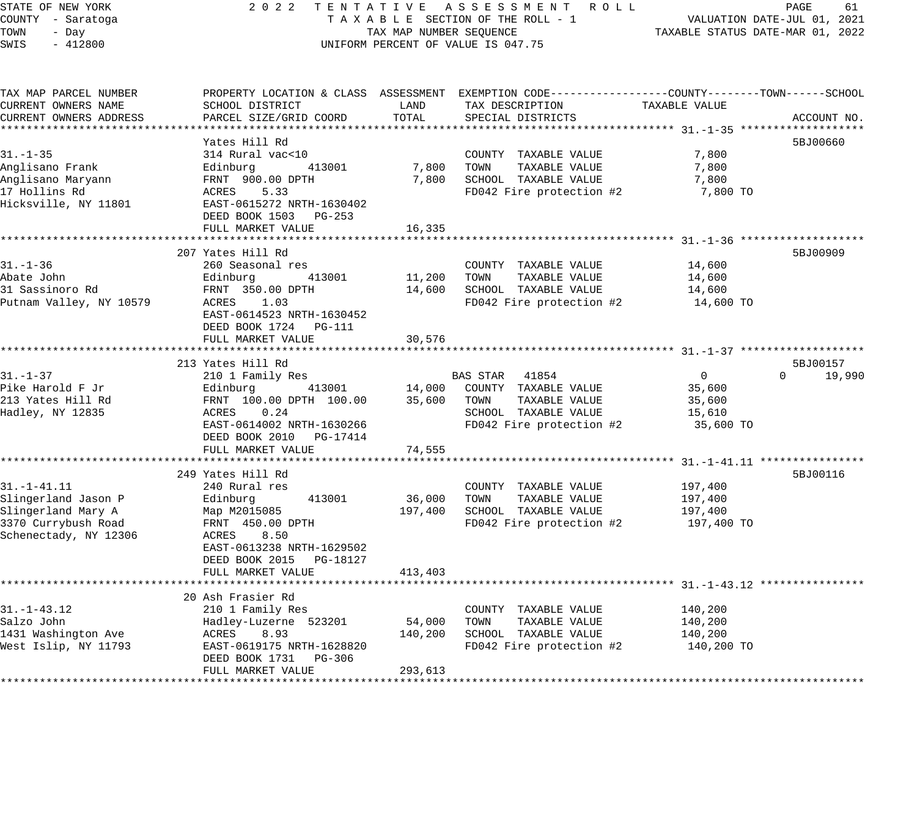STATE OF NEW YORK — 2022 TENTATIVE ASSESSMENT ROLL
COUNTY - Saratoga — TAXABLE SECTION OF THE ROLL - 1 — VALUATION DATE-JUL 01, 2021
TOWN - Day — TAX MAP NUMBER SEQUENCE — TAXABLE STATUS DATE-MAR 01, 2022
SWIS - 412800 — UNIFORM PERCENT OF VALUE IS 047.75

| TAX MAP PARCEL NUMBER / CURRENT OWNERS NAME / CURRENT OWNERS ADDRESS | PROPERTY LOCATION & CLASS / SCHOOL DISTRICT / PARCEL SIZE/GRID COORD | ASSESSMENT LAND | TOTAL | EXEMPTION CODE / TAX DESCRIPTION / SPECIAL DISTRICTS | COUNTY TAXABLE VALUE | TOWN | SCHOOL | ACCOUNT NO. |
|---|---|---|---|---|---|---|---|---|
| **31.-1-35** | Yates Hill Rd | | | | | | | 5BJ00660 |
| 31.-1-35 | 314 Rural vac<10 | | | COUNTY TAXABLE VALUE | 7,800 | | | |
| Anglisano Frank | Edinburg 413001 | 7,800 | | TOWN TAXABLE VALUE | 7,800 | | | |
| Anglisano Maryann | FRNT 900.00 DPTH | | 7,800 | SCHOOL TAXABLE VALUE | 7,800 | | | |
| 17 Hollins Rd | ACRES 5.33 | | | FD042 Fire protection #2 | 7,800 TO | | | |
| Hicksville, NY 11801 | EAST-0615272 NRTH-1630402 | | | | | | | |
| | DEED BOOK 1503 PG-253 | | | | | | | |
| | FULL MARKET VALUE | | 16,335 | | | | | |
| **31.-1-36** | 207 Yates Hill Rd | | | | | | | 5BJ00909 |
| 31.-1-36 | 260 Seasonal res | | | COUNTY TAXABLE VALUE | 14,600 | | | |
| Abate John | Edinburg 413001 | 11,200 | | TOWN TAXABLE VALUE | 14,600 | | | |
| 31 Sassinoro Rd | FRNT 350.00 DPTH | | 14,600 | SCHOOL TAXABLE VALUE | 14,600 | | | |
| Putnam Valley, NY 10579 | ACRES 1.03 | | | FD042 Fire protection #2 | 14,600 TO | | | |
| | EAST-0614523 NRTH-1630452 | | | | | | | |
| | DEED BOOK 1724 PG-111 | | | | | | | |
| | FULL MARKET VALUE | | 30,576 | | | | | |
| **31.-1-37** | 213 Yates Hill Rd | | | | | | | 5BJ00157 |
| 31.-1-37 | 210 1 Family Res | | | BAS STAR 41854 | 0 | 0 | 19,990 | |
| Pike Harold F Jr | Edinburg 413001 | 14,000 | | COUNTY TAXABLE VALUE | 35,600 | | | |
| 213 Yates Hill Rd | FRNT 100.00 DPTH 100.00 | | 35,600 | TOWN TAXABLE VALUE | 35,600 | | | |
| Hadley, NY 12835 | ACRES 0.24 | | | SCHOOL TAXABLE VALUE | 15,610 | | | |
| | EAST-0614002 NRTH-1630266 | | | FD042 Fire protection #2 | 35,600 TO | | | |
| | DEED BOOK 2010 PG-17414 | | | | | | | |
| | FULL MARKET VALUE | | 74,555 | | | | | |
| **31.-1-41.11** | 249 Yates Hill Rd | | | | | | | 5BJ00116 |
| 31.-1-41.11 | 240 Rural res | | | COUNTY TAXABLE VALUE | 197,400 | | | |
| Slingerland Jason P | Edinburg 413001 | 36,000 | | TOWN TAXABLE VALUE | 197,400 | | | |
| Slingerland Mary A | Map M2015085 | | 197,400 | SCHOOL TAXABLE VALUE | 197,400 | | | |
| 3370 Currybush Road | FRNT 450.00 DPTH | | | FD042 Fire protection #2 | 197,400 TO | | | |
| Schenectady, NY 12306 | ACRES 8.50 | | | | | | | |
| | EAST-0613238 NRTH-1629502 | | | | | | | |
| | DEED BOOK 2015 PG-18127 | | | | | | | |
| | FULL MARKET VALUE | | 413,403 | | | | | |
| **31.-1-43.12** | 20 Ash Frasier Rd | | | | | | | |
| 31.-1-43.12 | 210 1 Family Res | | | COUNTY TAXABLE VALUE | 140,200 | | | |
| Salzo John | Hadley-Luzerne 523201 | 54,000 | | TOWN TAXABLE VALUE | 140,200 | | | |
| 1431 Washington Ave | ACRES 8.93 | | 140,200 | SCHOOL TAXABLE VALUE | 140,200 | | | |
| West Islip, NY 11793 | EAST-0619175 NRTH-1628820 | | | FD042 Fire protection #2 | 140,200 TO | | | |
| | DEED BOOK 1731 PG-306 | | | | | | | |
| | FULL MARKET VALUE | | 293,613 | | | | | |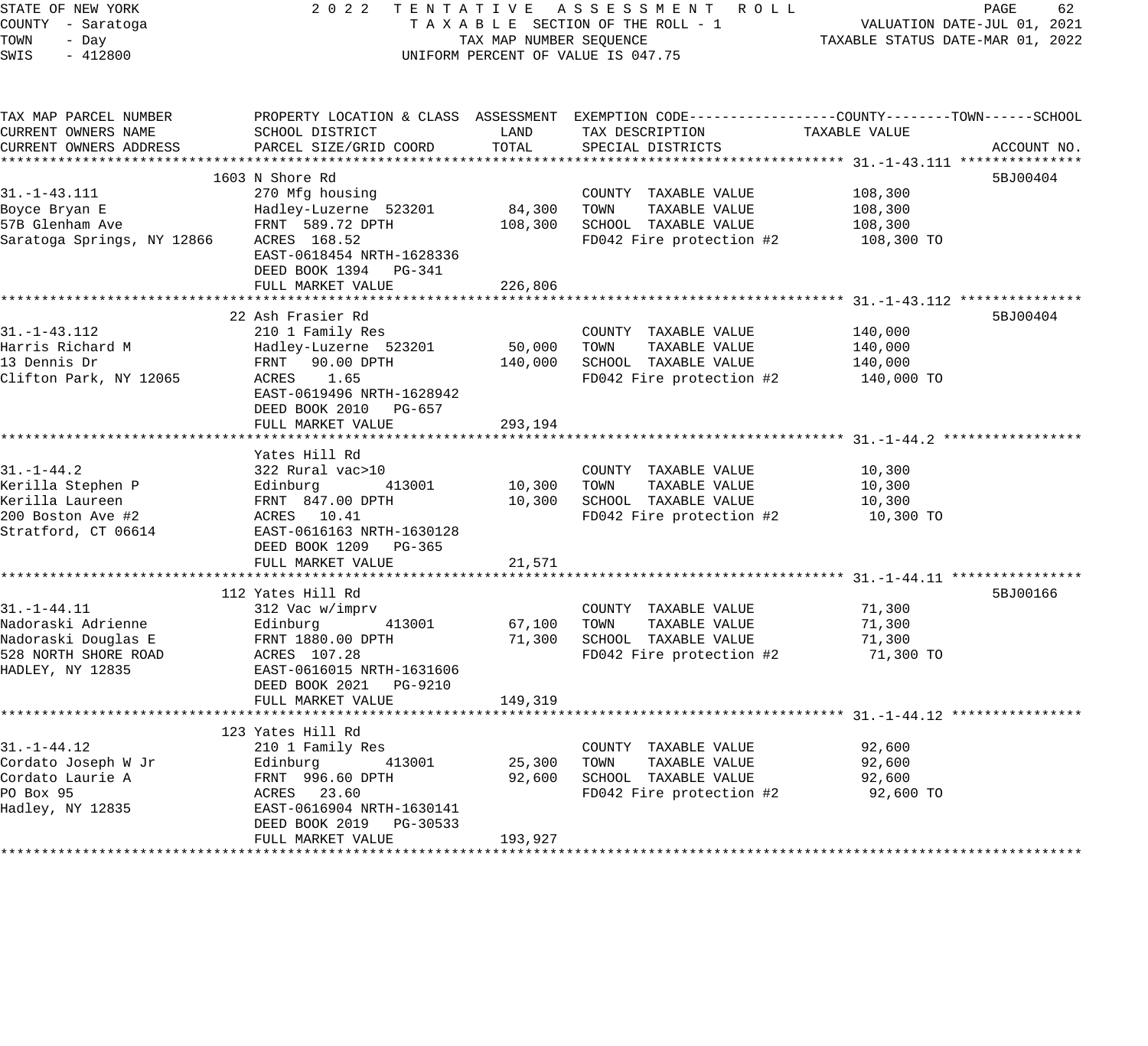STATE OF NEW YORK
COUNTY - Saratoga
TOWN - Day
SWIS - 412800

2022 TENTATIVE ASSESSMENT ROLL
TAXABLE SECTION OF THE ROLL - 1
TAX MAP NUMBER SEQUENCE
UNIFORM PERCENT OF VALUE IS 047.75

VALUATION DATE-JUL 01, 2021
TAXABLE STATUS DATE-MAR 01, 2022

| TAX MAP PARCEL NUMBER / CURRENT OWNERS NAME / CURRENT OWNERS ADDRESS | PROPERTY LOCATION & CLASS / SCHOOL DISTRICT / PARCEL SIZE/GRID COORD | ASSESSMENT LAND | ASSESSMENT TOTAL | EXEMPTION CODE / TAX DESCRIPTION / SPECIAL DISTRICTS | TAXABLE VALUE (COUNTY / TOWN / SCHOOL) | ACCOUNT NO. |
|---|---|---|---|---|---|---|
| **31.-1-43.111** | 1603 N Shore Rd | | | | | 5BJ00404 |
| 31.-1-43.111 | 270 Mfg housing | | | COUNTY TAXABLE VALUE | 108,300 | |
| Boyce Bryan E | Hadley-Luzerne 523201 | 84,300 | | TOWN TAXABLE VALUE | 108,300 | |
| 57B Glenham Ave | FRNT 589.72 DPTH | | 108,300 | SCHOOL TAXABLE VALUE | 108,300 | |
| Saratoga Springs, NY 12866 | ACRES 168.52 | | | FD042 Fire protection #2 | 108,300 TO | |
| | EAST-0618454 NRTH-1628336 | | | | | |
| | DEED BOOK 1394 PG-341 | | | | | |
| | FULL MARKET VALUE | | 226,806 | | | |
| **31.-1-43.112** | 22 Ash Frasier Rd | | | | | 5BJ00404 |
| 31.-1-43.112 | 210 1 Family Res | | | COUNTY TAXABLE VALUE | 140,000 | |
| Harris Richard M | Hadley-Luzerne 523201 | 50,000 | | TOWN TAXABLE VALUE | 140,000 | |
| 13 Dennis Dr | FRNT 90.00 DPTH | | 140,000 | SCHOOL TAXABLE VALUE | 140,000 | |
| Clifton Park, NY 12065 | ACRES 1.65 | | | FD042 Fire protection #2 | 140,000 TO | |
| | EAST-0619496 NRTH-1628942 | | | | | |
| | DEED BOOK 2010 PG-657 | | | | | |
| | FULL MARKET VALUE | | 293,194 | | | |
| **31.-1-44.2** | Yates Hill Rd | | | | | |
| 31.-1-44.2 | 322 Rural vac>10 | | | COUNTY TAXABLE VALUE | 10,300 | |
| Kerilla Stephen P | Edinburg 413001 | 10,300 | | TOWN TAXABLE VALUE | 10,300 | |
| Kerilla Laureen | FRNT 847.00 DPTH | | 10,300 | SCHOOL TAXABLE VALUE | 10,300 | |
| 200 Boston Ave #2 | ACRES 10.41 | | | FD042 Fire protection #2 | 10,300 TO | |
| Stratford, CT 06614 | EAST-0616163 NRTH-1630128 | | | | | |
| | DEED BOOK 1209 PG-365 | | | | | |
| | FULL MARKET VALUE | | 21,571 | | | |
| **31.-1-44.11** | 112 Yates Hill Rd | | | | | 5BJ00166 |
| 31.-1-44.11 | 312 Vac w/imprv | | | COUNTY TAXABLE VALUE | 71,300 | |
| Nadoraski Adrienne | Edinburg 413001 | 67,100 | | TOWN TAXABLE VALUE | 71,300 | |
| Nadoraski Douglas E | FRNT 1880.00 DPTH | | 71,300 | SCHOOL TAXABLE VALUE | 71,300 | |
| 528 NORTH SHORE ROAD | ACRES 107.28 | | | FD042 Fire protection #2 | 71,300 TO | |
| HADLEY, NY 12835 | EAST-0616015 NRTH-1631606 | | | | | |
| | DEED BOOK 2021 PG-9210 | | | | | |
| | FULL MARKET VALUE | | 149,319 | | | |
| **31.-1-44.12** | 123 Yates Hill Rd | | | | | |
| 31.-1-44.12 | 210 1 Family Res | | | COUNTY TAXABLE VALUE | 92,600 | |
| Cordato Joseph W Jr | Edinburg 413001 | 25,300 | | TOWN TAXABLE VALUE | 92,600 | |
| Cordato Laurie A | FRNT 996.60 DPTH | | 92,600 | SCHOOL TAXABLE VALUE | 92,600 | |
| PO Box 95 | ACRES 23.60 | | | FD042 Fire protection #2 | 92,600 TO | |
| Hadley, NY 12835 | EAST-0616904 NRTH-1630141 | | | | | |
| | DEED BOOK 2019 PG-30533 | | | | | |
| | FULL MARKET VALUE | | 193,927 | | | |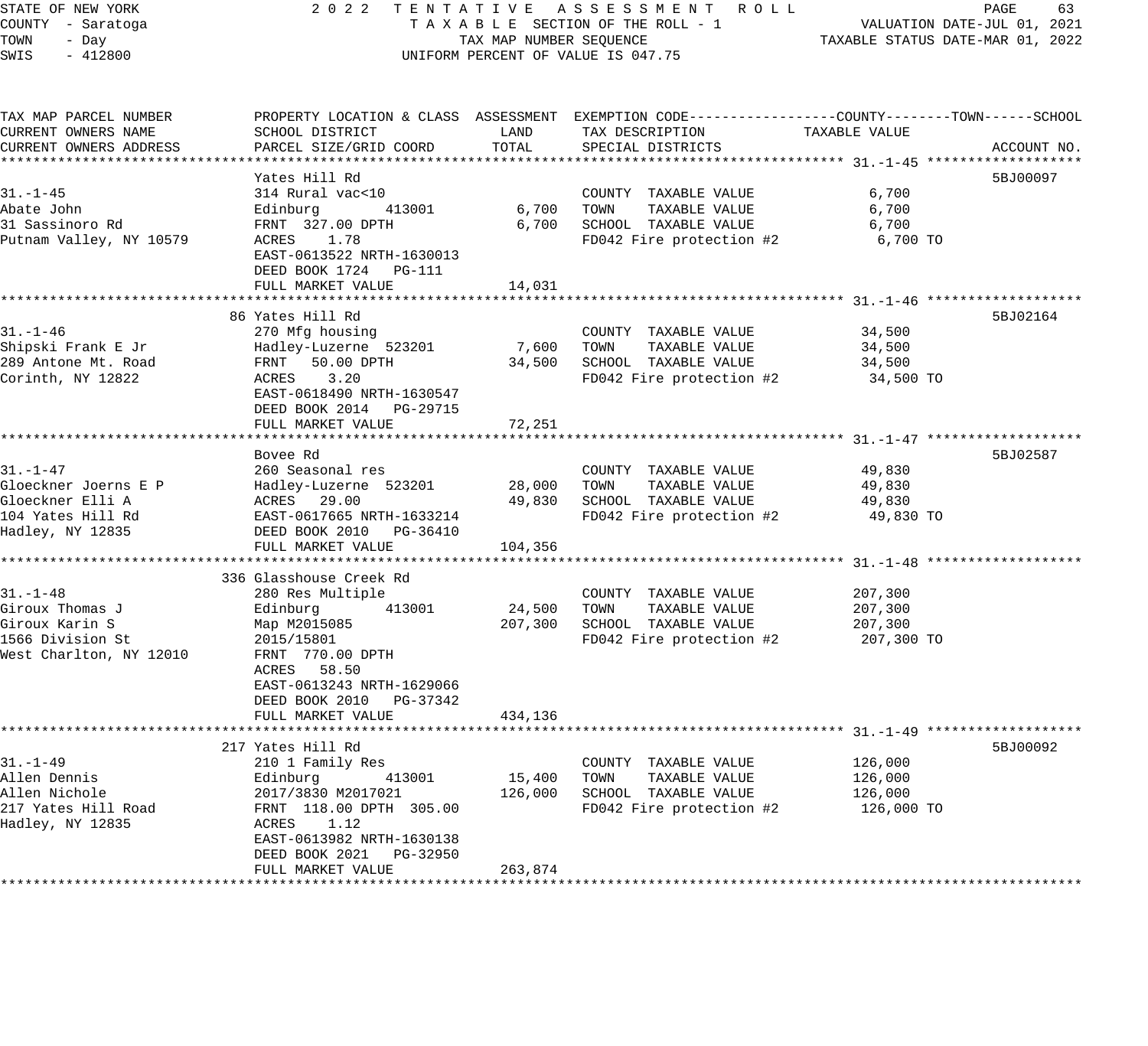STATE OF NEW YORK — 2022 TENTATIVE ASSESSMENT ROLL
COUNTY - Saratoga — TAXABLE SECTION OF THE ROLL - 1 — VALUATION DATE-JUL 01, 2021
TOWN - Day — TAX MAP NUMBER SEQUENCE — TAXABLE STATUS DATE-MAR 01, 2022
SWIS - 412800 — UNIFORM PERCENT OF VALUE IS 047.75

| TAX MAP PARCEL NUMBER / CURRENT OWNERS NAME / CURRENT OWNERS ADDRESS | PROPERTY LOCATION & CLASS / SCHOOL DISTRICT / PARCEL SIZE/GRID COORD | ASSESSMENT LAND | ASSESSMENT TOTAL | EXEMPTION CODE / TAX DESCRIPTION / SPECIAL DISTRICTS | TAXABLE VALUE (COUNTY / TOWN / SCHOOL) | ACCOUNT NO. |
|---|---|---|---|---|---|---|
| **31.-1-45** | Yates Hill Rd | | | | | 5BJ00097 |
| Abate John | 314 Rural vac<10 | | | COUNTY TAXABLE VALUE | 6,700 | |
| 31 Sassinoro Rd | Edinburg 413001 | 6,700 | | TOWN TAXABLE VALUE | 6,700 | |
| Putnam Valley, NY 10579 | FRNT 327.00 DPTH | | 6,700 | SCHOOL TAXABLE VALUE | 6,700 | |
| | ACRES 1.78 | | | FD042 Fire protection #2 | 6,700 TO | |
| | EAST-0613522 NRTH-1630013 | | | | | |
| | DEED BOOK 1724 PG-111 | | | | | |
| | FULL MARKET VALUE | | 14,031 | | | |
| **31.-1-46** | 86 Yates Hill Rd | | | | | 5BJ02164 |
| Shipski Frank E Jr | 270 Mfg housing | | | COUNTY TAXABLE VALUE | 34,500 | |
| 289 Antone Mt. Road | Hadley-Luzerne 523201 | 7,600 | | TOWN TAXABLE VALUE | 34,500 | |
| Corinth, NY 12822 | FRNT 50.00 DPTH | | 34,500 | SCHOOL TAXABLE VALUE | 34,500 | |
| | ACRES 3.20 | | | FD042 Fire protection #2 | 34,500 TO | |
| | EAST-0618490 NRTH-1630547 | | | | | |
| | DEED BOOK 2014 PG-29715 | | | | | |
| | FULL MARKET VALUE | | 72,251 | | | |
| **31.-1-47** | Bovee Rd | | | | | 5BJ02587 |
| Gloeckner Joerns E P | 260 Seasonal res | | | COUNTY TAXABLE VALUE | 49,830 | |
| Gloeckner Elli A | Hadley-Luzerne 523201 | 28,000 | | TOWN TAXABLE VALUE | 49,830 | |
| 104 Yates Hill Rd | ACRES 29.00 | | 49,830 | SCHOOL TAXABLE VALUE | 49,830 | |
| Hadley, NY 12835 | EAST-0617665 NRTH-1633214 | | | FD042 Fire protection #2 | 49,830 TO | |
| | DEED BOOK 2010 PG-36410 | | | | | |
| | FULL MARKET VALUE | | 104,356 | | | |
| **31.-1-48** | 336 Glasshouse Creek Rd | | | | | |
| Giroux Thomas J | 280 Res Multiple | | | COUNTY TAXABLE VALUE | 207,300 | |
| Giroux Karin S | Edinburg 413001 | 24,500 | | TOWN TAXABLE VALUE | 207,300 | |
| 1566 Division St | Map M2015085 | | 207,300 | SCHOOL TAXABLE VALUE | 207,300 | |
| West Charlton, NY 12010 | 2015/15801 | | | FD042 Fire protection #2 | 207,300 TO | |
| | FRNT 770.00 DPTH | | | | | |
| | ACRES 58.50 | | | | | |
| | EAST-0613243 NRTH-1629066 | | | | | |
| | DEED BOOK 2010 PG-37342 | | | | | |
| | FULL MARKET VALUE | | 434,136 | | | |
| **31.-1-49** | 217 Yates Hill Rd | | | | | 5BJ00092 |
| Allen Dennis | 210 1 Family Res | | | COUNTY TAXABLE VALUE | 126,000 | |
| Allen Nichole | Edinburg 413001 | 15,400 | | TOWN TAXABLE VALUE | 126,000 | |
| 217 Yates Hill Road | 2017/3830 M2017021 | | 126,000 | SCHOOL TAXABLE VALUE | 126,000 | |
| Hadley, NY 12835 | FRNT 118.00 DPTH 305.00 | | | FD042 Fire protection #2 | 126,000 TO | |
| | ACRES 1.12 | | | | | |
| | EAST-0613982 NRTH-1630138 | | | | | |
| | DEED BOOK 2021 PG-32950 | | | | | |
| | FULL MARKET VALUE | | 263,874 | | | |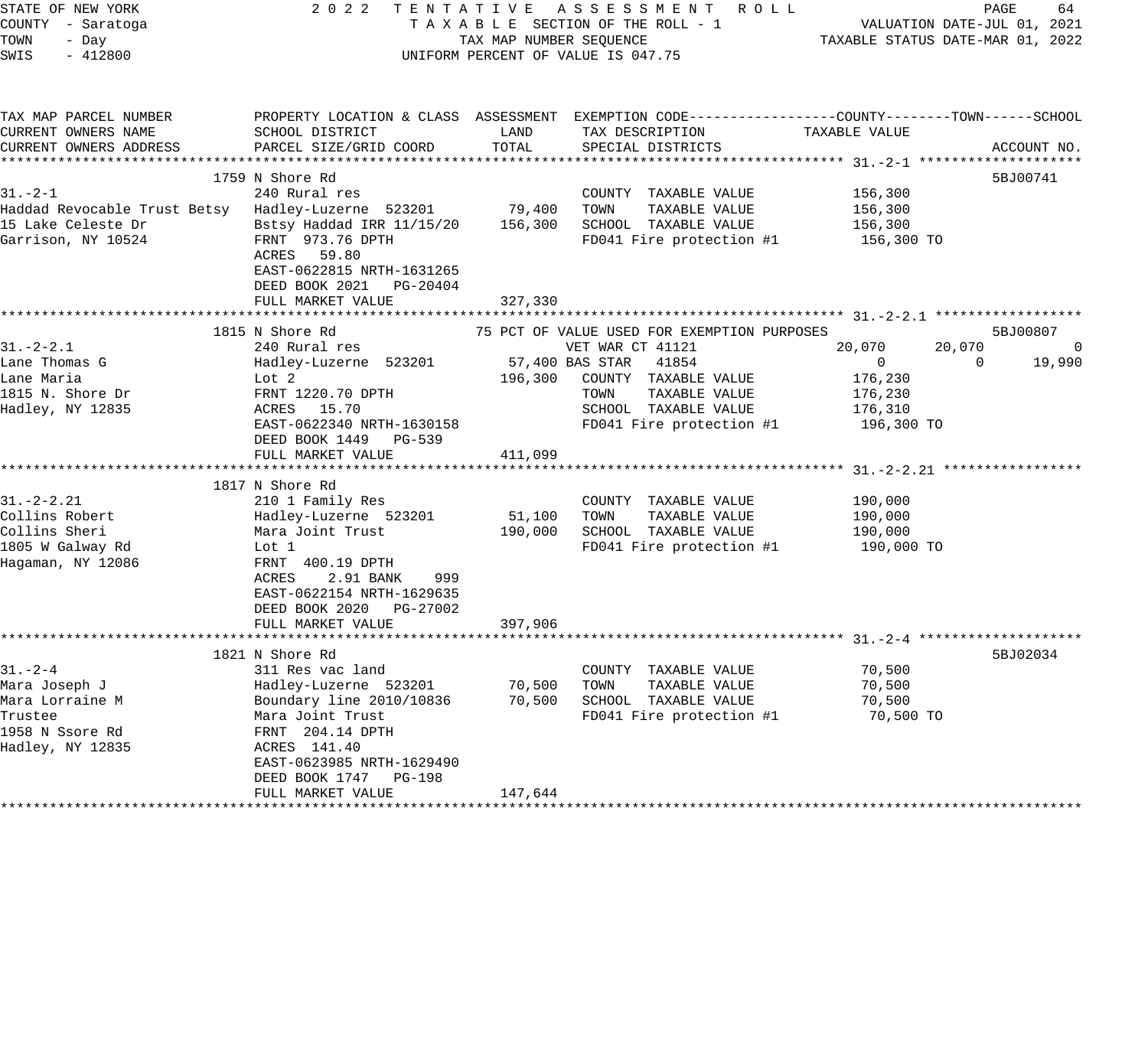STATE OF NEW YORK — 2022 TENTATIVE ASSESSMENT ROLL — PAGE 64
COUNTY - Saratoga — TAXABLE SECTION OF THE ROLL - 1 — VALUATION DATE-JUL 01, 2021
TOWN - Day — TAX MAP NUMBER SEQUENCE — TAXABLE STATUS DATE-MAR 01, 2022
SWIS - 412800 — UNIFORM PERCENT OF VALUE IS 047.75

| TAX MAP PARCEL NUMBER / CURRENT OWNERS NAME / CURRENT OWNERS ADDRESS | PROPERTY LOCATION & CLASS / SCHOOL DISTRICT / PARCEL SIZE/GRID COORD | ASSESSMENT LAND | ASSESSMENT TOTAL | EXEMPTION CODE / TAX DESCRIPTION / SPECIAL DISTRICTS | COUNTY TAXABLE VALUE | TOWN | SCHOOL | ACCOUNT NO. |
|---|---|---|---|---|---|---|---|---|
| **31.-2-1** | 1759 N Shore Rd | | | | | | | 5BJ00741 |
| 31.-2-1 | 240 Rural res | | | COUNTY TAXABLE VALUE | 156,300 | | | |
| Haddad Revocable Trust Betsy | Hadley-Luzerne 523201 | 79,400 | | TOWN TAXABLE VALUE | 156,300 | | | |
| 15 Lake Celeste Dr | Bstsy Haddad IRR 11/15/20 | | 156,300 | SCHOOL TAXABLE VALUE | 156,300 | | | |
| Garrison, NY 10524 | FRNT 973.76 DPTH | | | FD041 Fire protection #1 | 156,300 TO | | | |
| | ACRES 59.80 | | | | | | | |
| | EAST-0622815 NRTH-1631265 | | | | | | | |
| | DEED BOOK 2021 PG-20404 | | | | | | | |
| | FULL MARKET VALUE | | 327,330 | | | | | |
| **31.-2-2.1** | 1815 N Shore Rd | | | 75 PCT OF VALUE USED FOR EXEMPTION PURPOSES | | | | 5BJ00807 |
| 31.-2-2.1 | 240 Rural res | | | VET WAR CT 41121 | 20,070 | 20,070 | 0 | |
| Lane Thomas G | Hadley-Luzerne 523201 | 57,400 | | BAS STAR 41854 | 0 | 0 | 19,990 | |
| Lane Maria | Lot 2 | | 196,300 | COUNTY TAXABLE VALUE | 176,230 | | | |
| 1815 N. Shore Dr | FRNT 1220.70 DPTH | | | TOWN TAXABLE VALUE | 176,230 | | | |
| Hadley, NY 12835 | ACRES 15.70 | | | SCHOOL TAXABLE VALUE | 176,310 | | | |
| | EAST-0622340 NRTH-1630158 | | | FD041 Fire protection #1 | 196,300 TO | | | |
| | DEED BOOK 1449 PG-539 | | | | | | | |
| | FULL MARKET VALUE | | 411,099 | | | | | |
| **31.-2-2.21** | 1817 N Shore Rd | | | | | | | |
| 31.-2-2.21 | 210 1 Family Res | | | COUNTY TAXABLE VALUE | 190,000 | | | |
| Collins Robert | Hadley-Luzerne 523201 | 51,100 | | TOWN TAXABLE VALUE | 190,000 | | | |
| Collins Sheri | Mara Joint Trust | | 190,000 | SCHOOL TAXABLE VALUE | 190,000 | | | |
| 1805 W Galway Rd | Lot 1 | | | FD041 Fire protection #1 | 190,000 TO | | | |
| Hagaman, NY 12086 | FRNT 400.19 DPTH | | | | | | | |
| | ACRES 2.91 BANK 999 | | | | | | | |
| | EAST-0622154 NRTH-1629635 | | | | | | | |
| | DEED BOOK 2020 PG-27002 | | | | | | | |
| | FULL MARKET VALUE | | 397,906 | | | | | |
| **31.-2-4** | 1821 N Shore Rd | | | | | | | 5BJ02034 |
| 31.-2-4 | 311 Res vac land | | | COUNTY TAXABLE VALUE | 70,500 | | | |
| Mara Joseph J | Hadley-Luzerne 523201 | 70,500 | | TOWN TAXABLE VALUE | 70,500 | | | |
| Mara Lorraine M | Boundary line 2010/10836 | | 70,500 | SCHOOL TAXABLE VALUE | 70,500 | | | |
| Trustee | Mara Joint Trust | | | FD041 Fire protection #1 | 70,500 TO | | | |
| 1958 N Ssore Rd | FRNT 204.14 DPTH | | | | | | | |
| Hadley, NY 12835 | ACRES 141.40 | | | | | | | |
| | EAST-0623985 NRTH-1629490 | | | | | | | |
| | DEED BOOK 1747 PG-198 | | | | | | | |
| | FULL MARKET VALUE | | 147,644 | | | | | |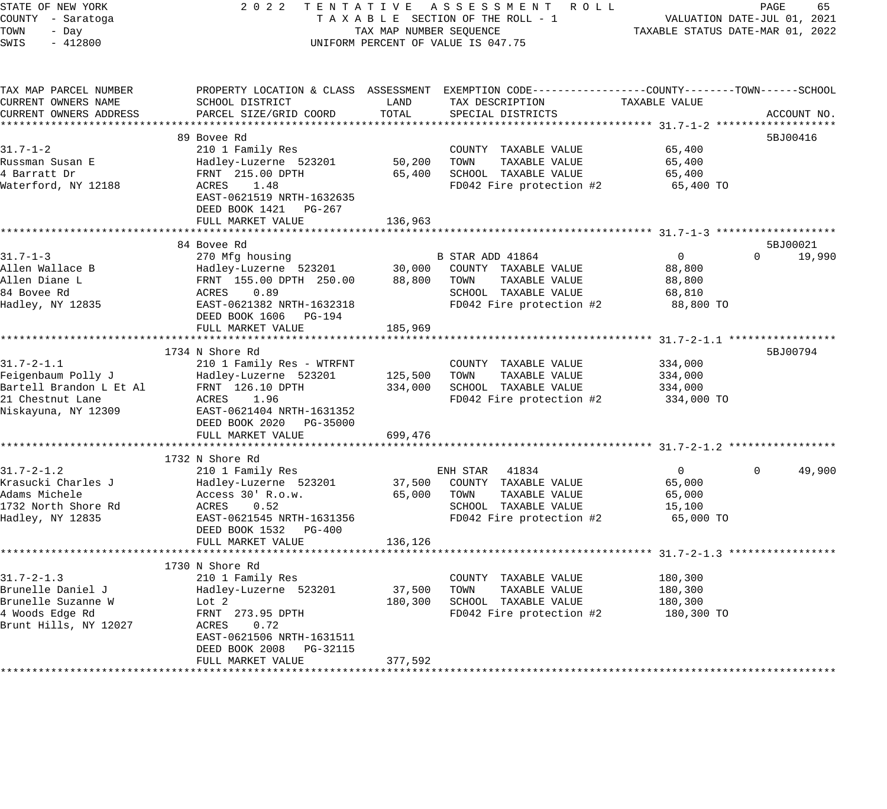STATE OF NEW YORK
COUNTY - Saratoga
TOWN - Day
SWIS - 412800

2022 TENTATIVE ASSESSMENT ROLL
TAXABLE SECTION OF THE ROLL - 1
TAX MAP NUMBER SEQUENCE
UNIFORM PERCENT OF VALUE IS 047.75

VALUATION DATE-JUL 01, 2021
TAXABLE STATUS DATE-MAR 01, 2022

| TAX MAP PARCEL NUMBER / CURRENT OWNERS NAME / CURRENT OWNERS ADDRESS | PROPERTY LOCATION & CLASS / SCHOOL DISTRICT / PARCEL SIZE/GRID COORD | ASSESSMENT LAND | ASSESSMENT TOTAL | EXEMPTION CODE / TAX DESCRIPTION / SPECIAL DISTRICTS | COUNTY TAXABLE VALUE | TOWN | SCHOOL | ACCOUNT NO. |
|---|---|---|---|---|---|---|---|---|
| **31.7-1-2** | 89 Bovee Rd | | | | | | | 5BJ00416 |
| 31.7-1-2 | 210 1 Family Res | | | COUNTY TAXABLE VALUE | 65,400 | | | |
| Russman Susan E | Hadley-Luzerne 523201 | 50,200 | | TOWN TAXABLE VALUE | 65,400 | | | |
| 4 Barratt Dr | FRNT 215.00 DPTH | | 65,400 | SCHOOL TAXABLE VALUE | 65,400 | | | |
| Waterford, NY 12188 | ACRES 1.48 | | | FD042 Fire protection #2 | 65,400 TO | | | |
| | EAST-0621519 NRTH-1632635 | | | | | | | |
| | DEED BOOK 1421 PG-267 | | | | | | | |
| | FULL MARKET VALUE | | 136,963 | | | | | |
| **31.7-1-3** | 84 Bovee Rd | | | | | | | 5BJ00021 |
| 31.7-1-3 | 270 Mfg housing | | | B STAR ADD 41864 | 0 | 0 | 19,990 | |
| Allen Wallace B | Hadley-Luzerne 523201 | 30,000 | | COUNTY TAXABLE VALUE | 88,800 | | | |
| Allen Diane L | FRNT 155.00 DPTH 250.00 | | 88,800 | TOWN TAXABLE VALUE | 88,800 | | | |
| 84 Bovee Rd | ACRES 0.89 | | | SCHOOL TAXABLE VALUE | 68,810 | | | |
| Hadley, NY 12835 | EAST-0621382 NRTH-1632318 | | | FD042 Fire protection #2 | 88,800 TO | | | |
| | DEED BOOK 1606 PG-194 | | | | | | | |
| | FULL MARKET VALUE | | 185,969 | | | | | |
| **31.7-2-1.1** | 1734 N Shore Rd | | | | | | | 5BJ00794 |
| 31.7-2-1.1 | 210 1 Family Res - WTRFNT | | | COUNTY TAXABLE VALUE | 334,000 | | | |
| Feigenbaum Polly J | Hadley-Luzerne 523201 | 125,500 | | TOWN TAXABLE VALUE | 334,000 | | | |
| Bartell Brandon L Et Al | FRNT 126.10 DPTH | | 334,000 | SCHOOL TAXABLE VALUE | 334,000 | | | |
| 21 Chestnut Lane | ACRES 1.96 | | | FD042 Fire protection #2 | 334,000 TO | | | |
| Niskayuna, NY 12309 | EAST-0621404 NRTH-1631352 | | | | | | | |
| | DEED BOOK 2020 PG-35000 | | | | | | | |
| | FULL MARKET VALUE | | 699,476 | | | | | |
| **31.7-2-1.2** | 1732 N Shore Rd | | | | | | | |
| 31.7-2-1.2 | 210 1 Family Res | | | ENH STAR 41834 | 0 | 0 | 49,900 | |
| Krasucki Charles J | Hadley-Luzerne 523201 | 37,500 | | COUNTY TAXABLE VALUE | 65,000 | | | |
| Adams Michele | Access 30' R.o.w. | | 65,000 | TOWN TAXABLE VALUE | 65,000 | | | |
| 1732 North Shore Rd | ACRES 0.52 | | | SCHOOL TAXABLE VALUE | 15,100 | | | |
| Hadley, NY 12835 | EAST-0621545 NRTH-1631356 | | | FD042 Fire protection #2 | 65,000 TO | | | |
| | DEED BOOK 1532 PG-400 | | | | | | | |
| | FULL MARKET VALUE | | 136,126 | | | | | |
| **31.7-2-1.3** | 1730 N Shore Rd | | | | | | | |
| 31.7-2-1.3 | 210 1 Family Res | | | COUNTY TAXABLE VALUE | 180,300 | | | |
| Brunelle Daniel J | Hadley-Luzerne 523201 | 37,500 | | TOWN TAXABLE VALUE | 180,300 | | | |
| Brunelle Suzanne W | Lot 2 | | 180,300 | SCHOOL TAXABLE VALUE | 180,300 | | | |
| 4 Woods Edge Rd | FRNT 273.95 DPTH | | | FD042 Fire protection #2 | 180,300 TO | | | |
| Brunt Hills, NY 12027 | ACRES 0.72 | | | | | | | |
| | EAST-0621506 NRTH-1631511 | | | | | | | |
| | DEED BOOK 2008 PG-32115 | | | | | | | |
| | FULL MARKET VALUE | | 377,592 | | | | | |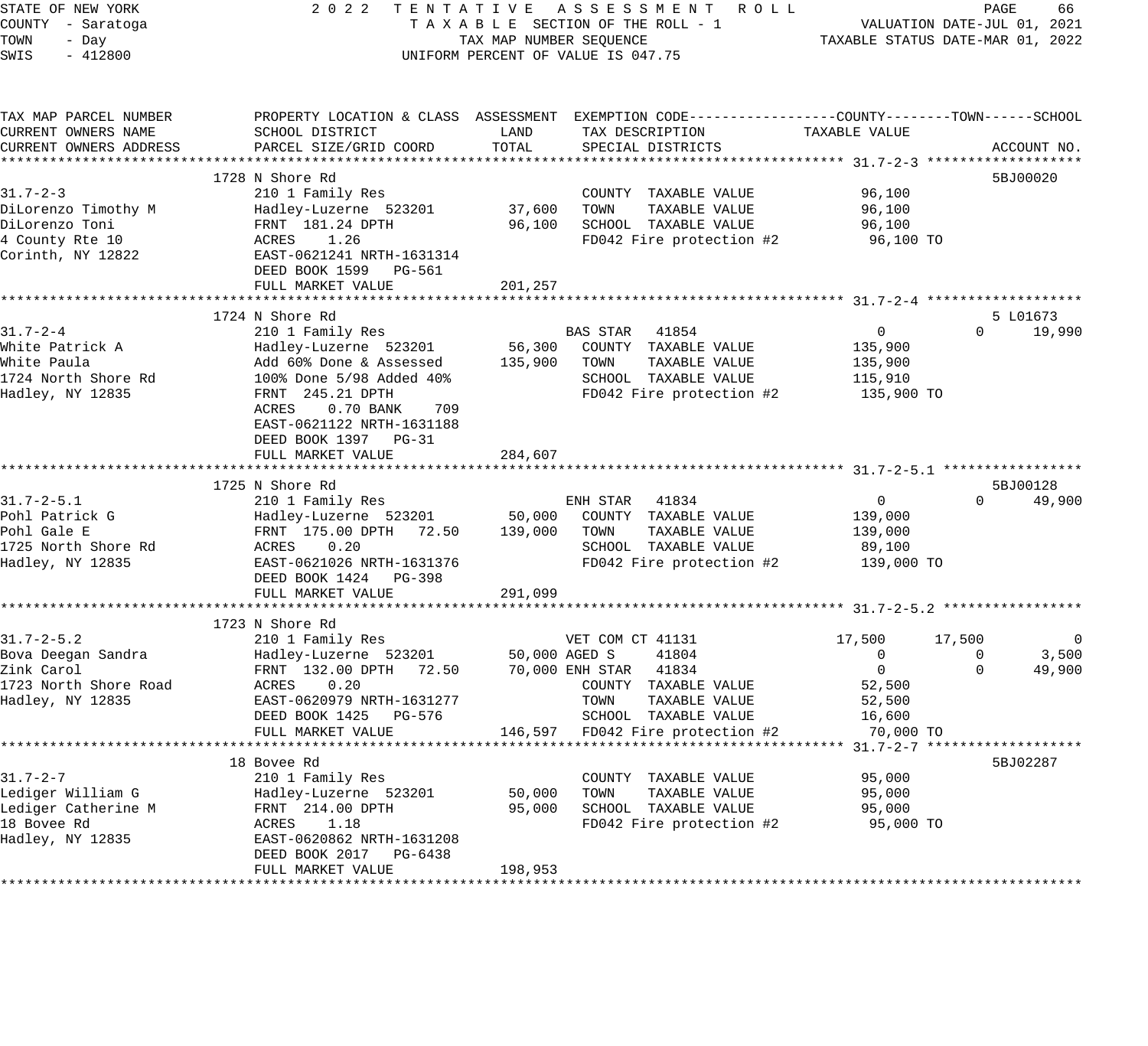STATE OF NEW YORK — 2022 TENTATIVE ASSESSMENT ROLL
COUNTY - Saratoga — TAXABLE SECTION OF THE ROLL - 1 — VALUATION DATE-JUL 01, 2021
TOWN - Day — TAX MAP NUMBER SEQUENCE — TAXABLE STATUS DATE-MAR 01, 2022
SWIS - 412800 — UNIFORM PERCENT OF VALUE IS 047.75

| TAX MAP PARCEL NUMBER / CURRENT OWNERS NAME / CURRENT OWNERS ADDRESS | PROPERTY LOCATION & CLASS / SCHOOL DISTRICT / PARCEL SIZE/GRID COORD | ASSESSMENT LAND | TOTAL | EXEMPTION CODE / TAX DESCRIPTION / SPECIAL DISTRICTS | COUNTY TAXABLE VALUE | TOWN | SCHOOL | ACCOUNT NO. |
|---|---|---|---|---|---|---|---|---|
| **31.7-2-3** | 1728 N Shore Rd | | | | | | | 5BJ00020 |
| 31.7-2-3 | 210 1 Family Res | | | COUNTY TAXABLE VALUE | 96,100 | | | |
| DiLorenzo Timothy M | Hadley-Luzerne 523201 | 37,600 | | TOWN TAXABLE VALUE | 96,100 | | | |
| DiLorenzo Toni | FRNT 181.24 DPTH | | 96,100 | SCHOOL TAXABLE VALUE | 96,100 | | | |
| 4 County Rte 10 | ACRES 1.26 | | | FD042 Fire protection #2 | 96,100 TO | | | |
| Corinth, NY 12822 | EAST-0621241 NRTH-1631314 | | | | | | | |
| | DEED BOOK 1599 PG-561 | | | | | | | |
| | FULL MARKET VALUE | | 201,257 | | | | | |
| **31.7-2-4** | 1724 N Shore Rd | | | | | | | 5 L01673 |
| 31.7-2-4 | 210 1 Family Res | | | BAS STAR 41854 | 0 | 0 | 19,990 | |
| White Patrick A | Hadley-Luzerne 523201 | 56,300 | | COUNTY TAXABLE VALUE | 135,900 | | | |
| White Paula | Add 60% Done & Assessed | | 135,900 | TOWN TAXABLE VALUE | 135,900 | | | |
| 1724 North Shore Rd | 100% Done 5/98 Added 40% | | | SCHOOL TAXABLE VALUE | 115,910 | | | |
| Hadley, NY 12835 | FRNT 245.21 DPTH | | | FD042 Fire protection #2 | 135,900 TO | | | |
| | ACRES 0.70 BANK 709 | | | | | | | |
| | EAST-0621122 NRTH-1631188 | | | | | | | |
| | DEED BOOK 1397 PG-31 | | | | | | | |
| | FULL MARKET VALUE | | 284,607 | | | | | |
| **31.7-2-5.1** | 1725 N Shore Rd | | | | | | | 5BJ00128 |
| 31.7-2-5.1 | 210 1 Family Res | | | ENH STAR 41834 | 0 | 0 | 49,900 | |
| Pohl Patrick G | Hadley-Luzerne 523201 | 50,000 | | COUNTY TAXABLE VALUE | 139,000 | | | |
| Pohl Gale E | FRNT 175.00 DPTH 72.50 | | 139,000 | TOWN TAXABLE VALUE | 139,000 | | | |
| 1725 North Shore Rd | ACRES 0.20 | | | SCHOOL TAXABLE VALUE | 89,100 | | | |
| Hadley, NY 12835 | EAST-0621026 NRTH-1631376 | | | FD042 Fire protection #2 | 139,000 TO | | | |
| | DEED BOOK 1424 PG-398 | | | | | | | |
| | FULL MARKET VALUE | | 291,099 | | | | | |
| **31.7-2-5.2** | 1723 N Shore Rd | | | | | | | |
| 31.7-2-5.2 | 210 1 Family Res | | | VET COM CT 41131 | 17,500 | 17,500 | 0 | |
| Bova Deegan Sandra | Hadley-Luzerne 523201 | 50,000 | | AGED S 41804 | 0 | 0 | 3,500 | |
| Zink Carol | FRNT 132.00 DPTH 72.50 | | 70,000 | ENH STAR 41834 | 0 | 0 | 49,900 | |
| 1723 North Shore Road | ACRES 0.20 | | | COUNTY TAXABLE VALUE | 52,500 | | | |
| Hadley, NY 12835 | EAST-0620979 NRTH-1631277 | | | TOWN TAXABLE VALUE | 52,500 | | | |
| | DEED BOOK 1425 PG-576 | | | SCHOOL TAXABLE VALUE | 16,600 | | | |
| | FULL MARKET VALUE | | 146,597 | FD042 Fire protection #2 | 70,000 TO | | | |
| **31.7-2-7** | 18 Bovee Rd | | | | | | | 5BJ02287 |
| 31.7-2-7 | 210 1 Family Res | | | COUNTY TAXABLE VALUE | 95,000 | | | |
| Lediger William G | Hadley-Luzerne 523201 | 50,000 | | TOWN TAXABLE VALUE | 95,000 | | | |
| Lediger Catherine M | FRNT 214.00 DPTH | | 95,000 | SCHOOL TAXABLE VALUE | 95,000 | | | |
| 18 Bovee Rd | ACRES 1.18 | | | FD042 Fire protection #2 | 95,000 TO | | | |
| Hadley, NY 12835 | EAST-0620862 NRTH-1631208 | | | | | | | |
| | DEED BOOK 2017 PG-6438 | | | | | | | |
| | FULL MARKET VALUE | | 198,953 | | | | | |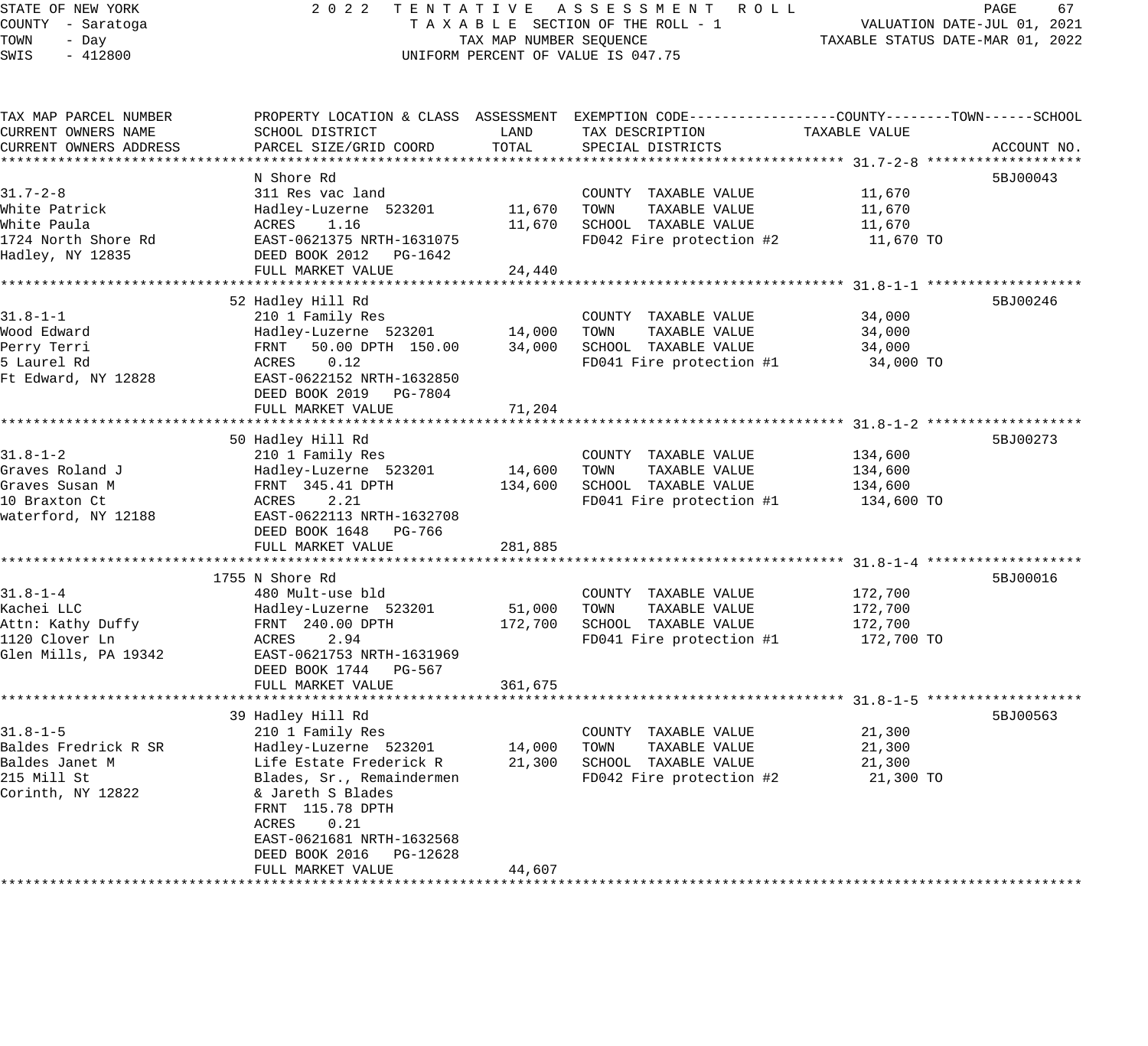STATE OF NEW YORK                    2022 TENTATIVE ASSESSMENT ROLL
COUNTY - Saratoga                    TAXABLE SECTION OF THE ROLL - 1                    VALUATION DATE-JUL 01, 2021
TOWN - Day                           TAX MAP NUMBER SEQUENCE                            TAXABLE STATUS DATE-MAR 01, 2022
SWIS - 412800                        UNIFORM PERCENT OF VALUE IS 047.75

| TAX MAP PARCEL NUMBER / CURRENT OWNERS NAME / CURRENT OWNERS ADDRESS | PROPERTY LOCATION & CLASS / SCHOOL DISTRICT / PARCEL SIZE/GRID COORD | ASSESSMENT LAND | ASSESSMENT TOTAL | EXEMPTION CODE / TAX DESCRIPTION / SPECIAL DISTRICTS | TAXABLE VALUE (COUNTY--TOWN--SCHOOL) | ACCOUNT NO. |
|---|---|---|---|---|---|---|
| **31.7-2-8** | N Shore Rd | | | | | 5BJ00043 |
| 31.7-2-8 | 311 Res vac land | | | COUNTY TAXABLE VALUE | 11,670 | |
| White Patrick | Hadley-Luzerne 523201 | 11,670 | | TOWN TAXABLE VALUE | 11,670 | |
| White Paula | ACRES 1.16 | | 11,670 | SCHOOL TAXABLE VALUE | 11,670 | |
| 1724 North Shore Rd | EAST-0621375 NRTH-1631075 | | | FD042 Fire protection #2 | 11,670 TO | |
| Hadley, NY 12835 | DEED BOOK 2012 PG-1642 | | | | | |
| | FULL MARKET VALUE | | 24,440 | | | |
| **31.8-1-1** | 52 Hadley Hill Rd | | | | | 5BJ00246 |
| 31.8-1-1 | 210 1 Family Res | | | COUNTY TAXABLE VALUE | 34,000 | |
| Wood Edward | Hadley-Luzerne 523201 | 14,000 | | TOWN TAXABLE VALUE | 34,000 | |
| Perry Terri | FRNT 50.00 DPTH 150.00 | | 34,000 | SCHOOL TAXABLE VALUE | 34,000 | |
| 5 Laurel Rd | ACRES 0.12 | | | FD041 Fire protection #1 | 34,000 TO | |
| Ft Edward, NY 12828 | EAST-0622152 NRTH-1632850 | | | | | |
| | DEED BOOK 2019 PG-7804 | | | | | |
| | FULL MARKET VALUE | | 71,204 | | | |
| **31.8-1-2** | 50 Hadley Hill Rd | | | | | 5BJ00273 |
| 31.8-1-2 | 210 1 Family Res | | | COUNTY TAXABLE VALUE | 134,600 | |
| Graves Roland J | Hadley-Luzerne 523201 | 14,600 | | TOWN TAXABLE VALUE | 134,600 | |
| Graves Susan M | FRNT 345.41 DPTH | | 134,600 | SCHOOL TAXABLE VALUE | 134,600 | |
| 10 Braxton Ct | ACRES 2.21 | | | FD041 Fire protection #1 | 134,600 TO | |
| waterford, NY 12188 | EAST-0622113 NRTH-1632708 | | | | | |
| | DEED BOOK 1648 PG-766 | | | | | |
| | FULL MARKET VALUE | | 281,885 | | | |
| **31.8-1-4** | 1755 N Shore Rd | | | | | 5BJ00016 |
| 31.8-1-4 | 480 Mult-use bld | | | COUNTY TAXABLE VALUE | 172,700 | |
| Kachei LLC | Hadley-Luzerne 523201 | 51,000 | | TOWN TAXABLE VALUE | 172,700 | |
| Attn: Kathy Duffy | FRNT 240.00 DPTH | | 172,700 | SCHOOL TAXABLE VALUE | 172,700 | |
| 1120 Clover Ln | ACRES 2.94 | | | FD041 Fire protection #1 | 172,700 TO | |
| Glen Mills, PA 19342 | EAST-0621753 NRTH-1631969 | | | | | |
| | DEED BOOK 1744 PG-567 | | | | | |
| | FULL MARKET VALUE | | 361,675 | | | |
| **31.8-1-5** | 39 Hadley Hill Rd | | | | | 5BJ00563 |
| 31.8-1-5 | 210 1 Family Res | | | COUNTY TAXABLE VALUE | 21,300 | |
| Baldes Fredrick R SR | Hadley-Luzerne 523201 | 14,000 | | TOWN TAXABLE VALUE | 21,300 | |
| Baldes Janet M | Life Estate Frederick R | | 21,300 | SCHOOL TAXABLE VALUE | 21,300 | |
| 215 Mill St | Blades, Sr., Remaindermen | | | FD042 Fire protection #2 | 21,300 TO | |
| Corinth, NY 12822 | & Jareth S Blades | | | | | |
| | FRNT 115.78 DPTH | | | | | |
| | ACRES 0.21 | | | | | |
| | EAST-0621681 NRTH-1632568 | | | | | |
| | DEED BOOK 2016 PG-12628 | | | | | |
| | FULL MARKET VALUE | | 44,607 | | | |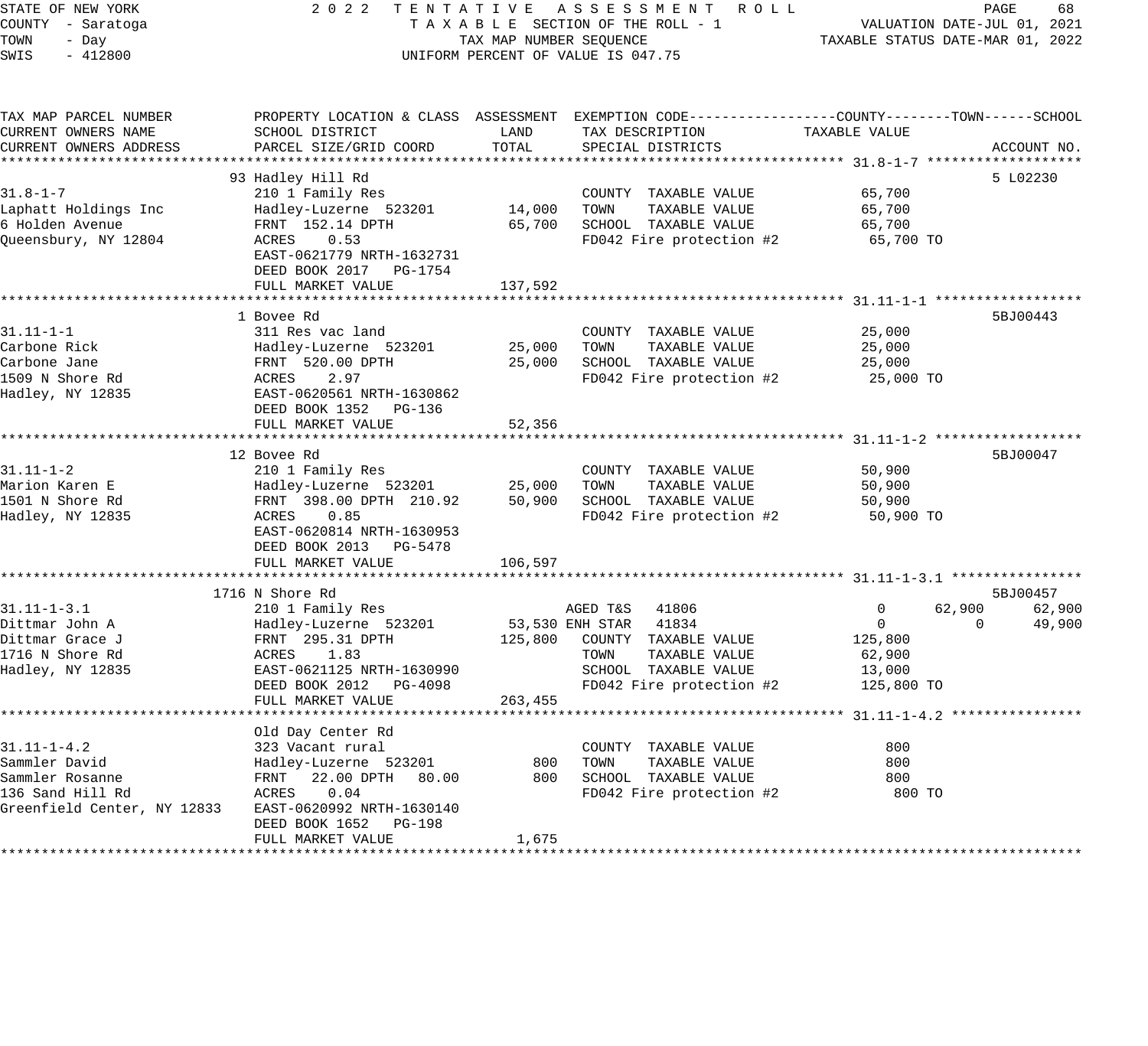STATE OF NEW YORK
COUNTY - Saratoga
TOWN - Day
SWIS - 412800

2022 TENTATIVE ASSESSMENT ROLL
TAXABLE SECTION OF THE ROLL - 1
TAX MAP NUMBER SEQUENCE
UNIFORM PERCENT OF VALUE IS 047.75

VALUATION DATE-JUL 01, 2021
TAXABLE STATUS DATE-MAR 01, 2022

| TAX MAP PARCEL NUMBER / CURRENT OWNERS NAME / CURRENT OWNERS ADDRESS | PROPERTY LOCATION & CLASS / SCHOOL DISTRICT / PARCEL SIZE/GRID COORD | ASSESSMENT LAND | TOTAL | EXEMPTION CODE / TAX DESCRIPTION / SPECIAL DISTRICTS | COUNTY TAXABLE VALUE | TOWN | SCHOOL | ACCOUNT NO. |
|---|---|---|---|---|---|---|---|---|
| **31.8-1-7** | 93 Hadley Hill Rd | | | | | | | 5 L02230 |
| Laphatt Holdings Inc | 210 1 Family Res | | | COUNTY TAXABLE VALUE | 65,700 | | | |
| 6 Holden Avenue | Hadley-Luzerne 523201 | 14,000 | | TOWN TAXABLE VALUE | 65,700 | | | |
| Queensbury, NY 12804 | FRNT 152.14 DPTH | | 65,700 | SCHOOL TAXABLE VALUE | 65,700 | | | |
| | ACRES 0.53 | | | FD042 Fire protection #2 | 65,700 TO | | | |
| | EAST-0621779 NRTH-1632731 | | | | | | | |
| | DEED BOOK 2017 PG-1754 | | | | | | | |
| | FULL MARKET VALUE | | 137,592 | | | | | |
| **31.11-1-1** | 1 Bovee Rd | | | | | | | 5BJ00443 |
| Carbone Rick | 311 Res vac land | | | COUNTY TAXABLE VALUE | 25,000 | | | |
| Carbone Jane | Hadley-Luzerne 523201 | 25,000 | | TOWN TAXABLE VALUE | 25,000 | | | |
| 1509 N Shore Rd | FRNT 520.00 DPTH | | 25,000 | SCHOOL TAXABLE VALUE | 25,000 | | | |
| Hadley, NY 12835 | ACRES 2.97 | | | FD042 Fire protection #2 | 25,000 TO | | | |
| | EAST-0620561 NRTH-1630862 | | | | | | | |
| | DEED BOOK 1352 PG-136 | | | | | | | |
| | FULL MARKET VALUE | | 52,356 | | | | | |
| **31.11-1-2** | 12 Bovee Rd | | | | | | | 5BJ00047 |
| Marion Karen E | 210 1 Family Res | | | COUNTY TAXABLE VALUE | 50,900 | | | |
| 1501 N Shore Rd | Hadley-Luzerne 523201 | 25,000 | | TOWN TAXABLE VALUE | 50,900 | | | |
| Hadley, NY 12835 | FRNT 398.00 DPTH 210.92 | | 50,900 | SCHOOL TAXABLE VALUE | 50,900 | | | |
| | ACRES 0.85 | | | FD042 Fire protection #2 | 50,900 TO | | | |
| | EAST-0620814 NRTH-1630953 | | | | | | | |
| | DEED BOOK 2013 PG-5478 | | | | | | | |
| | FULL MARKET VALUE | | 106,597 | | | | | |
| **31.11-1-3.1** | 1716 N Shore Rd | | | | | | | 5BJ00457 |
| Dittmar John A | 210 1 Family Res | | | AGED T&S 41806 | 0 | 62,900 | 62,900 | |
| Dittmar Grace J | Hadley-Luzerne 523201 | 53,530 | | ENH STAR 41834 | 0 | 0 | 49,900 | |
| 1716 N Shore Rd | FRNT 295.31 DPTH | | 125,800 | COUNTY TAXABLE VALUE | 125,800 | | | |
| Hadley, NY 12835 | ACRES 1.83 | | | TOWN TAXABLE VALUE | 62,900 | | | |
| | EAST-0621125 NRTH-1630990 | | | SCHOOL TAXABLE VALUE | 13,000 | | | |
| | DEED BOOK 2012 PG-4098 | | | FD042 Fire protection #2 | 125,800 TO | | | |
| | FULL MARKET VALUE | | 263,455 | | | | | |
| **31.11-1-4.2** | Old Day Center Rd | | | | | | | |
| Sammler David | 323 Vacant rural | | | COUNTY TAXABLE VALUE | 800 | | | |
| Sammler Rosanne | Hadley-Luzerne 523201 | 800 | | TOWN TAXABLE VALUE | 800 | | | |
| 136 Sand Hill Rd | FRNT 22.00 DPTH 80.00 | | 800 | SCHOOL TAXABLE VALUE | 800 | | | |
| Greenfield Center, NY 12833 | ACRES 0.04 | | | FD042 Fire protection #2 | 800 TO | | | |
| | EAST-0620992 NRTH-1630140 | | | | | | | |
| | DEED BOOK 1652 PG-198 | | | | | | | |
| | FULL MARKET VALUE | | 1,675 | | | | | |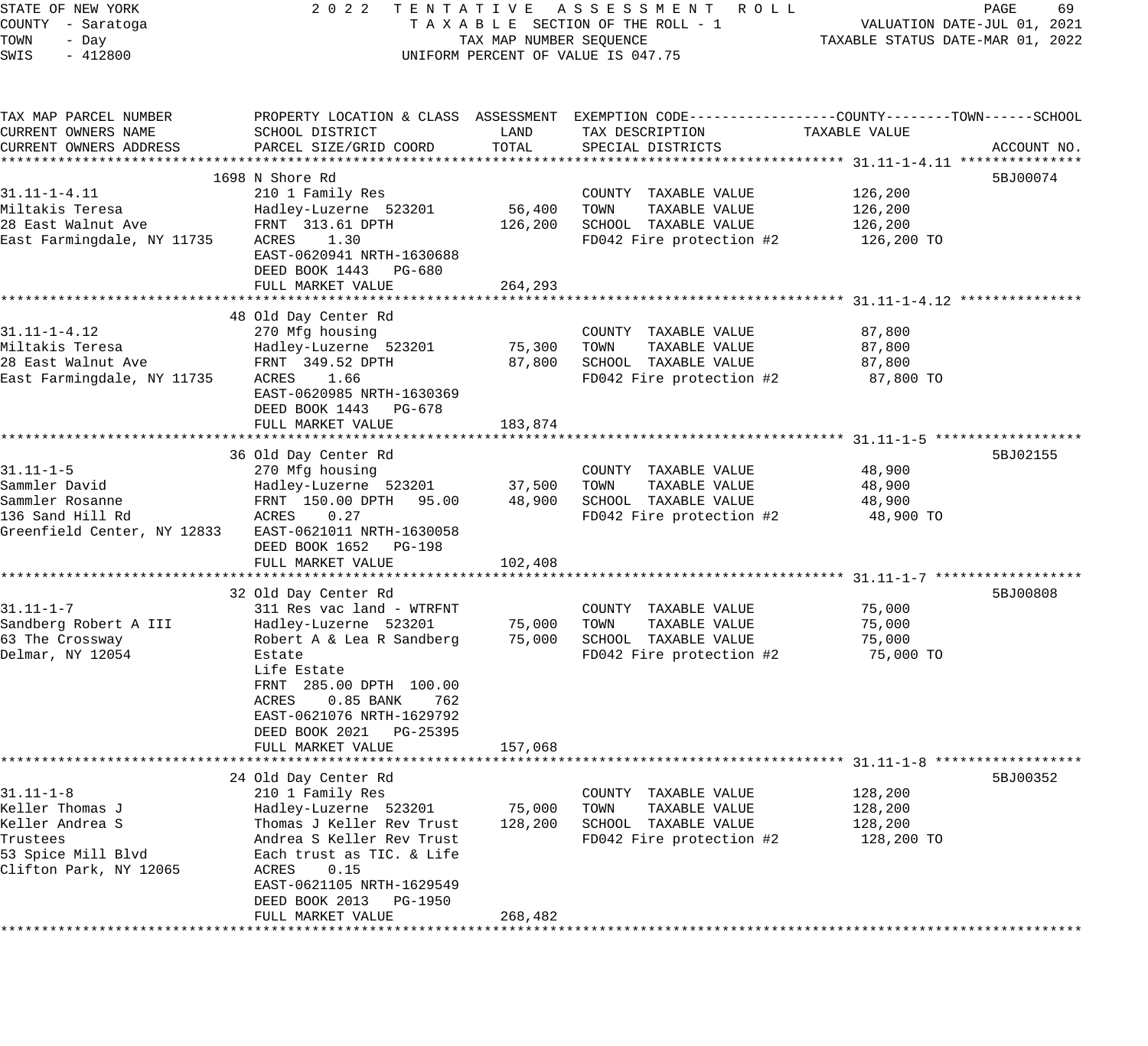STATE OF NEW YORK — 2022 TENTATIVE ASSESSMENT ROLL
COUNTY - Saratoga — TAXABLE SECTION OF THE ROLL - 1 — VALUATION DATE-JUL 01, 2021
TOWN - Day — TAX MAP NUMBER SEQUENCE — TAXABLE STATUS DATE-MAR 01, 2022
SWIS - 412800 — UNIFORM PERCENT OF VALUE IS 047.75

| TAX MAP PARCEL NUMBER / CURRENT OWNERS NAME / CURRENT OWNERS ADDRESS | PROPERTY LOCATION & CLASS / SCHOOL DISTRICT / PARCEL SIZE/GRID COORD | ASSESSMENT LAND | ASSESSMENT TOTAL | EXEMPTION CODE / TAX DESCRIPTION / SPECIAL DISTRICTS | TAXABLE VALUE (COUNTY / TOWN / SCHOOL) | ACCOUNT NO. |
|---|---|---|---|---|---|---|
| **31.11-1-4.11** | 1698 N Shore Rd | | | | | 5BJ00074 |
| 31.11-1-4.11 | 210 1 Family Res | | | COUNTY TAXABLE VALUE | 126,200 | |
| Miltakis Teresa | Hadley-Luzerne 523201 | 56,400 | | TOWN TAXABLE VALUE | 126,200 | |
| 28 East Walnut Ave | FRNT 313.61 DPTH | | 126,200 | SCHOOL TAXABLE VALUE | 126,200 | |
| East Farmingdale, NY 11735 | ACRES 1.30 | | | FD042 Fire protection #2 | 126,200 TO | |
| | EAST-0620941 NRTH-1630688 | | | | | |
| | DEED BOOK 1443 PG-680 | | | | | |
| | FULL MARKET VALUE | | 264,293 | | | |
| **31.11-1-4.12** | 48 Old Day Center Rd | | | | | |
| 31.11-1-4.12 | 270 Mfg housing | | | COUNTY TAXABLE VALUE | 87,800 | |
| Miltakis Teresa | Hadley-Luzerne 523201 | 75,300 | | TOWN TAXABLE VALUE | 87,800 | |
| 28 East Walnut Ave | FRNT 349.52 DPTH | | 87,800 | SCHOOL TAXABLE VALUE | 87,800 | |
| East Farmingdale, NY 11735 | ACRES 1.66 | | | FD042 Fire protection #2 | 87,800 TO | |
| | EAST-0620985 NRTH-1630369 | | | | | |
| | DEED BOOK 1443 PG-678 | | | | | |
| | FULL MARKET VALUE | | 183,874 | | | |
| **31.11-1-5** | 36 Old Day Center Rd | | | | | 5BJ02155 |
| 31.11-1-5 | 270 Mfg housing | | | COUNTY TAXABLE VALUE | 48,900 | |
| Sammler David | Hadley-Luzerne 523201 | 37,500 | | TOWN TAXABLE VALUE | 48,900 | |
| Sammler Rosanne | FRNT 150.00 DPTH 95.00 | | 48,900 | SCHOOL TAXABLE VALUE | 48,900 | |
| 136 Sand Hill Rd | ACRES 0.27 | | | FD042 Fire protection #2 | 48,900 TO | |
| Greenfield Center, NY 12833 | EAST-0621011 NRTH-1630058 | | | | | |
| | DEED BOOK 1652 PG-198 | | | | | |
| | FULL MARKET VALUE | | 102,408 | | | |
| **31.11-1-7** | 32 Old Day Center Rd | | | | | 5BJ00808 |
| 31.11-1-7 | 311 Res vac land - WTRFNT | | | COUNTY TAXABLE VALUE | 75,000 | |
| Sandberg Robert A III | Hadley-Luzerne 523201 | 75,000 | | TOWN TAXABLE VALUE | 75,000 | |
| 63 The Crossway | Robert A & Lea R Sandberg | | 75,000 | SCHOOL TAXABLE VALUE | 75,000 | |
| Delmar, NY 12054 | Estate | | | FD042 Fire protection #2 | 75,000 TO | |
| | Life Estate | | | | | |
| | FRNT 285.00 DPTH 100.00 | | | | | |
| | ACRES 0.85 BANK 762 | | | | | |
| | EAST-0621076 NRTH-1629792 | | | | | |
| | DEED BOOK 2021 PG-25395 | | | | | |
| | FULL MARKET VALUE | | 157,068 | | | |
| **31.11-1-8** | 24 Old Day Center Rd | | | | | 5BJ00352 |
| 31.11-1-8 | 210 1 Family Res | | | COUNTY TAXABLE VALUE | 128,200 | |
| Keller Thomas J | Hadley-Luzerne 523201 | 75,000 | | TOWN TAXABLE VALUE | 128,200 | |
| Keller Andrea S | Thomas J Keller Rev Trust | | 128,200 | SCHOOL TAXABLE VALUE | 128,200 | |
| Trustees | Andrea S Keller Rev Trust | | | FD042 Fire protection #2 | 128,200 TO | |
| 53 Spice Mill Blvd | Each trust as TIC. & Life | | | | | |
| Clifton Park, NY 12065 | ACRES 0.15 | | | | | |
| | EAST-0621105 NRTH-1629549 | | | | | |
| | DEED BOOK 2013 PG-1950 | | | | | |
| | FULL MARKET VALUE | | 268,482 | | | |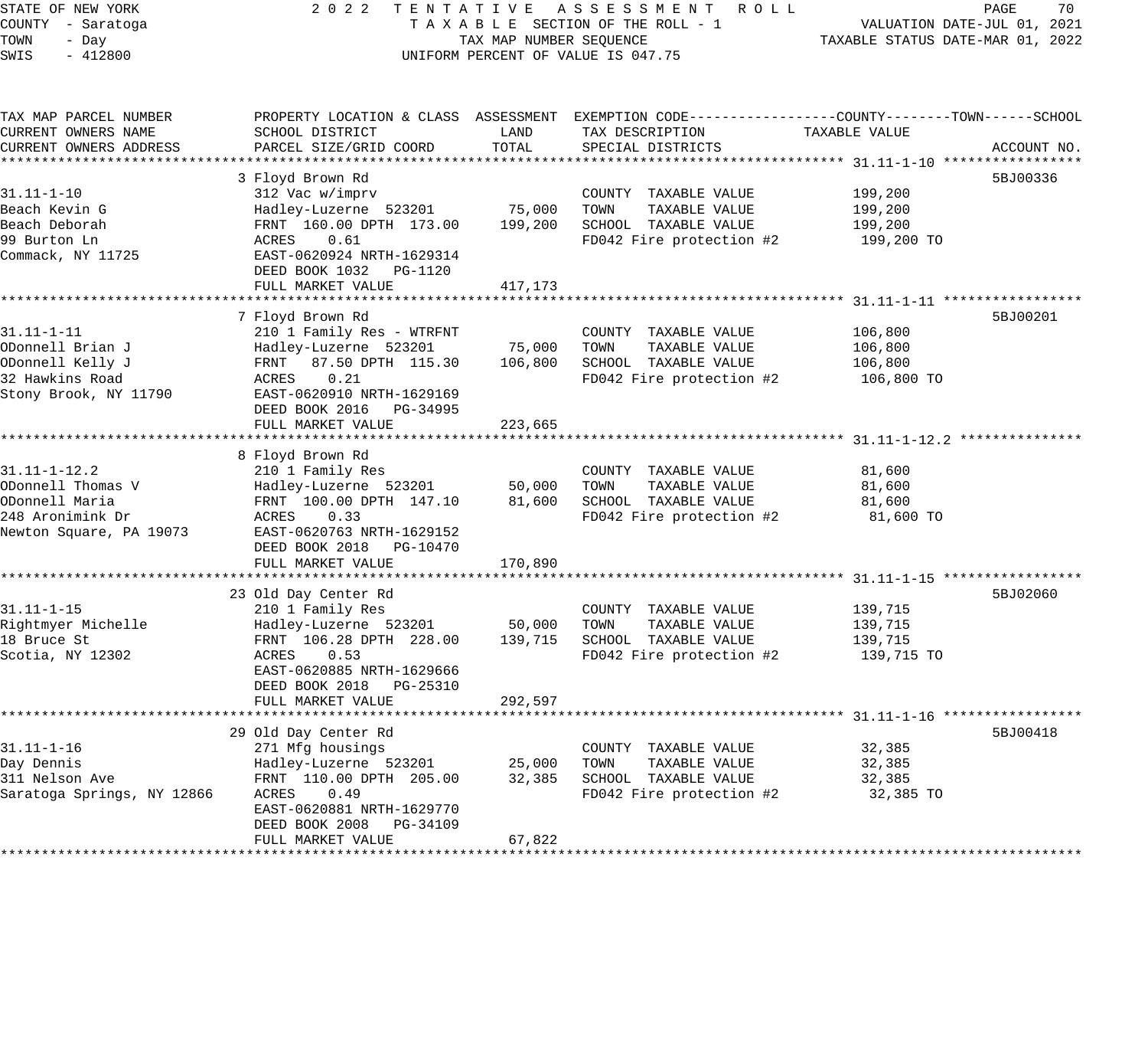STATE OF NEW YORK
COUNTY - Saratoga
TOWN - Day
SWIS - 412800

2022 TENTATIVE ASSESSMENT ROLL
TAXABLE SECTION OF THE ROLL - 1
TAX MAP NUMBER SEQUENCE
UNIFORM PERCENT OF VALUE IS 047.75

VALUATION DATE-JUL 01, 2021
TAXABLE STATUS DATE-MAR 01, 2022

| TAX MAP PARCEL NUMBER / CURRENT OWNERS NAME / CURRENT OWNERS ADDRESS | PROPERTY LOCATION & CLASS / SCHOOL DISTRICT / PARCEL SIZE/GRID COORD | ASSESSMENT LAND | ASSESSMENT TOTAL | EXEMPTION CODE / TAX DESCRIPTION / SPECIAL DISTRICTS | TAXABLE VALUE (COUNTY / TOWN / SCHOOL) | ACCOUNT NO. |
|---|---|---|---|---|---|---|
| **31.11-1-10** | 3 Floyd Brown Rd | | | | | 5BJ00336 |
| 31.11-1-10 | 312 Vac w/imprv | | | COUNTY TAXABLE VALUE | 199,200 | |
| Beach Kevin G | Hadley-Luzerne 523201 | 75,000 | | TOWN TAXABLE VALUE | 199,200 | |
| Beach Deborah | FRNT 160.00 DPTH 173.00 | | 199,200 | SCHOOL TAXABLE VALUE | 199,200 | |
| 99 Burton Ln | ACRES 0.61 | | | FD042 Fire protection #2 | 199,200 TO | |
| Commack, NY 11725 | EAST-0620924 NRTH-1629314 | | | | | |
| | DEED BOOK 1032 PG-1120 | | | | | |
| | FULL MARKET VALUE | | 417,173 | | | |
| **31.11-1-11** | 7 Floyd Brown Rd | | | | | 5BJ00201 |
| 31.11-1-11 | 210 1 Family Res - WTRFNT | | | COUNTY TAXABLE VALUE | 106,800 | |
| ODonnell Brian J | Hadley-Luzerne 523201 | 75,000 | | TOWN TAXABLE VALUE | 106,800 | |
| ODonnell Kelly J | FRNT 87.50 DPTH 115.30 | | 106,800 | SCHOOL TAXABLE VALUE | 106,800 | |
| 32 Hawkins Road | ACRES 0.21 | | | FD042 Fire protection #2 | 106,800 TO | |
| Stony Brook, NY 11790 | EAST-0620910 NRTH-1629169 | | | | | |
| | DEED BOOK 2016 PG-34995 | | | | | |
| | FULL MARKET VALUE | | 223,665 | | | |
| **31.11-1-12.2** | 8 Floyd Brown Rd | | | | | |
| 31.11-1-12.2 | 210 1 Family Res | | | COUNTY TAXABLE VALUE | 81,600 | |
| ODonnell Thomas V | Hadley-Luzerne 523201 | 50,000 | | TOWN TAXABLE VALUE | 81,600 | |
| ODonnell Maria | FRNT 100.00 DPTH 147.10 | | 81,600 | SCHOOL TAXABLE VALUE | 81,600 | |
| 248 Aronimink Dr | ACRES 0.33 | | | FD042 Fire protection #2 | 81,600 TO | |
| Newton Square, PA 19073 | EAST-0620763 NRTH-1629152 | | | | | |
| | DEED BOOK 2018 PG-10470 | | | | | |
| | FULL MARKET VALUE | | 170,890 | | | |
| **31.11-1-15** | 23 Old Day Center Rd | | | | | 5BJ02060 |
| 31.11-1-15 | 210 1 Family Res | | | COUNTY TAXABLE VALUE | 139,715 | |
| Rightmyer Michelle | Hadley-Luzerne 523201 | 50,000 | | TOWN TAXABLE VALUE | 139,715 | |
| 18 Bruce St | FRNT 106.28 DPTH 228.00 | | 139,715 | SCHOOL TAXABLE VALUE | 139,715 | |
| Scotia, NY 12302 | ACRES 0.53 | | | FD042 Fire protection #2 | 139,715 TO | |
| | EAST-0620885 NRTH-1629666 | | | | | |
| | DEED BOOK 2018 PG-25310 | | | | | |
| | FULL MARKET VALUE | | 292,597 | | | |
| **31.11-1-16** | 29 Old Day Center Rd | | | | | 5BJ00418 |
| 31.11-1-16 | 271 Mfg housings | | | COUNTY TAXABLE VALUE | 32,385 | |
| Day Dennis | Hadley-Luzerne 523201 | 25,000 | | TOWN TAXABLE VALUE | 32,385 | |
| 311 Nelson Ave | FRNT 110.00 DPTH 205.00 | | 32,385 | SCHOOL TAXABLE VALUE | 32,385 | |
| Saratoga Springs, NY 12866 | ACRES 0.49 | | | FD042 Fire protection #2 | 32,385 TO | |
| | EAST-0620881 NRTH-1629770 | | | | | |
| | DEED BOOK 2008 PG-34109 | | | | | |
| | FULL MARKET VALUE | | 67,822 | | | |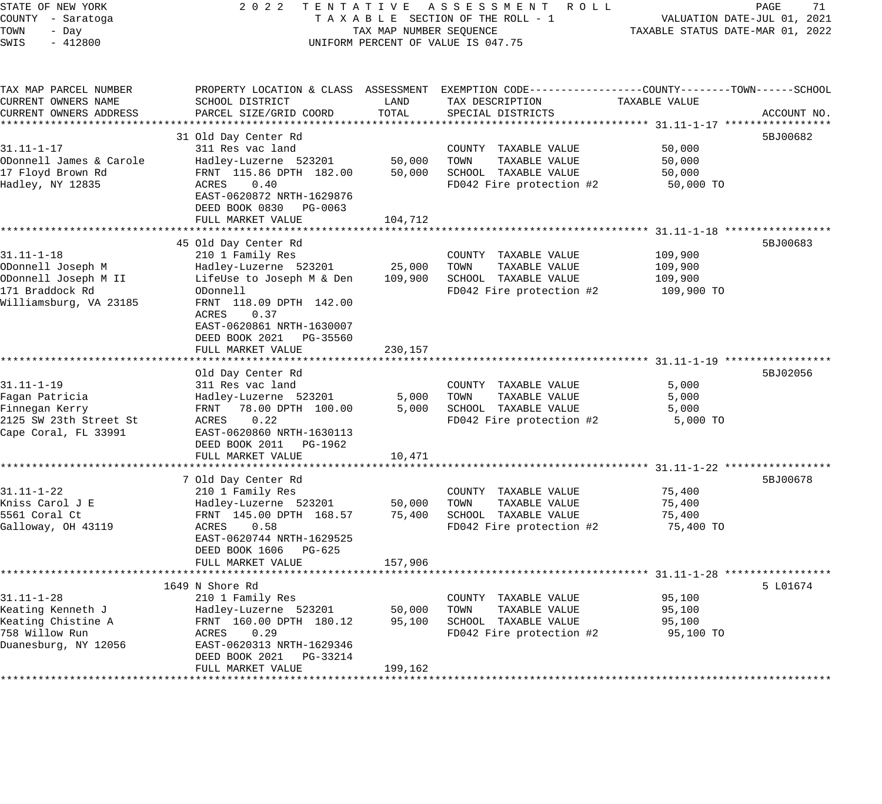STATE OF NEW YORK
COUNTY - Saratoga
TOWN - Day
SWIS - 412800

2022 TENTATIVE ASSESSMENT ROLL
TAXABLE SECTION OF THE ROLL - 1
TAX MAP NUMBER SEQUENCE
UNIFORM PERCENT OF VALUE IS 047.75

VALUATION DATE-JUL 01, 2021
TAXABLE STATUS DATE-MAR 01, 2022

| TAX MAP PARCEL NUMBER / CURRENT OWNERS NAME / CURRENT OWNERS ADDRESS | PROPERTY LOCATION & CLASS / SCHOOL DISTRICT / PARCEL SIZE/GRID COORD | ASSESSMENT LAND | TOTAL | EXEMPTION CODE / TAX DESCRIPTION / SPECIAL DISTRICTS | COUNTY--------TOWN------SCHOOL TAXABLE VALUE | ACCOUNT NO. |
|---|---|---|---|---|---|---|
| **31.11-1-17** | 31 Old Day Center Rd | | | | | 5BJ00682 |
| 31.11-1-17 | 311 Res vac land | | | COUNTY TAXABLE VALUE | 50,000 | |
| ODonnell James & Carole | Hadley-Luzerne 523201 | 50,000 | | TOWN TAXABLE VALUE | 50,000 | |
| 17 Floyd Brown Rd | FRNT 115.86 DPTH 182.00 | | 50,000 | SCHOOL TAXABLE VALUE | 50,000 | |
| Hadley, NY 12835 | ACRES 0.40 | | | FD042 Fire protection #2 | 50,000 TO | |
| | EAST-0620872 NRTH-1629876 | | | | | |
| | DEED BOOK 0830 PG-0063 | | | | | |
| | FULL MARKET VALUE | | 104,712 | | | |
| **31.11-1-18** | 45 Old Day Center Rd | | | | | 5BJ00683 |
| 31.11-1-18 | 210 1 Family Res | | | COUNTY TAXABLE VALUE | 109,900 | |
| ODonnell Joseph M | Hadley-Luzerne 523201 | 25,000 | | TOWN TAXABLE VALUE | 109,900 | |
| ODonnell Joseph M II | LifeUse to Joseph M & Den | | 109,900 | SCHOOL TAXABLE VALUE | 109,900 | |
| 171 Braddock Rd | ODonnell | | | FD042 Fire protection #2 | 109,900 TO | |
| Williamsburg, VA 23185 | FRNT 118.09 DPTH 142.00 | | | | | |
| | ACRES 0.37 | | | | | |
| | EAST-0620861 NRTH-1630007 | | | | | |
| | DEED BOOK 2021 PG-35560 | | | | | |
| | FULL MARKET VALUE | | 230,157 | | | |
| **31.11-1-19** | Old Day Center Rd | | | | | 5BJ02056 |
| 31.11-1-19 | 311 Res vac land | | | COUNTY TAXABLE VALUE | 5,000 | |
| Fagan Patricia | Hadley-Luzerne 523201 | 5,000 | | TOWN TAXABLE VALUE | 5,000 | |
| Finnegan Kerry | FRNT 78.00 DPTH 100.00 | | 5,000 | SCHOOL TAXABLE VALUE | 5,000 | |
| 2125 SW 23th Street St | ACRES 0.22 | | | FD042 Fire protection #2 | 5,000 TO | |
| Cape Coral, FL 33991 | EAST-0620860 NRTH-1630113 | | | | | |
| | DEED BOOK 2011 PG-1962 | | | | | |
| | FULL MARKET VALUE | | 10,471 | | | |
| **31.11-1-22** | 7 Old Day Center Rd | | | | | 5BJ00678 |
| 31.11-1-22 | 210 1 Family Res | | | COUNTY TAXABLE VALUE | 75,400 | |
| Kniss Carol J E | Hadley-Luzerne 523201 | 50,000 | | TOWN TAXABLE VALUE | 75,400 | |
| 5561 Coral Ct | FRNT 145.00 DPTH 168.57 | | 75,400 | SCHOOL TAXABLE VALUE | 75,400 | |
| Galloway, OH 43119 | ACRES 0.58 | | | FD042 Fire protection #2 | 75,400 TO | |
| | EAST-0620744 NRTH-1629525 | | | | | |
| | DEED BOOK 1606 PG-625 | | | | | |
| | FULL MARKET VALUE | | 157,906 | | | |
| **31.11-1-28** | 1649 N Shore Rd | | | | | 5 L01674 |
| 31.11-1-28 | 210 1 Family Res | | | COUNTY TAXABLE VALUE | 95,100 | |
| Keating Kenneth J | Hadley-Luzerne 523201 | 50,000 | | TOWN TAXABLE VALUE | 95,100 | |
| Keating Chistine A | FRNT 160.00 DPTH 180.12 | | 95,100 | SCHOOL TAXABLE VALUE | 95,100 | |
| 758 Willow Run | ACRES 0.29 | | | FD042 Fire protection #2 | 95,100 TO | |
| Duanesburg, NY 12056 | EAST-0620313 NRTH-1629346 | | | | | |
| | DEED BOOK 2021 PG-33214 | | | | | |
| | FULL MARKET VALUE | | 199,162 | | | |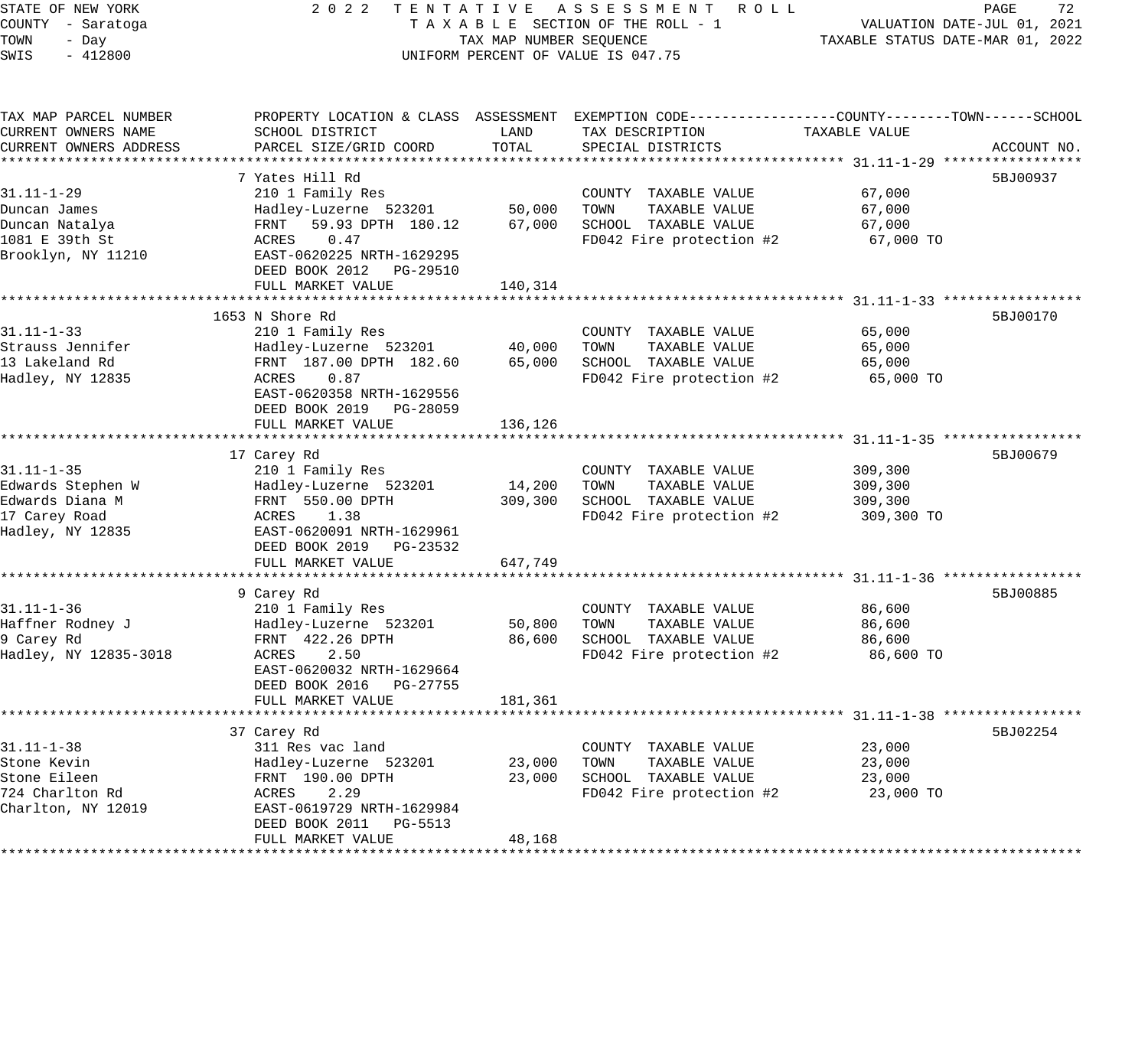STATE OF NEW YORK — 2022 TENTATIVE ASSESSMENT ROLL
COUNTY - Saratoga — TAXABLE SECTION OF THE ROLL - 1 — VALUATION DATE-JUL 01, 2021
TOWN - Day — TAX MAP NUMBER SEQUENCE — TAXABLE STATUS DATE-MAR 01, 2022
SWIS - 412800 — UNIFORM PERCENT OF VALUE IS 047.75

| TAX MAP PARCEL NUMBER / CURRENT OWNERS NAME / CURRENT OWNERS ADDRESS | PROPERTY LOCATION & CLASS / SCHOOL DISTRICT / PARCEL SIZE/GRID COORD | ASSESSMENT LAND | TOTAL | EXEMPTION CODE / TAX DESCRIPTION / SPECIAL DISTRICTS | TAXABLE VALUE (COUNTY--TOWN--SCHOOL) | ACCOUNT NO. |
|---|---|---|---|---|---|---|
| 31.11-1-29 | 7 Yates Hill Rd | | | | | 5BJ00937 |
| 31.11-1-29 | 210 1 Family Res | | | COUNTY TAXABLE VALUE | 67,000 | |
| Duncan James | Hadley-Luzerne 523201 | 50,000 | | TOWN TAXABLE VALUE | 67,000 | |
| Duncan Natalya | FRNT 59.93 DPTH 180.12 | | 67,000 | SCHOOL TAXABLE VALUE | 67,000 | |
| 1081 E 39th St | ACRES 0.47 | | | FD042 Fire protection #2 | 67,000 TO | |
| Brooklyn, NY 11210 | EAST-0620225 NRTH-1629295 | | | | | |
| | DEED BOOK 2012 PG-29510 | | | | | |
| | FULL MARKET VALUE | | 140,314 | | | |
| 31.11-1-33 | 1653 N Shore Rd | | | | | 5BJ00170 |
| 31.11-1-33 | 210 1 Family Res | | | COUNTY TAXABLE VALUE | 65,000 | |
| Strauss Jennifer | Hadley-Luzerne 523201 | 40,000 | | TOWN TAXABLE VALUE | 65,000 | |
| 13 Lakeland Rd | FRNT 187.00 DPTH 182.60 | | 65,000 | SCHOOL TAXABLE VALUE | 65,000 | |
| Hadley, NY 12835 | ACRES 0.87 | | | FD042 Fire protection #2 | 65,000 TO | |
| | EAST-0620358 NRTH-1629556 | | | | | |
| | DEED BOOK 2019 PG-28059 | | | | | |
| | FULL MARKET VALUE | | 136,126 | | | |
| 31.11-1-35 | 17 Carey Rd | | | | | 5BJ00679 |
| 31.11-1-35 | 210 1 Family Res | | | COUNTY TAXABLE VALUE | 309,300 | |
| Edwards Stephen W | Hadley-Luzerne 523201 | 14,200 | | TOWN TAXABLE VALUE | 309,300 | |
| Edwards Diana M | FRNT 550.00 DPTH | | 309,300 | SCHOOL TAXABLE VALUE | 309,300 | |
| 17 Carey Road | ACRES 1.38 | | | FD042 Fire protection #2 | 309,300 TO | |
| Hadley, NY 12835 | EAST-0620091 NRTH-1629961 | | | | | |
| | DEED BOOK 2019 PG-23532 | | | | | |
| | FULL MARKET VALUE | | 647,749 | | | |
| 31.11-1-36 | 9 Carey Rd | | | | | 5BJ00885 |
| 31.11-1-36 | 210 1 Family Res | | | COUNTY TAXABLE VALUE | 86,600 | |
| Haffner Rodney J | Hadley-Luzerne 523201 | 50,800 | | TOWN TAXABLE VALUE | 86,600 | |
| 9 Carey Rd | FRNT 422.26 DPTH | | 86,600 | SCHOOL TAXABLE VALUE | 86,600 | |
| Hadley, NY 12835-3018 | ACRES 2.50 | | | FD042 Fire protection #2 | 86,600 TO | |
| | EAST-0620032 NRTH-1629664 | | | | | |
| | DEED BOOK 2016 PG-27755 | | | | | |
| | FULL MARKET VALUE | | 181,361 | | | |
| 31.11-1-38 | 37 Carey Rd | | | | | 5BJ02254 |
| 31.11-1-38 | 311 Res vac land | | | COUNTY TAXABLE VALUE | 23,000 | |
| Stone Kevin | Hadley-Luzerne 523201 | 23,000 | | TOWN TAXABLE VALUE | 23,000 | |
| Stone Eileen | FRNT 190.00 DPTH | | 23,000 | SCHOOL TAXABLE VALUE | 23,000 | |
| 724 Charlton Rd | ACRES 2.29 | | | FD042 Fire protection #2 | 23,000 TO | |
| Charlton, NY 12019 | EAST-0619729 NRTH-1629984 | | | | | |
| | DEED BOOK 2011 PG-5513 | | | | | |
| | FULL MARKET VALUE | | 48,168 | | | |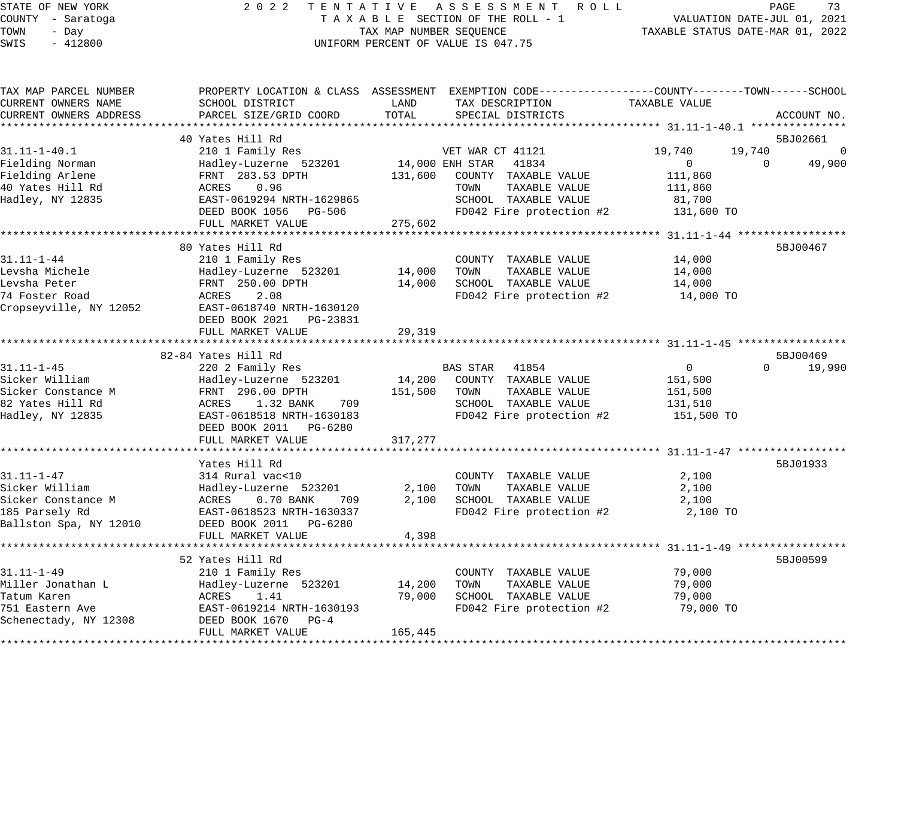STATE OF NEW YORK — 2022 TENTATIVE ASSESSMENT ROLL
COUNTY - Saratoga — TAXABLE SECTION OF THE ROLL - 1 — VALUATION DATE-JUL 01, 2021
TOWN - Day — TAX MAP NUMBER SEQUENCE — TAXABLE STATUS DATE-MAR 01, 2022
SWIS - 412800 — UNIFORM PERCENT OF VALUE IS 047.75

| TAX MAP PARCEL NUMBER / CURRENT OWNERS NAME / CURRENT OWNERS ADDRESS | PROPERTY LOCATION & CLASS / SCHOOL DISTRICT / PARCEL SIZE/GRID COORD | ASSESSMENT LAND | ASSESSMENT TOTAL | EXEMPTION CODE / TAX DESCRIPTION / SPECIAL DISTRICTS | COUNTY TAXABLE VALUE | TOWN | SCHOOL | ACCOUNT NO. |
|---|---|---|---|---|---|---|---|---|
| **31.11-1-40.1** | 40 Yates Hill Rd | | | | | | | 5BJ02661 |
| 31.11-1-40.1 | 210 1 Family Res | | | VET WAR CT 41121 | 19,740 | 19,740 | 0 | |
| Fielding Norman | Hadley-Luzerne 523201 | 14,000 | | ENH STAR 41834 | 0 | 0 | 49,900 | |
| Fielding Arlene | FRNT 283.53 DPTH | | 131,600 | COUNTY TAXABLE VALUE | 111,860 | | | |
| 40 Yates Hill Rd | ACRES 0.96 | | | TOWN TAXABLE VALUE | 111,860 | | | |
| Hadley, NY 12835 | EAST-0619294 NRTH-1629865 | | | SCHOOL TAXABLE VALUE | 81,700 | | | |
| | DEED BOOK 1056 PG-506 | | | FD042 Fire protection #2 | 131,600 TO | | | |
| | FULL MARKET VALUE | | 275,602 | | | | | |
| **31.11-1-44** | 80 Yates Hill Rd | | | | | | | 5BJ00467 |
| 31.11-1-44 | 210 1 Family Res | | | COUNTY TAXABLE VALUE | 14,000 | | | |
| Levsha Michele | Hadley-Luzerne 523201 | 14,000 | | TOWN TAXABLE VALUE | 14,000 | | | |
| Levsha Peter | FRNT 250.00 DPTH | | 14,000 | SCHOOL TAXABLE VALUE | 14,000 | | | |
| 74 Foster Road | ACRES 2.08 | | | FD042 Fire protection #2 | 14,000 TO | | | |
| Cropseyville, NY 12052 | EAST-0618740 NRTH-1630120 | | | | | | | |
| | DEED BOOK 2021 PG-23831 | | | | | | | |
| | FULL MARKET VALUE | | 29,319 | | | | | |
| **31.11-1-45** | 82-84 Yates Hill Rd | | | | | | | 5BJ00469 |
| 31.11-1-45 | 220 2 Family Res | | | BAS STAR 41854 | 0 | 0 | 19,990 | |
| Sicker William | Hadley-Luzerne 523201 | 14,200 | | COUNTY TAXABLE VALUE | 151,500 | | | |
| Sicker Constance M | FRNT 296.00 DPTH | | 151,500 | TOWN TAXABLE VALUE | 151,500 | | | |
| 82 Yates Hill Rd | ACRES 1.32 BANK 709 | | | SCHOOL TAXABLE VALUE | 131,510 | | | |
| Hadley, NY 12835 | EAST-0618518 NRTH-1630183 | | | FD042 Fire protection #2 | 151,500 TO | | | |
| | DEED BOOK 2011 PG-6280 | | | | | | | |
| | FULL MARKET VALUE | | 317,277 | | | | | |
| **31.11-1-47** | Yates Hill Rd | | | | | | | 5BJ01933 |
| 31.11-1-47 | 314 Rural vac<10 | | | COUNTY TAXABLE VALUE | 2,100 | | | |
| Sicker William | Hadley-Luzerne 523201 | 2,100 | | TOWN TAXABLE VALUE | 2,100 | | | |
| Sicker Constance M | ACRES 0.70 BANK 709 | | 2,100 | SCHOOL TAXABLE VALUE | 2,100 | | | |
| 185 Parsely Rd | EAST-0618523 NRTH-1630337 | | | FD042 Fire protection #2 | 2,100 TO | | | |
| Ballston Spa, NY 12010 | DEED BOOK 2011 PG-6280 | | | | | | | |
| | FULL MARKET VALUE | | 4,398 | | | | | |
| **31.11-1-49** | 52 Yates Hill Rd | | | | | | | 5BJ00599 |
| 31.11-1-49 | 210 1 Family Res | | | COUNTY TAXABLE VALUE | 79,000 | | | |
| Miller Jonathan L | Hadley-Luzerne 523201 | 14,200 | | TOWN TAXABLE VALUE | 79,000 | | | |
| Tatum Karen | ACRES 1.41 | | 79,000 | SCHOOL TAXABLE VALUE | 79,000 | | | |
| 751 Eastern Ave | EAST-0619214 NRTH-1630193 | | | FD042 Fire protection #2 | 79,000 TO | | | |
| Schenectady, NY 12308 | DEED BOOK 1670 PG-4 | | | | | | | |
| | FULL MARKET VALUE | | 165,445 | | | | | |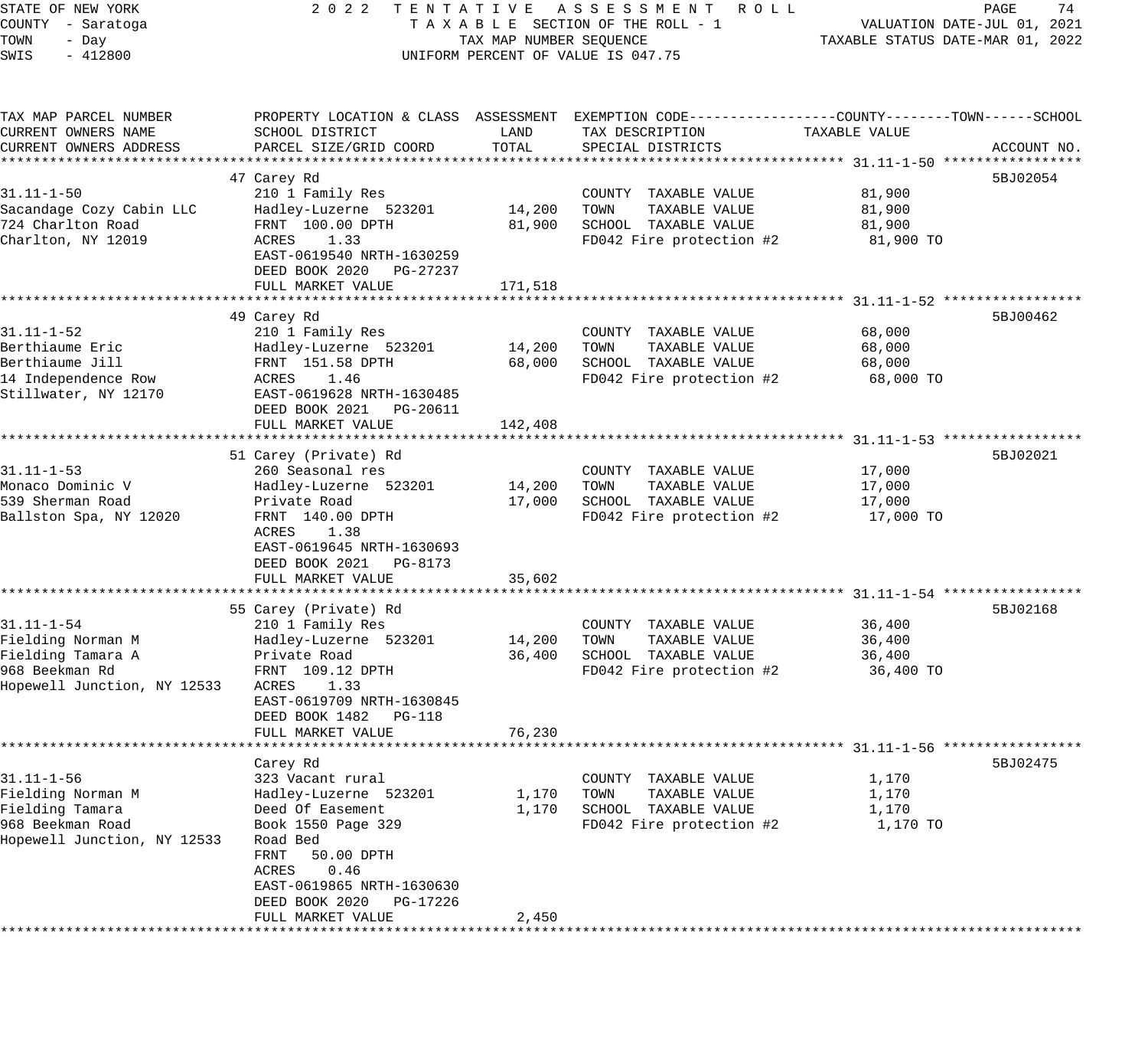STATE OF NEW YORK
COUNTY - Saratoga
TOWN - Day
SWIS - 412800

# 2022 TENTATIVE ASSESSMENT ROLL

TAXABLE SECTION OF THE ROLL - 1
TAX MAP NUMBER SEQUENCE
UNIFORM PERCENT OF VALUE IS 047.75

VALUATION DATE-JUL 01, 2021
TAXABLE STATUS DATE-MAR 01, 2022

| TAX MAP PARCEL NUMBER / CURRENT OWNERS NAME / CURRENT OWNERS ADDRESS | PROPERTY LOCATION & CLASS / SCHOOL DISTRICT / PARCEL SIZE/GRID COORD | ASSESSMENT LAND | ASSESSMENT TOTAL | EXEMPTION CODE / TAX DESCRIPTION / SPECIAL DISTRICTS | TAXABLE VALUE (COUNTY / TOWN / SCHOOL) | ACCOUNT NO. |
|---|---|---|---|---|---|---|
| **31.11-1-50** | 47 Carey Rd | | | | | 5BJ02054 |
| 31.11-1-50 | 210 1 Family Res | | | COUNTY TAXABLE VALUE | 81,900 | |
| Sacandage Cozy Cabin LLC | Hadley-Luzerne 523201 | 14,200 | | TOWN TAXABLE VALUE | 81,900 | |
| 724 Charlton Road | FRNT 100.00 DPTH | | 81,900 | SCHOOL TAXABLE VALUE | 81,900 | |
| Charlton, NY 12019 | ACRES 1.33 | | | FD042 Fire protection #2 | 81,900 TO | |
| | EAST-0619540 NRTH-1630259 | | | | | |
| | DEED BOOK 2020 PG-27237 | | | | | |
| | FULL MARKET VALUE | | 171,518 | | | |
| **31.11-1-52** | 49 Carey Rd | | | | | 5BJ00462 |
| 31.11-1-52 | 210 1 Family Res | | | COUNTY TAXABLE VALUE | 68,000 | |
| Berthiaume Eric | Hadley-Luzerne 523201 | 14,200 | | TOWN TAXABLE VALUE | 68,000 | |
| Berthiaume Jill | FRNT 151.58 DPTH | | 68,000 | SCHOOL TAXABLE VALUE | 68,000 | |
| 14 Independence Row | ACRES 1.46 | | | FD042 Fire protection #2 | 68,000 TO | |
| Stillwater, NY 12170 | EAST-0619628 NRTH-1630485 | | | | | |
| | DEED BOOK 2021 PG-20611 | | | | | |
| | FULL MARKET VALUE | | 142,408 | | | |
| **31.11-1-53** | 51 Carey (Private) Rd | | | | | 5BJ02021 |
| 31.11-1-53 | 260 Seasonal res | | | COUNTY TAXABLE VALUE | 17,000 | |
| Monaco Dominic V | Hadley-Luzerne 523201 | 14,200 | | TOWN TAXABLE VALUE | 17,000 | |
| 539 Sherman Road | Private Road | | 17,000 | SCHOOL TAXABLE VALUE | 17,000 | |
| Ballston Spa, NY 12020 | FRNT 140.00 DPTH | | | FD042 Fire protection #2 | 17,000 TO | |
| | ACRES 1.38 | | | | | |
| | EAST-0619645 NRTH-1630693 | | | | | |
| | DEED BOOK 2021 PG-8173 | | | | | |
| | FULL MARKET VALUE | | 35,602 | | | |
| **31.11-1-54** | 55 Carey (Private) Rd | | | | | 5BJ02168 |
| 31.11-1-54 | 210 1 Family Res | | | COUNTY TAXABLE VALUE | 36,400 | |
| Fielding Norman M | Hadley-Luzerne 523201 | 14,200 | | TOWN TAXABLE VALUE | 36,400 | |
| Fielding Tamara A | Private Road | | 36,400 | SCHOOL TAXABLE VALUE | 36,400 | |
| 968 Beekman Rd | FRNT 109.12 DPTH | | | FD042 Fire protection #2 | 36,400 TO | |
| Hopewell Junction, NY 12533 | ACRES 1.33 | | | | | |
| | EAST-0619709 NRTH-1630845 | | | | | |
| | DEED BOOK 1482 PG-118 | | | | | |
| | FULL MARKET VALUE | | 76,230 | | | |
| **31.11-1-56** | Carey Rd | | | | | 5BJ02475 |
| 31.11-1-56 | 323 Vacant rural | | | COUNTY TAXABLE VALUE | 1,170 | |
| Fielding Norman M | Hadley-Luzerne 523201 | 1,170 | | TOWN TAXABLE VALUE | 1,170 | |
| Fielding Tamara | Deed Of Easement | | 1,170 | SCHOOL TAXABLE VALUE | 1,170 | |
| 968 Beekman Road | Book 1550 Page 329 | | | FD042 Fire protection #2 | 1,170 TO | |
| Hopewell Junction, NY 12533 | Road Bed | | | | | |
| | FRNT 50.00 DPTH | | | | | |
| | ACRES 0.46 | | | | | |
| | EAST-0619865 NRTH-1630630 | | | | | |
| | DEED BOOK 2020 PG-17226 | | | | | |
| | FULL MARKET VALUE | | 2,450 | | | |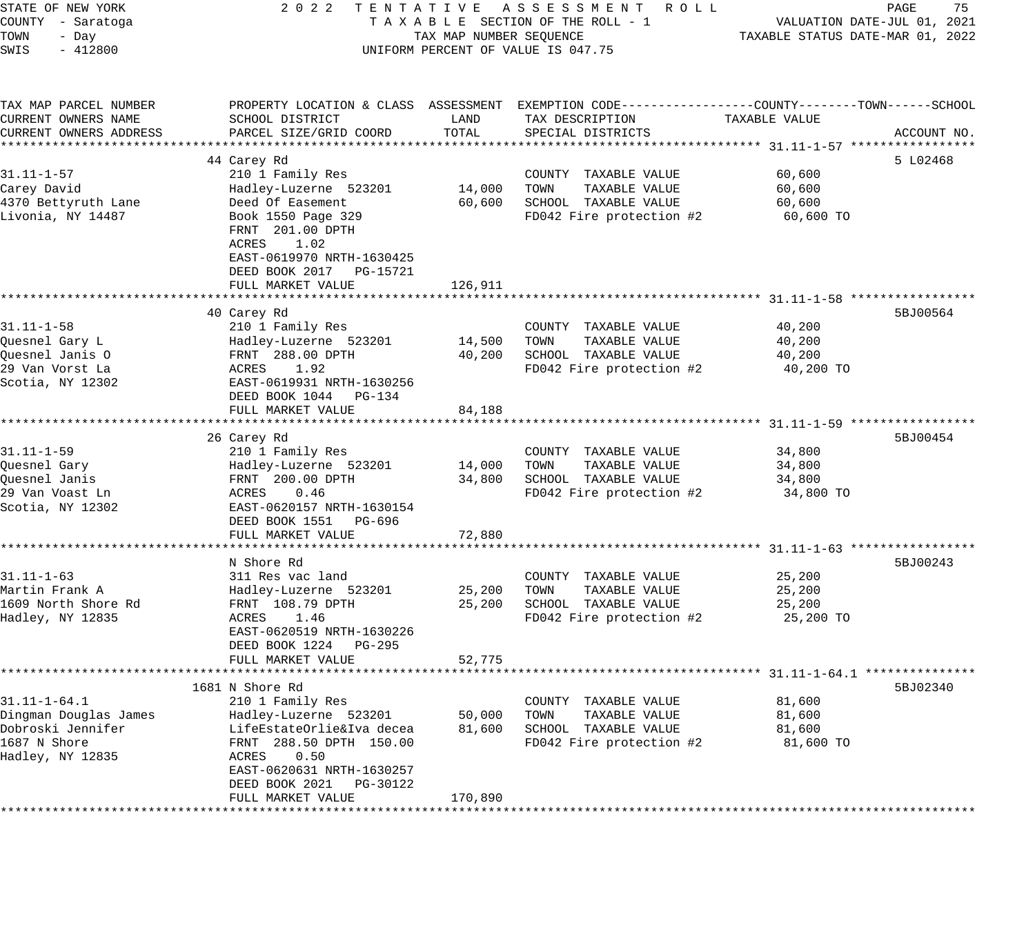STATE OF NEW YORK
COUNTY - Saratoga
TOWN - Day
SWIS - 412800

2022 TENTATIVE ASSESSMENT ROLL
TAXABLE SECTION OF THE ROLL - 1
TAX MAP NUMBER SEQUENCE
UNIFORM PERCENT OF VALUE IS 047.75

VALUATION DATE-JUL 01, 2021
TAXABLE STATUS DATE-MAR 01, 2022

| TAX MAP PARCEL NUMBER / CURRENT OWNERS NAME / CURRENT OWNERS ADDRESS | PROPERTY LOCATION & CLASS / SCHOOL DISTRICT / PARCEL SIZE/GRID COORD | ASSESSMENT LAND | ASSESSMENT TOTAL | EXEMPTION CODE / TAX DESCRIPTION / SPECIAL DISTRICTS | TAXABLE VALUE | ACCOUNT NO. |
|---|---|---|---|---|---|---|
| **31.11-1-57** | 44 Carey Rd | | | | | 5 L02468 |
| 31.11-1-57 | 210 1 Family Res | | | COUNTY TAXABLE VALUE | 60,600 | |
| Carey David | Hadley-Luzerne 523201 | 14,000 | | TOWN TAXABLE VALUE | 60,600 | |
| 4370 Bettyruth Lane | Deed Of Easement | | 60,600 | SCHOOL TAXABLE VALUE | 60,600 | |
| Livonia, NY 14487 | Book 1550 Page 329 | | | FD042 Fire protection #2 | 60,600 TO | |
| | FRNT 201.00 DPTH | | | | | |
| | ACRES 1.02 | | | | | |
| | EAST-0619970 NRTH-1630425 | | | | | |
| | DEED BOOK 2017 PG-15721 | | | | | |
| | FULL MARKET VALUE | | 126,911 | | | |
| **31.11-1-58** | 40 Carey Rd | | | | | 5BJ00564 |
| 31.11-1-58 | 210 1 Family Res | | | COUNTY TAXABLE VALUE | 40,200 | |
| Quesnel Gary L | Hadley-Luzerne 523201 | 14,500 | | TOWN TAXABLE VALUE | 40,200 | |
| Quesnel Janis O | FRNT 288.00 DPTH | | 40,200 | SCHOOL TAXABLE VALUE | 40,200 | |
| 29 Van Vorst La | ACRES 1.92 | | | FD042 Fire protection #2 | 40,200 TO | |
| Scotia, NY 12302 | EAST-0619931 NRTH-1630256 | | | | | |
| | DEED BOOK 1044 PG-134 | | | | | |
| | FULL MARKET VALUE | | 84,188 | | | |
| **31.11-1-59** | 26 Carey Rd | | | | | 5BJ00454 |
| 31.11-1-59 | 210 1 Family Res | | | COUNTY TAXABLE VALUE | 34,800 | |
| Quesnel Gary | Hadley-Luzerne 523201 | 14,000 | | TOWN TAXABLE VALUE | 34,800 | |
| Quesnel Janis | FRNT 200.00 DPTH | | 34,800 | SCHOOL TAXABLE VALUE | 34,800 | |
| 29 Van Voast Ln | ACRES 0.46 | | | FD042 Fire protection #2 | 34,800 TO | |
| Scotia, NY 12302 | EAST-0620157 NRTH-1630154 | | | | | |
| | DEED BOOK 1551 PG-696 | | | | | |
| | FULL MARKET VALUE | | 72,880 | | | |
| **31.11-1-63** | N Shore Rd | | | | | 5BJ00243 |
| 31.11-1-63 | 311 Res vac land | | | COUNTY TAXABLE VALUE | 25,200 | |
| Martin Frank A | Hadley-Luzerne 523201 | 25,200 | | TOWN TAXABLE VALUE | 25,200 | |
| 1609 North Shore Rd | FRNT 108.79 DPTH | | 25,200 | SCHOOL TAXABLE VALUE | 25,200 | |
| Hadley, NY 12835 | ACRES 1.46 | | | FD042 Fire protection #2 | 25,200 TO | |
| | EAST-0620519 NRTH-1630226 | | | | | |
| | DEED BOOK 1224 PG-295 | | | | | |
| | FULL MARKET VALUE | | 52,775 | | | |
| **31.11-1-64.1** | 1681 N Shore Rd | | | | | 5BJ02340 |
| 31.11-1-64.1 | 210 1 Family Res | | | COUNTY TAXABLE VALUE | 81,600 | |
| Dingman Douglas James | Hadley-Luzerne 523201 | 50,000 | | TOWN TAXABLE VALUE | 81,600 | |
| Dobroski Jennifer | LifeEstateOrlie&Iva decea | | 81,600 | SCHOOL TAXABLE VALUE | 81,600 | |
| 1687 N Shore | FRNT 288.50 DPTH 150.00 | | | FD042 Fire protection #2 | 81,600 TO | |
| Hadley, NY 12835 | ACRES 0.50 | | | | | |
| | EAST-0620631 NRTH-1630257 | | | | | |
| | DEED BOOK 2021 PG-30122 | | | | | |
| | FULL MARKET VALUE | | 170,890 | | | |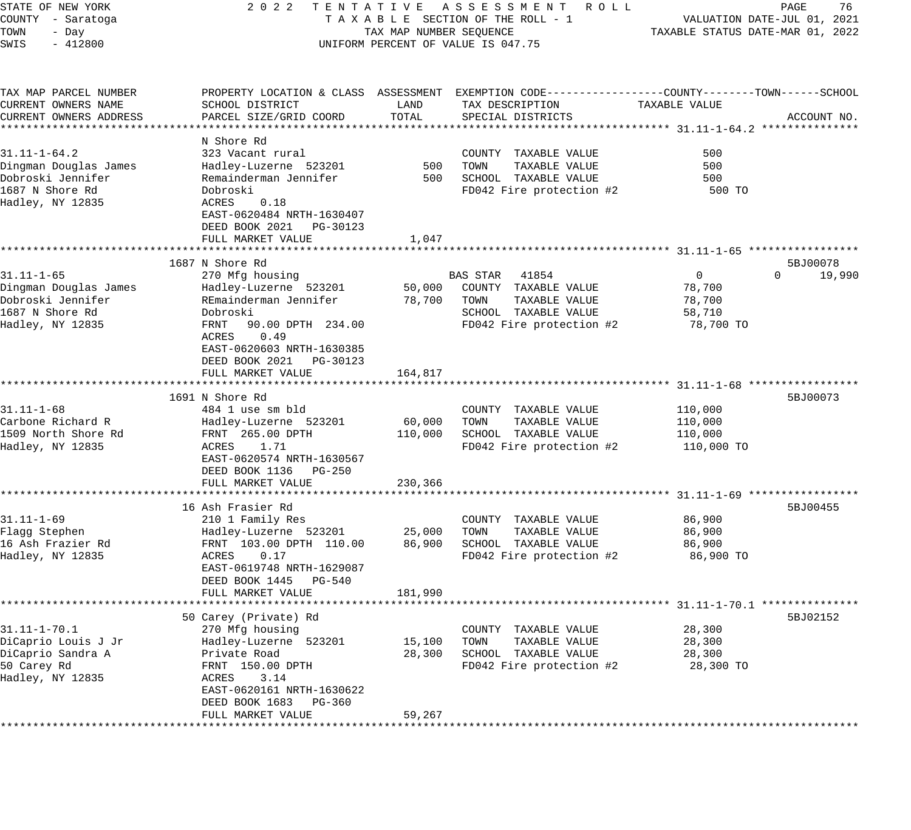STATE OF NEW YORK
COUNTY - Saratoga
TOWN - Day
SWIS - 412800

2022 TENTATIVE ASSESSMENT ROLL
TAXABLE SECTION OF THE ROLL - 1
TAX MAP NUMBER SEQUENCE
UNIFORM PERCENT OF VALUE IS 047.75

VALUATION DATE-JUL 01, 2021
TAXABLE STATUS DATE-MAR 01, 2022

| TAX MAP PARCEL NUMBER / CURRENT OWNERS NAME / CURRENT OWNERS ADDRESS | PROPERTY LOCATION & CLASS / SCHOOL DISTRICT / PARCEL SIZE/GRID COORD | ASSESSMENT LAND | ASSESSMENT TOTAL | EXEMPTION CODE / TAX DESCRIPTION / SPECIAL DISTRICTS | COUNTY TAXABLE VALUE | TOWN | SCHOOL | ACCOUNT NO. |
|---|---|---|---|---|---|---|---|---|
| **31.11-1-64.2** | N Shore Rd | | | | | | | |
| 31.11-1-64.2 | 323 Vacant rural | | | COUNTY TAXABLE VALUE | 500 | | | |
| Dingman Douglas James | Hadley-Luzerne 523201 | 500 | | TOWN TAXABLE VALUE | 500 | | | |
| Dobroski Jennifer | Remainderman Jennifer | | 500 | SCHOOL TAXABLE VALUE | 500 | | | |
| 1687 N Shore Rd | Dobroski | | | FD042 Fire protection #2 | 500 TO | | | |
| Hadley, NY 12835 | ACRES 0.18 | | | | | | | |
| | EAST-0620484 NRTH-1630407 | | | | | | | |
| | DEED BOOK 2021 PG-30123 | | | | | | | |
| | FULL MARKET VALUE | | 1,047 | | | | | |
| **31.11-1-65** | 1687 N Shore Rd | | | | | | | 5BJ00078 |
| 31.11-1-65 | 270 Mfg housing | | | BAS STAR 41854 | 0 | 0 | 19,990 | |
| Dingman Douglas James | Hadley-Luzerne 523201 | 50,000 | | COUNTY TAXABLE VALUE | 78,700 | | | |
| Dobroski Jennifer | REmainderman Jennifer | | 78,700 | TOWN TAXABLE VALUE | 78,700 | | | |
| 1687 N Shore Rd | Dobroski | | | SCHOOL TAXABLE VALUE | 58,710 | | | |
| Hadley, NY 12835 | FRNT 90.00 DPTH 234.00 | | | FD042 Fire protection #2 | 78,700 TO | | | |
| | ACRES 0.49 | | | | | | | |
| | EAST-0620603 NRTH-1630385 | | | | | | | |
| | DEED BOOK 2021 PG-30123 | | | | | | | |
| | FULL MARKET VALUE | | 164,817 | | | | | |
| **31.11-1-68** | 1691 N Shore Rd | | | | | | | 5BJ00073 |
| 31.11-1-68 | 484 1 use sm bld | | | COUNTY TAXABLE VALUE | 110,000 | | | |
| Carbone Richard R | Hadley-Luzerne 523201 | 60,000 | | TOWN TAXABLE VALUE | 110,000 | | | |
| 1509 North Shore Rd | FRNT 265.00 DPTH | | 110,000 | SCHOOL TAXABLE VALUE | 110,000 | | | |
| Hadley, NY 12835 | ACRES 1.71 | | | FD042 Fire protection #2 | 110,000 TO | | | |
| | EAST-0620574 NRTH-1630567 | | | | | | | |
| | DEED BOOK 1136 PG-250 | | | | | | | |
| | FULL MARKET VALUE | | 230,366 | | | | | |
| **31.11-1-69** | 16 Ash Frasier Rd | | | | | | | 5BJ00455 |
| 31.11-1-69 | 210 1 Family Res | | | COUNTY TAXABLE VALUE | 86,900 | | | |
| Flagg Stephen | Hadley-Luzerne 523201 | 25,000 | | TOWN TAXABLE VALUE | 86,900 | | | |
| 16 Ash Frazier Rd | FRNT 103.00 DPTH 110.00 | | 86,900 | SCHOOL TAXABLE VALUE | 86,900 | | | |
| Hadley, NY 12835 | ACRES 0.17 | | | FD042 Fire protection #2 | 86,900 TO | | | |
| | EAST-0619748 NRTH-1629087 | | | | | | | |
| | DEED BOOK 1445 PG-540 | | | | | | | |
| | FULL MARKET VALUE | | 181,990 | | | | | |
| **31.11-1-70.1** | 50 Carey (Private) Rd | | | | | | | 5BJ02152 |
| 31.11-1-70.1 | 270 Mfg housing | | | COUNTY TAXABLE VALUE | 28,300 | | | |
| DiCaprio Louis J Jr | Hadley-Luzerne 523201 | 15,100 | | TOWN TAXABLE VALUE | 28,300 | | | |
| DiCaprio Sandra A | Private Road | | 28,300 | SCHOOL TAXABLE VALUE | 28,300 | | | |
| 50 Carey Rd | FRNT 150.00 DPTH | | | FD042 Fire protection #2 | 28,300 TO | | | |
| Hadley, NY 12835 | ACRES 3.14 | | | | | | | |
| | EAST-0620161 NRTH-1630622 | | | | | | | |
| | DEED BOOK 1683 PG-360 | | | | | | | |
| | FULL MARKET VALUE | | 59,267 | | | | | |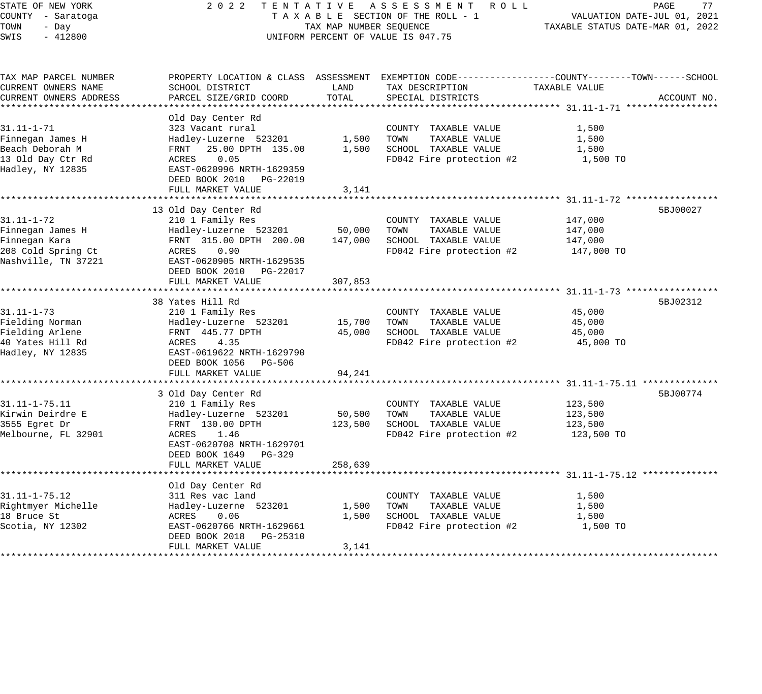STATE OF NEW YORK
COUNTY - Saratoga
TOWN - Day
SWIS - 412800

2022 TENTATIVE ASSESSMENT ROLL
TAXABLE SECTION OF THE ROLL - 1
TAX MAP NUMBER SEQUENCE
UNIFORM PERCENT OF VALUE IS 047.75

VALUATION DATE-JUL 01, 2021
TAXABLE STATUS DATE-MAR 01, 2022

| TAX MAP PARCEL NUMBER / CURRENT OWNERS NAME / CURRENT OWNERS ADDRESS | PROPERTY LOCATION & CLASS / SCHOOL DISTRICT / PARCEL SIZE/GRID COORD | ASSESSMENT LAND | ASSESSMENT TOTAL | EXEMPTION CODE / TAX DESCRIPTION / SPECIAL DISTRICTS | TAXABLE VALUE (COUNTY--TOWN--SCHOOL) | ACCOUNT NO. |
|---|---|---|---|---|---|---|
| **31.11-1-71** | Old Day Center Rd | | | | | |
| 31.11-1-71 | 323 Vacant rural | | | COUNTY TAXABLE VALUE | 1,500 | |
| Finnegan James H | Hadley-Luzerne 523201 | 1,500 | | TOWN TAXABLE VALUE | 1,500 | |
| Beach Deborah M | FRNT 25.00 DPTH 135.00 | | 1,500 | SCHOOL TAXABLE VALUE | 1,500 | |
| 13 Old Day Ctr Rd | ACRES 0.05 | | | FD042 Fire protection #2 | 1,500 TO | |
| Hadley, NY 12835 | EAST-0620996 NRTH-1629359 | | | | | |
| | DEED BOOK 2010 PG-22019 | | | | | |
| | FULL MARKET VALUE | | 3,141 | | | |
| **31.11-1-72** | 13 Old Day Center Rd | | | | | 5BJ00027 |
| 31.11-1-72 | 210 1 Family Res | | | COUNTY TAXABLE VALUE | 147,000 | |
| Finnegan James H | Hadley-Luzerne 523201 | 50,000 | | TOWN TAXABLE VALUE | 147,000 | |
| Finnegan Kara | FRNT 315.00 DPTH 200.00 | | 147,000 | SCHOOL TAXABLE VALUE | 147,000 | |
| 208 Cold Spring Ct | ACRES 0.90 | | | FD042 Fire protection #2 | 147,000 TO | |
| Nashville, TN 37221 | EAST-0620905 NRTH-1629535 | | | | | |
| | DEED BOOK 2010 PG-22017 | | | | | |
| | FULL MARKET VALUE | | 307,853 | | | |
| **31.11-1-73** | 38 Yates Hill Rd | | | | | 5BJ02312 |
| 31.11-1-73 | 210 1 Family Res | | | COUNTY TAXABLE VALUE | 45,000 | |
| Fielding Norman | Hadley-Luzerne 523201 | 15,700 | | TOWN TAXABLE VALUE | 45,000 | |
| Fielding Arlene | FRNT 445.77 DPTH | | 45,000 | SCHOOL TAXABLE VALUE | 45,000 | |
| 40 Yates Hill Rd | ACRES 4.35 | | | FD042 Fire protection #2 | 45,000 TO | |
| Hadley, NY 12835 | EAST-0619622 NRTH-1629790 | | | | | |
| | DEED BOOK 1056 PG-506 | | | | | |
| | FULL MARKET VALUE | | 94,241 | | | |
| **31.11-1-75.11** | 3 Old Day Center Rd | | | | | 5BJ00774 |
| 31.11-1-75.11 | 210 1 Family Res | | | COUNTY TAXABLE VALUE | 123,500 | |
| Kirwin Deirdre E | Hadley-Luzerne 523201 | 50,500 | | TOWN TAXABLE VALUE | 123,500 | |
| 3555 Egret Dr | FRNT 130.00 DPTH | | 123,500 | SCHOOL TAXABLE VALUE | 123,500 | |
| Melbourne, FL 32901 | ACRES 1.46 | | | FD042 Fire protection #2 | 123,500 TO | |
| | EAST-0620708 NRTH-1629701 | | | | | |
| | DEED BOOK 1649 PG-329 | | | | | |
| | FULL MARKET VALUE | | 258,639 | | | |
| **31.11-1-75.12** | Old Day Center Rd | | | | | |
| 31.11-1-75.12 | 311 Res vac land | | | COUNTY TAXABLE VALUE | 1,500 | |
| Rightmyer Michelle | Hadley-Luzerne 523201 | 1,500 | | TOWN TAXABLE VALUE | 1,500 | |
| 18 Bruce St | ACRES 0.06 | | 1,500 | SCHOOL TAXABLE VALUE | 1,500 | |
| Scotia, NY 12302 | EAST-0620766 NRTH-1629661 | | | FD042 Fire protection #2 | 1,500 TO | |
| | DEED BOOK 2018 PG-25310 | | | | | |
| | FULL MARKET VALUE | | 3,141 | | | |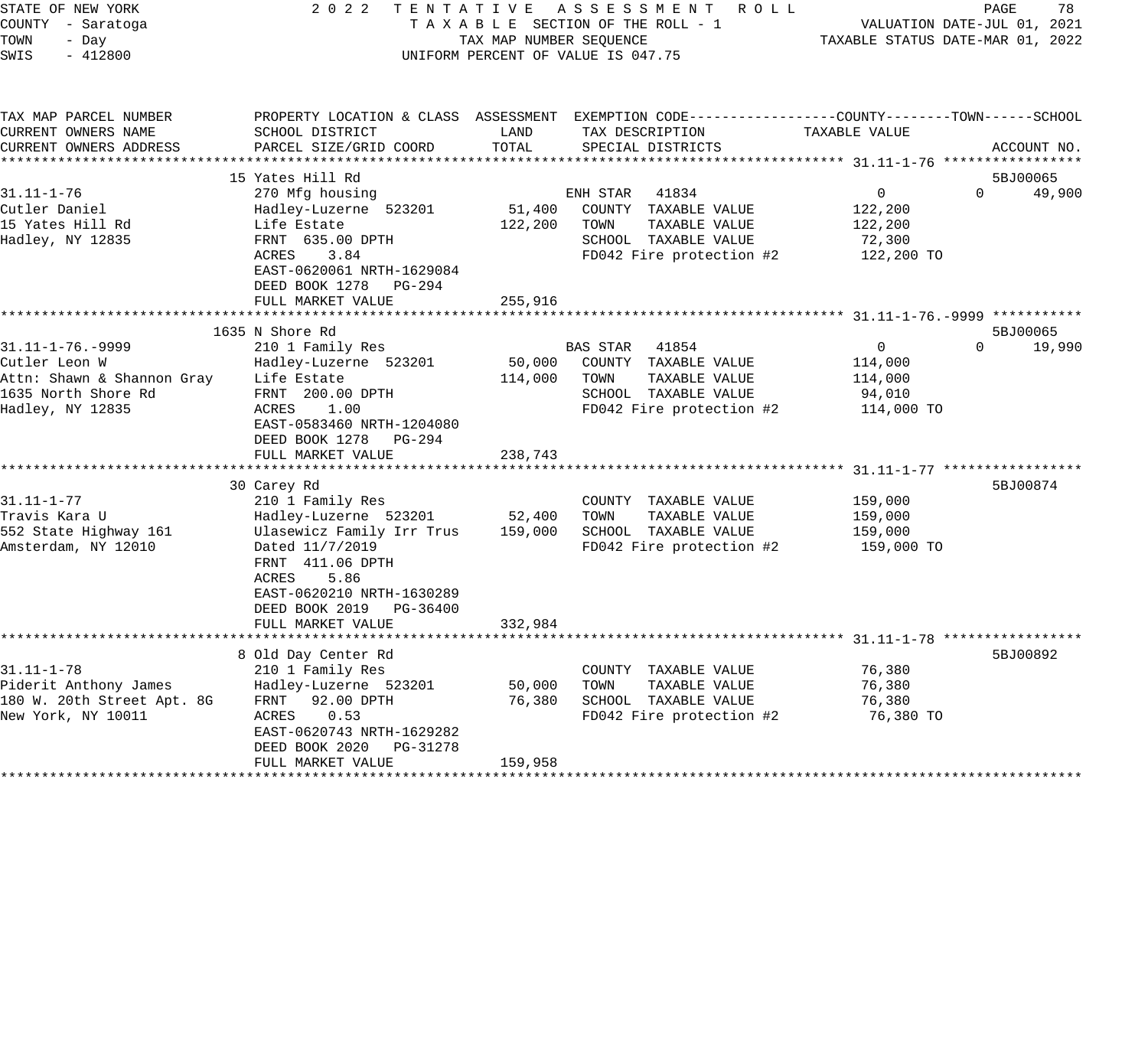STATE OF NEW YORK
COUNTY - Saratoga
TOWN - Day
SWIS - 412800

2 0 2 2 TENTATIVE ASSESSMENT ROLL
TAXABLE SECTION OF THE ROLL - 1
TAX MAP NUMBER SEQUENCE
UNIFORM PERCENT OF VALUE IS 047.75

VALUATION DATE-JUL 01, 2021
TAXABLE STATUS DATE-MAR 01, 2022

```
TAX MAP PARCEL NUMBER          PROPERTY LOCATION & CLASS  ASSESSMENT  EXEMPTION CODE-----------------COUNTY--------TOWN------SCHOOL
CURRENT OWNERS NAME            SCHOOL DISTRICT               LAND      TAX DESCRIPTION            TAXABLE VALUE
CURRENT OWNERS ADDRESS         PARCEL SIZE/GRID COORD        TOTAL     SPECIAL DISTRICTS                                  ACCOUNT NO.
******************************************************************************************************* 31.11-1-76 *****************
                            15 Yates Hill Rd                                                                            5BJ00065
31.11-1-76                     270 Mfg housing                     ENH STAR   41834                 0            0       49,900
Cutler Daniel                  Hadley-Luzerne  523201     51,400   COUNTY  TAXABLE VALUE          122,200
15 Yates Hill Rd               Life Estate               122,200   TOWN    TAXABLE VALUE          122,200
Hadley, NY 12835               FRNT  635.00 DPTH                   SCHOOL  TAXABLE VALUE           72,300
                               ACRES    3.84                       FD042 Fire protection #2        122,200 TO
                               EAST-0620061 NRTH-1629084
                               DEED BOOK 1278   PG-294
                               FULL MARKET VALUE         255,916
******************************************************************************************************* 31.11-1-76.-9999 ***********
                            1635 N Shore Rd                                                                             5BJ00065
31.11-1-76.-9999               210 1 Family Res                    BAS STAR   41854                 0            0       19,990
Cutler Leon W                  Hadley-Luzerne  523201     50,000   COUNTY  TAXABLE VALUE          114,000
Attn: Shawn & Shannon Gray     Life Estate               114,000   TOWN    TAXABLE VALUE          114,000
1635 North Shore Rd            FRNT  200.00 DPTH                   SCHOOL  TAXABLE VALUE           94,010
Hadley, NY 12835               ACRES    1.00                       FD042 Fire protection #2        114,000 TO
                               EAST-0583460 NRTH-1204080
                               DEED BOOK 1278   PG-294
                               FULL MARKET VALUE         238,743
******************************************************************************************************* 31.11-1-77 *****************
                            30 Carey Rd                                                                                 5BJ00874
31.11-1-77                     210 1 Family Res                    COUNTY  TAXABLE VALUE          159,000
Travis Kara U                  Hadley-Luzerne  523201     52,400   TOWN    TAXABLE VALUE          159,000
552 State Highway 161          Ulasewicz Family Irr Trus 159,000   SCHOOL  TAXABLE VALUE          159,000
Amsterdam, NY 12010            Dated 11/7/2019                     FD042 Fire protection #2        159,000 TO
                               FRNT  411.06 DPTH
                               ACRES    5.86
                               EAST-0620210 NRTH-1630289
                               DEED BOOK 2019   PG-36400
                               FULL MARKET VALUE         332,984
******************************************************************************************************* 31.11-1-78 *****************
                            8 Old Day Center Rd                                                                         5BJ00892
31.11-1-78                     210 1 Family Res                    COUNTY  TAXABLE VALUE           76,380
Piderit Anthony James          Hadley-Luzerne  523201     50,000   TOWN    TAXABLE VALUE           76,380
180 W. 20th Street Apt. 8G     FRNT   92.00 DPTH          76,380   SCHOOL  TAXABLE VALUE           76,380
New York, NY 10011             ACRES    0.53                       FD042 Fire protection #2         76,380 TO
                               EAST-0620743 NRTH-1629282
                               DEED BOOK 2020   PG-31278
                               FULL MARKET VALUE         159,958
************************************************************************************************************************************
```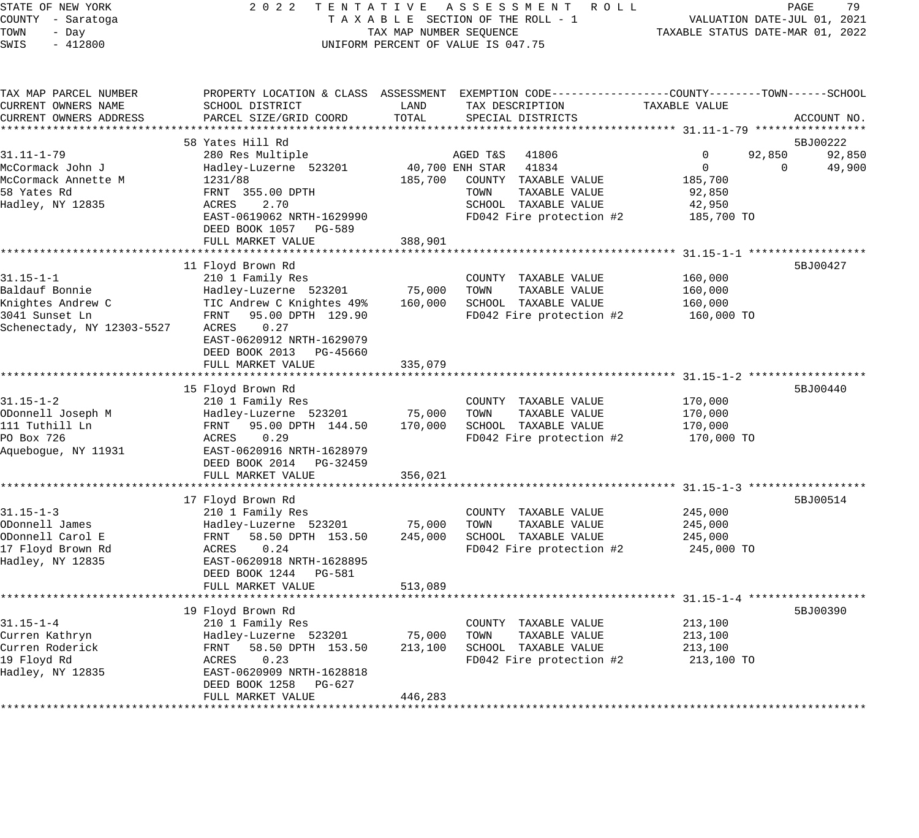STATE OF NEW YORK
COUNTY - Saratoga
TOWN - Day
SWIS - 412800

# 2022 TENTATIVE ASSESSMENT ROLL
TAXABLE SECTION OF THE ROLL - 1
TAX MAP NUMBER SEQUENCE
UNIFORM PERCENT OF VALUE IS 047.75

VALUATION DATE-JUL 01, 2021
TAXABLE STATUS DATE-MAR 01, 2022

| TAX MAP PARCEL NUMBER / CURRENT OWNERS NAME / CURRENT OWNERS ADDRESS | PROPERTY LOCATION & CLASS / SCHOOL DISTRICT / PARCEL SIZE/GRID COORD | ASSESSMENT LAND | ASSESSMENT TOTAL | EXEMPTION CODE / TAX DESCRIPTION / SPECIAL DISTRICTS | COUNTY TAXABLE VALUE | TOWN | SCHOOL | ACCOUNT NO. |
|---|---|---|---|---|---|---|---|---|
| **31.11-1-79** | 58 Yates Hill Rd | | | | | | | 5BJ00222 |
| 31.11-1-79 | 280 Res Multiple | | | AGED T&S 41806 | 0 | 92,850 | 92,850 | |
| McCormack John J | Hadley-Luzerne 523201 | 40,700 | | ENH STAR 41834 | 0 | 0 | 49,900 | |
| McCormack Annette M | 1231/88 | | 185,700 | COUNTY TAXABLE VALUE | 185,700 | | | |
| 58 Yates Rd | FRNT 355.00 DPTH | | | TOWN TAXABLE VALUE | 92,850 | | | |
| Hadley, NY 12835 | ACRES 2.70 | | | SCHOOL TAXABLE VALUE | 42,950 | | | |
| | EAST-0619062 NRTH-1629990 | | | FD042 Fire protection #2 | 185,700 TO | | | |
| | DEED BOOK 1057 PG-589 | | | | | | | |
| | FULL MARKET VALUE | | 388,901 | | | | | |
| **31.15-1-1** | 11 Floyd Brown Rd | | | | | | | 5BJ00427 |
| 31.15-1-1 | 210 1 Family Res | | | COUNTY TAXABLE VALUE | 160,000 | | | |
| Baldauf Bonnie | Hadley-Luzerne 523201 | 75,000 | | TOWN TAXABLE VALUE | 160,000 | | | |
| Knightes Andrew C | TIC Andrew C Knightes 49% | | 160,000 | SCHOOL TAXABLE VALUE | 160,000 | | | |
| 3041 Sunset Ln | FRNT 95.00 DPTH 129.90 | | | FD042 Fire protection #2 | 160,000 TO | | | |
| Schenectady, NY 12303-5527 | ACRES 0.27 | | | | | | | |
| | EAST-0620912 NRTH-1629079 | | | | | | | |
| | DEED BOOK 2013 PG-45660 | | | | | | | |
| | FULL MARKET VALUE | | 335,079 | | | | | |
| **31.15-1-2** | 15 Floyd Brown Rd | | | | | | | 5BJ00440 |
| 31.15-1-2 | 210 1 Family Res | | | COUNTY TAXABLE VALUE | 170,000 | | | |
| ODonnell Joseph M | Hadley-Luzerne 523201 | 75,000 | | TOWN TAXABLE VALUE | 170,000 | | | |
| 111 Tuthill Ln | FRNT 95.00 DPTH 144.50 | | 170,000 | SCHOOL TAXABLE VALUE | 170,000 | | | |
| PO Box 726 | ACRES 0.29 | | | FD042 Fire protection #2 | 170,000 TO | | | |
| Aquebogue, NY 11931 | EAST-0620916 NRTH-1628979 | | | | | | | |
| | DEED BOOK 2014 PG-32459 | | | | | | | |
| | FULL MARKET VALUE | | 356,021 | | | | | |
| **31.15-1-3** | 17 Floyd Brown Rd | | | | | | | 5BJ00514 |
| 31.15-1-3 | 210 1 Family Res | | | COUNTY TAXABLE VALUE | 245,000 | | | |
| ODonnell James | Hadley-Luzerne 523201 | 75,000 | | TOWN TAXABLE VALUE | 245,000 | | | |
| ODonnell Carol E | FRNT 58.50 DPTH 153.50 | | 245,000 | SCHOOL TAXABLE VALUE | 245,000 | | | |
| 17 Floyd Brown Rd | ACRES 0.24 | | | FD042 Fire protection #2 | 245,000 TO | | | |
| Hadley, NY 12835 | EAST-0620918 NRTH-1628895 | | | | | | | |
| | DEED BOOK 1244 PG-581 | | | | | | | |
| | FULL MARKET VALUE | | 513,089 | | | | | |
| **31.15-1-4** | 19 Floyd Brown Rd | | | | | | | 5BJ00390 |
| 31.15-1-4 | 210 1 Family Res | | | COUNTY TAXABLE VALUE | 213,100 | | | |
| Curren Kathryn | Hadley-Luzerne 523201 | 75,000 | | TOWN TAXABLE VALUE | 213,100 | | | |
| Curren Roderick | FRNT 58.50 DPTH 153.50 | | 213,100 | SCHOOL TAXABLE VALUE | 213,100 | | | |
| 19 Floyd Rd | ACRES 0.23 | | | FD042 Fire protection #2 | 213,100 TO | | | |
| Hadley, NY 12835 | EAST-0620909 NRTH-1628818 | | | | | | | |
| | DEED BOOK 1258 PG-627 | | | | | | | |
| | FULL MARKET VALUE | | 446,283 | | | | | |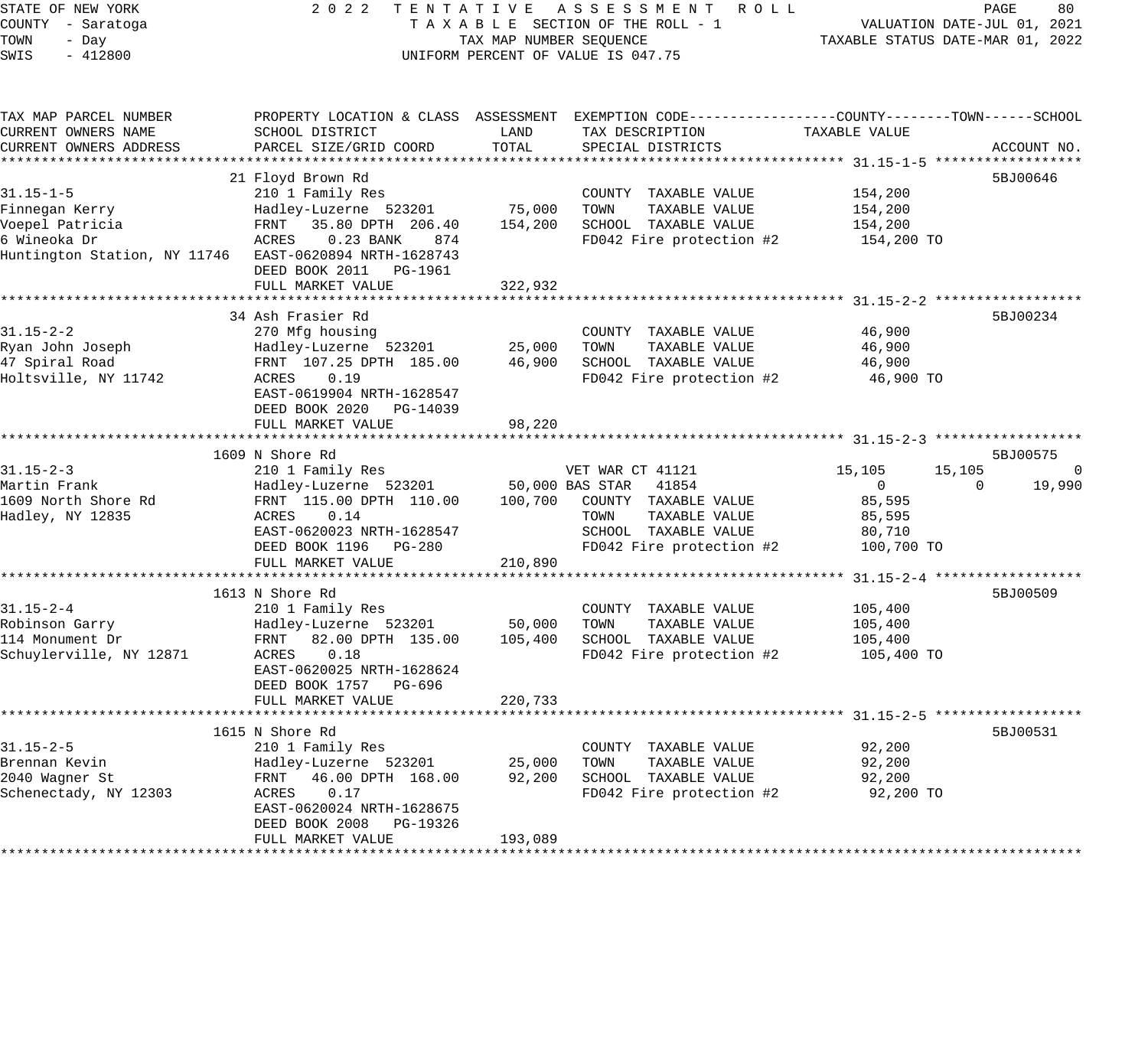STATE OF NEW YORK
COUNTY - Saratoga
TOWN - Day
SWIS - 412800

**2022 TENTATIVE ASSESSMENT ROLL**
TAXABLE SECTION OF THE ROLL - 1
TAX MAP NUMBER SEQUENCE
UNIFORM PERCENT OF VALUE IS 047.75

VALUATION DATE-JUL 01, 2021
TAXABLE STATUS DATE-MAR 01, 2022

| TAX MAP PARCEL NUMBER / CURRENT OWNERS NAME / CURRENT OWNERS ADDRESS | PROPERTY LOCATION & CLASS / SCHOOL DISTRICT / PARCEL SIZE/GRID COORD | ASSESSMENT LAND / TOTAL | EXEMPTION CODE / TAX DESCRIPTION / SPECIAL DISTRICTS | COUNTY TAXABLE VALUE | TOWN | SCHOOL | ACCOUNT NO. |
|---|---|---|---|---|---|---|---|
| **31.15-1-5** | 21 Floyd Brown Rd | | | | | | 5BJ00646 |
| 31.15-1-5 | 210 1 Family Res | | COUNTY TAXABLE VALUE | 154,200 | | | |
| Finnegan Kerry | Hadley-Luzerne 523201 | 75,000 | TOWN TAXABLE VALUE | 154,200 | | | |
| Voepel Patricia | FRNT 35.80 DPTH 206.40 | 154,200 | SCHOOL TAXABLE VALUE | 154,200 | | | |
| 6 Wineoka Dr | ACRES 0.23 BANK 874 | | FD042 Fire protection #2 | 154,200 TO | | | |
| Huntington Station, NY 11746 | EAST-0620894 NRTH-1628743 | | | | | | |
| | DEED BOOK 2011 PG-1961 | | | | | | |
| | FULL MARKET VALUE | 322,932 | | | | | |
| **31.15-2-2** | 34 Ash Frasier Rd | | | | | | 5BJ00234 |
| 31.15-2-2 | 270 Mfg housing | | COUNTY TAXABLE VALUE | 46,900 | | | |
| Ryan John Joseph | Hadley-Luzerne 523201 | 25,000 | TOWN TAXABLE VALUE | 46,900 | | | |
| 47 Spiral Road | FRNT 107.25 DPTH 185.00 | 46,900 | SCHOOL TAXABLE VALUE | 46,900 | | | |
| Holtsville, NY 11742 | ACRES 0.19 | | FD042 Fire protection #2 | 46,900 TO | | | |
| | EAST-0619904 NRTH-1628547 | | | | | | |
| | DEED BOOK 2020 PG-14039 | | | | | | |
| | FULL MARKET VALUE | 98,220 | | | | | |
| **31.15-2-3** | 1609 N Shore Rd | | | | | | 5BJ00575 |
| 31.15-2-3 | 210 1 Family Res | | VET WAR CT 41121 | 15,105 | 15,105 | 0 | |
| Martin Frank | Hadley-Luzerne 523201 | 50,000 | BAS STAR 41854 | 0 | 0 | 19,990 | |
| 1609 North Shore Rd | FRNT 115.00 DPTH 110.00 | 100,700 | COUNTY TAXABLE VALUE | 85,595 | | | |
| Hadley, NY 12835 | ACRES 0.14 | | TOWN TAXABLE VALUE | 85,595 | | | |
| | EAST-0620023 NRTH-1628547 | | SCHOOL TAXABLE VALUE | 80,710 | | | |
| | DEED BOOK 1196 PG-280 | | FD042 Fire protection #2 | 100,700 TO | | | |
| | FULL MARKET VALUE | 210,890 | | | | | |
| **31.15-2-4** | 1613 N Shore Rd | | | | | | 5BJ00509 |
| 31.15-2-4 | 210 1 Family Res | | COUNTY TAXABLE VALUE | 105,400 | | | |
| Robinson Garry | Hadley-Luzerne 523201 | 50,000 | TOWN TAXABLE VALUE | 105,400 | | | |
| 114 Monument Dr | FRNT 82.00 DPTH 135.00 | 105,400 | SCHOOL TAXABLE VALUE | 105,400 | | | |
| Schuylerville, NY 12871 | ACRES 0.18 | | FD042 Fire protection #2 | 105,400 TO | | | |
| | EAST-0620025 NRTH-1628624 | | | | | | |
| | DEED BOOK 1757 PG-696 | | | | | | |
| | FULL MARKET VALUE | 220,733 | | | | | |
| **31.15-2-5** | 1615 N Shore Rd | | | | | | 5BJ00531 |
| 31.15-2-5 | 210 1 Family Res | | COUNTY TAXABLE VALUE | 92,200 | | | |
| Brennan Kevin | Hadley-Luzerne 523201 | 25,000 | TOWN TAXABLE VALUE | 92,200 | | | |
| 2040 Wagner St | FRNT 46.00 DPTH 168.00 | 92,200 | SCHOOL TAXABLE VALUE | 92,200 | | | |
| Schenectady, NY 12303 | ACRES 0.17 | | FD042 Fire protection #2 | 92,200 TO | | | |
| | EAST-0620024 NRTH-1628675 | | | | | | |
| | DEED BOOK 2008 PG-19326 | | | | | | |
| | FULL MARKET VALUE | 193,089 | | | | | |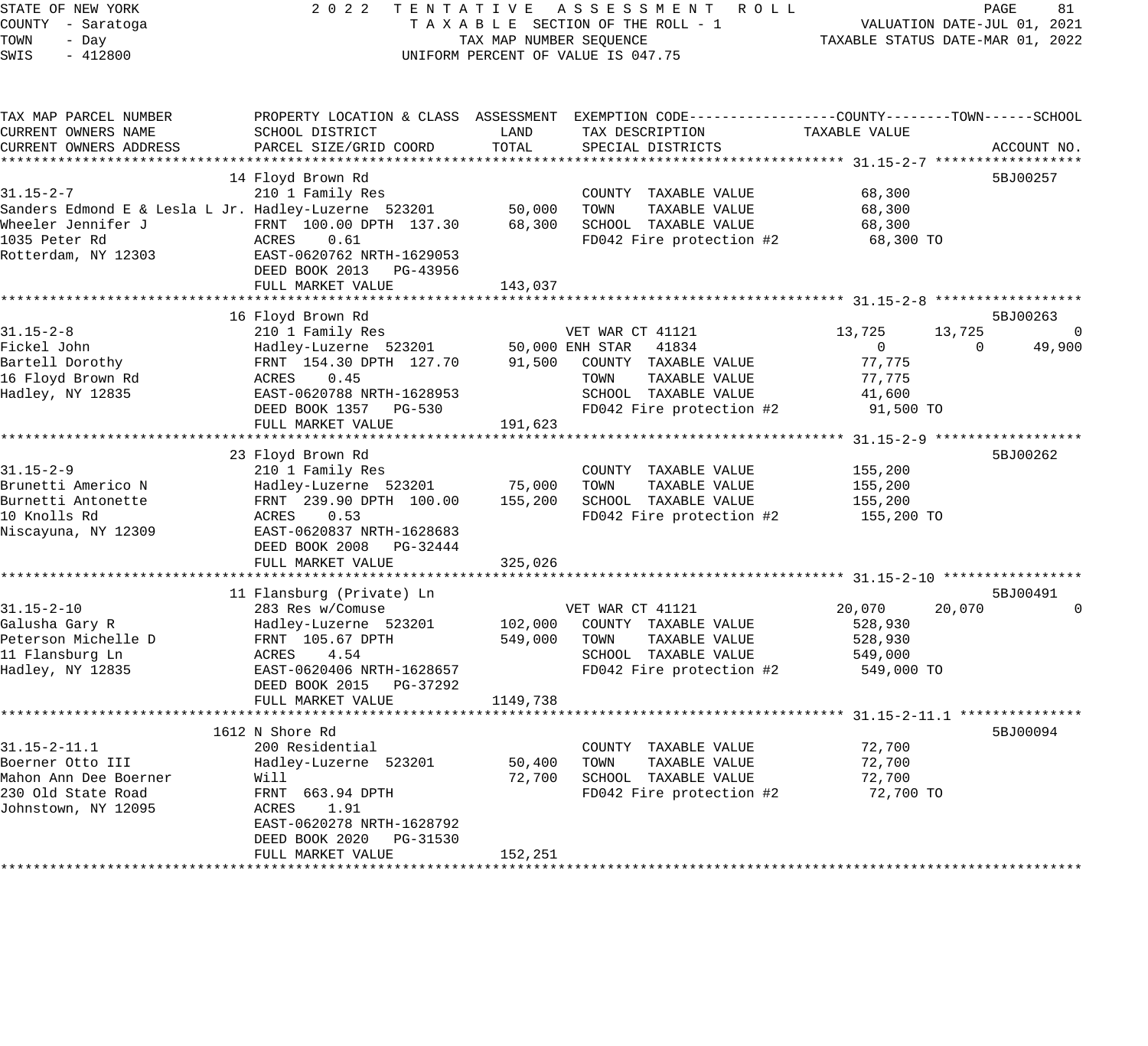STATE OF NEW YORK 2 0 2 2 T E N T A T I V E A S S E S S M E N T R O L L
COUNTY - Saratoga T A X A B L E SECTION OF THE ROLL - 1 VALUATION DATE-JUL 01, 2021
TOWN - Day TAX MAP NUMBER SEQUENCE TAXABLE STATUS DATE-MAR 01, 2022
SWIS - 412800 UNIFORM PERCENT OF VALUE IS 047.75

| TAX MAP PARCEL NUMBER / CURRENT OWNERS NAME / CURRENT OWNERS ADDRESS | PROPERTY LOCATION & CLASS / SCHOOL DISTRICT / PARCEL SIZE/GRID COORD | ASSESSMENT LAND | ASSESSMENT TOTAL | EXEMPTION CODE / TAX DESCRIPTION / SPECIAL DISTRICTS | COUNTY TAXABLE VALUE | TOWN | SCHOOL | ACCOUNT NO. |
|---|---|---|---|---|---|---|---|---|
| **31.15-2-7** | 14 Floyd Brown Rd | | | | | | | 5BJ00257 |
| 31.15-2-7 | 210 1 Family Res | | | COUNTY TAXABLE VALUE | 68,300 | | | |
| Sanders Edmond E & Lesla L Jr. | Hadley-Luzerne 523201 | 50,000 | | TOWN TAXABLE VALUE | 68,300 | | | |
| Wheeler Jennifer J | FRNT 100.00 DPTH 137.30 | | 68,300 | SCHOOL TAXABLE VALUE | 68,300 | | | |
| 1035 Peter Rd | ACRES 0.61 | | | FD042 Fire protection #2 | 68,300 TO | | | |
| Rotterdam, NY 12303 | EAST-0620762 NRTH-1629053 | | | | | | | |
| | DEED BOOK 2013 PG-43956 | | | | | | | |
| | FULL MARKET VALUE | | 143,037 | | | | | |
| **31.15-2-8** | 16 Floyd Brown Rd | | | | | | | 5BJ00263 |
| 31.15-2-8 | 210 1 Family Res | | | VET WAR CT 41121 | 13,725 | 13,725 | 0 | |
| Fickel John | Hadley-Luzerne 523201 | 50,000 | | ENH STAR 41834 | 0 | 0 | 49,900 | |
| Bartell Dorothy | FRNT 154.30 DPTH 127.70 | | 91,500 | COUNTY TAXABLE VALUE | 77,775 | | | |
| 16 Floyd Brown Rd | ACRES 0.45 | | | TOWN TAXABLE VALUE | 77,775 | | | |
| Hadley, NY 12835 | EAST-0620788 NRTH-1628953 | | | SCHOOL TAXABLE VALUE | 41,600 | | | |
| | DEED BOOK 1357 PG-530 | | | FD042 Fire protection #2 | 91,500 TO | | | |
| | FULL MARKET VALUE | | 191,623 | | | | | |
| **31.15-2-9** | 23 Floyd Brown Rd | | | | | | | 5BJ00262 |
| 31.15-2-9 | 210 1 Family Res | | | COUNTY TAXABLE VALUE | 155,200 | | | |
| Brunetti Americo N | Hadley-Luzerne 523201 | 75,000 | | TOWN TAXABLE VALUE | 155,200 | | | |
| Burnetti Antonette | FRNT 239.90 DPTH 100.00 | | 155,200 | SCHOOL TAXABLE VALUE | 155,200 | | | |
| 10 Knolls Rd | ACRES 0.53 | | | FD042 Fire protection #2 | 155,200 TO | | | |
| Niscayuna, NY 12309 | EAST-0620837 NRTH-1628683 | | | | | | | |
| | DEED BOOK 2008 PG-32444 | | | | | | | |
| | FULL MARKET VALUE | | 325,026 | | | | | |
| **31.15-2-10** | 11 Flansburg (Private) Ln | | | | | | | 5BJ00491 |
| 31.15-2-10 | 283 Res w/Comuse | | | VET WAR CT 41121 | 20,070 | 20,070 | 0 | |
| Galusha Gary R | Hadley-Luzerne 523201 | 102,000 | | COUNTY TAXABLE VALUE | 528,930 | | | |
| Peterson Michelle D | FRNT 105.67 DPTH | | 549,000 | TOWN TAXABLE VALUE | 528,930 | | | |
| 11 Flansburg Ln | ACRES 4.54 | | | SCHOOL TAXABLE VALUE | 549,000 | | | |
| Hadley, NY 12835 | EAST-0620406 NRTH-1628657 | | | FD042 Fire protection #2 | 549,000 TO | | | |
| | DEED BOOK 2015 PG-37292 | | | | | | | |
| | FULL MARKET VALUE | | 1149,738 | | | | | |
| **31.15-2-11.1** | 1612 N Shore Rd | | | | | | | 5BJ00094 |
| 31.15-2-11.1 | 200 Residential | | | COUNTY TAXABLE VALUE | 72,700 | | | |
| Boerner Otto III | Hadley-Luzerne 523201 | 50,400 | | TOWN TAXABLE VALUE | 72,700 | | | |
| Mahon Ann Dee Boerner | Will | | 72,700 | SCHOOL TAXABLE VALUE | 72,700 | | | |
| 230 Old State Road | FRNT 663.94 DPTH | | | FD042 Fire protection #2 | 72,700 TO | | | |
| Johnstown, NY 12095 | ACRES 1.91 | | | | | | | |
| | EAST-0620278 NRTH-1628792 | | | | | | | |
| | DEED BOOK 2020 PG-31530 | | | | | | | |
| | FULL MARKET VALUE | | 152,251 | | | | | |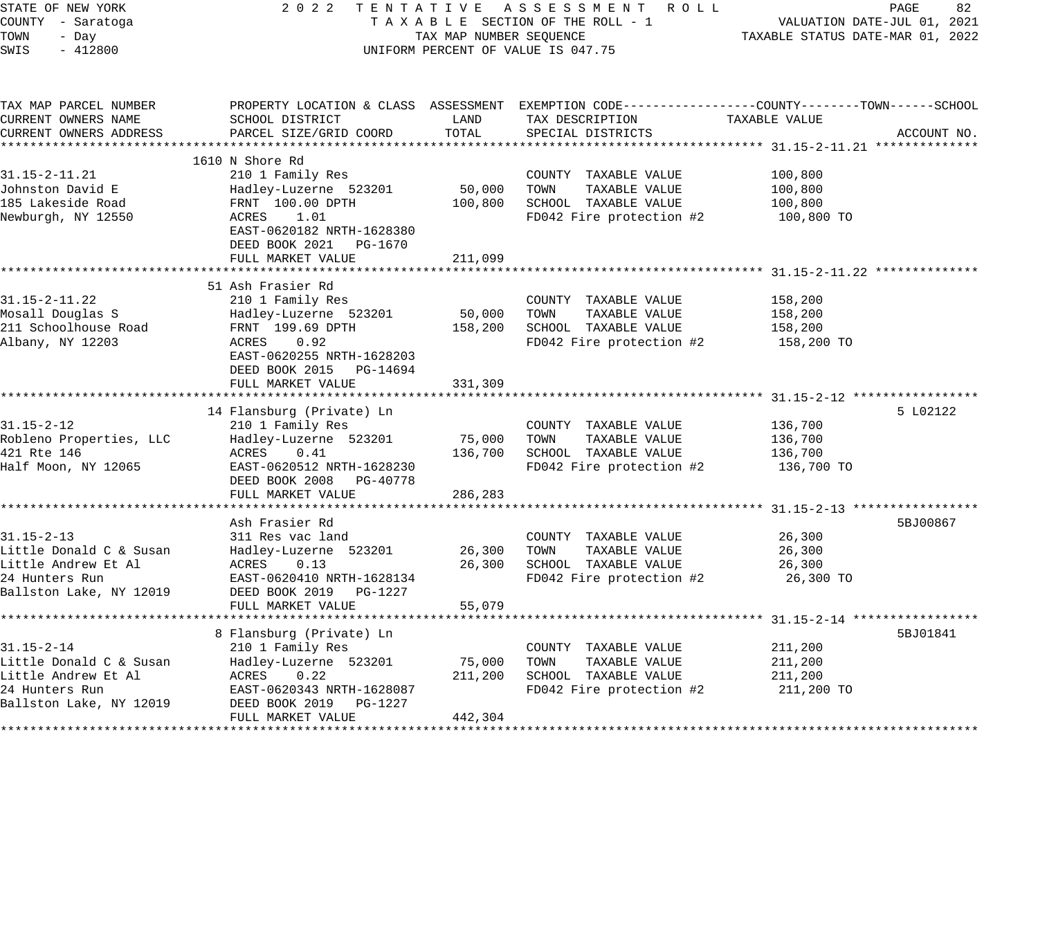STATE OF NEW YORK
COUNTY - Saratoga
TOWN - Day
SWIS - 412800

2022 TENTATIVE ASSESSMENT ROLL
TAXABLE SECTION OF THE ROLL - 1
TAX MAP NUMBER SEQUENCE
UNIFORM PERCENT OF VALUE IS 047.75

VALUATION DATE-JUL 01, 2021
TAXABLE STATUS DATE-MAR 01, 2022

| TAX MAP PARCEL NUMBER / CURRENT OWNERS NAME / CURRENT OWNERS ADDRESS | PROPERTY LOCATION & CLASS / SCHOOL DISTRICT / PARCEL SIZE/GRID COORD | ASSESSMENT LAND | ASSESSMENT TOTAL | EXEMPTION CODE / TAX DESCRIPTION / SPECIAL DISTRICTS | TAXABLE VALUE (COUNTY--TOWN--SCHOOL) | ACCOUNT NO. |
|---|---|---|---|---|---|---|
| | 1610 N Shore Rd | | | | | |
| 31.15-2-11.21 | 210 1 Family Res | | | COUNTY TAXABLE VALUE | 100,800 | |
| Johnston David E | Hadley-Luzerne 523201 | 50,000 | | TOWN TAXABLE VALUE | 100,800 | |
| 185 Lakeside Road | FRNT 100.00 DPTH | | 100,800 | SCHOOL TAXABLE VALUE | 100,800 | |
| Newburgh, NY 12550 | ACRES 1.01 | | | FD042 Fire protection #2 | 100,800 TO | |
| | EAST-0620182 NRTH-1628380 | | | | | |
| | DEED BOOK 2021 PG-1670 | | | | | |
| | FULL MARKET VALUE | | 211,099 | | | |
| | 51 Ash Frasier Rd | | | | | |
| 31.15-2-11.22 | 210 1 Family Res | | | COUNTY TAXABLE VALUE | 158,200 | |
| Mosall Douglas S | Hadley-Luzerne 523201 | 50,000 | | TOWN TAXABLE VALUE | 158,200 | |
| 211 Schoolhouse Road | FRNT 199.69 DPTH | | 158,200 | SCHOOL TAXABLE VALUE | 158,200 | |
| Albany, NY 12203 | ACRES 0.92 | | | FD042 Fire protection #2 | 158,200 TO | |
| | EAST-0620255 NRTH-1628203 | | | | | |
| | DEED BOOK 2015 PG-14694 | | | | | |
| | FULL MARKET VALUE | | 331,309 | | | |
| | 14 Flansburg (Private) Ln | | | | | 5 L02122 |
| 31.15-2-12 | 210 1 Family Res | | | COUNTY TAXABLE VALUE | 136,700 | |
| Robleno Properties, LLC | Hadley-Luzerne 523201 | 75,000 | | TOWN TAXABLE VALUE | 136,700 | |
| 421 Rte 146 | ACRES 0.41 | | 136,700 | SCHOOL TAXABLE VALUE | 136,700 | |
| Half Moon, NY 12065 | EAST-0620512 NRTH-1628230 | | | FD042 Fire protection #2 | 136,700 TO | |
| | DEED BOOK 2008 PG-40778 | | | | | |
| | FULL MARKET VALUE | | 286,283 | | | |
| | Ash Frasier Rd | | | | | 5BJ00867 |
| 31.15-2-13 | 311 Res vac land | | | COUNTY TAXABLE VALUE | 26,300 | |
| Little Donald C & Susan | Hadley-Luzerne 523201 | 26,300 | | TOWN TAXABLE VALUE | 26,300 | |
| Little Andrew Et Al | ACRES 0.13 | | 26,300 | SCHOOL TAXABLE VALUE | 26,300 | |
| 24 Hunters Run | EAST-0620410 NRTH-1628134 | | | FD042 Fire protection #2 | 26,300 TO | |
| Ballston Lake, NY 12019 | DEED BOOK 2019 PG-1227 | | | | | |
| | FULL MARKET VALUE | | 55,079 | | | |
| | 8 Flansburg (Private) Ln | | | | | 5BJ01841 |
| 31.15-2-14 | 210 1 Family Res | | | COUNTY TAXABLE VALUE | 211,200 | |
| Little Donald C & Susan | Hadley-Luzerne 523201 | 75,000 | | TOWN TAXABLE VALUE | 211,200 | |
| Little Andrew Et Al | ACRES 0.22 | | 211,200 | SCHOOL TAXABLE VALUE | 211,200 | |
| 24 Hunters Run | EAST-0620343 NRTH-1628087 | | | FD042 Fire protection #2 | 211,200 TO | |
| Ballston Lake, NY 12019 | DEED BOOK 2019 PG-1227 | | | | | |
| | FULL MARKET VALUE | | 442,304 | | | |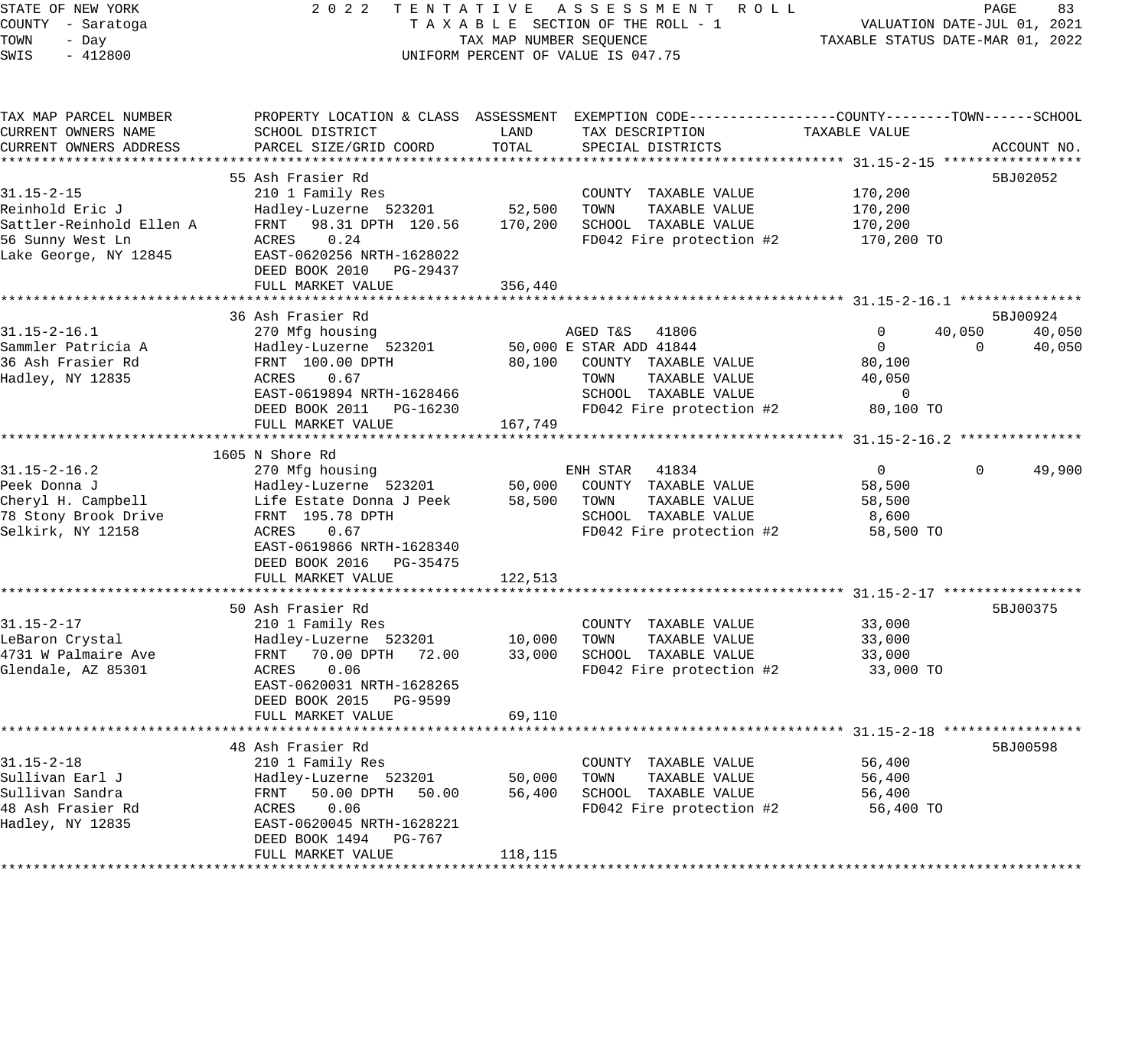STATE OF NEW YORK — 2022 TENTATIVE ASSESSMENT ROLL
COUNTY - Saratoga — TAXABLE SECTION OF THE ROLL - 1 — VALUATION DATE-JUL 01, 2021
TOWN - Day — TAX MAP NUMBER SEQUENCE — TAXABLE STATUS DATE-MAR 01, 2022
SWIS - 412800 — UNIFORM PERCENT OF VALUE IS 047.75

| TAX MAP PARCEL NUMBER / CURRENT OWNERS NAME / CURRENT OWNERS ADDRESS | PROPERTY LOCATION & CLASS / SCHOOL DISTRICT / PARCEL SIZE/GRID COORD | ASSESSMENT LAND | TOTAL | EXEMPTION CODE / TAX DESCRIPTION / SPECIAL DISTRICTS | COUNTY | TOWN | SCHOOL | ACCOUNT NO. |
|---|---|---|---|---|---|---|---|---|
| **31.15-2-15** | 55 Ash Frasier Rd | | | | | | | 5BJ02052 |
| 31.15-2-15 | 210 1 Family Res | | | COUNTY TAXABLE VALUE | 170,200 | | | |
| Reinhold Eric J | Hadley-Luzerne 523201 | 52,500 | | TOWN TAXABLE VALUE | | 170,200 | | |
| Sattler-Reinhold Ellen A | FRNT 98.31 DPTH 120.56 | | 170,200 | SCHOOL TAXABLE VALUE | | | 170,200 | |
| 56 Sunny West Ln | ACRES 0.24 | | | FD042 Fire protection #2 | 170,200 TO | | | |
| Lake George, NY 12845 | EAST-0620256 NRTH-1628022 | | | | | | | |
| | DEED BOOK 2010 PG-29437 | | | | | | | |
| | FULL MARKET VALUE | | 356,440 | | | | | |
| **31.15-2-16.1** | 36 Ash Frasier Rd | | | | | | | 5BJ00924 |
| 31.15-2-16.1 | 270 Mfg housing | | | AGED T&S 41806 | 0 | 40,050 | 40,050 | |
| Sammler Patricia A | Hadley-Luzerne 523201 | 50,000 | | E STAR ADD 41844 | 0 | 0 | 40,050 | |
| 36 Ash Frasier Rd | FRNT 100.00 DPTH | | 80,100 | COUNTY TAXABLE VALUE | 80,100 | | | |
| Hadley, NY 12835 | ACRES 0.67 | | | TOWN TAXABLE VALUE | | 40,050 | | |
| | EAST-0619894 NRTH-1628466 | | | SCHOOL TAXABLE VALUE | | | 0 | |
| | DEED BOOK 2011 PG-16230 | | | FD042 Fire protection #2 | 80,100 TO | | | |
| | FULL MARKET VALUE | | 167,749 | | | | | |
| **31.15-2-16.2** | 1605 N Shore Rd | | | | | | | |
| 31.15-2-16.2 | 270 Mfg housing | | | ENH STAR 41834 | 0 | 0 | 49,900 | |
| Peek Donna J | Hadley-Luzerne 523201 | 50,000 | | COUNTY TAXABLE VALUE | 58,500 | | | |
| Cheryl H. Campbell | Life Estate Donna J Peek | | 58,500 | TOWN TAXABLE VALUE | | 58,500 | | |
| 78 Stony Brook Drive | FRNT 195.78 DPTH | | | SCHOOL TAXABLE VALUE | | | 8,600 | |
| Selkirk, NY 12158 | ACRES 0.67 | | | FD042 Fire protection #2 | 58,500 TO | | | |
| | EAST-0619866 NRTH-1628340 | | | | | | | |
| | DEED BOOK 2016 PG-35475 | | | | | | | |
| | FULL MARKET VALUE | | 122,513 | | | | | |
| **31.15-2-17** | 50 Ash Frasier Rd | | | | | | | 5BJ00375 |
| 31.15-2-17 | 210 1 Family Res | | | COUNTY TAXABLE VALUE | 33,000 | | | |
| LeBaron Crystal | Hadley-Luzerne 523201 | 10,000 | | TOWN TAXABLE VALUE | | 33,000 | | |
| 4731 W Palmaire Ave | FRNT 70.00 DPTH 72.00 | | 33,000 | SCHOOL TAXABLE VALUE | | | 33,000 | |
| Glendale, AZ 85301 | ACRES 0.06 | | | FD042 Fire protection #2 | 33,000 TO | | | |
| | EAST-0620031 NRTH-1628265 | | | | | | | |
| | DEED BOOK 2015 PG-9599 | | | | | | | |
| | FULL MARKET VALUE | | 69,110 | | | | | |
| **31.15-2-18** | 48 Ash Frasier Rd | | | | | | | 5BJ00598 |
| 31.15-2-18 | 210 1 Family Res | | | COUNTY TAXABLE VALUE | 56,400 | | | |
| Sullivan Earl J | Hadley-Luzerne 523201 | 50,000 | | TOWN TAXABLE VALUE | | 56,400 | | |
| Sullivan Sandra | FRNT 50.00 DPTH 50.00 | | 56,400 | SCHOOL TAXABLE VALUE | | | 56,400 | |
| 48 Ash Frasier Rd | ACRES 0.06 | | | FD042 Fire protection #2 | 56,400 TO | | | |
| Hadley, NY 12835 | EAST-0620045 NRTH-1628221 | | | | | | | |
| | DEED BOOK 1494 PG-767 | | | | | | | |
| | FULL MARKET VALUE | | 118,115 | | | | | |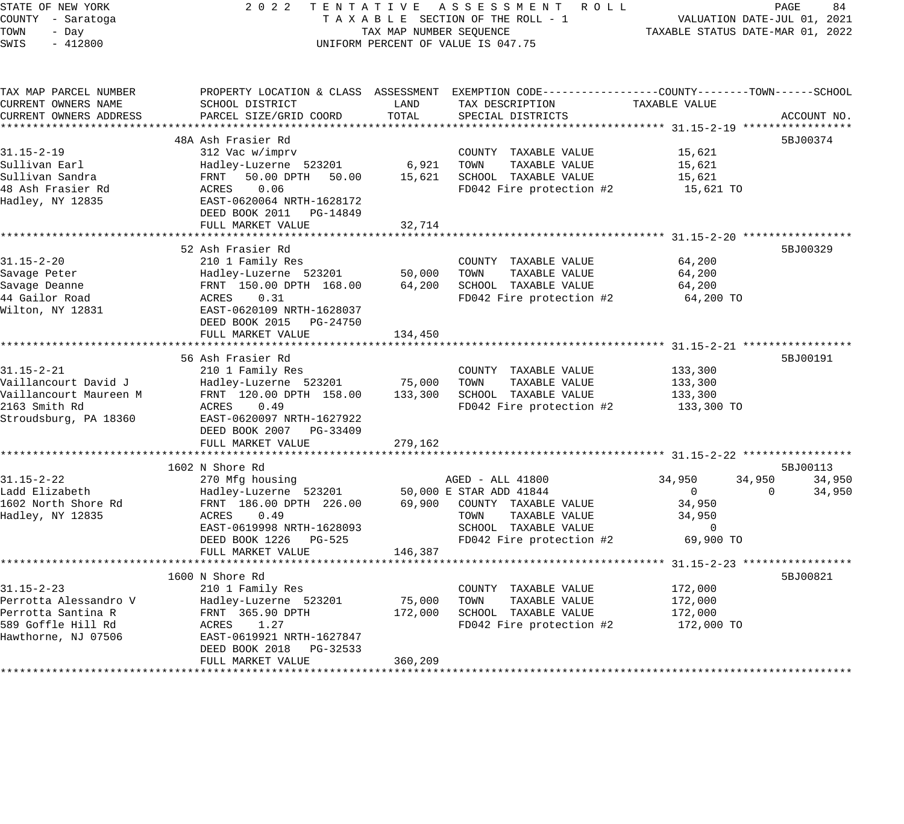STATE OF NEW YORK — 2022 TENTATIVE ASSESSMENT ROLL
COUNTY - Saratoga — TAXABLE SECTION OF THE ROLL - 1 — VALUATION DATE-JUL 01, 2021
TOWN - Day — TAX MAP NUMBER SEQUENCE — TAXABLE STATUS DATE-MAR 01, 2022
SWIS - 412800 — UNIFORM PERCENT OF VALUE IS 047.75

| TAX MAP PARCEL NUMBER / CURRENT OWNERS NAME / CURRENT OWNERS ADDRESS | PROPERTY LOCATION & CLASS / SCHOOL DISTRICT / PARCEL SIZE/GRID COORD | ASSESSMENT LAND | TOTAL | EXEMPTION CODE / TAX DESCRIPTION / SPECIAL DISTRICTS | COUNTY TAXABLE VALUE | TOWN | SCHOOL | ACCOUNT NO. |
|---|---|---|---|---|---|---|---|---|
| **31.15-2-19** | 48A Ash Frasier Rd | | | | | | | 5BJ00374 |
| 31.15-2-19 | 312 Vac w/imprv | | | COUNTY TAXABLE VALUE | 15,621 | | | |
| Sullivan Earl | Hadley-Luzerne 523201 | 6,921 | | TOWN TAXABLE VALUE | 15,621 | | | |
| Sullivan Sandra | FRNT 50.00 DPTH 50.00 | | 15,621 | SCHOOL TAXABLE VALUE | 15,621 | | | |
| 48 Ash Frasier Rd | ACRES 0.06 | | | FD042 Fire protection #2 | 15,621 TO | | | |
| Hadley, NY 12835 | EAST-0620064 NRTH-1628172 | | | | | | | |
| | DEED BOOK 2011 PG-14849 | | | | | | | |
| | FULL MARKET VALUE | | 32,714 | | | | | |
| **31.15-2-20** | 52 Ash Frasier Rd | | | | | | | 5BJ00329 |
| 31.15-2-20 | 210 1 Family Res | | | COUNTY TAXABLE VALUE | 64,200 | | | |
| Savage Peter | Hadley-Luzerne 523201 | 50,000 | | TOWN TAXABLE VALUE | 64,200 | | | |
| Savage Deanne | FRNT 150.00 DPTH 168.00 | | 64,200 | SCHOOL TAXABLE VALUE | 64,200 | | | |
| 44 Gailor Road | ACRES 0.31 | | | FD042 Fire protection #2 | 64,200 TO | | | |
| Wilton, NY 12831 | EAST-0620109 NRTH-1628037 | | | | | | | |
| | DEED BOOK 2015 PG-24750 | | | | | | | |
| | FULL MARKET VALUE | | 134,450 | | | | | |
| **31.15-2-21** | 56 Ash Frasier Rd | | | | | | | 5BJ00191 |
| 31.15-2-21 | 210 1 Family Res | | | COUNTY TAXABLE VALUE | 133,300 | | | |
| Vaillancourt David J | Hadley-Luzerne 523201 | 75,000 | | TOWN TAXABLE VALUE | 133,300 | | | |
| Vaillancourt Maureen M | FRNT 120.00 DPTH 158.00 | | 133,300 | SCHOOL TAXABLE VALUE | 133,300 | | | |
| 2163 Smith Rd | ACRES 0.49 | | | FD042 Fire protection #2 | 133,300 TO | | | |
| Stroudsburg, PA 18360 | EAST-0620097 NRTH-1627922 | | | | | | | |
| | DEED BOOK 2007 PG-33409 | | | | | | | |
| | FULL MARKET VALUE | | 279,162 | | | | | |
| **31.15-2-22** | 1602 N Shore Rd | | | | | | | 5BJ00113 |
| 31.15-2-22 | 270 Mfg housing | | | AGED - ALL 41800 | 34,950 | 34,950 | 34,950 | |
| Ladd Elizabeth | Hadley-Luzerne 523201 | 50,000 | | E STAR ADD 41844 | 0 | 0 | 34,950 | |
| 1602 North Shore Rd | FRNT 186.00 DPTH 226.00 | | 69,900 | COUNTY TAXABLE VALUE | 34,950 | | | |
| Hadley, NY 12835 | ACRES 0.49 | | | TOWN TAXABLE VALUE | 34,950 | | | |
| | EAST-0619998 NRTH-1628093 | | | SCHOOL TAXABLE VALUE | 0 | | | |
| | DEED BOOK 1226 PG-525 | | | FD042 Fire protection #2 | 69,900 TO | | | |
| | FULL MARKET VALUE | | 146,387 | | | | | |
| **31.15-2-23** | 1600 N Shore Rd | | | | | | | 5BJ00821 |
| 31.15-2-23 | 210 1 Family Res | | | COUNTY TAXABLE VALUE | 172,000 | | | |
| Perrotta Alessandro V | Hadley-Luzerne 523201 | 75,000 | | TOWN TAXABLE VALUE | 172,000 | | | |
| Perrotta Santina R | FRNT 365.90 DPTH | | 172,000 | SCHOOL TAXABLE VALUE | 172,000 | | | |
| 589 Goffle Hill Rd | ACRES 1.27 | | | FD042 Fire protection #2 | 172,000 TO | | | |
| Hawthorne, NJ 07506 | EAST-0619921 NRTH-1627847 | | | | | | | |
| | DEED BOOK 2018 PG-32533 | | | | | | | |
| | FULL MARKET VALUE | | 360,209 | | | | | |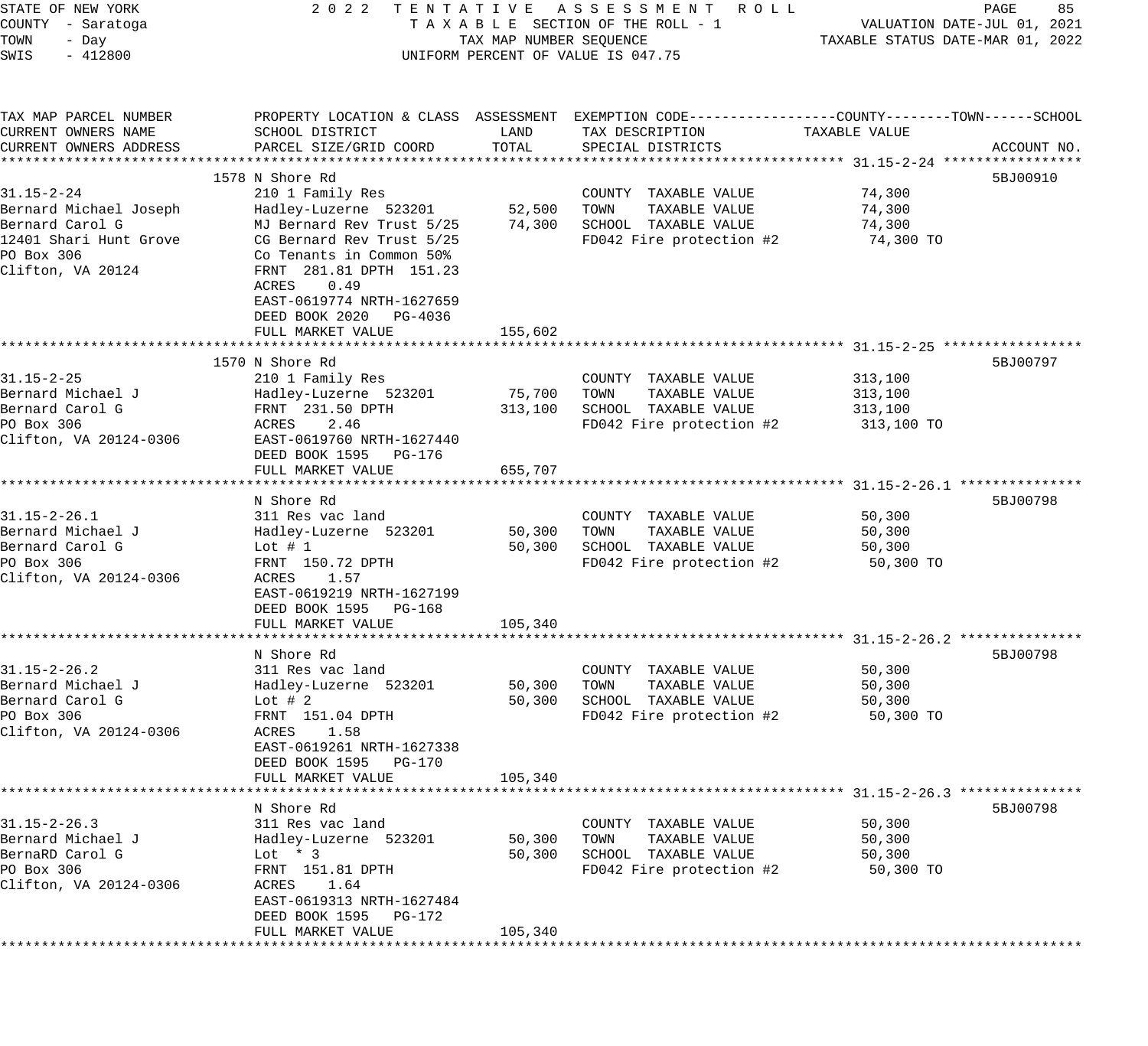STATE OF NEW YORK — 2022 TENTATIVE ASSESSMENT ROLL
COUNTY - Saratoga — TAXABLE SECTION OF THE ROLL - 1 — VALUATION DATE-JUL 01, 2021
TOWN - Day — TAX MAP NUMBER SEQUENCE — TAXABLE STATUS DATE-MAR 01, 2022
SWIS - 412800 — UNIFORM PERCENT OF VALUE IS 047.75

| TAX MAP PARCEL NUMBER / CURRENT OWNERS NAME / CURRENT OWNERS ADDRESS | PROPERTY LOCATION & CLASS / SCHOOL DISTRICT / PARCEL SIZE/GRID COORD | ASSESSMENT LAND | TOTAL | EXEMPTION CODE / TAX DESCRIPTION / SPECIAL DISTRICTS | TAXABLE VALUE (COUNTY--TOWN--SCHOOL) | ACCOUNT NO. |
|---|---|---|---|---|---|---|
| **31.15-2-24** | 1578 N Shore Rd | | | | | 5BJ00910 |
| 31.15-2-24 | 210 1 Family Res | | | COUNTY TAXABLE VALUE | 74,300 | |
| Bernard Michael Joseph | Hadley-Luzerne 523201 | 52,500 | | TOWN TAXABLE VALUE | 74,300 | |
| Bernard Carol G | MJ Bernard Rev Trust 5/25 | | 74,300 | SCHOOL TAXABLE VALUE | 74,300 | |
| 12401 Shari Hunt Grove | CG Bernard Rev Trust 5/25 | | | FD042 Fire protection #2 | 74,300 TO | |
| PO Box 306 | Co Tenants in Common 50% | | | | | |
| Clifton, VA 20124 | FRNT 281.81 DPTH 151.23 | | | | | |
| | ACRES 0.49 | | | | | |
| | EAST-0619774 NRTH-1627659 | | | | | |
| | DEED BOOK 2020 PG-4036 | | | | | |
| | FULL MARKET VALUE | | 155,602 | | | |
| **31.15-2-25** | 1570 N Shore Rd | | | | | 5BJ00797 |
| 31.15-2-25 | 210 1 Family Res | | | COUNTY TAXABLE VALUE | 313,100 | |
| Bernard Michael J | Hadley-Luzerne 523201 | 75,700 | | TOWN TAXABLE VALUE | 313,100 | |
| Bernard Carol G | FRNT 231.50 DPTH | | 313,100 | SCHOOL TAXABLE VALUE | 313,100 | |
| PO Box 306 | ACRES 2.46 | | | FD042 Fire protection #2 | 313,100 TO | |
| Clifton, VA 20124-0306 | EAST-0619760 NRTH-1627440 | | | | | |
| | DEED BOOK 1595 PG-176 | | | | | |
| | FULL MARKET VALUE | | 655,707 | | | |
| **31.15-2-26.1** | N Shore Rd | | | | | 5BJ00798 |
| 31.15-2-26.1 | 311 Res vac land | | | COUNTY TAXABLE VALUE | 50,300 | |
| Bernard Michael J | Hadley-Luzerne 523201 | 50,300 | | TOWN TAXABLE VALUE | 50,300 | |
| Bernard Carol G | Lot # 1 | | 50,300 | SCHOOL TAXABLE VALUE | 50,300 | |
| PO Box 306 | FRNT 150.72 DPTH | | | FD042 Fire protection #2 | 50,300 TO | |
| Clifton, VA 20124-0306 | ACRES 1.57 | | | | | |
| | EAST-0619219 NRTH-1627199 | | | | | |
| | DEED BOOK 1595 PG-168 | | | | | |
| | FULL MARKET VALUE | | 105,340 | | | |
| **31.15-2-26.2** | N Shore Rd | | | | | 5BJ00798 |
| 31.15-2-26.2 | 311 Res vac land | | | COUNTY TAXABLE VALUE | 50,300 | |
| Bernard Michael J | Hadley-Luzerne 523201 | 50,300 | | TOWN TAXABLE VALUE | 50,300 | |
| Bernard Carol G | Lot # 2 | | 50,300 | SCHOOL TAXABLE VALUE | 50,300 | |
| PO Box 306 | FRNT 151.04 DPTH | | | FD042 Fire protection #2 | 50,300 TO | |
| Clifton, VA 20124-0306 | ACRES 1.58 | | | | | |
| | EAST-0619261 NRTH-1627338 | | | | | |
| | DEED BOOK 1595 PG-170 | | | | | |
| | FULL MARKET VALUE | | 105,340 | | | |
| **31.15-2-26.3** | N Shore Rd | | | | | 5BJ00798 |
| 31.15-2-26.3 | 311 Res vac land | | | COUNTY TAXABLE VALUE | 50,300 | |
| Bernard Michael J | Hadley-Luzerne 523201 | 50,300 | | TOWN TAXABLE VALUE | 50,300 | |
| BernaRD Carol G | Lot * 3 | | 50,300 | SCHOOL TAXABLE VALUE | 50,300 | |
| PO Box 306 | FRNT 151.81 DPTH | | | FD042 Fire protection #2 | 50,300 TO | |
| Clifton, VA 20124-0306 | ACRES 1.64 | | | | | |
| | EAST-0619313 NRTH-1627484 | | | | | |
| | DEED BOOK 1595 PG-172 | | | | | |
| | FULL MARKET VALUE | | 105,340 | | | |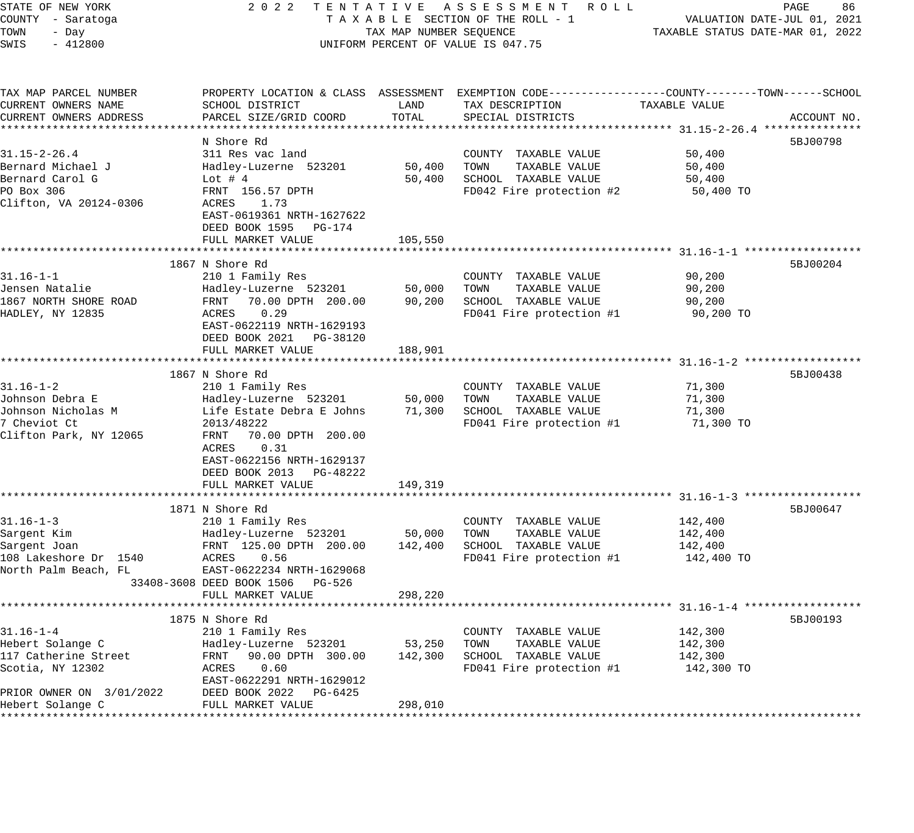STATE OF NEW YORK
COUNTY - Saratoga
TOWN - Day
SWIS - 412800

2022 TENTATIVE ASSESSMENT ROLL
TAXABLE SECTION OF THE ROLL - 1
TAX MAP NUMBER SEQUENCE
UNIFORM PERCENT OF VALUE IS 047.75

VALUATION DATE-JUL 01, 2021
TAXABLE STATUS DATE-MAR 01, 2022

| TAX MAP PARCEL NUMBER / CURRENT OWNERS NAME / CURRENT OWNERS ADDRESS | PROPERTY LOCATION & CLASS / SCHOOL DISTRICT / PARCEL SIZE/GRID COORD | ASSESSMENT LAND | TOTAL | EXEMPTION CODE / TAX DESCRIPTION / SPECIAL DISTRICTS | TAXABLE VALUE (COUNTY / TOWN / SCHOOL) | ACCOUNT NO. |
|---|---|---|---|---|---|---|
| **31.15-2-26.4** | N Shore Rd | | | | | 5BJ00798 |
| 31.15-2-26.4 | 311 Res vac land | | | COUNTY TAXABLE VALUE | 50,400 | |
| Bernard Michael J | Hadley-Luzerne 523201 | 50,400 | | TOWN TAXABLE VALUE | 50,400 | |
| Bernard Carol G | Lot # 4 | | 50,400 | SCHOOL TAXABLE VALUE | 50,400 | |
| PO Box 306 | FRNT 156.57 DPTH | | | FD042 Fire protection #2 | 50,400 TO | |
| Clifton, VA 20124-0306 | ACRES 1.73 | | | | | |
| | EAST-0619361 NRTH-1627622 | | | | | |
| | DEED BOOK 1595 PG-174 | | | | | |
| | FULL MARKET VALUE | | 105,550 | | | |
| **31.16-1-1** | 1867 N Shore Rd | | | | | 5BJ00204 |
| 31.16-1-1 | 210 1 Family Res | | | COUNTY TAXABLE VALUE | 90,200 | |
| Jensen Natalie | Hadley-Luzerne 523201 | 50,000 | | TOWN TAXABLE VALUE | 90,200 | |
| 1867 NORTH SHORE ROAD | FRNT 70.00 DPTH 200.00 | | 90,200 | SCHOOL TAXABLE VALUE | 90,200 | |
| HADLEY, NY 12835 | ACRES 0.29 | | | FD041 Fire protection #1 | 90,200 TO | |
| | EAST-0622119 NRTH-1629193 | | | | | |
| | DEED BOOK 2021 PG-38120 | | | | | |
| | FULL MARKET VALUE | | 188,901 | | | |
| **31.16-1-2** | 1867 N Shore Rd | | | | | 5BJ00438 |
| 31.16-1-2 | 210 1 Family Res | | | COUNTY TAXABLE VALUE | 71,300 | |
| Johnson Debra E | Hadley-Luzerne 523201 | 50,000 | | TOWN TAXABLE VALUE | 71,300 | |
| Johnson Nicholas M | Life Estate Debra E Johns | | 71,300 | SCHOOL TAXABLE VALUE | 71,300 | |
| 7 Cheviot Ct | 2013/48222 | | | FD041 Fire protection #1 | 71,300 TO | |
| Clifton Park, NY 12065 | FRNT 70.00 DPTH 200.00 | | | | | |
| | ACRES 0.31 | | | | | |
| | EAST-0622156 NRTH-1629137 | | | | | |
| | DEED BOOK 2013 PG-48222 | | | | | |
| | FULL MARKET VALUE | | 149,319 | | | |
| **31.16-1-3** | 1871 N Shore Rd | | | | | 5BJ00647 |
| 31.16-1-3 | 210 1 Family Res | | | COUNTY TAXABLE VALUE | 142,400 | |
| Sargent Kim | Hadley-Luzerne 523201 | 50,000 | | TOWN TAXABLE VALUE | 142,400 | |
| Sargent Joan | FRNT 125.00 DPTH 200.00 | | 142,400 | SCHOOL TAXABLE VALUE | 142,400 | |
| 108 Lakeshore Dr 1540 | ACRES 0.56 | | | FD041 Fire protection #1 | 142,400 TO | |
| North Palm Beach, FL 33408-3608 | EAST-0622234 NRTH-1629068 | | | | | |
| | DEED BOOK 1506 PG-526 | | | | | |
| | FULL MARKET VALUE | | 298,220 | | | |
| **31.16-1-4** | 1875 N Shore Rd | | | | | 5BJ00193 |
| 31.16-1-4 | 210 1 Family Res | | | COUNTY TAXABLE VALUE | 142,300 | |
| Hebert Solange C | Hadley-Luzerne 523201 | 53,250 | | TOWN TAXABLE VALUE | 142,300 | |
| 117 Catherine Street | FRNT 90.00 DPTH 300.00 | | 142,300 | SCHOOL TAXABLE VALUE | 142,300 | |
| Scotia, NY 12302 | ACRES 0.60 | | | FD041 Fire protection #1 | 142,300 TO | |
| | EAST-0622291 NRTH-1629012 | | | | | |
| PRIOR OWNER ON 3/01/2022 | DEED BOOK 2022 PG-6425 | | | | | |
| Hebert Solange C | FULL MARKET VALUE | | 298,010 | | | |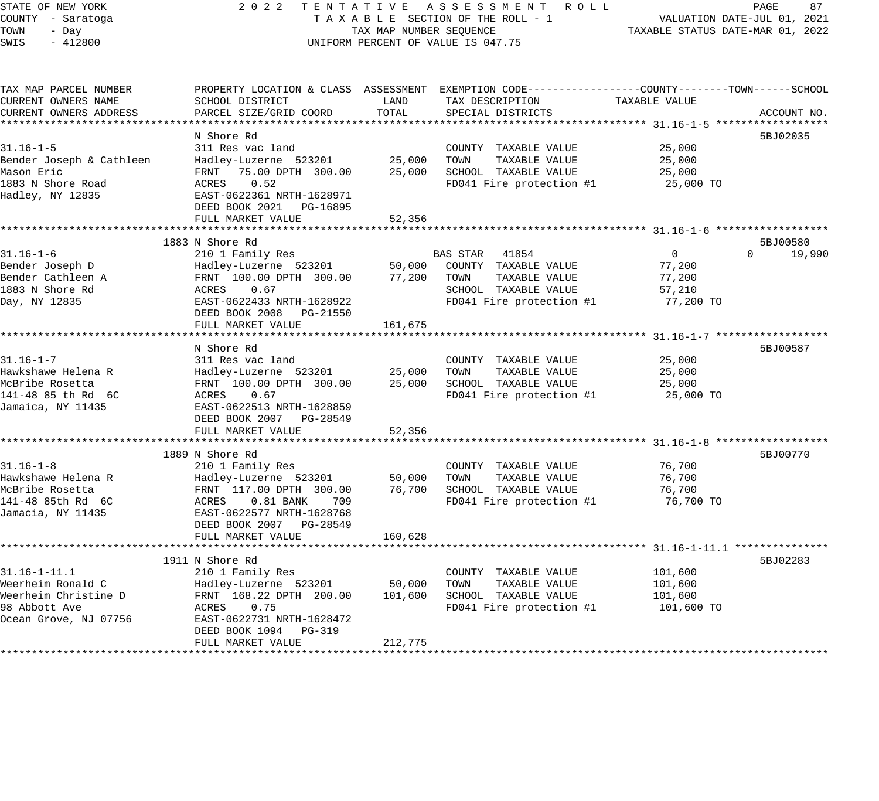STATE OF NEW YORK
COUNTY - Saratoga
TOWN - Day
SWIS - 412800

2022 TENTATIVE ASSESSMENT ROLL
TAXABLE SECTION OF THE ROLL - 1
TAX MAP NUMBER SEQUENCE
UNIFORM PERCENT OF VALUE IS 047.75

VALUATION DATE-JUL 01, 2021
TAXABLE STATUS DATE-MAR 01, 2022

| TAX MAP PARCEL NUMBER / CURRENT OWNERS NAME / CURRENT OWNERS ADDRESS | PROPERTY LOCATION & CLASS / SCHOOL DISTRICT / PARCEL SIZE/GRID COORD | ASSESSMENT LAND | ASSESSMENT TOTAL | EXEMPTION CODE / TAX DESCRIPTION / SPECIAL DISTRICTS | COUNTY TAXABLE VALUE | TOWN | SCHOOL | ACCOUNT NO. |
|---|---|---|---|---|---|---|---|---|
| **31.16-1-5** | N Shore Rd | | | | | | | 5BJ02035 |
| 31.16-1-5 | 311 Res vac land | | | COUNTY TAXABLE VALUE | 25,000 | | | |
| Bender Joseph & Cathleen | Hadley-Luzerne 523201 | 25,000 | | TOWN TAXABLE VALUE | 25,000 | | | |
| Mason Eric | FRNT 75.00 DPTH 300.00 | | 25,000 | SCHOOL TAXABLE VALUE | 25,000 | | | |
| 1883 N Shore Road | ACRES 0.52 | | | FD041 Fire protection #1 | 25,000 TO | | | |
| Hadley, NY 12835 | EAST-0622361 NRTH-1628971 | | | | | | | |
| | DEED BOOK 2021 PG-16895 | | | | | | | |
| | FULL MARKET VALUE | | 52,356 | | | | | |
| **31.16-1-6** | 1883 N Shore Rd | | | | | | | 5BJ00580 |
| 31.16-1-6 | 210 1 Family Res | | | BAS STAR 41854 | 0 | 0 | 19,990 | |
| Bender Joseph D | Hadley-Luzerne 523201 | 50,000 | | COUNTY TAXABLE VALUE | 77,200 | | | |
| Bender Cathleen A | FRNT 100.00 DPTH 300.00 | | 77,200 | TOWN TAXABLE VALUE | 77,200 | | | |
| 1883 N Shore Rd | ACRES 0.67 | | | SCHOOL TAXABLE VALUE | 57,210 | | | |
| Day, NY 12835 | EAST-0622433 NRTH-1628922 | | | FD041 Fire protection #1 | 77,200 TO | | | |
| | DEED BOOK 2008 PG-21550 | | | | | | | |
| | FULL MARKET VALUE | | 161,675 | | | | | |
| **31.16-1-7** | N Shore Rd | | | | | | | 5BJ00587 |
| 31.16-1-7 | 311 Res vac land | | | COUNTY TAXABLE VALUE | 25,000 | | | |
| Hawkshawe Helena R | Hadley-Luzerne 523201 | 25,000 | | TOWN TAXABLE VALUE | 25,000 | | | |
| McBribe Rosetta | FRNT 100.00 DPTH 300.00 | | 25,000 | SCHOOL TAXABLE VALUE | 25,000 | | | |
| 141-48 85 th Rd 6C | ACRES 0.67 | | | FD041 Fire protection #1 | 25,000 TO | | | |
| Jamaica, NY 11435 | EAST-0622513 NRTH-1628859 | | | | | | | |
| | DEED BOOK 2007 PG-28549 | | | | | | | |
| | FULL MARKET VALUE | | 52,356 | | | | | |
| **31.16-1-8** | 1889 N Shore Rd | | | | | | | 5BJ00770 |
| 31.16-1-8 | 210 1 Family Res | | | COUNTY TAXABLE VALUE | 76,700 | | | |
| Hawkshawe Helena R | Hadley-Luzerne 523201 | 50,000 | | TOWN TAXABLE VALUE | 76,700 | | | |
| McBribe Rosetta | FRNT 117.00 DPTH 300.00 | | 76,700 | SCHOOL TAXABLE VALUE | 76,700 | | | |
| 141-48 85th Rd 6C | ACRES 0.81 BANK 709 | | | FD041 Fire protection #1 | 76,700 TO | | | |
| Jamacia, NY 11435 | EAST-0622577 NRTH-1628768 | | | | | | | |
| | DEED BOOK 2007 PG-28549 | | | | | | | |
| | FULL MARKET VALUE | | 160,628 | | | | | |
| **31.16-1-11.1** | 1911 N Shore Rd | | | | | | | 5BJ02283 |
| 31.16-1-11.1 | 210 1 Family Res | | | COUNTY TAXABLE VALUE | 101,600 | | | |
| Weerheim Ronald C | Hadley-Luzerne 523201 | 50,000 | | TOWN TAXABLE VALUE | 101,600 | | | |
| Weerheim Christine D | FRNT 168.22 DPTH 200.00 | | 101,600 | SCHOOL TAXABLE VALUE | 101,600 | | | |
| 98 Abbott Ave | ACRES 0.75 | | | FD041 Fire protection #1 | 101,600 TO | | | |
| Ocean Grove, NJ 07756 | EAST-0622731 NRTH-1628472 | | | | | | | |
| | DEED BOOK 1094 PG-319 | | | | | | | |
| | FULL MARKET VALUE | | 212,775 | | | | | |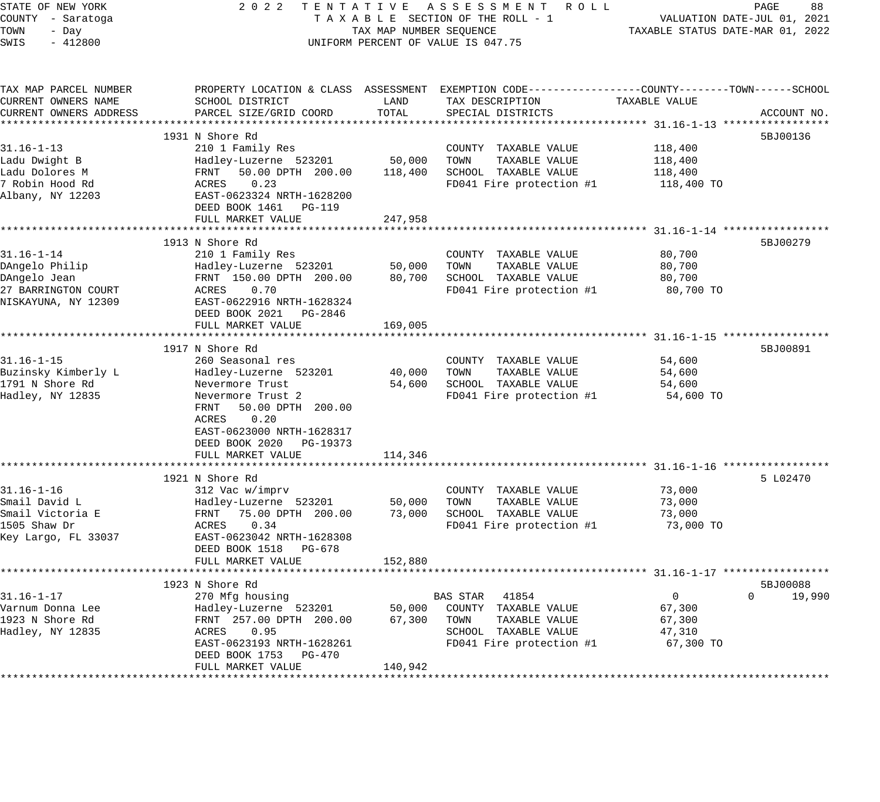STATE OF NEW YORK — 2022 TENTATIVE ASSESSMENT ROLL
COUNTY - Saratoga — TAXABLE SECTION OF THE ROLL - 1 — VALUATION DATE-JUL 01, 2021
TOWN - Day — TAX MAP NUMBER SEQUENCE — TAXABLE STATUS DATE-MAR 01, 2022
SWIS - 412800 — UNIFORM PERCENT OF VALUE IS 047.75

| TAX MAP PARCEL NUMBER / CURRENT OWNERS NAME / CURRENT OWNERS ADDRESS | PROPERTY LOCATION & CLASS / SCHOOL DISTRICT / PARCEL SIZE/GRID COORD | ASSESSMENT LAND | ASSESSMENT TOTAL | EXEMPTION CODE / TAX DESCRIPTION / SPECIAL DISTRICTS | COUNTY | TOWN | SCHOOL TAXABLE VALUE | ACCOUNT NO. |
|---|---|---|---|---|---|---|---|---|
| **31.16-1-13** | 1931 N Shore Rd | | | | | | | 5BJ00136 |
| 31.16-1-13 | 210 1 Family Res | | | COUNTY TAXABLE VALUE | 118,400 | | | |
| Ladu Dwight B | Hadley-Luzerne 523201 | 50,000 | | TOWN TAXABLE VALUE | | 118,400 | | |
| Ladu Dolores M | FRNT 50.00 DPTH 200.00 | | 118,400 | SCHOOL TAXABLE VALUE | | | 118,400 | |
| 7 Robin Hood Rd | ACRES 0.23 | | | FD041 Fire protection #1 | 118,400 TO | | | |
| Albany, NY 12203 | EAST-0623324 NRTH-1628200 | | | | | | | |
| | DEED BOOK 1461 PG-119 | | | | | | | |
| | FULL MARKET VALUE | | 247,958 | | | | | |
| **31.16-1-14** | 1913 N Shore Rd | | | | | | | 5BJ00279 |
| 31.16-1-14 | 210 1 Family Res | | | COUNTY TAXABLE VALUE | 80,700 | | | |
| DAngelo Philip | Hadley-Luzerne 523201 | 50,000 | | TOWN TAXABLE VALUE | | 80,700 | | |
| DAngelo Jean | FRNT 150.00 DPTH 200.00 | | 80,700 | SCHOOL TAXABLE VALUE | | | 80,700 | |
| 27 BARRINGTON COURT | ACRES 0.70 | | | FD041 Fire protection #1 | 80,700 TO | | | |
| NISKAYUNA, NY 12309 | EAST-0622916 NRTH-1628324 | | | | | | | |
| | DEED BOOK 2021 PG-2846 | | | | | | | |
| | FULL MARKET VALUE | | 169,005 | | | | | |
| **31.16-1-15** | 1917 N Shore Rd | | | | | | | 5BJ00891 |
| 31.16-1-15 | 260 Seasonal res | | | COUNTY TAXABLE VALUE | 54,600 | | | |
| Buzinsky Kimberly L | Hadley-Luzerne 523201 | 40,000 | | TOWN TAXABLE VALUE | | 54,600 | | |
| 1791 N Shore Rd | Nevermore Trust | | 54,600 | SCHOOL TAXABLE VALUE | | | 54,600 | |
| Hadley, NY 12835 | Nevermore Trust 2 | | | FD041 Fire protection #1 | 54,600 TO | | | |
| | FRNT 50.00 DPTH 200.00 | | | | | | | |
| | ACRES 0.20 | | | | | | | |
| | EAST-0623000 NRTH-1628317 | | | | | | | |
| | DEED BOOK 2020 PG-19373 | | | | | | | |
| | FULL MARKET VALUE | | 114,346 | | | | | |
| **31.16-1-16** | 1921 N Shore Rd | | | | | | | 5 L02470 |
| 31.16-1-16 | 312 Vac w/imprv | | | COUNTY TAXABLE VALUE | 73,000 | | | |
| Smail David L | Hadley-Luzerne 523201 | 50,000 | | TOWN TAXABLE VALUE | | 73,000 | | |
| Smail Victoria E | FRNT 75.00 DPTH 200.00 | | 73,000 | SCHOOL TAXABLE VALUE | | | 73,000 | |
| 1505 Shaw Dr | ACRES 0.34 | | | FD041 Fire protection #1 | 73,000 TO | | | |
| Key Largo, FL 33037 | EAST-0623042 NRTH-1628308 | | | | | | | |
| | DEED BOOK 1518 PG-678 | | | | | | | |
| | FULL MARKET VALUE | | 152,880 | | | | | |
| **31.16-1-17** | 1923 N Shore Rd | | | | | | | 5BJ00088 |
| 31.16-1-17 | 270 Mfg housing | | | BAS STAR 41854 | 0 | 0 | 19,990 | |
| Varnum Donna Lee | Hadley-Luzerne 523201 | 50,000 | | COUNTY TAXABLE VALUE | 67,300 | | | |
| 1923 N Shore Rd | FRNT 257.00 DPTH 200.00 | | 67,300 | TOWN TAXABLE VALUE | | 67,300 | | |
| Hadley, NY 12835 | ACRES 0.95 | | | SCHOOL TAXABLE VALUE | | | 47,310 | |
| | EAST-0623193 NRTH-1628261 | | | FD041 Fire protection #1 | 67,300 TO | | | |
| | DEED BOOK 1753 PG-470 | | | | | | | |
| | FULL MARKET VALUE | | 140,942 | | | | | |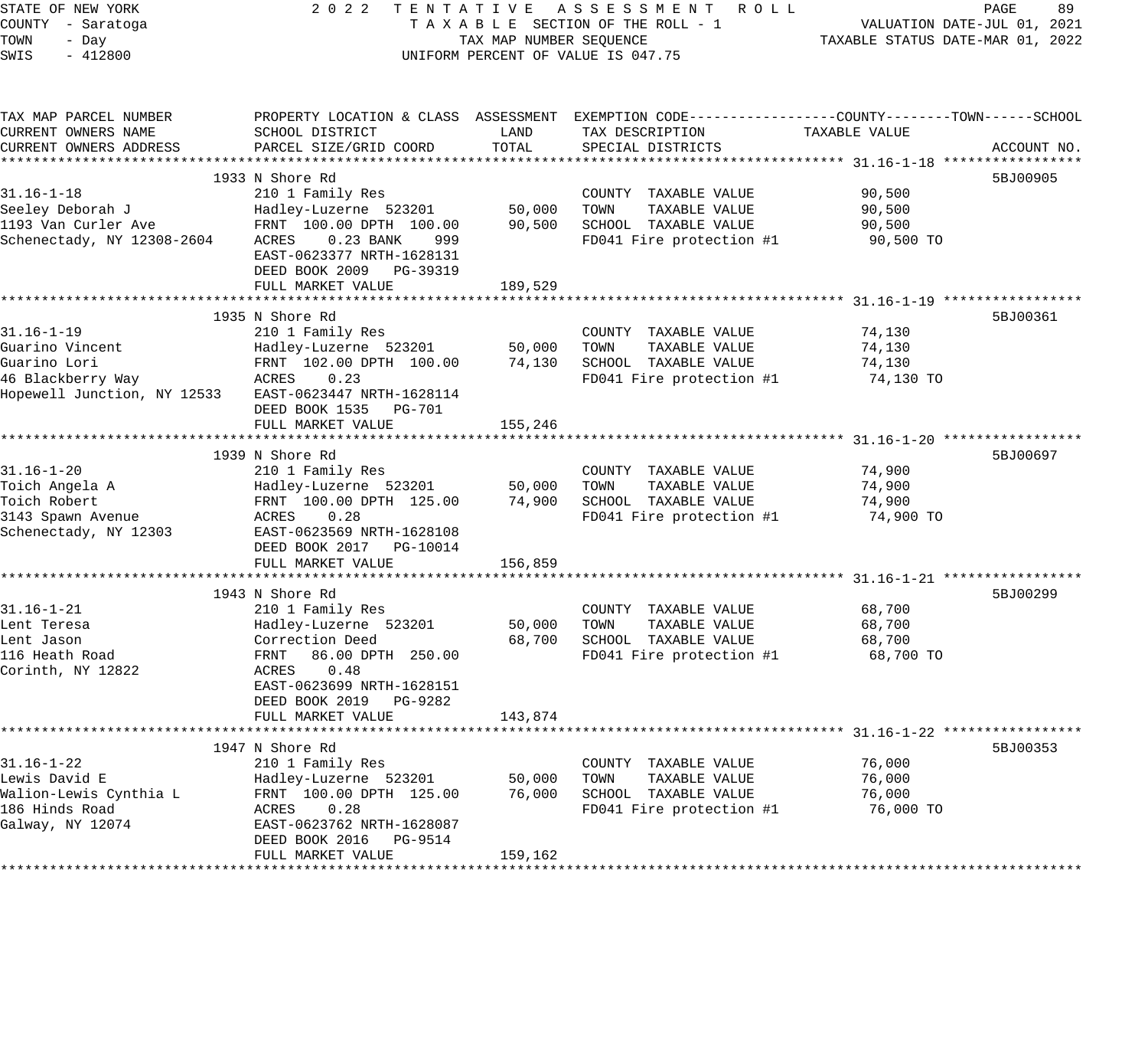STATE OF NEW YORK — 2022 TENTATIVE ASSESSMENT ROLL
COUNTY - Saratoga — TAXABLE SECTION OF THE ROLL - 1 — VALUATION DATE-JUL 01, 2021
TOWN - Day — TAX MAP NUMBER SEQUENCE — TAXABLE STATUS DATE-MAR 01, 2022
SWIS - 412800 — UNIFORM PERCENT OF VALUE IS 047.75

| TAX MAP PARCEL NUMBER / CURRENT OWNERS NAME / CURRENT OWNERS ADDRESS | PROPERTY LOCATION & CLASS / SCHOOL DISTRICT / PARCEL SIZE/GRID COORD | ASSESSMENT LAND | TOTAL | EXEMPTION CODE / TAX DESCRIPTION / SPECIAL DISTRICTS | TAXABLE VALUE (COUNTY / TOWN / SCHOOL) | ACCOUNT NO. |
|---|---|---|---|---|---|---|
| **31.16-1-18** | 1933 N Shore Rd | | | | | 5BJ00905 |
| 31.16-1-18 | 210 1 Family Res | | | COUNTY TAXABLE VALUE | 90,500 | |
| Seeley Deborah J | Hadley-Luzerne 523201 | 50,000 | | TOWN TAXABLE VALUE | 90,500 | |
| 1193 Van Curler Ave | FRNT 100.00 DPTH 100.00 | | 90,500 | SCHOOL TAXABLE VALUE | 90,500 | |
| Schenectady, NY 12308-2604 | ACRES 0.23 BANK 999 | | | FD041 Fire protection #1 | 90,500 TO | |
| | EAST-0623377 NRTH-1628131 | | | | | |
| | DEED BOOK 2009 PG-39319 | | | | | |
| | FULL MARKET VALUE | | 189,529 | | | |
| **31.16-1-19** | 1935 N Shore Rd | | | | | 5BJ00361 |
| 31.16-1-19 | 210 1 Family Res | | | COUNTY TAXABLE VALUE | 74,130 | |
| Guarino Vincent | Hadley-Luzerne 523201 | 50,000 | | TOWN TAXABLE VALUE | 74,130 | |
| Guarino Lori | FRNT 102.00 DPTH 100.00 | | 74,130 | SCHOOL TAXABLE VALUE | 74,130 | |
| 46 Blackberry Way | ACRES 0.23 | | | FD041 Fire protection #1 | 74,130 TO | |
| Hopewell Junction, NY 12533 | EAST-0623447 NRTH-1628114 | | | | | |
| | DEED BOOK 1535 PG-701 | | | | | |
| | FULL MARKET VALUE | | 155,246 | | | |
| **31.16-1-20** | 1939 N Shore Rd | | | | | 5BJ00697 |
| 31.16-1-20 | 210 1 Family Res | | | COUNTY TAXABLE VALUE | 74,900 | |
| Toich Angela A | Hadley-Luzerne 523201 | 50,000 | | TOWN TAXABLE VALUE | 74,900 | |
| Toich Robert | FRNT 100.00 DPTH 125.00 | | 74,900 | SCHOOL TAXABLE VALUE | 74,900 | |
| 3143 Spawn Avenue | ACRES 0.28 | | | FD041 Fire protection #1 | 74,900 TO | |
| Schenectady, NY 12303 | EAST-0623569 NRTH-1628108 | | | | | |
| | DEED BOOK 2017 PG-10014 | | | | | |
| | FULL MARKET VALUE | | 156,859 | | | |
| **31.16-1-21** | 1943 N Shore Rd | | | | | 5BJ00299 |
| 31.16-1-21 | 210 1 Family Res | | | COUNTY TAXABLE VALUE | 68,700 | |
| Lent Teresa | Hadley-Luzerne 523201 | 50,000 | | TOWN TAXABLE VALUE | 68,700 | |
| Lent Jason | Correction Deed | | 68,700 | SCHOOL TAXABLE VALUE | 68,700 | |
| 116 Heath Road | FRNT 86.00 DPTH 250.00 | | | FD041 Fire protection #1 | 68,700 TO | |
| Corinth, NY 12822 | ACRES 0.48 | | | | | |
| | EAST-0623699 NRTH-1628151 | | | | | |
| | DEED BOOK 2019 PG-9282 | | | | | |
| | FULL MARKET VALUE | | 143,874 | | | |
| **31.16-1-22** | 1947 N Shore Rd | | | | | 5BJ00353 |
| 31.16-1-22 | 210 1 Family Res | | | COUNTY TAXABLE VALUE | 76,000 | |
| Lewis David E | Hadley-Luzerne 523201 | 50,000 | | TOWN TAXABLE VALUE | 76,000 | |
| Walion-Lewis Cynthia L | FRNT 100.00 DPTH 125.00 | | 76,000 | SCHOOL TAXABLE VALUE | 76,000 | |
| 186 Hinds Road | ACRES 0.28 | | | FD041 Fire protection #1 | 76,000 TO | |
| Galway, NY 12074 | EAST-0623762 NRTH-1628087 | | | | | |
| | DEED BOOK 2016 PG-9514 | | | | | |
| | FULL MARKET VALUE | | 159,162 | | | |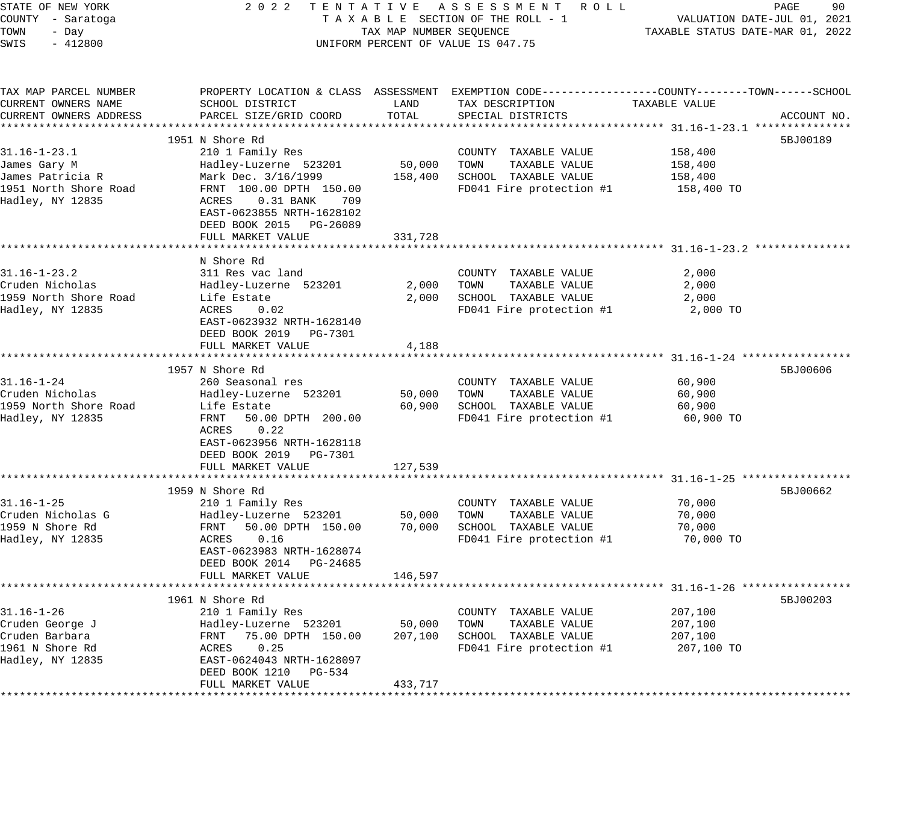STATE OF NEW YORK
COUNTY - Saratoga
TOWN - Day
SWIS - 412800

2022 TENTATIVE ASSESSMENT ROLL
TAXABLE SECTION OF THE ROLL - 1
TAX MAP NUMBER SEQUENCE
UNIFORM PERCENT OF VALUE IS 047.75

VALUATION DATE-JUL 01, 2021
TAXABLE STATUS DATE-MAR 01, 2022

| TAX MAP PARCEL NUMBER / CURRENT OWNERS NAME / CURRENT OWNERS ADDRESS | PROPERTY LOCATION & CLASS / SCHOOL DISTRICT / PARCEL SIZE/GRID COORD | ASSESSMENT LAND | ASSESSMENT TOTAL | EXEMPTION CODE / TAX DESCRIPTION / SPECIAL DISTRICTS | TAXABLE VALUE (COUNTY / TOWN / SCHOOL) | ACCOUNT NO. |
|---|---|---|---|---|---|---|
| **31.16-1-23.1** | 1951 N Shore Rd | | | | | 5BJ00189 |
| 31.16-1-23.1 | 210 1 Family Res | | | COUNTY TAXABLE VALUE | 158,400 | |
| James Gary M | Hadley-Luzerne 523201 | 50,000 | | TOWN TAXABLE VALUE | 158,400 | |
| James Patricia R | Mark Dec. 3/16/1999 | | 158,400 | SCHOOL TAXABLE VALUE | 158,400 | |
| 1951 North Shore Road | FRNT 100.00 DPTH 150.00 | | | FD041 Fire protection #1 | 158,400 TO | |
| Hadley, NY 12835 | ACRES 0.31 BANK 709 | | | | | |
| | EAST-0623855 NRTH-1628102 | | | | | |
| | DEED BOOK 2015 PG-26089 | | | | | |
| | FULL MARKET VALUE | | 331,728 | | | |
| **31.16-1-23.2** | N Shore Rd | | | | | |
| 31.16-1-23.2 | 311 Res vac land | | | COUNTY TAXABLE VALUE | 2,000 | |
| Cruden Nicholas | Hadley-Luzerne 523201 | 2,000 | | TOWN TAXABLE VALUE | 2,000 | |
| 1959 North Shore Road | Life Estate | | 2,000 | SCHOOL TAXABLE VALUE | 2,000 | |
| Hadley, NY 12835 | ACRES 0.02 | | | FD041 Fire protection #1 | 2,000 TO | |
| | EAST-0623932 NRTH-1628140 | | | | | |
| | DEED BOOK 2019 PG-7301 | | | | | |
| | FULL MARKET VALUE | | 4,188 | | | |
| **31.16-1-24** | 1957 N Shore Rd | | | | | 5BJ00606 |
| 31.16-1-24 | 260 Seasonal res | | | COUNTY TAXABLE VALUE | 60,900 | |
| Cruden Nicholas | Hadley-Luzerne 523201 | 50,000 | | TOWN TAXABLE VALUE | 60,900 | |
| 1959 North Shore Road | Life Estate | | 60,900 | SCHOOL TAXABLE VALUE | 60,900 | |
| Hadley, NY 12835 | FRNT 50.00 DPTH 200.00 | | | FD041 Fire protection #1 | 60,900 TO | |
| | ACRES 0.22 | | | | | |
| | EAST-0623956 NRTH-1628118 | | | | | |
| | DEED BOOK 2019 PG-7301 | | | | | |
| | FULL MARKET VALUE | | 127,539 | | | |
| **31.16-1-25** | 1959 N Shore Rd | | | | | 5BJ00662 |
| 31.16-1-25 | 210 1 Family Res | | | COUNTY TAXABLE VALUE | 70,000 | |
| Cruden Nicholas G | Hadley-Luzerne 523201 | 50,000 | | TOWN TAXABLE VALUE | 70,000 | |
| 1959 N Shore Rd | FRNT 50.00 DPTH 150.00 | | 70,000 | SCHOOL TAXABLE VALUE | 70,000 | |
| Hadley, NY 12835 | ACRES 0.16 | | | FD041 Fire protection #1 | 70,000 TO | |
| | EAST-0623983 NRTH-1628074 | | | | | |
| | DEED BOOK 2014 PG-24685 | | | | | |
| | FULL MARKET VALUE | | 146,597 | | | |
| **31.16-1-26** | 1961 N Shore Rd | | | | | 5BJ00203 |
| 31.16-1-26 | 210 1 Family Res | | | COUNTY TAXABLE VALUE | 207,100 | |
| Cruden George J | Hadley-Luzerne 523201 | 50,000 | | TOWN TAXABLE VALUE | 207,100 | |
| Cruden Barbara | FRNT 75.00 DPTH 150.00 | | 207,100 | SCHOOL TAXABLE VALUE | 207,100 | |
| 1961 N Shore Rd | ACRES 0.25 | | | FD041 Fire protection #1 | 207,100 TO | |
| Hadley, NY 12835 | EAST-0624043 NRTH-1628097 | | | | | |
| | DEED BOOK 1210 PG-534 | | | | | |
| | FULL MARKET VALUE | | 433,717 | | | |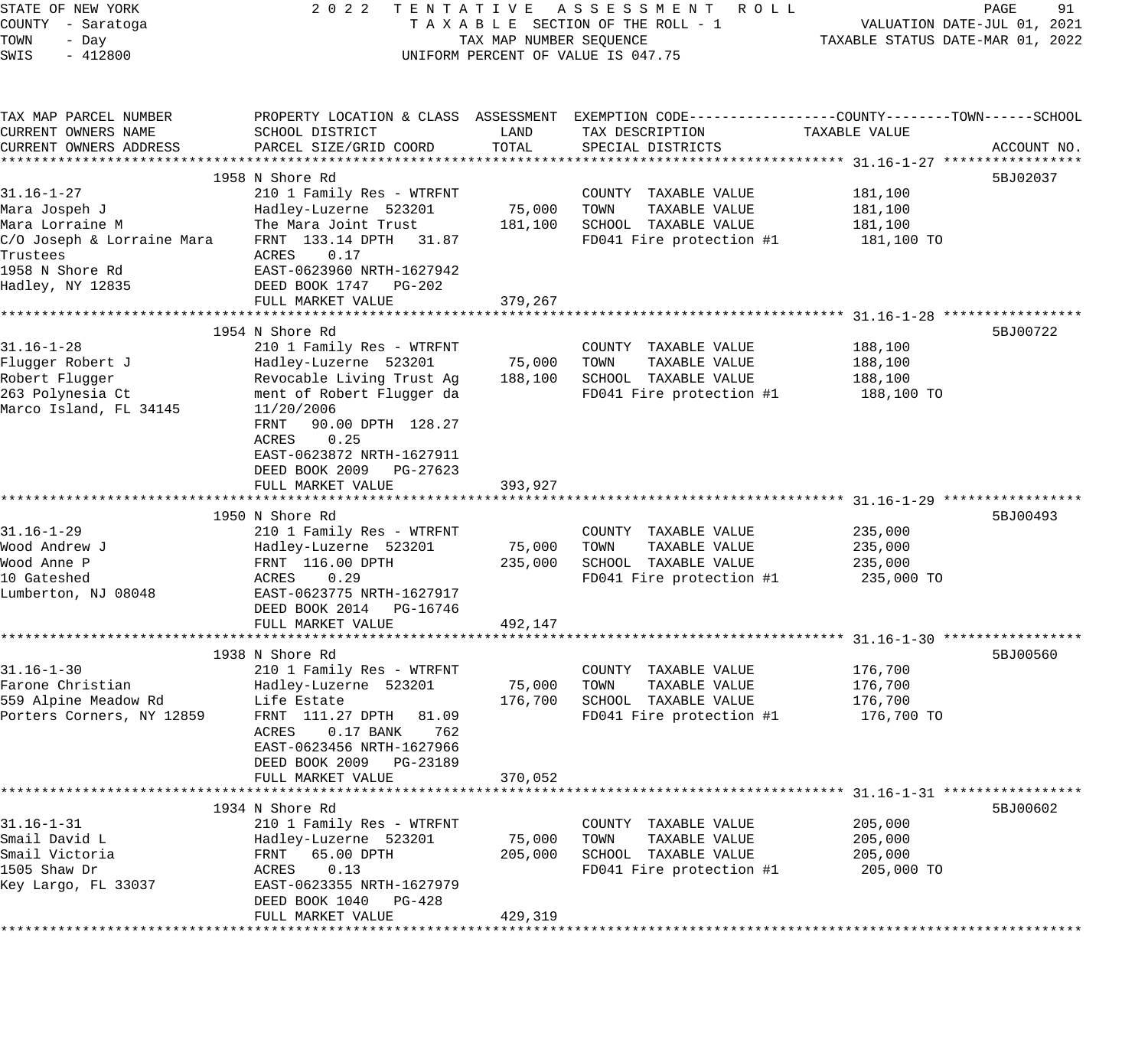STATE OF NEW YORK
COUNTY - Saratoga
TOWN - Day
SWIS - 412800

2022 TENTATIVE ASSESSMENT ROLL
TAXABLE SECTION OF THE ROLL - 1
TAX MAP NUMBER SEQUENCE
UNIFORM PERCENT OF VALUE IS 047.75

VALUATION DATE-JUL 01, 2021
TAXABLE STATUS DATE-MAR 01, 2022

| TAX MAP PARCEL NUMBER / CURRENT OWNERS NAME / CURRENT OWNERS ADDRESS | PROPERTY LOCATION & CLASS / SCHOOL DISTRICT / PARCEL SIZE/GRID COORD | ASSESSMENT LAND | ASSESSMENT TOTAL | EXEMPTION CODE / TAX DESCRIPTION / SPECIAL DISTRICTS | TAXABLE VALUE (COUNTY / TOWN / SCHOOL) | ACCOUNT NO. |
|---|---|---|---|---|---|---|
| 31.16-1-27 | 1958 N Shore Rd | | | | | 5BJ02037 |
| 31.16-1-27 | 210 1 Family Res - WTRFNT | | | COUNTY TAXABLE VALUE | 181,100 | |
| Mara Jospeh J | Hadley-Luzerne 523201 | 75,000 | | TOWN TAXABLE VALUE | 181,100 | |
| Mara Lorraine M | The Mara Joint Trust | | 181,100 | SCHOOL TAXABLE VALUE | 181,100 | |
| C/O Joseph & Lorraine Mara | FRNT 133.14 DPTH 31.87 | | | FD041 Fire protection #1 | 181,100 TO | |
| Trustees | ACRES 0.17 | | | | | |
| 1958 N Shore Rd | EAST-0623960 NRTH-1627942 | | | | | |
| Hadley, NY 12835 | DEED BOOK 1747 PG-202 | | | | | |
| | FULL MARKET VALUE | | 379,267 | | | |
| 31.16-1-28 | 1954 N Shore Rd | | | | | 5BJ00722 |
| 31.16-1-28 | 210 1 Family Res - WTRFNT | | | COUNTY TAXABLE VALUE | 188,100 | |
| Flugger Robert J | Hadley-Luzerne 523201 | 75,000 | | TOWN TAXABLE VALUE | 188,100 | |
| Robert Flugger | Revocable Living Trust Ag | | 188,100 | SCHOOL TAXABLE VALUE | 188,100 | |
| 263 Polynesia Ct | ment of Robert Flugger da | | | FD041 Fire protection #1 | 188,100 TO | |
| Marco Island, FL 34145 | 11/20/2006 | | | | | |
| | FRNT 90.00 DPTH 128.27 | | | | | |
| | ACRES 0.25 | | | | | |
| | EAST-0623872 NRTH-1627911 | | | | | |
| | DEED BOOK 2009 PG-27623 | | | | | |
| | FULL MARKET VALUE | | 393,927 | | | |
| 31.16-1-29 | 1950 N Shore Rd | | | | | 5BJ00493 |
| 31.16-1-29 | 210 1 Family Res - WTRFNT | | | COUNTY TAXABLE VALUE | 235,000 | |
| Wood Andrew J | Hadley-Luzerne 523201 | 75,000 | | TOWN TAXABLE VALUE | 235,000 | |
| Wood Anne P | FRNT 116.00 DPTH | | 235,000 | SCHOOL TAXABLE VALUE | 235,000 | |
| 10 Gateshed | ACRES 0.29 | | | FD041 Fire protection #1 | 235,000 TO | |
| Lumberton, NJ 08048 | EAST-0623775 NRTH-1627917 | | | | | |
| | DEED BOOK 2014 PG-16746 | | | | | |
| | FULL MARKET VALUE | | 492,147 | | | |
| 31.16-1-30 | 1938 N Shore Rd | | | | | 5BJ00560 |
| 31.16-1-30 | 210 1 Family Res - WTRFNT | | | COUNTY TAXABLE VALUE | 176,700 | |
| Farone Christian | Hadley-Luzerne 523201 | 75,000 | | TOWN TAXABLE VALUE | 176,700 | |
| 559 Alpine Meadow Rd | Life Estate | | 176,700 | SCHOOL TAXABLE VALUE | 176,700 | |
| Porters Corners, NY 12859 | FRNT 111.27 DPTH 81.09 | | | FD041 Fire protection #1 | 176,700 TO | |
| | ACRES 0.17 BANK 762 | | | | | |
| | EAST-0623456 NRTH-1627966 | | | | | |
| | DEED BOOK 2009 PG-23189 | | | | | |
| | FULL MARKET VALUE | | 370,052 | | | |
| 31.16-1-31 | 1934 N Shore Rd | | | | | 5BJ00602 |
| 31.16-1-31 | 210 1 Family Res - WTRFNT | | | COUNTY TAXABLE VALUE | 205,000 | |
| Smail David L | Hadley-Luzerne 523201 | 75,000 | | TOWN TAXABLE VALUE | 205,000 | |
| Smail Victoria | FRNT 65.00 DPTH | | 205,000 | SCHOOL TAXABLE VALUE | 205,000 | |
| 1505 Shaw Dr | ACRES 0.13 | | | FD041 Fire protection #1 | 205,000 TO | |
| Key Largo, FL 33037 | EAST-0623355 NRTH-1627979 | | | | | |
| | DEED BOOK 1040 PG-428 | | | | | |
| | FULL MARKET VALUE | | 429,319 | | | |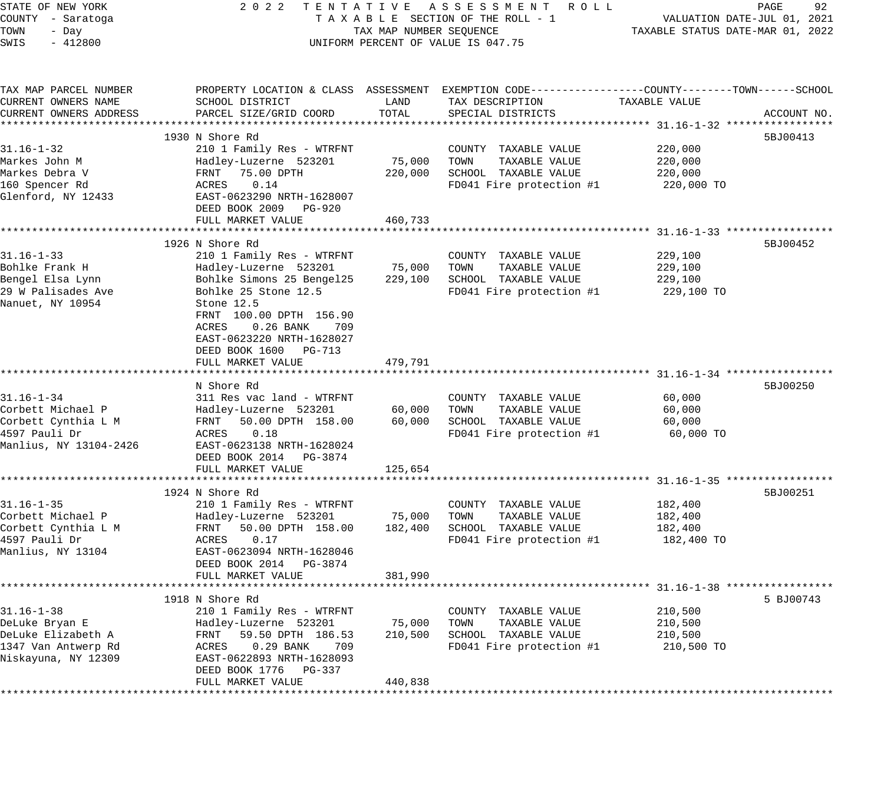STATE OF NEW YORK
COUNTY - Saratoga
TOWN - Day
SWIS - 412800

2022 TENTATIVE ASSESSMENT ROLL
TAXABLE SECTION OF THE ROLL - 1
TAX MAP NUMBER SEQUENCE
UNIFORM PERCENT OF VALUE IS 047.75

VALUATION DATE-JUL 01, 2021
TAXABLE STATUS DATE-MAR 01, 2022

| TAX MAP PARCEL NUMBER / CURRENT OWNERS NAME / CURRENT OWNERS ADDRESS | PROPERTY LOCATION & CLASS / SCHOOL DISTRICT / PARCEL SIZE/GRID COORD | ASSESSMENT LAND | TOTAL | EXEMPTION CODE / TAX DESCRIPTION / SPECIAL DISTRICTS | TAXABLE VALUE (COUNTY / TOWN / SCHOOL) | ACCOUNT NO. |
|---|---|---|---|---|---|---|
| **31.16-1-32** | 1930 N Shore Rd | | | | | 5BJ00413 |
| 31.16-1-32 | 210 1 Family Res - WTRFNT | | | COUNTY TAXABLE VALUE | 220,000 | |
| Markes John M | Hadley-Luzerne 523201 | 75,000 | | TOWN TAXABLE VALUE | 220,000 | |
| Markes Debra V | FRNT 75.00 DPTH | | 220,000 | SCHOOL TAXABLE VALUE | 220,000 | |
| 160 Spencer Rd | ACRES 0.14 | | | FD041 Fire protection #1 | 220,000 TO | |
| Glenford, NY 12433 | EAST-0623290 NRTH-1628007 | | | | | |
| | DEED BOOK 2009 PG-920 | | | | | |
| | FULL MARKET VALUE | | 460,733 | | | |
| **31.16-1-33** | 1926 N Shore Rd | | | | | 5BJ00452 |
| 31.16-1-33 | 210 1 Family Res - WTRFNT | | | COUNTY TAXABLE VALUE | 229,100 | |
| Bohlke Frank H | Hadley-Luzerne 523201 | 75,000 | | TOWN TAXABLE VALUE | 229,100 | |
| Bengel Elsa Lynn | Bohlke Simons 25 Bengel25 | | 229,100 | SCHOOL TAXABLE VALUE | 229,100 | |
| 29 W Palisades Ave | Bohlke 25 Stone 12.5 | | | FD041 Fire protection #1 | 229,100 TO | |
| Nanuet, NY 10954 | Stone 12.5 | | | | | |
| | FRNT 100.00 DPTH 156.90 | | | | | |
| | ACRES 0.26 BANK 709 | | | | | |
| | EAST-0623220 NRTH-1628027 | | | | | |
| | DEED BOOK 1600 PG-713 | | | | | |
| | FULL MARKET VALUE | | 479,791 | | | |
| **31.16-1-34** | N Shore Rd | | | | | 5BJ00250 |
| 31.16-1-34 | 311 Res vac land - WTRFNT | | | COUNTY TAXABLE VALUE | 60,000 | |
| Corbett Michael P | Hadley-Luzerne 523201 | 60,000 | | TOWN TAXABLE VALUE | 60,000 | |
| Corbett Cynthia L M | FRNT 50.00 DPTH 158.00 | | 60,000 | SCHOOL TAXABLE VALUE | 60,000 | |
| 4597 Pauli Dr | ACRES 0.18 | | | FD041 Fire protection #1 | 60,000 TO | |
| Manlius, NY 13104-2426 | EAST-0623138 NRTH-1628024 | | | | | |
| | DEED BOOK 2014 PG-3874 | | | | | |
| | FULL MARKET VALUE | | 125,654 | | | |
| **31.16-1-35** | 1924 N Shore Rd | | | | | 5BJ00251 |
| 31.16-1-35 | 210 1 Family Res - WTRFNT | | | COUNTY TAXABLE VALUE | 182,400 | |
| Corbett Michael P | Hadley-Luzerne 523201 | 75,000 | | TOWN TAXABLE VALUE | 182,400 | |
| Corbett Cynthia L M | FRNT 50.00 DPTH 158.00 | | 182,400 | SCHOOL TAXABLE VALUE | 182,400 | |
| 4597 Pauli Dr | ACRES 0.17 | | | FD041 Fire protection #1 | 182,400 TO | |
| Manlius, NY 13104 | EAST-0623094 NRTH-1628046 | | | | | |
| | DEED BOOK 2014 PG-3874 | | | | | |
| | FULL MARKET VALUE | | 381,990 | | | |
| **31.16-1-38** | 1918 N Shore Rd | | | | | 5 BJ00743 |
| 31.16-1-38 | 210 1 Family Res - WTRFNT | | | COUNTY TAXABLE VALUE | 210,500 | |
| DeLuke Bryan E | Hadley-Luzerne 523201 | 75,000 | | TOWN TAXABLE VALUE | 210,500 | |
| DeLuke Elizabeth A | FRNT 59.50 DPTH 186.53 | | 210,500 | SCHOOL TAXABLE VALUE | 210,500 | |
| 1347 Van Antwerp Rd | ACRES 0.29 BANK 709 | | | FD041 Fire protection #1 | 210,500 TO | |
| Niskayuna, NY 12309 | EAST-0622893 NRTH-1628093 | | | | | |
| | DEED BOOK 1776 PG-337 | | | | | |
| | FULL MARKET VALUE | | 440,838 | | | |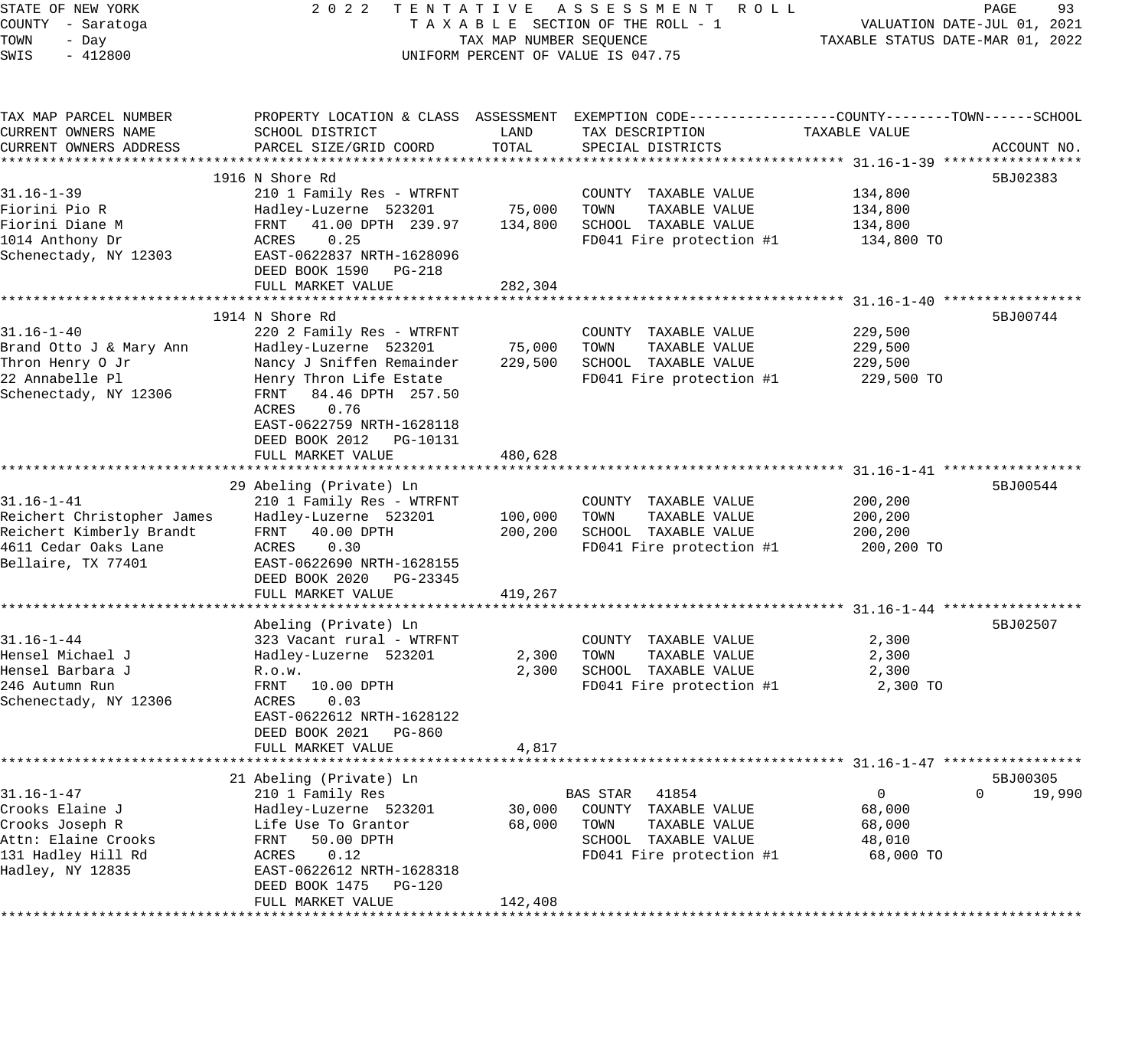STATE OF NEW YORK — 2022 TENTATIVE ASSESSMENT ROLL
COUNTY - Saratoga — TAXABLE SECTION OF THE ROLL - 1 — VALUATION DATE-JUL 01, 2021
TOWN - Day — TAX MAP NUMBER SEQUENCE — TAXABLE STATUS DATE-MAR 01, 2022
SWIS - 412800 — UNIFORM PERCENT OF VALUE IS 047.75

| TAX MAP PARCEL NUMBER / CURRENT OWNERS NAME / CURRENT OWNERS ADDRESS | PROPERTY LOCATION & CLASS / SCHOOL DISTRICT / PARCEL SIZE/GRID COORD | ASSESSMENT LAND | TOTAL | EXEMPTION CODE / TAX DESCRIPTION / SPECIAL DISTRICTS | COUNTY TAXABLE VALUE | TOWN | SCHOOL | ACCOUNT NO. |
|---|---|---|---|---|---|---|---|---|
| **31.16-1-39** | 1916 N Shore Rd | | | | | | | 5BJ02383 |
| 31.16-1-39 | 210 1 Family Res - WTRFNT | | | COUNTY TAXABLE VALUE | 134,800 | | | |
| Fiorini Pio R | Hadley-Luzerne 523201 | 75,000 | | TOWN TAXABLE VALUE | 134,800 | | | |
| Fiorini Diane M | FRNT 41.00 DPTH 239.97 | | 134,800 | SCHOOL TAXABLE VALUE | 134,800 | | | |
| 1014 Anthony Dr | ACRES 0.25 | | | FD041 Fire protection #1 | 134,800 TO | | | |
| Schenectady, NY 12303 | EAST-0622837 NRTH-1628096 | | | | | | | |
| | DEED BOOK 1590 PG-218 | | | | | | | |
| | FULL MARKET VALUE | | 282,304 | | | | | |
| **31.16-1-40** | 1914 N Shore Rd | | | | | | | 5BJ00744 |
| 31.16-1-40 | 220 2 Family Res - WTRFNT | | | COUNTY TAXABLE VALUE | 229,500 | | | |
| Brand Otto J & Mary Ann | Hadley-Luzerne 523201 | 75,000 | | TOWN TAXABLE VALUE | 229,500 | | | |
| Thron Henry O Jr | Nancy J Sniffen Remainder | | 229,500 | SCHOOL TAXABLE VALUE | 229,500 | | | |
| 22 Annabelle Pl | Henry Thron Life Estate | | | FD041 Fire protection #1 | 229,500 TO | | | |
| Schenectady, NY 12306 | FRNT 84.46 DPTH 257.50 | | | | | | | |
| | ACRES 0.76 | | | | | | | |
| | EAST-0622759 NRTH-1628118 | | | | | | | |
| | DEED BOOK 2012 PG-10131 | | | | | | | |
| | FULL MARKET VALUE | | 480,628 | | | | | |
| **31.16-1-41** | 29 Abeling (Private) Ln | | | | | | | 5BJ00544 |
| 31.16-1-41 | 210 1 Family Res - WTRFNT | | | COUNTY TAXABLE VALUE | 200,200 | | | |
| Reichert Christopher James | Hadley-Luzerne 523201 | 100,000 | | TOWN TAXABLE VALUE | 200,200 | | | |
| Reichert Kimberly Brandt | FRNT 40.00 DPTH | | 200,200 | SCHOOL TAXABLE VALUE | 200,200 | | | |
| 4611 Cedar Oaks Lane | ACRES 0.30 | | | FD041 Fire protection #1 | 200,200 TO | | | |
| Bellaire, TX 77401 | EAST-0622690 NRTH-1628155 | | | | | | | |
| | DEED BOOK 2020 PG-23345 | | | | | | | |
| | FULL MARKET VALUE | | 419,267 | | | | | |
| **31.16-1-44** | Abeling (Private) Ln | | | | | | | 5BJ02507 |
| 31.16-1-44 | 323 Vacant rural - WTRFNT | | | COUNTY TAXABLE VALUE | 2,300 | | | |
| Hensel Michael J | Hadley-Luzerne 523201 | 2,300 | | TOWN TAXABLE VALUE | 2,300 | | | |
| Hensel Barbara J | R.o.w. | | 2,300 | SCHOOL TAXABLE VALUE | 2,300 | | | |
| 246 Autumn Run | FRNT 10.00 DPTH | | | FD041 Fire protection #1 | 2,300 TO | | | |
| Schenectady, NY 12306 | ACRES 0.03 | | | | | | | |
| | EAST-0622612 NRTH-1628122 | | | | | | | |
| | DEED BOOK 2021 PG-860 | | | | | | | |
| | FULL MARKET VALUE | | 4,817 | | | | | |
| **31.16-1-47** | 21 Abeling (Private) Ln | | | | | | | 5BJ00305 |
| 31.16-1-47 | 210 1 Family Res | | | BAS STAR 41854 | 0 | 0 | 19,990 | |
| Crooks Elaine J | Hadley-Luzerne 523201 | 30,000 | | COUNTY TAXABLE VALUE | 68,000 | | | |
| Crooks Joseph R | Life Use To Grantor | | 68,000 | TOWN TAXABLE VALUE | 68,000 | | | |
| Attn: Elaine Crooks | FRNT 50.00 DPTH | | | SCHOOL TAXABLE VALUE | 48,010 | | | |
| 131 Hadley Hill Rd | ACRES 0.12 | | | FD041 Fire protection #1 | 68,000 TO | | | |
| Hadley, NY 12835 | EAST-0622612 NRTH-1628318 | | | | | | | |
| | DEED BOOK 1475 PG-120 | | | | | | | |
| | FULL MARKET VALUE | | 142,408 | | | | | |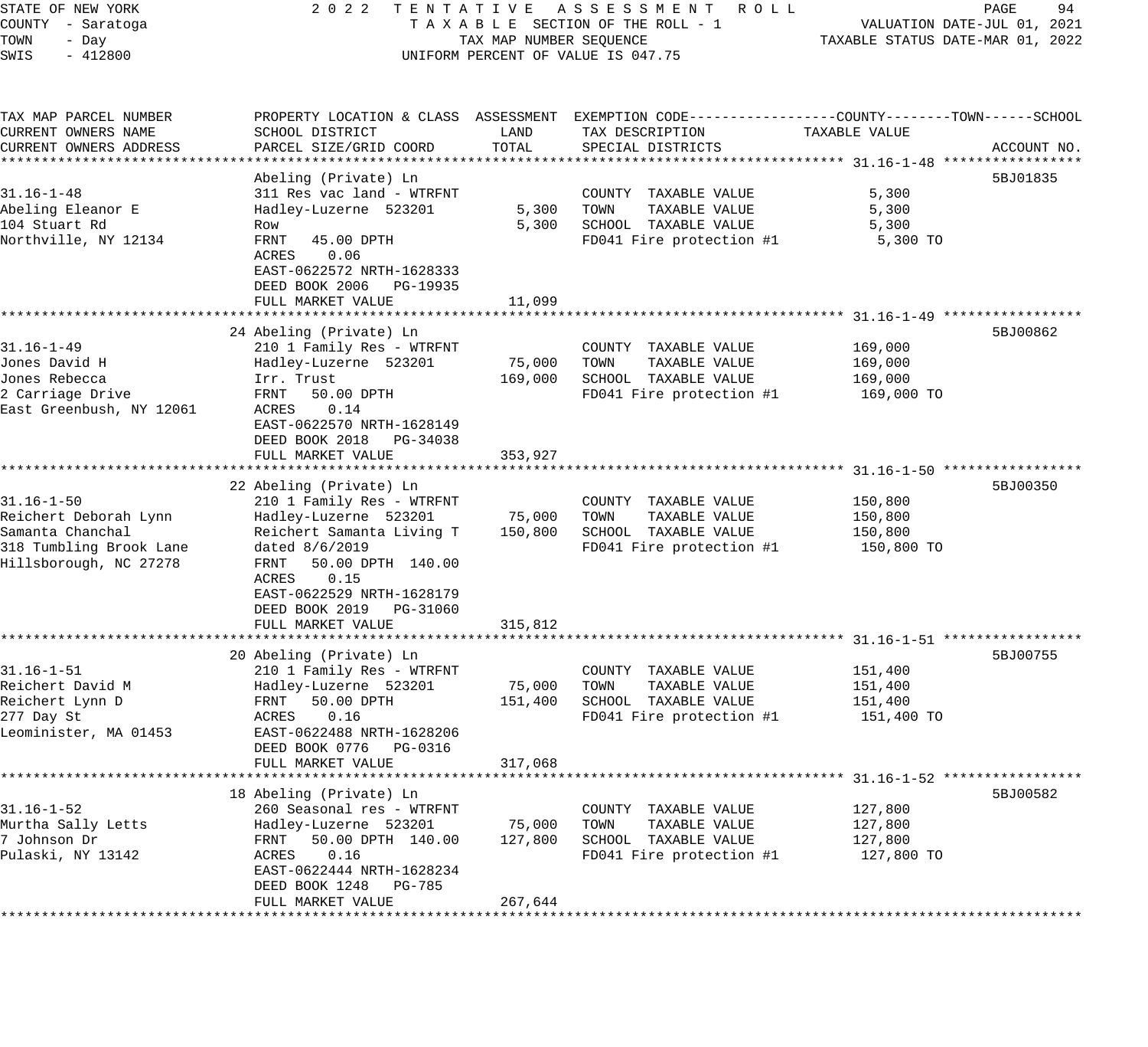STATE OF NEW YORK — 2022 TENTATIVE ASSESSMENT ROLL
COUNTY - Saratoga — TAXABLE SECTION OF THE ROLL - 1 — VALUATION DATE-JUL 01, 2021
TOWN - Day — TAX MAP NUMBER SEQUENCE — TAXABLE STATUS DATE-MAR 01, 2022
SWIS - 412800 — UNIFORM PERCENT OF VALUE IS 047.75

| TAX MAP PARCEL NUMBER / CURRENT OWNERS NAME / CURRENT OWNERS ADDRESS | PROPERTY LOCATION & CLASS / SCHOOL DISTRICT / PARCEL SIZE/GRID COORD | ASSESSMENT LAND | ASSESSMENT TOTAL | EXEMPTION CODE / TAX DESCRIPTION / SPECIAL DISTRICTS | TAXABLE VALUE (COUNTY--TOWN--SCHOOL) | ACCOUNT NO. |
|---|---|---|---|---|---|---|
| **31.16-1-48** | Abeling (Private) Ln | | | | | 5BJ01835 |
| 31.16-1-48 | 311 Res vac land - WTRFNT | | | COUNTY TAXABLE VALUE | 5,300 | |
| Abeling Eleanor E | Hadley-Luzerne 523201 | 5,300 | | TOWN TAXABLE VALUE | 5,300 | |
| 104 Stuart Rd | Row | | 5,300 | SCHOOL TAXABLE VALUE | 5,300 | |
| Northville, NY 12134 | FRNT 45.00 DPTH | | | FD041 Fire protection #1 | 5,300 TO | |
| | ACRES 0.06 | | | | | |
| | EAST-0622572 NRTH-1628333 | | | | | |
| | DEED BOOK 2006 PG-19935 | | | | | |
| | FULL MARKET VALUE | | 11,099 | | | |
| **31.16-1-49** | 24 Abeling (Private) Ln | | | | | 5BJ00862 |
| 31.16-1-49 | 210 1 Family Res - WTRFNT | | | COUNTY TAXABLE VALUE | 169,000 | |
| Jones David H | Hadley-Luzerne 523201 | 75,000 | | TOWN TAXABLE VALUE | 169,000 | |
| Jones Rebecca | Irr. Trust | | 169,000 | SCHOOL TAXABLE VALUE | 169,000 | |
| 2 Carriage Drive | FRNT 50.00 DPTH | | | FD041 Fire protection #1 | 169,000 TO | |
| East Greenbush, NY 12061 | ACRES 0.14 | | | | | |
| | EAST-0622570 NRTH-1628149 | | | | | |
| | DEED BOOK 2018 PG-34038 | | | | | |
| | FULL MARKET VALUE | | 353,927 | | | |
| **31.16-1-50** | 22 Abeling (Private) Ln | | | | | 5BJ00350 |
| 31.16-1-50 | 210 1 Family Res - WTRFNT | | | COUNTY TAXABLE VALUE | 150,800 | |
| Reichert Deborah Lynn | Hadley-Luzerne 523201 | 75,000 | | TOWN TAXABLE VALUE | 150,800 | |
| Samanta Chanchal | Reichert Samanta Living T | | 150,800 | SCHOOL TAXABLE VALUE | 150,800 | |
| 318 Tumbling Brook Lane | dated 8/6/2019 | | | FD041 Fire protection #1 | 150,800 TO | |
| Hillsborough, NC 27278 | FRNT 50.00 DPTH 140.00 | | | | | |
| | ACRES 0.15 | | | | | |
| | EAST-0622529 NRTH-1628179 | | | | | |
| | DEED BOOK 2019 PG-31060 | | | | | |
| | FULL MARKET VALUE | | 315,812 | | | |
| **31.16-1-51** | 20 Abeling (Private) Ln | | | | | 5BJ00755 |
| 31.16-1-51 | 210 1 Family Res - WTRFNT | | | COUNTY TAXABLE VALUE | 151,400 | |
| Reichert David M | Hadley-Luzerne 523201 | 75,000 | | TOWN TAXABLE VALUE | 151,400 | |
| Reichert Lynn D | FRNT 50.00 DPTH | | 151,400 | SCHOOL TAXABLE VALUE | 151,400 | |
| 277 Day St | ACRES 0.16 | | | FD041 Fire protection #1 | 151,400 TO | |
| Leominister, MA 01453 | EAST-0622488 NRTH-1628206 | | | | | |
| | DEED BOOK 0776 PG-0316 | | | | | |
| | FULL MARKET VALUE | | 317,068 | | | |
| **31.16-1-52** | 18 Abeling (Private) Ln | | | | | 5BJ00582 |
| 31.16-1-52 | 260 Seasonal res - WTRFNT | | | COUNTY TAXABLE VALUE | 127,800 | |
| Murtha Sally Letts | Hadley-Luzerne 523201 | 75,000 | | TOWN TAXABLE VALUE | 127,800 | |
| 7 Johnson Dr | FRNT 50.00 DPTH 140.00 | | 127,800 | SCHOOL TAXABLE VALUE | 127,800 | |
| Pulaski, NY 13142 | ACRES 0.16 | | | FD041 Fire protection #1 | 127,800 TO | |
| | EAST-0622444 NRTH-1628234 | | | | | |
| | DEED BOOK 1248 PG-785 | | | | | |
| | FULL MARKET VALUE | | 267,644 | | | |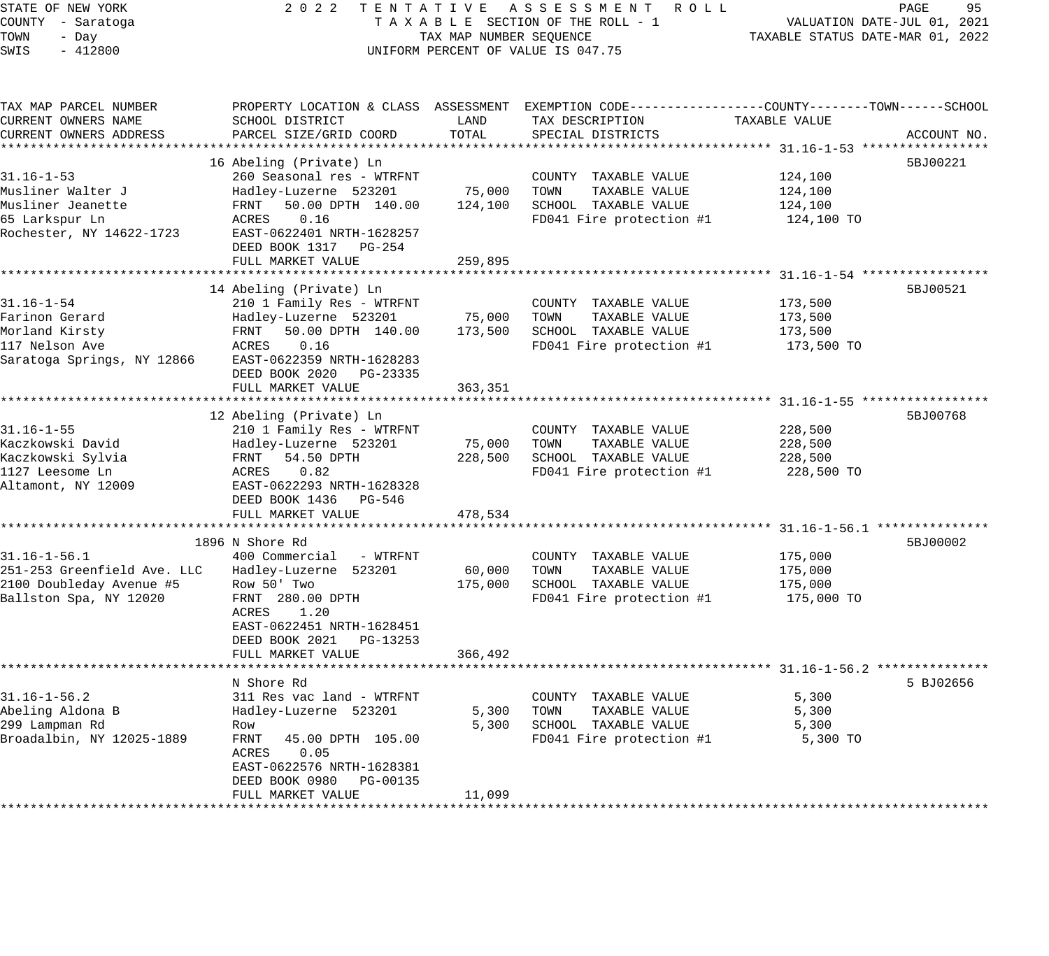STATE OF NEW YORK
COUNTY - Saratoga
TOWN - Day
SWIS - 412800

2 0 2 2 T E N T A T I V E A S S E S S M E N T R O L L
T A X A B L E SECTION OF THE ROLL - 1
TAX MAP NUMBER SEQUENCE
UNIFORM PERCENT OF VALUE IS 047.75

VALUATION DATE-JUL 01, 2021
TAXABLE STATUS DATE-MAR 01, 2022

| TAX MAP PARCEL NUMBER / CURRENT OWNERS NAME / CURRENT OWNERS ADDRESS | PROPERTY LOCATION & CLASS / SCHOOL DISTRICT / PARCEL SIZE/GRID COORD | ASSESSMENT LAND / TOTAL | EXEMPTION CODE / TAX DESCRIPTION / SPECIAL DISTRICTS | TAXABLE VALUE (COUNTY / TOWN / SCHOOL) | ACCOUNT NO. |
|---|---|---|---|---|---|
| **31.16-1-53** | 16 Abeling (Private) Ln | | | | 5BJ00221 |
| 31.16-1-53 | 260 Seasonal res - WTRFNT | | COUNTY TAXABLE VALUE | 124,100 | |
| Musliner Walter J | Hadley-Luzerne 523201 | 75,000 | TOWN TAXABLE VALUE | 124,100 | |
| Musliner Jeanette | FRNT 50.00 DPTH 140.00 | 124,100 | SCHOOL TAXABLE VALUE | 124,100 | |
| 65 Larkspur Ln | ACRES 0.16 | | FD041 Fire protection #1 | 124,100 TO | |
| Rochester, NY 14622-1723 | EAST-0622401 NRTH-1628257 | | | | |
| | DEED BOOK 1317 PG-254 | | | | |
| | FULL MARKET VALUE | 259,895 | | | |
| **31.16-1-54** | 14 Abeling (Private) Ln | | | | 5BJ00521 |
| 31.16-1-54 | 210 1 Family Res - WTRFNT | | COUNTY TAXABLE VALUE | 173,500 | |
| Farinon Gerard | Hadley-Luzerne 523201 | 75,000 | TOWN TAXABLE VALUE | 173,500 | |
| Morland Kirsty | FRNT 50.00 DPTH 140.00 | 173,500 | SCHOOL TAXABLE VALUE | 173,500 | |
| 117 Nelson Ave | ACRES 0.16 | | FD041 Fire protection #1 | 173,500 TO | |
| Saratoga Springs, NY 12866 | EAST-0622359 NRTH-1628283 | | | | |
| | DEED BOOK 2020 PG-23335 | | | | |
| | FULL MARKET VALUE | 363,351 | | | |
| **31.16-1-55** | 12 Abeling (Private) Ln | | | | 5BJ00768 |
| 31.16-1-55 | 210 1 Family Res - WTRFNT | | COUNTY TAXABLE VALUE | 228,500 | |
| Kaczkowski David | Hadley-Luzerne 523201 | 75,000 | TOWN TAXABLE VALUE | 228,500 | |
| Kaczkowski Sylvia | FRNT 54.50 DPTH | 228,500 | SCHOOL TAXABLE VALUE | 228,500 | |
| 1127 Leesome Ln | ACRES 0.82 | | FD041 Fire protection #1 | 228,500 TO | |
| Altamont, NY 12009 | EAST-0622293 NRTH-1628328 | | | | |
| | DEED BOOK 1436 PG-546 | | | | |
| | FULL MARKET VALUE | 478,534 | | | |
| **31.16-1-56.1** | 1896 N Shore Rd | | | | 5BJ00002 |
| 31.16-1-56.1 | 400 Commercial - WTRFNT | | COUNTY TAXABLE VALUE | 175,000 | |
| 251-253 Greenfield Ave. LLC | Hadley-Luzerne 523201 | 60,000 | TOWN TAXABLE VALUE | 175,000 | |
| 2100 Doubleday Avenue #5 | Row 50' Two | 175,000 | SCHOOL TAXABLE VALUE | 175,000 | |
| Ballston Spa, NY 12020 | FRNT 280.00 DPTH | | FD041 Fire protection #1 | 175,000 TO | |
| | ACRES 1.20 | | | | |
| | EAST-0622451 NRTH-1628451 | | | | |
| | DEED BOOK 2021 PG-13253 | | | | |
| | FULL MARKET VALUE | 366,492 | | | |
| **31.16-1-56.2** | N Shore Rd | | | | 5 BJ02656 |
| 31.16-1-56.2 | 311 Res vac land - WTRFNT | | COUNTY TAXABLE VALUE | 5,300 | |
| Abeling Aldona B | Hadley-Luzerne 523201 | 5,300 | TOWN TAXABLE VALUE | 5,300 | |
| 299 Lampman Rd | Row | 5,300 | SCHOOL TAXABLE VALUE | 5,300 | |
| Broadalbin, NY 12025-1889 | FRNT 45.00 DPTH 105.00 | | FD041 Fire protection #1 | 5,300 TO | |
| | ACRES 0.05 | | | | |
| | EAST-0622576 NRTH-1628381 | | | | |
| | DEED BOOK 0980 PG-00135 | | | | |
| | FULL MARKET VALUE | 11,099 | | | |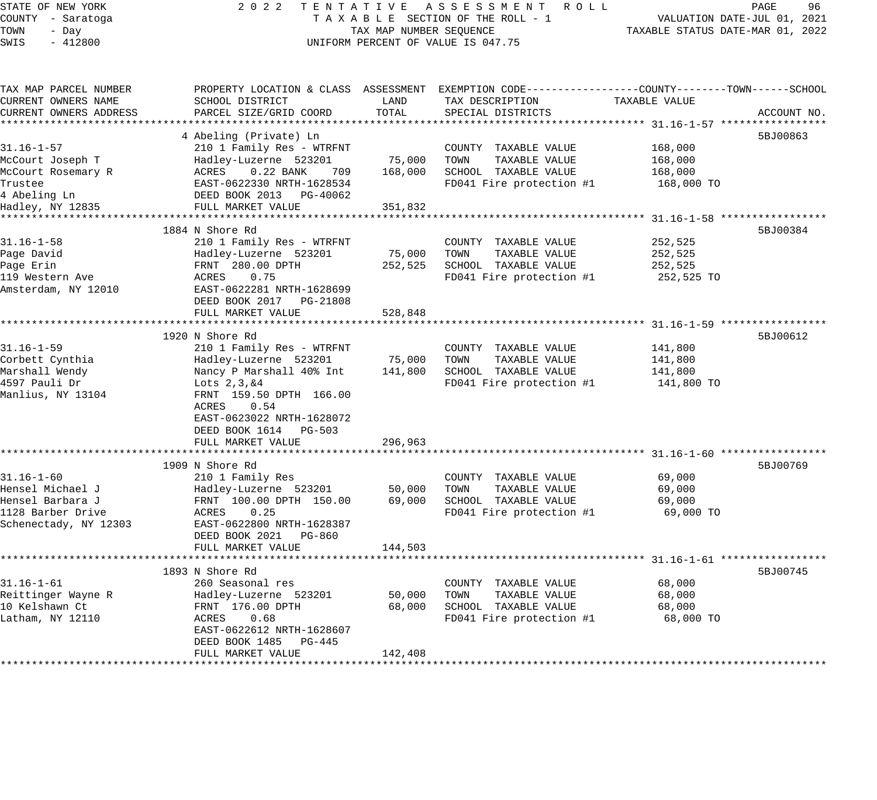STATE OF NEW YORK
COUNTY - Saratoga
TOWN - Day
SWIS - 412800

2022 TENTATIVE ASSESSMENT ROLL
TAXABLE SECTION OF THE ROLL - 1
TAX MAP NUMBER SEQUENCE
UNIFORM PERCENT OF VALUE IS 047.75

VALUATION DATE-JUL 01, 2021
TAXABLE STATUS DATE-MAR 01, 2022

| TAX MAP PARCEL NUMBER / CURRENT OWNERS NAME / CURRENT OWNERS ADDRESS | PROPERTY LOCATION & CLASS / SCHOOL DISTRICT / PARCEL SIZE/GRID COORD | ASSESSMENT LAND | ASSESSMENT TOTAL | EXEMPTION CODE / TAX DESCRIPTION / SPECIAL DISTRICTS | TAXABLE VALUE (COUNTY / TOWN / SCHOOL) | ACCOUNT NO. |
|---|---|---|---|---|---|---|
| **31.16-1-57** | 4 Abeling (Private) Ln | | | | | 5BJ00863 |
| 31.16-1-57 | 210 1 Family Res - WTRFNT | | | COUNTY TAXABLE VALUE | 168,000 | |
| McCourt Joseph T | Hadley-Luzerne 523201 | 75,000 | | TOWN TAXABLE VALUE | 168,000 | |
| McCourt Rosemary R | ACRES 0.22 BANK 709 | | 168,000 | SCHOOL TAXABLE VALUE | 168,000 | |
| Trustee | EAST-0622330 NRTH-1628534 | | | FD041 Fire protection #1 | 168,000 TO | |
| 4 Abeling Ln | DEED BOOK 2013 PG-40062 | | | | | |
| Hadley, NY 12835 | FULL MARKET VALUE | | 351,832 | | | |
| **31.16-1-58** | 1884 N Shore Rd | | | | | 5BJ00384 |
| 31.16-1-58 | 210 1 Family Res - WTRFNT | | | COUNTY TAXABLE VALUE | 252,525 | |
| Page David | Hadley-Luzerne 523201 | 75,000 | | TOWN TAXABLE VALUE | 252,525 | |
| Page Erin | FRNT 280.00 DPTH | | 252,525 | SCHOOL TAXABLE VALUE | 252,525 | |
| 119 Western Ave | ACRES 0.75 | | | FD041 Fire protection #1 | 252,525 TO | |
| Amsterdam, NY 12010 | EAST-0622281 NRTH-1628699 | | | | | |
| | DEED BOOK 2017 PG-21808 | | | | | |
| | FULL MARKET VALUE | | 528,848 | | | |
| **31.16-1-59** | 1920 N Shore Rd | | | | | 5BJ00612 |
| 31.16-1-59 | 210 1 Family Res - WTRFNT | | | COUNTY TAXABLE VALUE | 141,800 | |
| Corbett Cynthia | Hadley-Luzerne 523201 | 75,000 | | TOWN TAXABLE VALUE | 141,800 | |
| Marshall Wendy | Nancy P Marshall 40% Int | | 141,800 | SCHOOL TAXABLE VALUE | 141,800 | |
| 4597 Pauli Dr | Lots 2,3,&4 | | | FD041 Fire protection #1 | 141,800 TO | |
| Manlius, NY 13104 | FRNT 159.50 DPTH 166.00 | | | | | |
| | ACRES 0.54 | | | | | |
| | EAST-0623022 NRTH-1628072 | | | | | |
| | DEED BOOK 1614 PG-503 | | | | | |
| | FULL MARKET VALUE | | 296,963 | | | |
| **31.16-1-60** | 1909 N Shore Rd | | | | | 5BJ00769 |
| 31.16-1-60 | 210 1 Family Res | | | COUNTY TAXABLE VALUE | 69,000 | |
| Hensel Michael J | Hadley-Luzerne 523201 | 50,000 | | TOWN TAXABLE VALUE | 69,000 | |
| Hensel Barbara J | FRNT 100.00 DPTH 150.00 | | 69,000 | SCHOOL TAXABLE VALUE | 69,000 | |
| 1128 Barber Drive | ACRES 0.25 | | | FD041 Fire protection #1 | 69,000 TO | |
| Schenectady, NY 12303 | EAST-0622800 NRTH-1628387 | | | | | |
| | DEED BOOK 2021 PG-860 | | | | | |
| | FULL MARKET VALUE | | 144,503 | | | |
| **31.16-1-61** | 1893 N Shore Rd | | | | | 5BJ00745 |
| 31.16-1-61 | 260 Seasonal res | | | COUNTY TAXABLE VALUE | 68,000 | |
| Reittinger Wayne R | Hadley-Luzerne 523201 | 50,000 | | TOWN TAXABLE VALUE | 68,000 | |
| 10 Kelshawn Ct | FRNT 176.00 DPTH | | 68,000 | SCHOOL TAXABLE VALUE | 68,000 | |
| Latham, NY 12110 | ACRES 0.68 | | | FD041 Fire protection #1 | 68,000 TO | |
| | EAST-0622612 NRTH-1628607 | | | | | |
| | DEED BOOK 1485 PG-445 | | | | | |
| | FULL MARKET VALUE | | 142,408 | | | |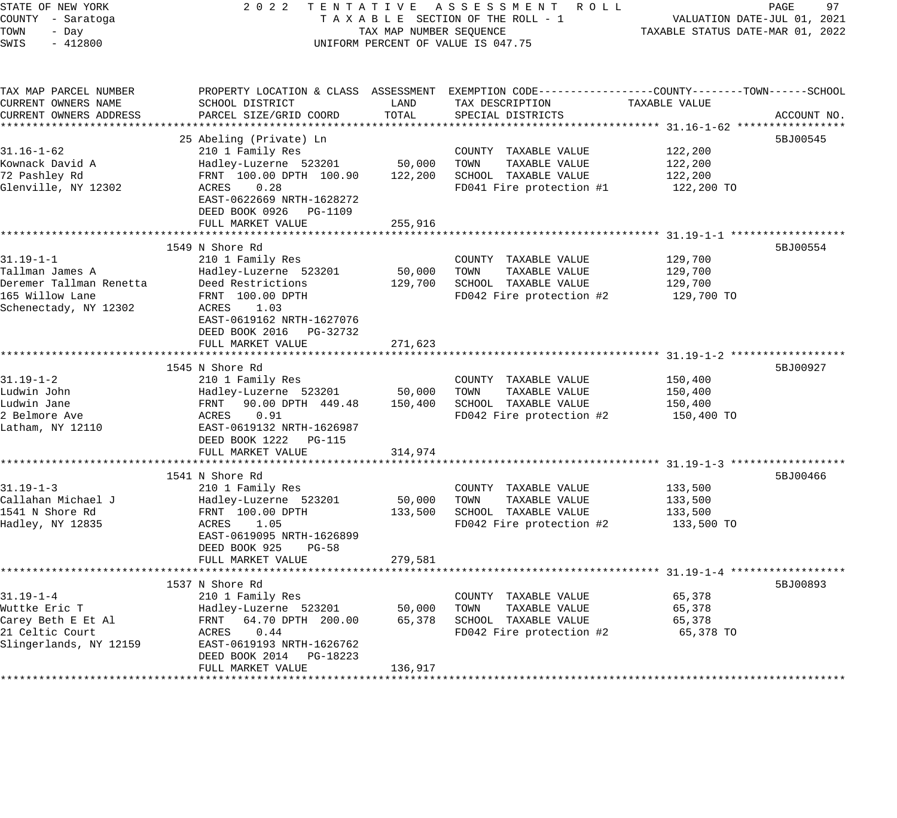STATE OF NEW YORK — 2022 TENTATIVE ASSESSMENT ROLL
COUNTY - Saratoga — TAXABLE SECTION OF THE ROLL - 1 — VALUATION DATE-JUL 01, 2021
TOWN - Day — TAX MAP NUMBER SEQUENCE — TAXABLE STATUS DATE-MAR 01, 2022
SWIS - 412800 — UNIFORM PERCENT OF VALUE IS 047.75

| TAX MAP PARCEL NUMBER / CURRENT OWNERS NAME / CURRENT OWNERS ADDRESS | PROPERTY LOCATION & CLASS / SCHOOL DISTRICT / PARCEL SIZE/GRID COORD | ASSESSMENT LAND | ASSESSMENT TOTAL | EXEMPTION CODE / TAX DESCRIPTION / SPECIAL DISTRICTS | TAXABLE VALUE (COUNTY--TOWN--SCHOOL) | ACCOUNT NO. |
|---|---|---|---|---|---|---|
| **31.16-1-62** | 25 Abeling (Private) Ln | | | | | 5BJ00545 |
| 31.16-1-62 | 210 1 Family Res | | | COUNTY TAXABLE VALUE | 122,200 | |
| Kownack David A | Hadley-Luzerne 523201 | 50,000 | | TOWN TAXABLE VALUE | 122,200 | |
| 72 Pashley Rd | FRNT 100.00 DPTH 100.90 | | 122,200 | SCHOOL TAXABLE VALUE | 122,200 | |
| Glenville, NY 12302 | ACRES 0.28 | | | FD041 Fire protection #1 | 122,200 TO | |
| | EAST-0622669 NRTH-1628272 | | | | | |
| | DEED BOOK 0926 PG-1109 | | | | | |
| | FULL MARKET VALUE | | 255,916 | | | |
| **31.19-1-1** | 1549 N Shore Rd | | | | | 5BJ00554 |
| 31.19-1-1 | 210 1 Family Res | | | COUNTY TAXABLE VALUE | 129,700 | |
| Tallman James A | Hadley-Luzerne 523201 | 50,000 | | TOWN TAXABLE VALUE | 129,700 | |
| Deremer Tallman Renetta | Deed Restrictions | | 129,700 | SCHOOL TAXABLE VALUE | 129,700 | |
| 165 Willow Lane | FRNT 100.00 DPTH | | | FD042 Fire protection #2 | 129,700 TO | |
| Schenectady, NY 12302 | ACRES 1.03 | | | | | |
| | EAST-0619162 NRTH-1627076 | | | | | |
| | DEED BOOK 2016 PG-32732 | | | | | |
| | FULL MARKET VALUE | | 271,623 | | | |
| **31.19-1-2** | 1545 N Shore Rd | | | | | 5BJ00927 |
| 31.19-1-2 | 210 1 Family Res | | | COUNTY TAXABLE VALUE | 150,400 | |
| Ludwin John | Hadley-Luzerne 523201 | 50,000 | | TOWN TAXABLE VALUE | 150,400 | |
| Ludwin Jane | FRNT 90.00 DPTH 449.48 | | 150,400 | SCHOOL TAXABLE VALUE | 150,400 | |
| 2 Belmore Ave | ACRES 0.91 | | | FD042 Fire protection #2 | 150,400 TO | |
| Latham, NY 12110 | EAST-0619132 NRTH-1626987 | | | | | |
| | DEED BOOK 1222 PG-115 | | | | | |
| | FULL MARKET VALUE | | 314,974 | | | |
| **31.19-1-3** | 1541 N Shore Rd | | | | | 5BJ00466 |
| 31.19-1-3 | 210 1 Family Res | | | COUNTY TAXABLE VALUE | 133,500 | |
| Callahan Michael J | Hadley-Luzerne 523201 | 50,000 | | TOWN TAXABLE VALUE | 133,500 | |
| 1541 N Shore Rd | FRNT 100.00 DPTH | | 133,500 | SCHOOL TAXABLE VALUE | 133,500 | |
| Hadley, NY 12835 | ACRES 1.05 | | | FD042 Fire protection #2 | 133,500 TO | |
| | EAST-0619095 NRTH-1626899 | | | | | |
| | DEED BOOK 925 PG-58 | | | | | |
| | FULL MARKET VALUE | | 279,581 | | | |
| **31.19-1-4** | 1537 N Shore Rd | | | | | 5BJ00893 |
| 31.19-1-4 | 210 1 Family Res | | | COUNTY TAXABLE VALUE | 65,378 | |
| Wuttke Eric T | Hadley-Luzerne 523201 | 50,000 | | TOWN TAXABLE VALUE | 65,378 | |
| Carey Beth E Et Al | FRNT 64.70 DPTH 200.00 | | 65,378 | SCHOOL TAXABLE VALUE | 65,378 | |
| 21 Celtic Court | ACRES 0.44 | | | FD042 Fire protection #2 | 65,378 TO | |
| Slingerlands, NY 12159 | EAST-0619193 NRTH-1626762 | | | | | |
| | DEED BOOK 2014 PG-18223 | | | | | |
| | FULL MARKET VALUE | | 136,917 | | | |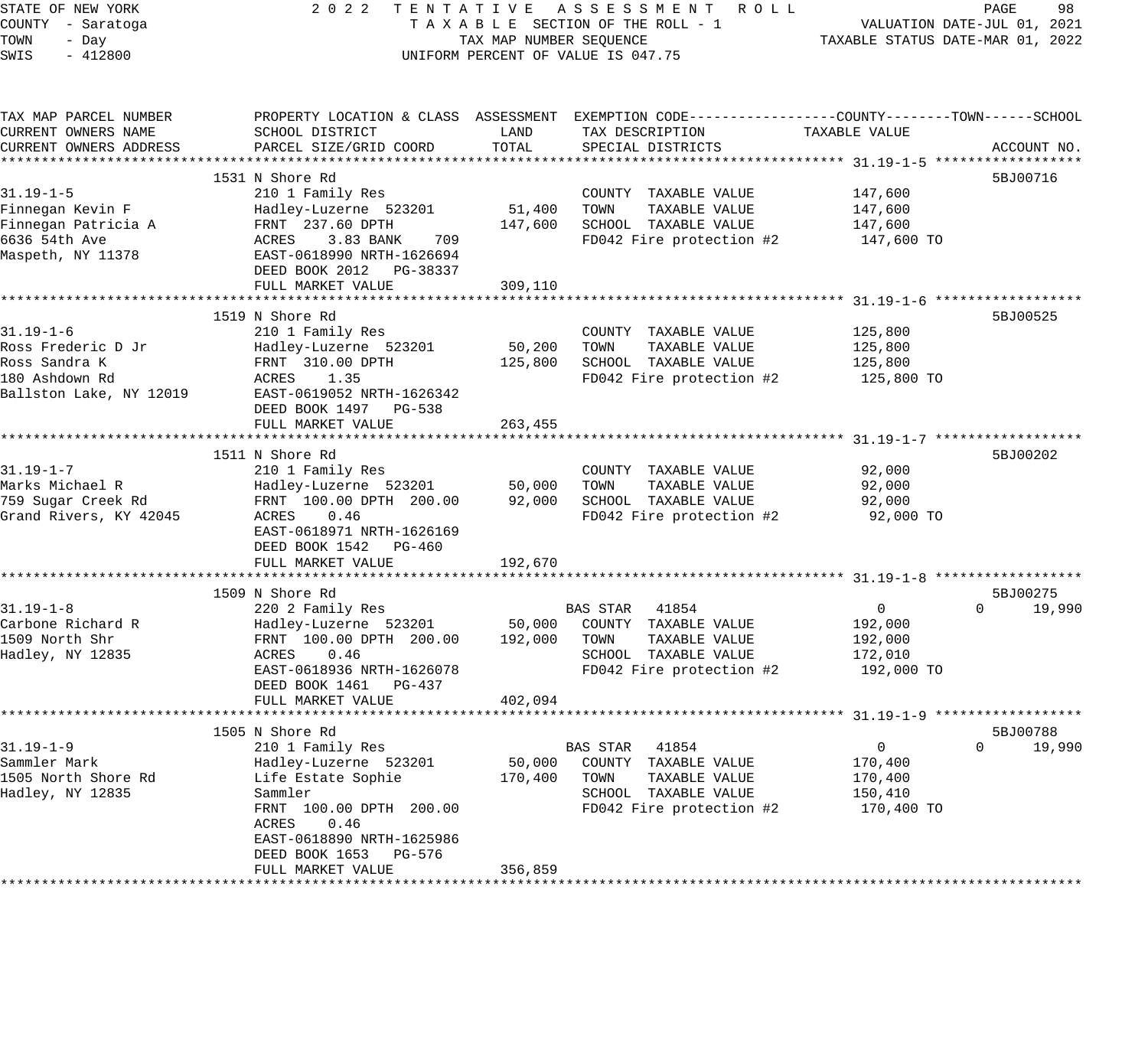STATE OF NEW YORK — 2022 TENTATIVE ASSESSMENT ROLL
COUNTY - Saratoga — TAXABLE SECTION OF THE ROLL - 1 — VALUATION DATE-JUL 01, 2021
TOWN - Day — TAX MAP NUMBER SEQUENCE — TAXABLE STATUS DATE-MAR 01, 2022
SWIS - 412800 — UNIFORM PERCENT OF VALUE IS 047.75

| TAX MAP PARCEL NUMBER / CURRENT OWNERS NAME / CURRENT OWNERS ADDRESS | PROPERTY LOCATION & CLASS / SCHOOL DISTRICT / PARCEL SIZE/GRID COORD | ASSESSMENT LAND | ASSESSMENT TOTAL | EXEMPTION CODE / TAX DESCRIPTION / SPECIAL DISTRICTS | COUNTY TAXABLE VALUE | TOWN | SCHOOL | ACCOUNT NO. |
|---|---|---|---|---|---|---|---|---|
| **31.19-1-5** | 1531 N Shore Rd | | | | | | | 5BJ00716 |
| 31.19-1-5 | 210 1 Family Res | | | COUNTY TAXABLE VALUE | 147,600 | | | |
| Finnegan Kevin F | Hadley-Luzerne 523201 | 51,400 | | TOWN TAXABLE VALUE | 147,600 | | | |
| Finnegan Patricia A | FRNT 237.60 DPTH | | 147,600 | SCHOOL TAXABLE VALUE | 147,600 | | | |
| 6636 54th Ave | ACRES 3.83 BANK 709 | | | FD042 Fire protection #2 | 147,600 TO | | | |
| Maspeth, NY 11378 | EAST-0618990 NRTH-1626694 | | | | | | | |
| | DEED BOOK 2012 PG-38337 | | | | | | | |
| | FULL MARKET VALUE | | 309,110 | | | | | |
| **31.19-1-6** | 1519 N Shore Rd | | | | | | | 5BJ00525 |
| 31.19-1-6 | 210 1 Family Res | | | COUNTY TAXABLE VALUE | 125,800 | | | |
| Ross Frederic D Jr | Hadley-Luzerne 523201 | 50,200 | | TOWN TAXABLE VALUE | 125,800 | | | |
| Ross Sandra K | FRNT 310.00 DPTH | | 125,800 | SCHOOL TAXABLE VALUE | 125,800 | | | |
| 180 Ashdown Rd | ACRES 1.35 | | | FD042 Fire protection #2 | 125,800 TO | | | |
| Ballston Lake, NY 12019 | EAST-0619052 NRTH-1626342 | | | | | | | |
| | DEED BOOK 1497 PG-538 | | | | | | | |
| | FULL MARKET VALUE | | 263,455 | | | | | |
| **31.19-1-7** | 1511 N Shore Rd | | | | | | | 5BJ00202 |
| 31.19-1-7 | 210 1 Family Res | | | COUNTY TAXABLE VALUE | 92,000 | | | |
| Marks Michael R | Hadley-Luzerne 523201 | 50,000 | | TOWN TAXABLE VALUE | 92,000 | | | |
| 759 Sugar Creek Rd | FRNT 100.00 DPTH 200.00 | | 92,000 | SCHOOL TAXABLE VALUE | 92,000 | | | |
| Grand Rivers, KY 42045 | ACRES 0.46 | | | FD042 Fire protection #2 | 92,000 TO | | | |
| | EAST-0618971 NRTH-1626169 | | | | | | | |
| | DEED BOOK 1542 PG-460 | | | | | | | |
| | FULL MARKET VALUE | | 192,670 | | | | | |
| **31.19-1-8** | 1509 N Shore Rd | | | | | | | 5BJ00275 |
| 31.19-1-8 | 220 2 Family Res | | | BAS STAR 41854 | 0 | 0 | 19,990 | |
| Carbone Richard R | Hadley-Luzerne 523201 | 50,000 | | COUNTY TAXABLE VALUE | 192,000 | | | |
| 1509 North Shr | FRNT 100.00 DPTH 200.00 | | 192,000 | TOWN TAXABLE VALUE | 192,000 | | | |
| Hadley, NY 12835 | ACRES 0.46 | | | SCHOOL TAXABLE VALUE | 172,010 | | | |
| | EAST-0618936 NRTH-1626078 | | | FD042 Fire protection #2 | 192,000 TO | | | |
| | DEED BOOK 1461 PG-437 | | | | | | | |
| | FULL MARKET VALUE | | 402,094 | | | | | |
| **31.19-1-9** | 1505 N Shore Rd | | | | | | | 5BJ00788 |
| 31.19-1-9 | 210 1 Family Res | | | BAS STAR 41854 | 0 | 0 | 19,990 | |
| Sammler Mark | Hadley-Luzerne 523201 | 50,000 | | COUNTY TAXABLE VALUE | 170,400 | | | |
| 1505 North Shore Rd | Life Estate Sophie | | 170,400 | TOWN TAXABLE VALUE | 170,400 | | | |
| Hadley, NY 12835 | Sammler | | | SCHOOL TAXABLE VALUE | 150,410 | | | |
| | FRNT 100.00 DPTH 200.00 | | | FD042 Fire protection #2 | 170,400 TO | | | |
| | ACRES 0.46 | | | | | | | |
| | EAST-0618890 NRTH-1625986 | | | | | | | |
| | DEED BOOK 1653 PG-576 | | | | | | | |
| | FULL MARKET VALUE | | 356,859 | | | | | |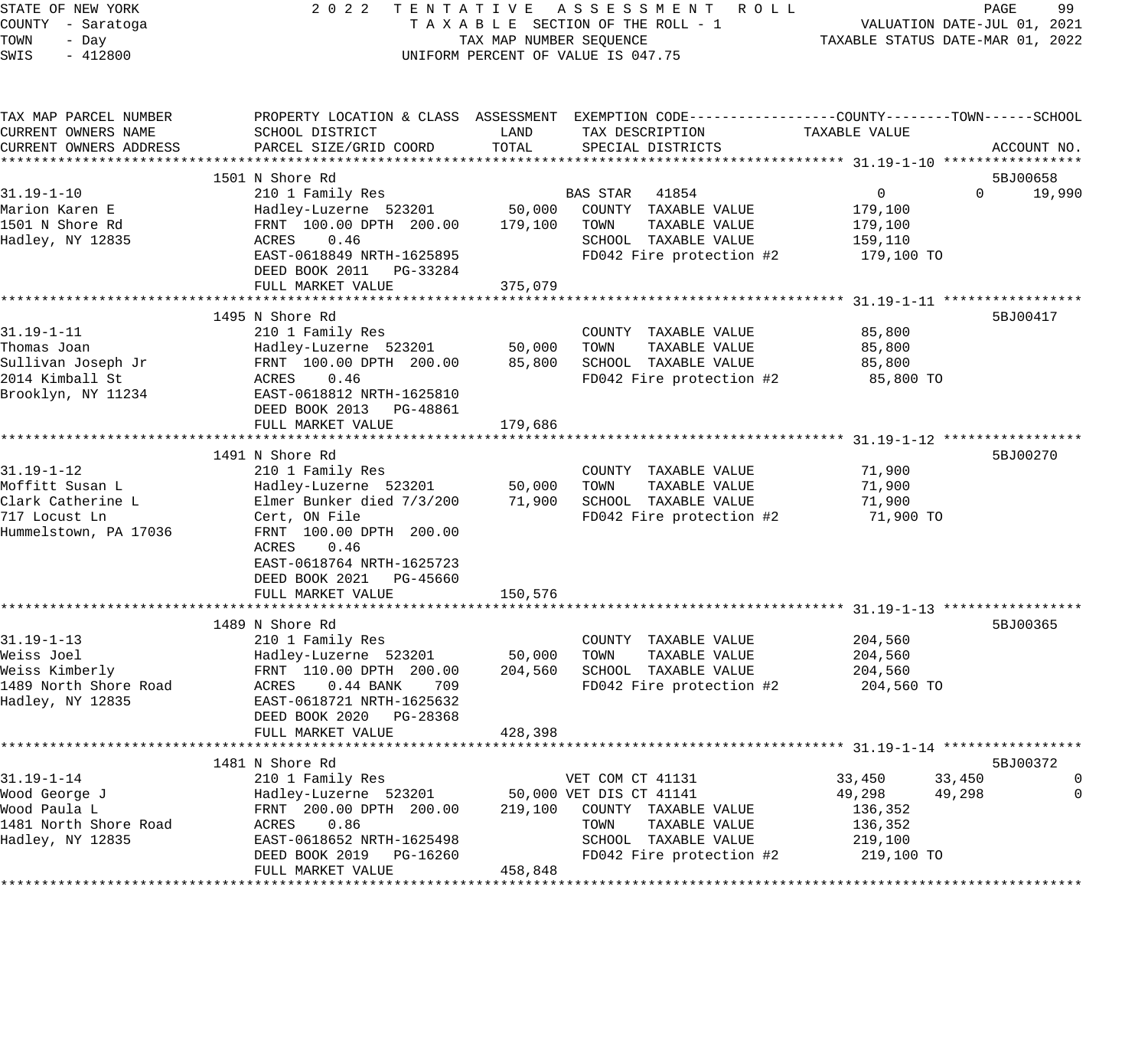STATE OF NEW YORK
COUNTY - Saratoga
TOWN - Day
SWIS - 412800

2022 TENTATIVE ASSESSMENT ROLL
TAXABLE SECTION OF THE ROLL - 1
TAX MAP NUMBER SEQUENCE
UNIFORM PERCENT OF VALUE IS 047.75

VALUATION DATE-JUL 01, 2021
TAXABLE STATUS DATE-MAR 01, 2022

| TAX MAP PARCEL NUMBER / CURRENT OWNERS NAME / CURRENT OWNERS ADDRESS | PROPERTY LOCATION & CLASS / SCHOOL DISTRICT / PARCEL SIZE/GRID COORD | ASSESSMENT LAND | ASSESSMENT TOTAL | EXEMPTION CODE / TAX DESCRIPTION / SPECIAL DISTRICTS | COUNTY TAXABLE VALUE | TOWN | SCHOOL | ACCOUNT NO. |
|---|---|---|---|---|---|---|---|---|
| **31.19-1-10** | 1501 N Shore Rd | | | | | | | 5BJ00658 |
| 31.19-1-10 | 210 1 Family Res | | | BAS STAR 41854 | 0 | 0 | 19,990 | |
| Marion Karen E | Hadley-Luzerne 523201 | 50,000 | | COUNTY TAXABLE VALUE | 179,100 | | | |
| 1501 N Shore Rd | FRNT 100.00 DPTH 200.00 | | 179,100 | TOWN TAXABLE VALUE | 179,100 | | | |
| Hadley, NY 12835 | ACRES 0.46 | | | SCHOOL TAXABLE VALUE | 159,110 | | | |
| | EAST-0618849 NRTH-1625895 | | | FD042 Fire protection #2 | 179,100 TO | | | |
| | DEED BOOK 2011 PG-33284 | | | | | | | |
| | FULL MARKET VALUE | | 375,079 | | | | | |
| **31.19-1-11** | 1495 N Shore Rd | | | | | | | 5BJ00417 |
| 31.19-1-11 | 210 1 Family Res | | | COUNTY TAXABLE VALUE | 85,800 | | | |
| Thomas Joan | Hadley-Luzerne 523201 | 50,000 | | TOWN TAXABLE VALUE | 85,800 | | | |
| Sullivan Joseph Jr | FRNT 100.00 DPTH 200.00 | | 85,800 | SCHOOL TAXABLE VALUE | 85,800 | | | |
| 2014 Kimball St | ACRES 0.46 | | | FD042 Fire protection #2 | 85,800 TO | | | |
| Brooklyn, NY 11234 | EAST-0618812 NRTH-1625810 | | | | | | | |
| | DEED BOOK 2013 PG-48861 | | | | | | | |
| | FULL MARKET VALUE | | 179,686 | | | | | |
| **31.19-1-12** | 1491 N Shore Rd | | | | | | | 5BJ00270 |
| 31.19-1-12 | 210 1 Family Res | | | COUNTY TAXABLE VALUE | 71,900 | | | |
| Moffitt Susan L | Hadley-Luzerne 523201 | 50,000 | | TOWN TAXABLE VALUE | 71,900 | | | |
| Clark Catherine L | Elmer Bunker died 7/3/200 | | 71,900 | SCHOOL TAXABLE VALUE | 71,900 | | | |
| 717 Locust Ln | Cert, ON File | | | FD042 Fire protection #2 | 71,900 TO | | | |
| Hummelstown, PA 17036 | FRNT 100.00 DPTH 200.00 | | | | | | | |
| | ACRES 0.46 | | | | | | | |
| | EAST-0618764 NRTH-1625723 | | | | | | | |
| | DEED BOOK 2021 PG-45660 | | | | | | | |
| | FULL MARKET VALUE | | 150,576 | | | | | |
| **31.19-1-13** | 1489 N Shore Rd | | | | | | | 5BJ00365 |
| 31.19-1-13 | 210 1 Family Res | | | COUNTY TAXABLE VALUE | 204,560 | | | |
| Weiss Joel | Hadley-Luzerne 523201 | 50,000 | | TOWN TAXABLE VALUE | 204,560 | | | |
| Weiss Kimberly | FRNT 110.00 DPTH 200.00 | | 204,560 | SCHOOL TAXABLE VALUE | 204,560 | | | |
| 1489 North Shore Road | ACRES 0.44 BANK 709 | | | FD042 Fire protection #2 | 204,560 TO | | | |
| Hadley, NY 12835 | EAST-0618721 NRTH-1625632 | | | | | | | |
| | DEED BOOK 2020 PG-28368 | | | | | | | |
| | FULL MARKET VALUE | | 428,398 | | | | | |
| **31.19-1-14** | 1481 N Shore Rd | | | | | | | 5BJ00372 |
| 31.19-1-14 | 210 1 Family Res | | | VET COM CT 41131 | 33,450 | 33,450 | 0 | |
| Wood George J | Hadley-Luzerne 523201 | 50,000 | | VET DIS CT 41141 | 49,298 | 49,298 | 0 | |
| Wood Paula L | FRNT 200.00 DPTH 200.00 | | 219,100 | COUNTY TAXABLE VALUE | 136,352 | | | |
| 1481 North Shore Road | ACRES 0.86 | | | TOWN TAXABLE VALUE | 136,352 | | | |
| Hadley, NY 12835 | EAST-0618652 NRTH-1625498 | | | SCHOOL TAXABLE VALUE | 219,100 | | | |
| | DEED BOOK 2019 PG-16260 | | | FD042 Fire protection #2 | 219,100 TO | | | |
| | FULL MARKET VALUE | | 458,848 | | | | | |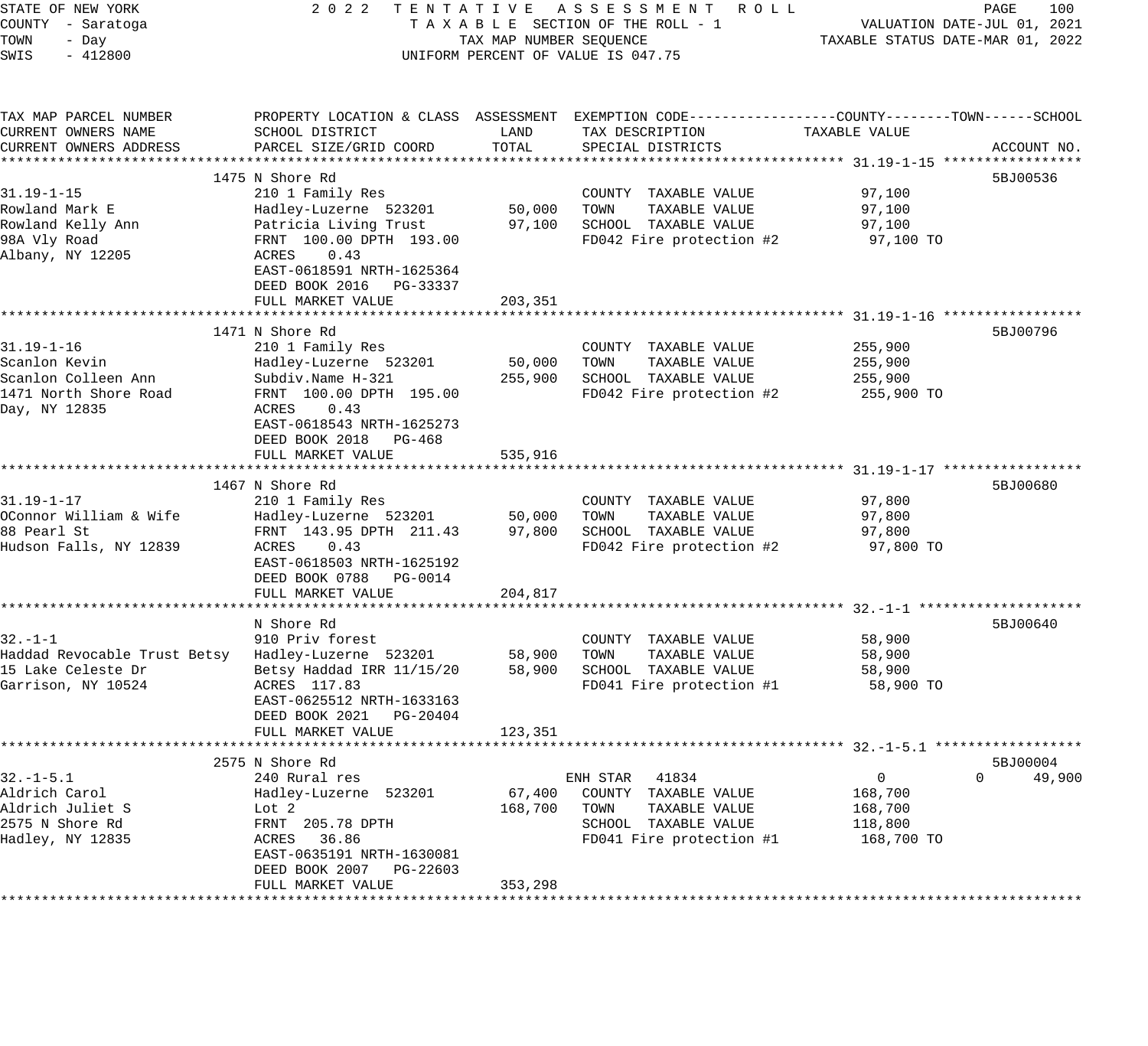STATE OF NEW YORK — 2022 TENTATIVE ASSESSMENT ROLL — TAXABLE SECTION OF THE ROLL - 1
COUNTY - Saratoga — TAX MAP NUMBER SEQUENCE — VALUATION DATE-JUL 01, 2021
TOWN - Day — UNIFORM PERCENT OF VALUE IS 047.75 — TAXABLE STATUS DATE-MAR 01, 2022
SWIS - 412800

| TAX MAP PARCEL NUMBER / CURRENT OWNERS NAME / CURRENT OWNERS ADDRESS | PROPERTY LOCATION & CLASS / SCHOOL DISTRICT / PARCEL SIZE/GRID COORD | ASSESSMENT LAND | ASSESSMENT TOTAL | EXEMPTION CODE / TAX DESCRIPTION / SPECIAL DISTRICTS | COUNTY TAXABLE VALUE | TOWN | SCHOOL | ACCOUNT NO. |
|---|---|---|---|---|---|---|---|---|
| **31.19-1-15** | 1475 N Shore Rd | | | | | | | 5BJ00536 |
| 31.19-1-15 | 210 1 Family Res | | | COUNTY TAXABLE VALUE | 97,100 | | | |
| Rowland Mark E | Hadley-Luzerne 523201 | 50,000 | | TOWN TAXABLE VALUE | 97,100 | | | |
| Rowland Kelly Ann | Patricia Living Trust | | 97,100 | SCHOOL TAXABLE VALUE | 97,100 | | | |
| 98A Vly Road | FRNT 100.00 DPTH 193.00 | | | FD042 Fire protection #2 | 97,100 TO | | | |
| Albany, NY 12205 | ACRES 0.43 | | | | | | | |
| | EAST-0618591 NRTH-1625364 | | | | | | | |
| | DEED BOOK 2016 PG-33337 | | | | | | | |
| | FULL MARKET VALUE | | 203,351 | | | | | |
| **31.19-1-16** | 1471 N Shore Rd | | | | | | | 5BJ00796 |
| 31.19-1-16 | 210 1 Family Res | | | COUNTY TAXABLE VALUE | 255,900 | | | |
| Scanlon Kevin | Hadley-Luzerne 523201 | 50,000 | | TOWN TAXABLE VALUE | 255,900 | | | |
| Scanlon Colleen Ann | Subdiv.Name H-321 | | 255,900 | SCHOOL TAXABLE VALUE | 255,900 | | | |
| 1471 North Shore Road | FRNT 100.00 DPTH 195.00 | | | FD042 Fire protection #2 | 255,900 TO | | | |
| Day, NY 12835 | ACRES 0.43 | | | | | | | |
| | EAST-0618543 NRTH-1625273 | | | | | | | |
| | DEED BOOK 2018 PG-468 | | | | | | | |
| | FULL MARKET VALUE | | 535,916 | | | | | |
| **31.19-1-17** | 1467 N Shore Rd | | | | | | | 5BJ00680 |
| 31.19-1-17 | 210 1 Family Res | | | COUNTY TAXABLE VALUE | 97,800 | | | |
| OConnor William & Wife | Hadley-Luzerne 523201 | 50,000 | | TOWN TAXABLE VALUE | 97,800 | | | |
| 88 Pearl St | FRNT 143.95 DPTH 211.43 | | 97,800 | SCHOOL TAXABLE VALUE | 97,800 | | | |
| Hudson Falls, NY 12839 | ACRES 0.43 | | | FD042 Fire protection #2 | 97,800 TO | | | |
| | EAST-0618503 NRTH-1625192 | | | | | | | |
| | DEED BOOK 0788 PG-0014 | | | | | | | |
| | FULL MARKET VALUE | | 204,817 | | | | | |
| **32.-1-1** | N Shore Rd | | | | | | | 5BJ00640 |
| 32.-1-1 | 910 Priv forest | | | COUNTY TAXABLE VALUE | 58,900 | | | |
| Haddad Revocable Trust Betsy | Hadley-Luzerne 523201 | 58,900 | | TOWN TAXABLE VALUE | 58,900 | | | |
| 15 Lake Celeste Dr | Betsy Haddad IRR 11/15/20 | | 58,900 | SCHOOL TAXABLE VALUE | 58,900 | | | |
| Garrison, NY 10524 | ACRES 117.83 | | | FD041 Fire protection #1 | 58,900 TO | | | |
| | EAST-0625512 NRTH-1633163 | | | | | | | |
| | DEED BOOK 2021 PG-20404 | | | | | | | |
| | FULL MARKET VALUE | | 123,351 | | | | | |
| **32.-1-5.1** | 2575 N Shore Rd | | | | | | | 5BJ00004 |
| 32.-1-5.1 | 240 Rural res | | | ENH STAR 41834 | 0 | 0 | 49,900 | |
| Aldrich Carol | Hadley-Luzerne 523201 | 67,400 | | COUNTY TAXABLE VALUE | 168,700 | | | |
| Aldrich Juliet S | Lot 2 | | 168,700 | TOWN TAXABLE VALUE | 168,700 | | | |
| 2575 N Shore Rd | FRNT 205.78 DPTH | | | SCHOOL TAXABLE VALUE | 118,800 | | | |
| Hadley, NY 12835 | ACRES 36.86 | | | FD041 Fire protection #1 | 168,700 TO | | | |
| | EAST-0635191 NRTH-1630081 | | | | | | | |
| | DEED BOOK 2007 PG-22603 | | | | | | | |
| | FULL MARKET VALUE | | 353,298 | | | | | |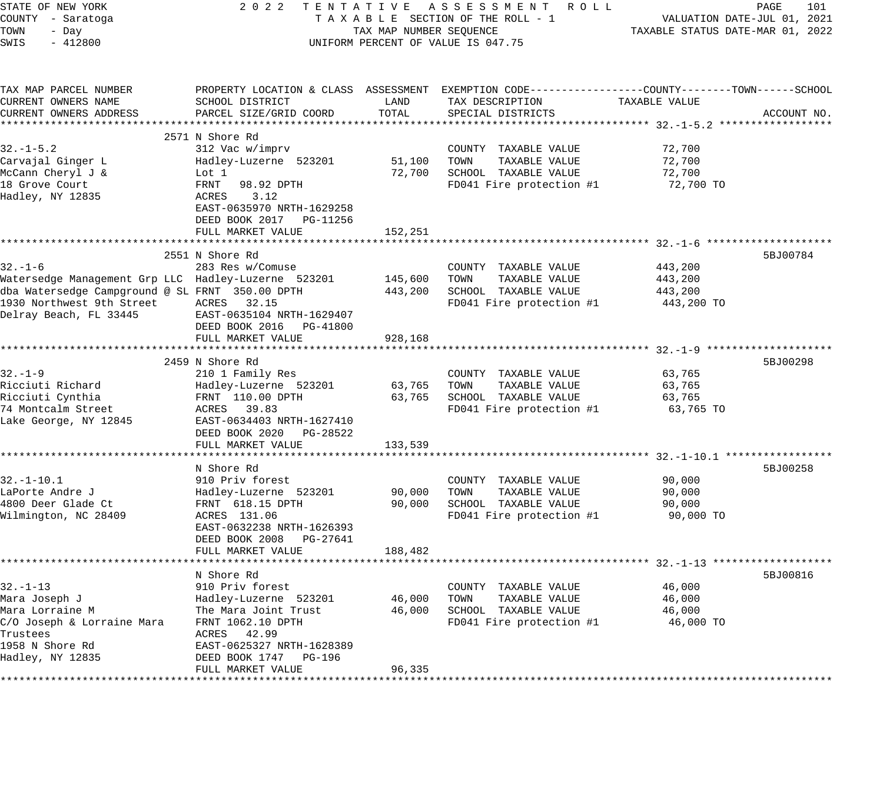STATE OF NEW YORK
COUNTY - Saratoga
TOWN - Day
SWIS - 412800

2 0 2 2 T E N T A T I V E A S S E S S M E N T R O L L
T A X A B L E SECTION OF THE ROLL - 1
TAX MAP NUMBER SEQUENCE
UNIFORM PERCENT OF VALUE IS 047.75

VALUATION DATE-JUL 01, 2021
TAXABLE STATUS DATE-MAR 01, 2022

| TAX MAP PARCEL NUMBER / CURRENT OWNERS NAME / CURRENT OWNERS ADDRESS | PROPERTY LOCATION & CLASS / SCHOOL DISTRICT / PARCEL SIZE/GRID COORD | ASSESSMENT LAND / TOTAL | EXEMPTION CODE / TAX DESCRIPTION / SPECIAL DISTRICTS | TAXABLE VALUE (COUNTY / TOWN / SCHOOL) | ACCOUNT NO. |
|---|---|---|---|---|---|
| **32.-1-5.2** | 2571 N Shore Rd | | | | |
| 32.-1-5.2 | 312 Vac w/imprv | | COUNTY TAXABLE VALUE | 72,700 | |
| Carvajal Ginger L | Hadley-Luzerne 523201 | 51,100 | TOWN TAXABLE VALUE | 72,700 | |
| McCann Cheryl J & | Lot 1 | 72,700 | SCHOOL TAXABLE VALUE | 72,700 | |
| 18 Grove Court | FRNT 98.92 DPTH | | FD041 Fire protection #1 | 72,700 TO | |
| Hadley, NY 12835 | ACRES 3.12 | | | | |
| | EAST-0635970 NRTH-1629258 | | | | |
| | DEED BOOK 2017 PG-11256 | | | | |
| | FULL MARKET VALUE | 152,251 | | | |
| **32.-1-6** | 2551 N Shore Rd | | | | 5BJ00784 |
| 32.-1-6 | 283 Res w/Comuse | | COUNTY TAXABLE VALUE | 443,200 | |
| Watersedge Management Grp LLC | Hadley-Luzerne 523201 | 145,600 | TOWN TAXABLE VALUE | 443,200 | |
| dba Watersedge Campground @ SL | FRNT 350.00 DPTH | 443,200 | SCHOOL TAXABLE VALUE | 443,200 | |
| 1930 Northwest 9th Street | ACRES 32.15 | | FD041 Fire protection #1 | 443,200 TO | |
| Delray Beach, FL 33445 | EAST-0635104 NRTH-1629407 | | | | |
| | DEED BOOK 2016 PG-41800 | | | | |
| | FULL MARKET VALUE | 928,168 | | | |
| **32.-1-9** | 2459 N Shore Rd | | | | 5BJ00298 |
| 32.-1-9 | 210 1 Family Res | | COUNTY TAXABLE VALUE | 63,765 | |
| Ricciuti Richard | Hadley-Luzerne 523201 | 63,765 | TOWN TAXABLE VALUE | 63,765 | |
| Ricciuti Cynthia | FRNT 110.00 DPTH | 63,765 | SCHOOL TAXABLE VALUE | 63,765 | |
| 74 Montcalm Street | ACRES 39.83 | | FD041 Fire protection #1 | 63,765 TO | |
| Lake George, NY 12845 | EAST-0634403 NRTH-1627410 | | | | |
| | DEED BOOK 2020 PG-28522 | | | | |
| | FULL MARKET VALUE | 133,539 | | | |
| **32.-1-10.1** | N Shore Rd | | | | 5BJ00258 |
| 32.-1-10.1 | 910 Priv forest | | COUNTY TAXABLE VALUE | 90,000 | |
| LaPorte Andre J | Hadley-Luzerne 523201 | 90,000 | TOWN TAXABLE VALUE | 90,000 | |
| 4800 Deer Glade Ct | FRNT 618.15 DPTH | 90,000 | SCHOOL TAXABLE VALUE | 90,000 | |
| Wilmington, NC 28409 | ACRES 131.06 | | FD041 Fire protection #1 | 90,000 TO | |
| | EAST-0632238 NRTH-1626393 | | | | |
| | DEED BOOK 2008 PG-27641 | | | | |
| | FULL MARKET VALUE | 188,482 | | | |
| **32.-1-13** | N Shore Rd | | | | 5BJ00816 |
| 32.-1-13 | 910 Priv forest | | COUNTY TAXABLE VALUE | 46,000 | |
| Mara Joseph J | Hadley-Luzerne 523201 | 46,000 | TOWN TAXABLE VALUE | 46,000 | |
| Mara Lorraine M | The Mara Joint Trust | 46,000 | SCHOOL TAXABLE VALUE | 46,000 | |
| C/O Joseph & Lorraine Mara | FRNT 1062.10 DPTH | | FD041 Fire protection #1 | 46,000 TO | |
| Trustees | ACRES 42.99 | | | | |
| 1958 N Shore Rd | EAST-0625327 NRTH-1628389 | | | | |
| Hadley, NY 12835 | DEED BOOK 1747 PG-196 | | | | |
| | FULL MARKET VALUE | 96,335 | | | |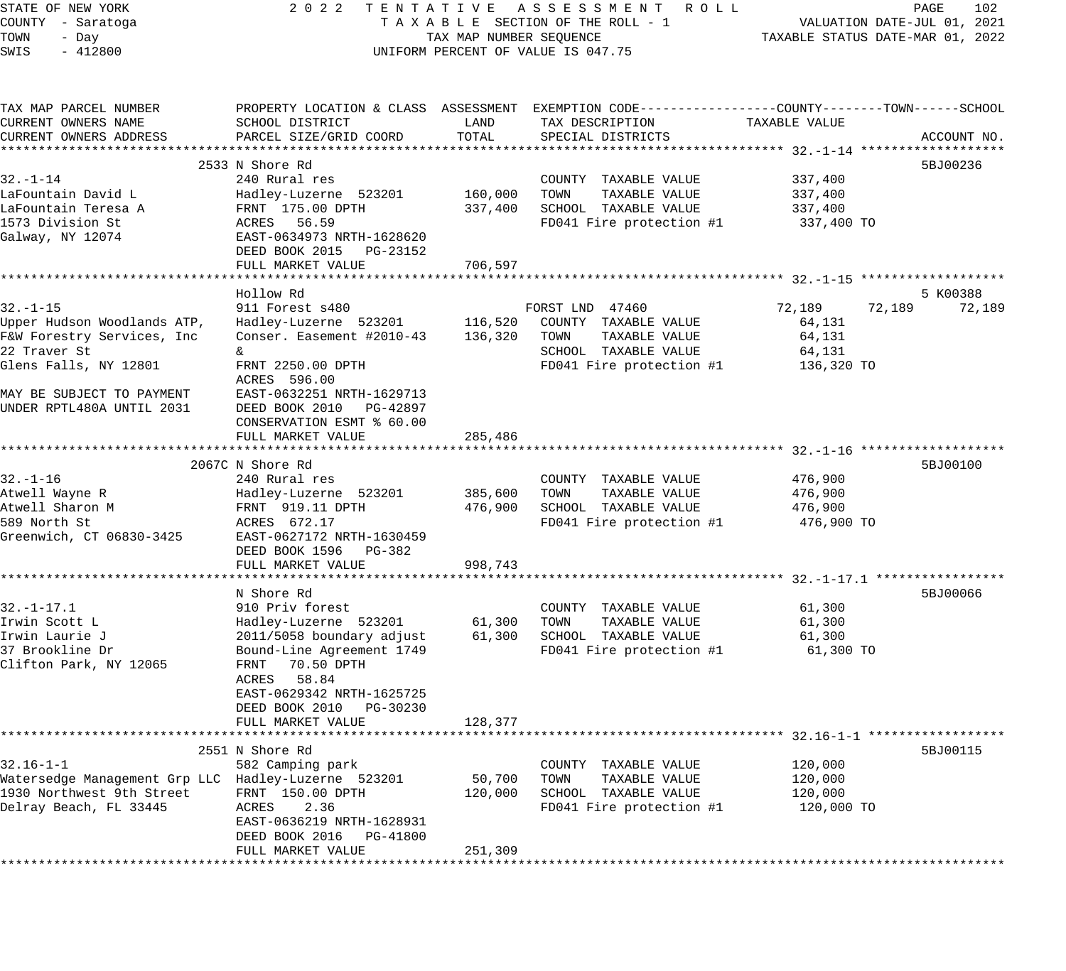STATE OF NEW YORK — 2022 TENTATIVE ASSESSMENT ROLL
COUNTY - Saratoga — TAXABLE SECTION OF THE ROLL - 1 — VALUATION DATE-JUL 01, 2021
TOWN - Day — TAX MAP NUMBER SEQUENCE — TAXABLE STATUS DATE-MAR 01, 2022
SWIS - 412800 — UNIFORM PERCENT OF VALUE IS 047.75

| TAX MAP PARCEL NUMBER / CURRENT OWNERS NAME / CURRENT OWNERS ADDRESS | PROPERTY LOCATION & CLASS / SCHOOL DISTRICT / PARCEL SIZE/GRID COORD | ASSESSMENT LAND | TOTAL | EXEMPTION CODE / TAX DESCRIPTION / SPECIAL DISTRICTS | COUNTY TAXABLE VALUE | TOWN | SCHOOL | ACCOUNT NO. |
|---|---|---|---|---|---|---|---|---|
| **32.-1-14** | 2533 N Shore Rd | | | | | | | 5BJ00236 |
| 32.-1-14 | 240 Rural res | | | COUNTY TAXABLE VALUE | 337,400 | | | |
| LaFountain David L | Hadley-Luzerne 523201 | 160,000 | | TOWN TAXABLE VALUE | 337,400 | | | |
| LaFountain Teresa A | FRNT 175.00 DPTH | | 337,400 | SCHOOL TAXABLE VALUE | 337,400 | | | |
| 1573 Division St | ACRES 56.59 | | | FD041 Fire protection #1 | 337,400 TO | | | |
| Galway, NY 12074 | EAST-0634973 NRTH-1628620 | | | | | | | |
| | DEED BOOK 2015 PG-23152 | | | | | | | |
| | FULL MARKET VALUE | | 706,597 | | | | | |
| **32.-1-15** | Hollow Rd | | | | | | | 5 K00388 |
| 32.-1-15 | 911 Forest s480 | | | FORST LND 47460 | 72,189 | 72,189 | 72,189 | |
| Upper Hudson Woodlands ATP, | Hadley-Luzerne 523201 | 116,520 | | COUNTY TAXABLE VALUE | 64,131 | | | |
| F&W Forestry Services, Inc | Conser. Easement #2010-43 | | 136,320 | TOWN TAXABLE VALUE | 64,131 | | | |
| 22 Traver St | & | | | SCHOOL TAXABLE VALUE | 64,131 | | | |
| Glens Falls, NY 12801 | FRNT 2250.00 DPTH | | | FD041 Fire protection #1 | 136,320 TO | | | |
| | ACRES 596.00 | | | | | | | |
| MAY BE SUBJECT TO PAYMENT | EAST-0632251 NRTH-1629713 | | | | | | | |
| UNDER RPTL480A UNTIL 2031 | DEED BOOK 2010 PG-42897 | | | | | | | |
| | CONSERVATION ESMT % 60.00 | | | | | | | |
| | FULL MARKET VALUE | | 285,486 | | | | | |
| **32.-1-16** | 2067C N Shore Rd | | | | | | | 5BJ00100 |
| 32.-1-16 | 240 Rural res | | | COUNTY TAXABLE VALUE | 476,900 | | | |
| Atwell Wayne R | Hadley-Luzerne 523201 | 385,600 | | TOWN TAXABLE VALUE | 476,900 | | | |
| Atwell Sharon M | FRNT 919.11 DPTH | | 476,900 | SCHOOL TAXABLE VALUE | 476,900 | | | |
| 589 North St | ACRES 672.17 | | | FD041 Fire protection #1 | 476,900 TO | | | |
| Greenwich, CT 06830-3425 | EAST-0627172 NRTH-1630459 | | | | | | | |
| | DEED BOOK 1596 PG-382 | | | | | | | |
| | FULL MARKET VALUE | | 998,743 | | | | | |
| **32.-1-17.1** | N Shore Rd | | | | | | | 5BJ00066 |
| 32.-1-17.1 | 910 Priv forest | | | COUNTY TAXABLE VALUE | 61,300 | | | |
| Irwin Scott L | Hadley-Luzerne 523201 | 61,300 | | TOWN TAXABLE VALUE | 61,300 | | | |
| Irwin Laurie J | 2011/5058 boundary adjust | | 61,300 | SCHOOL TAXABLE VALUE | 61,300 | | | |
| 37 Brookline Dr | Bound-Line Agreement 1749 | | | FD041 Fire protection #1 | 61,300 TO | | | |
| Clifton Park, NY 12065 | FRNT 70.50 DPTH | | | | | | | |
| | ACRES 58.84 | | | | | | | |
| | EAST-0629342 NRTH-1625725 | | | | | | | |
| | DEED BOOK 2010 PG-30230 | | | | | | | |
| | FULL MARKET VALUE | | 128,377 | | | | | |
| **32.16-1-1** | 2551 N Shore Rd | | | | | | | 5BJ00115 |
| 32.16-1-1 | 582 Camping park | | | COUNTY TAXABLE VALUE | 120,000 | | | |
| Watersedge Management Grp LLC | Hadley-Luzerne 523201 | 50,700 | | TOWN TAXABLE VALUE | 120,000 | | | |
| 1930 Northwest 9th Street | FRNT 150.00 DPTH | | 120,000 | SCHOOL TAXABLE VALUE | 120,000 | | | |
| Delray Beach, FL 33445 | ACRES 2.36 | | | FD041 Fire protection #1 | 120,000 TO | | | |
| | EAST-0636219 NRTH-1628931 | | | | | | | |
| | DEED BOOK 2016 PG-41800 | | | | | | | |
| | FULL MARKET VALUE | | 251,309 | | | | | |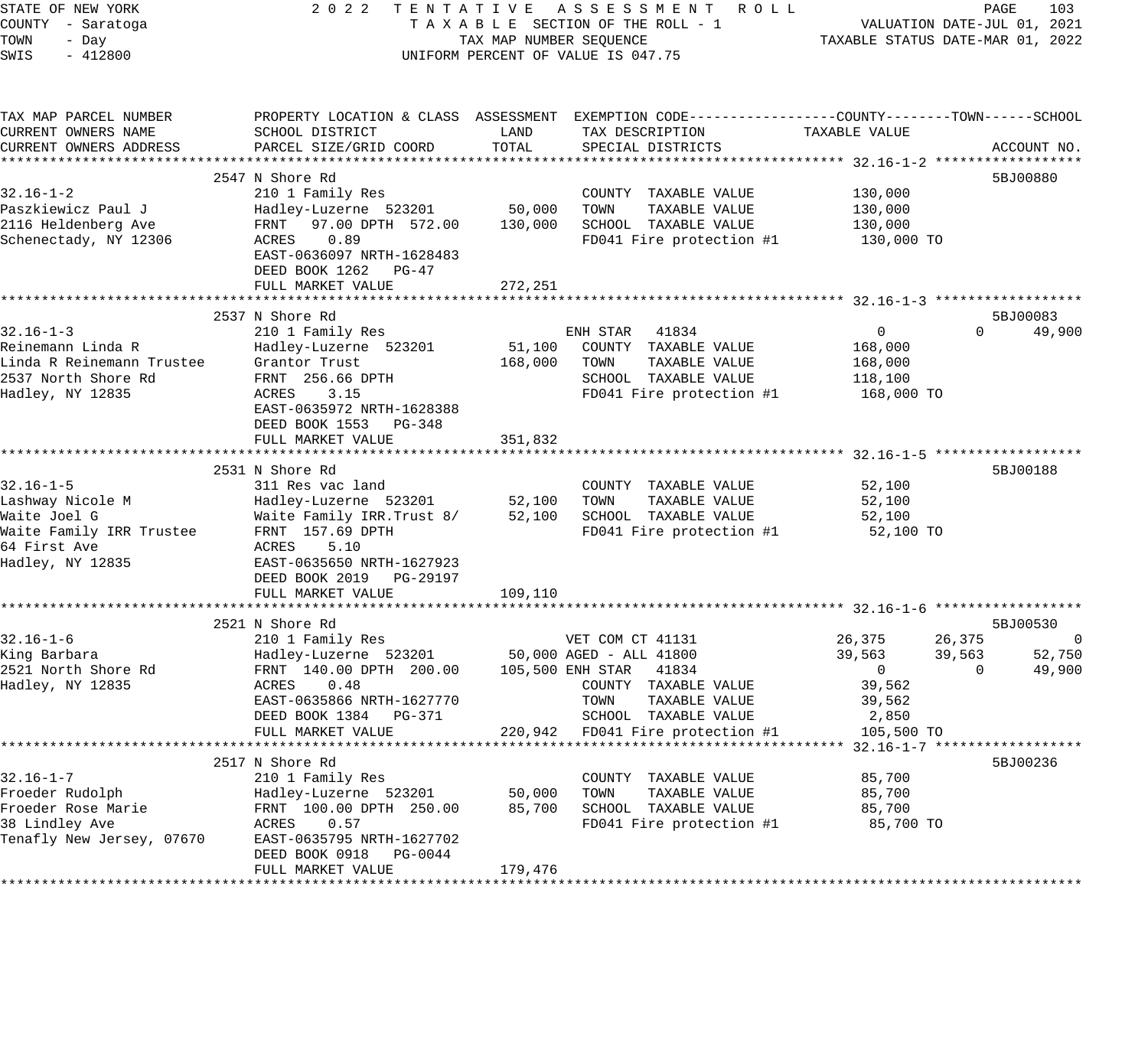STATE OF NEW YORK
COUNTY - Saratoga
TOWN - Day
SWIS - 412800

2022 TENTATIVE ASSESSMENT ROLL
TAXABLE SECTION OF THE ROLL - 1
TAX MAP NUMBER SEQUENCE
UNIFORM PERCENT OF VALUE IS 047.75

VALUATION DATE-JUL 01, 2021
TAXABLE STATUS DATE-MAR 01, 2022

| TAX MAP PARCEL NUMBER / CURRENT OWNERS NAME / CURRENT OWNERS ADDRESS | PROPERTY LOCATION & CLASS / SCHOOL DISTRICT / PARCEL SIZE/GRID COORD | ASSESSMENT LAND | ASSESSMENT TOTAL | EXEMPTION CODE / TAX DESCRIPTION / SPECIAL DISTRICTS | COUNTY TAXABLE VALUE | TOWN | SCHOOL | ACCOUNT NO. |
|---|---|---|---|---|---|---|---|---|
| **32.16-1-2** | 2547 N Shore Rd | | | | | | | 5BJ00880 |
| 32.16-1-2 | 210 1 Family Res | | | COUNTY TAXABLE VALUE | 130,000 | | | |
| Paszkiewicz Paul J | Hadley-Luzerne 523201 | 50,000 | | TOWN TAXABLE VALUE | 130,000 | | | |
| 2116 Heldenberg Ave | FRNT 97.00 DPTH 572.00 | | 130,000 | SCHOOL TAXABLE VALUE | 130,000 | | | |
| Schenectady, NY 12306 | ACRES 0.89 | | | FD041 Fire protection #1 | 130,000 TO | | | |
| | EAST-0636097 NRTH-1628483 | | | | | | | |
| | DEED BOOK 1262 PG-47 | | | | | | | |
| | FULL MARKET VALUE | | 272,251 | | | | | |
| **32.16-1-3** | 2537 N Shore Rd | | | | | | | 5BJ00083 |
| 32.16-1-3 | 210 1 Family Res | | | ENH STAR 41834 | 0 | 0 | 49,900 | |
| Reinemann Linda R | Hadley-Luzerne 523201 | 51,100 | | COUNTY TAXABLE VALUE | 168,000 | | | |
| Linda R Reinemann Trustee | Grantor Trust | | 168,000 | TOWN TAXABLE VALUE | 168,000 | | | |
| 2537 North Shore Rd | FRNT 256.66 DPTH | | | SCHOOL TAXABLE VALUE | 118,100 | | | |
| Hadley, NY 12835 | ACRES 3.15 | | | FD041 Fire protection #1 | 168,000 TO | | | |
| | EAST-0635972 NRTH-1628388 | | | | | | | |
| | DEED BOOK 1553 PG-348 | | | | | | | |
| | FULL MARKET VALUE | | 351,832 | | | | | |
| **32.16-1-5** | 2531 N Shore Rd | | | | | | | 5BJ00188 |
| 32.16-1-5 | 311 Res vac land | | | COUNTY TAXABLE VALUE | 52,100 | | | |
| Lashway Nicole M | Hadley-Luzerne 523201 | 52,100 | | TOWN TAXABLE VALUE | 52,100 | | | |
| Waite Joel G | Waite Family IRR.Trust 8/ | | 52,100 | SCHOOL TAXABLE VALUE | 52,100 | | | |
| Waite Family IRR Trustee | FRNT 157.69 DPTH | | | FD041 Fire protection #1 | 52,100 TO | | | |
| 64 First Ave | ACRES 5.10 | | | | | | | |
| Hadley, NY 12835 | EAST-0635650 NRTH-1627923 | | | | | | | |
| | DEED BOOK 2019 PG-29197 | | | | | | | |
| | FULL MARKET VALUE | | 109,110 | | | | | |
| **32.16-1-6** | 2521 N Shore Rd | | | | | | | 5BJ00530 |
| 32.16-1-6 | 210 1 Family Res | | | VET COM CT 41131 | 26,375 | 26,375 | 0 | |
| King Barbara | Hadley-Luzerne 523201 | 50,000 | | AGED - ALL 41800 | 39,563 | 39,563 | 52,750 | |
| 2521 North Shore Rd | FRNT 140.00 DPTH 200.00 | | 105,500 | ENH STAR 41834 | 0 | 0 | 49,900 | |
| Hadley, NY 12835 | ACRES 0.48 | | | COUNTY TAXABLE VALUE | 39,562 | | | |
| | EAST-0635866 NRTH-1627770 | | | TOWN TAXABLE VALUE | 39,562 | | | |
| | DEED BOOK 1384 PG-371 | | | SCHOOL TAXABLE VALUE | 2,850 | | | |
| | FULL MARKET VALUE | | 220,942 | FD041 Fire protection #1 | 105,500 TO | | | |
| **32.16-1-7** | 2517 N Shore Rd | | | | | | | 5BJ00236 |
| 32.16-1-7 | 210 1 Family Res | | | COUNTY TAXABLE VALUE | 85,700 | | | |
| Froeder Rudolph | Hadley-Luzerne 523201 | 50,000 | | TOWN TAXABLE VALUE | 85,700 | | | |
| Froeder Rose Marie | FRNT 100.00 DPTH 250.00 | | 85,700 | SCHOOL TAXABLE VALUE | 85,700 | | | |
| 38 Lindley Ave | ACRES 0.57 | | | FD041 Fire protection #1 | 85,700 TO | | | |
| Tenafly New Jersey, 07670 | EAST-0635795 NRTH-1627702 | | | | | | | |
| | DEED BOOK 0918 PG-0044 | | | | | | | |
| | FULL MARKET VALUE | | 179,476 | | | | | |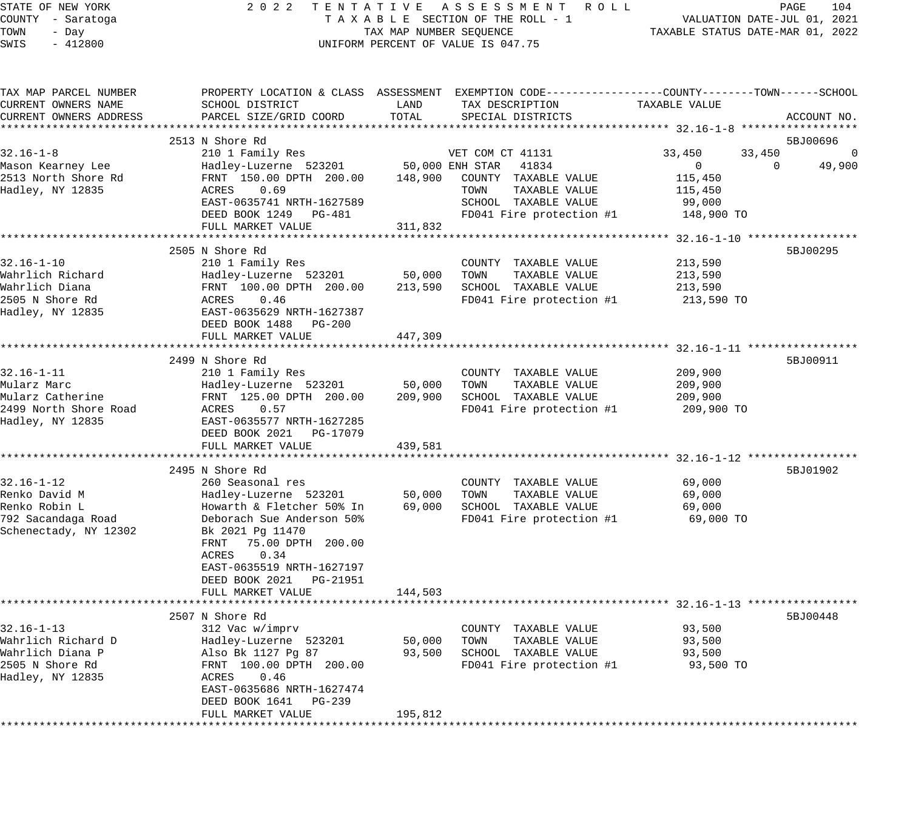STATE OF NEW YORK — 2022 TENTATIVE ASSESSMENT ROLL
COUNTY - Saratoga — TAXABLE SECTION OF THE ROLL - 1 — VALUATION DATE-JUL 01, 2021
TOWN - Day — TAX MAP NUMBER SEQUENCE — TAXABLE STATUS DATE-MAR 01, 2022
SWIS - 412800 — UNIFORM PERCENT OF VALUE IS 047.75

| TAX MAP PARCEL NUMBER / CURRENT OWNERS NAME / CURRENT OWNERS ADDRESS | PROPERTY LOCATION & CLASS / SCHOOL DISTRICT / PARCEL SIZE/GRID COORD | ASSESSMENT LAND | ASSESSMENT TOTAL | EXEMPTION CODE / TAX DESCRIPTION / SPECIAL DISTRICTS | COUNTY TAXABLE VALUE | TOWN | SCHOOL | ACCOUNT NO. |
|---|---|---|---|---|---|---|---|---|
| **32.16-1-8** | 2513 N Shore Rd | | | | | | | 5BJ00696 |
| 32.16-1-8 | 210 1 Family Res | | | VET COM CT 41131 | 33,450 | 33,450 | 0 | |
| Mason Kearney Lee | Hadley-Luzerne 523201 | 50,000 | | ENH STAR 41834 | 0 | 0 | 49,900 | |
| 2513 North Shore Rd | FRNT 150.00 DPTH 200.00 | | 148,900 | COUNTY TAXABLE VALUE | 115,450 | | | |
| Hadley, NY 12835 | ACRES 0.69 | | | TOWN TAXABLE VALUE | 115,450 | | | |
| | EAST-0635741 NRTH-1627589 | | | SCHOOL TAXABLE VALUE | 99,000 | | | |
| | DEED BOOK 1249 PG-481 | | | FD041 Fire protection #1 | 148,900 TO | | | |
| | FULL MARKET VALUE | | 311,832 | | | | | |
| **32.16-1-10** | 2505 N Shore Rd | | | | | | | 5BJ00295 |
| 32.16-1-10 | 210 1 Family Res | | | COUNTY TAXABLE VALUE | 213,590 | | | |
| Wahrlich Richard | Hadley-Luzerne 523201 | 50,000 | | TOWN TAXABLE VALUE | 213,590 | | | |
| Wahrlich Diana | FRNT 100.00 DPTH 200.00 | | 213,590 | SCHOOL TAXABLE VALUE | 213,590 | | | |
| 2505 N Shore Rd | ACRES 0.46 | | | FD041 Fire protection #1 | 213,590 TO | | | |
| Hadley, NY 12835 | EAST-0635629 NRTH-1627387 | | | | | | | |
| | DEED BOOK 1488 PG-200 | | | | | | | |
| | FULL MARKET VALUE | | 447,309 | | | | | |
| **32.16-1-11** | 2499 N Shore Rd | | | | | | | 5BJ00911 |
| 32.16-1-11 | 210 1 Family Res | | | COUNTY TAXABLE VALUE | 209,900 | | | |
| Mularz Marc | Hadley-Luzerne 523201 | 50,000 | | TOWN TAXABLE VALUE | 209,900 | | | |
| Mularz Catherine | FRNT 125.00 DPTH 200.00 | | 209,900 | SCHOOL TAXABLE VALUE | 209,900 | | | |
| 2499 North Shore Road | ACRES 0.57 | | | FD041 Fire protection #1 | 209,900 TO | | | |
| Hadley, NY 12835 | EAST-0635577 NRTH-1627285 | | | | | | | |
| | DEED BOOK 2021 PG-17079 | | | | | | | |
| | FULL MARKET VALUE | | 439,581 | | | | | |
| **32.16-1-12** | 2495 N Shore Rd | | | | | | | 5BJ01902 |
| 32.16-1-12 | 260 Seasonal res | | | COUNTY TAXABLE VALUE | 69,000 | | | |
| Renko David M | Hadley-Luzerne 523201 | 50,000 | | TOWN TAXABLE VALUE | 69,000 | | | |
| Renko Robin L | Howarth & Fletcher 50% In | | 69,000 | SCHOOL TAXABLE VALUE | 69,000 | | | |
| 792 Sacandaga Road | Deborach Sue Anderson 50% | | | FD041 Fire protection #1 | 69,000 TO | | | |
| Schenectady, NY 12302 | Bk 2021 Pg 11470 | | | | | | | |
| | FRNT 75.00 DPTH 200.00 | | | | | | | |
| | ACRES 0.34 | | | | | | | |
| | EAST-0635519 NRTH-1627197 | | | | | | | |
| | DEED BOOK 2021 PG-21951 | | | | | | | |
| | FULL MARKET VALUE | | 144,503 | | | | | |
| **32.16-1-13** | 2507 N Shore Rd | | | | | | | 5BJ00448 |
| 32.16-1-13 | 312 Vac w/imprv | | | COUNTY TAXABLE VALUE | 93,500 | | | |
| Wahrlich Richard D | Hadley-Luzerne 523201 | 50,000 | | TOWN TAXABLE VALUE | 93,500 | | | |
| Wahrlich Diana P | Also Bk 1127 Pg 87 | | 93,500 | SCHOOL TAXABLE VALUE | 93,500 | | | |
| 2505 N Shore Rd | FRNT 100.00 DPTH 200.00 | | | FD041 Fire protection #1 | 93,500 TO | | | |
| Hadley, NY 12835 | ACRES 0.46 | | | | | | | |
| | EAST-0635686 NRTH-1627474 | | | | | | | |
| | DEED BOOK 1641 PG-239 | | | | | | | |
| | FULL MARKET VALUE | | 195,812 | | | | | |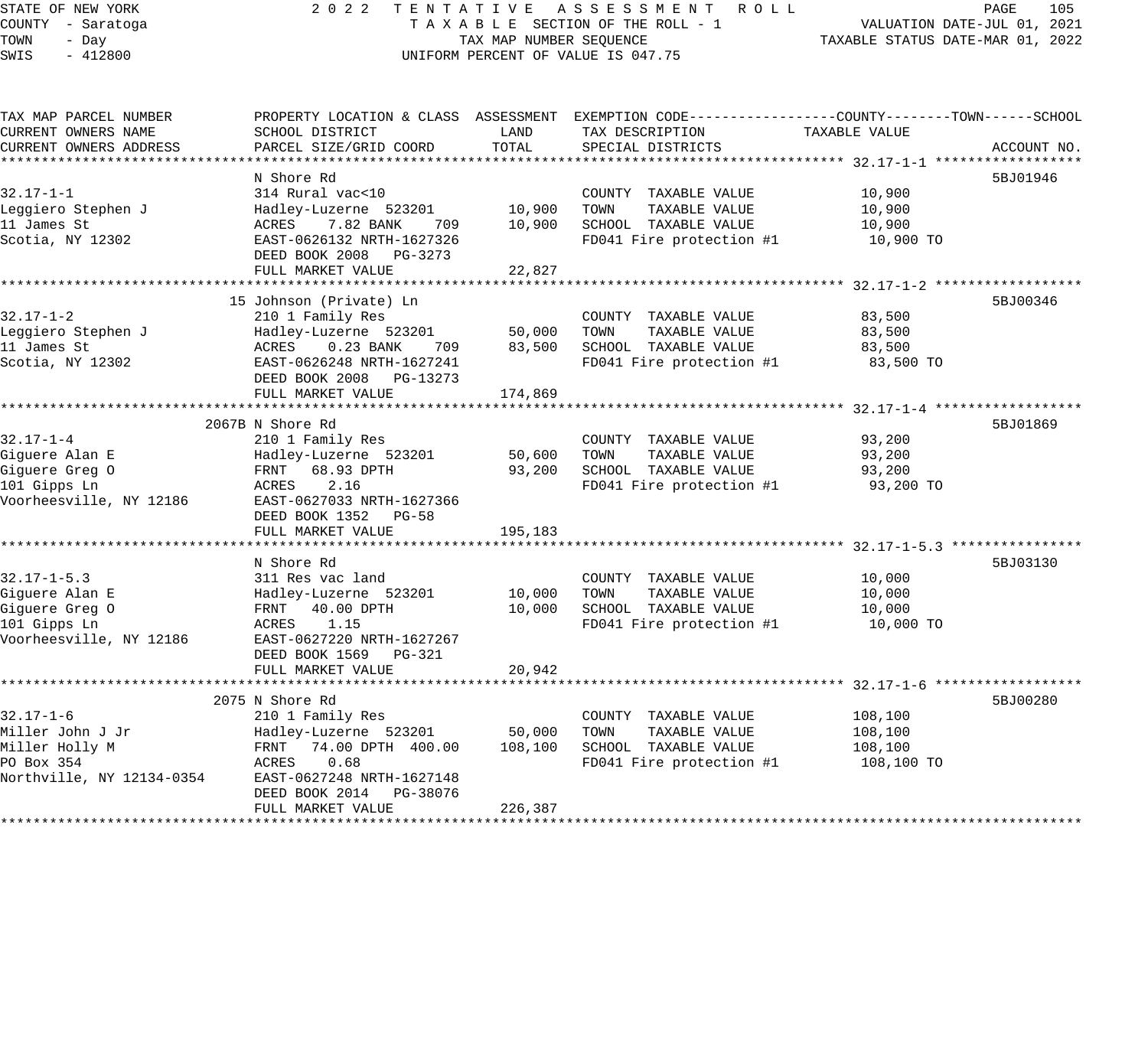STATE OF NEW YORK
COUNTY - Saratoga
TOWN - Day
SWIS - 412800

2022 TENTATIVE ASSESSMENT ROLL
TAXABLE SECTION OF THE ROLL - 1
TAX MAP NUMBER SEQUENCE
UNIFORM PERCENT OF VALUE IS 047.75

VALUATION DATE-JUL 01, 2021
TAXABLE STATUS DATE-MAR 01, 2022

| TAX MAP PARCEL NUMBER / CURRENT OWNERS NAME / CURRENT OWNERS ADDRESS | PROPERTY LOCATION & CLASS / SCHOOL DISTRICT / PARCEL SIZE/GRID COORD | ASSESSMENT LAND | ASSESSMENT TOTAL | EXEMPTION CODE / TAX DESCRIPTION / SPECIAL DISTRICTS | TAXABLE VALUE (COUNTY / TOWN / SCHOOL) | ACCOUNT NO. |
|---|---|---|---|---|---|---|
| 32.17-1-1 | N Shore Rd | | | | | 5BJ01946 |
| 32.17-1-1 | 314 Rural vac<10 | | | COUNTY TAXABLE VALUE | 10,900 | |
| Leggiero Stephen J | Hadley-Luzerne 523201 | 10,900 | | TOWN TAXABLE VALUE | 10,900 | |
| 11 James St | ACRES 7.82 BANK 709 | | 10,900 | SCHOOL TAXABLE VALUE | 10,900 | |
| Scotia, NY 12302 | EAST-0626132 NRTH-1627326 | | | FD041 Fire protection #1 | 10,900 TO | |
| | DEED BOOK 2008 PG-3273 | | | | | |
| | FULL MARKET VALUE | | 22,827 | | | |
| 32.17-1-2 | 15 Johnson (Private) Ln | | | | | 5BJ00346 |
| 32.17-1-2 | 210 1 Family Res | | | COUNTY TAXABLE VALUE | 83,500 | |
| Leggiero Stephen J | Hadley-Luzerne 523201 | 50,000 | | TOWN TAXABLE VALUE | 83,500 | |
| 11 James St | ACRES 0.23 BANK 709 | | 83,500 | SCHOOL TAXABLE VALUE | 83,500 | |
| Scotia, NY 12302 | EAST-0626248 NRTH-1627241 | | | FD041 Fire protection #1 | 83,500 TO | |
| | DEED BOOK 2008 PG-13273 | | | | | |
| | FULL MARKET VALUE | | 174,869 | | | |
| 32.17-1-4 | 2067B N Shore Rd | | | | | 5BJ01869 |
| 32.17-1-4 | 210 1 Family Res | | | COUNTY TAXABLE VALUE | 93,200 | |
| Giguere Alan E | Hadley-Luzerne 523201 | 50,600 | | TOWN TAXABLE VALUE | 93,200 | |
| Giguere Greg O | FRNT 68.93 DPTH | | 93,200 | SCHOOL TAXABLE VALUE | 93,200 | |
| 101 Gipps Ln | ACRES 2.16 | | | FD041 Fire protection #1 | 93,200 TO | |
| Voorheesville, NY 12186 | EAST-0627033 NRTH-1627366 | | | | | |
| | DEED BOOK 1352 PG-58 | | | | | |
| | FULL MARKET VALUE | | 195,183 | | | |
| 32.17-1-5.3 | N Shore Rd | | | | | 5BJ03130 |
| 32.17-1-5.3 | 311 Res vac land | | | COUNTY TAXABLE VALUE | 10,000 | |
| Giguere Alan E | Hadley-Luzerne 523201 | 10,000 | | TOWN TAXABLE VALUE | 10,000 | |
| Giguere Greg O | FRNT 40.00 DPTH | | 10,000 | SCHOOL TAXABLE VALUE | 10,000 | |
| 101 Gipps Ln | ACRES 1.15 | | | FD041 Fire protection #1 | 10,000 TO | |
| Voorheesville, NY 12186 | EAST-0627220 NRTH-1627267 | | | | | |
| | DEED BOOK 1569 PG-321 | | | | | |
| | FULL MARKET VALUE | | 20,942 | | | |
| 32.17-1-6 | 2075 N Shore Rd | | | | | 5BJ00280 |
| 32.17-1-6 | 210 1 Family Res | | | COUNTY TAXABLE VALUE | 108,100 | |
| Miller John J Jr | Hadley-Luzerne 523201 | 50,000 | | TOWN TAXABLE VALUE | 108,100 | |
| Miller Holly M | FRNT 74.00 DPTH 400.00 | | 108,100 | SCHOOL TAXABLE VALUE | 108,100 | |
| PO Box 354 | ACRES 0.68 | | | FD041 Fire protection #1 | 108,100 TO | |
| Northville, NY 12134-0354 | EAST-0627248 NRTH-1627148 | | | | | |
| | DEED BOOK 2014 PG-38076 | | | | | |
| | FULL MARKET VALUE | | 226,387 | | | |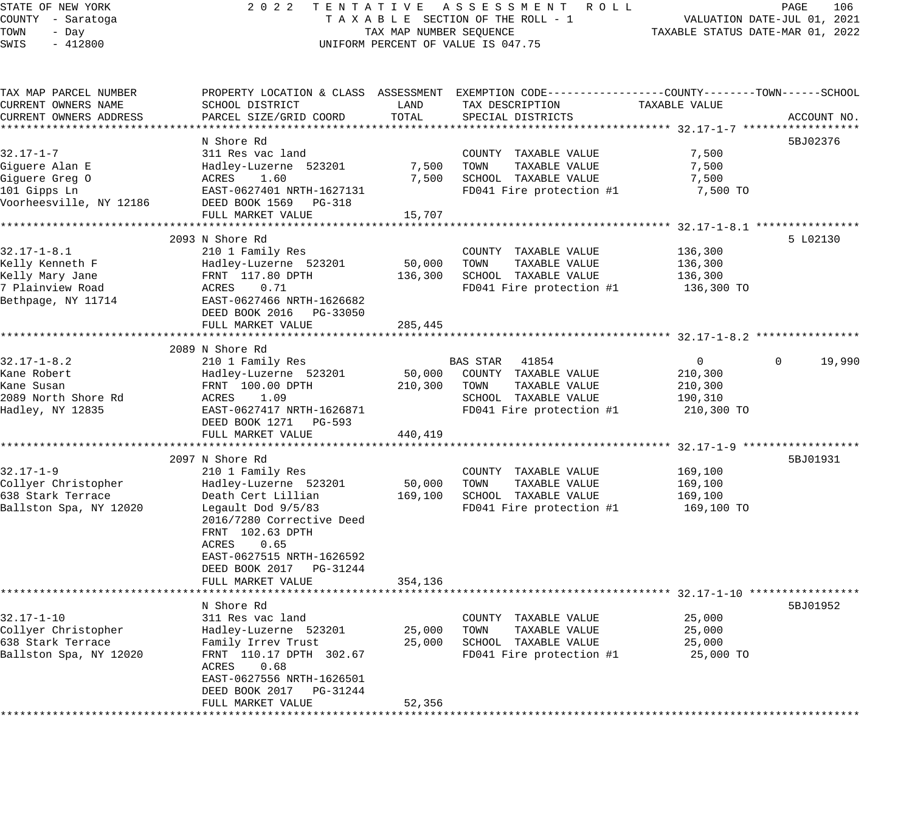STATE OF NEW YORK — 2022 TENTATIVE ASSESSMENT ROLL
COUNTY - Saratoga — TAXABLE SECTION OF THE ROLL - 1 — VALUATION DATE-JUL 01, 2021
TOWN - Day — TAX MAP NUMBER SEQUENCE — TAXABLE STATUS DATE-MAR 01, 2022
SWIS - 412800 — UNIFORM PERCENT OF VALUE IS 047.75

| TAX MAP PARCEL NUMBER / CURRENT OWNERS NAME / CURRENT OWNERS ADDRESS | PROPERTY LOCATION & CLASS / SCHOOL DISTRICT / PARCEL SIZE/GRID COORD | ASSESSMENT LAND | ASSESSMENT TOTAL | EXEMPTION CODE / TAX DESCRIPTION / SPECIAL DISTRICTS | COUNTY TAXABLE VALUE | TOWN | SCHOOL | ACCOUNT NO. |
|---|---|---|---|---|---|---|---|---|
| **32.17-1-7** | N Shore Rd | | | | | | | 5BJ02376 |
| 32.17-1-7 | 311 Res vac land | | | COUNTY TAXABLE VALUE | 7,500 | | | |
| Giguere Alan E | Hadley-Luzerne 523201 | 7,500 | | TOWN TAXABLE VALUE | 7,500 | | | |
| Giguere Greg O | ACRES 1.60 | | 7,500 | SCHOOL TAXABLE VALUE | 7,500 | | | |
| 101 Gipps Ln | EAST-0627401 NRTH-1627131 | | | FD041 Fire protection #1 | 7,500 TO | | | |
| Voorheesville, NY 12186 | DEED BOOK 1569 PG-318 | | | | | | | |
| | FULL MARKET VALUE | | 15,707 | | | | | |
| **32.17-1-8.1** | 2093 N Shore Rd | | | | | | | 5 L02130 |
| 32.17-1-8.1 | 210 1 Family Res | | | COUNTY TAXABLE VALUE | 136,300 | | | |
| Kelly Kenneth F | Hadley-Luzerne 523201 | 50,000 | | TOWN TAXABLE VALUE | 136,300 | | | |
| Kelly Mary Jane | FRNT 117.80 DPTH | | 136,300 | SCHOOL TAXABLE VALUE | 136,300 | | | |
| 7 Plainview Road | ACRES 0.71 | | | FD041 Fire protection #1 | 136,300 TO | | | |
| Bethpage, NY 11714 | EAST-0627466 NRTH-1626682 | | | | | | | |
| | DEED BOOK 2016 PG-33050 | | | | | | | |
| | FULL MARKET VALUE | | 285,445 | | | | | |
| **32.17-1-8.2** | 2089 N Shore Rd | | | | | | | |
| 32.17-1-8.2 | 210 1 Family Res | | | BAS STAR 41854 | 0 | 0 | 19,990 | |
| Kane Robert | Hadley-Luzerne 523201 | 50,000 | | COUNTY TAXABLE VALUE | 210,300 | | | |
| Kane Susan | FRNT 100.00 DPTH | | 210,300 | TOWN TAXABLE VALUE | 210,300 | | | |
| 2089 North Shore Rd | ACRES 1.09 | | | SCHOOL TAXABLE VALUE | 190,310 | | | |
| Hadley, NY 12835 | EAST-0627417 NRTH-1626871 | | | FD041 Fire protection #1 | 210,300 TO | | | |
| | DEED BOOK 1271 PG-593 | | | | | | | |
| | FULL MARKET VALUE | | 440,419 | | | | | |
| **32.17-1-9** | 2097 N Shore Rd | | | | | | | 5BJ01931 |
| 32.17-1-9 | 210 1 Family Res | | | COUNTY TAXABLE VALUE | 169,100 | | | |
| Collyer Christopher | Hadley-Luzerne 523201 | 50,000 | | TOWN TAXABLE VALUE | 169,100 | | | |
| 638 Stark Terrace | Death Cert Lillian | | 169,100 | SCHOOL TAXABLE VALUE | 169,100 | | | |
| Ballston Spa, NY 12020 | Legault Dod 9/5/83 | | | FD041 Fire protection #1 | 169,100 TO | | | |
| | 2016/7280 Corrective Deed | | | | | | | |
| | FRNT 102.63 DPTH | | | | | | | |
| | ACRES 0.65 | | | | | | | |
| | EAST-0627515 NRTH-1626592 | | | | | | | |
| | DEED BOOK 2017 PG-31244 | | | | | | | |
| | FULL MARKET VALUE | | 354,136 | | | | | |
| **32.17-1-10** | N Shore Rd | | | | | | | 5BJ01952 |
| 32.17-1-10 | 311 Res vac land | | | COUNTY TAXABLE VALUE | 25,000 | | | |
| Collyer Christopher | Hadley-Luzerne 523201 | 25,000 | | TOWN TAXABLE VALUE | 25,000 | | | |
| 638 Stark Terrace | Family Irrev Trust | | 25,000 | SCHOOL TAXABLE VALUE | 25,000 | | | |
| Ballston Spa, NY 12020 | FRNT 110.17 DPTH 302.67 | | | FD041 Fire protection #1 | 25,000 TO | | | |
| | ACRES 0.68 | | | | | | | |
| | EAST-0627556 NRTH-1626501 | | | | | | | |
| | DEED BOOK 2017 PG-31244 | | | | | | | |
| | FULL MARKET VALUE | | 52,356 | | | | | |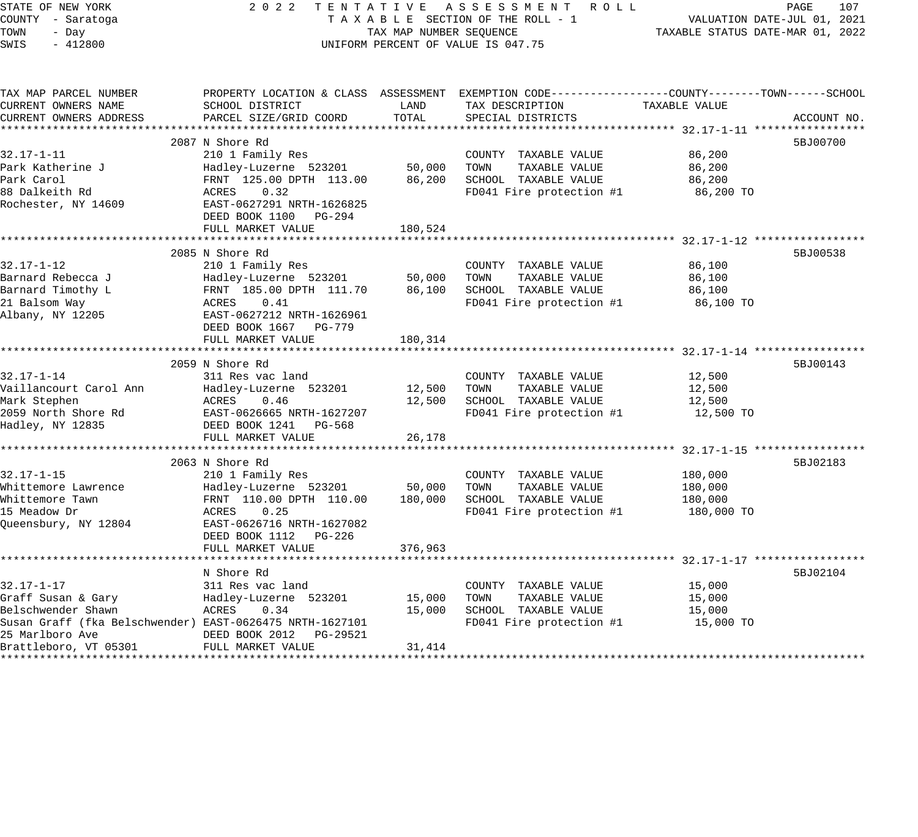STATE OF NEW YORK — 2022 TENTATIVE ASSESSMENT ROLL
COUNTY - Saratoga — TAXABLE SECTION OF THE ROLL - 1 — VALUATION DATE-JUL 01, 2021
TOWN - Day — TAX MAP NUMBER SEQUENCE — TAXABLE STATUS DATE-MAR 01, 2022
SWIS - 412800 — UNIFORM PERCENT OF VALUE IS 047.75

| TAX MAP PARCEL NUMBER / CURRENT OWNERS NAME / CURRENT OWNERS ADDRESS | PROPERTY LOCATION & CLASS / SCHOOL DISTRICT / PARCEL SIZE/GRID COORD | ASSESSMENT LAND | ASSESSMENT TOTAL | EXEMPTION CODE / TAX DESCRIPTION / SPECIAL DISTRICTS | TAXABLE VALUE | ACCOUNT NO. |
|---|---|---|---|---|---|---|
| **32.17-1-11** | 2087 N Shore Rd | | | | | 5BJ00700 |
| 32.17-1-11 | 210 1 Family Res | | | COUNTY TAXABLE VALUE | 86,200 | |
| Park Katherine J | Hadley-Luzerne 523201 | 50,000 | | TOWN TAXABLE VALUE | 86,200 | |
| Park Carol | FRNT 125.00 DPTH 113.00 | | 86,200 | SCHOOL TAXABLE VALUE | 86,200 | |
| 88 Dalkeith Rd | ACRES 0.32 | | | FD041 Fire protection #1 | 86,200 TO | |
| Rochester, NY 14609 | EAST-0627291 NRTH-1626825 | | | | | |
| | DEED BOOK 1100 PG-294 | | | | | |
| | FULL MARKET VALUE | | 180,524 | | | |
| **32.17-1-12** | 2085 N Shore Rd | | | | | 5BJ00538 |
| 32.17-1-12 | 210 1 Family Res | | | COUNTY TAXABLE VALUE | 86,100 | |
| Barnard Rebecca J | Hadley-Luzerne 523201 | 50,000 | | TOWN TAXABLE VALUE | 86,100 | |
| Barnard Timothy L | FRNT 185.00 DPTH 111.70 | | 86,100 | SCHOOL TAXABLE VALUE | 86,100 | |
| 21 Balsom Way | ACRES 0.41 | | | FD041 Fire protection #1 | 86,100 TO | |
| Albany, NY 12205 | EAST-0627212 NRTH-1626961 | | | | | |
| | DEED BOOK 1667 PG-779 | | | | | |
| | FULL MARKET VALUE | | 180,314 | | | |
| **32.17-1-14** | 2059 N Shore Rd | | | | | 5BJ00143 |
| 32.17-1-14 | 311 Res vac land | | | COUNTY TAXABLE VALUE | 12,500 | |
| Vaillancourt Carol Ann | Hadley-Luzerne 523201 | 12,500 | | TOWN TAXABLE VALUE | 12,500 | |
| Mark Stephen | ACRES 0.46 | | 12,500 | SCHOOL TAXABLE VALUE | 12,500 | |
| 2059 North Shore Rd | EAST-0626665 NRTH-1627207 | | | FD041 Fire protection #1 | 12,500 TO | |
| Hadley, NY 12835 | DEED BOOK 1241 PG-568 | | | | | |
| | FULL MARKET VALUE | | 26,178 | | | |
| **32.17-1-15** | 2063 N Shore Rd | | | | | 5BJ02183 |
| 32.17-1-15 | 210 1 Family Res | | | COUNTY TAXABLE VALUE | 180,000 | |
| Whittemore Lawrence | Hadley-Luzerne 523201 | 50,000 | | TOWN TAXABLE VALUE | 180,000 | |
| Whittemore Tawn | FRNT 110.00 DPTH 110.00 | | 180,000 | SCHOOL TAXABLE VALUE | 180,000 | |
| 15 Meadow Dr | ACRES 0.25 | | | FD041 Fire protection #1 | 180,000 TO | |
| Queensbury, NY 12804 | EAST-0626716 NRTH-1627082 | | | | | |
| | DEED BOOK 1112 PG-226 | | | | | |
| | FULL MARKET VALUE | | 376,963 | | | |
| **32.17-1-17** | N Shore Rd | | | | | 5BJ02104 |
| 32.17-1-17 | 311 Res vac land | | | COUNTY TAXABLE VALUE | 15,000 | |
| Graff Susan & Gary | Hadley-Luzerne 523201 | 15,000 | | TOWN TAXABLE VALUE | 15,000 | |
| Belschwender Shawn | ACRES 0.34 | | 15,000 | SCHOOL TAXABLE VALUE | 15,000 | |
| Susan Graff (fka Belschwender) | EAST-0626475 NRTH-1627101 | | | FD041 Fire protection #1 | 15,000 TO | |
| 25 Marlboro Ave | DEED BOOK 2012 PG-29521 | | | | | |
| Brattleboro, VT 05301 | FULL MARKET VALUE | | 31,414 | | | |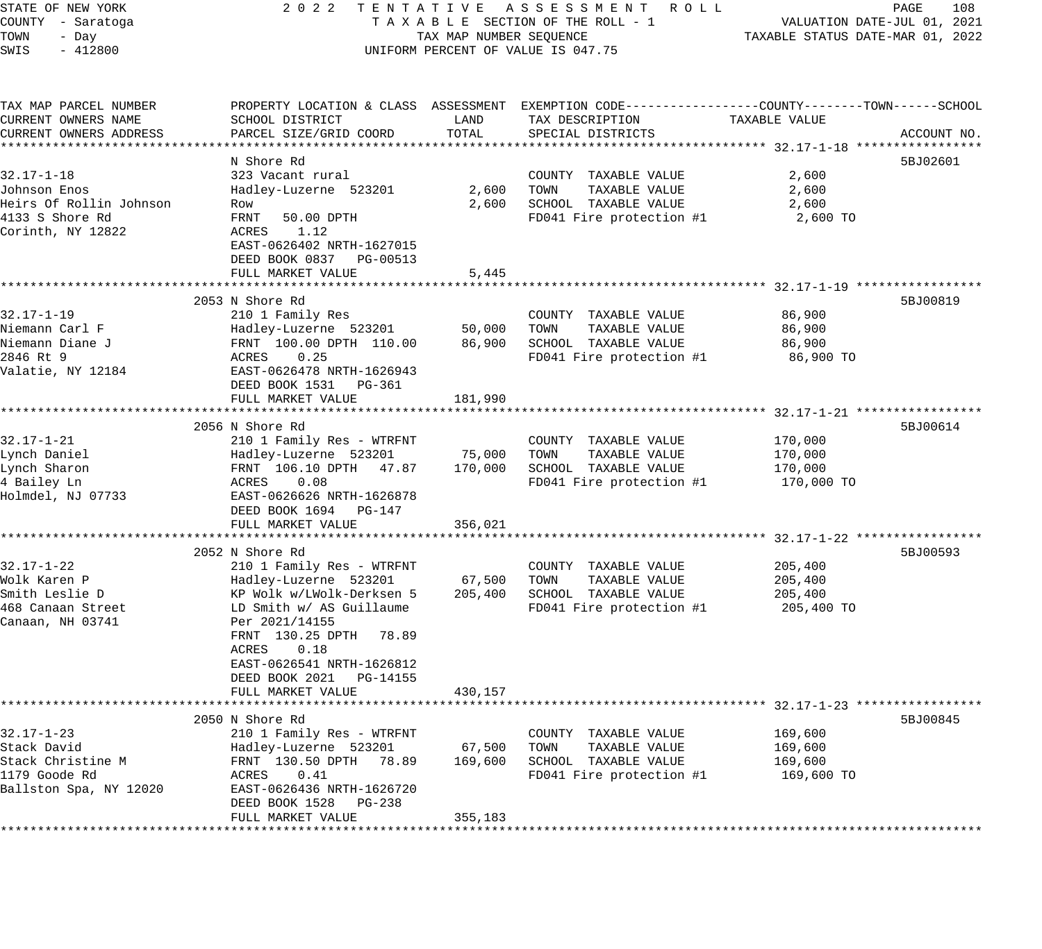STATE OF NEW YORK
COUNTY - Saratoga
TOWN - Day
SWIS - 412800

2022 TENTATIVE ASSESSMENT ROLL
TAXABLE SECTION OF THE ROLL - 1
TAX MAP NUMBER SEQUENCE
UNIFORM PERCENT OF VALUE IS 047.75

VALUATION DATE-JUL 01, 2021
TAXABLE STATUS DATE-MAR 01, 2022

| TAX MAP PARCEL NUMBER / CURRENT OWNERS NAME / CURRENT OWNERS ADDRESS | PROPERTY LOCATION & CLASS / SCHOOL DISTRICT / PARCEL SIZE/GRID COORD | ASSESSMENT LAND | ASSESSMENT TOTAL | EXEMPTION CODE / TAX DESCRIPTION / SPECIAL DISTRICTS | TAXABLE VALUE (COUNTY--TOWN--SCHOOL) | ACCOUNT NO. |
|---|---|---|---|---|---|---|
| **32.17-1-18** | N Shore Rd | | | | | 5BJ02601 |
| 32.17-1-18 | 323 Vacant rural | | | COUNTY TAXABLE VALUE | 2,600 | |
| Johnson Enos | Hadley-Luzerne 523201 | 2,600 | | TOWN TAXABLE VALUE | 2,600 | |
| Heirs Of Rollin Johnson | Row | | 2,600 | SCHOOL TAXABLE VALUE | 2,600 | |
| 4133 S Shore Rd | FRNT 50.00 DPTH | | | FD041 Fire protection #1 | 2,600 TO | |
| Corinth, NY 12822 | ACRES 1.12 | | | | | |
| | EAST-0626402 NRTH-1627015 | | | | | |
| | DEED BOOK 0837 PG-00513 | | | | | |
| | FULL MARKET VALUE | | 5,445 | | | |
| **32.17-1-19** | 2053 N Shore Rd | | | | | 5BJ00819 |
| 32.17-1-19 | 210 1 Family Res | | | COUNTY TAXABLE VALUE | 86,900 | |
| Niemann Carl F | Hadley-Luzerne 523201 | 50,000 | | TOWN TAXABLE VALUE | 86,900 | |
| Niemann Diane J | FRNT 100.00 DPTH 110.00 | | 86,900 | SCHOOL TAXABLE VALUE | 86,900 | |
| 2846 Rt 9 | ACRES 0.25 | | | FD041 Fire protection #1 | 86,900 TO | |
| Valatie, NY 12184 | EAST-0626478 NRTH-1626943 | | | | | |
| | DEED BOOK 1531 PG-361 | | | | | |
| | FULL MARKET VALUE | | 181,990 | | | |
| **32.17-1-21** | 2056 N Shore Rd | | | | | 5BJ00614 |
| 32.17-1-21 | 210 1 Family Res - WTRFNT | | | COUNTY TAXABLE VALUE | 170,000 | |
| Lynch Daniel | Hadley-Luzerne 523201 | 75,000 | | TOWN TAXABLE VALUE | 170,000 | |
| Lynch Sharon | FRNT 106.10 DPTH 47.87 | | 170,000 | SCHOOL TAXABLE VALUE | 170,000 | |
| 4 Bailey Ln | ACRES 0.08 | | | FD041 Fire protection #1 | 170,000 TO | |
| Holmdel, NJ 07733 | EAST-0626626 NRTH-1626878 | | | | | |
| | DEED BOOK 1694 PG-147 | | | | | |
| | FULL MARKET VALUE | | 356,021 | | | |
| **32.17-1-22** | 2052 N Shore Rd | | | | | 5BJ00593 |
| 32.17-1-22 | 210 1 Family Res - WTRFNT | | | COUNTY TAXABLE VALUE | 205,400 | |
| Wolk Karen P | Hadley-Luzerne 523201 | 67,500 | | TOWN TAXABLE VALUE | 205,400 | |
| Smith Leslie D | KP Wolk w/LWolk-Derksen 5 | | 205,400 | SCHOOL TAXABLE VALUE | 205,400 | |
| 468 Canaan Street | LD Smith w/ AS Guillaume | | | FD041 Fire protection #1 | 205,400 TO | |
| Canaan, NH 03741 | Per 2021/14155 | | | | | |
| | FRNT 130.25 DPTH 78.89 | | | | | |
| | ACRES 0.18 | | | | | |
| | EAST-0626541 NRTH-1626812 | | | | | |
| | DEED BOOK 2021 PG-14155 | | | | | |
| | FULL MARKET VALUE | | 430,157 | | | |
| **32.17-1-23** | 2050 N Shore Rd | | | | | 5BJ00845 |
| 32.17-1-23 | 210 1 Family Res - WTRFNT | | | COUNTY TAXABLE VALUE | 169,600 | |
| Stack David | Hadley-Luzerne 523201 | 67,500 | | TOWN TAXABLE VALUE | 169,600 | |
| Stack Christine M | FRNT 130.50 DPTH 78.89 | | 169,600 | SCHOOL TAXABLE VALUE | 169,600 | |
| 1179 Goode Rd | ACRES 0.41 | | | FD041 Fire protection #1 | 169,600 TO | |
| Ballston Spa, NY 12020 | EAST-0626436 NRTH-1626720 | | | | | |
| | DEED BOOK 1528 PG-238 | | | | | |
| | FULL MARKET VALUE | | 355,183 | | | |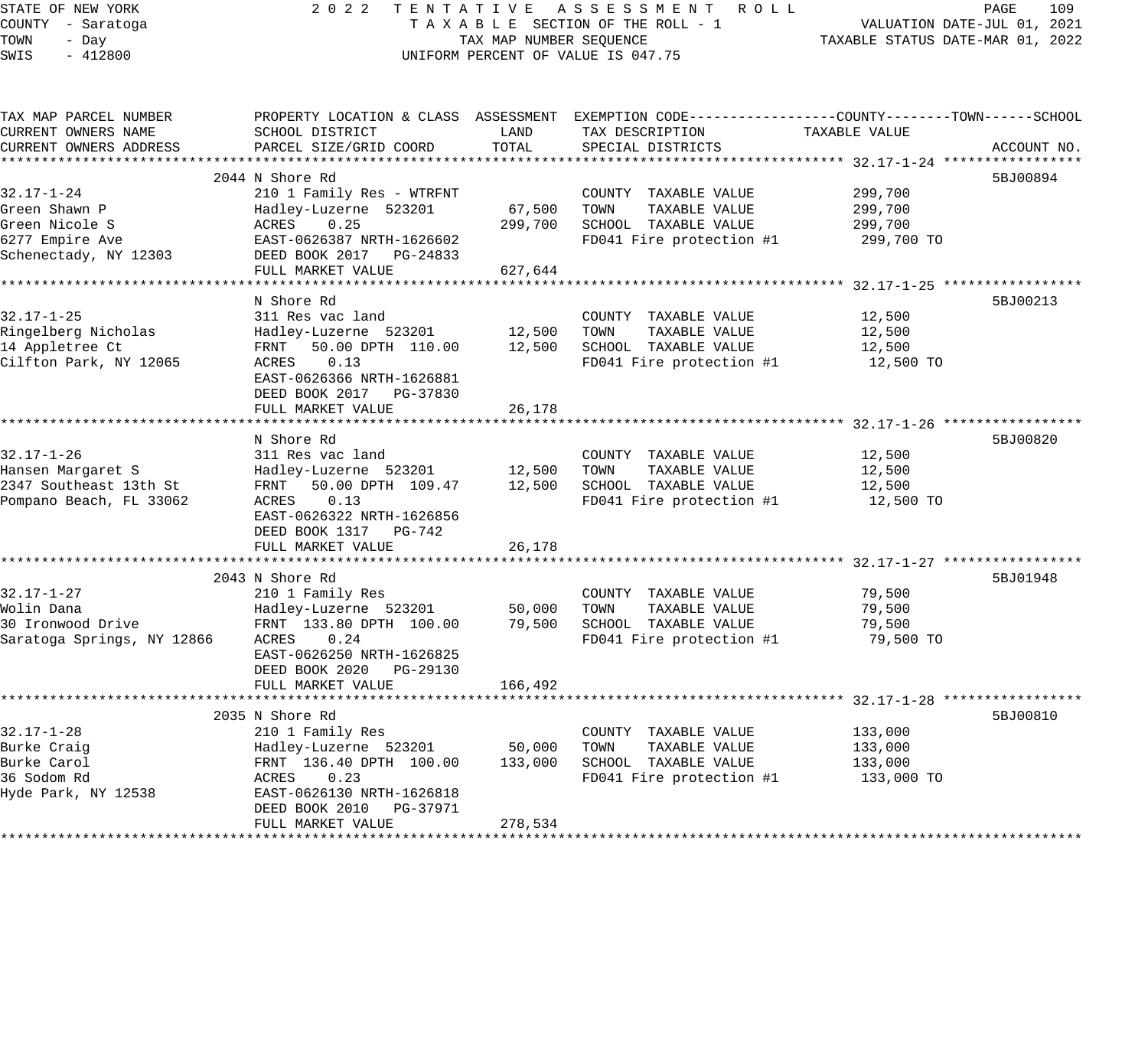STATE OF NEW YORK
COUNTY - Saratoga
TOWN - Day
SWIS - 412800

2022 TENTATIVE ASSESSMENT ROLL
TAXABLE SECTION OF THE ROLL - 1
TAX MAP NUMBER SEQUENCE
UNIFORM PERCENT OF VALUE IS 047.75

VALUATION DATE-JUL 01, 2021
TAXABLE STATUS DATE-MAR 01, 2022

| TAX MAP PARCEL NUMBER / CURRENT OWNERS NAME / CURRENT OWNERS ADDRESS | PROPERTY LOCATION & CLASS / SCHOOL DISTRICT / PARCEL SIZE/GRID COORD | ASSESSMENT LAND | ASSESSMENT TOTAL | EXEMPTION CODE / TAX DESCRIPTION / SPECIAL DISTRICTS | TAXABLE VALUE (COUNTY / TOWN / SCHOOL) | ACCOUNT NO. |
|---|---|---|---|---|---|---|
| **32.17-1-24** | 2044 N Shore Rd | | | | | 5BJ00894 |
| 32.17-1-24 | 210 1 Family Res - WTRFNT | | | COUNTY TAXABLE VALUE | 299,700 | |
| Green Shawn P | Hadley-Luzerne 523201 | 67,500 | | TOWN TAXABLE VALUE | 299,700 | |
| Green Nicole S | ACRES 0.25 | | 299,700 | SCHOOL TAXABLE VALUE | 299,700 | |
| 6277 Empire Ave | EAST-0626387 NRTH-1626602 | | | FD041 Fire protection #1 | 299,700 TO | |
| Schenectady, NY 12303 | DEED BOOK 2017 PG-24833 | | | | | |
| | FULL MARKET VALUE | | 627,644 | | | |
| **32.17-1-25** | N Shore Rd | | | | | 5BJ00213 |
| 32.17-1-25 | 311 Res vac land | | | COUNTY TAXABLE VALUE | 12,500 | |
| Ringelberg Nicholas | Hadley-Luzerne 523201 | 12,500 | | TOWN TAXABLE VALUE | 12,500 | |
| 14 Appletree Ct | FRNT 50.00 DPTH 110.00 | | 12,500 | SCHOOL TAXABLE VALUE | 12,500 | |
| Cilfton Park, NY 12065 | ACRES 0.13 | | | FD041 Fire protection #1 | 12,500 TO | |
| | EAST-0626366 NRTH-1626881 | | | | | |
| | DEED BOOK 2017 PG-37830 | | | | | |
| | FULL MARKET VALUE | | 26,178 | | | |
| **32.17-1-26** | N Shore Rd | | | | | 5BJ00820 |
| 32.17-1-26 | 311 Res vac land | | | COUNTY TAXABLE VALUE | 12,500 | |
| Hansen Margaret S | Hadley-Luzerne 523201 | 12,500 | | TOWN TAXABLE VALUE | 12,500 | |
| 2347 Southeast 13th St | FRNT 50.00 DPTH 109.47 | | 12,500 | SCHOOL TAXABLE VALUE | 12,500 | |
| Pompano Beach, FL 33062 | ACRES 0.13 | | | FD041 Fire protection #1 | 12,500 TO | |
| | EAST-0626322 NRTH-1626856 | | | | | |
| | DEED BOOK 1317 PG-742 | | | | | |
| | FULL MARKET VALUE | | 26,178 | | | |
| **32.17-1-27** | 2043 N Shore Rd | | | | | 5BJ01948 |
| 32.17-1-27 | 210 1 Family Res | | | COUNTY TAXABLE VALUE | 79,500 | |
| Wolin Dana | Hadley-Luzerne 523201 | 50,000 | | TOWN TAXABLE VALUE | 79,500 | |
| 30 Ironwood Drive | FRNT 133.80 DPTH 100.00 | | 79,500 | SCHOOL TAXABLE VALUE | 79,500 | |
| Saratoga Springs, NY 12866 | ACRES 0.24 | | | FD041 Fire protection #1 | 79,500 TO | |
| | EAST-0626250 NRTH-1626825 | | | | | |
| | DEED BOOK 2020 PG-29130 | | | | | |
| | FULL MARKET VALUE | | 166,492 | | | |
| **32.17-1-28** | 2035 N Shore Rd | | | | | 5BJ00810 |
| 32.17-1-28 | 210 1 Family Res | | | COUNTY TAXABLE VALUE | 133,000 | |
| Burke Craig | Hadley-Luzerne 523201 | 50,000 | | TOWN TAXABLE VALUE | 133,000 | |
| Burke Carol | FRNT 136.40 DPTH 100.00 | | 133,000 | SCHOOL TAXABLE VALUE | 133,000 | |
| 36 Sodom Rd | ACRES 0.23 | | | FD041 Fire protection #1 | 133,000 TO | |
| Hyde Park, NY 12538 | EAST-0626130 NRTH-1626818 | | | | | |
| | DEED BOOK 2010 PG-37971 | | | | | |
| | FULL MARKET VALUE | | 278,534 | | | |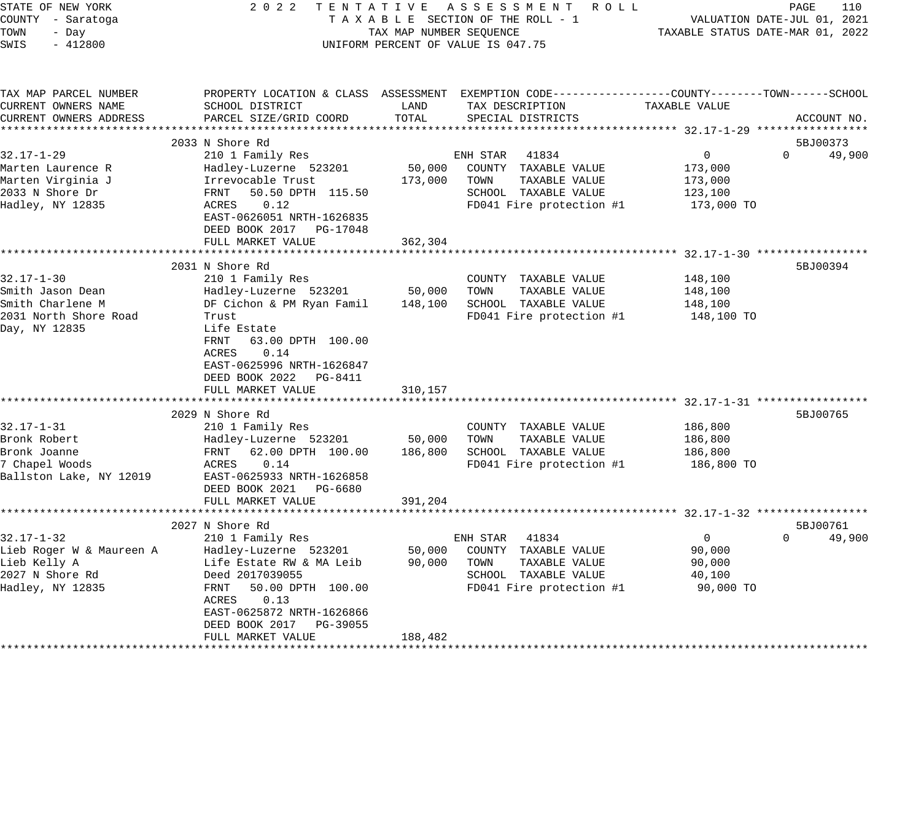STATE OF NEW YORK — 2022 TENTATIVE ASSESSMENT ROLL
COUNTY - Saratoga — TAXABLE SECTION OF THE ROLL - 1 — VALUATION DATE-JUL 01, 2021
TOWN - Day — TAX MAP NUMBER SEQUENCE — TAXABLE STATUS DATE-MAR 01, 2022
SWIS - 412800 — UNIFORM PERCENT OF VALUE IS 047.75

| TAX MAP PARCEL NUMBER / CURRENT OWNERS NAME / CURRENT OWNERS ADDRESS | PROPERTY LOCATION & CLASS / SCHOOL DISTRICT / PARCEL SIZE/GRID COORD | ASSESSMENT LAND | ASSESSMENT TOTAL | EXEMPTION CODE / TAX DESCRIPTION / SPECIAL DISTRICTS | COUNTY TAXABLE VALUE | TOWN | SCHOOL / ACCOUNT NO. |
|---|---|---|---|---|---|---|---|
| **32.17-1-29** | 2033 N Shore Rd | | | | | | 5BJ00373 |
| 32.17-1-29 | 210 1 Family Res | | | ENH STAR 41834 | 0 | 0 | 49,900 |
| Marten Laurence R | Hadley-Luzerne 523201 | 50,000 | | COUNTY TAXABLE VALUE | 173,000 | | |
| Marten Virginia J | Irrevocable Trust | | 173,000 | TOWN TAXABLE VALUE | 173,000 | | |
| 2033 N Shore Dr | FRNT 50.50 DPTH 115.50 | | | SCHOOL TAXABLE VALUE | 123,100 | | |
| Hadley, NY 12835 | ACRES 0.12 | | | FD041 Fire protection #1 | 173,000 TO | | |
| | EAST-0626051 NRTH-1626835 | | | | | | |
| | DEED BOOK 2017 PG-17048 | | | | | | |
| | FULL MARKET VALUE | | 362,304 | | | | |
| **32.17-1-30** | 2031 N Shore Rd | | | | | | 5BJ00394 |
| 32.17-1-30 | 210 1 Family Res | | | COUNTY TAXABLE VALUE | 148,100 | | |
| Smith Jason Dean | Hadley-Luzerne 523201 | 50,000 | | TOWN TAXABLE VALUE | 148,100 | | |
| Smith Charlene M | DF Cichon & PM Ryan Famil | | 148,100 | SCHOOL TAXABLE VALUE | 148,100 | | |
| 2031 North Shore Road | Trust | | | FD041 Fire protection #1 | 148,100 TO | | |
| Day, NY 12835 | Life Estate | | | | | | |
| | FRNT 63.00 DPTH 100.00 | | | | | | |
| | ACRES 0.14 | | | | | | |
| | EAST-0625996 NRTH-1626847 | | | | | | |
| | DEED BOOK 2022 PG-8411 | | | | | | |
| | FULL MARKET VALUE | | 310,157 | | | | |
| **32.17-1-31** | 2029 N Shore Rd | | | | | | 5BJ00765 |
| 32.17-1-31 | 210 1 Family Res | | | COUNTY TAXABLE VALUE | 186,800 | | |
| Bronk Robert | Hadley-Luzerne 523201 | 50,000 | | TOWN TAXABLE VALUE | 186,800 | | |
| Bronk Joanne | FRNT 62.00 DPTH 100.00 | | 186,800 | SCHOOL TAXABLE VALUE | 186,800 | | |
| 7 Chapel Woods | ACRES 0.14 | | | FD041 Fire protection #1 | 186,800 TO | | |
| Ballston Lake, NY 12019 | EAST-0625933 NRTH-1626858 | | | | | | |
| | DEED BOOK 2021 PG-6680 | | | | | | |
| | FULL MARKET VALUE | | 391,204 | | | | |
| **32.17-1-32** | 2027 N Shore Rd | | | | | | 5BJ00761 |
| 32.17-1-32 | 210 1 Family Res | | | ENH STAR 41834 | 0 | 0 | 49,900 |
| Lieb Roger W & Maureen A | Hadley-Luzerne 523201 | 50,000 | | COUNTY TAXABLE VALUE | 90,000 | | |
| Lieb Kelly A | Life Estate RW & MA Leib | | 90,000 | TOWN TAXABLE VALUE | 90,000 | | |
| 2027 N Shore Rd | Deed 2017039055 | | | SCHOOL TAXABLE VALUE | 40,100 | | |
| Hadley, NY 12835 | FRNT 50.00 DPTH 100.00 | | | FD041 Fire protection #1 | 90,000 TO | | |
| | ACRES 0.13 | | | | | | |
| | EAST-0625872 NRTH-1626866 | | | | | | |
| | DEED BOOK 2017 PG-39055 | | | | | | |
| | FULL MARKET VALUE | | 188,482 | | | | |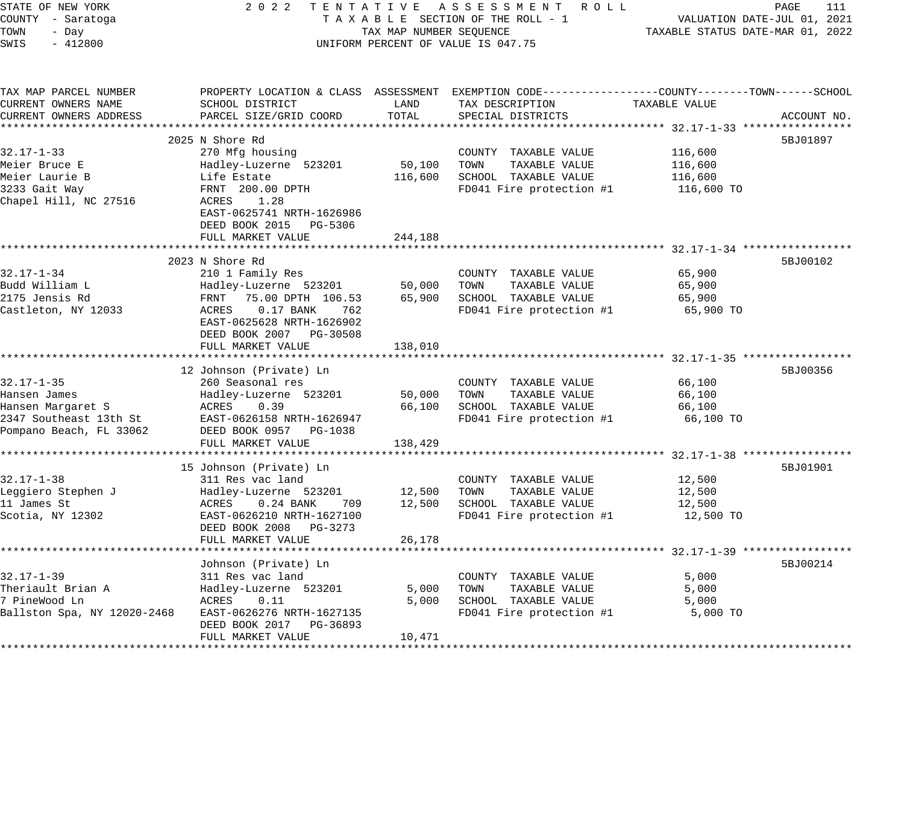STATE OF NEW YORK
COUNTY - Saratoga
TOWN - Day
SWIS - 412800

2022 TENTATIVE ASSESSMENT ROLL
TAXABLE SECTION OF THE ROLL - 1
TAX MAP NUMBER SEQUENCE
UNIFORM PERCENT OF VALUE IS 047.75

VALUATION DATE-JUL 01, 2021
TAXABLE STATUS DATE-MAR 01, 2022

| TAX MAP PARCEL NUMBER / CURRENT OWNERS NAME / CURRENT OWNERS ADDRESS | PROPERTY LOCATION & CLASS / SCHOOL DISTRICT / PARCEL SIZE/GRID COORD | ASSESSMENT LAND | TOTAL | EXEMPTION CODE / TAX DESCRIPTION / SPECIAL DISTRICTS | TAXABLE VALUE (COUNTY / TOWN / SCHOOL) | ACCOUNT NO. |
|---|---|---|---|---|---|---|
| 32.17-1-33 | 2025 N Shore Rd | | | | | 5BJ01897 |
| 32.17-1-33 | 270 Mfg housing | | | COUNTY TAXABLE VALUE | 116,600 | |
| Meier Bruce E | Hadley-Luzerne 523201 | 50,100 | | TOWN TAXABLE VALUE | 116,600 | |
| Meier Laurie B | Life Estate | | 116,600 | SCHOOL TAXABLE VALUE | 116,600 | |
| 3233 Gait Way | FRNT 200.00 DPTH | | | FD041 Fire protection #1 | 116,600 TO | |
| Chapel Hill, NC 27516 | ACRES 1.28 | | | | | |
| | EAST-0625741 NRTH-1626986 | | | | | |
| | DEED BOOK 2015 PG-5306 | | | | | |
| | FULL MARKET VALUE | | 244,188 | | | |
| 32.17-1-34 | 2023 N Shore Rd | | | | | 5BJ00102 |
| 32.17-1-34 | 210 1 Family Res | | | COUNTY TAXABLE VALUE | 65,900 | |
| Budd William L | Hadley-Luzerne 523201 | 50,000 | | TOWN TAXABLE VALUE | 65,900 | |
| 2175 Jensis Rd | FRNT 75.00 DPTH 106.53 | | 65,900 | SCHOOL TAXABLE VALUE | 65,900 | |
| Castleton, NY 12033 | ACRES 0.17 BANK 762 | | | FD041 Fire protection #1 | 65,900 TO | |
| | EAST-0625628 NRTH-1626902 | | | | | |
| | DEED BOOK 2007 PG-30508 | | | | | |
| | FULL MARKET VALUE | | 138,010 | | | |
| 32.17-1-35 | 12 Johnson (Private) Ln | | | | | 5BJ00356 |
| 32.17-1-35 | 260 Seasonal res | | | COUNTY TAXABLE VALUE | 66,100 | |
| Hansen James | Hadley-Luzerne 523201 | 50,000 | | TOWN TAXABLE VALUE | 66,100 | |
| Hansen Margaret S | ACRES 0.39 | | 66,100 | SCHOOL TAXABLE VALUE | 66,100 | |
| 2347 Southeast 13th St | EAST-0626158 NRTH-1626947 | | | FD041 Fire protection #1 | 66,100 TO | |
| Pompano Beach, FL 33062 | DEED BOOK 0957 PG-1038 | | | | | |
| | FULL MARKET VALUE | | 138,429 | | | |
| 32.17-1-38 | 15 Johnson (Private) Ln | | | | | 5BJ01901 |
| 32.17-1-38 | 311 Res vac land | | | COUNTY TAXABLE VALUE | 12,500 | |
| Leggiero Stephen J | Hadley-Luzerne 523201 | 12,500 | | TOWN TAXABLE VALUE | 12,500 | |
| 11 James St | ACRES 0.24 BANK 709 | | 12,500 | SCHOOL TAXABLE VALUE | 12,500 | |
| Scotia, NY 12302 | EAST-0626210 NRTH-1627100 | | | FD041 Fire protection #1 | 12,500 TO | |
| | DEED BOOK 2008 PG-3273 | | | | | |
| | FULL MARKET VALUE | | 26,178 | | | |
| 32.17-1-39 | Johnson (Private) Ln | | | | | 5BJ00214 |
| 32.17-1-39 | 311 Res vac land | | | COUNTY TAXABLE VALUE | 5,000 | |
| Theriault Brian A | Hadley-Luzerne 523201 | 5,000 | | TOWN TAXABLE VALUE | 5,000 | |
| 7 PineWood Ln | ACRES 0.11 | | 5,000 | SCHOOL TAXABLE VALUE | 5,000 | |
| Ballston Spa, NY 12020-2468 | EAST-0626276 NRTH-1627135 | | | FD041 Fire protection #1 | 5,000 TO | |
| | DEED BOOK 2017 PG-36893 | | | | | |
| | FULL MARKET VALUE | | 10,471 | | | |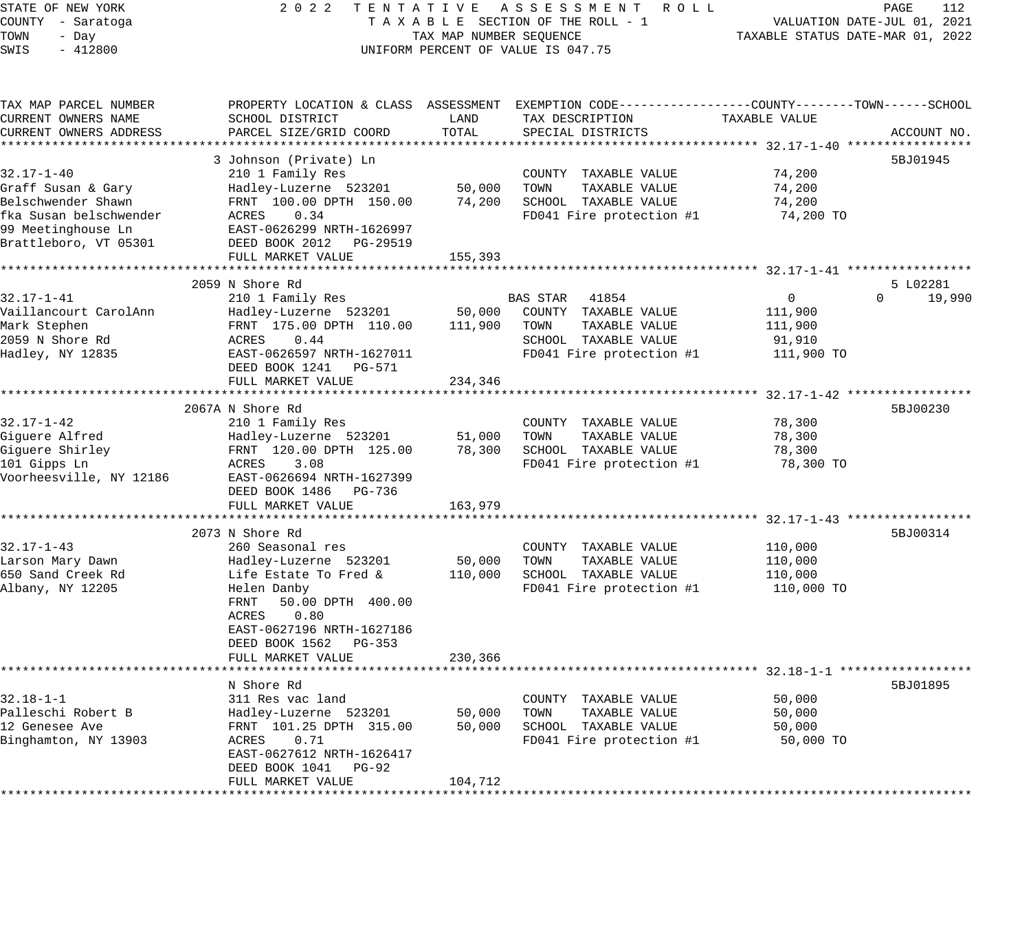STATE OF NEW YORK
COUNTY - Saratoga
TOWN - Day
SWIS - 412800

**2022 TENTATIVE ASSESSMENT ROLL**
TAXABLE SECTION OF THE ROLL - 1
TAX MAP NUMBER SEQUENCE
UNIFORM PERCENT OF VALUE IS 047.75

VALUATION DATE-JUL 01, 2021
TAXABLE STATUS DATE-MAR 01, 2022

| TAX MAP PARCEL NUMBER / CURRENT OWNERS NAME / CURRENT OWNERS ADDRESS | PROPERTY LOCATION & CLASS / SCHOOL DISTRICT / PARCEL SIZE/GRID COORD | ASSESSMENT LAND | ASSESSMENT TOTAL | EXEMPTION CODE / TAX DESCRIPTION / SPECIAL DISTRICTS | COUNTY TAXABLE VALUE | TOWN | SCHOOL | ACCOUNT NO. |
|---|---|---|---|---|---|---|---|---|
| **32.17-1-40** | 3 Johnson (Private) Ln | | | | | | | 5BJ01945 |
| 32.17-1-40 | 210 1 Family Res | | | COUNTY TAXABLE VALUE | 74,200 | | | |
| Graff Susan & Gary | Hadley-Luzerne 523201 | 50,000 | | TOWN TAXABLE VALUE | 74,200 | | | |
| Belschwender Shawn | FRNT 100.00 DPTH 150.00 | | 74,200 | SCHOOL TAXABLE VALUE | 74,200 | | | |
| fka Susan belschwender | ACRES 0.34 | | | FD041 Fire protection #1 | 74,200 TO | | | |
| 99 Meetinghouse Ln | EAST-0626299 NRTH-1626997 | | | | | | | |
| Brattleboro, VT 05301 | DEED BOOK 2012 PG-29519 | | | | | | | |
| | FULL MARKET VALUE | | 155,393 | | | | | |
| **32.17-1-41** | 2059 N Shore Rd | | | | | | | 5 L02281 |
| 32.17-1-41 | 210 1 Family Res | | | BAS STAR 41854 | 0 | 0 | 19,990 | |
| Vaillancourt CarolAnn | Hadley-Luzerne 523201 | 50,000 | | COUNTY TAXABLE VALUE | 111,900 | | | |
| Mark Stephen | FRNT 175.00 DPTH 110.00 | | 111,900 | TOWN TAXABLE VALUE | 111,900 | | | |
| 2059 N Shore Rd | ACRES 0.44 | | | SCHOOL TAXABLE VALUE | 91,910 | | | |
| Hadley, NY 12835 | EAST-0626597 NRTH-1627011 | | | FD041 Fire protection #1 | 111,900 TO | | | |
| | DEED BOOK 1241 PG-571 | | | | | | | |
| | FULL MARKET VALUE | | 234,346 | | | | | |
| **32.17-1-42** | 2067A N Shore Rd | | | | | | | 5BJ00230 |
| 32.17-1-42 | 210 1 Family Res | | | COUNTY TAXABLE VALUE | 78,300 | | | |
| Giguere Alfred | Hadley-Luzerne 523201 | 51,000 | | TOWN TAXABLE VALUE | 78,300 | | | |
| Giguere Shirley | FRNT 120.00 DPTH 125.00 | | 78,300 | SCHOOL TAXABLE VALUE | 78,300 | | | |
| 101 Gipps Ln | ACRES 3.08 | | | FD041 Fire protection #1 | 78,300 TO | | | |
| Voorheesville, NY 12186 | EAST-0626694 NRTH-1627399 | | | | | | | |
| | DEED BOOK 1486 PG-736 | | | | | | | |
| | FULL MARKET VALUE | | 163,979 | | | | | |
| **32.17-1-43** | 2073 N Shore Rd | | | | | | | 5BJ00314 |
| 32.17-1-43 | 260 Seasonal res | | | COUNTY TAXABLE VALUE | 110,000 | | | |
| Larson Mary Dawn | Hadley-Luzerne 523201 | 50,000 | | TOWN TAXABLE VALUE | 110,000 | | | |
| 650 Sand Creek Rd | Life Estate To Fred & | | 110,000 | SCHOOL TAXABLE VALUE | 110,000 | | | |
| Albany, NY 12205 | Helen Danby | | | FD041 Fire protection #1 | 110,000 TO | | | |
| | FRNT 50.00 DPTH 400.00 | | | | | | | |
| | ACRES 0.80 | | | | | | | |
| | EAST-0627196 NRTH-1627186 | | | | | | | |
| | DEED BOOK 1562 PG-353 | | | | | | | |
| | FULL MARKET VALUE | | 230,366 | | | | | |
| **32.18-1-1** | N Shore Rd | | | | | | | 5BJ01895 |
| 32.18-1-1 | 311 Res vac land | | | COUNTY TAXABLE VALUE | 50,000 | | | |
| Palleschi Robert B | Hadley-Luzerne 523201 | 50,000 | | TOWN TAXABLE VALUE | 50,000 | | | |
| 12 Genesee Ave | FRNT 101.25 DPTH 315.00 | | 50,000 | SCHOOL TAXABLE VALUE | 50,000 | | | |
| Binghamton, NY 13903 | ACRES 0.71 | | | FD041 Fire protection #1 | 50,000 TO | | | |
| | EAST-0627612 NRTH-1626417 | | | | | | | |
| | DEED BOOK 1041 PG-92 | | | | | | | |
| | FULL MARKET VALUE | | 104,712 | | | | | |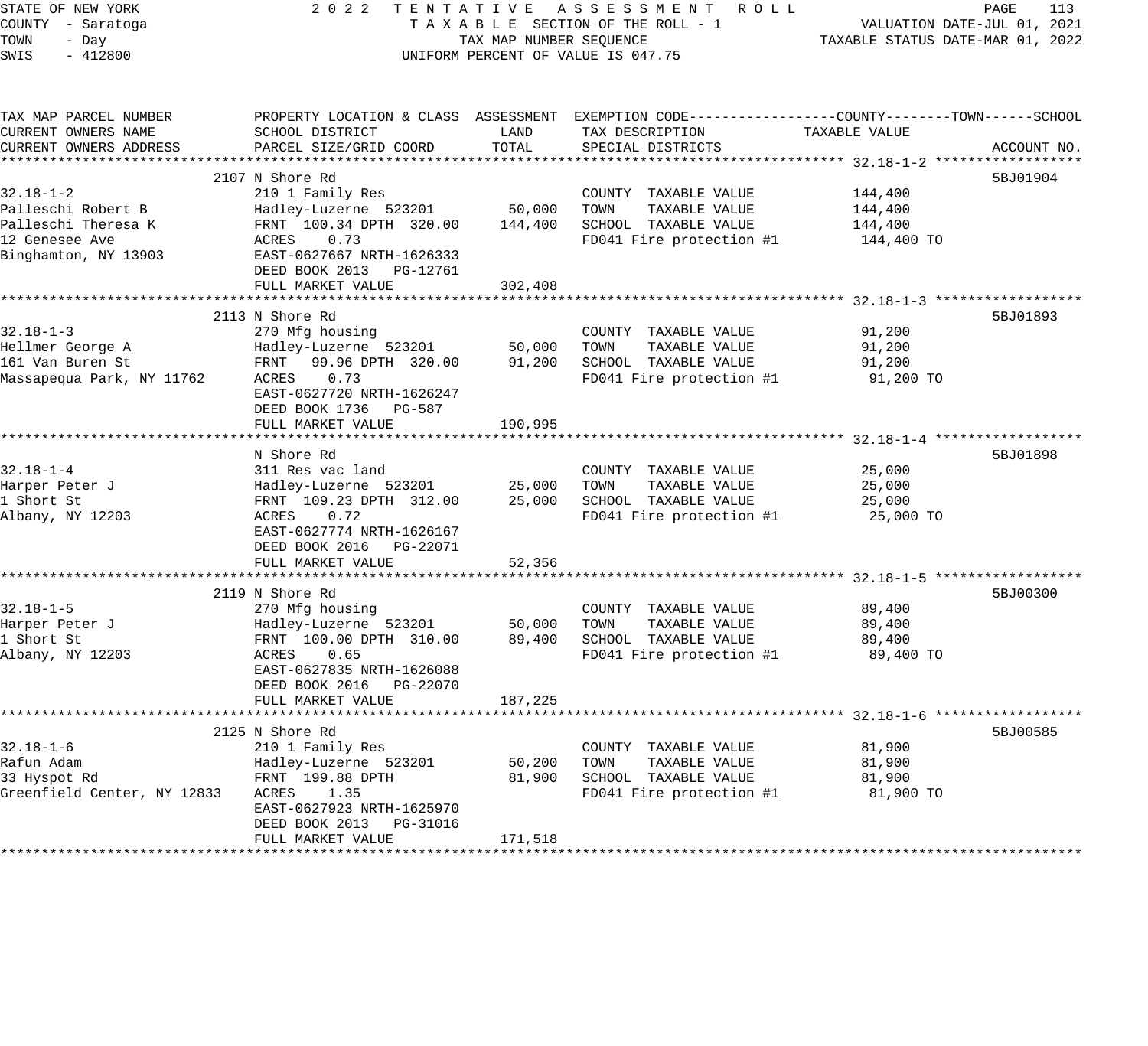STATE OF NEW YORK — 2022 TENTATIVE ASSESSMENT ROLL
COUNTY - Saratoga — TAXABLE SECTION OF THE ROLL - 1 — VALUATION DATE-JUL 01, 2021
TOWN - Day — TAX MAP NUMBER SEQUENCE — TAXABLE STATUS DATE-MAR 01, 2022
SWIS - 412800 — UNIFORM PERCENT OF VALUE IS 047.75

| TAX MAP PARCEL NUMBER / CURRENT OWNERS NAME / CURRENT OWNERS ADDRESS | PROPERTY LOCATION & CLASS / SCHOOL DISTRICT / PARCEL SIZE/GRID COORD | ASSESSMENT LAND | ASSESSMENT TOTAL | EXEMPTION CODE / TAX DESCRIPTION / SPECIAL DISTRICTS | TAXABLE VALUE (COUNTY / TOWN / SCHOOL) | ACCOUNT NO. |
|---|---|---|---|---|---|---|
| **32.18-1-2** | 2107 N Shore Rd | | | | | 5BJ01904 |
| 32.18-1-2 | 210 1 Family Res | | | COUNTY TAXABLE VALUE | 144,400 | |
| Palleschi Robert B | Hadley-Luzerne 523201 | 50,000 | | TOWN TAXABLE VALUE | 144,400 | |
| Palleschi Theresa K | FRNT 100.34 DPTH 320.00 | | 144,400 | SCHOOL TAXABLE VALUE | 144,400 | |
| 12 Genesee Ave | ACRES 0.73 | | | FD041 Fire protection #1 | 144,400 TO | |
| Binghamton, NY 13903 | EAST-0627667 NRTH-1626333 | | | | | |
| | DEED BOOK 2013 PG-12761 | | | | | |
| | FULL MARKET VALUE | | 302,408 | | | |
| **32.18-1-3** | 2113 N Shore Rd | | | | | 5BJ01893 |
| 32.18-1-3 | 270 Mfg housing | | | COUNTY TAXABLE VALUE | 91,200 | |
| Hellmer George A | Hadley-Luzerne 523201 | 50,000 | | TOWN TAXABLE VALUE | 91,200 | |
| 161 Van Buren St | FRNT 99.96 DPTH 320.00 | | 91,200 | SCHOOL TAXABLE VALUE | 91,200 | |
| Massapequa Park, NY 11762 | ACRES 0.73 | | | FD041 Fire protection #1 | 91,200 TO | |
| | EAST-0627720 NRTH-1626247 | | | | | |
| | DEED BOOK 1736 PG-587 | | | | | |
| | FULL MARKET VALUE | | 190,995 | | | |
| **32.18-1-4** | N Shore Rd | | | | | 5BJ01898 |
| 32.18-1-4 | 311 Res vac land | | | COUNTY TAXABLE VALUE | 25,000 | |
| Harper Peter J | Hadley-Luzerne 523201 | 25,000 | | TOWN TAXABLE VALUE | 25,000 | |
| 1 Short St | FRNT 109.23 DPTH 312.00 | | 25,000 | SCHOOL TAXABLE VALUE | 25,000 | |
| Albany, NY 12203 | ACRES 0.72 | | | FD041 Fire protection #1 | 25,000 TO | |
| | EAST-0627774 NRTH-1626167 | | | | | |
| | DEED BOOK 2016 PG-22071 | | | | | |
| | FULL MARKET VALUE | | 52,356 | | | |
| **32.18-1-5** | 2119 N Shore Rd | | | | | 5BJ00300 |
| 32.18-1-5 | 270 Mfg housing | | | COUNTY TAXABLE VALUE | 89,400 | |
| Harper Peter J | Hadley-Luzerne 523201 | 50,000 | | TOWN TAXABLE VALUE | 89,400 | |
| 1 Short St | FRNT 100.00 DPTH 310.00 | | 89,400 | SCHOOL TAXABLE VALUE | 89,400 | |
| Albany, NY 12203 | ACRES 0.65 | | | FD041 Fire protection #1 | 89,400 TO | |
| | EAST-0627835 NRTH-1626088 | | | | | |
| | DEED BOOK 2016 PG-22070 | | | | | |
| | FULL MARKET VALUE | | 187,225 | | | |
| **32.18-1-6** | 2125 N Shore Rd | | | | | 5BJ00585 |
| 32.18-1-6 | 210 1 Family Res | | | COUNTY TAXABLE VALUE | 81,900 | |
| Rafun Adam | Hadley-Luzerne 523201 | 50,200 | | TOWN TAXABLE VALUE | 81,900 | |
| 33 Hyspot Rd | FRNT 199.88 DPTH | | 81,900 | SCHOOL TAXABLE VALUE | 81,900 | |
| Greenfield Center, NY 12833 | ACRES 1.35 | | | FD041 Fire protection #1 | 81,900 TO | |
| | EAST-0627923 NRTH-1625970 | | | | | |
| | DEED BOOK 2013 PG-31016 | | | | | |
| | FULL MARKET VALUE | | 171,518 | | | |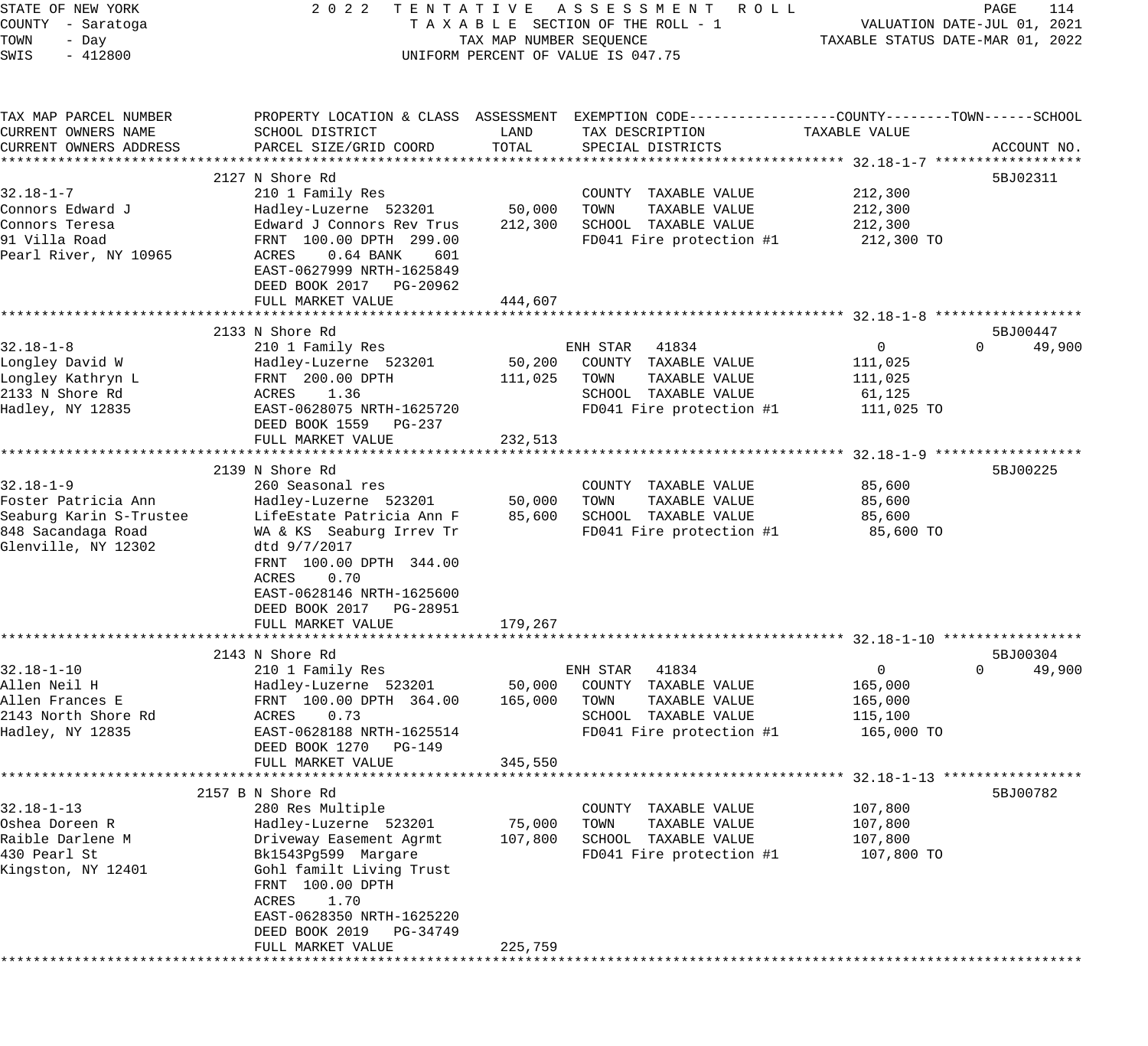STATE OF NEW YORK — 2022 TENTATIVE ASSESSMENT ROLL
COUNTY - Saratoga — TAXABLE SECTION OF THE ROLL - 1 — VALUATION DATE-JUL 01, 2021
TOWN - Day — TAX MAP NUMBER SEQUENCE — TAXABLE STATUS DATE-MAR 01, 2022
SWIS - 412800 — UNIFORM PERCENT OF VALUE IS 047.75

| TAX MAP PARCEL NUMBER / CURRENT OWNERS NAME / CURRENT OWNERS ADDRESS | PROPERTY LOCATION & CLASS / SCHOOL DISTRICT / PARCEL SIZE/GRID COORD | ASSESSMENT LAND | ASSESSMENT TOTAL | EXEMPTION CODE / TAX DESCRIPTION / SPECIAL DISTRICTS | COUNTY TAXABLE VALUE | TOWN | SCHOOL | ACCOUNT NO. |
|---|---|---|---|---|---|---|---|---|
| **32.18-1-7** | 2127 N Shore Rd | | | | | | | 5BJ02311 |
| 32.18-1-7 | 210 1 Family Res | | | COUNTY TAXABLE VALUE | 212,300 | | | |
| Connors Edward J | Hadley-Luzerne 523201 | 50,000 | | TOWN TAXABLE VALUE | 212,300 | | | |
| Connors Teresa | Edward J Connors Rev Trus | | 212,300 | SCHOOL TAXABLE VALUE | 212,300 | | | |
| 91 Villa Road | FRNT 100.00 DPTH 299.00 | | | FD041 Fire protection #1 | 212,300 TO | | | |
| Pearl River, NY 10965 | ACRES 0.64 BANK 601 | | | | | | | |
| | EAST-0627999 NRTH-1625849 | | | | | | | |
| | DEED BOOK 2017 PG-20962 | | | | | | | |
| | FULL MARKET VALUE | | 444,607 | | | | | |
| **32.18-1-8** | 2133 N Shore Rd | | | | | | | 5BJ00447 |
| 32.18-1-8 | 210 1 Family Res | | | ENH STAR 41834 | 0 | 0 | 49,900 | |
| Longley David W | Hadley-Luzerne 523201 | 50,200 | | COUNTY TAXABLE VALUE | 111,025 | | | |
| Longley Kathryn L | FRNT 200.00 DPTH | | 111,025 | TOWN TAXABLE VALUE | 111,025 | | | |
| 2133 N Shore Rd | ACRES 1.36 | | | SCHOOL TAXABLE VALUE | 61,125 | | | |
| Hadley, NY 12835 | EAST-0628075 NRTH-1625720 | | | FD041 Fire protection #1 | 111,025 TO | | | |
| | DEED BOOK 1559 PG-237 | | | | | | | |
| | FULL MARKET VALUE | | 232,513 | | | | | |
| **32.18-1-9** | 2139 N Shore Rd | | | | | | | 5BJ00225 |
| 32.18-1-9 | 260 Seasonal res | | | COUNTY TAXABLE VALUE | 85,600 | | | |
| Foster Patricia Ann | Hadley-Luzerne 523201 | 50,000 | | TOWN TAXABLE VALUE | 85,600 | | | |
| Seaburg Karin S-Trustee | LifeEstate Patricia Ann F | | 85,600 | SCHOOL TAXABLE VALUE | 85,600 | | | |
| 848 Sacandaga Road | WA & KS Seaburg Irrev Tr | | | FD041 Fire protection #1 | 85,600 TO | | | |
| Glenville, NY 12302 | dtd 9/7/2017 | | | | | | | |
| | FRNT 100.00 DPTH 344.00 | | | | | | | |
| | ACRES 0.70 | | | | | | | |
| | EAST-0628146 NRTH-1625600 | | | | | | | |
| | DEED BOOK 2017 PG-28951 | | | | | | | |
| | FULL MARKET VALUE | | 179,267 | | | | | |
| **32.18-1-10** | 2143 N Shore Rd | | | | | | | 5BJ00304 |
| 32.18-1-10 | 210 1 Family Res | | | ENH STAR 41834 | 0 | 0 | 49,900 | |
| Allen Neil H | Hadley-Luzerne 523201 | 50,000 | | COUNTY TAXABLE VALUE | 165,000 | | | |
| Allen Frances E | FRNT 100.00 DPTH 364.00 | | 165,000 | TOWN TAXABLE VALUE | 165,000 | | | |
| 2143 North Shore Rd | ACRES 0.73 | | | SCHOOL TAXABLE VALUE | 115,100 | | | |
| Hadley, NY 12835 | EAST-0628188 NRTH-1625514 | | | FD041 Fire protection #1 | 165,000 TO | | | |
| | DEED BOOK 1270 PG-149 | | | | | | | |
| | FULL MARKET VALUE | | 345,550 | | | | | |
| **32.18-1-13** | 2157 B N Shore Rd | | | | | | | 5BJ00782 |
| 32.18-1-13 | 280 Res Multiple | | | COUNTY TAXABLE VALUE | 107,800 | | | |
| Oshea Doreen R | Hadley-Luzerne 523201 | 75,000 | | TOWN TAXABLE VALUE | 107,800 | | | |
| Raible Darlene M | Driveway Easement Agrmt | | 107,800 | SCHOOL TAXABLE VALUE | 107,800 | | | |
| 430 Pearl St | Bk1543Pg599 Margare | | | FD041 Fire protection #1 | 107,800 TO | | | |
| Kingston, NY 12401 | Gohl familt Living Trust | | | | | | | |
| | FRNT 100.00 DPTH | | | | | | | |
| | ACRES 1.70 | | | | | | | |
| | EAST-0628350 NRTH-1625220 | | | | | | | |
| | DEED BOOK 2019 PG-34749 | | | | | | | |
| | FULL MARKET VALUE | | 225,759 | | | | | |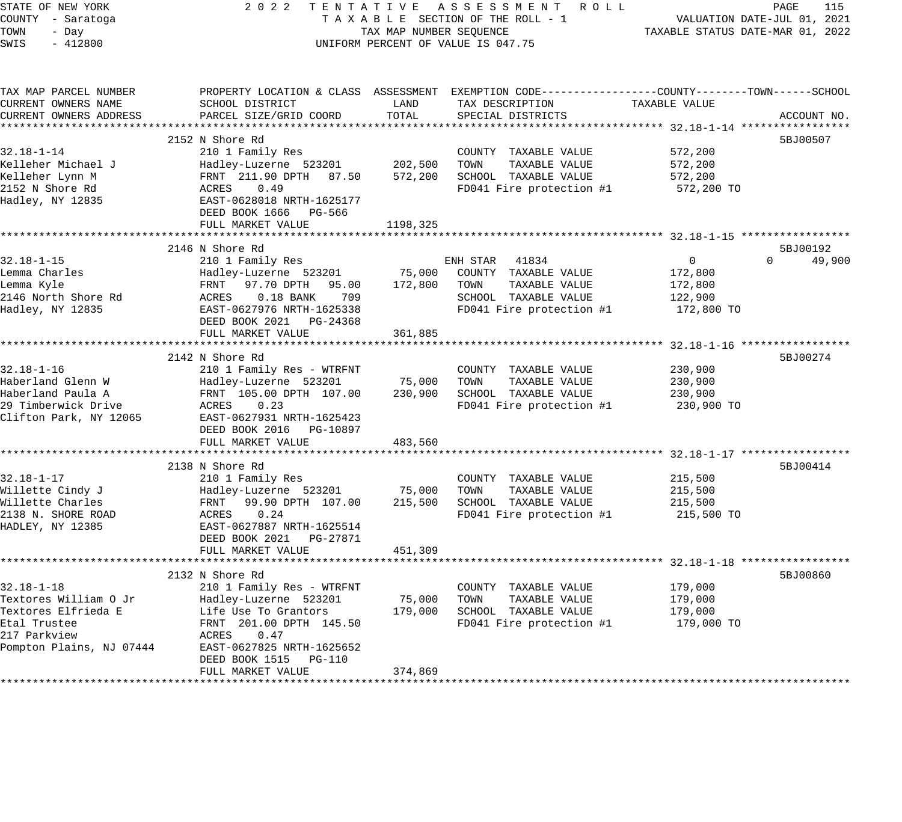STATE OF NEW YORK
COUNTY - Saratoga
TOWN - Day
SWIS - 412800

2 0 2 2 TENTATIVE ASSESSMENT ROLL
TAXABLE SECTION OF THE ROLL - 1
TAX MAP NUMBER SEQUENCE
UNIFORM PERCENT OF VALUE IS 047.75

VALUATION DATE-JUL 01, 2021
TAXABLE STATUS DATE-MAR 01, 2022

| TAX MAP PARCEL NUMBER / CURRENT OWNERS NAME / CURRENT OWNERS ADDRESS | PROPERTY LOCATION & CLASS / SCHOOL DISTRICT / PARCEL SIZE/GRID COORD | ASSESSMENT LAND | ASSESSMENT TOTAL | EXEMPTION CODE / TAX DESCRIPTION / SPECIAL DISTRICTS | COUNTY TAXABLE VALUE | TOWN | SCHOOL | ACCOUNT NO. |
|---|---|---|---|---|---|---|---|---|
| **32.18-1-14** | 2152 N Shore Rd | | | | | | | 5BJ00507 |
| 32.18-1-14 | 210 1 Family Res | | | COUNTY TAXABLE VALUE | 572,200 | | | |
| Kelleher Michael J | Hadley-Luzerne 523201 | 202,500 | | TOWN TAXABLE VALUE | 572,200 | | | |
| Kelleher Lynn M | FRNT 211.90 DPTH 87.50 | | 572,200 | SCHOOL TAXABLE VALUE | 572,200 | | | |
| 2152 N Shore Rd | ACRES 0.49 | | | FD041 Fire protection #1 | 572,200 TO | | | |
| Hadley, NY 12835 | EAST-0628018 NRTH-1625177 | | | | | | | |
| | DEED BOOK 1666 PG-566 | | | | | | | |
| | FULL MARKET VALUE | | 1198,325 | | | | | |
| **32.18-1-15** | 2146 N Shore Rd | | | | | | | 5BJ00192 |
| 32.18-1-15 | 210 1 Family Res | | | ENH STAR 41834 | 0 | 0 | 49,900 | |
| Lemma Charles | Hadley-Luzerne 523201 | 75,000 | | COUNTY TAXABLE VALUE | 172,800 | | | |
| Lemma Kyle | FRNT 97.70 DPTH 95.00 | | 172,800 | TOWN TAXABLE VALUE | 172,800 | | | |
| 2146 North Shore Rd | ACRES 0.18 BANK 709 | | | SCHOOL TAXABLE VALUE | 122,900 | | | |
| Hadley, NY 12835 | EAST-0627976 NRTH-1625338 | | | FD041 Fire protection #1 | 172,800 TO | | | |
| | DEED BOOK 2021 PG-24368 | | | | | | | |
| | FULL MARKET VALUE | | 361,885 | | | | | |
| **32.18-1-16** | 2142 N Shore Rd | | | | | | | 5BJ00274 |
| 32.18-1-16 | 210 1 Family Res - WTRFNT | | | COUNTY TAXABLE VALUE | 230,900 | | | |
| Haberland Glenn W | Hadley-Luzerne 523201 | 75,000 | | TOWN TAXABLE VALUE | 230,900 | | | |
| Haberland Paula A | FRNT 105.00 DPTH 107.00 | | 230,900 | SCHOOL TAXABLE VALUE | 230,900 | | | |
| 29 Timberwick Drive | ACRES 0.23 | | | FD041 Fire protection #1 | 230,900 TO | | | |
| Clifton Park, NY 12065 | EAST-0627931 NRTH-1625423 | | | | | | | |
| | DEED BOOK 2016 PG-10897 | | | | | | | |
| | FULL MARKET VALUE | | 483,560 | | | | | |
| **32.18-1-17** | 2138 N Shore Rd | | | | | | | 5BJ00414 |
| 32.18-1-17 | 210 1 Family Res | | | COUNTY TAXABLE VALUE | 215,500 | | | |
| Willette Cindy J | Hadley-Luzerne 523201 | 75,000 | | TOWN TAXABLE VALUE | 215,500 | | | |
| Willette Charles | FRNT 99.90 DPTH 107.00 | | 215,500 | SCHOOL TAXABLE VALUE | 215,500 | | | |
| 2138 N. SHORE ROAD | ACRES 0.24 | | | FD041 Fire protection #1 | 215,500 TO | | | |
| HADLEY, NY 12385 | EAST-0627887 NRTH-1625514 | | | | | | | |
| | DEED BOOK 2021 PG-27871 | | | | | | | |
| | FULL MARKET VALUE | | 451,309 | | | | | |
| **32.18-1-18** | 2132 N Shore Rd | | | | | | | 5BJ00860 |
| 32.18-1-18 | 210 1 Family Res - WTRFNT | | | COUNTY TAXABLE VALUE | 179,000 | | | |
| Textores William O Jr | Hadley-Luzerne 523201 | 75,000 | | TOWN TAXABLE VALUE | 179,000 | | | |
| Textores Elfrieda E | Life Use To Grantors | | 179,000 | SCHOOL TAXABLE VALUE | 179,000 | | | |
| Etal Trustee | FRNT 201.00 DPTH 145.50 | | | FD041 Fire protection #1 | 179,000 TO | | | |
| 217 Parkview | ACRES 0.47 | | | | | | | |
| Pompton Plains, NJ 07444 | EAST-0627825 NRTH-1625652 | | | | | | | |
| | DEED BOOK 1515 PG-110 | | | | | | | |
| | FULL MARKET VALUE | | 374,869 | | | | | |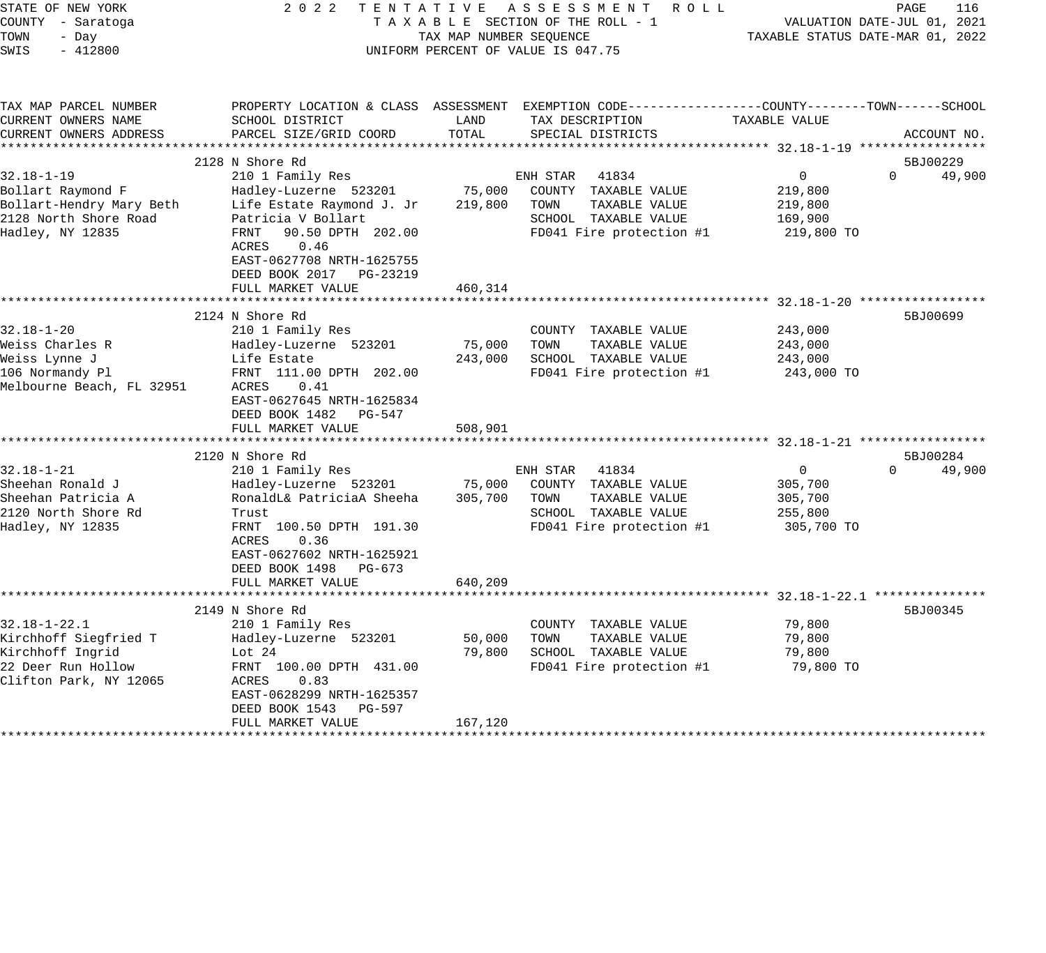STATE OF NEW YORK
COUNTY - Saratoga
TOWN - Day
SWIS - 412800

2022 TENTATIVE ASSESSMENT ROLL
TAXABLE SECTION OF THE ROLL - 1
TAX MAP NUMBER SEQUENCE
UNIFORM PERCENT OF VALUE IS 047.75

VALUATION DATE-JUL 01, 2021
TAXABLE STATUS DATE-MAR 01, 2022

| TAX MAP PARCEL NUMBER / CURRENT OWNERS NAME / CURRENT OWNERS ADDRESS | PROPERTY LOCATION & CLASS / SCHOOL DISTRICT / PARCEL SIZE/GRID COORD | ASSESSMENT LAND | ASSESSMENT TOTAL | EXEMPTION CODE / TAX DESCRIPTION / SPECIAL DISTRICTS | COUNTY TAXABLE VALUE | TOWN | SCHOOL / ACCOUNT NO. |
|---|---|---|---|---|---|---|---|
| **32.18-1-19** | 2128 N Shore Rd | | | | | | 5BJ00229 |
| 32.18-1-19 | 210 1 Family Res | | | ENH STAR 41834 | 0 | 0 | 49,900 |
| Bollart Raymond F | Hadley-Luzerne 523201 | 75,000 | | COUNTY TAXABLE VALUE | 219,800 | | |
| Bollart-Hendry Mary Beth | Life Estate Raymond J. Jr | | 219,800 | TOWN TAXABLE VALUE | 219,800 | | |
| 2128 North Shore Road | Patricia V Bollart | | | SCHOOL TAXABLE VALUE | 169,900 | | |
| Hadley, NY 12835 | FRNT 90.50 DPTH 202.00 | | | FD041 Fire protection #1 | 219,800 TO | | |
| | ACRES 0.46 | | | | | | |
| | EAST-0627708 NRTH-1625755 | | | | | | |
| | DEED BOOK 2017 PG-23219 | | | | | | |
| | FULL MARKET VALUE | | 460,314 | | | | |
| **32.18-1-20** | 2124 N Shore Rd | | | | | | 5BJ00699 |
| 32.18-1-20 | 210 1 Family Res | | | COUNTY TAXABLE VALUE | 243,000 | | |
| Weiss Charles R | Hadley-Luzerne 523201 | 75,000 | | TOWN TAXABLE VALUE | 243,000 | | |
| Weiss Lynne J | Life Estate | | 243,000 | SCHOOL TAXABLE VALUE | 243,000 | | |
| 106 Normandy Pl | FRNT 111.00 DPTH 202.00 | | | FD041 Fire protection #1 | 243,000 TO | | |
| Melbourne Beach, FL 32951 | ACRES 0.41 | | | | | | |
| | EAST-0627645 NRTH-1625834 | | | | | | |
| | DEED BOOK 1482 PG-547 | | | | | | |
| | FULL MARKET VALUE | | 508,901 | | | | |
| **32.18-1-21** | 2120 N Shore Rd | | | | | | 5BJ00284 |
| 32.18-1-21 | 210 1 Family Res | | | ENH STAR 41834 | 0 | 0 | 49,900 |
| Sheehan Ronald J | Hadley-Luzerne 523201 | 75,000 | | COUNTY TAXABLE VALUE | 305,700 | | |
| Sheehan Patricia A | RonaldL& PatriciaA Sheeha | | 305,700 | TOWN TAXABLE VALUE | 305,700 | | |
| 2120 North Shore Rd | Trust | | | SCHOOL TAXABLE VALUE | 255,800 | | |
| Hadley, NY 12835 | FRNT 100.50 DPTH 191.30 | | | FD041 Fire protection #1 | 305,700 TO | | |
| | ACRES 0.36 | | | | | | |
| | EAST-0627602 NRTH-1625921 | | | | | | |
| | DEED BOOK 1498 PG-673 | | | | | | |
| | FULL MARKET VALUE | | 640,209 | | | | |
| **32.18-1-22.1** | 2149 N Shore Rd | | | | | | 5BJ00345 |
| 32.18-1-22.1 | 210 1 Family Res | | | COUNTY TAXABLE VALUE | 79,800 | | |
| Kirchhoff Siegfried T | Hadley-Luzerne 523201 | 50,000 | | TOWN TAXABLE VALUE | 79,800 | | |
| Kirchhoff Ingrid | Lot 24 | | 79,800 | SCHOOL TAXABLE VALUE | 79,800 | | |
| 22 Deer Run Hollow | FRNT 100.00 DPTH 431.00 | | | FD041 Fire protection #1 | 79,800 TO | | |
| Clifton Park, NY 12065 | ACRES 0.83 | | | | | | |
| | EAST-0628299 NRTH-1625357 | | | | | | |
| | DEED BOOK 1543 PG-597 | | | | | | |
| | FULL MARKET VALUE | | 167,120 | | | | |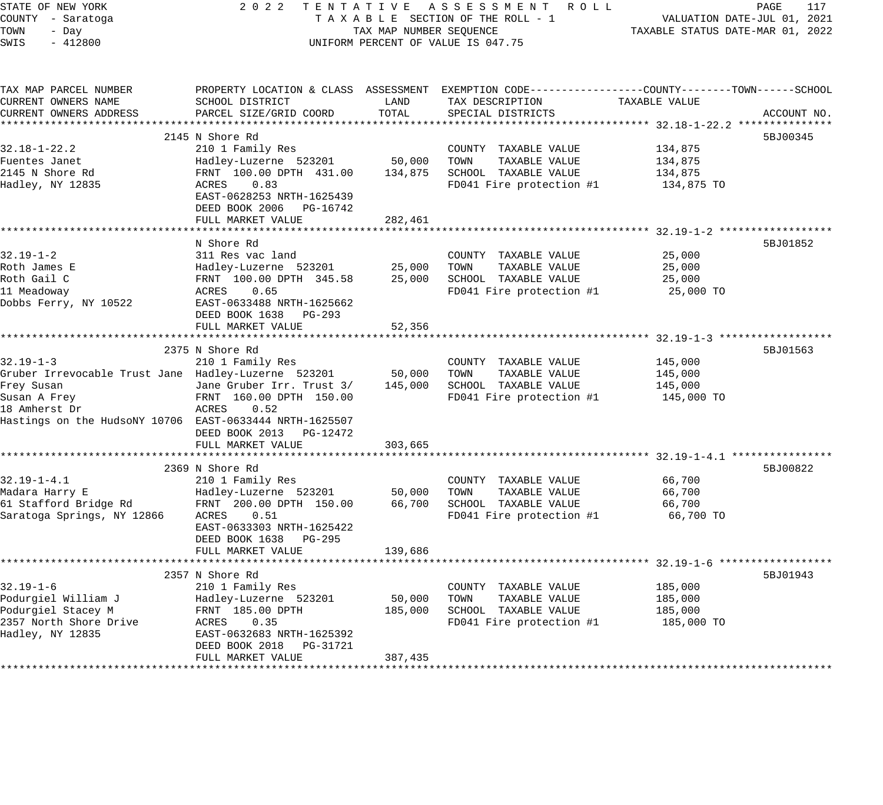STATE OF NEW YORK
COUNTY - Saratoga
TOWN - Day
SWIS - 412800

2022 TENTATIVE ASSESSMENT ROLL
TAXABLE SECTION OF THE ROLL - 1
TAX MAP NUMBER SEQUENCE
UNIFORM PERCENT OF VALUE IS 047.75

VALUATION DATE-JUL 01, 2021
TAXABLE STATUS DATE-MAR 01, 2022

| TAX MAP PARCEL NUMBER / CURRENT OWNERS NAME / CURRENT OWNERS ADDRESS | PROPERTY LOCATION & CLASS / SCHOOL DISTRICT / PARCEL SIZE/GRID COORD | ASSESSMENT LAND | TOTAL | EXEMPTION CODE / TAX DESCRIPTION / SPECIAL DISTRICTS | TAXABLE VALUE (COUNTY / TOWN / SCHOOL) | ACCOUNT NO. |
|---|---|---|---|---|---|---|
| **32.18-1-22.2** | 2145 N Shore Rd | | | | | 5BJ00345 |
| 32.18-1-22.2 | 210 1 Family Res | | | COUNTY TAXABLE VALUE | 134,875 | |
| Fuentes Janet | Hadley-Luzerne 523201 | 50,000 | | TOWN TAXABLE VALUE | 134,875 | |
| 2145 N Shore Rd | FRNT 100.00 DPTH 431.00 | | 134,875 | SCHOOL TAXABLE VALUE | 134,875 | |
| Hadley, NY 12835 | ACRES 0.83 | | | FD041 Fire protection #1 | 134,875 TO | |
| | EAST-0628253 NRTH-1625439 | | | | | |
| | DEED BOOK 2006 PG-16742 | | | | | |
| | FULL MARKET VALUE | | 282,461 | | | |
| **32.19-1-2** | N Shore Rd | | | | | 5BJ01852 |
| 32.19-1-2 | 311 Res vac land | | | COUNTY TAXABLE VALUE | 25,000 | |
| Roth James E | Hadley-Luzerne 523201 | 25,000 | | TOWN TAXABLE VALUE | 25,000 | |
| Roth Gail C | FRNT 100.00 DPTH 345.58 | | 25,000 | SCHOOL TAXABLE VALUE | 25,000 | |
| 11 Meadoway | ACRES 0.65 | | | FD041 Fire protection #1 | 25,000 TO | |
| Dobbs Ferry, NY 10522 | EAST-0633488 NRTH-1625662 | | | | | |
| | DEED BOOK 1638 PG-293 | | | | | |
| | FULL MARKET VALUE | | 52,356 | | | |
| **32.19-1-3** | 2375 N Shore Rd | | | | | 5BJ01563 |
| 32.19-1-3 | 210 1 Family Res | | | COUNTY TAXABLE VALUE | 145,000 | |
| Gruber Irrevocable Trust Jane | Hadley-Luzerne 523201 | 50,000 | | TOWN TAXABLE VALUE | 145,000 | |
| Frey Susan | Jane Gruber Irr. Trust 3/ | | 145,000 | SCHOOL TAXABLE VALUE | 145,000 | |
| Susan A Frey | FRNT 160.00 DPTH 150.00 | | | FD041 Fire protection #1 | 145,000 TO | |
| 18 Amherst Dr | ACRES 0.52 | | | | | |
| Hastings on the HudsoNY 10706 | EAST-0633444 NRTH-1625507 | | | | | |
| | DEED BOOK 2013 PG-12472 | | | | | |
| | FULL MARKET VALUE | | 303,665 | | | |
| **32.19-1-4.1** | 2369 N Shore Rd | | | | | 5BJ00822 |
| 32.19-1-4.1 | 210 1 Family Res | | | COUNTY TAXABLE VALUE | 66,700 | |
| Madara Harry E | Hadley-Luzerne 523201 | 50,000 | | TOWN TAXABLE VALUE | 66,700 | |
| 61 Stafford Bridge Rd | FRNT 200.00 DPTH 150.00 | | 66,700 | SCHOOL TAXABLE VALUE | 66,700 | |
| Saratoga Springs, NY 12866 | ACRES 0.51 | | | FD041 Fire protection #1 | 66,700 TO | |
| | EAST-0633303 NRTH-1625422 | | | | | |
| | DEED BOOK 1638 PG-295 | | | | | |
| | FULL MARKET VALUE | | 139,686 | | | |
| **32.19-1-6** | 2357 N Shore Rd | | | | | 5BJ01943 |
| 32.19-1-6 | 210 1 Family Res | | | COUNTY TAXABLE VALUE | 185,000 | |
| Podurgiel William J | Hadley-Luzerne 523201 | 50,000 | | TOWN TAXABLE VALUE | 185,000 | |
| Podurgiel Stacey M | FRNT 185.00 DPTH | | 185,000 | SCHOOL TAXABLE VALUE | 185,000 | |
| 2357 North Shore Drive | ACRES 0.35 | | | FD041 Fire protection #1 | 185,000 TO | |
| Hadley, NY 12835 | EAST-0632683 NRTH-1625392 | | | | | |
| | DEED BOOK 2018 PG-31721 | | | | | |
| | FULL MARKET VALUE | | 387,435 | | | |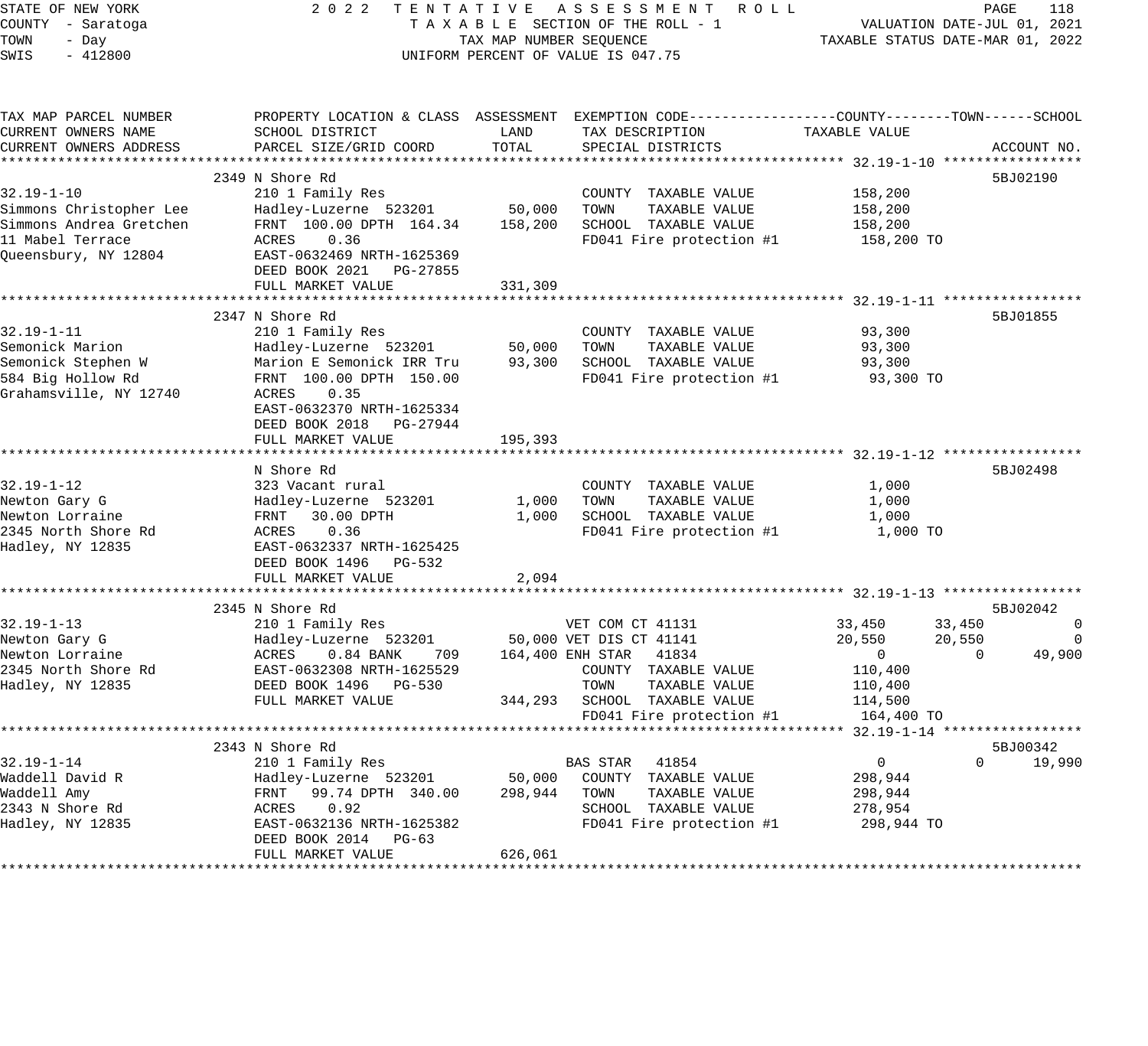STATE OF NEW YORK
COUNTY - Saratoga
TOWN - Day
SWIS - 412800

2 0 2 2 TENTATIVE ASSESSMENT ROLL
TAXABLE SECTION OF THE ROLL - 1
TAX MAP NUMBER SEQUENCE
UNIFORM PERCENT OF VALUE IS 047.75

VALUATION DATE-JUL 01, 2021
TAXABLE STATUS DATE-MAR 01, 2022

| TAX MAP PARCEL NUMBER / CURRENT OWNERS NAME / CURRENT OWNERS ADDRESS | PROPERTY LOCATION & CLASS / SCHOOL DISTRICT / PARCEL SIZE/GRID COORD | ASSESSMENT LAND / TOTAL | EXEMPTION CODE / TAX DESCRIPTION / SPECIAL DISTRICTS | COUNTY TAXABLE VALUE | TOWN | SCHOOL | ACCOUNT NO. |
|---|---|---|---|---|---|---|---|
| **32.19-1-10** | 2349 N Shore Rd | | | | | | 5BJ02190 |
| 32.19-1-10 | 210 1 Family Res | | COUNTY TAXABLE VALUE | 158,200 | | | |
| Simmons Christopher Lee | Hadley-Luzerne 523201 | 50,000 | TOWN TAXABLE VALUE | 158,200 | | | |
| Simmons Andrea Gretchen | FRNT 100.00 DPTH 164.34 | 158,200 | SCHOOL TAXABLE VALUE | 158,200 | | | |
| 11 Mabel Terrace | ACRES 0.36 | | FD041 Fire protection #1 | 158,200 TO | | | |
| Queensbury, NY 12804 | EAST-0632469 NRTH-1625369 | | | | | | |
| | DEED BOOK 2021 PG-27855 | | | | | | |
| | FULL MARKET VALUE | 331,309 | | | | | |
| **32.19-1-11** | 2347 N Shore Rd | | | | | | 5BJ01855 |
| 32.19-1-11 | 210 1 Family Res | | COUNTY TAXABLE VALUE | 93,300 | | | |
| Semonick Marion | Hadley-Luzerne 523201 | 50,000 | TOWN TAXABLE VALUE | 93,300 | | | |
| Semonick Stephen W | Marion E Semonick IRR Tru | 93,300 | SCHOOL TAXABLE VALUE | 93,300 | | | |
| 584 Big Hollow Rd | FRNT 100.00 DPTH 150.00 | | FD041 Fire protection #1 | 93,300 TO | | | |
| Grahamsville, NY 12740 | ACRES 0.35 | | | | | | |
| | EAST-0632370 NRTH-1625334 | | | | | | |
| | DEED BOOK 2018 PG-27944 | | | | | | |
| | FULL MARKET VALUE | 195,393 | | | | | |
| **32.19-1-12** | N Shore Rd | | | | | | 5BJ02498 |
| 32.19-1-12 | 323 Vacant rural | | COUNTY TAXABLE VALUE | 1,000 | | | |
| Newton Gary G | Hadley-Luzerne 523201 | 1,000 | TOWN TAXABLE VALUE | 1,000 | | | |
| Newton Lorraine | FRNT 30.00 DPTH | 1,000 | SCHOOL TAXABLE VALUE | 1,000 | | | |
| 2345 North Shore Rd | ACRES 0.36 | | FD041 Fire protection #1 | 1,000 TO | | | |
| Hadley, NY 12835 | EAST-0632337 NRTH-1625425 | | | | | | |
| | DEED BOOK 1496 PG-532 | | | | | | |
| | FULL MARKET VALUE | 2,094 | | | | | |
| **32.19-1-13** | 2345 N Shore Rd | | | | | | 5BJ02042 |
| 32.19-1-13 | 210 1 Family Res | | VET COM CT 41131 | 33,450 | 33,450 | 0 | |
| Newton Gary G | Hadley-Luzerne 523201 | 50,000 | VET DIS CT 41141 | 20,550 | 20,550 | 0 | |
| Newton Lorraine | ACRES 0.84 BANK 709 | 164,400 | ENH STAR 41834 | 0 | 0 | 49,900 | |
| 2345 North Shore Rd | EAST-0632308 NRTH-1625529 | | COUNTY TAXABLE VALUE | 110,400 | | | |
| Hadley, NY 12835 | DEED BOOK 1496 PG-530 | | TOWN TAXABLE VALUE | 110,400 | | | |
| | FULL MARKET VALUE | 344,293 | SCHOOL TAXABLE VALUE | 114,500 | | | |
| | | | FD041 Fire protection #1 | 164,400 TO | | | |
| **32.19-1-14** | 2343 N Shore Rd | | | | | | 5BJ00342 |
| 32.19-1-14 | 210 1 Family Res | | BAS STAR 41854 | 0 | 0 | 19,990 | |
| Waddell David R | Hadley-Luzerne 523201 | 50,000 | COUNTY TAXABLE VALUE | 298,944 | | | |
| Waddell Amy | FRNT 99.74 DPTH 340.00 | 298,944 | TOWN TAXABLE VALUE | 298,944 | | | |
| 2343 N Shore Rd | ACRES 0.92 | | SCHOOL TAXABLE VALUE | 278,954 | | | |
| Hadley, NY 12835 | EAST-0632136 NRTH-1625382 | | FD041 Fire protection #1 | 298,944 TO | | | |
| | DEED BOOK 2014 PG-63 | | | | | | |
| | FULL MARKET VALUE | 626,061 | | | | | |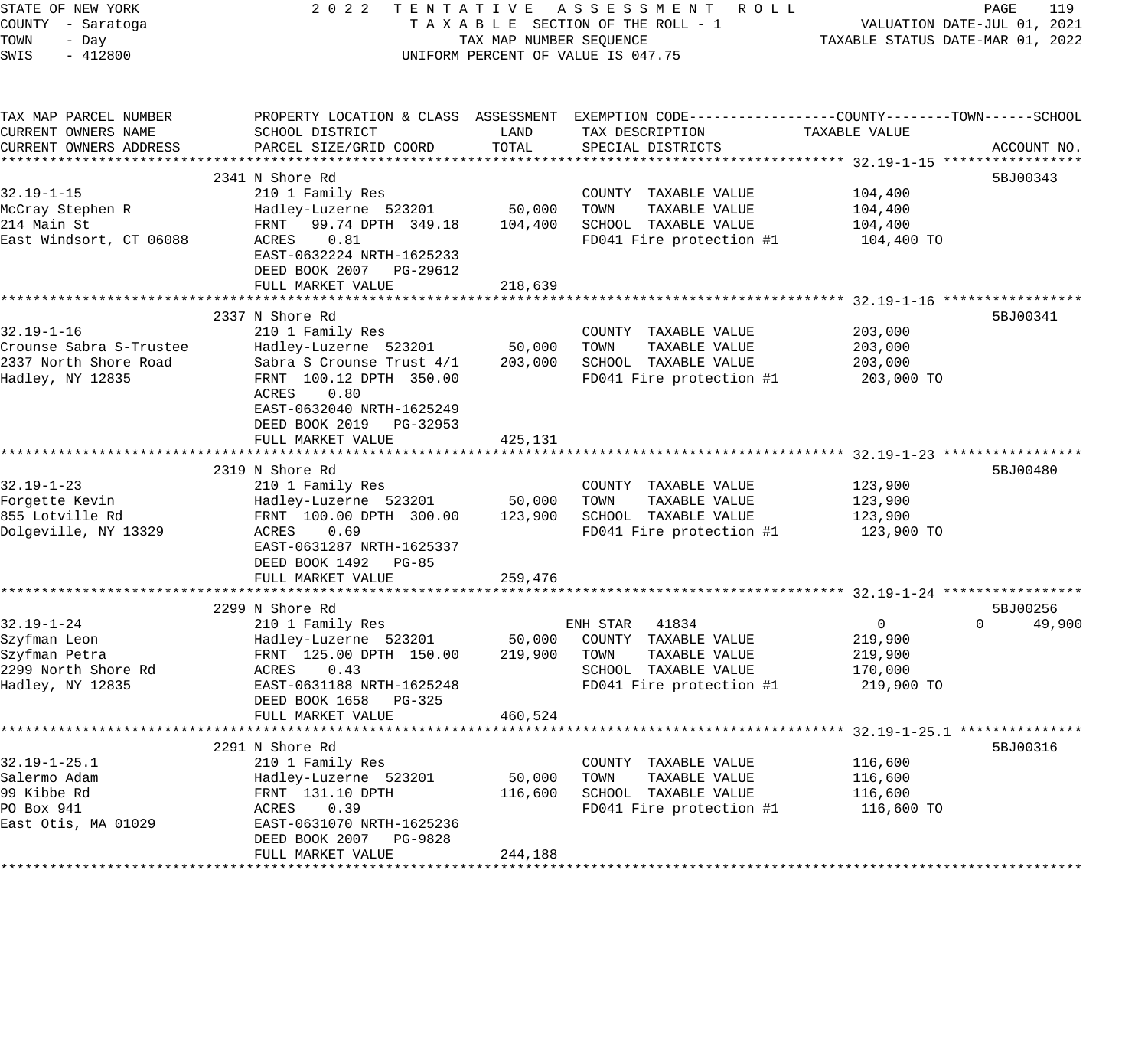STATE OF NEW YORK
COUNTY - Saratoga
TOWN - Day
SWIS - 412800

2022 TENTATIVE ASSESSMENT ROLL
TAXABLE SECTION OF THE ROLL - 1
TAX MAP NUMBER SEQUENCE
UNIFORM PERCENT OF VALUE IS 047.75

VALUATION DATE-JUL 01, 2021
TAXABLE STATUS DATE-MAR 01, 2022

| TAX MAP PARCEL NUMBER / CURRENT OWNERS NAME / CURRENT OWNERS ADDRESS | PROPERTY LOCATION & CLASS / SCHOOL DISTRICT / PARCEL SIZE/GRID COORD | ASSESSMENT LAND | TOTAL | EXEMPTION CODE / TAX DESCRIPTION / SPECIAL DISTRICTS | COUNTY / TOWN / SCHOOL TAXABLE VALUE | ACCOUNT NO. |
|---|---|---|---|---|---|---|
| **32.19-1-15** | 2341 N Shore Rd | | | | | 5BJ00343 |
| 32.19-1-15 | 210 1 Family Res | | | COUNTY TAXABLE VALUE | 104,400 | |
| McCray Stephen R | Hadley-Luzerne 523201 | 50,000 | | TOWN TAXABLE VALUE | 104,400 | |
| 214 Main St | FRNT 99.74 DPTH 349.18 | | 104,400 | SCHOOL TAXABLE VALUE | 104,400 | |
| East Windsort, CT 06088 | ACRES 0.81 | | | FD041 Fire protection #1 | 104,400 TO | |
| | EAST-0632224 NRTH-1625233 | | | | | |
| | DEED BOOK 2007 PG-29612 | | | | | |
| | FULL MARKET VALUE | | 218,639 | | | |
| **32.19-1-16** | 2337 N Shore Rd | | | | | 5BJ00341 |
| 32.19-1-16 | 210 1 Family Res | | | COUNTY TAXABLE VALUE | 203,000 | |
| Crounse Sabra S-Trustee | Hadley-Luzerne 523201 | 50,000 | | TOWN TAXABLE VALUE | 203,000 | |
| 2337 North Shore Road | Sabra S Crounse Trust 4/1 | | 203,000 | SCHOOL TAXABLE VALUE | 203,000 | |
| Hadley, NY 12835 | FRNT 100.12 DPTH 350.00 | | | FD041 Fire protection #1 | 203,000 TO | |
| | ACRES 0.80 | | | | | |
| | EAST-0632040 NRTH-1625249 | | | | | |
| | DEED BOOK 2019 PG-32953 | | | | | |
| | FULL MARKET VALUE | | 425,131 | | | |
| **32.19-1-23** | 2319 N Shore Rd | | | | | 5BJ00480 |
| 32.19-1-23 | 210 1 Family Res | | | COUNTY TAXABLE VALUE | 123,900 | |
| Forgette Kevin | Hadley-Luzerne 523201 | 50,000 | | TOWN TAXABLE VALUE | 123,900 | |
| 855 Lotville Rd | FRNT 100.00 DPTH 300.00 | | 123,900 | SCHOOL TAXABLE VALUE | 123,900 | |
| Dolgeville, NY 13329 | ACRES 0.69 | | | FD041 Fire protection #1 | 123,900 TO | |
| | EAST-0631287 NRTH-1625337 | | | | | |
| | DEED BOOK 1492 PG-85 | | | | | |
| | FULL MARKET VALUE | | 259,476 | | | |
| **32.19-1-24** | 2299 N Shore Rd | | | | | 5BJ00256 |
| 32.19-1-24 | 210 1 Family Res | | | ENH STAR 41834 | 0 / 0 / 49,900 | |
| Szyfman Leon | Hadley-Luzerne 523201 | 50,000 | | COUNTY TAXABLE VALUE | 219,900 | |
| Szyfman Petra | FRNT 125.00 DPTH 150.00 | | 219,900 | TOWN TAXABLE VALUE | 219,900 | |
| 2299 North Shore Rd | ACRES 0.43 | | | SCHOOL TAXABLE VALUE | 170,000 | |
| Hadley, NY 12835 | EAST-0631188 NRTH-1625248 | | | FD041 Fire protection #1 | 219,900 TO | |
| | DEED BOOK 1658 PG-325 | | | | | |
| | FULL MARKET VALUE | | 460,524 | | | |
| **32.19-1-25.1** | 2291 N Shore Rd | | | | | 5BJ00316 |
| 32.19-1-25.1 | 210 1 Family Res | | | COUNTY TAXABLE VALUE | 116,600 | |
| Salermo Adam | Hadley-Luzerne 523201 | 50,000 | | TOWN TAXABLE VALUE | 116,600 | |
| 99 Kibbe Rd | FRNT 131.10 DPTH | | 116,600 | SCHOOL TAXABLE VALUE | 116,600 | |
| PO Box 941 | ACRES 0.39 | | | FD041 Fire protection #1 | 116,600 TO | |
| East Otis, MA 01029 | EAST-0631070 NRTH-1625236 | | | | | |
| | DEED BOOK 2007 PG-9828 | | | | | |
| | FULL MARKET VALUE | | 244,188 | | | |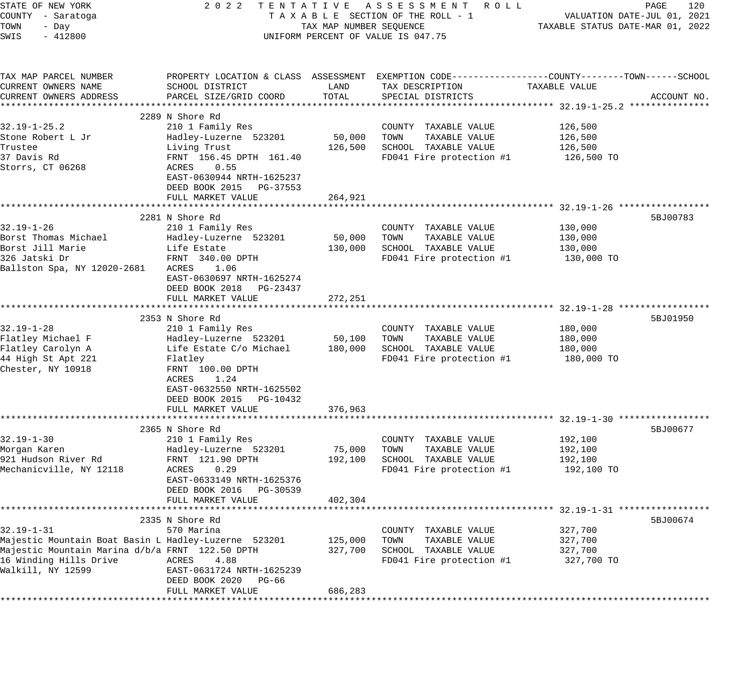STATE OF NEW YORK
COUNTY - Saratoga
TOWN - Day
SWIS - 412800

2022 TENTATIVE ASSESSMENT ROLL
TAXABLE SECTION OF THE ROLL - 1
TAX MAP NUMBER SEQUENCE
UNIFORM PERCENT OF VALUE IS 047.75

VALUATION DATE-JUL 01, 2021
TAXABLE STATUS DATE-MAR 01, 2022

| TAX MAP PARCEL NUMBER / CURRENT OWNERS NAME / CURRENT OWNERS ADDRESS | PROPERTY LOCATION & CLASS / SCHOOL DISTRICT / PARCEL SIZE/GRID COORD | ASSESSMENT LAND | ASSESSMENT TOTAL | EXEMPTION CODE / TAX DESCRIPTION / SPECIAL DISTRICTS | TAXABLE VALUE (COUNTY / TOWN / SCHOOL) | ACCOUNT NO. |
|---|---|---|---|---|---|---|
| **32.19-1-25.2** | 2289 N Shore Rd | | | | | |
| 32.19-1-25.2 | 210 1 Family Res | | | COUNTY TAXABLE VALUE | 126,500 | |
| Stone Robert L Jr | Hadley-Luzerne 523201 | 50,000 | | TOWN TAXABLE VALUE | 126,500 | |
| Trustee | Living Trust | | 126,500 | SCHOOL TAXABLE VALUE | 126,500 | |
| 37 Davis Rd | FRNT 156.45 DPTH 161.40 | | | FD041 Fire protection #1 | 126,500 TO | |
| Storrs, CT 06268 | ACRES 0.55 | | | | | |
| | EAST-0630944 NRTH-1625237 | | | | | |
| | DEED BOOK 2015 PG-37553 | | | | | |
| | FULL MARKET VALUE | | 264,921 | | | |
| **32.19-1-26** | 2281 N Shore Rd | | | | | 5BJ00783 |
| 32.19-1-26 | 210 1 Family Res | | | COUNTY TAXABLE VALUE | 130,000 | |
| Borst Thomas Michael | Hadley-Luzerne 523201 | 50,000 | | TOWN TAXABLE VALUE | 130,000 | |
| Borst Jill Marie | Life Estate | | 130,000 | SCHOOL TAXABLE VALUE | 130,000 | |
| 326 Jatski Dr | FRNT 340.00 DPTH | | | FD041 Fire protection #1 | 130,000 TO | |
| Ballston Spa, NY 12020-2681 | ACRES 1.06 | | | | | |
| | EAST-0630697 NRTH-1625274 | | | | | |
| | DEED BOOK 2018 PG-23437 | | | | | |
| | FULL MARKET VALUE | | 272,251 | | | |
| **32.19-1-28** | 2353 N Shore Rd | | | | | 5BJ01950 |
| 32.19-1-28 | 210 1 Family Res | | | COUNTY TAXABLE VALUE | 180,000 | |
| Flatley Michael F | Hadley-Luzerne 523201 | 50,100 | | TOWN TAXABLE VALUE | 180,000 | |
| Flatley Carolyn A | Life Estate C/o Michael | | 180,000 | SCHOOL TAXABLE VALUE | 180,000 | |
| 44 High St Apt 221 | Flatley | | | FD041 Fire protection #1 | 180,000 TO | |
| Chester, NY 10918 | FRNT 100.00 DPTH | | | | | |
| | ACRES 1.24 | | | | | |
| | EAST-0632550 NRTH-1625502 | | | | | |
| | DEED BOOK 2015 PG-10432 | | | | | |
| | FULL MARKET VALUE | | 376,963 | | | |
| **32.19-1-30** | 2365 N Shore Rd | | | | | 5BJ00677 |
| 32.19-1-30 | 210 1 Family Res | | | COUNTY TAXABLE VALUE | 192,100 | |
| Morgan Karen | Hadley-Luzerne 523201 | 75,000 | | TOWN TAXABLE VALUE | 192,100 | |
| 921 Hudson River Rd | FRNT 121.90 DPTH | | 192,100 | SCHOOL TAXABLE VALUE | 192,100 | |
| Mechanicville, NY 12118 | ACRES 0.29 | | | FD041 Fire protection #1 | 192,100 TO | |
| | EAST-0633149 NRTH-1625376 | | | | | |
| | DEED BOOK 2016 PG-30539 | | | | | |
| | FULL MARKET VALUE | | 402,304 | | | |
| **32.19-1-31** | 2335 N Shore Rd | | | | | 5BJ00674 |
| 32.19-1-31 | 570 Marina | | | COUNTY TAXABLE VALUE | 327,700 | |
| Majestic Mountain Boat Basin L | Hadley-Luzerne 523201 | 125,000 | | TOWN TAXABLE VALUE | 327,700 | |
| Majestic Mountain Marina d/b/a | FRNT 122.50 DPTH | | 327,700 | SCHOOL TAXABLE VALUE | 327,700 | |
| 16 Winding Hills Drive | ACRES 4.88 | | | FD041 Fire protection #1 | 327,700 TO | |
| Walkill, NY 12599 | EAST-0631724 NRTH-1625239 | | | | | |
| | DEED BOOK 2020 PG-66 | | | | | |
| | FULL MARKET VALUE | | 686,283 | | | |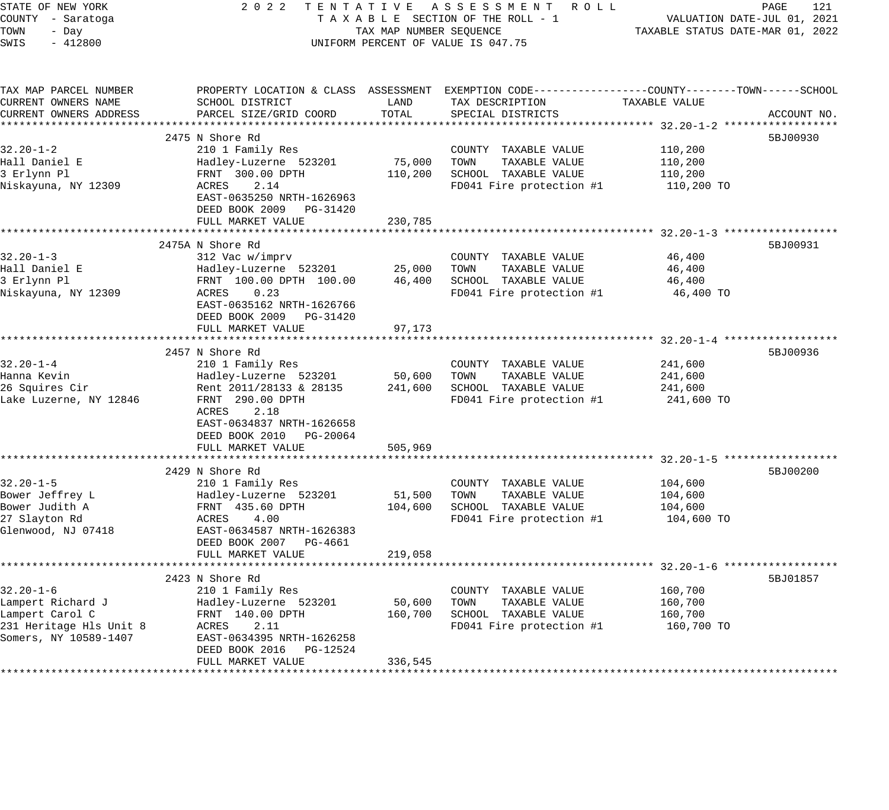STATE OF NEW YORK
COUNTY - Saratoga
TOWN - Day
SWIS - 412800

2 0 2 2 T E N T A T I V E A S S E S S M E N T R O L L
T A X A B L E SECTION OF THE ROLL - 1
TAX MAP NUMBER SEQUENCE
UNIFORM PERCENT OF VALUE IS 047.75

VALUATION DATE-JUL 01, 2021
TAXABLE STATUS DATE-MAR 01, 2022

| TAX MAP PARCEL NUMBER / CURRENT OWNERS NAME / CURRENT OWNERS ADDRESS | PROPERTY LOCATION & CLASS / SCHOOL DISTRICT / PARCEL SIZE/GRID COORD | ASSESSMENT LAND | ASSESSMENT TOTAL | EXEMPTION CODE / TAX DESCRIPTION / SPECIAL DISTRICTS | TAXABLE VALUE (COUNTY/TOWN/SCHOOL) | ACCOUNT NO. |
|---|---|---|---|---|---|---|
| **32.20-1-2** | 2475 N Shore Rd | | | | | 5BJ00930 |
| 32.20-1-2 | 210 1 Family Res | | | COUNTY TAXABLE VALUE | 110,200 | |
| Hall Daniel E | Hadley-Luzerne 523201 | 75,000 | | TOWN TAXABLE VALUE | 110,200 | |
| 3 Erlynn Pl | FRNT 300.00 DPTH | | 110,200 | SCHOOL TAXABLE VALUE | 110,200 | |
| Niskayuna, NY 12309 | ACRES 2.14 | | | FD041 Fire protection #1 | 110,200 TO | |
| | EAST-0635250 NRTH-1626963 | | | | | |
| | DEED BOOK 2009 PG-31420 | | | | | |
| | FULL MARKET VALUE | | 230,785 | | | |
| **32.20-1-3** | 2475A N Shore Rd | | | | | 5BJ00931 |
| 32.20-1-3 | 312 Vac w/imprv | | | COUNTY TAXABLE VALUE | 46,400 | |
| Hall Daniel E | Hadley-Luzerne 523201 | 25,000 | | TOWN TAXABLE VALUE | 46,400 | |
| 3 Erlynn Pl | FRNT 100.00 DPTH 100.00 | | 46,400 | SCHOOL TAXABLE VALUE | 46,400 | |
| Niskayuna, NY 12309 | ACRES 0.23 | | | FD041 Fire protection #1 | 46,400 TO | |
| | EAST-0635162 NRTH-1626766 | | | | | |
| | DEED BOOK 2009 PG-31420 | | | | | |
| | FULL MARKET VALUE | | 97,173 | | | |
| **32.20-1-4** | 2457 N Shore Rd | | | | | 5BJ00936 |
| 32.20-1-4 | 210 1 Family Res | | | COUNTY TAXABLE VALUE | 241,600 | |
| Hanna Kevin | Hadley-Luzerne 523201 | 50,600 | | TOWN TAXABLE VALUE | 241,600 | |
| 26 Squires Cir | Rent 2011/28133 & 28135 | | 241,600 | SCHOOL TAXABLE VALUE | 241,600 | |
| Lake Luzerne, NY 12846 | FRNT 290.00 DPTH | | | FD041 Fire protection #1 | 241,600 TO | |
| | ACRES 2.18 | | | | | |
| | EAST-0634837 NRTH-1626658 | | | | | |
| | DEED BOOK 2010 PG-20064 | | | | | |
| | FULL MARKET VALUE | | 505,969 | | | |
| **32.20-1-5** | 2429 N Shore Rd | | | | | 5BJ00200 |
| 32.20-1-5 | 210 1 Family Res | | | COUNTY TAXABLE VALUE | 104,600 | |
| Bower Jeffrey L | Hadley-Luzerne 523201 | 51,500 | | TOWN TAXABLE VALUE | 104,600 | |
| Bower Judith A | FRNT 435.60 DPTH | | 104,600 | SCHOOL TAXABLE VALUE | 104,600 | |
| 27 Slayton Rd | ACRES 4.00 | | | FD041 Fire protection #1 | 104,600 TO | |
| Glenwood, NJ 07418 | EAST-0634587 NRTH-1626383 | | | | | |
| | DEED BOOK 2007 PG-4661 | | | | | |
| | FULL MARKET VALUE | | 219,058 | | | |
| **32.20-1-6** | 2423 N Shore Rd | | | | | 5BJ01857 |
| 32.20-1-6 | 210 1 Family Res | | | COUNTY TAXABLE VALUE | 160,700 | |
| Lampert Richard J | Hadley-Luzerne 523201 | 50,600 | | TOWN TAXABLE VALUE | 160,700 | |
| Lampert Carol C | FRNT 140.00 DPTH | | 160,700 | SCHOOL TAXABLE VALUE | 160,700 | |
| 231 Heritage Hls Unit 8 | ACRES 2.11 | | | FD041 Fire protection #1 | 160,700 TO | |
| Somers, NY 10589-1407 | EAST-0634395 NRTH-1626258 | | | | | |
| | DEED BOOK 2016 PG-12524 | | | | | |
| | FULL MARKET VALUE | | 336,545 | | | |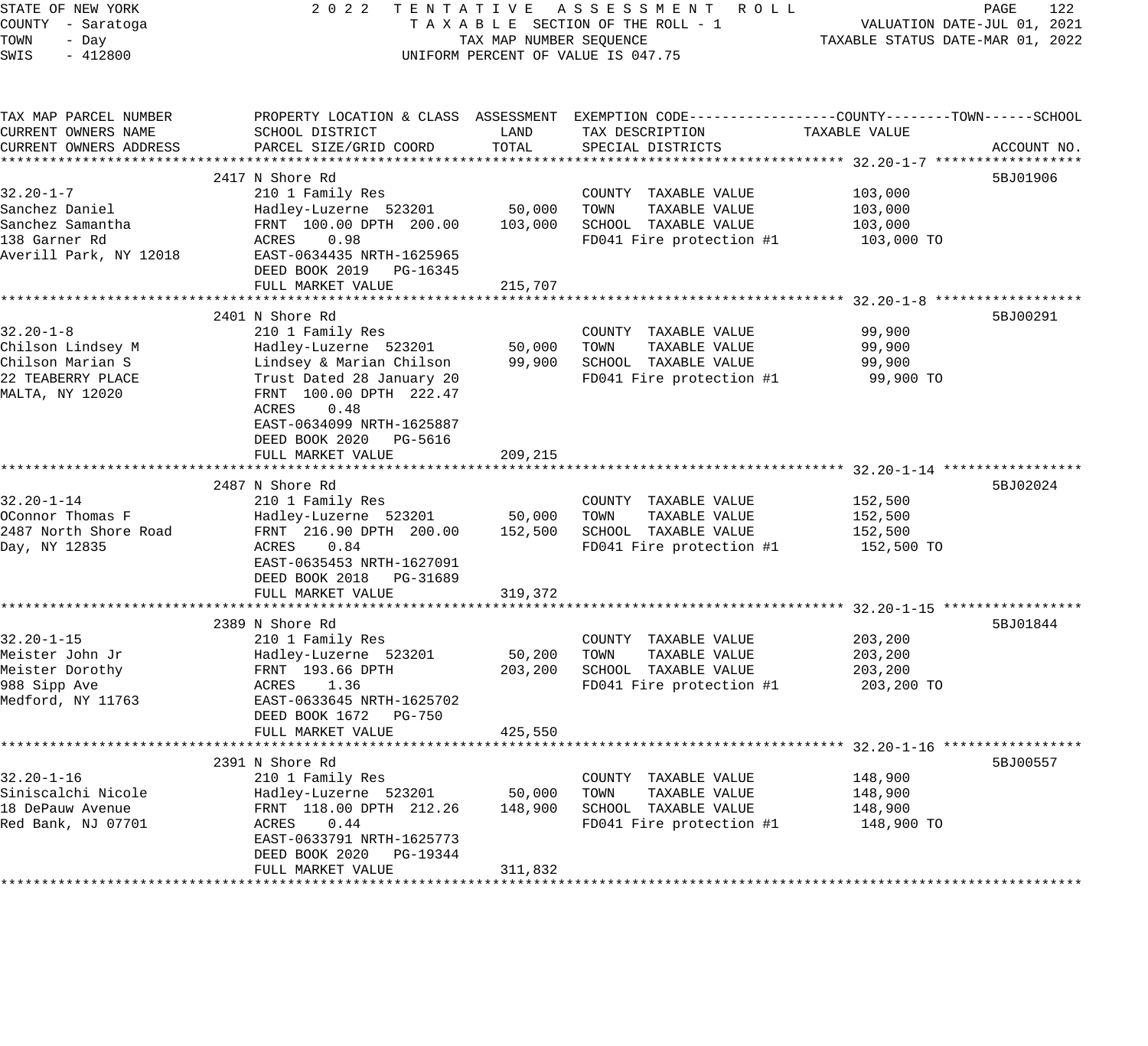STATE OF NEW YORK — 2022 TENTATIVE ASSESSMENT ROLL
COUNTY - Saratoga — TAXABLE SECTION OF THE ROLL - 1 — VALUATION DATE-JUL 01, 2021
TOWN - Day — TAX MAP NUMBER SEQUENCE — TAXABLE STATUS DATE-MAR 01, 2022
SWIS - 412800 — UNIFORM PERCENT OF VALUE IS 047.75

| TAX MAP PARCEL NUMBER / CURRENT OWNERS NAME / CURRENT OWNERS ADDRESS | PROPERTY LOCATION & CLASS / SCHOOL DISTRICT / PARCEL SIZE/GRID COORD | ASSESSMENT LAND | TOTAL | EXEMPTION CODE / TAX DESCRIPTION / SPECIAL DISTRICTS | TAXABLE VALUE (COUNTY / TOWN / SCHOOL) | ACCOUNT NO. |
|---|---|---|---|---|---|---|
| **32.20-1-7** | 2417 N Shore Rd | | | | | 5BJ01906 |
| 32.20-1-7 | 210 1 Family Res | | | COUNTY TAXABLE VALUE | 103,000 | |
| Sanchez Daniel | Hadley-Luzerne 523201 | 50,000 | | TOWN TAXABLE VALUE | 103,000 | |
| Sanchez Samantha | FRNT 100.00 DPTH 200.00 | | 103,000 | SCHOOL TAXABLE VALUE | 103,000 | |
| 138 Garner Rd | ACRES 0.98 | | | FD041 Fire protection #1 | 103,000 TO | |
| Averill Park, NY 12018 | EAST-0634435 NRTH-1625965 | | | | | |
| | DEED BOOK 2019 PG-16345 | | | | | |
| | FULL MARKET VALUE | | 215,707 | | | |
| **32.20-1-8** | 2401 N Shore Rd | | | | | 5BJ00291 |
| 32.20-1-8 | 210 1 Family Res | | | COUNTY TAXABLE VALUE | 99,900 | |
| Chilson Lindsey M | Hadley-Luzerne 523201 | 50,000 | | TOWN TAXABLE VALUE | 99,900 | |
| Chilson Marian S | Lindsey & Marian Chilson | | 99,900 | SCHOOL TAXABLE VALUE | 99,900 | |
| 22 TEABERRY PLACE | Trust Dated 28 January 20 | | | FD041 Fire protection #1 | 99,900 TO | |
| MALTA, NY 12020 | FRNT 100.00 DPTH 222.47 | | | | | |
| | ACRES 0.48 | | | | | |
| | EAST-0634099 NRTH-1625887 | | | | | |
| | DEED BOOK 2020 PG-5616 | | | | | |
| | FULL MARKET VALUE | | 209,215 | | | |
| **32.20-1-14** | 2487 N Shore Rd | | | | | 5BJ02024 |
| 32.20-1-14 | 210 1 Family Res | | | COUNTY TAXABLE VALUE | 152,500 | |
| OConnor Thomas F | Hadley-Luzerne 523201 | 50,000 | | TOWN TAXABLE VALUE | 152,500 | |
| 2487 North Shore Road | FRNT 216.90 DPTH 200.00 | | 152,500 | SCHOOL TAXABLE VALUE | 152,500 | |
| Day, NY 12835 | ACRES 0.84 | | | FD041 Fire protection #1 | 152,500 TO | |
| | EAST-0635453 NRTH-1627091 | | | | | |
| | DEED BOOK 2018 PG-31689 | | | | | |
| | FULL MARKET VALUE | | 319,372 | | | |
| **32.20-1-15** | 2389 N Shore Rd | | | | | 5BJ01844 |
| 32.20-1-15 | 210 1 Family Res | | | COUNTY TAXABLE VALUE | 203,200 | |
| Meister John Jr | Hadley-Luzerne 523201 | 50,200 | | TOWN TAXABLE VALUE | 203,200 | |
| Meister Dorothy | FRNT 193.66 DPTH | | 203,200 | SCHOOL TAXABLE VALUE | 203,200 | |
| 988 Sipp Ave | ACRES 1.36 | | | FD041 Fire protection #1 | 203,200 TO | |
| Medford, NY 11763 | EAST-0633645 NRTH-1625702 | | | | | |
| | DEED BOOK 1672 PG-750 | | | | | |
| | FULL MARKET VALUE | | 425,550 | | | |
| **32.20-1-16** | 2391 N Shore Rd | | | | | 5BJ00557 |
| 32.20-1-16 | 210 1 Family Res | | | COUNTY TAXABLE VALUE | 148,900 | |
| Siniscalchi Nicole | Hadley-Luzerne 523201 | 50,000 | | TOWN TAXABLE VALUE | 148,900 | |
| 18 DePauw Avenue | FRNT 118.00 DPTH 212.26 | | 148,900 | SCHOOL TAXABLE VALUE | 148,900 | |
| Red Bank, NJ 07701 | ACRES 0.44 | | | FD041 Fire protection #1 | 148,900 TO | |
| | EAST-0633791 NRTH-1625773 | | | | | |
| | DEED BOOK 2020 PG-19344 | | | | | |
| | FULL MARKET VALUE | | 311,832 | | | |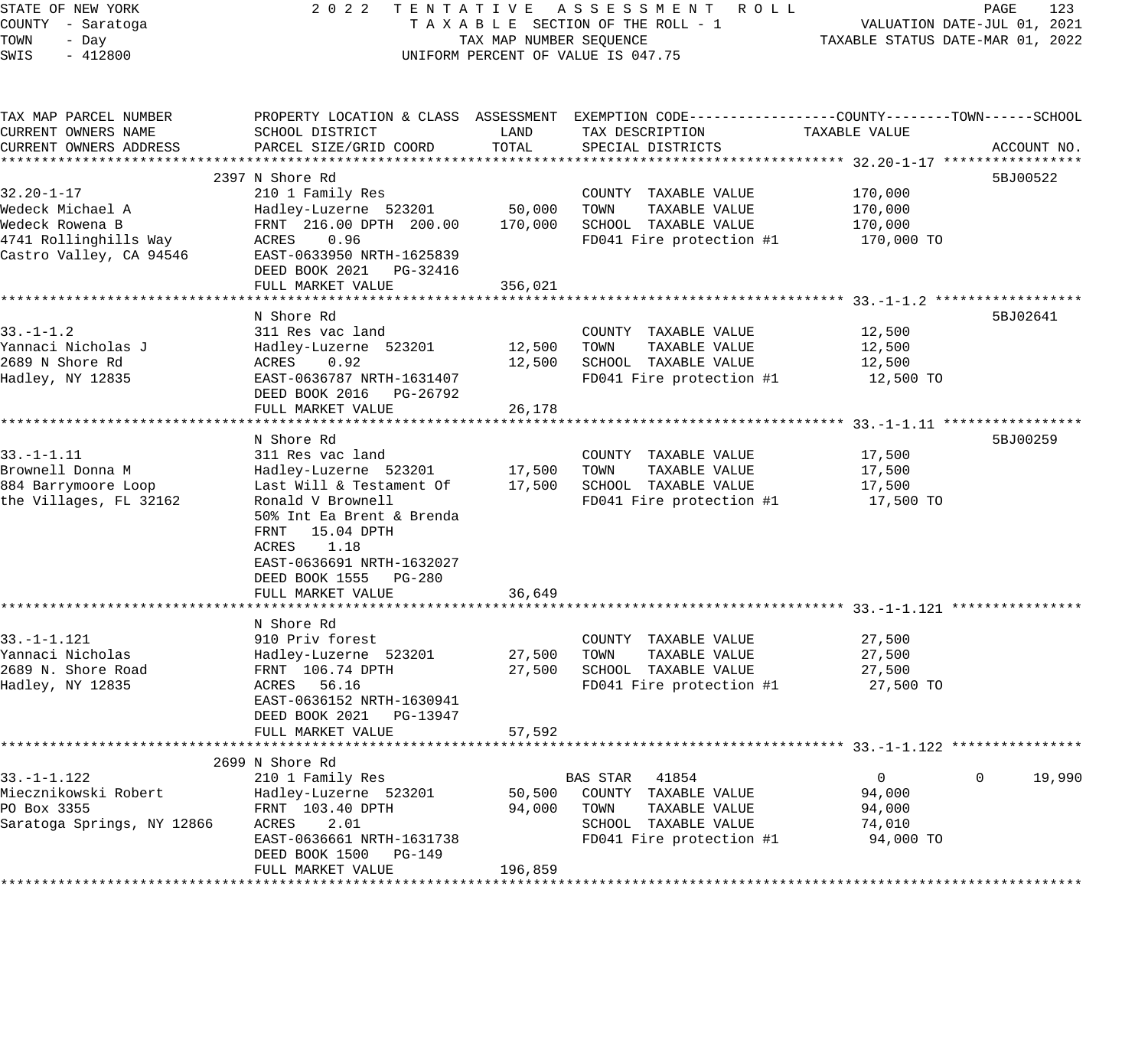STATE OF NEW YORK — 2022 TENTATIVE ASSESSMENT ROLL
COUNTY - Saratoga — TAXABLE SECTION OF THE ROLL - 1 — VALUATION DATE-JUL 01, 2021
TOWN - Day — TAX MAP NUMBER SEQUENCE — TAXABLE STATUS DATE-MAR 01, 2022
SWIS - 412800 — UNIFORM PERCENT OF VALUE IS 047.75

| TAX MAP PARCEL NUMBER / CURRENT OWNERS NAME / CURRENT OWNERS ADDRESS | PROPERTY LOCATION & CLASS / SCHOOL DISTRICT / PARCEL SIZE/GRID COORD | ASSESSMENT LAND | ASSESSMENT TOTAL | EXEMPTION CODE / TAX DESCRIPTION / SPECIAL DISTRICTS | COUNTY / TAXABLE VALUE | TOWN | SCHOOL | ACCOUNT NO. |
|---|---|---|---|---|---|---|---|---|
| **32.20-1-17** | 2397 N Shore Rd | | | | | | | 5BJ00522 |
| 32.20-1-17 | 210 1 Family Res | | | COUNTY TAXABLE VALUE | 170,000 | | | |
| Wedeck Michael A | Hadley-Luzerne 523201 | 50,000 | | TOWN TAXABLE VALUE | 170,000 | | | |
| Wedeck Rowena B | FRNT 216.00 DPTH 200.00 | | 170,000 | SCHOOL TAXABLE VALUE | 170,000 | | | |
| 4741 Rollinghills Way | ACRES 0.96 | | | FD041 Fire protection #1 | 170,000 TO | | | |
| Castro Valley, CA 94546 | EAST-0633950 NRTH-1625839 | | | | | | | |
| | DEED BOOK 2021 PG-32416 | | | | | | | |
| | FULL MARKET VALUE | | 356,021 | | | | | |
| **33.-1-1.2** | N Shore Rd | | | | | | | 5BJ02641 |
| 33.-1-1.2 | 311 Res vac land | | | COUNTY TAXABLE VALUE | 12,500 | | | |
| Yannaci Nicholas J | Hadley-Luzerne 523201 | 12,500 | | TOWN TAXABLE VALUE | 12,500 | | | |
| 2689 N Shore Rd | ACRES 0.92 | | 12,500 | SCHOOL TAXABLE VALUE | 12,500 | | | |
| Hadley, NY 12835 | EAST-0636787 NRTH-1631407 | | | FD041 Fire protection #1 | 12,500 TO | | | |
| | DEED BOOK 2016 PG-26792 | | | | | | | |
| | FULL MARKET VALUE | | 26,178 | | | | | |
| **33.-1-1.11** | N Shore Rd | | | | | | | 5BJ00259 |
| 33.-1-1.11 | 311 Res vac land | | | COUNTY TAXABLE VALUE | 17,500 | | | |
| Brownell Donna M | Hadley-Luzerne 523201 | 17,500 | | TOWN TAXABLE VALUE | 17,500 | | | |
| 884 Barrymoore Loop | Last Will & Testament Of | | 17,500 | SCHOOL TAXABLE VALUE | 17,500 | | | |
| the Villages, FL 32162 | Ronald V Brownell | | | FD041 Fire protection #1 | 17,500 TO | | | |
| | 50% Int Ea Brent & Brenda | | | | | | | |
| | FRNT 15.04 DPTH | | | | | | | |
| | ACRES 1.18 | | | | | | | |
| | EAST-0636691 NRTH-1632027 | | | | | | | |
| | DEED BOOK 1555 PG-280 | | | | | | | |
| | FULL MARKET VALUE | | 36,649 | | | | | |
| **33.-1-1.121** | N Shore Rd | | | | | | | |
| 33.-1-1.121 | 910 Priv forest | | | COUNTY TAXABLE VALUE | 27,500 | | | |
| Yannaci Nicholas | Hadley-Luzerne 523201 | 27,500 | | TOWN TAXABLE VALUE | 27,500 | | | |
| 2689 N. Shore Road | FRNT 106.74 DPTH | | 27,500 | SCHOOL TAXABLE VALUE | 27,500 | | | |
| Hadley, NY 12835 | ACRES 56.16 | | | FD041 Fire protection #1 | 27,500 TO | | | |
| | EAST-0636152 NRTH-1630941 | | | | | | | |
| | DEED BOOK 2021 PG-13947 | | | | | | | |
| | FULL MARKET VALUE | | 57,592 | | | | | |
| **33.-1-1.122** | 2699 N Shore Rd | | | | | | | |
| 33.-1-1.122 | 210 1 Family Res | | | BAS STAR 41854 | 0 | 0 | 19,990 | |
| Miecznikowski Robert | Hadley-Luzerne 523201 | 50,500 | | COUNTY TAXABLE VALUE | 94,000 | | | |
| PO Box 3355 | FRNT 103.40 DPTH | | 94,000 | TOWN TAXABLE VALUE | 94,000 | | | |
| Saratoga Springs, NY 12866 | ACRES 2.01 | | | SCHOOL TAXABLE VALUE | 74,010 | | | |
| | EAST-0636661 NRTH-1631738 | | | FD041 Fire protection #1 | 94,000 TO | | | |
| | DEED BOOK 1500 PG-149 | | | | | | | |
| | FULL MARKET VALUE | | 196,859 | | | | | |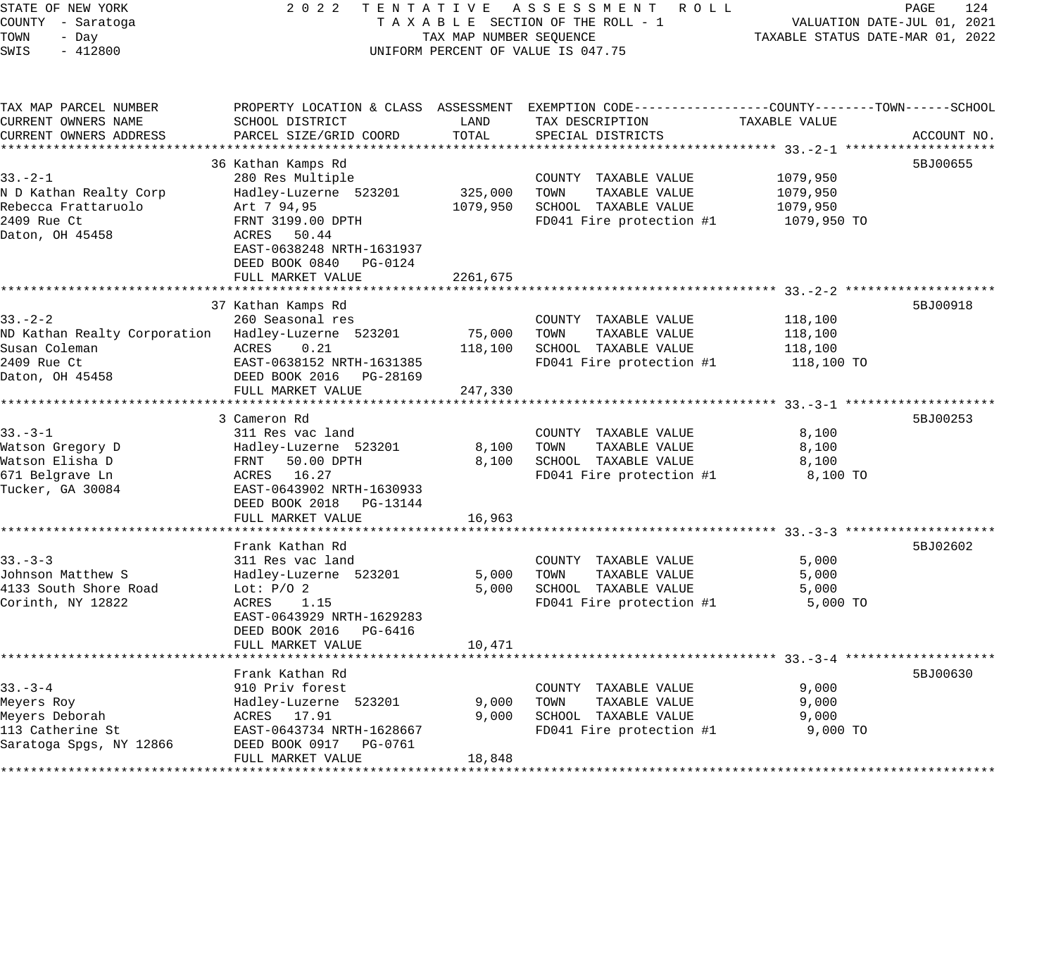STATE OF NEW YORK
COUNTY - Saratoga
TOWN - Day
SWIS - 412800

2022 TENTATIVE ASSESSMENT ROLL
TAXABLE SECTION OF THE ROLL - 1
TAX MAP NUMBER SEQUENCE
UNIFORM PERCENT OF VALUE IS 047.75

VALUATION DATE-JUL 01, 2021
TAXABLE STATUS DATE-MAR 01, 2022

| TAX MAP PARCEL NUMBER / CURRENT OWNERS NAME / CURRENT OWNERS ADDRESS | PROPERTY LOCATION & CLASS / SCHOOL DISTRICT / PARCEL SIZE/GRID COORD | ASSESSMENT LAND / TOTAL | EXEMPTION CODE / TAX DESCRIPTION / SPECIAL DISTRICTS | TAXABLE VALUE (COUNTY / TOWN / SCHOOL) | ACCOUNT NO. |
|---|---|---|---|---|---|
| **33.-2-1** | 36 Kathan Kamps Rd | | | | 5BJ00655 |
| 33.-2-1 | 280 Res Multiple | | COUNTY TAXABLE VALUE | 1079,950 | |
| N D Kathan Realty Corp | Hadley-Luzerne 523201 | 325,000 | TOWN TAXABLE VALUE | 1079,950 | |
| Rebecca Frattaruolo | Art 7 94,95 | 1079,950 | SCHOOL TAXABLE VALUE | 1079,950 | |
| 2409 Rue Ct | FRNT 3199.00 DPTH | | FD041 Fire protection #1 | 1079,950 TO | |
| Daton, OH 45458 | ACRES 50.44 | | | | |
| | EAST-0638248 NRTH-1631937 | | | | |
| | DEED BOOK 0840 PG-0124 | | | | |
| | FULL MARKET VALUE | 2261,675 | | | |
| **33.-2-2** | 37 Kathan Kamps Rd | | | | 5BJ00918 |
| 33.-2-2 | 260 Seasonal res | | COUNTY TAXABLE VALUE | 118,100 | |
| ND Kathan Realty Corporation | Hadley-Luzerne 523201 | 75,000 | TOWN TAXABLE VALUE | 118,100 | |
| Susan Coleman | ACRES 0.21 | 118,100 | SCHOOL TAXABLE VALUE | 118,100 | |
| 2409 Rue Ct | EAST-0638152 NRTH-1631385 | | FD041 Fire protection #1 | 118,100 TO | |
| Daton, OH 45458 | DEED BOOK 2016 PG-28169 | | | | |
| | FULL MARKET VALUE | 247,330 | | | |
| **33.-3-1** | 3 Cameron Rd | | | | 5BJ00253 |
| 33.-3-1 | 311 Res vac land | | COUNTY TAXABLE VALUE | 8,100 | |
| Watson Gregory D | Hadley-Luzerne 523201 | 8,100 | TOWN TAXABLE VALUE | 8,100 | |
| Watson Elisha D | FRNT 50.00 DPTH | 8,100 | SCHOOL TAXABLE VALUE | 8,100 | |
| 671 Belgrave Ln | ACRES 16.27 | | FD041 Fire protection #1 | 8,100 TO | |
| Tucker, GA 30084 | EAST-0643902 NRTH-1630933 | | | | |
| | DEED BOOK 2018 PG-13144 | | | | |
| | FULL MARKET VALUE | 16,963 | | | |
| **33.-3-3** | Frank Kathan Rd | | | | 5BJ02602 |
| 33.-3-3 | 311 Res vac land | | COUNTY TAXABLE VALUE | 5,000 | |
| Johnson Matthew S | Hadley-Luzerne 523201 | 5,000 | TOWN TAXABLE VALUE | 5,000 | |
| 4133 South Shore Road | Lot: P/O 2 | 5,000 | SCHOOL TAXABLE VALUE | 5,000 | |
| Corinth, NY 12822 | ACRES 1.15 | | FD041 Fire protection #1 | 5,000 TO | |
| | EAST-0643929 NRTH-1629283 | | | | |
| | DEED BOOK 2016 PG-6416 | | | | |
| | FULL MARKET VALUE | 10,471 | | | |
| **33.-3-4** | Frank Kathan Rd | | | | 5BJ00630 |
| 33.-3-4 | 910 Priv forest | | COUNTY TAXABLE VALUE | 9,000 | |
| Meyers Roy | Hadley-Luzerne 523201 | 9,000 | TOWN TAXABLE VALUE | 9,000 | |
| Meyers Deborah | ACRES 17.91 | 9,000 | SCHOOL TAXABLE VALUE | 9,000 | |
| 113 Catherine St | EAST-0643734 NRTH-1628667 | | FD041 Fire protection #1 | 9,000 TO | |
| Saratoga Spgs, NY 12866 | DEED BOOK 0917 PG-0761 | | | | |
| | FULL MARKET VALUE | 18,848 | | | |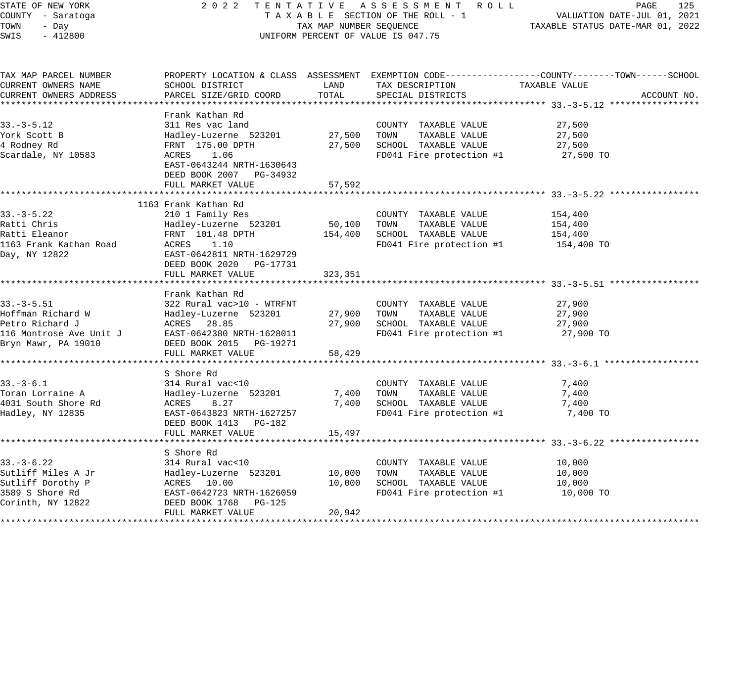STATE OF NEW YORK
COUNTY - Saratoga
TOWN - Day
SWIS - 412800

2022 TENTATIVE ASSESSMENT ROLL
TAXABLE SECTION OF THE ROLL - 1
TAX MAP NUMBER SEQUENCE
UNIFORM PERCENT OF VALUE IS 047.75

VALUATION DATE-JUL 01, 2021
TAXABLE STATUS DATE-MAR 01, 2022

| TAX MAP PARCEL NUMBER / CURRENT OWNERS NAME / CURRENT OWNERS ADDRESS | PROPERTY LOCATION & CLASS / SCHOOL DISTRICT / PARCEL SIZE/GRID COORD | ASSESSMENT LAND | ASSESSMENT TOTAL | EXEMPTION CODE / TAX DESCRIPTION / SPECIAL DISTRICTS | TAXABLE VALUE (COUNTY--TOWN--SCHOOL) | ACCOUNT NO. |
|---|---|---|---|---|---|---|
| **33.-3-5.12** | Frank Kathan Rd | | | | | |
| 33.-3-5.12 | 311 Res vac land | | | COUNTY TAXABLE VALUE | 27,500 | |
| York Scott B | Hadley-Luzerne 523201 | 27,500 | | TOWN TAXABLE VALUE | 27,500 | |
| 4 Rodney Rd | FRNT 175.00 DPTH | | 27,500 | SCHOOL TAXABLE VALUE | 27,500 | |
| Scardale, NY 10583 | ACRES 1.06 | | | FD041 Fire protection #1 | 27,500 TO | |
| | EAST-0643244 NRTH-1630643 | | | | | |
| | DEED BOOK 2007 PG-34932 | | | | | |
| | FULL MARKET VALUE | | 57,592 | | | |
| **33.-3-5.22** | 1163 Frank Kathan Rd | | | | | |
| 33.-3-5.22 | 210 1 Family Res | | | COUNTY TAXABLE VALUE | 154,400 | |
| Ratti Chris | Hadley-Luzerne 523201 | 50,100 | | TOWN TAXABLE VALUE | 154,400 | |
| Ratti Eleanor | FRNT 101.48 DPTH | | 154,400 | SCHOOL TAXABLE VALUE | 154,400 | |
| 1163 Frank Kathan Road | ACRES 1.10 | | | FD041 Fire protection #1 | 154,400 TO | |
| Day, NY 12822 | EAST-0642811 NRTH-1629729 | | | | | |
| | DEED BOOK 2020 PG-17731 | | | | | |
| | FULL MARKET VALUE | | 323,351 | | | |
| **33.-3-5.51** | Frank Kathan Rd | | | | | |
| 33.-3-5.51 | 322 Rural vac>10 - WTRFNT | | | COUNTY TAXABLE VALUE | 27,900 | |
| Hoffman Richard W | Hadley-Luzerne 523201 | 27,900 | | TOWN TAXABLE VALUE | 27,900 | |
| Petro Richard J | ACRES 28.85 | | 27,900 | SCHOOL TAXABLE VALUE | 27,900 | |
| 116 Montrose Ave Unit J | EAST-0642380 NRTH-1628011 | | | FD041 Fire protection #1 | 27,900 TO | |
| Bryn Mawr, PA 19010 | DEED BOOK 2015 PG-19271 | | | | | |
| | FULL MARKET VALUE | | 58,429 | | | |
| **33.-3-6.1** | S Shore Rd | | | | | |
| 33.-3-6.1 | 314 Rural vac<10 | | | COUNTY TAXABLE VALUE | 7,400 | |
| Toran Lorraine A | Hadley-Luzerne 523201 | 7,400 | | TOWN TAXABLE VALUE | 7,400 | |
| 4031 South Shore Rd | ACRES 8.27 | | 7,400 | SCHOOL TAXABLE VALUE | 7,400 | |
| Hadley, NY 12835 | EAST-0643823 NRTH-1627257 | | | FD041 Fire protection #1 | 7,400 TO | |
| | DEED BOOK 1413 PG-182 | | | | | |
| | FULL MARKET VALUE | | 15,497 | | | |
| **33.-3-6.22** | S Shore Rd | | | | | |
| 33.-3-6.22 | 314 Rural vac<10 | | | COUNTY TAXABLE VALUE | 10,000 | |
| Sutliff Miles A Jr | Hadley-Luzerne 523201 | 10,000 | | TOWN TAXABLE VALUE | 10,000 | |
| Sutliff Dorothy P | ACRES 10.00 | | 10,000 | SCHOOL TAXABLE VALUE | 10,000 | |
| 3589 S Shore Rd | EAST-0642723 NRTH-1626059 | | | FD041 Fire protection #1 | 10,000 TO | |
| Corinth, NY 12822 | DEED BOOK 1768 PG-125 | | | | | |
| | FULL MARKET VALUE | | 20,942 | | | |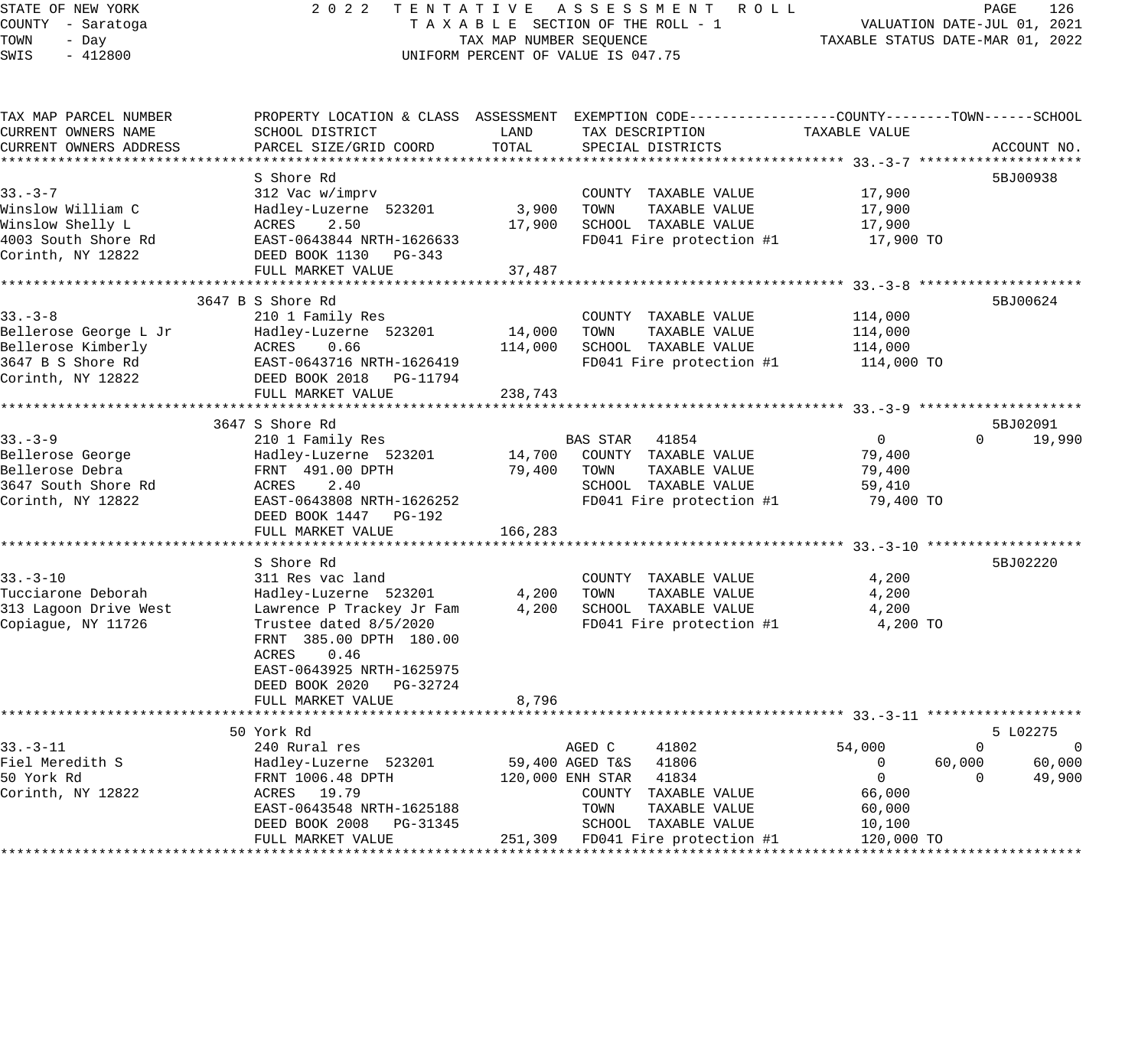STATE OF NEW YORK
COUNTY - Saratoga
TOWN - Day
SWIS - 412800

2022 TENTATIVE ASSESSMENT ROLL
TAXABLE SECTION OF THE ROLL - 1
TAX MAP NUMBER SEQUENCE
UNIFORM PERCENT OF VALUE IS 047.75

VALUATION DATE-JUL 01, 2021
TAXABLE STATUS DATE-MAR 01, 2022

| TAX MAP PARCEL NUMBER / CURRENT OWNERS NAME / CURRENT OWNERS ADDRESS | PROPERTY LOCATION & CLASS / SCHOOL DISTRICT / PARCEL SIZE/GRID COORD | ASSESSMENT LAND | TOTAL | EXEMPTION CODE / TAX DESCRIPTION / SPECIAL DISTRICTS | COUNTY TAXABLE VALUE | TOWN | SCHOOL | ACCOUNT NO. |
|---|---|---|---|---|---|---|---|---|
| **33.-3-7** | S Shore Rd | | | | | | | 5BJ00938 |
| 33.-3-7 | 312 Vac w/imprv | | | COUNTY TAXABLE VALUE | 17,900 | | | |
| Winslow William C | Hadley-Luzerne 523201 | 3,900 | | TOWN TAXABLE VALUE | 17,900 | | | |
| Winslow Shelly L | ACRES 2.50 | | 17,900 | SCHOOL TAXABLE VALUE | 17,900 | | | |
| 4003 South Shore Rd | EAST-0643844 NRTH-1626633 | | | FD041 Fire protection #1 | 17,900 TO | | | |
| Corinth, NY 12822 | DEED BOOK 1130 PG-343 | | | | | | | |
| | FULL MARKET VALUE | | 37,487 | | | | | |
| **33.-3-8** | 3647 B S Shore Rd | | | | | | | 5BJ00624 |
| 33.-3-8 | 210 1 Family Res | | | COUNTY TAXABLE VALUE | 114,000 | | | |
| Bellerose George L Jr | Hadley-Luzerne 523201 | 14,000 | | TOWN TAXABLE VALUE | 114,000 | | | |
| Bellerose Kimberly | ACRES 0.66 | | 114,000 | SCHOOL TAXABLE VALUE | 114,000 | | | |
| 3647 B S Shore Rd | EAST-0643716 NRTH-1626419 | | | FD041 Fire protection #1 | 114,000 TO | | | |
| Corinth, NY 12822 | DEED BOOK 2018 PG-11794 | | | | | | | |
| | FULL MARKET VALUE | | 238,743 | | | | | |
| **33.-3-9** | 3647 S Shore Rd | | | | | | | 5BJ02091 |
| 33.-3-9 | 210 1 Family Res | | | BAS STAR 41854 | 0 | 0 | 19,990 | |
| Bellerose George | Hadley-Luzerne 523201 | 14,700 | | COUNTY TAXABLE VALUE | 79,400 | | | |
| Bellerose Debra | FRNT 491.00 DPTH | | 79,400 | TOWN TAXABLE VALUE | 79,400 | | | |
| 3647 South Shore Rd | ACRES 2.40 | | | SCHOOL TAXABLE VALUE | 59,410 | | | |
| Corinth, NY 12822 | EAST-0643808 NRTH-1626252 | | | FD041 Fire protection #1 | 79,400 TO | | | |
| | DEED BOOK 1447 PG-192 | | | | | | | |
| | FULL MARKET VALUE | | 166,283 | | | | | |
| **33.-3-10** | S Shore Rd | | | | | | | 5BJ02220 |
| 33.-3-10 | 311 Res vac land | | | COUNTY TAXABLE VALUE | 4,200 | | | |
| Tucciarone Deborah | Hadley-Luzerne 523201 | 4,200 | | TOWN TAXABLE VALUE | 4,200 | | | |
| 313 Lagoon Drive West | Lawrence P Trackey Jr Fam | | 4,200 | SCHOOL TAXABLE VALUE | 4,200 | | | |
| Copiague, NY 11726 | Trustee dated 8/5/2020 | | | FD041 Fire protection #1 | 4,200 TO | | | |
| | FRNT 385.00 DPTH 180.00 | | | | | | | |
| | ACRES 0.46 | | | | | | | |
| | EAST-0643925 NRTH-1625975 | | | | | | | |
| | DEED BOOK 2020 PG-32724 | | | | | | | |
| | FULL MARKET VALUE | | 8,796 | | | | | |
| **33.-3-11** | 50 York Rd | | | | | | | 5 L02275 |
| 33.-3-11 | 240 Rural res | | | AGED C 41802 | 54,000 | 0 | 0 | |
| Fiel Meredith S | Hadley-Luzerne 523201 | 59,400 | | AGED T&S 41806 | 0 | 60,000 | 60,000 | |
| 50 York Rd | FRNT 1006.48 DPTH | | 120,000 | ENH STAR 41834 | 0 | 0 | 49,900 | |
| Corinth, NY 12822 | ACRES 19.79 | | | COUNTY TAXABLE VALUE | 66,000 | | | |
| | EAST-0643548 NRTH-1625188 | | | TOWN TAXABLE VALUE | 60,000 | | | |
| | DEED BOOK 2008 PG-31345 | | | SCHOOL TAXABLE VALUE | 10,100 | | | |
| | FULL MARKET VALUE | | 251,309 | FD041 Fire protection #1 | 120,000 TO | | | |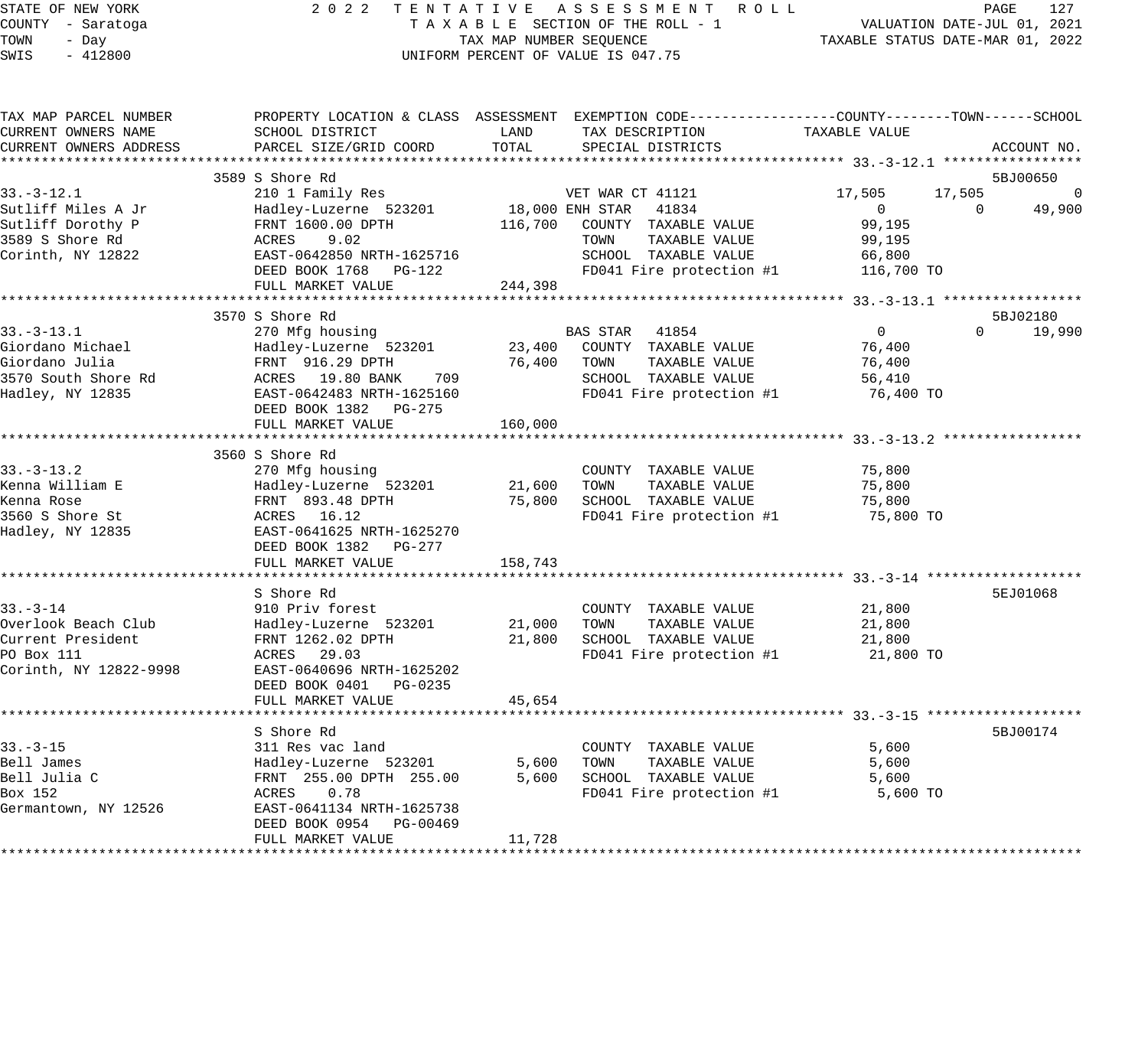STATE OF NEW YORK
COUNTY - Saratoga
TOWN - Day
SWIS - 412800

2022 TENTATIVE ASSESSMENT ROLL
TAXABLE SECTION OF THE ROLL - 1
TAX MAP NUMBER SEQUENCE
UNIFORM PERCENT OF VALUE IS 047.75

VALUATION DATE-JUL 01, 2021
TAXABLE STATUS DATE-MAR 01, 2022

| TAX MAP PARCEL NUMBER / CURRENT OWNERS NAME / CURRENT OWNERS ADDRESS | PROPERTY LOCATION & CLASS / SCHOOL DISTRICT / PARCEL SIZE/GRID COORD | ASSESSMENT LAND | TOTAL | EXEMPTION CODE / TAX DESCRIPTION / SPECIAL DISTRICTS | COUNTY TAXABLE VALUE | TOWN | SCHOOL | ACCOUNT NO. |
|---|---|---|---|---|---|---|---|---|
| **33.-3-12.1** | 3589 S Shore Rd | | | | | | | 5BJ00650 |
| 33.-3-12.1 | 210 1 Family Res | | | VET WAR CT 41121 | 17,505 | 17,505 | 0 | |
| Sutliff Miles A Jr | Hadley-Luzerne 523201 | 18,000 | | ENH STAR 41834 | 0 | 0 | 49,900 | |
| Sutliff Dorothy P | FRNT 1600.00 DPTH | | 116,700 | COUNTY TAXABLE VALUE | 99,195 | | | |
| 3589 S Shore Rd | ACRES 9.02 | | | TOWN TAXABLE VALUE | 99,195 | | | |
| Corinth, NY 12822 | EAST-0642850 NRTH-1625716 | | | SCHOOL TAXABLE VALUE | 66,800 | | | |
| | DEED BOOK 1768 PG-122 | | | FD041 Fire protection #1 | 116,700 TO | | | |
| | FULL MARKET VALUE | | 244,398 | | | | | |
| **33.-3-13.1** | 3570 S Shore Rd | | | | | | | 5BJ02180 |
| 33.-3-13.1 | 270 Mfg housing | | | BAS STAR 41854 | 0 | 0 | 19,990 | |
| Giordano Michael | Hadley-Luzerne 523201 | 23,400 | | COUNTY TAXABLE VALUE | 76,400 | | | |
| Giordano Julia | FRNT 916.29 DPTH | | 76,400 | TOWN TAXABLE VALUE | 76,400 | | | |
| 3570 South Shore Rd | ACRES 19.80 BANK 709 | | | SCHOOL TAXABLE VALUE | 56,410 | | | |
| Hadley, NY 12835 | EAST-0642483 NRTH-1625160 | | | FD041 Fire protection #1 | 76,400 TO | | | |
| | DEED BOOK 1382 PG-275 | | | | | | | |
| | FULL MARKET VALUE | | 160,000 | | | | | |
| **33.-3-13.2** | 3560 S Shore Rd | | | | | | | |
| 33.-3-13.2 | 270 Mfg housing | | | COUNTY TAXABLE VALUE | 75,800 | | | |
| Kenna William E | Hadley-Luzerne 523201 | 21,600 | | TOWN TAXABLE VALUE | 75,800 | | | |
| Kenna Rose | FRNT 893.48 DPTH | | 75,800 | SCHOOL TAXABLE VALUE | 75,800 | | | |
| 3560 S Shore St | ACRES 16.12 | | | FD041 Fire protection #1 | 75,800 TO | | | |
| Hadley, NY 12835 | EAST-0641625 NRTH-1625270 | | | | | | | |
| | DEED BOOK 1382 PG-277 | | | | | | | |
| | FULL MARKET VALUE | | 158,743 | | | | | |
| **33.-3-14** | S Shore Rd | | | | | | | 5EJ01068 |
| 33.-3-14 | 910 Priv forest | | | COUNTY TAXABLE VALUE | 21,800 | | | |
| Overlook Beach Club | Hadley-Luzerne 523201 | 21,000 | | TOWN TAXABLE VALUE | 21,800 | | | |
| Current President | FRNT 1262.02 DPTH | | 21,800 | SCHOOL TAXABLE VALUE | 21,800 | | | |
| PO Box 111 | ACRES 29.03 | | | FD041 Fire protection #1 | 21,800 TO | | | |
| Corinth, NY 12822-9998 | EAST-0640696 NRTH-1625202 | | | | | | | |
| | DEED BOOK 0401 PG-0235 | | | | | | | |
| | FULL MARKET VALUE | | 45,654 | | | | | |
| **33.-3-15** | S Shore Rd | | | | | | | 5BJ00174 |
| 33.-3-15 | 311 Res vac land | | | COUNTY TAXABLE VALUE | 5,600 | | | |
| Bell James | Hadley-Luzerne 523201 | 5,600 | | TOWN TAXABLE VALUE | 5,600 | | | |
| Bell Julia C | FRNT 255.00 DPTH 255.00 | | 5,600 | SCHOOL TAXABLE VALUE | 5,600 | | | |
| Box 152 | ACRES 0.78 | | | FD041 Fire protection #1 | 5,600 TO | | | |
| Germantown, NY 12526 | EAST-0641134 NRTH-1625738 | | | | | | | |
| | DEED BOOK 0954 PG-00469 | | | | | | | |
| | FULL MARKET VALUE | | 11,728 | | | | | |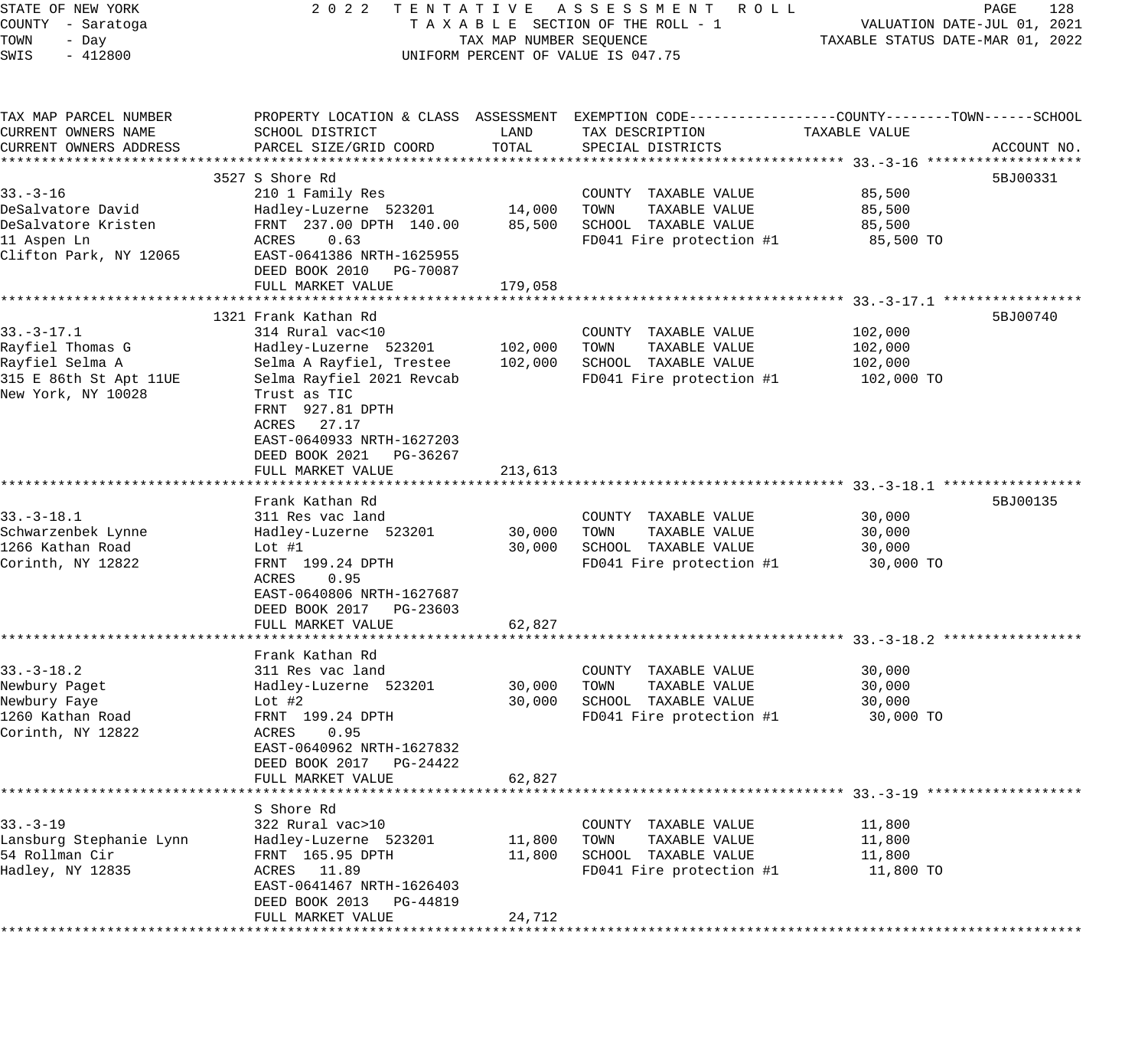STATE OF NEW YORK
COUNTY - Saratoga
TOWN - Day
SWIS - 412800

2022 TENTATIVE ASSESSMENT ROLL
TAXABLE SECTION OF THE ROLL - 1
TAX MAP NUMBER SEQUENCE
UNIFORM PERCENT OF VALUE IS 047.75

VALUATION DATE-JUL 01, 2021
TAXABLE STATUS DATE-MAR 01, 2022

| TAX MAP PARCEL NUMBER / CURRENT OWNERS NAME / CURRENT OWNERS ADDRESS | PROPERTY LOCATION & CLASS / SCHOOL DISTRICT / PARCEL SIZE/GRID COORD | ASSESSMENT LAND | ASSESSMENT TOTAL | EXEMPTION CODE / TAX DESCRIPTION / SPECIAL DISTRICTS | TAXABLE VALUE (COUNTY--TOWN--SCHOOL) | ACCOUNT NO. |
|---|---|---|---|---|---|---|
| **33.-3-16** | 3527 S Shore Rd | | | | | 5BJ00331 |
| 33.-3-16 | 210 1 Family Res | | | COUNTY TAXABLE VALUE | 85,500 | |
| DeSalvatore David | Hadley-Luzerne 523201 | 14,000 | | TOWN TAXABLE VALUE | 85,500 | |
| DeSalvatore Kristen | FRNT 237.00 DPTH 140.00 | | 85,500 | SCHOOL TAXABLE VALUE | 85,500 | |
| 11 Aspen Ln | ACRES 0.63 | | | FD041 Fire protection #1 | 85,500 TO | |
| Clifton Park, NY 12065 | EAST-0641386 NRTH-1625955 | | | | | |
| | DEED BOOK 2010 PG-70087 | | | | | |
| | FULL MARKET VALUE | | 179,058 | | | |
| **33.-3-17.1** | 1321 Frank Kathan Rd | | | | | 5BJ00740 |
| 33.-3-17.1 | 314 Rural vac<10 | | | COUNTY TAXABLE VALUE | 102,000 | |
| Rayfiel Thomas G | Hadley-Luzerne 523201 | 102,000 | | TOWN TAXABLE VALUE | 102,000 | |
| Rayfiel Selma A | Selma A Rayfiel, Trestee | | 102,000 | SCHOOL TAXABLE VALUE | 102,000 | |
| 315 E 86th St Apt 11UE | Selma Rayfiel 2021 Revcab | | | FD041 Fire protection #1 | 102,000 TO | |
| New York, NY 10028 | Trust as TIC | | | | | |
| | FRNT 927.81 DPTH | | | | | |
| | ACRES 27.17 | | | | | |
| | EAST-0640933 NRTH-1627203 | | | | | |
| | DEED BOOK 2021 PG-36267 | | | | | |
| | FULL MARKET VALUE | | 213,613 | | | |
| **33.-3-18.1** | Frank Kathan Rd | | | | | 5BJ00135 |
| 33.-3-18.1 | 311 Res vac land | | | COUNTY TAXABLE VALUE | 30,000 | |
| Schwarzenbek Lynne | Hadley-Luzerne 523201 | 30,000 | | TOWN TAXABLE VALUE | 30,000 | |
| 1266 Kathan Road | Lot #1 | | 30,000 | SCHOOL TAXABLE VALUE | 30,000 | |
| Corinth, NY 12822 | FRNT 199.24 DPTH | | | FD041 Fire protection #1 | 30,000 TO | |
| | ACRES 0.95 | | | | | |
| | EAST-0640806 NRTH-1627687 | | | | | |
| | DEED BOOK 2017 PG-23603 | | | | | |
| | FULL MARKET VALUE | | 62,827 | | | |
| **33.-3-18.2** | Frank Kathan Rd | | | | | |
| 33.-3-18.2 | 311 Res vac land | | | COUNTY TAXABLE VALUE | 30,000 | |
| Newbury Paget | Hadley-Luzerne 523201 | 30,000 | | TOWN TAXABLE VALUE | 30,000 | |
| Newbury Faye | Lot #2 | | 30,000 | SCHOOL TAXABLE VALUE | 30,000 | |
| 1260 Kathan Road | FRNT 199.24 DPTH | | | FD041 Fire protection #1 | 30,000 TO | |
| Corinth, NY 12822 | ACRES 0.95 | | | | | |
| | EAST-0640962 NRTH-1627832 | | | | | |
| | DEED BOOK 2017 PG-24422 | | | | | |
| | FULL MARKET VALUE | | 62,827 | | | |
| **33.-3-19** | S Shore Rd | | | | | |
| 33.-3-19 | 322 Rural vac>10 | | | COUNTY TAXABLE VALUE | 11,800 | |
| Lansburg Stephanie Lynn | Hadley-Luzerne 523201 | 11,800 | | TOWN TAXABLE VALUE | 11,800 | |
| 54 Rollman Cir | FRNT 165.95 DPTH | | 11,800 | SCHOOL TAXABLE VALUE | 11,800 | |
| Hadley, NY 12835 | ACRES 11.89 | | | FD041 Fire protection #1 | 11,800 TO | |
| | EAST-0641467 NRTH-1626403 | | | | | |
| | DEED BOOK 2013 PG-44819 | | | | | |
| | FULL MARKET VALUE | | 24,712 | | | |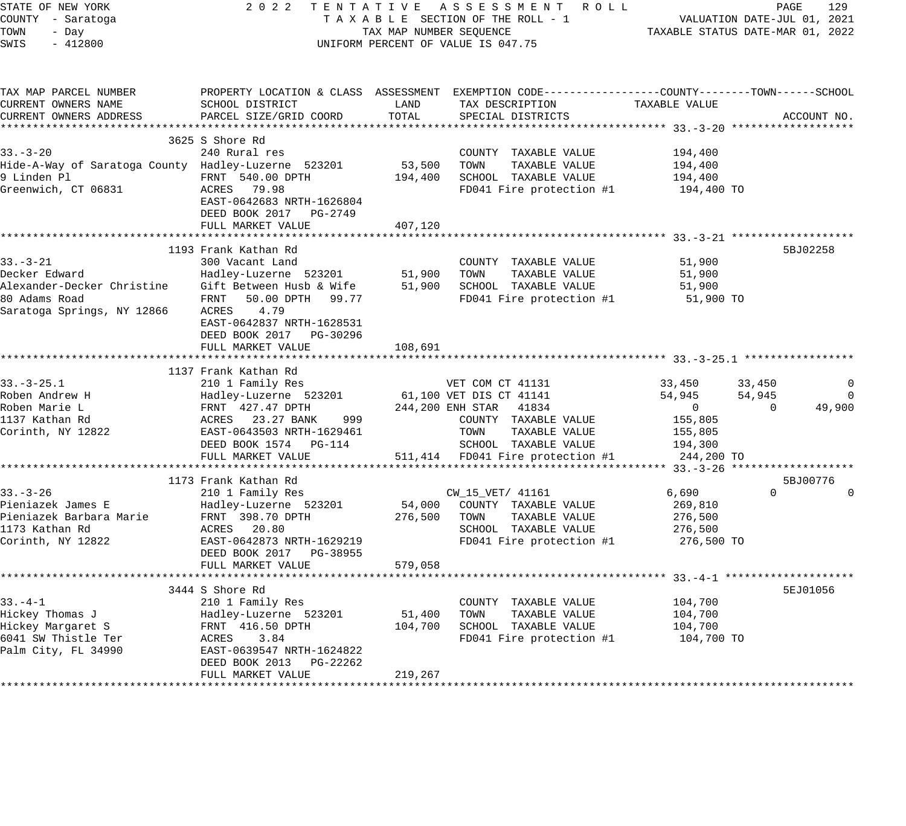STATE OF NEW YORK
COUNTY - Saratoga
TOWN - Day
SWIS - 412800

2022 TENTATIVE ASSESSMENT ROLL
TAXABLE SECTION OF THE ROLL - 1
TAX MAP NUMBER SEQUENCE
UNIFORM PERCENT OF VALUE IS 047.75

VALUATION DATE-JUL 01, 2021
TAXABLE STATUS DATE-MAR 01, 2022

| TAX MAP PARCEL NUMBER / CURRENT OWNERS NAME / CURRENT OWNERS ADDRESS | PROPERTY LOCATION & CLASS / SCHOOL DISTRICT / PARCEL SIZE/GRID COORD | ASSESSMENT LAND / TOTAL | EXEMPTION CODE / TAX DESCRIPTION / SPECIAL DISTRICTS | COUNTY TAXABLE VALUE | TOWN | SCHOOL | ACCOUNT NO. |
|---|---|---|---|---|---|---|---|
| **33.-3-20** | 3625 S Shore Rd | | | | | | |
| 33.-3-20 | 240 Rural res | | COUNTY TAXABLE VALUE | 194,400 | | | |
| Hide-A-Way of Saratoga County | Hadley-Luzerne 523201 | 53,500 | TOWN TAXABLE VALUE | 194,400 | | | |
| 9 Linden Pl | FRNT 540.00 DPTH | 194,400 | SCHOOL TAXABLE VALUE | 194,400 | | | |
| Greenwich, CT 06831 | ACRES 79.98 | | FD041 Fire protection #1 | 194,400 TO | | | |
| | EAST-0642683 NRTH-1626804 | | | | | | |
| | DEED BOOK 2017 PG-2749 | | | | | | |
| | FULL MARKET VALUE | 407,120 | | | | | |
| **33.-3-21** | 1193 Frank Kathan Rd | | | | | | 5BJ02258 |
| 33.-3-21 | 300 Vacant Land | | COUNTY TAXABLE VALUE | 51,900 | | | |
| Decker Edward | Hadley-Luzerne 523201 | 51,900 | TOWN TAXABLE VALUE | 51,900 | | | |
| Alexander-Decker Christine | Gift Between Husb & Wife | 51,900 | SCHOOL TAXABLE VALUE | 51,900 | | | |
| 80 Adams Road | FRNT 50.00 DPTH 99.77 | | FD041 Fire protection #1 | 51,900 TO | | | |
| Saratoga Springs, NY 12866 | ACRES 4.79 | | | | | | |
| | EAST-0642837 NRTH-1628531 | | | | | | |
| | DEED BOOK 2017 PG-30296 | | | | | | |
| | FULL MARKET VALUE | 108,691 | | | | | |
| **33.-3-25.1** | 1137 Frank Kathan Rd | | | | | | |
| 33.-3-25.1 | 210 1 Family Res | | VET COM CT 41131 | 33,450 | 33,450 | 0 | |
| Roben Andrew H | Hadley-Luzerne 523201 | 61,100 | VET DIS CT 41141 | 54,945 | 54,945 | 0 | |
| Roben Marie L | FRNT 427.47 DPTH | 244,200 | ENH STAR 41834 | 0 | 0 | 49,900 | |
| 1137 Kathan Rd | ACRES 23.27 BANK 999 | | COUNTY TAXABLE VALUE | 155,805 | | | |
| Corinth, NY 12822 | EAST-0643503 NRTH-1629461 | | TOWN TAXABLE VALUE | 155,805 | | | |
| | DEED BOOK 1574 PG-114 | | SCHOOL TAXABLE VALUE | 194,300 | | | |
| | FULL MARKET VALUE | 511,414 | FD041 Fire protection #1 | 244,200 TO | | | |
| **33.-3-26** | 1173 Frank Kathan Rd | | | | | | 5BJ00776 |
| 33.-3-26 | 210 1 Family Res | | CW_15_VET/ 41161 | 6,690 | 0 | 0 | |
| Pieniazek James E | Hadley-Luzerne 523201 | 54,000 | COUNTY TAXABLE VALUE | 269,810 | | | |
| Pieniazek Barbara Marie | FRNT 398.70 DPTH | 276,500 | TOWN TAXABLE VALUE | 276,500 | | | |
| 1173 Kathan Rd | ACRES 20.80 | | SCHOOL TAXABLE VALUE | 276,500 | | | |
| Corinth, NY 12822 | EAST-0642873 NRTH-1629219 | | FD041 Fire protection #1 | 276,500 TO | | | |
| | DEED BOOK 2017 PG-38955 | | | | | | |
| | FULL MARKET VALUE | 579,058 | | | | | |
| **33.-4-1** | 3444 S Shore Rd | | | | | | 5EJ01056 |
| 33.-4-1 | 210 1 Family Res | | COUNTY TAXABLE VALUE | 104,700 | | | |
| Hickey Thomas J | Hadley-Luzerne 523201 | 51,400 | TOWN TAXABLE VALUE | 104,700 | | | |
| Hickey Margaret S | FRNT 416.50 DPTH | 104,700 | SCHOOL TAXABLE VALUE | 104,700 | | | |
| 6041 SW Thistle Ter | ACRES 3.84 | | FD041 Fire protection #1 | 104,700 TO | | | |
| Palm City, FL 34990 | EAST-0639547 NRTH-1624822 | | | | | | |
| | DEED BOOK 2013 PG-22262 | | | | | | |
| | FULL MARKET VALUE | 219,267 | | | | | |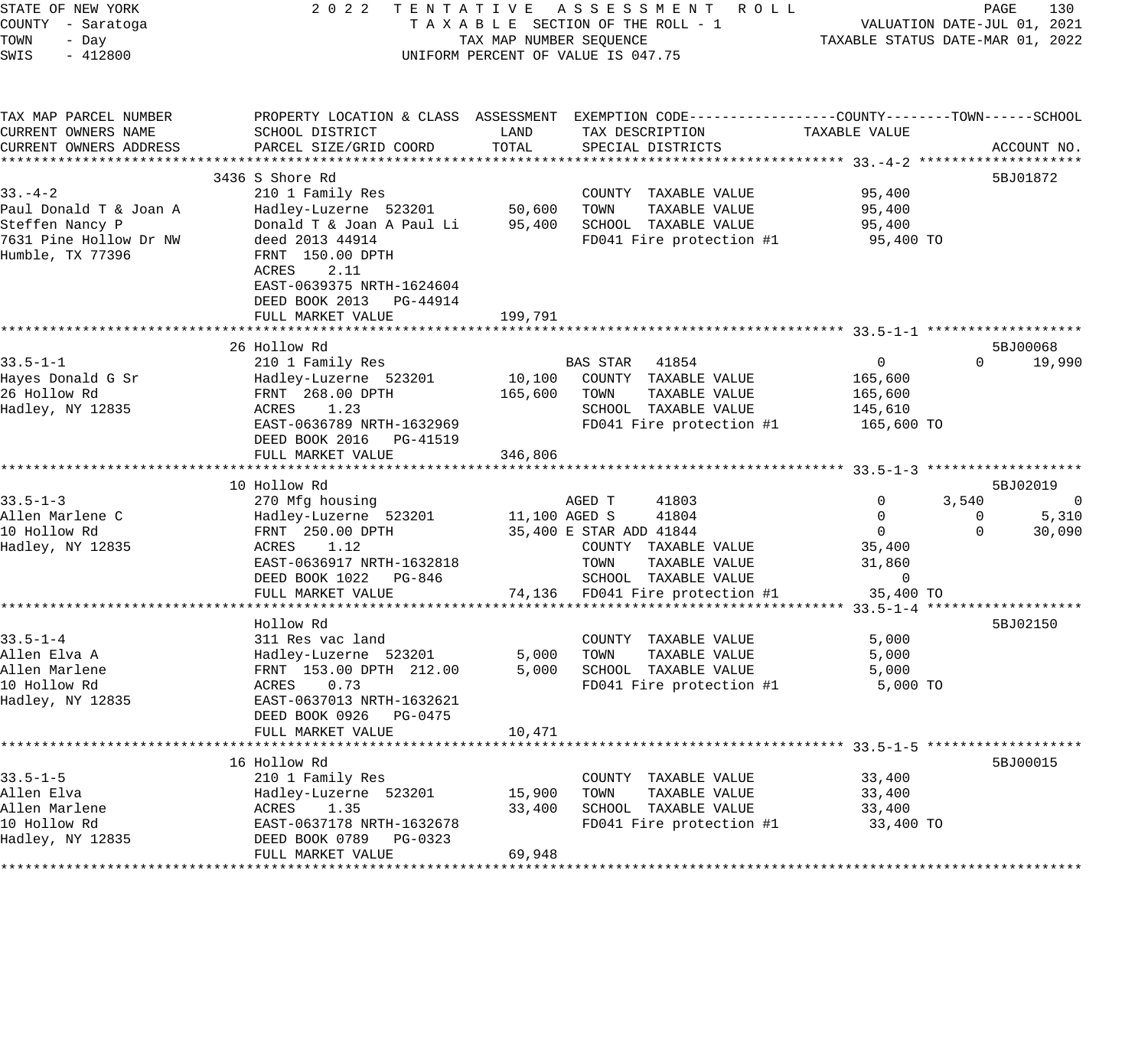STATE OF NEW YORK
COUNTY - Saratoga
TOWN - Day
SWIS - 412800

2022 TENTATIVE ASSESSMENT ROLL
TAXABLE SECTION OF THE ROLL - 1
TAX MAP NUMBER SEQUENCE
UNIFORM PERCENT OF VALUE IS 047.75

VALUATION DATE-JUL 01, 2021
TAXABLE STATUS DATE-MAR 01, 2022

```
TAX MAP PARCEL NUMBER          PROPERTY LOCATION & CLASS  ASSESSMENT  EXEMPTION CODE------------------COUNTY--------TOWN------SCHOOL
CURRENT OWNERS NAME            SCHOOL DISTRICT              LAND      TAX DESCRIPTION            TAXABLE VALUE
CURRENT OWNERS ADDRESS         PARCEL SIZE/GRID COORD       TOTAL     SPECIAL DISTRICTS                                  ACCOUNT NO.
*********************************************************************************************** 33.-4-2 ********************
                         3436 S Shore Rd                                                                               5BJ01872
33.-4-2                        210 1 Family Res                        COUNTY  TAXABLE VALUE           95,400
Paul Donald T & Joan A         Hadley-Luzerne  523201       50,600    TOWN    TAXABLE VALUE           95,400
Steffen Nancy P                Donald T & Joan A Paul Li    95,400    SCHOOL  TAXABLE VALUE           95,400
7631 Pine Hollow Dr NW         deed 2013 44914                        FD041 Fire protection #1         95,400 TO
Humble, TX 77396               FRNT  150.00 DPTH
                               ACRES    2.11
                               EAST-0639375 NRTH-1624604
                               DEED BOOK 2013   PG-44914
                               FULL MARKET VALUE           199,791
*********************************************************************************************** 33.5-1-1 *******************
                         26 Hollow Rd                                                                                  5BJ00068
33.5-1-1                       210 1 Family Res                       BAS STAR   41854                  0            0     19,990
Hayes Donald G Sr              Hadley-Luzerne  523201       10,100    COUNTY  TAXABLE VALUE          165,600
26 Hollow Rd                   FRNT  268.00 DPTH           165,600    TOWN    TAXABLE VALUE          165,600
Hadley, NY 12835               ACRES    1.23                          SCHOOL  TAXABLE VALUE          145,610
                               EAST-0636789 NRTH-1632969              FD041 Fire protection #1        165,600 TO
                               DEED BOOK 2016   PG-41519
                               FULL MARKET VALUE           346,806
*********************************************************************************************** 33.5-1-3 *******************
                         10 Hollow Rd                                                                                  5BJ02019
33.5-1-3                       270 Mfg housing                        AGED T     41803                  0        3,540          0
Allen Marlene C                Hadley-Luzerne  523201       11,100 AGED S     41804                     0            0      5,310
10 Hollow Rd                   FRNT  250.00 DPTH            35,400 E STAR ADD 41844                     0            0     30,090
Hadley, NY 12835               ACRES    1.12                          COUNTY  TAXABLE VALUE           35,400
                               EAST-0636917 NRTH-1632818              TOWN    TAXABLE VALUE           31,860
                               DEED BOOK 1022   PG-846                SCHOOL  TAXABLE VALUE                0
                               FULL MARKET VALUE            74,136    FD041 Fire protection #1         35,400 TO
*********************************************************************************************** 33.5-1-4 *******************
                         Hollow Rd                                                                                     5BJ02150
33.5-1-4                       311 Res vac land                       COUNTY  TAXABLE VALUE            5,000
Allen Elva A                   Hadley-Luzerne  523201        5,000    TOWN    TAXABLE VALUE            5,000
Allen Marlene                  FRNT  153.00 DPTH  212.00     5,000    SCHOOL  TAXABLE VALUE            5,000
10 Hollow Rd                   ACRES    0.73                          FD041 Fire protection #1          5,000 TO
Hadley, NY 12835               EAST-0637013 NRTH-1632621
                               DEED BOOK 0926   PG-0475
                               FULL MARKET VALUE            10,471
*********************************************************************************************** 33.5-1-5 *******************
                         16 Hollow Rd                                                                                  5BJ00015
33.5-1-5                       210 1 Family Res                       COUNTY  TAXABLE VALUE           33,400
Allen Elva                     Hadley-Luzerne  523201       15,900    TOWN    TAXABLE VALUE           33,400
Allen Marlene                  ACRES    1.35                33,400    SCHOOL  TAXABLE VALUE           33,400
10 Hollow Rd                   EAST-0637178 NRTH-1632678              FD041 Fire protection #1         33,400 TO
Hadley, NY 12835               DEED BOOK 0789   PG-0323
                               FULL MARKET VALUE            69,948
*******************************************************************************************************************************
```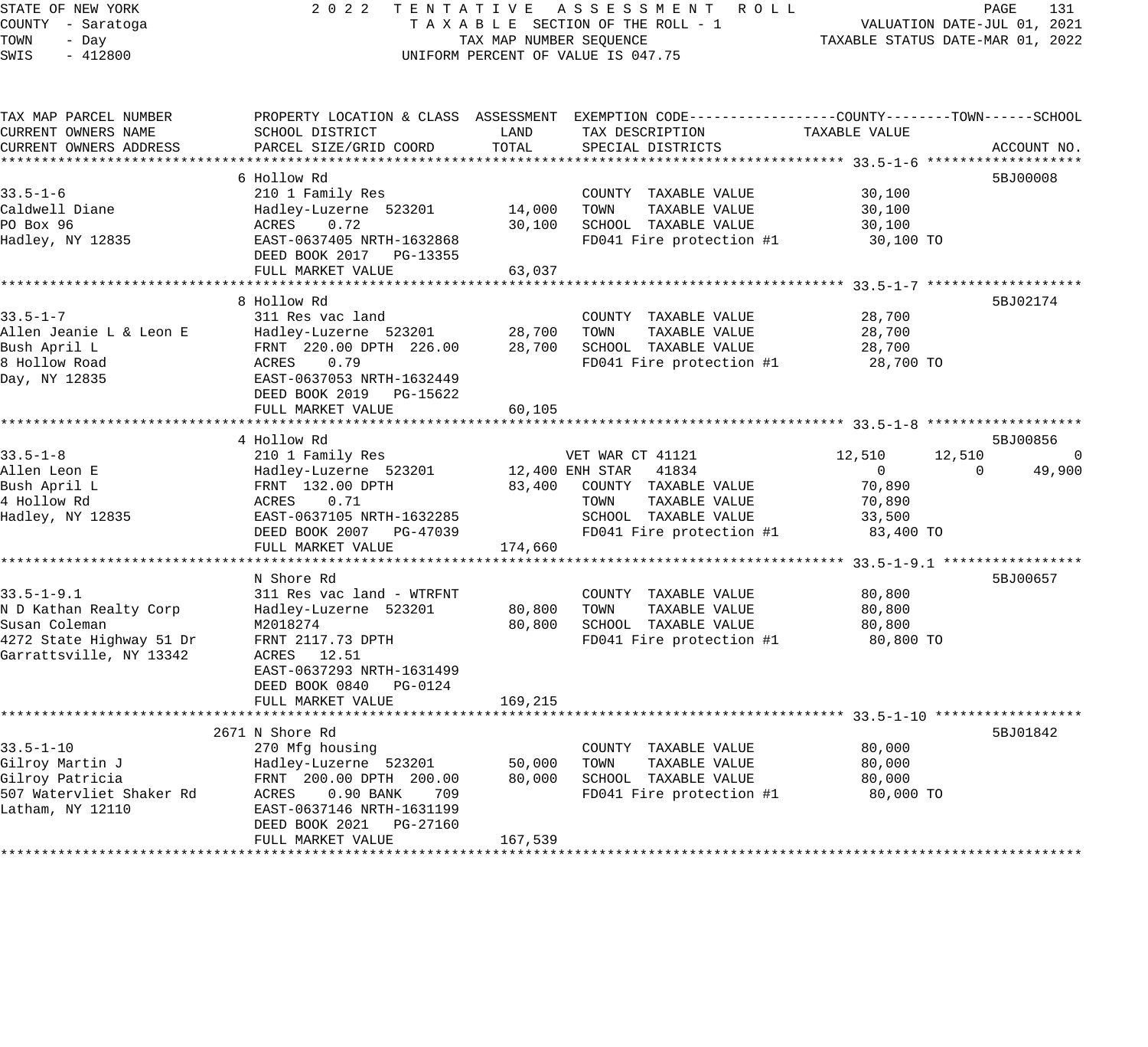STATE OF NEW YORK — 2022 TENTATIVE ASSESSMENT ROLL
COUNTY - Saratoga — TAXABLE SECTION OF THE ROLL - 1 — VALUATION DATE-JUL 01, 2021
TOWN - Day — TAX MAP NUMBER SEQUENCE — TAXABLE STATUS DATE-MAR 01, 2022
SWIS - 412800 — UNIFORM PERCENT OF VALUE IS 047.75

| TAX MAP PARCEL NUMBER / CURRENT OWNERS NAME / CURRENT OWNERS ADDRESS | PROPERTY LOCATION & CLASS / SCHOOL DISTRICT / PARCEL SIZE/GRID COORD | ASSESSMENT LAND | ASSESSMENT TOTAL | EXEMPTION CODE / TAX DESCRIPTION / SPECIAL DISTRICTS | COUNTY TAXABLE VALUE | TOWN | SCHOOL | ACCOUNT NO. |
|---|---|---|---|---|---|---|---|---|
| **33.5-1-6** | 6 Hollow Rd | | | | | | | 5BJ00008 |
| 33.5-1-6 | 210 1 Family Res | | | COUNTY TAXABLE VALUE | 30,100 | | | |
| Caldwell Diane | Hadley-Luzerne 523201 | 14,000 | | TOWN TAXABLE VALUE | 30,100 | | | |
| PO Box 96 | ACRES 0.72 | | 30,100 | SCHOOL TAXABLE VALUE | 30,100 | | | |
| Hadley, NY 12835 | EAST-0637405 NRTH-1632868 | | | FD041 Fire protection #1 | 30,100 TO | | | |
| | DEED BOOK 2017 PG-13355 | | | | | | | |
| | FULL MARKET VALUE | | 63,037 | | | | | |
| **33.5-1-7** | 8 Hollow Rd | | | | | | | 5BJ02174 |
| 33.5-1-7 | 311 Res vac land | | | COUNTY TAXABLE VALUE | 28,700 | | | |
| Allen Jeanie L & Leon E | Hadley-Luzerne 523201 | 28,700 | | TOWN TAXABLE VALUE | 28,700 | | | |
| Bush April L | FRNT 220.00 DPTH 226.00 | | 28,700 | SCHOOL TAXABLE VALUE | 28,700 | | | |
| 8 Hollow Road | ACRES 0.79 | | | FD041 Fire protection #1 | 28,700 TO | | | |
| Day, NY 12835 | EAST-0637053 NRTH-1632449 | | | | | | | |
| | DEED BOOK 2019 PG-15622 | | | | | | | |
| | FULL MARKET VALUE | | 60,105 | | | | | |
| **33.5-1-8** | 4 Hollow Rd | | | | | | | 5BJ00856 |
| 33.5-1-8 | 210 1 Family Res | | | VET WAR CT 41121 | 12,510 | 12,510 | 0 | |
| Allen Leon E | Hadley-Luzerne 523201 | 12,400 | | ENH STAR 41834 | 0 | 0 | 49,900 | |
| Bush April L | FRNT 132.00 DPTH | | 83,400 | COUNTY TAXABLE VALUE | 70,890 | | | |
| 4 Hollow Rd | ACRES 0.71 | | | TOWN TAXABLE VALUE | 70,890 | | | |
| Hadley, NY 12835 | EAST-0637105 NRTH-1632285 | | | SCHOOL TAXABLE VALUE | 33,500 | | | |
| | DEED BOOK 2007 PG-47039 | | | FD041 Fire protection #1 | 83,400 TO | | | |
| | FULL MARKET VALUE | | 174,660 | | | | | |
| **33.5-1-9.1** | N Shore Rd | | | | | | | 5BJ00657 |
| 33.5-1-9.1 | 311 Res vac land - WTRFNT | | | COUNTY TAXABLE VALUE | 80,800 | | | |
| N D Kathan Realty Corp | Hadley-Luzerne 523201 | 80,800 | | TOWN TAXABLE VALUE | 80,800 | | | |
| Susan Coleman | M2018274 | | 80,800 | SCHOOL TAXABLE VALUE | 80,800 | | | |
| 4272 State Highway 51 Dr | FRNT 2117.73 DPTH | | | FD041 Fire protection #1 | 80,800 TO | | | |
| Garrattsville, NY 13342 | ACRES 12.51 | | | | | | | |
| | EAST-0637293 NRTH-1631499 | | | | | | | |
| | DEED BOOK 0840 PG-0124 | | | | | | | |
| | FULL MARKET VALUE | | 169,215 | | | | | |
| **33.5-1-10** | 2671 N Shore Rd | | | | | | | 5BJ01842 |
| 33.5-1-10 | 270 Mfg housing | | | COUNTY TAXABLE VALUE | 80,000 | | | |
| Gilroy Martin J | Hadley-Luzerne 523201 | 50,000 | | TOWN TAXABLE VALUE | 80,000 | | | |
| Gilroy Patricia | FRNT 200.00 DPTH 200.00 | | 80,000 | SCHOOL TAXABLE VALUE | 80,000 | | | |
| 507 Watervliet Shaker Rd | ACRES 0.90 BANK 709 | | | FD041 Fire protection #1 | 80,000 TO | | | |
| Latham, NY 12110 | EAST-0637146 NRTH-1631199 | | | | | | | |
| | DEED BOOK 2021 PG-27160 | | | | | | | |
| | FULL MARKET VALUE | | 167,539 | | | | | |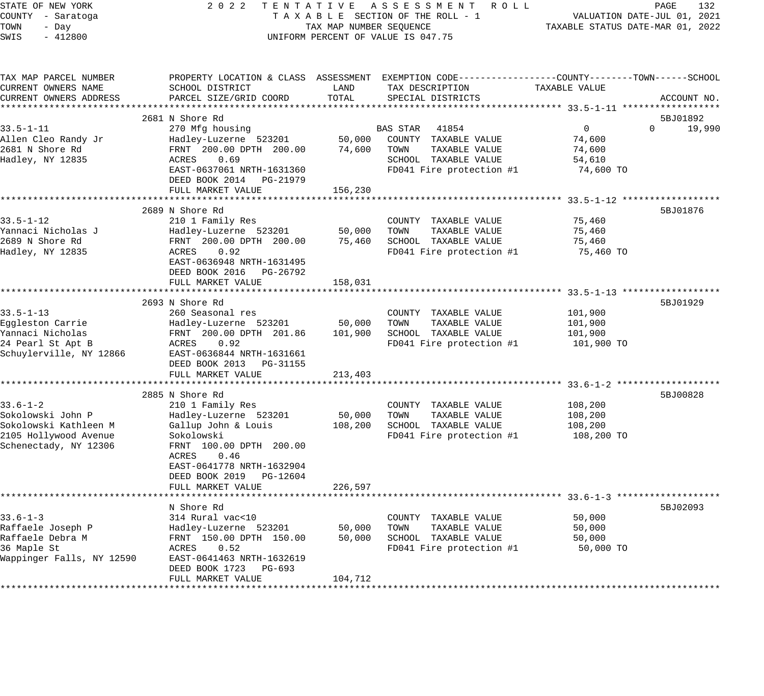STATE OF NEW YORK
COUNTY - Saratoga
TOWN - Day
SWIS - 412800

2 0 2 2 T E N T A T I V E A S S E S S M E N T R O L L
T A X A B L E SECTION OF THE ROLL - 1
TAX MAP NUMBER SEQUENCE
UNIFORM PERCENT OF VALUE IS 047.75

VALUATION DATE-JUL 01, 2021
TAXABLE STATUS DATE-MAR 01, 2022

| TAX MAP PARCEL NUMBER / CURRENT OWNERS NAME / CURRENT OWNERS ADDRESS | PROPERTY LOCATION & CLASS / SCHOOL DISTRICT / PARCEL SIZE/GRID COORD | ASSESSMENT LAND | ASSESSMENT TOTAL | EXEMPTION CODE / TAX DESCRIPTION / SPECIAL DISTRICTS | COUNTY TAXABLE VALUE | TOWN | SCHOOL | ACCOUNT NO. |
|---|---|---|---|---|---|---|---|---|
| **33.5-1-11** | 2681 N Shore Rd | | | | | | | 5BJ01892 |
| Allen Cleo Randy Jr | 270 Mfg housing | | | BAS STAR 41854 | 0 | 0 | 19,990 | |
| 2681 N Shore Rd | Hadley-Luzerne 523201 | 50,000 | | COUNTY TAXABLE VALUE | 74,600 | | | |
| Hadley, NY 12835 | FRNT 200.00 DPTH 200.00 | | 74,600 | TOWN TAXABLE VALUE | 74,600 | | | |
| | ACRES 0.69 | | | SCHOOL TAXABLE VALUE | 54,610 | | | |
| | EAST-0637061 NRTH-1631360 | | | FD041 Fire protection #1 | 74,600 TO | | | |
| | DEED BOOK 2014 PG-21979 | | | | | | | |
| | FULL MARKET VALUE | | 156,230 | | | | | |
| **33.5-1-12** | 2689 N Shore Rd | | | | | | | 5BJ01876 |
| Yannaci Nicholas J | 210 1 Family Res | | | COUNTY TAXABLE VALUE | 75,460 | | | |
| 2689 N Shore Rd | Hadley-Luzerne 523201 | 50,000 | | TOWN TAXABLE VALUE | 75,460 | | | |
| Hadley, NY 12835 | FRNT 200.00 DPTH 200.00 | | 75,460 | SCHOOL TAXABLE VALUE | 75,460 | | | |
| | ACRES 0.92 | | | FD041 Fire protection #1 | 75,460 TO | | | |
| | EAST-0636948 NRTH-1631495 | | | | | | | |
| | DEED BOOK 2016 PG-26792 | | | | | | | |
| | FULL MARKET VALUE | | 158,031 | | | | | |
| **33.5-1-13** | 2693 N Shore Rd | | | | | | | 5BJ01929 |
| Eggleston Carrie | 260 Seasonal res | | | COUNTY TAXABLE VALUE | 101,900 | | | |
| Yannaci Nicholas | Hadley-Luzerne 523201 | 50,000 | | TOWN TAXABLE VALUE | 101,900 | | | |
| 24 Pearl St Apt B | FRNT 200.00 DPTH 201.86 | | 101,900 | SCHOOL TAXABLE VALUE | 101,900 | | | |
| Schuylerville, NY 12866 | ACRES 0.92 | | | FD041 Fire protection #1 | 101,900 TO | | | |
| | EAST-0636844 NRTH-1631661 | | | | | | | |
| | DEED BOOK 2013 PG-31155 | | | | | | | |
| | FULL MARKET VALUE | | 213,403 | | | | | |
| **33.6-1-2** | 2885 N Shore Rd | | | | | | | 5BJ00828 |
| Sokolowski John P | 210 1 Family Res | | | COUNTY TAXABLE VALUE | 108,200 | | | |
| Sokolowski Kathleen M | Hadley-Luzerne 523201 | 50,000 | | TOWN TAXABLE VALUE | 108,200 | | | |
| 2105 Hollywood Avenue | Gallup John & Louis | | 108,200 | SCHOOL TAXABLE VALUE | 108,200 | | | |
| Schenectady, NY 12306 | Sokolowski | | | FD041 Fire protection #1 | 108,200 TO | | | |
| | FRNT 100.00 DPTH 200.00 | | | | | | | |
| | ACRES 0.46 | | | | | | | |
| | EAST-0641778 NRTH-1632904 | | | | | | | |
| | DEED BOOK 2019 PG-12604 | | | | | | | |
| | FULL MARKET VALUE | | 226,597 | | | | | |
| **33.6-1-3** | N Shore Rd | | | | | | | 5BJ02093 |
| Raffaele Joseph P | 314 Rural vac<10 | | | COUNTY TAXABLE VALUE | 50,000 | | | |
| Raffaele Debra M | Hadley-Luzerne 523201 | 50,000 | | TOWN TAXABLE VALUE | 50,000 | | | |
| 36 Maple St | FRNT 150.00 DPTH 150.00 | | 50,000 | SCHOOL TAXABLE VALUE | 50,000 | | | |
| Wappinger Falls, NY 12590 | ACRES 0.52 | | | FD041 Fire protection #1 | 50,000 TO | | | |
| | EAST-0641463 NRTH-1632619 | | | | | | | |
| | DEED BOOK 1723 PG-693 | | | | | | | |
| | FULL MARKET VALUE | | 104,712 | | | | | |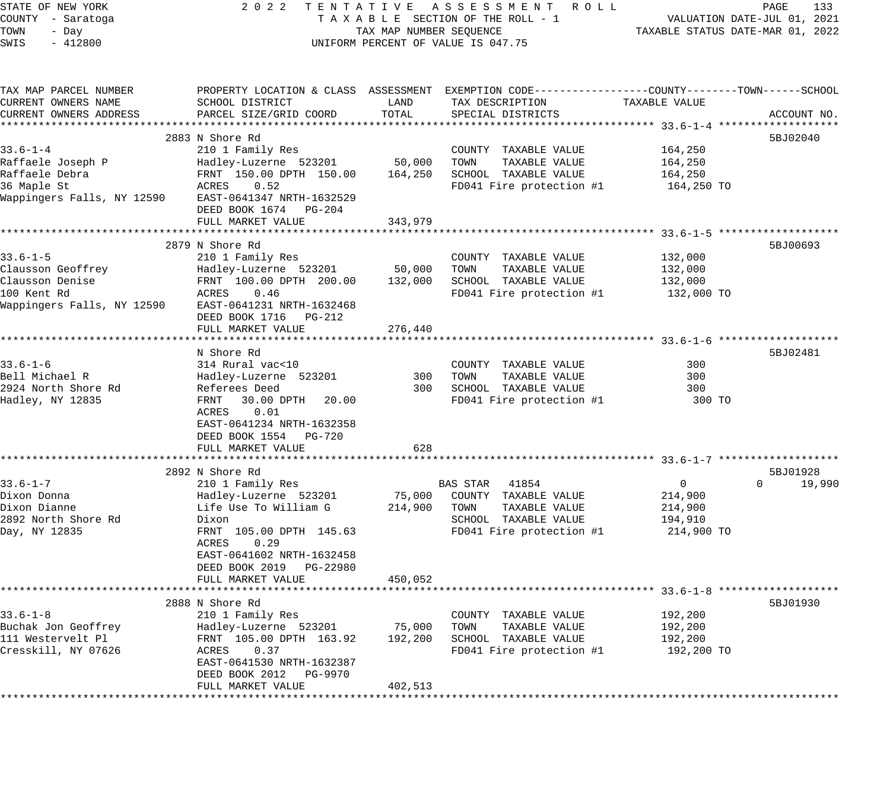STATE OF NEW YORK 2022 TENTATIVE ASSESSMENT ROLL
COUNTY - Saratoga TAXABLE SECTION OF THE ROLL - 1 VALUATION DATE-JUL 01, 2021
TOWN - Day TAX MAP NUMBER SEQUENCE TAXABLE STATUS DATE-MAR 01, 2022
SWIS - 412800 UNIFORM PERCENT OF VALUE IS 047.75

| TAX MAP PARCEL NUMBER / CURRENT OWNERS NAME / CURRENT OWNERS ADDRESS | PROPERTY LOCATION & CLASS / SCHOOL DISTRICT / PARCEL SIZE/GRID COORD | ASSESSMENT LAND | ASSESSMENT TOTAL | EXEMPTION CODE / TAX DESCRIPTION / SPECIAL DISTRICTS | COUNTY TAXABLE VALUE | TOWN | SCHOOL | ACCOUNT NO. |
|---|---|---|---|---|---|---|---|---|
| **33.6-1-4** | 2883 N Shore Rd | | | | | | | 5BJ02040 |
| 33.6-1-4 | 210 1 Family Res | | | COUNTY TAXABLE VALUE | 164,250 | | | |
| Raffaele Joseph P | Hadley-Luzerne 523201 | 50,000 | | TOWN TAXABLE VALUE | 164,250 | | | |
| Raffaele Debra | FRNT 150.00 DPTH 150.00 | | 164,250 | SCHOOL TAXABLE VALUE | 164,250 | | | |
| 36 Maple St | ACRES 0.52 | | | FD041 Fire protection #1 | 164,250 TO | | | |
| Wappingers Falls, NY 12590 | EAST-0641347 NRTH-1632529 | | | | | | | |
| | DEED BOOK 1674 PG-204 | | | | | | | |
| | FULL MARKET VALUE | | 343,979 | | | | | |
| **33.6-1-5** | 2879 N Shore Rd | | | | | | | 5BJ00693 |
| 33.6-1-5 | 210 1 Family Res | | | COUNTY TAXABLE VALUE | 132,000 | | | |
| Clausson Geoffrey | Hadley-Luzerne 523201 | 50,000 | | TOWN TAXABLE VALUE | 132,000 | | | |
| Clausson Denise | FRNT 100.00 DPTH 200.00 | | 132,000 | SCHOOL TAXABLE VALUE | 132,000 | | | |
| 100 Kent Rd | ACRES 0.46 | | | FD041 Fire protection #1 | 132,000 TO | | | |
| Wappingers Falls, NY 12590 | EAST-0641231 NRTH-1632468 | | | | | | | |
| | DEED BOOK 1716 PG-212 | | | | | | | |
| | FULL MARKET VALUE | | 276,440 | | | | | |
| **33.6-1-6** | N Shore Rd | | | | | | | 5BJ02481 |
| 33.6-1-6 | 314 Rural vac<10 | | | COUNTY TAXABLE VALUE | 300 | | | |
| Bell Michael R | Hadley-Luzerne 523201 | 300 | | TOWN TAXABLE VALUE | 300 | | | |
| 2924 North Shore Rd | Referees Deed | | 300 | SCHOOL TAXABLE VALUE | 300 | | | |
| Hadley, NY 12835 | FRNT 30.00 DPTH 20.00 | | | FD041 Fire protection #1 | 300 TO | | | |
| | ACRES 0.01 | | | | | | | |
| | EAST-0641234 NRTH-1632358 | | | | | | | |
| | DEED BOOK 1554 PG-720 | | | | | | | |
| | FULL MARKET VALUE | | 628 | | | | | |
| **33.6-1-7** | 2892 N Shore Rd | | | | | | | 5BJ01928 |
| 33.6-1-7 | 210 1 Family Res | | | BAS STAR 41854 | 0 | 0 | 19,990 | |
| Dixon Donna | Hadley-Luzerne 523201 | 75,000 | | COUNTY TAXABLE VALUE | 214,900 | | | |
| Dixon Dianne | Life Use To William G | | 214,900 | TOWN TAXABLE VALUE | 214,900 | | | |
| 2892 North Shore Rd | Dixon | | | SCHOOL TAXABLE VALUE | 194,910 | | | |
| Day, NY 12835 | FRNT 105.00 DPTH 145.63 | | | FD041 Fire protection #1 | 214,900 TO | | | |
| | ACRES 0.29 | | | | | | | |
| | EAST-0641602 NRTH-1632458 | | | | | | | |
| | DEED BOOK 2019 PG-22980 | | | | | | | |
| | FULL MARKET VALUE | | 450,052 | | | | | |
| **33.6-1-8** | 2888 N Shore Rd | | | | | | | 5BJ01930 |
| 33.6-1-8 | 210 1 Family Res | | | COUNTY TAXABLE VALUE | 192,200 | | | |
| Buchak Jon Geoffrey | Hadley-Luzerne 523201 | 75,000 | | TOWN TAXABLE VALUE | 192,200 | | | |
| 111 Westervelt Pl | FRNT 105.00 DPTH 163.92 | | 192,200 | SCHOOL TAXABLE VALUE | 192,200 | | | |
| Cresskill, NY 07626 | ACRES 0.37 | | | FD041 Fire protection #1 | 192,200 TO | | | |
| | EAST-0641530 NRTH-1632387 | | | | | | | |
| | DEED BOOK 2012 PG-9970 | | | | | | | |
| | FULL MARKET VALUE | | 402,513 | | | | | |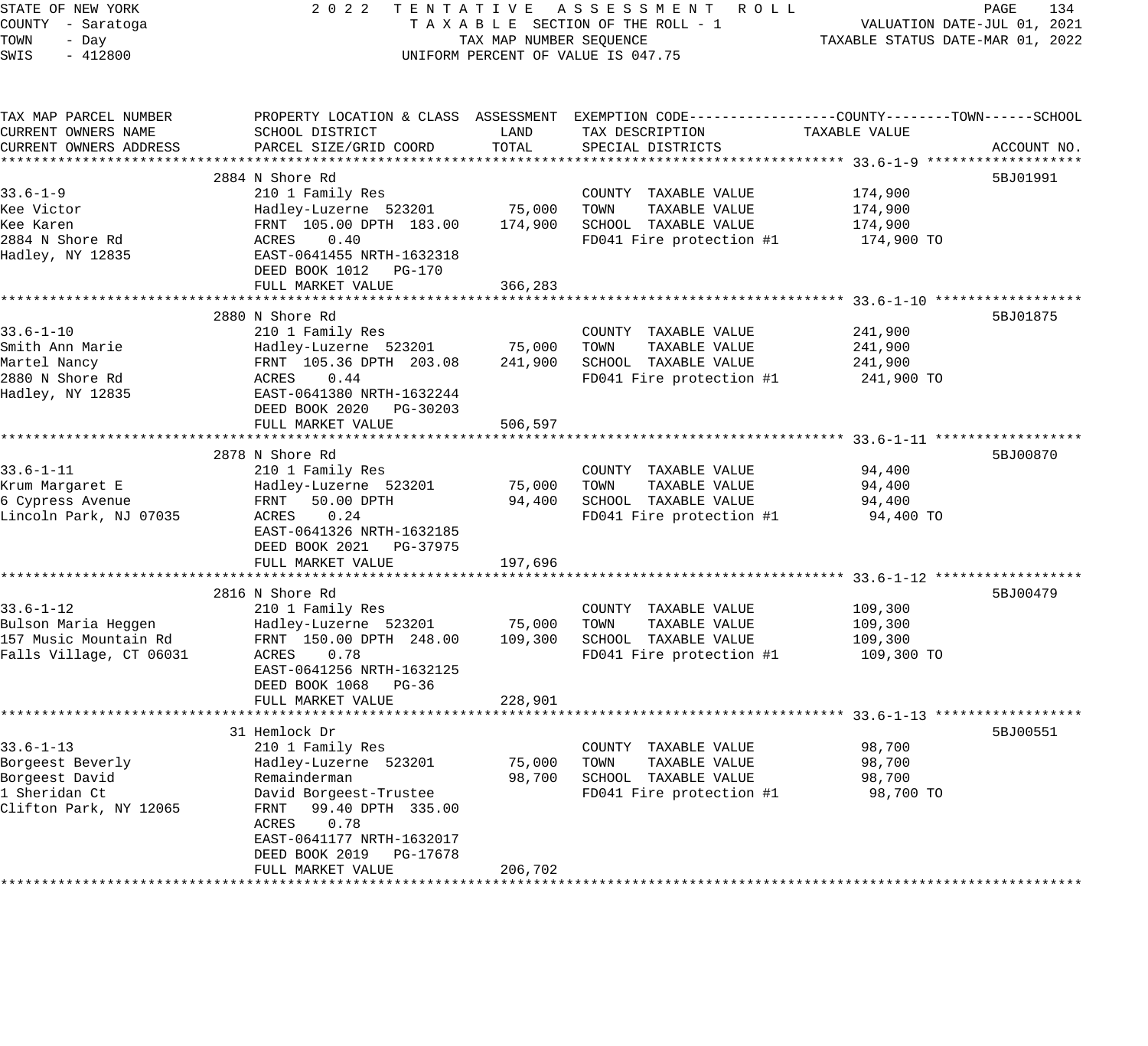STATE OF NEW YORK
COUNTY - Saratoga
TOWN - Day
SWIS - 412800

2022 TENTATIVE ASSESSMENT ROLL
TAXABLE SECTION OF THE ROLL - 1
TAX MAP NUMBER SEQUENCE
UNIFORM PERCENT OF VALUE IS 047.75

VALUATION DATE-JUL 01, 2021
TAXABLE STATUS DATE-MAR 01, 2022

| TAX MAP PARCEL NUMBER / CURRENT OWNERS NAME / CURRENT OWNERS ADDRESS | PROPERTY LOCATION & CLASS / SCHOOL DISTRICT / PARCEL SIZE/GRID COORD | ASSESSMENT LAND | ASSESSMENT TOTAL | EXEMPTION CODE / TAX DESCRIPTION / SPECIAL DISTRICTS | TAXABLE VALUE (COUNTY / TOWN / SCHOOL) | ACCOUNT NO. |
|---|---|---|---|---|---|---|
| 33.6-1-9 | 2884 N Shore Rd | | | | | 5BJ01991 |
| | 210 1 Family Res | | | COUNTY TAXABLE VALUE | 174,900 | |
| Kee Victor | Hadley-Luzerne 523201 | 75,000 | | TOWN TAXABLE VALUE | 174,900 | |
| Kee Karen | FRNT 105.00 DPTH 183.00 | | 174,900 | SCHOOL TAXABLE VALUE | 174,900 | |
| 2884 N Shore Rd | ACRES 0.40 | | | FD041 Fire protection #1 | 174,900 TO | |
| Hadley, NY 12835 | EAST-0641455 NRTH-1632318 | | | | | |
| | DEED BOOK 1012 PG-170 | | | | | |
| | FULL MARKET VALUE | | 366,283 | | | |
| 33.6-1-10 | 2880 N Shore Rd | | | | | 5BJ01875 |
| | 210 1 Family Res | | | COUNTY TAXABLE VALUE | 241,900 | |
| Smith Ann Marie | Hadley-Luzerne 523201 | 75,000 | | TOWN TAXABLE VALUE | 241,900 | |
| Martel Nancy | FRNT 105.36 DPTH 203.08 | | 241,900 | SCHOOL TAXABLE VALUE | 241,900 | |
| 2880 N Shore Rd | ACRES 0.44 | | | FD041 Fire protection #1 | 241,900 TO | |
| Hadley, NY 12835 | EAST-0641380 NRTH-1632244 | | | | | |
| | DEED BOOK 2020 PG-30203 | | | | | |
| | FULL MARKET VALUE | | 506,597 | | | |
| 33.6-1-11 | 2878 N Shore Rd | | | | | 5BJ00870 |
| | 210 1 Family Res | | | COUNTY TAXABLE VALUE | 94,400 | |
| Krum Margaret E | Hadley-Luzerne 523201 | 75,000 | | TOWN TAXABLE VALUE | 94,400 | |
| 6 Cypress Avenue | FRNT 50.00 DPTH | | 94,400 | SCHOOL TAXABLE VALUE | 94,400 | |
| Lincoln Park, NJ 07035 | ACRES 0.24 | | | FD041 Fire protection #1 | 94,400 TO | |
| | EAST-0641326 NRTH-1632185 | | | | | |
| | DEED BOOK 2021 PG-37975 | | | | | |
| | FULL MARKET VALUE | | 197,696 | | | |
| 33.6-1-12 | 2816 N Shore Rd | | | | | 5BJ00479 |
| | 210 1 Family Res | | | COUNTY TAXABLE VALUE | 109,300 | |
| Bulson Maria Heggen | Hadley-Luzerne 523201 | 75,000 | | TOWN TAXABLE VALUE | 109,300 | |
| 157 Music Mountain Rd | FRNT 150.00 DPTH 248.00 | | 109,300 | SCHOOL TAXABLE VALUE | 109,300 | |
| Falls Village, CT 06031 | ACRES 0.78 | | | FD041 Fire protection #1 | 109,300 TO | |
| | EAST-0641256 NRTH-1632125 | | | | | |
| | DEED BOOK 1068 PG-36 | | | | | |
| | FULL MARKET VALUE | | 228,901 | | | |
| 33.6-1-13 | 31 Hemlock Dr | | | | | 5BJ00551 |
| | 210 1 Family Res | | | COUNTY TAXABLE VALUE | 98,700 | |
| Borgeest Beverly | Hadley-Luzerne 523201 | 75,000 | | TOWN TAXABLE VALUE | 98,700 | |
| Borgeest David | Remainderman | | 98,700 | SCHOOL TAXABLE VALUE | 98,700 | |
| 1 Sheridan Ct | David Borgeest-Trustee | | | FD041 Fire protection #1 | 98,700 TO | |
| Clifton Park, NY 12065 | FRNT 99.40 DPTH 335.00 | | | | | |
| | ACRES 0.78 | | | | | |
| | EAST-0641177 NRTH-1632017 | | | | | |
| | DEED BOOK 2019 PG-17678 | | | | | |
| | FULL MARKET VALUE | | 206,702 | | | |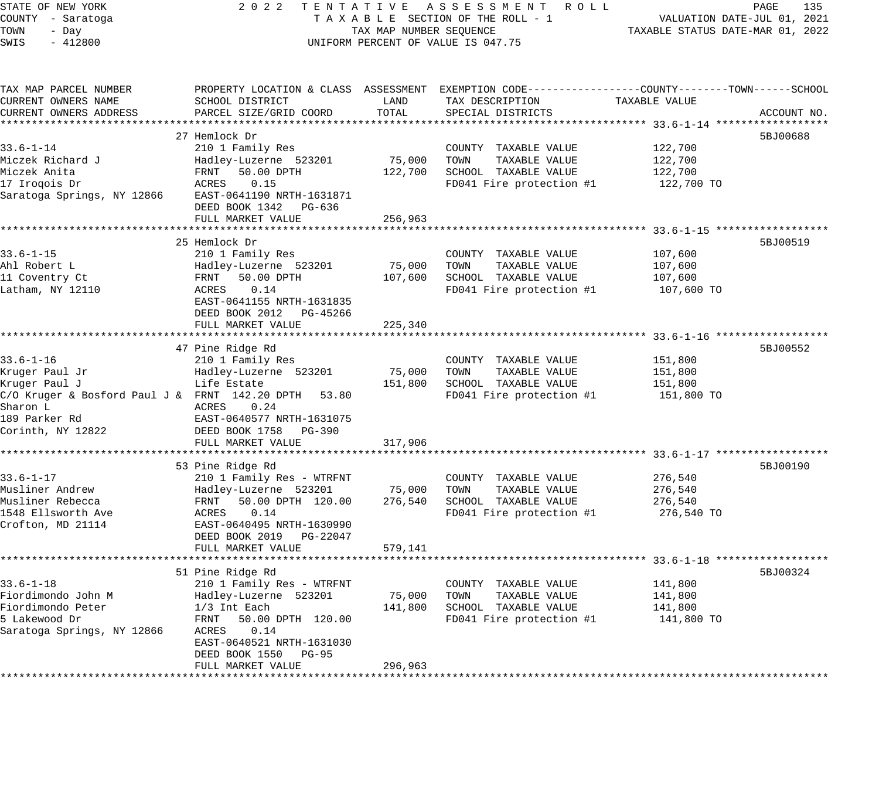STATE OF NEW YORK — 2022 TENTATIVE ASSESSMENT ROLL
COUNTY - Saratoga — TAXABLE SECTION OF THE ROLL - 1 — VALUATION DATE-JUL 01, 2021
TOWN - Day — TAX MAP NUMBER SEQUENCE — TAXABLE STATUS DATE-MAR 01, 2022
SWIS - 412800 — UNIFORM PERCENT OF VALUE IS 047.75

| TAX MAP PARCEL NUMBER / CURRENT OWNERS NAME / CURRENT OWNERS ADDRESS | PROPERTY LOCATION & CLASS / SCHOOL DISTRICT / PARCEL SIZE/GRID COORD | ASSESSMENT LAND | TOTAL | EXEMPTION CODE / TAX DESCRIPTION / SPECIAL DISTRICTS | TAXABLE VALUE (COUNTY--TOWN--SCHOOL) | ACCOUNT NO. |
|---|---|---|---|---|---|---|
| **33.6-1-14** | 27 Hemlock Dr | | | | | 5BJ00688 |
| 33.6-1-14 | 210 1 Family Res | | | COUNTY TAXABLE VALUE | 122,700 | |
| Miczek Richard J | Hadley-Luzerne 523201 | 75,000 | | TOWN TAXABLE VALUE | 122,700 | |
| Miczek Anita | FRNT 50.00 DPTH | | 122,700 | SCHOOL TAXABLE VALUE | 122,700 | |
| 17 Iroqois Dr | ACRES 0.15 | | | FD041 Fire protection #1 | 122,700 TO | |
| Saratoga Springs, NY 12866 | EAST-0641190 NRTH-1631871 | | | | | |
| | DEED BOOK 1342 PG-636 | | | | | |
| | FULL MARKET VALUE | | 256,963 | | | |
| **33.6-1-15** | 25 Hemlock Dr | | | | | 5BJ00519 |
| 33.6-1-15 | 210 1 Family Res | | | COUNTY TAXABLE VALUE | 107,600 | |
| Ahl Robert L | Hadley-Luzerne 523201 | 75,000 | | TOWN TAXABLE VALUE | 107,600 | |
| 11 Coventry Ct | FRNT 50.00 DPTH | | 107,600 | SCHOOL TAXABLE VALUE | 107,600 | |
| Latham, NY 12110 | ACRES 0.14 | | | FD041 Fire protection #1 | 107,600 TO | |
| | EAST-0641155 NRTH-1631835 | | | | | |
| | DEED BOOK 2012 PG-45266 | | | | | |
| | FULL MARKET VALUE | | 225,340 | | | |
| **33.6-1-16** | 47 Pine Ridge Rd | | | | | 5BJ00552 |
| 33.6-1-16 | 210 1 Family Res | | | COUNTY TAXABLE VALUE | 151,800 | |
| Kruger Paul Jr | Hadley-Luzerne 523201 | 75,000 | | TOWN TAXABLE VALUE | 151,800 | |
| Kruger Paul J | Life Estate | | 151,800 | SCHOOL TAXABLE VALUE | 151,800 | |
| C/O Kruger & Bosford Paul J & | FRNT 142.20 DPTH 53.80 | | | FD041 Fire protection #1 | 151,800 TO | |
| Sharon L | ACRES 0.24 | | | | | |
| 189 Parker Rd | EAST-0640577 NRTH-1631075 | | | | | |
| Corinth, NY 12822 | DEED BOOK 1758 PG-390 | | | | | |
| | FULL MARKET VALUE | | 317,906 | | | |
| **33.6-1-17** | 53 Pine Ridge Rd | | | | | 5BJ00190 |
| 33.6-1-17 | 210 1 Family Res - WTRFNT | | | COUNTY TAXABLE VALUE | 276,540 | |
| Musliner Andrew | Hadley-Luzerne 523201 | 75,000 | | TOWN TAXABLE VALUE | 276,540 | |
| Musliner Rebecca | FRNT 50.00 DPTH 120.00 | | 276,540 | SCHOOL TAXABLE VALUE | 276,540 | |
| 1548 Ellsworth Ave | ACRES 0.14 | | | FD041 Fire protection #1 | 276,540 TO | |
| Crofton, MD 21114 | EAST-0640495 NRTH-1630990 | | | | | |
| | DEED BOOK 2019 PG-22047 | | | | | |
| | FULL MARKET VALUE | | 579,141 | | | |
| **33.6-1-18** | 51 Pine Ridge Rd | | | | | 5BJ00324 |
| 33.6-1-18 | 210 1 Family Res - WTRFNT | | | COUNTY TAXABLE VALUE | 141,800 | |
| Fiordimondo John M | Hadley-Luzerne 523201 | 75,000 | | TOWN TAXABLE VALUE | 141,800 | |
| Fiordimondo Peter | 1/3 Int Each | | 141,800 | SCHOOL TAXABLE VALUE | 141,800 | |
| 5 Lakewood Dr | FRNT 50.00 DPTH 120.00 | | | FD041 Fire protection #1 | 141,800 TO | |
| Saratoga Springs, NY 12866 | ACRES 0.14 | | | | | |
| | EAST-0640521 NRTH-1631030 | | | | | |
| | DEED BOOK 1550 PG-95 | | | | | |
| | FULL MARKET VALUE | | 296,963 | | | |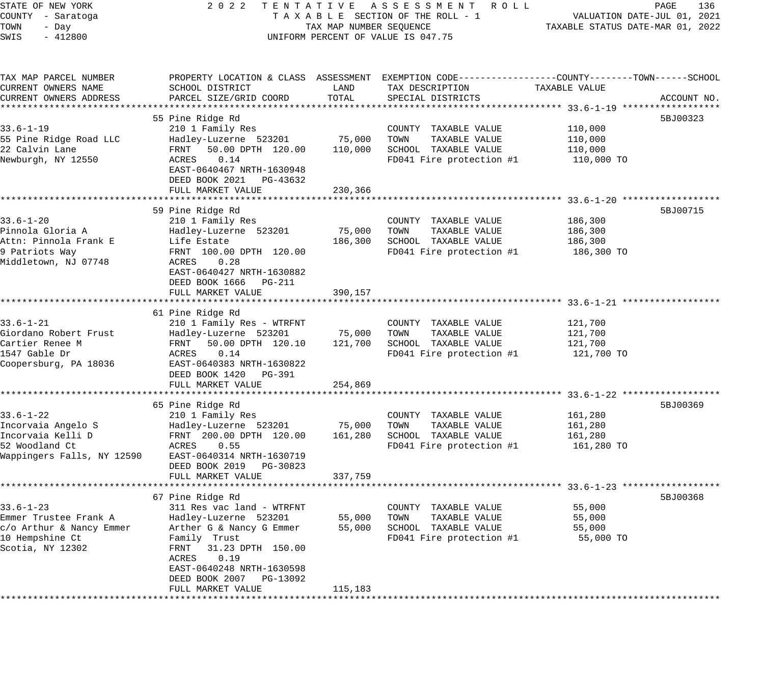STATE OF NEW YORK — 2022 TENTATIVE ASSESSMENT ROLL
COUNTY - Saratoga — TAXABLE SECTION OF THE ROLL - 1 — VALUATION DATE-JUL 01, 2021
TOWN - Day — TAX MAP NUMBER SEQUENCE — TAXABLE STATUS DATE-MAR 01, 2022
SWIS - 412800 — UNIFORM PERCENT OF VALUE IS 047.75

| TAX MAP PARCEL NUMBER / CURRENT OWNERS NAME / CURRENT OWNERS ADDRESS | PROPERTY LOCATION & CLASS / SCHOOL DISTRICT / PARCEL SIZE/GRID COORD | ASSESSMENT LAND | ASSESSMENT TOTAL | EXEMPTION CODE / TAX DESCRIPTION / SPECIAL DISTRICTS | TAXABLE VALUE (COUNTY / TOWN / SCHOOL) | ACCOUNT NO. |
|---|---|---|---|---|---|---|
| **33.6-1-19** | 55 Pine Ridge Rd | | | | | 5BJ00323 |
| 33.6-1-19 | 210 1 Family Res | | | COUNTY TAXABLE VALUE | 110,000 | |
| 55 Pine Ridge Road LLC | Hadley-Luzerne 523201 | 75,000 | | TOWN TAXABLE VALUE | 110,000 | |
| 22 Calvin Lane | FRNT 50.00 DPTH 120.00 | | 110,000 | SCHOOL TAXABLE VALUE | 110,000 | |
| Newburgh, NY 12550 | ACRES 0.14 | | | FD041 Fire protection #1 | 110,000 TO | |
| | EAST-0640467 NRTH-1630948 | | | | | |
| | DEED BOOK 2021 PG-43632 | | | | | |
| | FULL MARKET VALUE | | 230,366 | | | |
| **33.6-1-20** | 59 Pine Ridge Rd | | | | | 5BJ00715 |
| 33.6-1-20 | 210 1 Family Res | | | COUNTY TAXABLE VALUE | 186,300 | |
| Pinnola Gloria A | Hadley-Luzerne 523201 | 75,000 | | TOWN TAXABLE VALUE | 186,300 | |
| Attn: Pinnola Frank E | Life Estate | | 186,300 | SCHOOL TAXABLE VALUE | 186,300 | |
| 9 Patriots Way | FRNT 100.00 DPTH 120.00 | | | FD041 Fire protection #1 | 186,300 TO | |
| Middletown, NJ 07748 | ACRES 0.28 | | | | | |
| | EAST-0640427 NRTH-1630882 | | | | | |
| | DEED BOOK 1666 PG-211 | | | | | |
| | FULL MARKET VALUE | | 390,157 | | | |
| **33.6-1-21** | 61 Pine Ridge Rd | | | | | |
| 33.6-1-21 | 210 1 Family Res - WTRFNT | | | COUNTY TAXABLE VALUE | 121,700 | |
| Giordano Robert Frust | Hadley-Luzerne 523201 | 75,000 | | TOWN TAXABLE VALUE | 121,700 | |
| Cartier Renee M | FRNT 50.00 DPTH 120.10 | | 121,700 | SCHOOL TAXABLE VALUE | 121,700 | |
| 1547 Gable Dr | ACRES 0.14 | | | FD041 Fire protection #1 | 121,700 TO | |
| Coopersburg, PA 18036 | EAST-0640383 NRTH-1630822 | | | | | |
| | DEED BOOK 1420 PG-391 | | | | | |
| | FULL MARKET VALUE | | 254,869 | | | |
| **33.6-1-22** | 65 Pine Ridge Rd | | | | | 5BJ00369 |
| 33.6-1-22 | 210 1 Family Res | | | COUNTY TAXABLE VALUE | 161,280 | |
| Incorvaia Angelo S | Hadley-Luzerne 523201 | 75,000 | | TOWN TAXABLE VALUE | 161,280 | |
| Incorvaia Kelli D | FRNT 200.00 DPTH 120.00 | | 161,280 | SCHOOL TAXABLE VALUE | 161,280 | |
| 52 Woodland Ct | ACRES 0.55 | | | FD041 Fire protection #1 | 161,280 TO | |
| Wappingers Falls, NY 12590 | EAST-0640314 NRTH-1630719 | | | | | |
| | DEED BOOK 2019 PG-30823 | | | | | |
| | FULL MARKET VALUE | | 337,759 | | | |
| **33.6-1-23** | 67 Pine Ridge Rd | | | | | 5BJ00368 |
| 33.6-1-23 | 311 Res vac land - WTRFNT | | | COUNTY TAXABLE VALUE | 55,000 | |
| Emmer Trustee Frank A | Hadley-Luzerne 523201 | 55,000 | | TOWN TAXABLE VALUE | 55,000 | |
| c/o Arthur & Nancy Emmer | Arther G & Nancy G Emmer | | 55,000 | SCHOOL TAXABLE VALUE | 55,000 | |
| 10 Hempshine Ct | Family Trust | | | FD041 Fire protection #1 | 55,000 TO | |
| Scotia, NY 12302 | FRNT 31.23 DPTH 150.00 | | | | | |
| | ACRES 0.19 | | | | | |
| | EAST-0640248 NRTH-1630598 | | | | | |
| | DEED BOOK 2007 PG-13092 | | | | | |
| | FULL MARKET VALUE | | 115,183 | | | |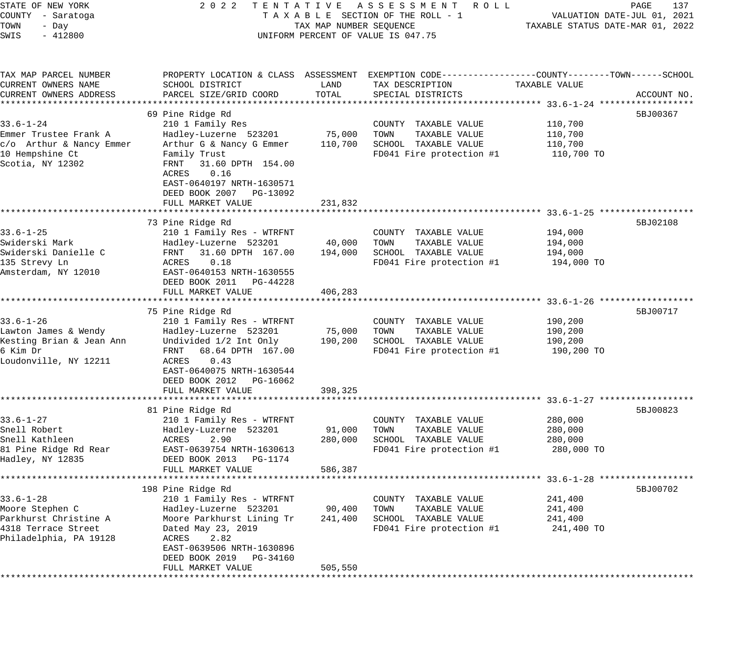STATE OF NEW YORK
COUNTY - Saratoga
TOWN - Day
SWIS - 412800

2022 TENTATIVE ASSESSMENT ROLL
TAXABLE SECTION OF THE ROLL - 1
TAX MAP NUMBER SEQUENCE
UNIFORM PERCENT OF VALUE IS 047.75

VALUATION DATE-JUL 01, 2021
TAXABLE STATUS DATE-MAR 01, 2022

| TAX MAP PARCEL NUMBER / CURRENT OWNERS NAME / CURRENT OWNERS ADDRESS | PROPERTY LOCATION & CLASS / SCHOOL DISTRICT / PARCEL SIZE/GRID COORD | ASSESSMENT LAND | ASSESSMENT TOTAL | EXEMPTION CODE / TAX DESCRIPTION / SPECIAL DISTRICTS | TAXABLE VALUE (COUNTY / TOWN / SCHOOL) | ACCOUNT NO. |
|---|---|---|---|---|---|---|
| 33.6-1-24 | 69 Pine Ridge Rd | | | | | 5BJ00367 |
| 33.6-1-24 | 210 1 Family Res | | | COUNTY TAXABLE VALUE | 110,700 | |
| Emmer Trustee Frank A | Hadley-Luzerne 523201 | 75,000 | | TOWN TAXABLE VALUE | 110,700 | |
| c/o Arthur & Nancy Emmer | Arthur G & Nancy G Emmer | | 110,700 | SCHOOL TAXABLE VALUE | 110,700 | |
| 10 Hempshine Ct | Family Trust | | | FD041 Fire protection #1 | 110,700 TO | |
| Scotia, NY 12302 | FRNT 31.60 DPTH 154.00 | | | | | |
| | ACRES 0.16 | | | | | |
| | EAST-0640197 NRTH-1630571 | | | | | |
| | DEED BOOK 2007 PG-13092 | | | | | |
| | FULL MARKET VALUE | | 231,832 | | | |
| 33.6-1-25 | 73 Pine Ridge Rd | | | | | 5BJ02108 |
| 33.6-1-25 | 210 1 Family Res - WTRFNT | | | COUNTY TAXABLE VALUE | 194,000 | |
| Swiderski Mark | Hadley-Luzerne 523201 | 40,000 | | TOWN TAXABLE VALUE | 194,000 | |
| Swiderski Danielle C | FRNT 31.60 DPTH 167.00 | | 194,000 | SCHOOL TAXABLE VALUE | 194,000 | |
| 135 Strevy Ln | ACRES 0.18 | | | FD041 Fire protection #1 | 194,000 TO | |
| Amsterdam, NY 12010 | EAST-0640153 NRTH-1630555 | | | | | |
| | DEED BOOK 2011 PG-44228 | | | | | |
| | FULL MARKET VALUE | | 406,283 | | | |
| 33.6-1-26 | 75 Pine Ridge Rd | | | | | 5BJ00717 |
| 33.6-1-26 | 210 1 Family Res - WTRFNT | | | COUNTY TAXABLE VALUE | 190,200 | |
| Lawton James & Wendy | Hadley-Luzerne 523201 | 75,000 | | TOWN TAXABLE VALUE | 190,200 | |
| Kesting Brian & Jean Ann | Undivided 1/2 Int Only | | 190,200 | SCHOOL TAXABLE VALUE | 190,200 | |
| 6 Kim Dr | FRNT 68.64 DPTH 167.00 | | | FD041 Fire protection #1 | 190,200 TO | |
| Loudonville, NY 12211 | ACRES 0.43 | | | | | |
| | EAST-0640075 NRTH-1630544 | | | | | |
| | DEED BOOK 2012 PG-16062 | | | | | |
| | FULL MARKET VALUE | | 398,325 | | | |
| 33.6-1-27 | 81 Pine Ridge Rd | | | | | 5BJ00823 |
| 33.6-1-27 | 210 1 Family Res - WTRFNT | | | COUNTY TAXABLE VALUE | 280,000 | |
| Snell Robert | Hadley-Luzerne 523201 | 91,000 | | TOWN TAXABLE VALUE | 280,000 | |
| Snell Kathleen | ACRES 2.90 | | 280,000 | SCHOOL TAXABLE VALUE | 280,000 | |
| 81 Pine Ridge Rd Rear | EAST-0639754 NRTH-1630613 | | | FD041 Fire protection #1 | 280,000 TO | |
| Hadley, NY 12835 | DEED BOOK 2013 PG-1174 | | | | | |
| | FULL MARKET VALUE | | 586,387 | | | |
| 33.6-1-28 | 198 Pine Ridge Rd | | | | | 5BJ00702 |
| 33.6-1-28 | 210 1 Family Res - WTRFNT | | | COUNTY TAXABLE VALUE | 241,400 | |
| Moore Stephen C | Hadley-Luzerne 523201 | 90,400 | | TOWN TAXABLE VALUE | 241,400 | |
| Parkhurst Christine A | Moore Parkhurst Lining Tr | | 241,400 | SCHOOL TAXABLE VALUE | 241,400 | |
| 4318 Terrace Street | Dated May 23, 2019 | | | FD041 Fire protection #1 | 241,400 TO | |
| Philadelphia, PA 19128 | ACRES 2.82 | | | | | |
| | EAST-0639506 NRTH-1630896 | | | | | |
| | DEED BOOK 2019 PG-34160 | | | | | |
| | FULL MARKET VALUE | | 505,550 | | | |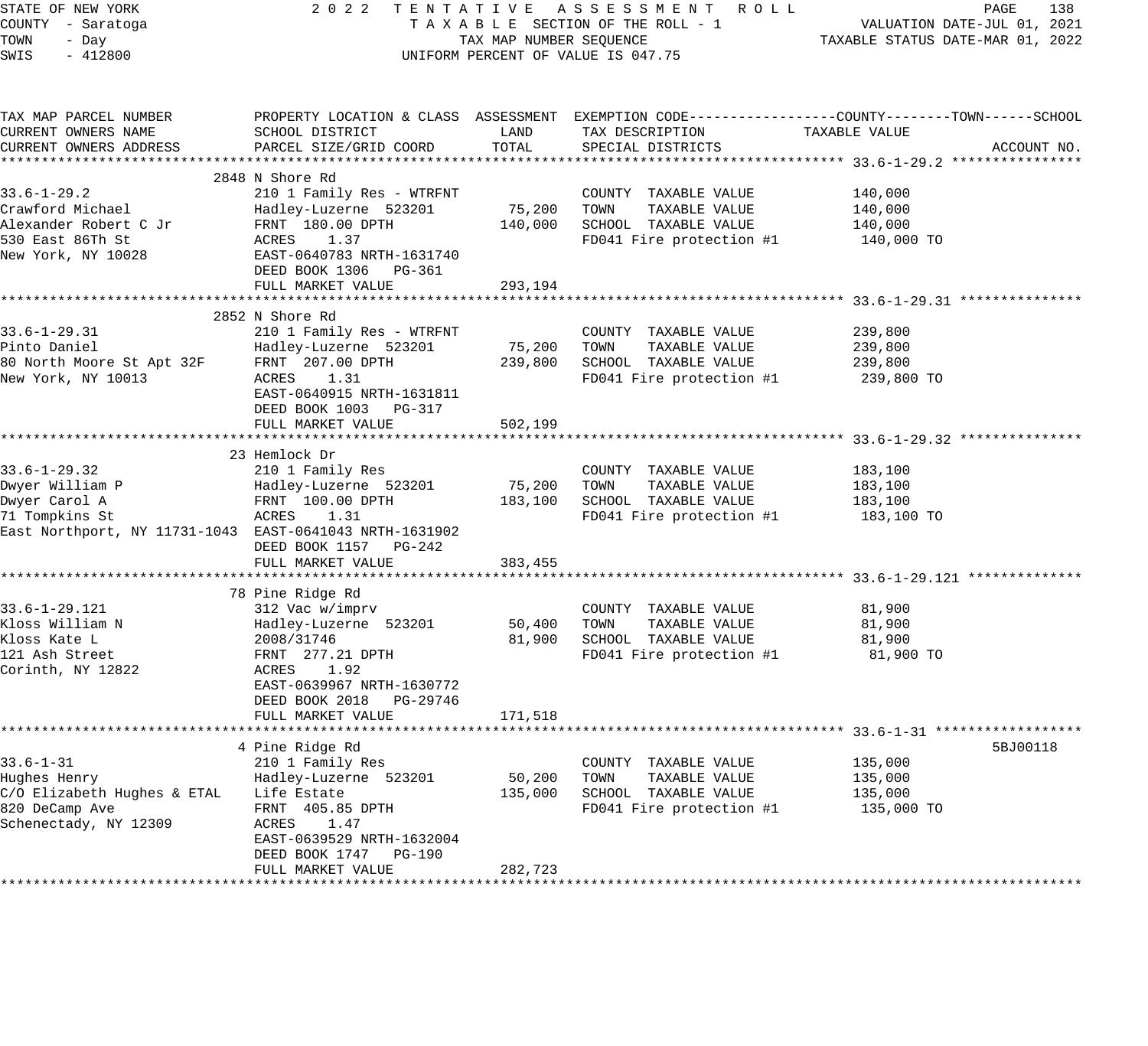STATE OF NEW YORK 2022 TENTATIVE ASSESSMENT ROLL
COUNTY - Saratoga TAXABLE SECTION OF THE ROLL - 1 VALUATION DATE-JUL 01, 2021
TOWN - Day TAX MAP NUMBER SEQUENCE TAXABLE STATUS DATE-MAR 01, 2022
SWIS - 412800 UNIFORM PERCENT OF VALUE IS 047.75

| TAX MAP PARCEL NUMBER / CURRENT OWNERS NAME / CURRENT OWNERS ADDRESS | PROPERTY LOCATION & CLASS / SCHOOL DISTRICT / PARCEL SIZE/GRID COORD | ASSESSMENT LAND | ASSESSMENT TOTAL | EXEMPTION CODE / TAX DESCRIPTION / SPECIAL DISTRICTS | TAXABLE VALUE (COUNTY / TOWN / SCHOOL) | ACCOUNT NO. |
|---|---|---|---|---|---|---|
| **33.6-1-29.2** | 2848 N Shore Rd | | | | | |
| 33.6-1-29.2 | 210 1 Family Res - WTRFNT | | | COUNTY TAXABLE VALUE | 140,000 | |
| Crawford Michael | Hadley-Luzerne 523201 | 75,200 | | TOWN TAXABLE VALUE | 140,000 | |
| Alexander Robert C Jr | FRNT 180.00 DPTH | | 140,000 | SCHOOL TAXABLE VALUE | 140,000 | |
| 530 East 86Th St | ACRES 1.37 | | | FD041 Fire protection #1 | 140,000 TO | |
| New York, NY 10028 | EAST-0640783 NRTH-1631740 | | | | | |
| | DEED BOOK 1306 PG-361 | | | | | |
| | FULL MARKET VALUE | | 293,194 | | | |
| **33.6-1-29.31** | 2852 N Shore Rd | | | | | |
| 33.6-1-29.31 | 210 1 Family Res - WTRFNT | | | COUNTY TAXABLE VALUE | 239,800 | |
| Pinto Daniel | Hadley-Luzerne 523201 | 75,200 | | TOWN TAXABLE VALUE | 239,800 | |
| 80 North Moore St Apt 32F | FRNT 207.00 DPTH | | 239,800 | SCHOOL TAXABLE VALUE | 239,800 | |
| New York, NY 10013 | ACRES 1.31 | | | FD041 Fire protection #1 | 239,800 TO | |
| | EAST-0640915 NRTH-1631811 | | | | | |
| | DEED BOOK 1003 PG-317 | | | | | |
| | FULL MARKET VALUE | | 502,199 | | | |
| **33.6-1-29.32** | 23 Hemlock Dr | | | | | |
| 33.6-1-29.32 | 210 1 Family Res | | | COUNTY TAXABLE VALUE | 183,100 | |
| Dwyer William P | Hadley-Luzerne 523201 | 75,200 | | TOWN TAXABLE VALUE | 183,100 | |
| Dwyer Carol A | FRNT 100.00 DPTH | | 183,100 | SCHOOL TAXABLE VALUE | 183,100 | |
| 71 Tompkins St | ACRES 1.31 | | | FD041 Fire protection #1 | 183,100 TO | |
| East Northport, NY 11731-1043 | EAST-0641043 NRTH-1631902 | | | | | |
| | DEED BOOK 1157 PG-242 | | | | | |
| | FULL MARKET VALUE | | 383,455 | | | |
| **33.6-1-29.121** | 78 Pine Ridge Rd | | | | | |
| 33.6-1-29.121 | 312 Vac w/imprv | | | COUNTY TAXABLE VALUE | 81,900 | |
| Kloss William N | Hadley-Luzerne 523201 | 50,400 | | TOWN TAXABLE VALUE | 81,900 | |
| Kloss Kate L | 2008/31746 | | 81,900 | SCHOOL TAXABLE VALUE | 81,900 | |
| 121 Ash Street | FRNT 277.21 DPTH | | | FD041 Fire protection #1 | 81,900 TO | |
| Corinth, NY 12822 | ACRES 1.92 | | | | | |
| | EAST-0639967 NRTH-1630772 | | | | | |
| | DEED BOOK 2018 PG-29746 | | | | | |
| | FULL MARKET VALUE | | 171,518 | | | |
| **33.6-1-31** | 4 Pine Ridge Rd | | | | | 5BJ00118 |
| 33.6-1-31 | 210 1 Family Res | | | COUNTY TAXABLE VALUE | 135,000 | |
| Hughes Henry | Hadley-Luzerne 523201 | 50,200 | | TOWN TAXABLE VALUE | 135,000 | |
| C/O Elizabeth Hughes & ETAL | Life Estate | | 135,000 | SCHOOL TAXABLE VALUE | 135,000 | |
| 820 DeCamp Ave | FRNT 405.85 DPTH | | | FD041 Fire protection #1 | 135,000 TO | |
| Schenectady, NY 12309 | ACRES 1.47 | | | | | |
| | EAST-0639529 NRTH-1632004 | | | | | |
| | DEED BOOK 1747 PG-190 | | | | | |
| | FULL MARKET VALUE | | 282,723 | | | |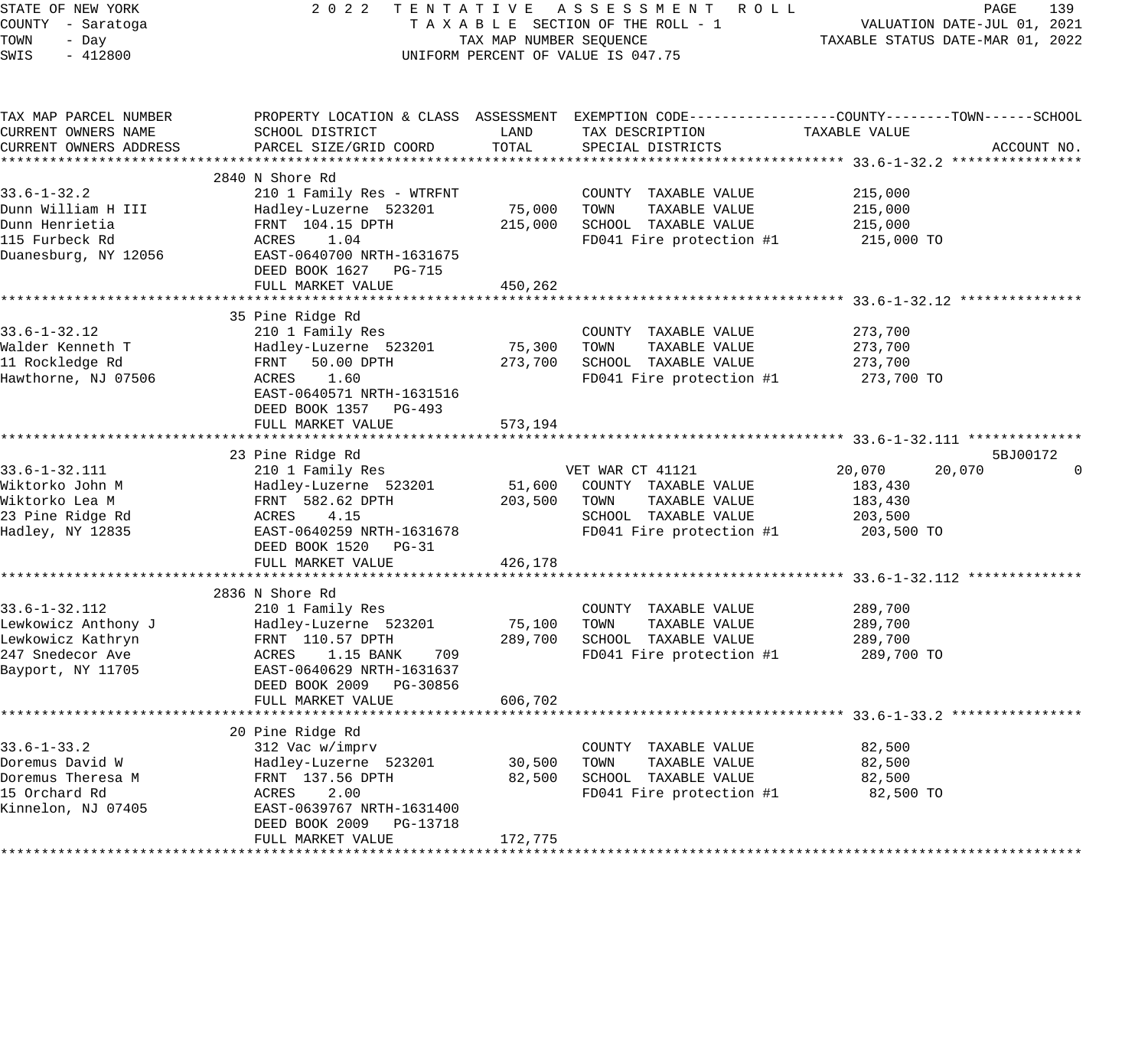STATE OF NEW YORK
COUNTY - Saratoga
TOWN - Day
SWIS - 412800

2022 TENTATIVE ASSESSMENT ROLL
TAXABLE SECTION OF THE ROLL - 1
TAX MAP NUMBER SEQUENCE
UNIFORM PERCENT OF VALUE IS 047.75

VALUATION DATE-JUL 01, 2021
TAXABLE STATUS DATE-MAR 01, 2022

```
TAX MAP PARCEL NUMBER          PROPERTY LOCATION & CLASS  ASSESSMENT  EXEMPTION CODE------------------COUNTY--------TOWN------SCHOOL
CURRENT OWNERS NAME            SCHOOL DISTRICT               LAND      TAX DESCRIPTION              TAXABLE VALUE
CURRENT OWNERS ADDRESS         PARCEL SIZE/GRID COORD        TOTAL     SPECIAL DISTRICTS                                    ACCOUNT NO.
******************************************************************************************************* 33.6-1-32.2 ****************
                              2840 N Shore Rd
33.6-1-32.2                    210 1 Family Res - WTRFNT              COUNTY  TAXABLE VALUE           215,000
Dunn William H III             Hadley-Luzerne  523201       75,000    TOWN    TAXABLE VALUE           215,000
Dunn Henrietia                 FRNT  104.15 DPTH           215,000    SCHOOL  TAXABLE VALUE           215,000
115 Furbeck Rd                 ACRES    1.04                          FD041 Fire protection #1         215,000 TO
Duanesburg, NY 12056           EAST-0640700 NRTH-1631675
                               DEED BOOK 1627   PG-715
                               FULL MARKET VALUE           450,262
******************************************************************************************************* 33.6-1-32.12 ***************
                              35 Pine Ridge Rd
33.6-1-32.12                   210 1 Family Res                       COUNTY  TAXABLE VALUE           273,700
Walder Kenneth T               Hadley-Luzerne  523201       75,300    TOWN    TAXABLE VALUE           273,700
11 Rockledge Rd                FRNT   50.00 DPTH           273,700    SCHOOL  TAXABLE VALUE           273,700
Hawthorne, NJ 07506            ACRES    1.60                          FD041 Fire protection #1         273,700 TO
                               EAST-0640571 NRTH-1631516
                               DEED BOOK 1357   PG-493
                               FULL MARKET VALUE           573,194
******************************************************************************************************* 33.6-1-32.111 **************
                              23 Pine Ridge Rd                                                                             5BJ00172
33.6-1-32.111                  210 1 Family Res                      VET WAR CT 41121               20,070      20,070           0
Wiktorko John M                Hadley-Luzerne  523201       51,600    COUNTY  TAXABLE VALUE           183,430
Wiktorko Lea M                 FRNT  582.62 DPTH           203,500    TOWN    TAXABLE VALUE           183,430
23 Pine Ridge Rd               ACRES    4.15                          SCHOOL  TAXABLE VALUE           203,500
Hadley, NY 12835               EAST-0640259 NRTH-1631678              FD041 Fire protection #1         203,500 TO
                               DEED BOOK 1520   PG-31
                               FULL MARKET VALUE           426,178
******************************************************************************************************* 33.6-1-32.112 **************
                              2836 N Shore Rd
33.6-1-32.112                  210 1 Family Res                       COUNTY  TAXABLE VALUE           289,700
Lewkowicz Anthony J            Hadley-Luzerne  523201       75,100    TOWN    TAXABLE VALUE           289,700
Lewkowicz Kathryn              FRNT  110.57 DPTH           289,700    SCHOOL  TAXABLE VALUE           289,700
247 Snedecor Ave               ACRES    1.15 BANK    709              FD041 Fire protection #1         289,700 TO
Bayport, NY 11705              EAST-0640629 NRTH-1631637
                               DEED BOOK 2009   PG-30856
                               FULL MARKET VALUE           606,702
******************************************************************************************************* 33.6-1-33.2 ****************
                              20 Pine Ridge Rd
33.6-1-33.2                    312 Vac w/imprv                        COUNTY  TAXABLE VALUE            82,500
Doremus David W                Hadley-Luzerne  523201       30,500    TOWN    TAXABLE VALUE            82,500
Doremus Theresa M              FRNT  137.56 DPTH            82,500    SCHOOL  TAXABLE VALUE            82,500
15 Orchard Rd                  ACRES    2.00                          FD041 Fire protection #1          82,500 TO
Kinnelon, NJ 07405             EAST-0639767 NRTH-1631400
                               DEED BOOK 2009   PG-13718
                               FULL MARKET VALUE           172,775
************************************************************************************************************************************
```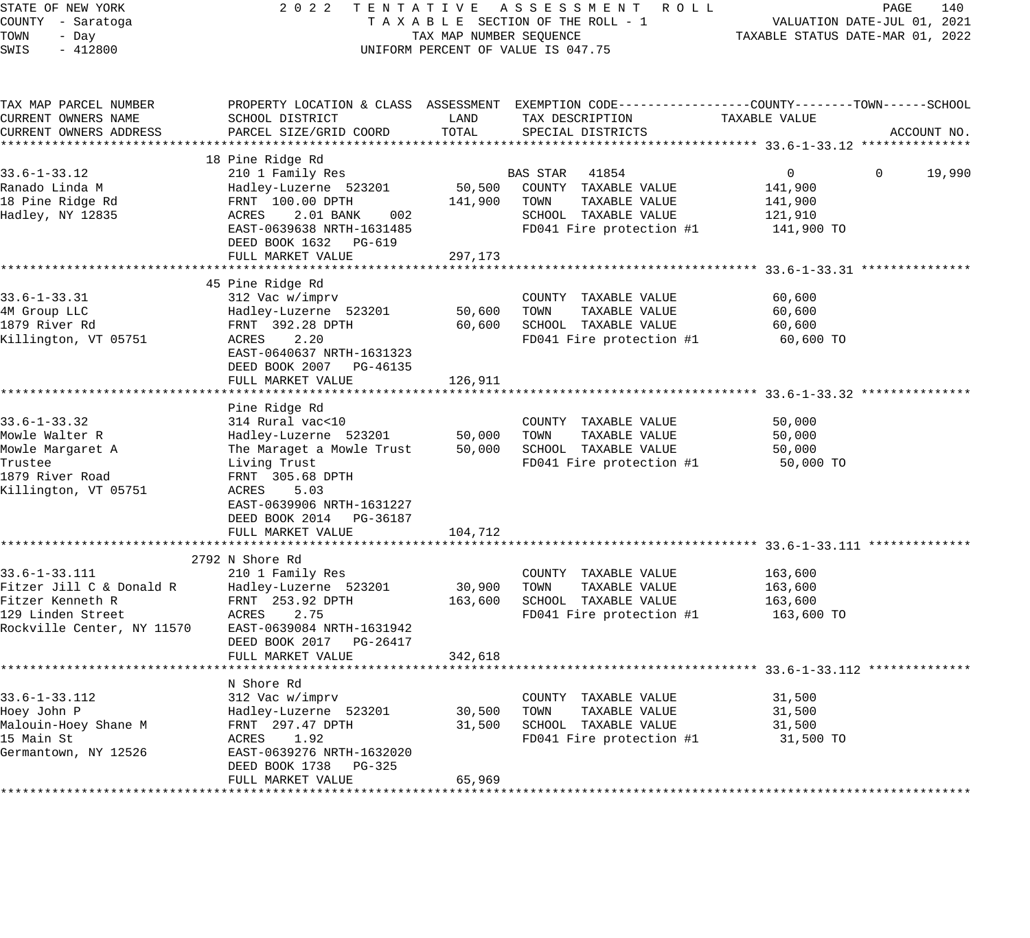STATE OF NEW YORK
COUNTY - Saratoga
TOWN - Day
SWIS - 412800

2 0 2 2 T E N T A T I V E A S S E S S M E N T R O L L
T A X A B L E SECTION OF THE ROLL - 1
TAX MAP NUMBER SEQUENCE
UNIFORM PERCENT OF VALUE IS 047.75

VALUATION DATE-JUL 01, 2021
TAXABLE STATUS DATE-MAR 01, 2022

| TAX MAP PARCEL NUMBER / CURRENT OWNERS NAME / CURRENT OWNERS ADDRESS | PROPERTY LOCATION & CLASS / SCHOOL DISTRICT / PARCEL SIZE/GRID COORD | ASSESSMENT LAND | TOTAL | EXEMPTION CODE / TAX DESCRIPTION / SPECIAL DISTRICTS | COUNTY TAXABLE VALUE | TOWN | SCHOOL / ACCOUNT NO. |
|---|---|---|---|---|---|---|---|
| **33.6-1-33.12** | 18 Pine Ridge Rd | | | | | | |
| 33.6-1-33.12 | 210 1 Family Res | | | BAS STAR 41854 | 0 | 0 | 19,990 |
| Ranado Linda M | Hadley-Luzerne 523201 | 50,500 | | COUNTY TAXABLE VALUE | 141,900 | | |
| 18 Pine Ridge Rd | FRNT 100.00 DPTH | | 141,900 | TOWN TAXABLE VALUE | 141,900 | | |
| Hadley, NY 12835 | ACRES 2.01 BANK 002 | | | SCHOOL TAXABLE VALUE | 121,910 | | |
| | EAST-0639638 NRTH-1631485 | | | FD041 Fire protection #1 | 141,900 TO | | |
| | DEED BOOK 1632 PG-619 | | | | | | |
| | FULL MARKET VALUE | | 297,173 | | | | |
| **33.6-1-33.31** | 45 Pine Ridge Rd | | | | | | |
| 33.6-1-33.31 | 312 Vac w/imprv | | | COUNTY TAXABLE VALUE | 60,600 | | |
| 4M Group LLC | Hadley-Luzerne 523201 | 50,600 | | TOWN TAXABLE VALUE | 60,600 | | |
| 1879 River Rd | FRNT 392.28 DPTH | | 60,600 | SCHOOL TAXABLE VALUE | 60,600 | | |
| Killington, VT 05751 | ACRES 2.20 | | | FD041 Fire protection #1 | 60,600 TO | | |
| | EAST-0640637 NRTH-1631323 | | | | | | |
| | DEED BOOK 2007 PG-46135 | | | | | | |
| | FULL MARKET VALUE | | 126,911 | | | | |
| **33.6-1-33.32** | Pine Ridge Rd | | | | | | |
| 33.6-1-33.32 | 314 Rural vac<10 | | | COUNTY TAXABLE VALUE | 50,000 | | |
| Mowle Walter R | Hadley-Luzerne 523201 | 50,000 | | TOWN TAXABLE VALUE | 50,000 | | |
| Mowle Margaret A | The Maraget a Mowle Trust | | 50,000 | SCHOOL TAXABLE VALUE | 50,000 | | |
| Trustee | Living Trust | | | FD041 Fire protection #1 | 50,000 TO | | |
| 1879 River Road | FRNT 305.68 DPTH | | | | | | |
| Killington, VT 05751 | ACRES 5.03 | | | | | | |
| | EAST-0639906 NRTH-1631227 | | | | | | |
| | DEED BOOK 2014 PG-36187 | | | | | | |
| | FULL MARKET VALUE | | 104,712 | | | | |
| **33.6-1-33.111** | 2792 N Shore Rd | | | | | | |
| 33.6-1-33.111 | 210 1 Family Res | | | COUNTY TAXABLE VALUE | 163,600 | | |
| Fitzer Jill C & Donald R | Hadley-Luzerne 523201 | 30,900 | | TOWN TAXABLE VALUE | 163,600 | | |
| Fitzer Kenneth R | FRNT 253.92 DPTH | | 163,600 | SCHOOL TAXABLE VALUE | 163,600 | | |
| 129 Linden Street | ACRES 2.75 | | | FD041 Fire protection #1 | 163,600 TO | | |
| Rockville Center, NY 11570 | EAST-0639084 NRTH-1631942 | | | | | | |
| | DEED BOOK 2017 PG-26417 | | | | | | |
| | FULL MARKET VALUE | | 342,618 | | | | |
| **33.6-1-33.112** | N Shore Rd | | | | | | |
| 33.6-1-33.112 | 312 Vac w/imprv | | | COUNTY TAXABLE VALUE | 31,500 | | |
| Hoey John P | Hadley-Luzerne 523201 | 30,500 | | TOWN TAXABLE VALUE | 31,500 | | |
| Malouin-Hoey Shane M | FRNT 297.47 DPTH | | 31,500 | SCHOOL TAXABLE VALUE | 31,500 | | |
| 15 Main St | ACRES 1.92 | | | FD041 Fire protection #1 | 31,500 TO | | |
| Germantown, NY 12526 | EAST-0639276 NRTH-1632020 | | | | | | |
| | DEED BOOK 1738 PG-325 | | | | | | |
| | FULL MARKET VALUE | | 65,969 | | | | |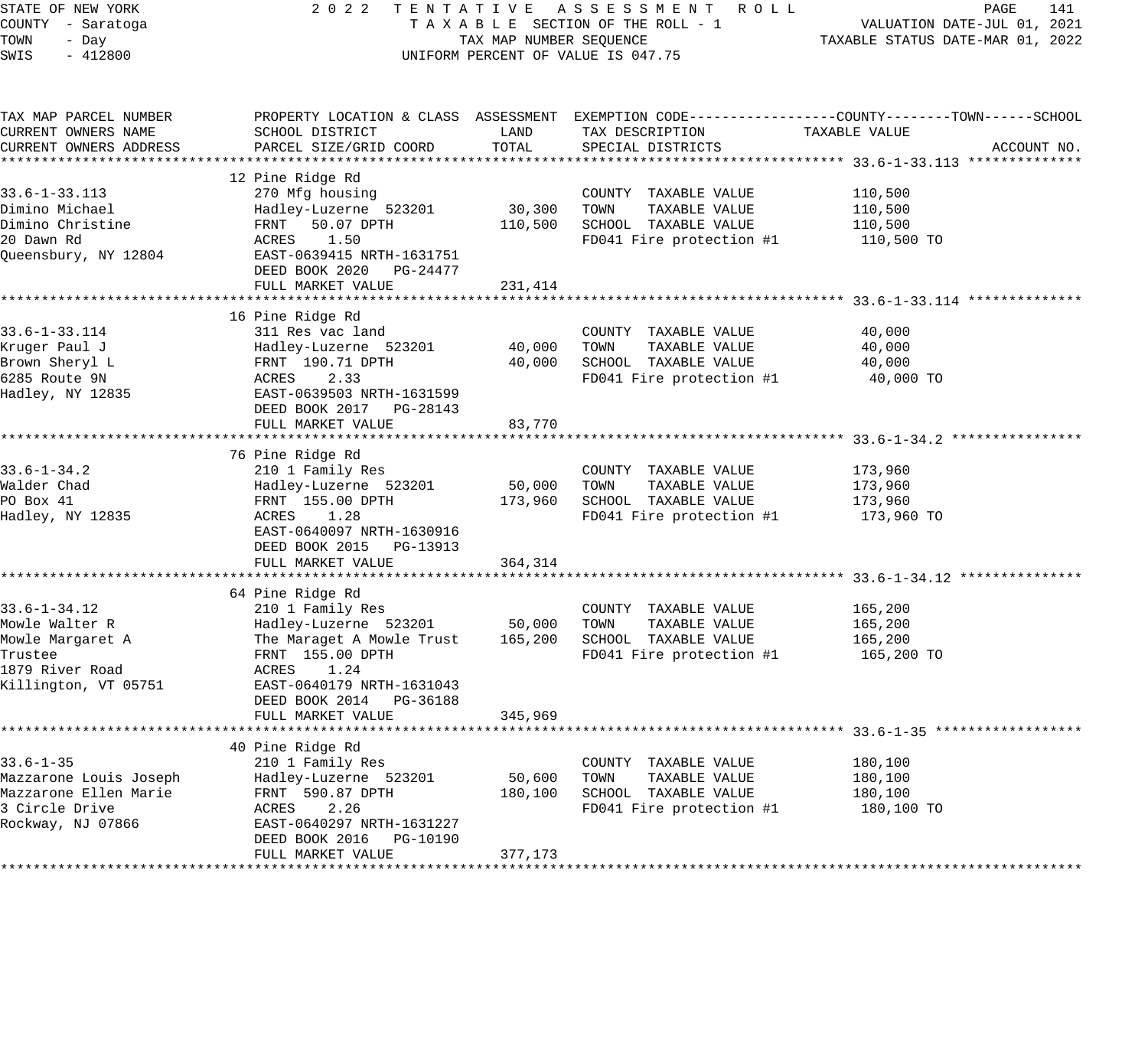STATE OF NEW YORK
COUNTY - Saratoga
TOWN - Day
SWIS - 412800

2 0 2 2 T E N T A T I V E A S S E S S M E N T R O L L
T A X A B L E SECTION OF THE ROLL - 1
TAX MAP NUMBER SEQUENCE
UNIFORM PERCENT OF VALUE IS 047.75

VALUATION DATE-JUL 01, 2021
TAXABLE STATUS DATE-MAR 01, 2022

| TAX MAP PARCEL NUMBER / CURRENT OWNERS NAME / CURRENT OWNERS ADDRESS | PROPERTY LOCATION & CLASS / SCHOOL DISTRICT / PARCEL SIZE/GRID COORD | ASSESSMENT LAND | ASSESSMENT TOTAL | EXEMPTION CODE / TAX DESCRIPTION / SPECIAL DISTRICTS | TAXABLE VALUE (COUNTY / TOWN / SCHOOL) | ACCOUNT NO. |
|---|---|---|---|---|---|---|
| **33.6-1-33.113** | 12 Pine Ridge Rd | | | | | |
| 33.6-1-33.113 | 270 Mfg housing | | | COUNTY TAXABLE VALUE | 110,500 | |
| Dimino Michael | Hadley-Luzerne 523201 | 30,300 | | TOWN TAXABLE VALUE | 110,500 | |
| Dimino Christine | FRNT 50.07 DPTH | | 110,500 | SCHOOL TAXABLE VALUE | 110,500 | |
| 20 Dawn Rd | ACRES 1.50 | | | FD041 Fire protection #1 | 110,500 TO | |
| Queensbury, NY 12804 | EAST-0639415 NRTH-1631751 | | | | | |
| | DEED BOOK 2020 PG-24477 | | | | | |
| | FULL MARKET VALUE | | 231,414 | | | |
| **33.6-1-33.114** | 16 Pine Ridge Rd | | | | | |
| 33.6-1-33.114 | 311 Res vac land | | | COUNTY TAXABLE VALUE | 40,000 | |
| Kruger Paul J | Hadley-Luzerne 523201 | 40,000 | | TOWN TAXABLE VALUE | 40,000 | |
| Brown Sheryl L | FRNT 190.71 DPTH | | 40,000 | SCHOOL TAXABLE VALUE | 40,000 | |
| 6285 Route 9N | ACRES 2.33 | | | FD041 Fire protection #1 | 40,000 TO | |
| Hadley, NY 12835 | EAST-0639503 NRTH-1631599 | | | | | |
| | DEED BOOK 2017 PG-28143 | | | | | |
| | FULL MARKET VALUE | | 83,770 | | | |
| **33.6-1-34.2** | 76 Pine Ridge Rd | | | | | |
| 33.6-1-34.2 | 210 1 Family Res | | | COUNTY TAXABLE VALUE | 173,960 | |
| Walder Chad | Hadley-Luzerne 523201 | 50,000 | | TOWN TAXABLE VALUE | 173,960 | |
| PO Box 41 | FRNT 155.00 DPTH | | 173,960 | SCHOOL TAXABLE VALUE | 173,960 | |
| Hadley, NY 12835 | ACRES 1.28 | | | FD041 Fire protection #1 | 173,960 TO | |
| | EAST-0640097 NRTH-1630916 | | | | | |
| | DEED BOOK 2015 PG-13913 | | | | | |
| | FULL MARKET VALUE | | 364,314 | | | |
| **33.6-1-34.12** | 64 Pine Ridge Rd | | | | | |
| 33.6-1-34.12 | 210 1 Family Res | | | COUNTY TAXABLE VALUE | 165,200 | |
| Mowle Walter R | Hadley-Luzerne 523201 | 50,000 | | TOWN TAXABLE VALUE | 165,200 | |
| Mowle Margaret A | The Maraget A Mowle Trust | | 165,200 | SCHOOL TAXABLE VALUE | 165,200 | |
| Trustee | FRNT 155.00 DPTH | | | FD041 Fire protection #1 | 165,200 TO | |
| 1879 River Road | ACRES 1.24 | | | | | |
| Killington, VT 05751 | EAST-0640179 NRTH-1631043 | | | | | |
| | DEED BOOK 2014 PG-36188 | | | | | |
| | FULL MARKET VALUE | | 345,969 | | | |
| **33.6-1-35** | 40 Pine Ridge Rd | | | | | |
| 33.6-1-35 | 210 1 Family Res | | | COUNTY TAXABLE VALUE | 180,100 | |
| Mazzarone Louis Joseph | Hadley-Luzerne 523201 | 50,600 | | TOWN TAXABLE VALUE | 180,100 | |
| Mazzarone Ellen Marie | FRNT 590.87 DPTH | | 180,100 | SCHOOL TAXABLE VALUE | 180,100 | |
| 3 Circle Drive | ACRES 2.26 | | | FD041 Fire protection #1 | 180,100 TO | |
| Rockway, NJ 07866 | EAST-0640297 NRTH-1631227 | | | | | |
| | DEED BOOK 2016 PG-10190 | | | | | |
| | FULL MARKET VALUE | | 377,173 | | | |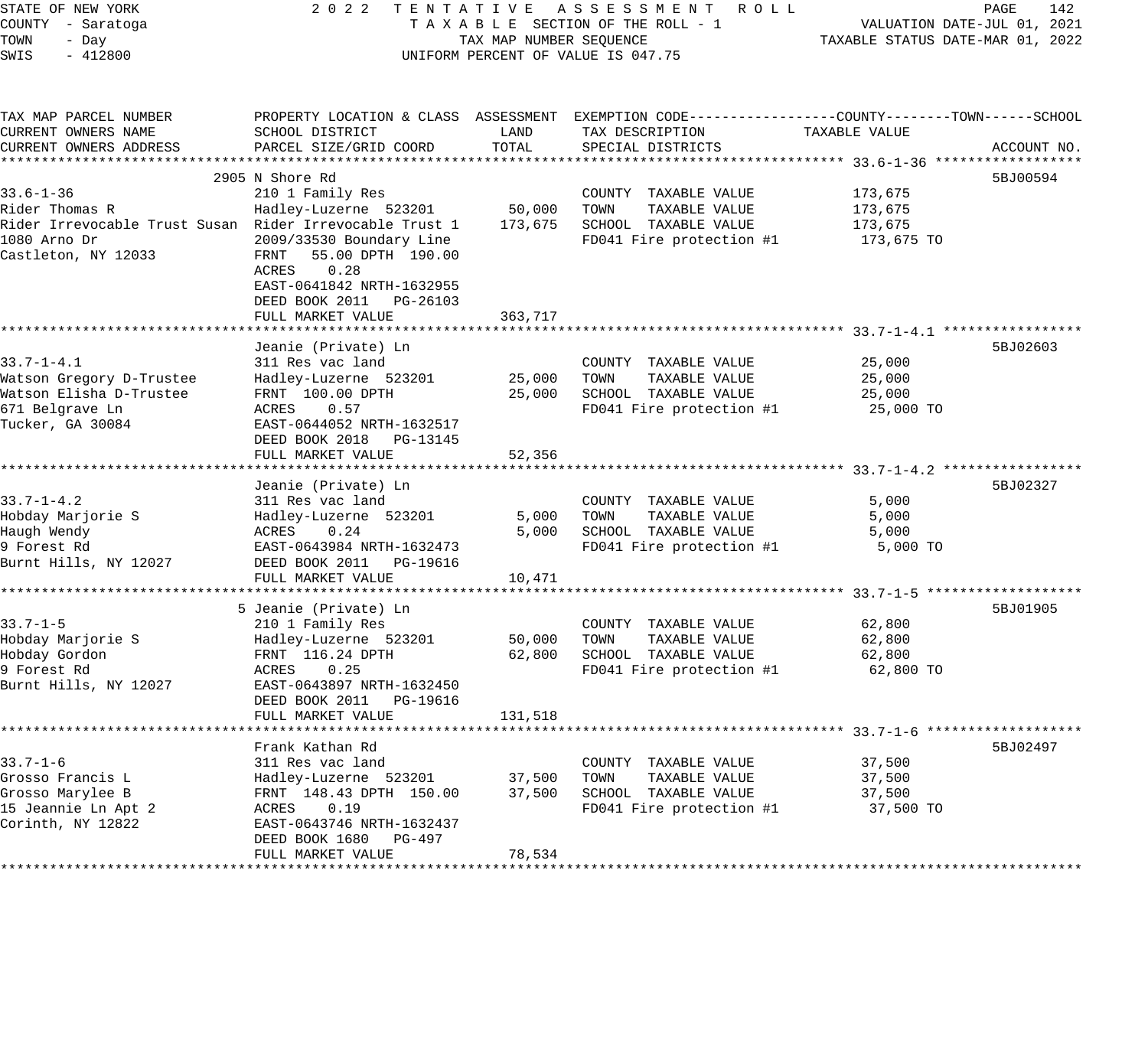STATE OF NEW YORK
COUNTY - Saratoga
TOWN - Day
SWIS - 412800

2022 TENTATIVE ASSESSMENT ROLL
TAXABLE SECTION OF THE ROLL - 1
TAX MAP NUMBER SEQUENCE
UNIFORM PERCENT OF VALUE IS 047.75

VALUATION DATE-JUL 01, 2021
TAXABLE STATUS DATE-MAR 01, 2022

| TAX MAP PARCEL NUMBER / CURRENT OWNERS NAME / CURRENT OWNERS ADDRESS | PROPERTY LOCATION & CLASS / SCHOOL DISTRICT / PARCEL SIZE/GRID COORD | ASSESSMENT LAND | ASSESSMENT TOTAL | EXEMPTION CODE / TAX DESCRIPTION / SPECIAL DISTRICTS | TAXABLE VALUE (COUNTY / TOWN / SCHOOL) | ACCOUNT NO. |
|---|---|---|---|---|---|---|
| **33.6-1-36** | 2905 N Shore Rd | | | | | 5BJ00594 |
| 33.6-1-36 | 210 1 Family Res | | | COUNTY TAXABLE VALUE | 173,675 | |
| Rider Thomas R | Hadley-Luzerne 523201 | 50,000 | | TOWN TAXABLE VALUE | 173,675 | |
| Rider Irrevocable Trust Susan | Rider Irrevocable Trust 1 | | 173,675 | SCHOOL TAXABLE VALUE | 173,675 | |
| 1080 Arno Dr | 2009/33530 Boundary Line | | | FD041 Fire protection #1 | 173,675 TO | |
| Castleton, NY 12033 | FRNT 55.00 DPTH 190.00 | | | | | |
| | ACRES 0.28 | | | | | |
| | EAST-0641842 NRTH-1632955 | | | | | |
| | DEED BOOK 2011 PG-26103 | | | | | |
| | FULL MARKET VALUE | | 363,717 | | | |
| **33.7-1-4.1** | Jeanie (Private) Ln | | | | | 5BJ02603 |
| 33.7-1-4.1 | 311 Res vac land | | | COUNTY TAXABLE VALUE | 25,000 | |
| Watson Gregory D-Trustee | Hadley-Luzerne 523201 | 25,000 | | TOWN TAXABLE VALUE | 25,000 | |
| Watson Elisha D-Trustee | FRNT 100.00 DPTH | | 25,000 | SCHOOL TAXABLE VALUE | 25,000 | |
| 671 Belgrave Ln | ACRES 0.57 | | | FD041 Fire protection #1 | 25,000 TO | |
| Tucker, GA 30084 | EAST-0644052 NRTH-1632517 | | | | | |
| | DEED BOOK 2018 PG-13145 | | | | | |
| | FULL MARKET VALUE | | 52,356 | | | |
| **33.7-1-4.2** | Jeanie (Private) Ln | | | | | 5BJ02327 |
| 33.7-1-4.2 | 311 Res vac land | | | COUNTY TAXABLE VALUE | 5,000 | |
| Hobday Marjorie S | Hadley-Luzerne 523201 | 5,000 | | TOWN TAXABLE VALUE | 5,000 | |
| Haugh Wendy | ACRES 0.24 | | 5,000 | SCHOOL TAXABLE VALUE | 5,000 | |
| 9 Forest Rd | EAST-0643984 NRTH-1632473 | | | FD041 Fire protection #1 | 5,000 TO | |
| Burnt Hills, NY 12027 | DEED BOOK 2011 PG-19616 | | | | | |
| | FULL MARKET VALUE | | 10,471 | | | |
| **33.7-1-5** | 5 Jeanie (Private) Ln | | | | | 5BJ01905 |
| 33.7-1-5 | 210 1 Family Res | | | COUNTY TAXABLE VALUE | 62,800 | |
| Hobday Marjorie S | Hadley-Luzerne 523201 | 50,000 | | TOWN TAXABLE VALUE | 62,800 | |
| Hobday Gordon | FRNT 116.24 DPTH | | 62,800 | SCHOOL TAXABLE VALUE | 62,800 | |
| 9 Forest Rd | ACRES 0.25 | | | FD041 Fire protection #1 | 62,800 TO | |
| Burnt Hills, NY 12027 | EAST-0643897 NRTH-1632450 | | | | | |
| | DEED BOOK 2011 PG-19616 | | | | | |
| | FULL MARKET VALUE | | 131,518 | | | |
| **33.7-1-6** | Frank Kathan Rd | | | | | 5BJ02497 |
| 33.7-1-6 | 311 Res vac land | | | COUNTY TAXABLE VALUE | 37,500 | |
| Grosso Francis L | Hadley-Luzerne 523201 | 37,500 | | TOWN TAXABLE VALUE | 37,500 | |
| Grosso Marylee B | FRNT 148.43 DPTH 150.00 | | 37,500 | SCHOOL TAXABLE VALUE | 37,500 | |
| 15 Jeannie Ln Apt 2 | ACRES 0.19 | | | FD041 Fire protection #1 | 37,500 TO | |
| Corinth, NY 12822 | EAST-0643746 NRTH-1632437 | | | | | |
| | DEED BOOK 1680 PG-497 | | | | | |
| | FULL MARKET VALUE | | 78,534 | | | |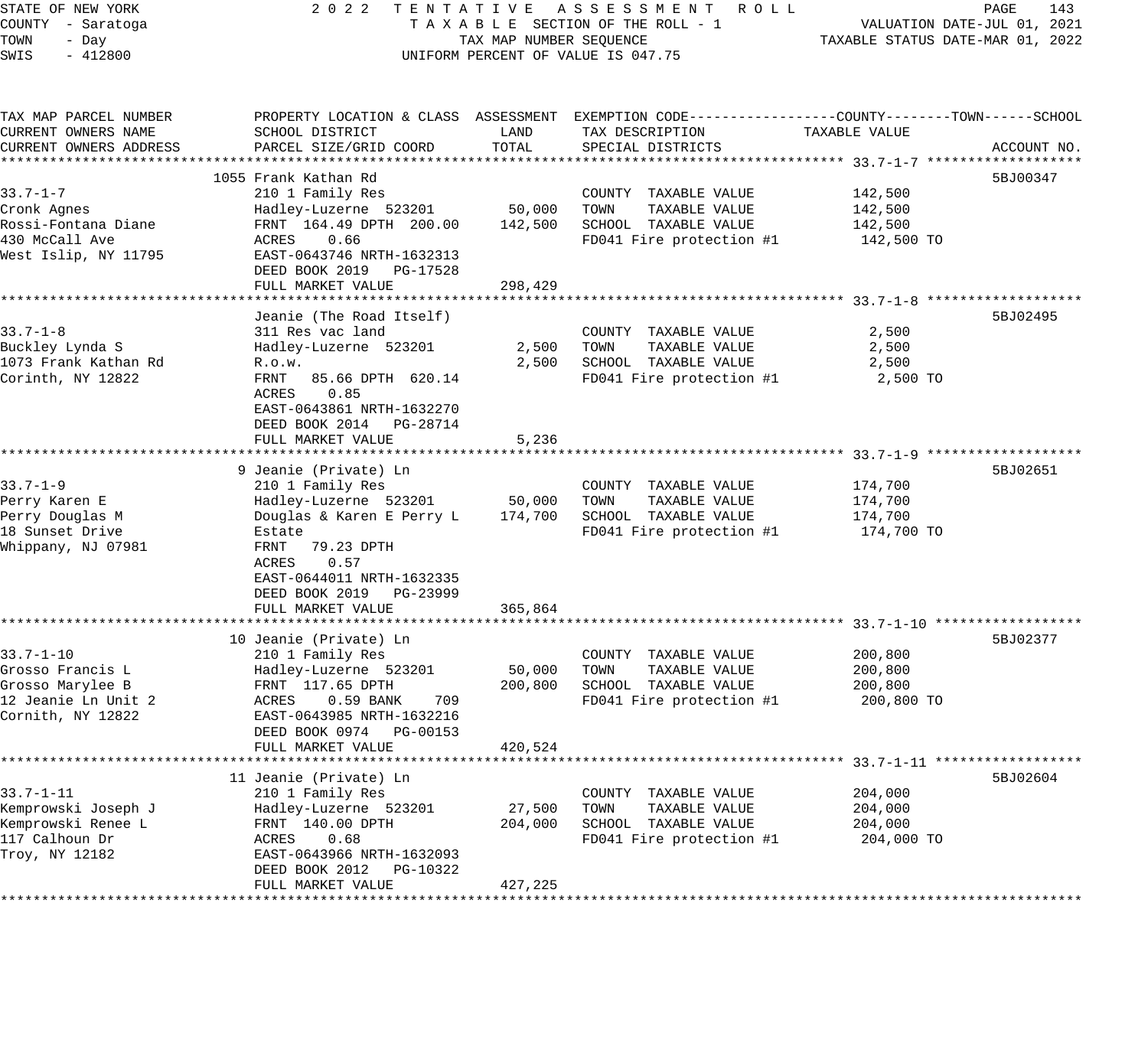STATE OF NEW YORK — 2022 TENTATIVE ASSESSMENT ROLL
COUNTY - Saratoga — TAXABLE SECTION OF THE ROLL - 1 — VALUATION DATE-JUL 01, 2021
TOWN - Day — TAX MAP NUMBER SEQUENCE — TAXABLE STATUS DATE-MAR 01, 2022
SWIS - 412800 — UNIFORM PERCENT OF VALUE IS 047.75

| TAX MAP PARCEL NUMBER / CURRENT OWNERS NAME / CURRENT OWNERS ADDRESS | PROPERTY LOCATION & CLASS / SCHOOL DISTRICT / PARCEL SIZE/GRID COORD | ASSESSMENT LAND | ASSESSMENT TOTAL | EXEMPTION CODE / TAX DESCRIPTION / SPECIAL DISTRICTS | TAXABLE VALUE (COUNTY--TOWN--SCHOOL) | ACCOUNT NO. |
|---|---|---|---|---|---|---|
| **33.7-1-7** | 1055 Frank Kathan Rd | | | | | 5BJ00347 |
| 33.7-1-7 | 210 1 Family Res | | | COUNTY TAXABLE VALUE | 142,500 | |
| Cronk Agnes | Hadley-Luzerne 523201 | 50,000 | | TOWN TAXABLE VALUE | 142,500 | |
| Rossi-Fontana Diane | FRNT 164.49 DPTH 200.00 | | 142,500 | SCHOOL TAXABLE VALUE | 142,500 | |
| 430 McCall Ave | ACRES 0.66 | | | FD041 Fire protection #1 | 142,500 TO | |
| West Islip, NY 11795 | EAST-0643746 NRTH-1632313 | | | | | |
| | DEED BOOK 2019 PG-17528 | | | | | |
| | FULL MARKET VALUE | | 298,429 | | | |
| **33.7-1-8** | Jeanie (The Road Itself) | | | | | 5BJ02495 |
| 33.7-1-8 | 311 Res vac land | | | COUNTY TAXABLE VALUE | 2,500 | |
| Buckley Lynda S | Hadley-Luzerne 523201 | 2,500 | | TOWN TAXABLE VALUE | 2,500 | |
| 1073 Frank Kathan Rd | R.o.w. | | 2,500 | SCHOOL TAXABLE VALUE | 2,500 | |
| Corinth, NY 12822 | FRNT 85.66 DPTH 620.14 | | | FD041 Fire protection #1 | 2,500 TO | |
| | ACRES 0.85 | | | | | |
| | EAST-0643861 NRTH-1632270 | | | | | |
| | DEED BOOK 2014 PG-28714 | | | | | |
| | FULL MARKET VALUE | | 5,236 | | | |
| **33.7-1-9** | 9 Jeanie (Private) Ln | | | | | 5BJ02651 |
| 33.7-1-9 | 210 1 Family Res | | | COUNTY TAXABLE VALUE | 174,700 | |
| Perry Karen E | Hadley-Luzerne 523201 | 50,000 | | TOWN TAXABLE VALUE | 174,700 | |
| Perry Douglas M | Douglas & Karen E Perry L | | 174,700 | SCHOOL TAXABLE VALUE | 174,700 | |
| 18 Sunset Drive | Estate | | | FD041 Fire protection #1 | 174,700 TO | |
| Whippany, NJ 07981 | FRNT 79.23 DPTH | | | | | |
| | ACRES 0.57 | | | | | |
| | EAST-0644011 NRTH-1632335 | | | | | |
| | DEED BOOK 2019 PG-23999 | | | | | |
| | FULL MARKET VALUE | | 365,864 | | | |
| **33.7-1-10** | 10 Jeanie (Private) Ln | | | | | 5BJ02377 |
| 33.7-1-10 | 210 1 Family Res | | | COUNTY TAXABLE VALUE | 200,800 | |
| Grosso Francis L | Hadley-Luzerne 523201 | 50,000 | | TOWN TAXABLE VALUE | 200,800 | |
| Grosso Marylee B | FRNT 117.65 DPTH | | 200,800 | SCHOOL TAXABLE VALUE | 200,800 | |
| 12 Jeanie Ln Unit 2 | ACRES 0.59 BANK 709 | | | FD041 Fire protection #1 | 200,800 TO | |
| Cornith, NY 12822 | EAST-0643985 NRTH-1632216 | | | | | |
| | DEED BOOK 0974 PG-00153 | | | | | |
| | FULL MARKET VALUE | | 420,524 | | | |
| **33.7-1-11** | 11 Jeanie (Private) Ln | | | | | 5BJ02604 |
| 33.7-1-11 | 210 1 Family Res | | | COUNTY TAXABLE VALUE | 204,000 | |
| Kemprowski Joseph J | Hadley-Luzerne 523201 | 27,500 | | TOWN TAXABLE VALUE | 204,000 | |
| Kemprowski Renee L | FRNT 140.00 DPTH | | 204,000 | SCHOOL TAXABLE VALUE | 204,000 | |
| 117 Calhoun Dr | ACRES 0.68 | | | FD041 Fire protection #1 | 204,000 TO | |
| Troy, NY 12182 | EAST-0643966 NRTH-1632093 | | | | | |
| | DEED BOOK 2012 PG-10322 | | | | | |
| | FULL MARKET VALUE | | 427,225 | | | |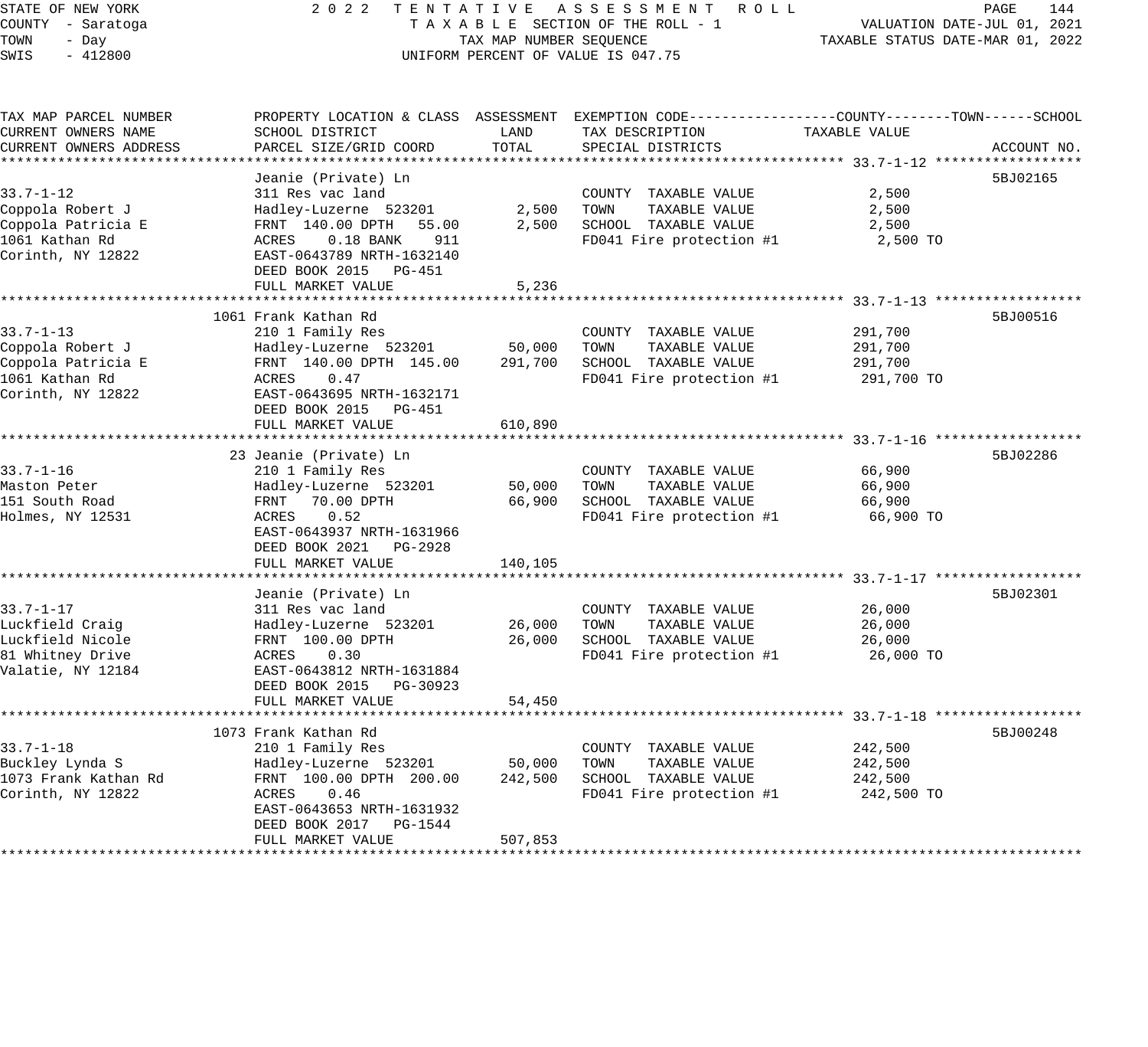STATE OF NEW YORK
COUNTY - Saratoga
TOWN - Day
SWIS - 412800

2022 TENTATIVE ASSESSMENT ROLL
TAXABLE SECTION OF THE ROLL - 1
TAX MAP NUMBER SEQUENCE
UNIFORM PERCENT OF VALUE IS 047.75

VALUATION DATE-JUL 01, 2021
TAXABLE STATUS DATE-MAR 01, 2022

| TAX MAP PARCEL NUMBER / CURRENT OWNERS NAME / CURRENT OWNERS ADDRESS | PROPERTY LOCATION & CLASS / SCHOOL DISTRICT / PARCEL SIZE/GRID COORD | ASSESSMENT LAND / TOTAL | EXEMPTION CODE / TAX DESCRIPTION / SPECIAL DISTRICTS | TAXABLE VALUE (COUNTY / TOWN / SCHOOL) | ACCOUNT NO. |
|---|---|---|---|---|---|
| 33.7-1-12 | Jeanie (Private) Ln | | | | 5BJ02165 |
| Coppola Robert J | 311 Res vac land | | COUNTY TAXABLE VALUE | 2,500 | |
| Coppola Patricia E | Hadley-Luzerne 523201 | 2,500 | TOWN TAXABLE VALUE | 2,500 | |
| 1061 Kathan Rd | FRNT 140.00 DPTH 55.00 | 2,500 | SCHOOL TAXABLE VALUE | 2,500 | |
| Corinth, NY 12822 | ACRES 0.18 BANK 911 | | FD041 Fire protection #1 | 2,500 TO | |
| | EAST-0643789 NRTH-1632140 | | | | |
| | DEED BOOK 2015 PG-451 | | | | |
| | FULL MARKET VALUE | 5,236 | | | |
| 33.7-1-13 | 1061 Frank Kathan Rd | | | | 5BJ00516 |
| Coppola Robert J | 210 1 Family Res | | COUNTY TAXABLE VALUE | 291,700 | |
| Coppola Patricia E | Hadley-Luzerne 523201 | 50,000 | TOWN TAXABLE VALUE | 291,700 | |
| 1061 Kathan Rd | FRNT 140.00 DPTH 145.00 | 291,700 | SCHOOL TAXABLE VALUE | 291,700 | |
| Corinth, NY 12822 | ACRES 0.47 | | FD041 Fire protection #1 | 291,700 TO | |
| | EAST-0643695 NRTH-1632171 | | | | |
| | DEED BOOK 2015 PG-451 | | | | |
| | FULL MARKET VALUE | 610,890 | | | |
| 33.7-1-16 | 23 Jeanie (Private) Ln | | | | 5BJ02286 |
| Maston Peter | 210 1 Family Res | | COUNTY TAXABLE VALUE | 66,900 | |
| 151 South Road | Hadley-Luzerne 523201 | 50,000 | TOWN TAXABLE VALUE | 66,900 | |
| Holmes, NY 12531 | FRNT 70.00 DPTH | 66,900 | SCHOOL TAXABLE VALUE | 66,900 | |
| | ACRES 0.52 | | FD041 Fire protection #1 | 66,900 TO | |
| | EAST-0643937 NRTH-1631966 | | | | |
| | DEED BOOK 2021 PG-2928 | | | | |
| | FULL MARKET VALUE | 140,105 | | | |
| 33.7-1-17 | Jeanie (Private) Ln | | | | 5BJ02301 |
| Luckfield Craig | 311 Res vac land | | COUNTY TAXABLE VALUE | 26,000 | |
| Luckfield Nicole | Hadley-Luzerne 523201 | 26,000 | TOWN TAXABLE VALUE | 26,000 | |
| 81 Whitney Drive | FRNT 100.00 DPTH | 26,000 | SCHOOL TAXABLE VALUE | 26,000 | |
| Valatie, NY 12184 | ACRES 0.30 | | FD041 Fire protection #1 | 26,000 TO | |
| | EAST-0643812 NRTH-1631884 | | | | |
| | DEED BOOK 2015 PG-30923 | | | | |
| | FULL MARKET VALUE | 54,450 | | | |
| 33.7-1-18 | 1073 Frank Kathan Rd | | | | 5BJ00248 |
| Buckley Lynda S | 210 1 Family Res | | COUNTY TAXABLE VALUE | 242,500 | |
| 1073 Frank Kathan Rd | Hadley-Luzerne 523201 | 50,000 | TOWN TAXABLE VALUE | 242,500 | |
| Corinth, NY 12822 | FRNT 100.00 DPTH 200.00 | 242,500 | SCHOOL TAXABLE VALUE | 242,500 | |
| | ACRES 0.46 | | FD041 Fire protection #1 | 242,500 TO | |
| | EAST-0643653 NRTH-1631932 | | | | |
| | DEED BOOK 2017 PG-1544 | | | | |
| | FULL MARKET VALUE | 507,853 | | | |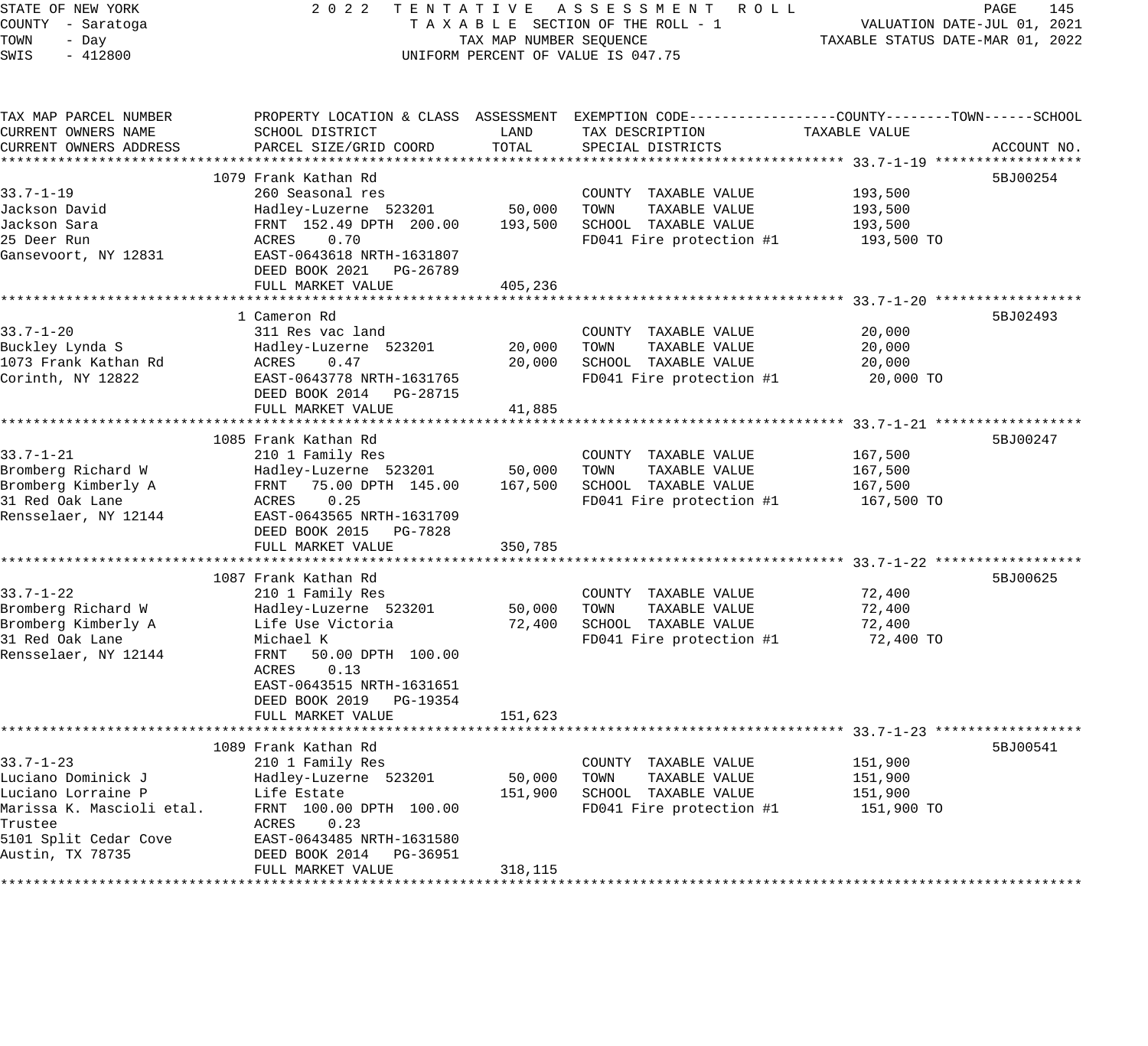STATE OF NEW YORK — 2022 TENTATIVE ASSESSMENT ROLL
COUNTY - Saratoga — TAXABLE SECTION OF THE ROLL - 1 — VALUATION DATE-JUL 01, 2021
TOWN - Day — TAX MAP NUMBER SEQUENCE — TAXABLE STATUS DATE-MAR 01, 2022
SWIS - 412800 — UNIFORM PERCENT OF VALUE IS 047.75

| TAX MAP PARCEL NUMBER / CURRENT OWNERS NAME / CURRENT OWNERS ADDRESS | PROPERTY LOCATION & CLASS / SCHOOL DISTRICT / PARCEL SIZE/GRID COORD | ASSESSMENT LAND / TOTAL | EXEMPTION CODE / TAX DESCRIPTION / SPECIAL DISTRICTS | TAXABLE VALUE (COUNTY / TOWN / SCHOOL) | ACCOUNT NO. |
|---|---|---|---|---|---|
| **33.7-1-19** | 1079 Frank Kathan Rd | | | | 5BJ00254 |
| Jackson David | 260 Seasonal res | | COUNTY TAXABLE VALUE | 193,500 | |
| Jackson Sara | Hadley-Luzerne 523201 | 50,000 | TOWN TAXABLE VALUE | 193,500 | |
| 25 Deer Run | FRNT 152.49 DPTH 200.00 | 193,500 | SCHOOL TAXABLE VALUE | 193,500 | |
| Gansevoort, NY 12831 | ACRES 0.70 | | FD041 Fire protection #1 | 193,500 TO | |
| | EAST-0643618 NRTH-1631807 | | | | |
| | DEED BOOK 2021 PG-26789 | | | | |
| | FULL MARKET VALUE | 405,236 | | | |
| **33.7-1-20** | 1 Cameron Rd | | | | 5BJ02493 |
| Buckley Lynda S | 311 Res vac land | | COUNTY TAXABLE VALUE | 20,000 | |
| 1073 Frank Kathan Rd | Hadley-Luzerne 523201 | 20,000 | TOWN TAXABLE VALUE | 20,000 | |
| Corinth, NY 12822 | ACRES 0.47 | 20,000 | SCHOOL TAXABLE VALUE | 20,000 | |
| | EAST-0643778 NRTH-1631765 | | FD041 Fire protection #1 | 20,000 TO | |
| | DEED BOOK 2014 PG-28715 | | | | |
| | FULL MARKET VALUE | 41,885 | | | |
| **33.7-1-21** | 1085 Frank Kathan Rd | | | | 5BJ00247 |
| Bromberg Richard W | 210 1 Family Res | | COUNTY TAXABLE VALUE | 167,500 | |
| Bromberg Kimberly A | Hadley-Luzerne 523201 | 50,000 | TOWN TAXABLE VALUE | 167,500 | |
| 31 Red Oak Lane | FRNT 75.00 DPTH 145.00 | 167,500 | SCHOOL TAXABLE VALUE | 167,500 | |
| Rensselaer, NY 12144 | ACRES 0.25 | | FD041 Fire protection #1 | 167,500 TO | |
| | EAST-0643565 NRTH-1631709 | | | | |
| | DEED BOOK 2015 PG-7828 | | | | |
| | FULL MARKET VALUE | 350,785 | | | |
| **33.7-1-22** | 1087 Frank Kathan Rd | | | | 5BJ00625 |
| Bromberg Richard W | 210 1 Family Res | | COUNTY TAXABLE VALUE | 72,400 | |
| Bromberg Kimberly A | Hadley-Luzerne 523201 | 50,000 | TOWN TAXABLE VALUE | 72,400 | |
| 31 Red Oak Lane | Life Use Victoria | 72,400 | SCHOOL TAXABLE VALUE | 72,400 | |
| Rensselaer, NY 12144 | Michael K | | FD041 Fire protection #1 | 72,400 TO | |
| | FRNT 50.00 DPTH 100.00 | | | | |
| | ACRES 0.13 | | | | |
| | EAST-0643515 NRTH-1631651 | | | | |
| | DEED BOOK 2019 PG-19354 | | | | |
| | FULL MARKET VALUE | 151,623 | | | |
| **33.7-1-23** | 1089 Frank Kathan Rd | | | | 5BJ00541 |
| Luciano Dominick J | 210 1 Family Res | | COUNTY TAXABLE VALUE | 151,900 | |
| Luciano Lorraine P | Hadley-Luzerne 523201 | 50,000 | TOWN TAXABLE VALUE | 151,900 | |
| Marissa K. Mascioli etal. | Life Estate | 151,900 | SCHOOL TAXABLE VALUE | 151,900 | |
| Trustee | FRNT 100.00 DPTH 100.00 | | FD041 Fire protection #1 | 151,900 TO | |
| 5101 Split Cedar Cove | ACRES 0.23 | | | | |
| Austin, TX 78735 | EAST-0643485 NRTH-1631580 | | | | |
| | DEED BOOK 2014 PG-36951 | | | | |
| | FULL MARKET VALUE | 318,115 | | | |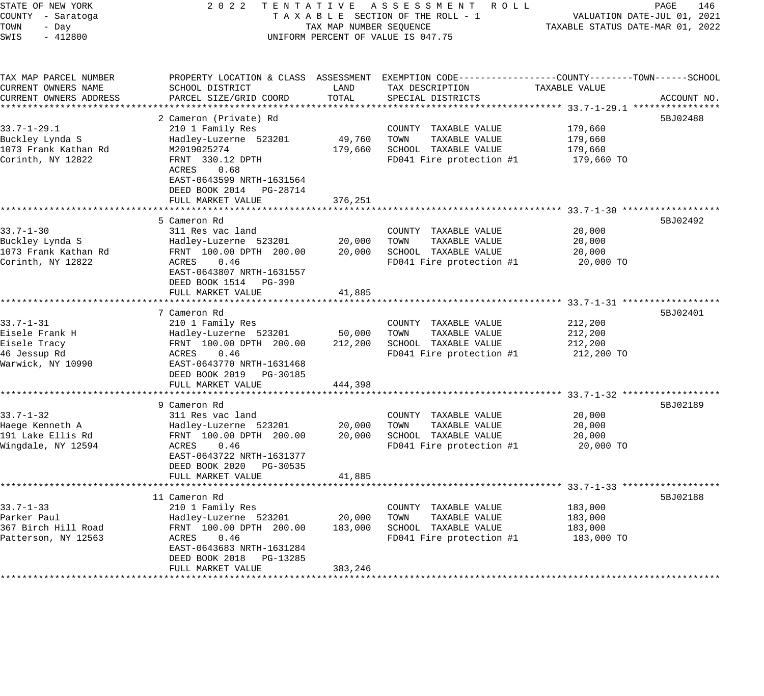STATE OF NEW YORK
COUNTY - Saratoga
TOWN - Day
SWIS - 412800

2022 TENTATIVE ASSESSMENT ROLL
TAXABLE SECTION OF THE ROLL - 1
TAX MAP NUMBER SEQUENCE
UNIFORM PERCENT OF VALUE IS 047.75

VALUATION DATE-JUL 01, 2021
TAXABLE STATUS DATE-MAR 01, 2022

| TAX MAP PARCEL NUMBER / CURRENT OWNERS NAME / CURRENT OWNERS ADDRESS | PROPERTY LOCATION & CLASS / SCHOOL DISTRICT / PARCEL SIZE/GRID COORD | ASSESSMENT LAND | ASSESSMENT TOTAL | EXEMPTION CODE / TAX DESCRIPTION / SPECIAL DISTRICTS | TAXABLE VALUE (COUNTY--TOWN--SCHOOL) | ACCOUNT NO. |
|---|---|---|---|---|---|---|
| 33.7-1-29.1 | 2 Cameron (Private) Rd | | | | | 5BJ02488 |
| | 210 1 Family Res | | | COUNTY TAXABLE VALUE | 179,660 | |
| Buckley Lynda S | Hadley-Luzerne 523201 | 49,760 | | TOWN TAXABLE VALUE | 179,660 | |
| 1073 Frank Kathan Rd | M2019025274 | | 179,660 | SCHOOL TAXABLE VALUE | 179,660 | |
| Corinth, NY 12822 | FRNT 330.12 DPTH | | | FD041 Fire protection #1 | 179,660 TO | |
| | ACRES 0.68 | | | | | |
| | EAST-0643599 NRTH-1631564 | | | | | |
| | DEED BOOK 2014 PG-28714 | | | | | |
| | FULL MARKET VALUE | | 376,251 | | | |
| 33.7-1-30 | 5 Cameron Rd | | | | | 5BJ02492 |
| | 311 Res vac land | | | COUNTY TAXABLE VALUE | 20,000 | |
| Buckley Lynda S | Hadley-Luzerne 523201 | 20,000 | | TOWN TAXABLE VALUE | 20,000 | |
| 1073 Frank Kathan Rd | FRNT 100.00 DPTH 200.00 | | 20,000 | SCHOOL TAXABLE VALUE | 20,000 | |
| Corinth, NY 12822 | ACRES 0.46 | | | FD041 Fire protection #1 | 20,000 TO | |
| | EAST-0643807 NRTH-1631557 | | | | | |
| | DEED BOOK 1514 PG-390 | | | | | |
| | FULL MARKET VALUE | | 41,885 | | | |
| 33.7-1-31 | 7 Cameron Rd | | | | | 5BJ02401 |
| | 210 1 Family Res | | | COUNTY TAXABLE VALUE | 212,200 | |
| Eisele Frank H | Hadley-Luzerne 523201 | 50,000 | | TOWN TAXABLE VALUE | 212,200 | |
| Eisele Tracy | FRNT 100.00 DPTH 200.00 | | 212,200 | SCHOOL TAXABLE VALUE | 212,200 | |
| 46 Jessup Rd | ACRES 0.46 | | | FD041 Fire protection #1 | 212,200 TO | |
| Warwick, NY 10990 | EAST-0643770 NRTH-1631468 | | | | | |
| | DEED BOOK 2019 PG-30185 | | | | | |
| | FULL MARKET VALUE | | 444,398 | | | |
| 33.7-1-32 | 9 Cameron Rd | | | | | 5BJ02189 |
| | 311 Res vac land | | | COUNTY TAXABLE VALUE | 20,000 | |
| Haege Kenneth A | Hadley-Luzerne 523201 | 20,000 | | TOWN TAXABLE VALUE | 20,000 | |
| 191 Lake Ellis Rd | FRNT 100.00 DPTH 200.00 | | 20,000 | SCHOOL TAXABLE VALUE | 20,000 | |
| Wingdale, NY 12594 | ACRES 0.46 | | | FD041 Fire protection #1 | 20,000 TO | |
| | EAST-0643722 NRTH-1631377 | | | | | |
| | DEED BOOK 2020 PG-30535 | | | | | |
| | FULL MARKET VALUE | | 41,885 | | | |
| 33.7-1-33 | 11 Cameron Rd | | | | | 5BJ02188 |
| | 210 1 Family Res | | | COUNTY TAXABLE VALUE | 183,000 | |
| Parker Paul | Hadley-Luzerne 523201 | 20,000 | | TOWN TAXABLE VALUE | 183,000 | |
| 367 Birch Hill Road | FRNT 100.00 DPTH 200.00 | | 183,000 | SCHOOL TAXABLE VALUE | 183,000 | |
| Patterson, NY 12563 | ACRES 0.46 | | | FD041 Fire protection #1 | 183,000 TO | |
| | EAST-0643683 NRTH-1631284 | | | | | |
| | DEED BOOK 2018 PG-13285 | | | | | |
| | FULL MARKET VALUE | | 383,246 | | | |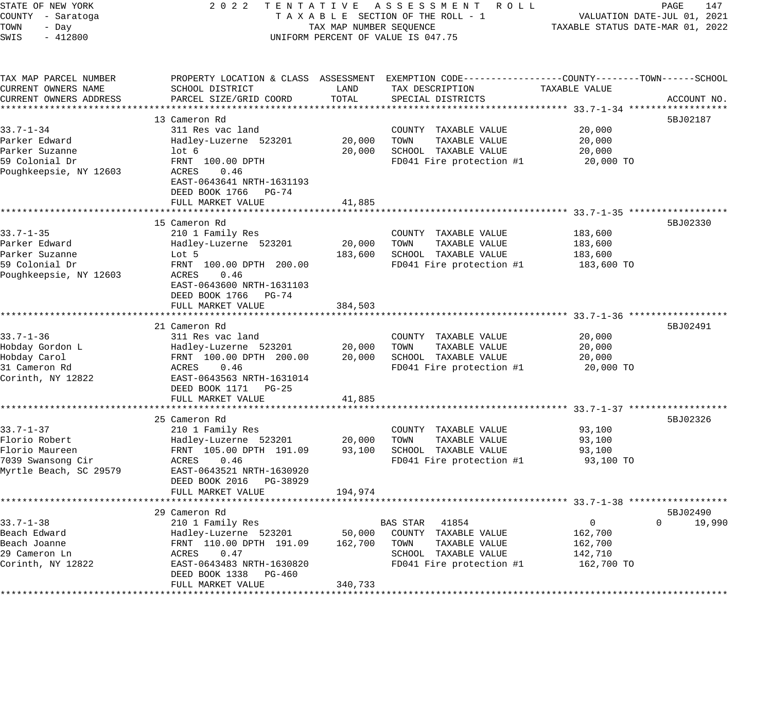STATE OF NEW YORK
COUNTY - Saratoga
TOWN - Day
SWIS - 412800

2022 TENTATIVE ASSESSMENT ROLL
TAXABLE SECTION OF THE ROLL - 1
TAX MAP NUMBER SEQUENCE
UNIFORM PERCENT OF VALUE IS 047.75

VALUATION DATE-JUL 01, 2021
TAXABLE STATUS DATE-MAR 01, 2022

| TAX MAP PARCEL NUMBER / CURRENT OWNERS NAME / CURRENT OWNERS ADDRESS | PROPERTY LOCATION & CLASS / SCHOOL DISTRICT / PARCEL SIZE/GRID COORD | ASSESSMENT LAND / TOTAL | EXEMPTION CODE / TAX DESCRIPTION / SPECIAL DISTRICTS | COUNTY TAXABLE VALUE | TOWN | SCHOOL | ACCOUNT NO. |
|---|---|---|---|---|---|---|---|
| **33.7-1-34** | 13 Cameron Rd | | | | | | 5BJ02187 |
| 33.7-1-34 | 311 Res vac land | | COUNTY TAXABLE VALUE | 20,000 | | | |
| Parker Edward | Hadley-Luzerne 523201 | 20,000 | TOWN TAXABLE VALUE | 20,000 | | | |
| Parker Suzanne | lot 6 | 20,000 | SCHOOL TAXABLE VALUE | 20,000 | | | |
| 59 Colonial Dr | FRNT 100.00 DPTH | | FD041 Fire protection #1 | 20,000 TO | | | |
| Poughkeepsie, NY 12603 | ACRES 0.46 | | | | | | |
| | EAST-0643641 NRTH-1631193 | | | | | | |
| | DEED BOOK 1766 PG-74 | | | | | | |
| | FULL MARKET VALUE | 41,885 | | | | | |
| **33.7-1-35** | 15 Cameron Rd | | | | | | 5BJ02330 |
| 33.7-1-35 | 210 1 Family Res | | COUNTY TAXABLE VALUE | 183,600 | | | |
| Parker Edward | Hadley-Luzerne 523201 | 20,000 | TOWN TAXABLE VALUE | 183,600 | | | |
| Parker Suzanne | Lot 5 | 183,600 | SCHOOL TAXABLE VALUE | 183,600 | | | |
| 59 Colonial Dr | FRNT 100.00 DPTH 200.00 | | FD041 Fire protection #1 | 183,600 TO | | | |
| Poughkeepsie, NY 12603 | ACRES 0.46 | | | | | | |
| | EAST-0643600 NRTH-1631103 | | | | | | |
| | DEED BOOK 1766 PG-74 | | | | | | |
| | FULL MARKET VALUE | 384,503 | | | | | |
| **33.7-1-36** | 21 Cameron Rd | | | | | | 5BJ02491 |
| 33.7-1-36 | 311 Res vac land | | COUNTY TAXABLE VALUE | 20,000 | | | |
| Hobday Gordon L | Hadley-Luzerne 523201 | 20,000 | TOWN TAXABLE VALUE | 20,000 | | | |
| Hobday Carol | FRNT 100.00 DPTH 200.00 | 20,000 | SCHOOL TAXABLE VALUE | 20,000 | | | |
| 31 Cameron Rd | ACRES 0.46 | | FD041 Fire protection #1 | 20,000 TO | | | |
| Corinth, NY 12822 | EAST-0643563 NRTH-1631014 | | | | | | |
| | DEED BOOK 1171 PG-25 | | | | | | |
| | FULL MARKET VALUE | 41,885 | | | | | |
| **33.7-1-37** | 25 Cameron Rd | | | | | | 5BJ02326 |
| 33.7-1-37 | 210 1 Family Res | | COUNTY TAXABLE VALUE | 93,100 | | | |
| Florio Robert | Hadley-Luzerne 523201 | 20,000 | TOWN TAXABLE VALUE | 93,100 | | | |
| Florio Maureen | FRNT 105.00 DPTH 191.09 | 93,100 | SCHOOL TAXABLE VALUE | 93,100 | | | |
| 7039 Swansong Cir | ACRES 0.46 | | FD041 Fire protection #1 | 93,100 TO | | | |
| Myrtle Beach, SC 29579 | EAST-0643521 NRTH-1630920 | | | | | | |
| | DEED BOOK 2016 PG-38929 | | | | | | |
| | FULL MARKET VALUE | 194,974 | | | | | |
| **33.7-1-38** | 29 Cameron Rd | | | | | | 5BJ02490 |
| 33.7-1-38 | 210 1 Family Res | | BAS STAR 41854 | 0 | 0 | 19,990 | |
| Beach Edward | Hadley-Luzerne 523201 | 50,000 | COUNTY TAXABLE VALUE | 162,700 | | | |
| Beach Joanne | FRNT 110.00 DPTH 191.09 | 162,700 | TOWN TAXABLE VALUE | 162,700 | | | |
| 29 Cameron Ln | ACRES 0.47 | | SCHOOL TAXABLE VALUE | 142,710 | | | |
| Corinth, NY 12822 | EAST-0643483 NRTH-1630820 | | FD041 Fire protection #1 | 162,700 TO | | | |
| | DEED BOOK 1338 PG-460 | | | | | | |
| | FULL MARKET VALUE | 340,733 | | | | | |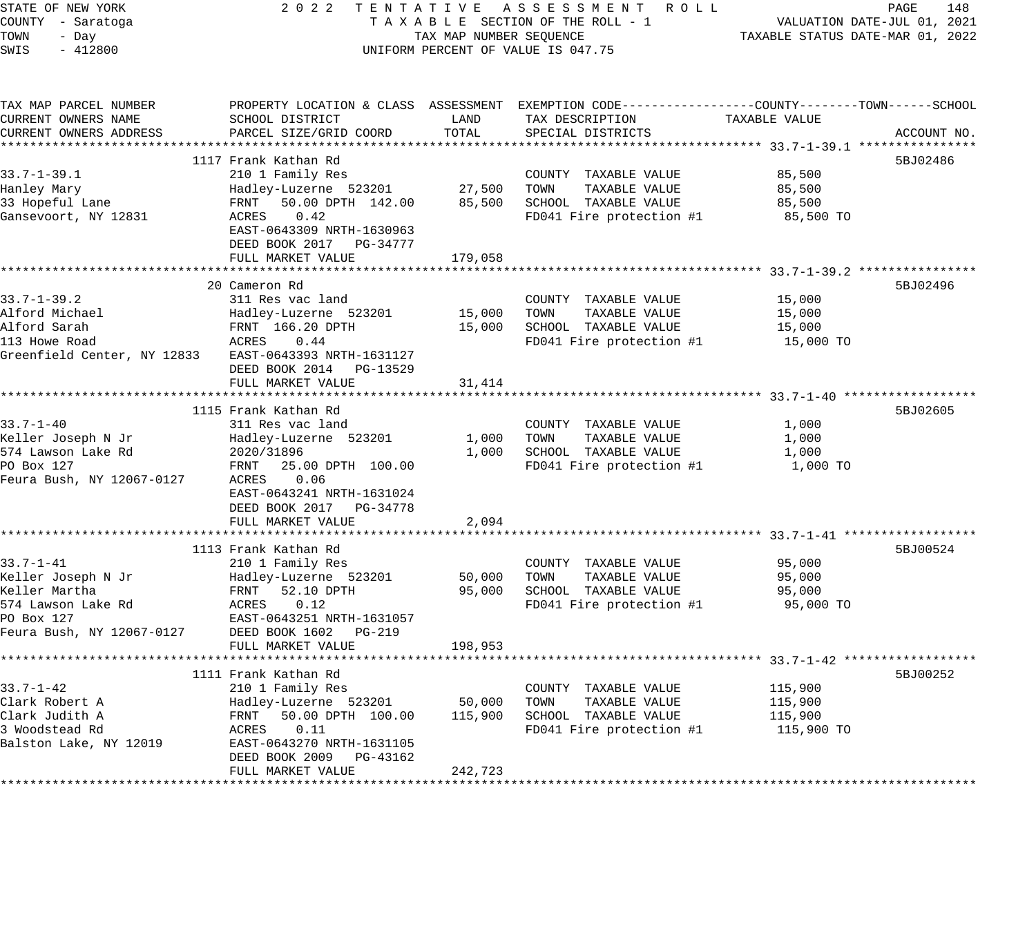STATE OF NEW YORK
COUNTY - Saratoga
TOWN - Day
SWIS - 412800

2022 TENTATIVE ASSESSMENT ROLL
TAXABLE SECTION OF THE ROLL - 1
TAX MAP NUMBER SEQUENCE
UNIFORM PERCENT OF VALUE IS 047.75

VALUATION DATE-JUL 01, 2021
TAXABLE STATUS DATE-MAR 01, 2022

| TAX MAP PARCEL NUMBER / CURRENT OWNERS NAME / CURRENT OWNERS ADDRESS | PROPERTY LOCATION & CLASS / SCHOOL DISTRICT / PARCEL SIZE/GRID COORD | ASSESSMENT LAND | ASSESSMENT TOTAL | EXEMPTION CODE / TAX DESCRIPTION / SPECIAL DISTRICTS | TAXABLE VALUE | ACCOUNT NO. |
|---|---|---|---|---|---|---|
| **33.7-1-39.1** | 1117 Frank Kathan Rd | | | | | 5BJ02486 |
| Hanley Mary | 210 1 Family Res | | | COUNTY TAXABLE VALUE | 85,500 | |
| 33 Hopeful Lane | Hadley-Luzerne 523201 | 27,500 | | TOWN TAXABLE VALUE | 85,500 | |
| Gansevoort, NY 12831 | FRNT 50.00 DPTH 142.00 | | 85,500 | SCHOOL TAXABLE VALUE | 85,500 | |
| | ACRES 0.42 | | | FD041 Fire protection #1 | 85,500 TO | |
| | EAST-0643309 NRTH-1630963 | | | | | |
| | DEED BOOK 2017 PG-34777 | | | | | |
| | FULL MARKET VALUE | | 179,058 | | | |
| **33.7-1-39.2** | 20 Cameron Rd | | | | | 5BJ02496 |
| Alford Michael | 311 Res vac land | | | COUNTY TAXABLE VALUE | 15,000 | |
| Alford Sarah | Hadley-Luzerne 523201 | 15,000 | | TOWN TAXABLE VALUE | 15,000 | |
| 113 Howe Road | FRNT 166.20 DPTH | | 15,000 | SCHOOL TAXABLE VALUE | 15,000 | |
| Greenfield Center, NY 12833 | ACRES 0.44 | | | FD041 Fire protection #1 | 15,000 TO | |
| | EAST-0643393 NRTH-1631127 | | | | | |
| | DEED BOOK 2014 PG-13529 | | | | | |
| | FULL MARKET VALUE | | 31,414 | | | |
| **33.7-1-40** | 1115 Frank Kathan Rd | | | | | 5BJ02605 |
| Keller Joseph N Jr | 311 Res vac land | | | COUNTY TAXABLE VALUE | 1,000 | |
| 574 Lawson Lake Rd | Hadley-Luzerne 523201 | 1,000 | | TOWN TAXABLE VALUE | 1,000 | |
| PO Box 127 | 2020/31896 | | 1,000 | SCHOOL TAXABLE VALUE | 1,000 | |
| Feura Bush, NY 12067-0127 | FRNT 25.00 DPTH 100.00 | | | FD041 Fire protection #1 | 1,000 TO | |
| | ACRES 0.06 | | | | | |
| | EAST-0643241 NRTH-1631024 | | | | | |
| | DEED BOOK 2017 PG-34778 | | | | | |
| | FULL MARKET VALUE | | 2,094 | | | |
| **33.7-1-41** | 1113 Frank Kathan Rd | | | | | 5BJ00524 |
| Keller Joseph N Jr | 210 1 Family Res | | | COUNTY TAXABLE VALUE | 95,000 | |
| Keller Martha | Hadley-Luzerne 523201 | 50,000 | | TOWN TAXABLE VALUE | 95,000 | |
| 574 Lawson Lake Rd | FRNT 52.10 DPTH | | 95,000 | SCHOOL TAXABLE VALUE | 95,000 | |
| PO Box 127 | ACRES 0.12 | | | FD041 Fire protection #1 | 95,000 TO | |
| Feura Bush, NY 12067-0127 | EAST-0643251 NRTH-1631057 | | | | | |
| | DEED BOOK 1602 PG-219 | | | | | |
| | FULL MARKET VALUE | | 198,953 | | | |
| **33.7-1-42** | 1111 Frank Kathan Rd | | | | | 5BJ00252 |
| Clark Robert A | 210 1 Family Res | | | COUNTY TAXABLE VALUE | 115,900 | |
| Clark Judith A | Hadley-Luzerne 523201 | 50,000 | | TOWN TAXABLE VALUE | 115,900 | |
| 3 Woodstead Rd | FRNT 50.00 DPTH 100.00 | | 115,900 | SCHOOL TAXABLE VALUE | 115,900 | |
| Balston Lake, NY 12019 | ACRES 0.11 | | | FD041 Fire protection #1 | 115,900 TO | |
| | EAST-0643270 NRTH-1631105 | | | | | |
| | DEED BOOK 2009 PG-43162 | | | | | |
| | FULL MARKET VALUE | | 242,723 | | | |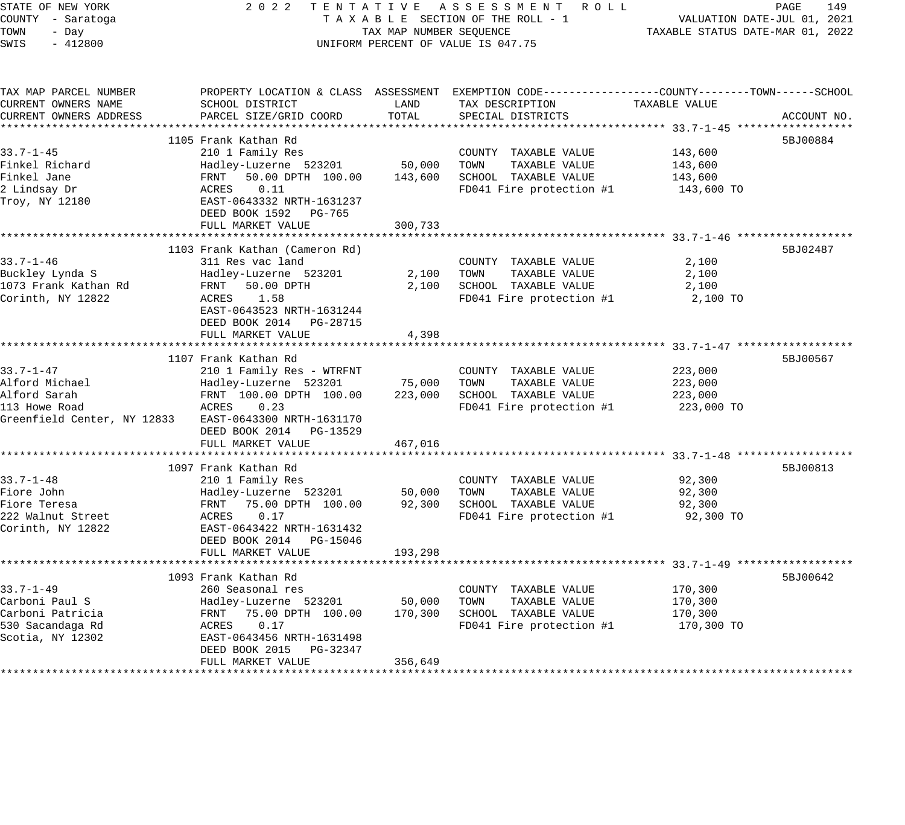STATE OF NEW YORK
COUNTY - Saratoga
TOWN - Day
SWIS - 412800

2022 TENTATIVE ASSESSMENT ROLL
TAXABLE SECTION OF THE ROLL - 1
TAX MAP NUMBER SEQUENCE
UNIFORM PERCENT OF VALUE IS 047.75

VALUATION DATE-JUL 01, 2021
TAXABLE STATUS DATE-MAR 01, 2022

| TAX MAP PARCEL NUMBER / CURRENT OWNERS NAME / CURRENT OWNERS ADDRESS | PROPERTY LOCATION & CLASS / SCHOOL DISTRICT / PARCEL SIZE/GRID COORD | ASSESSMENT LAND | ASSESSMENT TOTAL | EXEMPTION CODE / TAX DESCRIPTION / SPECIAL DISTRICTS | TAXABLE VALUE (COUNTY / TOWN / SCHOOL) | ACCOUNT NO. |
|---|---|---|---|---|---|---|
| 33.7-1-45 | 1105 Frank Kathan Rd | | | | | 5BJ00884 |
| | 210 1 Family Res | | | COUNTY TAXABLE VALUE | 143,600 | |
| Finkel Richard | Hadley-Luzerne 523201 | 50,000 | | TOWN TAXABLE VALUE | 143,600 | |
| Finkel Jane | FRNT 50.00 DPTH 100.00 | | 143,600 | SCHOOL TAXABLE VALUE | 143,600 | |
| 2 Lindsay Dr | ACRES 0.11 | | | FD041 Fire protection #1 | 143,600 TO | |
| Troy, NY 12180 | EAST-0643332 NRTH-1631237 | | | | | |
| | DEED BOOK 1592 PG-765 | | | | | |
| | FULL MARKET VALUE | | 300,733 | | | |
| 33.7-1-46 | 1103 Frank Kathan (Cameron Rd) | | | | | 5BJ02487 |
| | 311 Res vac land | | | COUNTY TAXABLE VALUE | 2,100 | |
| Buckley Lynda S | Hadley-Luzerne 523201 | 2,100 | | TOWN TAXABLE VALUE | 2,100 | |
| 1073 Frank Kathan Rd | FRNT 50.00 DPTH | | 2,100 | SCHOOL TAXABLE VALUE | 2,100 | |
| Corinth, NY 12822 | ACRES 1.58 | | | FD041 Fire protection #1 | 2,100 TO | |
| | EAST-0643523 NRTH-1631244 | | | | | |
| | DEED BOOK 2014 PG-28715 | | | | | |
| | FULL MARKET VALUE | | 4,398 | | | |
| 33.7-1-47 | 1107 Frank Kathan Rd | | | | | 5BJ00567 |
| | 210 1 Family Res - WTRFNT | | | COUNTY TAXABLE VALUE | 223,000 | |
| Alford Michael | Hadley-Luzerne 523201 | 75,000 | | TOWN TAXABLE VALUE | 223,000 | |
| Alford Sarah | FRNT 100.00 DPTH 100.00 | | 223,000 | SCHOOL TAXABLE VALUE | 223,000 | |
| 113 Howe Road | ACRES 0.23 | | | FD041 Fire protection #1 | 223,000 TO | |
| Greenfield Center, NY 12833 | EAST-0643300 NRTH-1631170 | | | | | |
| | DEED BOOK 2014 PG-13529 | | | | | |
| | FULL MARKET VALUE | | 467,016 | | | |
| 33.7-1-48 | 1097 Frank Kathan Rd | | | | | 5BJ00813 |
| | 210 1 Family Res | | | COUNTY TAXABLE VALUE | 92,300 | |
| Fiore John | Hadley-Luzerne 523201 | 50,000 | | TOWN TAXABLE VALUE | 92,300 | |
| Fiore Teresa | FRNT 75.00 DPTH 100.00 | | 92,300 | SCHOOL TAXABLE VALUE | 92,300 | |
| 222 Walnut Street | ACRES 0.17 | | | FD041 Fire protection #1 | 92,300 TO | |
| Corinth, NY 12822 | EAST-0643422 NRTH-1631432 | | | | | |
| | DEED BOOK 2014 PG-15046 | | | | | |
| | FULL MARKET VALUE | | 193,298 | | | |
| 33.7-1-49 | 1093 Frank Kathan Rd | | | | | 5BJ00642 |
| | 260 Seasonal res | | | COUNTY TAXABLE VALUE | 170,300 | |
| Carboni Paul S | Hadley-Luzerne 523201 | 50,000 | | TOWN TAXABLE VALUE | 170,300 | |
| Carboni Patricia | FRNT 75.00 DPTH 100.00 | | 170,300 | SCHOOL TAXABLE VALUE | 170,300 | |
| 530 Sacandaga Rd | ACRES 0.17 | | | FD041 Fire protection #1 | 170,300 TO | |
| Scotia, NY 12302 | EAST-0643456 NRTH-1631498 | | | | | |
| | DEED BOOK 2015 PG-32347 | | | | | |
| | FULL MARKET VALUE | | 356,649 | | | |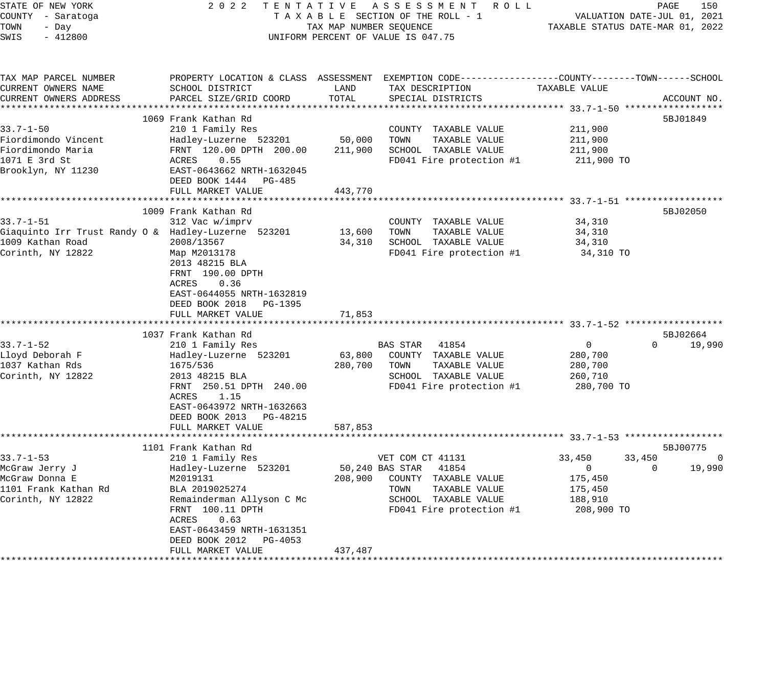STATE OF NEW YORK
COUNTY - Saratoga
TOWN - Day
SWIS - 412800

2022 TENTATIVE ASSESSMENT ROLL
TAXABLE SECTION OF THE ROLL - 1
TAX MAP NUMBER SEQUENCE
UNIFORM PERCENT OF VALUE IS 047.75

VALUATION DATE-JUL 01, 2021
TAXABLE STATUS DATE-MAR 01, 2022

| TAX MAP PARCEL NUMBER / CURRENT OWNERS NAME / CURRENT OWNERS ADDRESS | PROPERTY LOCATION & CLASS / SCHOOL DISTRICT / PARCEL SIZE/GRID COORD | ASSESSMENT LAND | ASSESSMENT TOTAL | EXEMPTION CODE / TAX DESCRIPTION / SPECIAL DISTRICTS | COUNTY TAXABLE VALUE | TOWN | SCHOOL | ACCOUNT NO. |
|---|---|---|---|---|---|---|---|---|
| **33.7-1-50** | 1069 Frank Kathan Rd | | | | | | | 5BJ01849 |
| 33.7-1-50 | 210 1 Family Res | | | COUNTY TAXABLE VALUE | 211,900 | | | |
| Fiordimondo Vincent | Hadley-Luzerne 523201 | 50,000 | | TOWN TAXABLE VALUE | 211,900 | | | |
| Fiordimondo Maria | FRNT 120.00 DPTH 200.00 | | 211,900 | SCHOOL TAXABLE VALUE | 211,900 | | | |
| 1071 E 3rd St | ACRES 0.55 | | | FD041 Fire protection #1 | 211,900 TO | | | |
| Brooklyn, NY 11230 | EAST-0643662 NRTH-1632045 | | | | | | | |
| | DEED BOOK 1444 PG-485 | | | | | | | |
| | FULL MARKET VALUE | | 443,770 | | | | | |
| **33.7-1-51** | 1009 Frank Kathan Rd | | | | | | | 5BJ02050 |
| 33.7-1-51 | 312 Vac w/imprv | | | COUNTY TAXABLE VALUE | 34,310 | | | |
| Giaquinto Irr Trust Randy O & | Hadley-Luzerne 523201 | 13,600 | | TOWN TAXABLE VALUE | 34,310 | | | |
| 1009 Kathan Road | 2008/13567 | | 34,310 | SCHOOL TAXABLE VALUE | 34,310 | | | |
| Corinth, NY 12822 | Map M2013178 | | | FD041 Fire protection #1 | 34,310 TO | | | |
| | 2013 48215 BLA | | | | | | | |
| | FRNT 190.00 DPTH | | | | | | | |
| | ACRES 0.36 | | | | | | | |
| | EAST-0644055 NRTH-1632819 | | | | | | | |
| | DEED BOOK 2018 PG-1395 | | | | | | | |
| | FULL MARKET VALUE | | 71,853 | | | | | |
| **33.7-1-52** | 1037 Frank Kathan Rd | | | | | | | 5BJ02664 |
| 33.7-1-52 | 210 1 Family Res | | | BAS STAR 41854 | 0 | 0 | 19,990 | |
| Lloyd Deborah F | Hadley-Luzerne 523201 | 63,800 | | COUNTY TAXABLE VALUE | 280,700 | | | |
| 1037 Kathan Rds | 1675/536 | | 280,700 | TOWN TAXABLE VALUE | 280,700 | | | |
| Corinth, NY 12822 | 2013 48215 BLA | | | SCHOOL TAXABLE VALUE | 260,710 | | | |
| | FRNT 250.51 DPTH 240.00 | | | FD041 Fire protection #1 | 280,700 TO | | | |
| | ACRES 1.15 | | | | | | | |
| | EAST-0643972 NRTH-1632663 | | | | | | | |
| | DEED BOOK 2013 PG-48215 | | | | | | | |
| | FULL MARKET VALUE | | 587,853 | | | | | |
| **33.7-1-53** | 1101 Frank Kathan Rd | | | | | | | 5BJ00775 |
| 33.7-1-53 | 210 1 Family Res | | | VET COM CT 41131 | 33,450 | 33,450 | 0 | |
| McGraw Jerry J | Hadley-Luzerne 523201 | 50,240 | | BAS STAR 41854 | 0 | 0 | 19,990 | |
| McGraw Donna E | M2019131 | | 208,900 | COUNTY TAXABLE VALUE | 175,450 | | | |
| 1101 Frank Kathan Rd | BLA 2019025274 | | | TOWN TAXABLE VALUE | 175,450 | | | |
| Corinth, NY 12822 | Remainderman Allyson C Mc | | | SCHOOL TAXABLE VALUE | 188,910 | | | |
| | FRNT 100.11 DPTH | | | FD041 Fire protection #1 | 208,900 TO | | | |
| | ACRES 0.63 | | | | | | | |
| | EAST-0643459 NRTH-1631351 | | | | | | | |
| | DEED BOOK 2012 PG-4053 | | | | | | | |
| | FULL MARKET VALUE | | 437,487 | | | | | |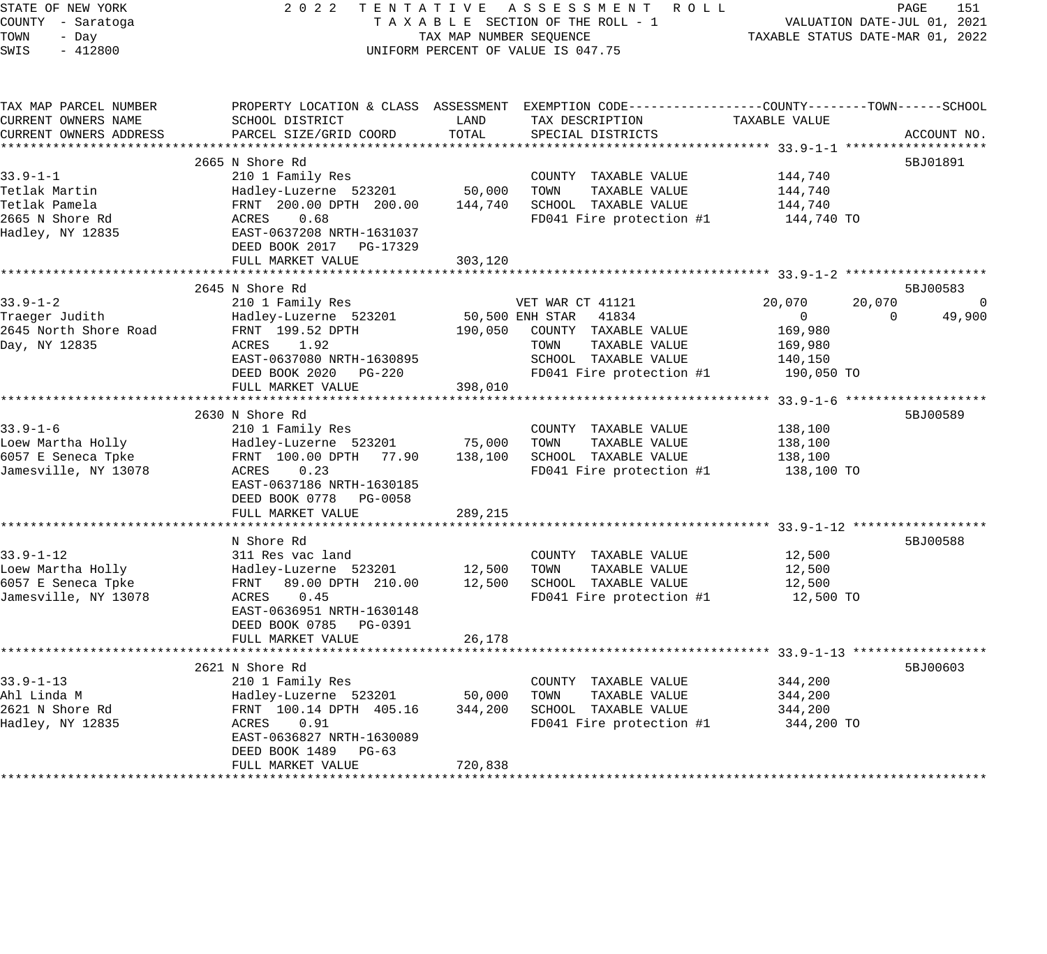STATE OF NEW YORK 2022 TENTATIVE ASSESSMENT ROLL
COUNTY - Saratoga TAXABLE SECTION OF THE ROLL - 1 VALUATION DATE-JUL 01, 2021
TOWN - Day TAX MAP NUMBER SEQUENCE TAXABLE STATUS DATE-MAR 01, 2022
SWIS - 412800 UNIFORM PERCENT OF VALUE IS 047.75

| TAX MAP PARCEL NUMBER / CURRENT OWNERS NAME / CURRENT OWNERS ADDRESS | PROPERTY LOCATION & CLASS / SCHOOL DISTRICT / PARCEL SIZE/GRID COORD | ASSESSMENT LAND | ASSESSMENT TOTAL | EXEMPTION CODE / TAX DESCRIPTION / SPECIAL DISTRICTS | COUNTY TAXABLE VALUE | TOWN | SCHOOL | ACCOUNT NO. |
|---|---|---|---|---|---|---|---|---|
| **33.9-1-1** | 2665 N Shore Rd | | | | | | | 5BJ01891 |
| 33.9-1-1 | 210 1 Family Res | | | COUNTY TAXABLE VALUE | 144,740 | | | |
| Tetlak Martin | Hadley-Luzerne 523201 | 50,000 | | TOWN TAXABLE VALUE | 144,740 | | | |
| Tetlak Pamela | FRNT 200.00 DPTH 200.00 | | 144,740 | SCHOOL TAXABLE VALUE | 144,740 | | | |
| 2665 N Shore Rd | ACRES 0.68 | | | FD041 Fire protection #1 | 144,740 TO | | | |
| Hadley, NY 12835 | EAST-0637208 NRTH-1631037 | | | | | | | |
| | DEED BOOK 2017 PG-17329 | | | | | | | |
| | FULL MARKET VALUE | | 303,120 | | | | | |
| **33.9-1-2** | 2645 N Shore Rd | | | | | | | 5BJ00583 |
| 33.9-1-2 | 210 1 Family Res | | | VET WAR CT 41121 | 20,070 | 20,070 | 0 | |
| Traeger Judith | Hadley-Luzerne 523201 | 50,500 | | ENH STAR 41834 | 0 | 0 | 49,900 | |
| 2645 North Shore Road | FRNT 199.52 DPTH | | 190,050 | COUNTY TAXABLE VALUE | 169,980 | | | |
| Day, NY 12835 | ACRES 1.92 | | | TOWN TAXABLE VALUE | 169,980 | | | |
| | EAST-0637080 NRTH-1630895 | | | SCHOOL TAXABLE VALUE | 140,150 | | | |
| | DEED BOOK 2020 PG-220 | | | FD041 Fire protection #1 | 190,050 TO | | | |
| | FULL MARKET VALUE | | 398,010 | | | | | |
| **33.9-1-6** | 2630 N Shore Rd | | | | | | | 5BJ00589 |
| 33.9-1-6 | 210 1 Family Res | | | COUNTY TAXABLE VALUE | 138,100 | | | |
| Loew Martha Holly | Hadley-Luzerne 523201 | 75,000 | | TOWN TAXABLE VALUE | 138,100 | | | |
| 6057 E Seneca Tpke | FRNT 100.00 DPTH 77.90 | | 138,100 | SCHOOL TAXABLE VALUE | 138,100 | | | |
| Jamesville, NY 13078 | ACRES 0.23 | | | FD041 Fire protection #1 | 138,100 TO | | | |
| | EAST-0637186 NRTH-1630185 | | | | | | | |
| | DEED BOOK 0778 PG-0058 | | | | | | | |
| | FULL MARKET VALUE | | 289,215 | | | | | |
| **33.9-1-12** | N Shore Rd | | | | | | | 5BJ00588 |
| 33.9-1-12 | 311 Res vac land | | | COUNTY TAXABLE VALUE | 12,500 | | | |
| Loew Martha Holly | Hadley-Luzerne 523201 | 12,500 | | TOWN TAXABLE VALUE | 12,500 | | | |
| 6057 E Seneca Tpke | FRNT 89.00 DPTH 210.00 | | 12,500 | SCHOOL TAXABLE VALUE | 12,500 | | | |
| Jamesville, NY 13078 | ACRES 0.45 | | | FD041 Fire protection #1 | 12,500 TO | | | |
| | EAST-0636951 NRTH-1630148 | | | | | | | |
| | DEED BOOK 0785 PG-0391 | | | | | | | |
| | FULL MARKET VALUE | | 26,178 | | | | | |
| **33.9-1-13** | 2621 N Shore Rd | | | | | | | 5BJ00603 |
| 33.9-1-13 | 210 1 Family Res | | | COUNTY TAXABLE VALUE | 344,200 | | | |
| Ahl Linda M | Hadley-Luzerne 523201 | 50,000 | | TOWN TAXABLE VALUE | 344,200 | | | |
| 2621 N Shore Rd | FRNT 100.14 DPTH 405.16 | | 344,200 | SCHOOL TAXABLE VALUE | 344,200 | | | |
| Hadley, NY 12835 | ACRES 0.91 | | | FD041 Fire protection #1 | 344,200 TO | | | |
| | EAST-0636827 NRTH-1630089 | | | | | | | |
| | DEED BOOK 1489 PG-63 | | | | | | | |
| | FULL MARKET VALUE | | 720,838 | | | | | |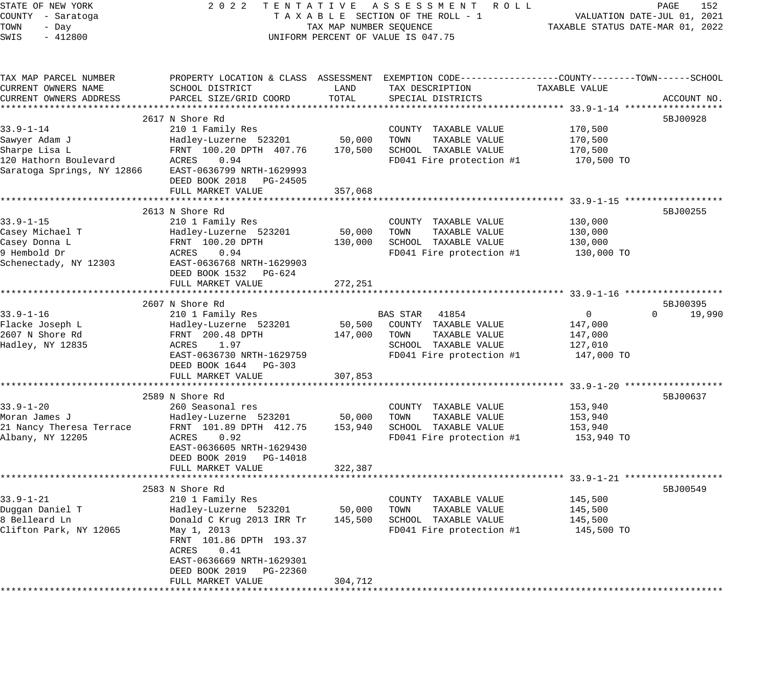STATE OF NEW YORK 2022 TENTATIVE ASSESSMENT ROLL
COUNTY - Saratoga TAXABLE SECTION OF THE ROLL - 1 VALUATION DATE-JUL 01, 2021
TOWN - Day TAX MAP NUMBER SEQUENCE TAXABLE STATUS DATE-MAR 01, 2022
SWIS - 412800 UNIFORM PERCENT OF VALUE IS 047.75

| TAX MAP PARCEL NUMBER / CURRENT OWNERS NAME / CURRENT OWNERS ADDRESS | PROPERTY LOCATION & CLASS / SCHOOL DISTRICT / PARCEL SIZE/GRID COORD | ASSESSMENT LAND | ASSESSMENT TOTAL | EXEMPTION CODE / TAX DESCRIPTION / SPECIAL DISTRICTS | COUNTY TAXABLE VALUE | TOWN | SCHOOL | ACCOUNT NO. |
|---|---|---|---|---|---|---|---|---|
| **33.9-1-14** | 2617 N Shore Rd | | | | | | | 5BJ00928 |
| 33.9-1-14 | 210 1 Family Res | | | COUNTY TAXABLE VALUE | 170,500 | | | |
| Sawyer Adam J | Hadley-Luzerne 523201 | 50,000 | | TOWN TAXABLE VALUE | 170,500 | | | |
| Sharpe Lisa L | FRNT 100.20 DPTH 407.76 | | 170,500 | SCHOOL TAXABLE VALUE | 170,500 | | | |
| 120 Hathorn Boulevard | ACRES 0.94 | | | FD041 Fire protection #1 | 170,500 TO | | | |
| Saratoga Springs, NY 12866 | EAST-0636799 NRTH-1629993 | | | | | | | |
| | DEED BOOK 2018 PG-24505 | | | | | | | |
| | FULL MARKET VALUE | | 357,068 | | | | | |
| **33.9-1-15** | 2613 N Shore Rd | | | | | | | 5BJ00255 |
| 33.9-1-15 | 210 1 Family Res | | | COUNTY TAXABLE VALUE | 130,000 | | | |
| Casey Michael T | Hadley-Luzerne 523201 | 50,000 | | TOWN TAXABLE VALUE | 130,000 | | | |
| Casey Donna L | FRNT 100.20 DPTH | | 130,000 | SCHOOL TAXABLE VALUE | 130,000 | | | |
| 9 Hembold Dr | ACRES 0.94 | | | FD041 Fire protection #1 | 130,000 TO | | | |
| Schenectady, NY 12303 | EAST-0636768 NRTH-1629903 | | | | | | | |
| | DEED BOOK 1532 PG-624 | | | | | | | |
| | FULL MARKET VALUE | | 272,251 | | | | | |
| **33.9-1-16** | 2607 N Shore Rd | | | | | | | 5BJ00395 |
| 33.9-1-16 | 210 1 Family Res | | | BAS STAR 41854 | 0 | 0 | 19,990 | |
| Flacke Joseph L | Hadley-Luzerne 523201 | 50,500 | | COUNTY TAXABLE VALUE | 147,000 | | | |
| 2607 N Shore Rd | FRNT 200.48 DPTH | | 147,000 | TOWN TAXABLE VALUE | 147,000 | | | |
| Hadley, NY 12835 | ACRES 1.97 | | | SCHOOL TAXABLE VALUE | 127,010 | | | |
| | EAST-0636730 NRTH-1629759 | | | FD041 Fire protection #1 | 147,000 TO | | | |
| | DEED BOOK 1644 PG-303 | | | | | | | |
| | FULL MARKET VALUE | | 307,853 | | | | | |
| **33.9-1-20** | 2589 N Shore Rd | | | | | | | 5BJ00637 |
| 33.9-1-20 | 260 Seasonal res | | | COUNTY TAXABLE VALUE | 153,940 | | | |
| Moran James J | Hadley-Luzerne 523201 | 50,000 | | TOWN TAXABLE VALUE | 153,940 | | | |
| 21 Nancy Theresa Terrace | FRNT 101.89 DPTH 412.75 | | 153,940 | SCHOOL TAXABLE VALUE | 153,940 | | | |
| Albany, NY 12205 | ACRES 0.92 | | | FD041 Fire protection #1 | 153,940 TO | | | |
| | EAST-0636605 NRTH-1629430 | | | | | | | |
| | DEED BOOK 2019 PG-14018 | | | | | | | |
| | FULL MARKET VALUE | | 322,387 | | | | | |
| **33.9-1-21** | 2583 N Shore Rd | | | | | | | 5BJ00549 |
| 33.9-1-21 | 210 1 Family Res | | | COUNTY TAXABLE VALUE | 145,500 | | | |
| Duggan Daniel T | Hadley-Luzerne 523201 | 50,000 | | TOWN TAXABLE VALUE | 145,500 | | | |
| 8 Belleard Ln | Donald C Krug 2013 IRR Tr | | 145,500 | SCHOOL TAXABLE VALUE | 145,500 | | | |
| Clifton Park, NY 12065 | May 1, 2013 | | | FD041 Fire protection #1 | 145,500 TO | | | |
| | FRNT 101.86 DPTH 193.37 | | | | | | | |
| | ACRES 0.41 | | | | | | | |
| | EAST-0636669 NRTH-1629301 | | | | | | | |
| | DEED BOOK 2019 PG-22360 | | | | | | | |
| | FULL MARKET VALUE | | 304,712 | | | | | |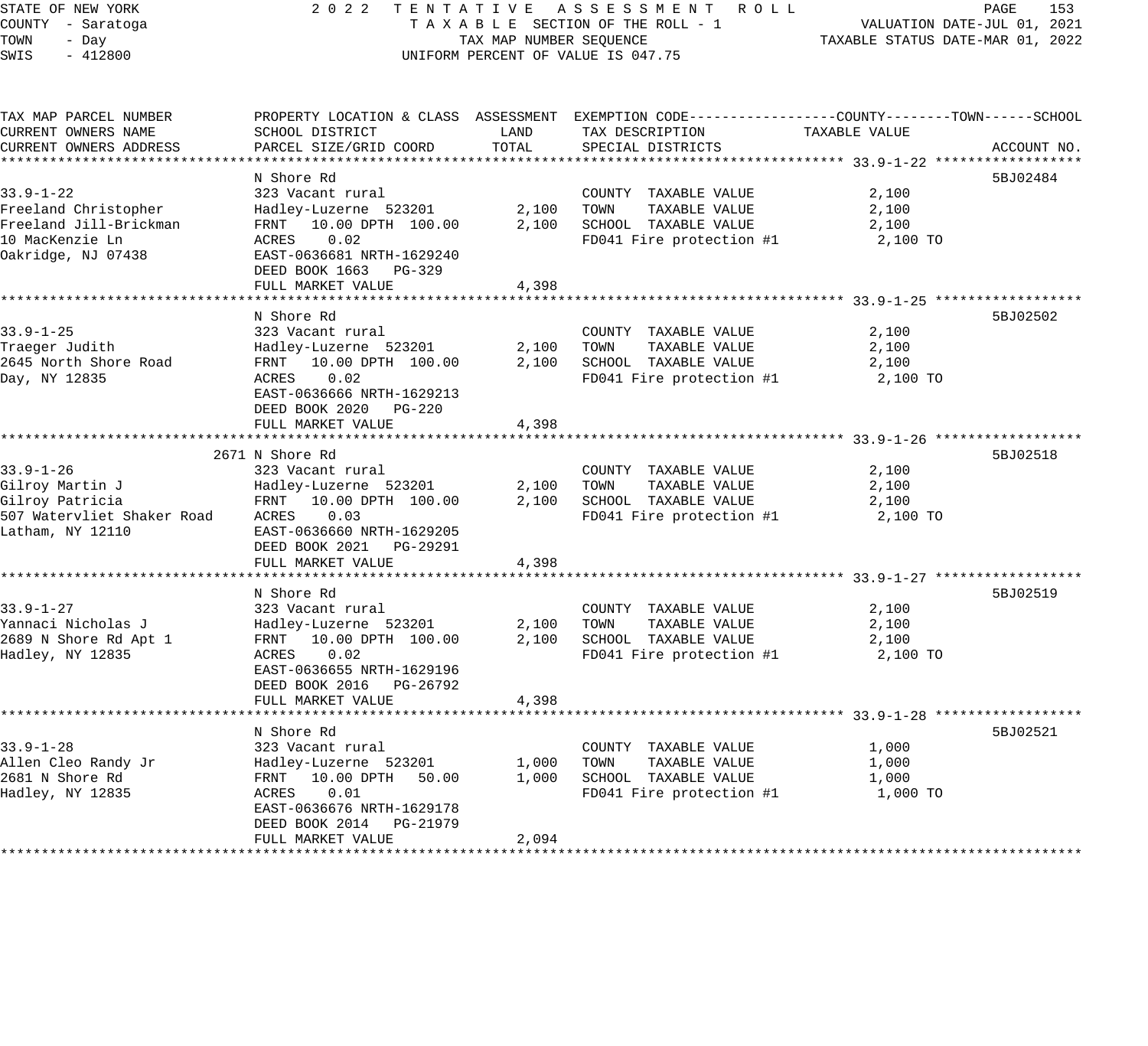STATE OF NEW YORK
COUNTY - Saratoga
TOWN - Day
SWIS - 412800

2022 TENTATIVE ASSESSMENT ROLL
TAXABLE SECTION OF THE ROLL - 1
TAX MAP NUMBER SEQUENCE
UNIFORM PERCENT OF VALUE IS 047.75

VALUATION DATE-JUL 01, 2021
TAXABLE STATUS DATE-MAR 01, 2022

| TAX MAP PARCEL NUMBER / CURRENT OWNERS NAME / CURRENT OWNERS ADDRESS | PROPERTY LOCATION & CLASS / SCHOOL DISTRICT / PARCEL SIZE/GRID COORD | ASSESSMENT LAND | ASSESSMENT TOTAL | EXEMPTION CODE / TAX DESCRIPTION / SPECIAL DISTRICTS | TAXABLE VALUE (COUNTY / TOWN / SCHOOL) | ACCOUNT NO. |
|---|---|---|---|---|---|---|
| **33.9-1-22** | N Shore Rd | | | | | 5BJ02484 |
| 33.9-1-22 | 323 Vacant rural | | | COUNTY TAXABLE VALUE | 2,100 | |
| Freeland Christopher | Hadley-Luzerne 523201 | 2,100 | | TOWN TAXABLE VALUE | 2,100 | |
| Freeland Jill-Brickman | FRNT 10.00 DPTH 100.00 | | 2,100 | SCHOOL TAXABLE VALUE | 2,100 | |
| 10 MacKenzie Ln | ACRES 0.02 | | | FD041 Fire protection #1 | 2,100 TO | |
| Oakridge, NJ 07438 | EAST-0636681 NRTH-1629240 | | | | | |
| | DEED BOOK 1663 PG-329 | | | | | |
| | FULL MARKET VALUE | | 4,398 | | | |
| **33.9-1-25** | N Shore Rd | | | | | 5BJ02502 |
| 33.9-1-25 | 323 Vacant rural | | | COUNTY TAXABLE VALUE | 2,100 | |
| Traeger Judith | Hadley-Luzerne 523201 | 2,100 | | TOWN TAXABLE VALUE | 2,100 | |
| 2645 North Shore Road | FRNT 10.00 DPTH 100.00 | | 2,100 | SCHOOL TAXABLE VALUE | 2,100 | |
| Day, NY 12835 | ACRES 0.02 | | | FD041 Fire protection #1 | 2,100 TO | |
| | EAST-0636666 NRTH-1629213 | | | | | |
| | DEED BOOK 2020 PG-220 | | | | | |
| | FULL MARKET VALUE | | 4,398 | | | |
| **33.9-1-26** | 2671 N Shore Rd | | | | | 5BJ02518 |
| 33.9-1-26 | 323 Vacant rural | | | COUNTY TAXABLE VALUE | 2,100 | |
| Gilroy Martin J | Hadley-Luzerne 523201 | 2,100 | | TOWN TAXABLE VALUE | 2,100 | |
| Gilroy Patricia | FRNT 10.00 DPTH 100.00 | | 2,100 | SCHOOL TAXABLE VALUE | 2,100 | |
| 507 Watervliet Shaker Road | ACRES 0.03 | | | FD041 Fire protection #1 | 2,100 TO | |
| Latham, NY 12110 | EAST-0636660 NRTH-1629205 | | | | | |
| | DEED BOOK 2021 PG-29291 | | | | | |
| | FULL MARKET VALUE | | 4,398 | | | |
| **33.9-1-27** | N Shore Rd | | | | | 5BJ02519 |
| 33.9-1-27 | 323 Vacant rural | | | COUNTY TAXABLE VALUE | 2,100 | |
| Yannaci Nicholas J | Hadley-Luzerne 523201 | 2,100 | | TOWN TAXABLE VALUE | 2,100 | |
| 2689 N Shore Rd Apt 1 | FRNT 10.00 DPTH 100.00 | | 2,100 | SCHOOL TAXABLE VALUE | 2,100 | |
| Hadley, NY 12835 | ACRES 0.02 | | | FD041 Fire protection #1 | 2,100 TO | |
| | EAST-0636655 NRTH-1629196 | | | | | |
| | DEED BOOK 2016 PG-26792 | | | | | |
| | FULL MARKET VALUE | | 4,398 | | | |
| **33.9-1-28** | N Shore Rd | | | | | 5BJ02521 |
| 33.9-1-28 | 323 Vacant rural | | | COUNTY TAXABLE VALUE | 1,000 | |
| Allen Cleo Randy Jr | Hadley-Luzerne 523201 | 1,000 | | TOWN TAXABLE VALUE | 1,000 | |
| 2681 N Shore Rd | FRNT 10.00 DPTH 50.00 | | 1,000 | SCHOOL TAXABLE VALUE | 1,000 | |
| Hadley, NY 12835 | ACRES 0.01 | | | FD041 Fire protection #1 | 1,000 TO | |
| | EAST-0636676 NRTH-1629178 | | | | | |
| | DEED BOOK 2014 PG-21979 | | | | | |
| | FULL MARKET VALUE | | 2,094 | | | |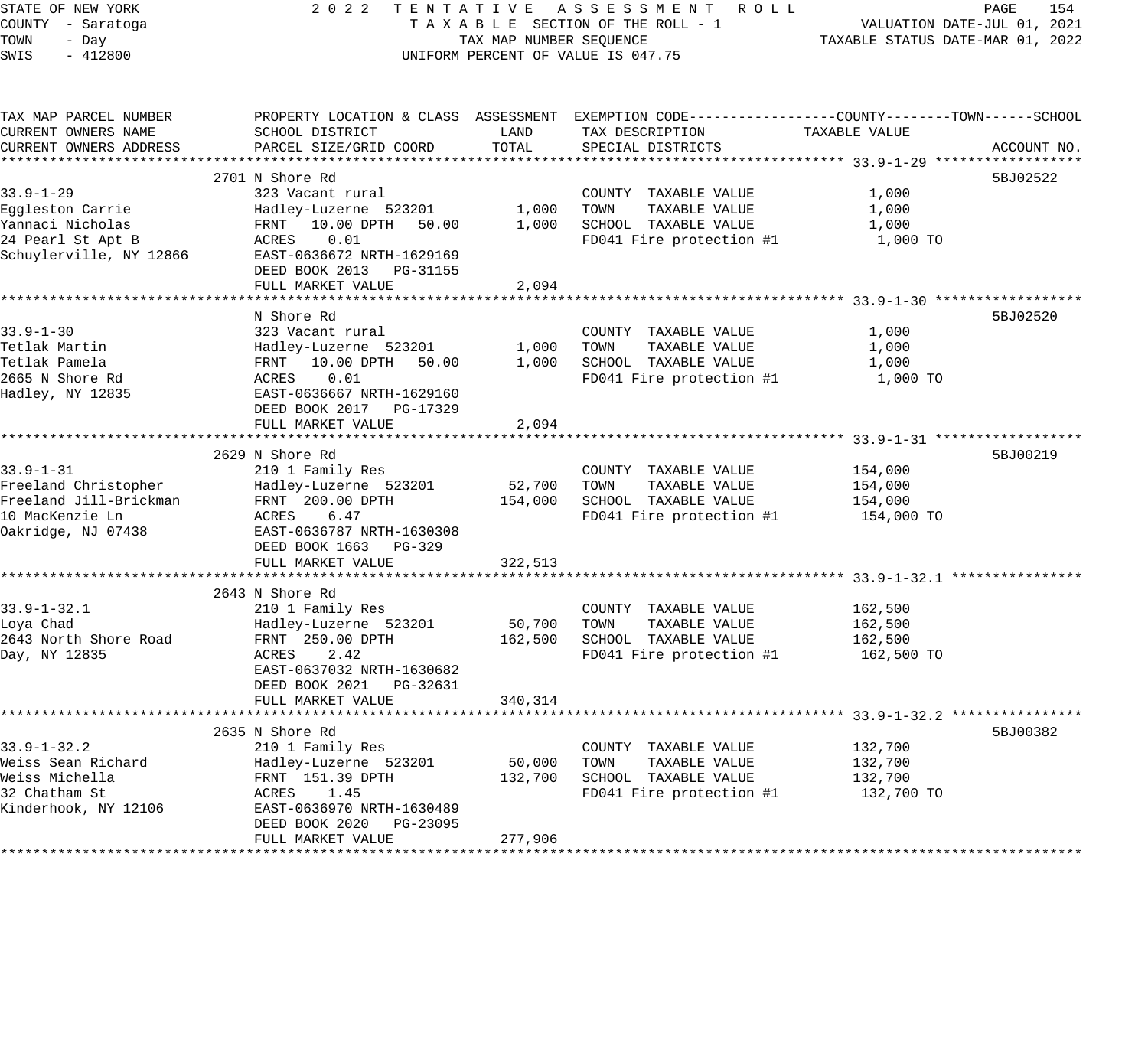STATE OF NEW YORK
COUNTY - Saratoga
TOWN - Day
SWIS - 412800

2022 TENTATIVE ASSESSMENT ROLL
TAXABLE SECTION OF THE ROLL - 1
TAX MAP NUMBER SEQUENCE
UNIFORM PERCENT OF VALUE IS 047.75

VALUATION DATE-JUL 01, 2021
TAXABLE STATUS DATE-MAR 01, 2022

| TAX MAP PARCEL NUMBER / CURRENT OWNERS NAME / CURRENT OWNERS ADDRESS | PROPERTY LOCATION & CLASS / SCHOOL DISTRICT / PARCEL SIZE/GRID COORD | ASSESSMENT LAND | ASSESSMENT TOTAL | EXEMPTION CODE / TAX DESCRIPTION / SPECIAL DISTRICTS | TAXABLE VALUE (COUNTY / TOWN / SCHOOL) | ACCOUNT NO. |
|---|---|---|---|---|---|---|
| **33.9-1-29** | 2701 N Shore Rd | | | | | 5BJ02522 |
| 33.9-1-29 | 323 Vacant rural | | | COUNTY TAXABLE VALUE | 1,000 | |
| Eggleston Carrie | Hadley-Luzerne 523201 | 1,000 | | TOWN TAXABLE VALUE | 1,000 | |
| Yannaci Nicholas | FRNT 10.00 DPTH 50.00 | | 1,000 | SCHOOL TAXABLE VALUE | 1,000 | |
| 24 Pearl St Apt B | ACRES 0.01 | | | FD041 Fire protection #1 | 1,000 TO | |
| Schuylerville, NY 12866 | EAST-0636672 NRTH-1629169 | | | | | |
| | DEED BOOK 2013 PG-31155 | | | | | |
| | FULL MARKET VALUE | | 2,094 | | | |
| **33.9-1-30** | N Shore Rd | | | | | 5BJ02520 |
| 33.9-1-30 | 323 Vacant rural | | | COUNTY TAXABLE VALUE | 1,000 | |
| Tetlak Martin | Hadley-Luzerne 523201 | 1,000 | | TOWN TAXABLE VALUE | 1,000 | |
| Tetlak Pamela | FRNT 10.00 DPTH 50.00 | | 1,000 | SCHOOL TAXABLE VALUE | 1,000 | |
| 2665 N Shore Rd | ACRES 0.01 | | | FD041 Fire protection #1 | 1,000 TO | |
| Hadley, NY 12835 | EAST-0636667 NRTH-1629160 | | | | | |
| | DEED BOOK 2017 PG-17329 | | | | | |
| | FULL MARKET VALUE | | 2,094 | | | |
| **33.9-1-31** | 2629 N Shore Rd | | | | | 5BJ00219 |
| 33.9-1-31 | 210 1 Family Res | | | COUNTY TAXABLE VALUE | 154,000 | |
| Freeland Christopher | Hadley-Luzerne 523201 | 52,700 | | TOWN TAXABLE VALUE | 154,000 | |
| Freeland Jill-Brickman | FRNT 200.00 DPTH | | 154,000 | SCHOOL TAXABLE VALUE | 154,000 | |
| 10 MacKenzie Ln | ACRES 6.47 | | | FD041 Fire protection #1 | 154,000 TO | |
| Oakridge, NJ 07438 | EAST-0636787 NRTH-1630308 | | | | | |
| | DEED BOOK 1663 PG-329 | | | | | |
| | FULL MARKET VALUE | | 322,513 | | | |
| **33.9-1-32.1** | 2643 N Shore Rd | | | | | |
| 33.9-1-32.1 | 210 1 Family Res | | | COUNTY TAXABLE VALUE | 162,500 | |
| Loya Chad | Hadley-Luzerne 523201 | 50,700 | | TOWN TAXABLE VALUE | 162,500 | |
| 2643 North Shore Road | FRNT 250.00 DPTH | | 162,500 | SCHOOL TAXABLE VALUE | 162,500 | |
| Day, NY 12835 | ACRES 2.42 | | | FD041 Fire protection #1 | 162,500 TO | |
| | EAST-0637032 NRTH-1630682 | | | | | |
| | DEED BOOK 2021 PG-32631 | | | | | |
| | FULL MARKET VALUE | | 340,314 | | | |
| **33.9-1-32.2** | 2635 N Shore Rd | | | | | 5BJ00382 |
| 33.9-1-32.2 | 210 1 Family Res | | | COUNTY TAXABLE VALUE | 132,700 | |
| Weiss Sean Richard | Hadley-Luzerne 523201 | 50,000 | | TOWN TAXABLE VALUE | 132,700 | |
| Weiss Michella | FRNT 151.39 DPTH | | 132,700 | SCHOOL TAXABLE VALUE | 132,700 | |
| 32 Chatham St | ACRES 1.45 | | | FD041 Fire protection #1 | 132,700 TO | |
| Kinderhook, NY 12106 | EAST-0636970 NRTH-1630489 | | | | | |
| | DEED BOOK 2020 PG-23095 | | | | | |
| | FULL MARKET VALUE | | 277,906 | | | |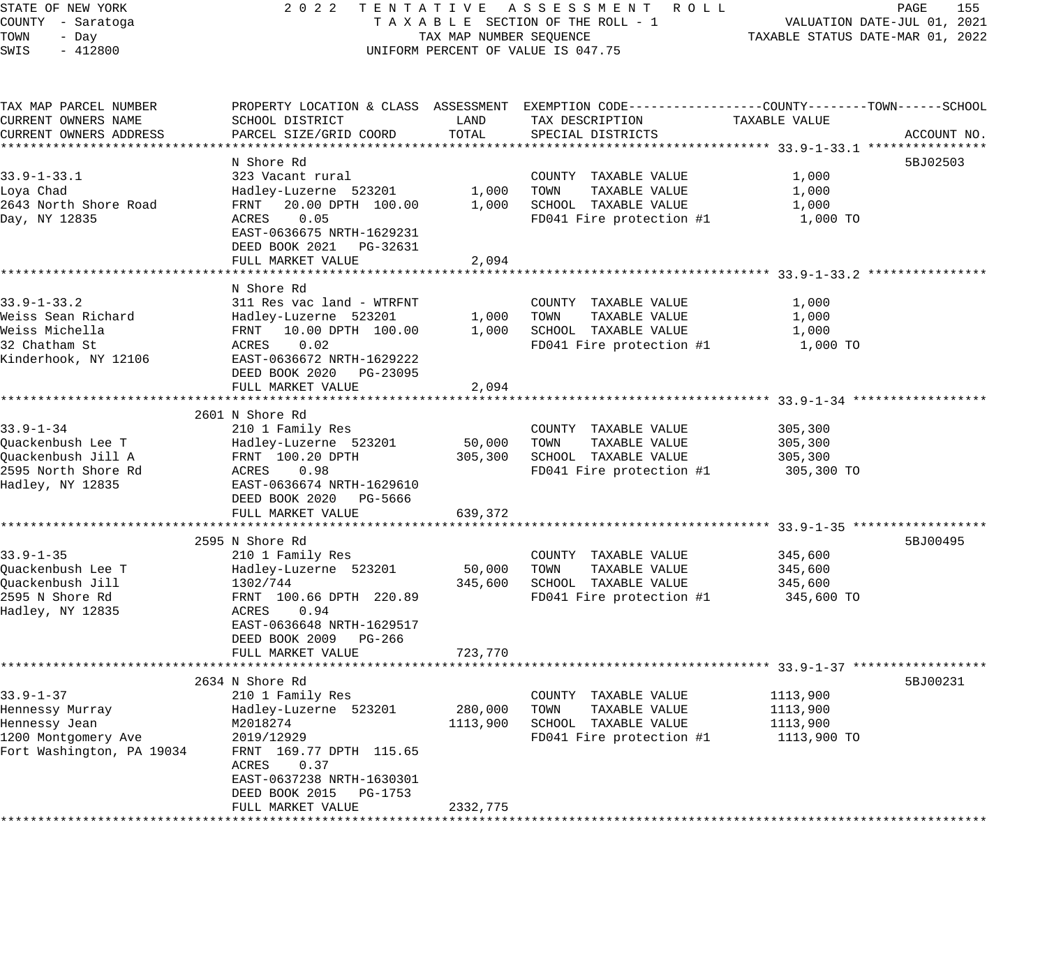STATE OF NEW YORK
COUNTY - Saratoga
TOWN - Day
SWIS - 412800

2022 TENTATIVE ASSESSMENT ROLL
TAXABLE SECTION OF THE ROLL - 1
TAX MAP NUMBER SEQUENCE
UNIFORM PERCENT OF VALUE IS 047.75

VALUATION DATE-JUL 01, 2021
TAXABLE STATUS DATE-MAR 01, 2022

| TAX MAP PARCEL NUMBER / CURRENT OWNERS NAME / CURRENT OWNERS ADDRESS | PROPERTY LOCATION & CLASS / SCHOOL DISTRICT / PARCEL SIZE/GRID COORD | ASSESSMENT LAND | TOTAL | EXEMPTION CODE / TAX DESCRIPTION / SPECIAL DISTRICTS | TAXABLE VALUE (COUNTY/TOWN/SCHOOL) | ACCOUNT NO. |
|---|---|---|---|---|---|---|
| **33.9-1-33.1** | N Shore Rd | | | | | 5BJ02503 |
| 33.9-1-33.1 | 323 Vacant rural | | | COUNTY TAXABLE VALUE | 1,000 | |
| Loya Chad | Hadley-Luzerne 523201 | 1,000 | | TOWN TAXABLE VALUE | 1,000 | |
| 2643 North Shore Road | FRNT 20.00 DPTH 100.00 | | 1,000 | SCHOOL TAXABLE VALUE | 1,000 | |
| Day, NY 12835 | ACRES 0.05 | | | FD041 Fire protection #1 | 1,000 TO | |
| | EAST-0636675 NRTH-1629231 | | | | | |
| | DEED BOOK 2021 PG-32631 | | | | | |
| | FULL MARKET VALUE | | 2,094 | | | |
| **33.9-1-33.2** | N Shore Rd | | | | | |
| 33.9-1-33.2 | 311 Res vac land - WTRFNT | | | COUNTY TAXABLE VALUE | 1,000 | |
| Weiss Sean Richard | Hadley-Luzerne 523201 | 1,000 | | TOWN TAXABLE VALUE | 1,000 | |
| Weiss Michella | FRNT 10.00 DPTH 100.00 | | 1,000 | SCHOOL TAXABLE VALUE | 1,000 | |
| 32 Chatham St | ACRES 0.02 | | | FD041 Fire protection #1 | 1,000 TO | |
| Kinderhook, NY 12106 | EAST-0636672 NRTH-1629222 | | | | | |
| | DEED BOOK 2020 PG-23095 | | | | | |
| | FULL MARKET VALUE | | 2,094 | | | |
| **33.9-1-34** | 2601 N Shore Rd | | | | | |
| 33.9-1-34 | 210 1 Family Res | | | COUNTY TAXABLE VALUE | 305,300 | |
| Quackenbush Lee T | Hadley-Luzerne 523201 | 50,000 | | TOWN TAXABLE VALUE | 305,300 | |
| Quackenbush Jill A | FRNT 100.20 DPTH | | 305,300 | SCHOOL TAXABLE VALUE | 305,300 | |
| 2595 North Shore Rd | ACRES 0.98 | | | FD041 Fire protection #1 | 305,300 TO | |
| Hadley, NY 12835 | EAST-0636674 NRTH-1629610 | | | | | |
| | DEED BOOK 2020 PG-5666 | | | | | |
| | FULL MARKET VALUE | | 639,372 | | | |
| **33.9-1-35** | 2595 N Shore Rd | | | | | 5BJ00495 |
| 33.9-1-35 | 210 1 Family Res | | | COUNTY TAXABLE VALUE | 345,600 | |
| Quackenbush Lee T | Hadley-Luzerne 523201 | 50,000 | | TOWN TAXABLE VALUE | 345,600 | |
| Quackenbush Jill | 1302/744 | | 345,600 | SCHOOL TAXABLE VALUE | 345,600 | |
| 2595 N Shore Rd | FRNT 100.66 DPTH 220.89 | | | FD041 Fire protection #1 | 345,600 TO | |
| Hadley, NY 12835 | ACRES 0.94 | | | | | |
| | EAST-0636648 NRTH-1629517 | | | | | |
| | DEED BOOK 2009 PG-266 | | | | | |
| | FULL MARKET VALUE | | 723,770 | | | |
| **33.9-1-37** | 2634 N Shore Rd | | | | | 5BJ00231 |
| 33.9-1-37 | 210 1 Family Res | | | COUNTY TAXABLE VALUE | 1113,900 | |
| Hennessy Murray | Hadley-Luzerne 523201 | 280,000 | | TOWN TAXABLE VALUE | 1113,900 | |
| Hennessy Jean | M2018274 | | 1113,900 | SCHOOL TAXABLE VALUE | 1113,900 | |
| 1200 Montgomery Ave | 2019/12929 | | | FD041 Fire protection #1 | 1113,900 TO | |
| Fort Washington, PA 19034 | FRNT 169.77 DPTH 115.65 | | | | | |
| | ACRES 0.37 | | | | | |
| | EAST-0637238 NRTH-1630301 | | | | | |
| | DEED BOOK 2015 PG-1753 | | | | | |
| | FULL MARKET VALUE | | 2332,775 | | | |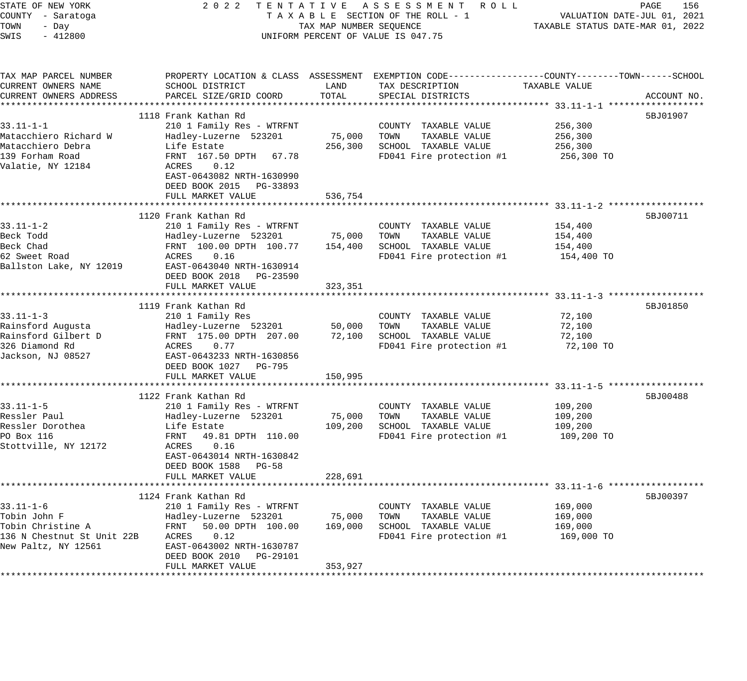STATE OF NEW YORK
COUNTY - Saratoga
TOWN - Day
SWIS - 412800

2022 TENTATIVE ASSESSMENT ROLL
TAXABLE SECTION OF THE ROLL - 1
TAX MAP NUMBER SEQUENCE
UNIFORM PERCENT OF VALUE IS 047.75

VALUATION DATE-JUL 01, 2021
TAXABLE STATUS DATE-MAR 01, 2022

| TAX MAP PARCEL NUMBER / CURRENT OWNERS NAME / CURRENT OWNERS ADDRESS | PROPERTY LOCATION & CLASS / SCHOOL DISTRICT / PARCEL SIZE/GRID COORD | ASSESSMENT LAND | ASSESSMENT TOTAL | EXEMPTION CODE / TAX DESCRIPTION / SPECIAL DISTRICTS | TAXABLE VALUE (COUNTY--TOWN--SCHOOL) | ACCOUNT NO. |
|---|---|---|---|---|---|---|
| 33.11-1-1 | 1118 Frank Kathan Rd | | | | | 5BJ01907 |
| Matacchiero Richard W | 210 1 Family Res - WTRFNT | | | COUNTY TAXABLE VALUE | 256,300 | |
| Matacchiero Debra | Hadley-Luzerne 523201 | 75,000 | | TOWN TAXABLE VALUE | 256,300 | |
| 139 Forham Road | Life Estate | | 256,300 | SCHOOL TAXABLE VALUE | 256,300 | |
| Valatie, NY 12184 | FRNT 167.50 DPTH 67.78 | | | FD041 Fire protection #1 | 256,300 TO | |
| | ACRES 0.12 | | | | | |
| | EAST-0643082 NRTH-1630990 | | | | | |
| | DEED BOOK 2015 PG-33893 | | | | | |
| | FULL MARKET VALUE | | 536,754 | | | |
| 33.11-1-2 | 1120 Frank Kathan Rd | | | | | 5BJ00711 |
| Beck Todd | 210 1 Family Res - WTRFNT | | | COUNTY TAXABLE VALUE | 154,400 | |
| Beck Chad | Hadley-Luzerne 523201 | 75,000 | | TOWN TAXABLE VALUE | 154,400 | |
| 62 Sweet Road | FRNT 100.00 DPTH 100.77 | | 154,400 | SCHOOL TAXABLE VALUE | 154,400 | |
| Ballston Lake, NY 12019 | ACRES 0.16 | | | FD041 Fire protection #1 | 154,400 TO | |
| | EAST-0643040 NRTH-1630914 | | | | | |
| | DEED BOOK 2018 PG-23590 | | | | | |
| | FULL MARKET VALUE | | 323,351 | | | |
| 33.11-1-3 | 1119 Frank Kathan Rd | | | | | 5BJ01850 |
| Rainsford Augusta | 210 1 Family Res | | | COUNTY TAXABLE VALUE | 72,100 | |
| Rainsford Gilbert D | Hadley-Luzerne 523201 | 50,000 | | TOWN TAXABLE VALUE | 72,100 | |
| 326 Diamond Rd | FRNT 175.00 DPTH 207.00 | | 72,100 | SCHOOL TAXABLE VALUE | 72,100 | |
| Jackson, NJ 08527 | ACRES 0.77 | | | FD041 Fire protection #1 | 72,100 TO | |
| | EAST-0643233 NRTH-1630856 | | | | | |
| | DEED BOOK 1027 PG-795 | | | | | |
| | FULL MARKET VALUE | | 150,995 | | | |
| 33.11-1-5 | 1122 Frank Kathan Rd | | | | | 5BJ00488 |
| Ressler Paul | 210 1 Family Res - WTRFNT | | | COUNTY TAXABLE VALUE | 109,200 | |
| Ressler Dorothea | Hadley-Luzerne 523201 | 75,000 | | TOWN TAXABLE VALUE | 109,200 | |
| PO Box 116 | Life Estate | | 109,200 | SCHOOL TAXABLE VALUE | 109,200 | |
| Stottville, NY 12172 | FRNT 49.81 DPTH 110.00 | | | FD041 Fire protection #1 | 109,200 TO | |
| | ACRES 0.16 | | | | | |
| | EAST-0643014 NRTH-1630842 | | | | | |
| | DEED BOOK 1588 PG-58 | | | | | |
| | FULL MARKET VALUE | | 228,691 | | | |
| 33.11-1-6 | 1124 Frank Kathan Rd | | | | | 5BJ00397 |
| Tobin John F | 210 1 Family Res - WTRFNT | | | COUNTY TAXABLE VALUE | 169,000 | |
| Tobin Christine A | Hadley-Luzerne 523201 | 75,000 | | TOWN TAXABLE VALUE | 169,000 | |
| 136 N Chestnut St Unit 22B | FRNT 50.00 DPTH 100.00 | | 169,000 | SCHOOL TAXABLE VALUE | 169,000 | |
| New Paltz, NY 12561 | ACRES 0.12 | | | FD041 Fire protection #1 | 169,000 TO | |
| | EAST-0643002 NRTH-1630787 | | | | | |
| | DEED BOOK 2010 PG-29101 | | | | | |
| | FULL MARKET VALUE | | 353,927 | | | |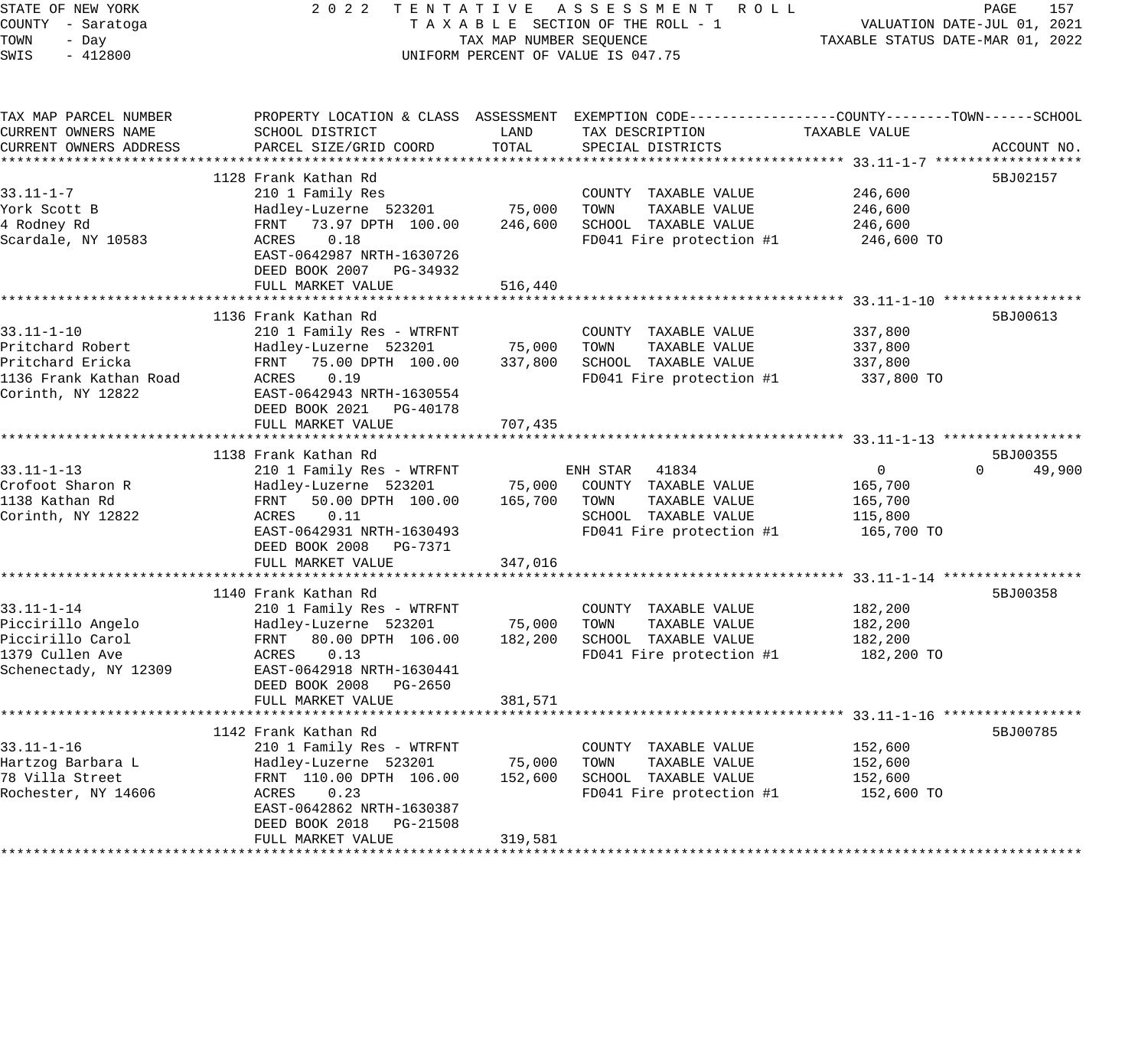STATE OF NEW YORK
COUNTY - Saratoga
TOWN - Day
SWIS - 412800

2022 TENTATIVE ASSESSMENT ROLL
TAXABLE SECTION OF THE ROLL - 1
TAX MAP NUMBER SEQUENCE
UNIFORM PERCENT OF VALUE IS 047.75

VALUATION DATE-JUL 01, 2021
TAXABLE STATUS DATE-MAR 01, 2022

| TAX MAP PARCEL NUMBER / CURRENT OWNERS NAME / CURRENT OWNERS ADDRESS | PROPERTY LOCATION & CLASS / SCHOOL DISTRICT / PARCEL SIZE/GRID COORD | ASSESSMENT LAND | TOTAL | EXEMPTION CODE / TAX DESCRIPTION / SPECIAL DISTRICTS | COUNTY TAXABLE VALUE | TOWN | SCHOOL | ACCOUNT NO. |
|---|---|---|---|---|---|---|---|---|
| 33.11-1-7 | 1128 Frank Kathan Rd | | | | | | | 5BJ02157 |
| York Scott B | 210 1 Family Res | | | COUNTY TAXABLE VALUE | 246,600 | | | |
| 4 Rodney Rd | Hadley-Luzerne 523201 | 75,000 | | TOWN TAXABLE VALUE | 246,600 | | | |
| Scardale, NY 10583 | FRNT 73.97 DPTH 100.00 | | 246,600 | SCHOOL TAXABLE VALUE | 246,600 | | | |
| | ACRES 0.18 | | | FD041 Fire protection #1 | 246,600 TO | | | |
| | EAST-0642987 NRTH-1630726 | | | | | | | |
| | DEED BOOK 2007 PG-34932 | | | | | | | |
| | FULL MARKET VALUE | | 516,440 | | | | | |
| 33.11-1-10 | 1136 Frank Kathan Rd | | | | | | | 5BJ00613 |
| Pritchard Robert | 210 1 Family Res - WTRFNT | | | COUNTY TAXABLE VALUE | 337,800 | | | |
| Pritchard Ericka | Hadley-Luzerne 523201 | 75,000 | | TOWN TAXABLE VALUE | 337,800 | | | |
| 1136 Frank Kathan Road | FRNT 75.00 DPTH 100.00 | | 337,800 | SCHOOL TAXABLE VALUE | 337,800 | | | |
| Corinth, NY 12822 | ACRES 0.19 | | | FD041 Fire protection #1 | 337,800 TO | | | |
| | EAST-0642943 NRTH-1630554 | | | | | | | |
| | DEED BOOK 2021 PG-40178 | | | | | | | |
| | FULL MARKET VALUE | | 707,435 | | | | | |
| 33.11-1-13 | 1138 Frank Kathan Rd | | | | | | | 5BJ00355 |
| Crofoot Sharon R | 210 1 Family Res - WTRFNT | | | ENH STAR 41834 | 0 | 0 | 49,900 | |
| 1138 Kathan Rd | Hadley-Luzerne 523201 | 75,000 | | COUNTY TAXABLE VALUE | 165,700 | | | |
| Corinth, NY 12822 | FRNT 50.00 DPTH 100.00 | | 165,700 | TOWN TAXABLE VALUE | 165,700 | | | |
| | ACRES 0.11 | | | SCHOOL TAXABLE VALUE | 115,800 | | | |
| | EAST-0642931 NRTH-1630493 | | | FD041 Fire protection #1 | 165,700 TO | | | |
| | DEED BOOK 2008 PG-7371 | | | | | | | |
| | FULL MARKET VALUE | | 347,016 | | | | | |
| 33.11-1-14 | 1140 Frank Kathan Rd | | | | | | | 5BJ00358 |
| Piccirillo Angelo | 210 1 Family Res - WTRFNT | | | COUNTY TAXABLE VALUE | 182,200 | | | |
| Piccirillo Carol | Hadley-Luzerne 523201 | 75,000 | | TOWN TAXABLE VALUE | 182,200 | | | |
| 1379 Cullen Ave | FRNT 80.00 DPTH 106.00 | | 182,200 | SCHOOL TAXABLE VALUE | 182,200 | | | |
| Schenectady, NY 12309 | ACRES 0.13 | | | FD041 Fire protection #1 | 182,200 TO | | | |
| | EAST-0642918 NRTH-1630441 | | | | | | | |
| | DEED BOOK 2008 PG-2650 | | | | | | | |
| | FULL MARKET VALUE | | 381,571 | | | | | |
| 33.11-1-16 | 1142 Frank Kathan Rd | | | | | | | 5BJ00785 |
| Hartzog Barbara L | 210 1 Family Res - WTRFNT | | | COUNTY TAXABLE VALUE | 152,600 | | | |
| 78 Villa Street | Hadley-Luzerne 523201 | 75,000 | | TOWN TAXABLE VALUE | 152,600 | | | |
| Rochester, NY 14606 | FRNT 110.00 DPTH 106.00 | | 152,600 | SCHOOL TAXABLE VALUE | 152,600 | | | |
| | ACRES 0.23 | | | FD041 Fire protection #1 | 152,600 TO | | | |
| | EAST-0642862 NRTH-1630387 | | | | | | | |
| | DEED BOOK 2018 PG-21508 | | | | | | | |
| | FULL MARKET VALUE | | 319,581 | | | | | |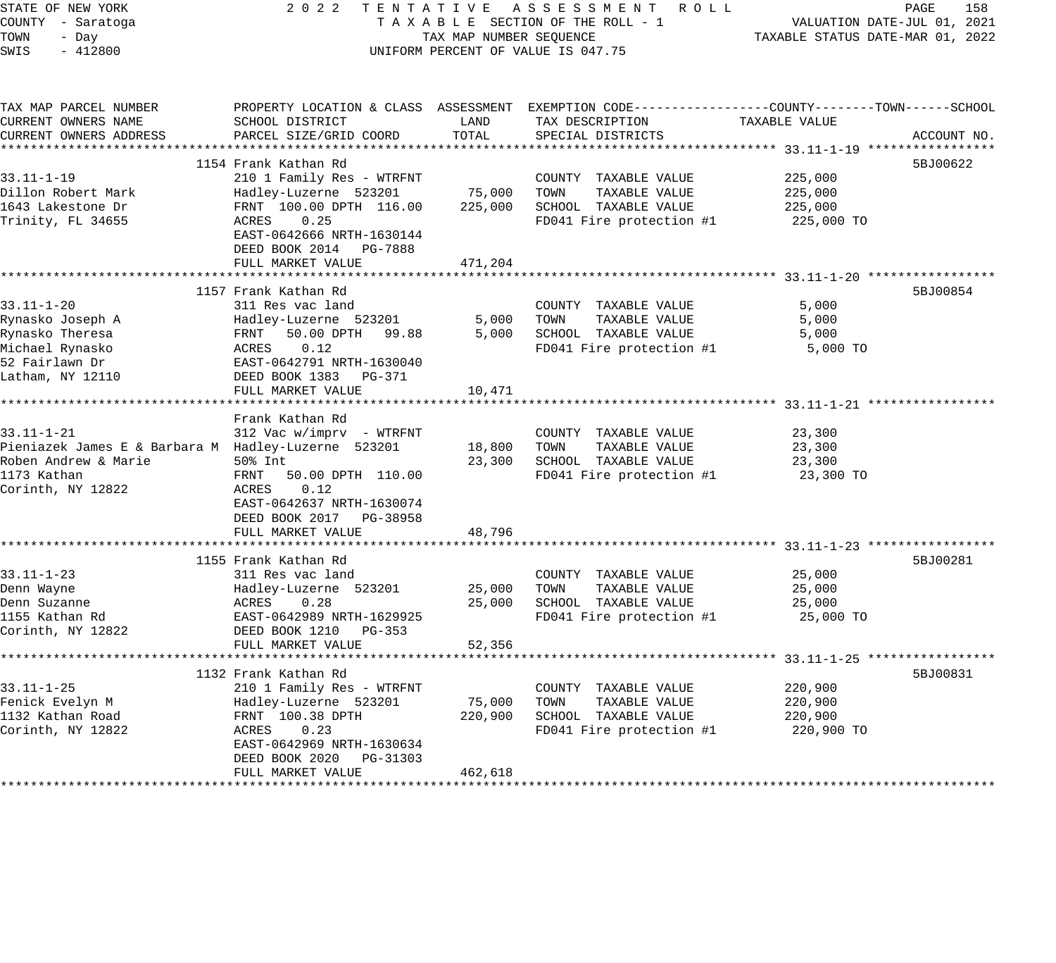STATE OF NEW YORK — 2022 TENTATIVE ASSESSMENT ROLL
COUNTY - Saratoga — TAXABLE SECTION OF THE ROLL - 1 — VALUATION DATE-JUL 01, 2021
TOWN - Day — TAX MAP NUMBER SEQUENCE — TAXABLE STATUS DATE-MAR 01, 2022
SWIS - 412800 — UNIFORM PERCENT OF VALUE IS 047.75

| TAX MAP PARCEL NUMBER / CURRENT OWNERS NAME / CURRENT OWNERS ADDRESS | PROPERTY LOCATION & CLASS / SCHOOL DISTRICT / PARCEL SIZE/GRID COORD | ASSESSMENT LAND | ASSESSMENT TOTAL | EXEMPTION CODE / TAX DESCRIPTION / SPECIAL DISTRICTS | TAXABLE VALUE (COUNTY--TOWN--SCHOOL) | ACCOUNT NO. |
|---|---|---|---|---|---|---|
| **33.11-1-19** | 1154 Frank Kathan Rd | | | | | 5BJ00622 |
| Dillon Robert Mark | 210 1 Family Res - WTRFNT | | | COUNTY TAXABLE VALUE | 225,000 | |
| 1643 Lakestone Dr | Hadley-Luzerne 523201 | 75,000 | | TOWN TAXABLE VALUE | 225,000 | |
| Trinity, FL 34655 | FRNT 100.00 DPTH 116.00 | | 225,000 | SCHOOL TAXABLE VALUE | 225,000 | |
| | ACRES 0.25 | | | FD041 Fire protection #1 | 225,000 TO | |
| | EAST-0642666 NRTH-1630144 | | | | | |
| | DEED BOOK 2014 PG-7888 | | | | | |
| | FULL MARKET VALUE | | 471,204 | | | |
| **33.11-1-20** | 1157 Frank Kathan Rd | | | | | 5BJ00854 |
| Rynasko Joseph A | 311 Res vac land | | | COUNTY TAXABLE VALUE | 5,000 | |
| Rynasko Theresa | Hadley-Luzerne 523201 | 5,000 | | TOWN TAXABLE VALUE | 5,000 | |
| Michael Rynasko | FRNT 50.00 DPTH 99.88 | | 5,000 | SCHOOL TAXABLE VALUE | 5,000 | |
| 52 Fairlawn Dr | ACRES 0.12 | | | FD041 Fire protection #1 | 5,000 TO | |
| Latham, NY 12110 | EAST-0642791 NRTH-1630040 | | | | | |
| | DEED BOOK 1383 PG-371 | | | | | |
| | FULL MARKET VALUE | | 10,471 | | | |
| **33.11-1-21** | Frank Kathan Rd | | | | | |
| Pieniazek James E & Barbara M | 312 Vac w/imprv - WTRFNT | | | COUNTY TAXABLE VALUE | 23,300 | |
| Roben Andrew & Marie | Hadley-Luzerne 523201 | 18,800 | | TOWN TAXABLE VALUE | 23,300 | |
| 1173 Kathan | 50% Int | | 23,300 | SCHOOL TAXABLE VALUE | 23,300 | |
| Corinth, NY 12822 | FRNT 50.00 DPTH 110.00 | | | FD041 Fire protection #1 | 23,300 TO | |
| | ACRES 0.12 | | | | | |
| | EAST-0642637 NRTH-1630074 | | | | | |
| | DEED BOOK 2017 PG-38958 | | | | | |
| | FULL MARKET VALUE | | 48,796 | | | |
| **33.11-1-23** | 1155 Frank Kathan Rd | | | | | 5BJ00281 |
| Denn Wayne | 311 Res vac land | | | COUNTY TAXABLE VALUE | 25,000 | |
| Denn Suzanne | Hadley-Luzerne 523201 | 25,000 | | TOWN TAXABLE VALUE | 25,000 | |
| 1155 Kathan Rd | ACRES 0.28 | | 25,000 | SCHOOL TAXABLE VALUE | 25,000 | |
| Corinth, NY 12822 | EAST-0642989 NRTH-1629925 | | | FD041 Fire protection #1 | 25,000 TO | |
| | DEED BOOK 1210 PG-353 | | | | | |
| | FULL MARKET VALUE | | 52,356 | | | |
| **33.11-1-25** | 1132 Frank Kathan Rd | | | | | 5BJ00831 |
| Fenick Evelyn M | 210 1 Family Res - WTRFNT | | | COUNTY TAXABLE VALUE | 220,900 | |
| 1132 Kathan Road | Hadley-Luzerne 523201 | 75,000 | | TOWN TAXABLE VALUE | 220,900 | |
| Corinth, NY 12822 | FRNT 100.38 DPTH | | 220,900 | SCHOOL TAXABLE VALUE | 220,900 | |
| | ACRES 0.23 | | | FD041 Fire protection #1 | 220,900 TO | |
| | EAST-0642969 NRTH-1630634 | | | | | |
| | DEED BOOK 2020 PG-31303 | | | | | |
| | FULL MARKET VALUE | | 462,618 | | | |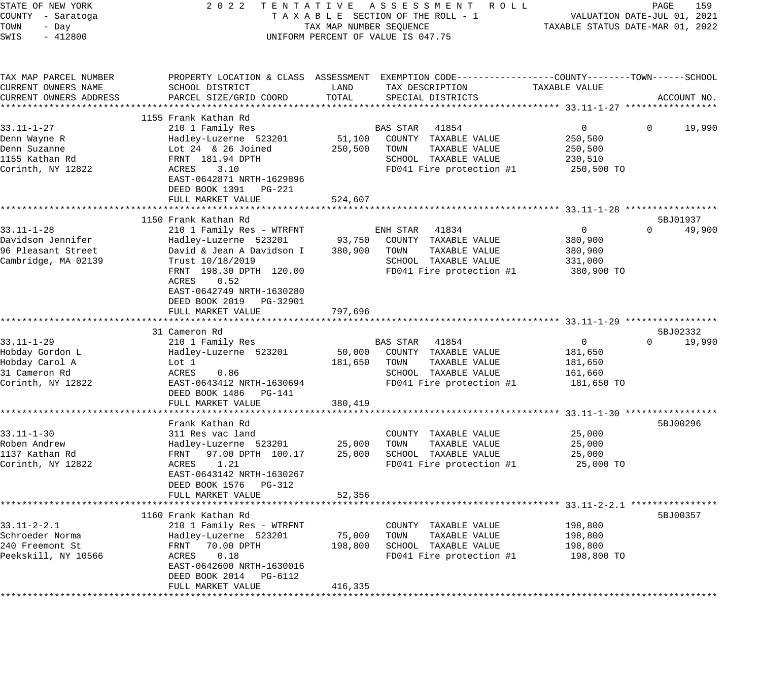STATE OF NEW YORK
COUNTY - Saratoga
TOWN - Day
SWIS - 412800

2022 TENTATIVE ASSESSMENT ROLL
TAXABLE SECTION OF THE ROLL - 1
TAX MAP NUMBER SEQUENCE
UNIFORM PERCENT OF VALUE IS 047.75

VALUATION DATE-JUL 01, 2021
TAXABLE STATUS DATE-MAR 01, 2022

| TAX MAP PARCEL NUMBER / CURRENT OWNERS NAME / CURRENT OWNERS ADDRESS | PROPERTY LOCATION & CLASS / SCHOOL DISTRICT / PARCEL SIZE/GRID COORD | ASSESSMENT LAND / TOTAL | EXEMPTION CODE / TAX DESCRIPTION / SPECIAL DISTRICTS | COUNTY / TAXABLE VALUE | TOWN | SCHOOL | ACCOUNT NO. |
|---|---|---|---|---|---|---|---|
| **33.11-1-27** | 1155 Frank Kathan Rd | | | | | | |
| 33.11-1-27 | 210 1 Family Res | | BAS STAR 41854 | 0 | 0 | 19,990 | |
| Denn Wayne R | Hadley-Luzerne 523201 | 51,100 | COUNTY TAXABLE VALUE | 250,500 | | | |
| Denn Suzanne | Lot 24 & 26 Joined | 250,500 | TOWN TAXABLE VALUE | 250,500 | | | |
| 1155 Kathan Rd | FRNT 181.94 DPTH | | SCHOOL TAXABLE VALUE | 230,510 | | | |
| Corinth, NY 12822 | ACRES 3.10 | | FD041 Fire protection #1 | 250,500 TO | | | |
| | EAST-0642871 NRTH-1629896 | | | | | | |
| | DEED BOOK 1391 PG-221 | | | | | | |
| | FULL MARKET VALUE | 524,607 | | | | | |
| **33.11-1-28** | 1150 Frank Kathan Rd | | | | | | 5BJ01937 |
| 33.11-1-28 | 210 1 Family Res - WTRFNT | | ENH STAR 41834 | 0 | 0 | 49,900 | |
| Davidson Jennifer | Hadley-Luzerne 523201 | 93,750 | COUNTY TAXABLE VALUE | 380,900 | | | |
| 96 Pleasant Street | David & Jean A Davidson I | 380,900 | TOWN TAXABLE VALUE | 380,900 | | | |
| Cambridge, MA 02139 | Trust 10/18/2019 | | SCHOOL TAXABLE VALUE | 331,000 | | | |
| | FRNT 198.30 DPTH 120.00 | | FD041 Fire protection #1 | 380,900 TO | | | |
| | ACRES 0.52 | | | | | | |
| | EAST-0642749 NRTH-1630280 | | | | | | |
| | DEED BOOK 2019 PG-32901 | | | | | | |
| | FULL MARKET VALUE | 797,696 | | | | | |
| **33.11-1-29** | 31 Cameron Rd | | | | | | 5BJ02332 |
| 33.11-1-29 | 210 1 Family Res | | BAS STAR 41854 | 0 | 0 | 19,990 | |
| Hobday Gordon L | Hadley-Luzerne 523201 | 50,000 | COUNTY TAXABLE VALUE | 181,650 | | | |
| Hobday Carol A | Lot 1 | 181,650 | TOWN TAXABLE VALUE | 181,650 | | | |
| 31 Cameron Rd | ACRES 0.86 | | SCHOOL TAXABLE VALUE | 161,660 | | | |
| Corinth, NY 12822 | EAST-0643412 NRTH-1630694 | | FD041 Fire protection #1 | 181,650 TO | | | |
| | DEED BOOK 1486 PG-141 | | | | | | |
| | FULL MARKET VALUE | 380,419 | | | | | |
| **33.11-1-30** | Frank Kathan Rd | | | | | | 5BJ00296 |
| 33.11-1-30 | 311 Res vac land | | COUNTY TAXABLE VALUE | 25,000 | | | |
| Roben Andrew | Hadley-Luzerne 523201 | 25,000 | TOWN TAXABLE VALUE | 25,000 | | | |
| 1137 Kathan Rd | FRNT 97.00 DPTH 100.17 | 25,000 | SCHOOL TAXABLE VALUE | 25,000 | | | |
| Corinth, NY 12822 | ACRES 1.21 | | FD041 Fire protection #1 | 25,000 TO | | | |
| | EAST-0643142 NRTH-1630267 | | | | | | |
| | DEED BOOK 1576 PG-312 | | | | | | |
| | FULL MARKET VALUE | 52,356 | | | | | |
| **33.11-2-2.1** | 1160 Frank Kathan Rd | | | | | | 5BJ00357 |
| 33.11-2-2.1 | 210 1 Family Res - WTRFNT | | COUNTY TAXABLE VALUE | 198,800 | | | |
| Schroeder Norma | Hadley-Luzerne 523201 | 75,000 | TOWN TAXABLE VALUE | 198,800 | | | |
| 240 Freemont St | FRNT 70.00 DPTH | 198,800 | SCHOOL TAXABLE VALUE | 198,800 | | | |
| Peekskill, NY 10566 | ACRES 0.18 | | FD041 Fire protection #1 | 198,800 TO | | | |
| | EAST-0642600 NRTH-1630016 | | | | | | |
| | DEED BOOK 2014 PG-6112 | | | | | | |
| | FULL MARKET VALUE | 416,335 | | | | | |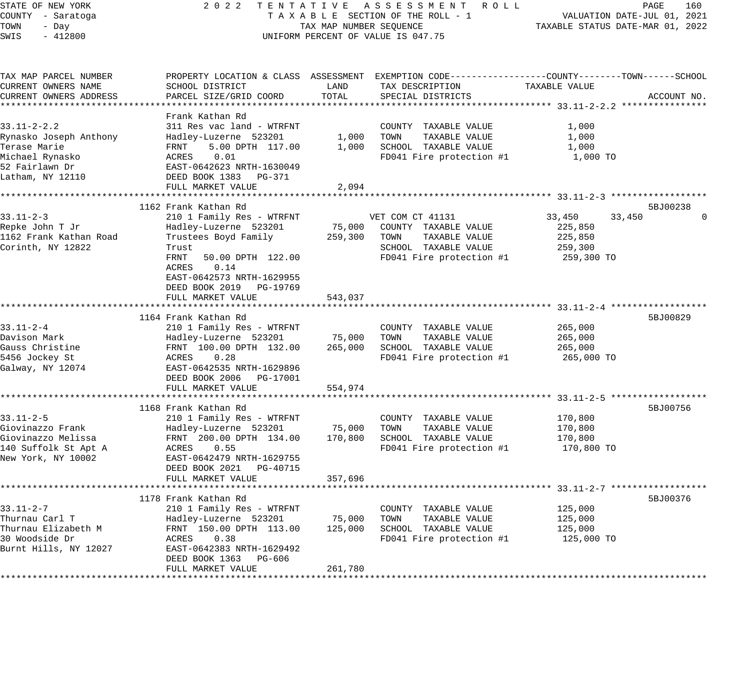STATE OF NEW YORK
COUNTY - Saratoga
TOWN - Day
SWIS - 412800

# 2022 TENTATIVE ASSESSMENT ROLL

TAXABLE SECTION OF THE ROLL - 1
TAX MAP NUMBER SEQUENCE
UNIFORM PERCENT OF VALUE IS 047.75

VALUATION DATE-JUL 01, 2021
TAXABLE STATUS DATE-MAR 01, 2022

| TAX MAP PARCEL NUMBER / CURRENT OWNERS NAME / CURRENT OWNERS ADDRESS | PROPERTY LOCATION & CLASS / SCHOOL DISTRICT / PARCEL SIZE/GRID COORD | ASSESSMENT LAND | ASSESSMENT TOTAL | EXEMPTION CODE / TAX DESCRIPTION / SPECIAL DISTRICTS | COUNTY TAXABLE VALUE | TOWN | SCHOOL | ACCOUNT NO. |
|---|---|---|---|---|---|---|---|---|
| **33.11-2-2.2** | Frank Kathan Rd | | | | | | | |
| 33.11-2-2.2 | 311 Res vac land - WTRFNT | | | COUNTY TAXABLE VALUE | 1,000 | | | |
| Rynasko Joseph Anthony | Hadley-Luzerne 523201 | 1,000 | | TOWN TAXABLE VALUE | 1,000 | | | |
| Terase Marie | FRNT 5.00 DPTH 117.00 | | 1,000 | SCHOOL TAXABLE VALUE | 1,000 | | | |
| Michael Rynasko | ACRES 0.01 | | | FD041 Fire protection #1 | 1,000 TO | | | |
| 52 Fairlawn Dr | EAST-0642623 NRTH-1630049 | | | | | | | |
| Latham, NY 12110 | DEED BOOK 1383 PG-371 | | | | | | | |
| | FULL MARKET VALUE | | 2,094 | | | | | |
| **33.11-2-3** | 1162 Frank Kathan Rd | | | | | | | 5BJ00238 |
| 33.11-2-3 | 210 1 Family Res - WTRFNT | | | VET COM CT 41131 | 33,450 | 33,450 | 0 | |
| Repke John T Jr | Hadley-Luzerne 523201 | 75,000 | | COUNTY TAXABLE VALUE | 225,850 | | | |
| 1162 Frank Kathan Road | Trustees Boyd Family | | 259,300 | TOWN TAXABLE VALUE | 225,850 | | | |
| Corinth, NY 12822 | Trust | | | SCHOOL TAXABLE VALUE | 259,300 | | | |
| | FRNT 50.00 DPTH 122.00 | | | FD041 Fire protection #1 | 259,300 TO | | | |
| | ACRES 0.14 | | | | | | | |
| | EAST-0642573 NRTH-1629955 | | | | | | | |
| | DEED BOOK 2019 PG-19769 | | | | | | | |
| | FULL MARKET VALUE | | 543,037 | | | | | |
| **33.11-2-4** | 1164 Frank Kathan Rd | | | | | | | 5BJ00829 |
| 33.11-2-4 | 210 1 Family Res - WTRFNT | | | COUNTY TAXABLE VALUE | 265,000 | | | |
| Davison Mark | Hadley-Luzerne 523201 | 75,000 | | TOWN TAXABLE VALUE | 265,000 | | | |
| Gauss Christine | FRNT 100.00 DPTH 132.00 | | 265,000 | SCHOOL TAXABLE VALUE | 265,000 | | | |
| 5456 Jockey St | ACRES 0.28 | | | FD041 Fire protection #1 | 265,000 TO | | | |
| Galway, NY 12074 | EAST-0642535 NRTH-1629896 | | | | | | | |
| | DEED BOOK 2006 PG-17001 | | | | | | | |
| | FULL MARKET VALUE | | 554,974 | | | | | |
| **33.11-2-5** | 1168 Frank Kathan Rd | | | | | | | 5BJ00756 |
| 33.11-2-5 | 210 1 Family Res - WTRFNT | | | COUNTY TAXABLE VALUE | 170,800 | | | |
| Giovinazzo Frank | Hadley-Luzerne 523201 | 75,000 | | TOWN TAXABLE VALUE | 170,800 | | | |
| Giovinazzo Melissa | FRNT 200.00 DPTH 134.00 | | 170,800 | SCHOOL TAXABLE VALUE | 170,800 | | | |
| 140 Suffolk St Apt A | ACRES 0.55 | | | FD041 Fire protection #1 | 170,800 TO | | | |
| New York, NY 10002 | EAST-0642479 NRTH-1629755 | | | | | | | |
| | DEED BOOK 2021 PG-40715 | | | | | | | |
| | FULL MARKET VALUE | | 357,696 | | | | | |
| **33.11-2-7** | 1178 Frank Kathan Rd | | | | | | | 5BJ00376 |
| 33.11-2-7 | 210 1 Family Res - WTRFNT | | | COUNTY TAXABLE VALUE | 125,000 | | | |
| Thurnau Carl T | Hadley-Luzerne 523201 | 75,000 | | TOWN TAXABLE VALUE | 125,000 | | | |
| Thurnau Elizabeth M | FRNT 150.00 DPTH 113.00 | | 125,000 | SCHOOL TAXABLE VALUE | 125,000 | | | |
| 30 Woodside Dr | ACRES 0.38 | | | FD041 Fire protection #1 | 125,000 TO | | | |
| Burnt Hills, NY 12027 | EAST-0642383 NRTH-1629492 | | | | | | | |
| | DEED BOOK 1363 PG-606 | | | | | | | |
| | FULL MARKET VALUE | | 261,780 | | | | | |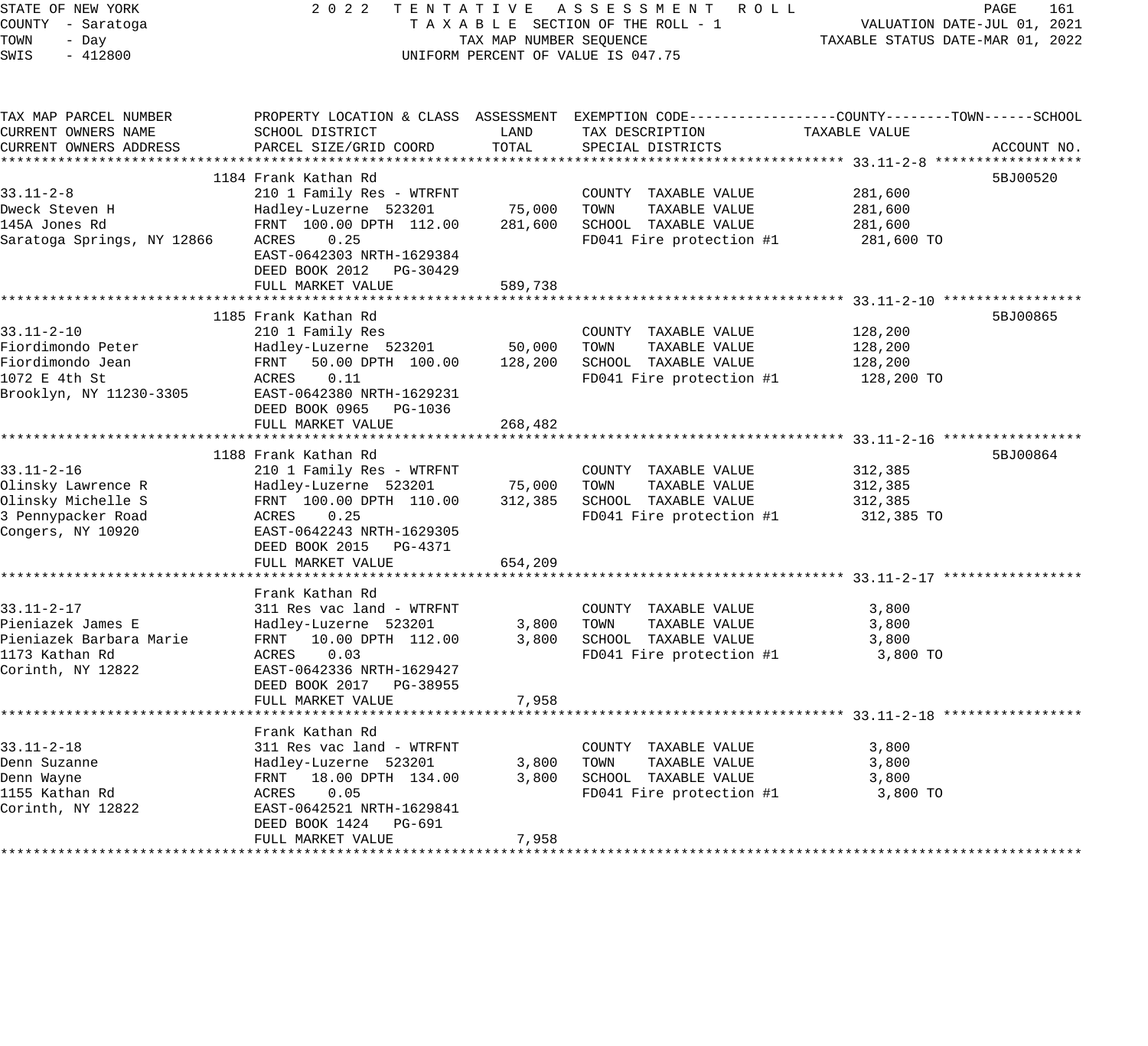STATE OF NEW YORK — 2022 TENTATIVE ASSESSMENT ROLL
COUNTY - Saratoga — TAXABLE SECTION OF THE ROLL - 1 — VALUATION DATE-JUL 01, 2021
TOWN - Day — TAX MAP NUMBER SEQUENCE — TAXABLE STATUS DATE-MAR 01, 2022
SWIS - 412800 — UNIFORM PERCENT OF VALUE IS 047.75

| TAX MAP PARCEL NUMBER / CURRENT OWNERS NAME / CURRENT OWNERS ADDRESS | PROPERTY LOCATION & CLASS / SCHOOL DISTRICT / PARCEL SIZE/GRID COORD | ASSESSMENT LAND | ASSESSMENT TOTAL | EXEMPTION CODE / TAX DESCRIPTION / SPECIAL DISTRICTS | TAXABLE VALUE (COUNTY--TOWN--SCHOOL) | ACCOUNT NO. |
|---|---|---|---|---|---|---|
| **33.11-2-8** | 1184 Frank Kathan Rd | | | | | 5BJ00520 |
| Dweck Steven H | 210 1 Family Res - WTRFNT | | | COUNTY TAXABLE VALUE | 281,600 | |
| 145A Jones Rd | Hadley-Luzerne 523201 | 75,000 | | TOWN TAXABLE VALUE | 281,600 | |
| Saratoga Springs, NY 12866 | FRNT 100.00 DPTH 112.00 | | 281,600 | SCHOOL TAXABLE VALUE | 281,600 | |
| | ACRES 0.25 | | | FD041 Fire protection #1 | 281,600 TO | |
| | EAST-0642303 NRTH-1629384 | | | | | |
| | DEED BOOK 2012 PG-30429 | | | | | |
| | FULL MARKET VALUE | | 589,738 | | | |
| **33.11-2-10** | 1185 Frank Kathan Rd | | | | | 5BJ00865 |
| Fiordimondo Peter | 210 1 Family Res | | | COUNTY TAXABLE VALUE | 128,200 | |
| Fiordimondo Jean | Hadley-Luzerne 523201 | 50,000 | | TOWN TAXABLE VALUE | 128,200 | |
| 1072 E 4th St | FRNT 50.00 DPTH 100.00 | | 128,200 | SCHOOL TAXABLE VALUE | 128,200 | |
| Brooklyn, NY 11230-3305 | ACRES 0.11 | | | FD041 Fire protection #1 | 128,200 TO | |
| | EAST-0642380 NRTH-1629231 | | | | | |
| | DEED BOOK 0965 PG-1036 | | | | | |
| | FULL MARKET VALUE | | 268,482 | | | |
| **33.11-2-16** | 1188 Frank Kathan Rd | | | | | 5BJ00864 |
| Olinsky Lawrence R | 210 1 Family Res - WTRFNT | | | COUNTY TAXABLE VALUE | 312,385 | |
| Olinsky Michelle S | Hadley-Luzerne 523201 | 75,000 | | TOWN TAXABLE VALUE | 312,385 | |
| 3 Pennypacker Road | FRNT 100.00 DPTH 110.00 | | 312,385 | SCHOOL TAXABLE VALUE | 312,385 | |
| Congers, NY 10920 | ACRES 0.25 | | | FD041 Fire protection #1 | 312,385 TO | |
| | EAST-0642243 NRTH-1629305 | | | | | |
| | DEED BOOK 2015 PG-4371 | | | | | |
| | FULL MARKET VALUE | | 654,209 | | | |
| **33.11-2-17** | Frank Kathan Rd | | | | | |
| Pieniazek James E | 311 Res vac land - WTRFNT | | | COUNTY TAXABLE VALUE | 3,800 | |
| Pieniazek Barbara Marie | Hadley-Luzerne 523201 | 3,800 | | TOWN TAXABLE VALUE | 3,800 | |
| 1173 Kathan Rd | FRNT 10.00 DPTH 112.00 | | 3,800 | SCHOOL TAXABLE VALUE | 3,800 | |
| Corinth, NY 12822 | ACRES 0.03 | | | FD041 Fire protection #1 | 3,800 TO | |
| | EAST-0642336 NRTH-1629427 | | | | | |
| | DEED BOOK 2017 PG-38955 | | | | | |
| | FULL MARKET VALUE | | 7,958 | | | |
| **33.11-2-18** | Frank Kathan Rd | | | | | |
| Denn Suzanne | 311 Res vac land - WTRFNT | | | COUNTY TAXABLE VALUE | 3,800 | |
| Denn Wayne | Hadley-Luzerne 523201 | 3,800 | | TOWN TAXABLE VALUE | 3,800 | |
| 1155 Kathan Rd | FRNT 18.00 DPTH 134.00 | | 3,800 | SCHOOL TAXABLE VALUE | 3,800 | |
| Corinth, NY 12822 | ACRES 0.05 | | | FD041 Fire protection #1 | 3,800 TO | |
| | EAST-0642521 NRTH-1629841 | | | | | |
| | DEED BOOK 1424 PG-691 | | | | | |
| | FULL MARKET VALUE | | 7,958 | | | |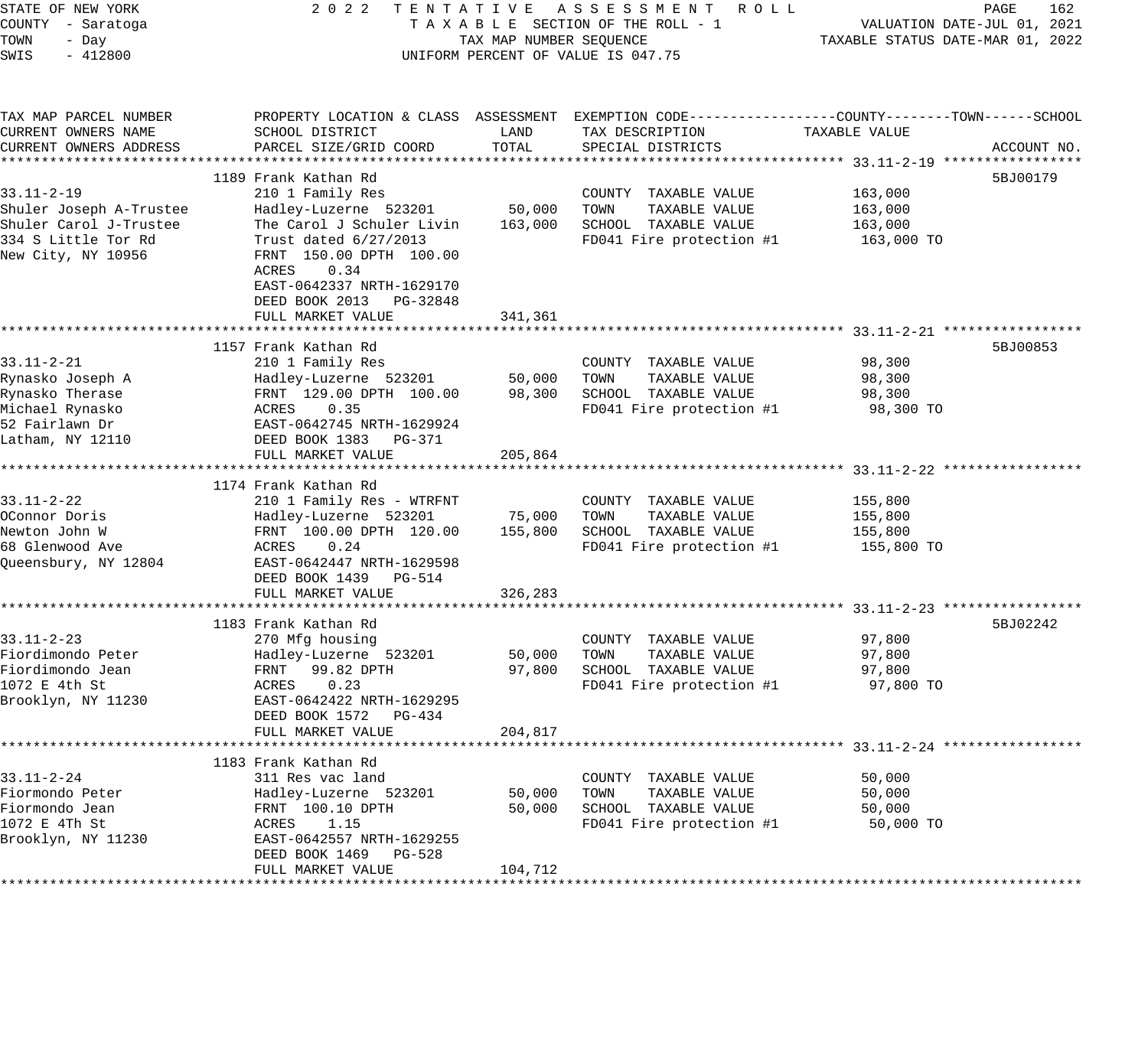STATE OF NEW YORK — 2022 TENTATIVE ASSESSMENT ROLL
COUNTY - Saratoga — TAXABLE SECTION OF THE ROLL - 1 — VALUATION DATE-JUL 01, 2021
TOWN - Day — TAX MAP NUMBER SEQUENCE — TAXABLE STATUS DATE-MAR 01, 2022
SWIS - 412800 — UNIFORM PERCENT OF VALUE IS 047.75

| TAX MAP PARCEL NUMBER / CURRENT OWNERS NAME / CURRENT OWNERS ADDRESS | PROPERTY LOCATION & CLASS / SCHOOL DISTRICT / PARCEL SIZE/GRID COORD | ASSESSMENT LAND | ASSESSMENT TOTAL | EXEMPTION CODE / TAX DESCRIPTION / SPECIAL DISTRICTS | TAXABLE VALUE (COUNTY / TOWN / SCHOOL) | ACCOUNT NO. |
|---|---|---|---|---|---|---|
| **33.11-2-19** | 1189 Frank Kathan Rd | | | | | 5BJ00179 |
| 33.11-2-19 | 210 1 Family Res | | | COUNTY TAXABLE VALUE | 163,000 | |
| Shuler Joseph A-Trustee | Hadley-Luzerne 523201 | 50,000 | | TOWN TAXABLE VALUE | 163,000 | |
| Shuler Carol J-Trustee | The Carol J Schuler Livin | | 163,000 | SCHOOL TAXABLE VALUE | 163,000 | |
| 334 S Little Tor Rd | Trust dated 6/27/2013 | | | FD041 Fire protection #1 | 163,000 TO | |
| New City, NY 10956 | FRNT 150.00 DPTH 100.00 | | | | | |
| | ACRES 0.34 | | | | | |
| | EAST-0642337 NRTH-1629170 | | | | | |
| | DEED BOOK 2013 PG-32848 | | | | | |
| | FULL MARKET VALUE | | 341,361 | | | |
| **33.11-2-21** | 1157 Frank Kathan Rd | | | | | 5BJ00853 |
| 33.11-2-21 | 210 1 Family Res | | | COUNTY TAXABLE VALUE | 98,300 | |
| Rynasko Joseph A | Hadley-Luzerne 523201 | 50,000 | | TOWN TAXABLE VALUE | 98,300 | |
| Rynasko Therase | FRNT 129.00 DPTH 100.00 | | 98,300 | SCHOOL TAXABLE VALUE | 98,300 | |
| Michael Rynasko | ACRES 0.35 | | | FD041 Fire protection #1 | 98,300 TO | |
| 52 Fairlawn Dr | EAST-0642745 NRTH-1629924 | | | | | |
| Latham, NY 12110 | DEED BOOK 1383 PG-371 | | | | | |
| | FULL MARKET VALUE | | 205,864 | | | |
| **33.11-2-22** | 1174 Frank Kathan Rd | | | | | |
| 33.11-2-22 | 210 1 Family Res - WTRFNT | | | COUNTY TAXABLE VALUE | 155,800 | |
| OConnor Doris | Hadley-Luzerne 523201 | 75,000 | | TOWN TAXABLE VALUE | 155,800 | |
| Newton John W | FRNT 100.00 DPTH 120.00 | | 155,800 | SCHOOL TAXABLE VALUE | 155,800 | |
| 68 Glenwood Ave | ACRES 0.24 | | | FD041 Fire protection #1 | 155,800 TO | |
| Queensbury, NY 12804 | EAST-0642447 NRTH-1629598 | | | | | |
| | DEED BOOK 1439 PG-514 | | | | | |
| | FULL MARKET VALUE | | 326,283 | | | |
| **33.11-2-23** | 1183 Frank Kathan Rd | | | | | 5BJ02242 |
| 33.11-2-23 | 270 Mfg housing | | | COUNTY TAXABLE VALUE | 97,800 | |
| Fiordimondo Peter | Hadley-Luzerne 523201 | 50,000 | | TOWN TAXABLE VALUE | 97,800 | |
| Fiordimondo Jean | FRNT 99.82 DPTH | | 97,800 | SCHOOL TAXABLE VALUE | 97,800 | |
| 1072 E 4th St | ACRES 0.23 | | | FD041 Fire protection #1 | 97,800 TO | |
| Brooklyn, NY 11230 | EAST-0642422 NRTH-1629295 | | | | | |
| | DEED BOOK 1572 PG-434 | | | | | |
| | FULL MARKET VALUE | | 204,817 | | | |
| **33.11-2-24** | 1183 Frank Kathan Rd | | | | | |
| 33.11-2-24 | 311 Res vac land | | | COUNTY TAXABLE VALUE | 50,000 | |
| Fiormondo Peter | Hadley-Luzerne 523201 | 50,000 | | TOWN TAXABLE VALUE | 50,000 | |
| Fiormondo Jean | FRNT 100.10 DPTH | | 50,000 | SCHOOL TAXABLE VALUE | 50,000 | |
| 1072 E 4Th St | ACRES 1.15 | | | FD041 Fire protection #1 | 50,000 TO | |
| Brooklyn, NY 11230 | EAST-0642557 NRTH-1629255 | | | | | |
| | DEED BOOK 1469 PG-528 | | | | | |
| | FULL MARKET VALUE | | 104,712 | | | |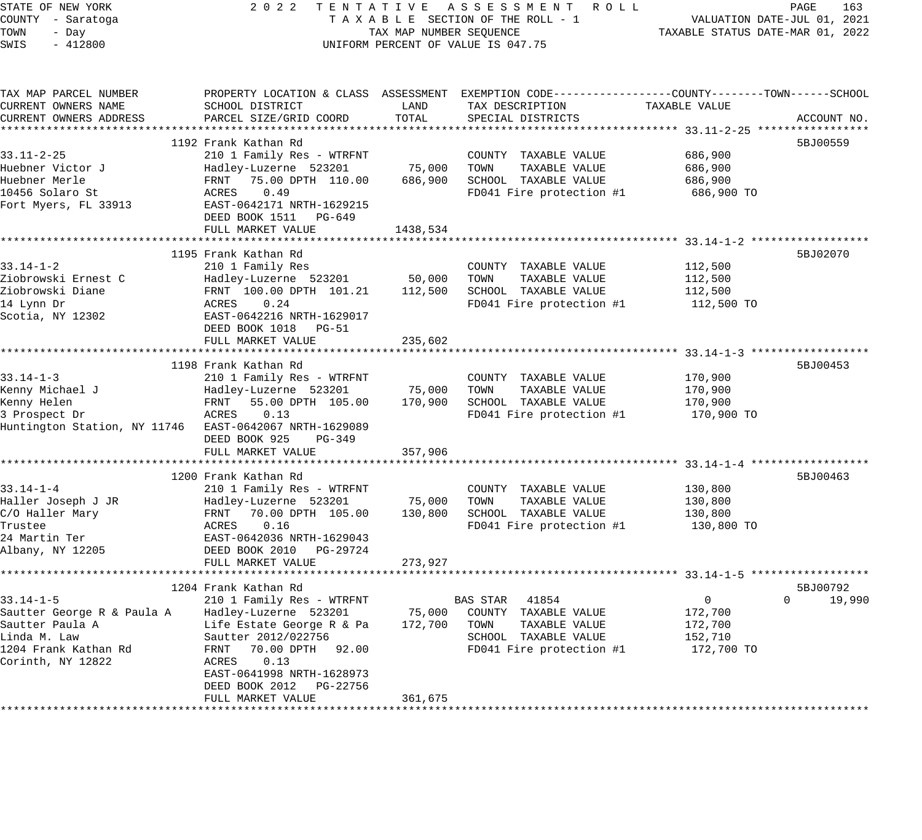STATE OF NEW YORK — 2022 TENTATIVE ASSESSMENT ROLL
COUNTY - Saratoga — TAXABLE SECTION OF THE ROLL - 1 — VALUATION DATE-JUL 01, 2021
TOWN - Day — TAX MAP NUMBER SEQUENCE — TAXABLE STATUS DATE-MAR 01, 2022
SWIS - 412800 — UNIFORM PERCENT OF VALUE IS 047.75

| TAX MAP PARCEL NUMBER / CURRENT OWNERS NAME / CURRENT OWNERS ADDRESS | PROPERTY LOCATION & CLASS / SCHOOL DISTRICT / PARCEL SIZE/GRID COORD | ASSESSMENT LAND | ASSESSMENT TOTAL | EXEMPTION CODE / TAX DESCRIPTION / SPECIAL DISTRICTS | COUNTY TAXABLE VALUE | TOWN | SCHOOL | ACCOUNT NO. |
|---|---|---|---|---|---|---|---|---|
| **33.11-2-25** | 1192 Frank Kathan Rd | | | | | | | 5BJ00559 |
| 33.11-2-25 | 210 1 Family Res - WTRFNT | | | COUNTY TAXABLE VALUE | 686,900 | | | |
| Huebner Victor J | Hadley-Luzerne 523201 | 75,000 | | TOWN TAXABLE VALUE | 686,900 | | | |
| Huebner Merle | FRNT 75.00 DPTH 110.00 | | 686,900 | SCHOOL TAXABLE VALUE | 686,900 | | | |
| 10456 Solaro St | ACRES 0.49 | | | FD041 Fire protection #1 | 686,900 TO | | | |
| Fort Myers, FL 33913 | EAST-0642171 NRTH-1629215 | | | | | | | |
| | DEED BOOK 1511 PG-649 | | | | | | | |
| | FULL MARKET VALUE | | 1438,534 | | | | | |
| **33.14-1-2** | 1195 Frank Kathan Rd | | | | | | | 5BJ02070 |
| 33.14-1-2 | 210 1 Family Res | | | COUNTY TAXABLE VALUE | 112,500 | | | |
| Ziobrowski Ernest C | Hadley-Luzerne 523201 | 50,000 | | TOWN TAXABLE VALUE | 112,500 | | | |
| Ziobrowski Diane | FRNT 100.00 DPTH 101.21 | | 112,500 | SCHOOL TAXABLE VALUE | 112,500 | | | |
| 14 Lynn Dr | ACRES 0.24 | | | FD041 Fire protection #1 | 112,500 TO | | | |
| Scotia, NY 12302 | EAST-0642216 NRTH-1629017 | | | | | | | |
| | DEED BOOK 1018 PG-51 | | | | | | | |
| | FULL MARKET VALUE | | 235,602 | | | | | |
| **33.14-1-3** | 1198 Frank Kathan Rd | | | | | | | 5BJ00453 |
| 33.14-1-3 | 210 1 Family Res - WTRFNT | | | COUNTY TAXABLE VALUE | 170,900 | | | |
| Kenny Michael J | Hadley-Luzerne 523201 | 75,000 | | TOWN TAXABLE VALUE | 170,900 | | | |
| Kenny Helen | FRNT 55.00 DPTH 105.00 | | 170,900 | SCHOOL TAXABLE VALUE | 170,900 | | | |
| 3 Prospect Dr | ACRES 0.13 | | | FD041 Fire protection #1 | 170,900 TO | | | |
| Huntington Station, NY 11746 | EAST-0642067 NRTH-1629089 | | | | | | | |
| | DEED BOOK 925 PG-349 | | | | | | | |
| | FULL MARKET VALUE | | 357,906 | | | | | |
| **33.14-1-4** | 1200 Frank Kathan Rd | | | | | | | 5BJ00463 |
| 33.14-1-4 | 210 1 Family Res - WTRFNT | | | COUNTY TAXABLE VALUE | 130,800 | | | |
| Haller Joseph J JR | Hadley-Luzerne 523201 | 75,000 | | TOWN TAXABLE VALUE | 130,800 | | | |
| C/O Haller Mary | FRNT 70.00 DPTH 105.00 | | 130,800 | SCHOOL TAXABLE VALUE | 130,800 | | | |
| Trustee | ACRES 0.16 | | | FD041 Fire protection #1 | 130,800 TO | | | |
| 24 Martin Ter | EAST-0642036 NRTH-1629043 | | | | | | | |
| Albany, NY 12205 | DEED BOOK 2010 PG-29724 | | | | | | | |
| | FULL MARKET VALUE | | 273,927 | | | | | |
| **33.14-1-5** | 1204 Frank Kathan Rd | | | | | | | 5BJ00792 |
| 33.14-1-5 | 210 1 Family Res - WTRFNT | | | BAS STAR 41854 | 0 | 0 | 19,990 | |
| Sautter George R & Paula A | Hadley-Luzerne 523201 | 75,000 | | COUNTY TAXABLE VALUE | 172,700 | | | |
| Sautter Paula A | Life Estate George R & Pa | | 172,700 | TOWN TAXABLE VALUE | 172,700 | | | |
| Linda M. Law | Sautter 2012/022756 | | | SCHOOL TAXABLE VALUE | 152,710 | | | |
| 1204 Frank Kathan Rd | FRNT 70.00 DPTH 92.00 | | | FD041 Fire protection #1 | 172,700 TO | | | |
| Corinth, NY 12822 | ACRES 0.13 | | | | | | | |
| | EAST-0641998 NRTH-1628973 | | | | | | | |
| | DEED BOOK 2012 PG-22756 | | | | | | | |
| | FULL MARKET VALUE | | 361,675 | | | | | |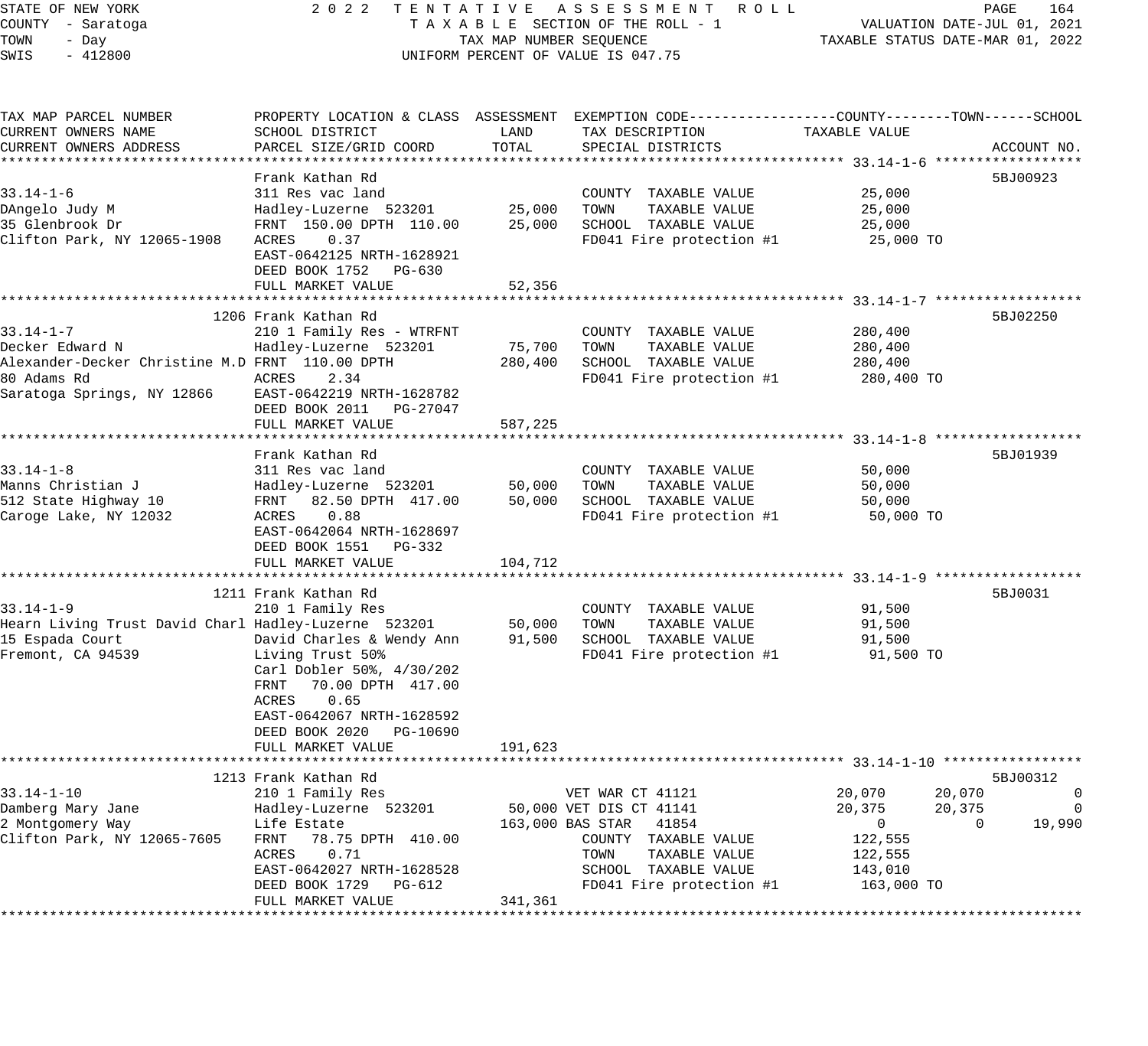STATE OF NEW YORK — 2022 TENTATIVE ASSESSMENT ROLL
COUNTY - Saratoga — TAXABLE SECTION OF THE ROLL - 1 — VALUATION DATE-JUL 01, 2021
TOWN - Day — TAX MAP NUMBER SEQUENCE — TAXABLE STATUS DATE-MAR 01, 2022
SWIS - 412800 — UNIFORM PERCENT OF VALUE IS 047.75

| TAX MAP PARCEL NUMBER / CURRENT OWNERS NAME / CURRENT OWNERS ADDRESS | PROPERTY LOCATION & CLASS / SCHOOL DISTRICT / PARCEL SIZE/GRID COORD | ASSESSMENT LAND | TOTAL | EXEMPTION CODE / TAX DESCRIPTION / SPECIAL DISTRICTS | COUNTY TAXABLE VALUE | TOWN | SCHOOL | ACCOUNT NO. |
|---|---|---|---|---|---|---|---|---|
| **33.14-1-6** | Frank Kathan Rd | | | | | | | 5BJ00923 |
| 33.14-1-6 | 311 Res vac land | | | COUNTY TAXABLE VALUE | 25,000 | | | |
| DAngelo Judy M | Hadley-Luzerne 523201 | 25,000 | | TOWN TAXABLE VALUE | 25,000 | | | |
| 35 Glenbrook Dr | FRNT 150.00 DPTH 110.00 | | 25,000 | SCHOOL TAXABLE VALUE | 25,000 | | | |
| Clifton Park, NY 12065-1908 | ACRES 0.37 | | | FD041 Fire protection #1 | 25,000 TO | | | |
| | EAST-0642125 NRTH-1628921 | | | | | | | |
| | DEED BOOK 1752 PG-630 | | | | | | | |
| | FULL MARKET VALUE | 52,356 | | | | | | |
| **33.14-1-7** | 1206 Frank Kathan Rd | | | | | | | 5BJ02250 |
| 33.14-1-7 | 210 1 Family Res - WTRFNT | | | COUNTY TAXABLE VALUE | 280,400 | | | |
| Decker Edward N | Hadley-Luzerne 523201 | 75,700 | | TOWN TAXABLE VALUE | 280,400 | | | |
| Alexander-Decker Christine M.D | FRNT 110.00 DPTH | | 280,400 | SCHOOL TAXABLE VALUE | 280,400 | | | |
| 80 Adams Rd | ACRES 2.34 | | | FD041 Fire protection #1 | 280,400 TO | | | |
| Saratoga Springs, NY 12866 | EAST-0642219 NRTH-1628782 | | | | | | | |
| | DEED BOOK 2011 PG-27047 | | | | | | | |
| | FULL MARKET VALUE | 587,225 | | | | | | |
| **33.14-1-8** | Frank Kathan Rd | | | | | | | 5BJ01939 |
| 33.14-1-8 | 311 Res vac land | | | COUNTY TAXABLE VALUE | 50,000 | | | |
| Manns Christian J | Hadley-Luzerne 523201 | 50,000 | | TOWN TAXABLE VALUE | 50,000 | | | |
| 512 State Highway 10 | FRNT 82.50 DPTH 417.00 | | 50,000 | SCHOOL TAXABLE VALUE | 50,000 | | | |
| Caroge Lake, NY 12032 | ACRES 0.88 | | | FD041 Fire protection #1 | 50,000 TO | | | |
| | EAST-0642064 NRTH-1628697 | | | | | | | |
| | DEED BOOK 1551 PG-332 | | | | | | | |
| | FULL MARKET VALUE | 104,712 | | | | | | |
| **33.14-1-9** | 1211 Frank Kathan Rd | | | | | | | 5BJ0031 |
| 33.14-1-9 | 210 1 Family Res | | | COUNTY TAXABLE VALUE | 91,500 | | | |
| Hearn Living Trust David Charl | Hadley-Luzerne 523201 | 50,000 | | TOWN TAXABLE VALUE | 91,500 | | | |
| 15 Espada Court | David Charles & Wendy Ann | | 91,500 | SCHOOL TAXABLE VALUE | 91,500 | | | |
| Fremont, CA 94539 | Living Trust 50% | | | FD041 Fire protection #1 | 91,500 TO | | | |
| | Carl Dobler 50%, 4/30/202 | | | | | | | |
| | FRNT 70.00 DPTH 417.00 | | | | | | | |
| | ACRES 0.65 | | | | | | | |
| | EAST-0642067 NRTH-1628592 | | | | | | | |
| | DEED BOOK 2020 PG-10690 | | | | | | | |
| | FULL MARKET VALUE | 191,623 | | | | | | |
| **33.14-1-10** | 1213 Frank Kathan Rd | | | | | | | 5BJ00312 |
| 33.14-1-10 | 210 1 Family Res | | | VET WAR CT 41121 | 20,070 | 20,070 | 0 | |
| Damberg Mary Jane | Hadley-Luzerne 523201 | 50,000 | | VET DIS CT 41141 | 20,375 | 20,375 | 0 | |
| 2 Montgomery Way | Life Estate | | 163,000 | BAS STAR 41854 | 0 | 0 | 19,990 | |
| Clifton Park, NY 12065-7605 | FRNT 78.75 DPTH 410.00 | | | COUNTY TAXABLE VALUE | 122,555 | | | |
| | ACRES 0.71 | | | TOWN TAXABLE VALUE | 122,555 | | | |
| | EAST-0642027 NRTH-1628528 | | | SCHOOL TAXABLE VALUE | 143,010 | | | |
| | DEED BOOK 1729 PG-612 | | | FD041 Fire protection #1 | 163,000 TO | | | |
| | FULL MARKET VALUE | 341,361 | | | | | | |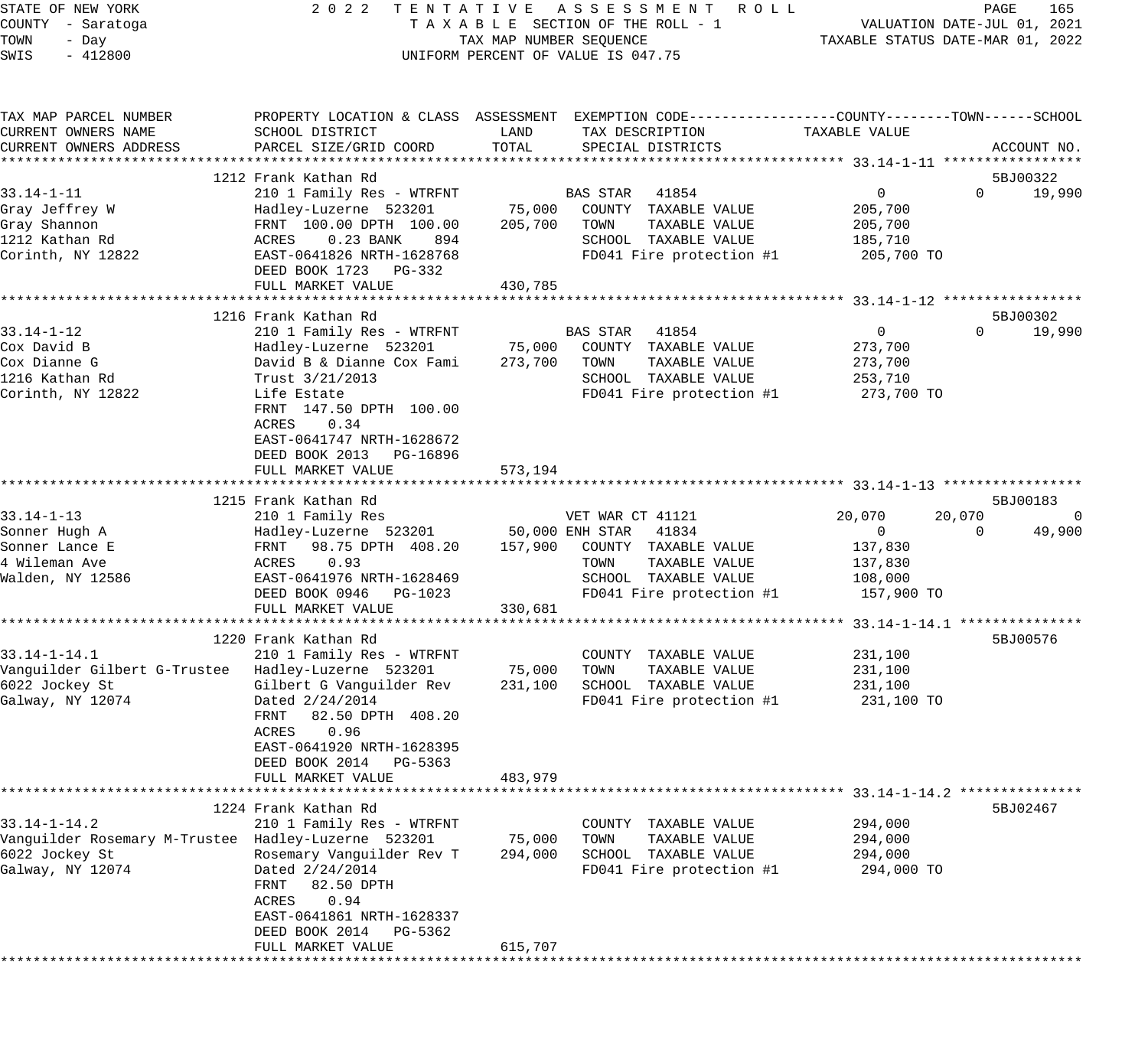STATE OF NEW YORK — 2022 TENTATIVE ASSESSMENT ROLL
COUNTY - Saratoga — TAXABLE SECTION OF THE ROLL - 1 — VALUATION DATE-JUL 01, 2021
TOWN - Day — TAX MAP NUMBER SEQUENCE — TAXABLE STATUS DATE-MAR 01, 2022
SWIS - 412800 — UNIFORM PERCENT OF VALUE IS 047.75

| TAX MAP PARCEL NUMBER / CURRENT OWNERS NAME / CURRENT OWNERS ADDRESS | PROPERTY LOCATION & CLASS / SCHOOL DISTRICT / PARCEL SIZE/GRID COORD | ASSESSMENT LAND | ASSESSMENT TOTAL | EXEMPTION CODE / TAX DESCRIPTION / SPECIAL DISTRICTS | COUNTY TAXABLE VALUE | TOWN | SCHOOL | ACCOUNT NO. |
|---|---|---|---|---|---|---|---|---|
| **33.14-1-11** | 1212 Frank Kathan Rd | | | | | | | 5BJ00322 |
| 33.14-1-11 | 210 1 Family Res - WTRFNT | | | BAS STAR 41854 | 0 | 0 | 19,990 | |
| Gray Jeffrey W | Hadley-Luzerne 523201 | 75,000 | | COUNTY TAXABLE VALUE | 205,700 | | | |
| Gray Shannon | FRNT 100.00 DPTH 100.00 | | 205,700 | TOWN TAXABLE VALUE | 205,700 | | | |
| 1212 Kathan Rd | ACRES 0.23 BANK 894 | | | SCHOOL TAXABLE VALUE | 185,710 | | | |
| Corinth, NY 12822 | EAST-0641826 NRTH-1628768 | | | FD041 Fire protection #1 | 205,700 TO | | | |
| | DEED BOOK 1723 PG-332 | | | | | | | |
| | FULL MARKET VALUE | | 430,785 | | | | | |
| **33.14-1-12** | 1216 Frank Kathan Rd | | | | | | | 5BJ00302 |
| 33.14-1-12 | 210 1 Family Res - WTRFNT | | | BAS STAR 41854 | 0 | 0 | 19,990 | |
| Cox David B | Hadley-Luzerne 523201 | 75,000 | | COUNTY TAXABLE VALUE | 273,700 | | | |
| Cox Dianne G | David B & Dianne Cox Fami | | 273,700 | TOWN TAXABLE VALUE | 273,700 | | | |
| 1216 Kathan Rd | Trust 3/21/2013 | | | SCHOOL TAXABLE VALUE | 253,710 | | | |
| Corinth, NY 12822 | Life Estate | | | FD041 Fire protection #1 | 273,700 TO | | | |
| | FRNT 147.50 DPTH 100.00 | | | | | | | |
| | ACRES 0.34 | | | | | | | |
| | EAST-0641747 NRTH-1628672 | | | | | | | |
| | DEED BOOK 2013 PG-16896 | | | | | | | |
| | FULL MARKET VALUE | | 573,194 | | | | | |
| **33.14-1-13** | 1215 Frank Kathan Rd | | | | | | | 5BJ00183 |
| 33.14-1-13 | 210 1 Family Res | | | VET WAR CT 41121 | 20,070 | 20,070 | 0 | |
| Sonner Hugh A | Hadley-Luzerne 523201 | 50,000 | | ENH STAR 41834 | 0 | 0 | 49,900 | |
| Sonner Lance E | FRNT 98.75 DPTH 408.20 | | 157,900 | COUNTY TAXABLE VALUE | 137,830 | | | |
| 4 Wileman Ave | ACRES 0.93 | | | TOWN TAXABLE VALUE | 137,830 | | | |
| Walden, NY 12586 | EAST-0641976 NRTH-1628469 | | | SCHOOL TAXABLE VALUE | 108,000 | | | |
| | DEED BOOK 0946 PG-1023 | | | FD041 Fire protection #1 | 157,900 TO | | | |
| | FULL MARKET VALUE | | 330,681 | | | | | |
| **33.14-1-14.1** | 1220 Frank Kathan Rd | | | | | | | 5BJ00576 |
| 33.14-1-14.1 | 210 1 Family Res - WTRFNT | | | COUNTY TAXABLE VALUE | 231,100 | | | |
| Vanguilder Gilbert G-Trustee | Hadley-Luzerne 523201 | 75,000 | | TOWN TAXABLE VALUE | 231,100 | | | |
| 6022 Jockey St | Gilbert G Vanguilder Rev | | 231,100 | SCHOOL TAXABLE VALUE | 231,100 | | | |
| Galway, NY 12074 | Dated 2/24/2014 | | | FD041 Fire protection #1 | 231,100 TO | | | |
| | FRNT 82.50 DPTH 408.20 | | | | | | | |
| | ACRES 0.96 | | | | | | | |
| | EAST-0641920 NRTH-1628395 | | | | | | | |
| | DEED BOOK 2014 PG-5363 | | | | | | | |
| | FULL MARKET VALUE | | 483,979 | | | | | |
| **33.14-1-14.2** | 1224 Frank Kathan Rd | | | | | | | 5BJ02467 |
| 33.14-1-14.2 | 210 1 Family Res - WTRFNT | | | COUNTY TAXABLE VALUE | 294,000 | | | |
| Vanguilder Rosemary M-Trustee | Hadley-Luzerne 523201 | 75,000 | | TOWN TAXABLE VALUE | 294,000 | | | |
| 6022 Jockey St | Rosemary Vanguilder Rev T | | 294,000 | SCHOOL TAXABLE VALUE | 294,000 | | | |
| Galway, NY 12074 | Dated 2/24/2014 | | | FD041 Fire protection #1 | 294,000 TO | | | |
| | FRNT 82.50 DPTH | | | | | | | |
| | ACRES 0.94 | | | | | | | |
| | EAST-0641861 NRTH-1628337 | | | | | | | |
| | DEED BOOK 2014 PG-5362 | | | | | | | |
| | FULL MARKET VALUE | | 615,707 | | | | | |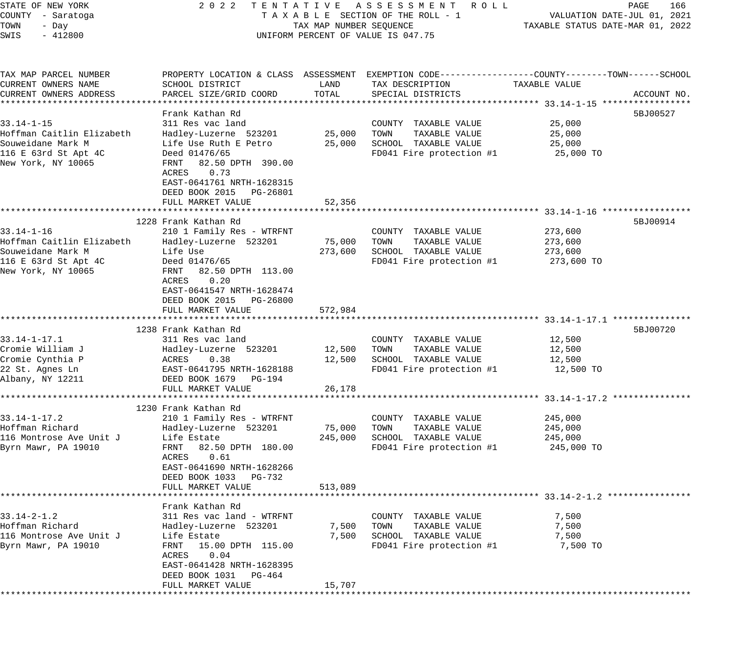STATE OF NEW YORK
COUNTY - Saratoga
TOWN - Day
SWIS - 412800

2022 TENTATIVE ASSESSMENT ROLL
TAXABLE SECTION OF THE ROLL - 1
TAX MAP NUMBER SEQUENCE
UNIFORM PERCENT OF VALUE IS 047.75

VALUATION DATE-JUL 01, 2021
TAXABLE STATUS DATE-MAR 01, 2022

| TAX MAP PARCEL NUMBER / CURRENT OWNERS NAME / CURRENT OWNERS ADDRESS | PROPERTY LOCATION & CLASS / SCHOOL DISTRICT / PARCEL SIZE/GRID COORD | ASSESSMENT LAND | ASSESSMENT TOTAL | EXEMPTION CODE / TAX DESCRIPTION / SPECIAL DISTRICTS | TAXABLE VALUE (COUNTY--TOWN--SCHOOL) | ACCOUNT NO. |
|---|---|---|---|---|---|---|
| **33.14-1-15** | Frank Kathan Rd | | | | | 5BJ00527 |
| 33.14-1-15 | 311 Res vac land | | | COUNTY TAXABLE VALUE | 25,000 | |
| Hoffman Caitlin Elizabeth | Hadley-Luzerne 523201 | 25,000 | | TOWN TAXABLE VALUE | 25,000 | |
| Souweidane Mark M | Life Use Ruth E Petro | | 25,000 | SCHOOL TAXABLE VALUE | 25,000 | |
| 116 E 63rd St Apt 4C | Deed 01476/65 | | | FD041 Fire protection #1 | 25,000 TO | |
| New York, NY 10065 | FRNT 82.50 DPTH 390.00 | | | | | |
| | ACRES 0.73 | | | | | |
| | EAST-0641761 NRTH-1628315 | | | | | |
| | DEED BOOK 2015 PG-26801 | | | | | |
| | FULL MARKET VALUE | | 52,356 | | | |
| **33.14-1-16** | 1228 Frank Kathan Rd | | | | | 5BJ00914 |
| 33.14-1-16 | 210 1 Family Res - WTRFNT | | | COUNTY TAXABLE VALUE | 273,600 | |
| Hoffman Caitlin Elizabeth | Hadley-Luzerne 523201 | 75,000 | | TOWN TAXABLE VALUE | 273,600 | |
| Souweidane Mark M | Life Use | | 273,600 | SCHOOL TAXABLE VALUE | 273,600 | |
| 116 E 63rd St Apt 4C | Deed 01476/65 | | | FD041 Fire protection #1 | 273,600 TO | |
| New York, NY 10065 | FRNT 82.50 DPTH 113.00 | | | | | |
| | ACRES 0.20 | | | | | |
| | EAST-0641547 NRTH-1628474 | | | | | |
| | DEED BOOK 2015 PG-26800 | | | | | |
| | FULL MARKET VALUE | | 572,984 | | | |
| **33.14-1-17.1** | 1238 Frank Kathan Rd | | | | | 5BJ00720 |
| 33.14-1-17.1 | 311 Res vac land | | | COUNTY TAXABLE VALUE | 12,500 | |
| Cromie William J | Hadley-Luzerne 523201 | 12,500 | | TOWN TAXABLE VALUE | 12,500 | |
| Cromie Cynthia P | ACRES 0.38 | | 12,500 | SCHOOL TAXABLE VALUE | 12,500 | |
| 22 St. Agnes Ln | EAST-0641795 NRTH-1628188 | | | FD041 Fire protection #1 | 12,500 TO | |
| Albany, NY 12211 | DEED BOOK 1679 PG-194 | | | | | |
| | FULL MARKET VALUE | | 26,178 | | | |
| **33.14-1-17.2** | 1230 Frank Kathan Rd | | | | | |
| 33.14-1-17.2 | 210 1 Family Res - WTRFNT | | | COUNTY TAXABLE VALUE | 245,000 | |
| Hoffman Richard | Hadley-Luzerne 523201 | 75,000 | | TOWN TAXABLE VALUE | 245,000 | |
| 116 Montrose Ave Unit J | Life Estate | | 245,000 | SCHOOL TAXABLE VALUE | 245,000 | |
| Byrn Mawr, PA 19010 | FRNT 82.50 DPTH 180.00 | | | FD041 Fire protection #1 | 245,000 TO | |
| | ACRES 0.61 | | | | | |
| | EAST-0641690 NRTH-1628266 | | | | | |
| | DEED BOOK 1033 PG-732 | | | | | |
| | FULL MARKET VALUE | | 513,089 | | | |
| **33.14-2-1.2** | Frank Kathan Rd | | | | | |
| 33.14-2-1.2 | 311 Res vac land - WTRFNT | | | COUNTY TAXABLE VALUE | 7,500 | |
| Hoffman Richard | Hadley-Luzerne 523201 | 7,500 | | TOWN TAXABLE VALUE | 7,500 | |
| 116 Montrose Ave Unit J | Life Estate | | 7,500 | SCHOOL TAXABLE VALUE | 7,500 | |
| Byrn Mawr, PA 19010 | FRNT 15.00 DPTH 115.00 | | | FD041 Fire protection #1 | 7,500 TO | |
| | ACRES 0.04 | | | | | |
| | EAST-0641428 NRTH-1628395 | | | | | |
| | DEED BOOK 1031 PG-464 | | | | | |
| | FULL MARKET VALUE | | 15,707 | | | |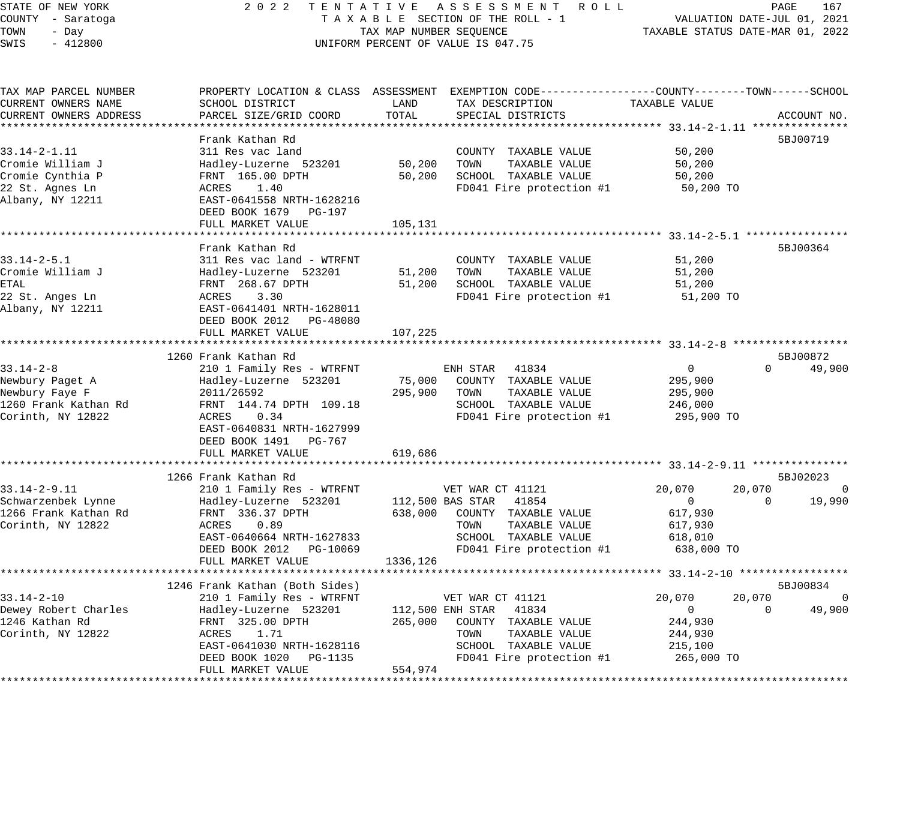STATE OF NEW YORK — 2022 TENTATIVE ASSESSMENT ROLL
COUNTY - Saratoga — TAXABLE SECTION OF THE ROLL - 1 — VALUATION DATE-JUL 01, 2021
TOWN - Day — TAX MAP NUMBER SEQUENCE — TAXABLE STATUS DATE-MAR 01, 2022
SWIS - 412800 — UNIFORM PERCENT OF VALUE IS 047.75

| TAX MAP PARCEL NUMBER / CURRENT OWNERS NAME / CURRENT OWNERS ADDRESS | PROPERTY LOCATION & CLASS / SCHOOL DISTRICT / PARCEL SIZE/GRID COORD | ASSESSMENT LAND | ASSESSMENT TOTAL | EXEMPTION CODE / TAX DESCRIPTION / SPECIAL DISTRICTS | COUNTY TAXABLE VALUE | TOWN | SCHOOL | ACCOUNT NO. |
|---|---|---|---|---|---|---|---|---|
| **33.14-2-1.11** | Frank Kathan Rd | | | | | | | 5BJ00719 |
| 33.14-2-1.11 | 311 Res vac land | | | COUNTY TAXABLE VALUE | 50,200 | | | |
| Cromie William J | Hadley-Luzerne 523201 | 50,200 | | TOWN TAXABLE VALUE | 50,200 | | | |
| Cromie Cynthia P | FRNT 165.00 DPTH | | 50,200 | SCHOOL TAXABLE VALUE | 50,200 | | | |
| 22 St. Agnes Ln | ACRES 1.40 | | | FD041 Fire protection #1 | 50,200 TO | | | |
| Albany, NY 12211 | EAST-0641558 NRTH-1628216 | | | | | | | |
| | DEED BOOK 1679 PG-197 | | | | | | | |
| | FULL MARKET VALUE | | 105,131 | | | | | |
| **33.14-2-5.1** | Frank Kathan Rd | | | | | | | 5BJ00364 |
| 33.14-2-5.1 | 311 Res vac land - WTRFNT | | | COUNTY TAXABLE VALUE | 51,200 | | | |
| Cromie William J | Hadley-Luzerne 523201 | 51,200 | | TOWN TAXABLE VALUE | 51,200 | | | |
| ETAL | FRNT 268.67 DPTH | | 51,200 | SCHOOL TAXABLE VALUE | 51,200 | | | |
| 22 St. Anges Ln | ACRES 3.30 | | | FD041 Fire protection #1 | 51,200 TO | | | |
| Albany, NY 12211 | EAST-0641401 NRTH-1628011 | | | | | | | |
| | DEED BOOK 2012 PG-48080 | | | | | | | |
| | FULL MARKET VALUE | | 107,225 | | | | | |
| **33.14-2-8** | 1260 Frank Kathan Rd | | | | | | | 5BJ00872 |
| 33.14-2-8 | 210 1 Family Res - WTRFNT | | | ENH STAR 41834 | 0 | 0 | 49,900 | |
| Newbury Paget A | Hadley-Luzerne 523201 | 75,000 | | COUNTY TAXABLE VALUE | 295,900 | | | |
| Newbury Faye F | 2011/26592 | | 295,900 | TOWN TAXABLE VALUE | 295,900 | | | |
| 1260 Frank Kathan Rd | FRNT 144.74 DPTH 109.18 | | | SCHOOL TAXABLE VALUE | 246,000 | | | |
| Corinth, NY 12822 | ACRES 0.34 | | | FD041 Fire protection #1 | 295,900 TO | | | |
| | EAST-0640831 NRTH-1627999 | | | | | | | |
| | DEED BOOK 1491 PG-767 | | | | | | | |
| | FULL MARKET VALUE | | 619,686 | | | | | |
| **33.14-2-9.11** | 1266 Frank Kathan Rd | | | | | | | 5BJ02023 |
| 33.14-2-9.11 | 210 1 Family Res - WTRFNT | | | VET WAR CT 41121 | 20,070 | 20,070 | 0 | |
| Schwarzenbek Lynne | Hadley-Luzerne 523201 | 112,500 | | BAS STAR 41854 | 0 | 0 | 19,990 | |
| 1266 Frank Kathan Rd | FRNT 336.37 DPTH | | 638,000 | COUNTY TAXABLE VALUE | 617,930 | | | |
| Corinth, NY 12822 | ACRES 0.89 | | | TOWN TAXABLE VALUE | 617,930 | | | |
| | EAST-0640664 NRTH-1627833 | | | SCHOOL TAXABLE VALUE | 618,010 | | | |
| | DEED BOOK 2012 PG-10069 | | | FD041 Fire protection #1 | 638,000 TO | | | |
| | FULL MARKET VALUE | | 1336,126 | | | | | |
| **33.14-2-10** | 1246 Frank Kathan (Both Sides) | | | | | | | 5BJ00834 |
| 33.14-2-10 | 210 1 Family Res - WTRFNT | | | VET WAR CT 41121 | 20,070 | 20,070 | 0 | |
| Dewey Robert Charles | Hadley-Luzerne 523201 | 112,500 | | ENH STAR 41834 | 0 | 0 | 49,900 | |
| 1246 Kathan Rd | FRNT 325.00 DPTH | | 265,000 | COUNTY TAXABLE VALUE | 244,930 | | | |
| Corinth, NY 12822 | ACRES 1.71 | | | TOWN TAXABLE VALUE | 244,930 | | | |
| | EAST-0641030 NRTH-1628116 | | | SCHOOL TAXABLE VALUE | 215,100 | | | |
| | DEED BOOK 1020 PG-1135 | | | FD041 Fire protection #1 | 265,000 TO | | | |
| | FULL MARKET VALUE | | 554,974 | | | | | |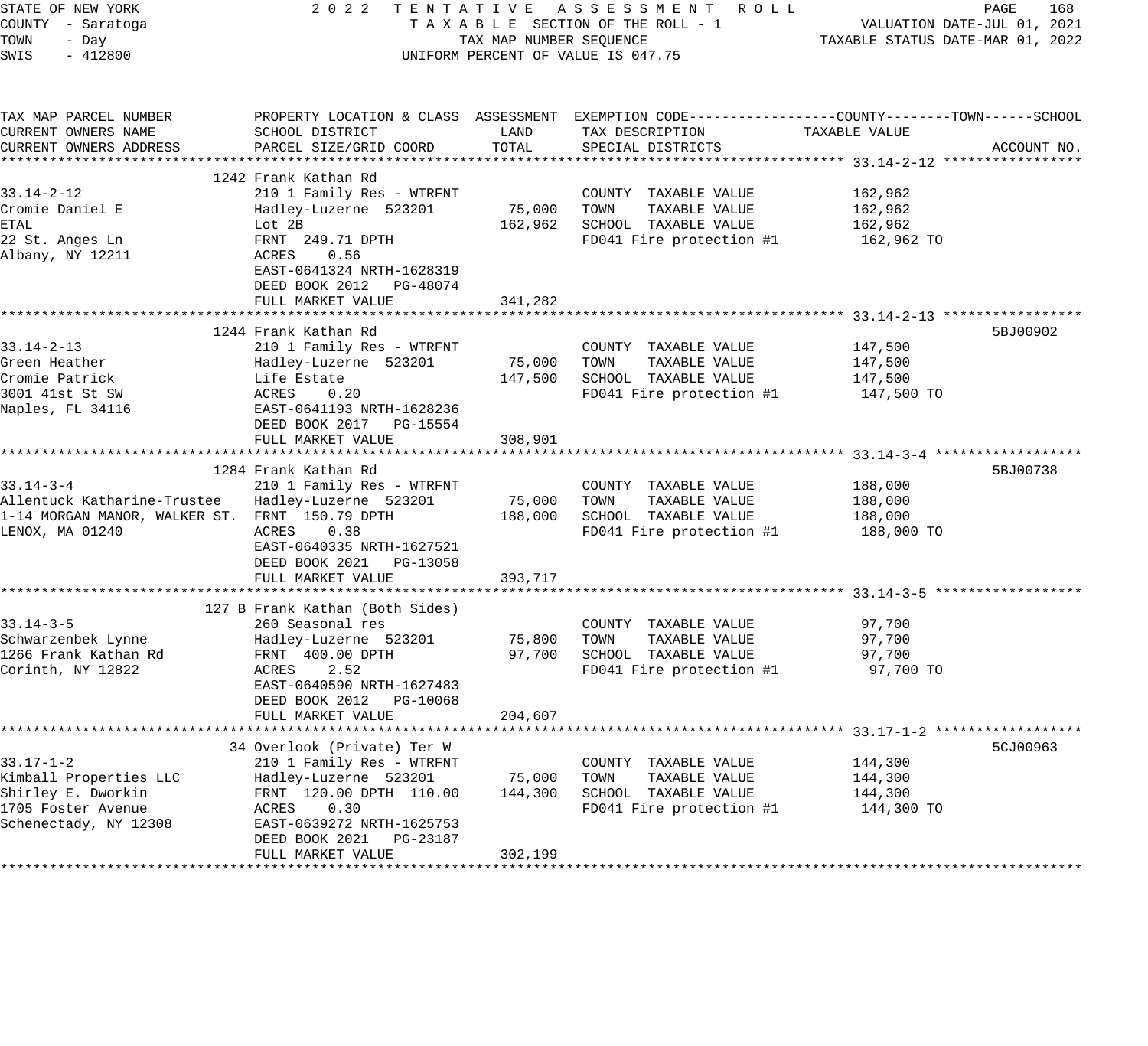STATE OF NEW YORK
COUNTY - Saratoga
TOWN - Day
SWIS - 412800

2022 TENTATIVE ASSESSMENT ROLL
TAXABLE SECTION OF THE ROLL - 1
TAX MAP NUMBER SEQUENCE
UNIFORM PERCENT OF VALUE IS 047.75

VALUATION DATE-JUL 01, 2021
TAXABLE STATUS DATE-MAR 01, 2022

| TAX MAP PARCEL NUMBER / CURRENT OWNERS NAME / CURRENT OWNERS ADDRESS | PROPERTY LOCATION & CLASS / SCHOOL DISTRICT / PARCEL SIZE/GRID COORD | ASSESSMENT LAND / TOTAL | EXEMPTION CODE / TAX DESCRIPTION / SPECIAL DISTRICTS | TAXABLE VALUE (COUNTY--TOWN--SCHOOL) | ACCOUNT NO. |
|---|---|---|---|---|---|
| **33.14-2-12** | 1242 Frank Kathan Rd | | | | |
| 33.14-2-12 | 210 1 Family Res - WTRFNT | | COUNTY TAXABLE VALUE | 162,962 | |
| Cromie Daniel E | Hadley-Luzerne 523201 | 75,000 | TOWN TAXABLE VALUE | 162,962 | |
| ETAL | Lot 2B | 162,962 | SCHOOL TAXABLE VALUE | 162,962 | |
| 22 St. Anges Ln | FRNT 249.71 DPTH | | FD041 Fire protection #1 | 162,962 TO | |
| Albany, NY 12211 | ACRES 0.56 | | | | |
| | EAST-0641324 NRTH-1628319 | | | | |
| | DEED BOOK 2012 PG-48074 | | | | |
| | FULL MARKET VALUE | 341,282 | | | |
| **33.14-2-13** | 1244 Frank Kathan Rd | | | | 5BJ00902 |
| 33.14-2-13 | 210 1 Family Res - WTRFNT | | COUNTY TAXABLE VALUE | 147,500 | |
| Green Heather | Hadley-Luzerne 523201 | 75,000 | TOWN TAXABLE VALUE | 147,500 | |
| Cromie Patrick | Life Estate | 147,500 | SCHOOL TAXABLE VALUE | 147,500 | |
| 3001 41st St SW | ACRES 0.20 | | FD041 Fire protection #1 | 147,500 TO | |
| Naples, FL 34116 | EAST-0641193 NRTH-1628236 | | | | |
| | DEED BOOK 2017 PG-15554 | | | | |
| | FULL MARKET VALUE | 308,901 | | | |
| **33.14-3-4** | 1284 Frank Kathan Rd | | | | 5BJ00738 |
| 33.14-3-4 | 210 1 Family Res - WTRFNT | | COUNTY TAXABLE VALUE | 188,000 | |
| Allentuck Katharine-Trustee | Hadley-Luzerne 523201 | 75,000 | TOWN TAXABLE VALUE | 188,000 | |
| 1-14 MORGAN MANOR, WALKER ST. | FRNT 150.79 DPTH | 188,000 | SCHOOL TAXABLE VALUE | 188,000 | |
| LENOX, MA 01240 | ACRES 0.38 | | FD041 Fire protection #1 | 188,000 TO | |
| | EAST-0640335 NRTH-1627521 | | | | |
| | DEED BOOK 2021 PG-13058 | | | | |
| | FULL MARKET VALUE | 393,717 | | | |
| **33.14-3-5** | 127 B Frank Kathan (Both Sides) | | | | |
| 33.14-3-5 | 260 Seasonal res | | COUNTY TAXABLE VALUE | 97,700 | |
| Schwarzenbek Lynne | Hadley-Luzerne 523201 | 75,800 | TOWN TAXABLE VALUE | 97,700 | |
| 1266 Frank Kathan Rd | FRNT 400.00 DPTH | 97,700 | SCHOOL TAXABLE VALUE | 97,700 | |
| Corinth, NY 12822 | ACRES 2.52 | | FD041 Fire protection #1 | 97,700 TO | |
| | EAST-0640590 NRTH-1627483 | | | | |
| | DEED BOOK 2012 PG-10068 | | | | |
| | FULL MARKET VALUE | 204,607 | | | |
| **33.17-1-2** | 34 Overlook (Private) Ter W | | | | 5CJ00963 |
| 33.17-1-2 | 210 1 Family Res - WTRFNT | | COUNTY TAXABLE VALUE | 144,300 | |
| Kimball Properties LLC | Hadley-Luzerne 523201 | 75,000 | TOWN TAXABLE VALUE | 144,300 | |
| Shirley E. Dworkin | FRNT 120.00 DPTH 110.00 | 144,300 | SCHOOL TAXABLE VALUE | 144,300 | |
| 1705 Foster Avenue | ACRES 0.30 | | FD041 Fire protection #1 | 144,300 TO | |
| Schenectady, NY 12308 | EAST-0639272 NRTH-1625753 | | | | |
| | DEED BOOK 2021 PG-23187 | | | | |
| | FULL MARKET VALUE | 302,199 | | | |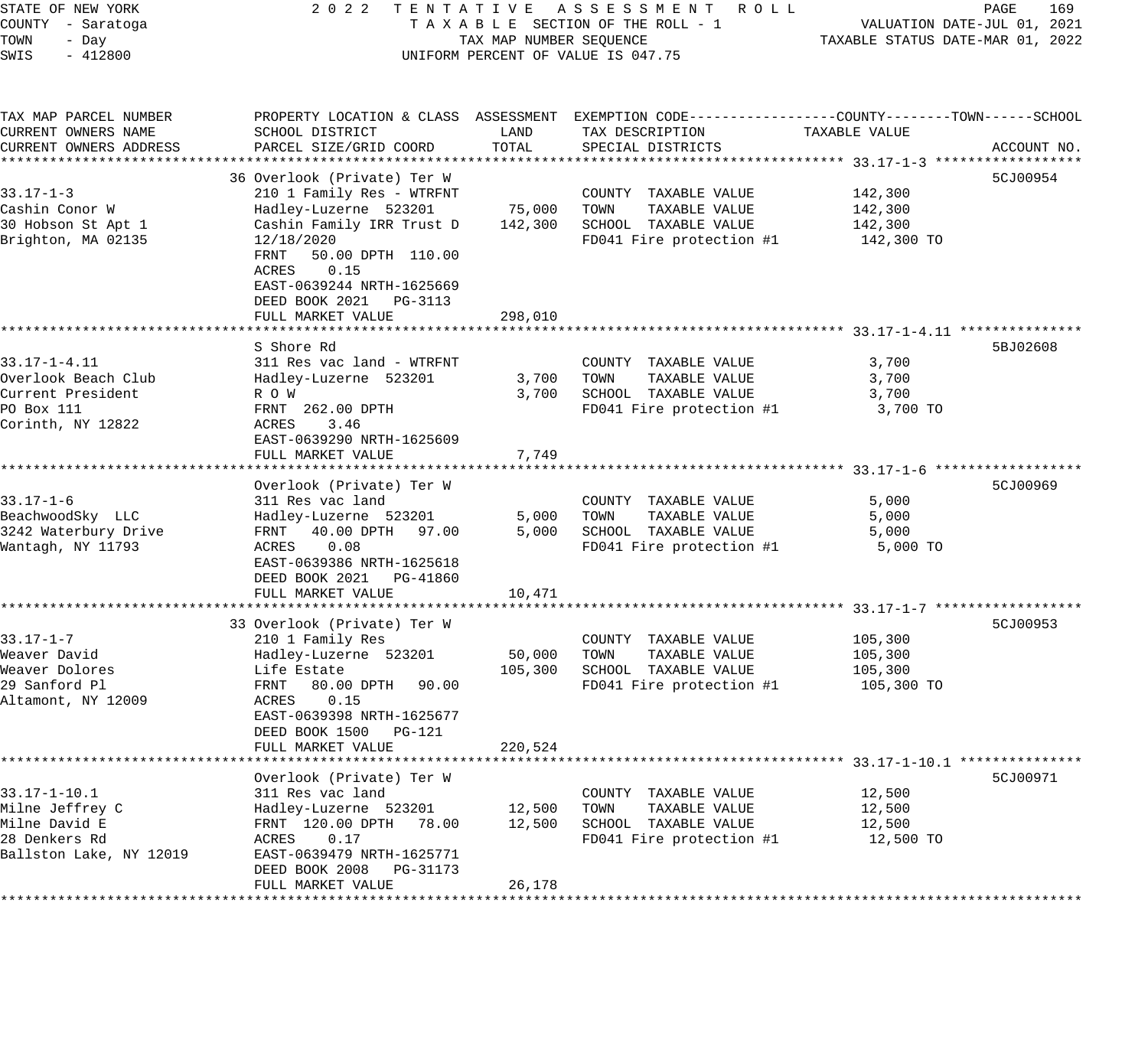STATE OF NEW YORK — COUNTY - Saratoga — TOWN - Day — SWIS - 412800

2022 TENTATIVE ASSESSMENT ROLL
TAXABLE SECTION OF THE ROLL - 1
TAX MAP NUMBER SEQUENCE
UNIFORM PERCENT OF VALUE IS 047.75

VALUATION DATE-JUL 01, 2021
TAXABLE STATUS DATE-MAR 01, 2022

| TAX MAP PARCEL NUMBER / CURRENT OWNERS NAME / CURRENT OWNERS ADDRESS | PROPERTY LOCATION & CLASS / SCHOOL DISTRICT / PARCEL SIZE/GRID COORD | ASSESSMENT LAND | ASSESSMENT TOTAL | EXEMPTION CODE / TAX DESCRIPTION / SPECIAL DISTRICTS | TAXABLE VALUE (COUNTY / TOWN / SCHOOL) | ACCOUNT NO. |
|---|---|---|---|---|---|---|
| 33.17-1-3 | 36 Overlook (Private) Ter W | | | | | 5CJ00954 |
| Cashin Conor W | 210 1 Family Res - WTRFNT | | | COUNTY TAXABLE VALUE | 142,300 | |
| 30 Hobson St Apt 1 | Hadley-Luzerne 523201 | 75,000 | | TOWN TAXABLE VALUE | 142,300 | |
| Brighton, MA 02135 | Cashin Family IRR Trust D | | 142,300 | SCHOOL TAXABLE VALUE | 142,300 | |
| | 12/18/2020 | | | FD041 Fire protection #1 | 142,300 TO | |
| | FRNT 50.00 DPTH 110.00 | | | | | |
| | ACRES 0.15 | | | | | |
| | EAST-0639244 NRTH-1625669 | | | | | |
| | DEED BOOK 2021 PG-3113 | | | | | |
| | FULL MARKET VALUE | | 298,010 | | | |
| 33.17-1-4.11 | S Shore Rd | | | | | 5BJ02608 |
| Overlook Beach Club | 311 Res vac land - WTRFNT | | | COUNTY TAXABLE VALUE | 3,700 | |
| Current President | Hadley-Luzerne 523201 | 3,700 | | TOWN TAXABLE VALUE | 3,700 | |
| PO Box 111 | R O W | | 3,700 | SCHOOL TAXABLE VALUE | 3,700 | |
| Corinth, NY 12822 | FRNT 262.00 DPTH | | | FD041 Fire protection #1 | 3,700 TO | |
| | ACRES 3.46 | | | | | |
| | EAST-0639290 NRTH-1625609 | | | | | |
| | FULL MARKET VALUE | | 7,749 | | | |
| 33.17-1-6 | Overlook (Private) Ter W | | | | | 5CJ00969 |
| BeachwoodSky LLC | 311 Res vac land | | | COUNTY TAXABLE VALUE | 5,000 | |
| 3242 Waterbury Drive | Hadley-Luzerne 523201 | 5,000 | | TOWN TAXABLE VALUE | 5,000 | |
| Wantagh, NY 11793 | FRNT 40.00 DPTH 97.00 | | 5,000 | SCHOOL TAXABLE VALUE | 5,000 | |
| | ACRES 0.08 | | | FD041 Fire protection #1 | 5,000 TO | |
| | EAST-0639386 NRTH-1625618 | | | | | |
| | DEED BOOK 2021 PG-41860 | | | | | |
| | FULL MARKET VALUE | | 10,471 | | | |
| 33.17-1-7 | 33 Overlook (Private) Ter W | | | | | 5CJ00953 |
| Weaver David | 210 1 Family Res | | | COUNTY TAXABLE VALUE | 105,300 | |
| Weaver Dolores | Hadley-Luzerne 523201 | 50,000 | | TOWN TAXABLE VALUE | 105,300 | |
| 29 Sanford Pl | Life Estate | | 105,300 | SCHOOL TAXABLE VALUE | 105,300 | |
| Altamont, NY 12009 | FRNT 80.00 DPTH 90.00 | | | FD041 Fire protection #1 | 105,300 TO | |
| | ACRES 0.15 | | | | | |
| | EAST-0639398 NRTH-1625677 | | | | | |
| | DEED BOOK 1500 PG-121 | | | | | |
| | FULL MARKET VALUE | | 220,524 | | | |
| 33.17-1-10.1 | Overlook (Private) Ter W | | | | | 5CJ00971 |
| Milne Jeffrey C | 311 Res vac land | | | COUNTY TAXABLE VALUE | 12,500 | |
| Milne David E | Hadley-Luzerne 523201 | 12,500 | | TOWN TAXABLE VALUE | 12,500 | |
| 28 Denkers Rd | FRNT 120.00 DPTH 78.00 | | 12,500 | SCHOOL TAXABLE VALUE | 12,500 | |
| Ballston Lake, NY 12019 | ACRES 0.17 | | | FD041 Fire protection #1 | 12,500 TO | |
| | EAST-0639479 NRTH-1625771 | | | | | |
| | DEED BOOK 2008 PG-31173 | | | | | |
| | FULL MARKET VALUE | | 26,178 | | | |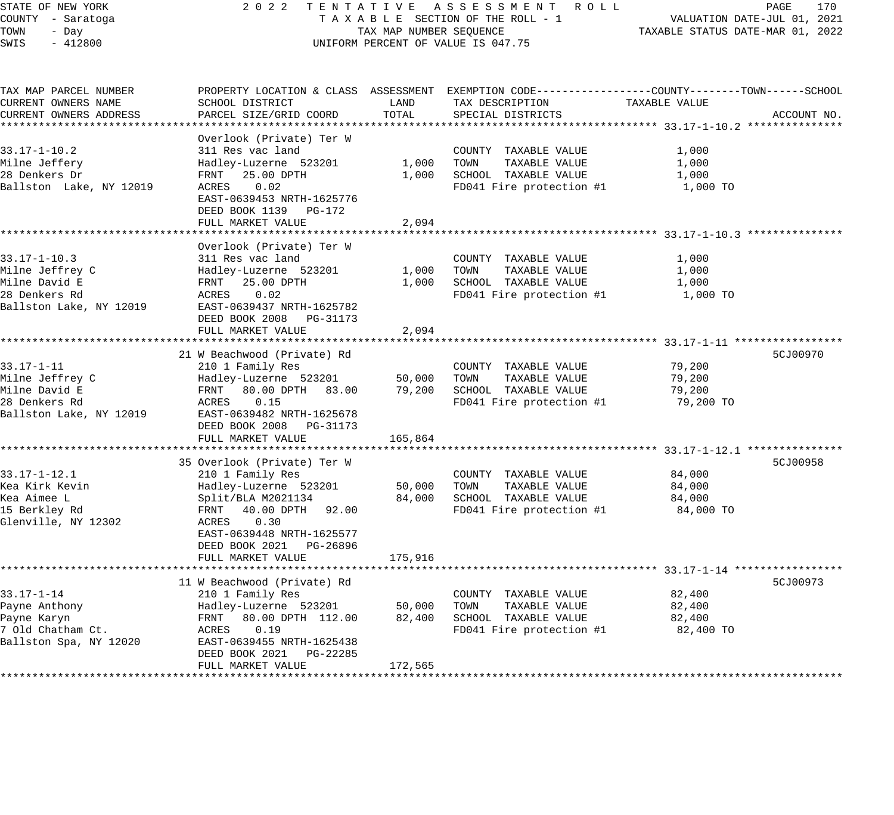STATE OF NEW YORK 2 0 2 2 T E N T A T I V E A S S E S S M E N T R O L L
COUNTY - Saratoga T A X A B L E SECTION OF THE ROLL - 1 VALUATION DATE-JUL 01, 2021
TOWN - Day TAX MAP NUMBER SEQUENCE TAXABLE STATUS DATE-MAR 01, 2022
SWIS - 412800 UNIFORM PERCENT OF VALUE IS 047.75

| TAX MAP PARCEL NUMBER / CURRENT OWNERS NAME / CURRENT OWNERS ADDRESS | PROPERTY LOCATION & CLASS / SCHOOL DISTRICT / PARCEL SIZE/GRID COORD | ASSESSMENT LAND / TOTAL | EXEMPTION CODE / TAX DESCRIPTION / SPECIAL DISTRICTS | TAXABLE VALUE (COUNTY--------TOWN------SCHOOL) | ACCOUNT NO. |
|---|---|---|---|---|---|
| **33.17-1-10.2** | Overlook (Private) Ter W | | | | |
| 33.17-1-10.2 | 311 Res vac land | | COUNTY TAXABLE VALUE | 1,000 | |
| Milne Jeffery | Hadley-Luzerne 523201 | 1,000 | TOWN TAXABLE VALUE | 1,000 | |
| 28 Denkers Dr | FRNT 25.00 DPTH | 1,000 | SCHOOL TAXABLE VALUE | 1,000 | |
| Ballston Lake, NY 12019 | ACRES 0.02 | | FD041 Fire protection #1 | 1,000 TO | |
| | EAST-0639453 NRTH-1625776 | | | | |
| | DEED BOOK 1139 PG-172 | | | | |
| | FULL MARKET VALUE | 2,094 | | | |
| **33.17-1-10.3** | Overlook (Private) Ter W | | | | |
| 33.17-1-10.3 | 311 Res vac land | | COUNTY TAXABLE VALUE | 1,000 | |
| Milne Jeffrey C | Hadley-Luzerne 523201 | 1,000 | TOWN TAXABLE VALUE | 1,000 | |
| Milne David E | FRNT 25.00 DPTH | 1,000 | SCHOOL TAXABLE VALUE | 1,000 | |
| 28 Denkers Rd | ACRES 0.02 | | FD041 Fire protection #1 | 1,000 TO | |
| Ballston Lake, NY 12019 | EAST-0639437 NRTH-1625782 | | | | |
| | DEED BOOK 2008 PG-31173 | | | | |
| | FULL MARKET VALUE | 2,094 | | | |
| **33.17-1-11** | 21 W Beachwood (Private) Rd | | | | 5CJ00970 |
| 33.17-1-11 | 210 1 Family Res | | COUNTY TAXABLE VALUE | 79,200 | |
| Milne Jeffrey C | Hadley-Luzerne 523201 | 50,000 | TOWN TAXABLE VALUE | 79,200 | |
| Milne David E | FRNT 80.00 DPTH 83.00 | 79,200 | SCHOOL TAXABLE VALUE | 79,200 | |
| 28 Denkers Rd | ACRES 0.15 | | FD041 Fire protection #1 | 79,200 TO | |
| Ballston Lake, NY 12019 | EAST-0639482 NRTH-1625678 | | | | |
| | DEED BOOK 2008 PG-31173 | | | | |
| | FULL MARKET VALUE | 165,864 | | | |
| **33.17-1-12.1** | 35 Overlook (Private) Ter W | | | | 5CJ00958 |
| 33.17-1-12.1 | 210 1 Family Res | | COUNTY TAXABLE VALUE | 84,000 | |
| Kea Kirk Kevin | Hadley-Luzerne 523201 | 50,000 | TOWN TAXABLE VALUE | 84,000 | |
| Kea Aimee L | Split/BLA M2021134 | 84,000 | SCHOOL TAXABLE VALUE | 84,000 | |
| 15 Berkley Rd | FRNT 40.00 DPTH 92.00 | | FD041 Fire protection #1 | 84,000 TO | |
| Glenville, NY 12302 | ACRES 0.30 | | | | |
| | EAST-0639448 NRTH-1625577 | | | | |
| | DEED BOOK 2021 PG-26896 | | | | |
| | FULL MARKET VALUE | 175,916 | | | |
| **33.17-1-14** | 11 W Beachwood (Private) Rd | | | | 5CJ00973 |
| 33.17-1-14 | 210 1 Family Res | | COUNTY TAXABLE VALUE | 82,400 | |
| Payne Anthony | Hadley-Luzerne 523201 | 50,000 | TOWN TAXABLE VALUE | 82,400 | |
| Payne Karyn | FRNT 80.00 DPTH 112.00 | 82,400 | SCHOOL TAXABLE VALUE | 82,400 | |
| 7 Old Chatham Ct. | ACRES 0.19 | | FD041 Fire protection #1 | 82,400 TO | |
| Ballston Spa, NY 12020 | EAST-0639455 NRTH-1625438 | | | | |
| | DEED BOOK 2021 PG-22285 | | | | |
| | FULL MARKET VALUE | 172,565 | | | |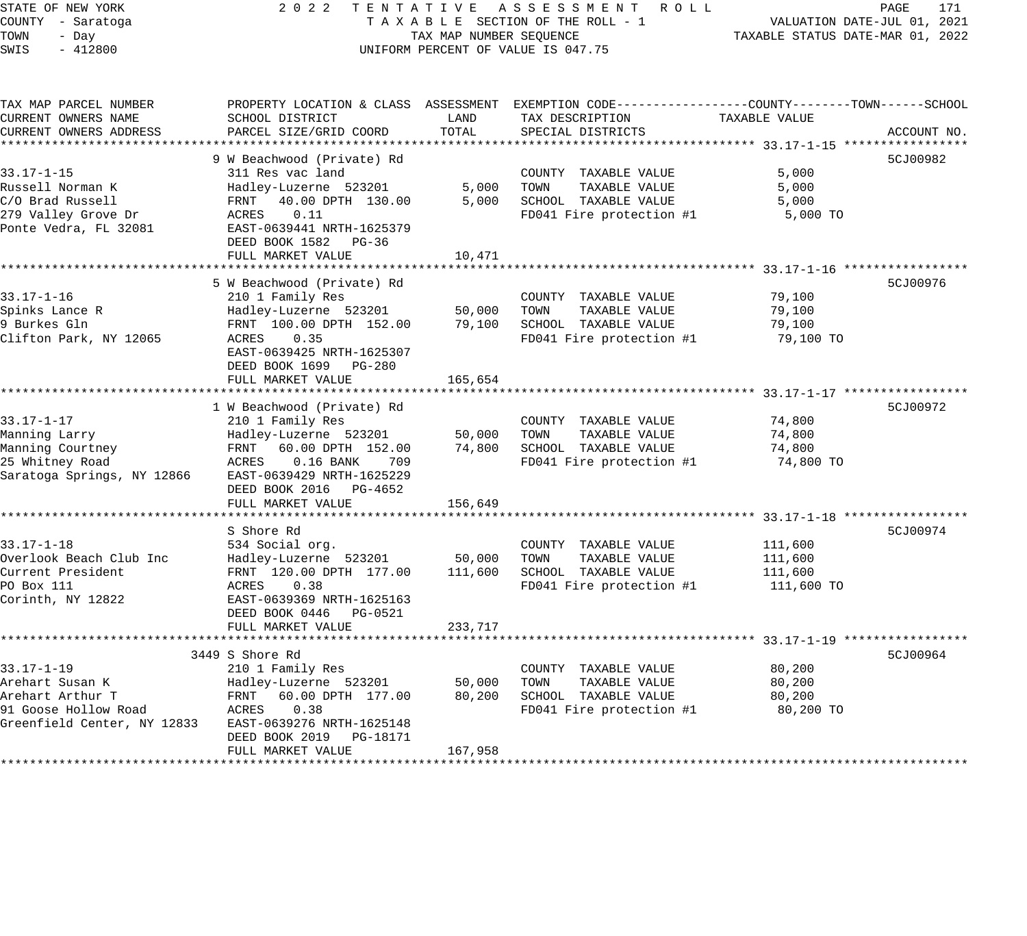STATE OF NEW YORK
COUNTY - Saratoga
TOWN - Day
SWIS - 412800

2022 TENTATIVE ASSESSMENT ROLL
TAXABLE SECTION OF THE ROLL - 1
TAX MAP NUMBER SEQUENCE
UNIFORM PERCENT OF VALUE IS 047.75

VALUATION DATE-JUL 01, 2021
TAXABLE STATUS DATE-MAR 01, 2022

| TAX MAP PARCEL NUMBER / CURRENT OWNERS NAME / CURRENT OWNERS ADDRESS | PROPERTY LOCATION & CLASS / SCHOOL DISTRICT / PARCEL SIZE/GRID COORD | ASSESSMENT LAND | ASSESSMENT TOTAL | EXEMPTION CODE / TAX DESCRIPTION / SPECIAL DISTRICTS | TAXABLE VALUE (COUNTY--TOWN--SCHOOL) | ACCOUNT NO. |
|---|---|---|---|---|---|---|
| **33.17-1-15** | 9 W Beachwood (Private) Rd | | | | | 5CJ00982 |
| 33.17-1-15 | 311 Res vac land | | | COUNTY TAXABLE VALUE | 5,000 | |
| Russell Norman K | Hadley-Luzerne 523201 | 5,000 | | TOWN TAXABLE VALUE | 5,000 | |
| C/O Brad Russell | FRNT 40.00 DPTH 130.00 | | 5,000 | SCHOOL TAXABLE VALUE | 5,000 | |
| 279 Valley Grove Dr | ACRES 0.11 | | | FD041 Fire protection #1 | 5,000 TO | |
| Ponte Vedra, FL 32081 | EAST-0639441 NRTH-1625379 | | | | | |
| | DEED BOOK 1582 PG-36 | | | | | |
| | FULL MARKET VALUE | | 10,471 | | | |
| **33.17-1-16** | 5 W Beachwood (Private) Rd | | | | | 5CJ00976 |
| 33.17-1-16 | 210 1 Family Res | | | COUNTY TAXABLE VALUE | 79,100 | |
| Spinks Lance R | Hadley-Luzerne 523201 | 50,000 | | TOWN TAXABLE VALUE | 79,100 | |
| 9 Burkes Gln | FRNT 100.00 DPTH 152.00 | | 79,100 | SCHOOL TAXABLE VALUE | 79,100 | |
| Clifton Park, NY 12065 | ACRES 0.35 | | | FD041 Fire protection #1 | 79,100 TO | |
| | EAST-0639425 NRTH-1625307 | | | | | |
| | DEED BOOK 1699 PG-280 | | | | | |
| | FULL MARKET VALUE | | 165,654 | | | |
| **33.17-1-17** | 1 W Beachwood (Private) Rd | | | | | 5CJ00972 |
| 33.17-1-17 | 210 1 Family Res | | | COUNTY TAXABLE VALUE | 74,800 | |
| Manning Larry | Hadley-Luzerne 523201 | 50,000 | | TOWN TAXABLE VALUE | 74,800 | |
| Manning Courtney | FRNT 60.00 DPTH 152.00 | | 74,800 | SCHOOL TAXABLE VALUE | 74,800 | |
| 25 Whitney Road | ACRES 0.16 BANK 709 | | | FD041 Fire protection #1 | 74,800 TO | |
| Saratoga Springs, NY 12866 | EAST-0639429 NRTH-1625229 | | | | | |
| | DEED BOOK 2016 PG-4652 | | | | | |
| | FULL MARKET VALUE | | 156,649 | | | |
| **33.17-1-18** | S Shore Rd | | | | | 5CJ00974 |
| 33.17-1-18 | 534 Social org. | | | COUNTY TAXABLE VALUE | 111,600 | |
| Overlook Beach Club Inc | Hadley-Luzerne 523201 | 50,000 | | TOWN TAXABLE VALUE | 111,600 | |
| Current President | FRNT 120.00 DPTH 177.00 | | 111,600 | SCHOOL TAXABLE VALUE | 111,600 | |
| PO Box 111 | ACRES 0.38 | | | FD041 Fire protection #1 | 111,600 TO | |
| Corinth, NY 12822 | EAST-0639369 NRTH-1625163 | | | | | |
| | DEED BOOK 0446 PG-0521 | | | | | |
| | FULL MARKET VALUE | | 233,717 | | | |
| **33.17-1-19** | 3449 S Shore Rd | | | | | 5CJ00964 |
| 33.17-1-19 | 210 1 Family Res | | | COUNTY TAXABLE VALUE | 80,200 | |
| Arehart Susan K | Hadley-Luzerne 523201 | 50,000 | | TOWN TAXABLE VALUE | 80,200 | |
| Arehart Arthur T | FRNT 60.00 DPTH 177.00 | | 80,200 | SCHOOL TAXABLE VALUE | 80,200 | |
| 91 Goose Hollow Road | ACRES 0.38 | | | FD041 Fire protection #1 | 80,200 TO | |
| Greenfield Center, NY 12833 | EAST-0639276 NRTH-1625148 | | | | | |
| | DEED BOOK 2019 PG-18171 | | | | | |
| | FULL MARKET VALUE | | 167,958 | | | |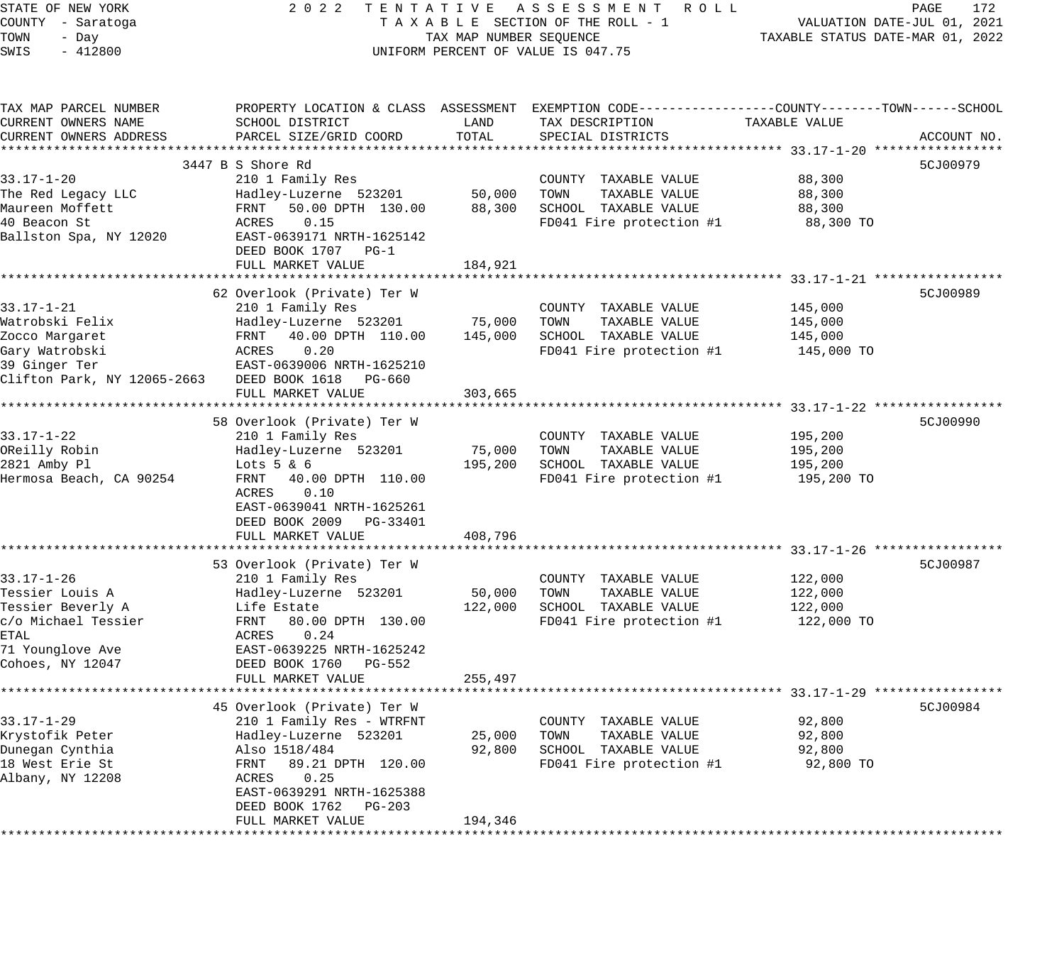STATE OF NEW YORK
COUNTY - Saratoga
TOWN - Day
SWIS - 412800

2022 TENTATIVE ASSESSMENT ROLL
TAXABLE SECTION OF THE ROLL - 1
TAX MAP NUMBER SEQUENCE
UNIFORM PERCENT OF VALUE IS 047.75

VALUATION DATE-JUL 01, 2021
TAXABLE STATUS DATE-MAR 01, 2022

| TAX MAP PARCEL NUMBER / CURRENT OWNERS NAME / CURRENT OWNERS ADDRESS | PROPERTY LOCATION & CLASS / SCHOOL DISTRICT / PARCEL SIZE/GRID COORD | ASSESSMENT LAND | ASSESSMENT TOTAL | EXEMPTION CODE / TAX DESCRIPTION / SPECIAL DISTRICTS | TAXABLE VALUE (COUNTY / TOWN / SCHOOL) | ACCOUNT NO. |
|---|---|---|---|---|---|---|
| **33.17-1-20** | 3447 B S Shore Rd | | | | | 5CJ00979 |
| 33.17-1-20 | 210 1 Family Res | | | COUNTY TAXABLE VALUE | 88,300 | |
| The Red Legacy LLC | Hadley-Luzerne 523201 | 50,000 | | TOWN TAXABLE VALUE | 88,300 | |
| Maureen Moffett | FRNT 50.00 DPTH 130.00 | | 88,300 | SCHOOL TAXABLE VALUE | 88,300 | |
| 40 Beacon St | ACRES 0.15 | | | FD041 Fire protection #1 | 88,300 TO | |
| Ballston Spa, NY 12020 | EAST-0639171 NRTH-1625142 | | | | | |
| | DEED BOOK 1707 PG-1 | | | | | |
| | FULL MARKET VALUE | | 184,921 | | | |
| **33.17-1-21** | 62 Overlook (Private) Ter W | | | | | 5CJ00989 |
| 33.17-1-21 | 210 1 Family Res | | | COUNTY TAXABLE VALUE | 145,000 | |
| Watrobski Felix | Hadley-Luzerne 523201 | 75,000 | | TOWN TAXABLE VALUE | 145,000 | |
| Zocco Margaret | FRNT 40.00 DPTH 110.00 | | 145,000 | SCHOOL TAXABLE VALUE | 145,000 | |
| Gary Watrobski | ACRES 0.20 | | | FD041 Fire protection #1 | 145,000 TO | |
| 39 Ginger Ter | EAST-0639006 NRTH-1625210 | | | | | |
| Clifton Park, NY 12065-2663 | DEED BOOK 1618 PG-660 | | | | | |
| | FULL MARKET VALUE | | 303,665 | | | |
| **33.17-1-22** | 58 Overlook (Private) Ter W | | | | | 5CJ00990 |
| 33.17-1-22 | 210 1 Family Res | | | COUNTY TAXABLE VALUE | 195,200 | |
| OReilly Robin | Hadley-Luzerne 523201 | 75,000 | | TOWN TAXABLE VALUE | 195,200 | |
| 2821 Amby Pl | Lots 5 & 6 | | 195,200 | SCHOOL TAXABLE VALUE | 195,200 | |
| Hermosa Beach, CA 90254 | FRNT 40.00 DPTH 110.00 | | | FD041 Fire protection #1 | 195,200 TO | |
| | ACRES 0.10 | | | | | |
| | EAST-0639041 NRTH-1625261 | | | | | |
| | DEED BOOK 2009 PG-33401 | | | | | |
| | FULL MARKET VALUE | | 408,796 | | | |
| **33.17-1-26** | 53 Overlook (Private) Ter W | | | | | 5CJ00987 |
| 33.17-1-26 | 210 1 Family Res | | | COUNTY TAXABLE VALUE | 122,000 | |
| Tessier Louis A | Hadley-Luzerne 523201 | 50,000 | | TOWN TAXABLE VALUE | 122,000 | |
| Tessier Beverly A | Life Estate | | 122,000 | SCHOOL TAXABLE VALUE | 122,000 | |
| c/o Michael Tessier | FRNT 80.00 DPTH 130.00 | | | FD041 Fire protection #1 | 122,000 TO | |
| ETAL | ACRES 0.24 | | | | | |
| 71 Younglove Ave | EAST-0639225 NRTH-1625242 | | | | | |
| Cohoes, NY 12047 | DEED BOOK 1760 PG-552 | | | | | |
| | FULL MARKET VALUE | | 255,497 | | | |
| **33.17-1-29** | 45 Overlook (Private) Ter W | | | | | 5CJ00984 |
| 33.17-1-29 | 210 1 Family Res - WTRFNT | | | COUNTY TAXABLE VALUE | 92,800 | |
| Krystofik Peter | Hadley-Luzerne 523201 | 25,000 | | TOWN TAXABLE VALUE | 92,800 | |
| Dunegan Cynthia | Also 1518/484 | | 92,800 | SCHOOL TAXABLE VALUE | 92,800 | |
| 18 West Erie St | FRNT 89.21 DPTH 120.00 | | | FD041 Fire protection #1 | 92,800 TO | |
| Albany, NY 12208 | ACRES 0.25 | | | | | |
| | EAST-0639291 NRTH-1625388 | | | | | |
| | DEED BOOK 1762 PG-203 | | | | | |
| | FULL MARKET VALUE | | 194,346 | | | |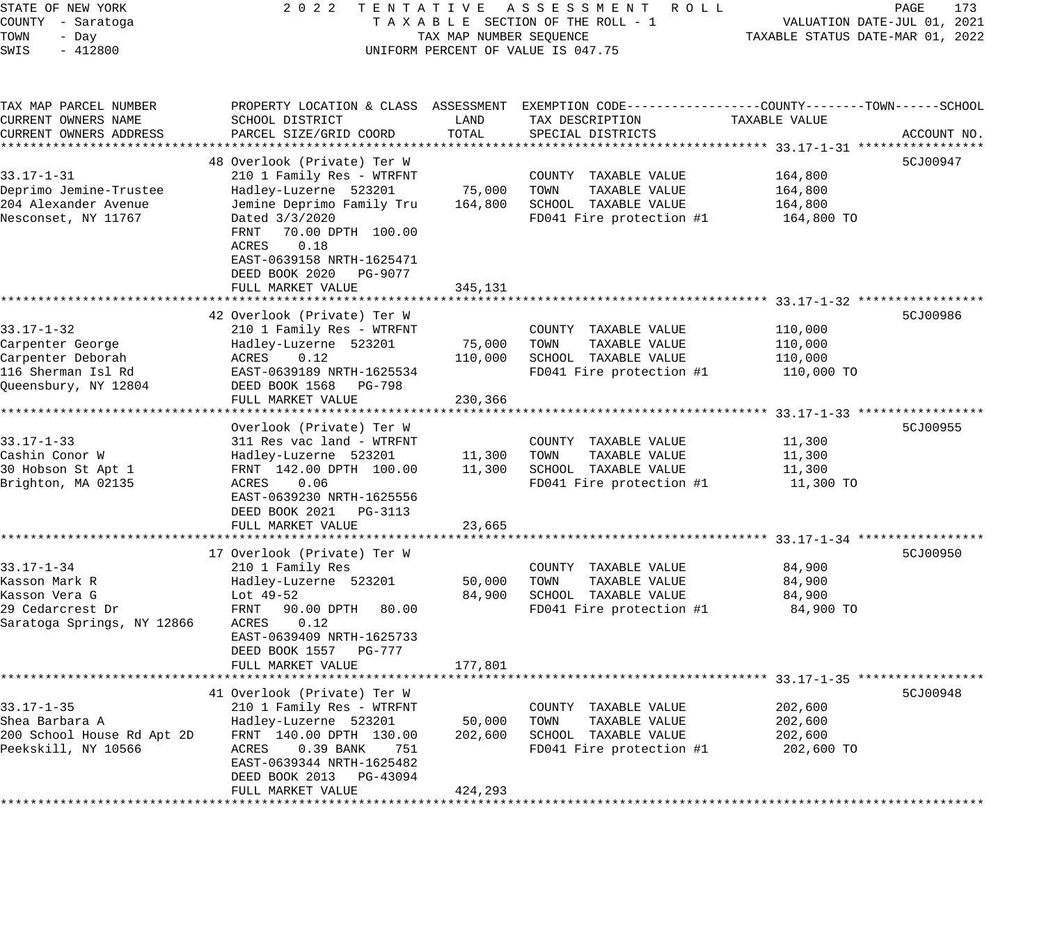STATE OF NEW YORK
COUNTY - Saratoga
TOWN - Day
SWIS - 412800

2022 TENTATIVE ASSESSMENT ROLL
TAXABLE SECTION OF THE ROLL - 1
TAX MAP NUMBER SEQUENCE
UNIFORM PERCENT OF VALUE IS 047.75

VALUATION DATE-JUL 01, 2021
TAXABLE STATUS DATE-MAR 01, 2022

```
TAX MAP PARCEL NUMBER          PROPERTY LOCATION & CLASS  ASSESSMENT  EXEMPTION CODE------------------COUNTY--------TOWN------SCHOOL
CURRENT OWNERS NAME            SCHOOL DISTRICT               LAND      TAX DESCRIPTION            TAXABLE VALUE
CURRENT OWNERS ADDRESS         PARCEL SIZE/GRID COORD       TOTAL      SPECIAL DISTRICTS                                  ACCOUNT NO.
******************************************************************************************************* 33.17-1-31 *****************
                               48 Overlook (Private) Ter W                                                                5CJ00947
33.17-1-31                     210 1 Family Res - WTRFNT             COUNTY  TAXABLE VALUE          164,800
Deprimo Jemine-Trustee         Hadley-Luzerne  523201      75,000   TOWN    TAXABLE VALUE          164,800
204 Alexander Avenue           Jemine Deprimo Family Tru  164,800   SCHOOL  TAXABLE VALUE          164,800
Nesconset, NY 11767            Dated 3/3/2020                       FD041 Fire protection #1        164,800 TO
                               FRNT   70.00 DPTH 100.00
                               ACRES    0.18
                               EAST-0639158 NRTH-1625471
                               DEED BOOK 2020   PG-9077
                               FULL MARKET VALUE          345,131
******************************************************************************************************* 33.17-1-32 *****************
                               42 Overlook (Private) Ter W                                                                5CJ00986
33.17-1-32                     210 1 Family Res - WTRFNT             COUNTY  TAXABLE VALUE          110,000
Carpenter George               Hadley-Luzerne  523201      75,000   TOWN    TAXABLE VALUE          110,000
Carpenter Deborah              ACRES    0.12              110,000   SCHOOL  TAXABLE VALUE          110,000
116 Sherman Isl Rd             EAST-0639189 NRTH-1625534            FD041 Fire protection #1        110,000 TO
Queensbury, NY 12804           DEED BOOK 1568   PG-798
                               FULL MARKET VALUE          230,366
******************************************************************************************************* 33.17-1-33 *****************
                               Overlook (Private) Ter W                                                                   5CJ00955
33.17-1-33                     311 Res vac land - WTRFNT             COUNTY  TAXABLE VALUE           11,300
Cashin Conor W                 Hadley-Luzerne  523201      11,300   TOWN    TAXABLE VALUE           11,300
30 Hobson St Apt 1             FRNT 142.00 DPTH 100.00     11,300   SCHOOL  TAXABLE VALUE           11,300
Brighton, MA 02135             ACRES    0.06                        FD041 Fire protection #1         11,300 TO
                               EAST-0639230 NRTH-1625556
                               DEED BOOK 2021   PG-3113
                               FULL MARKET VALUE           23,665
******************************************************************************************************* 33.17-1-34 *****************
                               17 Overlook (Private) Ter W                                                                5CJ00950
33.17-1-34                     210 1 Family Res                      COUNTY  TAXABLE VALUE           84,900
Kasson Mark R                  Hadley-Luzerne  523201      50,000   TOWN    TAXABLE VALUE           84,900
Kasson Vera G                  Lot 49-52                   84,900   SCHOOL  TAXABLE VALUE           84,900
29 Cedarcrest Dr               FRNT   90.00 DPTH  80.00             FD041 Fire protection #1         84,900 TO
Saratoga Springs, NY 12866     ACRES    0.12
                               EAST-0639409 NRTH-1625733
                               DEED BOOK 1557   PG-777
                               FULL MARKET VALUE          177,801
******************************************************************************************************* 33.17-1-35 *****************
                               41 Overlook (Private) Ter W                                                                5CJ00948
33.17-1-35                     210 1 Family Res - WTRFNT             COUNTY  TAXABLE VALUE          202,600
Shea Barbara A                 Hadley-Luzerne  523201      50,000   TOWN    TAXABLE VALUE          202,600
200 School House Rd Apt 2D     FRNT 140.00 DPTH 130.00    202,600   SCHOOL  TAXABLE VALUE          202,600
Peekskill, NY 10566            ACRES    0.39 BANK    751            FD041 Fire protection #1        202,600 TO
                               EAST-0639344 NRTH-1625482
                               DEED BOOK 2013   PG-43094
                               FULL MARKET VALUE          424,293
************************************************************************************************************************************
```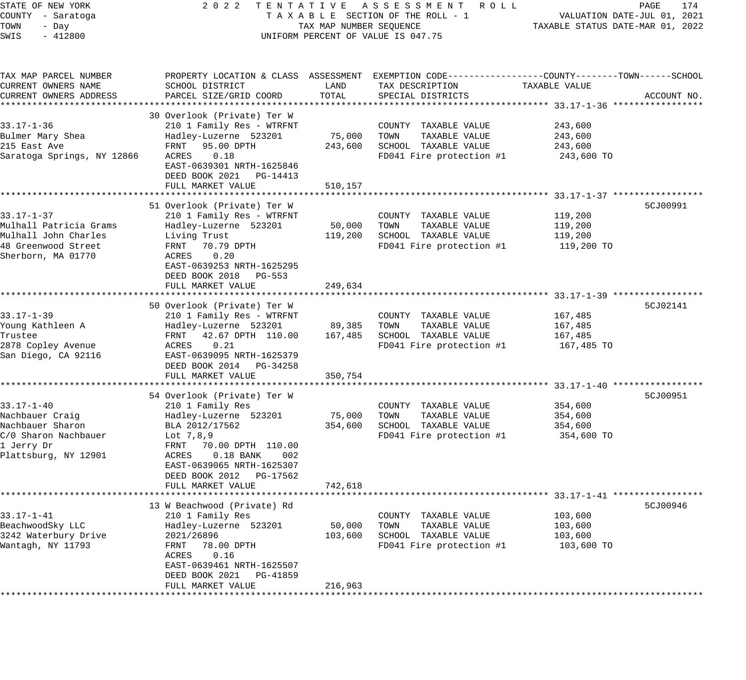STATE OF NEW YORK — 2022 TENTATIVE ASSESSMENT ROLL
COUNTY - Saratoga — TAXABLE SECTION OF THE ROLL - 1 — VALUATION DATE-JUL 01, 2021
TOWN - Day — TAX MAP NUMBER SEQUENCE — TAXABLE STATUS DATE-MAR 01, 2022
SWIS - 412800 — UNIFORM PERCENT OF VALUE IS 047.75

| TAX MAP PARCEL NUMBER / CURRENT OWNERS NAME / CURRENT OWNERS ADDRESS | PROPERTY LOCATION & CLASS / SCHOOL DISTRICT / PARCEL SIZE/GRID COORD | ASSESSMENT LAND | ASSESSMENT TOTAL | EXEMPTION CODE / TAX DESCRIPTION / SPECIAL DISTRICTS | TAXABLE VALUE (COUNTY--TOWN--SCHOOL) | ACCOUNT NO. |
|---|---|---|---|---|---|---|
| 33.17-1-36 | 30 Overlook (Private) Ter W | | | | | |
| Bulmer Mary Shea | 210 1 Family Res - WTRFNT | | | COUNTY TAXABLE VALUE | 243,600 | |
| 215 East Ave | Hadley-Luzerne 523201 | 75,000 | | TOWN TAXABLE VALUE | 243,600 | |
| Saratoga Springs, NY 12866 | FRNT 95.00 DPTH | | 243,600 | SCHOOL TAXABLE VALUE | 243,600 | |
| | ACRES 0.18 | | | FD041 Fire protection #1 | 243,600 TO | |
| | EAST-0639301 NRTH-1625846 | | | | | |
| | DEED BOOK 2021 PG-14413 | | | | | |
| | FULL MARKET VALUE | | 510,157 | | | |
| 33.17-1-37 | 51 Overlook (Private) Ter W | | | | | 5CJ00991 |
| Mulhall Patricia Grams | 210 1 Family Res - WTRFNT | | | COUNTY TAXABLE VALUE | 119,200 | |
| Mulhall John Charles | Hadley-Luzerne 523201 | 50,000 | | TOWN TAXABLE VALUE | 119,200 | |
| 48 Greenwood Street | Living Trust | | 119,200 | SCHOOL TAXABLE VALUE | 119,200 | |
| Sherborn, MA 01770 | FRNT 70.79 DPTH | | | FD041 Fire protection #1 | 119,200 TO | |
| | ACRES 0.20 | | | | | |
| | EAST-0639253 NRTH-1625295 | | | | | |
| | DEED BOOK 2018 PG-553 | | | | | |
| | FULL MARKET VALUE | | 249,634 | | | |
| 33.17-1-39 | 50 Overlook (Private) Ter W | | | | | 5CJ02141 |
| Young Kathleen A | 210 1 Family Res - WTRFNT | | | COUNTY TAXABLE VALUE | 167,485 | |
| Trustee | Hadley-Luzerne 523201 | 89,385 | | TOWN TAXABLE VALUE | 167,485 | |
| 2878 Copley Avenue | FRNT 42.67 DPTH 110.00 | | 167,485 | SCHOOL TAXABLE VALUE | 167,485 | |
| San Diego, CA 92116 | ACRES 0.21 | | | FD041 Fire protection #1 | 167,485 TO | |
| | EAST-0639095 NRTH-1625379 | | | | | |
| | DEED BOOK 2014 PG-34258 | | | | | |
| | FULL MARKET VALUE | | 350,754 | | | |
| 33.17-1-40 | 54 Overlook (Private) Ter W | | | | | 5CJ00951 |
| Nachbauer Craig | 210 1 Family Res | | | COUNTY TAXABLE VALUE | 354,600 | |
| Nachbauer Sharon | Hadley-Luzerne 523201 | 75,000 | | TOWN TAXABLE VALUE | 354,600 | |
| C/0 Sharon Nachbauer | BLA 2012/17562 | | 354,600 | SCHOOL TAXABLE VALUE | 354,600 | |
| 1 Jerry Dr | Lot 7,8,9 | | | FD041 Fire protection #1 | 354,600 TO | |
| Plattsburg, NY 12901 | FRNT 70.00 DPTH 110.00 | | | | | |
| | ACRES 0.18 BANK 002 | | | | | |
| | EAST-0639065 NRTH-1625307 | | | | | |
| | DEED BOOK 2012 PG-17562 | | | | | |
| | FULL MARKET VALUE | | 742,618 | | | |
| 33.17-1-41 | 13 W Beachwood (Private) Rd | | | | | 5CJ00946 |
| BeachwoodSky LLC | 210 1 Family Res | | | COUNTY TAXABLE VALUE | 103,600 | |
| 3242 Waterbury Drive | Hadley-Luzerne 523201 | 50,000 | | TOWN TAXABLE VALUE | 103,600 | |
| Wantagh, NY 11793 | 2021/26896 | | 103,600 | SCHOOL TAXABLE VALUE | 103,600 | |
| | FRNT 78.00 DPTH | | | FD041 Fire protection #1 | 103,600 TO | |
| | ACRES 0.16 | | | | | |
| | EAST-0639461 NRTH-1625507 | | | | | |
| | DEED BOOK 2021 PG-41859 | | | | | |
| | FULL MARKET VALUE | | 216,963 | | | |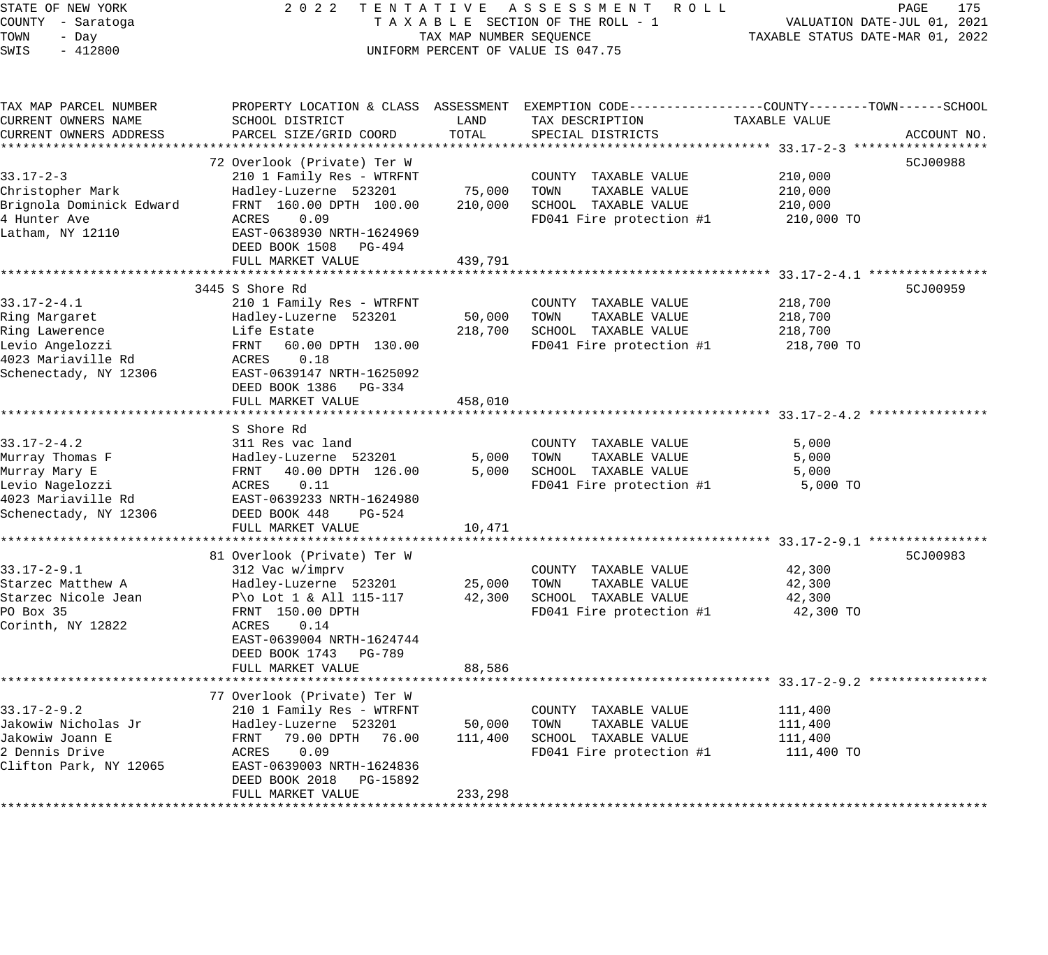STATE OF NEW YORK — 2022 TENTATIVE ASSESSMENT ROLL
COUNTY - Saratoga — TAXABLE SECTION OF THE ROLL - 1 — VALUATION DATE-JUL 01, 2021
TOWN - Day — TAX MAP NUMBER SEQUENCE — TAXABLE STATUS DATE-MAR 01, 2022
SWIS - 412800 — UNIFORM PERCENT OF VALUE IS 047.75

| TAX MAP PARCEL NUMBER / CURRENT OWNERS NAME / CURRENT OWNERS ADDRESS | PROPERTY LOCATION & CLASS / SCHOOL DISTRICT / PARCEL SIZE/GRID COORD | ASSESSMENT LAND | TOTAL | EXEMPTION CODE / TAX DESCRIPTION / SPECIAL DISTRICTS | TAXABLE VALUE (COUNTY--TOWN--SCHOOL) | ACCOUNT NO. |
|---|---|---|---|---|---|---|
| 33.17-2-3 | 72 Overlook (Private) Ter W | | | | | 5CJ00988 |
| 33.17-2-3 | 210 1 Family Res - WTRFNT | | | COUNTY TAXABLE VALUE | 210,000 | |
| Christopher Mark | Hadley-Luzerne 523201 | 75,000 | | TOWN TAXABLE VALUE | 210,000 | |
| Brignola Dominick Edward | FRNT 160.00 DPTH 100.00 | | 210,000 | SCHOOL TAXABLE VALUE | 210,000 | |
| 4 Hunter Ave | ACRES 0.09 | | | FD041 Fire protection #1 | 210,000 TO | |
| Latham, NY 12110 | EAST-0638930 NRTH-1624969 | | | | | |
| | DEED BOOK 1508 PG-494 | | | | | |
| | FULL MARKET VALUE | | 439,791 | | | |
| 33.17-2-4.1 | 3445 S Shore Rd | | | | | 5CJ00959 |
| 33.17-2-4.1 | 210 1 Family Res - WTRFNT | | | COUNTY TAXABLE VALUE | 218,700 | |
| Ring Margaret | Hadley-Luzerne 523201 | 50,000 | | TOWN TAXABLE VALUE | 218,700 | |
| Ring Lawerence | Life Estate | | 218,700 | SCHOOL TAXABLE VALUE | 218,700 | |
| Levio Angelozzi | FRNT 60.00 DPTH 130.00 | | | FD041 Fire protection #1 | 218,700 TO | |
| 4023 Mariaville Rd | ACRES 0.18 | | | | | |
| Schenectady, NY 12306 | EAST-0639147 NRTH-1625092 | | | | | |
| | DEED BOOK 1386 PG-334 | | | | | |
| | FULL MARKET VALUE | | 458,010 | | | |
| 33.17-2-4.2 | S Shore Rd | | | | | |
| 33.17-2-4.2 | 311 Res vac land | | | COUNTY TAXABLE VALUE | 5,000 | |
| Murray Thomas F | Hadley-Luzerne 523201 | 5,000 | | TOWN TAXABLE VALUE | 5,000 | |
| Murray Mary E | FRNT 40.00 DPTH 126.00 | | 5,000 | SCHOOL TAXABLE VALUE | 5,000 | |
| Levio Nagelozzi | ACRES 0.11 | | | FD041 Fire protection #1 | 5,000 TO | |
| 4023 Mariaville Rd | EAST-0639233 NRTH-1624980 | | | | | |
| Schenectady, NY 12306 | DEED BOOK 448 PG-524 | | | | | |
| | FULL MARKET VALUE | | 10,471 | | | |
| 33.17-2-9.1 | 81 Overlook (Private) Ter W | | | | | 5CJ00983 |
| 33.17-2-9.1 | 312 Vac w/imprv | | | COUNTY TAXABLE VALUE | 42,300 | |
| Starzec Matthew A | Hadley-Luzerne 523201 | 25,000 | | TOWN TAXABLE VALUE | 42,300 | |
| Starzec Nicole Jean | P\o Lot 1 & All 115-117 | | 42,300 | SCHOOL TAXABLE VALUE | 42,300 | |
| PO Box 35 | FRNT 150.00 DPTH | | | FD041 Fire protection #1 | 42,300 TO | |
| Corinth, NY 12822 | ACRES 0.14 | | | | | |
| | EAST-0639004 NRTH-1624744 | | | | | |
| | DEED BOOK 1743 PG-789 | | | | | |
| | FULL MARKET VALUE | | 88,586 | | | |
| 33.17-2-9.2 | 77 Overlook (Private) Ter W | | | | | |
| 33.17-2-9.2 | 210 1 Family Res - WTRFNT | | | COUNTY TAXABLE VALUE | 111,400 | |
| Jakowiw Nicholas Jr | Hadley-Luzerne 523201 | 50,000 | | TOWN TAXABLE VALUE | 111,400 | |
| Jakowiw Joann E | FRNT 79.00 DPTH 76.00 | | 111,400 | SCHOOL TAXABLE VALUE | 111,400 | |
| 2 Dennis Drive | ACRES 0.09 | | | FD041 Fire protection #1 | 111,400 TO | |
| Clifton Park, NY 12065 | EAST-0639003 NRTH-1624836 | | | | | |
| | DEED BOOK 2018 PG-15892 | | | | | |
| | FULL MARKET VALUE | | 233,298 | | | |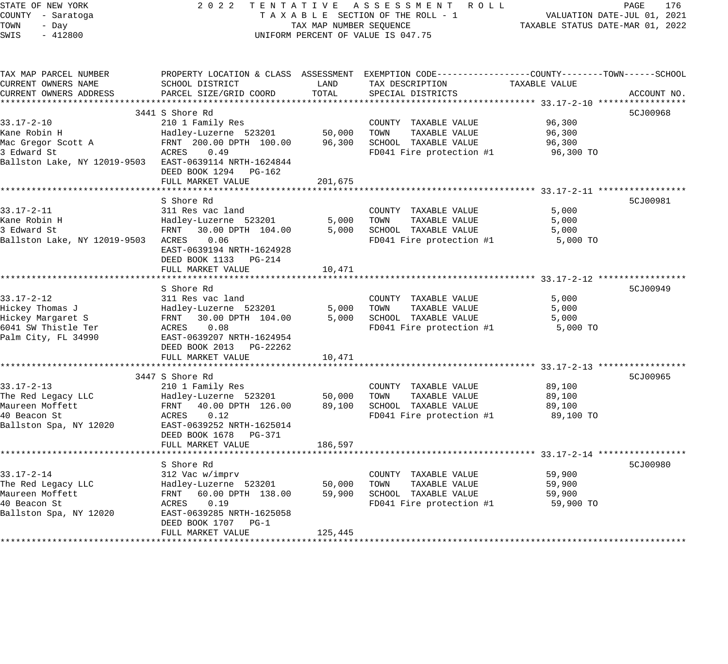STATE OF NEW YORK — 2022 TENTATIVE ASSESSMENT ROLL

COUNTY - Saratoga — TAXABLE SECTION OF THE ROLL - 1 — VALUATION DATE-JUL 01, 2021

TOWN - Day — TAX MAP NUMBER SEQUENCE — TAXABLE STATUS DATE-MAR 01, 2022

SWIS - 412800 — UNIFORM PERCENT OF VALUE IS 047.75

| TAX MAP PARCEL NUMBER / CURRENT OWNERS NAME / CURRENT OWNERS ADDRESS | PROPERTY LOCATION & CLASS / SCHOOL DISTRICT / PARCEL SIZE/GRID COORD | ASSESSMENT LAND / TOTAL | EXEMPTION CODE / TAX DESCRIPTION / SPECIAL DISTRICTS | TAXABLE VALUE (COUNTY / TOWN / SCHOOL) | ACCOUNT NO. |
|---|---|---|---|---|---|
| **33.17-2-10** | 3441 S Shore Rd | | | | 5CJ00968 |
| 33.17-2-10 | 210 1 Family Res | | COUNTY TAXABLE VALUE | 96,300 | |
| Kane Robin H | Hadley-Luzerne 523201 | 50,000 | TOWN TAXABLE VALUE | 96,300 | |
| Mac Gregor Scott A | FRNT 200.00 DPTH 100.00 | 96,300 | SCHOOL TAXABLE VALUE | 96,300 | |
| 3 Edward St | ACRES 0.49 | | FD041 Fire protection #1 | 96,300 TO | |
| Ballston Lake, NY 12019-9503 | EAST-0639114 NRTH-1624844 | | | | |
| | DEED BOOK 1294 PG-162 | | | | |
| | FULL MARKET VALUE | 201,675 | | | |
| **33.17-2-11** | S Shore Rd | | | | 5CJ00981 |
| 33.17-2-11 | 311 Res vac land | | COUNTY TAXABLE VALUE | 5,000 | |
| Kane Robin H | Hadley-Luzerne 523201 | 5,000 | TOWN TAXABLE VALUE | 5,000 | |
| 3 Edward St | FRNT 30.00 DPTH 104.00 | 5,000 | SCHOOL TAXABLE VALUE | 5,000 | |
| Ballston Lake, NY 12019-9503 | ACRES 0.06 | | FD041 Fire protection #1 | 5,000 TO | |
| | EAST-0639194 NRTH-1624928 | | | | |
| | DEED BOOK 1133 PG-214 | | | | |
| | FULL MARKET VALUE | 10,471 | | | |
| **33.17-2-12** | S Shore Rd | | | | 5CJ00949 |
| 33.17-2-12 | 311 Res vac land | | COUNTY TAXABLE VALUE | 5,000 | |
| Hickey Thomas J | Hadley-Luzerne 523201 | 5,000 | TOWN TAXABLE VALUE | 5,000 | |
| Hickey Margaret S | FRNT 30.00 DPTH 104.00 | 5,000 | SCHOOL TAXABLE VALUE | 5,000 | |
| 6041 SW Thistle Ter | ACRES 0.08 | | FD041 Fire protection #1 | 5,000 TO | |
| Palm City, FL 34990 | EAST-0639207 NRTH-1624954 | | | | |
| | DEED BOOK 2013 PG-22262 | | | | |
| | FULL MARKET VALUE | 10,471 | | | |
| **33.17-2-13** | 3447 S Shore Rd | | | | 5CJ00965 |
| 33.17-2-13 | 210 1 Family Res | | COUNTY TAXABLE VALUE | 89,100 | |
| The Red Legacy LLC | Hadley-Luzerne 523201 | 50,000 | TOWN TAXABLE VALUE | 89,100 | |
| Maureen Moffett | FRNT 40.00 DPTH 126.00 | 89,100 | SCHOOL TAXABLE VALUE | 89,100 | |
| 40 Beacon St | ACRES 0.12 | | FD041 Fire protection #1 | 89,100 TO | |
| Ballston Spa, NY 12020 | EAST-0639252 NRTH-1625014 | | | | |
| | DEED BOOK 1678 PG-371 | | | | |
| | FULL MARKET VALUE | 186,597 | | | |
| **33.17-2-14** | S Shore Rd | | | | 5CJ00980 |
| 33.17-2-14 | 312 Vac w/imprv | | COUNTY TAXABLE VALUE | 59,900 | |
| The Red Legacy LLC | Hadley-Luzerne 523201 | 50,000 | TOWN TAXABLE VALUE | 59,900 | |
| Maureen Moffett | FRNT 60.00 DPTH 138.00 | 59,900 | SCHOOL TAXABLE VALUE | 59,900 | |
| 40 Beacon St | ACRES 0.19 | | FD041 Fire protection #1 | 59,900 TO | |
| Ballston Spa, NY 12020 | EAST-0639285 NRTH-1625058 | | | | |
| | DEED BOOK 1707 PG-1 | | | | |
| | FULL MARKET VALUE | 125,445 | | | |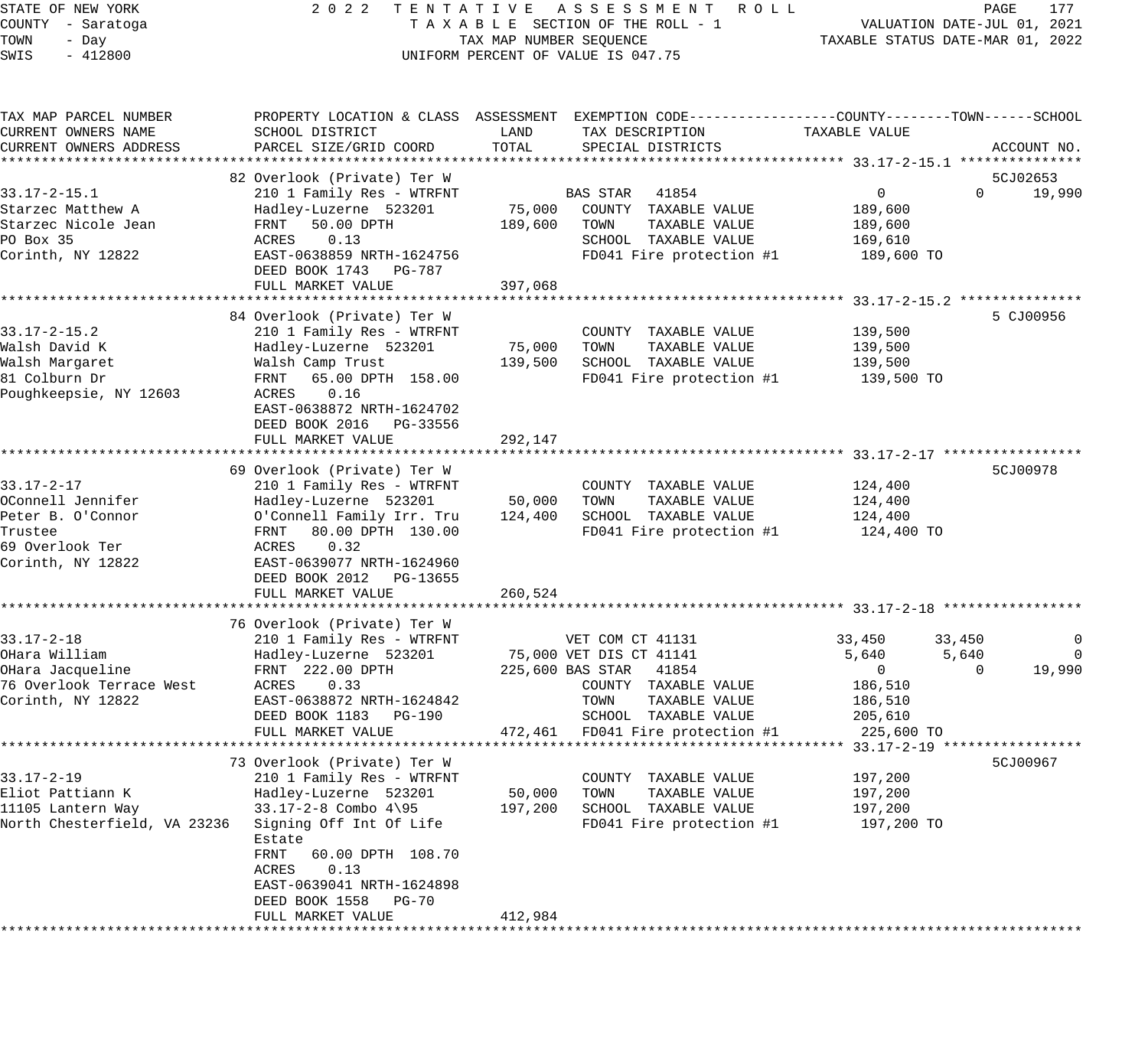STATE OF NEW YORK — 2022 TENTATIVE ASSESSMENT ROLL
COUNTY - Saratoga — TAXABLE SECTION OF THE ROLL - 1 — VALUATION DATE-JUL 01, 2021
TOWN - Day — TAX MAP NUMBER SEQUENCE — TAXABLE STATUS DATE-MAR 01, 2022
SWIS - 412800 — UNIFORM PERCENT OF VALUE IS 047.75

| TAX MAP PARCEL NUMBER / CURRENT OWNERS NAME / CURRENT OWNERS ADDRESS | PROPERTY LOCATION & CLASS / SCHOOL DISTRICT / PARCEL SIZE/GRID COORD | ASSESSMENT LAND / TOTAL | EXEMPTION CODE / TAX DESCRIPTION / SPECIAL DISTRICTS | COUNTY | TOWN | SCHOOL | ACCOUNT NO. |
|---|---|---|---|---|---|---|---|
| **33.17-2-15.1** | 82 Overlook (Private) Ter W | | | | | | 5CJ02653 |
| 33.17-2-15.1 | 210 1 Family Res - WTRFNT | | BAS STAR 41854 | 0 | 0 | 19,990 | |
| Starzec Matthew A | Hadley-Luzerne 523201 | 75,000 | COUNTY TAXABLE VALUE | 189,600 | | | |
| Starzec Nicole Jean | FRNT 50.00 DPTH | 189,600 | TOWN TAXABLE VALUE | 189,600 | | | |
| PO Box 35 | ACRES 0.13 | | SCHOOL TAXABLE VALUE | 169,610 | | | |
| Corinth, NY 12822 | EAST-0638859 NRTH-1624756 | | FD041 Fire protection #1 | 189,600 TO | | | |
| | DEED BOOK 1743 PG-787 | | | | | | |
| | FULL MARKET VALUE | 397,068 | | | | | |
| **33.17-2-15.2** | 84 Overlook (Private) Ter W | | | | | | 5 CJ00956 |
| 33.17-2-15.2 | 210 1 Family Res - WTRFNT | | COUNTY TAXABLE VALUE | 139,500 | | | |
| Walsh David K | Hadley-Luzerne 523201 | 75,000 | TOWN TAXABLE VALUE | 139,500 | | | |
| Walsh Margaret | Walsh Camp Trust | 139,500 | SCHOOL TAXABLE VALUE | 139,500 | | | |
| 81 Colburn Dr | FRNT 65.00 DPTH 158.00 | | FD041 Fire protection #1 | 139,500 TO | | | |
| Poughkeepsie, NY 12603 | ACRES 0.16 | | | | | | |
| | EAST-0638872 NRTH-1624702 | | | | | | |
| | DEED BOOK 2016 PG-33556 | | | | | | |
| | FULL MARKET VALUE | 292,147 | | | | | |
| **33.17-2-17** | 69 Overlook (Private) Ter W | | | | | | 5CJ00978 |
| 33.17-2-17 | 210 1 Family Res - WTRFNT | | COUNTY TAXABLE VALUE | 124,400 | | | |
| OConnell Jennifer | Hadley-Luzerne 523201 | 50,000 | TOWN TAXABLE VALUE | 124,400 | | | |
| Peter B. O'Connor | O'Connell Family Irr. Tru | 124,400 | SCHOOL TAXABLE VALUE | 124,400 | | | |
| Trustee | FRNT 80.00 DPTH 130.00 | | FD041 Fire protection #1 | 124,400 TO | | | |
| 69 Overlook Ter | ACRES 0.32 | | | | | | |
| Corinth, NY 12822 | EAST-0639077 NRTH-1624960 | | | | | | |
| | DEED BOOK 2012 PG-13655 | | | | | | |
| | FULL MARKET VALUE | 260,524 | | | | | |
| **33.17-2-18** | 76 Overlook (Private) Ter W | | | | | | |
| 33.17-2-18 | 210 1 Family Res - WTRFNT | | VET COM CT 41131 | 33,450 | 33,450 | 0 | |
| OHara William | Hadley-Luzerne 523201 | 75,000 | VET DIS CT 41141 | 5,640 | 5,640 | 0 | |
| OHara Jacqueline | FRNT 222.00 DPTH | 225,600 | BAS STAR 41854 | 0 | 0 | 19,990 | |
| 76 Overlook Terrace West | ACRES 0.33 | | COUNTY TAXABLE VALUE | 186,510 | | | |
| Corinth, NY 12822 | EAST-0638872 NRTH-1624842 | | TOWN TAXABLE VALUE | 186,510 | | | |
| | DEED BOOK 1183 PG-190 | | SCHOOL TAXABLE VALUE | 205,610 | | | |
| | FULL MARKET VALUE | 472,461 | FD041 Fire protection #1 | 225,600 TO | | | |
| **33.17-2-19** | 73 Overlook (Private) Ter W | | | | | | 5CJ00967 |
| 33.17-2-19 | 210 1 Family Res - WTRFNT | | COUNTY TAXABLE VALUE | 197,200 | | | |
| Eliot Pattiann K | Hadley-Luzerne 523201 | 50,000 | TOWN TAXABLE VALUE | 197,200 | | | |
| 11105 Lantern Way | 33.17-2-8 Combo 4\95 | 197,200 | SCHOOL TAXABLE VALUE | 197,200 | | | |
| North Chesterfield, VA 23236 | Signing Off Int Of Life Estate | | FD041 Fire protection #1 | 197,200 TO | | | |
| | FRNT 60.00 DPTH 108.70 | | | | | | |
| | ACRES 0.13 | | | | | | |
| | EAST-0639041 NRTH-1624898 | | | | | | |
| | DEED BOOK 1558 PG-70 | | | | | | |
| | FULL MARKET VALUE | 412,984 | | | | | |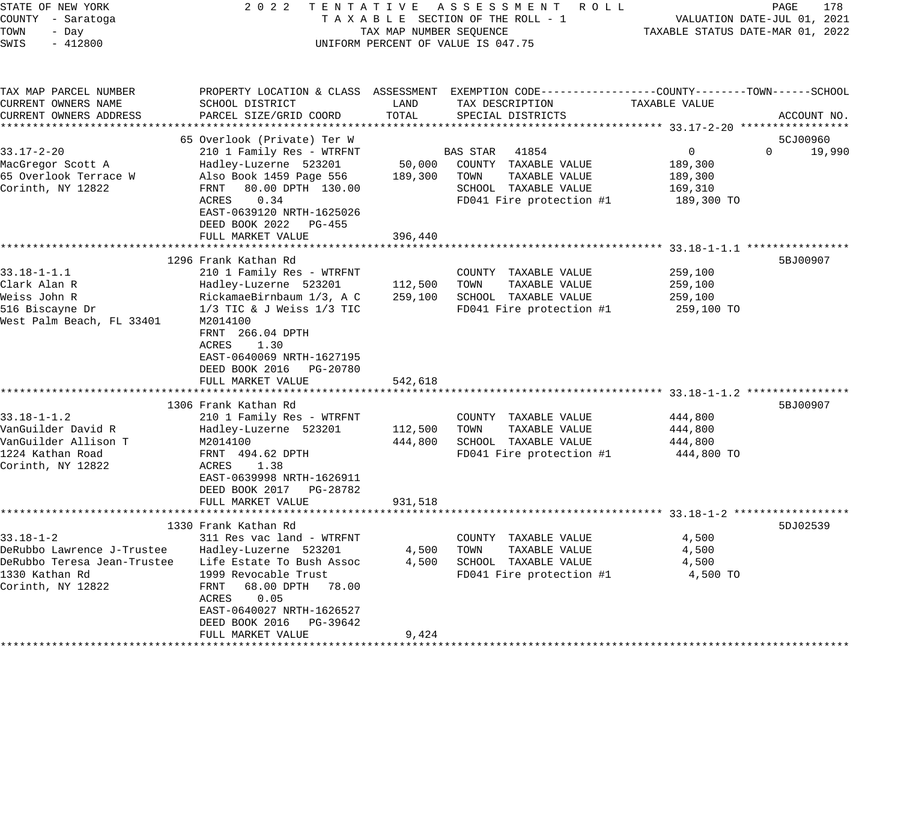STATE OF NEW YORK
COUNTY - Saratoga
TOWN - Day
SWIS - 412800

2022 TENTATIVE ASSESSMENT ROLL
TAXABLE SECTION OF THE ROLL - 1
TAX MAP NUMBER SEQUENCE
UNIFORM PERCENT OF VALUE IS 047.75

VALUATION DATE-JUL 01, 2021
TAXABLE STATUS DATE-MAR 01, 2022

| TAX MAP PARCEL NUMBER / CURRENT OWNERS NAME / CURRENT OWNERS ADDRESS | PROPERTY LOCATION & CLASS / SCHOOL DISTRICT / PARCEL SIZE/GRID COORD | ASSESSMENT LAND | ASSESSMENT TOTAL | EXEMPTION CODE / TAX DESCRIPTION / SPECIAL DISTRICTS | COUNTY TAXABLE VALUE | TOWN | SCHOOL | ACCOUNT NO. |
|---|---|---|---|---|---|---|---|---|
| **33.17-2-20** | 65 Overlook (Private) Ter W | | | | | | | 5CJ00960 |
| 33.17-2-20 | 210 1 Family Res - WTRFNT | | | BAS STAR 41854 | 0 | 0 | 19,990 | |
| MacGregor Scott A | Hadley-Luzerne 523201 | 50,000 | | COUNTY TAXABLE VALUE | 189,300 | | | |
| 65 Overlook Terrace W | Also Book 1459 Page 556 | | 189,300 | TOWN TAXABLE VALUE | 189,300 | | | |
| Corinth, NY 12822 | FRNT 80.00 DPTH 130.00 | | | SCHOOL TAXABLE VALUE | 169,310 | | | |
| | ACRES 0.34 | | | FD041 Fire protection #1 | 189,300 TO | | | |
| | EAST-0639120 NRTH-1625026 | | | | | | | |
| | DEED BOOK 2022 PG-455 | | | | | | | |
| | FULL MARKET VALUE | | 396,440 | | | | | |
| **33.18-1-1.1** | 1296 Frank Kathan Rd | | | | | | | 5BJ00907 |
| 33.18-1-1.1 | 210 1 Family Res - WTRFNT | | | COUNTY TAXABLE VALUE | 259,100 | | | |
| Clark Alan R | Hadley-Luzerne 523201 | 112,500 | | TOWN TAXABLE VALUE | 259,100 | | | |
| Weiss John R | RickamaeBirnbaum 1/3, A C | | 259,100 | SCHOOL TAXABLE VALUE | 259,100 | | | |
| 516 Biscayne Dr | 1/3 TIC & J Weiss 1/3 TIC | | | FD041 Fire protection #1 | 259,100 TO | | | |
| West Palm Beach, FL 33401 | M2014100 | | | | | | | |
| | FRNT 266.04 DPTH | | | | | | | |
| | ACRES 1.30 | | | | | | | |
| | EAST-0640069 NRTH-1627195 | | | | | | | |
| | DEED BOOK 2016 PG-20780 | | | | | | | |
| | FULL MARKET VALUE | | 542,618 | | | | | |
| **33.18-1-1.2** | 1306 Frank Kathan Rd | | | | | | | 5BJ00907 |
| 33.18-1-1.2 | 210 1 Family Res - WTRFNT | | | COUNTY TAXABLE VALUE | 444,800 | | | |
| VanGuilder David R | Hadley-Luzerne 523201 | 112,500 | | TOWN TAXABLE VALUE | 444,800 | | | |
| VanGuilder Allison T | M2014100 | | 444,800 | SCHOOL TAXABLE VALUE | 444,800 | | | |
| 1224 Kathan Road | FRNT 494.62 DPTH | | | FD041 Fire protection #1 | 444,800 TO | | | |
| Corinth, NY 12822 | ACRES 1.38 | | | | | | | |
| | EAST-0639998 NRTH-1626911 | | | | | | | |
| | DEED BOOK 2017 PG-28782 | | | | | | | |
| | FULL MARKET VALUE | | 931,518 | | | | | |
| **33.18-1-2** | 1330 Frank Kathan Rd | | | | | | | 5DJ02539 |
| 33.18-1-2 | 311 Res vac land - WTRFNT | | | COUNTY TAXABLE VALUE | 4,500 | | | |
| DeRubbo Lawrence J-Trustee | Hadley-Luzerne 523201 | 4,500 | | TOWN TAXABLE VALUE | 4,500 | | | |
| DeRubbo Teresa Jean-Trustee | Life Estate To Bush Assoc | | 4,500 | SCHOOL TAXABLE VALUE | 4,500 | | | |
| 1330 Kathan Rd | 1999 Revocable Trust | | | FD041 Fire protection #1 | 4,500 TO | | | |
| Corinth, NY 12822 | FRNT 68.00 DPTH 78.00 | | | | | | | |
| | ACRES 0.05 | | | | | | | |
| | EAST-0640027 NRTH-1626527 | | | | | | | |
| | DEED BOOK 2016 PG-39642 | | | | | | | |
| | FULL MARKET VALUE | | 9,424 | | | | | |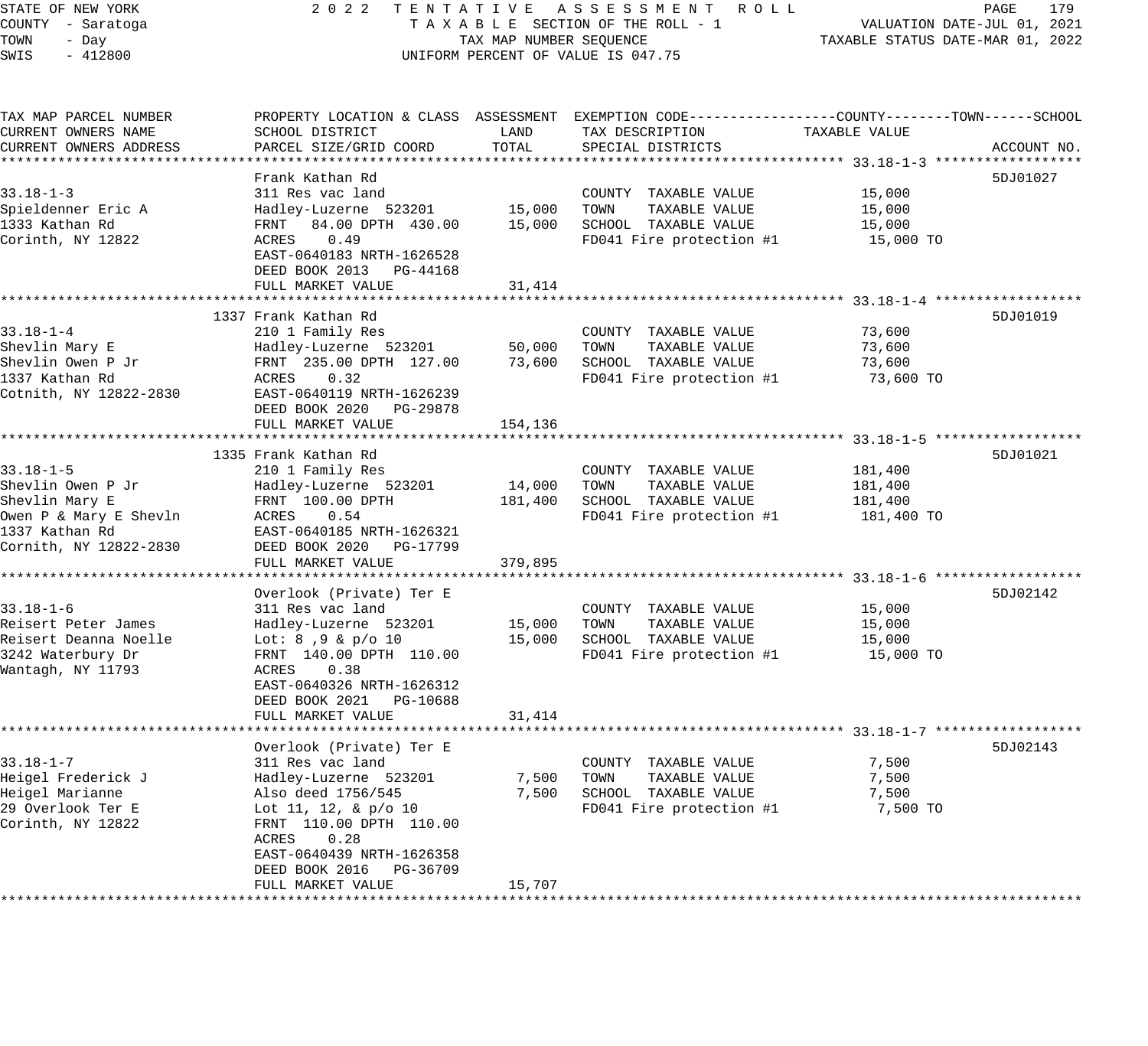STATE OF NEW YORK
COUNTY - Saratoga
TOWN - Day
SWIS - 412800

2022 TENTATIVE ASSESSMENT ROLL
TAXABLE SECTION OF THE ROLL - 1
TAX MAP NUMBER SEQUENCE
UNIFORM PERCENT OF VALUE IS 047.75

VALUATION DATE-JUL 01, 2021
TAXABLE STATUS DATE-MAR 01, 2022

| TAX MAP PARCEL NUMBER / CURRENT OWNERS NAME / CURRENT OWNERS ADDRESS | PROPERTY LOCATION & CLASS / SCHOOL DISTRICT / PARCEL SIZE/GRID COORD | ASSESSMENT LAND | ASSESSMENT TOTAL | EXEMPTION CODE / TAX DESCRIPTION / SPECIAL DISTRICTS | TAXABLE VALUE (COUNTY / TOWN / SCHOOL) | ACCOUNT NO. |
|---|---|---|---|---|---|---|
| **33.18-1-3** | Frank Kathan Rd | | | | | 5DJ01027 |
| 33.18-1-3 | 311 Res vac land | | | COUNTY TAXABLE VALUE | 15,000 | |
| Spieldenner Eric A | Hadley-Luzerne 523201 | 15,000 | | TOWN TAXABLE VALUE | 15,000 | |
| 1333 Kathan Rd | FRNT 84.00 DPTH 430.00 | | 15,000 | SCHOOL TAXABLE VALUE | 15,000 | |
| Corinth, NY 12822 | ACRES 0.49 | | | FD041 Fire protection #1 | 15,000 TO | |
| | EAST-0640183 NRTH-1626528 | | | | | |
| | DEED BOOK 2013 PG-44168 | | | | | |
| | FULL MARKET VALUE | | 31,414 | | | |
| **33.18-1-4** | 1337 Frank Kathan Rd | | | | | 5DJ01019 |
| 33.18-1-4 | 210 1 Family Res | | | COUNTY TAXABLE VALUE | 73,600 | |
| Shevlin Mary E | Hadley-Luzerne 523201 | 50,000 | | TOWN TAXABLE VALUE | 73,600 | |
| Shevlin Owen P Jr | FRNT 235.00 DPTH 127.00 | | 73,600 | SCHOOL TAXABLE VALUE | 73,600 | |
| 1337 Kathan Rd | ACRES 0.32 | | | FD041 Fire protection #1 | 73,600 TO | |
| Cotnith, NY 12822-2830 | EAST-0640119 NRTH-1626239 | | | | | |
| | DEED BOOK 2020 PG-29878 | | | | | |
| | FULL MARKET VALUE | | 154,136 | | | |
| **33.18-1-5** | 1335 Frank Kathan Rd | | | | | 5DJ01021 |
| 33.18-1-5 | 210 1 Family Res | | | COUNTY TAXABLE VALUE | 181,400 | |
| Shevlin Owen P Jr | Hadley-Luzerne 523201 | 14,000 | | TOWN TAXABLE VALUE | 181,400 | |
| Shevlin Mary E | FRNT 100.00 DPTH | | 181,400 | SCHOOL TAXABLE VALUE | 181,400 | |
| Owen P & Mary E Shevln | ACRES 0.54 | | | FD041 Fire protection #1 | 181,400 TO | |
| 1337 Kathan Rd | EAST-0640185 NRTH-1626321 | | | | | |
| Cornith, NY 12822-2830 | DEED BOOK 2020 PG-17799 | | | | | |
| | FULL MARKET VALUE | | 379,895 | | | |
| **33.18-1-6** | Overlook (Private) Ter E | | | | | 5DJ02142 |
| 33.18-1-6 | 311 Res vac land | | | COUNTY TAXABLE VALUE | 15,000 | |
| Reisert Peter James | Hadley-Luzerne 523201 | 15,000 | | TOWN TAXABLE VALUE | 15,000 | |
| Reisert Deanna Noelle | Lot: 8 ,9 & p/o 10 | | 15,000 | SCHOOL TAXABLE VALUE | 15,000 | |
| 3242 Waterbury Dr | FRNT 140.00 DPTH 110.00 | | | FD041 Fire protection #1 | 15,000 TO | |
| Wantagh, NY 11793 | ACRES 0.38 | | | | | |
| | EAST-0640326 NRTH-1626312 | | | | | |
| | DEED BOOK 2021 PG-10688 | | | | | |
| | FULL MARKET VALUE | | 31,414 | | | |
| **33.18-1-7** | Overlook (Private) Ter E | | | | | 5DJ02143 |
| 33.18-1-7 | 311 Res vac land | | | COUNTY TAXABLE VALUE | 7,500 | |
| Heigel Frederick J | Hadley-Luzerne 523201 | 7,500 | | TOWN TAXABLE VALUE | 7,500 | |
| Heigel Marianne | Also deed 1756/545 | | 7,500 | SCHOOL TAXABLE VALUE | 7,500 | |
| 29 Overlook Ter E | Lot 11, 12, & p/o 10 | | | FD041 Fire protection #1 | 7,500 TO | |
| Corinth, NY 12822 | FRNT 110.00 DPTH 110.00 | | | | | |
| | ACRES 0.28 | | | | | |
| | EAST-0640439 NRTH-1626358 | | | | | |
| | DEED BOOK 2016 PG-36709 | | | | | |
| | FULL MARKET VALUE | | 15,707 | | | |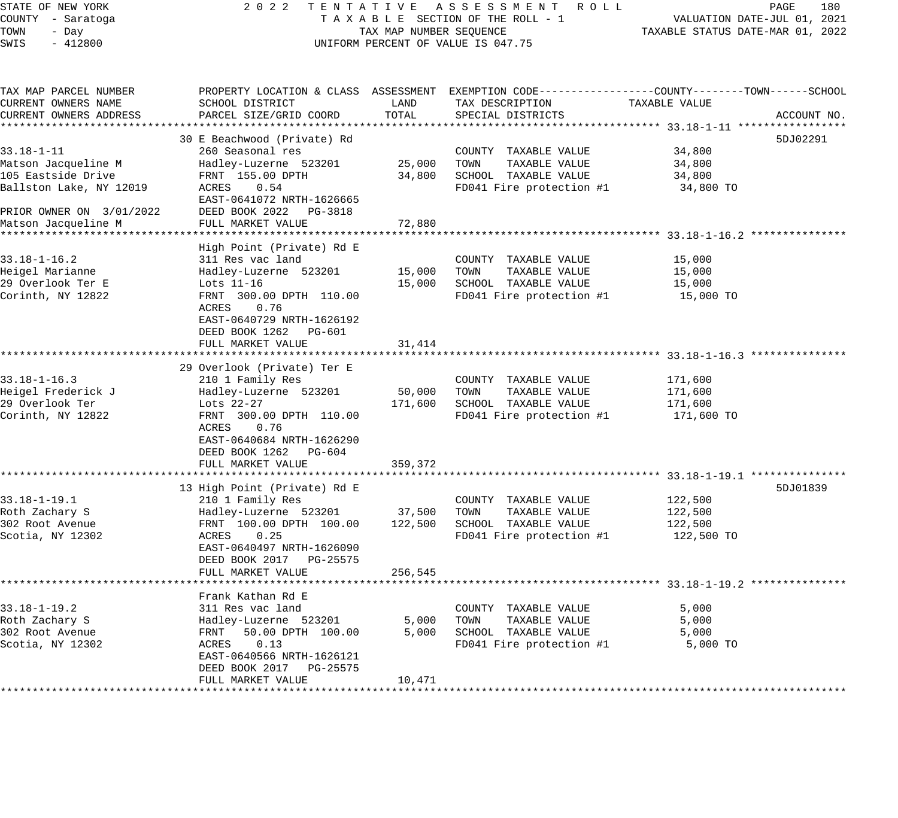STATE OF NEW YORK
COUNTY - Saratoga
TOWN - Day
SWIS - 412800

2022 TENTATIVE ASSESSMENT ROLL
TAXABLE SECTION OF THE ROLL - 1
TAX MAP NUMBER SEQUENCE
UNIFORM PERCENT OF VALUE IS 047.75

VALUATION DATE-JUL 01, 2021
TAXABLE STATUS DATE-MAR 01, 2022

| TAX MAP PARCEL NUMBER / CURRENT OWNERS NAME / CURRENT OWNERS ADDRESS | PROPERTY LOCATION & CLASS / SCHOOL DISTRICT / PARCEL SIZE/GRID COORD | ASSESSMENT LAND | ASSESSMENT TOTAL | EXEMPTION CODE / TAX DESCRIPTION / SPECIAL DISTRICTS | TAXABLE VALUE (COUNTY--TOWN--SCHOOL) | ACCOUNT NO. |
|---|---|---|---|---|---|---|
| **33.18-1-11** | 30 E Beachwood (Private) Rd | | | | | 5DJ02291 |
| 33.18-1-11 | 260 Seasonal res | | | COUNTY TAXABLE VALUE | 34,800 | |
| Matson Jacqueline M | Hadley-Luzerne 523201 | 25,000 | | TOWN TAXABLE VALUE | 34,800 | |
| 105 Eastside Drive | FRNT 155.00 DPTH | | 34,800 | SCHOOL TAXABLE VALUE | 34,800 | |
| Ballston Lake, NY 12019 | ACRES 0.54 | | | FD041 Fire protection #1 | 34,800 TO | |
| | EAST-0641072 NRTH-1626665 | | | | | |
| PRIOR OWNER ON 3/01/2022 | DEED BOOK 2022 PG-3818 | | | | | |
| Matson Jacqueline M | FULL MARKET VALUE | | 72,880 | | | |
| **33.18-1-16.2** | High Point (Private) Rd E | | | | | |
| 33.18-1-16.2 | 311 Res vac land | | | COUNTY TAXABLE VALUE | 15,000 | |
| Heigel Marianne | Hadley-Luzerne 523201 | 15,000 | | TOWN TAXABLE VALUE | 15,000 | |
| 29 Overlook Ter E | Lots 11-16 | | 15,000 | SCHOOL TAXABLE VALUE | 15,000 | |
| Corinth, NY 12822 | FRNT 300.00 DPTH 110.00 | | | FD041 Fire protection #1 | 15,000 TO | |
| | ACRES 0.76 | | | | | |
| | EAST-0640729 NRTH-1626192 | | | | | |
| | DEED BOOK 1262 PG-601 | | | | | |
| | FULL MARKET VALUE | | 31,414 | | | |
| **33.18-1-16.3** | 29 Overlook (Private) Ter E | | | | | |
| 33.18-1-16.3 | 210 1 Family Res | | | COUNTY TAXABLE VALUE | 171,600 | |
| Heigel Frederick J | Hadley-Luzerne 523201 | 50,000 | | TOWN TAXABLE VALUE | 171,600 | |
| 29 Overlook Ter | Lots 22-27 | | 171,600 | SCHOOL TAXABLE VALUE | 171,600 | |
| Corinth, NY 12822 | FRNT 300.00 DPTH 110.00 | | | FD041 Fire protection #1 | 171,600 TO | |
| | ACRES 0.76 | | | | | |
| | EAST-0640684 NRTH-1626290 | | | | | |
| | DEED BOOK 1262 PG-604 | | | | | |
| | FULL MARKET VALUE | | 359,372 | | | |
| **33.18-1-19.1** | 13 High Point (Private) Rd E | | | | | 5DJ01839 |
| 33.18-1-19.1 | 210 1 Family Res | | | COUNTY TAXABLE VALUE | 122,500 | |
| Roth Zachary S | Hadley-Luzerne 523201 | 37,500 | | TOWN TAXABLE VALUE | 122,500 | |
| 302 Root Avenue | FRNT 100.00 DPTH 100.00 | | 122,500 | SCHOOL TAXABLE VALUE | 122,500 | |
| Scotia, NY 12302 | ACRES 0.25 | | | FD041 Fire protection #1 | 122,500 TO | |
| | EAST-0640497 NRTH-1626090 | | | | | |
| | DEED BOOK 2017 PG-25575 | | | | | |
| | FULL MARKET VALUE | | 256,545 | | | |
| **33.18-1-19.2** | Frank Kathan Rd E | | | | | |
| 33.18-1-19.2 | 311 Res vac land | | | COUNTY TAXABLE VALUE | 5,000 | |
| Roth Zachary S | Hadley-Luzerne 523201 | 5,000 | | TOWN TAXABLE VALUE | 5,000 | |
| 302 Root Avenue | FRNT 50.00 DPTH 100.00 | | 5,000 | SCHOOL TAXABLE VALUE | 5,000 | |
| Scotia, NY 12302 | ACRES 0.13 | | | FD041 Fire protection #1 | 5,000 TO | |
| | EAST-0640566 NRTH-1626121 | | | | | |
| | DEED BOOK 2017 PG-25575 | | | | | |
| | FULL MARKET VALUE | | 10,471 | | | |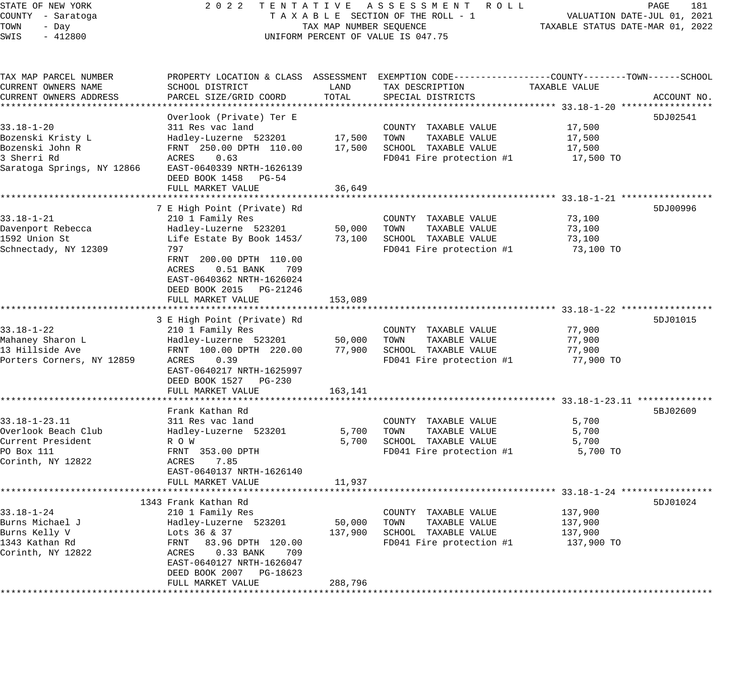STATE OF NEW YORK — 2022 TENTATIVE ASSESSMENT ROLL
COUNTY - Saratoga — TAXABLE SECTION OF THE ROLL - 1 — VALUATION DATE-JUL 01, 2021
TOWN - Day — TAX MAP NUMBER SEQUENCE — TAXABLE STATUS DATE-MAR 01, 2022
SWIS - 412800 — UNIFORM PERCENT OF VALUE IS 047.75

| TAX MAP PARCEL NUMBER / CURRENT OWNERS NAME / CURRENT OWNERS ADDRESS | PROPERTY LOCATION & CLASS / SCHOOL DISTRICT / PARCEL SIZE/GRID COORD | ASSESSMENT LAND | ASSESSMENT TOTAL | EXEMPTION CODE / TAX DESCRIPTION / SPECIAL DISTRICTS | TAXABLE VALUE (COUNTY--TOWN--SCHOOL) | ACCOUNT NO. |
|---|---|---|---|---|---|---|
| 33.18-1-20 | Overlook (Private) Ter E | | | | | 5DJ02541 |
| | 311 Res vac land | | | COUNTY TAXABLE VALUE | 17,500 | |
| Bozenski Kristy L | Hadley-Luzerne 523201 | 17,500 | | TOWN TAXABLE VALUE | 17,500 | |
| Bozenski John R | FRNT 250.00 DPTH 110.00 | | 17,500 | SCHOOL TAXABLE VALUE | 17,500 | |
| 3 Sherri Rd | ACRES 0.63 | | | FD041 Fire protection #1 | 17,500 TO | |
| Saratoga Springs, NY 12866 | EAST-0640339 NRTH-1626139 | | | | | |
| | DEED BOOK 1458 PG-54 | | | | | |
| | FULL MARKET VALUE | | 36,649 | | | |
| 33.18-1-21 | 7 E High Point (Private) Rd | | | | | 5DJ00996 |
| | 210 1 Family Res | | | COUNTY TAXABLE VALUE | 73,100 | |
| Davenport Rebecca | Hadley-Luzerne 523201 | 50,000 | | TOWN TAXABLE VALUE | 73,100 | |
| 1592 Union St | Life Estate By Book 1453/ | | 73,100 | SCHOOL TAXABLE VALUE | 73,100 | |
| Schnectady, NY 12309 | 797 | | | FD041 Fire protection #1 | 73,100 TO | |
| | FRNT 200.00 DPTH 110.00 | | | | | |
| | ACRES 0.51 BANK 709 | | | | | |
| | EAST-0640362 NRTH-1626024 | | | | | |
| | DEED BOOK 2015 PG-21246 | | | | | |
| | FULL MARKET VALUE | | 153,089 | | | |
| 33.18-1-22 | 3 E High Point (Private) Rd | | | | | 5DJ01015 |
| | 210 1 Family Res | | | COUNTY TAXABLE VALUE | 77,900 | |
| Mahaney Sharon L | Hadley-Luzerne 523201 | 50,000 | | TOWN TAXABLE VALUE | 77,900 | |
| 13 Hillside Ave | FRNT 100.00 DPTH 220.00 | | 77,900 | SCHOOL TAXABLE VALUE | 77,900 | |
| Porters Corners, NY 12859 | ACRES 0.39 | | | FD041 Fire protection #1 | 77,900 TO | |
| | EAST-0640217 NRTH-1625997 | | | | | |
| | DEED BOOK 1527 PG-230 | | | | | |
| | FULL MARKET VALUE | | 163,141 | | | |
| 33.18-1-23.11 | Frank Kathan Rd | | | | | 5BJ02609 |
| | 311 Res vac land | | | COUNTY TAXABLE VALUE | 5,700 | |
| Overlook Beach Club | Hadley-Luzerne 523201 | 5,700 | | TOWN TAXABLE VALUE | 5,700 | |
| Current President | R O W | | 5,700 | SCHOOL TAXABLE VALUE | 5,700 | |
| PO Box 111 | FRNT 353.00 DPTH | | | FD041 Fire protection #1 | 5,700 TO | |
| Corinth, NY 12822 | ACRES 7.85 | | | | | |
| | EAST-0640137 NRTH-1626140 | | | | | |
| | FULL MARKET VALUE | | 11,937 | | | |
| 33.18-1-24 | 1343 Frank Kathan Rd | | | | | 5DJ01024 |
| | 210 1 Family Res | | | COUNTY TAXABLE VALUE | 137,900 | |
| Burns Michael J | Hadley-Luzerne 523201 | 50,000 | | TOWN TAXABLE VALUE | 137,900 | |
| Burns Kelly V | Lots 36 & 37 | | 137,900 | SCHOOL TAXABLE VALUE | 137,900 | |
| 1343 Kathan Rd | FRNT 83.96 DPTH 120.00 | | | FD041 Fire protection #1 | 137,900 TO | |
| Corinth, NY 12822 | ACRES 0.33 BANK 709 | | | | | |
| | EAST-0640127 NRTH-1626047 | | | | | |
| | DEED BOOK 2007 PG-18623 | | | | | |
| | FULL MARKET VALUE | | 288,796 | | | |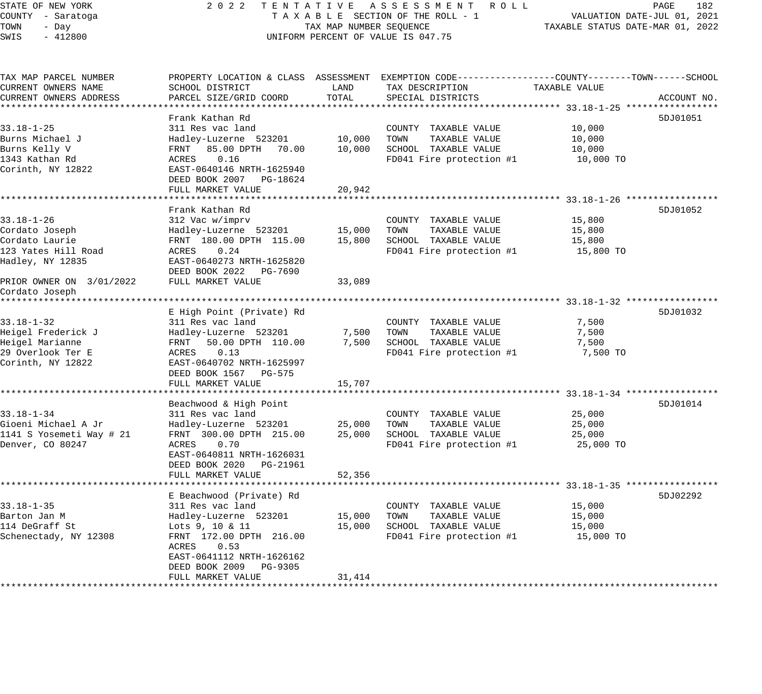STATE OF NEW YORK
COUNTY - Saratoga
TOWN - Day
SWIS - 412800

2022 TENTATIVE ASSESSMENT ROLL
TAXABLE SECTION OF THE ROLL - 1
TAX MAP NUMBER SEQUENCE
UNIFORM PERCENT OF VALUE IS 047.75

VALUATION DATE-JUL 01, 2021
TAXABLE STATUS DATE-MAR 01, 2022

| TAX MAP PARCEL NUMBER / CURRENT OWNERS NAME / CURRENT OWNERS ADDRESS | PROPERTY LOCATION & CLASS / SCHOOL DISTRICT / PARCEL SIZE/GRID COORD | ASSESSMENT LAND | TOTAL | EXEMPTION CODE / TAX DESCRIPTION / SPECIAL DISTRICTS | TAXABLE VALUE (COUNTY / TOWN / SCHOOL) | ACCOUNT NO. |
|---|---|---|---|---|---|---|
| **33.18-1-25** | Frank Kathan Rd | | | | | 5DJ01051 |
| 33.18-1-25 | 311 Res vac land | | | COUNTY TAXABLE VALUE | 10,000 | |
| Burns Michael J | Hadley-Luzerne 523201 | 10,000 | | TOWN TAXABLE VALUE | 10,000 | |
| Burns Kelly V | FRNT 85.00 DPTH 70.00 | | 10,000 | SCHOOL TAXABLE VALUE | 10,000 | |
| 1343 Kathan Rd | ACRES 0.16 | | | FD041 Fire protection #1 | 10,000 TO | |
| Corinth, NY 12822 | EAST-0640146 NRTH-1625940 | | | | | |
| | DEED BOOK 2007 PG-18624 | | | | | |
| | FULL MARKET VALUE | | 20,942 | | | |
| **33.18-1-26** | Frank Kathan Rd | | | | | 5DJ01052 |
| 33.18-1-26 | 312 Vac w/imprv | | | COUNTY TAXABLE VALUE | 15,800 | |
| Cordato Joseph | Hadley-Luzerne 523201 | 15,000 | | TOWN TAXABLE VALUE | 15,800 | |
| Cordato Laurie | FRNT 180.00 DPTH 115.00 | | 15,800 | SCHOOL TAXABLE VALUE | 15,800 | |
| 123 Yates Hill Road | ACRES 0.24 | | | FD041 Fire protection #1 | 15,800 TO | |
| Hadley, NY 12835 | EAST-0640273 NRTH-1625820 | | | | | |
| | DEED BOOK 2022 PG-7690 | | | | | |
| PRIOR OWNER ON 3/01/2022 | FULL MARKET VALUE | | 33,089 | | | |
| Cordato Joseph | | | | | | |
| **33.18-1-32** | E High Point (Private) Rd | | | | | 5DJ01032 |
| 33.18-1-32 | 311 Res vac land | | | COUNTY TAXABLE VALUE | 7,500 | |
| Heigel Frederick J | Hadley-Luzerne 523201 | 7,500 | | TOWN TAXABLE VALUE | 7,500 | |
| Heigel Marianne | FRNT 50.00 DPTH 110.00 | | 7,500 | SCHOOL TAXABLE VALUE | 7,500 | |
| 29 Overlook Ter E | ACRES 0.13 | | | FD041 Fire protection #1 | 7,500 TO | |
| Corinth, NY 12822 | EAST-0640702 NRTH-1625997 | | | | | |
| | DEED BOOK 1567 PG-575 | | | | | |
| | FULL MARKET VALUE | | 15,707 | | | |
| **33.18-1-34** | Beachwood & High Point | | | | | 5DJ01014 |
| 33.18-1-34 | 311 Res vac land | | | COUNTY TAXABLE VALUE | 25,000 | |
| Gioeni Michael A Jr | Hadley-Luzerne 523201 | 25,000 | | TOWN TAXABLE VALUE | 25,000 | |
| 1141 S Yosemeti Way # 21 | FRNT 300.00 DPTH 215.00 | | 25,000 | SCHOOL TAXABLE VALUE | 25,000 | |
| Denver, CO 80247 | ACRES 0.70 | | | FD041 Fire protection #1 | 25,000 TO | |
| | EAST-0640811 NRTH-1626031 | | | | | |
| | DEED BOOK 2020 PG-21961 | | | | | |
| | FULL MARKET VALUE | | 52,356 | | | |
| **33.18-1-35** | E Beachwood (Private) Rd | | | | | 5DJ02292 |
| 33.18-1-35 | 311 Res vac land | | | COUNTY TAXABLE VALUE | 15,000 | |
| Barton Jan M | Hadley-Luzerne 523201 | 15,000 | | TOWN TAXABLE VALUE | 15,000 | |
| 114 DeGraff St | Lots 9, 10 & 11 | | 15,000 | SCHOOL TAXABLE VALUE | 15,000 | |
| Schenectady, NY 12308 | FRNT 172.00 DPTH 216.00 | | | FD041 Fire protection #1 | 15,000 TO | |
| | ACRES 0.53 | | | | | |
| | EAST-0641112 NRTH-1626162 | | | | | |
| | DEED BOOK 2009 PG-9305 | | | | | |
| | FULL MARKET VALUE | | 31,414 | | | |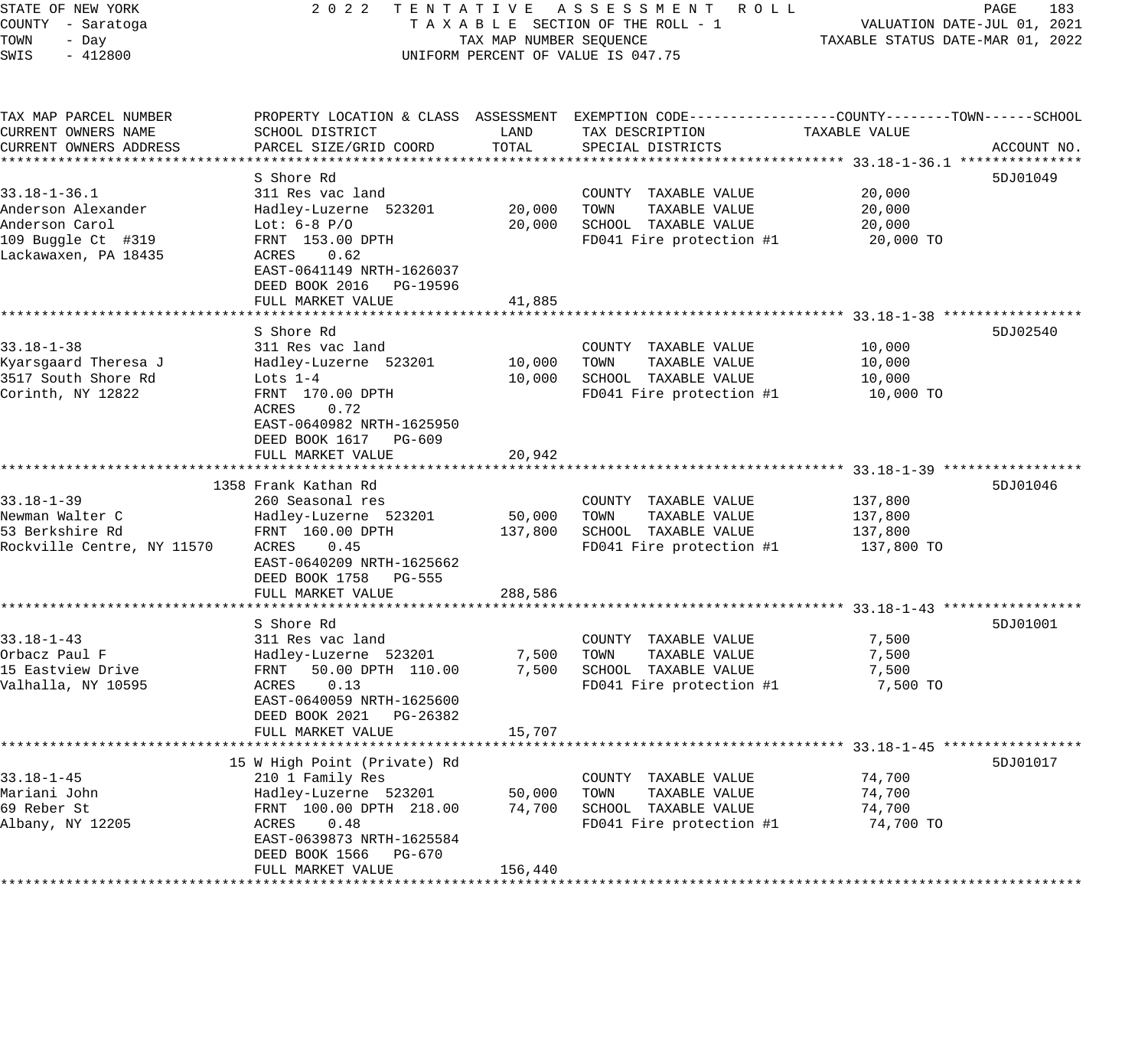STATE OF NEW YORK — COUNTY - Saratoga — TOWN - Day — SWIS - 412800

2 0 2 2 T E N T A T I V E A S S E S S M E N T R O L L
T A X A B L E SECTION OF THE ROLL - 1
TAX MAP NUMBER SEQUENCE
UNIFORM PERCENT OF VALUE IS 047.75

VALUATION DATE-JUL 01, 2021
TAXABLE STATUS DATE-MAR 01, 2022

| TAX MAP PARCEL NUMBER / CURRENT OWNERS NAME / CURRENT OWNERS ADDRESS | PROPERTY LOCATION & CLASS / SCHOOL DISTRICT / PARCEL SIZE/GRID COORD | ASSESSMENT LAND | ASSESSMENT TOTAL | EXEMPTION CODE / TAX DESCRIPTION / SPECIAL DISTRICTS | TAXABLE VALUE (COUNTY / TOWN / SCHOOL) | ACCOUNT NO. |
|---|---|---|---|---|---|---|
| **33.18-1-36.1** | S Shore Rd | | | | | 5DJ01049 |
| 33.18-1-36.1 | 311 Res vac land | | | COUNTY TAXABLE VALUE | 20,000 | |
| Anderson Alexander | Hadley-Luzerne 523201 | 20,000 | | TOWN TAXABLE VALUE | 20,000 | |
| Anderson Carol | Lot: 6-8 P/O | | 20,000 | SCHOOL TAXABLE VALUE | 20,000 | |
| 109 Buggle Ct #319 | FRNT 153.00 DPTH | | | FD041 Fire protection #1 | 20,000 TO | |
| Lackawaxen, PA 18435 | ACRES 0.62 | | | | | |
| | EAST-0641149 NRTH-1626037 | | | | | |
| | DEED BOOK 2016 PG-19596 | | | | | |
| | FULL MARKET VALUE | | 41,885 | | | |
| **33.18-1-38** | S Shore Rd | | | | | 5DJ02540 |
| 33.18-1-38 | 311 Res vac land | | | COUNTY TAXABLE VALUE | 10,000 | |
| Kyarsgaard Theresa J | Hadley-Luzerne 523201 | 10,000 | | TOWN TAXABLE VALUE | 10,000 | |
| 3517 South Shore Rd | Lots 1-4 | | 10,000 | SCHOOL TAXABLE VALUE | 10,000 | |
| Corinth, NY 12822 | FRNT 170.00 DPTH | | | FD041 Fire protection #1 | 10,000 TO | |
| | ACRES 0.72 | | | | | |
| | EAST-0640982 NRTH-1625950 | | | | | |
| | DEED BOOK 1617 PG-609 | | | | | |
| | FULL MARKET VALUE | | 20,942 | | | |
| **33.18-1-39** | 1358 Frank Kathan Rd | | | | | 5DJ01046 |
| 33.18-1-39 | 260 Seasonal res | | | COUNTY TAXABLE VALUE | 137,800 | |
| Newman Walter C | Hadley-Luzerne 523201 | 50,000 | | TOWN TAXABLE VALUE | 137,800 | |
| 53 Berkshire Rd | FRNT 160.00 DPTH | | 137,800 | SCHOOL TAXABLE VALUE | 137,800 | |
| Rockville Centre, NY 11570 | ACRES 0.45 | | | FD041 Fire protection #1 | 137,800 TO | |
| | EAST-0640209 NRTH-1625662 | | | | | |
| | DEED BOOK 1758 PG-555 | | | | | |
| | FULL MARKET VALUE | | 288,586 | | | |
| **33.18-1-43** | S Shore Rd | | | | | 5DJ01001 |
| 33.18-1-43 | 311 Res vac land | | | COUNTY TAXABLE VALUE | 7,500 | |
| Orbacz Paul F | Hadley-Luzerne 523201 | 7,500 | | TOWN TAXABLE VALUE | 7,500 | |
| 15 Eastview Drive | FRNT 50.00 DPTH 110.00 | | 7,500 | SCHOOL TAXABLE VALUE | 7,500 | |
| Valhalla, NY 10595 | ACRES 0.13 | | | FD041 Fire protection #1 | 7,500 TO | |
| | EAST-0640059 NRTH-1625600 | | | | | |
| | DEED BOOK 2021 PG-26382 | | | | | |
| | FULL MARKET VALUE | | 15,707 | | | |
| **33.18-1-45** | 15 W High Point (Private) Rd | | | | | 5DJ01017 |
| 33.18-1-45 | 210 1 Family Res | | | COUNTY TAXABLE VALUE | 74,700 | |
| Mariani John | Hadley-Luzerne 523201 | 50,000 | | TOWN TAXABLE VALUE | 74,700 | |
| 69 Reber St | FRNT 100.00 DPTH 218.00 | | 74,700 | SCHOOL TAXABLE VALUE | 74,700 | |
| Albany, NY 12205 | ACRES 0.48 | | | FD041 Fire protection #1 | 74,700 TO | |
| | EAST-0639873 NRTH-1625584 | | | | | |
| | DEED BOOK 1566 PG-670 | | | | | |
| | FULL MARKET VALUE | | 156,440 | | | |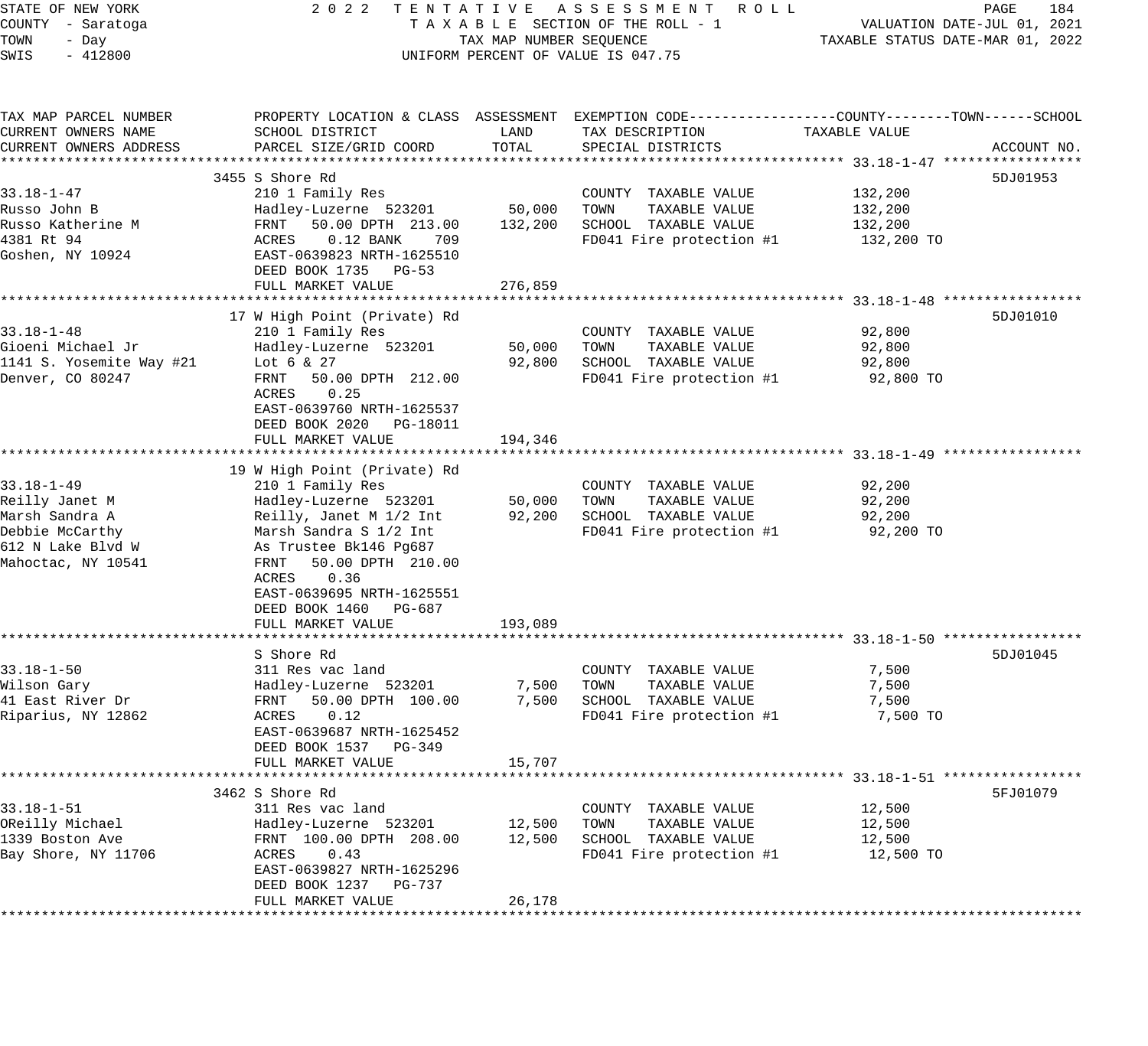STATE OF NEW YORK — 2022 TENTATIVE ASSESSMENT ROLL
COUNTY - Saratoga — TAXABLE SECTION OF THE ROLL - 1 — VALUATION DATE-JUL 01, 2021
TOWN - Day — TAX MAP NUMBER SEQUENCE — TAXABLE STATUS DATE-MAR 01, 2022
SWIS - 412800 — UNIFORM PERCENT OF VALUE IS 047.75

| TAX MAP PARCEL NUMBER / CURRENT OWNERS NAME / CURRENT OWNERS ADDRESS | PROPERTY LOCATION & CLASS / SCHOOL DISTRICT / PARCEL SIZE/GRID COORD | ASSESSMENT LAND | ASSESSMENT TOTAL | EXEMPTION CODE / TAX DESCRIPTION / SPECIAL DISTRICTS | TAXABLE VALUE (COUNTY / TOWN / SCHOOL) | ACCOUNT NO. |
|---|---|---|---|---|---|---|
| **33.18-1-47** | 3455 S Shore Rd | | | | | 5DJ01953 |
| 33.18-1-47 | 210 1 Family Res | | | COUNTY TAXABLE VALUE | 132,200 | |
| Russo John B | Hadley-Luzerne 523201 | 50,000 | | TOWN TAXABLE VALUE | 132,200 | |
| Russo Katherine M | FRNT 50.00 DPTH 213.00 | | 132,200 | SCHOOL TAXABLE VALUE | 132,200 | |
| 4381 Rt 94 | ACRES 0.12 BANK 709 | | | FD041 Fire protection #1 | 132,200 TO | |
| Goshen, NY 10924 | EAST-0639823 NRTH-1625510 | | | | | |
| | DEED BOOK 1735 PG-53 | | | | | |
| | FULL MARKET VALUE | | 276,859 | | | |
| **33.18-1-48** | 17 W High Point (Private) Rd | | | | | 5DJ01010 |
| 33.18-1-48 | 210 1 Family Res | | | COUNTY TAXABLE VALUE | 92,800 | |
| Gioeni Michael Jr | Hadley-Luzerne 523201 | 50,000 | | TOWN TAXABLE VALUE | 92,800 | |
| 1141 S. Yosemite Way #21 | Lot 6 & 27 | | 92,800 | SCHOOL TAXABLE VALUE | 92,800 | |
| Denver, CO 80247 | FRNT 50.00 DPTH 212.00 | | | FD041 Fire protection #1 | 92,800 TO | |
| | ACRES 0.25 | | | | | |
| | EAST-0639760 NRTH-1625537 | | | | | |
| | DEED BOOK 2020 PG-18011 | | | | | |
| | FULL MARKET VALUE | | 194,346 | | | |
| **33.18-1-49** | 19 W High Point (Private) Rd | | | | | |
| 33.18-1-49 | 210 1 Family Res | | | COUNTY TAXABLE VALUE | 92,200 | |
| Reilly Janet M | Hadley-Luzerne 523201 | 50,000 | | TOWN TAXABLE VALUE | 92,200 | |
| Marsh Sandra A | Reilly, Janet M 1/2 Int | | 92,200 | SCHOOL TAXABLE VALUE | 92,200 | |
| Debbie McCarthy | Marsh Sandra S 1/2 Int | | | FD041 Fire protection #1 | 92,200 TO | |
| 612 N Lake Blvd W | As Trustee Bk146 Pg687 | | | | | |
| Mahoctac, NY 10541 | FRNT 50.00 DPTH 210.00 | | | | | |
| | ACRES 0.36 | | | | | |
| | EAST-0639695 NRTH-1625551 | | | | | |
| | DEED BOOK 1460 PG-687 | | | | | |
| | FULL MARKET VALUE | | 193,089 | | | |
| **33.18-1-50** | S Shore Rd | | | | | 5DJ01045 |
| 33.18-1-50 | 311 Res vac land | | | COUNTY TAXABLE VALUE | 7,500 | |
| Wilson Gary | Hadley-Luzerne 523201 | 7,500 | | TOWN TAXABLE VALUE | 7,500 | |
| 41 East River Dr | FRNT 50.00 DPTH 100.00 | | 7,500 | SCHOOL TAXABLE VALUE | 7,500 | |
| Riparius, NY 12862 | ACRES 0.12 | | | FD041 Fire protection #1 | 7,500 TO | |
| | EAST-0639687 NRTH-1625452 | | | | | |
| | DEED BOOK 1537 PG-349 | | | | | |
| | FULL MARKET VALUE | | 15,707 | | | |
| **33.18-1-51** | 3462 S Shore Rd | | | | | 5FJ01079 |
| 33.18-1-51 | 311 Res vac land | | | COUNTY TAXABLE VALUE | 12,500 | |
| OReilly Michael | Hadley-Luzerne 523201 | 12,500 | | TOWN TAXABLE VALUE | 12,500 | |
| 1339 Boston Ave | FRNT 100.00 DPTH 208.00 | | 12,500 | SCHOOL TAXABLE VALUE | 12,500 | |
| Bay Shore, NY 11706 | ACRES 0.43 | | | FD041 Fire protection #1 | 12,500 TO | |
| | EAST-0639827 NRTH-1625296 | | | | | |
| | DEED BOOK 1237 PG-737 | | | | | |
| | FULL MARKET VALUE | | 26,178 | | | |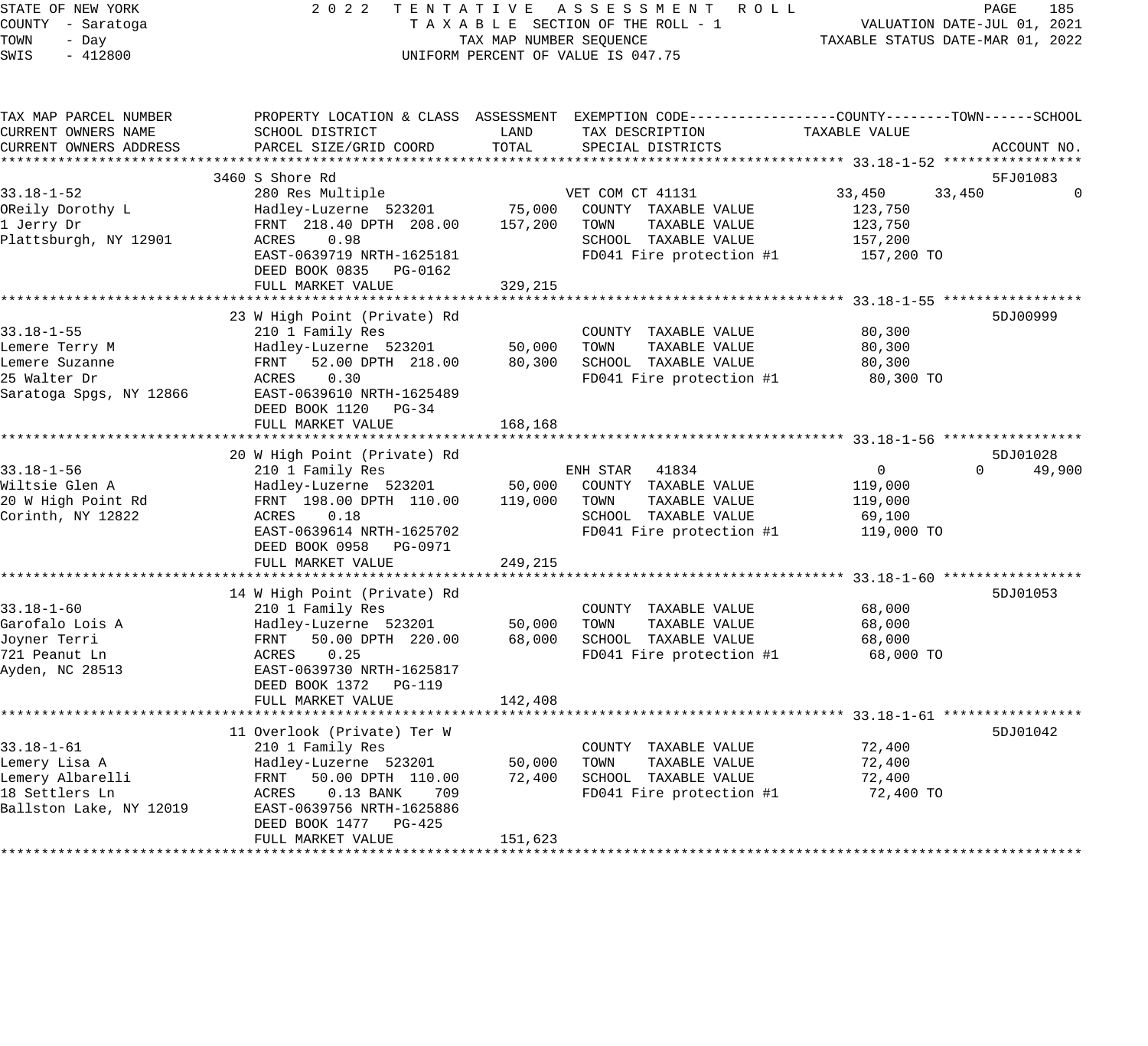STATE OF NEW YORK — COUNTY - Saratoga — TOWN - Day — SWIS - 412800

2022 TENTATIVE ASSESSMENT ROLL
TAXABLE SECTION OF THE ROLL - 1
TAX MAP NUMBER SEQUENCE
UNIFORM PERCENT OF VALUE IS 047.75

VALUATION DATE-JUL 01, 2021
TAXABLE STATUS DATE-MAR 01, 2022

| TAX MAP PARCEL NUMBER / CURRENT OWNERS NAME / CURRENT OWNERS ADDRESS | PROPERTY LOCATION & CLASS / SCHOOL DISTRICT / PARCEL SIZE/GRID COORD | ASSESSMENT LAND | ASSESSMENT TOTAL | EXEMPTION CODE / TAX DESCRIPTION / SPECIAL DISTRICTS | COUNTY TAXABLE VALUE | TOWN | SCHOOL | ACCOUNT NO. |
|---|---|---|---|---|---|---|---|---|
| 33.18-1-52 | 3460 S Shore Rd | | | | | | | 5FJ01083 |
| OReily Dorothy L | 280 Res Multiple | | | VET COM CT 41131 | 33,450 | 33,450 | 0 | |
| 1 Jerry Dr | Hadley-Luzerne 523201 | 75,000 | | COUNTY TAXABLE VALUE | 123,750 | | | |
| Plattsburgh, NY 12901 | FRNT 218.40 DPTH 208.00 | | 157,200 | TOWN TAXABLE VALUE | 123,750 | | | |
| | ACRES 0.98 | | | SCHOOL TAXABLE VALUE | 157,200 | | | |
| | EAST-0639719 NRTH-1625181 | | | FD041 Fire protection #1 | 157,200 TO | | | |
| | DEED BOOK 0835 PG-0162 | | | | | | | |
| | FULL MARKET VALUE | | 329,215 | | | | | |
| 33.18-1-55 | 23 W High Point (Private) Rd | | | | | | | 5DJ00999 |
| Lemere Terry M | 210 1 Family Res | | | COUNTY TAXABLE VALUE | 80,300 | | | |
| Lemere Suzanne | Hadley-Luzerne 523201 | 50,000 | | TOWN TAXABLE VALUE | 80,300 | | | |
| 25 Walter Dr | FRNT 52.00 DPTH 218.00 | | 80,300 | SCHOOL TAXABLE VALUE | 80,300 | | | |
| Saratoga Spgs, NY 12866 | ACRES 0.30 | | | FD041 Fire protection #1 | 80,300 TO | | | |
| | EAST-0639610 NRTH-1625489 | | | | | | | |
| | DEED BOOK 1120 PG-34 | | | | | | | |
| | FULL MARKET VALUE | | 168,168 | | | | | |
| 33.18-1-56 | 20 W High Point (Private) Rd | | | | | | | 5DJ01028 |
| Wiltsie Glen A | 210 1 Family Res | | | ENH STAR 41834 | 0 | 0 | 49,900 | |
| 20 W High Point Rd | Hadley-Luzerne 523201 | 50,000 | | COUNTY TAXABLE VALUE | 119,000 | | | |
| Corinth, NY 12822 | FRNT 198.00 DPTH 110.00 | | 119,000 | TOWN TAXABLE VALUE | 119,000 | | | |
| | ACRES 0.18 | | | SCHOOL TAXABLE VALUE | 69,100 | | | |
| | EAST-0639614 NRTH-1625702 | | | FD041 Fire protection #1 | 119,000 TO | | | |
| | DEED BOOK 0958 PG-0971 | | | | | | | |
| | FULL MARKET VALUE | | 249,215 | | | | | |
| 33.18-1-60 | 14 W High Point (Private) Rd | | | | | | | 5DJ01053 |
| Garofalo Lois A | 210 1 Family Res | | | COUNTY TAXABLE VALUE | 68,000 | | | |
| Joyner Terri | Hadley-Luzerne 523201 | 50,000 | | TOWN TAXABLE VALUE | 68,000 | | | |
| 721 Peanut Ln | FRNT 50.00 DPTH 220.00 | | 68,000 | SCHOOL TAXABLE VALUE | 68,000 | | | |
| Ayden, NC 28513 | ACRES 0.25 | | | FD041 Fire protection #1 | 68,000 TO | | | |
| | EAST-0639730 NRTH-1625817 | | | | | | | |
| | DEED BOOK 1372 PG-119 | | | | | | | |
| | FULL MARKET VALUE | | 142,408 | | | | | |
| 33.18-1-61 | 11 Overlook (Private) Ter W | | | | | | | 5DJ01042 |
| Lemery Lisa A | 210 1 Family Res | | | COUNTY TAXABLE VALUE | 72,400 | | | |
| Lemery Albarelli | Hadley-Luzerne 523201 | 50,000 | | TOWN TAXABLE VALUE | 72,400 | | | |
| 18 Settlers Ln | FRNT 50.00 DPTH 110.00 | | 72,400 | SCHOOL TAXABLE VALUE | 72,400 | | | |
| Ballston Lake, NY 12019 | ACRES 0.13 BANK 709 | | | FD041 Fire protection #1 | 72,400 TO | | | |
| | EAST-0639756 NRTH-1625886 | | | | | | | |
| | DEED BOOK 1477 PG-425 | | | | | | | |
| | FULL MARKET VALUE | | 151,623 | | | | | |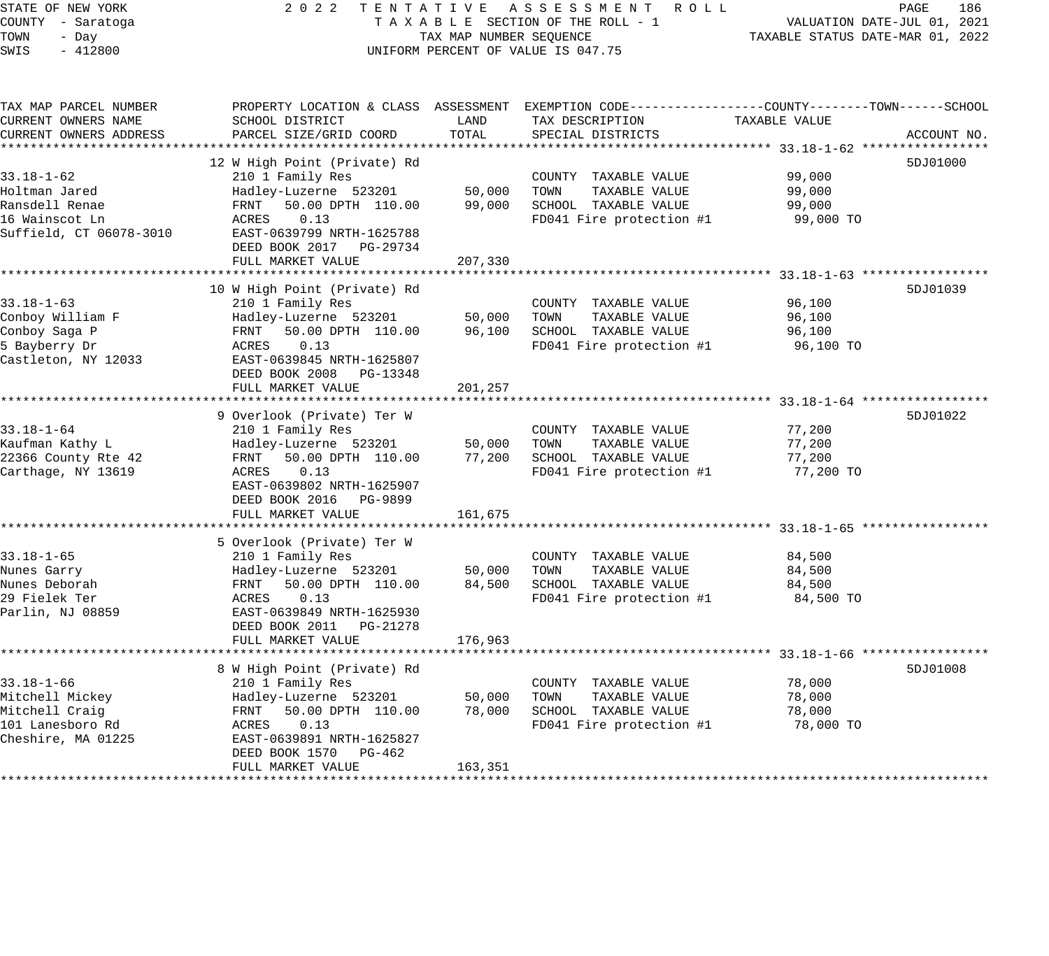STATE OF NEW YORK — 2022 TENTATIVE ASSESSMENT ROLL
COUNTY - Saratoga — TAXABLE SECTION OF THE ROLL - 1 — VALUATION DATE-JUL 01, 2021
TOWN - Day — TAX MAP NUMBER SEQUENCE — TAXABLE STATUS DATE-MAR 01, 2022
SWIS - 412800 — UNIFORM PERCENT OF VALUE IS 047.75

| TAX MAP PARCEL NUMBER / CURRENT OWNERS NAME / CURRENT OWNERS ADDRESS | PROPERTY LOCATION & CLASS / SCHOOL DISTRICT / PARCEL SIZE/GRID COORD | ASSESSMENT LAND / TOTAL | EXEMPTION CODE / TAX DESCRIPTION / SPECIAL DISTRICTS | TAXABLE VALUE (COUNTY / TOWN / SCHOOL) | ACCOUNT NO. |
|---|---|---|---|---|---|
| **33.18-1-62** | 12 W High Point (Private) Rd | | | | 5DJ01000 |
| 33.18-1-62 | 210 1 Family Res | | COUNTY TAXABLE VALUE | 99,000 | |
| Holtman Jared | Hadley-Luzerne 523201 | 50,000 | TOWN TAXABLE VALUE | 99,000 | |
| Ransdell Renae | FRNT 50.00 DPTH 110.00 | 99,000 | SCHOOL TAXABLE VALUE | 99,000 | |
| 16 Wainscot Ln | ACRES 0.13 | | FD041 Fire protection #1 | 99,000 TO | |
| Suffield, CT 06078-3010 | EAST-0639799 NRTH-1625788 | | | | |
| | DEED BOOK 2017 PG-29734 | | | | |
| | FULL MARKET VALUE | 207,330 | | | |
| **33.18-1-63** | 10 W High Point (Private) Rd | | | | 5DJ01039 |
| 33.18-1-63 | 210 1 Family Res | | COUNTY TAXABLE VALUE | 96,100 | |
| Conboy William F | Hadley-Luzerne 523201 | 50,000 | TOWN TAXABLE VALUE | 96,100 | |
| Conboy Saga P | FRNT 50.00 DPTH 110.00 | 96,100 | SCHOOL TAXABLE VALUE | 96,100 | |
| 5 Bayberry Dr | ACRES 0.13 | | FD041 Fire protection #1 | 96,100 TO | |
| Castleton, NY 12033 | EAST-0639845 NRTH-1625807 | | | | |
| | DEED BOOK 2008 PG-13348 | | | | |
| | FULL MARKET VALUE | 201,257 | | | |
| **33.18-1-64** | 9 Overlook (Private) Ter W | | | | 5DJ01022 |
| 33.18-1-64 | 210 1 Family Res | | COUNTY TAXABLE VALUE | 77,200 | |
| Kaufman Kathy L | Hadley-Luzerne 523201 | 50,000 | TOWN TAXABLE VALUE | 77,200 | |
| 22366 County Rte 42 | FRNT 50.00 DPTH 110.00 | 77,200 | SCHOOL TAXABLE VALUE | 77,200 | |
| Carthage, NY 13619 | ACRES 0.13 | | FD041 Fire protection #1 | 77,200 TO | |
| | EAST-0639802 NRTH-1625907 | | | | |
| | DEED BOOK 2016 PG-9899 | | | | |
| | FULL MARKET VALUE | 161,675 | | | |
| **33.18-1-65** | 5 Overlook (Private) Ter W | | | | |
| 33.18-1-65 | 210 1 Family Res | | COUNTY TAXABLE VALUE | 84,500 | |
| Nunes Garry | Hadley-Luzerne 523201 | 50,000 | TOWN TAXABLE VALUE | 84,500 | |
| Nunes Deborah | FRNT 50.00 DPTH 110.00 | 84,500 | SCHOOL TAXABLE VALUE | 84,500 | |
| 29 Fielek Ter | ACRES 0.13 | | FD041 Fire protection #1 | 84,500 TO | |
| Parlin, NJ 08859 | EAST-0639849 NRTH-1625930 | | | | |
| | DEED BOOK 2011 PG-21278 | | | | |
| | FULL MARKET VALUE | 176,963 | | | |
| **33.18-1-66** | 8 W High Point (Private) Rd | | | | 5DJ01008 |
| 33.18-1-66 | 210 1 Family Res | | COUNTY TAXABLE VALUE | 78,000 | |
| Mitchell Mickey | Hadley-Luzerne 523201 | 50,000 | TOWN TAXABLE VALUE | 78,000 | |
| Mitchell Craig | FRNT 50.00 DPTH 110.00 | 78,000 | SCHOOL TAXABLE VALUE | 78,000 | |
| 101 Lanesboro Rd | ACRES 0.13 | | FD041 Fire protection #1 | 78,000 TO | |
| Cheshire, MA 01225 | EAST-0639891 NRTH-1625827 | | | | |
| | DEED BOOK 1570 PG-462 | | | | |
| | FULL MARKET VALUE | 163,351 | | | |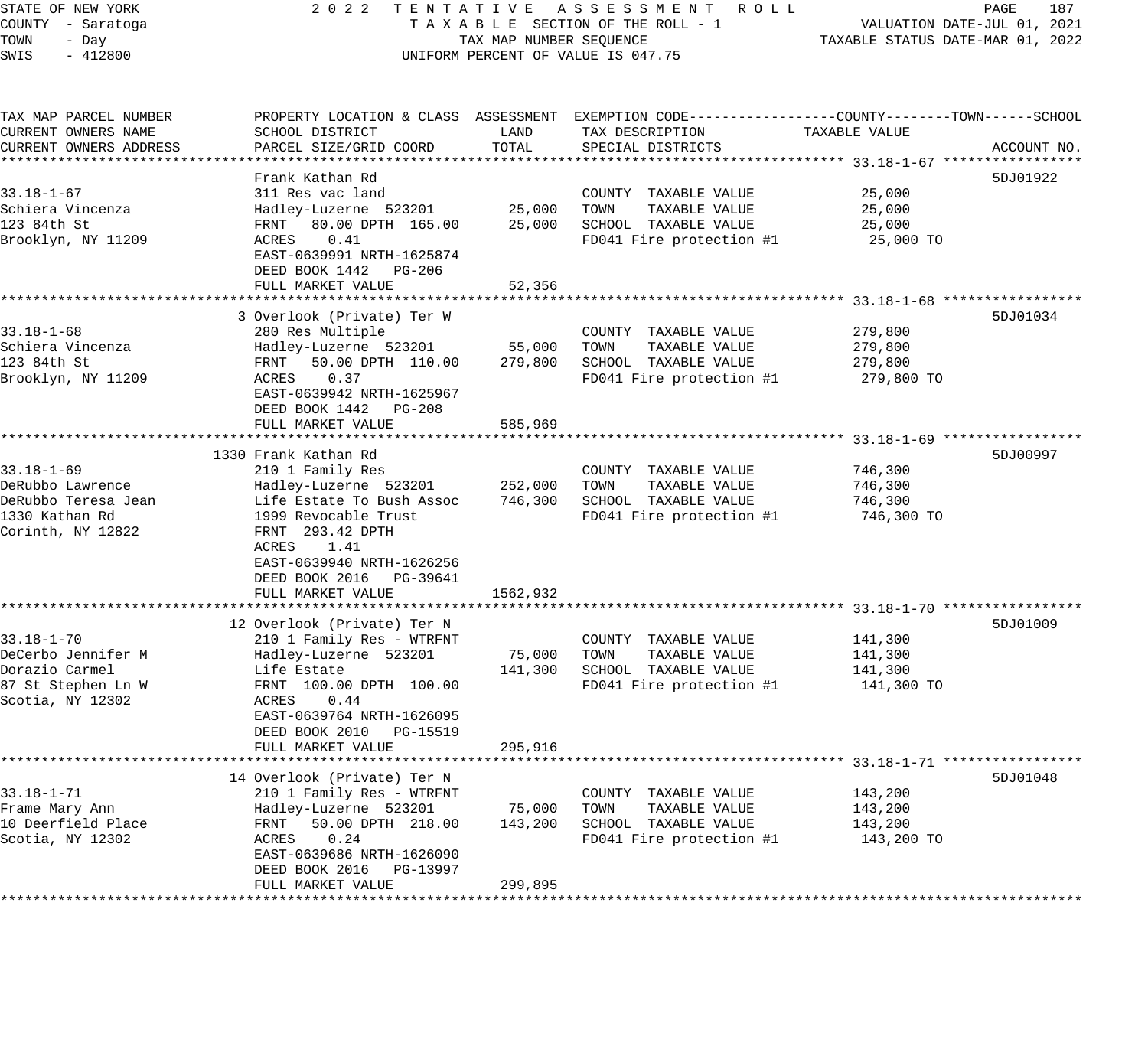STATE OF NEW YORK — 2022 TENTATIVE ASSESSMENT ROLL
COUNTY - Saratoga — TAXABLE SECTION OF THE ROLL - 1 — VALUATION DATE-JUL 01, 2021
TOWN - Day — TAX MAP NUMBER SEQUENCE — TAXABLE STATUS DATE-MAR 01, 2022
SWIS - 412800 — UNIFORM PERCENT OF VALUE IS 047.75

| TAX MAP PARCEL NUMBER / CURRENT OWNERS NAME / CURRENT OWNERS ADDRESS | PROPERTY LOCATION & CLASS / SCHOOL DISTRICT / PARCEL SIZE/GRID COORD | ASSESSMENT LAND | ASSESSMENT TOTAL | EXEMPTION CODE / TAX DESCRIPTION / SPECIAL DISTRICTS | TAXABLE VALUE (COUNTY / TOWN / SCHOOL) | ACCOUNT NO. |
|---|---|---|---|---|---|---|
| **33.18-1-67** | Frank Kathan Rd | | | | | 5DJ01922 |
| 33.18-1-67 | 311 Res vac land | | | COUNTY TAXABLE VALUE | 25,000 | |
| Schiera Vincenza | Hadley-Luzerne 523201 | 25,000 | | TOWN TAXABLE VALUE | 25,000 | |
| 123 84th St | FRNT 80.00 DPTH 165.00 | | 25,000 | SCHOOL TAXABLE VALUE | 25,000 | |
| Brooklyn, NY 11209 | ACRES 0.41 | | | FD041 Fire protection #1 | 25,000 TO | |
| | EAST-0639991 NRTH-1625874 | | | | | |
| | DEED BOOK 1442 PG-206 | | | | | |
| | FULL MARKET VALUE | | 52,356 | | | |
| **33.18-1-68** | 3 Overlook (Private) Ter W | | | | | 5DJ01034 |
| 33.18-1-68 | 280 Res Multiple | | | COUNTY TAXABLE VALUE | 279,800 | |
| Schiera Vincenza | Hadley-Luzerne 523201 | 55,000 | | TOWN TAXABLE VALUE | 279,800 | |
| 123 84th St | FRNT 50.00 DPTH 110.00 | | 279,800 | SCHOOL TAXABLE VALUE | 279,800 | |
| Brooklyn, NY 11209 | ACRES 0.37 | | | FD041 Fire protection #1 | 279,800 TO | |
| | EAST-0639942 NRTH-1625967 | | | | | |
| | DEED BOOK 1442 PG-208 | | | | | |
| | FULL MARKET VALUE | | 585,969 | | | |
| **33.18-1-69** | 1330 Frank Kathan Rd | | | | | 5DJ00997 |
| 33.18-1-69 | 210 1 Family Res | | | COUNTY TAXABLE VALUE | 746,300 | |
| DeRubbo Lawrence | Hadley-Luzerne 523201 | 252,000 | | TOWN TAXABLE VALUE | 746,300 | |
| DeRubbo Teresa Jean | Life Estate To Bush Assoc | | 746,300 | SCHOOL TAXABLE VALUE | 746,300 | |
| 1330 Kathan Rd | 1999 Revocable Trust | | | FD041 Fire protection #1 | 746,300 TO | |
| Corinth, NY 12822 | FRNT 293.42 DPTH | | | | | |
| | ACRES 1.41 | | | | | |
| | EAST-0639940 NRTH-1626256 | | | | | |
| | DEED BOOK 2016 PG-39641 | | | | | |
| | FULL MARKET VALUE | | 1562,932 | | | |
| **33.18-1-70** | 12 Overlook (Private) Ter N | | | | | 5DJ01009 |
| 33.18-1-70 | 210 1 Family Res - WTRFNT | | | COUNTY TAXABLE VALUE | 141,300 | |
| DeCerbo Jennifer M | Hadley-Luzerne 523201 | 75,000 | | TOWN TAXABLE VALUE | 141,300 | |
| Dorazio Carmel | Life Estate | | 141,300 | SCHOOL TAXABLE VALUE | 141,300 | |
| 87 St Stephen Ln W | FRNT 100.00 DPTH 100.00 | | | FD041 Fire protection #1 | 141,300 TO | |
| Scotia, NY 12302 | ACRES 0.44 | | | | | |
| | EAST-0639764 NRTH-1626095 | | | | | |
| | DEED BOOK 2010 PG-15519 | | | | | |
| | FULL MARKET VALUE | | 295,916 | | | |
| **33.18-1-71** | 14 Overlook (Private) Ter N | | | | | 5DJ01048 |
| 33.18-1-71 | 210 1 Family Res - WTRFNT | | | COUNTY TAXABLE VALUE | 143,200 | |
| Frame Mary Ann | Hadley-Luzerne 523201 | 75,000 | | TOWN TAXABLE VALUE | 143,200 | |
| 10 Deerfield Place | FRNT 50.00 DPTH 218.00 | | 143,200 | SCHOOL TAXABLE VALUE | 143,200 | |
| Scotia, NY 12302 | ACRES 0.24 | | | FD041 Fire protection #1 | 143,200 TO | |
| | EAST-0639686 NRTH-1626090 | | | | | |
| | DEED BOOK 2016 PG-13997 | | | | | |
| | FULL MARKET VALUE | | 299,895 | | | |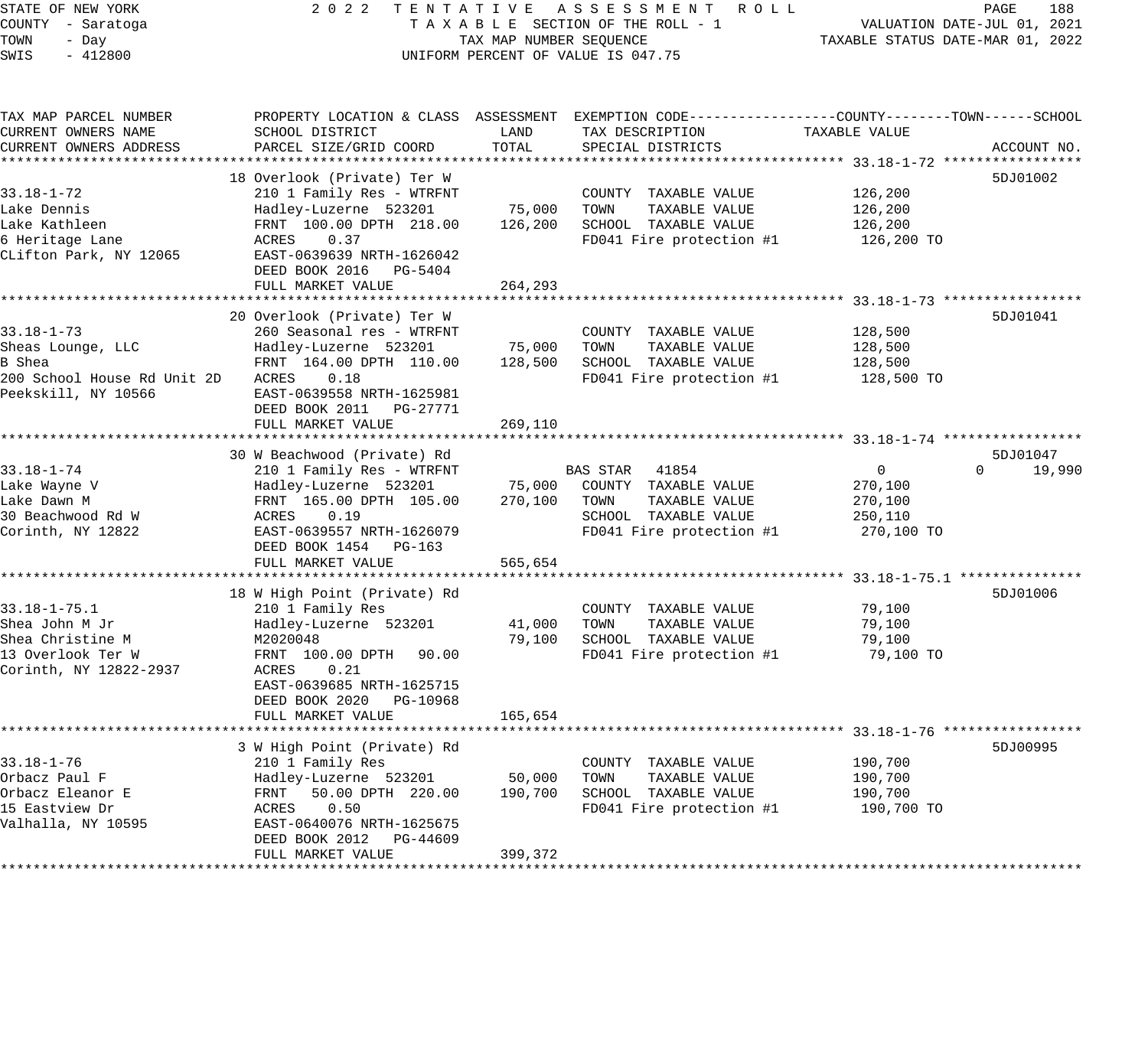STATE OF NEW YORK
COUNTY - Saratoga
TOWN - Day
SWIS - 412800

2022 TENTATIVE ASSESSMENT ROLL
TAXABLE SECTION OF THE ROLL - 1
TAX MAP NUMBER SEQUENCE
UNIFORM PERCENT OF VALUE IS 047.75

VALUATION DATE-JUL 01, 2021
TAXABLE STATUS DATE-MAR 01, 2022

| TAX MAP PARCEL NUMBER / CURRENT OWNERS NAME / CURRENT OWNERS ADDRESS | PROPERTY LOCATION & CLASS / SCHOOL DISTRICT / PARCEL SIZE/GRID COORD | ASSESSMENT LAND | ASSESSMENT TOTAL | EXEMPTION CODE / TAX DESCRIPTION / SPECIAL DISTRICTS | COUNTY TAXABLE VALUE | TOWN | SCHOOL | ACCOUNT NO. |
|---|---|---|---|---|---|---|---|---|
| **33.18-1-72** | 18 Overlook (Private) Ter W | | | | | | | 5DJ01002 |
| 33.18-1-72 | 210 1 Family Res - WTRFNT | | | COUNTY TAXABLE VALUE | 126,200 | | | |
| Lake Dennis | Hadley-Luzerne 523201 | 75,000 | | TOWN TAXABLE VALUE | 126,200 | | | |
| Lake Kathleen | FRNT 100.00 DPTH 218.00 | | 126,200 | SCHOOL TAXABLE VALUE | 126,200 | | | |
| 6 Heritage Lane | ACRES 0.37 | | | FD041 Fire protection #1 | 126,200 TO | | | |
| CLifton Park, NY 12065 | EAST-0639639 NRTH-1626042 | | | | | | | |
| | DEED BOOK 2016 PG-5404 | | | | | | | |
| | FULL MARKET VALUE | | 264,293 | | | | | |
| **33.18-1-73** | 20 Overlook (Private) Ter W | | | | | | | 5DJ01041 |
| 33.18-1-73 | 260 Seasonal res - WTRFNT | | | COUNTY TAXABLE VALUE | 128,500 | | | |
| Sheas Lounge, LLC | Hadley-Luzerne 523201 | 75,000 | | TOWN TAXABLE VALUE | 128,500 | | | |
| B Shea | FRNT 164.00 DPTH 110.00 | | 128,500 | SCHOOL TAXABLE VALUE | 128,500 | | | |
| 200 School House Rd Unit 2D | ACRES 0.18 | | | FD041 Fire protection #1 | 128,500 TO | | | |
| Peekskill, NY 10566 | EAST-0639558 NRTH-1625981 | | | | | | | |
| | DEED BOOK 2011 PG-27771 | | | | | | | |
| | FULL MARKET VALUE | | 269,110 | | | | | |
| **33.18-1-74** | 30 W Beachwood (Private) Rd | | | | | | | 5DJ01047 |
| 33.18-1-74 | 210 1 Family Res - WTRFNT | | | BAS STAR 41854 | 0 | 0 | 19,990 | |
| Lake Wayne V | Hadley-Luzerne 523201 | 75,000 | | COUNTY TAXABLE VALUE | 270,100 | | | |
| Lake Dawn M | FRNT 165.00 DPTH 105.00 | | 270,100 | TOWN TAXABLE VALUE | 270,100 | | | |
| 30 Beachwood Rd W | ACRES 0.19 | | | SCHOOL TAXABLE VALUE | 250,110 | | | |
| Corinth, NY 12822 | EAST-0639557 NRTH-1626079 | | | FD041 Fire protection #1 | 270,100 TO | | | |
| | DEED BOOK 1454 PG-163 | | | | | | | |
| | FULL MARKET VALUE | | 565,654 | | | | | |
| **33.18-1-75.1** | 18 W High Point (Private) Rd | | | | | | | 5DJ01006 |
| 33.18-1-75.1 | 210 1 Family Res | | | COUNTY TAXABLE VALUE | 79,100 | | | |
| Shea John M Jr | Hadley-Luzerne 523201 | 41,000 | | TOWN TAXABLE VALUE | 79,100 | | | |
| Shea Christine M | M2020048 | | 79,100 | SCHOOL TAXABLE VALUE | 79,100 | | | |
| 13 Overlook Ter W | FRNT 100.00 DPTH 90.00 | | | FD041 Fire protection #1 | 79,100 TO | | | |
| Corinth, NY 12822-2937 | ACRES 0.21 | | | | | | | |
| | EAST-0639685 NRTH-1625715 | | | | | | | |
| | DEED BOOK 2020 PG-10968 | | | | | | | |
| | FULL MARKET VALUE | | 165,654 | | | | | |
| **33.18-1-76** | 3 W High Point (Private) Rd | | | | | | | 5DJ00995 |
| 33.18-1-76 | 210 1 Family Res | | | COUNTY TAXABLE VALUE | 190,700 | | | |
| Orbacz Paul F | Hadley-Luzerne 523201 | 50,000 | | TOWN TAXABLE VALUE | 190,700 | | | |
| Orbacz Eleanor E | FRNT 50.00 DPTH 220.00 | | 190,700 | SCHOOL TAXABLE VALUE | 190,700 | | | |
| 15 Eastview Dr | ACRES 0.50 | | | FD041 Fire protection #1 | 190,700 TO | | | |
| Valhalla, NY 10595 | EAST-0640076 NRTH-1625675 | | | | | | | |
| | DEED BOOK 2012 PG-44609 | | | | | | | |
| | FULL MARKET VALUE | | 399,372 | | | | | |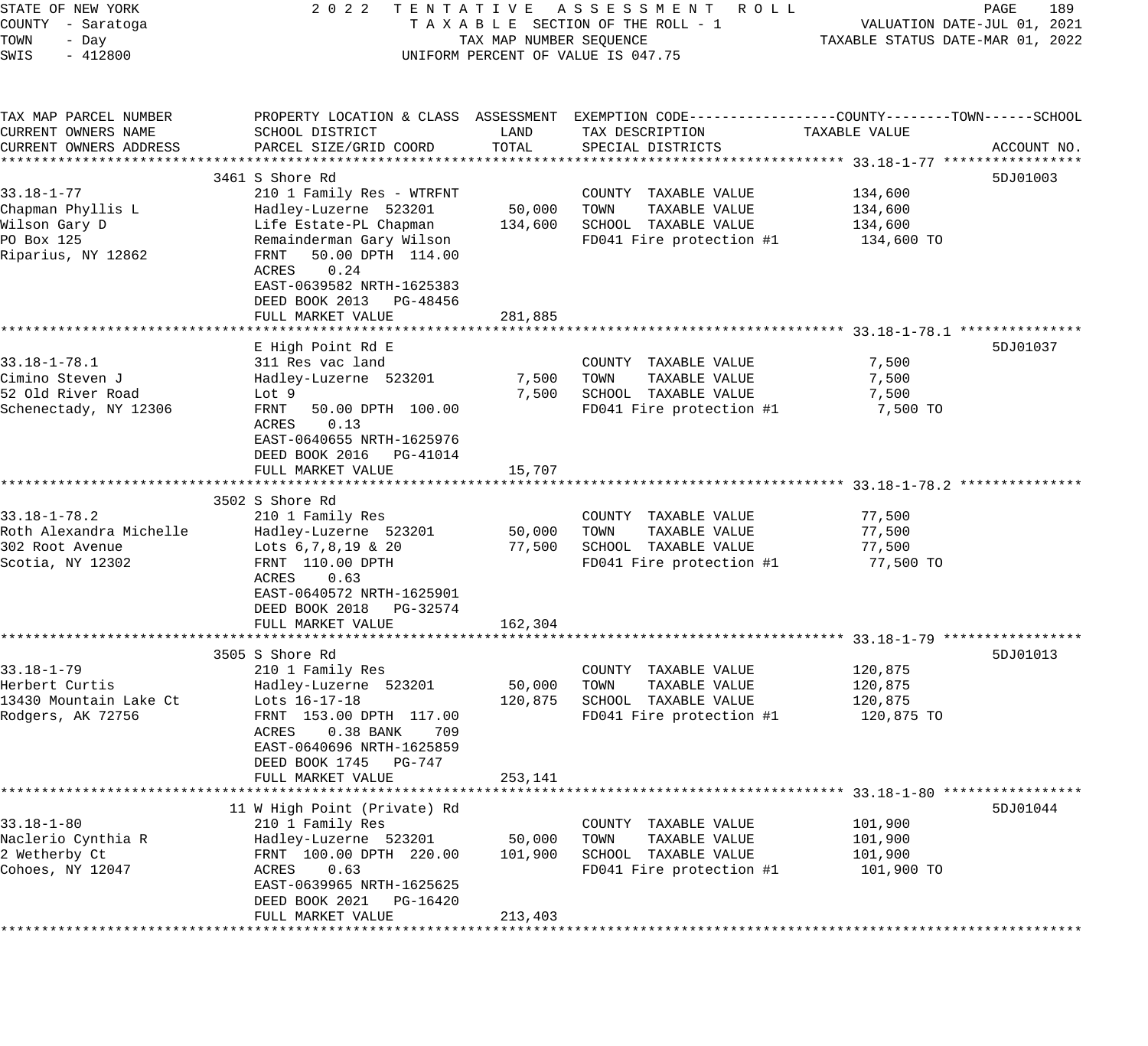STATE OF NEW YORK
COUNTY - Saratoga
TOWN - Day
SWIS - 412800

2022 TENTATIVE ASSESSMENT ROLL
TAXABLE SECTION OF THE ROLL - 1
TAX MAP NUMBER SEQUENCE
UNIFORM PERCENT OF VALUE IS 047.75

VALUATION DATE-JUL 01, 2021
TAXABLE STATUS DATE-MAR 01, 2022

| TAX MAP PARCEL NUMBER / CURRENT OWNERS NAME / CURRENT OWNERS ADDRESS | PROPERTY LOCATION & CLASS / SCHOOL DISTRICT / PARCEL SIZE/GRID COORD | ASSESSMENT LAND | ASSESSMENT TOTAL | EXEMPTION CODE / TAX DESCRIPTION / SPECIAL DISTRICTS | TAXABLE VALUE (COUNTY / TOWN / SCHOOL) | ACCOUNT NO. |
|---|---|---|---|---|---|---|
| **33.18-1-77** | 3461 S Shore Rd | | | | | 5DJ01003 |
| Chapman Phyllis L | 210 1 Family Res - WTRFNT | | | COUNTY TAXABLE VALUE | 134,600 | |
| Wilson Gary D | Hadley-Luzerne 523201 | 50,000 | | TOWN TAXABLE VALUE | 134,600 | |
| PO Box 125 | Life Estate-PL Chapman | | 134,600 | SCHOOL TAXABLE VALUE | 134,600 | |
| Riparius, NY 12862 | Remainderman Gary Wilson | | | FD041 Fire protection #1 | 134,600 TO | |
| | FRNT 50.00 DPTH 114.00 | | | | | |
| | ACRES 0.24 | | | | | |
| | EAST-0639582 NRTH-1625383 | | | | | |
| | DEED BOOK 2013 PG-48456 | | | | | |
| | FULL MARKET VALUE | | 281,885 | | | |
| **33.18-1-78.1** | E High Point Rd E | | | | | 5DJ01037 |
| Cimino Steven J | 311 Res vac land | | | COUNTY TAXABLE VALUE | 7,500 | |
| 52 Old River Road | Hadley-Luzerne 523201 | 7,500 | | TOWN TAXABLE VALUE | 7,500 | |
| Schenectady, NY 12306 | Lot 9 | | 7,500 | SCHOOL TAXABLE VALUE | 7,500 | |
| | FRNT 50.00 DPTH 100.00 | | | FD041 Fire protection #1 | 7,500 TO | |
| | ACRES 0.13 | | | | | |
| | EAST-0640655 NRTH-1625976 | | | | | |
| | DEED BOOK 2016 PG-41014 | | | | | |
| | FULL MARKET VALUE | | 15,707 | | | |
| **33.18-1-78.2** | 3502 S Shore Rd | | | | | |
| Roth Alexandra Michelle | 210 1 Family Res | | | COUNTY TAXABLE VALUE | 77,500 | |
| 302 Root Avenue | Hadley-Luzerne 523201 | 50,000 | | TOWN TAXABLE VALUE | 77,500 | |
| Scotia, NY 12302 | Lots 6,7,8,19 & 20 | | 77,500 | SCHOOL TAXABLE VALUE | 77,500 | |
| | FRNT 110.00 DPTH | | | FD041 Fire protection #1 | 77,500 TO | |
| | ACRES 0.63 | | | | | |
| | EAST-0640572 NRTH-1625901 | | | | | |
| | DEED BOOK 2018 PG-32574 | | | | | |
| | FULL MARKET VALUE | | 162,304 | | | |
| **33.18-1-79** | 3505 S Shore Rd | | | | | 5DJ01013 |
| Herbert Curtis | 210 1 Family Res | | | COUNTY TAXABLE VALUE | 120,875 | |
| 13430 Mountain Lake Ct | Hadley-Luzerne 523201 | 50,000 | | TOWN TAXABLE VALUE | 120,875 | |
| Rodgers, AK 72756 | Lots 16-17-18 | | 120,875 | SCHOOL TAXABLE VALUE | 120,875 | |
| | FRNT 153.00 DPTH 117.00 | | | FD041 Fire protection #1 | 120,875 TO | |
| | ACRES 0.38 BANK 709 | | | | | |
| | EAST-0640696 NRTH-1625859 | | | | | |
| | DEED BOOK 1745 PG-747 | | | | | |
| | FULL MARKET VALUE | | 253,141 | | | |
| **33.18-1-80** | 11 W High Point (Private) Rd | | | | | 5DJ01044 |
| Naclerio Cynthia R | 210 1 Family Res | | | COUNTY TAXABLE VALUE | 101,900 | |
| 2 Wetherby Ct | Hadley-Luzerne 523201 | 50,000 | | TOWN TAXABLE VALUE | 101,900 | |
| Cohoes, NY 12047 | FRNT 100.00 DPTH 220.00 | | 101,900 | SCHOOL TAXABLE VALUE | 101,900 | |
| | ACRES 0.63 | | | FD041 Fire protection #1 | 101,900 TO | |
| | EAST-0639965 NRTH-1625625 | | | | | |
| | DEED BOOK 2021 PG-16420 | | | | | |
| | FULL MARKET VALUE | | 213,403 | | | |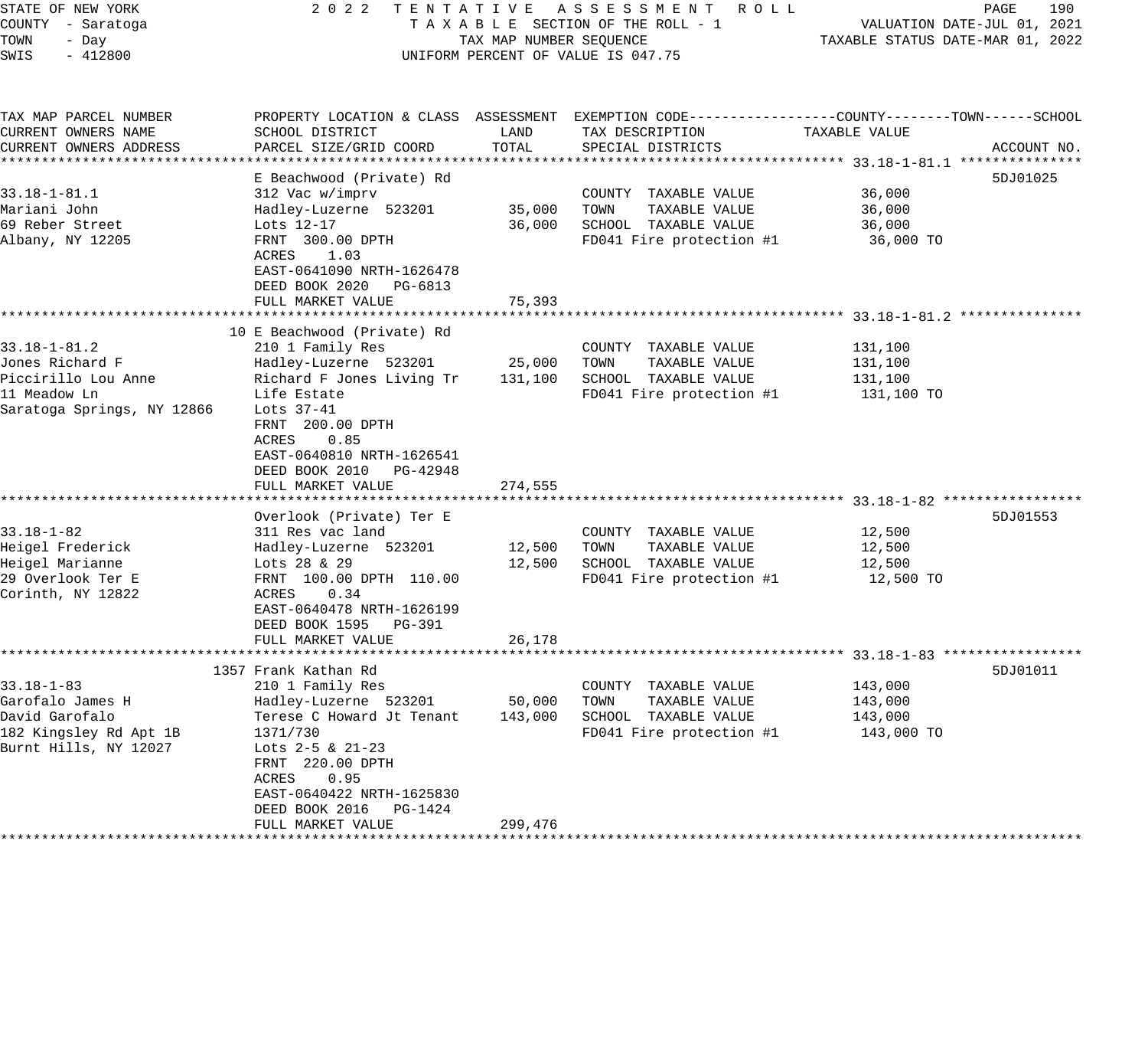STATE OF NEW YORK
COUNTY - Saratoga
TOWN - Day
SWIS - 412800

2022 TENTATIVE ASSESSMENT ROLL
TAXABLE SECTION OF THE ROLL - 1
TAX MAP NUMBER SEQUENCE
UNIFORM PERCENT OF VALUE IS 047.75

VALUATION DATE-JUL 01, 2021
TAXABLE STATUS DATE-MAR 01, 2022

| TAX MAP PARCEL NUMBER / CURRENT OWNERS NAME / CURRENT OWNERS ADDRESS | PROPERTY LOCATION & CLASS / SCHOOL DISTRICT / PARCEL SIZE/GRID COORD | ASSESSMENT LAND | ASSESSMENT TOTAL | EXEMPTION CODE / TAX DESCRIPTION / SPECIAL DISTRICTS | TAXABLE VALUE (COUNTY--TOWN--SCHOOL) | ACCOUNT NO. |
|---|---|---|---|---|---|---|
| **33.18-1-81.1** | E Beachwood (Private) Rd | | | | | 5DJ01025 |
| 33.18-1-81.1 | 312 Vac w/imprv | | | COUNTY TAXABLE VALUE | 36,000 | |
| Mariani John | Hadley-Luzerne 523201 | 35,000 | | TOWN TAXABLE VALUE | 36,000 | |
| 69 Reber Street | Lots 12-17 | | 36,000 | SCHOOL TAXABLE VALUE | 36,000 | |
| Albany, NY 12205 | FRNT 300.00 DPTH | | | FD041 Fire protection #1 | 36,000 TO | |
| | ACRES 1.03 | | | | | |
| | EAST-0641090 NRTH-1626478 | | | | | |
| | DEED BOOK 2020 PG-6813 | | | | | |
| | FULL MARKET VALUE | | 75,393 | | | |
| **33.18-1-81.2** | 10 E Beachwood (Private) Rd | | | | | |
| 33.18-1-81.2 | 210 1 Family Res | | | COUNTY TAXABLE VALUE | 131,100 | |
| Jones Richard F | Hadley-Luzerne 523201 | 25,000 | | TOWN TAXABLE VALUE | 131,100 | |
| Piccirillo Lou Anne | Richard F Jones Living Tr | | 131,100 | SCHOOL TAXABLE VALUE | 131,100 | |
| 11 Meadow Ln | Life Estate | | | FD041 Fire protection #1 | 131,100 TO | |
| Saratoga Springs, NY 12866 | Lots 37-41 | | | | | |
| | FRNT 200.00 DPTH | | | | | |
| | ACRES 0.85 | | | | | |
| | EAST-0640810 NRTH-1626541 | | | | | |
| | DEED BOOK 2010 PG-42948 | | | | | |
| | FULL MARKET VALUE | | 274,555 | | | |
| **33.18-1-82** | Overlook (Private) Ter E | | | | | 5DJ01553 |
| 33.18-1-82 | 311 Res vac land | | | COUNTY TAXABLE VALUE | 12,500 | |
| Heigel Frederick | Hadley-Luzerne 523201 | 12,500 | | TOWN TAXABLE VALUE | 12,500 | |
| Heigel Marianne | Lots 28 & 29 | | 12,500 | SCHOOL TAXABLE VALUE | 12,500 | |
| 29 Overlook Ter E | FRNT 100.00 DPTH 110.00 | | | FD041 Fire protection #1 | 12,500 TO | |
| Corinth, NY 12822 | ACRES 0.34 | | | | | |
| | EAST-0640478 NRTH-1626199 | | | | | |
| | DEED BOOK 1595 PG-391 | | | | | |
| | FULL MARKET VALUE | | 26,178 | | | |
| **33.18-1-83** | 1357 Frank Kathan Rd | | | | | 5DJ01011 |
| 33.18-1-83 | 210 1 Family Res | | | COUNTY TAXABLE VALUE | 143,000 | |
| Garofalo James H | Hadley-Luzerne 523201 | 50,000 | | TOWN TAXABLE VALUE | 143,000 | |
| David Garofalo | Terese C Howard Jt Tenant | | 143,000 | SCHOOL TAXABLE VALUE | 143,000 | |
| 182 Kingsley Rd Apt 1B | 1371/730 | | | FD041 Fire protection #1 | 143,000 TO | |
| Burnt Hills, NY 12027 | Lots 2-5 & 21-23 | | | | | |
| | FRNT 220.00 DPTH | | | | | |
| | ACRES 0.95 | | | | | |
| | EAST-0640422 NRTH-1625830 | | | | | |
| | DEED BOOK 2016 PG-1424 | | | | | |
| | FULL MARKET VALUE | | 299,476 | | | |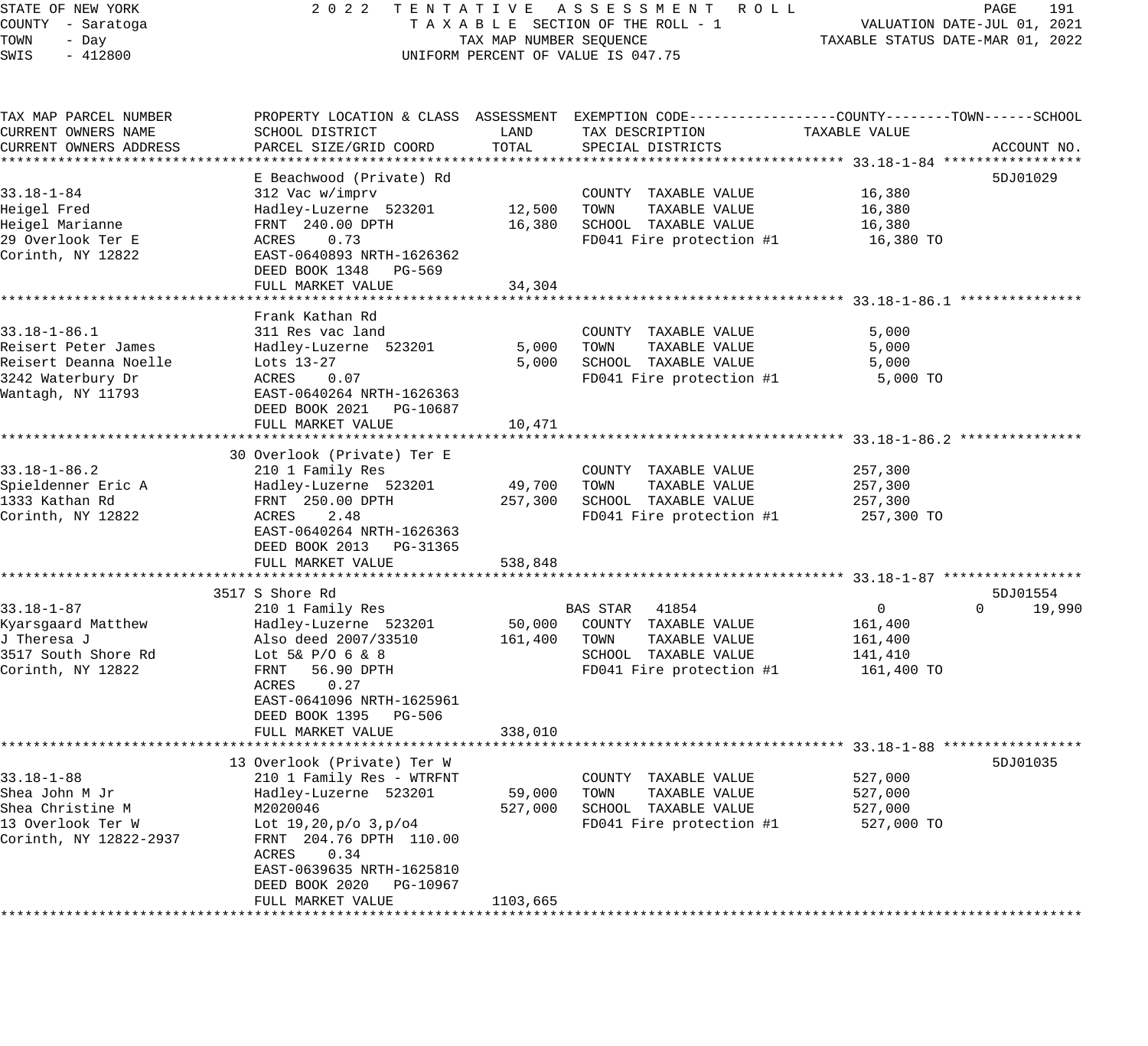STATE OF NEW YORK — 2022 TENTATIVE ASSESSMENT ROLL
COUNTY - Saratoga — TAXABLE SECTION OF THE ROLL - 1 — VALUATION DATE-JUL 01, 2021
TOWN - Day — TAX MAP NUMBER SEQUENCE — TAXABLE STATUS DATE-MAR 01, 2022
SWIS - 412800 — UNIFORM PERCENT OF VALUE IS 047.75

| TAX MAP PARCEL NUMBER / CURRENT OWNERS NAME / CURRENT OWNERS ADDRESS | PROPERTY LOCATION & CLASS / SCHOOL DISTRICT / PARCEL SIZE/GRID COORD | ASSESSMENT LAND | ASSESSMENT TOTAL | EXEMPTION CODE / TAX DESCRIPTION / SPECIAL DISTRICTS | COUNTY TAXABLE VALUE | TOWN | SCHOOL | ACCOUNT NO. |
|---|---|---|---|---|---|---|---|---|
| **33.18-1-84** | E Beachwood (Private) Rd | | | | | | | 5DJ01029 |
| 33.18-1-84 | 312 Vac w/imprv | | | COUNTY TAXABLE VALUE | 16,380 | | | |
| Heigel Fred | Hadley-Luzerne 523201 | 12,500 | | TOWN TAXABLE VALUE | 16,380 | | | |
| Heigel Marianne | FRNT 240.00 DPTH | | 16,380 | SCHOOL TAXABLE VALUE | 16,380 | | | |
| 29 Overlook Ter E | ACRES 0.73 | | | FD041 Fire protection #1 | 16,380 TO | | | |
| Corinth, NY 12822 | EAST-0640893 NRTH-1626362 | | | | | | | |
| | DEED BOOK 1348 PG-569 | | | | | | | |
| | FULL MARKET VALUE | | 34,304 | | | | | |
| **33.18-1-86.1** | Frank Kathan Rd | | | | | | | |
| 33.18-1-86.1 | 311 Res vac land | | | COUNTY TAXABLE VALUE | 5,000 | | | |
| Reisert Peter James | Hadley-Luzerne 523201 | 5,000 | | TOWN TAXABLE VALUE | 5,000 | | | |
| Reisert Deanna Noelle | Lots 13-27 | | 5,000 | SCHOOL TAXABLE VALUE | 5,000 | | | |
| 3242 Waterbury Dr | ACRES 0.07 | | | FD041 Fire protection #1 | 5,000 TO | | | |
| Wantagh, NY 11793 | EAST-0640264 NRTH-1626363 | | | | | | | |
| | DEED BOOK 2021 PG-10687 | | | | | | | |
| | FULL MARKET VALUE | | 10,471 | | | | | |
| **33.18-1-86.2** | 30 Overlook (Private) Ter E | | | | | | | |
| 33.18-1-86.2 | 210 1 Family Res | | | COUNTY TAXABLE VALUE | 257,300 | | | |
| Spieldenner Eric A | Hadley-Luzerne 523201 | 49,700 | | TOWN TAXABLE VALUE | 257,300 | | | |
| 1333 Kathan Rd | FRNT 250.00 DPTH | | 257,300 | SCHOOL TAXABLE VALUE | 257,300 | | | |
| Corinth, NY 12822 | ACRES 2.48 | | | FD041 Fire protection #1 | 257,300 TO | | | |
| | EAST-0640264 NRTH-1626363 | | | | | | | |
| | DEED BOOK 2013 PG-31365 | | | | | | | |
| | FULL MARKET VALUE | | 538,848 | | | | | |
| **33.18-1-87** | 3517 S Shore Rd | | | | | | | 5DJ01554 |
| 33.18-1-87 | 210 1 Family Res | | | BAS STAR 41854 | 0 | 0 | 19,990 | |
| Kyarsgaard Matthew | Hadley-Luzerne 523201 | 50,000 | | COUNTY TAXABLE VALUE | 161,400 | | | |
| J Theresa J | Also deed 2007/33510 | | 161,400 | TOWN TAXABLE VALUE | 161,400 | | | |
| 3517 South Shore Rd | Lot 5& P/O 6 & 8 | | | SCHOOL TAXABLE VALUE | 141,410 | | | |
| Corinth, NY 12822 | FRNT 56.90 DPTH | | | FD041 Fire protection #1 | 161,400 TO | | | |
| | ACRES 0.27 | | | | | | | |
| | EAST-0641096 NRTH-1625961 | | | | | | | |
| | DEED BOOK 1395 PG-506 | | | | | | | |
| | FULL MARKET VALUE | | 338,010 | | | | | |
| **33.18-1-88** | 13 Overlook (Private) Ter W | | | | | | | 5DJ01035 |
| 33.18-1-88 | 210 1 Family Res - WTRFNT | | | COUNTY TAXABLE VALUE | 527,000 | | | |
| Shea John M Jr | Hadley-Luzerne 523201 | 59,000 | | TOWN TAXABLE VALUE | 527,000 | | | |
| Shea Christine M | M2020046 | | 527,000 | SCHOOL TAXABLE VALUE | 527,000 | | | |
| 13 Overlook Ter W | Lot 19,20,p/o 3,p/o4 | | | FD041 Fire protection #1 | 527,000 TO | | | |
| Corinth, NY 12822-2937 | FRNT 204.76 DPTH 110.00 | | | | | | | |
| | ACRES 0.34 | | | | | | | |
| | EAST-0639635 NRTH-1625810 | | | | | | | |
| | DEED BOOK 2020 PG-10967 | | | | | | | |
| | FULL MARKET VALUE | | 1103,665 | | | | | |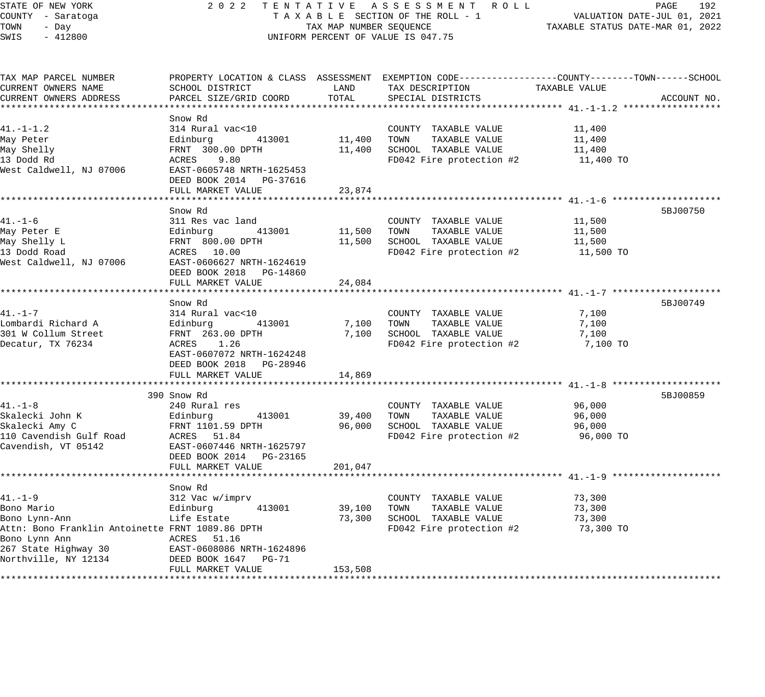STATE OF NEW YORK
COUNTY - Saratoga
TOWN - Day
SWIS - 412800

2022 TENTATIVE ASSESSMENT ROLL
TAXABLE SECTION OF THE ROLL - 1
TAX MAP NUMBER SEQUENCE
UNIFORM PERCENT OF VALUE IS 047.75

VALUATION DATE-JUL 01, 2021
TAXABLE STATUS DATE-MAR 01, 2022

| TAX MAP PARCEL NUMBER / CURRENT OWNERS NAME / CURRENT OWNERS ADDRESS | PROPERTY LOCATION & CLASS / SCHOOL DISTRICT / PARCEL SIZE/GRID COORD | ASSESSMENT LAND | ASSESSMENT TOTAL | EXEMPTION CODE / TAX DESCRIPTION / SPECIAL DISTRICTS | TAXABLE VALUE (COUNTY / TOWN / SCHOOL) | ACCOUNT NO. |
|---|---|---|---|---|---|---|
| **41.-1-1.2** | Snow Rd | | | | | |
| 41.-1-1.2 | 314 Rural vac<10 | | | COUNTY TAXABLE VALUE | 11,400 | |
| May Peter | Edinburg 413001 | 11,400 | | TOWN TAXABLE VALUE | 11,400 | |
| May Shelly | FRNT 300.00 DPTH | | 11,400 | SCHOOL TAXABLE VALUE | 11,400 | |
| 13 Dodd Rd | ACRES 9.80 | | | FD042 Fire protection #2 | 11,400 TO | |
| West Caldwell, NJ 07006 | EAST-0605748 NRTH-1625453 | | | | | |
| | DEED BOOK 2014 PG-37616 | | | | | |
| | FULL MARKET VALUE | | 23,874 | | | |
| **41.-1-6** | Snow Rd | | | | | 5BJ00750 |
| 41.-1-6 | 311 Res vac land | | | COUNTY TAXABLE VALUE | 11,500 | |
| May Peter E | Edinburg 413001 | 11,500 | | TOWN TAXABLE VALUE | 11,500 | |
| May Shelly L | FRNT 800.00 DPTH | | 11,500 | SCHOOL TAXABLE VALUE | 11,500 | |
| 13 Dodd Road | ACRES 10.00 | | | FD042 Fire protection #2 | 11,500 TO | |
| West Caldwell, NJ 07006 | EAST-0606627 NRTH-1624619 | | | | | |
| | DEED BOOK 2018 PG-14860 | | | | | |
| | FULL MARKET VALUE | | 24,084 | | | |
| **41.-1-7** | Snow Rd | | | | | 5BJ00749 |
| 41.-1-7 | 314 Rural vac<10 | | | COUNTY TAXABLE VALUE | 7,100 | |
| Lombardi Richard A | Edinburg 413001 | 7,100 | | TOWN TAXABLE VALUE | 7,100 | |
| 301 W Collum Street | FRNT 263.00 DPTH | | 7,100 | SCHOOL TAXABLE VALUE | 7,100 | |
| Decatur, TX 76234 | ACRES 1.26 | | | FD042 Fire protection #2 | 7,100 TO | |
| | EAST-0607072 NRTH-1624248 | | | | | |
| | DEED BOOK 2018 PG-28946 | | | | | |
| | FULL MARKET VALUE | | 14,869 | | | |
| **41.-1-8** | 390 Snow Rd | | | | | 5BJ00859 |
| 41.-1-8 | 240 Rural res | | | COUNTY TAXABLE VALUE | 96,000 | |
| Skalecki John K | Edinburg 413001 | 39,400 | | TOWN TAXABLE VALUE | 96,000 | |
| Skalecki Amy C | FRNT 1101.59 DPTH | | 96,000 | SCHOOL TAXABLE VALUE | 96,000 | |
| 110 Cavendish Gulf Road | ACRES 51.84 | | | FD042 Fire protection #2 | 96,000 TO | |
| Cavendish, VT 05142 | EAST-0607446 NRTH-1625797 | | | | | |
| | DEED BOOK 2014 PG-23165 | | | | | |
| | FULL MARKET VALUE | | 201,047 | | | |
| **41.-1-9** | Snow Rd | | | | | |
| 41.-1-9 | 312 Vac w/imprv | | | COUNTY TAXABLE VALUE | 73,300 | |
| Bono Mario | Edinburg 413001 | 39,100 | | TOWN TAXABLE VALUE | 73,300 | |
| Bono Lynn-Ann | Life Estate | | 73,300 | SCHOOL TAXABLE VALUE | 73,300 | |
| Attn: Bono Franklin Antoinette | FRNT 1089.86 DPTH | | | FD042 Fire protection #2 | 73,300 TO | |
| Bono Lynn Ann | ACRES 51.16 | | | | | |
| 267 State Highway 30 | EAST-0608086 NRTH-1624896 | | | | | |
| Northville, NY 12134 | DEED BOOK 1647 PG-71 | | | | | |
| | FULL MARKET VALUE | | 153,508 | | | |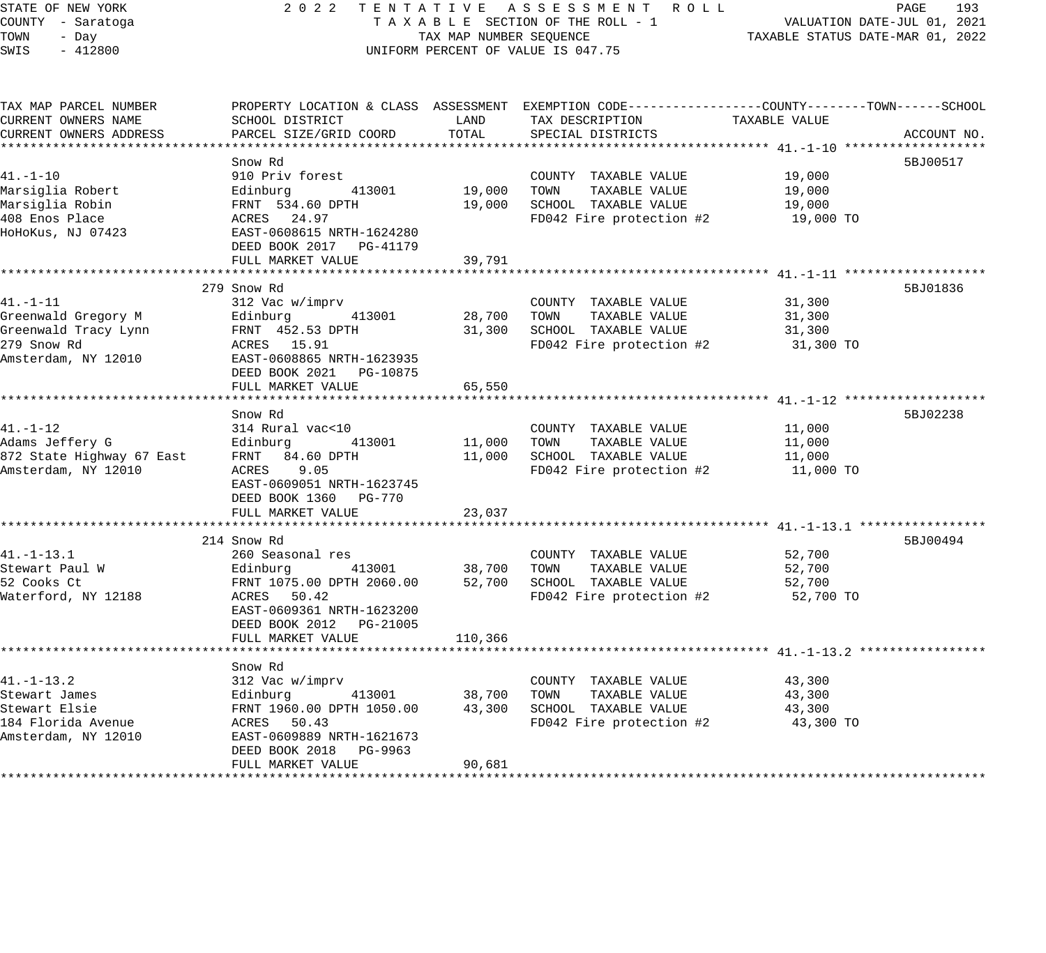STATE OF NEW YORK — 2022 TENTATIVE ASSESSMENT ROLL
COUNTY - Saratoga — TAXABLE SECTION OF THE ROLL - 1 — VALUATION DATE-JUL 01, 2021
TOWN - Day — TAX MAP NUMBER SEQUENCE — TAXABLE STATUS DATE-MAR 01, 2022
SWIS - 412800 — UNIFORM PERCENT OF VALUE IS 047.75

| TAX MAP PARCEL NUMBER / CURRENT OWNERS NAME / CURRENT OWNERS ADDRESS | PROPERTY LOCATION & CLASS / SCHOOL DISTRICT / PARCEL SIZE/GRID COORD | ASSESSMENT LAND | ASSESSMENT TOTAL | EXEMPTION CODE / TAX DESCRIPTION / SPECIAL DISTRICTS | TAXABLE VALUE (COUNTY--TOWN--SCHOOL) | ACCOUNT NO. |
|---|---|---|---|---|---|---|
| 41.-1-10 | Snow Rd | | | | | 5BJ00517 |
| Marsiglia Robert | 910 Priv forest | | | COUNTY TAXABLE VALUE | 19,000 | |
| Marsiglia Robin | Edinburg 413001 | 19,000 | | TOWN TAXABLE VALUE | 19,000 | |
| 408 Enos Place | FRNT 534.60 DPTH | | 19,000 | SCHOOL TAXABLE VALUE | 19,000 | |
| HoHoKus, NJ 07423 | ACRES 24.97 | | | FD042 Fire protection #2 | 19,000 TO | |
| | EAST-0608615 NRTH-1624280 | | | | | |
| | DEED BOOK 2017 PG-41179 | | | | | |
| | FULL MARKET VALUE | | 39,791 | | | |
| 41.-1-11 | 279 Snow Rd | | | | | 5BJ01836 |
| Greenwald Gregory M | 312 Vac w/imprv | | | COUNTY TAXABLE VALUE | 31,300 | |
| Greenwald Tracy Lynn | Edinburg 413001 | 28,700 | | TOWN TAXABLE VALUE | 31,300 | |
| 279 Snow Rd | FRNT 452.53 DPTH | | 31,300 | SCHOOL TAXABLE VALUE | 31,300 | |
| Amsterdam, NY 12010 | ACRES 15.91 | | | FD042 Fire protection #2 | 31,300 TO | |
| | EAST-0608865 NRTH-1623935 | | | | | |
| | DEED BOOK 2021 PG-10875 | | | | | |
| | FULL MARKET VALUE | | 65,550 | | | |
| 41.-1-12 | Snow Rd | | | | | 5BJ02238 |
| Adams Jeffery G | 314 Rural vac<10 | | | COUNTY TAXABLE VALUE | 11,000 | |
| 872 State Highway 67 East | Edinburg 413001 | 11,000 | | TOWN TAXABLE VALUE | 11,000 | |
| Amsterdam, NY 12010 | FRNT 84.60 DPTH | | 11,000 | SCHOOL TAXABLE VALUE | 11,000 | |
| | ACRES 9.05 | | | FD042 Fire protection #2 | 11,000 TO | |
| | EAST-0609051 NRTH-1623745 | | | | | |
| | DEED BOOK 1360 PG-770 | | | | | |
| | FULL MARKET VALUE | | 23,037 | | | |
| 41.-1-13.1 | 214 Snow Rd | | | | | 5BJ00494 |
| Stewart Paul W | 260 Seasonal res | | | COUNTY TAXABLE VALUE | 52,700 | |
| 52 Cooks Ct | Edinburg 413001 | 38,700 | | TOWN TAXABLE VALUE | 52,700 | |
| Waterford, NY 12188 | FRNT 1075.00 DPTH 2060.00 | | 52,700 | SCHOOL TAXABLE VALUE | 52,700 | |
| | ACRES 50.42 | | | FD042 Fire protection #2 | 52,700 TO | |
| | EAST-0609361 NRTH-1623200 | | | | | |
| | DEED BOOK 2012 PG-21005 | | | | | |
| | FULL MARKET VALUE | | 110,366 | | | |
| 41.-1-13.2 | Snow Rd | | | | | |
| Stewart James | 312 Vac w/imprv | | | COUNTY TAXABLE VALUE | 43,300 | |
| Stewart Elsie | Edinburg 413001 | 38,700 | | TOWN TAXABLE VALUE | 43,300 | |
| 184 Florida Avenue | FRNT 1960.00 DPTH 1050.00 | | 43,300 | SCHOOL TAXABLE VALUE | 43,300 | |
| Amsterdam, NY 12010 | ACRES 50.43 | | | FD042 Fire protection #2 | 43,300 TO | |
| | EAST-0609889 NRTH-1621673 | | | | | |
| | DEED BOOK 2018 PG-9963 | | | | | |
| | FULL MARKET VALUE | | 90,681 | | | |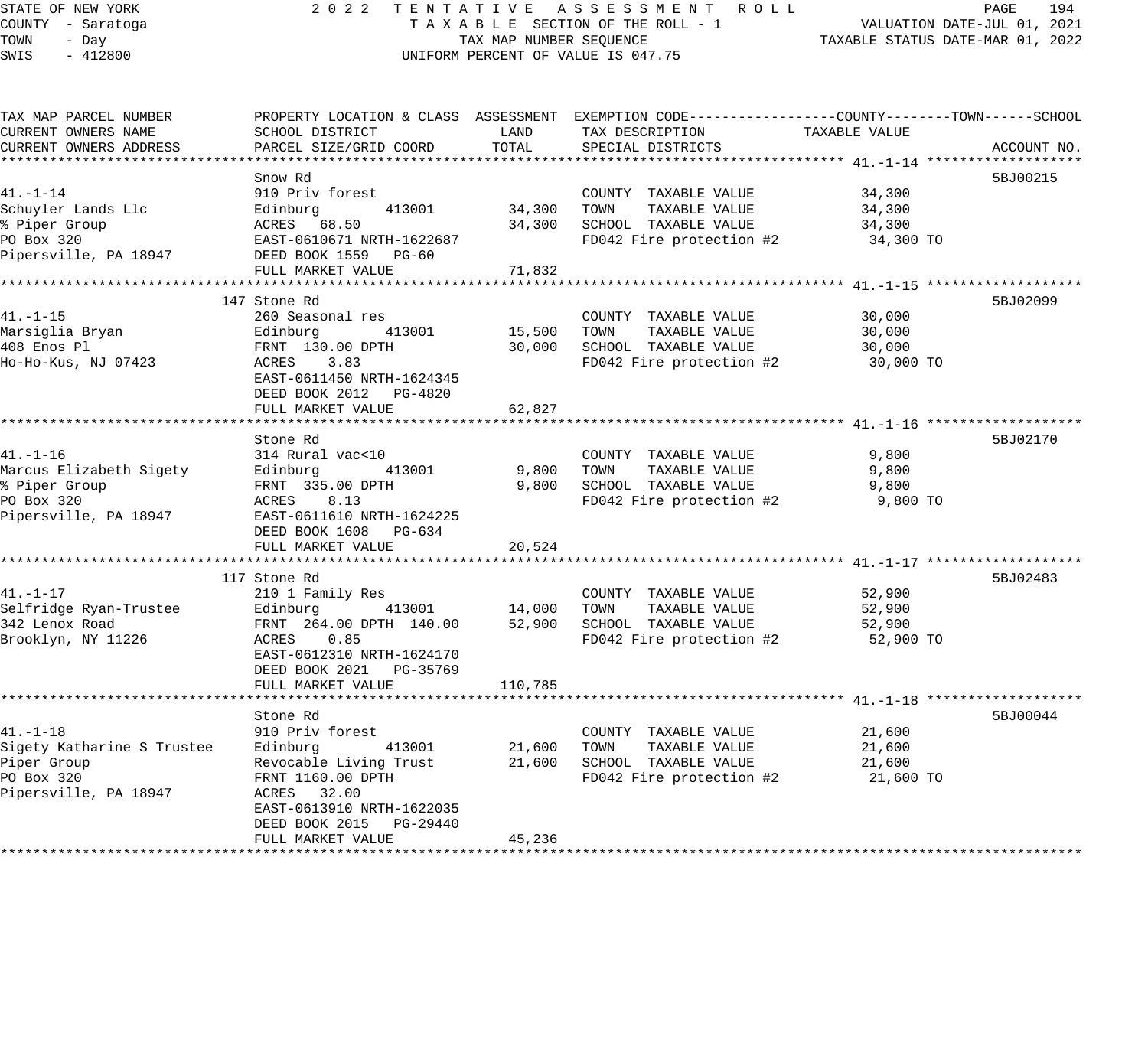STATE OF NEW YORK — 2022 TENTATIVE ASSESSMENT ROLL
COUNTY - Saratoga — TAXABLE SECTION OF THE ROLL - 1 — VALUATION DATE-JUL 01, 2021
TOWN - Day — TAX MAP NUMBER SEQUENCE — TAXABLE STATUS DATE-MAR 01, 2022
SWIS - 412800 — UNIFORM PERCENT OF VALUE IS 047.75

| TAX MAP PARCEL NUMBER / CURRENT OWNERS NAME / CURRENT OWNERS ADDRESS | PROPERTY LOCATION & CLASS / SCHOOL DISTRICT / PARCEL SIZE/GRID COORD | ASSESSMENT LAND | ASSESSMENT TOTAL | EXEMPTION CODE / TAX DESCRIPTION / SPECIAL DISTRICTS | TAXABLE VALUE (COUNTY / TOWN / SCHOOL) | ACCOUNT NO. |
|---|---|---|---|---|---|---|
| **41.-1-14** | Snow Rd | | | | | 5BJ00215 |
| 41.-1-14 | 910 Priv forest | | | COUNTY TAXABLE VALUE | 34,300 | |
| Schuyler Lands Llc | Edinburg 413001 | 34,300 | | TOWN TAXABLE VALUE | 34,300 | |
| % Piper Group | ACRES 68.50 | | 34,300 | SCHOOL TAXABLE VALUE | 34,300 | |
| PO Box 320 | EAST-0610671 NRTH-1622687 | | | FD042 Fire protection #2 | 34,300 TO | |
| Pipersville, PA 18947 | DEED BOOK 1559 PG-60 | | | | | |
| | FULL MARKET VALUE | | 71,832 | | | |
| **41.-1-15** | 147 Stone Rd | | | | | 5BJ02099 |
| 41.-1-15 | 260 Seasonal res | | | COUNTY TAXABLE VALUE | 30,000 | |
| Marsiglia Bryan | Edinburg 413001 | 15,500 | | TOWN TAXABLE VALUE | 30,000 | |
| 408 Enos Pl | FRNT 130.00 DPTH | | 30,000 | SCHOOL TAXABLE VALUE | 30,000 | |
| Ho-Ho-Kus, NJ 07423 | ACRES 3.83 | | | FD042 Fire protection #2 | 30,000 TO | |
| | EAST-0611450 NRTH-1624345 | | | | | |
| | DEED BOOK 2012 PG-4820 | | | | | |
| | FULL MARKET VALUE | | 62,827 | | | |
| **41.-1-16** | Stone Rd | | | | | 5BJ02170 |
| 41.-1-16 | 314 Rural vac<10 | | | COUNTY TAXABLE VALUE | 9,800 | |
| Marcus Elizabeth Sigety | Edinburg 413001 | 9,800 | | TOWN TAXABLE VALUE | 9,800 | |
| % Piper Group | FRNT 335.00 DPTH | | 9,800 | SCHOOL TAXABLE VALUE | 9,800 | |
| PO Box 320 | ACRES 8.13 | | | FD042 Fire protection #2 | 9,800 TO | |
| Pipersville, PA 18947 | EAST-0611610 NRTH-1624225 | | | | | |
| | DEED BOOK 1608 PG-634 | | | | | |
| | FULL MARKET VALUE | | 20,524 | | | |
| **41.-1-17** | 117 Stone Rd | | | | | 5BJ02483 |
| 41.-1-17 | 210 1 Family Res | | | COUNTY TAXABLE VALUE | 52,900 | |
| Selfridge Ryan-Trustee | Edinburg 413001 | 14,000 | | TOWN TAXABLE VALUE | 52,900 | |
| 342 Lenox Road | FRNT 264.00 DPTH 140.00 | | 52,900 | SCHOOL TAXABLE VALUE | 52,900 | |
| Brooklyn, NY 11226 | ACRES 0.85 | | | FD042 Fire protection #2 | 52,900 TO | |
| | EAST-0612310 NRTH-1624170 | | | | | |
| | DEED BOOK 2021 PG-35769 | | | | | |
| | FULL MARKET VALUE | | 110,785 | | | |
| **41.-1-18** | Stone Rd | | | | | 5BJ00044 |
| 41.-1-18 | 910 Priv forest | | | COUNTY TAXABLE VALUE | 21,600 | |
| Sigety Katharine S Trustee | Edinburg 413001 | 21,600 | | TOWN TAXABLE VALUE | 21,600 | |
| Piper Group | Revocable Living Trust | | 21,600 | SCHOOL TAXABLE VALUE | 21,600 | |
| PO Box 320 | FRNT 1160.00 DPTH | | | FD042 Fire protection #2 | 21,600 TO | |
| Pipersville, PA 18947 | ACRES 32.00 | | | | | |
| | EAST-0613910 NRTH-1622035 | | | | | |
| | DEED BOOK 2015 PG-29440 | | | | | |
| | FULL MARKET VALUE | | 45,236 | | | |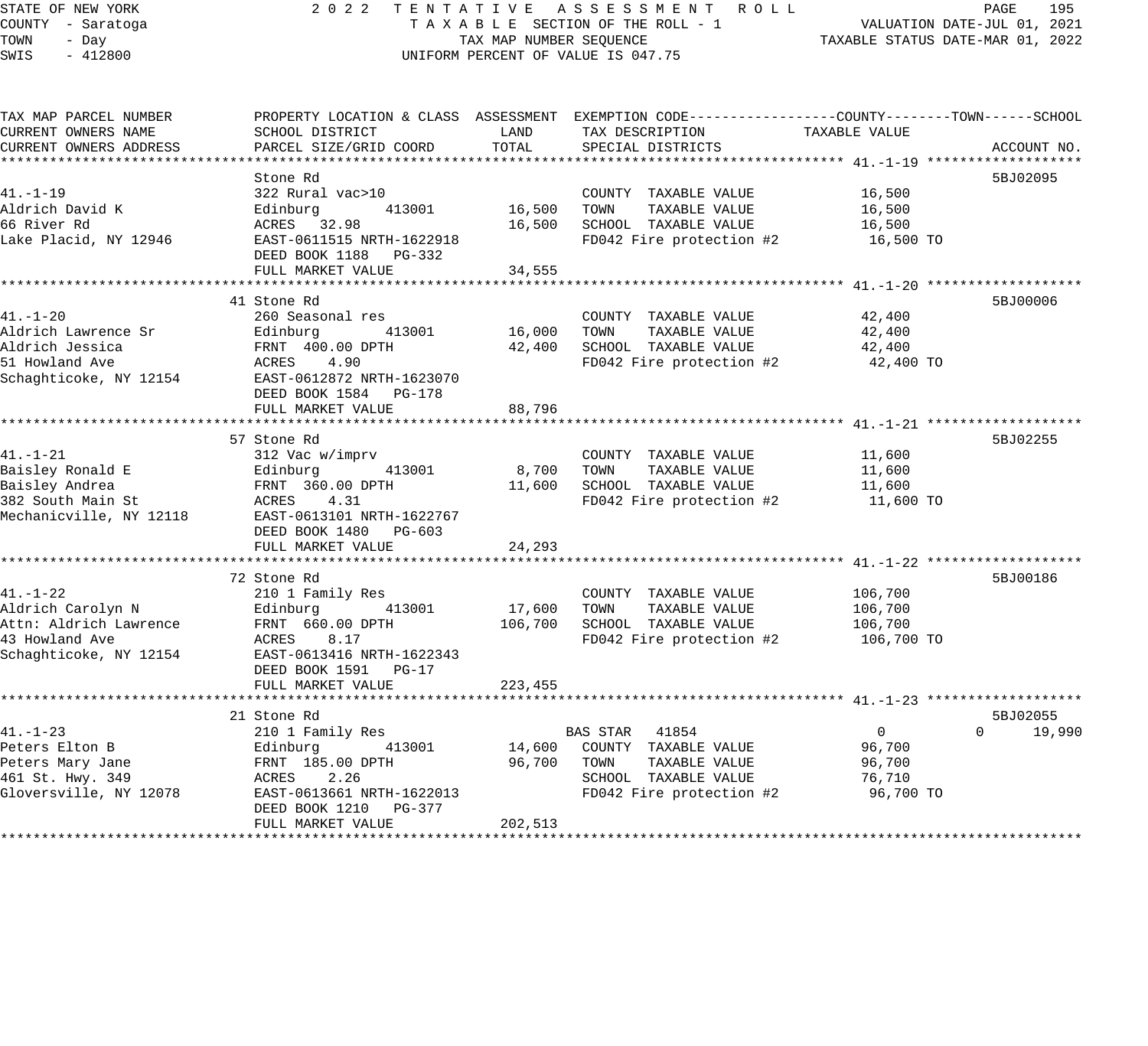STATE OF NEW YORK
COUNTY - Saratoga
TOWN - Day
SWIS - 412800

2022 TENTATIVE ASSESSMENT ROLL
TAXABLE SECTION OF THE ROLL - 1
TAX MAP NUMBER SEQUENCE
UNIFORM PERCENT OF VALUE IS 047.75

VALUATION DATE-JUL 01, 2021
TAXABLE STATUS DATE-MAR 01, 2022

| TAX MAP PARCEL NUMBER / CURRENT OWNERS NAME / CURRENT OWNERS ADDRESS | PROPERTY LOCATION & CLASS / SCHOOL DISTRICT / PARCEL SIZE/GRID COORD | ASSESSMENT LAND | ASSESSMENT TOTAL | EXEMPTION CODE / TAX DESCRIPTION / SPECIAL DISTRICTS | COUNTY TAXABLE VALUE | TOWN | SCHOOL | ACCOUNT NO. |
|---|---|---|---|---|---|---|---|---|
| **41.-1-19** | Stone Rd | | | | | | | 5BJ02095 |
| 41.-1-19 | 322 Rural vac>10 | | | COUNTY TAXABLE VALUE | 16,500 | | | |
| Aldrich David K | Edinburg 413001 | 16,500 | | TOWN TAXABLE VALUE | 16,500 | | | |
| 66 River Rd | ACRES 32.98 | | 16,500 | SCHOOL TAXABLE VALUE | 16,500 | | | |
| Lake Placid, NY 12946 | EAST-0611515 NRTH-1622918 | | | FD042 Fire protection #2 | 16,500 TO | | | |
| | DEED BOOK 1188 PG-332 | | | | | | | |
| | FULL MARKET VALUE | | 34,555 | | | | | |
| **41.-1-20** | 41 Stone Rd | | | | | | | 5BJ00006 |
| 41.-1-20 | 260 Seasonal res | | | COUNTY TAXABLE VALUE | 42,400 | | | |
| Aldrich Lawrence Sr | Edinburg 413001 | 16,000 | | TOWN TAXABLE VALUE | 42,400 | | | |
| Aldrich Jessica | FRNT 400.00 DPTH | | 42,400 | SCHOOL TAXABLE VALUE | 42,400 | | | |
| 51 Howland Ave | ACRES 4.90 | | | FD042 Fire protection #2 | 42,400 TO | | | |
| Schaghticoke, NY 12154 | EAST-0612872 NRTH-1623070 | | | | | | | |
| | DEED BOOK 1584 PG-178 | | | | | | | |
| | FULL MARKET VALUE | | 88,796 | | | | | |
| **41.-1-21** | 57 Stone Rd | | | | | | | 5BJ02255 |
| 41.-1-21 | 312 Vac w/imprv | | | COUNTY TAXABLE VALUE | 11,600 | | | |
| Baisley Ronald E | Edinburg 413001 | 8,700 | | TOWN TAXABLE VALUE | 11,600 | | | |
| Baisley Andrea | FRNT 360.00 DPTH | | 11,600 | SCHOOL TAXABLE VALUE | 11,600 | | | |
| 382 South Main St | ACRES 4.31 | | | FD042 Fire protection #2 | 11,600 TO | | | |
| Mechanicville, NY 12118 | EAST-0613101 NRTH-1622767 | | | | | | | |
| | DEED BOOK 1480 PG-603 | | | | | | | |
| | FULL MARKET VALUE | | 24,293 | | | | | |
| **41.-1-22** | 72 Stone Rd | | | | | | | 5BJ00186 |
| 41.-1-22 | 210 1 Family Res | | | COUNTY TAXABLE VALUE | 106,700 | | | |
| Aldrich Carolyn N | Edinburg 413001 | 17,600 | | TOWN TAXABLE VALUE | 106,700 | | | |
| Attn: Aldrich Lawrence | FRNT 660.00 DPTH | | 106,700 | SCHOOL TAXABLE VALUE | 106,700 | | | |
| 43 Howland Ave | ACRES 8.17 | | | FD042 Fire protection #2 | 106,700 TO | | | |
| Schaghticoke, NY 12154 | EAST-0613416 NRTH-1622343 | | | | | | | |
| | DEED BOOK 1591 PG-17 | | | | | | | |
| | FULL MARKET VALUE | | 223,455 | | | | | |
| **41.-1-23** | 21 Stone Rd | | | | | | | 5BJ02055 |
| 41.-1-23 | 210 1 Family Res | | | BAS STAR 41854 | 0 | 0 | 19,990 | |
| Peters Elton B | Edinburg 413001 | 14,600 | | COUNTY TAXABLE VALUE | 96,700 | | | |
| Peters Mary Jane | FRNT 185.00 DPTH | | 96,700 | TOWN TAXABLE VALUE | 96,700 | | | |
| 461 St. Hwy. 349 | ACRES 2.26 | | | SCHOOL TAXABLE VALUE | 76,710 | | | |
| Gloversville, NY 12078 | EAST-0613661 NRTH-1622013 | | | FD042 Fire protection #2 | 96,700 TO | | | |
| | DEED BOOK 1210 PG-377 | | | | | | | |
| | FULL MARKET VALUE | | 202,513 | | | | | |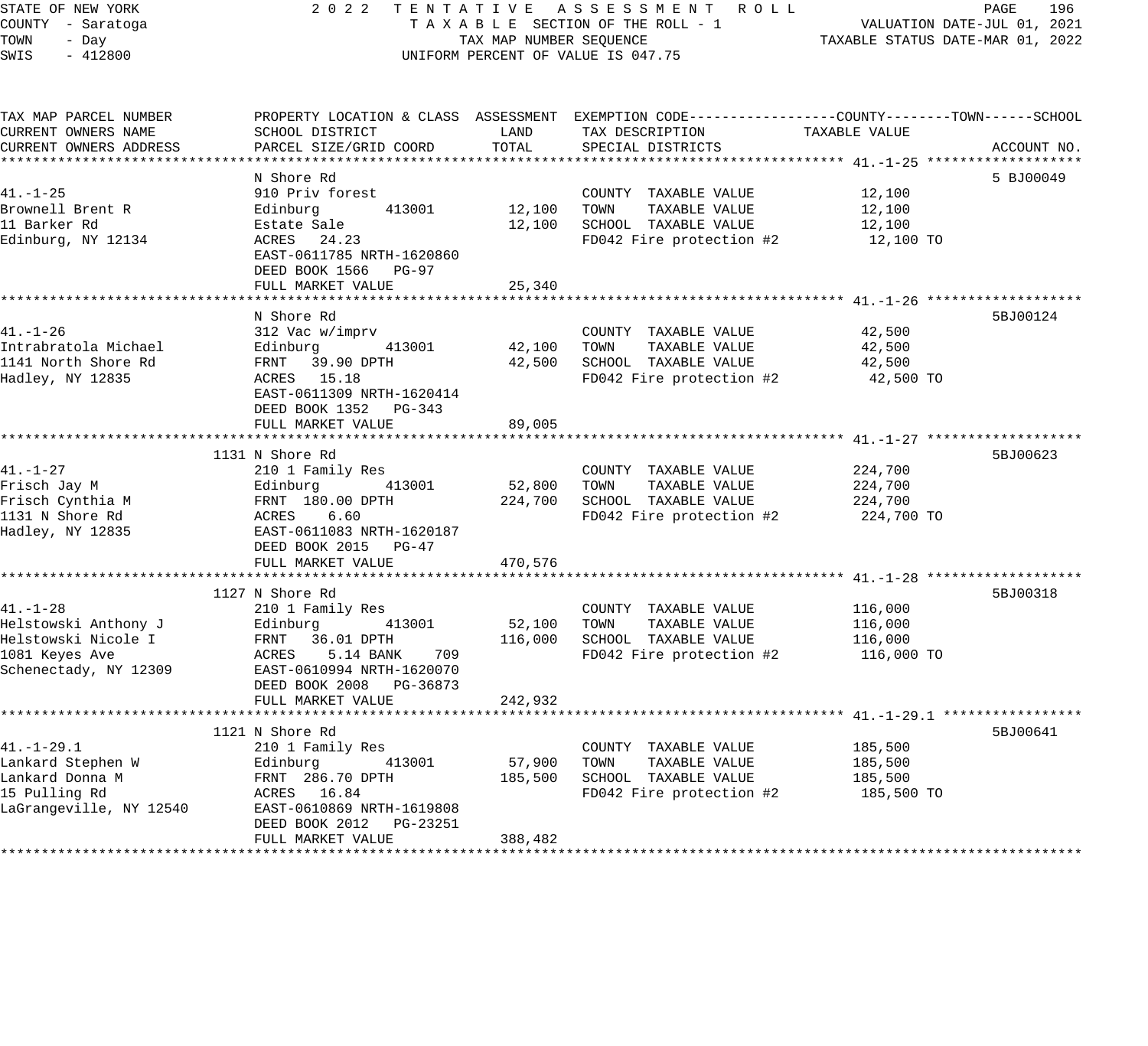STATE OF NEW YORK — 2022 TENTATIVE ASSESSMENT ROLL
COUNTY - Saratoga — TAXABLE SECTION OF THE ROLL - 1 — VALUATION DATE-JUL 01, 2021
TOWN - Day — TAX MAP NUMBER SEQUENCE — TAXABLE STATUS DATE-MAR 01, 2022
SWIS - 412800 — UNIFORM PERCENT OF VALUE IS 047.75

| TAX MAP PARCEL NUMBER / CURRENT OWNERS NAME / CURRENT OWNERS ADDRESS | PROPERTY LOCATION & CLASS / SCHOOL DISTRICT / PARCEL SIZE/GRID COORD | ASSESSMENT LAND | ASSESSMENT TOTAL | EXEMPTION CODE / TAX DESCRIPTION / SPECIAL DISTRICTS | TAXABLE VALUE (COUNTY / TOWN / SCHOOL) | ACCOUNT NO. |
|---|---|---|---|---|---|---|
| **41.-1-25** | N Shore Rd | | | | | 5 BJ00049 |
| 41.-1-25 | 910 Priv forest | | | COUNTY TAXABLE VALUE | 12,100 | |
| Brownell Brent R | Edinburg 413001 | 12,100 | | TOWN TAXABLE VALUE | 12,100 | |
| 11 Barker Rd | Estate Sale | | 12,100 | SCHOOL TAXABLE VALUE | 12,100 | |
| Edinburg, NY 12134 | ACRES 24.23 | | | FD042 Fire protection #2 | 12,100 TO | |
| | EAST-0611785 NRTH-1620860 | | | | | |
| | DEED BOOK 1566 PG-97 | | | | | |
| | FULL MARKET VALUE | | 25,340 | | | |
| **41.-1-26** | N Shore Rd | | | | | 5BJ00124 |
| 41.-1-26 | 312 Vac w/imprv | | | COUNTY TAXABLE VALUE | 42,500 | |
| Intrabratola Michael | Edinburg 413001 | 42,100 | | TOWN TAXABLE VALUE | 42,500 | |
| 1141 North Shore Rd | FRNT 39.90 DPTH | | 42,500 | SCHOOL TAXABLE VALUE | 42,500 | |
| Hadley, NY 12835 | ACRES 15.18 | | | FD042 Fire protection #2 | 42,500 TO | |
| | EAST-0611309 NRTH-1620414 | | | | | |
| | DEED BOOK 1352 PG-343 | | | | | |
| | FULL MARKET VALUE | | 89,005 | | | |
| **41.-1-27** | 1131 N Shore Rd | | | | | 5BJ00623 |
| 41.-1-27 | 210 1 Family Res | | | COUNTY TAXABLE VALUE | 224,700 | |
| Frisch Jay M | Edinburg 413001 | 52,800 | | TOWN TAXABLE VALUE | 224,700 | |
| Frisch Cynthia M | FRNT 180.00 DPTH | | 224,700 | SCHOOL TAXABLE VALUE | 224,700 | |
| 1131 N Shore Rd | ACRES 6.60 | | | FD042 Fire protection #2 | 224,700 TO | |
| Hadley, NY 12835 | EAST-0611083 NRTH-1620187 | | | | | |
| | DEED BOOK 2015 PG-47 | | | | | |
| | FULL MARKET VALUE | | 470,576 | | | |
| **41.-1-28** | 1127 N Shore Rd | | | | | 5BJ00318 |
| 41.-1-28 | 210 1 Family Res | | | COUNTY TAXABLE VALUE | 116,000 | |
| Helstowski Anthony J | Edinburg 413001 | 52,100 | | TOWN TAXABLE VALUE | 116,000 | |
| Helstowski Nicole I | FRNT 36.01 DPTH | | 116,000 | SCHOOL TAXABLE VALUE | 116,000 | |
| 1081 Keyes Ave | ACRES 5.14 BANK 709 | | | FD042 Fire protection #2 | 116,000 TO | |
| Schenectady, NY 12309 | EAST-0610994 NRTH-1620070 | | | | | |
| | DEED BOOK 2008 PG-36873 | | | | | |
| | FULL MARKET VALUE | | 242,932 | | | |
| **41.-1-29.1** | 1121 N Shore Rd | | | | | 5BJ00641 |
| 41.-1-29.1 | 210 1 Family Res | | | COUNTY TAXABLE VALUE | 185,500 | |
| Lankard Stephen W | Edinburg 413001 | 57,900 | | TOWN TAXABLE VALUE | 185,500 | |
| Lankard Donna M | FRNT 286.70 DPTH | | 185,500 | SCHOOL TAXABLE VALUE | 185,500 | |
| 15 Pulling Rd | ACRES 16.84 | | | FD042 Fire protection #2 | 185,500 TO | |
| LaGrangeville, NY 12540 | EAST-0610869 NRTH-1619808 | | | | | |
| | DEED BOOK 2012 PG-23251 | | | | | |
| | FULL MARKET VALUE | | 388,482 | | | |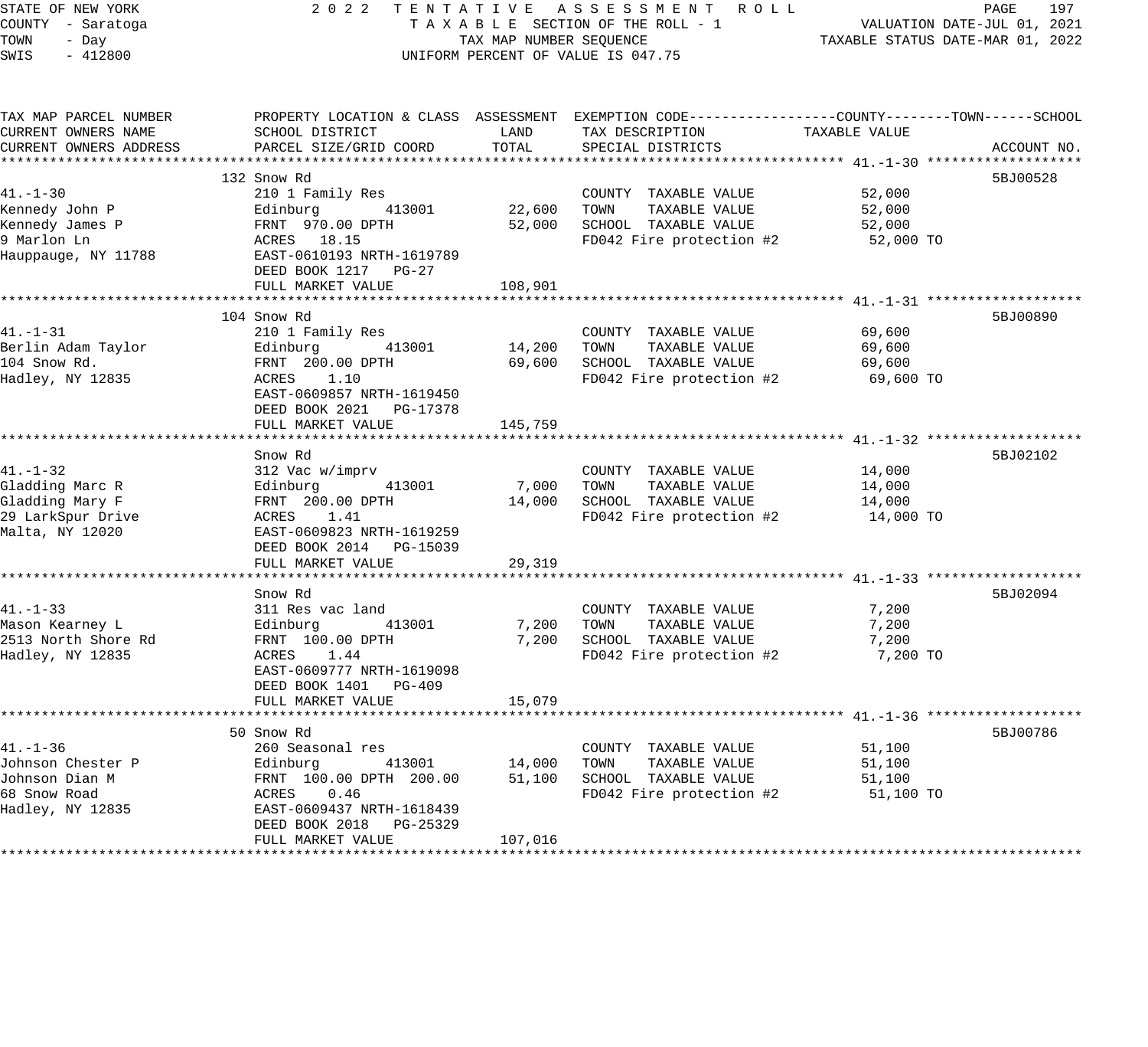STATE OF NEW YORK
COUNTY - Saratoga
TOWN - Day
SWIS - 412800

# 2022 TENTATIVE ASSESSMENT ROLL

TAXABLE SECTION OF THE ROLL - 1
TAX MAP NUMBER SEQUENCE
UNIFORM PERCENT OF VALUE IS 047.75

VALUATION DATE-JUL 01, 2021
TAXABLE STATUS DATE-MAR 01, 2022

| TAX MAP PARCEL NUMBER / CURRENT OWNERS NAME / CURRENT OWNERS ADDRESS | PROPERTY LOCATION & CLASS / SCHOOL DISTRICT / PARCEL SIZE/GRID COORD | ASSESSMENT LAND | ASSESSMENT TOTAL | EXEMPTION CODE / TAX DESCRIPTION / SPECIAL DISTRICTS | TAXABLE VALUE (COUNTY / TOWN / SCHOOL) | ACCOUNT NO. |
|---|---|---|---|---|---|---|
| **41.-1-30** | 132 Snow Rd | | | | | 5BJ00528 |
| 41.-1-30 | 210 1 Family Res | | | COUNTY TAXABLE VALUE | 52,000 | |
| Kennedy John P | Edinburg 413001 | 22,600 | | TOWN TAXABLE VALUE | 52,000 | |
| Kennedy James P | FRNT 970.00 DPTH | | 52,000 | SCHOOL TAXABLE VALUE | 52,000 | |
| 9 Marlon Ln | ACRES 18.15 | | | FD042 Fire protection #2 | 52,000 TO | |
| Hauppauge, NY 11788 | EAST-0610193 NRTH-1619789 | | | | | |
| | DEED BOOK 1217 PG-27 | | | | | |
| | FULL MARKET VALUE | | 108,901 | | | |
| **41.-1-31** | 104 Snow Rd | | | | | 5BJ00890 |
| 41.-1-31 | 210 1 Family Res | | | COUNTY TAXABLE VALUE | 69,600 | |
| Berlin Adam Taylor | Edinburg 413001 | 14,200 | | TOWN TAXABLE VALUE | 69,600 | |
| 104 Snow Rd. | FRNT 200.00 DPTH | | 69,600 | SCHOOL TAXABLE VALUE | 69,600 | |
| Hadley, NY 12835 | ACRES 1.10 | | | FD042 Fire protection #2 | 69,600 TO | |
| | EAST-0609857 NRTH-1619450 | | | | | |
| | DEED BOOK 2021 PG-17378 | | | | | |
| | FULL MARKET VALUE | | 145,759 | | | |
| **41.-1-32** | Snow Rd | | | | | 5BJ02102 |
| 41.-1-32 | 312 Vac w/imprv | | | COUNTY TAXABLE VALUE | 14,000 | |
| Gladding Marc R | Edinburg 413001 | 7,000 | | TOWN TAXABLE VALUE | 14,000 | |
| Gladding Mary F | FRNT 200.00 DPTH | | 14,000 | SCHOOL TAXABLE VALUE | 14,000 | |
| 29 LarkSpur Drive | ACRES 1.41 | | | FD042 Fire protection #2 | 14,000 TO | |
| Malta, NY 12020 | EAST-0609823 NRTH-1619259 | | | | | |
| | DEED BOOK 2014 PG-15039 | | | | | |
| | FULL MARKET VALUE | | 29,319 | | | |
| **41.-1-33** | Snow Rd | | | | | 5BJ02094 |
| 41.-1-33 | 311 Res vac land | | | COUNTY TAXABLE VALUE | 7,200 | |
| Mason Kearney L | Edinburg 413001 | 7,200 | | TOWN TAXABLE VALUE | 7,200 | |
| 2513 North Shore Rd | FRNT 100.00 DPTH | | 7,200 | SCHOOL TAXABLE VALUE | 7,200 | |
| Hadley, NY 12835 | ACRES 1.44 | | | FD042 Fire protection #2 | 7,200 TO | |
| | EAST-0609777 NRTH-1619098 | | | | | |
| | DEED BOOK 1401 PG-409 | | | | | |
| | FULL MARKET VALUE | | 15,079 | | | |
| **41.-1-36** | 50 Snow Rd | | | | | 5BJ00786 |
| 41.-1-36 | 260 Seasonal res | | | COUNTY TAXABLE VALUE | 51,100 | |
| Johnson Chester P | Edinburg 413001 | 14,000 | | TOWN TAXABLE VALUE | 51,100 | |
| Johnson Dian M | FRNT 100.00 DPTH 200.00 | | 51,100 | SCHOOL TAXABLE VALUE | 51,100 | |
| 68 Snow Road | ACRES 0.46 | | | FD042 Fire protection #2 | 51,100 TO | |
| Hadley, NY 12835 | EAST-0609437 NRTH-1618439 | | | | | |
| | DEED BOOK 2018 PG-25329 | | | | | |
| | FULL MARKET VALUE | | 107,016 | | | |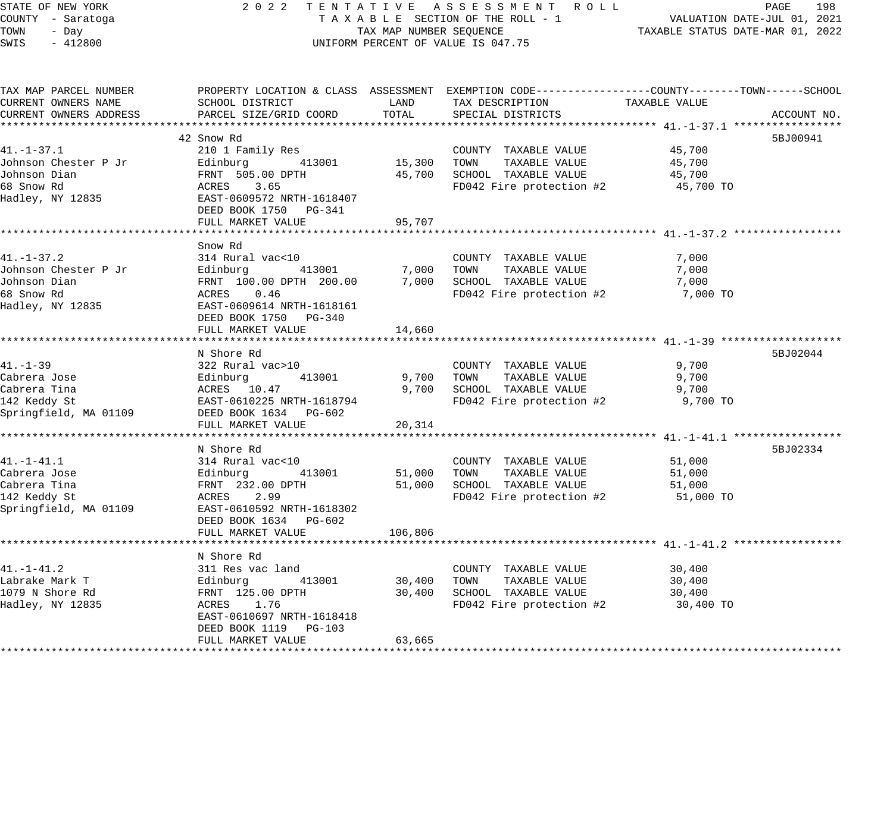STATE OF NEW YORK
COUNTY - Saratoga
TOWN - Day
SWIS - 412800

2022 TENTATIVE ASSESSMENT ROLL
TAXABLE SECTION OF THE ROLL - 1
TAX MAP NUMBER SEQUENCE
UNIFORM PERCENT OF VALUE IS 047.75

VALUATION DATE-JUL 01, 2021
TAXABLE STATUS DATE-MAR 01, 2022

| TAX MAP PARCEL NUMBER / CURRENT OWNERS NAME / CURRENT OWNERS ADDRESS | PROPERTY LOCATION & CLASS / SCHOOL DISTRICT / PARCEL SIZE/GRID COORD | ASSESSMENT LAND | ASSESSMENT TOTAL | EXEMPTION CODE / TAX DESCRIPTION / SPECIAL DISTRICTS | TAXABLE VALUE (COUNTY--------TOWN------SCHOOL) | ACCOUNT NO. |
|---|---|---|---|---|---|---|
| 41.-1-37.1 | 42 Snow Rd | | | | | 5BJ00941 |
| Johnson Chester P Jr | 210 1 Family Res | | | COUNTY TAXABLE VALUE | 45,700 | |
| Johnson Dian | Edinburg 413001 | 15,300 | | TOWN TAXABLE VALUE | 45,700 | |
| 68 Snow Rd | FRNT 505.00 DPTH | | 45,700 | SCHOOL TAXABLE VALUE | 45,700 | |
| Hadley, NY 12835 | ACRES 3.65 | | | FD042 Fire protection #2 | 45,700 TO | |
| | EAST-0609572 NRTH-1618407 | | | | | |
| | DEED BOOK 1750 PG-341 | | | | | |
| | FULL MARKET VALUE | | 95,707 | | | |
| 41.-1-37.2 | Snow Rd | | | | | |
| Johnson Chester P Jr | 314 Rural vac<10 | | | COUNTY TAXABLE VALUE | 7,000 | |
| Johnson Dian | Edinburg 413001 | 7,000 | | TOWN TAXABLE VALUE | 7,000 | |
| 68 Snow Rd | FRNT 100.00 DPTH 200.00 | | 7,000 | SCHOOL TAXABLE VALUE | 7,000 | |
| Hadley, NY 12835 | ACRES 0.46 | | | FD042 Fire protection #2 | 7,000 TO | |
| | EAST-0609614 NRTH-1618161 | | | | | |
| | DEED BOOK 1750 PG-340 | | | | | |
| | FULL MARKET VALUE | | 14,660 | | | |
| 41.-1-39 | N Shore Rd | | | | | 5BJ02044 |
| Cabrera Jose | 322 Rural vac>10 | | | COUNTY TAXABLE VALUE | 9,700 | |
| Cabrera Tina | Edinburg 413001 | 9,700 | | TOWN TAXABLE VALUE | 9,700 | |
| 142 Keddy St | ACRES 10.47 | | 9,700 | SCHOOL TAXABLE VALUE | 9,700 | |
| Springfield, MA 01109 | EAST-0610225 NRTH-1618794 | | | FD042 Fire protection #2 | 9,700 TO | |
| | DEED BOOK 1634 PG-602 | | | | | |
| | FULL MARKET VALUE | | 20,314 | | | |
| 41.-1-41.1 | N Shore Rd | | | | | 5BJ02334 |
| Cabrera Jose | 314 Rural vac<10 | | | COUNTY TAXABLE VALUE | 51,000 | |
| Cabrera Tina | Edinburg 413001 | 51,000 | | TOWN TAXABLE VALUE | 51,000 | |
| 142 Keddy St | FRNT 232.00 DPTH | | 51,000 | SCHOOL TAXABLE VALUE | 51,000 | |
| Springfield, MA 01109 | ACRES 2.99 | | | FD042 Fire protection #2 | 51,000 TO | |
| | EAST-0610592 NRTH-1618302 | | | | | |
| | DEED BOOK 1634 PG-602 | | | | | |
| | FULL MARKET VALUE | | 106,806 | | | |
| 41.-1-41.2 | N Shore Rd | | | | | |
| Labrake Mark T | 311 Res vac land | | | COUNTY TAXABLE VALUE | 30,400 | |
| 1079 N Shore Rd | Edinburg 413001 | 30,400 | | TOWN TAXABLE VALUE | 30,400 | |
| Hadley, NY 12835 | FRNT 125.00 DPTH | | 30,400 | SCHOOL TAXABLE VALUE | 30,400 | |
| | ACRES 1.76 | | | FD042 Fire protection #2 | 30,400 TO | |
| | EAST-0610697 NRTH-1618418 | | | | | |
| | DEED BOOK 1119 PG-103 | | | | | |
| | FULL MARKET VALUE | | 63,665 | | | |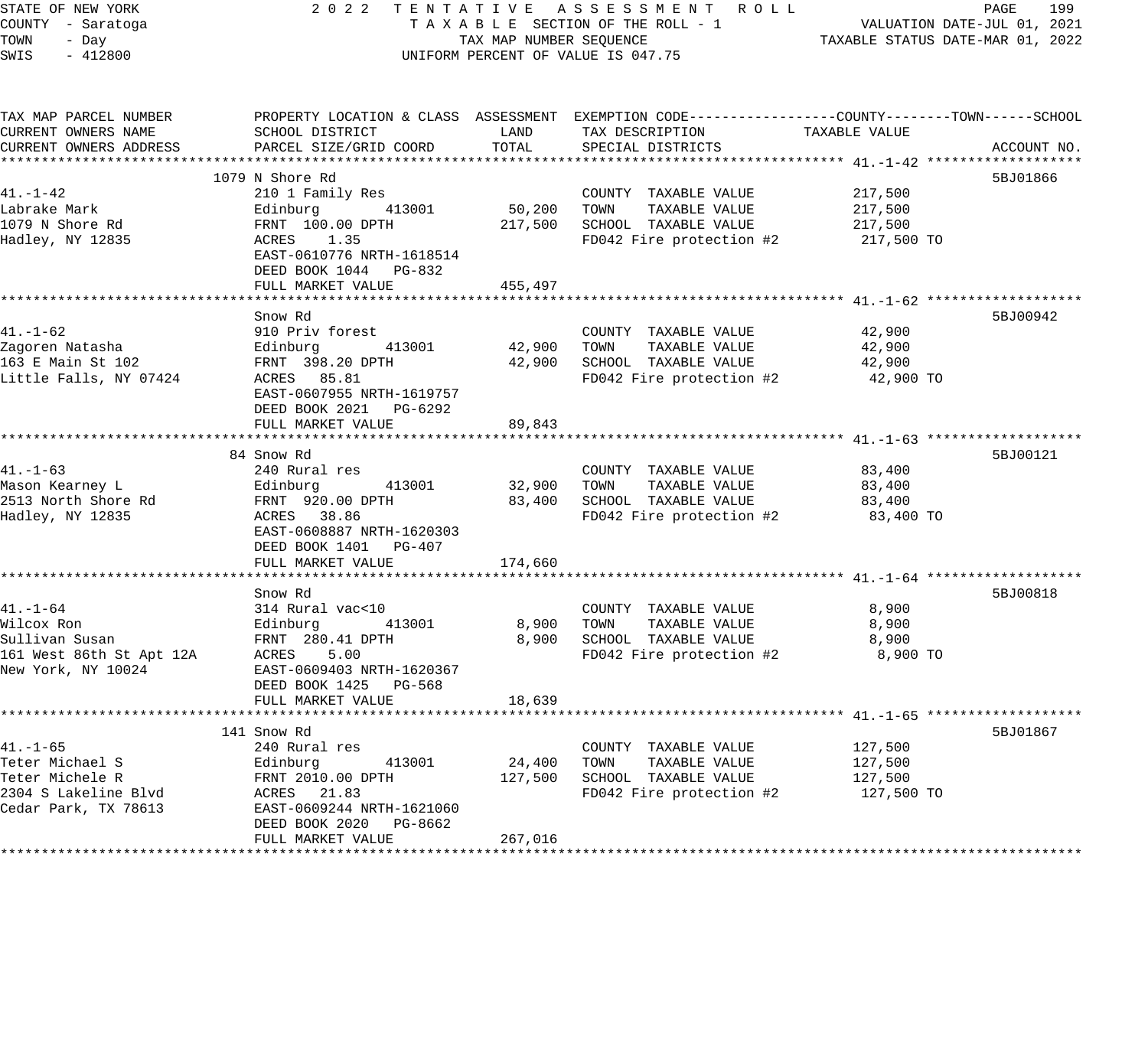STATE OF NEW YORK — 2022 TENTATIVE ASSESSMENT ROLL
COUNTY - Saratoga — TAXABLE SECTION OF THE ROLL - 1 — VALUATION DATE-JUL 01, 2021
TOWN - Day — TAX MAP NUMBER SEQUENCE — TAXABLE STATUS DATE-MAR 01, 2022
SWIS - 412800 — UNIFORM PERCENT OF VALUE IS 047.75

| TAX MAP PARCEL NUMBER / CURRENT OWNERS NAME / CURRENT OWNERS ADDRESS | PROPERTY LOCATION & CLASS / SCHOOL DISTRICT / PARCEL SIZE/GRID COORD | ASSESSMENT LAND | ASSESSMENT TOTAL | EXEMPTION CODE / TAX DESCRIPTION / SPECIAL DISTRICTS | TAXABLE VALUE (COUNTY--TOWN--SCHOOL) | ACCOUNT NO. |
|---|---|---|---|---|---|---|
| **41.-1-42** | 1079 N Shore Rd | | | | | 5BJ01866 |
| 41.-1-42 | 210 1 Family Res | | | COUNTY TAXABLE VALUE | 217,500 | |
| Labrake Mark | Edinburg 413001 | 50,200 | | TOWN TAXABLE VALUE | 217,500 | |
| 1079 N Shore Rd | FRNT 100.00 DPTH | | 217,500 | SCHOOL TAXABLE VALUE | 217,500 | |
| Hadley, NY 12835 | ACRES 1.35 | | | FD042 Fire protection #2 | 217,500 TO | |
| | EAST-0610776 NRTH-1618514 | | | | | |
| | DEED BOOK 1044 PG-832 | | | | | |
| | FULL MARKET VALUE | | 455,497 | | | |
| **41.-1-62** | Snow Rd | | | | | 5BJ00942 |
| 41.-1-62 | 910 Priv forest | | | COUNTY TAXABLE VALUE | 42,900 | |
| Zagoren Natasha | Edinburg 413001 | 42,900 | | TOWN TAXABLE VALUE | 42,900 | |
| 163 E Main St 102 | FRNT 398.20 DPTH | | 42,900 | SCHOOL TAXABLE VALUE | 42,900 | |
| Little Falls, NY 07424 | ACRES 85.81 | | | FD042 Fire protection #2 | 42,900 TO | |
| | EAST-0607955 NRTH-1619757 | | | | | |
| | DEED BOOK 2021 PG-6292 | | | | | |
| | FULL MARKET VALUE | | 89,843 | | | |
| **41.-1-63** | 84 Snow Rd | | | | | 5BJ00121 |
| 41.-1-63 | 240 Rural res | | | COUNTY TAXABLE VALUE | 83,400 | |
| Mason Kearney L | Edinburg 413001 | 32,900 | | TOWN TAXABLE VALUE | 83,400 | |
| 2513 North Shore Rd | FRNT 920.00 DPTH | | 83,400 | SCHOOL TAXABLE VALUE | 83,400 | |
| Hadley, NY 12835 | ACRES 38.86 | | | FD042 Fire protection #2 | 83,400 TO | |
| | EAST-0608887 NRTH-1620303 | | | | | |
| | DEED BOOK 1401 PG-407 | | | | | |
| | FULL MARKET VALUE | | 174,660 | | | |
| **41.-1-64** | Snow Rd | | | | | 5BJ00818 |
| 41.-1-64 | 314 Rural vac<10 | | | COUNTY TAXABLE VALUE | 8,900 | |
| Wilcox Ron | Edinburg 413001 | 8,900 | | TOWN TAXABLE VALUE | 8,900 | |
| Sullivan Susan | FRNT 280.41 DPTH | | 8,900 | SCHOOL TAXABLE VALUE | 8,900 | |
| 161 West 86th St Apt 12A | ACRES 5.00 | | | FD042 Fire protection #2 | 8,900 TO | |
| New York, NY 10024 | EAST-0609403 NRTH-1620367 | | | | | |
| | DEED BOOK 1425 PG-568 | | | | | |
| | FULL MARKET VALUE | | 18,639 | | | |
| **41.-1-65** | 141 Snow Rd | | | | | 5BJ01867 |
| 41.-1-65 | 240 Rural res | | | COUNTY TAXABLE VALUE | 127,500 | |
| Teter Michael S | Edinburg 413001 | 24,400 | | TOWN TAXABLE VALUE | 127,500 | |
| Teter Michele R | FRNT 2010.00 DPTH | | 127,500 | SCHOOL TAXABLE VALUE | 127,500 | |
| 2304 S Lakeline Blvd | ACRES 21.83 | | | FD042 Fire protection #2 | 127,500 TO | |
| Cedar Park, TX 78613 | EAST-0609244 NRTH-1621060 | | | | | |
| | DEED BOOK 2020 PG-8662 | | | | | |
| | FULL MARKET VALUE | | 267,016 | | | |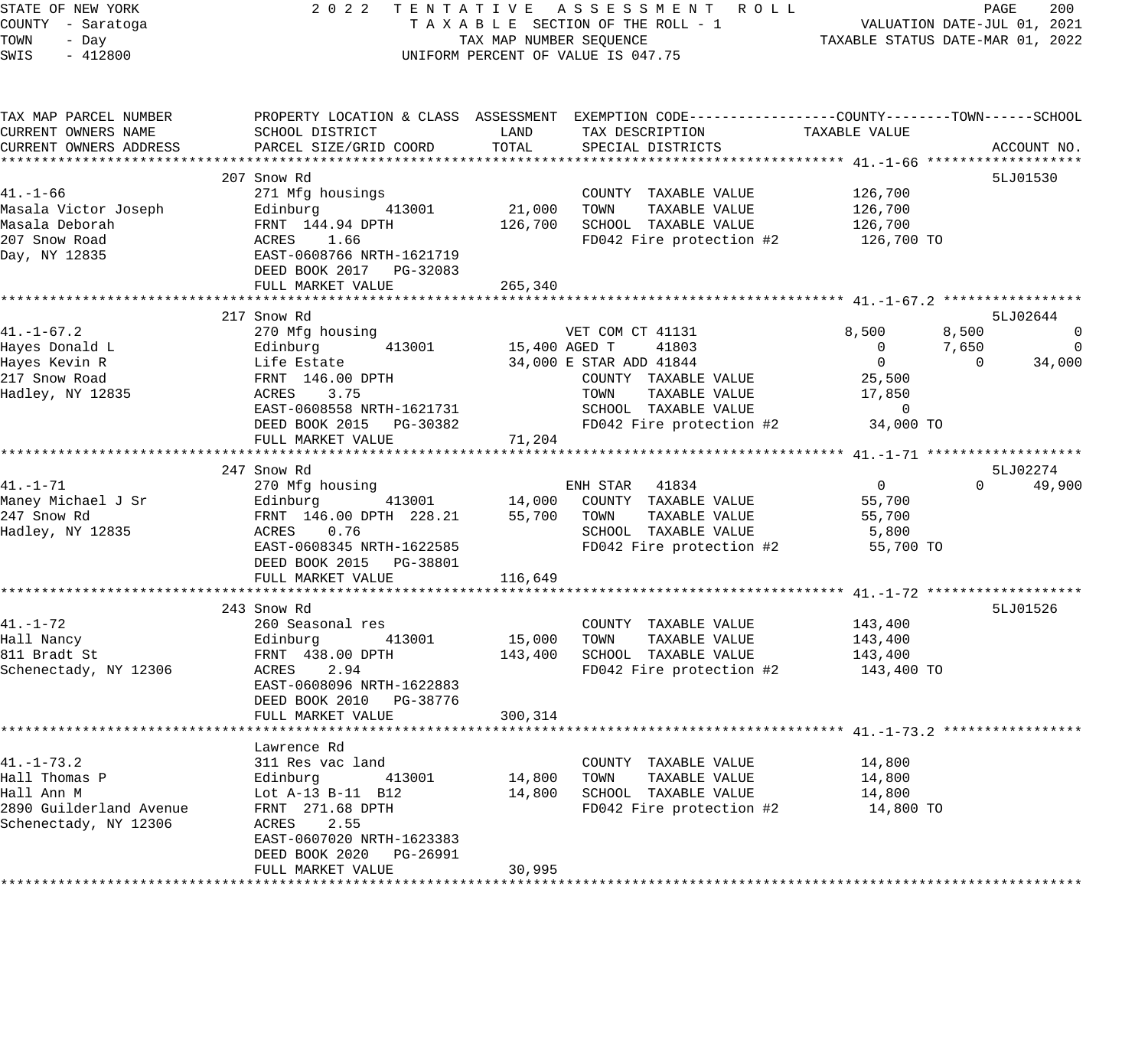STATE OF NEW YORK — 2022 TENTATIVE ASSESSMENT ROLL
COUNTY - Saratoga — TAXABLE SECTION OF THE ROLL - 1 — VALUATION DATE-JUL 01, 2021
TOWN - Day — TAX MAP NUMBER SEQUENCE — TAXABLE STATUS DATE-MAR 01, 2022
SWIS - 412800 — UNIFORM PERCENT OF VALUE IS 047.75

| TAX MAP PARCEL NUMBER / CURRENT OWNERS NAME / CURRENT OWNERS ADDRESS | PROPERTY LOCATION & CLASS / SCHOOL DISTRICT / PARCEL SIZE/GRID COORD | ASSESSMENT LAND | ASSESSMENT TOTAL | EXEMPTION CODE / TAX DESCRIPTION / SPECIAL DISTRICTS | COUNTY TAXABLE VALUE | TOWN | SCHOOL | ACCOUNT NO. |
|---|---|---|---|---|---|---|---|---|
| **41.-1-66** | 207 Snow Rd | | | | | | | 5LJ01530 |
| 41.-1-66 | 271 Mfg housings | | | COUNTY TAXABLE VALUE | 126,700 | | | |
| Masala Victor Joseph | Edinburg 413001 | 21,000 | | TOWN TAXABLE VALUE | 126,700 | | | |
| Masala Deborah | FRNT 144.94 DPTH | | 126,700 | SCHOOL TAXABLE VALUE | 126,700 | | | |
| 207 Snow Rd | ACRES 1.66 | | | FD042 Fire protection #2 | 126,700 TO | | | |
| Day, NY 12835 | EAST-0608766 NRTH-1621719 | | | | | | | |
| | DEED BOOK 2017 PG-32083 | | | | | | | |
| | FULL MARKET VALUE | | 265,340 | | | | | |
| **41.-1-67.2** | 217 Snow Rd | | | | | | | 5LJ02644 |
| 41.-1-67.2 | 270 Mfg housing | | | VET COM CT 41131 | 8,500 | 8,500 | 0 | |
| Hayes Donald L | Edinburg 413001 | 15,400 | | AGED T 41803 | 0 | 7,650 | 0 | |
| Hayes Kevin R | Life Estate | | 34,000 | E STAR ADD 41844 | 0 | 0 | 34,000 | |
| 217 Snow Road | FRNT 146.00 DPTH | | | COUNTY TAXABLE VALUE | 25,500 | | | |
| Hadley, NY 12835 | ACRES 3.75 | | | TOWN TAXABLE VALUE | 17,850 | | | |
| | EAST-0608558 NRTH-1621731 | | | SCHOOL TAXABLE VALUE | 0 | | | |
| | DEED BOOK 2015 PG-30382 | | | FD042 Fire protection #2 | 34,000 TO | | | |
| | FULL MARKET VALUE | | 71,204 | | | | | |
| **41.-1-71** | 247 Snow Rd | | | | | | | 5LJ02274 |
| 41.-1-71 | 270 Mfg housing | | | ENH STAR 41834 | 0 | 0 | 49,900 | |
| Maney Michael J Sr | Edinburg 413001 | 14,000 | | COUNTY TAXABLE VALUE | 55,700 | | | |
| 247 Snow Rd | FRNT 146.00 DPTH 228.21 | | 55,700 | TOWN TAXABLE VALUE | 55,700 | | | |
| Hadley, NY 12835 | ACRES 0.76 | | | SCHOOL TAXABLE VALUE | 5,800 | | | |
| | EAST-0608345 NRTH-1622585 | | | FD042 Fire protection #2 | 55,700 TO | | | |
| | DEED BOOK 2015 PG-38801 | | | | | | | |
| | FULL MARKET VALUE | | 116,649 | | | | | |
| **41.-1-72** | 243 Snow Rd | | | | | | | 5LJ01526 |
| 41.-1-72 | 260 Seasonal res | | | COUNTY TAXABLE VALUE | 143,400 | | | |
| Hall Nancy | Edinburg 413001 | 15,000 | | TOWN TAXABLE VALUE | 143,400 | | | |
| 811 Bradt St | FRNT 438.00 DPTH | | 143,400 | SCHOOL TAXABLE VALUE | 143,400 | | | |
| Schenectady, NY 12306 | ACRES 2.94 | | | FD042 Fire protection #2 | 143,400 TO | | | |
| | EAST-0608096 NRTH-1622883 | | | | | | | |
| | DEED BOOK 2010 PG-38776 | | | | | | | |
| | FULL MARKET VALUE | | 300,314 | | | | | |
| **41.-1-73.2** | Lawrence Rd | | | | | | | |
| 41.-1-73.2 | 311 Res vac land | | | COUNTY TAXABLE VALUE | 14,800 | | | |
| Hall Thomas P | Edinburg 413001 | 14,800 | | TOWN TAXABLE VALUE | 14,800 | | | |
| Hall Ann M | Lot A-13 B-11 B12 | | 14,800 | SCHOOL TAXABLE VALUE | 14,800 | | | |
| 2890 Guilderland Avenue | FRNT 271.68 DPTH | | | FD042 Fire protection #2 | 14,800 TO | | | |
| Schenectady, NY 12306 | ACRES 2.55 | | | | | | | |
| | EAST-0607020 NRTH-1623383 | | | | | | | |
| | DEED BOOK 2020 PG-26991 | | | | | | | |
| | FULL MARKET VALUE | | 30,995 | | | | | |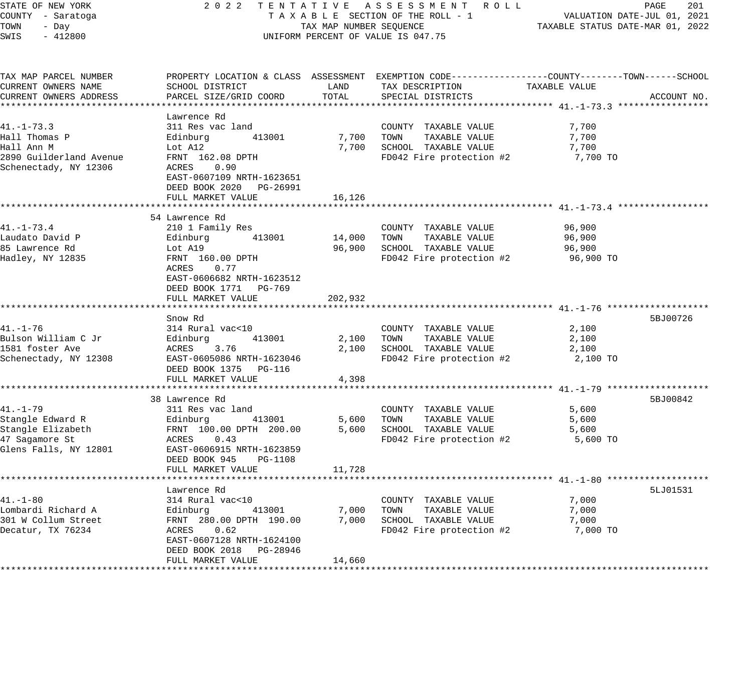STATE OF NEW YORK
COUNTY - Saratoga
TOWN - Day
SWIS - 412800

2022 TENTATIVE ASSESSMENT ROLL
TAXABLE SECTION OF THE ROLL - 1
TAX MAP NUMBER SEQUENCE
UNIFORM PERCENT OF VALUE IS 047.75

VALUATION DATE-JUL 01, 2021
TAXABLE STATUS DATE-MAR 01, 2022

| TAX MAP PARCEL NUMBER / CURRENT OWNERS NAME / CURRENT OWNERS ADDRESS | PROPERTY LOCATION & CLASS / SCHOOL DISTRICT / PARCEL SIZE/GRID COORD | ASSESSMENT LAND | TOTAL | EXEMPTION CODE / TAX DESCRIPTION / SPECIAL DISTRICTS | TAXABLE VALUE (COUNTY / TOWN / SCHOOL) | ACCOUNT NO. |
|---|---|---|---|---|---|---|
| **41.-1-73.3** | Lawrence Rd | | | | | |
| 41.-1-73.3 | 311 Res vac land | | | COUNTY TAXABLE VALUE | 7,700 | |
| Hall Thomas P | Edinburg 413001 | 7,700 | | TOWN TAXABLE VALUE | 7,700 | |
| Hall Ann M | Lot A12 | | 7,700 | SCHOOL TAXABLE VALUE | 7,700 | |
| 2890 Guilderland Avenue | FRNT 162.08 DPTH | | | FD042 Fire protection #2 | 7,700 TO | |
| Schenectady, NY 12306 | ACRES 0.90 | | | | | |
| | EAST-0607109 NRTH-1623651 | | | | | |
| | DEED BOOK 2020 PG-26991 | | | | | |
| | FULL MARKET VALUE | | 16,126 | | | |
| **41.-1-73.4** | 54 Lawrence Rd | | | | | |
| 41.-1-73.4 | 210 1 Family Res | | | COUNTY TAXABLE VALUE | 96,900 | |
| Laudato David P | Edinburg 413001 | 14,000 | | TOWN TAXABLE VALUE | 96,900 | |
| 85 Lawrence Rd | Lot A19 | | 96,900 | SCHOOL TAXABLE VALUE | 96,900 | |
| Hadley, NY 12835 | FRNT 160.00 DPTH | | | FD042 Fire protection #2 | 96,900 TO | |
| | ACRES 0.77 | | | | | |
| | EAST-0606682 NRTH-1623512 | | | | | |
| | DEED BOOK 1771 PG-769 | | | | | |
| | FULL MARKET VALUE | | 202,932 | | | |
| **41.-1-76** | Snow Rd | | | | | 5BJ00726 |
| 41.-1-76 | 314 Rural vac<10 | | | COUNTY TAXABLE VALUE | 2,100 | |
| Bulson William C Jr | Edinburg 413001 | 2,100 | | TOWN TAXABLE VALUE | 2,100 | |
| 1581 foster Ave | ACRES 3.76 | | 2,100 | SCHOOL TAXABLE VALUE | 2,100 | |
| Schenectady, NY 12308 | EAST-0605086 NRTH-1623046 | | | FD042 Fire protection #2 | 2,100 TO | |
| | DEED BOOK 1375 PG-116 | | | | | |
| | FULL MARKET VALUE | | 4,398 | | | |
| **41.-1-79** | 38 Lawrence Rd | | | | | 5BJ00842 |
| 41.-1-79 | 311 Res vac land | | | COUNTY TAXABLE VALUE | 5,600 | |
| Stangle Edward R | Edinburg 413001 | 5,600 | | TOWN TAXABLE VALUE | 5,600 | |
| Stangle Elizabeth | FRNT 100.00 DPTH 200.00 | | 5,600 | SCHOOL TAXABLE VALUE | 5,600 | |
| 47 Sagamore St | ACRES 0.43 | | | FD042 Fire protection #2 | 5,600 TO | |
| Glens Falls, NY 12801 | EAST-0606915 NRTH-1623859 | | | | | |
| | DEED BOOK 945 PG-1108 | | | | | |
| | FULL MARKET VALUE | | 11,728 | | | |
| **41.-1-80** | Lawrence Rd | | | | | 5LJ01531 |
| 41.-1-80 | 314 Rural vac<10 | | | COUNTY TAXABLE VALUE | 7,000 | |
| Lombardi Richard A | Edinburg 413001 | 7,000 | | TOWN TAXABLE VALUE | 7,000 | |
| 301 W Collum Street | FRNT 280.00 DPTH 190.00 | | 7,000 | SCHOOL TAXABLE VALUE | 7,000 | |
| Decatur, TX 76234 | ACRES 0.62 | | | FD042 Fire protection #2 | 7,000 TO | |
| | EAST-0607128 NRTH-1624100 | | | | | |
| | DEED BOOK 2018 PG-28946 | | | | | |
| | FULL MARKET VALUE | | 14,660 | | | |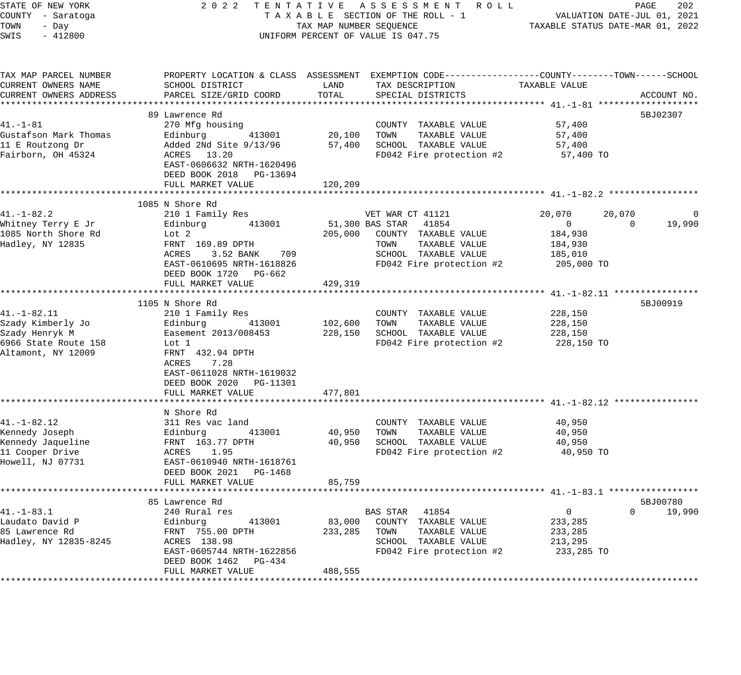STATE OF NEW YORK — 2022 TENTATIVE ASSESSMENT ROLL
COUNTY - Saratoga — TAXABLE SECTION OF THE ROLL - 1 — VALUATION DATE-JUL 01, 2021
TOWN - Day — TAX MAP NUMBER SEQUENCE — TAXABLE STATUS DATE-MAR 01, 2022
SWIS - 412800 — UNIFORM PERCENT OF VALUE IS 047.75

| TAX MAP PARCEL NUMBER / CURRENT OWNERS NAME / CURRENT OWNERS ADDRESS | PROPERTY LOCATION & CLASS / SCHOOL DISTRICT / PARCEL SIZE/GRID COORD | ASSESSMENT LAND | ASSESSMENT TOTAL | EXEMPTION CODE / TAX DESCRIPTION / SPECIAL DISTRICTS | COUNTY TAXABLE VALUE | TOWN | SCHOOL | ACCOUNT NO. |
|---|---|---|---|---|---|---|---|---|
| **41.-1-81** | 89 Lawrence Rd | | | | | | | 5BJ02307 |
| Gustafson Mark Thomas | 270 Mfg housing | | | COUNTY TAXABLE VALUE | 57,400 | | | |
| 11 E Routzong Dr | Edinburg 413001 | 20,100 | | TOWN TAXABLE VALUE | 57,400 | | | |
| Fairborn, OH 45324 | Added 2Nd Site 9/13/96 | | 57,400 | SCHOOL TAXABLE VALUE | 57,400 | | | |
| | ACRES 13.20 | | | FD042 Fire protection #2 | 57,400 TO | | | |
| | EAST-0606632 NRTH-1620496 | | | | | | | |
| | DEED BOOK 2018 PG-13694 | | | | | | | |
| | FULL MARKET VALUE | | 120,209 | | | | | |
| **41.-1-82.2** | 1085 N Shore Rd | | | | | | | |
| Whitney Terry E Jr | 210 1 Family Res | | | VET WAR CT 41121 | 20,070 | 20,070 | 0 | |
| 1085 North Shore Rd | Edinburg 413001 | 51,300 | | BAS STAR 41854 | 0 | 0 | 19,990 | |
| Hadley, NY 12835 | Lot 2 | | 205,000 | COUNTY TAXABLE VALUE | 184,930 | | | |
| | FRNT 169.89 DPTH | | | TOWN TAXABLE VALUE | 184,930 | | | |
| | ACRES 3.52 BANK 709 | | | SCHOOL TAXABLE VALUE | 185,010 | | | |
| | EAST-0610695 NRTH-1618826 | | | FD042 Fire protection #2 | 205,000 TO | | | |
| | DEED BOOK 1720 PG-662 | | | | | | | |
| | FULL MARKET VALUE | | 429,319 | | | | | |
| **41.-1-82.11** | 1105 N Shore Rd | | | | | | | 5BJ00919 |
| Szady Kimberly Jo | 210 1 Family Res | | | COUNTY TAXABLE VALUE | 228,150 | | | |
| Szady Henryk M | Edinburg 413001 | 102,600 | | TOWN TAXABLE VALUE | 228,150 | | | |
| 6966 State Route 158 | Easement 2013/008453 | | 228,150 | SCHOOL TAXABLE VALUE | 228,150 | | | |
| Altamont, NY 12009 | Lot 1 | | | FD042 Fire protection #2 | 228,150 TO | | | |
| | FRNT 432.94 DPTH | | | | | | | |
| | ACRES 7.28 | | | | | | | |
| | EAST-0611028 NRTH-1619032 | | | | | | | |
| | DEED BOOK 2020 PG-11301 | | | | | | | |
| | FULL MARKET VALUE | | 477,801 | | | | | |
| **41.-1-82.12** | N Shore Rd | | | | | | | |
| Kennedy Joseph | 311 Res vac land | | | COUNTY TAXABLE VALUE | 40,950 | | | |
| Kennedy Jaqueline | Edinburg 413001 | 40,950 | | TOWN TAXABLE VALUE | 40,950 | | | |
| 11 Cooper Drive | FRNT 163.77 DPTH | | 40,950 | SCHOOL TAXABLE VALUE | 40,950 | | | |
| Howell, NJ 07731 | ACRES 1.95 | | | FD042 Fire protection #2 | 40,950 TO | | | |
| | EAST-0610940 NRTH-1618761 | | | | | | | |
| | DEED BOOK 2021 PG-1468 | | | | | | | |
| | FULL MARKET VALUE | | 85,759 | | | | | |
| **41.-1-83.1** | 85 Lawrence Rd | | | | | | | 5BJ00780 |
| Laudato David P | 240 Rural res | | | BAS STAR 41854 | 0 | 0 | 19,990 | |
| 85 Lawrence Rd | Edinburg 413001 | 83,000 | | COUNTY TAXABLE VALUE | 233,285 | | | |
| Hadley, NY 12835-8245 | FRNT 755.00 DPTH | | 233,285 | TOWN TAXABLE VALUE | 233,285 | | | |
| | ACRES 138.98 | | | SCHOOL TAXABLE VALUE | 213,295 | | | |
| | EAST-0605744 NRTH-1622856 | | | FD042 Fire protection #2 | 233,285 TO | | | |
| | DEED BOOK 1462 PG-434 | | | | | | | |
| | FULL MARKET VALUE | | 488,555 | | | | | |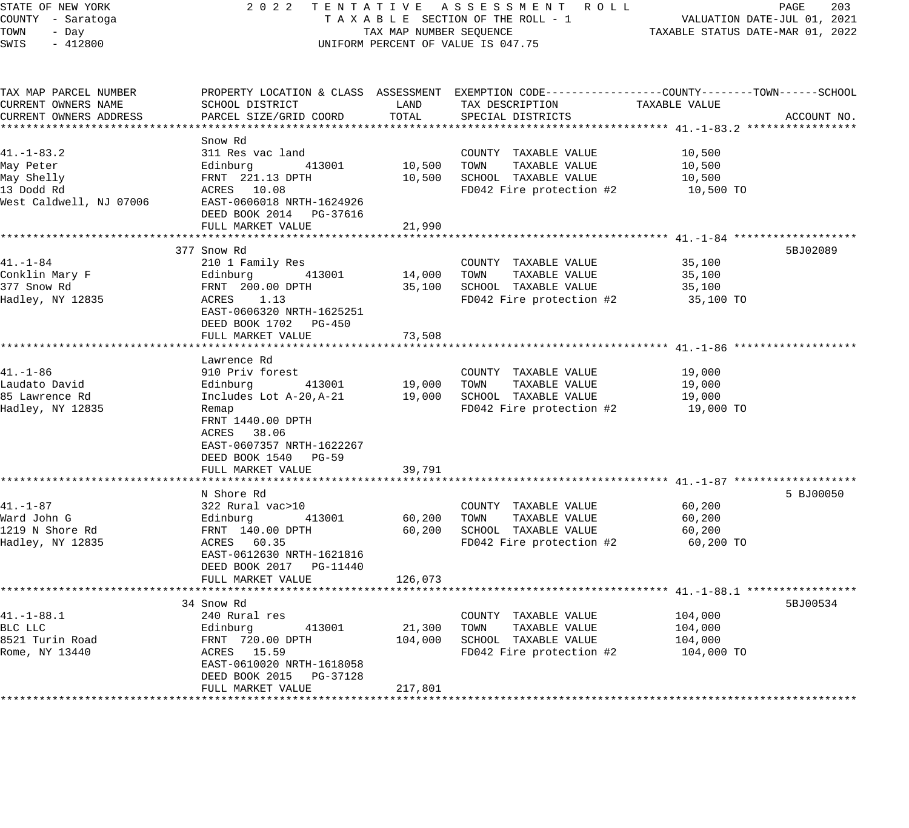STATE OF NEW YORK
COUNTY - Saratoga
TOWN - Day
SWIS - 412800

2022 TENTATIVE ASSESSMENT ROLL
TAXABLE SECTION OF THE ROLL - 1
TAX MAP NUMBER SEQUENCE
UNIFORM PERCENT OF VALUE IS 047.75

VALUATION DATE-JUL 01, 2021
TAXABLE STATUS DATE-MAR 01, 2022

| TAX MAP PARCEL NUMBER / CURRENT OWNERS NAME / CURRENT OWNERS ADDRESS | PROPERTY LOCATION & CLASS / SCHOOL DISTRICT / PARCEL SIZE/GRID COORD | ASSESSMENT LAND | ASSESSMENT TOTAL | EXEMPTION CODE / TAX DESCRIPTION / SPECIAL DISTRICTS | TAXABLE VALUE (COUNTY / TOWN / SCHOOL) | ACCOUNT NO. |
|---|---|---|---|---|---|---|
| **41.-1-83.2** | Snow Rd | | | | | |
| 41.-1-83.2 | 311 Res vac land | | | COUNTY TAXABLE VALUE | 10,500 | |
| May Peter | Edinburg 413001 | 10,500 | | TOWN TAXABLE VALUE | 10,500 | |
| May Shelly | FRNT 221.13 DPTH | | 10,500 | SCHOOL TAXABLE VALUE | 10,500 | |
| 13 Dodd Rd | ACRES 10.08 | | | FD042 Fire protection #2 | 10,500 TO | |
| West Caldwell, NJ 07006 | EAST-0606018 NRTH-1624926 | | | | | |
| | DEED BOOK 2014 PG-37616 | | | | | |
| | FULL MARKET VALUE | | 21,990 | | | |
| **41.-1-84** | 377 Snow Rd | | | | | 5BJ02089 |
| 41.-1-84 | 210 1 Family Res | | | COUNTY TAXABLE VALUE | 35,100 | |
| Conklin Mary F | Edinburg 413001 | 14,000 | | TOWN TAXABLE VALUE | 35,100 | |
| 377 Snow Rd | FRNT 200.00 DPTH | | 35,100 | SCHOOL TAXABLE VALUE | 35,100 | |
| Hadley, NY 12835 | ACRES 1.13 | | | FD042 Fire protection #2 | 35,100 TO | |
| | EAST-0606320 NRTH-1625251 | | | | | |
| | DEED BOOK 1702 PG-450 | | | | | |
| | FULL MARKET VALUE | | 73,508 | | | |
| **41.-1-86** | Lawrence Rd | | | | | |
| 41.-1-86 | 910 Priv forest | | | COUNTY TAXABLE VALUE | 19,000 | |
| Laudato David | Edinburg 413001 | 19,000 | | TOWN TAXABLE VALUE | 19,000 | |
| 85 Lawrence Rd | Includes Lot A-20,A-21 | | 19,000 | SCHOOL TAXABLE VALUE | 19,000 | |
| Hadley, NY 12835 | Remap | | | FD042 Fire protection #2 | 19,000 TO | |
| | FRNT 1440.00 DPTH | | | | | |
| | ACRES 38.06 | | | | | |
| | EAST-0607357 NRTH-1622267 | | | | | |
| | DEED BOOK 1540 PG-59 | | | | | |
| | FULL MARKET VALUE | | 39,791 | | | |
| **41.-1-87** | N Shore Rd | | | | | 5 BJ00050 |
| 41.-1-87 | 322 Rural vac>10 | | | COUNTY TAXABLE VALUE | 60,200 | |
| Ward John G | Edinburg 413001 | 60,200 | | TOWN TAXABLE VALUE | 60,200 | |
| 1219 N Shore Rd | FRNT 140.00 DPTH | | 60,200 | SCHOOL TAXABLE VALUE | 60,200 | |
| Hadley, NY 12835 | ACRES 60.35 | | | FD042 Fire protection #2 | 60,200 TO | |
| | EAST-0612630 NRTH-1621816 | | | | | |
| | DEED BOOK 2017 PG-11440 | | | | | |
| | FULL MARKET VALUE | | 126,073 | | | |
| **41.-1-88.1** | 34 Snow Rd | | | | | 5BJ00534 |
| 41.-1-88.1 | 240 Rural res | | | COUNTY TAXABLE VALUE | 104,000 | |
| BLC LLC | Edinburg 413001 | 21,300 | | TOWN TAXABLE VALUE | 104,000 | |
| 8521 Turin Road | FRNT 720.00 DPTH | | 104,000 | SCHOOL TAXABLE VALUE | 104,000 | |
| Rome, NY 13440 | ACRES 15.59 | | | FD042 Fire protection #2 | 104,000 TO | |
| | EAST-0610020 NRTH-1618058 | | | | | |
| | DEED BOOK 2015 PG-37128 | | | | | |
| | FULL MARKET VALUE | | 217,801 | | | |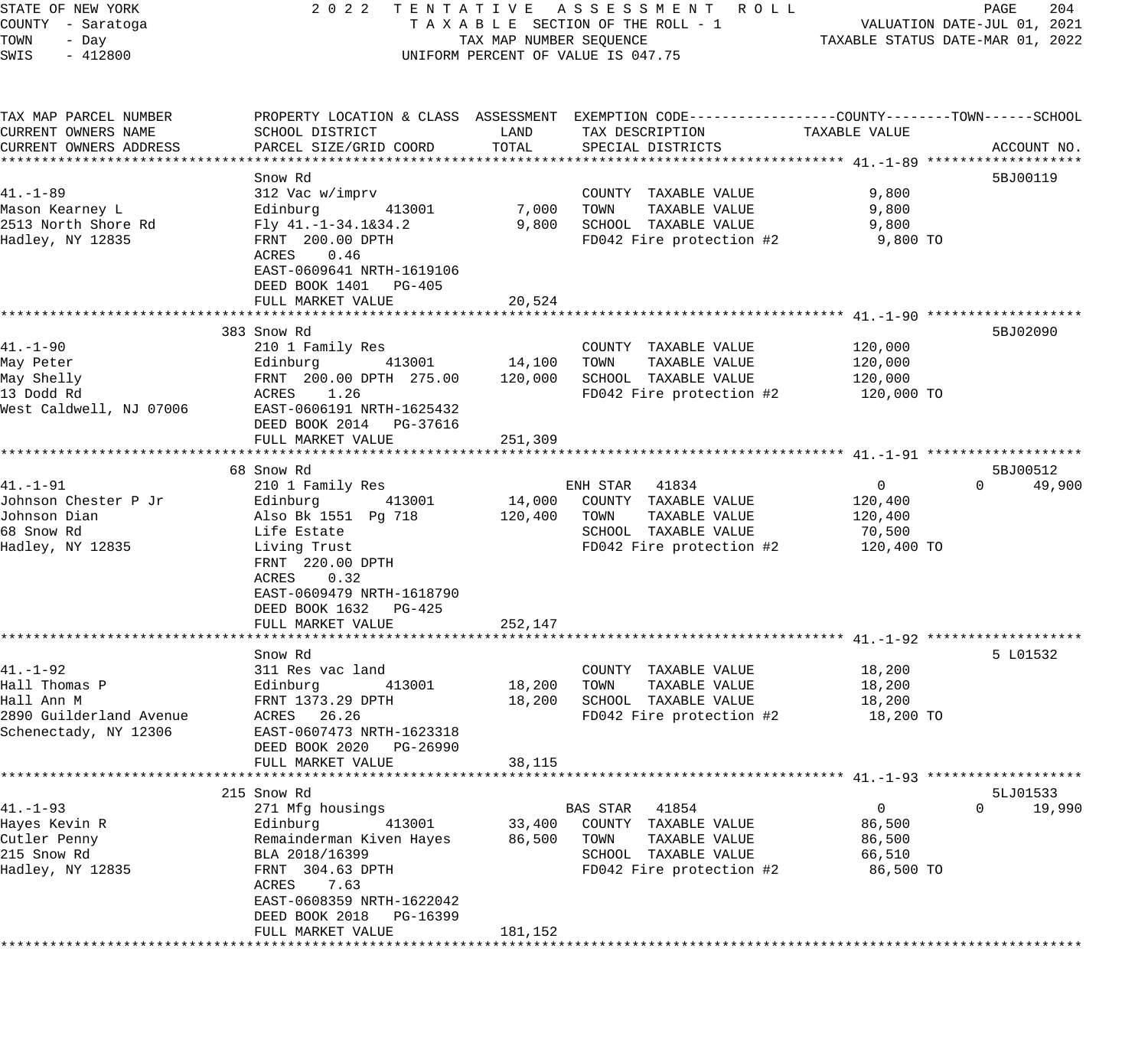STATE OF NEW YORK
COUNTY - Saratoga
TOWN - Day
SWIS - 412800

2022 TENTATIVE ASSESSMENT ROLL
TAXABLE SECTION OF THE ROLL - 1
TAX MAP NUMBER SEQUENCE
UNIFORM PERCENT OF VALUE IS 047.75

VALUATION DATE-JUL 01, 2021
TAXABLE STATUS DATE-MAR 01, 2022

| TAX MAP PARCEL NUMBER / CURRENT OWNERS NAME / CURRENT OWNERS ADDRESS | PROPERTY LOCATION & CLASS / SCHOOL DISTRICT / PARCEL SIZE/GRID COORD | ASSESSMENT LAND | TOTAL | EXEMPTION CODE / TAX DESCRIPTION / SPECIAL DISTRICTS | COUNTY | TOWN | SCHOOL | ACCOUNT NO. |
|---|---|---|---|---|---|---|---|---|
| **41.-1-89** | Snow Rd | | | | | | | 5BJ00119 |
| 41.-1-89 | 312 Vac w/imprv | | | COUNTY TAXABLE VALUE | 9,800 | | | |
| Mason Kearney L | Edinburg 413001 | 7,000 | | TOWN TAXABLE VALUE | | 9,800 | | |
| 2513 North Shore Rd | Fly 41.-1-34.1&34.2 | | 9,800 | SCHOOL TAXABLE VALUE | | | 9,800 | |
| Hadley, NY 12835 | FRNT 200.00 DPTH | | | FD042 Fire protection #2 | 9,800 TO | | | |
| | ACRES 0.46 | | | | | | | |
| | EAST-0609641 NRTH-1619106 | | | | | | | |
| | DEED BOOK 1401 PG-405 | | | | | | | |
| | FULL MARKET VALUE | | 20,524 | | | | | |
| **41.-1-90** | 383 Snow Rd | | | | | | | 5BJ02090 |
| 41.-1-90 | 210 1 Family Res | | | COUNTY TAXABLE VALUE | 120,000 | | | |
| May Peter | Edinburg 413001 | 14,100 | | TOWN TAXABLE VALUE | | 120,000 | | |
| May Shelly | FRNT 200.00 DPTH 275.00 | | 120,000 | SCHOOL TAXABLE VALUE | | | 120,000 | |
| 13 Dodd Rd | ACRES 1.26 | | | FD042 Fire protection #2 | 120,000 TO | | | |
| West Caldwell, NJ 07006 | EAST-0606191 NRTH-1625432 | | | | | | | |
| | DEED BOOK 2014 PG-37616 | | | | | | | |
| | FULL MARKET VALUE | | 251,309 | | | | | |
| **41.-1-91** | 68 Snow Rd | | | | | | | 5BJ00512 |
| 41.-1-91 | 210 1 Family Res | | | ENH STAR 41834 | 0 | 0 | 49,900 | |
| Johnson Chester P Jr | Edinburg 413001 | 14,000 | | COUNTY TAXABLE VALUE | 120,400 | | | |
| Johnson Dian | Also Bk 1551 Pg 718 | | 120,400 | TOWN TAXABLE VALUE | | 120,400 | | |
| 68 Snow Rd | Life Estate | | | SCHOOL TAXABLE VALUE | | | 70,500 | |
| Hadley, NY 12835 | Living Trust | | | FD042 Fire protection #2 | 120,400 TO | | | |
| | FRNT 220.00 DPTH | | | | | | | |
| | ACRES 0.32 | | | | | | | |
| | EAST-0609479 NRTH-1618790 | | | | | | | |
| | DEED BOOK 1632 PG-425 | | | | | | | |
| | FULL MARKET VALUE | | 252,147 | | | | | |
| **41.-1-92** | Snow Rd | | | | | | | 5 L01532 |
| 41.-1-92 | 311 Res vac land | | | COUNTY TAXABLE VALUE | 18,200 | | | |
| Hall Thomas P | Edinburg 413001 | 18,200 | | TOWN TAXABLE VALUE | | 18,200 | | |
| Hall Ann M | FRNT 1373.29 DPTH | | 18,200 | SCHOOL TAXABLE VALUE | | | 18,200 | |
| 2890 Guilderland Avenue | ACRES 26.26 | | | FD042 Fire protection #2 | 18,200 TO | | | |
| Schenectady, NY 12306 | EAST-0607473 NRTH-1623318 | | | | | | | |
| | DEED BOOK 2020 PG-26990 | | | | | | | |
| | FULL MARKET VALUE | | 38,115 | | | | | |
| **41.-1-93** | 215 Snow Rd | | | | | | | 5LJ01533 |
| 41.-1-93 | 271 Mfg housings | | | BAS STAR 41854 | 0 | 0 | 19,990 | |
| Hayes Kevin R | Edinburg 413001 | 33,400 | | COUNTY TAXABLE VALUE | 86,500 | | | |
| Cutler Penny | Remainderman Kiven Hayes | | 86,500 | TOWN TAXABLE VALUE | | 86,500 | | |
| 215 Snow Rd | BLA 2018/16399 | | | SCHOOL TAXABLE VALUE | | | 66,510 | |
| Hadley, NY 12835 | FRNT 304.63 DPTH | | | FD042 Fire protection #2 | 86,500 TO | | | |
| | ACRES 7.63 | | | | | | | |
| | EAST-0608359 NRTH-1622042 | | | | | | | |
| | DEED BOOK 2018 PG-16399 | | | | | | | |
| | FULL MARKET VALUE | | 181,152 | | | | | |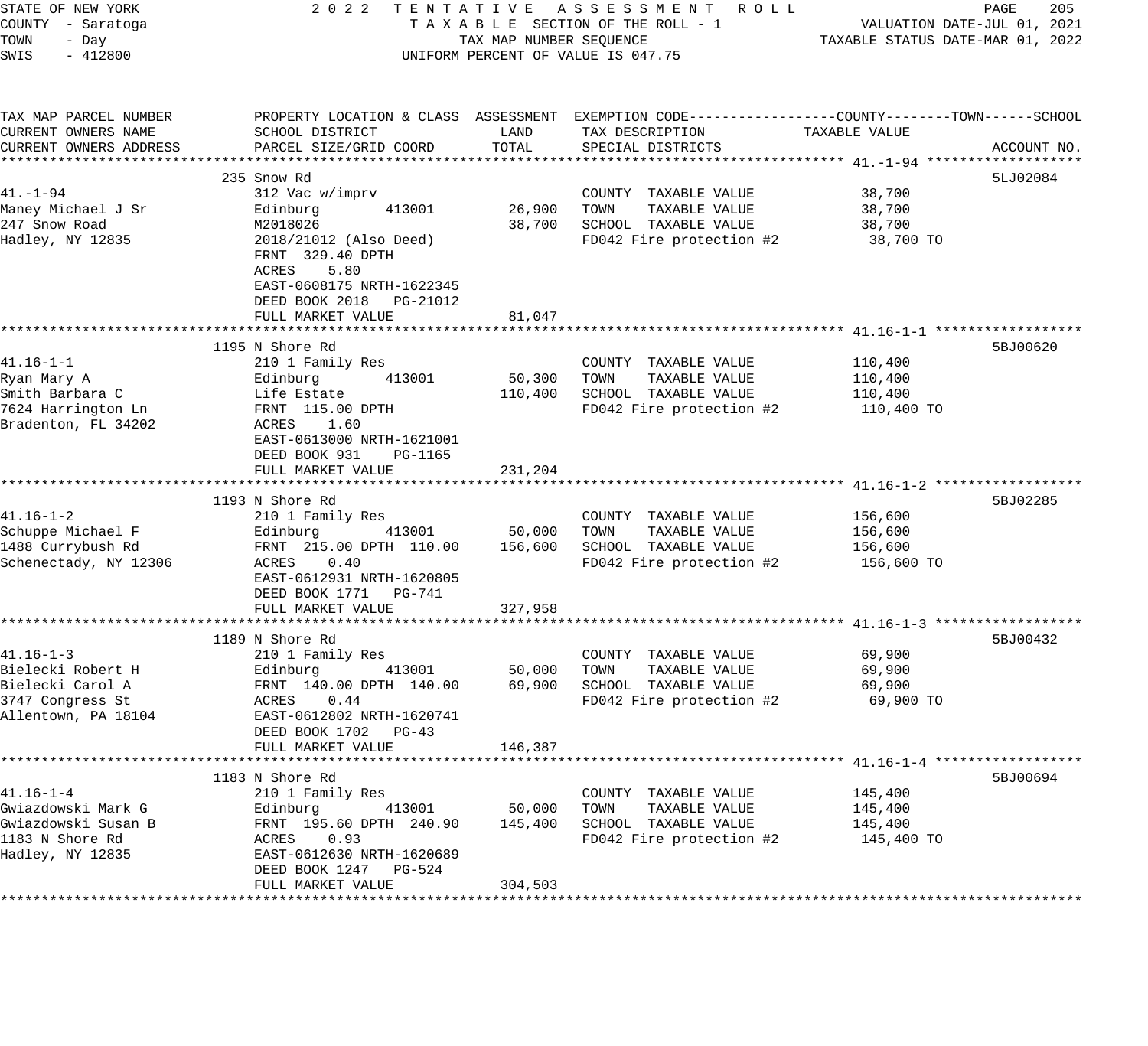STATE OF NEW YORK
COUNTY - Saratoga
TOWN - Day
SWIS - 412800

2 0 2 2 T E N T A T I V E A S S E S S M E N T R O L L
T A X A B L E SECTION OF THE ROLL - 1
TAX MAP NUMBER SEQUENCE
UNIFORM PERCENT OF VALUE IS 047.75

VALUATION DATE-JUL 01, 2021
TAXABLE STATUS DATE-MAR 01, 2022

| TAX MAP PARCEL NUMBER / CURRENT OWNERS NAME / CURRENT OWNERS ADDRESS | PROPERTY LOCATION & CLASS / SCHOOL DISTRICT / PARCEL SIZE/GRID COORD | ASSESSMENT LAND | ASSESSMENT TOTAL | EXEMPTION CODE / TAX DESCRIPTION / SPECIAL DISTRICTS | TAXABLE VALUE (COUNTY--TOWN--SCHOOL) | ACCOUNT NO. |
|---|---|---|---|---|---|---|
| **41.-1-94** | 235 Snow Rd | | | | | 5LJ02084 |
| Maney Michael J Sr | 312 Vac w/imprv | | | COUNTY TAXABLE VALUE | 38,700 | |
| 247 Snow Road | Edinburg 413001 | 26,900 | | TOWN TAXABLE VALUE | 38,700 | |
| Hadley, NY 12835 | M2018026 | | 38,700 | SCHOOL TAXABLE VALUE | 38,700 | |
| | 2018/21012 (Also Deed) | | | FD042 Fire protection #2 | 38,700 TO | |
| | FRNT 329.40 DPTH | | | | | |
| | ACRES 5.80 | | | | | |
| | EAST-0608175 NRTH-1622345 | | | | | |
| | DEED BOOK 2018 PG-21012 | | | | | |
| | FULL MARKET VALUE | | 81,047 | | | |
| **41.16-1-1** | 1195 N Shore Rd | | | | | 5BJ00620 |
| Ryan Mary A | 210 1 Family Res | | | COUNTY TAXABLE VALUE | 110,400 | |
| Smith Barbara C | Edinburg 413001 | 50,300 | | TOWN TAXABLE VALUE | 110,400 | |
| 7624 Harrington Ln | Life Estate | | 110,400 | SCHOOL TAXABLE VALUE | 110,400 | |
| Bradenton, FL 34202 | FRNT 115.00 DPTH | | | FD042 Fire protection #2 | 110,400 TO | |
| | ACRES 1.60 | | | | | |
| | EAST-0613000 NRTH-1621001 | | | | | |
| | DEED BOOK 931 PG-1165 | | | | | |
| | FULL MARKET VALUE | | 231,204 | | | |
| **41.16-1-2** | 1193 N Shore Rd | | | | | 5BJ02285 |
| Schuppe Michael F | 210 1 Family Res | | | COUNTY TAXABLE VALUE | 156,600 | |
| 1488 Currybush Rd | Edinburg 413001 | 50,000 | | TOWN TAXABLE VALUE | 156,600 | |
| Schenectady, NY 12306 | FRNT 215.00 DPTH 110.00 | | 156,600 | SCHOOL TAXABLE VALUE | 156,600 | |
| | ACRES 0.40 | | | FD042 Fire protection #2 | 156,600 TO | |
| | EAST-0612931 NRTH-1620805 | | | | | |
| | DEED BOOK 1771 PG-741 | | | | | |
| | FULL MARKET VALUE | | 327,958 | | | |
| **41.16-1-3** | 1189 N Shore Rd | | | | | 5BJ00432 |
| Bielecki Robert H | 210 1 Family Res | | | COUNTY TAXABLE VALUE | 69,900 | |
| Bielecki Carol A | Edinburg 413001 | 50,000 | | TOWN TAXABLE VALUE | 69,900 | |
| 3747 Congress St | FRNT 140.00 DPTH 140.00 | | 69,900 | SCHOOL TAXABLE VALUE | 69,900 | |
| Allentown, PA 18104 | ACRES 0.44 | | | FD042 Fire protection #2 | 69,900 TO | |
| | EAST-0612802 NRTH-1620741 | | | | | |
| | DEED BOOK 1702 PG-43 | | | | | |
| | FULL MARKET VALUE | | 146,387 | | | |
| **41.16-1-4** | 1183 N Shore Rd | | | | | 5BJ00694 |
| Gwiazdowski Mark G | 210 1 Family Res | | | COUNTY TAXABLE VALUE | 145,400 | |
| Gwiazdowski Susan B | Edinburg 413001 | 50,000 | | TOWN TAXABLE VALUE | 145,400 | |
| 1183 N Shore Rd | FRNT 195.60 DPTH 240.90 | | 145,400 | SCHOOL TAXABLE VALUE | 145,400 | |
| Hadley, NY 12835 | ACRES 0.93 | | | FD042 Fire protection #2 | 145,400 TO | |
| | EAST-0612630 NRTH-1620689 | | | | | |
| | DEED BOOK 1247 PG-524 | | | | | |
| | FULL MARKET VALUE | | 304,503 | | | |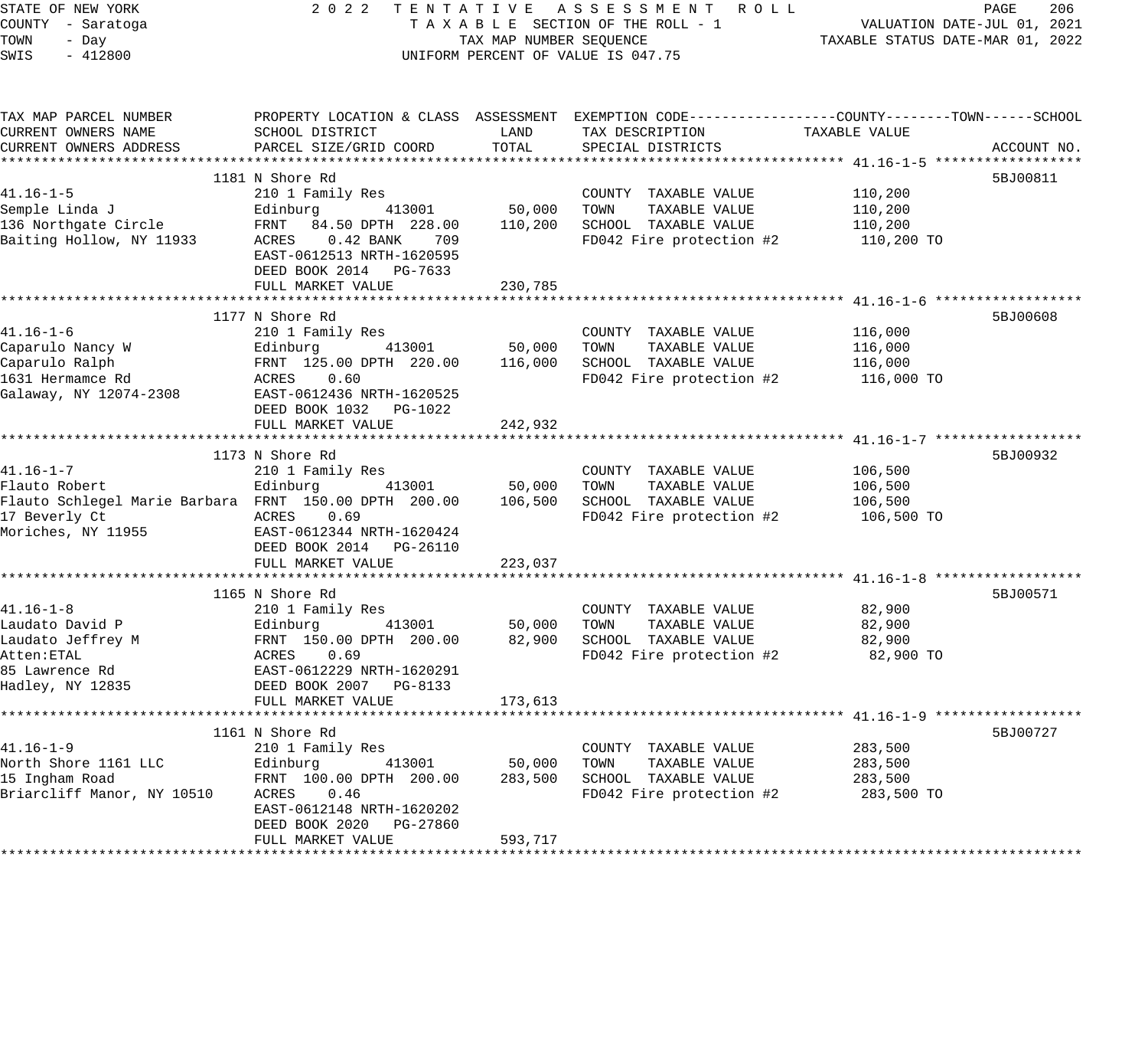STATE OF NEW YORK — 2022 TENTATIVE ASSESSMENT ROLL
COUNTY - Saratoga — TAXABLE SECTION OF THE ROLL - 1 — VALUATION DATE-JUL 01, 2021
TOWN - Day — TAX MAP NUMBER SEQUENCE — TAXABLE STATUS DATE-MAR 01, 2022
SWIS - 412800 — UNIFORM PERCENT OF VALUE IS 047.75

| TAX MAP PARCEL NUMBER / CURRENT OWNERS NAME / CURRENT OWNERS ADDRESS | PROPERTY LOCATION & CLASS / SCHOOL DISTRICT / PARCEL SIZE/GRID COORD | ASSESSMENT LAND | TOTAL | EXEMPTION CODE / TAX DESCRIPTION / SPECIAL DISTRICTS | TAXABLE VALUE (COUNTY / TOWN / SCHOOL) | ACCOUNT NO. |
|---|---|---|---|---|---|---|
| **41.16-1-5** | 1181 N Shore Rd | | | | | 5BJ00811 |
| 41.16-1-5 | 210 1 Family Res | | | COUNTY TAXABLE VALUE | 110,200 | |
| Semple Linda J | Edinburg 413001 | 50,000 | | TOWN TAXABLE VALUE | 110,200 | |
| 136 Northgate Circle | FRNT 84.50 DPTH 228.00 | | 110,200 | SCHOOL TAXABLE VALUE | 110,200 | |
| Baiting Hollow, NY 11933 | ACRES 0.42 BANK 709 | | | FD042 Fire protection #2 | 110,200 TO | |
| | EAST-0612513 NRTH-1620595 | | | | | |
| | DEED BOOK 2014 PG-7633 | | | | | |
| | FULL MARKET VALUE | | 230,785 | | | |
| **41.16-1-6** | 1177 N Shore Rd | | | | | 5BJ00608 |
| 41.16-1-6 | 210 1 Family Res | | | COUNTY TAXABLE VALUE | 116,000 | |
| Caparulo Nancy W | Edinburg 413001 | 50,000 | | TOWN TAXABLE VALUE | 116,000 | |
| Caparulo Ralph | FRNT 125.00 DPTH 220.00 | | 116,000 | SCHOOL TAXABLE VALUE | 116,000 | |
| 1631 Hermamce Rd | ACRES 0.60 | | | FD042 Fire protection #2 | 116,000 TO | |
| Galaway, NY 12074-2308 | EAST-0612436 NRTH-1620525 | | | | | |
| | DEED BOOK 1032 PG-1022 | | | | | |
| | FULL MARKET VALUE | | 242,932 | | | |
| **41.16-1-7** | 1173 N Shore Rd | | | | | 5BJ00932 |
| 41.16-1-7 | 210 1 Family Res | | | COUNTY TAXABLE VALUE | 106,500 | |
| Flauto Robert | Edinburg 413001 | 50,000 | | TOWN TAXABLE VALUE | 106,500 | |
| Flauto Schlegel Marie Barbara | FRNT 150.00 DPTH 200.00 | | 106,500 | SCHOOL TAXABLE VALUE | 106,500 | |
| 17 Beverly Ct | ACRES 0.69 | | | FD042 Fire protection #2 | 106,500 TO | |
| Moriches, NY 11955 | EAST-0612344 NRTH-1620424 | | | | | |
| | DEED BOOK 2014 PG-26110 | | | | | |
| | FULL MARKET VALUE | | 223,037 | | | |
| **41.16-1-8** | 1165 N Shore Rd | | | | | 5BJ00571 |
| 41.16-1-8 | 210 1 Family Res | | | COUNTY TAXABLE VALUE | 82,900 | |
| Laudato David P | Edinburg 413001 | 50,000 | | TOWN TAXABLE VALUE | 82,900 | |
| Laudato Jeffrey M | FRNT 150.00 DPTH 200.00 | | 82,900 | SCHOOL TAXABLE VALUE | 82,900 | |
| Atten:ETAL | ACRES 0.69 | | | FD042 Fire protection #2 | 82,900 TO | |
| 85 Lawrence Rd | EAST-0612229 NRTH-1620291 | | | | | |
| Hadley, NY 12835 | DEED BOOK 2007 PG-8133 | | | | | |
| | FULL MARKET VALUE | | 173,613 | | | |
| **41.16-1-9** | 1161 N Shore Rd | | | | | 5BJ00727 |
| 41.16-1-9 | 210 1 Family Res | | | COUNTY TAXABLE VALUE | 283,500 | |
| North Shore 1161 LLC | Edinburg 413001 | 50,000 | | TOWN TAXABLE VALUE | 283,500 | |
| 15 Ingham Road | FRNT 100.00 DPTH 200.00 | | 283,500 | SCHOOL TAXABLE VALUE | 283,500 | |
| Briarcliff Manor, NY 10510 | ACRES 0.46 | | | FD042 Fire protection #2 | 283,500 TO | |
| | EAST-0612148 NRTH-1620202 | | | | | |
| | DEED BOOK 2020 PG-27860 | | | | | |
| | FULL MARKET VALUE | | 593,717 | | | |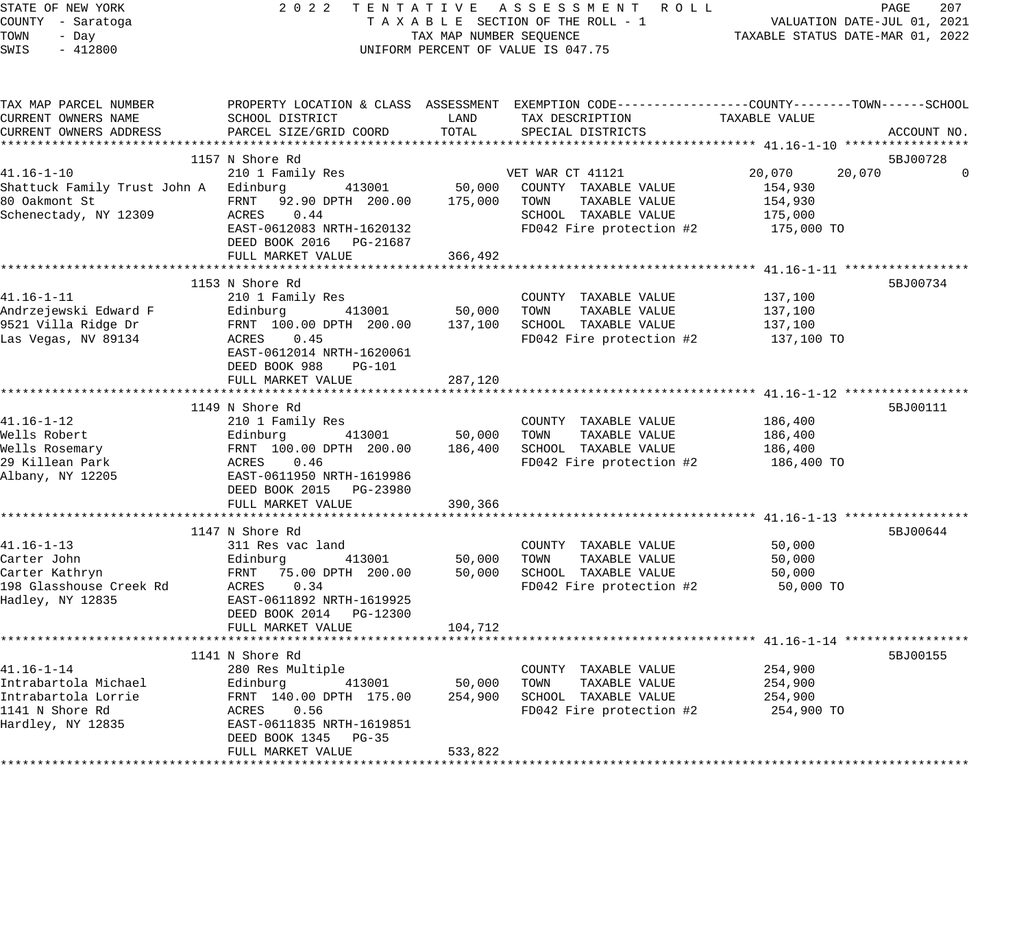STATE OF NEW YORK — 2022 TENTATIVE ASSESSMENT ROLL
COUNTY - Saratoga — TAXABLE SECTION OF THE ROLL - 1 — VALUATION DATE-JUL 01, 2021
TOWN - Day — TAX MAP NUMBER SEQUENCE — TAXABLE STATUS DATE-MAR 01, 2022
SWIS - 412800 — UNIFORM PERCENT OF VALUE IS 047.75

| TAX MAP PARCEL NUMBER / CURRENT OWNERS NAME / CURRENT OWNERS ADDRESS | PROPERTY LOCATION & CLASS / SCHOOL DISTRICT / PARCEL SIZE/GRID COORD | ASSESSMENT LAND | ASSESSMENT TOTAL | EXEMPTION CODE / TAX DESCRIPTION / SPECIAL DISTRICTS | COUNTY TAXABLE VALUE | TOWN | SCHOOL | ACCOUNT NO. |
|---|---|---|---|---|---|---|---|---|
| **41.16-1-10** | 1157 N Shore Rd | | | | | | | 5BJ00728 |
| 41.16-1-10 | 210 1 Family Res | | | VET WAR CT 41121 | 20,070 | 20,070 | 0 | |
| Shattuck Family Trust John A | Edinburg 413001 | 50,000 | | COUNTY TAXABLE VALUE | 154,930 | | | |
| 80 Oakmont St | FRNT 92.90 DPTH 200.00 | | 175,000 | TOWN TAXABLE VALUE | 154,930 | | | |
| Schenectady, NY 12309 | ACRES 0.44 | | | SCHOOL TAXABLE VALUE | 175,000 | | | |
| | EAST-0612083 NRTH-1620132 | | | FD042 Fire protection #2 | 175,000 TO | | | |
| | DEED BOOK 2016 PG-21687 | | | | | | | |
| | FULL MARKET VALUE | | 366,492 | | | | | |
| **41.16-1-11** | 1153 N Shore Rd | | | | | | | 5BJ00734 |
| 41.16-1-11 | 210 1 Family Res | | | COUNTY TAXABLE VALUE | 137,100 | | | |
| Andrzejewski Edward F | Edinburg 413001 | 50,000 | | TOWN TAXABLE VALUE | 137,100 | | | |
| 9521 Villa Ridge Dr | FRNT 100.00 DPTH 200.00 | | 137,100 | SCHOOL TAXABLE VALUE | 137,100 | | | |
| Las Vegas, NV 89134 | ACRES 0.45 | | | FD042 Fire protection #2 | 137,100 TO | | | |
| | EAST-0612014 NRTH-1620061 | | | | | | | |
| | DEED BOOK 988 PG-101 | | | | | | | |
| | FULL MARKET VALUE | | 287,120 | | | | | |
| **41.16-1-12** | 1149 N Shore Rd | | | | | | | 5BJ00111 |
| 41.16-1-12 | 210 1 Family Res | | | COUNTY TAXABLE VALUE | 186,400 | | | |
| Wells Robert | Edinburg 413001 | 50,000 | | TOWN TAXABLE VALUE | 186,400 | | | |
| Wells Rosemary | FRNT 100.00 DPTH 200.00 | | 186,400 | SCHOOL TAXABLE VALUE | 186,400 | | | |
| 29 Killean Park | ACRES 0.46 | | | FD042 Fire protection #2 | 186,400 TO | | | |
| Albany, NY 12205 | EAST-0611950 NRTH-1619986 | | | | | | | |
| | DEED BOOK 2015 PG-23980 | | | | | | | |
| | FULL MARKET VALUE | | 390,366 | | | | | |
| **41.16-1-13** | 1147 N Shore Rd | | | | | | | 5BJ00644 |
| 41.16-1-13 | 311 Res vac land | | | COUNTY TAXABLE VALUE | 50,000 | | | |
| Carter John | Edinburg 413001 | 50,000 | | TOWN TAXABLE VALUE | 50,000 | | | |
| Carter Kathryn | FRNT 75.00 DPTH 200.00 | | 50,000 | SCHOOL TAXABLE VALUE | 50,000 | | | |
| 198 Glasshouse Creek Rd | ACRES 0.34 | | | FD042 Fire protection #2 | 50,000 TO | | | |
| Hadley, NY 12835 | EAST-0611892 NRTH-1619925 | | | | | | | |
| | DEED BOOK 2014 PG-12300 | | | | | | | |
| | FULL MARKET VALUE | | 104,712 | | | | | |
| **41.16-1-14** | 1141 N Shore Rd | | | | | | | 5BJ00155 |
| 41.16-1-14 | 280 Res Multiple | | | COUNTY TAXABLE VALUE | 254,900 | | | |
| Intrabartola Michael | Edinburg 413001 | 50,000 | | TOWN TAXABLE VALUE | 254,900 | | | |
| Intrabartola Lorrie | FRNT 140.00 DPTH 175.00 | | 254,900 | SCHOOL TAXABLE VALUE | 254,900 | | | |
| 1141 N Shore Rd | ACRES 0.56 | | | FD042 Fire protection #2 | 254,900 TO | | | |
| Hardley, NY 12835 | EAST-0611835 NRTH-1619851 | | | | | | | |
| | DEED BOOK 1345 PG-35 | | | | | | | |
| | FULL MARKET VALUE | | 533,822 | | | | | |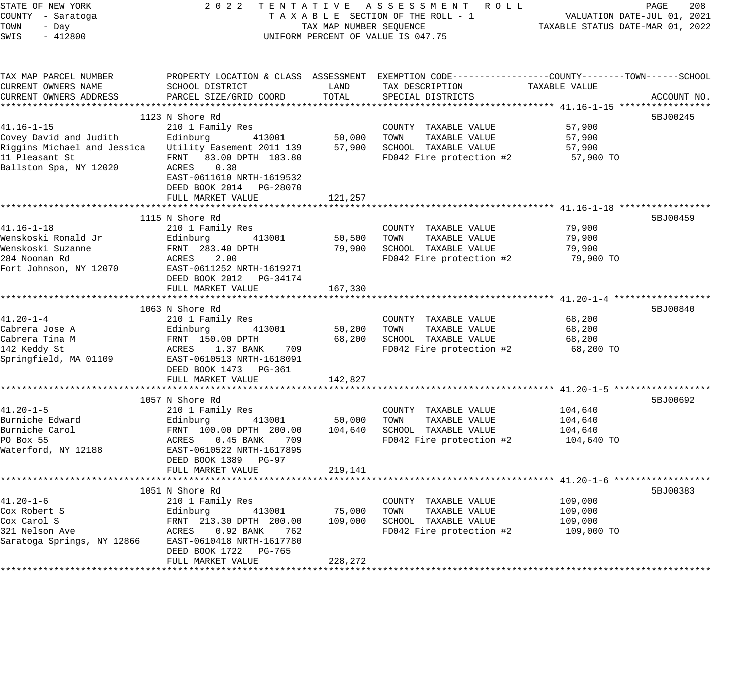STATE OF NEW YORK
COUNTY - Saratoga
TOWN - Day
SWIS - 412800

2022 TENTATIVE ASSESSMENT ROLL
TAXABLE SECTION OF THE ROLL - 1
TAX MAP NUMBER SEQUENCE
UNIFORM PERCENT OF VALUE IS 047.75

VALUATION DATE-JUL 01, 2021
TAXABLE STATUS DATE-MAR 01, 2022

| TAX MAP PARCEL NUMBER / CURRENT OWNERS NAME / CURRENT OWNERS ADDRESS | PROPERTY LOCATION & CLASS / SCHOOL DISTRICT / PARCEL SIZE/GRID COORD | ASSESSMENT LAND | ASSESSMENT TOTAL | EXEMPTION CODE / TAX DESCRIPTION / SPECIAL DISTRICTS | TAXABLE VALUE (COUNTY / TOWN / SCHOOL) | ACCOUNT NO. |
|---|---|---|---|---|---|---|
| **41.16-1-15** | 1123 N Shore Rd | | | | | 5BJ00245 |
| 41.16-1-15 | 210 1 Family Res | | | COUNTY TAXABLE VALUE | 57,900 | |
| Covey David and Judith | Edinburg 413001 | 50,000 | | TOWN TAXABLE VALUE | 57,900 | |
| Riggins Michael and Jessica | Utility Easement 2011 139 | | 57,900 | SCHOOL TAXABLE VALUE | 57,900 | |
| 11 Pleasant St | FRNT 83.00 DPTH 183.80 | | | FD042 Fire protection #2 | 57,900 TO | |
| Ballston Spa, NY 12020 | ACRES 0.38 | | | | | |
| | EAST-0611610 NRTH-1619532 | | | | | |
| | DEED BOOK 2014 PG-28070 | | | | | |
| | FULL MARKET VALUE | | 121,257 | | | |
| **41.16-1-18** | 1115 N Shore Rd | | | | | 5BJ00459 |
| 41.16-1-18 | 210 1 Family Res | | | COUNTY TAXABLE VALUE | 79,900 | |
| Wenskoski Ronald Jr | Edinburg 413001 | 50,500 | | TOWN TAXABLE VALUE | 79,900 | |
| Wenskoski Suzanne | FRNT 283.40 DPTH | | 79,900 | SCHOOL TAXABLE VALUE | 79,900 | |
| 284 Noonan Rd | ACRES 2.00 | | | FD042 Fire protection #2 | 79,900 TO | |
| Fort Johnson, NY 12070 | EAST-0611252 NRTH-1619271 | | | | | |
| | DEED BOOK 2012 PG-34174 | | | | | |
| | FULL MARKET VALUE | | 167,330 | | | |
| **41.20-1-4** | 1063 N Shore Rd | | | | | 5BJ00840 |
| 41.20-1-4 | 210 1 Family Res | | | COUNTY TAXABLE VALUE | 68,200 | |
| Cabrera Jose A | Edinburg 413001 | 50,200 | | TOWN TAXABLE VALUE | 68,200 | |
| Cabrera Tina M | FRNT 150.00 DPTH | | 68,200 | SCHOOL TAXABLE VALUE | 68,200 | |
| 142 Keddy St | ACRES 1.37 BANK 709 | | | FD042 Fire protection #2 | 68,200 TO | |
| Springfield, MA 01109 | EAST-0610513 NRTH-1618091 | | | | | |
| | DEED BOOK 1473 PG-361 | | | | | |
| | FULL MARKET VALUE | | 142,827 | | | |
| **41.20-1-5** | 1057 N Shore Rd | | | | | 5BJ00692 |
| 41.20-1-5 | 210 1 Family Res | | | COUNTY TAXABLE VALUE | 104,640 | |
| Burniche Edward | Edinburg 413001 | 50,000 | | TOWN TAXABLE VALUE | 104,640 | |
| Burniche Carol | FRNT 100.00 DPTH 200.00 | | 104,640 | SCHOOL TAXABLE VALUE | 104,640 | |
| PO Box 55 | ACRES 0.45 BANK 709 | | | FD042 Fire protection #2 | 104,640 TO | |
| Waterford, NY 12188 | EAST-0610522 NRTH-1617895 | | | | | |
| | DEED BOOK 1389 PG-97 | | | | | |
| | FULL MARKET VALUE | | 219,141 | | | |
| **41.20-1-6** | 1051 N Shore Rd | | | | | 5BJ00383 |
| 41.20-1-6 | 210 1 Family Res | | | COUNTY TAXABLE VALUE | 109,000 | |
| Cox Robert S | Edinburg 413001 | 75,000 | | TOWN TAXABLE VALUE | 109,000 | |
| Cox Carol S | FRNT 213.30 DPTH 200.00 | | 109,000 | SCHOOL TAXABLE VALUE | 109,000 | |
| 321 Nelson Ave | ACRES 0.92 BANK 762 | | | FD042 Fire protection #2 | 109,000 TO | |
| Saratoga Springs, NY 12866 | EAST-0610418 NRTH-1617780 | | | | | |
| | DEED BOOK 1722 PG-765 | | | | | |
| | FULL MARKET VALUE | | 228,272 | | | |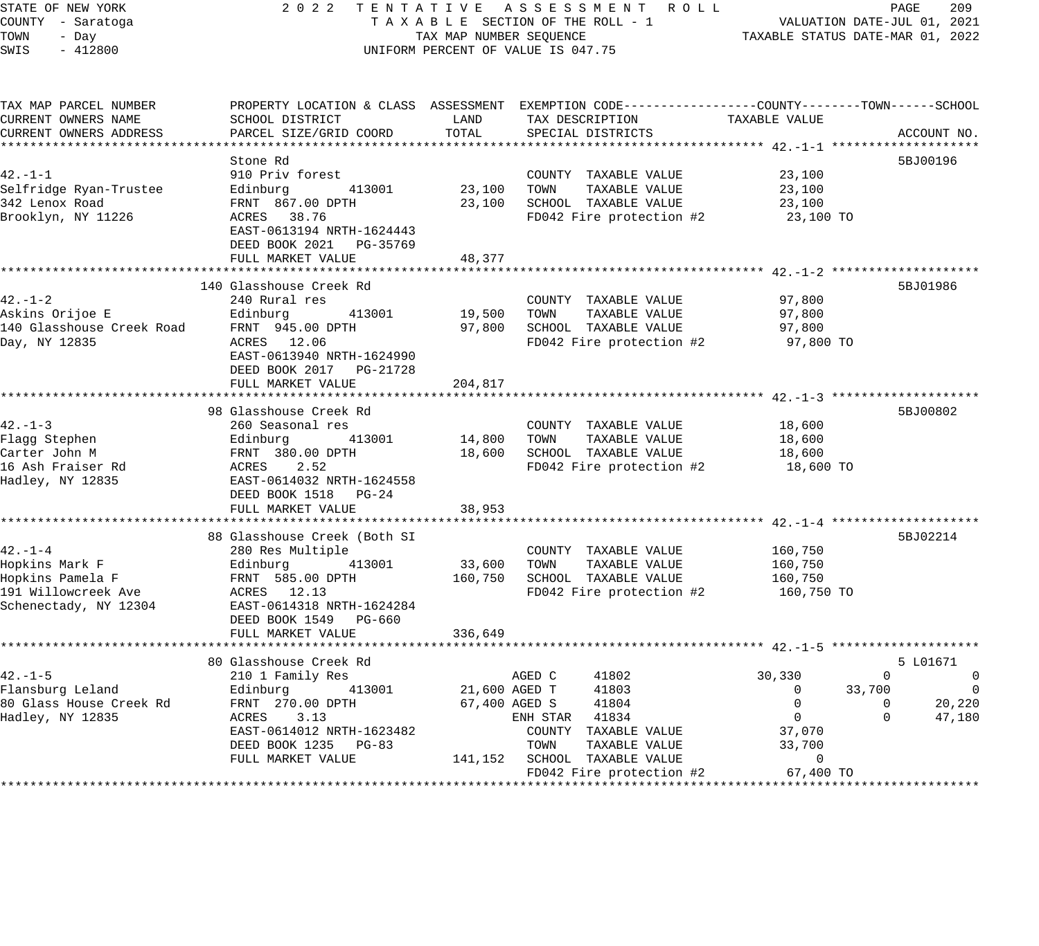STATE OF NEW YORK
COUNTY - Saratoga
TOWN - Day
SWIS - 412800

2 0 2 2 TENTATIVE ASSESSMENT ROLL
TAXABLE SECTION OF THE ROLL - 1
TAX MAP NUMBER SEQUENCE
UNIFORM PERCENT OF VALUE IS 047.75

VALUATION DATE-JUL 01, 2021
TAXABLE STATUS DATE-MAR 01, 2022

```
TAX MAP PARCEL NUMBER          PROPERTY LOCATION & CLASS  ASSESSMENT  EXEMPTION CODE------------------COUNTY--------TOWN------SCHOOL
CURRENT OWNERS NAME            SCHOOL DISTRICT               LAND      TAX DESCRIPTION            TAXABLE VALUE
CURRENT OWNERS ADDRESS         PARCEL SIZE/GRID COORD        TOTAL     SPECIAL DISTRICTS                                    ACCOUNT NO.
******************************************************************************************************* 42.-1-1 ********************
                               Stone Rd                                                                                  5BJ00196
42.-1-1                        910 Priv forest                          COUNTY  TAXABLE VALUE          23,100
Selfridge Ryan-Trustee         Edinburg       413001       23,100      TOWN    TAXABLE VALUE          23,100
342 Lenox Road                 FRNT  867.00 DPTH           23,100      SCHOOL  TAXABLE VALUE          23,100
Brooklyn, NY 11226             ACRES   38.76                           FD042 Fire protection #2        23,100 TO
                               EAST-0613194 NRTH-1624443
                               DEED BOOK 2021   PG-35769
                               FULL MARKET VALUE           48,377
******************************************************************************************************* 42.-1-2 ********************
                               140 Glasshouse Creek Rd                                                                   5BJ01986
42.-1-2                        240 Rural res                            COUNTY  TAXABLE VALUE          97,800
Askins Orijoe E                Edinburg       413001       19,500      TOWN    TAXABLE VALUE          97,800
140 Glasshouse Creek Road      FRNT  945.00 DPTH           97,800      SCHOOL  TAXABLE VALUE          97,800
Day, NY 12835                  ACRES   12.06                           FD042 Fire protection #2        97,800 TO
                               EAST-0613940 NRTH-1624990
                               DEED BOOK 2017   PG-21728
                               FULL MARKET VALUE          204,817
******************************************************************************************************* 42.-1-3 ********************
                               98 Glasshouse Creek Rd                                                                    5BJ00802
42.-1-3                        260 Seasonal res                         COUNTY  TAXABLE VALUE          18,600
Flagg Stephen                  Edinburg       413001       14,800      TOWN    TAXABLE VALUE          18,600
Carter John M                  FRNT  380.00 DPTH           18,600      SCHOOL  TAXABLE VALUE          18,600
16 Ash Fraiser Rd              ACRES    2.52                           FD042 Fire protection #2        18,600 TO
Hadley, NY 12835               EAST-0614032 NRTH-1624558
                               DEED BOOK 1518   PG-24
                               FULL MARKET VALUE           38,953
******************************************************************************************************* 42.-1-4 ********************
                               88 Glasshouse Creek (Both SI                                                              5BJ02214
42.-1-4                        280 Res Multiple                         COUNTY  TAXABLE VALUE         160,750
Hopkins Mark F                 Edinburg       413001       33,600      TOWN    TAXABLE VALUE         160,750
Hopkins Pamela F               FRNT  585.00 DPTH          160,750      SCHOOL  TAXABLE VALUE         160,750
191 Willowcreek Ave            ACRES   12.13                           FD042 Fire protection #2       160,750 TO
Schenectady, NY 12304          EAST-0614318 NRTH-1624284
                               DEED BOOK 1549   PG-660
                               FULL MARKET VALUE          336,649
******************************************************************************************************* 42.-1-5 ********************
                               80 Glasshouse Creek Rd                                                                    5 L01671
42.-1-5                        210 1 Family Res                    AGED C      41802             30,330           0           0
Flansburg Leland               Edinburg       413001       21,600 AGED T      41803                  0      33,700           0
80 Glass House Creek Rd        FRNT  270.00 DPTH           67,400 AGED S      41804                  0           0      20,220
Hadley, NY 12835               ACRES    3.13                      ENH STAR    41834                  0           0      47,180
                               EAST-0614012 NRTH-1623482               COUNTY  TAXABLE VALUE          37,070
                               DEED BOOK 1235   PG-83                  TOWN    TAXABLE VALUE          33,700
                               FULL MARKET VALUE          141,152      SCHOOL  TAXABLE VALUE               0
                                                                       FD042 Fire protection #2        67,400 TO
************************************************************************************************************************************
```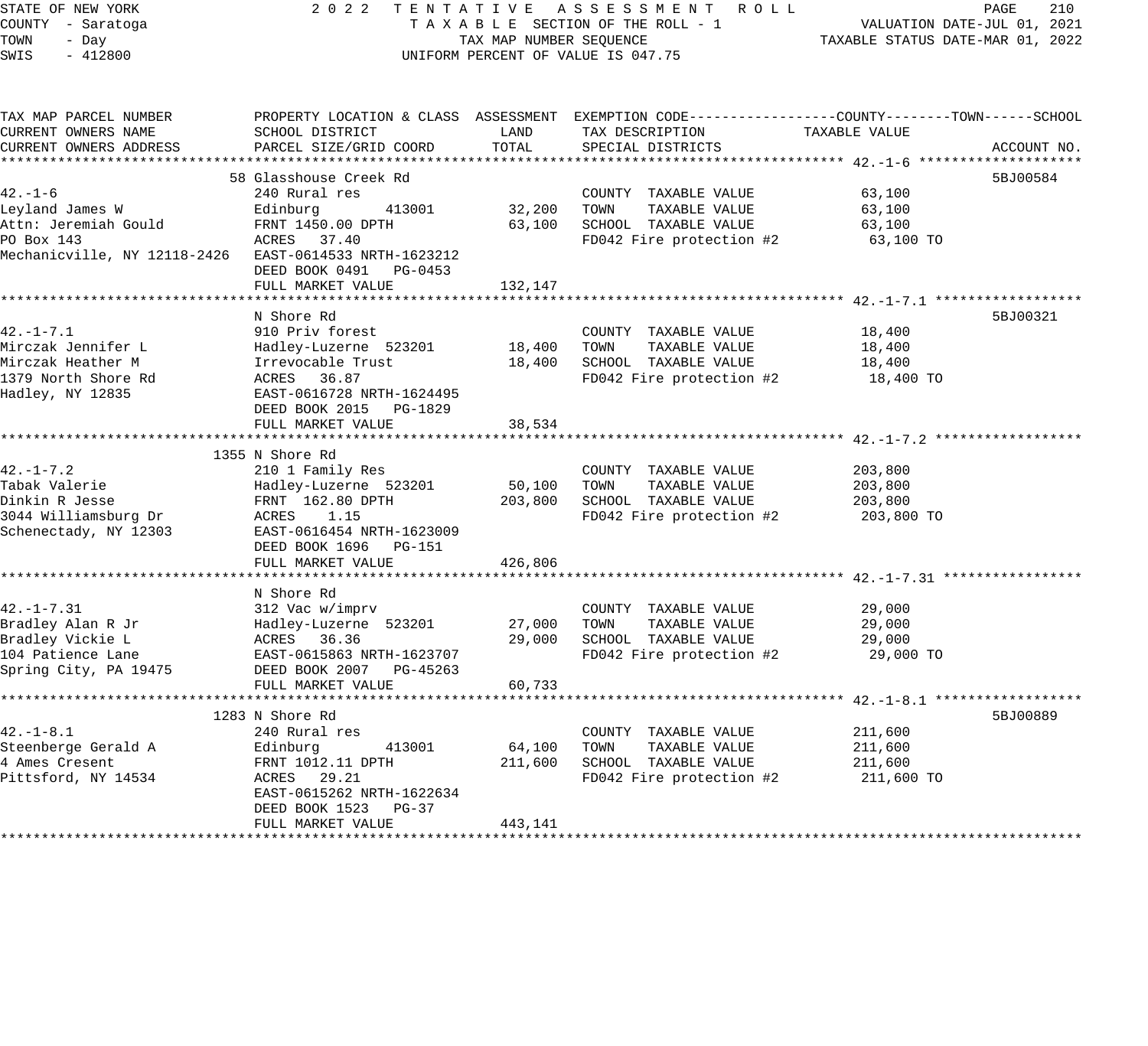STATE OF NEW YORK
COUNTY - Saratoga
TOWN - Day
SWIS - 412800

2022 TENTATIVE ASSESSMENT ROLL
TAXABLE SECTION OF THE ROLL - 1
TAX MAP NUMBER SEQUENCE
UNIFORM PERCENT OF VALUE IS 047.75

VALUATION DATE-JUL 01, 2021
TAXABLE STATUS DATE-MAR 01, 2022

| TAX MAP PARCEL NUMBER / CURRENT OWNERS NAME / CURRENT OWNERS ADDRESS | PROPERTY LOCATION & CLASS / SCHOOL DISTRICT / PARCEL SIZE/GRID COORD | ASSESSMENT LAND | TOTAL | EXEMPTION CODE / TAX DESCRIPTION / SPECIAL DISTRICTS | TAXABLE VALUE | ACCOUNT NO. |
|---|---|---|---|---|---|---|
| **42.-1-6** | 58 Glasshouse Creek Rd | | | | | 5BJ00584 |
| 42.-1-6 | 240 Rural res | | | COUNTY TAXABLE VALUE | 63,100 | |
| Leyland James W | Edinburg 413001 | 32,200 | | TOWN TAXABLE VALUE | 63,100 | |
| Attn: Jeremiah Gould | FRNT 1450.00 DPTH | | 63,100 | SCHOOL TAXABLE VALUE | 63,100 | |
| PO Box 143 | ACRES 37.40 | | | FD042 Fire protection #2 | 63,100 TO | |
| Mechanicville, NY 12118-2426 | EAST-0614533 NRTH-1623212 | | | | | |
| | DEED BOOK 0491 PG-0453 | | | | | |
| | FULL MARKET VALUE | | 132,147 | | | |
| **42.-1-7.1** | N Shore Rd | | | | | 5BJ00321 |
| 42.-1-7.1 | 910 Priv forest | | | COUNTY TAXABLE VALUE | 18,400 | |
| Mirczak Jennifer L | Hadley-Luzerne 523201 | 18,400 | | TOWN TAXABLE VALUE | 18,400 | |
| Mirczak Heather M | Irrevocable Trust | | 18,400 | SCHOOL TAXABLE VALUE | 18,400 | |
| 1379 North Shore Rd | ACRES 36.87 | | | FD042 Fire protection #2 | 18,400 TO | |
| Hadley, NY 12835 | EAST-0616728 NRTH-1624495 | | | | | |
| | DEED BOOK 2015 PG-1829 | | | | | |
| | FULL MARKET VALUE | | 38,534 | | | |
| **42.-1-7.2** | 1355 N Shore Rd | | | | | |
| 42.-1-7.2 | 210 1 Family Res | | | COUNTY TAXABLE VALUE | 203,800 | |
| Tabak Valerie | Hadley-Luzerne 523201 | 50,100 | | TOWN TAXABLE VALUE | 203,800 | |
| Dinkin R Jesse | FRNT 162.80 DPTH | | 203,800 | SCHOOL TAXABLE VALUE | 203,800 | |
| 3044 Williamsburg Dr | ACRES 1.15 | | | FD042 Fire protection #2 | 203,800 TO | |
| Schenectady, NY 12303 | EAST-0616454 NRTH-1623009 | | | | | |
| | DEED BOOK 1696 PG-151 | | | | | |
| | FULL MARKET VALUE | | 426,806 | | | |
| **42.-1-7.31** | N Shore Rd | | | | | |
| 42.-1-7.31 | 312 Vac w/imprv | | | COUNTY TAXABLE VALUE | 29,000 | |
| Bradley Alan R Jr | Hadley-Luzerne 523201 | 27,000 | | TOWN TAXABLE VALUE | 29,000 | |
| Bradley Vickie L | ACRES 36.36 | | 29,000 | SCHOOL TAXABLE VALUE | 29,000 | |
| 104 Patience Lane | EAST-0615863 NRTH-1623707 | | | FD042 Fire protection #2 | 29,000 TO | |
| Spring City, PA 19475 | DEED BOOK 2007 PG-45263 | | | | | |
| | FULL MARKET VALUE | | 60,733 | | | |
| **42.-1-8.1** | 1283 N Shore Rd | | | | | 5BJ00889 |
| 42.-1-8.1 | 240 Rural res | | | COUNTY TAXABLE VALUE | 211,600 | |
| Steenberge Gerald A | Edinburg 413001 | 64,100 | | TOWN TAXABLE VALUE | 211,600 | |
| 4 Ames Cresent | FRNT 1012.11 DPTH | | 211,600 | SCHOOL TAXABLE VALUE | 211,600 | |
| Pittsford, NY 14534 | ACRES 29.21 | | | FD042 Fire protection #2 | 211,600 TO | |
| | EAST-0615262 NRTH-1622634 | | | | | |
| | DEED BOOK 1523 PG-37 | | | | | |
| | FULL MARKET VALUE | | 443,141 | | | |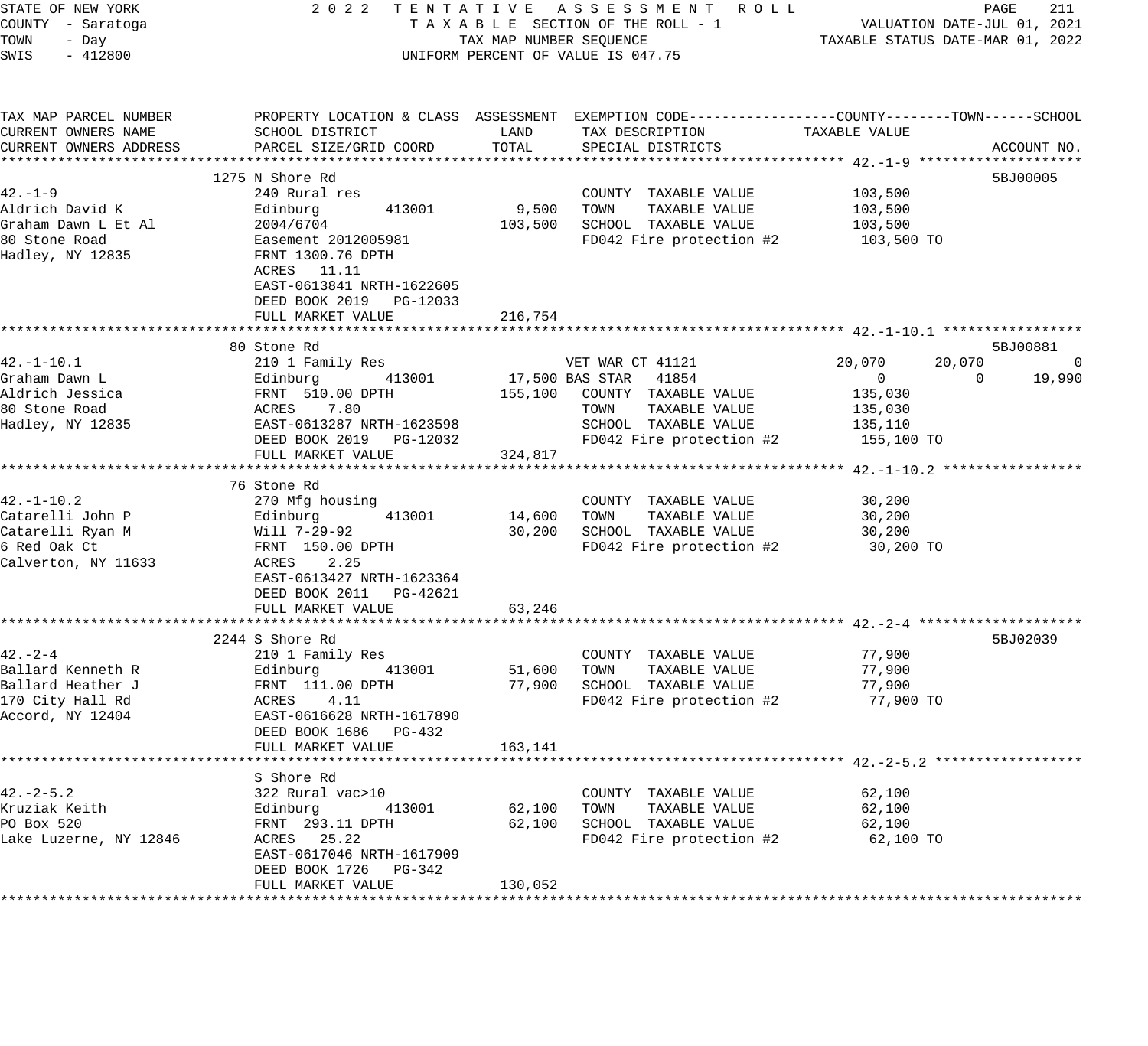STATE OF NEW YORK
COUNTY - Saratoga
TOWN - Day
SWIS - 412800

2022 TENTATIVE ASSESSMENT ROLL
TAXABLE SECTION OF THE ROLL - 1
TAX MAP NUMBER SEQUENCE
UNIFORM PERCENT OF VALUE IS 047.75

VALUATION DATE-JUL 01, 2021
TAXABLE STATUS DATE-MAR 01, 2022

| TAX MAP PARCEL NUMBER / CURRENT OWNERS NAME / CURRENT OWNERS ADDRESS | PROPERTY LOCATION & CLASS / SCHOOL DISTRICT / PARCEL SIZE/GRID COORD | ASSESSMENT LAND | ASSESSMENT TOTAL | EXEMPTION CODE / TAX DESCRIPTION / SPECIAL DISTRICTS | COUNTY TAXABLE VALUE | TOWN | SCHOOL | ACCOUNT NO. |
|---|---|---|---|---|---|---|---|---|
| **42.-1-9** | 1275 N Shore Rd | | | | | | | 5BJ00005 |
| 42.-1-9 | 240 Rural res | | | COUNTY TAXABLE VALUE | 103,500 | | | |
| Aldrich David K | Edinburg 413001 | 9,500 | | TOWN TAXABLE VALUE | 103,500 | | | |
| Graham Dawn L Et Al | 2004/6704 | | 103,500 | SCHOOL TAXABLE VALUE | 103,500 | | | |
| 80 Stone Road | Easement 2012005981 | | | FD042 Fire protection #2 | 103,500 TO | | | |
| Hadley, NY 12835 | FRNT 1300.76 DPTH | | | | | | | |
| | ACRES 11.11 | | | | | | | |
| | EAST-0613841 NRTH-1622605 | | | | | | | |
| | DEED BOOK 2019 PG-12033 | | | | | | | |
| | FULL MARKET VALUE | | 216,754 | | | | | |
| **42.-1-10.1** | 80 Stone Rd | | | | | | | 5BJ00881 |
| 42.-1-10.1 | 210 1 Family Res | | | VET WAR CT 41121 | 20,070 | 20,070 | 0 | |
| Graham Dawn L | Edinburg 413001 | 17,500 | | BAS STAR 41854 | 0 | 0 | 19,990 | |
| Aldrich Jessica | FRNT 510.00 DPTH | | 155,100 | COUNTY TAXABLE VALUE | 135,030 | | | |
| 80 Stone Road | ACRES 7.80 | | | TOWN TAXABLE VALUE | 135,030 | | | |
| Hadley, NY 12835 | EAST-0613287 NRTH-1623598 | | | SCHOOL TAXABLE VALUE | 135,110 | | | |
| | DEED BOOK 2019 PG-12032 | | | FD042 Fire protection #2 | 155,100 TO | | | |
| | FULL MARKET VALUE | | 324,817 | | | | | |
| **42.-1-10.2** | 76 Stone Rd | | | | | | | |
| 42.-1-10.2 | 270 Mfg housing | | | COUNTY TAXABLE VALUE | 30,200 | | | |
| Catarelli John P | Edinburg 413001 | 14,600 | | TOWN TAXABLE VALUE | 30,200 | | | |
| Catarelli Ryan M | Will 7-29-92 | | 30,200 | SCHOOL TAXABLE VALUE | 30,200 | | | |
| 6 Red Oak Ct | FRNT 150.00 DPTH | | | FD042 Fire protection #2 | 30,200 TO | | | |
| Calverton, NY 11633 | ACRES 2.25 | | | | | | | |
| | EAST-0613427 NRTH-1623364 | | | | | | | |
| | DEED BOOK 2011 PG-42621 | | | | | | | |
| | FULL MARKET VALUE | | 63,246 | | | | | |
| **42.-2-4** | 2244 S Shore Rd | | | | | | | 5BJ02039 |
| 42.-2-4 | 210 1 Family Res | | | COUNTY TAXABLE VALUE | 77,900 | | | |
| Ballard Kenneth R | Edinburg 413001 | 51,600 | | TOWN TAXABLE VALUE | 77,900 | | | |
| Ballard Heather J | FRNT 111.00 DPTH | | 77,900 | SCHOOL TAXABLE VALUE | 77,900 | | | |
| 170 City Hall Rd | ACRES 4.11 | | | FD042 Fire protection #2 | 77,900 TO | | | |
| Accord, NY 12404 | EAST-0616628 NRTH-1617890 | | | | | | | |
| | DEED BOOK 1686 PG-432 | | | | | | | |
| | FULL MARKET VALUE | | 163,141 | | | | | |
| **42.-2-5.2** | S Shore Rd | | | | | | | |
| 42.-2-5.2 | 322 Rural vac>10 | | | COUNTY TAXABLE VALUE | 62,100 | | | |
| Kruziak Keith | Edinburg 413001 | 62,100 | | TOWN TAXABLE VALUE | 62,100 | | | |
| PO Box 520 | FRNT 293.11 DPTH | | 62,100 | SCHOOL TAXABLE VALUE | 62,100 | | | |
| Lake Luzerne, NY 12846 | ACRES 25.22 | | | FD042 Fire protection #2 | 62,100 TO | | | |
| | EAST-0617046 NRTH-1617909 | | | | | | | |
| | DEED BOOK 1726 PG-342 | | | | | | | |
| | FULL MARKET VALUE | | 130,052 | | | | | |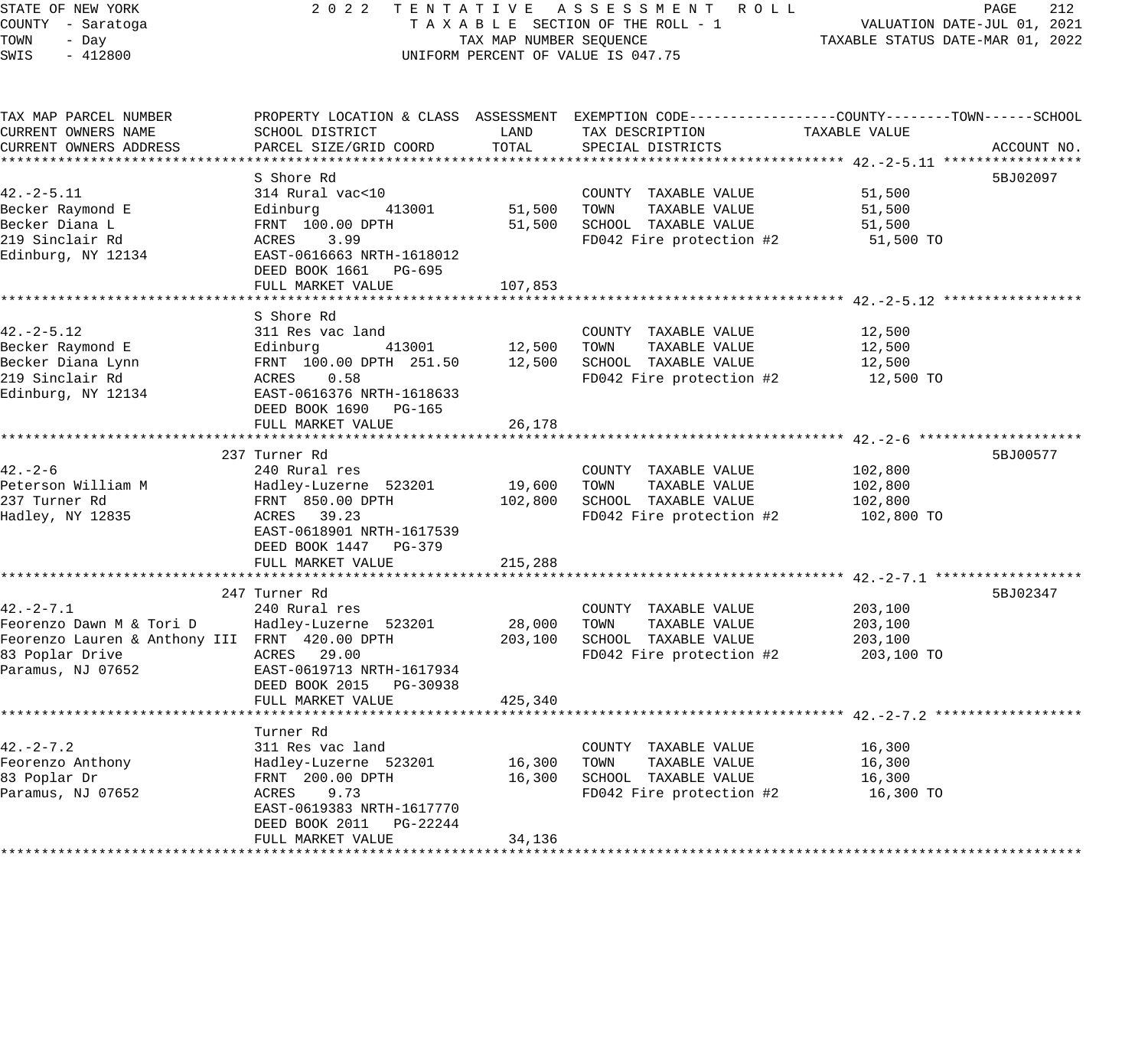STATE OF NEW YORK
COUNTY - Saratoga
TOWN - Day
SWIS - 412800

2022 TENTATIVE ASSESSMENT ROLL
TAXABLE SECTION OF THE ROLL - 1
TAX MAP NUMBER SEQUENCE
UNIFORM PERCENT OF VALUE IS 047.75

VALUATION DATE-JUL 01, 2021
TAXABLE STATUS DATE-MAR 01, 2022

| TAX MAP PARCEL NUMBER / CURRENT OWNERS NAME / CURRENT OWNERS ADDRESS | PROPERTY LOCATION & CLASS / SCHOOL DISTRICT / PARCEL SIZE/GRID COORD | ASSESSMENT LAND | TOTAL | EXEMPTION CODE / TAX DESCRIPTION / SPECIAL DISTRICTS | TAXABLE VALUE (COUNTY / TOWN / SCHOOL) | ACCOUNT NO. |
|---|---|---|---|---|---|---|
| 42.-2-5.11 | S Shore Rd | | | | | 5BJ02097 |
| | 314 Rural vac<10 | | | COUNTY TAXABLE VALUE | 51,500 | |
| Becker Raymond E | Edinburg 413001 | 51,500 | | TOWN TAXABLE VALUE | 51,500 | |
| Becker Diana L | FRNT 100.00 DPTH | | 51,500 | SCHOOL TAXABLE VALUE | 51,500 | |
| 219 Sinclair Rd | ACRES 3.99 | | | FD042 Fire protection #2 | 51,500 TO | |
| Edinburg, NY 12134 | EAST-0616663 NRTH-1618012 | | | | | |
| | DEED BOOK 1661 PG-695 | | | | | |
| | FULL MARKET VALUE | | 107,853 | | | |
| 42.-2-5.12 | S Shore Rd | | | | | |
| | 311 Res vac land | | | COUNTY TAXABLE VALUE | 12,500 | |
| Becker Raymond E | Edinburg 413001 | 12,500 | | TOWN TAXABLE VALUE | 12,500 | |
| Becker Diana Lynn | FRNT 100.00 DPTH 251.50 | | 12,500 | SCHOOL TAXABLE VALUE | 12,500 | |
| 219 Sinclair Rd | ACRES 0.58 | | | FD042 Fire protection #2 | 12,500 TO | |
| Edinburg, NY 12134 | EAST-0616376 NRTH-1618633 | | | | | |
| | DEED BOOK 1690 PG-165 | | | | | |
| | FULL MARKET VALUE | | 26,178 | | | |
| 42.-2-6 | 237 Turner Rd | | | | | 5BJ00577 |
| | 240 Rural res | | | COUNTY TAXABLE VALUE | 102,800 | |
| Peterson William M | Hadley-Luzerne 523201 | 19,600 | | TOWN TAXABLE VALUE | 102,800 | |
| 237 Turner Rd | FRNT 850.00 DPTH | | 102,800 | SCHOOL TAXABLE VALUE | 102,800 | |
| Hadley, NY 12835 | ACRES 39.23 | | | FD042 Fire protection #2 | 102,800 TO | |
| | EAST-0618901 NRTH-1617539 | | | | | |
| | DEED BOOK 1447 PG-379 | | | | | |
| | FULL MARKET VALUE | | 215,288 | | | |
| 42.-2-7.1 | 247 Turner Rd | | | | | 5BJ02347 |
| | 240 Rural res | | | COUNTY TAXABLE VALUE | 203,100 | |
| Feorenzo Dawn M & Tori D | Hadley-Luzerne 523201 | 28,000 | | TOWN TAXABLE VALUE | 203,100 | |
| Feorenzo Lauren & Anthony III | FRNT 420.00 DPTH | | 203,100 | SCHOOL TAXABLE VALUE | 203,100 | |
| 83 Poplar Drive | ACRES 29.00 | | | FD042 Fire protection #2 | 203,100 TO | |
| Paramus, NJ 07652 | EAST-0619713 NRTH-1617934 | | | | | |
| | DEED BOOK 2015 PG-30938 | | | | | |
| | FULL MARKET VALUE | | 425,340 | | | |
| 42.-2-7.2 | Turner Rd | | | | | |
| | 311 Res vac land | | | COUNTY TAXABLE VALUE | 16,300 | |
| Feorenzo Anthony | Hadley-Luzerne 523201 | 16,300 | | TOWN TAXABLE VALUE | 16,300 | |
| 83 Poplar Dr | FRNT 200.00 DPTH | | 16,300 | SCHOOL TAXABLE VALUE | 16,300 | |
| Paramus, NJ 07652 | ACRES 9.73 | | | FD042 Fire protection #2 | 16,300 TO | |
| | EAST-0619383 NRTH-1617770 | | | | | |
| | DEED BOOK 2011 PG-22244 | | | | | |
| | FULL MARKET VALUE | | 34,136 | | | |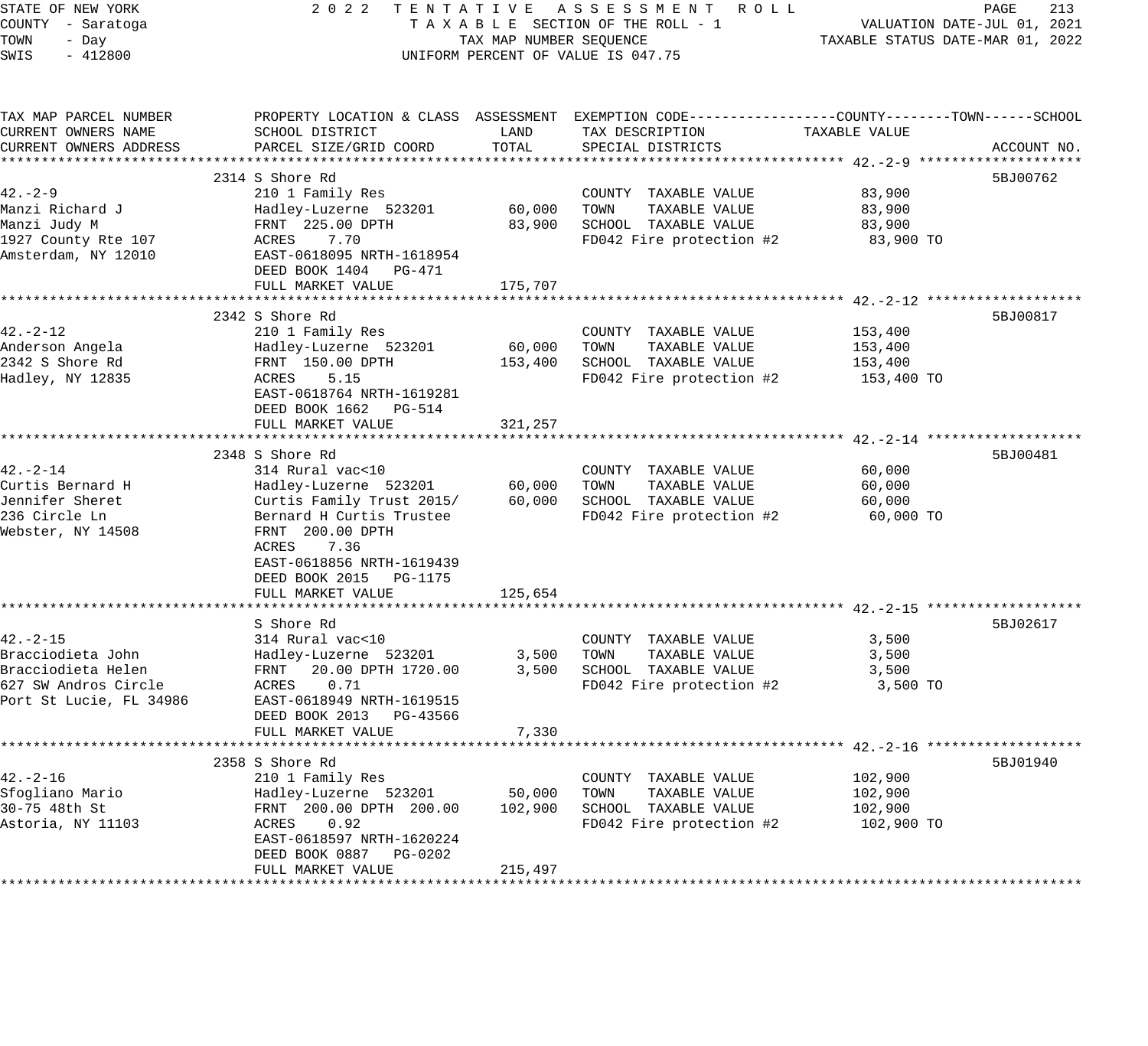STATE OF NEW YORK
COUNTY - Saratoga
TOWN - Day
SWIS - 412800

2022 TENTATIVE ASSESSMENT ROLL
TAXABLE SECTION OF THE ROLL - 1
TAX MAP NUMBER SEQUENCE
UNIFORM PERCENT OF VALUE IS 047.75

VALUATION DATE-JUL 01, 2021
TAXABLE STATUS DATE-MAR 01, 2022

| TAX MAP PARCEL NUMBER / CURRENT OWNERS NAME / CURRENT OWNERS ADDRESS | PROPERTY LOCATION & CLASS / SCHOOL DISTRICT / PARCEL SIZE/GRID COORD | ASSESSMENT LAND | ASSESSMENT TOTAL | EXEMPTION CODE / TAX DESCRIPTION / SPECIAL DISTRICTS | TAXABLE VALUE (COUNTY--TOWN--SCHOOL) | ACCOUNT NO. |
|---|---|---|---|---|---|---|
| 42.-2-9 | 2314 S Shore Rd | | | | | 5BJ00762 |
| | 210 1 Family Res | | | COUNTY TAXABLE VALUE | 83,900 | |
| Manzi Richard J | Hadley-Luzerne 523201 | 60,000 | | TOWN TAXABLE VALUE | 83,900 | |
| Manzi Judy M | FRNT 225.00 DPTH | | 83,900 | SCHOOL TAXABLE VALUE | 83,900 | |
| 1927 County Rte 107 | ACRES 7.70 | | | FD042 Fire protection #2 | 83,900 TO | |
| Amsterdam, NY 12010 | EAST-0618095 NRTH-1618954 | | | | | |
| | DEED BOOK 1404 PG-471 | | | | | |
| | FULL MARKET VALUE | | 175,707 | | | |
| 42.-2-12 | 2342 S Shore Rd | | | | | 5BJ00817 |
| | 210 1 Family Res | | | COUNTY TAXABLE VALUE | 153,400 | |
| Anderson Angela | Hadley-Luzerne 523201 | 60,000 | | TOWN TAXABLE VALUE | 153,400 | |
| 2342 S Shore Rd | FRNT 150.00 DPTH | | 153,400 | SCHOOL TAXABLE VALUE | 153,400 | |
| Hadley, NY 12835 | ACRES 5.15 | | | FD042 Fire protection #2 | 153,400 TO | |
| | EAST-0618764 NRTH-1619281 | | | | | |
| | DEED BOOK 1662 PG-514 | | | | | |
| | FULL MARKET VALUE | | 321,257 | | | |
| 42.-2-14 | 2348 S Shore Rd | | | | | 5BJ00481 |
| | 314 Rural vac<10 | | | COUNTY TAXABLE VALUE | 60,000 | |
| Curtis Bernard H | Hadley-Luzerne 523201 | 60,000 | | TOWN TAXABLE VALUE | 60,000 | |
| Jennifer Sheret | Curtis Family Trust 2015/ | | 60,000 | SCHOOL TAXABLE VALUE | 60,000 | |
| 236 Circle Ln | Bernard H Curtis Trustee | | | FD042 Fire protection #2 | 60,000 TO | |
| Webster, NY 14508 | FRNT 200.00 DPTH | | | | | |
| | ACRES 7.36 | | | | | |
| | EAST-0618856 NRTH-1619439 | | | | | |
| | DEED BOOK 2015 PG-1175 | | | | | |
| | FULL MARKET VALUE | | 125,654 | | | |
| 42.-2-15 | S Shore Rd | | | | | 5BJ02617 |
| | 314 Rural vac<10 | | | COUNTY TAXABLE VALUE | 3,500 | |
| Bracciodieta John | Hadley-Luzerne 523201 | 3,500 | | TOWN TAXABLE VALUE | 3,500 | |
| Bracciodieta Helen | FRNT 20.00 DPTH 1720.00 | | 3,500 | SCHOOL TAXABLE VALUE | 3,500 | |
| 627 SW Andros Circle | ACRES 0.71 | | | FD042 Fire protection #2 | 3,500 TO | |
| Port St Lucie, FL 34986 | EAST-0618949 NRTH-1619515 | | | | | |
| | DEED BOOK 2013 PG-43566 | | | | | |
| | FULL MARKET VALUE | | 7,330 | | | |
| 42.-2-16 | 2358 S Shore Rd | | | | | 5BJ01940 |
| | 210 1 Family Res | | | COUNTY TAXABLE VALUE | 102,900 | |
| Sfogliano Mario | Hadley-Luzerne 523201 | 50,000 | | TOWN TAXABLE VALUE | 102,900 | |
| 30-75 48th St | FRNT 200.00 DPTH 200.00 | | 102,900 | SCHOOL TAXABLE VALUE | 102,900 | |
| Astoria, NY 11103 | ACRES 0.92 | | | FD042 Fire protection #2 | 102,900 TO | |
| | EAST-0618597 NRTH-1620224 | | | | | |
| | DEED BOOK 0887 PG-0202 | | | | | |
| | FULL MARKET VALUE | | 215,497 | | | |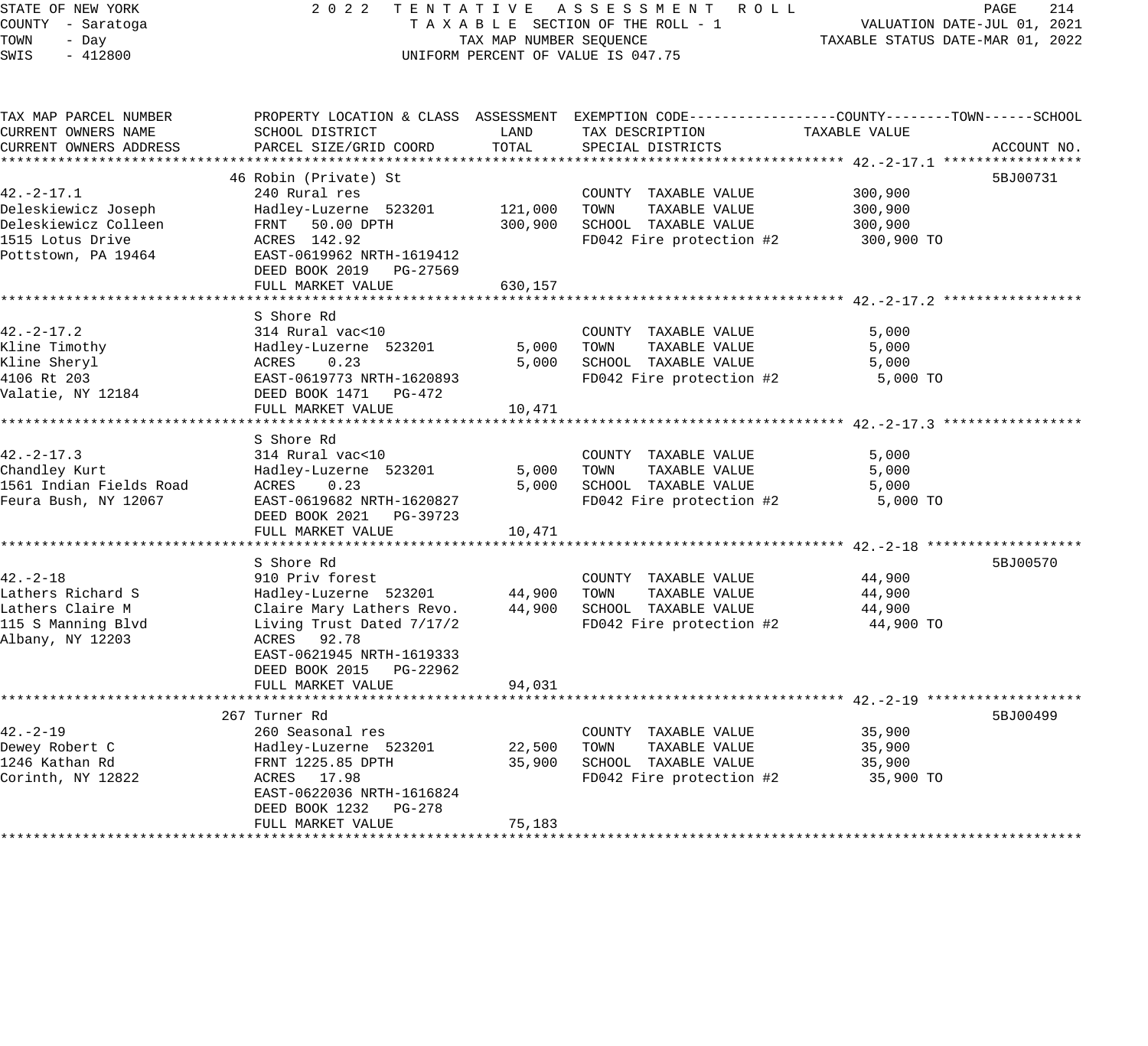STATE OF NEW YORK
COUNTY - Saratoga
TOWN - Day
SWIS - 412800

2022 TENTATIVE ASSESSMENT ROLL
TAXABLE SECTION OF THE ROLL - 1
TAX MAP NUMBER SEQUENCE
UNIFORM PERCENT OF VALUE IS 047.75

VALUATION DATE-JUL 01, 2021
TAXABLE STATUS DATE-MAR 01, 2022

| TAX MAP PARCEL NUMBER / CURRENT OWNERS NAME / CURRENT OWNERS ADDRESS | PROPERTY LOCATION & CLASS / SCHOOL DISTRICT / PARCEL SIZE/GRID COORD | ASSESSMENT LAND | ASSESSMENT TOTAL | EXEMPTION CODE / TAX DESCRIPTION / SPECIAL DISTRICTS | TAXABLE VALUE (COUNTY / TOWN / SCHOOL) | ACCOUNT NO. |
|---|---|---|---|---|---|---|
| **42.-2-17.1** | 46 Robin (Private) St | | | | | 5BJ00731 |
| 42.-2-17.1 | 240 Rural res | | | COUNTY TAXABLE VALUE | 300,900 | |
| Deleskiewicz Joseph | Hadley-Luzerne 523201 | 121,000 | | TOWN TAXABLE VALUE | 300,900 | |
| Deleskiewicz Colleen | FRNT 50.00 DPTH | | 300,900 | SCHOOL TAXABLE VALUE | 300,900 | |
| 1515 Lotus Drive | ACRES 142.92 | | | FD042 Fire protection #2 | 300,900 TO | |
| Pottstown, PA 19464 | EAST-0619962 NRTH-1619412 | | | | | |
| | DEED BOOK 2019 PG-27569 | | | | | |
| | FULL MARKET VALUE | | 630,157 | | | |
| **42.-2-17.2** | S Shore Rd | | | | | |
| 42.-2-17.2 | 314 Rural vac<10 | | | COUNTY TAXABLE VALUE | 5,000 | |
| Kline Timothy | Hadley-Luzerne 523201 | 5,000 | | TOWN TAXABLE VALUE | 5,000 | |
| Kline Sheryl | ACRES 0.23 | | 5,000 | SCHOOL TAXABLE VALUE | 5,000 | |
| 4106 Rt 203 | EAST-0619773 NRTH-1620893 | | | FD042 Fire protection #2 | 5,000 TO | |
| Valatie, NY 12184 | DEED BOOK 1471 PG-472 | | | | | |
| | FULL MARKET VALUE | | 10,471 | | | |
| **42.-2-17.3** | S Shore Rd | | | | | |
| 42.-2-17.3 | 314 Rural vac<10 | | | COUNTY TAXABLE VALUE | 5,000 | |
| Chandley Kurt | Hadley-Luzerne 523201 | 5,000 | | TOWN TAXABLE VALUE | 5,000 | |
| 1561 Indian Fields Road | ACRES 0.23 | | 5,000 | SCHOOL TAXABLE VALUE | 5,000 | |
| Feura Bush, NY 12067 | EAST-0619682 NRTH-1620827 | | | FD042 Fire protection #2 | 5,000 TO | |
| | DEED BOOK 2021 PG-39723 | | | | | |
| | FULL MARKET VALUE | | 10,471 | | | |
| **42.-2-18** | S Shore Rd | | | | | 5BJ00570 |
| 42.-2-18 | 910 Priv forest | | | COUNTY TAXABLE VALUE | 44,900 | |
| Lathers Richard S | Hadley-Luzerne 523201 | 44,900 | | TOWN TAXABLE VALUE | 44,900 | |
| Lathers Claire M | Claire Mary Lathers Revo. | | 44,900 | SCHOOL TAXABLE VALUE | 44,900 | |
| 115 S Manning Blvd | Living Trust Dated 7/17/2 | | | FD042 Fire protection #2 | 44,900 TO | |
| Albany, NY 12203 | ACRES 92.78 | | | | | |
| | EAST-0621945 NRTH-1619333 | | | | | |
| | DEED BOOK 2015 PG-22962 | | | | | |
| | FULL MARKET VALUE | | 94,031 | | | |
| **42.-2-19** | 267 Turner Rd | | | | | 5BJ00499 |
| 42.-2-19 | 260 Seasonal res | | | COUNTY TAXABLE VALUE | 35,900 | |
| Dewey Robert C | Hadley-Luzerne 523201 | 22,500 | | TOWN TAXABLE VALUE | 35,900 | |
| 1246 Kathan Rd | FRNT 1225.85 DPTH | | 35,900 | SCHOOL TAXABLE VALUE | 35,900 | |
| Corinth, NY 12822 | ACRES 17.98 | | | FD042 Fire protection #2 | 35,900 TO | |
| | EAST-0622036 NRTH-1616824 | | | | | |
| | DEED BOOK 1232 PG-278 | | | | | |
| | FULL MARKET VALUE | | 75,183 | | | |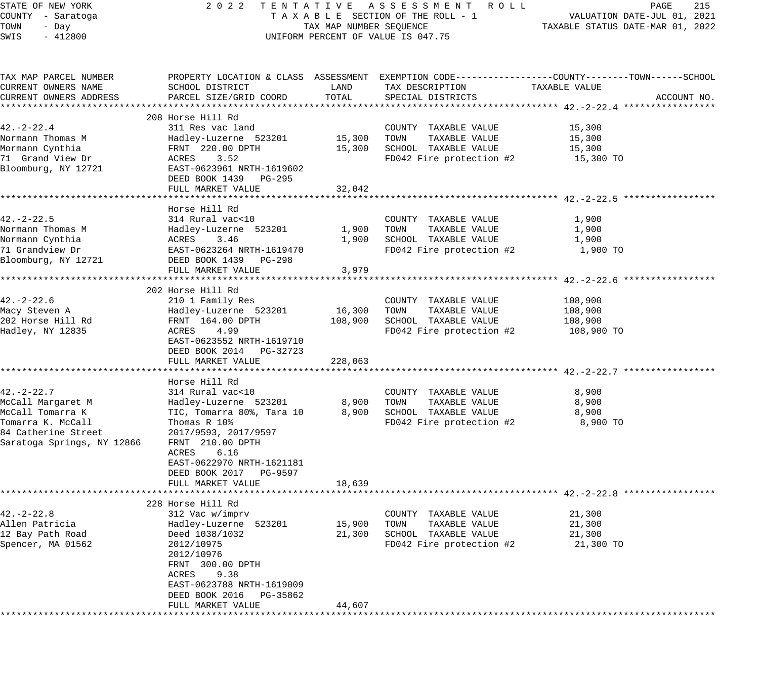STATE OF NEW YORK — 2022 TENTATIVE ASSESSMENT ROLL
COUNTY - Saratoga — TAXABLE SECTION OF THE ROLL - 1 — VALUATION DATE-JUL 01, 2021
TOWN - Day — TAX MAP NUMBER SEQUENCE — TAXABLE STATUS DATE-MAR 01, 2022
SWIS - 412800 — UNIFORM PERCENT OF VALUE IS 047.75

| TAX MAP PARCEL NUMBER / CURRENT OWNERS NAME / CURRENT OWNERS ADDRESS | PROPERTY LOCATION & CLASS / SCHOOL DISTRICT / PARCEL SIZE/GRID COORD | ASSESSMENT LAND | ASSESSMENT TOTAL | EXEMPTION CODE / TAX DESCRIPTION / SPECIAL DISTRICTS | TAXABLE VALUE (COUNTY--TOWN--SCHOOL) | ACCOUNT NO. |
|---|---|---|---|---|---|---|
| **42.-2-22.4** | 208 Horse Hill Rd | | | | | |
| 42.-2-22.4 | 311 Res vac land | | | COUNTY TAXABLE VALUE | 15,300 | |
| Normann Thomas M | Hadley-Luzerne 523201 | 15,300 | | TOWN TAXABLE VALUE | 15,300 | |
| Mormann Cynthia | FRNT 220.00 DPTH | | 15,300 | SCHOOL TAXABLE VALUE | 15,300 | |
| 71 Grand View Dr | ACRES 3.52 | | | FD042 Fire protection #2 | 15,300 TO | |
| Bloomburg, NY 12721 | EAST-0623961 NRTH-1619602 | | | | | |
| | DEED BOOK 1439 PG-295 | | | | | |
| | FULL MARKET VALUE | | 32,042 | | | |
| **42.-2-22.5** | Horse Hill Rd | | | | | |
| 42.-2-22.5 | 314 Rural vac<10 | | | COUNTY TAXABLE VALUE | 1,900 | |
| Normann Thomas M | Hadley-Luzerne 523201 | 1,900 | | TOWN TAXABLE VALUE | 1,900 | |
| Normann Cynthia | ACRES 3.46 | | 1,900 | SCHOOL TAXABLE VALUE | 1,900 | |
| 71 Grandview Dr | EAST-0623264 NRTH-1619470 | | | FD042 Fire protection #2 | 1,900 TO | |
| Bloomburg, NY 12721 | DEED BOOK 1439 PG-298 | | | | | |
| | FULL MARKET VALUE | | 3,979 | | | |
| **42.-2-22.6** | 202 Horse Hill Rd | | | | | |
| 42.-2-22.6 | 210 1 Family Res | | | COUNTY TAXABLE VALUE | 108,900 | |
| Macy Steven A | Hadley-Luzerne 523201 | 16,300 | | TOWN TAXABLE VALUE | 108,900 | |
| 202 Horse Hill Rd | FRNT 164.00 DPTH | | 108,900 | SCHOOL TAXABLE VALUE | 108,900 | |
| Hadley, NY 12835 | ACRES 4.99 | | | FD042 Fire protection #2 | 108,900 TO | |
| | EAST-0623552 NRTH-1619710 | | | | | |
| | DEED BOOK 2014 PG-32723 | | | | | |
| | FULL MARKET VALUE | | 228,063 | | | |
| **42.-2-22.7** | Horse Hill Rd | | | | | |
| 42.-2-22.7 | 314 Rural vac<10 | | | COUNTY TAXABLE VALUE | 8,900 | |
| McCall Margaret M | Hadley-Luzerne 523201 | 8,900 | | TOWN TAXABLE VALUE | 8,900 | |
| McCall Tomarra K | TIC, Tomarra 80%, Tara 10 | | 8,900 | SCHOOL TAXABLE VALUE | 8,900 | |
| Tomarra K. McCall | Thomas R 10% | | | FD042 Fire protection #2 | 8,900 TO | |
| 84 Catherine Street | 2017/9593, 2017/9597 | | | | | |
| Saratoga Springs, NY 12866 | FRNT 210.00 DPTH | | | | | |
| | ACRES 6.16 | | | | | |
| | EAST-0622970 NRTH-1621181 | | | | | |
| | DEED BOOK 2017 PG-9597 | | | | | |
| | FULL MARKET VALUE | | 18,639 | | | |
| **42.-2-22.8** | 228 Horse Hill Rd | | | | | |
| 42.-2-22.8 | 312 Vac w/imprv | | | COUNTY TAXABLE VALUE | 21,300 | |
| Allen Patricia | Hadley-Luzerne 523201 | 15,900 | | TOWN TAXABLE VALUE | 21,300 | |
| 12 Bay Path Road | Deed 1038/1032 | | 21,300 | SCHOOL TAXABLE VALUE | 21,300 | |
| Spencer, MA 01562 | 2012/10975 | | | FD042 Fire protection #2 | 21,300 TO | |
| | 2012/10976 | | | | | |
| | FRNT 300.00 DPTH | | | | | |
| | ACRES 9.38 | | | | | |
| | EAST-0623788 NRTH-1619009 | | | | | |
| | DEED BOOK 2016 PG-35862 | | | | | |
| | FULL MARKET VALUE | | 44,607 | | | |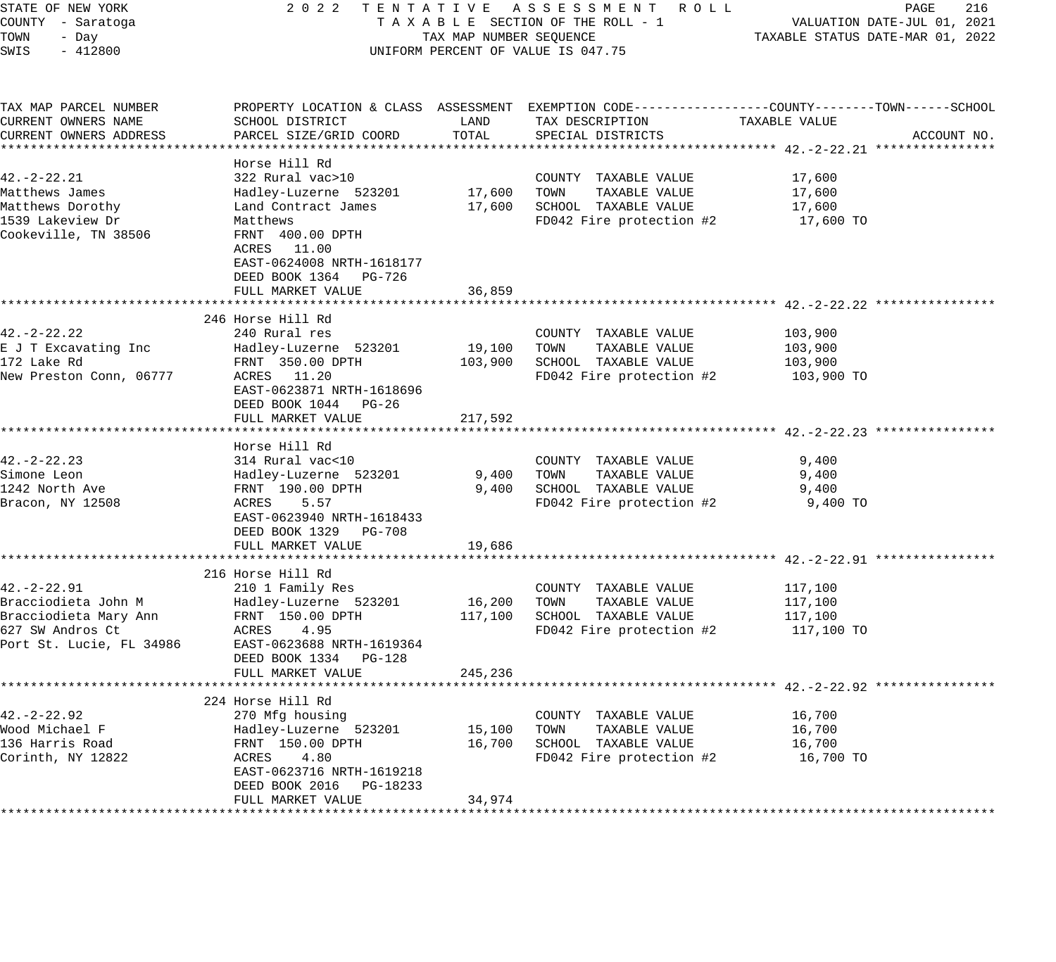STATE OF NEW YORK
COUNTY - Saratoga
TOWN - Day
SWIS - 412800

2022 TENTATIVE ASSESSMENT ROLL
TAXABLE SECTION OF THE ROLL - 1
TAX MAP NUMBER SEQUENCE
UNIFORM PERCENT OF VALUE IS 047.75

VALUATION DATE-JUL 01, 2021
TAXABLE STATUS DATE-MAR 01, 2022

| TAX MAP PARCEL NUMBER / CURRENT OWNERS NAME / CURRENT OWNERS ADDRESS | PROPERTY LOCATION & CLASS / SCHOOL DISTRICT / PARCEL SIZE/GRID COORD | ASSESSMENT LAND | TOTAL | EXEMPTION CODE / TAX DESCRIPTION / SPECIAL DISTRICTS | TAXABLE VALUE (COUNTY / TOWN / SCHOOL) | ACCOUNT NO. |
|---|---|---|---|---|---|---|
| **42.-2-22.21** | Horse Hill Rd | | | | | |
| 42.-2-22.21 | 322 Rural vac>10 | | | COUNTY TAXABLE VALUE | 17,600 | |
| Matthews James | Hadley-Luzerne 523201 | 17,600 | | TOWN TAXABLE VALUE | 17,600 | |
| Matthews Dorothy | Land Contract James | | 17,600 | SCHOOL TAXABLE VALUE | 17,600 | |
| 1539 Lakeview Dr | Matthews | | | FD042 Fire protection #2 | 17,600 TO | |
| Cookeville, TN 38506 | FRNT 400.00 DPTH | | | | | |
| | ACRES 11.00 | | | | | |
| | EAST-0624008 NRTH-1618177 | | | | | |
| | DEED BOOK 1364 PG-726 | | | | | |
| | FULL MARKET VALUE | | 36,859 | | | |
| **42.-2-22.22** | 246 Horse Hill Rd | | | | | |
| 42.-2-22.22 | 240 Rural res | | | COUNTY TAXABLE VALUE | 103,900 | |
| E J T Excavating Inc | Hadley-Luzerne 523201 | 19,100 | | TOWN TAXABLE VALUE | 103,900 | |
| 172 Lake Rd | FRNT 350.00 DPTH | | 103,900 | SCHOOL TAXABLE VALUE | 103,900 | |
| New Preston Conn, 06777 | ACRES 11.20 | | | FD042 Fire protection #2 | 103,900 TO | |
| | EAST-0623871 NRTH-1618696 | | | | | |
| | DEED BOOK 1044 PG-26 | | | | | |
| | FULL MARKET VALUE | | 217,592 | | | |
| **42.-2-22.23** | Horse Hill Rd | | | | | |
| 42.-2-22.23 | 314 Rural vac<10 | | | COUNTY TAXABLE VALUE | 9,400 | |
| Simone Leon | Hadley-Luzerne 523201 | 9,400 | | TOWN TAXABLE VALUE | 9,400 | |
| 1242 North Ave | FRNT 190.00 DPTH | | 9,400 | SCHOOL TAXABLE VALUE | 9,400 | |
| Bracon, NY 12508 | ACRES 5.57 | | | FD042 Fire protection #2 | 9,400 TO | |
| | EAST-0623940 NRTH-1618433 | | | | | |
| | DEED BOOK 1329 PG-708 | | | | | |
| | FULL MARKET VALUE | | 19,686 | | | |
| **42.-2-22.91** | 216 Horse Hill Rd | | | | | |
| 42.-2-22.91 | 210 1 Family Res | | | COUNTY TAXABLE VALUE | 117,100 | |
| Bracciodieta John M | Hadley-Luzerne 523201 | 16,200 | | TOWN TAXABLE VALUE | 117,100 | |
| Bracciodieta Mary Ann | FRNT 150.00 DPTH | | 117,100 | SCHOOL TAXABLE VALUE | 117,100 | |
| 627 SW Andros Ct | ACRES 4.95 | | | FD042 Fire protection #2 | 117,100 TO | |
| Port St. Lucie, FL 34986 | EAST-0623688 NRTH-1619364 | | | | | |
| | DEED BOOK 1334 PG-128 | | | | | |
| | FULL MARKET VALUE | | 245,236 | | | |
| **42.-2-22.92** | 224 Horse Hill Rd | | | | | |
| 42.-2-22.92 | 270 Mfg housing | | | COUNTY TAXABLE VALUE | 16,700 | |
| Wood Michael F | Hadley-Luzerne 523201 | 15,100 | | TOWN TAXABLE VALUE | 16,700 | |
| 136 Harris Road | FRNT 150.00 DPTH | | 16,700 | SCHOOL TAXABLE VALUE | 16,700 | |
| Corinth, NY 12822 | ACRES 4.80 | | | FD042 Fire protection #2 | 16,700 TO | |
| | EAST-0623716 NRTH-1619218 | | | | | |
| | DEED BOOK 2016 PG-18233 | | | | | |
| | FULL MARKET VALUE | | 34,974 | | | |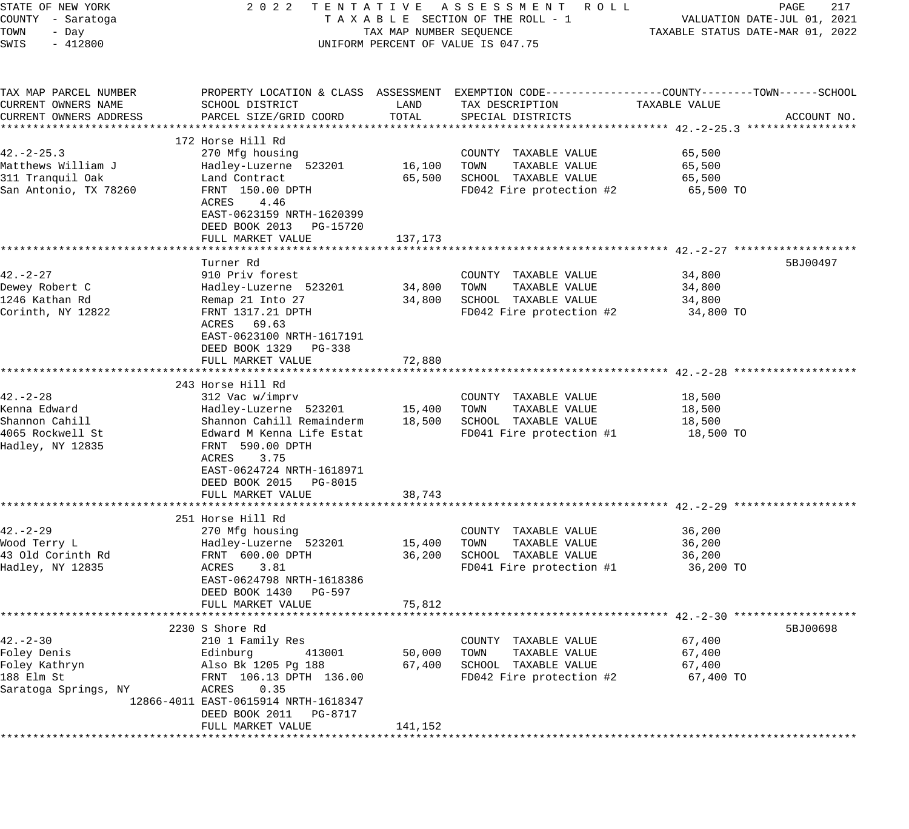STATE OF NEW YORK — 2022 TENTATIVE ASSESSMENT ROLL
COUNTY - Saratoga — TAXABLE SECTION OF THE ROLL - 1 — VALUATION DATE-JUL 01, 2021
TOWN - Day — TAX MAP NUMBER SEQUENCE — TAXABLE STATUS DATE-MAR 01, 2022
SWIS - 412800 — UNIFORM PERCENT OF VALUE IS 047.75

| TAX MAP PARCEL NUMBER / CURRENT OWNERS NAME / CURRENT OWNERS ADDRESS | PROPERTY LOCATION & CLASS / SCHOOL DISTRICT / PARCEL SIZE/GRID COORD | ASSESSMENT LAND | TOTAL | EXEMPTION CODE / TAX DESCRIPTION / SPECIAL DISTRICTS | TAXABLE VALUE (COUNTY / TOWN / SCHOOL) | ACCOUNT NO. |
|---|---|---|---|---|---|---|
| **42.-2-25.3** | 172 Horse Hill Rd | | | | | |
| 42.-2-25.3 | 270 Mfg housing | | | COUNTY TAXABLE VALUE | 65,500 | |
| Matthews William J | Hadley-Luzerne 523201 | 16,100 | | TOWN TAXABLE VALUE | 65,500 | |
| 311 Tranquil Oak | Land Contract | | 65,500 | SCHOOL TAXABLE VALUE | 65,500 | |
| San Antonio, TX 78260 | FRNT 150.00 DPTH | | | FD042 Fire protection #2 | 65,500 TO | |
| | ACRES 4.46 | | | | | |
| | EAST-0623159 NRTH-1620399 | | | | | |
| | DEED BOOK 2013 PG-15720 | | | | | |
| | FULL MARKET VALUE | | 137,173 | | | |
| **42.-2-27** | Turner Rd | | | | | 5BJ00497 |
| 42.-2-27 | 910 Priv forest | | | COUNTY TAXABLE VALUE | 34,800 | |
| Dewey Robert C | Hadley-Luzerne 523201 | 34,800 | | TOWN TAXABLE VALUE | 34,800 | |
| 1246 Kathan Rd | Remap 21 Into 27 | | 34,800 | SCHOOL TAXABLE VALUE | 34,800 | |
| Corinth, NY 12822 | FRNT 1317.21 DPTH | | | FD042 Fire protection #2 | 34,800 TO | |
| | ACRES 69.63 | | | | | |
| | EAST-0623100 NRTH-1617191 | | | | | |
| | DEED BOOK 1329 PG-338 | | | | | |
| | FULL MARKET VALUE | | 72,880 | | | |
| **42.-2-28** | 243 Horse Hill Rd | | | | | |
| 42.-2-28 | 312 Vac w/imprv | | | COUNTY TAXABLE VALUE | 18,500 | |
| Kenna Edward | Hadley-Luzerne 523201 | 15,400 | | TOWN TAXABLE VALUE | 18,500 | |
| Shannon Cahill | Shannon Cahill Remainderm | | 18,500 | SCHOOL TAXABLE VALUE | 18,500 | |
| 4065 Rockwell St | Edward M Kenna Life Estat | | | FD041 Fire protection #1 | 18,500 TO | |
| Hadley, NY 12835 | FRNT 590.00 DPTH | | | | | |
| | ACRES 3.75 | | | | | |
| | EAST-0624724 NRTH-1618971 | | | | | |
| | DEED BOOK 2015 PG-8015 | | | | | |
| | FULL MARKET VALUE | | 38,743 | | | |
| **42.-2-29** | 251 Horse Hill Rd | | | | | |
| 42.-2-29 | 270 Mfg housing | | | COUNTY TAXABLE VALUE | 36,200 | |
| Wood Terry L | Hadley-Luzerne 523201 | 15,400 | | TOWN TAXABLE VALUE | 36,200 | |
| 43 Old Corinth Rd | FRNT 600.00 DPTH | | 36,200 | SCHOOL TAXABLE VALUE | 36,200 | |
| Hadley, NY 12835 | ACRES 3.81 | | | FD041 Fire protection #1 | 36,200 TO | |
| | EAST-0624798 NRTH-1618386 | | | | | |
| | DEED BOOK 1430 PG-597 | | | | | |
| | FULL MARKET VALUE | | 75,812 | | | |
| **42.-2-30** | 2230 S Shore Rd | | | | | 5BJ00698 |
| 42.-2-30 | 210 1 Family Res | | | COUNTY TAXABLE VALUE | 67,400 | |
| Foley Denis | Edinburg 413001 | 50,000 | | TOWN TAXABLE VALUE | 67,400 | |
| Foley Kathryn | Also Bk 1205 Pg 188 | | 67,400 | SCHOOL TAXABLE VALUE | 67,400 | |
| 188 Elm St | FRNT 106.13 DPTH 136.00 | | | FD042 Fire protection #2 | 67,400 TO | |
| Saratoga Springs, NY | ACRES 0.35 | | | | | |
| 12866-4011 | EAST-0615914 NRTH-1618347 | | | | | |
| | DEED BOOK 2011 PG-8717 | | | | | |
| | FULL MARKET VALUE | | 141,152 | | | |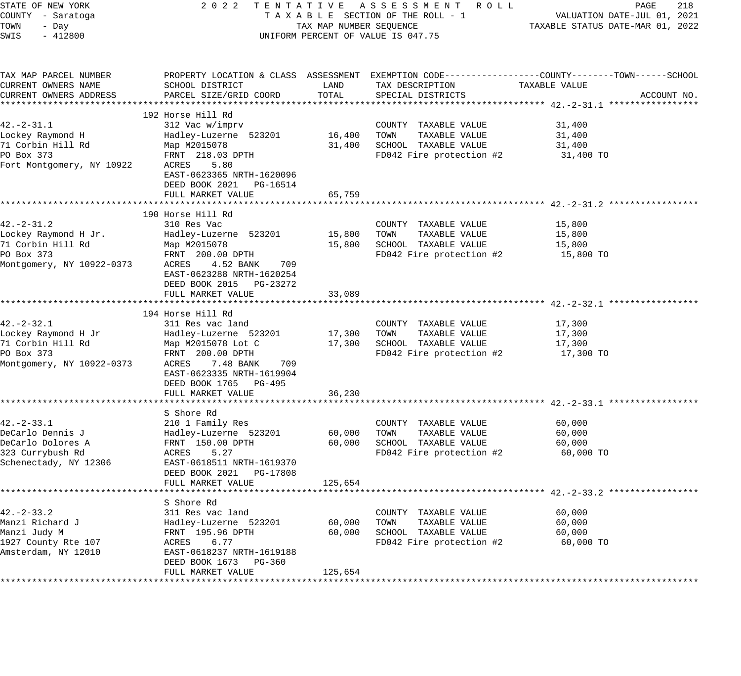STATE OF NEW YORK — 2022 TENTATIVE ASSESSMENT ROLL
COUNTY - Saratoga — TAXABLE SECTION OF THE ROLL - 1 — VALUATION DATE-JUL 01, 2021
TOWN - Day — TAX MAP NUMBER SEQUENCE — TAXABLE STATUS DATE-MAR 01, 2022
SWIS - 412800 — UNIFORM PERCENT OF VALUE IS 047.75

| TAX MAP PARCEL NUMBER / CURRENT OWNERS NAME / CURRENT OWNERS ADDRESS | PROPERTY LOCATION & CLASS / SCHOOL DISTRICT / PARCEL SIZE/GRID COORD | ASSESSMENT LAND | TOTAL | EXEMPTION CODE / TAX DESCRIPTION / SPECIAL DISTRICTS | TAXABLE VALUE (COUNTY--TOWN--SCHOOL) | ACCOUNT NO. |
|---|---|---|---|---|---|---|
| **42.-2-31.1** | 192 Horse Hill Rd | | | | | |
| 42.-2-31.1 | 312 Vac w/imprv | | | COUNTY TAXABLE VALUE | 31,400 | |
| Lockey Raymond H | Hadley-Luzerne 523201 | 16,400 | | TOWN TAXABLE VALUE | 31,400 | |
| 71 Corbin Hill Rd | Map M2015078 | | 31,400 | SCHOOL TAXABLE VALUE | 31,400 | |
| PO Box 373 | FRNT 218.03 DPTH | | | FD042 Fire protection #2 | 31,400 TO | |
| Fort Montgomery, NY 10922 | ACRES 5.80 | | | | | |
| | EAST-0623365 NRTH-1620096 | | | | | |
| | DEED BOOK 2021 PG-16514 | | | | | |
| | FULL MARKET VALUE | | 65,759 | | | |
| **42.-2-31.2** | 190 Horse Hill Rd | | | | | |
| 42.-2-31.2 | 310 Res Vac | | | COUNTY TAXABLE VALUE | 15,800 | |
| Lockey Raymond H Jr. | Hadley-Luzerne 523201 | 15,800 | | TOWN TAXABLE VALUE | 15,800 | |
| 71 Corbin Hill Rd | Map M2015078 | | 15,800 | SCHOOL TAXABLE VALUE | 15,800 | |
| PO Box 373 | FRNT 200.00 DPTH | | | FD042 Fire protection #2 | 15,800 TO | |
| Montgomery, NY 10922-0373 | ACRES 4.52 BANK 709 | | | | | |
| | EAST-0623288 NRTH-1620254 | | | | | |
| | DEED BOOK 2015 PG-23272 | | | | | |
| | FULL MARKET VALUE | | 33,089 | | | |
| **42.-2-32.1** | 194 Horse Hill Rd | | | | | |
| 42.-2-32.1 | 311 Res vac land | | | COUNTY TAXABLE VALUE | 17,300 | |
| Lockey Raymond H Jr | Hadley-Luzerne 523201 | 17,300 | | TOWN TAXABLE VALUE | 17,300 | |
| 71 Corbin Hill Rd | Map M2015078 Lot C | | 17,300 | SCHOOL TAXABLE VALUE | 17,300 | |
| PO Box 373 | FRNT 200.00 DPTH | | | FD042 Fire protection #2 | 17,300 TO | |
| Montgomery, NY 10922-0373 | ACRES 7.48 BANK 709 | | | | | |
| | EAST-0623335 NRTH-1619904 | | | | | |
| | DEED BOOK 1765 PG-495 | | | | | |
| | FULL MARKET VALUE | | 36,230 | | | |
| **42.-2-33.1** | S Shore Rd | | | | | |
| 42.-2-33.1 | 210 1 Family Res | | | COUNTY TAXABLE VALUE | 60,000 | |
| DeCarlo Dennis J | Hadley-Luzerne 523201 | 60,000 | | TOWN TAXABLE VALUE | 60,000 | |
| DeCarlo Dolores A | FRNT 150.00 DPTH | | 60,000 | SCHOOL TAXABLE VALUE | 60,000 | |
| 323 Currybush Rd | ACRES 5.27 | | | FD042 Fire protection #2 | 60,000 TO | |
| Schenectady, NY 12306 | EAST-0618511 NRTH-1619370 | | | | | |
| | DEED BOOK 2021 PG-17808 | | | | | |
| | FULL MARKET VALUE | | 125,654 | | | |
| **42.-2-33.2** | S Shore Rd | | | | | |
| 42.-2-33.2 | 311 Res vac land | | | COUNTY TAXABLE VALUE | 60,000 | |
| Manzi Richard J | Hadley-Luzerne 523201 | 60,000 | | TOWN TAXABLE VALUE | 60,000 | |
| Manzi Judy M | FRNT 195.96 DPTH | | 60,000 | SCHOOL TAXABLE VALUE | 60,000 | |
| 1927 County Rte 107 | ACRES 6.77 | | | FD042 Fire protection #2 | 60,000 TO | |
| Amsterdam, NY 12010 | EAST-0618237 NRTH-1619188 | | | | | |
| | DEED BOOK 1673 PG-360 | | | | | |
| | FULL MARKET VALUE | | 125,654 | | | |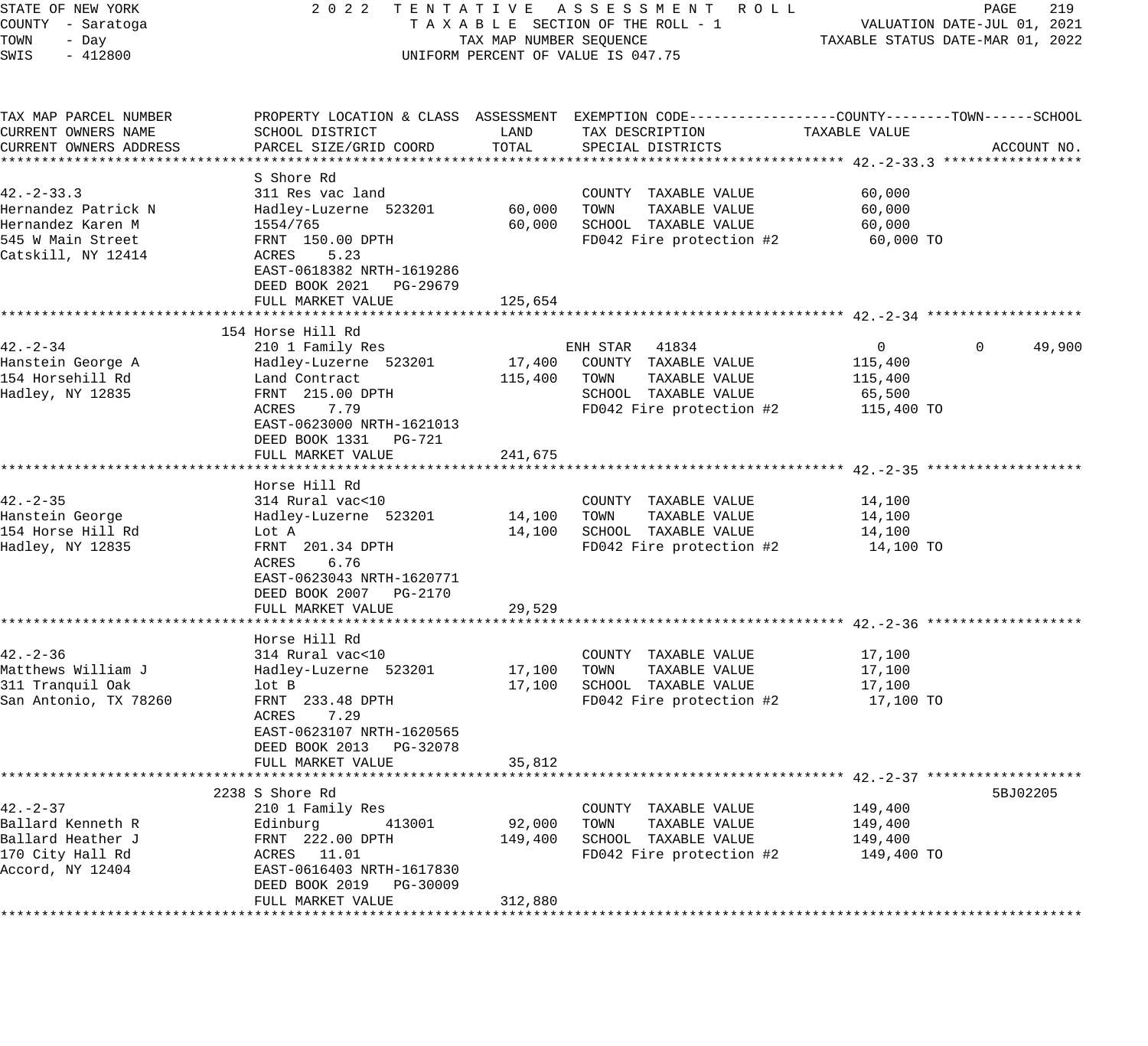STATE OF NEW YORK 2022 TENTATIVE ASSESSMENT ROLL
COUNTY - Saratoga TAXABLE SECTION OF THE ROLL - 1 VALUATION DATE-JUL 01, 2021
TOWN - Day TAX MAP NUMBER SEQUENCE TAXABLE STATUS DATE-MAR 01, 2022
SWIS - 412800 UNIFORM PERCENT OF VALUE IS 047.75

| TAX MAP PARCEL NUMBER / CURRENT OWNERS NAME / CURRENT OWNERS ADDRESS | PROPERTY LOCATION & CLASS / SCHOOL DISTRICT / PARCEL SIZE/GRID COORD | ASSESSMENT LAND | ASSESSMENT TOTAL | EXEMPTION CODE / TAX DESCRIPTION / SPECIAL DISTRICTS | COUNTY / TAXABLE VALUE | TOWN | SCHOOL | ACCOUNT NO. |
|---|---|---|---|---|---|---|---|---|
| **42.-2-33.3** | S Shore Rd | | | | | | | |
| 42.-2-33.3 | 311 Res vac land | | | COUNTY TAXABLE VALUE | 60,000 | | | |
| Hernandez Patrick N | Hadley-Luzerne 523201 | 60,000 | | TOWN TAXABLE VALUE | 60,000 | | | |
| Hernandez Karen M | 1554/765 | | 60,000 | SCHOOL TAXABLE VALUE | 60,000 | | | |
| 545 W Main Street | FRNT 150.00 DPTH | | | FD042 Fire protection #2 | 60,000 TO | | | |
| Catskill, NY 12414 | ACRES 5.23 | | | | | | | |
| | EAST-0618382 NRTH-1619286 | | | | | | | |
| | DEED BOOK 2021 PG-29679 | | | | | | | |
| | FULL MARKET VALUE | | 125,654 | | | | | |
| **42.-2-34** | 154 Horse Hill Rd | | | | | | | |
| 42.-2-34 | 210 1 Family Res | | | ENH STAR 41834 | 0 | 0 | 49,900 | |
| Hanstein George A | Hadley-Luzerne 523201 | 17,400 | | COUNTY TAXABLE VALUE | 115,400 | | | |
| 154 Horsehill Rd | Land Contract | | 115,400 | TOWN TAXABLE VALUE | 115,400 | | | |
| Hadley, NY 12835 | FRNT 215.00 DPTH | | | SCHOOL TAXABLE VALUE | 65,500 | | | |
| | ACRES 7.79 | | | FD042 Fire protection #2 | 115,400 TO | | | |
| | EAST-0623000 NRTH-1621013 | | | | | | | |
| | DEED BOOK 1331 PG-721 | | | | | | | |
| | FULL MARKET VALUE | | 241,675 | | | | | |
| **42.-2-35** | Horse Hill Rd | | | | | | | |
| 42.-2-35 | 314 Rural vac<10 | | | COUNTY TAXABLE VALUE | 14,100 | | | |
| Hanstein George | Hadley-Luzerne 523201 | 14,100 | | TOWN TAXABLE VALUE | 14,100 | | | |
| 154 Horse Hill Rd | Lot A | | 14,100 | SCHOOL TAXABLE VALUE | 14,100 | | | |
| Hadley, NY 12835 | FRNT 201.34 DPTH | | | FD042 Fire protection #2 | 14,100 TO | | | |
| | ACRES 6.76 | | | | | | | |
| | EAST-0623043 NRTH-1620771 | | | | | | | |
| | DEED BOOK 2007 PG-2170 | | | | | | | |
| | FULL MARKET VALUE | | 29,529 | | | | | |
| **42.-2-36** | Horse Hill Rd | | | | | | | |
| 42.-2-36 | 314 Rural vac<10 | | | COUNTY TAXABLE VALUE | 17,100 | | | |
| Matthews William J | Hadley-Luzerne 523201 | 17,100 | | TOWN TAXABLE VALUE | 17,100 | | | |
| 311 Tranquil Oak | lot B | | 17,100 | SCHOOL TAXABLE VALUE | 17,100 | | | |
| San Antonio, TX 78260 | FRNT 233.48 DPTH | | | FD042 Fire protection #2 | 17,100 TO | | | |
| | ACRES 7.29 | | | | | | | |
| | EAST-0623107 NRTH-1620565 | | | | | | | |
| | DEED BOOK 2013 PG-32078 | | | | | | | |
| | FULL MARKET VALUE | | 35,812 | | | | | |
| **42.-2-37** | 2238 S Shore Rd | | | | | | | 5BJ02205 |
| 42.-2-37 | 210 1 Family Res | | | COUNTY TAXABLE VALUE | 149,400 | | | |
| Ballard Kenneth R | Edinburg 413001 | 92,000 | | TOWN TAXABLE VALUE | 149,400 | | | |
| Ballard Heather J | FRNT 222.00 DPTH | | 149,400 | SCHOOL TAXABLE VALUE | 149,400 | | | |
| 170 City Hall Rd | ACRES 11.01 | | | FD042 Fire protection #2 | 149,400 TO | | | |
| Accord, NY 12404 | EAST-0616403 NRTH-1617830 | | | | | | | |
| | DEED BOOK 2019 PG-30009 | | | | | | | |
| | FULL MARKET VALUE | | 312,880 | | | | | |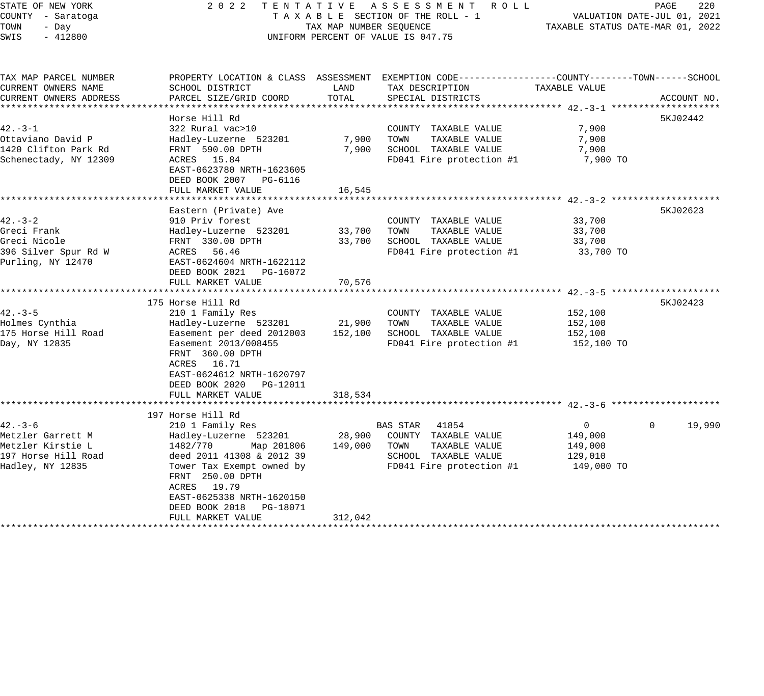STATE OF NEW YORK
COUNTY - Saratoga
TOWN - Day
SWIS - 412800

2022 TENTATIVE ASSESSMENT ROLL
TAXABLE SECTION OF THE ROLL - 1
TAX MAP NUMBER SEQUENCE
UNIFORM PERCENT OF VALUE IS 047.75

VALUATION DATE-JUL 01, 2021
TAXABLE STATUS DATE-MAR 01, 2022

| TAX MAP PARCEL NUMBER / CURRENT OWNERS NAME / CURRENT OWNERS ADDRESS | PROPERTY LOCATION & CLASS / SCHOOL DISTRICT / PARCEL SIZE/GRID COORD | ASSESSMENT LAND | ASSESSMENT TOTAL | EXEMPTION CODE / TAX DESCRIPTION / SPECIAL DISTRICTS | COUNTY TAXABLE VALUE | TOWN | SCHOOL | ACCOUNT NO. |
|---|---|---|---|---|---|---|---|---|
| | Horse Hill Rd | | | | | | | 5KJ02442 |
| 42.-3-1 | 322 Rural vac>10 | | | COUNTY TAXABLE VALUE | 7,900 | | | |
| Ottaviano David P | Hadley-Luzerne 523201 | 7,900 | | TOWN TAXABLE VALUE | 7,900 | | | |
| 1420 Clifton Park Rd | FRNT 590.00 DPTH | | 7,900 | SCHOOL TAXABLE VALUE | 7,900 | | | |
| Schenectady, NY 12309 | ACRES 15.84 | | | FD041 Fire protection #1 | 7,900 TO | | | |
| | EAST-0623780 NRTH-1623605 | | | | | | | |
| | DEED BOOK 2007 PG-6116 | | | | | | | |
| | FULL MARKET VALUE | | 16,545 | | | | | |
| | Eastern (Private) Ave | | | | | | | 5KJ02623 |
| 42.-3-2 | 910 Priv forest | | | COUNTY TAXABLE VALUE | 33,700 | | | |
| Greci Frank | Hadley-Luzerne 523201 | 33,700 | | TOWN TAXABLE VALUE | 33,700 | | | |
| Greci Nicole | FRNT 330.00 DPTH | | 33,700 | SCHOOL TAXABLE VALUE | 33,700 | | | |
| 396 Silver Spur Rd W | ACRES 56.46 | | | FD041 Fire protection #1 | 33,700 TO | | | |
| Purling, NY 12470 | EAST-0624604 NRTH-1622112 | | | | | | | |
| | DEED BOOK 2021 PG-16072 | | | | | | | |
| | FULL MARKET VALUE | | 70,576 | | | | | |
| | 175 Horse Hill Rd | | | | | | | 5KJ02423 |
| 42.-3-5 | 210 1 Family Res | | | COUNTY TAXABLE VALUE | 152,100 | | | |
| Holmes Cynthia | Hadley-Luzerne 523201 | 21,900 | | TOWN TAXABLE VALUE | 152,100 | | | |
| 175 Horse Hill Road | Easement per deed 2012003 | | 152,100 | SCHOOL TAXABLE VALUE | 152,100 | | | |
| Day, NY 12835 | Easement 2013/008455 | | | FD041 Fire protection #1 | 152,100 TO | | | |
| | FRNT 360.00 DPTH | | | | | | | |
| | ACRES 16.71 | | | | | | | |
| | EAST-0624612 NRTH-1620797 | | | | | | | |
| | DEED BOOK 2020 PG-12011 | | | | | | | |
| | FULL MARKET VALUE | | 318,534 | | | | | |
| | 197 Horse Hill Rd | | | | | | | |
| 42.-3-6 | 210 1 Family Res | | | BAS STAR 41854 | 0 | 0 | 19,990 | |
| Metzler Garrett M | Hadley-Luzerne 523201 | 28,900 | | COUNTY TAXABLE VALUE | 149,000 | | | |
| Metzler Kirstie L | 1482/770 Map 201806 | | 149,000 | TOWN TAXABLE VALUE | 149,000 | | | |
| 197 Horse Hill Road | deed 2011 41308 & 2012 39 | | | SCHOOL TAXABLE VALUE | 129,010 | | | |
| Hadley, NY 12835 | Tower Tax Exempt owned by | | | FD041 Fire protection #1 | 149,000 TO | | | |
| | FRNT 250.00 DPTH | | | | | | | |
| | ACRES 19.79 | | | | | | | |
| | EAST-0625338 NRTH-1620150 | | | | | | | |
| | DEED BOOK 2018 PG-18071 | | | | | | | |
| | FULL MARKET VALUE | | 312,042 | | | | | |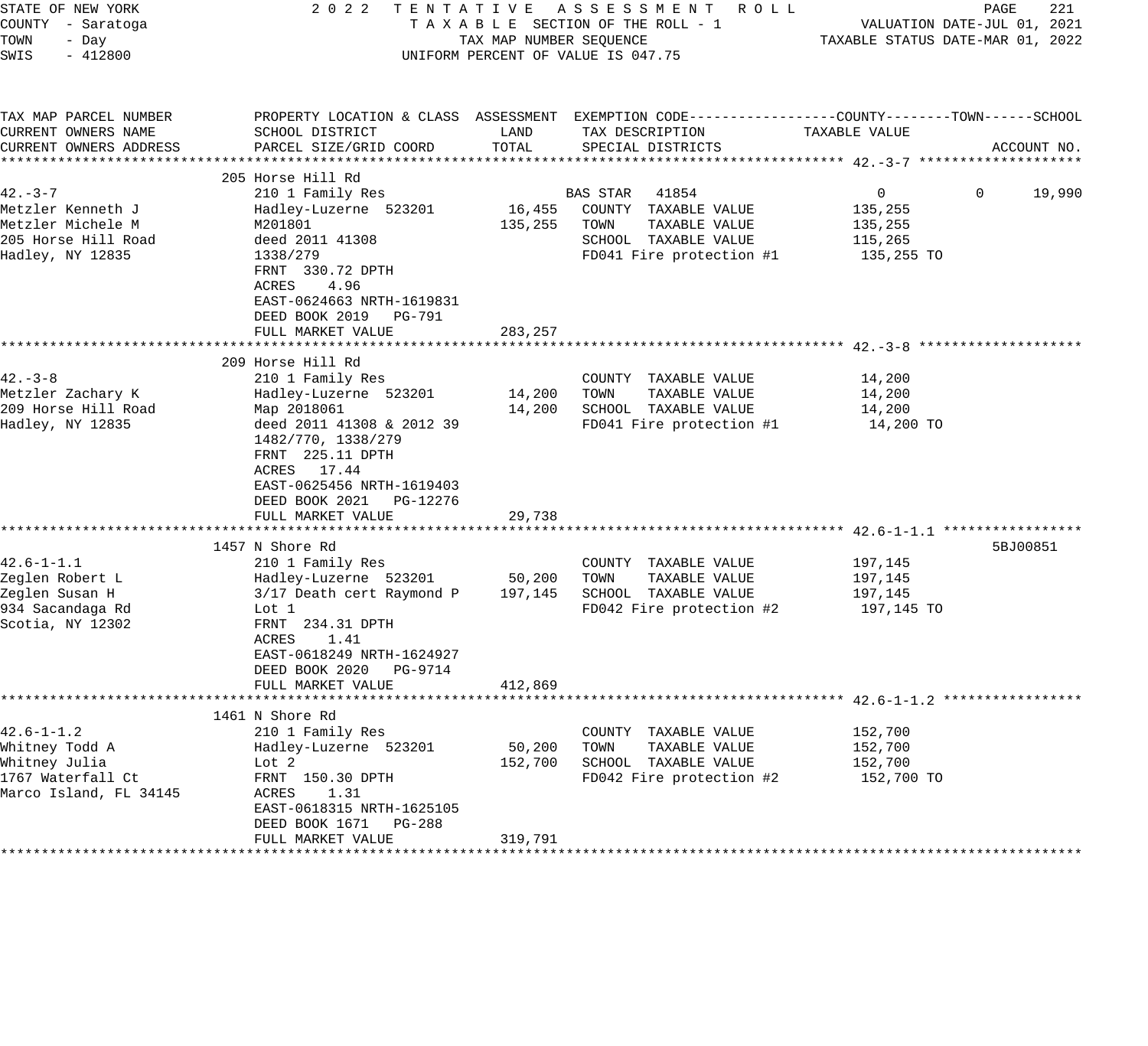STATE OF NEW YORK 2 0 2 2 T E N T A T I V E A S S E S S M E N T R O L L
COUNTY - Saratoga T A X A B L E SECTION OF THE ROLL - 1 VALUATION DATE-JUL 01, 2021
TOWN - Day TAX MAP NUMBER SEQUENCE TAXABLE STATUS DATE-MAR 01, 2022
SWIS - 412800 UNIFORM PERCENT OF VALUE IS 047.75

| TAX MAP PARCEL NUMBER / CURRENT OWNERS NAME / CURRENT OWNERS ADDRESS | PROPERTY LOCATION & CLASS / SCHOOL DISTRICT / PARCEL SIZE/GRID COORD | ASSESSMENT LAND | ASSESSMENT TOTAL | EXEMPTION CODE / TAX DESCRIPTION / SPECIAL DISTRICTS | COUNTY TAXABLE VALUE | TOWN | SCHOOL / ACCOUNT NO. |
|---|---|---|---|---|---|---|---|
| **42.-3-7** | 205 Horse Hill Rd | | | | | | |
| 42.-3-7 | 210 1 Family Res | | | BAS STAR 41854 | 0 | 0 | 19,990 |
| Metzler Kenneth J | Hadley-Luzerne 523201 | 16,455 | | COUNTY TAXABLE VALUE | 135,255 | | |
| Metzler Michele M | M201801 | | 135,255 | TOWN TAXABLE VALUE | 135,255 | | |
| 205 Horse Hill Road | deed 2011 41308 | | | SCHOOL TAXABLE VALUE | 115,265 | | |
| Hadley, NY 12835 | 1338/279 | | | FD041 Fire protection #1 | 135,255 TO | | |
| | FRNT 330.72 DPTH | | | | | | |
| | ACRES 4.96 | | | | | | |
| | EAST-0624663 NRTH-1619831 | | | | | | |
| | DEED BOOK 2019 PG-791 | | | | | | |
| | FULL MARKET VALUE | | 283,257 | | | | |
| **42.-3-8** | 209 Horse Hill Rd | | | | | | |
| 42.-3-8 | 210 1 Family Res | | | COUNTY TAXABLE VALUE | 14,200 | | |
| Metzler Zachary K | Hadley-Luzerne 523201 | 14,200 | | TOWN TAXABLE VALUE | 14,200 | | |
| 209 Horse Hill Road | Map 2018061 | | 14,200 | SCHOOL TAXABLE VALUE | 14,200 | | |
| Hadley, NY 12835 | deed 2011 41308 & 2012 39 | | | FD041 Fire protection #1 | 14,200 TO | | |
| | 1482/770, 1338/279 | | | | | | |
| | FRNT 225.11 DPTH | | | | | | |
| | ACRES 17.44 | | | | | | |
| | EAST-0625456 NRTH-1619403 | | | | | | |
| | DEED BOOK 2021 PG-12276 | | | | | | |
| | FULL MARKET VALUE | | 29,738 | | | | |
| **42.6-1-1.1** | 1457 N Shore Rd | | | | | | 5BJ00851 |
| 42.6-1-1.1 | 210 1 Family Res | | | COUNTY TAXABLE VALUE | 197,145 | | |
| Zeglen Robert L | Hadley-Luzerne 523201 | 50,200 | | TOWN TAXABLE VALUE | 197,145 | | |
| Zeglen Susan H | 3/17 Death cert Raymond P | | 197,145 | SCHOOL TAXABLE VALUE | 197,145 | | |
| 934 Sacandaga Rd | Lot 1 | | | FD042 Fire protection #2 | 197,145 TO | | |
| Scotia, NY 12302 | FRNT 234.31 DPTH | | | | | | |
| | ACRES 1.41 | | | | | | |
| | EAST-0618249 NRTH-1624927 | | | | | | |
| | DEED BOOK 2020 PG-9714 | | | | | | |
| | FULL MARKET VALUE | | 412,869 | | | | |
| **42.6-1-1.2** | 1461 N Shore Rd | | | | | | |
| 42.6-1-1.2 | 210 1 Family Res | | | COUNTY TAXABLE VALUE | 152,700 | | |
| Whitney Todd A | Hadley-Luzerne 523201 | 50,200 | | TOWN TAXABLE VALUE | 152,700 | | |
| Whitney Julia | Lot 2 | | 152,700 | SCHOOL TAXABLE VALUE | 152,700 | | |
| 1767 Waterfall Ct | FRNT 150.30 DPTH | | | FD042 Fire protection #2 | 152,700 TO | | |
| Marco Island, FL 34145 | ACRES 1.31 | | | | | | |
| | EAST-0618315 NRTH-1625105 | | | | | | |
| | DEED BOOK 1671 PG-288 | | | | | | |
| | FULL MARKET VALUE | | 319,791 | | | | |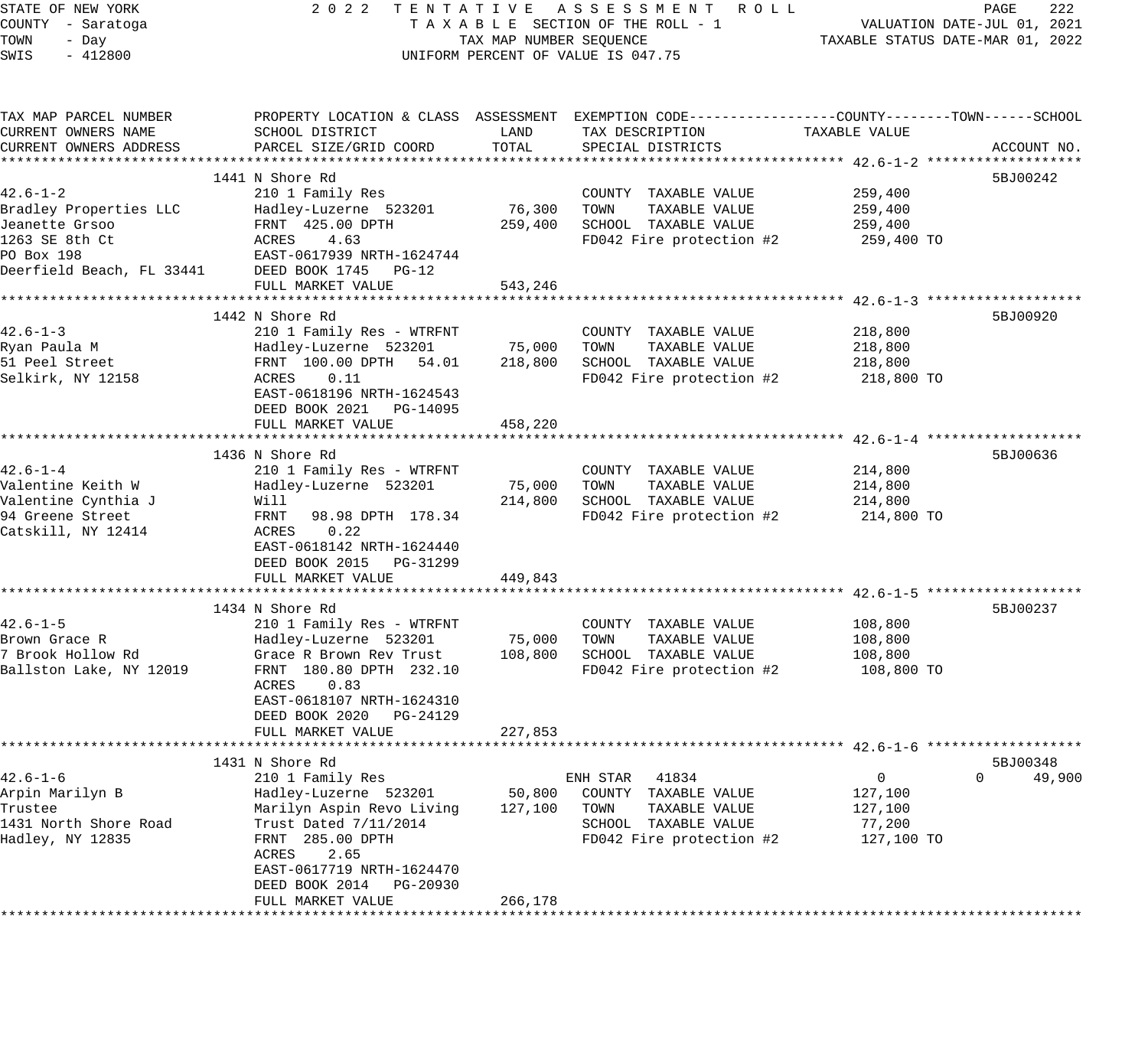STATE OF NEW YORK — 2022 TENTATIVE ASSESSMENT ROLL
COUNTY - Saratoga — TAXABLE SECTION OF THE ROLL - 1 — VALUATION DATE-JUL 01, 2021
TOWN - Day — TAX MAP NUMBER SEQUENCE — TAXABLE STATUS DATE-MAR 01, 2022
SWIS - 412800 — UNIFORM PERCENT OF VALUE IS 047.75

| TAX MAP PARCEL NUMBER / CURRENT OWNERS NAME / CURRENT OWNERS ADDRESS | PROPERTY LOCATION & CLASS / SCHOOL DISTRICT / PARCEL SIZE/GRID COORD | ASSESSMENT LAND | TOTAL | EXEMPTION CODE / TAX DESCRIPTION / SPECIAL DISTRICTS | COUNTY TAXABLE VALUE | TOWN | SCHOOL | ACCOUNT NO. |
|---|---|---|---|---|---|---|---|---|
| **42.6-1-2** | 1441 N Shore Rd | | | | | | | 5BJ00242 |
| 42.6-1-2 | 210 1 Family Res | | | COUNTY TAXABLE VALUE | 259,400 | | | |
| Bradley Properties LLC | Hadley-Luzerne 523201 | 76,300 | | TOWN TAXABLE VALUE | 259,400 | | | |
| Jeanette Grsoo | FRNT 425.00 DPTH | | 259,400 | SCHOOL TAXABLE VALUE | 259,400 | | | |
| 1263 SE 8th Ct | ACRES 4.63 | | | FD042 Fire protection #2 | 259,400 TO | | | |
| PO Box 198 | EAST-0617939 NRTH-1624744 | | | | | | | |
| Deerfield Beach, FL 33441 | DEED BOOK 1745 PG-12 | | | | | | | |
| | FULL MARKET VALUE | | 543,246 | | | | | |
| **42.6-1-3** | 1442 N Shore Rd | | | | | | | 5BJ00920 |
| 42.6-1-3 | 210 1 Family Res - WTRFNT | | | COUNTY TAXABLE VALUE | 218,800 | | | |
| Ryan Paula M | Hadley-Luzerne 523201 | 75,000 | | TOWN TAXABLE VALUE | 218,800 | | | |
| 51 Peel Street | FRNT 100.00 DPTH 54.01 | | 218,800 | SCHOOL TAXABLE VALUE | 218,800 | | | |
| Selkirk, NY 12158 | ACRES 0.11 | | | FD042 Fire protection #2 | 218,800 TO | | | |
| | EAST-0618196 NRTH-1624543 | | | | | | | |
| | DEED BOOK 2021 PG-14095 | | | | | | | |
| | FULL MARKET VALUE | | 458,220 | | | | | |
| **42.6-1-4** | 1436 N Shore Rd | | | | | | | 5BJ00636 |
| 42.6-1-4 | 210 1 Family Res - WTRFNT | | | COUNTY TAXABLE VALUE | 214,800 | | | |
| Valentine Keith W | Hadley-Luzerne 523201 | 75,000 | | TOWN TAXABLE VALUE | 214,800 | | | |
| Valentine Cynthia J | Will | | 214,800 | SCHOOL TAXABLE VALUE | 214,800 | | | |
| 94 Greene Street | FRNT 98.98 DPTH 178.34 | | | FD042 Fire protection #2 | 214,800 TO | | | |
| Catskill, NY 12414 | ACRES 0.22 | | | | | | | |
| | EAST-0618142 NRTH-1624440 | | | | | | | |
| | DEED BOOK 2015 PG-31299 | | | | | | | |
| | FULL MARKET VALUE | | 449,843 | | | | | |
| **42.6-1-5** | 1434 N Shore Rd | | | | | | | 5BJ00237 |
| 42.6-1-5 | 210 1 Family Res - WTRFNT | | | COUNTY TAXABLE VALUE | 108,800 | | | |
| Brown Grace R | Hadley-Luzerne 523201 | 75,000 | | TOWN TAXABLE VALUE | 108,800 | | | |
| 7 Brook Hollow Rd | Grace R Brown Rev Trust | | 108,800 | SCHOOL TAXABLE VALUE | 108,800 | | | |
| Ballston Lake, NY 12019 | FRNT 180.80 DPTH 232.10 | | | FD042 Fire protection #2 | 108,800 TO | | | |
| | ACRES 0.83 | | | | | | | |
| | EAST-0618107 NRTH-1624310 | | | | | | | |
| | DEED BOOK 2020 PG-24129 | | | | | | | |
| | FULL MARKET VALUE | | 227,853 | | | | | |
| **42.6-1-6** | 1431 N Shore Rd | | | | | | | 5BJ00348 |
| 42.6-1-6 | 210 1 Family Res | | | ENH STAR 41834 | 0 | 0 | 49,900 | |
| Arpin Marilyn B | Hadley-Luzerne 523201 | 50,800 | | COUNTY TAXABLE VALUE | 127,100 | | | |
| Trustee | Marilyn Aspin Revo Living | | 127,100 | TOWN TAXABLE VALUE | 127,100 | | | |
| 1431 North Shore Road | Trust Dated 7/11/2014 | | | SCHOOL TAXABLE VALUE | 77,200 | | | |
| Hadley, NY 12835 | FRNT 285.00 DPTH | | | FD042 Fire protection #2 | 127,100 TO | | | |
| | ACRES 2.65 | | | | | | | |
| | EAST-0617719 NRTH-1624470 | | | | | | | |
| | DEED BOOK 2014 PG-20930 | | | | | | | |
| | FULL MARKET VALUE | | 266,178 | | | | | |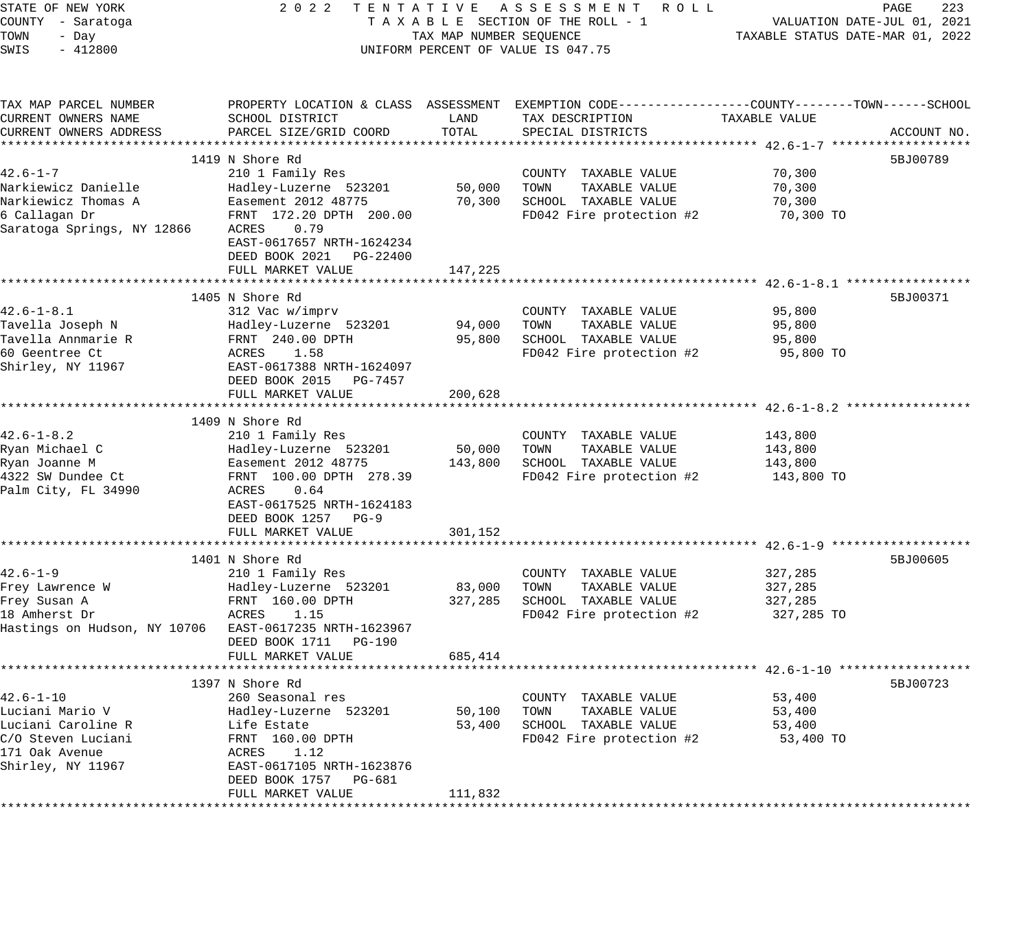STATE OF NEW YORK
COUNTY - Saratoga
TOWN - Day
SWIS - 412800

2022 TENTATIVE ASSESSMENT ROLL
TAXABLE SECTION OF THE ROLL - 1
TAX MAP NUMBER SEQUENCE
UNIFORM PERCENT OF VALUE IS 047.75

VALUATION DATE-JUL 01, 2021
TAXABLE STATUS DATE-MAR 01, 2022

| TAX MAP PARCEL NUMBER / CURRENT OWNERS NAME / CURRENT OWNERS ADDRESS | PROPERTY LOCATION & CLASS / SCHOOL DISTRICT / PARCEL SIZE/GRID COORD | ASSESSMENT LAND | ASSESSMENT TOTAL | EXEMPTION CODE / TAX DESCRIPTION / SPECIAL DISTRICTS | TAXABLE VALUE (COUNTY--TOWN--SCHOOL) | ACCOUNT NO. |
|---|---|---|---|---|---|---|
| 42.6-1-7 | 1419 N Shore Rd | | | | | 5BJ00789 |
| | 210 1 Family Res | | | COUNTY TAXABLE VALUE | 70,300 | |
| Narkiewicz Danielle | Hadley-Luzerne 523201 | 50,000 | | TOWN TAXABLE VALUE | 70,300 | |
| Narkiewicz Thomas A | Easement 2012 48775 | | 70,300 | SCHOOL TAXABLE VALUE | 70,300 | |
| 6 Callagan Dr | FRNT 172.20 DPTH 200.00 | | | FD042 Fire protection #2 | 70,300 TO | |
| Saratoga Springs, NY 12866 | ACRES 0.79 | | | | | |
| | EAST-0617657 NRTH-1624234 | | | | | |
| | DEED BOOK 2021 PG-22400 | | | | | |
| | FULL MARKET VALUE | | 147,225 | | | |
| 42.6-1-8.1 | 1405 N Shore Rd | | | | | 5BJ00371 |
| | 312 Vac w/imprv | | | COUNTY TAXABLE VALUE | 95,800 | |
| Tavella Joseph N | Hadley-Luzerne 523201 | 94,000 | | TOWN TAXABLE VALUE | 95,800 | |
| Tavella Annmarie R | FRNT 240.00 DPTH | | 95,800 | SCHOOL TAXABLE VALUE | 95,800 | |
| 60 Geentree Ct | ACRES 1.58 | | | FD042 Fire protection #2 | 95,800 TO | |
| Shirley, NY 11967 | EAST-0617388 NRTH-1624097 | | | | | |
| | DEED BOOK 2015 PG-7457 | | | | | |
| | FULL MARKET VALUE | | 200,628 | | | |
| 42.6-1-8.2 | 1409 N Shore Rd | | | | | |
| | 210 1 Family Res | | | COUNTY TAXABLE VALUE | 143,800 | |
| Ryan Michael C | Hadley-Luzerne 523201 | 50,000 | | TOWN TAXABLE VALUE | 143,800 | |
| Ryan Joanne M | Easement 2012 48775 | | 143,800 | SCHOOL TAXABLE VALUE | 143,800 | |
| 4322 SW Dundee Ct | FRNT 100.00 DPTH 278.39 | | | FD042 Fire protection #2 | 143,800 TO | |
| Palm City, FL 34990 | ACRES 0.64 | | | | | |
| | EAST-0617525 NRTH-1624183 | | | | | |
| | DEED BOOK 1257 PG-9 | | | | | |
| | FULL MARKET VALUE | | 301,152 | | | |
| 42.6-1-9 | 1401 N Shore Rd | | | | | 5BJ00605 |
| | 210 1 Family Res | | | COUNTY TAXABLE VALUE | 327,285 | |
| Frey Lawrence W | Hadley-Luzerne 523201 | 83,000 | | TOWN TAXABLE VALUE | 327,285 | |
| Frey Susan A | FRNT 160.00 DPTH | | 327,285 | SCHOOL TAXABLE VALUE | 327,285 | |
| 18 Amherst Dr | ACRES 1.15 | | | FD042 Fire protection #2 | 327,285 TO | |
| Hastings on Hudson, NY 10706 | EAST-0617235 NRTH-1623967 | | | | | |
| | DEED BOOK 1711 PG-190 | | | | | |
| | FULL MARKET VALUE | | 685,414 | | | |
| 42.6-1-10 | 1397 N Shore Rd | | | | | 5BJ00723 |
| | 260 Seasonal res | | | COUNTY TAXABLE VALUE | 53,400 | |
| Luciani Mario V | Hadley-Luzerne 523201 | 50,100 | | TOWN TAXABLE VALUE | 53,400 | |
| Luciani Caroline R | Life Estate | | 53,400 | SCHOOL TAXABLE VALUE | 53,400 | |
| C/O Steven Luciani | FRNT 160.00 DPTH | | | FD042 Fire protection #2 | 53,400 TO | |
| 171 Oak Avenue | ACRES 1.12 | | | | | |
| Shirley, NY 11967 | EAST-0617105 NRTH-1623876 | | | | | |
| | DEED BOOK 1757 PG-681 | | | | | |
| | FULL MARKET VALUE | | 111,832 | | | |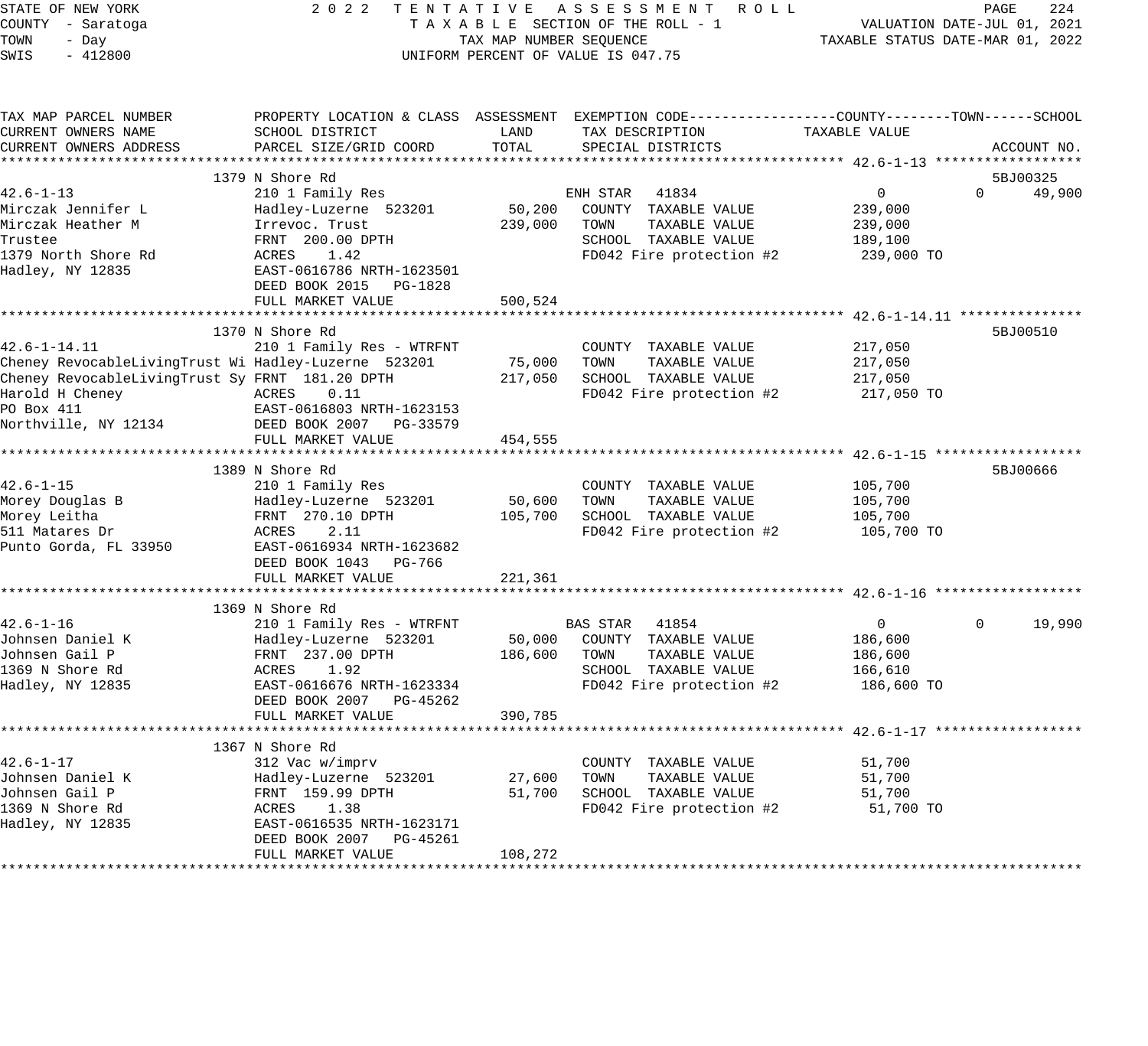STATE OF NEW YORK
COUNTY - Saratoga
TOWN - Day
SWIS - 412800

2 0 2 2 T E N T A T I V E A S S E S S M E N T R O L L
T A X A B L E SECTION OF THE ROLL - 1
TAX MAP NUMBER SEQUENCE
UNIFORM PERCENT OF VALUE IS 047.75

VALUATION DATE-JUL 01, 2021
TAXABLE STATUS DATE-MAR 01, 2022

```
TAX MAP PARCEL NUMBER          PROPERTY LOCATION & CLASS  ASSESSMENT  EXEMPTION CODE------------------COUNTY--------TOWN------SCHOOL
CURRENT OWNERS NAME            SCHOOL DISTRICT               LAND      TAX DESCRIPTION            TAXABLE VALUE
CURRENT OWNERS ADDRESS         PARCEL SIZE/GRID COORD        TOTAL     SPECIAL DISTRICTS                                  ACCOUNT NO.
******************************************************************************************************* 42.6-1-13 ******************
                               1379 N Shore Rd                                                                         5BJ00325
42.6-1-13                      210 1 Family Res                        ENH STAR   41834                 0             0      49,900
Mirczak Jennifer L             Hadley-Luzerne  523201        50,200    COUNTY  TAXABLE VALUE          239,000
Mirczak Heather M              Irrevoc. Trust               239,000    TOWN    TAXABLE VALUE          239,000
Trustee                        FRNT  200.00 DPTH                       SCHOOL  TAXABLE VALUE          189,100
1379 North Shore Rd            ACRES    1.42                           FD042 Fire protection #2        239,000 TO
Hadley, NY 12835               EAST-0616786 NRTH-1623501
                               DEED BOOK 2015   PG-1828
                               FULL MARKET VALUE            500,524
******************************************************************************************************* 42.6-1-14.11 ***************
                               1370 N Shore Rd                                                                         5BJ00510
42.6-1-14.11                   210 1 Family Res - WTRFNT               COUNTY  TAXABLE VALUE          217,050
Cheney RevocableLivingTrust Wi Hadley-Luzerne  523201        75,000    TOWN    TAXABLE VALUE          217,050
Cheney RevocableLivingTrust Sy FRNT  181.20 DPTH            217,050    SCHOOL  TAXABLE VALUE          217,050
Harold H Cheney                ACRES    0.11                           FD042 Fire protection #2        217,050 TO
PO Box 411                     EAST-0616803 NRTH-1623153
Northville, NY 12134           DEED BOOK 2007   PG-33579
                               FULL MARKET VALUE            454,555
******************************************************************************************************* 42.6-1-15 ******************
                               1389 N Shore Rd                                                                         5BJ00666
42.6-1-15                      210 1 Family Res                        COUNTY  TAXABLE VALUE          105,700
Morey Douglas B                Hadley-Luzerne  523201        50,600    TOWN    TAXABLE VALUE          105,700
Morey Leitha                   FRNT  270.10 DPTH            105,700    SCHOOL  TAXABLE VALUE          105,700
511 Matares Dr                 ACRES    2.11                           FD042 Fire protection #2        105,700 TO
Punto Gorda, FL 33950          EAST-0616934 NRTH-1623682
                               DEED BOOK 1043   PG-766
                               FULL MARKET VALUE            221,361
******************************************************************************************************* 42.6-1-16 ******************
                               1369 N Shore Rd
42.6-1-16                      210 1 Family Res - WTRFNT               BAS STAR   41854                 0             0      19,990
Johnsen Daniel K               Hadley-Luzerne  523201        50,000    COUNTY  TAXABLE VALUE          186,600
Johnsen Gail P                 FRNT  237.00 DPTH            186,600    TOWN    TAXABLE VALUE          186,600
1369 N Shore Rd                ACRES    1.92                           SCHOOL  TAXABLE VALUE          166,610
Hadley, NY 12835               EAST-0616676 NRTH-1623334               FD042 Fire protection #2        186,600 TO
                               DEED BOOK 2007   PG-45262
                               FULL MARKET VALUE            390,785
******************************************************************************************************* 42.6-1-17 ******************
                               1367 N Shore Rd
42.6-1-17                      312 Vac w/imprv                         COUNTY  TAXABLE VALUE           51,700
Johnsen Daniel K               Hadley-Luzerne  523201        27,600    TOWN    TAXABLE VALUE           51,700
Johnsen Gail P                 FRNT  159.99 DPTH             51,700    SCHOOL  TAXABLE VALUE           51,700
1369 N Shore Rd                ACRES    1.38                           FD042 Fire protection #2         51,700 TO
Hadley, NY 12835               EAST-0616535 NRTH-1623171
                               DEED BOOK 2007   PG-45261
                               FULL MARKET VALUE            108,272
************************************************************************************************************************************
```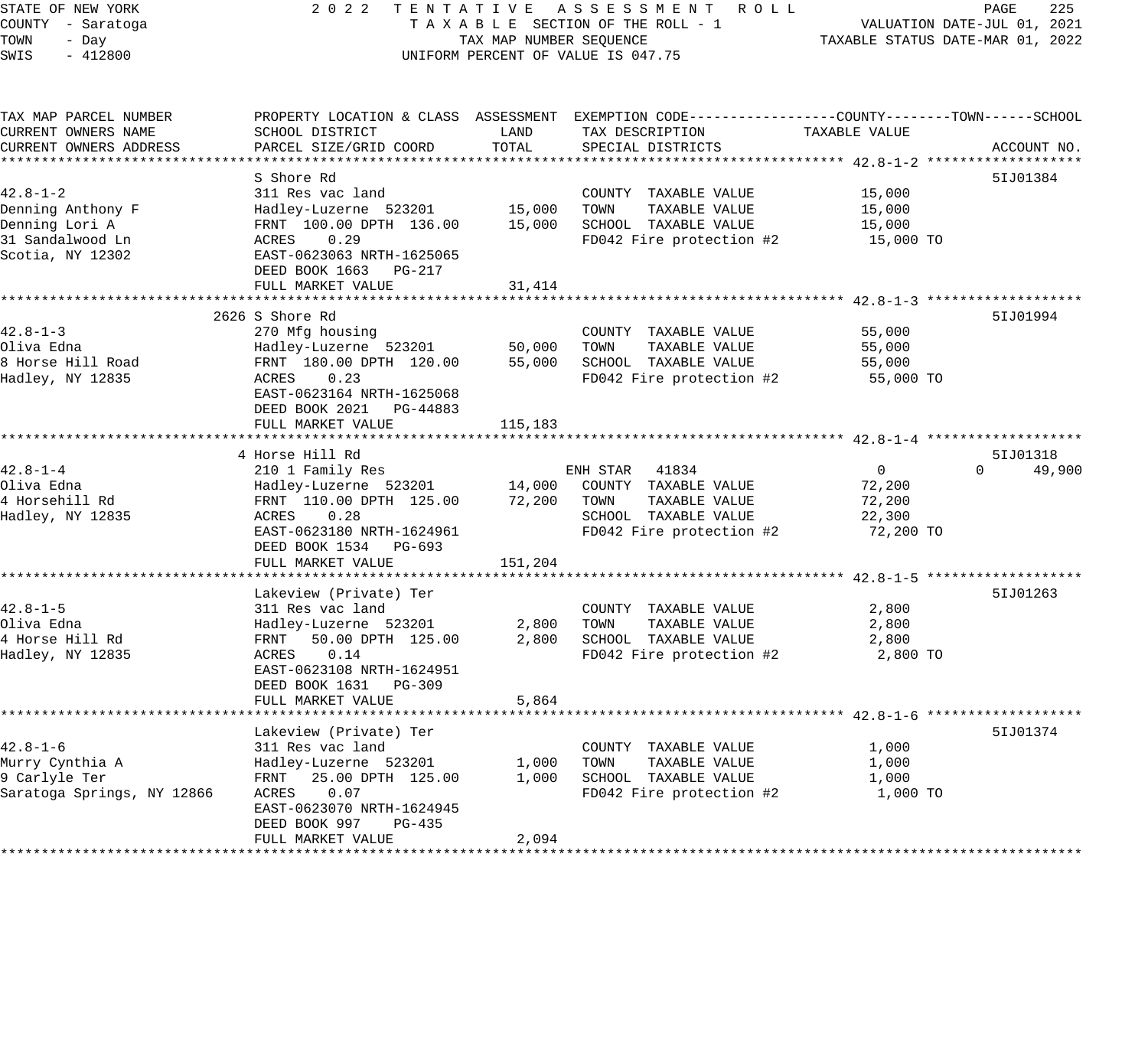STATE OF NEW YORK 2 0 2 2 T E N T A T I V E A S S E S S M E N T R O L L
COUNTY - Saratoga T A X A B L E SECTION OF THE ROLL - 1 VALUATION DATE-JUL 01, 2021
TOWN - Day TAX MAP NUMBER SEQUENCE TAXABLE STATUS DATE-MAR 01, 2022
SWIS - 412800 UNIFORM PERCENT OF VALUE IS 047.75

| TAX MAP PARCEL NUMBER / CURRENT OWNERS NAME / CURRENT OWNERS ADDRESS | PROPERTY LOCATION & CLASS / SCHOOL DISTRICT / PARCEL SIZE/GRID COORD | ASSESSMENT LAND | ASSESSMENT TOTAL | EXEMPTION CODE / TAX DESCRIPTION / SPECIAL DISTRICTS | COUNTY TAXABLE VALUE | TOWN | SCHOOL | ACCOUNT NO. |
|---|---|---|---|---|---|---|---|---|
| **42.8-1-2** | S Shore Rd | | | | | | | 5IJ01384 |
| 42.8-1-2 | 311 Res vac land | | | COUNTY TAXABLE VALUE | 15,000 | | | |
| Denning Anthony F | Hadley-Luzerne 523201 | 15,000 | | TOWN TAXABLE VALUE | 15,000 | | | |
| Denning Lori A | FRNT 100.00 DPTH 136.00 | | 15,000 | SCHOOL TAXABLE VALUE | 15,000 | | | |
| 31 Sandalwood Ln | ACRES 0.29 | | | FD042 Fire protection #2 | 15,000 TO | | | |
| Scotia, NY 12302 | EAST-0623063 NRTH-1625065 | | | | | | | |
| | DEED BOOK 1663 PG-217 | | | | | | | |
| | FULL MARKET VALUE | | 31,414 | | | | | |
| **42.8-1-3** | 2626 S Shore Rd | | | | | | | 5IJ01994 |
| 42.8-1-3 | 270 Mfg housing | | | COUNTY TAXABLE VALUE | 55,000 | | | |
| Oliva Edna | Hadley-Luzerne 523201 | 50,000 | | TOWN TAXABLE VALUE | 55,000 | | | |
| 8 Horse Hill Road | FRNT 180.00 DPTH 120.00 | | 55,000 | SCHOOL TAXABLE VALUE | 55,000 | | | |
| Hadley, NY 12835 | ACRES 0.23 | | | FD042 Fire protection #2 | 55,000 TO | | | |
| | EAST-0623164 NRTH-1625068 | | | | | | | |
| | DEED BOOK 2021 PG-44883 | | | | | | | |
| | FULL MARKET VALUE | | 115,183 | | | | | |
| **42.8-1-4** | 4 Horse Hill Rd | | | | | | | 5IJ01318 |
| 42.8-1-4 | 210 1 Family Res | | | ENH STAR 41834 | 0 | 0 | 49,900 | |
| Oliva Edna | Hadley-Luzerne 523201 | 14,000 | | COUNTY TAXABLE VALUE | 72,200 | | | |
| 4 Horsehill Rd | FRNT 110.00 DPTH 125.00 | | 72,200 | TOWN TAXABLE VALUE | 72,200 | | | |
| Hadley, NY 12835 | ACRES 0.28 | | | SCHOOL TAXABLE VALUE | 22,300 | | | |
| | EAST-0623180 NRTH-1624961 | | | FD042 Fire protection #2 | 72,200 TO | | | |
| | DEED BOOK 1534 PG-693 | | | | | | | |
| | FULL MARKET VALUE | | 151,204 | | | | | |
| **42.8-1-5** | Lakeview (Private) Ter | | | | | | | 5IJ01263 |
| 42.8-1-5 | 311 Res vac land | | | COUNTY TAXABLE VALUE | 2,800 | | | |
| Oliva Edna | Hadley-Luzerne 523201 | 2,800 | | TOWN TAXABLE VALUE | 2,800 | | | |
| 4 Horse Hill Rd | FRNT 50.00 DPTH 125.00 | | 2,800 | SCHOOL TAXABLE VALUE | 2,800 | | | |
| Hadley, NY 12835 | ACRES 0.14 | | | FD042 Fire protection #2 | 2,800 TO | | | |
| | EAST-0623108 NRTH-1624951 | | | | | | | |
| | DEED BOOK 1631 PG-309 | | | | | | | |
| | FULL MARKET VALUE | | 5,864 | | | | | |
| **42.8-1-6** | Lakeview (Private) Ter | | | | | | | 5IJ01374 |
| 42.8-1-6 | 311 Res vac land | | | COUNTY TAXABLE VALUE | 1,000 | | | |
| Murry Cynthia A | Hadley-Luzerne 523201 | 1,000 | | TOWN TAXABLE VALUE | 1,000 | | | |
| 9 Carlyle Ter | FRNT 25.00 DPTH 125.00 | | 1,000 | SCHOOL TAXABLE VALUE | 1,000 | | | |
| Saratoga Springs, NY 12866 | ACRES 0.07 | | | FD042 Fire protection #2 | 1,000 TO | | | |
| | EAST-0623070 NRTH-1624945 | | | | | | | |
| | DEED BOOK 997 PG-435 | | | | | | | |
| | FULL MARKET VALUE | | 2,094 | | | | | |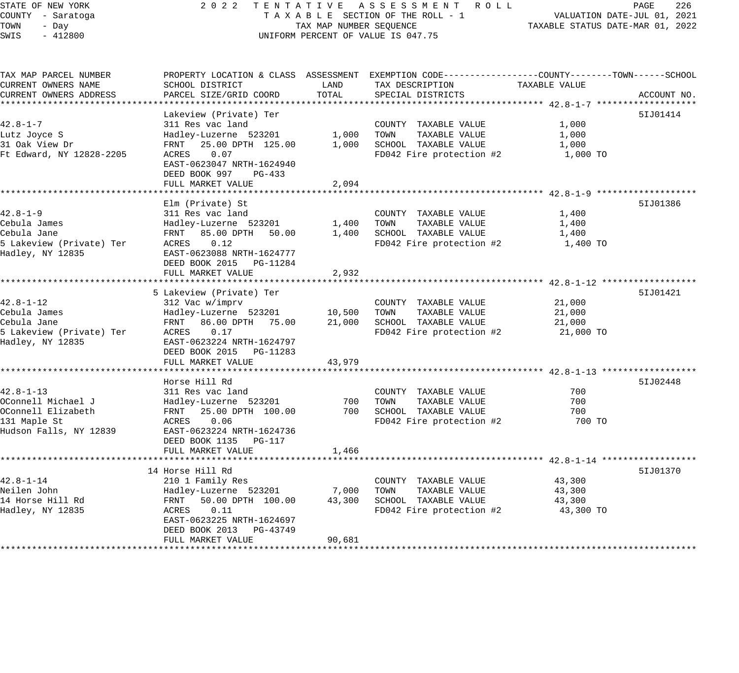STATE OF NEW YORK
COUNTY - Saratoga
TOWN - Day
SWIS - 412800

2 0 2 2 T E N T A T I V E A S S E S S M E N T R O L L
T A X A B L E SECTION OF THE ROLL - 1
TAX MAP NUMBER SEQUENCE
UNIFORM PERCENT OF VALUE IS 047.75

VALUATION DATE-JUL 01, 2021
TAXABLE STATUS DATE-MAR 01, 2022

```
TAX MAP PARCEL NUMBER          PROPERTY LOCATION & CLASS  ASSESSMENT  EXEMPTION CODE------------------COUNTY--------TOWN------SCHOOL
CURRENT OWNERS NAME            SCHOOL DISTRICT               LAND      TAX DESCRIPTION            TAXABLE VALUE
CURRENT OWNERS ADDRESS         PARCEL SIZE/GRID COORD       TOTAL      SPECIAL DISTRICTS                                    ACCOUNT NO.
******************************************************************************************************* 42.8-1-7 *******************
                               Lakeview (Private) Ter                                                                   5IJ01414
42.8-1-7                       311 Res vac land                        COUNTY  TAXABLE VALUE            1,000
Lutz Joyce S                   Hadley-Luzerne  523201       1,000      TOWN    TAXABLE VALUE            1,000
31 Oak View Dr                 FRNT   25.00 DPTH  125.00    1,000      SCHOOL  TAXABLE VALUE            1,000
Ft Edward, NY 12828-2205       ACRES    0.07                           FD042 Fire protection #2          1,000 TO
                               EAST-0623047 NRTH-1624940
                               DEED BOOK 997     PG-433
                               FULL MARKET VALUE            2,094
******************************************************************************************************* 42.8-1-9 *******************
                               Elm (Private) St                                                                         5IJ01386
42.8-1-9                       311 Res vac land                        COUNTY  TAXABLE VALUE            1,400
Cebula James                   Hadley-Luzerne  523201       1,400      TOWN    TAXABLE VALUE            1,400
Cebula Jane                    FRNT   85.00 DPTH   50.00    1,400      SCHOOL  TAXABLE VALUE            1,400
5 Lakeview (Private) Ter       ACRES    0.12                           FD042 Fire protection #2          1,400 TO
Hadley, NY 12835               EAST-0623088 NRTH-1624777
                               DEED BOOK 2015    PG-11284
                               FULL MARKET VALUE            2,932
******************************************************************************************************* 42.8-1-12 ******************
                             5 Lakeview (Private) Ter                                                                   5IJ01421
42.8-1-12                      312 Vac w/imprv                         COUNTY  TAXABLE VALUE           21,000
Cebula James                   Hadley-Luzerne  523201      10,500      TOWN    TAXABLE VALUE           21,000
Cebula Jane                    FRNT   86.00 DPTH   75.00   21,000      SCHOOL  TAXABLE VALUE           21,000
5 Lakeview (Private) Ter       ACRES    0.17                           FD042 Fire protection #2         21,000 TO
Hadley, NY 12835               EAST-0623224 NRTH-1624797
                               DEED BOOK 2015    PG-11283
                               FULL MARKET VALUE           43,979
******************************************************************************************************* 42.8-1-13 ******************
                               Horse Hill Rd                                                                            5IJ02448
42.8-1-13                      311 Res vac land                        COUNTY  TAXABLE VALUE              700
OConnell Michael J             Hadley-Luzerne  523201         700      TOWN    TAXABLE VALUE              700
OConnell Elizabeth             FRNT   25.00 DPTH  100.00      700      SCHOOL  TAXABLE VALUE              700
131 Maple St                   ACRES    0.06                           FD042 Fire protection #2            700 TO
Hudson Falls, NY 12839         EAST-0623224 NRTH-1624736
                               DEED BOOK 1135    PG-117
                               FULL MARKET VALUE            1,466
******************************************************************************************************* 42.8-1-14 ******************
                            14 Horse Hill Rd                                                                            5IJ01370
42.8-1-14                      210 1 Family Res                        COUNTY  TAXABLE VALUE           43,300
Neilen John                    Hadley-Luzerne  523201       7,000      TOWN    TAXABLE VALUE           43,300
14 Horse Hill Rd               FRNT   50.00 DPTH  100.00   43,300      SCHOOL  TAXABLE VALUE           43,300
Hadley, NY 12835               ACRES    0.11                           FD042 Fire protection #2         43,300 TO
                               EAST-0623225 NRTH-1624697
                               DEED BOOK 2013    PG-43749
                               FULL MARKET VALUE           90,681
************************************************************************************************************************************
```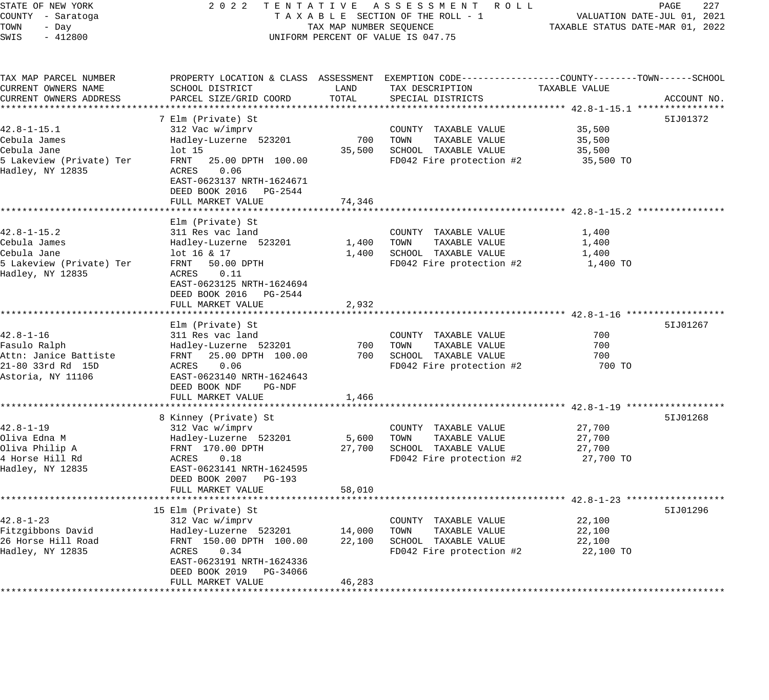STATE OF NEW YORK 2 0 2 2 T E N T A T I V E A S S E S S M E N T R O L L
COUNTY - Saratoga T A X A B L E SECTION OF THE ROLL - 1 VALUATION DATE-JUL 01, 2021
TOWN - Day TAX MAP NUMBER SEQUENCE TAXABLE STATUS DATE-MAR 01, 2022
SWIS - 412800 UNIFORM PERCENT OF VALUE IS 047.75

```
TAX MAP PARCEL NUMBER          PROPERTY LOCATION & CLASS  ASSESSMENT  EXEMPTION CODE------------------COUNTY--------TOWN------SCHOOL
CURRENT OWNERS NAME            SCHOOL DISTRICT               LAND      TAX DESCRIPTION             TAXABLE VALUE
CURRENT OWNERS ADDRESS         PARCEL SIZE/GRID COORD       TOTAL      SPECIAL DISTRICTS                                    ACCOUNT NO.
******************************************************************************************************* 42.8-1-15.1 ****************
                               7 Elm (Private) St                                                                            5IJ01372
42.8-1-15.1                    312 Vac w/imprv                         COUNTY  TAXABLE VALUE              35,500
Cebula James                   Hadley-Luzerne  523201         700      TOWN    TAXABLE VALUE              35,500
Cebula Jane                    lot 15                       35,500     SCHOOL  TAXABLE VALUE              35,500
5 Lakeview (Private) Ter       FRNT   25.00 DPTH  100.00               FD042 Fire protection #2            35,500 TO
Hadley, NY 12835               ACRES    0.06
                               EAST-0623137 NRTH-1624671
                               DEED BOOK 2016   PG-2544
                               FULL MARKET VALUE            74,346
******************************************************************************************************* 42.8-1-15.2 ****************
                               Elm (Private) St
42.8-1-15.2                    311 Res vac land                        COUNTY  TAXABLE VALUE               1,400
Cebula James                   Hadley-Luzerne  523201        1,400     TOWN    TAXABLE VALUE               1,400
Cebula Jane                    lot 16 & 17                   1,400     SCHOOL  TAXABLE VALUE               1,400
5 Lakeview (Private) Ter       FRNT   50.00 DPTH                       FD042 Fire protection #2             1,400 TO
Hadley, NY 12835               ACRES    0.11
                               EAST-0623125 NRTH-1624694
                               DEED BOOK 2016   PG-2544
                               FULL MARKET VALUE             2,932
******************************************************************************************************* 42.8-1-16 ******************
                               Elm (Private) St                                                                              5IJ01267
42.8-1-16                      311 Res vac land                        COUNTY  TAXABLE VALUE                 700
Fasulo Ralph                   Hadley-Luzerne  523201          700     TOWN    TAXABLE VALUE                 700
Attn: Janice Battiste          FRNT   25.00 DPTH  100.00       700     SCHOOL  TAXABLE VALUE                 700
21-80 33rd Rd  15D             ACRES    0.06                           FD042 Fire protection #2               700 TO
Astoria, NY 11106              EAST-0623140 NRTH-1624643
                               DEED BOOK NDF    PG-NDF
                               FULL MARKET VALUE             1,466
******************************************************************************************************* 42.8-1-19 ******************
                               8 Kinney (Private) St                                                                         5IJ01268
42.8-1-19                      312 Vac w/imprv                         COUNTY  TAXABLE VALUE              27,700
Oliva Edna M                   Hadley-Luzerne  523201        5,600     TOWN    TAXABLE VALUE              27,700
Oliva Philip A                 FRNT  170.00 DPTH            27,700     SCHOOL  TAXABLE VALUE              27,700
4 Horse Hill Rd                ACRES    0.18                           FD042 Fire protection #2            27,700 TO
Hadley, NY 12835               EAST-0623141 NRTH-1624595
                               DEED BOOK 2007   PG-193
                               FULL MARKET VALUE            58,010
******************************************************************************************************* 42.8-1-23 ******************
                               15 Elm (Private) St                                                                           5IJ01296
42.8-1-23                      312 Vac w/imprv                         COUNTY  TAXABLE VALUE              22,100
Fitzgibbons David              Hadley-Luzerne  523201       14,000     TOWN    TAXABLE VALUE              22,100
26 Horse Hill Road             FRNT  150.00 DPTH  100.00    22,100     SCHOOL  TAXABLE VALUE              22,100
Hadley, NY 12835               ACRES    0.34                           FD042 Fire protection #2            22,100 TO
                               EAST-0623191 NRTH-1624336
                               DEED BOOK 2019   PG-34066
                               FULL MARKET VALUE            46,283
************************************************************************************************************************************
```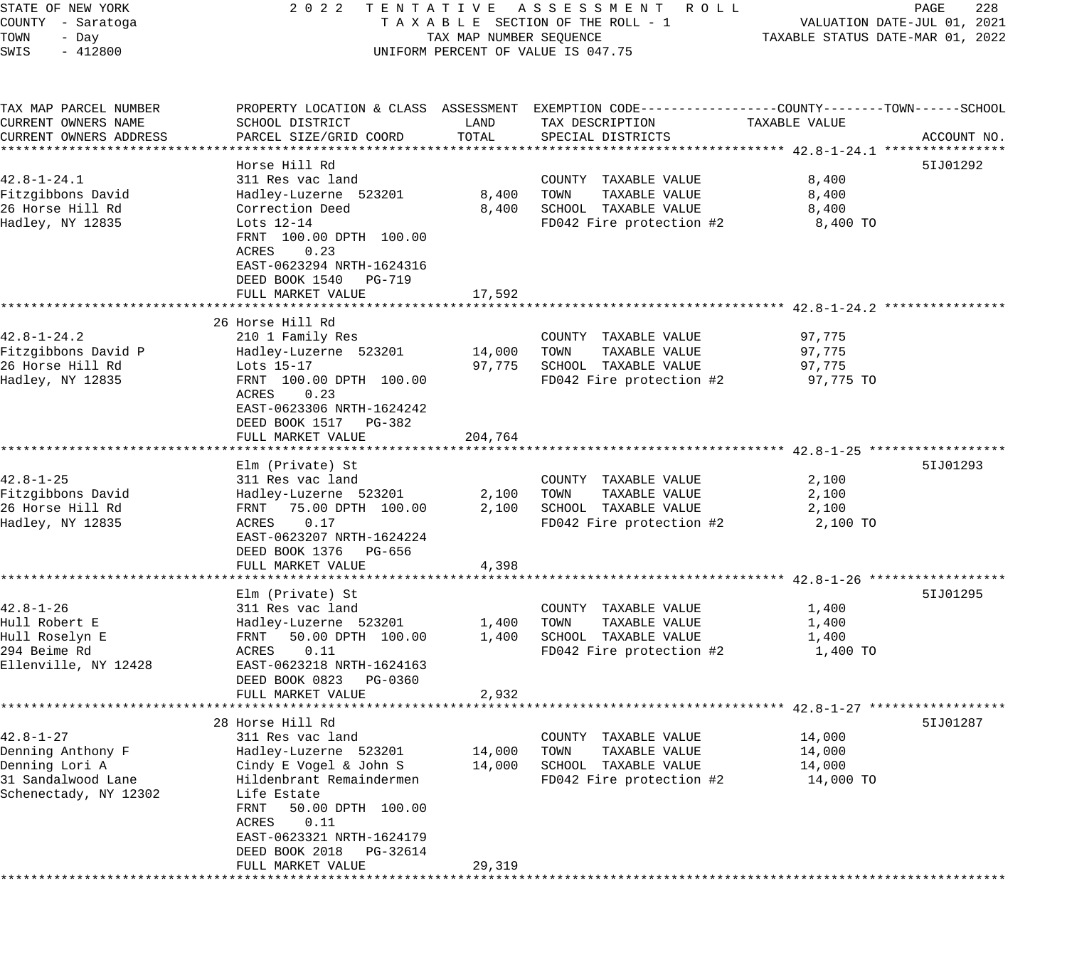STATE OF NEW YORK | 2022 TENTATIVE ASSESSMENT ROLL
COUNTY - Saratoga | TAXABLE SECTION OF THE ROLL - 1 | VALUATION DATE-JUL 01, 2021
TOWN - Day | TAX MAP NUMBER SEQUENCE | TAXABLE STATUS DATE-MAR 01, 2022
SWIS - 412800 | UNIFORM PERCENT OF VALUE IS 047.75

| TAX MAP PARCEL NUMBER / CURRENT OWNERS NAME / CURRENT OWNERS ADDRESS | PROPERTY LOCATION & CLASS / SCHOOL DISTRICT / PARCEL SIZE/GRID COORD | ASSESSMENT LAND | ASSESSMENT TOTAL | EXEMPTION CODE / TAX DESCRIPTION / SPECIAL DISTRICTS | TAXABLE VALUE | ACCOUNT NO. |
|---|---|---|---|---|---|---|
| **42.8-1-24.1** | Horse Hill Rd | | | | | 5IJ01292 |
| 42.8-1-24.1 | 311 Res vac land | | | COUNTY TAXABLE VALUE | 8,400 | |
| Fitzgibbons David | Hadley-Luzerne 523201 | 8,400 | | TOWN TAXABLE VALUE | 8,400 | |
| 26 Horse Hill Rd | Correction Deed | | 8,400 | SCHOOL TAXABLE VALUE | 8,400 | |
| Hadley, NY 12835 | Lots 12-14 | | | FD042 Fire protection #2 | 8,400 TO | |
| | FRNT 100.00 DPTH 100.00 | | | | | |
| | ACRES 0.23 | | | | | |
| | EAST-0623294 NRTH-1624316 | | | | | |
| | DEED BOOK 1540 PG-719 | | | | | |
| | FULL MARKET VALUE | | 17,592 | | | |
| **42.8-1-24.2** | 26 Horse Hill Rd | | | | | |
| 42.8-1-24.2 | 210 1 Family Res | | | COUNTY TAXABLE VALUE | 97,775 | |
| Fitzgibbons David P | Hadley-Luzerne 523201 | 14,000 | | TOWN TAXABLE VALUE | 97,775 | |
| 26 Horse Hill Rd | Lots 15-17 | | 97,775 | SCHOOL TAXABLE VALUE | 97,775 | |
| Hadley, NY 12835 | FRNT 100.00 DPTH 100.00 | | | FD042 Fire protection #2 | 97,775 TO | |
| | ACRES 0.23 | | | | | |
| | EAST-0623306 NRTH-1624242 | | | | | |
| | DEED BOOK 1517 PG-382 | | | | | |
| | FULL MARKET VALUE | | 204,764 | | | |
| **42.8-1-25** | Elm (Private) St | | | | | 5IJ01293 |
| 42.8-1-25 | 311 Res vac land | | | COUNTY TAXABLE VALUE | 2,100 | |
| Fitzgibbons David | Hadley-Luzerne 523201 | 2,100 | | TOWN TAXABLE VALUE | 2,100 | |
| 26 Horse Hill Rd | FRNT 75.00 DPTH 100.00 | | 2,100 | SCHOOL TAXABLE VALUE | 2,100 | |
| Hadley, NY 12835 | ACRES 0.17 | | | FD042 Fire protection #2 | 2,100 TO | |
| | EAST-0623207 NRTH-1624224 | | | | | |
| | DEED BOOK 1376 PG-656 | | | | | |
| | FULL MARKET VALUE | | 4,398 | | | |
| **42.8-1-26** | Elm (Private) St | | | | | 5IJ01295 |
| 42.8-1-26 | 311 Res vac land | | | COUNTY TAXABLE VALUE | 1,400 | |
| Hull Robert E | Hadley-Luzerne 523201 | 1,400 | | TOWN TAXABLE VALUE | 1,400 | |
| Hull Roselyn E | FRNT 50.00 DPTH 100.00 | | 1,400 | SCHOOL TAXABLE VALUE | 1,400 | |
| 294 Beime Rd | ACRES 0.11 | | | FD042 Fire protection #2 | 1,400 TO | |
| Ellenville, NY 12428 | EAST-0623218 NRTH-1624163 | | | | | |
| | DEED BOOK 0823 PG-0360 | | | | | |
| | FULL MARKET VALUE | | 2,932 | | | |
| **42.8-1-27** | 28 Horse Hill Rd | | | | | 5IJ01287 |
| 42.8-1-27 | 311 Res vac land | | | COUNTY TAXABLE VALUE | 14,000 | |
| Denning Anthony F | Hadley-Luzerne 523201 | 14,000 | | TOWN TAXABLE VALUE | 14,000 | |
| Denning Lori A | Cindy E Vogel & John S | | 14,000 | SCHOOL TAXABLE VALUE | 14,000 | |
| 31 Sandalwood Lane | Hildenbrant Remaindermen | | | FD042 Fire protection #2 | 14,000 TO | |
| Schenectady, NY 12302 | Life Estate | | | | | |
| | FRNT 50.00 DPTH 100.00 | | | | | |
| | ACRES 0.11 | | | | | |
| | EAST-0623321 NRTH-1624179 | | | | | |
| | DEED BOOK 2018 PG-32614 | | | | | |
| | FULL MARKET VALUE | | 29,319 | | | |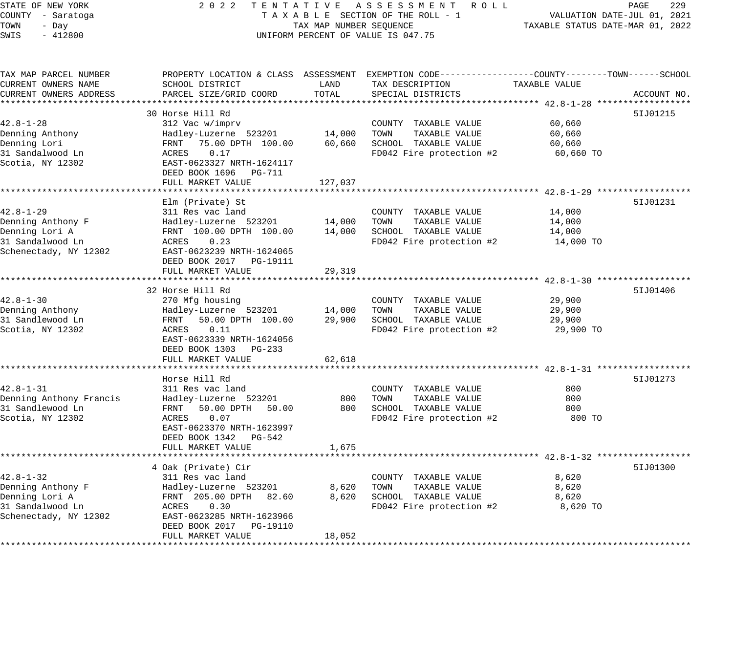STATE OF NEW YORK
COUNTY - Saratoga
TOWN - Day
SWIS - 412800

2022 TENTATIVE ASSESSMENT ROLL
TAXABLE SECTION OF THE ROLL - 1
TAX MAP NUMBER SEQUENCE
UNIFORM PERCENT OF VALUE IS 047.75

VALUATION DATE-JUL 01, 2021
TAXABLE STATUS DATE-MAR 01, 2022

| TAX MAP PARCEL NUMBER / CURRENT OWNERS NAME / CURRENT OWNERS ADDRESS | PROPERTY LOCATION & CLASS / SCHOOL DISTRICT / PARCEL SIZE/GRID COORD | ASSESSMENT LAND | ASSESSMENT TOTAL | EXEMPTION CODE / TAX DESCRIPTION / SPECIAL DISTRICTS | TAXABLE VALUE (COUNTY--TOWN--SCHOOL) | ACCOUNT NO. |
|---|---|---|---|---|---|---|
| 42.8-1-28 | 30 Horse Hill Rd | | | | | 5IJ01215 |
| 42.8-1-28 | 312 Vac w/imprv | | | COUNTY TAXABLE VALUE | 60,660 | |
| Denning Anthony | Hadley-Luzerne 523201 | 14,000 | | TOWN TAXABLE VALUE | 60,660 | |
| Denning Lori | FRNT 75.00 DPTH 100.00 | | 60,660 | SCHOOL TAXABLE VALUE | 60,660 | |
| 31 Sandalwood Ln | ACRES 0.17 | | | FD042 Fire protection #2 | 60,660 TO | |
| Scotia, NY 12302 | EAST-0623327 NRTH-1624117 | | | | | |
| | DEED BOOK 1696 PG-711 | | | | | |
| | FULL MARKET VALUE | | 127,037 | | | |
| 42.8-1-29 | Elm (Private) St | | | | | 5IJ01231 |
| 42.8-1-29 | 311 Res vac land | | | COUNTY TAXABLE VALUE | 14,000 | |
| Denning Anthony F | Hadley-Luzerne 523201 | 14,000 | | TOWN TAXABLE VALUE | 14,000 | |
| Denning Lori A | FRNT 100.00 DPTH 100.00 | | 14,000 | SCHOOL TAXABLE VALUE | 14,000 | |
| 31 Sandalwood Ln | ACRES 0.23 | | | FD042 Fire protection #2 | 14,000 TO | |
| Schenectady, NY 12302 | EAST-0623239 NRTH-1624065 | | | | | |
| | DEED BOOK 2017 PG-19111 | | | | | |
| | FULL MARKET VALUE | | 29,319 | | | |
| 42.8-1-30 | 32 Horse Hill Rd | | | | | 5IJ01406 |
| 42.8-1-30 | 270 Mfg housing | | | COUNTY TAXABLE VALUE | 29,900 | |
| Denning Anthony | Hadley-Luzerne 523201 | 14,000 | | TOWN TAXABLE VALUE | 29,900 | |
| 31 Sandlewood Ln | FRNT 50.00 DPTH 100.00 | | 29,900 | SCHOOL TAXABLE VALUE | 29,900 | |
| Scotia, NY 12302 | ACRES 0.11 | | | FD042 Fire protection #2 | 29,900 TO | |
| | EAST-0623339 NRTH-1624056 | | | | | |
| | DEED BOOK 1303 PG-233 | | | | | |
| | FULL MARKET VALUE | | 62,618 | | | |
| 42.8-1-31 | Horse Hill Rd | | | | | 5IJ01273 |
| 42.8-1-31 | 311 Res vac land | | | COUNTY TAXABLE VALUE | 800 | |
| Denning Anthony Francis | Hadley-Luzerne 523201 | 800 | | TOWN TAXABLE VALUE | 800 | |
| 31 Sandlewood Ln | FRNT 50.00 DPTH 50.00 | | 800 | SCHOOL TAXABLE VALUE | 800 | |
| Scotia, NY 12302 | ACRES 0.07 | | | FD042 Fire protection #2 | 800 TO | |
| | EAST-0623370 NRTH-1623997 | | | | | |
| | DEED BOOK 1342 PG-542 | | | | | |
| | FULL MARKET VALUE | | 1,675 | | | |
| 42.8-1-32 | 4 Oak (Private) Cir | | | | | 5IJ01300 |
| 42.8-1-32 | 311 Res vac land | | | COUNTY TAXABLE VALUE | 8,620 | |
| Denning Anthony F | Hadley-Luzerne 523201 | 8,620 | | TOWN TAXABLE VALUE | 8,620 | |
| Denning Lori A | FRNT 205.00 DPTH 82.60 | | 8,620 | SCHOOL TAXABLE VALUE | 8,620 | |
| 31 Sandalwood Ln | ACRES 0.30 | | | FD042 Fire protection #2 | 8,620 TO | |
| Schenectady, NY 12302 | EAST-0623285 NRTH-1623966 | | | | | |
| | DEED BOOK 2017 PG-19110 | | | | | |
| | FULL MARKET VALUE | | 18,052 | | | |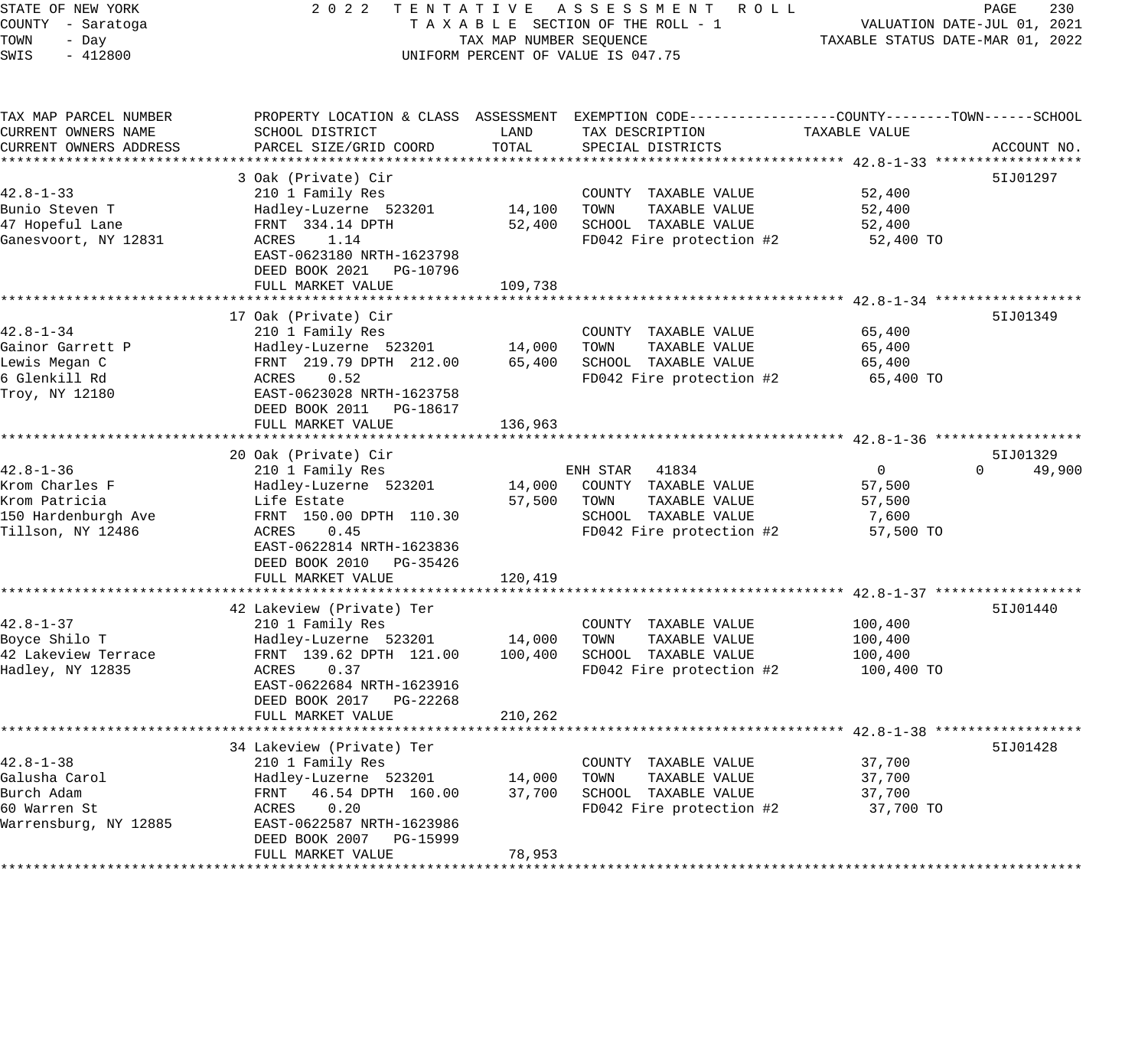STATE OF NEW YORK | 2022 TENTATIVE ASSESSMENT ROLL
COUNTY - Saratoga | TAXABLE SECTION OF THE ROLL - 1 | VALUATION DATE-JUL 01, 2021
TOWN - Day | TAX MAP NUMBER SEQUENCE | TAXABLE STATUS DATE-MAR 01, 2022
SWIS - 412800 | UNIFORM PERCENT OF VALUE IS 047.75

| TAX MAP PARCEL NUMBER / CURRENT OWNERS NAME / CURRENT OWNERS ADDRESS | PROPERTY LOCATION & CLASS / SCHOOL DISTRICT / PARCEL SIZE/GRID COORD | ASSESSMENT LAND | ASSESSMENT TOTAL | EXEMPTION CODE / TAX DESCRIPTION / SPECIAL DISTRICTS | COUNTY TAXABLE VALUE | TOWN | SCHOOL | ACCOUNT NO. |
|---|---|---|---|---|---|---|---|---|
| **42.8-1-33** | 3 Oak (Private) Cir | | | | | | | 5IJ01297 |
| 42.8-1-33 | 210 1 Family Res | | | COUNTY TAXABLE VALUE | 52,400 | | | |
| Bunio Steven T | Hadley-Luzerne 523201 | 14,100 | | TOWN TAXABLE VALUE | 52,400 | | | |
| 47 Hopeful Lane | FRNT 334.14 DPTH | | 52,400 | SCHOOL TAXABLE VALUE | 52,400 | | | |
| Ganesvoort, NY 12831 | ACRES 1.14 | | | FD042 Fire protection #2 | 52,400 TO | | | |
| | EAST-0623180 NRTH-1623798 | | | | | | | |
| | DEED BOOK 2021 PG-10796 | | | | | | | |
| | FULL MARKET VALUE | | 109,738 | | | | | |
| **42.8-1-34** | 17 Oak (Private) Cir | | | | | | | 5IJ01349 |
| 42.8-1-34 | 210 1 Family Res | | | COUNTY TAXABLE VALUE | 65,400 | | | |
| Gainor Garrett P | Hadley-Luzerne 523201 | 14,000 | | TOWN TAXABLE VALUE | 65,400 | | | |
| Lewis Megan C | FRNT 219.79 DPTH 212.00 | | 65,400 | SCHOOL TAXABLE VALUE | 65,400 | | | |
| 6 Glenkill Rd | ACRES 0.52 | | | FD042 Fire protection #2 | 65,400 TO | | | |
| Troy, NY 12180 | EAST-0623028 NRTH-1623758 | | | | | | | |
| | DEED BOOK 2011 PG-18617 | | | | | | | |
| | FULL MARKET VALUE | | 136,963 | | | | | |
| **42.8-1-36** | 20 Oak (Private) Cir | | | | | | | 5IJ01329 |
| 42.8-1-36 | 210 1 Family Res | | | ENH STAR 41834 | 0 | 0 | 49,900 | |
| Krom Charles F | Hadley-Luzerne 523201 | 14,000 | | COUNTY TAXABLE VALUE | 57,500 | | | |
| Krom Patricia | Life Estate | | 57,500 | TOWN TAXABLE VALUE | 57,500 | | | |
| 150 Hardenburgh Ave | FRNT 150.00 DPTH 110.30 | | | SCHOOL TAXABLE VALUE | 7,600 | | | |
| Tillson, NY 12486 | ACRES 0.45 | | | FD042 Fire protection #2 | 57,500 TO | | | |
| | EAST-0622814 NRTH-1623836 | | | | | | | |
| | DEED BOOK 2010 PG-35426 | | | | | | | |
| | FULL MARKET VALUE | | 120,419 | | | | | |
| **42.8-1-37** | 42 Lakeview (Private) Ter | | | | | | | 5IJ01440 |
| 42.8-1-37 | 210 1 Family Res | | | COUNTY TAXABLE VALUE | 100,400 | | | |
| Boyce Shilo T | Hadley-Luzerne 523201 | 14,000 | | TOWN TAXABLE VALUE | 100,400 | | | |
| 42 Lakeview Terrace | FRNT 139.62 DPTH 121.00 | | 100,400 | SCHOOL TAXABLE VALUE | 100,400 | | | |
| Hadley, NY 12835 | ACRES 0.37 | | | FD042 Fire protection #2 | 100,400 TO | | | |
| | EAST-0622684 NRTH-1623916 | | | | | | | |
| | DEED BOOK 2017 PG-22268 | | | | | | | |
| | FULL MARKET VALUE | | 210,262 | | | | | |
| **42.8-1-38** | 34 Lakeview (Private) Ter | | | | | | | 5IJ01428 |
| 42.8-1-38 | 210 1 Family Res | | | COUNTY TAXABLE VALUE | 37,700 | | | |
| Galusha Carol | Hadley-Luzerne 523201 | 14,000 | | TOWN TAXABLE VALUE | 37,700 | | | |
| Burch Adam | FRNT 46.54 DPTH 160.00 | | 37,700 | SCHOOL TAXABLE VALUE | 37,700 | | | |
| 60 Warren St | ACRES 0.20 | | | FD042 Fire protection #2 | 37,700 TO | | | |
| Warrensburg, NY 12885 | EAST-0622587 NRTH-1623986 | | | | | | | |
| | DEED BOOK 2007 PG-15999 | | | | | | | |
| | FULL MARKET VALUE | | 78,953 | | | | | |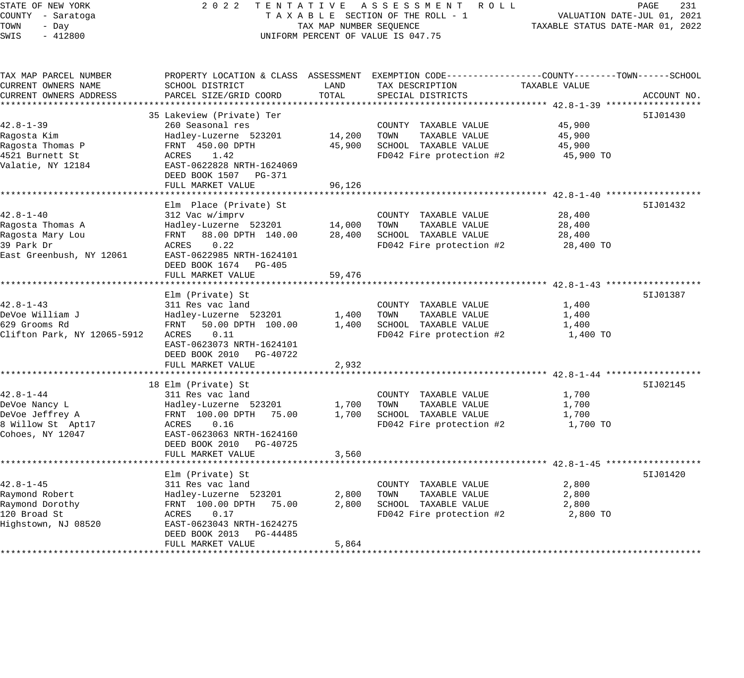STATE OF NEW YORK
COUNTY - Saratoga
TOWN - Day
SWIS - 412800

2022 TENTATIVE ASSESSMENT ROLL
TAXABLE SECTION OF THE ROLL - 1
TAX MAP NUMBER SEQUENCE
UNIFORM PERCENT OF VALUE IS 047.75

VALUATION DATE-JUL 01, 2021
TAXABLE STATUS DATE-MAR 01, 2022

| TAX MAP PARCEL NUMBER / CURRENT OWNERS NAME / CURRENT OWNERS ADDRESS | PROPERTY LOCATION & CLASS / SCHOOL DISTRICT / PARCEL SIZE/GRID COORD | ASSESSMENT LAND | TOTAL | EXEMPTION CODE / TAX DESCRIPTION / SPECIAL DISTRICTS | TAXABLE VALUE (COUNTY / TOWN / SCHOOL) | ACCOUNT NO. |
|---|---|---|---|---|---|---|
| **42.8-1-39** | 35 Lakeview (Private) Ter | | | | | 5IJ01430 |
| 42.8-1-39 | 260 Seasonal res | | | COUNTY TAXABLE VALUE | 45,900 | |
| Ragosta Kim | Hadley-Luzerne 523201 | 14,200 | | TOWN TAXABLE VALUE | 45,900 | |
| Ragosta Thomas P | FRNT 450.00 DPTH | | 45,900 | SCHOOL TAXABLE VALUE | 45,900 | |
| 4521 Burnett St | ACRES 1.42 | | | FD042 Fire protection #2 | 45,900 TO | |
| Valatie, NY 12184 | EAST-0622828 NRTH-1624069 | | | | | |
| | DEED BOOK 1507 PG-371 | | | | | |
| | FULL MARKET VALUE | | 96,126 | | | |
| **42.8-1-40** | Elm Place (Private) St | | | | | 5IJ01432 |
| 42.8-1-40 | 312 Vac w/imprv | | | COUNTY TAXABLE VALUE | 28,400 | |
| Ragosta Thomas A | Hadley-Luzerne 523201 | 14,000 | | TOWN TAXABLE VALUE | 28,400 | |
| Ragosta Mary Lou | FRNT 88.00 DPTH 140.00 | | 28,400 | SCHOOL TAXABLE VALUE | 28,400 | |
| 39 Park Dr | ACRES 0.22 | | | FD042 Fire protection #2 | 28,400 TO | |
| East Greenbush, NY 12061 | EAST-0622985 NRTH-1624101 | | | | | |
| | DEED BOOK 1674 PG-405 | | | | | |
| | FULL MARKET VALUE | | 59,476 | | | |
| **42.8-1-43** | Elm (Private) St | | | | | 5IJ01387 |
| 42.8-1-43 | 311 Res vac land | | | COUNTY TAXABLE VALUE | 1,400 | |
| DeVoe William J | Hadley-Luzerne 523201 | 1,400 | | TOWN TAXABLE VALUE | 1,400 | |
| 629 Grooms Rd | FRNT 50.00 DPTH 100.00 | | 1,400 | SCHOOL TAXABLE VALUE | 1,400 | |
| Clifton Park, NY 12065-5912 | ACRES 0.11 | | | FD042 Fire protection #2 | 1,400 TO | |
| | EAST-0623073 NRTH-1624101 | | | | | |
| | DEED BOOK 2010 PG-40722 | | | | | |
| | FULL MARKET VALUE | | 2,932 | | | |
| **42.8-1-44** | 18 Elm (Private) St | | | | | 5IJ02145 |
| 42.8-1-44 | 311 Res vac land | | | COUNTY TAXABLE VALUE | 1,700 | |
| DeVoe Nancy L | Hadley-Luzerne 523201 | 1,700 | | TOWN TAXABLE VALUE | 1,700 | |
| DeVoe Jeffrey A | FRNT 100.00 DPTH 75.00 | | 1,700 | SCHOOL TAXABLE VALUE | 1,700 | |
| 8 Willow St Apt17 | ACRES 0.16 | | | FD042 Fire protection #2 | 1,700 TO | |
| Cohoes, NY 12047 | EAST-0623063 NRTH-1624160 | | | | | |
| | DEED BOOK 2010 PG-40725 | | | | | |
| | FULL MARKET VALUE | | 3,560 | | | |
| **42.8-1-45** | Elm (Private) St | | | | | 5IJ01420 |
| 42.8-1-45 | 311 Res vac land | | | COUNTY TAXABLE VALUE | 2,800 | |
| Raymond Robert | Hadley-Luzerne 523201 | 2,800 | | TOWN TAXABLE VALUE | 2,800 | |
| Raymond Dorothy | FRNT 100.00 DPTH 75.00 | | 2,800 | SCHOOL TAXABLE VALUE | 2,800 | |
| 120 Broad St | ACRES 0.17 | | | FD042 Fire protection #2 | 2,800 TO | |
| Highstown, NJ 08520 | EAST-0623043 NRTH-1624275 | | | | | |
| | DEED BOOK 2013 PG-44485 | | | | | |
| | FULL MARKET VALUE | | 5,864 | | | |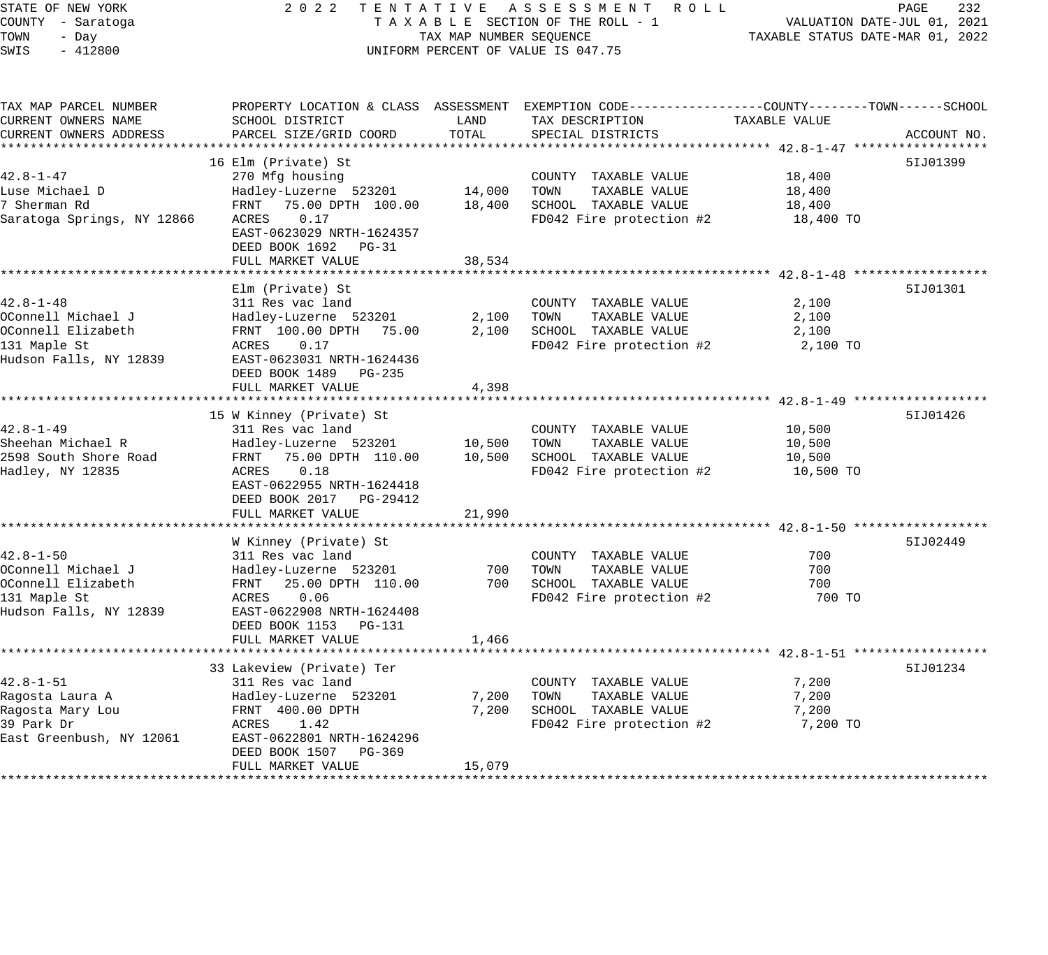STATE OF NEW YORK
COUNTY - Saratoga
TOWN - Day
SWIS - 412800

2 0 2 2 T E N T A T I V E A S S E S S M E N T R O L L
T A X A B L E SECTION OF THE ROLL - 1
TAX MAP NUMBER SEQUENCE
UNIFORM PERCENT OF VALUE IS 047.75

VALUATION DATE-JUL 01, 2021
TAXABLE STATUS DATE-MAR 01, 2022

```
TAX MAP PARCEL NUMBER          PROPERTY LOCATION & CLASS  ASSESSMENT  EXEMPTION CODE------------------COUNTY--------TOWN------SCHOOL
CURRENT OWNERS NAME            SCHOOL DISTRICT              LAND      TAX DESCRIPTION              TAXABLE VALUE
CURRENT OWNERS ADDRESS         PARCEL SIZE/GRID COORD       TOTAL     SPECIAL DISTRICTS                                        ACCOUNT NO.
******************************************************************************************************* 42.8-1-47 ******************
                               16 Elm (Private) St                                                                              5IJ01399
42.8-1-47                      270 Mfg housing                         COUNTY  TAXABLE VALUE            18,400
Luse Michael D                 Hadley-Luzerne  523201       14,000    TOWN    TAXABLE VALUE            18,400
7 Sherman Rd                   FRNT   75.00 DPTH  100.00    18,400    SCHOOL  TAXABLE VALUE            18,400
Saratoga Springs, NY 12866     ACRES    0.17                           FD042 Fire protection #2          18,400 TO
                               EAST-0623029 NRTH-1624357
                               DEED BOOK 1692   PG-31
                               FULL MARKET VALUE            38,534
******************************************************************************************************* 42.8-1-48 ******************
                               Elm (Private) St                                                                                 5IJ01301
42.8-1-48                      311 Res vac land                        COUNTY  TAXABLE VALUE             2,100
OConnell Michael J             Hadley-Luzerne  523201        2,100    TOWN    TAXABLE VALUE             2,100
OConnell Elizabeth             FRNT  100.00 DPTH   75.00     2,100    SCHOOL  TAXABLE VALUE             2,100
131 Maple St                   ACRES    0.17                           FD042 Fire protection #2           2,100 TO
Hudson Falls, NY 12839         EAST-0623031 NRTH-1624436
                               DEED BOOK 1489   PG-235
                               FULL MARKET VALUE             4,398
******************************************************************************************************* 42.8-1-49 ******************
                               15 W Kinney (Private) St                                                                         5IJ01426
42.8-1-49                      311 Res vac land                        COUNTY  TAXABLE VALUE            10,500
Sheehan Michael R              Hadley-Luzerne  523201       10,500    TOWN    TAXABLE VALUE            10,500
2598 South Shore Road          FRNT   75.00 DPTH  110.00    10,500    SCHOOL  TAXABLE VALUE            10,500
Hadley, NY 12835               ACRES    0.18                           FD042 Fire protection #2          10,500 TO
                               EAST-0622955 NRTH-1624418
                               DEED BOOK 2017   PG-29412
                               FULL MARKET VALUE            21,990
******************************************************************************************************* 42.8-1-50 ******************
                               W Kinney (Private) St                                                                            5IJ02449
42.8-1-50                      311 Res vac land                        COUNTY  TAXABLE VALUE               700
OConnell Michael J             Hadley-Luzerne  523201          700    TOWN    TAXABLE VALUE               700
OConnell Elizabeth             FRNT   25.00 DPTH  110.00       700    SCHOOL  TAXABLE VALUE               700
131 Maple St                   ACRES    0.06                           FD042 Fire protection #2             700 TO
Hudson Falls, NY 12839         EAST-0622908 NRTH-1624408
                               DEED BOOK 1153   PG-131
                               FULL MARKET VALUE             1,466
******************************************************************************************************* 42.8-1-51 ******************
                               33 Lakeview (Private) Ter                                                                        5IJ01234
42.8-1-51                      311 Res vac land                        COUNTY  TAXABLE VALUE             7,200
Ragosta Laura A                Hadley-Luzerne  523201        7,200    TOWN    TAXABLE VALUE             7,200
Ragosta Mary Lou               FRNT  400.00 DPTH             7,200    SCHOOL  TAXABLE VALUE             7,200
39 Park Dr                     ACRES    1.42                           FD042 Fire protection #2           7,200 TO
East Greenbush, NY 12061       EAST-0622801 NRTH-1624296
                               DEED BOOK 1507   PG-369
                               FULL MARKET VALUE            15,079
************************************************************************************************************************************
```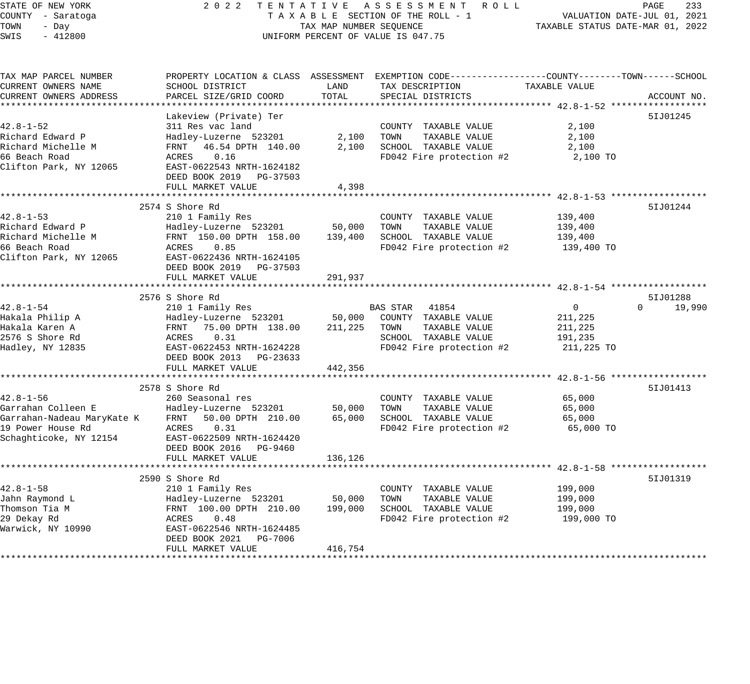STATE OF NEW YORK
COUNTY - Saratoga
TOWN - Day
SWIS - 412800

2022 TENTATIVE ASSESSMENT ROLL
TAXABLE SECTION OF THE ROLL - 1
TAX MAP NUMBER SEQUENCE
UNIFORM PERCENT OF VALUE IS 047.75

VALUATION DATE-JUL 01, 2021
TAXABLE STATUS DATE-MAR 01, 2022

| TAX MAP PARCEL NUMBER / CURRENT OWNERS NAME / CURRENT OWNERS ADDRESS | PROPERTY LOCATION & CLASS / SCHOOL DISTRICT / PARCEL SIZE/GRID COORD | ASSESSMENT LAND | ASSESSMENT TOTAL | EXEMPTION CODE / TAX DESCRIPTION / SPECIAL DISTRICTS | COUNTY | TOWN | SCHOOL | TAXABLE VALUE | ACCOUNT NO. |
|---|---|---|---|---|---|---|---|---|---|
| **42.8-1-52** | Lakeview (Private) Ter | | | | | | | | 5IJ01245 |
| 42.8-1-52 | 311 Res vac land | | | COUNTY TAXABLE VALUE | | | | 2,100 | |
| Richard Edward P | Hadley-Luzerne 523201 | 2,100 | | TOWN TAXABLE VALUE | | | | 2,100 | |
| Richard Michelle M | FRNT 46.54 DPTH 140.00 | | 2,100 | SCHOOL TAXABLE VALUE | | | | 2,100 | |
| 66 Beach Road | ACRES 0.16 | | | FD042 Fire protection #2 | | | | 2,100 TO | |
| Clifton Park, NY 12065 | EAST-0622543 NRTH-1624182 | | | | | | | | |
| | DEED BOOK 2019 PG-37503 | | | | | | | | |
| | FULL MARKET VALUE | | 4,398 | | | | | | |
| **42.8-1-53** | 2574 S Shore Rd | | | | | | | | 5IJ01244 |
| 42.8-1-53 | 210 1 Family Res | | | COUNTY TAXABLE VALUE | | | | 139,400 | |
| Richard Edward P | Hadley-Luzerne 523201 | 50,000 | | TOWN TAXABLE VALUE | | | | 139,400 | |
| Richard Michelle M | FRNT 150.00 DPTH 158.00 | | 139,400 | SCHOOL TAXABLE VALUE | | | | 139,400 | |
| 66 Beach Road | ACRES 0.85 | | | FD042 Fire protection #2 | | | | 139,400 TO | |
| Clifton Park, NY 12065 | EAST-0622436 NRTH-1624105 | | | | | | | | |
| | DEED BOOK 2019 PG-37503 | | | | | | | | |
| | FULL MARKET VALUE | | 291,937 | | | | | | |
| **42.8-1-54** | 2576 S Shore Rd | | | | | | | | 5IJ01288 |
| 42.8-1-54 | 210 1 Family Res | | | BAS STAR 41854 | 0 | 0 | 19,990 | | |
| Hakala Philip A | Hadley-Luzerne 523201 | 50,000 | | COUNTY TAXABLE VALUE | | | | 211,225 | |
| Hakala Karen A | FRNT 75.00 DPTH 138.00 | | 211,225 | TOWN TAXABLE VALUE | | | | 211,225 | |
| 2576 S Shore Rd | ACRES 0.31 | | | SCHOOL TAXABLE VALUE | | | | 191,235 | |
| Hadley, NY 12835 | EAST-0622453 NRTH-1624228 | | | FD042 Fire protection #2 | | | | 211,225 TO | |
| | DEED BOOK 2013 PG-23633 | | | | | | | | |
| | FULL MARKET VALUE | | 442,356 | | | | | | |
| **42.8-1-56** | 2578 S Shore Rd | | | | | | | | 5IJ01413 |
| 42.8-1-56 | 260 Seasonal res | | | COUNTY TAXABLE VALUE | | | | 65,000 | |
| Garrahan Colleen E | Hadley-Luzerne 523201 | 50,000 | | TOWN TAXABLE VALUE | | | | 65,000 | |
| Garrahan-Nadeau MaryKate K | FRNT 50.00 DPTH 210.00 | | 65,000 | SCHOOL TAXABLE VALUE | | | | 65,000 | |
| 19 Power House Rd | ACRES 0.31 | | | FD042 Fire protection #2 | | | | 65,000 TO | |
| Schaghticoke, NY 12154 | EAST-0622509 NRTH-1624420 | | | | | | | | |
| | DEED BOOK 2016 PG-9460 | | | | | | | | |
| | FULL MARKET VALUE | | 136,126 | | | | | | |
| **42.8-1-58** | 2590 S Shore Rd | | | | | | | | 5IJ01319 |
| 42.8-1-58 | 210 1 Family Res | | | COUNTY TAXABLE VALUE | | | | 199,000 | |
| Jahn Raymond L | Hadley-Luzerne 523201 | 50,000 | | TOWN TAXABLE VALUE | | | | 199,000 | |
| Thomson Tia M | FRNT 100.00 DPTH 210.00 | | 199,000 | SCHOOL TAXABLE VALUE | | | | 199,000 | |
| 29 Dekay Rd | ACRES 0.48 | | | FD042 Fire protection #2 | | | | 199,000 TO | |
| Warwick, NY 10990 | EAST-0622546 NRTH-1624485 | | | | | | | | |
| | DEED BOOK 2021 PG-7006 | | | | | | | | |
| | FULL MARKET VALUE | | 416,754 | | | | | | |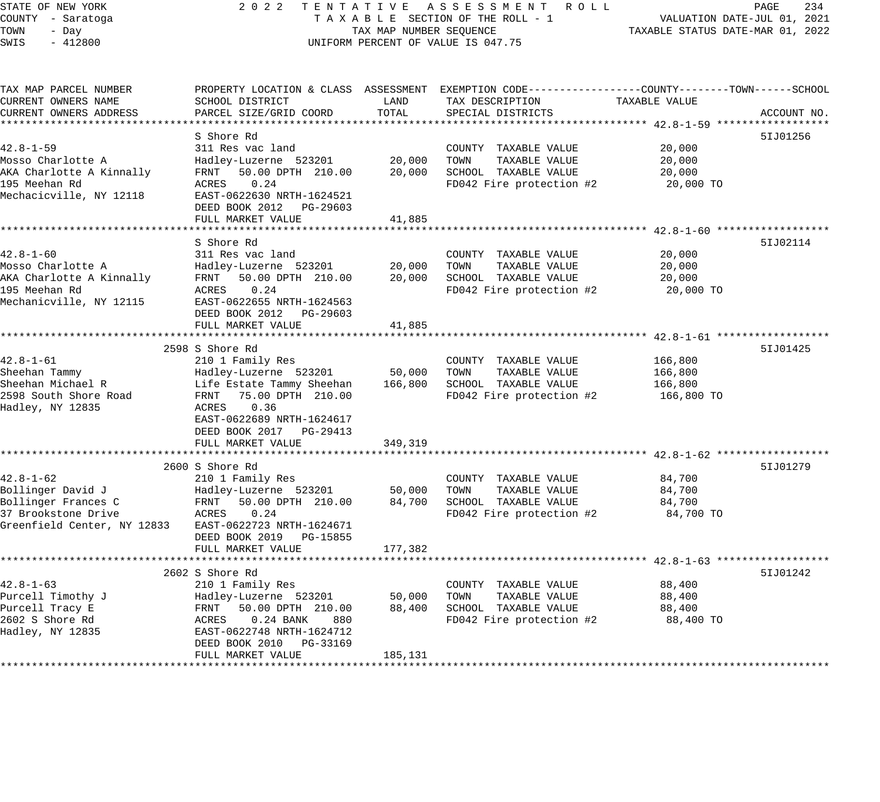STATE OF NEW YORK
COUNTY - Saratoga
TOWN - Day
SWIS - 412800

2022 TENTATIVE ASSESSMENT ROLL
TAXABLE SECTION OF THE ROLL - 1
TAX MAP NUMBER SEQUENCE
UNIFORM PERCENT OF VALUE IS 047.75

VALUATION DATE-JUL 01, 2021
TAXABLE STATUS DATE-MAR 01, 2022

| TAX MAP PARCEL NUMBER / CURRENT OWNERS NAME / CURRENT OWNERS ADDRESS | PROPERTY LOCATION & CLASS / SCHOOL DISTRICT / PARCEL SIZE/GRID COORD | ASSESSMENT LAND | ASSESSMENT TOTAL | EXEMPTION CODE / TAX DESCRIPTION / SPECIAL DISTRICTS | TAXABLE VALUE (COUNTY / TOWN / SCHOOL) | ACCOUNT NO. |
|---|---|---|---|---|---|---|
| **42.8-1-59** | S Shore Rd | | | | | 5IJ01256 |
| 42.8-1-59 | 311 Res vac land | | | COUNTY TAXABLE VALUE | 20,000 | |
| Mosso Charlotte A | Hadley-Luzerne 523201 | 20,000 | | TOWN TAXABLE VALUE | 20,000 | |
| AKA Charlotte A Kinnally | FRNT 50.00 DPTH 210.00 | | 20,000 | SCHOOL TAXABLE VALUE | 20,000 | |
| 195 Meehan Rd | ACRES 0.24 | | | FD042 Fire protection #2 | 20,000 TO | |
| Mechacicville, NY 12118 | EAST-0622630 NRTH-1624521 | | | | | |
| | DEED BOOK 2012 PG-29603 | | | | | |
| | FULL MARKET VALUE | | 41,885 | | | |
| **42.8-1-60** | S Shore Rd | | | | | 5IJ02114 |
| 42.8-1-60 | 311 Res vac land | | | COUNTY TAXABLE VALUE | 20,000 | |
| Mosso Charlotte A | Hadley-Luzerne 523201 | 20,000 | | TOWN TAXABLE VALUE | 20,000 | |
| AKA Charlotte A Kinnally | FRNT 50.00 DPTH 210.00 | | 20,000 | SCHOOL TAXABLE VALUE | 20,000 | |
| 195 Meehan Rd | ACRES 0.24 | | | FD042 Fire protection #2 | 20,000 TO | |
| Mechanicville, NY 12115 | EAST-0622655 NRTH-1624563 | | | | | |
| | DEED BOOK 2012 PG-29603 | | | | | |
| | FULL MARKET VALUE | | 41,885 | | | |
| **42.8-1-61** | 2598 S Shore Rd | | | | | 5IJ01425 |
| 42.8-1-61 | 210 1 Family Res | | | COUNTY TAXABLE VALUE | 166,800 | |
| Sheehan Tammy | Hadley-Luzerne 523201 | 50,000 | | TOWN TAXABLE VALUE | 166,800 | |
| Sheehan Michael R | Life Estate Tammy Sheehan | | 166,800 | SCHOOL TAXABLE VALUE | 166,800 | |
| 2598 South Shore Road | FRNT 75.00 DPTH 210.00 | | | FD042 Fire protection #2 | 166,800 TO | |
| Hadley, NY 12835 | ACRES 0.36 | | | | | |
| | EAST-0622689 NRTH-1624617 | | | | | |
| | DEED BOOK 2017 PG-29413 | | | | | |
| | FULL MARKET VALUE | | 349,319 | | | |
| **42.8-1-62** | 2600 S Shore Rd | | | | | 5IJ01279 |
| 42.8-1-62 | 210 1 Family Res | | | COUNTY TAXABLE VALUE | 84,700 | |
| Bollinger David J | Hadley-Luzerne 523201 | 50,000 | | TOWN TAXABLE VALUE | 84,700 | |
| Bollinger Frances C | FRNT 50.00 DPTH 210.00 | | 84,700 | SCHOOL TAXABLE VALUE | 84,700 | |
| 37 Brookstone Drive | ACRES 0.24 | | | FD042 Fire protection #2 | 84,700 TO | |
| Greenfield Center, NY 12833 | EAST-0622723 NRTH-1624671 | | | | | |
| | DEED BOOK 2019 PG-15855 | | | | | |
| | FULL MARKET VALUE | | 177,382 | | | |
| **42.8-1-63** | 2602 S Shore Rd | | | | | 5IJ01242 |
| 42.8-1-63 | 210 1 Family Res | | | COUNTY TAXABLE VALUE | 88,400 | |
| Purcell Timothy J | Hadley-Luzerne 523201 | 50,000 | | TOWN TAXABLE VALUE | 88,400 | |
| Purcell Tracy E | FRNT 50.00 DPTH 210.00 | | 88,400 | SCHOOL TAXABLE VALUE | 88,400 | |
| 2602 S Shore Rd | ACRES 0.24 BANK 880 | | | FD042 Fire protection #2 | 88,400 TO | |
| Hadley, NY 12835 | EAST-0622748 NRTH-1624712 | | | | | |
| | DEED BOOK 2010 PG-33169 | | | | | |
| | FULL MARKET VALUE | | 185,131 | | | |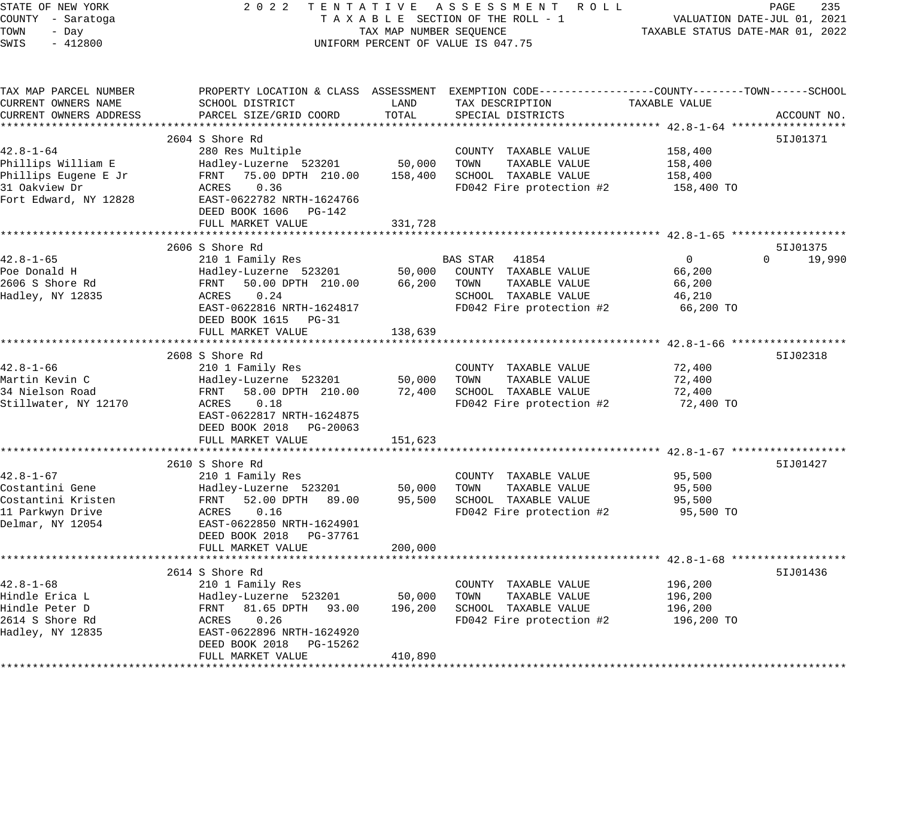STATE OF NEW YORK
COUNTY - Saratoga
TOWN - Day
SWIS - 412800

2 0 2 2 T E N T A T I V E A S S E S S M E N T R O L L
T A X A B L E SECTION OF THE ROLL - 1
TAX MAP NUMBER SEQUENCE
UNIFORM PERCENT OF VALUE IS 047.75

VALUATION DATE-JUL 01, 2021
TAXABLE STATUS DATE-MAR 01, 2022

| TAX MAP PARCEL NUMBER / CURRENT OWNERS NAME / CURRENT OWNERS ADDRESS | PROPERTY LOCATION & CLASS / SCHOOL DISTRICT / PARCEL SIZE/GRID COORD | ASSESSMENT LAND | ASSESSMENT TOTAL | EXEMPTION CODE / TAX DESCRIPTION / SPECIAL DISTRICTS | COUNTY TAXABLE VALUE | TOWN | SCHOOL | ACCOUNT NO. |
|---|---|---|---|---|---|---|---|---|
| **42.8-1-64** | 2604 S Shore Rd | | | | | | | 5IJ01371 |
| 42.8-1-64 | 280 Res Multiple | | | COUNTY TAXABLE VALUE | 158,400 | | | |
| Phillips William E | Hadley-Luzerne 523201 | 50,000 | | TOWN TAXABLE VALUE | 158,400 | | | |
| Phillips Eugene E Jr | FRNT 75.00 DPTH 210.00 | | 158,400 | SCHOOL TAXABLE VALUE | 158,400 | | | |
| 31 Oakview Dr | ACRES 0.36 | | | FD042 Fire protection #2 | 158,400 TO | | | |
| Fort Edward, NY 12828 | EAST-0622782 NRTH-1624766 | | | | | | | |
| | DEED BOOK 1606 PG-142 | | | | | | | |
| | FULL MARKET VALUE | | 331,728 | | | | | |
| **42.8-1-65** | 2606 S Shore Rd | | | | | | | 5IJ01375 |
| 42.8-1-65 | 210 1 Family Res | | | BAS STAR 41854 | 0 | 0 | 19,990 | |
| Poe Donald H | Hadley-Luzerne 523201 | 50,000 | | COUNTY TAXABLE VALUE | 66,200 | | | |
| 2606 S Shore Rd | FRNT 50.00 DPTH 210.00 | | 66,200 | TOWN TAXABLE VALUE | 66,200 | | | |
| Hadley, NY 12835 | ACRES 0.24 | | | SCHOOL TAXABLE VALUE | 46,210 | | | |
| | EAST-0622816 NRTH-1624817 | | | FD042 Fire protection #2 | 66,200 TO | | | |
| | DEED BOOK 1615 PG-31 | | | | | | | |
| | FULL MARKET VALUE | | 138,639 | | | | | |
| **42.8-1-66** | 2608 S Shore Rd | | | | | | | 5IJ02318 |
| 42.8-1-66 | 210 1 Family Res | | | COUNTY TAXABLE VALUE | 72,400 | | | |
| Martin Kevin C | Hadley-Luzerne 523201 | 50,000 | | TOWN TAXABLE VALUE | 72,400 | | | |
| 34 Nielson Road | FRNT 58.00 DPTH 210.00 | | 72,400 | SCHOOL TAXABLE VALUE | 72,400 | | | |
| Stillwater, NY 12170 | ACRES 0.18 | | | FD042 Fire protection #2 | 72,400 TO | | | |
| | EAST-0622817 NRTH-1624875 | | | | | | | |
| | DEED BOOK 2018 PG-20063 | | | | | | | |
| | FULL MARKET VALUE | | 151,623 | | | | | |
| **42.8-1-67** | 2610 S Shore Rd | | | | | | | 5IJ01427 |
| 42.8-1-67 | 210 1 Family Res | | | COUNTY TAXABLE VALUE | 95,500 | | | |
| Costantini Gene | Hadley-Luzerne 523201 | 50,000 | | TOWN TAXABLE VALUE | 95,500 | | | |
| Costantini Kristen | FRNT 52.00 DPTH 89.00 | | 95,500 | SCHOOL TAXABLE VALUE | 95,500 | | | |
| 11 Parkwyn Drive | ACRES 0.16 | | | FD042 Fire protection #2 | 95,500 TO | | | |
| Delmar, NY 12054 | EAST-0622850 NRTH-1624901 | | | | | | | |
| | DEED BOOK 2018 PG-37761 | | | | | | | |
| | FULL MARKET VALUE | | 200,000 | | | | | |
| **42.8-1-68** | 2614 S Shore Rd | | | | | | | 5IJ01436 |
| 42.8-1-68 | 210 1 Family Res | | | COUNTY TAXABLE VALUE | 196,200 | | | |
| Hindle Erica L | Hadley-Luzerne 523201 | 50,000 | | TOWN TAXABLE VALUE | 196,200 | | | |
| Hindle Peter D | FRNT 81.65 DPTH 93.00 | | 196,200 | SCHOOL TAXABLE VALUE | 196,200 | | | |
| 2614 S Shore Rd | ACRES 0.26 | | | FD042 Fire protection #2 | 196,200 TO | | | |
| Hadley, NY 12835 | EAST-0622896 NRTH-1624920 | | | | | | | |
| | DEED BOOK 2018 PG-15262 | | | | | | | |
| | FULL MARKET VALUE | | 410,890 | | | | | |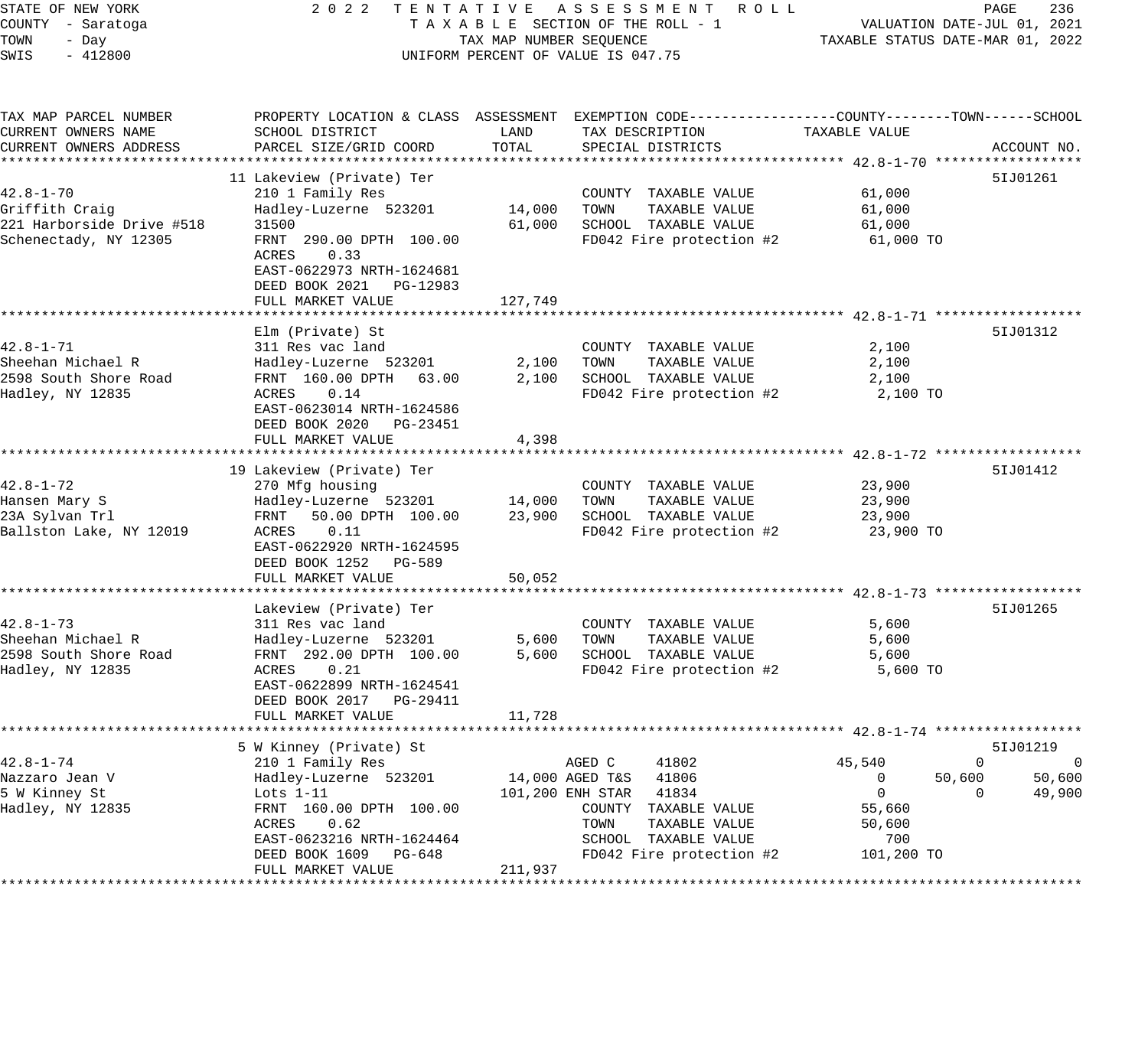STATE OF NEW YORK
COUNTY - Saratoga
TOWN - Day
SWIS - 412800

2022 TENTATIVE ASSESSMENT ROLL
TAXABLE SECTION OF THE ROLL - 1
TAX MAP NUMBER SEQUENCE
UNIFORM PERCENT OF VALUE IS 047.75

VALUATION DATE-JUL 01, 2021
TAXABLE STATUS DATE-MAR 01, 2022

| TAX MAP PARCEL NUMBER / CURRENT OWNERS NAME / CURRENT OWNERS ADDRESS | PROPERTY LOCATION & CLASS / SCHOOL DISTRICT / PARCEL SIZE/GRID COORD | ASSESSMENT LAND | ASSESSMENT TOTAL | EXEMPTION CODE / TAX DESCRIPTION / SPECIAL DISTRICTS | COUNTY TAXABLE VALUE | TOWN | SCHOOL | ACCOUNT NO. |
|---|---|---|---|---|---|---|---|---|
| **42.8-1-70** | 11 Lakeview (Private) Ter | | | | | | | 5IJ01261 |
| 42.8-1-70 | 210 1 Family Res | | | COUNTY TAXABLE VALUE | 61,000 | | | |
| Griffith Craig | Hadley-Luzerne 523201 | 14,000 | | TOWN TAXABLE VALUE | 61,000 | | | |
| 221 Harborside Drive #518 | 31500 | | 61,000 | SCHOOL TAXABLE VALUE | 61,000 | | | |
| Schenectady, NY 12305 | FRNT 290.00 DPTH 100.00 | | | FD042 Fire protection #2 | 61,000 TO | | | |
| | ACRES 0.33 | | | | | | | |
| | EAST-0622973 NRTH-1624681 | | | | | | | |
| | DEED BOOK 2021 PG-12983 | | | | | | | |
| | FULL MARKET VALUE | | 127,749 | | | | | |
| **42.8-1-71** | Elm (Private) St | | | | | | | 5IJ01312 |
| 42.8-1-71 | 311 Res vac land | | | COUNTY TAXABLE VALUE | 2,100 | | | |
| Sheehan Michael R | Hadley-Luzerne 523201 | 2,100 | | TOWN TAXABLE VALUE | 2,100 | | | |
| 2598 South Shore Road | FRNT 160.00 DPTH 63.00 | | 2,100 | SCHOOL TAXABLE VALUE | 2,100 | | | |
| Hadley, NY 12835 | ACRES 0.14 | | | FD042 Fire protection #2 | 2,100 TO | | | |
| | EAST-0623014 NRTH-1624586 | | | | | | | |
| | DEED BOOK 2020 PG-23451 | | | | | | | |
| | FULL MARKET VALUE | | 4,398 | | | | | |
| **42.8-1-72** | 19 Lakeview (Private) Ter | | | | | | | 5IJ01412 |
| 42.8-1-72 | 270 Mfg housing | | | COUNTY TAXABLE VALUE | 23,900 | | | |
| Hansen Mary S | Hadley-Luzerne 523201 | 14,000 | | TOWN TAXABLE VALUE | 23,900 | | | |
| 23A Sylvan Trl | FRNT 50.00 DPTH 100.00 | | 23,900 | SCHOOL TAXABLE VALUE | 23,900 | | | |
| Ballston Lake, NY 12019 | ACRES 0.11 | | | FD042 Fire protection #2 | 23,900 TO | | | |
| | EAST-0622920 NRTH-1624595 | | | | | | | |
| | DEED BOOK 1252 PG-589 | | | | | | | |
| | FULL MARKET VALUE | | 50,052 | | | | | |
| **42.8-1-73** | Lakeview (Private) Ter | | | | | | | 5IJ01265 |
| 42.8-1-73 | 311 Res vac land | | | COUNTY TAXABLE VALUE | 5,600 | | | |
| Sheehan Michael R | Hadley-Luzerne 523201 | 5,600 | | TOWN TAXABLE VALUE | 5,600 | | | |
| 2598 South Shore Road | FRNT 292.00 DPTH 100.00 | | 5,600 | SCHOOL TAXABLE VALUE | 5,600 | | | |
| Hadley, NY 12835 | ACRES 0.21 | | | FD042 Fire protection #2 | 5,600 TO | | | |
| | EAST-0622899 NRTH-1624541 | | | | | | | |
| | DEED BOOK 2017 PG-29411 | | | | | | | |
| | FULL MARKET VALUE | | 11,728 | | | | | |
| **42.8-1-74** | 5 W Kinney (Private) St | | | | | | | 5IJ01219 |
| 42.8-1-74 | 210 1 Family Res | | | AGED C 41802 | 45,540 | 0 | 0 | |
| Nazzaro Jean V | Hadley-Luzerne 523201 | 14,000 | | AGED T&S 41806 | 0 | 50,600 | 50,600 | |
| 5 W Kinney St | Lots 1-11 | | 101,200 | ENH STAR 41834 | 0 | 0 | 49,900 | |
| Hadley, NY 12835 | FRNT 160.00 DPTH 100.00 | | | COUNTY TAXABLE VALUE | 55,660 | | | |
| | ACRES 0.62 | | | TOWN TAXABLE VALUE | 50,600 | | | |
| | EAST-0623216 NRTH-1624464 | | | SCHOOL TAXABLE VALUE | 700 | | | |
| | DEED BOOK 1609 PG-648 | | | FD042 Fire protection #2 | 101,200 TO | | | |
| | FULL MARKET VALUE | | 211,937 | | | | | |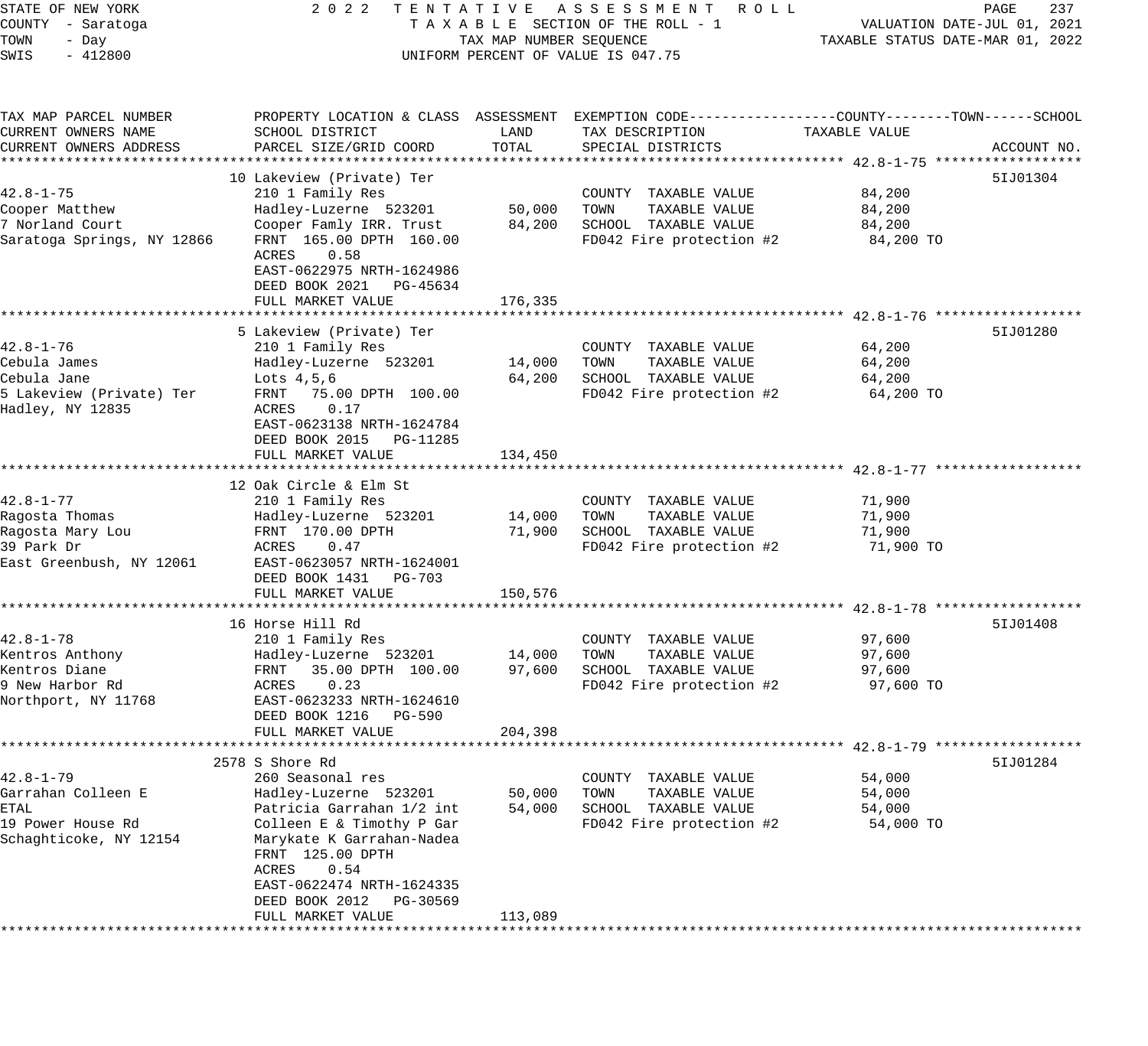STATE OF NEW YORK
COUNTY - Saratoga
TOWN - Day
SWIS - 412800

2022 TENTATIVE ASSESSMENT ROLL
TAXABLE SECTION OF THE ROLL - 1
TAX MAP NUMBER SEQUENCE
UNIFORM PERCENT OF VALUE IS 047.75

VALUATION DATE-JUL 01, 2021
TAXABLE STATUS DATE-MAR 01, 2022

| TAX MAP PARCEL NUMBER / CURRENT OWNERS NAME / CURRENT OWNERS ADDRESS | PROPERTY LOCATION & CLASS / SCHOOL DISTRICT / PARCEL SIZE/GRID COORD | ASSESSMENT LAND | ASSESSMENT TOTAL | EXEMPTION CODE / TAX DESCRIPTION / SPECIAL DISTRICTS | TAXABLE VALUE (COUNTY / TOWN / SCHOOL) | ACCOUNT NO. |
|---|---|---|---|---|---|---|
| 42.8-1-75 | 10 Lakeview (Private) Ter | | | | | 5IJ01304 |
| 42.8-1-75 | 210 1 Family Res | | | COUNTY TAXABLE VALUE | 84,200 | |
| Cooper Matthew | Hadley-Luzerne 523201 | 50,000 | | TOWN TAXABLE VALUE | 84,200 | |
| 7 Norland Court | Cooper Famly IRR. Trust | | 84,200 | SCHOOL TAXABLE VALUE | 84,200 | |
| Saratoga Springs, NY 12866 | FRNT 165.00 DPTH 160.00 | | | FD042 Fire protection #2 | 84,200 TO | |
| | ACRES 0.58 | | | | | |
| | EAST-0622975 NRTH-1624986 | | | | | |
| | DEED BOOK 2021 PG-45634 | | | | | |
| | FULL MARKET VALUE | | 176,335 | | | |
| 42.8-1-76 | 5 Lakeview (Private) Ter | | | | | 5IJ01280 |
| 42.8-1-76 | 210 1 Family Res | | | COUNTY TAXABLE VALUE | 64,200 | |
| Cebula James | Hadley-Luzerne 523201 | 14,000 | | TOWN TAXABLE VALUE | 64,200 | |
| Cebula Jane | Lots 4,5,6 | | 64,200 | SCHOOL TAXABLE VALUE | 64,200 | |
| 5 Lakeview (Private) Ter | FRNT 75.00 DPTH 100.00 | | | FD042 Fire protection #2 | 64,200 TO | |
| Hadley, NY 12835 | ACRES 0.17 | | | | | |
| | EAST-0623138 NRTH-1624784 | | | | | |
| | DEED BOOK 2015 PG-11285 | | | | | |
| | FULL MARKET VALUE | | 134,450 | | | |
| 42.8-1-77 | 12 Oak Circle & Elm St | | | | | |
| 42.8-1-77 | 210 1 Family Res | | | COUNTY TAXABLE VALUE | 71,900 | |
| Ragosta Thomas | Hadley-Luzerne 523201 | 14,000 | | TOWN TAXABLE VALUE | 71,900 | |
| Ragosta Mary Lou | FRNT 170.00 DPTH | | 71,900 | SCHOOL TAXABLE VALUE | 71,900 | |
| 39 Park Dr | ACRES 0.47 | | | FD042 Fire protection #2 | 71,900 TO | |
| East Greenbush, NY 12061 | EAST-0623057 NRTH-1624001 | | | | | |
| | DEED BOOK 1431 PG-703 | | | | | |
| | FULL MARKET VALUE | | 150,576 | | | |
| 42.8-1-78 | 16 Horse Hill Rd | | | | | 5IJ01408 |
| 42.8-1-78 | 210 1 Family Res | | | COUNTY TAXABLE VALUE | 97,600 | |
| Kentros Anthony | Hadley-Luzerne 523201 | 14,000 | | TOWN TAXABLE VALUE | 97,600 | |
| Kentros Diane | FRNT 35.00 DPTH 100.00 | | 97,600 | SCHOOL TAXABLE VALUE | 97,600 | |
| 9 New Harbor Rd | ACRES 0.23 | | | FD042 Fire protection #2 | 97,600 TO | |
| Northport, NY 11768 | EAST-0623233 NRTH-1624610 | | | | | |
| | DEED BOOK 1216 PG-590 | | | | | |
| | FULL MARKET VALUE | | 204,398 | | | |
| 42.8-1-79 | 2578 S Shore Rd | | | | | 5IJ01284 |
| 42.8-1-79 | 260 Seasonal res | | | COUNTY TAXABLE VALUE | 54,000 | |
| Garrahan Colleen E | Hadley-Luzerne 523201 | 50,000 | | TOWN TAXABLE VALUE | 54,000 | |
| ETAL | Patricia Garrahan 1/2 int | | 54,000 | SCHOOL TAXABLE VALUE | 54,000 | |
| 19 Power House Rd | Colleen E & Timothy P Gar | | | FD042 Fire protection #2 | 54,000 TO | |
| Schaghticoke, NY 12154 | Marykate K Garrahan-Nadea | | | | | |
| | FRNT 125.00 DPTH | | | | | |
| | ACRES 0.54 | | | | | |
| | EAST-0622474 NRTH-1624335 | | | | | |
| | DEED BOOK 2012 PG-30569 | | | | | |
| | FULL MARKET VALUE | | 113,089 | | | |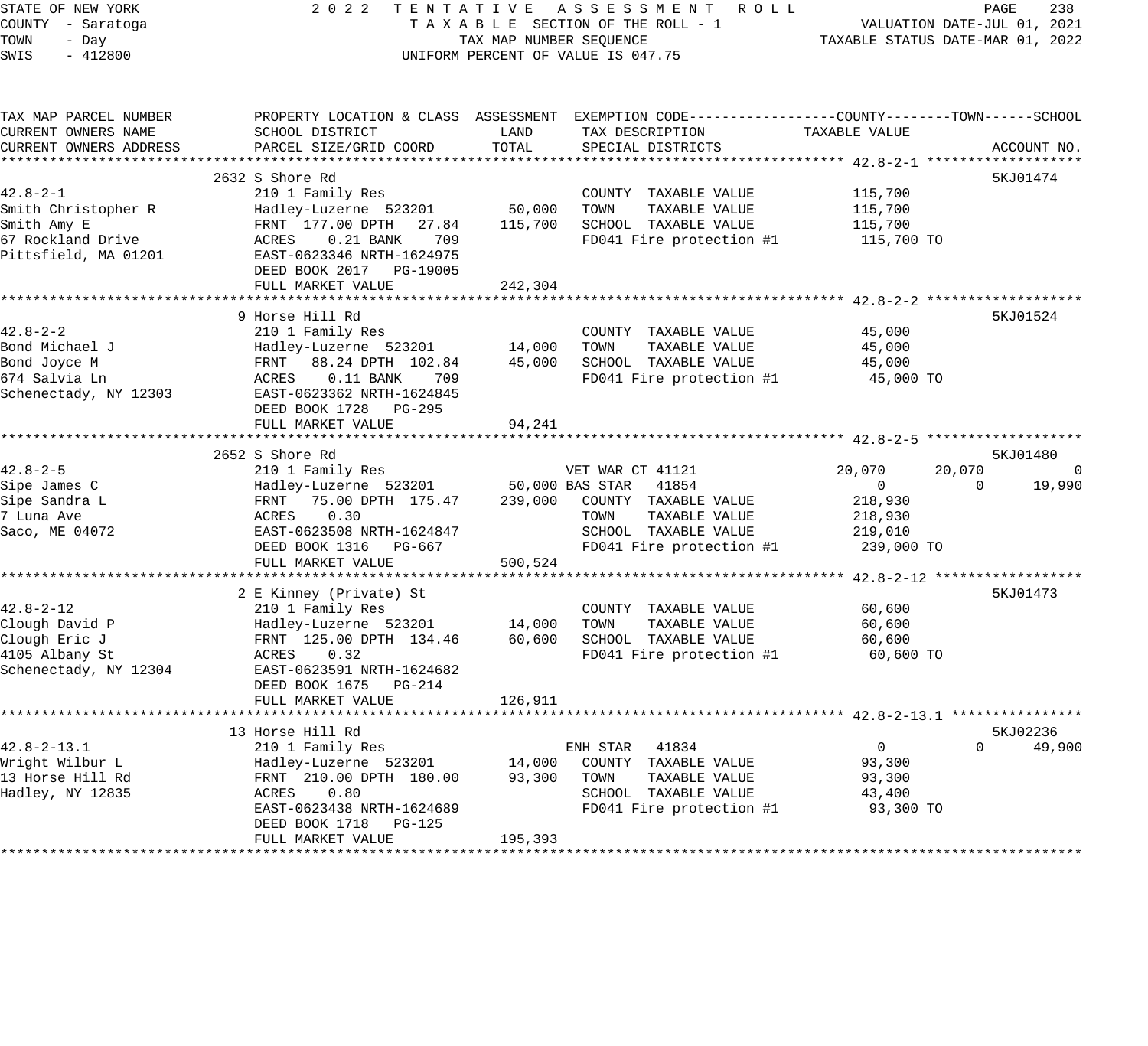STATE OF NEW YORK
COUNTY - Saratoga
TOWN - Day
SWIS - 412800

2 0 2 2 TENTATIVE ASSESSMENT ROLL
TAXABLE SECTION OF THE ROLL - 1
TAX MAP NUMBER SEQUENCE
UNIFORM PERCENT OF VALUE IS 047.75

VALUATION DATE-JUL 01, 2021
TAXABLE STATUS DATE-MAR 01, 2022

```
TAX MAP PARCEL NUMBER          PROPERTY LOCATION & CLASS  ASSESSMENT  EXEMPTION CODE------------------COUNTY--------TOWN------SCHOOL
CURRENT OWNERS NAME            SCHOOL DISTRICT               LAND      TAX DESCRIPTION            TAXABLE VALUE
CURRENT OWNERS ADDRESS         PARCEL SIZE/GRID COORD        TOTAL     SPECIAL DISTRICTS                                      ACCOUNT NO.
******************************************************************************************************** 42.8-2-1 *******************
                           2632 S Shore Rd                                                                                5KJ01474
42.8-2-1                       210 1 Family Res                          COUNTY  TAXABLE VALUE            115,700
Smith Christopher R            Hadley-Luzerne  523201       50,000     TOWN    TAXABLE VALUE            115,700
Smith Amy E                    FRNT  177.00 DPTH   27.84   115,700     SCHOOL  TAXABLE VALUE            115,700
67 Rockland Drive              ACRES    0.21 BANK     709               FD041 Fire protection #1          115,700 TO
Pittsfield, MA 01201           EAST-0623346 NRTH-1624975
                               DEED BOOK 2017   PG-19005
                               FULL MARKET VALUE           242,304
******************************************************************************************************** 42.8-2-2 *******************
                           9 Horse Hill Rd                                                                                5KJ01524
42.8-2-2                       210 1 Family Res                          COUNTY  TAXABLE VALUE             45,000
Bond Michael J                 Hadley-Luzerne  523201       14,000     TOWN    TAXABLE VALUE             45,000
Bond Joyce M                   FRNT   88.24 DPTH  102.84    45,000     SCHOOL  TAXABLE VALUE             45,000
674 Salvia Ln                  ACRES    0.11 BANK     709               FD041 Fire protection #1           45,000 TO
Schenectady, NY 12303          EAST-0623362 NRTH-1624845
                               DEED BOOK 1728   PG-295
                               FULL MARKET VALUE            94,241
******************************************************************************************************** 42.8-2-5 *******************
                           2652 S Shore Rd                                                                                5KJ01480
42.8-2-5                       210 1 Family Res                       VET WAR CT 41121              20,070      20,070           0
Sipe James C                   Hadley-Luzerne  523201       50,000 BAS STAR   41854                    0           0      19,990
Sipe Sandra L                  FRNT   75.00 DPTH  175.47   239,000     COUNTY  TAXABLE VALUE            218,930
7 Luna Ave                     ACRES    0.30                            TOWN    TAXABLE VALUE            218,930
Saco, ME 04072                 EAST-0623508 NRTH-1624847               SCHOOL  TAXABLE VALUE            219,010
                               DEED BOOK 1316   PG-667                  FD041 Fire protection #1          239,000 TO
                               FULL MARKET VALUE           500,524
******************************************************************************************************** 42.8-2-12 ******************
                           2 E Kinney (Private) St                                                                        5KJ01473
42.8-2-12                      210 1 Family Res                          COUNTY  TAXABLE VALUE             60,600
Clough David P                 Hadley-Luzerne  523201       14,000     TOWN    TAXABLE VALUE             60,600
Clough Eric J                  FRNT  125.00 DPTH  134.46    60,600     SCHOOL  TAXABLE VALUE             60,600
4105 Albany St                 ACRES    0.32                            FD041 Fire protection #1           60,600 TO
Schenectady, NY 12304          EAST-0623591 NRTH-1624682
                               DEED BOOK 1675   PG-214
                               FULL MARKET VALUE           126,911
******************************************************************************************************** 42.8-2-13.1 ****************
                           13 Horse Hill Rd                                                                               5KJ02236
42.8-2-13.1                    210 1 Family Res                       ENH STAR   41834                     0           0      49,900
Wright Wilbur L                Hadley-Luzerne  523201       14,000     COUNTY  TAXABLE VALUE             93,300
13 Horse Hill Rd               FRNT  210.00 DPTH  180.00    93,300     TOWN    TAXABLE VALUE             93,300
Hadley, NY 12835               ACRES    0.80                            SCHOOL  TAXABLE VALUE             43,400
                               EAST-0623438 NRTH-1624689               FD041 Fire protection #1           93,300 TO
                               DEED BOOK 1718   PG-125
                               FULL MARKET VALUE           195,393
************************************************************************************************************************************
```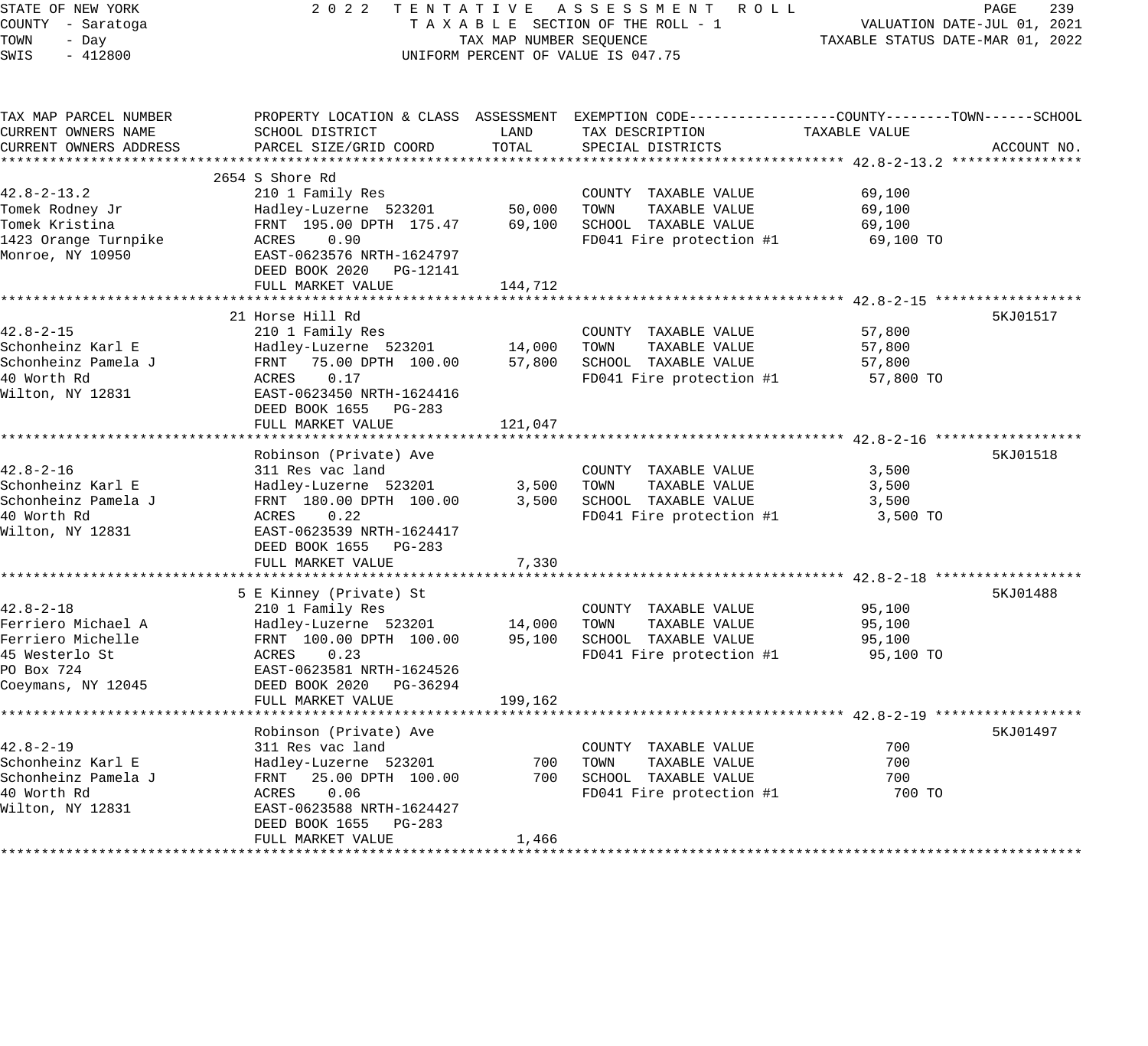STATE OF NEW YORK — 2022 TENTATIVE ASSESSMENT ROLL
COUNTY - Saratoga — TAXABLE SECTION OF THE ROLL - 1 — VALUATION DATE-JUL 01, 2021
TOWN - Day — TAX MAP NUMBER SEQUENCE — TAXABLE STATUS DATE-MAR 01, 2022
SWIS - 412800 — UNIFORM PERCENT OF VALUE IS 047.75

| TAX MAP PARCEL NUMBER / CURRENT OWNERS NAME / CURRENT OWNERS ADDRESS | PROPERTY LOCATION & CLASS / SCHOOL DISTRICT / PARCEL SIZE/GRID COORD | ASSESSMENT LAND | ASSESSMENT TOTAL | EXEMPTION CODE / TAX DESCRIPTION / SPECIAL DISTRICTS | TAXABLE VALUE | ACCOUNT NO. |
|---|---|---|---|---|---|---|
| **42.8-2-13.2** | 2654 S Shore Rd | | | | | |
| 42.8-2-13.2 | 210 1 Family Res | | | COUNTY TAXABLE VALUE | 69,100 | |
| Tomek Rodney Jr | Hadley-Luzerne 523201 | 50,000 | | TOWN TAXABLE VALUE | 69,100 | |
| Tomek Kristina | FRNT 195.00 DPTH 175.47 | | 69,100 | SCHOOL TAXABLE VALUE | 69,100 | |
| 1423 Orange Turnpike | ACRES 0.90 | | | FD041 Fire protection #1 | 69,100 TO | |
| Monroe, NY 10950 | EAST-0623576 NRTH-1624797 | | | | | |
| | DEED BOOK 2020 PG-12141 | | | | | |
| | FULL MARKET VALUE | | 144,712 | | | |
| **42.8-2-15** | 21 Horse Hill Rd | | | | | 5KJ01517 |
| 42.8-2-15 | 210 1 Family Res | | | COUNTY TAXABLE VALUE | 57,800 | |
| Schonheinz Karl E | Hadley-Luzerne 523201 | 14,000 | | TOWN TAXABLE VALUE | 57,800 | |
| Schonheinz Pamela J | FRNT 75.00 DPTH 100.00 | | 57,800 | SCHOOL TAXABLE VALUE | 57,800 | |
| 40 Worth Rd | ACRES 0.17 | | | FD041 Fire protection #1 | 57,800 TO | |
| Wilton, NY 12831 | EAST-0623450 NRTH-1624416 | | | | | |
| | DEED BOOK 1655 PG-283 | | | | | |
| | FULL MARKET VALUE | | 121,047 | | | |
| **42.8-2-16** | Robinson (Private) Ave | | | | | 5KJ01518 |
| 42.8-2-16 | 311 Res vac land | | | COUNTY TAXABLE VALUE | 3,500 | |
| Schonheinz Karl E | Hadley-Luzerne 523201 | 3,500 | | TOWN TAXABLE VALUE | 3,500 | |
| Schonheinz Pamela J | FRNT 180.00 DPTH 100.00 | | 3,500 | SCHOOL TAXABLE VALUE | 3,500 | |
| 40 Worth Rd | ACRES 0.22 | | | FD041 Fire protection #1 | 3,500 TO | |
| Wilton, NY 12831 | EAST-0623539 NRTH-1624417 | | | | | |
| | DEED BOOK 1655 PG-283 | | | | | |
| | FULL MARKET VALUE | | 7,330 | | | |
| **42.8-2-18** | 5 E Kinney (Private) St | | | | | 5KJ01488 |
| 42.8-2-18 | 210 1 Family Res | | | COUNTY TAXABLE VALUE | 95,100 | |
| Ferriero Michael A | Hadley-Luzerne 523201 | 14,000 | | TOWN TAXABLE VALUE | 95,100 | |
| Ferriero Michelle | FRNT 100.00 DPTH 100.00 | | 95,100 | SCHOOL TAXABLE VALUE | 95,100 | |
| 45 Westerlo St | ACRES 0.23 | | | FD041 Fire protection #1 | 95,100 TO | |
| PO Box 724 | EAST-0623581 NRTH-1624526 | | | | | |
| Coeymans, NY 12045 | DEED BOOK 2020 PG-36294 | | | | | |
| | FULL MARKET VALUE | | 199,162 | | | |
| **42.8-2-19** | Robinson (Private) Ave | | | | | 5KJ01497 |
| 42.8-2-19 | 311 Res vac land | | | COUNTY TAXABLE VALUE | 700 | |
| Schonheinz Karl E | Hadley-Luzerne 523201 | 700 | | TOWN TAXABLE VALUE | 700 | |
| Schonheinz Pamela J | FRNT 25.00 DPTH 100.00 | | 700 | SCHOOL TAXABLE VALUE | 700 | |
| 40 Worth Rd | ACRES 0.06 | | | FD041 Fire protection #1 | 700 TO | |
| Wilton, NY 12831 | EAST-0623588 NRTH-1624427 | | | | | |
| | DEED BOOK 1655 PG-283 | | | | | |
| | FULL MARKET VALUE | | 1,466 | | | |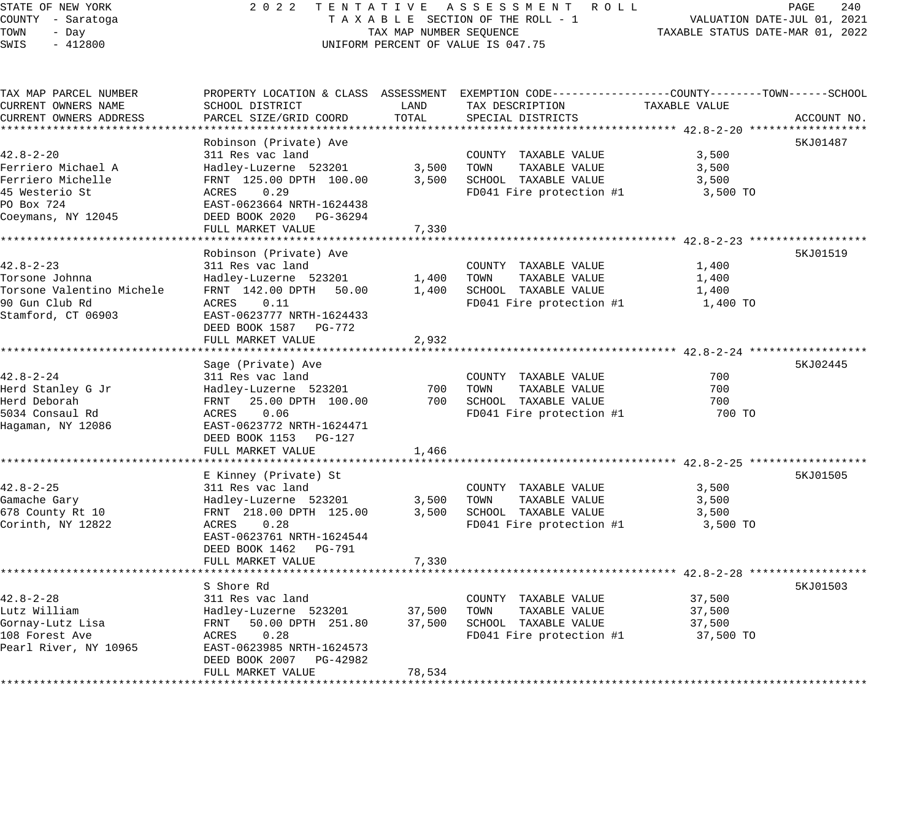STATE OF NEW YORK  
COUNTY - Saratoga  
TOWN - Day  
SWIS - 412800

2 0 2 2 T E N T A T I V E A S S E S S M E N T R O L L  
T A X A B L E SECTION OF THE ROLL - 1  
TAX MAP NUMBER SEQUENCE  
UNIFORM PERCENT OF VALUE IS 047.75

VALUATION DATE-JUL 01, 2021  
TAXABLE STATUS DATE-MAR 01, 2022

| TAX MAP PARCEL NUMBER / CURRENT OWNERS NAME / CURRENT OWNERS ADDRESS | PROPERTY LOCATION & CLASS / SCHOOL DISTRICT / PARCEL SIZE/GRID COORD | ASSESSMENT LAND / TOTAL | EXEMPTION CODE / TAX DESCRIPTION / SPECIAL DISTRICTS | TAXABLE VALUE | ACCOUNT NO. |
|---|---|---|---|---|---|
| **42.8-2-20** | Robinson (Private) Ave | | | | 5KJ01487 |
| 42.8-2-20 | 311 Res vac land | | COUNTY TAXABLE VALUE | 3,500 | |
| Ferriero Michael A | Hadley-Luzerne 523201 | 3,500 | TOWN TAXABLE VALUE | 3,500 | |
| Ferriero Michelle | FRNT 125.00 DPTH 100.00 | 3,500 | SCHOOL TAXABLE VALUE | 3,500 | |
| 45 Westerio St | ACRES 0.29 | | FD041 Fire protection #1 | 3,500 TO | |
| PO Box 724 | EAST-0623664 NRTH-1624438 | | | | |
| Coeymans, NY 12045 | DEED BOOK 2020 PG-36294 | | | | |
| | FULL MARKET VALUE | 7,330 | | | |
| **42.8-2-23** | Robinson (Private) Ave | | | | 5KJ01519 |
| 42.8-2-23 | 311 Res vac land | | COUNTY TAXABLE VALUE | 1,400 | |
| Torsone Johnna | Hadley-Luzerne 523201 | 1,400 | TOWN TAXABLE VALUE | 1,400 | |
| Torsone Valentino Michele | FRNT 142.00 DPTH 50.00 | 1,400 | SCHOOL TAXABLE VALUE | 1,400 | |
| 90 Gun Club Rd | ACRES 0.11 | | FD041 Fire protection #1 | 1,400 TO | |
| Stamford, CT 06903 | EAST-0623777 NRTH-1624433 | | | | |
| | DEED BOOK 1587 PG-772 | | | | |
| | FULL MARKET VALUE | 2,932 | | | |
| **42.8-2-24** | Sage (Private) Ave | | | | 5KJ02445 |
| 42.8-2-24 | 311 Res vac land | | COUNTY TAXABLE VALUE | 700 | |
| Herd Stanley G Jr | Hadley-Luzerne 523201 | 700 | TOWN TAXABLE VALUE | 700 | |
| Herd Deborah | FRNT 25.00 DPTH 100.00 | 700 | SCHOOL TAXABLE VALUE | 700 | |
| 5034 Consaul Rd | ACRES 0.06 | | FD041 Fire protection #1 | 700 TO | |
| Hagaman, NY 12086 | EAST-0623772 NRTH-1624471 | | | | |
| | DEED BOOK 1153 PG-127 | | | | |
| | FULL MARKET VALUE | 1,466 | | | |
| **42.8-2-25** | E Kinney (Private) St | | | | 5KJ01505 |
| 42.8-2-25 | 311 Res vac land | | COUNTY TAXABLE VALUE | 3,500 | |
| Gamache Gary | Hadley-Luzerne 523201 | 3,500 | TOWN TAXABLE VALUE | 3,500 | |
| 678 County Rt 10 | FRNT 218.00 DPTH 125.00 | 3,500 | SCHOOL TAXABLE VALUE | 3,500 | |
| Corinth, NY 12822 | ACRES 0.28 | | FD041 Fire protection #1 | 3,500 TO | |
| | EAST-0623761 NRTH-1624544 | | | | |
| | DEED BOOK 1462 PG-791 | | | | |
| | FULL MARKET VALUE | 7,330 | | | |
| **42.8-2-28** | S Shore Rd | | | | 5KJ01503 |
| 42.8-2-28 | 311 Res vac land | | COUNTY TAXABLE VALUE | 37,500 | |
| Lutz William | Hadley-Luzerne 523201 | 37,500 | TOWN TAXABLE VALUE | 37,500 | |
| Gornay-Lutz Lisa | FRNT 50.00 DPTH 251.80 | 37,500 | SCHOOL TAXABLE VALUE | 37,500 | |
| 108 Forest Ave | ACRES 0.28 | | FD041 Fire protection #1 | 37,500 TO | |
| Pearl River, NY 10965 | EAST-0623985 NRTH-1624573 | | | | |
| | DEED BOOK 2007 PG-42982 | | | | |
| | FULL MARKET VALUE | 78,534 | | | |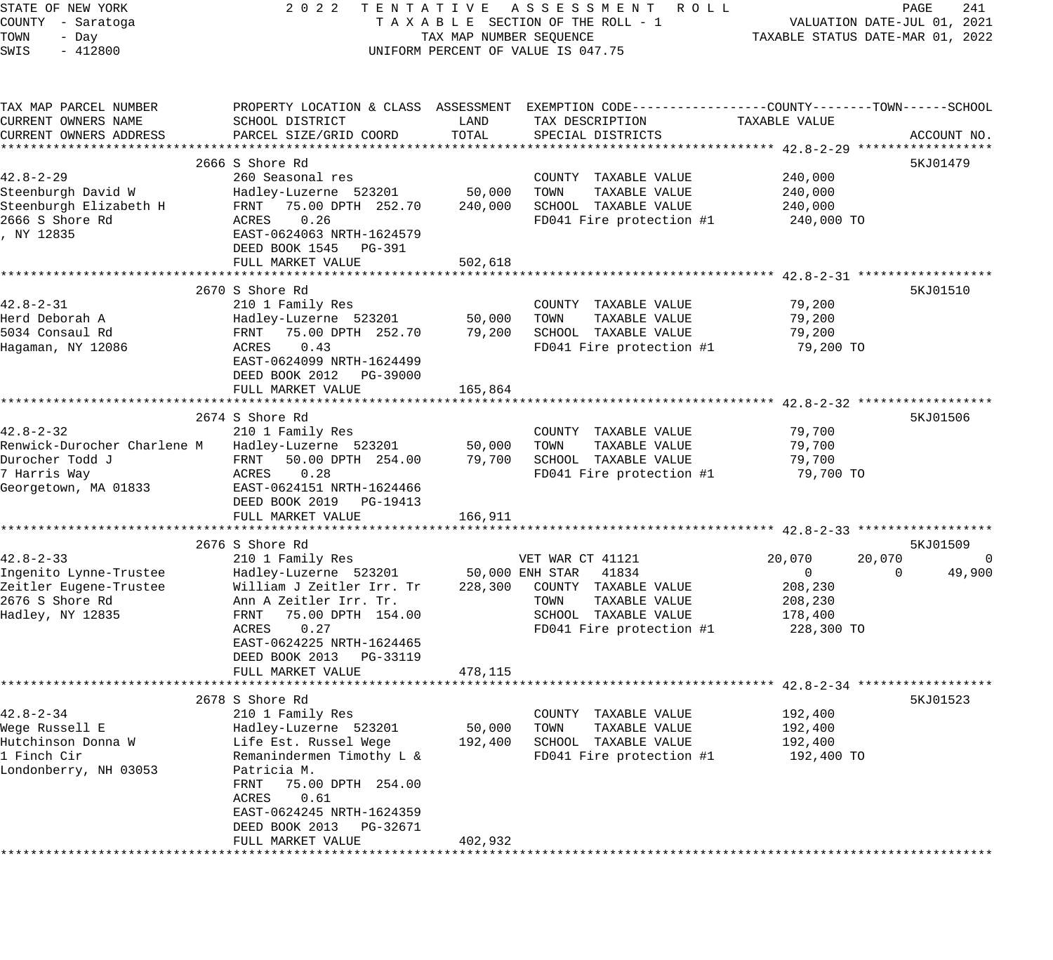STATE OF NEW YORK
COUNTY - Saratoga
TOWN - Day
SWIS - 412800

2022 TENTATIVE ASSESSMENT ROLL
TAXABLE SECTION OF THE ROLL - 1
TAX MAP NUMBER SEQUENCE
UNIFORM PERCENT OF VALUE IS 047.75

VALUATION DATE-JUL 01, 2021
TAXABLE STATUS DATE-MAR 01, 2022

| TAX MAP PARCEL NUMBER / CURRENT OWNERS NAME / CURRENT OWNERS ADDRESS | PROPERTY LOCATION & CLASS / SCHOOL DISTRICT / PARCEL SIZE/GRID COORD | ASSESSMENT LAND | ASSESSMENT TOTAL | EXEMPTION CODE / TAX DESCRIPTION / SPECIAL DISTRICTS | COUNTY TAXABLE VALUE | TOWN | SCHOOL | ACCOUNT NO. |
|---|---|---|---|---|---|---|---|---|
| **42.8-2-29** | 2666 S Shore Rd | | | | | | | 5KJ01479 |
| 42.8-2-29 | 260 Seasonal res | | | COUNTY TAXABLE VALUE | 240,000 | | | |
| Steenburgh David W | Hadley-Luzerne 523201 | 50,000 | | TOWN TAXABLE VALUE | 240,000 | | | |
| Steenburgh Elizabeth H | FRNT 75.00 DPTH 252.70 | | 240,000 | SCHOOL TAXABLE VALUE | 240,000 | | | |
| 2666 S Shore Rd | ACRES 0.26 | | | FD041 Fire protection #1 | 240,000 TO | | | |
| , NY 12835 | EAST-0624063 NRTH-1624579 | | | | | | | |
| | DEED BOOK 1545 PG-391 | | | | | | | |
| | FULL MARKET VALUE | | 502,618 | | | | | |
| **42.8-2-31** | 2670 S Shore Rd | | | | | | | 5KJ01510 |
| 42.8-2-31 | 210 1 Family Res | | | COUNTY TAXABLE VALUE | 79,200 | | | |
| Herd Deborah A | Hadley-Luzerne 523201 | 50,000 | | TOWN TAXABLE VALUE | 79,200 | | | |
| 5034 Consaul Rd | FRNT 75.00 DPTH 252.70 | | 79,200 | SCHOOL TAXABLE VALUE | 79,200 | | | |
| Hagaman, NY 12086 | ACRES 0.43 | | | FD041 Fire protection #1 | 79,200 TO | | | |
| | EAST-0624099 NRTH-1624499 | | | | | | | |
| | DEED BOOK 2012 PG-39000 | | | | | | | |
| | FULL MARKET VALUE | | 165,864 | | | | | |
| **42.8-2-32** | 2674 S Shore Rd | | | | | | | 5KJ01506 |
| 42.8-2-32 | 210 1 Family Res | | | COUNTY TAXABLE VALUE | 79,700 | | | |
| Renwick-Durocher Charlene M | Hadley-Luzerne 523201 | 50,000 | | TOWN TAXABLE VALUE | 79,700 | | | |
| Durocher Todd J | FRNT 50.00 DPTH 254.00 | | 79,700 | SCHOOL TAXABLE VALUE | 79,700 | | | |
| 7 Harris Way | ACRES 0.28 | | | FD041 Fire protection #1 | 79,700 TO | | | |
| Georgetown, MA 01833 | EAST-0624151 NRTH-1624466 | | | | | | | |
| | DEED BOOK 2019 PG-19413 | | | | | | | |
| | FULL MARKET VALUE | | 166,911 | | | | | |
| **42.8-2-33** | 2676 S Shore Rd | | | | | | | 5KJ01509 |
| 42.8-2-33 | 210 1 Family Res | | | VET WAR CT 41121 | 20,070 | 20,070 | 0 | |
| Ingenito Lynne-Trustee | Hadley-Luzerne 523201 | 50,000 | | ENH STAR 41834 | 0 | 0 | 49,900 | |
| Zeitler Eugene-Trustee | William J Zeitler Irr. Tr | | 228,300 | COUNTY TAXABLE VALUE | 208,230 | | | |
| 2676 S Shore Rd | Ann A Zeitler Irr. Tr. | | | TOWN TAXABLE VALUE | 208,230 | | | |
| Hadley, NY 12835 | FRNT 75.00 DPTH 154.00 | | | SCHOOL TAXABLE VALUE | 178,400 | | | |
| | ACRES 0.27 | | | FD041 Fire protection #1 | 228,300 TO | | | |
| | EAST-0624225 NRTH-1624465 | | | | | | | |
| | DEED BOOK 2013 PG-33119 | | | | | | | |
| | FULL MARKET VALUE | | 478,115 | | | | | |
| **42.8-2-34** | 2678 S Shore Rd | | | | | | | 5KJ01523 |
| 42.8-2-34 | 210 1 Family Res | | | COUNTY TAXABLE VALUE | 192,400 | | | |
| Wege Russell E | Hadley-Luzerne 523201 | 50,000 | | TOWN TAXABLE VALUE | 192,400 | | | |
| Hutchinson Donna W | Life Est. Russel Wege | | 192,400 | SCHOOL TAXABLE VALUE | 192,400 | | | |
| 1 Finch Cir | Remanindermen Timothy L & | | | FD041 Fire protection #1 | 192,400 TO | | | |
| Londonberry, NH 03053 | Patricia M. | | | | | | | |
| | FRNT 75.00 DPTH 254.00 | | | | | | | |
| | ACRES 0.61 | | | | | | | |
| | EAST-0624245 NRTH-1624359 | | | | | | | |
| | DEED BOOK 2013 PG-32671 | | | | | | | |
| | FULL MARKET VALUE | | 402,932 | | | | | |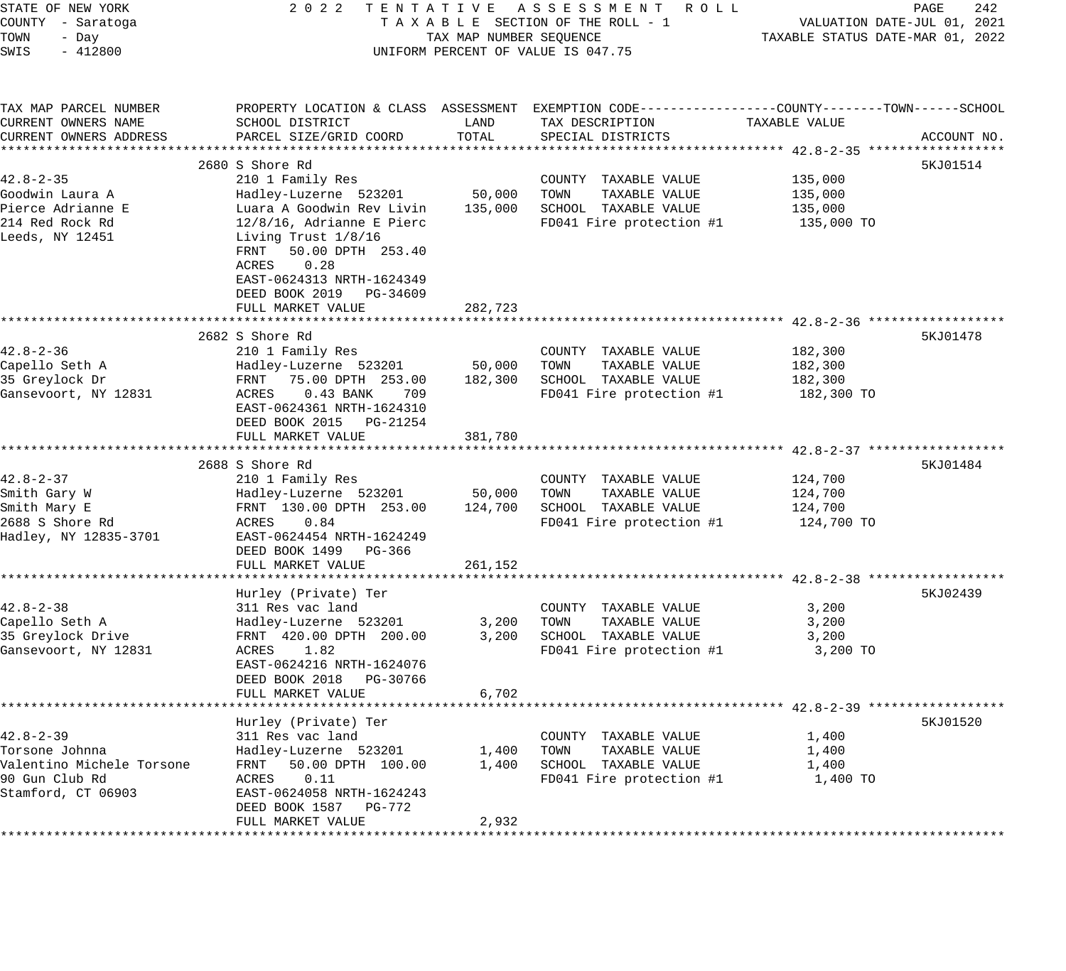STATE OF NEW YORK
COUNTY - Saratoga
TOWN - Day
SWIS - 412800

2022 TENTATIVE ASSESSMENT ROLL
TAXABLE SECTION OF THE ROLL - 1
TAX MAP NUMBER SEQUENCE
UNIFORM PERCENT OF VALUE IS 047.75

VALUATION DATE-JUL 01, 2021
TAXABLE STATUS DATE-MAR 01, 2022

| TAX MAP PARCEL NUMBER / CURRENT OWNERS NAME / CURRENT OWNERS ADDRESS | PROPERTY LOCATION & CLASS / SCHOOL DISTRICT / PARCEL SIZE/GRID COORD | ASSESSMENT LAND | ASSESSMENT TOTAL | EXEMPTION CODE / TAX DESCRIPTION / SPECIAL DISTRICTS | TAXABLE VALUE (COUNTY--TOWN--SCHOOL) | ACCOUNT NO. |
|---|---|---|---|---|---|---|
| **42.8-2-35** | 2680 S Shore Rd | | | | | 5KJ01514 |
| 42.8-2-35 | 210 1 Family Res | | | COUNTY TAXABLE VALUE | 135,000 | |
| Goodwin Laura A | Hadley-Luzerne 523201 | 50,000 | | TOWN TAXABLE VALUE | 135,000 | |
| Pierce Adrianne E | Luara A Goodwin Rev Livin | | 135,000 | SCHOOL TAXABLE VALUE | 135,000 | |
| 214 Red Rock Rd | 12/8/16, Adrianne E Pierc | | | FD041 Fire protection #1 | 135,000 TO | |
| Leeds, NY 12451 | Living Trust 1/8/16 | | | | | |
| | FRNT 50.00 DPTH 253.40 | | | | | |
| | ACRES 0.28 | | | | | |
| | EAST-0624313 NRTH-1624349 | | | | | |
| | DEED BOOK 2019 PG-34609 | | | | | |
| | FULL MARKET VALUE | | 282,723 | | | |
| **42.8-2-36** | 2682 S Shore Rd | | | | | 5KJ01478 |
| 42.8-2-36 | 210 1 Family Res | | | COUNTY TAXABLE VALUE | 182,300 | |
| Capello Seth A | Hadley-Luzerne 523201 | 50,000 | | TOWN TAXABLE VALUE | 182,300 | |
| 35 Greylock Dr | FRNT 75.00 DPTH 253.00 | | 182,300 | SCHOOL TAXABLE VALUE | 182,300 | |
| Gansevoort, NY 12831 | ACRES 0.43 BANK 709 | | | FD041 Fire protection #1 | 182,300 TO | |
| | EAST-0624361 NRTH-1624310 | | | | | |
| | DEED BOOK 2015 PG-21254 | | | | | |
| | FULL MARKET VALUE | | 381,780 | | | |
| **42.8-2-37** | 2688 S Shore Rd | | | | | 5KJ01484 |
| 42.8-2-37 | 210 1 Family Res | | | COUNTY TAXABLE VALUE | 124,700 | |
| Smith Gary W | Hadley-Luzerne 523201 | 50,000 | | TOWN TAXABLE VALUE | 124,700 | |
| Smith Mary E | FRNT 130.00 DPTH 253.00 | | 124,700 | SCHOOL TAXABLE VALUE | 124,700 | |
| 2688 S Shore Rd | ACRES 0.84 | | | FD041 Fire protection #1 | 124,700 TO | |
| Hadley, NY 12835-3701 | EAST-0624454 NRTH-1624249 | | | | | |
| | DEED BOOK 1499 PG-366 | | | | | |
| | FULL MARKET VALUE | | 261,152 | | | |
| **42.8-2-38** | Hurley (Private) Ter | | | | | 5KJ02439 |
| 42.8-2-38 | 311 Res vac land | | | COUNTY TAXABLE VALUE | 3,200 | |
| Capello Seth A | Hadley-Luzerne 523201 | 3,200 | | TOWN TAXABLE VALUE | 3,200 | |
| 35 Greylock Drive | FRNT 420.00 DPTH 200.00 | | 3,200 | SCHOOL TAXABLE VALUE | 3,200 | |
| Gansevoort, NY 12831 | ACRES 1.82 | | | FD041 Fire protection #1 | 3,200 TO | |
| | EAST-0624216 NRTH-1624076 | | | | | |
| | DEED BOOK 2018 PG-30766 | | | | | |
| | FULL MARKET VALUE | | 6,702 | | | |
| **42.8-2-39** | Hurley (Private) Ter | | | | | 5KJ01520 |
| 42.8-2-39 | 311 Res vac land | | | COUNTY TAXABLE VALUE | 1,400 | |
| Torsone Johnna | Hadley-Luzerne 523201 | 1,400 | | TOWN TAXABLE VALUE | 1,400 | |
| Valentino Michele Torsone | FRNT 50.00 DPTH 100.00 | | 1,400 | SCHOOL TAXABLE VALUE | 1,400 | |
| 90 Gun Club Rd | ACRES 0.11 | | | FD041 Fire protection #1 | 1,400 TO | |
| Stamford, CT 06903 | EAST-0624058 NRTH-1624243 | | | | | |
| | DEED BOOK 1587 PG-772 | | | | | |
| | FULL MARKET VALUE | | 2,932 | | | |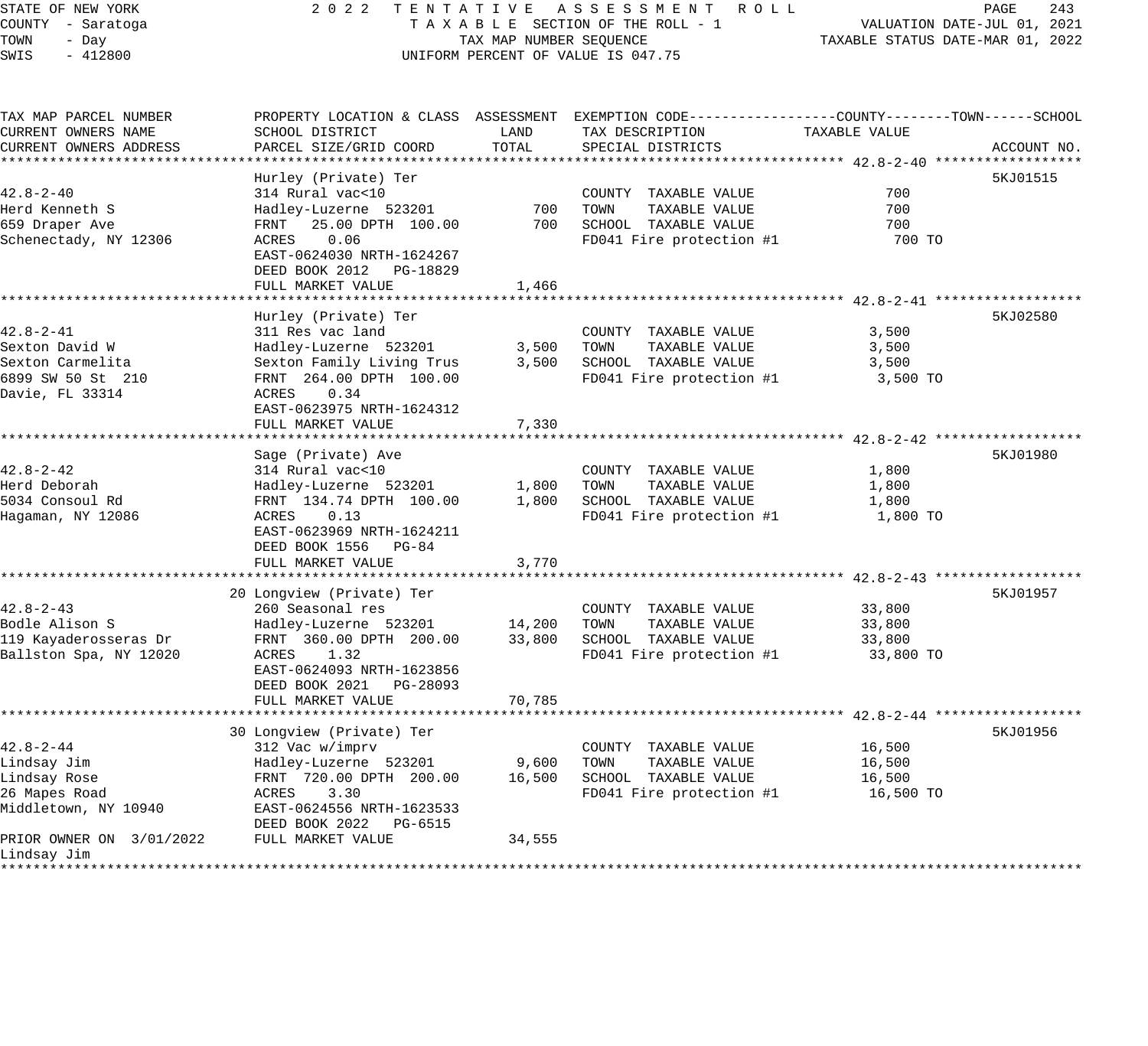STATE OF NEW YORK — 2022 TENTATIVE ASSESSMENT ROLL
COUNTY - Saratoga — TAXABLE SECTION OF THE ROLL - 1 — VALUATION DATE-JUL 01, 2021
TOWN - Day — TAX MAP NUMBER SEQUENCE — TAXABLE STATUS DATE-MAR 01, 2022
SWIS - 412800 — UNIFORM PERCENT OF VALUE IS 047.75

| TAX MAP PARCEL NUMBER / CURRENT OWNERS NAME / CURRENT OWNERS ADDRESS | PROPERTY LOCATION & CLASS / SCHOOL DISTRICT / PARCEL SIZE/GRID COORD | ASSESSMENT LAND | ASSESSMENT TOTAL | EXEMPTION CODE / TAX DESCRIPTION / SPECIAL DISTRICTS | TAXABLE VALUE (COUNTY--TOWN--SCHOOL) | ACCOUNT NO. |
|---|---|---|---|---|---|---|
| **42.8-2-40** | Hurley (Private) Ter | | | | | 5KJ01515 |
| 42.8-2-40 | 314 Rural vac<10 | | | COUNTY TAXABLE VALUE | 700 | |
| Herd Kenneth S | Hadley-Luzerne 523201 | 700 | | TOWN TAXABLE VALUE | 700 | |
| 659 Draper Ave | FRNT 25.00 DPTH 100.00 | | 700 | SCHOOL TAXABLE VALUE | 700 | |
| Schenectady, NY 12306 | ACRES 0.06 | | | FD041 Fire protection #1 | 700 TO | |
| | EAST-0624030 NRTH-1624267 | | | | | |
| | DEED BOOK 2012 PG-18829 | | | | | |
| | FULL MARKET VALUE | | 1,466 | | | |
| **42.8-2-41** | Hurley (Private) Ter | | | | | 5KJ02580 |
| 42.8-2-41 | 311 Res vac land | | | COUNTY TAXABLE VALUE | 3,500 | |
| Sexton David W | Hadley-Luzerne 523201 | 3,500 | | TOWN TAXABLE VALUE | 3,500 | |
| Sexton Carmelita | Sexton Family Living Trus | | 3,500 | SCHOOL TAXABLE VALUE | 3,500 | |
| 6899 SW 50 St 210 | FRNT 264.00 DPTH 100.00 | | | FD041 Fire protection #1 | 3,500 TO | |
| Davie, FL 33314 | ACRES 0.34 | | | | | |
| | EAST-0623975 NRTH-1624312 | | | | | |
| | FULL MARKET VALUE | | 7,330 | | | |
| **42.8-2-42** | Sage (Private) Ave | | | | | 5KJ01980 |
| 42.8-2-42 | 314 Rural vac<10 | | | COUNTY TAXABLE VALUE | 1,800 | |
| Herd Deborah | Hadley-Luzerne 523201 | 1,800 | | TOWN TAXABLE VALUE | 1,800 | |
| 5034 Consoul Rd | FRNT 134.74 DPTH 100.00 | | 1,800 | SCHOOL TAXABLE VALUE | 1,800 | |
| Hagaman, NY 12086 | ACRES 0.13 | | | FD041 Fire protection #1 | 1,800 TO | |
| | EAST-0623969 NRTH-1624211 | | | | | |
| | DEED BOOK 1556 PG-84 | | | | | |
| | FULL MARKET VALUE | | 3,770 | | | |
| **42.8-2-43** | 20 Longview (Private) Ter | | | | | 5KJ01957 |
| 42.8-2-43 | 260 Seasonal res | | | COUNTY TAXABLE VALUE | 33,800 | |
| Bodle Alison S | Hadley-Luzerne 523201 | 14,200 | | TOWN TAXABLE VALUE | 33,800 | |
| 119 Kayaderosseras Dr | FRNT 360.00 DPTH 200.00 | | 33,800 | SCHOOL TAXABLE VALUE | 33,800 | |
| Ballston Spa, NY 12020 | ACRES 1.32 | | | FD041 Fire protection #1 | 33,800 TO | |
| | EAST-0624093 NRTH-1623856 | | | | | |
| | DEED BOOK 2021 PG-28093 | | | | | |
| | FULL MARKET VALUE | | 70,785 | | | |
| **42.8-2-44** | 30 Longview (Private) Ter | | | | | 5KJ01956 |
| 42.8-2-44 | 312 Vac w/imprv | | | COUNTY TAXABLE VALUE | 16,500 | |
| Lindsay Jim | Hadley-Luzerne 523201 | 9,600 | | TOWN TAXABLE VALUE | 16,500 | |
| Lindsay Rose | FRNT 720.00 DPTH 200.00 | | 16,500 | SCHOOL TAXABLE VALUE | 16,500 | |
| 26 Mapes Road | ACRES 3.30 | | | FD041 Fire protection #1 | 16,500 TO | |
| Middletown, NY 10940 | EAST-0624556 NRTH-1623533 | | | | | |
| | DEED BOOK 2022 PG-6515 | | | | | |
| PRIOR OWNER ON 3/01/2022 | FULL MARKET VALUE | | 34,555 | | | |
| Lindsay Jim | | | | | | |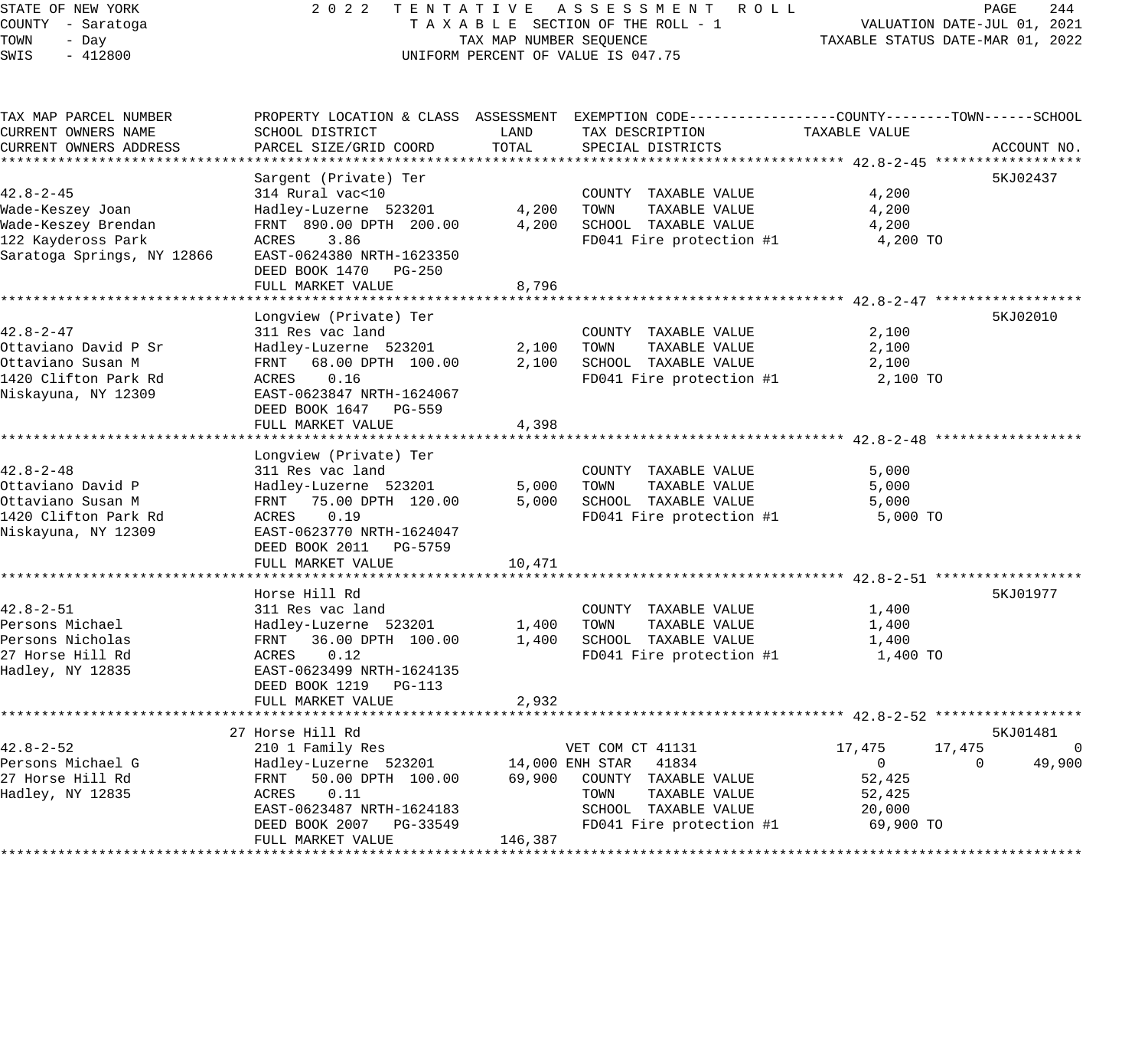STATE OF NEW YORK
COUNTY - Saratoga
TOWN - Day
SWIS - 412800

2022 TENTATIVE ASSESSMENT ROLL
TAXABLE SECTION OF THE ROLL - 1
TAX MAP NUMBER SEQUENCE
UNIFORM PERCENT OF VALUE IS 047.75

VALUATION DATE-JUL 01, 2021
TAXABLE STATUS DATE-MAR 01, 2022

| TAX MAP PARCEL NUMBER / CURRENT OWNERS NAME / CURRENT OWNERS ADDRESS | PROPERTY LOCATION & CLASS / SCHOOL DISTRICT / PARCEL SIZE/GRID COORD | ASSESSMENT LAND / TOTAL | EXEMPTION CODE / TAX DESCRIPTION / SPECIAL DISTRICTS | COUNTY TAXABLE VALUE | TOWN | SCHOOL | ACCOUNT NO. |
|---|---|---|---|---|---|---|---|
| **42.8-2-45** | Sargent (Private) Ter | | | | | | 5KJ02437 |
| 42.8-2-45 | 314 Rural vac<10 | | COUNTY TAXABLE VALUE | 4,200 | | | |
| Wade-Keszey Joan | Hadley-Luzerne 523201 | 4,200 | TOWN TAXABLE VALUE | 4,200 | | | |
| Wade-Keszey Brendan | FRNT 890.00 DPTH 200.00 | 4,200 | SCHOOL TAXABLE VALUE | 4,200 | | | |
| 122 Kaydeross Park | ACRES 3.86 | | FD041 Fire protection #1 | 4,200 TO | | | |
| Saratoga Springs, NY 12866 | EAST-0624380 NRTH-1623350 | | | | | | |
| | DEED BOOK 1470 PG-250 | | | | | | |
| | FULL MARKET VALUE | 8,796 | | | | | |
| **42.8-2-47** | Longview (Private) Ter | | | | | | 5KJ02010 |
| 42.8-2-47 | 311 Res vac land | | COUNTY TAXABLE VALUE | 2,100 | | | |
| Ottaviano David P Sr | Hadley-Luzerne 523201 | 2,100 | TOWN TAXABLE VALUE | 2,100 | | | |
| Ottaviano Susan M | FRNT 68.00 DPTH 100.00 | 2,100 | SCHOOL TAXABLE VALUE | 2,100 | | | |
| 1420 Clifton Park Rd | ACRES 0.16 | | FD041 Fire protection #1 | 2,100 TO | | | |
| Niskayuna, NY 12309 | EAST-0623847 NRTH-1624067 | | | | | | |
| | DEED BOOK 1647 PG-559 | | | | | | |
| | FULL MARKET VALUE | 4,398 | | | | | |
| **42.8-2-48** | Longview (Private) Ter | | | | | | |
| 42.8-2-48 | 311 Res vac land | | COUNTY TAXABLE VALUE | 5,000 | | | |
| Ottaviano David P | Hadley-Luzerne 523201 | 5,000 | TOWN TAXABLE VALUE | 5,000 | | | |
| Ottaviano Susan M | FRNT 75.00 DPTH 120.00 | 5,000 | SCHOOL TAXABLE VALUE | 5,000 | | | |
| 1420 Clifton Park Rd | ACRES 0.19 | | FD041 Fire protection #1 | 5,000 TO | | | |
| Niskayuna, NY 12309 | EAST-0623770 NRTH-1624047 | | | | | | |
| | DEED BOOK 2011 PG-5759 | | | | | | |
| | FULL MARKET VALUE | 10,471 | | | | | |
| **42.8-2-51** | Horse Hill Rd | | | | | | 5KJ01977 |
| 42.8-2-51 | 311 Res vac land | | COUNTY TAXABLE VALUE | 1,400 | | | |
| Persons Michael | Hadley-Luzerne 523201 | 1,400 | TOWN TAXABLE VALUE | 1,400 | | | |
| Persons Nicholas | FRNT 36.00 DPTH 100.00 | 1,400 | SCHOOL TAXABLE VALUE | 1,400 | | | |
| 27 Horse Hill Rd | ACRES 0.12 | | FD041 Fire protection #1 | 1,400 TO | | | |
| Hadley, NY 12835 | EAST-0623499 NRTH-1624135 | | | | | | |
| | DEED BOOK 1219 PG-113 | | | | | | |
| | FULL MARKET VALUE | 2,932 | | | | | |
| **42.8-2-52** | 27 Horse Hill Rd | | | | | | 5KJ01481 |
| 42.8-2-52 | 210 1 Family Res | | VET COM CT 41131 | 17,475 | 17,475 | 0 | |
| Persons Michael G | Hadley-Luzerne 523201 | 14,000 | ENH STAR 41834 | 0 | 0 | 49,900 | |
| 27 Horse Hill Rd | FRNT 50.00 DPTH 100.00 | 69,900 | COUNTY TAXABLE VALUE | 52,425 | | | |
| Hadley, NY 12835 | ACRES 0.11 | | TOWN TAXABLE VALUE | 52,425 | | | |
| | EAST-0623487 NRTH-1624183 | | SCHOOL TAXABLE VALUE | 20,000 | | | |
| | DEED BOOK 2007 PG-33549 | | FD041 Fire protection #1 | 69,900 TO | | | |
| | FULL MARKET VALUE | 146,387 | | | | | |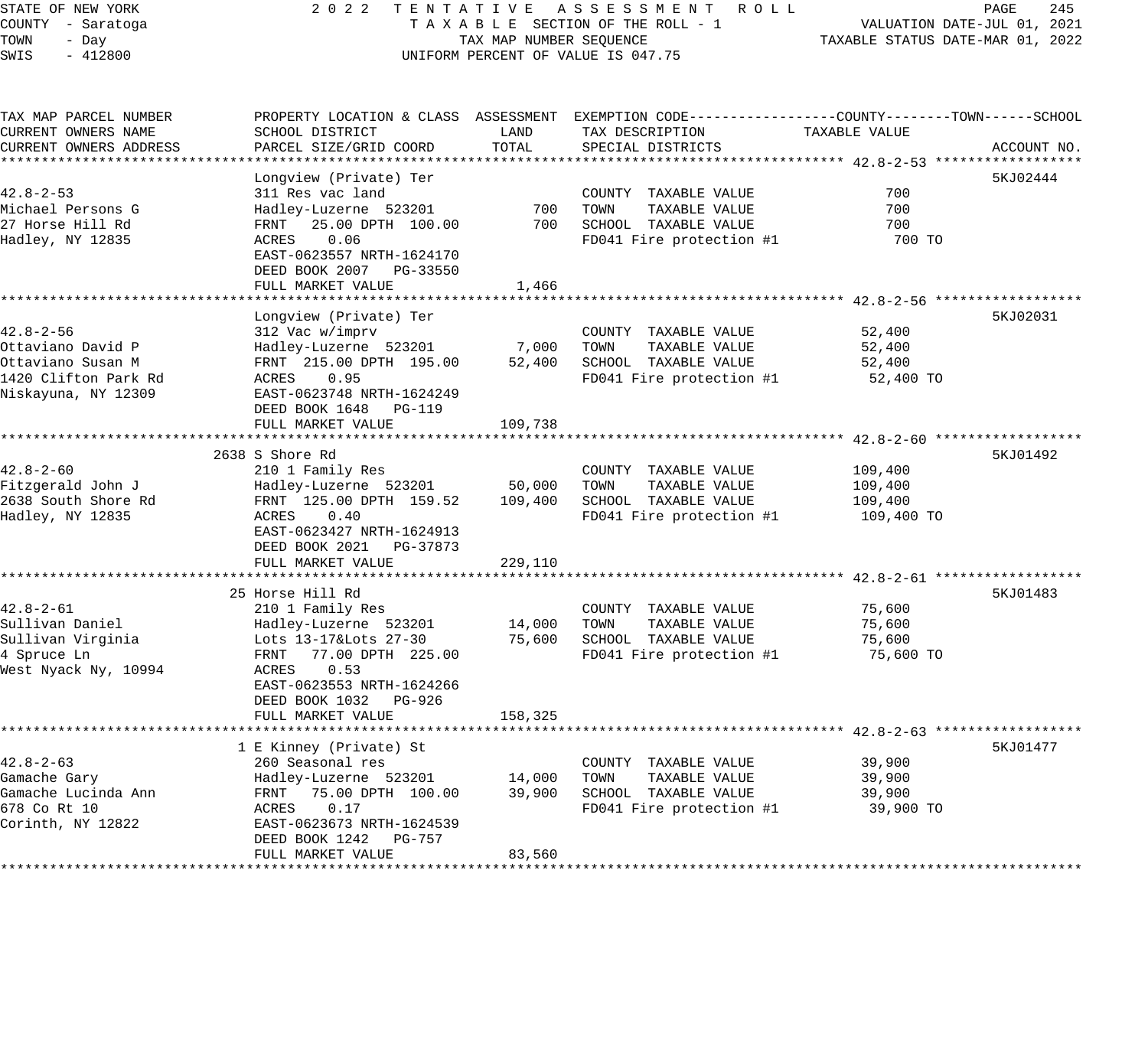STATE OF NEW YORK
COUNTY - Saratoga
TOWN - Day
SWIS - 412800

2022 TENTATIVE ASSESSMENT ROLL
TAXABLE SECTION OF THE ROLL - 1
TAX MAP NUMBER SEQUENCE
UNIFORM PERCENT OF VALUE IS 047.75

VALUATION DATE-JUL 01, 2021
TAXABLE STATUS DATE-MAR 01, 2022

| TAX MAP PARCEL NUMBER / CURRENT OWNERS NAME / CURRENT OWNERS ADDRESS | PROPERTY LOCATION & CLASS / SCHOOL DISTRICT / PARCEL SIZE/GRID COORD | ASSESSMENT LAND / TOTAL | EXEMPTION CODE / TAX DESCRIPTION / SPECIAL DISTRICTS | TAXABLE VALUE (COUNTY--TOWN--SCHOOL) | ACCOUNT NO. |
|---|---|---|---|---|---|
| **42.8-2-53** | Longview (Private) Ter | | | | 5KJ02444 |
| 42.8-2-53 | 311 Res vac land | | COUNTY TAXABLE VALUE | 700 | |
| Michael Persons G | Hadley-Luzerne 523201 | 700 | TOWN TAXABLE VALUE | 700 | |
| 27 Horse Hill Rd | FRNT 25.00 DPTH 100.00 | 700 | SCHOOL TAXABLE VALUE | 700 | |
| Hadley, NY 12835 | ACRES 0.06 | | FD041 Fire protection #1 | 700 TO | |
| | EAST-0623557 NRTH-1624170 | | | | |
| | DEED BOOK 2007 PG-33550 | | | | |
| | FULL MARKET VALUE | 1,466 | | | |
| **42.8-2-56** | Longview (Private) Ter | | | | 5KJ02031 |
| 42.8-2-56 | 312 Vac w/imprv | | COUNTY TAXABLE VALUE | 52,400 | |
| Ottaviano David P | Hadley-Luzerne 523201 | 7,000 | TOWN TAXABLE VALUE | 52,400 | |
| Ottaviano Susan M | FRNT 215.00 DPTH 195.00 | 52,400 | SCHOOL TAXABLE VALUE | 52,400 | |
| 1420 Clifton Park Rd | ACRES 0.95 | | FD041 Fire protection #1 | 52,400 TO | |
| Niskayuna, NY 12309 | EAST-0623748 NRTH-1624249 | | | | |
| | DEED BOOK 1648 PG-119 | | | | |
| | FULL MARKET VALUE | 109,738 | | | |
| **42.8-2-60** | 2638 S Shore Rd | | | | 5KJ01492 |
| 42.8-2-60 | 210 1 Family Res | | COUNTY TAXABLE VALUE | 109,400 | |
| Fitzgerald John J | Hadley-Luzerne 523201 | 50,000 | TOWN TAXABLE VALUE | 109,400 | |
| 2638 South Shore Rd | FRNT 125.00 DPTH 159.52 | 109,400 | SCHOOL TAXABLE VALUE | 109,400 | |
| Hadley, NY 12835 | ACRES 0.40 | | FD041 Fire protection #1 | 109,400 TO | |
| | EAST-0623427 NRTH-1624913 | | | | |
| | DEED BOOK 2021 PG-37873 | | | | |
| | FULL MARKET VALUE | 229,110 | | | |
| **42.8-2-61** | 25 Horse Hill Rd | | | | 5KJ01483 |
| 42.8-2-61 | 210 1 Family Res | | COUNTY TAXABLE VALUE | 75,600 | |
| Sullivan Daniel | Hadley-Luzerne 523201 | 14,000 | TOWN TAXABLE VALUE | 75,600 | |
| Sullivan Virginia | Lots 13-17&Lots 27-30 | 75,600 | SCHOOL TAXABLE VALUE | 75,600 | |
| 4 Spruce Ln | FRNT 77.00 DPTH 225.00 | | FD041 Fire protection #1 | 75,600 TO | |
| West Nyack Ny, 10994 | ACRES 0.53 | | | | |
| | EAST-0623553 NRTH-1624266 | | | | |
| | DEED BOOK 1032 PG-926 | | | | |
| | FULL MARKET VALUE | 158,325 | | | |
| **42.8-2-63** | 1 E Kinney (Private) St | | | | 5KJ01477 |
| 42.8-2-63 | 260 Seasonal res | | COUNTY TAXABLE VALUE | 39,900 | |
| Gamache Gary | Hadley-Luzerne 523201 | 14,000 | TOWN TAXABLE VALUE | 39,900 | |
| Gamache Lucinda Ann | FRNT 75.00 DPTH 100.00 | 39,900 | SCHOOL TAXABLE VALUE | 39,900 | |
| 678 Co Rt 10 | ACRES 0.17 | | FD041 Fire protection #1 | 39,900 TO | |
| Corinth, NY 12822 | EAST-0623673 NRTH-1624539 | | | | |
| | DEED BOOK 1242 PG-757 | | | | |
| | FULL MARKET VALUE | 83,560 | | | |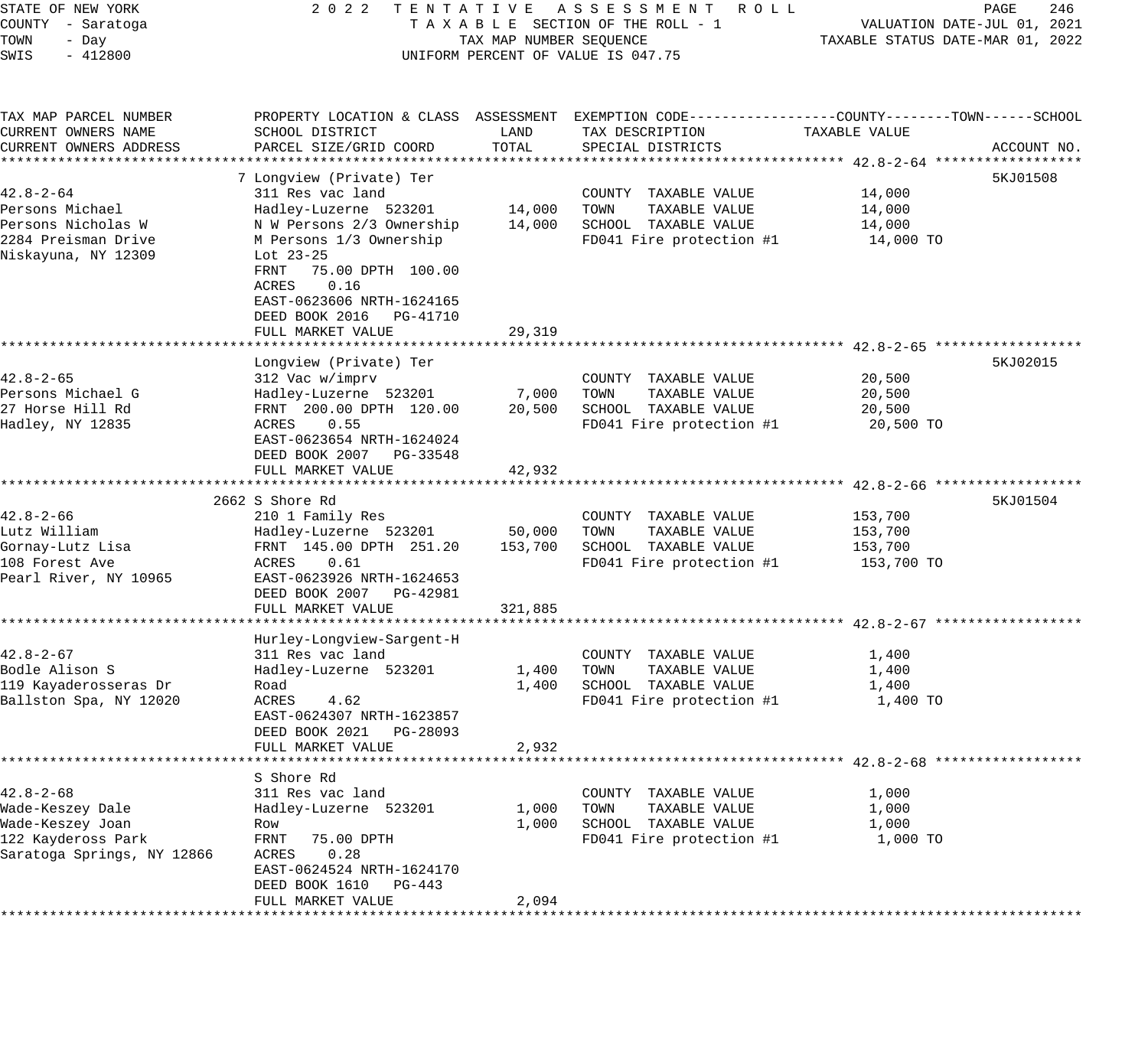STATE OF NEW YORK — COUNTY - Saratoga — TOWN - Day — SWIS - 412800

2022 TENTATIVE ASSESSMENT ROLL
TAXABLE SECTION OF THE ROLL - 1
TAX MAP NUMBER SEQUENCE
UNIFORM PERCENT OF VALUE IS 047.75

VALUATION DATE-JUL 01, 2021
TAXABLE STATUS DATE-MAR 01, 2022

| TAX MAP PARCEL NUMBER / CURRENT OWNERS NAME / CURRENT OWNERS ADDRESS | PROPERTY LOCATION & CLASS / SCHOOL DISTRICT / PARCEL SIZE/GRID COORD | ASSESSMENT LAND | ASSESSMENT TOTAL | EXEMPTION CODE / TAX DESCRIPTION / SPECIAL DISTRICTS | TAXABLE VALUE (COUNTY / TOWN / SCHOOL) | ACCOUNT NO. |
|---|---|---|---|---|---|---|
| **42.8-2-64** | 7 Longview (Private) Ter | | | | | 5KJ01508 |
| 42.8-2-64 | 311 Res vac land | | | COUNTY TAXABLE VALUE | 14,000 | |
| Persons Michael | Hadley-Luzerne 523201 | 14,000 | | TOWN TAXABLE VALUE | 14,000 | |
| Persons Nicholas W | N W Persons 2/3 Ownership | | 14,000 | SCHOOL TAXABLE VALUE | 14,000 | |
| 2284 Preisman Drive | M Persons 1/3 Ownership | | | FD041 Fire protection #1 | 14,000 TO | |
| Niskayuna, NY 12309 | Lot 23-25 | | | | | |
| | FRNT 75.00 DPTH 100.00 | | | | | |
| | ACRES 0.16 | | | | | |
| | EAST-0623606 NRTH-1624165 | | | | | |
| | DEED BOOK 2016 PG-41710 | | | | | |
| | FULL MARKET VALUE | | 29,319 | | | |
| **42.8-2-65** | Longview (Private) Ter | | | | | 5KJ02015 |
| 42.8-2-65 | 312 Vac w/imprv | | | COUNTY TAXABLE VALUE | 20,500 | |
| Persons Michael G | Hadley-Luzerne 523201 | 7,000 | | TOWN TAXABLE VALUE | 20,500 | |
| 27 Horse Hill Rd | FRNT 200.00 DPTH 120.00 | | 20,500 | SCHOOL TAXABLE VALUE | 20,500 | |
| Hadley, NY 12835 | ACRES 0.55 | | | FD041 Fire protection #1 | 20,500 TO | |
| | EAST-0623654 NRTH-1624024 | | | | | |
| | DEED BOOK 2007 PG-33548 | | | | | |
| | FULL MARKET VALUE | | 42,932 | | | |
| **42.8-2-66** | 2662 S Shore Rd | | | | | 5KJ01504 |
| 42.8-2-66 | 210 1 Family Res | | | COUNTY TAXABLE VALUE | 153,700 | |
| Lutz William | Hadley-Luzerne 523201 | 50,000 | | TOWN TAXABLE VALUE | 153,700 | |
| Gornay-Lutz Lisa | FRNT 145.00 DPTH 251.20 | | 153,700 | SCHOOL TAXABLE VALUE | 153,700 | |
| 108 Forest Ave | ACRES 0.61 | | | FD041 Fire protection #1 | 153,700 TO | |
| Pearl River, NY 10965 | EAST-0623926 NRTH-1624653 | | | | | |
| | DEED BOOK 2007 PG-42981 | | | | | |
| | FULL MARKET VALUE | | 321,885 | | | |
| **42.8-2-67** | Hurley-Longview-Sargent-H | | | | | |
| 42.8-2-67 | 311 Res vac land | | | COUNTY TAXABLE VALUE | 1,400 | |
| Bodle Alison S | Hadley-Luzerne 523201 | 1,400 | | TOWN TAXABLE VALUE | 1,400 | |
| 119 Kayaderosseras Dr | Road | | 1,400 | SCHOOL TAXABLE VALUE | 1,400 | |
| Ballston Spa, NY 12020 | ACRES 4.62 | | | FD041 Fire protection #1 | 1,400 TO | |
| | EAST-0624307 NRTH-1623857 | | | | | |
| | DEED BOOK 2021 PG-28093 | | | | | |
| | FULL MARKET VALUE | | 2,932 | | | |
| **42.8-2-68** | S Shore Rd | | | | | |
| 42.8-2-68 | 311 Res vac land | | | COUNTY TAXABLE VALUE | 1,000 | |
| Wade-Keszey Dale | Hadley-Luzerne 523201 | 1,000 | | TOWN TAXABLE VALUE | 1,000 | |
| Wade-Keszey Joan | Row | | 1,000 | SCHOOL TAXABLE VALUE | 1,000 | |
| 122 Kaydeross Park | FRNT 75.00 DPTH | | | FD041 Fire protection #1 | 1,000 TO | |
| Saratoga Springs, NY 12866 | ACRES 0.28 | | | | | |
| | EAST-0624524 NRTH-1624170 | | | | | |
| | DEED BOOK 1610 PG-443 | | | | | |
| | FULL MARKET VALUE | | 2,094 | | | |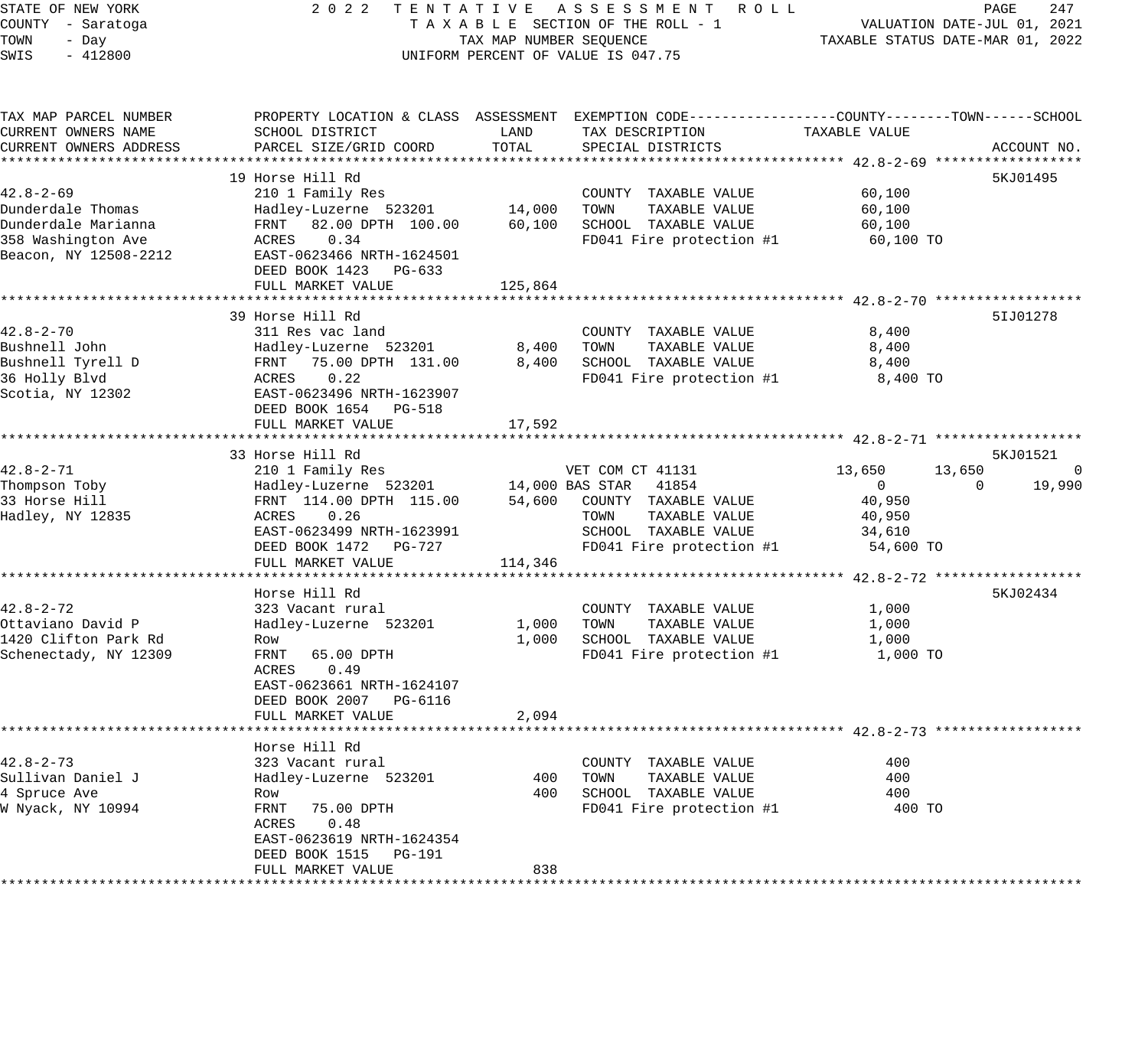STATE OF NEW YORK — COUNTY - Saratoga — TOWN - Day — SWIS - 412800

2022 TENTATIVE ASSESSMENT ROLL — TAXABLE SECTION OF THE ROLL - 1 — TAX MAP NUMBER SEQUENCE — UNIFORM PERCENT OF VALUE IS 047.75

VALUATION DATE-JUL 01, 2021 — TAXABLE STATUS DATE-MAR 01, 2022

| TAX MAP PARCEL NUMBER / CURRENT OWNERS NAME / CURRENT OWNERS ADDRESS | PROPERTY LOCATION & CLASS / SCHOOL DISTRICT / PARCEL SIZE/GRID COORD | ASSESSMENT LAND | ASSESSMENT TOTAL | EXEMPTION CODE / TAX DESCRIPTION / SPECIAL DISTRICTS | COUNTY TAXABLE VALUE | TOWN | SCHOOL | ACCOUNT NO. |
|---|---|---|---|---|---|---|---|---|
| **42.8-2-69** | 19 Horse Hill Rd | | | | | | | 5KJ01495 |
| 42.8-2-69 | 210 1 Family Res | | | COUNTY TAXABLE VALUE | 60,100 | | | |
| Dunderdale Thomas | Hadley-Luzerne 523201 | 14,000 | | TOWN TAXABLE VALUE | 60,100 | | | |
| Dunderdale Marianna | FRNT 82.00 DPTH 100.00 | | 60,100 | SCHOOL TAXABLE VALUE | 60,100 | | | |
| 358 Washington Ave | ACRES 0.34 | | | FD041 Fire protection #1 | 60,100 TO | | | |
| Beacon, NY 12508-2212 | EAST-0623466 NRTH-1624501 | | | | | | | |
| | DEED BOOK 1423 PG-633 | | | | | | | |
| | FULL MARKET VALUE | | 125,864 | | | | | |
| **42.8-2-70** | 39 Horse Hill Rd | | | | | | | 5IJ01278 |
| 42.8-2-70 | 311 Res vac land | | | COUNTY TAXABLE VALUE | 8,400 | | | |
| Bushnell John | Hadley-Luzerne 523201 | 8,400 | | TOWN TAXABLE VALUE | 8,400 | | | |
| Bushnell Tyrell D | FRNT 75.00 DPTH 131.00 | | 8,400 | SCHOOL TAXABLE VALUE | 8,400 | | | |
| 36 Holly Blvd | ACRES 0.22 | | | FD041 Fire protection #1 | 8,400 TO | | | |
| Scotia, NY 12302 | EAST-0623496 NRTH-1623907 | | | | | | | |
| | DEED BOOK 1654 PG-518 | | | | | | | |
| | FULL MARKET VALUE | | 17,592 | | | | | |
| **42.8-2-71** | 33 Horse Hill Rd | | | | | | | 5KJ01521 |
| 42.8-2-71 | 210 1 Family Res | | | VET COM CT 41131 | 13,650 | 13,650 | 0 | |
| Thompson Toby | Hadley-Luzerne 523201 | 14,000 | | BAS STAR 41854 | 0 | 0 | 19,990 | |
| 33 Horse Hill | FRNT 114.00 DPTH 115.00 | | 54,600 | COUNTY TAXABLE VALUE | 40,950 | | | |
| Hadley, NY 12835 | ACRES 0.26 | | | TOWN TAXABLE VALUE | 40,950 | | | |
| | EAST-0623499 NRTH-1623991 | | | SCHOOL TAXABLE VALUE | 34,610 | | | |
| | DEED BOOK 1472 PG-727 | | | FD041 Fire protection #1 | 54,600 TO | | | |
| | FULL MARKET VALUE | | 114,346 | | | | | |
| **42.8-2-72** | Horse Hill Rd | | | | | | | 5KJ02434 |
| 42.8-2-72 | 323 Vacant rural | | | COUNTY TAXABLE VALUE | 1,000 | | | |
| Ottaviano David P | Hadley-Luzerne 523201 | 1,000 | | TOWN TAXABLE VALUE | 1,000 | | | |
| 1420 Clifton Park Rd | Row | | 1,000 | SCHOOL TAXABLE VALUE | 1,000 | | | |
| Schenectady, NY 12309 | FRNT 65.00 DPTH | | | FD041 Fire protection #1 | 1,000 TO | | | |
| | ACRES 0.49 | | | | | | | |
| | EAST-0623661 NRTH-1624107 | | | | | | | |
| | DEED BOOK 2007 PG-6116 | | | | | | | |
| | FULL MARKET VALUE | | 2,094 | | | | | |
| **42.8-2-73** | Horse Hill Rd | | | | | | | |
| 42.8-2-73 | 323 Vacant rural | | | COUNTY TAXABLE VALUE | 400 | | | |
| Sullivan Daniel J | Hadley-Luzerne 523201 | 400 | | TOWN TAXABLE VALUE | 400 | | | |
| 4 Spruce Ave | Row | | 400 | SCHOOL TAXABLE VALUE | 400 | | | |
| W Nyack, NY 10994 | FRNT 75.00 DPTH | | | FD041 Fire protection #1 | 400 TO | | | |
| | ACRES 0.48 | | | | | | | |
| | EAST-0623619 NRTH-1624354 | | | | | | | |
| | DEED BOOK 1515 PG-191 | | | | | | | |
| | FULL MARKET VALUE | | 838 | | | | | |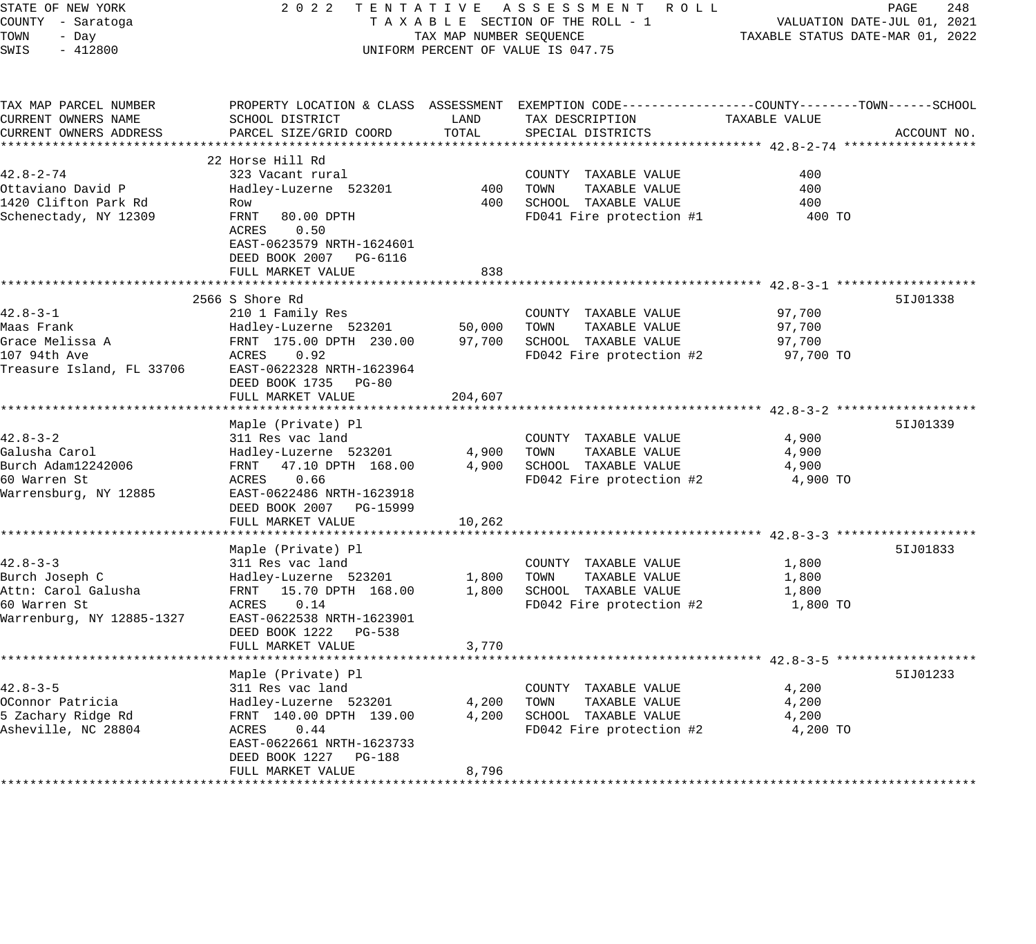STATE OF NEW YORK
COUNTY - Saratoga
TOWN - Day
SWIS - 412800

2 0 2 2 T E N T A T I V E A S S E S S M E N T R O L L
T A X A B L E SECTION OF THE ROLL - 1
TAX MAP NUMBER SEQUENCE
UNIFORM PERCENT OF VALUE IS 047.75

VALUATION DATE-JUL 01, 2021
TAXABLE STATUS DATE-MAR 01, 2022

| TAX MAP PARCEL NUMBER / CURRENT OWNERS NAME / CURRENT OWNERS ADDRESS | PROPERTY LOCATION & CLASS / SCHOOL DISTRICT / PARCEL SIZE/GRID COORD | ASSESSMENT LAND | ASSESSMENT TOTAL | EXEMPTION CODE / TAX DESCRIPTION / SPECIAL DISTRICTS | TAXABLE VALUE (COUNTY--------TOWN------SCHOOL) | ACCOUNT NO. |
|---|---|---|---|---|---|---|
| 42.8-2-74 | 22 Horse Hill Rd | | | | | |
| | 323 Vacant rural | | | COUNTY TAXABLE VALUE | 400 | |
| Ottaviano David P | Hadley-Luzerne 523201 | 400 | | TOWN TAXABLE VALUE | 400 | |
| 1420 Clifton Park Rd | Row | | 400 | SCHOOL TAXABLE VALUE | 400 | |
| Schenectady, NY 12309 | FRNT 80.00 DPTH | | | FD041 Fire protection #1 | 400 TO | |
| | ACRES 0.50 | | | | | |
| | EAST-0623579 NRTH-1624601 | | | | | |
| | DEED BOOK 2007 PG-6116 | | | | | |
| | FULL MARKET VALUE | | 838 | | | |
| 42.8-3-1 | 2566 S Shore Rd | | | | | 5IJ01338 |
| | 210 1 Family Res | | | COUNTY TAXABLE VALUE | 97,700 | |
| Maas Frank | Hadley-Luzerne 523201 | 50,000 | | TOWN TAXABLE VALUE | 97,700 | |
| Grace Melissa A | FRNT 175.00 DPTH 230.00 | | 97,700 | SCHOOL TAXABLE VALUE | 97,700 | |
| 107 94th Ave | ACRES 0.92 | | | FD042 Fire protection #2 | 97,700 TO | |
| Treasure Island, FL 33706 | EAST-0622328 NRTH-1623964 | | | | | |
| | DEED BOOK 1735 PG-80 | | | | | |
| | FULL MARKET VALUE | | 204,607 | | | |
| 42.8-3-2 | Maple (Private) Pl | | | | | 5IJ01339 |
| | 311 Res vac land | | | COUNTY TAXABLE VALUE | 4,900 | |
| Galusha Carol | Hadley-Luzerne 523201 | 4,900 | | TOWN TAXABLE VALUE | 4,900 | |
| Burch Adam12242006 | FRNT 47.10 DPTH 168.00 | | 4,900 | SCHOOL TAXABLE VALUE | 4,900 | |
| 60 Warren St | ACRES 0.66 | | | FD042 Fire protection #2 | 4,900 TO | |
| Warrensburg, NY 12885 | EAST-0622486 NRTH-1623918 | | | | | |
| | DEED BOOK 2007 PG-15999 | | | | | |
| | FULL MARKET VALUE | | 10,262 | | | |
| 42.8-3-3 | Maple (Private) Pl | | | | | 5IJ01833 |
| | 311 Res vac land | | | COUNTY TAXABLE VALUE | 1,800 | |
| Burch Joseph C | Hadley-Luzerne 523201 | 1,800 | | TOWN TAXABLE VALUE | 1,800 | |
| Attn: Carol Galusha | FRNT 15.70 DPTH 168.00 | | 1,800 | SCHOOL TAXABLE VALUE | 1,800 | |
| 60 Warren St | ACRES 0.14 | | | FD042 Fire protection #2 | 1,800 TO | |
| Warrenburg, NY 12885-1327 | EAST-0622538 NRTH-1623901 | | | | | |
| | DEED BOOK 1222 PG-538 | | | | | |
| | FULL MARKET VALUE | | 3,770 | | | |
| 42.8-3-5 | Maple (Private) Pl | | | | | 5IJ01233 |
| | 311 Res vac land | | | COUNTY TAXABLE VALUE | 4,200 | |
| OConnor Patricia | Hadley-Luzerne 523201 | 4,200 | | TOWN TAXABLE VALUE | 4,200 | |
| 5 Zachary Ridge Rd | FRNT 140.00 DPTH 139.00 | | 4,200 | SCHOOL TAXABLE VALUE | 4,200 | |
| Asheville, NC 28804 | ACRES 0.44 | | | FD042 Fire protection #2 | 4,200 TO | |
| | EAST-0622661 NRTH-1623733 | | | | | |
| | DEED BOOK 1227 PG-188 | | | | | |
| | FULL MARKET VALUE | | 8,796 | | | |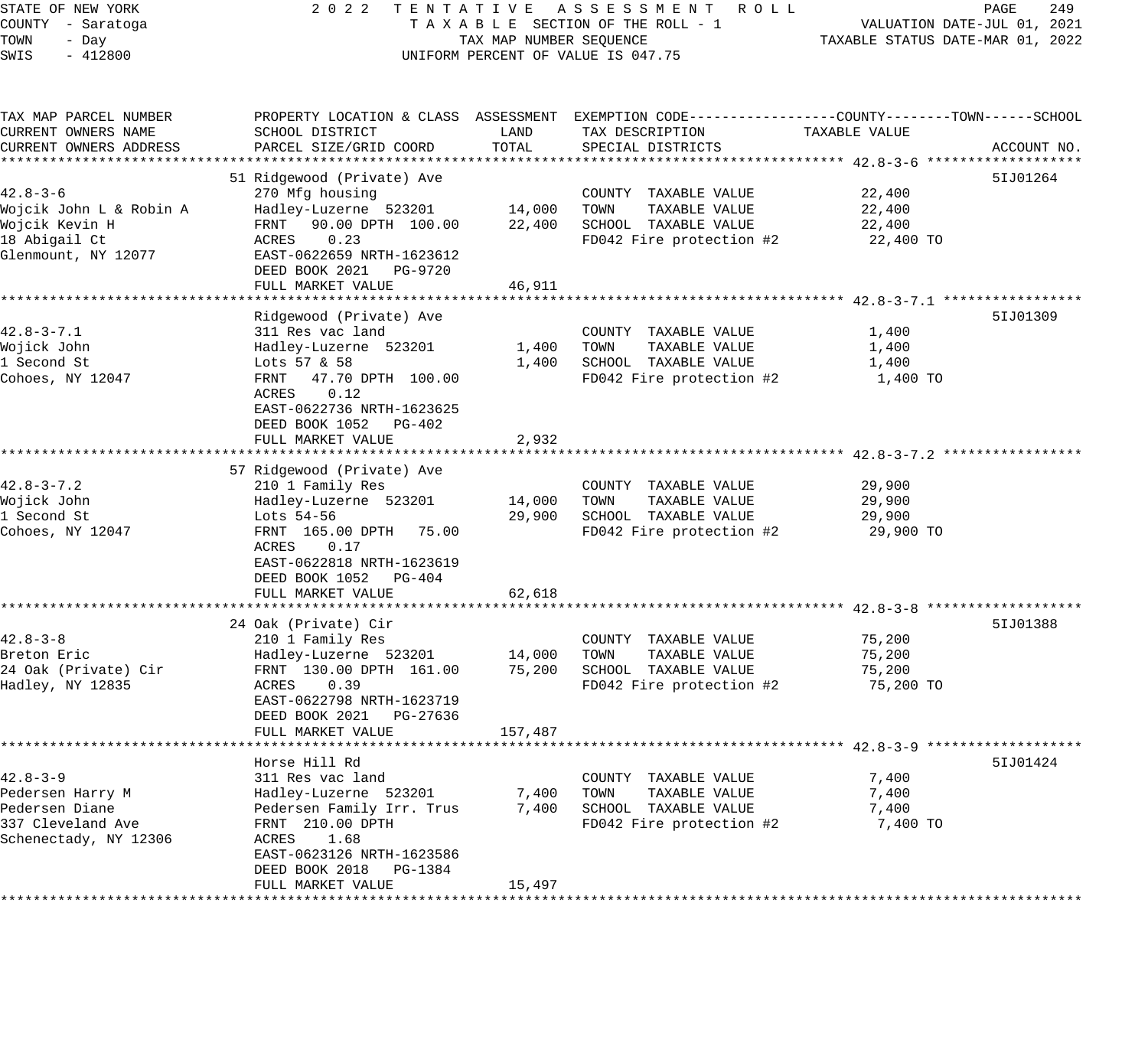STATE OF NEW YORK
COUNTY - Saratoga
TOWN - Day
SWIS - 412800

2022 TENTATIVE ASSESSMENT ROLL
TAXABLE SECTION OF THE ROLL - 1
TAX MAP NUMBER SEQUENCE
UNIFORM PERCENT OF VALUE IS 047.75

VALUATION DATE-JUL 01, 2021
TAXABLE STATUS DATE-MAR 01, 2022

| TAX MAP PARCEL NUMBER / CURRENT OWNERS NAME / CURRENT OWNERS ADDRESS | PROPERTY LOCATION & CLASS / SCHOOL DISTRICT / PARCEL SIZE/GRID COORD | ASSESSMENT LAND / TOTAL | EXEMPTION CODE / TAX DESCRIPTION / SPECIAL DISTRICTS | COUNTY / TOWN / SCHOOL TAXABLE VALUE | ACCOUNT NO. |
|---|---|---|---|---|---|
| **42.8-3-6** | 51 Ridgewood (Private) Ave | | | | 5IJ01264 |
| 42.8-3-6 | 270 Mfg housing | | COUNTY TAXABLE VALUE | 22,400 | |
| Wojcik John L & Robin A | Hadley-Luzerne 523201 | 14,000 | TOWN TAXABLE VALUE | 22,400 | |
| Wojcik Kevin H | FRNT 90.00 DPTH 100.00 | 22,400 | SCHOOL TAXABLE VALUE | 22,400 | |
| 18 Abigail Ct | ACRES 0.23 | | FD042 Fire protection #2 | 22,400 TO | |
| Glenmount, NY 12077 | EAST-0622659 NRTH-1623612 | | | | |
| | DEED BOOK 2021 PG-9720 | | | | |
| | FULL MARKET VALUE | 46,911 | | | |
| **42.8-3-7.1** | Ridgewood (Private) Ave | | | | 5IJ01309 |
| 42.8-3-7.1 | 311 Res vac land | | COUNTY TAXABLE VALUE | 1,400 | |
| Wojick John | Hadley-Luzerne 523201 | 1,400 | TOWN TAXABLE VALUE | 1,400 | |
| 1 Second St | Lots 57 & 58 | 1,400 | SCHOOL TAXABLE VALUE | 1,400 | |
| Cohoes, NY 12047 | FRNT 47.70 DPTH 100.00 | | FD042 Fire protection #2 | 1,400 TO | |
| | ACRES 0.12 | | | | |
| | EAST-0622736 NRTH-1623625 | | | | |
| | DEED BOOK 1052 PG-402 | | | | |
| | FULL MARKET VALUE | 2,932 | | | |
| **42.8-3-7.2** | 57 Ridgewood (Private) Ave | | | | |
| 42.8-3-7.2 | 210 1 Family Res | | COUNTY TAXABLE VALUE | 29,900 | |
| Wojick John | Hadley-Luzerne 523201 | 14,000 | TOWN TAXABLE VALUE | 29,900 | |
| 1 Second St | Lots 54-56 | 29,900 | SCHOOL TAXABLE VALUE | 29,900 | |
| Cohoes, NY 12047 | FRNT 165.00 DPTH 75.00 | | FD042 Fire protection #2 | 29,900 TO | |
| | ACRES 0.17 | | | | |
| | EAST-0622818 NRTH-1623619 | | | | |
| | DEED BOOK 1052 PG-404 | | | | |
| | FULL MARKET VALUE | 62,618 | | | |
| **42.8-3-8** | 24 Oak (Private) Cir | | | | 5IJ01388 |
| 42.8-3-8 | 210 1 Family Res | | COUNTY TAXABLE VALUE | 75,200 | |
| Breton Eric | Hadley-Luzerne 523201 | 14,000 | TOWN TAXABLE VALUE | 75,200 | |
| 24 Oak (Private) Cir | FRNT 130.00 DPTH 161.00 | 75,200 | SCHOOL TAXABLE VALUE | 75,200 | |
| Hadley, NY 12835 | ACRES 0.39 | | FD042 Fire protection #2 | 75,200 TO | |
| | EAST-0622798 NRTH-1623719 | | | | |
| | DEED BOOK 2021 PG-27636 | | | | |
| | FULL MARKET VALUE | 157,487 | | | |
| **42.8-3-9** | Horse Hill Rd | | | | 5IJ01424 |
| 42.8-3-9 | 311 Res vac land | | COUNTY TAXABLE VALUE | 7,400 | |
| Pedersen Harry M | Hadley-Luzerne 523201 | 7,400 | TOWN TAXABLE VALUE | 7,400 | |
| Pedersen Diane | Pedersen Family Irr. Trus | 7,400 | SCHOOL TAXABLE VALUE | 7,400 | |
| 337 Cleveland Ave | FRNT 210.00 DPTH | | FD042 Fire protection #2 | 7,400 TO | |
| Schenectady, NY 12306 | ACRES 1.68 | | | | |
| | EAST-0623126 NRTH-1623586 | | | | |
| | DEED BOOK 2018 PG-1384 | | | | |
| | FULL MARKET VALUE | 15,497 | | | |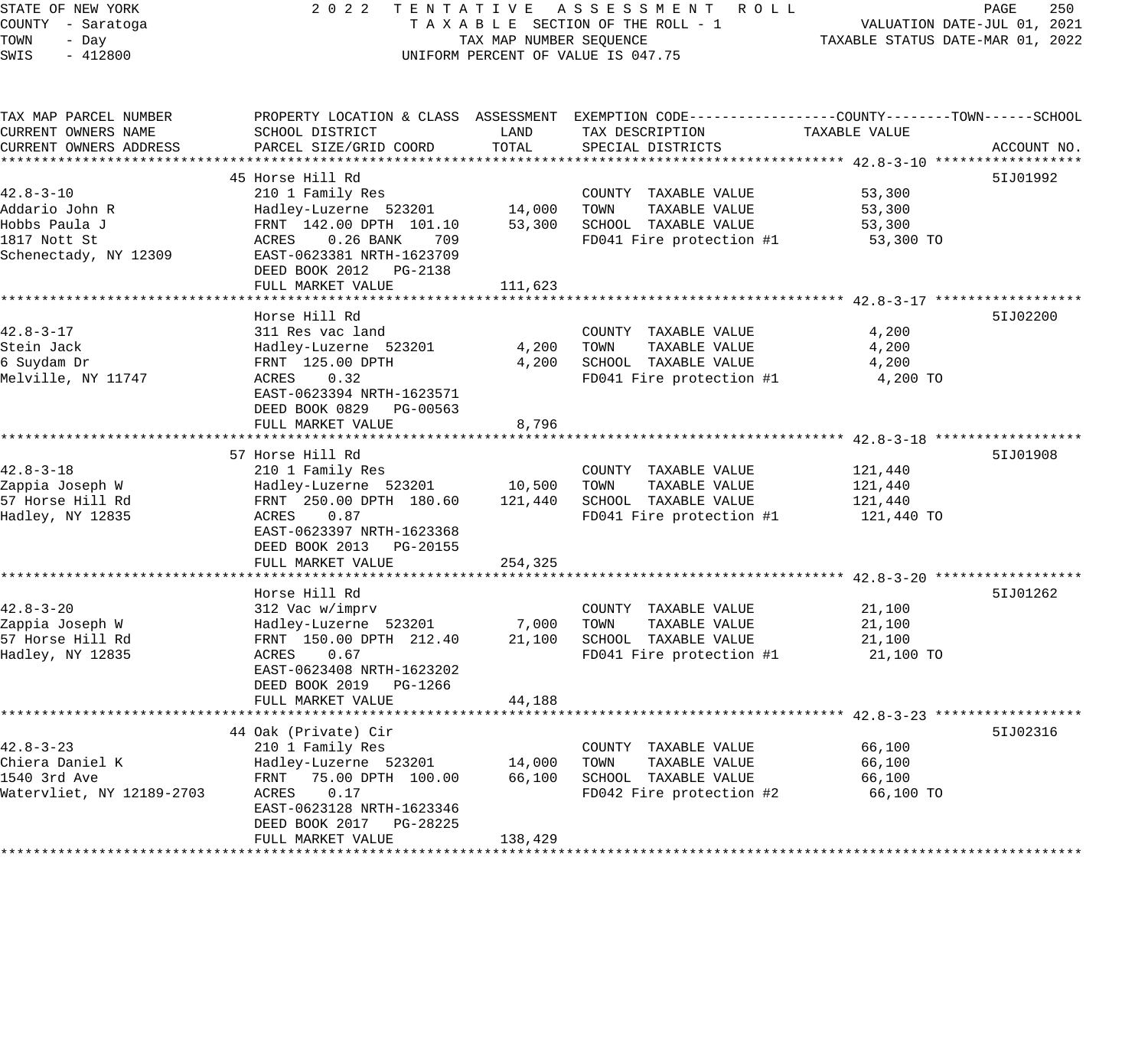STATE OF NEW YORK — 2022 TENTATIVE ASSESSMENT ROLL
COUNTY - Saratoga — TAXABLE SECTION OF THE ROLL - 1 — VALUATION DATE-JUL 01, 2021
TOWN - Day — TAX MAP NUMBER SEQUENCE — TAXABLE STATUS DATE-MAR 01, 2022
SWIS - 412800 — UNIFORM PERCENT OF VALUE IS 047.75

| TAX MAP PARCEL NUMBER / CURRENT OWNERS NAME / CURRENT OWNERS ADDRESS | PROPERTY LOCATION & CLASS / SCHOOL DISTRICT / PARCEL SIZE/GRID COORD | ASSESSMENT LAND | TOTAL | EXEMPTION CODE / TAX DESCRIPTION / SPECIAL DISTRICTS | TAXABLE VALUE (COUNTY--TOWN--SCHOOL) | ACCOUNT NO. |
|---|---|---|---|---|---|---|
| 42.8-3-10 | 45 Horse Hill Rd | | | | | 5IJ01992 |
| 42.8-3-10 | 210 1 Family Res | | | COUNTY TAXABLE VALUE | 53,300 | |
| Addario John R | Hadley-Luzerne 523201 | 14,000 | | TOWN TAXABLE VALUE | 53,300 | |
| Hobbs Paula J | FRNT 142.00 DPTH 101.10 | | 53,300 | SCHOOL TAXABLE VALUE | 53,300 | |
| 1817 Nott St | ACRES 0.26 BANK 709 | | | FD041 Fire protection #1 | 53,300 TO | |
| Schenectady, NY 12309 | EAST-0623381 NRTH-1623709 | | | | | |
| | DEED BOOK 2012 PG-2138 | | | | | |
| | FULL MARKET VALUE | | 111,623 | | | |
| 42.8-3-17 | Horse Hill Rd | | | | | 5IJ02200 |
| 42.8-3-17 | 311 Res vac land | | | COUNTY TAXABLE VALUE | 4,200 | |
| Stein Jack | Hadley-Luzerne 523201 | 4,200 | | TOWN TAXABLE VALUE | 4,200 | |
| 6 Suydam Dr | FRNT 125.00 DPTH | | 4,200 | SCHOOL TAXABLE VALUE | 4,200 | |
| Melville, NY 11747 | ACRES 0.32 | | | FD041 Fire protection #1 | 4,200 TO | |
| | EAST-0623394 NRTH-1623571 | | | | | |
| | DEED BOOK 0829 PG-00563 | | | | | |
| | FULL MARKET VALUE | | 8,796 | | | |
| 42.8-3-18 | 57 Horse Hill Rd | | | | | 5IJ01908 |
| 42.8-3-18 | 210 1 Family Res | | | COUNTY TAXABLE VALUE | 121,440 | |
| Zappia Joseph W | Hadley-Luzerne 523201 | 10,500 | | TOWN TAXABLE VALUE | 121,440 | |
| 57 Horse Hill Rd | FRNT 250.00 DPTH 180.60 | | 121,440 | SCHOOL TAXABLE VALUE | 121,440 | |
| Hadley, NY 12835 | ACRES 0.87 | | | FD041 Fire protection #1 | 121,440 TO | |
| | EAST-0623397 NRTH-1623368 | | | | | |
| | DEED BOOK 2013 PG-20155 | | | | | |
| | FULL MARKET VALUE | | 254,325 | | | |
| 42.8-3-20 | Horse Hill Rd | | | | | 5IJ01262 |
| 42.8-3-20 | 312 Vac w/imprv | | | COUNTY TAXABLE VALUE | 21,100 | |
| Zappia Joseph W | Hadley-Luzerne 523201 | 7,000 | | TOWN TAXABLE VALUE | 21,100 | |
| 57 Horse Hill Rd | FRNT 150.00 DPTH 212.40 | | 21,100 | SCHOOL TAXABLE VALUE | 21,100 | |
| Hadley, NY 12835 | ACRES 0.67 | | | FD041 Fire protection #1 | 21,100 TO | |
| | EAST-0623408 NRTH-1623202 | | | | | |
| | DEED BOOK 2019 PG-1266 | | | | | |
| | FULL MARKET VALUE | | 44,188 | | | |
| 42.8-3-23 | 44 Oak (Private) Cir | | | | | 5IJ02316 |
| 42.8-3-23 | 210 1 Family Res | | | COUNTY TAXABLE VALUE | 66,100 | |
| Chiera Daniel K | Hadley-Luzerne 523201 | 14,000 | | TOWN TAXABLE VALUE | 66,100 | |
| 1540 3rd Ave | FRNT 75.00 DPTH 100.00 | | 66,100 | SCHOOL TAXABLE VALUE | 66,100 | |
| Watervliet, NY 12189-2703 | ACRES 0.17 | | | FD042 Fire protection #2 | 66,100 TO | |
| | EAST-0623128 NRTH-1623346 | | | | | |
| | DEED BOOK 2017 PG-28225 | | | | | |
| | FULL MARKET VALUE | | 138,429 | | | |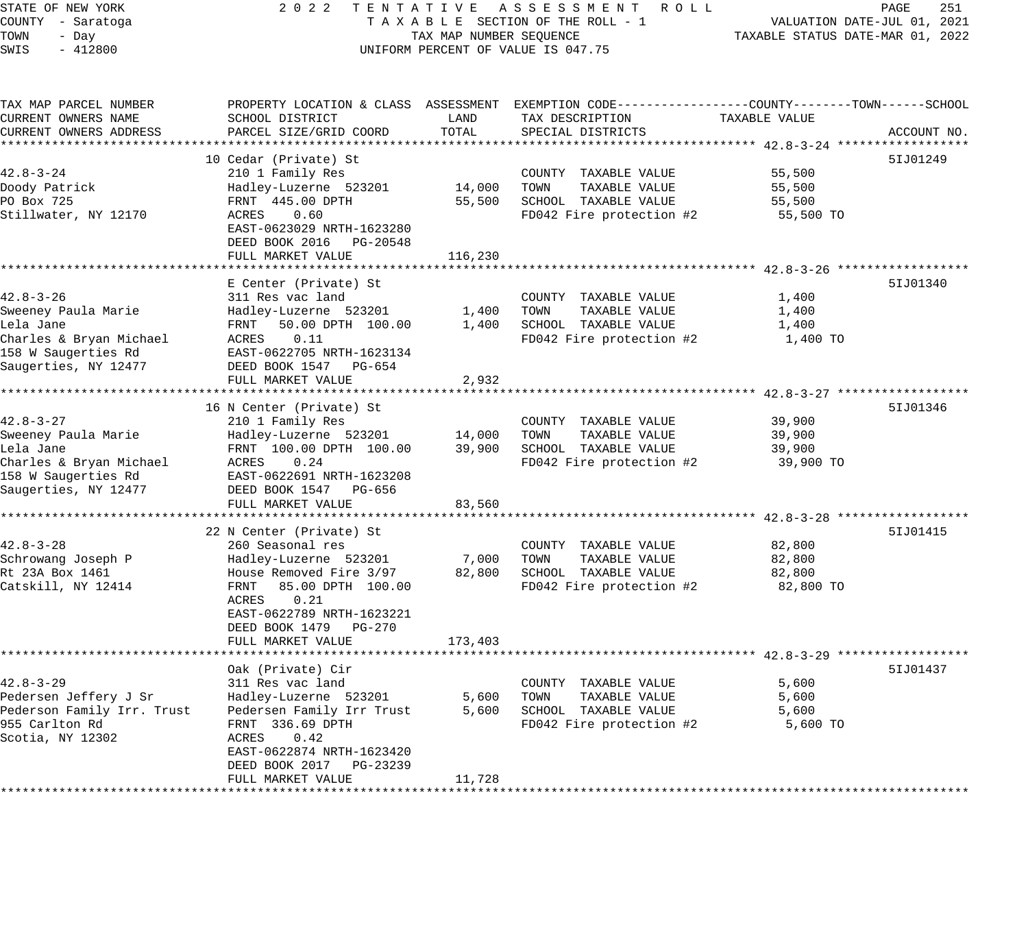STATE OF NEW YORK
COUNTY - Saratoga
TOWN - Day
SWIS - 412800

2022 TENTATIVE ASSESSMENT ROLL
TAXABLE SECTION OF THE ROLL - 1
TAX MAP NUMBER SEQUENCE
UNIFORM PERCENT OF VALUE IS 047.75

VALUATION DATE-JUL 01, 2021
TAXABLE STATUS DATE-MAR 01, 2022

| TAX MAP PARCEL NUMBER / CURRENT OWNERS NAME / CURRENT OWNERS ADDRESS | PROPERTY LOCATION & CLASS / SCHOOL DISTRICT / PARCEL SIZE/GRID COORD | ASSESSMENT LAND | ASSESSMENT TOTAL | EXEMPTION CODE / TAX DESCRIPTION / SPECIAL DISTRICTS | TAXABLE VALUE (COUNTY--TOWN--SCHOOL) | ACCOUNT NO. |
|---|---|---|---|---|---|---|
| **42.8-3-24** | 10 Cedar (Private) St | | | | | 5IJ01249 |
| 42.8-3-24 | 210 1 Family Res | | | COUNTY TAXABLE VALUE | 55,500 | |
| Doody Patrick | Hadley-Luzerne 523201 | 14,000 | | TOWN TAXABLE VALUE | 55,500 | |
| PO Box 725 | FRNT 445.00 DPTH | | 55,500 | SCHOOL TAXABLE VALUE | 55,500 | |
| Stillwater, NY 12170 | ACRES 0.60 | | | FD042 Fire protection #2 | 55,500 TO | |
| | EAST-0623029 NRTH-1623280 | | | | | |
| | DEED BOOK 2016 PG-20548 | | | | | |
| | FULL MARKET VALUE | | 116,230 | | | |
| **42.8-3-26** | E Center (Private) St | | | | | 5IJ01340 |
| 42.8-3-26 | 311 Res vac land | | | COUNTY TAXABLE VALUE | 1,400 | |
| Sweeney Paula Marie | Hadley-Luzerne 523201 | 1,400 | | TOWN TAXABLE VALUE | 1,400 | |
| Lela Jane | FRNT 50.00 DPTH 100.00 | | 1,400 | SCHOOL TAXABLE VALUE | 1,400 | |
| Charles & Bryan Michael | ACRES 0.11 | | | FD042 Fire protection #2 | 1,400 TO | |
| 158 W Saugerties Rd | EAST-0622705 NRTH-1623134 | | | | | |
| Saugerties, NY 12477 | DEED BOOK 1547 PG-654 | | | | | |
| | FULL MARKET VALUE | | 2,932 | | | |
| **42.8-3-27** | 16 N Center (Private) St | | | | | 5IJ01346 |
| 42.8-3-27 | 210 1 Family Res | | | COUNTY TAXABLE VALUE | 39,900 | |
| Sweeney Paula Marie | Hadley-Luzerne 523201 | 14,000 | | TOWN TAXABLE VALUE | 39,900 | |
| Lela Jane | FRNT 100.00 DPTH 100.00 | | 39,900 | SCHOOL TAXABLE VALUE | 39,900 | |
| Charles & Bryan Michael | ACRES 0.24 | | | FD042 Fire protection #2 | 39,900 TO | |
| 158 W Saugerties Rd | EAST-0622691 NRTH-1623208 | | | | | |
| Saugerties, NY 12477 | DEED BOOK 1547 PG-656 | | | | | |
| | FULL MARKET VALUE | | 83,560 | | | |
| **42.8-3-28** | 22 N Center (Private) St | | | | | 5IJ01415 |
| 42.8-3-28 | 260 Seasonal res | | | COUNTY TAXABLE VALUE | 82,800 | |
| Schrowang Joseph P | Hadley-Luzerne 523201 | 7,000 | | TOWN TAXABLE VALUE | 82,800 | |
| Rt 23A Box 1461 | House Removed Fire 3/97 | | 82,800 | SCHOOL TAXABLE VALUE | 82,800 | |
| Catskill, NY 12414 | FRNT 85.00 DPTH 100.00 | | | FD042 Fire protection #2 | 82,800 TO | |
| | ACRES 0.21 | | | | | |
| | EAST-0622789 NRTH-1623221 | | | | | |
| | DEED BOOK 1479 PG-270 | | | | | |
| | FULL MARKET VALUE | | 173,403 | | | |
| **42.8-3-29** | Oak (Private) Cir | | | | | 5IJ01437 |
| 42.8-3-29 | 311 Res vac land | | | COUNTY TAXABLE VALUE | 5,600 | |
| Pedersen Jeffery J Sr | Hadley-Luzerne 523201 | 5,600 | | TOWN TAXABLE VALUE | 5,600 | |
| Pederson Family Irr. Trust | Pedersen Family Irr Trust | | 5,600 | SCHOOL TAXABLE VALUE | 5,600 | |
| 955 Carlton Rd | FRNT 336.69 DPTH | | | FD042 Fire protection #2 | 5,600 TO | |
| Scotia, NY 12302 | ACRES 0.42 | | | | | |
| | EAST-0622874 NRTH-1623420 | | | | | |
| | DEED BOOK 2017 PG-23239 | | | | | |
| | FULL MARKET VALUE | | 11,728 | | | |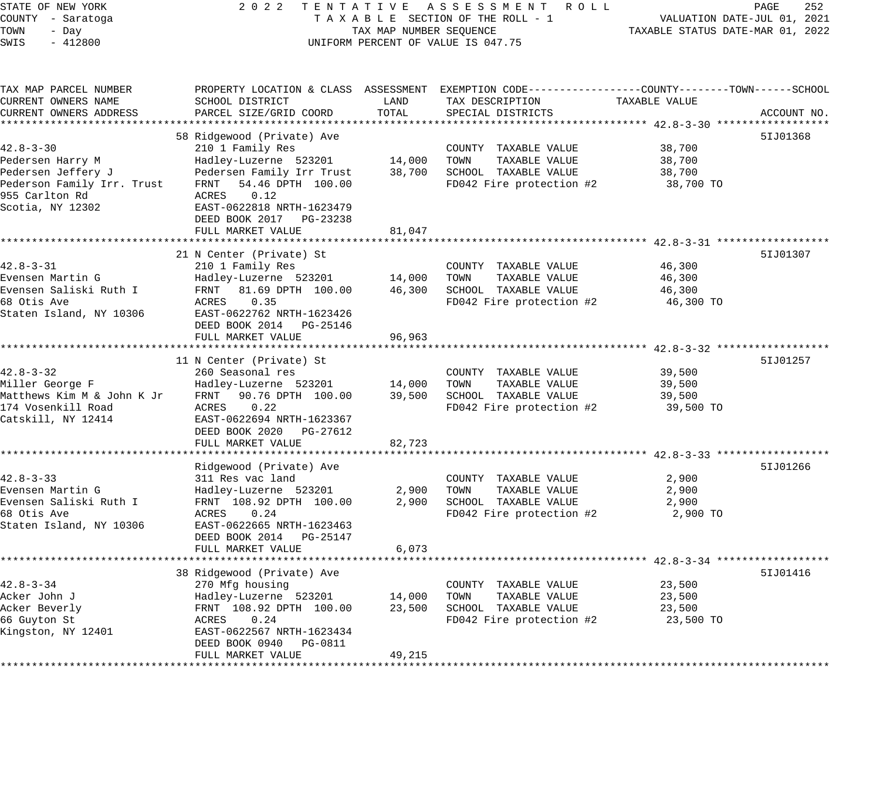STATE OF NEW YORK
COUNTY - Saratoga
TOWN - Day
SWIS - 412800

2022 TENTATIVE ASSESSMENT ROLL
TAXABLE SECTION OF THE ROLL - 1
TAX MAP NUMBER SEQUENCE
UNIFORM PERCENT OF VALUE IS 047.75

VALUATION DATE-JUL 01, 2021
TAXABLE STATUS DATE-MAR 01, 2022

| TAX MAP PARCEL NUMBER / CURRENT OWNERS NAME / CURRENT OWNERS ADDRESS | PROPERTY LOCATION & CLASS / SCHOOL DISTRICT / PARCEL SIZE/GRID COORD | ASSESSMENT LAND | ASSESSMENT TOTAL | EXEMPTION CODE / TAX DESCRIPTION / SPECIAL DISTRICTS | TAXABLE VALUE (COUNTY / TOWN / SCHOOL) | ACCOUNT NO. |
|---|---|---|---|---|---|---|
| **42.8-3-30** | 58 Ridgewood (Private) Ave | | | | | 5IJ01368 |
| | 210 1 Family Res | | | COUNTY TAXABLE VALUE | 38,700 | |
| Pedersen Harry M | Hadley-Luzerne 523201 | 14,000 | | TOWN TAXABLE VALUE | 38,700 | |
| Pedersen Jeffery J | Pedersen Family Irr Trust | | 38,700 | SCHOOL TAXABLE VALUE | 38,700 | |
| Pederson Family Irr. Trust | FRNT 54.46 DPTH 100.00 | | | FD042 Fire protection #2 | 38,700 TO | |
| 955 Carlton Rd | ACRES 0.12 | | | | | |
| Scotia, NY 12302 | EAST-0622818 NRTH-1623479 | | | | | |
| | DEED BOOK 2017 PG-23238 | | | | | |
| | FULL MARKET VALUE | | 81,047 | | | |
| **42.8-3-31** | 21 N Center (Private) St | | | | | 5IJ01307 |
| | 210 1 Family Res | | | COUNTY TAXABLE VALUE | 46,300 | |
| Evensen Martin G | Hadley-Luzerne 523201 | 14,000 | | TOWN TAXABLE VALUE | 46,300 | |
| Evensen Saliski Ruth I | FRNT 81.69 DPTH 100.00 | | 46,300 | SCHOOL TAXABLE VALUE | 46,300 | |
| 68 Otis Ave | ACRES 0.35 | | | FD042 Fire protection #2 | 46,300 TO | |
| Staten Island, NY 10306 | EAST-0622762 NRTH-1623426 | | | | | |
| | DEED BOOK 2014 PG-25146 | | | | | |
| | FULL MARKET VALUE | | 96,963 | | | |
| **42.8-3-32** | 11 N Center (Private) St | | | | | 5IJ01257 |
| | 260 Seasonal res | | | COUNTY TAXABLE VALUE | 39,500 | |
| Miller George F | Hadley-Luzerne 523201 | 14,000 | | TOWN TAXABLE VALUE | 39,500 | |
| Matthews Kim M & John K Jr | FRNT 90.76 DPTH 100.00 | | 39,500 | SCHOOL TAXABLE VALUE | 39,500 | |
| 174 Vosenkill Road | ACRES 0.22 | | | FD042 Fire protection #2 | 39,500 TO | |
| Catskill, NY 12414 | EAST-0622694 NRTH-1623367 | | | | | |
| | DEED BOOK 2020 PG-27612 | | | | | |
| | FULL MARKET VALUE | | 82,723 | | | |
| **42.8-3-33** | Ridgewood (Private) Ave | | | | | 5IJ01266 |
| | 311 Res vac land | | | COUNTY TAXABLE VALUE | 2,900 | |
| Evensen Martin G | Hadley-Luzerne 523201 | 2,900 | | TOWN TAXABLE VALUE | 2,900 | |
| Evensen Saliski Ruth I | FRNT 108.92 DPTH 100.00 | | 2,900 | SCHOOL TAXABLE VALUE | 2,900 | |
| 68 Otis Ave | ACRES 0.24 | | | FD042 Fire protection #2 | 2,900 TO | |
| Staten Island, NY 10306 | EAST-0622665 NRTH-1623463 | | | | | |
| | DEED BOOK 2014 PG-25147 | | | | | |
| | FULL MARKET VALUE | | 6,073 | | | |
| **42.8-3-34** | 38 Ridgewood (Private) Ave | | | | | 5IJ01416 |
| | 270 Mfg housing | | | COUNTY TAXABLE VALUE | 23,500 | |
| Acker John J | Hadley-Luzerne 523201 | 14,000 | | TOWN TAXABLE VALUE | 23,500 | |
| Acker Beverly | FRNT 108.92 DPTH 100.00 | | 23,500 | SCHOOL TAXABLE VALUE | 23,500 | |
| 66 Guyton St | ACRES 0.24 | | | FD042 Fire protection #2 | 23,500 TO | |
| Kingston, NY 12401 | EAST-0622567 NRTH-1623434 | | | | | |
| | DEED BOOK 0940 PG-0811 | | | | | |
| | FULL MARKET VALUE | | 49,215 | | | |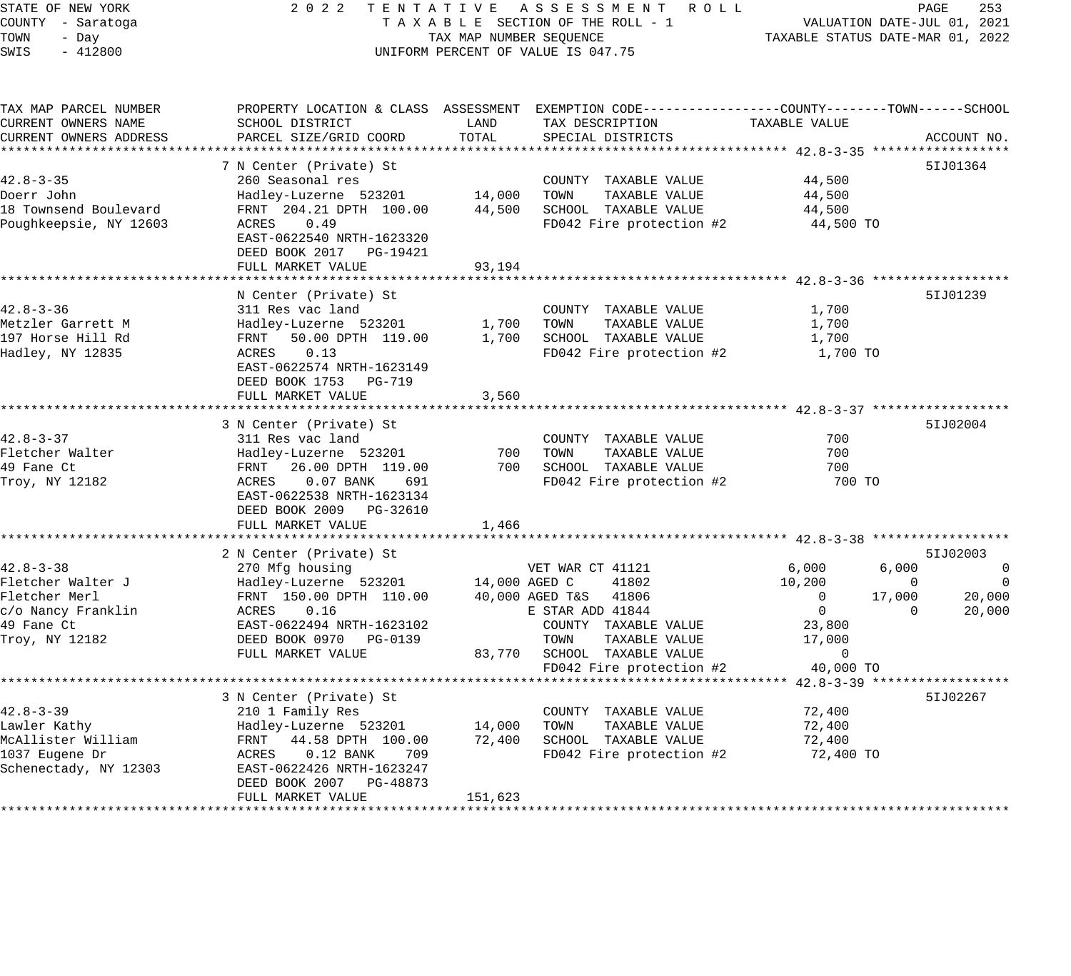STATE OF NEW YORK
COUNTY - Saratoga
TOWN - Day
SWIS - 412800

2 0 2 2 T E N T A T I V E A S S E S S M E N T R O L L
T A X A B L E SECTION OF THE ROLL - 1
TAX MAP NUMBER SEQUENCE
UNIFORM PERCENT OF VALUE IS 047.75

VALUATION DATE-JUL 01, 2021
TAXABLE STATUS DATE-MAR 01, 2022

| TAX MAP PARCEL NUMBER / CURRENT OWNERS NAME / CURRENT OWNERS ADDRESS | PROPERTY LOCATION & CLASS / SCHOOL DISTRICT / PARCEL SIZE/GRID COORD | ASSESSMENT LAND | ASSESSMENT TOTAL | EXEMPTION CODE / TAX DESCRIPTION / SPECIAL DISTRICTS | COUNTY TAXABLE VALUE | TOWN | SCHOOL | ACCOUNT NO. |
|---|---|---|---|---|---|---|---|---|
| **42.8-3-35** | 7 N Center (Private) St | | | | | | | 5IJ01364 |
| 42.8-3-35 | 260 Seasonal res | | | COUNTY TAXABLE VALUE | 44,500 | | | |
| Doerr John | Hadley-Luzerne 523201 | 14,000 | | TOWN TAXABLE VALUE | 44,500 | | | |
| 18 Townsend Boulevard | FRNT 204.21 DPTH 100.00 | | 44,500 | SCHOOL TAXABLE VALUE | 44,500 | | | |
| Poughkeepsie, NY 12603 | ACRES 0.49 | | | FD042 Fire protection #2 | 44,500 TO | | | |
| | EAST-0622540 NRTH-1623320 | | | | | | | |
| | DEED BOOK 2017 PG-19421 | | | | | | | |
| | FULL MARKET VALUE | | 93,194 | | | | | |
| **42.8-3-36** | N Center (Private) St | | | | | | | 5IJ01239 |
| 42.8-3-36 | 311 Res vac land | | | COUNTY TAXABLE VALUE | 1,700 | | | |
| Metzler Garrett M | Hadley-Luzerne 523201 | 1,700 | | TOWN TAXABLE VALUE | 1,700 | | | |
| 197 Horse Hill Rd | FRNT 50.00 DPTH 119.00 | | 1,700 | SCHOOL TAXABLE VALUE | 1,700 | | | |
| Hadley, NY 12835 | ACRES 0.13 | | | FD042 Fire protection #2 | 1,700 TO | | | |
| | EAST-0622574 NRTH-1623149 | | | | | | | |
| | DEED BOOK 1753 PG-719 | | | | | | | |
| | FULL MARKET VALUE | | 3,560 | | | | | |
| **42.8-3-37** | 3 N Center (Private) St | | | | | | | 5IJ02004 |
| 42.8-3-37 | 311 Res vac land | | | COUNTY TAXABLE VALUE | 700 | | | |
| Fletcher Walter | Hadley-Luzerne 523201 | 700 | | TOWN TAXABLE VALUE | 700 | | | |
| 49 Fane Ct | FRNT 26.00 DPTH 119.00 | | 700 | SCHOOL TAXABLE VALUE | 700 | | | |
| Troy, NY 12182 | ACRES 0.07 BANK 691 | | | FD042 Fire protection #2 | 700 TO | | | |
| | EAST-0622538 NRTH-1623134 | | | | | | | |
| | DEED BOOK 2009 PG-32610 | | | | | | | |
| | FULL MARKET VALUE | | 1,466 | | | | | |
| **42.8-3-38** | 2 N Center (Private) St | | | | | | | 5IJ02003 |
| 42.8-3-38 | 270 Mfg housing | | | VET WAR CT 41121 | 6,000 | 6,000 | 0 | |
| Fletcher Walter J | Hadley-Luzerne 523201 | 14,000 | | AGED C 41802 | 10,200 | 0 | 0 | |
| Fletcher Merl | FRNT 150.00 DPTH 110.00 | | 40,000 | AGED T&S 41806 | 0 | 17,000 | 20,000 | |
| c/o Nancy Franklin | ACRES 0.16 | | | E STAR ADD 41844 | 0 | 0 | 20,000 | |
| 49 Fane Ct | EAST-0622494 NRTH-1623102 | | | COUNTY TAXABLE VALUE | 23,800 | | | |
| Troy, NY 12182 | DEED BOOK 0970 PG-0139 | | | TOWN TAXABLE VALUE | 17,000 | | | |
| | FULL MARKET VALUE | | 83,770 | SCHOOL TAXABLE VALUE | 0 | | | |
| | | | | FD042 Fire protection #2 | 40,000 TO | | | |
| **42.8-3-39** | 3 N Center (Private) St | | | | | | | 5IJ02267 |
| 42.8-3-39 | 210 1 Family Res | | | COUNTY TAXABLE VALUE | 72,400 | | | |
| Lawler Kathy | Hadley-Luzerne 523201 | 14,000 | | TOWN TAXABLE VALUE | 72,400 | | | |
| McAllister William | FRNT 44.58 DPTH 100.00 | | 72,400 | SCHOOL TAXABLE VALUE | 72,400 | | | |
| 1037 Eugene Dr | ACRES 0.12 BANK 709 | | | FD042 Fire protection #2 | 72,400 TO | | | |
| Schenectady, NY 12303 | EAST-0622426 NRTH-1623247 | | | | | | | |
| | DEED BOOK 2007 PG-48873 | | | | | | | |
| | FULL MARKET VALUE | | 151,623 | | | | | |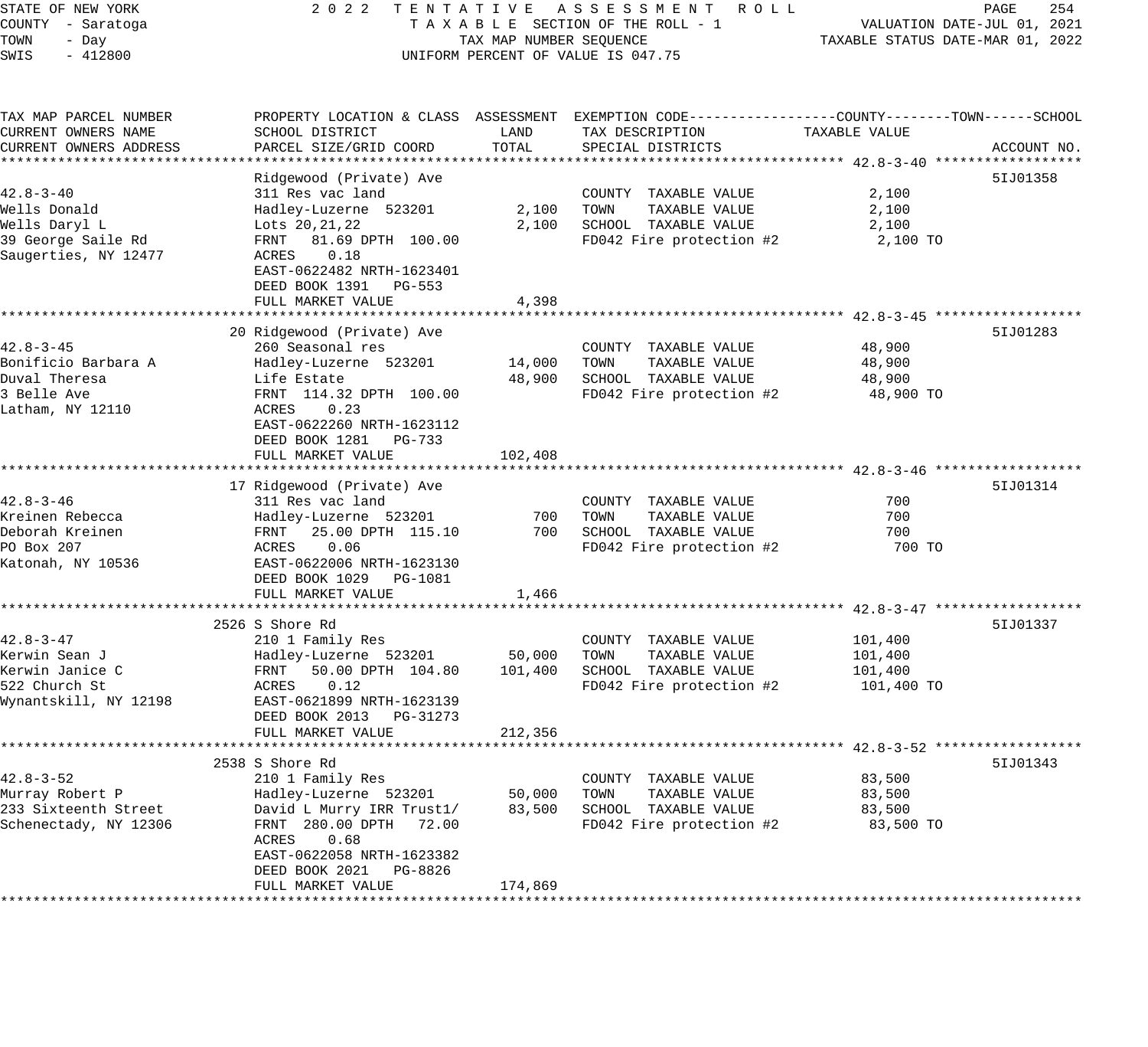STATE OF NEW YORK — 2022 TENTATIVE ASSESSMENT ROLL
COUNTY - Saratoga — TAXABLE SECTION OF THE ROLL - 1 — VALUATION DATE-JUL 01, 2021
TOWN - Day — TAX MAP NUMBER SEQUENCE — TAXABLE STATUS DATE-MAR 01, 2022
SWIS - 412800 — UNIFORM PERCENT OF VALUE IS 047.75

| TAX MAP PARCEL NUMBER / CURRENT OWNERS NAME / CURRENT OWNERS ADDRESS | PROPERTY LOCATION & CLASS / SCHOOL DISTRICT / PARCEL SIZE/GRID COORD | ASSESSMENT LAND | ASSESSMENT TOTAL | EXEMPTION CODE / TAX DESCRIPTION / SPECIAL DISTRICTS | TAXABLE VALUE (COUNTY / TOWN / SCHOOL) | ACCOUNT NO. |
|---|---|---|---|---|---|---|
| **42.8-3-40** | Ridgewood (Private) Ave | | | | | 5IJ01358 |
| 42.8-3-40 | 311 Res vac land | | | COUNTY TAXABLE VALUE | 2,100 | |
| Wells Donald | Hadley-Luzerne 523201 | 2,100 | | TOWN TAXABLE VALUE | 2,100 | |
| Wells Daryl L | Lots 20,21,22 | | 2,100 | SCHOOL TAXABLE VALUE | 2,100 | |
| 39 George Saile Rd | FRNT 81.69 DPTH 100.00 | | | FD042 Fire protection #2 | 2,100 TO | |
| Saugerties, NY 12477 | ACRES 0.18 | | | | | |
| | EAST-0622482 NRTH-1623401 | | | | | |
| | DEED BOOK 1391 PG-553 | | | | | |
| | FULL MARKET VALUE | | 4,398 | | | |
| **42.8-3-45** | 20 Ridgewood (Private) Ave | | | | | 5IJ01283 |
| 42.8-3-45 | 260 Seasonal res | | | COUNTY TAXABLE VALUE | 48,900 | |
| Bonificio Barbara A | Hadley-Luzerne 523201 | 14,000 | | TOWN TAXABLE VALUE | 48,900 | |
| Duval Theresa | Life Estate | | 48,900 | SCHOOL TAXABLE VALUE | 48,900 | |
| 3 Belle Ave | FRNT 114.32 DPTH 100.00 | | | FD042 Fire protection #2 | 48,900 TO | |
| Latham, NY 12110 | ACRES 0.23 | | | | | |
| | EAST-0622260 NRTH-1623112 | | | | | |
| | DEED BOOK 1281 PG-733 | | | | | |
| | FULL MARKET VALUE | | 102,408 | | | |
| **42.8-3-46** | 17 Ridgewood (Private) Ave | | | | | 5IJ01314 |
| 42.8-3-46 | 311 Res vac land | | | COUNTY TAXABLE VALUE | 700 | |
| Kreinen Rebecca | Hadley-Luzerne 523201 | 700 | | TOWN TAXABLE VALUE | 700 | |
| Deborah Kreinen | FRNT 25.00 DPTH 115.10 | | 700 | SCHOOL TAXABLE VALUE | 700 | |
| PO Box 207 | ACRES 0.06 | | | FD042 Fire protection #2 | 700 TO | |
| Katonah, NY 10536 | EAST-0622006 NRTH-1623130 | | | | | |
| | DEED BOOK 1029 PG-1081 | | | | | |
| | FULL MARKET VALUE | | 1,466 | | | |
| **42.8-3-47** | 2526 S Shore Rd | | | | | 5IJ01337 |
| 42.8-3-47 | 210 1 Family Res | | | COUNTY TAXABLE VALUE | 101,400 | |
| Kerwin Sean J | Hadley-Luzerne 523201 | 50,000 | | TOWN TAXABLE VALUE | 101,400 | |
| Kerwin Janice C | FRNT 50.00 DPTH 104.80 | | 101,400 | SCHOOL TAXABLE VALUE | 101,400 | |
| 522 Church St | ACRES 0.12 | | | FD042 Fire protection #2 | 101,400 TO | |
| Wynantskill, NY 12198 | EAST-0621899 NRTH-1623139 | | | | | |
| | DEED BOOK 2013 PG-31273 | | | | | |
| | FULL MARKET VALUE | | 212,356 | | | |
| **42.8-3-52** | 2538 S Shore Rd | | | | | 5IJ01343 |
| 42.8-3-52 | 210 1 Family Res | | | COUNTY TAXABLE VALUE | 83,500 | |
| Murray Robert P | Hadley-Luzerne 523201 | 50,000 | | TOWN TAXABLE VALUE | 83,500 | |
| 233 Sixteenth Street | David L Murry IRR Trust1/ | | 83,500 | SCHOOL TAXABLE VALUE | 83,500 | |
| Schenectady, NY 12306 | FRNT 280.00 DPTH 72.00 | | | FD042 Fire protection #2 | 83,500 TO | |
| | ACRES 0.68 | | | | | |
| | EAST-0622058 NRTH-1623382 | | | | | |
| | DEED BOOK 2021 PG-8826 | | | | | |
| | FULL MARKET VALUE | | 174,869 | | | |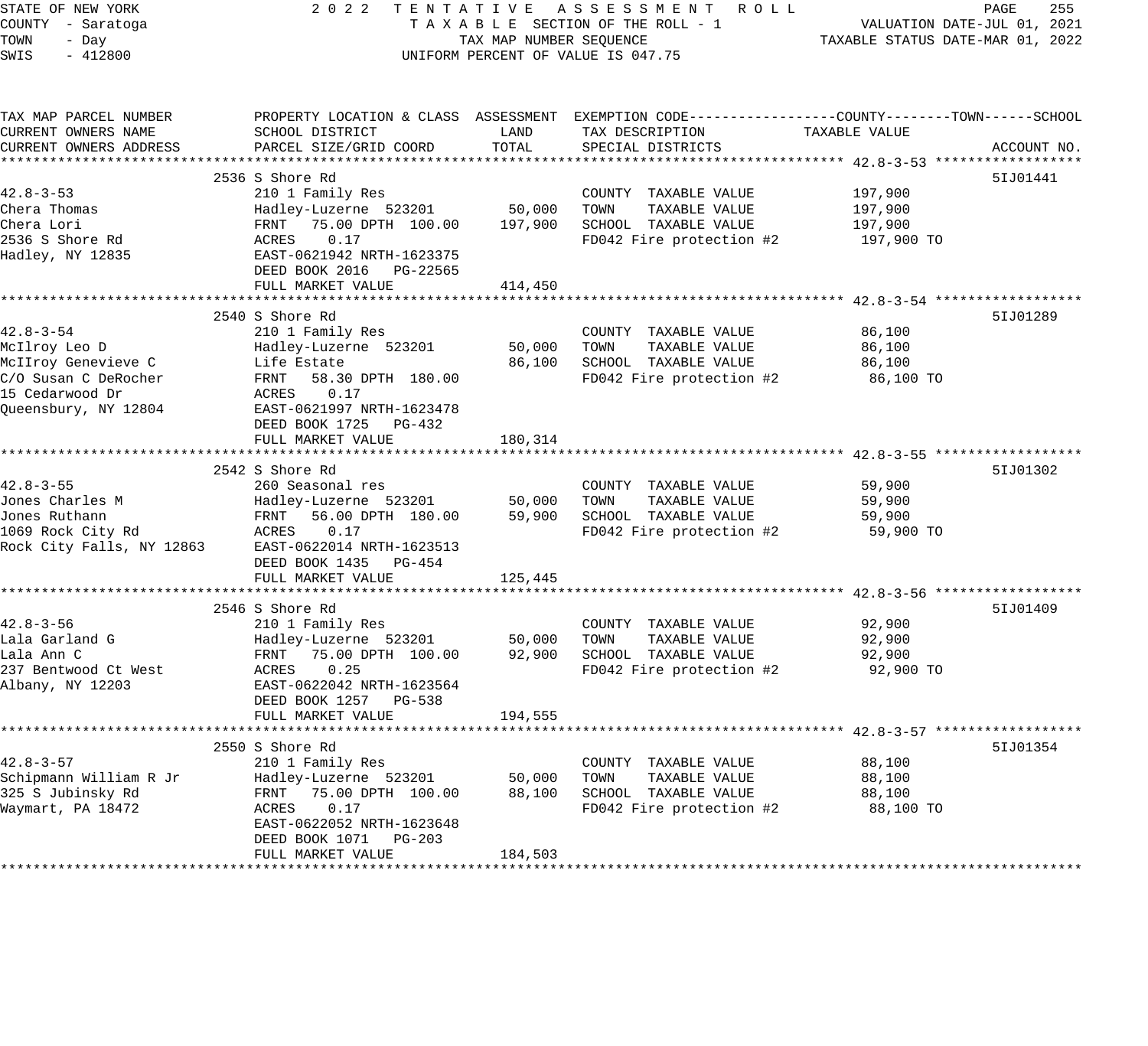STATE OF NEW YORK — 2022 TENTATIVE ASSESSMENT ROLL
COUNTY - Saratoga — TAXABLE SECTION OF THE ROLL - 1 — VALUATION DATE-JUL 01, 2021
TOWN - Day — TAX MAP NUMBER SEQUENCE — TAXABLE STATUS DATE-MAR 01, 2022
SWIS - 412800 — UNIFORM PERCENT OF VALUE IS 047.75

| TAX MAP PARCEL NUMBER / CURRENT OWNERS NAME / CURRENT OWNERS ADDRESS | PROPERTY LOCATION & CLASS / SCHOOL DISTRICT / PARCEL SIZE/GRID COORD | ASSESSMENT LAND / TOTAL | EXEMPTION CODE / TAX DESCRIPTION / SPECIAL DISTRICTS | TAXABLE VALUE (COUNTY / TOWN / SCHOOL) | ACCOUNT NO. |
|---|---|---|---|---|---|
| **42.8-3-53** | 2536 S Shore Rd | | | | 5IJ01441 |
| 42.8-3-53 | 210 1 Family Res | | COUNTY TAXABLE VALUE | 197,900 | |
| Chera Thomas | Hadley-Luzerne 523201 | 50,000 | TOWN TAXABLE VALUE | 197,900 | |
| Chera Lori | FRNT 75.00 DPTH 100.00 | 197,900 | SCHOOL TAXABLE VALUE | 197,900 | |
| 2536 S Shore Rd | ACRES 0.17 | | FD042 Fire protection #2 | 197,900 TO | |
| Hadley, NY 12835 | EAST-0621942 NRTH-1623375 | | | | |
| | DEED BOOK 2016 PG-22565 | | | | |
| | FULL MARKET VALUE | 414,450 | | | |
| **42.8-3-54** | 2540 S Shore Rd | | | | 5IJ01289 |
| 42.8-3-54 | 210 1 Family Res | | COUNTY TAXABLE VALUE | 86,100 | |
| McIlroy Leo D | Hadley-Luzerne 523201 | 50,000 | TOWN TAXABLE VALUE | 86,100 | |
| McIIroy Genevieve C | Life Estate | 86,100 | SCHOOL TAXABLE VALUE | 86,100 | |
| C/O Susan C DeRocher | FRNT 58.30 DPTH 180.00 | | FD042 Fire protection #2 | 86,100 TO | |
| 15 Cedarwood Dr | ACRES 0.17 | | | | |
| Queensbury, NY 12804 | EAST-0621997 NRTH-1623478 | | | | |
| | DEED BOOK 1725 PG-432 | | | | |
| | FULL MARKET VALUE | 180,314 | | | |
| **42.8-3-55** | 2542 S Shore Rd | | | | 5IJ01302 |
| 42.8-3-55 | 260 Seasonal res | | COUNTY TAXABLE VALUE | 59,900 | |
| Jones Charles M | Hadley-Luzerne 523201 | 50,000 | TOWN TAXABLE VALUE | 59,900 | |
| Jones Ruthann | FRNT 56.00 DPTH 180.00 | 59,900 | SCHOOL TAXABLE VALUE | 59,900 | |
| 1069 Rock City Rd | ACRES 0.17 | | FD042 Fire protection #2 | 59,900 TO | |
| Rock City Falls, NY 12863 | EAST-0622014 NRTH-1623513 | | | | |
| | DEED BOOK 1435 PG-454 | | | | |
| | FULL MARKET VALUE | 125,445 | | | |
| **42.8-3-56** | 2546 S Shore Rd | | | | 5IJ01409 |
| 42.8-3-56 | 210 1 Family Res | | COUNTY TAXABLE VALUE | 92,900 | |
| Lala Garland G | Hadley-Luzerne 523201 | 50,000 | TOWN TAXABLE VALUE | 92,900 | |
| Lala Ann C | FRNT 75.00 DPTH 100.00 | 92,900 | SCHOOL TAXABLE VALUE | 92,900 | |
| 237 Bentwood Ct West | ACRES 0.25 | | FD042 Fire protection #2 | 92,900 TO | |
| Albany, NY 12203 | EAST-0622042 NRTH-1623564 | | | | |
| | DEED BOOK 1257 PG-538 | | | | |
| | FULL MARKET VALUE | 194,555 | | | |
| **42.8-3-57** | 2550 S Shore Rd | | | | 5IJ01354 |
| 42.8-3-57 | 210 1 Family Res | | COUNTY TAXABLE VALUE | 88,100 | |
| Schipmann William R Jr | Hadley-Luzerne 523201 | 50,000 | TOWN TAXABLE VALUE | 88,100 | |
| 325 S Jubinsky Rd | FRNT 75.00 DPTH 100.00 | 88,100 | SCHOOL TAXABLE VALUE | 88,100 | |
| Waymart, PA 18472 | ACRES 0.17 | | FD042 Fire protection #2 | 88,100 TO | |
| | EAST-0622052 NRTH-1623648 | | | | |
| | DEED BOOK 1071 PG-203 | | | | |
| | FULL MARKET VALUE | 184,503 | | | |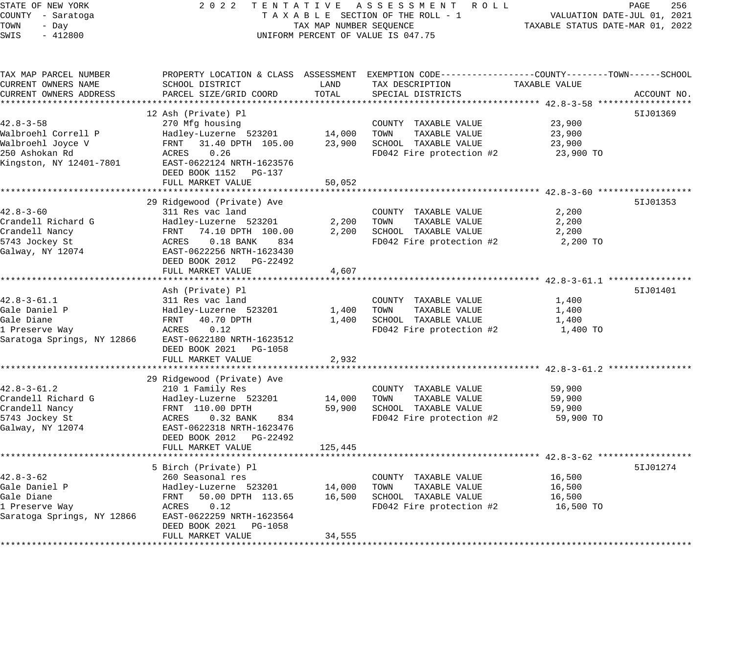STATE OF NEW YORK — 2022 TENTATIVE ASSESSMENT ROLL
COUNTY - Saratoga — TAXABLE SECTION OF THE ROLL - 1 — VALUATION DATE-JUL 01, 2021
TOWN - Day — TAX MAP NUMBER SEQUENCE — TAXABLE STATUS DATE-MAR 01, 2022
SWIS - 412800 — UNIFORM PERCENT OF VALUE IS 047.75

| TAX MAP PARCEL NUMBER / CURRENT OWNERS NAME / CURRENT OWNERS ADDRESS | PROPERTY LOCATION & CLASS / SCHOOL DISTRICT / PARCEL SIZE/GRID COORD | ASSESSMENT LAND | ASSESSMENT TOTAL | EXEMPTION CODE / TAX DESCRIPTION / SPECIAL DISTRICTS | TAXABLE VALUE (COUNTY / TOWN / SCHOOL) | ACCOUNT NO. |
|---|---|---|---|---|---|---|
| **42.8-3-58** | 12 Ash (Private) Pl | | | | | 5IJ01369 |
| 42.8-3-58 | 270 Mfg housing | | | COUNTY TAXABLE VALUE | 23,900 | |
| Walbroehl Correll P | Hadley-Luzerne 523201 | 14,000 | | TOWN TAXABLE VALUE | 23,900 | |
| Walbroehl Joyce V | FRNT 31.40 DPTH 105.00 | | 23,900 | SCHOOL TAXABLE VALUE | 23,900 | |
| 250 Ashokan Rd | ACRES 0.26 | | | FD042 Fire protection #2 | 23,900 TO | |
| Kingston, NY 12401-7801 | EAST-0622124 NRTH-1623576 | | | | | |
| | DEED BOOK 1152 PG-137 | | | | | |
| | FULL MARKET VALUE | | 50,052 | | | |
| **42.8-3-60** | 29 Ridgewood (Private) Ave | | | | | 5IJ01353 |
| 42.8-3-60 | 311 Res vac land | | | COUNTY TAXABLE VALUE | 2,200 | |
| Crandell Richard G | Hadley-Luzerne 523201 | 2,200 | | TOWN TAXABLE VALUE | 2,200 | |
| Crandell Nancy | FRNT 74.10 DPTH 100.00 | | 2,200 | SCHOOL TAXABLE VALUE | 2,200 | |
| 5743 Jockey St | ACRES 0.18 BANK 834 | | | FD042 Fire protection #2 | 2,200 TO | |
| Galway, NY 12074 | EAST-0622256 NRTH-1623430 | | | | | |
| | DEED BOOK 2012 PG-22492 | | | | | |
| | FULL MARKET VALUE | | 4,607 | | | |
| **42.8-3-61.1** | Ash (Private) Pl | | | | | 5IJ01401 |
| 42.8-3-61.1 | 311 Res vac land | | | COUNTY TAXABLE VALUE | 1,400 | |
| Gale Daniel P | Hadley-Luzerne 523201 | 1,400 | | TOWN TAXABLE VALUE | 1,400 | |
| Gale Diane | FRNT 40.70 DPTH | | 1,400 | SCHOOL TAXABLE VALUE | 1,400 | |
| 1 Preserve Way | ACRES 0.12 | | | FD042 Fire protection #2 | 1,400 TO | |
| Saratoga Springs, NY 12866 | EAST-0622180 NRTH-1623512 | | | | | |
| | DEED BOOK 2021 PG-1058 | | | | | |
| | FULL MARKET VALUE | | 2,932 | | | |
| **42.8-3-61.2** | 29 Ridgewood (Private) Ave | | | | | |
| 42.8-3-61.2 | 210 1 Family Res | | | COUNTY TAXABLE VALUE | 59,900 | |
| Crandell Richard G | Hadley-Luzerne 523201 | 14,000 | | TOWN TAXABLE VALUE | 59,900 | |
| Crandell Nancy | FRNT 110.00 DPTH | | 59,900 | SCHOOL TAXABLE VALUE | 59,900 | |
| 5743 Jockey St | ACRES 0.32 BANK 834 | | | FD042 Fire protection #2 | 59,900 TO | |
| Galway, NY 12074 | EAST-0622318 NRTH-1623476 | | | | | |
| | DEED BOOK 2012 PG-22492 | | | | | |
| | FULL MARKET VALUE | | 125,445 | | | |
| **42.8-3-62** | 5 Birch (Private) Pl | | | | | 5IJ01274 |
| 42.8-3-62 | 260 Seasonal res | | | COUNTY TAXABLE VALUE | 16,500 | |
| Gale Daniel P | Hadley-Luzerne 523201 | 14,000 | | TOWN TAXABLE VALUE | 16,500 | |
| Gale Diane | FRNT 50.00 DPTH 113.65 | | 16,500 | SCHOOL TAXABLE VALUE | 16,500 | |
| 1 Preserve Way | ACRES 0.12 | | | FD042 Fire protection #2 | 16,500 TO | |
| Saratoga Springs, NY 12866 | EAST-0622259 NRTH-1623564 | | | | | |
| | DEED BOOK 2021 PG-1058 | | | | | |
| | FULL MARKET VALUE | | 34,555 | | | |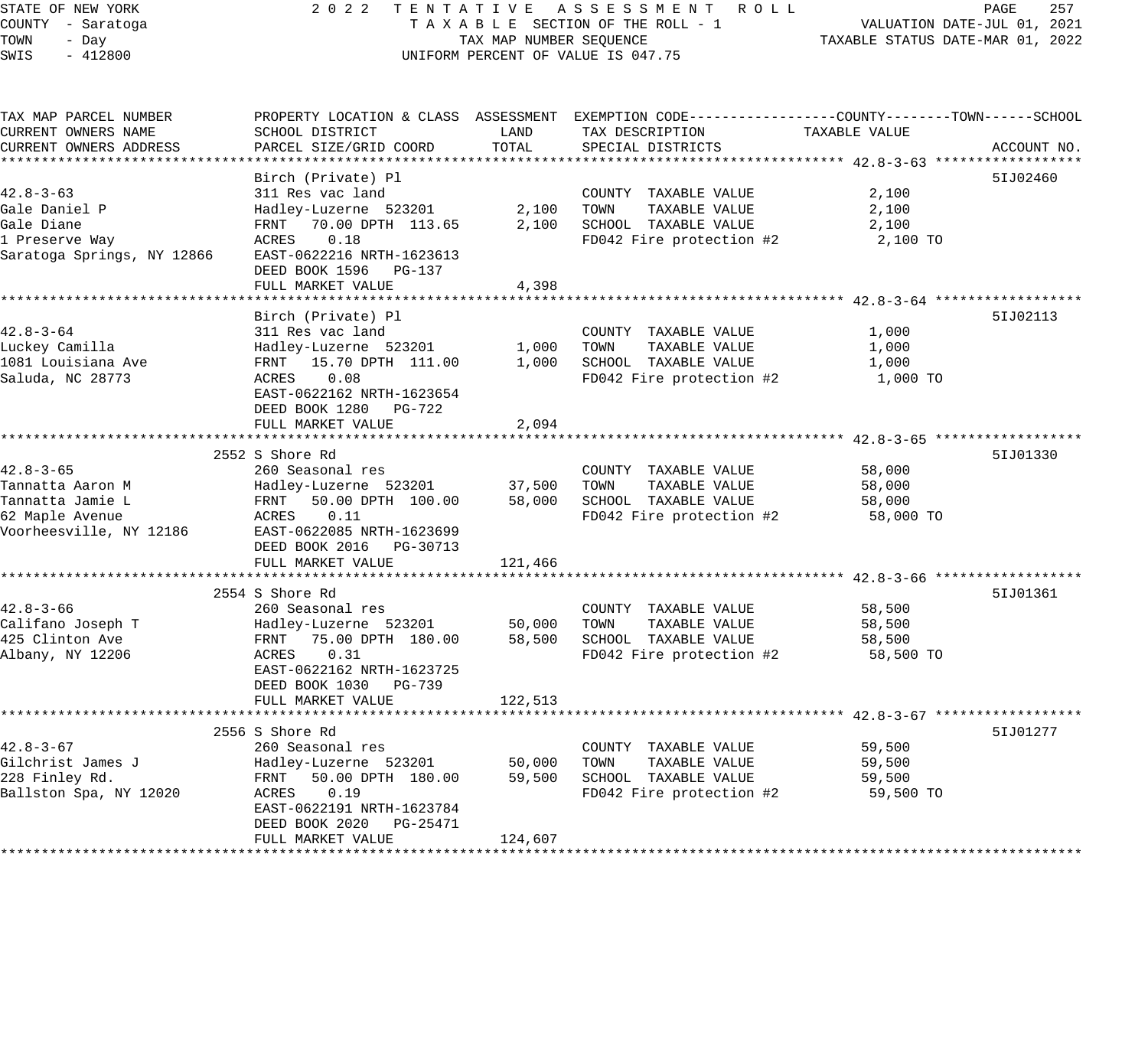STATE OF NEW YORK
COUNTY - Saratoga
TOWN - Day
SWIS - 412800

2022 TENTATIVE ASSESSMENT ROLL
TAXABLE SECTION OF THE ROLL - 1
TAX MAP NUMBER SEQUENCE
UNIFORM PERCENT OF VALUE IS 047.75

VALUATION DATE-JUL 01, 2021
TAXABLE STATUS DATE-MAR 01, 2022

| TAX MAP PARCEL NUMBER / CURRENT OWNERS NAME / CURRENT OWNERS ADDRESS | PROPERTY LOCATION & CLASS / SCHOOL DISTRICT / PARCEL SIZE/GRID COORD | ASSESSMENT LAND | TOTAL | EXEMPTION CODE / TAX DESCRIPTION / SPECIAL DISTRICTS | TAXABLE VALUE (COUNTY / TOWN / SCHOOL) | ACCOUNT NO. |
|---|---|---|---|---|---|---|
| **42.8-3-63** | Birch (Private) Pl | | | | | 5IJ02460 |
| 42.8-3-63 | 311 Res vac land | | | COUNTY TAXABLE VALUE | 2,100 | |
| Gale Daniel P | Hadley-Luzerne 523201 | 2,100 | | TOWN TAXABLE VALUE | 2,100 | |
| Gale Diane | FRNT 70.00 DPTH 113.65 | | 2,100 | SCHOOL TAXABLE VALUE | 2,100 | |
| 1 Preserve Way | ACRES 0.18 | | | FD042 Fire protection #2 | 2,100 TO | |
| Saratoga Springs, NY 12866 | EAST-0622216 NRTH-1623613 | | | | | |
| | DEED BOOK 1596 PG-137 | | | | | |
| | FULL MARKET VALUE | | 4,398 | | | |
| **42.8-3-64** | Birch (Private) Pl | | | | | 5IJ02113 |
| 42.8-3-64 | 311 Res vac land | | | COUNTY TAXABLE VALUE | 1,000 | |
| Luckey Camilla | Hadley-Luzerne 523201 | 1,000 | | TOWN TAXABLE VALUE | 1,000 | |
| 1081 Louisiana Ave | FRNT 15.70 DPTH 111.00 | | 1,000 | SCHOOL TAXABLE VALUE | 1,000 | |
| Saluda, NC 28773 | ACRES 0.08 | | | FD042 Fire protection #2 | 1,000 TO | |
| | EAST-0622162 NRTH-1623654 | | | | | |
| | DEED BOOK 1280 PG-722 | | | | | |
| | FULL MARKET VALUE | | 2,094 | | | |
| **42.8-3-65** | 2552 S Shore Rd | | | | | 5IJ01330 |
| 42.8-3-65 | 260 Seasonal res | | | COUNTY TAXABLE VALUE | 58,000 | |
| Tannatta Aaron M | Hadley-Luzerne 523201 | 37,500 | | TOWN TAXABLE VALUE | 58,000 | |
| Tannatta Jamie L | FRNT 50.00 DPTH 100.00 | | 58,000 | SCHOOL TAXABLE VALUE | 58,000 | |
| 62 Maple Avenue | ACRES 0.11 | | | FD042 Fire protection #2 | 58,000 TO | |
| Voorheesville, NY 12186 | EAST-0622085 NRTH-1623699 | | | | | |
| | DEED BOOK 2016 PG-30713 | | | | | |
| | FULL MARKET VALUE | | 121,466 | | | |
| **42.8-3-66** | 2554 S Shore Rd | | | | | 5IJ01361 |
| 42.8-3-66 | 260 Seasonal res | | | COUNTY TAXABLE VALUE | 58,500 | |
| Califano Joseph T | Hadley-Luzerne 523201 | 50,000 | | TOWN TAXABLE VALUE | 58,500 | |
| 425 Clinton Ave | FRNT 75.00 DPTH 180.00 | | 58,500 | SCHOOL TAXABLE VALUE | 58,500 | |
| Albany, NY 12206 | ACRES 0.31 | | | FD042 Fire protection #2 | 58,500 TO | |
| | EAST-0622162 NRTH-1623725 | | | | | |
| | DEED BOOK 1030 PG-739 | | | | | |
| | FULL MARKET VALUE | | 122,513 | | | |
| **42.8-3-67** | 2556 S Shore Rd | | | | | 5IJ01277 |
| 42.8-3-67 | 260 Seasonal res | | | COUNTY TAXABLE VALUE | 59,500 | |
| Gilchrist James J | Hadley-Luzerne 523201 | 50,000 | | TOWN TAXABLE VALUE | 59,500 | |
| 228 Finley Rd. | FRNT 50.00 DPTH 180.00 | | 59,500 | SCHOOL TAXABLE VALUE | 59,500 | |
| Ballston Spa, NY 12020 | ACRES 0.19 | | | FD042 Fire protection #2 | 59,500 TO | |
| | EAST-0622191 NRTH-1623784 | | | | | |
| | DEED BOOK 2020 PG-25471 | | | | | |
| | FULL MARKET VALUE | | 124,607 | | | |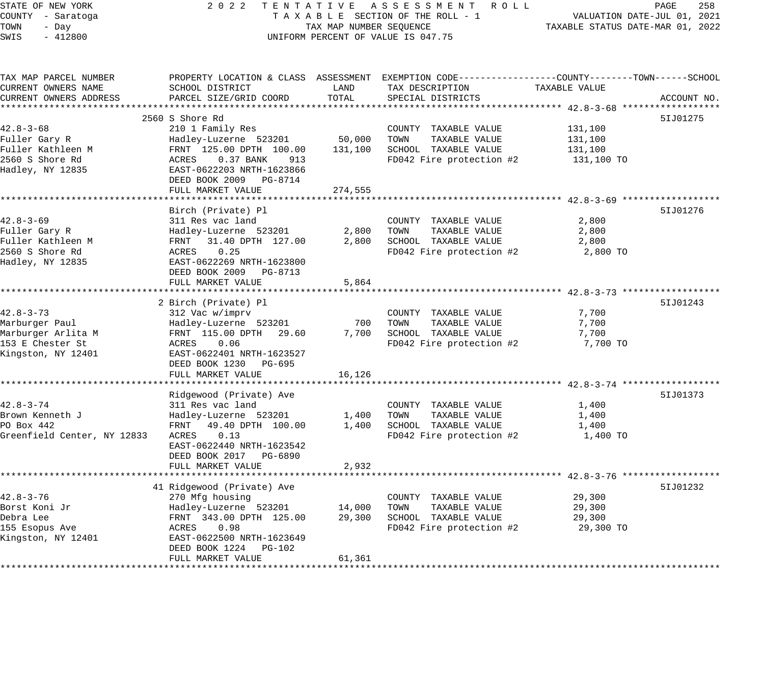STATE OF NEW YORK — 2022 TENTATIVE ASSESSMENT ROLL
COUNTY - Saratoga — TAXABLE SECTION OF THE ROLL - 1 — VALUATION DATE-JUL 01, 2021
TOWN - Day — TAX MAP NUMBER SEQUENCE — TAXABLE STATUS DATE-MAR 01, 2022
SWIS - 412800 — UNIFORM PERCENT OF VALUE IS 047.75

| TAX MAP PARCEL NUMBER / CURRENT OWNERS NAME / CURRENT OWNERS ADDRESS | PROPERTY LOCATION & CLASS / SCHOOL DISTRICT / PARCEL SIZE/GRID COORD | ASSESSMENT LAND | TOTAL | EXEMPTION CODE / TAX DESCRIPTION / SPECIAL DISTRICTS | TAXABLE VALUE (COUNTY / TOWN / SCHOOL) | ACCOUNT NO. |
|---|---|---|---|---|---|---|
| **42.8-3-68** | 2560 S Shore Rd | | | | | 5IJ01275 |
| 42.8-3-68 | 210 1 Family Res | | | COUNTY TAXABLE VALUE | 131,100 | |
| Fuller Gary R | Hadley-Luzerne 523201 | 50,000 | | TOWN TAXABLE VALUE | 131,100 | |
| Fuller Kathleen M | FRNT 125.00 DPTH 100.00 | | 131,100 | SCHOOL TAXABLE VALUE | 131,100 | |
| 2560 S Shore Rd | ACRES 0.37 BANK 913 | | | FD042 Fire protection #2 | 131,100 TO | |
| Hadley, NY 12835 | EAST-0622203 NRTH-1623866 | | | | | |
| | DEED BOOK 2009 PG-8714 | | | | | |
| | FULL MARKET VALUE | | 274,555 | | | |
| **42.8-3-69** | Birch (Private) Pl | | | | | 5IJ01276 |
| 42.8-3-69 | 311 Res vac land | | | COUNTY TAXABLE VALUE | 2,800 | |
| Fuller Gary R | Hadley-Luzerne 523201 | 2,800 | | TOWN TAXABLE VALUE | 2,800 | |
| Fuller Kathleen M | FRNT 31.40 DPTH 127.00 | | 2,800 | SCHOOL TAXABLE VALUE | 2,800 | |
| 2560 S Shore Rd | ACRES 0.25 | | | FD042 Fire protection #2 | 2,800 TO | |
| Hadley, NY 12835 | EAST-0622269 NRTH-1623800 | | | | | |
| | DEED BOOK 2009 PG-8713 | | | | | |
| | FULL MARKET VALUE | | 5,864 | | | |
| **42.8-3-73** | 2 Birch (Private) Pl | | | | | 5IJ01243 |
| 42.8-3-73 | 312 Vac w/imprv | | | COUNTY TAXABLE VALUE | 7,700 | |
| Marburger Paul | Hadley-Luzerne 523201 | 700 | | TOWN TAXABLE VALUE | 7,700 | |
| Marburger Arlita M | FRNT 115.00 DPTH 29.60 | | 7,700 | SCHOOL TAXABLE VALUE | 7,700 | |
| 153 E Chester St | ACRES 0.06 | | | FD042 Fire protection #2 | 7,700 TO | |
| Kingston, NY 12401 | EAST-0622401 NRTH-1623527 | | | | | |
| | DEED BOOK 1230 PG-695 | | | | | |
| | FULL MARKET VALUE | | 16,126 | | | |
| **42.8-3-74** | Ridgewood (Private) Ave | | | | | 5IJ01373 |
| 42.8-3-74 | 311 Res vac land | | | COUNTY TAXABLE VALUE | 1,400 | |
| Brown Kenneth J | Hadley-Luzerne 523201 | 1,400 | | TOWN TAXABLE VALUE | 1,400 | |
| PO Box 442 | FRNT 49.40 DPTH 100.00 | | 1,400 | SCHOOL TAXABLE VALUE | 1,400 | |
| Greenfield Center, NY 12833 | ACRES 0.13 | | | FD042 Fire protection #2 | 1,400 TO | |
| | EAST-0622440 NRTH-1623542 | | | | | |
| | DEED BOOK 2017 PG-6890 | | | | | |
| | FULL MARKET VALUE | | 2,932 | | | |
| **42.8-3-76** | 41 Ridgewood (Private) Ave | | | | | 5IJ01232 |
| 42.8-3-76 | 270 Mfg housing | | | COUNTY TAXABLE VALUE | 29,300 | |
| Borst Koni Jr | Hadley-Luzerne 523201 | 14,000 | | TOWN TAXABLE VALUE | 29,300 | |
| Debra Lee | FRNT 343.00 DPTH 125.00 | | 29,300 | SCHOOL TAXABLE VALUE | 29,300 | |
| 155 Esopus Ave | ACRES 0.98 | | | FD042 Fire protection #2 | 29,300 TO | |
| Kingston, NY 12401 | EAST-0622500 NRTH-1623649 | | | | | |
| | DEED BOOK 1224 PG-102 | | | | | |
| | FULL MARKET VALUE | | 61,361 | | | |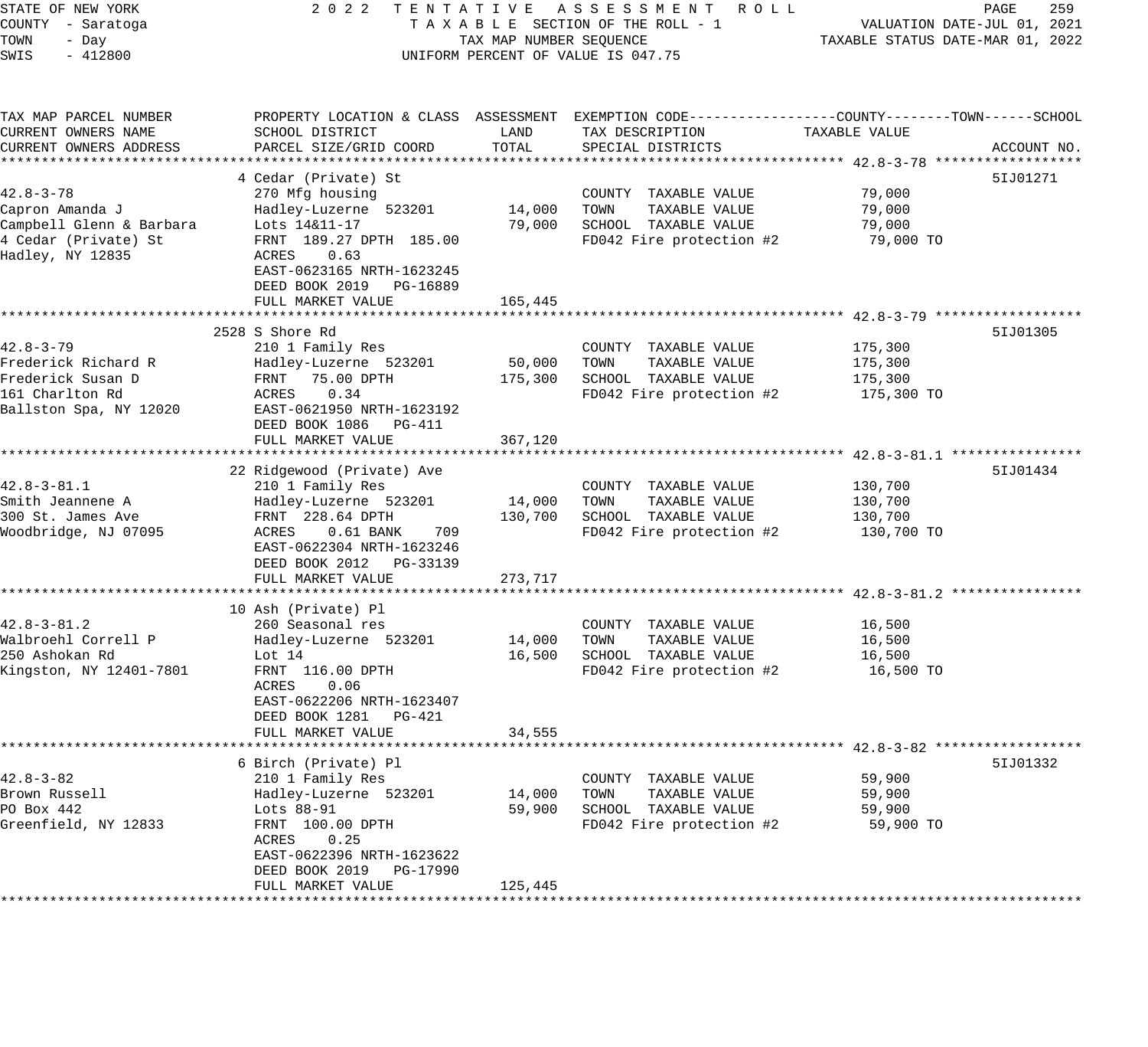STATE OF NEW YORK
COUNTY - Saratoga
TOWN - Day
SWIS - 412800

2022 TENTATIVE ASSESSMENT ROLL
TAXABLE SECTION OF THE ROLL - 1
TAX MAP NUMBER SEQUENCE
UNIFORM PERCENT OF VALUE IS 047.75

VALUATION DATE-JUL 01, 2021
TAXABLE STATUS DATE-MAR 01, 2022

| TAX MAP PARCEL NUMBER / CURRENT OWNERS NAME / CURRENT OWNERS ADDRESS | PROPERTY LOCATION & CLASS / SCHOOL DISTRICT / PARCEL SIZE/GRID COORD | ASSESSMENT LAND | TOTAL | EXEMPTION CODE / TAX DESCRIPTION / SPECIAL DISTRICTS | TAXABLE VALUE (COUNTY / TOWN / SCHOOL) | ACCOUNT NO. |
|---|---|---|---|---|---|---|
| **42.8-3-78** | 4 Cedar (Private) St | | | | | 5IJ01271 |
| 42.8-3-78 | 270 Mfg housing | | | COUNTY TAXABLE VALUE | 79,000 | |
| Capron Amanda J | Hadley-Luzerne 523201 | 14,000 | | TOWN TAXABLE VALUE | 79,000 | |
| Campbell Glenn & Barbara | Lots 14&11-17 | | 79,000 | SCHOOL TAXABLE VALUE | 79,000 | |
| 4 Cedar (Private) St | FRNT 189.27 DPTH 185.00 | | | FD042 Fire protection #2 | 79,000 TO | |
| Hadley, NY 12835 | ACRES 0.63 | | | | | |
| | EAST-0623165 NRTH-1623245 | | | | | |
| | DEED BOOK 2019 PG-16889 | | | | | |
| | FULL MARKET VALUE | | 165,445 | | | |
| **42.8-3-79** | 2528 S Shore Rd | | | | | 5IJ01305 |
| 42.8-3-79 | 210 1 Family Res | | | COUNTY TAXABLE VALUE | 175,300 | |
| Frederick Richard R | Hadley-Luzerne 523201 | 50,000 | | TOWN TAXABLE VALUE | 175,300 | |
| Frederick Susan D | FRNT 75.00 DPTH | | 175,300 | SCHOOL TAXABLE VALUE | 175,300 | |
| 161 Charlton Rd | ACRES 0.34 | | | FD042 Fire protection #2 | 175,300 TO | |
| Ballston Spa, NY 12020 | EAST-0621950 NRTH-1623192 | | | | | |
| | DEED BOOK 1086 PG-411 | | | | | |
| | FULL MARKET VALUE | | 367,120 | | | |
| **42.8-3-81.1** | 22 Ridgewood (Private) Ave | | | | | 5IJ01434 |
| 42.8-3-81.1 | 210 1 Family Res | | | COUNTY TAXABLE VALUE | 130,700 | |
| Smith Jeannene A | Hadley-Luzerne 523201 | 14,000 | | TOWN TAXABLE VALUE | 130,700 | |
| 300 St. James Ave | FRNT 228.64 DPTH | | 130,700 | SCHOOL TAXABLE VALUE | 130,700 | |
| Woodbridge, NJ 07095 | ACRES 0.61 BANK 709 | | | FD042 Fire protection #2 | 130,700 TO | |
| | EAST-0622304 NRTH-1623246 | | | | | |
| | DEED BOOK 2012 PG-33139 | | | | | |
| | FULL MARKET VALUE | | 273,717 | | | |
| **42.8-3-81.2** | 10 Ash (Private) Pl | | | | | |
| 42.8-3-81.2 | 260 Seasonal res | | | COUNTY TAXABLE VALUE | 16,500 | |
| Walbroehl Correll P | Hadley-Luzerne 523201 | 14,000 | | TOWN TAXABLE VALUE | 16,500 | |
| 250 Ashokan Rd | Lot 14 | | 16,500 | SCHOOL TAXABLE VALUE | 16,500 | |
| Kingston, NY 12401-7801 | FRNT 116.00 DPTH | | | FD042 Fire protection #2 | 16,500 TO | |
| | ACRES 0.06 | | | | | |
| | EAST-0622206 NRTH-1623407 | | | | | |
| | DEED BOOK 1281 PG-421 | | | | | |
| | FULL MARKET VALUE | | 34,555 | | | |
| **42.8-3-82** | 6 Birch (Private) Pl | | | | | 5IJ01332 |
| 42.8-3-82 | 210 1 Family Res | | | COUNTY TAXABLE VALUE | 59,900 | |
| Brown Russell | Hadley-Luzerne 523201 | 14,000 | | TOWN TAXABLE VALUE | 59,900 | |
| PO Box 442 | Lots 88-91 | | 59,900 | SCHOOL TAXABLE VALUE | 59,900 | |
| Greenfield, NY 12833 | FRNT 100.00 DPTH | | | FD042 Fire protection #2 | 59,900 TO | |
| | ACRES 0.25 | | | | | |
| | EAST-0622396 NRTH-1623622 | | | | | |
| | DEED BOOK 2019 PG-17990 | | | | | |
| | FULL MARKET VALUE | | 125,445 | | | |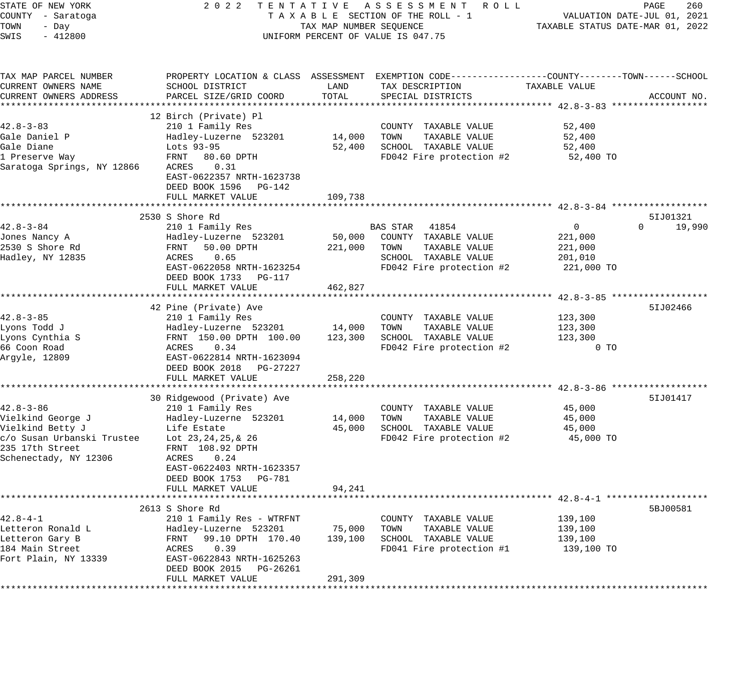STATE OF NEW YORK — 2022 TENTATIVE ASSESSMENT ROLL
COUNTY - Saratoga — TAXABLE SECTION OF THE ROLL - 1 — VALUATION DATE-JUL 01, 2021
TOWN - Day — TAX MAP NUMBER SEQUENCE — TAXABLE STATUS DATE-MAR 01, 2022
SWIS - 412800 — UNIFORM PERCENT OF VALUE IS 047.75

| TAX MAP PARCEL NUMBER / CURRENT OWNERS NAME / CURRENT OWNERS ADDRESS | PROPERTY LOCATION & CLASS / SCHOOL DISTRICT / PARCEL SIZE/GRID COORD | ASSESSMENT LAND | ASSESSMENT TOTAL | EXEMPTION CODE / TAX DESCRIPTION / SPECIAL DISTRICTS | COUNTY TAXABLE VALUE | TOWN | SCHOOL | ACCOUNT NO. |
|---|---|---|---|---|---|---|---|---|
| **42.8-3-83** | 12 Birch (Private) Pl | | | | | | | |
| 42.8-3-83 | 210 1 Family Res | | | COUNTY TAXABLE VALUE | 52,400 | | | |
| Gale Daniel P | Hadley-Luzerne 523201 | 14,000 | | TOWN TAXABLE VALUE | 52,400 | | | |
| Gale Diane | Lots 93-95 | | 52,400 | SCHOOL TAXABLE VALUE | 52,400 | | | |
| 1 Preserve Way | FRNT 80.60 DPTH | | | FD042 Fire protection #2 | 52,400 TO | | | |
| Saratoga Springs, NY 12866 | ACRES 0.31 | | | | | | | |
| | EAST-0622357 NRTH-1623738 | | | | | | | |
| | DEED BOOK 1596 PG-142 | | | | | | | |
| | FULL MARKET VALUE | | 109,738 | | | | | |
| **42.8-3-84** | 2530 S Shore Rd | | | | | | | 5IJ01321 |
| 42.8-3-84 | 210 1 Family Res | | | BAS STAR 41854 | 0 | 0 | 19,990 | |
| Jones Nancy A | Hadley-Luzerne 523201 | 50,000 | | COUNTY TAXABLE VALUE | 221,000 | | | |
| 2530 S Shore Rd | FRNT 50.00 DPTH | | 221,000 | TOWN TAXABLE VALUE | 221,000 | | | |
| Hadley, NY 12835 | ACRES 0.65 | | | SCHOOL TAXABLE VALUE | 201,010 | | | |
| | EAST-0622058 NRTH-1623254 | | | FD042 Fire protection #2 | 221,000 TO | | | |
| | DEED BOOK 1733 PG-117 | | | | | | | |
| | FULL MARKET VALUE | | 462,827 | | | | | |
| **42.8-3-85** | 42 Pine (Private) Ave | | | | | | | 5IJ02466 |
| 42.8-3-85 | 210 1 Family Res | | | COUNTY TAXABLE VALUE | 123,300 | | | |
| Lyons Todd J | Hadley-Luzerne 523201 | 14,000 | | TOWN TAXABLE VALUE | 123,300 | | | |
| Lyons Cynthia S | FRNT 150.00 DPTH 100.00 | | 123,300 | SCHOOL TAXABLE VALUE | 123,300 | | | |
| 66 Coon Road | ACRES 0.34 | | | FD042 Fire protection #2 | 0 TO | | | |
| Argyle, 12809 | EAST-0622814 NRTH-1623094 | | | | | | | |
| | DEED BOOK 2018 PG-27227 | | | | | | | |
| | FULL MARKET VALUE | | 258,220 | | | | | |
| **42.8-3-86** | 30 Ridgewood (Private) Ave | | | | | | | 5IJ01417 |
| 42.8-3-86 | 210 1 Family Res | | | COUNTY TAXABLE VALUE | 45,000 | | | |
| Vielkind George J | Hadley-Luzerne 523201 | 14,000 | | TOWN TAXABLE VALUE | 45,000 | | | |
| Vielkind Betty J | Life Estate | | 45,000 | SCHOOL TAXABLE VALUE | 45,000 | | | |
| c/o Susan Urbanski Trustee | Lot 23,24,25,& 26 | | | FD042 Fire protection #2 | 45,000 TO | | | |
| 235 17th Street | FRNT 108.92 DPTH | | | | | | | |
| Schenectady, NY 12306 | ACRES 0.24 | | | | | | | |
| | EAST-0622403 NRTH-1623357 | | | | | | | |
| | DEED BOOK 1753 PG-781 | | | | | | | |
| | FULL MARKET VALUE | | 94,241 | | | | | |
| **42.8-4-1** | 2613 S Shore Rd | | | | | | | 5BJ00581 |
| 42.8-4-1 | 210 1 Family Res - WTRFNT | | | COUNTY TAXABLE VALUE | 139,100 | | | |
| Letteron Ronald L | Hadley-Luzerne 523201 | 75,000 | | TOWN TAXABLE VALUE | 139,100 | | | |
| Letteron Gary B | FRNT 99.10 DPTH 170.40 | | 139,100 | SCHOOL TAXABLE VALUE | 139,100 | | | |
| 184 Main Street | ACRES 0.39 | | | FD041 Fire protection #1 | 139,100 TO | | | |
| Fort Plain, NY 13339 | EAST-0622843 NRTH-1625263 | | | | | | | |
| | DEED BOOK 2015 PG-26261 | | | | | | | |
| | FULL MARKET VALUE | | 291,309 | | | | | |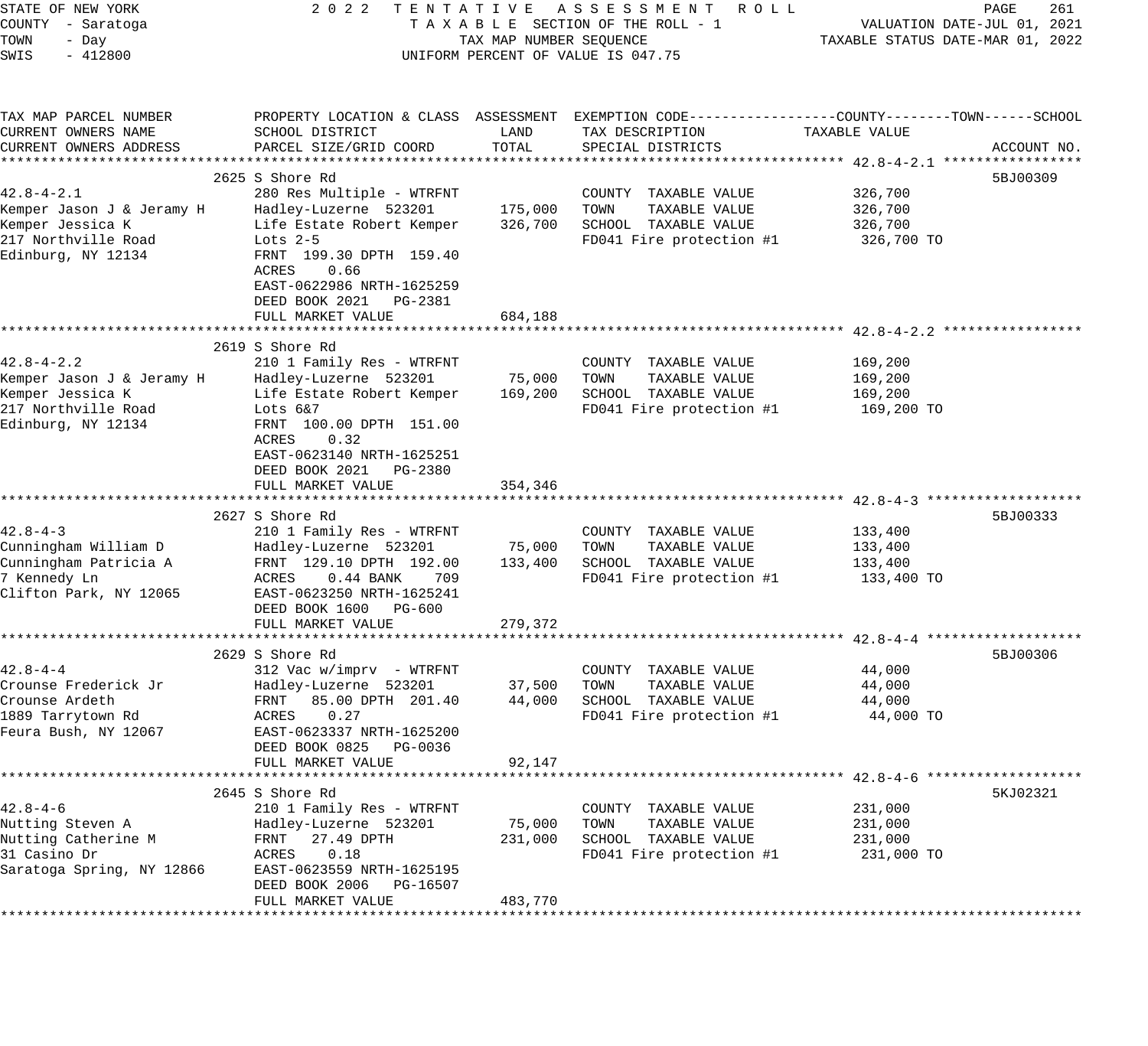STATE OF NEW YORK                    2022 TENTATIVE ASSESSMENT ROLL
COUNTY - Saratoga                    TAXABLE SECTION OF THE ROLL - 1                    VALUATION DATE-JUL 01, 2021
TOWN - Day                           TAX MAP NUMBER SEQUENCE                            TAXABLE STATUS DATE-MAR 01, 2022
SWIS - 412800                        UNIFORM PERCENT OF VALUE IS 047.75

| TAX MAP PARCEL NUMBER / CURRENT OWNERS NAME / CURRENT OWNERS ADDRESS | PROPERTY LOCATION & CLASS / SCHOOL DISTRICT / PARCEL SIZE/GRID COORD | ASSESSMENT LAND / TOTAL | EXEMPTION CODE / TAX DESCRIPTION / SPECIAL DISTRICTS | TAXABLE VALUE (COUNTY / TOWN / SCHOOL) | ACCOUNT NO. |
|---|---|---|---|---|---|
| **42.8-4-2.1** | 2625 S Shore Rd | | | | 5BJ00309 |
| 42.8-4-2.1 | 280 Res Multiple - WTRFNT | | COUNTY TAXABLE VALUE | 326,700 | |
| Kemper Jason J & Jeramy H | Hadley-Luzerne 523201 | 175,000 | TOWN TAXABLE VALUE | 326,700 | |
| Kemper Jessica K | Life Estate Robert Kemper | 326,700 | SCHOOL TAXABLE VALUE | 326,700 | |
| 217 Northville Road | Lots 2-5 | | FD041 Fire protection #1 | 326,700 TO | |
| Edinburg, NY 12134 | FRNT 199.30 DPTH 159.40 | | | | |
| | ACRES 0.66 | | | | |
| | EAST-0622986 NRTH-1625259 | | | | |
| | DEED BOOK 2021 PG-2381 | | | | |
| | FULL MARKET VALUE | 684,188 | | | |
| **42.8-4-2.2** | 2619 S Shore Rd | | | | |
| 42.8-4-2.2 | 210 1 Family Res - WTRFNT | | COUNTY TAXABLE VALUE | 169,200 | |
| Kemper Jason J & Jeramy H | Hadley-Luzerne 523201 | 75,000 | TOWN TAXABLE VALUE | 169,200 | |
| Kemper Jessica K | Life Estate Robert Kemper | 169,200 | SCHOOL TAXABLE VALUE | 169,200 | |
| 217 Northville Road | Lots 6&7 | | FD041 Fire protection #1 | 169,200 TO | |
| Edinburg, NY 12134 | FRNT 100.00 DPTH 151.00 | | | | |
| | ACRES 0.32 | | | | |
| | EAST-0623140 NRTH-1625251 | | | | |
| | DEED BOOK 2021 PG-2380 | | | | |
| | FULL MARKET VALUE | 354,346 | | | |
| **42.8-4-3** | 2627 S Shore Rd | | | | 5BJ00333 |
| 42.8-4-3 | 210 1 Family Res - WTRFNT | | COUNTY TAXABLE VALUE | 133,400 | |
| Cunningham William D | Hadley-Luzerne 523201 | 75,000 | TOWN TAXABLE VALUE | 133,400 | |
| Cunningham Patricia A | FRNT 129.10 DPTH 192.00 | 133,400 | SCHOOL TAXABLE VALUE | 133,400 | |
| 7 Kennedy Ln | ACRES 0.44 BANK 709 | | FD041 Fire protection #1 | 133,400 TO | |
| Clifton Park, NY 12065 | EAST-0623250 NRTH-1625241 | | | | |
| | DEED BOOK 1600 PG-600 | | | | |
| | FULL MARKET VALUE | 279,372 | | | |
| **42.8-4-4** | 2629 S Shore Rd | | | | 5BJ00306 |
| 42.8-4-4 | 312 Vac w/imprv - WTRFNT | | COUNTY TAXABLE VALUE | 44,000 | |
| Crounse Frederick Jr | Hadley-Luzerne 523201 | 37,500 | TOWN TAXABLE VALUE | 44,000 | |
| Crounse Ardeth | FRNT 85.00 DPTH 201.40 | 44,000 | SCHOOL TAXABLE VALUE | 44,000 | |
| 1889 Tarrytown Rd | ACRES 0.27 | | FD041 Fire protection #1 | 44,000 TO | |
| Feura Bush, NY 12067 | EAST-0623337 NRTH-1625200 | | | | |
| | DEED BOOK 0825 PG-0036 | | | | |
| | FULL MARKET VALUE | 92,147 | | | |
| **42.8-4-6** | 2645 S Shore Rd | | | | 5KJ02321 |
| 42.8-4-6 | 210 1 Family Res - WTRFNT | | COUNTY TAXABLE VALUE | 231,000 | |
| Nutting Steven A | Hadley-Luzerne 523201 | 75,000 | TOWN TAXABLE VALUE | 231,000 | |
| Nutting Catherine M | FRNT 27.49 DPTH | 231,000 | SCHOOL TAXABLE VALUE | 231,000 | |
| 31 Casino Dr | ACRES 0.18 | | FD041 Fire protection #1 | 231,000 TO | |
| Saratoga Spring, NY 12866 | EAST-0623559 NRTH-1625195 | | | | |
| | DEED BOOK 2006 PG-16507 | | | | |
| | FULL MARKET VALUE | 483,770 | | | |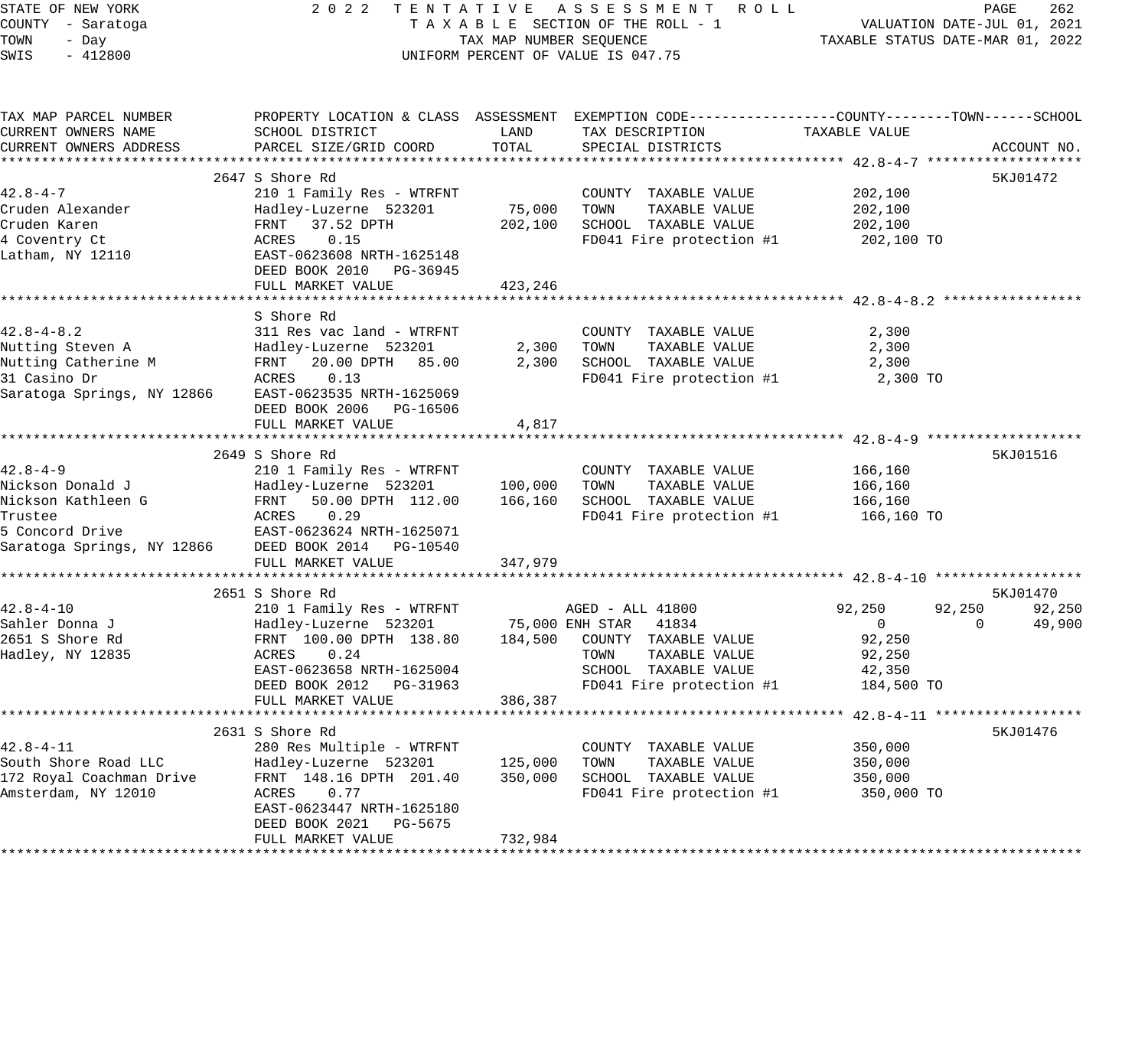STATE OF NEW YORK | COUNTY - Saratoga | TOWN - Day | SWIS - 412800

2022 TENTATIVE ASSESSMENT ROLL
TAXABLE SECTION OF THE ROLL - 1
TAX MAP NUMBER SEQUENCE
UNIFORM PERCENT OF VALUE IS 047.75

VALUATION DATE-JUL 01, 2021
TAXABLE STATUS DATE-MAR 01, 2022

| TAX MAP PARCEL NUMBER / CURRENT OWNERS NAME / CURRENT OWNERS ADDRESS | PROPERTY LOCATION & CLASS / SCHOOL DISTRICT / PARCEL SIZE/GRID COORD | ASSESSMENT LAND | ASSESSMENT TOTAL | EXEMPTION CODE / TAX DESCRIPTION / SPECIAL DISTRICTS | COUNTY TAXABLE VALUE | TOWN | SCHOOL | ACCOUNT NO. |
|---|---|---|---|---|---|---|---|---|
| **42.8-4-7** | 2647 S Shore Rd | | | | | | | 5KJ01472 |
| Cruden Alexander | 210 1 Family Res - WTRFNT | | | COUNTY TAXABLE VALUE | 202,100 | | | |
| Cruden Karen | Hadley-Luzerne 523201 | 75,000 | | TOWN TAXABLE VALUE | 202,100 | | | |
| 4 Coventry Ct | FRNT 37.52 DPTH | | 202,100 | SCHOOL TAXABLE VALUE | 202,100 | | | |
| Latham, NY 12110 | ACRES 0.15 | | | FD041 Fire protection #1 | 202,100 TO | | | |
| | EAST-0623608 NRTH-1625148 | | | | | | | |
| | DEED BOOK 2010 PG-36945 | | | | | | | |
| | FULL MARKET VALUE | | 423,246 | | | | | |
| **42.8-4-8.2** | S Shore Rd | | | | | | | |
| Nutting Steven A | 311 Res vac land - WTRFNT | | | COUNTY TAXABLE VALUE | 2,300 | | | |
| Nutting Catherine M | Hadley-Luzerne 523201 | 2,300 | | TOWN TAXABLE VALUE | 2,300 | | | |
| 31 Casino Dr | FRNT 20.00 DPTH 85.00 | | 2,300 | SCHOOL TAXABLE VALUE | 2,300 | | | |
| Saratoga Springs, NY 12866 | ACRES 0.13 | | | FD041 Fire protection #1 | 2,300 TO | | | |
| | EAST-0623535 NRTH-1625069 | | | | | | | |
| | DEED BOOK 2006 PG-16506 | | | | | | | |
| | FULL MARKET VALUE | | 4,817 | | | | | |
| **42.8-4-9** | 2649 S Shore Rd | | | | | | | 5KJ01516 |
| Nickson Donald J | 210 1 Family Res - WTRFNT | | | COUNTY TAXABLE VALUE | 166,160 | | | |
| Nickson Kathleen G | Hadley-Luzerne 523201 | 100,000 | | TOWN TAXABLE VALUE | 166,160 | | | |
| Trustee | FRNT 50.00 DPTH 112.00 | | 166,160 | SCHOOL TAXABLE VALUE | 166,160 | | | |
| 5 Concord Drive | ACRES 0.29 | | | FD041 Fire protection #1 | 166,160 TO | | | |
| Saratoga Springs, NY 12866 | EAST-0623624 NRTH-1625071 | | | | | | | |
| | DEED BOOK 2014 PG-10540 | | | | | | | |
| | FULL MARKET VALUE | | 347,979 | | | | | |
| **42.8-4-10** | 2651 S Shore Rd | | | | | | | 5KJ01470 |
| Sahler Donna J | 210 1 Family Res - WTRFNT | | | AGED - ALL 41800 | 92,250 | 92,250 | 92,250 | |
| 2651 S Shore Rd | Hadley-Luzerne 523201 | 75,000 | | ENH STAR 41834 | 0 | 0 | 49,900 | |
| Hadley, NY 12835 | FRNT 100.00 DPTH 138.80 | | 184,500 | COUNTY TAXABLE VALUE | 92,250 | | | |
| | ACRES 0.24 | | | TOWN TAXABLE VALUE | 92,250 | | | |
| | EAST-0623658 NRTH-1625004 | | | SCHOOL TAXABLE VALUE | 42,350 | | | |
| | DEED BOOK 2012 PG-31963 | | | FD041 Fire protection #1 | 184,500 TO | | | |
| | FULL MARKET VALUE | | 386,387 | | | | | |
| **42.8-4-11** | 2631 S Shore Rd | | | | | | | 5KJ01476 |
| South Shore Road LLC | 280 Res Multiple - WTRFNT | | | COUNTY TAXABLE VALUE | 350,000 | | | |
| 172 Royal Coachman Drive | Hadley-Luzerne 523201 | 125,000 | | TOWN TAXABLE VALUE | 350,000 | | | |
| Amsterdam, NY 12010 | FRNT 148.16 DPTH 201.40 | | 350,000 | SCHOOL TAXABLE VALUE | 350,000 | | | |
| | ACRES 0.77 | | | FD041 Fire protection #1 | 350,000 TO | | | |
| | EAST-0623447 NRTH-1625180 | | | | | | | |
| | DEED BOOK 2021 PG-5675 | | | | | | | |
| | FULL MARKET VALUE | | 732,984 | | | | | |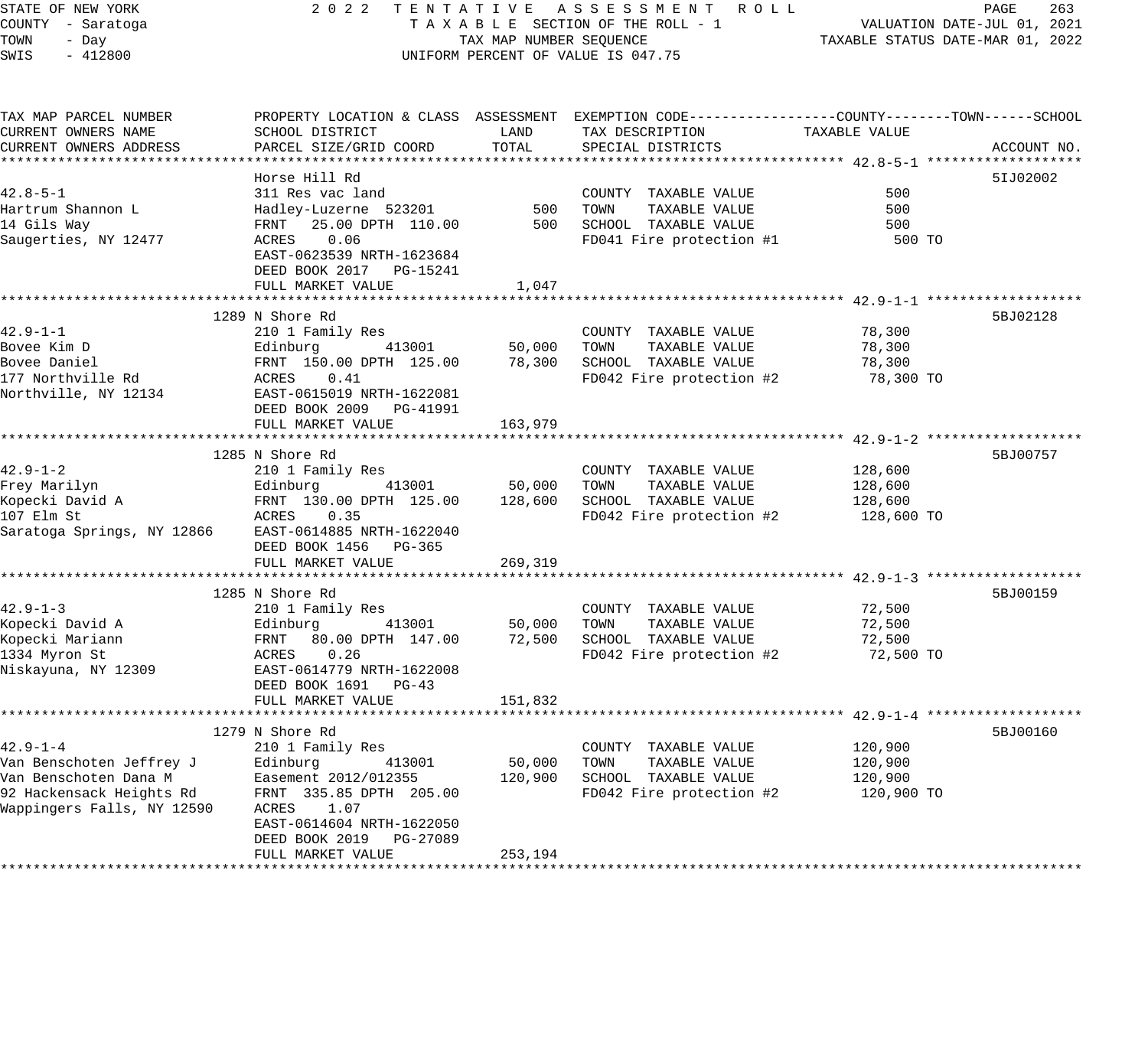STATE OF NEW YORK
COUNTY - Saratoga
TOWN - Day
SWIS - 412800

2022 TENTATIVE ASSESSMENT ROLL
TAXABLE SECTION OF THE ROLL - 1
TAX MAP NUMBER SEQUENCE
UNIFORM PERCENT OF VALUE IS 047.75

VALUATION DATE-JUL 01, 2021
TAXABLE STATUS DATE-MAR 01, 2022

| TAX MAP PARCEL NUMBER / CURRENT OWNERS NAME / CURRENT OWNERS ADDRESS | PROPERTY LOCATION & CLASS / SCHOOL DISTRICT / PARCEL SIZE/GRID COORD | ASSESSMENT LAND / TOTAL | EXEMPTION CODE / TAX DESCRIPTION / SPECIAL DISTRICTS | TAXABLE VALUE (COUNTY / TOWN / SCHOOL) | ACCOUNT NO. |
|---|---|---|---|---|---|
| **42.8-5-1** | Horse Hill Rd | | | | 5IJ02002 |
| 42.8-5-1 | 311 Res vac land | | COUNTY TAXABLE VALUE | 500 | |
| Hartrum Shannon L | Hadley-Luzerne 523201 | 500 | TOWN TAXABLE VALUE | 500 | |
| 14 Gils Way | FRNT 25.00 DPTH 110.00 | 500 | SCHOOL TAXABLE VALUE | 500 | |
| Saugerties, NY 12477 | ACRES 0.06 | | FD041 Fire protection #1 | 500 TO | |
| | EAST-0623539 NRTH-1623684 | | | | |
| | DEED BOOK 2017 PG-15241 | | | | |
| | FULL MARKET VALUE | 1,047 | | | |
| **42.9-1-1** | 1289 N Shore Rd | | | | 5BJ02128 |
| 42.9-1-1 | 210 1 Family Res | | COUNTY TAXABLE VALUE | 78,300 | |
| Bovee Kim D | Edinburg 413001 | 50,000 | TOWN TAXABLE VALUE | 78,300 | |
| Bovee Daniel | FRNT 150.00 DPTH 125.00 | 78,300 | SCHOOL TAXABLE VALUE | 78,300 | |
| 177 Northville Rd | ACRES 0.41 | | FD042 Fire protection #2 | 78,300 TO | |
| Northville, NY 12134 | EAST-0615019 NRTH-1622081 | | | | |
| | DEED BOOK 2009 PG-41991 | | | | |
| | FULL MARKET VALUE | 163,979 | | | |
| **42.9-1-2** | 1285 N Shore Rd | | | | 5BJ00757 |
| 42.9-1-2 | 210 1 Family Res | | COUNTY TAXABLE VALUE | 128,600 | |
| Frey Marilyn | Edinburg 413001 | 50,000 | TOWN TAXABLE VALUE | 128,600 | |
| Kopecki David A | FRNT 130.00 DPTH 125.00 | 128,600 | SCHOOL TAXABLE VALUE | 128,600 | |
| 107 Elm St | ACRES 0.35 | | FD042 Fire protection #2 | 128,600 TO | |
| Saratoga Springs, NY 12866 | EAST-0614885 NRTH-1622040 | | | | |
| | DEED BOOK 1456 PG-365 | | | | |
| | FULL MARKET VALUE | 269,319 | | | |
| **42.9-1-3** | 1285 N Shore Rd | | | | 5BJ00159 |
| 42.9-1-3 | 210 1 Family Res | | COUNTY TAXABLE VALUE | 72,500 | |
| Kopecki David A | Edinburg 413001 | 50,000 | TOWN TAXABLE VALUE | 72,500 | |
| Kopecki Mariann | FRNT 80.00 DPTH 147.00 | 72,500 | SCHOOL TAXABLE VALUE | 72,500 | |
| 1334 Myron St | ACRES 0.26 | | FD042 Fire protection #2 | 72,500 TO | |
| Niskayuna, NY 12309 | EAST-0614779 NRTH-1622008 | | | | |
| | DEED BOOK 1691 PG-43 | | | | |
| | FULL MARKET VALUE | 151,832 | | | |
| **42.9-1-4** | 1279 N Shore Rd | | | | 5BJ00160 |
| 42.9-1-4 | 210 1 Family Res | | COUNTY TAXABLE VALUE | 120,900 | |
| Van Benschoten Jeffrey J | Edinburg 413001 | 50,000 | TOWN TAXABLE VALUE | 120,900 | |
| Van Benschoten Dana M | Easement 2012/012355 | 120,900 | SCHOOL TAXABLE VALUE | 120,900 | |
| 92 Hackensack Heights Rd | FRNT 335.85 DPTH 205.00 | | FD042 Fire protection #2 | 120,900 TO | |
| Wappingers Falls, NY 12590 | ACRES 1.07 | | | | |
| | EAST-0614604 NRTH-1622050 | | | | |
| | DEED BOOK 2019 PG-27089 | | | | |
| | FULL MARKET VALUE | 253,194 | | | |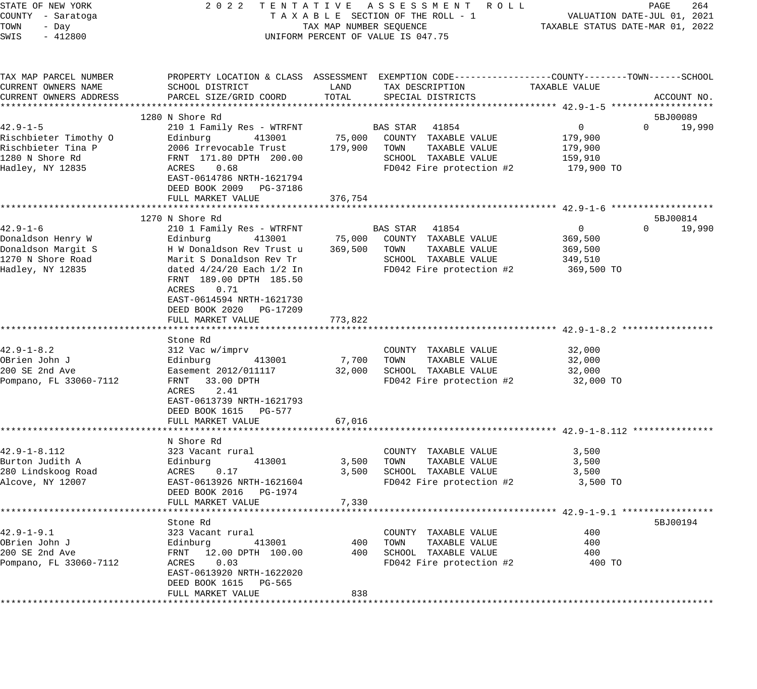STATE OF NEW YORK
COUNTY - Saratoga
TOWN - Day
SWIS - 412800

2022 TENTATIVE ASSESSMENT ROLL
TAXABLE SECTION OF THE ROLL - 1
TAX MAP NUMBER SEQUENCE
UNIFORM PERCENT OF VALUE IS 047.75

VALUATION DATE-JUL 01, 2021
TAXABLE STATUS DATE-MAR 01, 2022

| TAX MAP PARCEL NUMBER / CURRENT OWNERS NAME / CURRENT OWNERS ADDRESS | PROPERTY LOCATION & CLASS / SCHOOL DISTRICT / PARCEL SIZE/GRID COORD | ASSESSMENT LAND | ASSESSMENT TOTAL | EXEMPTION CODE / TAX DESCRIPTION / SPECIAL DISTRICTS | COUNTY TAXABLE VALUE | TOWN | SCHOOL | ACCOUNT NO. |
|---|---|---|---|---|---|---|---|---|
| **42.9-1-5** | 1280 N Shore Rd | | | | | | | 5BJ00089 |
| 42.9-1-5 | 210 1 Family Res - WTRFNT | | | BAS STAR 41854 | 0 | 0 | 19,990 | |
| Rischbieter Timothy O | Edinburg 413001 | 75,000 | | COUNTY TAXABLE VALUE | 179,900 | | | |
| Rischbieter Tina P | 2006 Irrevocable Trust | | 179,900 | TOWN TAXABLE VALUE | 179,900 | | | |
| 1280 N Shore Rd | FRNT 171.80 DPTH 200.00 | | | SCHOOL TAXABLE VALUE | 159,910 | | | |
| Hadley, NY 12835 | ACRES 0.68 | | | FD042 Fire protection #2 | 179,900 TO | | | |
| | EAST-0614786 NRTH-1621794 | | | | | | | |
| | DEED BOOK 2009 PG-37186 | | | | | | | |
| | FULL MARKET VALUE | | 376,754 | | | | | |
| **42.9-1-6** | 1270 N Shore Rd | | | | | | | 5BJ00814 |
| 42.9-1-6 | 210 1 Family Res - WTRFNT | | | BAS STAR 41854 | 0 | 0 | 19,990 | |
| Donaldson Henry W | Edinburg 413001 | 75,000 | | COUNTY TAXABLE VALUE | 369,500 | | | |
| Donaldson Margit S | H W Donaldson Rev Trust u | | 369,500 | TOWN TAXABLE VALUE | 369,500 | | | |
| 1270 N Shore Road | Marit S Donaldson Rev Tr | | | SCHOOL TAXABLE VALUE | 349,510 | | | |
| Hadley, NY 12835 | dated 4/24/20 Each 1/2 In | | | FD042 Fire protection #2 | 369,500 TO | | | |
| | FRNT 189.00 DPTH 185.50 | | | | | | | |
| | ACRES 0.71 | | | | | | | |
| | EAST-0614594 NRTH-1621730 | | | | | | | |
| | DEED BOOK 2020 PG-17209 | | | | | | | |
| | FULL MARKET VALUE | | 773,822 | | | | | |
| **42.9-1-8.2** | Stone Rd | | | | | | | |
| 42.9-1-8.2 | 312 Vac w/imprv | | | COUNTY TAXABLE VALUE | 32,000 | | | |
| OBrien John J | Edinburg 413001 | 7,700 | | TOWN TAXABLE VALUE | 32,000 | | | |
| 200 SE 2nd Ave | Easement 2012/011117 | | 32,000 | SCHOOL TAXABLE VALUE | 32,000 | | | |
| Pompano, FL 33060-7112 | FRNT 33.00 DPTH | | | FD042 Fire protection #2 | 32,000 TO | | | |
| | ACRES 2.41 | | | | | | | |
| | EAST-0613739 NRTH-1621793 | | | | | | | |
| | DEED BOOK 1615 PG-577 | | | | | | | |
| | FULL MARKET VALUE | | 67,016 | | | | | |
| **42.9-1-8.112** | N Shore Rd | | | | | | | |
| 42.9-1-8.112 | 323 Vacant rural | | | COUNTY TAXABLE VALUE | 3,500 | | | |
| Burton Judith A | Edinburg 413001 | 3,500 | | TOWN TAXABLE VALUE | 3,500 | | | |
| 280 Lindskoog Road | ACRES 0.17 | | 3,500 | SCHOOL TAXABLE VALUE | 3,500 | | | |
| Alcove, NY 12007 | EAST-0613926 NRTH-1621604 | | | FD042 Fire protection #2 | 3,500 TO | | | |
| | DEED BOOK 2016 PG-1974 | | | | | | | |
| | FULL MARKET VALUE | | 7,330 | | | | | |
| **42.9-1-9.1** | Stone Rd | | | | | | | 5BJ00194 |
| 42.9-1-9.1 | 323 Vacant rural | | | COUNTY TAXABLE VALUE | 400 | | | |
| OBrien John J | Edinburg 413001 | 400 | | TOWN TAXABLE VALUE | 400 | | | |
| 200 SE 2nd Ave | FRNT 12.00 DPTH 100.00 | | 400 | SCHOOL TAXABLE VALUE | 400 | | | |
| Pompano, FL 33060-7112 | ACRES 0.03 | | | FD042 Fire protection #2 | 400 TO | | | |
| | EAST-0613920 NRTH-1622020 | | | | | | | |
| | DEED BOOK 1615 PG-565 | | | | | | | |
| | FULL MARKET VALUE | | 838 | | | | | |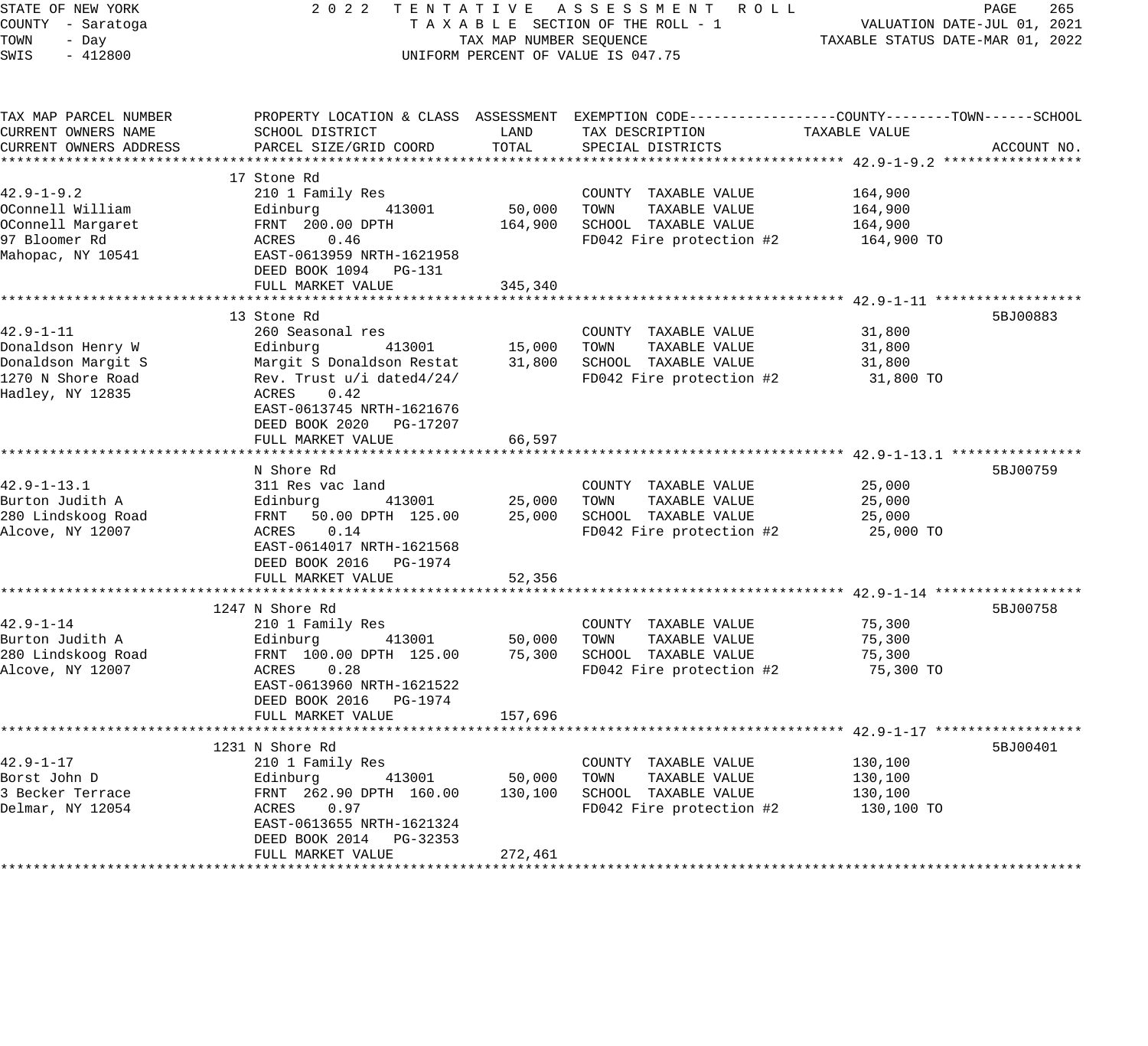STATE OF NEW YORK
COUNTY - Saratoga
TOWN - Day
SWIS - 412800

2022 TENTATIVE ASSESSMENT ROLL
TAXABLE SECTION OF THE ROLL - 1
TAX MAP NUMBER SEQUENCE
UNIFORM PERCENT OF VALUE IS 047.75

VALUATION DATE-JUL 01, 2021
TAXABLE STATUS DATE-MAR 01, 2022

| TAX MAP PARCEL NUMBER / CURRENT OWNERS NAME / CURRENT OWNERS ADDRESS | PROPERTY LOCATION & CLASS / SCHOOL DISTRICT / PARCEL SIZE/GRID COORD | ASSESSMENT LAND | ASSESSMENT TOTAL | EXEMPTION CODE / TAX DESCRIPTION / SPECIAL DISTRICTS | TAXABLE VALUE (COUNTY / TOWN / SCHOOL) | ACCOUNT NO. |
|---|---|---|---|---|---|---|
| **42.9-1-9.2** | 17 Stone Rd | | | | | |
| 42.9-1-9.2 | 210 1 Family Res | | | COUNTY TAXABLE VALUE | 164,900 | |
| OConnell William | Edinburg 413001 | 50,000 | | TOWN TAXABLE VALUE | 164,900 | |
| OConnell Margaret | FRNT 200.00 DPTH | | 164,900 | SCHOOL TAXABLE VALUE | 164,900 | |
| 97 Bloomer Rd | ACRES 0.46 | | | FD042 Fire protection #2 | 164,900 TO | |
| Mahopac, NY 10541 | EAST-0613959 NRTH-1621958 | | | | | |
| | DEED BOOK 1094 PG-131 | | | | | |
| | FULL MARKET VALUE | | 345,340 | | | |
| **42.9-1-11** | 13 Stone Rd | | | | | 5BJ00883 |
| 42.9-1-11 | 260 Seasonal res | | | COUNTY TAXABLE VALUE | 31,800 | |
| Donaldson Henry W | Edinburg 413001 | 15,000 | | TOWN TAXABLE VALUE | 31,800 | |
| Donaldson Margit S | Margit S Donaldson Restat | | 31,800 | SCHOOL TAXABLE VALUE | 31,800 | |
| 1270 N Shore Road | Rev. Trust u/i dated4/24/ | | | FD042 Fire protection #2 | 31,800 TO | |
| Hadley, NY 12835 | ACRES 0.42 | | | | | |
| | EAST-0613745 NRTH-1621676 | | | | | |
| | DEED BOOK 2020 PG-17207 | | | | | |
| | FULL MARKET VALUE | | 66,597 | | | |
| **42.9-1-13.1** | N Shore Rd | | | | | 5BJ00759 |
| 42.9-1-13.1 | 311 Res vac land | | | COUNTY TAXABLE VALUE | 25,000 | |
| Burton Judith A | Edinburg 413001 | 25,000 | | TOWN TAXABLE VALUE | 25,000 | |
| 280 Lindskoog Road | FRNT 50.00 DPTH 125.00 | | 25,000 | SCHOOL TAXABLE VALUE | 25,000 | |
| Alcove, NY 12007 | ACRES 0.14 | | | FD042 Fire protection #2 | 25,000 TO | |
| | EAST-0614017 NRTH-1621568 | | | | | |
| | DEED BOOK 2016 PG-1974 | | | | | |
| | FULL MARKET VALUE | | 52,356 | | | |
| **42.9-1-14** | 1247 N Shore Rd | | | | | 5BJ00758 |
| 42.9-1-14 | 210 1 Family Res | | | COUNTY TAXABLE VALUE | 75,300 | |
| Burton Judith A | Edinburg 413001 | 50,000 | | TOWN TAXABLE VALUE | 75,300 | |
| 280 Lindskoog Road | FRNT 100.00 DPTH 125.00 | | 75,300 | SCHOOL TAXABLE VALUE | 75,300 | |
| Alcove, NY 12007 | ACRES 0.28 | | | FD042 Fire protection #2 | 75,300 TO | |
| | EAST-0613960 NRTH-1621522 | | | | | |
| | DEED BOOK 2016 PG-1974 | | | | | |
| | FULL MARKET VALUE | | 157,696 | | | |
| **42.9-1-17** | 1231 N Shore Rd | | | | | 5BJ00401 |
| 42.9-1-17 | 210 1 Family Res | | | COUNTY TAXABLE VALUE | 130,100 | |
| Borst John D | Edinburg 413001 | 50,000 | | TOWN TAXABLE VALUE | 130,100 | |
| 3 Becker Terrace | FRNT 262.90 DPTH 160.00 | | 130,100 | SCHOOL TAXABLE VALUE | 130,100 | |
| Delmar, NY 12054 | ACRES 0.97 | | | FD042 Fire protection #2 | 130,100 TO | |
| | EAST-0613655 NRTH-1621324 | | | | | |
| | DEED BOOK 2014 PG-32353 | | | | | |
| | FULL MARKET VALUE | | 272,461 | | | |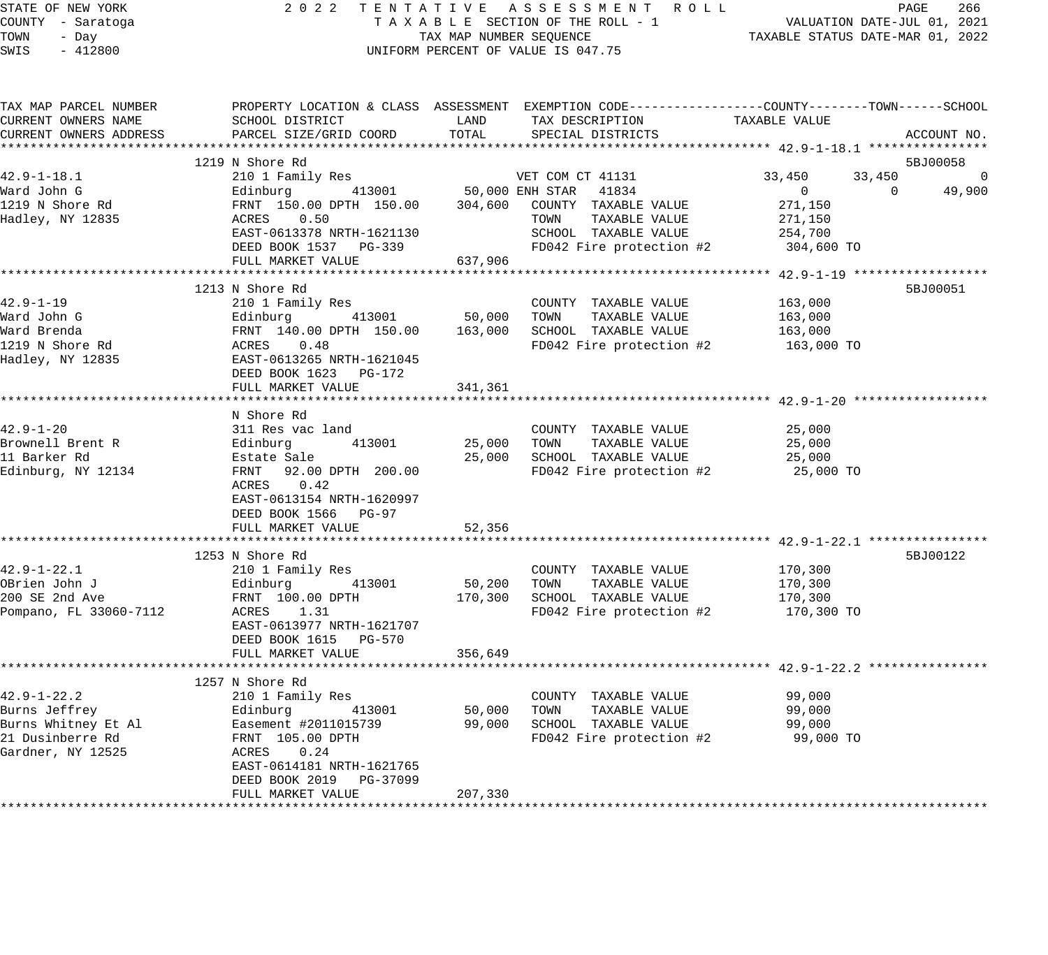STATE OF NEW YORK
COUNTY - Saratoga
TOWN - Day
SWIS - 412800

2022 TENTATIVE ASSESSMENT ROLL
TAXABLE SECTION OF THE ROLL - 1
TAX MAP NUMBER SEQUENCE
UNIFORM PERCENT OF VALUE IS 047.75

VALUATION DATE-JUL 01, 2021
TAXABLE STATUS DATE-MAR 01, 2022

| TAX MAP PARCEL NUMBER / CURRENT OWNERS NAME / CURRENT OWNERS ADDRESS | PROPERTY LOCATION & CLASS / SCHOOL DISTRICT / PARCEL SIZE/GRID COORD | ASSESSMENT LAND | TOTAL | EXEMPTION CODE / TAX DESCRIPTION / SPECIAL DISTRICTS | COUNTY TAXABLE VALUE | TOWN | SCHOOL | ACCOUNT NO. |
|---|---|---|---|---|---|---|---|---|
| **42.9-1-18.1** | 1219 N Shore Rd | | | | | | | 5BJ00058 |
| 42.9-1-18.1 | 210 1 Family Res | | | VET COM CT 41131 | 33,450 | 33,450 | 0 | |
| Ward John G | Edinburg 413001 | 50,000 | | ENH STAR 41834 | 0 | 0 | 49,900 | |
| 1219 N Shore Rd | FRNT 150.00 DPTH 150.00 | | 304,600 | COUNTY TAXABLE VALUE | 271,150 | | | |
| Hadley, NY 12835 | ACRES 0.50 | | | TOWN TAXABLE VALUE | 271,150 | | | |
| | EAST-0613378 NRTH-1621130 | | | SCHOOL TAXABLE VALUE | 254,700 | | | |
| | DEED BOOK 1537 PG-339 | | | FD042 Fire protection #2 | 304,600 TO | | | |
| | FULL MARKET VALUE | | 637,906 | | | | | |
| **42.9-1-19** | 1213 N Shore Rd | | | | | | | 5BJ00051 |
| 42.9-1-19 | 210 1 Family Res | | | COUNTY TAXABLE VALUE | 163,000 | | | |
| Ward John G | Edinburg 413001 | 50,000 | | TOWN TAXABLE VALUE | 163,000 | | | |
| Ward Brenda | FRNT 140.00 DPTH 150.00 | | 163,000 | SCHOOL TAXABLE VALUE | 163,000 | | | |
| 1219 N Shore Rd | ACRES 0.48 | | | FD042 Fire protection #2 | 163,000 TO | | | |
| Hadley, NY 12835 | EAST-0613265 NRTH-1621045 | | | | | | | |
| | DEED BOOK 1623 PG-172 | | | | | | | |
| | FULL MARKET VALUE | | 341,361 | | | | | |
| **42.9-1-20** | N Shore Rd | | | | | | | |
| 42.9-1-20 | 311 Res vac land | | | COUNTY TAXABLE VALUE | 25,000 | | | |
| Brownell Brent R | Edinburg 413001 | 25,000 | | TOWN TAXABLE VALUE | 25,000 | | | |
| 11 Barker Rd | Estate Sale | | 25,000 | SCHOOL TAXABLE VALUE | 25,000 | | | |
| Edinburg, NY 12134 | FRNT 92.00 DPTH 200.00 | | | FD042 Fire protection #2 | 25,000 TO | | | |
| | ACRES 0.42 | | | | | | | |
| | EAST-0613154 NRTH-1620997 | | | | | | | |
| | DEED BOOK 1566 PG-97 | | | | | | | |
| | FULL MARKET VALUE | | 52,356 | | | | | |
| **42.9-1-22.1** | 1253 N Shore Rd | | | | | | | 5BJ00122 |
| 42.9-1-22.1 | 210 1 Family Res | | | COUNTY TAXABLE VALUE | 170,300 | | | |
| OBrien John J | Edinburg 413001 | 50,200 | | TOWN TAXABLE VALUE | 170,300 | | | |
| 200 SE 2nd Ave | FRNT 100.00 DPTH | | 170,300 | SCHOOL TAXABLE VALUE | 170,300 | | | |
| Pompano, FL 33060-7112 | ACRES 1.31 | | | FD042 Fire protection #2 | 170,300 TO | | | |
| | EAST-0613977 NRTH-1621707 | | | | | | | |
| | DEED BOOK 1615 PG-570 | | | | | | | |
| | FULL MARKET VALUE | | 356,649 | | | | | |
| **42.9-1-22.2** | 1257 N Shore Rd | | | | | | | |
| 42.9-1-22.2 | 210 1 Family Res | | | COUNTY TAXABLE VALUE | 99,000 | | | |
| Burns Jeffrey | Edinburg 413001 | 50,000 | | TOWN TAXABLE VALUE | 99,000 | | | |
| Burns Whitney Et Al | Easement #2011015739 | | 99,000 | SCHOOL TAXABLE VALUE | 99,000 | | | |
| 21 Dusinberre Rd | FRNT 105.00 DPTH | | | FD042 Fire protection #2 | 99,000 TO | | | |
| Gardner, NY 12525 | ACRES 0.24 | | | | | | | |
| | EAST-0614181 NRTH-1621765 | | | | | | | |
| | DEED BOOK 2019 PG-37099 | | | | | | | |
| | FULL MARKET VALUE | | 207,330 | | | | | |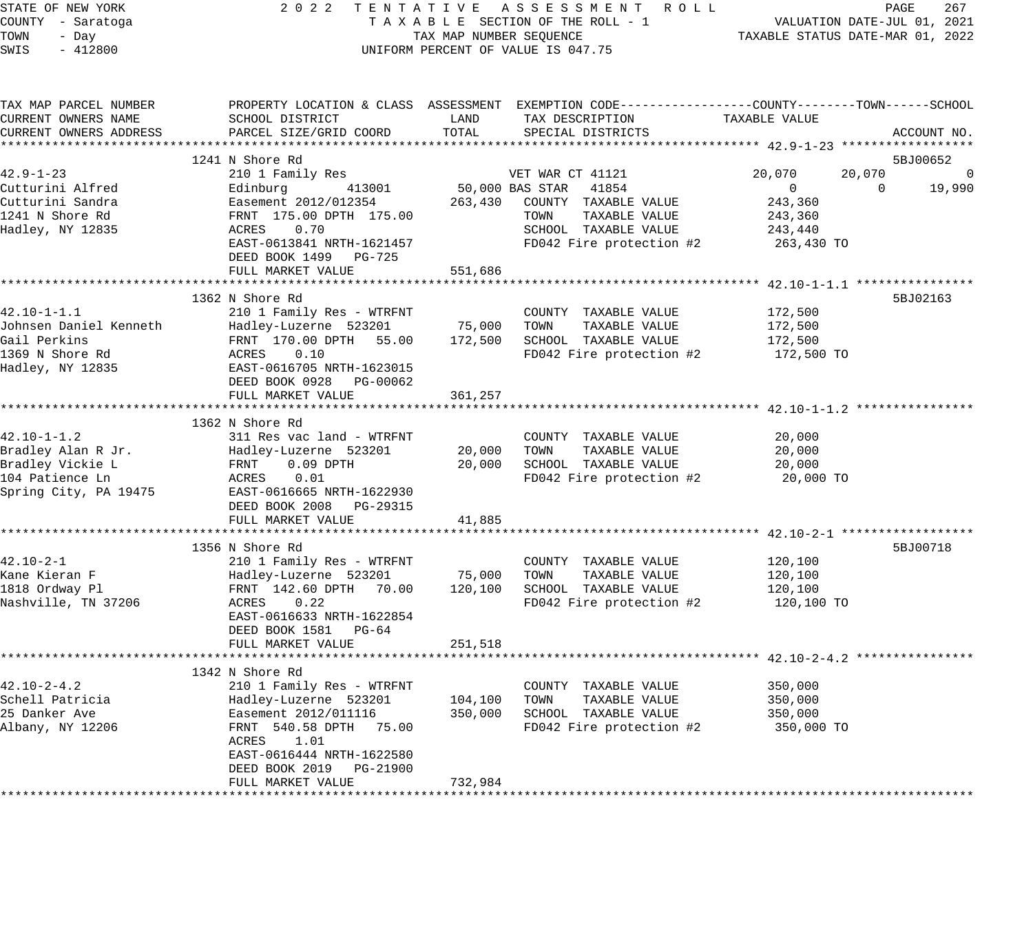STATE OF NEW YORK
COUNTY - Saratoga
TOWN - Day
SWIS - 412800

2022 TENTATIVE ASSESSMENT ROLL
TAXABLE SECTION OF THE ROLL - 1
TAX MAP NUMBER SEQUENCE
UNIFORM PERCENT OF VALUE IS 047.75

VALUATION DATE-JUL 01, 2021
TAXABLE STATUS DATE-MAR 01, 2022

| TAX MAP PARCEL NUMBER / CURRENT OWNERS NAME / CURRENT OWNERS ADDRESS | PROPERTY LOCATION & CLASS / SCHOOL DISTRICT / PARCEL SIZE/GRID COORD | ASSESSMENT LAND | ASSESSMENT TOTAL | EXEMPTION CODE / TAX DESCRIPTION / SPECIAL DISTRICTS | COUNTY TAXABLE VALUE | TOWN | SCHOOL | ACCOUNT NO. |
|---|---|---|---|---|---|---|---|---|
| **42.9-1-23** | 1241 N Shore Rd | | | | | | | 5BJ00652 |
| 42.9-1-23 | 210 1 Family Res | | | VET WAR CT 41121 | 20,070 | 20,070 | 0 | |
| Cutturini Alfred | Edinburg 413001 | 50,000 | | BAS STAR 41854 | 0 | 0 | 19,990 | |
| Cutturini Sandra | Easement 2012/012354 | | 263,430 | COUNTY TAXABLE VALUE | 243,360 | | | |
| 1241 N Shore Rd | FRNT 175.00 DPTH 175.00 | | | TOWN TAXABLE VALUE | 243,360 | | | |
| Hadley, NY 12835 | ACRES 0.70 | | | SCHOOL TAXABLE VALUE | 243,440 | | | |
| | EAST-0613841 NRTH-1621457 | | | FD042 Fire protection #2 | 263,430 TO | | | |
| | DEED BOOK 1499 PG-725 | | | | | | | |
| | FULL MARKET VALUE | | 551,686 | | | | | |
| **42.10-1-1.1** | 1362 N Shore Rd | | | | | | | 5BJ02163 |
| 42.10-1-1.1 | 210 1 Family Res - WTRFNT | | | COUNTY TAXABLE VALUE | 172,500 | | | |
| Johnsen Daniel Kenneth | Hadley-Luzerne 523201 | 75,000 | | TOWN TAXABLE VALUE | 172,500 | | | |
| Gail Perkins | FRNT 170.00 DPTH 55.00 | | 172,500 | SCHOOL TAXABLE VALUE | 172,500 | | | |
| 1369 N Shore Rd | ACRES 0.10 | | | FD042 Fire protection #2 | 172,500 TO | | | |
| Hadley, NY 12835 | EAST-0616705 NRTH-1623015 | | | | | | | |
| | DEED BOOK 0928 PG-00062 | | | | | | | |
| | FULL MARKET VALUE | | 361,257 | | | | | |
| **42.10-1-1.2** | 1362 N Shore Rd | | | | | | | |
| 42.10-1-1.2 | 311 Res vac land - WTRFNT | | | COUNTY TAXABLE VALUE | 20,000 | | | |
| Bradley Alan R Jr. | Hadley-Luzerne 523201 | 20,000 | | TOWN TAXABLE VALUE | 20,000 | | | |
| Bradley Vickie L | FRNT 0.09 DPTH | | 20,000 | SCHOOL TAXABLE VALUE | 20,000 | | | |
| 104 Patience Ln | ACRES 0.01 | | | FD042 Fire protection #2 | 20,000 TO | | | |
| Spring City, PA 19475 | EAST-0616665 NRTH-1622930 | | | | | | | |
| | DEED BOOK 2008 PG-29315 | | | | | | | |
| | FULL MARKET VALUE | | 41,885 | | | | | |
| **42.10-2-1** | 1356 N Shore Rd | | | | | | | 5BJ00718 |
| 42.10-2-1 | 210 1 Family Res - WTRFNT | | | COUNTY TAXABLE VALUE | 120,100 | | | |
| Kane Kieran F | Hadley-Luzerne 523201 | 75,000 | | TOWN TAXABLE VALUE | 120,100 | | | |
| 1818 Ordway Pl | FRNT 142.60 DPTH 70.00 | | 120,100 | SCHOOL TAXABLE VALUE | 120,100 | | | |
| Nashville, TN 37206 | ACRES 0.22 | | | FD042 Fire protection #2 | 120,100 TO | | | |
| | EAST-0616633 NRTH-1622854 | | | | | | | |
| | DEED BOOK 1581 PG-64 | | | | | | | |
| | FULL MARKET VALUE | | 251,518 | | | | | |
| **42.10-2-4.2** | 1342 N Shore Rd | | | | | | | |
| 42.10-2-4.2 | 210 1 Family Res - WTRFNT | | | COUNTY TAXABLE VALUE | 350,000 | | | |
| Schell Patricia | Hadley-Luzerne 523201 | 104,100 | | TOWN TAXABLE VALUE | 350,000 | | | |
| 25 Danker Ave | Easement 2012/011116 | | 350,000 | SCHOOL TAXABLE VALUE | 350,000 | | | |
| Albany, NY 12206 | FRNT 540.58 DPTH 75.00 | | | FD042 Fire protection #2 | 350,000 TO | | | |
| | ACRES 1.01 | | | | | | | |
| | EAST-0616444 NRTH-1622580 | | | | | | | |
| | DEED BOOK 2019 PG-21900 | | | | | | | |
| | FULL MARKET VALUE | | 732,984 | | | | | |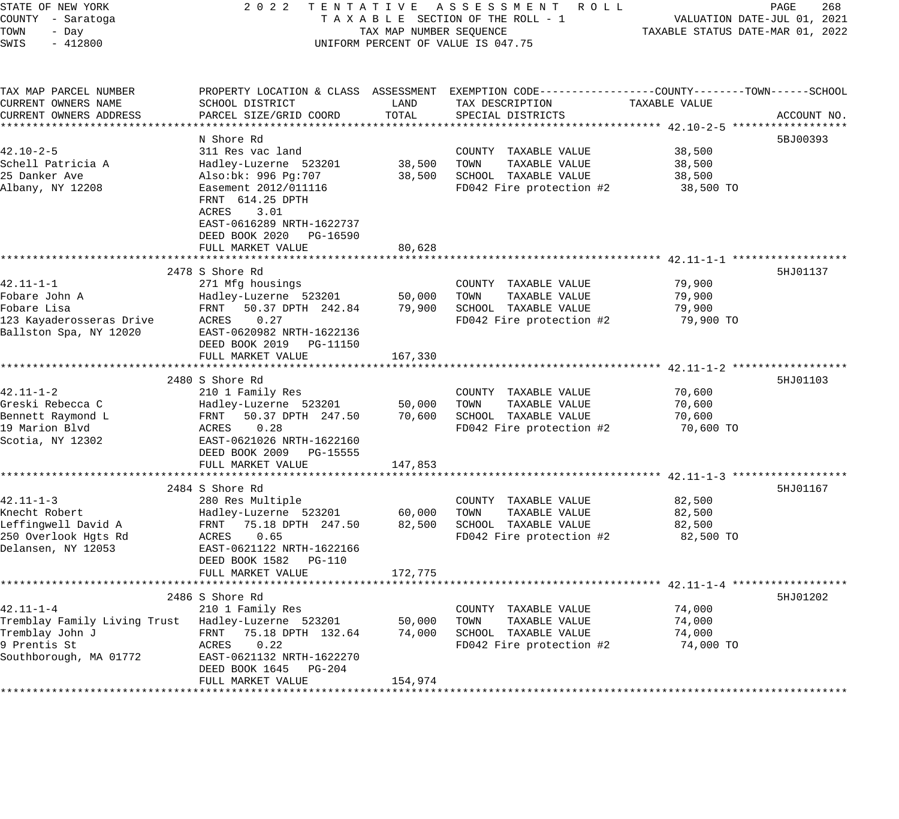STATE OF NEW YORK | COUNTY - Saratoga | TOWN - Day | SWIS - 412800

**2022 TENTATIVE ASSESSMENT ROLL**
TAXABLE SECTION OF THE ROLL - 1
TAX MAP NUMBER SEQUENCE
UNIFORM PERCENT OF VALUE IS 047.75

VALUATION DATE-JUL 01, 2021
TAXABLE STATUS DATE-MAR 01, 2022

| TAX MAP PARCEL NUMBER / CURRENT OWNERS NAME / CURRENT OWNERS ADDRESS | PROPERTY LOCATION & CLASS / SCHOOL DISTRICT / PARCEL SIZE/GRID COORD | ASSESSMENT LAND | TOTAL | EXEMPTION CODE / TAX DESCRIPTION / SPECIAL DISTRICTS | COUNTY--------TOWN------SCHOOL TAXABLE VALUE | ACCOUNT NO. |
|---|---|---|---|---|---|---|
| **42.10-2-5** | N Shore Rd | | | | | 5BJ00393 |
| 42.10-2-5 | 311 Res vac land | | | COUNTY TAXABLE VALUE | 38,500 | |
| Schell Patricia A | Hadley-Luzerne 523201 | 38,500 | | TOWN TAXABLE VALUE | 38,500 | |
| 25 Danker Ave | Also:bk: 996 Pg:707 | | 38,500 | SCHOOL TAXABLE VALUE | 38,500 | |
| Albany, NY 12208 | Easement 2012/011116 | | | FD042 Fire protection #2 | 38,500 TO | |
| | FRNT 614.25 DPTH | | | | | |
| | ACRES 3.01 | | | | | |
| | EAST-0616289 NRTH-1622737 | | | | | |
| | DEED BOOK 2020 PG-16590 | | | | | |
| | FULL MARKET VALUE | | 80,628 | | | |
| **42.11-1-1** | 2478 S Shore Rd | | | | | 5HJ01137 |
| 42.11-1-1 | 271 Mfg housings | | | COUNTY TAXABLE VALUE | 79,900 | |
| Fobare John A | Hadley-Luzerne 523201 | 50,000 | | TOWN TAXABLE VALUE | 79,900 | |
| Fobare Lisa | FRNT 50.37 DPTH 242.84 | | 79,900 | SCHOOL TAXABLE VALUE | 79,900 | |
| 123 Kayaderosseras Drive | ACRES 0.27 | | | FD042 Fire protection #2 | 79,900 TO | |
| Ballston Spa, NY 12020 | EAST-0620982 NRTH-1622136 | | | | | |
| | DEED BOOK 2019 PG-11150 | | | | | |
| | FULL MARKET VALUE | | 167,330 | | | |
| **42.11-1-2** | 2480 S Shore Rd | | | | | 5HJ01103 |
| 42.11-1-2 | 210 1 Family Res | | | COUNTY TAXABLE VALUE | 70,600 | |
| Greski Rebecca C | Hadley-Luzerne 523201 | 50,000 | | TOWN TAXABLE VALUE | 70,600 | |
| Bennett Raymond L | FRNT 50.37 DPTH 247.50 | | 70,600 | SCHOOL TAXABLE VALUE | 70,600 | |
| 19 Marion Blvd | ACRES 0.28 | | | FD042 Fire protection #2 | 70,600 TO | |
| Scotia, NY 12302 | EAST-0621026 NRTH-1622160 | | | | | |
| | DEED BOOK 2009 PG-15555 | | | | | |
| | FULL MARKET VALUE | | 147,853 | | | |
| **42.11-1-3** | 2484 S Shore Rd | | | | | 5HJ01167 |
| 42.11-1-3 | 280 Res Multiple | | | COUNTY TAXABLE VALUE | 82,500 | |
| Knecht Robert | Hadley-Luzerne 523201 | 60,000 | | TOWN TAXABLE VALUE | 82,500 | |
| Leffingwell David A | FRNT 75.18 DPTH 247.50 | | 82,500 | SCHOOL TAXABLE VALUE | 82,500 | |
| 250 Overlook Hgts Rd | ACRES 0.65 | | | FD042 Fire protection #2 | 82,500 TO | |
| Delansen, NY 12053 | EAST-0621122 NRTH-1622166 | | | | | |
| | DEED BOOK 1582 PG-110 | | | | | |
| | FULL MARKET VALUE | | 172,775 | | | |
| **42.11-1-4** | 2486 S Shore Rd | | | | | 5HJ01202 |
| 42.11-1-4 | 210 1 Family Res | | | COUNTY TAXABLE VALUE | 74,000 | |
| Tremblay Family Living Trust | Hadley-Luzerne 523201 | 50,000 | | TOWN TAXABLE VALUE | 74,000 | |
| Tremblay John J | FRNT 75.18 DPTH 132.64 | | 74,000 | SCHOOL TAXABLE VALUE | 74,000 | |
| 9 Prentis St | ACRES 0.22 | | | FD042 Fire protection #2 | 74,000 TO | |
| Southborough, MA 01772 | EAST-0621132 NRTH-1622270 | | | | | |
| | DEED BOOK 1645 PG-204 | | | | | |
| | FULL MARKET VALUE | | 154,974 | | | |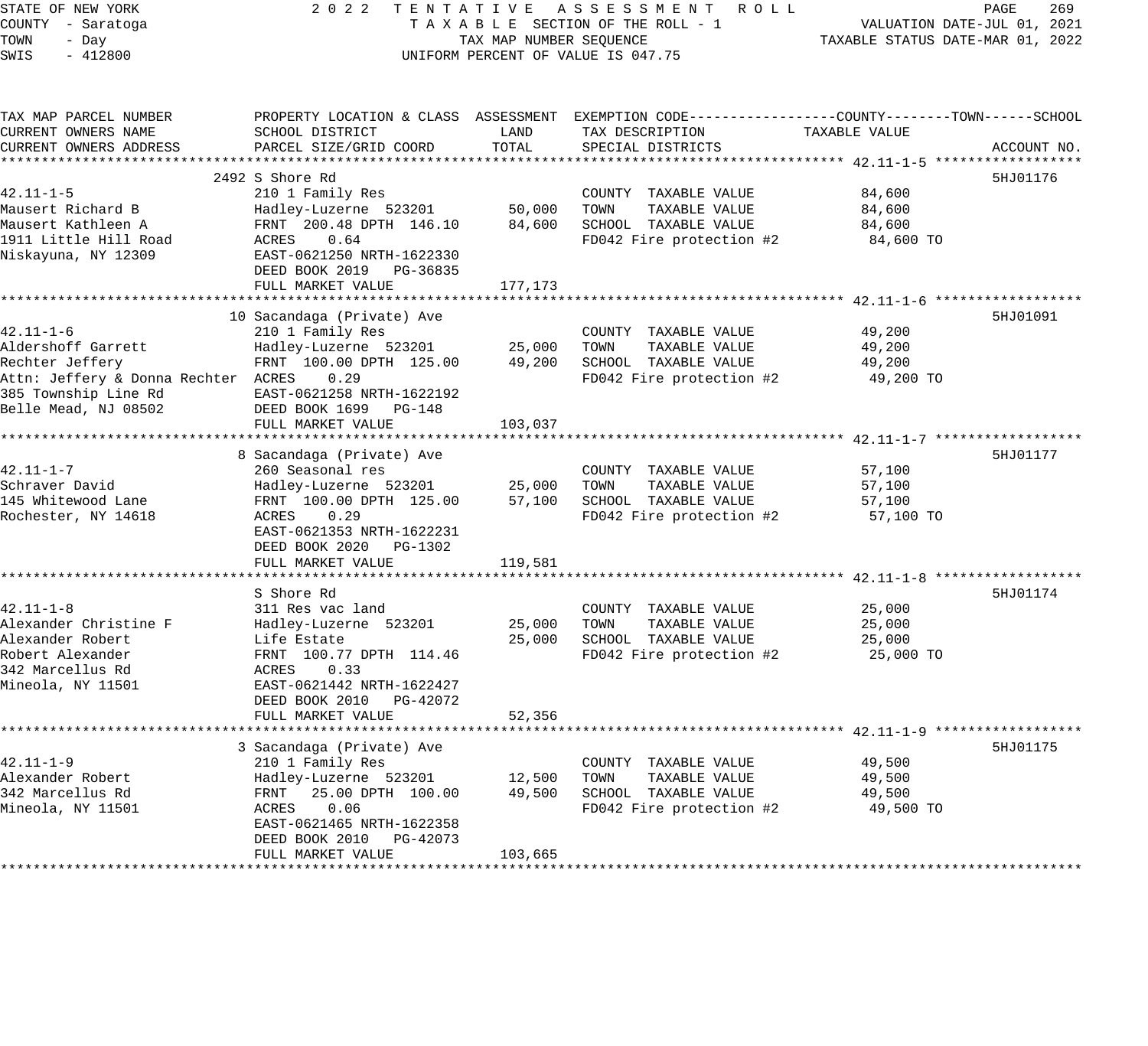STATE OF NEW YORK
COUNTY - Saratoga
TOWN - Day
SWIS - 412800

2 0 2 2 T E N T A T I V E A S S E S S M E N T R O L L
T A X A B L E SECTION OF THE ROLL - 1
TAX MAP NUMBER SEQUENCE
UNIFORM PERCENT OF VALUE IS 047.75

VALUATION DATE-JUL 01, 2021
TAXABLE STATUS DATE-MAR 01, 2022

| TAX MAP PARCEL NUMBER / CURRENT OWNERS NAME / CURRENT OWNERS ADDRESS | PROPERTY LOCATION & CLASS / SCHOOL DISTRICT / PARCEL SIZE/GRID COORD | ASSESSMENT LAND / TOTAL | EXEMPTION CODE / TAX DESCRIPTION / SPECIAL DISTRICTS | TAXABLE VALUE | ACCOUNT NO. |
|---|---|---|---|---|---|
| **42.11-1-5** | 2492 S Shore Rd | | | | 5HJ01176 |
| 42.11-1-5 | 210 1 Family Res | | COUNTY TAXABLE VALUE | 84,600 | |
| Mausert Richard B | Hadley-Luzerne 523201 | 50,000 | TOWN TAXABLE VALUE | 84,600 | |
| Mausert Kathleen A | FRNT 200.48 DPTH 146.10 | 84,600 | SCHOOL TAXABLE VALUE | 84,600 | |
| 1911 Little Hill Road | ACRES 0.64 | | FD042 Fire protection #2 | 84,600 TO | |
| Niskayuna, NY 12309 | EAST-0621250 NRTH-1622330 | | | | |
| | DEED BOOK 2019 PG-36835 | | | | |
| | FULL MARKET VALUE | 177,173 | | | |
| **42.11-1-6** | 10 Sacandaga (Private) Ave | | | | 5HJ01091 |
| 42.11-1-6 | 210 1 Family Res | | COUNTY TAXABLE VALUE | 49,200 | |
| Aldershoff Garrett | Hadley-Luzerne 523201 | 25,000 | TOWN TAXABLE VALUE | 49,200 | |
| Rechter Jeffery | FRNT 100.00 DPTH 125.00 | 49,200 | SCHOOL TAXABLE VALUE | 49,200 | |
| Attn: Jeffery & Donna Rechter | ACRES 0.29 | | FD042 Fire protection #2 | 49,200 TO | |
| 385 Township Line Rd | EAST-0621258 NRTH-1622192 | | | | |
| Belle Mead, NJ 08502 | DEED BOOK 1699 PG-148 | | | | |
| | FULL MARKET VALUE | 103,037 | | | |
| **42.11-1-7** | 8 Sacandaga (Private) Ave | | | | 5HJ01177 |
| 42.11-1-7 | 260 Seasonal res | | COUNTY TAXABLE VALUE | 57,100 | |
| Schraver David | Hadley-Luzerne 523201 | 25,000 | TOWN TAXABLE VALUE | 57,100 | |
| 145 Whitewood Lane | FRNT 100.00 DPTH 125.00 | 57,100 | SCHOOL TAXABLE VALUE | 57,100 | |
| Rochester, NY 14618 | ACRES 0.29 | | FD042 Fire protection #2 | 57,100 TO | |
| | EAST-0621353 NRTH-1622231 | | | | |
| | DEED BOOK 2020 PG-1302 | | | | |
| | FULL MARKET VALUE | 119,581 | | | |
| **42.11-1-8** | S Shore Rd | | | | 5HJ01174 |
| 42.11-1-8 | 311 Res vac land | | COUNTY TAXABLE VALUE | 25,000 | |
| Alexander Christine F | Hadley-Luzerne 523201 | 25,000 | TOWN TAXABLE VALUE | 25,000 | |
| Alexander Robert | Life Estate | 25,000 | SCHOOL TAXABLE VALUE | 25,000 | |
| Robert Alexander | FRNT 100.77 DPTH 114.46 | | FD042 Fire protection #2 | 25,000 TO | |
| 342 Marcellus Rd | ACRES 0.33 | | | | |
| Mineola, NY 11501 | EAST-0621442 NRTH-1622427 | | | | |
| | DEED BOOK 2010 PG-42072 | | | | |
| | FULL MARKET VALUE | 52,356 | | | |
| **42.11-1-9** | 3 Sacandaga (Private) Ave | | | | 5HJ01175 |
| 42.11-1-9 | 210 1 Family Res | | COUNTY TAXABLE VALUE | 49,500 | |
| Alexander Robert | Hadley-Luzerne 523201 | 12,500 | TOWN TAXABLE VALUE | 49,500 | |
| 342 Marcellus Rd | FRNT 25.00 DPTH 100.00 | 49,500 | SCHOOL TAXABLE VALUE | 49,500 | |
| Mineola, NY 11501 | ACRES 0.06 | | FD042 Fire protection #2 | 49,500 TO | |
| | EAST-0621465 NRTH-1622358 | | | | |
| | DEED BOOK 2010 PG-42073 | | | | |
| | FULL MARKET VALUE | 103,665 | | | |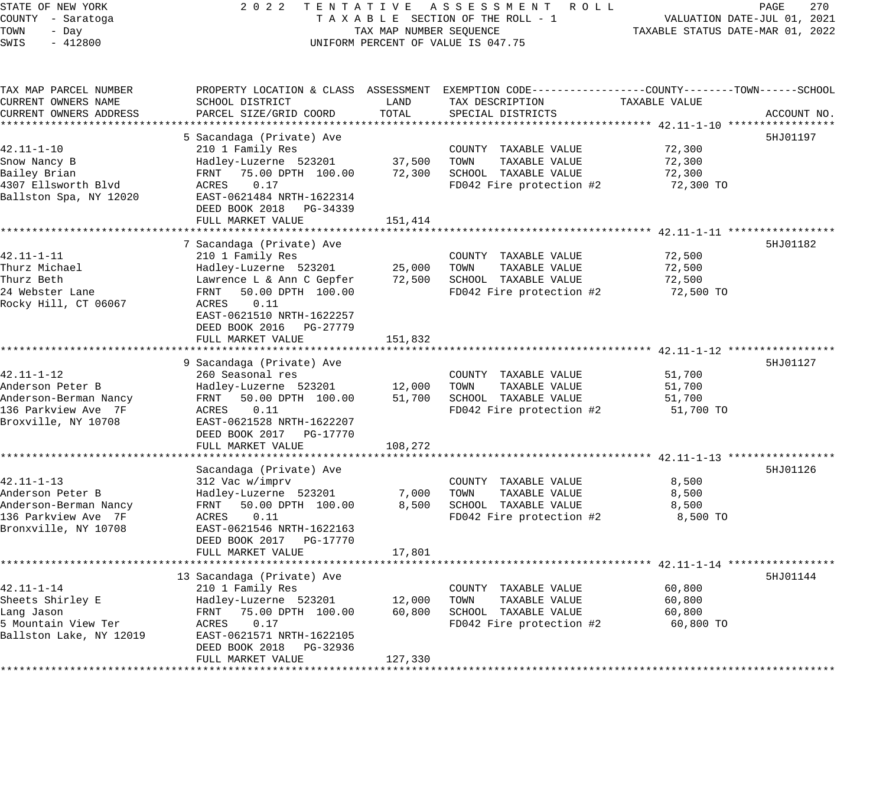STATE OF NEW YORK
COUNTY - Saratoga
TOWN - Day
SWIS - 412800

2022 TENTATIVE ASSESSMENT ROLL
TAXABLE SECTION OF THE ROLL - 1
TAX MAP NUMBER SEQUENCE
UNIFORM PERCENT OF VALUE IS 047.75

VALUATION DATE-JUL 01, 2021
TAXABLE STATUS DATE-MAR 01, 2022

| TAX MAP PARCEL NUMBER / CURRENT OWNERS NAME / CURRENT OWNERS ADDRESS | PROPERTY LOCATION & CLASS / SCHOOL DISTRICT / PARCEL SIZE/GRID COORD | ASSESSMENT LAND / TOTAL | EXEMPTION CODE / TAX DESCRIPTION / SPECIAL DISTRICTS | TAXABLE VALUE (COUNTY / TOWN / SCHOOL) | ACCOUNT NO. |
|---|---|---|---|---|---|
| **42.11-1-10** | 5 Sacandaga (Private) Ave | | | | 5HJ01197 |
| 42.11-1-10 | 210 1 Family Res | | COUNTY TAXABLE VALUE | 72,300 | |
| Snow Nancy B | Hadley-Luzerne 523201 | 37,500 | TOWN TAXABLE VALUE | 72,300 | |
| Bailey Brian | FRNT 75.00 DPTH 100.00 | 72,300 | SCHOOL TAXABLE VALUE | 72,300 | |
| 4307 Ellsworth Blvd | ACRES 0.17 | | FD042 Fire protection #2 | 72,300 TO | |
| Ballston Spa, NY 12020 | EAST-0621484 NRTH-1622314 | | | | |
| | DEED BOOK 2018 PG-34339 | | | | |
| | FULL MARKET VALUE | 151,414 | | | |
| **42.11-1-11** | 7 Sacandaga (Private) Ave | | | | 5HJ01182 |
| 42.11-1-11 | 210 1 Family Res | | COUNTY TAXABLE VALUE | 72,500 | |
| Thurz Michael | Hadley-Luzerne 523201 | 25,000 | TOWN TAXABLE VALUE | 72,500 | |
| Thurz Beth | Lawrence L & Ann C Gepfer | 72,500 | SCHOOL TAXABLE VALUE | 72,500 | |
| 24 Webster Lane | FRNT 50.00 DPTH 100.00 | | FD042 Fire protection #2 | 72,500 TO | |
| Rocky Hill, CT 06067 | ACRES 0.11 | | | | |
| | EAST-0621510 NRTH-1622257 | | | | |
| | DEED BOOK 2016 PG-27779 | | | | |
| | FULL MARKET VALUE | 151,832 | | | |
| **42.11-1-12** | 9 Sacandaga (Private) Ave | | | | 5HJ01127 |
| 42.11-1-12 | 260 Seasonal res | | COUNTY TAXABLE VALUE | 51,700 | |
| Anderson Peter B | Hadley-Luzerne 523201 | 12,000 | TOWN TAXABLE VALUE | 51,700 | |
| Anderson-Berman Nancy | FRNT 50.00 DPTH 100.00 | 51,700 | SCHOOL TAXABLE VALUE | 51,700 | |
| 136 Parkview Ave 7F | ACRES 0.11 | | FD042 Fire protection #2 | 51,700 TO | |
| Broxville, NY 10708 | EAST-0621528 NRTH-1622207 | | | | |
| | DEED BOOK 2017 PG-17770 | | | | |
| | FULL MARKET VALUE | 108,272 | | | |
| **42.11-1-13** | Sacandaga (Private) Ave | | | | 5HJ01126 |
| 42.11-1-13 | 312 Vac w/imprv | | COUNTY TAXABLE VALUE | 8,500 | |
| Anderson Peter B | Hadley-Luzerne 523201 | 7,000 | TOWN TAXABLE VALUE | 8,500 | |
| Anderson-Berman Nancy | FRNT 50.00 DPTH 100.00 | 8,500 | SCHOOL TAXABLE VALUE | 8,500 | |
| 136 Parkview Ave 7F | ACRES 0.11 | | FD042 Fire protection #2 | 8,500 TO | |
| Bronxville, NY 10708 | EAST-0621546 NRTH-1622163 | | | | |
| | DEED BOOK 2017 PG-17770 | | | | |
| | FULL MARKET VALUE | 17,801 | | | |
| **42.11-1-14** | 13 Sacandaga (Private) Ave | | | | 5HJ01144 |
| 42.11-1-14 | 210 1 Family Res | | COUNTY TAXABLE VALUE | 60,800 | |
| Sheets Shirley E | Hadley-Luzerne 523201 | 12,000 | TOWN TAXABLE VALUE | 60,800 | |
| Lang Jason | FRNT 75.00 DPTH 100.00 | 60,800 | SCHOOL TAXABLE VALUE | 60,800 | |
| 5 Mountain View Ter | ACRES 0.17 | | FD042 Fire protection #2 | 60,800 TO | |
| Ballston Lake, NY 12019 | EAST-0621571 NRTH-1622105 | | | | |
| | DEED BOOK 2018 PG-32936 | | | | |
| | FULL MARKET VALUE | 127,330 | | | |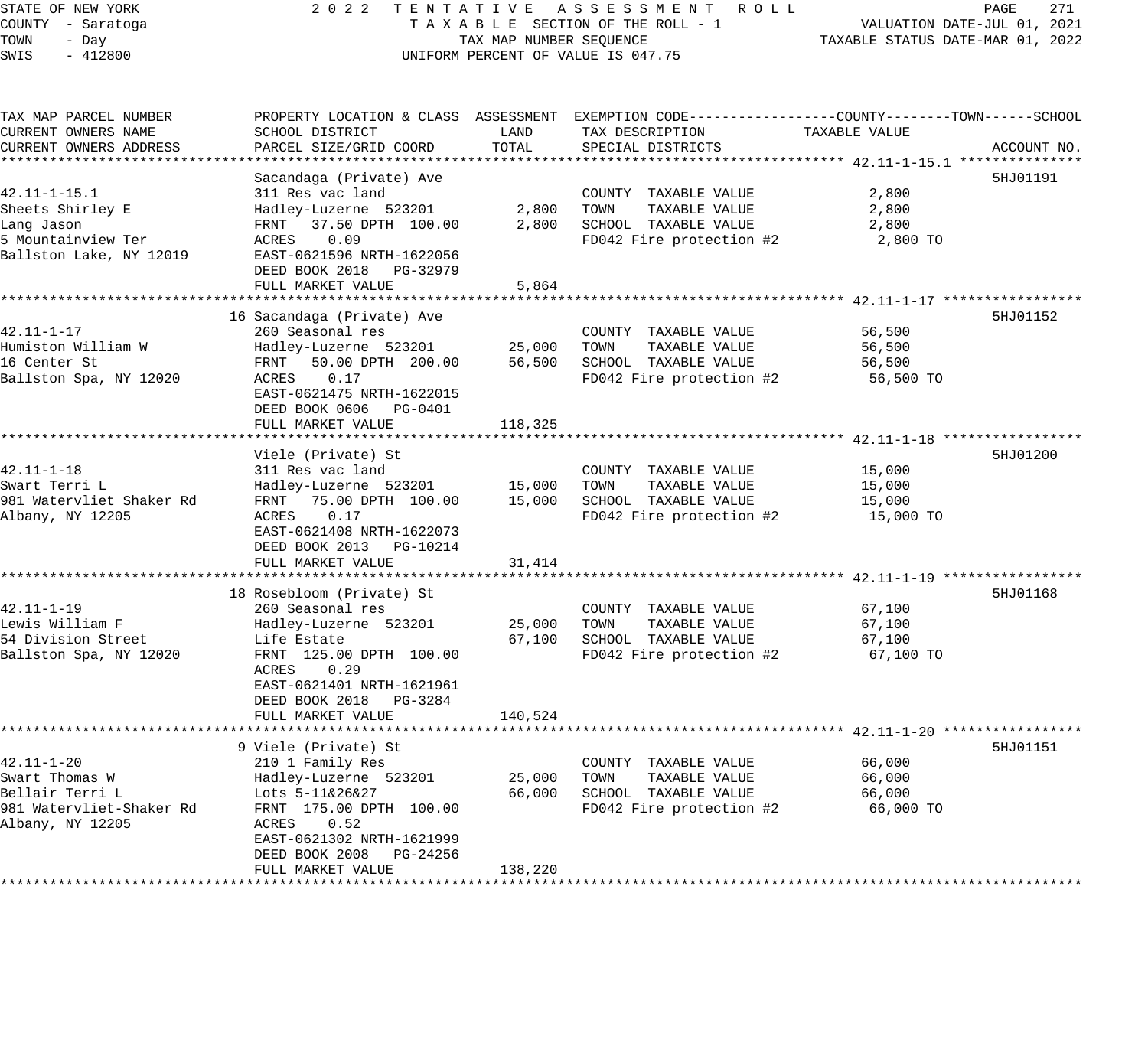STATE OF NEW YORK
COUNTY - Saratoga
TOWN - Day
SWIS - 412800

# 2022 TENTATIVE ASSESSMENT ROLL
TAXABLE SECTION OF THE ROLL - 1
TAX MAP NUMBER SEQUENCE
UNIFORM PERCENT OF VALUE IS 047.75

VALUATION DATE-JUL 01, 2021
TAXABLE STATUS DATE-MAR 01, 2022

| TAX MAP PARCEL NUMBER / CURRENT OWNERS NAME / CURRENT OWNERS ADDRESS | PROPERTY LOCATION & CLASS / SCHOOL DISTRICT / PARCEL SIZE/GRID COORD | ASSESSMENT LAND | ASSESSMENT TOTAL | EXEMPTION CODE / TAX DESCRIPTION / SPECIAL DISTRICTS | TAXABLE VALUE (COUNTY / TOWN / SCHOOL) | ACCOUNT NO. |
|---|---|---|---|---|---|---|
| **42.11-1-15.1** | Sacandaga (Private) Ave | | | | | 5HJ01191 |
| 42.11-1-15.1 | 311 Res vac land | | | COUNTY TAXABLE VALUE | 2,800 | |
| Sheets Shirley E | Hadley-Luzerne 523201 | 2,800 | | TOWN TAXABLE VALUE | 2,800 | |
| Lang Jason | FRNT 37.50 DPTH 100.00 | | 2,800 | SCHOOL TAXABLE VALUE | 2,800 | |
| 5 Mountainview Ter | ACRES 0.09 | | | FD042 Fire protection #2 | 2,800 TO | |
| Ballston Lake, NY 12019 | EAST-0621596 NRTH-1622056 | | | | | |
| | DEED BOOK 2018 PG-32979 | | | | | |
| | FULL MARKET VALUE | | 5,864 | | | |
| **42.11-1-17** | 16 Sacandaga (Private) Ave | | | | | 5HJ01152 |
| 42.11-1-17 | 260 Seasonal res | | | COUNTY TAXABLE VALUE | 56,500 | |
| Humiston William W | Hadley-Luzerne 523201 | 25,000 | | TOWN TAXABLE VALUE | 56,500 | |
| 16 Center St | FRNT 50.00 DPTH 200.00 | | 56,500 | SCHOOL TAXABLE VALUE | 56,500 | |
| Ballston Spa, NY 12020 | ACRES 0.17 | | | FD042 Fire protection #2 | 56,500 TO | |
| | EAST-0621475 NRTH-1622015 | | | | | |
| | DEED BOOK 0606 PG-0401 | | | | | |
| | FULL MARKET VALUE | | 118,325 | | | |
| **42.11-1-18** | Viele (Private) St | | | | | 5HJ01200 |
| 42.11-1-18 | 311 Res vac land | | | COUNTY TAXABLE VALUE | 15,000 | |
| Swart Terri L | Hadley-Luzerne 523201 | 15,000 | | TOWN TAXABLE VALUE | 15,000 | |
| 981 Watervliet Shaker Rd | FRNT 75.00 DPTH 100.00 | | 15,000 | SCHOOL TAXABLE VALUE | 15,000 | |
| Albany, NY 12205 | ACRES 0.17 | | | FD042 Fire protection #2 | 15,000 TO | |
| | EAST-0621408 NRTH-1622073 | | | | | |
| | DEED BOOK 2013 PG-10214 | | | | | |
| | FULL MARKET VALUE | | 31,414 | | | |
| **42.11-1-19** | 18 Rosebloom (Private) St | | | | | 5HJ01168 |
| 42.11-1-19 | 260 Seasonal res | | | COUNTY TAXABLE VALUE | 67,100 | |
| Lewis William F | Hadley-Luzerne 523201 | 25,000 | | TOWN TAXABLE VALUE | 67,100 | |
| 54 Division Street | Life Estate | | 67,100 | SCHOOL TAXABLE VALUE | 67,100 | |
| Ballston Spa, NY 12020 | FRNT 125.00 DPTH 100.00 | | | FD042 Fire protection #2 | 67,100 TO | |
| | ACRES 0.29 | | | | | |
| | EAST-0621401 NRTH-1621961 | | | | | |
| | DEED BOOK 2018 PG-3284 | | | | | |
| | FULL MARKET VALUE | | 140,524 | | | |
| **42.11-1-20** | 9 Viele (Private) St | | | | | 5HJ01151 |
| 42.11-1-20 | 210 1 Family Res | | | COUNTY TAXABLE VALUE | 66,000 | |
| Swart Thomas W | Hadley-Luzerne 523201 | 25,000 | | TOWN TAXABLE VALUE | 66,000 | |
| Bellair Terri L | Lots 5-11&26&27 | | 66,000 | SCHOOL TAXABLE VALUE | 66,000 | |
| 981 Watervliet-Shaker Rd | FRNT 175.00 DPTH 100.00 | | | FD042 Fire protection #2 | 66,000 TO | |
| Albany, NY 12205 | ACRES 0.52 | | | | | |
| | EAST-0621302 NRTH-1621999 | | | | | |
| | DEED BOOK 2008 PG-24256 | | | | | |
| | FULL MARKET VALUE | | 138,220 | | | |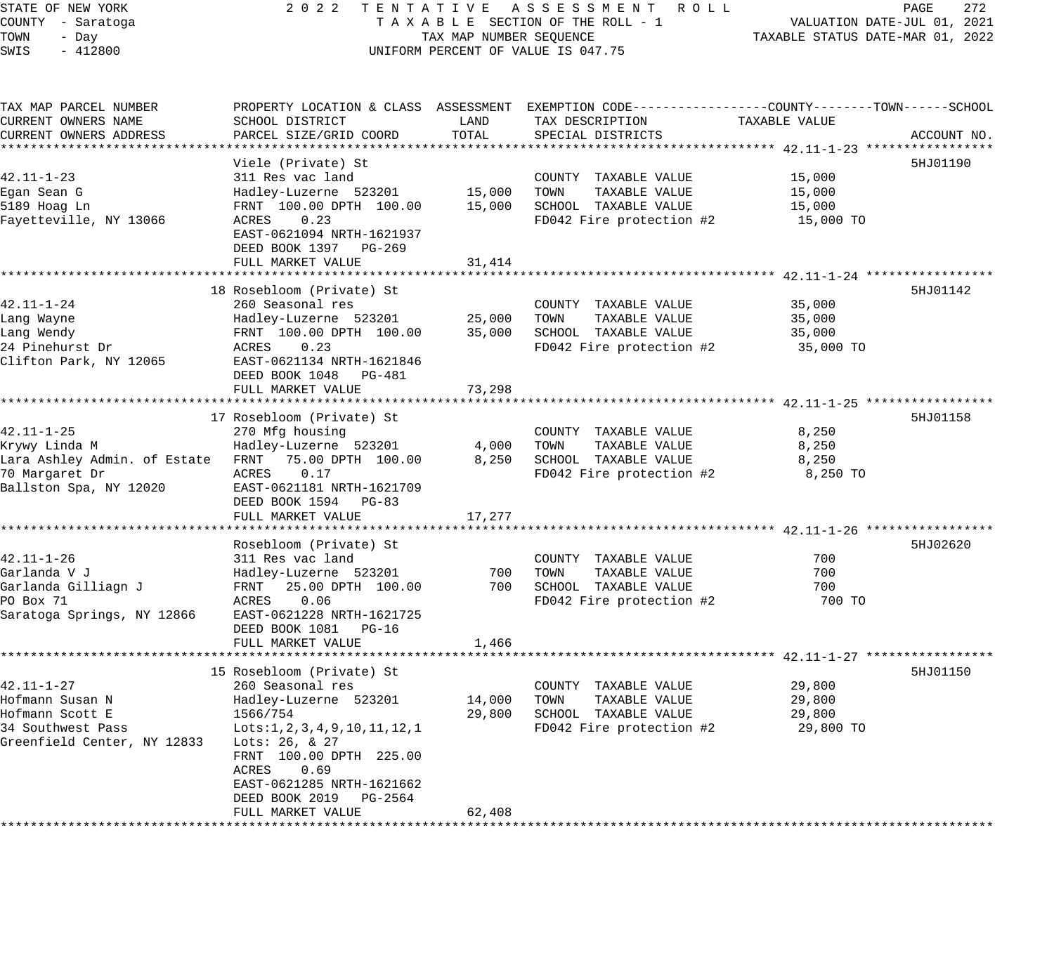STATE OF NEW YORK
COUNTY - Saratoga
TOWN - Day
SWIS - 412800

2022 TENTATIVE ASSESSMENT ROLL
TAXABLE SECTION OF THE ROLL - 1
TAX MAP NUMBER SEQUENCE
UNIFORM PERCENT OF VALUE IS 047.75

VALUATION DATE-JUL 01, 2021
TAXABLE STATUS DATE-MAR 01, 2022

| TAX MAP PARCEL NUMBER / CURRENT OWNERS NAME / CURRENT OWNERS ADDRESS | PROPERTY LOCATION & CLASS / SCHOOL DISTRICT / PARCEL SIZE/GRID COORD | ASSESSMENT LAND | ASSESSMENT TOTAL | EXEMPTION CODE / TAX DESCRIPTION / SPECIAL DISTRICTS | TAXABLE VALUE (COUNTY--TOWN--SCHOOL) | ACCOUNT NO. |
|---|---|---|---|---|---|---|
| **42.11-1-23** | Viele (Private) St | | | | | 5HJ01190 |
| 42.11-1-23 | 311 Res vac land | | | COUNTY TAXABLE VALUE | 15,000 | |
| Egan Sean G | Hadley-Luzerne 523201 | 15,000 | | TOWN TAXABLE VALUE | 15,000 | |
| 5189 Hoag Ln | FRNT 100.00 DPTH 100.00 | | 15,000 | SCHOOL TAXABLE VALUE | 15,000 | |
| Fayetteville, NY 13066 | ACRES 0.23 | | | FD042 Fire protection #2 | 15,000 TO | |
| | EAST-0621094 NRTH-1621937 | | | | | |
| | DEED BOOK 1397 PG-269 | | | | | |
| | FULL MARKET VALUE | | 31,414 | | | |
| **42.11-1-24** | 18 Rosebloom (Private) St | | | | | 5HJ01142 |
| 42.11-1-24 | 260 Seasonal res | | | COUNTY TAXABLE VALUE | 35,000 | |
| Lang Wayne | Hadley-Luzerne 523201 | 25,000 | | TOWN TAXABLE VALUE | 35,000 | |
| Lang Wendy | FRNT 100.00 DPTH 100.00 | | 35,000 | SCHOOL TAXABLE VALUE | 35,000 | |
| 24 Pinehurst Dr | ACRES 0.23 | | | FD042 Fire protection #2 | 35,000 TO | |
| Clifton Park, NY 12065 | EAST-0621134 NRTH-1621846 | | | | | |
| | DEED BOOK 1048 PG-481 | | | | | |
| | FULL MARKET VALUE | | 73,298 | | | |
| **42.11-1-25** | 17 Rosebloom (Private) St | | | | | 5HJ01158 |
| 42.11-1-25 | 270 Mfg housing | | | COUNTY TAXABLE VALUE | 8,250 | |
| Krywy Linda M | Hadley-Luzerne 523201 | 4,000 | | TOWN TAXABLE VALUE | 8,250 | |
| Lara Ashley Admin. of Estate | FRNT 75.00 DPTH 100.00 | | 8,250 | SCHOOL TAXABLE VALUE | 8,250 | |
| 70 Margaret Dr | ACRES 0.17 | | | FD042 Fire protection #2 | 8,250 TO | |
| Ballston Spa, NY 12020 | EAST-0621181 NRTH-1621709 | | | | | |
| | DEED BOOK 1594 PG-83 | | | | | |
| | FULL MARKET VALUE | | 17,277 | | | |
| **42.11-1-26** | Rosebloom (Private) St | | | | | 5HJ02620 |
| 42.11-1-26 | 311 Res vac land | | | COUNTY TAXABLE VALUE | 700 | |
| Garlanda V J | Hadley-Luzerne 523201 | 700 | | TOWN TAXABLE VALUE | 700 | |
| Garlanda Gilliagn J | FRNT 25.00 DPTH 100.00 | | 700 | SCHOOL TAXABLE VALUE | 700 | |
| PO Box 71 | ACRES 0.06 | | | FD042 Fire protection #2 | 700 TO | |
| Saratoga Springs, NY 12866 | EAST-0621228 NRTH-1621725 | | | | | |
| | DEED BOOK 1081 PG-16 | | | | | |
| | FULL MARKET VALUE | | 1,466 | | | |
| **42.11-1-27** | 15 Rosebloom (Private) St | | | | | 5HJ01150 |
| 42.11-1-27 | 260 Seasonal res | | | COUNTY TAXABLE VALUE | 29,800 | |
| Hofmann Susan N | Hadley-Luzerne 523201 | 14,000 | | TOWN TAXABLE VALUE | 29,800 | |
| Hofmann Scott E | 1566/754 | | 29,800 | SCHOOL TAXABLE VALUE | 29,800 | |
| 34 Southwest Pass | Lots:1,2,3,4,9,10,11,12,1 | | | FD042 Fire protection #2 | 29,800 TO | |
| Greenfield Center, NY 12833 | Lots: 26, & 27 | | | | | |
| | FRNT 100.00 DPTH 225.00 | | | | | |
| | ACRES 0.69 | | | | | |
| | EAST-0621285 NRTH-1621662 | | | | | |
| | DEED BOOK 2019 PG-2564 | | | | | |
| | FULL MARKET VALUE | | 62,408 | | | |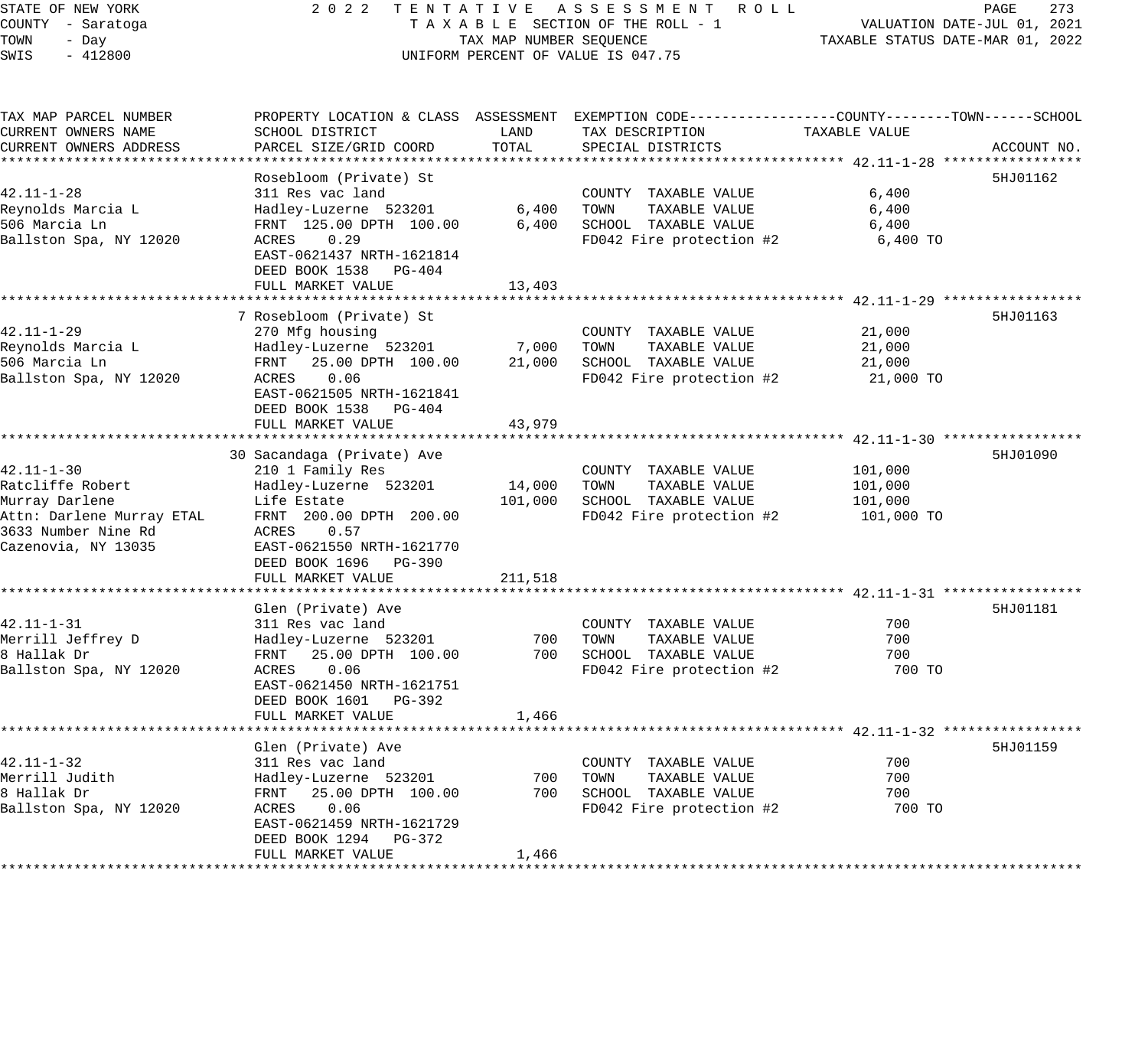STATE OF NEW YORK
COUNTY - Saratoga
TOWN - Day
SWIS - 412800

2022 TENTATIVE ASSESSMENT ROLL
TAXABLE SECTION OF THE ROLL - 1
TAX MAP NUMBER SEQUENCE
UNIFORM PERCENT OF VALUE IS 047.75

VALUATION DATE-JUL 01, 2021
TAXABLE STATUS DATE-MAR 01, 2022

| TAX MAP PARCEL NUMBER / CURRENT OWNERS NAME / CURRENT OWNERS ADDRESS | PROPERTY LOCATION & CLASS / SCHOOL DISTRICT / PARCEL SIZE/GRID COORD | ASSESSMENT LAND | TOTAL | EXEMPTION CODE / TAX DESCRIPTION / SPECIAL DISTRICTS | TAXABLE VALUE (COUNTY / TOWN / SCHOOL) | ACCOUNT NO. |
|---|---|---|---|---|---|---|
| | Rosebloom (Private) St | | | | | 5HJ01162 |
| 42.11-1-28 | 311 Res vac land | | | COUNTY TAXABLE VALUE | 6,400 | |
| Reynolds Marcia L | Hadley-Luzerne 523201 | 6,400 | | TOWN TAXABLE VALUE | 6,400 | |
| 506 Marcia Ln | FRNT 125.00 DPTH 100.00 | | 6,400 | SCHOOL TAXABLE VALUE | 6,400 | |
| Ballston Spa, NY 12020 | ACRES 0.29 | | | FD042 Fire protection #2 | 6,400 TO | |
| | EAST-0621437 NRTH-1621814 | | | | | |
| | DEED BOOK 1538 PG-404 | | | | | |
| | FULL MARKET VALUE | | 13,403 | | | |
| | 7 Rosebloom (Private) St | | | | | 5HJ01163 |
| 42.11-1-29 | 270 Mfg housing | | | COUNTY TAXABLE VALUE | 21,000 | |
| Reynolds Marcia L | Hadley-Luzerne 523201 | 7,000 | | TOWN TAXABLE VALUE | 21,000 | |
| 506 Marcia Ln | FRNT 25.00 DPTH 100.00 | | 21,000 | SCHOOL TAXABLE VALUE | 21,000 | |
| Ballston Spa, NY 12020 | ACRES 0.06 | | | FD042 Fire protection #2 | 21,000 TO | |
| | EAST-0621505 NRTH-1621841 | | | | | |
| | DEED BOOK 1538 PG-404 | | | | | |
| | FULL MARKET VALUE | | 43,979 | | | |
| | 30 Sacandaga (Private) Ave | | | | | 5HJ01090 |
| 42.11-1-30 | 210 1 Family Res | | | COUNTY TAXABLE VALUE | 101,000 | |
| Ratcliffe Robert | Hadley-Luzerne 523201 | 14,000 | | TOWN TAXABLE VALUE | 101,000 | |
| Murray Darlene | Life Estate | | 101,000 | SCHOOL TAXABLE VALUE | 101,000 | |
| Attn: Darlene Murray ETAL | FRNT 200.00 DPTH 200.00 | | | FD042 Fire protection #2 | 101,000 TO | |
| 3633 Number Nine Rd | ACRES 0.57 | | | | | |
| Cazenovia, NY 13035 | EAST-0621550 NRTH-1621770 | | | | | |
| | DEED BOOK 1696 PG-390 | | | | | |
| | FULL MARKET VALUE | | 211,518 | | | |
| | Glen (Private) Ave | | | | | 5HJ01181 |
| 42.11-1-31 | 311 Res vac land | | | COUNTY TAXABLE VALUE | 700 | |
| Merrill Jeffrey D | Hadley-Luzerne 523201 | 700 | | TOWN TAXABLE VALUE | 700 | |
| 8 Hallak Dr | FRNT 25.00 DPTH 100.00 | | 700 | SCHOOL TAXABLE VALUE | 700 | |
| Ballston Spa, NY 12020 | ACRES 0.06 | | | FD042 Fire protection #2 | 700 TO | |
| | EAST-0621450 NRTH-1621751 | | | | | |
| | DEED BOOK 1601 PG-392 | | | | | |
| | FULL MARKET VALUE | | 1,466 | | | |
| | Glen (Private) Ave | | | | | 5HJ01159 |
| 42.11-1-32 | 311 Res vac land | | | COUNTY TAXABLE VALUE | 700 | |
| Merrill Judith | Hadley-Luzerne 523201 | 700 | | TOWN TAXABLE VALUE | 700 | |
| 8 Hallak Dr | FRNT 25.00 DPTH 100.00 | | 700 | SCHOOL TAXABLE VALUE | 700 | |
| Ballston Spa, NY 12020 | ACRES 0.06 | | | FD042 Fire protection #2 | 700 TO | |
| | EAST-0621459 NRTH-1621729 | | | | | |
| | DEED BOOK 1294 PG-372 | | | | | |
| | FULL MARKET VALUE | | 1,466 | | | |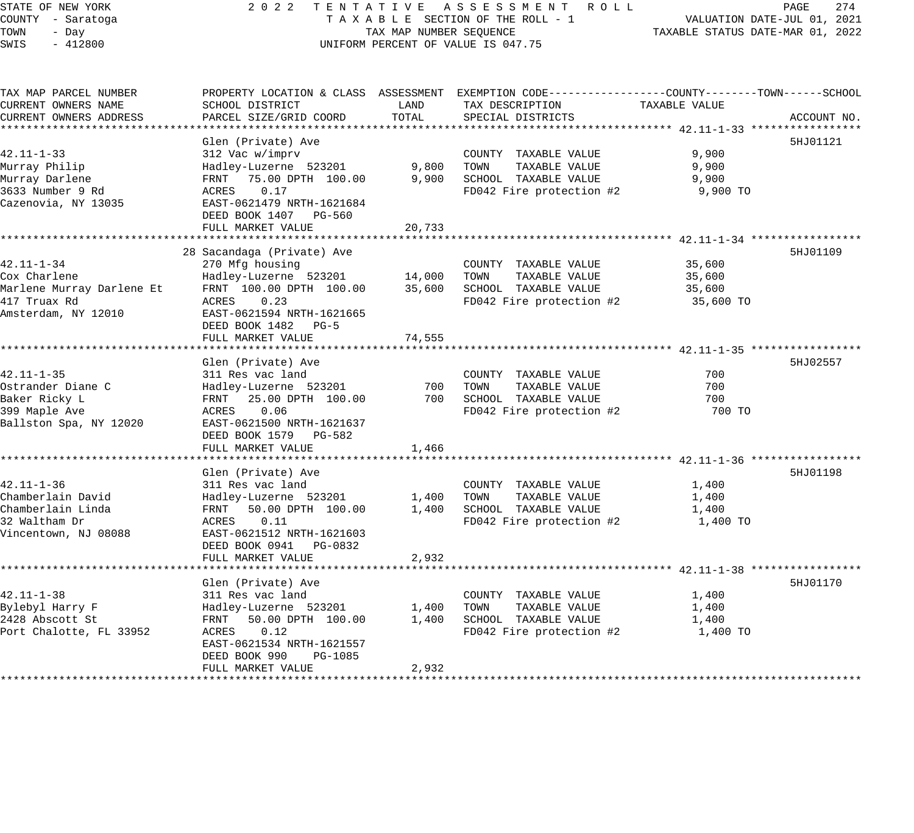STATE OF NEW YORK
COUNTY - Saratoga
TOWN - Day
SWIS - 412800

2022 TENTATIVE ASSESSMENT ROLL
TAXABLE SECTION OF THE ROLL - 1
TAX MAP NUMBER SEQUENCE
UNIFORM PERCENT OF VALUE IS 047.75

VALUATION DATE-JUL 01, 2021
TAXABLE STATUS DATE-MAR 01, 2022

| TAX MAP PARCEL NUMBER / CURRENT OWNERS NAME / CURRENT OWNERS ADDRESS | PROPERTY LOCATION & CLASS / SCHOOL DISTRICT / PARCEL SIZE/GRID COORD | ASSESSMENT LAND | ASSESSMENT TOTAL | EXEMPTION CODE / TAX DESCRIPTION / SPECIAL DISTRICTS | TAXABLE VALUE (COUNTY--TOWN--SCHOOL) | ACCOUNT NO. |
|---|---|---|---|---|---|---|
| **42.11-1-33** | Glen (Private) Ave | | | | | 5HJ01121 |
| 42.11-1-33 | 312 Vac w/imprv | | | COUNTY TAXABLE VALUE | 9,900 | |
| Murray Philip | Hadley-Luzerne 523201 | 9,800 | | TOWN TAXABLE VALUE | 9,900 | |
| Murray Darlene | FRNT 75.00 DPTH 100.00 | | 9,900 | SCHOOL TAXABLE VALUE | 9,900 | |
| 3633 Number 9 Rd | ACRES 0.17 | | | FD042 Fire protection #2 | 9,900 TO | |
| Cazenovia, NY 13035 | EAST-0621479 NRTH-1621684 | | | | | |
| | DEED BOOK 1407 PG-560 | | | | | |
| | FULL MARKET VALUE | | 20,733 | | | |
| **42.11-1-34** | 28 Sacandaga (Private) Ave | | | | | 5HJ01109 |
| 42.11-1-34 | 270 Mfg housing | | | COUNTY TAXABLE VALUE | 35,600 | |
| Cox Charlene | Hadley-Luzerne 523201 | 14,000 | | TOWN TAXABLE VALUE | 35,600 | |
| Marlene Murray Darlene Et | FRNT 100.00 DPTH 100.00 | | 35,600 | SCHOOL TAXABLE VALUE | 35,600 | |
| 417 Truax Rd | ACRES 0.23 | | | FD042 Fire protection #2 | 35,600 TO | |
| Amsterdam, NY 12010 | EAST-0621594 NRTH-1621665 | | | | | |
| | DEED BOOK 1482 PG-5 | | | | | |
| | FULL MARKET VALUE | | 74,555 | | | |
| **42.11-1-35** | Glen (Private) Ave | | | | | 5HJ02557 |
| 42.11-1-35 | 311 Res vac land | | | COUNTY TAXABLE VALUE | 700 | |
| Ostrander Diane C | Hadley-Luzerne 523201 | 700 | | TOWN TAXABLE VALUE | 700 | |
| Baker Ricky L | FRNT 25.00 DPTH 100.00 | | 700 | SCHOOL TAXABLE VALUE | 700 | |
| 399 Maple Ave | ACRES 0.06 | | | FD042 Fire protection #2 | 700 TO | |
| Ballston Spa, NY 12020 | EAST-0621500 NRTH-1621637 | | | | | |
| | DEED BOOK 1579 PG-582 | | | | | |
| | FULL MARKET VALUE | | 1,466 | | | |
| **42.11-1-36** | Glen (Private) Ave | | | | | 5HJ01198 |
| 42.11-1-36 | 311 Res vac land | | | COUNTY TAXABLE VALUE | 1,400 | |
| Chamberlain David | Hadley-Luzerne 523201 | 1,400 | | TOWN TAXABLE VALUE | 1,400 | |
| Chamberlain Linda | FRNT 50.00 DPTH 100.00 | | 1,400 | SCHOOL TAXABLE VALUE | 1,400 | |
| 32 Waltham Dr | ACRES 0.11 | | | FD042 Fire protection #2 | 1,400 TO | |
| Vincentown, NJ 08088 | EAST-0621512 NRTH-1621603 | | | | | |
| | DEED BOOK 0941 PG-0832 | | | | | |
| | FULL MARKET VALUE | | 2,932 | | | |
| **42.11-1-38** | Glen (Private) Ave | | | | | 5HJ01170 |
| 42.11-1-38 | 311 Res vac land | | | COUNTY TAXABLE VALUE | 1,400 | |
| Bylebyl Harry F | Hadley-Luzerne 523201 | 1,400 | | TOWN TAXABLE VALUE | 1,400 | |
| 2428 Abscott St | FRNT 50.00 DPTH 100.00 | | 1,400 | SCHOOL TAXABLE VALUE | 1,400 | |
| Port Chalotte, FL 33952 | ACRES 0.12 | | | FD042 Fire protection #2 | 1,400 TO | |
| | EAST-0621534 NRTH-1621557 | | | | | |
| | DEED BOOK 990 PG-1085 | | | | | |
| | FULL MARKET VALUE | | 2,932 | | | |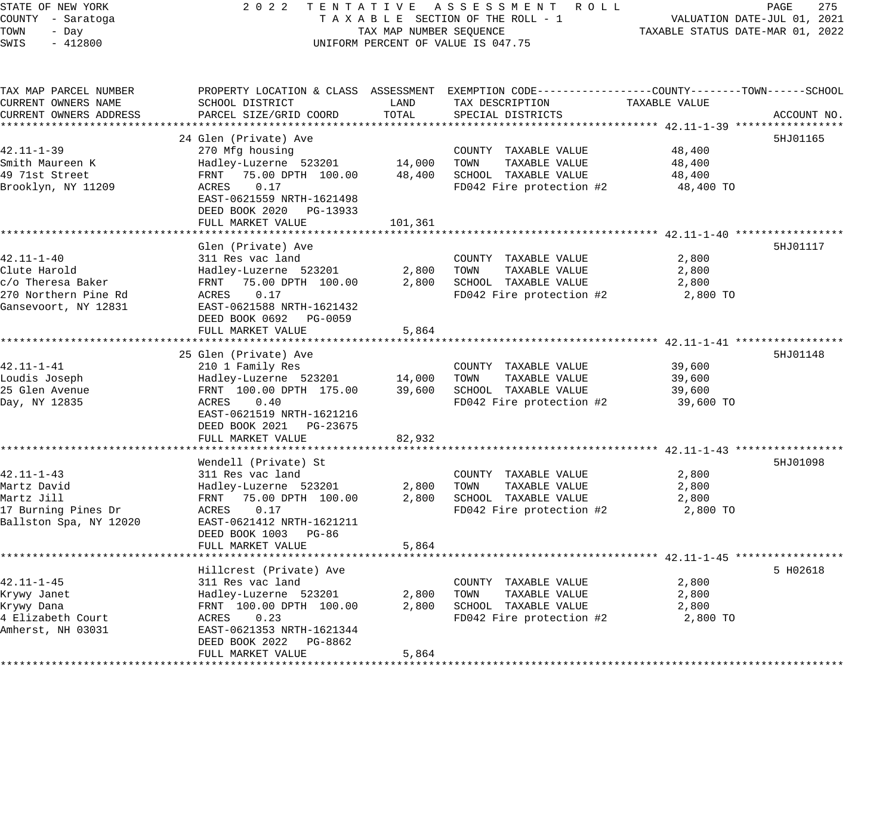STATE OF NEW YORK
COUNTY - Saratoga
TOWN - Day
SWIS - 412800

2022 TENTATIVE ASSESSMENT ROLL
TAXABLE SECTION OF THE ROLL - 1
TAX MAP NUMBER SEQUENCE
UNIFORM PERCENT OF VALUE IS 047.75

VALUATION DATE-JUL 01, 2021
TAXABLE STATUS DATE-MAR 01, 2022

| TAX MAP PARCEL NUMBER / CURRENT OWNERS NAME / CURRENT OWNERS ADDRESS | PROPERTY LOCATION & CLASS / SCHOOL DISTRICT / PARCEL SIZE/GRID COORD | ASSESSMENT LAND | TOTAL | EXEMPTION CODE / TAX DESCRIPTION / SPECIAL DISTRICTS | TAXABLE VALUE (COUNTY / TOWN / SCHOOL) | ACCOUNT NO. |
|---|---|---|---|---|---|---|
| 42.11-1-39 | 24 Glen (Private) Ave | | | | | 5HJ01165 |
| Smith Maureen K | 270 Mfg housing | | | COUNTY TAXABLE VALUE | 48,400 | |
| 49 71st Street | Hadley-Luzerne 523201 | 14,000 | | TOWN TAXABLE VALUE | 48,400 | |
| Brooklyn, NY 11209 | FRNT 75.00 DPTH 100.00 | | 48,400 | SCHOOL TAXABLE VALUE | 48,400 | |
| | ACRES 0.17 | | | FD042 Fire protection #2 | 48,400 TO | |
| | EAST-0621559 NRTH-1621498 | | | | | |
| | DEED BOOK 2020 PG-13933 | | | | | |
| | FULL MARKET VALUE | | 101,361 | | | |
| 42.11-1-40 | Glen (Private) Ave | | | | | 5HJ01117 |
| Clute Harold | 311 Res vac land | | | COUNTY TAXABLE VALUE | 2,800 | |
| c/o Theresa Baker | Hadley-Luzerne 523201 | 2,800 | | TOWN TAXABLE VALUE | 2,800 | |
| 270 Northern Pine Rd | FRNT 75.00 DPTH 100.00 | | 2,800 | SCHOOL TAXABLE VALUE | 2,800 | |
| Gansevoort, NY 12831 | ACRES 0.17 | | | FD042 Fire protection #2 | 2,800 TO | |
| | EAST-0621588 NRTH-1621432 | | | | | |
| | DEED BOOK 0692 PG-0059 | | | | | |
| | FULL MARKET VALUE | | 5,864 | | | |
| 42.11-1-41 | 25 Glen (Private) Ave | | | | | 5HJ01148 |
| Loudis Joseph | 210 1 Family Res | | | COUNTY TAXABLE VALUE | 39,600 | |
| 25 Glen Avenue | Hadley-Luzerne 523201 | 14,000 | | TOWN TAXABLE VALUE | 39,600 | |
| Day, NY 12835 | FRNT 100.00 DPTH 175.00 | | 39,600 | SCHOOL TAXABLE VALUE | 39,600 | |
| | ACRES 0.40 | | | FD042 Fire protection #2 | 39,600 TO | |
| | EAST-0621519 NRTH-1621216 | | | | | |
| | DEED BOOK 2021 PG-23675 | | | | | |
| | FULL MARKET VALUE | | 82,932 | | | |
| 42.11-1-43 | Wendell (Private) St | | | | | 5HJ01098 |
| Martz David | 311 Res vac land | | | COUNTY TAXABLE VALUE | 2,800 | |
| Martz Jill | Hadley-Luzerne 523201 | 2,800 | | TOWN TAXABLE VALUE | 2,800 | |
| 17 Burning Pines Dr | FRNT 75.00 DPTH 100.00 | | 2,800 | SCHOOL TAXABLE VALUE | 2,800 | |
| Ballston Spa, NY 12020 | ACRES 0.17 | | | FD042 Fire protection #2 | 2,800 TO | |
| | EAST-0621412 NRTH-1621211 | | | | | |
| | DEED BOOK 1003 PG-86 | | | | | |
| | FULL MARKET VALUE | | 5,864 | | | |
| 42.11-1-45 | Hillcrest (Private) Ave | | | | | 5 H02618 |
| Krywy Janet | 311 Res vac land | | | COUNTY TAXABLE VALUE | 2,800 | |
| Krywy Dana | Hadley-Luzerne 523201 | 2,800 | | TOWN TAXABLE VALUE | 2,800 | |
| 4 Elizabeth Court | FRNT 100.00 DPTH 100.00 | | 2,800 | SCHOOL TAXABLE VALUE | 2,800 | |
| Amherst, NH 03031 | ACRES 0.23 | | | FD042 Fire protection #2 | 2,800 TO | |
| | EAST-0621353 NRTH-1621344 | | | | | |
| | DEED BOOK 2022 PG-8862 | | | | | |
| | FULL MARKET VALUE | | 5,864 | | | |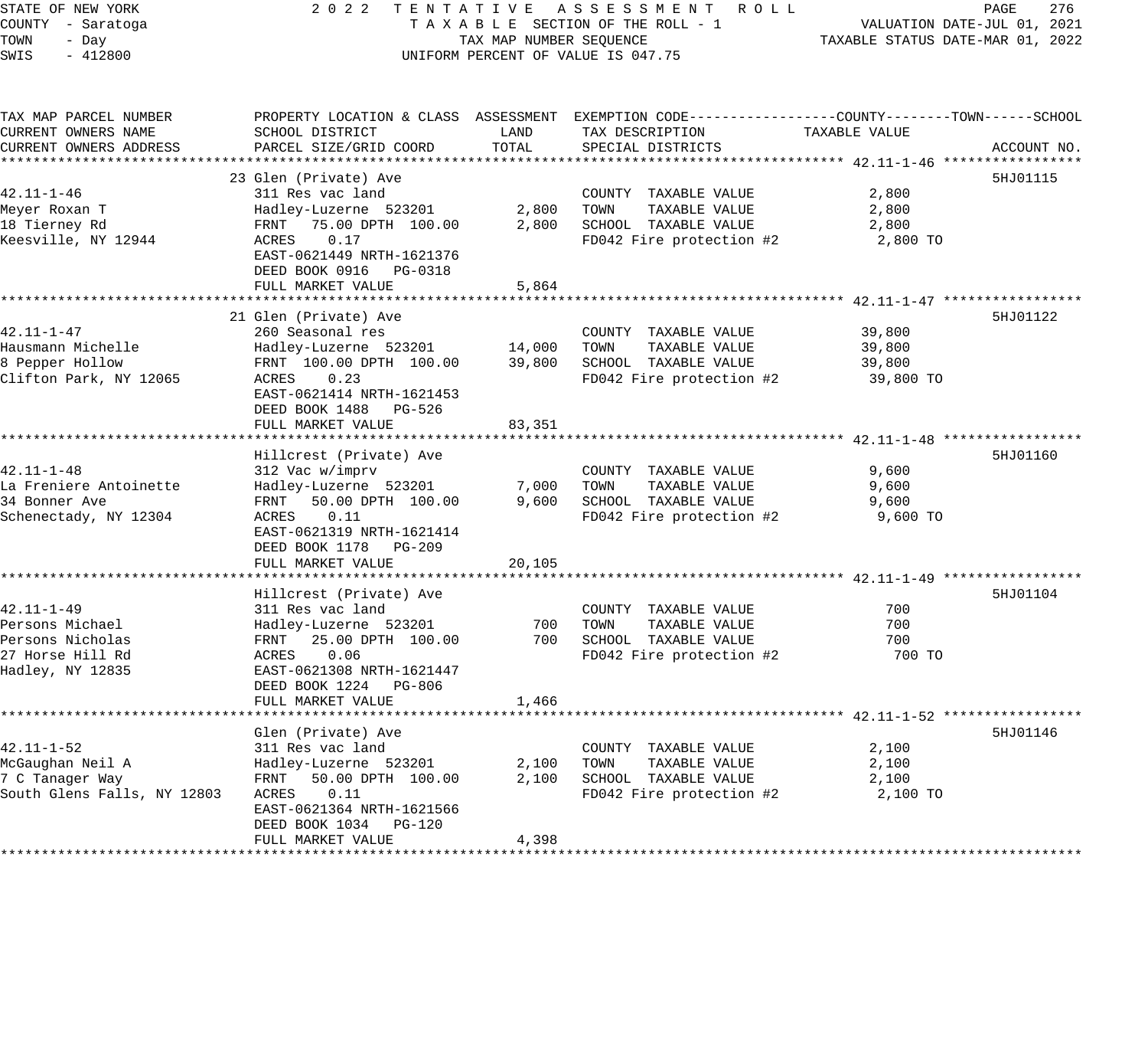STATE OF NEW YORK | 2022 TENTATIVE ASSESSMENT ROLL | VALUATION DATE-JUL 01, 2021
COUNTY - Saratoga | TAXABLE SECTION OF THE ROLL - 1 | TAXABLE STATUS DATE-MAR 01, 2022
TOWN - Day | TAX MAP NUMBER SEQUENCE
SWIS - 412800 | UNIFORM PERCENT OF VALUE IS 047.75

| TAX MAP PARCEL NUMBER / CURRENT OWNERS NAME / CURRENT OWNERS ADDRESS | PROPERTY LOCATION & CLASS / SCHOOL DISTRICT / PARCEL SIZE/GRID COORD | ASSESSMENT LAND | ASSESSMENT TOTAL | EXEMPTION CODE / TAX DESCRIPTION / SPECIAL DISTRICTS | TAXABLE VALUE (COUNTY--TOWN--SCHOOL) | ACCOUNT NO. |
|---|---|---|---|---|---|---|
| **42.11-1-46** | 23 Glen (Private) Ave | | | | | 5HJ01115 |
| 42.11-1-46 | 311 Res vac land | | | COUNTY TAXABLE VALUE | 2,800 | |
| Meyer Roxan T | Hadley-Luzerne 523201 | 2,800 | | TOWN TAXABLE VALUE | 2,800 | |
| 18 Tierney Rd | FRNT 75.00 DPTH 100.00 | | 2,800 | SCHOOL TAXABLE VALUE | 2,800 | |
| Keesville, NY 12944 | ACRES 0.17 | | | FD042 Fire protection #2 | 2,800 TO | |
| | EAST-0621449 NRTH-1621376 | | | | | |
| | DEED BOOK 0916 PG-0318 | | | | | |
| | FULL MARKET VALUE | | 5,864 | | | |
| **42.11-1-47** | 21 Glen (Private) Ave | | | | | 5HJ01122 |
| 42.11-1-47 | 260 Seasonal res | | | COUNTY TAXABLE VALUE | 39,800 | |
| Hausmann Michelle | Hadley-Luzerne 523201 | 14,000 | | TOWN TAXABLE VALUE | 39,800 | |
| 8 Pepper Hollow | FRNT 100.00 DPTH 100.00 | | 39,800 | SCHOOL TAXABLE VALUE | 39,800 | |
| Clifton Park, NY 12065 | ACRES 0.23 | | | FD042 Fire protection #2 | 39,800 TO | |
| | EAST-0621414 NRTH-1621453 | | | | | |
| | DEED BOOK 1488 PG-526 | | | | | |
| | FULL MARKET VALUE | | 83,351 | | | |
| **42.11-1-48** | Hillcrest (Private) Ave | | | | | 5HJ01160 |
| 42.11-1-48 | 312 Vac w/imprv | | | COUNTY TAXABLE VALUE | 9,600 | |
| La Freniere Antoinette | Hadley-Luzerne 523201 | 7,000 | | TOWN TAXABLE VALUE | 9,600 | |
| 34 Bonner Ave | FRNT 50.00 DPTH 100.00 | | 9,600 | SCHOOL TAXABLE VALUE | 9,600 | |
| Schenectady, NY 12304 | ACRES 0.11 | | | FD042 Fire protection #2 | 9,600 TO | |
| | EAST-0621319 NRTH-1621414 | | | | | |
| | DEED BOOK 1178 PG-209 | | | | | |
| | FULL MARKET VALUE | | 20,105 | | | |
| **42.11-1-49** | Hillcrest (Private) Ave | | | | | 5HJ01104 |
| 42.11-1-49 | 311 Res vac land | | | COUNTY TAXABLE VALUE | 700 | |
| Persons Michael | Hadley-Luzerne 523201 | 700 | | TOWN TAXABLE VALUE | 700 | |
| Persons Nicholas | FRNT 25.00 DPTH 100.00 | | 700 | SCHOOL TAXABLE VALUE | 700 | |
| 27 Horse Hill Rd | ACRES 0.06 | | | FD042 Fire protection #2 | 700 TO | |
| Hadley, NY 12835 | EAST-0621308 NRTH-1621447 | | | | | |
| | DEED BOOK 1224 PG-806 | | | | | |
| | FULL MARKET VALUE | | 1,466 | | | |
| **42.11-1-52** | Glen (Private) Ave | | | | | 5HJ01146 |
| 42.11-1-52 | 311 Res vac land | | | COUNTY TAXABLE VALUE | 2,100 | |
| McGaughan Neil A | Hadley-Luzerne 523201 | 2,100 | | TOWN TAXABLE VALUE | 2,100 | |
| 7 C Tanager Way | FRNT 50.00 DPTH 100.00 | | 2,100 | SCHOOL TAXABLE VALUE | 2,100 | |
| South Glens Falls, NY 12803 | ACRES 0.11 | | | FD042 Fire protection #2 | 2,100 TO | |
| | EAST-0621364 NRTH-1621566 | | | | | |
| | DEED BOOK 1034 PG-120 | | | | | |
| | FULL MARKET VALUE | | 4,398 | | | |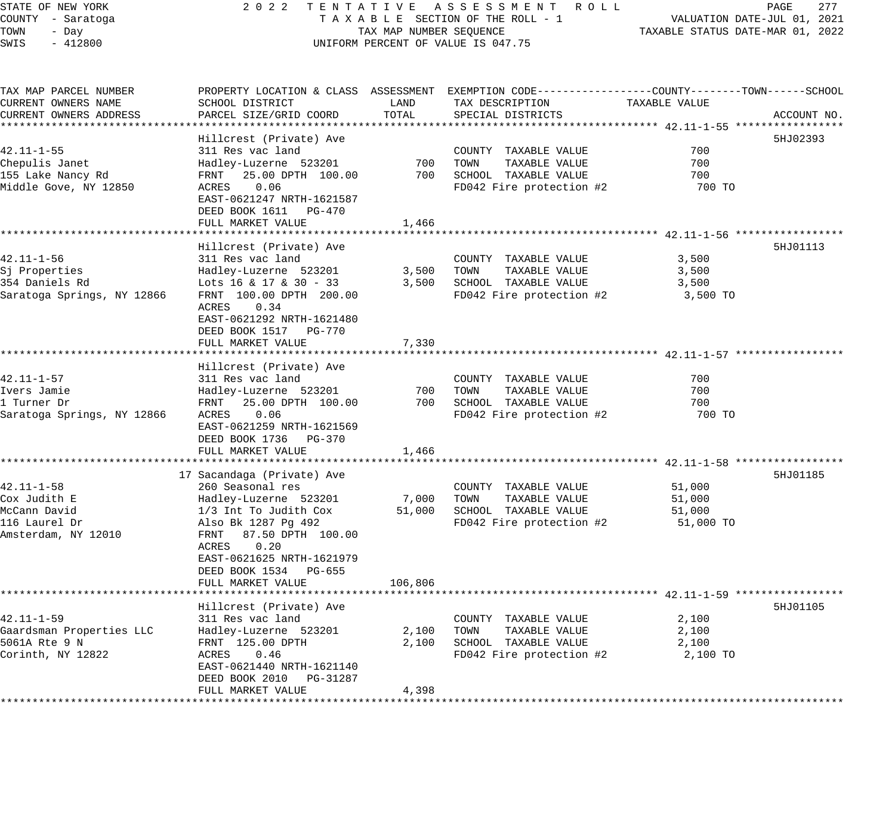STATE OF NEW YORK
COUNTY - Saratoga
TOWN - Day
SWIS - 412800

2022 TENTATIVE ASSESSMENT ROLL
TAXABLE SECTION OF THE ROLL - 1
TAX MAP NUMBER SEQUENCE
UNIFORM PERCENT OF VALUE IS 047.75

VALUATION DATE-JUL 01, 2021
TAXABLE STATUS DATE-MAR 01, 2022

| TAX MAP PARCEL NUMBER / CURRENT OWNERS NAME / CURRENT OWNERS ADDRESS | PROPERTY LOCATION & CLASS / SCHOOL DISTRICT / PARCEL SIZE/GRID COORD | ASSESSMENT LAND | ASSESSMENT TOTAL | EXEMPTION CODE / TAX DESCRIPTION / SPECIAL DISTRICTS | TAXABLE VALUE (COUNTY--------TOWN------SCHOOL) | ACCOUNT NO. |
|---|---|---|---|---|---|---|
| **42.11-1-55** | Hillcrest (Private) Ave | | | | | 5HJ02393 |
| 42.11-1-55 | 311 Res vac land | | | COUNTY TAXABLE VALUE | 700 | |
| Chepulis Janet | Hadley-Luzerne 523201 | 700 | | TOWN TAXABLE VALUE | 700 | |
| 155 Lake Nancy Rd | FRNT 25.00 DPTH 100.00 | | 700 | SCHOOL TAXABLE VALUE | 700 | |
| Middle Gove, NY 12850 | ACRES 0.06 | | | FD042 Fire protection #2 | 700 TO | |
| | EAST-0621247 NRTH-1621587 | | | | | |
| | DEED BOOK 1611 PG-470 | | | | | |
| | FULL MARKET VALUE | | 1,466 | | | |
| **42.11-1-56** | Hillcrest (Private) Ave | | | | | 5HJ01113 |
| 42.11-1-56 | 311 Res vac land | | | COUNTY TAXABLE VALUE | 3,500 | |
| Sj Properties | Hadley-Luzerne 523201 | 3,500 | | TOWN TAXABLE VALUE | 3,500 | |
| 354 Daniels Rd | Lots 16 & 17 & 30 - 33 | | 3,500 | SCHOOL TAXABLE VALUE | 3,500 | |
| Saratoga Springs, NY 12866 | FRNT 100.00 DPTH 200.00 | | | FD042 Fire protection #2 | 3,500 TO | |
| | ACRES 0.34 | | | | | |
| | EAST-0621292 NRTH-1621480 | | | | | |
| | DEED BOOK 1517 PG-770 | | | | | |
| | FULL MARKET VALUE | | 7,330 | | | |
| **42.11-1-57** | Hillcrest (Private) Ave | | | | | |
| 42.11-1-57 | 311 Res vac land | | | COUNTY TAXABLE VALUE | 700 | |
| Ivers Jamie | Hadley-Luzerne 523201 | 700 | | TOWN TAXABLE VALUE | 700 | |
| 1 Turner Dr | FRNT 25.00 DPTH 100.00 | | 700 | SCHOOL TAXABLE VALUE | 700 | |
| Saratoga Springs, NY 12866 | ACRES 0.06 | | | FD042 Fire protection #2 | 700 TO | |
| | EAST-0621259 NRTH-1621569 | | | | | |
| | DEED BOOK 1736 PG-370 | | | | | |
| | FULL MARKET VALUE | | 1,466 | | | |
| **42.11-1-58** | 17 Sacandaga (Private) Ave | | | | | 5HJ01185 |
| 42.11-1-58 | 260 Seasonal res | | | COUNTY TAXABLE VALUE | 51,000 | |
| Cox Judith E | Hadley-Luzerne 523201 | 7,000 | | TOWN TAXABLE VALUE | 51,000 | |
| McCann David | 1/3 Int To Judith Cox | | 51,000 | SCHOOL TAXABLE VALUE | 51,000 | |
| 116 Laurel Dr | Also Bk 1287 Pg 492 | | | FD042 Fire protection #2 | 51,000 TO | |
| Amsterdam, NY 12010 | FRNT 87.50 DPTH 100.00 | | | | | |
| | ACRES 0.20 | | | | | |
| | EAST-0621625 NRTH-1621979 | | | | | |
| | DEED BOOK 1534 PG-655 | | | | | |
| | FULL MARKET VALUE | | 106,806 | | | |
| **42.11-1-59** | Hillcrest (Private) Ave | | | | | 5HJ01105 |
| 42.11-1-59 | 311 Res vac land | | | COUNTY TAXABLE VALUE | 2,100 | |
| Gaardsman Properties LLC | Hadley-Luzerne 523201 | 2,100 | | TOWN TAXABLE VALUE | 2,100 | |
| 5061A Rte 9 N | FRNT 125.00 DPTH | | 2,100 | SCHOOL TAXABLE VALUE | 2,100 | |
| Corinth, NY 12822 | ACRES 0.46 | | | FD042 Fire protection #2 | 2,100 TO | |
| | EAST-0621440 NRTH-1621140 | | | | | |
| | DEED BOOK 2010 PG-31287 | | | | | |
| | FULL MARKET VALUE | | 4,398 | | | |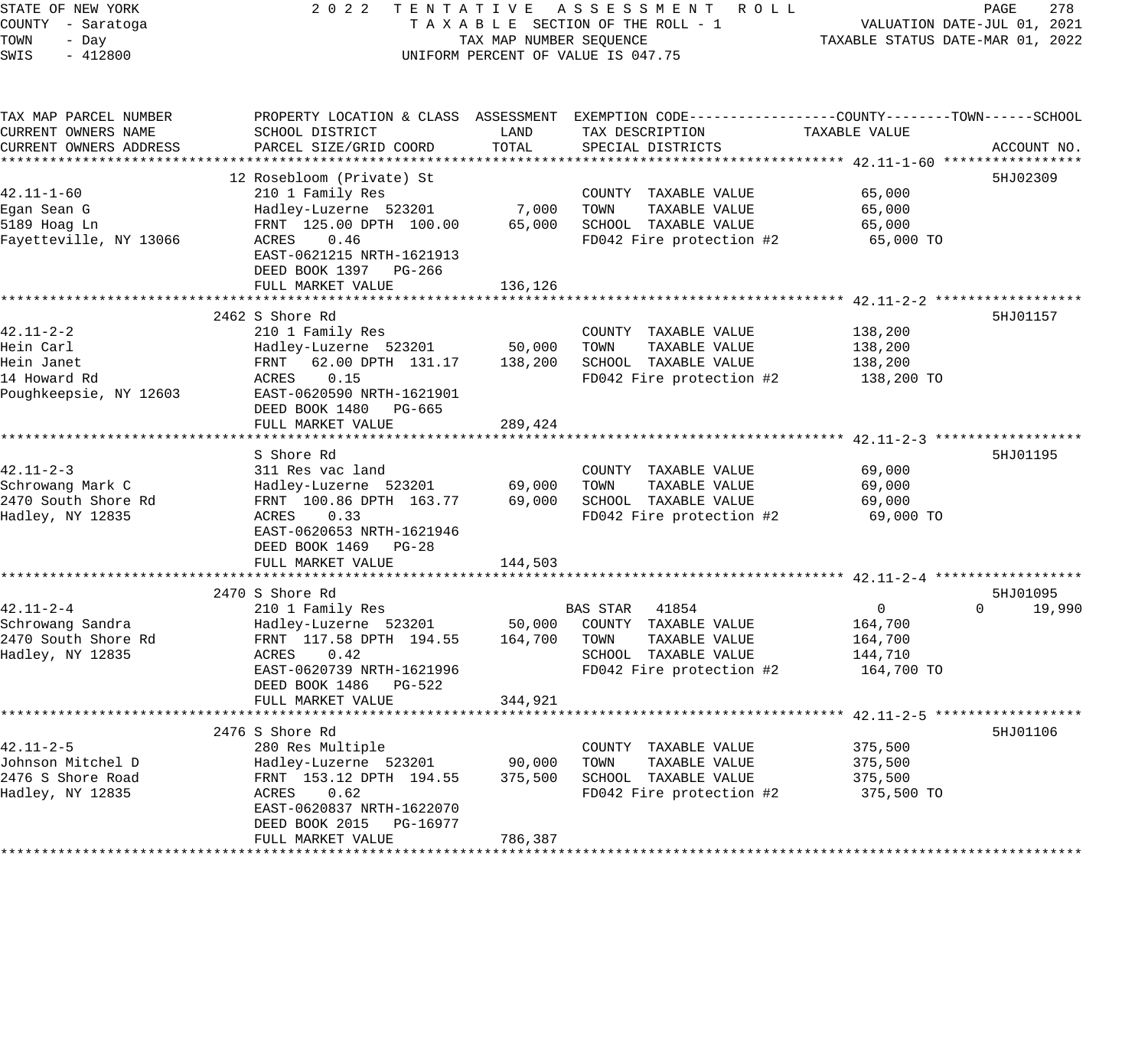STATE OF NEW YORK
COUNTY - Saratoga
TOWN - Day
SWIS - 412800

2 0 2 2 T E N T A T I V E A S S E S S M E N T R O L L
T A X A B L E SECTION OF THE ROLL - 1
TAX MAP NUMBER SEQUENCE
UNIFORM PERCENT OF VALUE IS 047.75

VALUATION DATE-JUL 01, 2021
TAXABLE STATUS DATE-MAR 01, 2022

| TAX MAP PARCEL NUMBER / CURRENT OWNERS NAME / CURRENT OWNERS ADDRESS | PROPERTY LOCATION & CLASS / SCHOOL DISTRICT / PARCEL SIZE/GRID COORD | ASSESSMENT LAND | ASSESSMENT TOTAL | EXEMPTION CODE / TAX DESCRIPTION / SPECIAL DISTRICTS | COUNTY TAXABLE VALUE | TOWN | SCHOOL | ACCOUNT NO. |
|---|---|---|---|---|---|---|---|---|
| **42.11-1-60** | 12 Rosebloom (Private) St | | | | | | | 5HJ02309 |
| 42.11-1-60 | 210 1 Family Res | | | COUNTY TAXABLE VALUE | 65,000 | | | |
| Egan Sean G | Hadley-Luzerne 523201 | 7,000 | 65,000 | TOWN TAXABLE VALUE | 65,000 | | | |
| 5189 Hoag Ln | FRNT 125.00 DPTH 100.00 | | | SCHOOL TAXABLE VALUE | 65,000 | | | |
| Fayetteville, NY 13066 | ACRES 0.46 | | | FD042 Fire protection #2 | 65,000 TO | | | |
| | EAST-0621215 NRTH-1621913 | | | | | | | |
| | DEED BOOK 1397 PG-266 | | | | | | | |
| | FULL MARKET VALUE | | 136,126 | | | | | |
| **42.11-2-2** | 2462 S Shore Rd | | | | | | | 5HJ01157 |
| 42.11-2-2 | 210 1 Family Res | | | COUNTY TAXABLE VALUE | 138,200 | | | |
| Hein Carl | Hadley-Luzerne 523201 | 50,000 | 138,200 | TOWN TAXABLE VALUE | 138,200 | | | |
| Hein Janet | FRNT 62.00 DPTH 131.17 | | | SCHOOL TAXABLE VALUE | 138,200 | | | |
| 14 Howard Rd | ACRES 0.15 | | | FD042 Fire protection #2 | 138,200 TO | | | |
| Poughkeepsie, NY 12603 | EAST-0620590 NRTH-1621901 | | | | | | | |
| | DEED BOOK 1480 PG-665 | | | | | | | |
| | FULL MARKET VALUE | | 289,424 | | | | | |
| **42.11-2-3** | S Shore Rd | | | | | | | 5HJ01195 |
| 42.11-2-3 | 311 Res vac land | | | COUNTY TAXABLE VALUE | 69,000 | | | |
| Schrowang Mark C | Hadley-Luzerne 523201 | 69,000 | 69,000 | TOWN TAXABLE VALUE | 69,000 | | | |
| 2470 South Shore Rd | FRNT 100.86 DPTH 163.77 | | | SCHOOL TAXABLE VALUE | 69,000 | | | |
| Hadley, NY 12835 | ACRES 0.33 | | | FD042 Fire protection #2 | 69,000 TO | | | |
| | EAST-0620653 NRTH-1621946 | | | | | | | |
| | DEED BOOK 1469 PG-28 | | | | | | | |
| | FULL MARKET VALUE | | 144,503 | | | | | |
| **42.11-2-4** | 2470 S Shore Rd | | | | | | | 5HJ01095 |
| 42.11-2-4 | 210 1 Family Res | | | BAS STAR 41854 | 0 | 0 | 19,990 | |
| Schrowang Sandra | Hadley-Luzerne 523201 | 50,000 | 164,700 | COUNTY TAXABLE VALUE | 164,700 | | | |
| 2470 South Shore Rd | FRNT 117.58 DPTH 194.55 | | | TOWN TAXABLE VALUE | 164,700 | | | |
| Hadley, NY 12835 | ACRES 0.42 | | | SCHOOL TAXABLE VALUE | 144,710 | | | |
| | EAST-0620739 NRTH-1621996 | | | FD042 Fire protection #2 | 164,700 TO | | | |
| | DEED BOOK 1486 PG-522 | | | | | | | |
| | FULL MARKET VALUE | | 344,921 | | | | | |
| **42.11-2-5** | 2476 S Shore Rd | | | | | | | 5HJ01106 |
| 42.11-2-5 | 280 Res Multiple | | | COUNTY TAXABLE VALUE | 375,500 | | | |
| Johnson Mitchel D | Hadley-Luzerne 523201 | 90,000 | 375,500 | TOWN TAXABLE VALUE | 375,500 | | | |
| 2476 S Shore Road | FRNT 153.12 DPTH 194.55 | | | SCHOOL TAXABLE VALUE | 375,500 | | | |
| Hadley, NY 12835 | ACRES 0.62 | | | FD042 Fire protection #2 | 375,500 TO | | | |
| | EAST-0620837 NRTH-1622070 | | | | | | | |
| | DEED BOOK 2015 PG-16977 | | | | | | | |
| | FULL MARKET VALUE | | 786,387 | | | | | |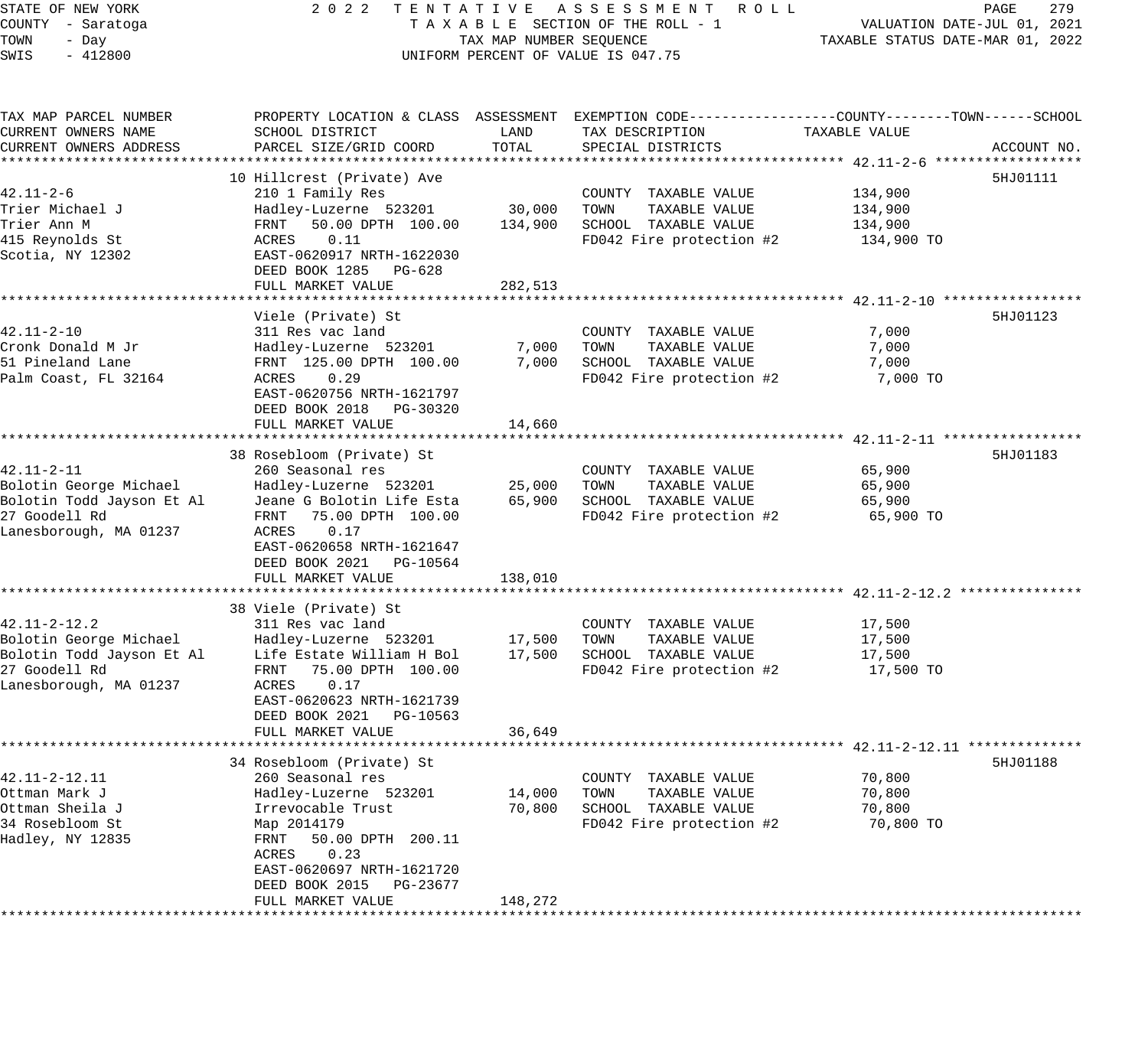STATE OF NEW YORK — 2022 TENTATIVE ASSESSMENT ROLL
COUNTY - Saratoga — TAXABLE SECTION OF THE ROLL - 1 — VALUATION DATE-JUL 01, 2021
TOWN - Day — TAX MAP NUMBER SEQUENCE — TAXABLE STATUS DATE-MAR 01, 2022
SWIS - 412800 — UNIFORM PERCENT OF VALUE IS 047.75

| TAX MAP PARCEL NUMBER / CURRENT OWNERS NAME / CURRENT OWNERS ADDRESS | PROPERTY LOCATION & CLASS / SCHOOL DISTRICT / PARCEL SIZE/GRID COORD | ASSESSMENT LAND | ASSESSMENT TOTAL | EXEMPTION CODE / TAX DESCRIPTION / SPECIAL DISTRICTS | TAXABLE VALUE (COUNTY / TOWN / SCHOOL) | ACCOUNT NO. |
|---|---|---|---|---|---|---|
| **42.11-2-6** | 10 Hillcrest (Private) Ave | | | | | 5HJ01111 |
| 42.11-2-6 | 210 1 Family Res | | | COUNTY TAXABLE VALUE | 134,900 | |
| Trier Michael J | Hadley-Luzerne 523201 | 30,000 | | TOWN TAXABLE VALUE | 134,900 | |
| Trier Ann M | FRNT 50.00 DPTH 100.00 | | 134,900 | SCHOOL TAXABLE VALUE | 134,900 | |
| 415 Reynolds St | ACRES 0.11 | | | FD042 Fire protection #2 | 134,900 TO | |
| Scotia, NY 12302 | EAST-0620917 NRTH-1622030 | | | | | |
| | DEED BOOK 1285 PG-628 | | | | | |
| | FULL MARKET VALUE | | 282,513 | | | |
| **42.11-2-10** | Viele (Private) St | | | | | 5HJ01123 |
| 42.11-2-10 | 311 Res vac land | | | COUNTY TAXABLE VALUE | 7,000 | |
| Cronk Donald M Jr | Hadley-Luzerne 523201 | 7,000 | | TOWN TAXABLE VALUE | 7,000 | |
| 51 Pineland Lane | FRNT 125.00 DPTH 100.00 | | 7,000 | SCHOOL TAXABLE VALUE | 7,000 | |
| Palm Coast, FL 32164 | ACRES 0.29 | | | FD042 Fire protection #2 | 7,000 TO | |
| | EAST-0620756 NRTH-1621797 | | | | | |
| | DEED BOOK 2018 PG-30320 | | | | | |
| | FULL MARKET VALUE | | 14,660 | | | |
| **42.11-2-11** | 38 Rosebloom (Private) St | | | | | 5HJ01183 |
| 42.11-2-11 | 260 Seasonal res | | | COUNTY TAXABLE VALUE | 65,900 | |
| Bolotin George Michael | Hadley-Luzerne 523201 | 25,000 | | TOWN TAXABLE VALUE | 65,900 | |
| Bolotin Todd Jayson Et Al | Jeane G Bolotin Life Esta | | 65,900 | SCHOOL TAXABLE VALUE | 65,900 | |
| 27 Goodell Rd | FRNT 75.00 DPTH 100.00 | | | FD042 Fire protection #2 | 65,900 TO | |
| Lanesborough, MA 01237 | ACRES 0.17 | | | | | |
| | EAST-0620658 NRTH-1621647 | | | | | |
| | DEED BOOK 2021 PG-10564 | | | | | |
| | FULL MARKET VALUE | | 138,010 | | | |
| **42.11-2-12.2** | 38 Viele (Private) St | | | | | |
| 42.11-2-12.2 | 311 Res vac land | | | COUNTY TAXABLE VALUE | 17,500 | |
| Bolotin George Michael | Hadley-Luzerne 523201 | 17,500 | | TOWN TAXABLE VALUE | 17,500 | |
| Bolotin Todd Jayson Et Al | Life Estate William H Bol | | 17,500 | SCHOOL TAXABLE VALUE | 17,500 | |
| 27 Goodell Rd | FRNT 75.00 DPTH 100.00 | | | FD042 Fire protection #2 | 17,500 TO | |
| Lanesborough, MA 01237 | ACRES 0.17 | | | | | |
| | EAST-0620623 NRTH-1621739 | | | | | |
| | DEED BOOK 2021 PG-10563 | | | | | |
| | FULL MARKET VALUE | | 36,649 | | | |
| **42.11-2-12.11** | 34 Rosebloom (Private) St | | | | | 5HJ01188 |
| 42.11-2-12.11 | 260 Seasonal res | | | COUNTY TAXABLE VALUE | 70,800 | |
| Ottman Mark J | Hadley-Luzerne 523201 | 14,000 | | TOWN TAXABLE VALUE | 70,800 | |
| Ottman Sheila J | Irrevocable Trust | | 70,800 | SCHOOL TAXABLE VALUE | 70,800 | |
| 34 Rosebloom St | Map 2014179 | | | FD042 Fire protection #2 | 70,800 TO | |
| Hadley, NY 12835 | FRNT 50.00 DPTH 200.11 | | | | | |
| | ACRES 0.23 | | | | | |
| | EAST-0620697 NRTH-1621720 | | | | | |
| | DEED BOOK 2015 PG-23677 | | | | | |
| | FULL MARKET VALUE | | 148,272 | | | |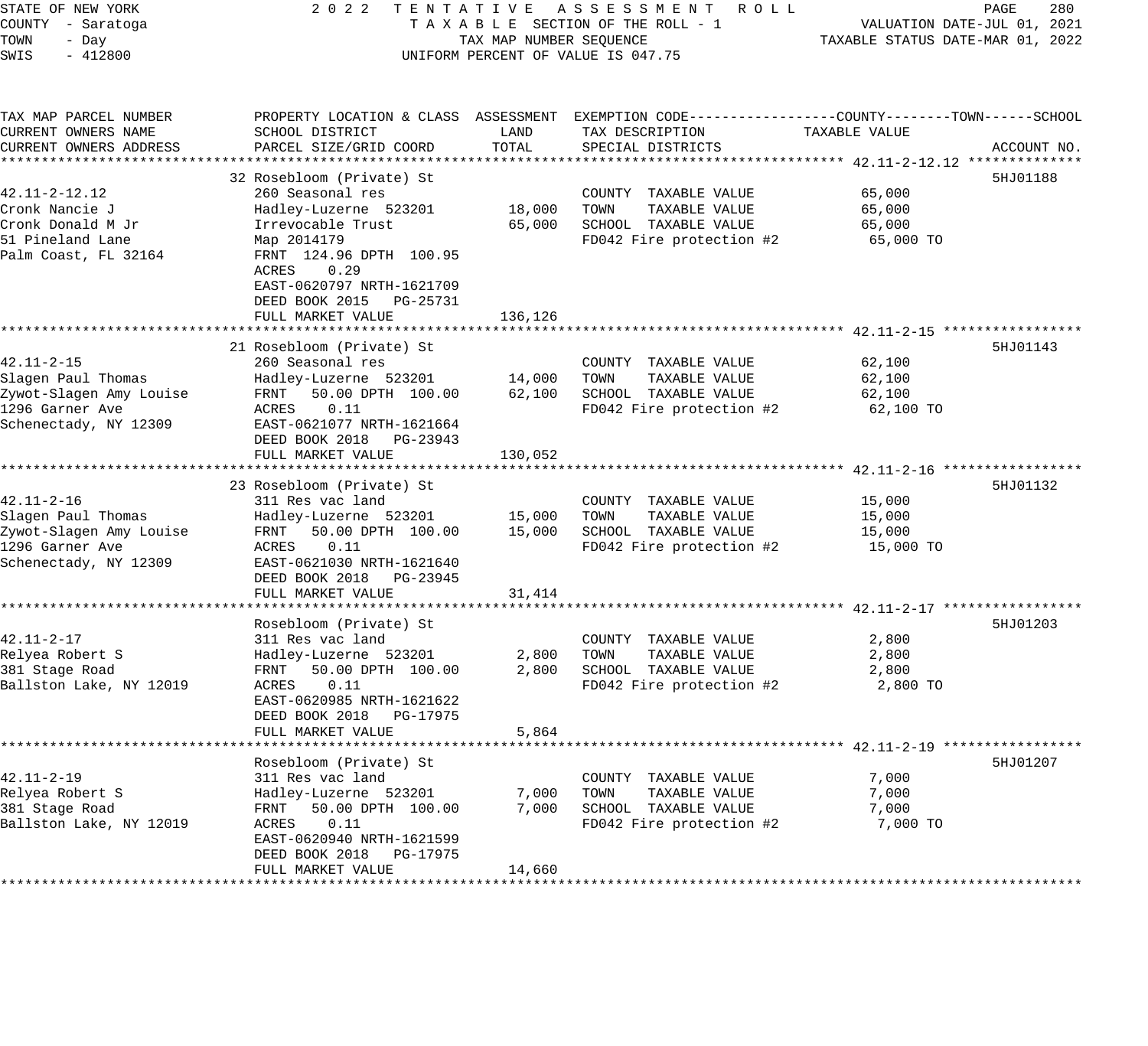STATE OF NEW YORK — 2022 TENTATIVE ASSESSMENT ROLL
COUNTY - Saratoga — TAXABLE SECTION OF THE ROLL - 1 — VALUATION DATE-JUL 01, 2021
TOWN - Day — TAX MAP NUMBER SEQUENCE — TAXABLE STATUS DATE-MAR 01, 2022
SWIS - 412800 — UNIFORM PERCENT OF VALUE IS 047.75

| TAX MAP PARCEL NUMBER / CURRENT OWNERS NAME / CURRENT OWNERS ADDRESS | PROPERTY LOCATION & CLASS / SCHOOL DISTRICT / PARCEL SIZE/GRID COORD | ASSESSMENT LAND | ASSESSMENT TOTAL | EXEMPTION CODE / TAX DESCRIPTION / SPECIAL DISTRICTS | TAXABLE VALUE (COUNTY / TOWN / SCHOOL) | ACCOUNT NO. |
|---|---|---|---|---|---|---|
| **42.11-2-12.12** | 32 Rosebloom (Private) St | | | | | 5HJ01188 |
| 42.11-2-12.12 | 260 Seasonal res | | | COUNTY TAXABLE VALUE | 65,000 | |
| Cronk Nancie J | Hadley-Luzerne 523201 | 18,000 | | TOWN TAXABLE VALUE | 65,000 | |
| Cronk Donald M Jr | Irrevocable Trust | | 65,000 | SCHOOL TAXABLE VALUE | 65,000 | |
| 51 Pineland Lane | Map 2014179 | | | FD042 Fire protection #2 | 65,000 TO | |
| Palm Coast, FL 32164 | FRNT 124.96 DPTH 100.95 | | | | | |
| | ACRES 0.29 | | | | | |
| | EAST-0620797 NRTH-1621709 | | | | | |
| | DEED BOOK 2015 PG-25731 | | | | | |
| | FULL MARKET VALUE | | 136,126 | | | |
| **42.11-2-15** | 21 Rosebloom (Private) St | | | | | 5HJ01143 |
| 42.11-2-15 | 260 Seasonal res | | | COUNTY TAXABLE VALUE | 62,100 | |
| Slagen Paul Thomas | Hadley-Luzerne 523201 | 14,000 | | TOWN TAXABLE VALUE | 62,100 | |
| Zywot-Slagen Amy Louise | FRNT 50.00 DPTH 100.00 | | 62,100 | SCHOOL TAXABLE VALUE | 62,100 | |
| 1296 Garner Ave | ACRES 0.11 | | | FD042 Fire protection #2 | 62,100 TO | |
| Schenectady, NY 12309 | EAST-0621077 NRTH-1621664 | | | | | |
| | DEED BOOK 2018 PG-23943 | | | | | |
| | FULL MARKET VALUE | | 130,052 | | | |
| **42.11-2-16** | 23 Rosebloom (Private) St | | | | | 5HJ01132 |
| 42.11-2-16 | 311 Res vac land | | | COUNTY TAXABLE VALUE | 15,000 | |
| Slagen Paul Thomas | Hadley-Luzerne 523201 | 15,000 | | TOWN TAXABLE VALUE | 15,000 | |
| Zywot-Slagen Amy Louise | FRNT 50.00 DPTH 100.00 | | 15,000 | SCHOOL TAXABLE VALUE | 15,000 | |
| 1296 Garner Ave | ACRES 0.11 | | | FD042 Fire protection #2 | 15,000 TO | |
| Schenectady, NY 12309 | EAST-0621030 NRTH-1621640 | | | | | |
| | DEED BOOK 2018 PG-23945 | | | | | |
| | FULL MARKET VALUE | | 31,414 | | | |
| **42.11-2-17** | Rosebloom (Private) St | | | | | 5HJ01203 |
| 42.11-2-17 | 311 Res vac land | | | COUNTY TAXABLE VALUE | 2,800 | |
| Relyea Robert S | Hadley-Luzerne 523201 | 2,800 | | TOWN TAXABLE VALUE | 2,800 | |
| 381 Stage Road | FRNT 50.00 DPTH 100.00 | | 2,800 | SCHOOL TAXABLE VALUE | 2,800 | |
| Ballston Lake, NY 12019 | ACRES 0.11 | | | FD042 Fire protection #2 | 2,800 TO | |
| | EAST-0620985 NRTH-1621622 | | | | | |
| | DEED BOOK 2018 PG-17975 | | | | | |
| | FULL MARKET VALUE | | 5,864 | | | |
| **42.11-2-19** | Rosebloom (Private) St | | | | | 5HJ01207 |
| 42.11-2-19 | 311 Res vac land | | | COUNTY TAXABLE VALUE | 7,000 | |
| Relyea Robert S | Hadley-Luzerne 523201 | 7,000 | | TOWN TAXABLE VALUE | 7,000 | |
| 381 Stage Road | FRNT 50.00 DPTH 100.00 | | 7,000 | SCHOOL TAXABLE VALUE | 7,000 | |
| Ballston Lake, NY 12019 | ACRES 0.11 | | | FD042 Fire protection #2 | 7,000 TO | |
| | EAST-0620940 NRTH-1621599 | | | | | |
| | DEED BOOK 2018 PG-17975 | | | | | |
| | FULL MARKET VALUE | | 14,660 | | | |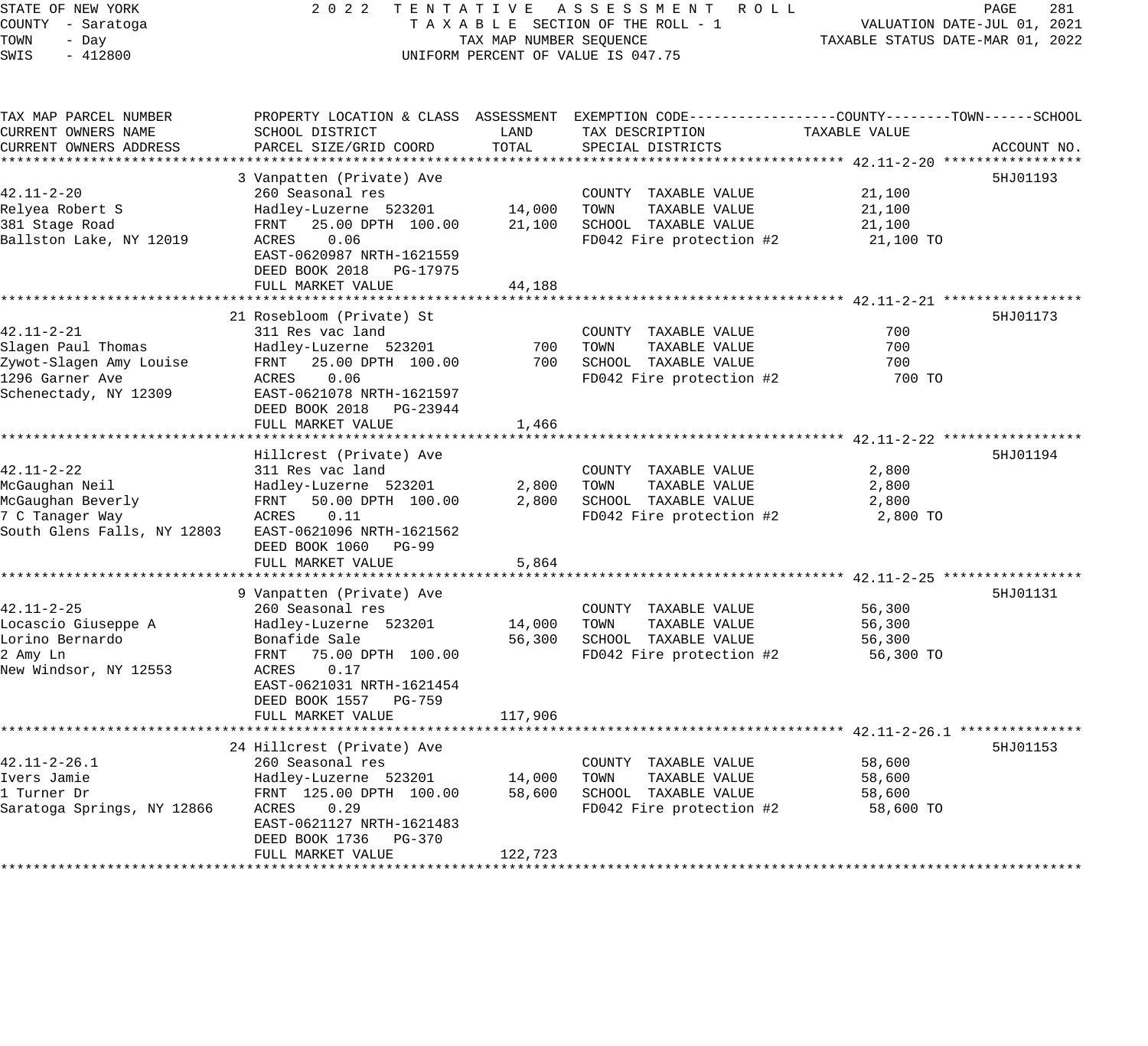STATE OF NEW YORK — 2022 TENTATIVE ASSESSMENT ROLL
COUNTY - Saratoga — TAXABLE SECTION OF THE ROLL - 1 — VALUATION DATE-JUL 01, 2021
TOWN - Day — TAX MAP NUMBER SEQUENCE — TAXABLE STATUS DATE-MAR 01, 2022
SWIS - 412800 — UNIFORM PERCENT OF VALUE IS 047.75

| TAX MAP PARCEL NUMBER / CURRENT OWNERS NAME / CURRENT OWNERS ADDRESS | PROPERTY LOCATION & CLASS / SCHOOL DISTRICT / PARCEL SIZE/GRID COORD | ASSESSMENT LAND | ASSESSMENT TOTAL | EXEMPTION CODE / TAX DESCRIPTION / SPECIAL DISTRICTS | TAXABLE VALUE | ACCOUNT NO. |
|---|---|---|---|---|---|---|
| **42.11-2-20** | 3 Vanpatten (Private) Ave | | | | | 5HJ01193 |
| 42.11-2-20 | 260 Seasonal res | | | COUNTY TAXABLE VALUE | 21,100 | |
| Relyea Robert S | Hadley-Luzerne 523201 | 14,000 | | TOWN TAXABLE VALUE | 21,100 | |
| 381 Stage Road | FRNT 25.00 DPTH 100.00 | | 21,100 | SCHOOL TAXABLE VALUE | 21,100 | |
| Ballston Lake, NY 12019 | ACRES 0.06 | | | FD042 Fire protection #2 | 21,100 TO | |
| | EAST-0620987 NRTH-1621559 | | | | | |
| | DEED BOOK 2018 PG-17975 | | | | | |
| | FULL MARKET VALUE | | 44,188 | | | |
| **42.11-2-21** | 21 Rosebloom (Private) St | | | | | 5HJ01173 |
| 42.11-2-21 | 311 Res vac land | | | COUNTY TAXABLE VALUE | 700 | |
| Slagen Paul Thomas | Hadley-Luzerne 523201 | 700 | | TOWN TAXABLE VALUE | 700 | |
| Zywot-Slagen Amy Louise | FRNT 25.00 DPTH 100.00 | | 700 | SCHOOL TAXABLE VALUE | 700 | |
| 1296 Garner Ave | ACRES 0.06 | | | FD042 Fire protection #2 | 700 TO | |
| Schenectady, NY 12309 | EAST-0621078 NRTH-1621597 | | | | | |
| | DEED BOOK 2018 PG-23944 | | | | | |
| | FULL MARKET VALUE | | 1,466 | | | |
| **42.11-2-22** | Hillcrest (Private) Ave | | | | | 5HJ01194 |
| 42.11-2-22 | 311 Res vac land | | | COUNTY TAXABLE VALUE | 2,800 | |
| McGaughan Neil | Hadley-Luzerne 523201 | 2,800 | | TOWN TAXABLE VALUE | 2,800 | |
| McGaughan Beverly | FRNT 50.00 DPTH 100.00 | | 2,800 | SCHOOL TAXABLE VALUE | 2,800 | |
| 7 C Tanager Way | ACRES 0.11 | | | FD042 Fire protection #2 | 2,800 TO | |
| South Glens Falls, NY 12803 | EAST-0621096 NRTH-1621562 | | | | | |
| | DEED BOOK 1060 PG-99 | | | | | |
| | FULL MARKET VALUE | | 5,864 | | | |
| **42.11-2-25** | 9 Vanpatten (Private) Ave | | | | | 5HJ01131 |
| 42.11-2-25 | 260 Seasonal res | | | COUNTY TAXABLE VALUE | 56,300 | |
| Locascio Giuseppe A | Hadley-Luzerne 523201 | 14,000 | | TOWN TAXABLE VALUE | 56,300 | |
| Lorino Bernardo | Bonafide Sale | | 56,300 | SCHOOL TAXABLE VALUE | 56,300 | |
| 2 Amy Ln | FRNT 75.00 DPTH 100.00 | | | FD042 Fire protection #2 | 56,300 TO | |
| New Windsor, NY 12553 | ACRES 0.17 | | | | | |
| | EAST-0621031 NRTH-1621454 | | | | | |
| | DEED BOOK 1557 PG-759 | | | | | |
| | FULL MARKET VALUE | | 117,906 | | | |
| **42.11-2-26.1** | 24 Hillcrest (Private) Ave | | | | | 5HJ01153 |
| 42.11-2-26.1 | 260 Seasonal res | | | COUNTY TAXABLE VALUE | 58,600 | |
| Ivers Jamie | Hadley-Luzerne 523201 | 14,000 | | TOWN TAXABLE VALUE | 58,600 | |
| 1 Turner Dr | FRNT 125.00 DPTH 100.00 | | 58,600 | SCHOOL TAXABLE VALUE | 58,600 | |
| Saratoga Springs, NY 12866 | ACRES 0.29 | | | FD042 Fire protection #2 | 58,600 TO | |
| | EAST-0621127 NRTH-1621483 | | | | | |
| | DEED BOOK 1736 PG-370 | | | | | |
| | FULL MARKET VALUE | | 122,723 | | | |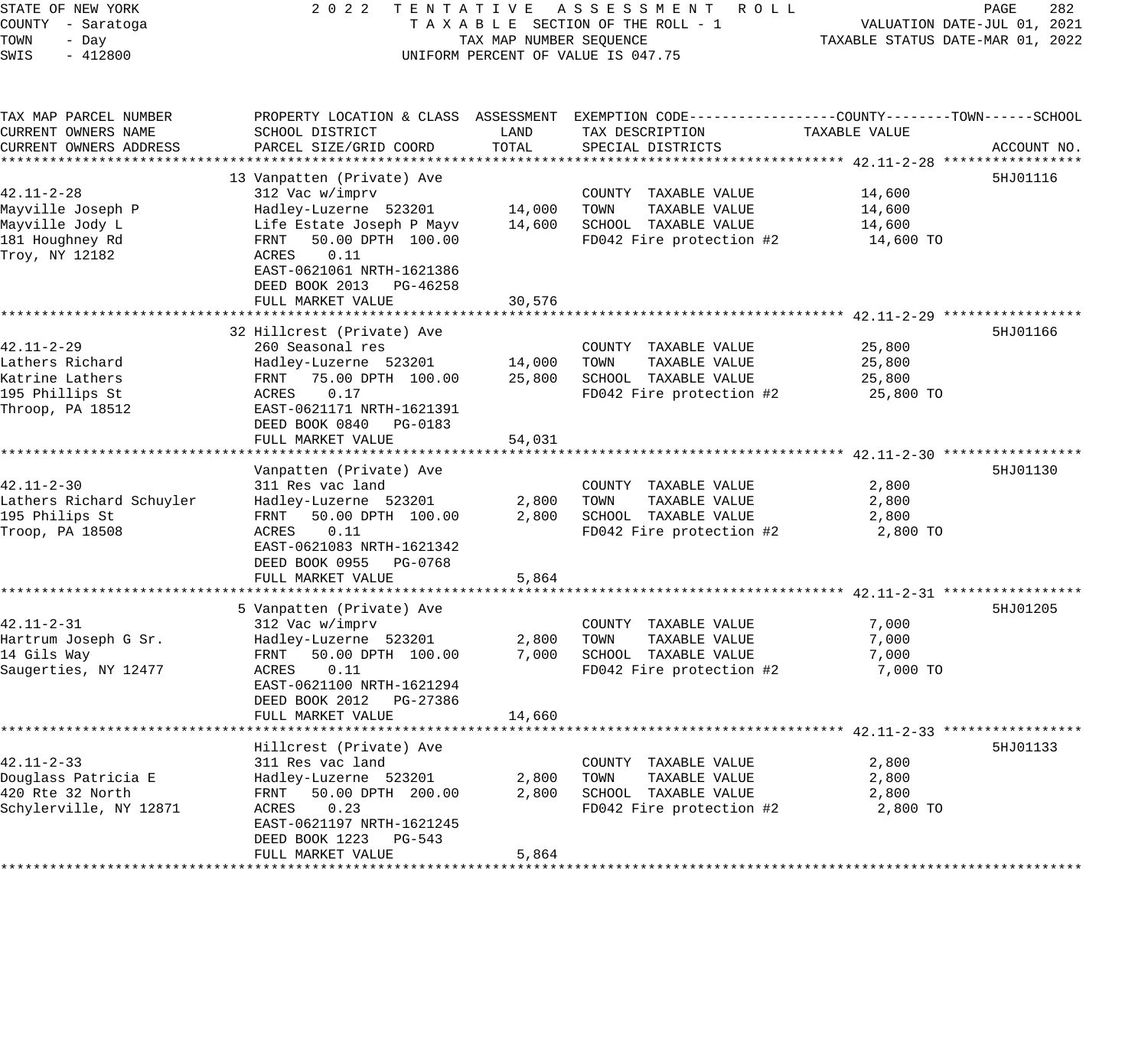STATE OF NEW YORK
COUNTY - Saratoga
TOWN - Day
SWIS - 412800

2022 TENTATIVE ASSESSMENT ROLL
TAXABLE SECTION OF THE ROLL - 1
TAX MAP NUMBER SEQUENCE
UNIFORM PERCENT OF VALUE IS 047.75

VALUATION DATE-JUL 01, 2021
TAXABLE STATUS DATE-MAR 01, 2022

| TAX MAP PARCEL NUMBER / CURRENT OWNERS NAME / CURRENT OWNERS ADDRESS | PROPERTY LOCATION & CLASS / SCHOOL DISTRICT / PARCEL SIZE/GRID COORD | ASSESSMENT LAND | ASSESSMENT TOTAL | EXEMPTION CODE / TAX DESCRIPTION / SPECIAL DISTRICTS | TAXABLE VALUE (COUNTY--TOWN--SCHOOL) | ACCOUNT NO. |
|---|---|---|---|---|---|---|
| **42.11-2-28** | 13 Vanpatten (Private) Ave | | | | | 5HJ01116 |
| 42.11-2-28 | 312 Vac w/imprv | | | COUNTY TAXABLE VALUE | 14,600 | |
| Mayville Joseph P | Hadley-Luzerne 523201 | 14,000 | | TOWN TAXABLE VALUE | 14,600 | |
| Mayville Jody L | Life Estate Joseph P Mayv | | 14,600 | SCHOOL TAXABLE VALUE | 14,600 | |
| 181 Houghney Rd | FRNT 50.00 DPTH 100.00 | | | FD042 Fire protection #2 | 14,600 TO | |
| Troy, NY 12182 | ACRES 0.11 | | | | | |
| | EAST-0621061 NRTH-1621386 | | | | | |
| | DEED BOOK 2013 PG-46258 | | | | | |
| | FULL MARKET VALUE | | 30,576 | | | |
| **42.11-2-29** | 32 Hillcrest (Private) Ave | | | | | 5HJ01166 |
| 42.11-2-29 | 260 Seasonal res | | | COUNTY TAXABLE VALUE | 25,800 | |
| Lathers Richard | Hadley-Luzerne 523201 | 14,000 | | TOWN TAXABLE VALUE | 25,800 | |
| Katrine Lathers | FRNT 75.00 DPTH 100.00 | | 25,800 | SCHOOL TAXABLE VALUE | 25,800 | |
| 195 Phillips St | ACRES 0.17 | | | FD042 Fire protection #2 | 25,800 TO | |
| Throop, PA 18512 | EAST-0621171 NRTH-1621391 | | | | | |
| | DEED BOOK 0840 PG-0183 | | | | | |
| | FULL MARKET VALUE | | 54,031 | | | |
| **42.11-2-30** | Vanpatten (Private) Ave | | | | | 5HJ01130 |
| 42.11-2-30 | 311 Res vac land | | | COUNTY TAXABLE VALUE | 2,800 | |
| Lathers Richard Schuyler | Hadley-Luzerne 523201 | 2,800 | | TOWN TAXABLE VALUE | 2,800 | |
| 195 Philips St | FRNT 50.00 DPTH 100.00 | | 2,800 | SCHOOL TAXABLE VALUE | 2,800 | |
| Troop, PA 18508 | ACRES 0.11 | | | FD042 Fire protection #2 | 2,800 TO | |
| | EAST-0621083 NRTH-1621342 | | | | | |
| | DEED BOOK 0955 PG-0768 | | | | | |
| | FULL MARKET VALUE | | 5,864 | | | |
| **42.11-2-31** | 5 Vanpatten (Private) Ave | | | | | 5HJ01205 |
| 42.11-2-31 | 312 Vac w/imprv | | | COUNTY TAXABLE VALUE | 7,000 | |
| Hartrum Joseph G Sr. | Hadley-Luzerne 523201 | 2,800 | | TOWN TAXABLE VALUE | 7,000 | |
| 14 Gils Way | FRNT 50.00 DPTH 100.00 | | 7,000 | SCHOOL TAXABLE VALUE | 7,000 | |
| Saugerties, NY 12477 | ACRES 0.11 | | | FD042 Fire protection #2 | 7,000 TO | |
| | EAST-0621100 NRTH-1621294 | | | | | |
| | DEED BOOK 2012 PG-27386 | | | | | |
| | FULL MARKET VALUE | | 14,660 | | | |
| **42.11-2-33** | Hillcrest (Private) Ave | | | | | 5HJ01133 |
| 42.11-2-33 | 311 Res vac land | | | COUNTY TAXABLE VALUE | 2,800 | |
| Douglass Patricia E | Hadley-Luzerne 523201 | 2,800 | | TOWN TAXABLE VALUE | 2,800 | |
| 420 Rte 32 North | FRNT 50.00 DPTH 200.00 | | 2,800 | SCHOOL TAXABLE VALUE | 2,800 | |
| Schylerville, NY 12871 | ACRES 0.23 | | | FD042 Fire protection #2 | 2,800 TO | |
| | EAST-0621197 NRTH-1621245 | | | | | |
| | DEED BOOK 1223 PG-543 | | | | | |
| | FULL MARKET VALUE | | 5,864 | | | |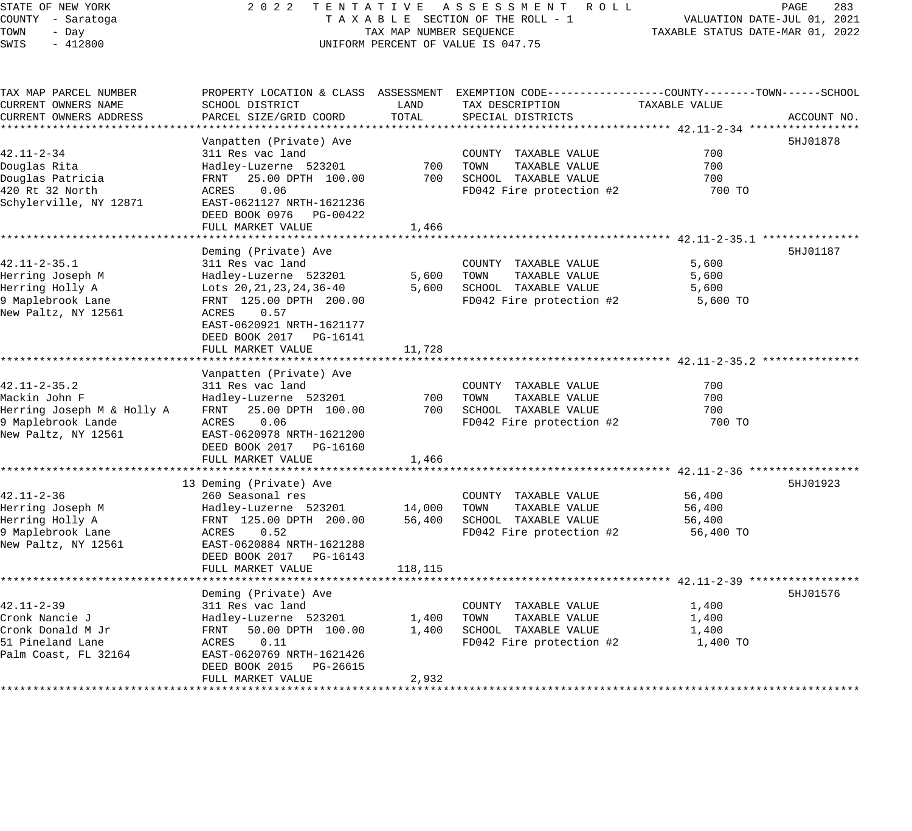STATE OF NEW YORK
COUNTY - Saratoga
TOWN - Day
SWIS - 412800

2022 TENTATIVE ASSESSMENT ROLL
TAXABLE SECTION OF THE ROLL - 1
TAX MAP NUMBER SEQUENCE
UNIFORM PERCENT OF VALUE IS 047.75

VALUATION DATE-JUL 01, 2021
TAXABLE STATUS DATE-MAR 01, 2022

| TAX MAP PARCEL NUMBER / CURRENT OWNERS NAME / CURRENT OWNERS ADDRESS | PROPERTY LOCATION & CLASS / SCHOOL DISTRICT / PARCEL SIZE/GRID COORD | ASSESSMENT LAND | ASSESSMENT TOTAL | EXEMPTION CODE / TAX DESCRIPTION / SPECIAL DISTRICTS | TAXABLE VALUE (COUNTY--TOWN--SCHOOL) | ACCOUNT NO. |
|---|---|---|---|---|---|---|
| **42.11-2-34** | Vanpatten (Private) Ave | | | | | 5HJ01878 |
| 42.11-2-34 | 311 Res vac land | | | COUNTY TAXABLE VALUE | 700 | |
| Douglas Rita | Hadley-Luzerne 523201 | 700 | | TOWN TAXABLE VALUE | 700 | |
| Douglas Patricia | FRNT 25.00 DPTH 100.00 | | 700 | SCHOOL TAXABLE VALUE | 700 | |
| 420 Rt 32 North | ACRES 0.06 | | | FD042 Fire protection #2 | 700 TO | |
| Schylerville, NY 12871 | EAST-0621127 NRTH-1621236 | | | | | |
| | DEED BOOK 0976 PG-00422 | | | | | |
| | FULL MARKET VALUE | | 1,466 | | | |
| **42.11-2-35.1** | Deming (Private) Ave | | | | | 5HJ01187 |
| 42.11-2-35.1 | 311 Res vac land | | | COUNTY TAXABLE VALUE | 5,600 | |
| Herring Joseph M | Hadley-Luzerne 523201 | 5,600 | | TOWN TAXABLE VALUE | 5,600 | |
| Herring Holly A | Lots 20,21,23,24,36-40 | | 5,600 | SCHOOL TAXABLE VALUE | 5,600 | |
| 9 Maplebrook Lane | FRNT 125.00 DPTH 200.00 | | | FD042 Fire protection #2 | 5,600 TO | |
| New Paltz, NY 12561 | ACRES 0.57 | | | | | |
| | EAST-0620921 NRTH-1621177 | | | | | |
| | DEED BOOK 2017 PG-16141 | | | | | |
| | FULL MARKET VALUE | | 11,728 | | | |
| **42.11-2-35.2** | Vanpatten (Private) Ave | | | | | |
| 42.11-2-35.2 | 311 Res vac land | | | COUNTY TAXABLE VALUE | 700 | |
| Mackin John F | Hadley-Luzerne 523201 | 700 | | TOWN TAXABLE VALUE | 700 | |
| Herring Joseph M & Holly A | FRNT 25.00 DPTH 100.00 | | 700 | SCHOOL TAXABLE VALUE | 700 | |
| 9 Maplebrook Lande | ACRES 0.06 | | | FD042 Fire protection #2 | 700 TO | |
| New Paltz, NY 12561 | EAST-0620978 NRTH-1621200 | | | | | |
| | DEED BOOK 2017 PG-16160 | | | | | |
| | FULL MARKET VALUE | | 1,466 | | | |
| **42.11-2-36** | 13 Deming (Private) Ave | | | | | 5HJ01923 |
| 42.11-2-36 | 260 Seasonal res | | | COUNTY TAXABLE VALUE | 56,400 | |
| Herring Joseph M | Hadley-Luzerne 523201 | 14,000 | | TOWN TAXABLE VALUE | 56,400 | |
| Herring Holly A | FRNT 125.00 DPTH 200.00 | | 56,400 | SCHOOL TAXABLE VALUE | 56,400 | |
| 9 Maplebrook Lane | ACRES 0.52 | | | FD042 Fire protection #2 | 56,400 TO | |
| New Paltz, NY 12561 | EAST-0620884 NRTH-1621288 | | | | | |
| | DEED BOOK 2017 PG-16143 | | | | | |
| | FULL MARKET VALUE | | 118,115 | | | |
| **42.11-2-39** | Deming (Private) Ave | | | | | 5HJ01576 |
| 42.11-2-39 | 311 Res vac land | | | COUNTY TAXABLE VALUE | 1,400 | |
| Cronk Nancie J | Hadley-Luzerne 523201 | 1,400 | | TOWN TAXABLE VALUE | 1,400 | |
| Cronk Donald M Jr | FRNT 50.00 DPTH 100.00 | | 1,400 | SCHOOL TAXABLE VALUE | 1,400 | |
| 51 Pineland Lane | ACRES 0.11 | | | FD042 Fire protection #2 | 1,400 TO | |
| Palm Coast, FL 32164 | EAST-0620769 NRTH-1621426 | | | | | |
| | DEED BOOK 2015 PG-26615 | | | | | |
| | FULL MARKET VALUE | | 2,932 | | | |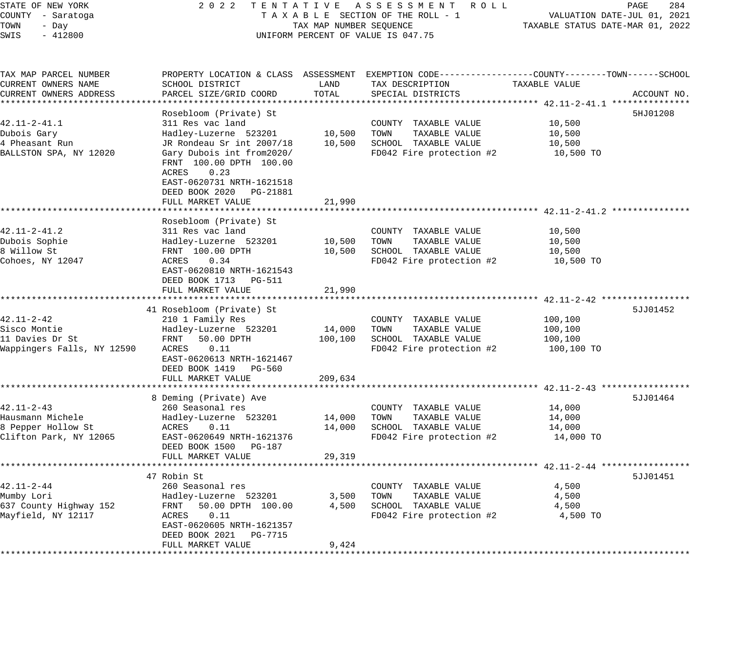STATE OF NEW YORK
COUNTY - Saratoga
TOWN - Day
SWIS - 412800

2022 TENTATIVE ASSESSMENT ROLL
TAXABLE SECTION OF THE ROLL - 1
TAX MAP NUMBER SEQUENCE
UNIFORM PERCENT OF VALUE IS 047.75

VALUATION DATE-JUL 01, 2021
TAXABLE STATUS DATE-MAR 01, 2022

| TAX MAP PARCEL NUMBER / CURRENT OWNERS NAME / CURRENT OWNERS ADDRESS | PROPERTY LOCATION & CLASS / SCHOOL DISTRICT / PARCEL SIZE/GRID COORD | ASSESSMENT LAND | ASSESSMENT TOTAL | EXEMPTION CODE / TAX DESCRIPTION / SPECIAL DISTRICTS | TAXABLE VALUE (COUNTY / TOWN / SCHOOL) | ACCOUNT NO. |
|---|---|---|---|---|---|---|
| 42.11-2-41.1 | Rosebloom (Private) St | | | | | 5HJ01208 |
| Dubois Gary | 311 Res vac land | | | COUNTY TAXABLE VALUE | 10,500 | |
| 4 Pheasant Run | Hadley-Luzerne 523201 | 10,500 | | TOWN TAXABLE VALUE | 10,500 | |
| BALLSTON SPA, NY 12020 | JR Rondeau Sr int 2007/18 | | 10,500 | SCHOOL TAXABLE VALUE | 10,500 | |
| | Gary Dubois int from2020/ | | | FD042 Fire protection #2 | 10,500 TO | |
| | FRNT 100.00 DPTH 100.00 | | | | | |
| | ACRES 0.23 | | | | | |
| | EAST-0620731 NRTH-1621518 | | | | | |
| | DEED BOOK 2020 PG-21881 | | | | | |
| | FULL MARKET VALUE | | 21,990 | | | |
| 42.11-2-41.2 | Rosebloom (Private) St | | | | | |
| Dubois Sophie | 311 Res vac land | | | COUNTY TAXABLE VALUE | 10,500 | |
| 8 Willow St | Hadley-Luzerne 523201 | 10,500 | | TOWN TAXABLE VALUE | 10,500 | |
| Cohoes, NY 12047 | FRNT 100.00 DPTH | | 10,500 | SCHOOL TAXABLE VALUE | 10,500 | |
| | ACRES 0.34 | | | FD042 Fire protection #2 | 10,500 TO | |
| | EAST-0620810 NRTH-1621543 | | | | | |
| | DEED BOOK 1713 PG-511 | | | | | |
| | FULL MARKET VALUE | | 21,990 | | | |
| 42.11-2-42 | 41 Rosebloom (Private) St | | | | | 5JJ01452 |
| Sisco Montie | 210 1 Family Res | | | COUNTY TAXABLE VALUE | 100,100 | |
| 11 Davies Dr St | Hadley-Luzerne 523201 | 14,000 | | TOWN TAXABLE VALUE | 100,100 | |
| Wappingers Falls, NY 12590 | FRNT 50.00 DPTH | | 100,100 | SCHOOL TAXABLE VALUE | 100,100 | |
| | ACRES 0.11 | | | FD042 Fire protection #2 | 100,100 TO | |
| | EAST-0620613 NRTH-1621467 | | | | | |
| | DEED BOOK 1419 PG-560 | | | | | |
| | FULL MARKET VALUE | | 209,634 | | | |
| 42.11-2-43 | 8 Deming (Private) Ave | | | | | 5JJ01464 |
| Hausmann Michele | 260 Seasonal res | | | COUNTY TAXABLE VALUE | 14,000 | |
| 8 Pepper Hollow St | Hadley-Luzerne 523201 | 14,000 | | TOWN TAXABLE VALUE | 14,000 | |
| Clifton Park, NY 12065 | ACRES 0.11 | | 14,000 | SCHOOL TAXABLE VALUE | 14,000 | |
| | EAST-0620649 NRTH-1621376 | | | FD042 Fire protection #2 | 14,000 TO | |
| | DEED BOOK 1500 PG-187 | | | | | |
| | FULL MARKET VALUE | | 29,319 | | | |
| 42.11-2-44 | 47 Robin St | | | | | 5JJ01451 |
| Mumby Lori | 260 Seasonal res | | | COUNTY TAXABLE VALUE | 4,500 | |
| 637 County Highway 152 | Hadley-Luzerne 523201 | 3,500 | | TOWN TAXABLE VALUE | 4,500 | |
| Mayfield, NY 12117 | FRNT 50.00 DPTH 100.00 | | 4,500 | SCHOOL TAXABLE VALUE | 4,500 | |
| | ACRES 0.11 | | | FD042 Fire protection #2 | 4,500 TO | |
| | EAST-0620605 NRTH-1621357 | | | | | |
| | DEED BOOK 2021 PG-7715 | | | | | |
| | FULL MARKET VALUE | | 9,424 | | | |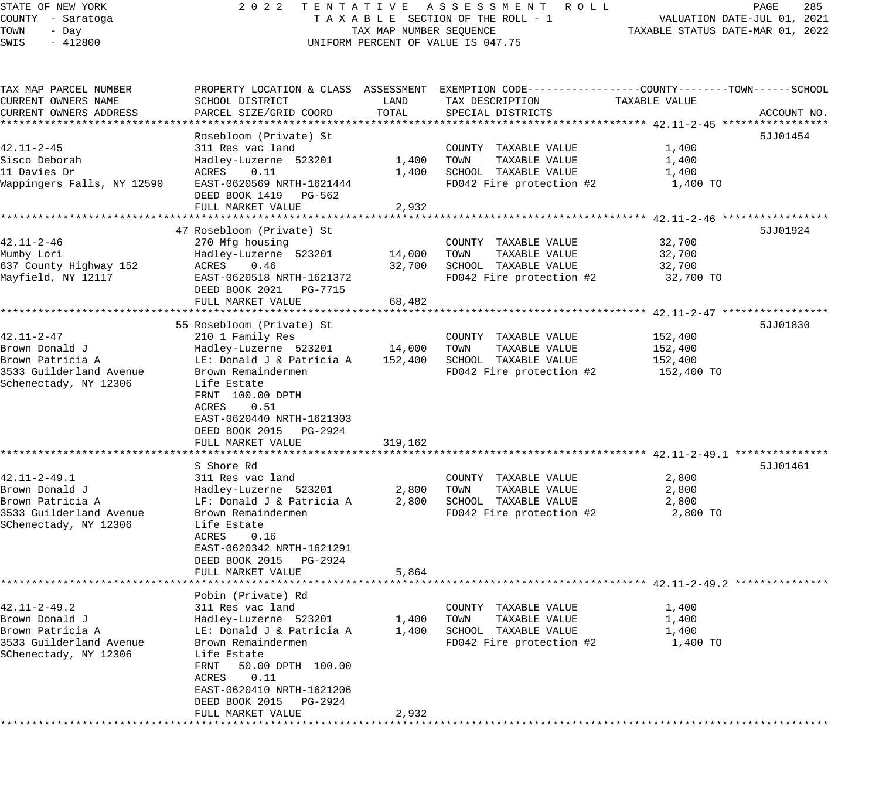STATE OF NEW YORK
COUNTY - Saratoga
TOWN - Day
SWIS - 412800

2022 TENTATIVE ASSESSMENT ROLL
TAXABLE SECTION OF THE ROLL - 1
TAX MAP NUMBER SEQUENCE
UNIFORM PERCENT OF VALUE IS 047.75

VALUATION DATE-JUL 01, 2021
TAXABLE STATUS DATE-MAR 01, 2022

| TAX MAP PARCEL NUMBER / CURRENT OWNERS NAME / CURRENT OWNERS ADDRESS | PROPERTY LOCATION & CLASS / SCHOOL DISTRICT / PARCEL SIZE/GRID COORD | ASSESSMENT LAND | ASSESSMENT TOTAL | EXEMPTION CODE / TAX DESCRIPTION / SPECIAL DISTRICTS | TAXABLE VALUE (COUNTY--TOWN--SCHOOL) | ACCOUNT NO. |
|---|---|---|---|---|---|---|
| **42.11-2-45** | Rosebloom (Private) St | | | | | 5JJ01454 |
| 42.11-2-45 | 311 Res vac land | | | COUNTY TAXABLE VALUE | 1,400 | |
| Sisco Deborah | Hadley-Luzerne 523201 | 1,400 | | TOWN TAXABLE VALUE | 1,400 | |
| 11 Davies Dr | ACRES 0.11 | | 1,400 | SCHOOL TAXABLE VALUE | 1,400 | |
| Wappingers Falls, NY 12590 | EAST-0620569 NRTH-1621444 | | | FD042 Fire protection #2 | 1,400 TO | |
| | DEED BOOK 1419 PG-562 | | | | | |
| | FULL MARKET VALUE | | 2,932 | | | |
| **42.11-2-46** | 47 Rosebloom (Private) St | | | | | 5JJ01924 |
| 42.11-2-46 | 270 Mfg housing | | | COUNTY TAXABLE VALUE | 32,700 | |
| Mumby Lori | Hadley-Luzerne 523201 | 14,000 | | TOWN TAXABLE VALUE | 32,700 | |
| 637 County Highway 152 | ACRES 0.46 | | 32,700 | SCHOOL TAXABLE VALUE | 32,700 | |
| Mayfield, NY 12117 | EAST-0620518 NRTH-1621372 | | | FD042 Fire protection #2 | 32,700 TO | |
| | DEED BOOK 2021 PG-7715 | | | | | |
| | FULL MARKET VALUE | | 68,482 | | | |
| **42.11-2-47** | 55 Rosebloom (Private) St | | | | | 5JJ01830 |
| 42.11-2-47 | 210 1 Family Res | | | COUNTY TAXABLE VALUE | 152,400 | |
| Brown Donald J | Hadley-Luzerne 523201 | 14,000 | | TOWN TAXABLE VALUE | 152,400 | |
| Brown Patricia A | LE: Donald J & Patricia A | | 152,400 | SCHOOL TAXABLE VALUE | 152,400 | |
| 3533 Guilderland Avenue | Brown Remaindermen | | | FD042 Fire protection #2 | 152,400 TO | |
| Schenectady, NY 12306 | Life Estate | | | | | |
| | FRNT 100.00 DPTH | | | | | |
| | ACRES 0.51 | | | | | |
| | EAST-0620440 NRTH-1621303 | | | | | |
| | DEED BOOK 2015 PG-2924 | | | | | |
| | FULL MARKET VALUE | | 319,162 | | | |
| **42.11-2-49.1** | S Shore Rd | | | | | 5JJ01461 |
| 42.11-2-49.1 | 311 Res vac land | | | COUNTY TAXABLE VALUE | 2,800 | |
| Brown Donald J | Hadley-Luzerne 523201 | 2,800 | | TOWN TAXABLE VALUE | 2,800 | |
| Brown Patricia A | LF: Donald J & Patricia A | | 2,800 | SCHOOL TAXABLE VALUE | 2,800 | |
| 3533 Guilderland Avenue | Brown Remaindermen | | | FD042 Fire protection #2 | 2,800 TO | |
| SChenectady, NY 12306 | Life Estate | | | | | |
| | ACRES 0.16 | | | | | |
| | EAST-0620342 NRTH-1621291 | | | | | |
| | DEED BOOK 2015 PG-2924 | | | | | |
| | FULL MARKET VALUE | | 5,864 | | | |
| **42.11-2-49.2** | Pobin (Private) Rd | | | | | |
| 42.11-2-49.2 | 311 Res vac land | | | COUNTY TAXABLE VALUE | 1,400 | |
| Brown Donald J | Hadley-Luzerne 523201 | 1,400 | | TOWN TAXABLE VALUE | 1,400 | |
| Brown Patricia A | LE: Donald J & Patricia A | | 1,400 | SCHOOL TAXABLE VALUE | 1,400 | |
| 3533 Guilderland Avenue | Brown Remaindermen | | | FD042 Fire protection #2 | 1,400 TO | |
| SChenectady, NY 12306 | Life Estate | | | | | |
| | FRNT 50.00 DPTH 100.00 | | | | | |
| | ACRES 0.11 | | | | | |
| | EAST-0620410 NRTH-1621206 | | | | | |
| | DEED BOOK 2015 PG-2924 | | | | | |
| | FULL MARKET VALUE | | 2,932 | | | |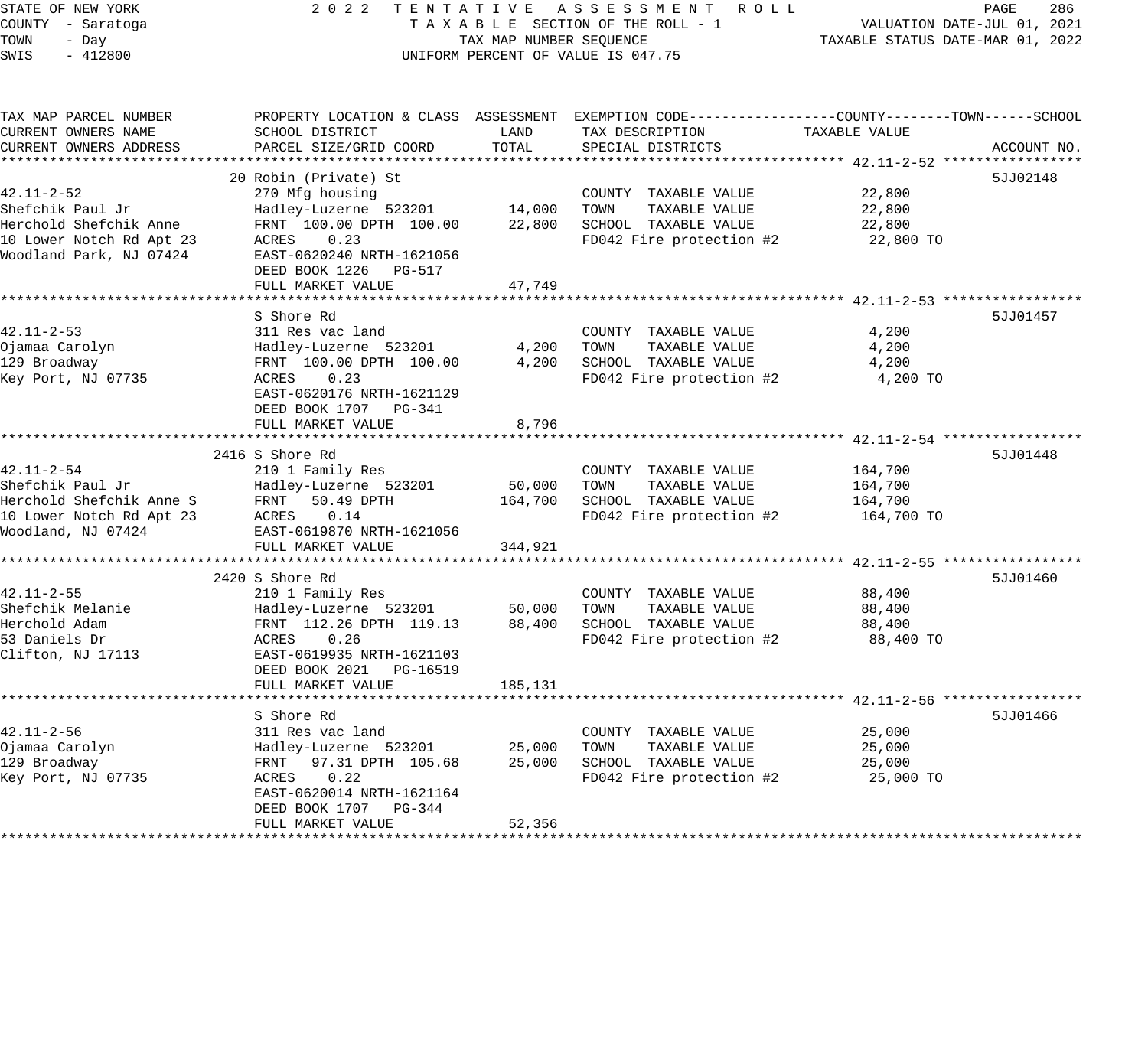STATE OF NEW YORK — 2022 TENTATIVE ASSESSMENT ROLL — PAGE 286
COUNTY - Saratoga — TAXABLE SECTION OF THE ROLL - 1 — VALUATION DATE-JUL 01, 2021
TOWN - Day — TAX MAP NUMBER SEQUENCE — TAXABLE STATUS DATE-MAR 01, 2022
SWIS - 412800 — UNIFORM PERCENT OF VALUE IS 047.75

| TAX MAP PARCEL NUMBER / CURRENT OWNERS NAME / CURRENT OWNERS ADDRESS | PROPERTY LOCATION & CLASS / SCHOOL DISTRICT / PARCEL SIZE/GRID COORD | ASSESSMENT LAND | ASSESSMENT TOTAL | EXEMPTION CODE / TAX DESCRIPTION / SPECIAL DISTRICTS | TAXABLE VALUE | ACCOUNT NO. |
|---|---|---|---|---|---|---|
| **42.11-2-52** | 20 Robin (Private) St | | | | | 5JJ02148 |
| 42.11-2-52 | 270 Mfg housing | | | COUNTY TAXABLE VALUE | 22,800 | |
| Shefchik Paul Jr | Hadley-Luzerne 523201 | 14,000 | | TOWN TAXABLE VALUE | 22,800 | |
| Herchold Shefchik Anne | FRNT 100.00 DPTH 100.00 | | 22,800 | SCHOOL TAXABLE VALUE | 22,800 | |
| 10 Lower Notch Rd Apt 23 | ACRES 0.23 | | | FD042 Fire protection #2 | 22,800 TO | |
| Woodland Park, NJ 07424 | EAST-0620240 NRTH-1621056 | | | | | |
| | DEED BOOK 1226 PG-517 | | | | | |
| | FULL MARKET VALUE | | 47,749 | | | |
| **42.11-2-53** | S Shore Rd | | | | | 5JJ01457 |
| 42.11-2-53 | 311 Res vac land | | | COUNTY TAXABLE VALUE | 4,200 | |
| Ojamaa Carolyn | Hadley-Luzerne 523201 | 4,200 | | TOWN TAXABLE VALUE | 4,200 | |
| 129 Broadway | FRNT 100.00 DPTH 100.00 | | 4,200 | SCHOOL TAXABLE VALUE | 4,200 | |
| Key Port, NJ 07735 | ACRES 0.23 | | | FD042 Fire protection #2 | 4,200 TO | |
| | EAST-0620176 NRTH-1621129 | | | | | |
| | DEED BOOK 1707 PG-341 | | | | | |
| | FULL MARKET VALUE | | 8,796 | | | |
| **42.11-2-54** | 2416 S Shore Rd | | | | | 5JJ01448 |
| 42.11-2-54 | 210 1 Family Res | | | COUNTY TAXABLE VALUE | 164,700 | |
| Shefchik Paul Jr | Hadley-Luzerne 523201 | 50,000 | | TOWN TAXABLE VALUE | 164,700 | |
| Herchold Shefchik Anne S | FRNT 50.49 DPTH | | 164,700 | SCHOOL TAXABLE VALUE | 164,700 | |
| 10 Lower Notch Rd Apt 23 | ACRES 0.14 | | | FD042 Fire protection #2 | 164,700 TO | |
| Woodland, NJ 07424 | EAST-0619870 NRTH-1621056 | | | | | |
| | FULL MARKET VALUE | | 344,921 | | | |
| **42.11-2-55** | 2420 S Shore Rd | | | | | 5JJ01460 |
| 42.11-2-55 | 210 1 Family Res | | | COUNTY TAXABLE VALUE | 88,400 | |
| Shefchik Melanie | Hadley-Luzerne 523201 | 50,000 | | TOWN TAXABLE VALUE | 88,400 | |
| Herchold Adam | FRNT 112.26 DPTH 119.13 | | 88,400 | SCHOOL TAXABLE VALUE | 88,400 | |
| 53 Daniels Dr | ACRES 0.26 | | | FD042 Fire protection #2 | 88,400 TO | |
| Clifton, NJ 17113 | EAST-0619935 NRTH-1621103 | | | | | |
| | DEED BOOK 2021 PG-16519 | | | | | |
| | FULL MARKET VALUE | | 185,131 | | | |
| **42.11-2-56** | S Shore Rd | | | | | 5JJ01466 |
| 42.11-2-56 | 311 Res vac land | | | COUNTY TAXABLE VALUE | 25,000 | |
| Ojamaa Carolyn | Hadley-Luzerne 523201 | 25,000 | | TOWN TAXABLE VALUE | 25,000 | |
| 129 Broadway | FRNT 97.31 DPTH 105.68 | | 25,000 | SCHOOL TAXABLE VALUE | 25,000 | |
| Key Port, NJ 07735 | ACRES 0.22 | | | FD042 Fire protection #2 | 25,000 TO | |
| | EAST-0620014 NRTH-1621164 | | | | | |
| | DEED BOOK 1707 PG-344 | | | | | |
| | FULL MARKET VALUE | | 52,356 | | | |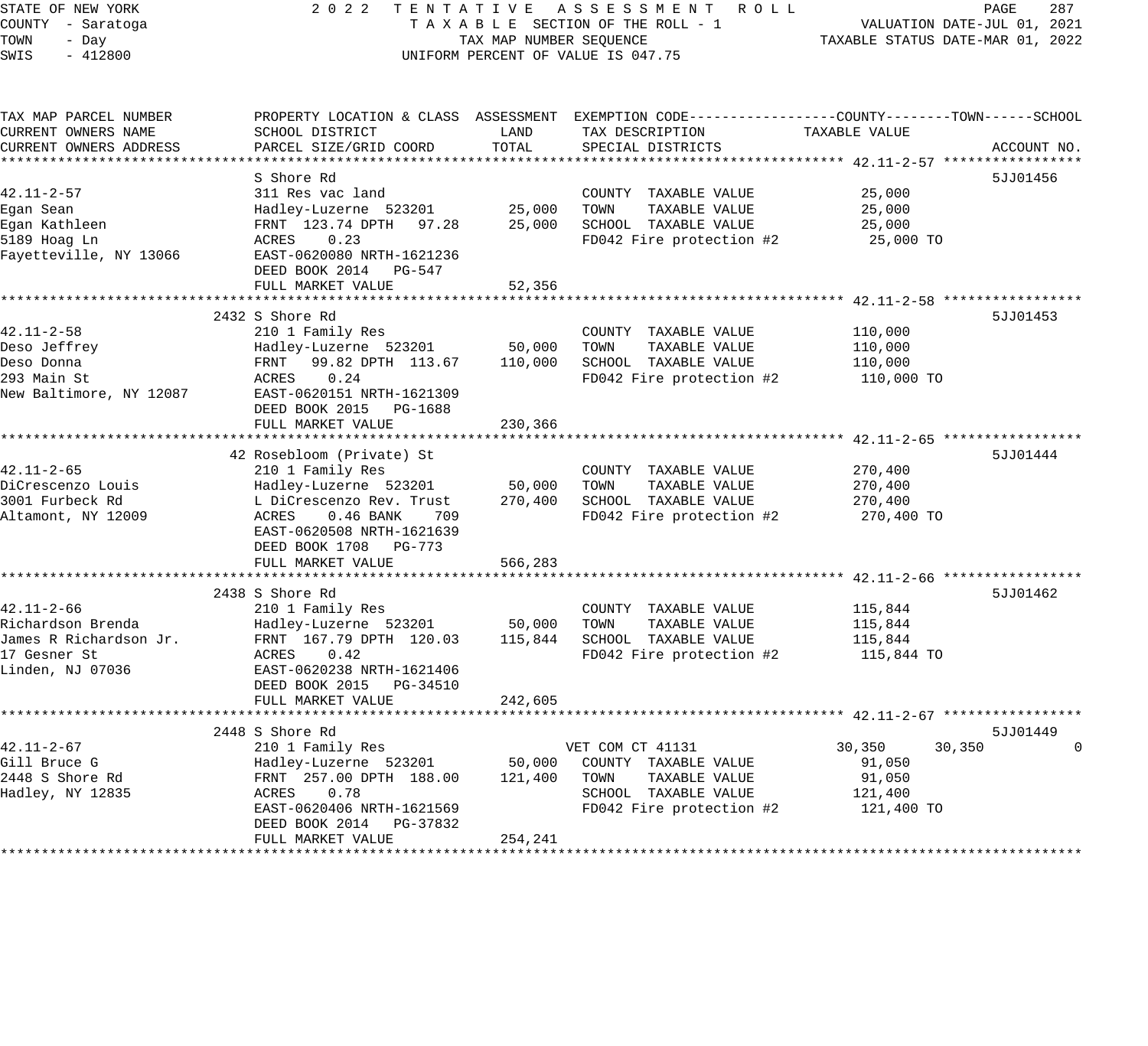STATE OF NEW YORK — 2022 TENTATIVE ASSESSMENT ROLL
COUNTY - Saratoga — TAXABLE SECTION OF THE ROLL - 1 — VALUATION DATE-JUL 01, 2021
TOWN - Day — TAX MAP NUMBER SEQUENCE — TAXABLE STATUS DATE-MAR 01, 2022
SWIS - 412800 — UNIFORM PERCENT OF VALUE IS 047.75

| TAX MAP PARCEL NUMBER / CURRENT OWNERS NAME / CURRENT OWNERS ADDRESS | PROPERTY LOCATION & CLASS / SCHOOL DISTRICT / PARCEL SIZE/GRID COORD | ASSESSMENT LAND | ASSESSMENT TOTAL | EXEMPTION CODE / TAX DESCRIPTION / SPECIAL DISTRICTS | COUNTY TAXABLE VALUE | TOWN | SCHOOL | ACCOUNT NO. |
|---|---|---|---|---|---|---|---|---|
| **42.11-2-57** | S Shore Rd | | | | | | | 5JJ01456 |
| 42.11-2-57 | 311 Res vac land | | | COUNTY TAXABLE VALUE | 25,000 | | | |
| Egan Sean | Hadley-Luzerne 523201 | 25,000 | | TOWN TAXABLE VALUE | 25,000 | | | |
| Egan Kathleen | FRNT 123.74 DPTH 97.28 | | 25,000 | SCHOOL TAXABLE VALUE | 25,000 | | | |
| 5189 Hoag Ln | ACRES 0.23 | | | FD042 Fire protection #2 | 25,000 TO | | | |
| Fayetteville, NY 13066 | EAST-0620080 NRTH-1621236 | | | | | | | |
| | DEED BOOK 2014 PG-547 | | | | | | | |
| | FULL MARKET VALUE | | 52,356 | | | | | |
| **42.11-2-58** | 2432 S Shore Rd | | | | | | | 5JJ01453 |
| 42.11-2-58 | 210 1 Family Res | | | COUNTY TAXABLE VALUE | 110,000 | | | |
| Deso Jeffrey | Hadley-Luzerne 523201 | 50,000 | | TOWN TAXABLE VALUE | 110,000 | | | |
| Deso Donna | FRNT 99.82 DPTH 113.67 | | 110,000 | SCHOOL TAXABLE VALUE | 110,000 | | | |
| 293 Main St | ACRES 0.24 | | | FD042 Fire protection #2 | 110,000 TO | | | |
| New Baltimore, NY 12087 | EAST-0620151 NRTH-1621309 | | | | | | | |
| | DEED BOOK 2015 PG-1688 | | | | | | | |
| | FULL MARKET VALUE | | 230,366 | | | | | |
| **42.11-2-65** | 42 Rosebloom (Private) St | | | | | | | 5JJ01444 |
| 42.11-2-65 | 210 1 Family Res | | | COUNTY TAXABLE VALUE | 270,400 | | | |
| DiCrescenzo Louis | Hadley-Luzerne 523201 | 50,000 | | TOWN TAXABLE VALUE | 270,400 | | | |
| 3001 Furbeck Rd | L DiCrescenzo Rev. Trust | | 270,400 | SCHOOL TAXABLE VALUE | 270,400 | | | |
| Altamont, NY 12009 | ACRES 0.46 BANK 709 | | | FD042 Fire protection #2 | 270,400 TO | | | |
| | EAST-0620508 NRTH-1621639 | | | | | | | |
| | DEED BOOK 1708 PG-773 | | | | | | | |
| | FULL MARKET VALUE | | 566,283 | | | | | |
| **42.11-2-66** | 2438 S Shore Rd | | | | | | | 5JJ01462 |
| 42.11-2-66 | 210 1 Family Res | | | COUNTY TAXABLE VALUE | 115,844 | | | |
| Richardson Brenda | Hadley-Luzerne 523201 | 50,000 | | TOWN TAXABLE VALUE | 115,844 | | | |
| James R Richardson Jr. | FRNT 167.79 DPTH 120.03 | | 115,844 | SCHOOL TAXABLE VALUE | 115,844 | | | |
| 17 Gesner St | ACRES 0.42 | | | FD042 Fire protection #2 | 115,844 TO | | | |
| Linden, NJ 07036 | EAST-0620238 NRTH-1621406 | | | | | | | |
| | DEED BOOK 2015 PG-34510 | | | | | | | |
| | FULL MARKET VALUE | | 242,605 | | | | | |
| **42.11-2-67** | 2448 S Shore Rd | | | | | | | 5JJ01449 |
| 42.11-2-67 | 210 1 Family Res | | | VET COM CT 41131 | 30,350 | 30,350 | 0 | |
| Gill Bruce G | Hadley-Luzerne 523201 | 50,000 | | COUNTY TAXABLE VALUE | 91,050 | | | |
| 2448 S Shore Rd | FRNT 257.00 DPTH 188.00 | | 121,400 | TOWN TAXABLE VALUE | 91,050 | | | |
| Hadley, NY 12835 | ACRES 0.78 | | | SCHOOL TAXABLE VALUE | 121,400 | | | |
| | EAST-0620406 NRTH-1621569 | | | FD042 Fire protection #2 | 121,400 TO | | | |
| | DEED BOOK 2014 PG-37832 | | | | | | | |
| | FULL MARKET VALUE | | 254,241 | | | | | |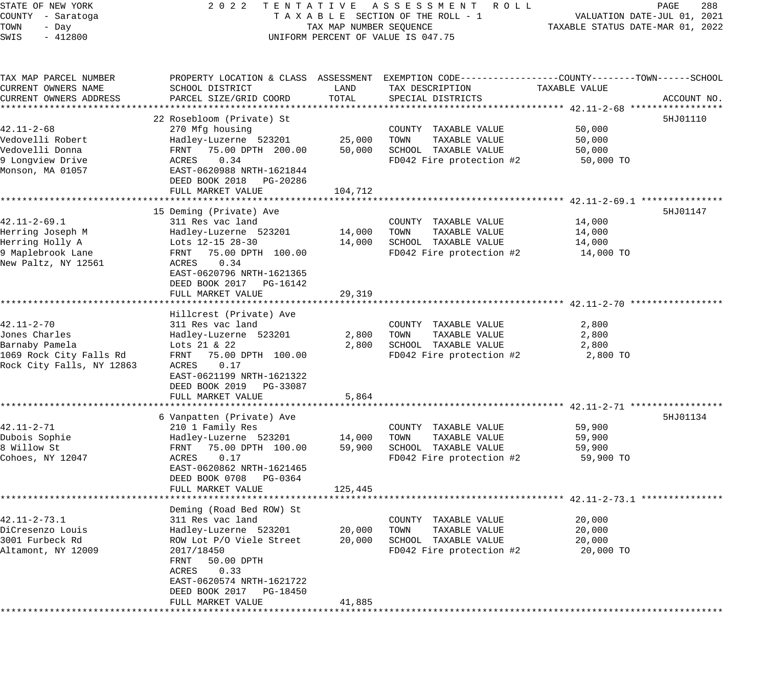STATE OF NEW YORK
COUNTY - Saratoga
TOWN - Day
SWIS - 412800

# 2022 TENTATIVE ASSESSMENT ROLL

TAXABLE SECTION OF THE ROLL - 1
TAX MAP NUMBER SEQUENCE
UNIFORM PERCENT OF VALUE IS 047.75

VALUATION DATE-JUL 01, 2021
TAXABLE STATUS DATE-MAR 01, 2022

| TAX MAP PARCEL NUMBER / CURRENT OWNERS NAME / CURRENT OWNERS ADDRESS | PROPERTY LOCATION & CLASS / SCHOOL DISTRICT / PARCEL SIZE/GRID COORD | ASSESSMENT LAND / TOTAL | EXEMPTION CODE / TAX DESCRIPTION / SPECIAL DISTRICTS | TAXABLE VALUE (COUNTY--TOWN--SCHOOL) | ACCOUNT NO. |
|---|---|---|---|---|---|
| **42.11-2-68** | 22 Rosebloom (Private) St | | | | 5HJ01110 |
| 42.11-2-68 | 270 Mfg housing | | COUNTY TAXABLE VALUE | 50,000 | |
| Vedovelli Robert | Hadley-Luzerne 523201 | 25,000 | TOWN TAXABLE VALUE | 50,000 | |
| Vedovelli Donna | FRNT 75.00 DPTH 200.00 | 50,000 | SCHOOL TAXABLE VALUE | 50,000 | |
| 9 Longview Drive | ACRES 0.34 | | FD042 Fire protection #2 | 50,000 TO | |
| Monson, MA 01057 | EAST-0620988 NRTH-1621844 | | | | |
| | DEED BOOK 2018 PG-20286 | | | | |
| | FULL MARKET VALUE | 104,712 | | | |
| **42.11-2-69.1** | 15 Deming (Private) Ave | | | | 5HJ01147 |
| 42.11-2-69.1 | 311 Res vac land | | COUNTY TAXABLE VALUE | 14,000 | |
| Herring Joseph M | Hadley-Luzerne 523201 | 14,000 | TOWN TAXABLE VALUE | 14,000 | |
| Herring Holly A | Lots 12-15 28-30 | 14,000 | SCHOOL TAXABLE VALUE | 14,000 | |
| 9 Maplebrook Lane | FRNT 75.00 DPTH 100.00 | | FD042 Fire protection #2 | 14,000 TO | |
| New Paltz, NY 12561 | ACRES 0.34 | | | | |
| | EAST-0620796 NRTH-1621365 | | | | |
| | DEED BOOK 2017 PG-16142 | | | | |
| | FULL MARKET VALUE | 29,319 | | | |
| **42.11-2-70** | Hillcrest (Private) Ave | | | | |
| 42.11-2-70 | 311 Res vac land | | COUNTY TAXABLE VALUE | 2,800 | |
| Jones Charles | Hadley-Luzerne 523201 | 2,800 | TOWN TAXABLE VALUE | 2,800 | |
| Barnaby Pamela | Lots 21 & 22 | 2,800 | SCHOOL TAXABLE VALUE | 2,800 | |
| 1069 Rock City Falls Rd | FRNT 75.00 DPTH 100.00 | | FD042 Fire protection #2 | 2,800 TO | |
| Rock City Falls, NY 12863 | ACRES 0.17 | | | | |
| | EAST-0621199 NRTH-1621322 | | | | |
| | DEED BOOK 2019 PG-33087 | | | | |
| | FULL MARKET VALUE | 5,864 | | | |
| **42.11-2-71** | 6 Vanpatten (Private) Ave | | | | 5HJ01134 |
| 42.11-2-71 | 210 1 Family Res | | COUNTY TAXABLE VALUE | 59,900 | |
| Dubois Sophie | Hadley-Luzerne 523201 | 14,000 | TOWN TAXABLE VALUE | 59,900 | |
| 8 Willow St | FRNT 75.00 DPTH 100.00 | 59,900 | SCHOOL TAXABLE VALUE | 59,900 | |
| Cohoes, NY 12047 | ACRES 0.17 | | FD042 Fire protection #2 | 59,900 TO | |
| | EAST-0620862 NRTH-1621465 | | | | |
| | DEED BOOK 0708 PG-0364 | | | | |
| | FULL MARKET VALUE | 125,445 | | | |
| **42.11-2-73.1** | Deming (Road Bed ROW) St | | | | |
| 42.11-2-73.1 | 311 Res vac land | | COUNTY TAXABLE VALUE | 20,000 | |
| DiCresenzo Louis | Hadley-Luzerne 523201 | 20,000 | TOWN TAXABLE VALUE | 20,000 | |
| 3001 Furbeck Rd | ROW Lot P/O Viele Street | 20,000 | SCHOOL TAXABLE VALUE | 20,000 | |
| Altamont, NY 12009 | 2017/18450 | | FD042 Fire protection #2 | 20,000 TO | |
| | FRNT 50.00 DPTH | | | | |
| | ACRES 0.33 | | | | |
| | EAST-0620574 NRTH-1621722 | | | | |
| | DEED BOOK 2017 PG-18450 | | | | |
| | FULL MARKET VALUE | 41,885 | | | |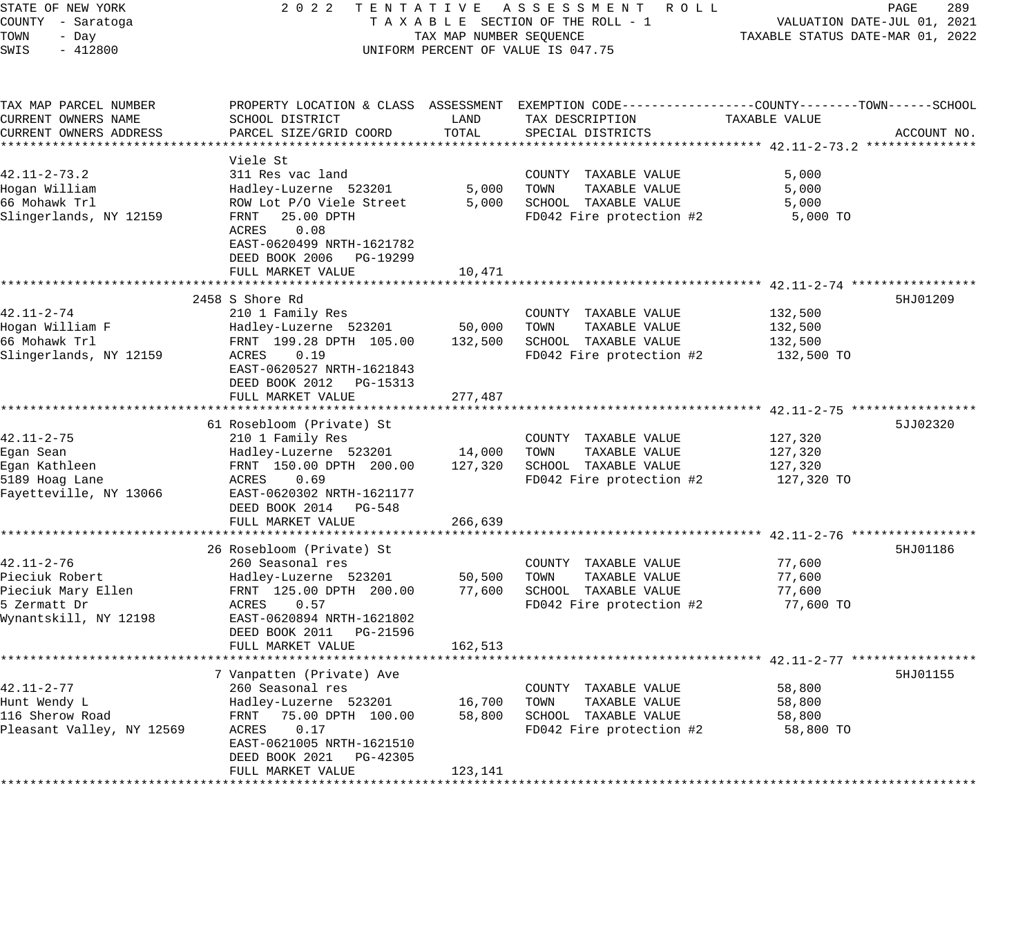STATE OF NEW YORK — COUNTY - Saratoga — TOWN - Day — SWIS - 412800

2 0 2 2 TENTATIVE ASSESSMENT ROLL
TAXABLE SECTION OF THE ROLL - 1
TAX MAP NUMBER SEQUENCE
UNIFORM PERCENT OF VALUE IS 047.75

VALUATION DATE-JUL 01, 2021
TAXABLE STATUS DATE-MAR 01, 2022

| TAX MAP PARCEL NUMBER / CURRENT OWNERS NAME / CURRENT OWNERS ADDRESS | PROPERTY LOCATION & CLASS / SCHOOL DISTRICT / PARCEL SIZE/GRID COORD | ASSESSMENT LAND | ASSESSMENT TOTAL | EXEMPTION CODE / TAX DESCRIPTION / SPECIAL DISTRICTS | TAXABLE VALUE (COUNTY / TOWN / SCHOOL) | ACCOUNT NO. |
|---|---|---|---|---|---|---|
| **42.11-2-73.2** | Viele St | | | | | |
| 42.11-2-73.2 | 311 Res vac land | | | COUNTY TAXABLE VALUE | 5,000 | |
| Hogan William | Hadley-Luzerne 523201 | 5,000 | | TOWN TAXABLE VALUE | 5,000 | |
| 66 Mohawk Trl | ROW Lot P/O Viele Street | | 5,000 | SCHOOL TAXABLE VALUE | 5,000 | |
| Slingerlands, NY 12159 | FRNT 25.00 DPTH | | | FD042 Fire protection #2 | 5,000 TO | |
| | ACRES 0.08 | | | | | |
| | EAST-0620499 NRTH-1621782 | | | | | |
| | DEED BOOK 2006 PG-19299 | | | | | |
| | FULL MARKET VALUE | | 10,471 | | | |
| **42.11-2-74** | 2458 S Shore Rd | | | | | 5HJ01209 |
| 42.11-2-74 | 210 1 Family Res | | | COUNTY TAXABLE VALUE | 132,500 | |
| Hogan William F | Hadley-Luzerne 523201 | 50,000 | | TOWN TAXABLE VALUE | 132,500 | |
| 66 Mohawk Trl | FRNT 199.28 DPTH 105.00 | | 132,500 | SCHOOL TAXABLE VALUE | 132,500 | |
| Slingerlands, NY 12159 | ACRES 0.19 | | | FD042 Fire protection #2 | 132,500 TO | |
| | EAST-0620527 NRTH-1621843 | | | | | |
| | DEED BOOK 2012 PG-15313 | | | | | |
| | FULL MARKET VALUE | | 277,487 | | | |
| **42.11-2-75** | 61 Rosebloom (Private) St | | | | | 5JJ02320 |
| 42.11-2-75 | 210 1 Family Res | | | COUNTY TAXABLE VALUE | 127,320 | |
| Egan Sean | Hadley-Luzerne 523201 | 14,000 | | TOWN TAXABLE VALUE | 127,320 | |
| Egan Kathleen | FRNT 150.00 DPTH 200.00 | | 127,320 | SCHOOL TAXABLE VALUE | 127,320 | |
| 5189 Hoag Lane | ACRES 0.69 | | | FD042 Fire protection #2 | 127,320 TO | |
| Fayetteville, NY 13066 | EAST-0620302 NRTH-1621177 | | | | | |
| | DEED BOOK 2014 PG-548 | | | | | |
| | FULL MARKET VALUE | | 266,639 | | | |
| **42.11-2-76** | 26 Rosebloom (Private) St | | | | | 5HJ01186 |
| 42.11-2-76 | 260 Seasonal res | | | COUNTY TAXABLE VALUE | 77,600 | |
| Pieciuk Robert | Hadley-Luzerne 523201 | 50,500 | | TOWN TAXABLE VALUE | 77,600 | |
| Pieciuk Mary Ellen | FRNT 125.00 DPTH 200.00 | | 77,600 | SCHOOL TAXABLE VALUE | 77,600 | |
| 5 Zermatt Dr | ACRES 0.57 | | | FD042 Fire protection #2 | 77,600 TO | |
| Wynantskill, NY 12198 | EAST-0620894 NRTH-1621802 | | | | | |
| | DEED BOOK 2011 PG-21596 | | | | | |
| | FULL MARKET VALUE | | 162,513 | | | |
| **42.11-2-77** | 7 Vanpatten (Private) Ave | | | | | 5HJ01155 |
| 42.11-2-77 | 260 Seasonal res | | | COUNTY TAXABLE VALUE | 58,800 | |
| Hunt Wendy L | Hadley-Luzerne 523201 | 16,700 | | TOWN TAXABLE VALUE | 58,800 | |
| 116 Sherow Road | FRNT 75.00 DPTH 100.00 | | 58,800 | SCHOOL TAXABLE VALUE | 58,800 | |
| Pleasant Valley, NY 12569 | ACRES 0.17 | | | FD042 Fire protection #2 | 58,800 TO | |
| | EAST-0621005 NRTH-1621510 | | | | | |
| | DEED BOOK 2021 PG-42305 | | | | | |
| | FULL MARKET VALUE | | 123,141 | | | |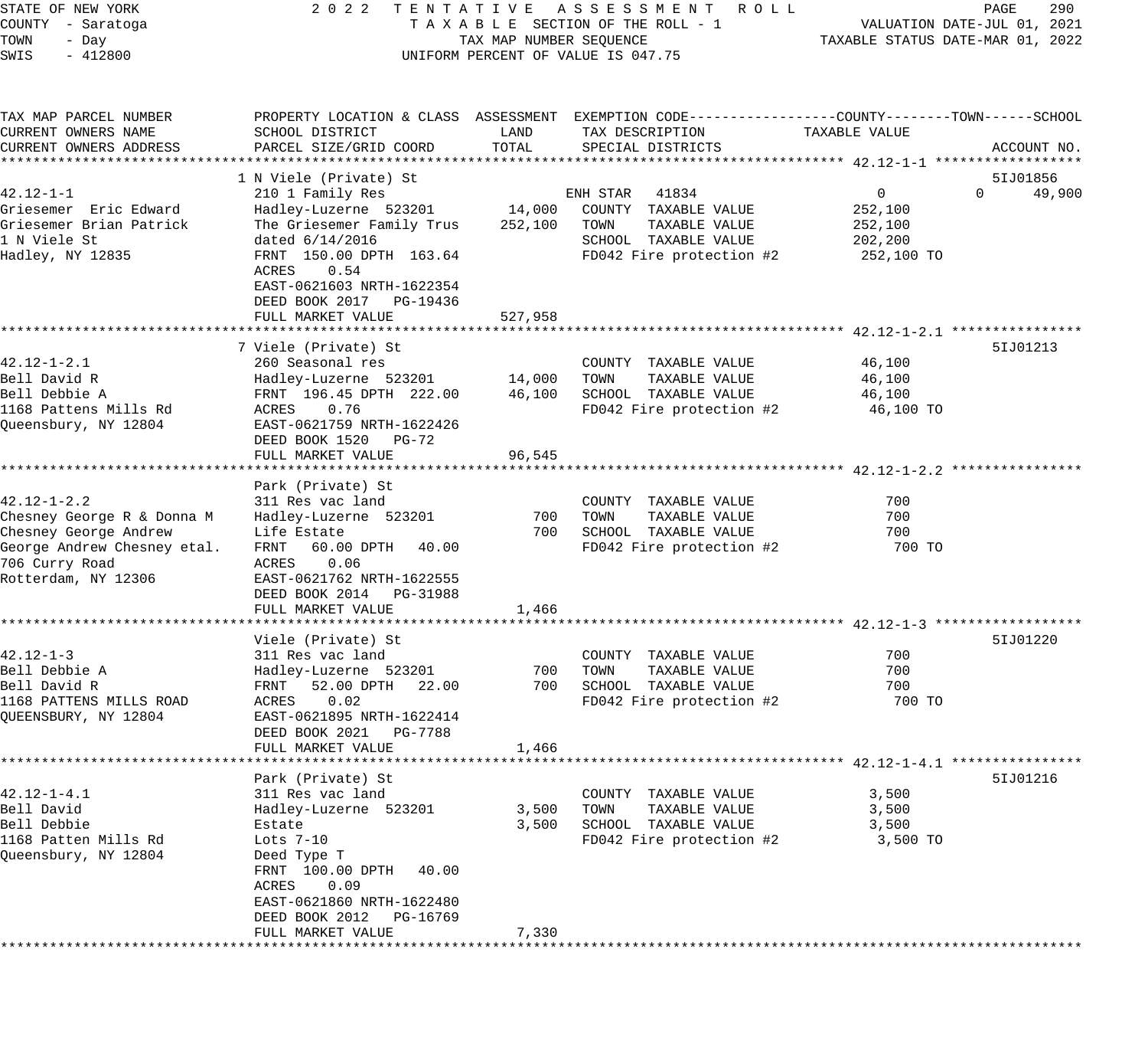STATE OF NEW YORK
COUNTY - Saratoga
TOWN - Day
SWIS - 412800

2022 TENTATIVE ASSESSMENT ROLL
TAXABLE SECTION OF THE ROLL - 1
TAX MAP NUMBER SEQUENCE
UNIFORM PERCENT OF VALUE IS 047.75

VALUATION DATE-JUL 01, 2021
TAXABLE STATUS DATE-MAR 01, 2022

| TAX MAP PARCEL NUMBER / CURRENT OWNERS NAME / CURRENT OWNERS ADDRESS | PROPERTY LOCATION & CLASS / SCHOOL DISTRICT / PARCEL SIZE/GRID COORD | ASSESSMENT LAND | ASSESSMENT TOTAL | EXEMPTION CODE / TAX DESCRIPTION / SPECIAL DISTRICTS | COUNTY TAXABLE VALUE | TOWN | SCHOOL | ACCOUNT NO. |
|---|---|---|---|---|---|---|---|---|
| **42.12-1-1** | 1 N Viele (Private) St | | | | | | | 5IJ01856 |
| 42.12-1-1 | 210 1 Family Res | | | ENH STAR 41834 | 0 | 0 | 49,900 | |
| Griesemer Eric Edward | Hadley-Luzerne 523201 | 14,000 | | COUNTY TAXABLE VALUE | 252,100 | | | |
| Griesemer Brian Patrick | The Griesemer Family Trus | | 252,100 | TOWN TAXABLE VALUE | 252,100 | | | |
| 1 N Viele St | dated 6/14/2016 | | | SCHOOL TAXABLE VALUE | 202,200 | | | |
| Hadley, NY 12835 | FRNT 150.00 DPTH 163.64 | | | FD042 Fire protection #2 | 252,100 TO | | | |
| | ACRES 0.54 | | | | | | | |
| | EAST-0621603 NRTH-1622354 | | | | | | | |
| | DEED BOOK 2017 PG-19436 | | | | | | | |
| | FULL MARKET VALUE | | 527,958 | | | | | |
| **42.12-1-2.1** | 7 Viele (Private) St | | | | | | | 5IJ01213 |
| 42.12-1-2.1 | 260 Seasonal res | | | COUNTY TAXABLE VALUE | 46,100 | | | |
| Bell David R | Hadley-Luzerne 523201 | 14,000 | | TOWN TAXABLE VALUE | 46,100 | | | |
| Bell Debbie A | FRNT 196.45 DPTH 222.00 | | 46,100 | SCHOOL TAXABLE VALUE | 46,100 | | | |
| 1168 Pattens Mills Rd | ACRES 0.76 | | | FD042 Fire protection #2 | 46,100 TO | | | |
| Queensbury, NY 12804 | EAST-0621759 NRTH-1622426 | | | | | | | |
| | DEED BOOK 1520 PG-72 | | | | | | | |
| | FULL MARKET VALUE | | 96,545 | | | | | |
| **42.12-1-2.2** | Park (Private) St | | | | | | | |
| 42.12-1-2.2 | 311 Res vac land | | | COUNTY TAXABLE VALUE | 700 | | | |
| Chesney George R & Donna M | Hadley-Luzerne 523201 | 700 | | TOWN TAXABLE VALUE | 700 | | | |
| Chesney George Andrew | Life Estate | | 700 | SCHOOL TAXABLE VALUE | 700 | | | |
| George Andrew Chesney etal. | FRNT 60.00 DPTH 40.00 | | | FD042 Fire protection #2 | 700 TO | | | |
| 706 Curry Road | ACRES 0.06 | | | | | | | |
| Rotterdam, NY 12306 | EAST-0621762 NRTH-1622555 | | | | | | | |
| | DEED BOOK 2014 PG-31988 | | | | | | | |
| | FULL MARKET VALUE | | 1,466 | | | | | |
| **42.12-1-3** | Viele (Private) St | | | | | | | 5IJ01220 |
| 42.12-1-3 | 311 Res vac land | | | COUNTY TAXABLE VALUE | 700 | | | |
| Bell Debbie A | Hadley-Luzerne 523201 | 700 | | TOWN TAXABLE VALUE | 700 | | | |
| Bell David R | FRNT 52.00 DPTH 22.00 | | 700 | SCHOOL TAXABLE VALUE | 700 | | | |
| 1168 PATTENS MILLS ROAD | ACRES 0.02 | | | FD042 Fire protection #2 | 700 TO | | | |
| QUEENSBURY, NY 12804 | EAST-0621895 NRTH-1622414 | | | | | | | |
| | DEED BOOK 2021 PG-7788 | | | | | | | |
| | FULL MARKET VALUE | | 1,466 | | | | | |
| **42.12-1-4.1** | Park (Private) St | | | | | | | 5IJ01216 |
| 42.12-1-4.1 | 311 Res vac land | | | COUNTY TAXABLE VALUE | 3,500 | | | |
| Bell David | Hadley-Luzerne 523201 | 3,500 | | TOWN TAXABLE VALUE | 3,500 | | | |
| Bell Debbie | Estate | | 3,500 | SCHOOL TAXABLE VALUE | 3,500 | | | |
| 1168 Patten Mills Rd | Lots 7-10 | | | FD042 Fire protection #2 | 3,500 TO | | | |
| Queensbury, NY 12804 | Deed Type T | | | | | | | |
| | FRNT 100.00 DPTH 40.00 | | | | | | | |
| | ACRES 0.09 | | | | | | | |
| | EAST-0621860 NRTH-1622480 | | | | | | | |
| | DEED BOOK 2012 PG-16769 | | | | | | | |
| | FULL MARKET VALUE | | 7,330 | | | | | |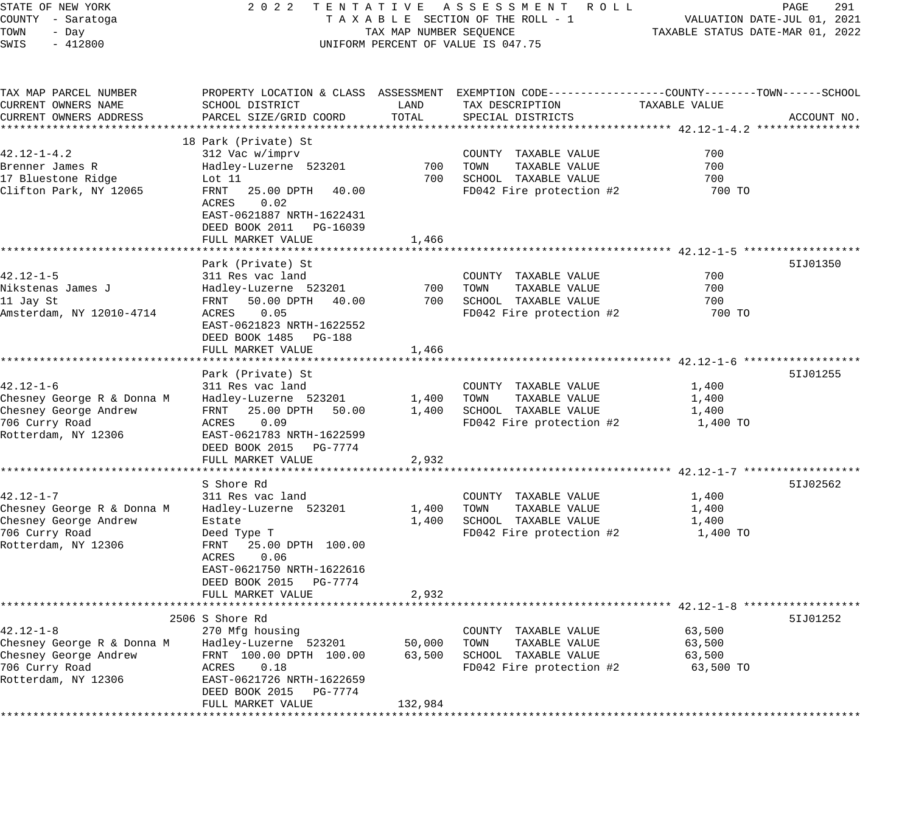STATE OF NEW YORK
COUNTY - Saratoga
TOWN - Day
SWIS - 412800

2022 TENTATIVE ASSESSMENT ROLL
TAXABLE SECTION OF THE ROLL - 1
TAX MAP NUMBER SEQUENCE
UNIFORM PERCENT OF VALUE IS 047.75

VALUATION DATE-JUL 01, 2021
TAXABLE STATUS DATE-MAR 01, 2022

| TAX MAP PARCEL NUMBER / CURRENT OWNERS NAME / CURRENT OWNERS ADDRESS | PROPERTY LOCATION & CLASS / SCHOOL DISTRICT / PARCEL SIZE/GRID COORD | ASSESSMENT LAND | TOTAL | EXEMPTION CODE / TAX DESCRIPTION / SPECIAL DISTRICTS | TAXABLE VALUE (COUNTY / TOWN / SCHOOL) | ACCOUNT NO. |
|---|---|---|---|---|---|---|
| 42.12-1-4.2 | 18 Park (Private) St | | | | | |
| 42.12-1-4.2 | 312 Vac w/imprv | | | COUNTY TAXABLE VALUE | 700 | |
| Brenner James R | Hadley-Luzerne 523201 | 700 | | TOWN TAXABLE VALUE | 700 | |
| 17 Bluestone Ridge | Lot 11 | | 700 | SCHOOL TAXABLE VALUE | 700 | |
| Clifton Park, NY 12065 | FRNT 25.00 DPTH 40.00 | | | FD042 Fire protection #2 | 700 TO | |
| | ACRES 0.02 | | | | | |
| | EAST-0621887 NRTH-1622431 | | | | | |
| | DEED BOOK 2011 PG-16039 | | | | | |
| | FULL MARKET VALUE | | 1,466 | | | |
| 42.12-1-5 | Park (Private) St | | | | | 5IJ01350 |
| 42.12-1-5 | 311 Res vac land | | | COUNTY TAXABLE VALUE | 700 | |
| Nikstenas James J | Hadley-Luzerne 523201 | 700 | | TOWN TAXABLE VALUE | 700 | |
| 11 Jay St | FRNT 50.00 DPTH 40.00 | | 700 | SCHOOL TAXABLE VALUE | 700 | |
| Amsterdam, NY 12010-4714 | ACRES 0.05 | | | FD042 Fire protection #2 | 700 TO | |
| | EAST-0621823 NRTH-1622552 | | | | | |
| | DEED BOOK 1485 PG-188 | | | | | |
| | FULL MARKET VALUE | | 1,466 | | | |
| 42.12-1-6 | Park (Private) St | | | | | 5IJ01255 |
| 42.12-1-6 | 311 Res vac land | | | COUNTY TAXABLE VALUE | 1,400 | |
| Chesney George R & Donna M | Hadley-Luzerne 523201 | 1,400 | | TOWN TAXABLE VALUE | 1,400 | |
| Chesney George Andrew | FRNT 25.00 DPTH 50.00 | | 1,400 | SCHOOL TAXABLE VALUE | 1,400 | |
| 706 Curry Road | ACRES 0.09 | | | FD042 Fire protection #2 | 1,400 TO | |
| Rotterdam, NY 12306 | EAST-0621783 NRTH-1622599 | | | | | |
| | DEED BOOK 2015 PG-7774 | | | | | |
| | FULL MARKET VALUE | | 2,932 | | | |
| 42.12-1-7 | S Shore Rd | | | | | 5IJ02562 |
| 42.12-1-7 | 311 Res vac land | | | COUNTY TAXABLE VALUE | 1,400 | |
| Chesney George R & Donna M | Hadley-Luzerne 523201 | 1,400 | | TOWN TAXABLE VALUE | 1,400 | |
| Chesney George Andrew | Estate | | 1,400 | SCHOOL TAXABLE VALUE | 1,400 | |
| 706 Curry Road | Deed Type T | | | FD042 Fire protection #2 | 1,400 TO | |
| Rotterdam, NY 12306 | FRNT 25.00 DPTH 100.00 | | | | | |
| | ACRES 0.06 | | | | | |
| | EAST-0621750 NRTH-1622616 | | | | | |
| | DEED BOOK 2015 PG-7774 | | | | | |
| | FULL MARKET VALUE | | 2,932 | | | |
| 42.12-1-8 | 2506 S Shore Rd | | | | | 5IJ01252 |
| 42.12-1-8 | 270 Mfg housing | | | COUNTY TAXABLE VALUE | 63,500 | |
| Chesney George R & Donna M | Hadley-Luzerne 523201 | 50,000 | | TOWN TAXABLE VALUE | 63,500 | |
| Chesney George Andrew | FRNT 100.00 DPTH 100.00 | | 63,500 | SCHOOL TAXABLE VALUE | 63,500 | |
| 706 Curry Road | ACRES 0.18 | | | FD042 Fire protection #2 | 63,500 TO | |
| Rotterdam, NY 12306 | EAST-0621726 NRTH-1622659 | | | | | |
| | DEED BOOK 2015 PG-7774 | | | | | |
| | FULL MARKET VALUE | | 132,984 | | | |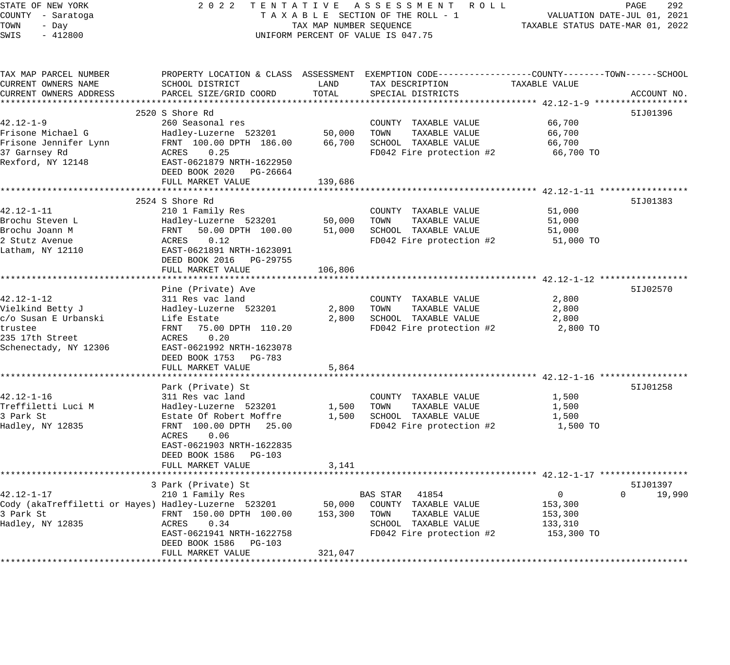STATE OF NEW YORK
COUNTY - Saratoga
TOWN - Day
SWIS - 412800

2 0 2 2 T E N T A T I V E A S S E S S M E N T R O L L
T A X A B L E SECTION OF THE ROLL - 1
TAX MAP NUMBER SEQUENCE
UNIFORM PERCENT OF VALUE IS 047.75

VALUATION DATE-JUL 01, 2021
TAXABLE STATUS DATE-MAR 01, 2022

| TAX MAP PARCEL NUMBER / CURRENT OWNERS NAME / CURRENT OWNERS ADDRESS | PROPERTY LOCATION & CLASS / SCHOOL DISTRICT / PARCEL SIZE/GRID COORD | ASSESSMENT LAND | ASSESSMENT TOTAL | EXEMPTION CODE / TAX DESCRIPTION / SPECIAL DISTRICTS | COUNTY TAXABLE VALUE | TOWN | SCHOOL | ACCOUNT NO. |
|---|---|---|---|---|---|---|---|---|
| **42.12-1-9** | 2520 S Shore Rd | | | | | | | 5IJ01396 |
| 42.12-1-9 | 260 Seasonal res | | | COUNTY TAXABLE VALUE | 66,700 | | | |
| Frisone Michael G | Hadley-Luzerne 523201 | 50,000 | | TOWN TAXABLE VALUE | 66,700 | | | |
| Frisone Jennifer Lynn | FRNT 100.00 DPTH 186.00 | | 66,700 | SCHOOL TAXABLE VALUE | 66,700 | | | |
| 37 Garnsey Rd | ACRES 0.25 | | | FD042 Fire protection #2 | 66,700 TO | | | |
| Rexford, NY 12148 | EAST-0621879 NRTH-1622950 | | | | | | | |
| | DEED BOOK 2020 PG-26664 | | | | | | | |
| | FULL MARKET VALUE | | 139,686 | | | | | |
| **42.12-1-11** | 2524 S Shore Rd | | | | | | | 5IJ01383 |
| 42.12-1-11 | 210 1 Family Res | | | COUNTY TAXABLE VALUE | 51,000 | | | |
| Brochu Steven L | Hadley-Luzerne 523201 | 50,000 | | TOWN TAXABLE VALUE | 51,000 | | | |
| Brochu Joann M | FRNT 50.00 DPTH 100.00 | | 51,000 | SCHOOL TAXABLE VALUE | 51,000 | | | |
| 2 Stutz Avenue | ACRES 0.12 | | | FD042 Fire protection #2 | 51,000 TO | | | |
| Latham, NY 12110 | EAST-0621891 NRTH-1623091 | | | | | | | |
| | DEED BOOK 2016 PG-29755 | | | | | | | |
| | FULL MARKET VALUE | | 106,806 | | | | | |
| **42.12-1-12** | Pine (Private) Ave | | | | | | | 5IJ02570 |
| 42.12-1-12 | 311 Res vac land | | | COUNTY TAXABLE VALUE | 2,800 | | | |
| Vielkind Betty J | Hadley-Luzerne 523201 | 2,800 | | TOWN TAXABLE VALUE | 2,800 | | | |
| c/o Susan E Urbanski | Life Estate | | 2,800 | SCHOOL TAXABLE VALUE | 2,800 | | | |
| trustee | FRNT 75.00 DPTH 110.20 | | | FD042 Fire protection #2 | 2,800 TO | | | |
| 235 17th Street | ACRES 0.20 | | | | | | | |
| Schenectady, NY 12306 | EAST-0621992 NRTH-1623078 | | | | | | | |
| | DEED BOOK 1753 PG-783 | | | | | | | |
| | FULL MARKET VALUE | | 5,864 | | | | | |
| **42.12-1-16** | Park (Private) St | | | | | | | 5IJ01258 |
| 42.12-1-16 | 311 Res vac land | | | COUNTY TAXABLE VALUE | 1,500 | | | |
| Treffiletti Luci M | Hadley-Luzerne 523201 | 1,500 | | TOWN TAXABLE VALUE | 1,500 | | | |
| 3 Park St | Estate Of Robert Moffre | | 1,500 | SCHOOL TAXABLE VALUE | 1,500 | | | |
| Hadley, NY 12835 | FRNT 100.00 DPTH 25.00 | | | FD042 Fire protection #2 | 1,500 TO | | | |
| | ACRES 0.06 | | | | | | | |
| | EAST-0621903 NRTH-1622835 | | | | | | | |
| | DEED BOOK 1586 PG-103 | | | | | | | |
| | FULL MARKET VALUE | | 3,141 | | | | | |
| **42.12-1-17** | 3 Park (Private) St | | | | | | | 5IJ01397 |
| 42.12-1-17 | 210 1 Family Res | | | BAS STAR 41854 | 0 | 0 | 19,990 | |
| Cody (akaTreffiletti or Hayes) | Hadley-Luzerne 523201 | 50,000 | | COUNTY TAXABLE VALUE | 153,300 | | | |
| 3 Park St | FRNT 150.00 DPTH 100.00 | | 153,300 | TOWN TAXABLE VALUE | 153,300 | | | |
| Hadley, NY 12835 | ACRES 0.34 | | | SCHOOL TAXABLE VALUE | 133,310 | | | |
| | EAST-0621941 NRTH-1622758 | | | FD042 Fire protection #2 | 153,300 TO | | | |
| | DEED BOOK 1586 PG-103 | | | | | | | |
| | FULL MARKET VALUE | | 321,047 | | | | | |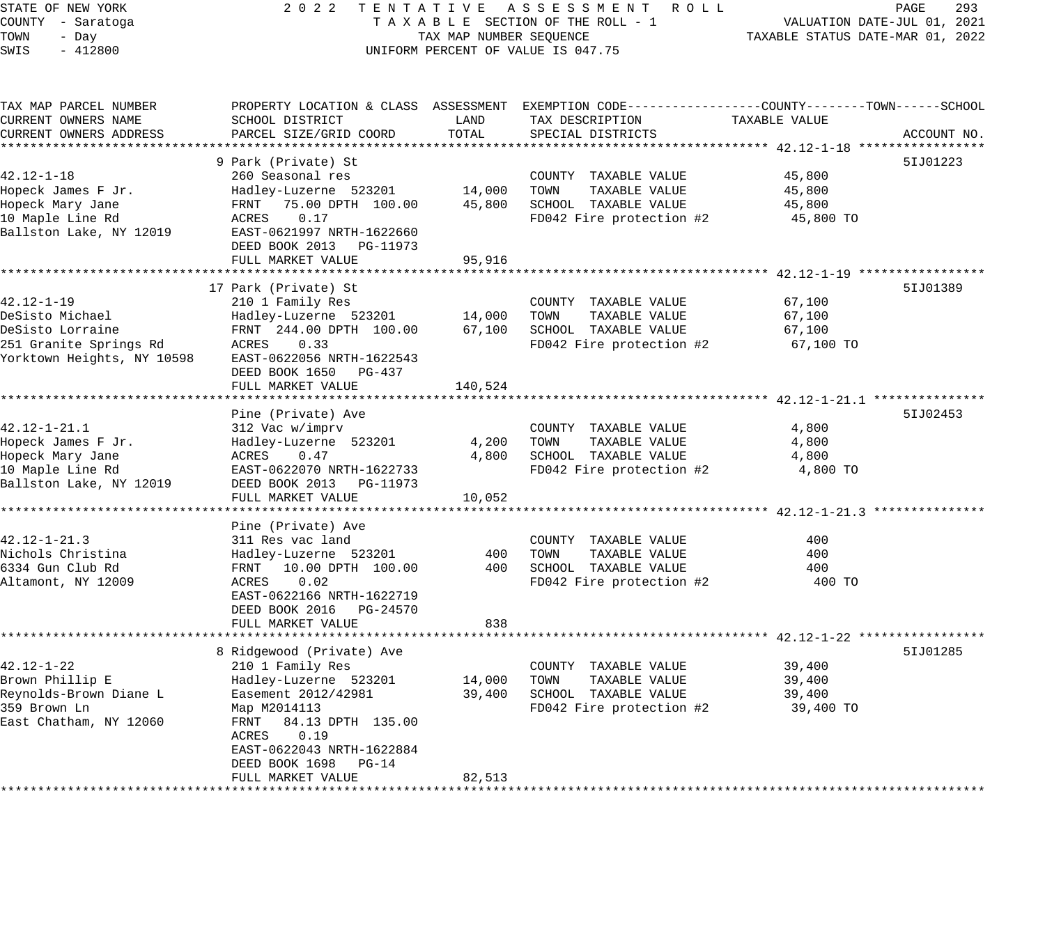STATE OF NEW YORK — 2022 TENTATIVE ASSESSMENT ROLL
COUNTY - Saratoga — TAXABLE SECTION OF THE ROLL - 1 — VALUATION DATE-JUL 01, 2021
TOWN - Day — TAX MAP NUMBER SEQUENCE — TAXABLE STATUS DATE-MAR 01, 2022
SWIS - 412800 — UNIFORM PERCENT OF VALUE IS 047.75

| TAX MAP PARCEL NUMBER / CURRENT OWNERS NAME / CURRENT OWNERS ADDRESS | PROPERTY LOCATION & CLASS / SCHOOL DISTRICT / PARCEL SIZE/GRID COORD | ASSESSMENT LAND | TOTAL | EXEMPTION CODE / TAX DESCRIPTION / SPECIAL DISTRICTS | TAXABLE VALUE (COUNTY / TOWN / SCHOOL) | ACCOUNT NO. |
|---|---|---|---|---|---|---|
| **42.12-1-18** | 9 Park (Private) St | | | | | 5IJ01223 |
| 42.12-1-18 | 260 Seasonal res | | | COUNTY TAXABLE VALUE | 45,800 | |
| Hopeck James F Jr. | Hadley-Luzerne 523201 | 14,000 | | TOWN TAXABLE VALUE | 45,800 | |
| Hopeck Mary Jane | FRNT 75.00 DPTH 100.00 | | 45,800 | SCHOOL TAXABLE VALUE | 45,800 | |
| 10 Maple Line Rd | ACRES 0.17 | | | FD042 Fire protection #2 | 45,800 TO | |
| Ballston Lake, NY 12019 | EAST-0621997 NRTH-1622660 | | | | | |
| | DEED BOOK 2013 PG-11973 | | | | | |
| | FULL MARKET VALUE | | 95,916 | | | |
| **42.12-1-19** | 17 Park (Private) St | | | | | 5IJ01389 |
| 42.12-1-19 | 210 1 Family Res | | | COUNTY TAXABLE VALUE | 67,100 | |
| DeSisto Michael | Hadley-Luzerne 523201 | 14,000 | | TOWN TAXABLE VALUE | 67,100 | |
| DeSisto Lorraine | FRNT 244.00 DPTH 100.00 | | 67,100 | SCHOOL TAXABLE VALUE | 67,100 | |
| 251 Granite Springs Rd | ACRES 0.33 | | | FD042 Fire protection #2 | 67,100 TO | |
| Yorktown Heights, NY 10598 | EAST-0622056 NRTH-1622543 | | | | | |
| | DEED BOOK 1650 PG-437 | | | | | |
| | FULL MARKET VALUE | | 140,524 | | | |
| **42.12-1-21.1** | Pine (Private) Ave | | | | | 5IJ02453 |
| 42.12-1-21.1 | 312 Vac w/imprv | | | COUNTY TAXABLE VALUE | 4,800 | |
| Hopeck James F Jr. | Hadley-Luzerne 523201 | 4,200 | | TOWN TAXABLE VALUE | 4,800 | |
| Hopeck Mary Jane | ACRES 0.47 | | 4,800 | SCHOOL TAXABLE VALUE | 4,800 | |
| 10 Maple Line Rd | EAST-0622070 NRTH-1622733 | | | FD042 Fire protection #2 | 4,800 TO | |
| Ballston Lake, NY 12019 | DEED BOOK 2013 PG-11973 | | | | | |
| | FULL MARKET VALUE | | 10,052 | | | |
| **42.12-1-21.3** | Pine (Private) Ave | | | | | |
| 42.12-1-21.3 | 311 Res vac land | | | COUNTY TAXABLE VALUE | 400 | |
| Nichols Christina | Hadley-Luzerne 523201 | 400 | | TOWN TAXABLE VALUE | 400 | |
| 6334 Gun Club Rd | FRNT 10.00 DPTH 100.00 | | 400 | SCHOOL TAXABLE VALUE | 400 | |
| Altamont, NY 12009 | ACRES 0.02 | | | FD042 Fire protection #2 | 400 TO | |
| | EAST-0622166 NRTH-1622719 | | | | | |
| | DEED BOOK 2016 PG-24570 | | | | | |
| | FULL MARKET VALUE | | 838 | | | |
| **42.12-1-22** | 8 Ridgewood (Private) Ave | | | | | 5IJ01285 |
| 42.12-1-22 | 210 1 Family Res | | | COUNTY TAXABLE VALUE | 39,400 | |
| Brown Phillip E | Hadley-Luzerne 523201 | 14,000 | | TOWN TAXABLE VALUE | 39,400 | |
| Reynolds-Brown Diane L | Easement 2012/42981 | | 39,400 | SCHOOL TAXABLE VALUE | 39,400 | |
| 359 Brown Ln | Map M2014113 | | | FD042 Fire protection #2 | 39,400 TO | |
| East Chatham, NY 12060 | FRNT 84.13 DPTH 135.00 | | | | | |
| | ACRES 0.19 | | | | | |
| | EAST-0622043 NRTH-1622884 | | | | | |
| | DEED BOOK 1698 PG-14 | | | | | |
| | FULL MARKET VALUE | | 82,513 | | | |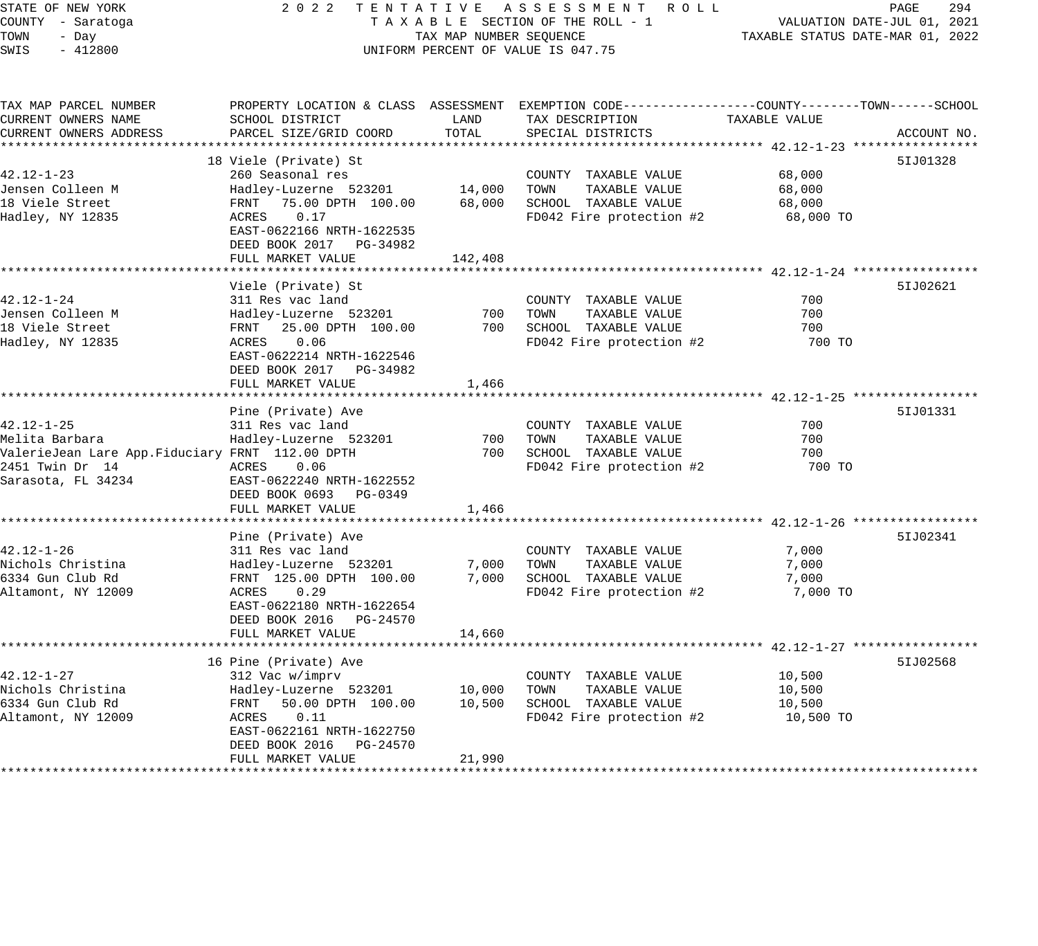STATE OF NEW YORK
COUNTY - Saratoga
TOWN - Day
SWIS - 412800

2022 TENTATIVE ASSESSMENT ROLL
TAXABLE SECTION OF THE ROLL - 1
TAX MAP NUMBER SEQUENCE
UNIFORM PERCENT OF VALUE IS 047.75

VALUATION DATE-JUL 01, 2021
TAXABLE STATUS DATE-MAR 01, 2022

| TAX MAP PARCEL NUMBER / CURRENT OWNERS NAME / CURRENT OWNERS ADDRESS | PROPERTY LOCATION & CLASS / SCHOOL DISTRICT / PARCEL SIZE/GRID COORD | ASSESSMENT LAND | ASSESSMENT TOTAL | EXEMPTION CODE / TAX DESCRIPTION / SPECIAL DISTRICTS | TAXABLE VALUE (COUNTY--TOWN--SCHOOL) | ACCOUNT NO. |
|---|---|---|---|---|---|---|
| **42.12-1-23** | 18 Viele (Private) St | | | | | 5IJ01328 |
| 42.12-1-23 | 260 Seasonal res | | | COUNTY TAXABLE VALUE | 68,000 | |
| Jensen Colleen M | Hadley-Luzerne 523201 | 14,000 | | TOWN TAXABLE VALUE | 68,000 | |
| 18 Viele Street | FRNT 75.00 DPTH 100.00 | | 68,000 | SCHOOL TAXABLE VALUE | 68,000 | |
| Hadley, NY 12835 | ACRES 0.17 | | | FD042 Fire protection #2 | 68,000 TO | |
| | EAST-0622166 NRTH-1622535 | | | | | |
| | DEED BOOK 2017 PG-34982 | | | | | |
| | FULL MARKET VALUE | | 142,408 | | | |
| **42.12-1-24** | Viele (Private) St | | | | | 5IJ02621 |
| 42.12-1-24 | 311 Res vac land | | | COUNTY TAXABLE VALUE | 700 | |
| Jensen Colleen M | Hadley-Luzerne 523201 | 700 | | TOWN TAXABLE VALUE | 700 | |
| 18 Viele Street | FRNT 25.00 DPTH 100.00 | | 700 | SCHOOL TAXABLE VALUE | 700 | |
| Hadley, NY 12835 | ACRES 0.06 | | | FD042 Fire protection #2 | 700 TO | |
| | EAST-0622214 NRTH-1622546 | | | | | |
| | DEED BOOK 2017 PG-34982 | | | | | |
| | FULL MARKET VALUE | | 1,466 | | | |
| **42.12-1-25** | Pine (Private) Ave | | | | | 5IJ01331 |
| 42.12-1-25 | 311 Res vac land | | | COUNTY TAXABLE VALUE | 700 | |
| Melita Barbara | Hadley-Luzerne 523201 | 700 | | TOWN TAXABLE VALUE | 700 | |
| ValerieJean Lare App.Fiduciary | FRNT 112.00 DPTH | | 700 | SCHOOL TAXABLE VALUE | 700 | |
| 2451 Twin Dr 14 | ACRES 0.06 | | | FD042 Fire protection #2 | 700 TO | |
| Sarasota, FL 34234 | EAST-0622240 NRTH-1622552 | | | | | |
| | DEED BOOK 0693 PG-0349 | | | | | |
| | FULL MARKET VALUE | | 1,466 | | | |
| **42.12-1-26** | Pine (Private) Ave | | | | | 5IJ02341 |
| 42.12-1-26 | 311 Res vac land | | | COUNTY TAXABLE VALUE | 7,000 | |
| Nichols Christina | Hadley-Luzerne 523201 | 7,000 | | TOWN TAXABLE VALUE | 7,000 | |
| 6334 Gun Club Rd | FRNT 125.00 DPTH 100.00 | | 7,000 | SCHOOL TAXABLE VALUE | 7,000 | |
| Altamont, NY 12009 | ACRES 0.29 | | | FD042 Fire protection #2 | 7,000 TO | |
| | EAST-0622180 NRTH-1622654 | | | | | |
| | DEED BOOK 2016 PG-24570 | | | | | |
| | FULL MARKET VALUE | | 14,660 | | | |
| **42.12-1-27** | 16 Pine (Private) Ave | | | | | 5IJ02568 |
| 42.12-1-27 | 312 Vac w/imprv | | | COUNTY TAXABLE VALUE | 10,500 | |
| Nichols Christina | Hadley-Luzerne 523201 | 10,000 | | TOWN TAXABLE VALUE | 10,500 | |
| 6334 Gun Club Rd | FRNT 50.00 DPTH 100.00 | | 10,500 | SCHOOL TAXABLE VALUE | 10,500 | |
| Altamont, NY 12009 | ACRES 0.11 | | | FD042 Fire protection #2 | 10,500 TO | |
| | EAST-0622161 NRTH-1622750 | | | | | |
| | DEED BOOK 2016 PG-24570 | | | | | |
| | FULL MARKET VALUE | | 21,990 | | | |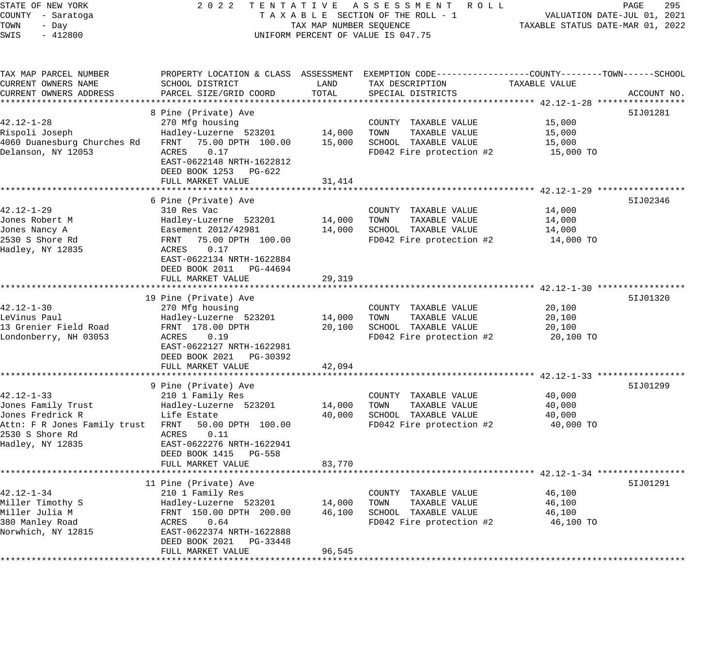STATE OF NEW YORK
COUNTY - Saratoga
TOWN - Day
SWIS - 412800

2022 TENTATIVE ASSESSMENT ROLL
TAXABLE SECTION OF THE ROLL - 1
TAX MAP NUMBER SEQUENCE
UNIFORM PERCENT OF VALUE IS 047.75

VALUATION DATE-JUL 01, 2021
TAXABLE STATUS DATE-MAR 01, 2022

| TAX MAP PARCEL NUMBER / CURRENT OWNERS NAME / CURRENT OWNERS ADDRESS | PROPERTY LOCATION & CLASS / SCHOOL DISTRICT / PARCEL SIZE/GRID COORD | ASSESSMENT LAND | TOTAL | EXEMPTION CODE / TAX DESCRIPTION / SPECIAL DISTRICTS | TAXABLE VALUE (COUNTY / TOWN / SCHOOL) | ACCOUNT NO. |
|---|---|---|---|---|---|---|
| | 8 Pine (Private) Ave | | | | | 5IJ01281 |
| 42.12-1-28 | 270 Mfg housing | | | COUNTY TAXABLE VALUE | 15,000 | |
| Rispoli Joseph | Hadley-Luzerne 523201 | 14,000 | | TOWN TAXABLE VALUE | 15,000 | |
| 4060 Duanesburg Churches Rd | FRNT 75.00 DPTH 100.00 | | 15,000 | SCHOOL TAXABLE VALUE | 15,000 | |
| Delanson, NY 12053 | ACRES 0.17 | | | FD042 Fire protection #2 | 15,000 TO | |
| | EAST-0622148 NRTH-1622812 | | | | | |
| | DEED BOOK 1253 PG-622 | | | | | |
| | FULL MARKET VALUE | | 31,414 | | | |
| | 6 Pine (Private) Ave | | | | | 5IJ02346 |
| 42.12-1-29 | 310 Res Vac | | | COUNTY TAXABLE VALUE | 14,000 | |
| Jones Robert M | Hadley-Luzerne 523201 | 14,000 | | TOWN TAXABLE VALUE | 14,000 | |
| Jones Nancy A | Easement 2012/42981 | | 14,000 | SCHOOL TAXABLE VALUE | 14,000 | |
| 2530 S Shore Rd | FRNT 75.00 DPTH 100.00 | | | FD042 Fire protection #2 | 14,000 TO | |
| Hadley, NY 12835 | ACRES 0.17 | | | | | |
| | EAST-0622134 NRTH-1622884 | | | | | |
| | DEED BOOK 2011 PG-44694 | | | | | |
| | FULL MARKET VALUE | | 29,319 | | | |
| | 19 Pine (Private) Ave | | | | | 5IJ01320 |
| 42.12-1-30 | 270 Mfg housing | | | COUNTY TAXABLE VALUE | 20,100 | |
| LeVinus Paul | Hadley-Luzerne 523201 | 14,000 | | TOWN TAXABLE VALUE | 20,100 | |
| 13 Grenier Field Road | FRNT 178.00 DPTH | | 20,100 | SCHOOL TAXABLE VALUE | 20,100 | |
| Londonberry, NH 03053 | ACRES 0.19 | | | FD042 Fire protection #2 | 20,100 TO | |
| | EAST-0622127 NRTH-1622981 | | | | | |
| | DEED BOOK 2021 PG-30392 | | | | | |
| | FULL MARKET VALUE | | 42,094 | | | |
| | 9 Pine (Private) Ave | | | | | 5IJ01299 |
| 42.12-1-33 | 210 1 Family Res | | | COUNTY TAXABLE VALUE | 40,000 | |
| Jones Family Trust | Hadley-Luzerne 523201 | 14,000 | | TOWN TAXABLE VALUE | 40,000 | |
| Jones Fredrick R | Life Estate | | 40,000 | SCHOOL TAXABLE VALUE | 40,000 | |
| Attn: F R Jones Family trust | FRNT 50.00 DPTH 100.00 | | | FD042 Fire protection #2 | 40,000 TO | |
| 2530 S Shore Rd | ACRES 0.11 | | | | | |
| Hadley, NY 12835 | EAST-0622276 NRTH-1622941 | | | | | |
| | DEED BOOK 1415 PG-558 | | | | | |
| | FULL MARKET VALUE | | 83,770 | | | |
| | 11 Pine (Private) Ave | | | | | 5IJ01291 |
| 42.12-1-34 | 210 1 Family Res | | | COUNTY TAXABLE VALUE | 46,100 | |
| Miller Timothy S | Hadley-Luzerne 523201 | 14,000 | | TOWN TAXABLE VALUE | 46,100 | |
| Miller Julia M | FRNT 150.00 DPTH 200.00 | | 46,100 | SCHOOL TAXABLE VALUE | 46,100 | |
| 380 Manley Road | ACRES 0.64 | | | FD042 Fire protection #2 | 46,100 TO | |
| Norwhich, NY 12815 | EAST-0622374 NRTH-1622888 | | | | | |
| | DEED BOOK 2021 PG-33448 | | | | | |
| | FULL MARKET VALUE | | 96,545 | | | |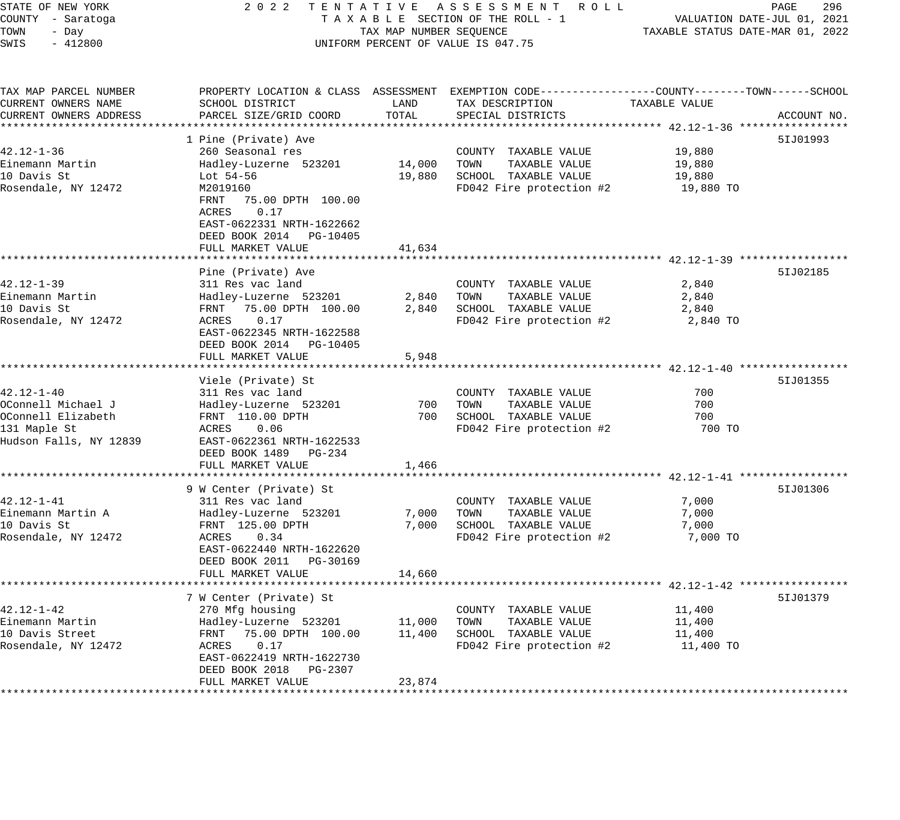STATE OF NEW YORK
COUNTY - Saratoga
TOWN - Day
SWIS - 412800

2022 TENTATIVE ASSESSMENT ROLL
TAXABLE SECTION OF THE ROLL - 1
TAX MAP NUMBER SEQUENCE
UNIFORM PERCENT OF VALUE IS 047.75

VALUATION DATE-JUL 01, 2021
TAXABLE STATUS DATE-MAR 01, 2022

| TAX MAP PARCEL NUMBER / CURRENT OWNERS NAME / CURRENT OWNERS ADDRESS | PROPERTY LOCATION & CLASS / SCHOOL DISTRICT / PARCEL SIZE/GRID COORD | ASSESSMENT LAND | TOTAL | EXEMPTION CODE / TAX DESCRIPTION / SPECIAL DISTRICTS | TAXABLE VALUE (COUNTY / TOWN / SCHOOL) | ACCOUNT NO. |
|---|---|---|---|---|---|---|
| **42.12-1-36** | 1 Pine (Private) Ave | | | | | 5IJ01993 |
| 42.12-1-36 | 260 Seasonal res | | | COUNTY TAXABLE VALUE | 19,880 | |
| Einemann Martin | Hadley-Luzerne 523201 | 14,000 | | TOWN TAXABLE VALUE | 19,880 | |
| 10 Davis St | Lot 54-56 | | 19,880 | SCHOOL TAXABLE VALUE | 19,880 | |
| Rosendale, NY 12472 | M2019160 | | | FD042 Fire protection #2 | 19,880 TO | |
| | FRNT 75.00 DPTH 100.00 | | | | | |
| | ACRES 0.17 | | | | | |
| | EAST-0622331 NRTH-1622662 | | | | | |
| | DEED BOOK 2014 PG-10405 | | | | | |
| | FULL MARKET VALUE | | 41,634 | | | |
| **42.12-1-39** | Pine (Private) Ave | | | | | 5IJ02185 |
| 42.12-1-39 | 311 Res vac land | | | COUNTY TAXABLE VALUE | 2,840 | |
| Einemann Martin | Hadley-Luzerne 523201 | 2,840 | | TOWN TAXABLE VALUE | 2,840 | |
| 10 Davis St | FRNT 75.00 DPTH 100.00 | | 2,840 | SCHOOL TAXABLE VALUE | 2,840 | |
| Rosendale, NY 12472 | ACRES 0.17 | | | FD042 Fire protection #2 | 2,840 TO | |
| | EAST-0622345 NRTH-1622588 | | | | | |
| | DEED BOOK 2014 PG-10405 | | | | | |
| | FULL MARKET VALUE | | 5,948 | | | |
| **42.12-1-40** | Viele (Private) St | | | | | 5IJ01355 |
| 42.12-1-40 | 311 Res vac land | | | COUNTY TAXABLE VALUE | 700 | |
| OConnell Michael J | Hadley-Luzerne 523201 | 700 | | TOWN TAXABLE VALUE | 700 | |
| OConnell Elizabeth | FRNT 110.00 DPTH | | 700 | SCHOOL TAXABLE VALUE | 700 | |
| 131 Maple St | ACRES 0.06 | | | FD042 Fire protection #2 | 700 TO | |
| Hudson Falls, NY 12839 | EAST-0622361 NRTH-1622533 | | | | | |
| | DEED BOOK 1489 PG-234 | | | | | |
| | FULL MARKET VALUE | | 1,466 | | | |
| **42.12-1-41** | 9 W Center (Private) St | | | | | 5IJ01306 |
| 42.12-1-41 | 311 Res vac land | | | COUNTY TAXABLE VALUE | 7,000 | |
| Einemann Martin A | Hadley-Luzerne 523201 | 7,000 | | TOWN TAXABLE VALUE | 7,000 | |
| 10 Davis St | FRNT 125.00 DPTH | | 7,000 | SCHOOL TAXABLE VALUE | 7,000 | |
| Rosendale, NY 12472 | ACRES 0.34 | | | FD042 Fire protection #2 | 7,000 TO | |
| | EAST-0622440 NRTH-1622620 | | | | | |
| | DEED BOOK 2011 PG-30169 | | | | | |
| | FULL MARKET VALUE | | 14,660 | | | |
| **42.12-1-42** | 7 W Center (Private) St | | | | | 5IJ01379 |
| 42.12-1-42 | 270 Mfg housing | | | COUNTY TAXABLE VALUE | 11,400 | |
| Einemann Martin | Hadley-Luzerne 523201 | 11,000 | | TOWN TAXABLE VALUE | 11,400 | |
| 10 Davis Street | FRNT 75.00 DPTH 100.00 | | 11,400 | SCHOOL TAXABLE VALUE | 11,400 | |
| Rosendale, NY 12472 | ACRES 0.17 | | | FD042 Fire protection #2 | 11,400 TO | |
| | EAST-0622419 NRTH-1622730 | | | | | |
| | DEED BOOK 2018 PG-2307 | | | | | |
| | FULL MARKET VALUE | | 23,874 | | | |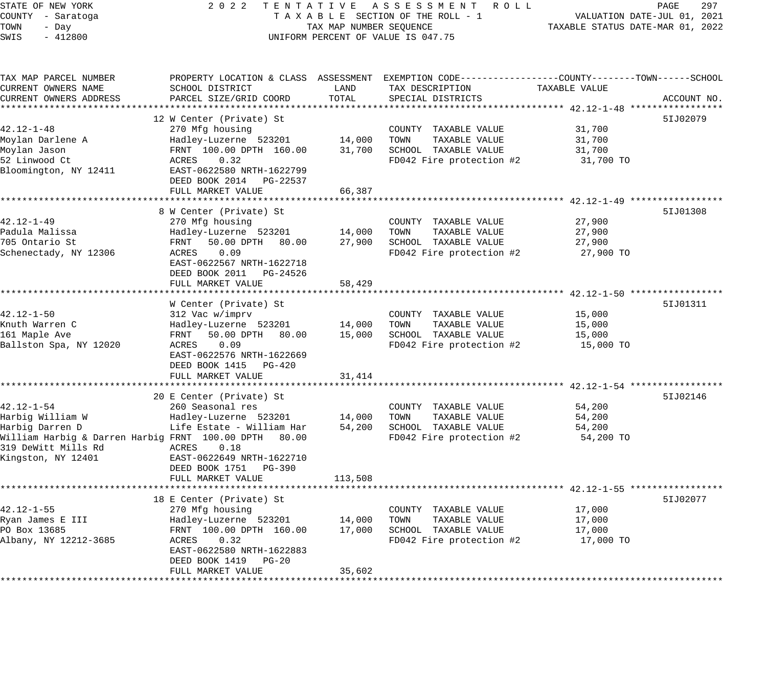STATE OF NEW YORK
COUNTY - Saratoga
TOWN - Day
SWIS - 412800

2022 TENTATIVE ASSESSMENT ROLL
TAXABLE SECTION OF THE ROLL - 1
TAX MAP NUMBER SEQUENCE
UNIFORM PERCENT OF VALUE IS 047.75

VALUATION DATE-JUL 01, 2021
TAXABLE STATUS DATE-MAR 01, 2022

| TAX MAP PARCEL NUMBER / CURRENT OWNERS NAME / CURRENT OWNERS ADDRESS | PROPERTY LOCATION & CLASS / SCHOOL DISTRICT / PARCEL SIZE/GRID COORD | ASSESSMENT LAND | ASSESSMENT TOTAL | EXEMPTION CODE / TAX DESCRIPTION / SPECIAL DISTRICTS | TAXABLE VALUE (COUNTY--TOWN--SCHOOL) | ACCOUNT NO. |
|---|---|---|---|---|---|---|
| 42.12-1-48 | 12 W Center (Private) St | | | | | 5IJ02079 |
| | 270 Mfg housing | | | COUNTY TAXABLE VALUE | 31,700 | |
| Moylan Darlene A | Hadley-Luzerne 523201 | 14,000 | | TOWN TAXABLE VALUE | 31,700 | |
| Moylan Jason | FRNT 100.00 DPTH 160.00 | | 31,700 | SCHOOL TAXABLE VALUE | 31,700 | |
| 52 Linwood Ct | ACRES 0.32 | | | FD042 Fire protection #2 | 31,700 TO | |
| Bloomington, NY 12411 | EAST-0622580 NRTH-1622799 | | | | | |
| | DEED BOOK 2014 PG-22537 | | | | | |
| | FULL MARKET VALUE | | 66,387 | | | |
| 42.12-1-49 | 8 W Center (Private) St | | | | | 5IJ01308 |
| | 270 Mfg housing | | | COUNTY TAXABLE VALUE | 27,900 | |
| Padula Malissa | Hadley-Luzerne 523201 | 14,000 | | TOWN TAXABLE VALUE | 27,900 | |
| 705 Ontario St | FRNT 50.00 DPTH 80.00 | | 27,900 | SCHOOL TAXABLE VALUE | 27,900 | |
| Schenectady, NY 12306 | ACRES 0.09 | | | FD042 Fire protection #2 | 27,900 TO | |
| | EAST-0622567 NRTH-1622718 | | | | | |
| | DEED BOOK 2011 PG-24526 | | | | | |
| | FULL MARKET VALUE | | 58,429 | | | |
| 42.12-1-50 | W Center (Private) St | | | | | 5IJ01311 |
| | 312 Vac w/imprv | | | COUNTY TAXABLE VALUE | 15,000 | |
| Knuth Warren C | Hadley-Luzerne 523201 | 14,000 | | TOWN TAXABLE VALUE | 15,000 | |
| 161 Maple Ave | FRNT 50.00 DPTH 80.00 | | 15,000 | SCHOOL TAXABLE VALUE | 15,000 | |
| Ballston Spa, NY 12020 | ACRES 0.09 | | | FD042 Fire protection #2 | 15,000 TO | |
| | EAST-0622576 NRTH-1622669 | | | | | |
| | DEED BOOK 1415 PG-420 | | | | | |
| | FULL MARKET VALUE | | 31,414 | | | |
| 42.12-1-54 | 20 E Center (Private) St | | | | | 5IJ02146 |
| | 260 Seasonal res | | | COUNTY TAXABLE VALUE | 54,200 | |
| Harbig William W | Hadley-Luzerne 523201 | 14,000 | | TOWN TAXABLE VALUE | 54,200 | |
| Harbig Darren D | Life Estate - William Har | | 54,200 | SCHOOL TAXABLE VALUE | 54,200 | |
| William Harbig & Darren Harbig | FRNT 100.00 DPTH 80.00 | | | FD042 Fire protection #2 | 54,200 TO | |
| 319 DeWitt Mills Rd | ACRES 0.18 | | | | | |
| Kingston, NY 12401 | EAST-0622649 NRTH-1622710 | | | | | |
| | DEED BOOK 1751 PG-390 | | | | | |
| | FULL MARKET VALUE | | 113,508 | | | |
| 42.12-1-55 | 18 E Center (Private) St | | | | | 5IJ02077 |
| | 270 Mfg housing | | | COUNTY TAXABLE VALUE | 17,000 | |
| Ryan James E III | Hadley-Luzerne 523201 | 14,000 | | TOWN TAXABLE VALUE | 17,000 | |
| PO Box 13685 | FRNT 100.00 DPTH 160.00 | | 17,000 | SCHOOL TAXABLE VALUE | 17,000 | |
| Albany, NY 12212-3685 | ACRES 0.32 | | | FD042 Fire protection #2 | 17,000 TO | |
| | EAST-0622580 NRTH-1622883 | | | | | |
| | DEED BOOK 1419 PG-20 | | | | | |
| | FULL MARKET VALUE | | 35,602 | | | |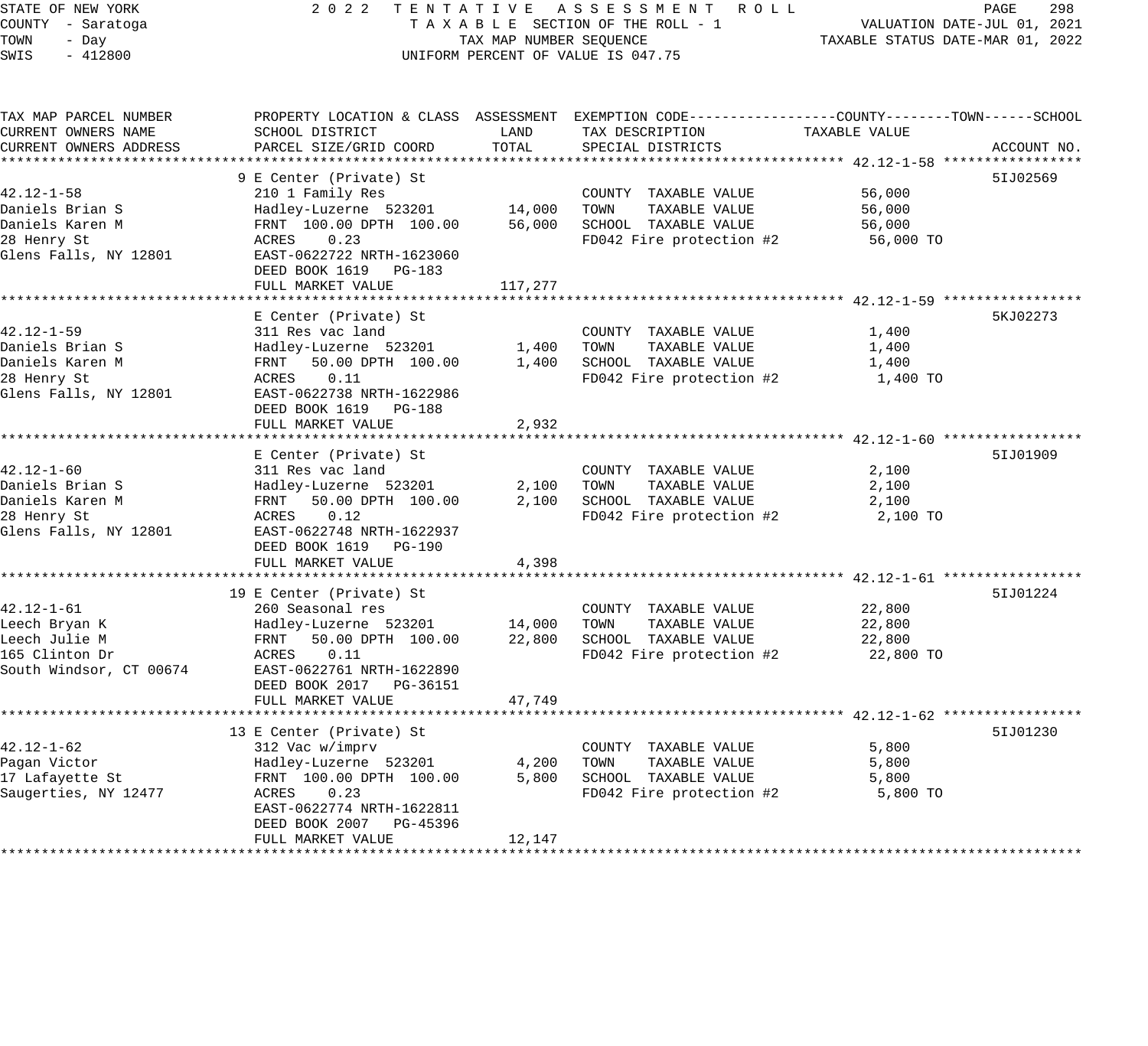STATE OF NEW YORK
COUNTY - Saratoga
TOWN - Day
SWIS - 412800

2022 TENTATIVE ASSESSMENT ROLL
TAXABLE SECTION OF THE ROLL - 1
TAX MAP NUMBER SEQUENCE
UNIFORM PERCENT OF VALUE IS 047.75

VALUATION DATE-JUL 01, 2021
TAXABLE STATUS DATE-MAR 01, 2022

| TAX MAP PARCEL NUMBER / CURRENT OWNERS NAME / CURRENT OWNERS ADDRESS | PROPERTY LOCATION & CLASS / SCHOOL DISTRICT / PARCEL SIZE/GRID COORD | ASSESSMENT LAND | ASSESSMENT TOTAL | EXEMPTION CODE / TAX DESCRIPTION / SPECIAL DISTRICTS | TAXABLE VALUE (COUNTY--------TOWN------SCHOOL) | ACCOUNT NO. |
|---|---|---|---|---|---|---|
| **42.12-1-58** | 9 E Center (Private) St | | | | | 5IJ02569 |
| Daniels Brian S | 210 1 Family Res | | | COUNTY TAXABLE VALUE | 56,000 | |
| Daniels Karen M | Hadley-Luzerne 523201 | 14,000 | | TOWN TAXABLE VALUE | 56,000 | |
| 28 Henry St | FRNT 100.00 DPTH 100.00 | | 56,000 | SCHOOL TAXABLE VALUE | 56,000 | |
| Glens Falls, NY 12801 | ACRES 0.23 | | | FD042 Fire protection #2 | 56,000 TO | |
| | EAST-0622722 NRTH-1623060 | | | | | |
| | DEED BOOK 1619 PG-183 | | | | | |
| | FULL MARKET VALUE | | 117,277 | | | |
| **42.12-1-59** | E Center (Private) St | | | | | 5KJ02273 |
| Daniels Brian S | 311 Res vac land | | | COUNTY TAXABLE VALUE | 1,400 | |
| Daniels Karen M | Hadley-Luzerne 523201 | 1,400 | | TOWN TAXABLE VALUE | 1,400 | |
| 28 Henry St | FRNT 50.00 DPTH 100.00 | | 1,400 | SCHOOL TAXABLE VALUE | 1,400 | |
| Glens Falls, NY 12801 | ACRES 0.11 | | | FD042 Fire protection #2 | 1,400 TO | |
| | EAST-0622738 NRTH-1622986 | | | | | |
| | DEED BOOK 1619 PG-188 | | | | | |
| | FULL MARKET VALUE | | 2,932 | | | |
| **42.12-1-60** | E Center (Private) St | | | | | 5IJ01909 |
| Daniels Brian S | 311 Res vac land | | | COUNTY TAXABLE VALUE | 2,100 | |
| Daniels Karen M | Hadley-Luzerne 523201 | 2,100 | | TOWN TAXABLE VALUE | 2,100 | |
| 28 Henry St | FRNT 50.00 DPTH 100.00 | | 2,100 | SCHOOL TAXABLE VALUE | 2,100 | |
| Glens Falls, NY 12801 | ACRES 0.12 | | | FD042 Fire protection #2 | 2,100 TO | |
| | EAST-0622748 NRTH-1622937 | | | | | |
| | DEED BOOK 1619 PG-190 | | | | | |
| | FULL MARKET VALUE | | 4,398 | | | |
| **42.12-1-61** | 19 E Center (Private) St | | | | | 5IJ01224 |
| Leech Bryan K | 260 Seasonal res | | | COUNTY TAXABLE VALUE | 22,800 | |
| Leech Julie M | Hadley-Luzerne 523201 | 14,000 | | TOWN TAXABLE VALUE | 22,800 | |
| 165 Clinton Dr | FRNT 50.00 DPTH 100.00 | | 22,800 | SCHOOL TAXABLE VALUE | 22,800 | |
| South Windsor, CT 00674 | ACRES 0.11 | | | FD042 Fire protection #2 | 22,800 TO | |
| | EAST-0622761 NRTH-1622890 | | | | | |
| | DEED BOOK 2017 PG-36151 | | | | | |
| | FULL MARKET VALUE | | 47,749 | | | |
| **42.12-1-62** | 13 E Center (Private) St | | | | | 5IJ01230 |
| Pagan Victor | 312 Vac w/imprv | | | COUNTY TAXABLE VALUE | 5,800 | |
| 17 Lafayette St | Hadley-Luzerne 523201 | 4,200 | | TOWN TAXABLE VALUE | 5,800 | |
| Saugerties, NY 12477 | FRNT 100.00 DPTH 100.00 | | 5,800 | SCHOOL TAXABLE VALUE | 5,800 | |
| | ACRES 0.23 | | | FD042 Fire protection #2 | 5,800 TO | |
| | EAST-0622774 NRTH-1622811 | | | | | |
| | DEED BOOK 2007 PG-45396 | | | | | |
| | FULL MARKET VALUE | | 12,147 | | | |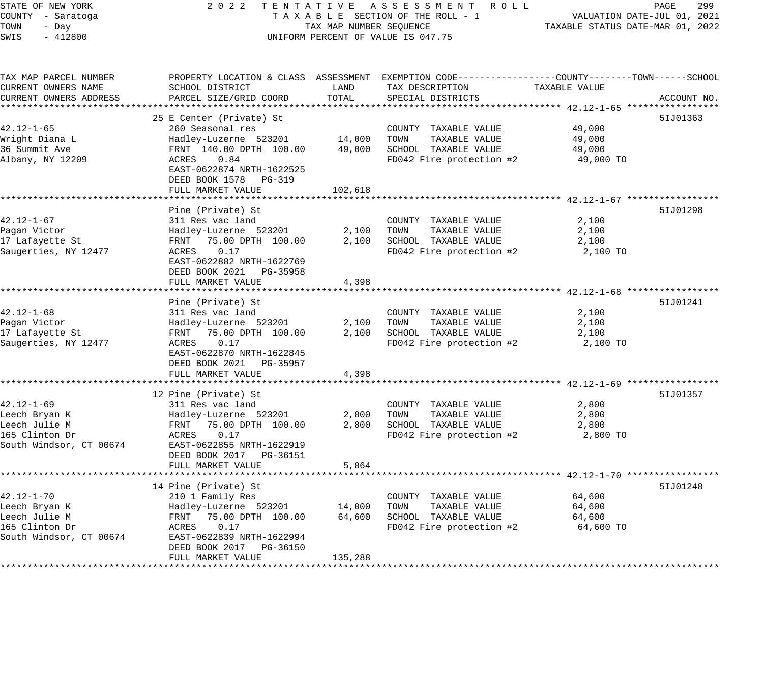STATE OF NEW YORK
COUNTY - Saratoga
TOWN - Day
SWIS - 412800

2022 TENTATIVE ASSESSMENT ROLL
TAXABLE SECTION OF THE ROLL - 1
TAX MAP NUMBER SEQUENCE
UNIFORM PERCENT OF VALUE IS 047.75

VALUATION DATE-JUL 01, 2021
TAXABLE STATUS DATE-MAR 01, 2022

| TAX MAP PARCEL NUMBER / CURRENT OWNERS NAME / CURRENT OWNERS ADDRESS | PROPERTY LOCATION & CLASS / SCHOOL DISTRICT / PARCEL SIZE/GRID COORD | ASSESSMENT LAND | ASSESSMENT TOTAL | EXEMPTION CODE / TAX DESCRIPTION / SPECIAL DISTRICTS | TAXABLE VALUE (COUNTY / TOWN / SCHOOL) | ACCOUNT NO. |
|---|---|---|---|---|---|---|
| 42.12-1-65 | 25 E Center (Private) St | | | | | 5IJ01363 |
| | 260 Seasonal res | | | COUNTY TAXABLE VALUE | 49,000 | |
| Wright Diana L | Hadley-Luzerne 523201 | 14,000 | | TOWN TAXABLE VALUE | 49,000 | |
| 36 Summit Ave | FRNT 140.00 DPTH 100.00 | | 49,000 | SCHOOL TAXABLE VALUE | 49,000 | |
| Albany, NY 12209 | ACRES 0.84 | | | FD042 Fire protection #2 | 49,000 TO | |
| | EAST-0622874 NRTH-1622525 | | | | | |
| | DEED BOOK 1578 PG-319 | | | | | |
| | FULL MARKET VALUE | | 102,618 | | | |
| 42.12-1-67 | Pine (Private) St | | | | | 5IJ01298 |
| | 311 Res vac land | | | COUNTY TAXABLE VALUE | 2,100 | |
| Pagan Victor | Hadley-Luzerne 523201 | 2,100 | | TOWN TAXABLE VALUE | 2,100 | |
| 17 Lafayette St | FRNT 75.00 DPTH 100.00 | | 2,100 | SCHOOL TAXABLE VALUE | 2,100 | |
| Saugerties, NY 12477 | ACRES 0.17 | | | FD042 Fire protection #2 | 2,100 TO | |
| | EAST-0622882 NRTH-1622769 | | | | | |
| | DEED BOOK 2021 PG-35958 | | | | | |
| | FULL MARKET VALUE | | 4,398 | | | |
| 42.12-1-68 | Pine (Private) St | | | | | 5IJ01241 |
| | 311 Res vac land | | | COUNTY TAXABLE VALUE | 2,100 | |
| Pagan Victor | Hadley-Luzerne 523201 | 2,100 | | TOWN TAXABLE VALUE | 2,100 | |
| 17 Lafayette St | FRNT 75.00 DPTH 100.00 | | 2,100 | SCHOOL TAXABLE VALUE | 2,100 | |
| Saugerties, NY 12477 | ACRES 0.17 | | | FD042 Fire protection #2 | 2,100 TO | |
| | EAST-0622870 NRTH-1622845 | | | | | |
| | DEED BOOK 2021 PG-35957 | | | | | |
| | FULL MARKET VALUE | | 4,398 | | | |
| 42.12-1-69 | 12 Pine (Private) St | | | | | 5IJ01357 |
| | 311 Res vac land | | | COUNTY TAXABLE VALUE | 2,800 | |
| Leech Bryan K | Hadley-Luzerne 523201 | 2,800 | | TOWN TAXABLE VALUE | 2,800 | |
| Leech Julie M | FRNT 75.00 DPTH 100.00 | | 2,800 | SCHOOL TAXABLE VALUE | 2,800 | |
| 165 Clinton Dr | ACRES 0.17 | | | FD042 Fire protection #2 | 2,800 TO | |
| South Windsor, CT 00674 | EAST-0622855 NRTH-1622919 | | | | | |
| | DEED BOOK 2017 PG-36151 | | | | | |
| | FULL MARKET VALUE | | 5,864 | | | |
| 42.12-1-70 | 14 Pine (Private) St | | | | | 5IJ01248 |
| | 210 1 Family Res | | | COUNTY TAXABLE VALUE | 64,600 | |
| Leech Bryan K | Hadley-Luzerne 523201 | 14,000 | | TOWN TAXABLE VALUE | 64,600 | |
| Leech Julie M | FRNT 75.00 DPTH 100.00 | | 64,600 | SCHOOL TAXABLE VALUE | 64,600 | |
| 165 Clinton Dr | ACRES 0.17 | | | FD042 Fire protection #2 | 64,600 TO | |
| South Windsor, CT 00674 | EAST-0622839 NRTH-1622994 | | | | | |
| | DEED BOOK 2017 PG-36150 | | | | | |
| | FULL MARKET VALUE | | 135,288 | | | |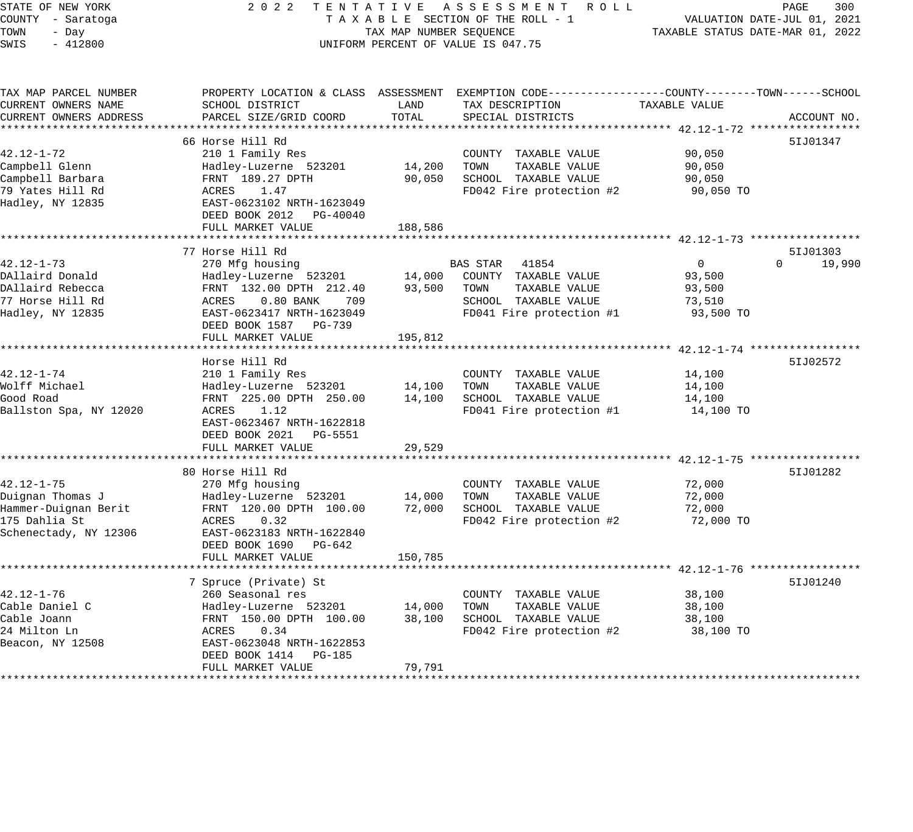STATE OF NEW YORK
COUNTY - Saratoga
TOWN - Day
SWIS - 412800

2022 TENTATIVE ASSESSMENT ROLL
TAXABLE SECTION OF THE ROLL - 1
TAX MAP NUMBER SEQUENCE
UNIFORM PERCENT OF VALUE IS 047.75

VALUATION DATE-JUL 01, 2021
TAXABLE STATUS DATE-MAR 01, 2022

```
TAX MAP PARCEL NUMBER          PROPERTY LOCATION & CLASS  ASSESSMENT  EXEMPTION CODE------------------COUNTY--------TOWN------SCHOOL
CURRENT OWNERS NAME            SCHOOL DISTRICT              LAND      TAX DESCRIPTION             TAXABLE VALUE
CURRENT OWNERS ADDRESS         PARCEL SIZE/GRID COORD       TOTAL     SPECIAL DISTRICTS                                   ACCOUNT NO.
******************************************************************************************************* 42.12-1-72 *****************
                               66 Horse Hill Rd                                                                         5IJ01347
42.12-1-72                     210 1 Family Res                        COUNTY  TAXABLE VALUE          90,050
Campbell Glenn                 Hadley-Luzerne  523201       14,200    TOWN    TAXABLE VALUE          90,050
Campbell Barbara               FRNT 189.27 DPTH             90,050    SCHOOL  TAXABLE VALUE          90,050
79 Yates Hill Rd               ACRES    1.47                          FD042 Fire protection #2        90,050 TO
Hadley, NY 12835               EAST-0623102 NRTH-1623049
                               DEED BOOK 2012   PG-40040
                               FULL MARKET VALUE           188,586
******************************************************************************************************* 42.12-1-73 *****************
                               77 Horse Hill Rd                                                                         5IJ01303
42.12-1-73                     270 Mfg housing                        BAS STAR  41854                  0             0      19,990
DAllaird Donald                Hadley-Luzerne  523201       14,000    COUNTY  TAXABLE VALUE          93,500
DAllaird Rebecca               FRNT 132.00 DPTH 212.40      93,500    TOWN    TAXABLE VALUE          93,500
77 Horse Hill Rd               ACRES    0.80 BANK    709              SCHOOL  TAXABLE VALUE          73,510
Hadley, NY 12835               EAST-0623417 NRTH-1623049              FD041 Fire protection #1        93,500 TO
                               DEED BOOK 1587   PG-739
                               FULL MARKET VALUE           195,812
******************************************************************************************************* 42.12-1-74 *****************
                               Horse Hill Rd                                                                            5IJ02572
42.12-1-74                     210 1 Family Res                        COUNTY  TAXABLE VALUE          14,100
Wolff Michael                  Hadley-Luzerne  523201       14,100    TOWN    TAXABLE VALUE          14,100
Good Road                      FRNT 225.00 DPTH 250.00      14,100    SCHOOL  TAXABLE VALUE          14,100
Ballston Spa, NY 12020         ACRES    1.12                          FD041 Fire protection #1        14,100 TO
                               EAST-0623467 NRTH-1622818
                               DEED BOOK 2021   PG-5551
                               FULL MARKET VALUE            29,529
******************************************************************************************************* 42.12-1-75 *****************
                               80 Horse Hill Rd                                                                         5IJ01282
42.12-1-75                     270 Mfg housing                         COUNTY  TAXABLE VALUE          72,000
Duignan Thomas J               Hadley-Luzerne  523201       14,000    TOWN    TAXABLE VALUE          72,000
Hammer-Duignan Berit           FRNT 120.00 DPTH 100.00      72,000    SCHOOL  TAXABLE VALUE          72,000
175 Dahlia St                  ACRES    0.32                          FD042 Fire protection #2        72,000 TO
Schenectady, NY 12306          EAST-0623183 NRTH-1622840
                               DEED BOOK 1690   PG-642
                               FULL MARKET VALUE           150,785
******************************************************************************************************* 42.12-1-76 *****************
                               7 Spruce (Private) St                                                                    5IJ01240
42.12-1-76                     260 Seasonal res                        COUNTY  TAXABLE VALUE          38,100
Cable Daniel C                 Hadley-Luzerne  523201       14,000    TOWN    TAXABLE VALUE          38,100
Cable Joann                    FRNT 150.00 DPTH 100.00      38,100    SCHOOL  TAXABLE VALUE          38,100
24 Milton Ln                   ACRES    0.34                          FD042 Fire protection #2        38,100 TO
Beacon, NY 12508               EAST-0623048 NRTH-1622853
                               DEED BOOK 1414   PG-185
                               FULL MARKET VALUE            79,791
************************************************************************************************************************************
```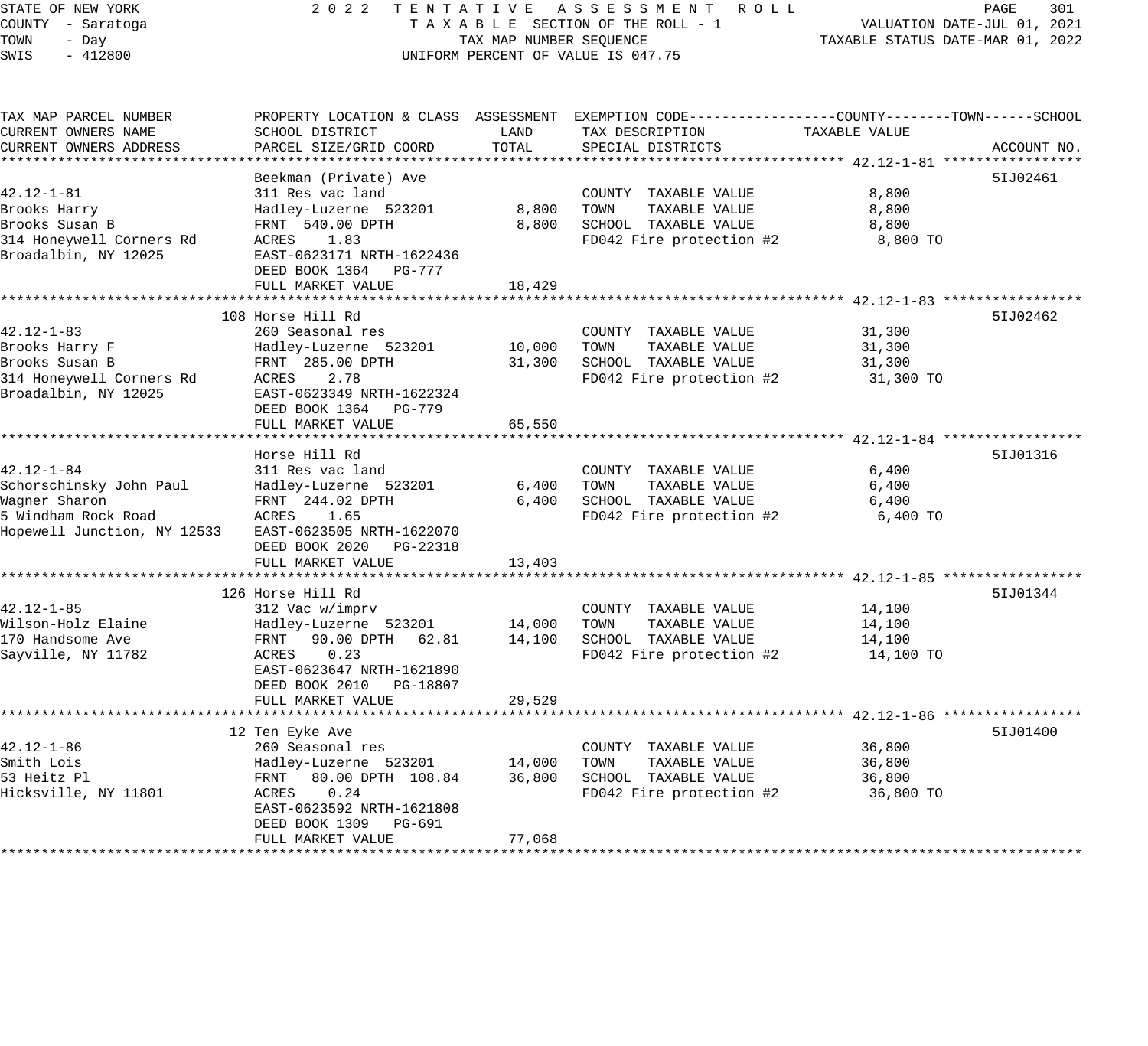STATE OF NEW YORK
COUNTY - Saratoga
TOWN - Day
SWIS - 412800

2022 TENTATIVE ASSESSMENT ROLL
TAXABLE SECTION OF THE ROLL - 1
TAX MAP NUMBER SEQUENCE
UNIFORM PERCENT OF VALUE IS 047.75

VALUATION DATE-JUL 01, 2021
TAXABLE STATUS DATE-MAR 01, 2022

| TAX MAP PARCEL NUMBER / CURRENT OWNERS NAME / CURRENT OWNERS ADDRESS | PROPERTY LOCATION & CLASS / SCHOOL DISTRICT / PARCEL SIZE/GRID COORD | ASSESSMENT LAND | ASSESSMENT TOTAL | EXEMPTION CODE / TAX DESCRIPTION / SPECIAL DISTRICTS | TAXABLE VALUE | ACCOUNT NO. |
|---|---|---|---|---|---|---|
| **42.12-1-81** | Beekman (Private) Ave | | | | | 5IJ02461 |
| 42.12-1-81 | 311 Res vac land | | | COUNTY TAXABLE VALUE | 8,800 | |
| Brooks Harry | Hadley-Luzerne 523201 | 8,800 | | TOWN TAXABLE VALUE | 8,800 | |
| Brooks Susan B | FRNT 540.00 DPTH | | 8,800 | SCHOOL TAXABLE VALUE | 8,800 | |
| 314 Honeywell Corners Rd | ACRES 1.83 | | | FD042 Fire protection #2 | 8,800 TO | |
| Broadalbin, NY 12025 | EAST-0623171 NRTH-1622436 | | | | | |
| | DEED BOOK 1364 PG-777 | | | | | |
| | FULL MARKET VALUE | | 18,429 | | | |
| **42.12-1-83** | 108 Horse Hill Rd | | | | | 5IJ02462 |
| 42.12-1-83 | 260 Seasonal res | | | COUNTY TAXABLE VALUE | 31,300 | |
| Brooks Harry F | Hadley-Luzerne 523201 | 10,000 | | TOWN TAXABLE VALUE | 31,300 | |
| Brooks Susan B | FRNT 285.00 DPTH | | 31,300 | SCHOOL TAXABLE VALUE | 31,300 | |
| 314 Honeywell Corners Rd | ACRES 2.78 | | | FD042 Fire protection #2 | 31,300 TO | |
| Broadalbin, NY 12025 | EAST-0623349 NRTH-1622324 | | | | | |
| | DEED BOOK 1364 PG-779 | | | | | |
| | FULL MARKET VALUE | | 65,550 | | | |
| **42.12-1-84** | Horse Hill Rd | | | | | 5IJ01316 |
| 42.12-1-84 | 311 Res vac land | | | COUNTY TAXABLE VALUE | 6,400 | |
| Schorschinsky John Paul | Hadley-Luzerne 523201 | 6,400 | | TOWN TAXABLE VALUE | 6,400 | |
| Wagner Sharon | FRNT 244.02 DPTH | | 6,400 | SCHOOL TAXABLE VALUE | 6,400 | |
| 5 Windham Rock Road | ACRES 1.65 | | | FD042 Fire protection #2 | 6,400 TO | |
| Hopewell Junction, NY 12533 | EAST-0623505 NRTH-1622070 | | | | | |
| | DEED BOOK 2020 PG-22318 | | | | | |
| | FULL MARKET VALUE | | 13,403 | | | |
| **42.12-1-85** | 126 Horse Hill Rd | | | | | 5IJ01344 |
| 42.12-1-85 | 312 Vac w/imprv | | | COUNTY TAXABLE VALUE | 14,100 | |
| Wilson-Holz Elaine | Hadley-Luzerne 523201 | 14,000 | | TOWN TAXABLE VALUE | 14,100 | |
| 170 Handsome Ave | FRNT 90.00 DPTH 62.81 | | 14,100 | SCHOOL TAXABLE VALUE | 14,100 | |
| Sayville, NY 11782 | ACRES 0.23 | | | FD042 Fire protection #2 | 14,100 TO | |
| | EAST-0623647 NRTH-1621890 | | | | | |
| | DEED BOOK 2010 PG-18807 | | | | | |
| | FULL MARKET VALUE | | 29,529 | | | |
| **42.12-1-86** | 12 Ten Eyke Ave | | | | | 5IJ01400 |
| 42.12-1-86 | 260 Seasonal res | | | COUNTY TAXABLE VALUE | 36,800 | |
| Smith Lois | Hadley-Luzerne 523201 | 14,000 | | TOWN TAXABLE VALUE | 36,800 | |
| 53 Heitz Pl | FRNT 80.00 DPTH 108.84 | | 36,800 | SCHOOL TAXABLE VALUE | 36,800 | |
| Hicksville, NY 11801 | ACRES 0.24 | | | FD042 Fire protection #2 | 36,800 TO | |
| | EAST-0623592 NRTH-1621808 | | | | | |
| | DEED BOOK 1309 PG-691 | | | | | |
| | FULL MARKET VALUE | | 77,068 | | | |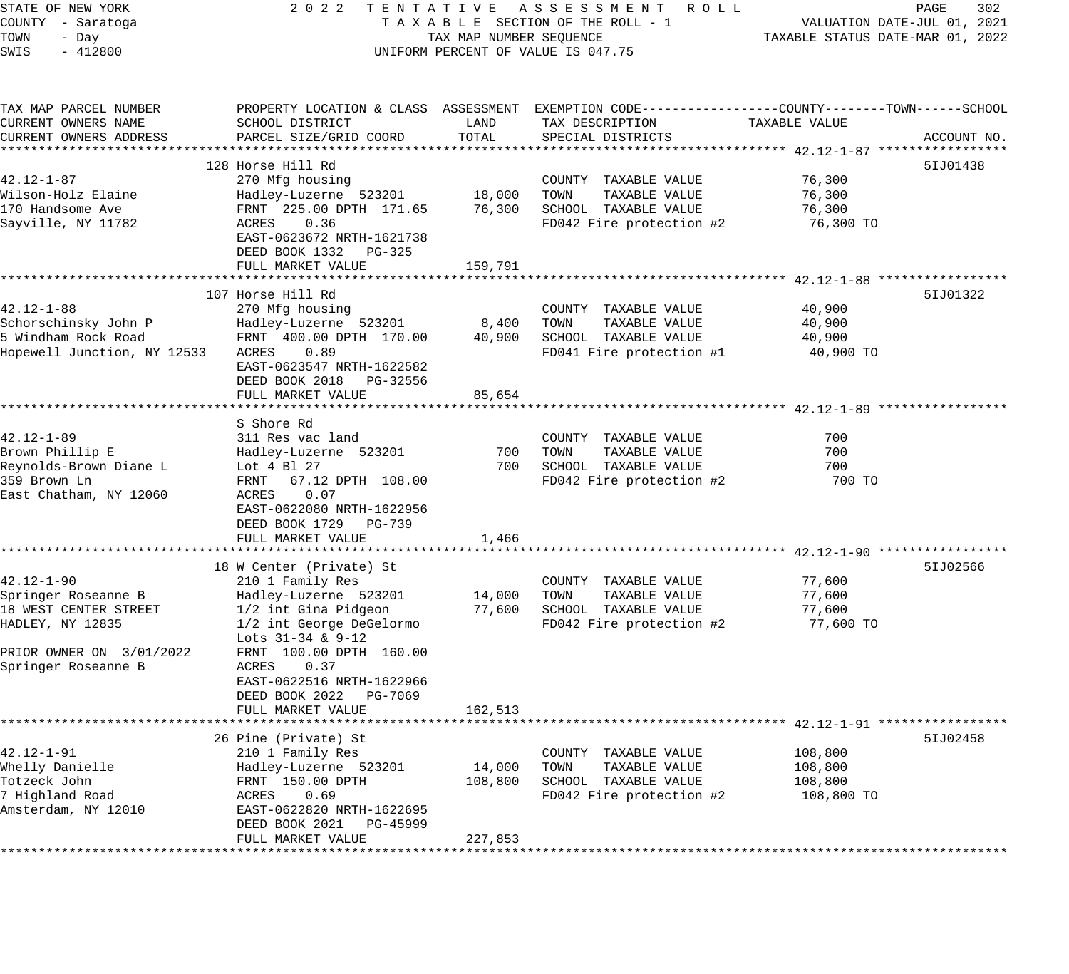STATE OF NEW YORK
COUNTY - Saratoga
TOWN - Day
SWIS - 412800

2022 TENTATIVE ASSESSMENT ROLL
TAXABLE SECTION OF THE ROLL - 1
TAX MAP NUMBER SEQUENCE
UNIFORM PERCENT OF VALUE IS 047.75

VALUATION DATE-JUL 01, 2021
TAXABLE STATUS DATE-MAR 01, 2022

| TAX MAP PARCEL NUMBER / CURRENT OWNERS NAME / CURRENT OWNERS ADDRESS | PROPERTY LOCATION & CLASS / SCHOOL DISTRICT / PARCEL SIZE/GRID COORD | ASSESSMENT LAND | TOTAL | EXEMPTION CODE / TAX DESCRIPTION / SPECIAL DISTRICTS | TAXABLE VALUE (COUNTY / TOWN / SCHOOL) | ACCOUNT NO. |
|---|---|---|---|---|---|---|
| **42.12-1-87** | 128 Horse Hill Rd | | | | | 5IJ01438 |
| 42.12-1-87 | 270 Mfg housing | | | COUNTY TAXABLE VALUE | 76,300 | |
| Wilson-Holz Elaine | Hadley-Luzerne 523201 | 18,000 | | TOWN TAXABLE VALUE | 76,300 | |
| 170 Handsome Ave | FRNT 225.00 DPTH 171.65 | | 76,300 | SCHOOL TAXABLE VALUE | 76,300 | |
| Sayville, NY 11782 | ACRES 0.36 | | | FD042 Fire protection #2 | 76,300 TO | |
| | EAST-0623672 NRTH-1621738 | | | | | |
| | DEED BOOK 1332 PG-325 | | | | | |
| | FULL MARKET VALUE | | 159,791 | | | |
| **42.12-1-88** | 107 Horse Hill Rd | | | | | 5IJ01322 |
| 42.12-1-88 | 270 Mfg housing | | | COUNTY TAXABLE VALUE | 40,900 | |
| Schorschinsky John P | Hadley-Luzerne 523201 | 8,400 | | TOWN TAXABLE VALUE | 40,900 | |
| 5 Windham Rock Road | FRNT 400.00 DPTH 170.00 | | 40,900 | SCHOOL TAXABLE VALUE | 40,900 | |
| Hopewell Junction, NY 12533 | ACRES 0.89 | | | FD041 Fire protection #1 | 40,900 TO | |
| | EAST-0623547 NRTH-1622582 | | | | | |
| | DEED BOOK 2018 PG-32556 | | | | | |
| | FULL MARKET VALUE | | 85,654 | | | |
| **42.12-1-89** | S Shore Rd | | | | | |
| 42.12-1-89 | 311 Res vac land | | | COUNTY TAXABLE VALUE | 700 | |
| Brown Phillip E | Hadley-Luzerne 523201 | 700 | | TOWN TAXABLE VALUE | 700 | |
| Reynolds-Brown Diane L | Lot 4 Bl 27 | | 700 | SCHOOL TAXABLE VALUE | 700 | |
| 359 Brown Ln | FRNT 67.12 DPTH 108.00 | | | FD042 Fire protection #2 | 700 TO | |
| East Chatham, NY 12060 | ACRES 0.07 | | | | | |
| | EAST-0622080 NRTH-1622956 | | | | | |
| | DEED BOOK 1729 PG-739 | | | | | |
| | FULL MARKET VALUE | | 1,466 | | | |
| **42.12-1-90** | 18 W Center (Private) St | | | | | 5IJ02566 |
| 42.12-1-90 | 210 1 Family Res | | | COUNTY TAXABLE VALUE | 77,600 | |
| Springer Roseanne B | Hadley-Luzerne 523201 | 14,000 | | TOWN TAXABLE VALUE | 77,600 | |
| 18 WEST CENTER STREET | 1/2 int Gina Pidgeon | | 77,600 | SCHOOL TAXABLE VALUE | 77,600 | |
| HADLEY, NY 12835 | 1/2 int George DeGelormo | | | FD042 Fire protection #2 | 77,600 TO | |
| | Lots 31-34 & 9-12 | | | | | |
| PRIOR OWNER ON 3/01/2022 | FRNT 100.00 DPTH 160.00 | | | | | |
| Springer Roseanne B | ACRES 0.37 | | | | | |
| | EAST-0622516 NRTH-1622966 | | | | | |
| | DEED BOOK 2022 PG-7069 | | | | | |
| | FULL MARKET VALUE | | 162,513 | | | |
| **42.12-1-91** | 26 Pine (Private) St | | | | | 5IJ02458 |
| 42.12-1-91 | 210 1 Family Res | | | COUNTY TAXABLE VALUE | 108,800 | |
| Whelly Danielle | Hadley-Luzerne 523201 | 14,000 | | TOWN TAXABLE VALUE | 108,800 | |
| Totzeck John | FRNT 150.00 DPTH | | 108,800 | SCHOOL TAXABLE VALUE | 108,800 | |
| 7 Highland Road | ACRES 0.69 | | | FD042 Fire protection #2 | 108,800 TO | |
| Amsterdam, NY 12010 | EAST-0622820 NRTH-1622695 | | | | | |
| | DEED BOOK 2021 PG-45999 | | | | | |
| | FULL MARKET VALUE | | 227,853 | | | |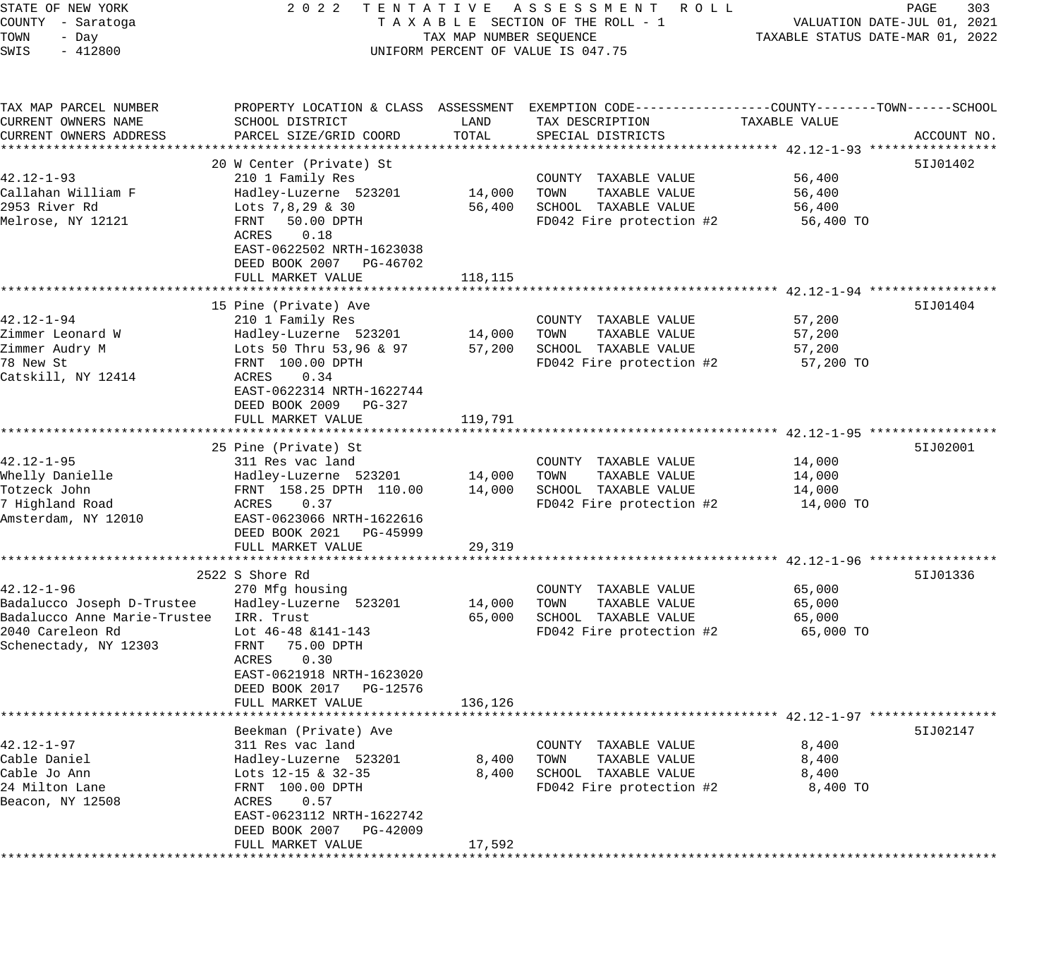STATE OF NEW YORK
COUNTY - Saratoga
TOWN - Day
SWIS - 412800

2022 TENTATIVE ASSESSMENT ROLL
TAXABLE SECTION OF THE ROLL - 1
TAX MAP NUMBER SEQUENCE
UNIFORM PERCENT OF VALUE IS 047.75

VALUATION DATE-JUL 01, 2021
TAXABLE STATUS DATE-MAR 01, 2022

| TAX MAP PARCEL NUMBER / CURRENT OWNERS NAME / CURRENT OWNERS ADDRESS | PROPERTY LOCATION & CLASS / SCHOOL DISTRICT / PARCEL SIZE/GRID COORD | ASSESSMENT LAND | ASSESSMENT TOTAL | EXEMPTION CODE / TAX DESCRIPTION / SPECIAL DISTRICTS | TAXABLE VALUE | ACCOUNT NO. |
|---|---|---|---|---|---|---|
| 42.12-1-93 | 20 W Center (Private) St | | | | | 5IJ01402 |
| | 210 1 Family Res | | | COUNTY TAXABLE VALUE | 56,400 | |
| Callahan William F | Hadley-Luzerne 523201 | 14,000 | | TOWN TAXABLE VALUE | 56,400 | |
| 2953 River Rd | Lots 7,8,29 & 30 | | 56,400 | SCHOOL TAXABLE VALUE | 56,400 | |
| Melrose, NY 12121 | FRNT 50.00 DPTH | | | FD042 Fire protection #2 | 56,400 TO | |
| | ACRES 0.18 | | | | | |
| | EAST-0622502 NRTH-1623038 | | | | | |
| | DEED BOOK 2007 PG-46702 | | | | | |
| | FULL MARKET VALUE | | 118,115 | | | |
| 42.12-1-94 | 15 Pine (Private) Ave | | | | | 5IJ01404 |
| | 210 1 Family Res | | | COUNTY TAXABLE VALUE | 57,200 | |
| Zimmer Leonard W | Hadley-Luzerne 523201 | 14,000 | | TOWN TAXABLE VALUE | 57,200 | |
| Zimmer Audry M | Lots 50 Thru 53,96 & 97 | | 57,200 | SCHOOL TAXABLE VALUE | 57,200 | |
| 78 New St | FRNT 100.00 DPTH | | | FD042 Fire protection #2 | 57,200 TO | |
| Catskill, NY 12414 | ACRES 0.34 | | | | | |
| | EAST-0622314 NRTH-1622744 | | | | | |
| | DEED BOOK 2009 PG-327 | | | | | |
| | FULL MARKET VALUE | | 119,791 | | | |
| 42.12-1-95 | 25 Pine (Private) St | | | | | 5IJ02001 |
| | 311 Res vac land | | | COUNTY TAXABLE VALUE | 14,000 | |
| Whelly Danielle | Hadley-Luzerne 523201 | 14,000 | | TOWN TAXABLE VALUE | 14,000 | |
| Totzeck John | FRNT 158.25 DPTH 110.00 | | 14,000 | SCHOOL TAXABLE VALUE | 14,000 | |
| 7 Highland Road | ACRES 0.37 | | | FD042 Fire protection #2 | 14,000 TO | |
| Amsterdam, NY 12010 | EAST-0623066 NRTH-1622616 | | | | | |
| | DEED BOOK 2021 PG-45999 | | | | | |
| | FULL MARKET VALUE | | 29,319 | | | |
| 42.12-1-96 | 2522 S Shore Rd | | | | | 5IJ01336 |
| | 270 Mfg housing | | | COUNTY TAXABLE VALUE | 65,000 | |
| Badalucco Joseph D-Trustee | Hadley-Luzerne 523201 | 14,000 | | TOWN TAXABLE VALUE | 65,000 | |
| Badalucco Anne Marie-Trustee | IRR. Trust | | 65,000 | SCHOOL TAXABLE VALUE | 65,000 | |
| 2040 Careleon Rd | Lot 46-48 &141-143 | | | FD042 Fire protection #2 | 65,000 TO | |
| Schenectady, NY 12303 | FRNT 75.00 DPTH | | | | | |
| | ACRES 0.30 | | | | | |
| | EAST-0621918 NRTH-1623020 | | | | | |
| | DEED BOOK 2017 PG-12576 | | | | | |
| | FULL MARKET VALUE | | 136,126 | | | |
| 42.12-1-97 | Beekman (Private) Ave | | | | | 5IJ02147 |
| | 311 Res vac land | | | COUNTY TAXABLE VALUE | 8,400 | |
| Cable Daniel | Hadley-Luzerne 523201 | 8,400 | | TOWN TAXABLE VALUE | 8,400 | |
| Cable Jo Ann | Lots 12-15 & 32-35 | | 8,400 | SCHOOL TAXABLE VALUE | 8,400 | |
| 24 Milton Lane | FRNT 100.00 DPTH | | | FD042 Fire protection #2 | 8,400 TO | |
| Beacon, NY 12508 | ACRES 0.57 | | | | | |
| | EAST-0623112 NRTH-1622742 | | | | | |
| | DEED BOOK 2007 PG-42009 | | | | | |
| | FULL MARKET VALUE | | 17,592 | | | |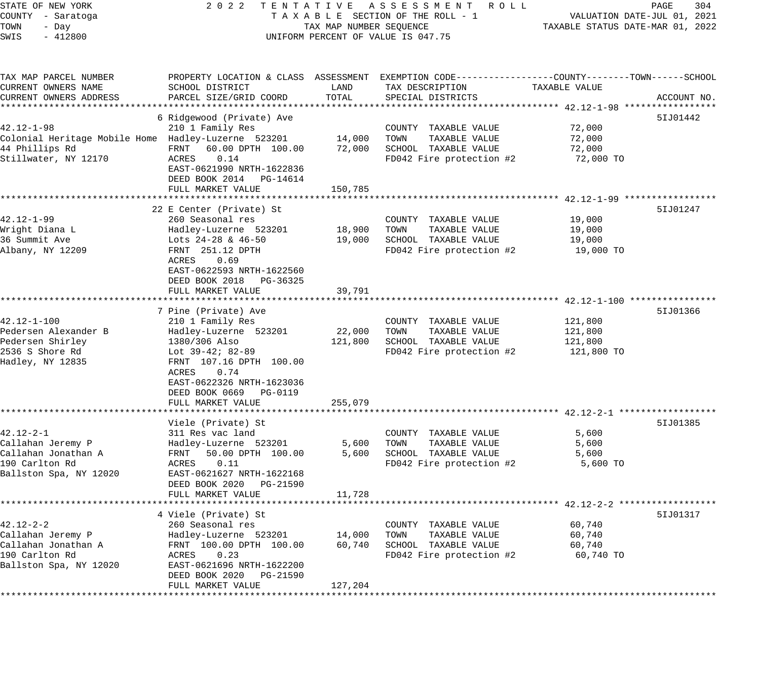STATE OF NEW YORK — 2022 TENTATIVE ASSESSMENT ROLL
COUNTY - Saratoga — TAXABLE SECTION OF THE ROLL - 1 — VALUATION DATE-JUL 01, 2021
TOWN - Day — TAX MAP NUMBER SEQUENCE — TAXABLE STATUS DATE-MAR 01, 2022
SWIS - 412800 — UNIFORM PERCENT OF VALUE IS 047.75

| TAX MAP PARCEL NUMBER / CURRENT OWNERS NAME / CURRENT OWNERS ADDRESS | PROPERTY LOCATION & CLASS / SCHOOL DISTRICT / PARCEL SIZE/GRID COORD | ASSESSMENT LAND | TOTAL | EXEMPTION CODE / TAX DESCRIPTION / SPECIAL DISTRICTS | TAXABLE VALUE (COUNTY--TOWN--SCHOOL) | ACCOUNT NO. |
|---|---|---|---|---|---|---|
| **42.12-1-98** | 6 Ridgewood (Private) Ave | | | | | 5IJ01442 |
| 42.12-1-98 | 210 1 Family Res | | | COUNTY TAXABLE VALUE | 72,000 | |
| Colonial Heritage Mobile Home | Hadley-Luzerne 523201 | 14,000 | | TOWN TAXABLE VALUE | 72,000 | |
| 44 Phillips Rd | FRNT 60.00 DPTH 100.00 | | 72,000 | SCHOOL TAXABLE VALUE | 72,000 | |
| Stillwater, NY 12170 | ACRES 0.14 | | | FD042 Fire protection #2 | 72,000 TO | |
| | EAST-0621990 NRTH-1622836 | | | | | |
| | DEED BOOK 2014 PG-14614 | | | | | |
| | FULL MARKET VALUE | | 150,785 | | | |
| **42.12-1-99** | 22 E Center (Private) St | | | | | 5IJ01247 |
| 42.12-1-99 | 260 Seasonal res | | | COUNTY TAXABLE VALUE | 19,000 | |
| Wright Diana L | Hadley-Luzerne 523201 | 18,900 | | TOWN TAXABLE VALUE | 19,000 | |
| 36 Summit Ave | Lots 24-28 & 46-50 | | 19,000 | SCHOOL TAXABLE VALUE | 19,000 | |
| Albany, NY 12209 | FRNT 251.12 DPTH | | | FD042 Fire protection #2 | 19,000 TO | |
| | ACRES 0.69 | | | | | |
| | EAST-0622593 NRTH-1622560 | | | | | |
| | DEED BOOK 2018 PG-36325 | | | | | |
| | FULL MARKET VALUE | | 39,791 | | | |
| **42.12-1-100** | 7 Pine (Private) Ave | | | | | 5IJ01366 |
| 42.12-1-100 | 210 1 Family Res | | | COUNTY TAXABLE VALUE | 121,800 | |
| Pedersen Alexander B | Hadley-Luzerne 523201 | 22,000 | | TOWN TAXABLE VALUE | 121,800 | |
| Pedersen Shirley | 1380/306 Also | | 121,800 | SCHOOL TAXABLE VALUE | 121,800 | |
| 2536 S Shore Rd | Lot 39-42; 82-89 | | | FD042 Fire protection #2 | 121,800 TO | |
| Hadley, NY 12835 | FRNT 107.16 DPTH 100.00 | | | | | |
| | ACRES 0.74 | | | | | |
| | EAST-0622326 NRTH-1623036 | | | | | |
| | DEED BOOK 0669 PG-0119 | | | | | |
| | FULL MARKET VALUE | | 255,079 | | | |
| **42.12-2-1** | Viele (Private) St | | | | | 5IJ01385 |
| 42.12-2-1 | 311 Res vac land | | | COUNTY TAXABLE VALUE | 5,600 | |
| Callahan Jeremy P | Hadley-Luzerne 523201 | 5,600 | | TOWN TAXABLE VALUE | 5,600 | |
| Callahan Jonathan A | FRNT 50.00 DPTH 100.00 | | 5,600 | SCHOOL TAXABLE VALUE | 5,600 | |
| 190 Carlton Rd | ACRES 0.11 | | | FD042 Fire protection #2 | 5,600 TO | |
| Ballston Spa, NY 12020 | EAST-0621627 NRTH-1622168 | | | | | |
| | DEED BOOK 2020 PG-21590 | | | | | |
| | FULL MARKET VALUE | | 11,728 | | | |
| **42.12-2-2** | 4 Viele (Private) St | | | | | 5IJ01317 |
| 42.12-2-2 | 260 Seasonal res | | | COUNTY TAXABLE VALUE | 60,740 | |
| Callahan Jeremy P | Hadley-Luzerne 523201 | 14,000 | | TOWN TAXABLE VALUE | 60,740 | |
| Callahan Jonathan A | FRNT 100.00 DPTH 100.00 | | 60,740 | SCHOOL TAXABLE VALUE | 60,740 | |
| 190 Carlton Rd | ACRES 0.23 | | | FD042 Fire protection #2 | 60,740 TO | |
| Ballston Spa, NY 12020 | EAST-0621696 NRTH-1622200 | | | | | |
| | DEED BOOK 2020 PG-21590 | | | | | |
| | FULL MARKET VALUE | | 127,204 | | | |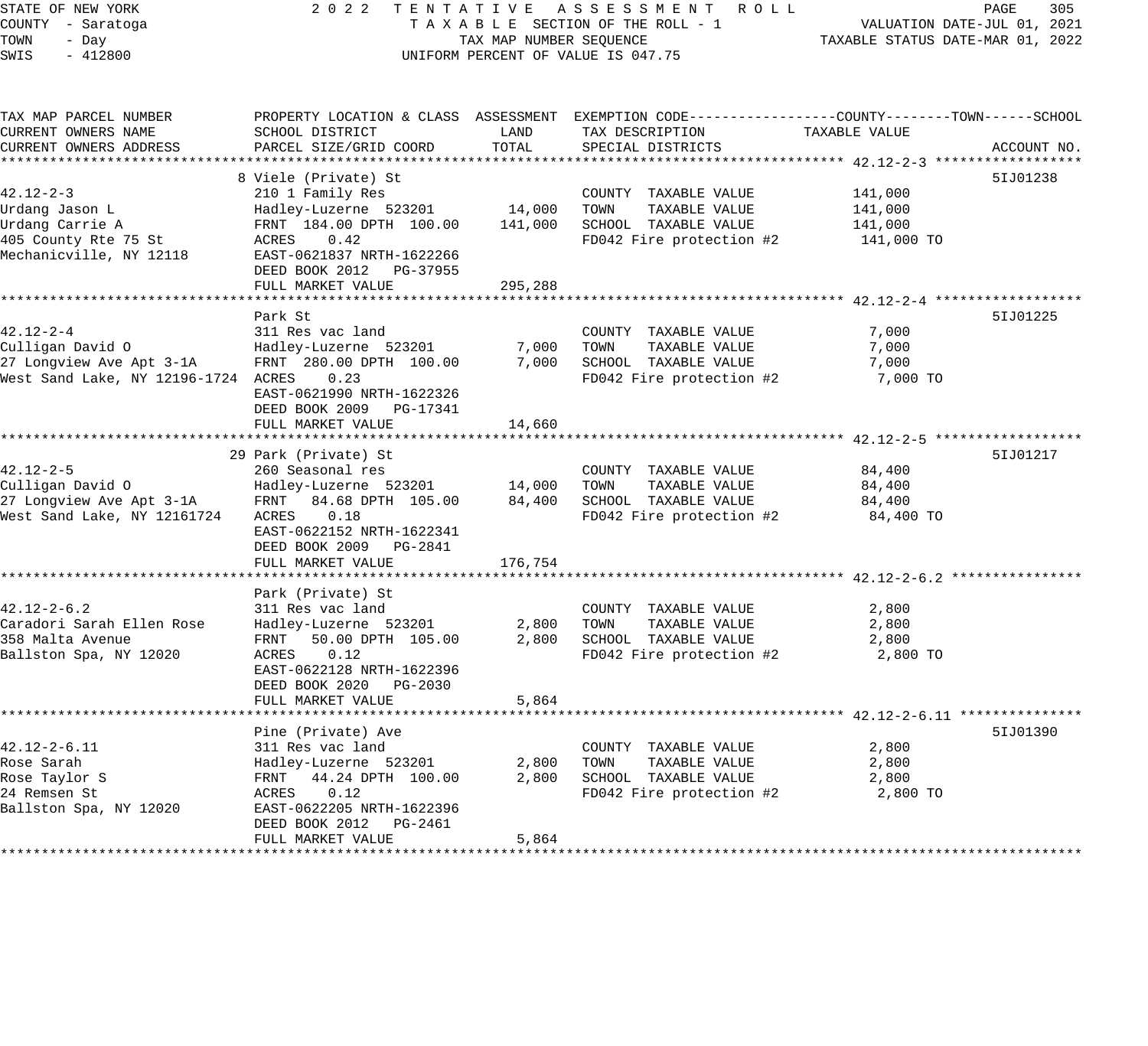STATE OF NEW YORK — 2022 TENTATIVE ASSESSMENT ROLL
COUNTY - Saratoga — TAXABLE SECTION OF THE ROLL - 1 — VALUATION DATE-JUL 01, 2021
TOWN - Day — TAX MAP NUMBER SEQUENCE — TAXABLE STATUS DATE-MAR 01, 2022
SWIS - 412800 — UNIFORM PERCENT OF VALUE IS 047.75

| TAX MAP PARCEL NUMBER / CURRENT OWNERS NAME / CURRENT OWNERS ADDRESS | PROPERTY LOCATION & CLASS / SCHOOL DISTRICT / PARCEL SIZE/GRID COORD | ASSESSMENT LAND | ASSESSMENT TOTAL | EXEMPTION CODE / TAX DESCRIPTION / SPECIAL DISTRICTS | TAXABLE VALUE (COUNTY--TOWN--SCHOOL) | ACCOUNT NO. |
|---|---|---|---|---|---|---|
| **42.12-2-3** | 8 Viele (Private) St | | | | | 5IJ01238 |
| 42.12-2-3 | 210 1 Family Res | | | COUNTY TAXABLE VALUE | 141,000 | |
| Urdang Jason L | Hadley-Luzerne 523201 | 14,000 | | TOWN TAXABLE VALUE | 141,000 | |
| Urdang Carrie A | FRNT 184.00 DPTH 100.00 | | 141,000 | SCHOOL TAXABLE VALUE | 141,000 | |
| 405 County Rte 75 St | ACRES 0.42 | | | FD042 Fire protection #2 | 141,000 TO | |
| Mechanicville, NY 12118 | EAST-0621837 NRTH-1622266 | | | | | |
| | DEED BOOK 2012 PG-37955 | | | | | |
| | FULL MARKET VALUE | | 295,288 | | | |
| **42.12-2-4** | Park St | | | | | 5IJ01225 |
| 42.12-2-4 | 311 Res vac land | | | COUNTY TAXABLE VALUE | 7,000 | |
| Culligan David O | Hadley-Luzerne 523201 | 7,000 | | TOWN TAXABLE VALUE | 7,000 | |
| 27 Longview Ave Apt 3-1A | FRNT 280.00 DPTH 100.00 | | 7,000 | SCHOOL TAXABLE VALUE | 7,000 | |
| West Sand Lake, NY 12196-1724 | ACRES 0.23 | | | FD042 Fire protection #2 | 7,000 TO | |
| | EAST-0621990 NRTH-1622326 | | | | | |
| | DEED BOOK 2009 PG-17341 | | | | | |
| | FULL MARKET VALUE | | 14,660 | | | |
| **42.12-2-5** | 29 Park (Private) St | | | | | 5IJ01217 |
| 42.12-2-5 | 260 Seasonal res | | | COUNTY TAXABLE VALUE | 84,400 | |
| Culligan David O | Hadley-Luzerne 523201 | 14,000 | | TOWN TAXABLE VALUE | 84,400 | |
| 27 Longview Ave Apt 3-1A | FRNT 84.68 DPTH 105.00 | | 84,400 | SCHOOL TAXABLE VALUE | 84,400 | |
| West Sand Lake, NY 12161724 | ACRES 0.18 | | | FD042 Fire protection #2 | 84,400 TO | |
| | EAST-0622152 NRTH-1622341 | | | | | |
| | DEED BOOK 2009 PG-2841 | | | | | |
| | FULL MARKET VALUE | | 176,754 | | | |
| **42.12-2-6.2** | Park (Private) St | | | | | |
| 42.12-2-6.2 | 311 Res vac land | | | COUNTY TAXABLE VALUE | 2,800 | |
| Caradori Sarah Ellen Rose | Hadley-Luzerne 523201 | 2,800 | | TOWN TAXABLE VALUE | 2,800 | |
| 358 Malta Avenue | FRNT 50.00 DPTH 105.00 | | 2,800 | SCHOOL TAXABLE VALUE | 2,800 | |
| Ballston Spa, NY 12020 | ACRES 0.12 | | | FD042 Fire protection #2 | 2,800 TO | |
| | EAST-0622128 NRTH-1622396 | | | | | |
| | DEED BOOK 2020 PG-2030 | | | | | |
| | FULL MARKET VALUE | | 5,864 | | | |
| **42.12-2-6.11** | Pine (Private) Ave | | | | | 5IJ01390 |
| 42.12-2-6.11 | 311 Res vac land | | | COUNTY TAXABLE VALUE | 2,800 | |
| Rose Sarah | Hadley-Luzerne 523201 | 2,800 | | TOWN TAXABLE VALUE | 2,800 | |
| Rose Taylor S | FRNT 44.24 DPTH 100.00 | | 2,800 | SCHOOL TAXABLE VALUE | 2,800 | |
| 24 Remsen St | ACRES 0.12 | | | FD042 Fire protection #2 | 2,800 TO | |
| Ballston Spa, NY 12020 | EAST-0622205 NRTH-1622396 | | | | | |
| | DEED BOOK 2012 PG-2461 | | | | | |
| | FULL MARKET VALUE | | 5,864 | | | |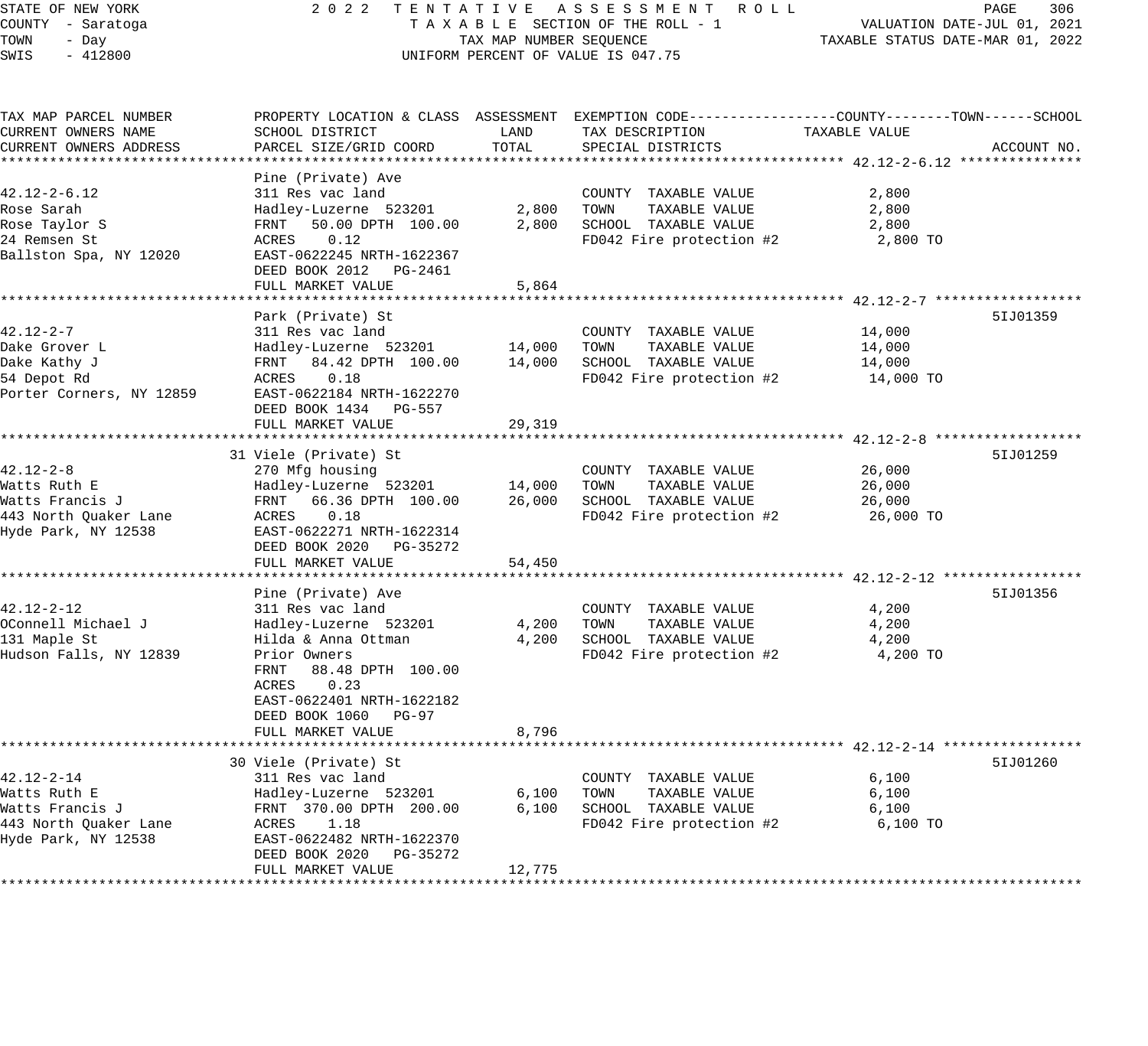STATE OF NEW YORK
COUNTY - Saratoga
TOWN - Day
SWIS - 412800

2022 TENTATIVE ASSESSMENT ROLL
TAXABLE SECTION OF THE ROLL - 1
TAX MAP NUMBER SEQUENCE
UNIFORM PERCENT OF VALUE IS 047.75

VALUATION DATE-JUL 01, 2021
TAXABLE STATUS DATE-MAR 01, 2022

| TAX MAP PARCEL NUMBER / CURRENT OWNERS NAME / CURRENT OWNERS ADDRESS | PROPERTY LOCATION & CLASS / SCHOOL DISTRICT / PARCEL SIZE/GRID COORD | ASSESSMENT LAND | ASSESSMENT TOTAL | EXEMPTION CODE / TAX DESCRIPTION / SPECIAL DISTRICTS | TAXABLE VALUE (COUNTY--TOWN--SCHOOL) | ACCOUNT NO. |
|---|---|---|---|---|---|---|
| 42.12-2-6.12 | Pine (Private) Ave | | | | | |
| | 311 Res vac land | | | COUNTY TAXABLE VALUE | 2,800 | |
| Rose Sarah | Hadley-Luzerne 523201 | 2,800 | | TOWN TAXABLE VALUE | 2,800 | |
| Rose Taylor S | FRNT 50.00 DPTH 100.00 | | 2,800 | SCHOOL TAXABLE VALUE | 2,800 | |
| 24 Remsen St | ACRES 0.12 | | | FD042 Fire protection #2 | 2,800 TO | |
| Ballston Spa, NY 12020 | EAST-0622245 NRTH-1622367 | | | | | |
| | DEED BOOK 2012 PG-2461 | | | | | |
| | FULL MARKET VALUE | | 5,864 | | | |
| 42.12-2-7 | Park (Private) St | | | | | 5IJ01359 |
| | 311 Res vac land | | | COUNTY TAXABLE VALUE | 14,000 | |
| Dake Grover L | Hadley-Luzerne 523201 | 14,000 | | TOWN TAXABLE VALUE | 14,000 | |
| Dake Kathy J | FRNT 84.42 DPTH 100.00 | | 14,000 | SCHOOL TAXABLE VALUE | 14,000 | |
| 54 Depot Rd | ACRES 0.18 | | | FD042 Fire protection #2 | 14,000 TO | |
| Porter Corners, NY 12859 | EAST-0622184 NRTH-1622270 | | | | | |
| | DEED BOOK 1434 PG-557 | | | | | |
| | FULL MARKET VALUE | | 29,319 | | | |
| 42.12-2-8 | 31 Viele (Private) St | | | | | 5IJ01259 |
| | 270 Mfg housing | | | COUNTY TAXABLE VALUE | 26,000 | |
| Watts Ruth E | Hadley-Luzerne 523201 | 14,000 | | TOWN TAXABLE VALUE | 26,000 | |
| Watts Francis J | FRNT 66.36 DPTH 100.00 | | 26,000 | SCHOOL TAXABLE VALUE | 26,000 | |
| 443 North Quaker Lane | ACRES 0.18 | | | FD042 Fire protection #2 | 26,000 TO | |
| Hyde Park, NY 12538 | EAST-0622271 NRTH-1622314 | | | | | |
| | DEED BOOK 2020 PG-35272 | | | | | |
| | FULL MARKET VALUE | | 54,450 | | | |
| 42.12-2-12 | Pine (Private) Ave | | | | | 5IJ01356 |
| | 311 Res vac land | | | COUNTY TAXABLE VALUE | 4,200 | |
| OConnell Michael J | Hadley-Luzerne 523201 | 4,200 | | TOWN TAXABLE VALUE | 4,200 | |
| 131 Maple St | Hilda & Anna Ottman | | 4,200 | SCHOOL TAXABLE VALUE | 4,200 | |
| Hudson Falls, NY 12839 | Prior Owners | | | FD042 Fire protection #2 | 4,200 TO | |
| | FRNT 88.48 DPTH 100.00 | | | | | |
| | ACRES 0.23 | | | | | |
| | EAST-0622401 NRTH-1622182 | | | | | |
| | DEED BOOK 1060 PG-97 | | | | | |
| | FULL MARKET VALUE | | 8,796 | | | |
| 42.12-2-14 | 30 Viele (Private) St | | | | | 5IJ01260 |
| | 311 Res vac land | | | COUNTY TAXABLE VALUE | 6,100 | |
| Watts Ruth E | Hadley-Luzerne 523201 | 6,100 | | TOWN TAXABLE VALUE | 6,100 | |
| Watts Francis J | FRNT 370.00 DPTH 200.00 | | 6,100 | SCHOOL TAXABLE VALUE | 6,100 | |
| 443 North Quaker Lane | ACRES 1.18 | | | FD042 Fire protection #2 | 6,100 TO | |
| Hyde Park, NY 12538 | EAST-0622482 NRTH-1622370 | | | | | |
| | DEED BOOK 2020 PG-35272 | | | | | |
| | FULL MARKET VALUE | | 12,775 | | | |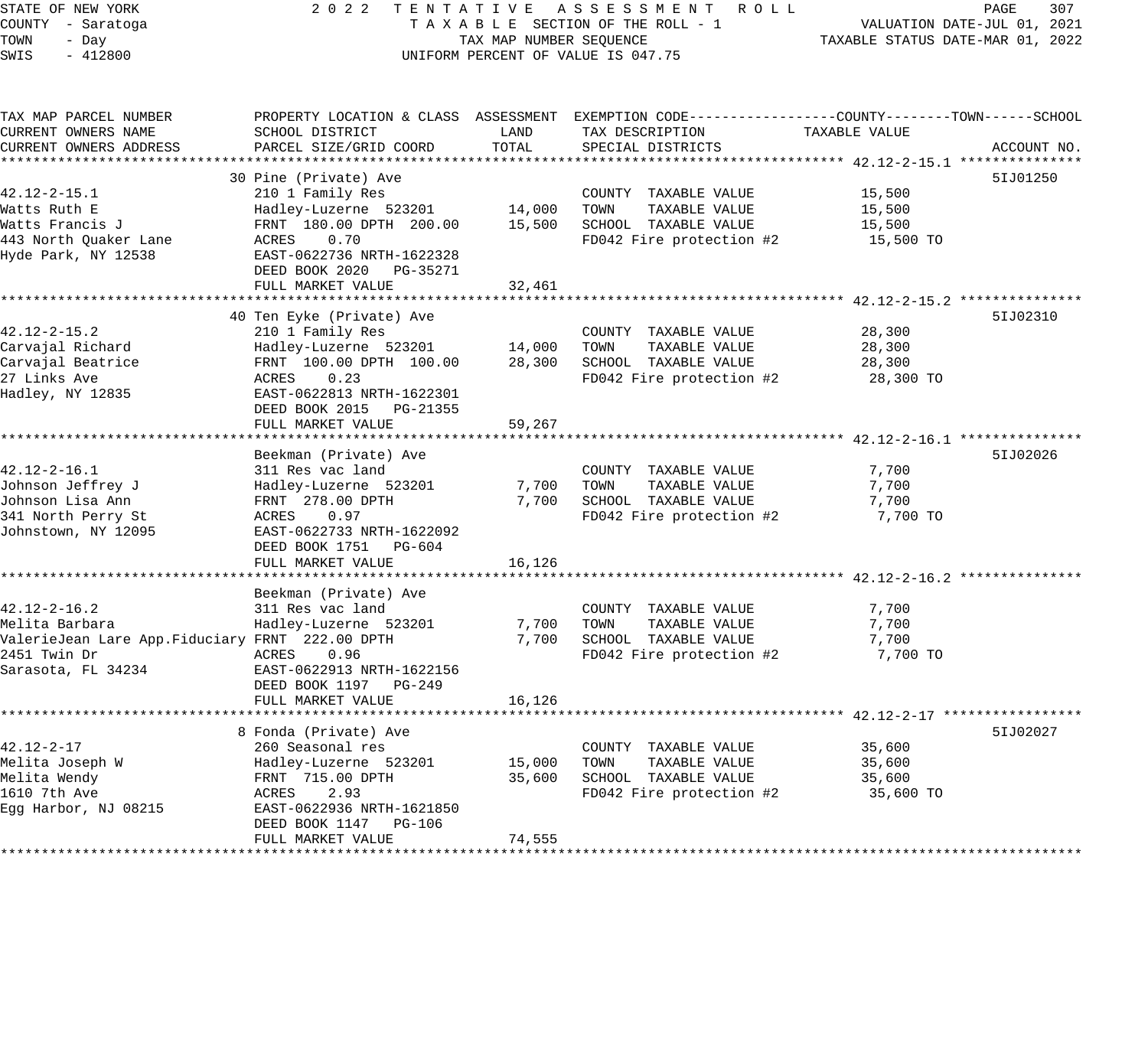STATE OF NEW YORK — 2022 TENTATIVE ASSESSMENT ROLL
COUNTY - Saratoga — TAXABLE SECTION OF THE ROLL - 1 — VALUATION DATE-JUL 01, 2021
TOWN - Day — TAX MAP NUMBER SEQUENCE — TAXABLE STATUS DATE-MAR 01, 2022
SWIS - 412800 — UNIFORM PERCENT OF VALUE IS 047.75

| TAX MAP PARCEL NUMBER / CURRENT OWNERS NAME / CURRENT OWNERS ADDRESS | PROPERTY LOCATION & CLASS / SCHOOL DISTRICT / PARCEL SIZE/GRID COORD | ASSESSMENT LAND / TOTAL | EXEMPTION CODE / TAX DESCRIPTION / SPECIAL DISTRICTS | TAXABLE VALUE (COUNTY / TOWN / SCHOOL) | ACCOUNT NO. |
|---|---|---|---|---|---|
| **42.12-2-15.1** | 30 Pine (Private) Ave | | | | 5IJ01250 |
| 42.12-2-15.1 | 210 1 Family Res | | COUNTY TAXABLE VALUE | 15,500 | |
| Watts Ruth E | Hadley-Luzerne 523201 | 14,000 | TOWN TAXABLE VALUE | 15,500 | |
| Watts Francis J | FRNT 180.00 DPTH 200.00 | 15,500 | SCHOOL TAXABLE VALUE | 15,500 | |
| 443 North Quaker Lane | ACRES 0.70 | | FD042 Fire protection #2 | 15,500 TO | |
| Hyde Park, NY 12538 | EAST-0622736 NRTH-1622328 | | | | |
| | DEED BOOK 2020 PG-35271 | | | | |
| | FULL MARKET VALUE | 32,461 | | | |
| **42.12-2-15.2** | 40 Ten Eyke (Private) Ave | | | | 5IJ02310 |
| 42.12-2-15.2 | 210 1 Family Res | | COUNTY TAXABLE VALUE | 28,300 | |
| Carvajal Richard | Hadley-Luzerne 523201 | 14,000 | TOWN TAXABLE VALUE | 28,300 | |
| Carvajal Beatrice | FRNT 100.00 DPTH 100.00 | 28,300 | SCHOOL TAXABLE VALUE | 28,300 | |
| 27 Links Ave | ACRES 0.23 | | FD042 Fire protection #2 | 28,300 TO | |
| Hadley, NY 12835 | EAST-0622813 NRTH-1622301 | | | | |
| | DEED BOOK 2015 PG-21355 | | | | |
| | FULL MARKET VALUE | 59,267 | | | |
| **42.12-2-16.1** | Beekman (Private) Ave | | | | 5IJ02026 |
| 42.12-2-16.1 | 311 Res vac land | | COUNTY TAXABLE VALUE | 7,700 | |
| Johnson Jeffrey J | Hadley-Luzerne 523201 | 7,700 | TOWN TAXABLE VALUE | 7,700 | |
| Johnson Lisa Ann | FRNT 278.00 DPTH | 7,700 | SCHOOL TAXABLE VALUE | 7,700 | |
| 341 North Perry St | ACRES 0.97 | | FD042 Fire protection #2 | 7,700 TO | |
| Johnstown, NY 12095 | EAST-0622733 NRTH-1622092 | | | | |
| | DEED BOOK 1751 PG-604 | | | | |
| | FULL MARKET VALUE | 16,126 | | | |
| **42.12-2-16.2** | Beekman (Private) Ave | | | | |
| 42.12-2-16.2 | 311 Res vac land | | COUNTY TAXABLE VALUE | 7,700 | |
| Melita Barbara | Hadley-Luzerne 523201 | 7,700 | TOWN TAXABLE VALUE | 7,700 | |
| ValerieJean Lare App.Fiduciary | FRNT 222.00 DPTH | 7,700 | SCHOOL TAXABLE VALUE | 7,700 | |
| 2451 Twin Dr | ACRES 0.96 | | FD042 Fire protection #2 | 7,700 TO | |
| Sarasota, FL 34234 | EAST-0622913 NRTH-1622156 | | | | |
| | DEED BOOK 1197 PG-249 | | | | |
| | FULL MARKET VALUE | 16,126 | | | |
| **42.12-2-17** | 8 Fonda (Private) Ave | | | | 5IJ02027 |
| 42.12-2-17 | 260 Seasonal res | | COUNTY TAXABLE VALUE | 35,600 | |
| Melita Joseph W | Hadley-Luzerne 523201 | 15,000 | TOWN TAXABLE VALUE | 35,600 | |
| Melita Wendy | FRNT 715.00 DPTH | 35,600 | SCHOOL TAXABLE VALUE | 35,600 | |
| 1610 7th Ave | ACRES 2.93 | | FD042 Fire protection #2 | 35,600 TO | |
| Egg Harbor, NJ 08215 | EAST-0622936 NRTH-1621850 | | | | |
| | DEED BOOK 1147 PG-106 | | | | |
| | FULL MARKET VALUE | 74,555 | | | |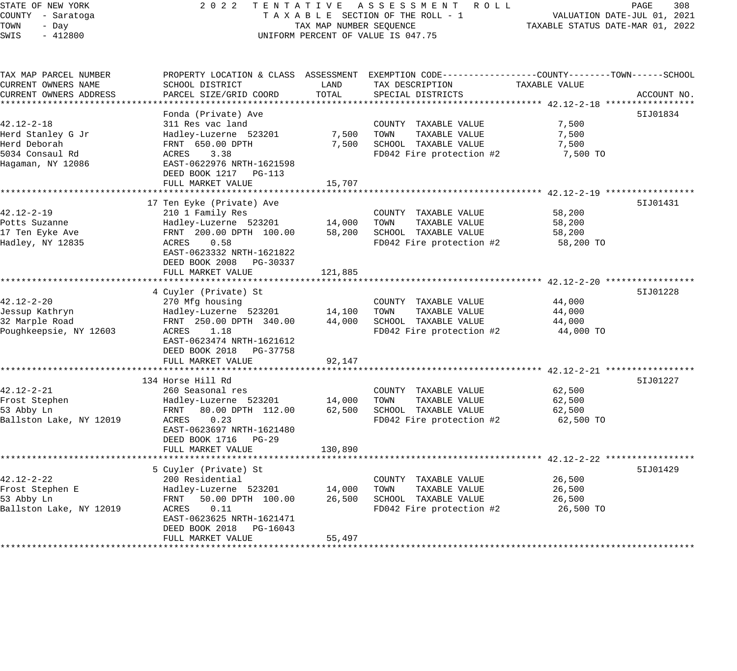STATE OF NEW YORK
COUNTY - Saratoga
TOWN - Day
SWIS - 412800

2022 TENTATIVE ASSESSMENT ROLL
TAXABLE SECTION OF THE ROLL - 1
TAX MAP NUMBER SEQUENCE
UNIFORM PERCENT OF VALUE IS 047.75

VALUATION DATE-JUL 01, 2021
TAXABLE STATUS DATE-MAR 01, 2022

| TAX MAP PARCEL NUMBER / CURRENT OWNERS NAME / CURRENT OWNERS ADDRESS | PROPERTY LOCATION & CLASS / SCHOOL DISTRICT / PARCEL SIZE/GRID COORD | ASSESSMENT LAND | ASSESSMENT TOTAL | EXEMPTION CODE / TAX DESCRIPTION / SPECIAL DISTRICTS | TAXABLE VALUE | ACCOUNT NO. |
|---|---|---|---|---|---|---|
| **42.12-2-18** | Fonda (Private) Ave | | | | | 5IJ01834 |
| 42.12-2-18 | 311 Res vac land | | | COUNTY TAXABLE VALUE | 7,500 | |
| Herd Stanley G Jr | Hadley-Luzerne 523201 | 7,500 | | TOWN TAXABLE VALUE | 7,500 | |
| Herd Deborah | FRNT 650.00 DPTH | | 7,500 | SCHOOL TAXABLE VALUE | 7,500 | |
| 5034 Consaul Rd | ACRES 3.38 | | | FD042 Fire protection #2 | 7,500 TO | |
| Hagaman, NY 12086 | EAST-0622976 NRTH-1621598 | | | | | |
| | DEED BOOK 1217 PG-113 | | | | | |
| | FULL MARKET VALUE | | 15,707 | | | |
| **42.12-2-19** | 17 Ten Eyke (Private) Ave | | | | | 5IJ01431 |
| 42.12-2-19 | 210 1 Family Res | | | COUNTY TAXABLE VALUE | 58,200 | |
| Potts Suzanne | Hadley-Luzerne 523201 | 14,000 | | TOWN TAXABLE VALUE | 58,200 | |
| 17 Ten Eyke Ave | FRNT 200.00 DPTH 100.00 | | 58,200 | SCHOOL TAXABLE VALUE | 58,200 | |
| Hadley, NY 12835 | ACRES 0.58 | | | FD042 Fire protection #2 | 58,200 TO | |
| | EAST-0623332 NRTH-1621822 | | | | | |
| | DEED BOOK 2008 PG-30337 | | | | | |
| | FULL MARKET VALUE | | 121,885 | | | |
| **42.12-2-20** | 4 Cuyler (Private) St | | | | | 5IJ01228 |
| 42.12-2-20 | 270 Mfg housing | | | COUNTY TAXABLE VALUE | 44,000 | |
| Jessup Kathryn | Hadley-Luzerne 523201 | 14,100 | | TOWN TAXABLE VALUE | 44,000 | |
| 32 Marple Road | FRNT 250.00 DPTH 340.00 | | 44,000 | SCHOOL TAXABLE VALUE | 44,000 | |
| Poughkeepsie, NY 12603 | ACRES 1.18 | | | FD042 Fire protection #2 | 44,000 TO | |
| | EAST-0623474 NRTH-1621612 | | | | | |
| | DEED BOOK 2018 PG-37758 | | | | | |
| | FULL MARKET VALUE | | 92,147 | | | |
| **42.12-2-21** | 134 Horse Hill Rd | | | | | 5IJ01227 |
| 42.12-2-21 | 260 Seasonal res | | | COUNTY TAXABLE VALUE | 62,500 | |
| Frost Stephen | Hadley-Luzerne 523201 | 14,000 | | TOWN TAXABLE VALUE | 62,500 | |
| 53 Abby Ln | FRNT 80.00 DPTH 112.00 | | 62,500 | SCHOOL TAXABLE VALUE | 62,500 | |
| Ballston Lake, NY 12019 | ACRES 0.23 | | | FD042 Fire protection #2 | 62,500 TO | |
| | EAST-0623697 NRTH-1621480 | | | | | |
| | DEED BOOK 1716 PG-29 | | | | | |
| | FULL MARKET VALUE | | 130,890 | | | |
| **42.12-2-22** | 5 Cuyler (Private) St | | | | | 5IJ01429 |
| 42.12-2-22 | 200 Residential | | | COUNTY TAXABLE VALUE | 26,500 | |
| Frost Stephen E | Hadley-Luzerne 523201 | 14,000 | | TOWN TAXABLE VALUE | 26,500 | |
| 53 Abby Ln | FRNT 50.00 DPTH 100.00 | | 26,500 | SCHOOL TAXABLE VALUE | 26,500 | |
| Ballston Lake, NY 12019 | ACRES 0.11 | | | FD042 Fire protection #2 | 26,500 TO | |
| | EAST-0623625 NRTH-1621471 | | | | | |
| | DEED BOOK 2018 PG-16043 | | | | | |
| | FULL MARKET VALUE | | 55,497 | | | |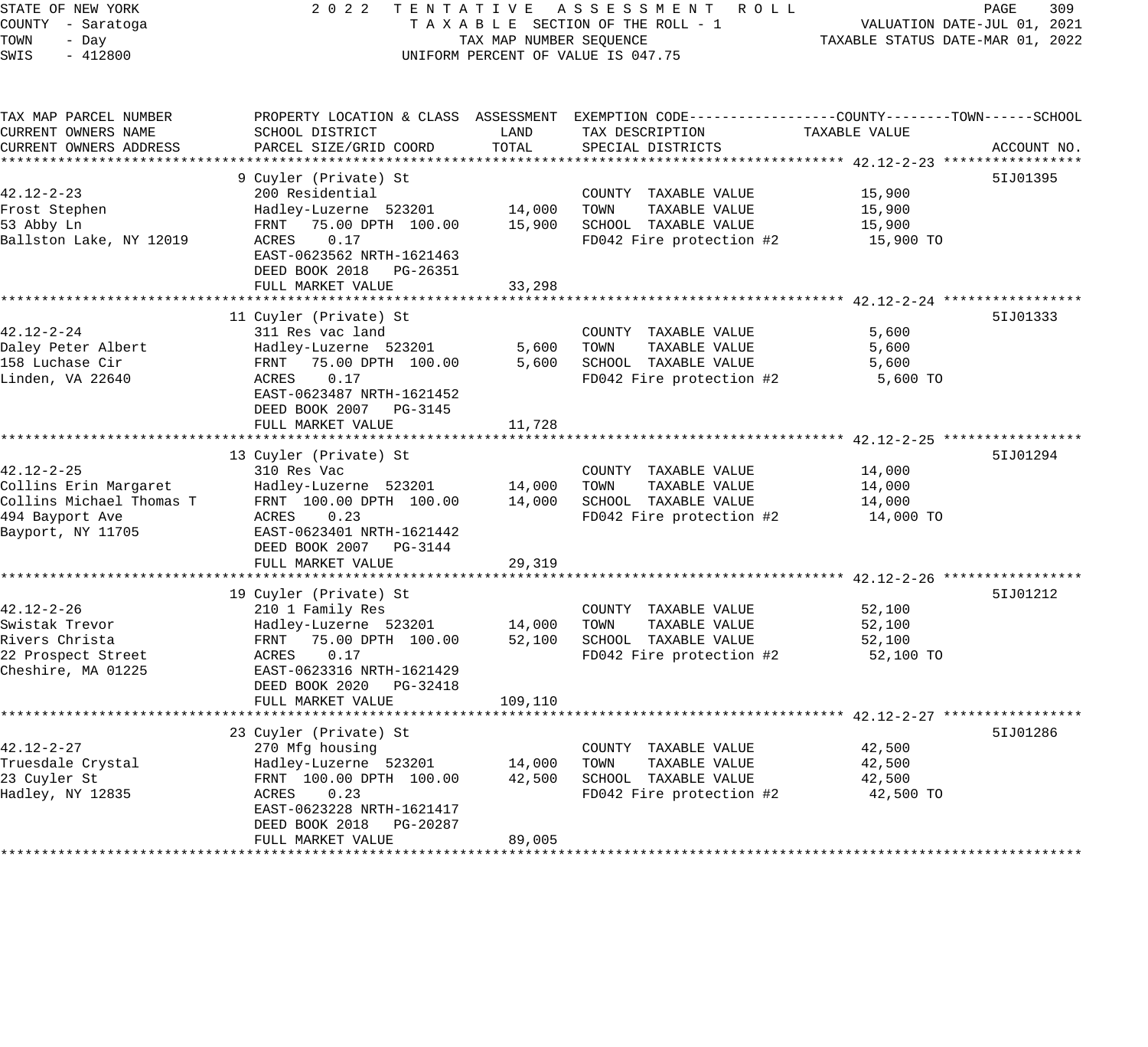STATE OF NEW YORK
COUNTY - Saratoga
TOWN - Day
SWIS - 412800

2022 TENTATIVE ASSESSMENT ROLL
TAXABLE SECTION OF THE ROLL - 1
TAX MAP NUMBER SEQUENCE
UNIFORM PERCENT OF VALUE IS 047.75

VALUATION DATE-JUL 01, 2021
TAXABLE STATUS DATE-MAR 01, 2022

| TAX MAP PARCEL NUMBER / CURRENT OWNERS NAME / CURRENT OWNERS ADDRESS | PROPERTY LOCATION & CLASS / SCHOOL DISTRICT / PARCEL SIZE/GRID COORD | ASSESSMENT LAND | TOTAL | EXEMPTION CODE / TAX DESCRIPTION / SPECIAL DISTRICTS | TAXABLE VALUE (COUNTY--TOWN--SCHOOL) | ACCOUNT NO. |
|---|---|---|---|---|---|---|
| **42.12-2-23** | 9 Cuyler (Private) St | | | | | 5IJ01395 |
| 42.12-2-23 | 200 Residential | | | COUNTY TAXABLE VALUE | 15,900 | |
| Frost Stephen | Hadley-Luzerne 523201 | 14,000 | | TOWN TAXABLE VALUE | 15,900 | |
| 53 Abby Ln | FRNT 75.00 DPTH 100.00 | | 15,900 | SCHOOL TAXABLE VALUE | 15,900 | |
| Ballston Lake, NY 12019 | ACRES 0.17 | | | FD042 Fire protection #2 | 15,900 TO | |
| | EAST-0623562 NRTH-1621463 | | | | | |
| | DEED BOOK 2018 PG-26351 | | | | | |
| | FULL MARKET VALUE | | 33,298 | | | |
| **42.12-2-24** | 11 Cuyler (Private) St | | | | | 5IJ01333 |
| 42.12-2-24 | 311 Res vac land | | | COUNTY TAXABLE VALUE | 5,600 | |
| Daley Peter Albert | Hadley-Luzerne 523201 | 5,600 | | TOWN TAXABLE VALUE | 5,600 | |
| 158 Luchase Cir | FRNT 75.00 DPTH 100.00 | | 5,600 | SCHOOL TAXABLE VALUE | 5,600 | |
| Linden, VA 22640 | ACRES 0.17 | | | FD042 Fire protection #2 | 5,600 TO | |
| | EAST-0623487 NRTH-1621452 | | | | | |
| | DEED BOOK 2007 PG-3145 | | | | | |
| | FULL MARKET VALUE | | 11,728 | | | |
| **42.12-2-25** | 13 Cuyler (Private) St | | | | | 5IJ01294 |
| 42.12-2-25 | 310 Res Vac | | | COUNTY TAXABLE VALUE | 14,000 | |
| Collins Erin Margaret | Hadley-Luzerne 523201 | 14,000 | | TOWN TAXABLE VALUE | 14,000 | |
| Collins Michael Thomas T | FRNT 100.00 DPTH 100.00 | | 14,000 | SCHOOL TAXABLE VALUE | 14,000 | |
| 494 Bayport Ave | ACRES 0.23 | | | FD042 Fire protection #2 | 14,000 TO | |
| Bayport, NY 11705 | EAST-0623401 NRTH-1621442 | | | | | |
| | DEED BOOK 2007 PG-3144 | | | | | |
| | FULL MARKET VALUE | | 29,319 | | | |
| **42.12-2-26** | 19 Cuyler (Private) St | | | | | 5IJ01212 |
| 42.12-2-26 | 210 1 Family Res | | | COUNTY TAXABLE VALUE | 52,100 | |
| Swistak Trevor | Hadley-Luzerne 523201 | 14,000 | | TOWN TAXABLE VALUE | 52,100 | |
| Rivers Christa | FRNT 75.00 DPTH 100.00 | | 52,100 | SCHOOL TAXABLE VALUE | 52,100 | |
| 22 Prospect Street | ACRES 0.17 | | | FD042 Fire protection #2 | 52,100 TO | |
| Cheshire, MA 01225 | EAST-0623316 NRTH-1621429 | | | | | |
| | DEED BOOK 2020 PG-32418 | | | | | |
| | FULL MARKET VALUE | | 109,110 | | | |
| **42.12-2-27** | 23 Cuyler (Private) St | | | | | 5IJ01286 |
| 42.12-2-27 | 270 Mfg housing | | | COUNTY TAXABLE VALUE | 42,500 | |
| Truesdale Crystal | Hadley-Luzerne 523201 | 14,000 | | TOWN TAXABLE VALUE | 42,500 | |
| 23 Cuyler St | FRNT 100.00 DPTH 100.00 | | 42,500 | SCHOOL TAXABLE VALUE | 42,500 | |
| Hadley, NY 12835 | ACRES 0.23 | | | FD042 Fire protection #2 | 42,500 TO | |
| | EAST-0623228 NRTH-1621417 | | | | | |
| | DEED BOOK 2018 PG-20287 | | | | | |
| | FULL MARKET VALUE | | 89,005 | | | |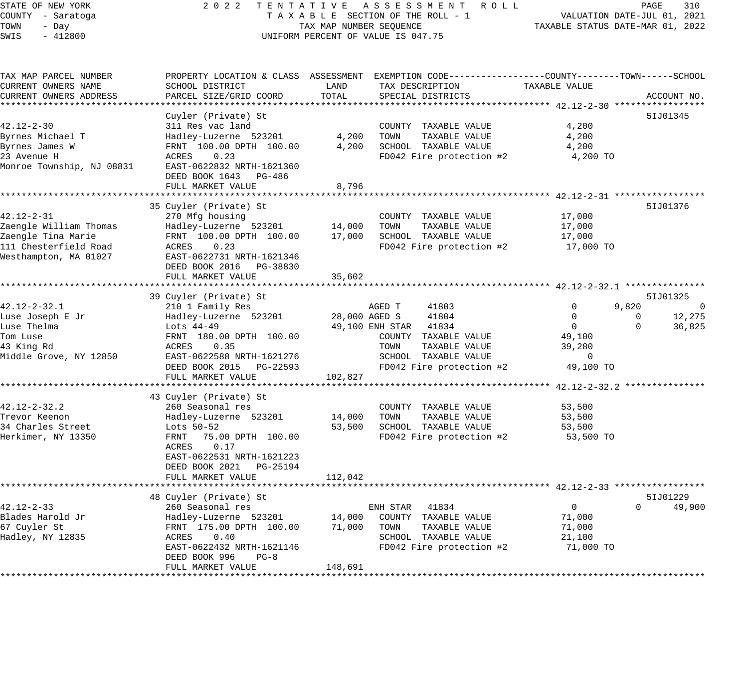STATE OF NEW YORK — 2022 TENTATIVE ASSESSMENT ROLL
COUNTY - Saratoga — TAXABLE SECTION OF THE ROLL - 1 — VALUATION DATE-JUL 01, 2021
TOWN - Day — TAX MAP NUMBER SEQUENCE — TAXABLE STATUS DATE-MAR 01, 2022
SWIS - 412800 — UNIFORM PERCENT OF VALUE IS 047.75

| TAX MAP PARCEL NUMBER / CURRENT OWNERS NAME / CURRENT OWNERS ADDRESS | PROPERTY LOCATION & CLASS / SCHOOL DISTRICT / PARCEL SIZE/GRID COORD | ASSESSMENT LAND | ASSESSMENT TOTAL | EXEMPTION CODE / TAX DESCRIPTION / SPECIAL DISTRICTS | COUNTY TAXABLE VALUE | TOWN | SCHOOL | ACCOUNT NO. |
|---|---|---|---|---|---|---|---|---|
| **42.12-2-30** | Cuyler (Private) St | | | | | | | 5IJ01345 |
| 42.12-2-30 | 311 Res vac land | | | COUNTY TAXABLE VALUE | 4,200 | | | |
| Byrnes Michael T | Hadley-Luzerne 523201 | 4,200 | | TOWN TAXABLE VALUE | 4,200 | | | |
| Byrnes James W | FRNT 100.00 DPTH 100.00 | | 4,200 | SCHOOL TAXABLE VALUE | 4,200 | | | |
| 23 Avenue H | ACRES 0.23 | | | FD042 Fire protection #2 | 4,200 TO | | | |
| Monroe Township, NJ 08831 | EAST-0622832 NRTH-1621360 | | | | | | | |
| | DEED BOOK 1643 PG-486 | | | | | | | |
| | FULL MARKET VALUE | | 8,796 | | | | | |
| **42.12-2-31** | 35 Cuyler (Private) St | | | | | | | 5IJ01376 |
| 42.12-2-31 | 270 Mfg housing | | | COUNTY TAXABLE VALUE | 17,000 | | | |
| Zaengle William Thomas | Hadley-Luzerne 523201 | 14,000 | | TOWN TAXABLE VALUE | 17,000 | | | |
| Zaengle Tina Marie | FRNT 100.00 DPTH 100.00 | | 17,000 | SCHOOL TAXABLE VALUE | 17,000 | | | |
| 111 Chesterfield Road | ACRES 0.23 | | | FD042 Fire protection #2 | 17,000 TO | | | |
| Westhampton, MA 01027 | EAST-0622731 NRTH-1621346 | | | | | | | |
| | DEED BOOK 2016 PG-38830 | | | | | | | |
| | FULL MARKET VALUE | | 35,602 | | | | | |
| **42.12-2-32.1** | 39 Cuyler (Private) St | | | | | | | 5IJ01325 |
| 42.12-2-32.1 | 210 1 Family Res | | | AGED T 41803 | 0 | 9,820 | 0 | |
| Luse Joseph E Jr | Hadley-Luzerne 523201 | 28,000 | | AGED S 41804 | 0 | 0 | 12,275 | |
| Luse Thelma | Lots 44-49 | | 49,100 | ENH STAR 41834 | 0 | 0 | 36,825 | |
| Tom Luse | FRNT 180.00 DPTH 100.00 | | | COUNTY TAXABLE VALUE | 49,100 | | | |
| 43 King Rd | ACRES 0.35 | | | TOWN TAXABLE VALUE | 39,280 | | | |
| Middle Grove, NY 12850 | EAST-0622588 NRTH-1621276 | | | SCHOOL TAXABLE VALUE | 0 | | | |
| | DEED BOOK 2015 PG-22593 | | | FD042 Fire protection #2 | 49,100 TO | | | |
| | FULL MARKET VALUE | | 102,827 | | | | | |
| **42.12-2-32.2** | 43 Cuyler (Private) St | | | | | | | |
| 42.12-2-32.2 | 260 Seasonal res | | | COUNTY TAXABLE VALUE | 53,500 | | | |
| Trevor Keenon | Hadley-Luzerne 523201 | 14,000 | | TOWN TAXABLE VALUE | 53,500 | | | |
| 34 Charles Street | Lots 50-52 | | 53,500 | SCHOOL TAXABLE VALUE | 53,500 | | | |
| Herkimer, NY 13350 | FRNT 75.00 DPTH 100.00 | | | FD042 Fire protection #2 | 53,500 TO | | | |
| | ACRES 0.17 | | | | | | | |
| | EAST-0622531 NRTH-1621223 | | | | | | | |
| | DEED BOOK 2021 PG-25194 | | | | | | | |
| | FULL MARKET VALUE | | 112,042 | | | | | |
| **42.12-2-33** | 48 Cuyler (Private) St | | | | | | | 5IJ01229 |
| 42.12-2-33 | 260 Seasonal res | | | ENH STAR 41834 | 0 | 0 | 49,900 | |
| Blades Harold Jr | Hadley-Luzerne 523201 | 14,000 | | COUNTY TAXABLE VALUE | 71,000 | | | |
| 67 Cuyler St | FRNT 175.00 DPTH 100.00 | | 71,000 | TOWN TAXABLE VALUE | 71,000 | | | |
| Hadley, NY 12835 | ACRES 0.40 | | | SCHOOL TAXABLE VALUE | 21,100 | | | |
| | EAST-0622432 NRTH-1621146 | | | FD042 Fire protection #2 | 71,000 TO | | | |
| | DEED BOOK 996 PG-8 | | | | | | | |
| | FULL MARKET VALUE | | 148,691 | | | | | |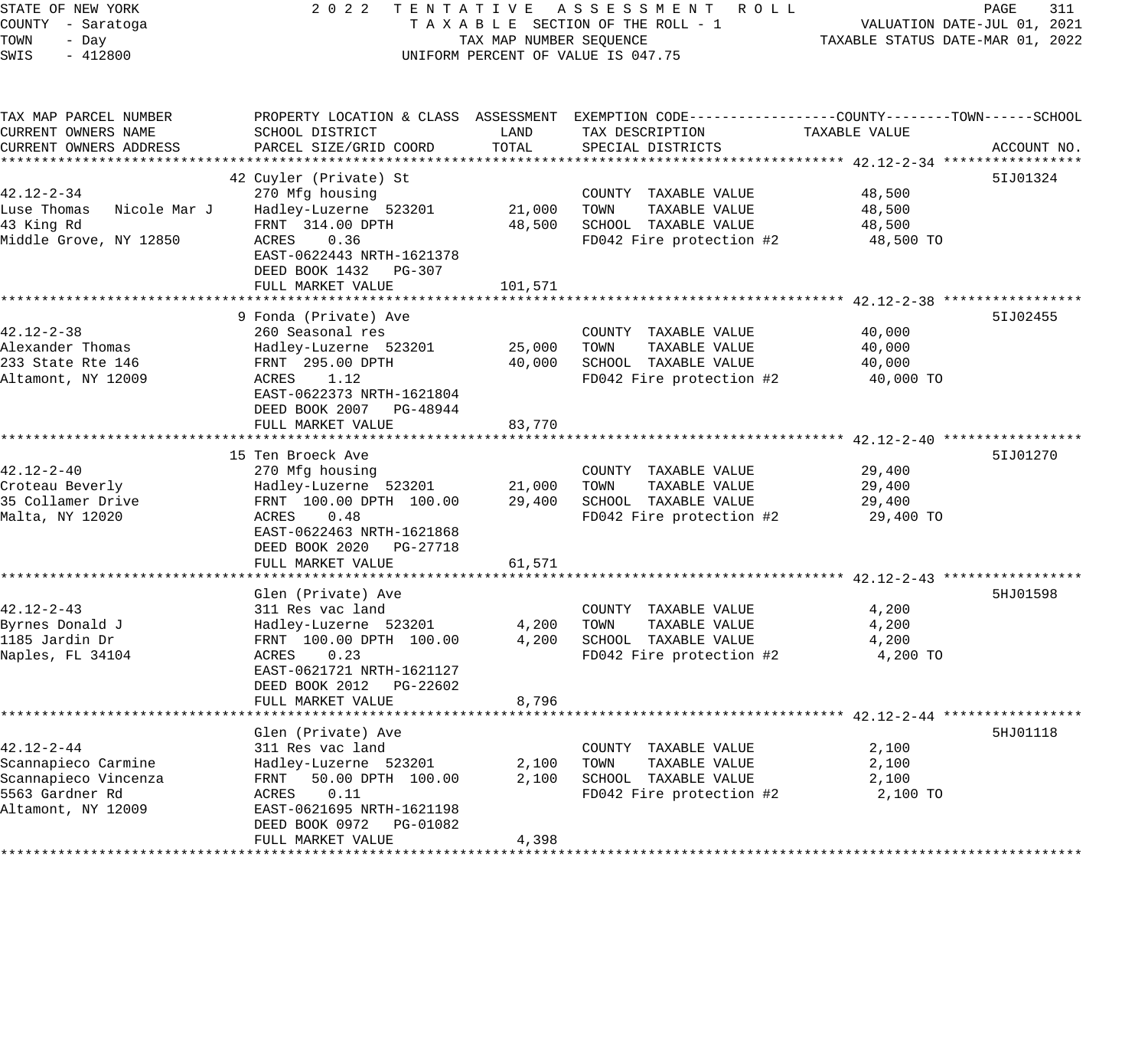STATE OF NEW YORK
COUNTY - Saratoga
TOWN - Day
SWIS - 412800

2022 TENTATIVE ASSESSMENT ROLL
TAXABLE SECTION OF THE ROLL - 1
TAX MAP NUMBER SEQUENCE
UNIFORM PERCENT OF VALUE IS 047.75

VALUATION DATE-JUL 01, 2021
TAXABLE STATUS DATE-MAR 01, 2022

| TAX MAP PARCEL NUMBER / CURRENT OWNERS NAME / CURRENT OWNERS ADDRESS | PROPERTY LOCATION & CLASS / SCHOOL DISTRICT / PARCEL SIZE/GRID COORD | ASSESSMENT LAND | ASSESSMENT TOTAL | EXEMPTION CODE / TAX DESCRIPTION / SPECIAL DISTRICTS | TAXABLE VALUE (COUNTY--TOWN--SCHOOL) | ACCOUNT NO. |
|---|---|---|---|---|---|---|
| **42.12-2-34** | 42 Cuyler (Private) St | | | | | 5IJ01324 |
| 42.12-2-34 | 270 Mfg housing | | | COUNTY TAXABLE VALUE | 48,500 | |
| Luse Thomas Nicole Mar J | Hadley-Luzerne 523201 | 21,000 | | TOWN TAXABLE VALUE | 48,500 | |
| 43 King Rd | FRNT 314.00 DPTH | | 48,500 | SCHOOL TAXABLE VALUE | 48,500 | |
| Middle Grove, NY 12850 | ACRES 0.36 | | | FD042 Fire protection #2 | 48,500 TO | |
| | EAST-0622443 NRTH-1621378 | | | | | |
| | DEED BOOK 1432 PG-307 | | | | | |
| | FULL MARKET VALUE | | 101,571 | | | |
| **42.12-2-38** | 9 Fonda (Private) Ave | | | | | 5IJ02455 |
| 42.12-2-38 | 260 Seasonal res | | | COUNTY TAXABLE VALUE | 40,000 | |
| Alexander Thomas | Hadley-Luzerne 523201 | 25,000 | | TOWN TAXABLE VALUE | 40,000 | |
| 233 State Rte 146 | FRNT 295.00 DPTH | | 40,000 | SCHOOL TAXABLE VALUE | 40,000 | |
| Altamont, NY 12009 | ACRES 1.12 | | | FD042 Fire protection #2 | 40,000 TO | |
| | EAST-0622373 NRTH-1621804 | | | | | |
| | DEED BOOK 2007 PG-48944 | | | | | |
| | FULL MARKET VALUE | | 83,770 | | | |
| **42.12-2-40** | 15 Ten Broeck Ave | | | | | 5IJ01270 |
| 42.12-2-40 | 270 Mfg housing | | | COUNTY TAXABLE VALUE | 29,400 | |
| Croteau Beverly | Hadley-Luzerne 523201 | 21,000 | | TOWN TAXABLE VALUE | 29,400 | |
| 35 Collamer Drive | FRNT 100.00 DPTH 100.00 | | 29,400 | SCHOOL TAXABLE VALUE | 29,400 | |
| Malta, NY 12020 | ACRES 0.48 | | | FD042 Fire protection #2 | 29,400 TO | |
| | EAST-0622463 NRTH-1621868 | | | | | |
| | DEED BOOK 2020 PG-27718 | | | | | |
| | FULL MARKET VALUE | | 61,571 | | | |
| **42.12-2-43** | Glen (Private) Ave | | | | | 5HJ01598 |
| 42.12-2-43 | 311 Res vac land | | | COUNTY TAXABLE VALUE | 4,200 | |
| Byrnes Donald J | Hadley-Luzerne 523201 | 4,200 | | TOWN TAXABLE VALUE | 4,200 | |
| 1185 Jardin Dr | FRNT 100.00 DPTH 100.00 | | 4,200 | SCHOOL TAXABLE VALUE | 4,200 | |
| Naples, FL 34104 | ACRES 0.23 | | | FD042 Fire protection #2 | 4,200 TO | |
| | EAST-0621721 NRTH-1621127 | | | | | |
| | DEED BOOK 2012 PG-22602 | | | | | |
| | FULL MARKET VALUE | | 8,796 | | | |
| **42.12-2-44** | Glen (Private) Ave | | | | | 5HJ01118 |
| 42.12-2-44 | 311 Res vac land | | | COUNTY TAXABLE VALUE | 2,100 | |
| Scannapieco Carmine | Hadley-Luzerne 523201 | 2,100 | | TOWN TAXABLE VALUE | 2,100 | |
| Scannapieco Vincenza | FRNT 50.00 DPTH 100.00 | | 2,100 | SCHOOL TAXABLE VALUE | 2,100 | |
| 5563 Gardner Rd | ACRES 0.11 | | | FD042 Fire protection #2 | 2,100 TO | |
| Altamont, NY 12009 | EAST-0621695 NRTH-1621198 | | | | | |
| | DEED BOOK 0972 PG-01082 | | | | | |
| | FULL MARKET VALUE | | 4,398 | | | |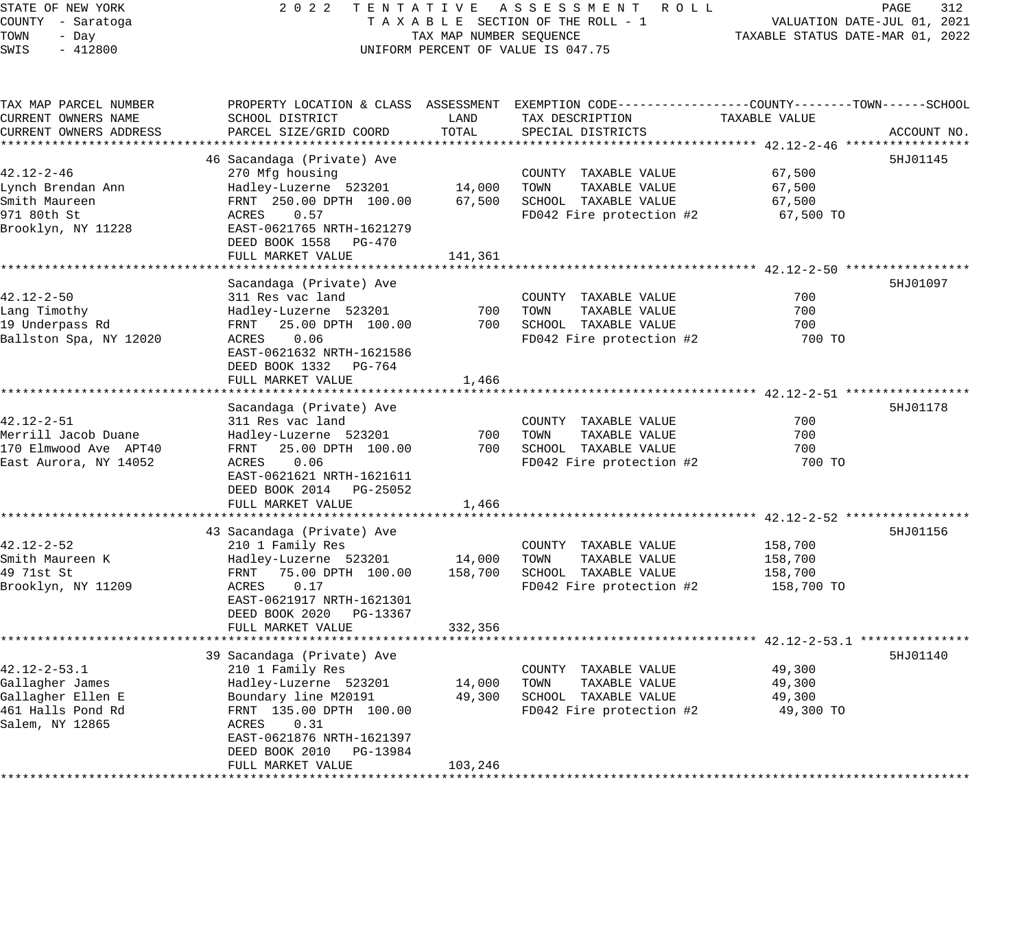STATE OF NEW YORK
COUNTY - Saratoga
TOWN - Day
SWIS - 412800

2022 TENTATIVE ASSESSMENT ROLL
TAXABLE SECTION OF THE ROLL - 1
TAX MAP NUMBER SEQUENCE
UNIFORM PERCENT OF VALUE IS 047.75

VALUATION DATE-JUL 01, 2021
TAXABLE STATUS DATE-MAR 01, 2022

| TAX MAP PARCEL NUMBER / CURRENT OWNERS NAME / CURRENT OWNERS ADDRESS | PROPERTY LOCATION & CLASS / SCHOOL DISTRICT / PARCEL SIZE/GRID COORD | ASSESSMENT LAND | ASSESSMENT TOTAL | EXEMPTION CODE / TAX DESCRIPTION / SPECIAL DISTRICTS | TAXABLE VALUE (COUNTY / TOWN / SCHOOL) | ACCOUNT NO. |
|---|---|---|---|---|---|---|
| **42.12-2-46** | 46 Sacandaga (Private) Ave | | | | | 5HJ01145 |
| 42.12-2-46 | 270 Mfg housing | | | COUNTY TAXABLE VALUE | 67,500 | |
| Lynch Brendan Ann | Hadley-Luzerne 523201 | 14,000 | | TOWN TAXABLE VALUE | 67,500 | |
| Smith Maureen | FRNT 250.00 DPTH 100.00 | | 67,500 | SCHOOL TAXABLE VALUE | 67,500 | |
| 971 80th St | ACRES 0.57 | | | FD042 Fire protection #2 | 67,500 TO | |
| Brooklyn, NY 11228 | EAST-0621765 NRTH-1621279 | | | | | |
| | DEED BOOK 1558 PG-470 | | | | | |
| | FULL MARKET VALUE | | 141,361 | | | |
| **42.12-2-50** | Sacandaga (Private) Ave | | | | | 5HJ01097 |
| 42.12-2-50 | 311 Res vac land | | | COUNTY TAXABLE VALUE | 700 | |
| Lang Timothy | Hadley-Luzerne 523201 | 700 | | TOWN TAXABLE VALUE | 700 | |
| 19 Underpass Rd | FRNT 25.00 DPTH 100.00 | | 700 | SCHOOL TAXABLE VALUE | 700 | |
| Ballston Spa, NY 12020 | ACRES 0.06 | | | FD042 Fire protection #2 | 700 TO | |
| | EAST-0621632 NRTH-1621586 | | | | | |
| | DEED BOOK 1332 PG-764 | | | | | |
| | FULL MARKET VALUE | | 1,466 | | | |
| **42.12-2-51** | Sacandaga (Private) Ave | | | | | 5HJ01178 |
| 42.12-2-51 | 311 Res vac land | | | COUNTY TAXABLE VALUE | 700 | |
| Merrill Jacob Duane | Hadley-Luzerne 523201 | 700 | | TOWN TAXABLE VALUE | 700 | |
| 170 Elmwood Ave APT40 | FRNT 25.00 DPTH 100.00 | | 700 | SCHOOL TAXABLE VALUE | 700 | |
| East Aurora, NY 14052 | ACRES 0.06 | | | FD042 Fire protection #2 | 700 TO | |
| | EAST-0621621 NRTH-1621611 | | | | | |
| | DEED BOOK 2014 PG-25052 | | | | | |
| | FULL MARKET VALUE | | 1,466 | | | |
| **42.12-2-52** | 43 Sacandaga (Private) Ave | | | | | 5HJ01156 |
| 42.12-2-52 | 210 1 Family Res | | | COUNTY TAXABLE VALUE | 158,700 | |
| Smith Maureen K | Hadley-Luzerne 523201 | 14,000 | | TOWN TAXABLE VALUE | 158,700 | |
| 49 71st St | FRNT 75.00 DPTH 100.00 | | 158,700 | SCHOOL TAXABLE VALUE | 158,700 | |
| Brooklyn, NY 11209 | ACRES 0.17 | | | FD042 Fire protection #2 | 158,700 TO | |
| | EAST-0621917 NRTH-1621301 | | | | | |
| | DEED BOOK 2020 PG-13367 | | | | | |
| | FULL MARKET VALUE | | 332,356 | | | |
| **42.12-2-53.1** | 39 Sacandaga (Private) Ave | | | | | 5HJ01140 |
| 42.12-2-53.1 | 210 1 Family Res | | | COUNTY TAXABLE VALUE | 49,300 | |
| Gallagher James | Hadley-Luzerne 523201 | 14,000 | | TOWN TAXABLE VALUE | 49,300 | |
| Gallagher Ellen E | Boundary line M20191 | | 49,300 | SCHOOL TAXABLE VALUE | 49,300 | |
| 461 Halls Pond Rd | FRNT 135.00 DPTH 100.00 | | | FD042 Fire protection #2 | 49,300 TO | |
| Salem, NY 12865 | ACRES 0.31 | | | | | |
| | EAST-0621876 NRTH-1621397 | | | | | |
| | DEED BOOK 2010 PG-13984 | | | | | |
| | FULL MARKET VALUE | | 103,246 | | | |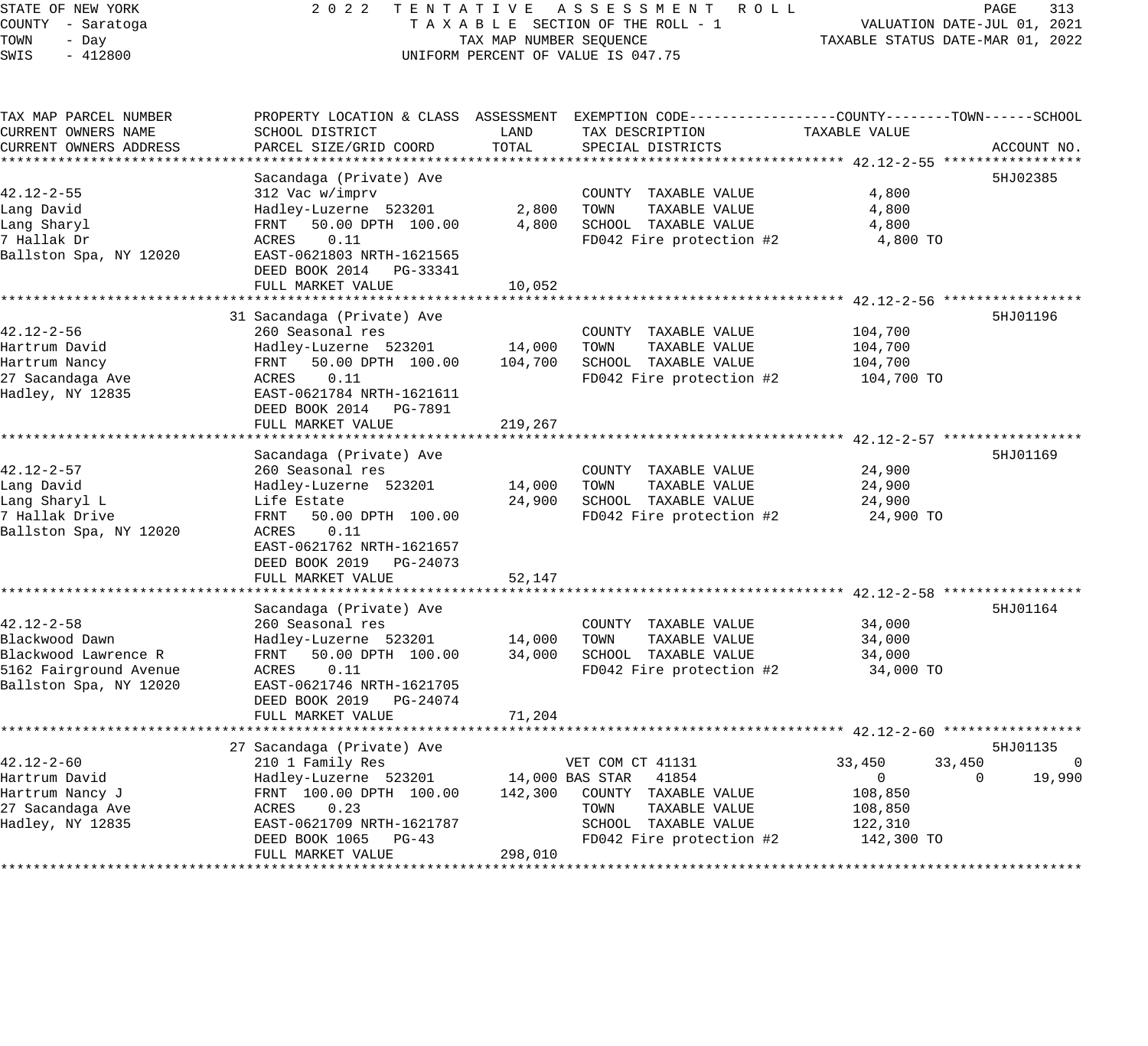STATE OF NEW YORK — 2022 TENTATIVE ASSESSMENT ROLL
COUNTY - Saratoga — TAXABLE SECTION OF THE ROLL - 1 — VALUATION DATE-JUL 01, 2021
TOWN - Day — TAX MAP NUMBER SEQUENCE — TAXABLE STATUS DATE-MAR 01, 2022
SWIS - 412800 — UNIFORM PERCENT OF VALUE IS 047.75

| TAX MAP PARCEL NUMBER / CURRENT OWNERS NAME / CURRENT OWNERS ADDRESS | PROPERTY LOCATION & CLASS / SCHOOL DISTRICT / PARCEL SIZE/GRID COORD | ASSESSMENT LAND | ASSESSMENT TOTAL | EXEMPTION CODE / TAX DESCRIPTION / SPECIAL DISTRICTS | COUNTY TAXABLE VALUE | TOWN | SCHOOL | ACCOUNT NO. |
|---|---|---|---|---|---|---|---|---|
| **42.12-2-55** | Sacandaga (Private) Ave | | | | | | | 5HJ02385 |
| 42.12-2-55 | 312 Vac w/imprv | | | COUNTY TAXABLE VALUE | 4,800 | | | |
| Lang David | Hadley-Luzerne 523201 | 2,800 | | TOWN TAXABLE VALUE | 4,800 | | | |
| Lang Sharyl | FRNT 50.00 DPTH 100.00 | | 4,800 | SCHOOL TAXABLE VALUE | 4,800 | | | |
| 7 Hallak Dr | ACRES 0.11 | | | FD042 Fire protection #2 | 4,800 TO | | | |
| Ballston Spa, NY 12020 | EAST-0621803 NRTH-1621565 | | | | | | | |
| | DEED BOOK 2014 PG-33341 | | | | | | | |
| | FULL MARKET VALUE | | 10,052 | | | | | |
| **42.12-2-56** | 31 Sacandaga (Private) Ave | | | | | | | 5HJ01196 |
| 42.12-2-56 | 260 Seasonal res | | | COUNTY TAXABLE VALUE | 104,700 | | | |
| Hartrum David | Hadley-Luzerne 523201 | 14,000 | | TOWN TAXABLE VALUE | 104,700 | | | |
| Hartrum Nancy | FRNT 50.00 DPTH 100.00 | | 104,700 | SCHOOL TAXABLE VALUE | 104,700 | | | |
| 27 Sacandaga Ave | ACRES 0.11 | | | FD042 Fire protection #2 | 104,700 TO | | | |
| Hadley, NY 12835 | EAST-0621784 NRTH-1621611 | | | | | | | |
| | DEED BOOK 2014 PG-7891 | | | | | | | |
| | FULL MARKET VALUE | | 219,267 | | | | | |
| **42.12-2-57** | Sacandaga (Private) Ave | | | | | | | 5HJ01169 |
| 42.12-2-57 | 260 Seasonal res | | | COUNTY TAXABLE VALUE | 24,900 | | | |
| Lang David | Hadley-Luzerne 523201 | 14,000 | | TOWN TAXABLE VALUE | 24,900 | | | |
| Lang Sharyl L | Life Estate | | 24,900 | SCHOOL TAXABLE VALUE | 24,900 | | | |
| 7 Hallak Drive | FRNT 50.00 DPTH 100.00 | | | FD042 Fire protection #2 | 24,900 TO | | | |
| Ballston Spa, NY 12020 | ACRES 0.11 | | | | | | | |
| | EAST-0621762 NRTH-1621657 | | | | | | | |
| | DEED BOOK 2019 PG-24073 | | | | | | | |
| | FULL MARKET VALUE | | 52,147 | | | | | |
| **42.12-2-58** | Sacandaga (Private) Ave | | | | | | | 5HJ01164 |
| 42.12-2-58 | 260 Seasonal res | | | COUNTY TAXABLE VALUE | 34,000 | | | |
| Blackwood Dawn | Hadley-Luzerne 523201 | 14,000 | | TOWN TAXABLE VALUE | 34,000 | | | |
| Blackwood Lawrence R | FRNT 50.00 DPTH 100.00 | | 34,000 | SCHOOL TAXABLE VALUE | 34,000 | | | |
| 5162 Fairground Avenue | ACRES 0.11 | | | FD042 Fire protection #2 | 34,000 TO | | | |
| Ballston Spa, NY 12020 | EAST-0621746 NRTH-1621705 | | | | | | | |
| | DEED BOOK 2019 PG-24074 | | | | | | | |
| | FULL MARKET VALUE | | 71,204 | | | | | |
| **42.12-2-60** | 27 Sacandaga (Private) Ave | | | | | | | 5HJ01135 |
| 42.12-2-60 | 210 1 Family Res | | | VET COM CT 41131 | 33,450 | 33,450 | 0 | |
| Hartrum David | Hadley-Luzerne 523201 | 14,000 | | BAS STAR 41854 | 0 | 0 | 19,990 | |
| Hartrum Nancy J | FRNT 100.00 DPTH 100.00 | | 142,300 | COUNTY TAXABLE VALUE | 108,850 | | | |
| 27 Sacandaga Ave | ACRES 0.23 | | | TOWN TAXABLE VALUE | 108,850 | | | |
| Hadley, NY 12835 | EAST-0621709 NRTH-1621787 | | | SCHOOL TAXABLE VALUE | 122,310 | | | |
| | DEED BOOK 1065 PG-43 | | | FD042 Fire protection #2 | 142,300 TO | | | |
| | FULL MARKET VALUE | | 298,010 | | | | | |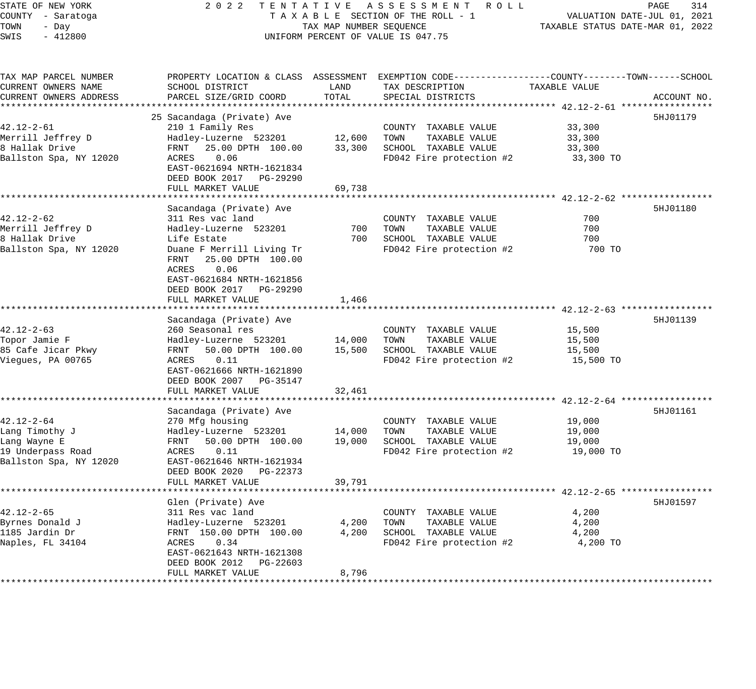STATE OF NEW YORK — 2022 TENTATIVE ASSESSMENT ROLL
COUNTY - Saratoga — TAXABLE SECTION OF THE ROLL - 1 — VALUATION DATE-JUL 01, 2021
TOWN - Day — TAX MAP NUMBER SEQUENCE — TAXABLE STATUS DATE-MAR 01, 2022
SWIS - 412800 — UNIFORM PERCENT OF VALUE IS 047.75

| TAX MAP PARCEL NUMBER / CURRENT OWNERS NAME / CURRENT OWNERS ADDRESS | PROPERTY LOCATION & CLASS / SCHOOL DISTRICT / PARCEL SIZE/GRID COORD | ASSESSMENT LAND | ASSESSMENT TOTAL | EXEMPTION CODE / TAX DESCRIPTION / SPECIAL DISTRICTS | TAXABLE VALUE | ACCOUNT NO. |
|---|---|---|---|---|---|---|
| 42.12-2-61 | 25 Sacandaga (Private) Ave | | | | | 5HJ01179 |
| | 210 1 Family Res | | | COUNTY TAXABLE VALUE | 33,300 | |
| Merrill Jeffrey D | Hadley-Luzerne 523201 | 12,600 | | TOWN TAXABLE VALUE | 33,300 | |
| 8 Hallak Drive | FRNT 25.00 DPTH 100.00 | | 33,300 | SCHOOL TAXABLE VALUE | 33,300 | |
| Ballston Spa, NY 12020 | ACRES 0.06 | | | FD042 Fire protection #2 | 33,300 TO | |
| | EAST-0621694 NRTH-1621834 | | | | | |
| | DEED BOOK 2017 PG-29290 | | | | | |
| | FULL MARKET VALUE | | 69,738 | | | |
| 42.12-2-62 | Sacandaga (Private) Ave | | | | | 5HJ01180 |
| | 311 Res vac land | | | COUNTY TAXABLE VALUE | 700 | |
| Merrill Jeffrey D | Hadley-Luzerne 523201 | 700 | | TOWN TAXABLE VALUE | 700 | |
| 8 Hallak Drive | Life Estate | | 700 | SCHOOL TAXABLE VALUE | 700 | |
| Ballston Spa, NY 12020 | Duane F Merrill Living Tr | | | FD042 Fire protection #2 | 700 TO | |
| | FRNT 25.00 DPTH 100.00 | | | | | |
| | ACRES 0.06 | | | | | |
| | EAST-0621684 NRTH-1621856 | | | | | |
| | DEED BOOK 2017 PG-29290 | | | | | |
| | FULL MARKET VALUE | | 1,466 | | | |
| 42.12-2-63 | Sacandaga (Private) Ave | | | | | 5HJ01139 |
| | 260 Seasonal res | | | COUNTY TAXABLE VALUE | 15,500 | |
| Topor Jamie F | Hadley-Luzerne 523201 | 14,000 | | TOWN TAXABLE VALUE | 15,500 | |
| 85 Cafe Jicar Pkwy | FRNT 50.00 DPTH 100.00 | | 15,500 | SCHOOL TAXABLE VALUE | 15,500 | |
| Viegues, PA 00765 | ACRES 0.11 | | | FD042 Fire protection #2 | 15,500 TO | |
| | EAST-0621666 NRTH-1621890 | | | | | |
| | DEED BOOK 2007 PG-35147 | | | | | |
| | FULL MARKET VALUE | | 32,461 | | | |
| 42.12-2-64 | Sacandaga (Private) Ave | | | | | 5HJ01161 |
| | 270 Mfg housing | | | COUNTY TAXABLE VALUE | 19,000 | |
| Lang Timothy J | Hadley-Luzerne 523201 | 14,000 | | TOWN TAXABLE VALUE | 19,000 | |
| Lang Wayne E | FRNT 50.00 DPTH 100.00 | | 19,000 | SCHOOL TAXABLE VALUE | 19,000 | |
| 19 Underpass Road | ACRES 0.11 | | | FD042 Fire protection #2 | 19,000 TO | |
| Ballston Spa, NY 12020 | EAST-0621646 NRTH-1621934 | | | | | |
| | DEED BOOK 2020 PG-22373 | | | | | |
| | FULL MARKET VALUE | | 39,791 | | | |
| 42.12-2-65 | Glen (Private) Ave | | | | | 5HJ01597 |
| | 311 Res vac land | | | COUNTY TAXABLE VALUE | 4,200 | |
| Byrnes Donald J | Hadley-Luzerne 523201 | 4,200 | | TOWN TAXABLE VALUE | 4,200 | |
| 1185 Jardin Dr | FRNT 150.00 DPTH 100.00 | | 4,200 | SCHOOL TAXABLE VALUE | 4,200 | |
| Naples, FL 34104 | ACRES 0.34 | | | FD042 Fire protection #2 | 4,200 TO | |
| | EAST-0621643 NRTH-1621308 | | | | | |
| | DEED BOOK 2012 PG-22603 | | | | | |
| | FULL MARKET VALUE | | 8,796 | | | |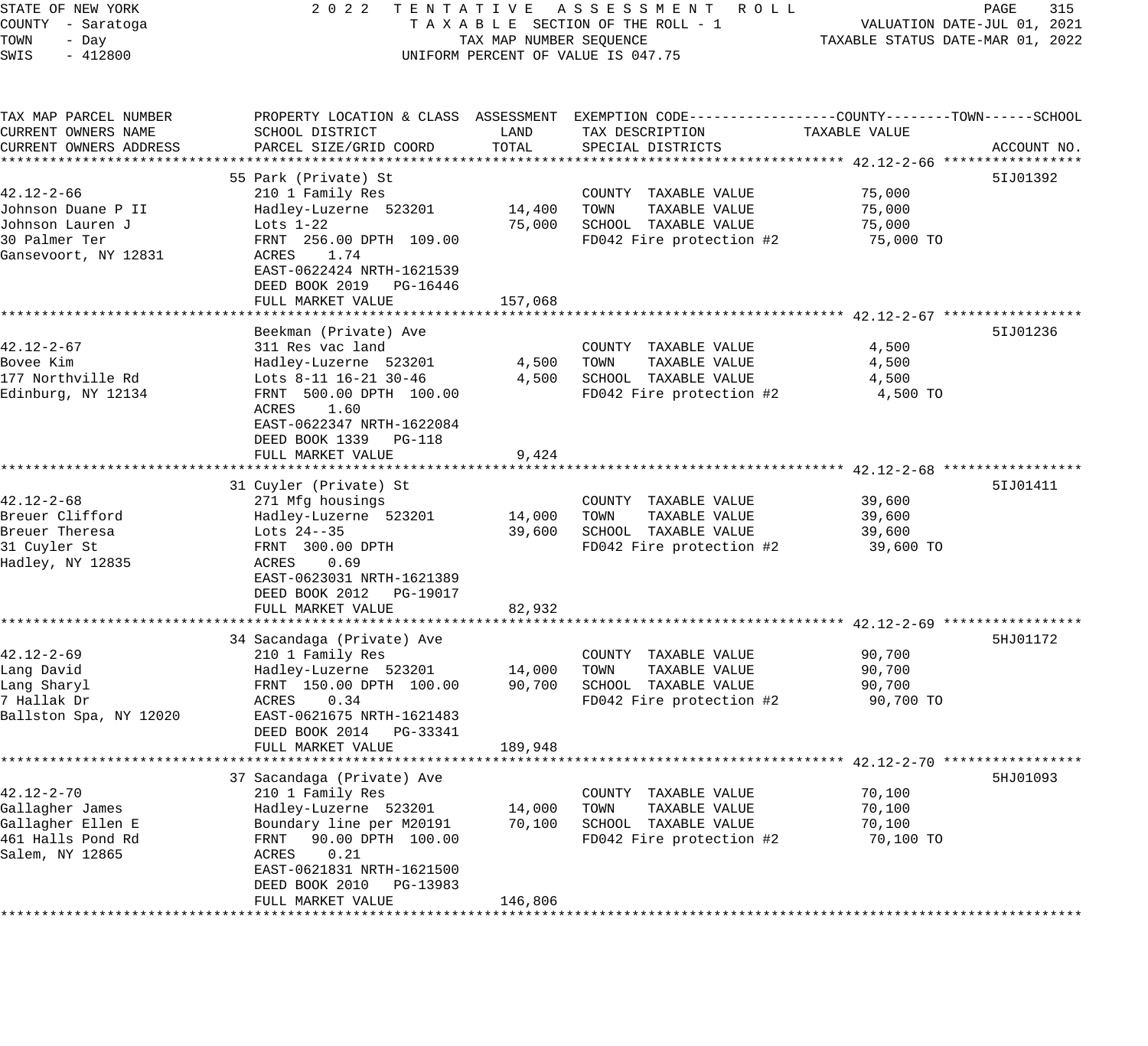STATE OF NEW YORK 2 0 2 2 T E N T A T I V E A S S E S S M E N T R O L L
COUNTY - Saratoga T A X A B L E SECTION OF THE ROLL - 1 VALUATION DATE-JUL 01, 2021
TOWN - Day TAX MAP NUMBER SEQUENCE TAXABLE STATUS DATE-MAR 01, 2022
SWIS - 412800 UNIFORM PERCENT OF VALUE IS 047.75

| TAX MAP PARCEL NUMBER / CURRENT OWNERS NAME / CURRENT OWNERS ADDRESS | PROPERTY LOCATION & CLASS / SCHOOL DISTRICT / PARCEL SIZE/GRID COORD | ASSESSMENT LAND | ASSESSMENT TOTAL | EXEMPTION CODE / TAX DESCRIPTION / SPECIAL DISTRICTS | TAXABLE VALUE (COUNTY--------TOWN------SCHOOL) | ACCOUNT NO. |
|---|---|---|---|---|---|---|
| **42.12-2-66** | 55 Park (Private) St | | | | | 5IJ01392 |
| 42.12-2-66 | 210 1 Family Res | | | COUNTY TAXABLE VALUE | 75,000 | |
| Johnson Duane P II | Hadley-Luzerne 523201 | 14,400 | | TOWN TAXABLE VALUE | 75,000 | |
| Johnson Lauren J | Lots 1-22 | | 75,000 | SCHOOL TAXABLE VALUE | 75,000 | |
| 30 Palmer Ter | FRNT 256.00 DPTH 109.00 | | | FD042 Fire protection #2 | 75,000 TO | |
| Gansevoort, NY 12831 | ACRES 1.74 | | | | | |
| | EAST-0622424 NRTH-1621539 | | | | | |
| | DEED BOOK 2019 PG-16446 | | | | | |
| | FULL MARKET VALUE | | 157,068 | | | |
| **42.12-2-67** | Beekman (Private) Ave | | | | | 5IJ01236 |
| 42.12-2-67 | 311 Res vac land | | | COUNTY TAXABLE VALUE | 4,500 | |
| Bovee Kim | Hadley-Luzerne 523201 | 4,500 | | TOWN TAXABLE VALUE | 4,500 | |
| 177 Northville Rd | Lots 8-11 16-21 30-46 | | 4,500 | SCHOOL TAXABLE VALUE | 4,500 | |
| Edinburg, NY 12134 | FRNT 500.00 DPTH 100.00 | | | FD042 Fire protection #2 | 4,500 TO | |
| | ACRES 1.60 | | | | | |
| | EAST-0622347 NRTH-1622084 | | | | | |
| | DEED BOOK 1339 PG-118 | | | | | |
| | FULL MARKET VALUE | | 9,424 | | | |
| **42.12-2-68** | 31 Cuyler (Private) St | | | | | 5IJ01411 |
| 42.12-2-68 | 271 Mfg housings | | | COUNTY TAXABLE VALUE | 39,600 | |
| Breuer Clifford | Hadley-Luzerne 523201 | 14,000 | | TOWN TAXABLE VALUE | 39,600 | |
| Breuer Theresa | Lots 24--35 | | 39,600 | SCHOOL TAXABLE VALUE | 39,600 | |
| 31 Cuyler St | FRNT 300.00 DPTH | | | FD042 Fire protection #2 | 39,600 TO | |
| Hadley, NY 12835 | ACRES 0.69 | | | | | |
| | EAST-0623031 NRTH-1621389 | | | | | |
| | DEED BOOK 2012 PG-19017 | | | | | |
| | FULL MARKET VALUE | | 82,932 | | | |
| **42.12-2-69** | 34 Sacandaga (Private) Ave | | | | | 5HJ01172 |
| 42.12-2-69 | 210 1 Family Res | | | COUNTY TAXABLE VALUE | 90,700 | |
| Lang David | Hadley-Luzerne 523201 | 14,000 | | TOWN TAXABLE VALUE | 90,700 | |
| Lang Sharyl | FRNT 150.00 DPTH 100.00 | | 90,700 | SCHOOL TAXABLE VALUE | 90,700 | |
| 7 Hallak Dr | ACRES 0.34 | | | FD042 Fire protection #2 | 90,700 TO | |
| Ballston Spa, NY 12020 | EAST-0621675 NRTH-1621483 | | | | | |
| | DEED BOOK 2014 PG-33341 | | | | | |
| | FULL MARKET VALUE | | 189,948 | | | |
| **42.12-2-70** | 37 Sacandaga (Private) Ave | | | | | 5HJ01093 |
| 42.12-2-70 | 210 1 Family Res | | | COUNTY TAXABLE VALUE | 70,100 | |
| Gallagher James | Hadley-Luzerne 523201 | 14,000 | | TOWN TAXABLE VALUE | 70,100 | |
| Gallagher Ellen E | Boundary line per M20191 | | 70,100 | SCHOOL TAXABLE VALUE | 70,100 | |
| 461 Halls Pond Rd | FRNT 90.00 DPTH 100.00 | | | FD042 Fire protection #2 | 70,100 TO | |
| Salem, NY 12865 | ACRES 0.21 | | | | | |
| | EAST-0621831 NRTH-1621500 | | | | | |
| | DEED BOOK 2010 PG-13983 | | | | | |
| | FULL MARKET VALUE | | 146,806 | | | |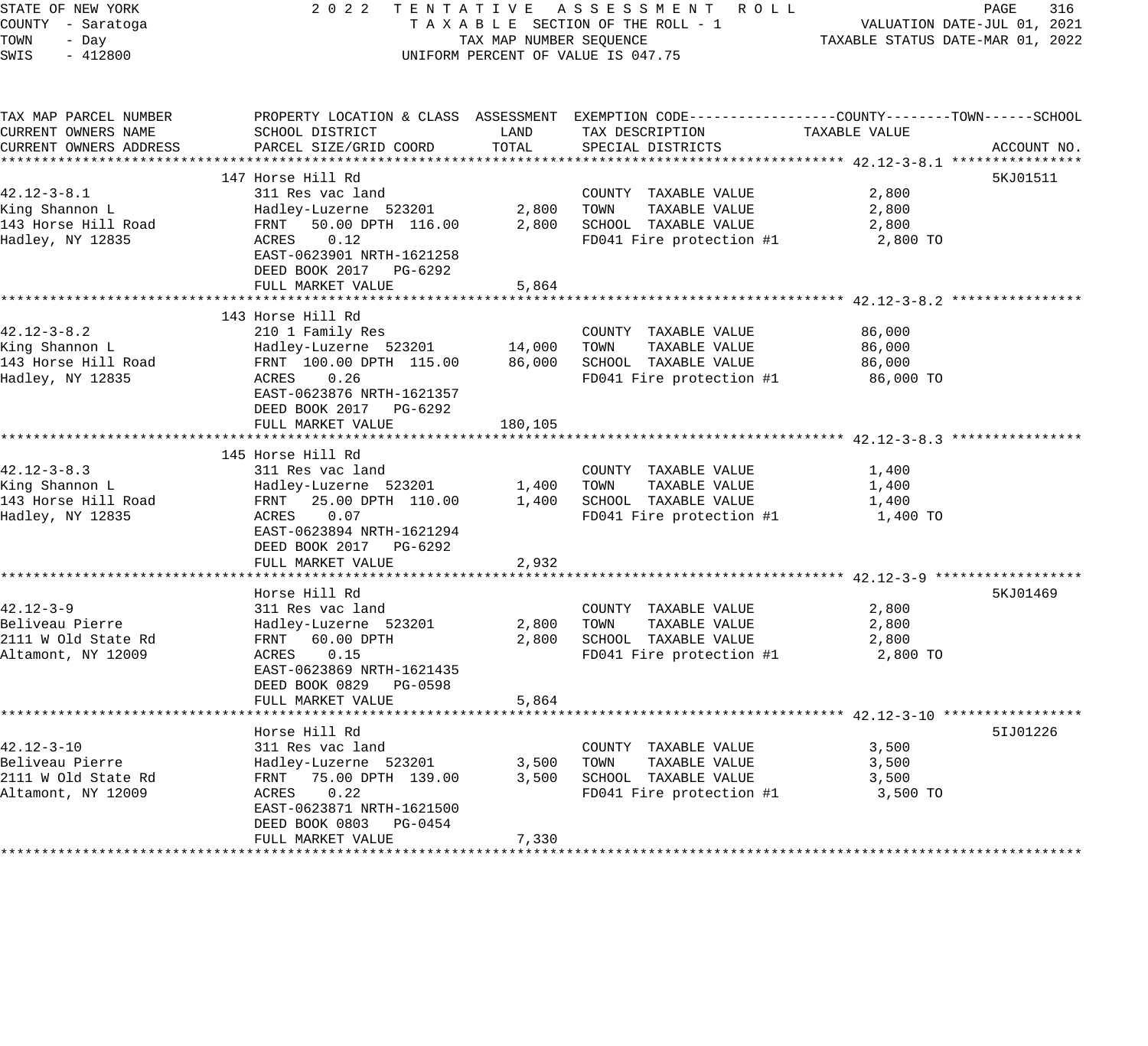STATE OF NEW YORK
COUNTY - Saratoga
TOWN - Day
SWIS - 412800

2022 TENTATIVE ASSESSMENT ROLL
TAXABLE SECTION OF THE ROLL - 1
TAX MAP NUMBER SEQUENCE
UNIFORM PERCENT OF VALUE IS 047.75

VALUATION DATE-JUL 01, 2021
TAXABLE STATUS DATE-MAR 01, 2022

| TAX MAP PARCEL NUMBER / CURRENT OWNERS NAME / CURRENT OWNERS ADDRESS | PROPERTY LOCATION & CLASS / SCHOOL DISTRICT / PARCEL SIZE/GRID COORD | ASSESSMENT LAND | ASSESSMENT TOTAL | EXEMPTION CODE / TAX DESCRIPTION / SPECIAL DISTRICTS | TAXABLE VALUE (COUNTY / TOWN / SCHOOL) | ACCOUNT NO. |
|---|---|---|---|---|---|---|
| 42.12-3-8.1 | 147 Horse Hill Rd | | | | | 5KJ01511 |
| King Shannon L | 311 Res vac land | | | COUNTY TAXABLE VALUE | 2,800 | |
| 143 Horse Hill Road | Hadley-Luzerne 523201 | 2,800 | | TOWN TAXABLE VALUE | 2,800 | |
| Hadley, NY 12835 | FRNT 50.00 DPTH 116.00 | | 2,800 | SCHOOL TAXABLE VALUE | 2,800 | |
| | ACRES 0.12 | | | FD041 Fire protection #1 | 2,800 TO | |
| | EAST-0623901 NRTH-1621258 | | | | | |
| | DEED BOOK 2017 PG-6292 | | | | | |
| | FULL MARKET VALUE | | 5,864 | | | |
| 42.12-3-8.2 | 143 Horse Hill Rd | | | | | |
| King Shannon L | 210 1 Family Res | | | COUNTY TAXABLE VALUE | 86,000 | |
| 143 Horse Hill Road | Hadley-Luzerne 523201 | 14,000 | | TOWN TAXABLE VALUE | 86,000 | |
| Hadley, NY 12835 | FRNT 100.00 DPTH 115.00 | | 86,000 | SCHOOL TAXABLE VALUE | 86,000 | |
| | ACRES 0.26 | | | FD041 Fire protection #1 | 86,000 TO | |
| | EAST-0623876 NRTH-1621357 | | | | | |
| | DEED BOOK 2017 PG-6292 | | | | | |
| | FULL MARKET VALUE | | 180,105 | | | |
| 42.12-3-8.3 | 145 Horse Hill Rd | | | | | |
| King Shannon L | 311 Res vac land | | | COUNTY TAXABLE VALUE | 1,400 | |
| 143 Horse Hill Road | Hadley-Luzerne 523201 | 1,400 | | TOWN TAXABLE VALUE | 1,400 | |
| Hadley, NY 12835 | FRNT 25.00 DPTH 110.00 | | 1,400 | SCHOOL TAXABLE VALUE | 1,400 | |
| | ACRES 0.07 | | | FD041 Fire protection #1 | 1,400 TO | |
| | EAST-0623894 NRTH-1621294 | | | | | |
| | DEED BOOK 2017 PG-6292 | | | | | |
| | FULL MARKET VALUE | | 2,932 | | | |
| 42.12-3-9 | Horse Hill Rd | | | | | 5KJ01469 |
| Beliveau Pierre | 311 Res vac land | | | COUNTY TAXABLE VALUE | 2,800 | |
| 2111 W Old State Rd | Hadley-Luzerne 523201 | 2,800 | | TOWN TAXABLE VALUE | 2,800 | |
| Altamont, NY 12009 | FRNT 60.00 DPTH | | 2,800 | SCHOOL TAXABLE VALUE | 2,800 | |
| | ACRES 0.15 | | | FD041 Fire protection #1 | 2,800 TO | |
| | EAST-0623869 NRTH-1621435 | | | | | |
| | DEED BOOK 0829 PG-0598 | | | | | |
| | FULL MARKET VALUE | | 5,864 | | | |
| 42.12-3-10 | Horse Hill Rd | | | | | 5IJ01226 |
| Beliveau Pierre | 311 Res vac land | | | COUNTY TAXABLE VALUE | 3,500 | |
| 2111 W Old State Rd | Hadley-Luzerne 523201 | 3,500 | | TOWN TAXABLE VALUE | 3,500 | |
| Altamont, NY 12009 | FRNT 75.00 DPTH 139.00 | | 3,500 | SCHOOL TAXABLE VALUE | 3,500 | |
| | ACRES 0.22 | | | FD041 Fire protection #1 | 3,500 TO | |
| | EAST-0623871 NRTH-1621500 | | | | | |
| | DEED BOOK 0803 PG-0454 | | | | | |
| | FULL MARKET VALUE | | 7,330 | | | |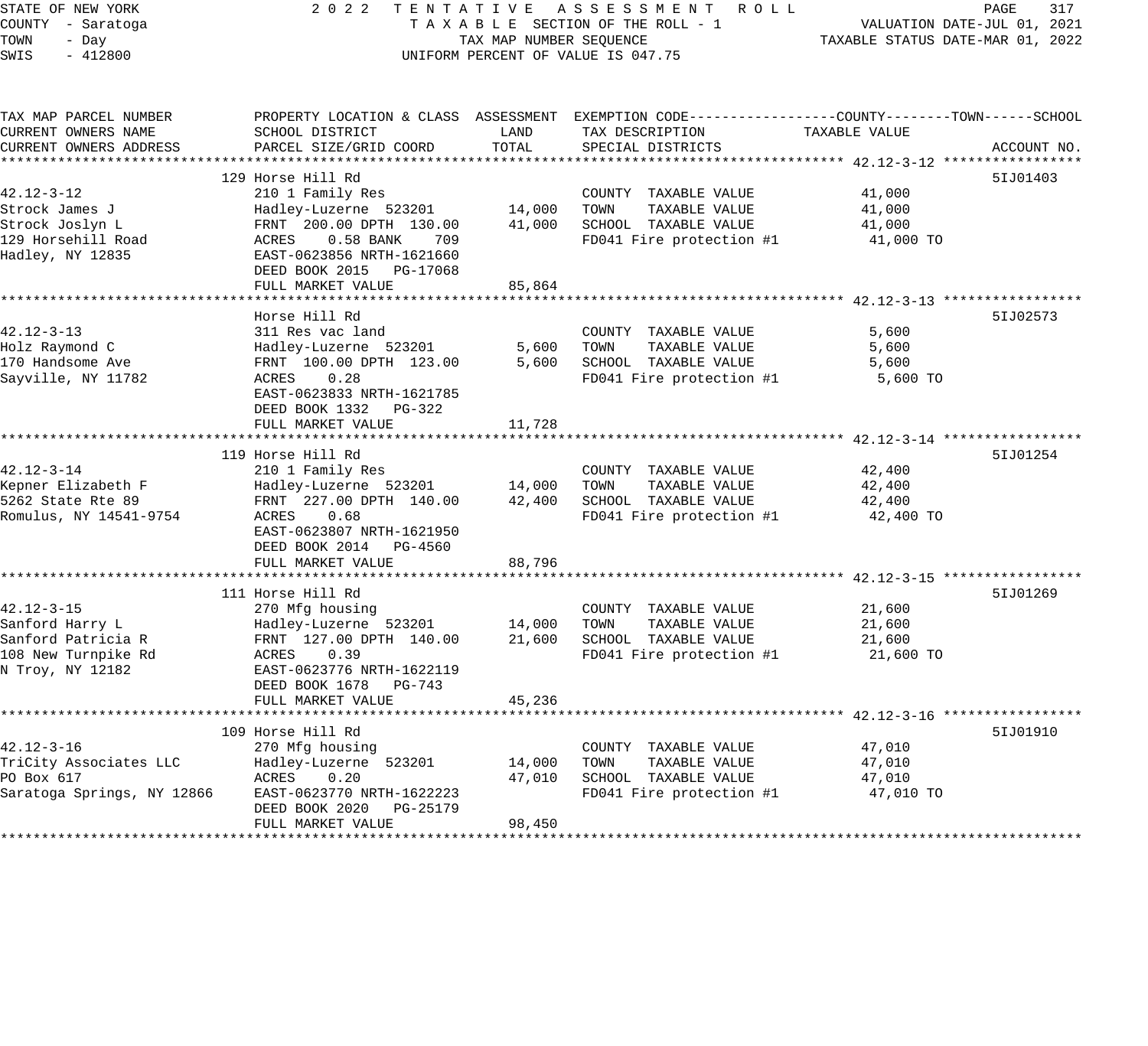STATE OF NEW YORK
COUNTY - Saratoga
TOWN - Day
SWIS - 412800

2022 TENTATIVE ASSESSMENT ROLL
TAXABLE SECTION OF THE ROLL - 1
TAX MAP NUMBER SEQUENCE
UNIFORM PERCENT OF VALUE IS 047.75

VALUATION DATE-JUL 01, 2021
TAXABLE STATUS DATE-MAR 01, 2022

| TAX MAP PARCEL NUMBER / CURRENT OWNERS NAME / CURRENT OWNERS ADDRESS | PROPERTY LOCATION & CLASS / SCHOOL DISTRICT / PARCEL SIZE/GRID COORD | ASSESSMENT LAND | ASSESSMENT TOTAL | EXEMPTION CODE / TAX DESCRIPTION / SPECIAL DISTRICTS | TAXABLE VALUE (COUNTY / TOWN / SCHOOL) | ACCOUNT NO. |
|---|---|---|---|---|---|---|
| **42.12-3-12** | 129 Horse Hill Rd | | | | | 5IJ01403 |
| 42.12-3-12 | 210 1 Family Res | | | COUNTY TAXABLE VALUE | 41,000 | |
| Strock James J | Hadley-Luzerne 523201 | 14,000 | | TOWN TAXABLE VALUE | 41,000 | |
| Strock Joslyn L | FRNT 200.00 DPTH 130.00 | | 41,000 | SCHOOL TAXABLE VALUE | 41,000 | |
| 129 Horsehill Road | ACRES 0.58 BANK 709 | | | FD041 Fire protection #1 | 41,000 TO | |
| Hadley, NY 12835 | EAST-0623856 NRTH-1621660 | | | | | |
| | DEED BOOK 2015 PG-17068 | | | | | |
| | FULL MARKET VALUE | | 85,864 | | | |
| **42.12-3-13** | Horse Hill Rd | | | | | 5IJ02573 |
| 42.12-3-13 | 311 Res vac land | | | COUNTY TAXABLE VALUE | 5,600 | |
| Holz Raymond C | Hadley-Luzerne 523201 | 5,600 | | TOWN TAXABLE VALUE | 5,600 | |
| 170 Handsome Ave | FRNT 100.00 DPTH 123.00 | | 5,600 | SCHOOL TAXABLE VALUE | 5,600 | |
| Sayville, NY 11782 | ACRES 0.28 | | | FD041 Fire protection #1 | 5,600 TO | |
| | EAST-0623833 NRTH-1621785 | | | | | |
| | DEED BOOK 1332 PG-322 | | | | | |
| | FULL MARKET VALUE | | 11,728 | | | |
| **42.12-3-14** | 119 Horse Hill Rd | | | | | 5IJ01254 |
| 42.12-3-14 | 210 1 Family Res | | | COUNTY TAXABLE VALUE | 42,400 | |
| Kepner Elizabeth F | Hadley-Luzerne 523201 | 14,000 | | TOWN TAXABLE VALUE | 42,400 | |
| 5262 State Rte 89 | FRNT 227.00 DPTH 140.00 | | 42,400 | SCHOOL TAXABLE VALUE | 42,400 | |
| Romulus, NY 14541-9754 | ACRES 0.68 | | | FD041 Fire protection #1 | 42,400 TO | |
| | EAST-0623807 NRTH-1621950 | | | | | |
| | DEED BOOK 2014 PG-4560 | | | | | |
| | FULL MARKET VALUE | | 88,796 | | | |
| **42.12-3-15** | 111 Horse Hill Rd | | | | | 5IJ01269 |
| 42.12-3-15 | 270 Mfg housing | | | COUNTY TAXABLE VALUE | 21,600 | |
| Sanford Harry L | Hadley-Luzerne 523201 | 14,000 | | TOWN TAXABLE VALUE | 21,600 | |
| Sanford Patricia R | FRNT 127.00 DPTH 140.00 | | 21,600 | SCHOOL TAXABLE VALUE | 21,600 | |
| 108 New Turnpike Rd | ACRES 0.39 | | | FD041 Fire protection #1 | 21,600 TO | |
| N Troy, NY 12182 | EAST-0623776 NRTH-1622119 | | | | | |
| | DEED BOOK 1678 PG-743 | | | | | |
| | FULL MARKET VALUE | | 45,236 | | | |
| **42.12-3-16** | 109 Horse Hill Rd | | | | | 5IJ01910 |
| 42.12-3-16 | 270 Mfg housing | | | COUNTY TAXABLE VALUE | 47,010 | |
| TriCity Associates LLC | Hadley-Luzerne 523201 | 14,000 | | TOWN TAXABLE VALUE | 47,010 | |
| PO Box 617 | ACRES 0.20 | | 47,010 | SCHOOL TAXABLE VALUE | 47,010 | |
| Saratoga Springs, NY 12866 | EAST-0623770 NRTH-1622223 | | | FD041 Fire protection #1 | 47,010 TO | |
| | DEED BOOK 2020 PG-25179 | | | | | |
| | FULL MARKET VALUE | | 98,450 | | | |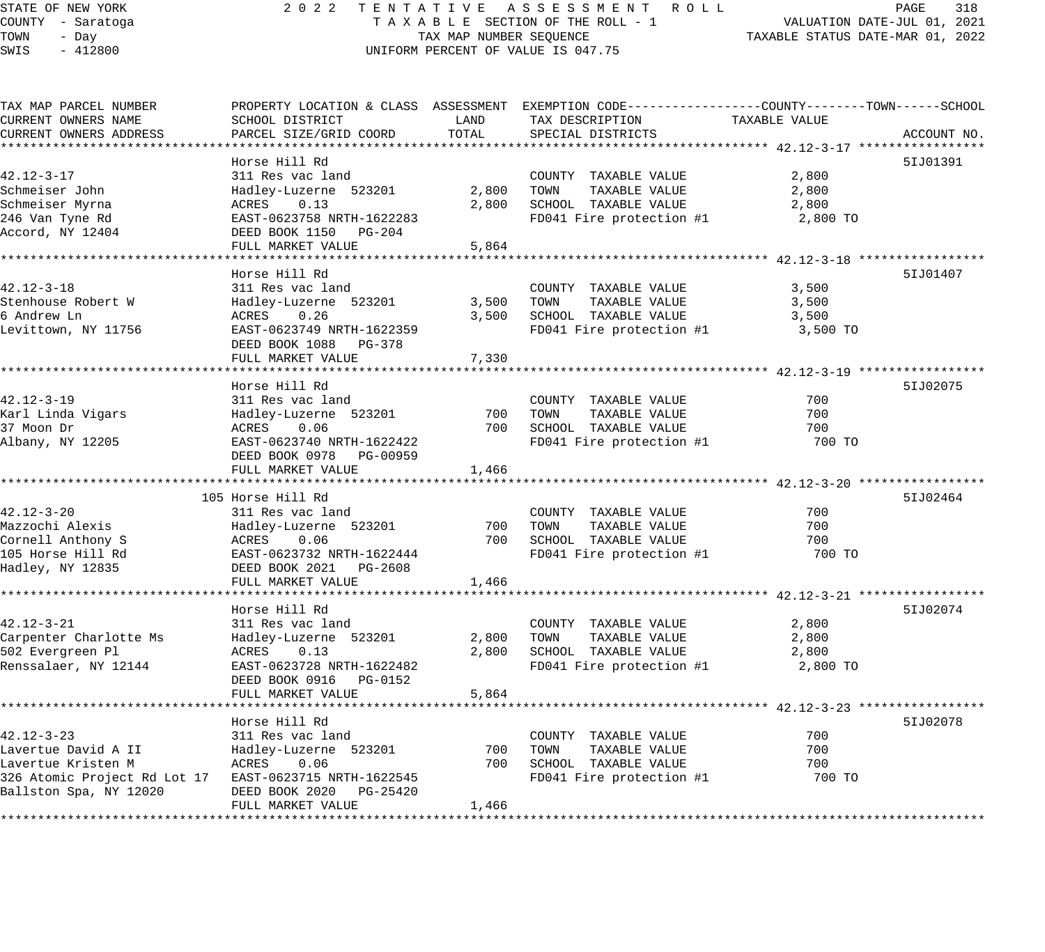STATE OF NEW YORK — 2022 TENTATIVE ASSESSMENT ROLL
COUNTY - Saratoga — TAXABLE SECTION OF THE ROLL - 1 — VALUATION DATE-JUL 01, 2021
TOWN - Day — TAX MAP NUMBER SEQUENCE — TAXABLE STATUS DATE-MAR 01, 2022
SWIS - 412800 — UNIFORM PERCENT OF VALUE IS 047.75

| TAX MAP PARCEL NUMBER / CURRENT OWNERS NAME / CURRENT OWNERS ADDRESS | PROPERTY LOCATION & CLASS / SCHOOL DISTRICT / PARCEL SIZE/GRID COORD | ASSESSMENT LAND | TOTAL | EXEMPTION CODE / TAX DESCRIPTION / SPECIAL DISTRICTS | TAXABLE VALUE (COUNTY--TOWN--SCHOOL) | ACCOUNT NO. |
|---|---|---|---|---|---|---|
| **42.12-3-17** | Horse Hill Rd | | | | | 5IJ01391 |
| 42.12-3-17 | 311 Res vac land | | | COUNTY TAXABLE VALUE | 2,800 | |
| Schmeiser John | Hadley-Luzerne 523201 | 2,800 | | TOWN TAXABLE VALUE | 2,800 | |
| Schmeiser Myrna | ACRES 0.13 | | 2,800 | SCHOOL TAXABLE VALUE | 2,800 | |
| 246 Van Tyne Rd | EAST-0623758 NRTH-1622283 | | | FD041 Fire protection #1 | 2,800 TO | |
| Accord, NY 12404 | DEED BOOK 1150 PG-204 | | | | | |
| | FULL MARKET VALUE | | 5,864 | | | |
| **42.12-3-18** | Horse Hill Rd | | | | | 5IJ01407 |
| 42.12-3-18 | 311 Res vac land | | | COUNTY TAXABLE VALUE | 3,500 | |
| Stenhouse Robert W | Hadley-Luzerne 523201 | 3,500 | | TOWN TAXABLE VALUE | 3,500 | |
| 6 Andrew Ln | ACRES 0.26 | | 3,500 | SCHOOL TAXABLE VALUE | 3,500 | |
| Levittown, NY 11756 | EAST-0623749 NRTH-1622359 | | | FD041 Fire protection #1 | 3,500 TO | |
| | DEED BOOK 1088 PG-378 | | | | | |
| | FULL MARKET VALUE | | 7,330 | | | |
| **42.12-3-19** | Horse Hill Rd | | | | | 5IJ02075 |
| 42.12-3-19 | 311 Res vac land | | | COUNTY TAXABLE VALUE | 700 | |
| Karl Linda Vigars | Hadley-Luzerne 523201 | 700 | | TOWN TAXABLE VALUE | 700 | |
| 37 Moon Dr | ACRES 0.06 | | 700 | SCHOOL TAXABLE VALUE | 700 | |
| Albany, NY 12205 | EAST-0623740 NRTH-1622422 | | | FD041 Fire protection #1 | 700 TO | |
| | DEED BOOK 0978 PG-00959 | | | | | |
| | FULL MARKET VALUE | | 1,466 | | | |
| **42.12-3-20** | 105 Horse Hill Rd | | | | | 5IJ02464 |
| 42.12-3-20 | 311 Res vac land | | | COUNTY TAXABLE VALUE | 700 | |
| Mazzochi Alexis | Hadley-Luzerne 523201 | 700 | | TOWN TAXABLE VALUE | 700 | |
| Cornell Anthony S | ACRES 0.06 | | 700 | SCHOOL TAXABLE VALUE | 700 | |
| 105 Horse Hill Rd | EAST-0623732 NRTH-1622444 | | | FD041 Fire protection #1 | 700 TO | |
| Hadley, NY 12835 | DEED BOOK 2021 PG-2608 | | | | | |
| | FULL MARKET VALUE | | 1,466 | | | |
| **42.12-3-21** | Horse Hill Rd | | | | | 5IJ02074 |
| 42.12-3-21 | 311 Res vac land | | | COUNTY TAXABLE VALUE | 2,800 | |
| Carpenter Charlotte Ms | Hadley-Luzerne 523201 | 2,800 | | TOWN TAXABLE VALUE | 2,800 | |
| 502 Evergreen Pl | ACRES 0.13 | | 2,800 | SCHOOL TAXABLE VALUE | 2,800 | |
| Renssalaer, NY 12144 | EAST-0623728 NRTH-1622482 | | | FD041 Fire protection #1 | 2,800 TO | |
| | DEED BOOK 0916 PG-0152 | | | | | |
| | FULL MARKET VALUE | | 5,864 | | | |
| **42.12-3-23** | Horse Hill Rd | | | | | 5IJ02078 |
| 42.12-3-23 | 311 Res vac land | | | COUNTY TAXABLE VALUE | 700 | |
| Lavertue David A II | Hadley-Luzerne 523201 | 700 | | TOWN TAXABLE VALUE | 700 | |
| Lavertue Kristen M | ACRES 0.06 | | 700 | SCHOOL TAXABLE VALUE | 700 | |
| 326 Atomic Project Rd Lot 17 | EAST-0623715 NRTH-1622545 | | | FD041 Fire protection #1 | 700 TO | |
| Ballston Spa, NY 12020 | DEED BOOK 2020 PG-25420 | | | | | |
| | FULL MARKET VALUE | | 1,466 | | | |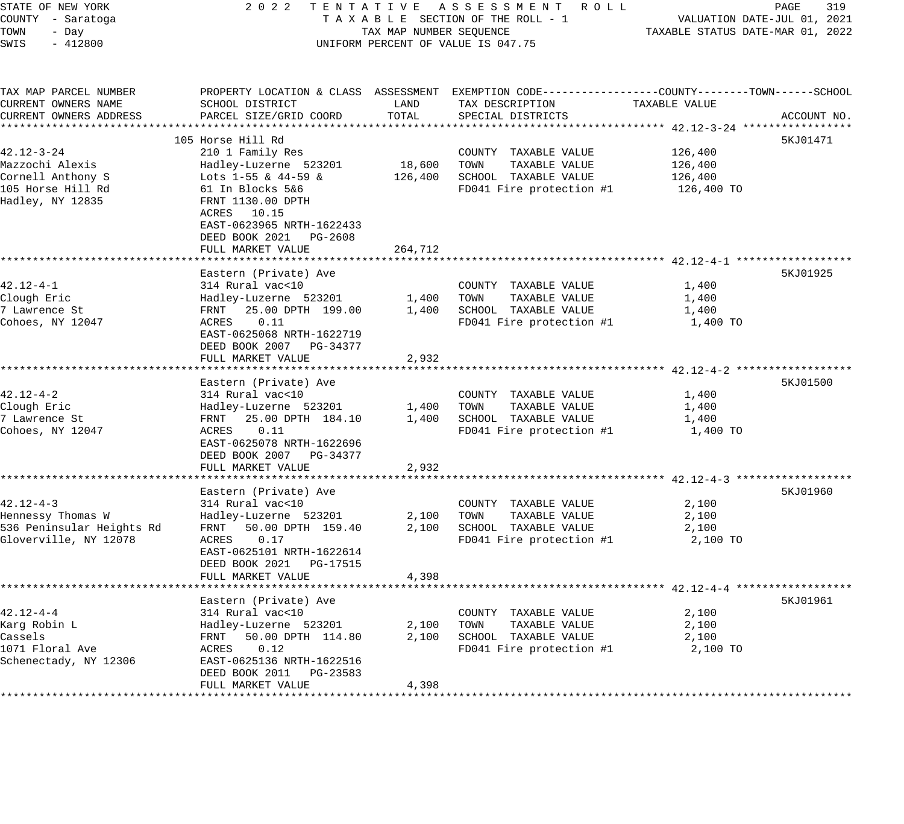STATE OF NEW YORK
COUNTY - Saratoga
TOWN - Day
SWIS - 412800

2022 TENTATIVE ASSESSMENT ROLL
TAXABLE SECTION OF THE ROLL - 1
TAX MAP NUMBER SEQUENCE
UNIFORM PERCENT OF VALUE IS 047.75

VALUATION DATE-JUL 01, 2021
TAXABLE STATUS DATE-MAR 01, 2022

| TAX MAP PARCEL NUMBER / CURRENT OWNERS NAME / CURRENT OWNERS ADDRESS | PROPERTY LOCATION & CLASS / SCHOOL DISTRICT / PARCEL SIZE/GRID COORD | ASSESSMENT LAND | ASSESSMENT TOTAL | EXEMPTION CODE / TAX DESCRIPTION / SPECIAL DISTRICTS | TAXABLE VALUE (COUNTY--TOWN--SCHOOL) | ACCOUNT NO. |
|---|---|---|---|---|---|---|
| 42.12-3-24 | 105 Horse Hill Rd | | | | | 5KJ01471 |
| | 210 1 Family Res | | | COUNTY TAXABLE VALUE | 126,400 | |
| Mazzochi Alexis | Hadley-Luzerne 523201 | 18,600 | | TOWN TAXABLE VALUE | 126,400 | |
| Cornell Anthony S | Lots 1-55 & 44-59 & | | 126,400 | SCHOOL TAXABLE VALUE | 126,400 | |
| 105 Horse Hill Rd | 61 In Blocks 5&6 | | | FD041 Fire protection #1 | 126,400 TO | |
| Hadley, NY 12835 | FRNT 1130.00 DPTH | | | | | |
| | ACRES 10.15 | | | | | |
| | EAST-0623965 NRTH-1622433 | | | | | |
| | DEED BOOK 2021 PG-2608 | | | | | |
| | FULL MARKET VALUE | | 264,712 | | | |
| 42.12-4-1 | Eastern (Private) Ave | | | | | 5KJ01925 |
| | 314 Rural vac<10 | | | COUNTY TAXABLE VALUE | 1,400 | |
| Clough Eric | Hadley-Luzerne 523201 | 1,400 | | TOWN TAXABLE VALUE | 1,400 | |
| 7 Lawrence St | FRNT 25.00 DPTH 199.00 | | 1,400 | SCHOOL TAXABLE VALUE | 1,400 | |
| Cohoes, NY 12047 | ACRES 0.11 | | | FD041 Fire protection #1 | 1,400 TO | |
| | EAST-0625068 NRTH-1622719 | | | | | |
| | DEED BOOK 2007 PG-34377 | | | | | |
| | FULL MARKET VALUE | | 2,932 | | | |
| 42.12-4-2 | Eastern (Private) Ave | | | | | 5KJ01500 |
| | 314 Rural vac<10 | | | COUNTY TAXABLE VALUE | 1,400 | |
| Clough Eric | Hadley-Luzerne 523201 | 1,400 | | TOWN TAXABLE VALUE | 1,400 | |
| 7 Lawrence St | FRNT 25.00 DPTH 184.10 | | 1,400 | SCHOOL TAXABLE VALUE | 1,400 | |
| Cohoes, NY 12047 | ACRES 0.11 | | | FD041 Fire protection #1 | 1,400 TO | |
| | EAST-0625078 NRTH-1622696 | | | | | |
| | DEED BOOK 2007 PG-34377 | | | | | |
| | FULL MARKET VALUE | | 2,932 | | | |
| 42.12-4-3 | Eastern (Private) Ave | | | | | 5KJ01960 |
| | 314 Rural vac<10 | | | COUNTY TAXABLE VALUE | 2,100 | |
| Hennessy Thomas W | Hadley-Luzerne 523201 | 2,100 | | TOWN TAXABLE VALUE | 2,100 | |
| 536 Peninsular Heights Rd | FRNT 50.00 DPTH 159.40 | | 2,100 | SCHOOL TAXABLE VALUE | 2,100 | |
| Gloverville, NY 12078 | ACRES 0.17 | | | FD041 Fire protection #1 | 2,100 TO | |
| | EAST-0625101 NRTH-1622614 | | | | | |
| | DEED BOOK 2021 PG-17515 | | | | | |
| | FULL MARKET VALUE | | 4,398 | | | |
| 42.12-4-4 | Eastern (Private) Ave | | | | | 5KJ01961 |
| | 314 Rural vac<10 | | | COUNTY TAXABLE VALUE | 2,100 | |
| Karg Robin L | Hadley-Luzerne 523201 | 2,100 | | TOWN TAXABLE VALUE | 2,100 | |
| Cassels | FRNT 50.00 DPTH 114.80 | | 2,100 | SCHOOL TAXABLE VALUE | 2,100 | |
| 1071 Floral Ave | ACRES 0.12 | | | FD041 Fire protection #1 | 2,100 TO | |
| Schenectady, NY 12306 | EAST-0625136 NRTH-1622516 | | | | | |
| | DEED BOOK 2011 PG-23583 | | | | | |
| | FULL MARKET VALUE | | 4,398 | | | |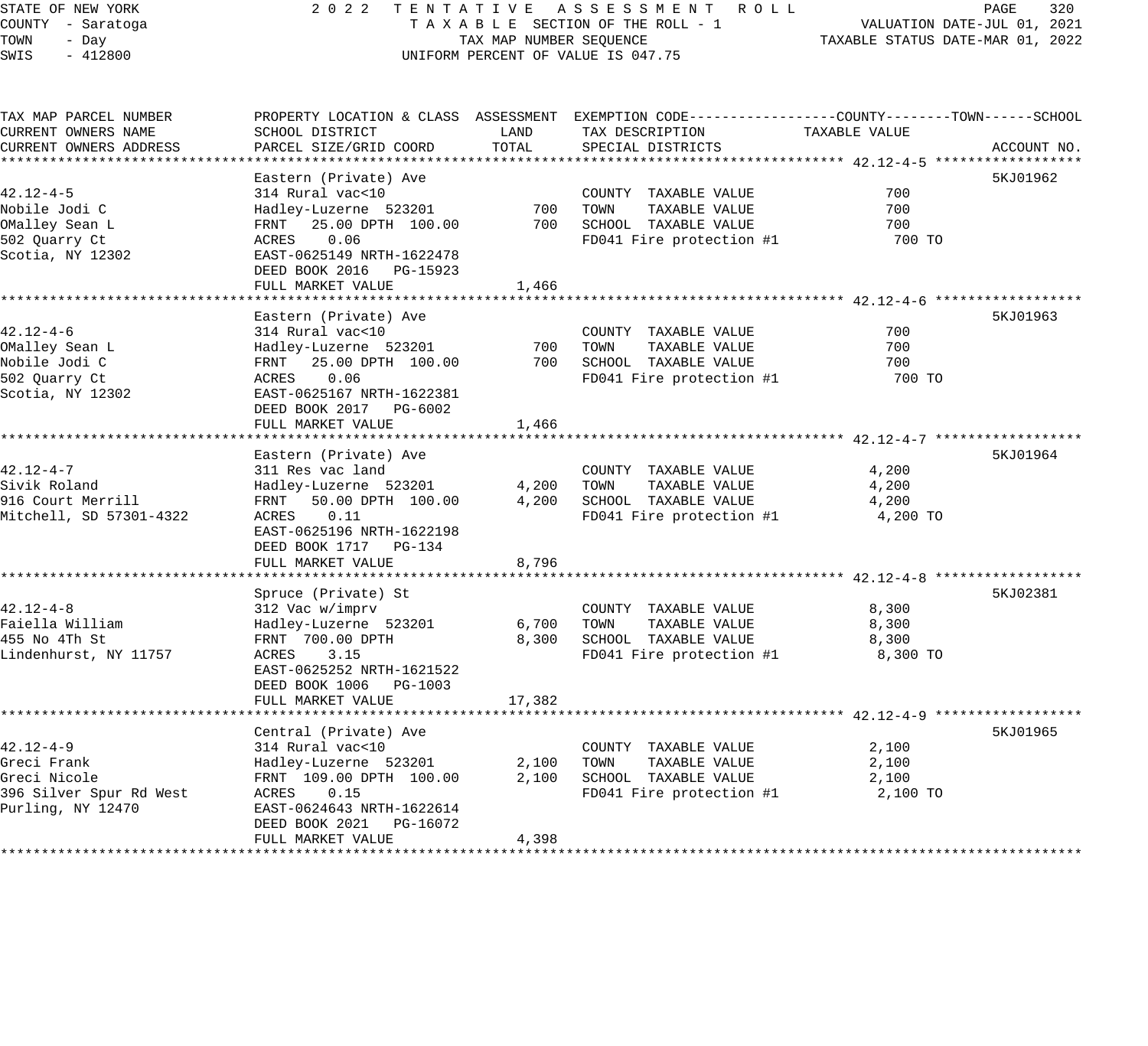STATE OF NEW YORK — 2022 TENTATIVE ASSESSMENT ROLL
COUNTY - Saratoga — TAXABLE SECTION OF THE ROLL - 1 — VALUATION DATE-JUL 01, 2021
TOWN - Day — TAX MAP NUMBER SEQUENCE — TAXABLE STATUS DATE-MAR 01, 2022
SWIS - 412800 — UNIFORM PERCENT OF VALUE IS 047.75

| TAX MAP PARCEL NUMBER / CURRENT OWNERS NAME / CURRENT OWNERS ADDRESS | PROPERTY LOCATION & CLASS / SCHOOL DISTRICT / PARCEL SIZE/GRID COORD | ASSESSMENT LAND | TOTAL | EXEMPTION CODE / TAX DESCRIPTION / SPECIAL DISTRICTS | TAXABLE VALUE (COUNTY--TOWN--SCHOOL) | ACCOUNT NO. |
|---|---|---|---|---|---|---|
| **42.12-4-5** | Eastern (Private) Ave | | | | | 5KJ01962 |
| 42.12-4-5 | 314 Rural vac<10 | | | COUNTY TAXABLE VALUE | 700 | |
| Nobile Jodi C | Hadley-Luzerne 523201 | 700 | | TOWN TAXABLE VALUE | 700 | |
| OMalley Sean L | FRNT 25.00 DPTH 100.00 | | 700 | SCHOOL TAXABLE VALUE | 700 | |
| 502 Quarry Ct | ACRES 0.06 | | | FD041 Fire protection #1 | 700 TO | |
| Scotia, NY 12302 | EAST-0625149 NRTH-1622478 | | | | | |
| | DEED BOOK 2016 PG-15923 | | | | | |
| | FULL MARKET VALUE | | 1,466 | | | |
| **42.12-4-6** | Eastern (Private) Ave | | | | | 5KJ01963 |
| 42.12-4-6 | 314 Rural vac<10 | | | COUNTY TAXABLE VALUE | 700 | |
| OMalley Sean L | Hadley-Luzerne 523201 | 700 | | TOWN TAXABLE VALUE | 700 | |
| Nobile Jodi C | FRNT 25.00 DPTH 100.00 | | 700 | SCHOOL TAXABLE VALUE | 700 | |
| 502 Quarry Ct | ACRES 0.06 | | | FD041 Fire protection #1 | 700 TO | |
| Scotia, NY 12302 | EAST-0625167 NRTH-1622381 | | | | | |
| | DEED BOOK 2017 PG-6002 | | | | | |
| | FULL MARKET VALUE | | 1,466 | | | |
| **42.12-4-7** | Eastern (Private) Ave | | | | | 5KJ01964 |
| 42.12-4-7 | 311 Res vac land | | | COUNTY TAXABLE VALUE | 4,200 | |
| Sivik Roland | Hadley-Luzerne 523201 | 4,200 | | TOWN TAXABLE VALUE | 4,200 | |
| 916 Court Merrill | FRNT 50.00 DPTH 100.00 | | 4,200 | SCHOOL TAXABLE VALUE | 4,200 | |
| Mitchell, SD 57301-4322 | ACRES 0.11 | | | FD041 Fire protection #1 | 4,200 TO | |
| | EAST-0625196 NRTH-1622198 | | | | | |
| | DEED BOOK 1717 PG-134 | | | | | |
| | FULL MARKET VALUE | | 8,796 | | | |
| **42.12-4-8** | Spruce (Private) St | | | | | 5KJ02381 |
| 42.12-4-8 | 312 Vac w/imprv | | | COUNTY TAXABLE VALUE | 8,300 | |
| Faiella William | Hadley-Luzerne 523201 | 6,700 | | TOWN TAXABLE VALUE | 8,300 | |
| 455 No 4Th St | FRNT 700.00 DPTH | | 8,300 | SCHOOL TAXABLE VALUE | 8,300 | |
| Lindenhurst, NY 11757 | ACRES 3.15 | | | FD041 Fire protection #1 | 8,300 TO | |
| | EAST-0625252 NRTH-1621522 | | | | | |
| | DEED BOOK 1006 PG-1003 | | | | | |
| | FULL MARKET VALUE | | 17,382 | | | |
| **42.12-4-9** | Central (Private) Ave | | | | | 5KJ01965 |
| 42.12-4-9 | 314 Rural vac<10 | | | COUNTY TAXABLE VALUE | 2,100 | |
| Greci Frank | Hadley-Luzerne 523201 | 2,100 | | TOWN TAXABLE VALUE | 2,100 | |
| Greci Nicole | FRNT 109.00 DPTH 100.00 | | 2,100 | SCHOOL TAXABLE VALUE | 2,100 | |
| 396 Silver Spur Rd West | ACRES 0.15 | | | FD041 Fire protection #1 | 2,100 TO | |
| Purling, NY 12470 | EAST-0624643 NRTH-1622614 | | | | | |
| | DEED BOOK 2021 PG-16072 | | | | | |
| | FULL MARKET VALUE | | 4,398 | | | |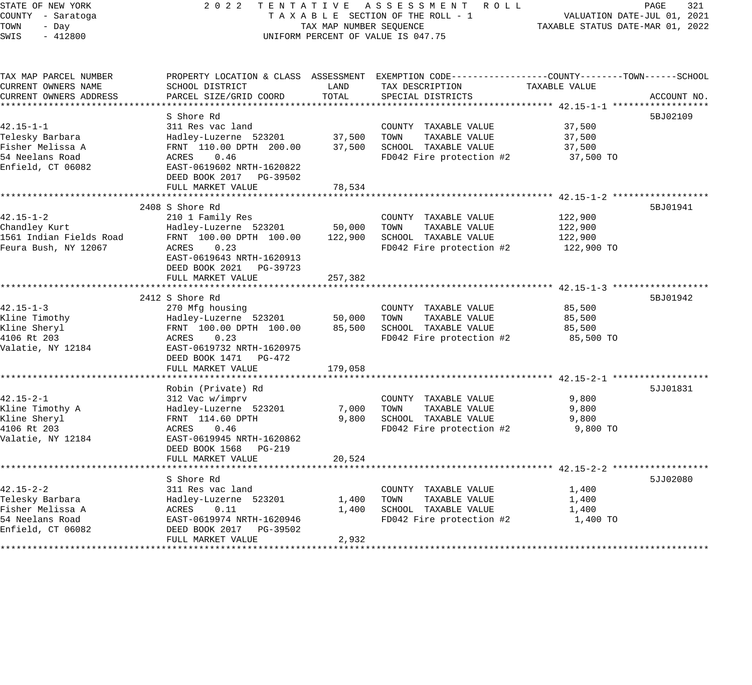STATE OF NEW YORK
COUNTY - Saratoga
TOWN - Day
SWIS - 412800

# 2022 TENTATIVE ASSESSMENT ROLL

TAXABLE SECTION OF THE ROLL - 1
TAX MAP NUMBER SEQUENCE
UNIFORM PERCENT OF VALUE IS 047.75

VALUATION DATE-JUL 01, 2021
TAXABLE STATUS DATE-MAR 01, 2022

| TAX MAP PARCEL NUMBER / CURRENT OWNERS NAME / CURRENT OWNERS ADDRESS | PROPERTY LOCATION & CLASS / SCHOOL DISTRICT / PARCEL SIZE/GRID COORD | ASSESSMENT LAND | ASSESSMENT TOTAL | EXEMPTION CODE / TAX DESCRIPTION / SPECIAL DISTRICTS | TAXABLE VALUE (COUNTY / TOWN / SCHOOL) | ACCOUNT NO. |
|---|---|---|---|---|---|---|
| **42.15-1-1** | S Shore Rd | | | | | 5BJ02109 |
| 42.15-1-1 | 311 Res vac land | | | COUNTY TAXABLE VALUE | 37,500 | |
| Telesky Barbara | Hadley-Luzerne 523201 | 37,500 | | TOWN TAXABLE VALUE | 37,500 | |
| Fisher Melissa A | FRNT 110.00 DPTH 200.00 | | 37,500 | SCHOOL TAXABLE VALUE | 37,500 | |
| 54 Neelans Road | ACRES 0.46 | | | FD042 Fire protection #2 | 37,500 TO | |
| Enfield, CT 06082 | EAST-0619602 NRTH-1620822 | | | | | |
| | DEED BOOK 2017 PG-39502 | | | | | |
| | FULL MARKET VALUE | | 78,534 | | | |
| **42.15-1-2** | 2408 S Shore Rd | | | | | 5BJ01941 |
| 42.15-1-2 | 210 1 Family Res | | | COUNTY TAXABLE VALUE | 122,900 | |
| Chandley Kurt | Hadley-Luzerne 523201 | 50,000 | | TOWN TAXABLE VALUE | 122,900 | |
| 1561 Indian Fields Road | FRNT 100.00 DPTH 100.00 | | 122,900 | SCHOOL TAXABLE VALUE | 122,900 | |
| Feura Bush, NY 12067 | ACRES 0.23 | | | FD042 Fire protection #2 | 122,900 TO | |
| | EAST-0619643 NRTH-1620913 | | | | | |
| | DEED BOOK 2021 PG-39723 | | | | | |
| | FULL MARKET VALUE | | 257,382 | | | |
| **42.15-1-3** | 2412 S Shore Rd | | | | | 5BJ01942 |
| 42.15-1-3 | 270 Mfg housing | | | COUNTY TAXABLE VALUE | 85,500 | |
| Kline Timothy | Hadley-Luzerne 523201 | 50,000 | | TOWN TAXABLE VALUE | 85,500 | |
| Kline Sheryl | FRNT 100.00 DPTH 100.00 | | 85,500 | SCHOOL TAXABLE VALUE | 85,500 | |
| 4106 Rt 203 | ACRES 0.23 | | | FD042 Fire protection #2 | 85,500 TO | |
| Valatie, NY 12184 | EAST-0619732 NRTH-1620975 | | | | | |
| | DEED BOOK 1471 PG-472 | | | | | |
| | FULL MARKET VALUE | | 179,058 | | | |
| **42.15-2-1** | Robin (Private) Rd | | | | | 5JJ01831 |
| 42.15-2-1 | 312 Vac w/imprv | | | COUNTY TAXABLE VALUE | 9,800 | |
| Kline Timothy A | Hadley-Luzerne 523201 | 7,000 | | TOWN TAXABLE VALUE | 9,800 | |
| Kline Sheryl | FRNT 114.60 DPTH | | 9,800 | SCHOOL TAXABLE VALUE | 9,800 | |
| 4106 Rt 203 | ACRES 0.46 | | | FD042 Fire protection #2 | 9,800 TO | |
| Valatie, NY 12184 | EAST-0619945 NRTH-1620862 | | | | | |
| | DEED BOOK 1568 PG-219 | | | | | |
| | FULL MARKET VALUE | | 20,524 | | | |
| **42.15-2-2** | S Shore Rd | | | | | 5JJ02080 |
| 42.15-2-2 | 311 Res vac land | | | COUNTY TAXABLE VALUE | 1,400 | |
| Telesky Barbara | Hadley-Luzerne 523201 | 1,400 | | TOWN TAXABLE VALUE | 1,400 | |
| Fisher Melissa A | ACRES 0.11 | | 1,400 | SCHOOL TAXABLE VALUE | 1,400 | |
| 54 Neelans Road | EAST-0619974 NRTH-1620946 | | | FD042 Fire protection #2 | 1,400 TO | |
| Enfield, CT 06082 | DEED BOOK 2017 PG-39502 | | | | | |
| | FULL MARKET VALUE | | 2,932 | | | |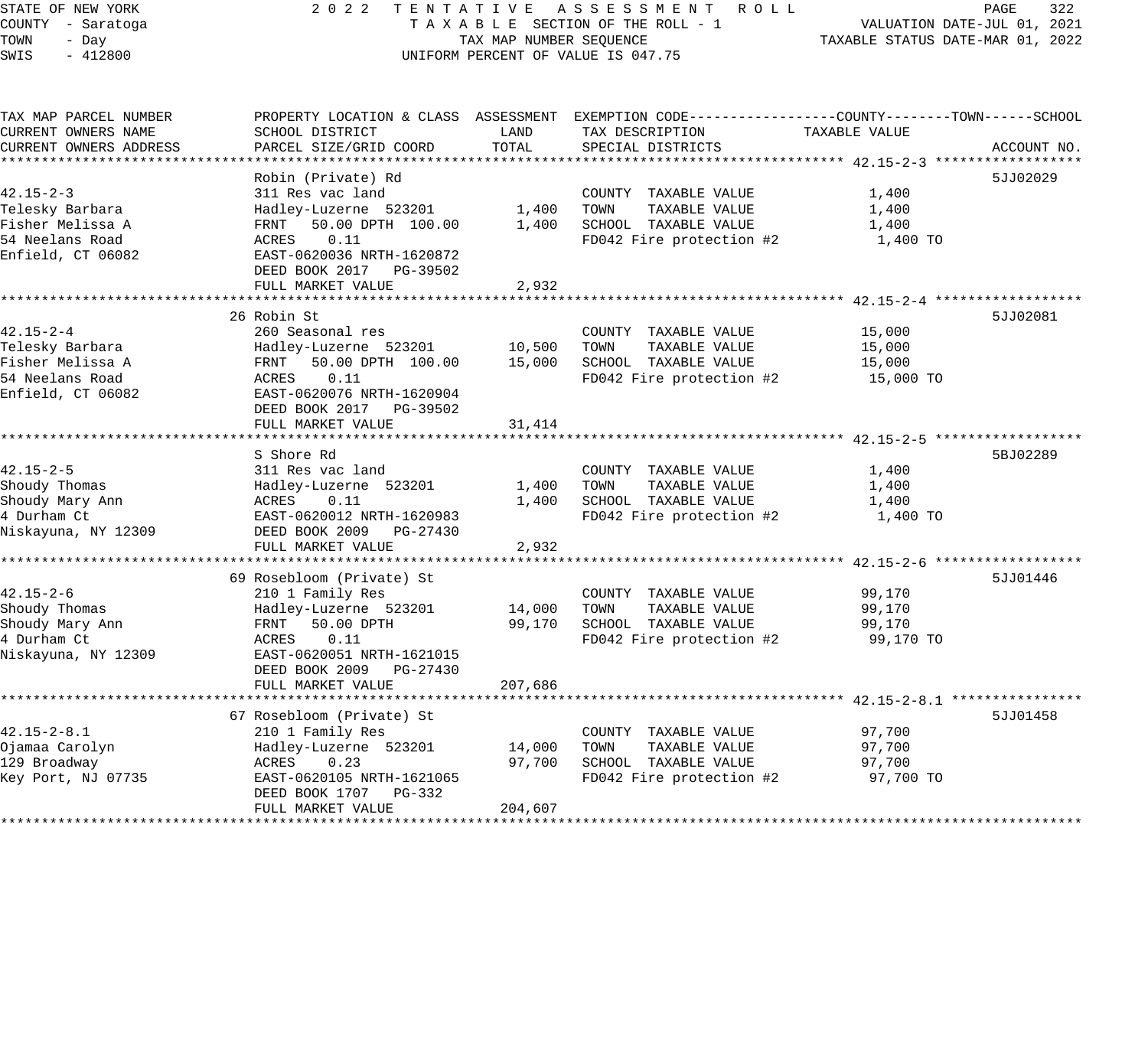STATE OF NEW YORK | 2022 TENTATIVE ASSESSMENT ROLL
COUNTY - Saratoga | TAXABLE SECTION OF THE ROLL - 1 | VALUATION DATE-JUL 01, 2021
TOWN - Day | TAX MAP NUMBER SEQUENCE | TAXABLE STATUS DATE-MAR 01, 2022
SWIS - 412800 | UNIFORM PERCENT OF VALUE IS 047.75

| TAX MAP PARCEL NUMBER / CURRENT OWNERS NAME / CURRENT OWNERS ADDRESS | PROPERTY LOCATION & CLASS / SCHOOL DISTRICT / PARCEL SIZE/GRID COORD | ASSESSMENT LAND | TOTAL | EXEMPTION CODE / TAX DESCRIPTION / SPECIAL DISTRICTS | TAXABLE VALUE (COUNTY--TOWN--SCHOOL) | ACCOUNT NO. |
|---|---|---|---|---|---|---|
| **42.15-2-3** | Robin (Private) Rd | | | | | 5JJ02029 |
| 42.15-2-3 | 311 Res vac land | | | COUNTY TAXABLE VALUE | 1,400 | |
| Telesky Barbara | Hadley-Luzerne 523201 | 1,400 | | TOWN TAXABLE VALUE | 1,400 | |
| Fisher Melissa A | FRNT 50.00 DPTH 100.00 | | 1,400 | SCHOOL TAXABLE VALUE | 1,400 | |
| 54 Neelans Road | ACRES 0.11 | | | FD042 Fire protection #2 | 1,400 TO | |
| Enfield, CT 06082 | EAST-0620036 NRTH-1620872 | | | | | |
| | DEED BOOK 2017 PG-39502 | | | | | |
| | FULL MARKET VALUE | | 2,932 | | | |
| **42.15-2-4** | 26 Robin St | | | | | 5JJ02081 |
| 42.15-2-4 | 260 Seasonal res | | | COUNTY TAXABLE VALUE | 15,000 | |
| Telesky Barbara | Hadley-Luzerne 523201 | 10,500 | | TOWN TAXABLE VALUE | 15,000 | |
| Fisher Melissa A | FRNT 50.00 DPTH 100.00 | | 15,000 | SCHOOL TAXABLE VALUE | 15,000 | |
| 54 Neelans Road | ACRES 0.11 | | | FD042 Fire protection #2 | 15,000 TO | |
| Enfield, CT 06082 | EAST-0620076 NRTH-1620904 | | | | | |
| | DEED BOOK 2017 PG-39502 | | | | | |
| | FULL MARKET VALUE | | 31,414 | | | |
| **42.15-2-5** | S Shore Rd | | | | | 5BJ02289 |
| 42.15-2-5 | 311 Res vac land | | | COUNTY TAXABLE VALUE | 1,400 | |
| Shoudy Thomas | Hadley-Luzerne 523201 | 1,400 | | TOWN TAXABLE VALUE | 1,400 | |
| Shoudy Mary Ann | ACRES 0.11 | | 1,400 | SCHOOL TAXABLE VALUE | 1,400 | |
| 4 Durham Ct | EAST-0620012 NRTH-1620983 | | | FD042 Fire protection #2 | 1,400 TO | |
| Niskayuna, NY 12309 | DEED BOOK 2009 PG-27430 | | | | | |
| | FULL MARKET VALUE | | 2,932 | | | |
| **42.15-2-6** | 69 Rosebloom (Private) St | | | | | 5JJ01446 |
| 42.15-2-6 | 210 1 Family Res | | | COUNTY TAXABLE VALUE | 99,170 | |
| Shoudy Thomas | Hadley-Luzerne 523201 | 14,000 | | TOWN TAXABLE VALUE | 99,170 | |
| Shoudy Mary Ann | FRNT 50.00 DPTH | | 99,170 | SCHOOL TAXABLE VALUE | 99,170 | |
| 4 Durham Ct | ACRES 0.11 | | | FD042 Fire protection #2 | 99,170 TO | |
| Niskayuna, NY 12309 | EAST-0620051 NRTH-1621015 | | | | | |
| | DEED BOOK 2009 PG-27430 | | | | | |
| | FULL MARKET VALUE | | 207,686 | | | |
| **42.15-2-8.1** | 67 Rosebloom (Private) St | | | | | 5JJ01458 |
| 42.15-2-8.1 | 210 1 Family Res | | | COUNTY TAXABLE VALUE | 97,700 | |
| Ojamaa Carolyn | Hadley-Luzerne 523201 | 14,000 | | TOWN TAXABLE VALUE | 97,700 | |
| 129 Broadway | ACRES 0.23 | | 97,700 | SCHOOL TAXABLE VALUE | 97,700 | |
| Key Port, NJ 07735 | EAST-0620105 NRTH-1621065 | | | FD042 Fire protection #2 | 97,700 TO | |
| | DEED BOOK 1707 PG-332 | | | | | |
| | FULL MARKET VALUE | | 204,607 | | | |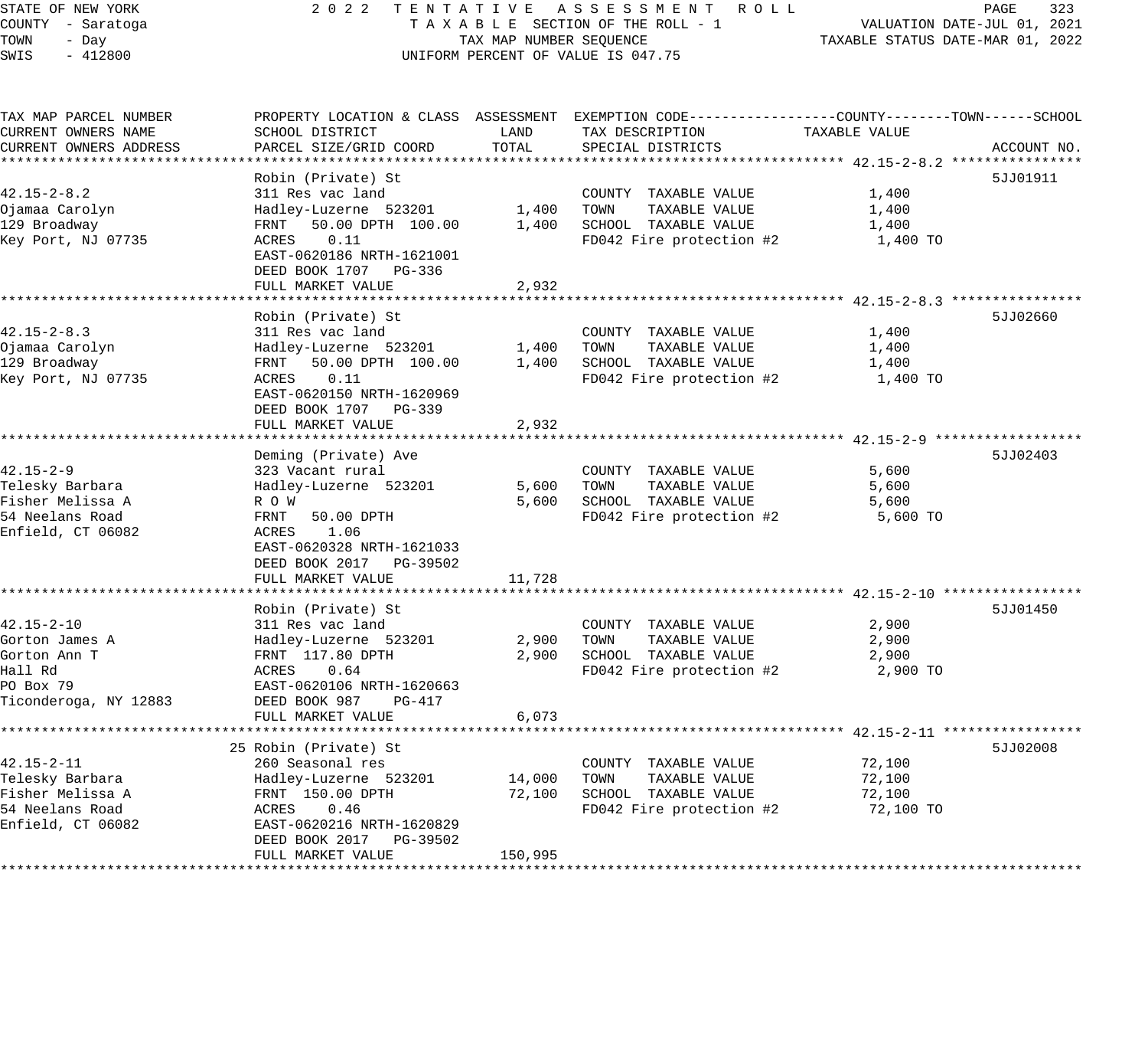STATE OF NEW YORK | 2022 TENTATIVE ASSESSMENT ROLL | VALUATION DATE-JUL 01, 2021
COUNTY - Saratoga | TAXABLE SECTION OF THE ROLL - 1 | TAXABLE STATUS DATE-MAR 01, 2022
TOWN - Day | TAX MAP NUMBER SEQUENCE
SWIS - 412800 | UNIFORM PERCENT OF VALUE IS 047.75

| TAX MAP PARCEL NUMBER / CURRENT OWNERS NAME / CURRENT OWNERS ADDRESS | PROPERTY LOCATION & CLASS / SCHOOL DISTRICT / PARCEL SIZE/GRID COORD | ASSESSMENT LAND | ASSESSMENT TOTAL | EXEMPTION CODE / TAX DESCRIPTION / SPECIAL DISTRICTS | TAXABLE VALUE (COUNTY--TOWN--SCHOOL) | ACCOUNT NO. |
|---|---|---|---|---|---|---|
| **42.15-2-8.2** | Robin (Private) St | | | | | 5JJ01911 |
| 42.15-2-8.2 | 311 Res vac land | | | COUNTY TAXABLE VALUE | 1,400 | |
| Ojamaa Carolyn | Hadley-Luzerne 523201 | 1,400 | | TOWN TAXABLE VALUE | 1,400 | |
| 129 Broadway | FRNT 50.00 DPTH 100.00 | | 1,400 | SCHOOL TAXABLE VALUE | 1,400 | |
| Key Port, NJ 07735 | ACRES 0.11 | | | FD042 Fire protection #2 | 1,400 TO | |
| | EAST-0620186 NRTH-1621001 | | | | | |
| | DEED BOOK 1707 PG-336 | | | | | |
| | FULL MARKET VALUE | | 2,932 | | | |
| **42.15-2-8.3** | Robin (Private) St | | | | | 5JJ02660 |
| 42.15-2-8.3 | 311 Res vac land | | | COUNTY TAXABLE VALUE | 1,400 | |
| Ojamaa Carolyn | Hadley-Luzerne 523201 | 1,400 | | TOWN TAXABLE VALUE | 1,400 | |
| 129 Broadway | FRNT 50.00 DPTH 100.00 | | 1,400 | SCHOOL TAXABLE VALUE | 1,400 | |
| Key Port, NJ 07735 | ACRES 0.11 | | | FD042 Fire protection #2 | 1,400 TO | |
| | EAST-0620150 NRTH-1620969 | | | | | |
| | DEED BOOK 1707 PG-339 | | | | | |
| | FULL MARKET VALUE | | 2,932 | | | |
| **42.15-2-9** | Deming (Private) Ave | | | | | 5JJ02403 |
| 42.15-2-9 | 323 Vacant rural | | | COUNTY TAXABLE VALUE | 5,600 | |
| Telesky Barbara | Hadley-Luzerne 523201 | 5,600 | | TOWN TAXABLE VALUE | 5,600 | |
| Fisher Melissa A | R O W | | 5,600 | SCHOOL TAXABLE VALUE | 5,600 | |
| 54 Neelans Road | FRNT 50.00 DPTH | | | FD042 Fire protection #2 | 5,600 TO | |
| Enfield, CT 06082 | ACRES 1.06 | | | | | |
| | EAST-0620328 NRTH-1621033 | | | | | |
| | DEED BOOK 2017 PG-39502 | | | | | |
| | FULL MARKET VALUE | | 11,728 | | | |
| **42.15-2-10** | Robin (Private) St | | | | | 5JJ01450 |
| 42.15-2-10 | 311 Res vac land | | | COUNTY TAXABLE VALUE | 2,900 | |
| Gorton James A | Hadley-Luzerne 523201 | 2,900 | | TOWN TAXABLE VALUE | 2,900 | |
| Gorton Ann T | FRNT 117.80 DPTH | | 2,900 | SCHOOL TAXABLE VALUE | 2,900 | |
| Hall Rd | ACRES 0.64 | | | FD042 Fire protection #2 | 2,900 TO | |
| PO Box 79 | EAST-0620106 NRTH-1620663 | | | | | |
| Ticonderoga, NY 12883 | DEED BOOK 987 PG-417 | | | | | |
| | FULL MARKET VALUE | | 6,073 | | | |
| **42.15-2-11** | 25 Robin (Private) St | | | | | 5JJ02008 |
| 42.15-2-11 | 260 Seasonal res | | | COUNTY TAXABLE VALUE | 72,100 | |
| Telesky Barbara | Hadley-Luzerne 523201 | 14,000 | | TOWN TAXABLE VALUE | 72,100 | |
| Fisher Melissa A | FRNT 150.00 DPTH | | 72,100 | SCHOOL TAXABLE VALUE | 72,100 | |
| 54 Neelans Road | ACRES 0.46 | | | FD042 Fire protection #2 | 72,100 TO | |
| Enfield, CT 06082 | EAST-0620216 NRTH-1620829 | | | | | |
| | DEED BOOK 2017 PG-39502 | | | | | |
| | FULL MARKET VALUE | | 150,995 | | | |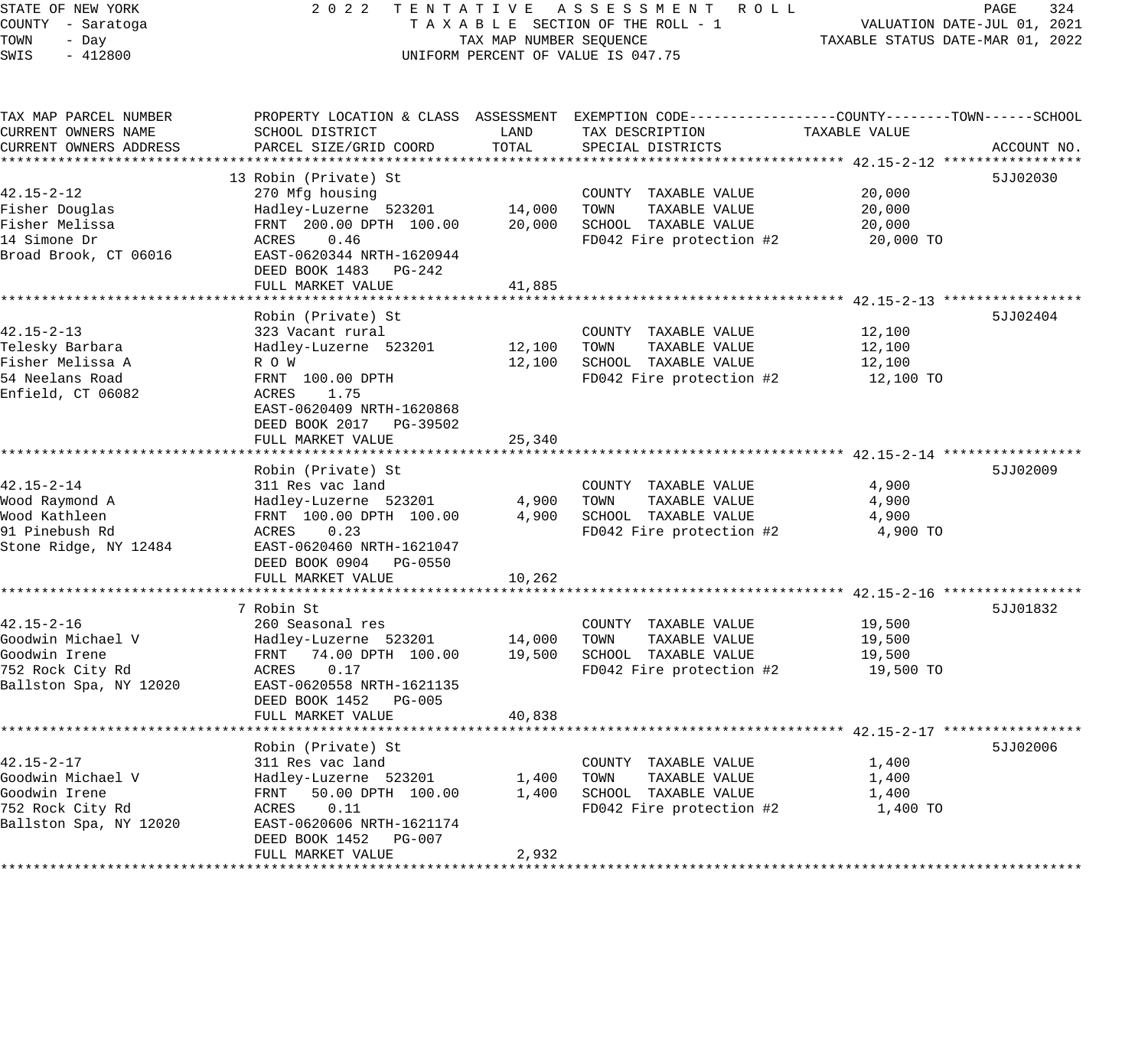STATE OF NEW YORK
COUNTY - Saratoga
TOWN - Day
SWIS - 412800

# 2022 TENTATIVE ASSESSMENT ROLL

TAXABLE SECTION OF THE ROLL - 1
TAX MAP NUMBER SEQUENCE
UNIFORM PERCENT OF VALUE IS 047.75

VALUATION DATE-JUL 01, 2021
TAXABLE STATUS DATE-MAR 01, 2022

| TAX MAP PARCEL NUMBER / CURRENT OWNERS NAME / CURRENT OWNERS ADDRESS | PROPERTY LOCATION & CLASS / SCHOOL DISTRICT / PARCEL SIZE/GRID COORD | ASSESSMENT LAND | ASSESSMENT TOTAL | EXEMPTION CODE / TAX DESCRIPTION / SPECIAL DISTRICTS | TAXABLE VALUE (COUNTY / TOWN / SCHOOL) | ACCOUNT NO. |
|---|---|---|---|---|---|---|
| **42.15-2-12** | 13 Robin (Private) St | | | | | 5JJ02030 |
| 42.15-2-12 | 270 Mfg housing | | | COUNTY TAXABLE VALUE | 20,000 | |
| Fisher Douglas | Hadley-Luzerne 523201 | 14,000 | | TOWN TAXABLE VALUE | 20,000 | |
| Fisher Melissa | FRNT 200.00 DPTH 100.00 | | 20,000 | SCHOOL TAXABLE VALUE | 20,000 | |
| 14 Simone Dr | ACRES 0.46 | | | FD042 Fire protection #2 | 20,000 TO | |
| Broad Brook, CT 06016 | EAST-0620344 NRTH-1620944 | | | | | |
| | DEED BOOK 1483 PG-242 | | | | | |
| | FULL MARKET VALUE | | 41,885 | | | |
| **42.15-2-13** | Robin (Private) St | | | | | 5JJ02404 |
| 42.15-2-13 | 323 Vacant rural | | | COUNTY TAXABLE VALUE | 12,100 | |
| Telesky Barbara | Hadley-Luzerne 523201 | 12,100 | | TOWN TAXABLE VALUE | 12,100 | |
| Fisher Melissa A | R O W | | 12,100 | SCHOOL TAXABLE VALUE | 12,100 | |
| 54 Neelans Road | FRNT 100.00 DPTH | | | FD042 Fire protection #2 | 12,100 TO | |
| Enfield, CT 06082 | ACRES 1.75 | | | | | |
| | EAST-0620409 NRTH-1620868 | | | | | |
| | DEED BOOK 2017 PG-39502 | | | | | |
| | FULL MARKET VALUE | | 25,340 | | | |
| **42.15-2-14** | Robin (Private) St | | | | | 5JJ02009 |
| 42.15-2-14 | 311 Res vac land | | | COUNTY TAXABLE VALUE | 4,900 | |
| Wood Raymond A | Hadley-Luzerne 523201 | 4,900 | | TOWN TAXABLE VALUE | 4,900 | |
| Wood Kathleen | FRNT 100.00 DPTH 100.00 | | 4,900 | SCHOOL TAXABLE VALUE | 4,900 | |
| 91 Pinebush Rd | ACRES 0.23 | | | FD042 Fire protection #2 | 4,900 TO | |
| Stone Ridge, NY 12484 | EAST-0620460 NRTH-1621047 | | | | | |
| | DEED BOOK 0904 PG-0550 | | | | | |
| | FULL MARKET VALUE | | 10,262 | | | |
| **42.15-2-16** | 7 Robin St | | | | | 5JJ01832 |
| 42.15-2-16 | 260 Seasonal res | | | COUNTY TAXABLE VALUE | 19,500 | |
| Goodwin Michael V | Hadley-Luzerne 523201 | 14,000 | | TOWN TAXABLE VALUE | 19,500 | |
| Goodwin Irene | FRNT 74.00 DPTH 100.00 | | 19,500 | SCHOOL TAXABLE VALUE | 19,500 | |
| 752 Rock City Rd | ACRES 0.17 | | | FD042 Fire protection #2 | 19,500 TO | |
| Ballston Spa, NY 12020 | EAST-0620558 NRTH-1621135 | | | | | |
| | DEED BOOK 1452 PG-005 | | | | | |
| | FULL MARKET VALUE | | 40,838 | | | |
| **42.15-2-17** | Robin (Private) St | | | | | 5JJ02006 |
| 42.15-2-17 | 311 Res vac land | | | COUNTY TAXABLE VALUE | 1,400 | |
| Goodwin Michael V | Hadley-Luzerne 523201 | 1,400 | | TOWN TAXABLE VALUE | 1,400 | |
| Goodwin Irene | FRNT 50.00 DPTH 100.00 | | 1,400 | SCHOOL TAXABLE VALUE | 1,400 | |
| 752 Rock City Rd | ACRES 0.11 | | | FD042 Fire protection #2 | 1,400 TO | |
| Ballston Spa, NY 12020 | EAST-0620606 NRTH-1621174 | | | | | |
| | DEED BOOK 1452 PG-007 | | | | | |
| | FULL MARKET VALUE | | 2,932 | | | |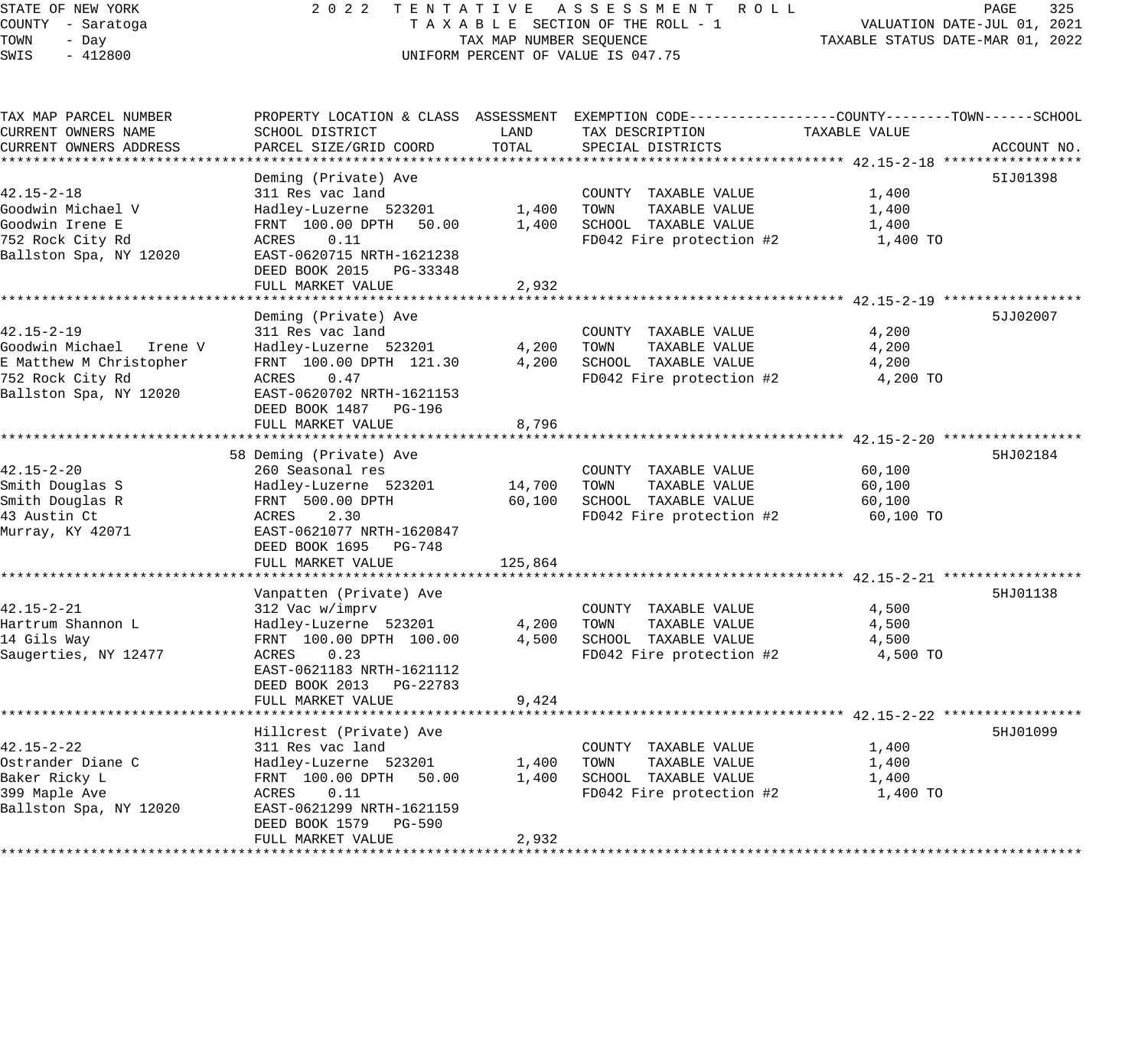STATE OF NEW YORK — COUNTY - Saratoga — TOWN - Day — SWIS - 412800

**2022 TENTATIVE ASSESSMENT ROLL**
TAXABLE SECTION OF THE ROLL - 1
TAX MAP NUMBER SEQUENCE
UNIFORM PERCENT OF VALUE IS 047.75

VALUATION DATE-JUL 01, 2021
TAXABLE STATUS DATE-MAR 01, 2022

| TAX MAP PARCEL NUMBER / CURRENT OWNERS NAME / CURRENT OWNERS ADDRESS | PROPERTY LOCATION & CLASS / SCHOOL DISTRICT / PARCEL SIZE/GRID COORD | ASSESSMENT LAND | ASSESSMENT TOTAL | EXEMPTION CODE / TAX DESCRIPTION / SPECIAL DISTRICTS | TAXABLE VALUE (COUNTY / TOWN / SCHOOL) | ACCOUNT NO. |
|---|---|---|---|---|---|---|
| **42.15-2-18** | Deming (Private) Ave | | | | | 5IJ01398 |
| Goodwin Michael V | 311 Res vac land | | | COUNTY TAXABLE VALUE | 1,400 | |
| Goodwin Irene E | Hadley-Luzerne 523201 | 1,400 | | TOWN TAXABLE VALUE | 1,400 | |
| 752 Rock City Rd | FRNT 100.00 DPTH 50.00 | | 1,400 | SCHOOL TAXABLE VALUE | 1,400 | |
| Ballston Spa, NY 12020 | ACRES 0.11 | | | FD042 Fire protection #2 | 1,400 TO | |
| | EAST-0620715 NRTH-1621238 | | | | | |
| | DEED BOOK 2015 PG-33348 | | | | | |
| | FULL MARKET VALUE | | 2,932 | | | |
| **42.15-2-19** | Deming (Private) Ave | | | | | 5JJ02007 |
| Goodwin Michael Irene V | 311 Res vac land | | | COUNTY TAXABLE VALUE | 4,200 | |
| E Matthew M Christopher | Hadley-Luzerne 523201 | 4,200 | | TOWN TAXABLE VALUE | 4,200 | |
| 752 Rock City Rd | FRNT 100.00 DPTH 121.30 | | 4,200 | SCHOOL TAXABLE VALUE | 4,200 | |
| Ballston Spa, NY 12020 | ACRES 0.47 | | | FD042 Fire protection #2 | 4,200 TO | |
| | EAST-0620702 NRTH-1621153 | | | | | |
| | DEED BOOK 1487 PG-196 | | | | | |
| | FULL MARKET VALUE | | 8,796 | | | |
| **42.15-2-20** | 58 Deming (Private) Ave | | | | | 5HJ02184 |
| Smith Douglas S | 260 Seasonal res | | | COUNTY TAXABLE VALUE | 60,100 | |
| Smith Douglas R | Hadley-Luzerne 523201 | 14,700 | | TOWN TAXABLE VALUE | 60,100 | |
| 43 Austin Ct | FRNT 500.00 DPTH | | 60,100 | SCHOOL TAXABLE VALUE | 60,100 | |
| Murray, KY 42071 | ACRES 2.30 | | | FD042 Fire protection #2 | 60,100 TO | |
| | EAST-0621077 NRTH-1620847 | | | | | |
| | DEED BOOK 1695 PG-748 | | | | | |
| | FULL MARKET VALUE | | 125,864 | | | |
| **42.15-2-21** | Vanpatten (Private) Ave | | | | | 5HJ01138 |
| Hartrum Shannon L | 312 Vac w/imprv | | | COUNTY TAXABLE VALUE | 4,500 | |
| 14 Gils Way | Hadley-Luzerne 523201 | 4,200 | | TOWN TAXABLE VALUE | 4,500 | |
| Saugerties, NY 12477 | FRNT 100.00 DPTH 100.00 | | 4,500 | SCHOOL TAXABLE VALUE | 4,500 | |
| | ACRES 0.23 | | | FD042 Fire protection #2 | 4,500 TO | |
| | EAST-0621183 NRTH-1621112 | | | | | |
| | DEED BOOK 2013 PG-22783 | | | | | |
| | FULL MARKET VALUE | | 9,424 | | | |
| **42.15-2-22** | Hillcrest (Private) Ave | | | | | 5HJ01099 |
| Ostrander Diane C | 311 Res vac land | | | COUNTY TAXABLE VALUE | 1,400 | |
| Baker Ricky L | Hadley-Luzerne 523201 | 1,400 | | TOWN TAXABLE VALUE | 1,400 | |
| 399 Maple Ave | FRNT 100.00 DPTH 50.00 | | 1,400 | SCHOOL TAXABLE VALUE | 1,400 | |
| Ballston Spa, NY 12020 | ACRES 0.11 | | | FD042 Fire protection #2 | 1,400 TO | |
| | EAST-0621299 NRTH-1621159 | | | | | |
| | DEED BOOK 1579 PG-590 | | | | | |
| | FULL MARKET VALUE | | 2,932 | | | |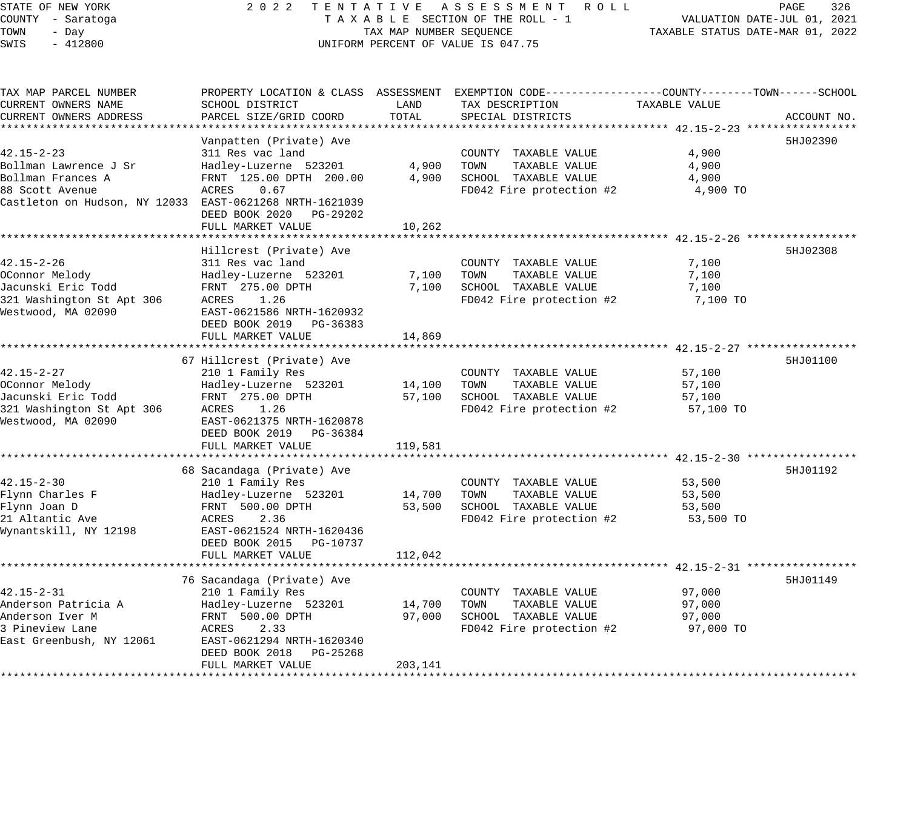STATE OF NEW YORK
COUNTY - Saratoga
TOWN - Day
SWIS - 412800

2022 TENTATIVE ASSESSMENT ROLL
TAXABLE SECTION OF THE ROLL - 1
TAX MAP NUMBER SEQUENCE
UNIFORM PERCENT OF VALUE IS 047.75

VALUATION DATE-JUL 01, 2021
TAXABLE STATUS DATE-MAR 01, 2022

| TAX MAP PARCEL NUMBER / CURRENT OWNERS NAME / CURRENT OWNERS ADDRESS | PROPERTY LOCATION & CLASS / SCHOOL DISTRICT / PARCEL SIZE/GRID COORD | ASSESSMENT LAND | ASSESSMENT TOTAL | EXEMPTION CODE / TAX DESCRIPTION / SPECIAL DISTRICTS | TAXABLE VALUE (COUNTY--TOWN--SCHOOL) | ACCOUNT NO. |
|---|---|---|---|---|---|---|
| **42.15-2-23** | Vanpatten (Private) Ave | | | | | 5HJ02390 |
| 42.15-2-23 | 311 Res vac land | | | COUNTY TAXABLE VALUE | 4,900 | |
| Bollman Lawrence J Sr | Hadley-Luzerne 523201 | 4,900 | | TOWN TAXABLE VALUE | 4,900 | |
| Bollman Frances A | FRNT 125.00 DPTH 200.00 | | 4,900 | SCHOOL TAXABLE VALUE | 4,900 | |
| 88 Scott Avenue | ACRES 0.67 | | | FD042 Fire protection #2 | 4,900 TO | |
| Castleton on Hudson, NY 12033 | EAST-0621268 NRTH-1621039 | | | | | |
| | DEED BOOK 2020 PG-29202 | | | | | |
| | FULL MARKET VALUE | | 10,262 | | | |
| **42.15-2-26** | Hillcrest (Private) Ave | | | | | 5HJ02308 |
| 42.15-2-26 | 311 Res vac land | | | COUNTY TAXABLE VALUE | 7,100 | |
| OConnor Melody | Hadley-Luzerne 523201 | 7,100 | | TOWN TAXABLE VALUE | 7,100 | |
| Jacunski Eric Todd | FRNT 275.00 DPTH | | 7,100 | SCHOOL TAXABLE VALUE | 7,100 | |
| 321 Washington St Apt 306 | ACRES 1.26 | | | FD042 Fire protection #2 | 7,100 TO | |
| Westwood, MA 02090 | EAST-0621586 NRTH-1620932 | | | | | |
| | DEED BOOK 2019 PG-36383 | | | | | |
| | FULL MARKET VALUE | | 14,869 | | | |
| **42.15-2-27** | 67 Hillcrest (Private) Ave | | | | | 5HJ01100 |
| 42.15-2-27 | 210 1 Family Res | | | COUNTY TAXABLE VALUE | 57,100 | |
| OConnor Melody | Hadley-Luzerne 523201 | 14,100 | | TOWN TAXABLE VALUE | 57,100 | |
| Jacunski Eric Todd | FRNT 275.00 DPTH | | 57,100 | SCHOOL TAXABLE VALUE | 57,100 | |
| 321 Washington St Apt 306 | ACRES 1.26 | | | FD042 Fire protection #2 | 57,100 TO | |
| Westwood, MA 02090 | EAST-0621375 NRTH-1620878 | | | | | |
| | DEED BOOK 2019 PG-36384 | | | | | |
| | FULL MARKET VALUE | | 119,581 | | | |
| **42.15-2-30** | 68 Sacandaga (Private) Ave | | | | | 5HJ01192 |
| 42.15-2-30 | 210 1 Family Res | | | COUNTY TAXABLE VALUE | 53,500 | |
| Flynn Charles F | Hadley-Luzerne 523201 | 14,700 | | TOWN TAXABLE VALUE | 53,500 | |
| Flynn Joan D | FRNT 500.00 DPTH | | 53,500 | SCHOOL TAXABLE VALUE | 53,500 | |
| 21 Altantic Ave | ACRES 2.36 | | | FD042 Fire protection #2 | 53,500 TO | |
| Wynantskill, NY 12198 | EAST-0621524 NRTH-1620436 | | | | | |
| | DEED BOOK 2015 PG-10737 | | | | | |
| | FULL MARKET VALUE | | 112,042 | | | |
| **42.15-2-31** | 76 Sacandaga (Private) Ave | | | | | 5HJ01149 |
| 42.15-2-31 | 210 1 Family Res | | | COUNTY TAXABLE VALUE | 97,000 | |
| Anderson Patricia A | Hadley-Luzerne 523201 | 14,700 | | TOWN TAXABLE VALUE | 97,000 | |
| Anderson Iver M | FRNT 500.00 DPTH | | 97,000 | SCHOOL TAXABLE VALUE | 97,000 | |
| 3 Pineview Lane | ACRES 2.33 | | | FD042 Fire protection #2 | 97,000 TO | |
| East Greenbush, NY 12061 | EAST-0621294 NRTH-1620340 | | | | | |
| | DEED BOOK 2018 PG-25268 | | | | | |
| | FULL MARKET VALUE | | 203,141 | | | |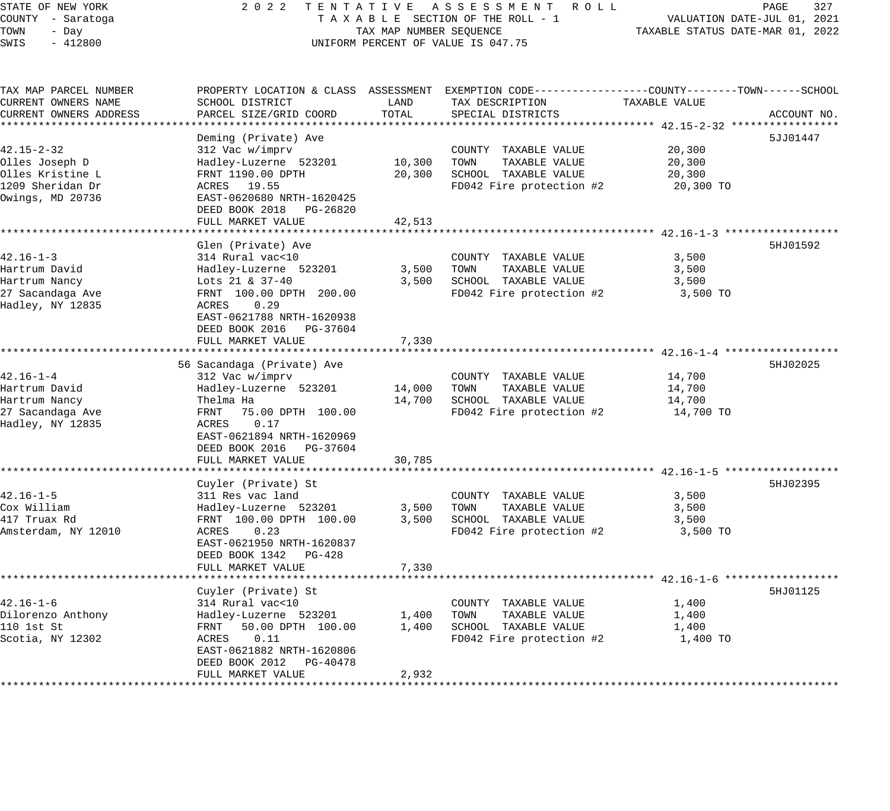STATE OF NEW YORK — 2022 TENTATIVE ASSESSMENT ROLL
COUNTY - Saratoga — TAXABLE SECTION OF THE ROLL - 1 — VALUATION DATE-JUL 01, 2021
TOWN - Day — TAX MAP NUMBER SEQUENCE — TAXABLE STATUS DATE-MAR 01, 2022
SWIS - 412800 — UNIFORM PERCENT OF VALUE IS 047.75

| TAX MAP PARCEL NUMBER / CURRENT OWNERS NAME / CURRENT OWNERS ADDRESS | PROPERTY LOCATION & CLASS / SCHOOL DISTRICT / PARCEL SIZE/GRID COORD | ASSESSMENT LAND | ASSESSMENT TOTAL | EXEMPTION CODE / TAX DESCRIPTION / SPECIAL DISTRICTS | TAXABLE VALUE (COUNTY--TOWN--SCHOOL) | ACCOUNT NO. |
|---|---|---|---|---|---|---|
| 42.15-2-32 | Deming (Private) Ave | | | | | 5JJ01447 |
| | 312 Vac w/imprv | | | COUNTY TAXABLE VALUE | 20,300 | |
| Olles Joseph D | Hadley-Luzerne 523201 | 10,300 | | TOWN TAXABLE VALUE | 20,300 | |
| Olles Kristine L | FRNT 1190.00 DPTH | | 20,300 | SCHOOL TAXABLE VALUE | 20,300 | |
| 1209 Sheridan Dr | ACRES 19.55 | | | FD042 Fire protection #2 | 20,300 TO | |
| Owings, MD 20736 | EAST-0620680 NRTH-1620425 | | | | | |
| | DEED BOOK 2018 PG-26820 | | | | | |
| | FULL MARKET VALUE | | 42,513 | | | |
| 42.16-1-3 | Glen (Private) Ave | | | | | 5HJ01592 |
| | 314 Rural vac<10 | | | COUNTY TAXABLE VALUE | 3,500 | |
| Hartrum David | Hadley-Luzerne 523201 | 3,500 | | TOWN TAXABLE VALUE | 3,500 | |
| Hartrum Nancy | Lots 21 & 37-40 | | 3,500 | SCHOOL TAXABLE VALUE | 3,500 | |
| 27 Sacandaga Ave | FRNT 100.00 DPTH 200.00 | | | FD042 Fire protection #2 | 3,500 TO | |
| Hadley, NY 12835 | ACRES 0.29 | | | | | |
| | EAST-0621788 NRTH-1620938 | | | | | |
| | DEED BOOK 2016 PG-37604 | | | | | |
| | FULL MARKET VALUE | | 7,330 | | | |
| 42.16-1-4 | 56 Sacandaga (Private) Ave | | | | | 5HJ02025 |
| | 312 Vac w/imprv | | | COUNTY TAXABLE VALUE | 14,700 | |
| Hartrum David | Hadley-Luzerne 523201 | 14,000 | | TOWN TAXABLE VALUE | 14,700 | |
| Hartrum Nancy | Thelma Ha | | 14,700 | SCHOOL TAXABLE VALUE | 14,700 | |
| 27 Sacandaga Ave | FRNT 75.00 DPTH 100.00 | | | FD042 Fire protection #2 | 14,700 TO | |
| Hadley, NY 12835 | ACRES 0.17 | | | | | |
| | EAST-0621894 NRTH-1620969 | | | | | |
| | DEED BOOK 2016 PG-37604 | | | | | |
| | FULL MARKET VALUE | | 30,785 | | | |
| 42.16-1-5 | Cuyler (Private) St | | | | | 5HJ02395 |
| | 311 Res vac land | | | COUNTY TAXABLE VALUE | 3,500 | |
| Cox William | Hadley-Luzerne 523201 | 3,500 | | TOWN TAXABLE VALUE | 3,500 | |
| 417 Truax Rd | FRNT 100.00 DPTH 100.00 | | 3,500 | SCHOOL TAXABLE VALUE | 3,500 | |
| Amsterdam, NY 12010 | ACRES 0.23 | | | FD042 Fire protection #2 | 3,500 TO | |
| | EAST-0621950 NRTH-1620837 | | | | | |
| | DEED BOOK 1342 PG-428 | | | | | |
| | FULL MARKET VALUE | | 7,330 | | | |
| 42.16-1-6 | Cuyler (Private) St | | | | | 5HJ01125 |
| | 314 Rural vac<10 | | | COUNTY TAXABLE VALUE | 1,400 | |
| Dilorenzo Anthony | Hadley-Luzerne 523201 | 1,400 | | TOWN TAXABLE VALUE | 1,400 | |
| 110 1st St | FRNT 50.00 DPTH 100.00 | | 1,400 | SCHOOL TAXABLE VALUE | 1,400 | |
| Scotia, NY 12302 | ACRES 0.11 | | | FD042 Fire protection #2 | 1,400 TO | |
| | EAST-0621882 NRTH-1620806 | | | | | |
| | DEED BOOK 2012 PG-40478 | | | | | |
| | FULL MARKET VALUE | | 2,932 | | | |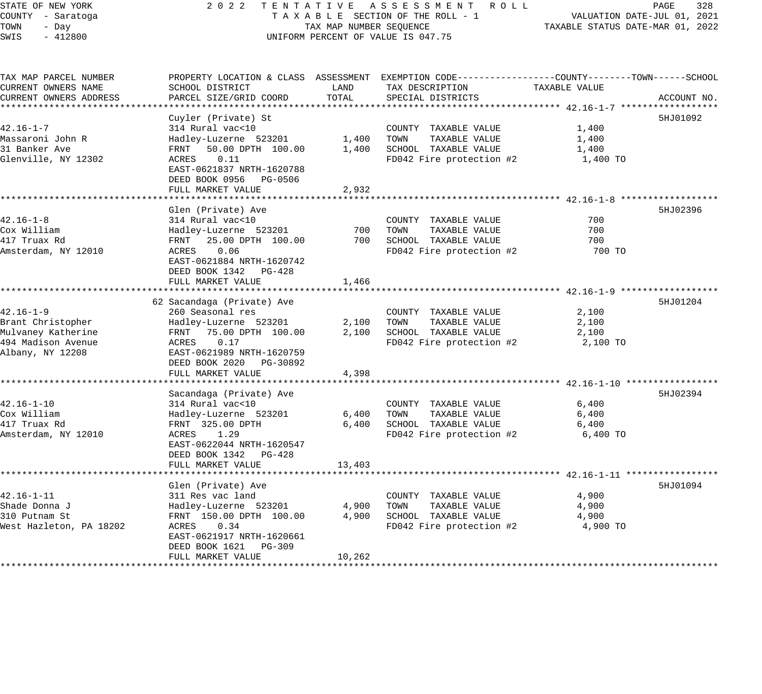STATE OF NEW YORK
COUNTY - Saratoga
TOWN - Day
SWIS - 412800

2022 TENTATIVE ASSESSMENT ROLL
TAXABLE SECTION OF THE ROLL - 1
TAX MAP NUMBER SEQUENCE
UNIFORM PERCENT OF VALUE IS 047.75

VALUATION DATE-JUL 01, 2021
TAXABLE STATUS DATE-MAR 01, 2022

| TAX MAP PARCEL NUMBER / CURRENT OWNERS NAME / CURRENT OWNERS ADDRESS | PROPERTY LOCATION & CLASS / SCHOOL DISTRICT / PARCEL SIZE/GRID COORD | ASSESSMENT LAND | TOTAL | EXEMPTION CODE / TAX DESCRIPTION / SPECIAL DISTRICTS | TAXABLE VALUE (COUNTY / TOWN / SCHOOL) | ACCOUNT NO. |
|---|---|---|---|---|---|---|
| 42.16-1-7 | Cuyler (Private) St | | | | | 5HJ01092 |
| 42.16-1-7 | 314 Rural vac<10 | | | COUNTY TAXABLE VALUE | 1,400 | |
| Massaroni John R | Hadley-Luzerne 523201 | 1,400 | | TOWN TAXABLE VALUE | 1,400 | |
| 31 Banker Ave | FRNT 50.00 DPTH 100.00 | | 1,400 | SCHOOL TAXABLE VALUE | 1,400 | |
| Glenville, NY 12302 | ACRES 0.11 | | | FD042 Fire protection #2 | 1,400 TO | |
| | EAST-0621837 NRTH-1620788 | | | | | |
| | DEED BOOK 0956 PG-0506 | | | | | |
| | FULL MARKET VALUE | | 2,932 | | | |
| 42.16-1-8 | Glen (Private) Ave | | | | | 5HJ02396 |
| 42.16-1-8 | 314 Rural vac<10 | | | COUNTY TAXABLE VALUE | 700 | |
| Cox William | Hadley-Luzerne 523201 | 700 | | TOWN TAXABLE VALUE | 700 | |
| 417 Truax Rd | FRNT 25.00 DPTH 100.00 | | 700 | SCHOOL TAXABLE VALUE | 700 | |
| Amsterdam, NY 12010 | ACRES 0.06 | | | FD042 Fire protection #2 | 700 TO | |
| | EAST-0621884 NRTH-1620742 | | | | | |
| | DEED BOOK 1342 PG-428 | | | | | |
| | FULL MARKET VALUE | | 1,466 | | | |
| 42.16-1-9 | 62 Sacandaga (Private) Ave | | | | | 5HJ01204 |
| 42.16-1-9 | 260 Seasonal res | | | COUNTY TAXABLE VALUE | 2,100 | |
| Brant Christopher | Hadley-Luzerne 523201 | 2,100 | | TOWN TAXABLE VALUE | 2,100 | |
| Mulvaney Katherine | FRNT 75.00 DPTH 100.00 | | 2,100 | SCHOOL TAXABLE VALUE | 2,100 | |
| 494 Madison Avenue | ACRES 0.17 | | | FD042 Fire protection #2 | 2,100 TO | |
| Albany, NY 12208 | EAST-0621989 NRTH-1620759 | | | | | |
| | DEED BOOK 2020 PG-30892 | | | | | |
| | FULL MARKET VALUE | | 4,398 | | | |
| 42.16-1-10 | Sacandaga (Private) Ave | | | | | 5HJ02394 |
| 42.16-1-10 | 314 Rural vac<10 | | | COUNTY TAXABLE VALUE | 6,400 | |
| Cox William | Hadley-Luzerne 523201 | 6,400 | | TOWN TAXABLE VALUE | 6,400 | |
| 417 Truax Rd | FRNT 325.00 DPTH | | 6,400 | SCHOOL TAXABLE VALUE | 6,400 | |
| Amsterdam, NY 12010 | ACRES 1.29 | | | FD042 Fire protection #2 | 6,400 TO | |
| | EAST-0622044 NRTH-1620547 | | | | | |
| | DEED BOOK 1342 PG-428 | | | | | |
| | FULL MARKET VALUE | | 13,403 | | | |
| 42.16-1-11 | Glen (Private) Ave | | | | | 5HJ01094 |
| 42.16-1-11 | 311 Res vac land | | | COUNTY TAXABLE VALUE | 4,900 | |
| Shade Donna J | Hadley-Luzerne 523201 | 4,900 | | TOWN TAXABLE VALUE | 4,900 | |
| 310 Putnam St | FRNT 150.00 DPTH 100.00 | | 4,900 | SCHOOL TAXABLE VALUE | 4,900 | |
| West Hazleton, PA 18202 | ACRES 0.34 | | | FD042 Fire protection #2 | 4,900 TO | |
| | EAST-0621917 NRTH-1620661 | | | | | |
| | DEED BOOK 1621 PG-309 | | | | | |
| | FULL MARKET VALUE | | 10,262 | | | |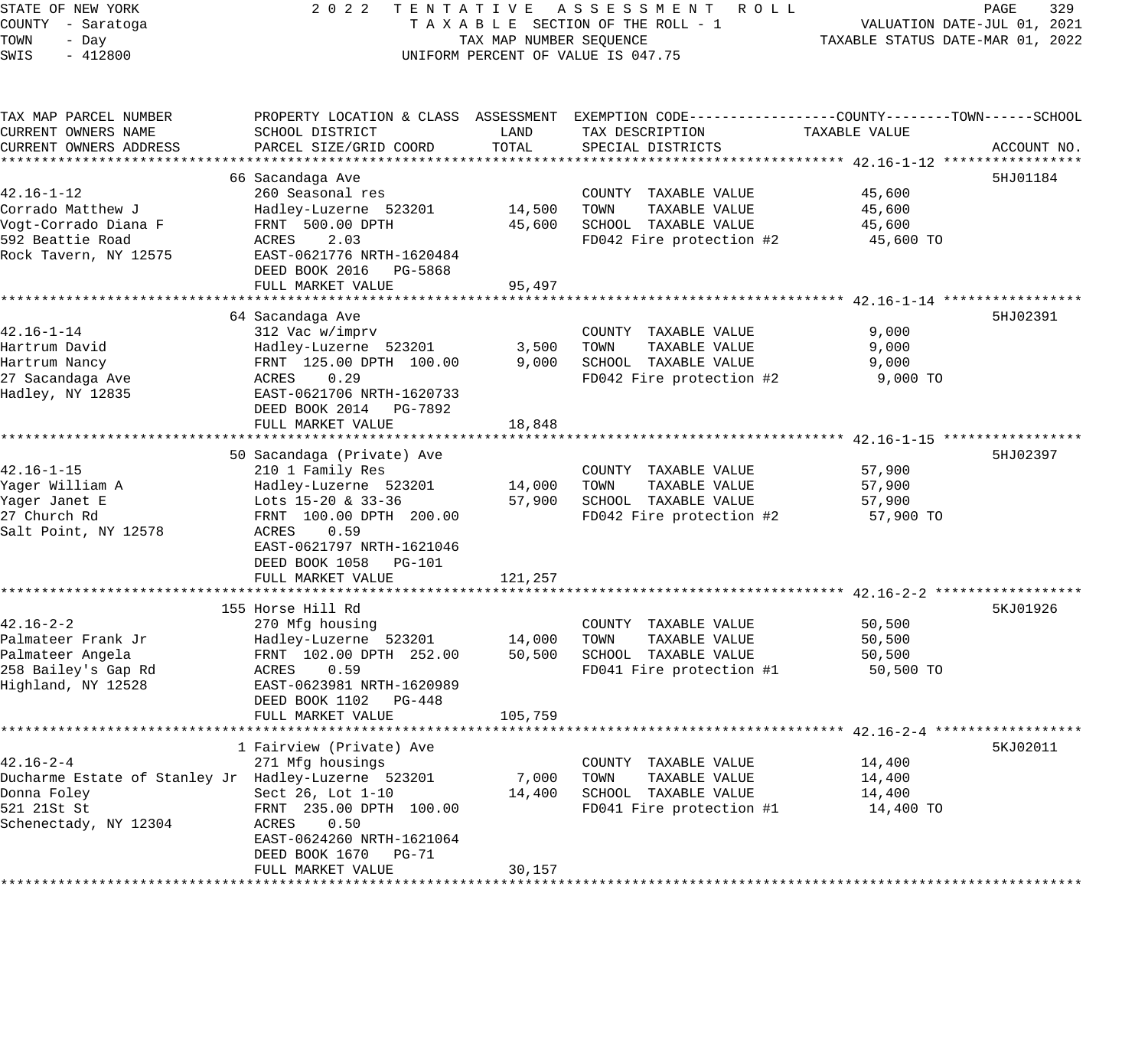STATE OF NEW YORK
COUNTY - Saratoga
TOWN - Day
SWIS - 412800

2022 TENTATIVE ASSESSMENT ROLL
TAXABLE SECTION OF THE ROLL - 1
TAX MAP NUMBER SEQUENCE
UNIFORM PERCENT OF VALUE IS 047.75

VALUATION DATE-JUL 01, 2021
TAXABLE STATUS DATE-MAR 01, 2022

| TAX MAP PARCEL NUMBER / CURRENT OWNERS NAME / CURRENT OWNERS ADDRESS | PROPERTY LOCATION & CLASS / SCHOOL DISTRICT / PARCEL SIZE/GRID COORD | ASSESSMENT LAND | TOTAL | EXEMPTION CODE / TAX DESCRIPTION / SPECIAL DISTRICTS | COUNTY--------TOWN------SCHOOL TAXABLE VALUE | ACCOUNT NO. |
|---|---|---|---|---|---|---|
| **42.16-1-12** | 66 Sacandaga Ave | | | | | 5HJ01184 |
| 42.16-1-12 | 260 Seasonal res | | | COUNTY TAXABLE VALUE | 45,600 | |
| Corrado Matthew J | Hadley-Luzerne 523201 | 14,500 | | TOWN TAXABLE VALUE | 45,600 | |
| Vogt-Corrado Diana F | FRNT 500.00 DPTH | | 45,600 | SCHOOL TAXABLE VALUE | 45,600 | |
| 592 Beattie Road | ACRES 2.03 | | | FD042 Fire protection #2 | 45,600 TO | |
| Rock Tavern, NY 12575 | EAST-0621776 NRTH-1620484 | | | | | |
| | DEED BOOK 2016 PG-5868 | | | | | |
| | FULL MARKET VALUE | | 95,497 | | | |
| **42.16-1-14** | 64 Sacandaga Ave | | | | | 5HJ02391 |
| 42.16-1-14 | 312 Vac w/imprv | | | COUNTY TAXABLE VALUE | 9,000 | |
| Hartrum David | Hadley-Luzerne 523201 | 3,500 | | TOWN TAXABLE VALUE | 9,000 | |
| Hartrum Nancy | FRNT 125.00 DPTH 100.00 | | 9,000 | SCHOOL TAXABLE VALUE | 9,000 | |
| 27 Sacandaga Ave | ACRES 0.29 | | | FD042 Fire protection #2 | 9,000 TO | |
| Hadley, NY 12835 | EAST-0621706 NRTH-1620733 | | | | | |
| | DEED BOOK 2014 PG-7892 | | | | | |
| | FULL MARKET VALUE | | 18,848 | | | |
| **42.16-1-15** | 50 Sacandaga (Private) Ave | | | | | 5HJ02397 |
| 42.16-1-15 | 210 1 Family Res | | | COUNTY TAXABLE VALUE | 57,900 | |
| Yager William A | Hadley-Luzerne 523201 | 14,000 | | TOWN TAXABLE VALUE | 57,900 | |
| Yager Janet E | Lots 15-20 & 33-36 | | 57,900 | SCHOOL TAXABLE VALUE | 57,900 | |
| 27 Church Rd | FRNT 100.00 DPTH 200.00 | | | FD042 Fire protection #2 | 57,900 TO | |
| Salt Point, NY 12578 | ACRES 0.59 | | | | | |
| | EAST-0621797 NRTH-1621046 | | | | | |
| | DEED BOOK 1058 PG-101 | | | | | |
| | FULL MARKET VALUE | | 121,257 | | | |
| **42.16-2-2** | 155 Horse Hill Rd | | | | | 5KJ01926 |
| 42.16-2-2 | 270 Mfg housing | | | COUNTY TAXABLE VALUE | 50,500 | |
| Palmateer Frank Jr | Hadley-Luzerne 523201 | 14,000 | | TOWN TAXABLE VALUE | 50,500 | |
| Palmateer Angela | FRNT 102.00 DPTH 252.00 | | 50,500 | SCHOOL TAXABLE VALUE | 50,500 | |
| 258 Bailey's Gap Rd | ACRES 0.59 | | | FD041 Fire protection #1 | 50,500 TO | |
| Highland, NY 12528 | EAST-0623981 NRTH-1620989 | | | | | |
| | DEED BOOK 1102 PG-448 | | | | | |
| | FULL MARKET VALUE | | 105,759 | | | |
| **42.16-2-4** | 1 Fairview (Private) Ave | | | | | 5KJ02011 |
| 42.16-2-4 | 271 Mfg housings | | | COUNTY TAXABLE VALUE | 14,400 | |
| Ducharme Estate of Stanley Jr | Hadley-Luzerne 523201 | 7,000 | | TOWN TAXABLE VALUE | 14,400 | |
| Donna Foley | Sect 26, Lot 1-10 | | 14,400 | SCHOOL TAXABLE VALUE | 14,400 | |
| 521 21St St | FRNT 235.00 DPTH 100.00 | | | FD041 Fire protection #1 | 14,400 TO | |
| Schenectady, NY 12304 | ACRES 0.50 | | | | | |
| | EAST-0624260 NRTH-1621064 | | | | | |
| | DEED BOOK 1670 PG-71 | | | | | |
| | FULL MARKET VALUE | | 30,157 | | | |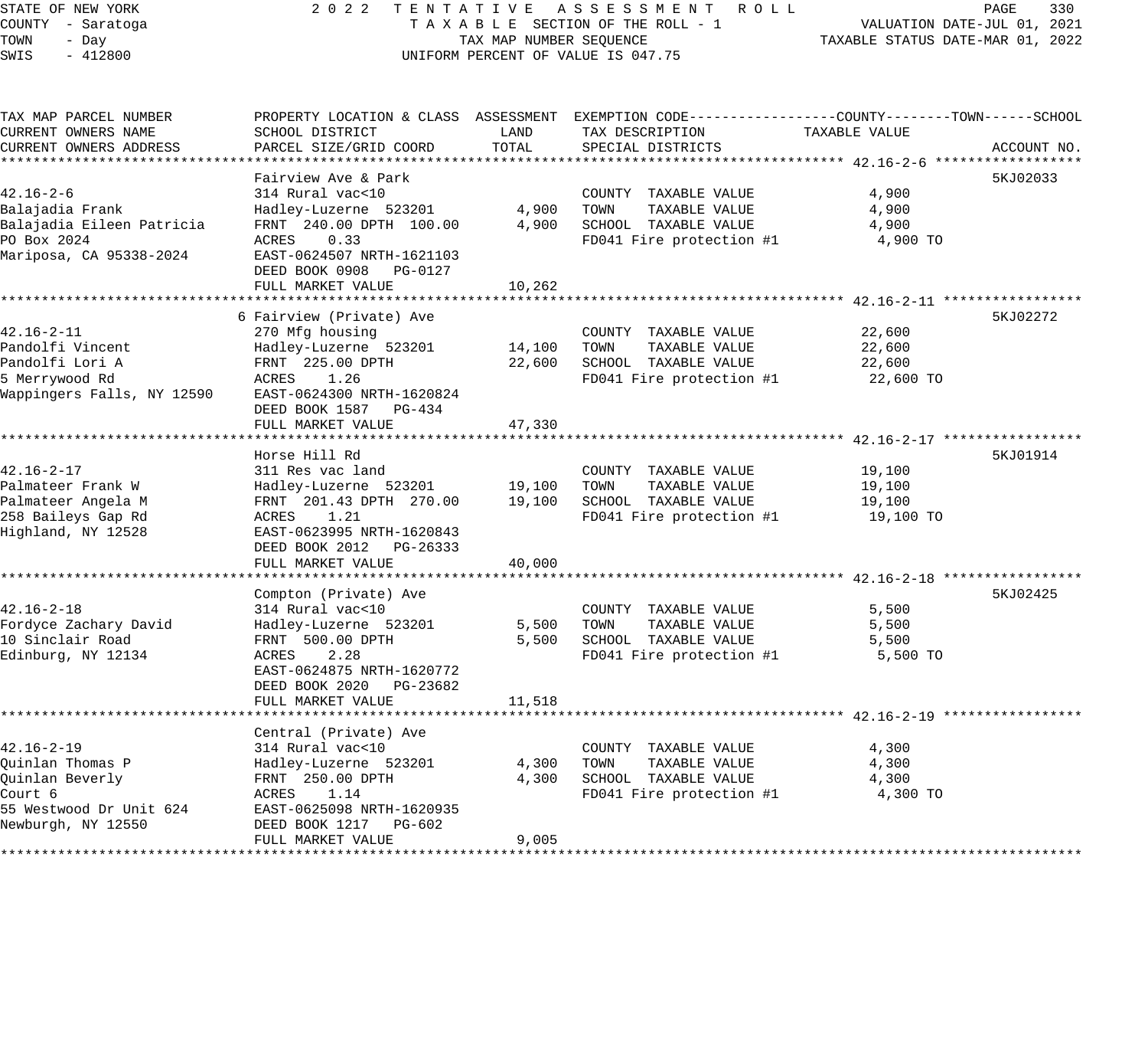STATE OF NEW YORK — COUNTY - Saratoga — TOWN - Day — SWIS - 412800

**2 0 2 2 T E N T A T I V E A S S E S S M E N T R O L L**
T A X A B L E SECTION OF THE ROLL - 1
TAX MAP NUMBER SEQUENCE
UNIFORM PERCENT OF VALUE IS 047.75

VALUATION DATE-JUL 01, 2021
TAXABLE STATUS DATE-MAR 01, 2022

| TAX MAP PARCEL NUMBER / CURRENT OWNERS NAME / CURRENT OWNERS ADDRESS | PROPERTY LOCATION & CLASS / SCHOOL DISTRICT / PARCEL SIZE/GRID COORD | ASSESSMENT LAND / TOTAL | EXEMPTION CODE / TAX DESCRIPTION / SPECIAL DISTRICTS | TAXABLE VALUE (COUNTY / TOWN / SCHOOL) | ACCOUNT NO. |
|---|---|---|---|---|---|
| **42.16-2-6** | Fairview Ave & Park | | | | 5KJ02033 |
| 42.16-2-6 | 314 Rural vac<10 | | COUNTY TAXABLE VALUE | 4,900 | |
| Balajadia Frank | Hadley-Luzerne 523201 | 4,900 | TOWN TAXABLE VALUE | 4,900 | |
| Balajadia Eileen Patricia | FRNT 240.00 DPTH 100.00 | 4,900 | SCHOOL TAXABLE VALUE | 4,900 | |
| PO Box 2024 | ACRES 0.33 | | FD041 Fire protection #1 | 4,900 TO | |
| Mariposa, CA 95338-2024 | EAST-0624507 NRTH-1621103 | | | | |
| | DEED BOOK 0908 PG-0127 | | | | |
| | FULL MARKET VALUE | 10,262 | | | |
| **42.16-2-11** | 6 Fairview (Private) Ave | | | | 5KJ02272 |
| 42.16-2-11 | 270 Mfg housing | | COUNTY TAXABLE VALUE | 22,600 | |
| Pandolfi Vincent | Hadley-Luzerne 523201 | 14,100 | TOWN TAXABLE VALUE | 22,600 | |
| Pandolfi Lori A | FRNT 225.00 DPTH | 22,600 | SCHOOL TAXABLE VALUE | 22,600 | |
| 5 Merrywood Rd | ACRES 1.26 | | FD041 Fire protection #1 | 22,600 TO | |
| Wappingers Falls, NY 12590 | EAST-0624300 NRTH-1620824 | | | | |
| | DEED BOOK 1587 PG-434 | | | | |
| | FULL MARKET VALUE | 47,330 | | | |
| **42.16-2-17** | Horse Hill Rd | | | | 5KJ01914 |
| 42.16-2-17 | 311 Res vac land | | COUNTY TAXABLE VALUE | 19,100 | |
| Palmateer Frank W | Hadley-Luzerne 523201 | 19,100 | TOWN TAXABLE VALUE | 19,100 | |
| Palmateer Angela M | FRNT 201.43 DPTH 270.00 | 19,100 | SCHOOL TAXABLE VALUE | 19,100 | |
| 258 Baileys Gap Rd | ACRES 1.21 | | FD041 Fire protection #1 | 19,100 TO | |
| Highland, NY 12528 | EAST-0623995 NRTH-1620843 | | | | |
| | DEED BOOK 2012 PG-26333 | | | | |
| | FULL MARKET VALUE | 40,000 | | | |
| **42.16-2-18** | Compton (Private) Ave | | | | 5KJ02425 |
| 42.16-2-18 | 314 Rural vac<10 | | COUNTY TAXABLE VALUE | 5,500 | |
| Fordyce Zachary David | Hadley-Luzerne 523201 | 5,500 | TOWN TAXABLE VALUE | 5,500 | |
| 10 Sinclair Road | FRNT 500.00 DPTH | 5,500 | SCHOOL TAXABLE VALUE | 5,500 | |
| Edinburg, NY 12134 | ACRES 2.28 | | FD041 Fire protection #1 | 5,500 TO | |
| | EAST-0624875 NRTH-1620772 | | | | |
| | DEED BOOK 2020 PG-23682 | | | | |
| | FULL MARKET VALUE | 11,518 | | | |
| **42.16-2-19** | Central (Private) Ave | | | | |
| 42.16-2-19 | 314 Rural vac<10 | | COUNTY TAXABLE VALUE | 4,300 | |
| Quinlan Thomas P | Hadley-Luzerne 523201 | 4,300 | TOWN TAXABLE VALUE | 4,300 | |
| Quinlan Beverly | FRNT 250.00 DPTH | 4,300 | SCHOOL TAXABLE VALUE | 4,300 | |
| Court 6 | ACRES 1.14 | | FD041 Fire protection #1 | 4,300 TO | |
| 55 Westwood Dr Unit 624 | EAST-0625098 NRTH-1620935 | | | | |
| Newburgh, NY 12550 | DEED BOOK 1217 PG-602 | | | | |
| | FULL MARKET VALUE | 9,005 | | | |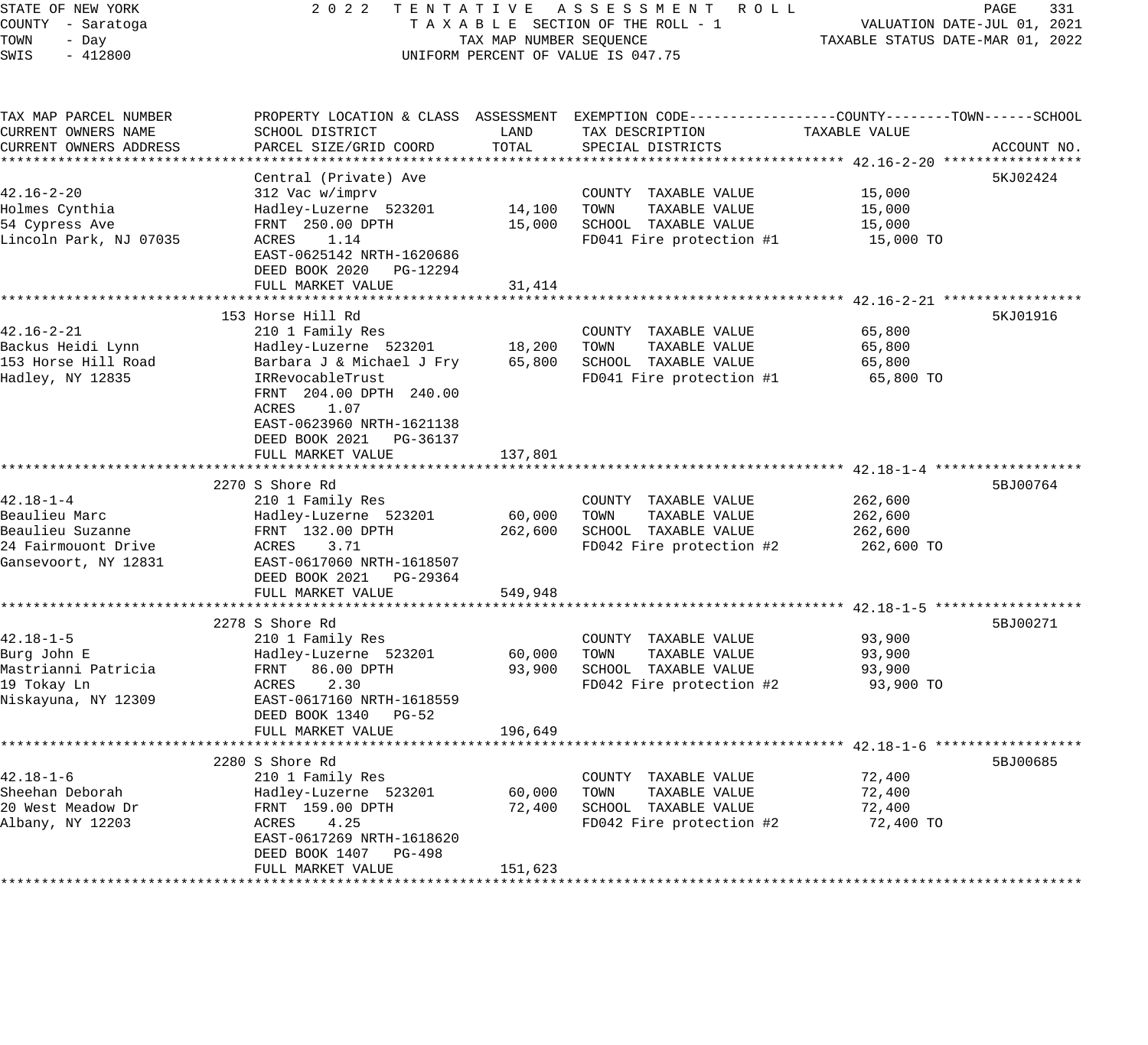STATE OF NEW YORK — 2022 TENTATIVE ASSESSMENT ROLL
COUNTY - Saratoga — TAXABLE SECTION OF THE ROLL - 1 — VALUATION DATE-JUL 01, 2021
TOWN - Day — TAX MAP NUMBER SEQUENCE — TAXABLE STATUS DATE-MAR 01, 2022
SWIS - 412800 — UNIFORM PERCENT OF VALUE IS 047.75

| TAX MAP PARCEL NUMBER / CURRENT OWNERS NAME / CURRENT OWNERS ADDRESS | PROPERTY LOCATION & CLASS / SCHOOL DISTRICT / PARCEL SIZE/GRID COORD | ASSESSMENT LAND | TOTAL | EXEMPTION CODE / TAX DESCRIPTION / SPECIAL DISTRICTS | TAXABLE VALUE (COUNTY--TOWN--SCHOOL) | ACCOUNT NO. |
|---|---|---|---|---|---|---|
| **42.16-2-20** | Central (Private) Ave | | | | | 5KJ02424 |
| 42.16-2-20 | 312 Vac w/imprv | | | COUNTY TAXABLE VALUE | 15,000 | |
| Holmes Cynthia | Hadley-Luzerne 523201 | 14,100 | | TOWN TAXABLE VALUE | 15,000 | |
| 54 Cypress Ave | FRNT 250.00 DPTH | | 15,000 | SCHOOL TAXABLE VALUE | 15,000 | |
| Lincoln Park, NJ 07035 | ACRES 1.14 | | | FD041 Fire protection #1 | 15,000 TO | |
| | EAST-0625142 NRTH-1620686 | | | | | |
| | DEED BOOK 2020 PG-12294 | | | | | |
| | FULL MARKET VALUE | | 31,414 | | | |
| **42.16-2-21** | 153 Horse Hill Rd | | | | | 5KJ01916 |
| 42.16-2-21 | 210 1 Family Res | | | COUNTY TAXABLE VALUE | 65,800 | |
| Backus Heidi Lynn | Hadley-Luzerne 523201 | 18,200 | | TOWN TAXABLE VALUE | 65,800 | |
| 153 Horse Hill Road | Barbara J & Michael J Fry | | 65,800 | SCHOOL TAXABLE VALUE | 65,800 | |
| Hadley, NY 12835 | IRRevocableTrust | | | FD041 Fire protection #1 | 65,800 TO | |
| | FRNT 204.00 DPTH 240.00 | | | | | |
| | ACRES 1.07 | | | | | |
| | EAST-0623960 NRTH-1621138 | | | | | |
| | DEED BOOK 2021 PG-36137 | | | | | |
| | FULL MARKET VALUE | | 137,801 | | | |
| **42.18-1-4** | 2270 S Shore Rd | | | | | 5BJ00764 |
| 42.18-1-4 | 210 1 Family Res | | | COUNTY TAXABLE VALUE | 262,600 | |
| Beaulieu Marc | Hadley-Luzerne 523201 | 60,000 | | TOWN TAXABLE VALUE | 262,600 | |
| Beaulieu Suzanne | FRNT 132.00 DPTH | | 262,600 | SCHOOL TAXABLE VALUE | 262,600 | |
| 24 Fairmouont Drive | ACRES 3.71 | | | FD042 Fire protection #2 | 262,600 TO | |
| Gansevoort, NY 12831 | EAST-0617060 NRTH-1618507 | | | | | |
| | DEED BOOK 2021 PG-29364 | | | | | |
| | FULL MARKET VALUE | | 549,948 | | | |
| **42.18-1-5** | 2278 S Shore Rd | | | | | 5BJ00271 |
| 42.18-1-5 | 210 1 Family Res | | | COUNTY TAXABLE VALUE | 93,900 | |
| Burg John E | Hadley-Luzerne 523201 | 60,000 | | TOWN TAXABLE VALUE | 93,900 | |
| Mastrianni Patricia | FRNT 86.00 DPTH | | 93,900 | SCHOOL TAXABLE VALUE | 93,900 | |
| 19 Tokay Ln | ACRES 2.30 | | | FD042 Fire protection #2 | 93,900 TO | |
| Niskayuna, NY 12309 | EAST-0617160 NRTH-1618559 | | | | | |
| | DEED BOOK 1340 PG-52 | | | | | |
| | FULL MARKET VALUE | | 196,649 | | | |
| **42.18-1-6** | 2280 S Shore Rd | | | | | 5BJ00685 |
| 42.18-1-6 | 210 1 Family Res | | | COUNTY TAXABLE VALUE | 72,400 | |
| Sheehan Deborah | Hadley-Luzerne 523201 | 60,000 | | TOWN TAXABLE VALUE | 72,400 | |
| 20 West Meadow Dr | FRNT 159.00 DPTH | | 72,400 | SCHOOL TAXABLE VALUE | 72,400 | |
| Albany, NY 12203 | ACRES 4.25 | | | FD042 Fire protection #2 | 72,400 TO | |
| | EAST-0617269 NRTH-1618620 | | | | | |
| | DEED BOOK 1407 PG-498 | | | | | |
| | FULL MARKET VALUE | | 151,623 | | | |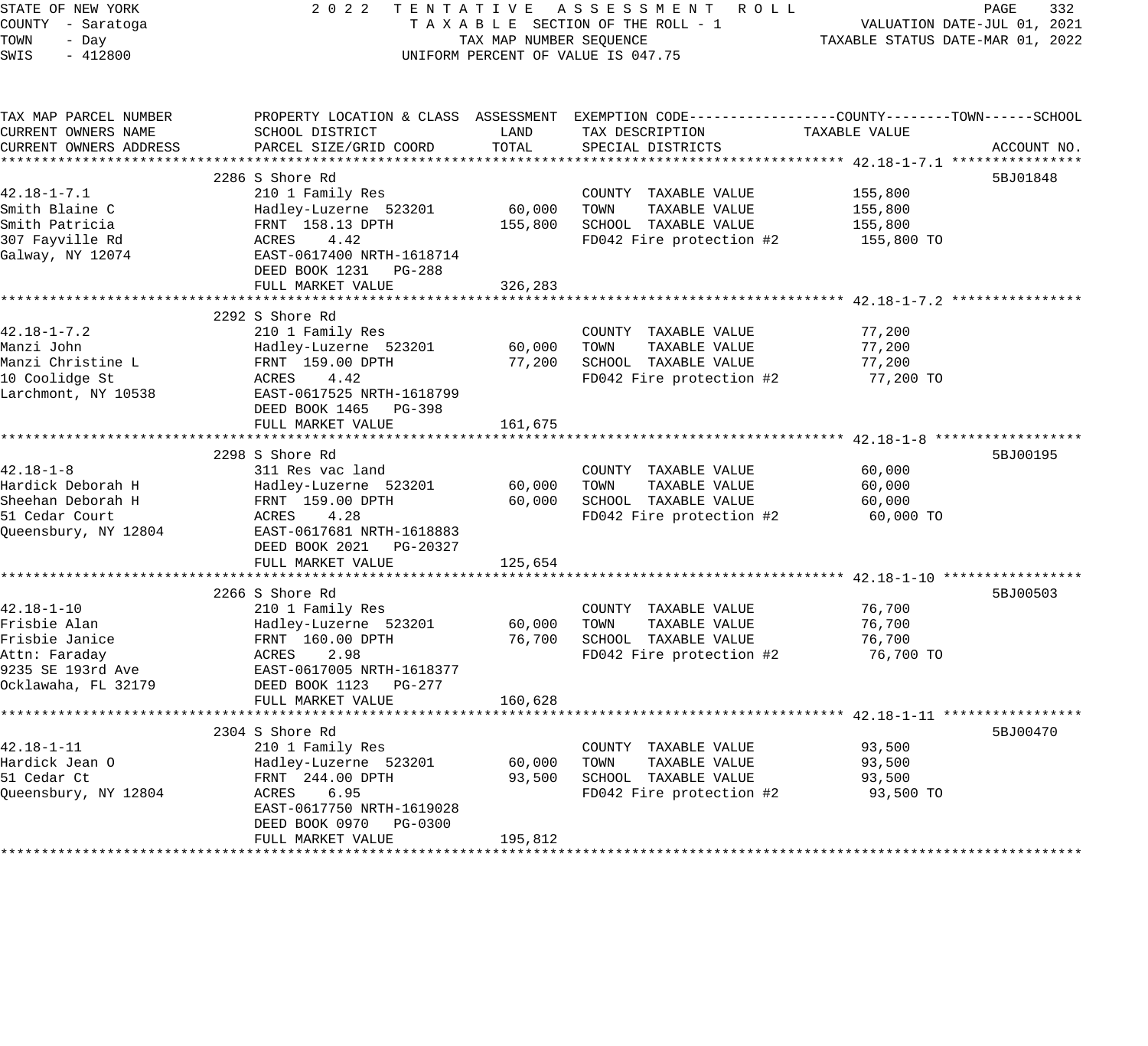STATE OF NEW YORK
COUNTY - Saratoga
TOWN - Day
SWIS - 412800

2 0 2 2 TENTATIVE ASSESSMENT ROLL
TAXABLE SECTION OF THE ROLL - 1
TAX MAP NUMBER SEQUENCE
UNIFORM PERCENT OF VALUE IS 047.75

VALUATION DATE-JUL 01, 2021
TAXABLE STATUS DATE-MAR 01, 2022

| TAX MAP PARCEL NUMBER / CURRENT OWNERS NAME / CURRENT OWNERS ADDRESS | PROPERTY LOCATION & CLASS / SCHOOL DISTRICT / PARCEL SIZE/GRID COORD | ASSESSMENT LAND | TOTAL | EXEMPTION CODE / TAX DESCRIPTION / SPECIAL DISTRICTS | TAXABLE VALUE (COUNTY--TOWN--SCHOOL) | ACCOUNT NO. |
|---|---|---|---|---|---|---|
| **42.18-1-7.1** | 2286 S Shore Rd | | | | | 5BJ01848 |
| 42.18-1-7.1 | 210 1 Family Res | | | COUNTY TAXABLE VALUE | 155,800 | |
| Smith Blaine C | Hadley-Luzerne 523201 | 60,000 | | TOWN TAXABLE VALUE | 155,800 | |
| Smith Patricia | FRNT 158.13 DPTH | | 155,800 | SCHOOL TAXABLE VALUE | 155,800 | |
| 307 Fayville Rd | ACRES 4.42 | | | FD042 Fire protection #2 | 155,800 TO | |
| Galway, NY 12074 | EAST-0617400 NRTH-1618714 | | | | | |
| | DEED BOOK 1231 PG-288 | | | | | |
| | FULL MARKET VALUE | | 326,283 | | | |
| **42.18-1-7.2** | 2292 S Shore Rd | | | | | |
| 42.18-1-7.2 | 210 1 Family Res | | | COUNTY TAXABLE VALUE | 77,200 | |
| Manzi John | Hadley-Luzerne 523201 | 60,000 | | TOWN TAXABLE VALUE | 77,200 | |
| Manzi Christine L | FRNT 159.00 DPTH | | 77,200 | SCHOOL TAXABLE VALUE | 77,200 | |
| 10 Coolidge St | ACRES 4.42 | | | FD042 Fire protection #2 | 77,200 TO | |
| Larchmont, NY 10538 | EAST-0617525 NRTH-1618799 | | | | | |
| | DEED BOOK 1465 PG-398 | | | | | |
| | FULL MARKET VALUE | | 161,675 | | | |
| **42.18-1-8** | 2298 S Shore Rd | | | | | 5BJ00195 |
| 42.18-1-8 | 311 Res vac land | | | COUNTY TAXABLE VALUE | 60,000 | |
| Hardick Deborah H | Hadley-Luzerne 523201 | 60,000 | | TOWN TAXABLE VALUE | 60,000 | |
| Sheehan Deborah H | FRNT 159.00 DPTH | | 60,000 | SCHOOL TAXABLE VALUE | 60,000 | |
| 51 Cedar Court | ACRES 4.28 | | | FD042 Fire protection #2 | 60,000 TO | |
| Queensbury, NY 12804 | EAST-0617681 NRTH-1618883 | | | | | |
| | DEED BOOK 2021 PG-20327 | | | | | |
| | FULL MARKET VALUE | | 125,654 | | | |
| **42.18-1-10** | 2266 S Shore Rd | | | | | 5BJ00503 |
| 42.18-1-10 | 210 1 Family Res | | | COUNTY TAXABLE VALUE | 76,700 | |
| Frisbie Alan | Hadley-Luzerne 523201 | 60,000 | | TOWN TAXABLE VALUE | 76,700 | |
| Frisbie Janice | FRNT 160.00 DPTH | | 76,700 | SCHOOL TAXABLE VALUE | 76,700 | |
| Attn: Faraday | ACRES 2.98 | | | FD042 Fire protection #2 | 76,700 TO | |
| 9235 SE 193rd Ave | EAST-0617005 NRTH-1618377 | | | | | |
| Ocklawaha, FL 32179 | DEED BOOK 1123 PG-277 | | | | | |
| | FULL MARKET VALUE | | 160,628 | | | |
| **42.18-1-11** | 2304 S Shore Rd | | | | | 5BJ00470 |
| 42.18-1-11 | 210 1 Family Res | | | COUNTY TAXABLE VALUE | 93,500 | |
| Hardick Jean O | Hadley-Luzerne 523201 | 60,000 | | TOWN TAXABLE VALUE | 93,500 | |
| 51 Cedar Ct | FRNT 244.00 DPTH | | 93,500 | SCHOOL TAXABLE VALUE | 93,500 | |
| Queensbury, NY 12804 | ACRES 6.95 | | | FD042 Fire protection #2 | 93,500 TO | |
| | EAST-0617750 NRTH-1619028 | | | | | |
| | DEED BOOK 0970 PG-0300 | | | | | |
| | FULL MARKET VALUE | | 195,812 | | | |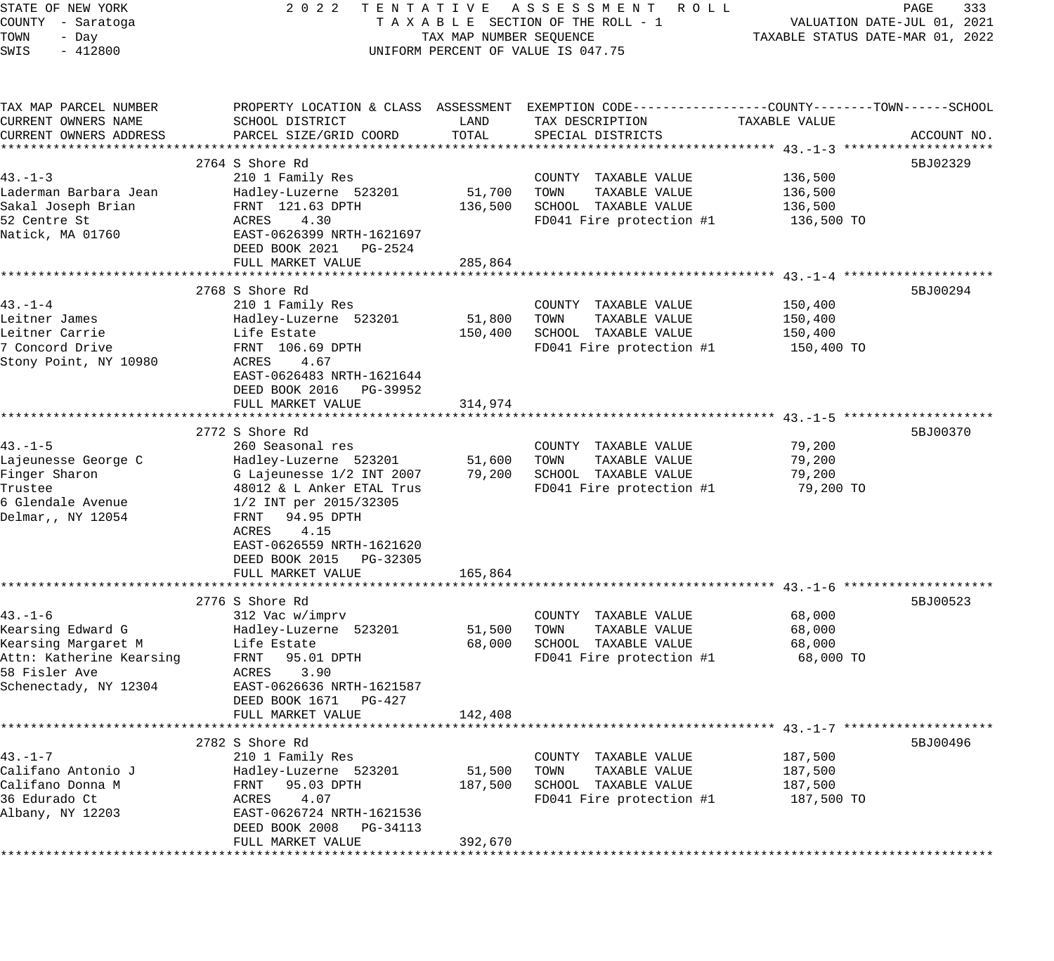STATE OF NEW YORK
COUNTY - Saratoga
TOWN - Day
SWIS - 412800

**2022 TENTATIVE ASSESSMENT ROLL**
TAXABLE SECTION OF THE ROLL - 1
TAX MAP NUMBER SEQUENCE
UNIFORM PERCENT OF VALUE IS 047.75

VALUATION DATE-JUL 01, 2021
TAXABLE STATUS DATE-MAR 01, 2022

| TAX MAP PARCEL NUMBER / CURRENT OWNERS NAME / CURRENT OWNERS ADDRESS | PROPERTY LOCATION & CLASS / SCHOOL DISTRICT / PARCEL SIZE/GRID COORD | ASSESSMENT LAND / TOTAL | EXEMPTION CODE / TAX DESCRIPTION / SPECIAL DISTRICTS | TAXABLE VALUE (COUNTY--TOWN--SCHOOL) | ACCOUNT NO. |
|---|---|---|---|---|---|
| **43.-1-3** | 2764 S Shore Rd | | | | 5BJ02329 |
| 43.-1-3 | 210 1 Family Res | | COUNTY TAXABLE VALUE | 136,500 | |
| Laderman Barbara Jean | Hadley-Luzerne 523201 | 51,700 | TOWN TAXABLE VALUE | 136,500 | |
| Sakal Joseph Brian | FRNT 121.63 DPTH | 136,500 | SCHOOL TAXABLE VALUE | 136,500 | |
| 52 Centre St | ACRES 4.30 | | FD041 Fire protection #1 | 136,500 TO | |
| Natick, MA 01760 | EAST-0626399 NRTH-1621697 | | | | |
| | DEED BOOK 2021 PG-2524 | | | | |
| | FULL MARKET VALUE | 285,864 | | | |
| **43.-1-4** | 2768 S Shore Rd | | | | 5BJ00294 |
| 43.-1-4 | 210 1 Family Res | | COUNTY TAXABLE VALUE | 150,400 | |
| Leitner James | Hadley-Luzerne 523201 | 51,800 | TOWN TAXABLE VALUE | 150,400 | |
| Leitner Carrie | Life Estate | 150,400 | SCHOOL TAXABLE VALUE | 150,400 | |
| 7 Concord Drive | FRNT 106.69 DPTH | | FD041 Fire protection #1 | 150,400 TO | |
| Stony Point, NY 10980 | ACRES 4.67 | | | | |
| | EAST-0626483 NRTH-1621644 | | | | |
| | DEED BOOK 2016 PG-39952 | | | | |
| | FULL MARKET VALUE | 314,974 | | | |
| **43.-1-5** | 2772 S Shore Rd | | | | 5BJ00370 |
| 43.-1-5 | 260 Seasonal res | | COUNTY TAXABLE VALUE | 79,200 | |
| Lajeunesse George C | Hadley-Luzerne 523201 | 51,600 | TOWN TAXABLE VALUE | 79,200 | |
| Finger Sharon | G Lajeunesse 1/2 INT 2007 | 79,200 | SCHOOL TAXABLE VALUE | 79,200 | |
| Trustee | 48012 & L Anker ETAL Trus | | FD041 Fire protection #1 | 79,200 TO | |
| 6 Glendale Avenue | 1/2 INT per 2015/32305 | | | | |
| Delmar,, NY 12054 | FRNT 94.95 DPTH | | | | |
| | ACRES 4.15 | | | | |
| | EAST-0626559 NRTH-1621620 | | | | |
| | DEED BOOK 2015 PG-32305 | | | | |
| | FULL MARKET VALUE | 165,864 | | | |
| **43.-1-6** | 2776 S Shore Rd | | | | 5BJ00523 |
| 43.-1-6 | 312 Vac w/imprv | | COUNTY TAXABLE VALUE | 68,000 | |
| Kearsing Edward G | Hadley-Luzerne 523201 | 51,500 | TOWN TAXABLE VALUE | 68,000 | |
| Kearsing Margaret M | Life Estate | 68,000 | SCHOOL TAXABLE VALUE | 68,000 | |
| Attn: Katherine Kearsing | FRNT 95.01 DPTH | | FD041 Fire protection #1 | 68,000 TO | |
| 58 Fisler Ave | ACRES 3.90 | | | | |
| Schenectady, NY 12304 | EAST-0626636 NRTH-1621587 | | | | |
| | DEED BOOK 1671 PG-427 | | | | |
| | FULL MARKET VALUE | 142,408 | | | |
| **43.-1-7** | 2782 S Shore Rd | | | | 5BJ00496 |
| 43.-1-7 | 210 1 Family Res | | COUNTY TAXABLE VALUE | 187,500 | |
| Califano Antonio J | Hadley-Luzerne 523201 | 51,500 | TOWN TAXABLE VALUE | 187,500 | |
| Califano Donna M | FRNT 95.03 DPTH | 187,500 | SCHOOL TAXABLE VALUE | 187,500 | |
| 36 Edurado Ct | ACRES 4.07 | | FD041 Fire protection #1 | 187,500 TO | |
| Albany, NY 12203 | EAST-0626724 NRTH-1621536 | | | | |
| | DEED BOOK 2008 PG-34113 | | | | |
| | FULL MARKET VALUE | 392,670 | | | |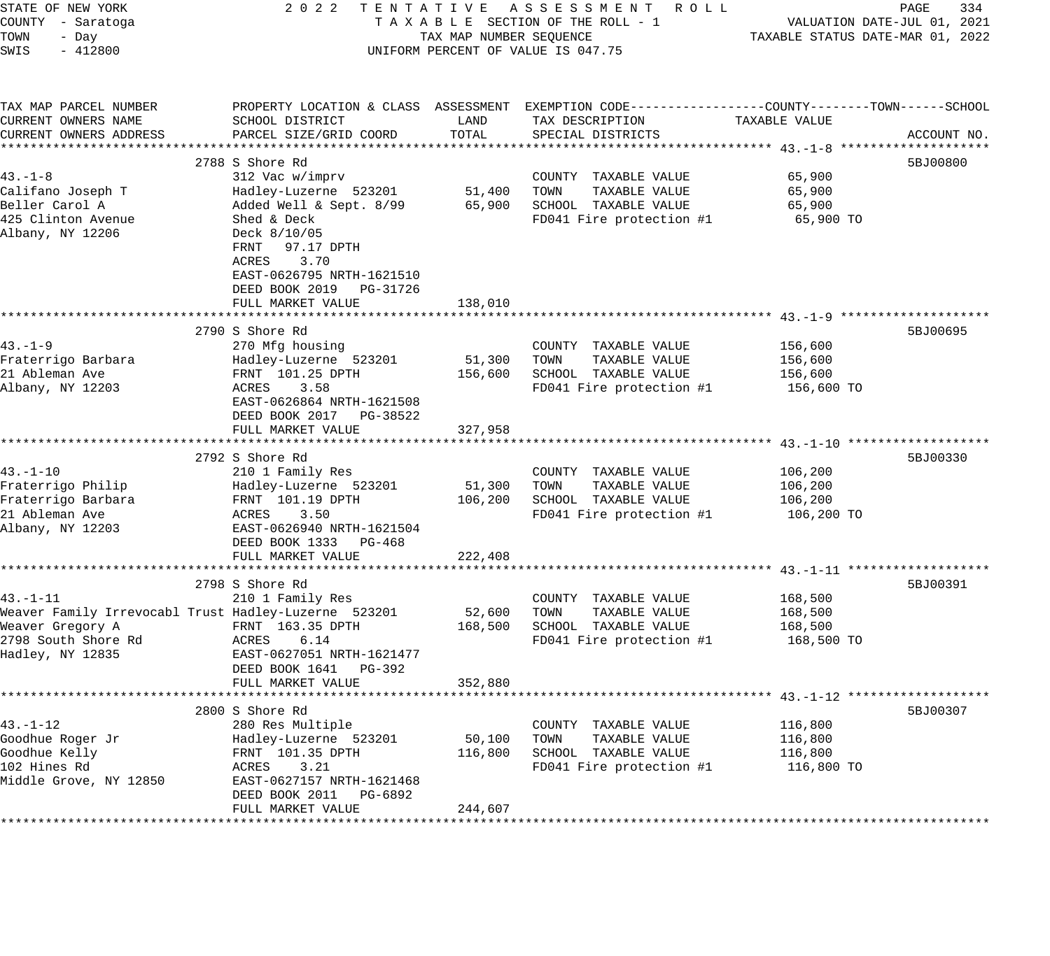STATE OF NEW YORK
COUNTY - Saratoga
TOWN - Day
SWIS - 412800

2 0 2 2 T E N T A T I V E A S S E S S M E N T R O L L
T A X A B L E SECTION OF THE ROLL - 1
TAX MAP NUMBER SEQUENCE
UNIFORM PERCENT OF VALUE IS 047.75

VALUATION DATE-JUL 01, 2021
TAXABLE STATUS DATE-MAR 01, 2022

| TAX MAP PARCEL NUMBER / CURRENT OWNERS NAME / CURRENT OWNERS ADDRESS | PROPERTY LOCATION & CLASS / SCHOOL DISTRICT / PARCEL SIZE/GRID COORD | ASSESSMENT LAND | ASSESSMENT TOTAL | EXEMPTION CODE / TAX DESCRIPTION / SPECIAL DISTRICTS | TAXABLE VALUE | ACCOUNT NO. |
|---|---|---|---|---|---|---|
| **43.-1-8** | 2788 S Shore Rd | | | | | 5BJ00800 |
| Califano Joseph T | 312 Vac w/imprv | | | COUNTY TAXABLE VALUE | 65,900 | |
| Beller Carol A | Hadley-Luzerne 523201 | 51,400 | | TOWN TAXABLE VALUE | 65,900 | |
| 425 Clinton Avenue | Added Well & Sept. 8/99 | | 65,900 | SCHOOL TAXABLE VALUE | 65,900 | |
| Albany, NY 12206 | Shed & Deck | | | FD041 Fire protection #1 | 65,900 TO | |
| | Deck 8/10/05 | | | | | |
| | FRNT 97.17 DPTH | | | | | |
| | ACRES 3.70 | | | | | |
| | EAST-0626795 NRTH-1621510 | | | | | |
| | DEED BOOK 2019 PG-31726 | | | | | |
| | FULL MARKET VALUE | | 138,010 | | | |
| **43.-1-9** | 2790 S Shore Rd | | | | | 5BJ00695 |
| Fraterrigo Barbara | 270 Mfg housing | | | COUNTY TAXABLE VALUE | 156,600 | |
| 21 Ableman Ave | Hadley-Luzerne 523201 | 51,300 | | TOWN TAXABLE VALUE | 156,600 | |
| Albany, NY 12203 | FRNT 101.25 DPTH | | 156,600 | SCHOOL TAXABLE VALUE | 156,600 | |
| | ACRES 3.58 | | | FD041 Fire protection #1 | 156,600 TO | |
| | EAST-0626864 NRTH-1621508 | | | | | |
| | DEED BOOK 2017 PG-38522 | | | | | |
| | FULL MARKET VALUE | | 327,958 | | | |
| **43.-1-10** | 2792 S Shore Rd | | | | | 5BJ00330 |
| Fraterrigo Philip | 210 1 Family Res | | | COUNTY TAXABLE VALUE | 106,200 | |
| Fraterrigo Barbara | Hadley-Luzerne 523201 | 51,300 | | TOWN TAXABLE VALUE | 106,200 | |
| 21 Ableman Ave | FRNT 101.19 DPTH | | 106,200 | SCHOOL TAXABLE VALUE | 106,200 | |
| Albany, NY 12203 | ACRES 3.50 | | | FD041 Fire protection #1 | 106,200 TO | |
| | EAST-0626940 NRTH-1621504 | | | | | |
| | DEED BOOK 1333 PG-468 | | | | | |
| | FULL MARKET VALUE | | 222,408 | | | |
| **43.-1-11** | 2798 S Shore Rd | | | | | 5BJ00391 |
| Weaver Family Irrevocabl Trust | 210 1 Family Res | | | COUNTY TAXABLE VALUE | 168,500 | |
| Weaver Gregory A | Hadley-Luzerne 523201 | 52,600 | | TOWN TAXABLE VALUE | 168,500 | |
| 2798 South Shore Rd | FRNT 163.35 DPTH | | 168,500 | SCHOOL TAXABLE VALUE | 168,500 | |
| Hadley, NY 12835 | ACRES 6.14 | | | FD041 Fire protection #1 | 168,500 TO | |
| | EAST-0627051 NRTH-1621477 | | | | | |
| | DEED BOOK 1641 PG-392 | | | | | |
| | FULL MARKET VALUE | | 352,880 | | | |
| **43.-1-12** | 2800 S Shore Rd | | | | | 5BJ00307 |
| Goodhue Roger Jr | 280 Res Multiple | | | COUNTY TAXABLE VALUE | 116,800 | |
| Goodhue Kelly | Hadley-Luzerne 523201 | 50,100 | | TOWN TAXABLE VALUE | 116,800 | |
| 102 Hines Rd | FRNT 101.35 DPTH | | 116,800 | SCHOOL TAXABLE VALUE | 116,800 | |
| Middle Grove, NY 12850 | ACRES 3.21 | | | FD041 Fire protection #1 | 116,800 TO | |
| | EAST-0627157 NRTH-1621468 | | | | | |
| | DEED BOOK 2011 PG-6892 | | | | | |
| | FULL MARKET VALUE | | 244,607 | | | |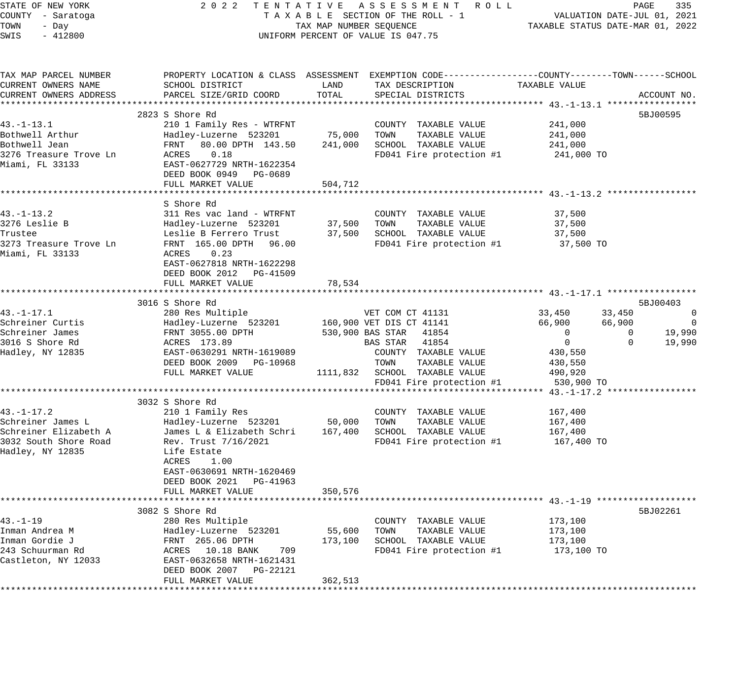STATE OF NEW YORK
COUNTY - Saratoga
TOWN - Day
SWIS - 412800

2022 TENTATIVE ASSESSMENT ROLL
TAXABLE SECTION OF THE ROLL - 1
TAX MAP NUMBER SEQUENCE
UNIFORM PERCENT OF VALUE IS 047.75

VALUATION DATE-JUL 01, 2021
TAXABLE STATUS DATE-MAR 01, 2022

| TAX MAP PARCEL NUMBER / CURRENT OWNERS NAME / CURRENT OWNERS ADDRESS | PROPERTY LOCATION & CLASS / SCHOOL DISTRICT / PARCEL SIZE/GRID COORD | ASSESSMENT LAND | ASSESSMENT TOTAL | EXEMPTION CODE / TAX DESCRIPTION / SPECIAL DISTRICTS | COUNTY TAXABLE VALUE | TOWN | SCHOOL | ACCOUNT NO. |
|---|---|---|---|---|---|---|---|---|
| **43.-1-13.1** | 2823 S Shore Rd | | | | | | | 5BJ00595 |
| 43.-1-13.1 | 210 1 Family Res - WTRFNT | | | COUNTY TAXABLE VALUE | 241,000 | | | |
| Bothwell Arthur | Hadley-Luzerne 523201 | 75,000 | | TOWN TAXABLE VALUE | 241,000 | | | |
| Bothwell Jean | FRNT 80.00 DPTH 143.50 | | 241,000 | SCHOOL TAXABLE VALUE | 241,000 | | | |
| 3276 Treasure Trove Ln | ACRES 0.18 | | | FD041 Fire protection #1 | 241,000 TO | | | |
| Miami, FL 33133 | EAST-0627729 NRTH-1622354 | | | | | | | |
| | DEED BOOK 0949 PG-0689 | | | | | | | |
| | FULL MARKET VALUE | | 504,712 | | | | | |
| **43.-1-13.2** | S Shore Rd | | | | | | | |
| 43.-1-13.2 | 311 Res vac land - WTRFNT | | | COUNTY TAXABLE VALUE | 37,500 | | | |
| 3276 Leslie B | Hadley-Luzerne 523201 | 37,500 | | TOWN TAXABLE VALUE | 37,500 | | | |
| Trustee | Leslie B Ferrero Trust | | 37,500 | SCHOOL TAXABLE VALUE | 37,500 | | | |
| 3273 Treasure Trove Ln | FRNT 165.00 DPTH 96.00 | | | FD041 Fire protection #1 | 37,500 TO | | | |
| Miami, FL 33133 | ACRES 0.23 | | | | | | | |
| | EAST-0627818 NRTH-1622298 | | | | | | | |
| | DEED BOOK 2012 PG-41509 | | | | | | | |
| | FULL MARKET VALUE | | 78,534 | | | | | |
| **43.-1-17.1** | 3016 S Shore Rd | | | | | | | 5BJ00403 |
| 43.-1-17.1 | 280 Res Multiple | | | VET COM CT 41131 | 33,450 | 33,450 | 0 | |
| Schreiner Curtis | Hadley-Luzerne 523201 | 160,900 | | VET DIS CT 41141 | 66,900 | 66,900 | 0 | |
| Schreiner James | FRNT 3055.00 DPTH | | 530,900 | BAS STAR 41854 | 0 | 0 | 19,990 | |
| 3016 S Shore Rd | ACRES 173.89 | | | BAS STAR 41854 | 0 | 0 | 19,990 | |
| Hadley, NY 12835 | EAST-0630291 NRTH-1619089 | | | COUNTY TAXABLE VALUE | 430,550 | | | |
| | DEED BOOK 2009 PG-10968 | | | TOWN TAXABLE VALUE | 430,550 | | | |
| | FULL MARKET VALUE | | 1111,832 | SCHOOL TAXABLE VALUE | 490,920 | | | |
| | | | | FD041 Fire protection #1 | 530,900 TO | | | |
| **43.-1-17.2** | 3032 S Shore Rd | | | | | | | |
| 43.-1-17.2 | 210 1 Family Res | | | COUNTY TAXABLE VALUE | 167,400 | | | |
| Schreiner James L | Hadley-Luzerne 523201 | 50,000 | | TOWN TAXABLE VALUE | 167,400 | | | |
| Schreiner Elizabeth A | James L & Elizabeth Schri | | 167,400 | SCHOOL TAXABLE VALUE | 167,400 | | | |
| 3032 South Shore Road | Rev. Trust 7/16/2021 | | | FD041 Fire protection #1 | 167,400 TO | | | |
| Hadley, NY 12835 | Life Estate | | | | | | | |
| | ACRES 1.00 | | | | | | | |
| | EAST-0630691 NRTH-1620469 | | | | | | | |
| | DEED BOOK 2021 PG-41963 | | | | | | | |
| | FULL MARKET VALUE | | 350,576 | | | | | |
| **43.-1-19** | 3082 S Shore Rd | | | | | | | 5BJ02261 |
| 43.-1-19 | 280 Res Multiple | | | COUNTY TAXABLE VALUE | 173,100 | | | |
| Inman Andrea M | Hadley-Luzerne 523201 | 55,600 | | TOWN TAXABLE VALUE | 173,100 | | | |
| Inman Gordie J | FRNT 265.06 DPTH | | 173,100 | SCHOOL TAXABLE VALUE | 173,100 | | | |
| 243 Schuurman Rd | ACRES 10.18 BANK 709 | | | FD041 Fire protection #1 | 173,100 TO | | | |
| Castleton, NY 12033 | EAST-0632658 NRTH-1621431 | | | | | | | |
| | DEED BOOK 2007 PG-22121 | | | | | | | |
| | FULL MARKET VALUE | | 362,513 | | | | | |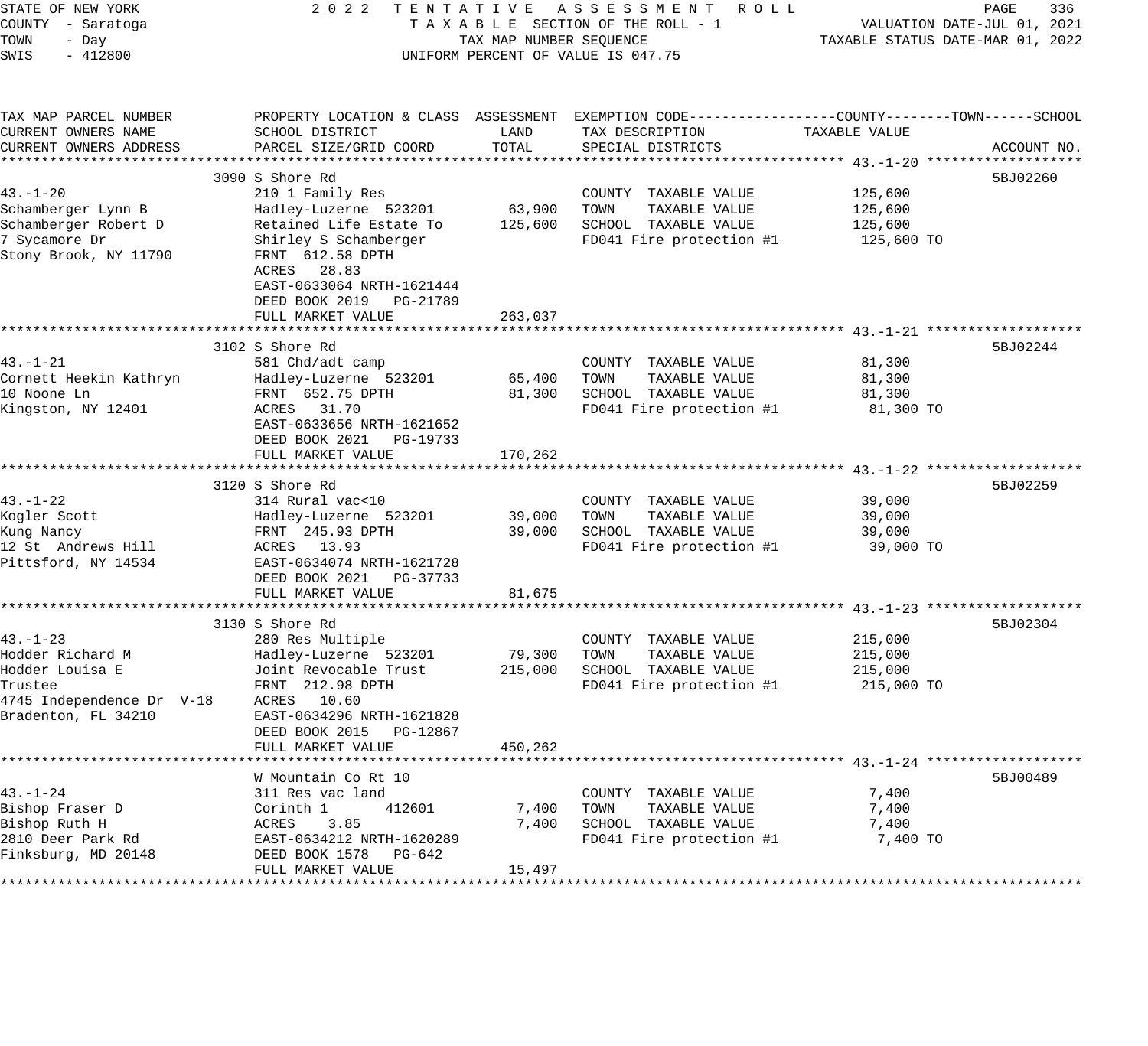STATE OF NEW YORK
COUNTY - Saratoga
TOWN - Day
SWIS - 412800

2022 TENTATIVE ASSESSMENT ROLL
TAXABLE SECTION OF THE ROLL - 1
TAX MAP NUMBER SEQUENCE
UNIFORM PERCENT OF VALUE IS 047.75

VALUATION DATE-JUL 01, 2021
TAXABLE STATUS DATE-MAR 01, 2022

| TAX MAP PARCEL NUMBER / CURRENT OWNERS NAME / CURRENT OWNERS ADDRESS | PROPERTY LOCATION & CLASS / SCHOOL DISTRICT / PARCEL SIZE/GRID COORD | ASSESSMENT LAND | ASSESSMENT TOTAL | EXEMPTION CODE / TAX DESCRIPTION / SPECIAL DISTRICTS | TAXABLE VALUE (COUNTY / TOWN / SCHOOL) | ACCOUNT NO. |
|---|---|---|---|---|---|---|
| 43.-1-20 | 3090 S Shore Rd | | | | | 5BJ02260 |
| | 210 1 Family Res | | | COUNTY TAXABLE VALUE | 125,600 | |
| Schamberger Lynn B | Hadley-Luzerne 523201 | 63,900 | | TOWN TAXABLE VALUE | 125,600 | |
| Schamberger Robert D | Retained Life Estate To | | 125,600 | SCHOOL TAXABLE VALUE | 125,600 | |
| 7 Sycamore Dr | Shirley S Schamberger | | | FD041 Fire protection #1 | 125,600 TO | |
| Stony Brook, NY 11790 | FRNT 612.58 DPTH | | | | | |
| | ACRES 28.83 | | | | | |
| | EAST-0633064 NRTH-1621444 | | | | | |
| | DEED BOOK 2019 PG-21789 | | | | | |
| | FULL MARKET VALUE | | 263,037 | | | |
| 43.-1-21 | 3102 S Shore Rd | | | | | 5BJ02244 |
| | 581 Chd/adt camp | | | COUNTY TAXABLE VALUE | 81,300 | |
| Cornett Heekin Kathryn | Hadley-Luzerne 523201 | 65,400 | | TOWN TAXABLE VALUE | 81,300 | |
| 10 Noone Ln | FRNT 652.75 DPTH | | 81,300 | SCHOOL TAXABLE VALUE | 81,300 | |
| Kingston, NY 12401 | ACRES 31.70 | | | FD041 Fire protection #1 | 81,300 TO | |
| | EAST-0633656 NRTH-1621652 | | | | | |
| | DEED BOOK 2021 PG-19733 | | | | | |
| | FULL MARKET VALUE | | 170,262 | | | |
| 43.-1-22 | 3120 S Shore Rd | | | | | 5BJ02259 |
| | 314 Rural vac<10 | | | COUNTY TAXABLE VALUE | 39,000 | |
| Kogler Scott | Hadley-Luzerne 523201 | 39,000 | | TOWN TAXABLE VALUE | 39,000 | |
| Kung Nancy | FRNT 245.93 DPTH | | 39,000 | SCHOOL TAXABLE VALUE | 39,000 | |
| 12 St Andrews Hill | ACRES 13.93 | | | FD041 Fire protection #1 | 39,000 TO | |
| Pittsford, NY 14534 | EAST-0634074 NRTH-1621728 | | | | | |
| | DEED BOOK 2021 PG-37733 | | | | | |
| | FULL MARKET VALUE | | 81,675 | | | |
| 43.-1-23 | 3130 S Shore Rd | | | | | 5BJ02304 |
| | 280 Res Multiple | | | COUNTY TAXABLE VALUE | 215,000 | |
| Hodder Richard M | Hadley-Luzerne 523201 | 79,300 | | TOWN TAXABLE VALUE | 215,000 | |
| Hodder Louisa E | Joint Revocable Trust | | 215,000 | SCHOOL TAXABLE VALUE | 215,000 | |
| Trustee | FRNT 212.98 DPTH | | | FD041 Fire protection #1 | 215,000 TO | |
| 4745 Independence Dr V-18 | ACRES 10.60 | | | | | |
| Bradenton, FL 34210 | EAST-0634296 NRTH-1621828 | | | | | |
| | DEED BOOK 2015 PG-12867 | | | | | |
| | FULL MARKET VALUE | | 450,262 | | | |
| 43.-1-24 | W Mountain Co Rt 10 | | | | | 5BJ00489 |
| | 311 Res vac land | | | COUNTY TAXABLE VALUE | 7,400 | |
| Bishop Fraser D | Corinth 1 412601 | 7,400 | | TOWN TAXABLE VALUE | 7,400 | |
| Bishop Ruth H | ACRES 3.85 | | 7,400 | SCHOOL TAXABLE VALUE | 7,400 | |
| 2810 Deer Park Rd | EAST-0634212 NRTH-1620289 | | | FD041 Fire protection #1 | 7,400 TO | |
| Finksburg, MD 20148 | DEED BOOK 1578 PG-642 | | | | | |
| | FULL MARKET VALUE | | 15,497 | | | |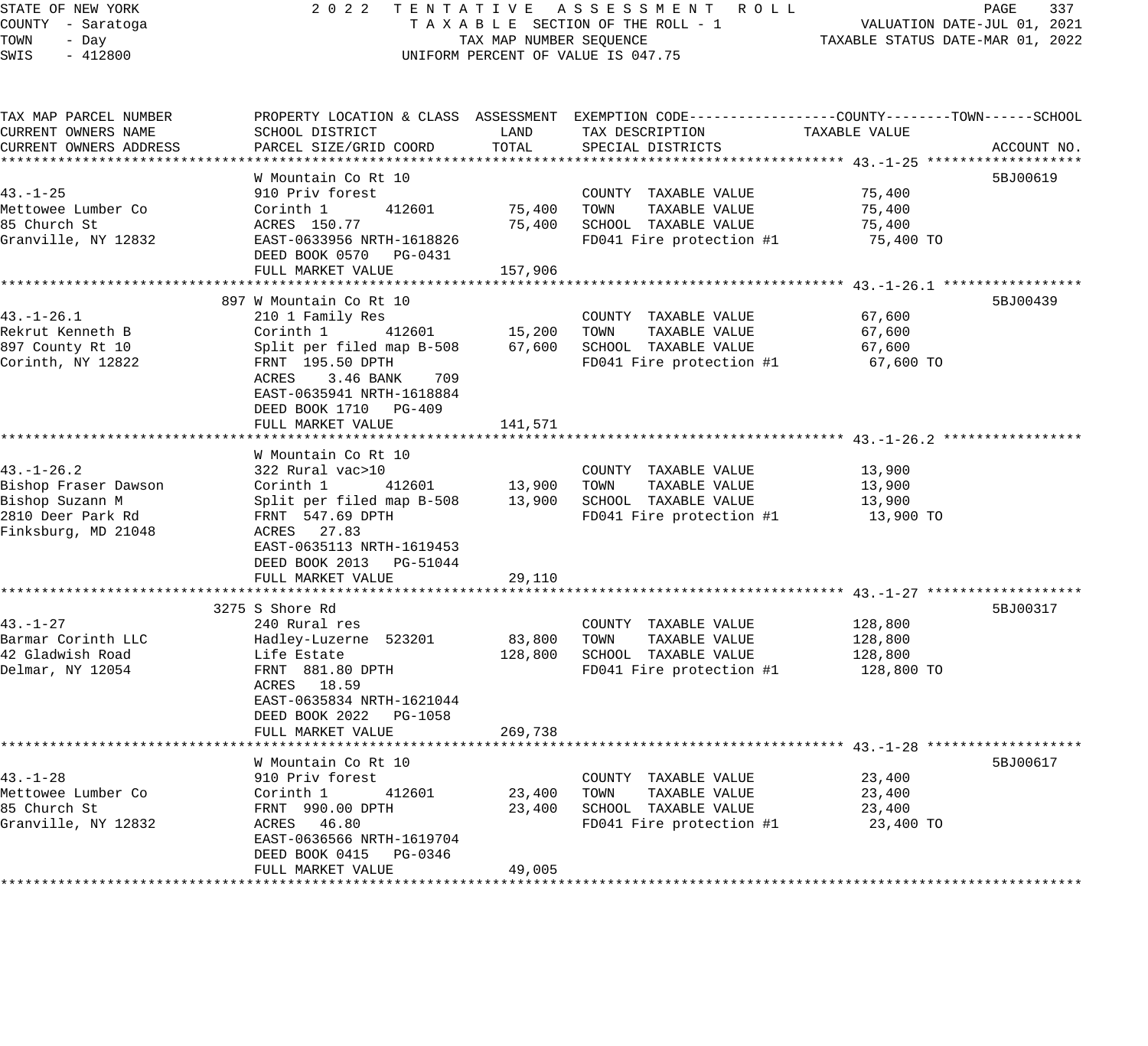STATE OF NEW YORK
COUNTY - Saratoga
TOWN - Day
SWIS - 412800

2022 TENTATIVE ASSESSMENT ROLL
TAXABLE SECTION OF THE ROLL - 1
TAX MAP NUMBER SEQUENCE
UNIFORM PERCENT OF VALUE IS 047.75

VALUATION DATE-JUL 01, 2021
TAXABLE STATUS DATE-MAR 01, 2022

| TAX MAP PARCEL NUMBER / CURRENT OWNERS NAME / CURRENT OWNERS ADDRESS | PROPERTY LOCATION & CLASS / SCHOOL DISTRICT / PARCEL SIZE/GRID COORD | ASSESSMENT LAND | TOTAL | EXEMPTION CODE / TAX DESCRIPTION / SPECIAL DISTRICTS | TAXABLE VALUE (COUNTY / TOWN / SCHOOL) | ACCOUNT NO. |
|---|---|---|---|---|---|---|
| **43.-1-25** | W Mountain Co Rt 10 | | | | | 5BJ00619 |
| 43.-1-25 | 910 Priv forest | | | COUNTY TAXABLE VALUE | 75,400 | |
| Mettowee Lumber Co | Corinth 1 412601 | 75,400 | | TOWN TAXABLE VALUE | 75,400 | |
| 85 Church St | ACRES 150.77 | | 75,400 | SCHOOL TAXABLE VALUE | 75,400 | |
| Granville, NY 12832 | EAST-0633956 NRTH-1618826 | | | FD041 Fire protection #1 | 75,400 TO | |
| | DEED BOOK 0570 PG-0431 | | | | | |
| | FULL MARKET VALUE | | 157,906 | | | |
| **43.-1-26.1** | 897 W Mountain Co Rt 10 | | | | | 5BJ00439 |
| 43.-1-26.1 | 210 1 Family Res | | | COUNTY TAXABLE VALUE | 67,600 | |
| Rekrut Kenneth B | Corinth 1 412601 | 15,200 | | TOWN TAXABLE VALUE | 67,600 | |
| 897 County Rt 10 | Split per filed map B-508 | | 67,600 | SCHOOL TAXABLE VALUE | 67,600 | |
| Corinth, NY 12822 | FRNT 195.50 DPTH | | | FD041 Fire protection #1 | 67,600 TO | |
| | ACRES 3.46 BANK 709 | | | | | |
| | EAST-0635941 NRTH-1618884 | | | | | |
| | DEED BOOK 1710 PG-409 | | | | | |
| | FULL MARKET VALUE | | 141,571 | | | |
| **43.-1-26.2** | W Mountain Co Rt 10 | | | | | |
| 43.-1-26.2 | 322 Rural vac>10 | | | COUNTY TAXABLE VALUE | 13,900 | |
| Bishop Fraser Dawson | Corinth 1 412601 | 13,900 | | TOWN TAXABLE VALUE | 13,900 | |
| Bishop Suzann M | Split per filed map B-508 | | 13,900 | SCHOOL TAXABLE VALUE | 13,900 | |
| 2810 Deer Park Rd | FRNT 547.69 DPTH | | | FD041 Fire protection #1 | 13,900 TO | |
| Finksburg, MD 21048 | ACRES 27.83 | | | | | |
| | EAST-0635113 NRTH-1619453 | | | | | |
| | DEED BOOK 2013 PG-51044 | | | | | |
| | FULL MARKET VALUE | | 29,110 | | | |
| **43.-1-27** | 3275 S Shore Rd | | | | | 5BJ00317 |
| 43.-1-27 | 240 Rural res | | | COUNTY TAXABLE VALUE | 128,800 | |
| Barmar Corinth LLC | Hadley-Luzerne 523201 | 83,800 | | TOWN TAXABLE VALUE | 128,800 | |
| 42 Gladwish Road | Life Estate | | 128,800 | SCHOOL TAXABLE VALUE | 128,800 | |
| Delmar, NY 12054 | FRNT 881.80 DPTH | | | FD041 Fire protection #1 | 128,800 TO | |
| | ACRES 18.59 | | | | | |
| | EAST-0635834 NRTH-1621044 | | | | | |
| | DEED BOOK 2022 PG-1058 | | | | | |
| | FULL MARKET VALUE | | 269,738 | | | |
| **43.-1-28** | W Mountain Co Rt 10 | | | | | 5BJ00617 |
| 43.-1-28 | 910 Priv forest | | | COUNTY TAXABLE VALUE | 23,400 | |
| Mettowee Lumber Co | Corinth 1 412601 | 23,400 | | TOWN TAXABLE VALUE | 23,400 | |
| 85 Church St | FRNT 990.00 DPTH | | 23,400 | SCHOOL TAXABLE VALUE | 23,400 | |
| Granville, NY 12832 | ACRES 46.80 | | | FD041 Fire protection #1 | 23,400 TO | |
| | EAST-0636566 NRTH-1619704 | | | | | |
| | DEED BOOK 0415 PG-0346 | | | | | |
| | FULL MARKET VALUE | | 49,005 | | | |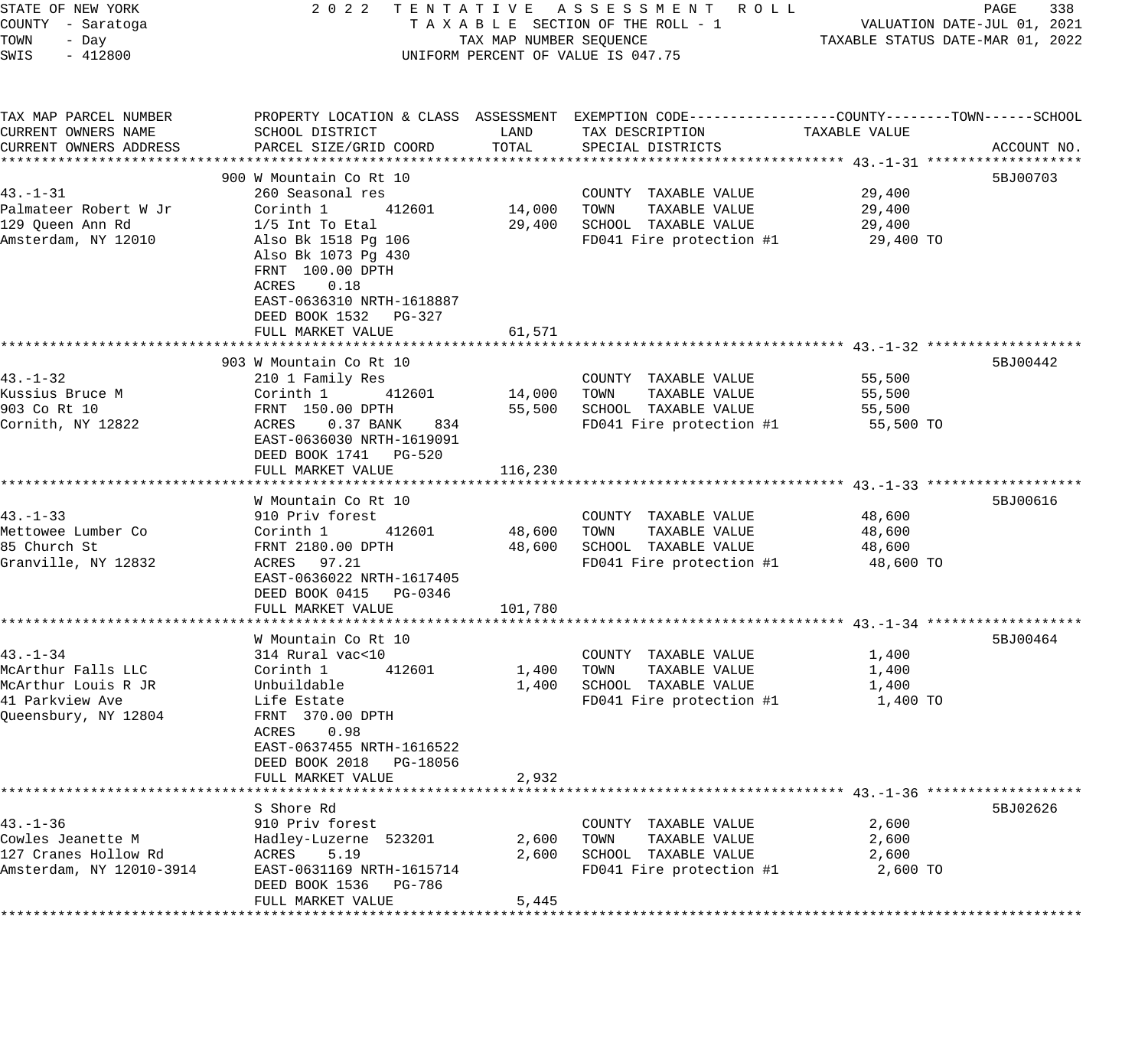STATE OF NEW YORK
COUNTY - Saratoga
TOWN - Day
SWIS - 412800

2022 TENTATIVE ASSESSMENT ROLL
TAXABLE SECTION OF THE ROLL - 1
TAX MAP NUMBER SEQUENCE
UNIFORM PERCENT OF VALUE IS 047.75

VALUATION DATE-JUL 01, 2021
TAXABLE STATUS DATE-MAR 01, 2022

| TAX MAP PARCEL NUMBER / CURRENT OWNERS NAME / CURRENT OWNERS ADDRESS | PROPERTY LOCATION & CLASS / SCHOOL DISTRICT / PARCEL SIZE/GRID COORD | ASSESSMENT LAND | TOTAL | EXEMPTION CODE / TAX DESCRIPTION / SPECIAL DISTRICTS | TAXABLE VALUE (COUNTY--TOWN--SCHOOL) | ACCOUNT NO. |
|---|---|---|---|---|---|---|
| | 900 W Mountain Co Rt 10 | | | | | 5BJ00703 |
| 43.-1-31 | 260 Seasonal res | | | COUNTY TAXABLE VALUE | 29,400 | |
| Palmateer Robert W Jr | Corinth 1 412601 | 14,000 | | TOWN TAXABLE VALUE | 29,400 | |
| 129 Queen Ann Rd | 1/5 Int To Etal | | 29,400 | SCHOOL TAXABLE VALUE | 29,400 | |
| Amsterdam, NY 12010 | Also Bk 1518 Pg 106 | | | FD041 Fire protection #1 | 29,400 TO | |
| | Also Bk 1073 Pg 430 | | | | | |
| | FRNT 100.00 DPTH | | | | | |
| | ACRES 0.18 | | | | | |
| | EAST-0636310 NRTH-1618887 | | | | | |
| | DEED BOOK 1532 PG-327 | | | | | |
| | FULL MARKET VALUE | | 61,571 | | | |
| | 903 W Mountain Co Rt 10 | | | | | 5BJ00442 |
| 43.-1-32 | 210 1 Family Res | | | COUNTY TAXABLE VALUE | 55,500 | |
| Kussius Bruce M | Corinth 1 412601 | 14,000 | | TOWN TAXABLE VALUE | 55,500 | |
| 903 Co Rt 10 | FRNT 150.00 DPTH | | 55,500 | SCHOOL TAXABLE VALUE | 55,500 | |
| Cornith, NY 12822 | ACRES 0.37 BANK 834 | | | FD041 Fire protection #1 | 55,500 TO | |
| | EAST-0636030 NRTH-1619091 | | | | | |
| | DEED BOOK 1741 PG-520 | | | | | |
| | FULL MARKET VALUE | | 116,230 | | | |
| | W Mountain Co Rt 10 | | | | | 5BJ00616 |
| 43.-1-33 | 910 Priv forest | | | COUNTY TAXABLE VALUE | 48,600 | |
| Mettowee Lumber Co | Corinth 1 412601 | 48,600 | | TOWN TAXABLE VALUE | 48,600 | |
| 85 Church St | FRNT 2180.00 DPTH | | 48,600 | SCHOOL TAXABLE VALUE | 48,600 | |
| Granville, NY 12832 | ACRES 97.21 | | | FD041 Fire protection #1 | 48,600 TO | |
| | EAST-0636022 NRTH-1617405 | | | | | |
| | DEED BOOK 0415 PG-0346 | | | | | |
| | FULL MARKET VALUE | | 101,780 | | | |
| | W Mountain Co Rt 10 | | | | | 5BJ00464 |
| 43.-1-34 | 314 Rural vac<10 | | | COUNTY TAXABLE VALUE | 1,400 | |
| McArthur Falls LLC | Corinth 1 412601 | 1,400 | | TOWN TAXABLE VALUE | 1,400 | |
| McArthur Louis R JR | Unbuildable | | 1,400 | SCHOOL TAXABLE VALUE | 1,400 | |
| 41 Parkview Ave | Life Estate | | | FD041 Fire protection #1 | 1,400 TO | |
| Queensbury, NY 12804 | FRNT 370.00 DPTH | | | | | |
| | ACRES 0.98 | | | | | |
| | EAST-0637455 NRTH-1616522 | | | | | |
| | DEED BOOK 2018 PG-18056 | | | | | |
| | FULL MARKET VALUE | | 2,932 | | | |
| | S Shore Rd | | | | | 5BJ02626 |
| 43.-1-36 | 910 Priv forest | | | COUNTY TAXABLE VALUE | 2,600 | |
| Cowles Jeanette M | Hadley-Luzerne 523201 | 2,600 | | TOWN TAXABLE VALUE | 2,600 | |
| 127 Cranes Hollow Rd | ACRES 5.19 | | 2,600 | SCHOOL TAXABLE VALUE | 2,600 | |
| Amsterdam, NY 12010-3914 | EAST-0631169 NRTH-1615714 | | | FD041 Fire protection #1 | 2,600 TO | |
| | DEED BOOK 1536 PG-786 | | | | | |
| | FULL MARKET VALUE | | 5,445 | | | |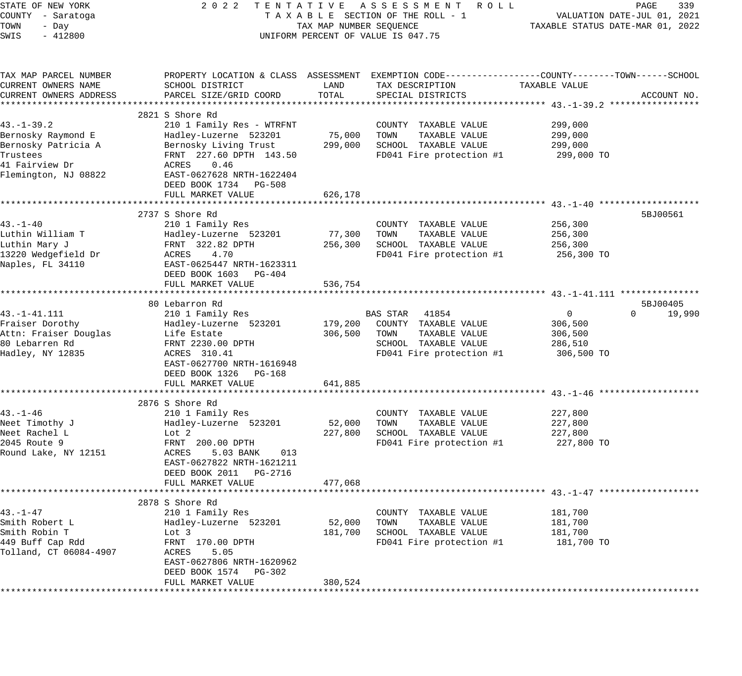STATE OF NEW YORK
COUNTY - Saratoga
TOWN - Day
SWIS - 412800

2022 TENTATIVE ASSESSMENT ROLL
TAXABLE SECTION OF THE ROLL - 1
TAX MAP NUMBER SEQUENCE
UNIFORM PERCENT OF VALUE IS 047.75

VALUATION DATE-JUL 01, 2021
TAXABLE STATUS DATE-MAR 01, 2022

| TAX MAP PARCEL NUMBER / CURRENT OWNERS NAME / CURRENT OWNERS ADDRESS | PROPERTY LOCATION & CLASS / SCHOOL DISTRICT / PARCEL SIZE/GRID COORD | ASSESSMENT LAND / TOTAL | EXEMPTION CODE / TAX DESCRIPTION / SPECIAL DISTRICTS | COUNTY TAXABLE VALUE | TOWN | SCHOOL / ACCOUNT NO. |
|---|---|---|---|---|---|---|
| **43.-1-39.2** | 2821 S Shore Rd | | | | | |
| 43.-1-39.2 | 210 1 Family Res - WTRFNT | | COUNTY TAXABLE VALUE | 299,000 | | |
| Bernosky Raymond E | Hadley-Luzerne 523201 | 75,000 | TOWN TAXABLE VALUE | 299,000 | | |
| Bernosky Patricia A | Bernosky Living Trust | 299,000 | SCHOOL TAXABLE VALUE | 299,000 | | |
| Trustees | FRNT 227.60 DPTH 143.50 | | FD041 Fire protection #1 | 299,000 TO | | |
| 41 Fairview Dr | ACRES 0.46 | | | | | |
| Flemington, NJ 08822 | EAST-0627628 NRTH-1622404 | | | | | |
| | DEED BOOK 1734 PG-508 | | | | | |
| | FULL MARKET VALUE | 626,178 | | | | |
| **43.-1-40** | 2737 S Shore Rd | | | | | 5BJ00561 |
| 43.-1-40 | 210 1 Family Res | | COUNTY TAXABLE VALUE | 256,300 | | |
| Luthin William T | Hadley-Luzerne 523201 | 77,300 | TOWN TAXABLE VALUE | 256,300 | | |
| Luthin Mary J | FRNT 322.82 DPTH | 256,300 | SCHOOL TAXABLE VALUE | 256,300 | | |
| 13220 Wedgefield Dr | ACRES 4.70 | | FD041 Fire protection #1 | 256,300 TO | | |
| Naples, FL 34110 | EAST-0625447 NRTH-1623311 | | | | | |
| | DEED BOOK 1603 PG-404 | | | | | |
| | FULL MARKET VALUE | 536,754 | | | | |
| **43.-1-41.111** | 80 Lebarron Rd | | | | | 5BJ00405 |
| 43.-1-41.111 | 210 1 Family Res | | BAS STAR 41854 | 0 | 0 | 19,990 |
| Fraiser Dorothy | Hadley-Luzerne 523201 | 179,200 | COUNTY TAXABLE VALUE | 306,500 | | |
| Attn: Fraiser Douglas | Life Estate | 306,500 | TOWN TAXABLE VALUE | 306,500 | | |
| 80 Lebarren Rd | FRNT 2230.00 DPTH | | SCHOOL TAXABLE VALUE | 286,510 | | |
| Hadley, NY 12835 | ACRES 310.41 | | FD041 Fire protection #1 | 306,500 TO | | |
| | EAST-0627700 NRTH-1616948 | | | | | |
| | DEED BOOK 1326 PG-168 | | | | | |
| | FULL MARKET VALUE | 641,885 | | | | |
| **43.-1-46** | 2876 S Shore Rd | | | | | |
| 43.-1-46 | 210 1 Family Res | | COUNTY TAXABLE VALUE | 227,800 | | |
| Neet Timothy J | Hadley-Luzerne 523201 | 52,000 | TOWN TAXABLE VALUE | 227,800 | | |
| Neet Rachel L | Lot 2 | 227,800 | SCHOOL TAXABLE VALUE | 227,800 | | |
| 2045 Route 9 | FRNT 200.00 DPTH | | FD041 Fire protection #1 | 227,800 TO | | |
| Round Lake, NY 12151 | ACRES 5.03 BANK 013 | | | | | |
| | EAST-0627822 NRTH-1621211 | | | | | |
| | DEED BOOK 2011 PG-2716 | | | | | |
| | FULL MARKET VALUE | 477,068 | | | | |
| **43.-1-47** | 2878 S Shore Rd | | | | | |
| 43.-1-47 | 210 1 Family Res | | COUNTY TAXABLE VALUE | 181,700 | | |
| Smith Robert L | Hadley-Luzerne 523201 | 52,000 | TOWN TAXABLE VALUE | 181,700 | | |
| Smith Robin T | Lot 3 | 181,700 | SCHOOL TAXABLE VALUE | 181,700 | | |
| 449 Buff Cap Rdd | FRNT 170.00 DPTH | | FD041 Fire protection #1 | 181,700 TO | | |
| Tolland, CT 06084-4907 | ACRES 5.05 | | | | | |
| | EAST-0627806 NRTH-1620962 | | | | | |
| | DEED BOOK 1574 PG-302 | | | | | |
| | FULL MARKET VALUE | 380,524 | | | | |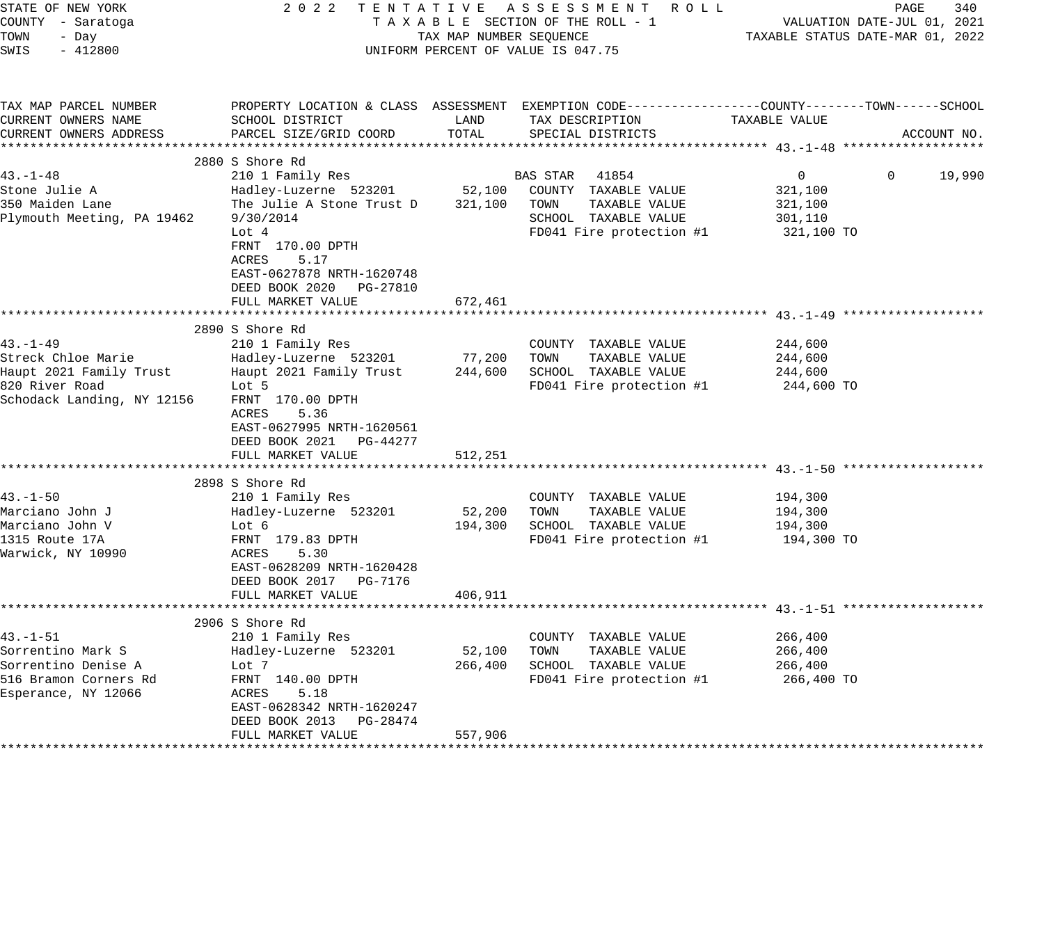STATE OF NEW YORK
COUNTY - Saratoga
TOWN - Day
SWIS - 412800

2022 TENTATIVE ASSESSMENT ROLL
TAXABLE SECTION OF THE ROLL - 1
TAX MAP NUMBER SEQUENCE
UNIFORM PERCENT OF VALUE IS 047.75

VALUATION DATE-JUL 01, 2021
TAXABLE STATUS DATE-MAR 01, 2022

| TAX MAP PARCEL NUMBER / CURRENT OWNERS NAME / CURRENT OWNERS ADDRESS | PROPERTY LOCATION & CLASS / SCHOOL DISTRICT / PARCEL SIZE/GRID COORD | ASSESSMENT LAND | TOTAL | EXEMPTION CODE / TAX DESCRIPTION / SPECIAL DISTRICTS | COUNTY TAXABLE VALUE | TOWN | SCHOOL / ACCOUNT NO. |
|---|---|---|---|---|---|---|---|
| **43.-1-48** | 2880 S Shore Rd | | | | | | |
| 43.-1-48 | 210 1 Family Res | | | BAS STAR 41854 | 0 | 0 | 19,990 |
| Stone Julie A | Hadley-Luzerne 523201 | 52,100 | | COUNTY TAXABLE VALUE | 321,100 | | |
| 350 Maiden Lane | The Julie A Stone Trust D | | 321,100 | TOWN TAXABLE VALUE | 321,100 | | |
| Plymouth Meeting, PA 19462 | 9/30/2014 | | | SCHOOL TAXABLE VALUE | 301,110 | | |
| | Lot 4 | | | FD041 Fire protection #1 | 321,100 TO | | |
| | FRNT 170.00 DPTH | | | | | | |
| | ACRES 5.17 | | | | | | |
| | EAST-0627878 NRTH-1620748 | | | | | | |
| | DEED BOOK 2020 PG-27810 | | | | | | |
| | FULL MARKET VALUE | | 672,461 | | | | |
| **43.-1-49** | 2890 S Shore Rd | | | | | | |
| 43.-1-49 | 210 1 Family Res | | | COUNTY TAXABLE VALUE | 244,600 | | |
| Streck Chloe Marie | Hadley-Luzerne 523201 | 77,200 | | TOWN TAXABLE VALUE | 244,600 | | |
| Haupt 2021 Family Trust | Haupt 2021 Family Trust | | 244,600 | SCHOOL TAXABLE VALUE | 244,600 | | |
| 820 River Road | Lot 5 | | | FD041 Fire protection #1 | 244,600 TO | | |
| Schodack Landing, NY 12156 | FRNT 170.00 DPTH | | | | | | |
| | ACRES 5.36 | | | | | | |
| | EAST-0627995 NRTH-1620561 | | | | | | |
| | DEED BOOK 2021 PG-44277 | | | | | | |
| | FULL MARKET VALUE | | 512,251 | | | | |
| **43.-1-50** | 2898 S Shore Rd | | | | | | |
| 43.-1-50 | 210 1 Family Res | | | COUNTY TAXABLE VALUE | 194,300 | | |
| Marciano John J | Hadley-Luzerne 523201 | 52,200 | | TOWN TAXABLE VALUE | 194,300 | | |
| Marciano John V | Lot 6 | | 194,300 | SCHOOL TAXABLE VALUE | 194,300 | | |
| 1315 Route 17A | FRNT 179.83 DPTH | | | FD041 Fire protection #1 | 194,300 TO | | |
| Warwick, NY 10990 | ACRES 5.30 | | | | | | |
| | EAST-0628209 NRTH-1620428 | | | | | | |
| | DEED BOOK 2017 PG-7176 | | | | | | |
| | FULL MARKET VALUE | | 406,911 | | | | |
| **43.-1-51** | 2906 S Shore Rd | | | | | | |
| 43.-1-51 | 210 1 Family Res | | | COUNTY TAXABLE VALUE | 266,400 | | |
| Sorrentino Mark S | Hadley-Luzerne 523201 | 52,100 | | TOWN TAXABLE VALUE | 266,400 | | |
| Sorrentino Denise A | Lot 7 | | 266,400 | SCHOOL TAXABLE VALUE | 266,400 | | |
| 516 Bramon Corners Rd | FRNT 140.00 DPTH | | | FD041 Fire protection #1 | 266,400 TO | | |
| Esperance, NY 12066 | ACRES 5.18 | | | | | | |
| | EAST-0628342 NRTH-1620247 | | | | | | |
| | DEED BOOK 2013 PG-28474 | | | | | | |
| | FULL MARKET VALUE | | 557,906 | | | | |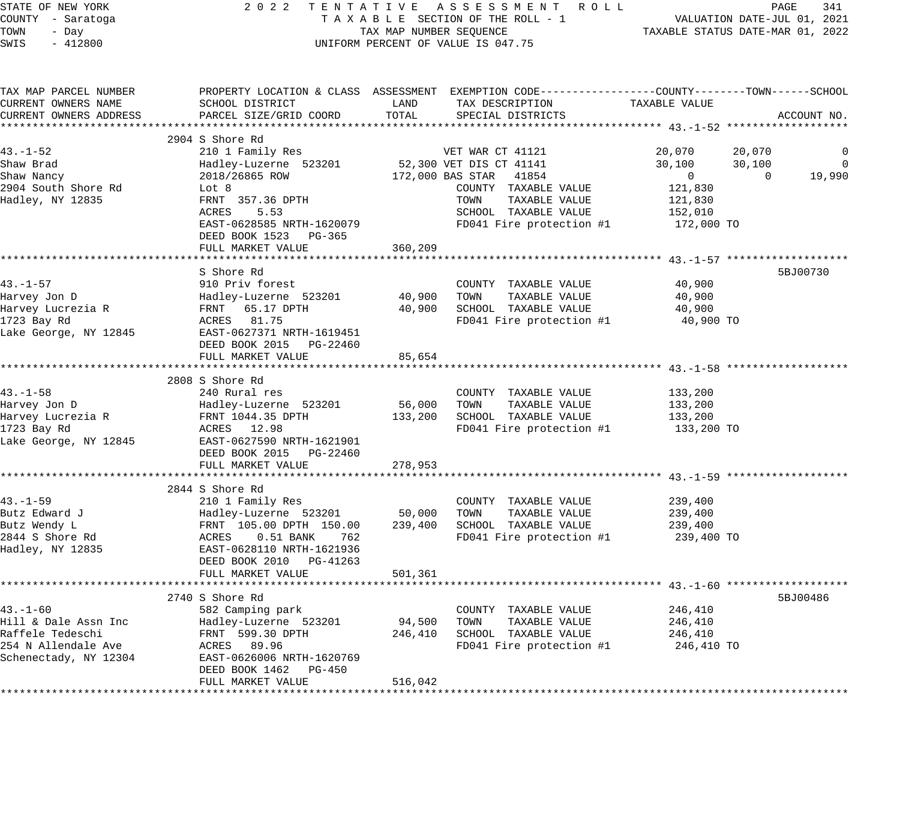STATE OF NEW YORK
COUNTY - Saratoga
TOWN - Day
SWIS - 412800

2 0 2 2 TENTATIVE ASSESSMENT ROLL
TAXABLE SECTION OF THE ROLL - 1
TAX MAP NUMBER SEQUENCE
UNIFORM PERCENT OF VALUE IS 047.75

VALUATION DATE-JUL 01, 2021
TAXABLE STATUS DATE-MAR 01, 2022

```
TAX MAP PARCEL NUMBER          PROPERTY LOCATION & CLASS  ASSESSMENT  EXEMPTION CODE------------------COUNTY--------TOWN------SCHOOL
CURRENT OWNERS NAME            SCHOOL DISTRICT               LAND      TAX DESCRIPTION              TAXABLE VALUE
CURRENT OWNERS ADDRESS         PARCEL SIZE/GRID COORD       TOTAL      SPECIAL DISTRICTS                                      ACCOUNT NO.
******************************************************************************************************* 43.-1-52 *******************
                          2904 S Shore Rd
43.-1-52                       210 1 Family Res                   VET WAR CT 41121            20,070     20,070          0
Shaw Brad                      Hadley-Luzerne  523201      52,300 VET DIS CT 41141            30,100     30,100          0
Shaw Nancy                     2018/26865 ROW             172,000 BAS STAR   41854                 0          0     19,990
2904 South Shore Rd            Lot 8                               COUNTY  TAXABLE VALUE         121,830
Hadley, NY 12835               FRNT  357.36 DPTH                   TOWN    TAXABLE VALUE         121,830
                               ACRES     5.53                      SCHOOL  TAXABLE VALUE         152,010
                               EAST-0628585 NRTH-1620079           FD041 Fire protection #1       172,000 TO
                               DEED BOOK 1523    PG-365
                               FULL MARKET VALUE          360,209
******************************************************************************************************* 43.-1-57 *******************
                               S Shore Rd                                                                             5BJ00730
43.-1-57                       910 Priv forest                     COUNTY  TAXABLE VALUE          40,900
Harvey Jon D                   Hadley-Luzerne  523201      40,900  TOWN    TAXABLE VALUE          40,900
Harvey Lucrezia R              FRNT   65.17 DPTH           40,900  SCHOOL  TAXABLE VALUE          40,900
1723 Bay Rd                    ACRES   81.75                       FD041 Fire protection #1        40,900 TO
Lake George, NY 12845          EAST-0627371 NRTH-1619451
                               DEED BOOK 2015    PG-22460
                               FULL MARKET VALUE           85,654
******************************************************************************************************* 43.-1-58 *******************
                          2808 S Shore Rd
43.-1-58                       240 Rural res                       COUNTY  TAXABLE VALUE         133,200
Harvey Jon D                   Hadley-Luzerne  523201      56,000  TOWN    TAXABLE VALUE         133,200
Harvey Lucrezia R              FRNT 1044.35 DPTH          133,200  SCHOOL  TAXABLE VALUE         133,200
1723 Bay Rd                    ACRES   12.98                       FD041 Fire protection #1       133,200 TO
Lake George, NY 12845          EAST-0627590 NRTH-1621901
                               DEED BOOK 2015    PG-22460
                               FULL MARKET VALUE          278,953
******************************************************************************************************* 43.-1-59 *******************
                          2844 S Shore Rd
43.-1-59                       210 1 Family Res                    COUNTY  TAXABLE VALUE         239,400
Butz Edward J                  Hadley-Luzerne  523201      50,000  TOWN    TAXABLE VALUE         239,400
Butz Wendy L                   FRNT  105.00 DPTH  150.00  239,400  SCHOOL  TAXABLE VALUE         239,400
2844 S Shore Rd                ACRES     0.51 BANK    762          FD041 Fire protection #1       239,400 TO
Hadley, NY 12835               EAST-0628110 NRTH-1621936
                               DEED BOOK 2010    PG-41263
                               FULL MARKET VALUE          501,361
******************************************************************************************************* 43.-1-60 *******************
                          2740 S Shore Rd                                                                             5BJ00486
43.-1-60                       582 Camping park                    COUNTY  TAXABLE VALUE         246,410
Hill & Dale Assn Inc           Hadley-Luzerne  523201      94,500  TOWN    TAXABLE VALUE         246,410
Raffele Tedeschi               FRNT  599.30 DPTH          246,410  SCHOOL  TAXABLE VALUE         246,410
254 N Allendale Ave            ACRES   89.96                       FD041 Fire protection #1       246,410 TO
Schenectady, NY 12304          EAST-0626006 NRTH-1620769
                               DEED BOOK 1462    PG-450
                               FULL MARKET VALUE          516,042
************************************************************************************************************************************
```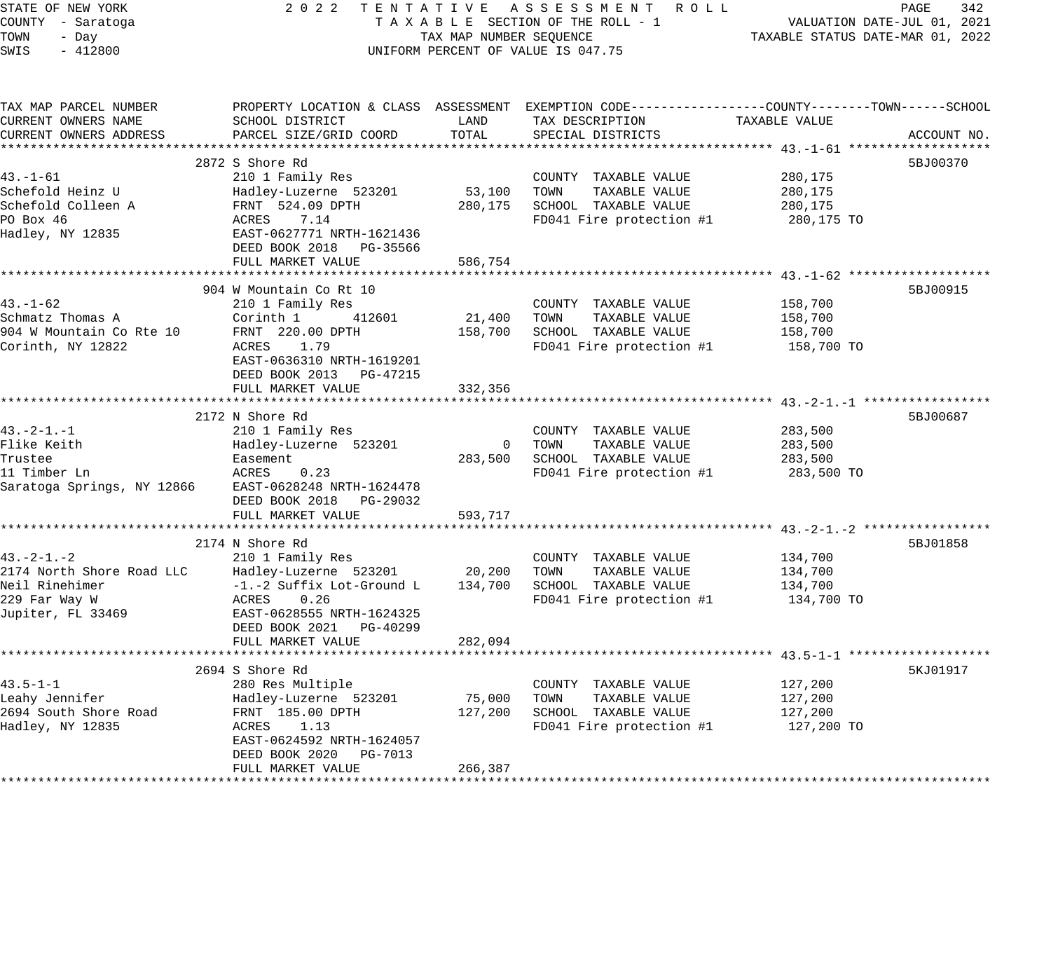STATE OF NEW YORK
COUNTY - Saratoga
TOWN - Day
SWIS - 412800

2022 TENTATIVE ASSESSMENT ROLL
TAXABLE SECTION OF THE ROLL - 1
TAX MAP NUMBER SEQUENCE
UNIFORM PERCENT OF VALUE IS 047.75

VALUATION DATE-JUL 01, 2021
TAXABLE STATUS DATE-MAR 01, 2022

| TAX MAP PARCEL NUMBER / CURRENT OWNERS NAME / CURRENT OWNERS ADDRESS | PROPERTY LOCATION & CLASS / SCHOOL DISTRICT / PARCEL SIZE/GRID COORD | ASSESSMENT LAND | ASSESSMENT TOTAL | EXEMPTION CODE / TAX DESCRIPTION / SPECIAL DISTRICTS | TAXABLE VALUE (COUNTY / TOWN / SCHOOL) | ACCOUNT NO. |
|---|---|---|---|---|---|---|
| 43.-1-61 | 2872 S Shore Rd | | | | | 5BJ00370 |
| | 210 1 Family Res | | | COUNTY TAXABLE VALUE | 280,175 | |
| Schefold Heinz U | Hadley-Luzerne 523201 | 53,100 | | TOWN TAXABLE VALUE | 280,175 | |
| Schefold Colleen A | FRNT 524.09 DPTH | | 280,175 | SCHOOL TAXABLE VALUE | 280,175 | |
| PO Box 46 | ACRES 7.14 | | | FD041 Fire protection #1 | 280,175 TO | |
| Hadley, NY 12835 | EAST-0627771 NRTH-1621436 | | | | | |
| | DEED BOOK 2018 PG-35566 | | | | | |
| | FULL MARKET VALUE | | 586,754 | | | |
| 43.-1-62 | 904 W Mountain Co Rt 10 | | | | | 5BJ00915 |
| | 210 1 Family Res | | | COUNTY TAXABLE VALUE | 158,700 | |
| Schmatz Thomas A | Corinth 1 412601 | 21,400 | | TOWN TAXABLE VALUE | 158,700 | |
| 904 W Mountain Co Rte 10 | FRNT 220.00 DPTH | | 158,700 | SCHOOL TAXABLE VALUE | 158,700 | |
| Corinth, NY 12822 | ACRES 1.79 | | | FD041 Fire protection #1 | 158,700 TO | |
| | EAST-0636310 NRTH-1619201 | | | | | |
| | DEED BOOK 2013 PG-47215 | | | | | |
| | FULL MARKET VALUE | | 332,356 | | | |
| 43.-2-1.-1 | 2172 N Shore Rd | | | | | 5BJ00687 |
| | 210 1 Family Res | | | COUNTY TAXABLE VALUE | 283,500 | |
| Flike Keith | Hadley-Luzerne 523201 | 0 | | TOWN TAXABLE VALUE | 283,500 | |
| Trustee | Easement | | 283,500 | SCHOOL TAXABLE VALUE | 283,500 | |
| 11 Timber Ln | ACRES 0.23 | | | FD041 Fire protection #1 | 283,500 TO | |
| Saratoga Springs, NY 12866 | EAST-0628248 NRTH-1624478 | | | | | |
| | DEED BOOK 2018 PG-29032 | | | | | |
| | FULL MARKET VALUE | | 593,717 | | | |
| 43.-2-1.-2 | 2174 N Shore Rd | | | | | 5BJ01858 |
| | 210 1 Family Res | | | COUNTY TAXABLE VALUE | 134,700 | |
| 2174 North Shore Road LLC | Hadley-Luzerne 523201 | 20,200 | | TOWN TAXABLE VALUE | 134,700 | |
| Neil Rinehimer | -1.-2 Suffix Lot-Ground L | | 134,700 | SCHOOL TAXABLE VALUE | 134,700 | |
| 229 Far Way W | ACRES 0.26 | | | FD041 Fire protection #1 | 134,700 TO | |
| Jupiter, FL 33469 | EAST-0628555 NRTH-1624325 | | | | | |
| | DEED BOOK 2021 PG-40299 | | | | | |
| | FULL MARKET VALUE | | 282,094 | | | |
| 43.5-1-1 | 2694 S Shore Rd | | | | | 5KJ01917 |
| | 280 Res Multiple | | | COUNTY TAXABLE VALUE | 127,200 | |
| Leahy Jennifer | Hadley-Luzerne 523201 | 75,000 | | TOWN TAXABLE VALUE | 127,200 | |
| 2694 South Shore Road | FRNT 185.00 DPTH | | 127,200 | SCHOOL TAXABLE VALUE | 127,200 | |
| Hadley, NY 12835 | ACRES 1.13 | | | FD041 Fire protection #1 | 127,200 TO | |
| | EAST-0624592 NRTH-1624057 | | | | | |
| | DEED BOOK 2020 PG-7013 | | | | | |
| | FULL MARKET VALUE | | 266,387 | | | |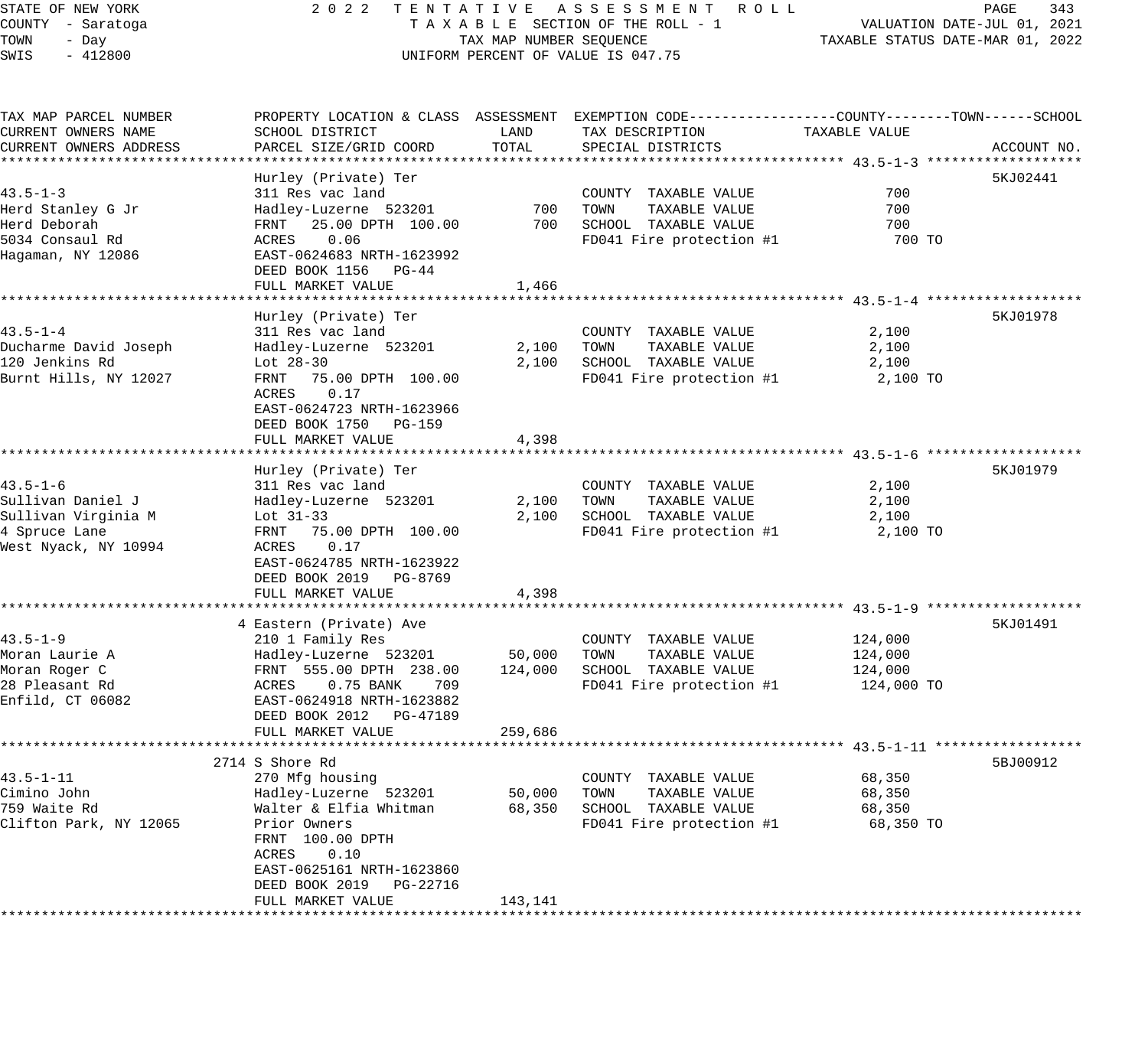STATE OF NEW YORK
COUNTY - Saratoga
TOWN - Day
SWIS - 412800

2022 TENTATIVE ASSESSMENT ROLL
TAXABLE SECTION OF THE ROLL - 1
TAX MAP NUMBER SEQUENCE
UNIFORM PERCENT OF VALUE IS 047.75

VALUATION DATE-JUL 01, 2021
TAXABLE STATUS DATE-MAR 01, 2022

| TAX MAP PARCEL NUMBER / CURRENT OWNERS NAME / CURRENT OWNERS ADDRESS | PROPERTY LOCATION & CLASS / SCHOOL DISTRICT / PARCEL SIZE/GRID COORD | ASSESSMENT LAND | ASSESSMENT TOTAL | EXEMPTION CODE / TAX DESCRIPTION / SPECIAL DISTRICTS | TAXABLE VALUE (COUNTY--TOWN--SCHOOL) | ACCOUNT NO. |
|---|---|---|---|---|---|---|
| **43.5-1-3** | Hurley (Private) Ter | | | | | 5KJ02441 |
| 43.5-1-3 | 311 Res vac land | | | COUNTY TAXABLE VALUE | 700 | |
| Herd Stanley G Jr | Hadley-Luzerne 523201 | 700 | | TOWN TAXABLE VALUE | 700 | |
| Herd Deborah | FRNT 25.00 DPTH 100.00 | | 700 | SCHOOL TAXABLE VALUE | 700 | |
| 5034 Consaul Rd | ACRES 0.06 | | | FD041 Fire protection #1 | 700 TO | |
| Hagaman, NY 12086 | EAST-0624683 NRTH-1623992 | | | | | |
| | DEED BOOK 1156 PG-44 | | | | | |
| | FULL MARKET VALUE | | 1,466 | | | |
| **43.5-1-4** | Hurley (Private) Ter | | | | | 5KJ01978 |
| 43.5-1-4 | 311 Res vac land | | | COUNTY TAXABLE VALUE | 2,100 | |
| Ducharme David Joseph | Hadley-Luzerne 523201 | 2,100 | | TOWN TAXABLE VALUE | 2,100 | |
| 120 Jenkins Rd | Lot 28-30 | | 2,100 | SCHOOL TAXABLE VALUE | 2,100 | |
| Burnt Hills, NY 12027 | FRNT 75.00 DPTH 100.00 | | | FD041 Fire protection #1 | 2,100 TO | |
| | ACRES 0.17 | | | | | |
| | EAST-0624723 NRTH-1623966 | | | | | |
| | DEED BOOK 1750 PG-159 | | | | | |
| | FULL MARKET VALUE | | 4,398 | | | |
| **43.5-1-6** | Hurley (Private) Ter | | | | | 5KJ01979 |
| 43.5-1-6 | 311 Res vac land | | | COUNTY TAXABLE VALUE | 2,100 | |
| Sullivan Daniel J | Hadley-Luzerne 523201 | 2,100 | | TOWN TAXABLE VALUE | 2,100 | |
| Sullivan Virginia M | Lot 31-33 | | 2,100 | SCHOOL TAXABLE VALUE | 2,100 | |
| 4 Spruce Lane | FRNT 75.00 DPTH 100.00 | | | FD041 Fire protection #1 | 2,100 TO | |
| West Nyack, NY 10994 | ACRES 0.17 | | | | | |
| | EAST-0624785 NRTH-1623922 | | | | | |
| | DEED BOOK 2019 PG-8769 | | | | | |
| | FULL MARKET VALUE | | 4,398 | | | |
| **43.5-1-9** | 4 Eastern (Private) Ave | | | | | 5KJ01491 |
| 43.5-1-9 | 210 1 Family Res | | | COUNTY TAXABLE VALUE | 124,000 | |
| Moran Laurie A | Hadley-Luzerne 523201 | 50,000 | | TOWN TAXABLE VALUE | 124,000 | |
| Moran Roger C | FRNT 555.00 DPTH 238.00 | | 124,000 | SCHOOL TAXABLE VALUE | 124,000 | |
| 28 Pleasant Rd | ACRES 0.75 BANK 709 | | | FD041 Fire protection #1 | 124,000 TO | |
| Enfild, CT 06082 | EAST-0624918 NRTH-1623882 | | | | | |
| | DEED BOOK 2012 PG-47189 | | | | | |
| | FULL MARKET VALUE | | 259,686 | | | |
| **43.5-1-11** | 2714 S Shore Rd | | | | | 5BJ00912 |
| 43.5-1-11 | 270 Mfg housing | | | COUNTY TAXABLE VALUE | 68,350 | |
| Cimino John | Hadley-Luzerne 523201 | 50,000 | | TOWN TAXABLE VALUE | 68,350 | |
| 759 Waite Rd | Walter & Elfia Whitman | | 68,350 | SCHOOL TAXABLE VALUE | 68,350 | |
| Clifton Park, NY 12065 | Prior Owners | | | FD041 Fire protection #1 | 68,350 TO | |
| | FRNT 100.00 DPTH | | | | | |
| | ACRES 0.10 | | | | | |
| | EAST-0625161 NRTH-1623860 | | | | | |
| | DEED BOOK 2019 PG-22716 | | | | | |
| | FULL MARKET VALUE | | 143,141 | | | |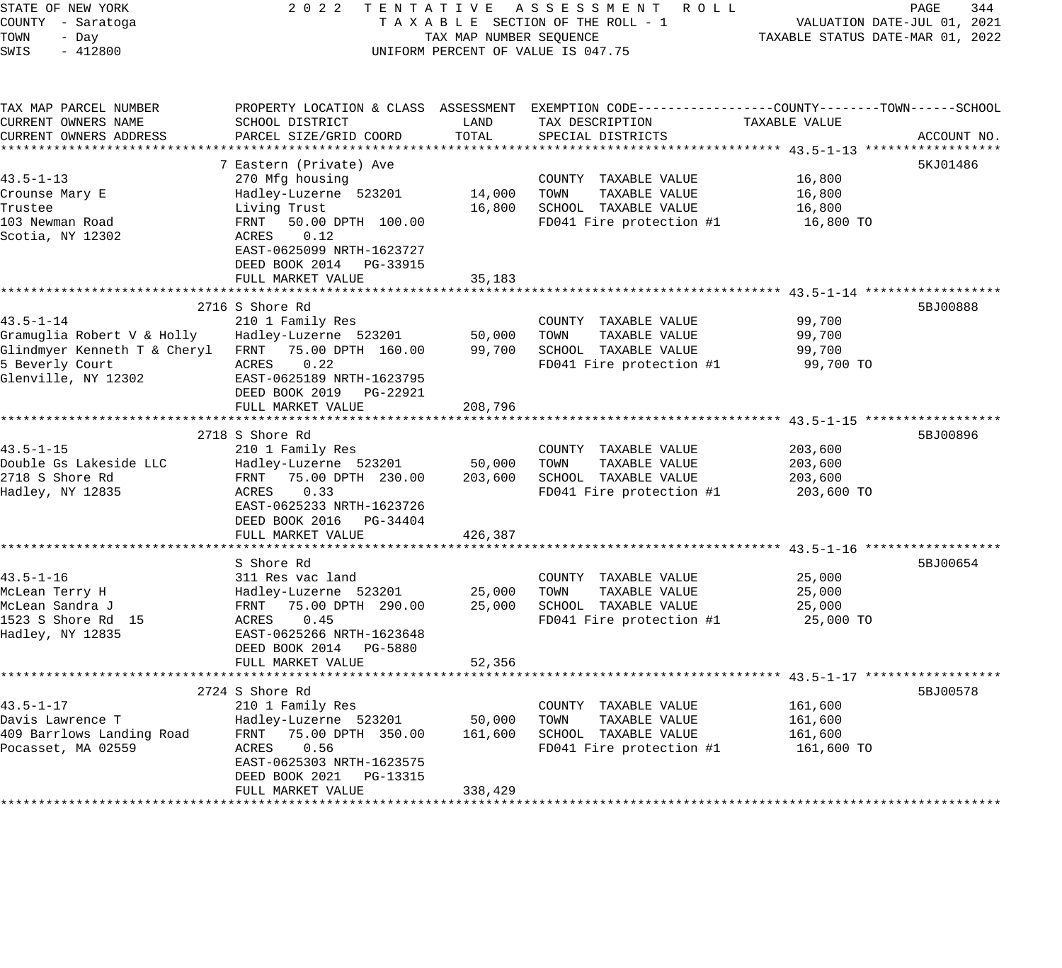STATE OF NEW YORK
COUNTY - Saratoga
TOWN - Day
SWIS - 412800

2022 TENTATIVE ASSESSMENT ROLL
TAXABLE SECTION OF THE ROLL - 1
TAX MAP NUMBER SEQUENCE
UNIFORM PERCENT OF VALUE IS 047.75

VALUATION DATE-JUL 01, 2021
TAXABLE STATUS DATE-MAR 01, 2022

| TAX MAP PARCEL NUMBER / CURRENT OWNERS NAME / CURRENT OWNERS ADDRESS | PROPERTY LOCATION & CLASS / SCHOOL DISTRICT / PARCEL SIZE/GRID COORD | ASSESSMENT LAND | ASSESSMENT TOTAL | EXEMPTION CODE / TAX DESCRIPTION / SPECIAL DISTRICTS | TAXABLE VALUE | ACCOUNT NO. |
|---|---|---|---|---|---|---|
| **43.5-1-13** | 7 Eastern (Private) Ave | | | | | 5KJ01486 |
| 43.5-1-13 | 270 Mfg housing | | | COUNTY TAXABLE VALUE | 16,800 | |
| Crounse Mary E | Hadley-Luzerne 523201 | 14,000 | | TOWN TAXABLE VALUE | 16,800 | |
| Trustee | Living Trust | | 16,800 | SCHOOL TAXABLE VALUE | 16,800 | |
| 103 Newman Road | FRNT 50.00 DPTH 100.00 | | | FD041 Fire protection #1 | 16,800 TO | |
| Scotia, NY 12302 | ACRES 0.12 | | | | | |
| | EAST-0625099 NRTH-1623727 | | | | | |
| | DEED BOOK 2014 PG-33915 | | | | | |
| | FULL MARKET VALUE | | 35,183 | | | |
| **43.5-1-14** | 2716 S Shore Rd | | | | | 5BJ00888 |
| 43.5-1-14 | 210 1 Family Res | | | COUNTY TAXABLE VALUE | 99,700 | |
| Gramuglia Robert V & Holly | Hadley-Luzerne 523201 | 50,000 | | TOWN TAXABLE VALUE | 99,700 | |
| Glindmyer Kenneth T & Cheryl | FRNT 75.00 DPTH 160.00 | | 99,700 | SCHOOL TAXABLE VALUE | 99,700 | |
| 5 Beverly Court | ACRES 0.22 | | | FD041 Fire protection #1 | 99,700 TO | |
| Glenville, NY 12302 | EAST-0625189 NRTH-1623795 | | | | | |
| | DEED BOOK 2019 PG-22921 | | | | | |
| | FULL MARKET VALUE | | 208,796 | | | |
| **43.5-1-15** | 2718 S Shore Rd | | | | | 5BJ00896 |
| 43.5-1-15 | 210 1 Family Res | | | COUNTY TAXABLE VALUE | 203,600 | |
| Double Gs Lakeside LLC | Hadley-Luzerne 523201 | 50,000 | | TOWN TAXABLE VALUE | 203,600 | |
| 2718 S Shore Rd | FRNT 75.00 DPTH 230.00 | | 203,600 | SCHOOL TAXABLE VALUE | 203,600 | |
| Hadley, NY 12835 | ACRES 0.33 | | | FD041 Fire protection #1 | 203,600 TO | |
| | EAST-0625233 NRTH-1623726 | | | | | |
| | DEED BOOK 2016 PG-34404 | | | | | |
| | FULL MARKET VALUE | | 426,387 | | | |
| **43.5-1-16** | S Shore Rd | | | | | 5BJ00654 |
| 43.5-1-16 | 311 Res vac land | | | COUNTY TAXABLE VALUE | 25,000 | |
| McLean Terry H | Hadley-Luzerne 523201 | 25,000 | | TOWN TAXABLE VALUE | 25,000 | |
| McLean Sandra J | FRNT 75.00 DPTH 290.00 | | 25,000 | SCHOOL TAXABLE VALUE | 25,000 | |
| 1523 S Shore Rd 15 | ACRES 0.45 | | | FD041 Fire protection #1 | 25,000 TO | |
| Hadley, NY 12835 | EAST-0625266 NRTH-1623648 | | | | | |
| | DEED BOOK 2014 PG-5880 | | | | | |
| | FULL MARKET VALUE | | 52,356 | | | |
| **43.5-1-17** | 2724 S Shore Rd | | | | | 5BJ00578 |
| 43.5-1-17 | 210 1 Family Res | | | COUNTY TAXABLE VALUE | 161,600 | |
| Davis Lawrence T | Hadley-Luzerne 523201 | 50,000 | | TOWN TAXABLE VALUE | 161,600 | |
| 409 Barrlows Landing Road | FRNT 75.00 DPTH 350.00 | | 161,600 | SCHOOL TAXABLE VALUE | 161,600 | |
| Pocasset, MA 02559 | ACRES 0.56 | | | FD041 Fire protection #1 | 161,600 TO | |
| | EAST-0625303 NRTH-1623575 | | | | | |
| | DEED BOOK 2021 PG-13315 | | | | | |
| | FULL MARKET VALUE | | 338,429 | | | |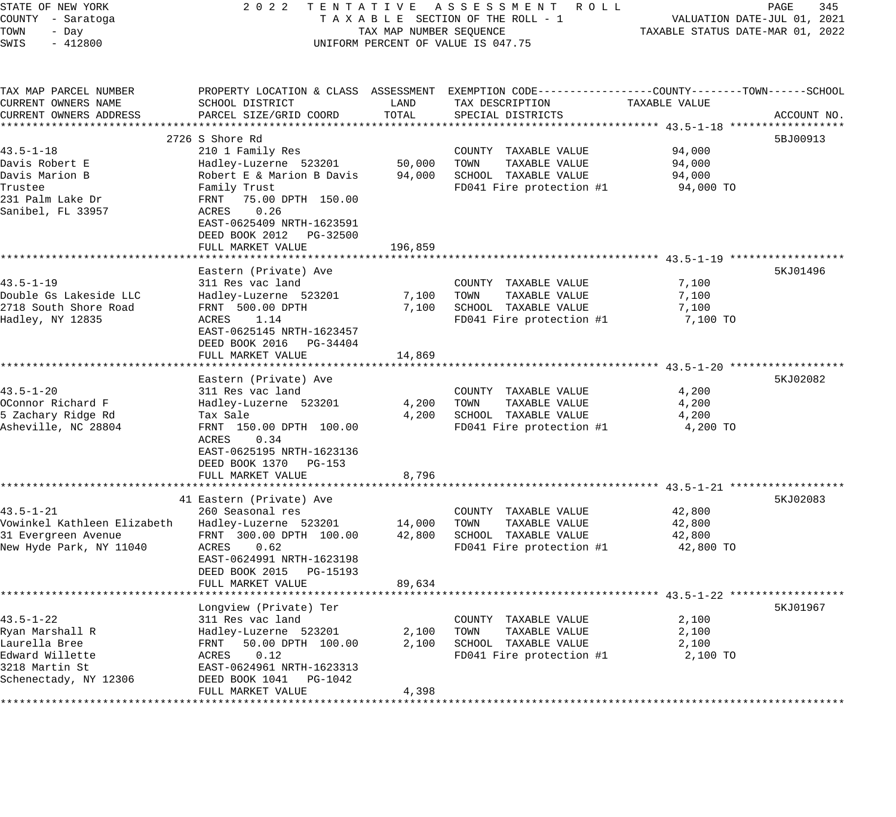STATE OF NEW YORK — 2022 TENTATIVE ASSESSMENT ROLL — TAXABLE SECTION OF THE ROLL - 1 — VALUATION DATE-JUL 01, 2021
COUNTY - Saratoga — TAX MAP NUMBER SEQUENCE — TAXABLE STATUS DATE-MAR 01, 2022
TOWN - Day
SWIS - 412800 — UNIFORM PERCENT OF VALUE IS 047.75

| TAX MAP PARCEL NUMBER / CURRENT OWNERS NAME / CURRENT OWNERS ADDRESS | PROPERTY LOCATION & CLASS / SCHOOL DISTRICT / PARCEL SIZE/GRID COORD | ASSESSMENT LAND | ASSESSMENT TOTAL | EXEMPTION CODE / TAX DESCRIPTION / SPECIAL DISTRICTS | TAXABLE VALUE (COUNTY / TOWN / SCHOOL) | ACCOUNT NO. |
|---|---|---|---|---|---|---|
| **43.5-1-18** | 2726 S Shore Rd | | | | | 5BJ00913 |
| Davis Robert E | 210 1 Family Res | | | COUNTY TAXABLE VALUE | 94,000 | |
| Davis Marion B | Hadley-Luzerne 523201 | 50,000 | | TOWN TAXABLE VALUE | 94,000 | |
| Trustee | Robert E & Marion B Davis | | 94,000 | SCHOOL TAXABLE VALUE | 94,000 | |
| 231 Palm Lake Dr | Family Trust | | | FD041 Fire protection #1 | 94,000 TO | |
| Sanibel, FL 33957 | FRNT 75.00 DPTH 150.00 | | | | | |
| | ACRES 0.26 | | | | | |
| | EAST-0625409 NRTH-1623591 | | | | | |
| | DEED BOOK 2012 PG-32500 | | | | | |
| | FULL MARKET VALUE | | 196,859 | | | |
| **43.5-1-19** | Eastern (Private) Ave | | | | | 5KJ01496 |
| Double Gs Lakeside LLC | 311 Res vac land | | | COUNTY TAXABLE VALUE | 7,100 | |
| 2718 South Shore Road | Hadley-Luzerne 523201 | 7,100 | | TOWN TAXABLE VALUE | 7,100 | |
| Hadley, NY 12835 | FRNT 500.00 DPTH | | 7,100 | SCHOOL TAXABLE VALUE | 7,100 | |
| | ACRES 1.14 | | | FD041 Fire protection #1 | 7,100 TO | |
| | EAST-0625145 NRTH-1623457 | | | | | |
| | DEED BOOK 2016 PG-34404 | | | | | |
| | FULL MARKET VALUE | | 14,869 | | | |
| **43.5-1-20** | Eastern (Private) Ave | | | | | 5KJ02082 |
| OConnor Richard F | 311 Res vac land | | | COUNTY TAXABLE VALUE | 4,200 | |
| 5 Zachary Ridge Rd | Hadley-Luzerne 523201 | 4,200 | | TOWN TAXABLE VALUE | 4,200 | |
| Asheville, NC 28804 | Tax Sale | | 4,200 | SCHOOL TAXABLE VALUE | 4,200 | |
| | FRNT 150.00 DPTH 100.00 | | | FD041 Fire protection #1 | 4,200 TO | |
| | ACRES 0.34 | | | | | |
| | EAST-0625195 NRTH-1623136 | | | | | |
| | DEED BOOK 1370 PG-153 | | | | | |
| | FULL MARKET VALUE | | 8,796 | | | |
| **43.5-1-21** | 41 Eastern (Private) Ave | | | | | 5KJ02083 |
| Vowinkel Kathleen Elizabeth | 260 Seasonal res | | | COUNTY TAXABLE VALUE | 42,800 | |
| 31 Evergreen Avenue | Hadley-Luzerne 523201 | 14,000 | | TOWN TAXABLE VALUE | 42,800 | |
| New Hyde Park, NY 11040 | FRNT 300.00 DPTH 100.00 | | 42,800 | SCHOOL TAXABLE VALUE | 42,800 | |
| | ACRES 0.62 | | | FD041 Fire protection #1 | 42,800 TO | |
| | EAST-0624991 NRTH-1623198 | | | | | |
| | DEED BOOK 2015 PG-15193 | | | | | |
| | FULL MARKET VALUE | | 89,634 | | | |
| **43.5-1-22** | Longview (Private) Ter | | | | | 5KJ01967 |
| Ryan Marshall R | 311 Res vac land | | | COUNTY TAXABLE VALUE | 2,100 | |
| Laurella Bree | Hadley-Luzerne 523201 | 2,100 | | TOWN TAXABLE VALUE | 2,100 | |
| Edward Willette | FRNT 50.00 DPTH 100.00 | | 2,100 | SCHOOL TAXABLE VALUE | 2,100 | |
| 3218 Martin St | ACRES 0.12 | | | FD041 Fire protection #1 | 2,100 TO | |
| Schenectady, NY 12306 | EAST-0624961 NRTH-1623313 | | | | | |
| | DEED BOOK 1041 PG-1042 | | | | | |
| | FULL MARKET VALUE | | 4,398 | | | |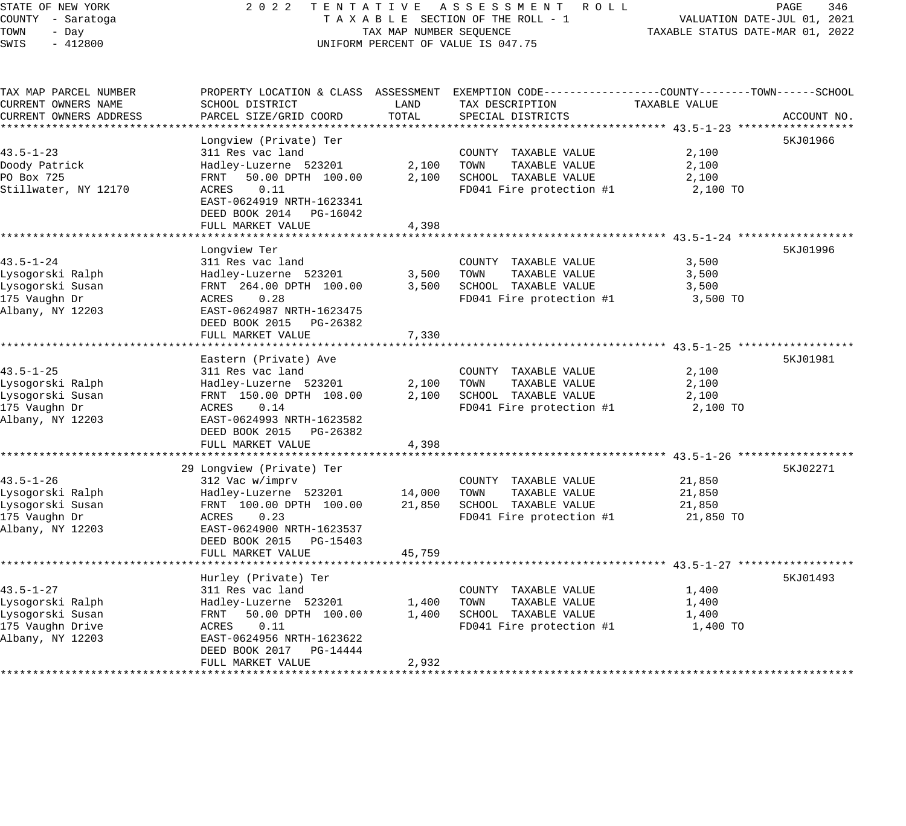STATE OF NEW YORK — 2022 TENTATIVE ASSESSMENT ROLL
COUNTY - Saratoga — TAXABLE SECTION OF THE ROLL - 1 — VALUATION DATE-JUL 01, 2021
TOWN - Day — TAX MAP NUMBER SEQUENCE — TAXABLE STATUS DATE-MAR 01, 2022
SWIS - 412800 — UNIFORM PERCENT OF VALUE IS 047.75

| TAX MAP PARCEL NUMBER / CURRENT OWNERS NAME / CURRENT OWNERS ADDRESS | PROPERTY LOCATION & CLASS / SCHOOL DISTRICT / PARCEL SIZE/GRID COORD | ASSESSMENT LAND | TOTAL | EXEMPTION CODE / TAX DESCRIPTION / SPECIAL DISTRICTS | TAXABLE VALUE | ACCOUNT NO. |
|---|---|---|---|---|---|---|
| **43.5-1-23** | Longview (Private) Ter | | | | | 5KJ01966 |
| 43.5-1-23 | 311 Res vac land | | | COUNTY TAXABLE VALUE | 2,100 | |
| Doody Patrick | Hadley-Luzerne 523201 | 2,100 | | TOWN TAXABLE VALUE | 2,100 | |
| PO Box 725 | FRNT 50.00 DPTH 100.00 | | 2,100 | SCHOOL TAXABLE VALUE | 2,100 | |
| Stillwater, NY 12170 | ACRES 0.11 | | | FD041 Fire protection #1 | 2,100 TO | |
| | EAST-0624919 NRTH-1623341 | | | | | |
| | DEED BOOK 2014 PG-16042 | | | | | |
| | FULL MARKET VALUE | | 4,398 | | | |
| **43.5-1-24** | Longview Ter | | | | | 5KJ01996 |
| 43.5-1-24 | 311 Res vac land | | | COUNTY TAXABLE VALUE | 3,500 | |
| Lysogorski Ralph | Hadley-Luzerne 523201 | 3,500 | | TOWN TAXABLE VALUE | 3,500 | |
| Lysogorski Susan | FRNT 264.00 DPTH 100.00 | | 3,500 | SCHOOL TAXABLE VALUE | 3,500 | |
| 175 Vaughn Dr | ACRES 0.28 | | | FD041 Fire protection #1 | 3,500 TO | |
| Albany, NY 12203 | EAST-0624987 NRTH-1623475 | | | | | |
| | DEED BOOK 2015 PG-26382 | | | | | |
| | FULL MARKET VALUE | | 7,330 | | | |
| **43.5-1-25** | Eastern (Private) Ave | | | | | 5KJ01981 |
| 43.5-1-25 | 311 Res vac land | | | COUNTY TAXABLE VALUE | 2,100 | |
| Lysogorski Ralph | Hadley-Luzerne 523201 | 2,100 | | TOWN TAXABLE VALUE | 2,100 | |
| Lysogorski Susan | FRNT 150.00 DPTH 108.00 | | 2,100 | SCHOOL TAXABLE VALUE | 2,100 | |
| 175 Vaughn Dr | ACRES 0.14 | | | FD041 Fire protection #1 | 2,100 TO | |
| Albany, NY 12203 | EAST-0624993 NRTH-1623582 | | | | | |
| | DEED BOOK 2015 PG-26382 | | | | | |
| | FULL MARKET VALUE | | 4,398 | | | |
| **43.5-1-26** | 29 Longview (Private) Ter | | | | | 5KJ02271 |
| 43.5-1-26 | 312 Vac w/imprv | | | COUNTY TAXABLE VALUE | 21,850 | |
| Lysogorski Ralph | Hadley-Luzerne 523201 | 14,000 | | TOWN TAXABLE VALUE | 21,850 | |
| Lysogorski Susan | FRNT 100.00 DPTH 100.00 | | 21,850 | SCHOOL TAXABLE VALUE | 21,850 | |
| 175 Vaughn Dr | ACRES 0.23 | | | FD041 Fire protection #1 | 21,850 TO | |
| Albany, NY 12203 | EAST-0624900 NRTH-1623537 | | | | | |
| | DEED BOOK 2015 PG-15403 | | | | | |
| | FULL MARKET VALUE | | 45,759 | | | |
| **43.5-1-27** | Hurley (Private) Ter | | | | | 5KJ01493 |
| 43.5-1-27 | 311 Res vac land | | | COUNTY TAXABLE VALUE | 1,400 | |
| Lysogorski Ralph | Hadley-Luzerne 523201 | 1,400 | | TOWN TAXABLE VALUE | 1,400 | |
| Lysogorski Susan | FRNT 50.00 DPTH 100.00 | | 1,400 | SCHOOL TAXABLE VALUE | 1,400 | |
| 175 Vaughn Drive | ACRES 0.11 | | | FD041 Fire protection #1 | 1,400 TO | |
| Albany, NY 12203 | EAST-0624956 NRTH-1623622 | | | | | |
| | DEED BOOK 2017 PG-14444 | | | | | |
| | FULL MARKET VALUE | | 2,932 | | | |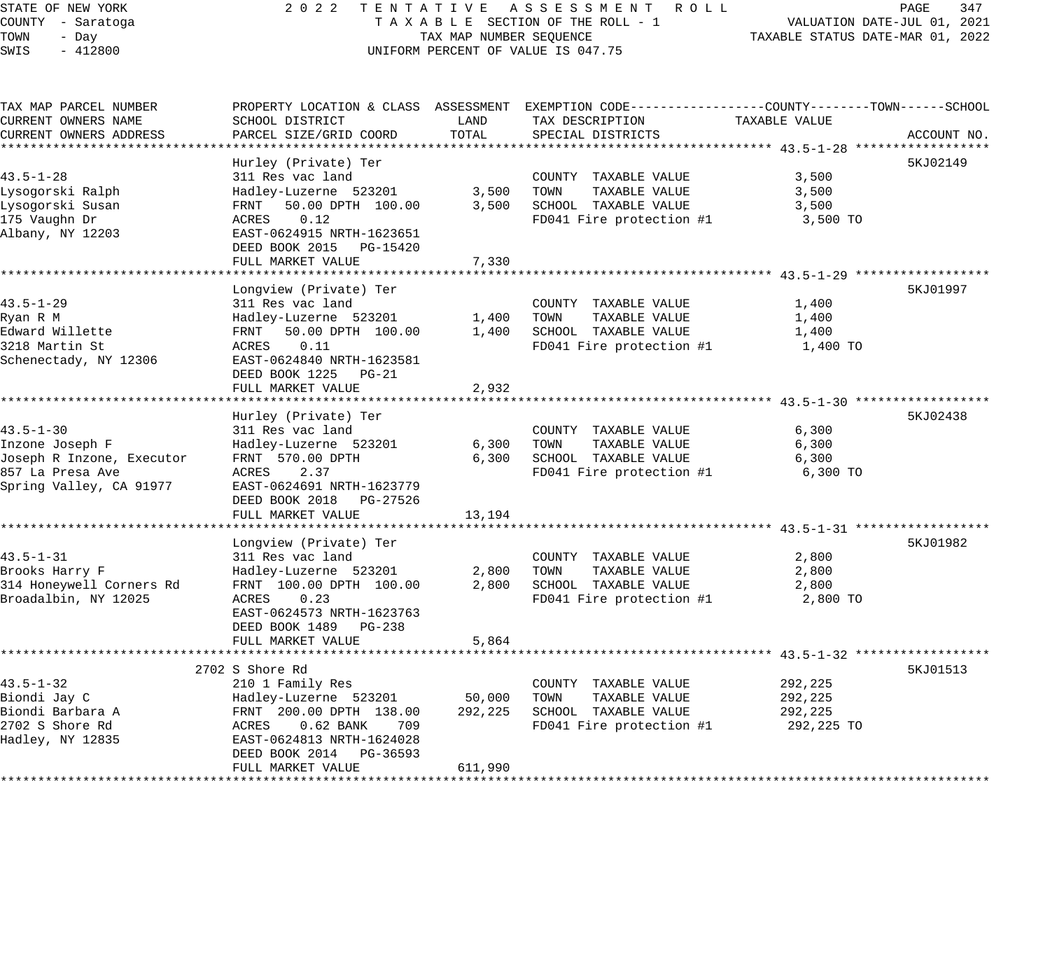STATE OF NEW YORK — 2022 TENTATIVE ASSESSMENT ROLL
COUNTY - Saratoga — TAXABLE SECTION OF THE ROLL - 1 — VALUATION DATE-JUL 01, 2021
TOWN - Day — TAX MAP NUMBER SEQUENCE — TAXABLE STATUS DATE-MAR 01, 2022
SWIS - 412800 — UNIFORM PERCENT OF VALUE IS 047.75

| TAX MAP PARCEL NUMBER / CURRENT OWNERS NAME / CURRENT OWNERS ADDRESS | PROPERTY LOCATION & CLASS / SCHOOL DISTRICT / PARCEL SIZE/GRID COORD | ASSESSMENT LAND | TOTAL | EXEMPTION CODE / TAX DESCRIPTION / SPECIAL DISTRICTS | TAXABLE VALUE (COUNTY--TOWN--SCHOOL) | ACCOUNT NO. |
|---|---|---|---|---|---|---|
| **43.5-1-28** | Hurley (Private) Ter | | | | | 5KJ02149 |
| 43.5-1-28 | 311 Res vac land | | | COUNTY TAXABLE VALUE | 3,500 | |
| Lysogorski Ralph | Hadley-Luzerne 523201 | 3,500 | | TOWN TAXABLE VALUE | 3,500 | |
| Lysogorski Susan | FRNT 50.00 DPTH 100.00 | | 3,500 | SCHOOL TAXABLE VALUE | 3,500 | |
| 175 Vaughn Dr | ACRES 0.12 | | | FD041 Fire protection #1 | 3,500 TO | |
| Albany, NY 12203 | EAST-0624915 NRTH-1623651 | | | | | |
| | DEED BOOK 2015 PG-15420 | | | | | |
| | FULL MARKET VALUE | | 7,330 | | | |
| **43.5-1-29** | Longview (Private) Ter | | | | | 5KJ01997 |
| 43.5-1-29 | 311 Res vac land | | | COUNTY TAXABLE VALUE | 1,400 | |
| Ryan R M | Hadley-Luzerne 523201 | 1,400 | | TOWN TAXABLE VALUE | 1,400 | |
| Edward Willette | FRNT 50.00 DPTH 100.00 | | 1,400 | SCHOOL TAXABLE VALUE | 1,400 | |
| 3218 Martin St | ACRES 0.11 | | | FD041 Fire protection #1 | 1,400 TO | |
| Schenectady, NY 12306 | EAST-0624840 NRTH-1623581 | | | | | |
| | DEED BOOK 1225 PG-21 | | | | | |
| | FULL MARKET VALUE | | 2,932 | | | |
| **43.5-1-30** | Hurley (Private) Ter | | | | | 5KJ02438 |
| 43.5-1-30 | 311 Res vac land | | | COUNTY TAXABLE VALUE | 6,300 | |
| Inzone Joseph F | Hadley-Luzerne 523201 | 6,300 | | TOWN TAXABLE VALUE | 6,300 | |
| Joseph R Inzone, Executor | FRNT 570.00 DPTH | | 6,300 | SCHOOL TAXABLE VALUE | 6,300 | |
| 857 La Presa Ave | ACRES 2.37 | | | FD041 Fire protection #1 | 6,300 TO | |
| Spring Valley, CA 91977 | EAST-0624691 NRTH-1623779 | | | | | |
| | DEED BOOK 2018 PG-27526 | | | | | |
| | FULL MARKET VALUE | | 13,194 | | | |
| **43.5-1-31** | Longview (Private) Ter | | | | | 5KJ01982 |
| 43.5-1-31 | 311 Res vac land | | | COUNTY TAXABLE VALUE | 2,800 | |
| Brooks Harry F | Hadley-Luzerne 523201 | 2,800 | | TOWN TAXABLE VALUE | 2,800 | |
| 314 Honeywell Corners Rd | FRNT 100.00 DPTH 100.00 | | 2,800 | SCHOOL TAXABLE VALUE | 2,800 | |
| Broadalbin, NY 12025 | ACRES 0.23 | | | FD041 Fire protection #1 | 2,800 TO | |
| | EAST-0624573 NRTH-1623763 | | | | | |
| | DEED BOOK 1489 PG-238 | | | | | |
| | FULL MARKET VALUE | | 5,864 | | | |
| **43.5-1-32** | 2702 S Shore Rd | | | | | 5KJ01513 |
| 43.5-1-32 | 210 1 Family Res | | | COUNTY TAXABLE VALUE | 292,225 | |
| Biondi Jay C | Hadley-Luzerne 523201 | 50,000 | | TOWN TAXABLE VALUE | 292,225 | |
| Biondi Barbara A | FRNT 200.00 DPTH 138.00 | | 292,225 | SCHOOL TAXABLE VALUE | 292,225 | |
| 2702 S Shore Rd | ACRES 0.62 BANK 709 | | | FD041 Fire protection #1 | 292,225 TO | |
| Hadley, NY 12835 | EAST-0624813 NRTH-1624028 | | | | | |
| | DEED BOOK 2014 PG-36593 | | | | | |
| | FULL MARKET VALUE | | 611,990 | | | |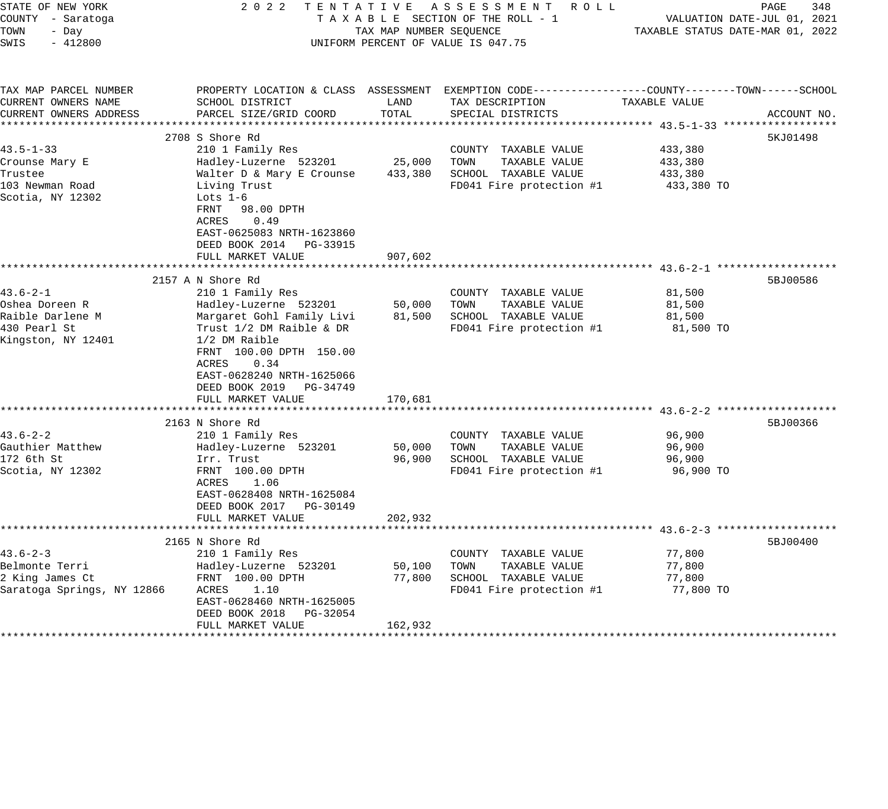STATE OF NEW YORK
COUNTY - Saratoga
TOWN - Day
SWIS - 412800

2022 TENTATIVE ASSESSMENT ROLL
TAXABLE SECTION OF THE ROLL - 1
TAX MAP NUMBER SEQUENCE
UNIFORM PERCENT OF VALUE IS 047.75

VALUATION DATE-JUL 01, 2021
TAXABLE STATUS DATE-MAR 01, 2022

| TAX MAP PARCEL NUMBER / CURRENT OWNERS NAME / CURRENT OWNERS ADDRESS | PROPERTY LOCATION & CLASS / SCHOOL DISTRICT / PARCEL SIZE/GRID COORD | ASSESSMENT LAND | TOTAL | EXEMPTION CODE / TAX DESCRIPTION / SPECIAL DISTRICTS | TAXABLE VALUE (COUNTY / TOWN / SCHOOL) | ACCOUNT NO. |
|---|---|---|---|---|---|---|
| **43.5-1-33** | 2708 S Shore Rd | | | | | 5KJ01498 |
| 43.5-1-33 | 210 1 Family Res | | | COUNTY TAXABLE VALUE | 433,380 | |
| Crounse Mary E | Hadley-Luzerne 523201 | 25,000 | | TOWN TAXABLE VALUE | 433,380 | |
| Trustee | Walter D & Mary E Crounse | | 433,380 | SCHOOL TAXABLE VALUE | 433,380 | |
| 103 Newman Road | Living Trust | | | FD041 Fire protection #1 | 433,380 TO | |
| Scotia, NY 12302 | Lots 1-6 | | | | | |
| | FRNT 98.00 DPTH | | | | | |
| | ACRES 0.49 | | | | | |
| | EAST-0625083 NRTH-1623860 | | | | | |
| | DEED BOOK 2014 PG-33915 | | | | | |
| | FULL MARKET VALUE | | 907,602 | | | |
| **43.6-2-1** | 2157 A N Shore Rd | | | | | 5BJ00586 |
| 43.6-2-1 | 210 1 Family Res | | | COUNTY TAXABLE VALUE | 81,500 | |
| Oshea Doreen R | Hadley-Luzerne 523201 | 50,000 | | TOWN TAXABLE VALUE | 81,500 | |
| Raible Darlene M | Margaret Gohl Family Livi | | 81,500 | SCHOOL TAXABLE VALUE | 81,500 | |
| 430 Pearl St | Trust 1/2 DM Raible & DR | | | FD041 Fire protection #1 | 81,500 TO | |
| Kingston, NY 12401 | 1/2 DM Raible | | | | | |
| | FRNT 100.00 DPTH 150.00 | | | | | |
| | ACRES 0.34 | | | | | |
| | EAST-0628240 NRTH-1625066 | | | | | |
| | DEED BOOK 2019 PG-34749 | | | | | |
| | FULL MARKET VALUE | | 170,681 | | | |
| **43.6-2-2** | 2163 N Shore Rd | | | | | 5BJ00366 |
| 43.6-2-2 | 210 1 Family Res | | | COUNTY TAXABLE VALUE | 96,900 | |
| Gauthier Matthew | Hadley-Luzerne 523201 | 50,000 | | TOWN TAXABLE VALUE | 96,900 | |
| 172 6th St | Irr. Trust | | 96,900 | SCHOOL TAXABLE VALUE | 96,900 | |
| Scotia, NY 12302 | FRNT 100.00 DPTH | | | FD041 Fire protection #1 | 96,900 TO | |
| | ACRES 1.06 | | | | | |
| | EAST-0628408 NRTH-1625084 | | | | | |
| | DEED BOOK 2017 PG-30149 | | | | | |
| | FULL MARKET VALUE | | 202,932 | | | |
| **43.6-2-3** | 2165 N Shore Rd | | | | | 5BJ00400 |
| 43.6-2-3 | 210 1 Family Res | | | COUNTY TAXABLE VALUE | 77,800 | |
| Belmonte Terri | Hadley-Luzerne 523201 | 50,100 | | TOWN TAXABLE VALUE | 77,800 | |
| 2 King James Ct | FRNT 100.00 DPTH | | 77,800 | SCHOOL TAXABLE VALUE | 77,800 | |
| Saratoga Springs, NY 12866 | ACRES 1.10 | | | FD041 Fire protection #1 | 77,800 TO | |
| | EAST-0628460 NRTH-1625005 | | | | | |
| | DEED BOOK 2018 PG-32054 | | | | | |
| | FULL MARKET VALUE | | 162,932 | | | |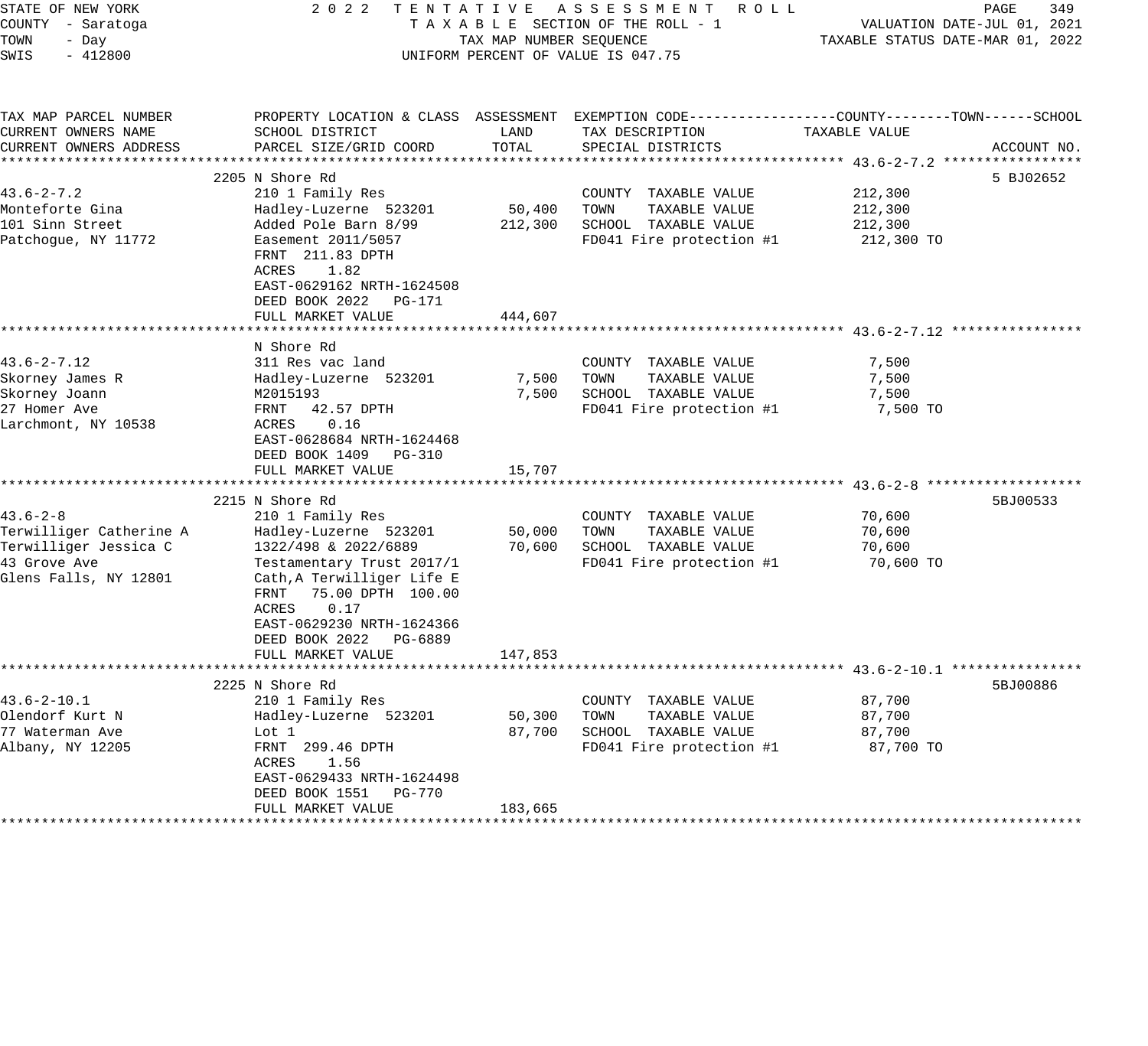STATE OF NEW YORK | 2022 TENTATIVE ASSESSMENT ROLL
COUNTY - Saratoga | TAXABLE SECTION OF THE ROLL - 1 | VALUATION DATE-JUL 01, 2021
TOWN - Day | TAX MAP NUMBER SEQUENCE | TAXABLE STATUS DATE-MAR 01, 2022
SWIS - 412800 | UNIFORM PERCENT OF VALUE IS 047.75

| TAX MAP PARCEL NUMBER<br>CURRENT OWNERS NAME<br>CURRENT OWNERS ADDRESS | PROPERTY LOCATION & CLASS<br>SCHOOL DISTRICT<br>PARCEL SIZE/GRID COORD | ASSESSMENT<br>LAND<br>TOTAL | EXEMPTION CODE<br>TAX DESCRIPTION<br>SPECIAL DISTRICTS | COUNTY--------TOWN------SCHOOL<br>TAXABLE VALUE | ACCOUNT NO. |
|---|---|---|---|---|---|
| **43.6-2-7.2** | 2205 N Shore Rd | | | | 5 BJ02652 |
| 43.6-2-7.2 | 210 1 Family Res | | COUNTY TAXABLE VALUE | 212,300 | |
| Monteforte Gina | Hadley-Luzerne 523201 | 50,400 | TOWN TAXABLE VALUE | 212,300 | |
| 101 Sinn Street | Added Pole Barn 8/99 | 212,300 | SCHOOL TAXABLE VALUE | 212,300 | |
| Patchogue, NY 11772 | Easement 2011/5057 | | FD041 Fire protection #1 | 212,300 TO | |
| | FRNT 211.83 DPTH | | | | |
| | ACRES 1.82 | | | | |
| | EAST-0629162 NRTH-1624508 | | | | |
| | DEED BOOK 2022 PG-171 | | | | |
| | FULL MARKET VALUE | 444,607 | | | |
| **43.6-2-7.12** | N Shore Rd | | | | |
| 43.6-2-7.12 | 311 Res vac land | | COUNTY TAXABLE VALUE | 7,500 | |
| Skorney James R | Hadley-Luzerne 523201 | 7,500 | TOWN TAXABLE VALUE | 7,500 | |
| Skorney Joann | M2015193 | 7,500 | SCHOOL TAXABLE VALUE | 7,500 | |
| 27 Homer Ave | FRNT 42.57 DPTH | | FD041 Fire protection #1 | 7,500 TO | |
| Larchmont, NY 10538 | ACRES 0.16 | | | | |
| | EAST-0628684 NRTH-1624468 | | | | |
| | DEED BOOK 1409 PG-310 | | | | |
| | FULL MARKET VALUE | 15,707 | | | |
| **43.6-2-8** | 2215 N Shore Rd | | | | 5BJ00533 |
| 43.6-2-8 | 210 1 Family Res | | COUNTY TAXABLE VALUE | 70,600 | |
| Terwilliger Catherine A | Hadley-Luzerne 523201 | 50,000 | TOWN TAXABLE VALUE | 70,600 | |
| Terwilliger Jessica C | 1322/498 & 2022/6889 | 70,600 | SCHOOL TAXABLE VALUE | 70,600 | |
| 43 Grove Ave | Testamentary Trust 2017/1 | | FD041 Fire protection #1 | 70,600 TO | |
| Glens Falls, NY 12801 | Cath,A Terwilliger Life E | | | | |
| | FRNT 75.00 DPTH 100.00 | | | | |
| | ACRES 0.17 | | | | |
| | EAST-0629230 NRTH-1624366 | | | | |
| | DEED BOOK 2022 PG-6889 | | | | |
| | FULL MARKET VALUE | 147,853 | | | |
| **43.6-2-10.1** | 2225 N Shore Rd | | | | 5BJ00886 |
| 43.6-2-10.1 | 210 1 Family Res | | COUNTY TAXABLE VALUE | 87,700 | |
| Olendorf Kurt N | Hadley-Luzerne 523201 | 50,300 | TOWN TAXABLE VALUE | 87,700 | |
| 77 Waterman Ave | Lot 1 | 87,700 | SCHOOL TAXABLE VALUE | 87,700 | |
| Albany, NY 12205 | FRNT 299.46 DPTH | | FD041 Fire protection #1 | 87,700 TO | |
| | ACRES 1.56 | | | | |
| | EAST-0629433 NRTH-1624498 | | | | |
| | DEED BOOK 1551 PG-770 | | | | |
| | FULL MARKET VALUE | 183,665 | | | |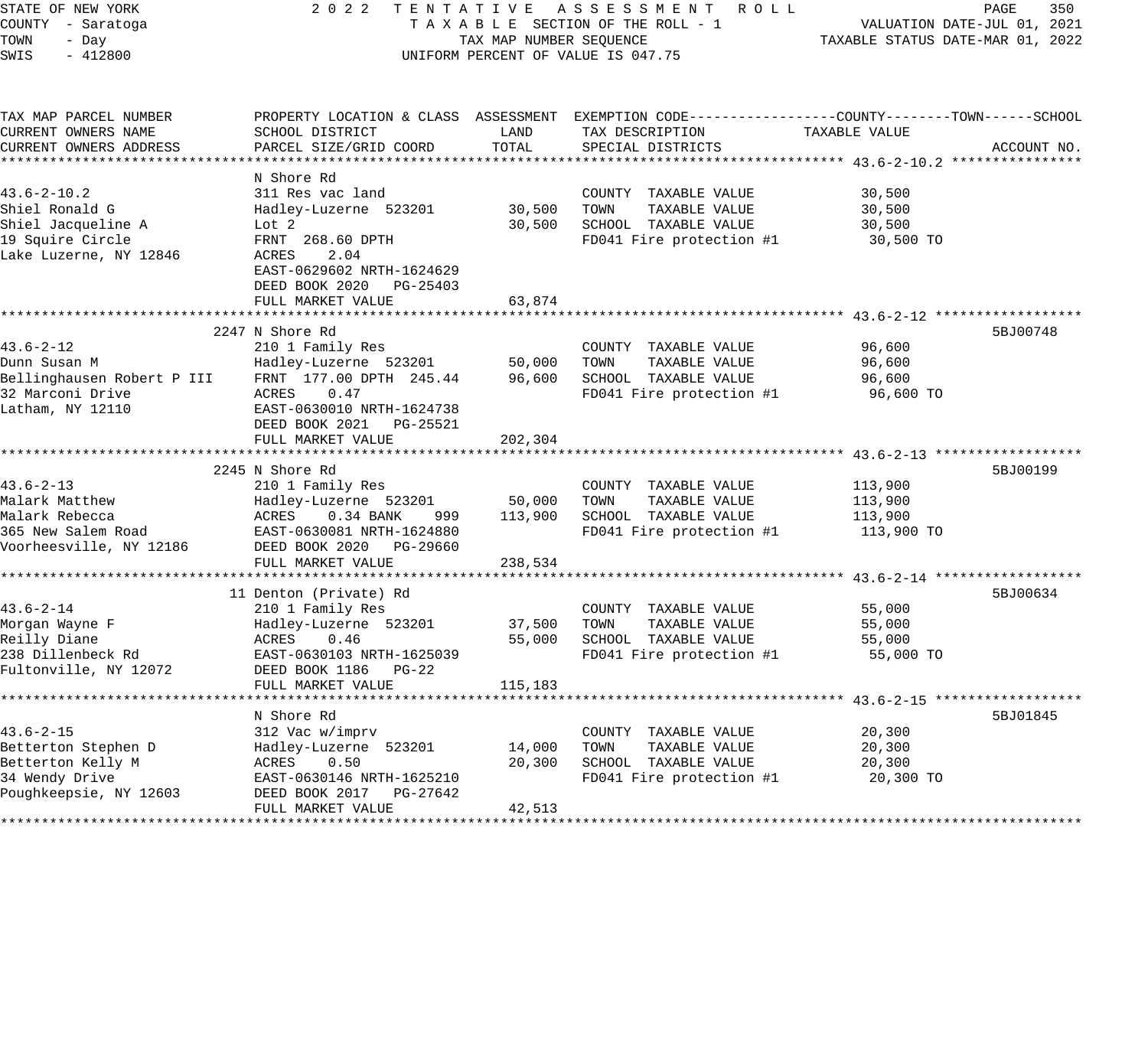STATE OF NEW YORK
COUNTY - Saratoga
TOWN - Day
SWIS - 412800

2022 TENTATIVE ASSESSMENT ROLL
TAXABLE SECTION OF THE ROLL - 1
TAX MAP NUMBER SEQUENCE
UNIFORM PERCENT OF VALUE IS 047.75

VALUATION DATE-JUL 01, 2021
TAXABLE STATUS DATE-MAR 01, 2022

| TAX MAP PARCEL NUMBER / CURRENT OWNERS NAME / CURRENT OWNERS ADDRESS | PROPERTY LOCATION & CLASS / SCHOOL DISTRICT / PARCEL SIZE/GRID COORD | ASSESSMENT LAND | ASSESSMENT TOTAL | EXEMPTION CODE / TAX DESCRIPTION / SPECIAL DISTRICTS | TAXABLE VALUE (COUNTY / TOWN / SCHOOL) | ACCOUNT NO. |
|---|---|---|---|---|---|---|
| **43.6-2-10.2** | N Shore Rd | | | | | |
| 43.6-2-10.2 | 311 Res vac land | | | COUNTY TAXABLE VALUE | 30,500 | |
| Shiel Ronald G | Hadley-Luzerne 523201 | 30,500 | | TOWN TAXABLE VALUE | 30,500 | |
| Shiel Jacqueline A | Lot 2 | | 30,500 | SCHOOL TAXABLE VALUE | 30,500 | |
| 19 Squire Circle | FRNT 268.60 DPTH | | | FD041 Fire protection #1 | 30,500 TO | |
| Lake Luzerne, NY 12846 | ACRES 2.04 | | | | | |
| | EAST-0629602 NRTH-1624629 | | | | | |
| | DEED BOOK 2020 PG-25403 | | | | | |
| | FULL MARKET VALUE | | 63,874 | | | |
| **43.6-2-12** | 2247 N Shore Rd | | | | | 5BJ00748 |
| 43.6-2-12 | 210 1 Family Res | | | COUNTY TAXABLE VALUE | 96,600 | |
| Dunn Susan M | Hadley-Luzerne 523201 | 50,000 | | TOWN TAXABLE VALUE | 96,600 | |
| Bellinghausen Robert P III | FRNT 177.00 DPTH 245.44 | | 96,600 | SCHOOL TAXABLE VALUE | 96,600 | |
| 32 Marconi Drive | ACRES 0.47 | | | FD041 Fire protection #1 | 96,600 TO | |
| Latham, NY 12110 | EAST-0630010 NRTH-1624738 | | | | | |
| | DEED BOOK 2021 PG-25521 | | | | | |
| | FULL MARKET VALUE | | 202,304 | | | |
| **43.6-2-13** | 2245 N Shore Rd | | | | | 5BJ00199 |
| 43.6-2-13 | 210 1 Family Res | | | COUNTY TAXABLE VALUE | 113,900 | |
| Malark Matthew | Hadley-Luzerne 523201 | 50,000 | | TOWN TAXABLE VALUE | 113,900 | |
| Malark Rebecca | ACRES 0.34 BANK 999 | | 113,900 | SCHOOL TAXABLE VALUE | 113,900 | |
| 365 New Salem Road | EAST-0630081 NRTH-1624880 | | | FD041 Fire protection #1 | 113,900 TO | |
| Voorheesville, NY 12186 | DEED BOOK 2020 PG-29660 | | | | | |
| | FULL MARKET VALUE | | 238,534 | | | |
| **43.6-2-14** | 11 Denton (Private) Rd | | | | | 5BJ00634 |
| 43.6-2-14 | 210 1 Family Res | | | COUNTY TAXABLE VALUE | 55,000 | |
| Morgan Wayne F | Hadley-Luzerne 523201 | 37,500 | | TOWN TAXABLE VALUE | 55,000 | |
| Reilly Diane | ACRES 0.46 | | 55,000 | SCHOOL TAXABLE VALUE | 55,000 | |
| 238 Dillenbeck Rd | EAST-0630103 NRTH-1625039 | | | FD041 Fire protection #1 | 55,000 TO | |
| Fultonville, NY 12072 | DEED BOOK 1186 PG-22 | | | | | |
| | FULL MARKET VALUE | | 115,183 | | | |
| **43.6-2-15** | N Shore Rd | | | | | 5BJ01845 |
| 43.6-2-15 | 312 Vac w/imprv | | | COUNTY TAXABLE VALUE | 20,300 | |
| Betterton Stephen D | Hadley-Luzerne 523201 | 14,000 | | TOWN TAXABLE VALUE | 20,300 | |
| Betterton Kelly M | ACRES 0.50 | | 20,300 | SCHOOL TAXABLE VALUE | 20,300 | |
| 34 Wendy Drive | EAST-0630146 NRTH-1625210 | | | FD041 Fire protection #1 | 20,300 TO | |
| Poughkeepsie, NY 12603 | DEED BOOK 2017 PG-27642 | | | | | |
| | FULL MARKET VALUE | | 42,513 | | | |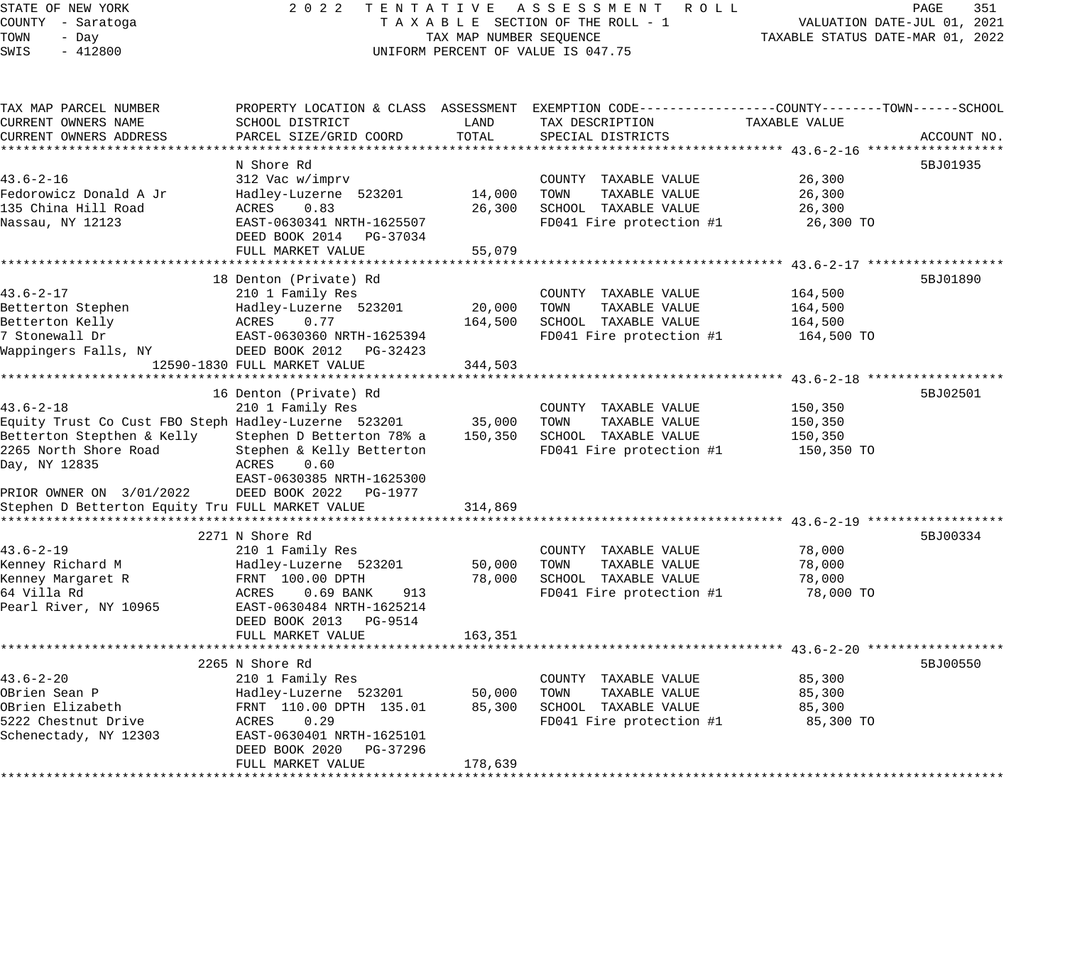STATE OF NEW YORK
COUNTY - Saratoga
TOWN - Day
SWIS - 412800

2022 TENTATIVE ASSESSMENT ROLL
TAXABLE SECTION OF THE ROLL - 1
TAX MAP NUMBER SEQUENCE
UNIFORM PERCENT OF VALUE IS 047.75

VALUATION DATE-JUL 01, 2021
TAXABLE STATUS DATE-MAR 01, 2022

| TAX MAP PARCEL NUMBER / CURRENT OWNERS NAME / CURRENT OWNERS ADDRESS | PROPERTY LOCATION & CLASS / SCHOOL DISTRICT / PARCEL SIZE/GRID COORD | ASSESSMENT LAND | ASSESSMENT TOTAL | EXEMPTION CODE / TAX DESCRIPTION / SPECIAL DISTRICTS | TAXABLE VALUE (COUNTY--TOWN--SCHOOL) | ACCOUNT NO. |
|---|---|---|---|---|---|---|
| **43.6-2-16** | N Shore Rd | | | | | 5BJ01935 |
| 43.6-2-16 | 312 Vac w/imprv | | | COUNTY TAXABLE VALUE | 26,300 | |
| Fedorowicz Donald A Jr | Hadley-Luzerne 523201 | 14,000 | | TOWN TAXABLE VALUE | 26,300 | |
| 135 China Hill Road | ACRES 0.83 | | 26,300 | SCHOOL TAXABLE VALUE | 26,300 | |
| Nassau, NY 12123 | EAST-0630341 NRTH-1625507 | | | FD041 Fire protection #1 | 26,300 TO | |
| | DEED BOOK 2014 PG-37034 | | | | | |
| | FULL MARKET VALUE | | 55,079 | | | |
| **43.6-2-17** | 18 Denton (Private) Rd | | | | | 5BJ01890 |
| 43.6-2-17 | 210 1 Family Res | | | COUNTY TAXABLE VALUE | 164,500 | |
| Betterton Stephen | Hadley-Luzerne 523201 | 20,000 | | TOWN TAXABLE VALUE | 164,500 | |
| Betterton Kelly | ACRES 0.77 | | 164,500 | SCHOOL TAXABLE VALUE | 164,500 | |
| 7 Stonewall Dr | EAST-0630360 NRTH-1625394 | | | FD041 Fire protection #1 | 164,500 TO | |
| Wappingers Falls, NY 12590-1830 | DEED BOOK 2012 PG-32423 | | | | | |
| | FULL MARKET VALUE | | 344,503 | | | |
| **43.6-2-18** | 16 Denton (Private) Rd | | | | | 5BJ02501 |
| 43.6-2-18 | 210 1 Family Res | | | COUNTY TAXABLE VALUE | 150,350 | |
| Equity Trust Co Cust FBO Steph | Hadley-Luzerne 523201 | 35,000 | | TOWN TAXABLE VALUE | 150,350 | |
| Betterton Stepthen & Kelly | Stephen D Betterton 78% a | | 150,350 | SCHOOL TAXABLE VALUE | 150,350 | |
| 2265 North Shore Road | Stephen & Kelly Betterton | | | FD041 Fire protection #1 | 150,350 TO | |
| Day, NY 12835 | ACRES 0.60 | | | | | |
| | EAST-0630385 NRTH-1625300 | | | | | |
| PRIOR OWNER ON 3/01/2022 | DEED BOOK 2022 PG-1977 | | | | | |
| Stephen D Betterton Equity Tru | FULL MARKET VALUE | | 314,869 | | | |
| **43.6-2-19** | 2271 N Shore Rd | | | | | 5BJ00334 |
| 43.6-2-19 | 210 1 Family Res | | | COUNTY TAXABLE VALUE | 78,000 | |
| Kenney Richard M | Hadley-Luzerne 523201 | 50,000 | | TOWN TAXABLE VALUE | 78,000 | |
| Kenney Margaret R | FRNT 100.00 DPTH | | 78,000 | SCHOOL TAXABLE VALUE | 78,000 | |
| 64 Villa Rd | ACRES 0.69 BANK 913 | | | FD041 Fire protection #1 | 78,000 TO | |
| Pearl River, NY 10965 | EAST-0630484 NRTH-1625214 | | | | | |
| | DEED BOOK 2013 PG-9514 | | | | | |
| | FULL MARKET VALUE | | 163,351 | | | |
| **43.6-2-20** | 2265 N Shore Rd | | | | | 5BJ00550 |
| 43.6-2-20 | 210 1 Family Res | | | COUNTY TAXABLE VALUE | 85,300 | |
| OBrien Sean P | Hadley-Luzerne 523201 | 50,000 | | TOWN TAXABLE VALUE | 85,300 | |
| OBrien Elizabeth | FRNT 110.00 DPTH 135.01 | | 85,300 | SCHOOL TAXABLE VALUE | 85,300 | |
| 5222 Chestnut Drive | ACRES 0.29 | | | FD041 Fire protection #1 | 85,300 TO | |
| Schenectady, NY 12303 | EAST-0630401 NRTH-1625101 | | | | | |
| | DEED BOOK 2020 PG-37296 | | | | | |
| | FULL MARKET VALUE | | 178,639 | | | |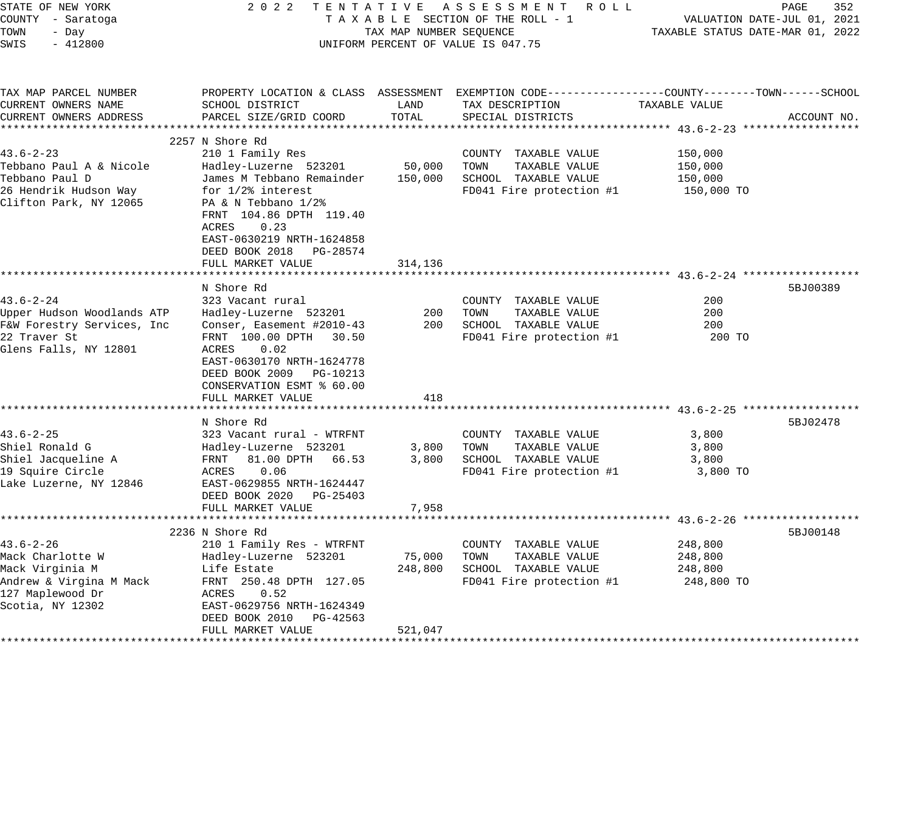STATE OF NEW YORK
COUNTY - Saratoga
TOWN - Day
SWIS - 412800

2022 TENTATIVE ASSESSMENT ROLL
TAXABLE SECTION OF THE ROLL - 1
TAX MAP NUMBER SEQUENCE
UNIFORM PERCENT OF VALUE IS 047.75

VALUATION DATE-JUL 01, 2021
TAXABLE STATUS DATE-MAR 01, 2022

| TAX MAP PARCEL NUMBER / CURRENT OWNERS NAME / CURRENT OWNERS ADDRESS | PROPERTY LOCATION & CLASS / SCHOOL DISTRICT / PARCEL SIZE/GRID COORD | ASSESSMENT LAND | ASSESSMENT TOTAL | EXEMPTION CODE / TAX DESCRIPTION / SPECIAL DISTRICTS | TAXABLE VALUE (COUNTY / TOWN / SCHOOL) | ACCOUNT NO. |
|---|---|---|---|---|---|---|
| **43.6-2-23** | 2257 N Shore Rd | | | | | |
| 43.6-2-23 | 210 1 Family Res | | | COUNTY TAXABLE VALUE | 150,000 | |
| Tebbano Paul A & Nicole | Hadley-Luzerne 523201 | 50,000 | | TOWN TAXABLE VALUE | 150,000 | |
| Tebbano Paul D | James M Tebbano Remainder | | 150,000 | SCHOOL TAXABLE VALUE | 150,000 | |
| 26 Hendrik Hudson Way | for 1/2% interest | | | FD041 Fire protection #1 | 150,000 TO | |
| Clifton Park, NY 12065 | PA & N Tebbano 1/2% | | | | | |
| | FRNT 104.86 DPTH 119.40 | | | | | |
| | ACRES 0.23 | | | | | |
| | EAST-0630219 NRTH-1624858 | | | | | |
| | DEED BOOK 2018 PG-28574 | | | | | |
| | FULL MARKET VALUE | | 314,136 | | | |
| **43.6-2-24** | N Shore Rd | | | | | 5BJ00389 |
| 43.6-2-24 | 323 Vacant rural | | | COUNTY TAXABLE VALUE | 200 | |
| Upper Hudson Woodlands ATP | Hadley-Luzerne 523201 | 200 | | TOWN TAXABLE VALUE | 200 | |
| F&W Forestry Services, Inc | Conser, Easement #2010-43 | | 200 | SCHOOL TAXABLE VALUE | 200 | |
| 22 Traver St | FRNT 100.00 DPTH 30.50 | | | FD041 Fire protection #1 | 200 TO | |
| Glens Falls, NY 12801 | ACRES 0.02 | | | | | |
| | EAST-0630170 NRTH-1624778 | | | | | |
| | DEED BOOK 2009 PG-10213 | | | | | |
| | CONSERVATION ESMT % 60.00 | | | | | |
| | FULL MARKET VALUE | | 418 | | | |
| **43.6-2-25** | N Shore Rd | | | | | 5BJ02478 |
| 43.6-2-25 | 323 Vacant rural - WTRFNT | | | COUNTY TAXABLE VALUE | 3,800 | |
| Shiel Ronald G | Hadley-Luzerne 523201 | 3,800 | | TOWN TAXABLE VALUE | 3,800 | |
| Shiel Jacqueline A | FRNT 81.00 DPTH 66.53 | | 3,800 | SCHOOL TAXABLE VALUE | 3,800 | |
| 19 Squire Circle | ACRES 0.06 | | | FD041 Fire protection #1 | 3,800 TO | |
| Lake Luzerne, NY 12846 | EAST-0629855 NRTH-1624447 | | | | | |
| | DEED BOOK 2020 PG-25403 | | | | | |
| | FULL MARKET VALUE | | 7,958 | | | |
| **43.6-2-26** | 2236 N Shore Rd | | | | | 5BJ00148 |
| 43.6-2-26 | 210 1 Family Res - WTRFNT | | | COUNTY TAXABLE VALUE | 248,800 | |
| Mack Charlotte W | Hadley-Luzerne 523201 | 75,000 | | TOWN TAXABLE VALUE | 248,800 | |
| Mack Virginia M | Life Estate | | 248,800 | SCHOOL TAXABLE VALUE | 248,800 | |
| Andrew & Virgina M Mack | FRNT 250.48 DPTH 127.05 | | | FD041 Fire protection #1 | 248,800 TO | |
| 127 Maplewood Dr | ACRES 0.52 | | | | | |
| Scotia, NY 12302 | EAST-0629756 NRTH-1624349 | | | | | |
| | DEED BOOK 2010 PG-42563 | | | | | |
| | FULL MARKET VALUE | | 521,047 | | | |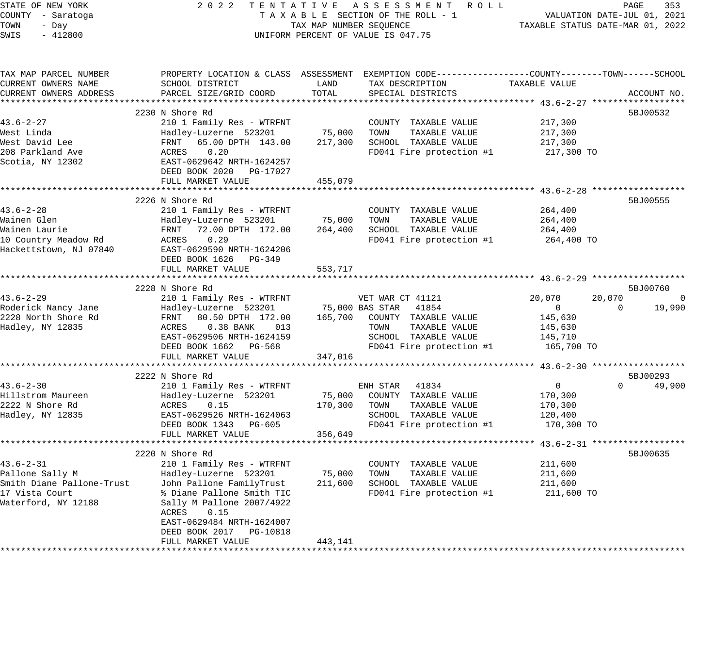STATE OF NEW YORK — 2022 TENTATIVE ASSESSMENT ROLL
COUNTY - Saratoga — TAXABLE SECTION OF THE ROLL - 1 — VALUATION DATE-JUL 01, 2021
TOWN - Day — TAX MAP NUMBER SEQUENCE — TAXABLE STATUS DATE-MAR 01, 2022
SWIS - 412800 — UNIFORM PERCENT OF VALUE IS 047.75

| TAX MAP PARCEL NUMBER / CURRENT OWNERS NAME / CURRENT OWNERS ADDRESS | PROPERTY LOCATION & CLASS / SCHOOL DISTRICT / PARCEL SIZE/GRID COORD | ASSESSMENT LAND | ASSESSMENT TOTAL | EXEMPTION CODE / TAX DESCRIPTION / SPECIAL DISTRICTS | COUNTY TAXABLE VALUE | TOWN | SCHOOL | ACCOUNT NO. |
|---|---|---|---|---|---|---|---|---|
| **43.6-2-27** | 2230 N Shore Rd | | | | | | | 5BJ00532 |
| West Linda | 210 1 Family Res - WTRFNT | | | COUNTY TAXABLE VALUE | 217,300 | | | |
| West David Lee | Hadley-Luzerne 523201 | 75,000 | | TOWN TAXABLE VALUE | 217,300 | | | |
| 208 Parkland Ave | FRNT 65.00 DPTH 143.00 | | 217,300 | SCHOOL TAXABLE VALUE | 217,300 | | | |
| Scotia, NY 12302 | ACRES 0.20 | | | FD041 Fire protection #1 | 217,300 TO | | | |
| | EAST-0629642 NRTH-1624257 | | | | | | | |
| | DEED BOOK 2020 PG-17027 | | | | | | | |
| | FULL MARKET VALUE | | 455,079 | | | | | |
| **43.6-2-28** | 2226 N Shore Rd | | | | | | | 5BJ00555 |
| Wainen Glen | 210 1 Family Res - WTRFNT | | | COUNTY TAXABLE VALUE | 264,400 | | | |
| Wainen Laurie | Hadley-Luzerne 523201 | 75,000 | | TOWN TAXABLE VALUE | 264,400 | | | |
| 10 Country Meadow Rd | FRNT 72.00 DPTH 172.00 | | 264,400 | SCHOOL TAXABLE VALUE | 264,400 | | | |
| Hackettstown, NJ 07840 | ACRES 0.29 | | | FD041 Fire protection #1 | 264,400 TO | | | |
| | EAST-0629590 NRTH-1624206 | | | | | | | |
| | DEED BOOK 1626 PG-349 | | | | | | | |
| | FULL MARKET VALUE | | 553,717 | | | | | |
| **43.6-2-29** | 2228 N Shore Rd | | | | | | | 5BJ00760 |
| Roderick Nancy Jane | 210 1 Family Res - WTRFNT | | | VET WAR CT 41121 | 20,070 | 20,070 | 0 | |
| 2228 North Shore Rd | Hadley-Luzerne 523201 | 75,000 | | BAS STAR 41854 | 0 | 0 | 19,990 | |
| Hadley, NY 12835 | FRNT 80.50 DPTH 172.00 | | 165,700 | COUNTY TAXABLE VALUE | 145,630 | | | |
| | ACRES 0.38 BANK 013 | | | TOWN TAXABLE VALUE | 145,630 | | | |
| | EAST-0629506 NRTH-1624159 | | | SCHOOL TAXABLE VALUE | 145,710 | | | |
| | DEED BOOK 1662 PG-568 | | | FD041 Fire protection #1 | 165,700 TO | | | |
| | FULL MARKET VALUE | | 347,016 | | | | | |
| **43.6-2-30** | 2222 N Shore Rd | | | | | | | 5BJ00293 |
| Hillstrom Maureen | 210 1 Family Res - WTRFNT | | | ENH STAR 41834 | 0 | 0 | 49,900 | |
| 2222 N Shore Rd | Hadley-Luzerne 523201 | 75,000 | | COUNTY TAXABLE VALUE | 170,300 | | | |
| Hadley, NY 12835 | ACRES 0.15 | | 170,300 | TOWN TAXABLE VALUE | 170,300 | | | |
| | EAST-0629526 NRTH-1624063 | | | SCHOOL TAXABLE VALUE | 120,400 | | | |
| | DEED BOOK 1343 PG-605 | | | FD041 Fire protection #1 | 170,300 TO | | | |
| | FULL MARKET VALUE | | 356,649 | | | | | |
| **43.6-2-31** | 2220 N Shore Rd | | | | | | | 5BJ00635 |
| Pallone Sally M | 210 1 Family Res - WTRFNT | | | COUNTY TAXABLE VALUE | 211,600 | | | |
| Smith Diane Pallone-Trust | Hadley-Luzerne 523201 | 75,000 | | TOWN TAXABLE VALUE | 211,600 | | | |
| 17 Vista Court | John Pallone FamilyTrust | | 211,600 | SCHOOL TAXABLE VALUE | 211,600 | | | |
| Waterford, NY 12188 | % Diane Pallone Smith TIC | | | FD041 Fire protection #1 | 211,600 TO | | | |
| | Sally M Pallone 2007/4922 | | | | | | | |
| | ACRES 0.15 | | | | | | | |
| | EAST-0629484 NRTH-1624007 | | | | | | | |
| | DEED BOOK 2017 PG-10818 | | | | | | | |
| | FULL MARKET VALUE | | 443,141 | | | | | |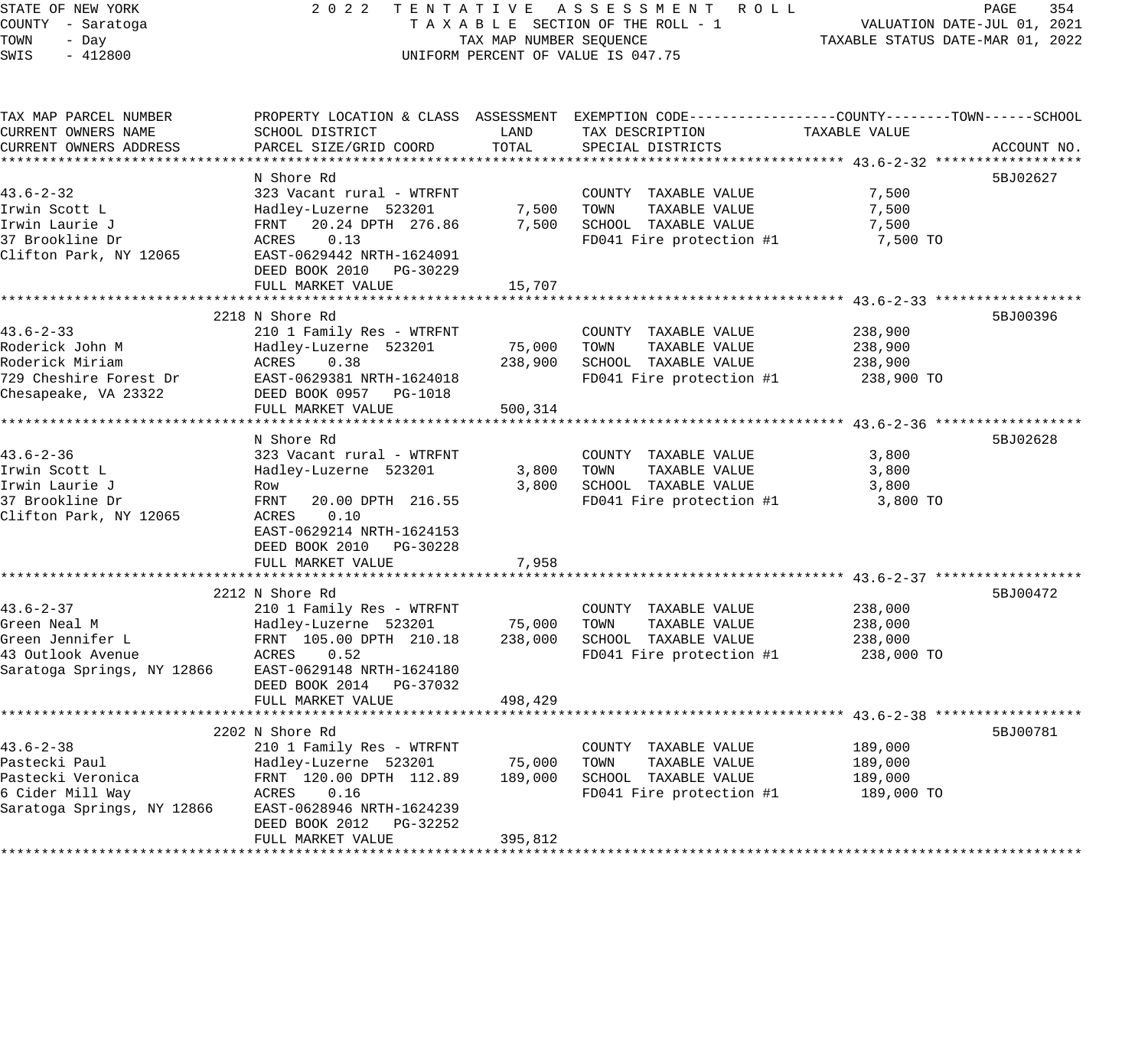STATE OF NEW YORK
COUNTY - Saratoga
TOWN - Day
SWIS - 412800

2022 TENTATIVE ASSESSMENT ROLL
TAXABLE SECTION OF THE ROLL - 1
TAX MAP NUMBER SEQUENCE
UNIFORM PERCENT OF VALUE IS 047.75

VALUATION DATE-JUL 01, 2021
TAXABLE STATUS DATE-MAR 01, 2022

| TAX MAP PARCEL NUMBER / CURRENT OWNERS NAME / CURRENT OWNERS ADDRESS | PROPERTY LOCATION & CLASS / SCHOOL DISTRICT / PARCEL SIZE/GRID COORD | ASSESSMENT LAND | ASSESSMENT TOTAL | EXEMPTION CODE / TAX DESCRIPTION / SPECIAL DISTRICTS | TAXABLE VALUE (COUNTY--------TOWN------SCHOOL) | ACCOUNT NO. |
|---|---|---|---|---|---|---|
| **43.6-2-32** | N Shore Rd | | | | | 5BJ02627 |
| 43.6-2-32 | 323 Vacant rural - WTRFNT | | | COUNTY TAXABLE VALUE | 7,500 | |
| Irwin Scott L | Hadley-Luzerne 523201 | 7,500 | | TOWN TAXABLE VALUE | 7,500 | |
| Irwin Laurie J | FRNT 20.24 DPTH 276.86 | | 7,500 | SCHOOL TAXABLE VALUE | 7,500 | |
| 37 Brookline Dr | ACRES 0.13 | | | FD041 Fire protection #1 | 7,500 TO | |
| Clifton Park, NY 12065 | EAST-0629442 NRTH-1624091 | | | | | |
| | DEED BOOK 2010 PG-30229 | | | | | |
| | FULL MARKET VALUE | | 15,707 | | | |
| **43.6-2-33** | 2218 N Shore Rd | | | | | 5BJ00396 |
| 43.6-2-33 | 210 1 Family Res - WTRFNT | | | COUNTY TAXABLE VALUE | 238,900 | |
| Roderick John M | Hadley-Luzerne 523201 | 75,000 | | TOWN TAXABLE VALUE | 238,900 | |
| Roderick Miriam | ACRES 0.38 | | 238,900 | SCHOOL TAXABLE VALUE | 238,900 | |
| 729 Cheshire Forest Dr | EAST-0629381 NRTH-1624018 | | | FD041 Fire protection #1 | 238,900 TO | |
| Chesapeake, VA 23322 | DEED BOOK 0957 PG-1018 | | | | | |
| | FULL MARKET VALUE | | 500,314 | | | |
| **43.6-2-36** | N Shore Rd | | | | | 5BJ02628 |
| 43.6-2-36 | 323 Vacant rural - WTRFNT | | | COUNTY TAXABLE VALUE | 3,800 | |
| Irwin Scott L | Hadley-Luzerne 523201 | 3,800 | | TOWN TAXABLE VALUE | 3,800 | |
| Irwin Laurie J | Row | | 3,800 | SCHOOL TAXABLE VALUE | 3,800 | |
| 37 Brookline Dr | FRNT 20.00 DPTH 216.55 | | | FD041 Fire protection #1 | 3,800 TO | |
| Clifton Park, NY 12065 | ACRES 0.10 | | | | | |
| | EAST-0629214 NRTH-1624153 | | | | | |
| | DEED BOOK 2010 PG-30228 | | | | | |
| | FULL MARKET VALUE | | 7,958 | | | |
| **43.6-2-37** | 2212 N Shore Rd | | | | | 5BJ00472 |
| 43.6-2-37 | 210 1 Family Res - WTRFNT | | | COUNTY TAXABLE VALUE | 238,000 | |
| Green Neal M | Hadley-Luzerne 523201 | 75,000 | | TOWN TAXABLE VALUE | 238,000 | |
| Green Jennifer L | FRNT 105.00 DPTH 210.18 | | 238,000 | SCHOOL TAXABLE VALUE | 238,000 | |
| 43 Outlook Avenue | ACRES 0.52 | | | FD041 Fire protection #1 | 238,000 TO | |
| Saratoga Springs, NY 12866 | EAST-0629148 NRTH-1624180 | | | | | |
| | DEED BOOK 2014 PG-37032 | | | | | |
| | FULL MARKET VALUE | | 498,429 | | | |
| **43.6-2-38** | 2202 N Shore Rd | | | | | 5BJ00781 |
| 43.6-2-38 | 210 1 Family Res - WTRFNT | | | COUNTY TAXABLE VALUE | 189,000 | |
| Pastecki Paul | Hadley-Luzerne 523201 | 75,000 | | TOWN TAXABLE VALUE | 189,000 | |
| Pastecki Veronica | FRNT 120.00 DPTH 112.89 | | 189,000 | SCHOOL TAXABLE VALUE | 189,000 | |
| 6 Cider Mill Way | ACRES 0.16 | | | FD041 Fire protection #1 | 189,000 TO | |
| Saratoga Springs, NY 12866 | EAST-0628946 NRTH-1624239 | | | | | |
| | DEED BOOK 2012 PG-32252 | | | | | |
| | FULL MARKET VALUE | | 395,812 | | | |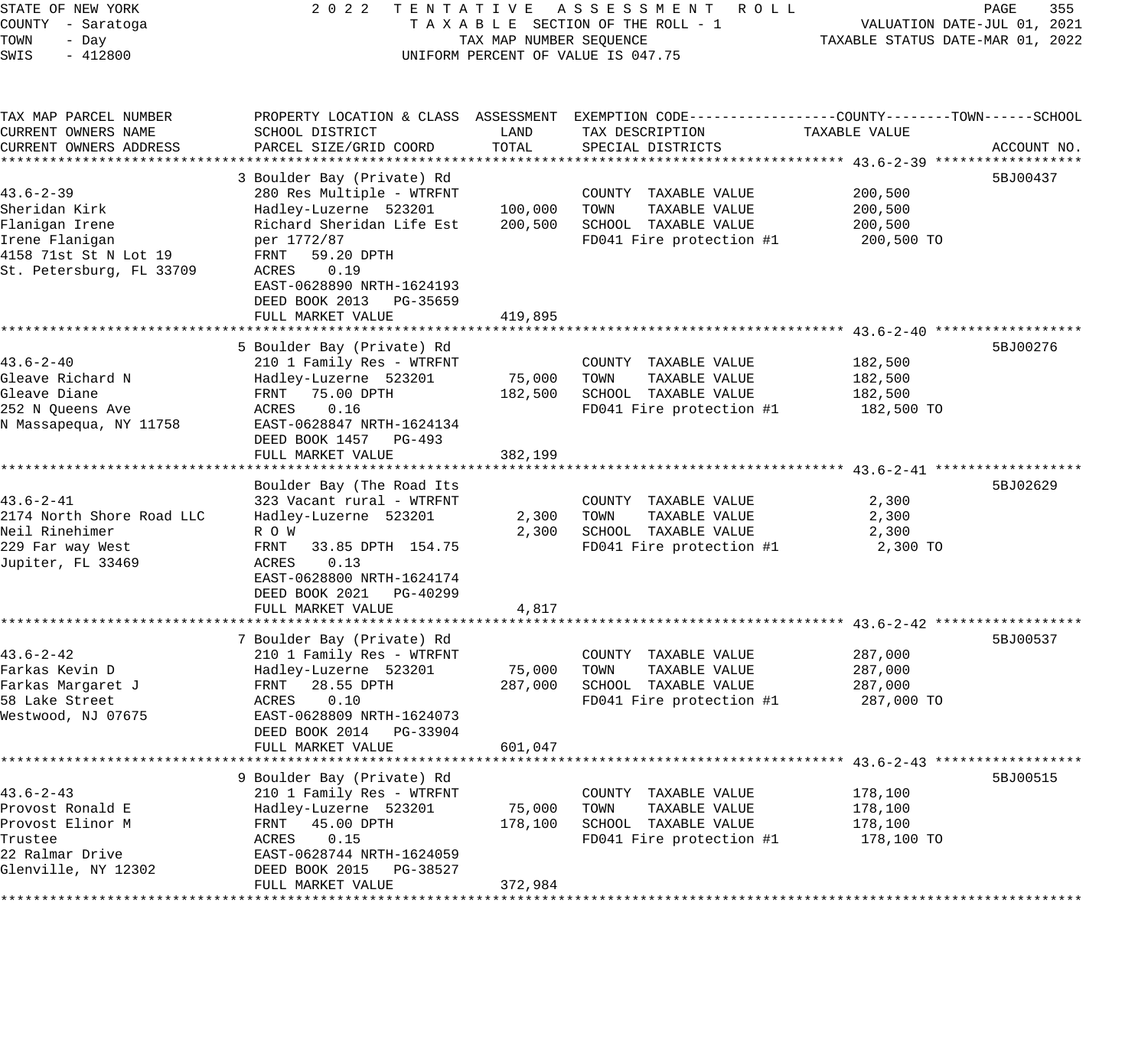STATE OF NEW YORK
COUNTY - Saratoga
TOWN - Day
SWIS - 412800

2022 TENTATIVE ASSESSMENT ROLL
TAXABLE SECTION OF THE ROLL - 1
TAX MAP NUMBER SEQUENCE
UNIFORM PERCENT OF VALUE IS 047.75

VALUATION DATE-JUL 01, 2021
TAXABLE STATUS DATE-MAR 01, 2022

| TAX MAP PARCEL NUMBER / CURRENT OWNERS NAME / CURRENT OWNERS ADDRESS | PROPERTY LOCATION & CLASS / SCHOOL DISTRICT / PARCEL SIZE/GRID COORD | ASSESSMENT LAND | ASSESSMENT TOTAL | EXEMPTION CODE / TAX DESCRIPTION / SPECIAL DISTRICTS | TAXABLE VALUE (COUNTY / TOWN / SCHOOL) | ACCOUNT NO. |
|---|---|---|---|---|---|---|
| **43.6-2-39** | 3 Boulder Bay (Private) Rd | | | | | 5BJ00437 |
| Sheridan Kirk | 280 Res Multiple - WTRFNT | | | COUNTY TAXABLE VALUE | 200,500 | |
| Flanigan Irene | Hadley-Luzerne 523201 | 100,000 | | TOWN TAXABLE VALUE | 200,500 | |
| Irene Flanigan | Richard Sheridan Life Est | | 200,500 | SCHOOL TAXABLE VALUE | 200,500 | |
| 4158 71st St N Lot 19 | per 1772/87 | | | FD041 Fire protection #1 | 200,500 TO | |
| St. Petersburg, FL 33709 | FRNT 59.20 DPTH | | | | | |
| | ACRES 0.19 | | | | | |
| | EAST-0628890 NRTH-1624193 | | | | | |
| | DEED BOOK 2013 PG-35659 | | | | | |
| | FULL MARKET VALUE | | 419,895 | | | |
| **43.6-2-40** | 5 Boulder Bay (Private) Rd | | | | | 5BJ00276 |
| Gleave Richard N | 210 1 Family Res - WTRFNT | | | COUNTY TAXABLE VALUE | 182,500 | |
| Gleave Diane | Hadley-Luzerne 523201 | 75,000 | | TOWN TAXABLE VALUE | 182,500 | |
| 252 N Queens Ave | FRNT 75.00 DPTH | | 182,500 | SCHOOL TAXABLE VALUE | 182,500 | |
| N Massapequa, NY 11758 | ACRES 0.16 | | | FD041 Fire protection #1 | 182,500 TO | |
| | EAST-0628847 NRTH-1624134 | | | | | |
| | DEED BOOK 1457 PG-493 | | | | | |
| | FULL MARKET VALUE | | 382,199 | | | |
| **43.6-2-41** | Boulder Bay (The Road Its | | | | | 5BJ02629 |
| 2174 North Shore Road LLC | 323 Vacant rural - WTRFNT | | | COUNTY TAXABLE VALUE | 2,300 | |
| Neil Rinehimer | Hadley-Luzerne 523201 | 2,300 | | TOWN TAXABLE VALUE | 2,300 | |
| 229 Far way West | R O W | | 2,300 | SCHOOL TAXABLE VALUE | 2,300 | |
| Jupiter, FL 33469 | FRNT 33.85 DPTH 154.75 | | | FD041 Fire protection #1 | 2,300 TO | |
| | ACRES 0.13 | | | | | |
| | EAST-0628800 NRTH-1624174 | | | | | |
| | DEED BOOK 2021 PG-40299 | | | | | |
| | FULL MARKET VALUE | | 4,817 | | | |
| **43.6-2-42** | 7 Boulder Bay (Private) Rd | | | | | 5BJ00537 |
| Farkas Kevin D | 210 1 Family Res - WTRFNT | | | COUNTY TAXABLE VALUE | 287,000 | |
| Farkas Margaret J | Hadley-Luzerne 523201 | 75,000 | | TOWN TAXABLE VALUE | 287,000 | |
| 58 Lake Street | FRNT 28.55 DPTH | | 287,000 | SCHOOL TAXABLE VALUE | 287,000 | |
| Westwood, NJ 07675 | ACRES 0.10 | | | FD041 Fire protection #1 | 287,000 TO | |
| | EAST-0628809 NRTH-1624073 | | | | | |
| | DEED BOOK 2014 PG-33904 | | | | | |
| | FULL MARKET VALUE | | 601,047 | | | |
| **43.6-2-43** | 9 Boulder Bay (Private) Rd | | | | | 5BJ00515 |
| Provost Ronald E | 210 1 Family Res - WTRFNT | | | COUNTY TAXABLE VALUE | 178,100 | |
| Provost Elinor M | Hadley-Luzerne 523201 | 75,000 | | TOWN TAXABLE VALUE | 178,100 | |
| Trustee | FRNT 45.00 DPTH | | 178,100 | SCHOOL TAXABLE VALUE | 178,100 | |
| 22 Ralmar Drive | ACRES 0.15 | | | FD041 Fire protection #1 | 178,100 TO | |
| Glenville, NY 12302 | EAST-0628744 NRTH-1624059 | | | | | |
| | DEED BOOK 2015 PG-38527 | | | | | |
| | FULL MARKET VALUE | | 372,984 | | | |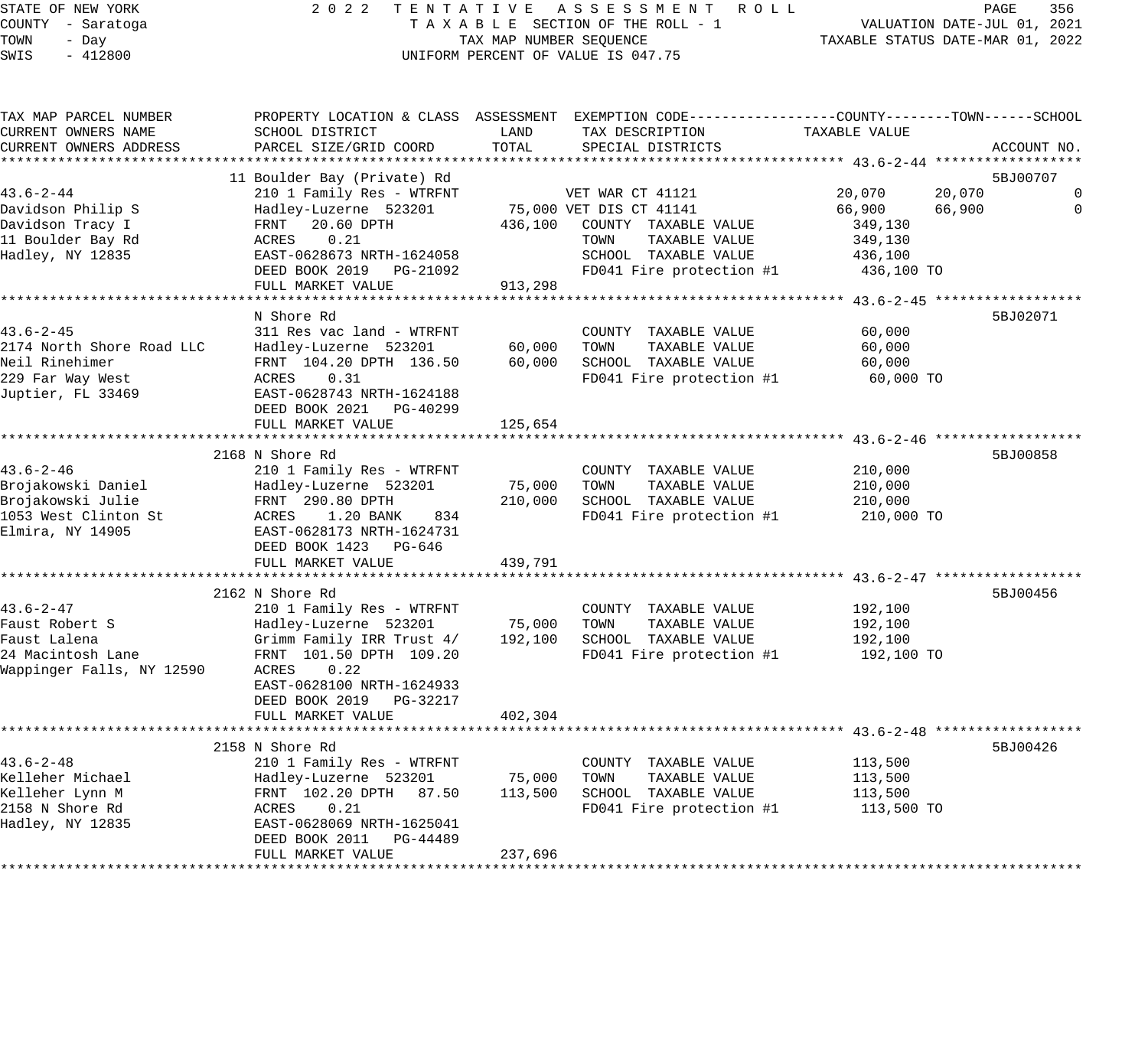STATE OF NEW YORK
COUNTY - Saratoga
TOWN - Day
SWIS - 412800

2022 TENTATIVE ASSESSMENT ROLL
TAXABLE SECTION OF THE ROLL - 1
TAX MAP NUMBER SEQUENCE
UNIFORM PERCENT OF VALUE IS 047.75

VALUATION DATE-JUL 01, 2021
TAXABLE STATUS DATE-MAR 01, 2022

| TAX MAP PARCEL NUMBER / CURRENT OWNERS NAME / CURRENT OWNERS ADDRESS | PROPERTY LOCATION & CLASS / SCHOOL DISTRICT / PARCEL SIZE/GRID COORD | ASSESSMENT LAND | ASSESSMENT TOTAL | EXEMPTION CODE / TAX DESCRIPTION / SPECIAL DISTRICTS | COUNTY TAXABLE VALUE | TOWN | SCHOOL | ACCOUNT NO. |
|---|---|---|---|---|---|---|---|---|
| **43.6-2-44** | 11 Boulder Bay (Private) Rd | | | | | | | 5BJ00707 |
| 43.6-2-44 | 210 1 Family Res - WTRFNT | | | VET WAR CT 41121 | 20,070 | 20,070 | 0 | |
| Davidson Philip S | Hadley-Luzerne 523201 | 75,000 | | VET DIS CT 41141 | 66,900 | 66,900 | 0 | |
| Davidson Tracy I | FRNT 20.60 DPTH | | 436,100 | COUNTY TAXABLE VALUE | 349,130 | | | |
| 11 Boulder Bay Rd | ACRES 0.21 | | | TOWN TAXABLE VALUE | 349,130 | | | |
| Hadley, NY 12835 | EAST-0628673 NRTH-1624058 | | | SCHOOL TAXABLE VALUE | 436,100 | | | |
| | DEED BOOK 2019 PG-21092 | | | FD041 Fire protection #1 | 436,100 TO | | | |
| | FULL MARKET VALUE | | 913,298 | | | | | |
| **43.6-2-45** | N Shore Rd | | | | | | | 5BJ02071 |
| 43.6-2-45 | 311 Res vac land - WTRFNT | | | COUNTY TAXABLE VALUE | 60,000 | | | |
| 2174 North Shore Road LLC | Hadley-Luzerne 523201 | 60,000 | | TOWN TAXABLE VALUE | 60,000 | | | |
| Neil Rinehimer | FRNT 104.20 DPTH 136.50 | | 60,000 | SCHOOL TAXABLE VALUE | 60,000 | | | |
| 229 Far Way West | ACRES 0.31 | | | FD041 Fire protection #1 | 60,000 TO | | | |
| Juptier, FL 33469 | EAST-0628743 NRTH-1624188 | | | | | | | |
| | DEED BOOK 2021 PG-40299 | | | | | | | |
| | FULL MARKET VALUE | | 125,654 | | | | | |
| **43.6-2-46** | 2168 N Shore Rd | | | | | | | 5BJ00858 |
| 43.6-2-46 | 210 1 Family Res - WTRFNT | | | COUNTY TAXABLE VALUE | 210,000 | | | |
| Brojakowski Daniel | Hadley-Luzerne 523201 | 75,000 | | TOWN TAXABLE VALUE | 210,000 | | | |
| Brojakowski Julie | FRNT 290.80 DPTH | | 210,000 | SCHOOL TAXABLE VALUE | 210,000 | | | |
| 1053 West Clinton St | ACRES 1.20 BANK 834 | | | FD041 Fire protection #1 | 210,000 TO | | | |
| Elmira, NY 14905 | EAST-0628173 NRTH-1624731 | | | | | | | |
| | DEED BOOK 1423 PG-646 | | | | | | | |
| | FULL MARKET VALUE | | 439,791 | | | | | |
| **43.6-2-47** | 2162 N Shore Rd | | | | | | | 5BJ00456 |
| 43.6-2-47 | 210 1 Family Res - WTRFNT | | | COUNTY TAXABLE VALUE | 192,100 | | | |
| Faust Robert S | Hadley-Luzerne 523201 | 75,000 | | TOWN TAXABLE VALUE | 192,100 | | | |
| Faust Lalena | Grimm Family IRR Trust 4/ | | 192,100 | SCHOOL TAXABLE VALUE | 192,100 | | | |
| 24 Macintosh Lane | FRNT 101.50 DPTH 109.20 | | | FD041 Fire protection #1 | 192,100 TO | | | |
| Wappinger Falls, NY 12590 | ACRES 0.22 | | | | | | | |
| | EAST-0628100 NRTH-1624933 | | | | | | | |
| | DEED BOOK 2019 PG-32217 | | | | | | | |
| | FULL MARKET VALUE | | 402,304 | | | | | |
| **43.6-2-48** | 2158 N Shore Rd | | | | | | | 5BJ00426 |
| 43.6-2-48 | 210 1 Family Res - WTRFNT | | | COUNTY TAXABLE VALUE | 113,500 | | | |
| Kelleher Michael | Hadley-Luzerne 523201 | 75,000 | | TOWN TAXABLE VALUE | 113,500 | | | |
| Kelleher Lynn M | FRNT 102.20 DPTH 87.50 | | 113,500 | SCHOOL TAXABLE VALUE | 113,500 | | | |
| 2158 N Shore Rd | ACRES 0.21 | | | FD041 Fire protection #1 | 113,500 TO | | | |
| Hadley, NY 12835 | EAST-0628069 NRTH-1625041 | | | | | | | |
| | DEED BOOK 2011 PG-44489 | | | | | | | |
| | FULL MARKET VALUE | | 237,696 | | | | | |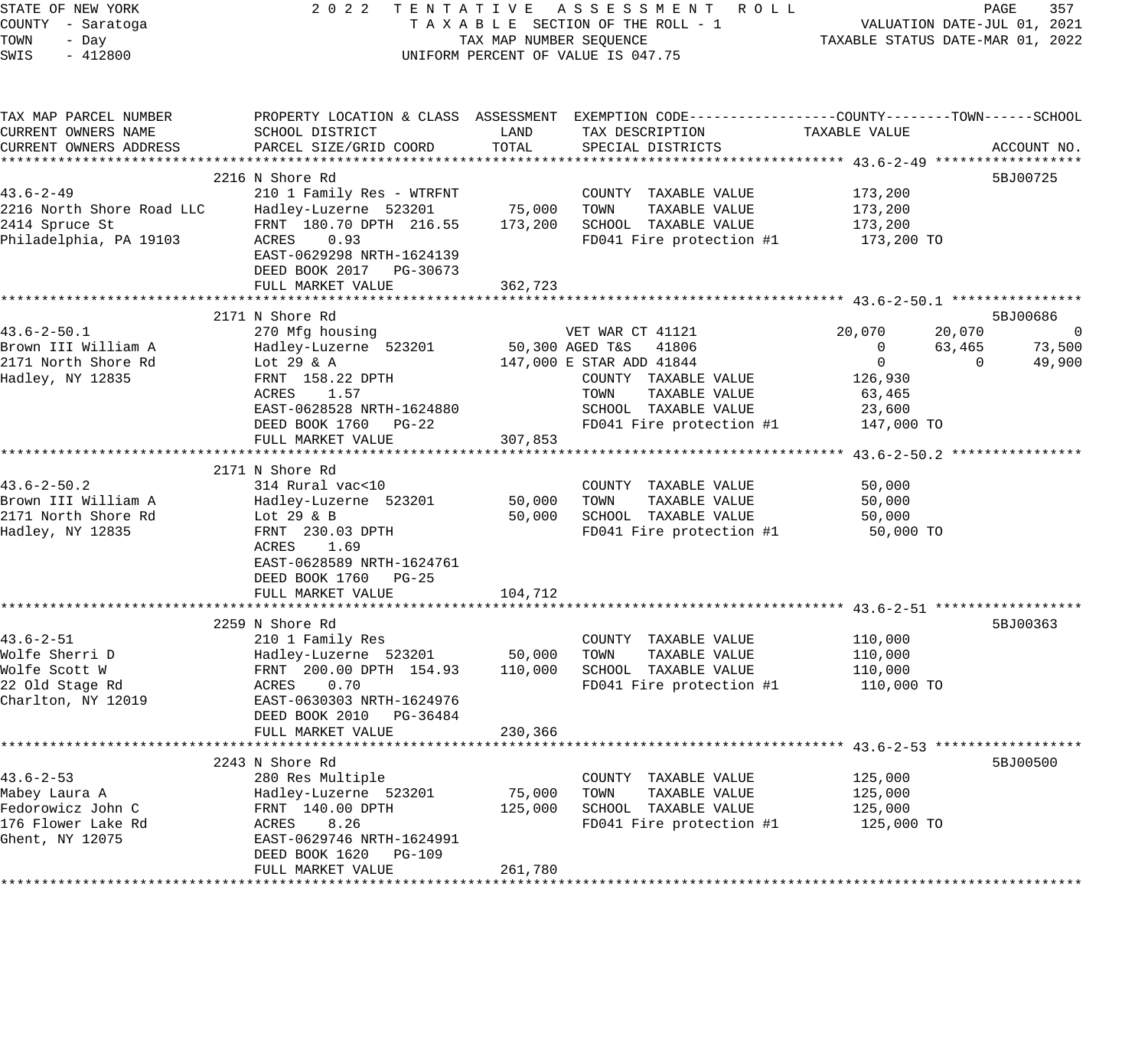STATE OF NEW YORK — 2022 TENTATIVE ASSESSMENT ROLL
COUNTY - Saratoga — TAXABLE SECTION OF THE ROLL - 1 — VALUATION DATE-JUL 01, 2021
TOWN - Day — TAX MAP NUMBER SEQUENCE — TAXABLE STATUS DATE-MAR 01, 2022
SWIS - 412800 — UNIFORM PERCENT OF VALUE IS 047.75

| TAX MAP PARCEL NUMBER / CURRENT OWNERS NAME / CURRENT OWNERS ADDRESS | PROPERTY LOCATION & CLASS / SCHOOL DISTRICT / PARCEL SIZE/GRID COORD | ASSESSMENT LAND | TOTAL | EXEMPTION CODE / TAX DESCRIPTION / SPECIAL DISTRICTS | COUNTY TAXABLE VALUE | TOWN | SCHOOL | ACCOUNT NO. |
|---|---|---|---|---|---|---|---|---|
| **43.6-2-49** | 2216 N Shore Rd | | | | | | | 5BJ00725 |
| 43.6-2-49 | 210 1 Family Res - WTRFNT | | | COUNTY TAXABLE VALUE | 173,200 | | | |
| 2216 North Shore Road LLC | Hadley-Luzerne 523201 | 75,000 | | TOWN TAXABLE VALUE | 173,200 | | | |
| 2414 Spruce St | FRNT 180.70 DPTH 216.55 | | 173,200 | SCHOOL TAXABLE VALUE | 173,200 | | | |
| Philadelphia, PA 19103 | ACRES 0.93 | | | FD041 Fire protection #1 | 173,200 TO | | | |
| | EAST-0629298 NRTH-1624139 | | | | | | | |
| | DEED BOOK 2017 PG-30673 | | | | | | | |
| | FULL MARKET VALUE | | 362,723 | | | | | |
| **43.6-2-50.1** | 2171 N Shore Rd | | | | | | | 5BJ00686 |
| 43.6-2-50.1 | 270 Mfg housing | | | VET WAR CT 41121 | 20,070 | 20,070 | 0 | |
| Brown III William A | Hadley-Luzerne 523201 | 50,300 | | AGED T&S 41806 | 0 | 63,465 | 73,500 | |
| 2171 North Shore Rd | Lot 29 & A | | 147,000 | E STAR ADD 41844 | 0 | 0 | 49,900 | |
| Hadley, NY 12835 | FRNT 158.22 DPTH | | | COUNTY TAXABLE VALUE | 126,930 | | | |
| | ACRES 1.57 | | | TOWN TAXABLE VALUE | 63,465 | | | |
| | EAST-0628528 NRTH-1624880 | | | SCHOOL TAXABLE VALUE | 23,600 | | | |
| | DEED BOOK 1760 PG-22 | | | FD041 Fire protection #1 | 147,000 TO | | | |
| | FULL MARKET VALUE | | 307,853 | | | | | |
| **43.6-2-50.2** | 2171 N Shore Rd | | | | | | | |
| 43.6-2-50.2 | 314 Rural vac<10 | | | COUNTY TAXABLE VALUE | 50,000 | | | |
| Brown III William A | Hadley-Luzerne 523201 | 50,000 | | TOWN TAXABLE VALUE | 50,000 | | | |
| 2171 North Shore Rd | Lot 29 & B | | 50,000 | SCHOOL TAXABLE VALUE | 50,000 | | | |
| Hadley, NY 12835 | FRNT 230.03 DPTH | | | FD041 Fire protection #1 | 50,000 TO | | | |
| | ACRES 1.69 | | | | | | | |
| | EAST-0628589 NRTH-1624761 | | | | | | | |
| | DEED BOOK 1760 PG-25 | | | | | | | |
| | FULL MARKET VALUE | | 104,712 | | | | | |
| **43.6-2-51** | 2259 N Shore Rd | | | | | | | 5BJ00363 |
| 43.6-2-51 | 210 1 Family Res | | | COUNTY TAXABLE VALUE | 110,000 | | | |
| Wolfe Sherri D | Hadley-Luzerne 523201 | 50,000 | | TOWN TAXABLE VALUE | 110,000 | | | |
| Wolfe Scott W | FRNT 200.00 DPTH 154.93 | | 110,000 | SCHOOL TAXABLE VALUE | 110,000 | | | |
| 22 Old Stage Rd | ACRES 0.70 | | | FD041 Fire protection #1 | 110,000 TO | | | |
| Charlton, NY 12019 | EAST-0630303 NRTH-1624976 | | | | | | | |
| | DEED BOOK 2010 PG-36484 | | | | | | | |
| | FULL MARKET VALUE | | 230,366 | | | | | |
| **43.6-2-53** | 2243 N Shore Rd | | | | | | | 5BJ00500 |
| 43.6-2-53 | 280 Res Multiple | | | COUNTY TAXABLE VALUE | 125,000 | | | |
| Mabey Laura A | Hadley-Luzerne 523201 | 75,000 | | TOWN TAXABLE VALUE | 125,000 | | | |
| Fedorowicz John C | FRNT 140.00 DPTH | | 125,000 | SCHOOL TAXABLE VALUE | 125,000 | | | |
| 176 Flower Lake Rd | ACRES 8.26 | | | FD041 Fire protection #1 | 125,000 TO | | | |
| Ghent, NY 12075 | EAST-0629746 NRTH-1624991 | | | | | | | |
| | DEED BOOK 1620 PG-109 | | | | | | | |
| | FULL MARKET VALUE | | 261,780 | | | | | |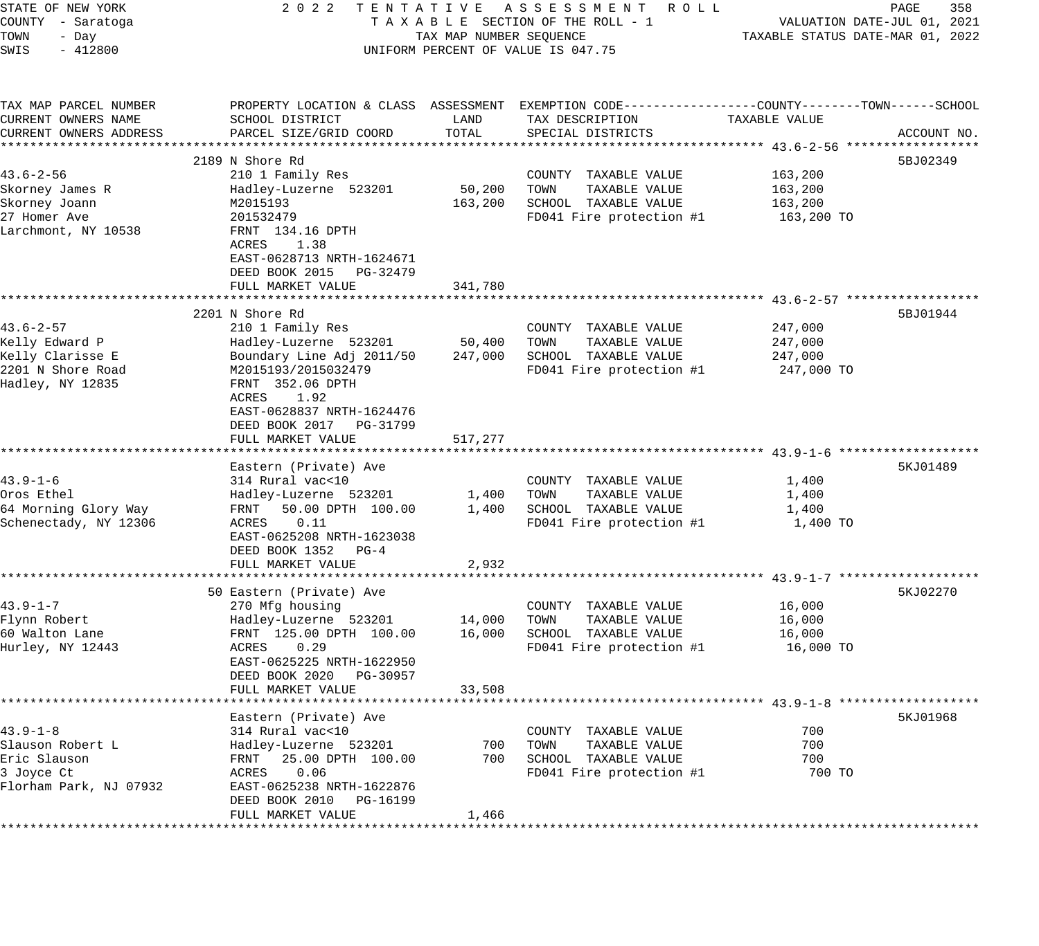STATE OF NEW YORK — 2022 TENTATIVE ASSESSMENT ROLL
COUNTY - Saratoga — TAXABLE SECTION OF THE ROLL - 1 — VALUATION DATE-JUL 01, 2021
TOWN - Day — TAX MAP NUMBER SEQUENCE — TAXABLE STATUS DATE-MAR 01, 2022
SWIS - 412800 — UNIFORM PERCENT OF VALUE IS 047.75

| TAX MAP PARCEL NUMBER / CURRENT OWNERS NAME / CURRENT OWNERS ADDRESS | PROPERTY LOCATION & CLASS / SCHOOL DISTRICT / PARCEL SIZE/GRID COORD | ASSESSMENT LAND | ASSESSMENT TOTAL | EXEMPTION CODE / TAX DESCRIPTION / SPECIAL DISTRICTS | TAXABLE VALUE (COUNTY--TOWN--SCHOOL) | ACCOUNT NO. |
|---|---|---|---|---|---|---|
| **43.6-2-56** | 2189 N Shore Rd | | | | | 5BJ02349 |
| 43.6-2-56 | 210 1 Family Res | | | COUNTY TAXABLE VALUE | 163,200 | |
| Skorney James R | Hadley-Luzerne 523201 | 50,200 | | TOWN TAXABLE VALUE | 163,200 | |
| Skorney Joann | M2015193 | | 163,200 | SCHOOL TAXABLE VALUE | 163,200 | |
| 27 Homer Ave | 201532479 | | | FD041 Fire protection #1 | 163,200 TO | |
| Larchmont, NY 10538 | FRNT 134.16 DPTH | | | | | |
| | ACRES 1.38 | | | | | |
| | EAST-0628713 NRTH-1624671 | | | | | |
| | DEED BOOK 2015 PG-32479 | | | | | |
| | FULL MARKET VALUE | | 341,780 | | | |
| **43.6-2-57** | 2201 N Shore Rd | | | | | 5BJ01944 |
| 43.6-2-57 | 210 1 Family Res | | | COUNTY TAXABLE VALUE | 247,000 | |
| Kelly Edward P | Hadley-Luzerne 523201 | 50,400 | | TOWN TAXABLE VALUE | 247,000 | |
| Kelly Clarisse E | Boundary Line Adj 2011/50 | | 247,000 | SCHOOL TAXABLE VALUE | 247,000 | |
| 2201 N Shore Road | M2015193/2015032479 | | | FD041 Fire protection #1 | 247,000 TO | |
| Hadley, NY 12835 | FRNT 352.06 DPTH | | | | | |
| | ACRES 1.92 | | | | | |
| | EAST-0628837 NRTH-1624476 | | | | | |
| | DEED BOOK 2017 PG-31799 | | | | | |
| | FULL MARKET VALUE | | 517,277 | | | |
| **43.9-1-6** | Eastern (Private) Ave | | | | | 5KJ01489 |
| 43.9-1-6 | 314 Rural vac<10 | | | COUNTY TAXABLE VALUE | 1,400 | |
| Oros Ethel | Hadley-Luzerne 523201 | 1,400 | | TOWN TAXABLE VALUE | 1,400 | |
| 64 Morning Glory Way | FRNT 50.00 DPTH 100.00 | | 1,400 | SCHOOL TAXABLE VALUE | 1,400 | |
| Schenectady, NY 12306 | ACRES 0.11 | | | FD041 Fire protection #1 | 1,400 TO | |
| | EAST-0625208 NRTH-1623038 | | | | | |
| | DEED BOOK 1352 PG-4 | | | | | |
| | FULL MARKET VALUE | | 2,932 | | | |
| **43.9-1-7** | 50 Eastern (Private) Ave | | | | | 5KJ02270 |
| 43.9-1-7 | 270 Mfg housing | | | COUNTY TAXABLE VALUE | 16,000 | |
| Flynn Robert | Hadley-Luzerne 523201 | 14,000 | | TOWN TAXABLE VALUE | 16,000 | |
| 60 Walton Lane | FRNT 125.00 DPTH 100.00 | | 16,000 | SCHOOL TAXABLE VALUE | 16,000 | |
| Hurley, NY 12443 | ACRES 0.29 | | | FD041 Fire protection #1 | 16,000 TO | |
| | EAST-0625225 NRTH-1622950 | | | | | |
| | DEED BOOK 2020 PG-30957 | | | | | |
| | FULL MARKET VALUE | | 33,508 | | | |
| **43.9-1-8** | Eastern (Private) Ave | | | | | 5KJ01968 |
| 43.9-1-8 | 314 Rural vac<10 | | | COUNTY TAXABLE VALUE | 700 | |
| Slauson Robert L | Hadley-Luzerne 523201 | 700 | | TOWN TAXABLE VALUE | 700 | |
| Eric Slauson | FRNT 25.00 DPTH 100.00 | | 700 | SCHOOL TAXABLE VALUE | 700 | |
| 3 Joyce Ct | ACRES 0.06 | | | FD041 Fire protection #1 | 700 TO | |
| Florham Park, NJ 07932 | EAST-0625238 NRTH-1622876 | | | | | |
| | DEED BOOK 2010 PG-16199 | | | | | |
| | FULL MARKET VALUE | | 1,466 | | | |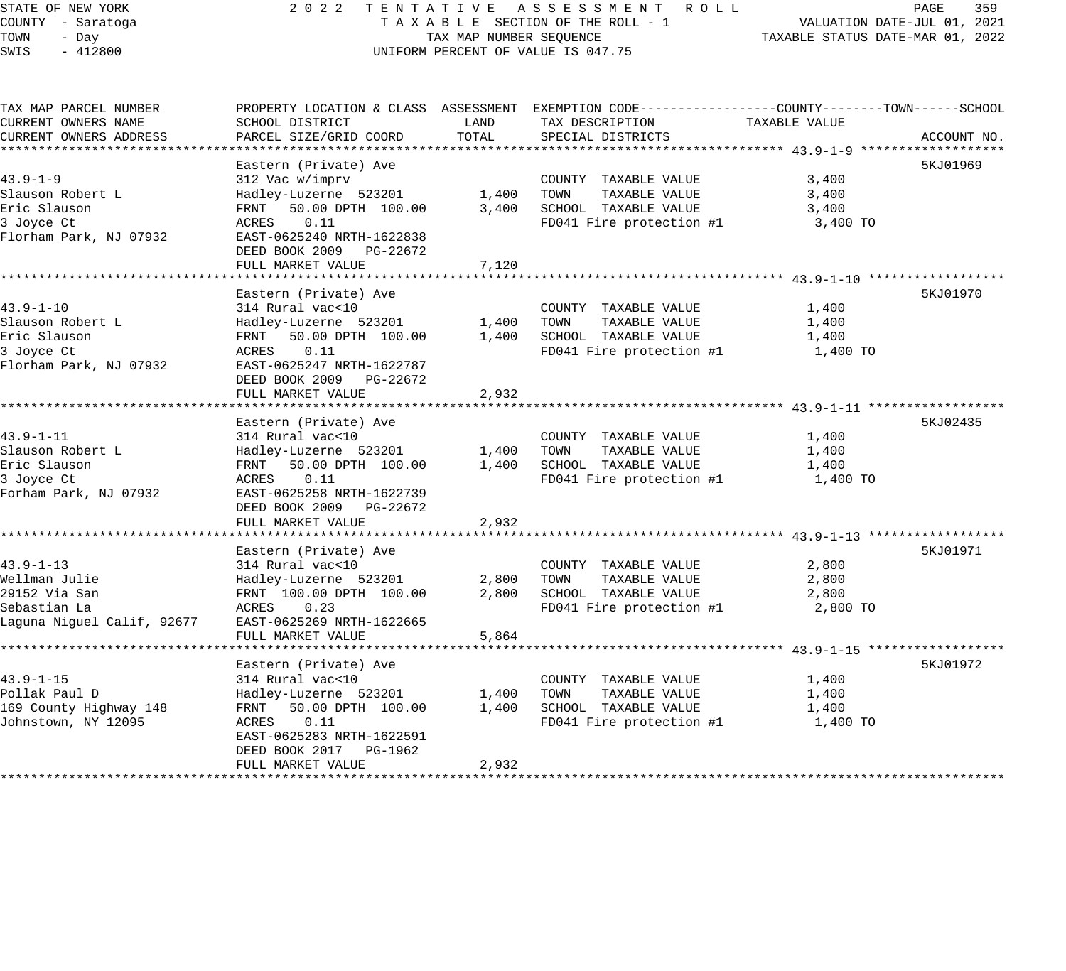STATE OF NEW YORK
COUNTY - Saratoga
TOWN - Day
SWIS - 412800

2022 TENTATIVE ASSESSMENT ROLL
TAXABLE SECTION OF THE ROLL - 1
TAX MAP NUMBER SEQUENCE
UNIFORM PERCENT OF VALUE IS 047.75

VALUATION DATE-JUL 01, 2021
TAXABLE STATUS DATE-MAR 01, 2022

| TAX MAP PARCEL NUMBER / CURRENT OWNERS NAME / CURRENT OWNERS ADDRESS | PROPERTY LOCATION & CLASS / SCHOOL DISTRICT / PARCEL SIZE/GRID COORD | ASSESSMENT LAND | ASSESSMENT TOTAL | EXEMPTION CODE / TAX DESCRIPTION / SPECIAL DISTRICTS | TAXABLE VALUE (COUNTY--TOWN--SCHOOL) | ACCOUNT NO. |
|---|---|---|---|---|---|---|
| 43.9-1-9 | Eastern (Private) Ave | | | | | 5KJ01969 |
| | 312 Vac w/imprv | | | COUNTY TAXABLE VALUE | 3,400 | |
| Slauson Robert L | Hadley-Luzerne 523201 | 1,400 | | TOWN TAXABLE VALUE | 3,400 | |
| Eric Slauson | FRNT 50.00 DPTH 100.00 | | 3,400 | SCHOOL TAXABLE VALUE | 3,400 | |
| 3 Joyce Ct | ACRES 0.11 | | | FD041 Fire protection #1 | 3,400 TO | |
| Florham Park, NJ 07932 | EAST-0625240 NRTH-1622838 | | | | | |
| | DEED BOOK 2009 PG-22672 | | | | | |
| | FULL MARKET VALUE | | 7,120 | | | |
| 43.9-1-10 | Eastern (Private) Ave | | | | | 5KJ01970 |
| | 314 Rural vac<10 | | | COUNTY TAXABLE VALUE | 1,400 | |
| Slauson Robert L | Hadley-Luzerne 523201 | 1,400 | | TOWN TAXABLE VALUE | 1,400 | |
| Eric Slauson | FRNT 50.00 DPTH 100.00 | | 1,400 | SCHOOL TAXABLE VALUE | 1,400 | |
| 3 Joyce Ct | ACRES 0.11 | | | FD041 Fire protection #1 | 1,400 TO | |
| Florham Park, NJ 07932 | EAST-0625247 NRTH-1622787 | | | | | |
| | DEED BOOK 2009 PG-22672 | | | | | |
| | FULL MARKET VALUE | | 2,932 | | | |
| 43.9-1-11 | Eastern (Private) Ave | | | | | 5KJ02435 |
| | 314 Rural vac<10 | | | COUNTY TAXABLE VALUE | 1,400 | |
| Slauson Robert L | Hadley-Luzerne 523201 | 1,400 | | TOWN TAXABLE VALUE | 1,400 | |
| Eric Slauson | FRNT 50.00 DPTH 100.00 | | 1,400 | SCHOOL TAXABLE VALUE | 1,400 | |
| 3 Joyce Ct | ACRES 0.11 | | | FD041 Fire protection #1 | 1,400 TO | |
| Forham Park, NJ 07932 | EAST-0625258 NRTH-1622739 | | | | | |
| | DEED BOOK 2009 PG-22672 | | | | | |
| | FULL MARKET VALUE | | 2,932 | | | |
| 43.9-1-13 | Eastern (Private) Ave | | | | | 5KJ01971 |
| | 314 Rural vac<10 | | | COUNTY TAXABLE VALUE | 2,800 | |
| Wellman Julie | Hadley-Luzerne 523201 | 2,800 | | TOWN TAXABLE VALUE | 2,800 | |
| 29152 Via San | FRNT 100.00 DPTH 100.00 | | 2,800 | SCHOOL TAXABLE VALUE | 2,800 | |
| Sebastian La | ACRES 0.23 | | | FD041 Fire protection #1 | 2,800 TO | |
| Laguna Niguel Calif, 92677 | EAST-0625269 NRTH-1622665 | | | | | |
| | FULL MARKET VALUE | | 5,864 | | | |
| 43.9-1-15 | Eastern (Private) Ave | | | | | 5KJ01972 |
| | 314 Rural vac<10 | | | COUNTY TAXABLE VALUE | 1,400 | |
| Pollak Paul D | Hadley-Luzerne 523201 | 1,400 | | TOWN TAXABLE VALUE | 1,400 | |
| 169 County Highway 148 | FRNT 50.00 DPTH 100.00 | | 1,400 | SCHOOL TAXABLE VALUE | 1,400 | |
| Johnstown, NY 12095 | ACRES 0.11 | | | FD041 Fire protection #1 | 1,400 TO | |
| | EAST-0625283 NRTH-1622591 | | | | | |
| | DEED BOOK 2017 PG-1962 | | | | | |
| | FULL MARKET VALUE | | 2,932 | | | |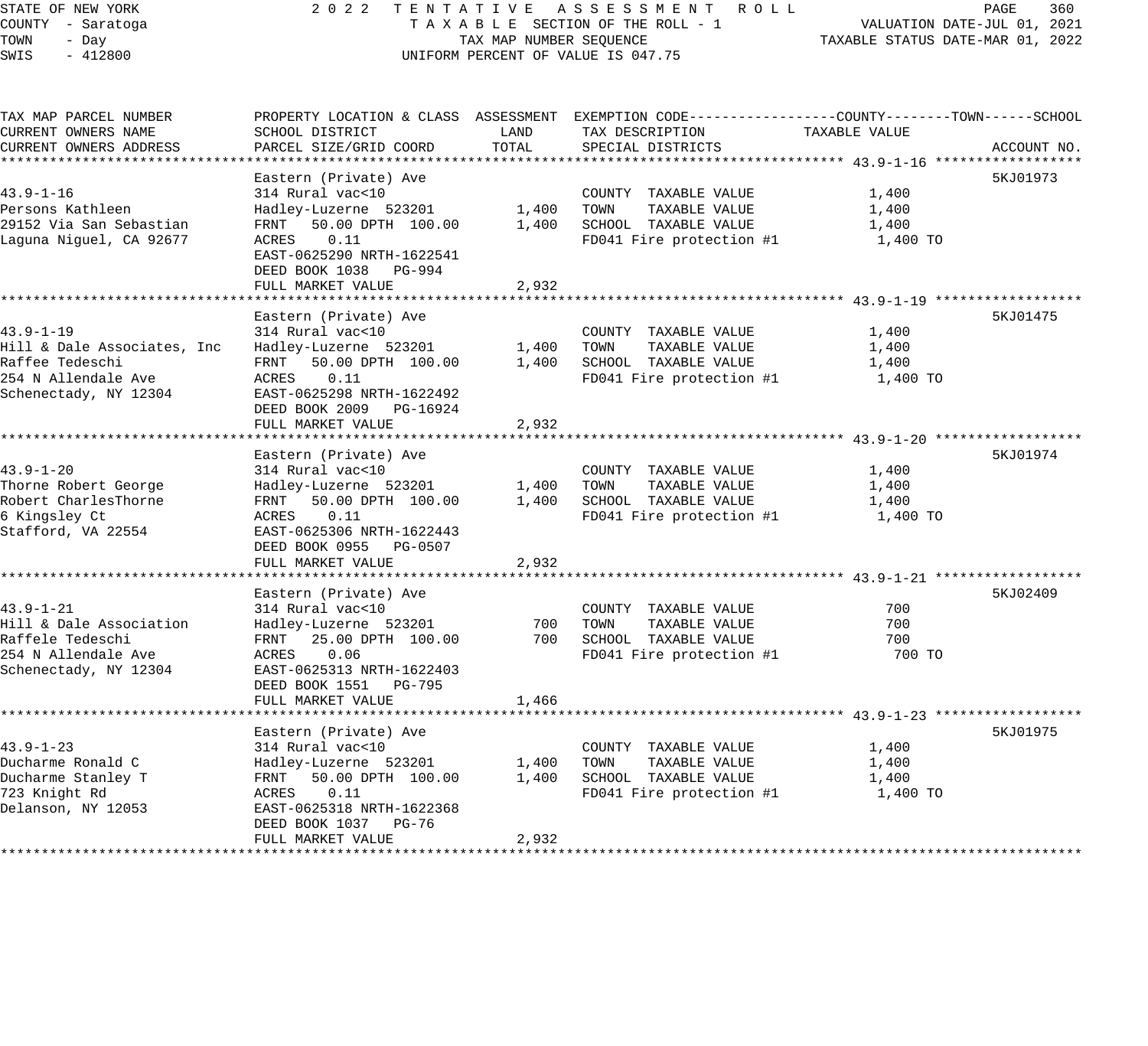STATE OF NEW YORK — COUNTY - Saratoga — TOWN - Day — SWIS - 412800

2022 TENTATIVE ASSESSMENT ROLL
TAXABLE SECTION OF THE ROLL - 1
TAX MAP NUMBER SEQUENCE
UNIFORM PERCENT OF VALUE IS 047.75

VALUATION DATE-JUL 01, 2021
TAXABLE STATUS DATE-MAR 01, 2022

| TAX MAP PARCEL NUMBER / CURRENT OWNERS NAME / CURRENT OWNERS ADDRESS | PROPERTY LOCATION & CLASS / SCHOOL DISTRICT / PARCEL SIZE/GRID COORD | ASSESSMENT LAND | ASSESSMENT TOTAL | EXEMPTION CODE / TAX DESCRIPTION / SPECIAL DISTRICTS | TAXABLE VALUE (COUNTY / TOWN / SCHOOL) | ACCOUNT NO. |
|---|---|---|---|---|---|---|
| **43.9-1-16** | Eastern (Private) Ave | | | | | 5KJ01973 |
| 43.9-1-16 | 314 Rural vac<10 | | | COUNTY TAXABLE VALUE | 1,400 | |
| Persons Kathleen | Hadley-Luzerne 523201 | 1,400 | | TOWN TAXABLE VALUE | 1,400 | |
| 29152 Via San Sebastian | FRNT 50.00 DPTH 100.00 | | 1,400 | SCHOOL TAXABLE VALUE | 1,400 | |
| Laguna Niguel, CA 92677 | ACRES 0.11 | | | FD041 Fire protection #1 | 1,400 TO | |
| | EAST-0625290 NRTH-1622541 | | | | | |
| | DEED BOOK 1038 PG-994 | | | | | |
| | FULL MARKET VALUE | | 2,932 | | | |
| **43.9-1-19** | Eastern (Private) Ave | | | | | 5KJ01475 |
| 43.9-1-19 | 314 Rural vac<10 | | | COUNTY TAXABLE VALUE | 1,400 | |
| Hill & Dale Associates, Inc | Hadley-Luzerne 523201 | 1,400 | | TOWN TAXABLE VALUE | 1,400 | |
| Raffee Tedeschi | FRNT 50.00 DPTH 100.00 | | 1,400 | SCHOOL TAXABLE VALUE | 1,400 | |
| 254 N Allendale Ave | ACRES 0.11 | | | FD041 Fire protection #1 | 1,400 TO | |
| Schenectady, NY 12304 | EAST-0625298 NRTH-1622492 | | | | | |
| | DEED BOOK 2009 PG-16924 | | | | | |
| | FULL MARKET VALUE | | 2,932 | | | |
| **43.9-1-20** | Eastern (Private) Ave | | | | | 5KJ01974 |
| 43.9-1-20 | 314 Rural vac<10 | | | COUNTY TAXABLE VALUE | 1,400 | |
| Thorne Robert George | Hadley-Luzerne 523201 | 1,400 | | TOWN TAXABLE VALUE | 1,400 | |
| Robert CharlesThorne | FRNT 50.00 DPTH 100.00 | | 1,400 | SCHOOL TAXABLE VALUE | 1,400 | |
| 6 Kingsley Ct | ACRES 0.11 | | | FD041 Fire protection #1 | 1,400 TO | |
| Stafford, VA 22554 | EAST-0625306 NRTH-1622443 | | | | | |
| | DEED BOOK 0955 PG-0507 | | | | | |
| | FULL MARKET VALUE | | 2,932 | | | |
| **43.9-1-21** | Eastern (Private) Ave | | | | | 5KJ02409 |
| 43.9-1-21 | 314 Rural vac<10 | | | COUNTY TAXABLE VALUE | 700 | |
| Hill & Dale Association | Hadley-Luzerne 523201 | 700 | | TOWN TAXABLE VALUE | 700 | |
| Raffele Tedeschi | FRNT 25.00 DPTH 100.00 | | 700 | SCHOOL TAXABLE VALUE | 700 | |
| 254 N Allendale Ave | ACRES 0.06 | | | FD041 Fire protection #1 | 700 TO | |
| Schenectady, NY 12304 | EAST-0625313 NRTH-1622403 | | | | | |
| | DEED BOOK 1551 PG-795 | | | | | |
| | FULL MARKET VALUE | | 1,466 | | | |
| **43.9-1-23** | Eastern (Private) Ave | | | | | 5KJ01975 |
| 43.9-1-23 | 314 Rural vac<10 | | | COUNTY TAXABLE VALUE | 1,400 | |
| Ducharme Ronald C | Hadley-Luzerne 523201 | 1,400 | | TOWN TAXABLE VALUE | 1,400 | |
| Ducharme Stanley T | FRNT 50.00 DPTH 100.00 | | 1,400 | SCHOOL TAXABLE VALUE | 1,400 | |
| 723 Knight Rd | ACRES 0.11 | | | FD041 Fire protection #1 | 1,400 TO | |
| Delanson, NY 12053 | EAST-0625318 NRTH-1622368 | | | | | |
| | DEED BOOK 1037 PG-76 | | | | | |
| | FULL MARKET VALUE | | 2,932 | | | |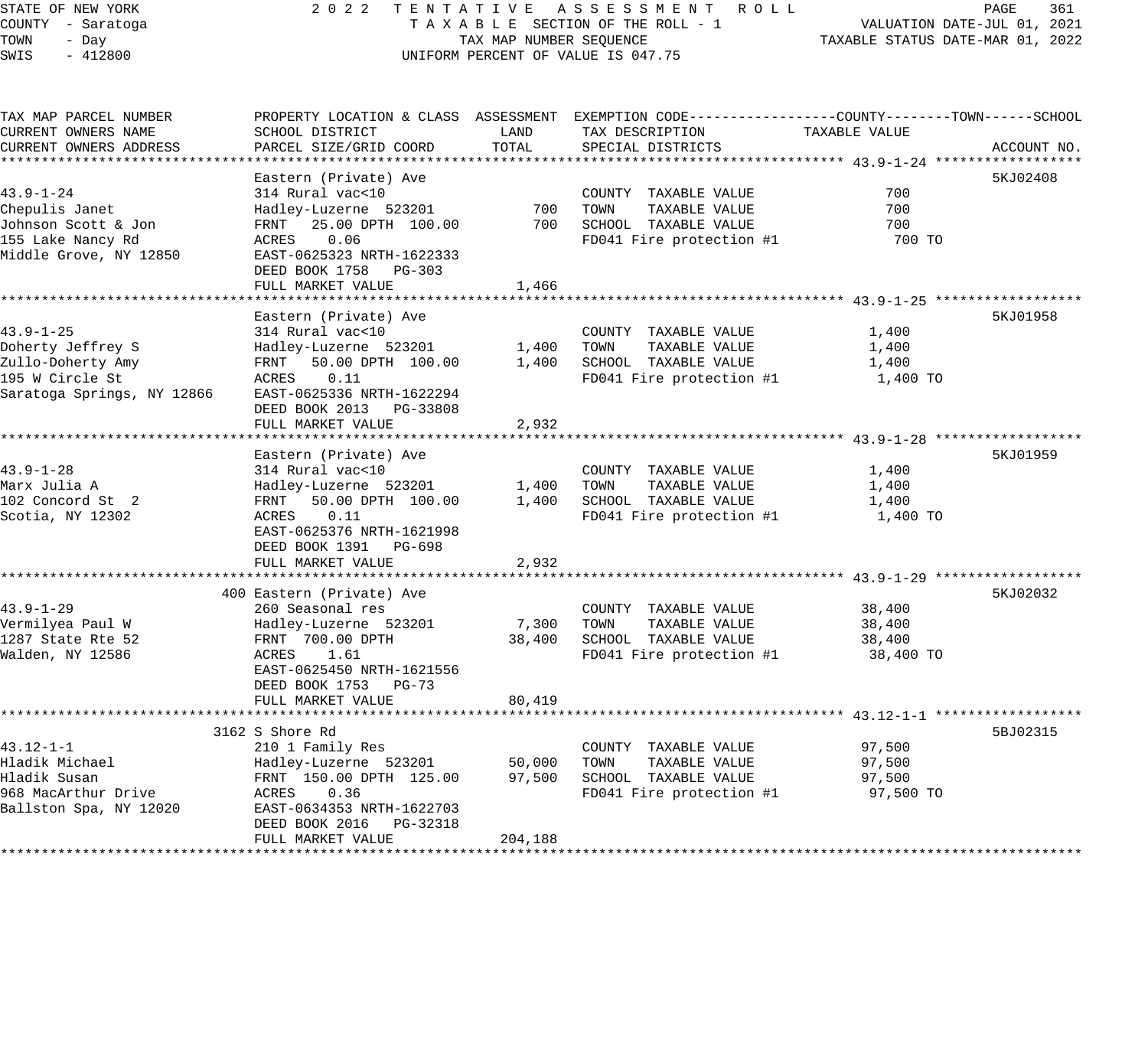STATE OF NEW YORK — 2022 TENTATIVE ASSESSMENT ROLL
COUNTY - Saratoga — TAXABLE SECTION OF THE ROLL - 1 — VALUATION DATE-JUL 01, 2021
TOWN - Day — TAX MAP NUMBER SEQUENCE — TAXABLE STATUS DATE-MAR 01, 2022
SWIS - 412800 — UNIFORM PERCENT OF VALUE IS 047.75

| TAX MAP PARCEL NUMBER / CURRENT OWNERS NAME / CURRENT OWNERS ADDRESS | PROPERTY LOCATION & CLASS / SCHOOL DISTRICT / PARCEL SIZE/GRID COORD | ASSESSMENT LAND | ASSESSMENT TOTAL | EXEMPTION CODE / TAX DESCRIPTION / SPECIAL DISTRICTS | TAXABLE VALUE | ACCOUNT NO. |
|---|---|---|---|---|---|---|
| **43.9-1-24** | Eastern (Private) Ave | | | | | 5KJ02408 |
| 43.9-1-24 | 314 Rural vac<10 | | | COUNTY TAXABLE VALUE | 700 | |
| Chepulis Janet | Hadley-Luzerne 523201 | 700 | | TOWN TAXABLE VALUE | 700 | |
| Johnson Scott & Jon | FRNT 25.00 DPTH 100.00 | | 700 | SCHOOL TAXABLE VALUE | 700 | |
| 155 Lake Nancy Rd | ACRES 0.06 | | | FD041 Fire protection #1 | 700 TO | |
| Middle Grove, NY 12850 | EAST-0625323 NRTH-1622333 | | | | | |
| | DEED BOOK 1758 PG-303 | | | | | |
| | FULL MARKET VALUE | | 1,466 | | | |
| **43.9-1-25** | Eastern (Private) Ave | | | | | 5KJ01958 |
| 43.9-1-25 | 314 Rural vac<10 | | | COUNTY TAXABLE VALUE | 1,400 | |
| Doherty Jeffrey S | Hadley-Luzerne 523201 | 1,400 | | TOWN TAXABLE VALUE | 1,400 | |
| Zullo-Doherty Amy | FRNT 50.00 DPTH 100.00 | | 1,400 | SCHOOL TAXABLE VALUE | 1,400 | |
| 195 W Circle St | ACRES 0.11 | | | FD041 Fire protection #1 | 1,400 TO | |
| Saratoga Springs, NY 12866 | EAST-0625336 NRTH-1622294 | | | | | |
| | DEED BOOK 2013 PG-33808 | | | | | |
| | FULL MARKET VALUE | | 2,932 | | | |
| **43.9-1-28** | Eastern (Private) Ave | | | | | 5KJ01959 |
| 43.9-1-28 | 314 Rural vac<10 | | | COUNTY TAXABLE VALUE | 1,400 | |
| Marx Julia A | Hadley-Luzerne 523201 | 1,400 | | TOWN TAXABLE VALUE | 1,400 | |
| 102 Concord St 2 | FRNT 50.00 DPTH 100.00 | | 1,400 | SCHOOL TAXABLE VALUE | 1,400 | |
| Scotia, NY 12302 | ACRES 0.11 | | | FD041 Fire protection #1 | 1,400 TO | |
| | EAST-0625376 NRTH-1621998 | | | | | |
| | DEED BOOK 1391 PG-698 | | | | | |
| | FULL MARKET VALUE | | 2,932 | | | |
| **43.9-1-29** | 400 Eastern (Private) Ave | | | | | 5KJ02032 |
| 43.9-1-29 | 260 Seasonal res | | | COUNTY TAXABLE VALUE | 38,400 | |
| Vermilyea Paul W | Hadley-Luzerne 523201 | 7,300 | | TOWN TAXABLE VALUE | 38,400 | |
| 1287 State Rte 52 | FRNT 700.00 DPTH | | 38,400 | SCHOOL TAXABLE VALUE | 38,400 | |
| Walden, NY 12586 | ACRES 1.61 | | | FD041 Fire protection #1 | 38,400 TO | |
| | EAST-0625450 NRTH-1621556 | | | | | |
| | DEED BOOK 1753 PG-73 | | | | | |
| | FULL MARKET VALUE | | 80,419 | | | |
| **43.12-1-1** | 3162 S Shore Rd | | | | | 5BJ02315 |
| 43.12-1-1 | 210 1 Family Res | | | COUNTY TAXABLE VALUE | 97,500 | |
| Hladik Michael | Hadley-Luzerne 523201 | 50,000 | | TOWN TAXABLE VALUE | 97,500 | |
| Hladik Susan | FRNT 150.00 DPTH 125.00 | | 97,500 | SCHOOL TAXABLE VALUE | 97,500 | |
| 968 MacArthur Drive | ACRES 0.36 | | | FD041 Fire protection #1 | 97,500 TO | |
| Ballston Spa, NY 12020 | EAST-0634353 NRTH-1622703 | | | | | |
| | DEED BOOK 2016 PG-32318 | | | | | |
| | FULL MARKET VALUE | | 204,188 | | | |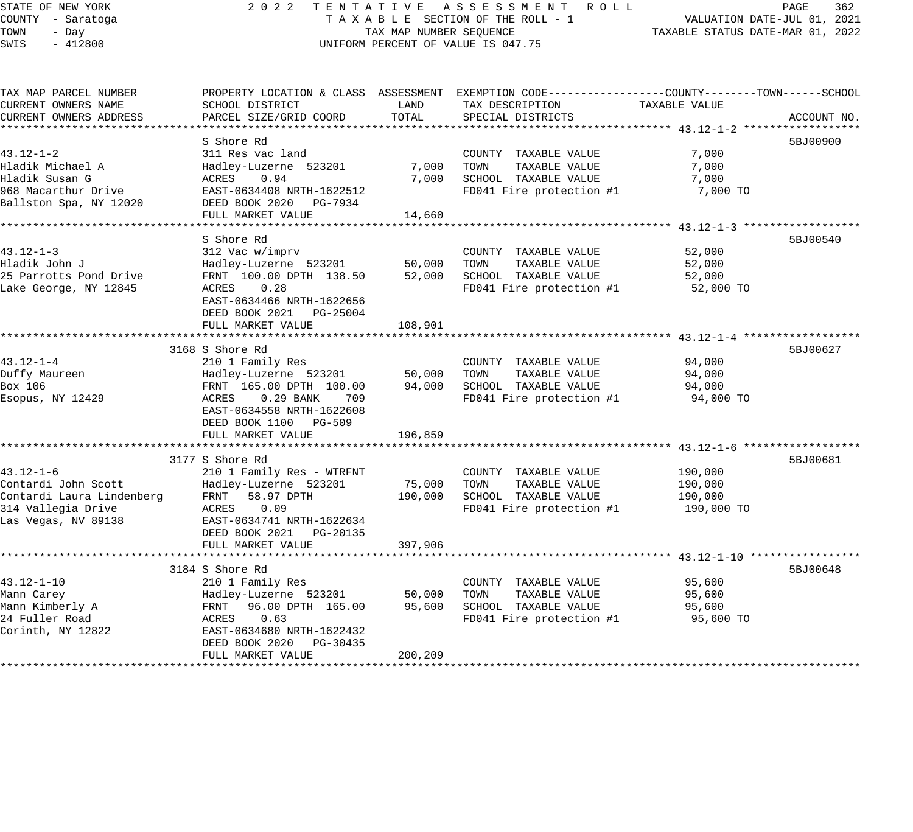STATE OF NEW YORK
COUNTY - Saratoga
TOWN - Day
SWIS - 412800

2022 TENTATIVE ASSESSMENT ROLL
TAXABLE SECTION OF THE ROLL - 1
TAX MAP NUMBER SEQUENCE
UNIFORM PERCENT OF VALUE IS 047.75

VALUATION DATE-JUL 01, 2021
TAXABLE STATUS DATE-MAR 01, 2022

| TAX MAP PARCEL NUMBER / CURRENT OWNERS NAME / CURRENT OWNERS ADDRESS | PROPERTY LOCATION & CLASS / SCHOOL DISTRICT / PARCEL SIZE/GRID COORD | ASSESSMENT LAND | ASSESSMENT TOTAL | EXEMPTION CODE / TAX DESCRIPTION / SPECIAL DISTRICTS | TAXABLE VALUE (COUNTY / TOWN / SCHOOL) | ACCOUNT NO. |
|---|---|---|---|---|---|---|
| **43.12-1-2** | S Shore Rd | | | | | 5BJ00900 |
| 43.12-1-2 | 311 Res vac land | | | COUNTY TAXABLE VALUE | 7,000 | |
| Hladik Michael A | Hadley-Luzerne 523201 | 7,000 | | TOWN TAXABLE VALUE | 7,000 | |
| Hladik Susan G | ACRES 0.94 | | 7,000 | SCHOOL TAXABLE VALUE | 7,000 | |
| 968 Macarthur Drive | EAST-0634408 NRTH-1622512 | | | FD041 Fire protection #1 | 7,000 TO | |
| Ballston Spa, NY 12020 | DEED BOOK 2020 PG-7934 | | | | | |
| | FULL MARKET VALUE | | 14,660 | | | |
| **43.12-1-3** | S Shore Rd | | | | | 5BJ00540 |
| 43.12-1-3 | 312 Vac w/imprv | | | COUNTY TAXABLE VALUE | 52,000 | |
| Hladik John J | Hadley-Luzerne 523201 | 50,000 | | TOWN TAXABLE VALUE | 52,000 | |
| 25 Parrotts Pond Drive | FRNT 100.00 DPTH 138.50 | | 52,000 | SCHOOL TAXABLE VALUE | 52,000 | |
| Lake George, NY 12845 | ACRES 0.28 | | | FD041 Fire protection #1 | 52,000 TO | |
| | EAST-0634466 NRTH-1622656 | | | | | |
| | DEED BOOK 2021 PG-25004 | | | | | |
| | FULL MARKET VALUE | | 108,901 | | | |
| **43.12-1-4** | 3168 S Shore Rd | | | | | 5BJ00627 |
| 43.12-1-4 | 210 1 Family Res | | | COUNTY TAXABLE VALUE | 94,000 | |
| Duffy Maureen | Hadley-Luzerne 523201 | 50,000 | | TOWN TAXABLE VALUE | 94,000 | |
| Box 106 | FRNT 165.00 DPTH 100.00 | | 94,000 | SCHOOL TAXABLE VALUE | 94,000 | |
| Esopus, NY 12429 | ACRES 0.29 BANK 709 | | | FD041 Fire protection #1 | 94,000 TO | |
| | EAST-0634558 NRTH-1622608 | | | | | |
| | DEED BOOK 1100 PG-509 | | | | | |
| | FULL MARKET VALUE | | 196,859 | | | |
| **43.12-1-6** | 3177 S Shore Rd | | | | | 5BJ00681 |
| 43.12-1-6 | 210 1 Family Res - WTRFNT | | | COUNTY TAXABLE VALUE | 190,000 | |
| Contardi John Scott | Hadley-Luzerne 523201 | 75,000 | | TOWN TAXABLE VALUE | 190,000 | |
| Contardi Laura Lindenberg | FRNT 58.97 DPTH | | 190,000 | SCHOOL TAXABLE VALUE | 190,000 | |
| 314 Vallegia Drive | ACRES 0.09 | | | FD041 Fire protection #1 | 190,000 TO | |
| Las Vegas, NV 89138 | EAST-0634741 NRTH-1622634 | | | | | |
| | DEED BOOK 2021 PG-20135 | | | | | |
| | FULL MARKET VALUE | | 397,906 | | | |
| **43.12-1-10** | 3184 S Shore Rd | | | | | 5BJ00648 |
| 43.12-1-10 | 210 1 Family Res | | | COUNTY TAXABLE VALUE | 95,600 | |
| Mann Carey | Hadley-Luzerne 523201 | 50,000 | | TOWN TAXABLE VALUE | 95,600 | |
| Mann Kimberly A | FRNT 96.00 DPTH 165.00 | | 95,600 | SCHOOL TAXABLE VALUE | 95,600 | |
| 24 Fuller Road | ACRES 0.63 | | | FD041 Fire protection #1 | 95,600 TO | |
| Corinth, NY 12822 | EAST-0634680 NRTH-1622432 | | | | | |
| | DEED BOOK 2020 PG-30435 | | | | | |
| | FULL MARKET VALUE | | 200,209 | | | |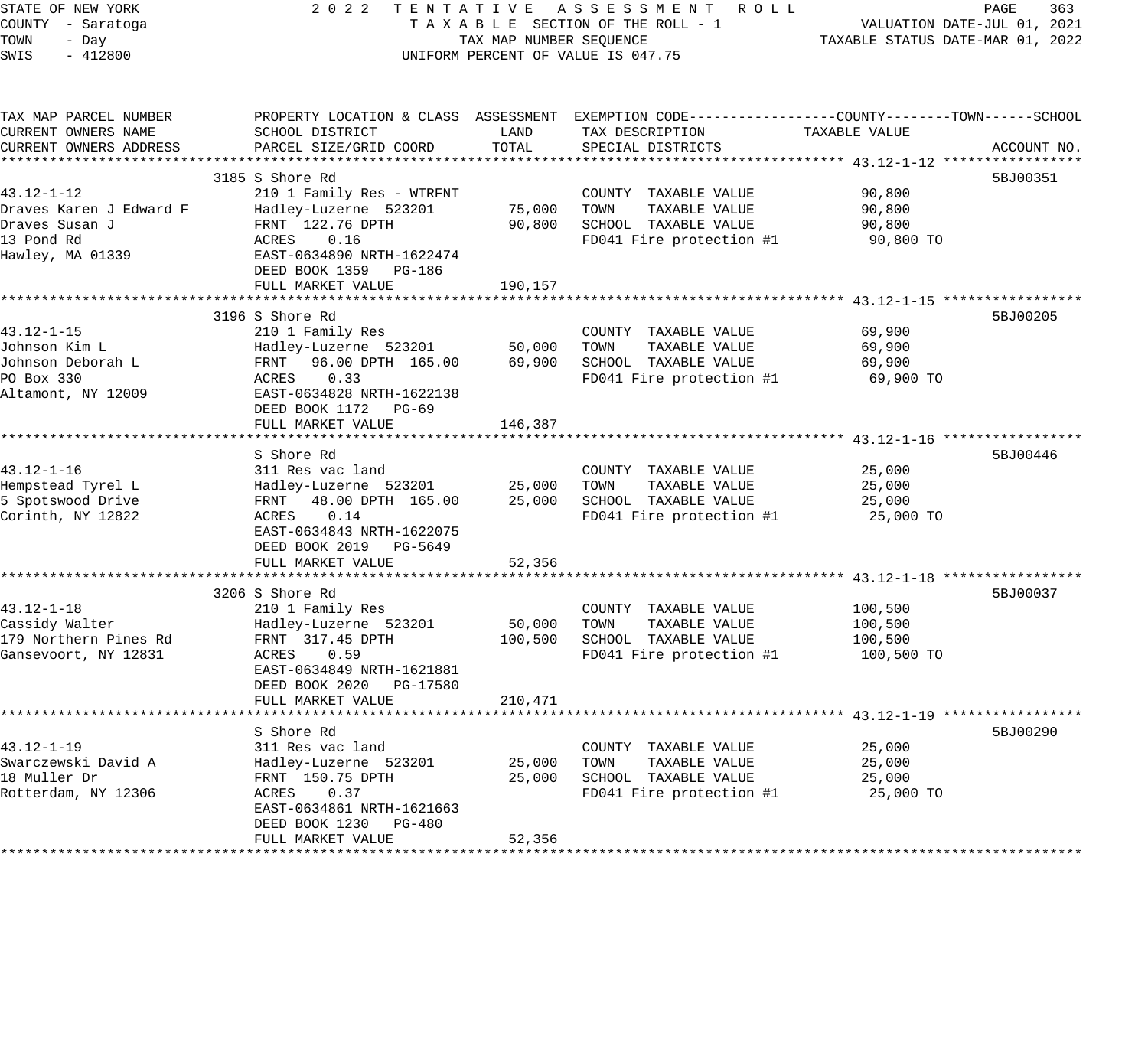STATE OF NEW YORK · 2022 TENTATIVE ASSESSMENT ROLL
COUNTY - Saratoga · TAXABLE SECTION OF THE ROLL - 1 · VALUATION DATE-JUL 01, 2021
TOWN - Day · TAX MAP NUMBER SEQUENCE · TAXABLE STATUS DATE-MAR 01, 2022
SWIS - 412800 · UNIFORM PERCENT OF VALUE IS 047.75

| TAX MAP PARCEL NUMBER / CURRENT OWNERS NAME / CURRENT OWNERS ADDRESS | PROPERTY LOCATION & CLASS / SCHOOL DISTRICT / PARCEL SIZE/GRID COORD | ASSESSMENT LAND | ASSESSMENT TOTAL | EXEMPTION CODE / TAX DESCRIPTION / SPECIAL DISTRICTS | TAXABLE VALUE (COUNTY / TOWN / SCHOOL) | ACCOUNT NO. |
|---|---|---|---|---|---|---|
| **43.12-1-12** | 3185 S Shore Rd | | | | | 5BJ00351 |
| 43.12-1-12 | 210 1 Family Res - WTRFNT | | | COUNTY TAXABLE VALUE | 90,800 | |
| Draves Karen J Edward F | Hadley-Luzerne 523201 | 75,000 | | TOWN TAXABLE VALUE | 90,800 | |
| Draves Susan J | FRNT 122.76 DPTH | | 90,800 | SCHOOL TAXABLE VALUE | 90,800 | |
| 13 Pond Rd | ACRES 0.16 | | | FD041 Fire protection #1 | 90,800 TO | |
| Hawley, MA 01339 | EAST-0634890 NRTH-1622474 | | | | | |
| | DEED BOOK 1359 PG-186 | | | | | |
| | FULL MARKET VALUE | | 190,157 | | | |
| **43.12-1-15** | 3196 S Shore Rd | | | | | 5BJ00205 |
| 43.12-1-15 | 210 1 Family Res | | | COUNTY TAXABLE VALUE | 69,900 | |
| Johnson Kim L | Hadley-Luzerne 523201 | 50,000 | | TOWN TAXABLE VALUE | 69,900 | |
| Johnson Deborah L | FRNT 96.00 DPTH 165.00 | | 69,900 | SCHOOL TAXABLE VALUE | 69,900 | |
| PO Box 330 | ACRES 0.33 | | | FD041 Fire protection #1 | 69,900 TO | |
| Altamont, NY 12009 | EAST-0634828 NRTH-1622138 | | | | | |
| | DEED BOOK 1172 PG-69 | | | | | |
| | FULL MARKET VALUE | | 146,387 | | | |
| **43.12-1-16** | S Shore Rd | | | | | 5BJ00446 |
| 43.12-1-16 | 311 Res vac land | | | COUNTY TAXABLE VALUE | 25,000 | |
| Hempstead Tyrel L | Hadley-Luzerne 523201 | 25,000 | | TOWN TAXABLE VALUE | 25,000 | |
| 5 Spotswood Drive | FRNT 48.00 DPTH 165.00 | | 25,000 | SCHOOL TAXABLE VALUE | 25,000 | |
| Corinth, NY 12822 | ACRES 0.14 | | | FD041 Fire protection #1 | 25,000 TO | |
| | EAST-0634843 NRTH-1622075 | | | | | |
| | DEED BOOK 2019 PG-5649 | | | | | |
| | FULL MARKET VALUE | | 52,356 | | | |
| **43.12-1-18** | 3206 S Shore Rd | | | | | 5BJ00037 |
| 43.12-1-18 | 210 1 Family Res | | | COUNTY TAXABLE VALUE | 100,500 | |
| Cassidy Walter | Hadley-Luzerne 523201 | 50,000 | | TOWN TAXABLE VALUE | 100,500 | |
| 179 Northern Pines Rd | FRNT 317.45 DPTH | | 100,500 | SCHOOL TAXABLE VALUE | 100,500 | |
| Gansevoort, NY 12831 | ACRES 0.59 | | | FD041 Fire protection #1 | 100,500 TO | |
| | EAST-0634849 NRTH-1621881 | | | | | |
| | DEED BOOK 2020 PG-17580 | | | | | |
| | FULL MARKET VALUE | | 210,471 | | | |
| **43.12-1-19** | S Shore Rd | | | | | 5BJ00290 |
| 43.12-1-19 | 311 Res vac land | | | COUNTY TAXABLE VALUE | 25,000 | |
| Swarczewski David A | Hadley-Luzerne 523201 | 25,000 | | TOWN TAXABLE VALUE | 25,000 | |
| 18 Muller Dr | FRNT 150.75 DPTH | | 25,000 | SCHOOL TAXABLE VALUE | 25,000 | |
| Rotterdam, NY 12306 | ACRES 0.37 | | | FD041 Fire protection #1 | 25,000 TO | |
| | EAST-0634861 NRTH-1621663 | | | | | |
| | DEED BOOK 1230 PG-480 | | | | | |
| | FULL MARKET VALUE | | 52,356 | | | |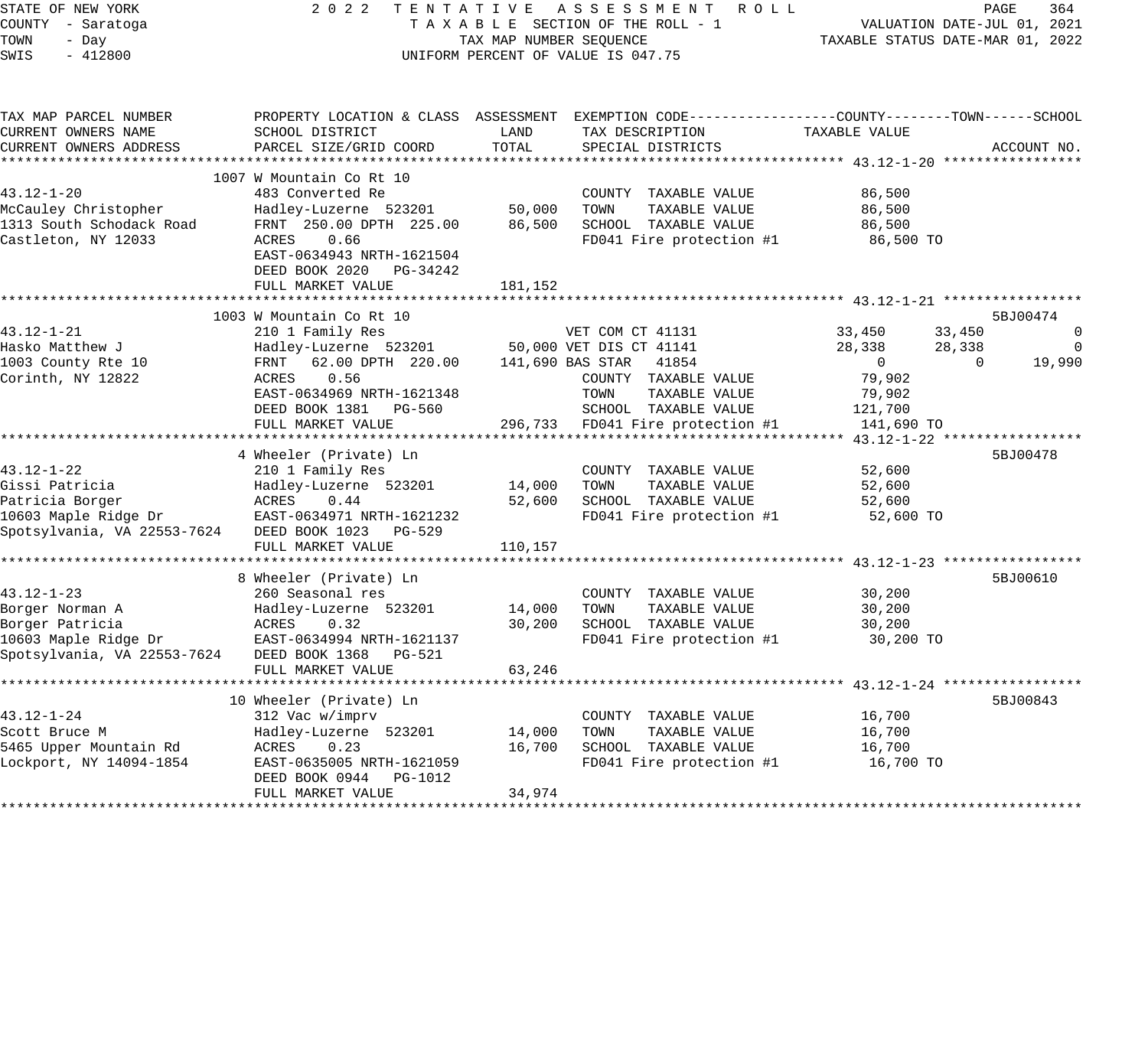STATE OF NEW YORK
COUNTY - Saratoga
TOWN - Day
SWIS - 412800

2022 TENTATIVE ASSESSMENT ROLL
TAXABLE SECTION OF THE ROLL - 1
TAX MAP NUMBER SEQUENCE
UNIFORM PERCENT OF VALUE IS 047.75

VALUATION DATE-JUL 01, 2021
TAXABLE STATUS DATE-MAR 01, 2022

| TAX MAP PARCEL NUMBER / CURRENT OWNERS NAME / CURRENT OWNERS ADDRESS | PROPERTY LOCATION & CLASS / SCHOOL DISTRICT / PARCEL SIZE/GRID COORD | ASSESSMENT LAND | ASSESSMENT TOTAL | EXEMPTION CODE / TAX DESCRIPTION / SPECIAL DISTRICTS | COUNTY TAXABLE VALUE | TOWN | SCHOOL | ACCOUNT NO. |
|---|---|---|---|---|---|---|---|---|
| **43.12-1-20** | 1007 W Mountain Co Rt 10 | | | | | | | |
| 43.12-1-20 | 483 Converted Re | | | COUNTY TAXABLE VALUE | 86,500 | | | |
| McCauley Christopher | Hadley-Luzerne 523201 | 50,000 | | TOWN TAXABLE VALUE | 86,500 | | | |
| 1313 South Schodack Road | FRNT 250.00 DPTH 225.00 | | 86,500 | SCHOOL TAXABLE VALUE | 86,500 | | | |
| Castleton, NY 12033 | ACRES 0.66 | | | FD041 Fire protection #1 | 86,500 TO | | | |
| | EAST-0634943 NRTH-1621504 | | | | | | | |
| | DEED BOOK 2020 PG-34242 | | | | | | | |
| | FULL MARKET VALUE | | 181,152 | | | | | |
| **43.12-1-21** | 1003 W Mountain Co Rt 10 | | | | | | | 5BJ00474 |
| 43.12-1-21 | 210 1 Family Res | | | VET COM CT 41131 | 33,450 | 33,450 | 0 | |
| Hasko Matthew J | Hadley-Luzerne 523201 | 50,000 | | VET DIS CT 41141 | 28,338 | 28,338 | 0 | |
| 1003 County Rte 10 | FRNT 62.00 DPTH 220.00 | | 141,690 | BAS STAR 41854 | 0 | 0 | 19,990 | |
| Corinth, NY 12822 | ACRES 0.56 | | | COUNTY TAXABLE VALUE | 79,902 | | | |
| | EAST-0634969 NRTH-1621348 | | | TOWN TAXABLE VALUE | 79,902 | | | |
| | DEED BOOK 1381 PG-560 | | | SCHOOL TAXABLE VALUE | 121,700 | | | |
| | FULL MARKET VALUE | | 296,733 | FD041 Fire protection #1 | 141,690 TO | | | |
| **43.12-1-22** | 4 Wheeler (Private) Ln | | | | | | | 5BJ00478 |
| 43.12-1-22 | 210 1 Family Res | | | COUNTY TAXABLE VALUE | 52,600 | | | |
| Gissi Patricia | Hadley-Luzerne 523201 | 14,000 | | TOWN TAXABLE VALUE | 52,600 | | | |
| Patricia Borger | ACRES 0.44 | | 52,600 | SCHOOL TAXABLE VALUE | 52,600 | | | |
| 10603 Maple Ridge Dr | EAST-0634971 NRTH-1621232 | | | FD041 Fire protection #1 | 52,600 TO | | | |
| Spotsylvania, VA 22553-7624 | DEED BOOK 1023 PG-529 | | | | | | | |
| | FULL MARKET VALUE | | 110,157 | | | | | |
| **43.12-1-23** | 8 Wheeler (Private) Ln | | | | | | | 5BJ00610 |
| 43.12-1-23 | 260 Seasonal res | | | COUNTY TAXABLE VALUE | 30,200 | | | |
| Borger Norman A | Hadley-Luzerne 523201 | 14,000 | | TOWN TAXABLE VALUE | 30,200 | | | |
| Borger Patricia | ACRES 0.32 | | 30,200 | SCHOOL TAXABLE VALUE | 30,200 | | | |
| 10603 Maple Ridge Dr | EAST-0634994 NRTH-1621137 | | | FD041 Fire protection #1 | 30,200 TO | | | |
| Spotsylvania, VA 22553-7624 | DEED BOOK 1368 PG-521 | | | | | | | |
| | FULL MARKET VALUE | | 63,246 | | | | | |
| **43.12-1-24** | 10 Wheeler (Private) Ln | | | | | | | 5BJ00843 |
| 43.12-1-24 | 312 Vac w/imprv | | | COUNTY TAXABLE VALUE | 16,700 | | | |
| Scott Bruce M | Hadley-Luzerne 523201 | 14,000 | | TOWN TAXABLE VALUE | 16,700 | | | |
| 5465 Upper Mountain Rd | ACRES 0.23 | | 16,700 | SCHOOL TAXABLE VALUE | 16,700 | | | |
| Lockport, NY 14094-1854 | EAST-0635005 NRTH-1621059 | | | FD041 Fire protection #1 | 16,700 TO | | | |
| | DEED BOOK 0944 PG-1012 | | | | | | | |
| | FULL MARKET VALUE | | 34,974 | | | | | |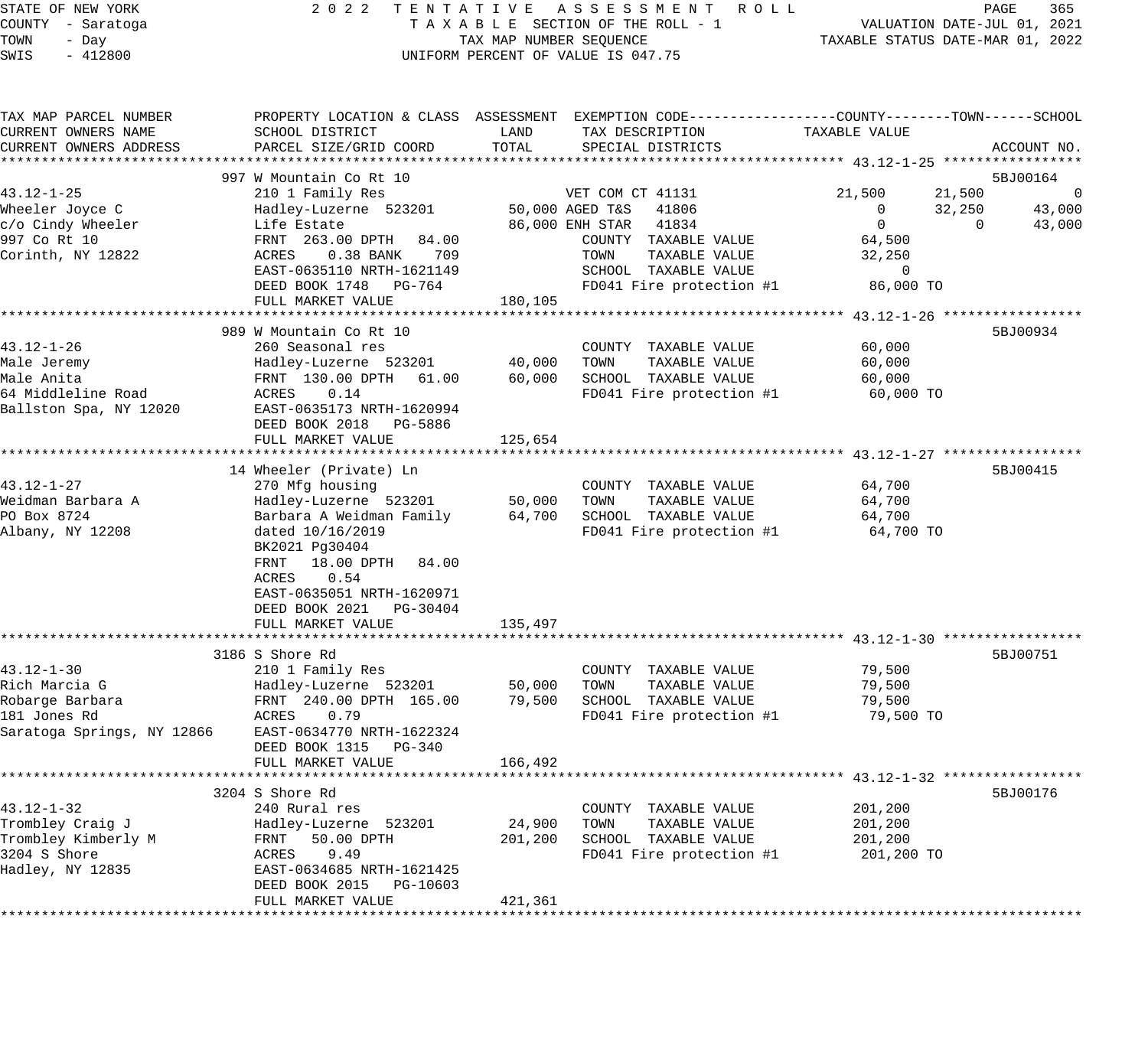STATE OF NEW YORK | COUNTY - Saratoga | TOWN - Day | SWIS - 412800

**2022 TENTATIVE ASSESSMENT ROLL**
TAXABLE SECTION OF THE ROLL - 1
TAX MAP NUMBER SEQUENCE
UNIFORM PERCENT OF VALUE IS 047.75

VALUATION DATE-JUL 01, 2021
TAXABLE STATUS DATE-MAR 01, 2022

| TAX MAP PARCEL NUMBER / CURRENT OWNERS NAME / CURRENT OWNERS ADDRESS | PROPERTY LOCATION & CLASS / SCHOOL DISTRICT / PARCEL SIZE/GRID COORD | ASSESSMENT LAND | ASSESSMENT TOTAL | EXEMPTION CODE / TAX DESCRIPTION / SPECIAL DISTRICTS | COUNTY TAXABLE VALUE | TOWN | SCHOOL | ACCOUNT NO. |
|---|---|---|---|---|---|---|---|---|
| **43.12-1-25** | 997 W Mountain Co Rt 10 | | | | | | | 5BJ00164 |
| 43.12-1-25 | 210 1 Family Res | | | VET COM CT 41131 | 21,500 | 21,500 | 0 | |
| Wheeler Joyce C | Hadley-Luzerne 523201 | 50,000 | | AGED T&S 41806 | 0 | 32,250 | 43,000 | |
| c/o Cindy Wheeler | Life Estate | | 86,000 | ENH STAR 41834 | 0 | 0 | 43,000 | |
| 997 Co Rt 10 | FRNT 263.00 DPTH 84.00 | | | COUNTY TAXABLE VALUE | 64,500 | | | |
| Corinth, NY 12822 | ACRES 0.38 BANK 709 | | | TOWN TAXABLE VALUE | 32,250 | | | |
| | EAST-0635110 NRTH-1621149 | | | SCHOOL TAXABLE VALUE | 0 | | | |
| | DEED BOOK 1748 PG-764 | | | FD041 Fire protection #1 | 86,000 TO | | | |
| | FULL MARKET VALUE | | 180,105 | | | | | |
| **43.12-1-26** | 989 W Mountain Co Rt 10 | | | | | | | 5BJ00934 |
| 43.12-1-26 | 260 Seasonal res | | | COUNTY TAXABLE VALUE | 60,000 | | | |
| Male Jeremy | Hadley-Luzerne 523201 | 40,000 | | TOWN TAXABLE VALUE | 60,000 | | | |
| Male Anita | FRNT 130.00 DPTH 61.00 | | 60,000 | SCHOOL TAXABLE VALUE | 60,000 | | | |
| 64 Middleline Road | ACRES 0.14 | | | FD041 Fire protection #1 | 60,000 TO | | | |
| Ballston Spa, NY 12020 | EAST-0635173 NRTH-1620994 | | | | | | | |
| | DEED BOOK 2018 PG-5886 | | | | | | | |
| | FULL MARKET VALUE | | 125,654 | | | | | |
| **43.12-1-27** | 14 Wheeler (Private) Ln | | | | | | | 5BJ00415 |
| 43.12-1-27 | 270 Mfg housing | | | COUNTY TAXABLE VALUE | 64,700 | | | |
| Weidman Barbara A | Hadley-Luzerne 523201 | 50,000 | | TOWN TAXABLE VALUE | 64,700 | | | |
| PO Box 8724 | Barbara A Weidman Family | | 64,700 | SCHOOL TAXABLE VALUE | 64,700 | | | |
| Albany, NY 12208 | dated 10/16/2019 | | | FD041 Fire protection #1 | 64,700 TO | | | |
| | BK2021 Pg30404 | | | | | | | |
| | FRNT 18.00 DPTH 84.00 | | | | | | | |
| | ACRES 0.54 | | | | | | | |
| | EAST-0635051 NRTH-1620971 | | | | | | | |
| | DEED BOOK 2021 PG-30404 | | | | | | | |
| | FULL MARKET VALUE | | 135,497 | | | | | |
| **43.12-1-30** | 3186 S Shore Rd | | | | | | | 5BJ00751 |
| 43.12-1-30 | 210 1 Family Res | | | COUNTY TAXABLE VALUE | 79,500 | | | |
| Rich Marcia G | Hadley-Luzerne 523201 | 50,000 | | TOWN TAXABLE VALUE | 79,500 | | | |
| Robarge Barbara | FRNT 240.00 DPTH 165.00 | | 79,500 | SCHOOL TAXABLE VALUE | 79,500 | | | |
| 181 Jones Rd | ACRES 0.79 | | | FD041 Fire protection #1 | 79,500 TO | | | |
| Saratoga Springs, NY 12866 | EAST-0634770 NRTH-1622324 | | | | | | | |
| | DEED BOOK 1315 PG-340 | | | | | | | |
| | FULL MARKET VALUE | | 166,492 | | | | | |
| **43.12-1-32** | 3204 S Shore Rd | | | | | | | 5BJ00176 |
| 43.12-1-32 | 240 Rural res | | | COUNTY TAXABLE VALUE | 201,200 | | | |
| Trombley Craig J | Hadley-Luzerne 523201 | 24,900 | | TOWN TAXABLE VALUE | 201,200 | | | |
| Trombley Kimberly M | FRNT 50.00 DPTH | | 201,200 | SCHOOL TAXABLE VALUE | 201,200 | | | |
| 3204 S Shore | ACRES 9.49 | | | FD041 Fire protection #1 | 201,200 TO | | | |
| Hadley, NY 12835 | EAST-0634685 NRTH-1621425 | | | | | | | |
| | DEED BOOK 2015 PG-10603 | | | | | | | |
| | FULL MARKET VALUE | | 421,361 | | | | | |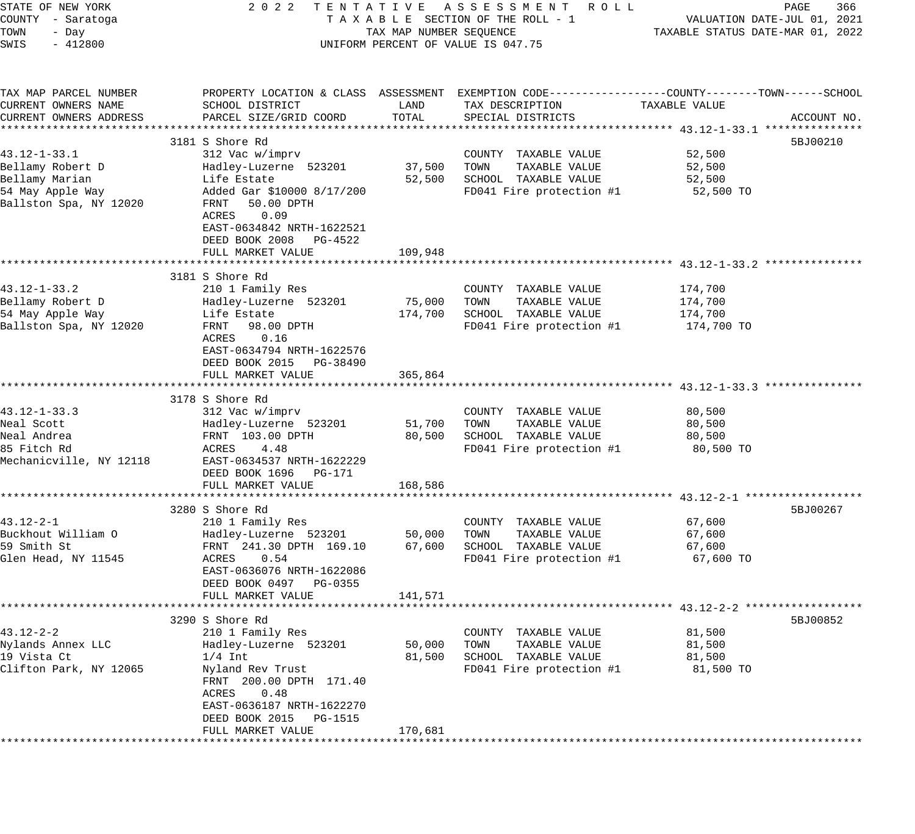STATE OF NEW YORK
COUNTY - Saratoga
TOWN - Day
SWIS - 412800

2022 TENTATIVE ASSESSMENT ROLL
TAXABLE SECTION OF THE ROLL - 1
TAX MAP NUMBER SEQUENCE
UNIFORM PERCENT OF VALUE IS 047.75

VALUATION DATE-JUL 01, 2021
TAXABLE STATUS DATE-MAR 01, 2022

| TAX MAP PARCEL NUMBER / CURRENT OWNERS NAME / CURRENT OWNERS ADDRESS | PROPERTY LOCATION & CLASS / SCHOOL DISTRICT / PARCEL SIZE/GRID COORD | ASSESSMENT LAND | ASSESSMENT TOTAL | EXEMPTION CODE / TAX DESCRIPTION / SPECIAL DISTRICTS | TAXABLE VALUE (COUNTY--------TOWN------SCHOOL) | ACCOUNT NO. |
|---|---|---|---|---|---|---|
| **43.12-1-33.1** | 3181 S Shore Rd | | | | | 5BJ00210 |
| 43.12-1-33.1 | 312 Vac w/imprv | | | COUNTY TAXABLE VALUE | 52,500 | |
| Bellamy Robert D | Hadley-Luzerne 523201 | 37,500 | | TOWN TAXABLE VALUE | 52,500 | |
| Bellamy Marian | Life Estate | | 52,500 | SCHOOL TAXABLE VALUE | 52,500 | |
| 54 May Apple Way | Added Gar $10000 8/17/200 | | | FD041 Fire protection #1 | 52,500 TO | |
| Ballston Spa, NY 12020 | FRNT 50.00 DPTH | | | | | |
| | ACRES 0.09 | | | | | |
| | EAST-0634842 NRTH-1622521 | | | | | |
| | DEED BOOK 2008 PG-4522 | | | | | |
| | FULL MARKET VALUE | | 109,948 | | | |
| **43.12-1-33.2** | 3181 S Shore Rd | | | | | |
| 43.12-1-33.2 | 210 1 Family Res | | | COUNTY TAXABLE VALUE | 174,700 | |
| Bellamy Robert D | Hadley-Luzerne 523201 | 75,000 | | TOWN TAXABLE VALUE | 174,700 | |
| 54 May Apple Way | Life Estate | | 174,700 | SCHOOL TAXABLE VALUE | 174,700 | |
| Ballston Spa, NY 12020 | FRNT 98.00 DPTH | | | FD041 Fire protection #1 | 174,700 TO | |
| | ACRES 0.16 | | | | | |
| | EAST-0634794 NRTH-1622576 | | | | | |
| | DEED BOOK 2015 PG-38490 | | | | | |
| | FULL MARKET VALUE | | 365,864 | | | |
| **43.12-1-33.3** | 3178 S Shore Rd | | | | | |
| 43.12-1-33.3 | 312 Vac w/imprv | | | COUNTY TAXABLE VALUE | 80,500 | |
| Neal Scott | Hadley-Luzerne 523201 | 51,700 | | TOWN TAXABLE VALUE | 80,500 | |
| Neal Andrea | FRNT 103.00 DPTH | | 80,500 | SCHOOL TAXABLE VALUE | 80,500 | |
| 85 Fitch Rd | ACRES 4.48 | | | FD041 Fire protection #1 | 80,500 TO | |
| Mechanicville, NY 12118 | EAST-0634537 NRTH-1622229 | | | | | |
| | DEED BOOK 1696 PG-171 | | | | | |
| | FULL MARKET VALUE | | 168,586 | | | |
| **43.12-2-1** | 3280 S Shore Rd | | | | | 5BJ00267 |
| 43.12-2-1 | 210 1 Family Res | | | COUNTY TAXABLE VALUE | 67,600 | |
| Buckhout William O | Hadley-Luzerne 523201 | 50,000 | | TOWN TAXABLE VALUE | 67,600 | |
| 59 Smith St | FRNT 241.30 DPTH 169.10 | | 67,600 | SCHOOL TAXABLE VALUE | 67,600 | |
| Glen Head, NY 11545 | ACRES 0.54 | | | FD041 Fire protection #1 | 67,600 TO | |
| | EAST-0636076 NRTH-1622086 | | | | | |
| | DEED BOOK 0497 PG-0355 | | | | | |
| | FULL MARKET VALUE | | 141,571 | | | |
| **43.12-2-2** | 3290 S Shore Rd | | | | | 5BJ00852 |
| 43.12-2-2 | 210 1 Family Res | | | COUNTY TAXABLE VALUE | 81,500 | |
| Nylands Annex LLC | Hadley-Luzerne 523201 | 50,000 | | TOWN TAXABLE VALUE | 81,500 | |
| 19 Vista Ct | 1/4 Int | | 81,500 | SCHOOL TAXABLE VALUE | 81,500 | |
| Clifton Park, NY 12065 | Nyland Rev Trust | | | FD041 Fire protection #1 | 81,500 TO | |
| | FRNT 200.00 DPTH 171.40 | | | | | |
| | ACRES 0.48 | | | | | |
| | EAST-0636187 NRTH-1622270 | | | | | |
| | DEED BOOK 2015 PG-1515 | | | | | |
| | FULL MARKET VALUE | | 170,681 | | | |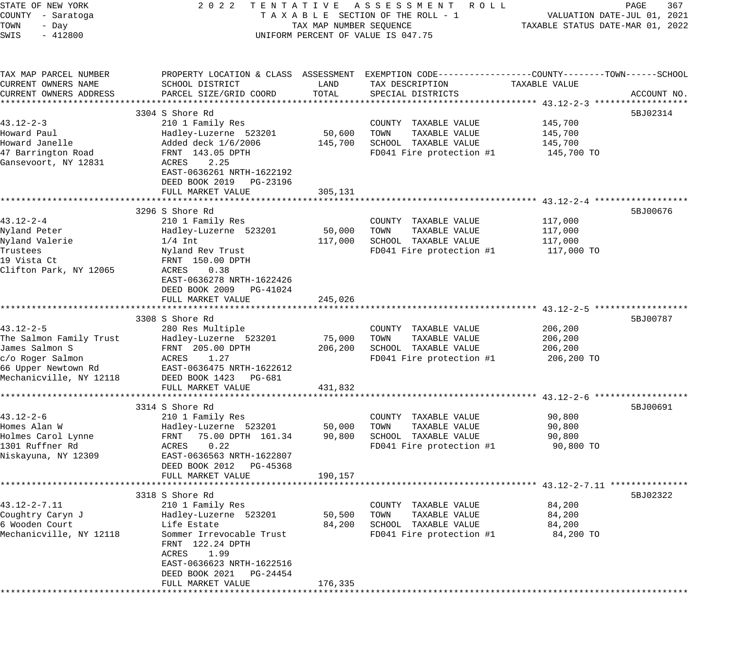STATE OF NEW YORK — 2022 TENTATIVE ASSESSMENT ROLL
COUNTY - Saratoga — TAXABLE SECTION OF THE ROLL - 1 — VALUATION DATE-JUL 01, 2021
TOWN - Day — TAX MAP NUMBER SEQUENCE — TAXABLE STATUS DATE-MAR 01, 2022
SWIS - 412800 — UNIFORM PERCENT OF VALUE IS 047.75

| TAX MAP PARCEL NUMBER / CURRENT OWNERS NAME / CURRENT OWNERS ADDRESS | PROPERTY LOCATION & CLASS / SCHOOL DISTRICT / PARCEL SIZE/GRID COORD | ASSESSMENT LAND | ASSESSMENT TOTAL | EXEMPTION CODE / TAX DESCRIPTION / SPECIAL DISTRICTS | TAXABLE VALUE (COUNTY--TOWN--SCHOOL) | ACCOUNT NO. |
|---|---|---|---|---|---|---|
| **43.12-2-3** | 3304 S Shore Rd | | | | | 5BJ02314 |
| Howard Paul | 210 1 Family Res | | | COUNTY TAXABLE VALUE | 145,700 | |
| Howard Janelle | Hadley-Luzerne 523201 | 50,600 | | TOWN TAXABLE VALUE | 145,700 | |
| 47 Barrington Road | Added deck 1/6/2006 | | 145,700 | SCHOOL TAXABLE VALUE | 145,700 | |
| Gansevoort, NY 12831 | FRNT 143.05 DPTH | | | FD041 Fire protection #1 | 145,700 TO | |
| | ACRES 2.25 | | | | | |
| | EAST-0636261 NRTH-1622192 | | | | | |
| | DEED BOOK 2019 PG-23196 | | | | | |
| | FULL MARKET VALUE | | 305,131 | | | |
| **43.12-2-4** | 3296 S Shore Rd | | | | | 5BJ00676 |
| Nyland Peter | 210 1 Family Res | | | COUNTY TAXABLE VALUE | 117,000 | |
| Nyland Valerie | Hadley-Luzerne 523201 | 50,000 | | TOWN TAXABLE VALUE | 117,000 | |
| Trustees | 1/4 Int | | 117,000 | SCHOOL TAXABLE VALUE | 117,000 | |
| 19 Vista Ct | Nyland Rev Trust | | | FD041 Fire protection #1 | 117,000 TO | |
| Clifton Park, NY 12065 | FRNT 150.00 DPTH | | | | | |
| | ACRES 0.38 | | | | | |
| | EAST-0636278 NRTH-1622426 | | | | | |
| | DEED BOOK 2009 PG-41024 | | | | | |
| | FULL MARKET VALUE | | 245,026 | | | |
| **43.12-2-5** | 3308 S Shore Rd | | | | | 5BJ00787 |
| The Salmon Family Trust | 280 Res Multiple | | | COUNTY TAXABLE VALUE | 206,200 | |
| James Salmon S | Hadley-Luzerne 523201 | 75,000 | | TOWN TAXABLE VALUE | 206,200 | |
| c/o Roger Salmon | FRNT 205.00 DPTH | | 206,200 | SCHOOL TAXABLE VALUE | 206,200 | |
| 66 Upper Newtown Rd | ACRES 1.27 | | | FD041 Fire protection #1 | 206,200 TO | |
| Mechanicville, NY 12118 | EAST-0636475 NRTH-1622612 | | | | | |
| | DEED BOOK 1423 PG-681 | | | | | |
| | FULL MARKET VALUE | | 431,832 | | | |
| **43.12-2-6** | 3314 S Shore Rd | | | | | 5BJ00691 |
| Homes Alan W | 210 1 Family Res | | | COUNTY TAXABLE VALUE | 90,800 | |
| Holmes Carol Lynne | Hadley-Luzerne 523201 | 50,000 | | TOWN TAXABLE VALUE | 90,800 | |
| 1301 Ruffner Rd | FRNT 75.00 DPTH 161.34 | | 90,800 | SCHOOL TAXABLE VALUE | 90,800 | |
| Niskayuna, NY 12309 | ACRES 0.22 | | | FD041 Fire protection #1 | 90,800 TO | |
| | EAST-0636563 NRTH-1622807 | | | | | |
| | DEED BOOK 2012 PG-45368 | | | | | |
| | FULL MARKET VALUE | | 190,157 | | | |
| **43.12-2-7.11** | 3318 S Shore Rd | | | | | 5BJ02322 |
| Coughtry Caryn J | 210 1 Family Res | | | COUNTY TAXABLE VALUE | 84,200 | |
| 6 Wooden Court | Hadley-Luzerne 523201 | 50,500 | | TOWN TAXABLE VALUE | 84,200 | |
| Mechanicville, NY 12118 | Life Estate | | 84,200 | SCHOOL TAXABLE VALUE | 84,200 | |
| | Sommer Irrevocable Trust | | | FD041 Fire protection #1 | 84,200 TO | |
| | FRNT 122.24 DPTH | | | | | |
| | ACRES 1.99 | | | | | |
| | EAST-0636623 NRTH-1622516 | | | | | |
| | DEED BOOK 2021 PG-24454 | | | | | |
| | FULL MARKET VALUE | | 176,335 | | | |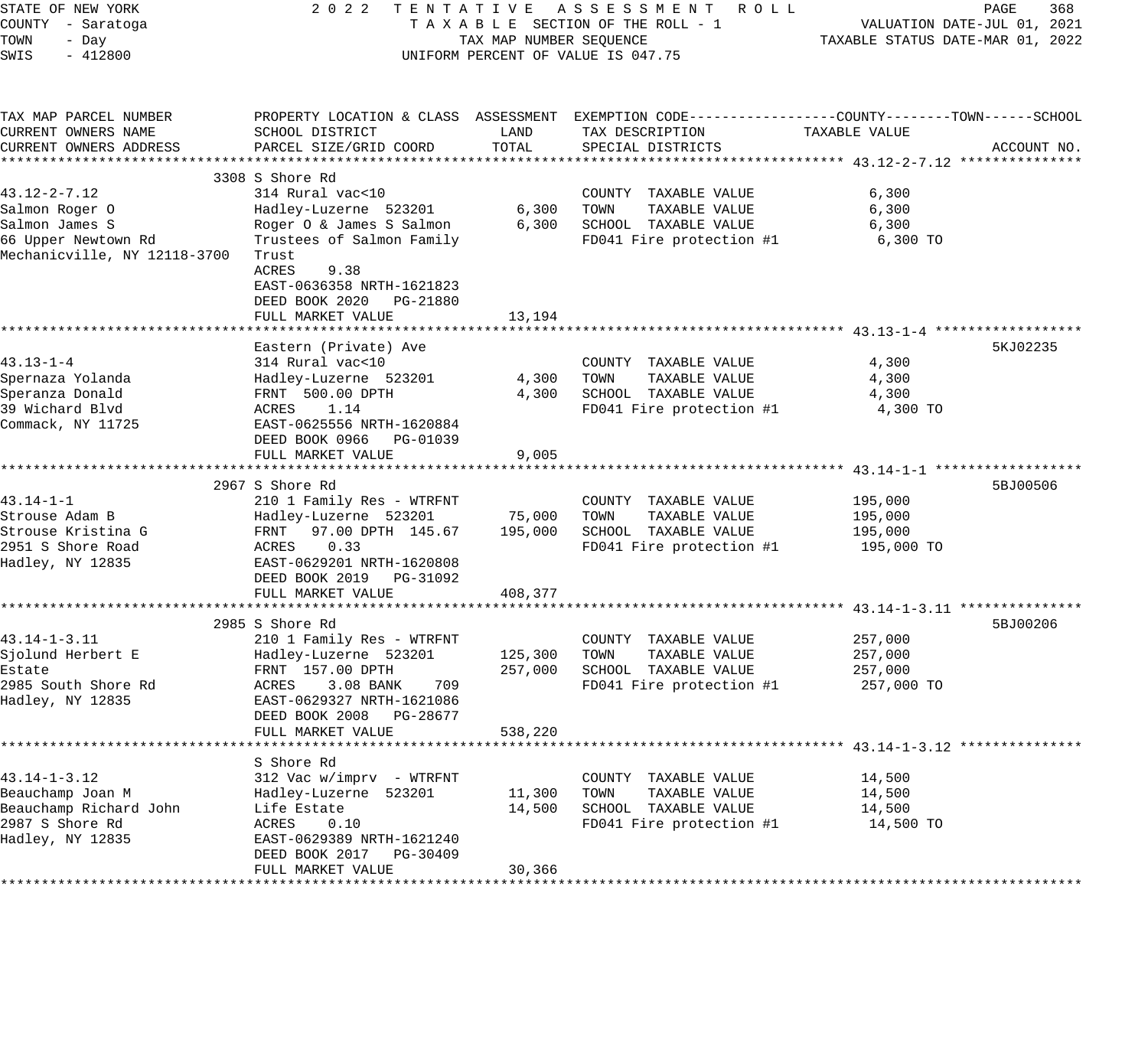STATE OF NEW YORK 2 0 2 2 T E N T A T I V E A S S E S S M E N T R O L L
COUNTY - Saratoga T A X A B L E SECTION OF THE ROLL - 1 VALUATION DATE-JUL 01, 2021
TOWN - Day TAX MAP NUMBER SEQUENCE TAXABLE STATUS DATE-MAR 01, 2022
SWIS - 412800 UNIFORM PERCENT OF VALUE IS 047.75

| TAX MAP PARCEL NUMBER / CURRENT OWNERS NAME / CURRENT OWNERS ADDRESS | PROPERTY LOCATION & CLASS / SCHOOL DISTRICT / PARCEL SIZE/GRID COORD | ASSESSMENT LAND / TOTAL | EXEMPTION CODE / TAX DESCRIPTION / SPECIAL DISTRICTS | TAXABLE VALUE (COUNTY--------TOWN------SCHOOL) | ACCOUNT NO. |
|---|---|---|---|---|---|
| **43.12-2-7.12** | 3308 S Shore Rd | | | | |
| 43.12-2-7.12 | 314 Rural vac<10 | | COUNTY TAXABLE VALUE | 6,300 | |
| Salmon Roger O | Hadley-Luzerne 523201 | 6,300 | TOWN TAXABLE VALUE | 6,300 | |
| Salmon James S | Roger O & James S Salmon | 6,300 | SCHOOL TAXABLE VALUE | 6,300 | |
| 66 Upper Newtown Rd | Trustees of Salmon Family | | FD041 Fire protection #1 | 6,300 TO | |
| Mechanicville, NY 12118-3700 | Trust | | | | |
| | ACRES 9.38 | | | | |
| | EAST-0636358 NRTH-1621823 | | | | |
| | DEED BOOK 2020 PG-21880 | | | | |
| | FULL MARKET VALUE | 13,194 | | | |
| **43.13-1-4** | Eastern (Private) Ave | | | | 5KJ02235 |
| 43.13-1-4 | 314 Rural vac<10 | | COUNTY TAXABLE VALUE | 4,300 | |
| Spernaza Yolanda | Hadley-Luzerne 523201 | 4,300 | TOWN TAXABLE VALUE | 4,300 | |
| Speranza Donald | FRNT 500.00 DPTH | 4,300 | SCHOOL TAXABLE VALUE | 4,300 | |
| 39 Wichard Blvd | ACRES 1.14 | | FD041 Fire protection #1 | 4,300 TO | |
| Commack, NY 11725 | EAST-0625556 NRTH-1620884 | | | | |
| | DEED BOOK 0966 PG-01039 | | | | |
| | FULL MARKET VALUE | 9,005 | | | |
| **43.14-1-1** | 2967 S Shore Rd | | | | 5BJ00506 |
| 43.14-1-1 | 210 1 Family Res - WTRFNT | | COUNTY TAXABLE VALUE | 195,000 | |
| Strouse Adam B | Hadley-Luzerne 523201 | 75,000 | TOWN TAXABLE VALUE | 195,000 | |
| Strouse Kristina G | FRNT 97.00 DPTH 145.67 | 195,000 | SCHOOL TAXABLE VALUE | 195,000 | |
| 2951 S Shore Road | ACRES 0.33 | | FD041 Fire protection #1 | 195,000 TO | |
| Hadley, NY 12835 | EAST-0629201 NRTH-1620808 | | | | |
| | DEED BOOK 2019 PG-31092 | | | | |
| | FULL MARKET VALUE | 408,377 | | | |
| **43.14-1-3.11** | 2985 S Shore Rd | | | | 5BJ00206 |
| 43.14-1-3.11 | 210 1 Family Res - WTRFNT | | COUNTY TAXABLE VALUE | 257,000 | |
| Sjolund Herbert E | Hadley-Luzerne 523201 | 125,300 | TOWN TAXABLE VALUE | 257,000 | |
| Estate | FRNT 157.00 DPTH | 257,000 | SCHOOL TAXABLE VALUE | 257,000 | |
| 2985 South Shore Rd | ACRES 3.08 BANK 709 | | FD041 Fire protection #1 | 257,000 TO | |
| Hadley, NY 12835 | EAST-0629327 NRTH-1621086 | | | | |
| | DEED BOOK 2008 PG-28677 | | | | |
| | FULL MARKET VALUE | 538,220 | | | |
| **43.14-1-3.12** | S Shore Rd | | | | |
| 43.14-1-3.12 | 312 Vac w/imprv - WTRFNT | | COUNTY TAXABLE VALUE | 14,500 | |
| Beauchamp Joan M | Hadley-Luzerne 523201 | 11,300 | TOWN TAXABLE VALUE | 14,500 | |
| Beauchamp Richard John | Life Estate | 14,500 | SCHOOL TAXABLE VALUE | 14,500 | |
| 2987 S Shore Rd | ACRES 0.10 | | FD041 Fire protection #1 | 14,500 TO | |
| Hadley, NY 12835 | EAST-0629389 NRTH-1621240 | | | | |
| | DEED BOOK 2017 PG-30409 | | | | |
| | FULL MARKET VALUE | 30,366 | | | |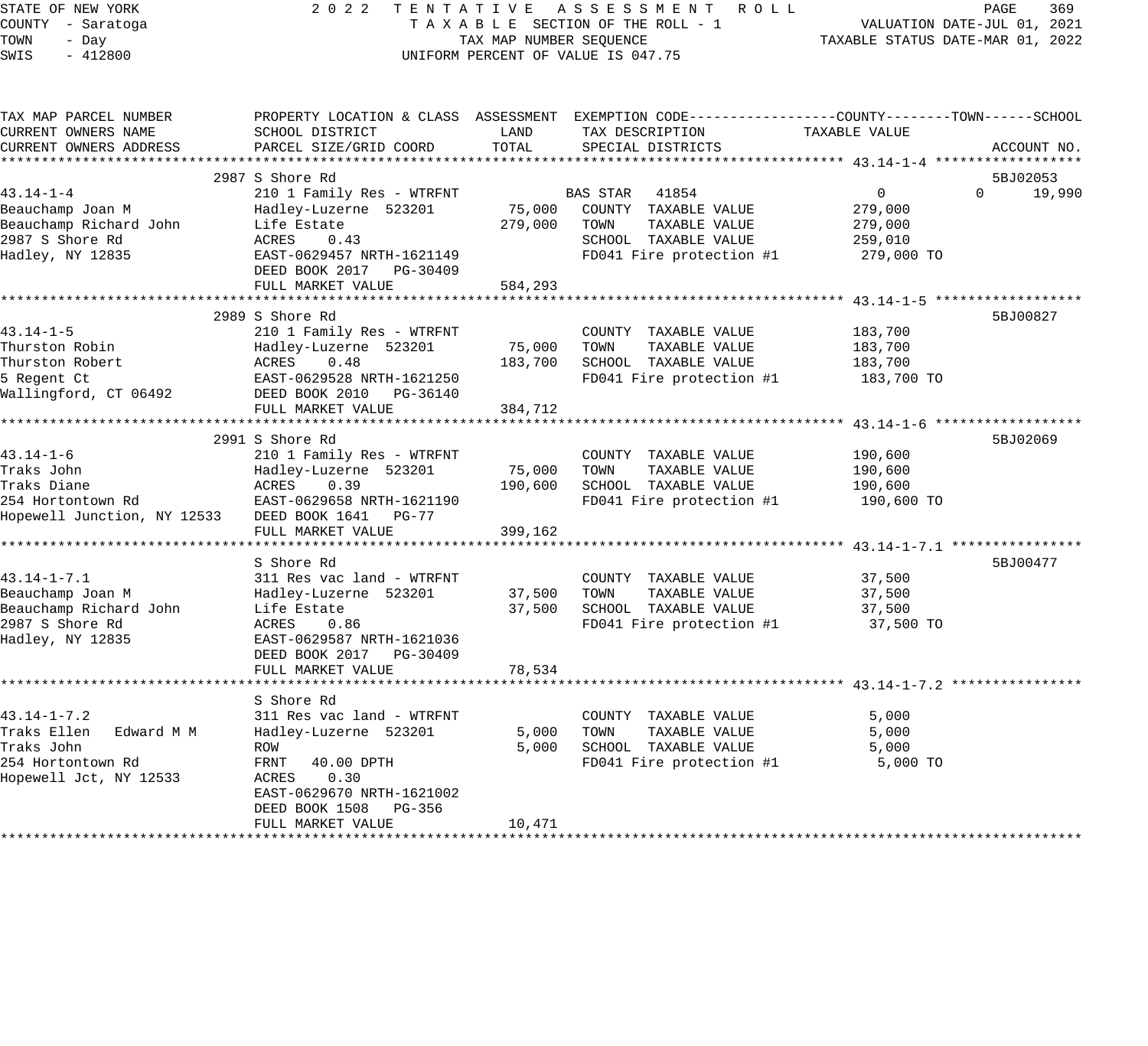STATE OF NEW YORK · COUNTY - Saratoga · TOWN - Day · SWIS - 412800

2022 TENTATIVE ASSESSMENT ROLL
TAXABLE SECTION OF THE ROLL - 1
TAX MAP NUMBER SEQUENCE
UNIFORM PERCENT OF VALUE IS 047.75

VALUATION DATE-JUL 01, 2021
TAXABLE STATUS DATE-MAR 01, 2022

| TAX MAP PARCEL NUMBER / CURRENT OWNERS NAME / CURRENT OWNERS ADDRESS | PROPERTY LOCATION & CLASS / SCHOOL DISTRICT / PARCEL SIZE/GRID COORD | ASSESSMENT LAND | ASSESSMENT TOTAL | EXEMPTION CODE / TAX DESCRIPTION / SPECIAL DISTRICTS | COUNTY TAXABLE VALUE | TOWN | SCHOOL | ACCOUNT NO. |
|---|---|---|---|---|---|---|---|---|
| 43.14-1-4 | 2987 S Shore Rd | | | | | | | 5BJ02053 |
| | 210 1 Family Res - WTRFNT | | | BAS STAR 41854 | 0 | 0 | 19,990 | |
| Beauchamp Joan M | Hadley-Luzerne 523201 | 75,000 | | COUNTY TAXABLE VALUE | 279,000 | | | |
| Beauchamp Richard John | Life Estate | | 279,000 | TOWN TAXABLE VALUE | 279,000 | | | |
| 2987 S Shore Rd | ACRES 0.43 | | | SCHOOL TAXABLE VALUE | 259,010 | | | |
| Hadley, NY 12835 | EAST-0629457 NRTH-1621149 | | | FD041 Fire protection #1 | 279,000 TO | | | |
| | DEED BOOK 2017 PG-30409 | | | | | | | |
| | FULL MARKET VALUE | | 584,293 | | | | | |
| 43.14-1-5 | 2989 S Shore Rd | | | | | | | 5BJ00827 |
| | 210 1 Family Res - WTRFNT | | | COUNTY TAXABLE VALUE | 183,700 | | | |
| Thurston Robin | Hadley-Luzerne 523201 | 75,000 | | TOWN TAXABLE VALUE | 183,700 | | | |
| Thurston Robert | ACRES 0.48 | | 183,700 | SCHOOL TAXABLE VALUE | 183,700 | | | |
| 5 Regent Ct | EAST-0629528 NRTH-1621250 | | | FD041 Fire protection #1 | 183,700 TO | | | |
| Wallingford, CT 06492 | DEED BOOK 2010 PG-36140 | | | | | | | |
| | FULL MARKET VALUE | | 384,712 | | | | | |
| 43.14-1-6 | 2991 S Shore Rd | | | | | | | 5BJ02069 |
| | 210 1 Family Res - WTRFNT | | | COUNTY TAXABLE VALUE | 190,600 | | | |
| Traks John | Hadley-Luzerne 523201 | 75,000 | | TOWN TAXABLE VALUE | 190,600 | | | |
| Traks Diane | ACRES 0.39 | | 190,600 | SCHOOL TAXABLE VALUE | 190,600 | | | |
| 254 Hortontown Rd | EAST-0629658 NRTH-1621190 | | | FD041 Fire protection #1 | 190,600 TO | | | |
| Hopewell Junction, NY 12533 | DEED BOOK 1641 PG-77 | | | | | | | |
| | FULL MARKET VALUE | | 399,162 | | | | | |
| 43.14-1-7.1 | S Shore Rd | | | | | | | 5BJ00477 |
| | 311 Res vac land - WTRFNT | | | COUNTY TAXABLE VALUE | 37,500 | | | |
| Beauchamp Joan M | Hadley-Luzerne 523201 | 37,500 | | TOWN TAXABLE VALUE | 37,500 | | | |
| Beauchamp Richard John | Life Estate | | 37,500 | SCHOOL TAXABLE VALUE | 37,500 | | | |
| 2987 S Shore Rd | ACRES 0.86 | | | FD041 Fire protection #1 | 37,500 TO | | | |
| Hadley, NY 12835 | EAST-0629587 NRTH-1621036 | | | | | | | |
| | DEED BOOK 2017 PG-30409 | | | | | | | |
| | FULL MARKET VALUE | | 78,534 | | | | | |
| 43.14-1-7.2 | S Shore Rd | | | | | | | |
| | 311 Res vac land - WTRFNT | | | COUNTY TAXABLE VALUE | 5,000 | | | |
| Traks Ellen Edward M M | Hadley-Luzerne 523201 | 5,000 | | TOWN TAXABLE VALUE | 5,000 | | | |
| Traks John | ROW | | 5,000 | SCHOOL TAXABLE VALUE | 5,000 | | | |
| 254 Hortontown Rd | FRNT 40.00 DPTH | | | FD041 Fire protection #1 | 5,000 TO | | | |
| Hopewell Jct, NY 12533 | ACRES 0.30 | | | | | | | |
| | EAST-0629670 NRTH-1621002 | | | | | | | |
| | DEED BOOK 1508 PG-356 | | | | | | | |
| | FULL MARKET VALUE | | 10,471 | | | | | |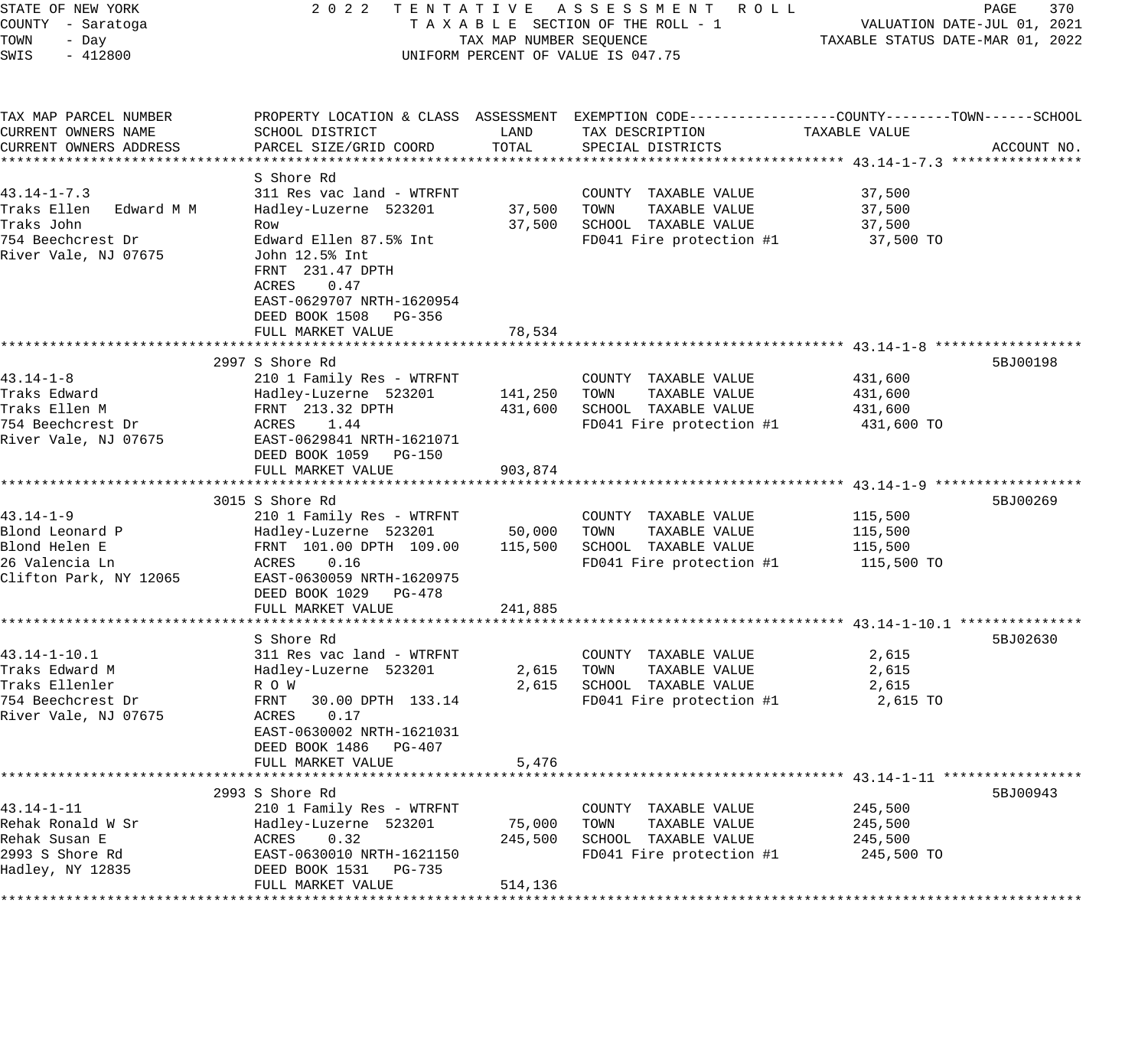STATE OF NEW YORK — 2022 TENTATIVE ASSESSMENT ROLL
COUNTY - Saratoga — TAXABLE SECTION OF THE ROLL - 1 — VALUATION DATE-JUL 01, 2021
TOWN - Day — TAX MAP NUMBER SEQUENCE — TAXABLE STATUS DATE-MAR 01, 2022
SWIS - 412800 — UNIFORM PERCENT OF VALUE IS 047.75

| TAX MAP PARCEL NUMBER / CURRENT OWNERS NAME / CURRENT OWNERS ADDRESS | PROPERTY LOCATION & CLASS / SCHOOL DISTRICT / PARCEL SIZE/GRID COORD | ASSESSMENT LAND | ASSESSMENT TOTAL | EXEMPTION CODE / TAX DESCRIPTION / SPECIAL DISTRICTS | TAXABLE VALUE (COUNTY / TOWN / SCHOOL) | ACCOUNT NO. |
|---|---|---|---|---|---|---|
| **43.14-1-7.3** | S Shore Rd | | | | | |
| 43.14-1-7.3 | 311 Res vac land - WTRFNT | | | COUNTY TAXABLE VALUE | 37,500 | |
| Traks Ellen Edward M M | Hadley-Luzerne 523201 | 37,500 | | TOWN TAXABLE VALUE | 37,500 | |
| Traks John | Row | | 37,500 | SCHOOL TAXABLE VALUE | 37,500 | |
| 754 Beechcrest Dr | Edward Ellen 87.5% Int | | | FD041 Fire protection #1 | 37,500 TO | |
| River Vale, NJ 07675 | John 12.5% Int | | | | | |
| | FRNT 231.47 DPTH | | | | | |
| | ACRES 0.47 | | | | | |
| | EAST-0629707 NRTH-1620954 | | | | | |
| | DEED BOOK 1508 PG-356 | | | | | |
| | FULL MARKET VALUE | | 78,534 | | | |
| **43.14-1-8** | 2997 S Shore Rd | | | | | 5BJ00198 |
| 43.14-1-8 | 210 1 Family Res - WTRFNT | | | COUNTY TAXABLE VALUE | 431,600 | |
| Traks Edward | Hadley-Luzerne 523201 | 141,250 | | TOWN TAXABLE VALUE | 431,600 | |
| Traks Ellen M | FRNT 213.32 DPTH | | 431,600 | SCHOOL TAXABLE VALUE | 431,600 | |
| 754 Beechcrest Dr | ACRES 1.44 | | | FD041 Fire protection #1 | 431,600 TO | |
| River Vale, NJ 07675 | EAST-0629841 NRTH-1621071 | | | | | |
| | DEED BOOK 1059 PG-150 | | | | | |
| | FULL MARKET VALUE | | 903,874 | | | |
| **43.14-1-9** | 3015 S Shore Rd | | | | | 5BJ00269 |
| 43.14-1-9 | 210 1 Family Res - WTRFNT | | | COUNTY TAXABLE VALUE | 115,500 | |
| Blond Leonard P | Hadley-Luzerne 523201 | 50,000 | | TOWN TAXABLE VALUE | 115,500 | |
| Blond Helen E | FRNT 101.00 DPTH 109.00 | | 115,500 | SCHOOL TAXABLE VALUE | 115,500 | |
| 26 Valencia Ln | ACRES 0.16 | | | FD041 Fire protection #1 | 115,500 TO | |
| Clifton Park, NY 12065 | EAST-0630059 NRTH-1620975 | | | | | |
| | DEED BOOK 1029 PG-478 | | | | | |
| | FULL MARKET VALUE | | 241,885 | | | |
| **43.14-1-10.1** | S Shore Rd | | | | | 5BJ02630 |
| 43.14-1-10.1 | 311 Res vac land - WTRFNT | | | COUNTY TAXABLE VALUE | 2,615 | |
| Traks Edward M | Hadley-Luzerne 523201 | 2,615 | | TOWN TAXABLE VALUE | 2,615 | |
| Traks Ellenler | R O W | | 2,615 | SCHOOL TAXABLE VALUE | 2,615 | |
| 754 Beechcrest Dr | FRNT 30.00 DPTH 133.14 | | | FD041 Fire protection #1 | 2,615 TO | |
| River Vale, NJ 07675 | ACRES 0.17 | | | | | |
| | EAST-0630002 NRTH-1621031 | | | | | |
| | DEED BOOK 1486 PG-407 | | | | | |
| | FULL MARKET VALUE | | 5,476 | | | |
| **43.14-1-11** | 2993 S Shore Rd | | | | | 5BJ00943 |
| 43.14-1-11 | 210 1 Family Res - WTRFNT | | | COUNTY TAXABLE VALUE | 245,500 | |
| Rehak Ronald W Sr | Hadley-Luzerne 523201 | 75,000 | | TOWN TAXABLE VALUE | 245,500 | |
| Rehak Susan E | ACRES 0.32 | | 245,500 | SCHOOL TAXABLE VALUE | 245,500 | |
| 2993 S Shore Rd | EAST-0630010 NRTH-1621150 | | | FD041 Fire protection #1 | 245,500 TO | |
| Hadley, NY 12835 | DEED BOOK 1531 PG-735 | | | | | |
| | FULL MARKET VALUE | | 514,136 | | | |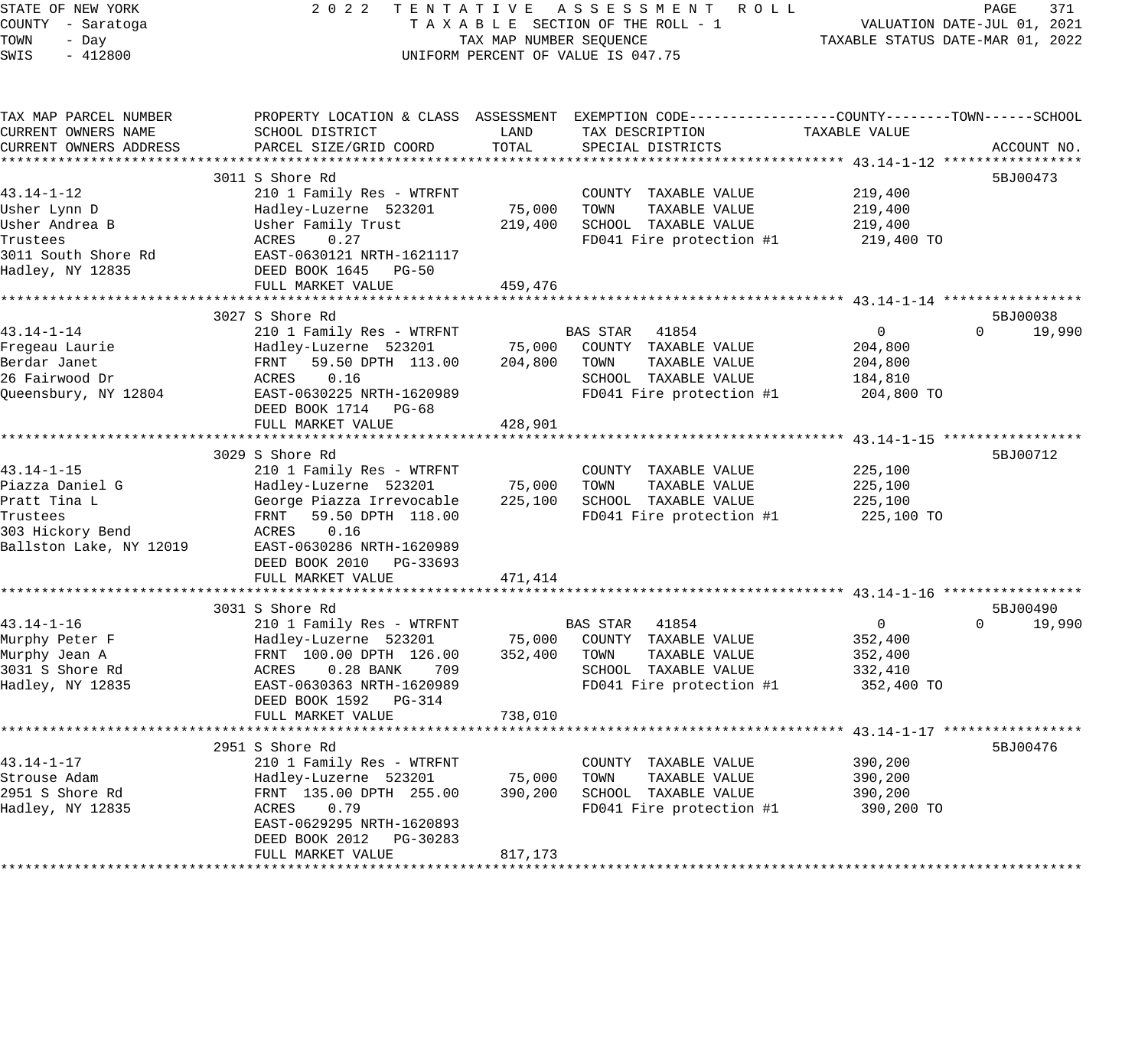STATE OF NEW YORK — 2022 TENTATIVE ASSESSMENT ROLL
COUNTY - Saratoga — TAXABLE SECTION OF THE ROLL - 1 — VALUATION DATE-JUL 01, 2021
TOWN - Day — TAX MAP NUMBER SEQUENCE — TAXABLE STATUS DATE-MAR 01, 2022
SWIS - 412800 — UNIFORM PERCENT OF VALUE IS 047.75

| TAX MAP PARCEL NUMBER / CURRENT OWNERS NAME / CURRENT OWNERS ADDRESS | PROPERTY LOCATION & CLASS / SCHOOL DISTRICT / PARCEL SIZE/GRID COORD | ASSESSMENT LAND / TOTAL | EXEMPTION CODE / TAX DESCRIPTION / SPECIAL DISTRICTS | COUNTY TAXABLE VALUE | TOWN | SCHOOL | ACCOUNT NO. |
|---|---|---|---|---|---|---|---|
| **43.14-1-12** | 3011 S Shore Rd | | | | | | 5BJ00473 |
| 43.14-1-12 | 210 1 Family Res - WTRFNT | | COUNTY TAXABLE VALUE | 219,400 | | | |
| Usher Lynn D | Hadley-Luzerne 523201 | 75,000 | TOWN TAXABLE VALUE | 219,400 | | | |
| Usher Andrea B | Usher Family Trust | 219,400 | SCHOOL TAXABLE VALUE | 219,400 | | | |
| Trustees | ACRES 0.27 | | FD041 Fire protection #1 | 219,400 TO | | | |
| 3011 South Shore Rd | EAST-0630121 NRTH-1621117 | | | | | | |
| Hadley, NY 12835 | DEED BOOK 1645 PG-50 | | | | | | |
| | FULL MARKET VALUE | 459,476 | | | | | |
| **43.14-1-14** | 3027 S Shore Rd | | | | | | 5BJ00038 |
| 43.14-1-14 | 210 1 Family Res - WTRFNT | | BAS STAR 41854 | 0 | 0 | 19,990 | |
| Fregeau Laurie | Hadley-Luzerne 523201 | 75,000 | COUNTY TAXABLE VALUE | 204,800 | | | |
| Berdar Janet | FRNT 59.50 DPTH 113.00 | 204,800 | TOWN TAXABLE VALUE | 204,800 | | | |
| 26 Fairwood Dr | ACRES 0.16 | | SCHOOL TAXABLE VALUE | 184,810 | | | |
| Queensbury, NY 12804 | EAST-0630225 NRTH-1620989 | | FD041 Fire protection #1 | 204,800 TO | | | |
| | DEED BOOK 1714 PG-68 | | | | | | |
| | FULL MARKET VALUE | 428,901 | | | | | |
| **43.14-1-15** | 3029 S Shore Rd | | | | | | 5BJ00712 |
| 43.14-1-15 | 210 1 Family Res - WTRFNT | | COUNTY TAXABLE VALUE | 225,100 | | | |
| Piazza Daniel G | Hadley-Luzerne 523201 | 75,000 | TOWN TAXABLE VALUE | 225,100 | | | |
| Pratt Tina L | George Piazza Irrevocable | 225,100 | SCHOOL TAXABLE VALUE | 225,100 | | | |
| Trustees | FRNT 59.50 DPTH 118.00 | | FD041 Fire protection #1 | 225,100 TO | | | |
| 303 Hickory Bend | ACRES 0.16 | | | | | | |
| Ballston Lake, NY 12019 | EAST-0630286 NRTH-1620989 | | | | | | |
| | DEED BOOK 2010 PG-33693 | | | | | | |
| | FULL MARKET VALUE | 471,414 | | | | | |
| **43.14-1-16** | 3031 S Shore Rd | | | | | | 5BJ00490 |
| 43.14-1-16 | 210 1 Family Res - WTRFNT | | BAS STAR 41854 | 0 | 0 | 19,990 | |
| Murphy Peter F | Hadley-Luzerne 523201 | 75,000 | COUNTY TAXABLE VALUE | 352,400 | | | |
| Murphy Jean A | FRNT 100.00 DPTH 126.00 | 352,400 | TOWN TAXABLE VALUE | 352,400 | | | |
| 3031 S Shore Rd | ACRES 0.28 BANK 709 | | SCHOOL TAXABLE VALUE | 332,410 | | | |
| Hadley, NY 12835 | EAST-0630363 NRTH-1620989 | | FD041 Fire protection #1 | 352,400 TO | | | |
| | DEED BOOK 1592 PG-314 | | | | | | |
| | FULL MARKET VALUE | 738,010 | | | | | |
| **43.14-1-17** | 2951 S Shore Rd | | | | | | 5BJ00476 |
| 43.14-1-17 | 210 1 Family Res - WTRFNT | | COUNTY TAXABLE VALUE | 390,200 | | | |
| Strouse Adam | Hadley-Luzerne 523201 | 75,000 | TOWN TAXABLE VALUE | 390,200 | | | |
| 2951 S Shore Rd | FRNT 135.00 DPTH 255.00 | 390,200 | SCHOOL TAXABLE VALUE | 390,200 | | | |
| Hadley, NY 12835 | ACRES 0.79 | | FD041 Fire protection #1 | 390,200 TO | | | |
| | EAST-0629295 NRTH-1620893 | | | | | | |
| | DEED BOOK 2012 PG-30283 | | | | | | |
| | FULL MARKET VALUE | 817,173 | | | | | |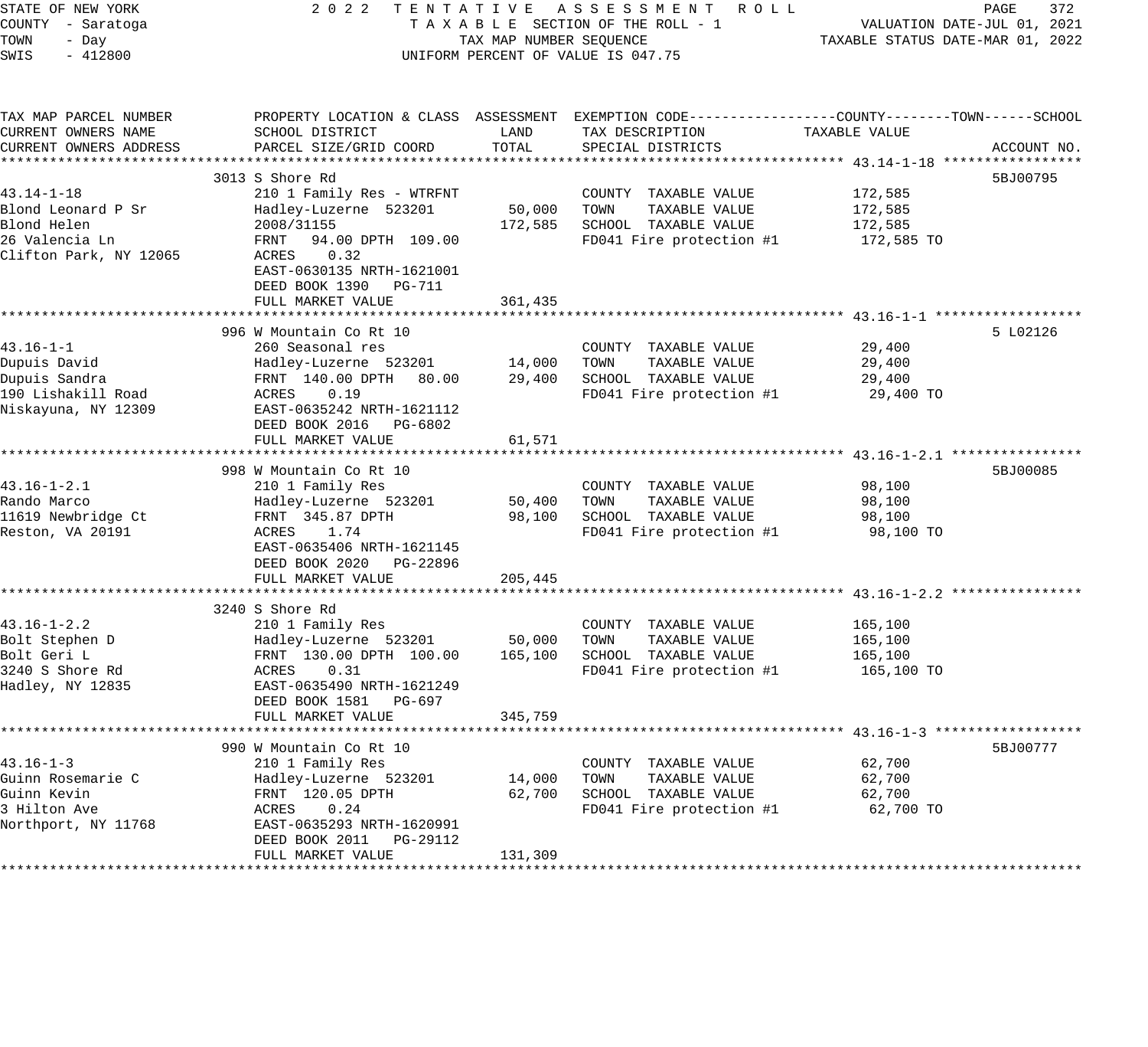STATE OF NEW YORK — 2022 TENTATIVE ASSESSMENT ROLL
COUNTY - Saratoga — TAXABLE SECTION OF THE ROLL - 1 — VALUATION DATE-JUL 01, 2021
TOWN - Day — TAX MAP NUMBER SEQUENCE — TAXABLE STATUS DATE-MAR 01, 2022
SWIS - 412800 — UNIFORM PERCENT OF VALUE IS 047.75

| TAX MAP PARCEL NUMBER / CURRENT OWNERS NAME / CURRENT OWNERS ADDRESS | PROPERTY LOCATION & CLASS / SCHOOL DISTRICT / PARCEL SIZE/GRID COORD | ASSESSMENT LAND | ASSESSMENT TOTAL | EXEMPTION CODE / TAX DESCRIPTION / SPECIAL DISTRICTS | TAXABLE VALUE | ACCOUNT NO. |
|---|---|---|---|---|---|---|
| **43.14-1-18** | 3013 S Shore Rd | | | | | 5BJ00795 |
| 43.14-1-18 | 210 1 Family Res - WTRFNT | | | COUNTY TAXABLE VALUE | 172,585 | |
| Blond Leonard P Sr | Hadley-Luzerne 523201 | 50,000 | | TOWN TAXABLE VALUE | 172,585 | |
| Blond Helen | 2008/31155 | | 172,585 | SCHOOL TAXABLE VALUE | 172,585 | |
| 26 Valencia Ln | FRNT 94.00 DPTH 109.00 | | | FD041 Fire protection #1 | 172,585 TO | |
| Clifton Park, NY 12065 | ACRES 0.32 | | | | | |
| | EAST-0630135 NRTH-1621001 | | | | | |
| | DEED BOOK 1390 PG-711 | | | | | |
| | FULL MARKET VALUE | | 361,435 | | | |
| **43.16-1-1** | 996 W Mountain Co Rt 10 | | | | | 5 L02126 |
| 43.16-1-1 | 260 Seasonal res | | | COUNTY TAXABLE VALUE | 29,400 | |
| Dupuis David | Hadley-Luzerne 523201 | 14,000 | | TOWN TAXABLE VALUE | 29,400 | |
| Dupuis Sandra | FRNT 140.00 DPTH 80.00 | | 29,400 | SCHOOL TAXABLE VALUE | 29,400 | |
| 190 Lishakill Road | ACRES 0.19 | | | FD041 Fire protection #1 | 29,400 TO | |
| Niskayuna, NY 12309 | EAST-0635242 NRTH-1621112 | | | | | |
| | DEED BOOK 2016 PG-6802 | | | | | |
| | FULL MARKET VALUE | | 61,571 | | | |
| **43.16-1-2.1** | 998 W Mountain Co Rt 10 | | | | | 5BJ00085 |
| 43.16-1-2.1 | 210 1 Family Res | | | COUNTY TAXABLE VALUE | 98,100 | |
| Rando Marco | Hadley-Luzerne 523201 | 50,400 | | TOWN TAXABLE VALUE | 98,100 | |
| 11619 Newbridge Ct | FRNT 345.87 DPTH | | 98,100 | SCHOOL TAXABLE VALUE | 98,100 | |
| Reston, VA 20191 | ACRES 1.74 | | | FD041 Fire protection #1 | 98,100 TO | |
| | EAST-0635406 NRTH-1621145 | | | | | |
| | DEED BOOK 2020 PG-22896 | | | | | |
| | FULL MARKET VALUE | | 205,445 | | | |
| **43.16-1-2.2** | 3240 S Shore Rd | | | | | |
| 43.16-1-2.2 | 210 1 Family Res | | | COUNTY TAXABLE VALUE | 165,100 | |
| Bolt Stephen D | Hadley-Luzerne 523201 | 50,000 | | TOWN TAXABLE VALUE | 165,100 | |
| Bolt Geri L | FRNT 130.00 DPTH 100.00 | | 165,100 | SCHOOL TAXABLE VALUE | 165,100 | |
| 3240 S Shore Rd | ACRES 0.31 | | | FD041 Fire protection #1 | 165,100 TO | |
| Hadley, NY 12835 | EAST-0635490 NRTH-1621249 | | | | | |
| | DEED BOOK 1581 PG-697 | | | | | |
| | FULL MARKET VALUE | | 345,759 | | | |
| **43.16-1-3** | 990 W Mountain Co Rt 10 | | | | | 5BJ00777 |
| 43.16-1-3 | 210 1 Family Res | | | COUNTY TAXABLE VALUE | 62,700 | |
| Guinn Rosemarie C | Hadley-Luzerne 523201 | 14,000 | | TOWN TAXABLE VALUE | 62,700 | |
| Guinn Kevin | FRNT 120.05 DPTH | | 62,700 | SCHOOL TAXABLE VALUE | 62,700 | |
| 3 Hilton Ave | ACRES 0.24 | | | FD041 Fire protection #1 | 62,700 TO | |
| Northport, NY 11768 | EAST-0635293 NRTH-1620991 | | | | | |
| | DEED BOOK 2011 PG-29112 | | | | | |
| | FULL MARKET VALUE | | 131,309 | | | |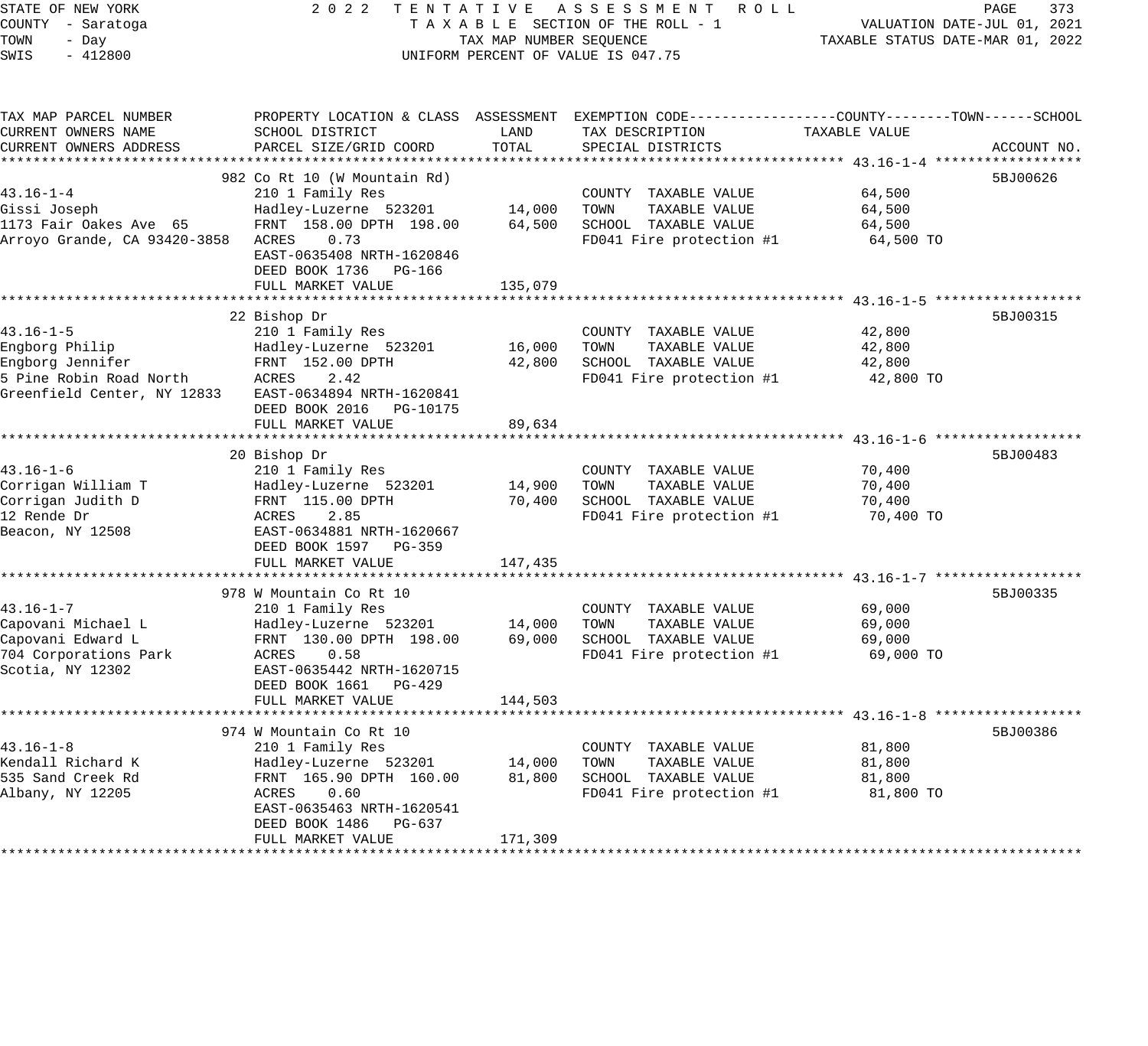STATE OF NEW YORK
COUNTY - Saratoga
TOWN - Day
SWIS - 412800

# 2022 TENTATIVE ASSESSMENT ROLL
TAXABLE SECTION OF THE ROLL - 1
TAX MAP NUMBER SEQUENCE
UNIFORM PERCENT OF VALUE IS 047.75

VALUATION DATE-JUL 01, 2021
TAXABLE STATUS DATE-MAR 01, 2022

| TAX MAP PARCEL NUMBER / CURRENT OWNERS NAME / CURRENT OWNERS ADDRESS | PROPERTY LOCATION & CLASS / SCHOOL DISTRICT / PARCEL SIZE/GRID COORD | ASSESSMENT LAND | ASSESSMENT TOTAL | EXEMPTION CODE / TAX DESCRIPTION / SPECIAL DISTRICTS | TAXABLE VALUE (COUNTY / TOWN / SCHOOL) | ACCOUNT NO. |
|---|---|---|---|---|---|---|
| **43.16-1-4** | 982 Co Rt 10 (W Mountain Rd) | | | | | 5BJ00626 |
| 43.16-1-4 | 210 1 Family Res | | | COUNTY TAXABLE VALUE | 64,500 | |
| Gissi Joseph | Hadley-Luzerne 523201 | 14,000 | | TOWN TAXABLE VALUE | 64,500 | |
| 1173 Fair Oakes Ave 65 | FRNT 158.00 DPTH 198.00 | | 64,500 | SCHOOL TAXABLE VALUE | 64,500 | |
| Arroyo Grande, CA 93420-3858 | ACRES 0.73 | | | FD041 Fire protection #1 | 64,500 TO | |
| | EAST-0635408 NRTH-1620846 | | | | | |
| | DEED BOOK 1736 PG-166 | | | | | |
| | FULL MARKET VALUE | | 135,079 | | | |
| **43.16-1-5** | 22 Bishop Dr | | | | | 5BJ00315 |
| 43.16-1-5 | 210 1 Family Res | | | COUNTY TAXABLE VALUE | 42,800 | |
| Engborg Philip | Hadley-Luzerne 523201 | 16,000 | | TOWN TAXABLE VALUE | 42,800 | |
| Engborg Jennifer | FRNT 152.00 DPTH | | 42,800 | SCHOOL TAXABLE VALUE | 42,800 | |
| 5 Pine Robin Road North | ACRES 2.42 | | | FD041 Fire protection #1 | 42,800 TO | |
| Greenfield Center, NY 12833 | EAST-0634894 NRTH-1620841 | | | | | |
| | DEED BOOK 2016 PG-10175 | | | | | |
| | FULL MARKET VALUE | | 89,634 | | | |
| **43.16-1-6** | 20 Bishop Dr | | | | | 5BJ00483 |
| 43.16-1-6 | 210 1 Family Res | | | COUNTY TAXABLE VALUE | 70,400 | |
| Corrigan William T | Hadley-Luzerne 523201 | 14,900 | | TOWN TAXABLE VALUE | 70,400 | |
| Corrigan Judith D | FRNT 115.00 DPTH | | 70,400 | SCHOOL TAXABLE VALUE | 70,400 | |
| 12 Rende Dr | ACRES 2.85 | | | FD041 Fire protection #1 | 70,400 TO | |
| Beacon, NY 12508 | EAST-0634881 NRTH-1620667 | | | | | |
| | DEED BOOK 1597 PG-359 | | | | | |
| | FULL MARKET VALUE | | 147,435 | | | |
| **43.16-1-7** | 978 W Mountain Co Rt 10 | | | | | 5BJ00335 |
| 43.16-1-7 | 210 1 Family Res | | | COUNTY TAXABLE VALUE | 69,000 | |
| Capovani Michael L | Hadley-Luzerne 523201 | 14,000 | | TOWN TAXABLE VALUE | 69,000 | |
| Capovani Edward L | FRNT 130.00 DPTH 198.00 | | 69,000 | SCHOOL TAXABLE VALUE | 69,000 | |
| 704 Corporations Park | ACRES 0.58 | | | FD041 Fire protection #1 | 69,000 TO | |
| Scotia, NY 12302 | EAST-0635442 NRTH-1620715 | | | | | |
| | DEED BOOK 1661 PG-429 | | | | | |
| | FULL MARKET VALUE | | 144,503 | | | |
| **43.16-1-8** | 974 W Mountain Co Rt 10 | | | | | 5BJ00386 |
| 43.16-1-8 | 210 1 Family Res | | | COUNTY TAXABLE VALUE | 81,800 | |
| Kendall Richard K | Hadley-Luzerne 523201 | 14,000 | | TOWN TAXABLE VALUE | 81,800 | |
| 535 Sand Creek Rd | FRNT 165.90 DPTH 160.00 | | 81,800 | SCHOOL TAXABLE VALUE | 81,800 | |
| Albany, NY 12205 | ACRES 0.60 | | | FD041 Fire protection #1 | 81,800 TO | |
| | EAST-0635463 NRTH-1620541 | | | | | |
| | DEED BOOK 1486 PG-637 | | | | | |
| | FULL MARKET VALUE | | 171,309 | | | |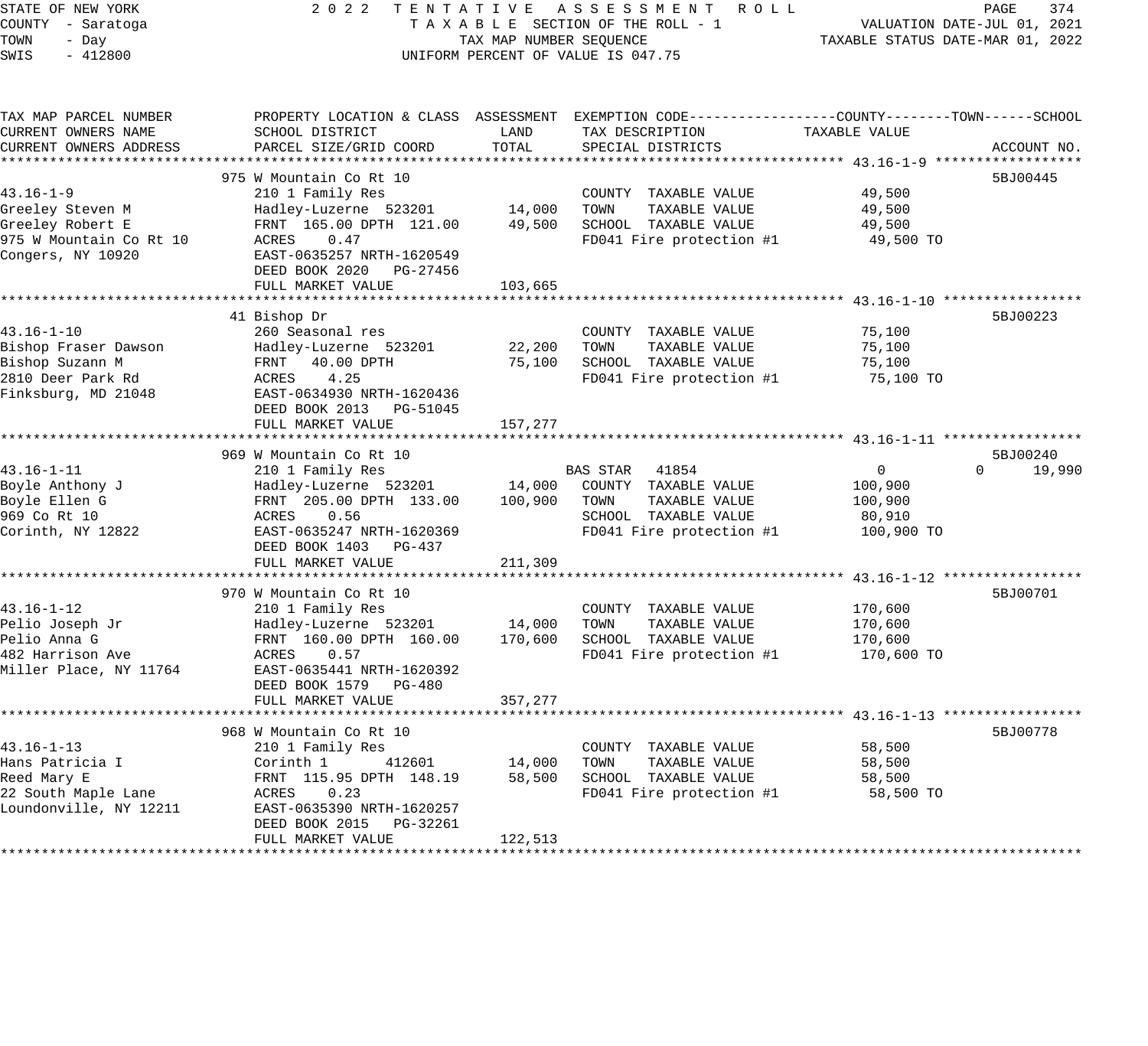STATE OF NEW YORK
COUNTY - Saratoga
TOWN - Day
SWIS - 412800

2 0 2 2 T E N T A T I V E A S S E S S M E N T R O L L
T A X A B L E SECTION OF THE ROLL - 1
TAX MAP NUMBER SEQUENCE
UNIFORM PERCENT OF VALUE IS 047.75

VALUATION DATE-JUL 01, 2021
TAXABLE STATUS DATE-MAR 01, 2022

| TAX MAP PARCEL NUMBER / CURRENT OWNERS NAME / CURRENT OWNERS ADDRESS | PROPERTY LOCATION & CLASS / SCHOOL DISTRICT / PARCEL SIZE/GRID COORD | ASSESSMENT LAND | ASSESSMENT TOTAL | EXEMPTION CODE / TAX DESCRIPTION / SPECIAL DISTRICTS | COUNTY TAXABLE VALUE | TOWN | SCHOOL | ACCOUNT NO. |
|---|---|---|---|---|---|---|---|---|
| **43.16-1-9** | 975 W Mountain Co Rt 10 | | | | | | | 5BJ00445 |
| 43.16-1-9 | 210 1 Family Res | | | COUNTY TAXABLE VALUE | 49,500 | | | |
| Greeley Steven M | Hadley-Luzerne 523201 | 14,000 | | TOWN TAXABLE VALUE | 49,500 | | | |
| Greeley Robert E | FRNT 165.00 DPTH 121.00 | | 49,500 | SCHOOL TAXABLE VALUE | 49,500 | | | |
| 975 W Mountain Co Rt 10 | ACRES 0.47 | | | FD041 Fire protection #1 | 49,500 TO | | | |
| Congers, NY 10920 | EAST-0635257 NRTH-1620549 | | | | | | | |
| | DEED BOOK 2020 PG-27456 | | | | | | | |
| | FULL MARKET VALUE | | 103,665 | | | | | |
| **43.16-1-10** | 41 Bishop Dr | | | | | | | 5BJ00223 |
| 43.16-1-10 | 260 Seasonal res | | | COUNTY TAXABLE VALUE | 75,100 | | | |
| Bishop Fraser Dawson | Hadley-Luzerne 523201 | 22,200 | | TOWN TAXABLE VALUE | 75,100 | | | |
| Bishop Suzann M | FRNT 40.00 DPTH | | 75,100 | SCHOOL TAXABLE VALUE | 75,100 | | | |
| 2810 Deer Park Rd | ACRES 4.25 | | | FD041 Fire protection #1 | 75,100 TO | | | |
| Finksburg, MD 21048 | EAST-0634930 NRTH-1620436 | | | | | | | |
| | DEED BOOK 2013 PG-51045 | | | | | | | |
| | FULL MARKET VALUE | | 157,277 | | | | | |
| **43.16-1-11** | 969 W Mountain Co Rt 10 | | | | | | | 5BJ00240 |
| 43.16-1-11 | 210 1 Family Res | | | BAS STAR 41854 | 0 | 0 | 19,990 | |
| Boyle Anthony J | Hadley-Luzerne 523201 | 14,000 | | COUNTY TAXABLE VALUE | 100,900 | | | |
| Boyle Ellen G | FRNT 205.00 DPTH 133.00 | | 100,900 | TOWN TAXABLE VALUE | 100,900 | | | |
| 969 Co Rt 10 | ACRES 0.56 | | | SCHOOL TAXABLE VALUE | 80,910 | | | |
| Corinth, NY 12822 | EAST-0635247 NRTH-1620369 | | | FD041 Fire protection #1 | 100,900 TO | | | |
| | DEED BOOK 1403 PG-437 | | | | | | | |
| | FULL MARKET VALUE | | 211,309 | | | | | |
| **43.16-1-12** | 970 W Mountain Co Rt 10 | | | | | | | 5BJ00701 |
| 43.16-1-12 | 210 1 Family Res | | | COUNTY TAXABLE VALUE | 170,600 | | | |
| Pelio Joseph Jr | Hadley-Luzerne 523201 | 14,000 | | TOWN TAXABLE VALUE | 170,600 | | | |
| Pelio Anna G | FRNT 160.00 DPTH 160.00 | | 170,600 | SCHOOL TAXABLE VALUE | 170,600 | | | |
| 482 Harrison Ave | ACRES 0.57 | | | FD041 Fire protection #1 | 170,600 TO | | | |
| Miller Place, NY 11764 | EAST-0635441 NRTH-1620392 | | | | | | | |
| | DEED BOOK 1579 PG-480 | | | | | | | |
| | FULL MARKET VALUE | | 357,277 | | | | | |
| **43.16-1-13** | 968 W Mountain Co Rt 10 | | | | | | | 5BJ00778 |
| 43.16-1-13 | 210 1 Family Res | | | COUNTY TAXABLE VALUE | 58,500 | | | |
| Hans Patricia I | Corinth 1 412601 | 14,000 | | TOWN TAXABLE VALUE | 58,500 | | | |
| Reed Mary E | FRNT 115.95 DPTH 148.19 | | 58,500 | SCHOOL TAXABLE VALUE | 58,500 | | | |
| 22 South Maple Lane | ACRES 0.23 | | | FD041 Fire protection #1 | 58,500 TO | | | |
| Loundonville, NY 12211 | EAST-0635390 NRTH-1620257 | | | | | | | |
| | DEED BOOK 2015 PG-32261 | | | | | | | |
| | FULL MARKET VALUE | | 122,513 | | | | | |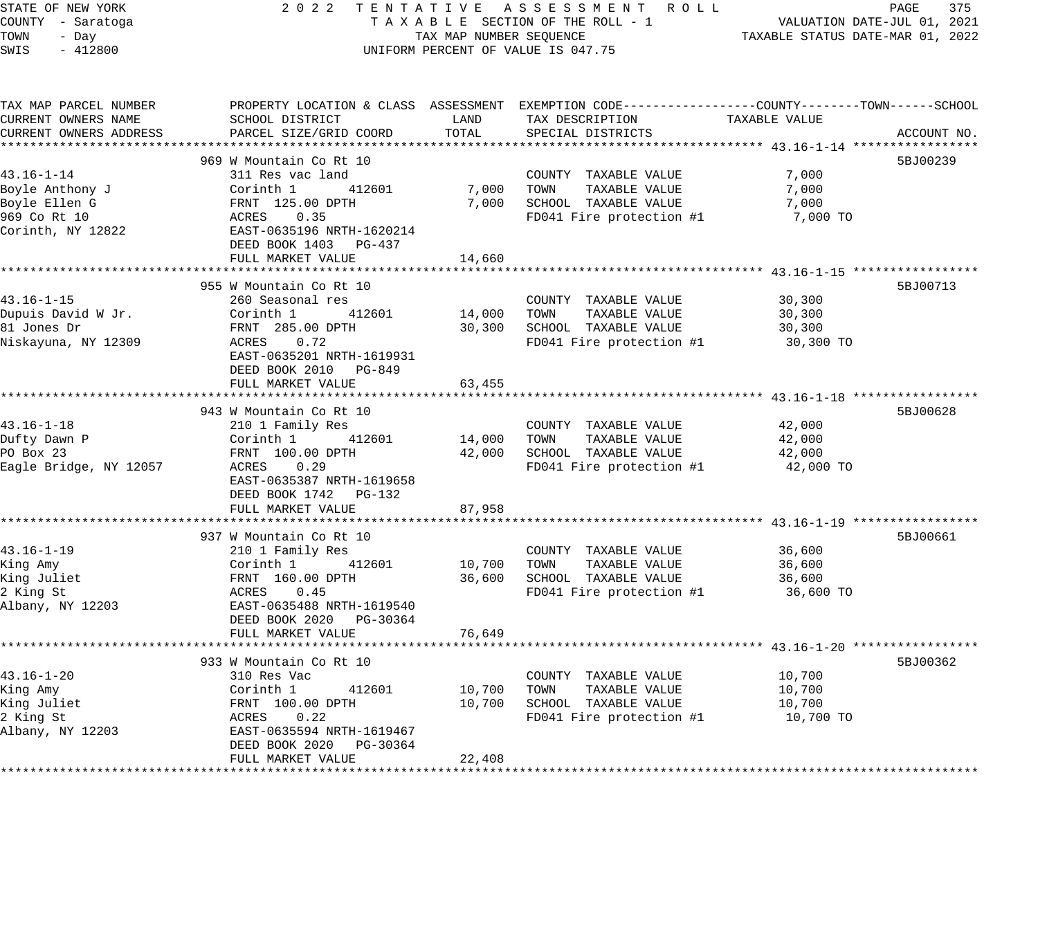STATE OF NEW YORK
COUNTY - Saratoga
TOWN - Day
SWIS - 412800

2022 TENTATIVE ASSESSMENT ROLL
TAXABLE SECTION OF THE ROLL - 1
TAX MAP NUMBER SEQUENCE
UNIFORM PERCENT OF VALUE IS 047.75

VALUATION DATE-JUL 01, 2021
TAXABLE STATUS DATE-MAR 01, 2022

| TAX MAP PARCEL NUMBER / CURRENT OWNERS NAME / CURRENT OWNERS ADDRESS | PROPERTY LOCATION & CLASS / SCHOOL DISTRICT / PARCEL SIZE/GRID COORD | ASSESSMENT LAND | ASSESSMENT TOTAL | EXEMPTION CODE / TAX DESCRIPTION / SPECIAL DISTRICTS | TAXABLE VALUE (COUNTY / TOWN / SCHOOL) | ACCOUNT NO. |
|---|---|---|---|---|---|---|
| 43.16-1-14 | 969 W Mountain Co Rt 10 | | | | | 5BJ00239 |
| 43.16-1-14 | 311 Res vac land | | | COUNTY TAXABLE VALUE | 7,000 | |
| Boyle Anthony J | Corinth 1 412601 | 7,000 | | TOWN TAXABLE VALUE | 7,000 | |
| Boyle Ellen G | FRNT 125.00 DPTH | | 7,000 | SCHOOL TAXABLE VALUE | 7,000 | |
| 969 Co Rt 10 | ACRES 0.35 | | | FD041 Fire protection #1 | 7,000 TO | |
| Corinth, NY 12822 | EAST-0635196 NRTH-1620214 | | | | | |
| | DEED BOOK 1403 PG-437 | | | | | |
| | FULL MARKET VALUE | | 14,660 | | | |
| 43.16-1-15 | 955 W Mountain Co Rt 10 | | | | | 5BJ00713 |
| 43.16-1-15 | 260 Seasonal res | | | COUNTY TAXABLE VALUE | 30,300 | |
| Dupuis David W Jr. | Corinth 1 412601 | 14,000 | | TOWN TAXABLE VALUE | 30,300 | |
| 81 Jones Dr | FRNT 285.00 DPTH | | 30,300 | SCHOOL TAXABLE VALUE | 30,300 | |
| Niskayuna, NY 12309 | ACRES 0.72 | | | FD041 Fire protection #1 | 30,300 TO | |
| | EAST-0635201 NRTH-1619931 | | | | | |
| | DEED BOOK 2010 PG-849 | | | | | |
| | FULL MARKET VALUE | | 63,455 | | | |
| 43.16-1-18 | 943 W Mountain Co Rt 10 | | | | | 5BJ00628 |
| 43.16-1-18 | 210 1 Family Res | | | COUNTY TAXABLE VALUE | 42,000 | |
| Dufty Dawn P | Corinth 1 412601 | 14,000 | | TOWN TAXABLE VALUE | 42,000 | |
| PO Box 23 | FRNT 100.00 DPTH | | 42,000 | SCHOOL TAXABLE VALUE | 42,000 | |
| Eagle Bridge, NY 12057 | ACRES 0.29 | | | FD041 Fire protection #1 | 42,000 TO | |
| | EAST-0635387 NRTH-1619658 | | | | | |
| | DEED BOOK 1742 PG-132 | | | | | |
| | FULL MARKET VALUE | | 87,958 | | | |
| 43.16-1-19 | 937 W Mountain Co Rt 10 | | | | | 5BJ00661 |
| 43.16-1-19 | 210 1 Family Res | | | COUNTY TAXABLE VALUE | 36,600 | |
| King Amy | Corinth 1 412601 | 10,700 | | TOWN TAXABLE VALUE | 36,600 | |
| King Juliet | FRNT 160.00 DPTH | | 36,600 | SCHOOL TAXABLE VALUE | 36,600 | |
| 2 King St | ACRES 0.45 | | | FD041 Fire protection #1 | 36,600 TO | |
| Albany, NY 12203 | EAST-0635488 NRTH-1619540 | | | | | |
| | DEED BOOK 2020 PG-30364 | | | | | |
| | FULL MARKET VALUE | | 76,649 | | | |
| 43.16-1-20 | 933 W Mountain Co Rt 10 | | | | | 5BJ00362 |
| 43.16-1-20 | 310 Res Vac | | | COUNTY TAXABLE VALUE | 10,700 | |
| King Amy | Corinth 1 412601 | 10,700 | | TOWN TAXABLE VALUE | 10,700 | |
| King Juliet | FRNT 100.00 DPTH | | 10,700 | SCHOOL TAXABLE VALUE | 10,700 | |
| 2 King St | ACRES 0.22 | | | FD041 Fire protection #1 | 10,700 TO | |
| Albany, NY 12203 | EAST-0635594 NRTH-1619467 | | | | | |
| | DEED BOOK 2020 PG-30364 | | | | | |
| | FULL MARKET VALUE | | 22,408 | | | |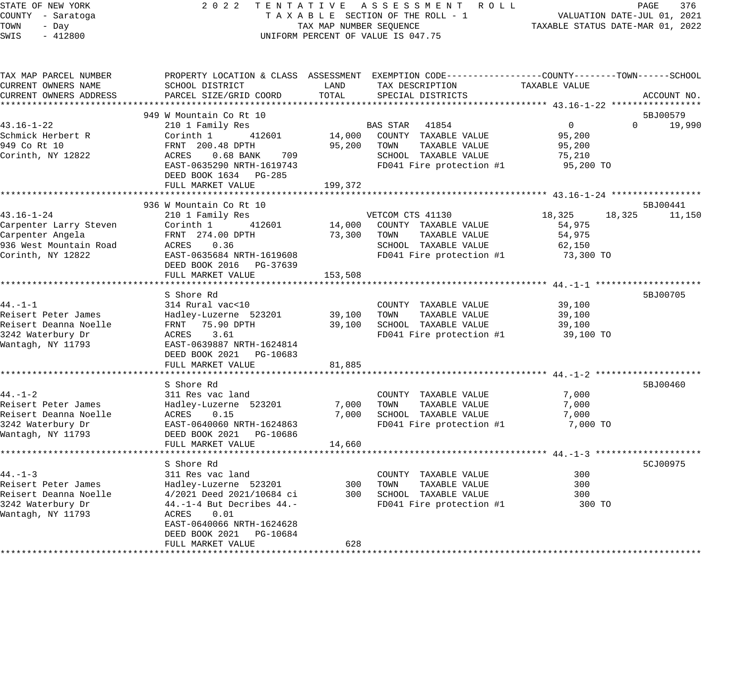STATE OF NEW YORK
COUNTY - Saratoga
TOWN - Day
SWIS - 412800

2022 TENTATIVE ASSESSMENT ROLL
TAXABLE SECTION OF THE ROLL - 1
TAX MAP NUMBER SEQUENCE
UNIFORM PERCENT OF VALUE IS 047.75

VALUATION DATE-JUL 01, 2021
TAXABLE STATUS DATE-MAR 01, 2022

| TAX MAP PARCEL NUMBER / CURRENT OWNERS NAME / CURRENT OWNERS ADDRESS | PROPERTY LOCATION & CLASS / SCHOOL DISTRICT / PARCEL SIZE/GRID COORD | ASSESSMENT LAND / TOTAL | EXEMPTION CODE / TAX DESCRIPTION / SPECIAL DISTRICTS | COUNTY TAXABLE VALUE | TOWN | SCHOOL | ACCOUNT NO. |
|---|---|---|---|---|---|---|---|
| **43.16-1-22** | 949 W Mountain Co Rt 10 | | | | | | 5BJ00579 |
| 43.16-1-22 | 210 1 Family Res | | BAS STAR 41854 | 0 | 0 | 19,990 | |
| Schmick Herbert R | Corinth 1 412601 | 14,000 | COUNTY TAXABLE VALUE | 95,200 | | | |
| 949 Co Rt 10 | FRNT 200.48 DPTH | 95,200 | TOWN TAXABLE VALUE | 95,200 | | | |
| Corinth, NY 12822 | ACRES 0.68 BANK 709 | | SCHOOL TAXABLE VALUE | 75,210 | | | |
| | EAST-0635290 NRTH-1619743 | | FD041 Fire protection #1 | 95,200 TO | | | |
| | DEED BOOK 1634 PG-285 | | | | | | |
| | FULL MARKET VALUE | 199,372 | | | | | |
| **43.16-1-24** | 936 W Mountain Co Rt 10 | | | | | | 5BJ00441 |
| 43.16-1-24 | 210 1 Family Res | | VETCOM CTS 41130 | 18,325 | 18,325 | 11,150 | |
| Carpenter Larry Steven | Corinth 1 412601 | 14,000 | COUNTY TAXABLE VALUE | 54,975 | | | |
| Carpenter Angela | FRNT 274.00 DPTH | 73,300 | TOWN TAXABLE VALUE | 54,975 | | | |
| 936 West Mountain Road | ACRES 0.36 | | SCHOOL TAXABLE VALUE | 62,150 | | | |
| Corinth, NY 12822 | EAST-0635684 NRTH-1619608 | | FD041 Fire protection #1 | 73,300 TO | | | |
| | DEED BOOK 2016 PG-37639 | | | | | | |
| | FULL MARKET VALUE | 153,508 | | | | | |
| **44.-1-1** | S Shore Rd | | | | | | 5BJ00705 |
| 44.-1-1 | 314 Rural vac<10 | | COUNTY TAXABLE VALUE | 39,100 | | | |
| Reisert Peter James | Hadley-Luzerne 523201 | 39,100 | TOWN TAXABLE VALUE | 39,100 | | | |
| Reisert Deanna Noelle | FRNT 75.90 DPTH | 39,100 | SCHOOL TAXABLE VALUE | 39,100 | | | |
| 3242 Waterbury Dr | ACRES 3.61 | | FD041 Fire protection #1 | 39,100 TO | | | |
| Wantagh, NY 11793 | EAST-0639887 NRTH-1624814 | | | | | | |
| | DEED BOOK 2021 PG-10683 | | | | | | |
| | FULL MARKET VALUE | 81,885 | | | | | |
| **44.-1-2** | S Shore Rd | | | | | | 5BJ00460 |
| 44.-1-2 | 311 Res vac land | | COUNTY TAXABLE VALUE | 7,000 | | | |
| Reisert Peter James | Hadley-Luzerne 523201 | 7,000 | TOWN TAXABLE VALUE | 7,000 | | | |
| Reisert Deanna Noelle | ACRES 0.15 | 7,000 | SCHOOL TAXABLE VALUE | 7,000 | | | |
| 3242 Waterbury Dr | EAST-0640060 NRTH-1624863 | | FD041 Fire protection #1 | 7,000 TO | | | |
| Wantagh, NY 11793 | DEED BOOK 2021 PG-10686 | | | | | | |
| | FULL MARKET VALUE | 14,660 | | | | | |
| **44.-1-3** | S Shore Rd | | | | | | 5CJ00975 |
| 44.-1-3 | 311 Res vac land | | COUNTY TAXABLE VALUE | 300 | | | |
| Reisert Peter James | Hadley-Luzerne 523201 | 300 | TOWN TAXABLE VALUE | 300 | | | |
| Reisert Deanna Noelle | 4/2021 Deed 2021/10684 ci | 300 | SCHOOL TAXABLE VALUE | 300 | | | |
| 3242 Waterbury Dr | 44.-1-4 But Decribes 44.- | | FD041 Fire protection #1 | 300 TO | | | |
| Wantagh, NY 11793 | ACRES 0.01 | | | | | | |
| | EAST-0640066 NRTH-1624628 | | | | | | |
| | DEED BOOK 2021 PG-10684 | | | | | | |
| | FULL MARKET VALUE | 628 | | | | | |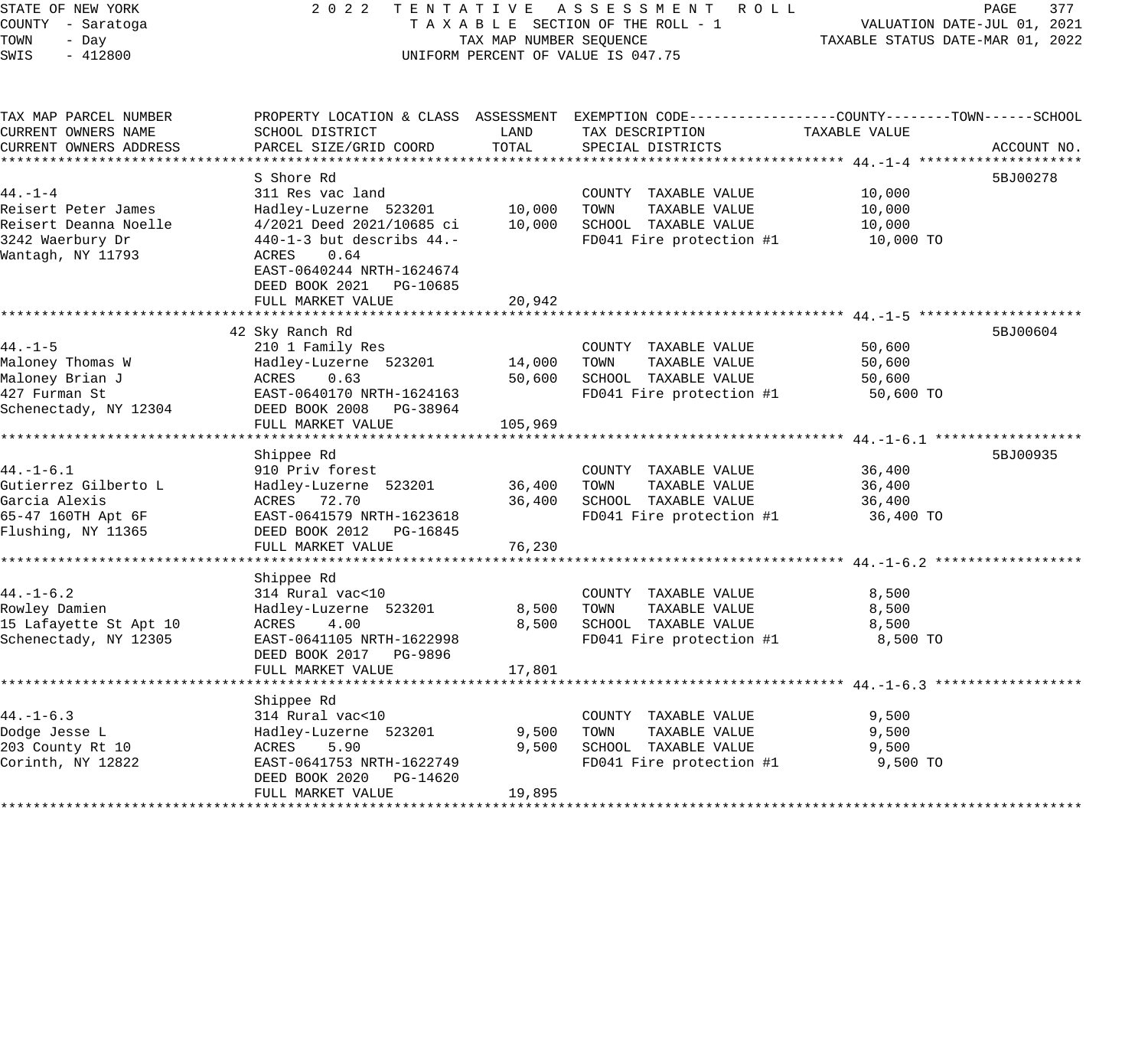STATE OF NEW YORK — 2022 TENTATIVE ASSESSMENT ROLL
COUNTY - Saratoga — TAXABLE SECTION OF THE ROLL - 1 — VALUATION DATE-JUL 01, 2021
TOWN - Day — TAX MAP NUMBER SEQUENCE — TAXABLE STATUS DATE-MAR 01, 2022
SWIS - 412800 — UNIFORM PERCENT OF VALUE IS 047.75

| TAX MAP PARCEL NUMBER / CURRENT OWNERS NAME / CURRENT OWNERS ADDRESS | PROPERTY LOCATION & CLASS / SCHOOL DISTRICT / PARCEL SIZE/GRID COORD | ASSESSMENT LAND | ASSESSMENT TOTAL | EXEMPTION CODE / TAX DESCRIPTION / SPECIAL DISTRICTS | TAXABLE VALUE (COUNTY--TOWN--SCHOOL) | ACCOUNT NO. |
|---|---|---|---|---|---|---|
| **44.-1-4** | S Shore Rd | | | | | 5BJ00278 |
| 44.-1-4 | 311 Res vac land | | | COUNTY TAXABLE VALUE | 10,000 | |
| Reisert Peter James | Hadley-Luzerne 523201 | 10,000 | | TOWN TAXABLE VALUE | 10,000 | |
| Reisert Deanna Noelle | 4/2021 Deed 2021/10685 ci | | 10,000 | SCHOOL TAXABLE VALUE | 10,000 | |
| 3242 Waerbury Dr | 440-1-3 but describs 44.- | | | FD041 Fire protection #1 | 10,000 TO | |
| Wantagh, NY 11793 | ACRES 0.64 | | | | | |
| | EAST-0640244 NRTH-1624674 | | | | | |
| | DEED BOOK 2021 PG-10685 | | | | | |
| | FULL MARKET VALUE | | 20,942 | | | |
| **44.-1-5** | 42 Sky Ranch Rd | | | | | 5BJ00604 |
| 44.-1-5 | 210 1 Family Res | | | COUNTY TAXABLE VALUE | 50,600 | |
| Maloney Thomas W | Hadley-Luzerne 523201 | 14,000 | | TOWN TAXABLE VALUE | 50,600 | |
| Maloney Brian J | ACRES 0.63 | | 50,600 | SCHOOL TAXABLE VALUE | 50,600 | |
| 427 Furman St | EAST-0640170 NRTH-1624163 | | | FD041 Fire protection #1 | 50,600 TO | |
| Schenectady, NY 12304 | DEED BOOK 2008 PG-38964 | | | | | |
| | FULL MARKET VALUE | | 105,969 | | | |
| **44.-1-6.1** | Shippee Rd | | | | | 5BJ00935 |
| 44.-1-6.1 | 910 Priv forest | | | COUNTY TAXABLE VALUE | 36,400 | |
| Gutierrez Gilberto L | Hadley-Luzerne 523201 | 36,400 | | TOWN TAXABLE VALUE | 36,400 | |
| Garcia Alexis | ACRES 72.70 | | 36,400 | SCHOOL TAXABLE VALUE | 36,400 | |
| 65-47 160TH Apt 6F | EAST-0641579 NRTH-1623618 | | | FD041 Fire protection #1 | 36,400 TO | |
| Flushing, NY 11365 | DEED BOOK 2012 PG-16845 | | | | | |
| | FULL MARKET VALUE | | 76,230 | | | |
| **44.-1-6.2** | Shippee Rd | | | | | |
| 44.-1-6.2 | 314 Rural vac<10 | | | COUNTY TAXABLE VALUE | 8,500 | |
| Rowley Damien | Hadley-Luzerne 523201 | 8,500 | | TOWN TAXABLE VALUE | 8,500 | |
| 15 Lafayette St Apt 10 | ACRES 4.00 | | 8,500 | SCHOOL TAXABLE VALUE | 8,500 | |
| Schenectady, NY 12305 | EAST-0641105 NRTH-1622998 | | | FD041 Fire protection #1 | 8,500 TO | |
| | DEED BOOK 2017 PG-9896 | | | | | |
| | FULL MARKET VALUE | | 17,801 | | | |
| **44.-1-6.3** | Shippee Rd | | | | | |
| 44.-1-6.3 | 314 Rural vac<10 | | | COUNTY TAXABLE VALUE | 9,500 | |
| Dodge Jesse L | Hadley-Luzerne 523201 | 9,500 | | TOWN TAXABLE VALUE | 9,500 | |
| 203 County Rt 10 | ACRES 5.90 | | 9,500 | SCHOOL TAXABLE VALUE | 9,500 | |
| Corinth, NY 12822 | EAST-0641753 NRTH-1622749 | | | FD041 Fire protection #1 | 9,500 TO | |
| | DEED BOOK 2020 PG-14620 | | | | | |
| | FULL MARKET VALUE | | 19,895 | | | |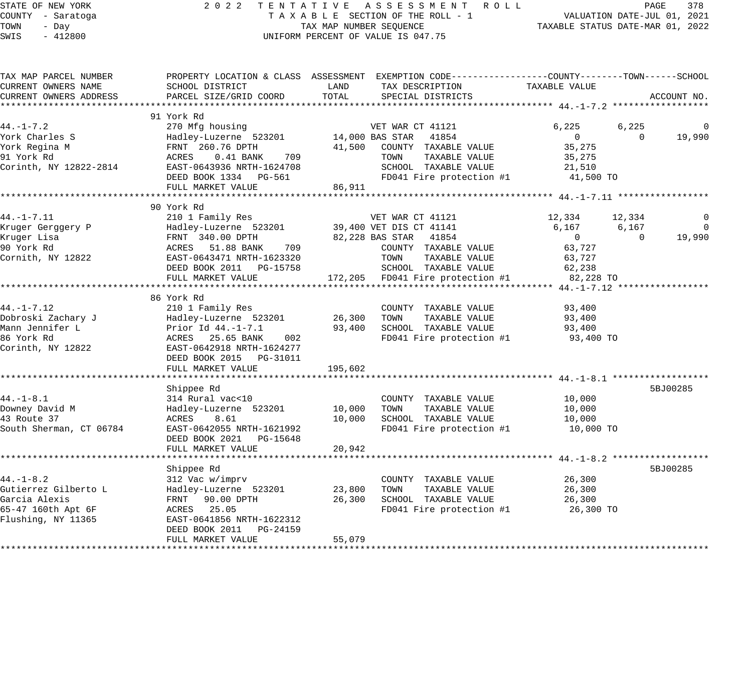STATE OF NEW YORK — 2022 TENTATIVE ASSESSMENT ROLL
COUNTY - Saratoga — TAXABLE SECTION OF THE ROLL - 1 — VALUATION DATE-JUL 01, 2021
TOWN - Day — TAX MAP NUMBER SEQUENCE — TAXABLE STATUS DATE-MAR 01, 2022
SWIS - 412800 — UNIFORM PERCENT OF VALUE IS 047.75

| TAX MAP PARCEL NUMBER / CURRENT OWNERS NAME / CURRENT OWNERS ADDRESS | PROPERTY LOCATION & CLASS / SCHOOL DISTRICT / PARCEL SIZE/GRID COORD | ASSESSMENT LAND / TOTAL | EXEMPTION CODE / TAX DESCRIPTION / SPECIAL DISTRICTS | COUNTY TAXABLE VALUE | TOWN | SCHOOL / ACCOUNT NO. |
|---|---|---|---|---|---|---|
| **44.-1-7.2** | 91 York Rd | | | | | |
| 44.-1-7.2 | 270 Mfg housing | | VET WAR CT 41121 | 6,225 | 6,225 | 0 |
| York Charles S | Hadley-Luzerne 523201 | 14,000 | BAS STAR 41854 | 0 | 0 | 19,990 |
| York Regina M | FRNT 260.76 DPTH | 41,500 | COUNTY TAXABLE VALUE | 35,275 | | |
| 91 York Rd | ACRES 0.41 BANK 709 | | TOWN TAXABLE VALUE | 35,275 | | |
| Corinth, NY 12822-2814 | EAST-0643936 NRTH-1624708 | | SCHOOL TAXABLE VALUE | 21,510 | | |
| | DEED BOOK 1334 PG-561 | | FD041 Fire protection #1 | 41,500 TO | | |
| | FULL MARKET VALUE | 86,911 | | | | |
| **44.-1-7.11** | 90 York Rd | | | | | |
| 44.-1-7.11 | 210 1 Family Res | | VET WAR CT 41121 | 12,334 | 12,334 | 0 |
| Kruger Gerggery P | Hadley-Luzerne 523201 | 39,400 | VET DIS CT 41141 | 6,167 | 6,167 | 0 |
| Kruger Lisa | FRNT 340.00 DPTH | 82,228 | BAS STAR 41854 | 0 | 0 | 19,990 |
| 90 York Rd | ACRES 51.88 BANK 709 | | COUNTY TAXABLE VALUE | 63,727 | | |
| Cornith, NY 12822 | EAST-0643471 NRTH-1623320 | | TOWN TAXABLE VALUE | 63,727 | | |
| | DEED BOOK 2011 PG-15758 | | SCHOOL TAXABLE VALUE | 62,238 | | |
| | FULL MARKET VALUE | 172,205 | FD041 Fire protection #1 | 82,228 TO | | |
| **44.-1-7.12** | 86 York Rd | | | | | |
| 44.-1-7.12 | 210 1 Family Res | | COUNTY TAXABLE VALUE | 93,400 | | |
| Dobroski Zachary J | Hadley-Luzerne 523201 | 26,300 | TOWN TAXABLE VALUE | 93,400 | | |
| Mann Jennifer L | Prior Id 44.-1-7.1 | 93,400 | SCHOOL TAXABLE VALUE | 93,400 | | |
| 86 York Rd | ACRES 25.65 BANK 002 | | FD041 Fire protection #1 | 93,400 TO | | |
| Corinth, NY 12822 | EAST-0642918 NRTH-1624277 | | | | | |
| | DEED BOOK 2015 PG-31011 | | | | | |
| | FULL MARKET VALUE | 195,602 | | | | |
| **44.-1-8.1** | Shippee Rd | | | | | 5BJ00285 |
| 44.-1-8.1 | 314 Rural vac<10 | | COUNTY TAXABLE VALUE | 10,000 | | |
| Downey David M | Hadley-Luzerne 523201 | 10,000 | TOWN TAXABLE VALUE | 10,000 | | |
| 43 Route 37 | ACRES 8.61 | 10,000 | SCHOOL TAXABLE VALUE | 10,000 | | |
| South Sherman, CT 06784 | EAST-0642055 NRTH-1621992 | | FD041 Fire protection #1 | 10,000 TO | | |
| | DEED BOOK 2021 PG-15648 | | | | | |
| | FULL MARKET VALUE | 20,942 | | | | |
| **44.-1-8.2** | Shippee Rd | | | | | 5BJ00285 |
| 44.-1-8.2 | 312 Vac w/imprv | | COUNTY TAXABLE VALUE | 26,300 | | |
| Gutierrez Gilberto L | Hadley-Luzerne 523201 | 23,800 | TOWN TAXABLE VALUE | 26,300 | | |
| Garcia Alexis | FRNT 90.00 DPTH | 26,300 | SCHOOL TAXABLE VALUE | 26,300 | | |
| 65-47 160th Apt 6F | ACRES 25.05 | | FD041 Fire protection #1 | 26,300 TO | | |
| Flushing, NY 11365 | EAST-0641856 NRTH-1622312 | | | | | |
| | DEED BOOK 2011 PG-24159 | | | | | |
| | FULL MARKET VALUE | 55,079 | | | | |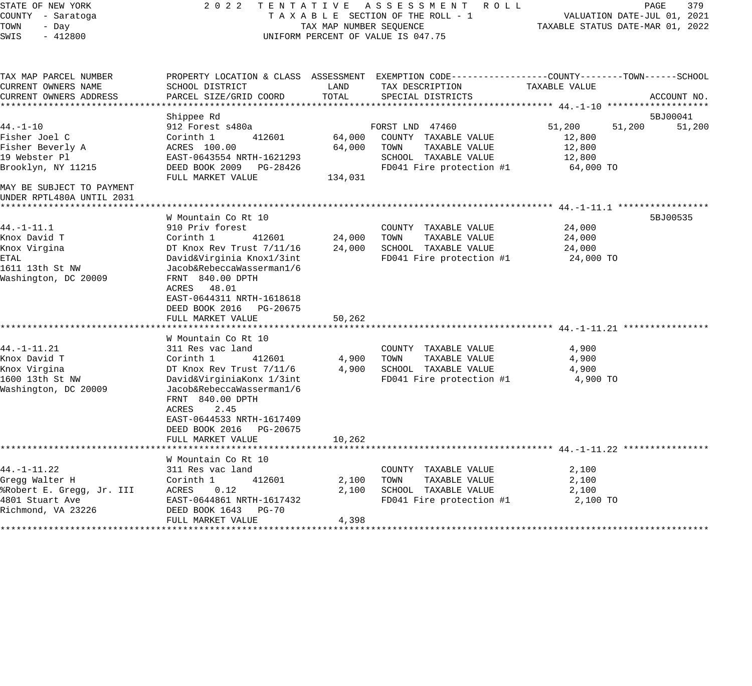STATE OF NEW YORK — 2022 TENTATIVE ASSESSMENT ROLL
COUNTY - Saratoga — TAXABLE SECTION OF THE ROLL - 1 — VALUATION DATE-JUL 01, 2021
TOWN - Day — TAX MAP NUMBER SEQUENCE — TAXABLE STATUS DATE-MAR 01, 2022
SWIS - 412800 — UNIFORM PERCENT OF VALUE IS 047.75

| TAX MAP PARCEL NUMBER / CURRENT OWNERS NAME / CURRENT OWNERS ADDRESS | PROPERTY LOCATION & CLASS / SCHOOL DISTRICT / PARCEL SIZE/GRID COORD | ASSESSMENT LAND | ASSESSMENT TOTAL | EXEMPTION CODE / TAX DESCRIPTION / SPECIAL DISTRICTS | COUNTY TAXABLE VALUE | TOWN | SCHOOL / ACCOUNT NO. |
|---|---|---|---|---|---|---|---|
| **44.-1-10** | Shippee Rd | | | | | | 5BJ00041 |
| 44.-1-10 | 912 Forest s480a | | | FORST LND 47460 | 51,200 | 51,200 | 51,200 |
| Fisher Joel C | Corinth 1 412601 | 64,000 | | COUNTY TAXABLE VALUE | 12,800 | | |
| Fisher Beverly A | ACRES 100.00 | | 64,000 | TOWN TAXABLE VALUE | 12,800 | | |
| 19 Webster Pl | EAST-0643554 NRTH-1621293 | | | SCHOOL TAXABLE VALUE | 12,800 | | |
| Brooklyn, NY 11215 | DEED BOOK 2009 PG-28426 | | | FD041 Fire protection #1 | 64,000 TO | | |
| | FULL MARKET VALUE | | 134,031 | | | | |
| MAY BE SUBJECT TO PAYMENT UNDER RPTL480A UNTIL 2031 | | | | | | | |
| **44.-1-11.1** | W Mountain Co Rt 10 | | | | | | 5BJ00535 |
| 44.-1-11.1 | 910 Priv forest | | | COUNTY TAXABLE VALUE | 24,000 | | |
| Knox David T | Corinth 1 412601 | 24,000 | | TOWN TAXABLE VALUE | 24,000 | | |
| Knox Virgina | DT Knox Rev Trust 7/11/16 | | 24,000 | SCHOOL TAXABLE VALUE | 24,000 | | |
| ETAL | David&Virginia Knox1/3int | | | FD041 Fire protection #1 | 24,000 TO | | |
| 1611 13th St NW | Jacob&RebeccaWasserman1/6 | | | | | | |
| Washington, DC 20009 | FRNT 840.00 DPTH | | | | | | |
| | ACRES 48.01 | | | | | | |
| | EAST-0644311 NRTH-1618618 | | | | | | |
| | DEED BOOK 2016 PG-20675 | | | | | | |
| | FULL MARKET VALUE | | 50,262 | | | | |
| **44.-1-11.21** | W Mountain Co Rt 10 | | | | | | |
| 44.-1-11.21 | 311 Res vac land | | | COUNTY TAXABLE VALUE | 4,900 | | |
| Knox David T | Corinth 1 412601 | 4,900 | | TOWN TAXABLE VALUE | 4,900 | | |
| Knox Virgina | DT Knox Rev Trust 7/11/6 | | 4,900 | SCHOOL TAXABLE VALUE | 4,900 | | |
| 1600 13th St NW | David&VirginiaKonx 1/3int | | | FD041 Fire protection #1 | 4,900 TO | | |
| Washington, DC 20009 | Jacob&RebeccaWasserman1/6 | | | | | | |
| | FRNT 840.00 DPTH | | | | | | |
| | ACRES 2.45 | | | | | | |
| | EAST-0644533 NRTH-1617409 | | | | | | |
| | DEED BOOK 2016 PG-20675 | | | | | | |
| | FULL MARKET VALUE | | 10,262 | | | | |
| **44.-1-11.22** | W Mountain Co Rt 10 | | | | | | |
| 44.-1-11.22 | 311 Res vac land | | | COUNTY TAXABLE VALUE | 2,100 | | |
| Gregg Walter H | Corinth 1 412601 | 2,100 | | TOWN TAXABLE VALUE | 2,100 | | |
| %Robert E. Gregg, Jr. III | ACRES 0.12 | | 2,100 | SCHOOL TAXABLE VALUE | 2,100 | | |
| 4801 Stuart Ave | EAST-0644861 NRTH-1617432 | | | FD041 Fire protection #1 | 2,100 TO | | |
| Richmond, VA 23226 | DEED BOOK 1643 PG-70 | | | | | | |
| | FULL MARKET VALUE | | 4,398 | | | | |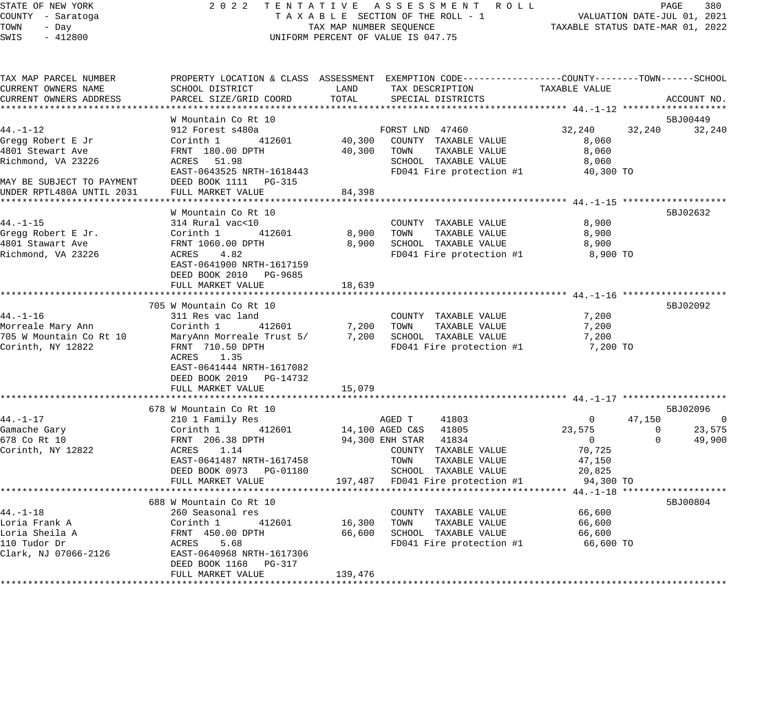STATE OF NEW YORK
COUNTY - Saratoga
TOWN - Day
SWIS - 412800

2 0 2 2 T E N T A T I V E A S S E S S M E N T R O L L
T A X A B L E SECTION OF THE ROLL - 1
TAX MAP NUMBER SEQUENCE
UNIFORM PERCENT OF VALUE IS 047.75

VALUATION DATE-JUL 01, 2021
TAXABLE STATUS DATE-MAR 01, 2022

| TAX MAP PARCEL NUMBER / CURRENT OWNERS NAME / CURRENT OWNERS ADDRESS | PROPERTY LOCATION & CLASS / SCHOOL DISTRICT / PARCEL SIZE/GRID COORD | ASSESSMENT LAND / TOTAL | EXEMPTION CODE / TAX DESCRIPTION / SPECIAL DISTRICTS | COUNTY TAXABLE VALUE | TOWN | SCHOOL | ACCOUNT NO. |
|---|---|---|---|---|---|---|---|
| **44.-1-12** | W Mountain Co Rt 10 | | | | | | 5BJ00449 |
| 44.-1-12 | 912 Forest s480a | | FORST LND 47460 | 32,240 | 32,240 | 32,240 | |
| Gregg Robert E Jr | Corinth 1 412601 | 40,300 | COUNTY TAXABLE VALUE | 8,060 | | | |
| 4801 Stewart Ave | FRNT 180.00 DPTH | 40,300 | TOWN TAXABLE VALUE | 8,060 | | | |
| Richmond, VA 23226 | ACRES 51.98 | | SCHOOL TAXABLE VALUE | 8,060 | | | |
| | EAST-0643525 NRTH-1618443 | | FD041 Fire protection #1 | 40,300 TO | | | |
| MAY BE SUBJECT TO PAYMENT | DEED BOOK 1111 PG-315 | | | | | | |
| UNDER RPTL480A UNTIL 2031 | FULL MARKET VALUE | 84,398 | | | | | |
| **44.-1-15** | W Mountain Co Rt 10 | | | | | | 5BJ02632 |
| 44.-1-15 | 314 Rural vac<10 | | COUNTY TAXABLE VALUE | 8,900 | | | |
| Gregg Robert E Jr. | Corinth 1 412601 | 8,900 | TOWN TAXABLE VALUE | 8,900 | | | |
| 4801 Stawart Ave | FRNT 1060.00 DPTH | 8,900 | SCHOOL TAXABLE VALUE | 8,900 | | | |
| Richmond, VA 23226 | ACRES 4.82 | | FD041 Fire protection #1 | 8,900 TO | | | |
| | EAST-0641900 NRTH-1617159 | | | | | | |
| | DEED BOOK 2010 PG-9685 | | | | | | |
| | FULL MARKET VALUE | 18,639 | | | | | |
| **44.-1-16** | 705 W Mountain Co Rt 10 | | | | | | 5BJ02092 |
| 44.-1-16 | 311 Res vac land | | COUNTY TAXABLE VALUE | 7,200 | | | |
| Morreale Mary Ann | Corinth 1 412601 | 7,200 | TOWN TAXABLE VALUE | 7,200 | | | |
| 705 W Mountain Co Rt 10 | MaryAnn Morreale Trust 5/ | 7,200 | SCHOOL TAXABLE VALUE | 7,200 | | | |
| Corinth, NY 12822 | FRNT 710.50 DPTH | | FD041 Fire protection #1 | 7,200 TO | | | |
| | ACRES 1.35 | | | | | | |
| | EAST-0641444 NRTH-1617082 | | | | | | |
| | DEED BOOK 2019 PG-14732 | | | | | | |
| | FULL MARKET VALUE | 15,079 | | | | | |
| **44.-1-17** | 678 W Mountain Co Rt 10 | | | | | | 5BJ02096 |
| 44.-1-17 | 210 1 Family Res | | AGED T 41803 | 0 | 47,150 | 0 | |
| Gamache Gary | Corinth 1 412601 | 14,100 | AGED C&S 41805 | 23,575 | 0 | 23,575 | |
| 678 Co Rt 10 | FRNT 206.38 DPTH | 94,300 | ENH STAR 41834 | 0 | 0 | 49,900 | |
| Corinth, NY 12822 | ACRES 1.14 | | COUNTY TAXABLE VALUE | 70,725 | | | |
| | EAST-0641487 NRTH-1617458 | | TOWN TAXABLE VALUE | 47,150 | | | |
| | DEED BOOK 0973 PG-01180 | | SCHOOL TAXABLE VALUE | 20,825 | | | |
| | FULL MARKET VALUE | 197,487 | FD041 Fire protection #1 | 94,300 TO | | | |
| **44.-1-18** | 688 W Mountain Co Rt 10 | | | | | | 5BJ00804 |
| 44.-1-18 | 260 Seasonal res | | COUNTY TAXABLE VALUE | 66,600 | | | |
| Loria Frank A | Corinth 1 412601 | 16,300 | TOWN TAXABLE VALUE | 66,600 | | | |
| Loria Sheila A | FRNT 450.00 DPTH | 66,600 | SCHOOL TAXABLE VALUE | 66,600 | | | |
| 110 Tudor Dr | ACRES 5.68 | | FD041 Fire protection #1 | 66,600 TO | | | |
| Clark, NJ 07066-2126 | EAST-0640968 NRTH-1617306 | | | | | | |
| | DEED BOOK 1168 PG-317 | | | | | | |
| | FULL MARKET VALUE | 139,476 | | | | | |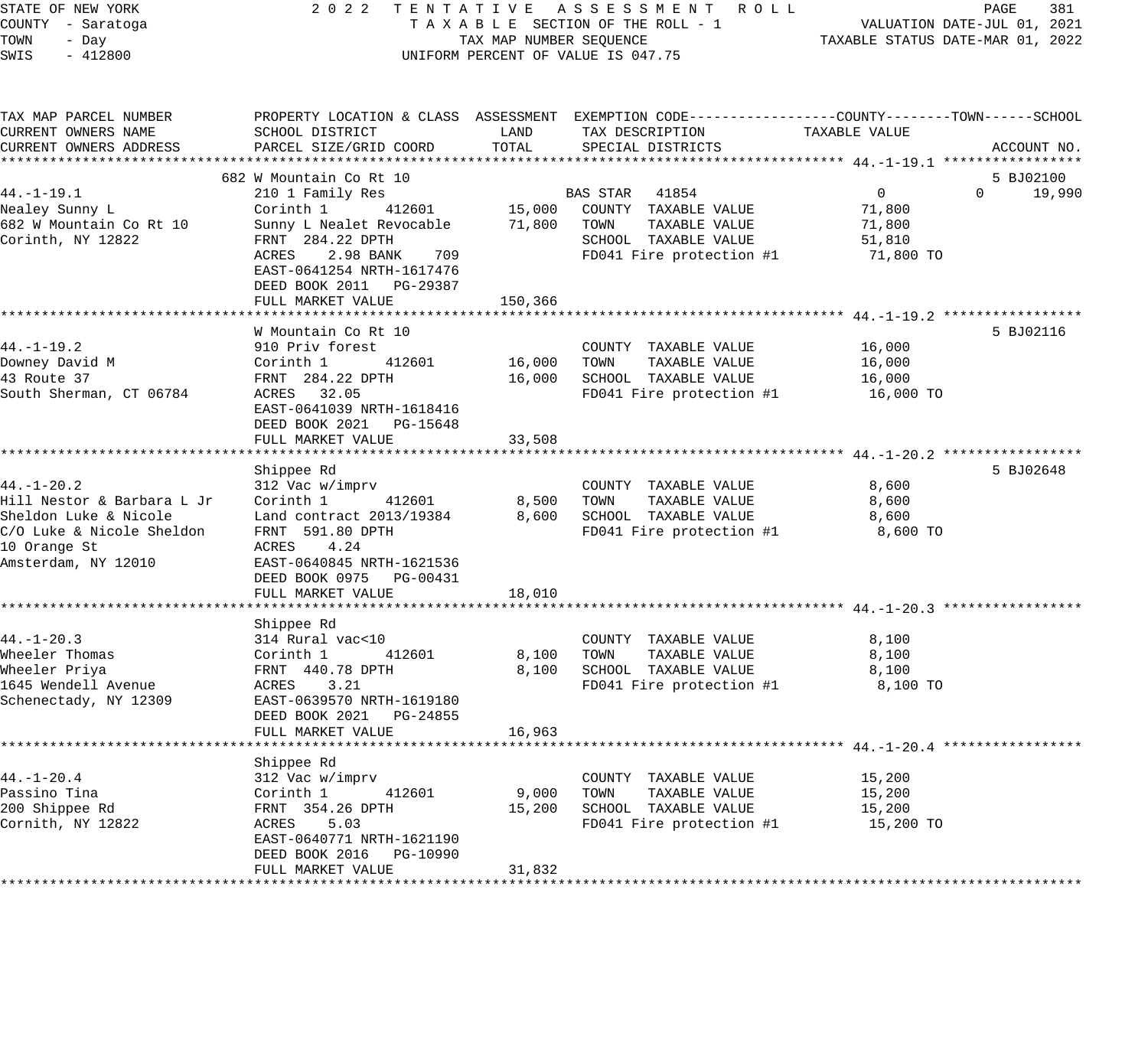STATE OF NEW YORK
COUNTY - Saratoga
TOWN - Day
SWIS - 412800

2022 TENTATIVE ASSESSMENT ROLL
TAXABLE SECTION OF THE ROLL - 1
TAX MAP NUMBER SEQUENCE
UNIFORM PERCENT OF VALUE IS 047.75

VALUATION DATE-JUL 01, 2021
TAXABLE STATUS DATE-MAR 01, 2022

| TAX MAP PARCEL NUMBER / CURRENT OWNERS NAME / CURRENT OWNERS ADDRESS | PROPERTY LOCATION & CLASS / SCHOOL DISTRICT / PARCEL SIZE/GRID COORD | ASSESSMENT LAND | ASSESSMENT TOTAL | EXEMPTION CODE / TAX DESCRIPTION / SPECIAL DISTRICTS | COUNTY TAXABLE VALUE | TOWN | SCHOOL | ACCOUNT NO. |
|---|---|---|---|---|---|---|---|---|
| 44.-1-19.1 | 682 W Mountain Co Rt 10 | | | | | | | 5 BJ02100 |
| Nealey Sunny L | 210 1 Family Res | | | BAS STAR 41854 | 0 | 0 | 19,990 | |
| 682 W Mountain Co Rt 10 | Corinth 1 412601 | 15,000 | | COUNTY TAXABLE VALUE | 71,800 | | | |
| Corinth, NY 12822 | Sunny L Nealet Revocable | | 71,800 | TOWN TAXABLE VALUE | 71,800 | | | |
| | FRNT 284.22 DPTH | | | SCHOOL TAXABLE VALUE | 51,810 | | | |
| | ACRES 2.98 BANK 709 | | | FD041 Fire protection #1 | 71,800 TO | | | |
| | EAST-0641254 NRTH-1617476 | | | | | | | |
| | DEED BOOK 2011 PG-29387 | | | | | | | |
| | FULL MARKET VALUE | | 150,366 | | | | | |
| 44.-1-19.2 | W Mountain Co Rt 10 | | | | | | | 5 BJ02116 |
| Downey David M | 910 Priv forest | | | COUNTY TAXABLE VALUE | 16,000 | | | |
| 43 Route 37 | Corinth 1 412601 | 16,000 | | TOWN TAXABLE VALUE | 16,000 | | | |
| South Sherman, CT 06784 | FRNT 284.22 DPTH | | 16,000 | SCHOOL TAXABLE VALUE | 16,000 | | | |
| | ACRES 32.05 | | | FD041 Fire protection #1 | 16,000 TO | | | |
| | EAST-0641039 NRTH-1618416 | | | | | | | |
| | DEED BOOK 2021 PG-15648 | | | | | | | |
| | FULL MARKET VALUE | | 33,508 | | | | | |
| 44.-1-20.2 | Shippee Rd | | | | | | | 5 BJ02648 |
| Hill Nestor & Barbara L Jr | 312 Vac w/imprv | | | COUNTY TAXABLE VALUE | 8,600 | | | |
| Sheldon Luke & Nicole | Corinth 1 412601 | 8,500 | | TOWN TAXABLE VALUE | 8,600 | | | |
| C/O Luke & Nicole Sheldon | Land contract 2013/19384 | | 8,600 | SCHOOL TAXABLE VALUE | 8,600 | | | |
| 10 Orange St | FRNT 591.80 DPTH | | | FD041 Fire protection #1 | 8,600 TO | | | |
| Amsterdam, NY 12010 | ACRES 4.24 | | | | | | | |
| | EAST-0640845 NRTH-1621536 | | | | | | | |
| | DEED BOOK 0975 PG-00431 | | | | | | | |
| | FULL MARKET VALUE | | 18,010 | | | | | |
| 44.-1-20.3 | Shippee Rd | | | | | | | |
| Wheeler Thomas | 314 Rural vac<10 | | | COUNTY TAXABLE VALUE | 8,100 | | | |
| Wheeler Priya | Corinth 1 412601 | 8,100 | | TOWN TAXABLE VALUE | 8,100 | | | |
| 1645 Wendell Avenue | FRNT 440.78 DPTH | | 8,100 | SCHOOL TAXABLE VALUE | 8,100 | | | |
| Schenectady, NY 12309 | ACRES 3.21 | | | FD041 Fire protection #1 | 8,100 TO | | | |
| | EAST-0639570 NRTH-1619180 | | | | | | | |
| | DEED BOOK 2021 PG-24855 | | | | | | | |
| | FULL MARKET VALUE | | 16,963 | | | | | |
| 44.-1-20.4 | Shippee Rd | | | | | | | |
| Passino Tina | 312 Vac w/imprv | | | COUNTY TAXABLE VALUE | 15,200 | | | |
| 200 Shippee Rd | Corinth 1 412601 | 9,000 | | TOWN TAXABLE VALUE | 15,200 | | | |
| Cornith, NY 12822 | FRNT 354.26 DPTH | | 15,200 | SCHOOL TAXABLE VALUE | 15,200 | | | |
| | ACRES 5.03 | | | FD041 Fire protection #1 | 15,200 TO | | | |
| | EAST-0640771 NRTH-1621190 | | | | | | | |
| | DEED BOOK 2016 PG-10990 | | | | | | | |
| | FULL MARKET VALUE | | 31,832 | | | | | |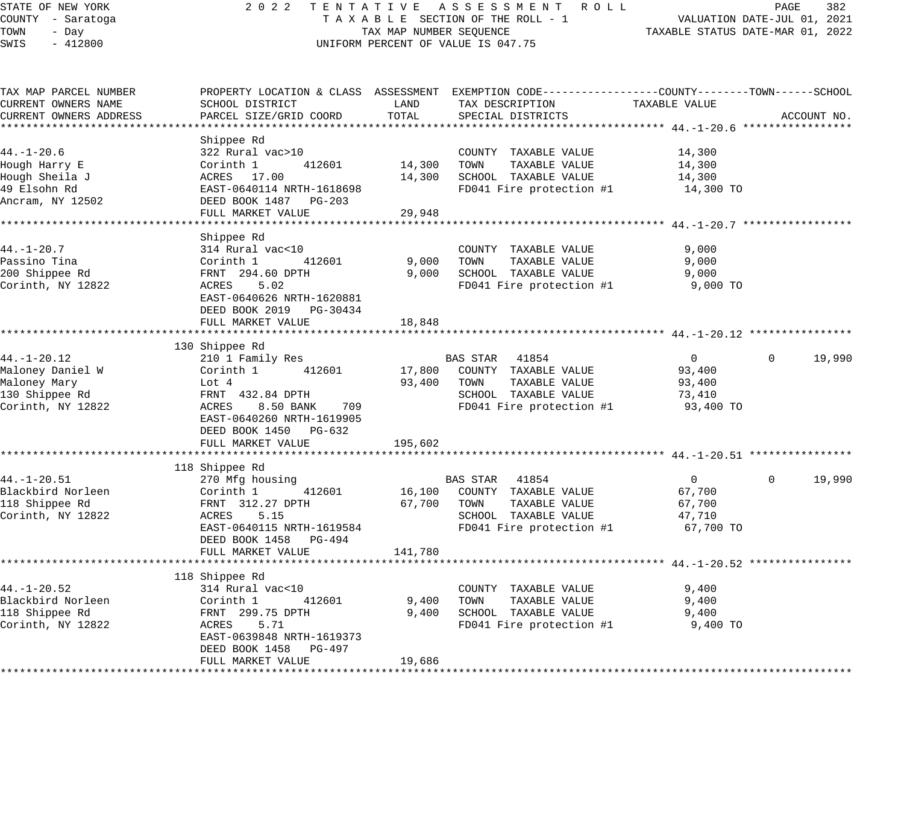STATE OF NEW YORK
COUNTY - Saratoga
TOWN - Day
SWIS - 412800

2022 TENTATIVE ASSESSMENT ROLL
TAXABLE SECTION OF THE ROLL - 1
TAX MAP NUMBER SEQUENCE
UNIFORM PERCENT OF VALUE IS 047.75

VALUATION DATE-JUL 01, 2021
TAXABLE STATUS DATE-MAR 01, 2022

| TAX MAP PARCEL NUMBER / CURRENT OWNERS NAME / CURRENT OWNERS ADDRESS | PROPERTY LOCATION & CLASS / SCHOOL DISTRICT / PARCEL SIZE/GRID COORD | ASSESSMENT LAND | TOTAL | EXEMPTION CODE / TAX DESCRIPTION / SPECIAL DISTRICTS | COUNTY TAXABLE VALUE | TOWN | SCHOOL / ACCOUNT NO. |
|---|---|---|---|---|---|---|---|
| **44.-1-20.6** | Shippee Rd | | | | | | |
| 44.-1-20.6 | 322 Rural vac>10 | | | COUNTY TAXABLE VALUE | 14,300 | | |
| Hough Harry E | Corinth 1 412601 | 14,300 | | TOWN TAXABLE VALUE | 14,300 | | |
| Hough Sheila J | ACRES 17.00 | | 14,300 | SCHOOL TAXABLE VALUE | 14,300 | | |
| 49 Elsohn Rd | EAST-0640114 NRTH-1618698 | | | FD041 Fire protection #1 | 14,300 TO | | |
| Ancram, NY 12502 | DEED BOOK 1487 PG-203 | | | | | | |
| | FULL MARKET VALUE | | 29,948 | | | | |
| **44.-1-20.7** | Shippee Rd | | | | | | |
| 44.-1-20.7 | 314 Rural vac<10 | | | COUNTY TAXABLE VALUE | 9,000 | | |
| Passino Tina | Corinth 1 412601 | 9,000 | | TOWN TAXABLE VALUE | 9,000 | | |
| 200 Shippee Rd | FRNT 294.60 DPTH | | 9,000 | SCHOOL TAXABLE VALUE | 9,000 | | |
| Corinth, NY 12822 | ACRES 5.02 | | | FD041 Fire protection #1 | 9,000 TO | | |
| | EAST-0640626 NRTH-1620881 | | | | | | |
| | DEED BOOK 2019 PG-30434 | | | | | | |
| | FULL MARKET VALUE | | 18,848 | | | | |
| **44.-1-20.12** | 130 Shippee Rd | | | | | | |
| 44.-1-20.12 | 210 1 Family Res | | | BAS STAR 41854 | 0 | 0 | 19,990 |
| Maloney Daniel W | Corinth 1 412601 | 17,800 | | COUNTY TAXABLE VALUE | 93,400 | | |
| Maloney Mary | Lot 4 | | 93,400 | TOWN TAXABLE VALUE | 93,400 | | |
| 130 Shippee Rd | FRNT 432.84 DPTH | | | SCHOOL TAXABLE VALUE | 73,410 | | |
| Corinth, NY 12822 | ACRES 8.50 BANK 709 | | | FD041 Fire protection #1 | 93,400 TO | | |
| | EAST-0640260 NRTH-1619905 | | | | | | |
| | DEED BOOK 1450 PG-632 | | | | | | |
| | FULL MARKET VALUE | | 195,602 | | | | |
| **44.-1-20.51** | 118 Shippee Rd | | | | | | |
| 44.-1-20.51 | 270 Mfg housing | | | BAS STAR 41854 | 0 | 0 | 19,990 |
| Blackbird Norleen | Corinth 1 412601 | 16,100 | | COUNTY TAXABLE VALUE | 67,700 | | |
| 118 Shippee Rd | FRNT 312.27 DPTH | | 67,700 | TOWN TAXABLE VALUE | 67,700 | | |
| Corinth, NY 12822 | ACRES 5.15 | | | SCHOOL TAXABLE VALUE | 47,710 | | |
| | EAST-0640115 NRTH-1619584 | | | FD041 Fire protection #1 | 67,700 TO | | |
| | DEED BOOK 1458 PG-494 | | | | | | |
| | FULL MARKET VALUE | | 141,780 | | | | |
| **44.-1-20.52** | 118 Shippee Rd | | | | | | |
| 44.-1-20.52 | 314 Rural vac<10 | | | COUNTY TAXABLE VALUE | 9,400 | | |
| Blackbird Norleen | Corinth 1 412601 | 9,400 | | TOWN TAXABLE VALUE | 9,400 | | |
| 118 Shippee Rd | FRNT 299.75 DPTH | | 9,400 | SCHOOL TAXABLE VALUE | 9,400 | | |
| Corinth, NY 12822 | ACRES 5.71 | | | FD041 Fire protection #1 | 9,400 TO | | |
| | EAST-0639848 NRTH-1619373 | | | | | | |
| | DEED BOOK 1458 PG-497 | | | | | | |
| | FULL MARKET VALUE | | 19,686 | | | | |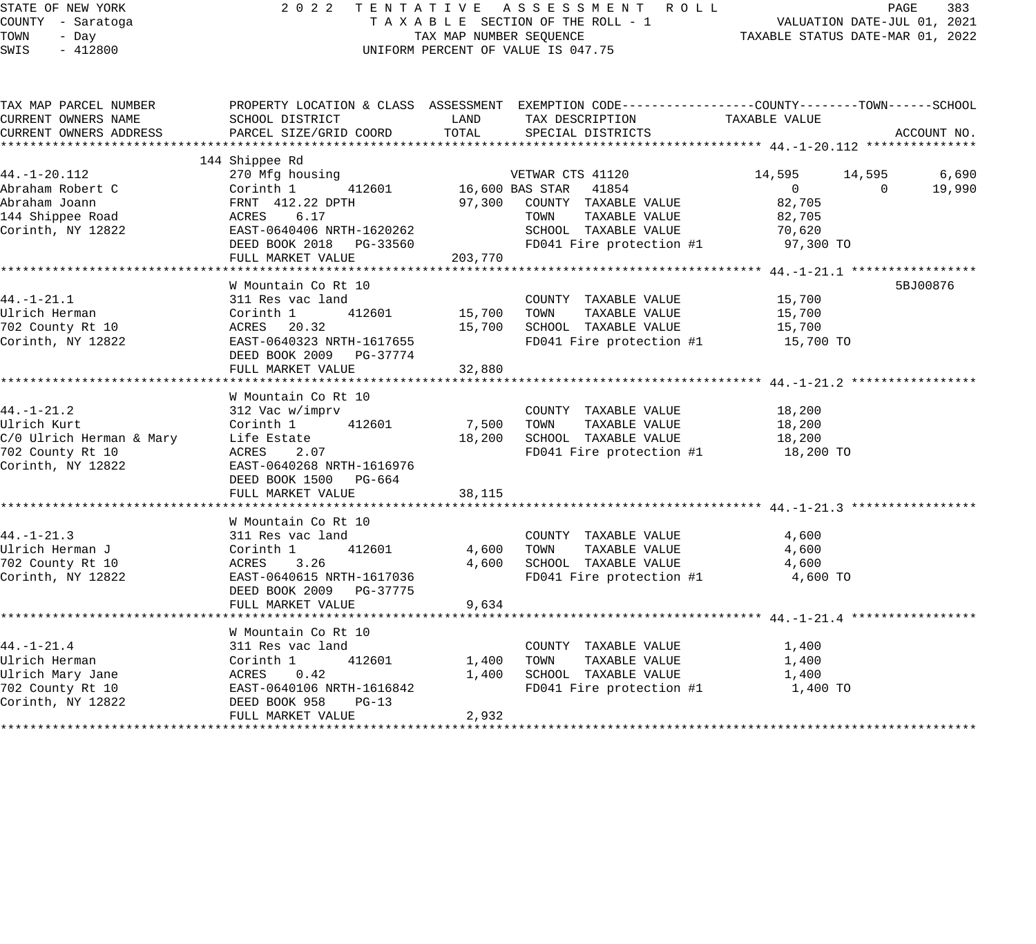STATE OF NEW YORK
COUNTY - Saratoga
TOWN - Day
SWIS - 412800

2 0 2 2 TENTATIVE ASSESSMENT ROLL
TAXABLE SECTION OF THE ROLL - 1
TAX MAP NUMBER SEQUENCE
UNIFORM PERCENT OF VALUE IS 047.75

VALUATION DATE-JUL 01, 2021
TAXABLE STATUS DATE-MAR 01, 2022

| TAX MAP PARCEL NUMBER / CURRENT OWNERS NAME / CURRENT OWNERS ADDRESS | PROPERTY LOCATION & CLASS / SCHOOL DISTRICT / PARCEL SIZE/GRID COORD | ASSESSMENT LAND | ASSESSMENT TOTAL | EXEMPTION CODE / TAX DESCRIPTION / SPECIAL DISTRICTS | COUNTY TAXABLE VALUE | TOWN | SCHOOL | ACCOUNT NO. |
|---|---|---|---|---|---|---|---|---|
| **44.-1-20.112** | 144 Shippee Rd | | | | | | | |
| 44.-1-20.112 | 270 Mfg housing | | | VETWAR CTS 41120 | 14,595 | 14,595 | 6,690 | |
| Abraham Robert C | Corinth 1 412601 | 16,600 | | BAS STAR 41854 | 0 | 0 | 19,990 | |
| Abraham Joann | FRNT 412.22 DPTH | | 97,300 | COUNTY TAXABLE VALUE | 82,705 | | | |
| 144 Shippee Road | ACRES 6.17 | | | TOWN TAXABLE VALUE | 82,705 | | | |
| Corinth, NY 12822 | EAST-0640406 NRTH-1620262 | | | SCHOOL TAXABLE VALUE | 70,620 | | | |
| | DEED BOOK 2018 PG-33560 | | | FD041 Fire protection #1 | 97,300 TO | | | |
| | FULL MARKET VALUE | | 203,770 | | | | | |
| **44.-1-21.1** | W Mountain Co Rt 10 | | | | | | | 5BJ00876 |
| 44.-1-21.1 | 311 Res vac land | | | COUNTY TAXABLE VALUE | 15,700 | | | |
| Ulrich Herman | Corinth 1 412601 | 15,700 | | TOWN TAXABLE VALUE | 15,700 | | | |
| 702 County Rt 10 | ACRES 20.32 | | 15,700 | SCHOOL TAXABLE VALUE | 15,700 | | | |
| Corinth, NY 12822 | EAST-0640323 NRTH-1617655 | | | FD041 Fire protection #1 | 15,700 TO | | | |
| | DEED BOOK 2009 PG-37774 | | | | | | | |
| | FULL MARKET VALUE | | 32,880 | | | | | |
| **44.-1-21.2** | W Mountain Co Rt 10 | | | | | | | |
| 44.-1-21.2 | 312 Vac w/imprv | | | COUNTY TAXABLE VALUE | 18,200 | | | |
| Ulrich Kurt | Corinth 1 412601 | 7,500 | | TOWN TAXABLE VALUE | 18,200 | | | |
| C/0 Ulrich Herman & Mary | Life Estate | | 18,200 | SCHOOL TAXABLE VALUE | 18,200 | | | |
| 702 County Rt 10 | ACRES 2.07 | | | FD041 Fire protection #1 | 18,200 TO | | | |
| Corinth, NY 12822 | EAST-0640268 NRTH-1616976 | | | | | | | |
| | DEED BOOK 1500 PG-664 | | | | | | | |
| | FULL MARKET VALUE | | 38,115 | | | | | |
| **44.-1-21.3** | W Mountain Co Rt 10 | | | | | | | |
| 44.-1-21.3 | 311 Res vac land | | | COUNTY TAXABLE VALUE | 4,600 | | | |
| Ulrich Herman J | Corinth 1 412601 | 4,600 | | TOWN TAXABLE VALUE | 4,600 | | | |
| 702 County Rt 10 | ACRES 3.26 | | 4,600 | SCHOOL TAXABLE VALUE | 4,600 | | | |
| Corinth, NY 12822 | EAST-0640615 NRTH-1617036 | | | FD041 Fire protection #1 | 4,600 TO | | | |
| | DEED BOOK 2009 PG-37775 | | | | | | | |
| | FULL MARKET VALUE | | 9,634 | | | | | |
| **44.-1-21.4** | W Mountain Co Rt 10 | | | | | | | |
| 44.-1-21.4 | 311 Res vac land | | | COUNTY TAXABLE VALUE | 1,400 | | | |
| Ulrich Herman | Corinth 1 412601 | 1,400 | | TOWN TAXABLE VALUE | 1,400 | | | |
| Ulrich Mary Jane | ACRES 0.42 | | 1,400 | SCHOOL TAXABLE VALUE | 1,400 | | | |
| 702 County Rt 10 | EAST-0640106 NRTH-1616842 | | | FD041 Fire protection #1 | 1,400 TO | | | |
| Corinth, NY 12822 | DEED BOOK 958 PG-13 | | | | | | | |
| | FULL MARKET VALUE | | 2,932 | | | | | |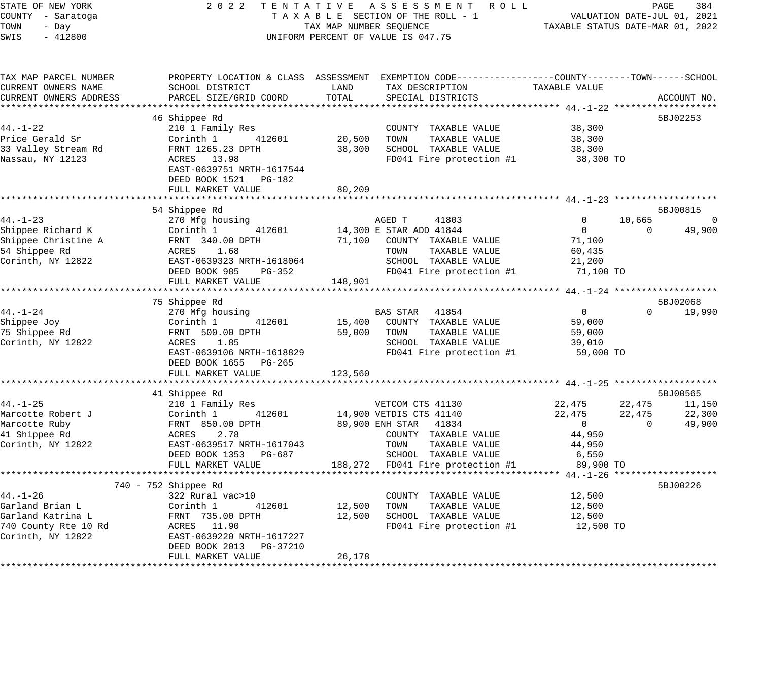STATE OF NEW YORK — 2022 TENTATIVE ASSESSMENT ROLL — TAXABLE SECTION OF THE ROLL - 1 — TAX MAP NUMBER SEQUENCE — UNIFORM PERCENT OF VALUE IS 047.75

COUNTY - Saratoga
TOWN - Day
SWIS - 412800

VALUATION DATE-JUL 01, 2021
TAXABLE STATUS DATE-MAR 01, 2022

| TAX MAP PARCEL NUMBER / CURRENT OWNERS NAME / CURRENT OWNERS ADDRESS | PROPERTY LOCATION & CLASS / SCHOOL DISTRICT / PARCEL SIZE/GRID COORD | ASSESSMENT LAND | ASSESSMENT TOTAL | EXEMPTION CODE / TAX DESCRIPTION / SPECIAL DISTRICTS | COUNTY TAXABLE VALUE | TOWN | SCHOOL | ACCOUNT NO. |
|---|---|---|---|---|---|---|---|---|
| **44.-1-22** | 46 Shippee Rd | | | | | | | 5BJ02253 |
| Price Gerald Sr | 210 1 Family Res | | | COUNTY TAXABLE VALUE | 38,300 | | | |
| 33 Valley Stream Rd | Corinth 1 412601 | 20,500 | | TOWN TAXABLE VALUE | | 38,300 | | |
| Nassau, NY 12123 | FRNT 1265.23 DPTH | | 38,300 | SCHOOL TAXABLE VALUE | | | 38,300 | |
| | ACRES 13.98 | | | FD041 Fire protection #1 | 38,300 TO | | | |
| | EAST-0639751 NRTH-1617544 | | | | | | | |
| | DEED BOOK 1521 PG-182 | | | | | | | |
| | FULL MARKET VALUE | | 80,209 | | | | | |
| **44.-1-23** | 54 Shippee Rd | | | | | | | 5BJ00815 |
| Shippee Richard K | 270 Mfg housing | | | AGED T 41803 | 0 | 10,665 | 0 | |
| Shippee Christine A | Corinth 1 412601 | 14,300 | | E STAR ADD 41844 | 0 | 0 | 49,900 | |
| 54 Shippee Rd | FRNT 340.00 DPTH | | 71,100 | COUNTY TAXABLE VALUE | 71,100 | | | |
| Corinth, NY 12822 | ACRES 1.68 | | | TOWN TAXABLE VALUE | | 60,435 | | |
| | EAST-0639323 NRTH-1618064 | | | SCHOOL TAXABLE VALUE | | | 21,200 | |
| | DEED BOOK 985 PG-352 | | | FD041 Fire protection #1 | 71,100 TO | | | |
| | FULL MARKET VALUE | | 148,901 | | | | | |
| **44.-1-24** | 75 Shippee Rd | | | | | | | 5BJ02068 |
| Shippee Joy | 270 Mfg housing | | | BAS STAR 41854 | 0 | 0 | 19,990 | |
| 75 Shippee Rd | Corinth 1 412601 | 15,400 | | COUNTY TAXABLE VALUE | 59,000 | | | |
| Corinth, NY 12822 | FRNT 500.00 DPTH | | 59,000 | TOWN TAXABLE VALUE | | 59,000 | | |
| | ACRES 1.85 | | | SCHOOL TAXABLE VALUE | | | 39,010 | |
| | EAST-0639106 NRTH-1618829 | | | FD041 Fire protection #1 | 59,000 TO | | | |
| | DEED BOOK 1655 PG-265 | | | | | | | |
| | FULL MARKET VALUE | | 123,560 | | | | | |
| **44.-1-25** | 41 Shippee Rd | | | | | | | 5BJ00565 |
| Marcotte Robert J | 210 1 Family Res | | | VETCOM CTS 41130 | 22,475 | 22,475 | 11,150 | |
| Marcotte Ruby | Corinth 1 412601 | 14,900 | | VETDIS CTS 41140 | 22,475 | 22,475 | 22,300 | |
| 41 Shippee Rd | FRNT 850.00 DPTH | | 89,900 | ENH STAR 41834 | 0 | 0 | 49,900 | |
| Corinth, NY 12822 | ACRES 2.78 | | | COUNTY TAXABLE VALUE | 44,950 | | | |
| | EAST-0639517 NRTH-1617043 | | | TOWN TAXABLE VALUE | | 44,950 | | |
| | DEED BOOK 1353 PG-687 | | | SCHOOL TAXABLE VALUE | | | 6,550 | |
| | FULL MARKET VALUE | | 188,272 | FD041 Fire protection #1 | 89,900 TO | | | |
| **44.-1-26** | 740 - 752 Shippee Rd | | | | | | | 5BJ00226 |
| Garland Brian L | 322 Rural vac>10 | | | COUNTY TAXABLE VALUE | 12,500 | | | |
| Garland Katrina L | Corinth 1 412601 | 12,500 | | TOWN TAXABLE VALUE | | 12,500 | | |
| 740 County Rte 10 Rd | FRNT 735.00 DPTH | | 12,500 | SCHOOL TAXABLE VALUE | | | 12,500 | |
| Corinth, NY 12822 | ACRES 11.90 | | | FD041 Fire protection #1 | 12,500 TO | | | |
| | EAST-0639220 NRTH-1617227 | | | | | | | |
| | DEED BOOK 2013 PG-37210 | | | | | | | |
| | FULL MARKET VALUE | | 26,178 | | | | | |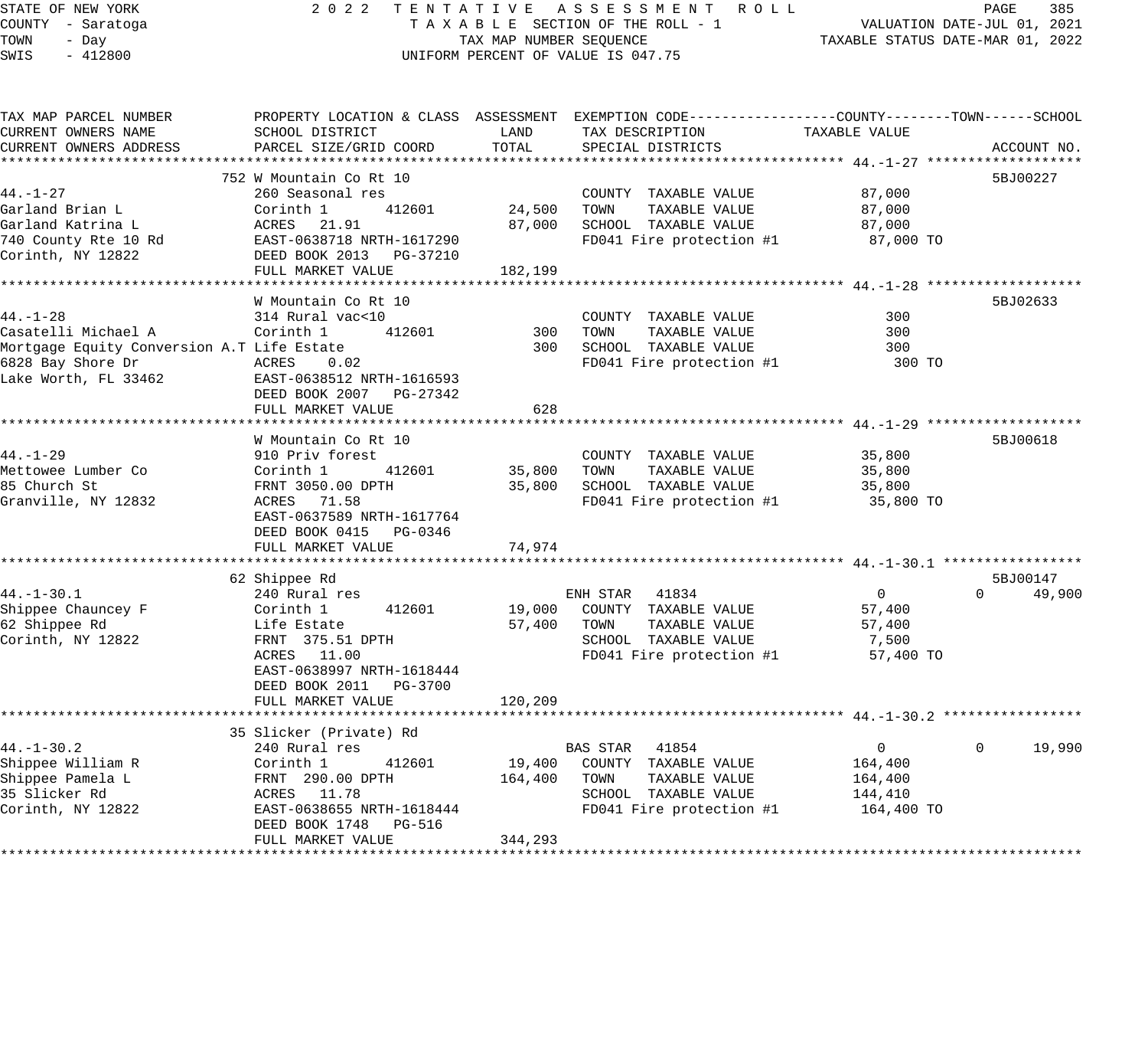STATE OF NEW YORK — 2022 TENTATIVE ASSESSMENT ROLL
COUNTY - Saratoga — TAXABLE SECTION OF THE ROLL - 1 — VALUATION DATE-JUL 01, 2021
TOWN - Day — TAX MAP NUMBER SEQUENCE — TAXABLE STATUS DATE-MAR 01, 2022
SWIS - 412800 — UNIFORM PERCENT OF VALUE IS 047.75

| TAX MAP PARCEL NUMBER / CURRENT OWNERS NAME / CURRENT OWNERS ADDRESS | PROPERTY LOCATION & CLASS / SCHOOL DISTRICT / PARCEL SIZE/GRID COORD | ASSESSMENT LAND | ASSESSMENT TOTAL | EXEMPTION CODE / TAX DESCRIPTION / SPECIAL DISTRICTS | COUNTY / TOWN TAXABLE VALUE | SCHOOL | ACCOUNT NO. |
|---|---|---|---|---|---|---|---|
| **44.-1-27** | 752 W Mountain Co Rt 10 | | | | | | 5BJ00227 |
| 44.-1-27 | 260 Seasonal res | | | COUNTY TAXABLE VALUE | 87,000 | | |
| Garland Brian L | Corinth 1 412601 | 24,500 | | TOWN TAXABLE VALUE | 87,000 | | |
| Garland Katrina L | ACRES 21.91 | | 87,000 | SCHOOL TAXABLE VALUE | 87,000 | | |
| 740 County Rte 10 Rd | EAST-0638718 NRTH-1617290 | | | FD041 Fire protection #1 | 87,000 TO | | |
| Corinth, NY 12822 | DEED BOOK 2013 PG-37210 | | | | | | |
| | FULL MARKET VALUE | | 182,199 | | | | |
| **44.-1-28** | W Mountain Co Rt 10 | | | | | | 5BJ02633 |
| 44.-1-28 | 314 Rural vac<10 | | | COUNTY TAXABLE VALUE | 300 | | |
| Casatelli Michael A | Corinth 1 412601 | 300 | | TOWN TAXABLE VALUE | 300 | | |
| Mortgage Equity Conversion A.T | Life Estate | | 300 | SCHOOL TAXABLE VALUE | 300 | | |
| 6828 Bay Shore Dr | ACRES 0.02 | | | FD041 Fire protection #1 | 300 TO | | |
| Lake Worth, FL 33462 | EAST-0638512 NRTH-1616593 | | | | | | |
| | DEED BOOK 2007 PG-27342 | | | | | | |
| | FULL MARKET VALUE | | 628 | | | | |
| **44.-1-29** | W Mountain Co Rt 10 | | | | | | 5BJ00618 |
| 44.-1-29 | 910 Priv forest | | | COUNTY TAXABLE VALUE | 35,800 | | |
| Mettowee Lumber Co | Corinth 1 412601 | 35,800 | | TOWN TAXABLE VALUE | 35,800 | | |
| 85 Church St | FRNT 3050.00 DPTH | | 35,800 | SCHOOL TAXABLE VALUE | 35,800 | | |
| Granville, NY 12832 | ACRES 71.58 | | | FD041 Fire protection #1 | 35,800 TO | | |
| | EAST-0637589 NRTH-1617764 | | | | | | |
| | DEED BOOK 0415 PG-0346 | | | | | | |
| | FULL MARKET VALUE | | 74,974 | | | | |
| **44.-1-30.1** | 62 Shippee Rd | | | | | | 5BJ00147 |
| 44.-1-30.1 | 240 Rural res | | | ENH STAR 41834 | 0 / 0 | 49,900 | |
| Shippee Chauncey F | Corinth 1 412601 | 19,000 | | COUNTY TAXABLE VALUE | 57,400 | | |
| 62 Shippee Rd | Life Estate | | 57,400 | TOWN TAXABLE VALUE | 57,400 | | |
| Corinth, NY 12822 | FRNT 375.51 DPTH | | | SCHOOL TAXABLE VALUE | 7,500 | | |
| | ACRES 11.00 | | | FD041 Fire protection #1 | 57,400 TO | | |
| | EAST-0638997 NRTH-1618444 | | | | | | |
| | DEED BOOK 2011 PG-3700 | | | | | | |
| | FULL MARKET VALUE | | 120,209 | | | | |
| **44.-1-30.2** | 35 Slicker (Private) Rd | | | | | | |
| 44.-1-30.2 | 240 Rural res | | | BAS STAR 41854 | 0 / 0 | 19,990 | |
| Shippee William R | Corinth 1 412601 | 19,400 | | COUNTY TAXABLE VALUE | 164,400 | | |
| Shippee Pamela L | FRNT 290.00 DPTH | | 164,400 | TOWN TAXABLE VALUE | 164,400 | | |
| 35 Slicker Rd | ACRES 11.78 | | | SCHOOL TAXABLE VALUE | 144,410 | | |
| Corinth, NY 12822 | EAST-0638655 NRTH-1618444 | | | FD041 Fire protection #1 | 164,400 TO | | |
| | DEED BOOK 1748 PG-516 | | | | | | |
| | FULL MARKET VALUE | | 344,293 | | | | |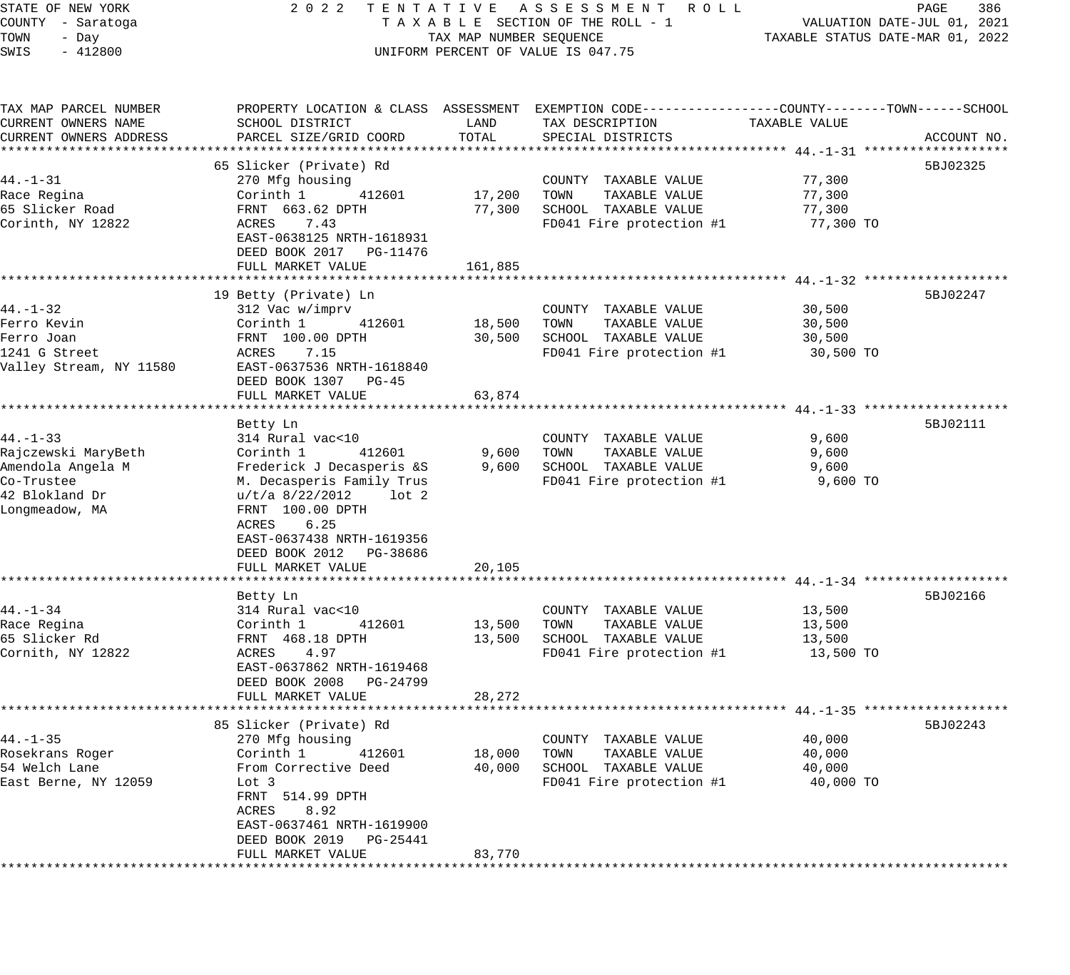STATE OF NEW YORK
COUNTY - Saratoga
TOWN - Day
SWIS - 412800

2022 TENTATIVE ASSESSMENT ROLL
TAXABLE SECTION OF THE ROLL - 1
TAX MAP NUMBER SEQUENCE
UNIFORM PERCENT OF VALUE IS 047.75

VALUATION DATE-JUL 01, 2021
TAXABLE STATUS DATE-MAR 01, 2022

| TAX MAP PARCEL NUMBER / CURRENT OWNERS NAME / CURRENT OWNERS ADDRESS | PROPERTY LOCATION & CLASS / SCHOOL DISTRICT / PARCEL SIZE/GRID COORD | ASSESSMENT LAND | ASSESSMENT TOTAL | EXEMPTION CODE / TAX DESCRIPTION / SPECIAL DISTRICTS | TAXABLE VALUE (COUNTY / TOWN / SCHOOL) | ACCOUNT NO. |
|---|---|---|---|---|---|---|
| **44.-1-31** | 65 Slicker (Private) Rd | | | | | 5BJ02325 |
| 44.-1-31 | 270 Mfg housing | | | COUNTY TAXABLE VALUE | 77,300 | |
| Race Regina | Corinth 1 412601 | 17,200 | | TOWN TAXABLE VALUE | 77,300 | |
| 65 Slicker Road | FRNT 663.62 DPTH | | 77,300 | SCHOOL TAXABLE VALUE | 77,300 | |
| Corinth, NY 12822 | ACRES 7.43 | | | FD041 Fire protection #1 | 77,300 TO | |
| | EAST-0638125 NRTH-1618931 | | | | | |
| | DEED BOOK 2017 PG-11476 | | | | | |
| | FULL MARKET VALUE | | 161,885 | | | |
| **44.-1-32** | 19 Betty (Private) Ln | | | | | 5BJ02247 |
| 44.-1-32 | 312 Vac w/imprv | | | COUNTY TAXABLE VALUE | 30,500 | |
| Ferro Kevin | Corinth 1 412601 | 18,500 | | TOWN TAXABLE VALUE | 30,500 | |
| Ferro Joan | FRNT 100.00 DPTH | | 30,500 | SCHOOL TAXABLE VALUE | 30,500 | |
| 1241 G Street | ACRES 7.15 | | | FD041 Fire protection #1 | 30,500 TO | |
| Valley Stream, NY 11580 | EAST-0637536 NRTH-1618840 | | | | | |
| | DEED BOOK 1307 PG-45 | | | | | |
| | FULL MARKET VALUE | | 63,874 | | | |
| **44.-1-33** | Betty Ln | | | | | 5BJ02111 |
| 44.-1-33 | 314 Rural vac<10 | | | COUNTY TAXABLE VALUE | 9,600 | |
| Rajczewski MaryBeth | Corinth 1 412601 | 9,600 | | TOWN TAXABLE VALUE | 9,600 | |
| Amendola Angela M | Frederick J Decasperis &S | | 9,600 | SCHOOL TAXABLE VALUE | 9,600 | |
| Co-Trustee | M. Decasperis Family Trus | | | FD041 Fire protection #1 | 9,600 TO | |
| 42 Blokland Dr | u/t/a 8/22/2012 lot 2 | | | | | |
| Longmeadow, MA | FRNT 100.00 DPTH | | | | | |
| | ACRES 6.25 | | | | | |
| | EAST-0637438 NRTH-1619356 | | | | | |
| | DEED BOOK 2012 PG-38686 | | | | | |
| | FULL MARKET VALUE | | 20,105 | | | |
| **44.-1-34** | Betty Ln | | | | | 5BJ02166 |
| 44.-1-34 | 314 Rural vac<10 | | | COUNTY TAXABLE VALUE | 13,500 | |
| Race Regina | Corinth 1 412601 | 13,500 | | TOWN TAXABLE VALUE | 13,500 | |
| 65 Slicker Rd | FRNT 468.18 DPTH | | 13,500 | SCHOOL TAXABLE VALUE | 13,500 | |
| Cornith, NY 12822 | ACRES 4.97 | | | FD041 Fire protection #1 | 13,500 TO | |
| | EAST-0637862 NRTH-1619468 | | | | | |
| | DEED BOOK 2008 PG-24799 | | | | | |
| | FULL MARKET VALUE | | 28,272 | | | |
| **44.-1-35** | 85 Slicker (Private) Rd | | | | | 5BJ02243 |
| 44.-1-35 | 270 Mfg housing | | | COUNTY TAXABLE VALUE | 40,000 | |
| Rosekrans Roger | Corinth 1 412601 | 18,000 | | TOWN TAXABLE VALUE | 40,000 | |
| 54 Welch Lane | From Corrective Deed | | 40,000 | SCHOOL TAXABLE VALUE | 40,000 | |
| East Berne, NY 12059 | Lot 3 | | | FD041 Fire protection #1 | 40,000 TO | |
| | FRNT 514.99 DPTH | | | | | |
| | ACRES 8.92 | | | | | |
| | EAST-0637461 NRTH-1619900 | | | | | |
| | DEED BOOK 2019 PG-25441 | | | | | |
| | FULL MARKET VALUE | | 83,770 | | | |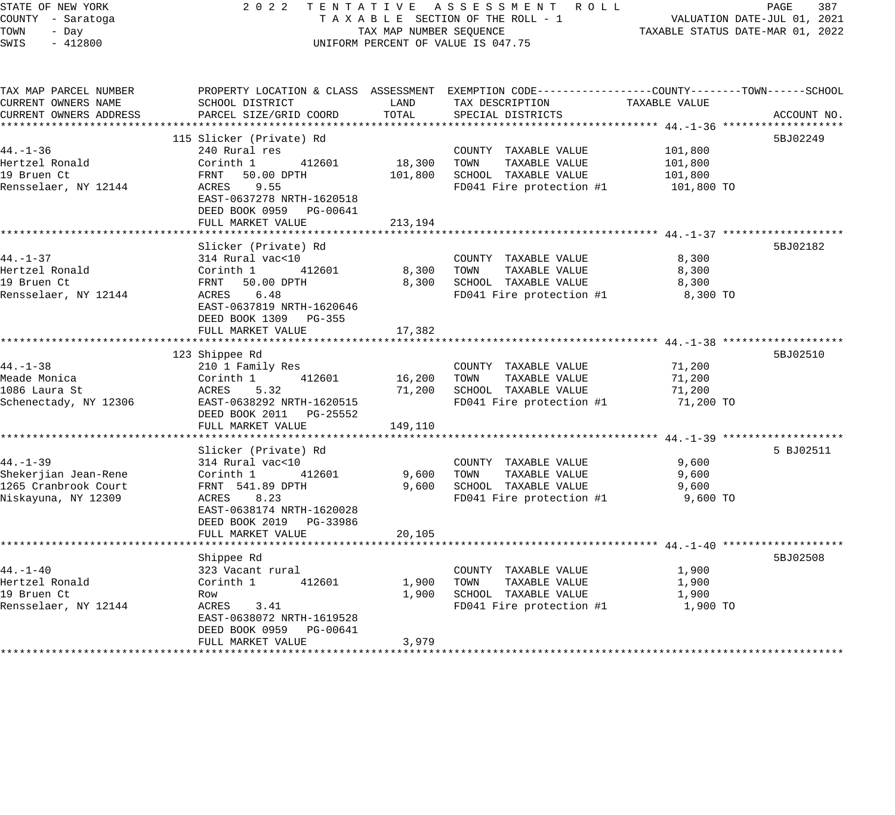STATE OF NEW YORK
COUNTY - Saratoga
TOWN - Day
SWIS - 412800

2022 TENTATIVE ASSESSMENT ROLL
TAXABLE SECTION OF THE ROLL - 1
TAX MAP NUMBER SEQUENCE
UNIFORM PERCENT OF VALUE IS 047.75

VALUATION DATE-JUL 01, 2021
TAXABLE STATUS DATE-MAR 01, 2022

| TAX MAP PARCEL NUMBER / CURRENT OWNERS NAME / CURRENT OWNERS ADDRESS | PROPERTY LOCATION & CLASS / SCHOOL DISTRICT / PARCEL SIZE/GRID COORD | ASSESSMENT LAND | ASSESSMENT TOTAL | EXEMPTION CODE / TAX DESCRIPTION / SPECIAL DISTRICTS | TAXABLE VALUE (COUNTY/TOWN/SCHOOL) | ACCOUNT NO. |
|---|---|---|---|---|---|---|
| 44.-1-36 | 115 Slicker (Private) Rd | | | | | 5BJ02249 |
| | 240 Rural res | | | COUNTY TAXABLE VALUE | 101,800 | |
| Hertzel Ronald | Corinth 1 412601 | 18,300 | | TOWN TAXABLE VALUE | 101,800 | |
| 19 Bruen Ct | FRNT 50.00 DPTH | | 101,800 | SCHOOL TAXABLE VALUE | 101,800 | |
| Rensselaer, NY 12144 | ACRES 9.55 | | | FD041 Fire protection #1 | 101,800 TO | |
| | EAST-0637278 NRTH-1620518 | | | | | |
| | DEED BOOK 0959 PG-00641 | | | | | |
| | FULL MARKET VALUE | | 213,194 | | | |
| 44.-1-37 | Slicker (Private) Rd | | | | | 5BJ02182 |
| | 314 Rural vac<10 | | | COUNTY TAXABLE VALUE | 8,300 | |
| Hertzel Ronald | Corinth 1 412601 | 8,300 | | TOWN TAXABLE VALUE | 8,300 | |
| 19 Bruen Ct | FRNT 50.00 DPTH | | 8,300 | SCHOOL TAXABLE VALUE | 8,300 | |
| Rensselaer, NY 12144 | ACRES 6.48 | | | FD041 Fire protection #1 | 8,300 TO | |
| | EAST-0637819 NRTH-1620646 | | | | | |
| | DEED BOOK 1309 PG-355 | | | | | |
| | FULL MARKET VALUE | | 17,382 | | | |
| 44.-1-38 | 123 Shippee Rd | | | | | 5BJ02510 |
| | 210 1 Family Res | | | COUNTY TAXABLE VALUE | 71,200 | |
| Meade Monica | Corinth 1 412601 | 16,200 | | TOWN TAXABLE VALUE | 71,200 | |
| 1086 Laura St | ACRES 5.32 | | 71,200 | SCHOOL TAXABLE VALUE | 71,200 | |
| Schenectady, NY 12306 | EAST-0638292 NRTH-1620515 | | | FD041 Fire protection #1 | 71,200 TO | |
| | DEED BOOK 2011 PG-25552 | | | | | |
| | FULL MARKET VALUE | | 149,110 | | | |
| 44.-1-39 | Slicker (Private) Rd | | | | | 5 BJ02511 |
| | 314 Rural vac<10 | | | COUNTY TAXABLE VALUE | 9,600 | |
| Shekerjian Jean-Rene | Corinth 1 412601 | 9,600 | | TOWN TAXABLE VALUE | 9,600 | |
| 1265 Cranbrook Court | FRNT 541.89 DPTH | | 9,600 | SCHOOL TAXABLE VALUE | 9,600 | |
| Niskayuna, NY 12309 | ACRES 8.23 | | | FD041 Fire protection #1 | 9,600 TO | |
| | EAST-0638174 NRTH-1620028 | | | | | |
| | DEED BOOK 2019 PG-33986 | | | | | |
| | FULL MARKET VALUE | | 20,105 | | | |
| 44.-1-40 | Shippee Rd | | | | | 5BJ02508 |
| | 323 Vacant rural | | | COUNTY TAXABLE VALUE | 1,900 | |
| Hertzel Ronald | Corinth 1 412601 | 1,900 | | TOWN TAXABLE VALUE | 1,900 | |
| 19 Bruen Ct | Row | | 1,900 | SCHOOL TAXABLE VALUE | 1,900 | |
| Rensselaer, NY 12144 | ACRES 3.41 | | | FD041 Fire protection #1 | 1,900 TO | |
| | EAST-0638072 NRTH-1619528 | | | | | |
| | DEED BOOK 0959 PG-00641 | | | | | |
| | FULL MARKET VALUE | | 3,979 | | | |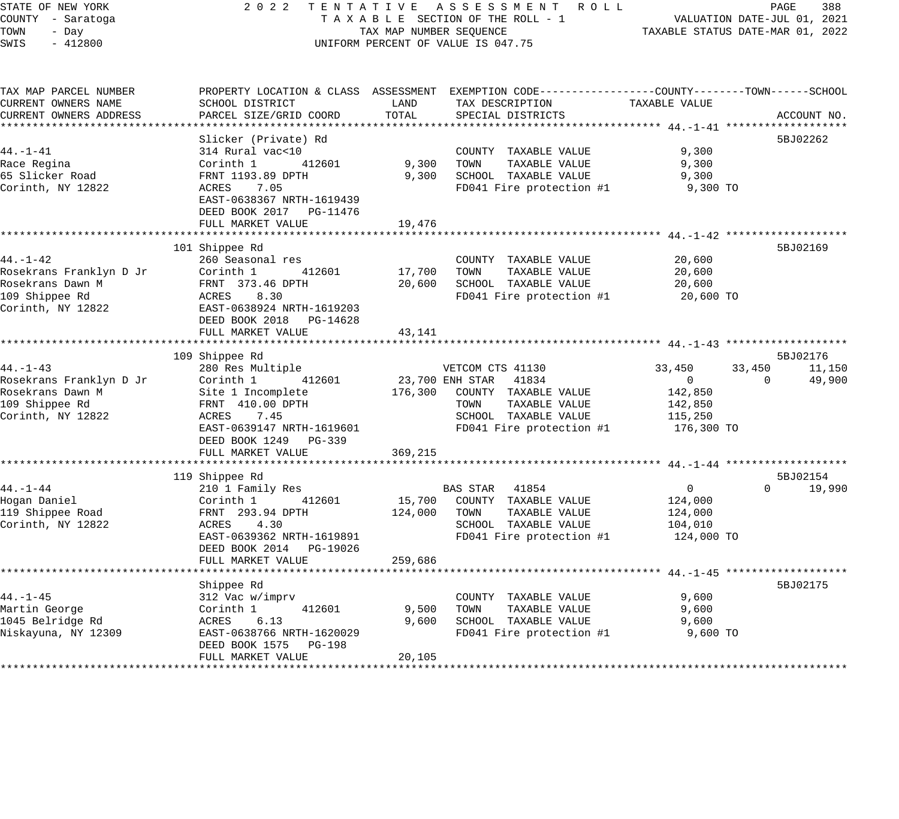STATE OF NEW YORK
COUNTY - Saratoga
TOWN - Day
SWIS - 412800

2 0 2 2 TENTATIVE ASSESSMENT ROLL
TAXABLE SECTION OF THE ROLL - 1
TAX MAP NUMBER SEQUENCE
UNIFORM PERCENT OF VALUE IS 047.75

VALUATION DATE-JUL 01, 2021
TAXABLE STATUS DATE-MAR 01, 2022

| TAX MAP PARCEL NUMBER / CURRENT OWNERS NAME / CURRENT OWNERS ADDRESS | PROPERTY LOCATION & CLASS / SCHOOL DISTRICT / PARCEL SIZE/GRID COORD | ASSESSMENT LAND | ASSESSMENT TOTAL | EXEMPTION CODE / TAX DESCRIPTION / SPECIAL DISTRICTS | COUNTY TAXABLE VALUE | TOWN | SCHOOL | ACCOUNT NO. |
|---|---|---|---|---|---|---|---|---|
| **44.-1-41** | Slicker (Private) Rd | | | | | | | 5BJ02262 |
| 44.-1-41 | 314 Rural vac<10 | | | COUNTY TAXABLE VALUE | 9,300 | | | |
| Race Regina | Corinth 1 412601 | 9,300 | | TOWN TAXABLE VALUE | 9,300 | | | |
| 65 Slicker Road | FRNT 1193.89 DPTH | | 9,300 | SCHOOL TAXABLE VALUE | 9,300 | | | |
| Corinth, NY 12822 | ACRES 7.05 | | | FD041 Fire protection #1 | 9,300 TO | | | |
| | EAST-0638367 NRTH-1619439 | | | | | | | |
| | DEED BOOK 2017 PG-11476 | | | | | | | |
| | FULL MARKET VALUE | | 19,476 | | | | | |
| **44.-1-42** | 101 Shippee Rd | | | | | | | 5BJ02169 |
| 44.-1-42 | 260 Seasonal res | | | COUNTY TAXABLE VALUE | 20,600 | | | |
| Rosekrans Franklyn D Jr | Corinth 1 412601 | 17,700 | | TOWN TAXABLE VALUE | 20,600 | | | |
| Rosekrans Dawn M | FRNT 373.46 DPTH | | 20,600 | SCHOOL TAXABLE VALUE | 20,600 | | | |
| 109 Shippee Rd | ACRES 8.30 | | | FD041 Fire protection #1 | 20,600 TO | | | |
| Corinth, NY 12822 | EAST-0638924 NRTH-1619203 | | | | | | | |
| | DEED BOOK 2018 PG-14628 | | | | | | | |
| | FULL MARKET VALUE | | 43,141 | | | | | |
| **44.-1-43** | 109 Shippee Rd | | | | | | | 5BJ02176 |
| 44.-1-43 | 280 Res Multiple | | | VETCOM CTS 41130 | 33,450 | 33,450 | 11,150 | |
| Rosekrans Franklyn D Jr | Corinth 1 412601 | 23,700 | | ENH STAR 41834 | 0 | 0 | 49,900 | |
| Rosekrans Dawn M | Site 1 Incomplete | | 176,300 | COUNTY TAXABLE VALUE | 142,850 | | | |
| 109 Shippee Rd | FRNT 410.00 DPTH | | | TOWN TAXABLE VALUE | 142,850 | | | |
| Corinth, NY 12822 | ACRES 7.45 | | | SCHOOL TAXABLE VALUE | 115,250 | | | |
| | EAST-0639147 NRTH-1619601 | | | FD041 Fire protection #1 | 176,300 TO | | | |
| | DEED BOOK 1249 PG-339 | | | | | | | |
| | FULL MARKET VALUE | | 369,215 | | | | | |
| **44.-1-44** | 119 Shippee Rd | | | | | | | 5BJ02154 |
| 44.-1-44 | 210 1 Family Res | | | BAS STAR 41854 | 0 | 0 | 19,990 | |
| Hogan Daniel | Corinth 1 412601 | 15,700 | | COUNTY TAXABLE VALUE | 124,000 | | | |
| 119 Shippee Road | FRNT 293.94 DPTH | | 124,000 | TOWN TAXABLE VALUE | 124,000 | | | |
| Corinth, NY 12822 | ACRES 4.30 | | | SCHOOL TAXABLE VALUE | 104,010 | | | |
| | EAST-0639362 NRTH-1619891 | | | FD041 Fire protection #1 | 124,000 TO | | | |
| | DEED BOOK 2014 PG-19026 | | | | | | | |
| | FULL MARKET VALUE | | 259,686 | | | | | |
| **44.-1-45** | Shippee Rd | | | | | | | 5BJ02175 |
| 44.-1-45 | 312 Vac w/imprv | | | COUNTY TAXABLE VALUE | 9,600 | | | |
| Martin George | Corinth 1 412601 | 9,500 | | TOWN TAXABLE VALUE | 9,600 | | | |
| 1045 Belridge Rd | ACRES 6.13 | | 9,600 | SCHOOL TAXABLE VALUE | 9,600 | | | |
| Niskayuna, NY 12309 | EAST-0638766 NRTH-1620029 | | | FD041 Fire protection #1 | 9,600 TO | | | |
| | DEED BOOK 1575 PG-198 | | | | | | | |
| | FULL MARKET VALUE | | 20,105 | | | | | |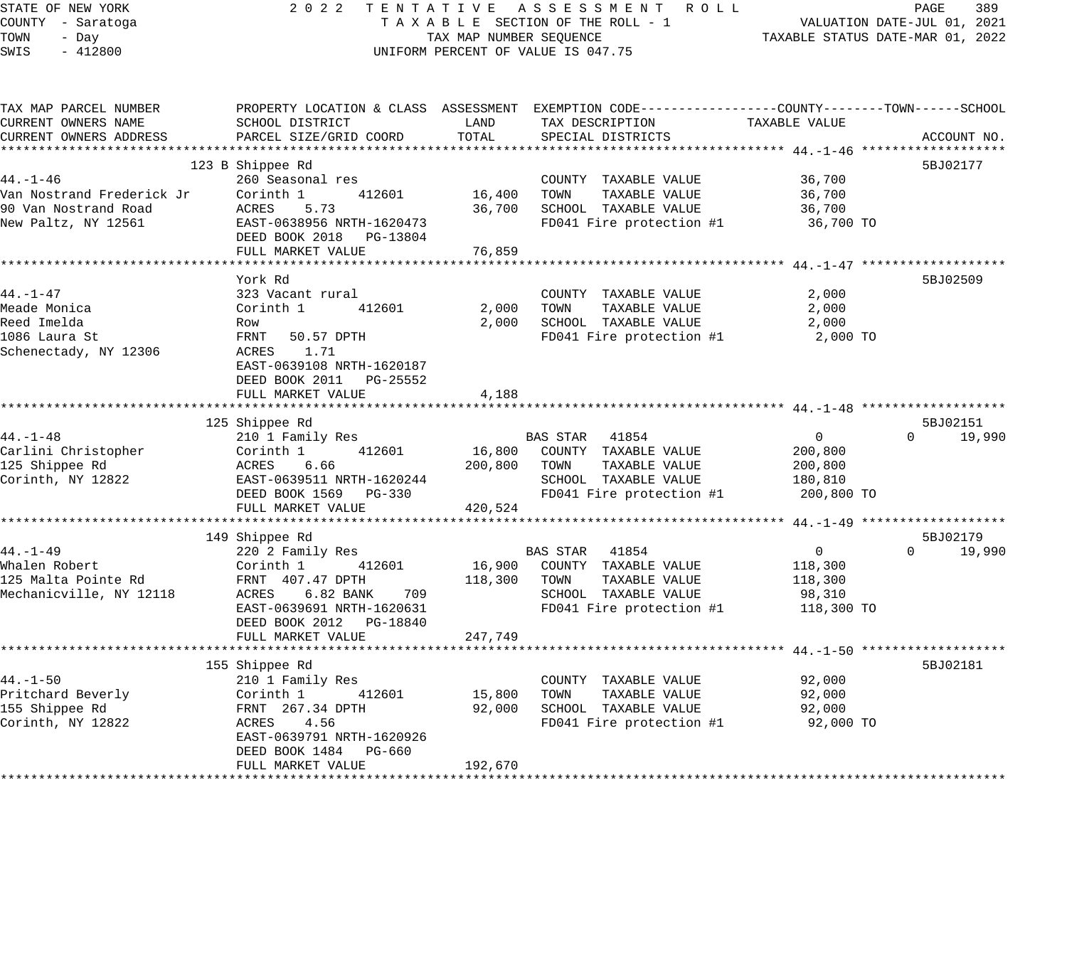STATE OF NEW YORK
COUNTY - Saratoga
TOWN - Day
SWIS - 412800

2022 TENTATIVE ASSESSMENT ROLL
TAXABLE SECTION OF THE ROLL - 1
TAX MAP NUMBER SEQUENCE
UNIFORM PERCENT OF VALUE IS 047.75

VALUATION DATE-JUL 01, 2021
TAXABLE STATUS DATE-MAR 01, 2022

| TAX MAP PARCEL NUMBER / CURRENT OWNERS NAME / CURRENT OWNERS ADDRESS | PROPERTY LOCATION & CLASS / SCHOOL DISTRICT / PARCEL SIZE/GRID COORD | ASSESSMENT LAND | TOTAL | EXEMPTION CODE / TAX DESCRIPTION / SPECIAL DISTRICTS | COUNTY | TOWN | SCHOOL / TAXABLE VALUE | ACCOUNT NO. |
|---|---|---|---|---|---|---|---|---|
| 44.-1-46 | 123 B Shippee Rd | | | | | | | 5BJ02177 |
| Van Nostrand Frederick Jr | 260 Seasonal res | | | COUNTY TAXABLE VALUE | 36,700 | | | |
| 90 Van Nostrand Road | Corinth 1 412601 | 16,400 | | TOWN TAXABLE VALUE | | 36,700 | | |
| New Paltz, NY 12561 | ACRES 5.73 | | 36,700 | SCHOOL TAXABLE VALUE | | | 36,700 | |
| | EAST-0638956 NRTH-1620473 | | | FD041 Fire protection #1 | 36,700 TO | | | |
| | DEED BOOK 2018 PG-13804 | | | | | | | |
| | FULL MARKET VALUE | | 76,859 | | | | | |
| 44.-1-47 | York Rd | | | | | | | 5BJ02509 |
| Meade Monica | 323 Vacant rural | | | COUNTY TAXABLE VALUE | 2,000 | | | |
| Reed Imelda | Corinth 1 412601 | 2,000 | | TOWN TAXABLE VALUE | | 2,000 | | |
| 1086 Laura St | Row | | 2,000 | SCHOOL TAXABLE VALUE | | | 2,000 | |
| Schenectady, NY 12306 | FRNT 50.57 DPTH | | | FD041 Fire protection #1 | 2,000 TO | | | |
| | ACRES 1.71 | | | | | | | |
| | EAST-0639108 NRTH-1620187 | | | | | | | |
| | DEED BOOK 2011 PG-25552 | | | | | | | |
| | FULL MARKET VALUE | | 4,188 | | | | | |
| 44.-1-48 | 125 Shippee Rd | | | | | | | 5BJ02151 |
| Carlini Christopher | 210 1 Family Res | | | BAS STAR 41854 | 0 | 0 | 19,990 | |
| 125 Shippee Rd | Corinth 1 412601 | 16,800 | | COUNTY TAXABLE VALUE | 200,800 | | | |
| Corinth, NY 12822 | ACRES 6.66 | | 200,800 | TOWN TAXABLE VALUE | | 200,800 | | |
| | EAST-0639511 NRTH-1620244 | | | SCHOOL TAXABLE VALUE | | | 180,810 | |
| | DEED BOOK 1569 PG-330 | | | FD041 Fire protection #1 | 200,800 TO | | | |
| | FULL MARKET VALUE | | 420,524 | | | | | |
| 44.-1-49 | 149 Shippee Rd | | | | | | | 5BJ02179 |
| Whalen Robert | 220 2 Family Res | | | BAS STAR 41854 | 0 | 0 | 19,990 | |
| 125 Malta Pointe Rd | Corinth 1 412601 | 16,900 | | COUNTY TAXABLE VALUE | 118,300 | | | |
| Mechanicville, NY 12118 | FRNT 407.47 DPTH | | 118,300 | TOWN TAXABLE VALUE | | 118,300 | | |
| | ACRES 6.82 BANK 709 | | | SCHOOL TAXABLE VALUE | | | 98,310 | |
| | EAST-0639691 NRTH-1620631 | | | FD041 Fire protection #1 | 118,300 TO | | | |
| | DEED BOOK 2012 PG-18840 | | | | | | | |
| | FULL MARKET VALUE | | 247,749 | | | | | |
| 44.-1-50 | 155 Shippee Rd | | | | | | | 5BJ02181 |
| Pritchard Beverly | 210 1 Family Res | | | COUNTY TAXABLE VALUE | 92,000 | | | |
| 155 Shippee Rd | Corinth 1 412601 | 15,800 | | TOWN TAXABLE VALUE | | 92,000 | | |
| Corinth, NY 12822 | FRNT 267.34 DPTH | | 92,000 | SCHOOL TAXABLE VALUE | | | 92,000 | |
| | ACRES 4.56 | | | FD041 Fire protection #1 | 92,000 TO | | | |
| | EAST-0639791 NRTH-1620926 | | | | | | | |
| | DEED BOOK 1484 PG-660 | | | | | | | |
| | FULL MARKET VALUE | | 192,670 | | | | | |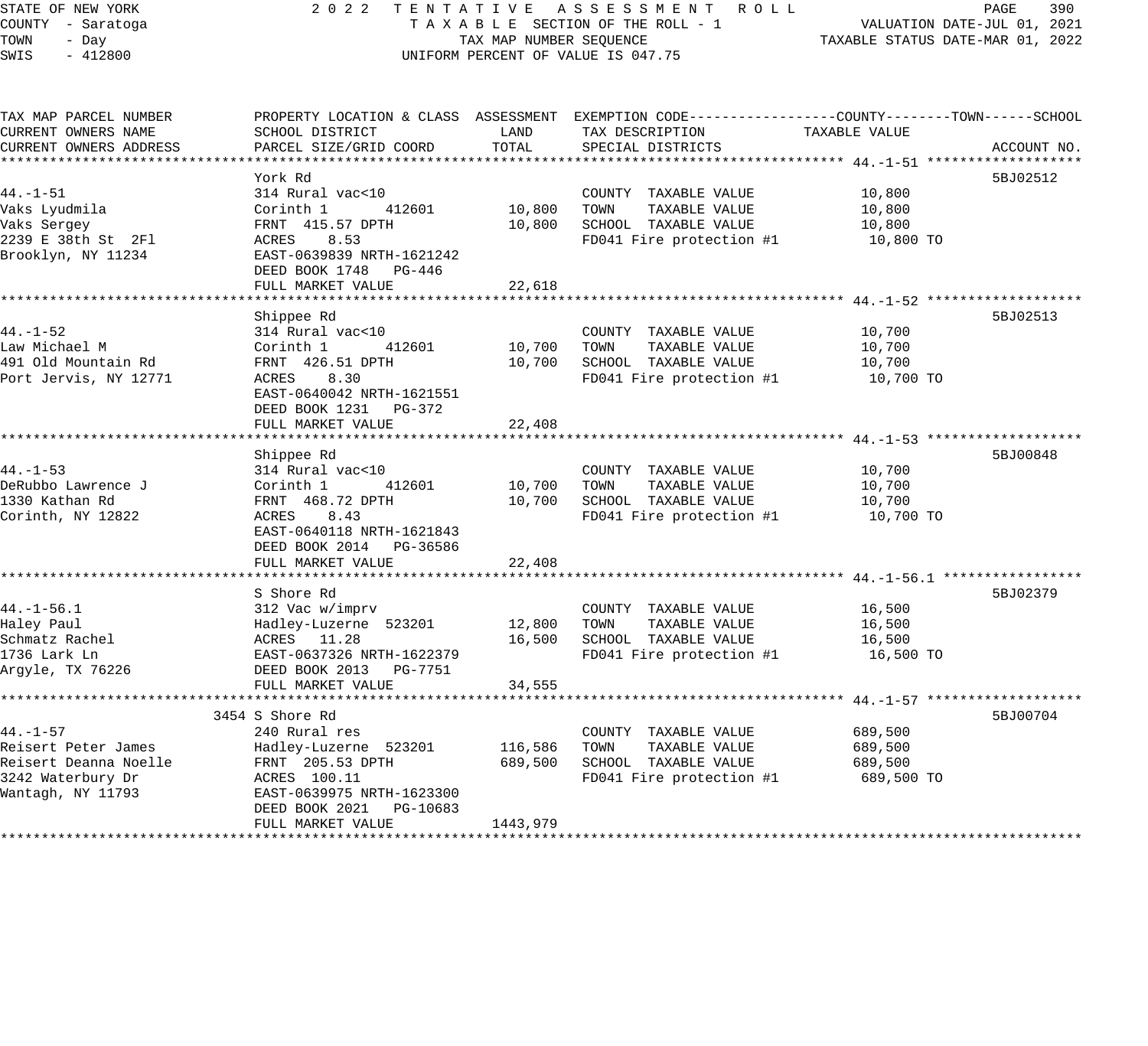STATE OF NEW YORK
COUNTY - Saratoga
TOWN - Day
SWIS - 412800

2022 TENTATIVE ASSESSMENT ROLL
TAXABLE SECTION OF THE ROLL - 1
TAX MAP NUMBER SEQUENCE
UNIFORM PERCENT OF VALUE IS 047.75

VALUATION DATE-JUL 01, 2021
TAXABLE STATUS DATE-MAR 01, 2022

| TAX MAP PARCEL NUMBER / CURRENT OWNERS NAME / CURRENT OWNERS ADDRESS | PROPERTY LOCATION & CLASS / SCHOOL DISTRICT / PARCEL SIZE/GRID COORD | ASSESSMENT LAND | TOTAL | EXEMPTION CODE / TAX DESCRIPTION / SPECIAL DISTRICTS | TAXABLE VALUE (COUNTY / TOWN / SCHOOL) | ACCOUNT NO. |
|---|---|---|---|---|---|---|
| **44.-1-51** | York Rd | | | | | 5BJ02512 |
| 44.-1-51 | 314 Rural vac<10 | | | COUNTY TAXABLE VALUE | 10,800 | |
| Vaks Lyudmila | Corinth 1 412601 | 10,800 | | TOWN TAXABLE VALUE | 10,800 | |
| Vaks Sergey | FRNT 415.57 DPTH | | 10,800 | SCHOOL TAXABLE VALUE | 10,800 | |
| 2239 E 38th St 2Fl | ACRES 8.53 | | | FD041 Fire protection #1 | 10,800 TO | |
| Brooklyn, NY 11234 | EAST-0639839 NRTH-1621242 | | | | | |
| | DEED BOOK 1748 PG-446 | | | | | |
| | FULL MARKET VALUE | | 22,618 | | | |
| **44.-1-52** | Shippee Rd | | | | | 5BJ02513 |
| 44.-1-52 | 314 Rural vac<10 | | | COUNTY TAXABLE VALUE | 10,700 | |
| Law Michael M | Corinth 1 412601 | 10,700 | | TOWN TAXABLE VALUE | 10,700 | |
| 491 Old Mountain Rd | FRNT 426.51 DPTH | | 10,700 | SCHOOL TAXABLE VALUE | 10,700 | |
| Port Jervis, NY 12771 | ACRES 8.30 | | | FD041 Fire protection #1 | 10,700 TO | |
| | EAST-0640042 NRTH-1621551 | | | | | |
| | DEED BOOK 1231 PG-372 | | | | | |
| | FULL MARKET VALUE | | 22,408 | | | |
| **44.-1-53** | Shippee Rd | | | | | 5BJ00848 |
| 44.-1-53 | 314 Rural vac<10 | | | COUNTY TAXABLE VALUE | 10,700 | |
| DeRubbo Lawrence J | Corinth 1 412601 | 10,700 | | TOWN TAXABLE VALUE | 10,700 | |
| 1330 Kathan Rd | FRNT 468.72 DPTH | | 10,700 | SCHOOL TAXABLE VALUE | 10,700 | |
| Corinth, NY 12822 | ACRES 8.43 | | | FD041 Fire protection #1 | 10,700 TO | |
| | EAST-0640118 NRTH-1621843 | | | | | |
| | DEED BOOK 2014 PG-36586 | | | | | |
| | FULL MARKET VALUE | | 22,408 | | | |
| **44.-1-56.1** | S Shore Rd | | | | | 5BJ02379 |
| 44.-1-56.1 | 312 Vac w/imprv | | | COUNTY TAXABLE VALUE | 16,500 | |
| Haley Paul | Hadley-Luzerne 523201 | 12,800 | | TOWN TAXABLE VALUE | 16,500 | |
| Schmatz Rachel | ACRES 11.28 | | 16,500 | SCHOOL TAXABLE VALUE | 16,500 | |
| 1736 Lark Ln | EAST-0637326 NRTH-1622379 | | | FD041 Fire protection #1 | 16,500 TO | |
| Argyle, TX 76226 | DEED BOOK 2013 PG-7751 | | | | | |
| | FULL MARKET VALUE | | 34,555 | | | |
| **44.-1-57** | 3454 S Shore Rd | | | | | 5BJ00704 |
| 44.-1-57 | 240 Rural res | | | COUNTY TAXABLE VALUE | 689,500 | |
| Reisert Peter James | Hadley-Luzerne 523201 | 116,586 | | TOWN TAXABLE VALUE | 689,500 | |
| Reisert Deanna Noelle | FRNT 205.53 DPTH | | 689,500 | SCHOOL TAXABLE VALUE | 689,500 | |
| 3242 Waterbury Dr | ACRES 100.11 | | | FD041 Fire protection #1 | 689,500 TO | |
| Wantagh, NY 11793 | EAST-0639975 NRTH-1623300 | | | | | |
| | DEED BOOK 2021 PG-10683 | | | | | |
| | FULL MARKET VALUE | | 1443,979 | | | |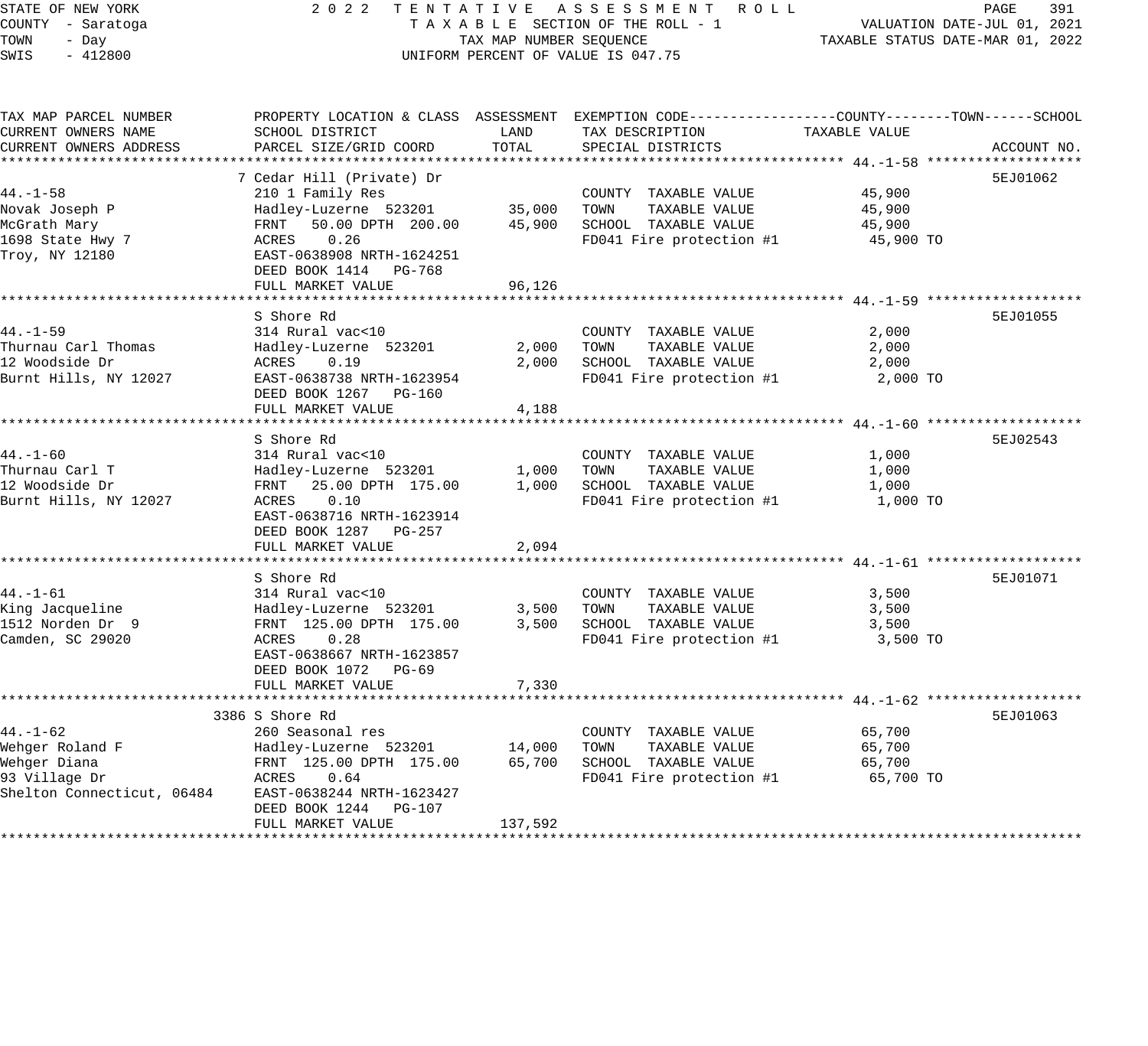STATE OF NEW YORK
COUNTY - Saratoga
TOWN - Day
SWIS - 412800

2022 TENTATIVE ASSESSMENT ROLL
TAXABLE SECTION OF THE ROLL - 1
TAX MAP NUMBER SEQUENCE
UNIFORM PERCENT OF VALUE IS 047.75

VALUATION DATE-JUL 01, 2021
TAXABLE STATUS DATE-MAR 01, 2022

| TAX MAP PARCEL NUMBER / CURRENT OWNERS NAME / CURRENT OWNERS ADDRESS | PROPERTY LOCATION & CLASS / SCHOOL DISTRICT / PARCEL SIZE/GRID COORD | ASSESSMENT LAND | ASSESSMENT TOTAL | EXEMPTION CODE / TAX DESCRIPTION / SPECIAL DISTRICTS | TAXABLE VALUE | ACCOUNT NO. |
|---|---|---|---|---|---|---|
| 44.-1-58 | 7 Cedar Hill (Private) Dr | | | | | 5EJ01062 |
| Novak Joseph P | 210 1 Family Res | | | COUNTY TAXABLE VALUE | 45,900 | |
| McGrath Mary | Hadley-Luzerne 523201 | 35,000 | | TOWN TAXABLE VALUE | 45,900 | |
| 1698 State Hwy 7 | FRNT 50.00 DPTH 200.00 | | 45,900 | SCHOOL TAXABLE VALUE | 45,900 | |
| Troy, NY 12180 | ACRES 0.26 | | | FD041 Fire protection #1 | 45,900 TO | |
| | EAST-0638908 NRTH-1624251 | | | | | |
| | DEED BOOK 1414 PG-768 | | | | | |
| | FULL MARKET VALUE | | 96,126 | | | |
| 44.-1-59 | S Shore Rd | | | | | 5EJ01055 |
| Thurnau Carl Thomas | 314 Rural vac<10 | | | COUNTY TAXABLE VALUE | 2,000 | |
| 12 Woodside Dr | Hadley-Luzerne 523201 | 2,000 | | TOWN TAXABLE VALUE | 2,000 | |
| Burnt Hills, NY 12027 | ACRES 0.19 | | 2,000 | SCHOOL TAXABLE VALUE | 2,000 | |
| | EAST-0638738 NRTH-1623954 | | | FD041 Fire protection #1 | 2,000 TO | |
| | DEED BOOK 1267 PG-160 | | | | | |
| | FULL MARKET VALUE | | 4,188 | | | |
| 44.-1-60 | S Shore Rd | | | | | 5EJ02543 |
| Thurnau Carl T | 314 Rural vac<10 | | | COUNTY TAXABLE VALUE | 1,000 | |
| 12 Woodside Dr | Hadley-Luzerne 523201 | 1,000 | | TOWN TAXABLE VALUE | 1,000 | |
| Burnt Hills, NY 12027 | FRNT 25.00 DPTH 175.00 | | 1,000 | SCHOOL TAXABLE VALUE | 1,000 | |
| | ACRES 0.10 | | | FD041 Fire protection #1 | 1,000 TO | |
| | EAST-0638716 NRTH-1623914 | | | | | |
| | DEED BOOK 1287 PG-257 | | | | | |
| | FULL MARKET VALUE | | 2,094 | | | |
| 44.-1-61 | S Shore Rd | | | | | 5EJ01071 |
| King Jacqueline | 314 Rural vac<10 | | | COUNTY TAXABLE VALUE | 3,500 | |
| 1512 Norden Dr 9 | Hadley-Luzerne 523201 | 3,500 | | TOWN TAXABLE VALUE | 3,500 | |
| Camden, SC 29020 | FRNT 125.00 DPTH 175.00 | | 3,500 | SCHOOL TAXABLE VALUE | 3,500 | |
| | ACRES 0.28 | | | FD041 Fire protection #1 | 3,500 TO | |
| | EAST-0638667 NRTH-1623857 | | | | | |
| | DEED BOOK 1072 PG-69 | | | | | |
| | FULL MARKET VALUE | | 7,330 | | | |
| 44.-1-62 | 3386 S Shore Rd | | | | | 5EJ01063 |
| Wehger Roland F | 260 Seasonal res | | | COUNTY TAXABLE VALUE | 65,700 | |
| Wehger Diana | Hadley-Luzerne 523201 | 14,000 | | TOWN TAXABLE VALUE | 65,700 | |
| 93 Village Dr | FRNT 125.00 DPTH 175.00 | | 65,700 | SCHOOL TAXABLE VALUE | 65,700 | |
| Shelton Connecticut, 06484 | ACRES 0.64 | | | FD041 Fire protection #1 | 65,700 TO | |
| | EAST-0638244 NRTH-1623427 | | | | | |
| | DEED BOOK 1244 PG-107 | | | | | |
| | FULL MARKET VALUE | | 137,592 | | | |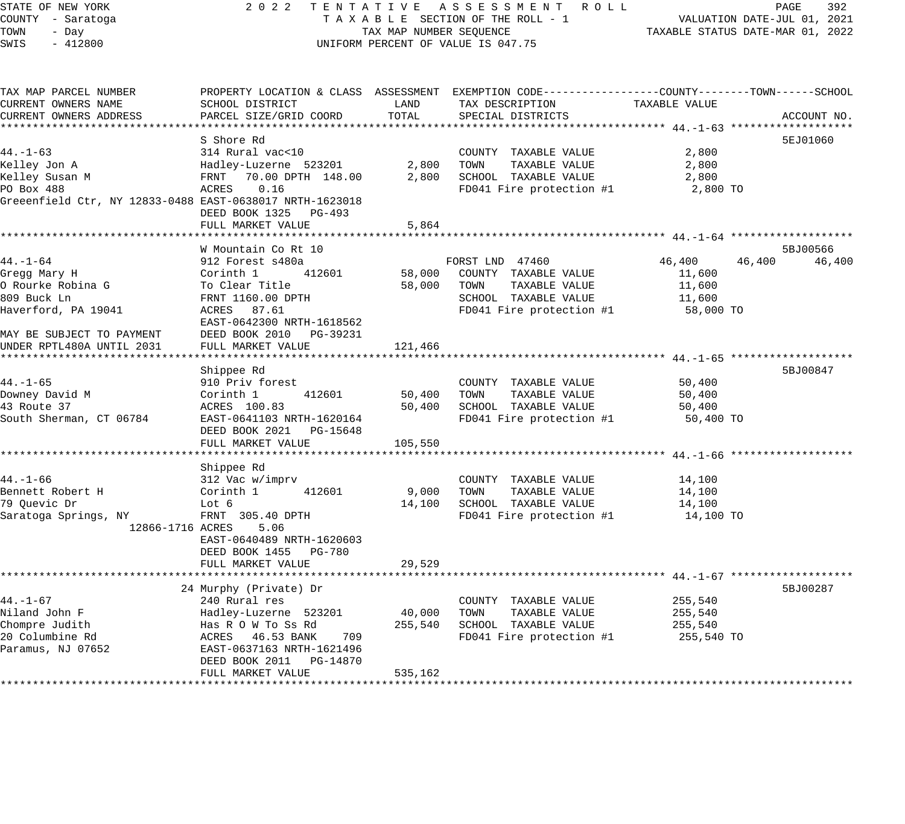STATE OF NEW YORK — 2022 TENTATIVE ASSESSMENT ROLL
COUNTY - Saratoga — TAXABLE SECTION OF THE ROLL - 1 — VALUATION DATE-JUL 01, 2021
TOWN - Day — TAX MAP NUMBER SEQUENCE — TAXABLE STATUS DATE-MAR 01, 2022
SWIS - 412800 — UNIFORM PERCENT OF VALUE IS 047.75

| TAX MAP PARCEL NUMBER / CURRENT OWNERS NAME / CURRENT OWNERS ADDRESS | PROPERTY LOCATION & CLASS / SCHOOL DISTRICT / PARCEL SIZE/GRID COORD | ASSESSMENT LAND | ASSESSMENT TOTAL | EXEMPTION CODE / TAX DESCRIPTION / SPECIAL DISTRICTS | COUNTY TAXABLE VALUE | TOWN | SCHOOL | ACCOUNT NO. |
|---|---|---|---|---|---|---|---|---|
| **44.-1-63** | S Shore Rd | | | | | | | 5EJ01060 |
| 44.-1-63 | 314 Rural vac<10 | | | COUNTY TAXABLE VALUE | 2,800 | | | |
| Kelley Jon A | Hadley-Luzerne 523201 | 2,800 | | TOWN TAXABLE VALUE | 2,800 | | | |
| Kelley Susan M | FRNT 70.00 DPTH 148.00 | | 2,800 | SCHOOL TAXABLE VALUE | 2,800 | | | |
| PO Box 488 | ACRES 0.16 | | | FD041 Fire protection #1 | 2,800 TO | | | |
| Greeenfield Ctr, NY 12833-0488 | EAST-0638017 NRTH-1623018 | | | | | | | |
| | DEED BOOK 1325 PG-493 | | | | | | | |
| | FULL MARKET VALUE | | 5,864 | | | | | |
| **44.-1-64** | W Mountain Co Rt 10 | | | | | | | 5BJ00566 |
| 44.-1-64 | 912 Forest s480a | | | FORST LND 47460 | 46,400 | 46,400 | 46,400 | |
| Gregg Mary H | Corinth 1 412601 | 58,000 | | COUNTY TAXABLE VALUE | 11,600 | | | |
| O Rourke Robina G | To Clear Title | | 58,000 | TOWN TAXABLE VALUE | 11,600 | | | |
| 809 Buck Ln | FRNT 1160.00 DPTH | | | SCHOOL TAXABLE VALUE | 11,600 | | | |
| Haverford, PA 19041 | ACRES 87.61 | | | FD041 Fire protection #1 | 58,000 TO | | | |
| | EAST-0642300 NRTH-1618562 | | | | | | | |
| MAY BE SUBJECT TO PAYMENT | DEED BOOK 2010 PG-39231 | | | | | | | |
| UNDER RPTL480A UNTIL 2031 | FULL MARKET VALUE | | 121,466 | | | | | |
| **44.-1-65** | Shippee Rd | | | | | | | 5BJ00847 |
| 44.-1-65 | 910 Priv forest | | | COUNTY TAXABLE VALUE | 50,400 | | | |
| Downey David M | Corinth 1 412601 | 50,400 | | TOWN TAXABLE VALUE | 50,400 | | | |
| 43 Route 37 | ACRES 100.83 | | 50,400 | SCHOOL TAXABLE VALUE | 50,400 | | | |
| South Sherman, CT 06784 | EAST-0641103 NRTH-1620164 | | | FD041 Fire protection #1 | 50,400 TO | | | |
| | DEED BOOK 2021 PG-15648 | | | | | | | |
| | FULL MARKET VALUE | | 105,550 | | | | | |
| **44.-1-66** | Shippee Rd | | | | | | | |
| 44.-1-66 | 312 Vac w/imprv | | | COUNTY TAXABLE VALUE | 14,100 | | | |
| Bennett Robert H | Corinth 1 412601 | 9,000 | | TOWN TAXABLE VALUE | 14,100 | | | |
| 79 Quevic Dr | Lot 6 | | 14,100 | SCHOOL TAXABLE VALUE | 14,100 | | | |
| Saratoga Springs, NY | FRNT 305.40 DPTH | | | FD041 Fire protection #1 | 14,100 TO | | | |
| 12866-1716 | ACRES 5.06 | | | | | | | |
| | EAST-0640489 NRTH-1620603 | | | | | | | |
| | DEED BOOK 1455 PG-780 | | | | | | | |
| | FULL MARKET VALUE | | 29,529 | | | | | |
| **44.-1-67** | 24 Murphy (Private) Dr | | | | | | | 5BJ00287 |
| 44.-1-67 | 240 Rural res | | | COUNTY TAXABLE VALUE | 255,540 | | | |
| Niland John F | Hadley-Luzerne 523201 | 40,000 | | TOWN TAXABLE VALUE | 255,540 | | | |
| Chompre Judith | Has R O W To Ss Rd | | 255,540 | SCHOOL TAXABLE VALUE | 255,540 | | | |
| 20 Columbine Rd | ACRES 46.53 BANK 709 | | | FD041 Fire protection #1 | 255,540 TO | | | |
| Paramus, NJ 07652 | EAST-0637163 NRTH-1621496 | | | | | | | |
| | DEED BOOK 2011 PG-14870 | | | | | | | |
| | FULL MARKET VALUE | | 535,162 | | | | | |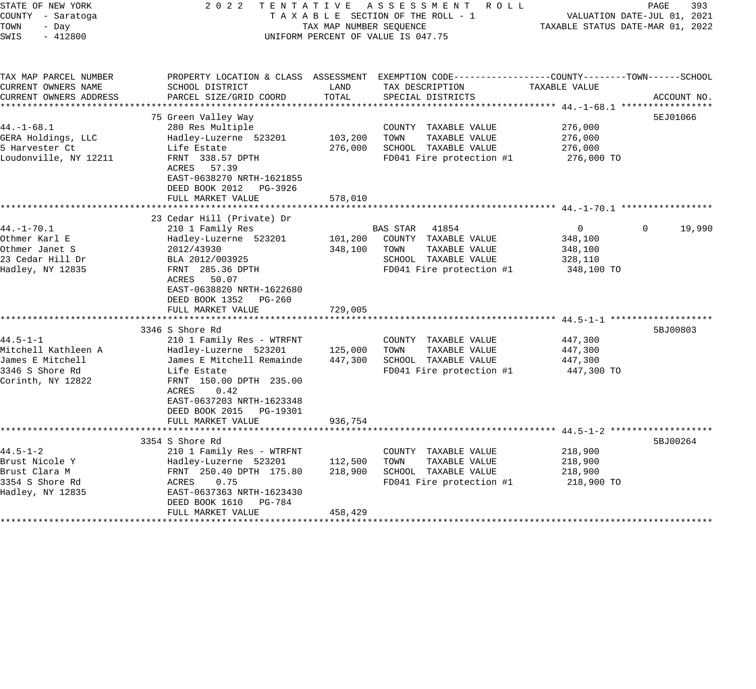STATE OF NEW YORK — 2022 TENTATIVE ASSESSMENT ROLL
COUNTY - Saratoga — TAXABLE SECTION OF THE ROLL - 1 — VALUATION DATE-JUL 01, 2021
TOWN - Day — TAX MAP NUMBER SEQUENCE — TAXABLE STATUS DATE-MAR 01, 2022
SWIS - 412800 — UNIFORM PERCENT OF VALUE IS 047.75

| TAX MAP PARCEL NUMBER / CURRENT OWNERS NAME / CURRENT OWNERS ADDRESS | PROPERTY LOCATION & CLASS / SCHOOL DISTRICT / PARCEL SIZE/GRID COORD | ASSESSMENT LAND | ASSESSMENT TOTAL | EXEMPTION CODE / TAX DESCRIPTION / SPECIAL DISTRICTS | COUNTY TAXABLE VALUE | TOWN | SCHOOL | ACCOUNT NO. |
|---|---|---|---|---|---|---|---|---|
| **44.-1-68.1** | 75 Green Valley Way | | | | | | | 5EJ01066 |
| 44.-1-68.1 | 280 Res Multiple | | | COUNTY TAXABLE VALUE | 276,000 | | | |
| GERA Holdings, LLC | Hadley-Luzerne 523201 | 103,200 | | TOWN TAXABLE VALUE | 276,000 | | | |
| 5 Harvester Ct | Life Estate | | 276,000 | SCHOOL TAXABLE VALUE | 276,000 | | | |
| Loudonville, NY 12211 | FRNT 338.57 DPTH | | | FD041 Fire protection #1 | 276,000 TO | | | |
| | ACRES 57.39 | | | | | | | |
| | EAST-0638270 NRTH-1621855 | | | | | | | |
| | DEED BOOK 2012 PG-3926 | | | | | | | |
| | FULL MARKET VALUE | | 578,010 | | | | | |
| **44.-1-70.1** | 23 Cedar Hill (Private) Dr | | | | | | | |
| 44.-1-70.1 | 210 1 Family Res | | | BAS STAR 41854 | 0 | 0 | 19,990 | |
| Othmer Karl E | Hadley-Luzerne 523201 | 101,200 | | COUNTY TAXABLE VALUE | 348,100 | | | |
| Othmer Janet S | 2012/43930 | | 348,100 | TOWN TAXABLE VALUE | 348,100 | | | |
| 23 Cedar Hill Dr | BLA 2012/003925 | | | SCHOOL TAXABLE VALUE | 328,110 | | | |
| Hadley, NY 12835 | FRNT 285.36 DPTH | | | FD041 Fire protection #1 | 348,100 TO | | | |
| | ACRES 50.07 | | | | | | | |
| | EAST-0638820 NRTH-1622680 | | | | | | | |
| | DEED BOOK 1352 PG-260 | | | | | | | |
| | FULL MARKET VALUE | | 729,005 | | | | | |
| **44.5-1-1** | 3346 S Shore Rd | | | | | | | 5BJ00803 |
| 44.5-1-1 | 210 1 Family Res - WTRFNT | | | COUNTY TAXABLE VALUE | 447,300 | | | |
| Mitchell Kathleen A | Hadley-Luzerne 523201 | 125,000 | | TOWN TAXABLE VALUE | 447,300 | | | |
| James E Mitchell | James E Mitchell Remainde | | 447,300 | SCHOOL TAXABLE VALUE | 447,300 | | | |
| 3346 S Shore Rd | Life Estate | | | FD041 Fire protection #1 | 447,300 TO | | | |
| Corinth, NY 12822 | FRNT 150.00 DPTH 235.00 | | | | | | | |
| | ACRES 0.42 | | | | | | | |
| | EAST-0637203 NRTH-1623348 | | | | | | | |
| | DEED BOOK 2015 PG-19301 | | | | | | | |
| | FULL MARKET VALUE | | 936,754 | | | | | |
| **44.5-1-2** | 3354 S Shore Rd | | | | | | | 5BJ00264 |
| 44.5-1-2 | 210 1 Family Res - WTRFNT | | | COUNTY TAXABLE VALUE | 218,900 | | | |
| Brust Nicole Y | Hadley-Luzerne 523201 | 112,500 | | TOWN TAXABLE VALUE | 218,900 | | | |
| Brust Clara M | FRNT 250.40 DPTH 175.80 | | 218,900 | SCHOOL TAXABLE VALUE | 218,900 | | | |
| 3354 S Shore Rd | ACRES 0.75 | | | FD041 Fire protection #1 | 218,900 TO | | | |
| Hadley, NY 12835 | EAST-0637363 NRTH-1623430 | | | | | | | |
| | DEED BOOK 1610 PG-784 | | | | | | | |
| | FULL MARKET VALUE | | 458,429 | | | | | |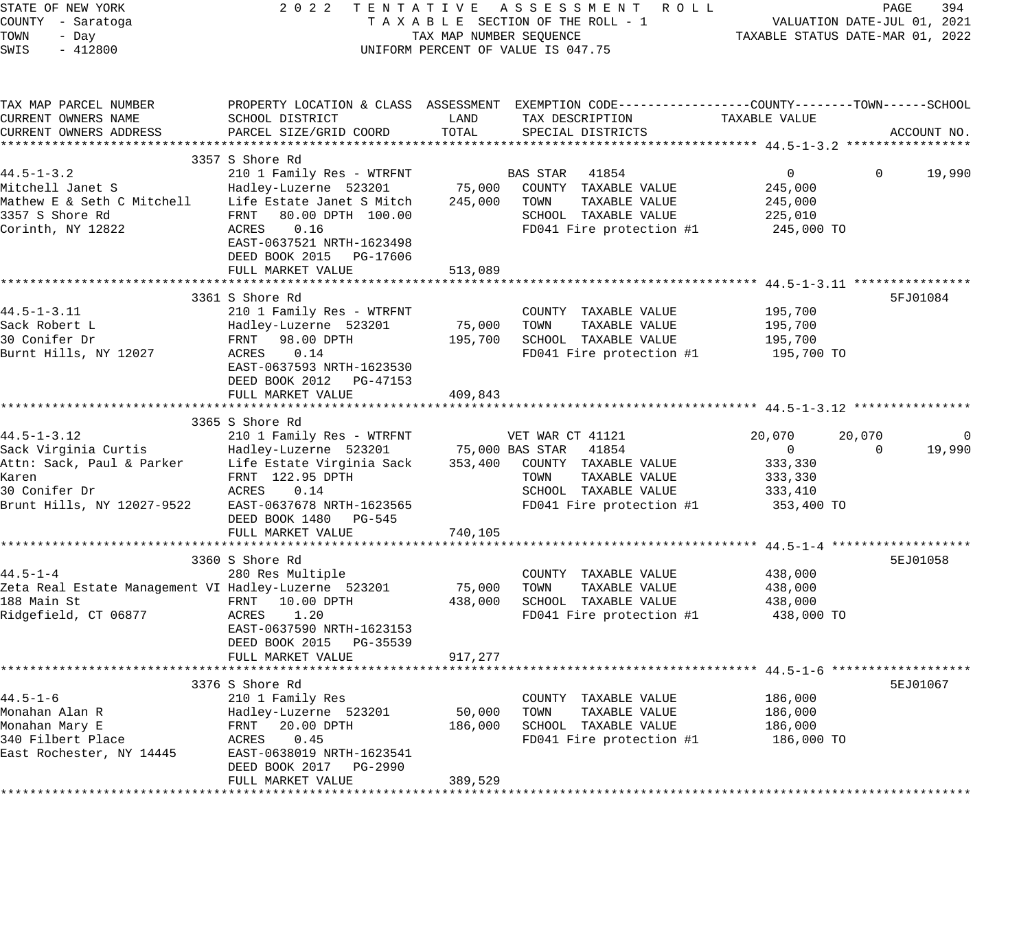STATE OF NEW YORK
COUNTY - Saratoga
TOWN - Day
SWIS - 412800

2022 TENTATIVE ASSESSMENT ROLL
TAXABLE SECTION OF THE ROLL - 1
TAX MAP NUMBER SEQUENCE
UNIFORM PERCENT OF VALUE IS 047.75

VALUATION DATE-JUL 01, 2021
TAXABLE STATUS DATE-MAR 01, 2022

| TAX MAP PARCEL NUMBER / CURRENT OWNERS NAME / CURRENT OWNERS ADDRESS | PROPERTY LOCATION & CLASS / SCHOOL DISTRICT / PARCEL SIZE/GRID COORD | ASSESSMENT LAND | TOTAL | EXEMPTION CODE / TAX DESCRIPTION / SPECIAL DISTRICTS | COUNTY TAXABLE VALUE | TOWN | SCHOOL | ACCOUNT NO. |
|---|---|---|---|---|---|---|---|---|
| **44.5-1-3.2** | 3357 S Shore Rd | | | | | | | |
| 44.5-1-3.2 | 210 1 Family Res - WTRFNT | | | BAS STAR 41854 | 0 | 0 | 19,990 | |
| Mitchell Janet S | Hadley-Luzerne 523201 | 75,000 | | COUNTY TAXABLE VALUE | 245,000 | | | |
| Mathew E & Seth C Mitchell | Life Estate Janet S Mitch | | 245,000 | TOWN TAXABLE VALUE | 245,000 | | | |
| 3357 S Shore Rd | FRNT 80.00 DPTH 100.00 | | | SCHOOL TAXABLE VALUE | 225,010 | | | |
| Corinth, NY 12822 | ACRES 0.16 | | | FD041 Fire protection #1 | 245,000 TO | | | |
| | EAST-0637521 NRTH-1623498 | | | | | | | |
| | DEED BOOK 2015 PG-17606 | | | | | | | |
| | FULL MARKET VALUE | | 513,089 | | | | | |
| **44.5-1-3.11** | 3361 S Shore Rd | | | | | | | 5FJ01084 |
| 44.5-1-3.11 | 210 1 Family Res - WTRFNT | | | COUNTY TAXABLE VALUE | 195,700 | | | |
| Sack Robert L | Hadley-Luzerne 523201 | 75,000 | | TOWN TAXABLE VALUE | 195,700 | | | |
| 30 Conifer Dr | FRNT 98.00 DPTH | | 195,700 | SCHOOL TAXABLE VALUE | 195,700 | | | |
| Burnt Hills, NY 12027 | ACRES 0.14 | | | FD041 Fire protection #1 | 195,700 TO | | | |
| | EAST-0637593 NRTH-1623530 | | | | | | | |
| | DEED BOOK 2012 PG-47153 | | | | | | | |
| | FULL MARKET VALUE | | 409,843 | | | | | |
| **44.5-1-3.12** | 3365 S Shore Rd | | | | | | | |
| 44.5-1-3.12 | 210 1 Family Res - WTRFNT | | | VET WAR CT 41121 | 20,070 | 20,070 | 0 | |
| Sack Virginia Curtis | Hadley-Luzerne 523201 | 75,000 | | BAS STAR 41854 | 0 | 0 | 19,990 | |
| Attn: Sack, Paul & Parker | Life Estate Virginia Sack | | 353,400 | COUNTY TAXABLE VALUE | 333,330 | | | |
| Karen | FRNT 122.95 DPTH | | | TOWN TAXABLE VALUE | 333,330 | | | |
| 30 Conifer Dr | ACRES 0.14 | | | SCHOOL TAXABLE VALUE | 333,410 | | | |
| Brunt Hills, NY 12027-9522 | EAST-0637678 NRTH-1623565 | | | FD041 Fire protection #1 | 353,400 TO | | | |
| | DEED BOOK 1480 PG-545 | | | | | | | |
| | FULL MARKET VALUE | | 740,105 | | | | | |
| **44.5-1-4** | 3360 S Shore Rd | | | | | | | 5EJ01058 |
| 44.5-1-4 | 280 Res Multiple | | | COUNTY TAXABLE VALUE | 438,000 | | | |
| Zeta Real Estate Management VI | Hadley-Luzerne 523201 | 75,000 | | TOWN TAXABLE VALUE | 438,000 | | | |
| 188 Main St | FRNT 10.00 DPTH | | 438,000 | SCHOOL TAXABLE VALUE | 438,000 | | | |
| Ridgefield, CT 06877 | ACRES 1.20 | | | FD041 Fire protection #1 | 438,000 TO | | | |
| | EAST-0637590 NRTH-1623153 | | | | | | | |
| | DEED BOOK 2015 PG-35539 | | | | | | | |
| | FULL MARKET VALUE | | 917,277 | | | | | |
| **44.5-1-6** | 3376 S Shore Rd | | | | | | | 5EJ01067 |
| 44.5-1-6 | 210 1 Family Res | | | COUNTY TAXABLE VALUE | 186,000 | | | |
| Monahan Alan R | Hadley-Luzerne 523201 | 50,000 | | TOWN TAXABLE VALUE | 186,000 | | | |
| Monahan Mary E | FRNT 20.00 DPTH | | 186,000 | SCHOOL TAXABLE VALUE | 186,000 | | | |
| 340 Filbert Place | ACRES 0.45 | | | FD041 Fire protection #1 | 186,000 TO | | | |
| East Rochester, NY 14445 | EAST-0638019 NRTH-1623541 | | | | | | | |
| | DEED BOOK 2017 PG-2990 | | | | | | | |
| | FULL MARKET VALUE | | 389,529 | | | | | |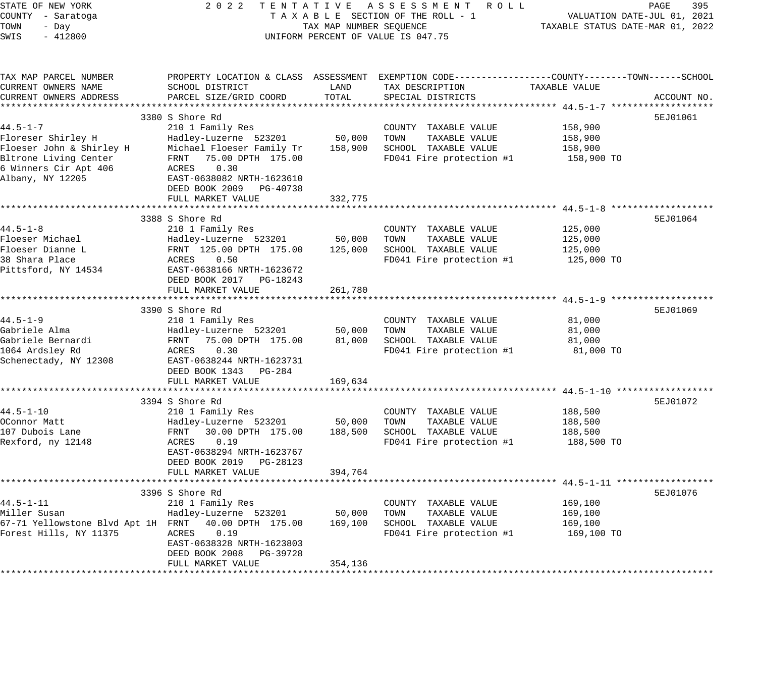STATE OF NEW YORK
COUNTY - Saratoga
TOWN - Day
SWIS - 412800

2022 TENTATIVE ASSESSMENT ROLL
TAXABLE SECTION OF THE ROLL - 1
TAX MAP NUMBER SEQUENCE
UNIFORM PERCENT OF VALUE IS 047.75

VALUATION DATE-JUL 01, 2021
TAXABLE STATUS DATE-MAR 01, 2022

| TAX MAP PARCEL NUMBER / CURRENT OWNERS NAME / CURRENT OWNERS ADDRESS | PROPERTY LOCATION & CLASS / SCHOOL DISTRICT / PARCEL SIZE/GRID COORD | ASSESSMENT LAND / TOTAL | EXEMPTION CODE / TAX DESCRIPTION / SPECIAL DISTRICTS | TAXABLE VALUE (COUNTY--TOWN--SCHOOL) | ACCOUNT NO. |
|---|---|---|---|---|---|
| **44.5-1-7** | 3380 S Shore Rd | | | | 5EJ01061 |
| 44.5-1-7 | 210 1 Family Res | | COUNTY TAXABLE VALUE | 158,900 | |
| Floreser Shirley H | Hadley-Luzerne 523201 | 50,000 | TOWN TAXABLE VALUE | 158,900 | |
| Floeser John & Shirley H | Michael Floeser Family Tr | 158,900 | SCHOOL TAXABLE VALUE | 158,900 | |
| Bltrone Living Center | FRNT 75.00 DPTH 175.00 | | FD041 Fire protection #1 | 158,900 TO | |
| 6 Winners Cir Apt 406 | ACRES 0.30 | | | | |
| Albany, NY 12205 | EAST-0638082 NRTH-1623610 | | | | |
| | DEED BOOK 2009 PG-40738 | | | | |
| | FULL MARKET VALUE | 332,775 | | | |
| **44.5-1-8** | 3388 S Shore Rd | | | | 5EJ01064 |
| 44.5-1-8 | 210 1 Family Res | | COUNTY TAXABLE VALUE | 125,000 | |
| Floeser Michael | Hadley-Luzerne 523201 | 50,000 | TOWN TAXABLE VALUE | 125,000 | |
| Floeser Dianne L | FRNT 125.00 DPTH 175.00 | 125,000 | SCHOOL TAXABLE VALUE | 125,000 | |
| 38 Shara Place | ACRES 0.50 | | FD041 Fire protection #1 | 125,000 TO | |
| Pittsford, NY 14534 | EAST-0638166 NRTH-1623672 | | | | |
| | DEED BOOK 2017 PG-18243 | | | | |
| | FULL MARKET VALUE | 261,780 | | | |
| **44.5-1-9** | 3390 S Shore Rd | | | | 5EJ01069 |
| 44.5-1-9 | 210 1 Family Res | | COUNTY TAXABLE VALUE | 81,000 | |
| Gabriele Alma | Hadley-Luzerne 523201 | 50,000 | TOWN TAXABLE VALUE | 81,000 | |
| Gabriele Bernardi | FRNT 75.00 DPTH 175.00 | 81,000 | SCHOOL TAXABLE VALUE | 81,000 | |
| 1064 Ardsley Rd | ACRES 0.30 | | FD041 Fire protection #1 | 81,000 TO | |
| Schenectady, NY 12308 | EAST-0638244 NRTH-1623731 | | | | |
| | DEED BOOK 1343 PG-284 | | | | |
| | FULL MARKET VALUE | 169,634 | | | |
| **44.5-1-10** | 3394 S Shore Rd | | | | 5EJ01072 |
| 44.5-1-10 | 210 1 Family Res | | COUNTY TAXABLE VALUE | 188,500 | |
| OConnor Matt | Hadley-Luzerne 523201 | 50,000 | TOWN TAXABLE VALUE | 188,500 | |
| 107 Dubois Lane | FRNT 30.00 DPTH 175.00 | 188,500 | SCHOOL TAXABLE VALUE | 188,500 | |
| Rexford, ny 12148 | ACRES 0.19 | | FD041 Fire protection #1 | 188,500 TO | |
| | EAST-0638294 NRTH-1623767 | | | | |
| | DEED BOOK 2019 PG-28123 | | | | |
| | FULL MARKET VALUE | 394,764 | | | |
| **44.5-1-11** | 3396 S Shore Rd | | | | 5EJ01076 |
| 44.5-1-11 | 210 1 Family Res | | COUNTY TAXABLE VALUE | 169,100 | |
| Miller Susan | Hadley-Luzerne 523201 | 50,000 | TOWN TAXABLE VALUE | 169,100 | |
| 67-71 Yellowstone Blvd Apt 1H | FRNT 40.00 DPTH 175.00 | 169,100 | SCHOOL TAXABLE VALUE | 169,100 | |
| Forest Hills, NY 11375 | ACRES 0.19 | | FD041 Fire protection #1 | 169,100 TO | |
| | EAST-0638328 NRTH-1623803 | | | | |
| | DEED BOOK 2008 PG-39728 | | | | |
| | FULL MARKET VALUE | 354,136 | | | |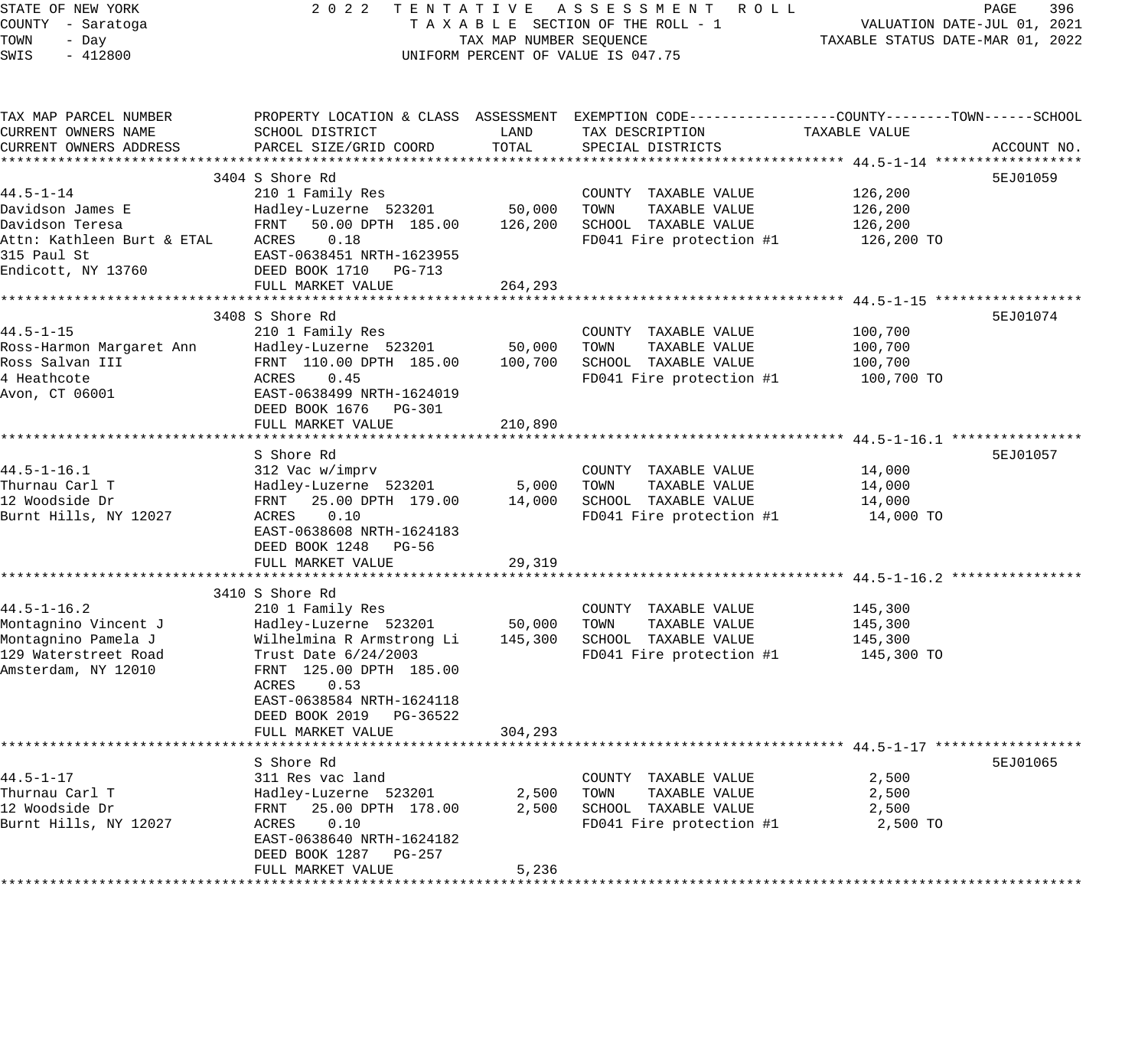STATE OF NEW YORK — 2022 TENTATIVE ASSESSMENT ROLL
COUNTY - Saratoga — TAXABLE SECTION OF THE ROLL - 1 — VALUATION DATE-JUL 01, 2021
TOWN - Day — TAX MAP NUMBER SEQUENCE — TAXABLE STATUS DATE-MAR 01, 2022
SWIS - 412800 — UNIFORM PERCENT OF VALUE IS 047.75

| TAX MAP PARCEL NUMBER / CURRENT OWNERS NAME / CURRENT OWNERS ADDRESS | PROPERTY LOCATION & CLASS / SCHOOL DISTRICT / PARCEL SIZE/GRID COORD | ASSESSMENT LAND | ASSESSMENT TOTAL | EXEMPTION CODE / TAX DESCRIPTION / SPECIAL DISTRICTS | TAXABLE VALUE | ACCOUNT NO. |
|---|---|---|---|---|---|---|
| **44.5-1-14** | 3404 S Shore Rd | | | | | 5EJ01059 |
| 44.5-1-14 | 210 1 Family Res | | | COUNTY TAXABLE VALUE | 126,200 | |
| Davidson James E | Hadley-Luzerne 523201 | 50,000 | | TOWN TAXABLE VALUE | 126,200 | |
| Davidson Teresa | FRNT 50.00 DPTH 185.00 | | 126,200 | SCHOOL TAXABLE VALUE | 126,200 | |
| Attn: Kathleen Burt & ETAL | ACRES 0.18 | | | FD041 Fire protection #1 | 126,200 TO | |
| 315 Paul St | EAST-0638451 NRTH-1623955 | | | | | |
| Endicott, NY 13760 | DEED BOOK 1710 PG-713 | | | | | |
| | FULL MARKET VALUE | | 264,293 | | | |
| **44.5-1-15** | 3408 S Shore Rd | | | | | 5EJ01074 |
| 44.5-1-15 | 210 1 Family Res | | | COUNTY TAXABLE VALUE | 100,700 | |
| Ross-Harmon Margaret Ann | Hadley-Luzerne 523201 | 50,000 | | TOWN TAXABLE VALUE | 100,700 | |
| Ross Salvan III | FRNT 110.00 DPTH 185.00 | | 100,700 | SCHOOL TAXABLE VALUE | 100,700 | |
| 4 Heathcote | ACRES 0.45 | | | FD041 Fire protection #1 | 100,700 TO | |
| Avon, CT 06001 | EAST-0638499 NRTH-1624019 | | | | | |
| | DEED BOOK 1676 PG-301 | | | | | |
| | FULL MARKET VALUE | | 210,890 | | | |
| **44.5-1-16.1** | S Shore Rd | | | | | 5EJ01057 |
| 44.5-1-16.1 | 312 Vac w/imprv | | | COUNTY TAXABLE VALUE | 14,000 | |
| Thurnau Carl T | Hadley-Luzerne 523201 | 5,000 | | TOWN TAXABLE VALUE | 14,000 | |
| 12 Woodside Dr | FRNT 25.00 DPTH 179.00 | | 14,000 | SCHOOL TAXABLE VALUE | 14,000 | |
| Burnt Hills, NY 12027 | ACRES 0.10 | | | FD041 Fire protection #1 | 14,000 TO | |
| | EAST-0638608 NRTH-1624183 | | | | | |
| | DEED BOOK 1248 PG-56 | | | | | |
| | FULL MARKET VALUE | | 29,319 | | | |
| **44.5-1-16.2** | 3410 S Shore Rd | | | | | |
| 44.5-1-16.2 | 210 1 Family Res | | | COUNTY TAXABLE VALUE | 145,300 | |
| Montagnino Vincent J | Hadley-Luzerne 523201 | 50,000 | | TOWN TAXABLE VALUE | 145,300 | |
| Montagnino Pamela J | Wilhelmina R Armstrong Li | | 145,300 | SCHOOL TAXABLE VALUE | 145,300 | |
| 129 Waterstreet Road | Trust Date 6/24/2003 | | | FD041 Fire protection #1 | 145,300 TO | |
| Amsterdam, NY 12010 | FRNT 125.00 DPTH 185.00 | | | | | |
| | ACRES 0.53 | | | | | |
| | EAST-0638584 NRTH-1624118 | | | | | |
| | DEED BOOK 2019 PG-36522 | | | | | |
| | FULL MARKET VALUE | | 304,293 | | | |
| **44.5-1-17** | S Shore Rd | | | | | 5EJ01065 |
| 44.5-1-17 | 311 Res vac land | | | COUNTY TAXABLE VALUE | 2,500 | |
| Thurnau Carl T | Hadley-Luzerne 523201 | 2,500 | | TOWN TAXABLE VALUE | 2,500 | |
| 12 Woodside Dr | FRNT 25.00 DPTH 178.00 | | 2,500 | SCHOOL TAXABLE VALUE | 2,500 | |
| Burnt Hills, NY 12027 | ACRES 0.10 | | | FD041 Fire protection #1 | 2,500 TO | |
| | EAST-0638640 NRTH-1624182 | | | | | |
| | DEED BOOK 1287 PG-257 | | | | | |
| | FULL MARKET VALUE | | 5,236 | | | |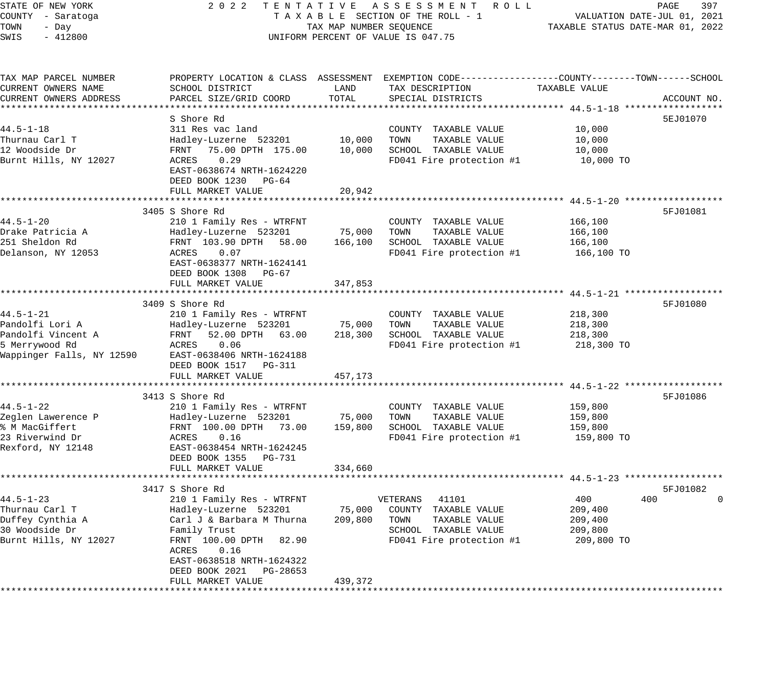STATE OF NEW YORK
COUNTY - Saratoga
TOWN - Day
SWIS - 412800

2022 TENTATIVE ASSESSMENT ROLL
TAXABLE SECTION OF THE ROLL - 1
TAX MAP NUMBER SEQUENCE
UNIFORM PERCENT OF VALUE IS 047.75

VALUATION DATE-JUL 01, 2021
TAXABLE STATUS DATE-MAR 01, 2022

| TAX MAP PARCEL NUMBER / CURRENT OWNERS NAME / CURRENT OWNERS ADDRESS | PROPERTY LOCATION & CLASS / SCHOOL DISTRICT / PARCEL SIZE/GRID COORD | ASSESSMENT LAND | ASSESSMENT TOTAL | EXEMPTION CODE / TAX DESCRIPTION / SPECIAL DISTRICTS | COUNTY TAXABLE VALUE | TOWN | SCHOOL | ACCOUNT NO. |
|---|---|---|---|---|---|---|---|---|
| **44.5-1-18** | S Shore Rd | | | | | | | 5EJ01070 |
| 44.5-1-18 | 311 Res vac land | | | COUNTY TAXABLE VALUE | 10,000 | | | |
| Thurnau Carl T | Hadley-Luzerne 523201 | 10,000 | | TOWN TAXABLE VALUE | 10,000 | | | |
| 12 Woodside Dr | FRNT 75.00 DPTH 175.00 | | 10,000 | SCHOOL TAXABLE VALUE | 10,000 | | | |
| Burnt Hills, NY 12027 | ACRES 0.29 | | | FD041 Fire protection #1 | 10,000 TO | | | |
| | EAST-0638674 NRTH-1624220 | | | | | | | |
| | DEED BOOK 1230 PG-64 | | | | | | | |
| | FULL MARKET VALUE | | 20,942 | | | | | |
| **44.5-1-20** | 3405 S Shore Rd | | | | | | | 5FJ01081 |
| 44.5-1-20 | 210 1 Family Res - WTRFNT | | | COUNTY TAXABLE VALUE | 166,100 | | | |
| Drake Patricia A | Hadley-Luzerne 523201 | 75,000 | | TOWN TAXABLE VALUE | 166,100 | | | |
| 251 Sheldon Rd | FRNT 103.90 DPTH 58.00 | | 166,100 | SCHOOL TAXABLE VALUE | 166,100 | | | |
| Delanson, NY 12053 | ACRES 0.07 | | | FD041 Fire protection #1 | 166,100 TO | | | |
| | EAST-0638377 NRTH-1624141 | | | | | | | |
| | DEED BOOK 1308 PG-67 | | | | | | | |
| | FULL MARKET VALUE | | 347,853 | | | | | |
| **44.5-1-21** | 3409 S Shore Rd | | | | | | | 5FJ01080 |
| 44.5-1-21 | 210 1 Family Res - WTRFNT | | | COUNTY TAXABLE VALUE | 218,300 | | | |
| Pandolfi Lori A | Hadley-Luzerne 523201 | 75,000 | | TOWN TAXABLE VALUE | 218,300 | | | |
| Pandolfi Vincent A | FRNT 52.00 DPTH 63.00 | | 218,300 | SCHOOL TAXABLE VALUE | 218,300 | | | |
| 5 Merrywood Rd | ACRES 0.06 | | | FD041 Fire protection #1 | 218,300 TO | | | |
| Wappinger Falls, NY 12590 | EAST-0638406 NRTH-1624188 | | | | | | | |
| | DEED BOOK 1517 PG-311 | | | | | | | |
| | FULL MARKET VALUE | | 457,173 | | | | | |
| **44.5-1-22** | 3413 S Shore Rd | | | | | | | 5FJ01086 |
| 44.5-1-22 | 210 1 Family Res - WTRFNT | | | COUNTY TAXABLE VALUE | 159,800 | | | |
| Zeglen Lawerence P | Hadley-Luzerne 523201 | 75,000 | | TOWN TAXABLE VALUE | 159,800 | | | |
| % M MacGiffert | FRNT 100.00 DPTH 73.00 | | 159,800 | SCHOOL TAXABLE VALUE | 159,800 | | | |
| 23 Riverwind Dr | ACRES 0.16 | | | FD041 Fire protection #1 | 159,800 TO | | | |
| Rexford, NY 12148 | EAST-0638454 NRTH-1624245 | | | | | | | |
| | DEED BOOK 1355 PG-731 | | | | | | | |
| | FULL MARKET VALUE | | 334,660 | | | | | |
| **44.5-1-23** | 3417 S Shore Rd | | | | | | | 5FJ01082 |
| 44.5-1-23 | 210 1 Family Res - WTRFNT | | | VETERANS 41101 | 400 | 400 | 0 | |
| Thurnau Carl T | Hadley-Luzerne 523201 | 75,000 | | COUNTY TAXABLE VALUE | 209,400 | | | |
| Duffey Cynthia A | Carl J & Barbara M Thurna | | 209,800 | TOWN TAXABLE VALUE | 209,400 | | | |
| 30 Woodside Dr | Family Trust | | | SCHOOL TAXABLE VALUE | 209,800 | | | |
| Burnt Hills, NY 12027 | FRNT 100.00 DPTH 82.90 | | | FD041 Fire protection #1 | 209,800 TO | | | |
| | ACRES 0.16 | | | | | | | |
| | EAST-0638518 NRTH-1624322 | | | | | | | |
| | DEED BOOK 2021 PG-28653 | | | | | | | |
| | FULL MARKET VALUE | | 439,372 | | | | | |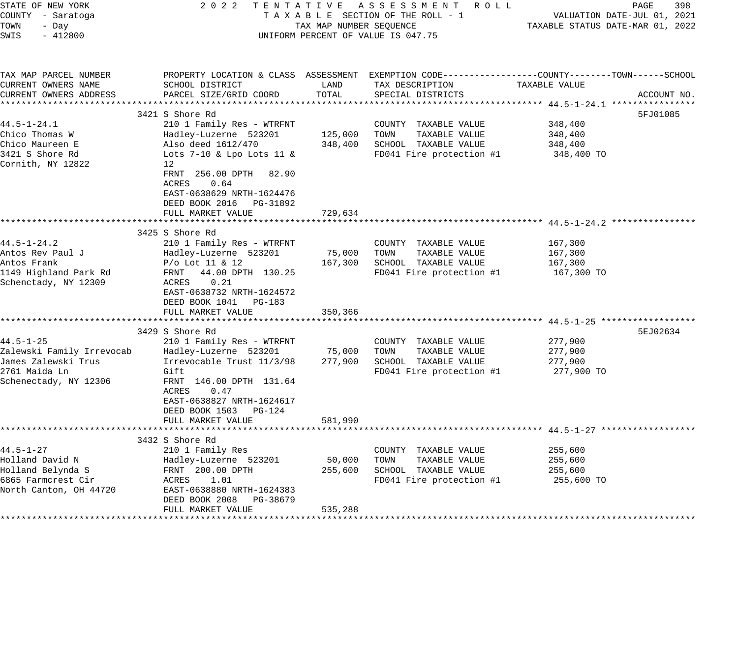STATE OF NEW YORK
COUNTY - Saratoga
TOWN - Day
SWIS - 412800

2022 TENTATIVE ASSESSMENT ROLL
TAXABLE SECTION OF THE ROLL - 1
TAX MAP NUMBER SEQUENCE
UNIFORM PERCENT OF VALUE IS 047.75

VALUATION DATE-JUL 01, 2021
TAXABLE STATUS DATE-MAR 01, 2022

| TAX MAP PARCEL NUMBER / CURRENT OWNERS NAME / CURRENT OWNERS ADDRESS | PROPERTY LOCATION & CLASS / SCHOOL DISTRICT / PARCEL SIZE/GRID COORD | ASSESSMENT LAND | ASSESSMENT TOTAL | EXEMPTION CODE / TAX DESCRIPTION / SPECIAL DISTRICTS | TAXABLE VALUE (COUNTY / TOWN / SCHOOL) | ACCOUNT NO. |
|---|---|---|---|---|---|---|
| **44.5-1-24.1** | 3421 S Shore Rd | | | | | 5FJ01085 |
| 44.5-1-24.1 | 210 1 Family Res - WTRFNT | | | COUNTY TAXABLE VALUE | 348,400 | |
| Chico Thomas W | Hadley-Luzerne 523201 | 125,000 | | TOWN TAXABLE VALUE | 348,400 | |
| Chico Maureen E | Also deed 1612/470 | | 348,400 | SCHOOL TAXABLE VALUE | 348,400 | |
| 3421 S Shore Rd | Lots 7-10 & Lpo Lots 11 & 12 | | | FD041 Fire protection #1 | 348,400 TO | |
| Cornith, NY 12822 | FRNT 256.00 DPTH 82.90 | | | | | |
| | ACRES 0.64 | | | | | |
| | EAST-0638629 NRTH-1624476 | | | | | |
| | DEED BOOK 2016 PG-31892 | | | | | |
| | FULL MARKET VALUE | | 729,634 | | | |
| **44.5-1-24.2** | 3425 S Shore Rd | | | | | |
| 44.5-1-24.2 | 210 1 Family Res - WTRFNT | | | COUNTY TAXABLE VALUE | 167,300 | |
| Antos Rev Paul J | Hadley-Luzerne 523201 | 75,000 | | TOWN TAXABLE VALUE | 167,300 | |
| Antos Frank | P/o Lot 11 & 12 | | 167,300 | SCHOOL TAXABLE VALUE | 167,300 | |
| 1149 Highland Park Rd | FRNT 44.00 DPTH 130.25 | | | FD041 Fire protection #1 | 167,300 TO | |
| Schenctady, NY 12309 | ACRES 0.21 | | | | | |
| | EAST-0638732 NRTH-1624572 | | | | | |
| | DEED BOOK 1041 PG-183 | | | | | |
| | FULL MARKET VALUE | | 350,366 | | | |
| **44.5-1-25** | 3429 S Shore Rd | | | | | 5EJ02634 |
| 44.5-1-25 | 210 1 Family Res - WTRFNT | | | COUNTY TAXABLE VALUE | 277,900 | |
| Zalewski Family Irrevocab | Hadley-Luzerne 523201 | 75,000 | | TOWN TAXABLE VALUE | 277,900 | |
| James Zalewski Trus | Irrevocable Trust 11/3/98 | | 277,900 | SCHOOL TAXABLE VALUE | 277,900 | |
| 2761 Maida Ln | Gift | | | FD041 Fire protection #1 | 277,900 TO | |
| Schenectady, NY 12306 | FRNT 146.00 DPTH 131.64 | | | | | |
| | ACRES 0.47 | | | | | |
| | EAST-0638827 NRTH-1624617 | | | | | |
| | DEED BOOK 1503 PG-124 | | | | | |
| | FULL MARKET VALUE | | 581,990 | | | |
| **44.5-1-27** | 3432 S Shore Rd | | | | | |
| 44.5-1-27 | 210 1 Family Res | | | COUNTY TAXABLE VALUE | 255,600 | |
| Holland David N | Hadley-Luzerne 523201 | 50,000 | | TOWN TAXABLE VALUE | 255,600 | |
| Holland Belynda S | FRNT 200.00 DPTH | | 255,600 | SCHOOL TAXABLE VALUE | 255,600 | |
| 6865 Farmcrest Cir | ACRES 1.01 | | | FD041 Fire protection #1 | 255,600 TO | |
| North Canton, OH 44720 | EAST-0638880 NRTH-1624383 | | | | | |
| | DEED BOOK 2008 PG-38679 | | | | | |
| | FULL MARKET VALUE | | 535,288 | | | |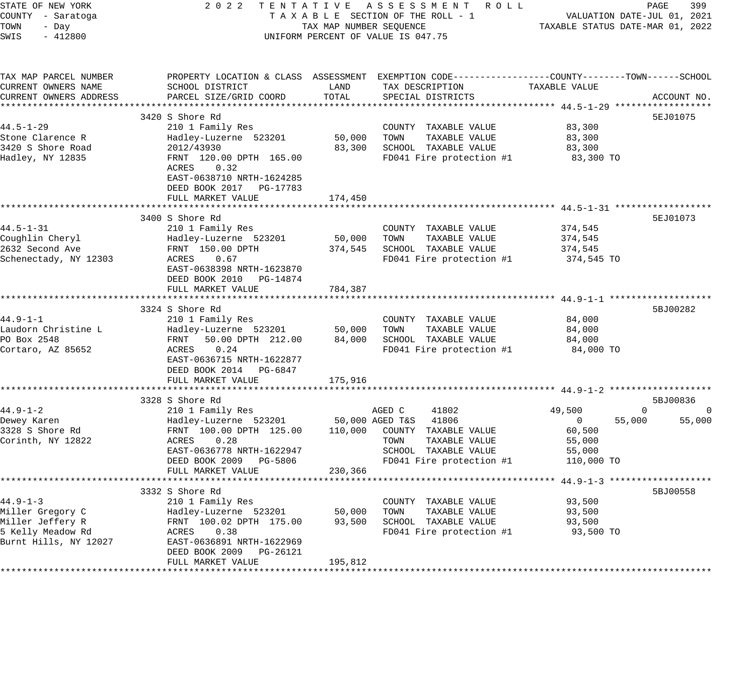STATE OF NEW YORK
COUNTY - Saratoga
TOWN - Day
SWIS - 412800

2 0 2 2 TENTATIVE ASSESSMENT ROLL
TAXABLE SECTION OF THE ROLL - 1
TAX MAP NUMBER SEQUENCE
UNIFORM PERCENT OF VALUE IS 047.75

VALUATION DATE-JUL 01, 2021
TAXABLE STATUS DATE-MAR 01, 2022

| TAX MAP PARCEL NUMBER / CURRENT OWNERS NAME / CURRENT OWNERS ADDRESS | PROPERTY LOCATION & CLASS / SCHOOL DISTRICT / PARCEL SIZE/GRID COORD | ASSESSMENT LAND | ASSESSMENT TOTAL | EXEMPTION CODE / TAX DESCRIPTION / SPECIAL DISTRICTS | COUNTY TAXABLE VALUE | TOWN | SCHOOL | ACCOUNT NO. |
|---|---|---|---|---|---|---|---|---|
| **44.5-1-29** | 3420 S Shore Rd | | | | | | | 5EJ01075 |
| 44.5-1-29 | 210 1 Family Res | | | COUNTY TAXABLE VALUE | 83,300 | | | |
| Stone Clarence R | Hadley-Luzerne 523201 | 50,000 | | TOWN TAXABLE VALUE | 83,300 | | | |
| 3420 S Shore Road | 2012/43930 | | 83,300 | SCHOOL TAXABLE VALUE | 83,300 | | | |
| Hadley, NY 12835 | FRNT 120.00 DPTH 165.00 | | | FD041 Fire protection #1 | 83,300 TO | | | |
| | ACRES 0.32 | | | | | | | |
| | EAST-0638710 NRTH-1624285 | | | | | | | |
| | DEED BOOK 2017 PG-17783 | | | | | | | |
| | FULL MARKET VALUE | | 174,450 | | | | | |
| **44.5-1-31** | 3400 S Shore Rd | | | | | | | 5EJ01073 |
| 44.5-1-31 | 210 1 Family Res | | | COUNTY TAXABLE VALUE | 374,545 | | | |
| Coughlin Cheryl | Hadley-Luzerne 523201 | 50,000 | | TOWN TAXABLE VALUE | 374,545 | | | |
| 2632 Second Ave | FRNT 150.00 DPTH | | 374,545 | SCHOOL TAXABLE VALUE | 374,545 | | | |
| Schenectady, NY 12303 | ACRES 0.67 | | | FD041 Fire protection #1 | 374,545 TO | | | |
| | EAST-0638398 NRTH-1623870 | | | | | | | |
| | DEED BOOK 2010 PG-14874 | | | | | | | |
| | FULL MARKET VALUE | | 784,387 | | | | | |
| **44.9-1-1** | 3324 S Shore Rd | | | | | | | 5BJ00282 |
| 44.9-1-1 | 210 1 Family Res | | | COUNTY TAXABLE VALUE | 84,000 | | | |
| Laudorn Christine L | Hadley-Luzerne 523201 | 50,000 | | TOWN TAXABLE VALUE | 84,000 | | | |
| PO Box 2548 | FRNT 50.00 DPTH 212.00 | | 84,000 | SCHOOL TAXABLE VALUE | 84,000 | | | |
| Cortaro, AZ 85652 | ACRES 0.24 | | | FD041 Fire protection #1 | 84,000 TO | | | |
| | EAST-0636715 NRTH-1622877 | | | | | | | |
| | DEED BOOK 2014 PG-6847 | | | | | | | |
| | FULL MARKET VALUE | | 175,916 | | | | | |
| **44.9-1-2** | 3328 S Shore Rd | | | | | | | 5BJ00836 |
| 44.9-1-2 | 210 1 Family Res | | | AGED C 41802 | 49,500 | 0 | 0 | |
| Dewey Karen | Hadley-Luzerne 523201 | 50,000 | | AGED T&S 41806 | 0 | 55,000 | 55,000 | |
| 3328 S Shore Rd | FRNT 100.00 DPTH 125.00 | | 110,000 | COUNTY TAXABLE VALUE | 60,500 | | | |
| Corinth, NY 12822 | ACRES 0.28 | | | TOWN TAXABLE VALUE | 55,000 | | | |
| | EAST-0636778 NRTH-1622947 | | | SCHOOL TAXABLE VALUE | 55,000 | | | |
| | DEED BOOK 2009 PG-5806 | | | FD041 Fire protection #1 | 110,000 TO | | | |
| | FULL MARKET VALUE | | 230,366 | | | | | |
| **44.9-1-3** | 3332 S Shore Rd | | | | | | | 5BJ00558 |
| 44.9-1-3 | 210 1 Family Res | | | COUNTY TAXABLE VALUE | 93,500 | | | |
| Miller Gregory C | Hadley-Luzerne 523201 | 50,000 | | TOWN TAXABLE VALUE | 93,500 | | | |
| Miller Jeffery R | FRNT 100.02 DPTH 175.00 | | 93,500 | SCHOOL TAXABLE VALUE | 93,500 | | | |
| 5 Kelly Meadow Rd | ACRES 0.38 | | | FD041 Fire protection #1 | 93,500 TO | | | |
| Burnt Hills, NY 12027 | EAST-0636891 NRTH-1622969 | | | | | | | |
| | DEED BOOK 2009 PG-26121 | | | | | | | |
| | FULL MARKET VALUE | | 195,812 | | | | | |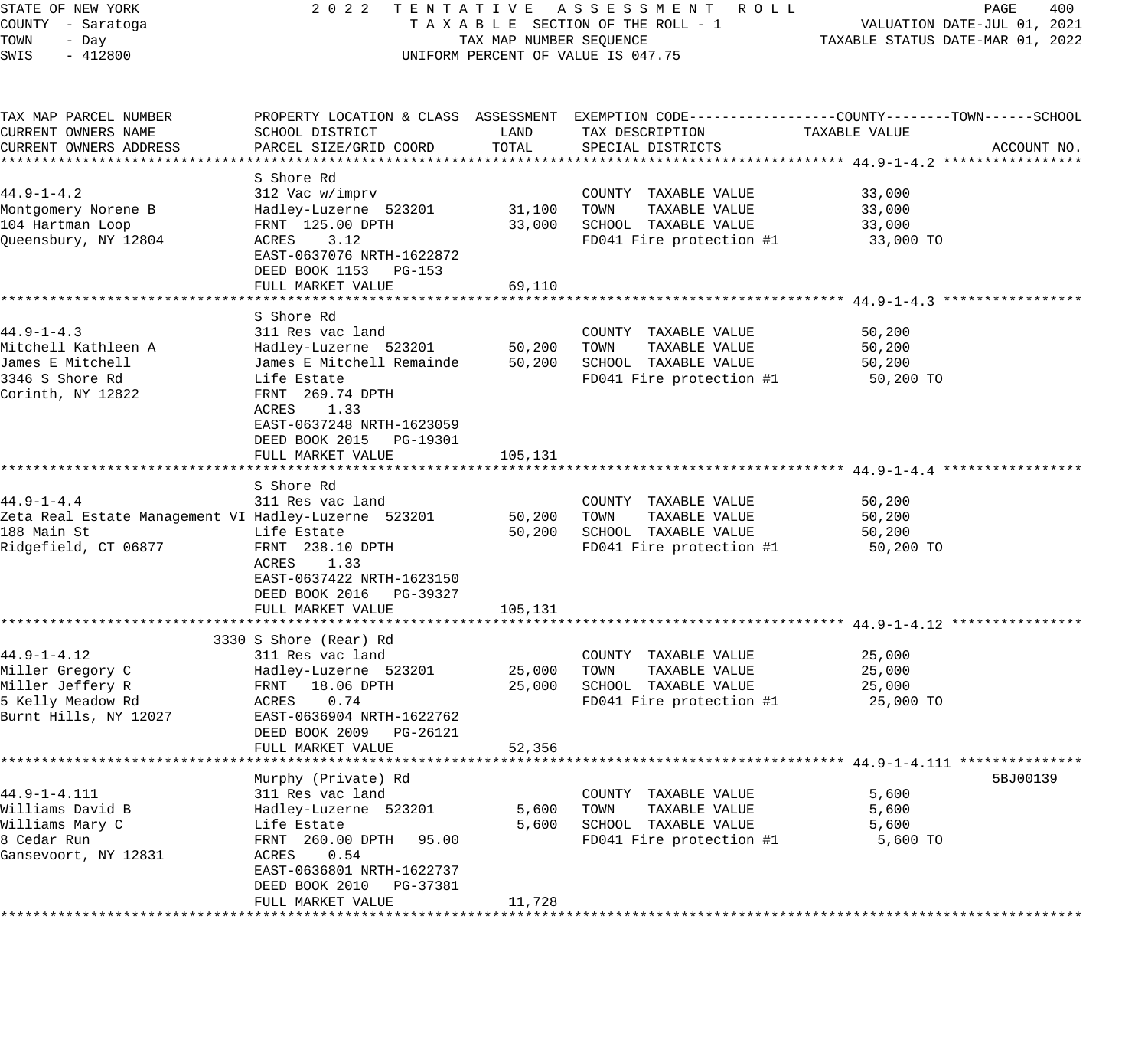STATE OF NEW YORK — 2022 TENTATIVE ASSESSMENT ROLL
COUNTY - Saratoga — TAXABLE SECTION OF THE ROLL - 1 — VALUATION DATE-JUL 01, 2021
TOWN - Day — TAX MAP NUMBER SEQUENCE — TAXABLE STATUS DATE-MAR 01, 2022
SWIS - 412800 — UNIFORM PERCENT OF VALUE IS 047.75

| TAX MAP PARCEL NUMBER / CURRENT OWNERS NAME / CURRENT OWNERS ADDRESS | PROPERTY LOCATION & CLASS / SCHOOL DISTRICT / PARCEL SIZE/GRID COORD | ASSESSMENT LAND | TOTAL | EXEMPTION CODE / TAX DESCRIPTION / SPECIAL DISTRICTS | TAXABLE VALUE (COUNTY / TOWN / SCHOOL) | ACCOUNT NO. |
|---|---|---|---|---|---|---|
| **44.9-1-4.2** | S Shore Rd | | | | | |
| 44.9-1-4.2 | 312 Vac w/imprv | | | COUNTY TAXABLE VALUE | 33,000 | |
| Montgomery Norene B | Hadley-Luzerne 523201 | 31,100 | | TOWN TAXABLE VALUE | 33,000 | |
| 104 Hartman Loop | FRNT 125.00 DPTH | | 33,000 | SCHOOL TAXABLE VALUE | 33,000 | |
| Queensbury, NY 12804 | ACRES 3.12 | | | FD041 Fire protection #1 | 33,000 TO | |
| | EAST-0637076 NRTH-1622872 | | | | | |
| | DEED BOOK 1153 PG-153 | | | | | |
| | FULL MARKET VALUE | | 69,110 | | | |
| **44.9-1-4.3** | S Shore Rd | | | | | |
| 44.9-1-4.3 | 311 Res vac land | | | COUNTY TAXABLE VALUE | 50,200 | |
| Mitchell Kathleen A | Hadley-Luzerne 523201 | 50,200 | | TOWN TAXABLE VALUE | 50,200 | |
| James E Mitchell | James E Mitchell Remainde | | 50,200 | SCHOOL TAXABLE VALUE | 50,200 | |
| 3346 S Shore Rd | Life Estate | | | FD041 Fire protection #1 | 50,200 TO | |
| Corinth, NY 12822 | FRNT 269.74 DPTH | | | | | |
| | ACRES 1.33 | | | | | |
| | EAST-0637248 NRTH-1623059 | | | | | |
| | DEED BOOK 2015 PG-19301 | | | | | |
| | FULL MARKET VALUE | | 105,131 | | | |
| **44.9-1-4.4** | S Shore Rd | | | | | |
| 44.9-1-4.4 | 311 Res vac land | | | COUNTY TAXABLE VALUE | 50,200 | |
| Zeta Real Estate Management VI | Hadley-Luzerne 523201 | 50,200 | | TOWN TAXABLE VALUE | 50,200 | |
| 188 Main St | Life Estate | | 50,200 | SCHOOL TAXABLE VALUE | 50,200 | |
| Ridgefield, CT 06877 | FRNT 238.10 DPTH | | | FD041 Fire protection #1 | 50,200 TO | |
| | ACRES 1.33 | | | | | |
| | EAST-0637422 NRTH-1623150 | | | | | |
| | DEED BOOK 2016 PG-39327 | | | | | |
| | FULL MARKET VALUE | | 105,131 | | | |
| **44.9-1-4.12** | 3330 S Shore (Rear) Rd | | | | | |
| 44.9-1-4.12 | 311 Res vac land | | | COUNTY TAXABLE VALUE | 25,000 | |
| Miller Gregory C | Hadley-Luzerne 523201 | 25,000 | | TOWN TAXABLE VALUE | 25,000 | |
| Miller Jeffery R | FRNT 18.06 DPTH | | 25,000 | SCHOOL TAXABLE VALUE | 25,000 | |
| 5 Kelly Meadow Rd | ACRES 0.74 | | | FD041 Fire protection #1 | 25,000 TO | |
| Burnt Hills, NY 12027 | EAST-0636904 NRTH-1622762 | | | | | |
| | DEED BOOK 2009 PG-26121 | | | | | |
| | FULL MARKET VALUE | | 52,356 | | | |
| **44.9-1-4.111** | Murphy (Private) Rd | | | | | 5BJ00139 |
| 44.9-1-4.111 | 311 Res vac land | | | COUNTY TAXABLE VALUE | 5,600 | |
| Williams David B | Hadley-Luzerne 523201 | 5,600 | | TOWN TAXABLE VALUE | 5,600 | |
| Williams Mary C | Life Estate | | 5,600 | SCHOOL TAXABLE VALUE | 5,600 | |
| 8 Cedar Run | FRNT 260.00 DPTH 95.00 | | | FD041 Fire protection #1 | 5,600 TO | |
| Gansevoort, NY 12831 | ACRES 0.54 | | | | | |
| | EAST-0636801 NRTH-1622737 | | | | | |
| | DEED BOOK 2010 PG-37381 | | | | | |
| | FULL MARKET VALUE | | 11,728 | | | |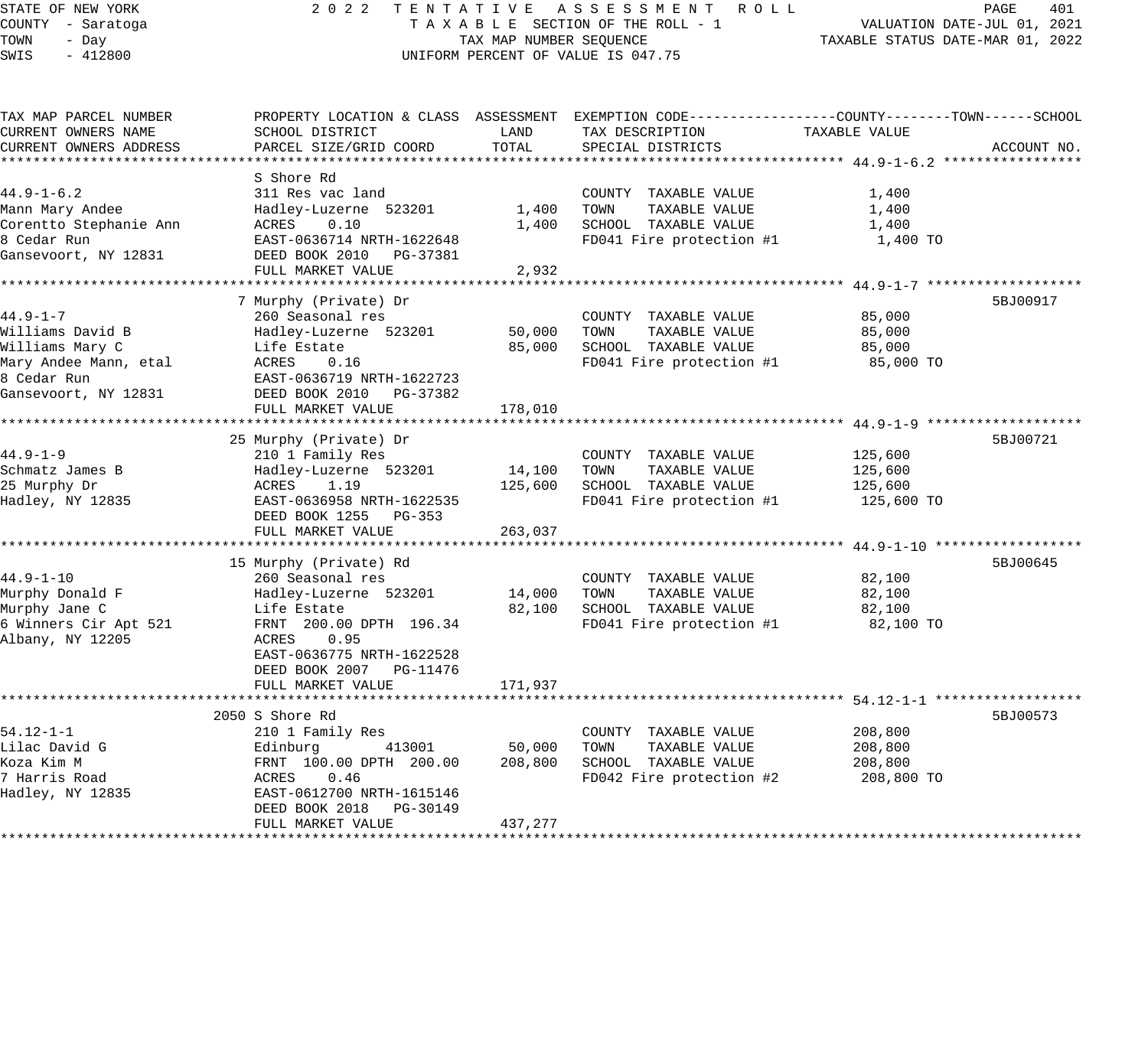STATE OF NEW YORK — 2022 TENTATIVE ASSESSMENT ROLL
COUNTY - Saratoga — TAXABLE SECTION OF THE ROLL - 1 — VALUATION DATE-JUL 01, 2021
TOWN - Day — TAX MAP NUMBER SEQUENCE — TAXABLE STATUS DATE-MAR 01, 2022
SWIS - 412800 — UNIFORM PERCENT OF VALUE IS 047.75

| TAX MAP PARCEL NUMBER / CURRENT OWNERS NAME / CURRENT OWNERS ADDRESS | PROPERTY LOCATION & CLASS / SCHOOL DISTRICT / PARCEL SIZE/GRID COORD | ASSESSMENT LAND / TOTAL | EXEMPTION CODE / TAX DESCRIPTION / SPECIAL DISTRICTS | TAXABLE VALUE (COUNTY / TOWN / SCHOOL) | ACCOUNT NO. |
|---|---|---|---|---|---|
| **44.9-1-6.2** | S Shore Rd | | | | |
| 44.9-1-6.2 | 311 Res vac land | | COUNTY TAXABLE VALUE | 1,400 | |
| Mann Mary Andee | Hadley-Luzerne 523201 | 1,400 | TOWN TAXABLE VALUE | 1,400 | |
| Corentto Stephanie Ann | ACRES 0.10 | 1,400 | SCHOOL TAXABLE VALUE | 1,400 | |
| 8 Cedar Run | EAST-0636714 NRTH-1622648 | | FD041 Fire protection #1 | 1,400 TO | |
| Gansevoort, NY 12831 | DEED BOOK 2010 PG-37381 | | | | |
| | FULL MARKET VALUE | 2,932 | | | |
| **44.9-1-7** | 7 Murphy (Private) Dr | | | | 5BJ00917 |
| 44.9-1-7 | 260 Seasonal res | | COUNTY TAXABLE VALUE | 85,000 | |
| Williams David B | Hadley-Luzerne 523201 | 50,000 | TOWN TAXABLE VALUE | 85,000 | |
| Williams Mary C | Life Estate | 85,000 | SCHOOL TAXABLE VALUE | 85,000 | |
| Mary Andee Mann, etal | ACRES 0.16 | | FD041 Fire protection #1 | 85,000 TO | |
| 8 Cedar Run | EAST-0636719 NRTH-1622723 | | | | |
| Gansevoort, NY 12831 | DEED BOOK 2010 PG-37382 | | | | |
| | FULL MARKET VALUE | 178,010 | | | |
| **44.9-1-9** | 25 Murphy (Private) Dr | | | | 5BJ00721 |
| 44.9-1-9 | 210 1 Family Res | | COUNTY TAXABLE VALUE | 125,600 | |
| Schmatz James B | Hadley-Luzerne 523201 | 14,100 | TOWN TAXABLE VALUE | 125,600 | |
| 25 Murphy Dr | ACRES 1.19 | 125,600 | SCHOOL TAXABLE VALUE | 125,600 | |
| Hadley, NY 12835 | EAST-0636958 NRTH-1622535 | | FD041 Fire protection #1 | 125,600 TO | |
| | DEED BOOK 1255 PG-353 | | | | |
| | FULL MARKET VALUE | 263,037 | | | |
| **44.9-1-10** | 15 Murphy (Private) Rd | | | | 5BJ00645 |
| 44.9-1-10 | 260 Seasonal res | | COUNTY TAXABLE VALUE | 82,100 | |
| Murphy Donald F | Hadley-Luzerne 523201 | 14,000 | TOWN TAXABLE VALUE | 82,100 | |
| Murphy Jane C | Life Estate | 82,100 | SCHOOL TAXABLE VALUE | 82,100 | |
| 6 Winners Cir Apt 521 | FRNT 200.00 DPTH 196.34 | | FD041 Fire protection #1 | 82,100 TO | |
| Albany, NY 12205 | ACRES 0.95 | | | | |
| | EAST-0636775 NRTH-1622528 | | | | |
| | DEED BOOK 2007 PG-11476 | | | | |
| | FULL MARKET VALUE | 171,937 | | | |
| **54.12-1-1** | 2050 S Shore Rd | | | | 5BJ00573 |
| 54.12-1-1 | 210 1 Family Res | | COUNTY TAXABLE VALUE | 208,800 | |
| Lilac David G | Edinburg 413001 | 50,000 | TOWN TAXABLE VALUE | 208,800 | |
| Koza Kim M | FRNT 100.00 DPTH 200.00 | 208,800 | SCHOOL TAXABLE VALUE | 208,800 | |
| 7 Harris Road | ACRES 0.46 | | FD042 Fire protection #2 | 208,800 TO | |
| Hadley, NY 12835 | EAST-0612700 NRTH-1615146 | | | | |
| | DEED BOOK 2018 PG-30149 | | | | |
| | FULL MARKET VALUE | 437,277 | | | |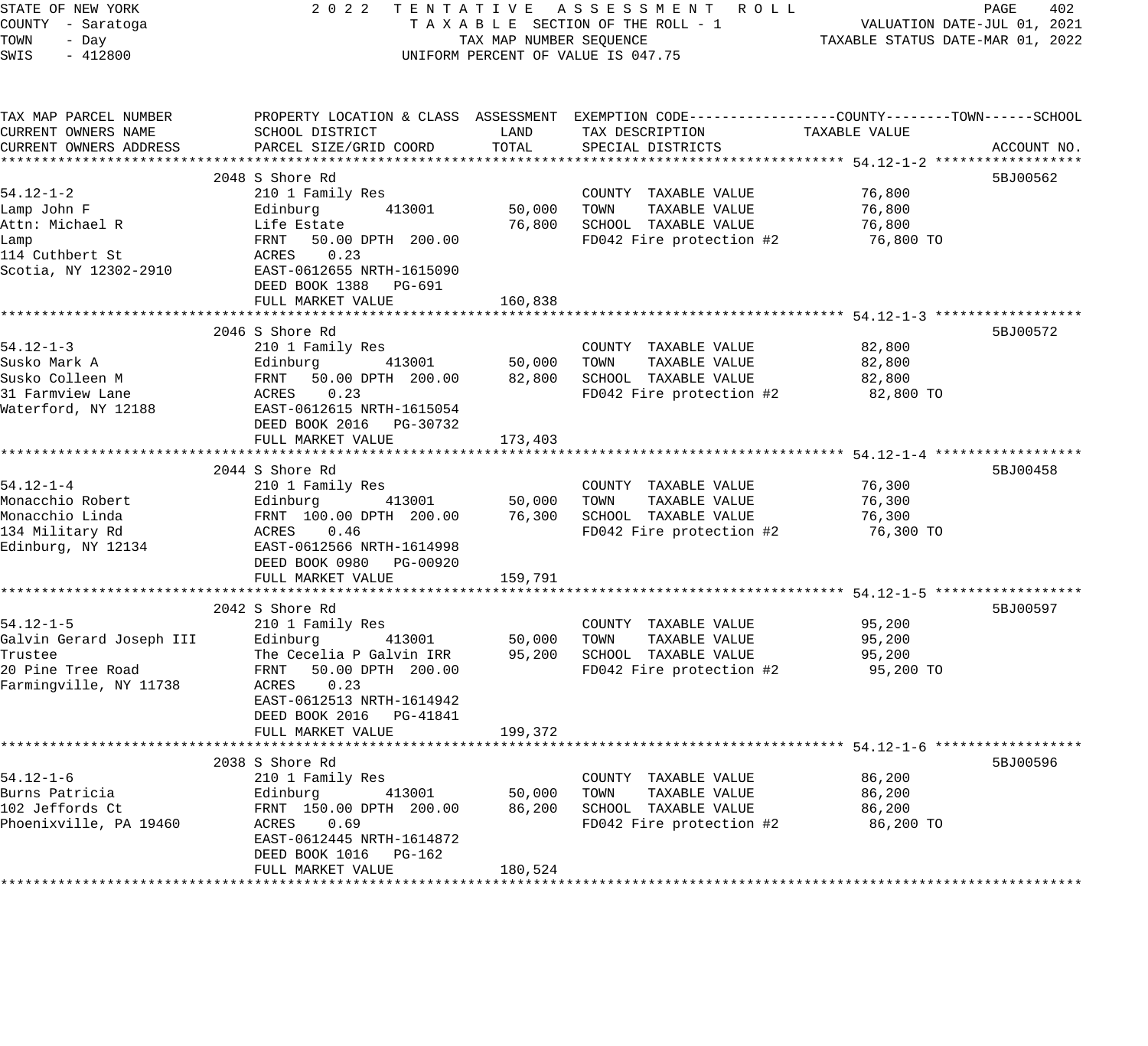STATE OF NEW YORK
COUNTY - Saratoga
TOWN - Day
SWIS - 412800

2 0 2 2 T E N T A T I V E A S S E S S M E N T R O L L
T A X A B L E SECTION OF THE ROLL - 1
TAX MAP NUMBER SEQUENCE
UNIFORM PERCENT OF VALUE IS 047.75

VALUATION DATE-JUL 01, 2021
TAXABLE STATUS DATE-MAR 01, 2022

| TAX MAP PARCEL NUMBER / CURRENT OWNERS NAME / CURRENT OWNERS ADDRESS | PROPERTY LOCATION & CLASS / SCHOOL DISTRICT / PARCEL SIZE/GRID COORD | ASSESSMENT LAND | ASSESSMENT TOTAL | EXEMPTION CODE / TAX DESCRIPTION / SPECIAL DISTRICTS | TAXABLE VALUE (COUNTY--TOWN--SCHOOL) | ACCOUNT NO. |
|---|---|---|---|---|---|---|
| **54.12-1-2** | 2048 S Shore Rd | | | | | 5BJ00562 |
| 54.12-1-2 | 210 1 Family Res | | | COUNTY TAXABLE VALUE | 76,800 | |
| Lamp John F | Edinburg 413001 | 50,000 | | TOWN TAXABLE VALUE | 76,800 | |
| Attn: Michael R | Life Estate | | 76,800 | SCHOOL TAXABLE VALUE | 76,800 | |
| Lamp | FRNT 50.00 DPTH 200.00 | | | FD042 Fire protection #2 | 76,800 TO | |
| 114 Cuthbert St | ACRES 0.23 | | | | | |
| Scotia, NY 12302-2910 | EAST-0612655 NRTH-1615090 | | | | | |
| | DEED BOOK 1388 PG-691 | | | | | |
| | FULL MARKET VALUE | | 160,838 | | | |
| **54.12-1-3** | 2046 S Shore Rd | | | | | 5BJ00572 |
| 54.12-1-3 | 210 1 Family Res | | | COUNTY TAXABLE VALUE | 82,800 | |
| Susko Mark A | Edinburg 413001 | 50,000 | | TOWN TAXABLE VALUE | 82,800 | |
| Susko Colleen M | FRNT 50.00 DPTH 200.00 | | 82,800 | SCHOOL TAXABLE VALUE | 82,800 | |
| 31 Farmview Lane | ACRES 0.23 | | | FD042 Fire protection #2 | 82,800 TO | |
| Waterford, NY 12188 | EAST-0612615 NRTH-1615054 | | | | | |
| | DEED BOOK 2016 PG-30732 | | | | | |
| | FULL MARKET VALUE | | 173,403 | | | |
| **54.12-1-4** | 2044 S Shore Rd | | | | | 5BJ00458 |
| 54.12-1-4 | 210 1 Family Res | | | COUNTY TAXABLE VALUE | 76,300 | |
| Monacchio Robert | Edinburg 413001 | 50,000 | | TOWN TAXABLE VALUE | 76,300 | |
| Monacchio Linda | FRNT 100.00 DPTH 200.00 | | 76,300 | SCHOOL TAXABLE VALUE | 76,300 | |
| 134 Military Rd | ACRES 0.46 | | | FD042 Fire protection #2 | 76,300 TO | |
| Edinburg, NY 12134 | EAST-0612566 NRTH-1614998 | | | | | |
| | DEED BOOK 0980 PG-00920 | | | | | |
| | FULL MARKET VALUE | | 159,791 | | | |
| **54.12-1-5** | 2042 S Shore Rd | | | | | 5BJ00597 |
| 54.12-1-5 | 210 1 Family Res | | | COUNTY TAXABLE VALUE | 95,200 | |
| Galvin Gerard Joseph III | Edinburg 413001 | 50,000 | | TOWN TAXABLE VALUE | 95,200 | |
| Trustee | The Cecelia P Galvin IRR | | 95,200 | SCHOOL TAXABLE VALUE | 95,200 | |
| 20 Pine Tree Road | FRNT 50.00 DPTH 200.00 | | | FD042 Fire protection #2 | 95,200 TO | |
| Farmingville, NY 11738 | ACRES 0.23 | | | | | |
| | EAST-0612513 NRTH-1614942 | | | | | |
| | DEED BOOK 2016 PG-41841 | | | | | |
| | FULL MARKET VALUE | | 199,372 | | | |
| **54.12-1-6** | 2038 S Shore Rd | | | | | 5BJ00596 |
| 54.12-1-6 | 210 1 Family Res | | | COUNTY TAXABLE VALUE | 86,200 | |
| Burns Patricia | Edinburg 413001 | 50,000 | | TOWN TAXABLE VALUE | 86,200 | |
| 102 Jeffords Ct | FRNT 150.00 DPTH 200.00 | | 86,200 | SCHOOL TAXABLE VALUE | 86,200 | |
| Phoenixville, PA 19460 | ACRES 0.69 | | | FD042 Fire protection #2 | 86,200 TO | |
| | EAST-0612445 NRTH-1614872 | | | | | |
| | DEED BOOK 1016 PG-162 | | | | | |
| | FULL MARKET VALUE | | 180,524 | | | |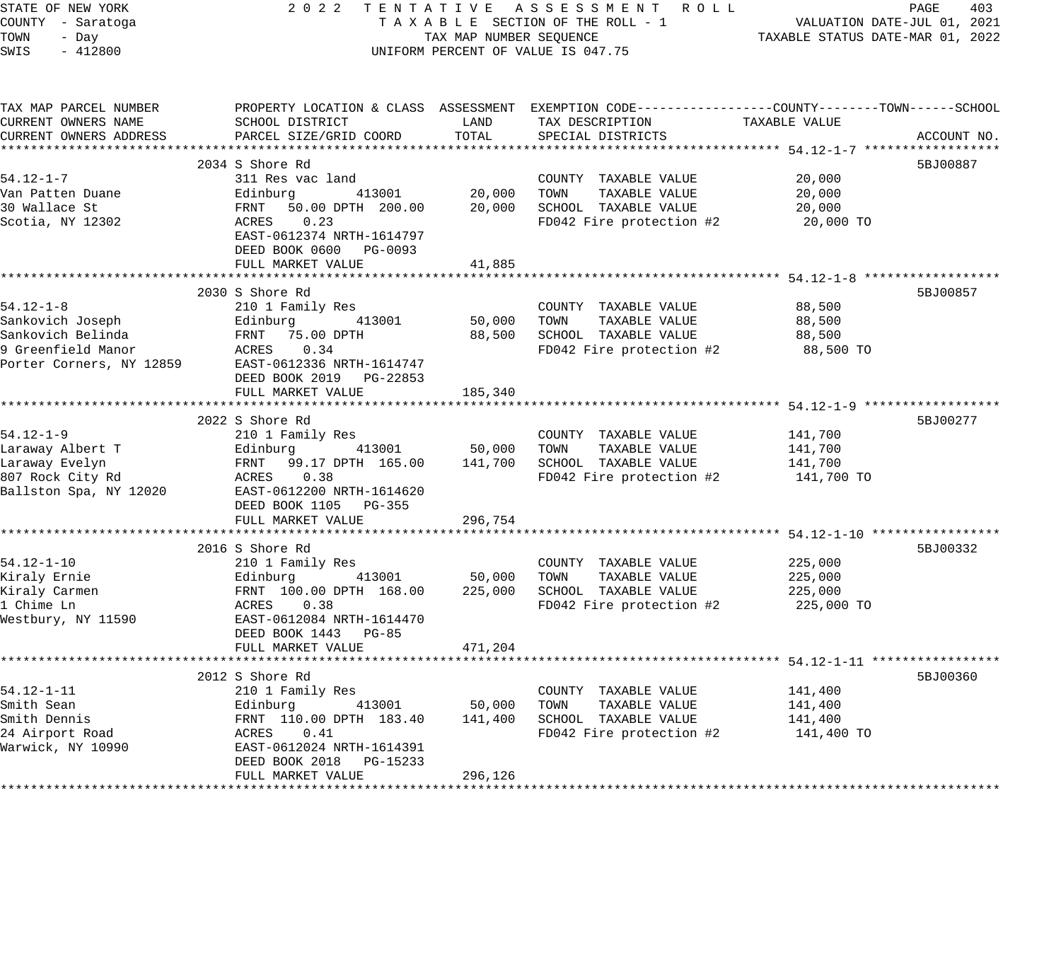STATE OF NEW YORK — 2022 TENTATIVE ASSESSMENT ROLL
COUNTY - Saratoga — TAXABLE SECTION OF THE ROLL - 1 — VALUATION DATE-JUL 01, 2021
TOWN - Day — TAX MAP NUMBER SEQUENCE — TAXABLE STATUS DATE-MAR 01, 2022
SWIS - 412800 — UNIFORM PERCENT OF VALUE IS 047.75

| TAX MAP PARCEL NUMBER / CURRENT OWNERS NAME / CURRENT OWNERS ADDRESS | PROPERTY LOCATION & CLASS / SCHOOL DISTRICT / PARCEL SIZE/GRID COORD | ASSESSMENT LAND | ASSESSMENT TOTAL | EXEMPTION CODE / TAX DESCRIPTION / SPECIAL DISTRICTS | TAXABLE VALUE | ACCOUNT NO. |
|---|---|---|---|---|---|---|
| **54.12-1-7** | 2034 S Shore Rd | | | | | 5BJ00887 |
| 54.12-1-7 | 311 Res vac land | | | COUNTY TAXABLE VALUE | 20,000 | |
| Van Patten Duane | Edinburg 413001 | 20,000 | | TOWN TAXABLE VALUE | 20,000 | |
| 30 Wallace St | FRNT 50.00 DPTH 200.00 | | 20,000 | SCHOOL TAXABLE VALUE | 20,000 | |
| Scotia, NY 12302 | ACRES 0.23 | | | FD042 Fire protection #2 | 20,000 TO | |
| | EAST-0612374 NRTH-1614797 | | | | | |
| | DEED BOOK 0600 PG-0093 | | | | | |
| | FULL MARKET VALUE | | 41,885 | | | |
| **54.12-1-8** | 2030 S Shore Rd | | | | | 5BJ00857 |
| 54.12-1-8 | 210 1 Family Res | | | COUNTY TAXABLE VALUE | 88,500 | |
| Sankovich Joseph | Edinburg 413001 | 50,000 | | TOWN TAXABLE VALUE | 88,500 | |
| Sankovich Belinda | FRNT 75.00 DPTH | | 88,500 | SCHOOL TAXABLE VALUE | 88,500 | |
| 9 Greenfield Manor | ACRES 0.34 | | | FD042 Fire protection #2 | 88,500 TO | |
| Porter Corners, NY 12859 | EAST-0612336 NRTH-1614747 | | | | | |
| | DEED BOOK 2019 PG-22853 | | | | | |
| | FULL MARKET VALUE | | 185,340 | | | |
| **54.12-1-9** | 2022 S Shore Rd | | | | | 5BJ00277 |
| 54.12-1-9 | 210 1 Family Res | | | COUNTY TAXABLE VALUE | 141,700 | |
| Laraway Albert T | Edinburg 413001 | 50,000 | | TOWN TAXABLE VALUE | 141,700 | |
| Laraway Evelyn | FRNT 99.17 DPTH 165.00 | | 141,700 | SCHOOL TAXABLE VALUE | 141,700 | |
| 807 Rock City Rd | ACRES 0.38 | | | FD042 Fire protection #2 | 141,700 TO | |
| Ballston Spa, NY 12020 | EAST-0612200 NRTH-1614620 | | | | | |
| | DEED BOOK 1105 PG-355 | | | | | |
| | FULL MARKET VALUE | | 296,754 | | | |
| **54.12-1-10** | 2016 S Shore Rd | | | | | 5BJ00332 |
| 54.12-1-10 | 210 1 Family Res | | | COUNTY TAXABLE VALUE | 225,000 | |
| Kiraly Ernie | Edinburg 413001 | 50,000 | | TOWN TAXABLE VALUE | 225,000 | |
| Kiraly Carmen | FRNT 100.00 DPTH 168.00 | | 225,000 | SCHOOL TAXABLE VALUE | 225,000 | |
| 1 Chime Ln | ACRES 0.38 | | | FD042 Fire protection #2 | 225,000 TO | |
| Westbury, NY 11590 | EAST-0612084 NRTH-1614470 | | | | | |
| | DEED BOOK 1443 PG-85 | | | | | |
| | FULL MARKET VALUE | | 471,204 | | | |
| **54.12-1-11** | 2012 S Shore Rd | | | | | 5BJ00360 |
| 54.12-1-11 | 210 1 Family Res | | | COUNTY TAXABLE VALUE | 141,400 | |
| Smith Sean | Edinburg 413001 | 50,000 | | TOWN TAXABLE VALUE | 141,400 | |
| Smith Dennis | FRNT 110.00 DPTH 183.40 | | 141,400 | SCHOOL TAXABLE VALUE | 141,400 | |
| 24 Airport Road | ACRES 0.41 | | | FD042 Fire protection #2 | 141,400 TO | |
| Warwick, NY 10990 | EAST-0612024 NRTH-1614391 | | | | | |
| | DEED BOOK 2018 PG-15233 | | | | | |
| | FULL MARKET VALUE | | 296,126 | | | |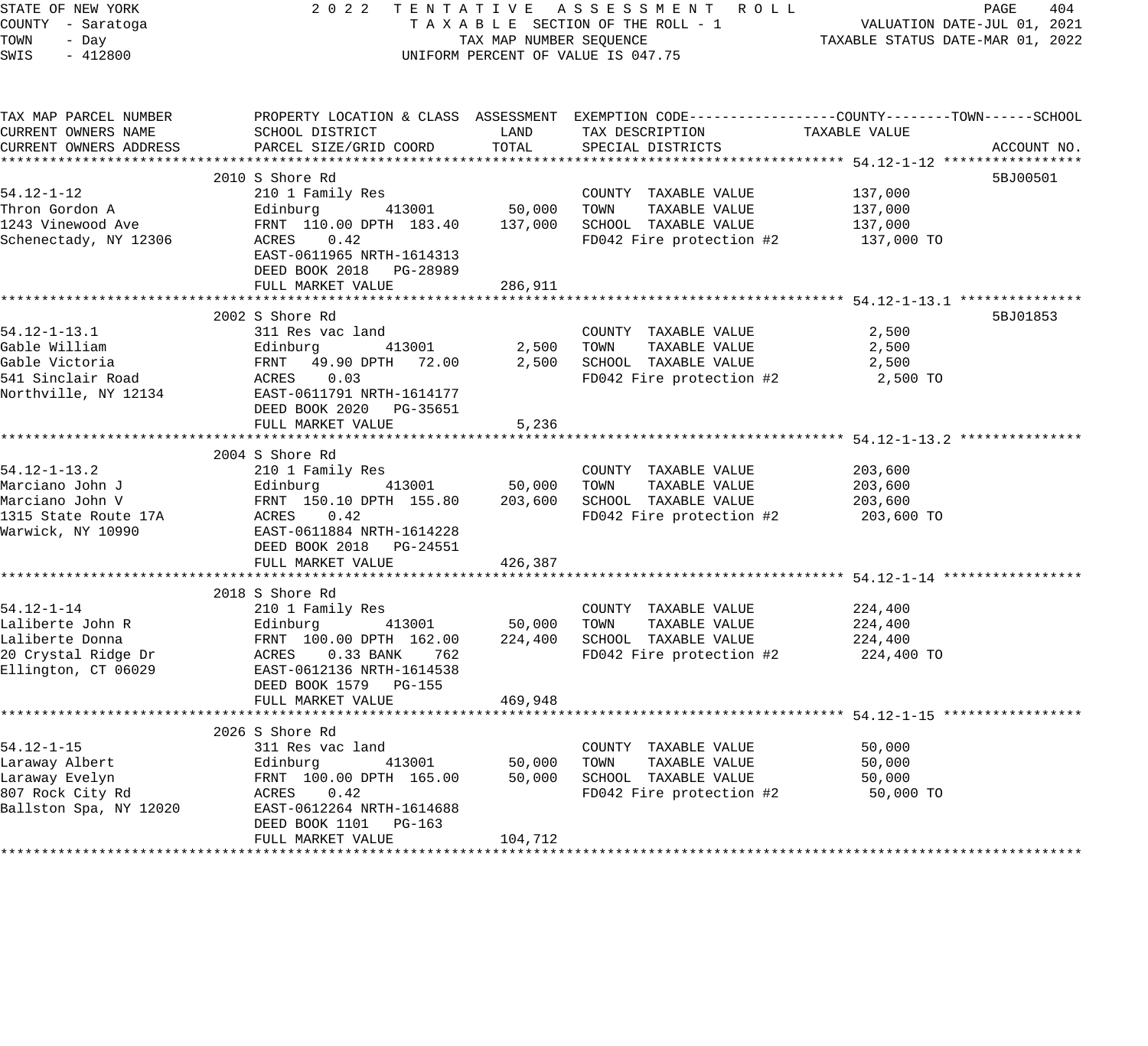STATE OF NEW YORK — 2022 TENTATIVE ASSESSMENT ROLL
COUNTY - Saratoga — TAXABLE SECTION OF THE ROLL - 1 — VALUATION DATE-JUL 01, 2021
TOWN - Day — TAX MAP NUMBER SEQUENCE — TAXABLE STATUS DATE-MAR 01, 2022
SWIS - 412800 — UNIFORM PERCENT OF VALUE IS 047.75

| TAX MAP PARCEL NUMBER / CURRENT OWNERS NAME / CURRENT OWNERS ADDRESS | PROPERTY LOCATION & CLASS / SCHOOL DISTRICT / PARCEL SIZE/GRID COORD | ASSESSMENT LAND | ASSESSMENT TOTAL | EXEMPTION CODE / TAX DESCRIPTION / SPECIAL DISTRICTS | TAXABLE VALUE (COUNTY--TOWN--SCHOOL) | ACCOUNT NO. |
|---|---|---|---|---|---|---|
| **54.12-1-12** | 2010 S Shore Rd | | | | | 5BJ00501 |
| 54.12-1-12 | 210 1 Family Res | | | COUNTY TAXABLE VALUE | 137,000 | |
| Thron Gordon A | Edinburg 413001 | 50,000 | | TOWN TAXABLE VALUE | 137,000 | |
| 1243 Vinewood Ave | FRNT 110.00 DPTH 183.40 | | 137,000 | SCHOOL TAXABLE VALUE | 137,000 | |
| Schenectady, NY 12306 | ACRES 0.42 | | | FD042 Fire protection #2 | 137,000 TO | |
| | EAST-0611965 NRTH-1614313 | | | | | |
| | DEED BOOK 2018 PG-28989 | | | | | |
| | FULL MARKET VALUE | | 286,911 | | | |
| **54.12-1-13.1** | 2002 S Shore Rd | | | | | 5BJ01853 |
| 54.12-1-13.1 | 311 Res vac land | | | COUNTY TAXABLE VALUE | 2,500 | |
| Gable William | Edinburg 413001 | 2,500 | | TOWN TAXABLE VALUE | 2,500 | |
| Gable Victoria | FRNT 49.90 DPTH 72.00 | | 2,500 | SCHOOL TAXABLE VALUE | 2,500 | |
| 541 Sinclair Road | ACRES 0.03 | | | FD042 Fire protection #2 | 2,500 TO | |
| Northville, NY 12134 | EAST-0611791 NRTH-1614177 | | | | | |
| | DEED BOOK 2020 PG-35651 | | | | | |
| | FULL MARKET VALUE | | 5,236 | | | |
| **54.12-1-13.2** | 2004 S Shore Rd | | | | | |
| 54.12-1-13.2 | 210 1 Family Res | | | COUNTY TAXABLE VALUE | 203,600 | |
| Marciano John J | Edinburg 413001 | 50,000 | | TOWN TAXABLE VALUE | 203,600 | |
| Marciano John V | FRNT 150.10 DPTH 155.80 | | 203,600 | SCHOOL TAXABLE VALUE | 203,600 | |
| 1315 State Route 17A | ACRES 0.42 | | | FD042 Fire protection #2 | 203,600 TO | |
| Warwick, NY 10990 | EAST-0611884 NRTH-1614228 | | | | | |
| | DEED BOOK 2018 PG-24551 | | | | | |
| | FULL MARKET VALUE | | 426,387 | | | |
| **54.12-1-14** | 2018 S Shore Rd | | | | | |
| 54.12-1-14 | 210 1 Family Res | | | COUNTY TAXABLE VALUE | 224,400 | |
| Laliberte John R | Edinburg 413001 | 50,000 | | TOWN TAXABLE VALUE | 224,400 | |
| Laliberte Donna | FRNT 100.00 DPTH 162.00 | | 224,400 | SCHOOL TAXABLE VALUE | 224,400 | |
| 20 Crystal Ridge Dr | ACRES 0.33 BANK 762 | | | FD042 Fire protection #2 | 224,400 TO | |
| Ellington, CT 06029 | EAST-0612136 NRTH-1614538 | | | | | |
| | DEED BOOK 1579 PG-155 | | | | | |
| | FULL MARKET VALUE | | 469,948 | | | |
| **54.12-1-15** | 2026 S Shore Rd | | | | | |
| 54.12-1-15 | 311 Res vac land | | | COUNTY TAXABLE VALUE | 50,000 | |
| Laraway Albert | Edinburg 413001 | 50,000 | | TOWN TAXABLE VALUE | 50,000 | |
| Laraway Evelyn | FRNT 100.00 DPTH 165.00 | | 50,000 | SCHOOL TAXABLE VALUE | 50,000 | |
| 807 Rock City Rd | ACRES 0.42 | | | FD042 Fire protection #2 | 50,000 TO | |
| Ballston Spa, NY 12020 | EAST-0612264 NRTH-1614688 | | | | | |
| | DEED BOOK 1101 PG-163 | | | | | |
| | FULL MARKET VALUE | | 104,712 | | | |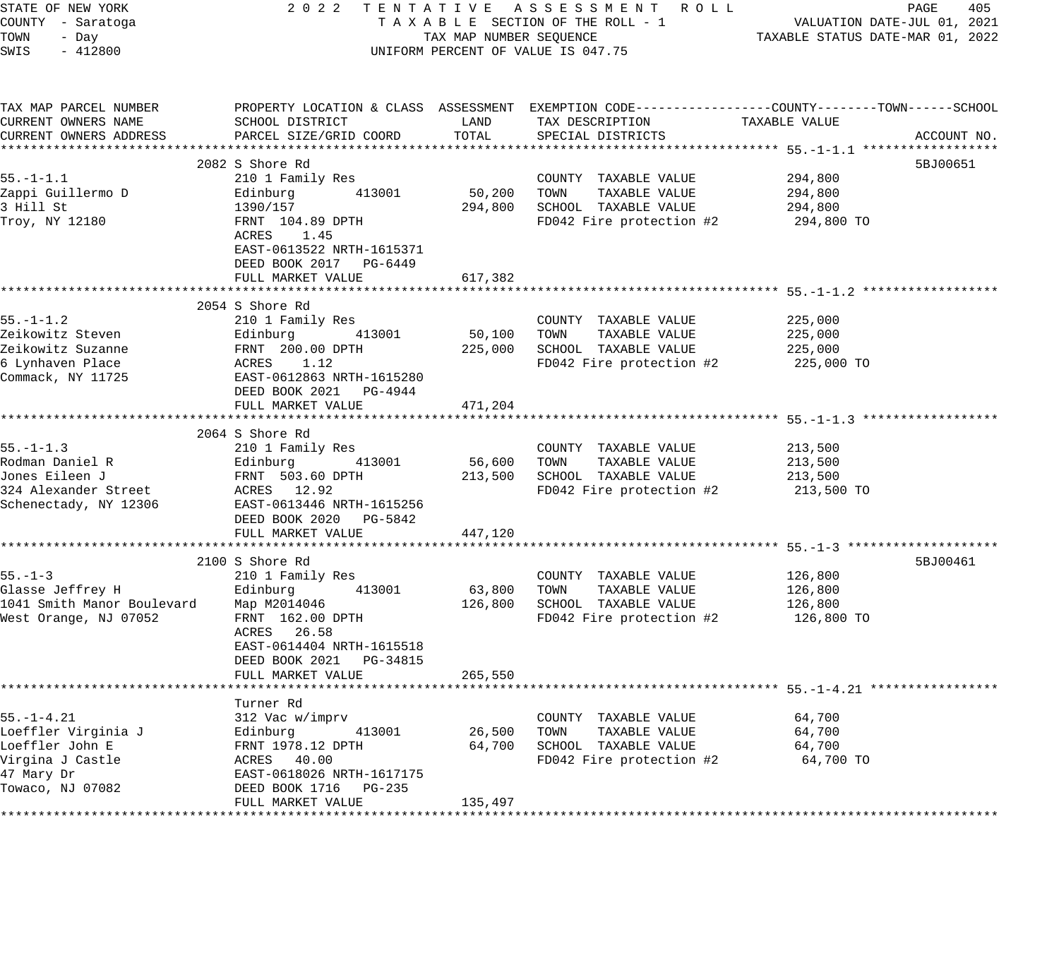STATE OF NEW YORK
COUNTY - Saratoga
TOWN - Day
SWIS - 412800

2022 TENTATIVE ASSESSMENT ROLL
TAXABLE SECTION OF THE ROLL - 1
TAX MAP NUMBER SEQUENCE
UNIFORM PERCENT OF VALUE IS 047.75

VALUATION DATE-JUL 01, 2021
TAXABLE STATUS DATE-MAR 01, 2022

| TAX MAP PARCEL NUMBER / CURRENT OWNERS NAME / CURRENT OWNERS ADDRESS | PROPERTY LOCATION & CLASS / SCHOOL DISTRICT / PARCEL SIZE/GRID COORD | ASSESSMENT LAND | TOTAL | EXEMPTION CODE / TAX DESCRIPTION / SPECIAL DISTRICTS | TAXABLE VALUE (COUNTY / TOWN / SCHOOL) | ACCOUNT NO. |
|---|---|---|---|---|---|---|
| **55.-1-1.1** | 2082 S Shore Rd | | | | | 5BJ00651 |
| Zappi Guillermo D | 210 1 Family Res | | | COUNTY TAXABLE VALUE | 294,800 | |
| 3 Hill St | Edinburg 413001 | 50,200 | | TOWN TAXABLE VALUE | 294,800 | |
| Troy, NY 12180 | 1390/157 | | 294,800 | SCHOOL TAXABLE VALUE | 294,800 | |
| | FRNT 104.89 DPTH | | | FD042 Fire protection #2 | 294,800 TO | |
| | ACRES 1.45 | | | | | |
| | EAST-0613522 NRTH-1615371 | | | | | |
| | DEED BOOK 2017 PG-6449 | | | | | |
| | FULL MARKET VALUE | | 617,382 | | | |
| **55.-1-1.2** | 2054 S Shore Rd | | | | | |
| Zeikowitz Steven | 210 1 Family Res | | | COUNTY TAXABLE VALUE | 225,000 | |
| Zeikowitz Suzanne | Edinburg 413001 | 50,100 | | TOWN TAXABLE VALUE | 225,000 | |
| 6 Lynhaven Place | FRNT 200.00 DPTH | | 225,000 | SCHOOL TAXABLE VALUE | 225,000 | |
| Commack, NY 11725 | ACRES 1.12 | | | FD042 Fire protection #2 | 225,000 TO | |
| | EAST-0612863 NRTH-1615280 | | | | | |
| | DEED BOOK 2021 PG-4944 | | | | | |
| | FULL MARKET VALUE | | 471,204 | | | |
| **55.-1-1.3** | 2064 S Shore Rd | | | | | |
| Rodman Daniel R | 210 1 Family Res | | | COUNTY TAXABLE VALUE | 213,500 | |
| Jones Eileen J | Edinburg 413001 | 56,600 | | TOWN TAXABLE VALUE | 213,500 | |
| 324 Alexander Street | FRNT 503.60 DPTH | | 213,500 | SCHOOL TAXABLE VALUE | 213,500 | |
| Schenectady, NY 12306 | ACRES 12.92 | | | FD042 Fire protection #2 | 213,500 TO | |
| | EAST-0613446 NRTH-1615256 | | | | | |
| | DEED BOOK 2020 PG-5842 | | | | | |
| | FULL MARKET VALUE | | 447,120 | | | |
| **55.-1-3** | 2100 S Shore Rd | | | | | 5BJ00461 |
| Glasse Jeffrey H | 210 1 Family Res | | | COUNTY TAXABLE VALUE | 126,800 | |
| 1041 Smith Manor Boulevard | Edinburg 413001 | 63,800 | | TOWN TAXABLE VALUE | 126,800 | |
| West Orange, NJ 07052 | Map M2014046 | | 126,800 | SCHOOL TAXABLE VALUE | 126,800 | |
| | FRNT 162.00 DPTH | | | FD042 Fire protection #2 | 126,800 TO | |
| | ACRES 26.58 | | | | | |
| | EAST-0614404 NRTH-1615518 | | | | | |
| | DEED BOOK 2021 PG-34815 | | | | | |
| | FULL MARKET VALUE | | 265,550 | | | |
| **55.-1-4.21** | Turner Rd | | | | | |
| Loeffler Virginia J | 312 Vac w/imprv | | | COUNTY TAXABLE VALUE | 64,700 | |
| Loeffler John E | Edinburg 413001 | 26,500 | | TOWN TAXABLE VALUE | 64,700 | |
| Virgina J Castle | FRNT 1978.12 DPTH | | 64,700 | SCHOOL TAXABLE VALUE | 64,700 | |
| 47 Mary Dr | ACRES 40.00 | | | FD042 Fire protection #2 | 64,700 TO | |
| Towaco, NJ 07082 | EAST-0618026 NRTH-1617175 | | | | | |
| | DEED BOOK 1716 PG-235 | | | | | |
| | FULL MARKET VALUE | | 135,497 | | | |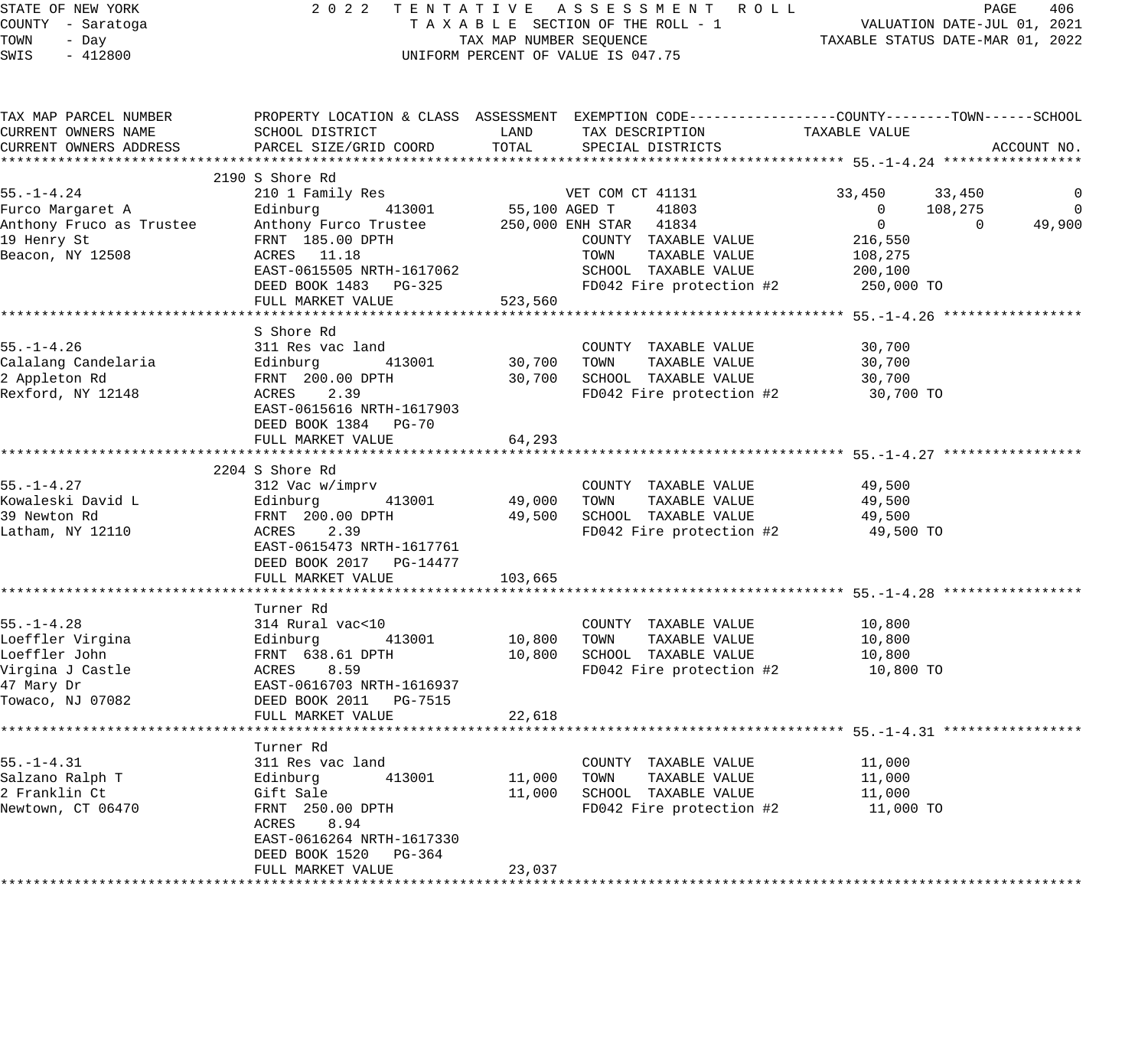STATE OF NEW YORK
COUNTY - Saratoga
TOWN - Day
SWIS - 412800

2 0 2 2 T E N T A T I V E A S S E S S M E N T R O L L
T A X A B L E SECTION OF THE ROLL - 1
TAX MAP NUMBER SEQUENCE
UNIFORM PERCENT OF VALUE IS 047.75

VALUATION DATE-JUL 01, 2021
TAXABLE STATUS DATE-MAR 01, 2022

```
TAX MAP PARCEL NUMBER          PROPERTY LOCATION & CLASS  ASSESSMENT  EXEMPTION CODE------------------COUNTY--------TOWN------SCHOOL
CURRENT OWNERS NAME            SCHOOL DISTRICT               LAND      TAX DESCRIPTION            TAXABLE VALUE
CURRENT OWNERS ADDRESS         PARCEL SIZE/GRID COORD        TOTAL     SPECIAL DISTRICTS                                      ACCOUNT NO.
****************************************************************************************************** 55.-1-4.24 *****************
                          2190 S Shore Rd
55.-1-4.24                     210 1 Family Res                  VET COM CT 41131            33,450      33,450           0
Furco Margaret A               Edinburg        413001      55,100 AGED T      41803               0     108,275           0
Anthony Fruco as Trustee       Anthony Furco Trustee      250,000 ENH STAR  41834                0           0      49,900
19 Henry St                    FRNT 185.00 DPTH                    COUNTY  TAXABLE VALUE        216,550
Beacon, NY 12508               ACRES  11.18                        TOWN    TAXABLE VALUE        108,275
                               EAST-0615505 NRTH-1617062           SCHOOL  TAXABLE VALUE        200,100
                               DEED BOOK 1483   PG-325             FD042 Fire protection #2      250,000 TO
                               FULL MARKET VALUE           523,560
****************************************************************************************************** 55.-1-4.26 *****************
                               S Shore Rd
55.-1-4.26                     311 Res vac land                    COUNTY  TAXABLE VALUE         30,700
Calalang Candelaria            Edinburg        413001      30,700  TOWN    TAXABLE VALUE         30,700
2 Appleton Rd                  FRNT 200.00 DPTH            30,700  SCHOOL  TAXABLE VALUE         30,700
Rexford, NY 12148              ACRES   2.39                        FD042 Fire protection #2       30,700 TO
                               EAST-0615616 NRTH-1617903
                               DEED BOOK 1384   PG-70
                               FULL MARKET VALUE            64,293
****************************************************************************************************** 55.-1-4.27 *****************
                          2204 S Shore Rd
55.-1-4.27                     312 Vac w/imprv                     COUNTY  TAXABLE VALUE         49,500
Kowaleski David L              Edinburg        413001      49,000  TOWN    TAXABLE VALUE         49,500
39 Newton Rd                   FRNT 200.00 DPTH            49,500  SCHOOL  TAXABLE VALUE         49,500
Latham, NY 12110               ACRES   2.39                        FD042 Fire protection #2       49,500 TO
                               EAST-0615473 NRTH-1617761
                               DEED BOOK 2017   PG-14477
                               FULL MARKET VALUE           103,665
****************************************************************************************************** 55.-1-4.28 *****************
                               Turner Rd
55.-1-4.28                     314 Rural vac<10                    COUNTY  TAXABLE VALUE         10,800
Loeffler Virgina               Edinburg        413001      10,800  TOWN    TAXABLE VALUE         10,800
Loeffler John                  FRNT 638.61 DPTH            10,800  SCHOOL  TAXABLE VALUE         10,800
Virgina J Castle               ACRES   8.59                        FD042 Fire protection #2       10,800 TO
47 Mary Dr                     EAST-0616703 NRTH-1616937
Towaco, NJ 07082               DEED BOOK 2011   PG-7515
                               FULL MARKET VALUE            22,618
****************************************************************************************************** 55.-1-4.31 *****************
                               Turner Rd
55.-1-4.31                     311 Res vac land                    COUNTY  TAXABLE VALUE         11,000
Salzano Ralph T                Edinburg        413001      11,000  TOWN    TAXABLE VALUE         11,000
2 Franklin Ct                  Gift Sale                   11,000  SCHOOL  TAXABLE VALUE         11,000
Newtown, CT 06470              FRNT 250.00 DPTH                    FD042 Fire protection #2       11,000 TO
                               ACRES   8.94
                               EAST-0616264 NRTH-1617330
                               DEED BOOK 1520   PG-364
                               FULL MARKET VALUE            23,037
************************************************************************************************************************************
```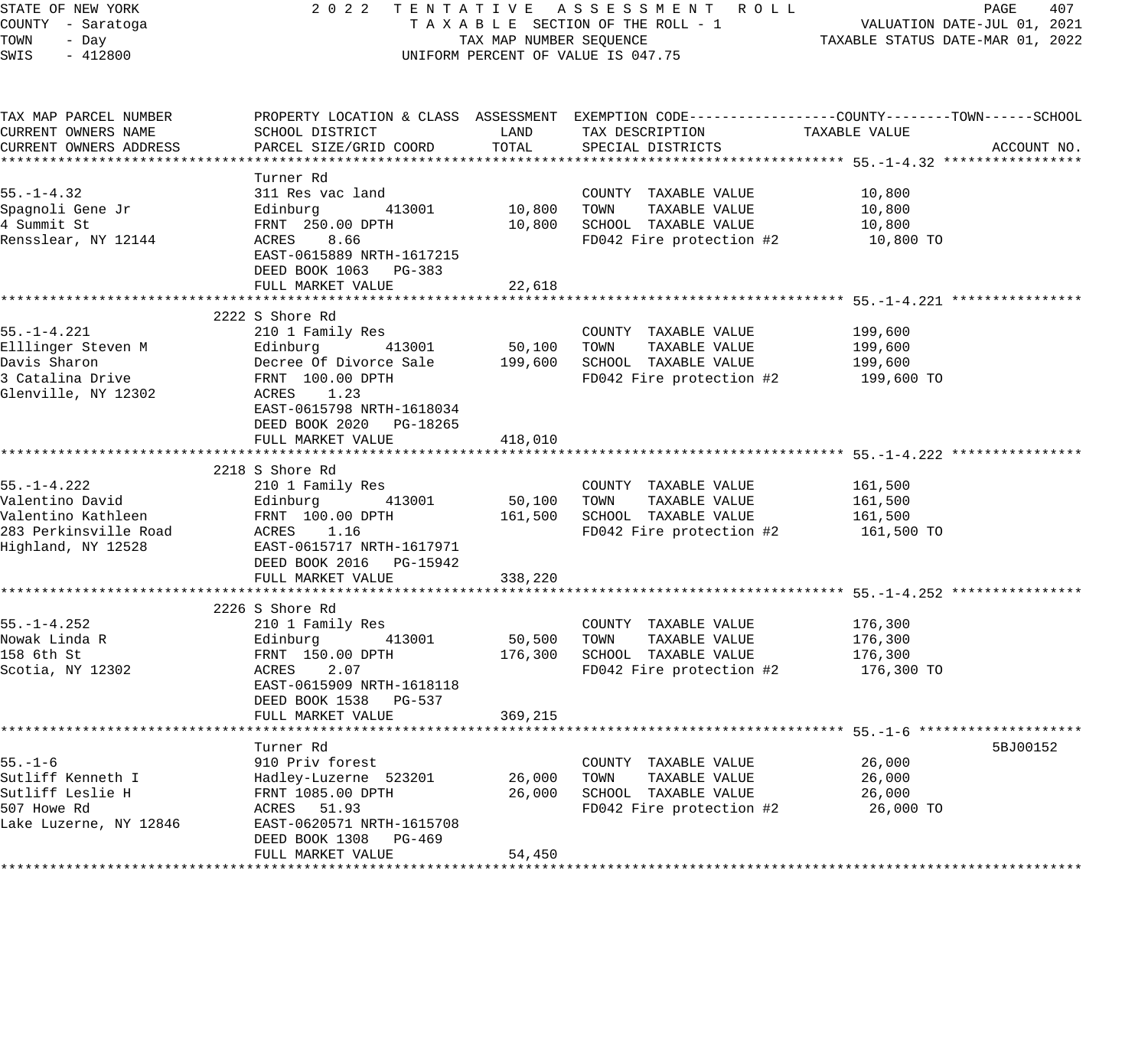STATE OF NEW YORK
COUNTY - Saratoga
TOWN - Day
SWIS - 412800

2 0 2 2 TENTATIVE ASSESSMENT ROLL
TAXABLE SECTION OF THE ROLL - 1
TAX MAP NUMBER SEQUENCE
UNIFORM PERCENT OF VALUE IS 047.75

VALUATION DATE-JUL 01, 2021
TAXABLE STATUS DATE-MAR 01, 2022

| TAX MAP PARCEL NUMBER / CURRENT OWNERS NAME / CURRENT OWNERS ADDRESS | PROPERTY LOCATION & CLASS / SCHOOL DISTRICT / PARCEL SIZE/GRID COORD | ASSESSMENT LAND | TOTAL | EXEMPTION CODE / TAX DESCRIPTION / SPECIAL DISTRICTS | TAXABLE VALUE (COUNTY / TOWN / SCHOOL) | ACCOUNT NO. |
|---|---|---|---|---|---|---|
| **55.-1-4.32** | Turner Rd | | | | | |
| 55.-1-4.32 | 311 Res vac land | | | COUNTY TAXABLE VALUE | 10,800 | |
| Spagnoli Gene Jr | Edinburg 413001 | 10,800 | | TOWN TAXABLE VALUE | 10,800 | |
| 4 Summit St | FRNT 250.00 DPTH | | 10,800 | SCHOOL TAXABLE VALUE | 10,800 | |
| Rensslear, NY 12144 | ACRES 8.66 | | | FD042 Fire protection #2 | 10,800 TO | |
| | EAST-0615889 NRTH-1617215 | | | | | |
| | DEED BOOK 1063 PG-383 | | | | | |
| | FULL MARKET VALUE | | 22,618 | | | |
| **55.-1-4.221** | 2222 S Shore Rd | | | | | |
| 55.-1-4.221 | 210 1 Family Res | | | COUNTY TAXABLE VALUE | 199,600 | |
| Elllinger Steven M | Edinburg 413001 | 50,100 | | TOWN TAXABLE VALUE | 199,600 | |
| Davis Sharon | Decree Of Divorce Sale | | 199,600 | SCHOOL TAXABLE VALUE | 199,600 | |
| 3 Catalina Drive | FRNT 100.00 DPTH | | | FD042 Fire protection #2 | 199,600 TO | |
| Glenville, NY 12302 | ACRES 1.23 | | | | | |
| | EAST-0615798 NRTH-1618034 | | | | | |
| | DEED BOOK 2020 PG-18265 | | | | | |
| | FULL MARKET VALUE | | 418,010 | | | |
| **55.-1-4.222** | 2218 S Shore Rd | | | | | |
| 55.-1-4.222 | 210 1 Family Res | | | COUNTY TAXABLE VALUE | 161,500 | |
| Valentino David | Edinburg 413001 | 50,100 | | TOWN TAXABLE VALUE | 161,500 | |
| Valentino Kathleen | FRNT 100.00 DPTH | | 161,500 | SCHOOL TAXABLE VALUE | 161,500 | |
| 283 Perkinsville Road | ACRES 1.16 | | | FD042 Fire protection #2 | 161,500 TO | |
| Highland, NY 12528 | EAST-0615717 NRTH-1617971 | | | | | |
| | DEED BOOK 2016 PG-15942 | | | | | |
| | FULL MARKET VALUE | | 338,220 | | | |
| **55.-1-4.252** | 2226 S Shore Rd | | | | | |
| 55.-1-4.252 | 210 1 Family Res | | | COUNTY TAXABLE VALUE | 176,300 | |
| Nowak Linda R | Edinburg 413001 | 50,500 | | TOWN TAXABLE VALUE | 176,300 | |
| 158 6th St | FRNT 150.00 DPTH | | 176,300 | SCHOOL TAXABLE VALUE | 176,300 | |
| Scotia, NY 12302 | ACRES 2.07 | | | FD042 Fire protection #2 | 176,300 TO | |
| | EAST-0615909 NRTH-1618118 | | | | | |
| | DEED BOOK 1538 PG-537 | | | | | |
| | FULL MARKET VALUE | | 369,215 | | | |
| **55.-1-6** | Turner Rd | | | | | 5BJ00152 |
| 55.-1-6 | 910 Priv forest | | | COUNTY TAXABLE VALUE | 26,000 | |
| Sutliff Kenneth I | Hadley-Luzerne 523201 | 26,000 | | TOWN TAXABLE VALUE | 26,000 | |
| Sutliff Leslie H | FRNT 1085.00 DPTH | | 26,000 | SCHOOL TAXABLE VALUE | 26,000 | |
| 507 Howe Rd | ACRES 51.93 | | | FD042 Fire protection #2 | 26,000 TO | |
| Lake Luzerne, NY 12846 | EAST-0620571 NRTH-1615708 | | | | | |
| | DEED BOOK 1308 PG-469 | | | | | |
| | FULL MARKET VALUE | | 54,450 | | | |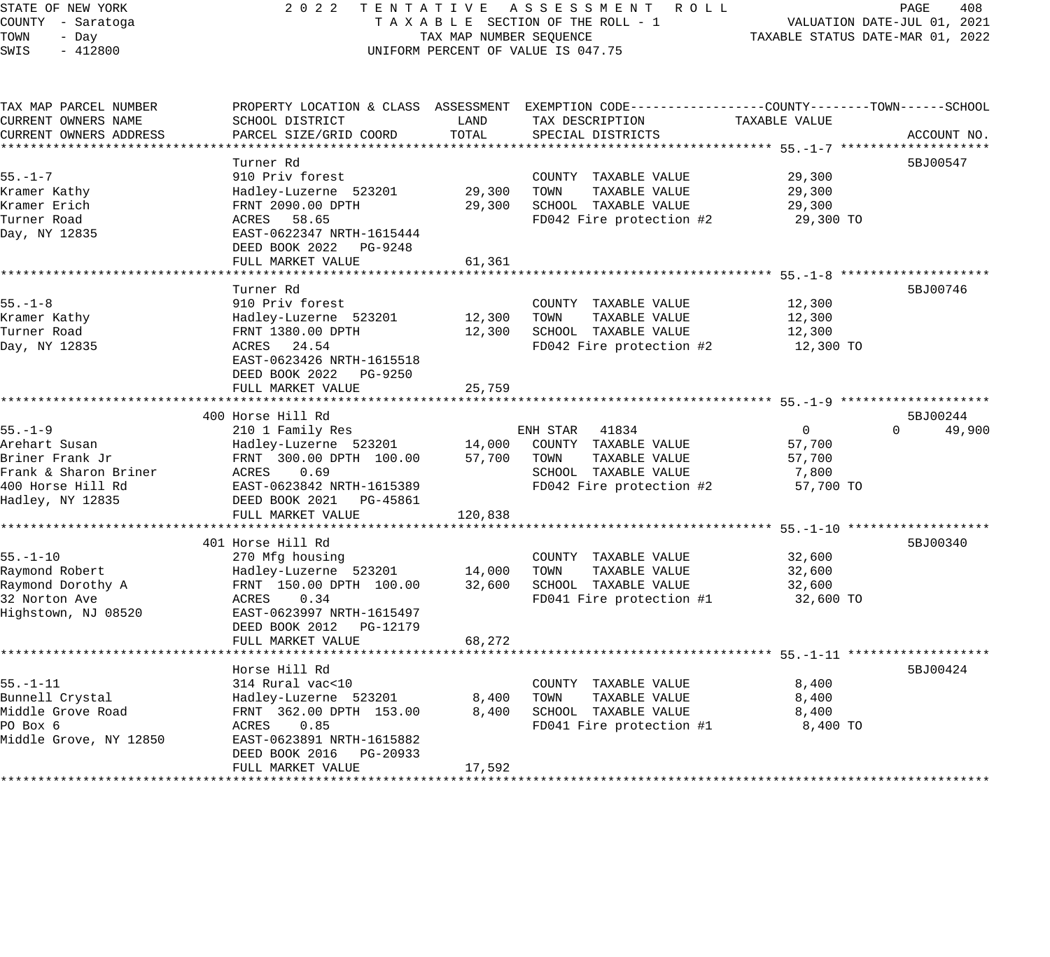STATE OF NEW YORK
COUNTY - Saratoga
TOWN - Day
SWIS - 412800

2022 TENTATIVE ASSESSMENT ROLL
TAXABLE SECTION OF THE ROLL - 1
TAX MAP NUMBER SEQUENCE
UNIFORM PERCENT OF VALUE IS 047.75

VALUATION DATE-JUL 01, 2021
TAXABLE STATUS DATE-MAR 01, 2022

| TAX MAP PARCEL NUMBER / CURRENT OWNERS NAME / CURRENT OWNERS ADDRESS | PROPERTY LOCATION & CLASS / SCHOOL DISTRICT / PARCEL SIZE/GRID COORD | ASSESSMENT LAND | ASSESSMENT TOTAL | EXEMPTION CODE / TAX DESCRIPTION / SPECIAL DISTRICTS | COUNTY TAXABLE VALUE | TOWN | SCHOOL | ACCOUNT NO. |
|---|---|---|---|---|---|---|---|---|
| **55.-1-7** | Turner Rd | | | | | | | 5BJ00547 |
| Kramer Kathy | 910 Priv forest | | | COUNTY TAXABLE VALUE | 29,300 | | | |
| Kramer Erich | Hadley-Luzerne 523201 | 29,300 | | TOWN TAXABLE VALUE | 29,300 | | | |
| Turner Road | FRNT 2090.00 DPTH | | 29,300 | SCHOOL TAXABLE VALUE | 29,300 | | | |
| Day, NY 12835 | ACRES 58.65 | | | FD042 Fire protection #2 | 29,300 TO | | | |
| | EAST-0622347 NRTH-1615444 | | | | | | | |
| | DEED BOOK 2022 PG-9248 | | | | | | | |
| | FULL MARKET VALUE | | 61,361 | | | | | |
| **55.-1-8** | Turner Rd | | | | | | | 5BJ00746 |
| Kramer Kathy | 910 Priv forest | | | COUNTY TAXABLE VALUE | 12,300 | | | |
| Turner Road | Hadley-Luzerne 523201 | 12,300 | | TOWN TAXABLE VALUE | 12,300 | | | |
| Day, NY 12835 | FRNT 1380.00 DPTH | | 12,300 | SCHOOL TAXABLE VALUE | 12,300 | | | |
| | ACRES 24.54 | | | FD042 Fire protection #2 | 12,300 TO | | | |
| | EAST-0623426 NRTH-1615518 | | | | | | | |
| | DEED BOOK 2022 PG-9250 | | | | | | | |
| | FULL MARKET VALUE | | 25,759 | | | | | |
| **55.-1-9** | 400 Horse Hill Rd | | | | | | | 5BJ00244 |
| Arehart Susan | 210 1 Family Res | | | ENH STAR 41834 | 0 | 0 | 49,900 | |
| Briner Frank Jr | Hadley-Luzerne 523201 | 14,000 | | COUNTY TAXABLE VALUE | 57,700 | | | |
| Frank & Sharon Briner | FRNT 300.00 DPTH 100.00 | | 57,700 | TOWN TAXABLE VALUE | 57,700 | | | |
| 400 Horse Hill Rd | ACRES 0.69 | | | SCHOOL TAXABLE VALUE | 7,800 | | | |
| Hadley, NY 12835 | EAST-0623842 NRTH-1615389 | | | FD042 Fire protection #2 | 57,700 TO | | | |
| | DEED BOOK 2021 PG-45861 | | | | | | | |
| | FULL MARKET VALUE | | 120,838 | | | | | |
| **55.-1-10** | 401 Horse Hill Rd | | | | | | | 5BJ00340 |
| Raymond Robert | 270 Mfg housing | | | COUNTY TAXABLE VALUE | 32,600 | | | |
| Raymond Dorothy A | Hadley-Luzerne 523201 | 14,000 | | TOWN TAXABLE VALUE | 32,600 | | | |
| 32 Norton Ave | FRNT 150.00 DPTH 100.00 | | 32,600 | SCHOOL TAXABLE VALUE | 32,600 | | | |
| Highstown, NJ 08520 | ACRES 0.34 | | | FD041 Fire protection #1 | 32,600 TO | | | |
| | EAST-0623997 NRTH-1615497 | | | | | | | |
| | DEED BOOK 2012 PG-12179 | | | | | | | |
| | FULL MARKET VALUE | | 68,272 | | | | | |
| **55.-1-11** | Horse Hill Rd | | | | | | | 5BJ00424 |
| Bunnell Crystal | 314 Rural vac<10 | | | COUNTY TAXABLE VALUE | 8,400 | | | |
| Middle Grove Road | Hadley-Luzerne 523201 | 8,400 | | TOWN TAXABLE VALUE | 8,400 | | | |
| PO Box 6 | FRNT 362.00 DPTH 153.00 | | 8,400 | SCHOOL TAXABLE VALUE | 8,400 | | | |
| Middle Grove, NY 12850 | ACRES 0.85 | | | FD041 Fire protection #1 | 8,400 TO | | | |
| | EAST-0623891 NRTH-1615882 | | | | | | | |
| | DEED BOOK 2016 PG-20933 | | | | | | | |
| | FULL MARKET VALUE | | 17,592 | | | | | |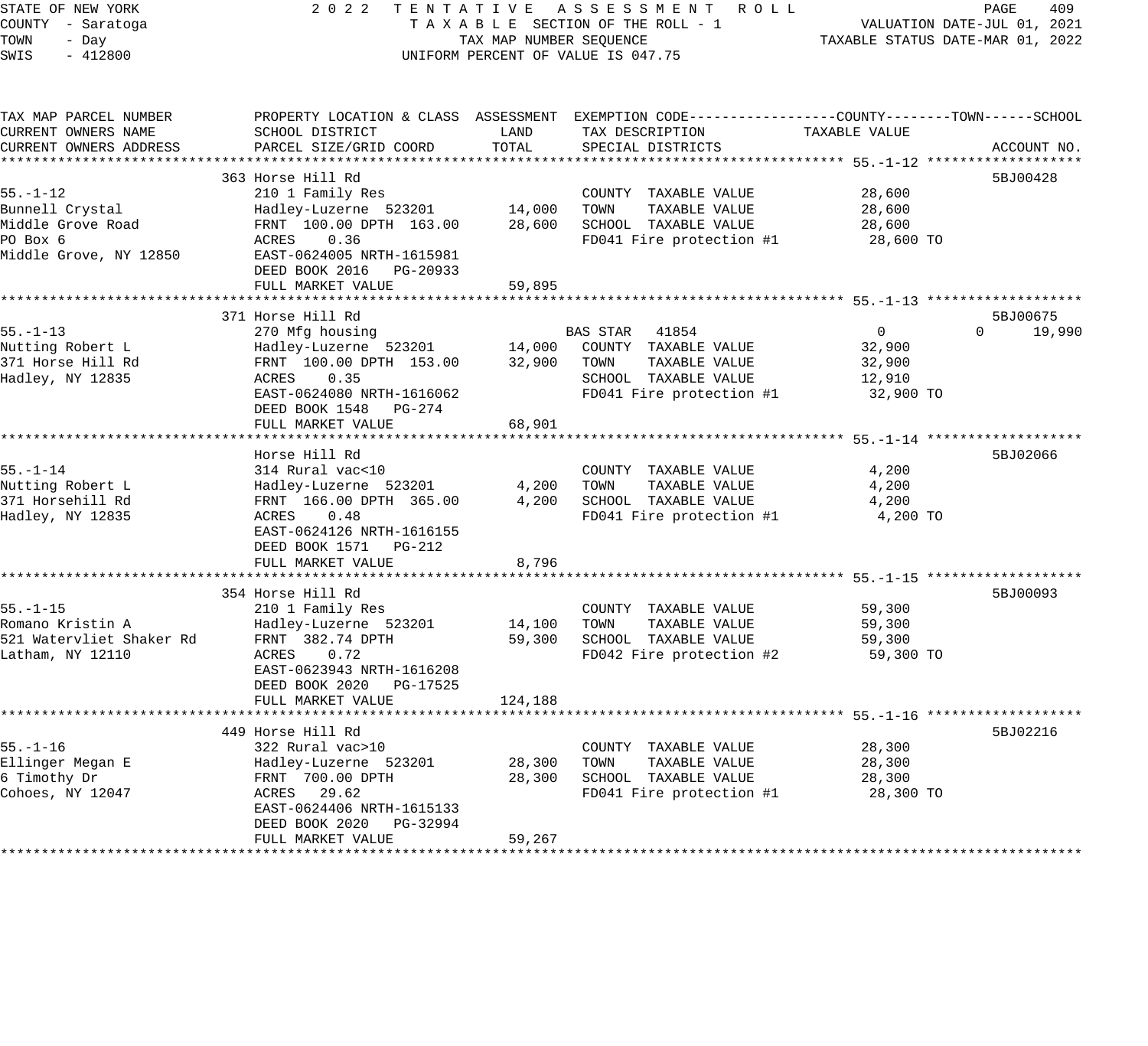STATE OF NEW YORK
COUNTY - Saratoga
TOWN - Day
SWIS - 412800

2022 TENTATIVE ASSESSMENT ROLL
TAXABLE SECTION OF THE ROLL - 1
TAX MAP NUMBER SEQUENCE
UNIFORM PERCENT OF VALUE IS 047.75

VALUATION DATE-JUL 01, 2021
TAXABLE STATUS DATE-MAR 01, 2022

| TAX MAP PARCEL NUMBER / CURRENT OWNERS NAME / CURRENT OWNERS ADDRESS | PROPERTY LOCATION & CLASS / SCHOOL DISTRICT / PARCEL SIZE/GRID COORD | ASSESSMENT LAND | ASSESSMENT TOTAL | EXEMPTION CODE / TAX DESCRIPTION / SPECIAL DISTRICTS | COUNTY | TOWN | SCHOOL / TAXABLE VALUE | ACCOUNT NO. |
|---|---|---|---|---|---|---|---|---|
| **55.-1-12** | 363 Horse Hill Rd | | | | | | | 5BJ00428 |
| 55.-1-12 | 210 1 Family Res | | | COUNTY TAXABLE VALUE | 28,600 | | | |
| Bunnell Crystal | Hadley-Luzerne 523201 | 14,000 | | TOWN TAXABLE VALUE | | 28,600 | | |
| Middle Grove Road | FRNT 100.00 DPTH 163.00 | | 28,600 | SCHOOL TAXABLE VALUE | | | 28,600 | |
| PO Box 6 | ACRES 0.36 | | | FD041 Fire protection #1 | 28,600 TO | | | |
| Middle Grove, NY 12850 | EAST-0624005 NRTH-1615981 | | | | | | | |
| | DEED BOOK 2016 PG-20933 | | | | | | | |
| | FULL MARKET VALUE | | 59,895 | | | | | |
| **55.-1-13** | 371 Horse Hill Rd | | | | | | | 5BJ00675 |
| 55.-1-13 | 270 Mfg housing | | | BAS STAR 41854 | 0 | 0 | 19,990 | |
| Nutting Robert L | Hadley-Luzerne 523201 | 14,000 | | COUNTY TAXABLE VALUE | 32,900 | | | |
| 371 Horse Hill Rd | FRNT 100.00 DPTH 153.00 | | 32,900 | TOWN TAXABLE VALUE | | 32,900 | | |
| Hadley, NY 12835 | ACRES 0.35 | | | SCHOOL TAXABLE VALUE | | | 12,910 | |
| | EAST-0624080 NRTH-1616062 | | | FD041 Fire protection #1 | 32,900 TO | | | |
| | DEED BOOK 1548 PG-274 | | | | | | | |
| | FULL MARKET VALUE | | 68,901 | | | | | |
| **55.-1-14** | Horse Hill Rd | | | | | | | 5BJ02066 |
| 55.-1-14 | 314 Rural vac<10 | | | COUNTY TAXABLE VALUE | 4,200 | | | |
| Nutting Robert L | Hadley-Luzerne 523201 | 4,200 | | TOWN TAXABLE VALUE | | 4,200 | | |
| 371 Horsehill Rd | FRNT 166.00 DPTH 365.00 | | 4,200 | SCHOOL TAXABLE VALUE | | | 4,200 | |
| Hadley, NY 12835 | ACRES 0.48 | | | FD041 Fire protection #1 | 4,200 TO | | | |
| | EAST-0624126 NRTH-1616155 | | | | | | | |
| | DEED BOOK 1571 PG-212 | | | | | | | |
| | FULL MARKET VALUE | | 8,796 | | | | | |
| **55.-1-15** | 354 Horse Hill Rd | | | | | | | 5BJ00093 |
| 55.-1-15 | 210 1 Family Res | | | COUNTY TAXABLE VALUE | 59,300 | | | |
| Romano Kristin A | Hadley-Luzerne 523201 | 14,100 | | TOWN TAXABLE VALUE | | 59,300 | | |
| 521 Watervliet Shaker Rd | FRNT 382.74 DPTH | | 59,300 | SCHOOL TAXABLE VALUE | | | 59,300 | |
| Latham, NY 12110 | ACRES 0.72 | | | FD042 Fire protection #2 | 59,300 TO | | | |
| | EAST-0623943 NRTH-1616208 | | | | | | | |
| | DEED BOOK 2020 PG-17525 | | | | | | | |
| | FULL MARKET VALUE | | 124,188 | | | | | |
| **55.-1-16** | 449 Horse Hill Rd | | | | | | | 5BJ02216 |
| 55.-1-16 | 322 Rural vac>10 | | | COUNTY TAXABLE VALUE | 28,300 | | | |
| Ellinger Megan E | Hadley-Luzerne 523201 | 28,300 | | TOWN TAXABLE VALUE | | 28,300 | | |
| 6 Timothy Dr | FRNT 700.00 DPTH | | 28,300 | SCHOOL TAXABLE VALUE | | | 28,300 | |
| Cohoes, NY 12047 | ACRES 29.62 | | | FD041 Fire protection #1 | 28,300 TO | | | |
| | EAST-0624406 NRTH-1615133 | | | | | | | |
| | DEED BOOK 2020 PG-32994 | | | | | | | |
| | FULL MARKET VALUE | | 59,267 | | | | | |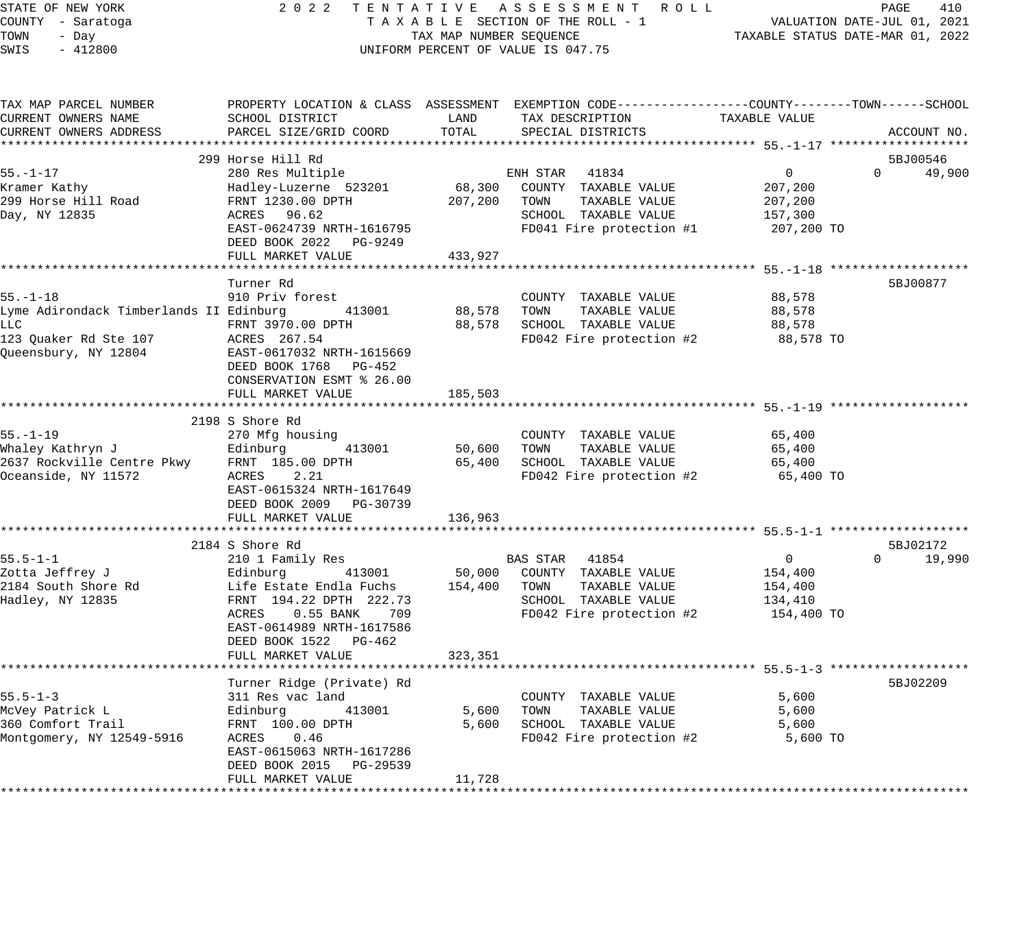STATE OF NEW YORK
COUNTY - Saratoga
TOWN - Day
SWIS - 412800

2022 TENTATIVE ASSESSMENT ROLL
TAXABLE SECTION OF THE ROLL - 1
TAX MAP NUMBER SEQUENCE
UNIFORM PERCENT OF VALUE IS 047.75

VALUATION DATE-JUL 01, 2021
TAXABLE STATUS DATE-MAR 01, 2022

| TAX MAP PARCEL NUMBER / CURRENT OWNERS NAME / CURRENT OWNERS ADDRESS | PROPERTY LOCATION & CLASS / SCHOOL DISTRICT / PARCEL SIZE/GRID COORD | ASSESSMENT LAND | TOTAL | EXEMPTION CODE / TAX DESCRIPTION / SPECIAL DISTRICTS | COUNTY TAXABLE VALUE | TOWN | SCHOOL | ACCOUNT NO. |
|---|---|---|---|---|---|---|---|---|
| **55.-1-17** | 299 Horse Hill Rd | | | | | | | 5BJ00546 |
| 55.-1-17 | 280 Res Multiple | | | ENH STAR 41834 | 0 | 0 | 49,900 | |
| Kramer Kathy | Hadley-Luzerne 523201 | 68,300 | | COUNTY TAXABLE VALUE | 207,200 | | | |
| 299 Horse Hill Road | FRNT 1230.00 DPTH | | 207,200 | TOWN TAXABLE VALUE | 207,200 | | | |
| Day, NY 12835 | ACRES 96.62 | | | SCHOOL TAXABLE VALUE | 157,300 | | | |
| | EAST-0624739 NRTH-1616795 | | | FD041 Fire protection #1 | 207,200 TO | | | |
| | DEED BOOK 2022 PG-9249 | | | | | | | |
| | FULL MARKET VALUE | | 433,927 | | | | | |
| **55.-1-18** | Turner Rd | | | | | | | 5BJ00877 |
| 55.-1-18 | 910 Priv forest | | | COUNTY TAXABLE VALUE | 88,578 | | | |
| Lyme Adirondack Timberlands II LLC | Edinburg 413001 | 88,578 | | TOWN TAXABLE VALUE | 88,578 | | | |
| | FRNT 3970.00 DPTH | | 88,578 | SCHOOL TAXABLE VALUE | 88,578 | | | |
| 123 Quaker Rd Ste 107 | ACRES 267.54 | | | FD042 Fire protection #2 | 88,578 TO | | | |
| Queensbury, NY 12804 | EAST-0617032 NRTH-1615669 | | | | | | | |
| | DEED BOOK 1768 PG-452 | | | | | | | |
| | CONSERVATION ESMT % 26.00 | | | | | | | |
| | FULL MARKET VALUE | | 185,503 | | | | | |
| **55.-1-19** | 2198 S Shore Rd | | | | | | | |
| 55.-1-19 | 270 Mfg housing | | | COUNTY TAXABLE VALUE | 65,400 | | | |
| Whaley Kathryn J | Edinburg 413001 | 50,600 | | TOWN TAXABLE VALUE | 65,400 | | | |
| 2637 Rockville Centre Pkwy | FRNT 185.00 DPTH | | 65,400 | SCHOOL TAXABLE VALUE | 65,400 | | | |
| Oceanside, NY 11572 | ACRES 2.21 | | | FD042 Fire protection #2 | 65,400 TO | | | |
| | EAST-0615324 NRTH-1617649 | | | | | | | |
| | DEED BOOK 2009 PG-30739 | | | | | | | |
| | FULL MARKET VALUE | | 136,963 | | | | | |
| **55.5-1-1** | 2184 S Shore Rd | | | | | | | 5BJ02172 |
| 55.5-1-1 | 210 1 Family Res | | | BAS STAR 41854 | 0 | 0 | 19,990 | |
| Zotta Jeffrey J | Edinburg 413001 | 50,000 | | COUNTY TAXABLE VALUE | 154,400 | | | |
| 2184 South Shore Rd | Life Estate Endla Fuchs | | 154,400 | TOWN TAXABLE VALUE | 154,400 | | | |
| Hadley, NY 12835 | FRNT 194.22 DPTH 222.73 | | | SCHOOL TAXABLE VALUE | 134,410 | | | |
| | ACRES 0.55 BANK 709 | | | FD042 Fire protection #2 | 154,400 TO | | | |
| | EAST-0614989 NRTH-1617586 | | | | | | | |
| | DEED BOOK 1522 PG-462 | | | | | | | |
| | FULL MARKET VALUE | | 323,351 | | | | | |
| **55.5-1-3** | Turner Ridge (Private) Rd | | | | | | | 5BJ02209 |
| 55.5-1-3 | 311 Res vac land | | | COUNTY TAXABLE VALUE | 5,600 | | | |
| McVey Patrick L | Edinburg 413001 | 5,600 | | TOWN TAXABLE VALUE | 5,600 | | | |
| 360 Comfort Trail | FRNT 100.00 DPTH | | 5,600 | SCHOOL TAXABLE VALUE | 5,600 | | | |
| Montgomery, NY 12549-5916 | ACRES 0.46 | | | FD042 Fire protection #2 | 5,600 TO | | | |
| | EAST-0615063 NRTH-1617286 | | | | | | | |
| | DEED BOOK 2015 PG-29539 | | | | | | | |
| | FULL MARKET VALUE | | 11,728 | | | | | |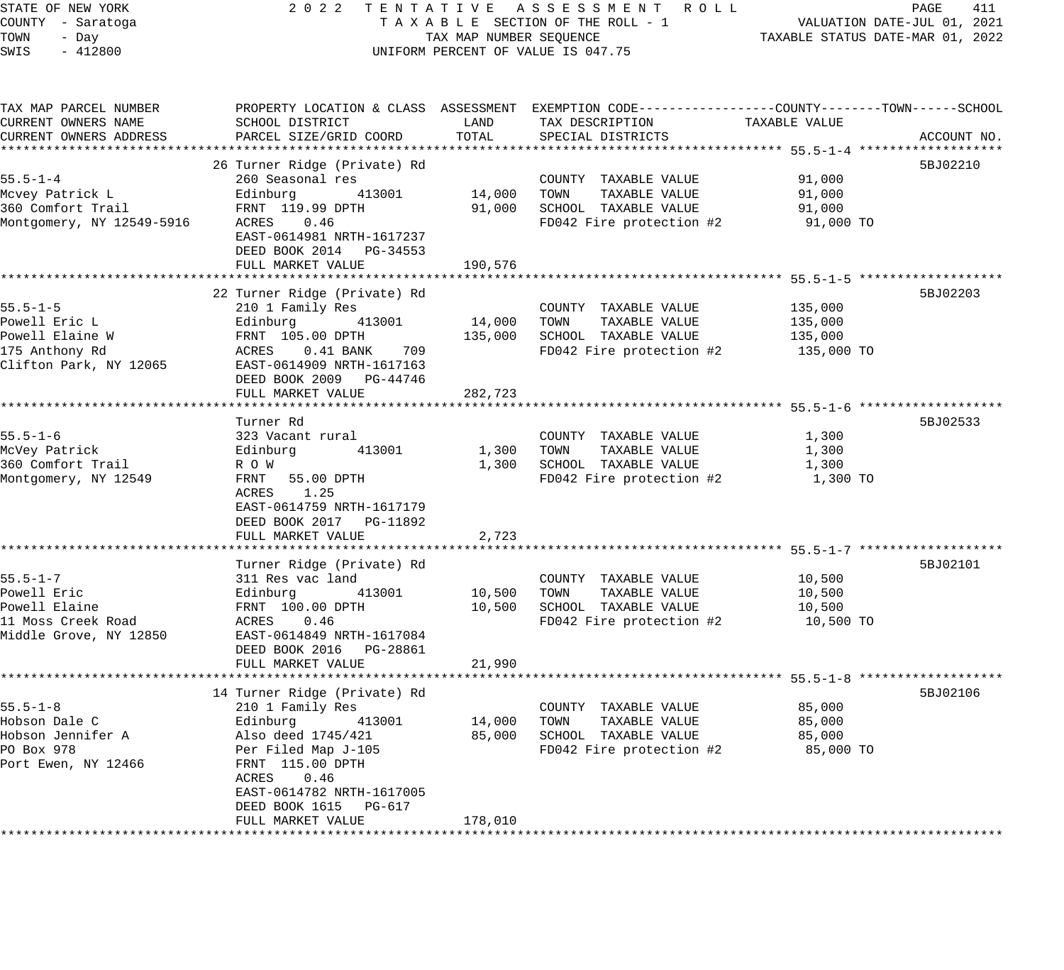STATE OF NEW YORK
COUNTY - Saratoga
TOWN - Day
SWIS - 412800

2022 TENTATIVE ASSESSMENT ROLL
TAXABLE SECTION OF THE ROLL - 1
TAX MAP NUMBER SEQUENCE
UNIFORM PERCENT OF VALUE IS 047.75

VALUATION DATE-JUL 01, 2021
TAXABLE STATUS DATE-MAR 01, 2022

| TAX MAP PARCEL NUMBER / CURRENT OWNERS NAME / CURRENT OWNERS ADDRESS | PROPERTY LOCATION & CLASS / SCHOOL DISTRICT / PARCEL SIZE/GRID COORD | ASSESSMENT LAND | ASSESSMENT TOTAL | EXEMPTION CODE / TAX DESCRIPTION / SPECIAL DISTRICTS | TAXABLE VALUE (COUNTY--TOWN--SCHOOL) | ACCOUNT NO. |
|---|---|---|---|---|---|---|
| 55.5-1-4 | 26 Turner Ridge (Private) Rd | | | | | 5BJ02210 |
| | 260 Seasonal res | | | COUNTY TAXABLE VALUE | 91,000 | |
| Mcvey Patrick L | Edinburg 413001 | 14,000 | | TOWN TAXABLE VALUE | 91,000 | |
| 360 Comfort Trail | FRNT 119.99 DPTH | | 91,000 | SCHOOL TAXABLE VALUE | 91,000 | |
| Montgomery, NY 12549-5916 | ACRES 0.46 | | | FD042 Fire protection #2 | 91,000 TO | |
| | EAST-0614981 NRTH-1617237 | | | | | |
| | DEED BOOK 2014 PG-34553 | | | | | |
| | FULL MARKET VALUE | | 190,576 | | | |
| 55.5-1-5 | 22 Turner Ridge (Private) Rd | | | | | 5BJ02203 |
| | 210 1 Family Res | | | COUNTY TAXABLE VALUE | 135,000 | |
| Powell Eric L | Edinburg 413001 | 14,000 | | TOWN TAXABLE VALUE | 135,000 | |
| Powell Elaine W | FRNT 105.00 DPTH | | 135,000 | SCHOOL TAXABLE VALUE | 135,000 | |
| 175 Anthony Rd | ACRES 0.41 BANK 709 | | | FD042 Fire protection #2 | 135,000 TO | |
| Clifton Park, NY 12065 | EAST-0614909 NRTH-1617163 | | | | | |
| | DEED BOOK 2009 PG-44746 | | | | | |
| | FULL MARKET VALUE | | 282,723 | | | |
| 55.5-1-6 | Turner Rd | | | | | 5BJ02533 |
| | 323 Vacant rural | | | COUNTY TAXABLE VALUE | 1,300 | |
| McVey Patrick | Edinburg 413001 | 1,300 | | TOWN TAXABLE VALUE | 1,300 | |
| 360 Comfort Trail | R O W | | 1,300 | SCHOOL TAXABLE VALUE | 1,300 | |
| Montgomery, NY 12549 | FRNT 55.00 DPTH | | | FD042 Fire protection #2 | 1,300 TO | |
| | ACRES 1.25 | | | | | |
| | EAST-0614759 NRTH-1617179 | | | | | |
| | DEED BOOK 2017 PG-11892 | | | | | |
| | FULL MARKET VALUE | | 2,723 | | | |
| 55.5-1-7 | Turner Ridge (Private) Rd | | | | | 5BJ02101 |
| | 311 Res vac land | | | COUNTY TAXABLE VALUE | 10,500 | |
| Powell Eric | Edinburg 413001 | 10,500 | | TOWN TAXABLE VALUE | 10,500 | |
| Powell Elaine | FRNT 100.00 DPTH | | 10,500 | SCHOOL TAXABLE VALUE | 10,500 | |
| 11 Moss Creek Road | ACRES 0.46 | | | FD042 Fire protection #2 | 10,500 TO | |
| Middle Grove, NY 12850 | EAST-0614849 NRTH-1617084 | | | | | |
| | DEED BOOK 2016 PG-28861 | | | | | |
| | FULL MARKET VALUE | | 21,990 | | | |
| 55.5-1-8 | 14 Turner Ridge (Private) Rd | | | | | 5BJ02106 |
| | 210 1 Family Res | | | COUNTY TAXABLE VALUE | 85,000 | |
| Hobson Dale C | Edinburg 413001 | 14,000 | | TOWN TAXABLE VALUE | 85,000 | |
| Hobson Jennifer A | Also deed 1745/421 | | 85,000 | SCHOOL TAXABLE VALUE | 85,000 | |
| PO Box 978 | Per Filed Map J-105 | | | FD042 Fire protection #2 | 85,000 TO | |
| Port Ewen, NY 12466 | FRNT 115.00 DPTH | | | | | |
| | ACRES 0.46 | | | | | |
| | EAST-0614782 NRTH-1617005 | | | | | |
| | DEED BOOK 1615 PG-617 | | | | | |
| | FULL MARKET VALUE | | 178,010 | | | |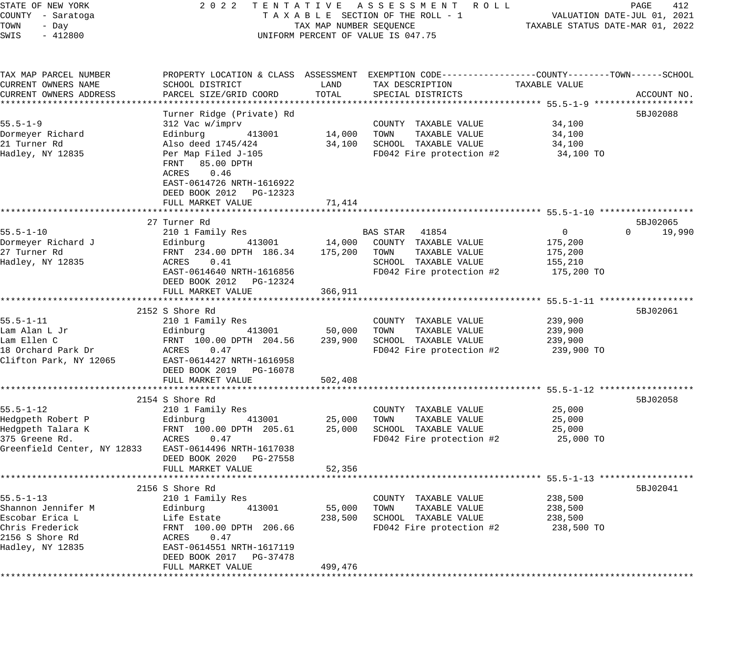STATE OF NEW YORK — 2022 TENTATIVE ASSESSMENT ROLL
COUNTY - Saratoga — TAXABLE SECTION OF THE ROLL - 1 — VALUATION DATE-JUL 01, 2021
TOWN - Day — TAX MAP NUMBER SEQUENCE — TAXABLE STATUS DATE-MAR 01, 2022
SWIS - 412800 — UNIFORM PERCENT OF VALUE IS 047.75

| TAX MAP PARCEL NUMBER / CURRENT OWNERS NAME / CURRENT OWNERS ADDRESS | PROPERTY LOCATION & CLASS / SCHOOL DISTRICT / PARCEL SIZE/GRID COORD | ASSESSMENT LAND | ASSESSMENT TOTAL | EXEMPTION CODE / TAX DESCRIPTION / SPECIAL DISTRICTS | COUNTY | TOWN | SCHOOL TAXABLE VALUE | ACCOUNT NO. |
|---|---|---|---|---|---|---|---|---|
| **55.5-1-9** | Turner Ridge (Private) Rd | | | | | | | 5BJ02088 |
| Dormeyer Richard | 312 Vac w/imprv | | | COUNTY TAXABLE VALUE | 34,100 | | | |
| 21 Turner Rd | Edinburg 413001 | 14,000 | | TOWN TAXABLE VALUE | | 34,100 | | |
| Hadley, NY 12835 | Also deed 1745/424 | | 34,100 | SCHOOL TAXABLE VALUE | | | 34,100 | |
| | Per Map Filed J-105 | | | FD042 Fire protection #2 | 34,100 TO | | | |
| | FRNT 85.00 DPTH | | | | | | | |
| | ACRES 0.46 | | | | | | | |
| | EAST-0614726 NRTH-1616922 | | | | | | | |
| | DEED BOOK 2012 PG-12323 | | | | | | | |
| | FULL MARKET VALUE | | 71,414 | | | | | |
| **55.5-1-10** | 27 Turner Rd | | | | | | | 5BJ02065 |
| Dormeyer Richard J | 210 1 Family Res | | | BAS STAR 41854 | 0 | 0 | 19,990 | |
| 27 Turner Rd | Edinburg 413001 | 14,000 | | COUNTY TAXABLE VALUE | 175,200 | | | |
| Hadley, NY 12835 | FRNT 234.00 DPTH 186.34 | | 175,200 | TOWN TAXABLE VALUE | | 175,200 | | |
| | ACRES 0.41 | | | SCHOOL TAXABLE VALUE | | | 155,210 | |
| | EAST-0614640 NRTH-1616856 | | | FD042 Fire protection #2 | 175,200 TO | | | |
| | DEED BOOK 2012 PG-12324 | | | | | | | |
| | FULL MARKET VALUE | | 366,911 | | | | | |
| **55.5-1-11** | 2152 S Shore Rd | | | | | | | 5BJ02061 |
| Lam Alan L Jr | 210 1 Family Res | | | COUNTY TAXABLE VALUE | 239,900 | | | |
| Lam Ellen C | Edinburg 413001 | 50,000 | | TOWN TAXABLE VALUE | | 239,900 | | |
| 18 Orchard Park Dr | FRNT 100.00 DPTH 204.56 | | 239,900 | SCHOOL TAXABLE VALUE | | | 239,900 | |
| Clifton Park, NY 12065 | ACRES 0.47 | | | FD042 Fire protection #2 | 239,900 TO | | | |
| | EAST-0614427 NRTH-1616958 | | | | | | | |
| | DEED BOOK 2019 PG-16078 | | | | | | | |
| | FULL MARKET VALUE | | 502,408 | | | | | |
| **55.5-1-12** | 2154 S Shore Rd | | | | | | | 5BJ02058 |
| Hedgpeth Robert P | 210 1 Family Res | | | COUNTY TAXABLE VALUE | 25,000 | | | |
| Hedgpeth Talara K | Edinburg 413001 | 25,000 | | TOWN TAXABLE VALUE | | 25,000 | | |
| 375 Greene Rd. | FRNT 100.00 DPTH 205.61 | | 25,000 | SCHOOL TAXABLE VALUE | | | 25,000 | |
| Greenfield Center, NY 12833 | ACRES 0.47 | | | FD042 Fire protection #2 | 25,000 TO | | | |
| | EAST-0614496 NRTH-1617038 | | | | | | | |
| | DEED BOOK 2020 PG-27558 | | | | | | | |
| | FULL MARKET VALUE | | 52,356 | | | | | |
| **55.5-1-13** | 2156 S Shore Rd | | | | | | | 5BJ02041 |
| Shannon Jennifer M | 210 1 Family Res | | | COUNTY TAXABLE VALUE | 238,500 | | | |
| Escobar Erica L | Edinburg 413001 | 55,000 | | TOWN TAXABLE VALUE | | 238,500 | | |
| Chris Frederick | Life Estate | | 238,500 | SCHOOL TAXABLE VALUE | | | 238,500 | |
| 2156 S Shore Rd | FRNT 100.00 DPTH 206.66 | | | FD042 Fire protection #2 | 238,500 TO | | | |
| Hadley, NY 12835 | ACRES 0.47 | | | | | | | |
| | EAST-0614551 NRTH-1617119 | | | | | | | |
| | DEED BOOK 2017 PG-37478 | | | | | | | |
| | FULL MARKET VALUE | | 499,476 | | | | | |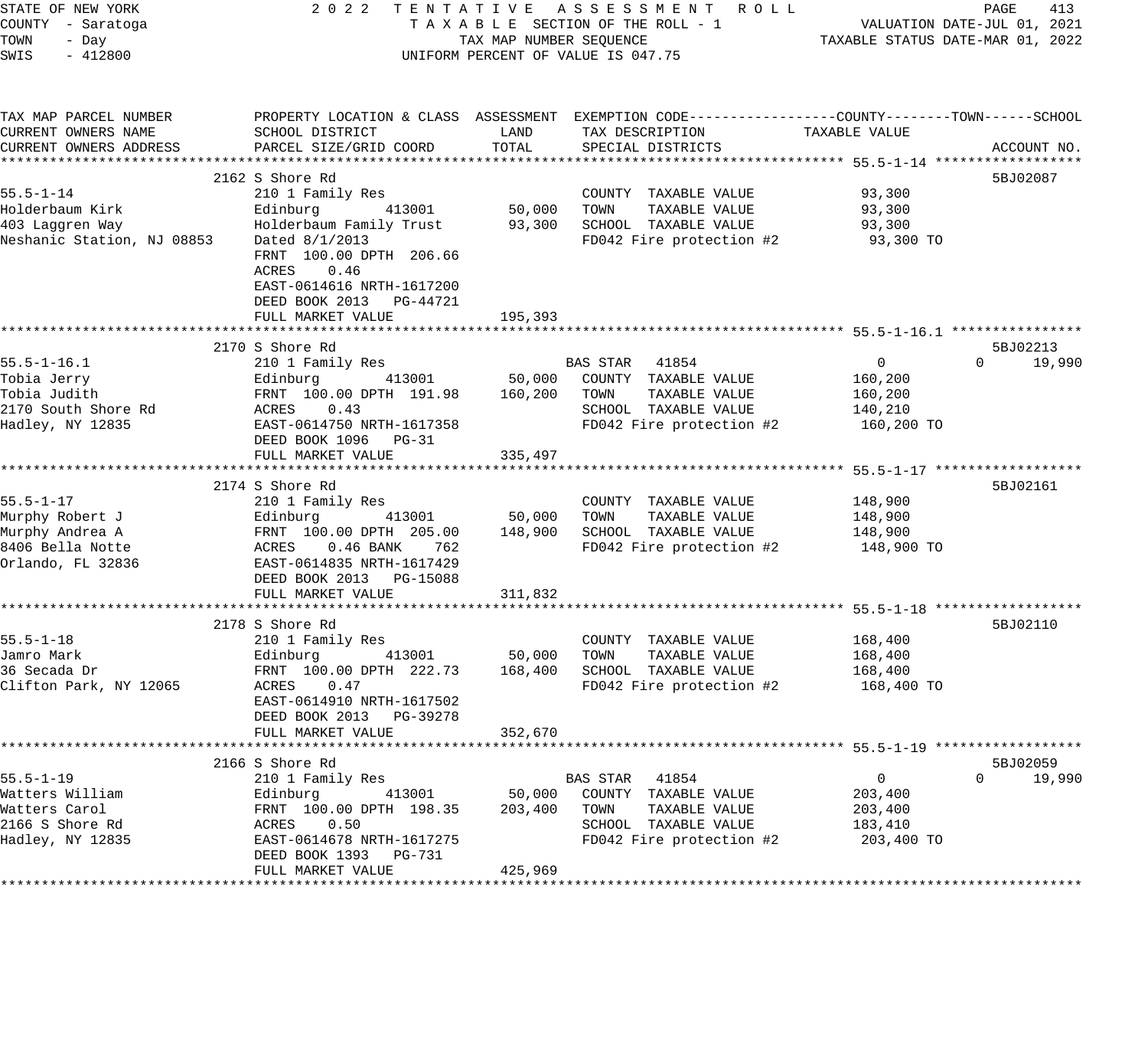STATE OF NEW YORK — 2022 TENTATIVE ASSESSMENT ROLL
COUNTY - Saratoga — TAXABLE SECTION OF THE ROLL - 1 — VALUATION DATE-JUL 01, 2021
TOWN - Day — TAX MAP NUMBER SEQUENCE — TAXABLE STATUS DATE-MAR 01, 2022
SWIS - 412800 — UNIFORM PERCENT OF VALUE IS 047.75

| TAX MAP PARCEL NUMBER / CURRENT OWNERS NAME / CURRENT OWNERS ADDRESS | PROPERTY LOCATION & CLASS / SCHOOL DISTRICT / PARCEL SIZE/GRID COORD | ASSESSMENT LAND | ASSESSMENT TOTAL | EXEMPTION CODE / TAX DESCRIPTION / SPECIAL DISTRICTS | COUNTY TAXABLE VALUE | TOWN | SCHOOL | ACCOUNT NO. |
|---|---|---|---|---|---|---|---|---|
| **55.5-1-14** | 2162 S Shore Rd | | | | | | | 5BJ02087 |
| 55.5-1-14 | 210 1 Family Res | | | COUNTY TAXABLE VALUE | 93,300 | | | |
| Holderbaum Kirk | Edinburg 413001 | 50,000 | | TOWN TAXABLE VALUE | 93,300 | | | |
| 403 Laggren Way | Holderbaum Family Trust | | 93,300 | SCHOOL TAXABLE VALUE | 93,300 | | | |
| Neshanic Station, NJ 08853 | Dated 8/1/2013 | | | FD042 Fire protection #2 | 93,300 TO | | | |
| | FRNT 100.00 DPTH 206.66 | | | | | | | |
| | ACRES 0.46 | | | | | | | |
| | EAST-0614616 NRTH-1617200 | | | | | | | |
| | DEED BOOK 2013 PG-44721 | | | | | | | |
| | FULL MARKET VALUE | | 195,393 | | | | | |
| **55.5-1-16.1** | 2170 S Shore Rd | | | | | | | 5BJ02213 |
| 55.5-1-16.1 | 210 1 Family Res | | | BAS STAR 41854 | 0 | 0 | 19,990 | |
| Tobia Jerry | Edinburg 413001 | 50,000 | | COUNTY TAXABLE VALUE | 160,200 | | | |
| Tobia Judith | FRNT 100.00 DPTH 191.98 | | 160,200 | TOWN TAXABLE VALUE | 160,200 | | | |
| 2170 South Shore Rd | ACRES 0.43 | | | SCHOOL TAXABLE VALUE | 140,210 | | | |
| Hadley, NY 12835 | EAST-0614750 NRTH-1617358 | | | FD042 Fire protection #2 | 160,200 TO | | | |
| | DEED BOOK 1096 PG-31 | | | | | | | |
| | FULL MARKET VALUE | | 335,497 | | | | | |
| **55.5-1-17** | 2174 S Shore Rd | | | | | | | 5BJ02161 |
| 55.5-1-17 | 210 1 Family Res | | | COUNTY TAXABLE VALUE | 148,900 | | | |
| Murphy Robert J | Edinburg 413001 | 50,000 | | TOWN TAXABLE VALUE | 148,900 | | | |
| Murphy Andrea A | FRNT 100.00 DPTH 205.00 | | 148,900 | SCHOOL TAXABLE VALUE | 148,900 | | | |
| 8406 Bella Notte | ACRES 0.46 BANK 762 | | | FD042 Fire protection #2 | 148,900 TO | | | |
| Orlando, FL 32836 | EAST-0614835 NRTH-1617429 | | | | | | | |
| | DEED BOOK 2013 PG-15088 | | | | | | | |
| | FULL MARKET VALUE | | 311,832 | | | | | |
| **55.5-1-18** | 2178 S Shore Rd | | | | | | | 5BJ02110 |
| 55.5-1-18 | 210 1 Family Res | | | COUNTY TAXABLE VALUE | 168,400 | | | |
| Jamro Mark | Edinburg 413001 | 50,000 | | TOWN TAXABLE VALUE | 168,400 | | | |
| 36 Secada Dr | FRNT 100.00 DPTH 222.73 | | 168,400 | SCHOOL TAXABLE VALUE | 168,400 | | | |
| Clifton Park, NY 12065 | ACRES 0.47 | | | FD042 Fire protection #2 | 168,400 TO | | | |
| | EAST-0614910 NRTH-1617502 | | | | | | | |
| | DEED BOOK 2013 PG-39278 | | | | | | | |
| | FULL MARKET VALUE | | 352,670 | | | | | |
| **55.5-1-19** | 2166 S Shore Rd | | | | | | | 5BJ02059 |
| 55.5-1-19 | 210 1 Family Res | | | BAS STAR 41854 | 0 | 0 | 19,990 | |
| Watters William | Edinburg 413001 | 50,000 | | COUNTY TAXABLE VALUE | 203,400 | | | |
| Watters Carol | FRNT 100.00 DPTH 198.35 | | 203,400 | TOWN TAXABLE VALUE | 203,400 | | | |
| 2166 S Shore Rd | ACRES 0.50 | | | SCHOOL TAXABLE VALUE | 183,410 | | | |
| Hadley, NY 12835 | EAST-0614678 NRTH-1617275 | | | FD042 Fire protection #2 | 203,400 TO | | | |
| | DEED BOOK 1393 PG-731 | | | | | | | |
| | FULL MARKET VALUE | | 425,969 | | | | | |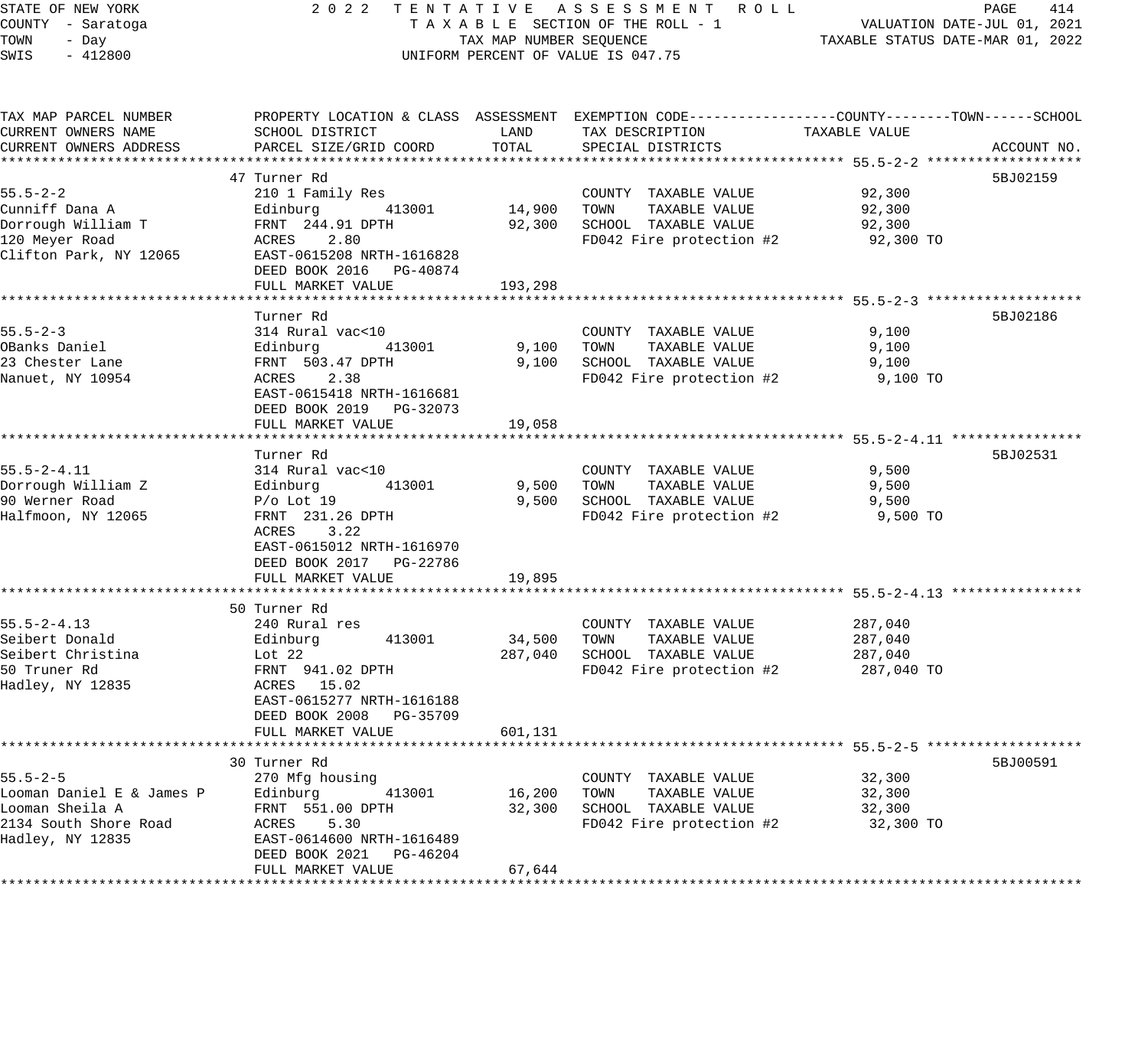STATE OF NEW YORK
COUNTY - Saratoga
TOWN - Day
SWIS - 412800

2022 TENTATIVE ASSESSMENT ROLL
TAXABLE SECTION OF THE ROLL - 1
TAX MAP NUMBER SEQUENCE
UNIFORM PERCENT OF VALUE IS 047.75

VALUATION DATE-JUL 01, 2021
TAXABLE STATUS DATE-MAR 01, 2022

| TAX MAP PARCEL NUMBER / CURRENT OWNERS NAME / CURRENT OWNERS ADDRESS | PROPERTY LOCATION & CLASS / SCHOOL DISTRICT / PARCEL SIZE/GRID COORD | ASSESSMENT LAND | TOTAL | EXEMPTION CODE / TAX DESCRIPTION / SPECIAL DISTRICTS | TAXABLE VALUE (COUNTY / TOWN / SCHOOL) | ACCOUNT NO. |
|---|---|---|---|---|---|---|
| **55.5-2-2** | 47 Turner Rd | | | | | 5BJ02159 |
| 55.5-2-2 | 210 1 Family Res | | | COUNTY TAXABLE VALUE | 92,300 | |
| Cunniff Dana A | Edinburg 413001 | 14,900 | | TOWN TAXABLE VALUE | 92,300 | |
| Dorrough William T | FRNT 244.91 DPTH | | 92,300 | SCHOOL TAXABLE VALUE | 92,300 | |
| 120 Meyer Road | ACRES 2.80 | | | FD042 Fire protection #2 | 92,300 TO | |
| Clifton Park, NY 12065 | EAST-0615208 NRTH-1616828 | | | | | |
| | DEED BOOK 2016 PG-40874 | | | | | |
| | FULL MARKET VALUE | | 193,298 | | | |
| **55.5-2-3** | Turner Rd | | | | | 5BJ02186 |
| 55.5-2-3 | 314 Rural vac<10 | | | COUNTY TAXABLE VALUE | 9,100 | |
| OBanks Daniel | Edinburg 413001 | 9,100 | | TOWN TAXABLE VALUE | 9,100 | |
| 23 Chester Lane | FRNT 503.47 DPTH | | 9,100 | SCHOOL TAXABLE VALUE | 9,100 | |
| Nanuet, NY 10954 | ACRES 2.38 | | | FD042 Fire protection #2 | 9,100 TO | |
| | EAST-0615418 NRTH-1616681 | | | | | |
| | DEED BOOK 2019 PG-32073 | | | | | |
| | FULL MARKET VALUE | | 19,058 | | | |
| **55.5-2-4.11** | Turner Rd | | | | | 5BJ02531 |
| 55.5-2-4.11 | 314 Rural vac<10 | | | COUNTY TAXABLE VALUE | 9,500 | |
| Dorrough William Z | Edinburg 413001 | 9,500 | | TOWN TAXABLE VALUE | 9,500 | |
| 90 Werner Road | P/o Lot 19 | | 9,500 | SCHOOL TAXABLE VALUE | 9,500 | |
| Halfmoon, NY 12065 | FRNT 231.26 DPTH | | | FD042 Fire protection #2 | 9,500 TO | |
| | ACRES 3.22 | | | | | |
| | EAST-0615012 NRTH-1616970 | | | | | |
| | DEED BOOK 2017 PG-22786 | | | | | |
| | FULL MARKET VALUE | | 19,895 | | | |
| **55.5-2-4.13** | 50 Turner Rd | | | | | |
| 55.5-2-4.13 | 240 Rural res | | | COUNTY TAXABLE VALUE | 287,040 | |
| Seibert Donald | Edinburg 413001 | 34,500 | | TOWN TAXABLE VALUE | 287,040 | |
| Seibert Christina | Lot 22 | | 287,040 | SCHOOL TAXABLE VALUE | 287,040 | |
| 50 Truner Rd | FRNT 941.02 DPTH | | | FD042 Fire protection #2 | 287,040 TO | |
| Hadley, NY 12835 | ACRES 15.02 | | | | | |
| | EAST-0615277 NRTH-1616188 | | | | | |
| | DEED BOOK 2008 PG-35709 | | | | | |
| | FULL MARKET VALUE | | 601,131 | | | |
| **55.5-2-5** | 30 Turner Rd | | | | | 5BJ00591 |
| 55.5-2-5 | 270 Mfg housing | | | COUNTY TAXABLE VALUE | 32,300 | |
| Looman Daniel E & James P | Edinburg 413001 | 16,200 | | TOWN TAXABLE VALUE | 32,300 | |
| Looman Sheila A | FRNT 551.00 DPTH | | 32,300 | SCHOOL TAXABLE VALUE | 32,300 | |
| 2134 South Shore Road | ACRES 5.30 | | | FD042 Fire protection #2 | 32,300 TO | |
| Hadley, NY 12835 | EAST-0614600 NRTH-1616489 | | | | | |
| | DEED BOOK 2021 PG-46204 | | | | | |
| | FULL MARKET VALUE | | 67,644 | | | |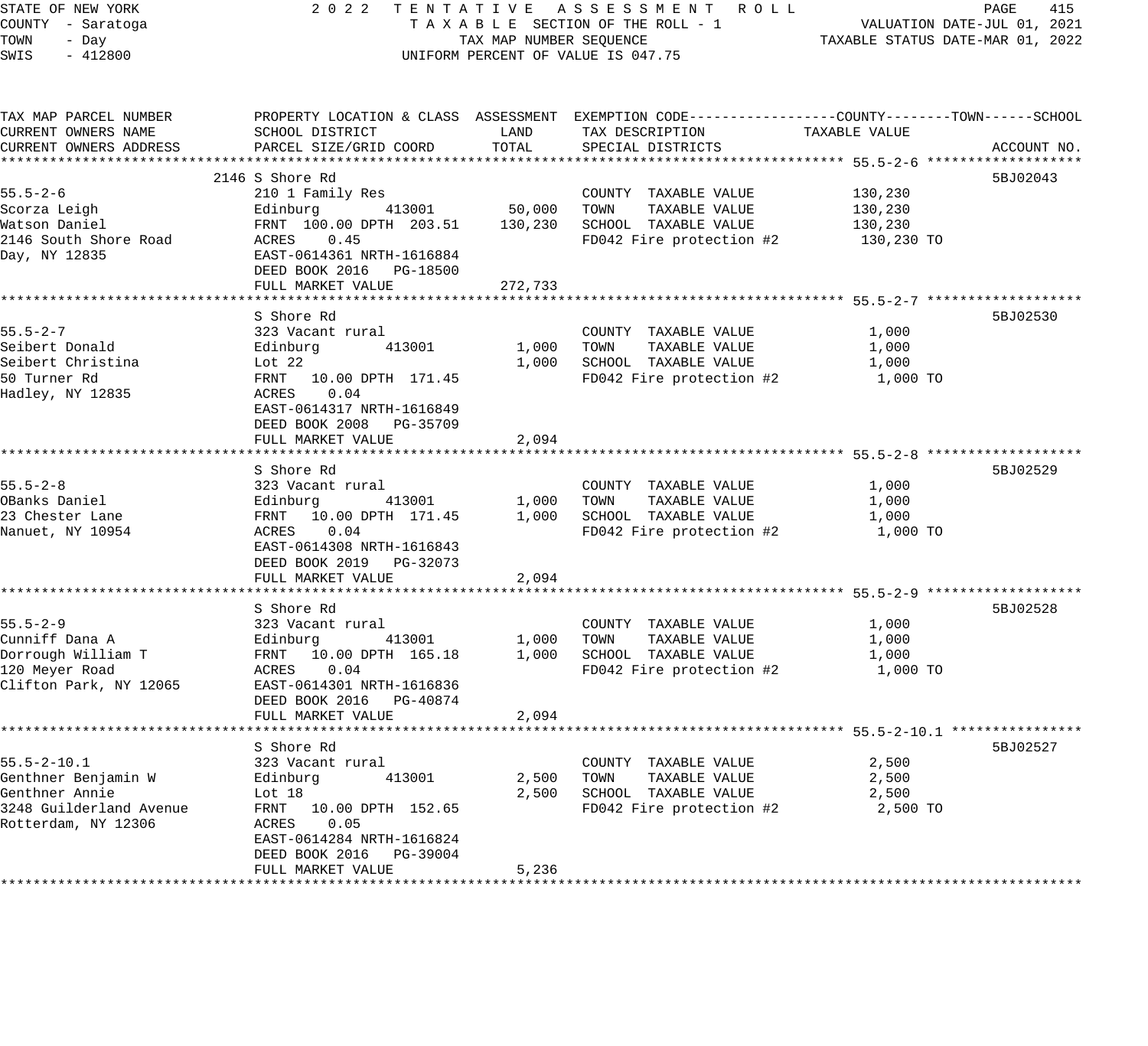STATE OF NEW YORK
COUNTY - Saratoga
TOWN - Day
SWIS - 412800

2 0 2 2 T E N T A T I V E A S S E S S M E N T R O L L
T A X A B L E SECTION OF THE ROLL - 1
TAX MAP NUMBER SEQUENCE
UNIFORM PERCENT OF VALUE IS 047.75

VALUATION DATE-JUL 01, 2021
TAXABLE STATUS DATE-MAR 01, 2022

| TAX MAP PARCEL NUMBER / CURRENT OWNERS NAME / CURRENT OWNERS ADDRESS | PROPERTY LOCATION & CLASS / SCHOOL DISTRICT / PARCEL SIZE/GRID COORD | ASSESSMENT LAND | ASSESSMENT TOTAL | EXEMPTION CODE / TAX DESCRIPTION / SPECIAL DISTRICTS | TAXABLE VALUE (COUNTY--TOWN--SCHOOL) | ACCOUNT NO. |
|---|---|---|---|---|---|---|
| **55.5-2-6** | 2146 S Shore Rd | | | | | 5BJ02043 |
| 55.5-2-6 | 210 1 Family Res | | | COUNTY TAXABLE VALUE | 130,230 | |
| Scorza Leigh | Edinburg 413001 | 50,000 | | TOWN TAXABLE VALUE | 130,230 | |
| Watson Daniel | FRNT 100.00 DPTH 203.51 | | 130,230 | SCHOOL TAXABLE VALUE | 130,230 | |
| 2146 South Shore Road | ACRES 0.45 | | | FD042 Fire protection #2 | 130,230 TO | |
| Day, NY 12835 | EAST-0614361 NRTH-1616884 | | | | | |
| | DEED BOOK 2016 PG-18500 | | | | | |
| | FULL MARKET VALUE | | 272,733 | | | |
| **55.5-2-7** | S Shore Rd | | | | | 5BJ02530 |
| 55.5-2-7 | 323 Vacant rural | | | COUNTY TAXABLE VALUE | 1,000 | |
| Seibert Donald | Edinburg 413001 | 1,000 | | TOWN TAXABLE VALUE | 1,000 | |
| Seibert Christina | Lot 22 | | 1,000 | SCHOOL TAXABLE VALUE | 1,000 | |
| 50 Turner Rd | FRNT 10.00 DPTH 171.45 | | | FD042 Fire protection #2 | 1,000 TO | |
| Hadley, NY 12835 | ACRES 0.04 | | | | | |
| | EAST-0614317 NRTH-1616849 | | | | | |
| | DEED BOOK 2008 PG-35709 | | | | | |
| | FULL MARKET VALUE | | 2,094 | | | |
| **55.5-2-8** | S Shore Rd | | | | | 5BJ02529 |
| 55.5-2-8 | 323 Vacant rural | | | COUNTY TAXABLE VALUE | 1,000 | |
| OBanks Daniel | Edinburg 413001 | 1,000 | | TOWN TAXABLE VALUE | 1,000 | |
| 23 Chester Lane | FRNT 10.00 DPTH 171.45 | | 1,000 | SCHOOL TAXABLE VALUE | 1,000 | |
| Nanuet, NY 10954 | ACRES 0.04 | | | FD042 Fire protection #2 | 1,000 TO | |
| | EAST-0614308 NRTH-1616843 | | | | | |
| | DEED BOOK 2019 PG-32073 | | | | | |
| | FULL MARKET VALUE | | 2,094 | | | |
| **55.5-2-9** | S Shore Rd | | | | | 5BJ02528 |
| 55.5-2-9 | 323 Vacant rural | | | COUNTY TAXABLE VALUE | 1,000 | |
| Cunniff Dana A | Edinburg 413001 | 1,000 | | TOWN TAXABLE VALUE | 1,000 | |
| Dorrough William T | FRNT 10.00 DPTH 165.18 | | 1,000 | SCHOOL TAXABLE VALUE | 1,000 | |
| 120 Meyer Road | ACRES 0.04 | | | FD042 Fire protection #2 | 1,000 TO | |
| Clifton Park, NY 12065 | EAST-0614301 NRTH-1616836 | | | | | |
| | DEED BOOK 2016 PG-40874 | | | | | |
| | FULL MARKET VALUE | | 2,094 | | | |
| **55.5-2-10.1** | S Shore Rd | | | | | 5BJ02527 |
| 55.5-2-10.1 | 323 Vacant rural | | | COUNTY TAXABLE VALUE | 2,500 | |
| Genthner Benjamin W | Edinburg 413001 | 2,500 | | TOWN TAXABLE VALUE | 2,500 | |
| Genthner Annie | Lot 18 | | 2,500 | SCHOOL TAXABLE VALUE | 2,500 | |
| 3248 Guilderland Avenue | FRNT 10.00 DPTH 152.65 | | | FD042 Fire protection #2 | 2,500 TO | |
| Rotterdam, NY 12306 | ACRES 0.05 | | | | | |
| | EAST-0614284 NRTH-1616824 | | | | | |
| | DEED BOOK 2016 PG-39004 | | | | | |
| | FULL MARKET VALUE | | 5,236 | | | |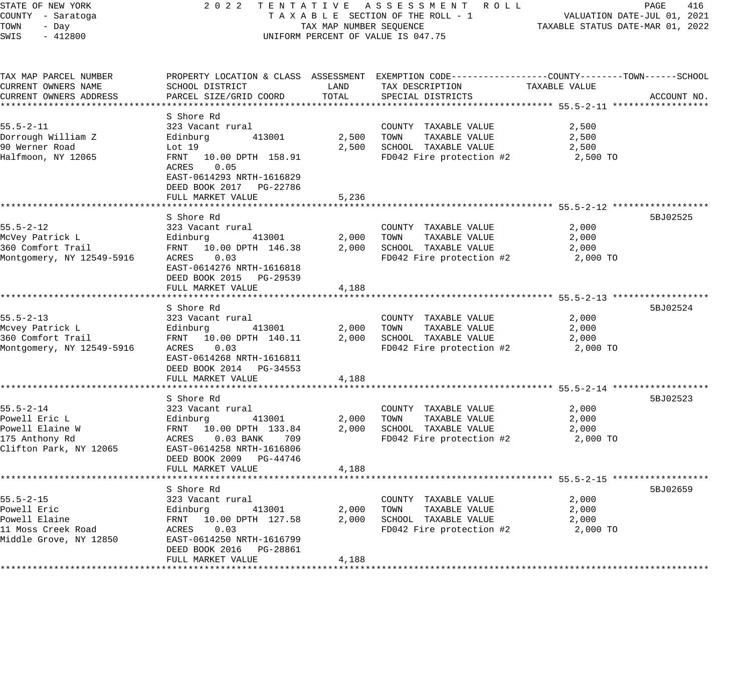STATE OF NEW YORK
COUNTY - Saratoga
TOWN - Day
SWIS - 412800

2 0 2 2 T E N T A T I V E A S S E S S M E N T R O L L
T A X A B L E SECTION OF THE ROLL - 1
TAX MAP NUMBER SEQUENCE
UNIFORM PERCENT OF VALUE IS 047.75

VALUATION DATE-JUL 01, 2021
TAXABLE STATUS DATE-MAR 01, 2022

| TAX MAP PARCEL NUMBER / CURRENT OWNERS NAME / CURRENT OWNERS ADDRESS | PROPERTY LOCATION & CLASS / SCHOOL DISTRICT / PARCEL SIZE/GRID COORD | ASSESSMENT LAND | ASSESSMENT TOTAL | EXEMPTION CODE / TAX DESCRIPTION / SPECIAL DISTRICTS | TAXABLE VALUE (COUNTY--------TOWN------SCHOOL) | ACCOUNT NO. |
|---|---|---|---|---|---|---|
| **55.5-2-11** | S Shore Rd | | | | | |
| 55.5-2-11 | 323 Vacant rural | | | COUNTY TAXABLE VALUE | 2,500 | |
| Dorrough William Z | Edinburg 413001 | 2,500 | | TOWN TAXABLE VALUE | 2,500 | |
| 90 Werner Road | Lot 19 | | 2,500 | SCHOOL TAXABLE VALUE | 2,500 | |
| Halfmoon, NY 12065 | FRNT 10.00 DPTH 158.91 | | | FD042 Fire protection #2 | 2,500 TO | |
| | ACRES 0.05 | | | | | |
| | EAST-0614293 NRTH-1616829 | | | | | |
| | DEED BOOK 2017 PG-22786 | | | | | |
| | FULL MARKET VALUE | | 5,236 | | | |
| **55.5-2-12** | S Shore Rd | | | | | 5BJ02525 |
| 55.5-2-12 | 323 Vacant rural | | | COUNTY TAXABLE VALUE | 2,000 | |
| McVey Patrick L | Edinburg 413001 | 2,000 | | TOWN TAXABLE VALUE | 2,000 | |
| 360 Comfort Trail | FRNT 10.00 DPTH 146.38 | | 2,000 | SCHOOL TAXABLE VALUE | 2,000 | |
| Montgomery, NY 12549-5916 | ACRES 0.03 | | | FD042 Fire protection #2 | 2,000 TO | |
| | EAST-0614276 NRTH-1616818 | | | | | |
| | DEED BOOK 2015 PG-29539 | | | | | |
| | FULL MARKET VALUE | | 4,188 | | | |
| **55.5-2-13** | S Shore Rd | | | | | 5BJ02524 |
| 55.5-2-13 | 323 Vacant rural | | | COUNTY TAXABLE VALUE | 2,000 | |
| Mcvey Patrick L | Edinburg 413001 | 2,000 | | TOWN TAXABLE VALUE | 2,000 | |
| 360 Comfort Trail | FRNT 10.00 DPTH 140.11 | | 2,000 | SCHOOL TAXABLE VALUE | 2,000 | |
| Montgomery, NY 12549-5916 | ACRES 0.03 | | | FD042 Fire protection #2 | 2,000 TO | |
| | EAST-0614268 NRTH-1616811 | | | | | |
| | DEED BOOK 2014 PG-34553 | | | | | |
| | FULL MARKET VALUE | | 4,188 | | | |
| **55.5-2-14** | S Shore Rd | | | | | 5BJ02523 |
| 55.5-2-14 | 323 Vacant rural | | | COUNTY TAXABLE VALUE | 2,000 | |
| Powell Eric L | Edinburg 413001 | 2,000 | | TOWN TAXABLE VALUE | 2,000 | |
| Powell Elaine W | FRNT 10.00 DPTH 133.84 | | 2,000 | SCHOOL TAXABLE VALUE | 2,000 | |
| 175 Anthony Rd | ACRES 0.03 BANK 709 | | | FD042 Fire protection #2 | 2,000 TO | |
| Clifton Park, NY 12065 | EAST-0614258 NRTH-1616806 | | | | | |
| | DEED BOOK 2009 PG-44746 | | | | | |
| | FULL MARKET VALUE | | 4,188 | | | |
| **55.5-2-15** | S Shore Rd | | | | | 5BJ02659 |
| 55.5-2-15 | 323 Vacant rural | | | COUNTY TAXABLE VALUE | 2,000 | |
| Powell Eric | Edinburg 413001 | 2,000 | | TOWN TAXABLE VALUE | 2,000 | |
| Powell Elaine | FRNT 10.00 DPTH 127.58 | | 2,000 | SCHOOL TAXABLE VALUE | 2,000 | |
| 11 Moss Creek Road | ACRES 0.03 | | | FD042 Fire protection #2 | 2,000 TO | |
| Middle Grove, NY 12850 | EAST-0614250 NRTH-1616799 | | | | | |
| | DEED BOOK 2016 PG-28861 | | | | | |
| | FULL MARKET VALUE | | 4,188 | | | |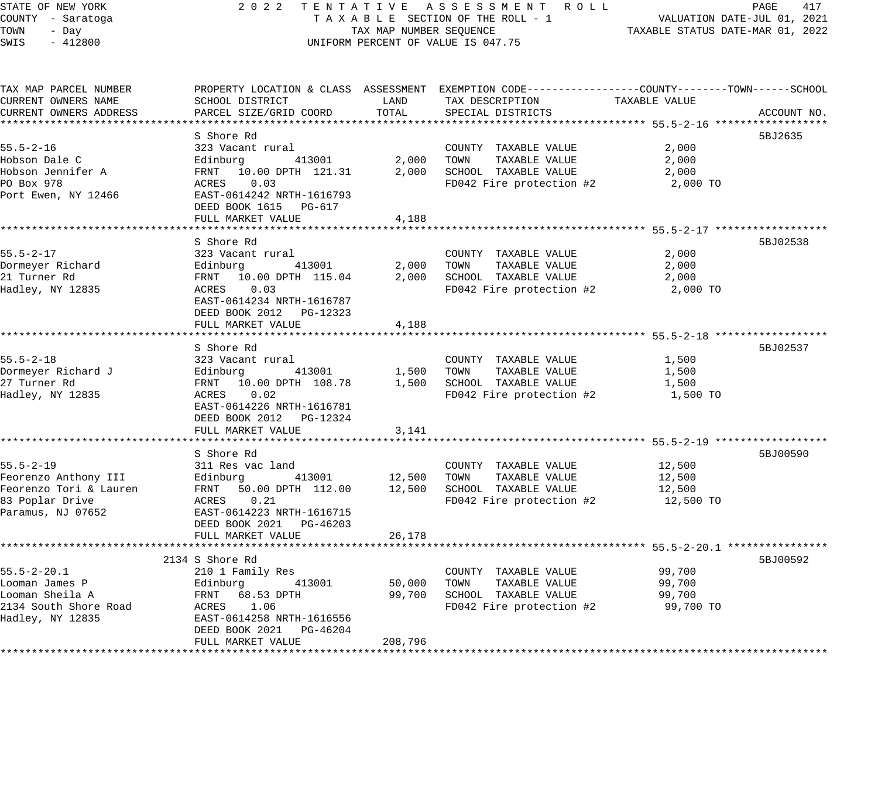STATE OF NEW YORK — 2022 TENTATIVE ASSESSMENT ROLL
COUNTY - Saratoga — TAXABLE SECTION OF THE ROLL - 1 — VALUATION DATE-JUL 01, 2021
TOWN - Day — TAX MAP NUMBER SEQUENCE — TAXABLE STATUS DATE-MAR 01, 2022
SWIS - 412800 — UNIFORM PERCENT OF VALUE IS 047.75

| TAX MAP PARCEL NUMBER / CURRENT OWNERS NAME / CURRENT OWNERS ADDRESS | PROPERTY LOCATION & CLASS / SCHOOL DISTRICT / PARCEL SIZE/GRID COORD | ASSESSMENT LAND | TOTAL | EXEMPTION CODE / TAX DESCRIPTION / SPECIAL DISTRICTS | TAXABLE VALUE (COUNTY / TOWN / SCHOOL) | ACCOUNT NO. |
|---|---|---|---|---|---|---|
| 55.5-2-16 | S Shore Rd | | | | | 5BJ2635 |
| | 323 Vacant rural | | | COUNTY TAXABLE VALUE | 2,000 | |
| Hobson Dale C | Edinburg 413001 | 2,000 | | TOWN TAXABLE VALUE | 2,000 | |
| Hobson Jennifer A | FRNT 10.00 DPTH 121.31 | | 2,000 | SCHOOL TAXABLE VALUE | 2,000 | |
| PO Box 978 | ACRES 0.03 | | | FD042 Fire protection #2 | 2,000 TO | |
| Port Ewen, NY 12466 | EAST-0614242 NRTH-1616793 | | | | | |
| | DEED BOOK 1615 PG-617 | | | | | |
| | FULL MARKET VALUE | | 4,188 | | | |
| 55.5-2-17 | S Shore Rd | | | | | 5BJ02538 |
| | 323 Vacant rural | | | COUNTY TAXABLE VALUE | 2,000 | |
| Dormeyer Richard | Edinburg 413001 | 2,000 | | TOWN TAXABLE VALUE | 2,000 | |
| 21 Turner Rd | FRNT 10.00 DPTH 115.04 | | 2,000 | SCHOOL TAXABLE VALUE | 2,000 | |
| Hadley, NY 12835 | ACRES 0.03 | | | FD042 Fire protection #2 | 2,000 TO | |
| | EAST-0614234 NRTH-1616787 | | | | | |
| | DEED BOOK 2012 PG-12323 | | | | | |
| | FULL MARKET VALUE | | 4,188 | | | |
| 55.5-2-18 | S Shore Rd | | | | | 5BJ02537 |
| | 323 Vacant rural | | | COUNTY TAXABLE VALUE | 1,500 | |
| Dormeyer Richard J | Edinburg 413001 | 1,500 | | TOWN TAXABLE VALUE | 1,500 | |
| 27 Turner Rd | FRNT 10.00 DPTH 108.78 | | 1,500 | SCHOOL TAXABLE VALUE | 1,500 | |
| Hadley, NY 12835 | ACRES 0.02 | | | FD042 Fire protection #2 | 1,500 TO | |
| | EAST-0614226 NRTH-1616781 | | | | | |
| | DEED BOOK 2012 PG-12324 | | | | | |
| | FULL MARKET VALUE | | 3,141 | | | |
| 55.5-2-19 | S Shore Rd | | | | | 5BJ00590 |
| | 311 Res vac land | | | COUNTY TAXABLE VALUE | 12,500 | |
| Feorenzo Anthony III | Edinburg 413001 | 12,500 | | TOWN TAXABLE VALUE | 12,500 | |
| Feorenzo Tori & Lauren | FRNT 50.00 DPTH 112.00 | | 12,500 | SCHOOL TAXABLE VALUE | 12,500 | |
| 83 Poplar Drive | ACRES 0.21 | | | FD042 Fire protection #2 | 12,500 TO | |
| Paramus, NJ 07652 | EAST-0614223 NRTH-1616715 | | | | | |
| | DEED BOOK 2021 PG-46203 | | | | | |
| | FULL MARKET VALUE | | 26,178 | | | |
| 55.5-2-20.1 | 2134 S Shore Rd | | | | | 5BJ00592 |
| | 210 1 Family Res | | | COUNTY TAXABLE VALUE | 99,700 | |
| Looman James P | Edinburg 413001 | 50,000 | | TOWN TAXABLE VALUE | 99,700 | |
| Looman Sheila A | FRNT 68.53 DPTH | | 99,700 | SCHOOL TAXABLE VALUE | 99,700 | |
| 2134 South Shore Road | ACRES 1.06 | | | FD042 Fire protection #2 | 99,700 TO | |
| Hadley, NY 12835 | EAST-0614258 NRTH-1616556 | | | | | |
| | DEED BOOK 2021 PG-46204 | | | | | |
| | FULL MARKET VALUE | | 208,796 | | | |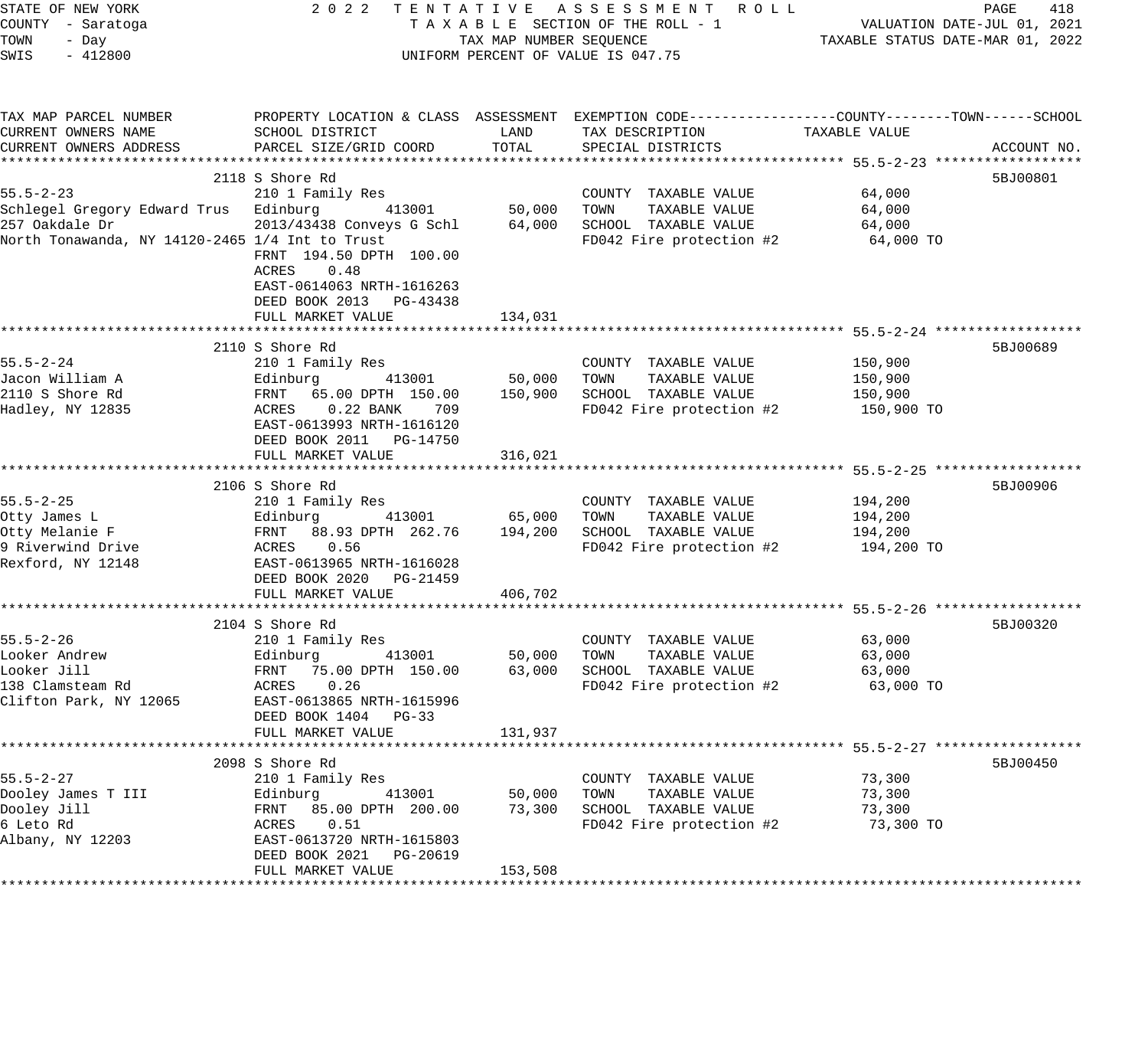STATE OF NEW YORK
COUNTY - Saratoga
TOWN - Day
SWIS - 412800

2 0 2 2 T E N T A T I V E A S S E S S M E N T R O L L
T A X A B L E SECTION OF THE ROLL - 1
TAX MAP NUMBER SEQUENCE
UNIFORM PERCENT OF VALUE IS 047.75

VALUATION DATE-JUL 01, 2021
TAXABLE STATUS DATE-MAR 01, 2022

| TAX MAP PARCEL NUMBER / CURRENT OWNERS NAME / CURRENT OWNERS ADDRESS | PROPERTY LOCATION & CLASS / SCHOOL DISTRICT / PARCEL SIZE/GRID COORD | ASSESSMENT LAND | TOTAL | EXEMPTION CODE / TAX DESCRIPTION / SPECIAL DISTRICTS | TAXABLE VALUE (COUNTY / TOWN / SCHOOL) | ACCOUNT NO. |
|---|---|---|---|---|---|---|
| **55.5-2-23** | 2118 S Shore Rd | | | | | 5BJ00801 |
| 55.5-2-23 | 210 1 Family Res | | | COUNTY TAXABLE VALUE | 64,000 | |
| Schlegel Gregory Edward Trus | Edinburg 413001 | 50,000 | | TOWN TAXABLE VALUE | 64,000 | |
| 257 Oakdale Dr | 2013/43438 Conveys G Schl | | 64,000 | SCHOOL TAXABLE VALUE | 64,000 | |
| North Tonawanda, NY 14120-2465 | 1/4 Int to Trust | | | FD042 Fire protection #2 | 64,000 TO | |
| | FRNT 194.50 DPTH 100.00 | | | | | |
| | ACRES 0.48 | | | | | |
| | EAST-0614063 NRTH-1616263 | | | | | |
| | DEED BOOK 2013 PG-43438 | | | | | |
| | FULL MARKET VALUE | | 134,031 | | | |
| **55.5-2-24** | 2110 S Shore Rd | | | | | 5BJ00689 |
| 55.5-2-24 | 210 1 Family Res | | | COUNTY TAXABLE VALUE | 150,900 | |
| Jacon William A | Edinburg 413001 | 50,000 | | TOWN TAXABLE VALUE | 150,900 | |
| 2110 S Shore Rd | FRNT 65.00 DPTH 150.00 | | 150,900 | SCHOOL TAXABLE VALUE | 150,900 | |
| Hadley, NY 12835 | ACRES 0.22 BANK 709 | | | FD042 Fire protection #2 | 150,900 TO | |
| | EAST-0613993 NRTH-1616120 | | | | | |
| | DEED BOOK 2011 PG-14750 | | | | | |
| | FULL MARKET VALUE | | 316,021 | | | |
| **55.5-2-25** | 2106 S Shore Rd | | | | | 5BJ00906 |
| 55.5-2-25 | 210 1 Family Res | | | COUNTY TAXABLE VALUE | 194,200 | |
| Otty James L | Edinburg 413001 | 65,000 | | TOWN TAXABLE VALUE | 194,200 | |
| Otty Melanie F | FRNT 88.93 DPTH 262.76 | | 194,200 | SCHOOL TAXABLE VALUE | 194,200 | |
| 9 Riverwind Drive | ACRES 0.56 | | | FD042 Fire protection #2 | 194,200 TO | |
| Rexford, NY 12148 | EAST-0613965 NRTH-1616028 | | | | | |
| | DEED BOOK 2020 PG-21459 | | | | | |
| | FULL MARKET VALUE | | 406,702 | | | |
| **55.5-2-26** | 2104 S Shore Rd | | | | | 5BJ00320 |
| 55.5-2-26 | 210 1 Family Res | | | COUNTY TAXABLE VALUE | 63,000 | |
| Looker Andrew | Edinburg 413001 | 50,000 | | TOWN TAXABLE VALUE | 63,000 | |
| Looker Jill | FRNT 75.00 DPTH 150.00 | | 63,000 | SCHOOL TAXABLE VALUE | 63,000 | |
| 138 Clamsteam Rd | ACRES 0.26 | | | FD042 Fire protection #2 | 63,000 TO | |
| Clifton Park, NY 12065 | EAST-0613865 NRTH-1615996 | | | | | |
| | DEED BOOK 1404 PG-33 | | | | | |
| | FULL MARKET VALUE | | 131,937 | | | |
| **55.5-2-27** | 2098 S Shore Rd | | | | | 5BJ00450 |
| 55.5-2-27 | 210 1 Family Res | | | COUNTY TAXABLE VALUE | 73,300 | |
| Dooley James T III | Edinburg 413001 | 50,000 | | TOWN TAXABLE VALUE | 73,300 | |
| Dooley Jill | FRNT 85.00 DPTH 200.00 | | 73,300 | SCHOOL TAXABLE VALUE | 73,300 | |
| 6 Leto Rd | ACRES 0.51 | | | FD042 Fire protection #2 | 73,300 TO | |
| Albany, NY 12203 | EAST-0613720 NRTH-1615803 | | | | | |
| | DEED BOOK 2021 PG-20619 | | | | | |
| | FULL MARKET VALUE | | 153,508 | | | |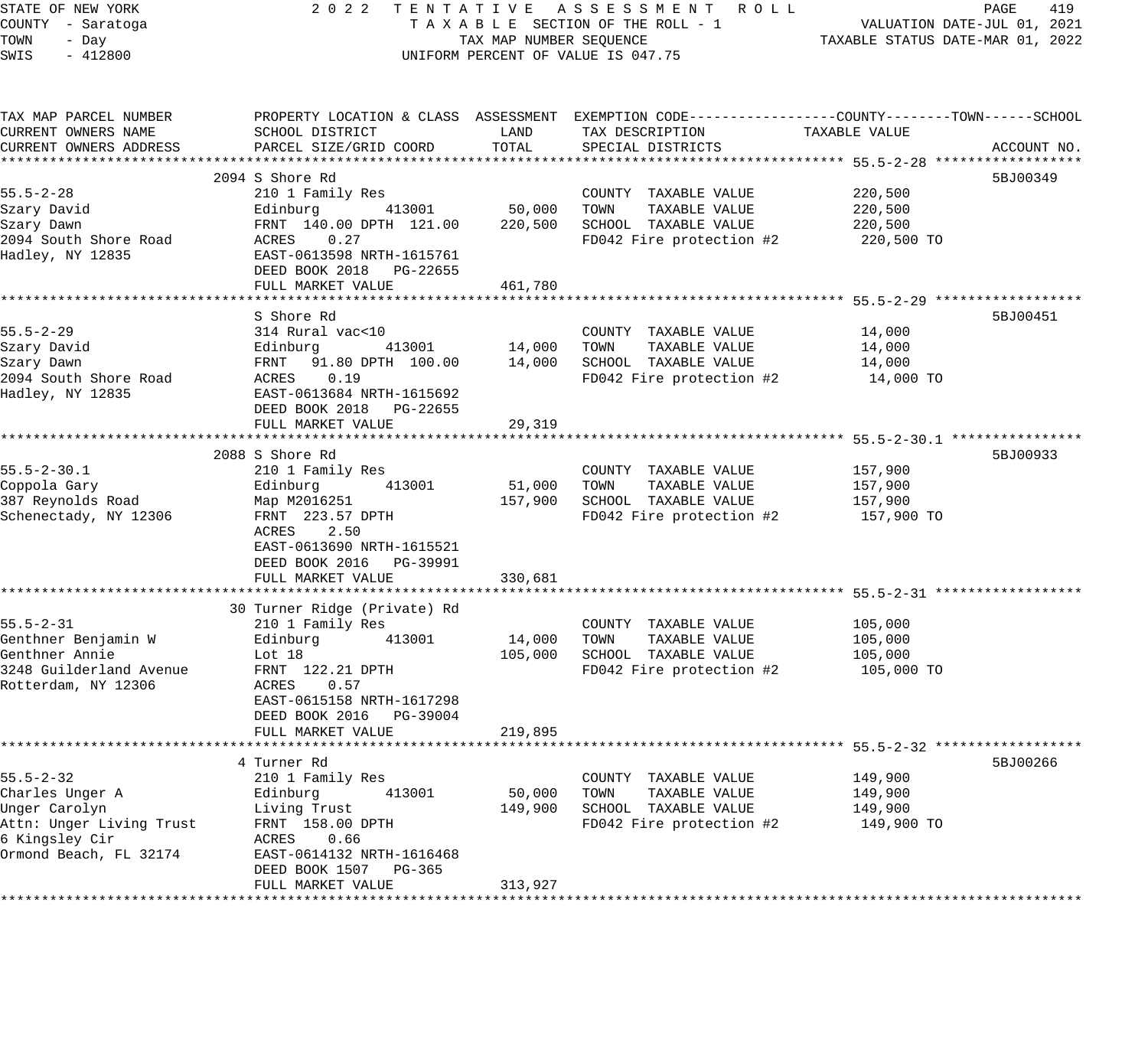STATE OF NEW YORK
COUNTY - Saratoga
TOWN - Day
SWIS - 412800

2 0 2 2 TENTATIVE ASSESSMENT ROLL
TAXABLE SECTION OF THE ROLL - 1
TAX MAP NUMBER SEQUENCE
UNIFORM PERCENT OF VALUE IS 047.75

VALUATION DATE-JUL 01, 2021
TAXABLE STATUS DATE-MAR 01, 2022

| TAX MAP PARCEL NUMBER / CURRENT OWNERS NAME / CURRENT OWNERS ADDRESS | PROPERTY LOCATION & CLASS / SCHOOL DISTRICT / PARCEL SIZE/GRID COORD | ASSESSMENT LAND | ASSESSMENT TOTAL | EXEMPTION CODE / TAX DESCRIPTION / SPECIAL DISTRICTS | TAXABLE VALUE | ACCOUNT NO. |
|---|---|---|---|---|---|---|
| **55.5-2-28** | 2094 S Shore Rd | | | | | 5BJ00349 |
| 55.5-2-28 | 210 1 Family Res | | | COUNTY TAXABLE VALUE | 220,500 | |
| Szary David | Edinburg 413001 | 50,000 | | TOWN TAXABLE VALUE | 220,500 | |
| Szary Dawn | FRNT 140.00 DPTH 121.00 | | 220,500 | SCHOOL TAXABLE VALUE | 220,500 | |
| 2094 South Shore Road | ACRES 0.27 | | | FD042 Fire protection #2 | 220,500 TO | |
| Hadley, NY 12835 | EAST-0613598 NRTH-1615761 | | | | | |
| | DEED BOOK 2018 PG-22655 | | | | | |
| | FULL MARKET VALUE | | 461,780 | | | |
| **55.5-2-29** | S Shore Rd | | | | | 5BJ00451 |
| 55.5-2-29 | 314 Rural vac<10 | | | COUNTY TAXABLE VALUE | 14,000 | |
| Szary David | Edinburg 413001 | 14,000 | | TOWN TAXABLE VALUE | 14,000 | |
| Szary Dawn | FRNT 91.80 DPTH 100.00 | | 14,000 | SCHOOL TAXABLE VALUE | 14,000 | |
| 2094 South Shore Road | ACRES 0.19 | | | FD042 Fire protection #2 | 14,000 TO | |
| Hadley, NY 12835 | EAST-0613684 NRTH-1615692 | | | | | |
| | DEED BOOK 2018 PG-22655 | | | | | |
| | FULL MARKET VALUE | | 29,319 | | | |
| **55.5-2-30.1** | 2088 S Shore Rd | | | | | 5BJ00933 |
| 55.5-2-30.1 | 210 1 Family Res | | | COUNTY TAXABLE VALUE | 157,900 | |
| Coppola Gary | Edinburg 413001 | 51,000 | | TOWN TAXABLE VALUE | 157,900 | |
| 387 Reynolds Road | Map M2016251 | | 157,900 | SCHOOL TAXABLE VALUE | 157,900 | |
| Schenectady, NY 12306 | FRNT 223.57 DPTH | | | FD042 Fire protection #2 | 157,900 TO | |
| | ACRES 2.50 | | | | | |
| | EAST-0613690 NRTH-1615521 | | | | | |
| | DEED BOOK 2016 PG-39991 | | | | | |
| | FULL MARKET VALUE | | 330,681 | | | |
| **55.5-2-31** | 30 Turner Ridge (Private) Rd | | | | | |
| 55.5-2-31 | 210 1 Family Res | | | COUNTY TAXABLE VALUE | 105,000 | |
| Genthner Benjamin W | Edinburg 413001 | 14,000 | | TOWN TAXABLE VALUE | 105,000 | |
| Genthner Annie | Lot 18 | | 105,000 | SCHOOL TAXABLE VALUE | 105,000 | |
| 3248 Guilderland Avenue | FRNT 122.21 DPTH | | | FD042 Fire protection #2 | 105,000 TO | |
| Rotterdam, NY 12306 | ACRES 0.57 | | | | | |
| | EAST-0615158 NRTH-1617298 | | | | | |
| | DEED BOOK 2016 PG-39004 | | | | | |
| | FULL MARKET VALUE | | 219,895 | | | |
| **55.5-2-32** | 4 Turner Rd | | | | | 5BJ00266 |
| 55.5-2-32 | 210 1 Family Res | | | COUNTY TAXABLE VALUE | 149,900 | |
| Charles Unger A | Edinburg 413001 | 50,000 | | TOWN TAXABLE VALUE | 149,900 | |
| Unger Carolyn | Living Trust | | 149,900 | SCHOOL TAXABLE VALUE | 149,900 | |
| Attn: Unger Living Trust | FRNT 158.00 DPTH | | | FD042 Fire protection #2 | 149,900 TO | |
| 6 Kingsley Cir | ACRES 0.66 | | | | | |
| Ormond Beach, FL 32174 | EAST-0614132 NRTH-1616468 | | | | | |
| | DEED BOOK 1507 PG-365 | | | | | |
| | FULL MARKET VALUE | | 313,927 | | | |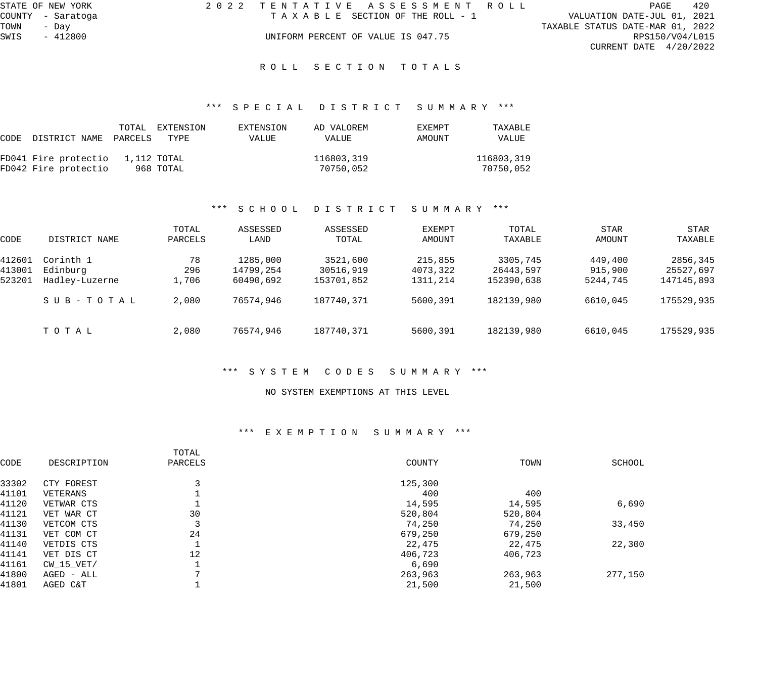STATE OF NEW YORK | COUNTY - Saratoga | TOWN - Day | SWIS - 412800

# 2022 TENTATIVE ASSESSMENT ROLL

TAXABLE SECTION OF THE ROLL - 1

UNIFORM PERCENT OF VALUE IS 047.75

VALUATION DATE-JUL 01, 2021
TAXABLE STATUS DATE-MAR 01, 2022
RPS150/V04/L015
CURRENT DATE 4/20/2022

## ROLL SECTION TOTALS

### *** SPECIAL DISTRICT SUMMARY ***

| CODE | DISTRICT NAME | TOTAL PARCELS | EXTENSION TYPE | EXTENSION VALUE | AD VALOREM VALUE | EXEMPT AMOUNT | TAXABLE VALUE |
|---|---|---|---|---|---|---|---|
| FD041 | Fire protectio | 1,112 | TOTAL | | 116803,319 | | 116803,319 |
| FD042 | Fire protectio | 968 | TOTAL | | 70750,052 | | 70750,052 |

### *** SCHOOL DISTRICT SUMMARY ***

| CODE | DISTRICT NAME | TOTAL PARCELS | ASSESSED LAND | ASSESSED TOTAL | EXEMPT AMOUNT | TOTAL TAXABLE | STAR AMOUNT | STAR TAXABLE |
|---|---|---|---|---|---|---|---|---|
| 412601 | Corinth 1 | 78 | 1285,000 | 3521,600 | 215,855 | 3305,745 | 449,400 | 2856,345 |
| 413001 | Edinburg | 296 | 14799,254 | 30516,919 | 4073,322 | 26443,597 | 915,900 | 25527,697 |
| 523201 | Hadley-Luzerne | 1,706 | 60490,692 | 153701,852 | 1311,214 | 152390,638 | 5244,745 | 147145,893 |
| | SUB-TOTAL | 2,080 | 76574,946 | 187740,371 | 5600,391 | 182139,980 | 6610,045 | 175529,935 |
| | TOTAL | 2,080 | 76574,946 | 187740,371 | 5600,391 | 182139,980 | 6610,045 | 175529,935 |

### *** SYSTEM CODES SUMMARY ***

NO SYSTEM EXEMPTIONS AT THIS LEVEL

### *** EXEMPTION SUMMARY ***

| CODE | DESCRIPTION | TOTAL PARCELS | COUNTY | TOWN | SCHOOL |
|---|---|---|---|---|---|
| 33302 | CTY FOREST | 3 | 125,300 | | |
| 41101 | VETERANS | 1 | 400 | 400 | |
| 41120 | VETWAR CTS | 1 | 14,595 | 14,595 | 6,690 |
| 41121 | VET WAR CT | 30 | 520,804 | 520,804 | |
| 41130 | VETCOM CTS | 3 | 74,250 | 74,250 | 33,450 |
| 41131 | VET COM CT | 24 | 679,250 | 679,250 | |
| 41140 | VETDIS CTS | 1 | 22,475 | 22,475 | 22,300 |
| 41141 | VET DIS CT | 12 | 406,723 | 406,723 | |
| 41161 | CW_15_VET/ | 1 | 6,690 | | |
| 41800 | AGED - ALL | 7 | 263,963 | 263,963 | 277,150 |
| 41801 | AGED C&T | 1 | 21,500 | 21,500 | |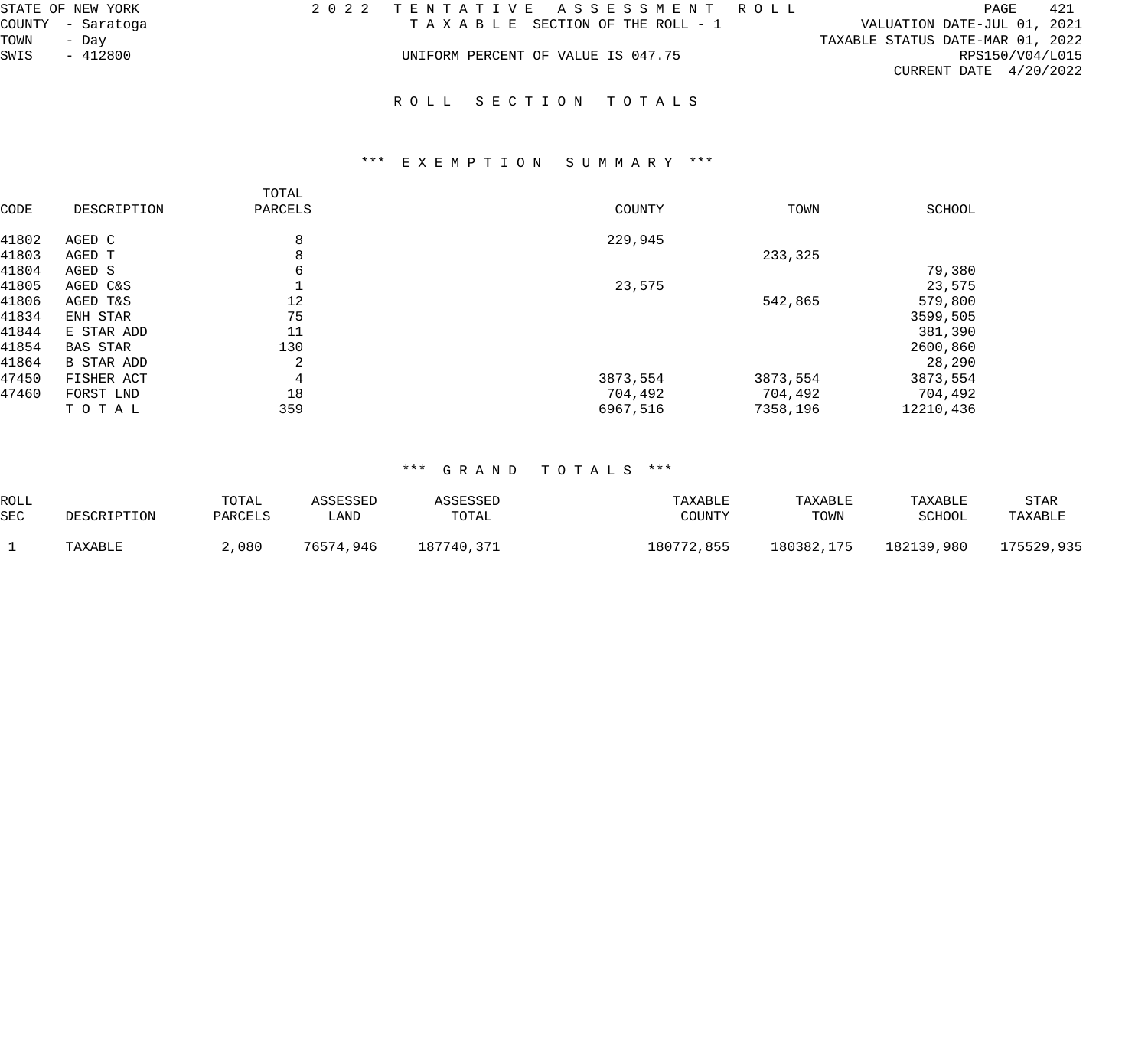STATE OF NEW YORK
COUNTY - Saratoga
TOWN - Day
SWIS - 412800

2 0 2 2 TENTATIVE ASSESSMENT ROLL
TAXABLE SECTION OF THE ROLL - 1
UNIFORM PERCENT OF VALUE IS 047.75

VALUATION DATE-JUL 01, 2021
TAXABLE STATUS DATE-MAR 01, 2022
RPS150/V04/L015
CURRENT DATE 4/20/2022

# ROLL SECTION TOTALS

## *** EXEMPTION SUMMARY ***

| CODE | DESCRIPTION | TOTAL PARCELS | COUNTY | TOWN | SCHOOL |
|---|---|---|---|---|---|
| 41802 | AGED C | 8 | 229,945 | | |
| 41803 | AGED T | 8 | | 233,325 | |
| 41804 | AGED S | 6 | | | 79,380 |
| 41805 | AGED C&S | 1 | 23,575 | | 23,575 |
| 41806 | AGED T&S | 12 | | 542,865 | 579,800 |
| 41834 | ENH STAR | 75 | | | 3599,505 |
| 41844 | E STAR ADD | 11 | | | 381,390 |
| 41854 | BAS STAR | 130 | | | 2600,860 |
| 41864 | B STAR ADD | 2 | | | 28,290 |
| 47450 | FISHER ACT | 4 | 3873,554 | 3873,554 | 3873,554 |
| 47460 | FORST LND | 18 | 704,492 | 704,492 | 704,492 |
| | T O T A L | 359 | 6967,516 | 7358,196 | 12210,436 |

## *** GRAND TOTALS ***

| ROLL SEC | DESCRIPTION | TOTAL PARCELS | ASSESSED LAND | ASSESSED TOTAL | TAXABLE COUNTY | TAXABLE TOWN | TAXABLE SCHOOL | STAR TAXABLE |
|---|---|---|---|---|---|---|---|---|
| 1 | TAXABLE | 2,080 | 76574,946 | 187740,371 | 180772,855 | 180382,175 | 182139,980 | 175529,935 |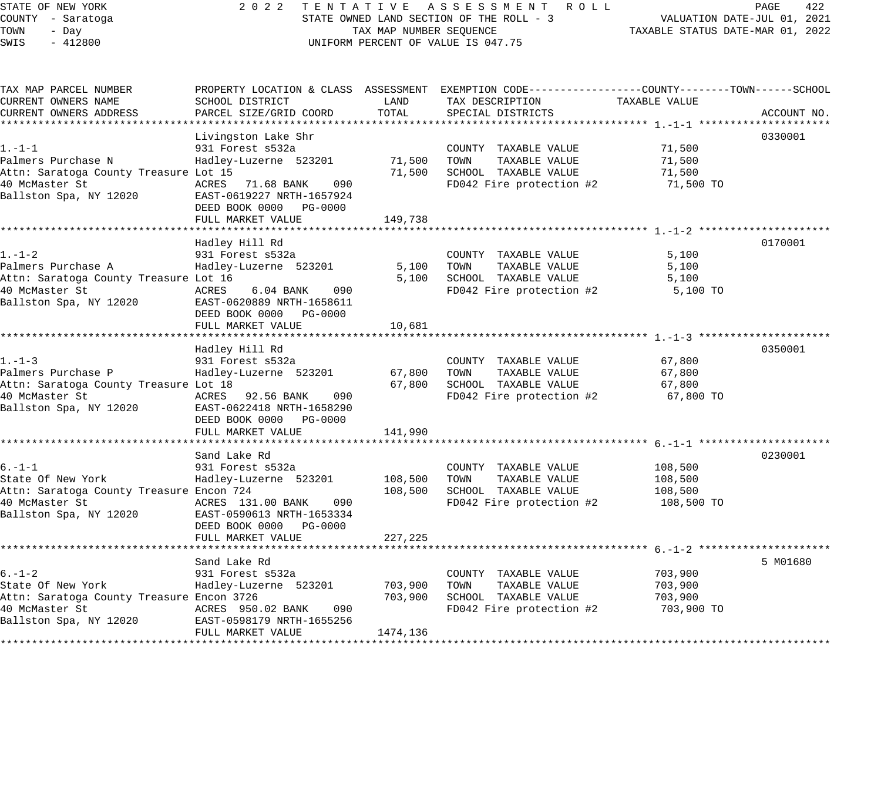STATE OF NEW YORK — 2022 TENTATIVE ASSESSMENT ROLL
COUNTY - Saratoga — STATE OWNED LAND SECTION OF THE ROLL - 3 — VALUATION DATE-JUL 01, 2021
TOWN - Day — TAX MAP NUMBER SEQUENCE — TAXABLE STATUS DATE-MAR 01, 2022
SWIS - 412800 — UNIFORM PERCENT OF VALUE IS 047.75

| TAX MAP PARCEL NUMBER / CURRENT OWNERS NAME / CURRENT OWNERS ADDRESS | PROPERTY LOCATION & CLASS / SCHOOL DISTRICT / PARCEL SIZE/GRID COORD | ASSESSMENT LAND | ASSESSMENT TOTAL | EXEMPTION CODE / TAX DESCRIPTION / SPECIAL DISTRICTS | TAXABLE VALUE (COUNTY / TOWN / SCHOOL) | ACCOUNT NO. |
|---|---|---|---|---|---|---|
| 1.-1-1 | Livingston Lake Shr | | | | | 0330001 |
| | 931 Forest s532a | | | COUNTY TAXABLE VALUE | 71,500 | |
| Palmers Purchase N | Hadley-Luzerne 523201 | 71,500 | | TOWN TAXABLE VALUE | 71,500 | |
| Attn: Saratoga County Treasure | Lot 15 | | 71,500 | SCHOOL TAXABLE VALUE | 71,500 | |
| 40 McMaster St | ACRES 71.68 BANK 090 | | | FD042 Fire protection #2 | 71,500 TO | |
| Ballston Spa, NY 12020 | EAST-0619227 NRTH-1657924 | | | | | |
| | DEED BOOK 0000 PG-0000 | | | | | |
| | FULL MARKET VALUE | | 149,738 | | | |
| 1.-1-2 | Hadley Hill Rd | | | | | 0170001 |
| | 931 Forest s532a | | | COUNTY TAXABLE VALUE | 5,100 | |
| Palmers Purchase A | Hadley-Luzerne 523201 | 5,100 | | TOWN TAXABLE VALUE | 5,100 | |
| Attn: Saratoga County Treasure | Lot 16 | | 5,100 | SCHOOL TAXABLE VALUE | 5,100 | |
| 40 McMaster St | ACRES 6.04 BANK 090 | | | FD042 Fire protection #2 | 5,100 TO | |
| Ballston Spa, NY 12020 | EAST-0620889 NRTH-1658611 | | | | | |
| | DEED BOOK 0000 PG-0000 | | | | | |
| | FULL MARKET VALUE | | 10,681 | | | |
| 1.-1-3 | Hadley Hill Rd | | | | | 0350001 |
| | 931 Forest s532a | | | COUNTY TAXABLE VALUE | 67,800 | |
| Palmers Purchase P | Hadley-Luzerne 523201 | 67,800 | | TOWN TAXABLE VALUE | 67,800 | |
| Attn: Saratoga County Treasure | Lot 18 | | 67,800 | SCHOOL TAXABLE VALUE | 67,800 | |
| 40 McMaster St | ACRES 92.56 BANK 090 | | | FD042 Fire protection #2 | 67,800 TO | |
| Ballston Spa, NY 12020 | EAST-0622418 NRTH-1658290 | | | | | |
| | DEED BOOK 0000 PG-0000 | | | | | |
| | FULL MARKET VALUE | | 141,990 | | | |
| 6.-1-1 | Sand Lake Rd | | | | | 0230001 |
| | 931 Forest s532a | | | COUNTY TAXABLE VALUE | 108,500 | |
| State Of New York | Hadley-Luzerne 523201 | 108,500 | | TOWN TAXABLE VALUE | 108,500 | |
| Attn: Saratoga County Treasure | Encon 724 | | 108,500 | SCHOOL TAXABLE VALUE | 108,500 | |
| 40 McMaster St | ACRES 131.00 BANK 090 | | | FD042 Fire protection #2 | 108,500 TO | |
| Ballston Spa, NY 12020 | EAST-0590613 NRTH-1653334 | | | | | |
| | DEED BOOK 0000 PG-0000 | | | | | |
| | FULL MARKET VALUE | | 227,225 | | | |
| 6.-1-2 | Sand Lake Rd | | | | | 5 M01680 |
| | 931 Forest s532a | | | COUNTY TAXABLE VALUE | 703,900 | |
| State Of New York | Hadley-Luzerne 523201 | 703,900 | | TOWN TAXABLE VALUE | 703,900 | |
| Attn: Saratoga County Treasure | Encon 3726 | | 703,900 | SCHOOL TAXABLE VALUE | 703,900 | |
| 40 McMaster St | ACRES 950.02 BANK 090 | | | FD042 Fire protection #2 | 703,900 TO | |
| Ballston Spa, NY 12020 | EAST-0598179 NRTH-1655256 | | | | | |
| | FULL MARKET VALUE | | 1474,136 | | | |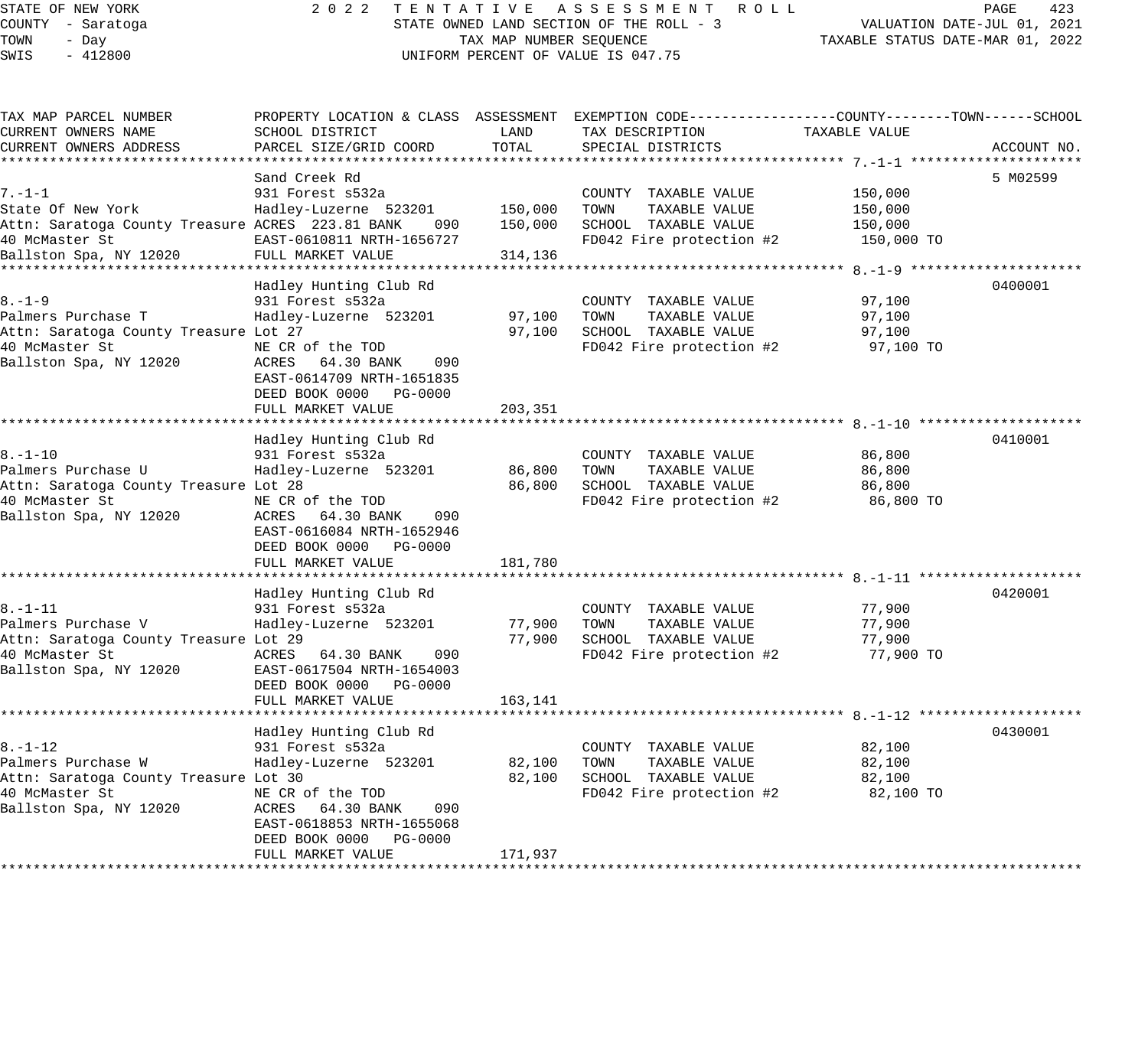STATE OF NEW YORK
COUNTY - Saratoga
TOWN - Day
SWIS - 412800

2022 TENTATIVE ASSESSMENT ROLL
STATE OWNED LAND SECTION OF THE ROLL - 3
TAX MAP NUMBER SEQUENCE
UNIFORM PERCENT OF VALUE IS 047.75

VALUATION DATE-JUL 01, 2021
TAXABLE STATUS DATE-MAR 01, 2022

| TAX MAP PARCEL NUMBER / CURRENT OWNERS NAME / CURRENT OWNERS ADDRESS | PROPERTY LOCATION & CLASS / SCHOOL DISTRICT / PARCEL SIZE/GRID COORD | ASSESSMENT LAND | ASSESSMENT TOTAL | EXEMPTION CODE / TAX DESCRIPTION / SPECIAL DISTRICTS | TAXABLE VALUE (COUNTY/TOWN/SCHOOL) | ACCOUNT NO. |
|---|---|---|---|---|---|---|
| 7.-1-1 | Sand Creek Rd | | | | | 5 M02599 |
| | 931 Forest s532a | | | COUNTY TAXABLE VALUE | 150,000 | |
| State Of New York | Hadley-Luzerne 523201 | 150,000 | | TOWN TAXABLE VALUE | 150,000 | |
| Attn: Saratoga County Treasure | ACRES 223.81 BANK 090 | | 150,000 | SCHOOL TAXABLE VALUE | 150,000 | |
| 40 McMaster St | EAST-0610811 NRTH-1656727 | | | FD042 Fire protection #2 | 150,000 TO | |
| Ballston Spa, NY 12020 | FULL MARKET VALUE | | 314,136 | | | |
| 8.-1-9 | Hadley Hunting Club Rd | | | | | 0400001 |
| | 931 Forest s532a | | | COUNTY TAXABLE VALUE | 97,100 | |
| Palmers Purchase T | Hadley-Luzerne 523201 | 97,100 | | TOWN TAXABLE VALUE | 97,100 | |
| Attn: Saratoga County Treasure | Lot 27 | | 97,100 | SCHOOL TAXABLE VALUE | 97,100 | |
| 40 McMaster St | NE CR of the TOD | | | FD042 Fire protection #2 | 97,100 TO | |
| Ballston Spa, NY 12020 | ACRES 64.30 BANK 090 | | | | | |
| | EAST-0614709 NRTH-1651835 | | | | | |
| | DEED BOOK 0000 PG-0000 | | | | | |
| | FULL MARKET VALUE | | 203,351 | | | |
| 8.-1-10 | Hadley Hunting Club Rd | | | | | 0410001 |
| | 931 Forest s532a | | | COUNTY TAXABLE VALUE | 86,800 | |
| Palmers Purchase U | Hadley-Luzerne 523201 | 86,800 | | TOWN TAXABLE VALUE | 86,800 | |
| Attn: Saratoga County Treasure | Lot 28 | | 86,800 | SCHOOL TAXABLE VALUE | 86,800 | |
| 40 McMaster St | NE CR of the TOD | | | FD042 Fire protection #2 | 86,800 TO | |
| Ballston Spa, NY 12020 | ACRES 64.30 BANK 090 | | | | | |
| | EAST-0616084 NRTH-1652946 | | | | | |
| | DEED BOOK 0000 PG-0000 | | | | | |
| | FULL MARKET VALUE | | 181,780 | | | |
| 8.-1-11 | Hadley Hunting Club Rd | | | | | 0420001 |
| | 931 Forest s532a | | | COUNTY TAXABLE VALUE | 77,900 | |
| Palmers Purchase V | Hadley-Luzerne 523201 | 77,900 | | TOWN TAXABLE VALUE | 77,900 | |
| Attn: Saratoga County Treasure | Lot 29 | | 77,900 | SCHOOL TAXABLE VALUE | 77,900 | |
| 40 McMaster St | ACRES 64.30 BANK 090 | | | FD042 Fire protection #2 | 77,900 TO | |
| Ballston Spa, NY 12020 | EAST-0617504 NRTH-1654003 | | | | | |
| | DEED BOOK 0000 PG-0000 | | | | | |
| | FULL MARKET VALUE | | 163,141 | | | |
| 8.-1-12 | Hadley Hunting Club Rd | | | | | 0430001 |
| | 931 Forest s532a | | | COUNTY TAXABLE VALUE | 82,100 | |
| Palmers Purchase W | Hadley-Luzerne 523201 | 82,100 | | TOWN TAXABLE VALUE | 82,100 | |
| Attn: Saratoga County Treasure | Lot 30 | | 82,100 | SCHOOL TAXABLE VALUE | 82,100 | |
| 40 McMaster St | NE CR of the TOD | | | FD042 Fire protection #2 | 82,100 TO | |
| Ballston Spa, NY 12020 | ACRES 64.30 BANK 090 | | | | | |
| | EAST-0618853 NRTH-1655068 | | | | | |
| | DEED BOOK 0000 PG-0000 | | | | | |
| | FULL MARKET VALUE | | 171,937 | | | |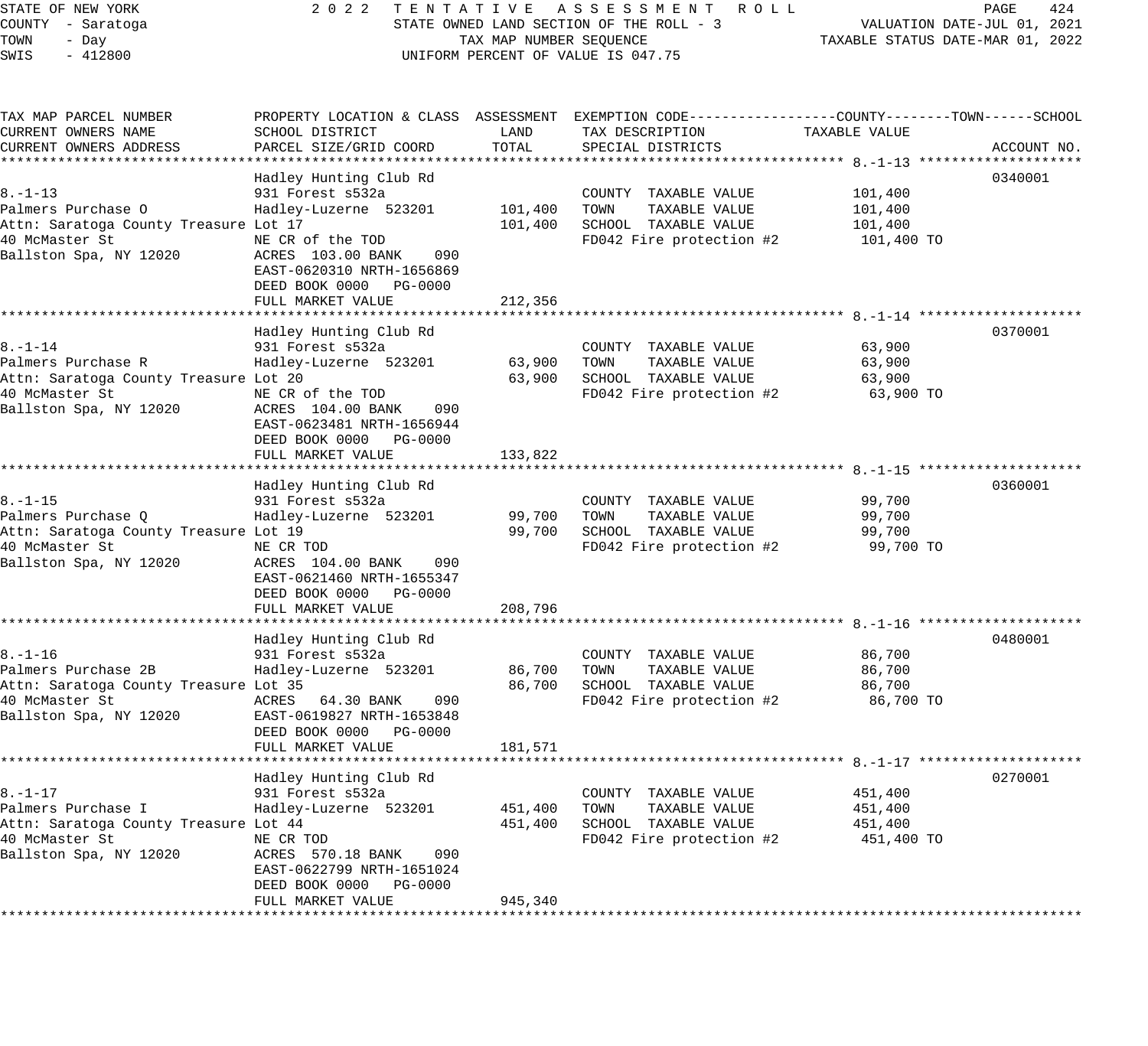STATE OF NEW YORK — 2022 TENTATIVE ASSESSMENT ROLL
COUNTY - Saratoga — STATE OWNED LAND SECTION OF THE ROLL - 3 — VALUATION DATE-JUL 01, 2021
TOWN - Day — TAX MAP NUMBER SEQUENCE — TAXABLE STATUS DATE-MAR 01, 2022
SWIS - 412800 — UNIFORM PERCENT OF VALUE IS 047.75

| TAX MAP PARCEL NUMBER / CURRENT OWNERS NAME / CURRENT OWNERS ADDRESS | PROPERTY LOCATION & CLASS / SCHOOL DISTRICT / PARCEL SIZE/GRID COORD | ASSESSMENT LAND | ASSESSMENT TOTAL | EXEMPTION CODE / TAX DESCRIPTION / SPECIAL DISTRICTS | TAXABLE VALUE (COUNTY / TOWN / SCHOOL) | ACCOUNT NO. |
|---|---|---|---|---|---|---|
| **8.-1-13** | Hadley Hunting Club Rd | | | | | 0340001 |
| 8.-1-13 | 931 Forest s532a | | | COUNTY TAXABLE VALUE | 101,400 | |
| Palmers Purchase O | Hadley-Luzerne 523201 | 101,400 | | TOWN TAXABLE VALUE | 101,400 | |
| Attn: Saratoga County Treasure | Lot 17 | | 101,400 | SCHOOL TAXABLE VALUE | 101,400 | |
| 40 McMaster St | NE CR of the TOD | | | FD042 Fire protection #2 | 101,400 TO | |
| Ballston Spa, NY 12020 | ACRES 103.00 BANK 090 | | | | | |
| | EAST-0620310 NRTH-1656869 | | | | | |
| | DEED BOOK 0000 PG-0000 | | | | | |
| | FULL MARKET VALUE | | 212,356 | | | |
| **8.-1-14** | Hadley Hunting Club Rd | | | | | 0370001 |
| 8.-1-14 | 931 Forest s532a | | | COUNTY TAXABLE VALUE | 63,900 | |
| Palmers Purchase R | Hadley-Luzerne 523201 | 63,900 | | TOWN TAXABLE VALUE | 63,900 | |
| Attn: Saratoga County Treasure | Lot 20 | | 63,900 | SCHOOL TAXABLE VALUE | 63,900 | |
| 40 McMaster St | NE CR of the TOD | | | FD042 Fire protection #2 | 63,900 TO | |
| Ballston Spa, NY 12020 | ACRES 104.00 BANK 090 | | | | | |
| | EAST-0623481 NRTH-1656944 | | | | | |
| | DEED BOOK 0000 PG-0000 | | | | | |
| | FULL MARKET VALUE | | 133,822 | | | |
| **8.-1-15** | Hadley Hunting Club Rd | | | | | 0360001 |
| 8.-1-15 | 931 Forest s532a | | | COUNTY TAXABLE VALUE | 99,700 | |
| Palmers Purchase Q | Hadley-Luzerne 523201 | 99,700 | | TOWN TAXABLE VALUE | 99,700 | |
| Attn: Saratoga County Treasure | Lot 19 | | 99,700 | SCHOOL TAXABLE VALUE | 99,700 | |
| 40 McMaster St | NE CR TOD | | | FD042 Fire protection #2 | 99,700 TO | |
| Ballston Spa, NY 12020 | ACRES 104.00 BANK 090 | | | | | |
| | EAST-0621460 NRTH-1655347 | | | | | |
| | DEED BOOK 0000 PG-0000 | | | | | |
| | FULL MARKET VALUE | | 208,796 | | | |
| **8.-1-16** | Hadley Hunting Club Rd | | | | | 0480001 |
| 8.-1-16 | 931 Forest s532a | | | COUNTY TAXABLE VALUE | 86,700 | |
| Palmers Purchase 2B | Hadley-Luzerne 523201 | 86,700 | | TOWN TAXABLE VALUE | 86,700 | |
| Attn: Saratoga County Treasure | Lot 35 | | 86,700 | SCHOOL TAXABLE VALUE | 86,700 | |
| 40 McMaster St | ACRES 64.30 BANK 090 | | | FD042 Fire protection #2 | 86,700 TO | |
| Ballston Spa, NY 12020 | EAST-0619827 NRTH-1653848 | | | | | |
| | DEED BOOK 0000 PG-0000 | | | | | |
| | FULL MARKET VALUE | | 181,571 | | | |
| **8.-1-17** | Hadley Hunting Club Rd | | | | | 0270001 |
| 8.-1-17 | 931 Forest s532a | | | COUNTY TAXABLE VALUE | 451,400 | |
| Palmers Purchase I | Hadley-Luzerne 523201 | 451,400 | | TOWN TAXABLE VALUE | 451,400 | |
| Attn: Saratoga County Treasure | Lot 44 | | 451,400 | SCHOOL TAXABLE VALUE | 451,400 | |
| 40 McMaster St | NE CR TOD | | | FD042 Fire protection #2 | 451,400 TO | |
| Ballston Spa, NY 12020 | ACRES 570.18 BANK 090 | | | | | |
| | EAST-0622799 NRTH-1651024 | | | | | |
| | DEED BOOK 0000 PG-0000 | | | | | |
| | FULL MARKET VALUE | | 945,340 | | | |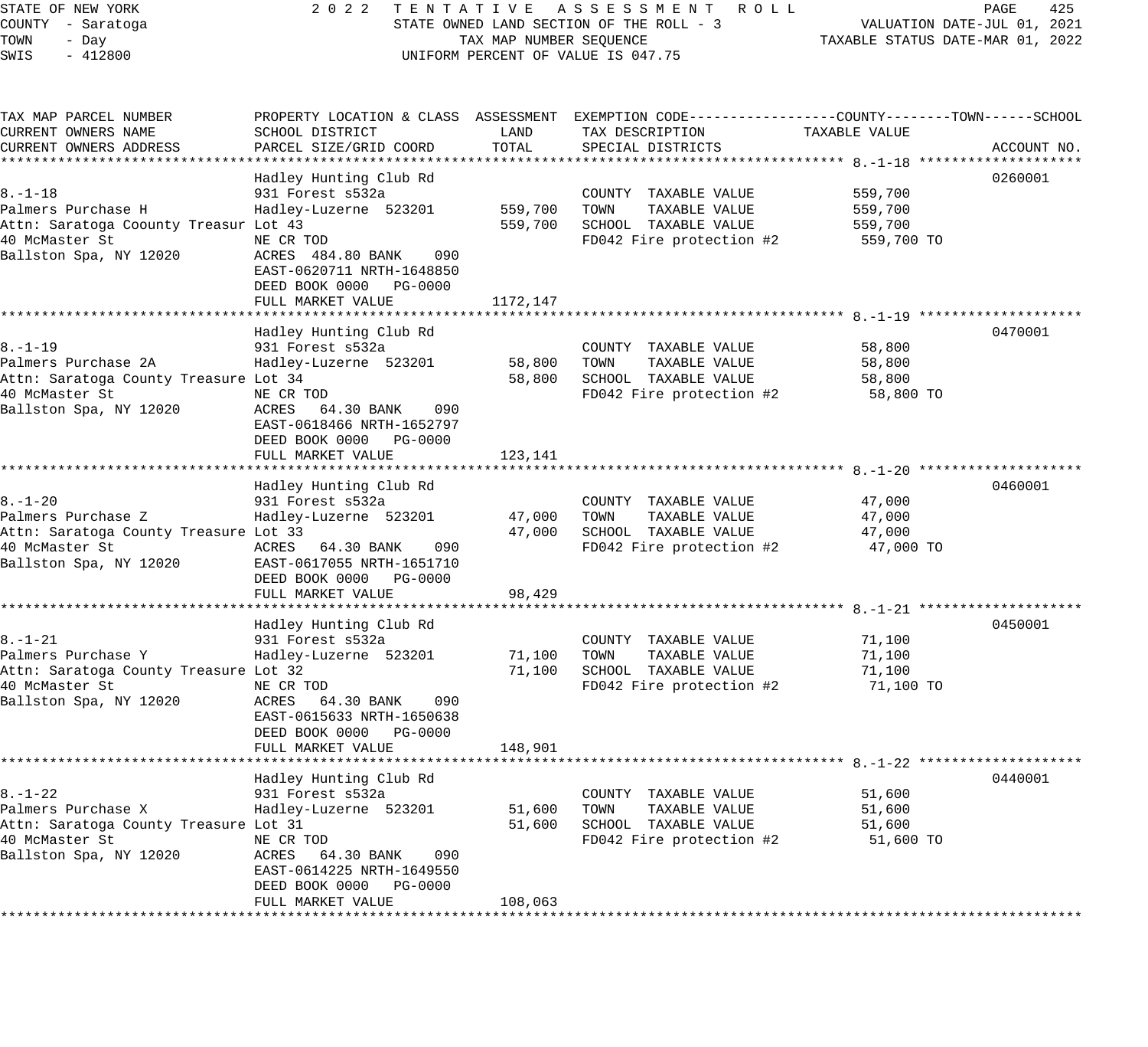STATE OF NEW YORK
COUNTY - Saratoga
TOWN - Day
SWIS - 412800

2022 TENTATIVE ASSESSMENT ROLL
STATE OWNED LAND SECTION OF THE ROLL - 3
TAX MAP NUMBER SEQUENCE
UNIFORM PERCENT OF VALUE IS 047.75

VALUATION DATE-JUL 01, 2021
TAXABLE STATUS DATE-MAR 01, 2022

| TAX MAP PARCEL NUMBER / CURRENT OWNERS NAME / CURRENT OWNERS ADDRESS | PROPERTY LOCATION & CLASS / SCHOOL DISTRICT / PARCEL SIZE/GRID COORD | ASSESSMENT LAND / TOTAL | EXEMPTION CODE / TAX DESCRIPTION / SPECIAL DISTRICTS | TAXABLE VALUE (COUNTY / TOWN / SCHOOL) | ACCOUNT NO. |
|---|---|---|---|---|---|
| 8.-1-18 | Hadley Hunting Club Rd | | | | 0260001 |
| | 931 Forest s532a | | COUNTY TAXABLE VALUE | 559,700 | |
| Palmers Purchase H | Hadley-Luzerne 523201 | 559,700 | TOWN TAXABLE VALUE | 559,700 | |
| Attn: Saratoga Coounty Treasur | Lot 43 | 559,700 | SCHOOL TAXABLE VALUE | 559,700 | |
| 40 McMaster St | NE CR TOD | | FD042 Fire protection #2 | 559,700 TO | |
| Ballston Spa, NY 12020 | ACRES 484.80 BANK 090 | | | | |
| | EAST-0620711 NRTH-1648850 | | | | |
| | DEED BOOK 0000 PG-0000 | | | | |
| | FULL MARKET VALUE | 1172,147 | | | |
| 8.-1-19 | Hadley Hunting Club Rd | | | | 0470001 |
| | 931 Forest s532a | | COUNTY TAXABLE VALUE | 58,800 | |
| Palmers Purchase 2A | Hadley-Luzerne 523201 | 58,800 | TOWN TAXABLE VALUE | 58,800 | |
| Attn: Saratoga County Treasure | Lot 34 | 58,800 | SCHOOL TAXABLE VALUE | 58,800 | |
| 40 McMaster St | NE CR TOD | | FD042 Fire protection #2 | 58,800 TO | |
| Ballston Spa, NY 12020 | ACRES 64.30 BANK 090 | | | | |
| | EAST-0618466 NRTH-1652797 | | | | |
| | DEED BOOK 0000 PG-0000 | | | | |
| | FULL MARKET VALUE | 123,141 | | | |
| 8.-1-20 | Hadley Hunting Club Rd | | | | 0460001 |
| | 931 Forest s532a | | COUNTY TAXABLE VALUE | 47,000 | |
| Palmers Purchase Z | Hadley-Luzerne 523201 | 47,000 | TOWN TAXABLE VALUE | 47,000 | |
| Attn: Saratoga County Treasure | Lot 33 | 47,000 | SCHOOL TAXABLE VALUE | 47,000 | |
| 40 McMaster St | ACRES 64.30 BANK 090 | | FD042 Fire protection #2 | 47,000 TO | |
| Ballston Spa, NY 12020 | EAST-0617055 NRTH-1651710 | | | | |
| | DEED BOOK 0000 PG-0000 | | | | |
| | FULL MARKET VALUE | 98,429 | | | |
| 8.-1-21 | Hadley Hunting Club Rd | | | | 0450001 |
| | 931 Forest s532a | | COUNTY TAXABLE VALUE | 71,100 | |
| Palmers Purchase Y | Hadley-Luzerne 523201 | 71,100 | TOWN TAXABLE VALUE | 71,100 | |
| Attn: Saratoga County Treasure | Lot 32 | 71,100 | SCHOOL TAXABLE VALUE | 71,100 | |
| 40 McMaster St | NE CR TOD | | FD042 Fire protection #2 | 71,100 TO | |
| Ballston Spa, NY 12020 | ACRES 64.30 BANK 090 | | | | |
| | EAST-0615633 NRTH-1650638 | | | | |
| | DEED BOOK 0000 PG-0000 | | | | |
| | FULL MARKET VALUE | 148,901 | | | |
| 8.-1-22 | Hadley Hunting Club Rd | | | | 0440001 |
| | 931 Forest s532a | | COUNTY TAXABLE VALUE | 51,600 | |
| Palmers Purchase X | Hadley-Luzerne 523201 | 51,600 | TOWN TAXABLE VALUE | 51,600 | |
| Attn: Saratoga County Treasure | Lot 31 | 51,600 | SCHOOL TAXABLE VALUE | 51,600 | |
| 40 McMaster St | NE CR TOD | | FD042 Fire protection #2 | 51,600 TO | |
| Ballston Spa, NY 12020 | ACRES 64.30 BANK 090 | | | | |
| | EAST-0614225 NRTH-1649550 | | | | |
| | DEED BOOK 0000 PG-0000 | | | | |
| | FULL MARKET VALUE | 108,063 | | | |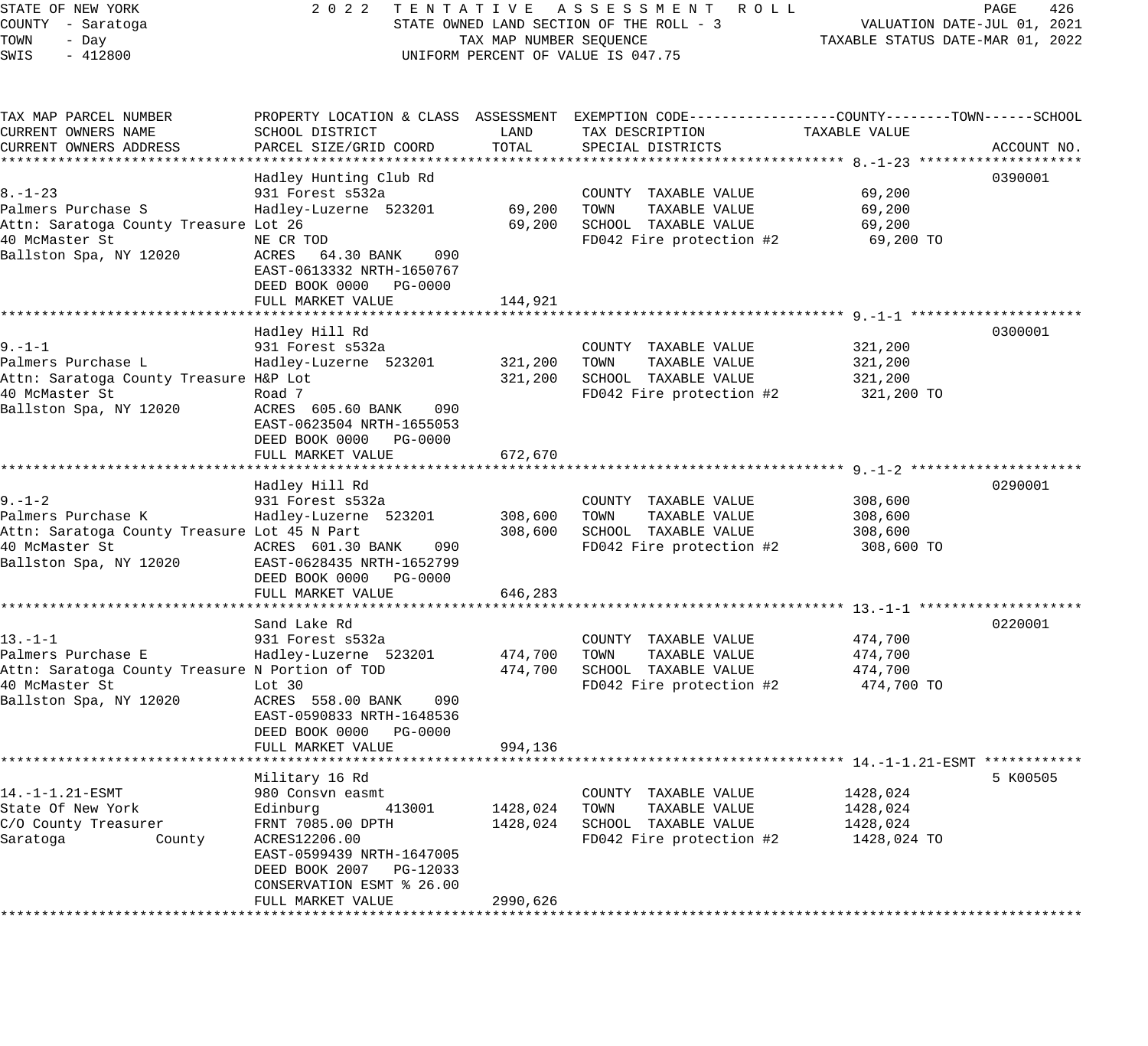STATE OF NEW YORK                    2 0 2 2   T E N T A T I V E   A S S E S S M E N T   R O L L
COUNTY  - Saratoga                   STATE OWNED LAND SECTION OF THE ROLL - 3            VALUATION DATE-JUL 01, 2021
TOWN    - Day                        TAX MAP NUMBER SEQUENCE                             TAXABLE STATUS DATE-MAR 01, 2022
SWIS    - 412800                     UNIFORM PERCENT OF VALUE IS 047.75

```
TAX MAP PARCEL NUMBER          PROPERTY LOCATION & CLASS  ASSESSMENT  EXEMPTION CODE-----------------COUNTY--------TOWN------SCHOOL
CURRENT OWNERS NAME            SCHOOL DISTRICT               LAND      TAX DESCRIPTION            TAXABLE VALUE
CURRENT OWNERS ADDRESS         PARCEL SIZE/GRID COORD        TOTAL     SPECIAL DISTRICTS                                    ACCOUNT NO.
******************************************************************************************************* 8.-1-23 ********************
                               Hadley Hunting Club Rd                                                                       0390001
8.-1-23                        931 Forest s532a                        COUNTY  TAXABLE VALUE            69,200
Palmers Purchase S             Hadley-Luzerne  523201        69,200    TOWN    TAXABLE VALUE            69,200
Attn: Saratoga County Treasure Lot 26                        69,200    SCHOOL  TAXABLE VALUE            69,200
40 McMaster St                 NE CR TOD                               FD042 Fire protection #2          69,200 TO
Ballston Spa, NY 12020         ACRES   64.30 BANK    090
                               EAST-0613332 NRTH-1650767
                               DEED BOOK 0000   PG-0000
                               FULL MARKET VALUE            144,921
******************************************************************************************************* 9.-1-1 *********************
                               Hadley Hill Rd                                                                               0300001
9.-1-1                         931 Forest s532a                        COUNTY  TAXABLE VALUE           321,200
Palmers Purchase L             Hadley-Luzerne  523201       321,200    TOWN    TAXABLE VALUE           321,200
Attn: Saratoga County Treasure H&P Lot                      321,200    SCHOOL  TAXABLE VALUE           321,200
40 McMaster St                 Road 7                                  FD042 Fire protection #2         321,200 TO
Ballston Spa, NY 12020         ACRES  605.60 BANK    090
                               EAST-0623504 NRTH-1655053
                               DEED BOOK 0000   PG-0000
                               FULL MARKET VALUE            672,670
******************************************************************************************************* 9.-1-2 *********************
                               Hadley Hill Rd                                                                               0290001
9.-1-2                         931 Forest s532a                        COUNTY  TAXABLE VALUE           308,600
Palmers Purchase K             Hadley-Luzerne  523201       308,600    TOWN    TAXABLE VALUE           308,600
Attn: Saratoga County Treasure Lot 45 N Part                308,600    SCHOOL  TAXABLE VALUE           308,600
40 McMaster St                 ACRES  601.30 BANK    090               FD042 Fire protection #2         308,600 TO
Ballston Spa, NY 12020         EAST-0628435 NRTH-1652799
                               DEED BOOK 0000   PG-0000
                               FULL MARKET VALUE            646,283
******************************************************************************************************* 13.-1-1 ********************
                               Sand Lake Rd                                                                                 0220001
13.-1-1                        931 Forest s532a                        COUNTY  TAXABLE VALUE           474,700
Palmers Purchase E             Hadley-Luzerne  523201       474,700    TOWN    TAXABLE VALUE           474,700
Attn: Saratoga County Treasure N Portion of TOD             474,700    SCHOOL  TAXABLE VALUE           474,700
40 McMaster St                 Lot 30                                  FD042 Fire protection #2         474,700 TO
Ballston Spa, NY 12020         ACRES  558.00 BANK    090
                               EAST-0590833 NRTH-1648536
                               DEED BOOK 0000   PG-0000
                               FULL MARKET VALUE            994,136
******************************************************************************************************* 14.-1-1.21-ESMT ************
                               Military 16 Rd                                                                               5 K00505
14.-1-1.21-ESMT                980 Consvn easmt                        COUNTY  TAXABLE VALUE          1428,024
State Of New York              Edinburg        413001      1428,024    TOWN    TAXABLE VALUE          1428,024
C/O County Treasurer           FRNT 7085.00 DPTH           1428,024    SCHOOL  TAXABLE VALUE          1428,024
Saratoga           County      ACRES12206.00                           FD042 Fire protection #2        1428,024 TO
                               EAST-0599439 NRTH-1647005
                               DEED BOOK 2007   PG-12033
                               CONSERVATION ESMT % 26.00
                               FULL MARKET VALUE           2990,626
************************************************************************************************************************************
```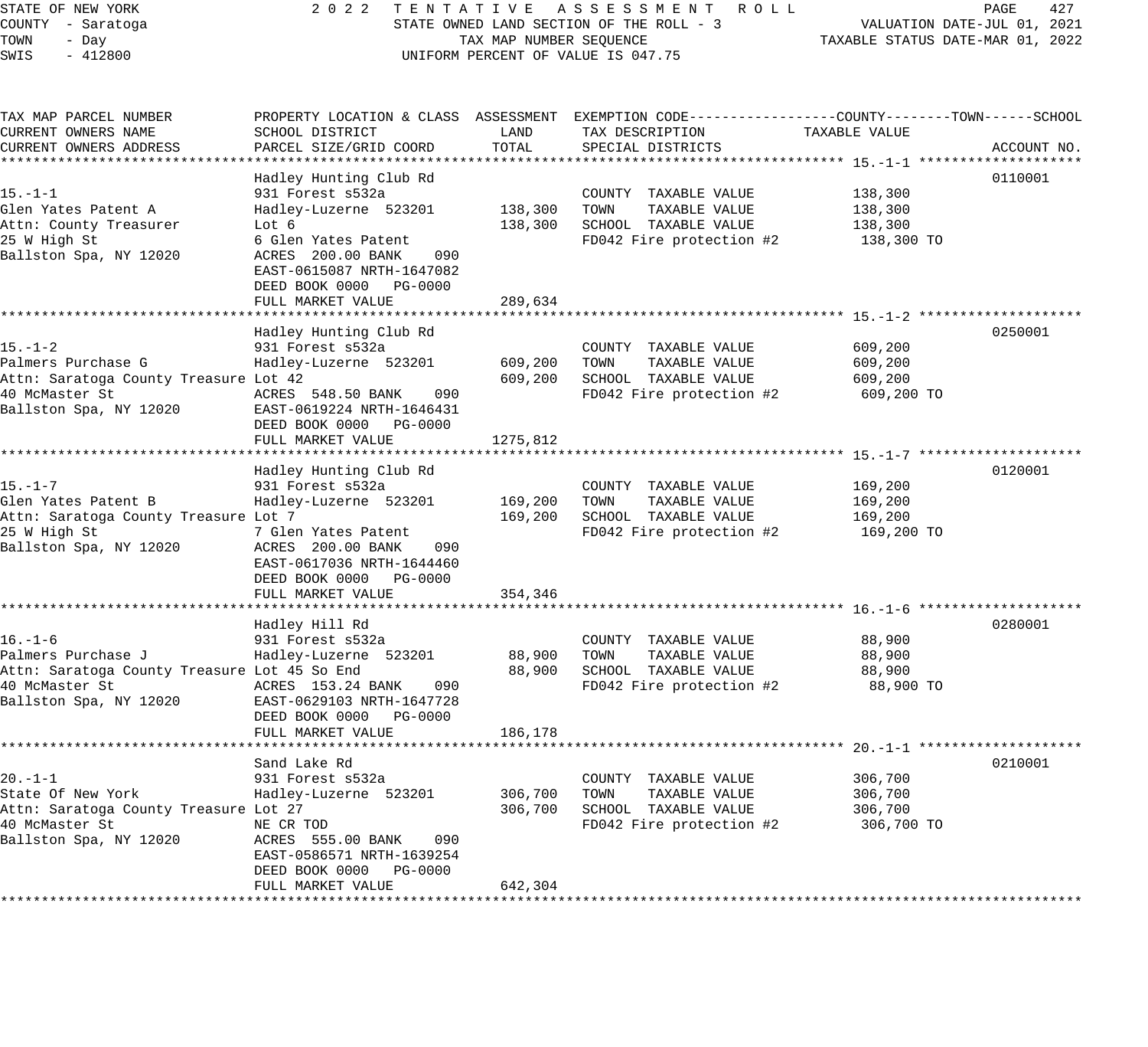STATE OF NEW YORK | COUNTY - Saratoga | TOWN - Day | SWIS - 412800

# 2022 TENTATIVE ASSESSMENT ROLL

STATE OWNED LAND SECTION OF THE ROLL - 3
TAX MAP NUMBER SEQUENCE
UNIFORM PERCENT OF VALUE IS 047.75

VALUATION DATE-JUL 01, 2021
TAXABLE STATUS DATE-MAR 01, 2022

| TAX MAP PARCEL NUMBER / CURRENT OWNERS NAME / CURRENT OWNERS ADDRESS | PROPERTY LOCATION & CLASS / SCHOOL DISTRICT / PARCEL SIZE/GRID COORD | ASSESSMENT LAND / TOTAL | EXEMPTION CODE / TAX DESCRIPTION / SPECIAL DISTRICTS | TAXABLE VALUE (COUNTY / TOWN / SCHOOL) | ACCOUNT NO. |
|---|---|---|---|---|---|
| **15.-1-1** | Hadley Hunting Club Rd | | | | 0110001 |
| 15.-1-1 | 931 Forest s532a | | COUNTY TAXABLE VALUE | 138,300 | |
| Glen Yates Patent A | Hadley-Luzerne 523201 | 138,300 | TOWN TAXABLE VALUE | 138,300 | |
| Attn: County Treasurer | Lot 6 | 138,300 | SCHOOL TAXABLE VALUE | 138,300 | |
| 25 W High St | 6 Glen Yates Patent | | FD042 Fire protection #2 | 138,300 TO | |
| Ballston Spa, NY 12020 | ACRES 200.00 BANK 090 | | | | |
| | EAST-0615087 NRTH-1647082 | | | | |
| | DEED BOOK 0000 PG-0000 | | | | |
| | FULL MARKET VALUE | 289,634 | | | |
| **15.-1-2** | Hadley Hunting Club Rd | | | | 0250001 |
| 15.-1-2 | 931 Forest s532a | | COUNTY TAXABLE VALUE | 609,200 | |
| Palmers Purchase G | Hadley-Luzerne 523201 | 609,200 | TOWN TAXABLE VALUE | 609,200 | |
| Attn: Saratoga County Treasure | Lot 42 | 609,200 | SCHOOL TAXABLE VALUE | 609,200 | |
| 40 McMaster St | ACRES 548.50 BANK 090 | | FD042 Fire protection #2 | 609,200 TO | |
| Ballston Spa, NY 12020 | EAST-0619224 NRTH-1646431 | | | | |
| | DEED BOOK 0000 PG-0000 | | | | |
| | FULL MARKET VALUE | 1275,812 | | | |
| **15.-1-7** | Hadley Hunting Club Rd | | | | 0120001 |
| 15.-1-7 | 931 Forest s532a | | COUNTY TAXABLE VALUE | 169,200 | |
| Glen Yates Patent B | Hadley-Luzerne 523201 | 169,200 | TOWN TAXABLE VALUE | 169,200 | |
| Attn: Saratoga County Treasure | Lot 7 | 169,200 | SCHOOL TAXABLE VALUE | 169,200 | |
| 25 W High St | 7 Glen Yates Patent | | FD042 Fire protection #2 | 169,200 TO | |
| Ballston Spa, NY 12020 | ACRES 200.00 BANK 090 | | | | |
| | EAST-0617036 NRTH-1644460 | | | | |
| | DEED BOOK 0000 PG-0000 | | | | |
| | FULL MARKET VALUE | 354,346 | | | |
| **16.-1-6** | Hadley Hill Rd | | | | 0280001 |
| 16.-1-6 | 931 Forest s532a | | COUNTY TAXABLE VALUE | 88,900 | |
| Palmers Purchase J | Hadley-Luzerne 523201 | 88,900 | TOWN TAXABLE VALUE | 88,900 | |
| Attn: Saratoga County Treasure | Lot 45 So End | 88,900 | SCHOOL TAXABLE VALUE | 88,900 | |
| 40 McMaster St | ACRES 153.24 BANK 090 | | FD042 Fire protection #2 | 88,900 TO | |
| Ballston Spa, NY 12020 | EAST-0629103 NRTH-1647728 | | | | |
| | DEED BOOK 0000 PG-0000 | | | | |
| | FULL MARKET VALUE | 186,178 | | | |
| **20.-1-1** | Sand Lake Rd | | | | 0210001 |
| 20.-1-1 | 931 Forest s532a | | COUNTY TAXABLE VALUE | 306,700 | |
| State Of New York | Hadley-Luzerne 523201 | 306,700 | TOWN TAXABLE VALUE | 306,700 | |
| Attn: Saratoga County Treasure | Lot 27 | 306,700 | SCHOOL TAXABLE VALUE | 306,700 | |
| 40 McMaster St | NE CR TOD | | FD042 Fire protection #2 | 306,700 TO | |
| Ballston Spa, NY 12020 | ACRES 555.00 BANK 090 | | | | |
| | EAST-0586571 NRTH-1639254 | | | | |
| | DEED BOOK 0000 PG-0000 | | | | |
| | FULL MARKET VALUE | 642,304 | | | |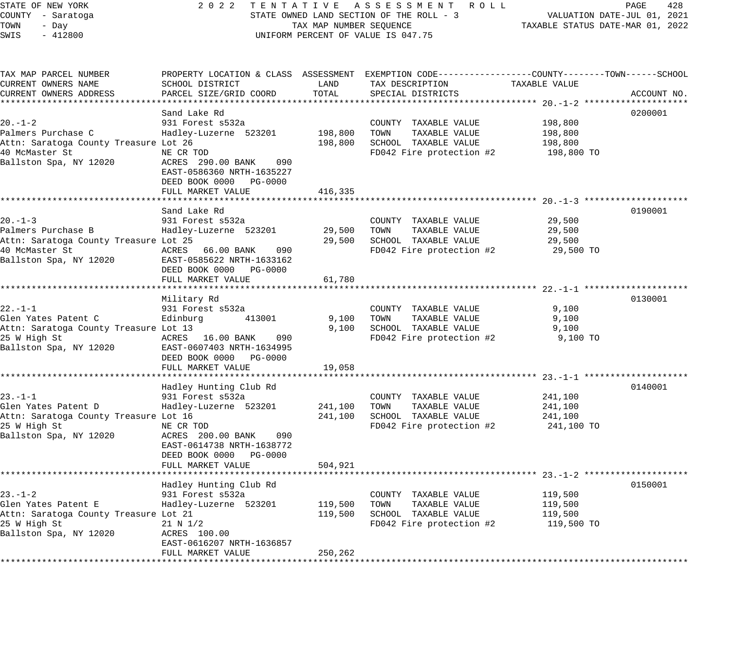STATE OF NEW YORK
COUNTY - Saratoga
TOWN - Day
SWIS - 412800

2022 TENTATIVE ASSESSMENT ROLL
STATE OWNED LAND SECTION OF THE ROLL - 3
TAX MAP NUMBER SEQUENCE
UNIFORM PERCENT OF VALUE IS 047.75

VALUATION DATE-JUL 01, 2021
TAXABLE STATUS DATE-MAR 01, 2022

| TAX MAP PARCEL NUMBER / CURRENT OWNERS NAME / CURRENT OWNERS ADDRESS | PROPERTY LOCATION & CLASS / SCHOOL DISTRICT / PARCEL SIZE/GRID COORD | ASSESSMENT LAND | ASSESSMENT TOTAL | EXEMPTION CODE / TAX DESCRIPTION / SPECIAL DISTRICTS | TAXABLE VALUE (COUNTY--TOWN--SCHOOL) | ACCOUNT NO. |
|---|---|---|---|---|---|---|
| **20.-1-2** | Sand Lake Rd | | | | | 0200001 |
| 20.-1-2 | 931 Forest s532a | | | COUNTY TAXABLE VALUE | 198,800 | |
| Palmers Purchase C | Hadley-Luzerne 523201 | 198,800 | | TOWN TAXABLE VALUE | 198,800 | |
| Attn: Saratoga County Treasure | Lot 26 | | 198,800 | SCHOOL TAXABLE VALUE | 198,800 | |
| 40 McMaster St | NE CR TOD | | | FD042 Fire protection #2 | 198,800 TO | |
| Ballston Spa, NY 12020 | ACRES 290.00 BANK 090 | | | | | |
| | EAST-0586360 NRTH-1635227 | | | | | |
| | DEED BOOK 0000 PG-0000 | | | | | |
| | FULL MARKET VALUE | | 416,335 | | | |
| **20.-1-3** | Sand Lake Rd | | | | | 0190001 |
| 20.-1-3 | 931 Forest s532a | | | COUNTY TAXABLE VALUE | 29,500 | |
| Palmers Purchase B | Hadley-Luzerne 523201 | 29,500 | | TOWN TAXABLE VALUE | 29,500 | |
| Attn: Saratoga County Treasure | Lot 25 | | 29,500 | SCHOOL TAXABLE VALUE | 29,500 | |
| 40 McMaster St | ACRES 66.00 BANK 090 | | | FD042 Fire protection #2 | 29,500 TO | |
| Ballston Spa, NY 12020 | EAST-0585622 NRTH-1633162 | | | | | |
| | DEED BOOK 0000 PG-0000 | | | | | |
| | FULL MARKET VALUE | | 61,780 | | | |
| **22.-1-1** | Military Rd | | | | | 0130001 |
| 22.-1-1 | 931 Forest s532a | | | COUNTY TAXABLE VALUE | 9,100 | |
| Glen Yates Patent C | Edinburg 413001 | 9,100 | | TOWN TAXABLE VALUE | 9,100 | |
| Attn: Saratoga County Treasure | Lot 13 | | 9,100 | SCHOOL TAXABLE VALUE | 9,100 | |
| 25 W High St | ACRES 16.00 BANK 090 | | | FD042 Fire protection #2 | 9,100 TO | |
| Ballston Spa, NY 12020 | EAST-0607403 NRTH-1634995 | | | | | |
| | DEED BOOK 0000 PG-0000 | | | | | |
| | FULL MARKET VALUE | | 19,058 | | | |
| **23.-1-1** | Hadley Hunting Club Rd | | | | | 0140001 |
| 23.-1-1 | 931 Forest s532a | | | COUNTY TAXABLE VALUE | 241,100 | |
| Glen Yates Patent D | Hadley-Luzerne 523201 | 241,100 | | TOWN TAXABLE VALUE | 241,100 | |
| Attn: Saratoga County Treasure | Lot 16 | | 241,100 | SCHOOL TAXABLE VALUE | 241,100 | |
| 25 W High St | NE CR TOD | | | FD042 Fire protection #2 | 241,100 TO | |
| Ballston Spa, NY 12020 | ACRES 200.00 BANK 090 | | | | | |
| | EAST-0614738 NRTH-1638772 | | | | | |
| | DEED BOOK 0000 PG-0000 | | | | | |
| | FULL MARKET VALUE | | 504,921 | | | |
| **23.-1-2** | Hadley Hunting Club Rd | | | | | 0150001 |
| 23.-1-2 | 931 Forest s532a | | | COUNTY TAXABLE VALUE | 119,500 | |
| Glen Yates Patent E | Hadley-Luzerne 523201 | 119,500 | | TOWN TAXABLE VALUE | 119,500 | |
| Attn: Saratoga County Treasure | Lot 21 | | 119,500 | SCHOOL TAXABLE VALUE | 119,500 | |
| 25 W High St | 21 N 1/2 | | | FD042 Fire protection #2 | 119,500 TO | |
| Ballston Spa, NY 12020 | ACRES 100.00 | | | | | |
| | EAST-0616207 NRTH-1636857 | | | | | |
| | FULL MARKET VALUE | | 250,262 | | | |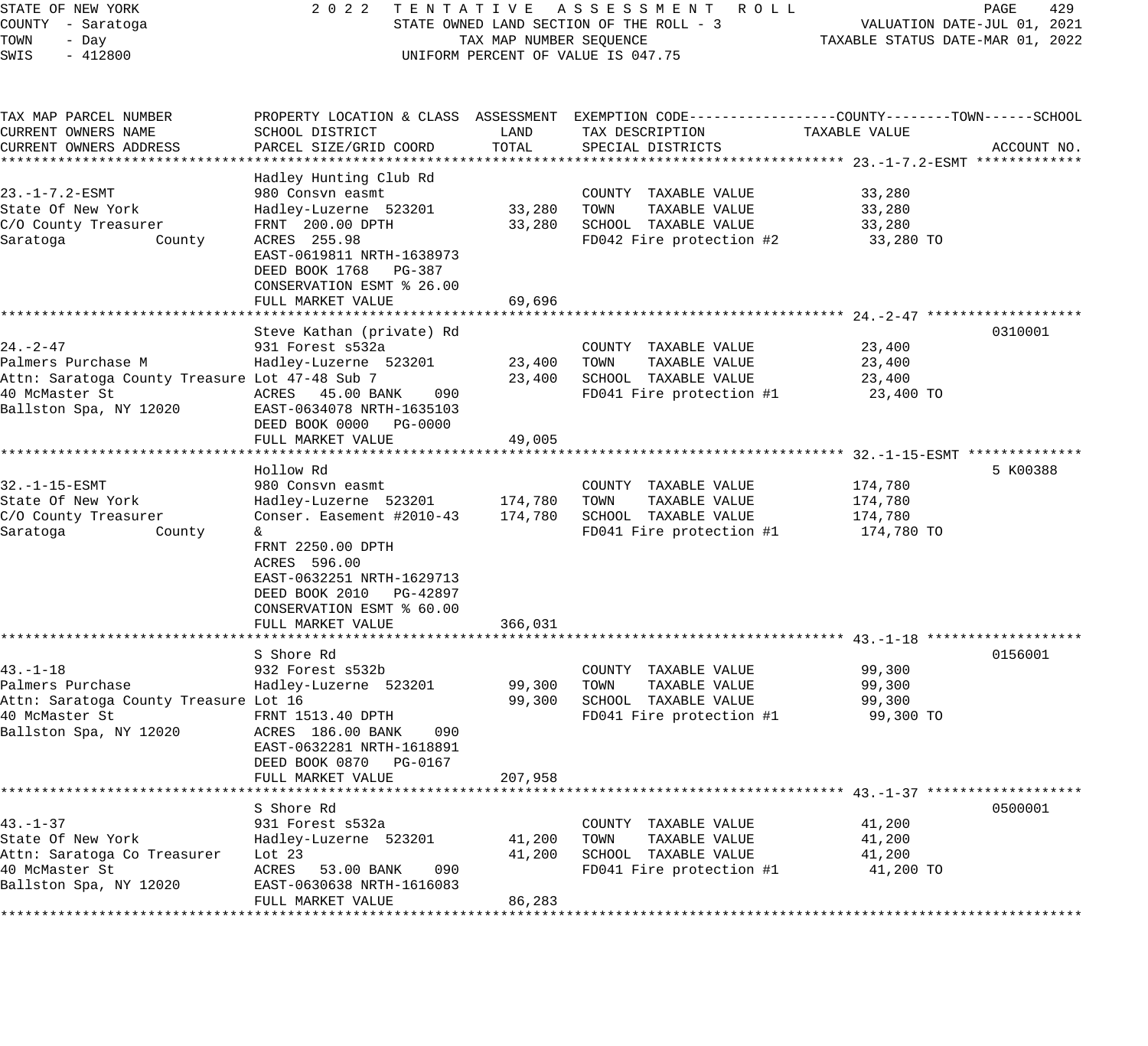STATE OF NEW YORK — 2022 TENTATIVE ASSESSMENT ROLL
COUNTY - Saratoga — STATE OWNED LAND SECTION OF THE ROLL - 3 — VALUATION DATE-JUL 01, 2021
TOWN - Day — TAX MAP NUMBER SEQUENCE — TAXABLE STATUS DATE-MAR 01, 2022
SWIS - 412800 — UNIFORM PERCENT OF VALUE IS 047.75

| TAX MAP PARCEL NUMBER / CURRENT OWNERS NAME / CURRENT OWNERS ADDRESS | PROPERTY LOCATION & CLASS / SCHOOL DISTRICT / PARCEL SIZE/GRID COORD | ASSESSMENT LAND | TOTAL | EXEMPTION CODE / TAX DESCRIPTION / SPECIAL DISTRICTS | TAXABLE VALUE (COUNTY--TOWN--SCHOOL) | ACCOUNT NO. |
|---|---|---|---|---|---|---|
| **23.-1-7.2-ESMT** | Hadley Hunting Club Rd | | | | | |
| 23.-1-7.2-ESMT | 980 Consvn easmt | | | COUNTY TAXABLE VALUE | 33,280 | |
| State Of New York | Hadley-Luzerne 523201 | 33,280 | | TOWN TAXABLE VALUE | 33,280 | |
| C/O County Treasurer | FRNT 200.00 DPTH | | 33,280 | SCHOOL TAXABLE VALUE | 33,280 | |
| Saratoga County | ACRES 255.98 | | | FD042 Fire protection #2 | 33,280 TO | |
| | EAST-0619811 NRTH-1638973 | | | | | |
| | DEED BOOK 1768 PG-387 | | | | | |
| | CONSERVATION ESMT % 26.00 | | | | | |
| | FULL MARKET VALUE | | 69,696 | | | |
| **24.-2-47** | Steve Kathan (private) Rd | | | | | 0310001 |
| 24.-2-47 | 931 Forest s532a | | | COUNTY TAXABLE VALUE | 23,400 | |
| Palmers Purchase M | Hadley-Luzerne 523201 | 23,400 | | TOWN TAXABLE VALUE | 23,400 | |
| Attn: Saratoga County Treasure | Lot 47-48 Sub 7 | | 23,400 | SCHOOL TAXABLE VALUE | 23,400 | |
| 40 McMaster St | ACRES 45.00 BANK 090 | | | FD041 Fire protection #1 | 23,400 TO | |
| Ballston Spa, NY 12020 | EAST-0634078 NRTH-1635103 | | | | | |
| | DEED BOOK 0000 PG-0000 | | | | | |
| | FULL MARKET VALUE | | 49,005 | | | |
| **32.-1-15-ESMT** | Hollow Rd | | | | | 5 K00388 |
| 32.-1-15-ESMT | 980 Consvn easmt | | | COUNTY TAXABLE VALUE | 174,780 | |
| State Of New York | Hadley-Luzerne 523201 | 174,780 | | TOWN TAXABLE VALUE | 174,780 | |
| C/O County Treasurer | Conser. Easement #2010-43 | | 174,780 | SCHOOL TAXABLE VALUE | 174,780 | |
| Saratoga County | & | | | FD041 Fire protection #1 | 174,780 TO | |
| | FRNT 2250.00 DPTH | | | | | |
| | ACRES 596.00 | | | | | |
| | EAST-0632251 NRTH-1629713 | | | | | |
| | DEED BOOK 2010 PG-42897 | | | | | |
| | CONSERVATION ESMT % 60.00 | | | | | |
| | FULL MARKET VALUE | | 366,031 | | | |
| **43.-1-18** | S Shore Rd | | | | | 0156001 |
| 43.-1-18 | 932 Forest s532b | | | COUNTY TAXABLE VALUE | 99,300 | |
| Palmers Purchase | Hadley-Luzerne 523201 | 99,300 | | TOWN TAXABLE VALUE | 99,300 | |
| Attn: Saratoga County Treasure | Lot 16 | | 99,300 | SCHOOL TAXABLE VALUE | 99,300 | |
| 40 McMaster St | FRNT 1513.40 DPTH | | | FD041 Fire protection #1 | 99,300 TO | |
| Ballston Spa, NY 12020 | ACRES 186.00 BANK 090 | | | | | |
| | EAST-0632281 NRTH-1618891 | | | | | |
| | DEED BOOK 0870 PG-0167 | | | | | |
| | FULL MARKET VALUE | | 207,958 | | | |
| **43.-1-37** | S Shore Rd | | | | | 0500001 |
| 43.-1-37 | 931 Forest s532a | | | COUNTY TAXABLE VALUE | 41,200 | |
| State Of New York | Hadley-Luzerne 523201 | 41,200 | | TOWN TAXABLE VALUE | 41,200 | |
| Attn: Saratoga Co Treasurer | Lot 23 | | 41,200 | SCHOOL TAXABLE VALUE | 41,200 | |
| 40 McMaster St | ACRES 53.00 BANK 090 | | | FD041 Fire protection #1 | 41,200 TO | |
| Ballston Spa, NY 12020 | EAST-0630638 NRTH-1616083 | | | | | |
| | FULL MARKET VALUE | | 86,283 | | | |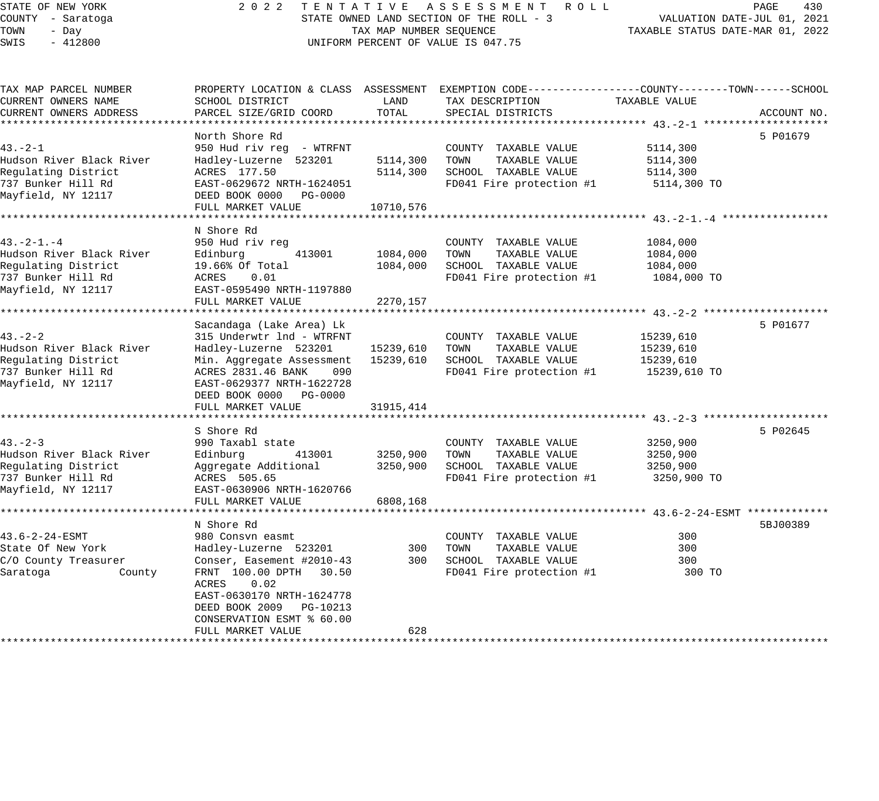STATE OF NEW YORK — 2022 TENTATIVE ASSESSMENT ROLL
COUNTY - Saratoga — STATE OWNED LAND SECTION OF THE ROLL - 3 — VALUATION DATE-JUL 01, 2021
TOWN - Day — TAX MAP NUMBER SEQUENCE — TAXABLE STATUS DATE-MAR 01, 2022
SWIS - 412800 — UNIFORM PERCENT OF VALUE IS 047.75

| TAX MAP PARCEL NUMBER / CURRENT OWNERS NAME / CURRENT OWNERS ADDRESS | PROPERTY LOCATION & CLASS / SCHOOL DISTRICT / PARCEL SIZE/GRID COORD | ASSESSMENT LAND | ASSESSMENT TOTAL | EXEMPTION CODE / TAX DESCRIPTION / SPECIAL DISTRICTS | TAXABLE VALUE (COUNTY--TOWN--SCHOOL) | ACCOUNT NO. |
|---|---|---|---|---|---|---|
| **43.-2-1** | North Shore Rd | | | | | 5 P01679 |
| Hudson River Black River | 950 Hud riv reg - WTRFNT | | | COUNTY TAXABLE VALUE | 5114,300 | |
| Regulating District | Hadley-Luzerne 523201 | 5114,300 | | TOWN TAXABLE VALUE | 5114,300 | |
| 737 Bunker Hill Rd | ACRES 177.50 | | 5114,300 | SCHOOL TAXABLE VALUE | 5114,300 | |
| Mayfield, NY 12117 | EAST-0629672 NRTH-1624051 | | | FD041 Fire protection #1 | 5114,300 TO | |
| | DEED BOOK 0000 PG-0000 | | | | | |
| | FULL MARKET VALUE | | 10710,576 | | | |
| **43.-2-1.-4** | N Shore Rd | | | | | |
| Hudson River Black River | 950 Hud riv reg | | | COUNTY TAXABLE VALUE | 1084,000 | |
| Regulating District | Edinburg 413001 | 1084,000 | | TOWN TAXABLE VALUE | 1084,000 | |
| 737 Bunker Hill Rd | 19.66% Of Total | | 1084,000 | SCHOOL TAXABLE VALUE | 1084,000 | |
| Mayfield, NY 12117 | ACRES 0.01 | | | FD041 Fire protection #1 | 1084,000 TO | |
| | EAST-0595490 NRTH-1197880 | | | | | |
| | FULL MARKET VALUE | | 2270,157 | | | |
| **43.-2-2** | Sacandaga (Lake Area) Lk | | | | | 5 P01677 |
| Hudson River Black River | 315 Underwtr lnd - WTRFNT | | | COUNTY TAXABLE VALUE | 15239,610 | |
| Regulating District | Hadley-Luzerne 523201 | 15239,610 | | TOWN TAXABLE VALUE | 15239,610 | |
| 737 Bunker Hill Rd | Min. Aggregate Assessment | | 15239,610 | SCHOOL TAXABLE VALUE | 15239,610 | |
| Mayfield, NY 12117 | ACRES 2831.46 BANK 090 | | | FD041 Fire protection #1 | 15239,610 TO | |
| | EAST-0629377 NRTH-1622728 | | | | | |
| | DEED BOOK 0000 PG-0000 | | | | | |
| | FULL MARKET VALUE | | 31915,414 | | | |
| **43.-2-3** | S Shore Rd | | | | | 5 P02645 |
| Hudson River Black River | 990 Taxabl state | | | COUNTY TAXABLE VALUE | 3250,900 | |
| Regulating District | Edinburg 413001 | 3250,900 | | TOWN TAXABLE VALUE | 3250,900 | |
| 737 Bunker Hill Rd | Aggregate Additional | | 3250,900 | SCHOOL TAXABLE VALUE | 3250,900 | |
| Mayfield, NY 12117 | ACRES 505.65 | | | FD041 Fire protection #1 | 3250,900 TO | |
| | EAST-0630906 NRTH-1620766 | | | | | |
| | FULL MARKET VALUE | | 6808,168 | | | |
| **43.6-2-24-ESMT** | N Shore Rd | | | | | 5BJ00389 |
| State Of New York | 980 Consvn easmt | | | COUNTY TAXABLE VALUE | 300 | |
| C/O County Treasurer | Hadley-Luzerne 523201 | 300 | | TOWN TAXABLE VALUE | 300 | |
| Saratoga County | Conser, Easement #2010-43 | | 300 | SCHOOL TAXABLE VALUE | 300 | |
| | FRNT 100.00 DPTH 30.50 | | | FD041 Fire protection #1 | 300 TO | |
| | ACRES 0.02 | | | | | |
| | EAST-0630170 NRTH-1624778 | | | | | |
| | DEED BOOK 2009 PG-10213 | | | | | |
| | CONSERVATION ESMT % 60.00 | | | | | |
| | FULL MARKET VALUE | | 628 | | | |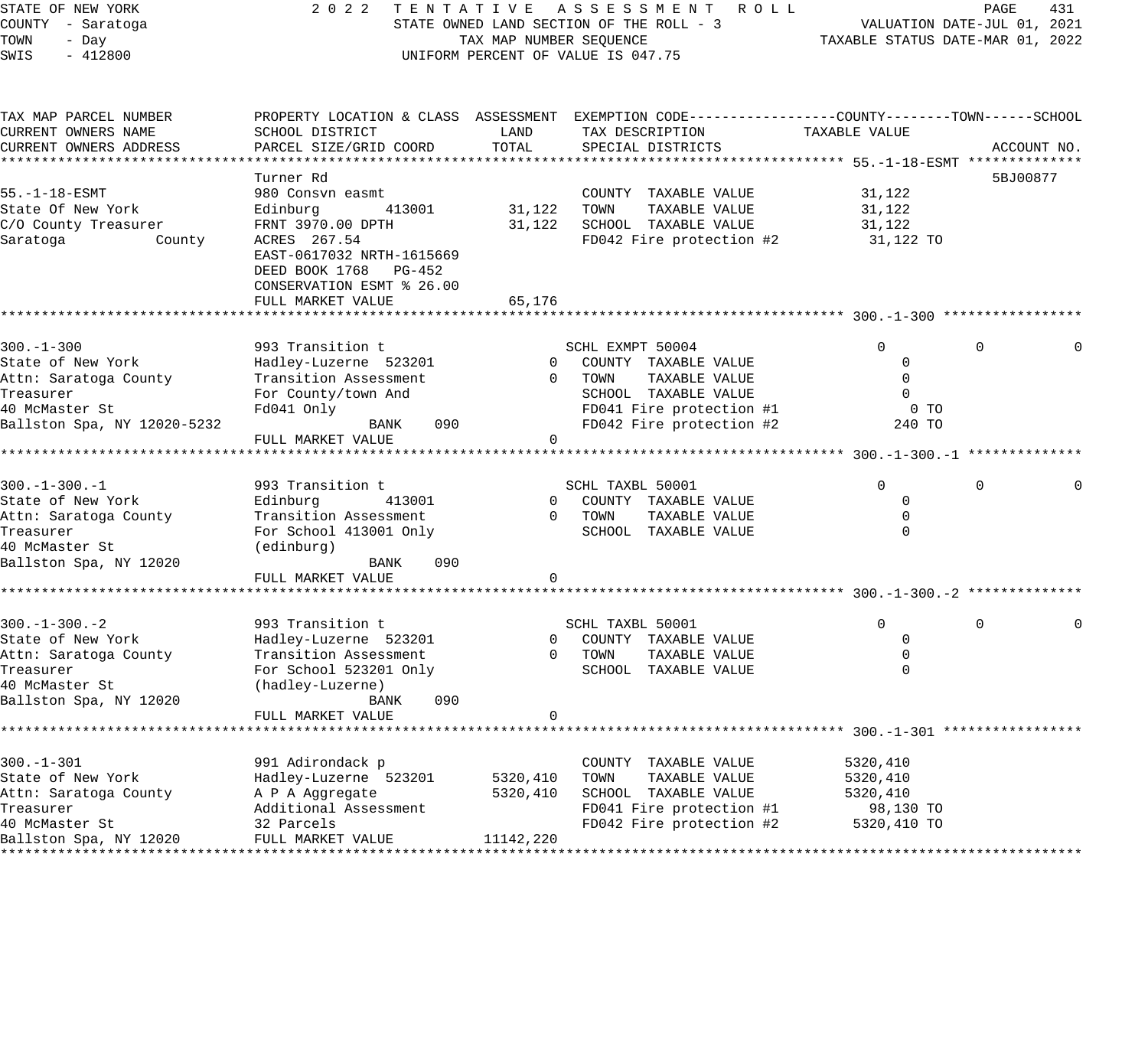STATE OF NEW YORK | COUNTY - Saratoga | TOWN - Day | SWIS - 412800

2022 TENTATIVE ASSESSMENT ROLL
STATE OWNED LAND SECTION OF THE ROLL - 3
TAX MAP NUMBER SEQUENCE
UNIFORM PERCENT OF VALUE IS 047.75

VALUATION DATE-JUL 01, 2021
TAXABLE STATUS DATE-MAR 01, 2022

| TAX MAP PARCEL NUMBER / CURRENT OWNERS NAME / CURRENT OWNERS ADDRESS | PROPERTY LOCATION & CLASS / SCHOOL DISTRICT / PARCEL SIZE/GRID COORD | ASSESSMENT LAND | ASSESSMENT TOTAL | EXEMPTION CODE / TAX DESCRIPTION / SPECIAL DISTRICTS | COUNTY TAXABLE VALUE | TOWN | SCHOOL | ACCOUNT NO. |
|---|---|---|---|---|---|---|---|---|
| **55.-1-18-ESMT** | Turner Rd | | | | | | | 5BJ00877 |
| 55.-1-18-ESMT | 980 Consvn easmt | | | COUNTY TAXABLE VALUE | 31,122 | | | |
| State Of New York | Edinburg 413001 | 31,122 | | TOWN TAXABLE VALUE | 31,122 | | | |
| C/O County Treasurer | FRNT 3970.00 DPTH | | 31,122 | SCHOOL TAXABLE VALUE | 31,122 | | | |
| Saratoga County | ACRES 267.54 | | | FD042 Fire protection #2 | 31,122 TO | | | |
| | EAST-0617032 NRTH-1615669 | | | | | | | |
| | DEED BOOK 1768 PG-452 | | | | | | | |
| | CONSERVATION ESMT % 26.00 | | | | | | | |
| | FULL MARKET VALUE | | 65,176 | | | | | |
| **300.-1-300** | | | | | | | | |
| 300.-1-300 | 993 Transition t | | | SCHL EXMPT 50004 | 0 | 0 | 0 | |
| State of New York | Hadley-Luzerne 523201 | 0 | | COUNTY TAXABLE VALUE | 0 | | | |
| Attn: Saratoga County | Transition Assessment | | 0 | TOWN TAXABLE VALUE | 0 | | | |
| Treasurer | For County/town And | | | SCHOOL TAXABLE VALUE | 0 | | | |
| 40 McMaster St | Fd041 Only | | | FD041 Fire protection #1 | 0 TO | | | |
| Ballston Spa, NY 12020-5232 | BANK 090 | | | FD042 Fire protection #2 | 240 TO | | | |
| | FULL MARKET VALUE | | 0 | | | | | |
| **300.-1-300.-1** | | | | | | | | |
| 300.-1-300.-1 | 993 Transition t | | | SCHL TAXBL 50001 | 0 | 0 | 0 | |
| State of New York | Edinburg 413001 | 0 | | COUNTY TAXABLE VALUE | 0 | | | |
| Attn: Saratoga County | Transition Assessment | | 0 | TOWN TAXABLE VALUE | 0 | | | |
| Treasurer | For School 413001 Only | | | SCHOOL TAXABLE VALUE | 0 | | | |
| 40 McMaster St | (edinburg) | | | | | | | |
| Ballston Spa, NY 12020 | BANK 090 | | | | | | | |
| | FULL MARKET VALUE | | 0 | | | | | |
| **300.-1-300.-2** | | | | | | | | |
| 300.-1-300.-2 | 993 Transition t | | | SCHL TAXBL 50001 | 0 | 0 | 0 | |
| State of New York | Hadley-Luzerne 523201 | 0 | | COUNTY TAXABLE VALUE | 0 | | | |
| Attn: Saratoga County | Transition Assessment | | 0 | TOWN TAXABLE VALUE | 0 | | | |
| Treasurer | For School 523201 Only | | | SCHOOL TAXABLE VALUE | 0 | | | |
| 40 McMaster St | (hadley-Luzerne) | | | | | | | |
| Ballston Spa, NY 12020 | BANK 090 | | | | | | | |
| | FULL MARKET VALUE | | 0 | | | | | |
| **300.-1-301** | | | | | | | | |
| 300.-1-301 | 991 Adirondack p | | | COUNTY TAXABLE VALUE | 5320,410 | | | |
| State of New York | Hadley-Luzerne 523201 | 5320,410 | | TOWN TAXABLE VALUE | 5320,410 | | | |
| Attn: Saratoga County | A P A Aggregate | | 5320,410 | SCHOOL TAXABLE VALUE | 5320,410 | | | |
| Treasurer | Additional Assessment | | | FD041 Fire protection #1 | 98,130 TO | | | |
| 40 McMaster St | 32 Parcels | | | FD042 Fire protection #2 | 5320,410 TO | | | |
| Ballston Spa, NY 12020 | FULL MARKET VALUE | | 11142,220 | | | | | |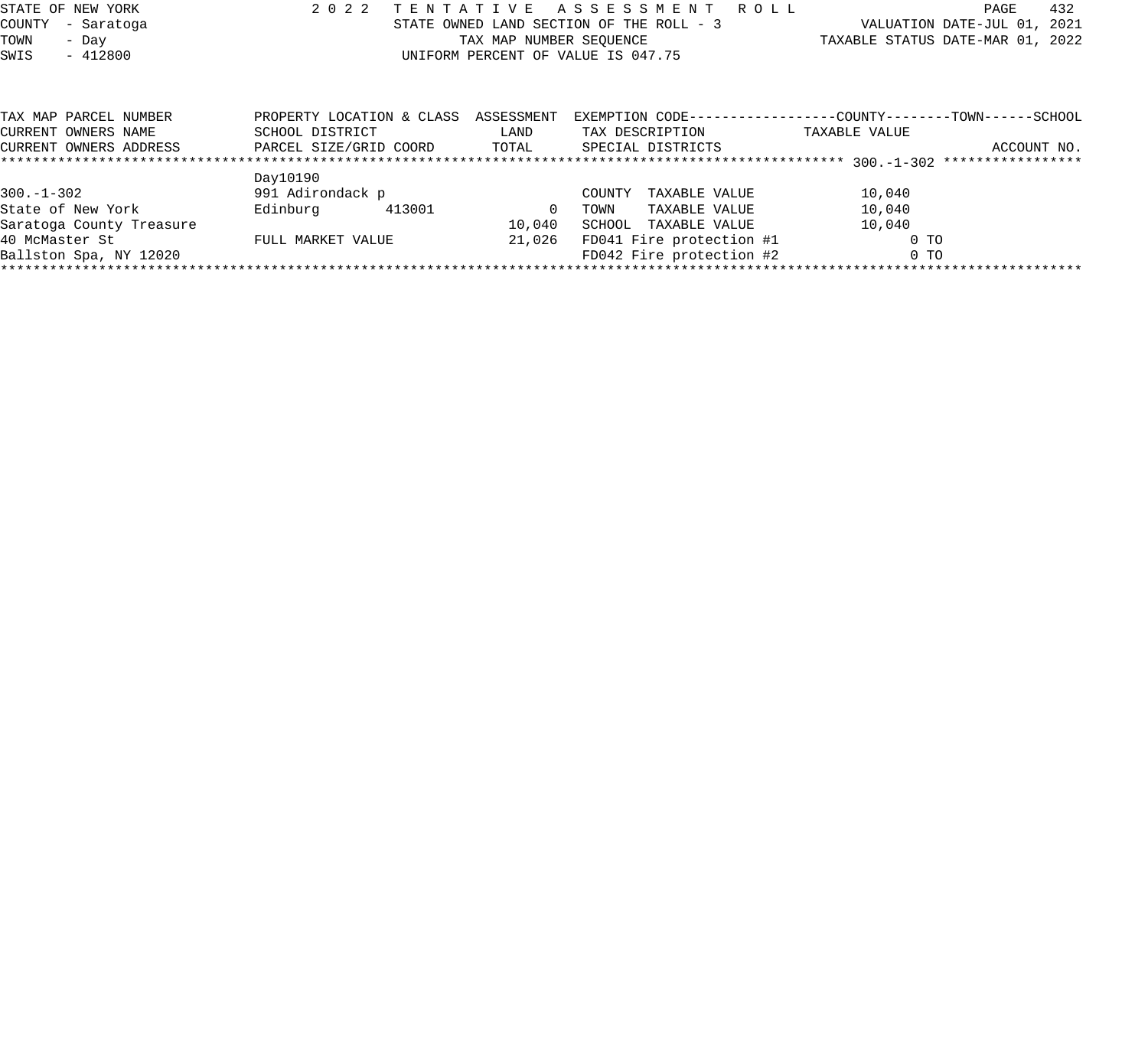STATE OF NEW YORK — 2022 TENTATIVE ASSESSMENT ROLL
COUNTY - Saratoga — STATE OWNED LAND SECTION OF THE ROLL - 3 — VALUATION DATE-JUL 01, 2021
TOWN - Day — TAX MAP NUMBER SEQUENCE — TAXABLE STATUS DATE-MAR 01, 2022
SWIS - 412800 — UNIFORM PERCENT OF VALUE IS 047.75

| TAX MAP PARCEL NUMBER / CURRENT OWNERS NAME / CURRENT OWNERS ADDRESS | PROPERTY LOCATION & CLASS / SCHOOL DISTRICT / PARCEL SIZE/GRID COORD | ASSESSMENT LAND / TOTAL | EXEMPTION CODE / TAX DESCRIPTION / SPECIAL DISTRICTS | TAXABLE VALUE (COUNTY / TOWN / SCHOOL) | ACCOUNT NO. |
|---|---|---|---|---|---|
| 300.-1-302 | | | | | |
| | Day10190 | | | | |
| 300.-1-302 | 991 Adirondack p | | COUNTY TAXABLE VALUE | 10,040 | |
| State of New York | Edinburg 413001 | 0 | TOWN TAXABLE VALUE | 10,040 | |
| Saratoga County Treasure | | 10,040 | SCHOOL TAXABLE VALUE | 10,040 | |
| 40 McMaster St | FULL MARKET VALUE | 21,026 | FD041 Fire protection #1 | 0 TO | |
| Ballston Spa, NY 12020 | | | FD042 Fire protection #2 | 0 TO | |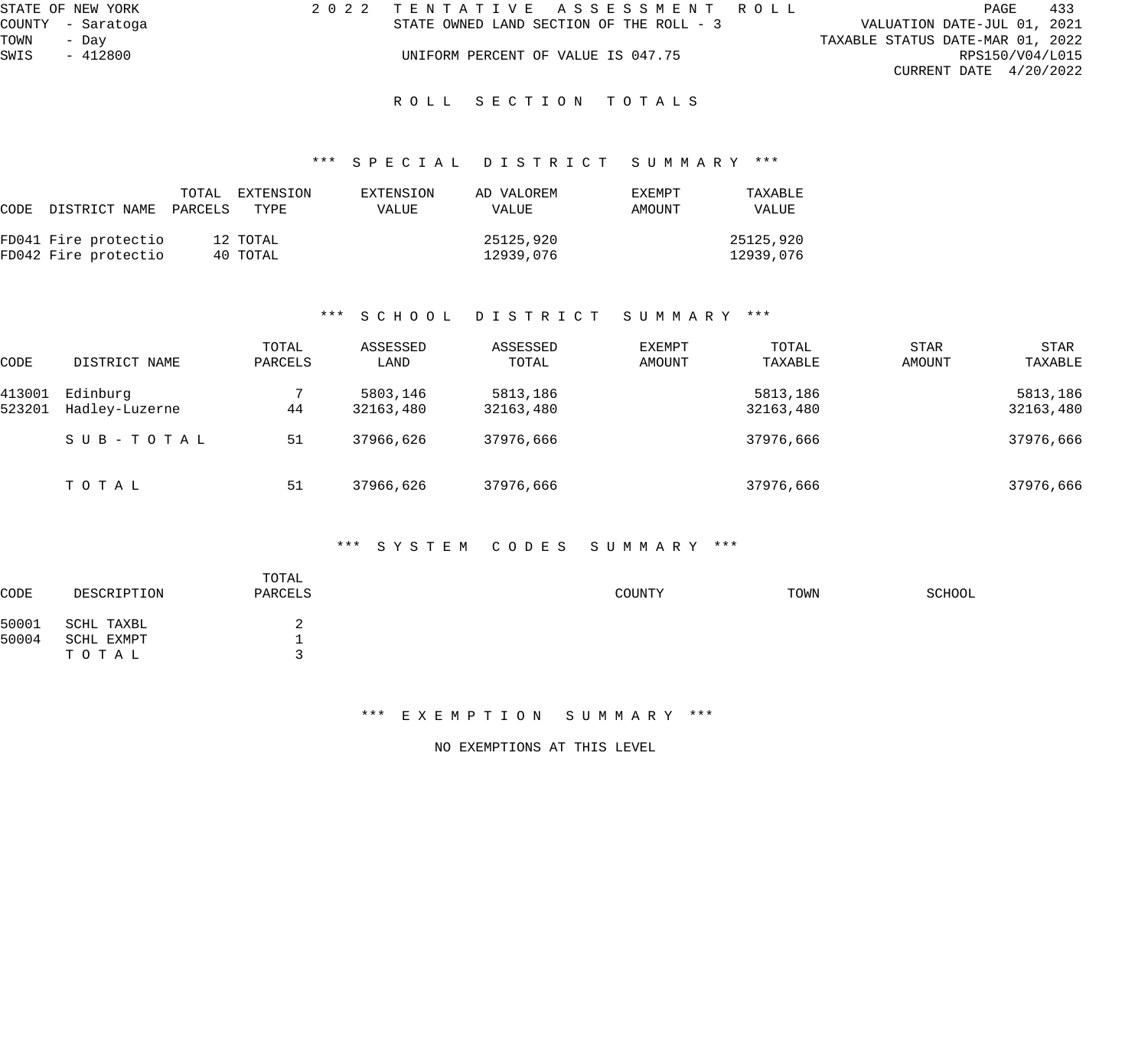STATE OF NEW YORK
COUNTY - Saratoga
TOWN - Day
SWIS - 412800

2022 TENTATIVE ASSESSMENT ROLL
STATE OWNED LAND SECTION OF THE ROLL - 3

UNIFORM PERCENT OF VALUE IS 047.75

VALUATION DATE-JUL 01, 2021
TAXABLE STATUS DATE-MAR 01, 2022
RPS150/V04/L015
CURRENT DATE 4/20/2022

# ROLL SECTION TOTALS

## *** SPECIAL DISTRICT SUMMARY ***

| CODE | DISTRICT NAME | TOTAL PARCELS | EXTENSION TYPE | EXTENSION VALUE | AD VALOREM VALUE | EXEMPT AMOUNT | TAXABLE VALUE |
|---|---|---|---|---|---|---|---|
| FD041 | Fire protectio | 12 | TOTAL | | 25125,920 | | 25125,920 |
| FD042 | Fire protectio | 40 | TOTAL | | 12939,076 | | 12939,076 |

## *** SCHOOL DISTRICT SUMMARY ***

| CODE | DISTRICT NAME | TOTAL PARCELS | ASSESSED LAND | ASSESSED TOTAL | EXEMPT AMOUNT | TOTAL TAXABLE | STAR AMOUNT | STAR TAXABLE |
|---|---|---|---|---|---|---|---|---|
| 413001 | Edinburg | 7 | 5803,146 | 5813,186 | | 5813,186 | | 5813,186 |
| 523201 | Hadley-Luzerne | 44 | 32163,480 | 32163,480 | | 32163,480 | | 32163,480 |
| | SUB-TOTAL | 51 | 37966,626 | 37976,666 | | 37976,666 | | 37976,666 |
| | TOTAL | 51 | 37966,626 | 37976,666 | | 37976,666 | | 37976,666 |

## *** SYSTEM CODES SUMMARY ***

| CODE | DESCRIPTION | TOTAL PARCELS | COUNTY | TOWN | SCHOOL |
|---|---|---|---|---|---|
| 50001 | SCHL TAXBL | 2 | | | |
| 50004 | SCHL EXMPT | 1 | | | |
| | TOTAL | 3 | | | |

## *** EXEMPTION SUMMARY ***

NO EXEMPTIONS AT THIS LEVEL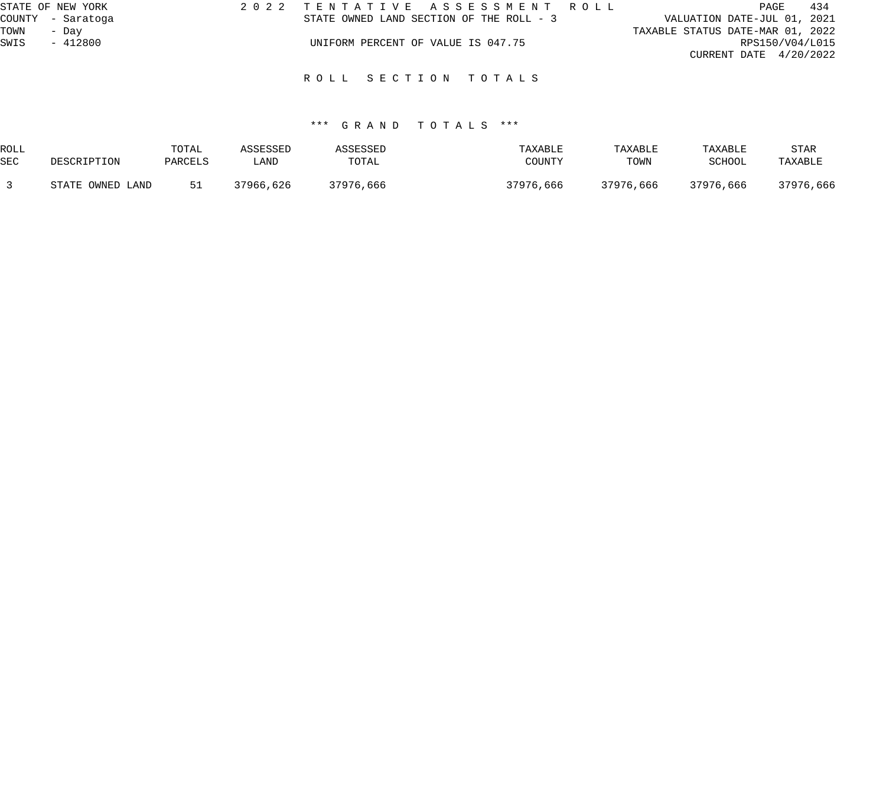STATE OF NEW YORK  
COUNTY - Saratoga  
TOWN - Day  
SWIS - 412800

2022 TENTATIVE ASSESSMENT ROLL  
STATE OWNED LAND SECTION OF THE ROLL - 3

UNIFORM PERCENT OF VALUE IS 047.75

VALUATION DATE-JUL 01, 2021  
TAXABLE STATUS DATE-MAR 01, 2022  
RPS150/V04/L015  
CURRENT DATE 4/20/2022

# ROLL SECTION TOTALS

## *** GRAND TOTALS ***

| ROLL SEC | DESCRIPTION | TOTAL PARCELS | ASSESSED LAND | ASSESSED TOTAL | TAXABLE COUNTY | TAXABLE TOWN | TAXABLE SCHOOL | STAR TAXABLE |
|---|---|---|---|---|---|---|---|---|
| 3 | STATE OWNED LAND | 51 | 37966,626 | 37976,666 | 37976,666 | 37976,666 | 37976,666 | 37976,666 |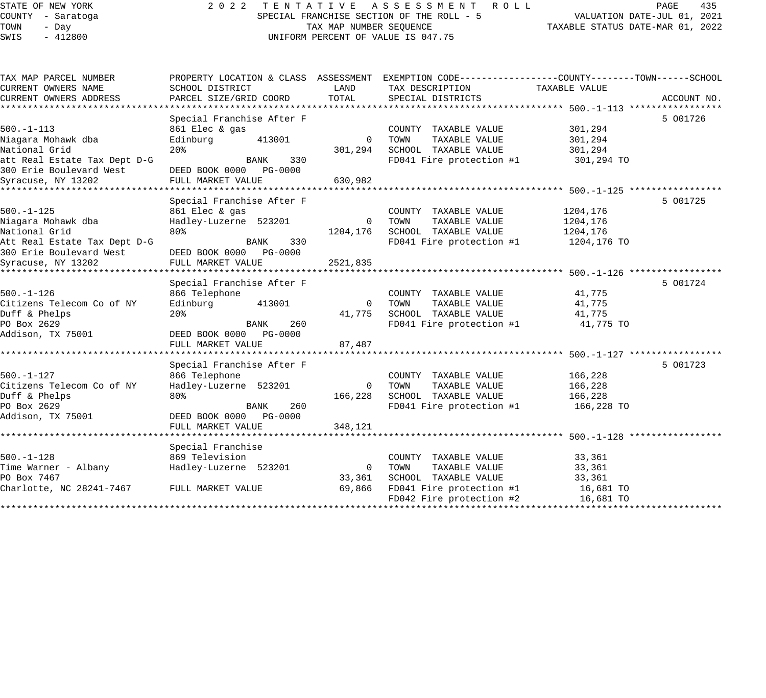STATE OF NEW YORK
COUNTY - Saratoga
TOWN - Day
SWIS - 412800

2 0 2 2 TENTATIVE ASSESSMENT ROLL
SPECIAL FRANCHISE SECTION OF THE ROLL - 5
TAX MAP NUMBER SEQUENCE
UNIFORM PERCENT OF VALUE IS 047.75

VALUATION DATE-JUL 01, 2021
TAXABLE STATUS DATE-MAR 01, 2022

| TAX MAP PARCEL NUMBER / CURRENT OWNERS NAME / CURRENT OWNERS ADDRESS | PROPERTY LOCATION & CLASS / SCHOOL DISTRICT / PARCEL SIZE/GRID COORD | ASSESSMENT LAND / TOTAL | EXEMPTION CODE / TAX DESCRIPTION / SPECIAL DISTRICTS | TAXABLE VALUE (COUNTY / TOWN / SCHOOL) | ACCOUNT NO. |
|---|---|---|---|---|---|
| **500.-1-113** | Special Franchise After F | | | | 5 001726 |
| 500.-1-113 | 861 Elec & gas | | COUNTY TAXABLE VALUE | 301,294 | |
| Niagara Mohawk dba | Edinburg 413001 | 0 | TOWN TAXABLE VALUE | 301,294 | |
| National Grid | 20% | 301,294 | SCHOOL TAXABLE VALUE | 301,294 | |
| att Real Estate Tax Dept D-G | BANK 330 | | FD041 Fire protection #1 | 301,294 TO | |
| 300 Erie Boulevard West | DEED BOOK 0000 PG-0000 | | | | |
| Syracuse, NY 13202 | FULL MARKET VALUE | 630,982 | | | |
| **500.-1-125** | Special Franchise After F | | | | 5 001725 |
| 500.-1-125 | 861 Elec & gas | | COUNTY TAXABLE VALUE | 1204,176 | |
| Niagara Mohawk dba | Hadley-Luzerne 523201 | 0 | TOWN TAXABLE VALUE | 1204,176 | |
| National Grid | 80% | 1204,176 | SCHOOL TAXABLE VALUE | 1204,176 | |
| Att Real Estate Tax Dept D-G | BANK 330 | | FD041 Fire protection #1 | 1204,176 TO | |
| 300 Erie Boulevard West | DEED BOOK 0000 PG-0000 | | | | |
| Syracuse, NY 13202 | FULL MARKET VALUE | 2521,835 | | | |
| **500.-1-126** | Special Franchise After F | | | | 5 001724 |
| 500.-1-126 | 866 Telephone | | COUNTY TAXABLE VALUE | 41,775 | |
| Citizens Telecom Co of NY | Edinburg 413001 | 0 | TOWN TAXABLE VALUE | 41,775 | |
| Duff & Phelps | 20% | 41,775 | SCHOOL TAXABLE VALUE | 41,775 | |
| PO Box 2629 | BANK 260 | | FD041 Fire protection #1 | 41,775 TO | |
| Addison, TX 75001 | DEED BOOK 0000 PG-0000 | | | | |
| | FULL MARKET VALUE | 87,487 | | | |
| **500.-1-127** | Special Franchise After F | | | | 5 001723 |
| 500.-1-127 | 866 Telephone | | COUNTY TAXABLE VALUE | 166,228 | |
| Citizens Telecom Co of NY | Hadley-Luzerne 523201 | 0 | TOWN TAXABLE VALUE | 166,228 | |
| Duff & Phelps | 80% | 166,228 | SCHOOL TAXABLE VALUE | 166,228 | |
| PO Box 2629 | BANK 260 | | FD041 Fire protection #1 | 166,228 TO | |
| Addison, TX 75001 | DEED BOOK 0000 PG-0000 | | | | |
| | FULL MARKET VALUE | 348,121 | | | |
| **500.-1-128** | Special Franchise | | | | |
| 500.-1-128 | 869 Television | | COUNTY TAXABLE VALUE | 33,361 | |
| Time Warner - Albany | Hadley-Luzerne 523201 | 0 | TOWN TAXABLE VALUE | 33,361 | |
| PO Box 7467 | | 33,361 | SCHOOL TAXABLE VALUE | 33,361 | |
| Charlotte, NC 28241-7467 | FULL MARKET VALUE | 69,866 | FD041 Fire protection #1 | 16,681 TO | |
| | | | FD042 Fire protection #2 | 16,681 TO | |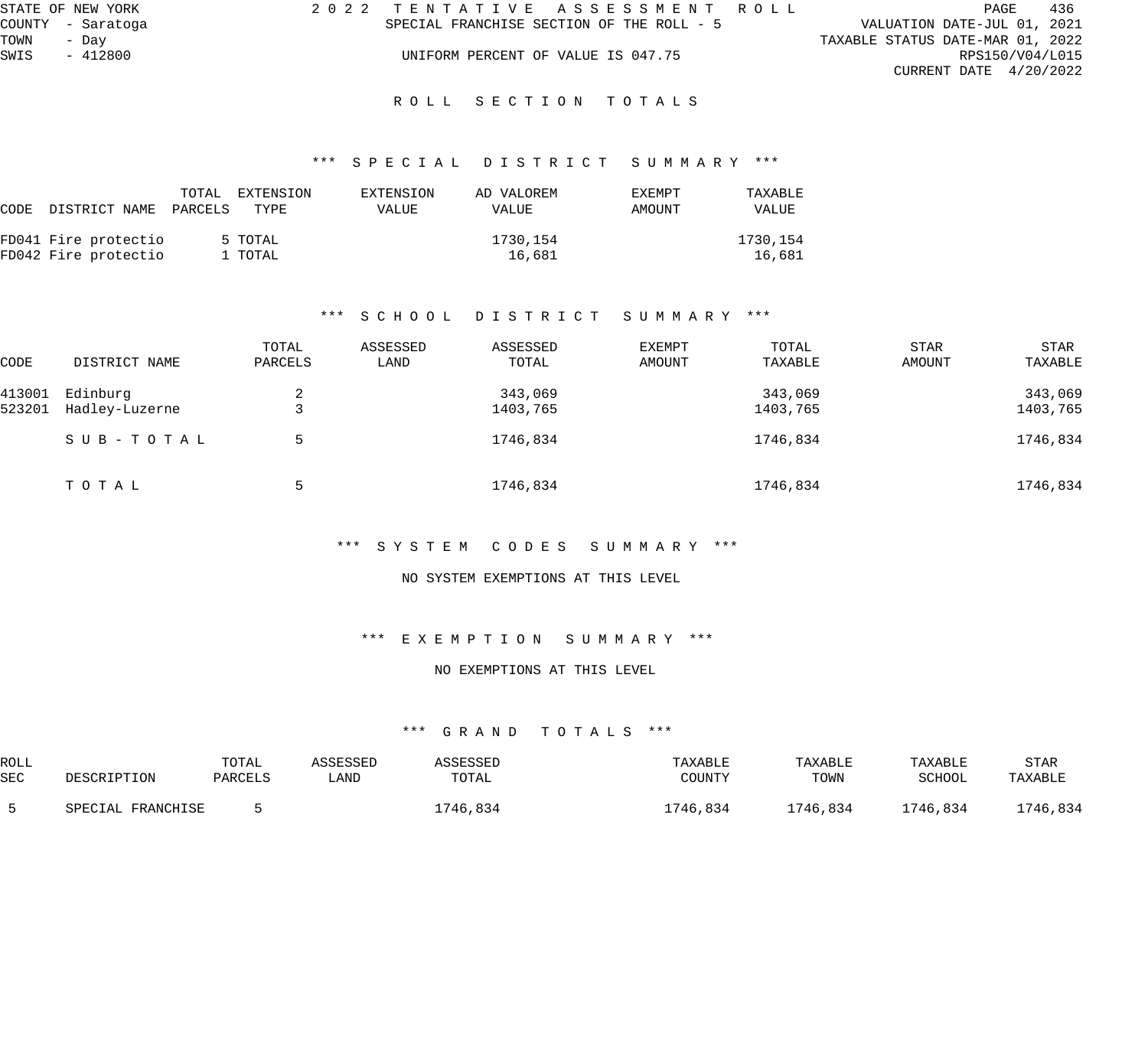STATE OF NEW YORK
COUNTY - Saratoga
TOWN - Day
SWIS - 412800

2022 TENTATIVE ASSESSMENT ROLL
SPECIAL FRANCHISE SECTION OF THE ROLL - 5
UNIFORM PERCENT OF VALUE IS 047.75

VALUATION DATE-JUL 01, 2021
TAXABLE STATUS DATE-MAR 01, 2022
RPS150/V04/L015
CURRENT DATE 4/20/2022

# ROLL SECTION TOTALS

## *** SPECIAL DISTRICT SUMMARY ***

| CODE | DISTRICT NAME | TOTAL PARCELS | EXTENSION TYPE | EXTENSION VALUE | AD VALOREM VALUE | EXEMPT AMOUNT | TAXABLE VALUE |
|---|---|---|---|---|---|---|---|
| FD041 | Fire protectio | 5 | TOTAL | | 1730,154 | | 1730,154 |
| FD042 | Fire protectio | 1 | TOTAL | | 16,681 | | 16,681 |

## *** SCHOOL DISTRICT SUMMARY ***

| CODE | DISTRICT NAME | TOTAL PARCELS | ASSESSED LAND | ASSESSED TOTAL | EXEMPT AMOUNT | TOTAL TAXABLE | STAR AMOUNT | STAR TAXABLE |
|---|---|---|---|---|---|---|---|---|
| 413001 | Edinburg | 2 | | 343,069 | | 343,069 | | 343,069 |
| 523201 | Hadley-Luzerne | 3 | | 1403,765 | | 1403,765 | | 1403,765 |
| | SUB-TOTAL | 5 | | 1746,834 | | 1746,834 | | 1746,834 |
| | TOTAL | 5 | | 1746,834 | | 1746,834 | | 1746,834 |

## *** SYSTEM CODES SUMMARY ***

NO SYSTEM EXEMPTIONS AT THIS LEVEL

## *** EXEMPTION SUMMARY ***

NO EXEMPTIONS AT THIS LEVEL

## *** GRAND TOTALS ***

| ROLL SEC | DESCRIPTION | TOTAL PARCELS | ASSESSED LAND | ASSESSED TOTAL | TAXABLE COUNTY | TAXABLE TOWN | TAXABLE SCHOOL | STAR TAXABLE |
|---|---|---|---|---|---|---|---|---|
| 5 | SPECIAL FRANCHISE | 5 | | 1746,834 | 1746,834 | 1746,834 | 1746,834 | 1746,834 |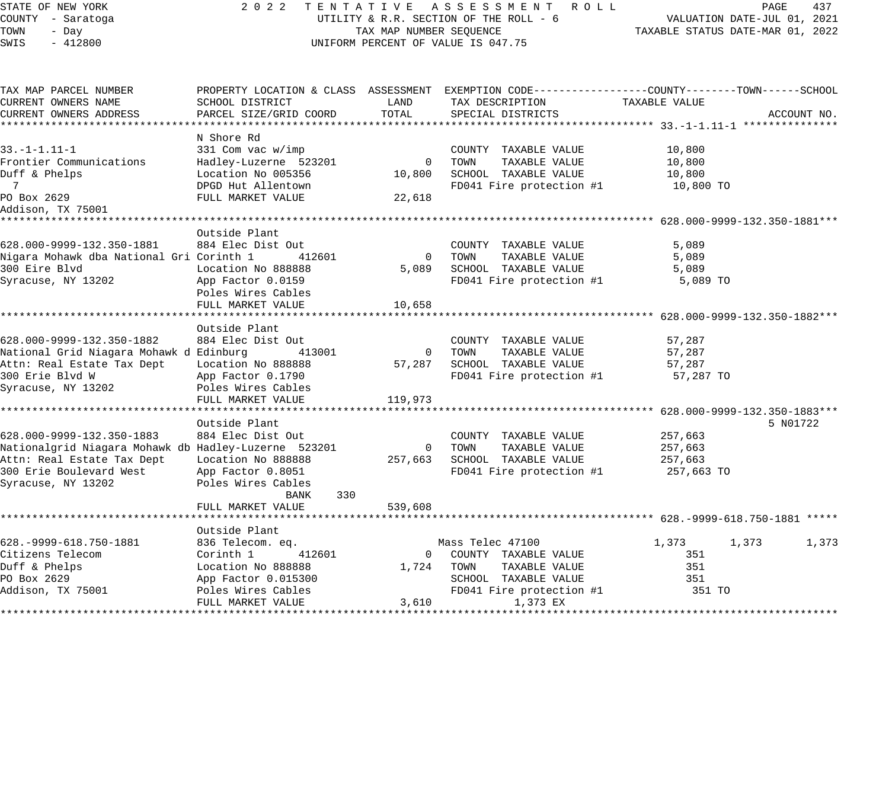STATE OF NEW YORK
COUNTY - Saratoga
TOWN - Day
SWIS - 412800

# 2022 TENTATIVE ASSESSMENT ROLL

UTILITY & R.R. SECTION OF THE ROLL - 6
TAX MAP NUMBER SEQUENCE
UNIFORM PERCENT OF VALUE IS 047.75

VALUATION DATE-JUL 01, 2021
TAXABLE STATUS DATE-MAR 01, 2022

| TAX MAP PARCEL NUMBER / CURRENT OWNERS NAME / CURRENT OWNERS ADDRESS | PROPERTY LOCATION & CLASS / SCHOOL DISTRICT / PARCEL SIZE/GRID COORD | ASSESSMENT LAND | ASSESSMENT TOTAL | EXEMPTION CODE / TAX DESCRIPTION / SPECIAL DISTRICTS | COUNTY TAXABLE VALUE | TOWN | SCHOOL | ACCOUNT NO. |
|---|---|---|---|---|---|---|---|---|
| **33.-1-1.11-1** | N Shore Rd | | | | | | | |
| 33.-1-1.11-1 | 331 Com vac w/imp | | | COUNTY TAXABLE VALUE | 10,800 | | | |
| Frontier Communications | Hadley-Luzerne 523201 | 0 | | TOWN TAXABLE VALUE | 10,800 | | | |
| Duff & Phelps | Location No 005356 | | 10,800 | SCHOOL TAXABLE VALUE | 10,800 | | | |
| 7 | DPGD Hut Allentown | | | FD041 Fire protection #1 | 10,800 TO | | | |
| PO Box 2629 | FULL MARKET VALUE | | 22,618 | | | | | |
| Addison, TX 75001 | | | | | | | | |
| **628.000-9999-132.350-1881** | Outside Plant | | | | | | | |
| 628.000-9999-132.350-1881 | 884 Elec Dist Out | | | COUNTY TAXABLE VALUE | 5,089 | | | |
| Nigara Mohawk dba National Gri | Corinth 1 412601 | 0 | | TOWN TAXABLE VALUE | 5,089 | | | |
| 300 Eire Blvd | Location No 888888 | | 5,089 | SCHOOL TAXABLE VALUE | 5,089 | | | |
| Syracuse, NY 13202 | App Factor 0.0159 | | | FD041 Fire protection #1 | 5,089 TO | | | |
| | Poles Wires Cables | | | | | | | |
| | FULL MARKET VALUE | | 10,658 | | | | | |
| **628.000-9999-132.350-1882** | Outside Plant | | | | | | | |
| 628.000-9999-132.350-1882 | 884 Elec Dist Out | | | COUNTY TAXABLE VALUE | 57,287 | | | |
| National Grid Niagara Mohawk d | Edinburg 413001 | 0 | | TOWN TAXABLE VALUE | 57,287 | | | |
| Attn: Real Estate Tax Dept | Location No 888888 | | 57,287 | SCHOOL TAXABLE VALUE | 57,287 | | | |
| 300 Erie Blvd W | App Factor 0.1790 | | | FD041 Fire protection #1 | 57,287 TO | | | |
| Syracuse, NY 13202 | Poles Wires Cables | | | | | | | |
| | FULL MARKET VALUE | | 119,973 | | | | | |
| **628.000-9999-132.350-1883** | Outside Plant | | | | | | | 5 N01722 |
| 628.000-9999-132.350-1883 | 884 Elec Dist Out | | | COUNTY TAXABLE VALUE | 257,663 | | | |
| Nationalgrid Niagara Mohawk db | Hadley-Luzerne 523201 | 0 | | TOWN TAXABLE VALUE | 257,663 | | | |
| Attn: Real Estate Tax Dept | Location No 888888 | | 257,663 | SCHOOL TAXABLE VALUE | 257,663 | | | |
| 300 Erie Boulevard West | App Factor 0.8051 | | | FD041 Fire protection #1 | 257,663 TO | | | |
| Syracuse, NY 13202 | Poles Wires Cables | | | | | | | |
| | BANK 330 | | | | | | | |
| | FULL MARKET VALUE | | 539,608 | | | | | |
| **628.-9999-618.750-1881** | Outside Plant | | | | | | | |
| 628.-9999-618.750-1881 | 836 Telecom. eq. | | | Mass Telec 47100 | 1,373 | 1,373 | 1,373 | |
| Citizens Telecom | Corinth 1 412601 | 0 | | COUNTY TAXABLE VALUE | 351 | | | |
| Duff & Phelps | Location No 888888 | | 1,724 | TOWN TAXABLE VALUE | 351 | | | |
| PO Box 2629 | App Factor 0.015300 | | | SCHOOL TAXABLE VALUE | 351 | | | |
| Addison, TX 75001 | Poles Wires Cables | | | FD041 Fire protection #1 | 351 TO | | | |
| | FULL MARKET VALUE | | 3,610 | 1,373 EX | | | | |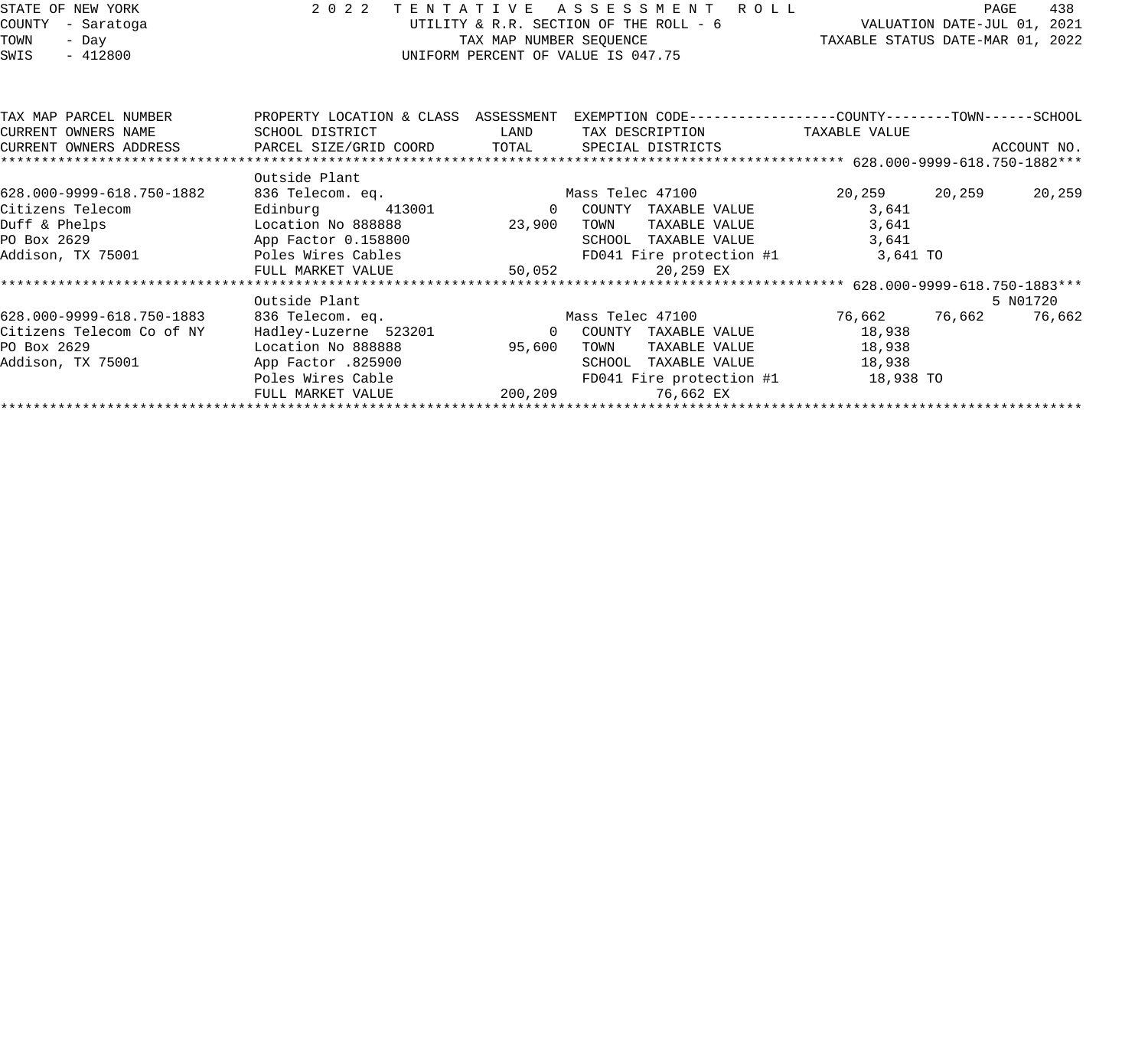STATE OF NEW YORK — 2022 TENTATIVE ASSESSMENT ROLL
COUNTY - Saratoga — UTILITY & R.R. SECTION OF THE ROLL - 6 — VALUATION DATE-JUL 01, 2021
TOWN - Day — TAX MAP NUMBER SEQUENCE — TAXABLE STATUS DATE-MAR 01, 2022
SWIS - 412800 — UNIFORM PERCENT OF VALUE IS 047.75

| TAX MAP PARCEL NUMBER / CURRENT OWNERS NAME / CURRENT OWNERS ADDRESS | PROPERTY LOCATION & CLASS / SCHOOL DISTRICT / PARCEL SIZE/GRID COORD | ASSESSMENT LAND / TOTAL | EXEMPTION CODE / TAX DESCRIPTION / SPECIAL DISTRICTS | COUNTY TAXABLE VALUE | TOWN | SCHOOL / ACCOUNT NO. |
|---|---|---|---|---|---|---|
| **628.000-9999-618.750-1882** | | | | | | |
| | Outside Plant | | | | | |
| 628.000-9999-618.750-1882 | 836 Telecom. eq. | | Mass Telec 47100 | 20,259 | 20,259 | 20,259 |
| Citizens Telecom | Edinburg 413001 | 0 | COUNTY TAXABLE VALUE | 3,641 | | |
| Duff & Phelps | Location No 888888 | 23,900 | TOWN TAXABLE VALUE | 3,641 | | |
| PO Box 2629 | App Factor 0.158800 | | SCHOOL TAXABLE VALUE | 3,641 | | |
| Addison, TX 75001 | Poles Wires Cables | | FD041 Fire protection #1 | 3,641 TO | | |
| | FULL MARKET VALUE | 50,052 | 20,259 EX | | | |
| **628.000-9999-618.750-1883** | | | | | | |
| | Outside Plant | | | | | 5 N01720 |
| 628.000-9999-618.750-1883 | 836 Telecom. eq. | | Mass Telec 47100 | 76,662 | 76,662 | 76,662 |
| Citizens Telecom Co of NY | Hadley-Luzerne 523201 | 0 | COUNTY TAXABLE VALUE | 18,938 | | |
| PO Box 2629 | Location No 888888 | 95,600 | TOWN TAXABLE VALUE | 18,938 | | |
| Addison, TX 75001 | App Factor .825900 | | SCHOOL TAXABLE VALUE | 18,938 | | |
| | Poles Wires Cable | | FD041 Fire protection #1 | 18,938 TO | | |
| | FULL MARKET VALUE | 200,209 | 76,662 EX | | | |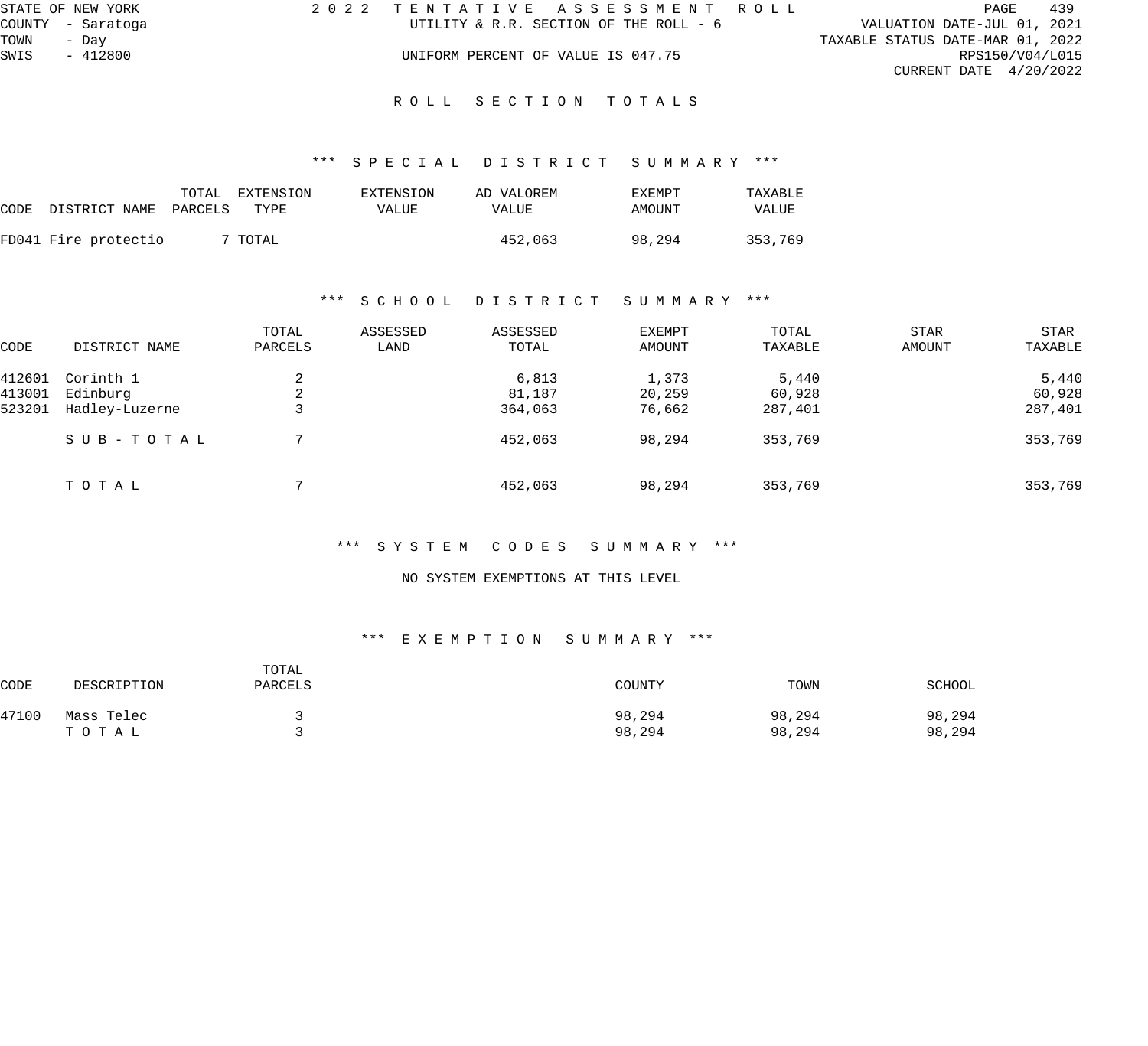STATE OF NEW YORK
COUNTY - Saratoga
TOWN - Day
SWIS - 412800

2022 TENTATIVE ASSESSMENT ROLL
UTILITY & R.R. SECTION OF THE ROLL - 6

UNIFORM PERCENT OF VALUE IS 047.75

VALUATION DATE-JUL 01, 2021
TAXABLE STATUS DATE-MAR 01, 2022
RPS150/V04/L015
CURRENT DATE 4/20/2022

# ROLL SECTION TOTALS

## *** SPECIAL DISTRICT SUMMARY ***

| CODE | DISTRICT NAME | TOTAL PARCELS | EXTENSION TYPE | EXTENSION VALUE | AD VALOREM VALUE | EXEMPT AMOUNT | TAXABLE VALUE |
|---|---|---|---|---|---|---|---|
| FD041 | Fire protectio | 7 | TOTAL | | 452,063 | 98,294 | 353,769 |

## *** SCHOOL DISTRICT SUMMARY ***

| CODE | DISTRICT NAME | TOTAL PARCELS | ASSESSED LAND | ASSESSED TOTAL | EXEMPT AMOUNT | TOTAL TAXABLE | STAR AMOUNT | STAR TAXABLE |
|---|---|---|---|---|---|---|---|---|
| 412601 | Corinth 1 | 2 | | 6,813 | 1,373 | 5,440 | | 5,440 |
| 413001 | Edinburg | 2 | | 81,187 | 20,259 | 60,928 | | 60,928 |
| 523201 | Hadley-Luzerne | 3 | | 364,063 | 76,662 | 287,401 | | 287,401 |
| | SUB-TOTAL | 7 | | 452,063 | 98,294 | 353,769 | | 353,769 |
| | TOTAL | 7 | | 452,063 | 98,294 | 353,769 | | 353,769 |

## *** SYSTEM CODES SUMMARY ***

NO SYSTEM EXEMPTIONS AT THIS LEVEL

## *** EXEMPTION SUMMARY ***

| CODE | DESCRIPTION | TOTAL PARCELS | COUNTY | TOWN | SCHOOL |
|---|---|---|---|---|---|
| 47100 | Mass Telec | 3 | 98,294 | 98,294 | 98,294 |
| | TOTAL | 3 | 98,294 | 98,294 | 98,294 |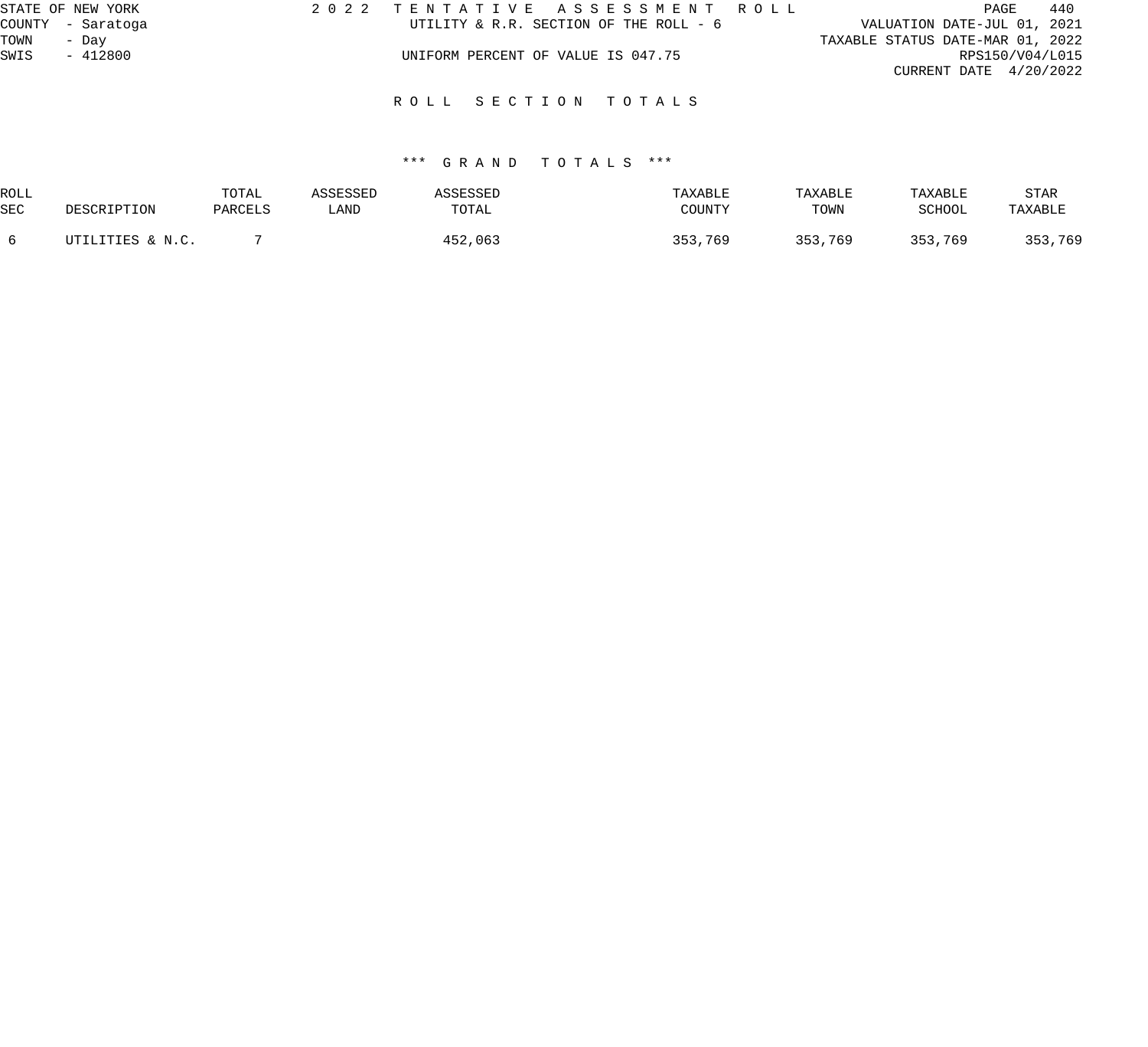STATE OF NEW YORK
COUNTY - Saratoga
TOWN - Day
SWIS - 412800

# 2022 TENTATIVE ASSESSMENT ROLL

UTILITY & R.R. SECTION OF THE ROLL - 6

UNIFORM PERCENT OF VALUE IS 047.75

VALUATION DATE-JUL 01, 2021
TAXABLE STATUS DATE-MAR 01, 2022
RPS150/V04/L015
CURRENT DATE 4/20/2022

## ROLL SECTION TOTALS

### *** GRAND TOTALS ***

| ROLL SEC | DESCRIPTION | TOTAL PARCELS | ASSESSED LAND | ASSESSED TOTAL | TAXABLE COUNTY | TAXABLE TOWN | TAXABLE SCHOOL | STAR TAXABLE |
|---|---|---|---|---|---|---|---|---|
| 6 | UTILITIES & N.C. | 7 | | 452,063 | 353,769 | 353,769 | 353,769 | 353,769 |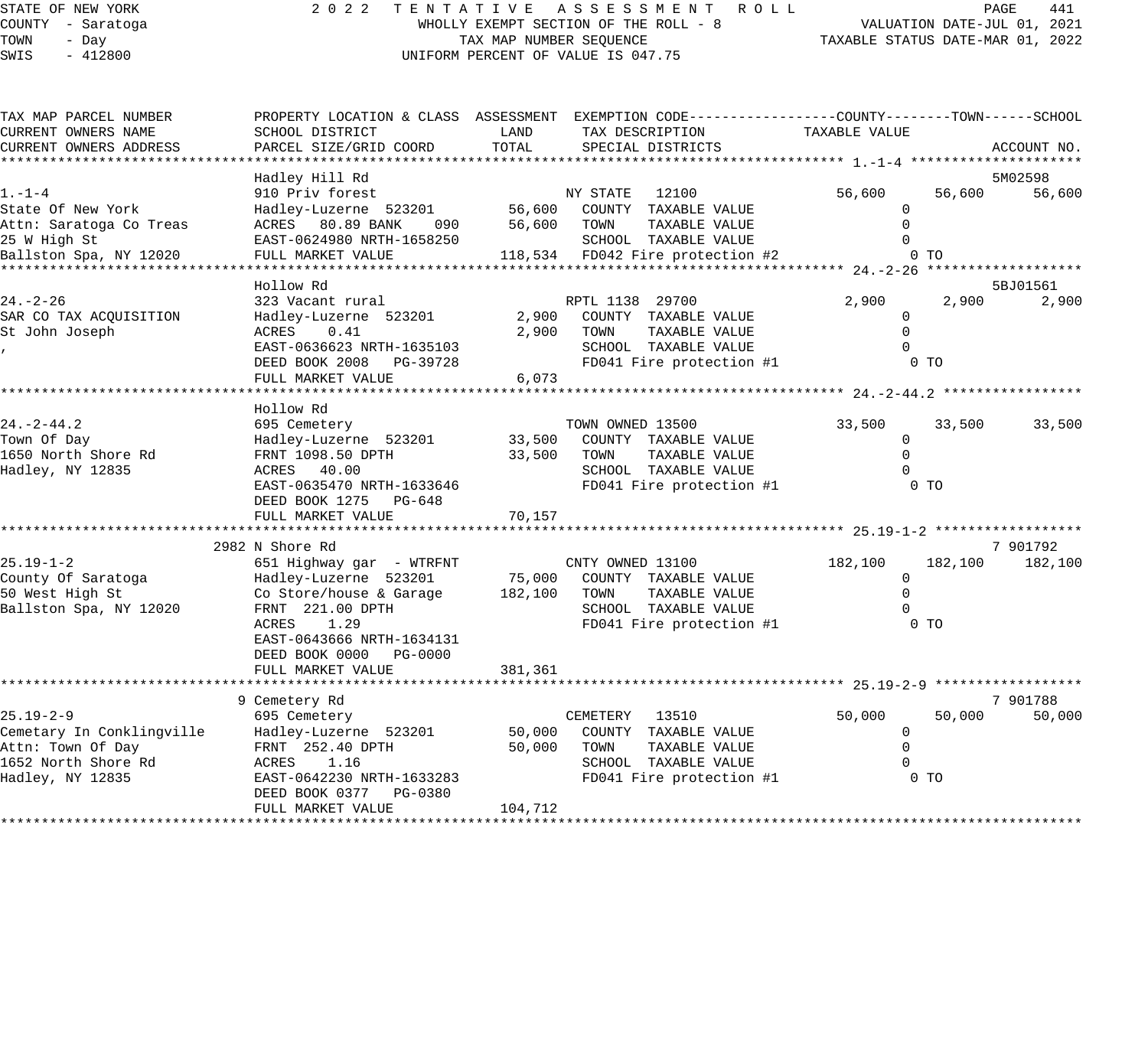STATE OF NEW YORK
COUNTY - Saratoga
TOWN - Day
SWIS - 412800

2022 TENTATIVE ASSESSMENT ROLL
WHOLLY EXEMPT SECTION OF THE ROLL - 8
TAX MAP NUMBER SEQUENCE
UNIFORM PERCENT OF VALUE IS 047.75

VALUATION DATE-JUL 01, 2021
TAXABLE STATUS DATE-MAR 01, 2022

| TAX MAP PARCEL NUMBER / CURRENT OWNERS NAME / CURRENT OWNERS ADDRESS | PROPERTY LOCATION & CLASS / SCHOOL DISTRICT / PARCEL SIZE/GRID COORD | ASSESSMENT LAND | TOTAL | EXEMPTION CODE / TAX DESCRIPTION / SPECIAL DISTRICTS | COUNTY TAXABLE VALUE | TOWN | SCHOOL | ACCOUNT NO. |
|---|---|---|---|---|---|---|---|---|
| **1.-1-4** | Hadley Hill Rd | | | | | | | 5M02598 |
| 1.-1-4 | 910 Priv forest | | | NY STATE 12100 | 56,600 | 56,600 | 56,600 | |
| State Of New York | Hadley-Luzerne 523201 | 56,600 | | COUNTY TAXABLE VALUE | 0 | | | |
| Attn: Saratoga Co Treas | ACRES 80.89 BANK 090 | | 56,600 | TOWN TAXABLE VALUE | 0 | | | |
| 25 W High St | EAST-0624980 NRTH-1658250 | | | SCHOOL TAXABLE VALUE | 0 | | | |
| Ballston Spa, NY 12020 | FULL MARKET VALUE | | 118,534 | FD042 Fire protection #2 | 0 TO | | | |
| **24.-2-26** | Hollow Rd | | | | | | | 5BJ01561 |
| 24.-2-26 | 323 Vacant rural | | | RPTL 1138 29700 | 2,900 | 2,900 | 2,900 | |
| SAR CO TAX ACQUISITION | Hadley-Luzerne 523201 | 2,900 | | COUNTY TAXABLE VALUE | 0 | | | |
| St John Joseph | ACRES 0.41 | | 2,900 | TOWN TAXABLE VALUE | 0 | | | |
| , | EAST-0636623 NRTH-1635103 | | | SCHOOL TAXABLE VALUE | 0 | | | |
| | DEED BOOK 2008 PG-39728 | | | FD041 Fire protection #1 | 0 TO | | | |
| | FULL MARKET VALUE | | 6,073 | | | | | |
| **24.-2-44.2** | Hollow Rd | | | | | | | |
| 24.-2-44.2 | 695 Cemetery | | | TOWN OWNED 13500 | 33,500 | 33,500 | 33,500 | |
| Town Of Day | Hadley-Luzerne 523201 | 33,500 | | COUNTY TAXABLE VALUE | 0 | | | |
| 1650 North Shore Rd | FRNT 1098.50 DPTH | | 33,500 | TOWN TAXABLE VALUE | 0 | | | |
| Hadley, NY 12835 | ACRES 40.00 | | | SCHOOL TAXABLE VALUE | 0 | | | |
| | EAST-0635470 NRTH-1633646 | | | FD041 Fire protection #1 | 0 TO | | | |
| | DEED BOOK 1275 PG-648 | | | | | | | |
| | FULL MARKET VALUE | | 70,157 | | | | | |
| **25.19-1-2** | 2982 N Shore Rd | | | | | | | 7 901792 |
| 25.19-1-2 | 651 Highway gar - WTRFNT | | | CNTY OWNED 13100 | 182,100 | 182,100 | 182,100 | |
| County Of Saratoga | Hadley-Luzerne 523201 | 75,000 | | COUNTY TAXABLE VALUE | 0 | | | |
| 50 West High St | Co Store/house & Garage | | 182,100 | TOWN TAXABLE VALUE | 0 | | | |
| Ballston Spa, NY 12020 | FRNT 221.00 DPTH | | | SCHOOL TAXABLE VALUE | 0 | | | |
| | ACRES 1.29 | | | FD041 Fire protection #1 | 0 TO | | | |
| | EAST-0643666 NRTH-1634131 | | | | | | | |
| | DEED BOOK 0000 PG-0000 | | | | | | | |
| | FULL MARKET VALUE | | 381,361 | | | | | |
| **25.19-2-9** | 9 Cemetery Rd | | | | | | | 7 901788 |
| 25.19-2-9 | 695 Cemetery | | | CEMETERY 13510 | 50,000 | 50,000 | 50,000 | |
| Cemetary In Conklingville | Hadley-Luzerne 523201 | 50,000 | | COUNTY TAXABLE VALUE | 0 | | | |
| Attn: Town Of Day | FRNT 252.40 DPTH | | 50,000 | TOWN TAXABLE VALUE | 0 | | | |
| 1652 North Shore Rd | ACRES 1.16 | | | SCHOOL TAXABLE VALUE | 0 | | | |
| Hadley, NY 12835 | EAST-0642230 NRTH-1633283 | | | FD041 Fire protection #1 | 0 TO | | | |
| | DEED BOOK 0377 PG-0380 | | | | | | | |
| | FULL MARKET VALUE | | 104,712 | | | | | |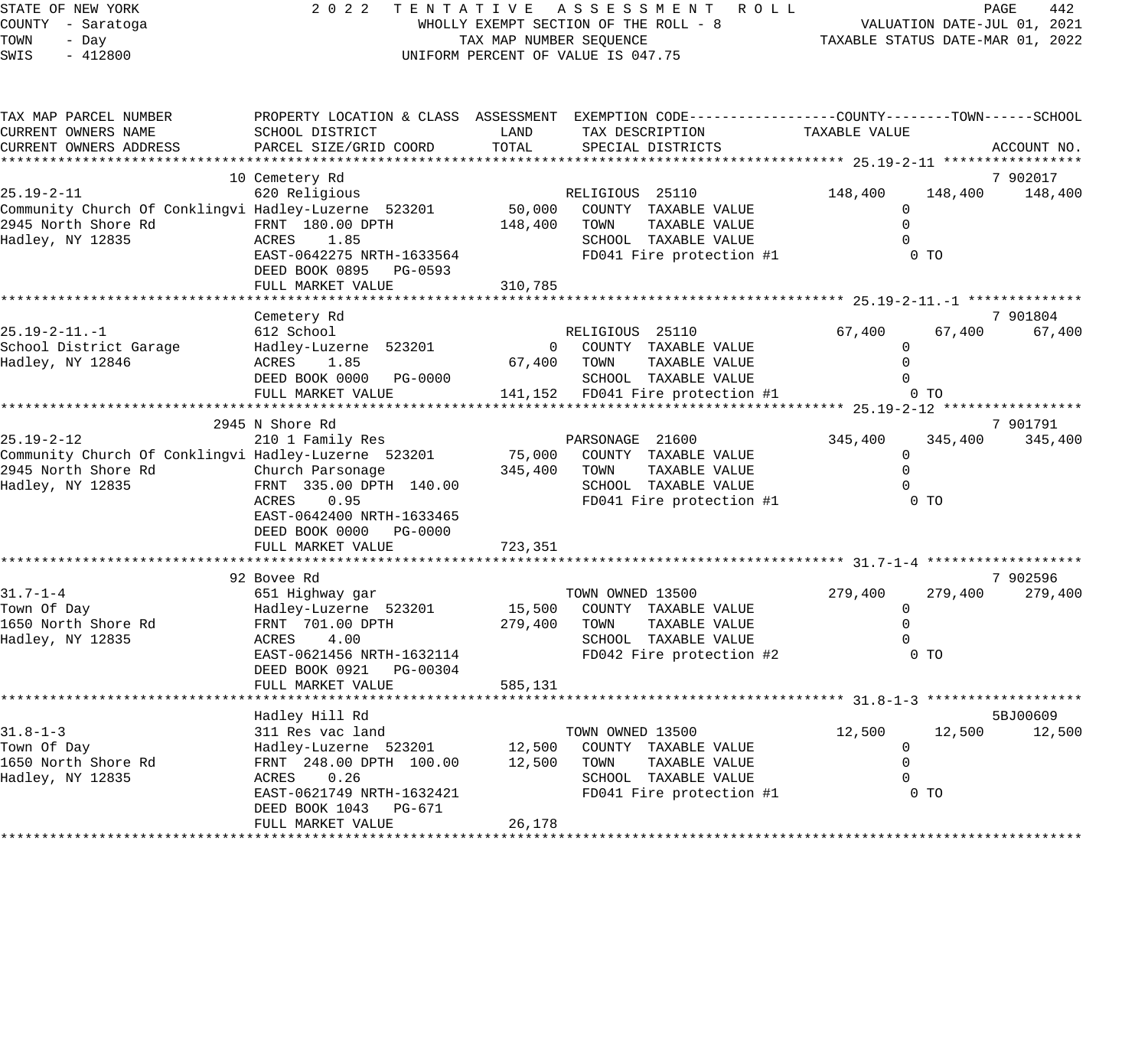STATE OF NEW YORK — 2022 TENTATIVE ASSESSMENT ROLL
COUNTY - Saratoga — WHOLLY EXEMPT SECTION OF THE ROLL - 8 — VALUATION DATE-JUL 01, 2021
TOWN - Day — TAX MAP NUMBER SEQUENCE — TAXABLE STATUS DATE-MAR 01, 2022
SWIS - 412800 — UNIFORM PERCENT OF VALUE IS 047.75

| TAX MAP PARCEL NUMBER / CURRENT OWNERS NAME / CURRENT OWNERS ADDRESS | PROPERTY LOCATION & CLASS / SCHOOL DISTRICT / PARCEL SIZE/GRID COORD | LAND | ASSESSMENT TOTAL | EXEMPTION CODE / TAX DESCRIPTION / SPECIAL DISTRICTS | COUNTY TAXABLE VALUE | TOWN | SCHOOL | ACCOUNT NO. |
|---|---|---|---|---|---|---|---|---|
| **25.19-2-11** | 10 Cemetery Rd | | | | | | | 7 902017 |
| 25.19-2-11 | 620 Religious | | | RELIGIOUS 25110 | 148,400 | 148,400 | 148,400 | |
| Community Church Of Conklingvi | Hadley-Luzerne 523201 | 50,000 | | COUNTY TAXABLE VALUE | 0 | | | |
| 2945 North Shore Rd | FRNT 180.00 DPTH | | 148,400 | TOWN TAXABLE VALUE | 0 | | | |
| Hadley, NY 12835 | ACRES 1.85 | | | SCHOOL TAXABLE VALUE | 0 | | | |
| | EAST-0642275 NRTH-1633564 | | | FD041 Fire protection #1 | 0 TO | | | |
| | DEED BOOK 0895 PG-0593 | | | | | | | |
| | FULL MARKET VALUE | | 310,785 | | | | | |
| **25.19-2-11.-1** | Cemetery Rd | | | | | | | 7 901804 |
| 25.19-2-11.-1 | 612 School | | | RELIGIOUS 25110 | 67,400 | 67,400 | 67,400 | |
| School District Garage | Hadley-Luzerne 523201 | 0 | | COUNTY TAXABLE VALUE | 0 | | | |
| Hadley, NY 12846 | ACRES 1.85 | | 67,400 | TOWN TAXABLE VALUE | 0 | | | |
| | DEED BOOK 0000 PG-0000 | | | SCHOOL TAXABLE VALUE | 0 | | | |
| | FULL MARKET VALUE | | 141,152 | FD041 Fire protection #1 | 0 TO | | | |
| **25.19-2-12** | 2945 N Shore Rd | | | | | | | 7 901791 |
| 25.19-2-12 | 210 1 Family Res | | | PARSONAGE 21600 | 345,400 | 345,400 | 345,400 | |
| Community Church Of Conklingvi | Hadley-Luzerne 523201 | 75,000 | | COUNTY TAXABLE VALUE | 0 | | | |
| 2945 North Shore Rd | Church Parsonage | | 345,400 | TOWN TAXABLE VALUE | 0 | | | |
| Hadley, NY 12835 | FRNT 335.00 DPTH 140.00 | | | SCHOOL TAXABLE VALUE | 0 | | | |
| | ACRES 0.95 | | | FD041 Fire protection #1 | 0 TO | | | |
| | EAST-0642400 NRTH-1633465 | | | | | | | |
| | DEED BOOK 0000 PG-0000 | | | | | | | |
| | FULL MARKET VALUE | | 723,351 | | | | | |
| **31.7-1-4** | 92 Bovee Rd | | | | | | | 7 902596 |
| 31.7-1-4 | 651 Highway gar | | | TOWN OWNED 13500 | 279,400 | 279,400 | 279,400 | |
| Town Of Day | Hadley-Luzerne 523201 | 15,500 | | COUNTY TAXABLE VALUE | 0 | | | |
| 1650 North Shore Rd | FRNT 701.00 DPTH | | 279,400 | TOWN TAXABLE VALUE | 0 | | | |
| Hadley, NY 12835 | ACRES 4.00 | | | SCHOOL TAXABLE VALUE | 0 | | | |
| | EAST-0621456 NRTH-1632114 | | | FD042 Fire protection #2 | 0 TO | | | |
| | DEED BOOK 0921 PG-00304 | | | | | | | |
| | FULL MARKET VALUE | | 585,131 | | | | | |
| **31.8-1-3** | Hadley Hill Rd | | | | | | | 5BJ00609 |
| 31.8-1-3 | 311 Res vac land | | | TOWN OWNED 13500 | 12,500 | 12,500 | 12,500 | |
| Town Of Day | Hadley-Luzerne 523201 | 12,500 | | COUNTY TAXABLE VALUE | 0 | | | |
| 1650 North Shore Rd | FRNT 248.00 DPTH 100.00 | | 12,500 | TOWN TAXABLE VALUE | 0 | | | |
| Hadley, NY 12835 | ACRES 0.26 | | | SCHOOL TAXABLE VALUE | 0 | | | |
| | EAST-0621749 NRTH-1632421 | | | FD041 Fire protection #1 | 0 TO | | | |
| | DEED BOOK 1043 PG-671 | | | | | | | |
| | FULL MARKET VALUE | | 26,178 | | | | | |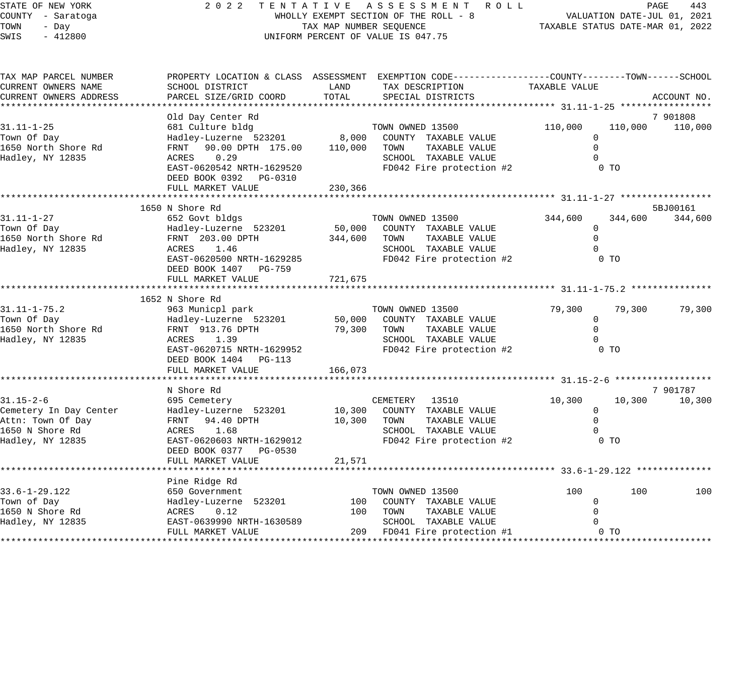STATE OF NEW YORK
COUNTY - Saratoga
TOWN - Day
SWIS - 412800

2 0 2 2 TENTATIVE ASSESSMENT ROLL
WHOLLY EXEMPT SECTION OF THE ROLL - 8
TAX MAP NUMBER SEQUENCE
UNIFORM PERCENT OF VALUE IS 047.75

VALUATION DATE-JUL 01, 2021
TAXABLE STATUS DATE-MAR 01, 2022

| TAX MAP PARCEL NUMBER / CURRENT OWNERS NAME / CURRENT OWNERS ADDRESS | PROPERTY LOCATION & CLASS / SCHOOL DISTRICT / PARCEL SIZE/GRID COORD | ASSESSMENT LAND | ASSESSMENT TOTAL | EXEMPTION CODE / TAX DESCRIPTION / SPECIAL DISTRICTS | COUNTY TAXABLE VALUE | TOWN | SCHOOL | ACCOUNT NO. |
|---|---|---|---|---|---|---|---|---|
| **31.11-1-25** | Old Day Center Rd | | | | | | | 7 901808 |
| 31.11-1-25 | 681 Culture bldg | | | TOWN OWNED 13500 | 110,000 | 110,000 | 110,000 | |
| Town Of Day | Hadley-Luzerne 523201 | 8,000 | | COUNTY TAXABLE VALUE | 0 | | | |
| 1650 North Shore Rd | FRNT 90.00 DPTH 175.00 | | 110,000 | TOWN TAXABLE VALUE | 0 | | | |
| Hadley, NY 12835 | ACRES 0.29 | | | SCHOOL TAXABLE VALUE | 0 | | | |
| | EAST-0620542 NRTH-1629520 | | | FD042 Fire protection #2 | 0 TO | | | |
| | DEED BOOK 0392 PG-0310 | | | | | | | |
| | FULL MARKET VALUE | | 230,366 | | | | | |
| **31.11-1-27** | 1650 N Shore Rd | | | | | | | 5BJ00161 |
| 31.11-1-27 | 652 Govt bldgs | | | TOWN OWNED 13500 | 344,600 | 344,600 | 344,600 | |
| Town Of Day | Hadley-Luzerne 523201 | 50,000 | | COUNTY TAXABLE VALUE | 0 | | | |
| 1650 North Shore Rd | FRNT 203.00 DPTH | | 344,600 | TOWN TAXABLE VALUE | 0 | | | |
| Hadley, NY 12835 | ACRES 1.46 | | | SCHOOL TAXABLE VALUE | 0 | | | |
| | EAST-0620500 NRTH-1629285 | | | FD042 Fire protection #2 | 0 TO | | | |
| | DEED BOOK 1407 PG-759 | | | | | | | |
| | FULL MARKET VALUE | | 721,675 | | | | | |
| **31.11-1-75.2** | 1652 N Shore Rd | | | | | | | |
| 31.11-1-75.2 | 963 Municpl park | | | TOWN OWNED 13500 | 79,300 | 79,300 | 79,300 | |
| Town Of Day | Hadley-Luzerne 523201 | 50,000 | | COUNTY TAXABLE VALUE | 0 | | | |
| 1650 North Shore Rd | FRNT 913.76 DPTH | | 79,300 | TOWN TAXABLE VALUE | 0 | | | |
| Hadley, NY 12835 | ACRES 1.39 | | | SCHOOL TAXABLE VALUE | 0 | | | |
| | EAST-0620715 NRTH-1629952 | | | FD042 Fire protection #2 | 0 TO | | | |
| | DEED BOOK 1404 PG-113 | | | | | | | |
| | FULL MARKET VALUE | | 166,073 | | | | | |
| **31.15-2-6** | N Shore Rd | | | | | | | 7 901787 |
| 31.15-2-6 | 695 Cemetery | | | CEMETERY 13510 | 10,300 | 10,300 | 10,300 | |
| Cemetery In Day Center | Hadley-Luzerne 523201 | 10,300 | | COUNTY TAXABLE VALUE | 0 | | | |
| Attn: Town Of Day | FRNT 94.40 DPTH | | 10,300 | TOWN TAXABLE VALUE | 0 | | | |
| 1650 N Shore Rd | ACRES 1.68 | | | SCHOOL TAXABLE VALUE | 0 | | | |
| Hadley, NY 12835 | EAST-0620603 NRTH-1629012 | | | FD042 Fire protection #2 | 0 TO | | | |
| | DEED BOOK 0377 PG-0530 | | | | | | | |
| | FULL MARKET VALUE | | 21,571 | | | | | |
| **33.6-1-29.122** | Pine Ridge Rd | | | | | | | |
| 33.6-1-29.122 | 650 Government | | | TOWN OWNED 13500 | 100 | 100 | 100 | |
| Town of Day | Hadley-Luzerne 523201 | 100 | | COUNTY TAXABLE VALUE | 0 | | | |
| 1650 N Shore Rd | ACRES 0.12 | | 100 | TOWN TAXABLE VALUE | 0 | | | |
| Hadley, NY 12835 | EAST-0639990 NRTH-1630589 | | | SCHOOL TAXABLE VALUE | 0 | | | |
| | FULL MARKET VALUE | | 209 | FD041 Fire protection #1 | 0 TO | | | |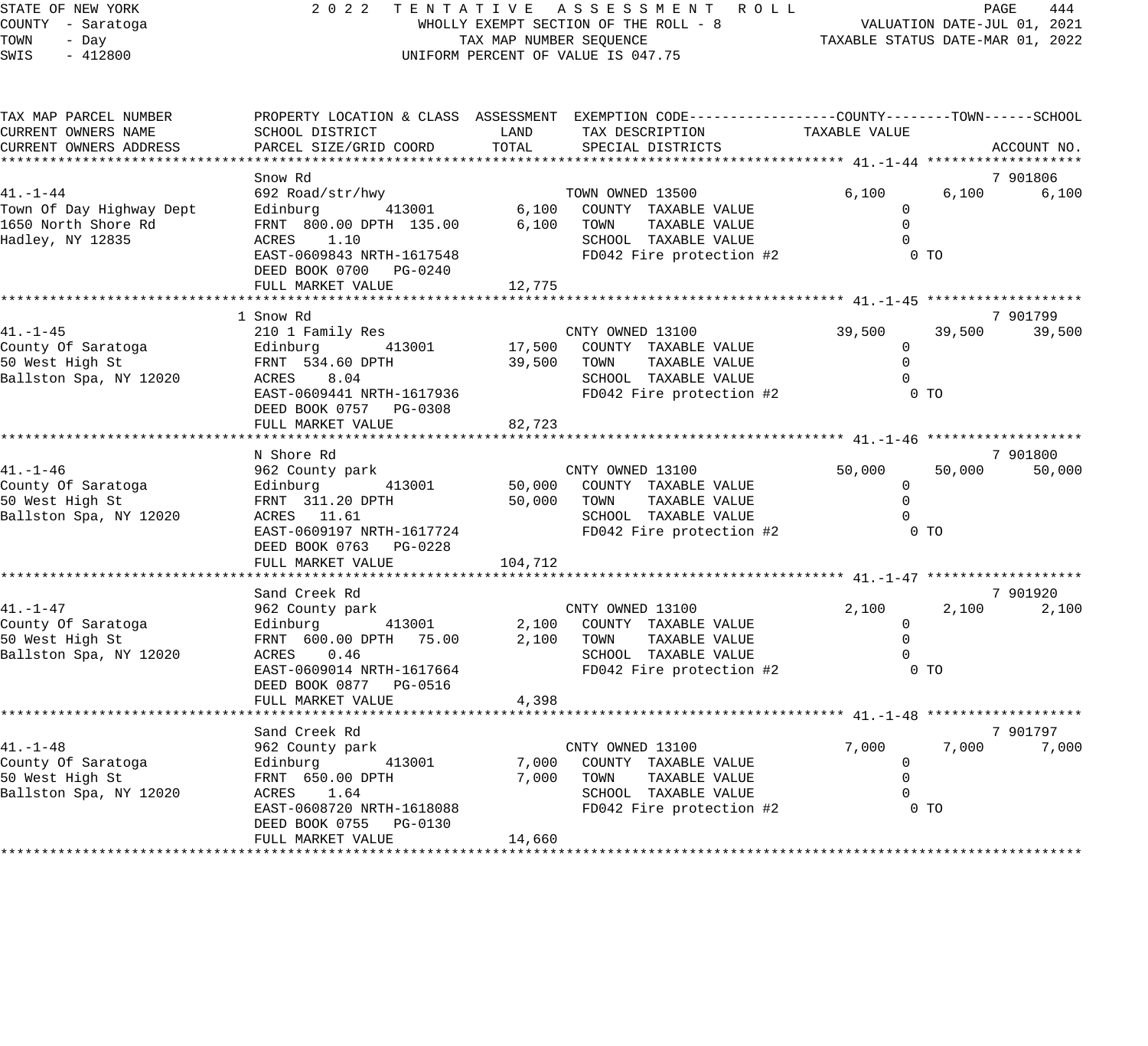STATE OF NEW YORK
COUNTY - Saratoga
TOWN - Day
SWIS - 412800

2022 TENTATIVE ASSESSMENT ROLL
WHOLLY EXEMPT SECTION OF THE ROLL - 8
TAX MAP NUMBER SEQUENCE
UNIFORM PERCENT OF VALUE IS 047.75

VALUATION DATE-JUL 01, 2021
TAXABLE STATUS DATE-MAR 01, 2022

```
TAX MAP PARCEL NUMBER          PROPERTY LOCATION & CLASS  ASSESSMENT  EXEMPTION CODE------------------COUNTY--------TOWN------SCHOOL
CURRENT OWNERS NAME            SCHOOL DISTRICT               LAND      TAX DESCRIPTION            TAXABLE VALUE
CURRENT OWNERS ADDRESS         PARCEL SIZE/GRID COORD        TOTAL      SPECIAL DISTRICTS                                    ACCOUNT NO.
****************************************************************************************************** 41.-1-44 *******************
                               Snow Rd                                                                                   7 901806
41.-1-44                       692 Road/str/hwy                         TOWN OWNED 13500             6,100       6,100       6,100
Town Of Day Highway Dept       Edinburg         413001        6,100     COUNTY  TAXABLE VALUE              0
1650 North Shore Rd            FRNT  800.00 DPTH  135.00      6,100     TOWN    TAXABLE VALUE              0
Hadley, NY 12835               ACRES     1.10                           SCHOOL  TAXABLE VALUE              0
                               EAST-0609843 NRTH-1617548                FD042 Fire protection #2            0 TO
                               DEED BOOK 0700   PG-0240
                               FULL MARKET VALUE             12,775
****************************************************************************************************** 41.-1-45 *******************
                             1 Snow Rd                                                                                   7 901799
41.-1-45                       210 1 Family Res                         CNTY OWNED 13100            39,500      39,500      39,500
County Of Saratoga             Edinburg         413001       17,500     COUNTY  TAXABLE VALUE              0
50 West High St                FRNT  534.60 DPTH             39,500     TOWN    TAXABLE VALUE              0
Ballston Spa, NY 12020         ACRES     8.04                           SCHOOL  TAXABLE VALUE              0
                               EAST-0609441 NRTH-1617936                FD042 Fire protection #2            0 TO
                               DEED BOOK 0757   PG-0308
                               FULL MARKET VALUE             82,723
****************************************************************************************************** 41.-1-46 *******************
                               N Shore Rd                                                                                7 901800
41.-1-46                       962 County park                          CNTY OWNED 13100            50,000      50,000      50,000
County Of Saratoga             Edinburg         413001       50,000     COUNTY  TAXABLE VALUE              0
50 West High St                FRNT  311.20 DPTH             50,000     TOWN    TAXABLE VALUE              0
Ballston Spa, NY 12020         ACRES    11.61                           SCHOOL  TAXABLE VALUE              0
                               EAST-0609197 NRTH-1617724                FD042 Fire protection #2            0 TO
                               DEED BOOK 0763   PG-0228
                               FULL MARKET VALUE            104,712
****************************************************************************************************** 41.-1-47 *******************
                               Sand Creek Rd                                                                             7 901920
41.-1-47                       962 County park                          CNTY OWNED 13100             2,100       2,100       2,100
County Of Saratoga             Edinburg         413001        2,100     COUNTY  TAXABLE VALUE              0
50 West High St                FRNT  600.00 DPTH   75.00      2,100     TOWN    TAXABLE VALUE              0
Ballston Spa, NY 12020         ACRES     0.46                           SCHOOL  TAXABLE VALUE              0
                               EAST-0609014 NRTH-1617664                FD042 Fire protection #2            0 TO
                               DEED BOOK 0877   PG-0516
                               FULL MARKET VALUE              4,398
****************************************************************************************************** 41.-1-48 *******************
                               Sand Creek Rd                                                                             7 901797
41.-1-48                       962 County park                          CNTY OWNED 13100             7,000       7,000       7,000
County Of Saratoga             Edinburg         413001        7,000     COUNTY  TAXABLE VALUE              0
50 West High St                FRNT  650.00 DPTH              7,000     TOWN    TAXABLE VALUE              0
Ballston Spa, NY 12020         ACRES     1.64                           SCHOOL  TAXABLE VALUE              0
                               EAST-0608720 NRTH-1618088                FD042 Fire protection #2            0 TO
                               DEED BOOK 0755   PG-0130
                               FULL MARKET VALUE             14,660
************************************************************************************************************************************
```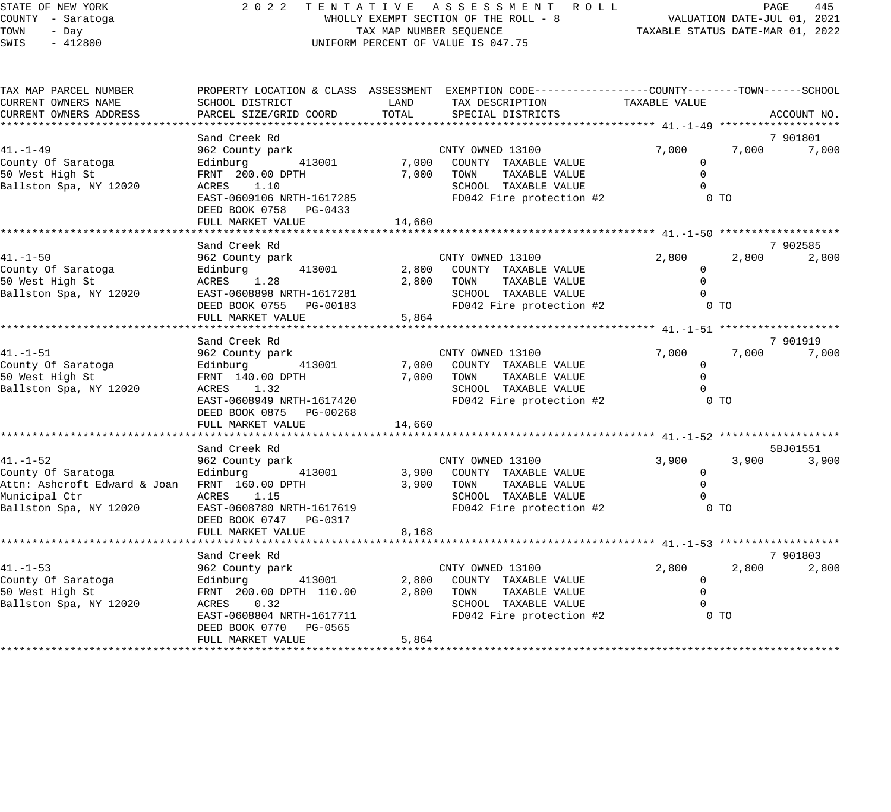STATE OF NEW YORK
COUNTY - Saratoga
TOWN - Day
SWIS - 412800

2 0 2 2 TENTATIVE ASSESSMENT ROLL
WHOLLY EXEMPT SECTION OF THE ROLL - 8
TAX MAP NUMBER SEQUENCE
UNIFORM PERCENT OF VALUE IS 047.75

VALUATION DATE-JUL 01, 2021
TAXABLE STATUS DATE-MAR 01, 2022

| TAX MAP PARCEL NUMBER / CURRENT OWNERS NAME / CURRENT OWNERS ADDRESS | PROPERTY LOCATION & CLASS / SCHOOL DISTRICT / PARCEL SIZE/GRID COORD | ASSESSMENT LAND | TOTAL | EXEMPTION CODE / TAX DESCRIPTION / SPECIAL DISTRICTS | COUNTY TAXABLE VALUE | TOWN | SCHOOL | ACCOUNT NO. |
|---|---|---|---|---|---|---|---|---|
| **41.-1-49** | Sand Creek Rd | | | | | | | 7 901801 |
| 41.-1-49 | 962 County park | | | CNTY OWNED 13100 | 7,000 | 7,000 | 7,000 | |
| County Of Saratoga | Edinburg 413001 | 7,000 | | COUNTY TAXABLE VALUE | 0 | | | |
| 50 West High St | FRNT 200.00 DPTH | | 7,000 | TOWN TAXABLE VALUE | 0 | | | |
| Ballston Spa, NY 12020 | ACRES 1.10 | | | SCHOOL TAXABLE VALUE | 0 | | | |
| | EAST-0609106 NRTH-1617285 | | | FD042 Fire protection #2 | 0 TO | | | |
| | DEED BOOK 0758 PG-0433 | | | | | | | |
| | FULL MARKET VALUE | | 14,660 | | | | | |
| **41.-1-50** | Sand Creek Rd | | | | | | | 7 902585 |
| 41.-1-50 | 962 County park | | | CNTY OWNED 13100 | 2,800 | 2,800 | 2,800 | |
| County Of Saratoga | Edinburg 413001 | 2,800 | | COUNTY TAXABLE VALUE | 0 | | | |
| 50 West High St | ACRES 1.28 | | 2,800 | TOWN TAXABLE VALUE | 0 | | | |
| Ballston Spa, NY 12020 | EAST-0608898 NRTH-1617281 | | | SCHOOL TAXABLE VALUE | 0 | | | |
| | DEED BOOK 0755 PG-00183 | | | FD042 Fire protection #2 | 0 TO | | | |
| | FULL MARKET VALUE | | 5,864 | | | | | |
| **41.-1-51** | Sand Creek Rd | | | | | | | 7 901919 |
| 41.-1-51 | 962 County park | | | CNTY OWNED 13100 | 7,000 | 7,000 | 7,000 | |
| County Of Saratoga | Edinburg 413001 | 7,000 | | COUNTY TAXABLE VALUE | 0 | | | |
| 50 West High St | FRNT 140.00 DPTH | | 7,000 | TOWN TAXABLE VALUE | 0 | | | |
| Ballston Spa, NY 12020 | ACRES 1.32 | | | SCHOOL TAXABLE VALUE | 0 | | | |
| | EAST-0608949 NRTH-1617420 | | | FD042 Fire protection #2 | 0 TO | | | |
| | DEED BOOK 0875 PG-00268 | | | | | | | |
| | FULL MARKET VALUE | | 14,660 | | | | | |
| **41.-1-52** | Sand Creek Rd | | | | | | | 5BJ01551 |
| 41.-1-52 | 962 County park | | | CNTY OWNED 13100 | 3,900 | 3,900 | 3,900 | |
| County Of Saratoga | Edinburg 413001 | 3,900 | | COUNTY TAXABLE VALUE | 0 | | | |
| Attn: Ashcroft Edward & Joan | FRNT 160.00 DPTH | | 3,900 | TOWN TAXABLE VALUE | 0 | | | |
| Municipal Ctr | ACRES 1.15 | | | SCHOOL TAXABLE VALUE | 0 | | | |
| Ballston Spa, NY 12020 | EAST-0608780 NRTH-1617619 | | | FD042 Fire protection #2 | 0 TO | | | |
| | DEED BOOK 0747 PG-0317 | | | | | | | |
| | FULL MARKET VALUE | | 8,168 | | | | | |
| **41.-1-53** | Sand Creek Rd | | | | | | | 7 901803 |
| 41.-1-53 | 962 County park | | | CNTY OWNED 13100 | 2,800 | 2,800 | 2,800 | |
| County Of Saratoga | Edinburg 413001 | 2,800 | | COUNTY TAXABLE VALUE | 0 | | | |
| 50 West High St | FRNT 200.00 DPTH 110.00 | | 2,800 | TOWN TAXABLE VALUE | 0 | | | |
| Ballston Spa, NY 12020 | ACRES 0.32 | | | SCHOOL TAXABLE VALUE | 0 | | | |
| | EAST-0608804 NRTH-1617711 | | | FD042 Fire protection #2 | 0 TO | | | |
| | DEED BOOK 0770 PG-0565 | | | | | | | |
| | FULL MARKET VALUE | | 5,864 | | | | | |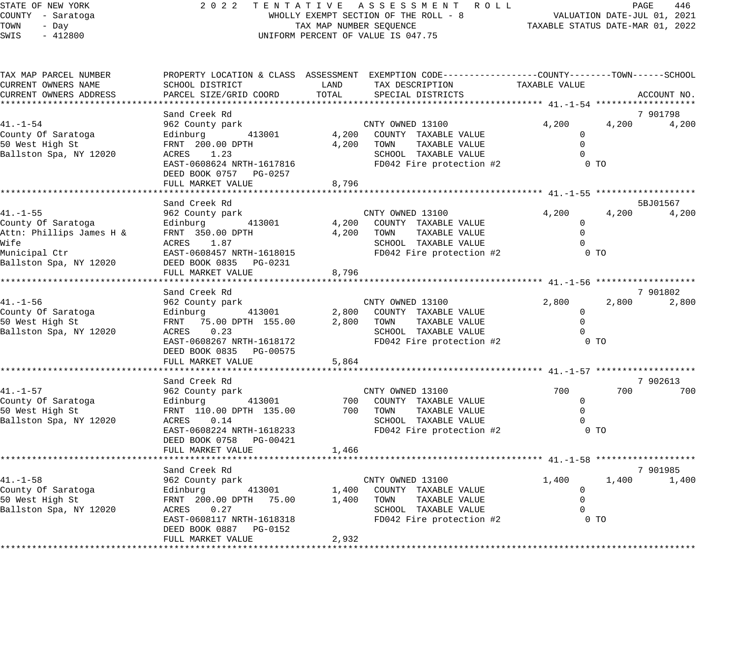STATE OF NEW YORK
COUNTY - Saratoga
TOWN - Day
SWIS - 412800

# 2022 TENTATIVE ASSESSMENT ROLL

WHOLLY EXEMPT SECTION OF THE ROLL - 8
TAX MAP NUMBER SEQUENCE
UNIFORM PERCENT OF VALUE IS 047.75

VALUATION DATE-JUL 01, 2021
TAXABLE STATUS DATE-MAR 01, 2022

| TAX MAP PARCEL NUMBER / CURRENT OWNERS NAME / CURRENT OWNERS ADDRESS | PROPERTY LOCATION & CLASS / SCHOOL DISTRICT / PARCEL SIZE/GRID COORD | ASSESSMENT LAND | TOTAL | EXEMPTION CODE / TAX DESCRIPTION / SPECIAL DISTRICTS | COUNTY TAXABLE VALUE | TOWN | SCHOOL / ACCOUNT NO. |
|---|---|---|---|---|---|---|---|
| **41.-1-54** | Sand Creek Rd | | | | | | 7 901798 |
| 41.-1-54 | 962 County park | | | CNTY OWNED 13100 | 4,200 | 4,200 | 4,200 |
| County Of Saratoga | Edinburg 413001 | 4,200 | | COUNTY TAXABLE VALUE | 0 | | |
| 50 West High St | FRNT 200.00 DPTH | | 4,200 | TOWN TAXABLE VALUE | 0 | | |
| Ballston Spa, NY 12020 | ACRES 1.23 | | | SCHOOL TAXABLE VALUE | 0 | | |
| | EAST-0608624 NRTH-1617816 | | | FD042 Fire protection #2 | 0 TO | | |
| | DEED BOOK 0757 PG-0257 | | | | | | |
| | FULL MARKET VALUE | | 8,796 | | | | |
| **41.-1-55** | Sand Creek Rd | | | | | | 5BJ01567 |
| 41.-1-55 | 962 County park | | | CNTY OWNED 13100 | 4,200 | 4,200 | 4,200 |
| County Of Saratoga | Edinburg 413001 | 4,200 | | COUNTY TAXABLE VALUE | 0 | | |
| Attn: Phillips James H & | FRNT 350.00 DPTH | | 4,200 | TOWN TAXABLE VALUE | 0 | | |
| Wife | ACRES 1.87 | | | SCHOOL TAXABLE VALUE | 0 | | |
| Municipal Ctr | EAST-0608457 NRTH-1618015 | | | FD042 Fire protection #2 | 0 TO | | |
| Ballston Spa, NY 12020 | DEED BOOK 0835 PG-0231 | | | | | | |
| | FULL MARKET VALUE | | 8,796 | | | | |
| **41.-1-56** | Sand Creek Rd | | | | | | 7 901802 |
| 41.-1-56 | 962 County park | | | CNTY OWNED 13100 | 2,800 | 2,800 | 2,800 |
| County Of Saratoga | Edinburg 413001 | 2,800 | | COUNTY TAXABLE VALUE | 0 | | |
| 50 West High St | FRNT 75.00 DPTH 155.00 | | 2,800 | TOWN TAXABLE VALUE | 0 | | |
| Ballston Spa, NY 12020 | ACRES 0.23 | | | SCHOOL TAXABLE VALUE | 0 | | |
| | EAST-0608267 NRTH-1618172 | | | FD042 Fire protection #2 | 0 TO | | |
| | DEED BOOK 0835 PG-00575 | | | | | | |
| | FULL MARKET VALUE | | 5,864 | | | | |
| **41.-1-57** | Sand Creek Rd | | | | | | 7 902613 |
| 41.-1-57 | 962 County park | | | CNTY OWNED 13100 | 700 | 700 | 700 |
| County Of Saratoga | Edinburg 413001 | 700 | | COUNTY TAXABLE VALUE | 0 | | |
| 50 West High St | FRNT 110.00 DPTH 135.00 | | 700 | TOWN TAXABLE VALUE | 0 | | |
| Ballston Spa, NY 12020 | ACRES 0.14 | | | SCHOOL TAXABLE VALUE | 0 | | |
| | EAST-0608224 NRTH-1618233 | | | FD042 Fire protection #2 | 0 TO | | |
| | DEED BOOK 0758 PG-00421 | | | | | | |
| | FULL MARKET VALUE | | 1,466 | | | | |
| **41.-1-58** | Sand Creek Rd | | | | | | 7 901985 |
| 41.-1-58 | 962 County park | | | CNTY OWNED 13100 | 1,400 | 1,400 | 1,400 |
| County Of Saratoga | Edinburg 413001 | 1,400 | | COUNTY TAXABLE VALUE | 0 | | |
| 50 West High St | FRNT 200.00 DPTH 75.00 | | 1,400 | TOWN TAXABLE VALUE | 0 | | |
| Ballston Spa, NY 12020 | ACRES 0.27 | | | SCHOOL TAXABLE VALUE | 0 | | |
| | EAST-0608117 NRTH-1618318 | | | FD042 Fire protection #2 | 0 TO | | |
| | DEED BOOK 0887 PG-0152 | | | | | | |
| | FULL MARKET VALUE | | 2,932 | | | | |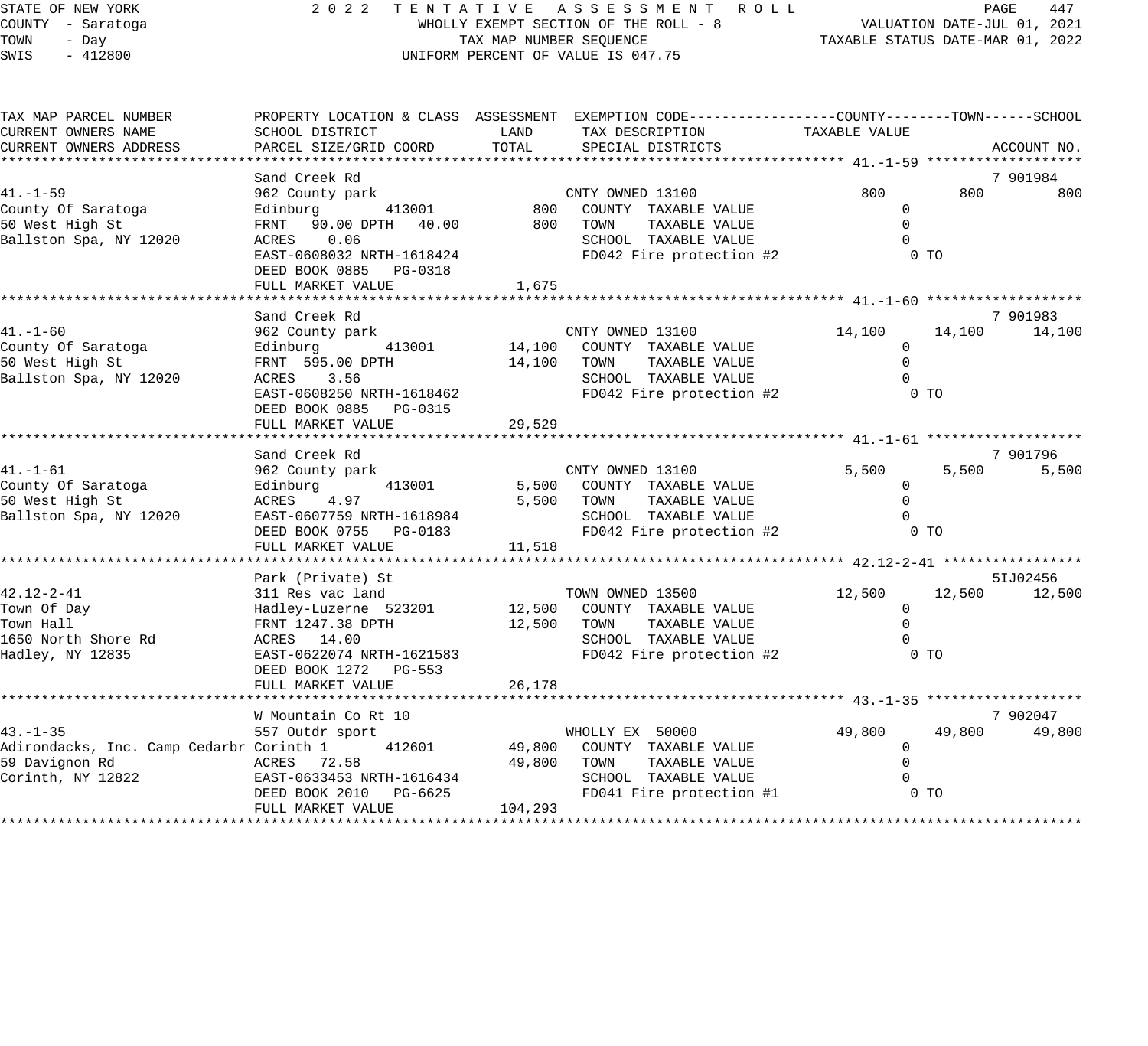STATE OF NEW YORK
COUNTY - Saratoga
TOWN - Day
SWIS - 412800

2 0 2 2 T E N T A T I V E A S S E S S M E N T R O L L
WHOLLY EXEMPT SECTION OF THE ROLL - 8
TAX MAP NUMBER SEQUENCE
UNIFORM PERCENT OF VALUE IS 047.75

VALUATION DATE-JUL 01, 2021
TAXABLE STATUS DATE-MAR 01, 2022

```
TAX MAP PARCEL NUMBER          PROPERTY LOCATION & CLASS  ASSESSMENT  EXEMPTION CODE------------------COUNTY--------TOWN------SCHOOL
CURRENT OWNERS NAME            SCHOOL DISTRICT               LAND      TAX DESCRIPTION              TAXABLE VALUE
CURRENT OWNERS ADDRESS         PARCEL SIZE/GRID COORD        TOTAL     SPECIAL DISTRICTS                                    ACCOUNT NO.
******************************************************************************************************* 41.-1-59 *******************
                               Sand Creek Rd                                                                              7 901984
41.-1-59                       962 County park                     CNTY OWNED 13100                  800         800         800
County Of Saratoga             Edinburg         413001       800   COUNTY  TAXABLE VALUE                 0
50 West High St                FRNT   90.00 DPTH   40.00     800   TOWN    TAXABLE VALUE                 0
Ballston Spa, NY 12020         ACRES    0.06                       SCHOOL  TAXABLE VALUE                 0
                               EAST-0608032 NRTH-1618424           FD042 Fire protection #2                0 TO
                               DEED BOOK 0885   PG-0318
                               FULL MARKET VALUE               1,675
******************************************************************************************************* 41.-1-60 *******************
                               Sand Creek Rd                                                                              7 901983
41.-1-60                       962 County park                     CNTY OWNED 13100               14,100      14,100      14,100
County Of Saratoga             Edinburg         413001    14,100   COUNTY  TAXABLE VALUE                 0
50 West High St                FRNT  595.00 DPTH          14,100   TOWN    TAXABLE VALUE                 0
Ballston Spa, NY 12020         ACRES    3.56                       SCHOOL  TAXABLE VALUE                 0
                               EAST-0608250 NRTH-1618462           FD042 Fire protection #2                0 TO
                               DEED BOOK 0885   PG-0315
                               FULL MARKET VALUE              29,529
******************************************************************************************************* 41.-1-61 *******************
                               Sand Creek Rd                                                                              7 901796
41.-1-61                       962 County park                     CNTY OWNED 13100                5,500       5,500       5,500
County Of Saratoga             Edinburg         413001     5,500   COUNTY  TAXABLE VALUE                 0
50 West High St                ACRES    4.97               5,500   TOWN    TAXABLE VALUE                 0
Ballston Spa, NY 12020         EAST-0607759 NRTH-1618984           SCHOOL  TAXABLE VALUE                 0
                               DEED BOOK 0755   PG-0183            FD042 Fire protection #2                0 TO
                               FULL MARKET VALUE              11,518
******************************************************************************************************* 42.12-2-41 *****************
                               Park (Private) St                                                                          5IJ02456
42.12-2-41                     311 Res vac land                    TOWN OWNED 13500               12,500      12,500      12,500
Town Of Day                    Hadley-Luzerne  523201     12,500   COUNTY  TAXABLE VALUE                 0
Town Hall                      FRNT 1247.38 DPTH          12,500   TOWN    TAXABLE VALUE                 0
1650 North Shore Rd            ACRES   14.00                       SCHOOL  TAXABLE VALUE                 0
Hadley, NY 12835               EAST-0622074 NRTH-1621583           FD042 Fire protection #2                0 TO
                               DEED BOOK 1272   PG-553
                               FULL MARKET VALUE              26,178
******************************************************************************************************* 43.-1-35 *******************
                               W Mountain Co Rt 10                                                                        7 902047
43.-1-35                       557 Outdr sport                     WHOLLY EX  50000               49,800      49,800      49,800
Adirondacks, Inc. Camp Cedarbr Corinth 1        412601    49,800   COUNTY  TAXABLE VALUE                 0
59 Davignon Rd                 ACRES   72.58              49,800   TOWN    TAXABLE VALUE                 0
Corinth, NY 12822              EAST-0633453 NRTH-1616434           SCHOOL  TAXABLE VALUE                 0
                               DEED BOOK 2010   PG-6625            FD041 Fire protection #1                0 TO
                               FULL MARKET VALUE             104,293
************************************************************************************************************************************
```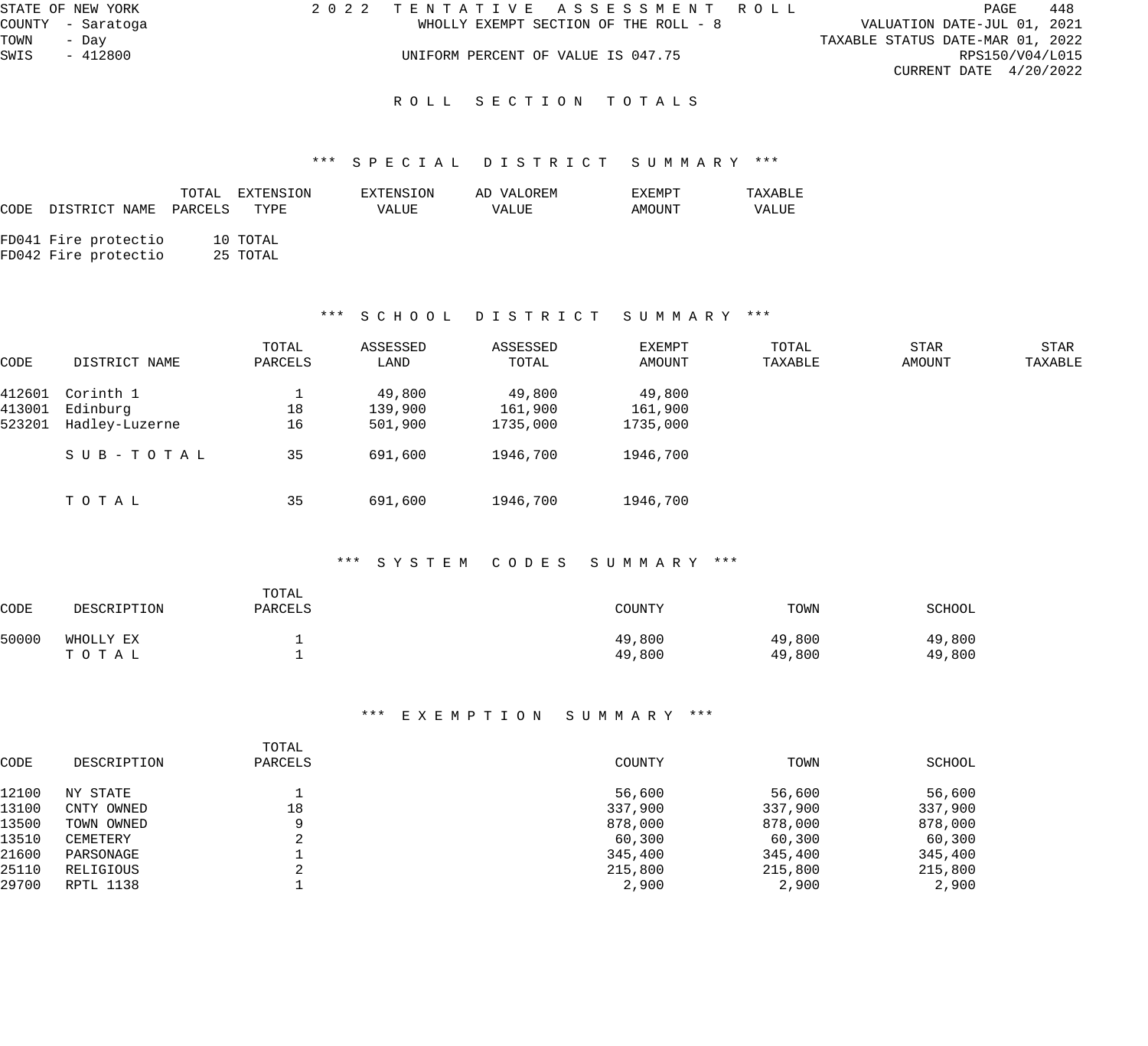STATE OF NEW YORK
COUNTY - Saratoga
TOWN - Day
SWIS - 412800

# 2022 TENTATIVE ASSESSMENT ROLL

WHOLLY EXEMPT SECTION OF THE ROLL - 8

UNIFORM PERCENT OF VALUE IS 047.75

VALUATION DATE-JUL 01, 2021
TAXABLE STATUS DATE-MAR 01, 2022
RPS150/V04/L015
CURRENT DATE 4/20/2022

## ROLL SECTION TOTALS

### *** SPECIAL DISTRICT SUMMARY ***

| CODE | DISTRICT NAME | TOTAL PARCELS | EXTENSION TYPE | EXTENSION VALUE | AD VALOREM VALUE | EXEMPT AMOUNT | TAXABLE VALUE |
|---|---|---|---|---|---|---|---|
| FD041 | Fire protectio | 10 | TOTAL | | | | |
| FD042 | Fire protectio | 25 | TOTAL | | | | |

### *** SCHOOL DISTRICT SUMMARY ***

| CODE | DISTRICT NAME | TOTAL PARCELS | ASSESSED LAND | ASSESSED TOTAL | EXEMPT AMOUNT | TOTAL TAXABLE | STAR AMOUNT | STAR TAXABLE |
|---|---|---|---|---|---|---|---|---|
| 412601 | Corinth 1 | 1 | 49,800 | 49,800 | 49,800 | | | |
| 413001 | Edinburg | 18 | 139,900 | 161,900 | 161,900 | | | |
| 523201 | Hadley-Luzerne | 16 | 501,900 | 1735,000 | 1735,000 | | | |
| | SUB-TOTAL | 35 | 691,600 | 1946,700 | 1946,700 | | | |
| | TOTAL | 35 | 691,600 | 1946,700 | 1946,700 | | | |

### *** SYSTEM CODES SUMMARY ***

| CODE | DESCRIPTION | TOTAL PARCELS | COUNTY | TOWN | SCHOOL |
|---|---|---|---|---|---|
| 50000 | WHOLLY EX | 1 | 49,800 | 49,800 | 49,800 |
| | TOTAL | 1 | 49,800 | 49,800 | 49,800 |

### *** EXEMPTION SUMMARY ***

| CODE | DESCRIPTION | TOTAL PARCELS | COUNTY | TOWN | SCHOOL |
|---|---|---|---|---|---|
| 12100 | NY STATE | 1 | 56,600 | 56,600 | 56,600 |
| 13100 | CNTY OWNED | 18 | 337,900 | 337,900 | 337,900 |
| 13500 | TOWN OWNED | 9 | 878,000 | 878,000 | 878,000 |
| 13510 | CEMETERY | 2 | 60,300 | 60,300 | 60,300 |
| 21600 | PARSONAGE | 1 | 345,400 | 345,400 | 345,400 |
| 25110 | RELIGIOUS | 2 | 215,800 | 215,800 | 215,800 |
| 29700 | RPTL 1138 | 1 | 2,900 | 2,900 | 2,900 |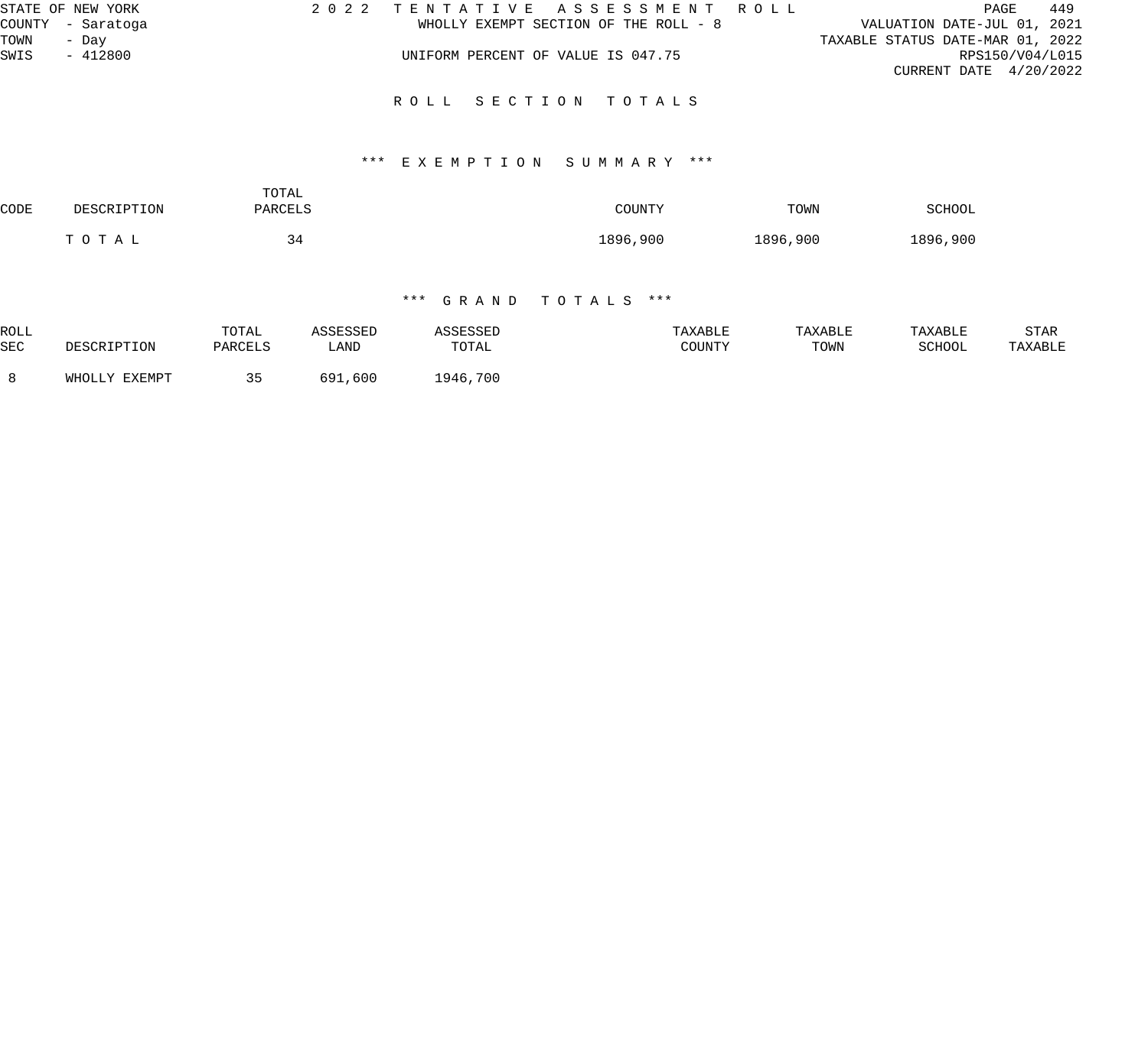STATE OF NEW YORK
COUNTY - Saratoga
TOWN - Day
SWIS - 412800

2 0 2 2 TENTATIVE ASSESSMENT ROLL
WHOLLY EXEMPT SECTION OF THE ROLL - 8
UNIFORM PERCENT OF VALUE IS 047.75

VALUATION DATE-JUL 01, 2021
TAXABLE STATUS DATE-MAR 01, 2022
RPS150/V04/L015
CURRENT DATE 4/20/2022

## ROLL SECTION TOTALS

### *** EXEMPTION SUMMARY ***

| CODE | DESCRIPTION | TOTAL PARCELS | COUNTY | TOWN | SCHOOL |
|---|---|---|---|---|---|
| | T O T A L | 34 | 1896,900 | 1896,900 | 1896,900 |

### *** GRAND TOTALS ***

| ROLL SEC | DESCRIPTION | TOTAL PARCELS | ASSESSED LAND | ASSESSED TOTAL | TAXABLE COUNTY | TAXABLE TOWN | TAXABLE SCHOOL | STAR TAXABLE |
|---|---|---|---|---|---|---|---|---|
| 8 | WHOLLY EXEMPT | 35 | 691,600 | 1946,700 | | | | |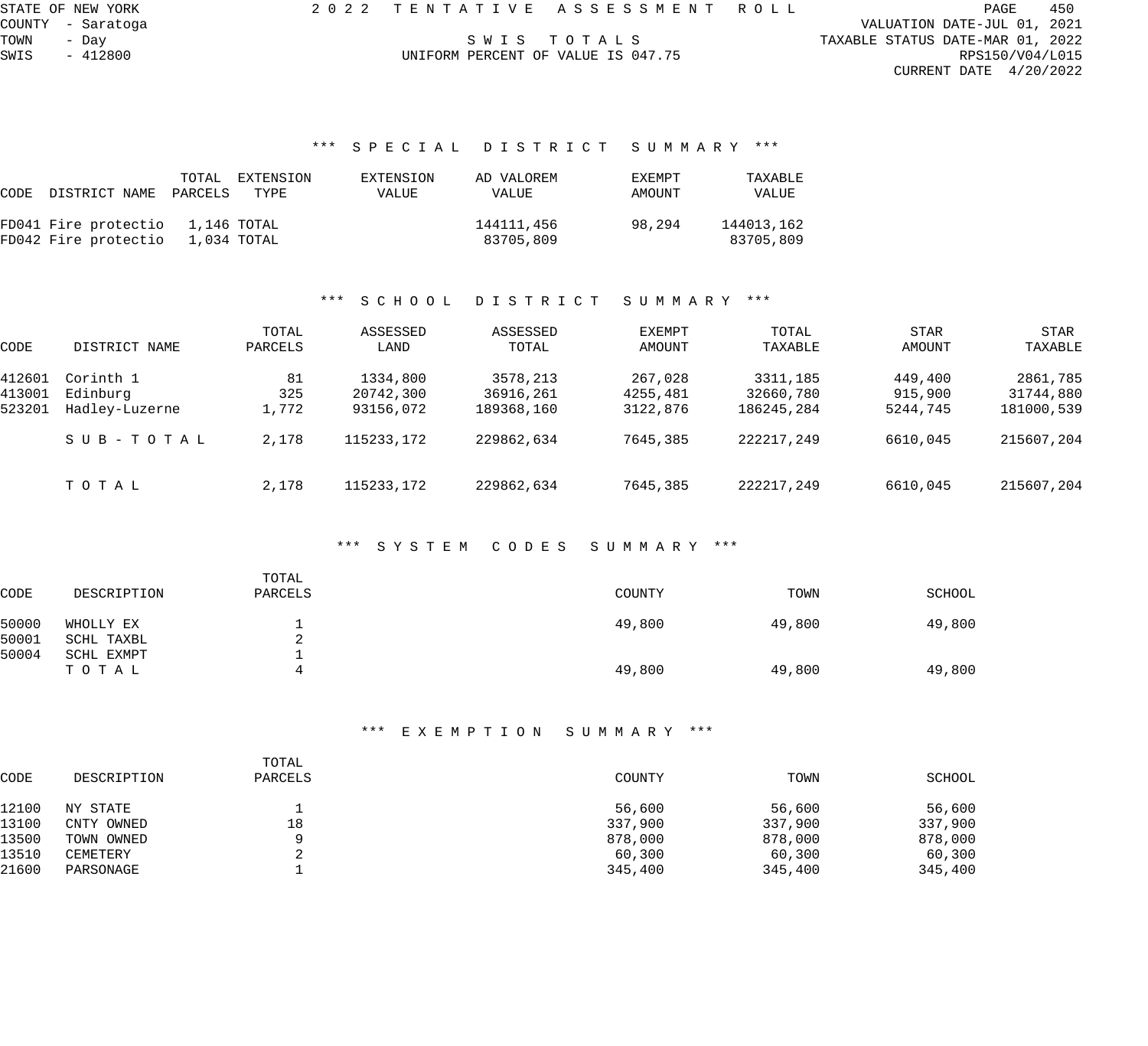STATE OF NEW YORK
COUNTY - Saratoga
TOWN - Day
SWIS - 412800

2 0 2 2 TENTATIVE ASSESSMENT ROLL

SWIS TOTALS

UNIFORM PERCENT OF VALUE IS 047.75

VALUATION DATE-JUL 01, 2021
TAXABLE STATUS DATE-MAR 01, 2022
RPS150/V04/L015
CURRENT DATE 4/20/2022

### *** SPECIAL DISTRICT SUMMARY ***

| CODE | DISTRICT NAME | TOTAL PARCELS | EXTENSION TYPE | EXTENSION VALUE | AD VALOREM VALUE | EXEMPT AMOUNT | TAXABLE VALUE |
|---|---|---|---|---|---|---|---|
| FD041 | Fire protectio | 1,146 | TOTAL | | 144111,456 | 98,294 | 144013,162 |
| FD042 | Fire protectio | 1,034 | TOTAL | | 83705,809 | | 83705,809 |

### *** SCHOOL DISTRICT SUMMARY ***

| CODE | DISTRICT NAME | TOTAL PARCELS | ASSESSED LAND | ASSESSED TOTAL | EXEMPT AMOUNT | TOTAL TAXABLE | STAR AMOUNT | STAR TAXABLE |
|---|---|---|---|---|---|---|---|---|
| 412601 | Corinth 1 | 81 | 1334,800 | 3578,213 | 267,028 | 3311,185 | 449,400 | 2861,785 |
| 413001 | Edinburg | 325 | 20742,300 | 36916,261 | 4255,481 | 32660,780 | 915,900 | 31744,880 |
| 523201 | Hadley-Luzerne | 1,772 | 93156,072 | 189368,160 | 3122,876 | 186245,284 | 5244,745 | 181000,539 |
| | SUB-TOTAL | 2,178 | 115233,172 | 229862,634 | 7645,385 | 222217,249 | 6610,045 | 215607,204 |
| | TOTAL | 2,178 | 115233,172 | 229862,634 | 7645,385 | 222217,249 | 6610,045 | 215607,204 |

### *** SYSTEM CODES SUMMARY ***

| CODE | DESCRIPTION | TOTAL PARCELS | COUNTY | TOWN | SCHOOL |
|---|---|---|---|---|---|
| 50000 | WHOLLY EX | 1 | 49,800 | 49,800 | 49,800 |
| 50001 | SCHL TAXBL | 2 | | | |
| 50004 | SCHL EXMPT | 1 | | | |
| | TOTAL | 4 | 49,800 | 49,800 | 49,800 |

### *** EXEMPTION SUMMARY ***

| CODE | DESCRIPTION | TOTAL PARCELS | COUNTY | TOWN | SCHOOL |
|---|---|---|---|---|---|
| 12100 | NY STATE | 1 | 56,600 | 56,600 | 56,600 |
| 13100 | CNTY OWNED | 18 | 337,900 | 337,900 | 337,900 |
| 13500 | TOWN OWNED | 9 | 878,000 | 878,000 | 878,000 |
| 13510 | CEMETERY | 2 | 60,300 | 60,300 | 60,300 |
| 21600 | PARSONAGE | 1 | 345,400 | 345,400 | 345,400 |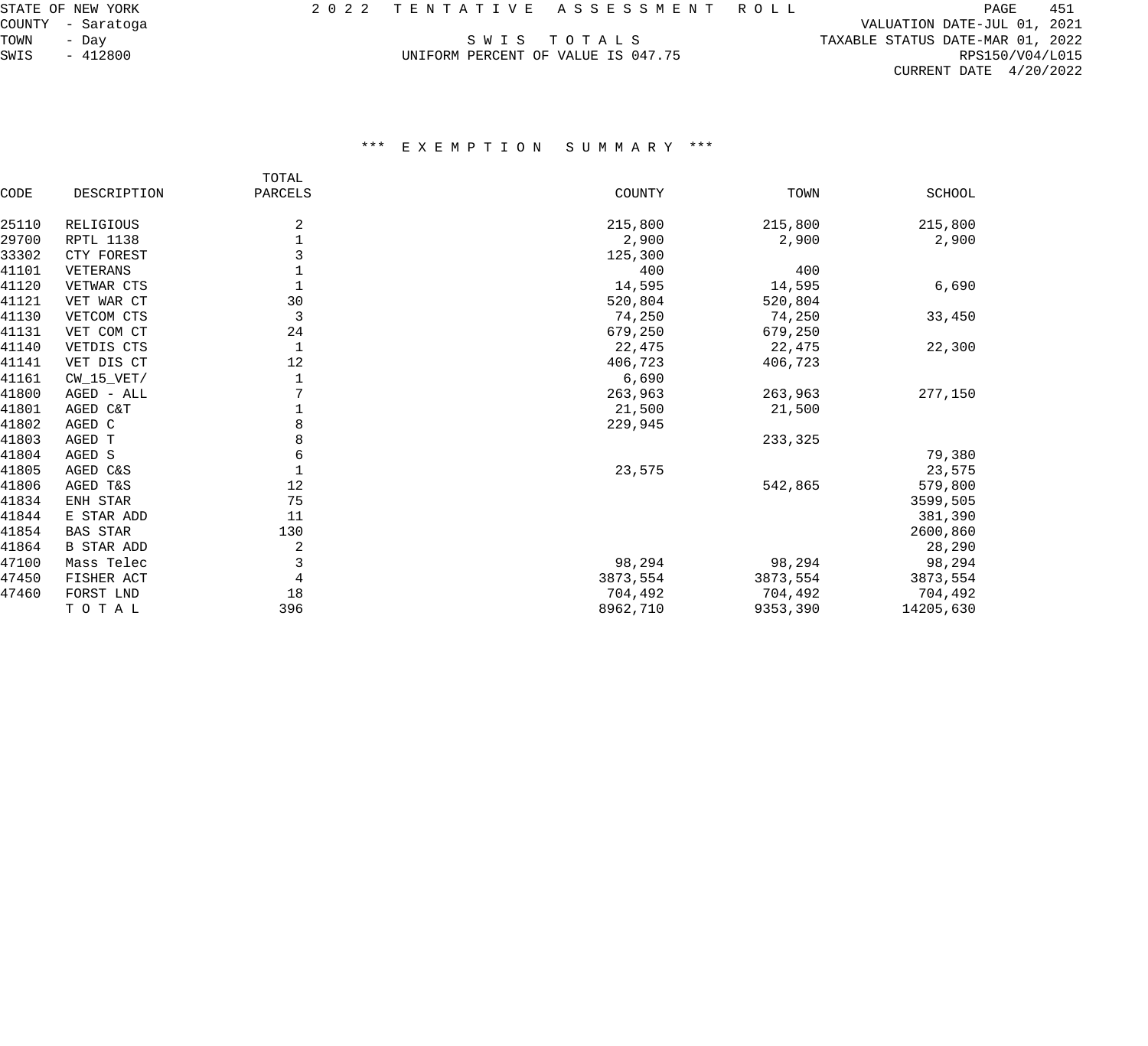STATE OF NEW YORK
COUNTY - Saratoga
TOWN - Day
SWIS - 412800

# 2022 TENTATIVE ASSESSMENT ROLL

SWIS TOTALS

UNIFORM PERCENT OF VALUE IS 047.75

VALUATION DATE-JUL 01, 2021
TAXABLE STATUS DATE-MAR 01, 2022
RPS150/V04/L015
CURRENT DATE 4/20/2022

## *** EXEMPTION SUMMARY ***

| CODE | DESCRIPTION | TOTAL PARCELS | COUNTY | TOWN | SCHOOL |
|---|---|---|---|---|---|
| 25110 | RELIGIOUS | 2 | 215,800 | 215,800 | 215,800 |
| 29700 | RPTL 1138 | 1 | 2,900 | 2,900 | 2,900 |
| 33302 | CTY FOREST | 3 | 125,300 | | |
| 41101 | VETERANS | 1 | 400 | 400 | |
| 41120 | VETWAR CTS | 1 | 14,595 | 14,595 | 6,690 |
| 41121 | VET WAR CT | 30 | 520,804 | 520,804 | |
| 41130 | VETCOM CTS | 3 | 74,250 | 74,250 | 33,450 |
| 41131 | VET COM CT | 24 | 679,250 | 679,250 | |
| 41140 | VETDIS CTS | 1 | 22,475 | 22,475 | 22,300 |
| 41141 | VET DIS CT | 12 | 406,723 | 406,723 | |
| 41161 | CW_15_VET/ | 1 | 6,690 | | |
| 41800 | AGED - ALL | 7 | 263,963 | 263,963 | 277,150 |
| 41801 | AGED C&T | 1 | 21,500 | 21,500 | |
| 41802 | AGED C | 8 | 229,945 | | |
| 41803 | AGED T | 8 | | 233,325 | |
| 41804 | AGED S | 6 | | | 79,380 |
| 41805 | AGED C&S | 1 | 23,575 | | 23,575 |
| 41806 | AGED T&S | 12 | | 542,865 | 579,800 |
| 41834 | ENH STAR | 75 | | | 3599,505 |
| 41844 | E STAR ADD | 11 | | | 381,390 |
| 41854 | BAS STAR | 130 | | | 2600,860 |
| 41864 | B STAR ADD | 2 | | | 28,290 |
| 47100 | Mass Telec | 3 | 98,294 | 98,294 | 98,294 |
| 47450 | FISHER ACT | 4 | 3873,554 | 3873,554 | 3873,554 |
| 47460 | FORST LND | 18 | 704,492 | 704,492 | 704,492 |
| | TOTAL | 396 | 8962,710 | 9353,390 | 14205,630 |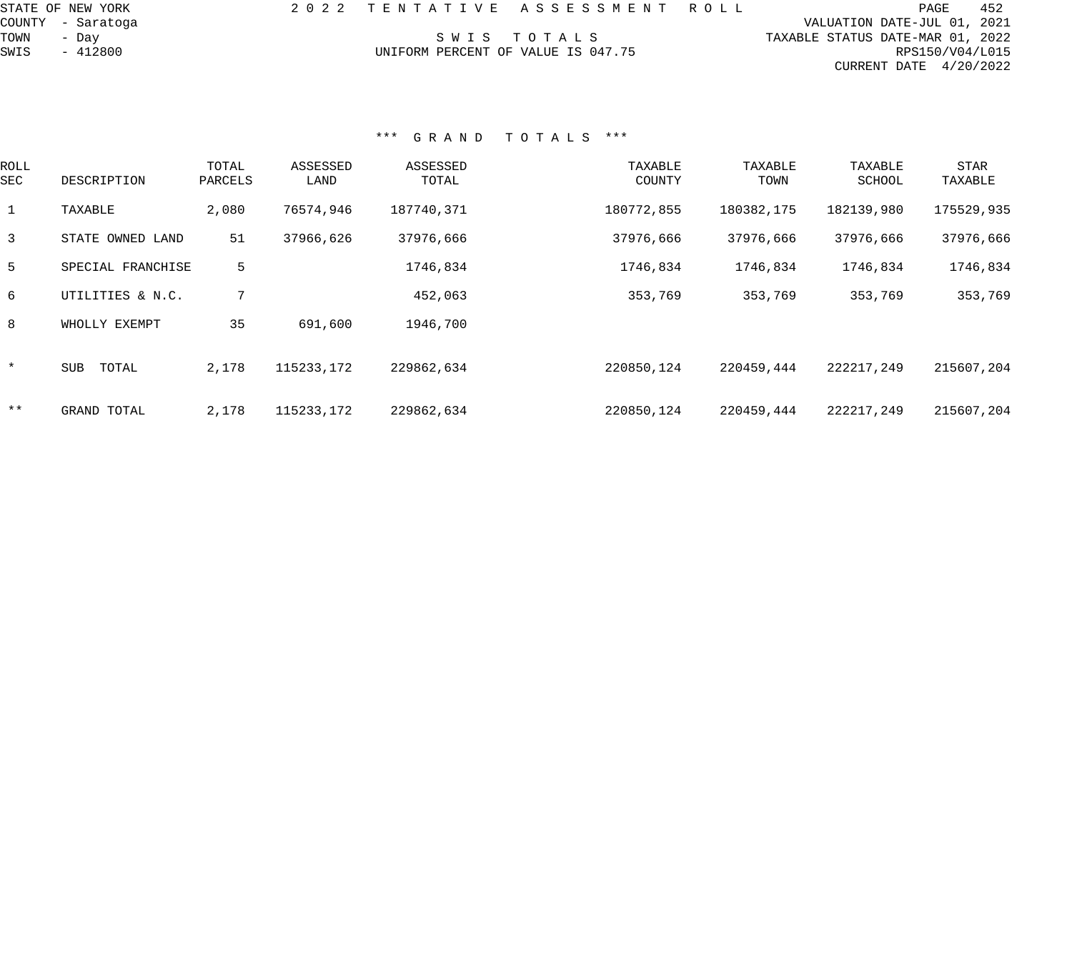STATE OF NEW YORK
COUNTY - Saratoga
TOWN - Day
SWIS - 412800

# 2022 TENTATIVE ASSESSMENT ROLL

## SWIS TOTALS

UNIFORM PERCENT OF VALUE IS 047.75

VALUATION DATE-JUL 01, 2021
TAXABLE STATUS DATE-MAR 01, 2022
RPS150/V04/L015
CURRENT DATE 4/20/2022

### *** GRAND TOTALS ***

| ROLL SEC | DESCRIPTION | TOTAL PARCELS | ASSESSED LAND | ASSESSED TOTAL | TAXABLE COUNTY | TAXABLE TOWN | TAXABLE SCHOOL | STAR TAXABLE |
|---|---|---|---|---|---|---|---|---|
| 1 | TAXABLE | 2,080 | 76574,946 | 187740,371 | 180772,855 | 180382,175 | 182139,980 | 175529,935 |
| 3 | STATE OWNED LAND | 51 | 37966,626 | 37976,666 | 37976,666 | 37976,666 | 37976,666 | 37976,666 |
| 5 | SPECIAL FRANCHISE | 5 | | 1746,834 | 1746,834 | 1746,834 | 1746,834 | 1746,834 |
| 6 | UTILITIES & N.C. | 7 | | 452,063 | 353,769 | 353,769 | 353,769 | 353,769 |
| 8 | WHOLLY EXEMPT | 35 | 691,600 | 1946,700 | | | | |
| * | SUB TOTAL | 2,178 | 115233,172 | 229862,634 | 220850,124 | 220459,444 | 222217,249 | 215607,204 |
| ** | GRAND TOTAL | 2,178 | 115233,172 | 229862,634 | 220850,124 | 220459,444 | 222217,249 | 215607,204 |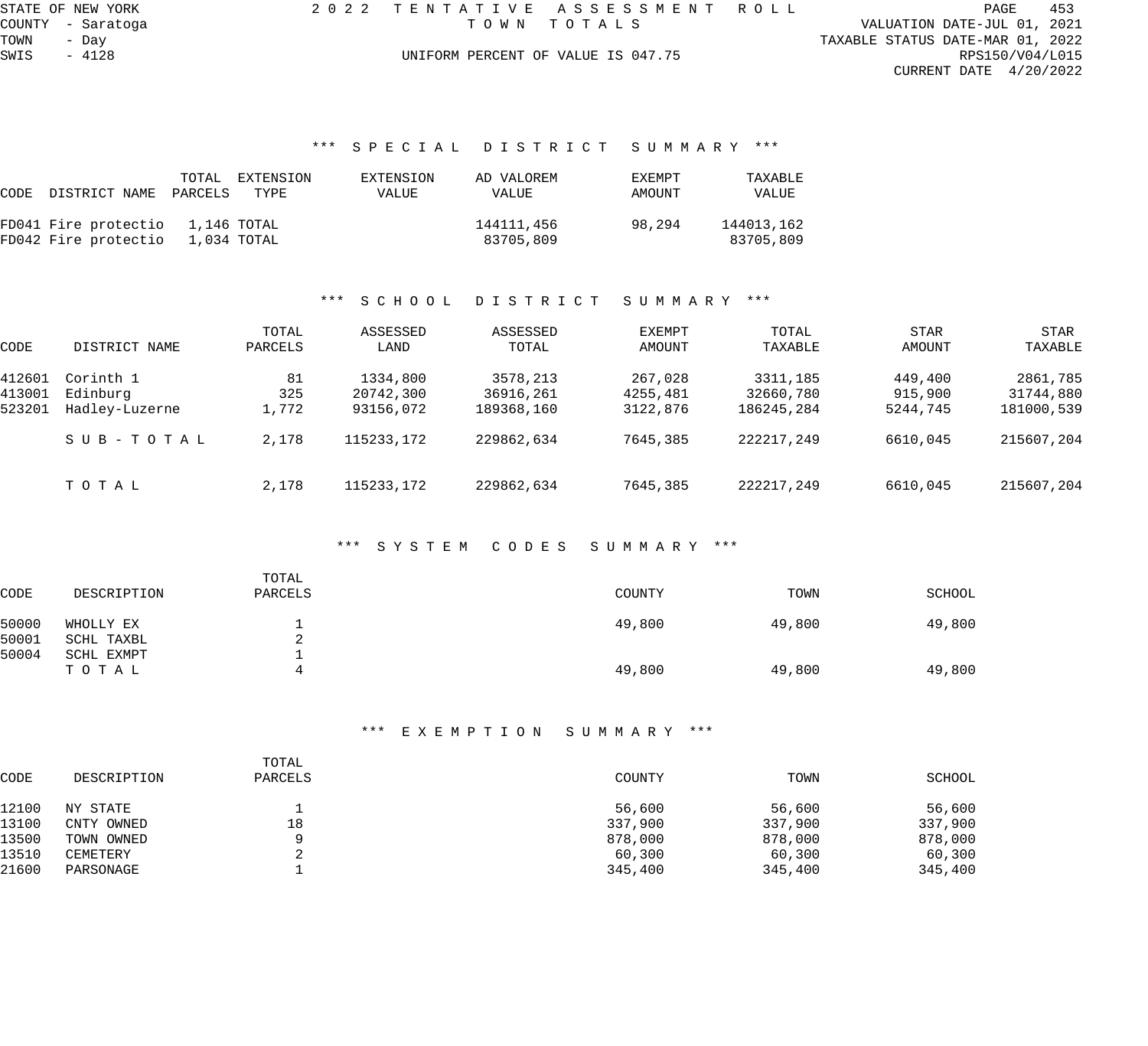STATE OF NEW YORK
COUNTY - Saratoga
TOWN - Day
SWIS - 4128

# 2 0 2 2 T E N T A T I V E A S S E S S M E N T R O L L

T O W N T O T A L S

UNIFORM PERCENT OF VALUE IS 047.75

VALUATION DATE-JUL 01, 2021
TAXABLE STATUS DATE-MAR 01, 2022
RPS150/V04/L015
CURRENT DATE 4/20/2022

## *** S P E C I A L D I S T R I C T S U M M A R Y ***

| CODE | DISTRICT NAME | TOTAL PARCELS | EXTENSION TYPE | EXTENSION VALUE | AD VALOREM VALUE | EXEMPT AMOUNT | TAXABLE VALUE |
|---|---|---|---|---|---|---|---|
| FD041 | Fire protectio | 1,146 | TOTAL | | 144111,456 | 98,294 | 144013,162 |
| FD042 | Fire protectio | 1,034 | TOTAL | | 83705,809 | | 83705,809 |

## *** S C H O O L D I S T R I C T S U M M A R Y ***

| CODE | DISTRICT NAME | TOTAL PARCELS | ASSESSED LAND | ASSESSED TOTAL | EXEMPT AMOUNT | TOTAL TAXABLE | STAR AMOUNT | STAR TAXABLE |
|---|---|---|---|---|---|---|---|---|
| 412601 | Corinth 1 | 81 | 1334,800 | 3578,213 | 267,028 | 3311,185 | 449,400 | 2861,785 |
| 413001 | Edinburg | 325 | 20742,300 | 36916,261 | 4255,481 | 32660,780 | 915,900 | 31744,880 |
| 523201 | Hadley-Luzerne | 1,772 | 93156,072 | 189368,160 | 3122,876 | 186245,284 | 5244,745 | 181000,539 |
| | S U B - T O T A L | 2,178 | 115233,172 | 229862,634 | 7645,385 | 222217,249 | 6610,045 | 215607,204 |
| | T O T A L | 2,178 | 115233,172 | 229862,634 | 7645,385 | 222217,249 | 6610,045 | 215607,204 |

## *** S Y S T E M C O D E S S U M M A R Y ***

| CODE | DESCRIPTION | TOTAL PARCELS | COUNTY | TOWN | SCHOOL |
|---|---|---|---|---|---|
| 50000 | WHOLLY EX | 1 | 49,800 | 49,800 | 49,800 |
| 50001 | SCHL TAXBL | 2 | | | |
| 50004 | SCHL EXMPT | 1 | | | |
| | T O T A L | 4 | 49,800 | 49,800 | 49,800 |

## *** E X E M P T I O N S U M M A R Y ***

| CODE | DESCRIPTION | TOTAL PARCELS | COUNTY | TOWN | SCHOOL |
|---|---|---|---|---|---|
| 12100 | NY STATE | 1 | 56,600 | 56,600 | 56,600 |
| 13100 | CNTY OWNED | 18 | 337,900 | 337,900 | 337,900 |
| 13500 | TOWN OWNED | 9 | 878,000 | 878,000 | 878,000 |
| 13510 | CEMETERY | 2 | 60,300 | 60,300 | 60,300 |
| 21600 | PARSONAGE | 1 | 345,400 | 345,400 | 345,400 |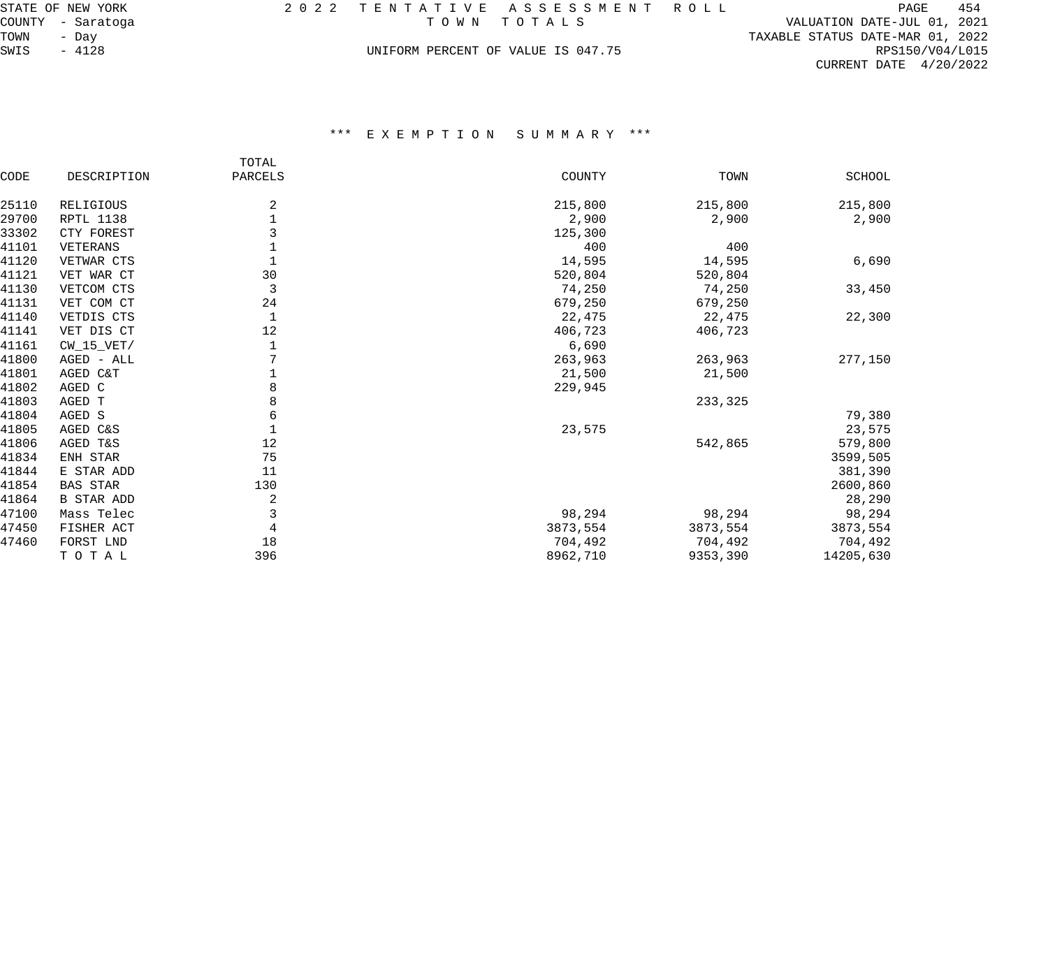STATE OF NEW YORK
COUNTY - Saratoga
TOWN - Day
SWIS - 4128

2 0 2 2 T E N T A T I V E A S S E S S M E N T R O L L
T O W N T O T A L S
UNIFORM PERCENT OF VALUE IS 047.75

VALUATION DATE-JUL 01, 2021
TAXABLE STATUS DATE-MAR 01, 2022
RPS150/V04/L015
CURRENT DATE 4/20/2022

## *** E X E M P T I O N S U M M A R Y ***

| CODE | DESCRIPTION | TOTAL PARCELS | COUNTY | TOWN | SCHOOL |
|---|---|---|---|---|---|
| 25110 | RELIGIOUS | 2 | 215,800 | 215,800 | 215,800 |
| 29700 | RPTL 1138 | 1 | 2,900 | 2,900 | 2,900 |
| 33302 | CTY FOREST | 3 | 125,300 | | |
| 41101 | VETERANS | 1 | 400 | 400 | |
| 41120 | VETWAR CTS | 1 | 14,595 | 14,595 | 6,690 |
| 41121 | VET WAR CT | 30 | 520,804 | 520,804 | |
| 41130 | VETCOM CTS | 3 | 74,250 | 74,250 | 33,450 |
| 41131 | VET COM CT | 24 | 679,250 | 679,250 | |
| 41140 | VETDIS CTS | 1 | 22,475 | 22,475 | 22,300 |
| 41141 | VET DIS CT | 12 | 406,723 | 406,723 | |
| 41161 | CW_15_VET/ | 1 | 6,690 | | |
| 41800 | AGED - ALL | 7 | 263,963 | 263,963 | 277,150 |
| 41801 | AGED C&T | 1 | 21,500 | 21,500 | |
| 41802 | AGED C | 8 | 229,945 | | |
| 41803 | AGED T | 8 | | 233,325 | |
| 41804 | AGED S | 6 | | | 79,380 |
| 41805 | AGED C&S | 1 | 23,575 | | 23,575 |
| 41806 | AGED T&S | 12 | | 542,865 | 579,800 |
| 41834 | ENH STAR | 75 | | | 3599,505 |
| 41844 | E STAR ADD | 11 | | | 381,390 |
| 41854 | BAS STAR | 130 | | | 2600,860 |
| 41864 | B STAR ADD | 2 | | | 28,290 |
| 47100 | Mass Telec | 3 | 98,294 | 98,294 | 98,294 |
| 47450 | FISHER ACT | 4 | 3873,554 | 3873,554 | 3873,554 |
| 47460 | FORST LND | 18 | 704,492 | 704,492 | 704,492 |
| | T O T A L | 396 | 8962,710 | 9353,390 | 14205,630 |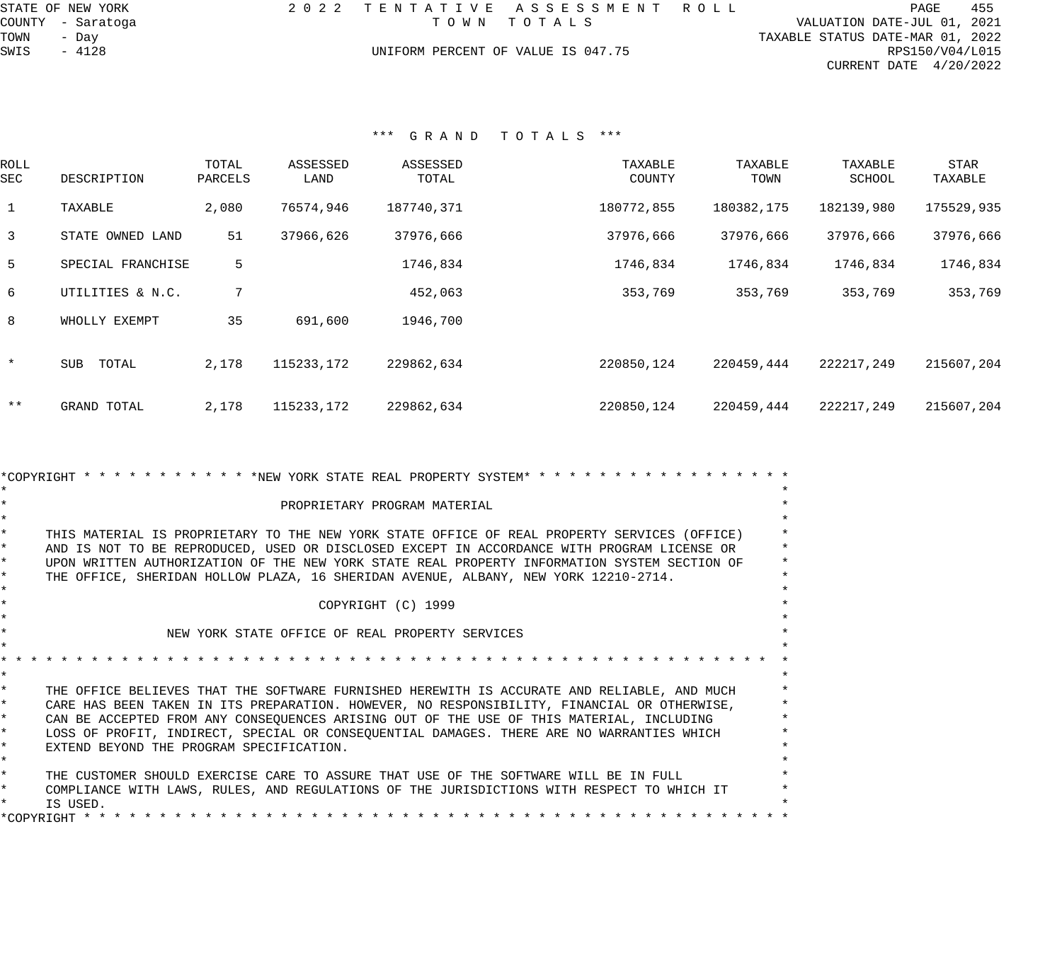STATE OF NEW YORK
COUNTY - Saratoga
TOWN - Day
SWIS - 4128

2 0 2 2 T E N T A T I V E A S S E S S M E N T R O L L
T O W N T O T A L S
UNIFORM PERCENT OF VALUE IS 047.75

VALUATION DATE-JUL 01, 2021
TAXABLE STATUS DATE-MAR 01, 2022
RPS150/V04/L015
CURRENT DATE 4/20/2022

## *** G R A N D T O T A L S ***

| ROLL SEC | DESCRIPTION | TOTAL PARCELS | ASSESSED LAND | ASSESSED TOTAL | TAXABLE COUNTY | TAXABLE TOWN | TAXABLE SCHOOL | STAR TAXABLE |
|---|---|---|---|---|---|---|---|---|
| 1 | TAXABLE | 2,080 | 76574,946 | 187740,371 | 180772,855 | 180382,175 | 182139,980 | 175529,935 |
| 3 | STATE OWNED LAND | 51 | 37966,626 | 37976,666 | 37976,666 | 37976,666 | 37976,666 | 37976,666 |
| 5 | SPECIAL FRANCHISE | 5 | | 1746,834 | 1746,834 | 1746,834 | 1746,834 | 1746,834 |
| 6 | UTILITIES & N.C. | 7 | | 452,063 | 353,769 | 353,769 | 353,769 | 353,769 |
| 8 | WHOLLY EXEMPT | 35 | 691,600 | 1946,700 | | | | |
| * | SUB TOTAL | 2,178 | 115233,172 | 229862,634 | 220850,124 | 220459,444 | 222217,249 | 215607,204 |
| ** | GRAND TOTAL | 2,178 | 115233,172 | 229862,634 | 220850,124 | 220459,444 | 222217,249 | 215607,204 |

*COPYRIGHT * * * * * * * * * * * *NEW YORK STATE REAL PROPERTY SYSTEM* * * * * * * * * * * * * * * * * *

PROPRIETARY PROGRAM MATERIAL

THIS MATERIAL IS PROPRIETARY TO THE NEW YORK STATE OFFICE OF REAL PROPERTY SERVICES (OFFICE) AND IS NOT TO BE REPRODUCED, USED OR DISCLOSED EXCEPT IN ACCORDANCE WITH PROGRAM LICENSE OR UPON WRITTEN AUTHORIZATION OF THE NEW YORK STATE REAL PROPERTY INFORMATION SYSTEM SECTION OF THE OFFICE, SHERIDAN HOLLOW PLAZA, 16 SHERIDAN AVENUE, ALBANY, NEW YORK 12210-2714.

COPYRIGHT (C) 1999

NEW YORK STATE OFFICE OF REAL PROPERTY SERVICES

THE OFFICE BELIEVES THAT THE SOFTWARE FURNISHED HEREWITH IS ACCURATE AND RELIABLE, AND MUCH CARE HAS BEEN TAKEN IN ITS PREPARATION. HOWEVER, NO RESPONSIBILITY, FINANCIAL OR OTHERWISE, CAN BE ACCEPTED FROM ANY CONSEQUENCES ARISING OUT OF THE USE OF THIS MATERIAL, INCLUDING LOSS OF PROFIT, INDIRECT, SPECIAL OR CONSEQUENTIAL DAMAGES. THERE ARE NO WARRANTIES WHICH EXTEND BEYOND THE PROGRAM SPECIFICATION.

THE CUSTOMER SHOULD EXERCISE CARE TO ASSURE THAT USE OF THE SOFTWARE WILL BE IN FULL COMPLIANCE WITH LAWS, RULES, AND REGULATIONS OF THE JURISDICTIONS WITH RESPECT TO WHICH IT IS USED.

*COPYRIGHT * * * * * * * * * * * * * * * * * * * * * * * * * * * * * * * * * * * * * * * * * * * * * *